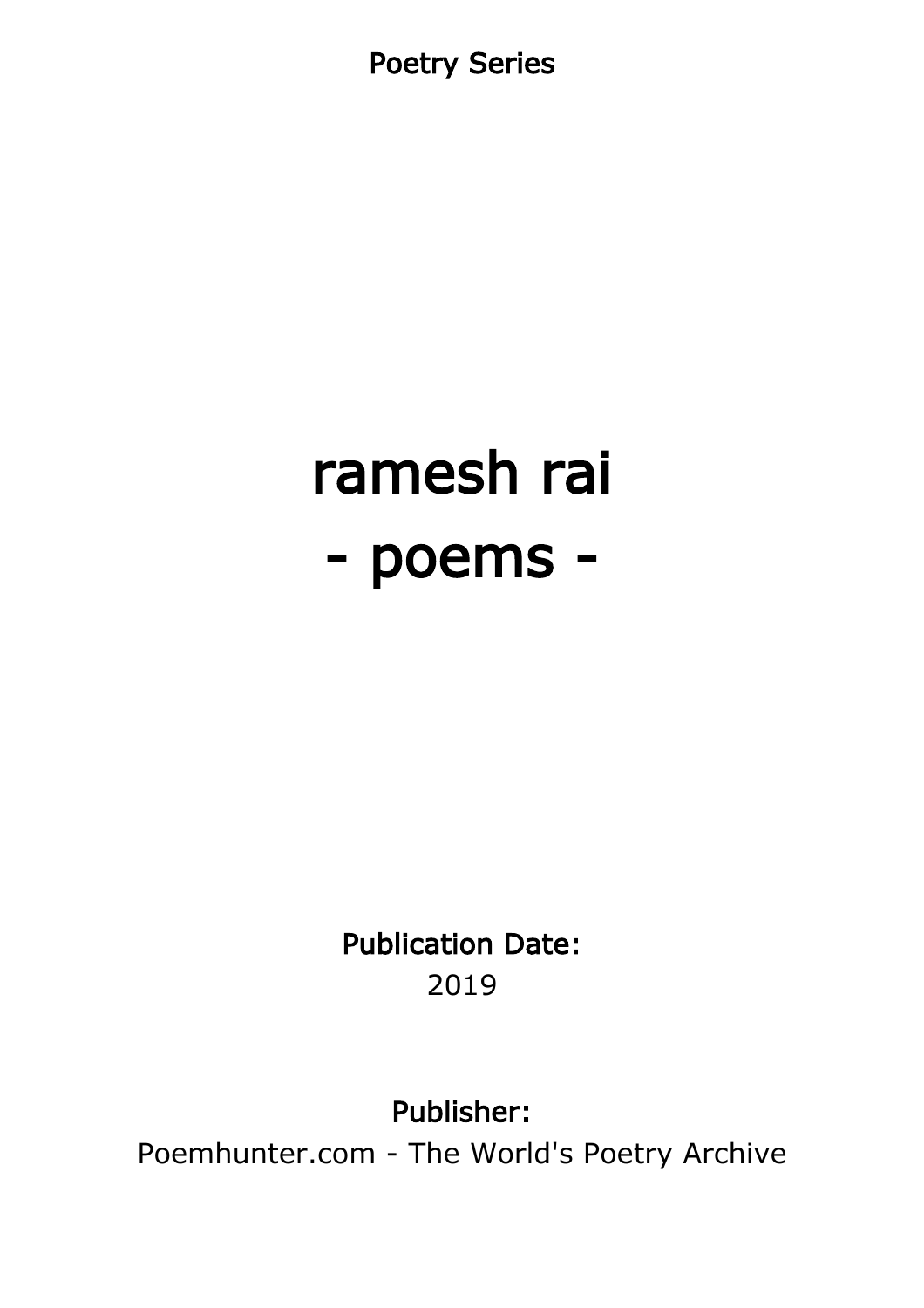Poetry Series

# ramesh rai
# - poems -

**Publication Date:**
2019

**Publisher:**
Poemhunter.com - The World's Poetry Archive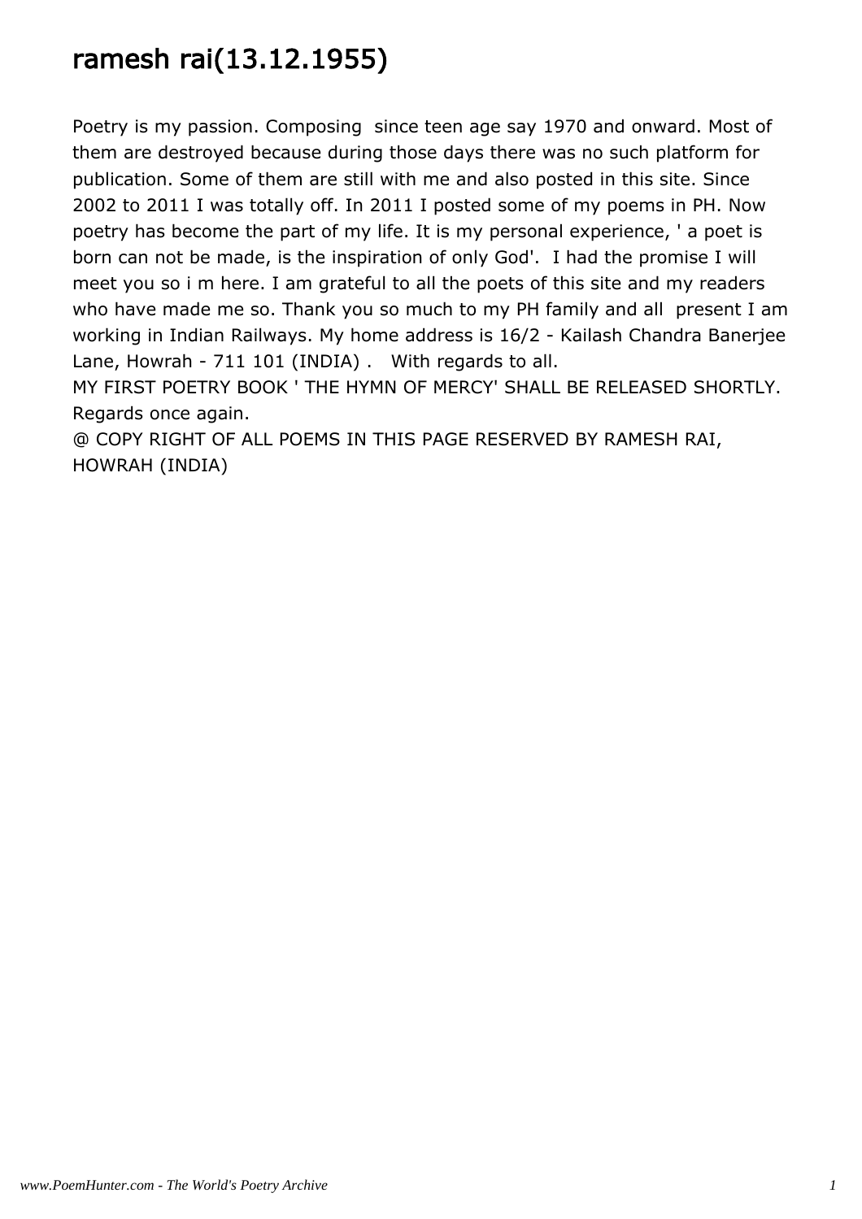# ramesh rai(13.12.1955)

Poetry is my passion. Composing since teen age say 1970 and onward. Most of them are destroyed because during those days there was no such platform for publication. Some of them are still with me and also posted in this site. Since 2002 to 2011 I was totally off. In 2011 I posted some of my poems in PH. Now poetry has become the part of my life. It is my personal experience, ' a poet is born can not be made, is the inspiration of only God'. I had the promise I will meet you so i m here. I am grateful to all the poets of this site and my readers who have made me so. Thank you so much to my PH family and all present I am working in Indian Railways. My home address is 16/2 - Kailash Chandra Banerjee Lane, Howrah - 711 101 (INDIA) . With regards to all.

MY FIRST POETRY BOOK ' THE HYMN OF MERCY' SHALL BE RELEASED SHORTLY. Regards once again.

@ COPY RIGHT OF ALL POEMS IN THIS PAGE RESERVED BY RAMESH RAI, HOWRAH (INDIA)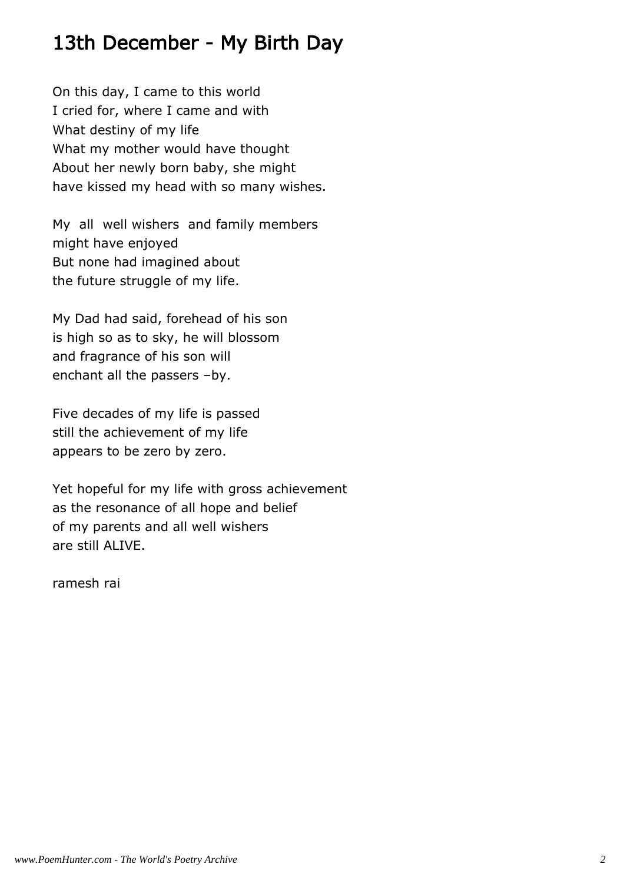# 13th December - My Birth Day

On this day, I came to this world
I cried for, where I came and with
What destiny of my life
What my mother would have thought
About her newly born baby, she might
have kissed my head with so many wishes.

My all well wishers and family members
might have enjoyed
But none had imagined about
the future struggle of my life.

My Dad had said, forehead of his son
is high so as to sky, he will blossom
and fragrance of his son will
enchant all the passers –by.

Five decades of my life is passed
still the achievement of my life
appears to be zero by zero.

Yet hopeful for my life with gross achievement
as the resonance of all hope and belief
of my parents and all well wishers
are still ALIVE.

ramesh rai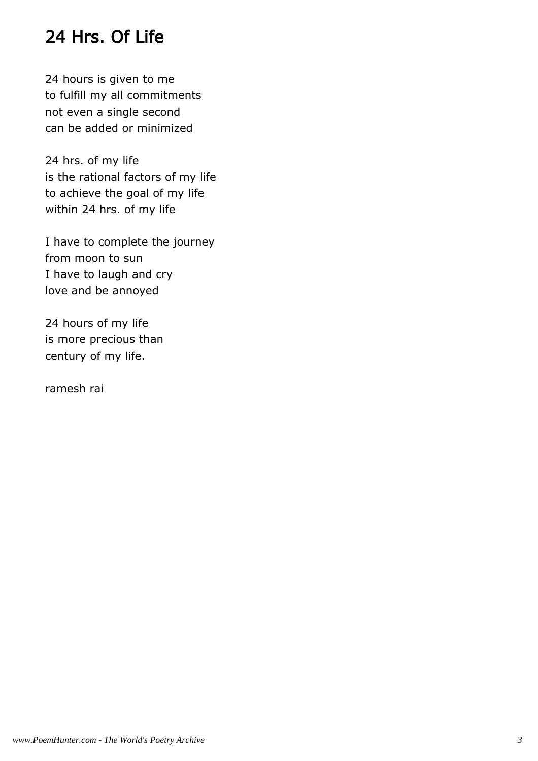# 24 Hrs. Of Life

24 hours is given to me
to fulfill my all commitments
not even a single second
can be added or minimized

24 hrs. of my life
is the rational factors of my life
to achieve the goal of my life
within 24 hrs. of my life

I have to complete the journey
from moon to sun
I have to laugh and cry
love and be annoyed

24 hours of my life
is more precious than
century of my life.

ramesh rai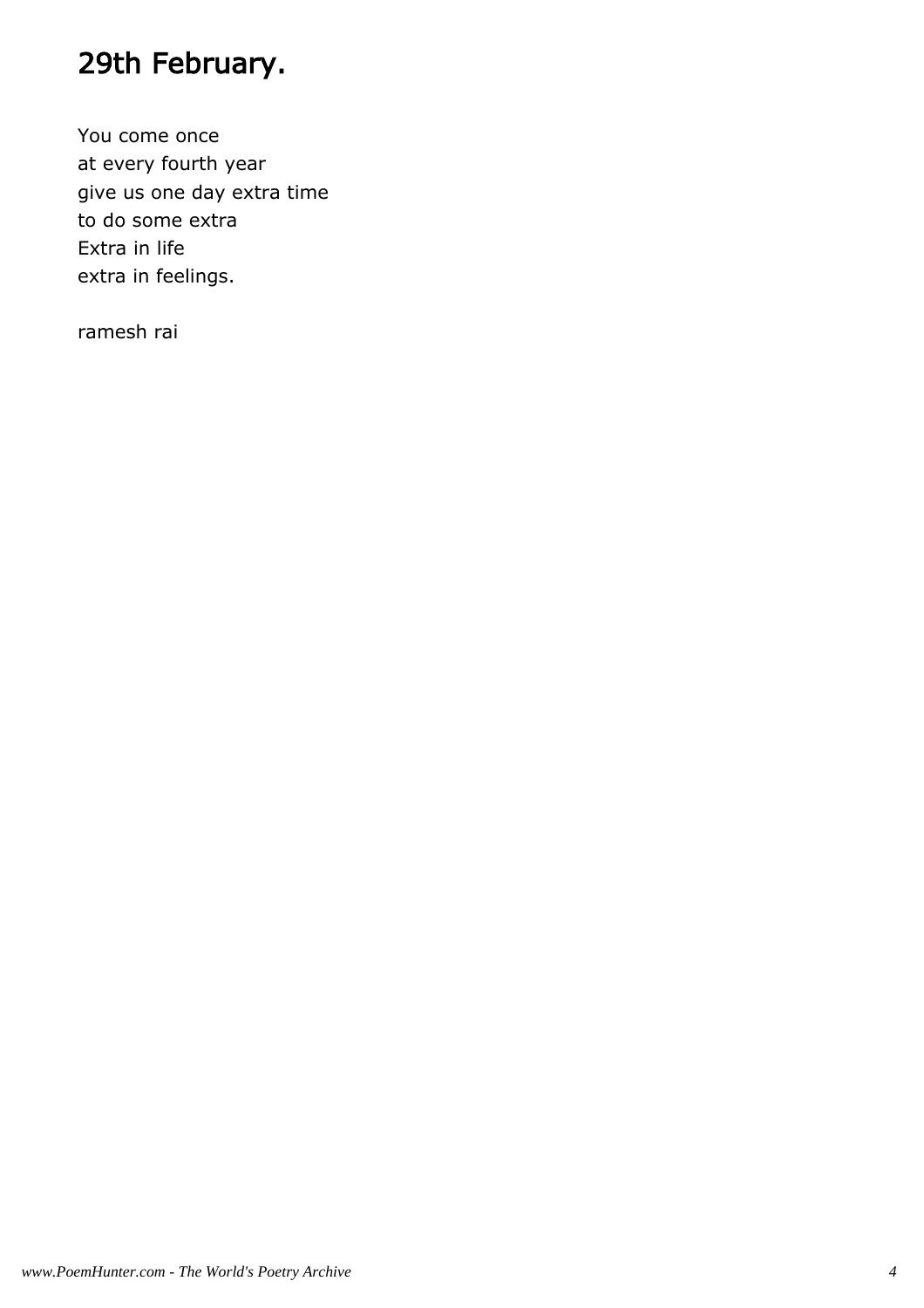# 29th February.

You come once
at every fourth year
give us one day extra time
to do some extra
Extra in life
extra in feelings.

ramesh rai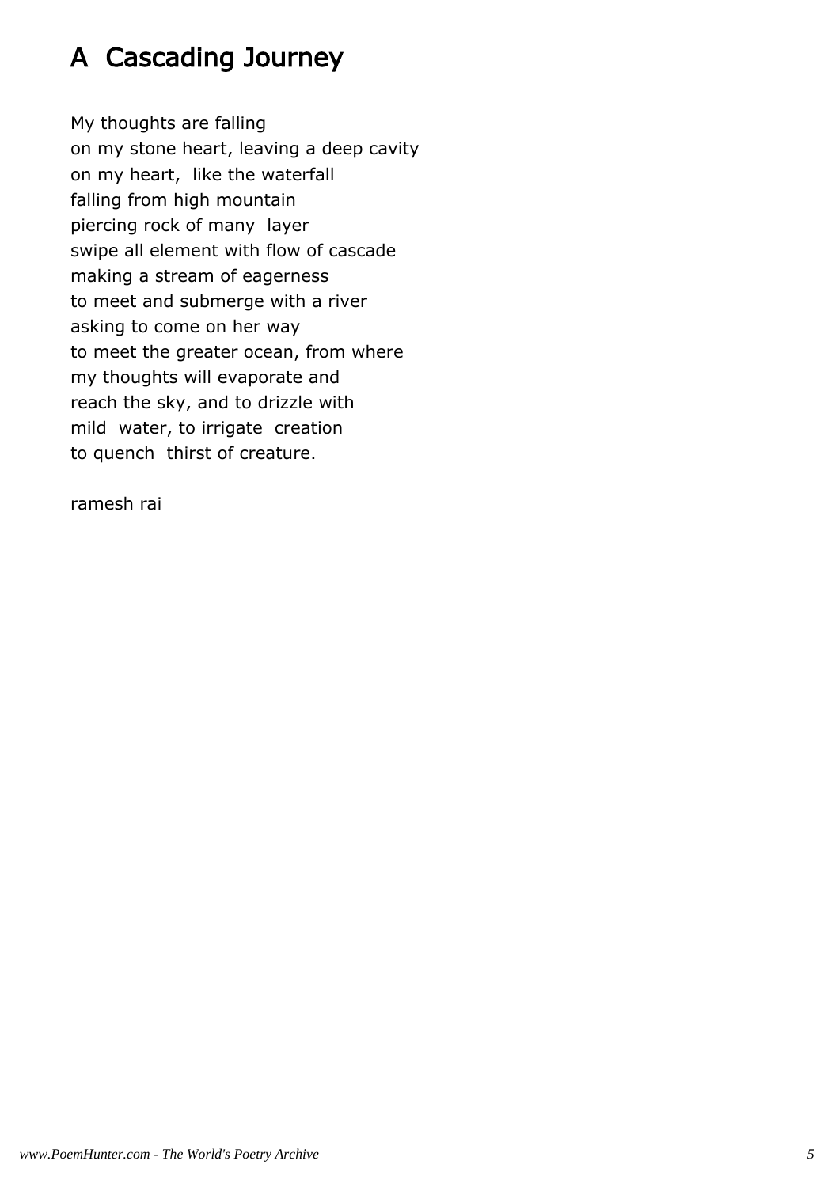# A Cascading Journey

My thoughts are falling  
on my stone heart, leaving a deep cavity  
on my heart, like the waterfall  
falling from high mountain  
piercing rock of many layer  
swipe all element with flow of cascade  
making a stream of eagerness  
to meet and submerge with a river  
asking to come on her way  
to meet the greater ocean, from where  
my thoughts will evaporate and  
reach the sky, and to drizzle with  
mild water, to irrigate creation  
to quench thirst of creature.

ramesh rai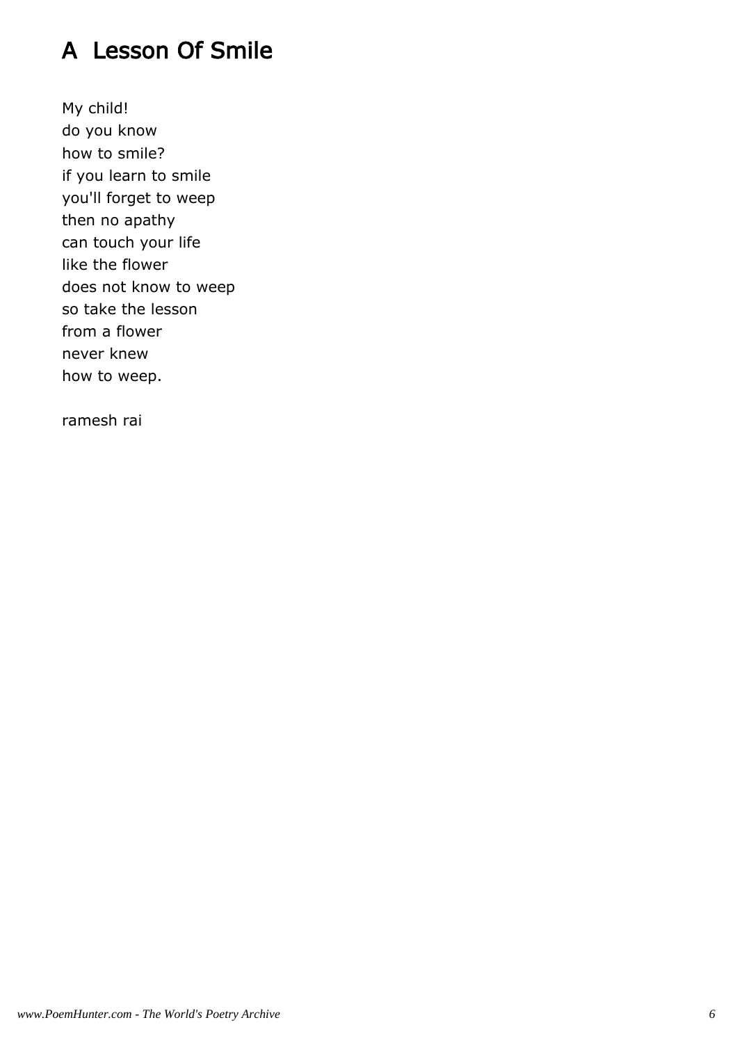# A Lesson Of Smile

My child!
do you know
how to smile?
if you learn to smile
you'll forget to weep
then no apathy
can touch your life
like the flower
does not know to weep
so take the lesson
from a flower
never knew
how to weep.

ramesh rai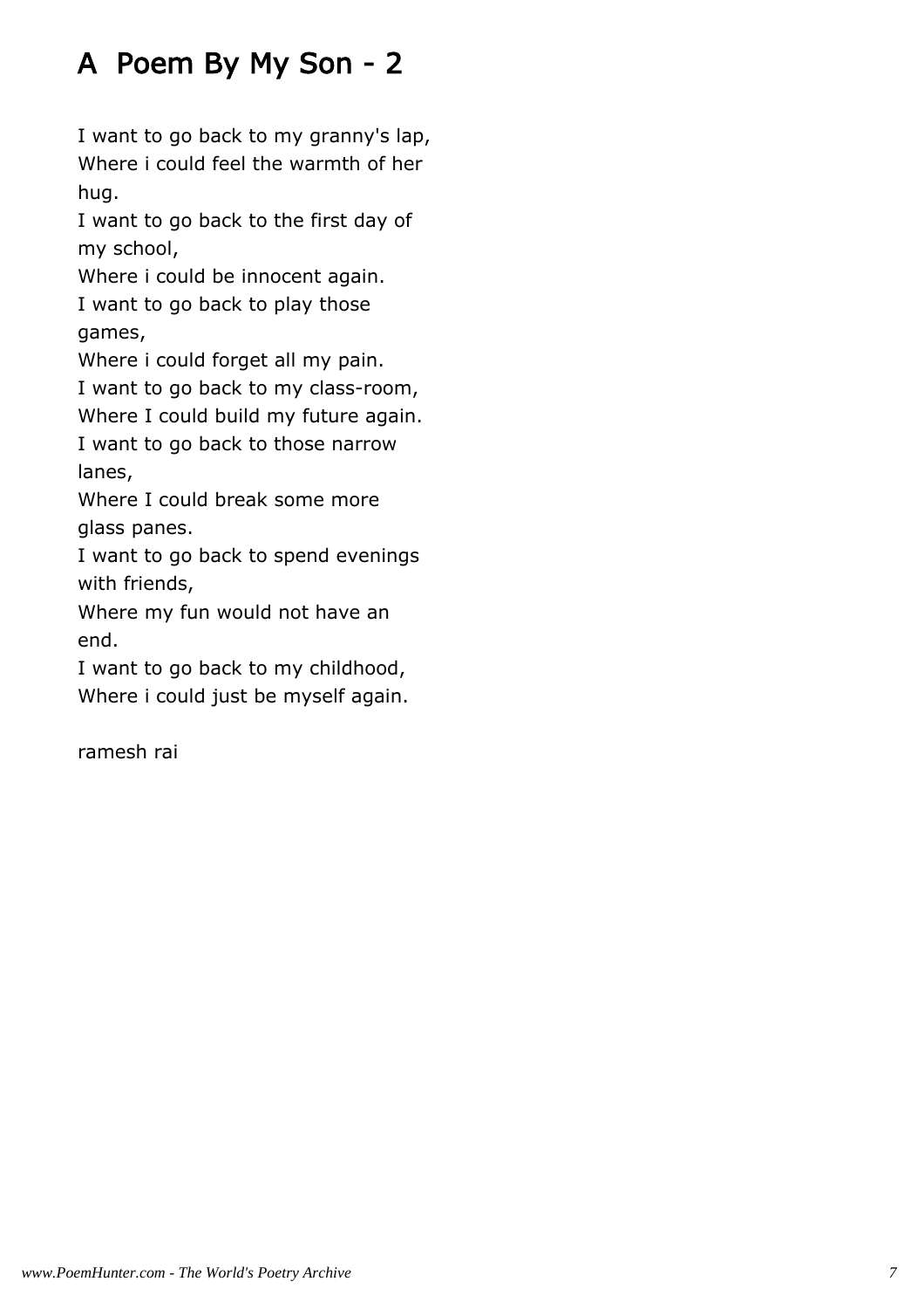# A Poem By My Son - 2

I want to go back to my granny's lap,
Where i could feel the warmth of her hug.
I want to go back to the first day of my school,
Where i could be innocent again.
I want to go back to play those games,
Where i could forget all my pain.
I want to go back to my class-room,
Where I could build my future again.
I want to go back to those narrow lanes,
Where I could break some more glass panes.
I want to go back to spend evenings with friends,
Where my fun would not have an end.
I want to go back to my childhood,
Where i could just be myself again.

ramesh rai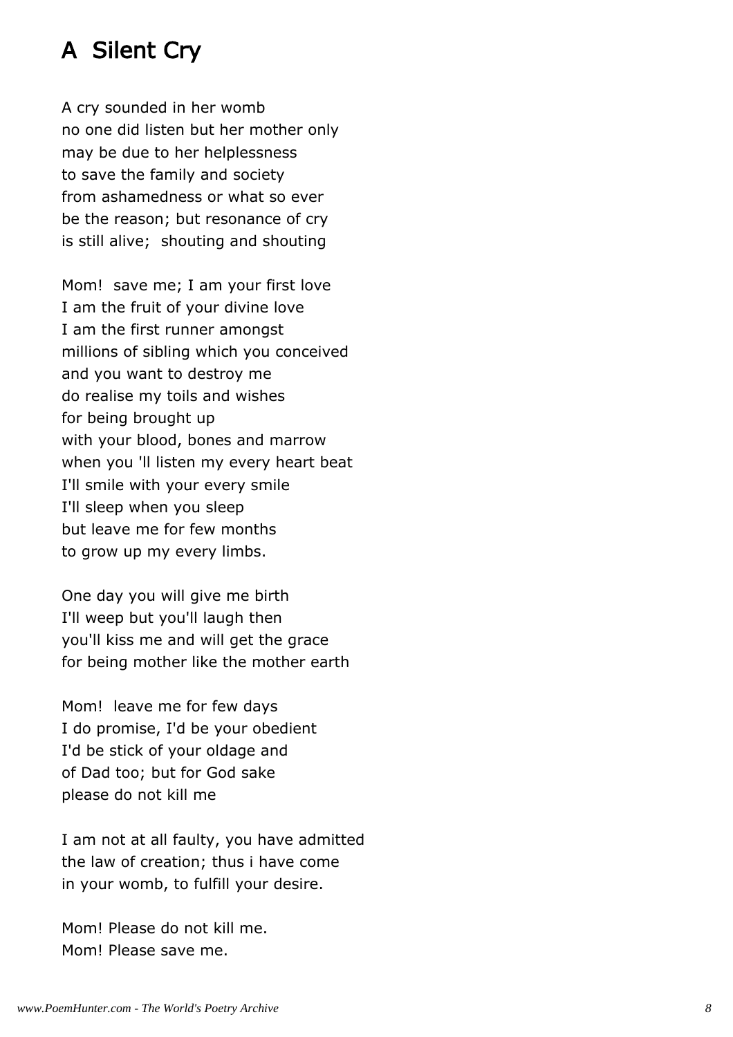## A Silent Cry

A cry sounded in her womb  
no one did listen but her mother only  
may be due to her helplessness  
to save the family and society  
from ashamedness or what so ever  
be the reason; but resonance of cry  
is still alive;  shouting and shouting

Mom!  save me; I am your first love  
I am the fruit of your divine love  
I am the first runner amongst  
millions of sibling which you conceived  
and you want to destroy me  
do realise my toils and wishes  
for being brought up  
with your blood, bones and marrow  
when you 'll listen my every heart beat  
I'll smile with your every smile  
I'll sleep when you sleep  
but leave me for few months  
to grow up my every limbs.

One day you will give me birth  
I'll weep but you'll laugh then  
you'll kiss me and will get the grace  
for being mother like the mother earth

Mom!  leave me for few days  
I do promise, I'd be your obedient  
I'd be stick of your oldage and  
of Dad too; but for God sake  
please do not kill me

I am not at all faulty, you have admitted  
the law of creation; thus i have come  
in your womb, to fulfill your desire.

Mom! Please do not kill me.  
Mom! Please save me.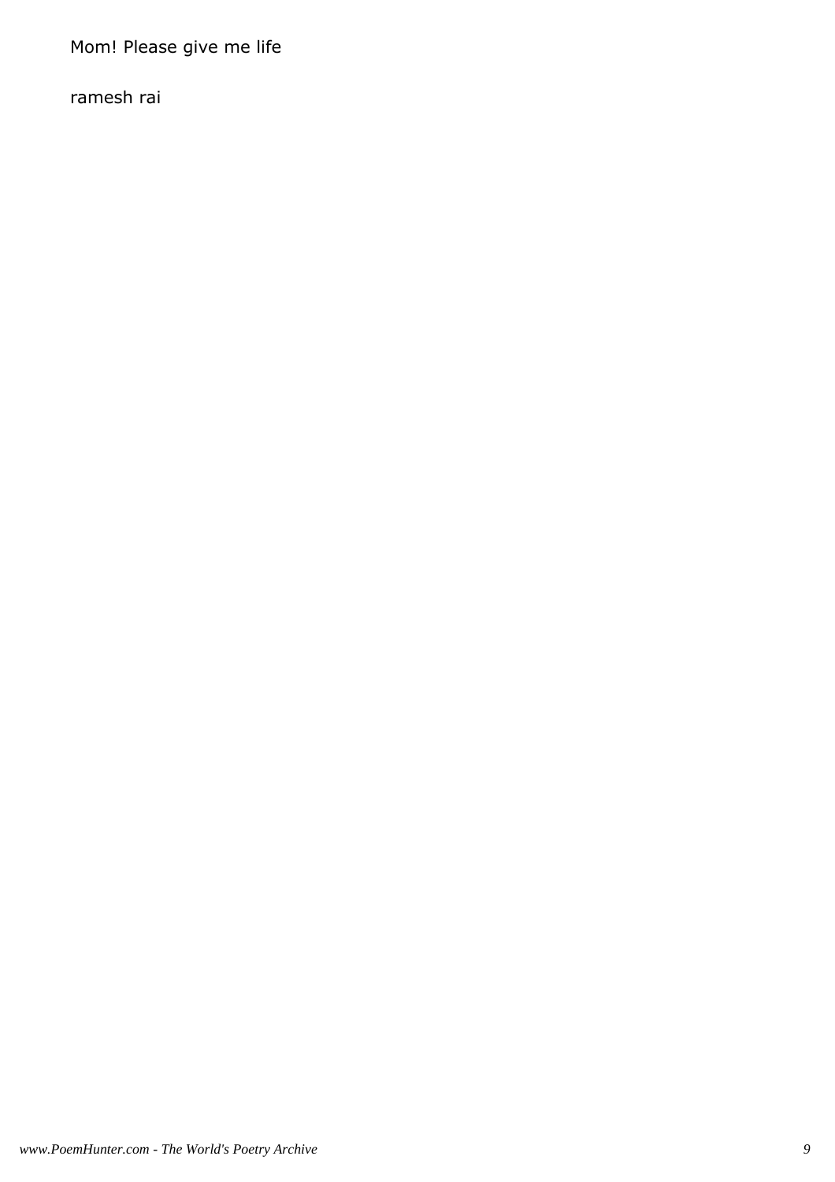Mom! Please give me life

ramesh rai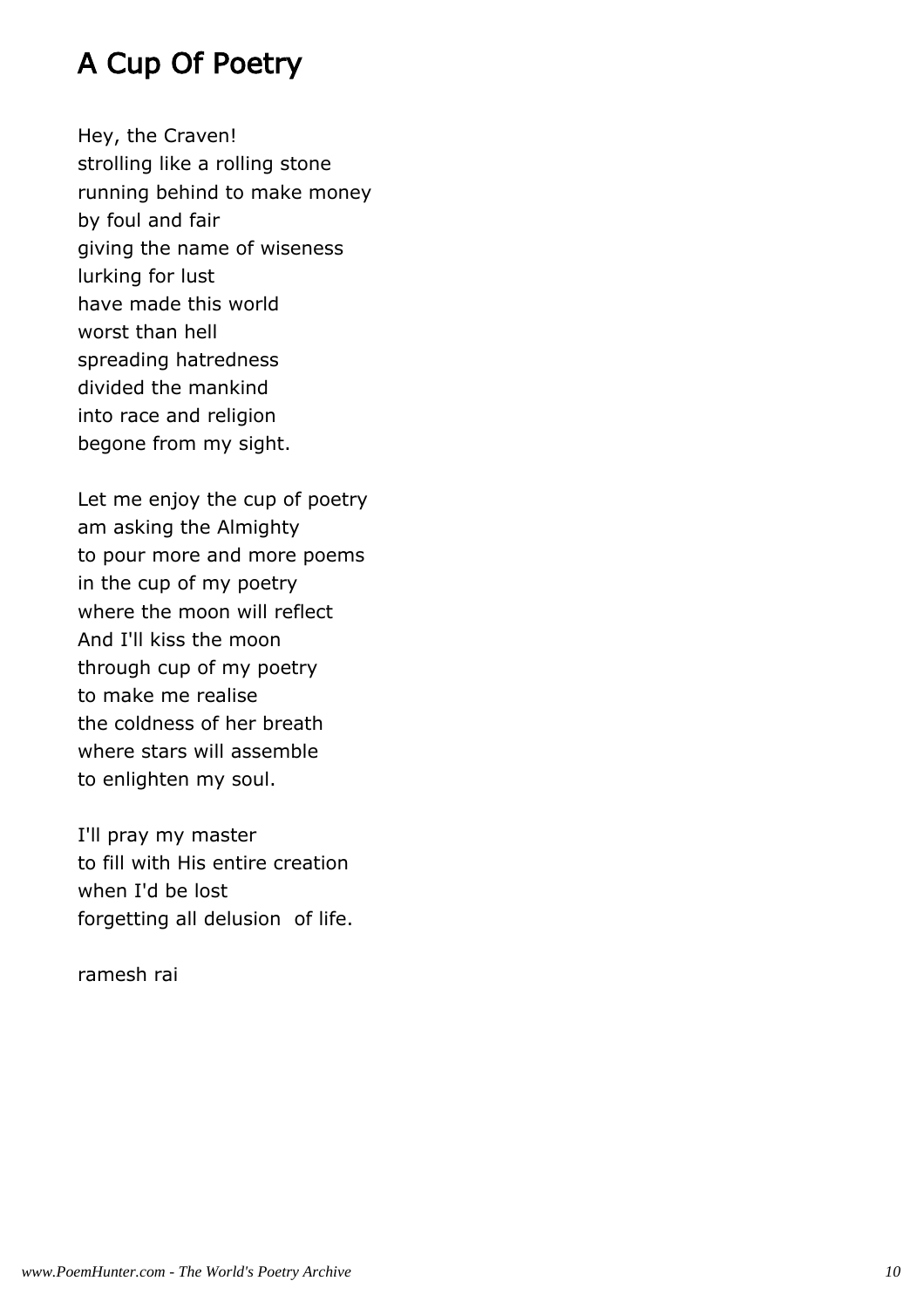# A Cup Of Poetry

Hey, the Craven!
strolling like a rolling stone
running behind to make money
by foul and fair
giving the name of wiseness
lurking for lust
have made this world
worst than hell
spreading hatredness
divided the mankind
into race and religion
begone from my sight.

Let me enjoy the cup of poetry
am asking the Almighty
to pour more and more poems
in the cup of my poetry
where the moon will reflect
And I'll kiss the moon
through cup of my poetry
to make me realise
the coldness of her breath
where stars will assemble
to enlighten my soul.

I'll pray my master
to fill with His entire creation
when I'd be lost
forgetting all delusion of life.

ramesh rai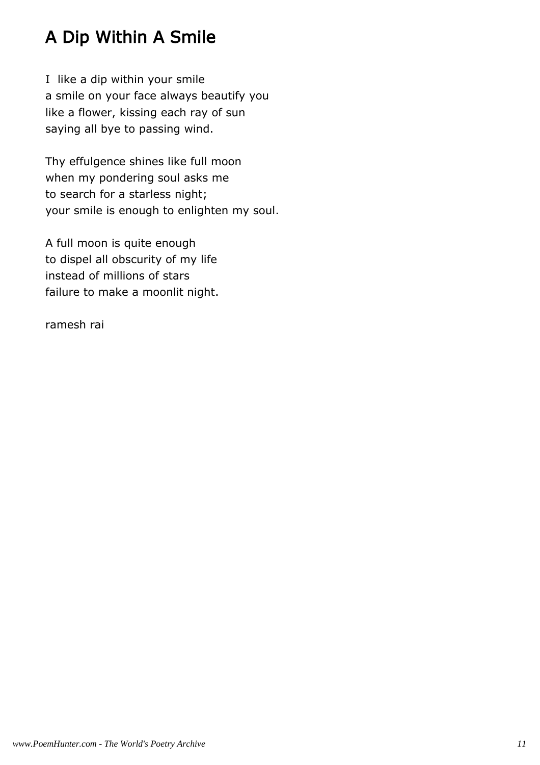# A Dip Within A Smile

I like a dip within your smile
a smile on your face always beautify you
like a flower, kissing each ray of sun
saying all bye to passing wind.

Thy effulgence shines like full moon
when my pondering soul asks me
to search for a starless night;
your smile is enough to enlighten my soul.

A full moon is quite enough
to dispel all obscurity of my life
instead of millions of stars
failure to make a moonlit night.

ramesh rai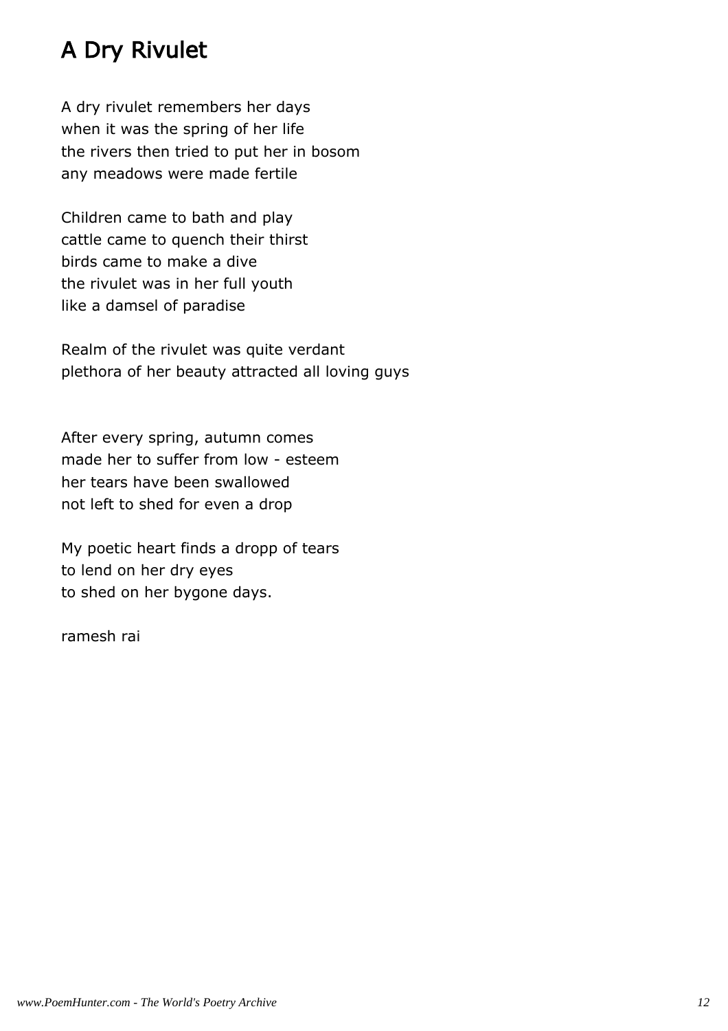# A Dry Rivulet

A dry rivulet remembers her days
when it was the spring of her life
the rivers then tried to put her in bosom
any meadows were made fertile

Children came to bath and play
cattle came to quench their thirst
birds came to make a dive
the rivulet was in her full youth
like a damsel of paradise

Realm of the rivulet was quite verdant
plethora of her beauty attracted all loving guys

After every spring, autumn comes
made her to suffer from low - esteem
her tears have been swallowed
not left to shed for even a drop

My poetic heart finds a dropp of tears
to lend on her dry eyes
to shed on her bygone days.

ramesh rai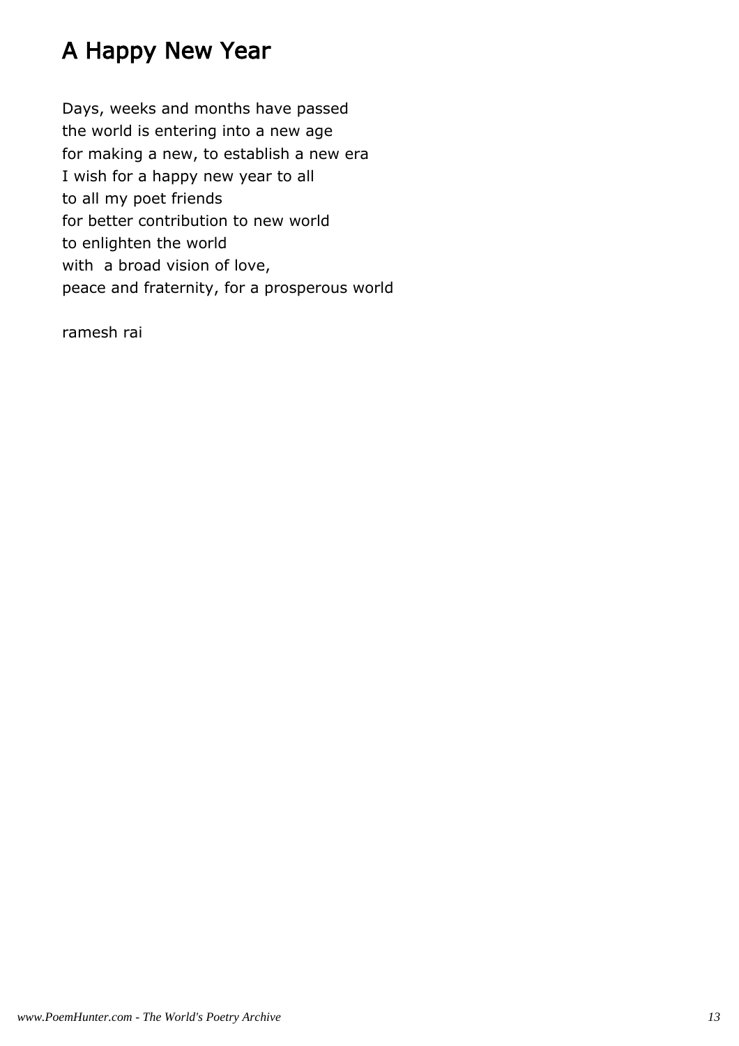# A Happy New Year

Days, weeks and months have passed
the world is entering into a new age
for making a new, to establish a new era
I wish for a happy new year to all
to all my poet friends
for better contribution to new world
to enlighten the world
with a broad vision of love,
peace and fraternity, for a prosperous world

ramesh rai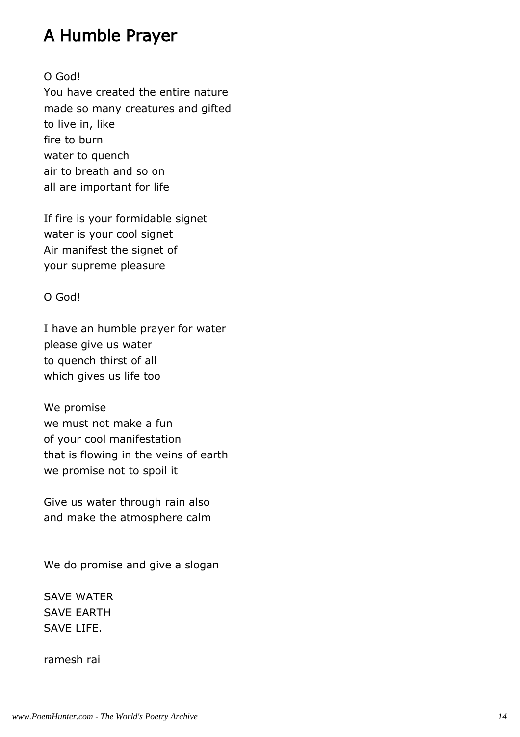# A Humble Prayer

O God!  
You have created the entire nature  
made so many creatures and gifted  
to live in, like  
fire to burn  
water to quench  
air to breath and so on  
all are important for life

If fire is your formidable signet  
water is your cool signet  
Air manifest the signet of  
your supreme pleasure

O God!

I have an humble prayer for water  
please give us water  
to quench thirst of all  
which gives us life too

We promise  
we must not make a fun  
of your cool manifestation  
that is flowing in the veins of earth  
we promise not to spoil it

Give us water through rain also  
and make the atmosphere calm

We do promise and give a slogan

SAVE WATER  
SAVE EARTH  
SAVE LIFE.

ramesh rai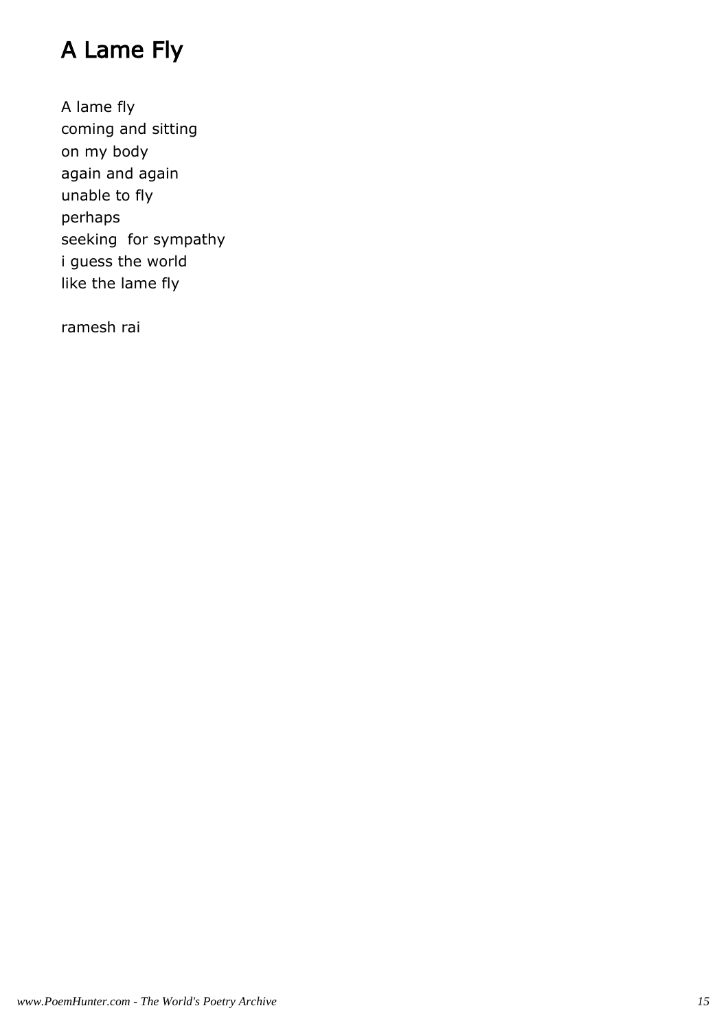# A Lame Fly

A lame fly  
coming and sitting  
on my body  
again and again  
unable to fly  
perhaps  
seeking  for sympathy  
i guess the world  
like the lame fly

ramesh rai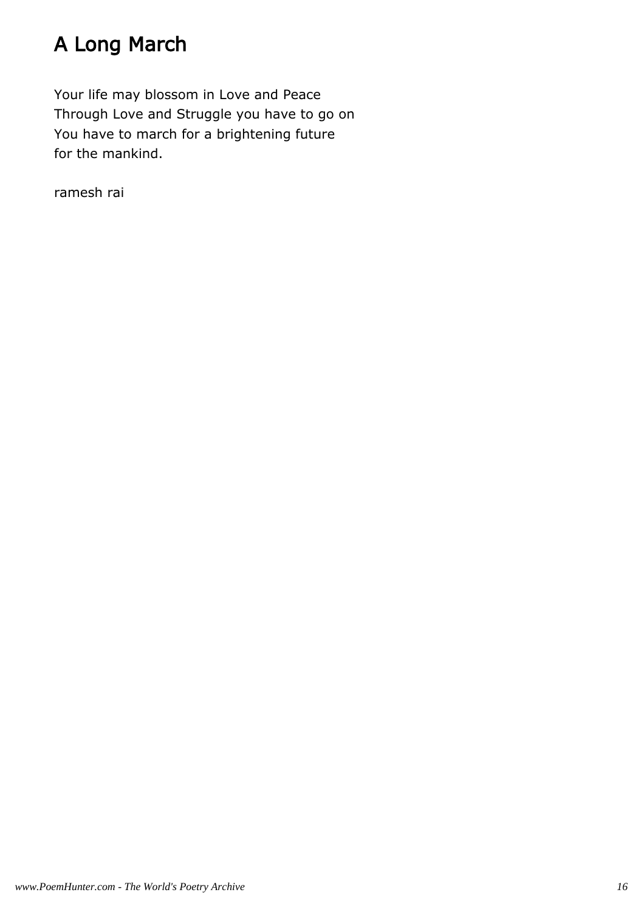# A Long March

Your life may blossom in Love and Peace  
Through Love and Struggle you have to go on  
You have to march for a brightening future  
for the mankind.

ramesh rai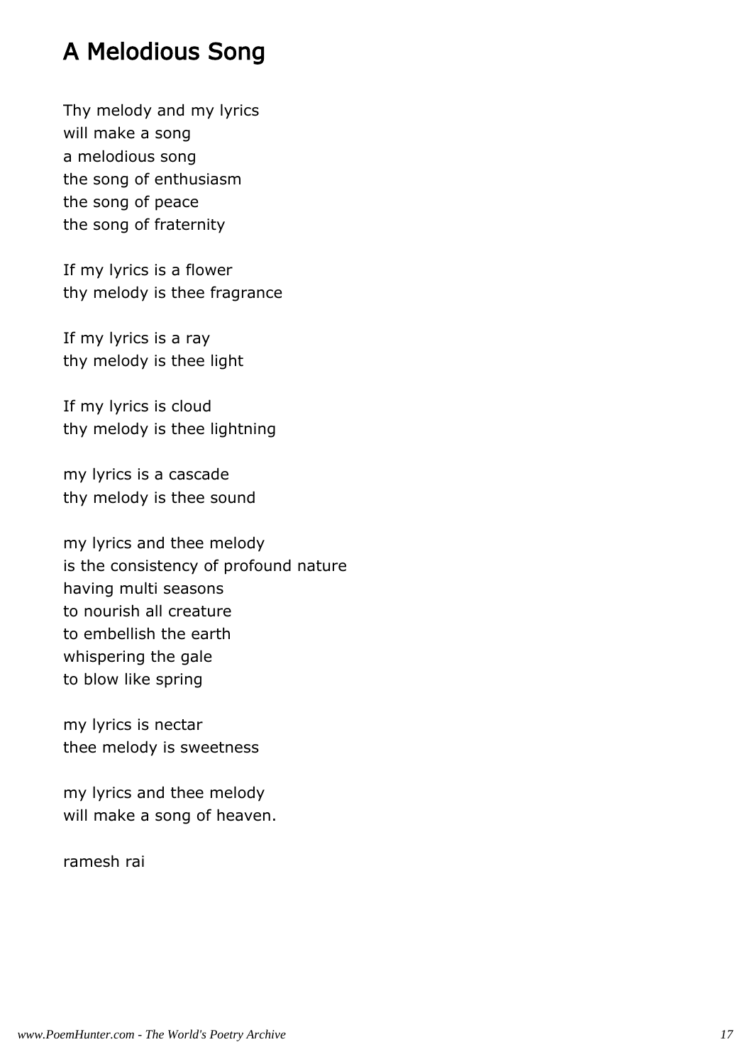# A Melodious Song

Thy melody and my lyrics
will make a song
a melodious song
the song of enthusiasm
the song of peace
the song of fraternity

If my lyrics is a flower
thy melody is thee fragrance

If my lyrics is a ray
thy melody is thee light

If my lyrics is cloud
thy melody is thee lightning

my lyrics is a cascade
thy melody is thee sound

my lyrics and thee melody
is the consistency of profound nature
having multi seasons
to nourish all creature
to embellish the earth
whispering the gale
to blow like spring

my lyrics is nectar
thee melody is sweetness

my lyrics and thee melody
will make a song of heaven.

ramesh rai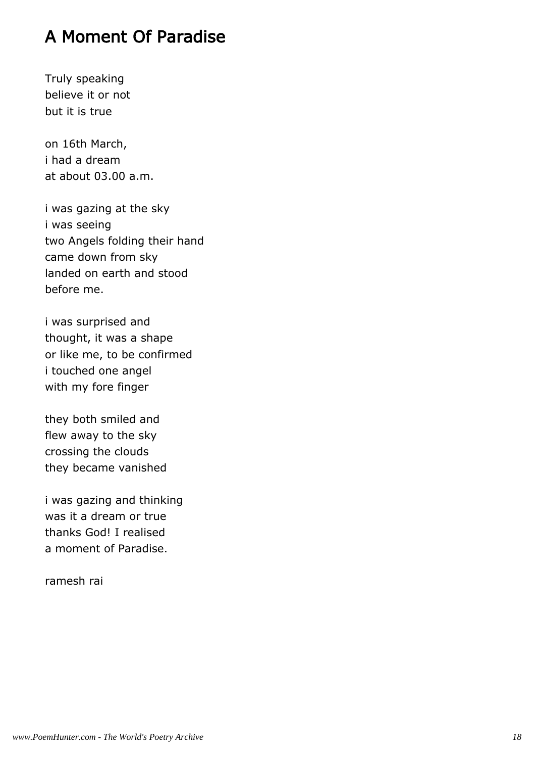## A Moment Of Paradise

Truly speaking  
believe it or not  
but it is true

on 16th March,  
i had a dream  
at about 03.00 a.m.

i was gazing at the sky  
i was seeing  
two Angels folding their hand  
came down from sky  
landed on earth and stood  
before me.

i was surprised and  
thought, it was a shape  
or like me, to be confirmed  
i touched one angel  
with my fore finger

they both smiled and  
flew away to the sky  
crossing the clouds  
they became vanished

i was gazing and thinking  
was it a dream or true  
thanks God! I realised  
a moment of Paradise.

ramesh rai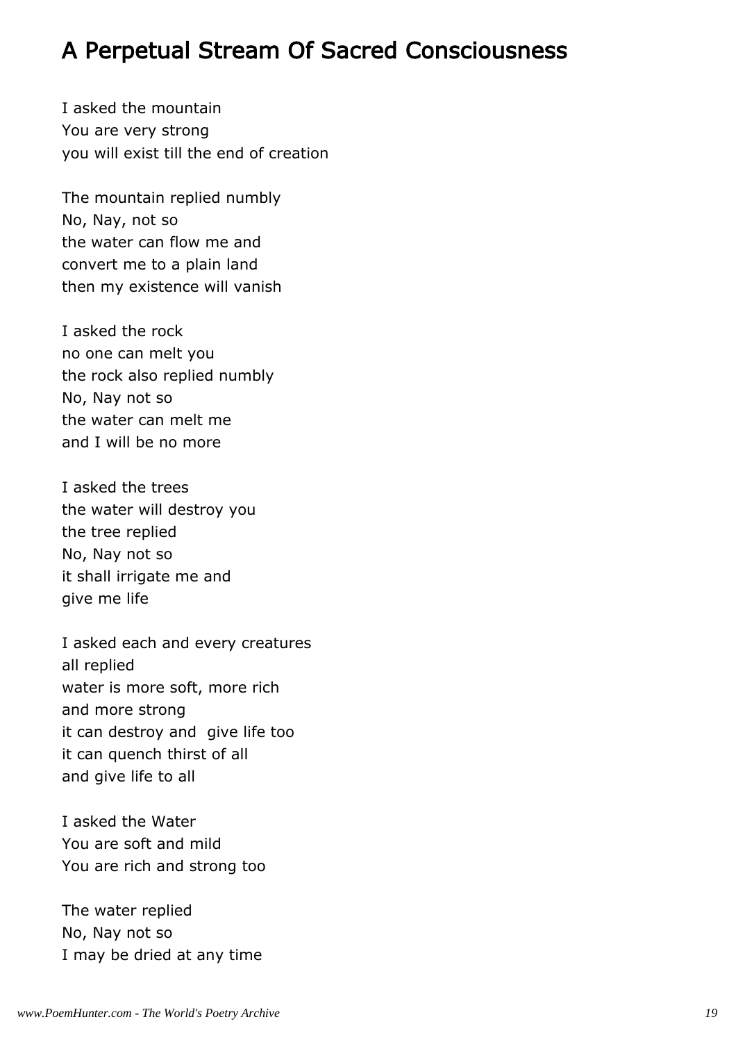# A Perpetual Stream Of Sacred Consciousness

I asked the mountain  
You are very strong  
you will exist till the end of creation

The mountain replied numbly  
No, Nay, not so  
the water can flow me and  
convert me to a plain land  
then my existence will vanish

I asked the rock  
no one can melt you  
the rock also replied numbly  
No, Nay not so  
the water can melt me  
and I will be no more

I asked the trees  
the water will destroy you  
the tree replied  
No, Nay not so  
it shall irrigate me and  
give me life

I asked each and every creatures  
all replied  
water is more soft, more rich  
and more strong  
it can destroy and give life too  
it can quench thirst of all  
and give life to all

I asked the Water  
You are soft and mild  
You are rich and strong too

The water replied  
No, Nay not so  
I may be dried at any time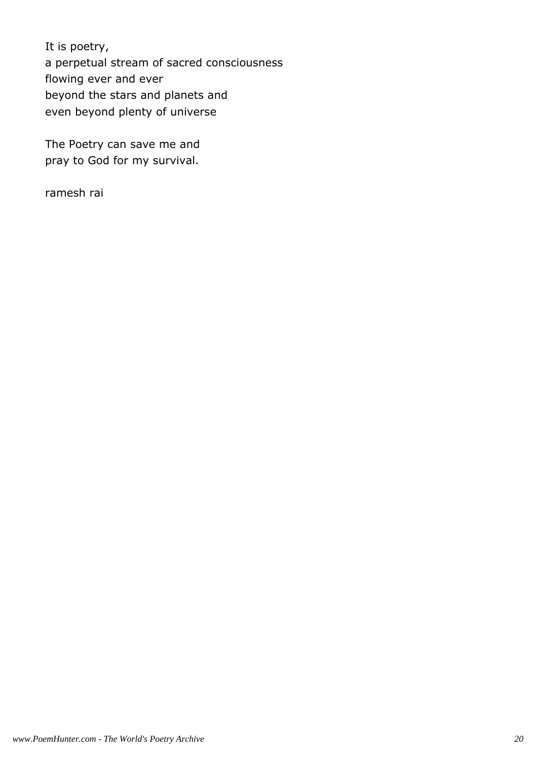It is poetry,  
a perpetual stream of sacred consciousness  
flowing ever and ever  
beyond the stars and planets and  
even beyond plenty of universe

The Poetry can save me and  
pray to God for my survival.

ramesh rai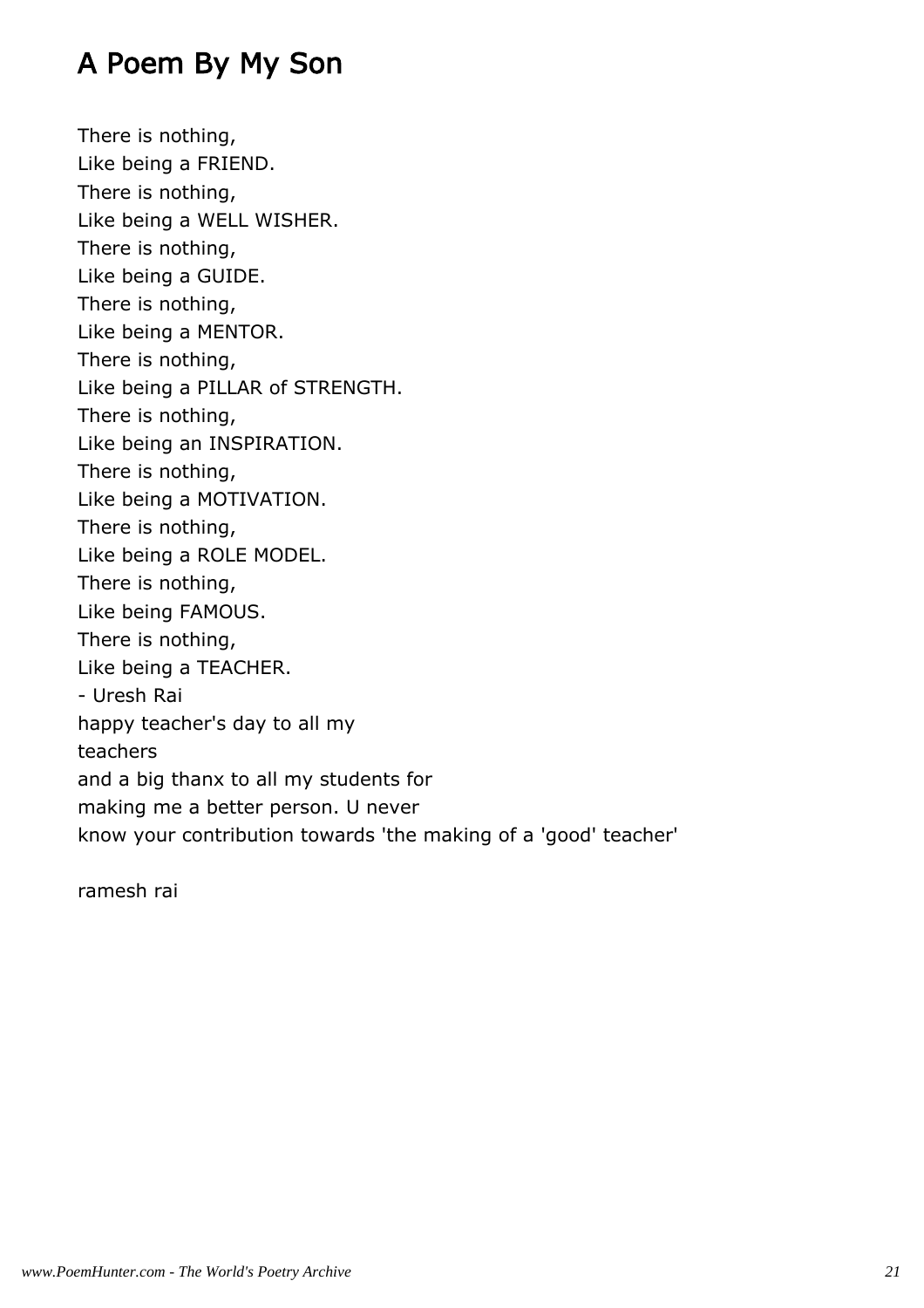# A Poem By My Son

There is nothing,  
Like being a FRIEND.  
There is nothing,  
Like being a WELL WISHER.  
There is nothing,  
Like being a GUIDE.  
There is nothing,  
Like being a MENTOR.  
There is nothing,  
Like being a PILLAR of STRENGTH.  
There is nothing,  
Like being an INSPIRATION.  
There is nothing,  
Like being a MOTIVATION.  
There is nothing,  
Like being a ROLE MODEL.  
There is nothing,  
Like being FAMOUS.  
There is nothing,  
Like being a TEACHER.  
- Uresh Rai  
happy teacher's day to all my  
teachers  
and a big thanx to all my students for  
making me a better person. U never  
know your contribution towards 'the making of a 'good' teacher'

ramesh rai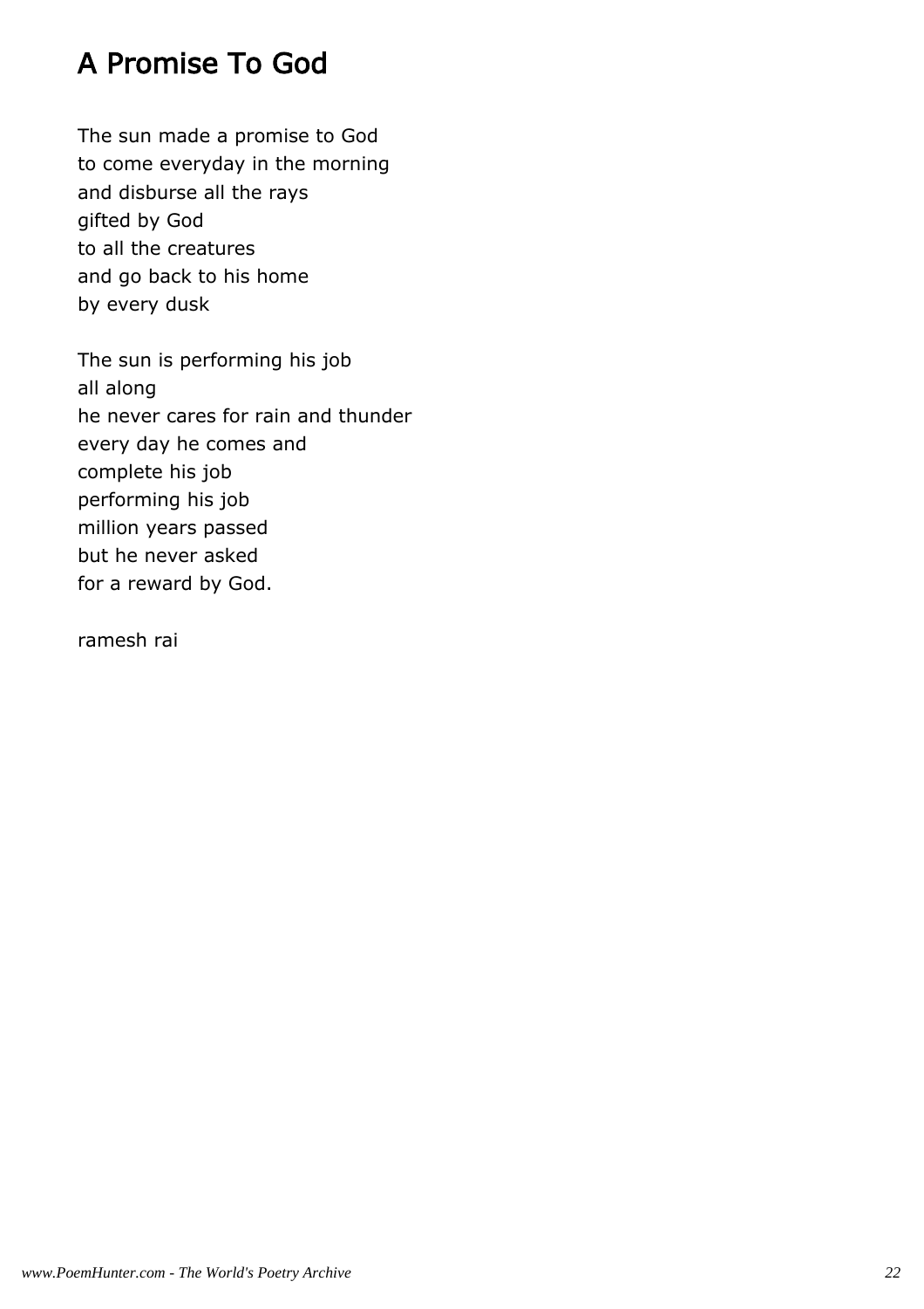# A Promise To God

The sun made a promise to God
to come everyday in the morning
and disburse all the rays
gifted by God
to all the creatures
and go back to his home
by every dusk

The sun is performing his job
all along
he never cares for rain and thunder
every day he comes and
complete his job
performing his job
million years passed
but he never asked
for a reward by God.

ramesh rai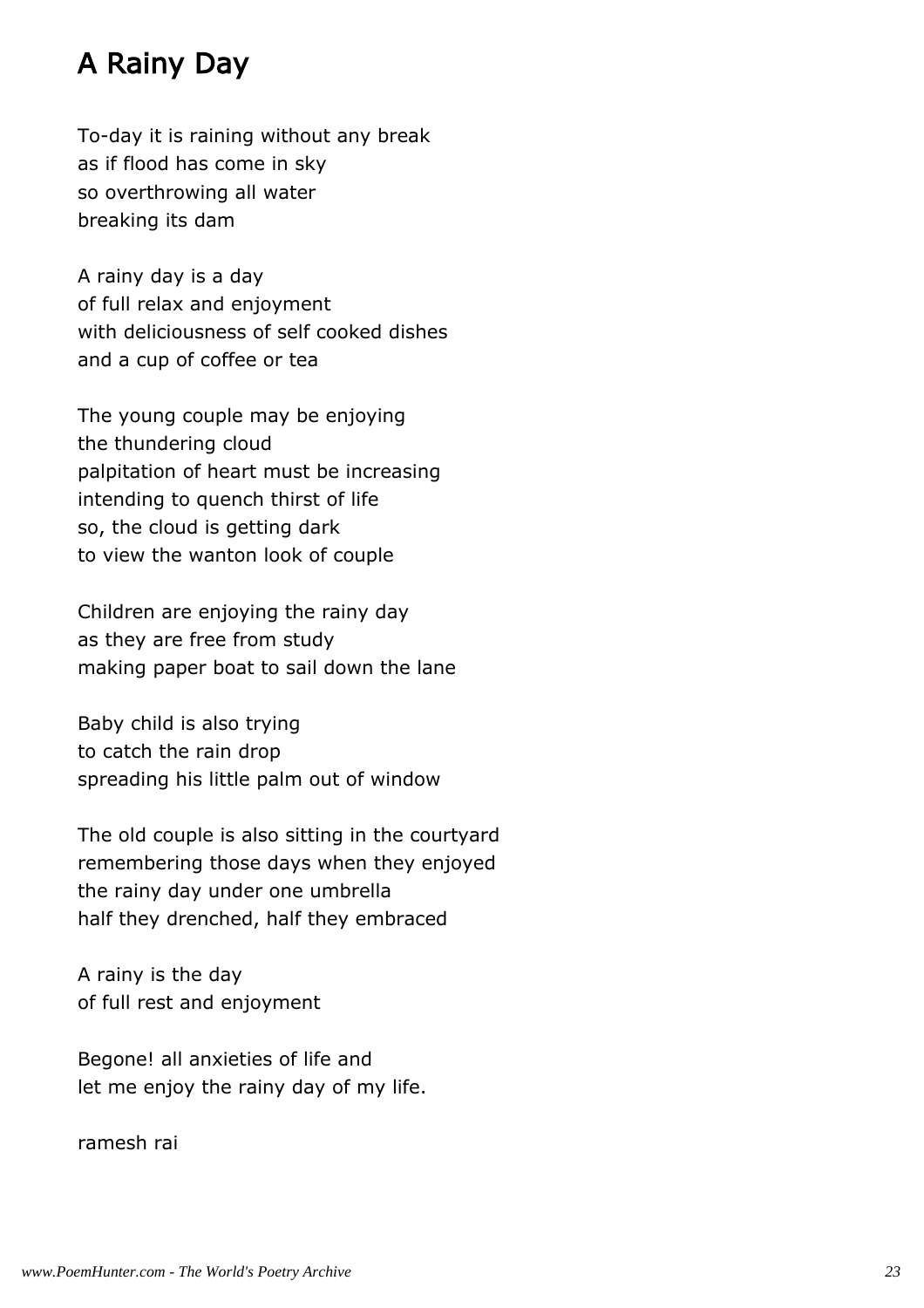# A Rainy Day

To-day it is raining without any break
as if flood has come in sky
so overthrowing all water
breaking its dam

A rainy day is a day
of full relax and enjoyment
with deliciousness of self cooked dishes
and a cup of coffee or tea

The young couple may be enjoying
the thundering cloud
palpitation of heart must be increasing
intending to quench thirst of life
so, the cloud is getting dark
to view the wanton look of couple

Children are enjoying the rainy day
as they are free from study
making paper boat to sail down the lane

Baby child is also trying
to catch the rain drop
spreading his little palm out of window

The old couple is also sitting in the courtyard
remembering those days when they enjoyed
the rainy day under one umbrella
half they drenched, half they embraced

A rainy is the day
of full rest and enjoyment

Begone! all anxieties of life and
let me enjoy the rainy day of my life.

ramesh rai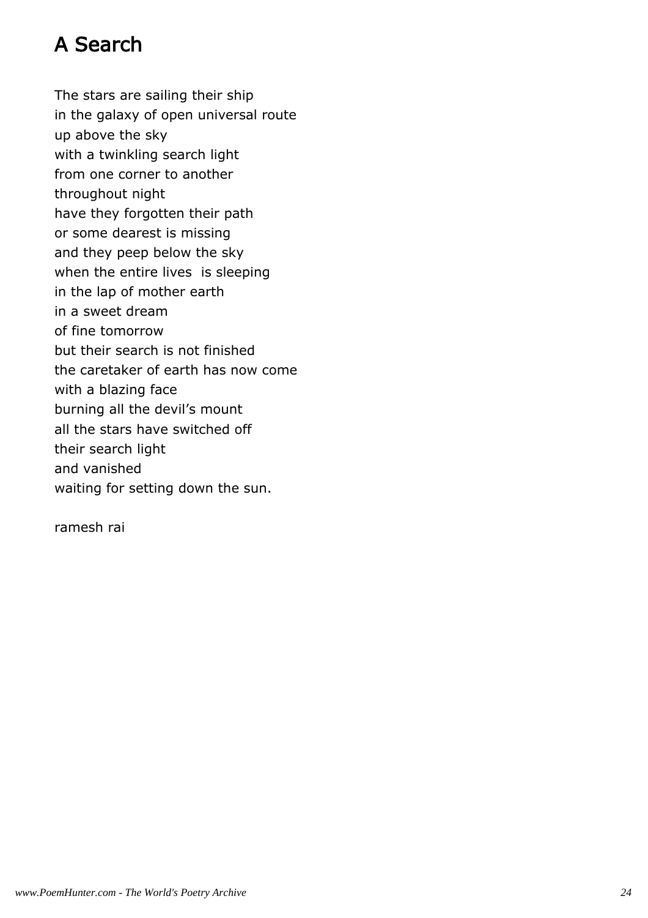# A Search

The stars are sailing their ship
in the galaxy of open universal route
up above the sky
with a twinkling search light
from one corner to another
throughout night
have they forgotten their path
or some dearest is missing
and they peep below the sky
when the entire lives  is sleeping
in the lap of mother earth
in a sweet dream
of fine tomorrow
but their search is not finished
the caretaker of earth has now come
with a blazing face
burning all the devil's mount
all the stars have switched off
their search light
and vanished
waiting for setting down the sun.

ramesh rai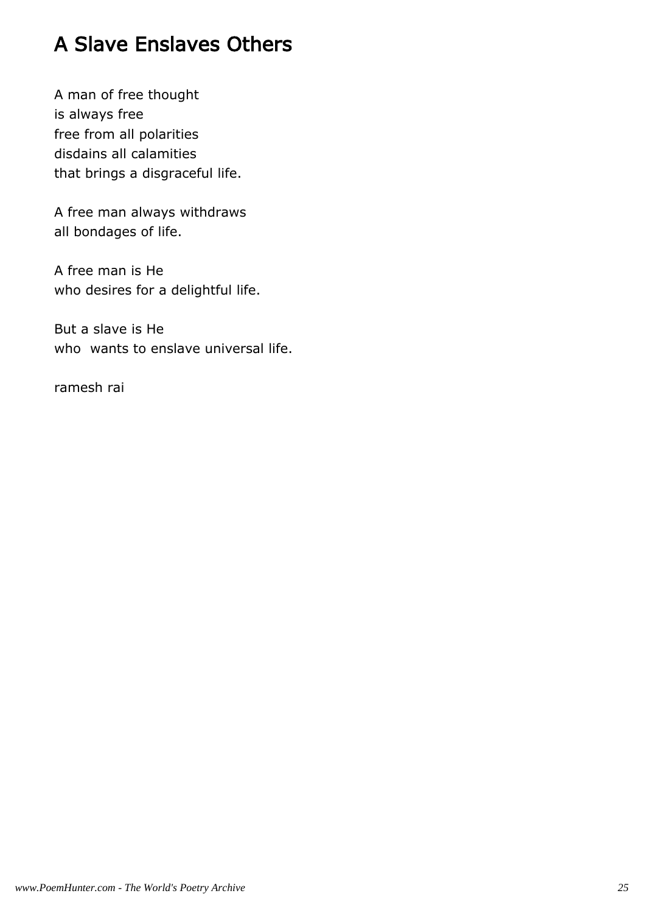# A Slave Enslaves Others

A man of free thought
is always free
free from all polarities
disdains all calamities
that brings a disgraceful life.

A free man always withdraws
all bondages of life.

A free man is He
who desires for a delightful life.

But a slave is He
who  wants to enslave universal life.

ramesh rai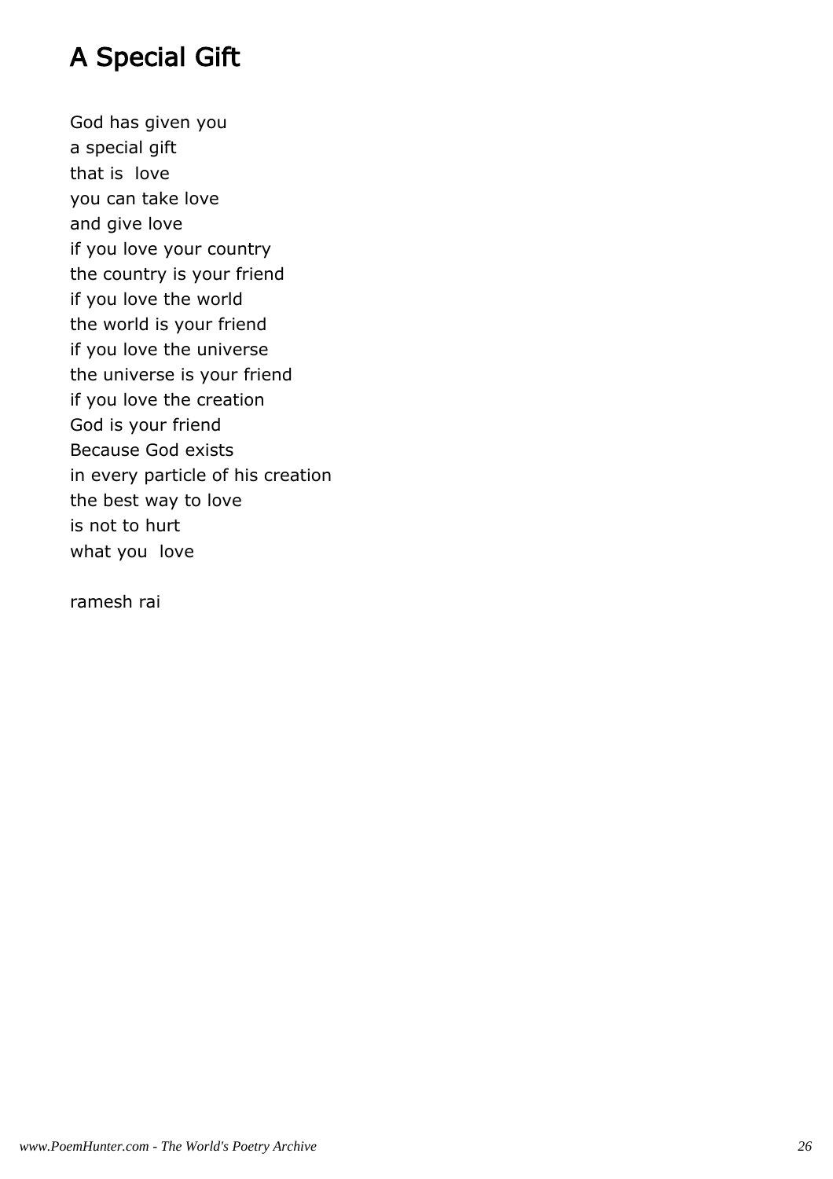# A Special Gift

God has given you  
a special gift  
that is love  
you can take love  
and give love  
if you love your country  
the country is your friend  
if you love the world  
the world is your friend  
if you love the universe  
the universe is your friend  
if you love the creation  
God is your friend  
Because God exists  
in every particle of his creation  
the best way to love  
is not to hurt  
what you love

ramesh rai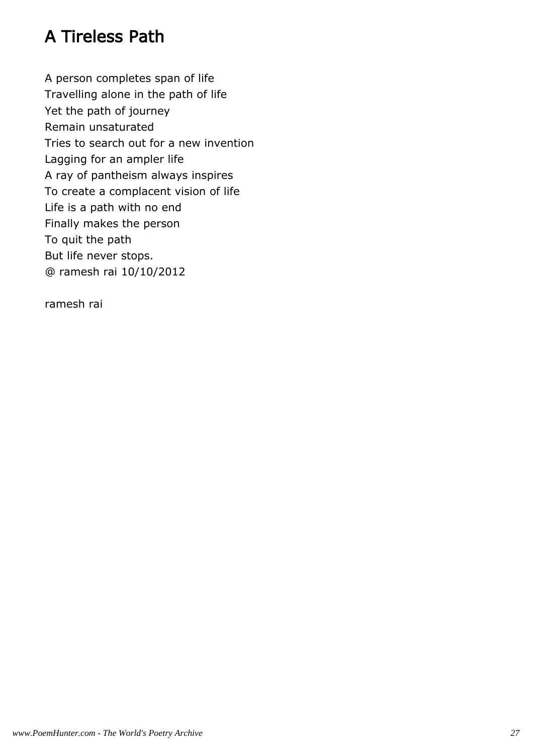# A Tireless Path

A person completes span of life  
Travelling alone in the path of life  
Yet the path of journey  
Remain unsaturated  
Tries to search out for a new invention  
Lagging for an ampler life  
A ray of pantheism always inspires  
To create a complacent vision of life  
Life is a path with no end  
Finally makes the person  
To quit the path  
But life never stops.  
@ ramesh rai 10/10/2012

ramesh rai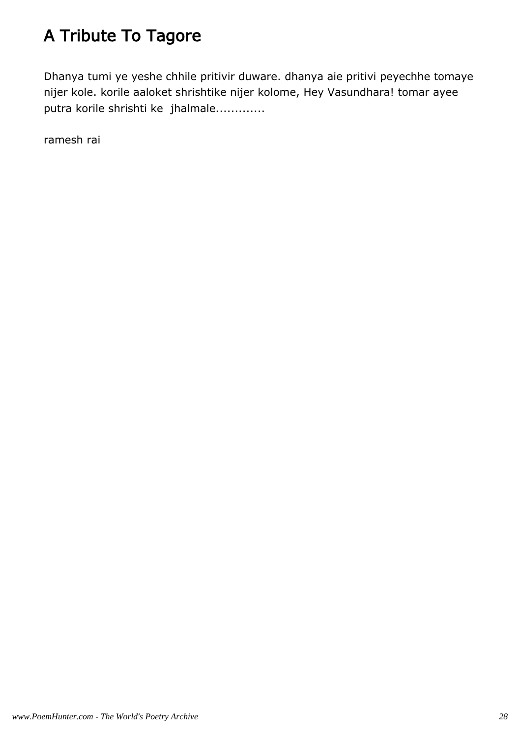# A Tribute To Tagore

Dhanya tumi ye yeshe chhile pritivir duware. dhanya aie pritivi peyechhe tomaye nijer kole. korile aaloket shrishtike nijer kolome, Hey Vasundhara! tomar ayee putra korile shrishti ke  jhalmale.............

ramesh rai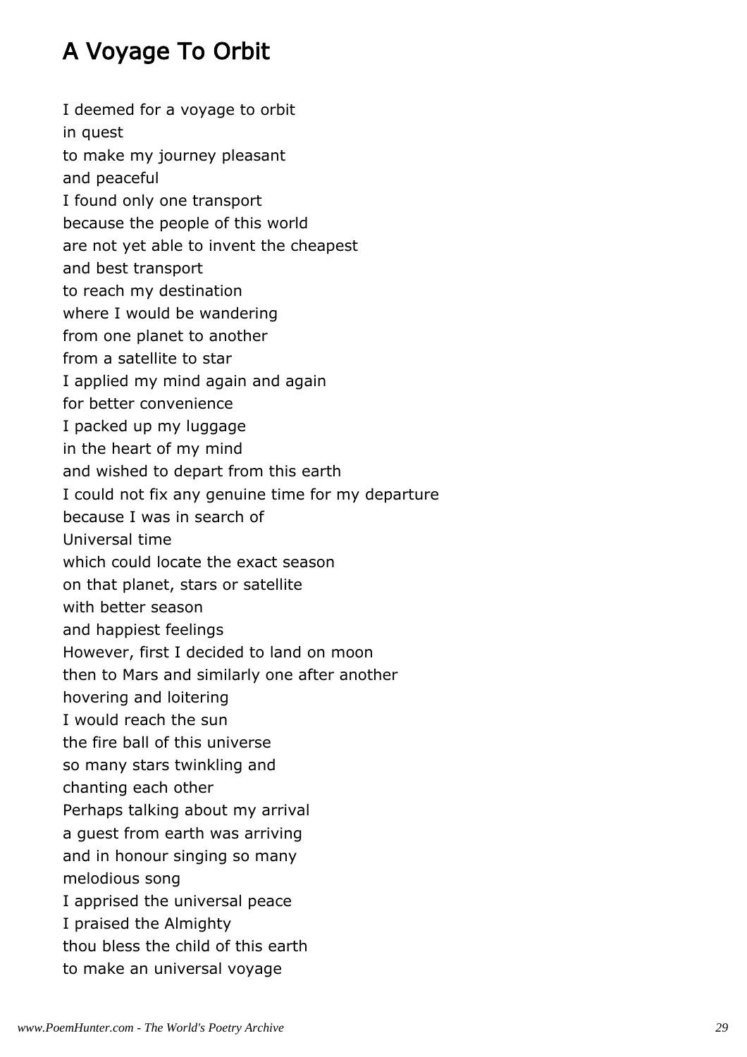## A Voyage To Orbit

I deemed for a voyage to orbit
in quest
to make my journey pleasant
and peaceful
I found only one transport
because the people of this world
are not yet able to invent the cheapest
and best transport
to reach my destination
where I would be wandering
from one planet to another
from a satellite to star
I applied my mind again and again
for better convenience
I packed up my luggage
in the heart of my mind
and wished to depart from this earth
I could not fix any genuine time for my departure
because I was in search of
Universal time
which could locate the exact season
on that planet, stars or satellite
with better season
and happiest feelings
However, first I decided to land on moon
then to Mars and similarly one after another
hovering and loitering
I would reach the sun
the fire ball of this universe
so many stars twinkling and
chanting each other
Perhaps talking about my arrival
a guest from earth was arriving
and in honour singing so many
melodious song
I apprised the universal peace
I praised the Almighty
thou bless the child of this earth
to make an universal voyage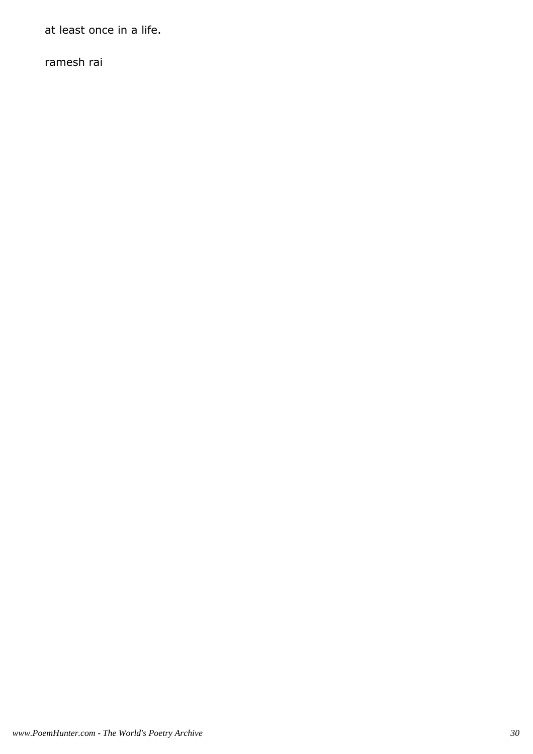at least once in a life.

ramesh rai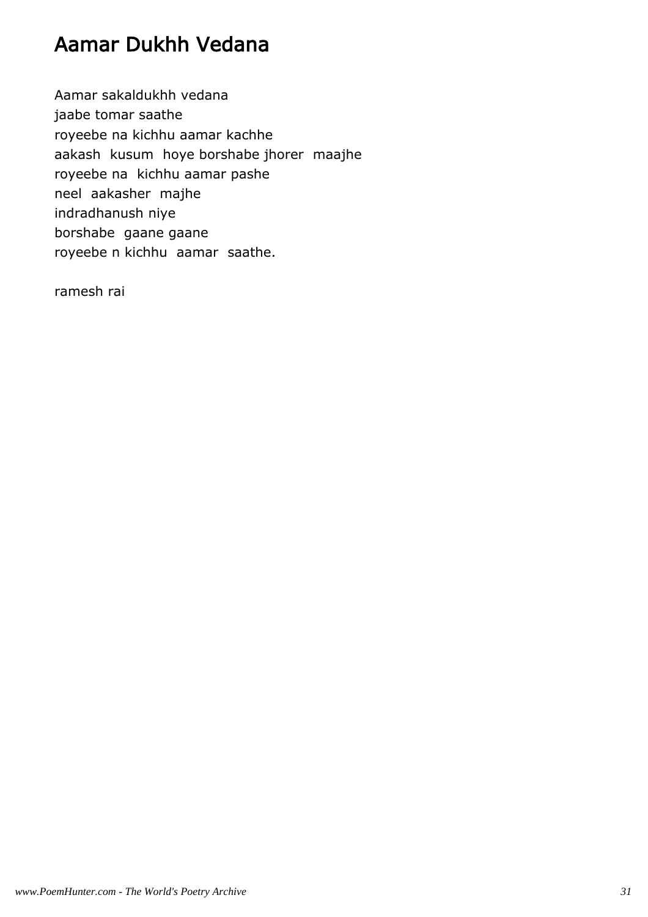# Aamar Dukhh Vedana

Aamar sakaldukhh vedana  
jaabe tomar saathe  
royeebe na kichhu aamar kachhe  
aakash kusum hoye borshabe jhorer maajhe  
royeebe na kichhu aamar pashe  
neel aakasher majhe  
indradhanush niye  
borshabe gaane gaane  
royeebe n kichhu aamar saathe.

ramesh rai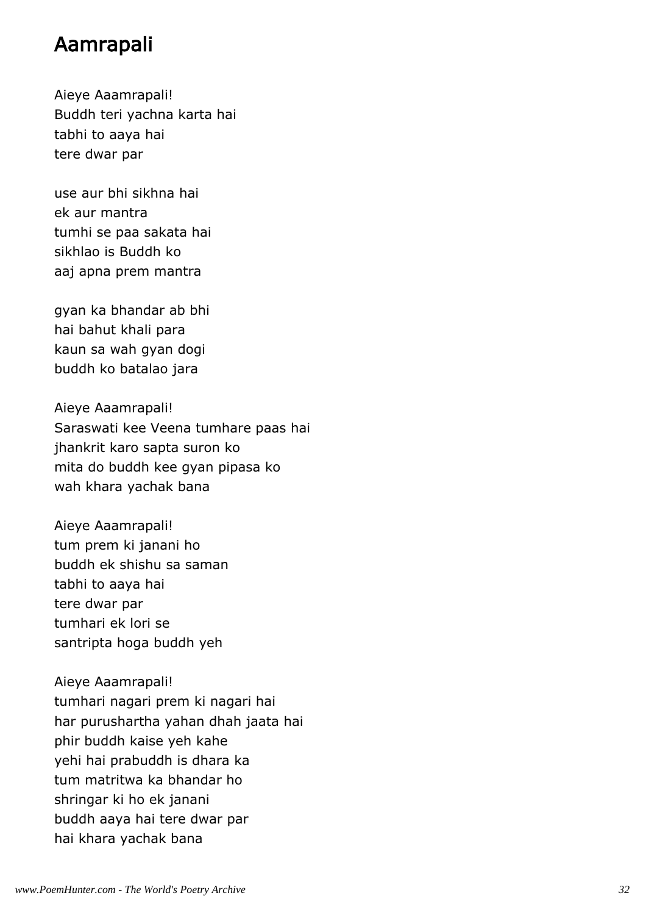# Aamrapali

Aieye Aaamrapali!
Buddh teri yachna karta hai
tabhi to aaya hai
tere dwar par

use aur bhi sikhna hai
ek aur mantra
tumhi se paa sakata hai
sikhlao is Buddh ko
aaj apna prem mantra

gyan ka bhandar ab bhi
hai bahut khali para
kaun sa wah gyan dogi
buddh ko batalao jara

Aieye Aaamrapali!
Saraswati kee Veena tumhare paas hai
jhankrit karo sapta suron ko
mita do buddh kee gyan pipasa ko
wah khara yachak bana

Aieye Aaamrapali!
tum prem ki janani ho
buddh ek shishu sa saman
tabhi to aaya hai
tere dwar par
tumhari ek lori se
santripta hoga buddh yeh

Aieye Aaamrapali!
tumhari nagari prem ki nagari hai
har purushartha yahan dhah jaata hai
phir buddh kaise yeh kahe
yehi hai prabuddh is dhara ka
tum matritwa ka bhandar ho
shringar ki ho ek janani
buddh aaya hai tere dwar par
hai khara yachak bana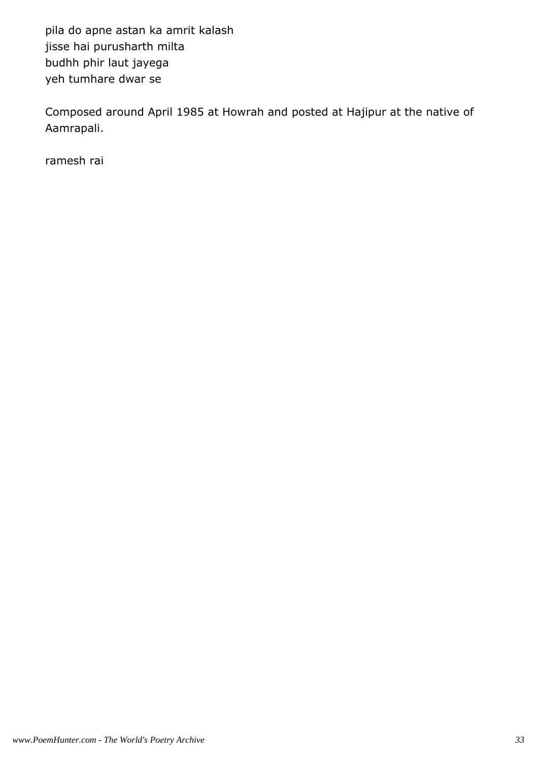pila do apne astan ka amrit kalash  
jisse hai purusharth milta  
budhh phir laut jayega  
yeh tumhare dwar se

Composed around April 1985 at Howrah and posted at Hajipur at the native of Aamrapali.

ramesh rai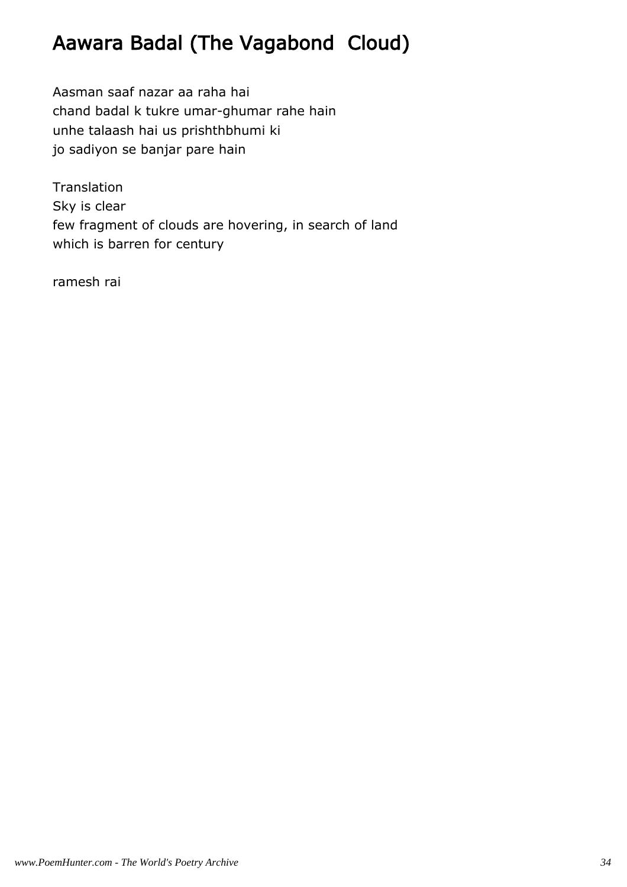# Aawara Badal (The Vagabond Cloud)

Aasman saaf nazar aa raha hai
chand badal k tukre umar-ghumar rahe hain
unhe talaash hai us prishthbhumi ki
jo sadiyon se banjar pare hain

Translation
Sky is clear
few fragment of clouds are hovering, in search of land
which is barren for century

ramesh rai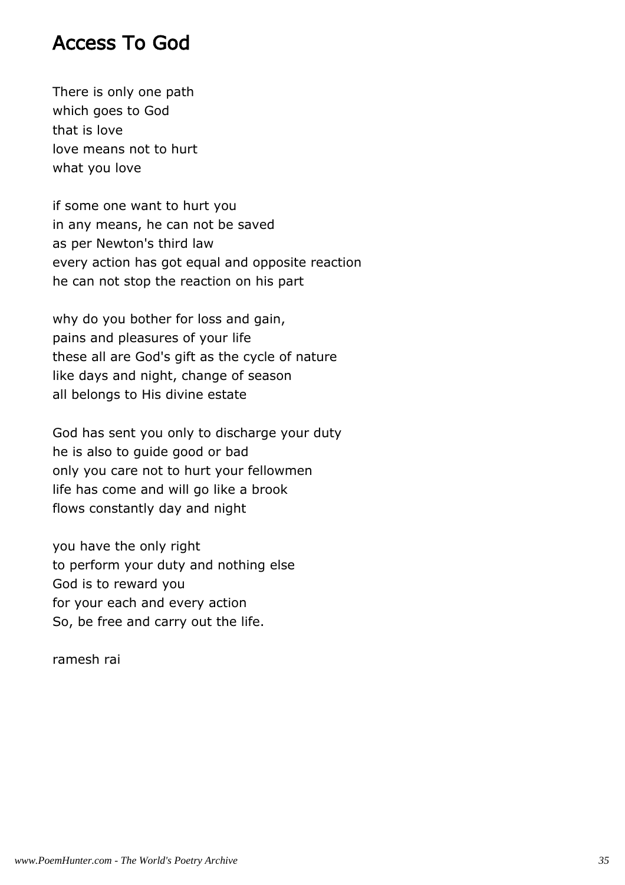## Access To God

There is only one path
which goes to God
that is love
love means not to hurt
what you love

if some one want to hurt you
in any means, he can not be saved
as per Newton's third law
every action has got equal and opposite reaction
he can not stop the reaction on his part

why do you bother for loss and gain,
pains and pleasures of your life
these all are God's gift as the cycle of nature
like days and night, change of season
all belongs to His divine estate

God has sent you only to discharge your duty
he is also to guide good or bad
only you care not to hurt your fellowmen
life has come and will go like a brook
flows constantly day and night

you have the only right
to perform your duty and nothing else
God is to reward you
for your each and every action
So, be free and carry out the life.

ramesh rai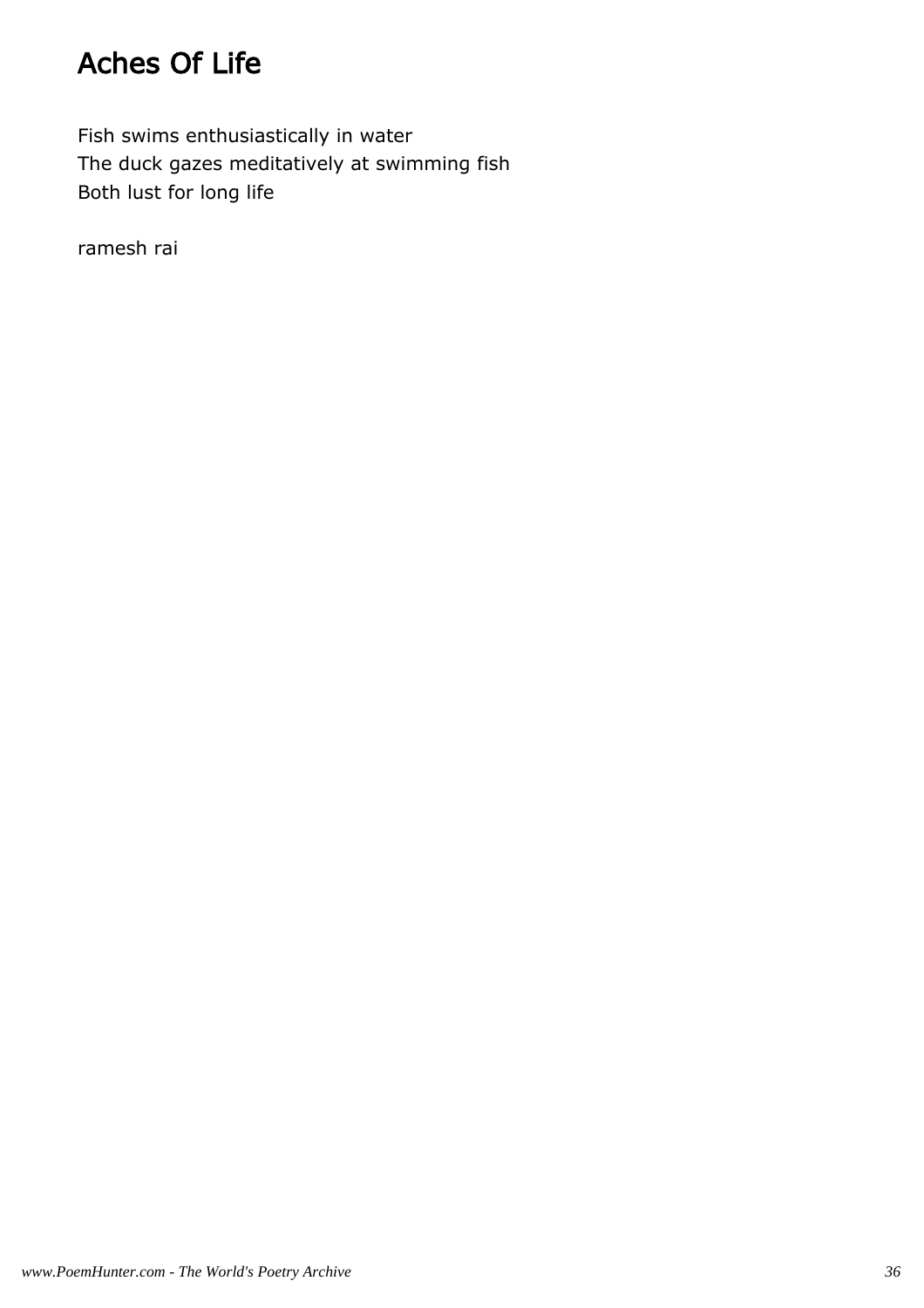# Aches Of Life

Fish swims enthusiastically in water
The duck gazes meditatively at swimming fish
Both lust for long life

ramesh rai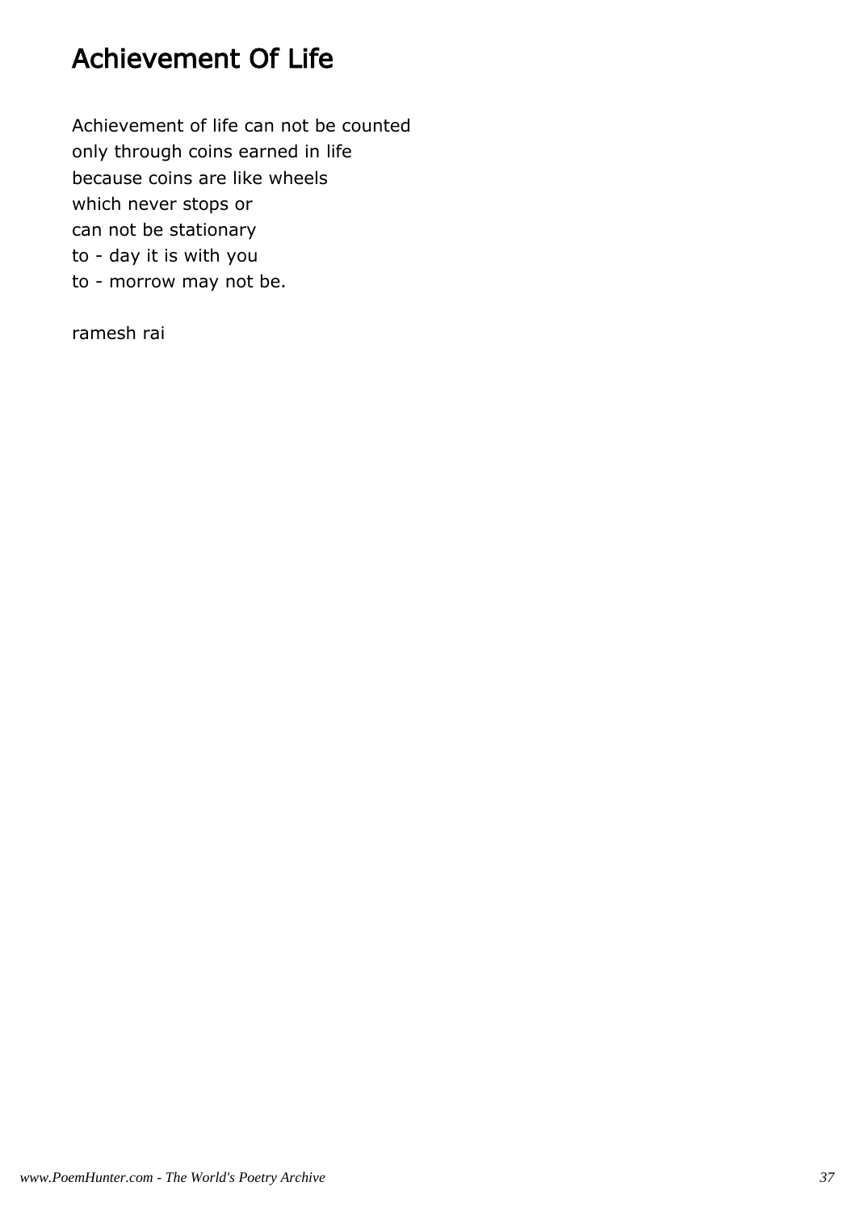# Achievement Of Life

Achievement of life can not be counted
only through coins earned in life
because coins are like wheels
which never stops or
can not be stationary
to - day it is with you
to - morrow may not be.

ramesh rai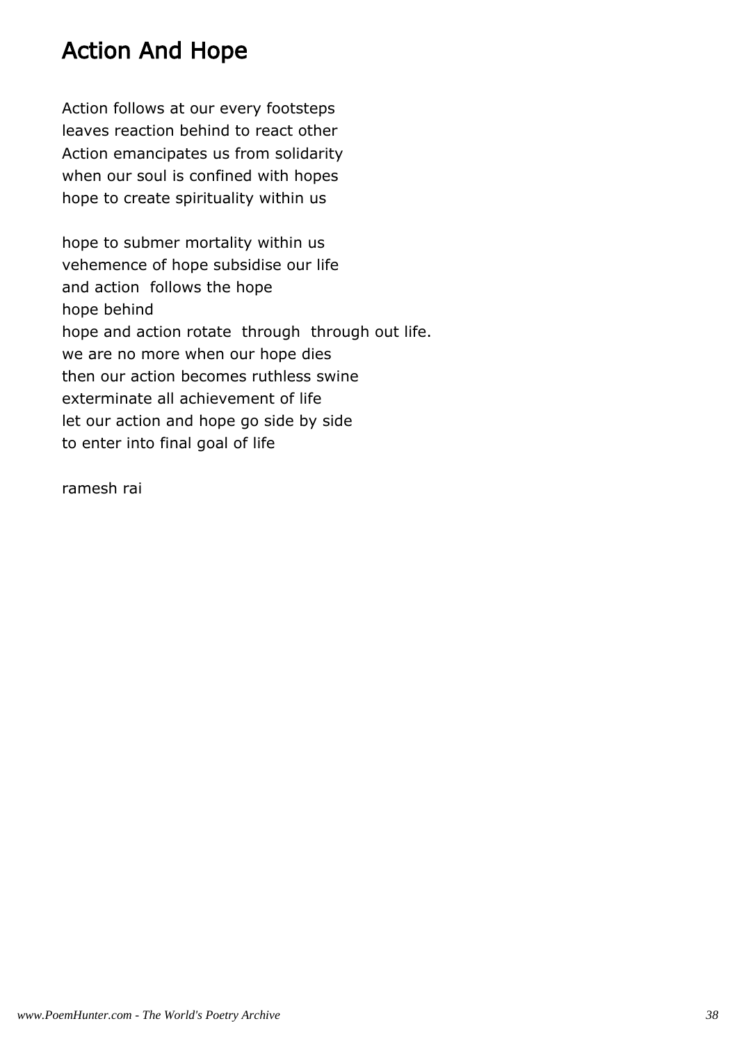# Action And Hope

Action follows at our every footsteps
leaves reaction behind to react other
Action emancipates us from solidarity
when our soul is confined with hopes
hope to create spirituality within us

hope to submer mortality within us
vehemence of hope subsidise our life
and action  follows the hope
hope behind
hope and action rotate  through  through out life.
we are no more when our hope dies
then our action becomes ruthless swine
exterminate all achievement of life
let our action and hope go side by side
to enter into final goal of life

ramesh rai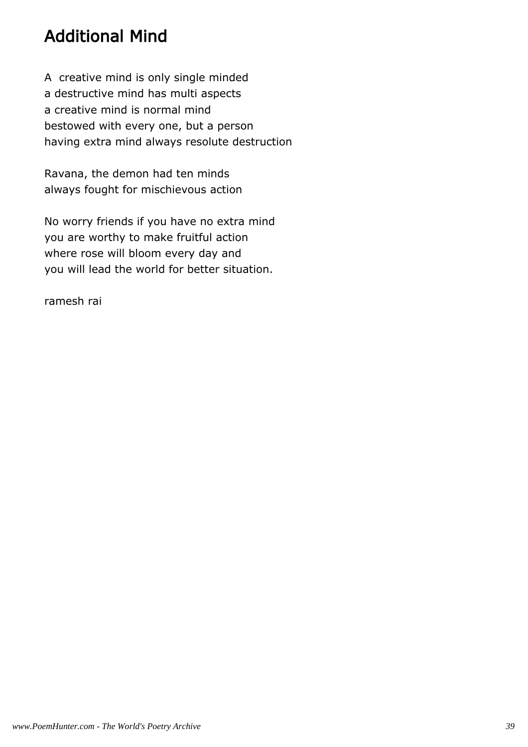# Additional Mind

A creative mind is only single minded  
a destructive mind has multi aspects  
a creative mind is normal mind  
bestowed with every one, but a person  
having extra mind always resolute destruction

Ravana, the demon had ten minds  
always fought for mischievous action

No worry friends if you have no extra mind  
you are worthy to make fruitful action  
where rose will bloom every day and  
you will lead the world for better situation.

ramesh rai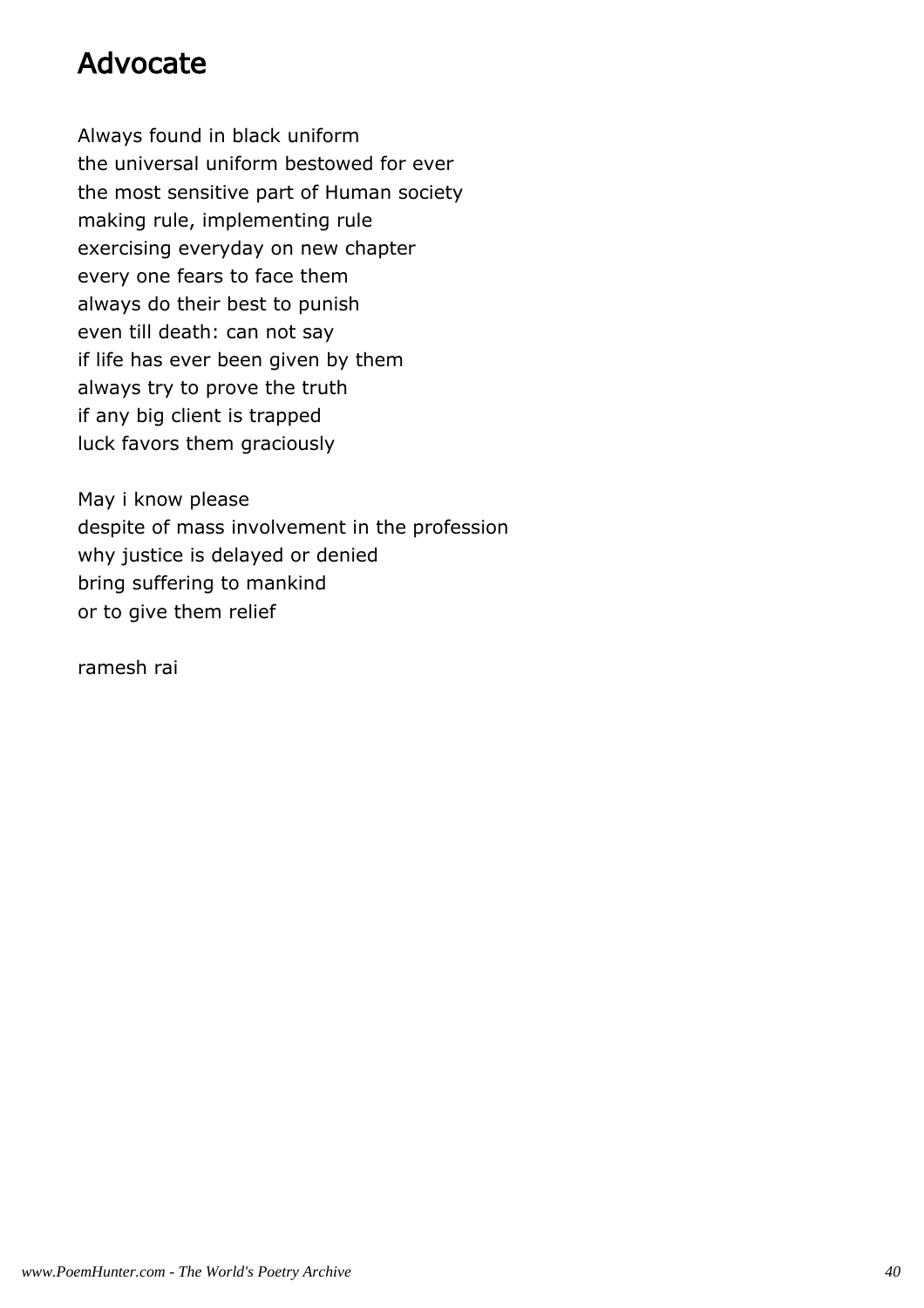# Advocate

Always found in black uniform
the universal uniform bestowed for ever
the most sensitive part of Human society
making rule, implementing rule
exercising everyday on new chapter
every one fears to face them
always do their best to punish
even till death: can not say
if life has ever been given by them
always try to prove the truth
if any big client is trapped
luck favors them graciously

May i know please
despite of mass involvement in the profession
why justice is delayed or denied
bring suffering to mankind
or to give them relief

ramesh rai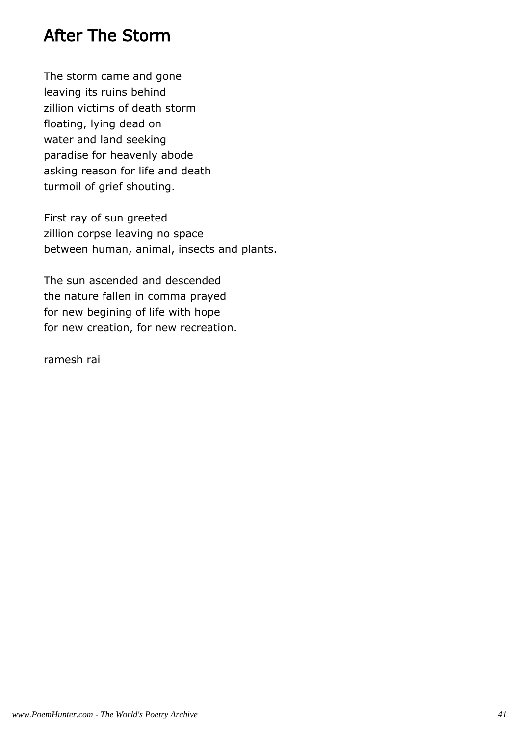# After The Storm

The storm came and gone
leaving its ruins behind
zillion victims of death storm
floating, lying dead on
water and land seeking
paradise for heavenly abode
asking reason for life and death
turmoil of grief shouting.

First ray of sun greeted
zillion corpse leaving no space
between human, animal, insects and plants.

The sun ascended and descended
the nature fallen in comma prayed
for new begining of life with hope
for new creation, for new recreation.

ramesh rai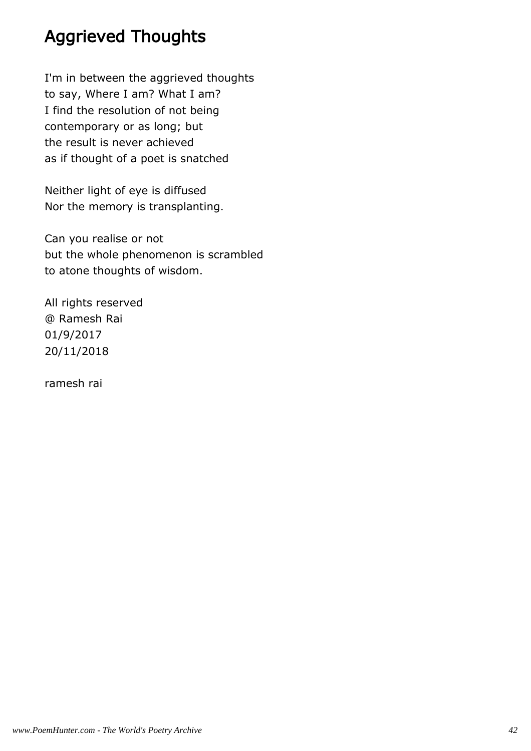# Aggrieved Thoughts

I'm in between the aggrieved thoughts
to say, Where I am? What I am?
I find the resolution of not being
contemporary or as long; but
the result is never achieved
as if thought of a poet is snatched

Neither light of eye is diffused
Nor the memory is transplanting.

Can you realise or not
but the whole phenomenon is scrambled
to atone thoughts of wisdom.

All rights reserved
@ Ramesh Rai
01/9/2017
20/11/2018

ramesh rai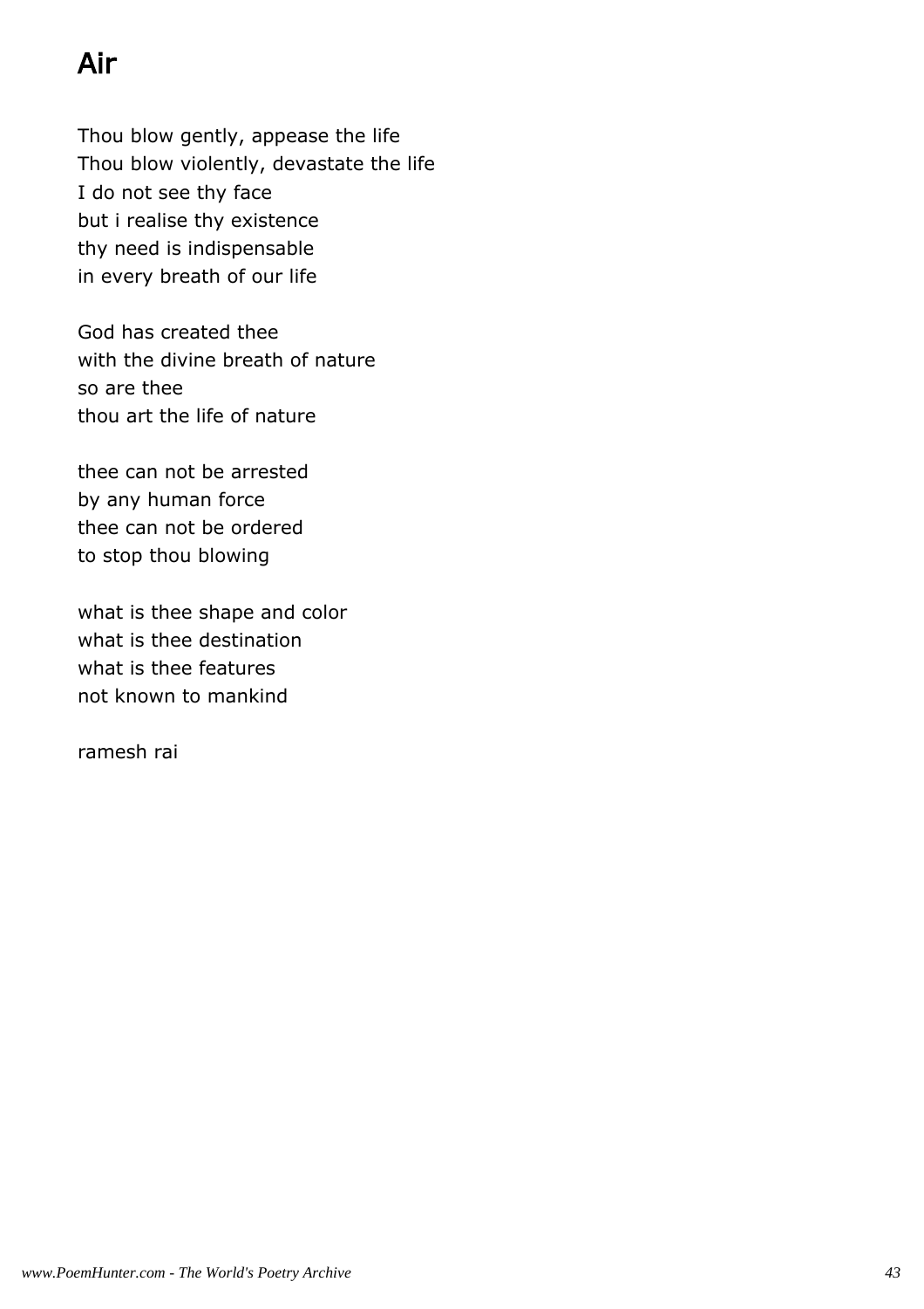# Air

Thou blow gently, appease the life  
Thou blow violently, devastate the life  
I do not see thy face  
but i realise thy existence  
thy need is indispensable  
in every breath of our life

God has created thee  
with the divine breath of nature  
so are thee  
thou art the life of nature

thee can not be arrested  
by any human force  
thee can not be ordered  
to stop thou blowing

what is thee shape and color  
what is thee destination  
what is thee features  
not known to mankind

ramesh rai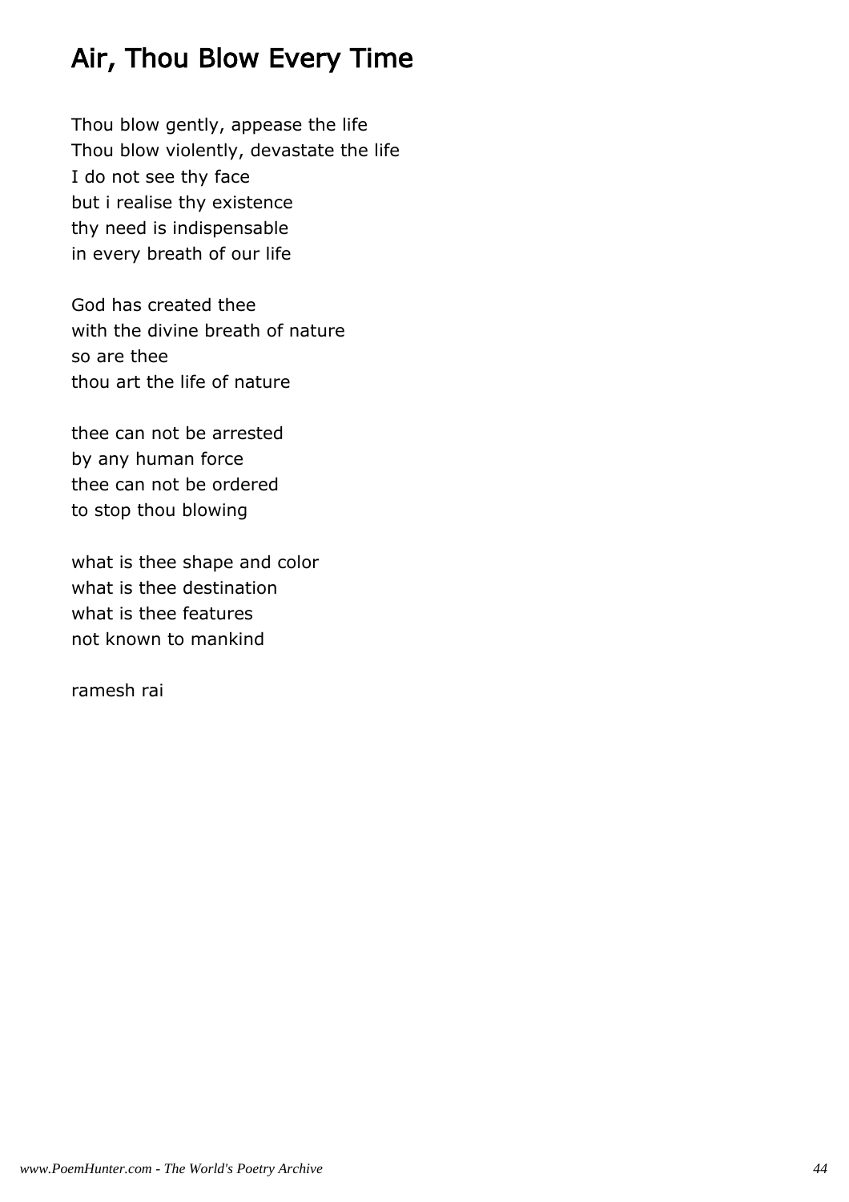# Air, Thou Blow Every Time

Thou blow gently, appease the life
Thou blow violently, devastate the life
I do not see thy face
but i realise thy existence
thy need is indispensable
in every breath of our life

God has created thee
with the divine breath of nature
so are thee
thou art the life of nature

thee can not be arrested
by any human force
thee can not be ordered
to stop thou blowing

what is thee shape and color
what is thee destination
what is thee features
not known to mankind

ramesh rai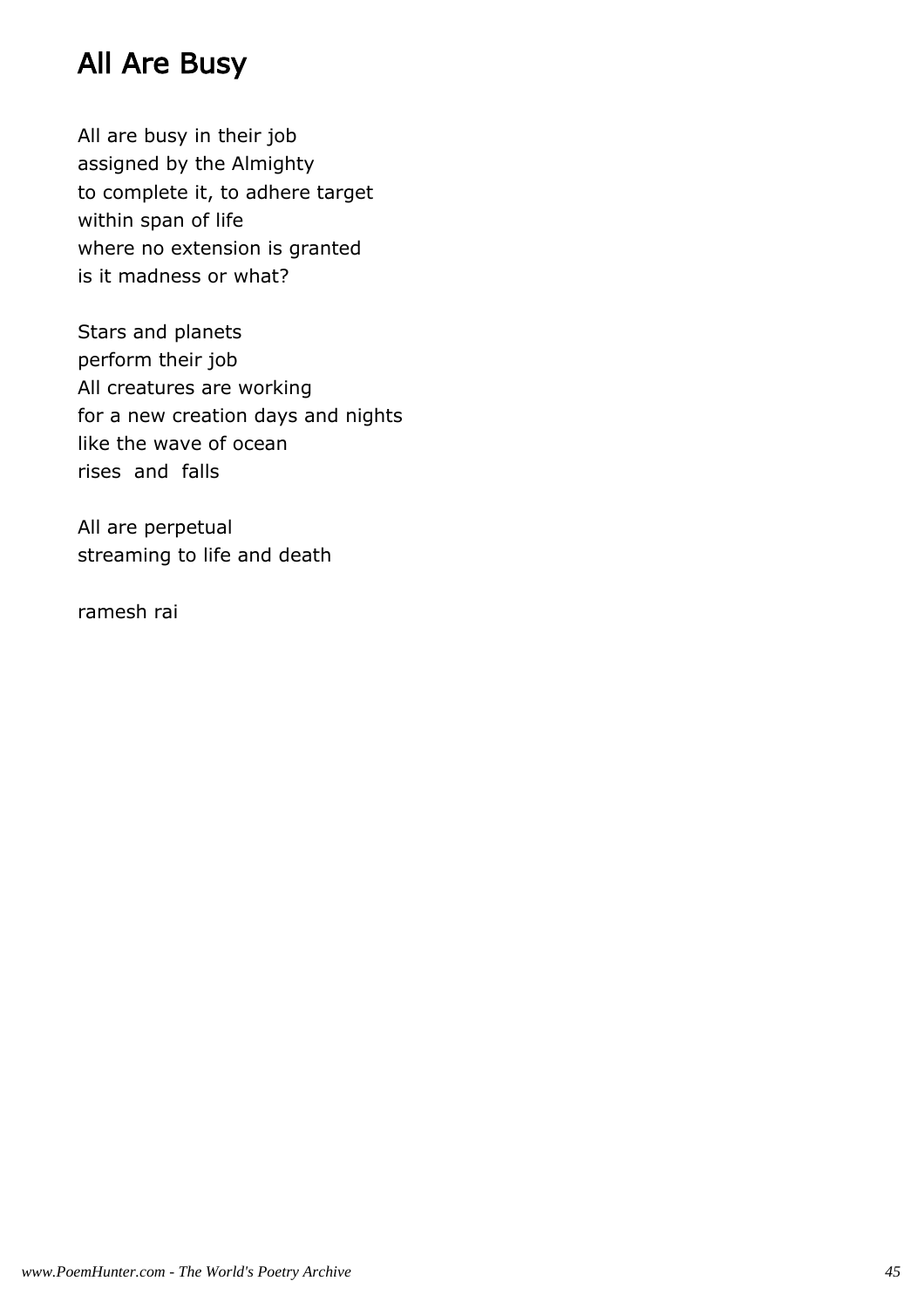# All Are Busy

All are busy in their job
assigned by the Almighty
to complete it, to adhere target
within span of life
where no extension is granted
is it madness or what?

Stars and planets
perform their job
All creatures are working
for a new creation days and nights
like the wave of ocean
rises and falls

All are perpetual
streaming to life and death

ramesh rai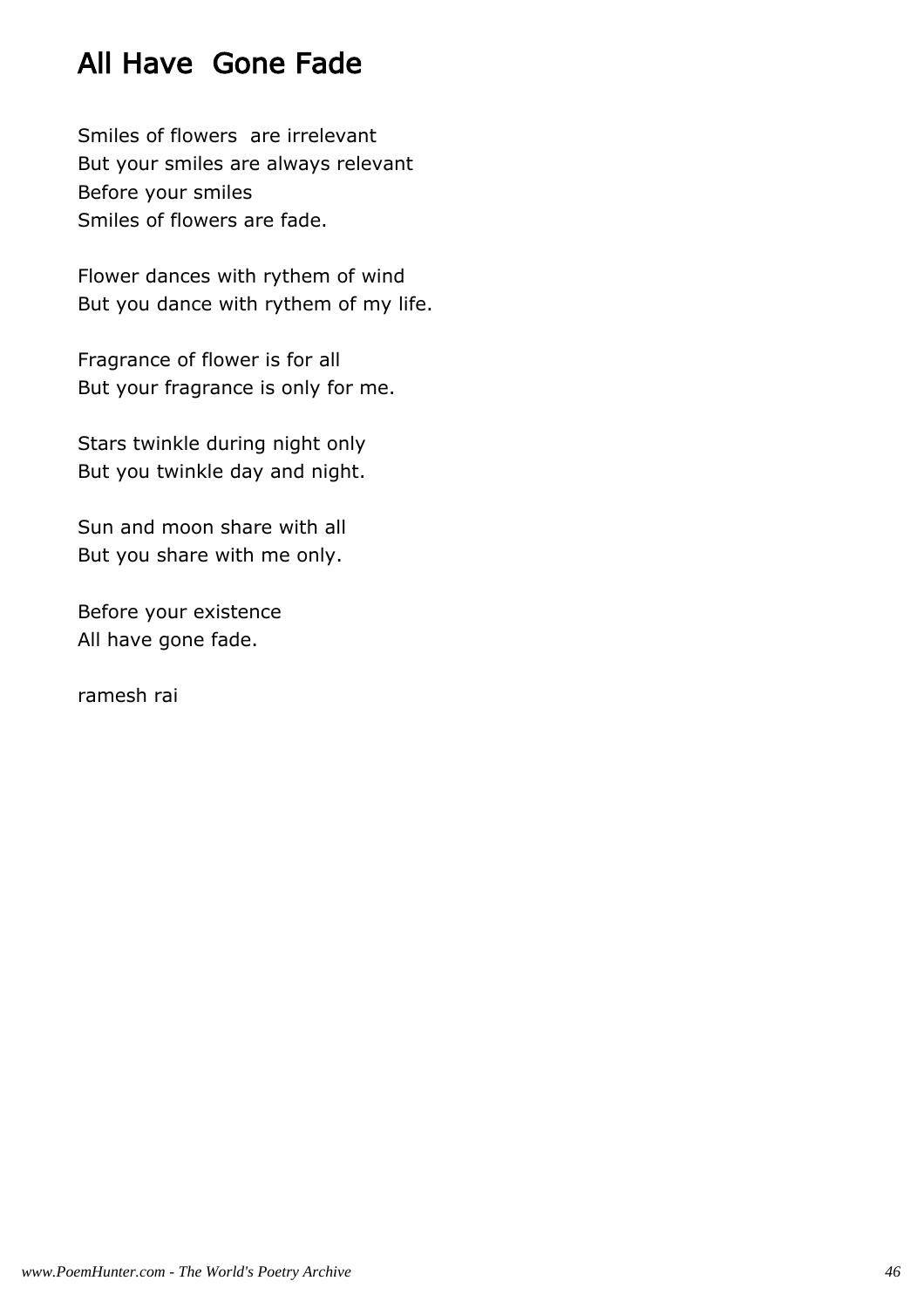## All Have  Gone Fade

Smiles of flowers  are irrelevant  
But your smiles are always relevant  
Before your smiles  
Smiles of flowers are fade.

Flower dances with rythem of wind  
But you dance with rythem of my life.

Fragrance of flower is for all  
But your fragrance is only for me.

Stars twinkle during night only  
But you twinkle day and night.

Sun and moon share with all  
But you share with me only.

Before your existence  
All have gone fade.

ramesh rai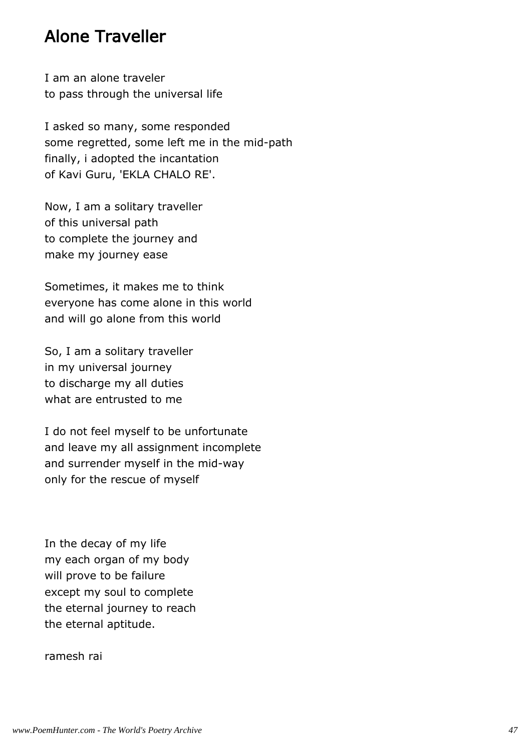# Alone Traveller

I am an alone traveler
to pass through the universal life

I asked so many, some responded
some regretted, some left me in the mid-path
finally, i adopted the incantation
of Kavi Guru, 'EKLA CHALO RE'.

Now, I am a solitary traveller
of this universal path
to complete the journey and
make my journey ease

Sometimes, it makes me to think
everyone has come alone in this world
and will go alone from this world

So, I am a solitary traveller
in my universal journey
to discharge my all duties
what are entrusted to me

I do not feel myself to be unfortunate
and leave my all assignment incomplete
and surrender myself in the mid-way
only for the rescue of myself

In the decay of my life
my each organ of my body
will prove to be failure
except my soul to complete
the eternal journey to reach
the eternal aptitude.

ramesh rai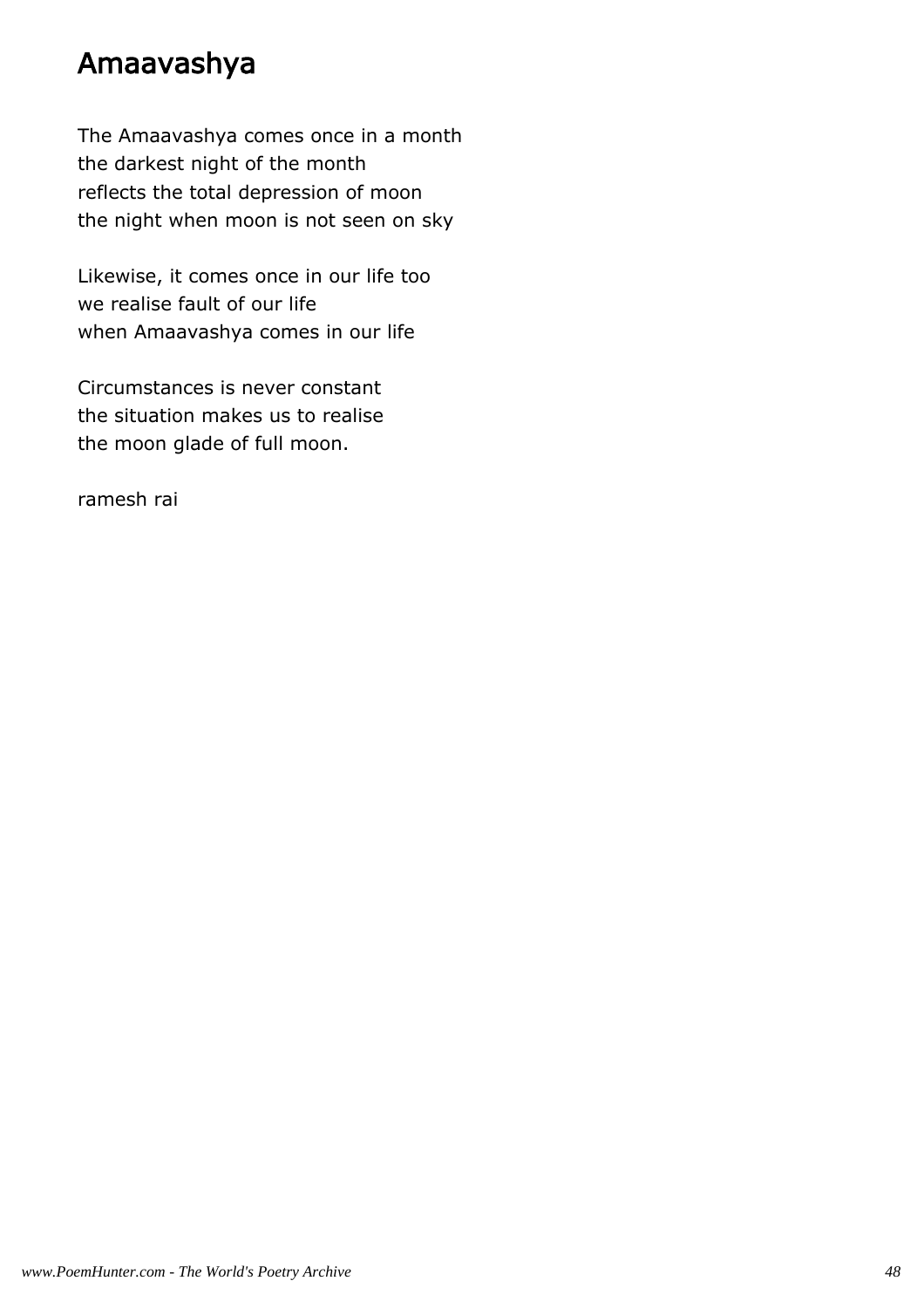# Amaavashya

The Amaavashya comes once in a month
the darkest night of the month
reflects the total depression of moon
the night when moon is not seen on sky

Likewise, it comes once in our life too
we realise fault of our life
when Amaavashya comes in our life

Circumstances is never constant
the situation makes us to realise
the moon glade of full moon.

ramesh rai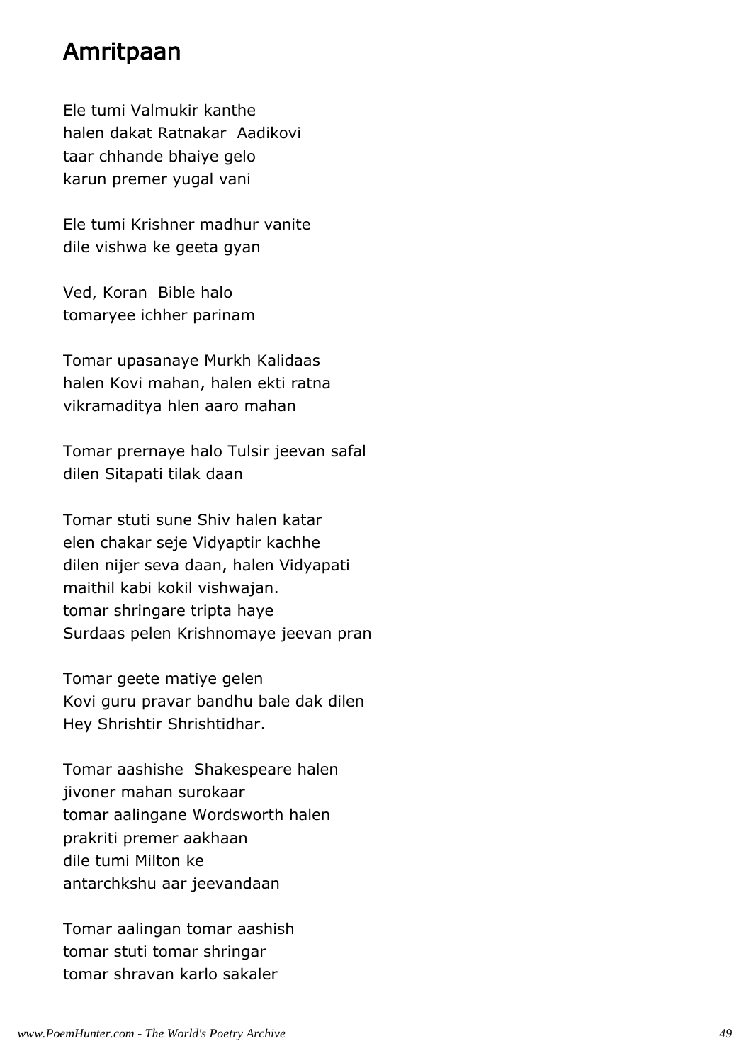# Amritpaan

Ele tumi Valmukir kanthe
halen dakat Ratnakar  Aadikovi
taar chhande bhaiye gelo
karun premer yugal vani

Ele tumi Krishner madhur vanite
dile vishwa ke geeta gyan

Ved, Koran  Bible halo
tomaryee ichher parinam

Tomar upasanaye Murkh Kalidaas
halen Kovi mahan, halen ekti ratna
vikramaditya hlen aaro mahan

Tomar prernaye halo Tulsir jeevan safal
dilen Sitapati tilak daan

Tomar stuti sune Shiv halen katar
elen chakar seje Vidyaptir kachhe
dilen nijer seva daan, halen Vidyapati
maithil kabi kokil vishwajan.
tomar shringare tripta haye
Surdaas pelen Krishnomaye jeevan pran

Tomar geete matiye gelen
Kovi guru pravar bandhu bale dak dilen
Hey Shrishtir Shrishtidhar.

Tomar aashishe  Shakespeare halen
jivoner mahan surokaar
tomar aalingane Wordsworth halen
prakriti premer aakhaan
dile tumi Milton ke
antarchkshu aar jeevandaan

Tomar aalingan tomar aashish
tomar stuti tomar shringar
tomar shravan karlo sakaler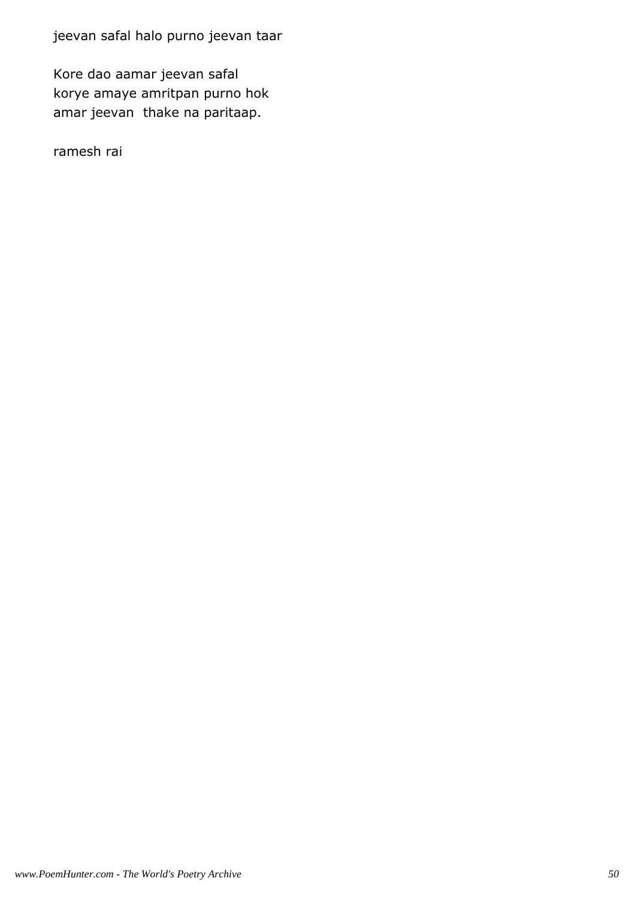jeevan safal halo purno jeevan taar

Kore dao aamar jeevan safal
korye amaye amritpan purno hok
amar jeevan  thake na paritaap.

ramesh rai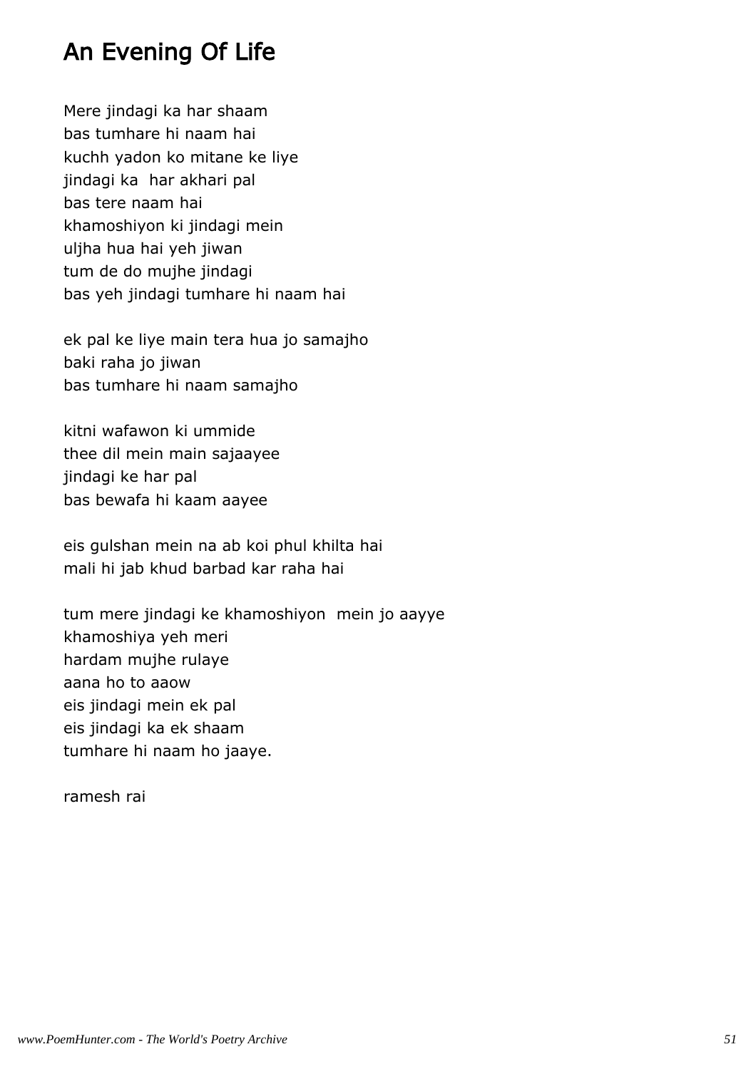# An Evening Of Life

Mere jindagi ka har shaam
bas tumhare hi naam hai
kuchh yadon ko mitane ke liye
jindagi ka  har akhari pal
bas tere naam hai
khamoshiyon ki jindagi mein
uljha hua hai yeh jiwan
tum de do mujhe jindagi
bas yeh jindagi tumhare hi naam hai

ek pal ke liye main tera hua jo samajho
baki raha jo jiwan
bas tumhare hi naam samajho

kitni wafawon ki ummide
thee dil mein main sajaayee
jindagi ke har pal
bas bewafa hi kaam aayee

eis gulshan mein na ab koi phul khilta hai
mali hi jab khud barbad kar raha hai

tum mere jindagi ke khamoshiyon  mein jo aayye
khamoshiya yeh meri
hardam mujhe rulaye
aana ho to aaow
eis jindagi mein ek pal
eis jindagi ka ek shaam
tumhare hi naam ho jaaye.

ramesh rai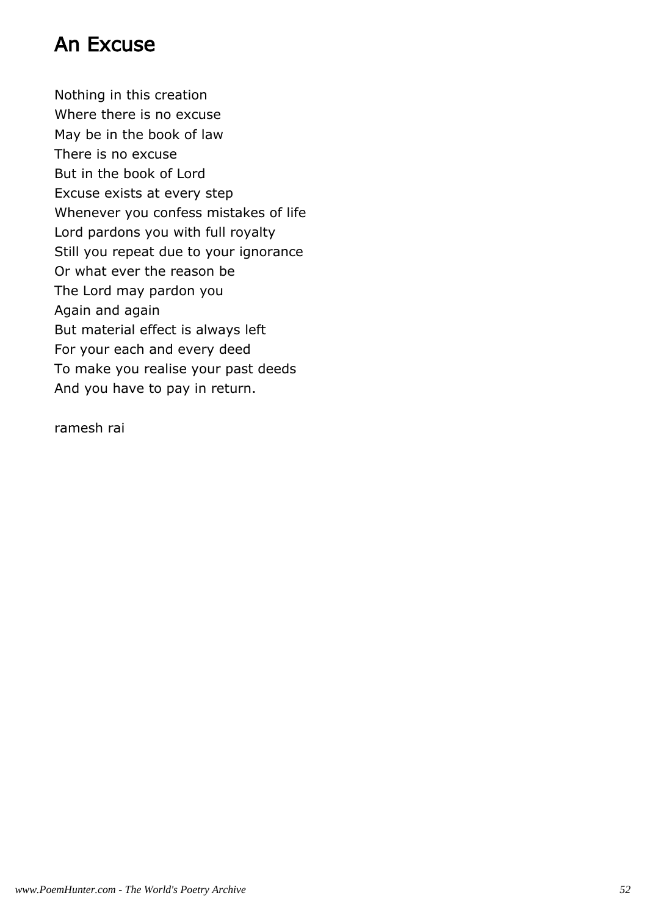# An Excuse

Nothing in this creation
Where there is no excuse
May be in the book of law
There is no excuse
But in the book of Lord
Excuse exists at every step
Whenever you confess mistakes of life
Lord pardons you with full royalty
Still you repeat due to your ignorance
Or what ever the reason be
The Lord may pardon you
Again and again
But material effect is always left
For your each and every deed
To make you realise your past deeds
And you have to pay in return.

ramesh rai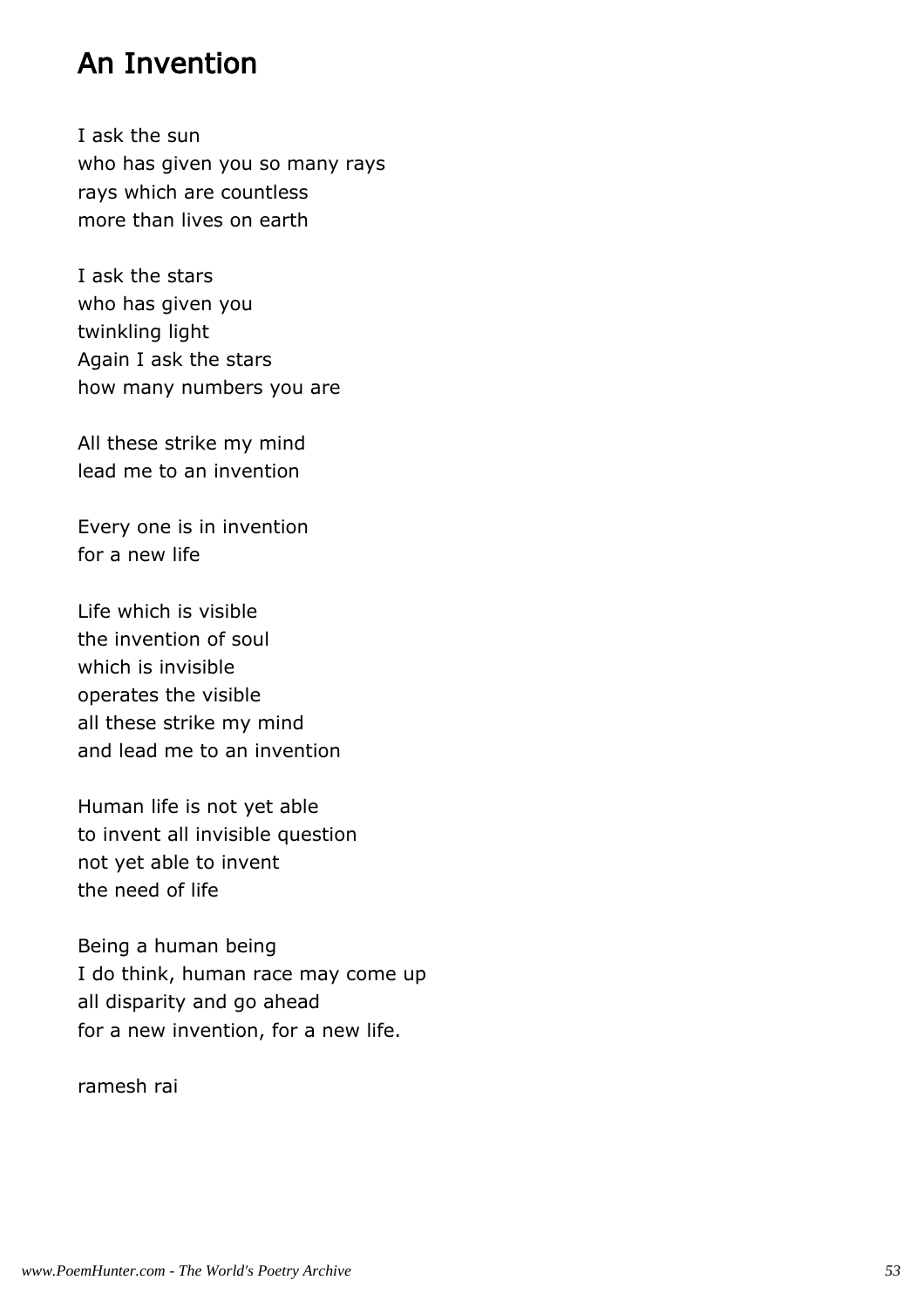# An Invention

I ask the sun
who has given you so many rays
rays which are countless
more than lives on earth

I ask the stars
who has given you
twinkling light
Again I ask the stars
how many numbers you are

All these strike my mind
lead me to an invention

Every one is in invention
for a new life

Life which is visible
the invention of soul
which is invisible
operates the visible
all these strike my mind
and lead me to an invention

Human life is not yet able
to invent all invisible question
not yet able to invent
the need of life

Being a human being
I do think, human race may come up
all disparity and go ahead
for a new invention, for a new life.

ramesh rai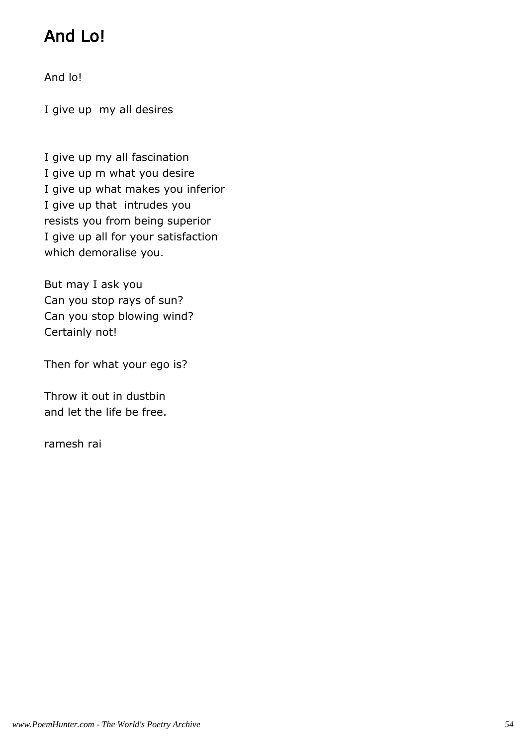# And Lo!

And lo!

I give up  my all desires

I give up my all fascination  
I give up m what you desire  
I give up what makes you inferior  
I give up that  intrudes you  
resists you from being superior  
I give up all for your satisfaction  
which demoralise you.

But may I ask you  
Can you stop rays of sun?  
Can you stop blowing wind?  
Certainly not!

Then for what your ego is?

Throw it out in dustbin  
and let the life be free.

ramesh rai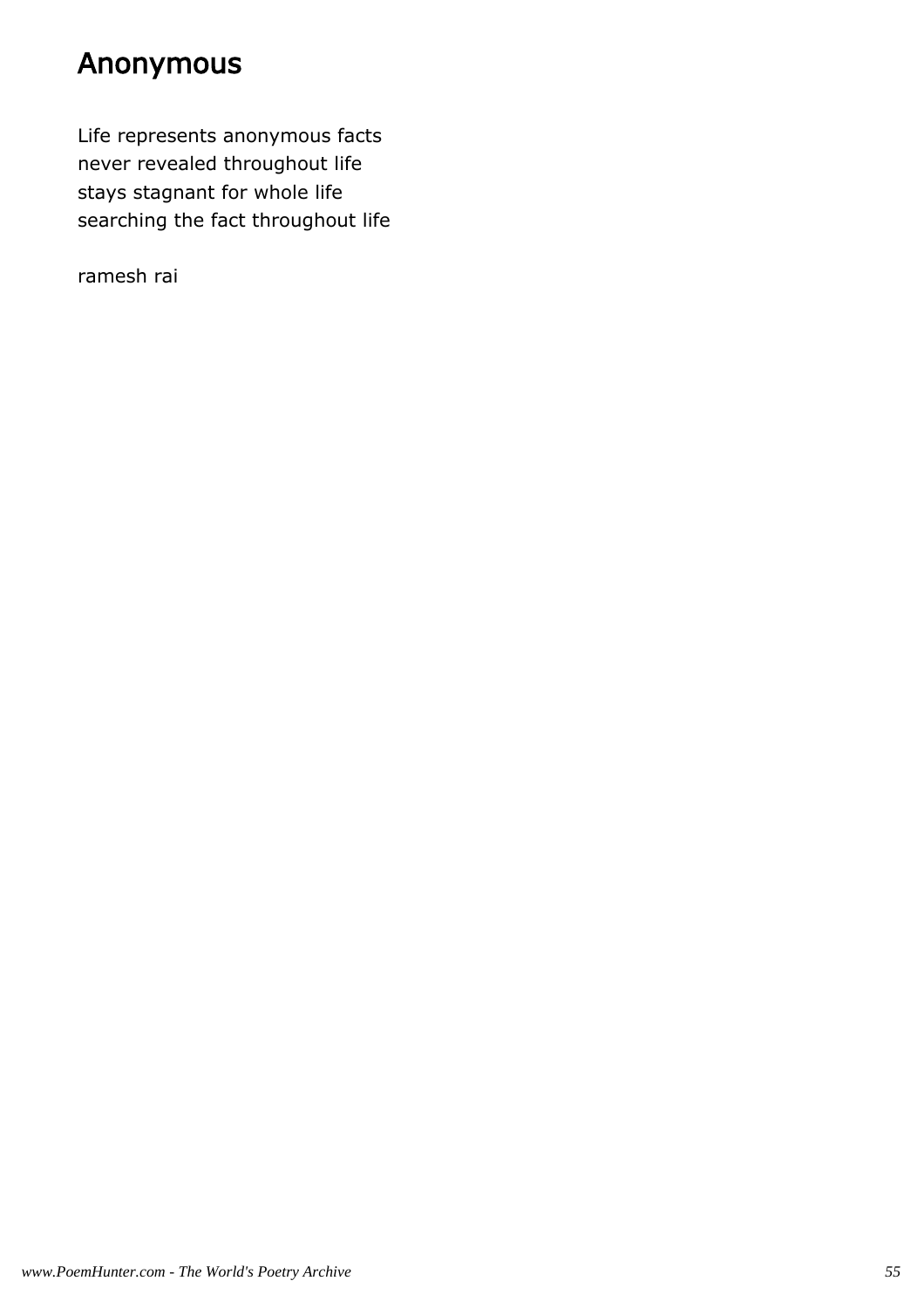# Anonymous

Life represents anonymous facts  
never revealed throughout life  
stays stagnant for whole life  
searching the fact throughout life

ramesh rai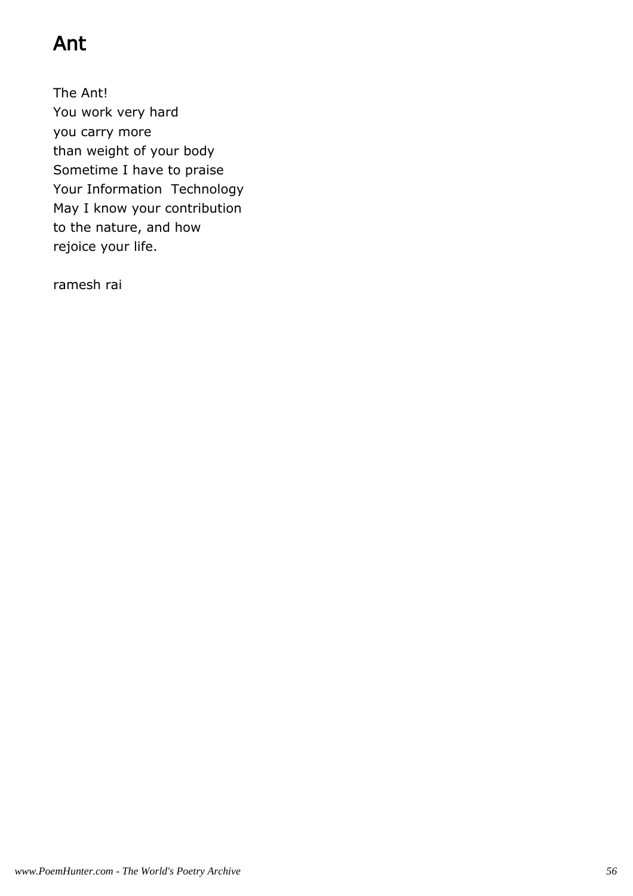# Ant

The Ant!
You work very hard
you carry more
than weight of your body
Sometime I have to praise
Your Information  Technology
May I know your contribution
to the nature, and how
rejoice your life.

ramesh rai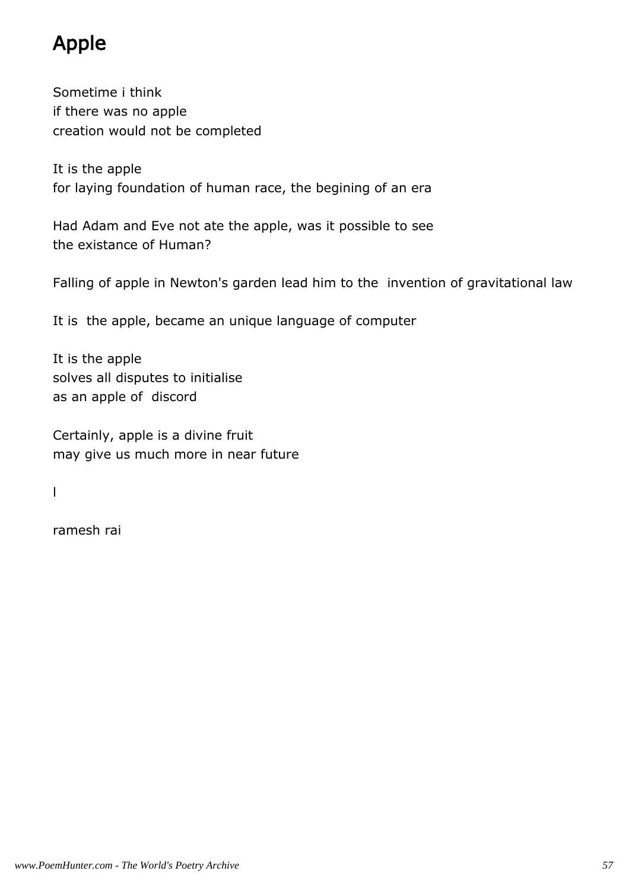# Apple

Sometime i think  
if there was no apple  
creation would not be completed

It is the apple  
for laying foundation of human race, the begining of an era

Had Adam and Eve not ate the apple, was it possible to see  
the existance of Human?

Falling of apple in Newton's garden lead him to the invention of gravitational law

It is the apple, became an unique language of computer

It is the apple  
solves all disputes to initialise  
as an apple of discord

Certainly, apple is a divine fruit  
may give us much more in near future

l

ramesh rai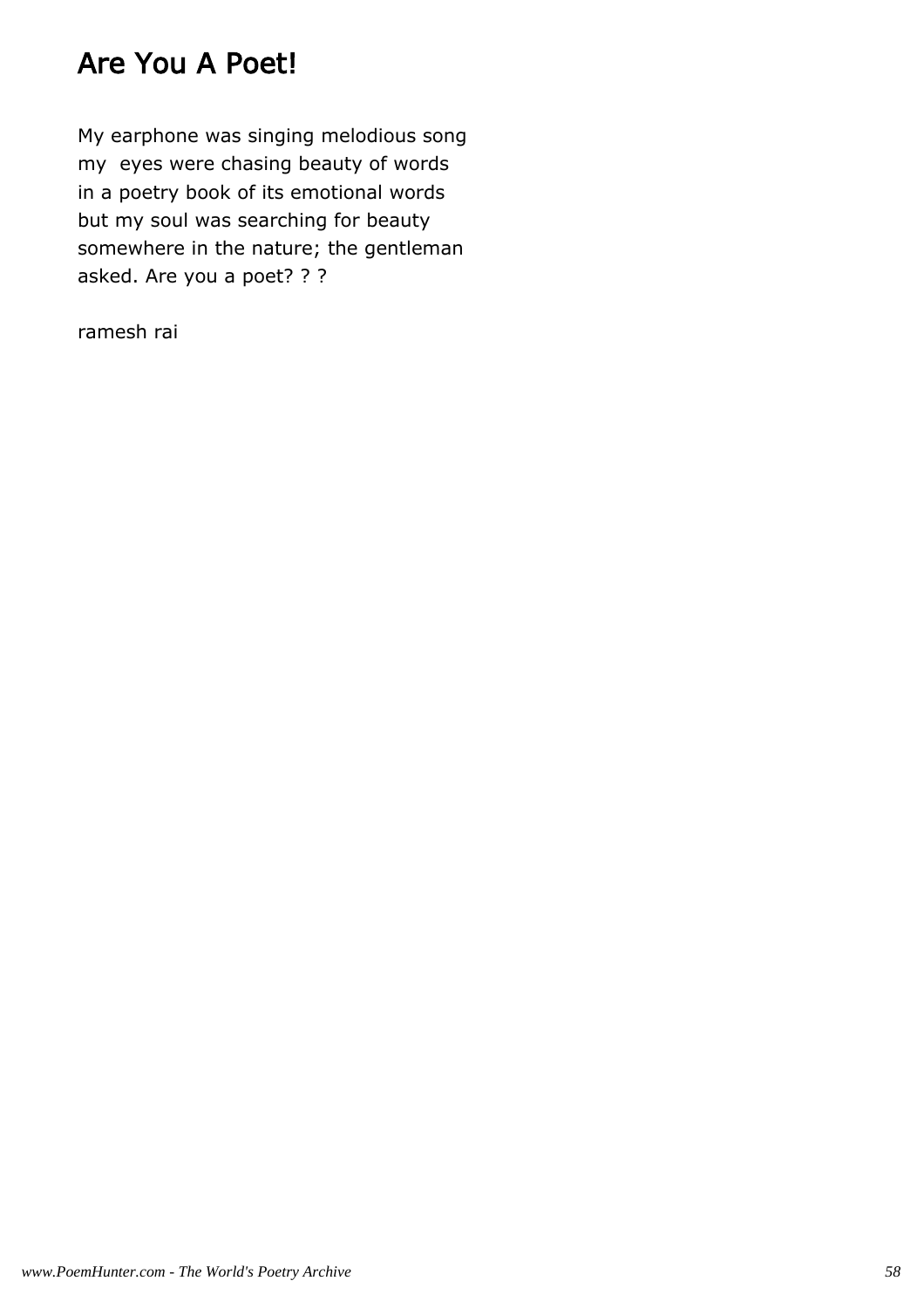# Are You A Poet!

My earphone was singing melodious song
my eyes were chasing beauty of words
in a poetry book of its emotional words
but my soul was searching for beauty
somewhere in the nature; the gentleman
asked. Are you a poet? ? ?

ramesh rai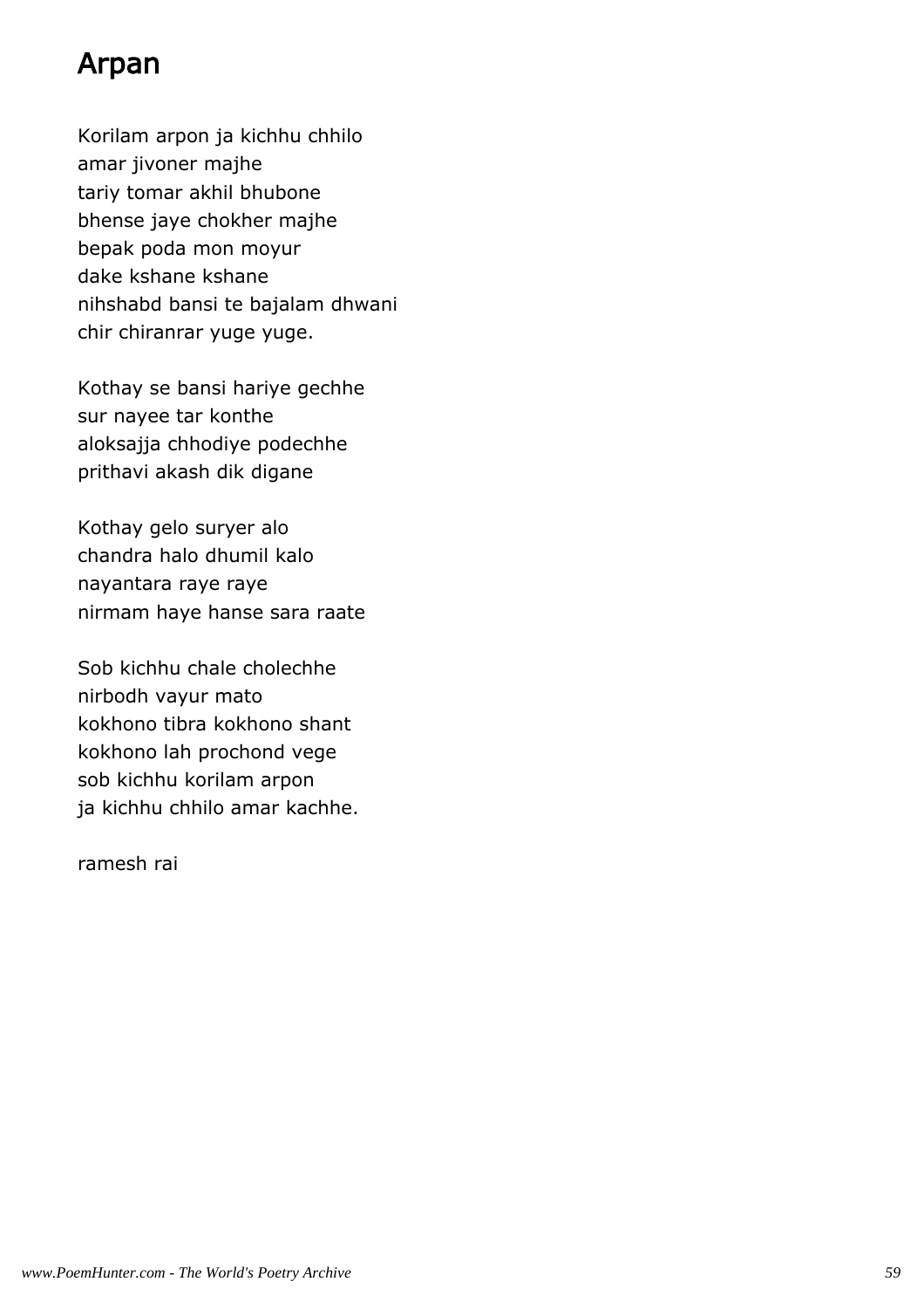# Arpan

Korilam arpon ja kichhu chhilo  
amar jivoner majhe  
tariy tomar akhil bhubone  
bhense jaye chokher majhe  
bepak poda mon moyur  
dake kshane kshane  
nihshabd bansi te bajalam dhwani  
chir chiranrar yuge yuge.

Kothay se bansi hariye gechhe  
sur nayee tar konthe  
aloksajja chhodiye podechhe  
prithavi akash dik digane

Kothay gelo suryer alo  
chandra halo dhumil kalo  
nayantara raye raye  
nirmam haye hanse sara raate

Sob kichhu chale cholechhe  
nirbodh vayur mato  
kokhono tibra kokhono shant  
kokhono lah prochond vege  
sob kichhu korilam arpon  
ja kichhu chhilo amar kachhe.

ramesh rai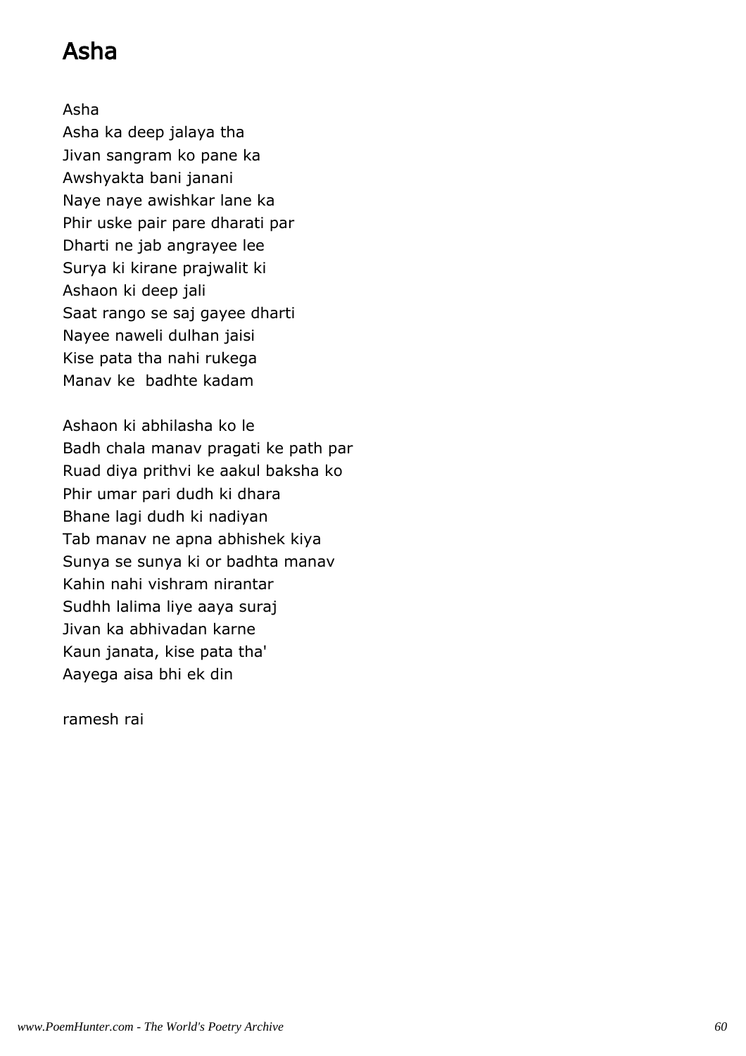# Asha

Asha  
Asha ka deep jalaya tha  
Jivan sangram ko pane ka  
Awshyakta bani janani  
Naye naye awishkar lane ka  
Phir uske pair pare dharati par  
Dharti ne jab angrayee lee  
Surya ki kirane prajwalit ki  
Ashaon ki deep jali  
Saat rango se saj gayee dharti  
Nayee naweli dulhan jaisi  
Kise pata tha nahi rukega  
Manav ke  badhte kadam

Ashaon ki abhilasha ko le  
Badh chala manav pragati ke path par  
Ruad diya prithvi ke aakul baksha ko  
Phir umar pari dudh ki dhara  
Bhane lagi dudh ki nadiyan  
Tab manav ne apna abhishek kiya  
Sunya se sunya ki or badhta manav  
Kahin nahi vishram nirantar  
Sudhh lalima liye aaya suraj  
Jivan ka abhivadan karne  
Kaun janata, kise pata tha'  
Aayega aisa bhi ek din

ramesh rai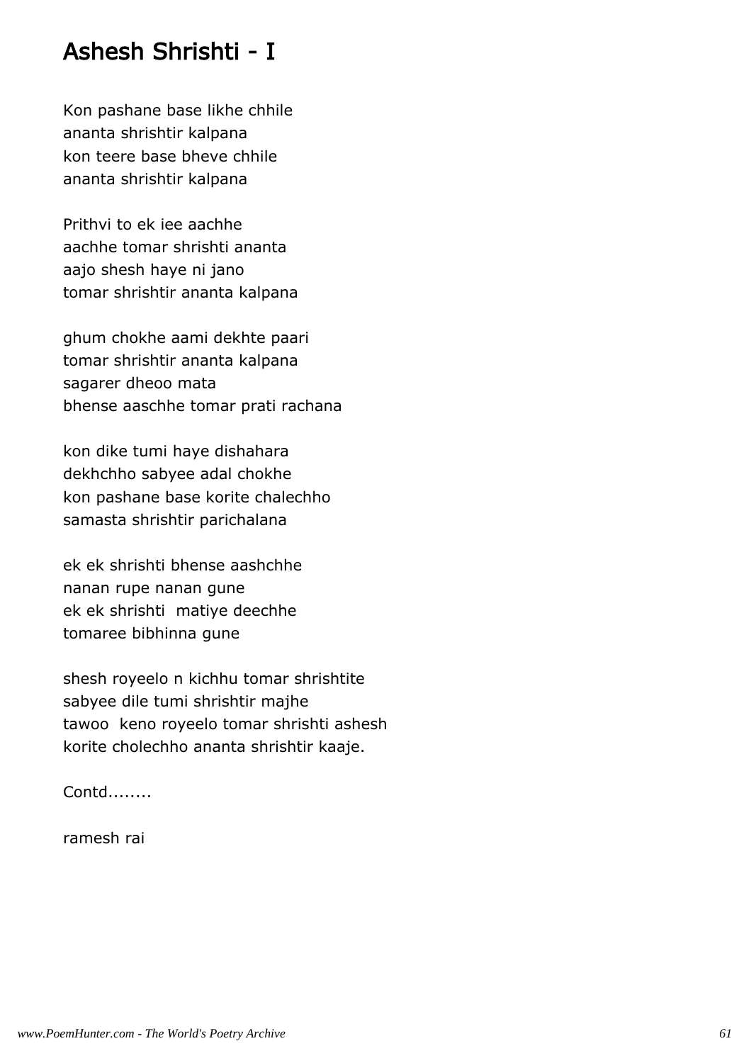# Ashesh Shrishti - I

Kon pashane base likhe chhile
ananta shrishtir kalpana
kon teere base bheve chhile
ananta shrishtir kalpana

Prithvi to ek iee aachhe
aachhe tomar shrishti ananta
aajo shesh haye ni jano
tomar shrishtir ananta kalpana

ghum chokhe aami dekhte paari
tomar shrishtir ananta kalpana
sagarer dheoo mata
bhense aaschhe tomar prati rachana

kon dike tumi haye dishahara
dekhchho sabyee adal chokhe
kon pashane base korite chalechho
samasta shrishtir parichalana

ek ek shrishti bhense aashchhe
nanan rupe nanan gune
ek ek shrishti matiye deechhe
tomaree bibhinna gune

shesh royeelo n kichhu tomar shrishtite
sabyee dile tumi shrishtir majhe
tawoo keno royeelo tomar shrishti ashesh
korite cholechho ananta shrishtir kaaje.

Contd........

ramesh rai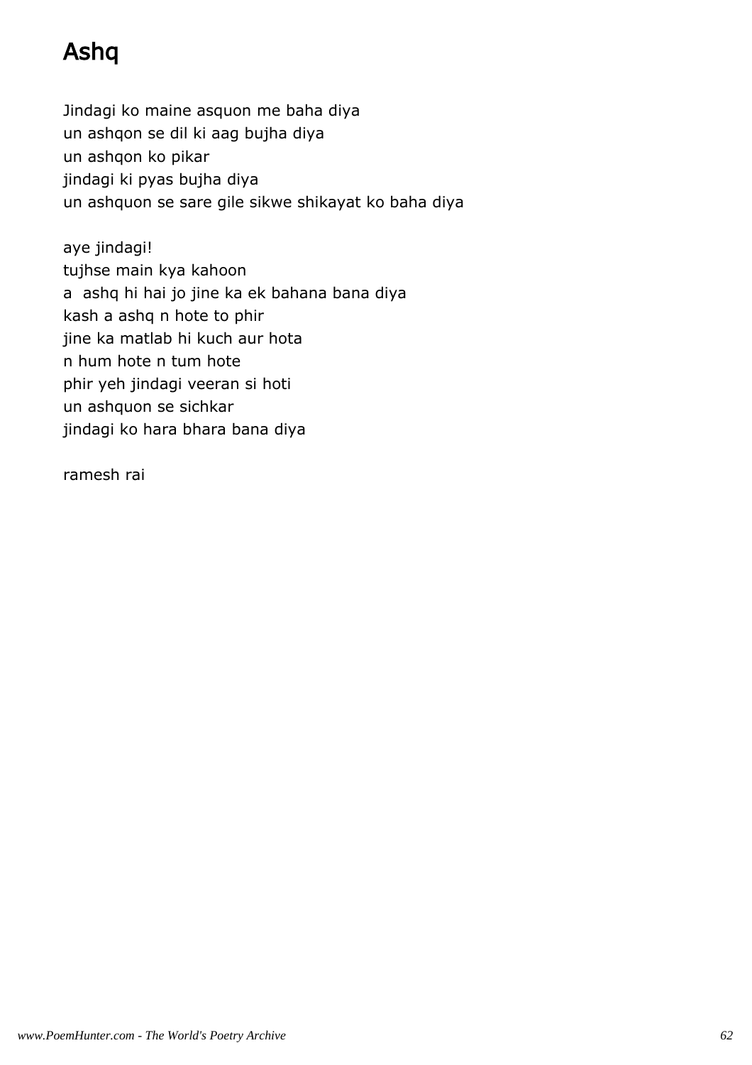# Ashq

Jindagi ko maine asquon me baha diya
un ashqon se dil ki aag bujha diya
un ashqon ko pikar
jindagi ki pyas bujha diya
un ashquon se sare gile sikwe shikayat ko baha diya

aye jindagi!
tujhse main kya kahoon
a  ashq hi hai jo jine ka ek bahana bana diya
kash a ashq n hote to phir
jine ka matlab hi kuch aur hota
n hum hote n tum hote
phir yeh jindagi veeran si hoti
un ashquon se sichkar
jindagi ko hara bhara bana diya

ramesh rai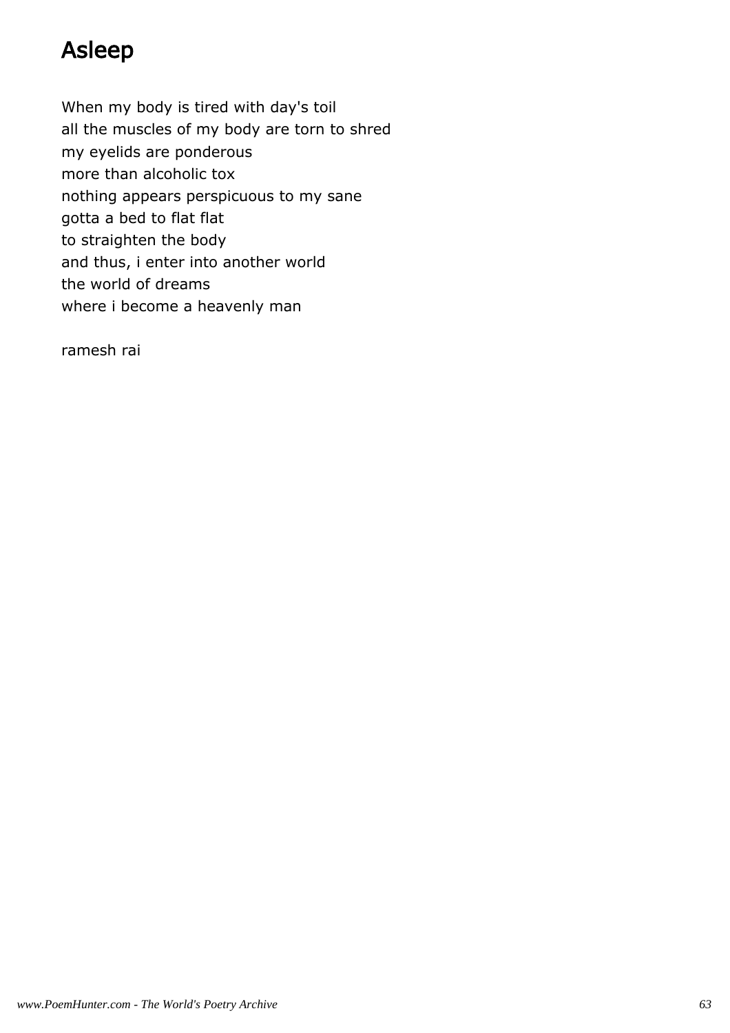# Asleep

When my body is tired with day's toil  
all the muscles of my body are torn to shred  
my eyelids are ponderous  
more than alcoholic tox  
nothing appears perspicuous to my sane  
gotta a bed to flat flat  
to straighten the body  
and thus, i enter into another world  
the world of dreams  
where i become a heavenly man

ramesh rai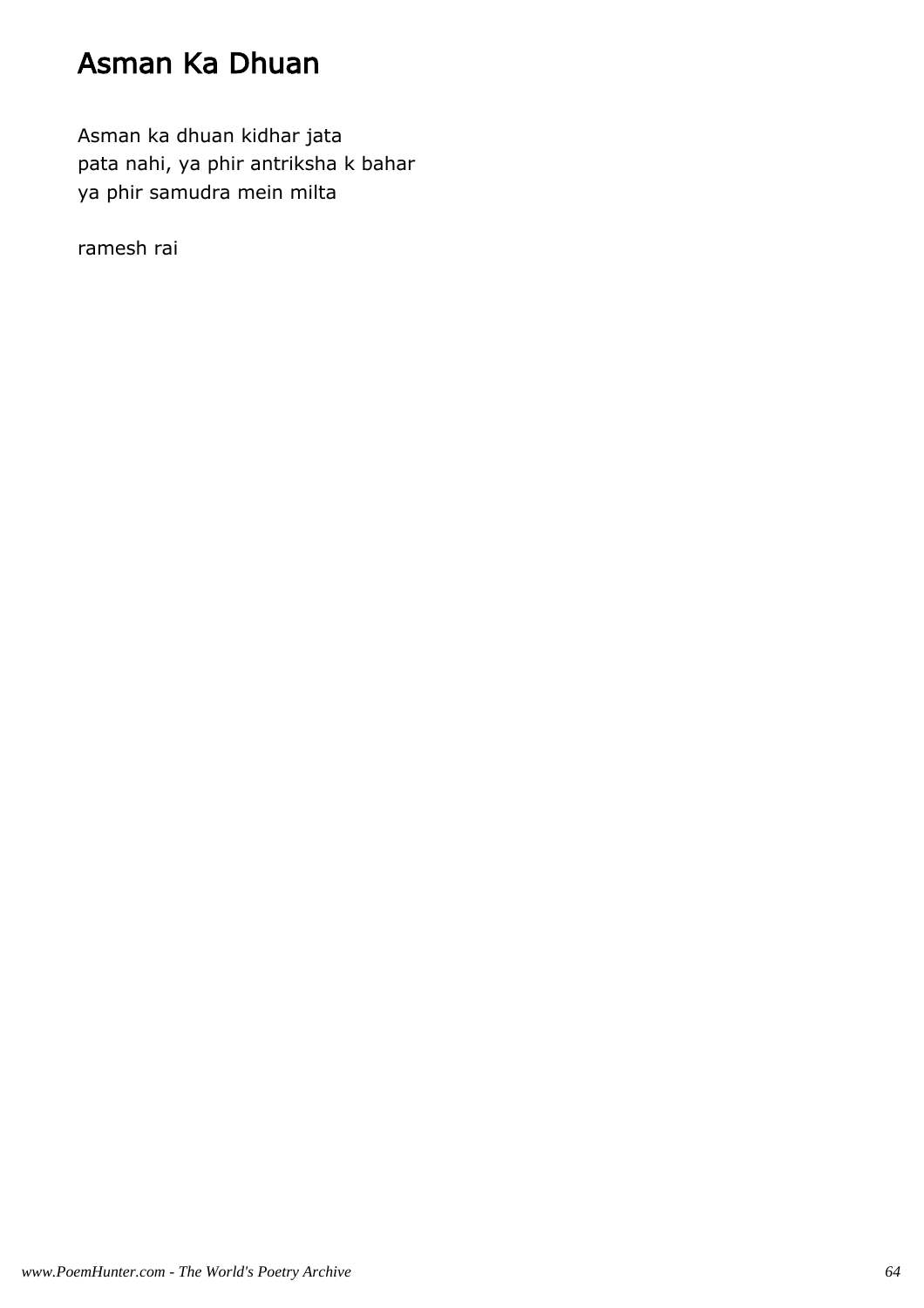# Asman Ka Dhuan

Asman ka dhuan kidhar jata
pata nahi, ya phir antriksha k bahar
ya phir samudra mein milta

ramesh rai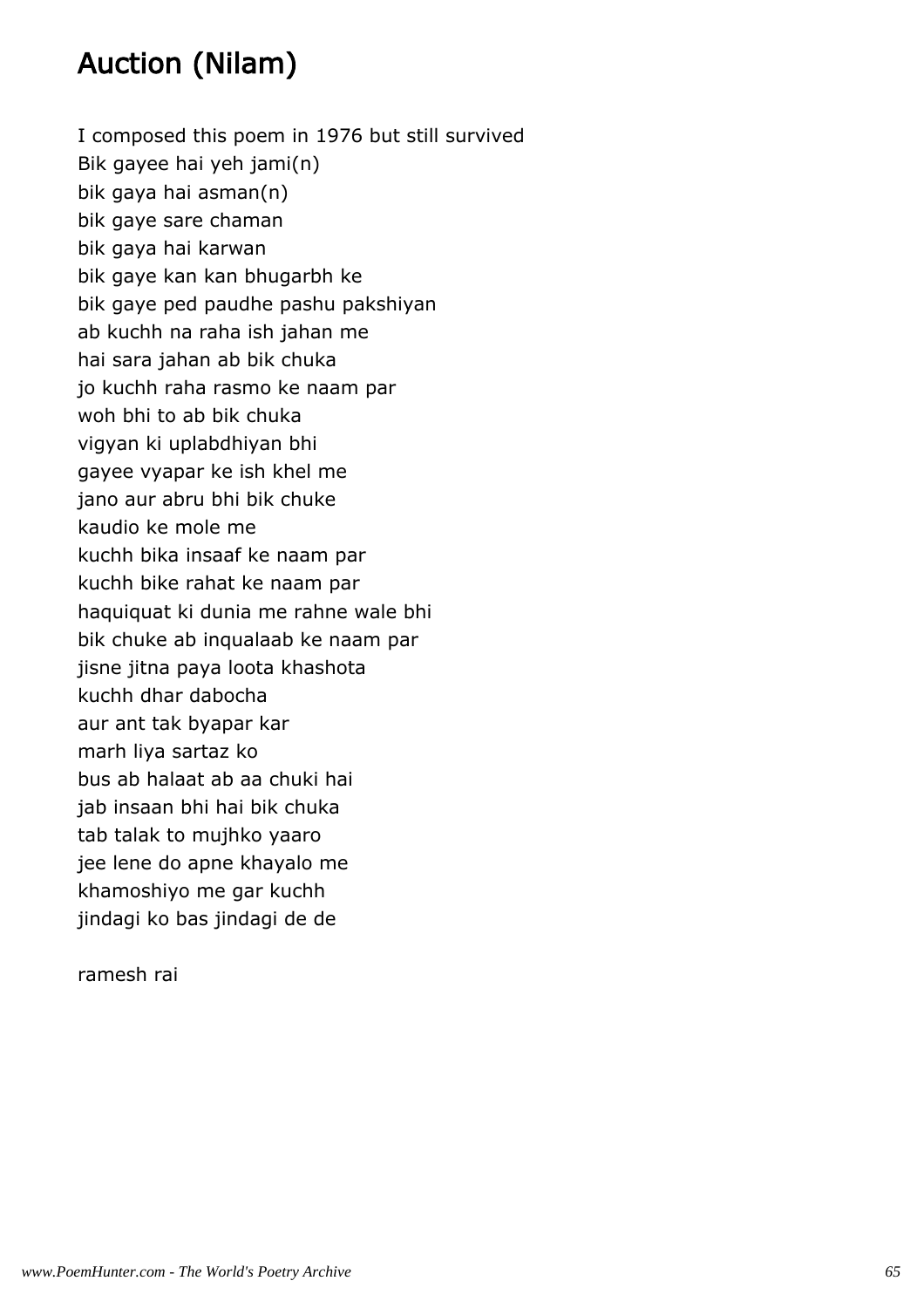# Auction (Nilam)

I composed this poem in 1976 but still survived
Bik gayee hai yeh jami(n)
bik gaya hai asman(n)
bik gaye sare chaman
bik gaya hai karwan
bik gaye kan kan bhugarbh ke
bik gaye ped paudhe pashu pakshiyan
ab kuchh na raha ish jahan me
hai sara jahan ab bik chuka
jo kuchh raha rasmo ke naam par
woh bhi to ab bik chuka
vigyan ki uplabdhiyan bhi
gayee vyapar ke ish khel me
jano aur abru bhi bik chuke
kaudio ke mole me
kuchh bika insaaf ke naam par
kuchh bike rahat ke naam par
haquiquat ki dunia me rahne wale bhi
bik chuke ab inqualaab ke naam par
jisne jitna paya loota khashota
kuchh dhar dabocha
aur ant tak byapar kar
marh liya sartaz ko
bus ab halaat ab aa chuki hai
jab insaan bhi hai bik chuka
tab talak to mujhko yaaro
jee lene do apne khayalo me
khamoshiyo me gar kuchh
jindagi ko bas jindagi de de

ramesh rai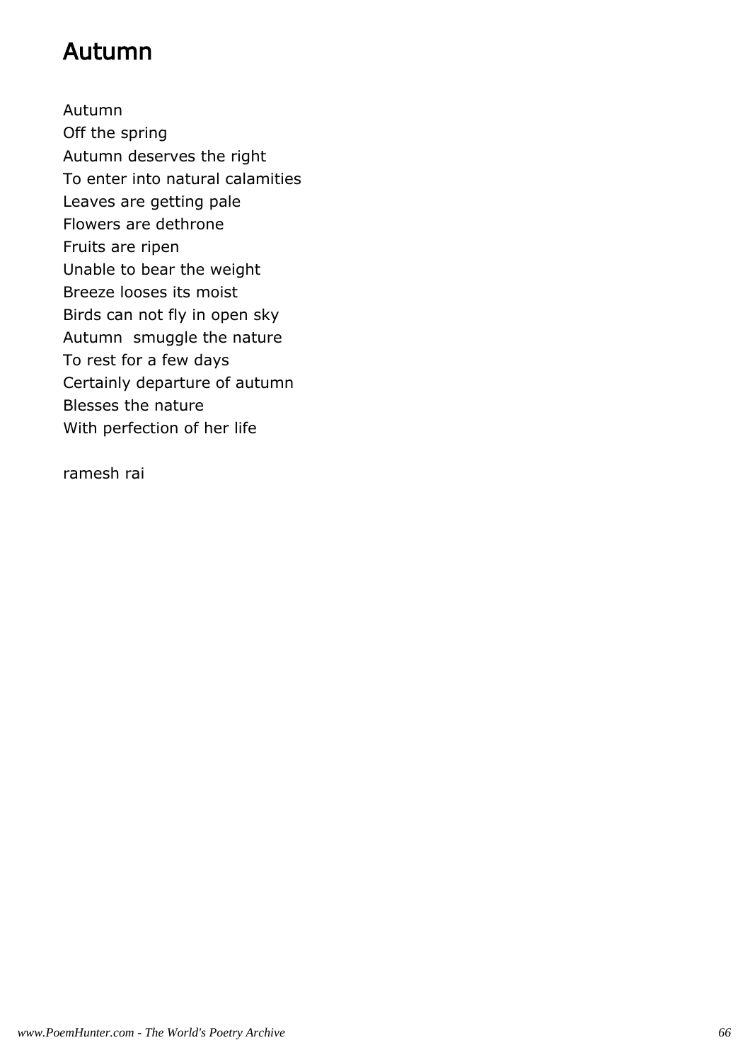# Autumn

Autumn  
Off the spring  
Autumn deserves the right  
To enter into natural calamities  
Leaves are getting pale  
Flowers are dethrone  
Fruits are ripen  
Unable to bear the weight  
Breeze looses its moist  
Birds can not fly in open sky  
Autumn  smuggle the nature  
To rest for a few days  
Certainly departure of autumn  
Blesses the nature  
With perfection of her life

ramesh rai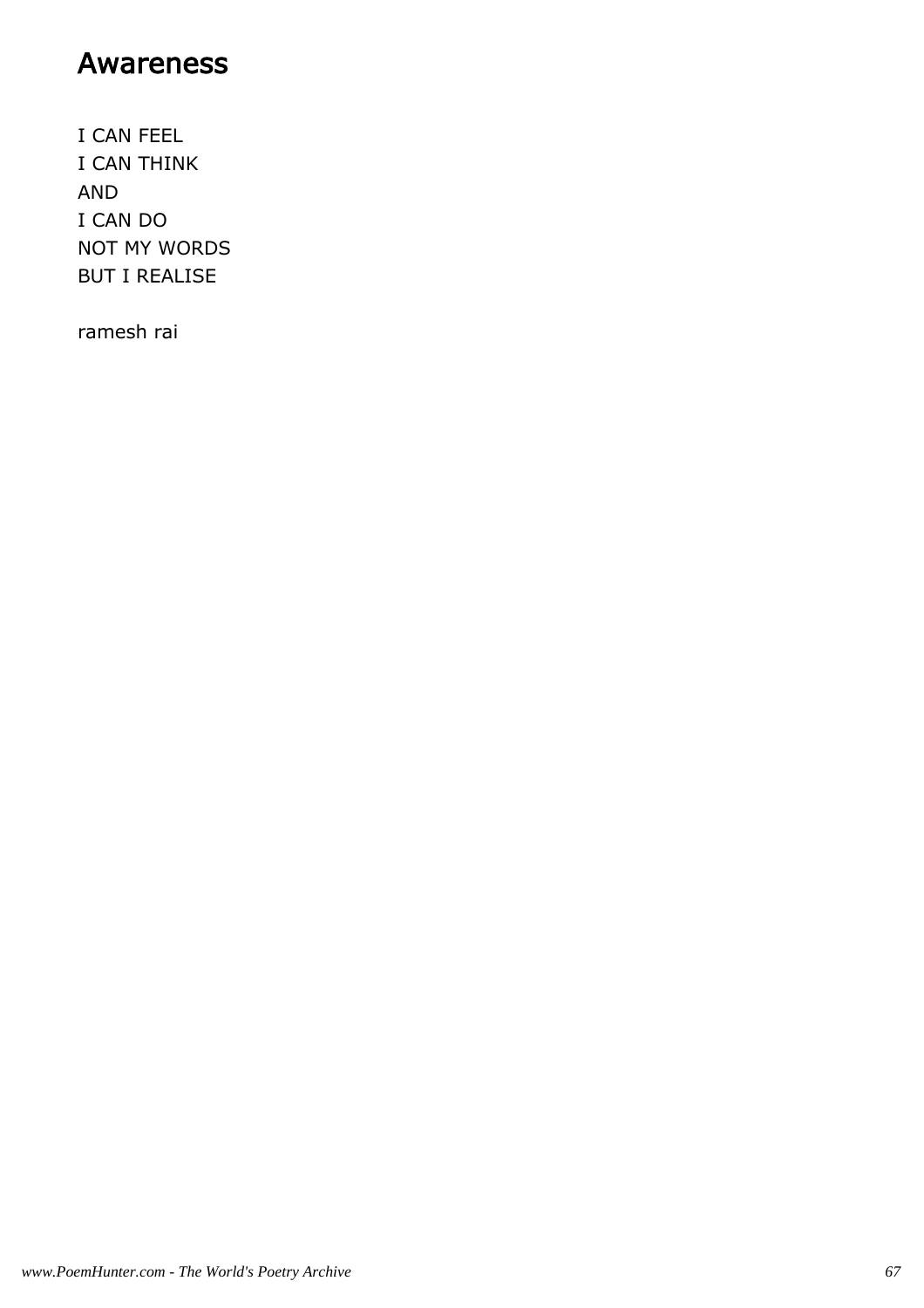# Awareness

I CAN FEEL  
I CAN THINK  
AND  
I CAN DO  
NOT MY WORDS  
BUT I REALISE

ramesh rai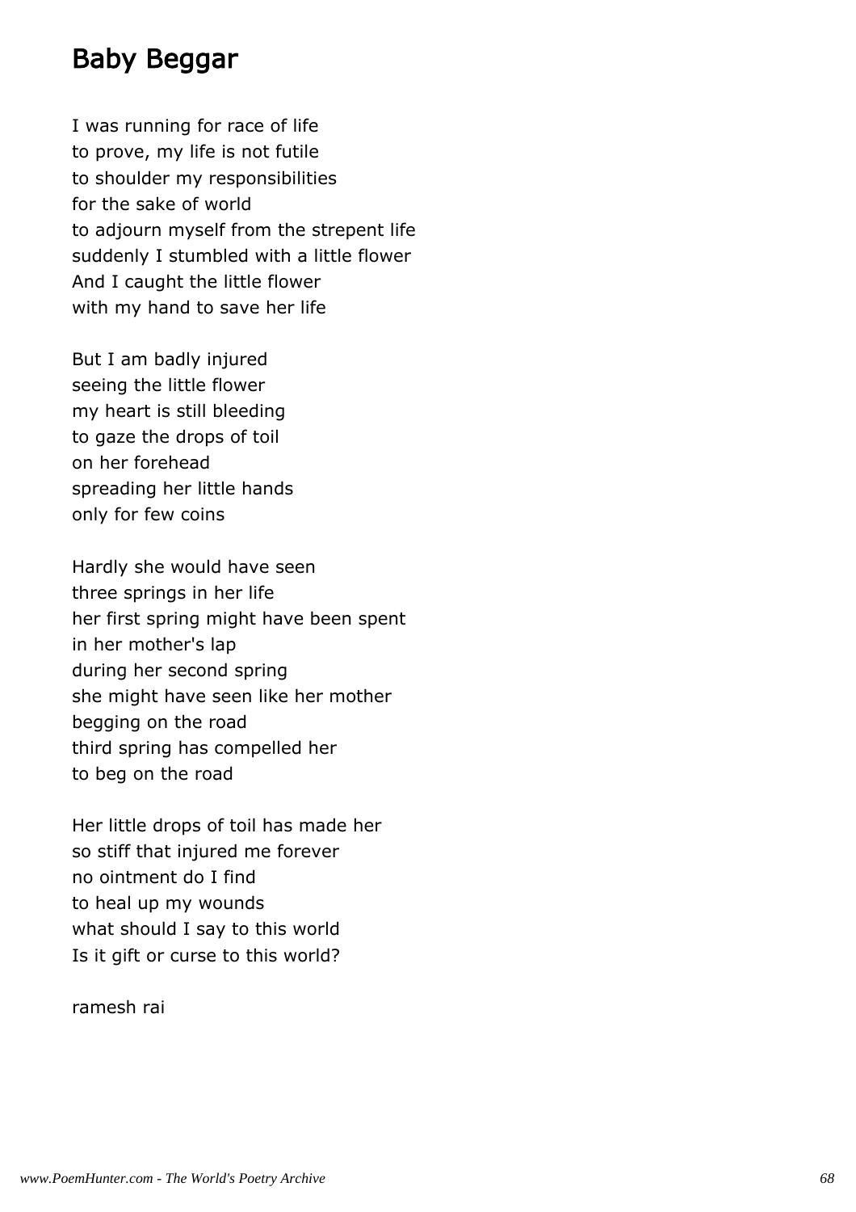# Baby Beggar

I was running for race of life
to prove, my life is not futile
to shoulder my responsibilities
for the sake of world
to adjourn myself from the strepent life
suddenly I stumbled with a little flower
And I caught the little flower
with my hand to save her life

But I am badly injured
seeing the little flower
my heart is still bleeding
to gaze the drops of toil
on her forehead
spreading her little hands
only for few coins

Hardly she would have seen
three springs in her life
her first spring might have been spent
in her mother's lap
during her second spring
she might have seen like her mother
begging on the road
third spring has compelled her
to beg on the road

Her little drops of toil has made her
so stiff that injured me forever
no ointment do I find
to heal up my wounds
what should I say to this world
Is it gift or curse to this world?

ramesh rai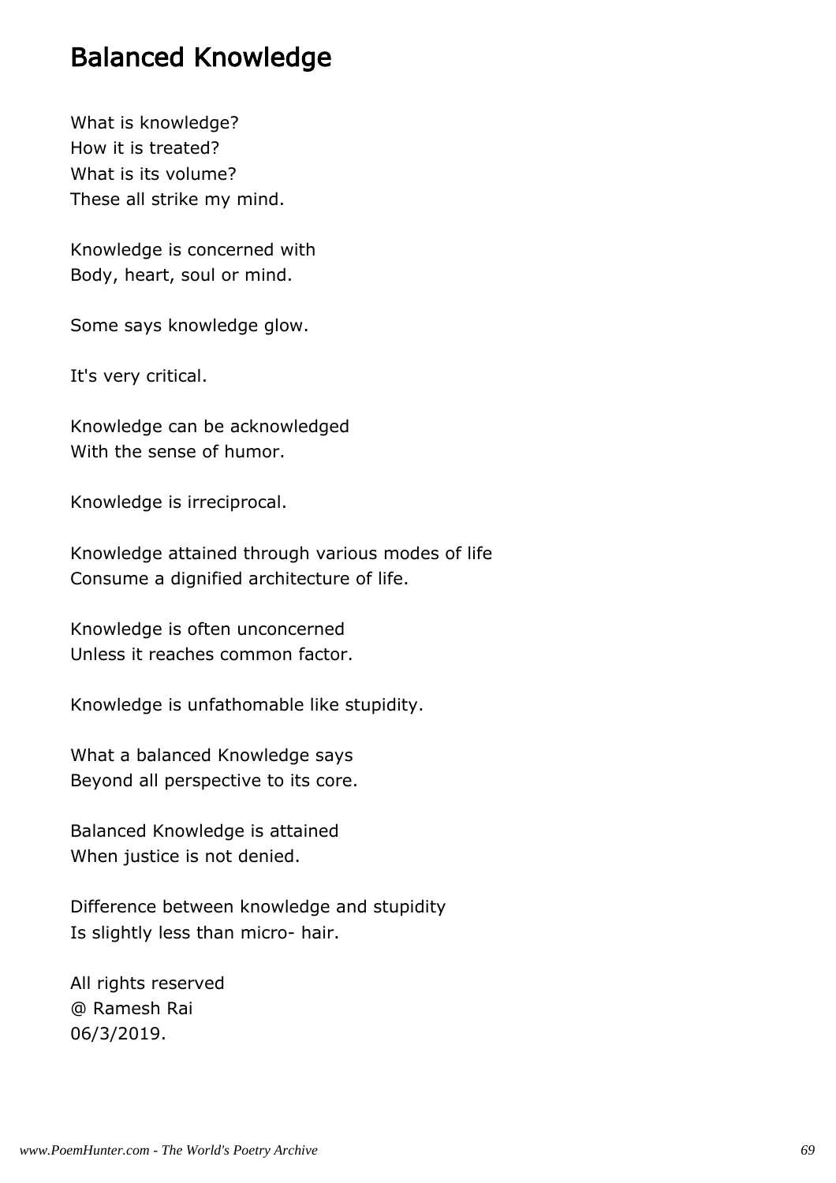## Balanced Knowledge

What is knowledge?
How it is treated?
What is its volume?
These all strike my mind.

Knowledge is concerned with
Body, heart, soul or mind.

Some says knowledge glow.

It's very critical.

Knowledge can be acknowledged
With the sense of humor.

Knowledge is irreciprocal.

Knowledge attained through various modes of life
Consume a dignified architecture of life.

Knowledge is often unconcerned
Unless it reaches common factor.

Knowledge is unfathomable like stupidity.

What a balanced Knowledge says
Beyond all perspective to its core.

Balanced Knowledge is attained
When justice is not denied.

Difference between knowledge and stupidity
Is slightly less than micro- hair.

All rights reserved
@ Ramesh Rai
06/3/2019.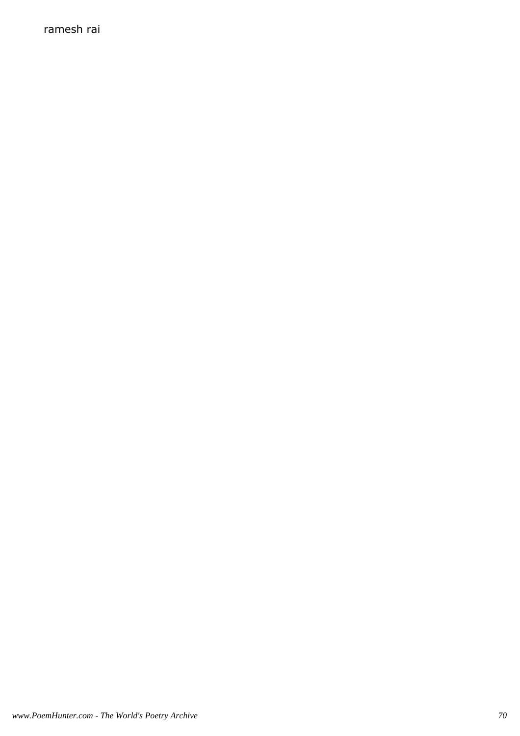ramesh rai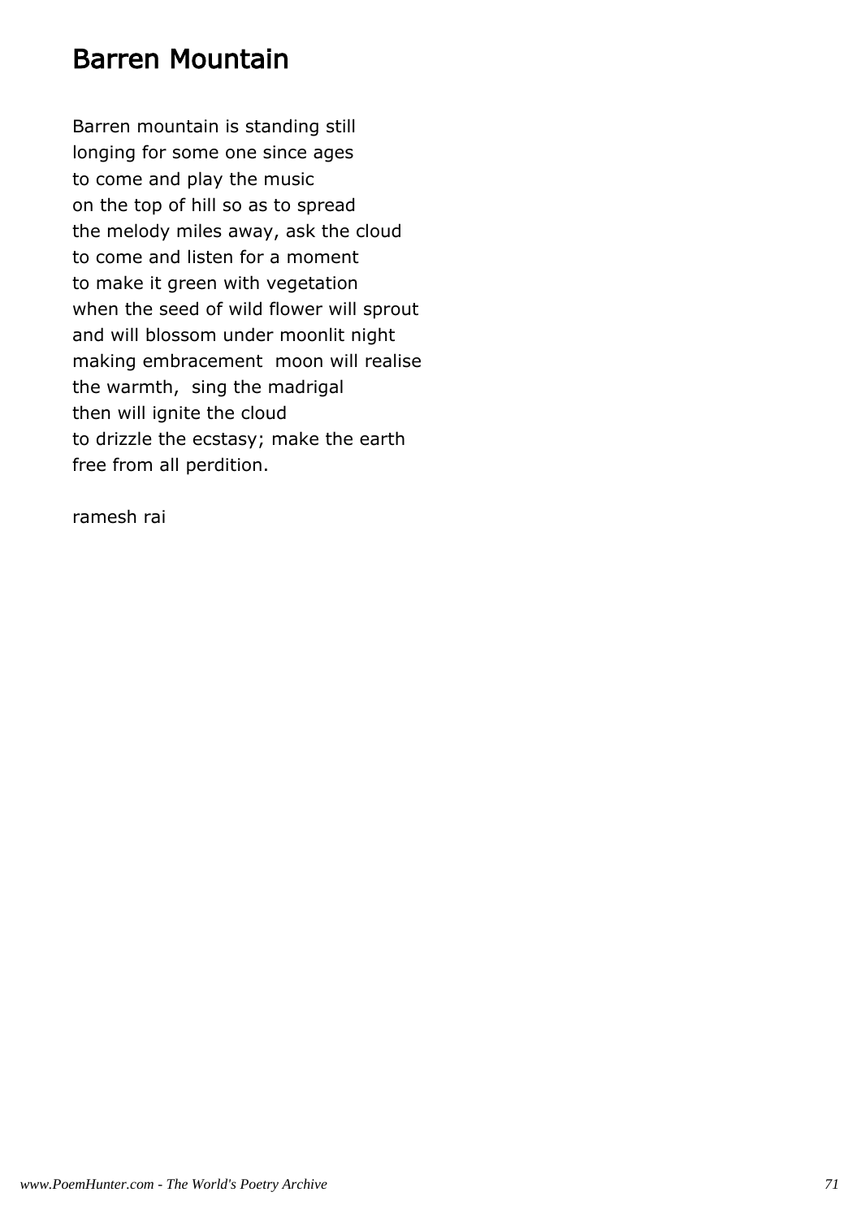# Barren Mountain

Barren mountain is standing still
longing for some one since ages
to come and play the music
on the top of hill so as to spread
the melody miles away, ask the cloud
to come and listen for a moment
to make it green with vegetation
when the seed of wild flower will sprout
and will blossom under moonlit night
making embracement  moon will realise
the warmth,  sing the madrigal
then will ignite the cloud
to drizzle the ecstasy; make the earth
free from all perdition.

ramesh rai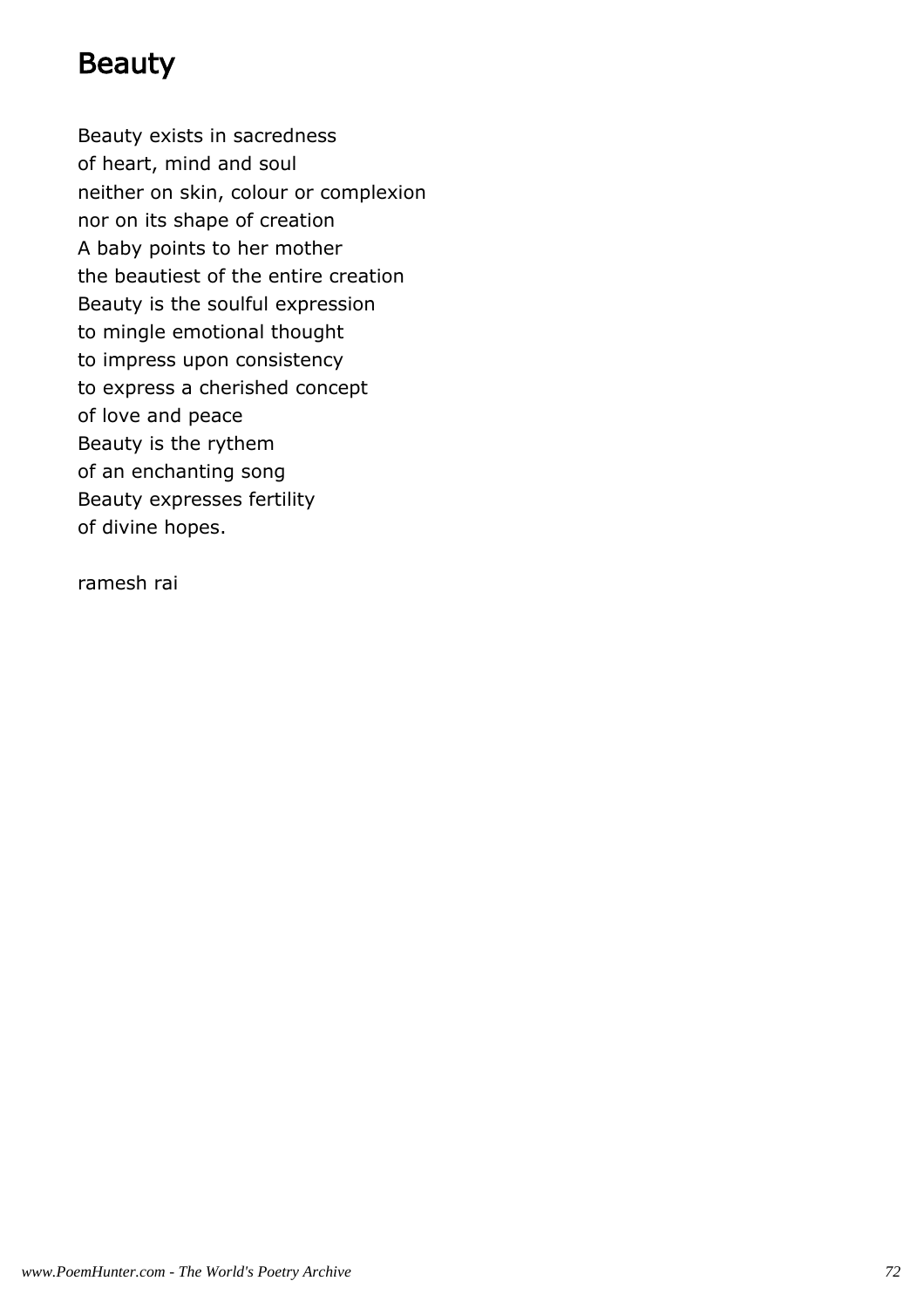# Beauty

Beauty exists in sacredness
of heart, mind and soul
neither on skin, colour or complexion
nor on its shape of creation
A baby points to her mother
the beautiest of the entire creation
Beauty is the soulful expression
to mingle emotional thought
to impress upon consistency
to express a cherished concept
of love and peace
Beauty is the rythem
of an enchanting song
Beauty expresses fertility
of divine hopes.

ramesh rai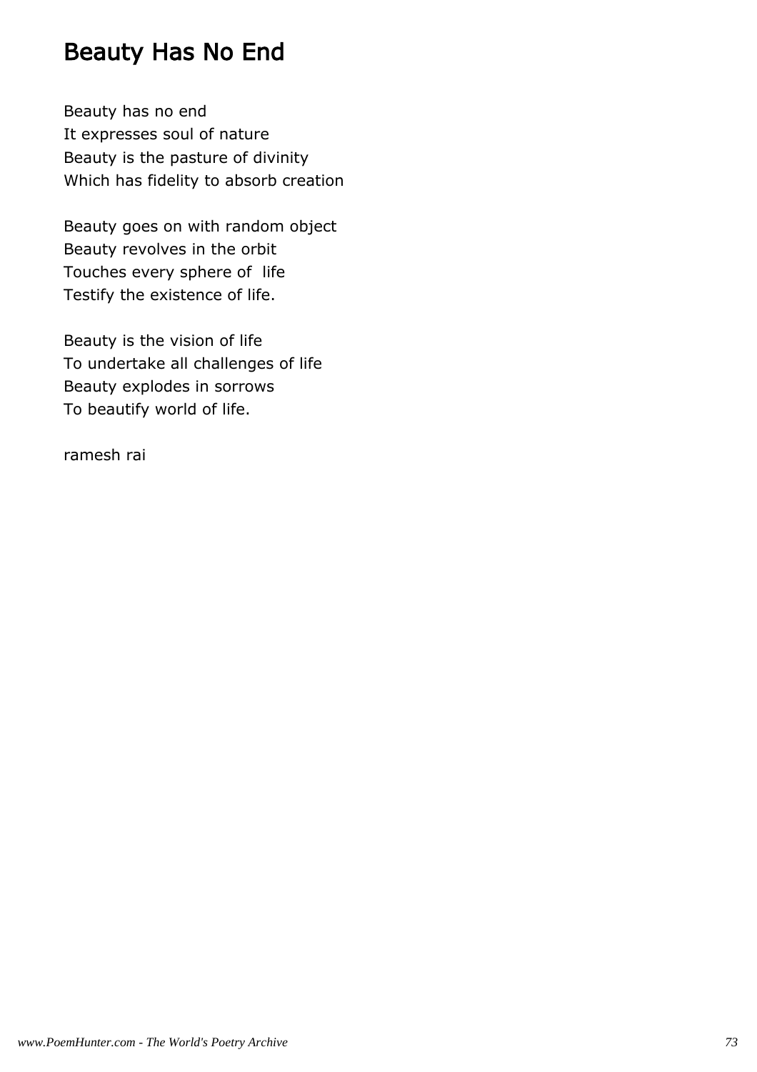# Beauty Has No End

Beauty has no end  
It expresses soul of nature  
Beauty is the pasture of divinity  
Which has fidelity to absorb creation

Beauty goes on with random object  
Beauty revolves in the orbit  
Touches every sphere of  life  
Testify the existence of life.

Beauty is the vision of life  
To undertake all challenges of life  
Beauty explodes in sorrows  
To beautify world of life.

ramesh rai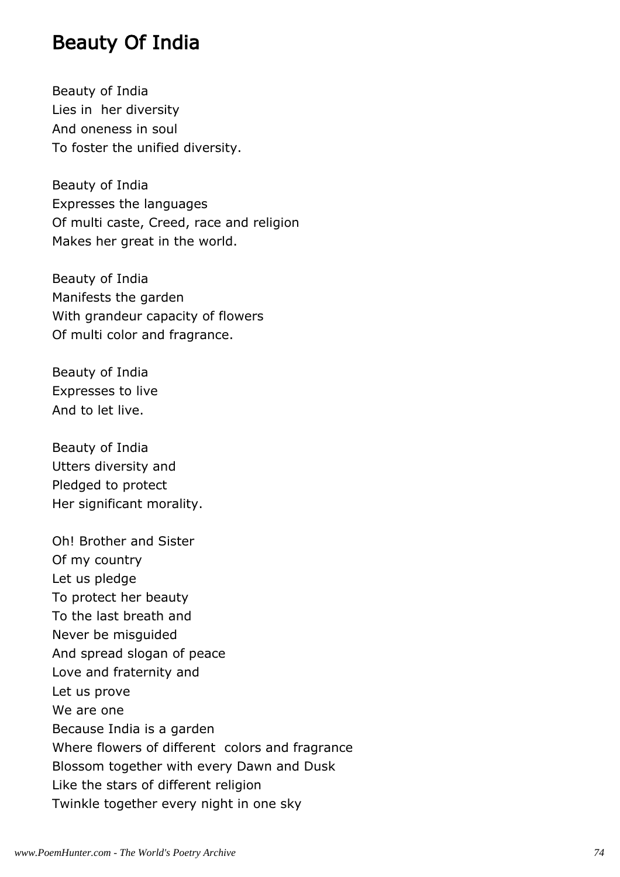# Beauty Of India

Beauty of India
Lies in her diversity
And oneness in soul
To foster the unified diversity.

Beauty of India
Expresses the languages
Of multi caste, Creed, race and religion
Makes her great in the world.

Beauty of India
Manifests the garden
With grandeur capacity of flowers
Of multi color and fragrance.

Beauty of India
Expresses to live
And to let live.

Beauty of India
Utters diversity and
Pledged to protect
Her significant morality.

Oh! Brother and Sister
Of my country
Let us pledge
To protect her beauty
To the last breath and
Never be misguided
And spread slogan of peace
Love and fraternity and
Let us prove
We are one
Because India is a garden
Where flowers of different colors and fragrance
Blossom together with every Dawn and Dusk
Like the stars of different religion
Twinkle together every night in one sky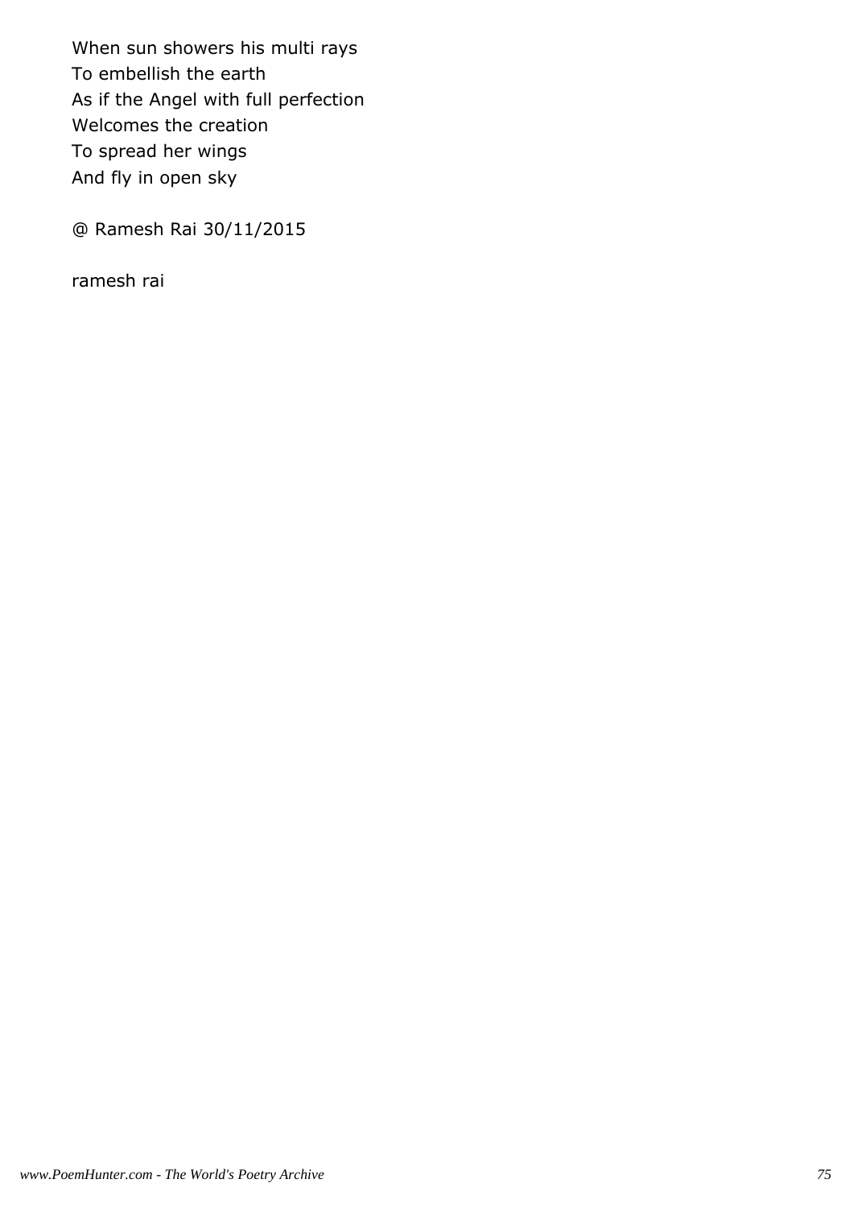When sun showers his multi rays
To embellish the earth
As if the Angel with full perfection
Welcomes the creation
To spread her wings
And fly in open sky

@ Ramesh Rai 30/11/2015

ramesh rai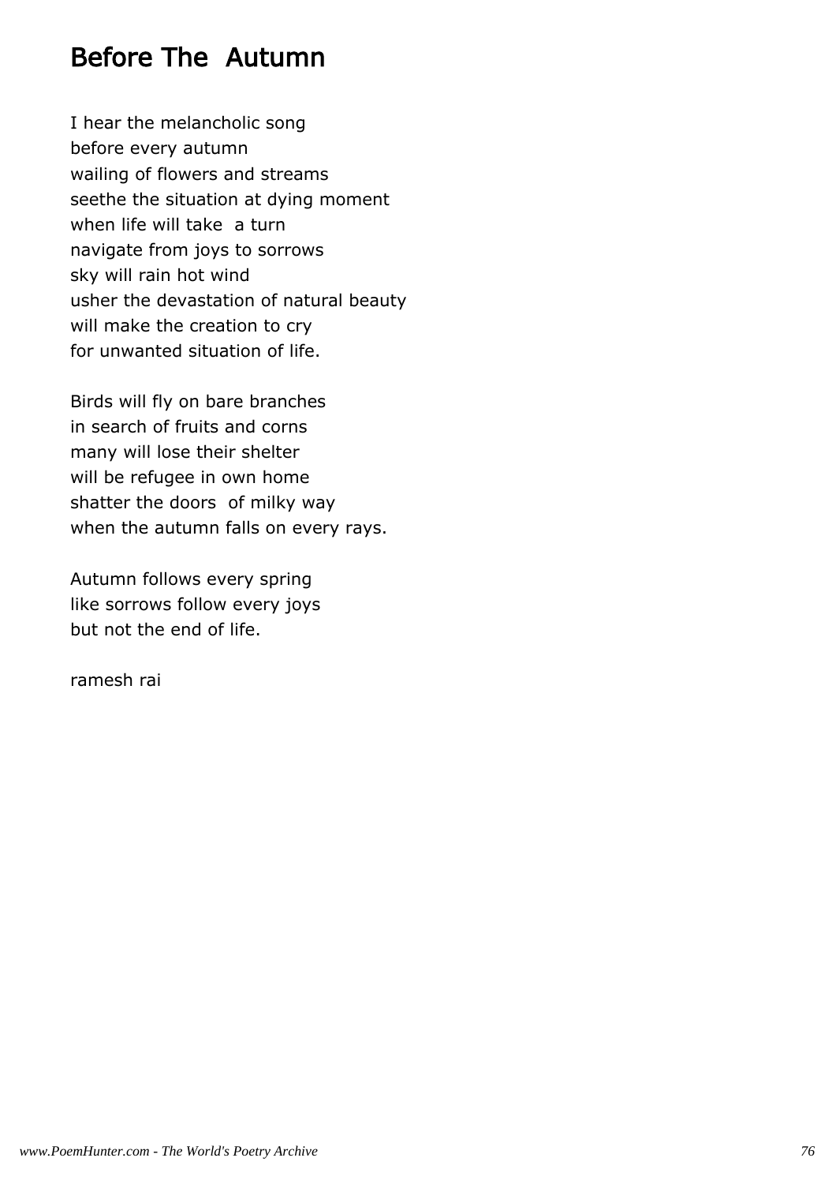# Before The  Autumn

I hear the melancholic song
before every autumn
wailing of flowers and streams
seethe the situation at dying moment
when life will take  a turn
navigate from joys to sorrows
sky will rain hot wind
usher the devastation of natural beauty
will make the creation to cry
for unwanted situation of life.

Birds will fly on bare branches
in search of fruits and corns
many will lose their shelter
will be refugee in own home
shatter the doors  of milky way
when the autumn falls on every rays.

Autumn follows every spring
like sorrows follow every joys
but not the end of life.

ramesh rai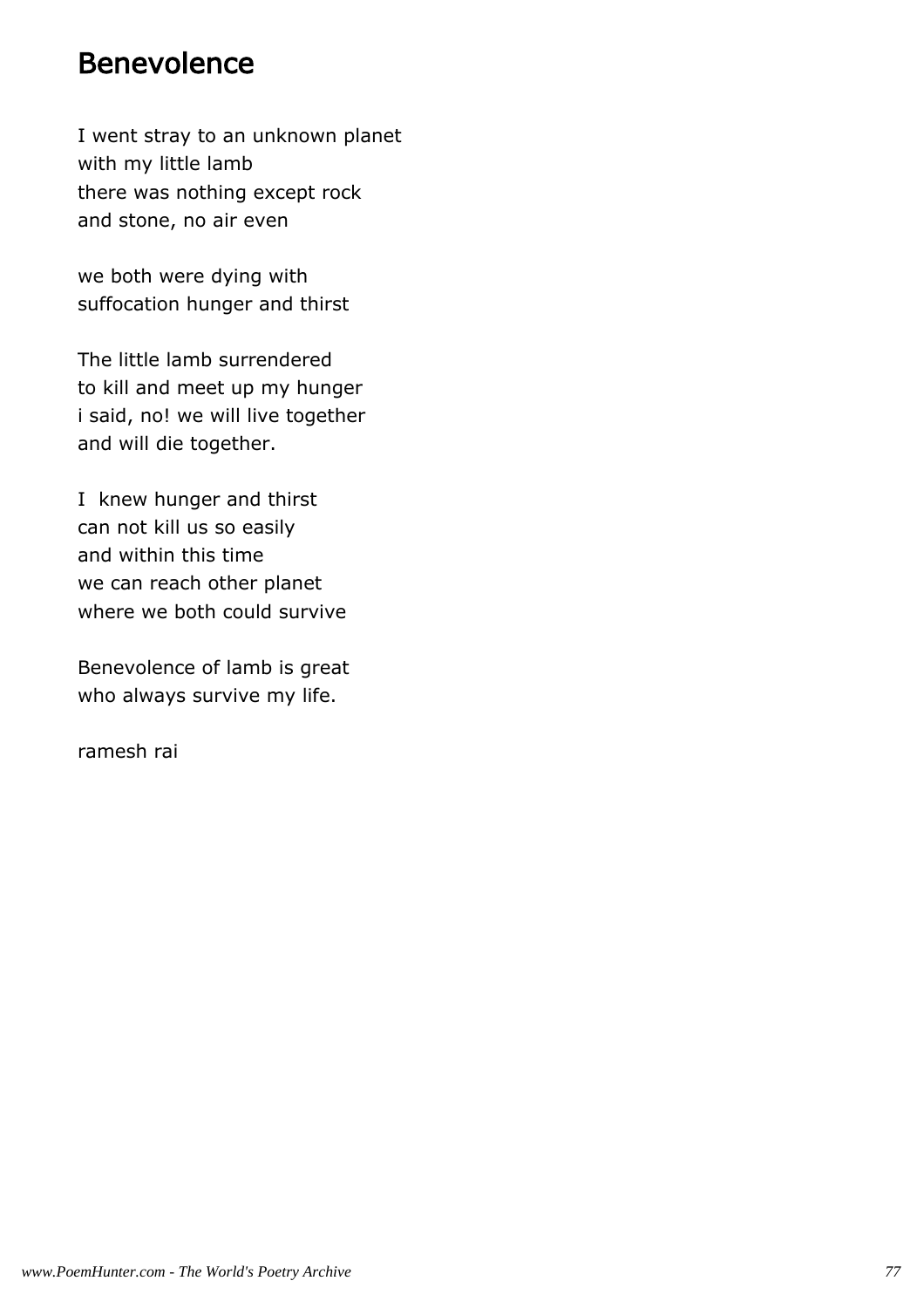# Benevolence

I went stray to an unknown planet  
with my little lamb  
there was nothing except rock  
and stone, no air even

we both were dying with  
suffocation hunger and thirst

The little lamb surrendered  
to kill and meet up my hunger  
i said, no! we will live together  
and will die together.

I  knew hunger and thirst  
can not kill us so easily  
and within this time  
we can reach other planet  
where we both could survive

Benevolence of lamb is great  
who always survive my life.

ramesh rai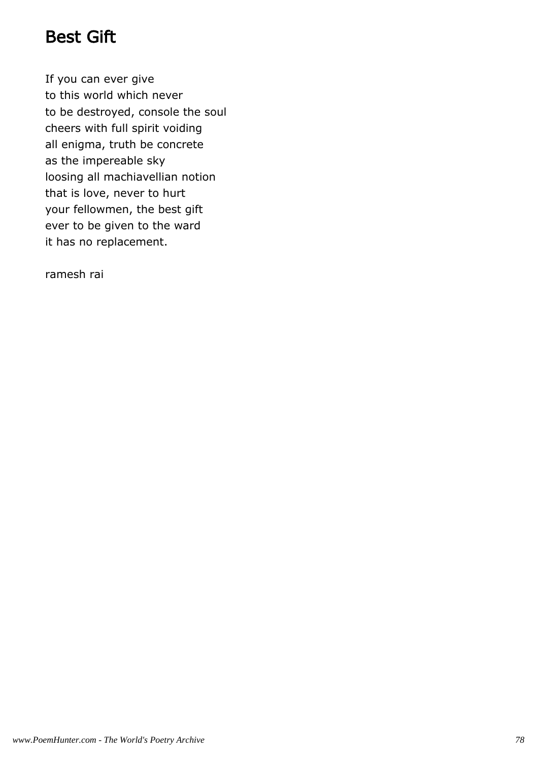# Best Gift

If you can ever give
to this world which never
to be destroyed, console the soul
cheers with full spirit voiding
all enigma, truth be concrete
as the impereable sky
loosing all machiavellian notion
that is love, never to hurt
your fellowmen, the best gift
ever to be given to the ward
it has no replacement.

ramesh rai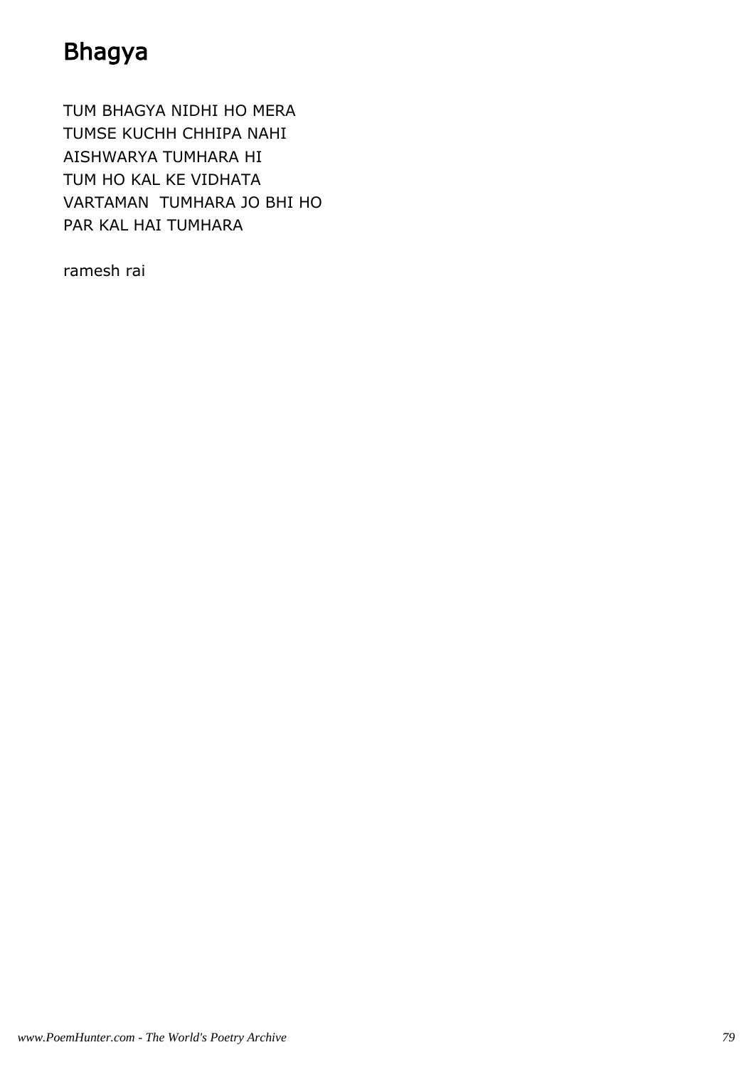# Bhagya

TUM BHAGYA NIDHI HO MERA
TUMSE KUCHH CHHIPA NAHI
AISHWARYA TUMHARA HI
TUM HO KAL KE VIDHATA
VARTAMAN TUMHARA JO BHI HO
PAR KAL HAI TUMHARA

ramesh rai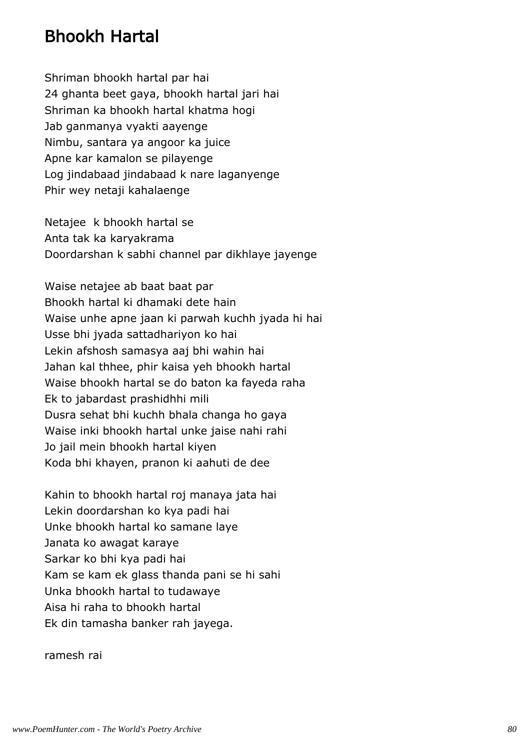# Bhookh Hartal

Shriman bhookh hartal par hai
24 ghanta beet gaya, bhookh hartal jari hai
Shriman ka bhookh hartal khatma hogi
Jab ganmanya vyakti aayenge
Nimbu, santara ya angoor ka juice
Apne kar kamalon se pilayenge
Log jindabaad jindabaad k nare laganyenge
Phir wey netaji kahalaenge

Netajee  k bhookh hartal se
Anta tak ka karyakrama
Doordarshan k sabhi channel par dikhlaye jayenge

Waise netajee ab baat baat par
Bhookh hartal ki dhamaki dete hain
Waise unhe apne jaan ki parwah kuchh jyada hi hai
Usse bhi jyada sattadhariyon ko hai
Lekin afshosh samasya aaj bhi wahin hai
Jahan kal thhee, phir kaisa yeh bhookh hartal
Waise bhookh hartal se do baton ka fayeda raha
Ek to jabardast prashidhhi mili
Dusra sehat bhi kuchh bhala changa ho gaya
Waise inki bhookh hartal unke jaise nahi rahi
Jo jail mein bhookh hartal kiyen
Koda bhi khayen, pranon ki aahuti de dee

Kahin to bhookh hartal roj manaya jata hai
Lekin doordarshan ko kya padi hai
Unke bhookh hartal ko samane laye
Janata ko awagat karaye
Sarkar ko bhi kya padi hai
Kam se kam ek glass thanda pani se hi sahi
Unka bhookh hartal to tudawaye
Aisa hi raha to bhookh hartal
Ek din tamasha banker rah jayega.

ramesh rai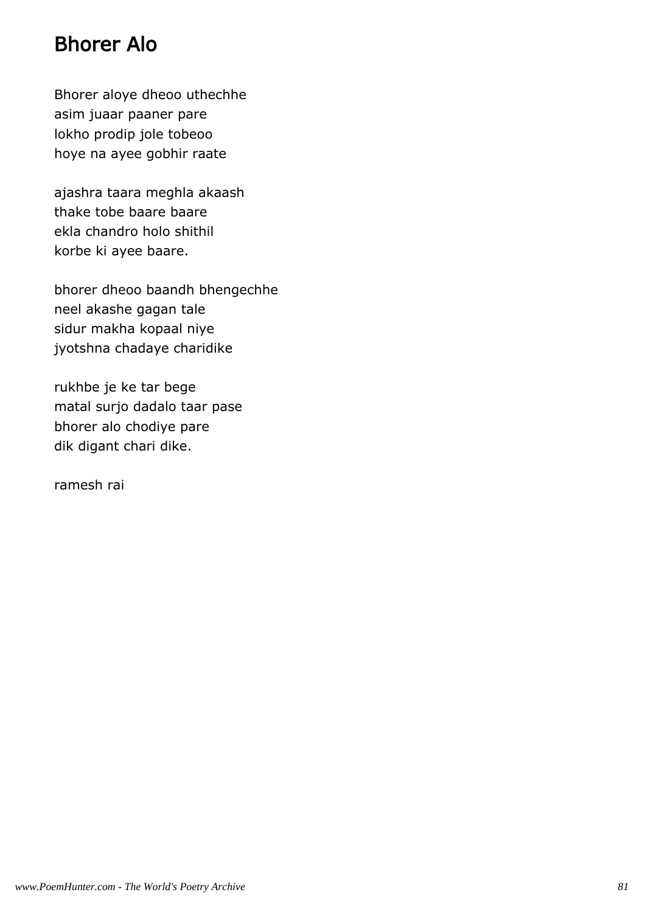# Bhorer Alo

Bhorer aloye dheoo uthechhe
asim juaar paaner pare
lokho prodip jole tobeoo
hoye na ayee gobhir raate

ajashra taara meghla akaash
thake tobe baare baare
ekla chandro holo shithil
korbe ki ayee baare.

bhorer dheoo baandh bhengechhe
neel akashe gagan tale
sidur makha kopaal niye
jyotshna chadaye charidike

rukhbe je ke tar bege
matal surjo dadalo taar pase
bhorer alo chodiye pare
dik digant chari dike.

ramesh rai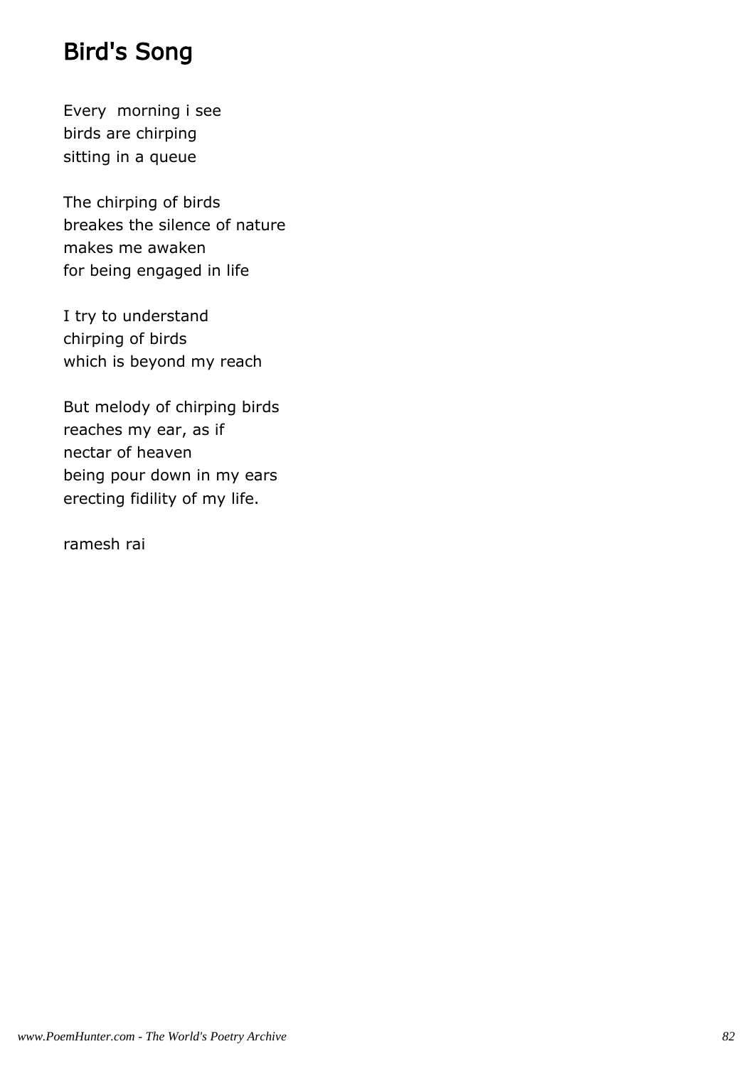# Bird's Song

Every  morning i see
birds are chirping
sitting in a queue

The chirping of birds
breakes the silence of nature
makes me awaken
for being engaged in life

I try to understand
chirping of birds
which is beyond my reach

But melody of chirping birds
reaches my ear, as if
nectar of heaven
being pour down in my ears
erecting fidility of my life.

ramesh rai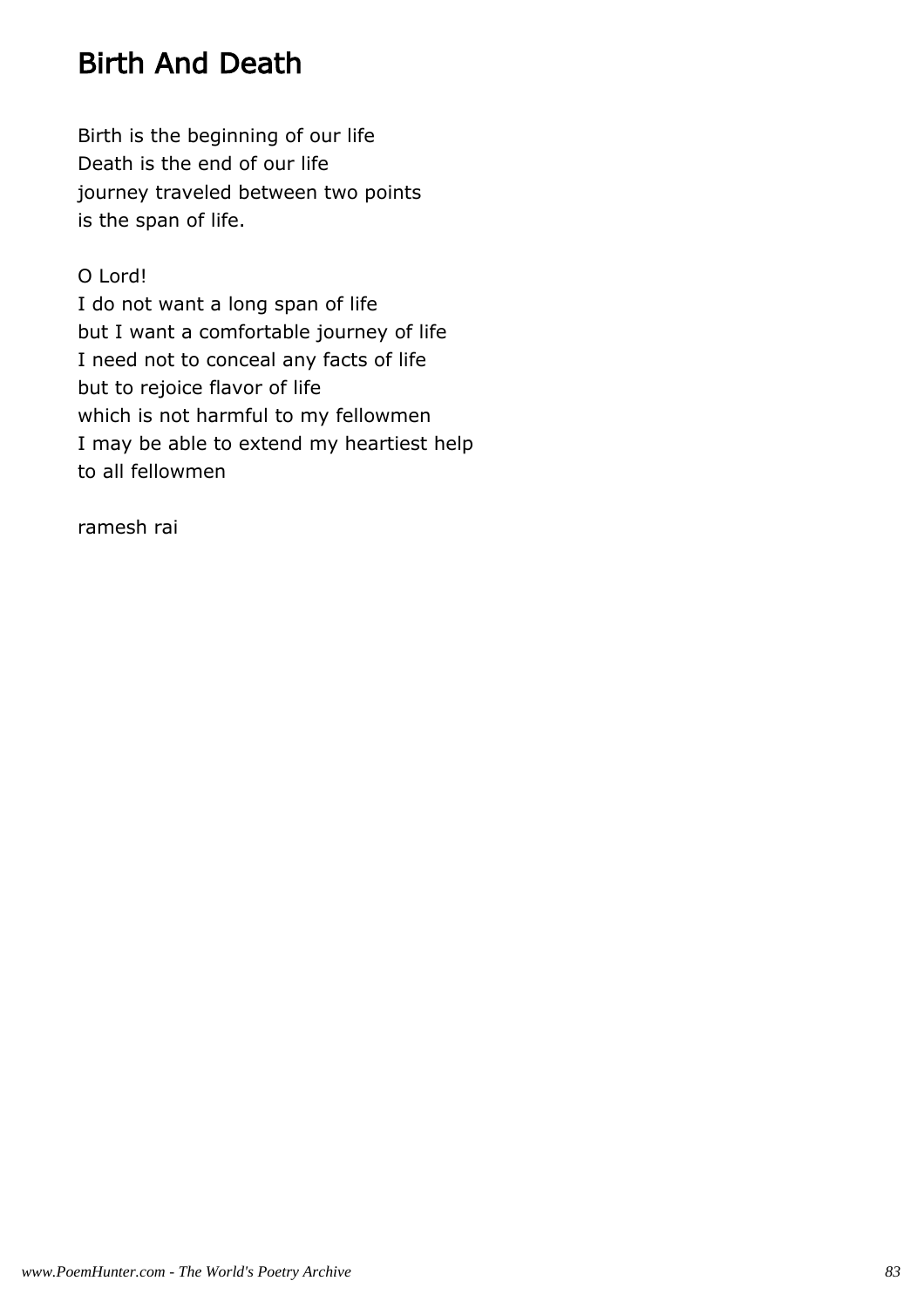# Birth And Death

Birth is the beginning of our life
Death is the end of our life
journey traveled between two points
is the span of life.

O Lord!
I do not want a long span of life
but I want a comfortable journey of life
I need not to conceal any facts of life
but to rejoice flavor of life
which is not harmful to my fellowmen
I may be able to extend my heartiest help
to all fellowmen

ramesh rai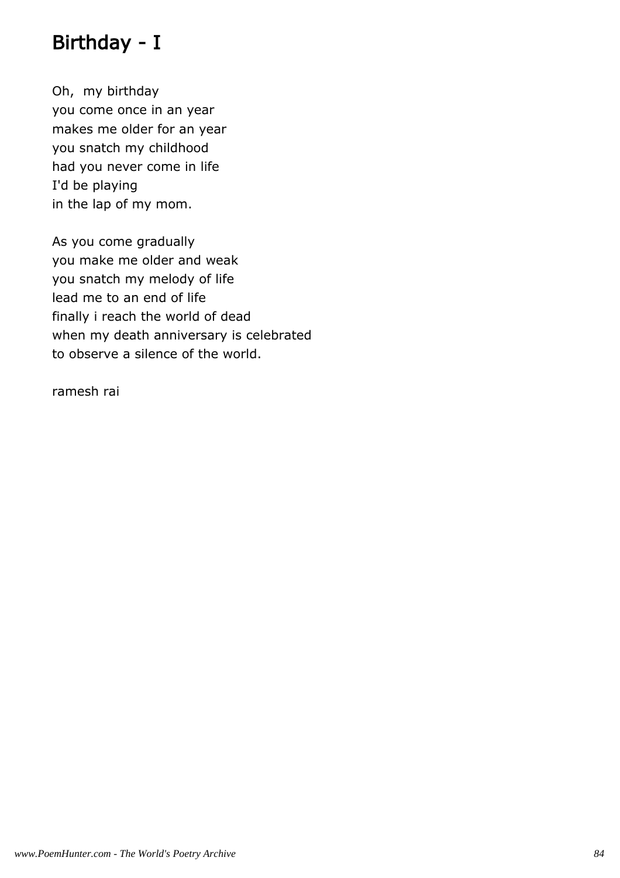# Birthday - I

Oh,  my birthday  
you come once in an year  
makes me older for an year  
you snatch my childhood  
had you never come in life  
I'd be playing  
in the lap of my mom.

As you come gradually  
you make me older and weak  
you snatch my melody of life  
lead me to an end of life  
finally i reach the world of dead  
when my death anniversary is celebrated  
to observe a silence of the world.

ramesh rai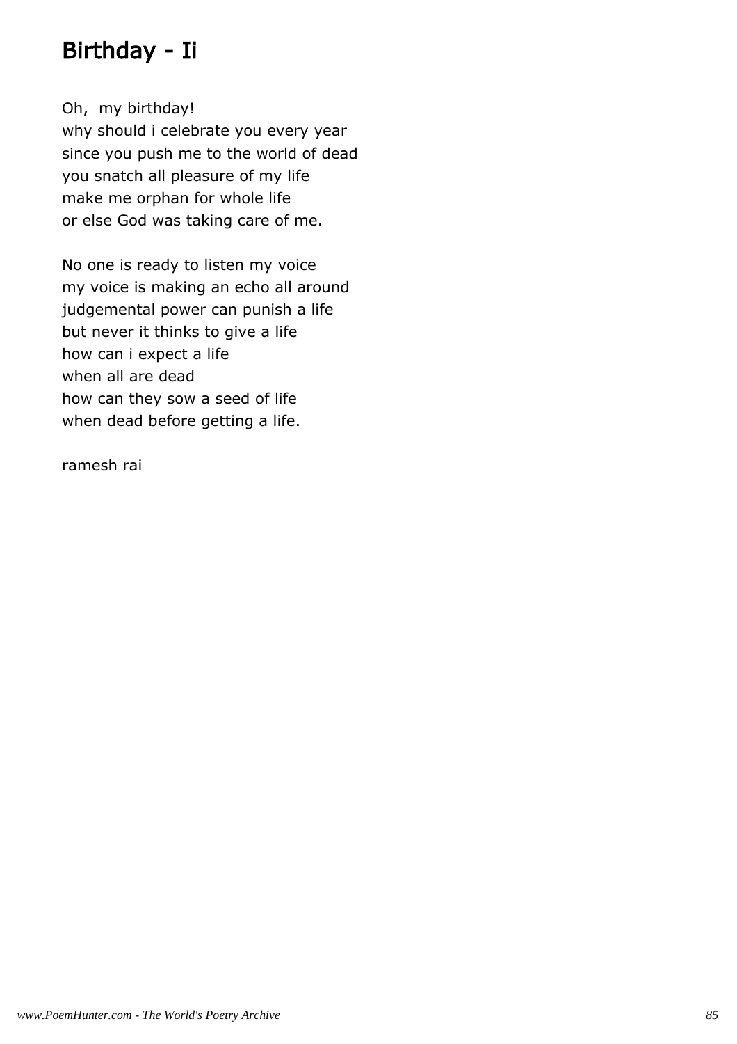# Birthday - Ii

Oh, my birthday!  
why should i celebrate you every year  
since you push me to the world of dead  
you snatch all pleasure of my life  
make me orphan for whole life  
or else God was taking care of me.

No one is ready to listen my voice  
my voice is making an echo all around  
judgemental power can punish a life  
but never it thinks to give a life  
how can i expect a life  
when all are dead  
how can they sow a seed of life  
when dead before getting a life.

ramesh rai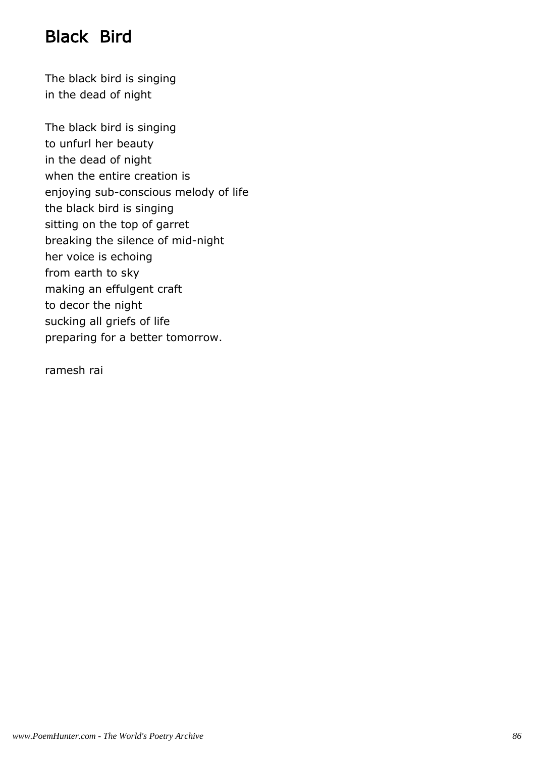# Black Bird

The black bird is singing
in the dead of night

The black bird is singing
to unfurl her beauty
in the dead of night
when the entire creation is
enjoying sub-conscious melody of life
the black bird is singing
sitting on the top of garret
breaking the silence of mid-night
her voice is echoing
from earth to sky
making an effulgent craft
to decor the night
sucking all griefs of life
preparing for a better tomorrow.

ramesh rai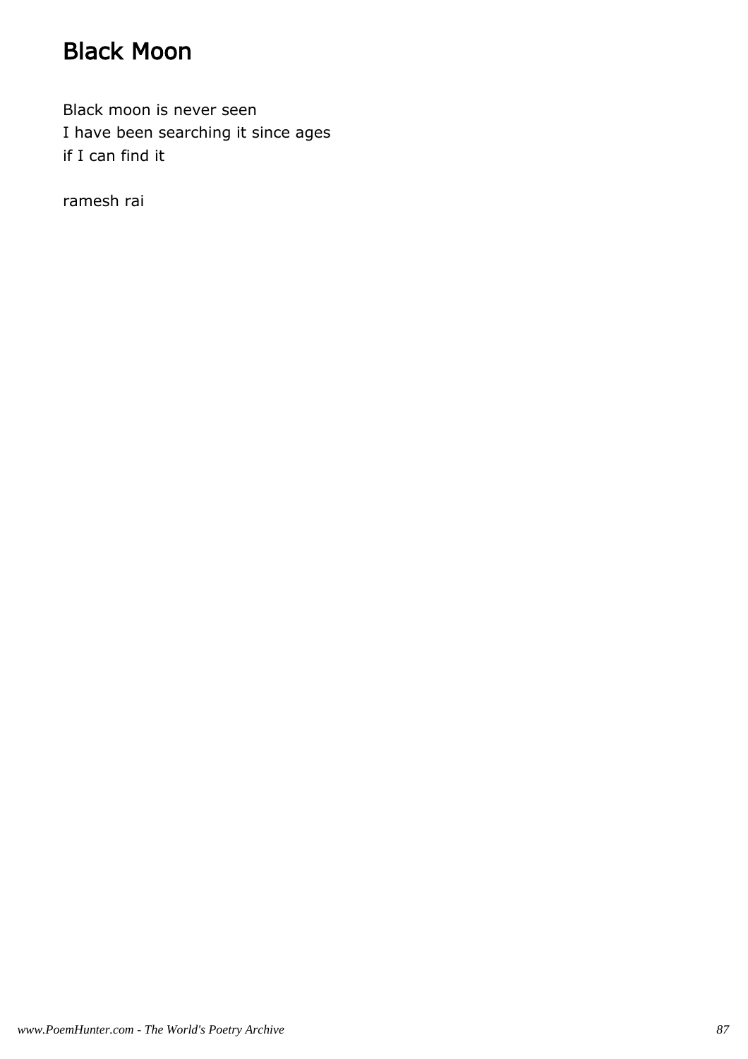# Black Moon

Black moon is never seen  
I have been searching it since ages  
if I can find it

ramesh rai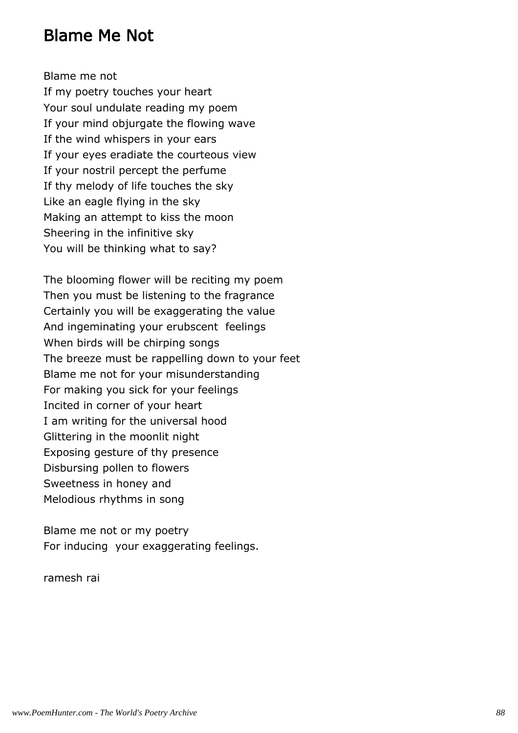# Blame Me Not

Blame me not
If my poetry touches your heart
Your soul undulate reading my poem
If your mind objurgate the flowing wave
If the wind whispers in your ears
If your eyes eradiate the courteous view
If your nostril percept the perfume
If thy melody of life touches the sky
Like an eagle flying in the sky
Making an attempt to kiss the moon
Sheering in the infinitive sky
You will be thinking what to say?

The blooming flower will be reciting my poem
Then you must be listening to the fragrance
Certainly you will be exaggerating the value
And ingeminating your erubscent  feelings
When birds will be chirping songs
The breeze must be rappelling down to your feet
Blame me not for your misunderstanding
For making you sick for your feelings
Incited in corner of your heart
I am writing for the universal hood
Glittering in the moonlit night
Exposing gesture of thy presence
Disbursing pollen to flowers
Sweetness in honey and
Melodious rhythms in song

Blame me not or my poetry
For inducing  your exaggerating feelings.

ramesh rai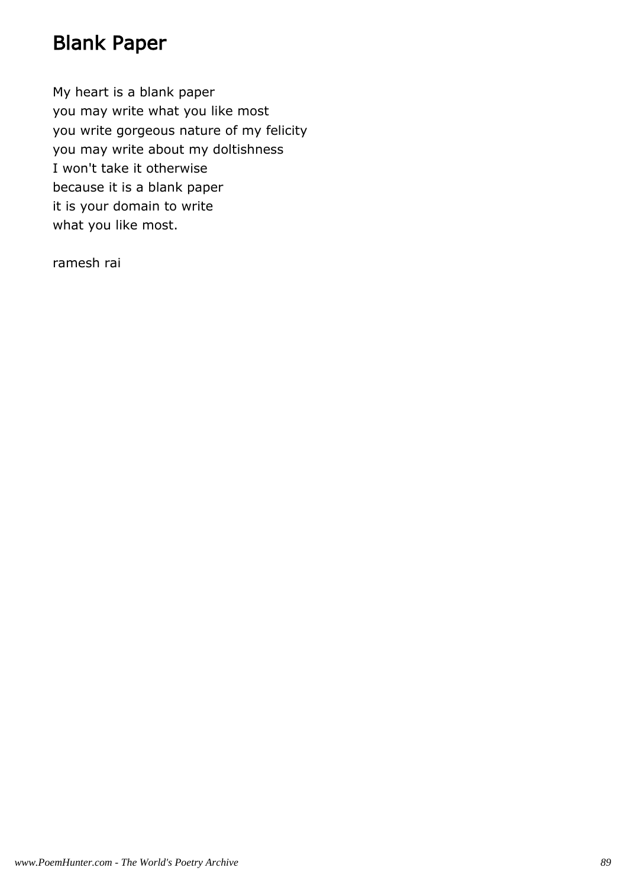# Blank Paper

My heart is a blank paper
you may write what you like most
you write gorgeous nature of my felicity
you may write about my doltishness
I won't take it otherwise
because it is a blank paper
it is your domain to write
what you like most.

ramesh rai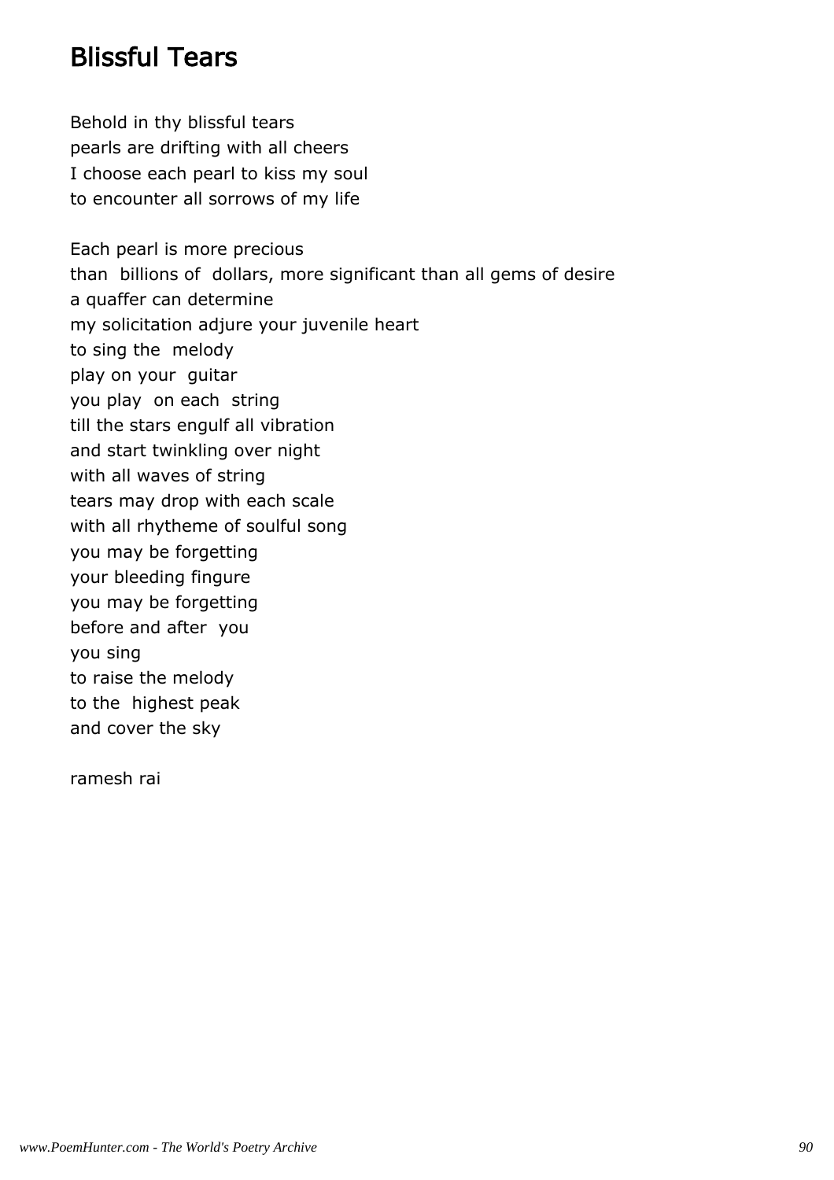## Blissful Tears

Behold in thy blissful tears
pearls are drifting with all cheers
I choose each pearl to kiss my soul
to encounter all sorrows of my life

Each pearl is more precious
than billions of dollars, more significant than all gems of desire
a quaffer can determine
my solicitation adjure your juvenile heart
to sing the melody
play on your guitar
you play on each string
till the stars engulf all vibration
and start twinkling over night
with all waves of string
tears may drop with each scale
with all rhytheme of soulful song
you may be forgetting
your bleeding fingure
you may be forgetting
before and after you
you sing
to raise the melody
to the highest peak
and cover the sky

ramesh rai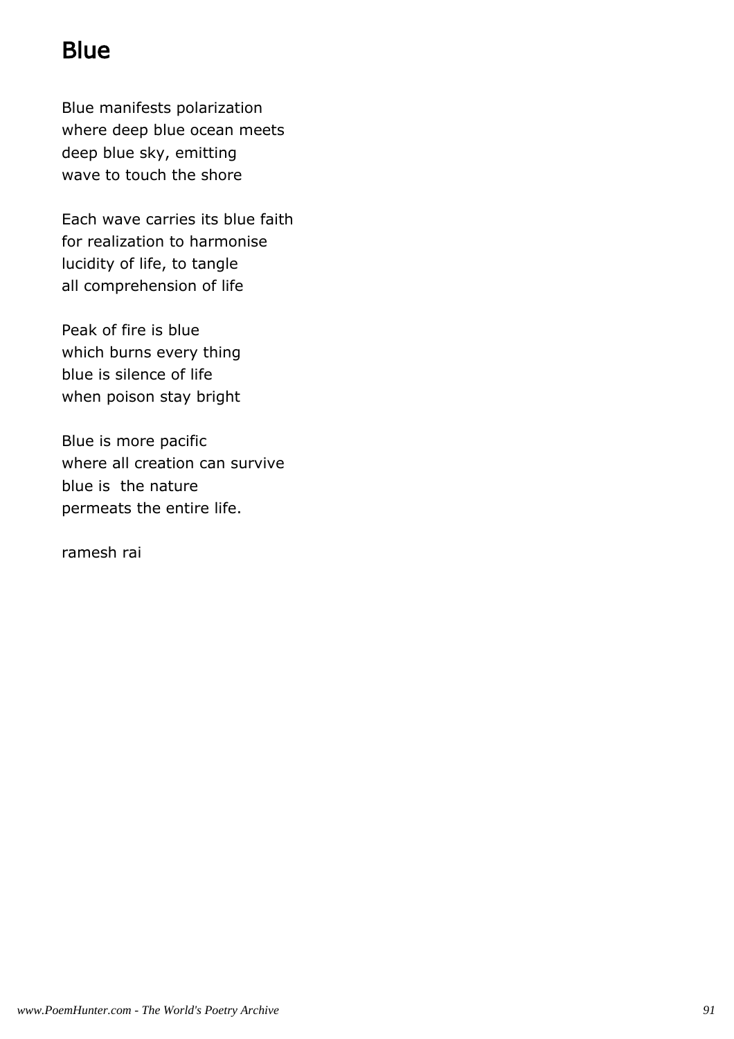# Blue

Blue manifests polarization
where deep blue ocean meets
deep blue sky, emitting
wave to touch the shore

Each wave carries its blue faith
for realization to harmonise
lucidity of life, to tangle
all comprehension of life

Peak of fire is blue
which burns every thing
blue is silence of life
when poison stay bright

Blue is more pacific
where all creation can survive
blue is  the nature
permeats the entire life.

ramesh rai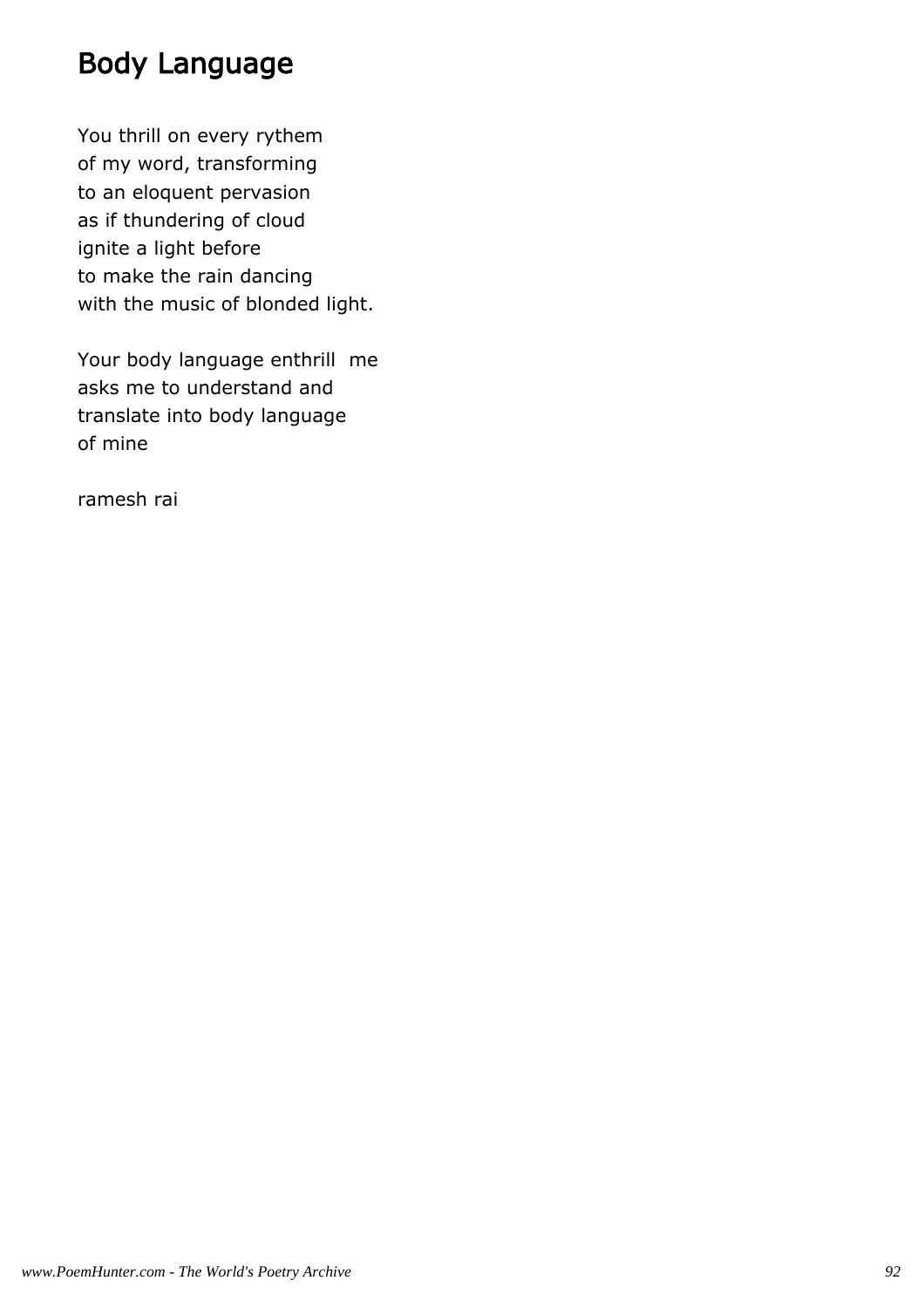# Body Language

You thrill on every rythem
of my word, transforming
to an eloquent pervasion
as if thundering of cloud
ignite a light before
to make the rain dancing
with the music of blonded light.

Your body language enthrill  me
asks me to understand and
translate into body language
of mine

ramesh rai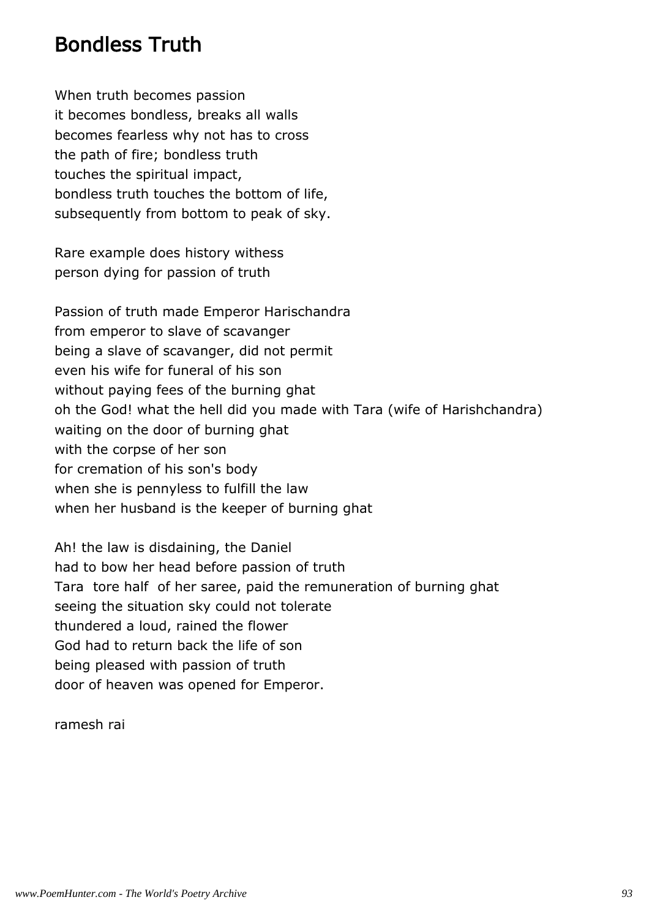## Bondless Truth

When truth becomes passion
it becomes bondless, breaks all walls
becomes fearless why not has to cross
the path of fire; bondless truth
touches the spiritual impact,
bondless truth touches the bottom of life,
subsequently from bottom to peak of sky.

Rare example does history withess
person dying for passion of truth

Passion of truth made Emperor Harischandra
from emperor to slave of scavanger
being a slave of scavanger, did not permit
even his wife for funeral of his son
without paying fees of the burning ghat
oh the God! what the hell did you made with Tara (wife of Harishchandra)
waiting on the door of burning ghat
with the corpse of her son
for cremation of his son's body
when she is pennyless to fulfill the law
when her husband is the keeper of burning ghat

Ah! the law is disdaining, the Daniel
had to bow her head before passion of truth
Tara tore half of her saree, paid the remuneration of burning ghat
seeing the situation sky could not tolerate
thundered a loud, rained the flower
God had to return back the life of son
being pleased with passion of truth
door of heaven was opened for Emperor.

ramesh rai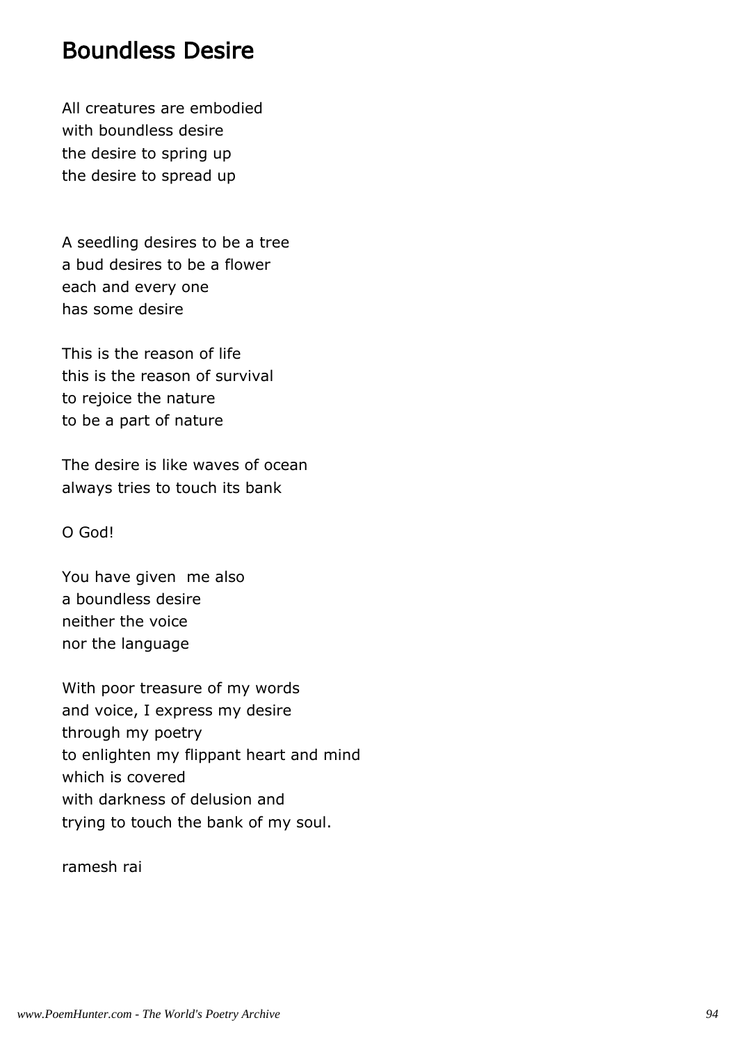# Boundless Desire

All creatures are embodied
with boundless desire
the desire to spring up
the desire to spread up

A seedling desires to be a tree
a bud desires to be a flower
each and every one
has some desire

This is the reason of life
this is the reason of survival
to rejoice the nature
to be a part of nature

The desire is like waves of ocean
always tries to touch its bank

O God!

You have given me also
a boundless desire
neither the voice
nor the language

With poor treasure of my words
and voice, I express my desire
through my poetry
to enlighten my flippant heart and mind
which is covered
with darkness of delusion and
trying to touch the bank of my soul.

ramesh rai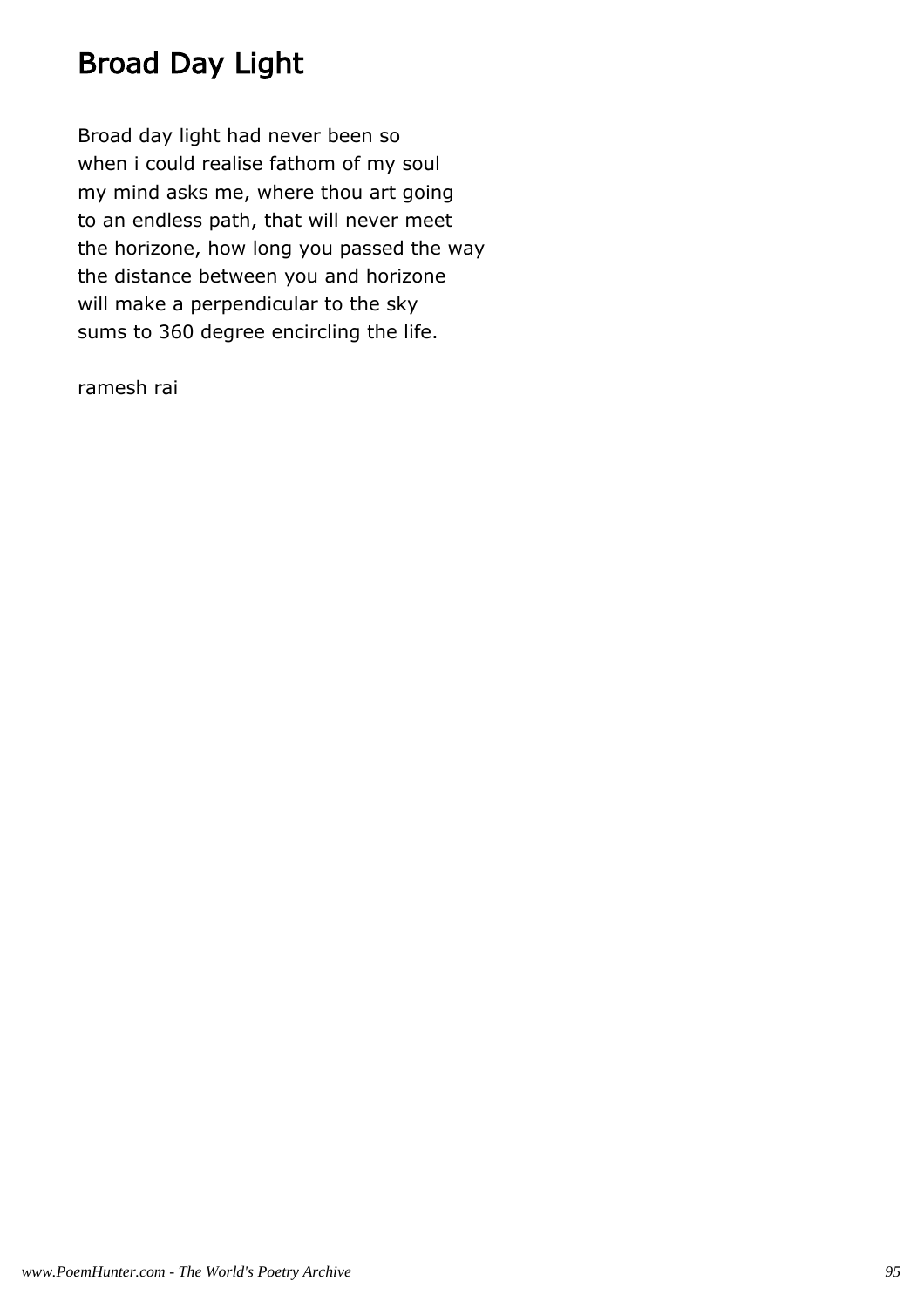# Broad Day Light

Broad day light had never been so
when i could realise fathom of my soul
my mind asks me, where thou art going
to an endless path, that will never meet
the horizone, how long you passed the way
the distance between you and horizone
will make a perpendicular to the sky
sums to 360 degree encircling the life.

ramesh rai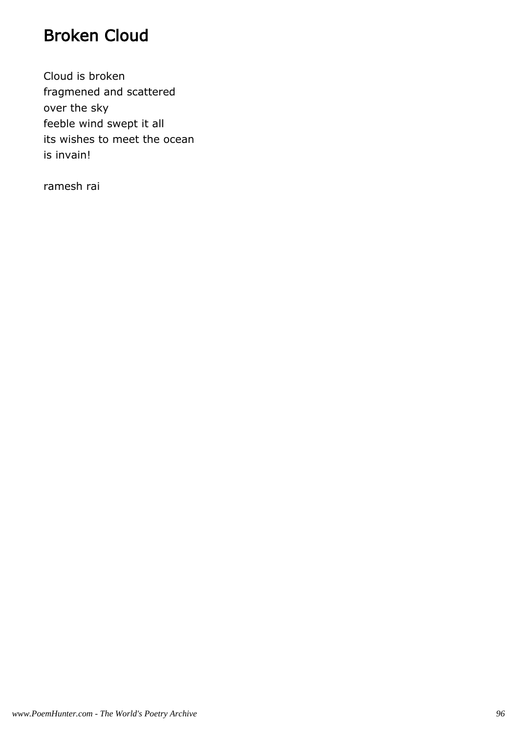# Broken Cloud

Cloud is broken  
fragmened and scattered  
over the sky  
feeble wind swept it all  
its wishes to meet the ocean  
is invain!

ramesh rai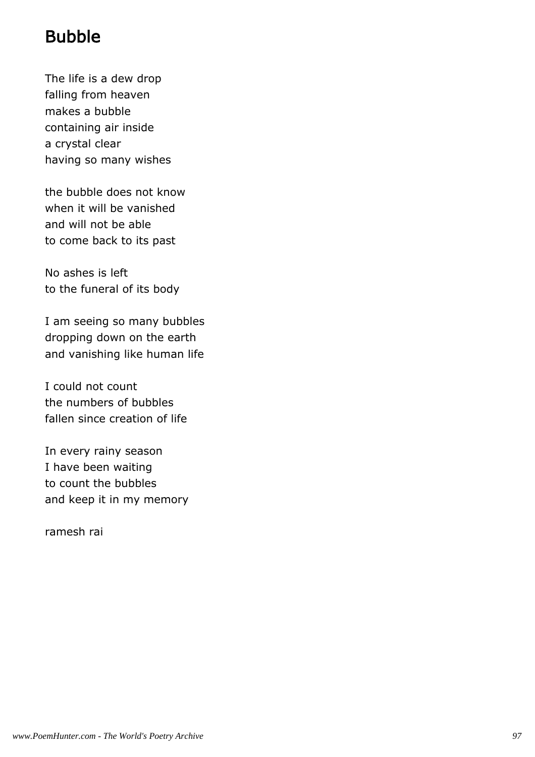## Bubble

The life is a dew drop
falling from heaven
makes a bubble
containing air inside
a crystal clear
having so many wishes

the bubble does not know
when it will be vanished
and will not be able
to come back to its past

No ashes is left
to the funeral of its body

I am seeing so many bubbles
dropping down on the earth
and vanishing like human life

I could not count
the numbers of bubbles
fallen since creation of life

In every rainy season
I have been waiting
to count the bubbles
and keep it in my memory

ramesh rai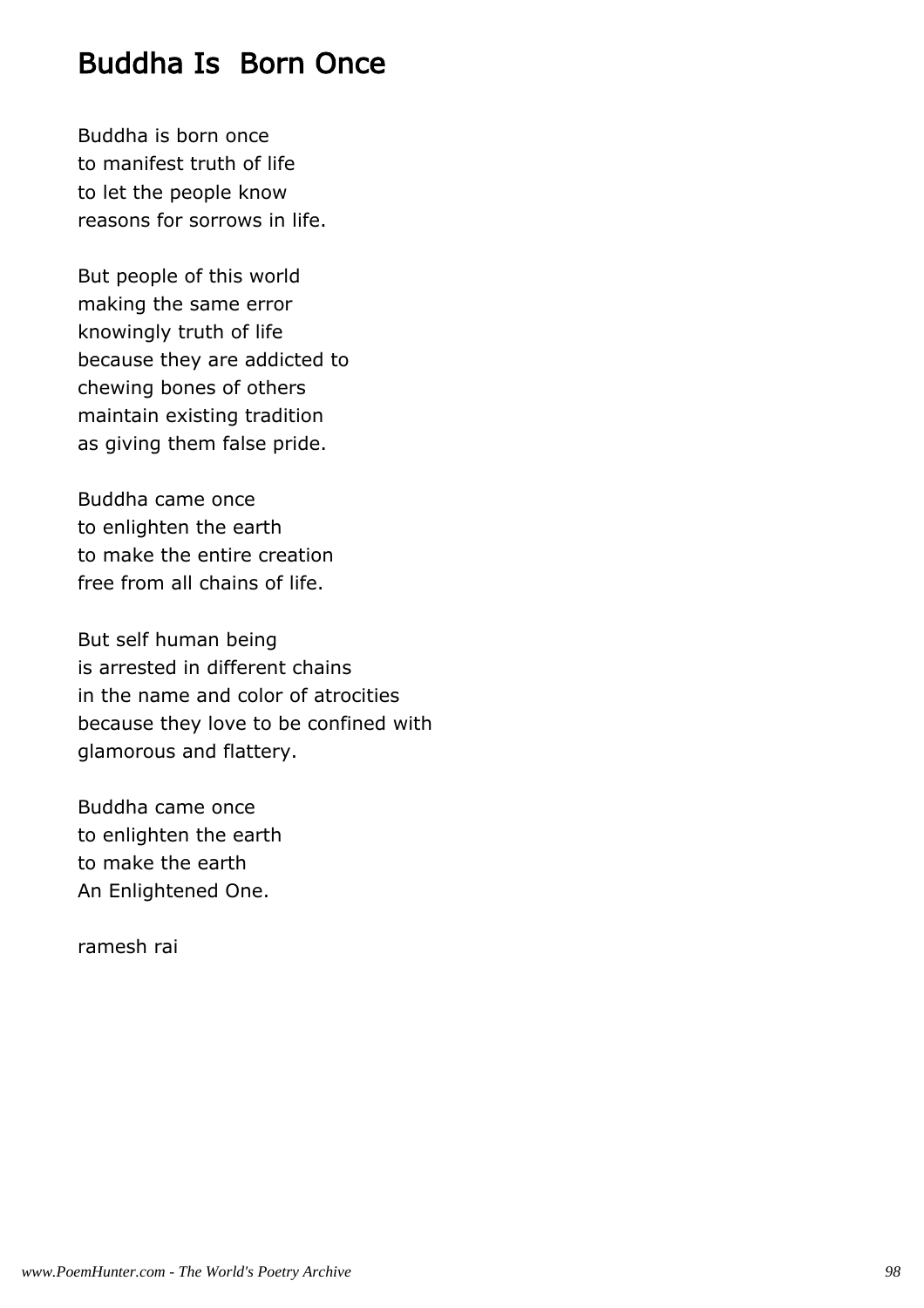# Buddha Is  Born Once

Buddha is born once
to manifest truth of life
to let the people know
reasons for sorrows in life.

But people of this world
making the same error
knowingly truth of life
because they are addicted to
chewing bones of others
maintain existing tradition
as giving them false pride.

Buddha came once
to enlighten the earth
to make the entire creation
free from all chains of life.

But self human being
is arrested in different chains
in the name and color of atrocities
because they love to be confined with
glamorous and flattery.

Buddha came once
to enlighten the earth
to make the earth
An Enlightened One.

ramesh rai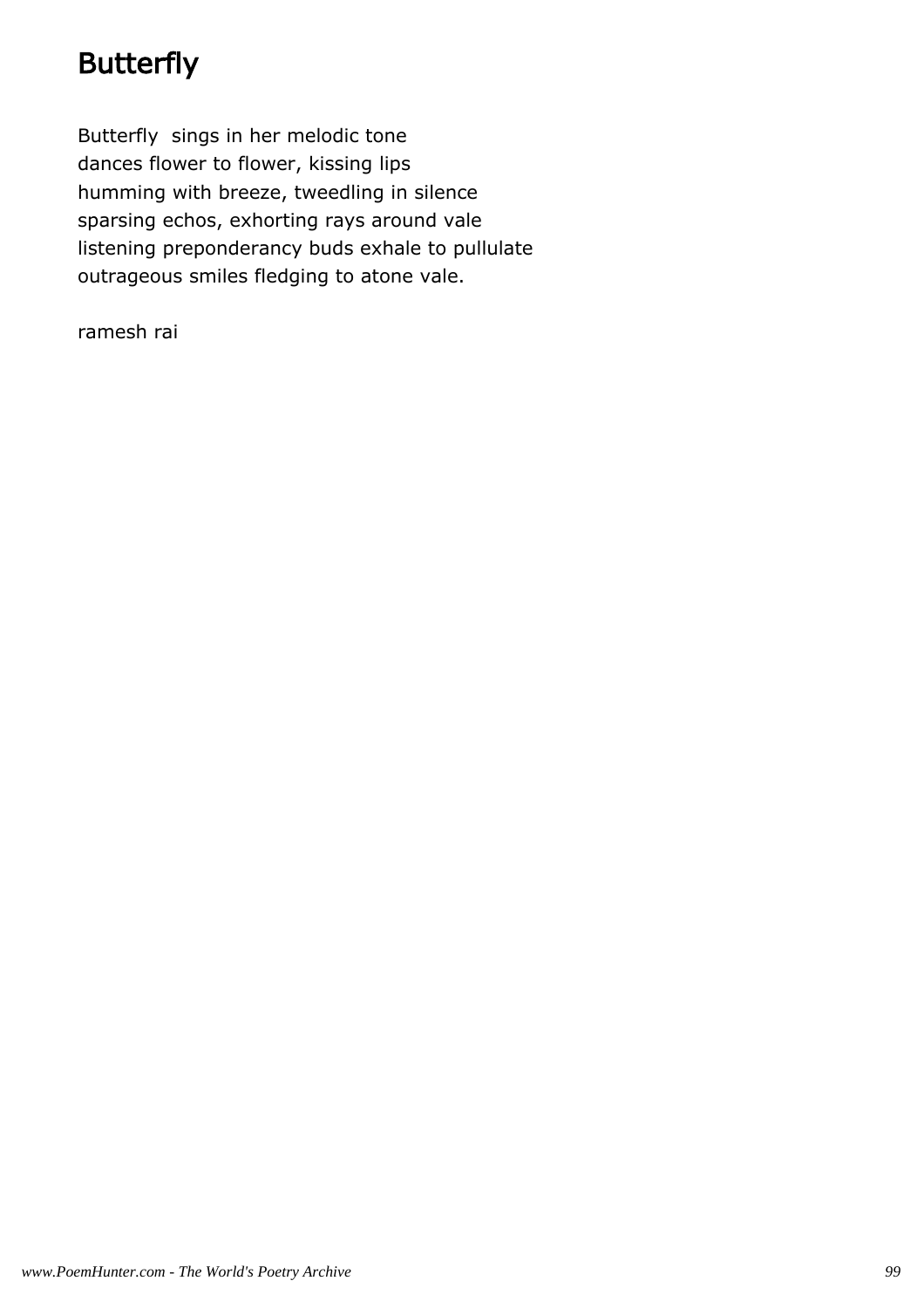# Butterfly

Butterfly  sings in her melodic tone
dances flower to flower, kissing lips
humming with breeze, tweedling in silence
sparsing echos, exhorting rays around vale
listening preponderancy buds exhale to pullulate
outrageous smiles fledging to atone vale.

ramesh rai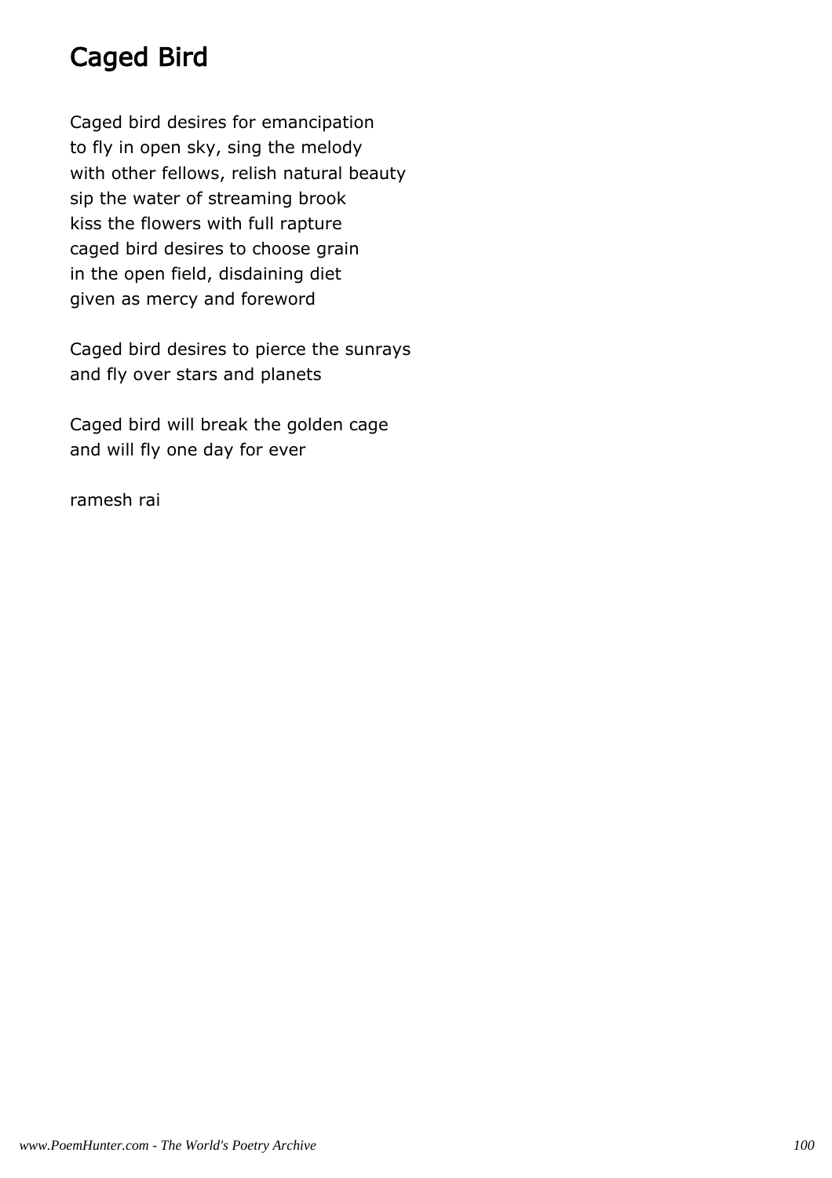# Caged Bird

Caged bird desires for emancipation
to fly in open sky, sing the melody
with other fellows, relish natural beauty
sip the water of streaming brook
kiss the flowers with full rapture
caged bird desires to choose grain
in the open field, disdaining diet
given as mercy and foreword

Caged bird desires to pierce the sunrays
and fly over stars and planets

Caged bird will break the golden cage
and will fly one day for ever

ramesh rai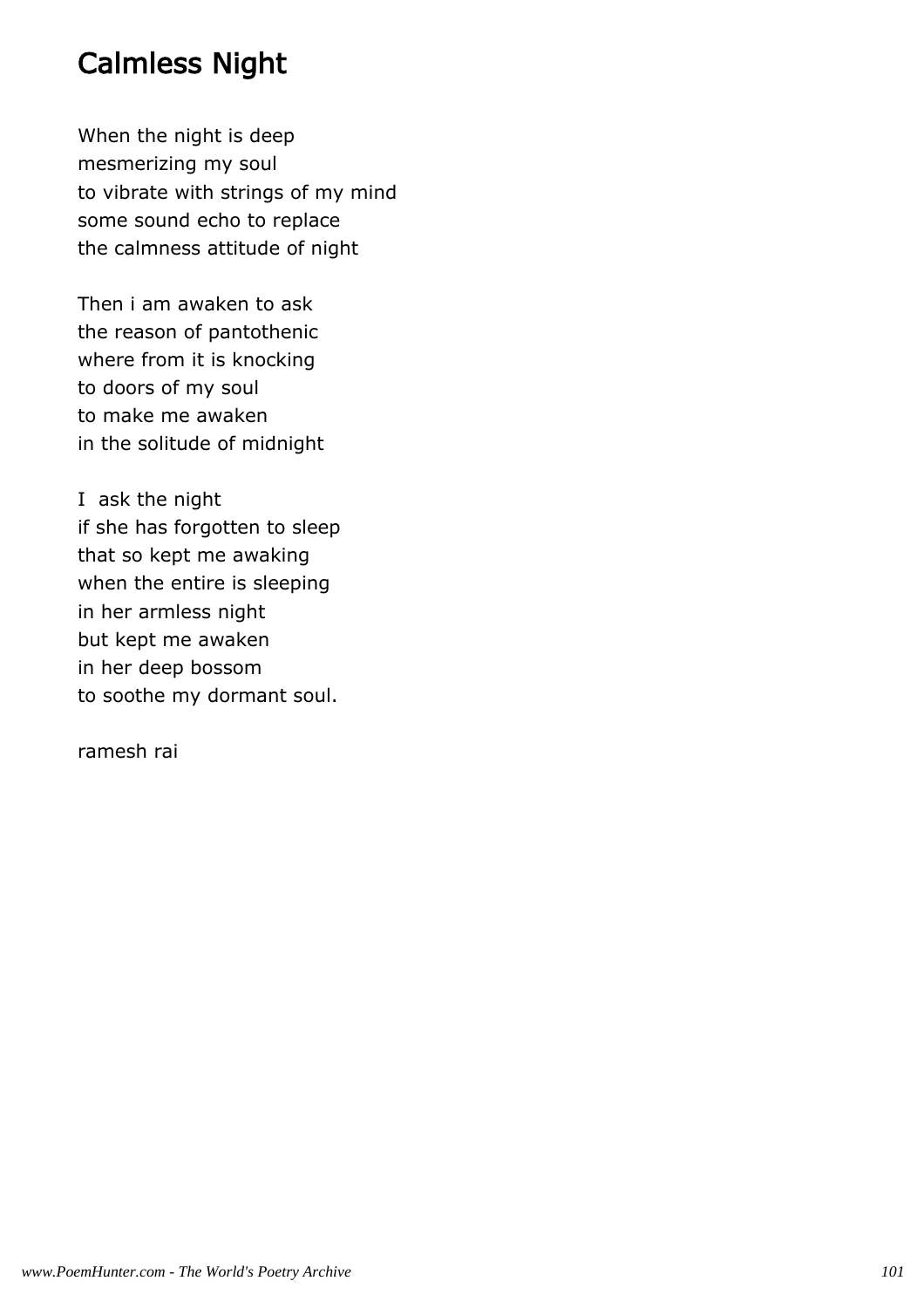# Calmless Night

When the night is deep
mesmerizing my soul
to vibrate with strings of my mind
some sound echo to replace
the calmness attitude of night

Then i am awaken to ask
the reason of pantothenic
where from it is knocking
to doors of my soul
to make me awaken
in the solitude of midnight

I  ask the night
if she has forgotten to sleep
that so kept me awaking
when the entire is sleeping
in her armless night
but kept me awaken
in her deep bossom
to soothe my dormant soul.

ramesh rai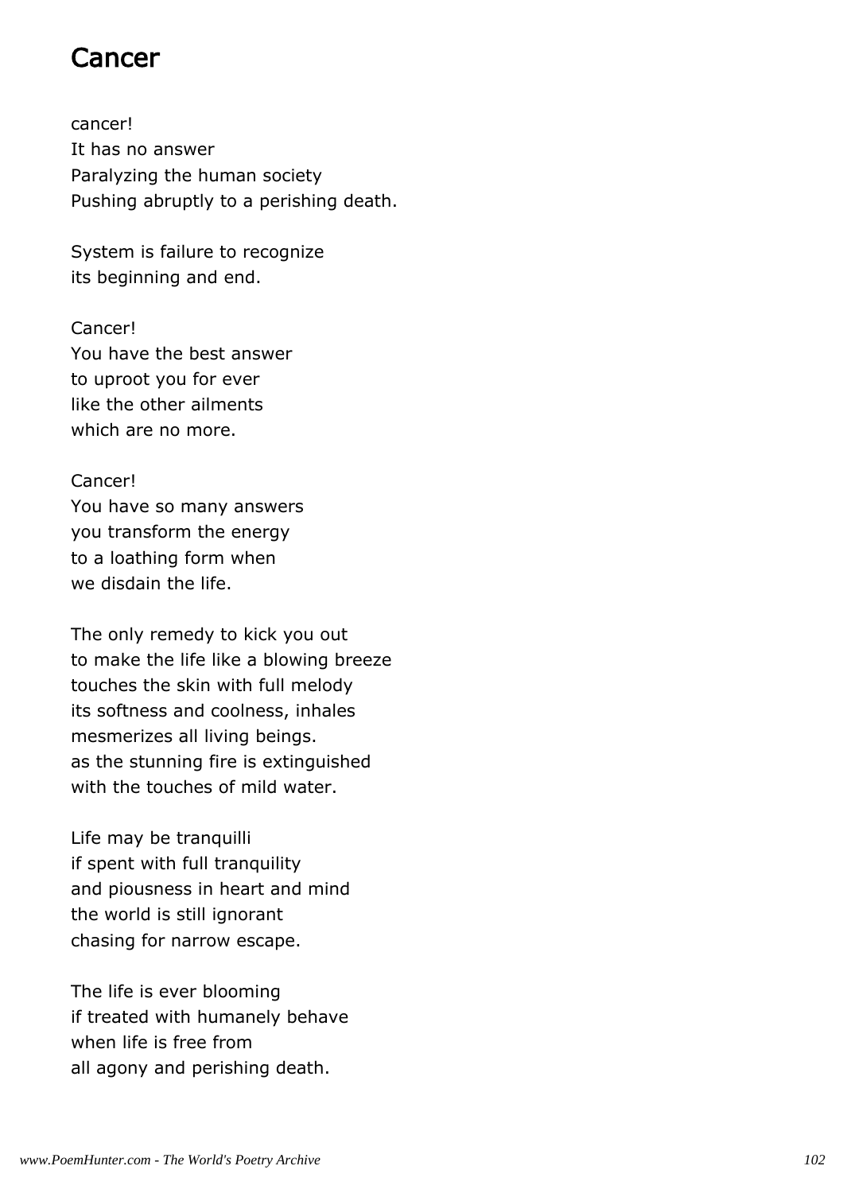# Cancer

cancer!
It has no answer
Paralyzing the human society
Pushing abruptly to a perishing death.

System is failure to recognize
its beginning and end.

Cancer!
You have the best answer
to uproot you for ever
like the other ailments
which are no more.

Cancer!
You have so many answers
you transform the energy
to a loathing form when
we disdain the life.

The only remedy to kick you out
to make the life like a blowing breeze
touches the skin with full melody
its softness and coolness, inhales
mesmerizes all living beings.
as the stunning fire is extinguished
with the touches of mild water.

Life may be tranquilli
if spent with full tranquility
and piousness in heart and mind
the world is still ignorant
chasing for narrow escape.

The life is ever blooming
if treated with humanely behave
when life is free from
all agony and perishing death.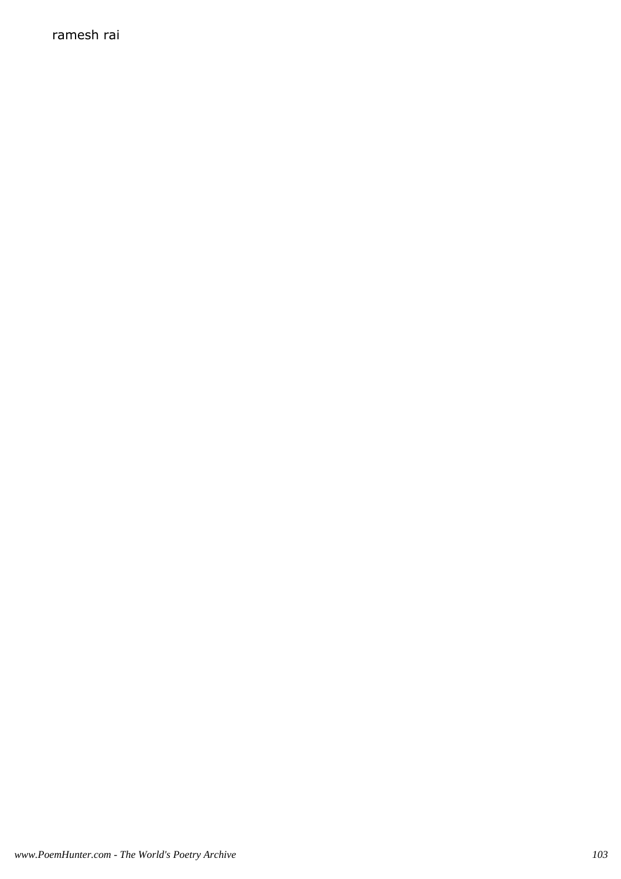ramesh rai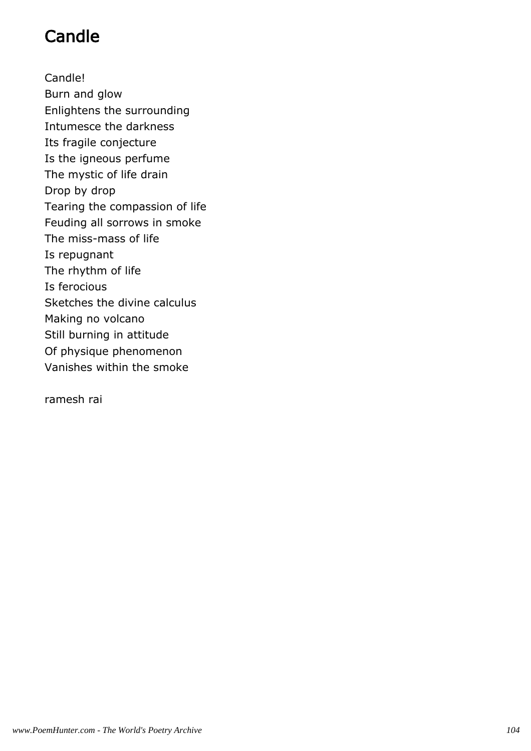# Candle

Candle!
Burn and glow
Enlightens the surrounding
Intumesce the darkness
Its fragile conjecture
Is the igneous perfume
The mystic of life drain
Drop by drop
Tearing the compassion of life
Feuding all sorrows in smoke
The miss-mass of life
Is repugnant
The rhythm of life
Is ferocious
Sketches the divine calculus
Making no volcano
Still burning in attitude
Of physique phenomenon
Vanishes within the smoke

ramesh rai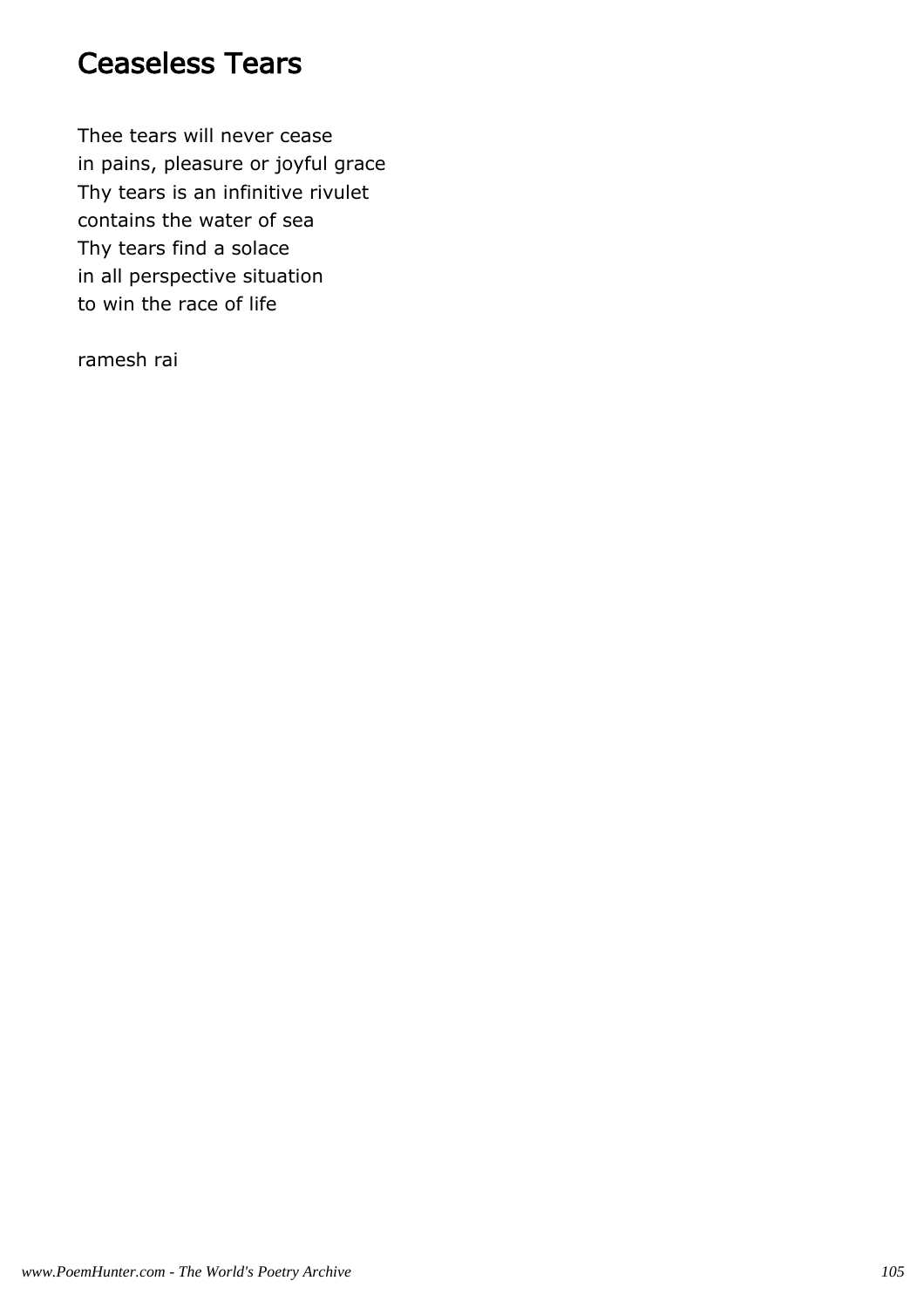# Ceaseless Tears

Thee tears will never cease  
in pains, pleasure or joyful grace  
Thy tears is an infinitive rivulet  
contains the water of sea  
Thy tears find a solace  
in all perspective situation  
to win the race of life

ramesh rai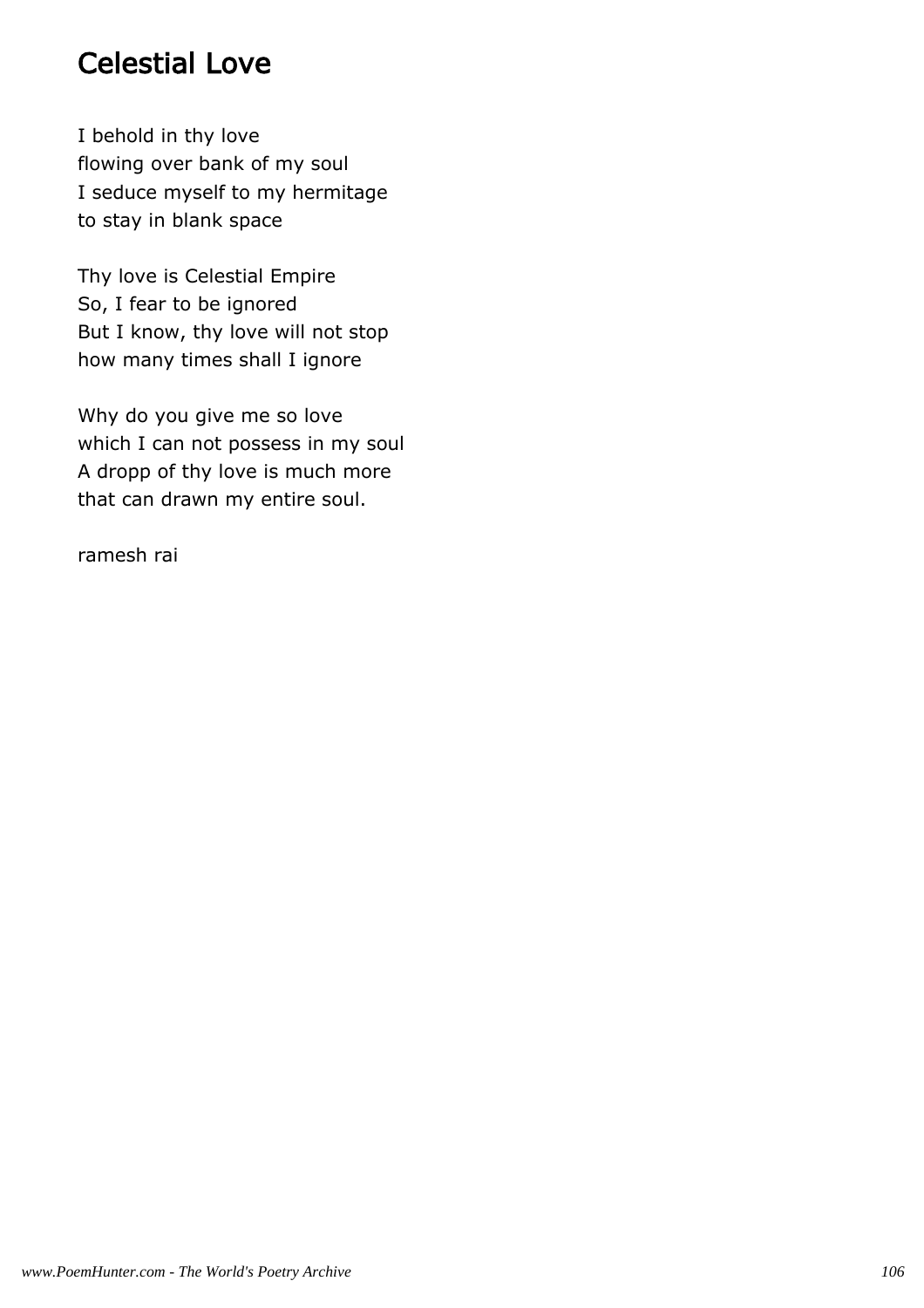# Celestial Love

I behold in thy love
flowing over bank of my soul
I seduce myself to my hermitage
to stay in blank space

Thy love is Celestial Empire
So, I fear to be ignored
But I know, thy love will not stop
how many times shall I ignore

Why do you give me so love
which I can not possess in my soul
A dropp of thy love is much more
that can drawn my entire soul.

ramesh rai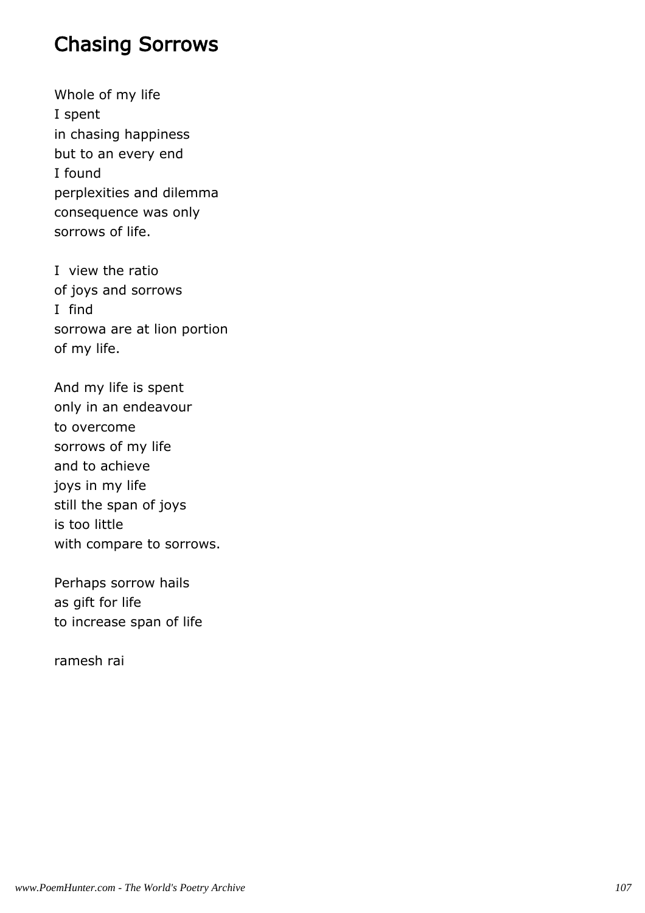## Chasing Sorrows

Whole of my life
I spent
in chasing happiness
but to an every end
I found
perplexities and dilemma
consequence was only
sorrows of life.

I view the ratio
of joys and sorrows
I find
sorrowa are at lion portion
of my life.

And my life is spent
only in an endeavour
to overcome
sorrows of my life
and to achieve
joys in my life
still the span of joys
is too little
with compare to sorrows.

Perhaps sorrow hails
as gift for life
to increase span of life

ramesh rai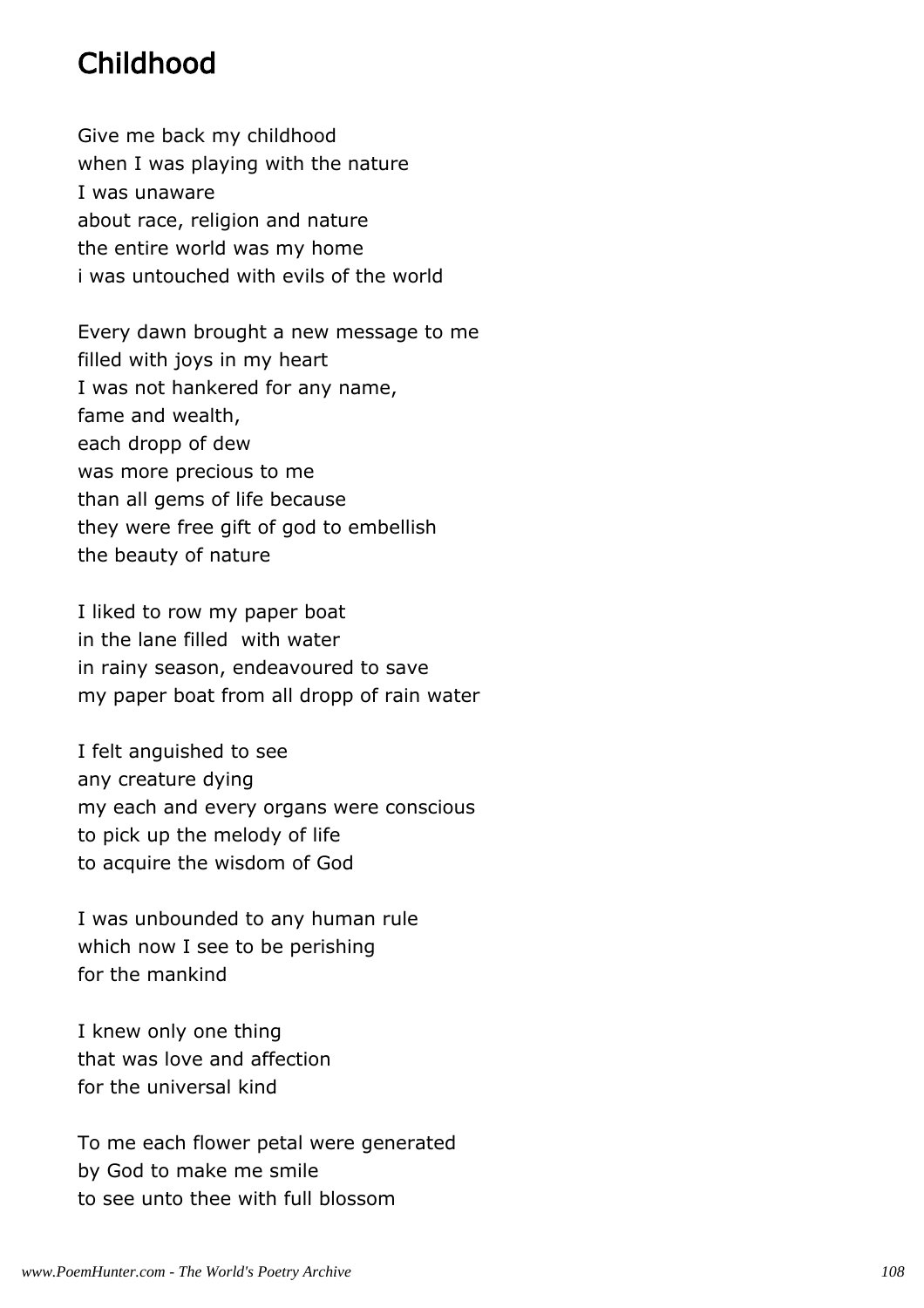# Childhood

Give me back my childhood
when I was playing with the nature
I was unaware
about race, religion and nature
the entire world was my home
i was untouched with evils of the world

Every dawn brought a new message to me
filled with joys in my heart
I was not hankered for any name,
fame and wealth,
each dropp of dew
was more precious to me
than all gems of life because
they were free gift of god to embellish
the beauty of nature

I liked to row my paper boat
in the lane filled  with water
in rainy season, endeavoured to save
my paper boat from all dropp of rain water

I felt anguished to see
any creature dying
my each and every organs were conscious
to pick up the melody of life
to acquire the wisdom of God

I was unbounded to any human rule
which now I see to be perishing
for the mankind

I knew only one thing
that was love and affection
for the universal kind

To me each flower petal were generated
by God to make me smile
to see unto thee with full blossom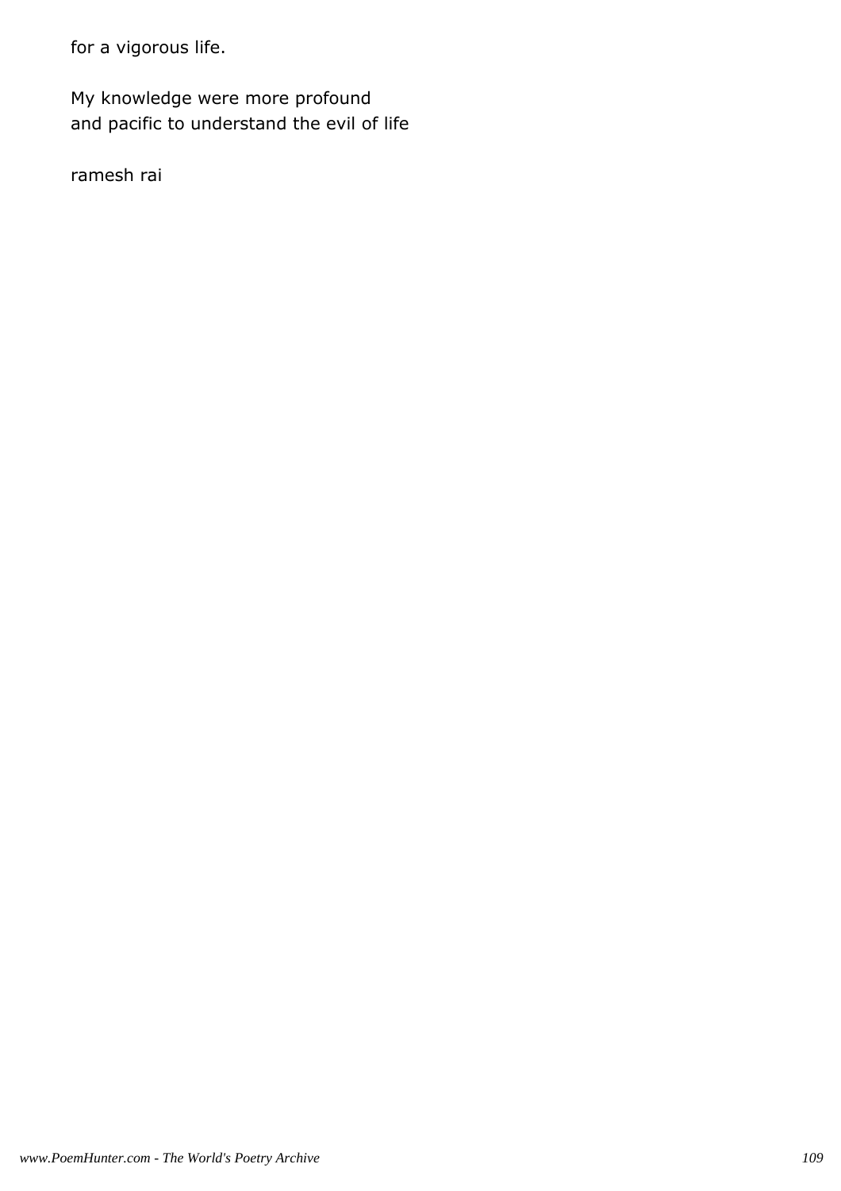for a vigorous life.

My knowledge were more profound
and pacific to understand the evil of life

ramesh rai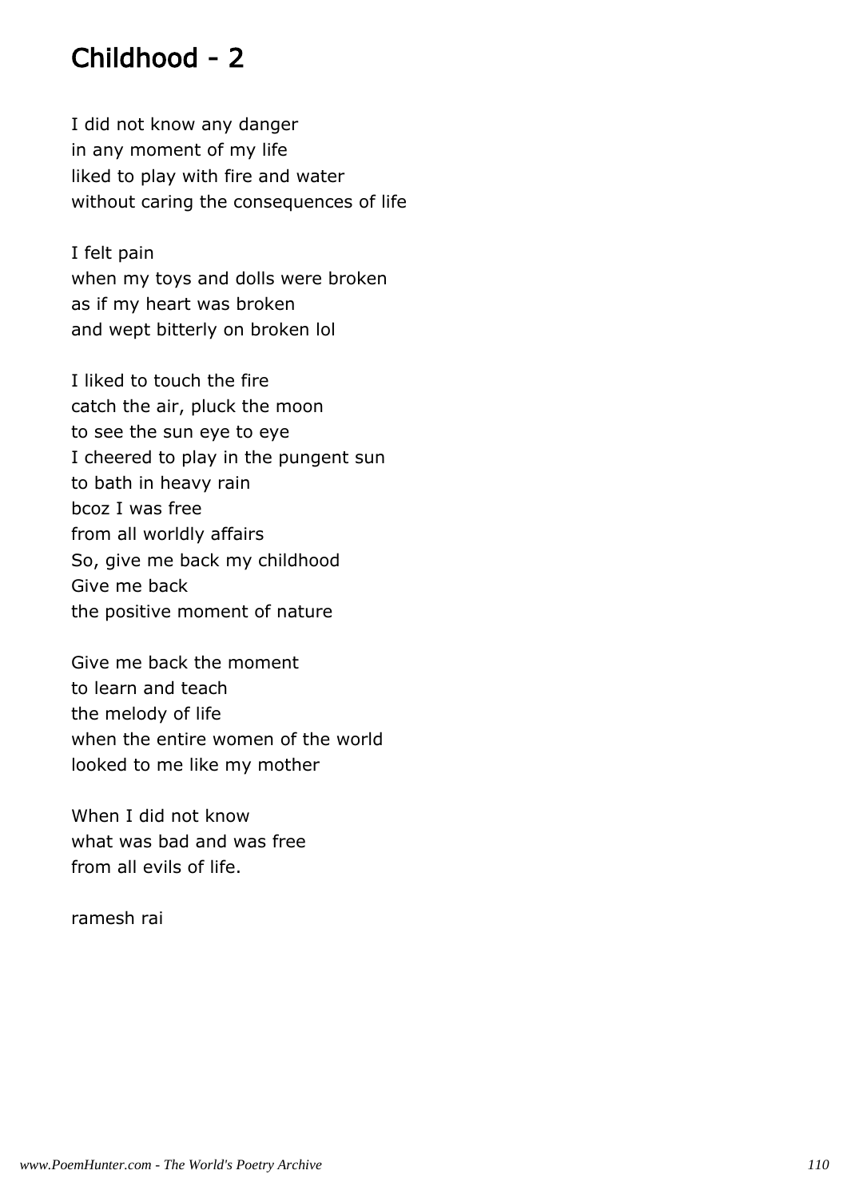# Childhood - 2

I did not know any danger
in any moment of my life
liked to play with fire and water
without caring the consequences of life

I felt pain
when my toys and dolls were broken
as if my heart was broken
and wept bitterly on broken lol

I liked to touch the fire
catch the air, pluck the moon
to see the sun eye to eye
I cheered to play in the pungent sun
to bath in heavy rain
bcoz I was free
from all worldly affairs
So, give me back my childhood
Give me back
the positive moment of nature

Give me back the moment
to learn and teach
the melody of life
when the entire women of the world
looked to me like my mother

When I did not know
what was bad and was free
from all evils of life.

ramesh rai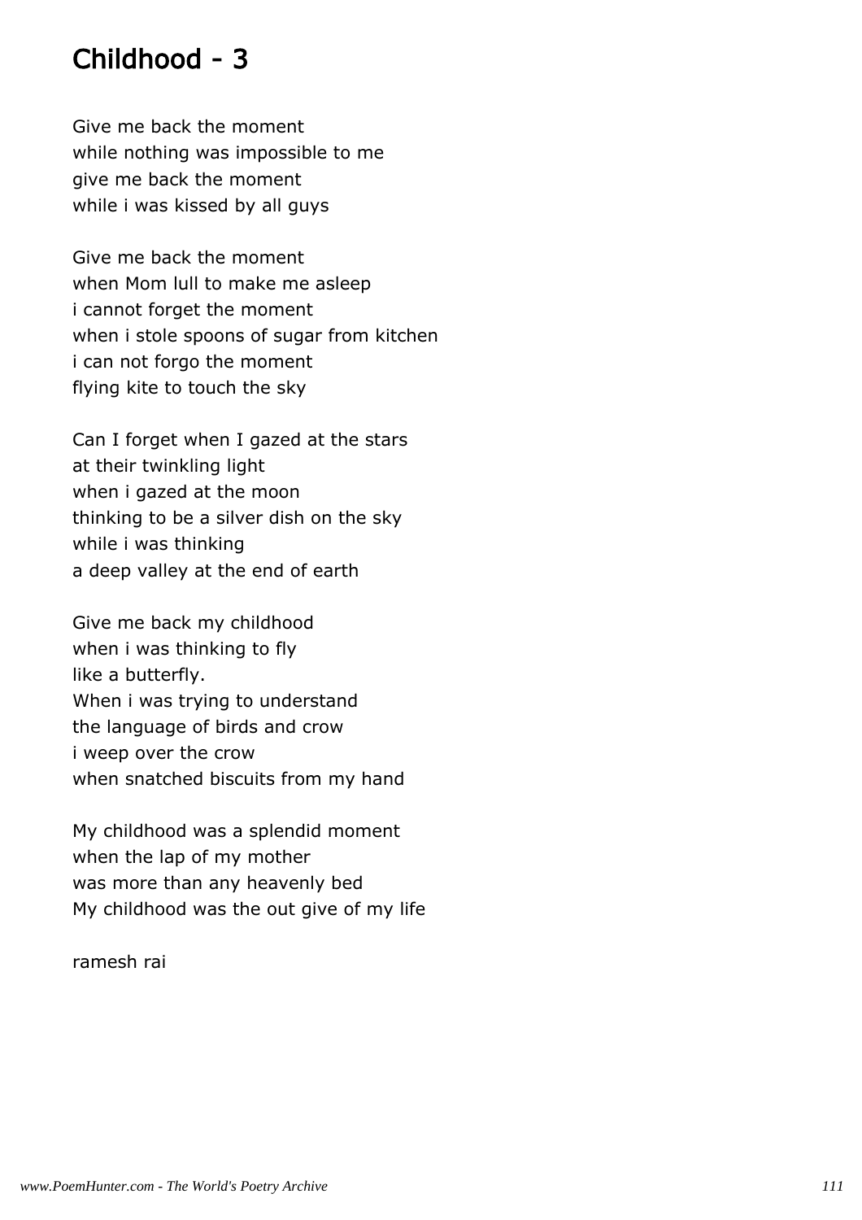# Childhood - 3

Give me back the moment
while nothing was impossible to me
give me back the moment
while i was kissed by all guys

Give me back the moment
when Mom lull to make me asleep
i cannot forget the moment
when i stole spoons of sugar from kitchen
i can not forgo the moment
flying kite to touch the sky

Can I forget when I gazed at the stars
at their twinkling light
when i gazed at the moon
thinking to be a silver dish on the sky
while i was thinking
a deep valley at the end of earth

Give me back my childhood
when i was thinking to fly
like a butterfly.
When i was trying to understand
the language of birds and crow
i weep over the crow
when snatched biscuits from my hand

My childhood was a splendid moment
when the lap of my mother
was more than any heavenly bed
My childhood was the out give of my life

ramesh rai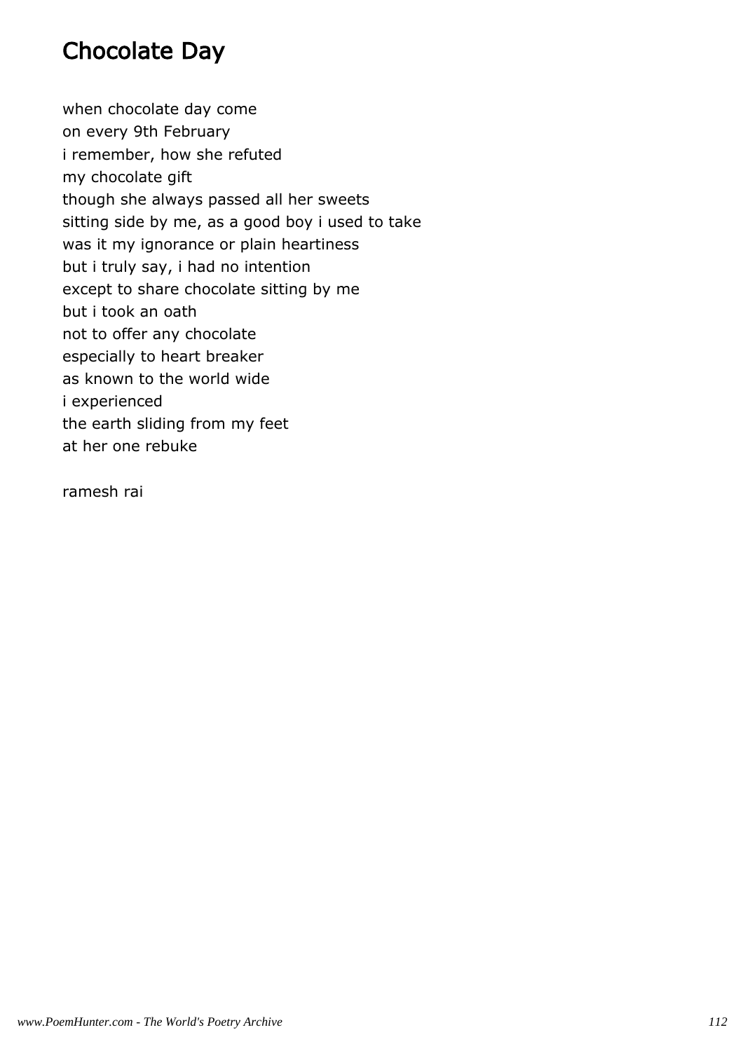# Chocolate Day

when chocolate day come  
on every 9th February  
i remember, how she refuted  
my chocolate gift  
though she always passed all her sweets  
sitting side by me, as a good boy i used to take  
was it my ignorance or plain heartiness  
but i truly say, i had no intention  
except to share chocolate sitting by me  
but i took an oath  
not to offer any chocolate  
especially to heart breaker  
as known to the world wide  
i experienced  
the earth sliding from my feet  
at her one rebuke

ramesh rai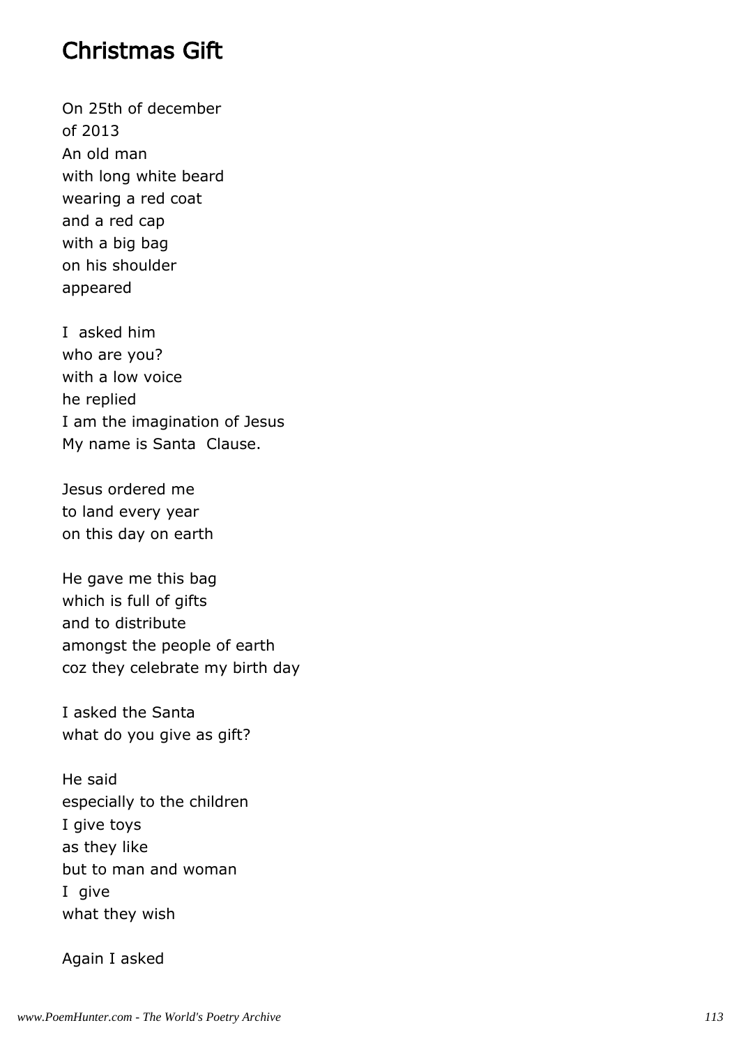# Christmas Gift

On 25th of december
of 2013
An old man
with long white beard
wearing a red coat
and a red cap
with a big bag
on his shoulder
appeared

I asked him
who are you?
with a low voice
he replied
I am the imagination of Jesus
My name is Santa Clause.

Jesus ordered me
to land every year
on this day on earth

He gave me this bag
which is full of gifts
and to distribute
amongst the people of earth
coz they celebrate my birth day

I asked the Santa
what do you give as gift?

He said
especially to the children
I give toys
as they like
but to man and woman
I give
what they wish

Again I asked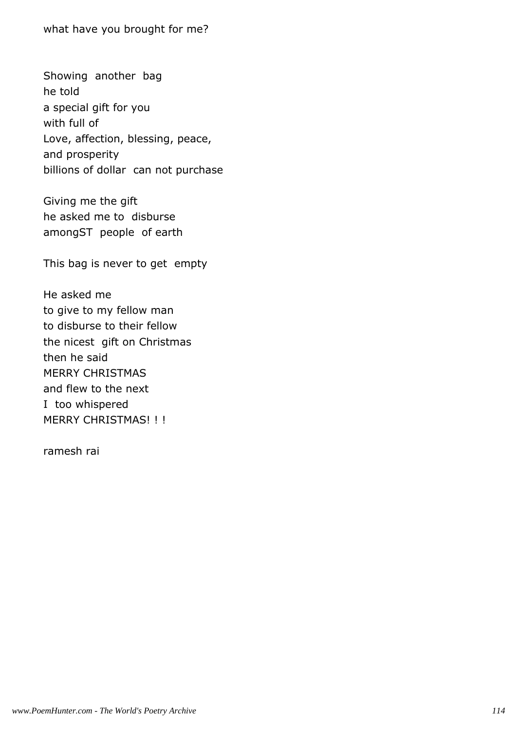what have you brought for me?

Showing another bag
he told
a special gift for you
with full of
Love, affection, blessing, peace,
and prosperity
billions of dollar can not purchase

Giving me the gift
he asked me to disburse
amongST people of earth

This bag is never to get empty

He asked me
to give to my fellow man
to disburse to their fellow
the nicest gift on Christmas
then he said
MERRY CHRISTMAS
and flew to the next
I too whispered
MERRY CHRISTMAS! ! !

ramesh rai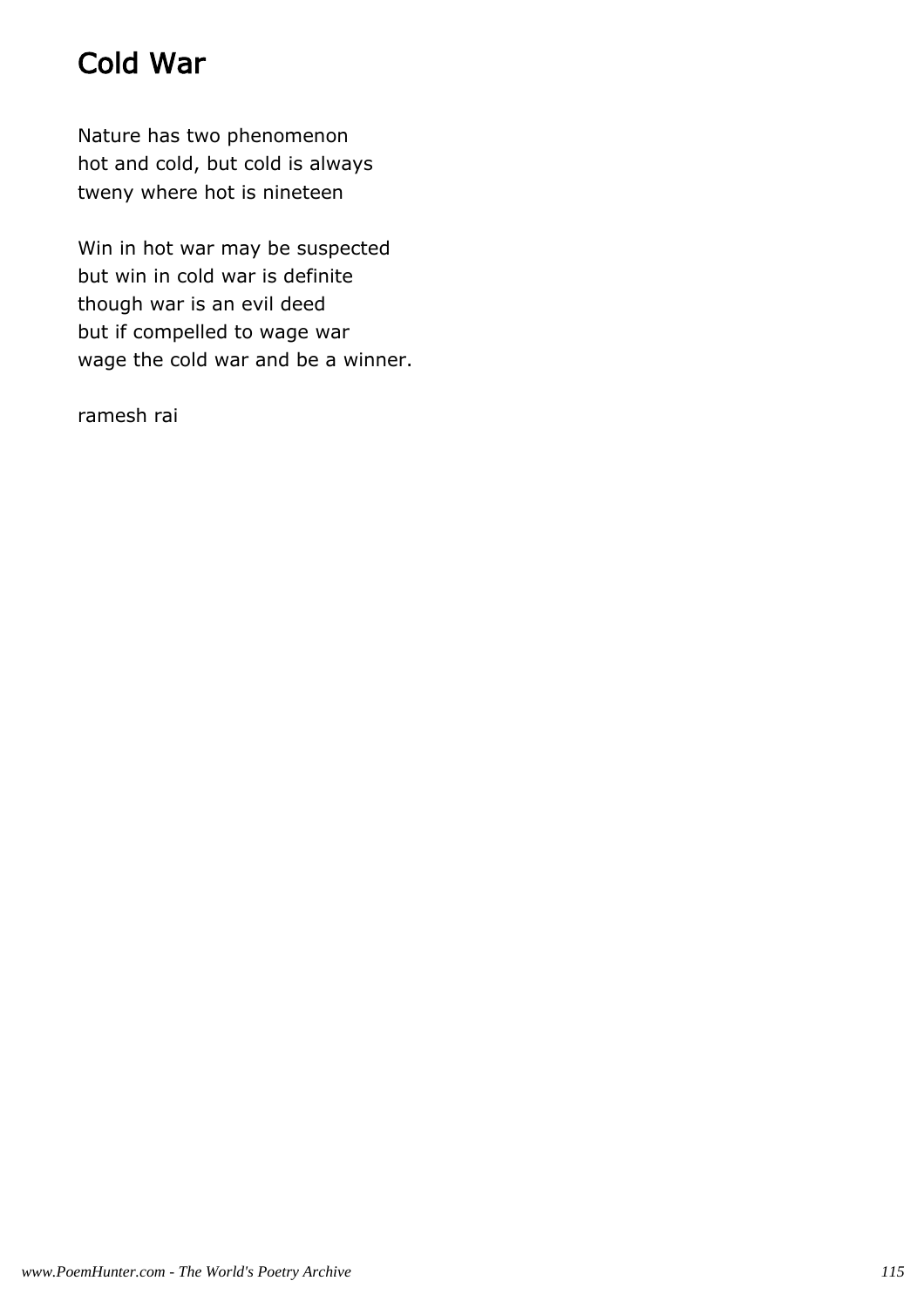# Cold War

Nature has two phenomenon
hot and cold, but cold is always
tweny where hot is nineteen

Win in hot war may be suspected
but win in cold war is definite
though war is an evil deed
but if compelled to wage war
wage the cold war and be a winner.

ramesh rai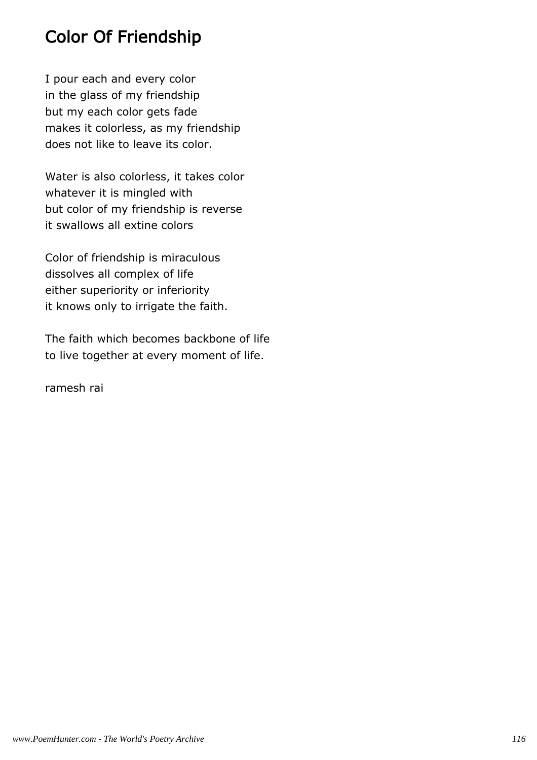# Color Of Friendship

I pour each and every color
in the glass of my friendship
but my each color gets fade
makes it colorless, as my friendship
does not like to leave its color.

Water is also colorless, it takes color
whatever it is mingled with
but color of my friendship is reverse
it swallows all extine colors

Color of friendship is miraculous
dissolves all complex of life
either superiority or inferiority
it knows only to irrigate the faith.

The faith which becomes backbone of life
to live together at every moment of life.

ramesh rai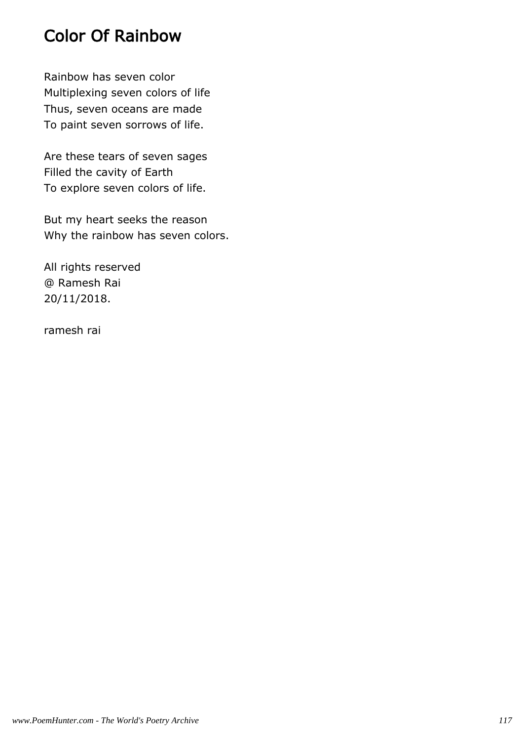# Color Of Rainbow

Rainbow has seven color
Multiplexing seven colors of life
Thus, seven oceans are made
To paint seven sorrows of life.

Are these tears of seven sages
Filled the cavity of Earth
To explore seven colors of life.

But my heart seeks the reason
Why the rainbow has seven colors.

All rights reserved
@ Ramesh Rai
20/11/2018.

ramesh rai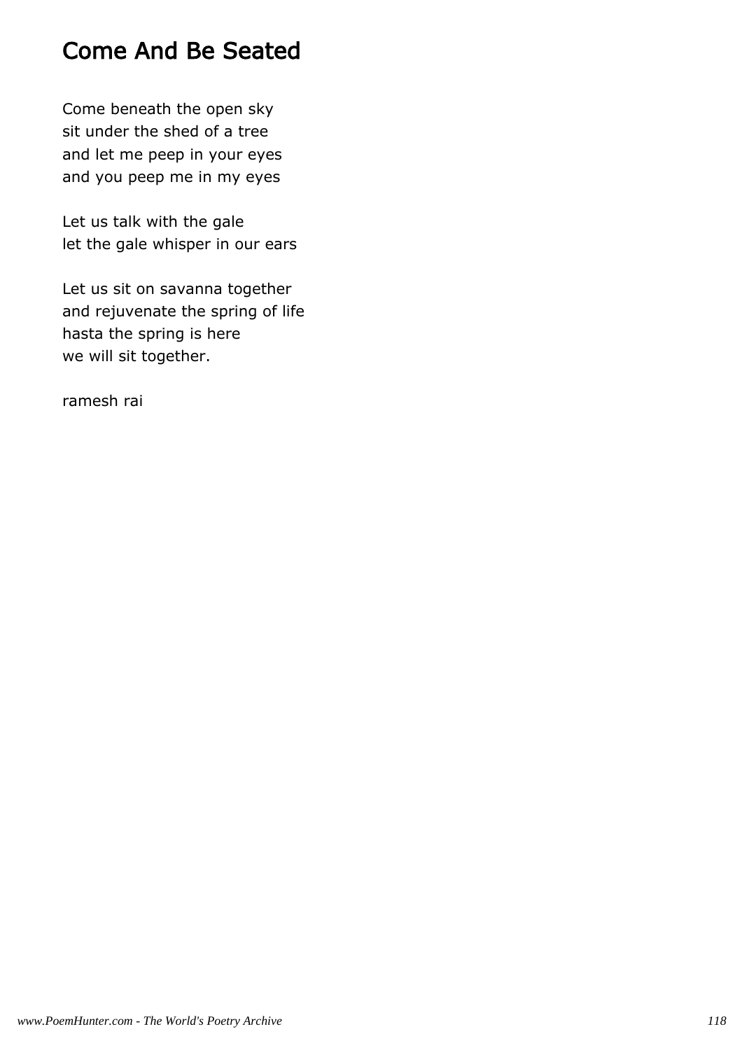# Come And Be Seated

Come beneath the open sky
sit under the shed of a tree
and let me peep in your eyes
and you peep me in my eyes

Let us talk with the gale
let the gale whisper in our ears

Let us sit on savanna together
and rejuvenate the spring of life
hasta the spring is here
we will sit together.

ramesh rai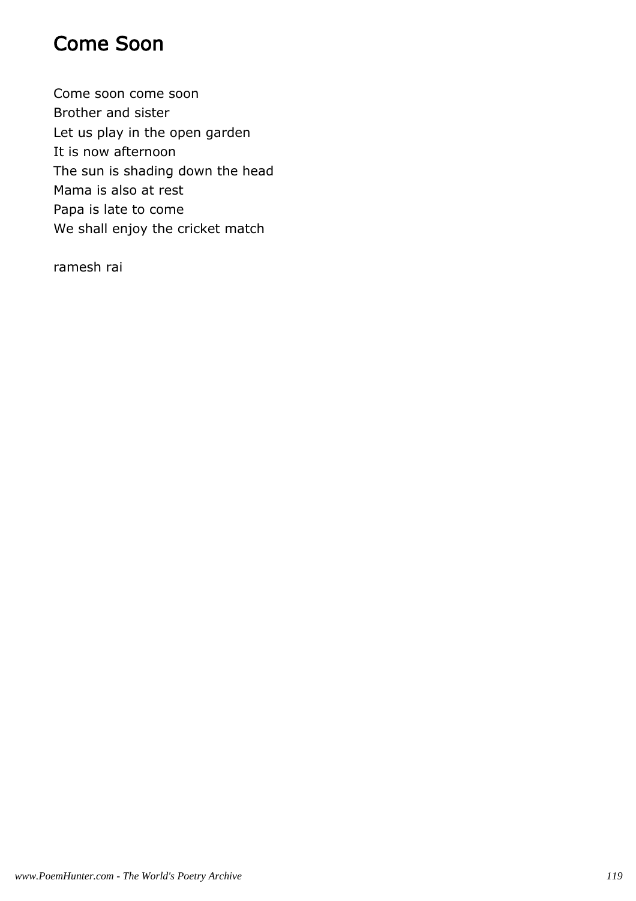# Come Soon

Come soon come soon  
Brother and sister  
Let us play in the open garden  
It is now afternoon  
The sun is shading down the head  
Mama is also at rest  
Papa is late to come  
We shall enjoy the cricket match

ramesh rai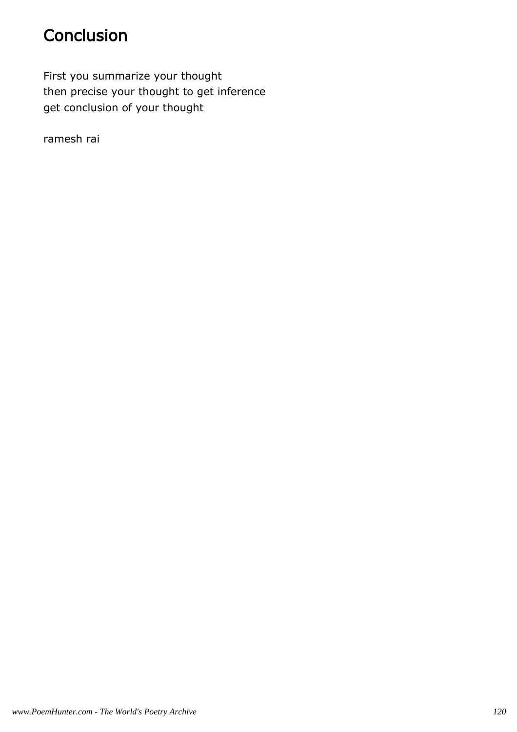# Conclusion

First you summarize your thought
then precise your thought to get inference
get conclusion of your thought

ramesh rai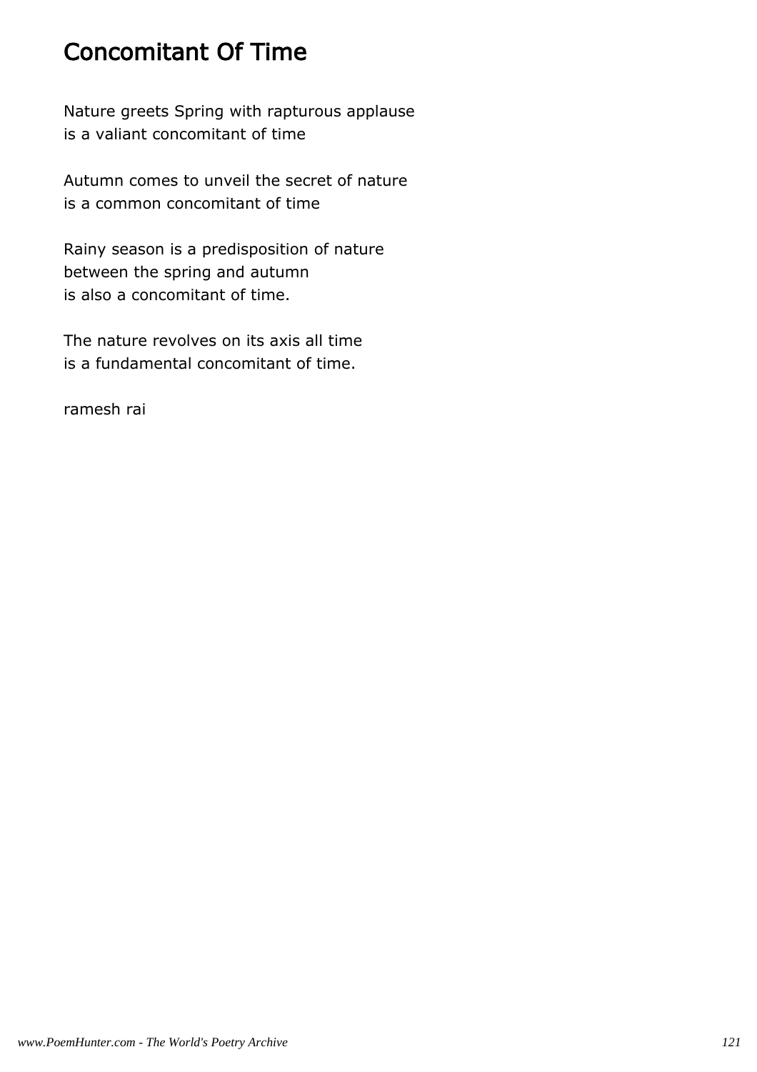# Concomitant Of Time

Nature greets Spring with rapturous applause
is a valiant concomitant of time

Autumn comes to unveil the secret of nature
is a common concomitant of time

Rainy season is a predisposition of nature
between the spring and autumn
is also a concomitant of time.

The nature revolves on its axis all time
is a fundamental concomitant of time.

ramesh rai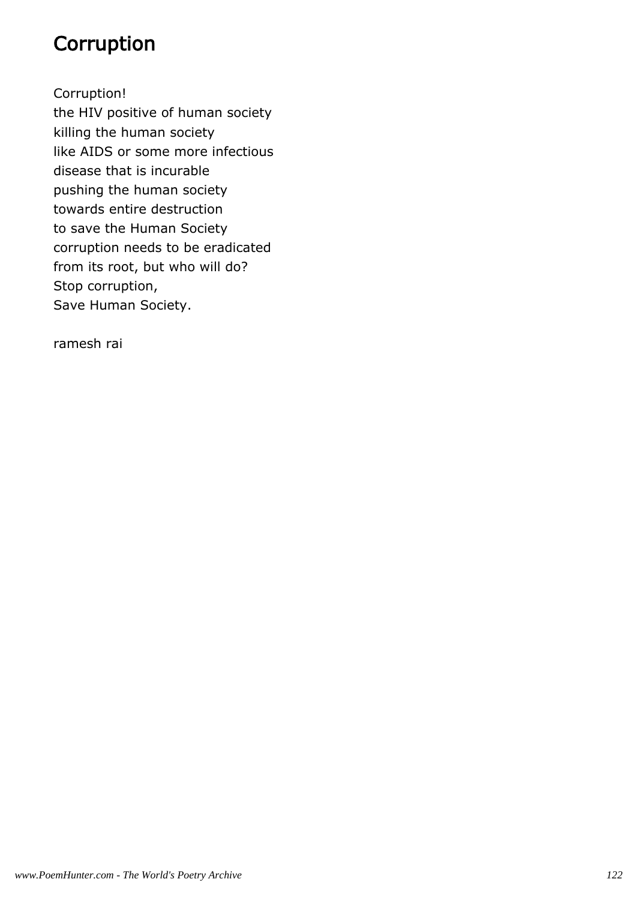# Corruption

Corruption!  
the HIV positive of human society  
killing the human society  
like AIDS or some more infectious  
disease that is incurable  
pushing the human society  
towards entire destruction  
to save the Human Society  
corruption needs to be eradicated  
from its root, but who will do?  
Stop corruption,  
Save Human Society.

ramesh rai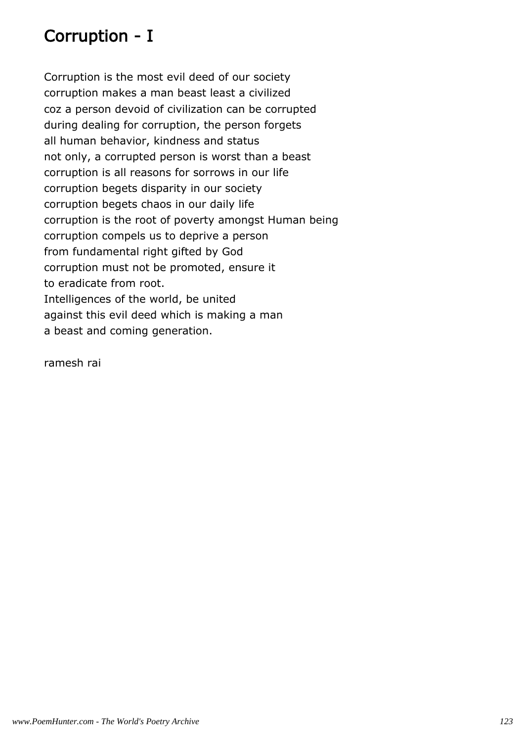# Corruption - I

Corruption is the most evil deed of our society
corruption makes a man beast least a civilized
coz a person devoid of civilization can be corrupted
during dealing for corruption, the person forgets
all human behavior, kindness and status
not only, a corrupted person is worst than a beast
corruption is all reasons for sorrows in our life
corruption begets disparity in our society
corruption begets chaos in our daily life
corruption is the root of poverty amongst Human being
corruption compels us to deprive a person
from fundamental right gifted by God
corruption must not be promoted, ensure it
to eradicate from root.
Intelligences of the world, be united
against this evil deed which is making a man
a beast and coming generation.

ramesh rai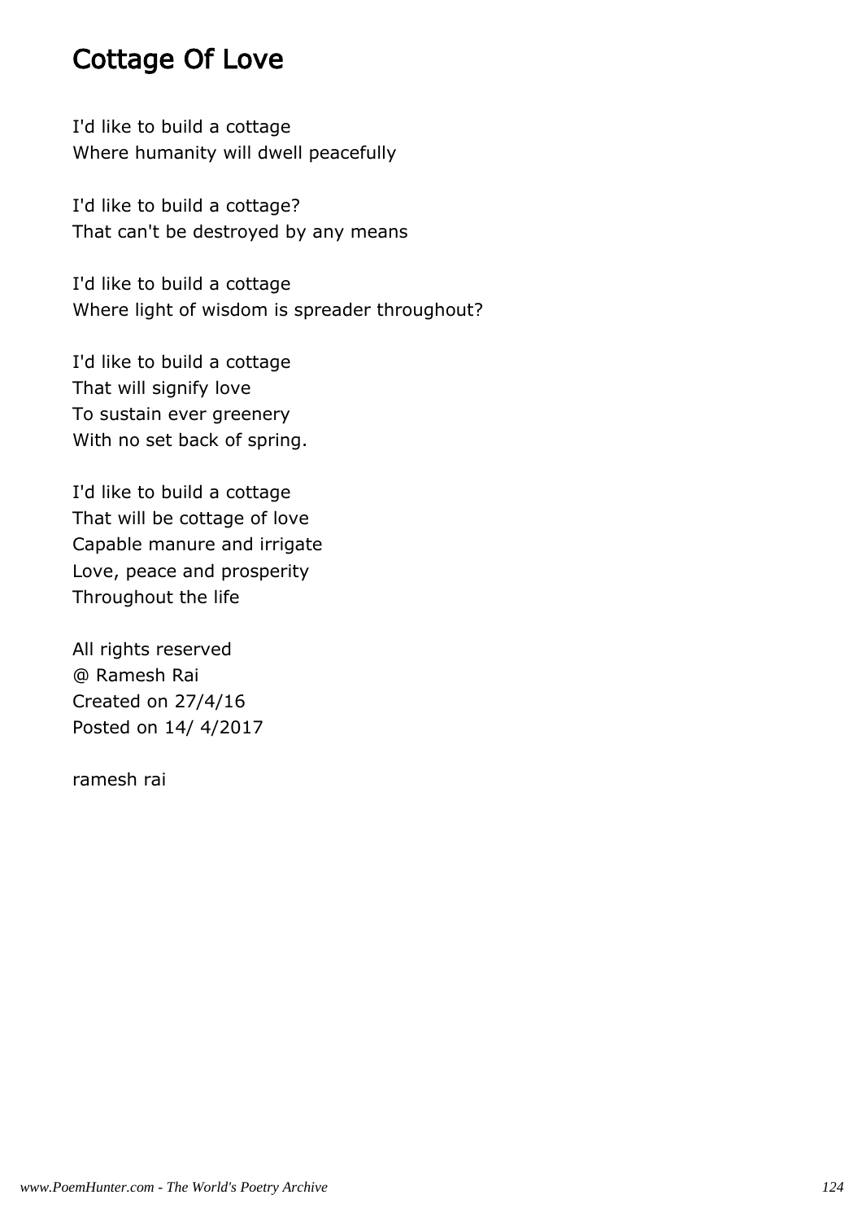# Cottage Of Love

I'd like to build a cottage
Where humanity will dwell peacefully

I'd like to build a cottage?
That can't be destroyed by any means

I'd like to build a cottage
Where light of wisdom is spreader throughout?

I'd like to build a cottage
That will signify love
To sustain ever greenery
With no set back of spring.

I'd like to build a cottage
That will be cottage of love
Capable manure and irrigate
Love, peace and prosperity
Throughout the life

All rights reserved
@ Ramesh Rai
Created on 27/4/16
Posted on 14/ 4/2017

ramesh rai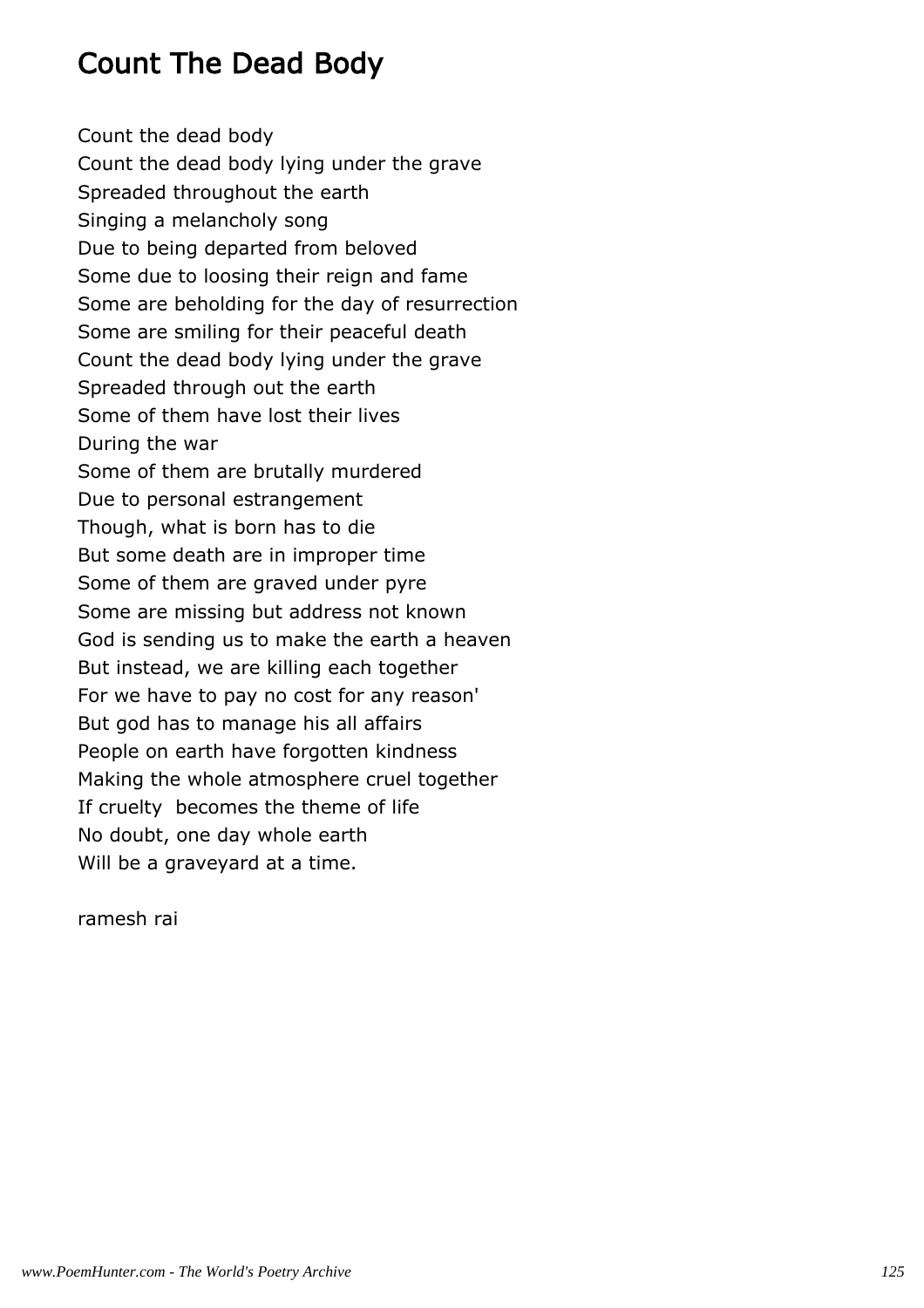# Count The Dead Body

Count the dead body  
Count the dead body lying under the grave  
Spreaded throughout the earth  
Singing a melancholy song  
Due to being departed from beloved  
Some due to loosing their reign and fame  
Some are beholding for the day of resurrection  
Some are smiling for their peaceful death  
Count the dead body lying under the grave  
Spreaded through out the earth  
Some of them have lost their lives  
During the war  
Some of them are brutally murdered  
Due to personal estrangement  
Though, what is born has to die  
But some death are in improper time  
Some of them are graved under pyre  
Some are missing but address not known  
God is sending us to make the earth a heaven  
But instead, we are killing each together  
For we have to pay no cost for any reason'  
But god has to manage his all affairs  
People on earth have forgotten kindness  
Making the whole atmosphere cruel together  
If cruelty  becomes the theme of life  
No doubt, one day whole earth  
Will be a graveyard at a time.

ramesh rai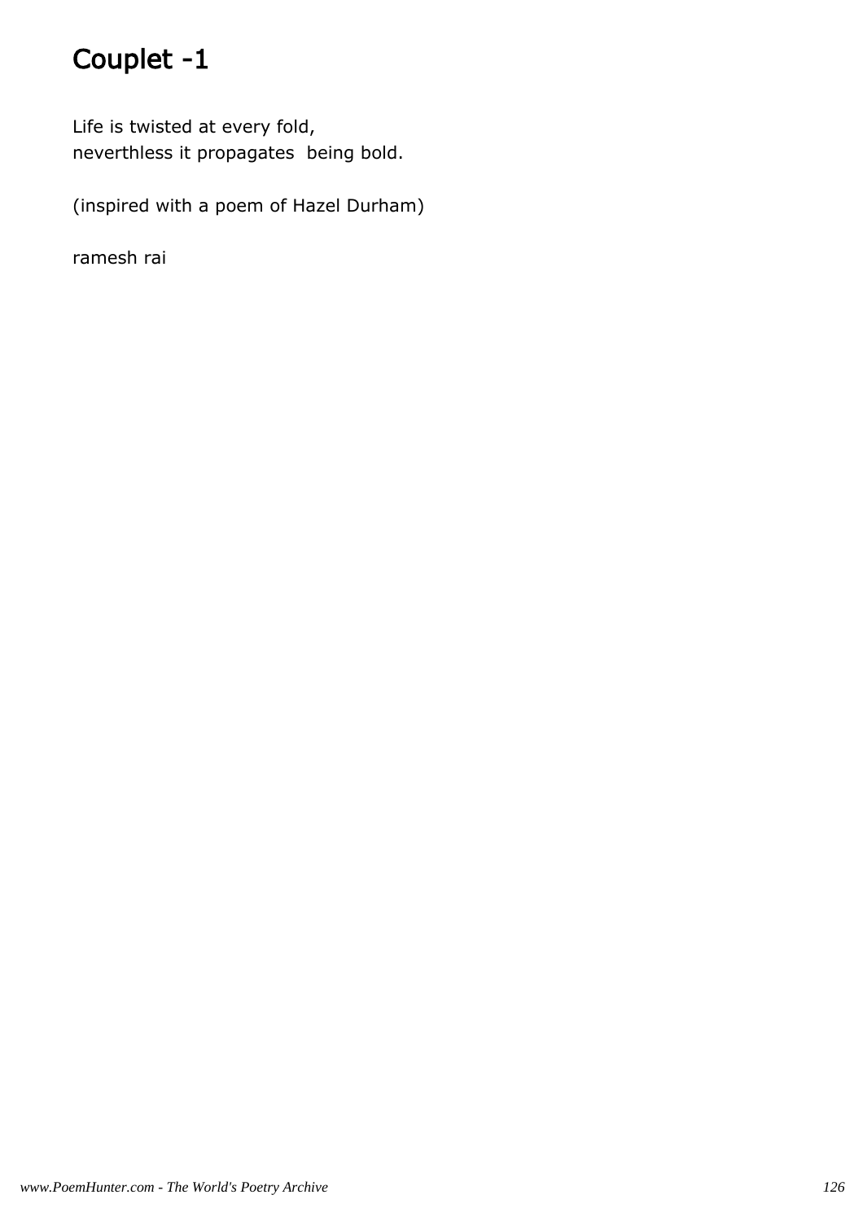# Couplet -1

Life is twisted at every fold,
neverthless it propagates  being bold.

(inspired with a poem of Hazel Durham)

ramesh rai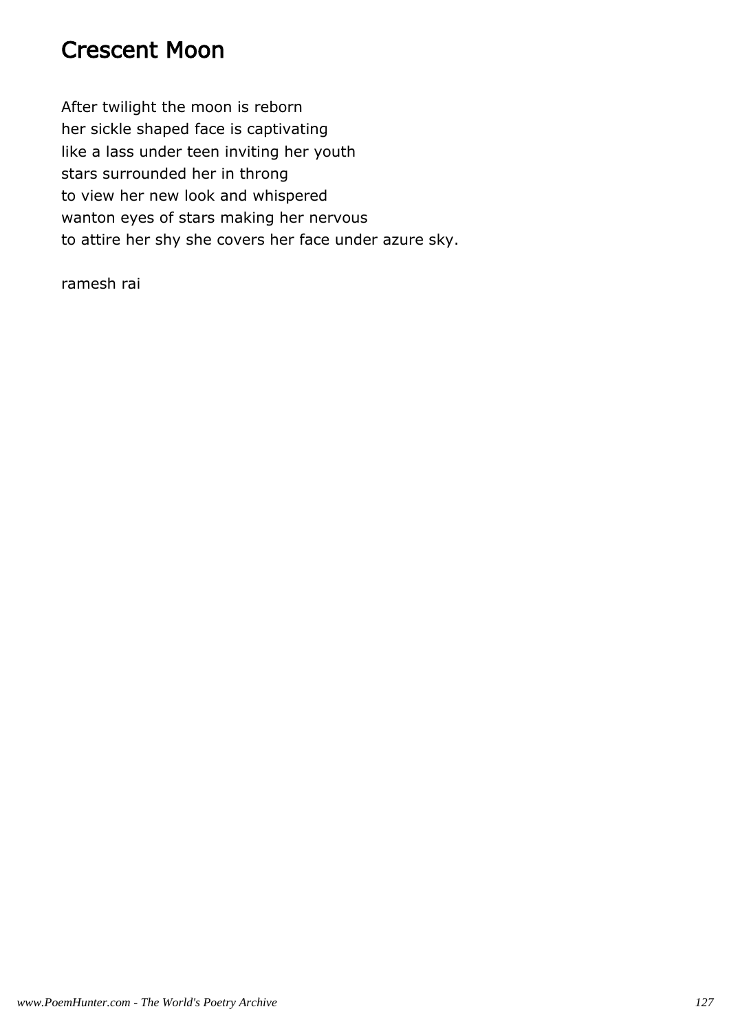# Crescent Moon

After twilight the moon is reborn
her sickle shaped face is captivating
like a lass under teen inviting her youth
stars surrounded her in throng
to view her new look and whispered
wanton eyes of stars making her nervous
to attire her shy she covers her face under azure sky.

ramesh rai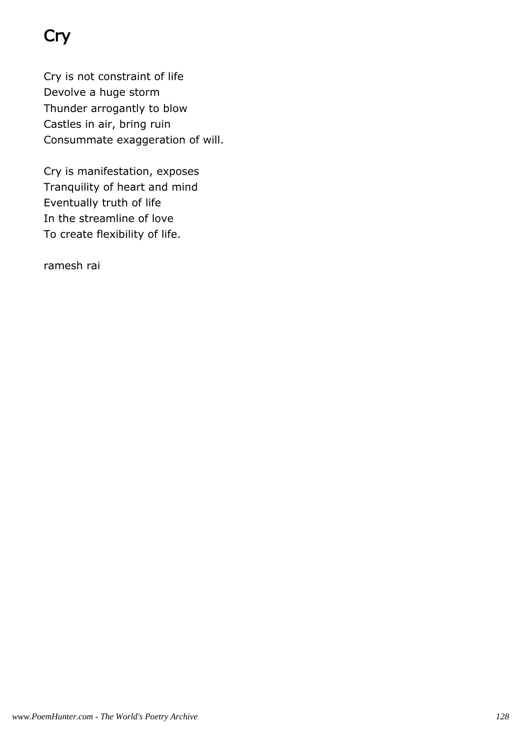# Cry

Cry is not constraint of life
Devolve a huge storm
Thunder arrogantly to blow
Castles in air, bring ruin
Consummate exaggeration of will.

Cry is manifestation, exposes
Tranquility of heart and mind
Eventually truth of life
In the streamline of love
To create flexibility of life.

ramesh rai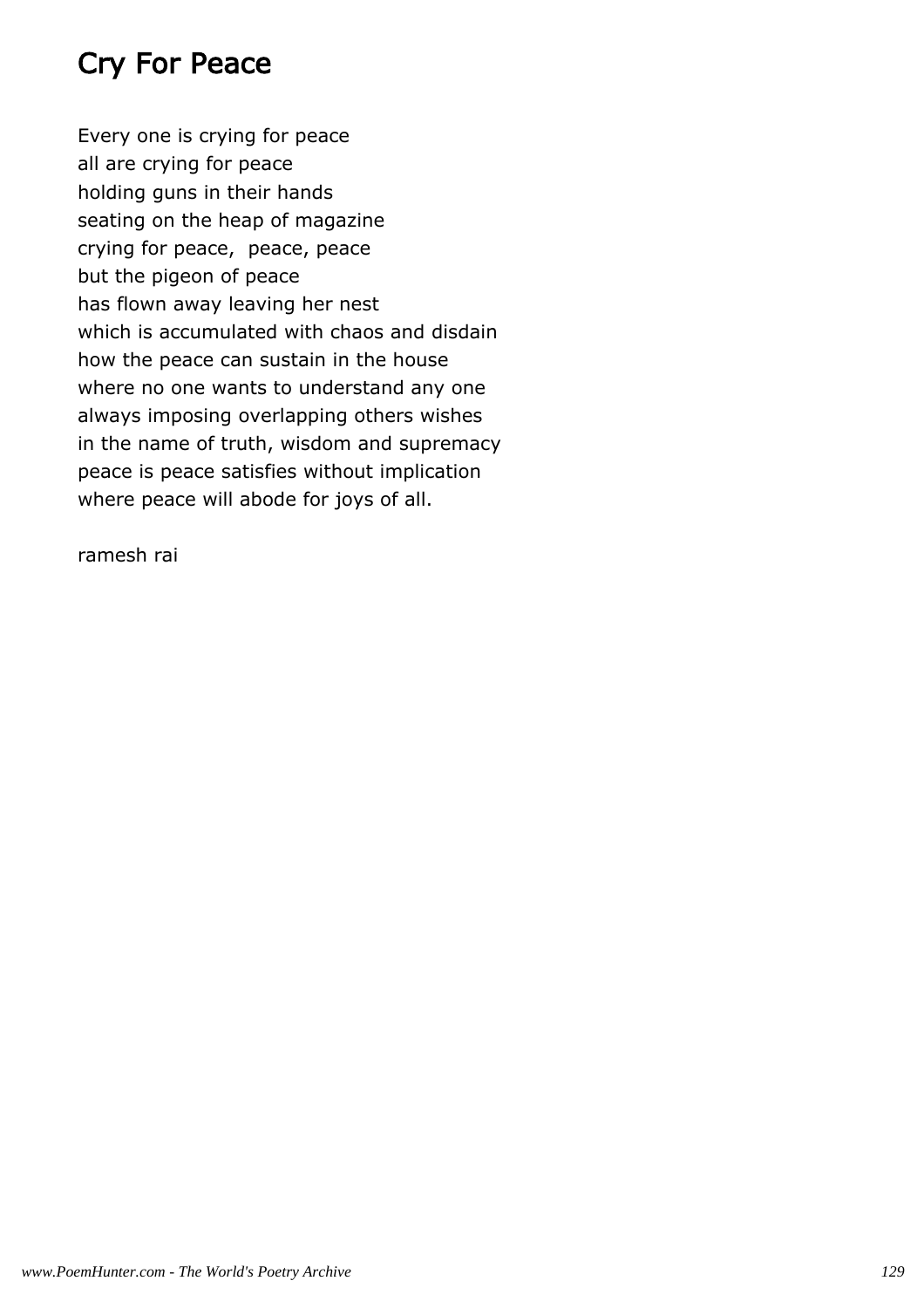# Cry For Peace

Every one is crying for peace  
all are crying for peace  
holding guns in their hands  
seating on the heap of magazine  
crying for peace,  peace, peace  
but the pigeon of peace  
has flown away leaving her nest  
which is accumulated with chaos and disdain  
how the peace can sustain in the house  
where no one wants to understand any one  
always imposing overlapping others wishes  
in the name of truth, wisdom and supremacy  
peace is peace satisfies without implication  
where peace will abode for joys of all.

ramesh rai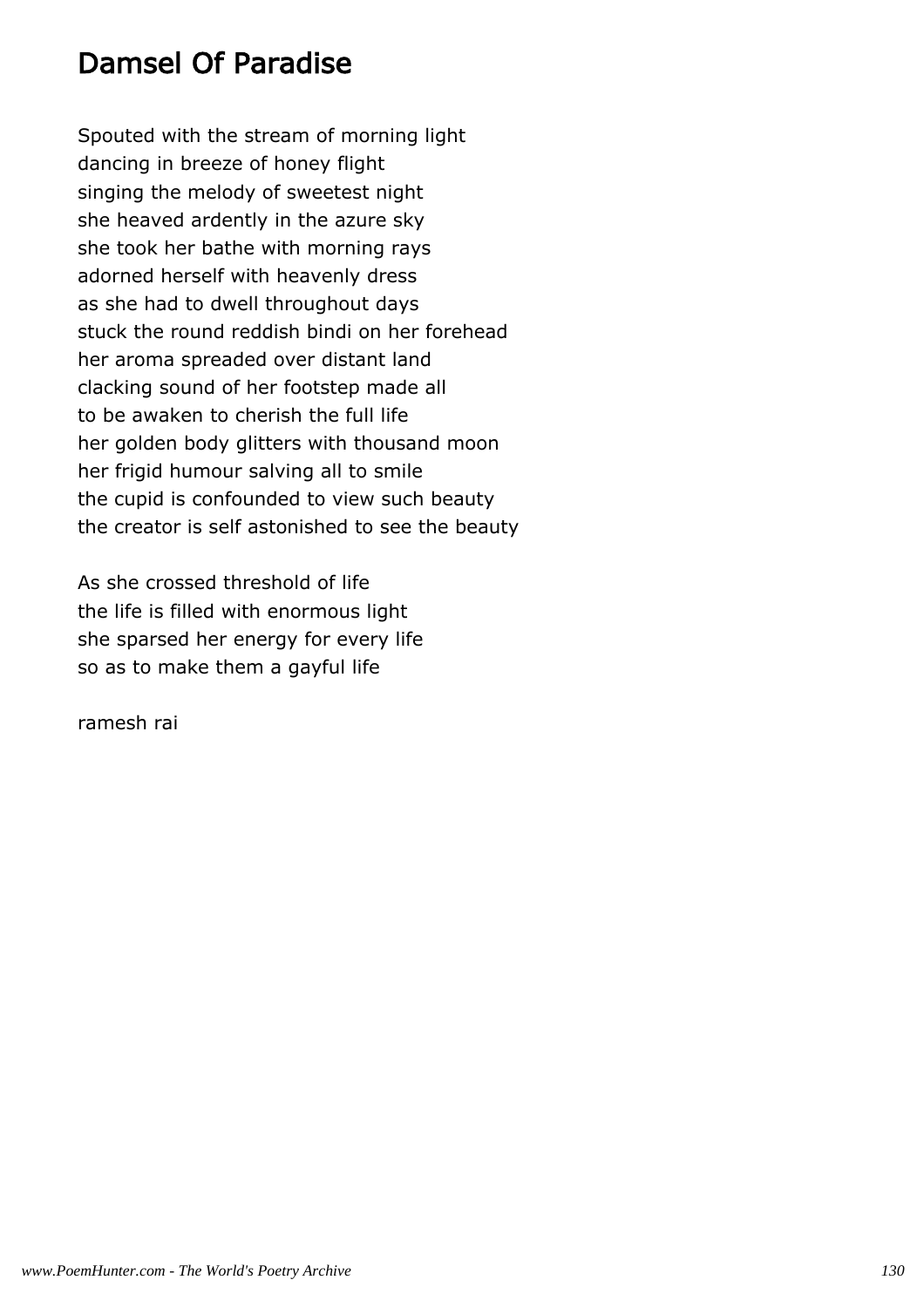# Damsel Of Paradise

Spouted with the stream of morning light
dancing in breeze of honey flight
singing the melody of sweetest night
she heaved ardently in the azure sky
she took her bathe with morning rays
adorned herself with heavenly dress
as she had to dwell throughout days
stuck the round reddish bindi on her forehead
her aroma spreaded over distant land
clacking sound of her footstep made all
to be awaken to cherish the full life
her golden body glitters with thousand moon
her frigid humour salving all to smile
the cupid is confounded to view such beauty
the creator is self astonished to see the beauty

As she crossed threshold of life
the life is filled with enormous light
she sparsed her energy for every life
so as to make them a gayful life

ramesh rai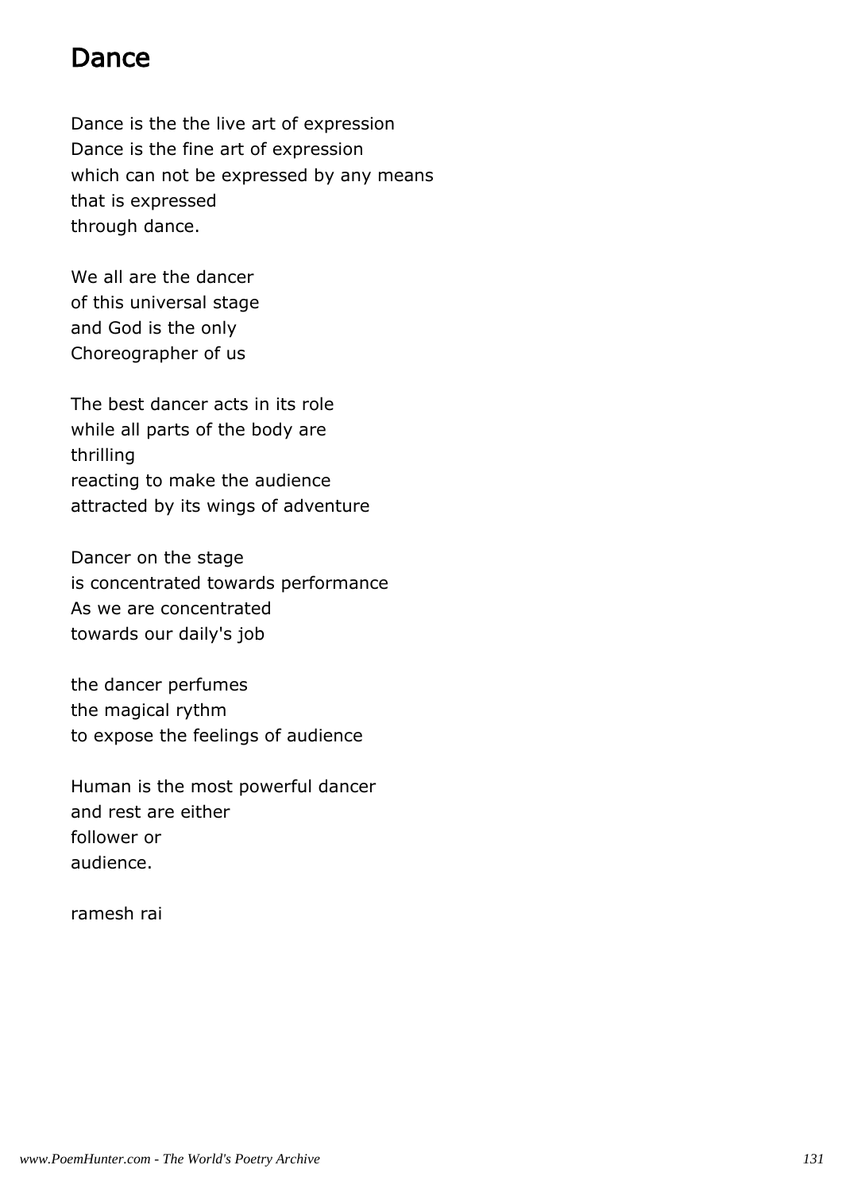# Dance

Dance is the the live art of expression
Dance is the fine art of expression
which can not be expressed by any means
that is expressed
through dance.

We all are the dancer
of this universal stage
and God is the only
Choreographer of us

The best dancer acts in its role
while all parts of the body are
thrilling
reacting to make the audience
attracted by its wings of adventure

Dancer on the stage
is concentrated towards performance
As we are concentrated
towards our daily's job

the dancer perfumes
the magical rythm
to expose the feelings of audience

Human is the most powerful dancer
and rest are either
follower or
audience.

ramesh rai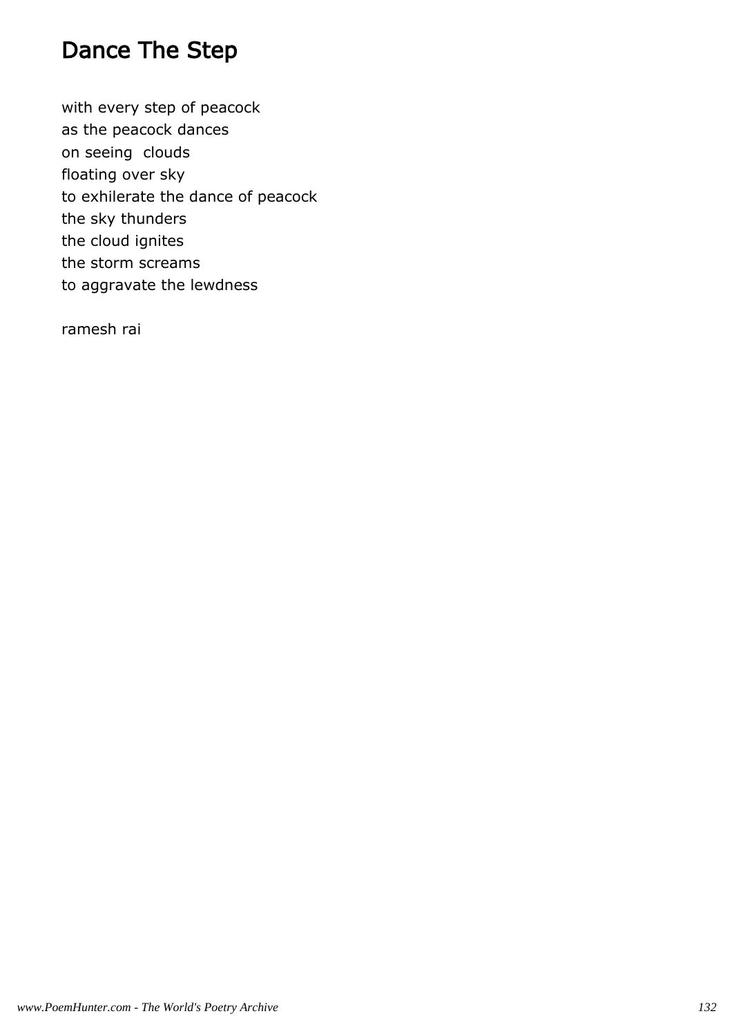# Dance The Step

with every step of peacock  
as the peacock dances  
on seeing  clouds  
floating over sky  
to exhilerate the dance of peacock  
the sky thunders  
the cloud ignites  
the storm screams  
to aggravate the lewdness

ramesh rai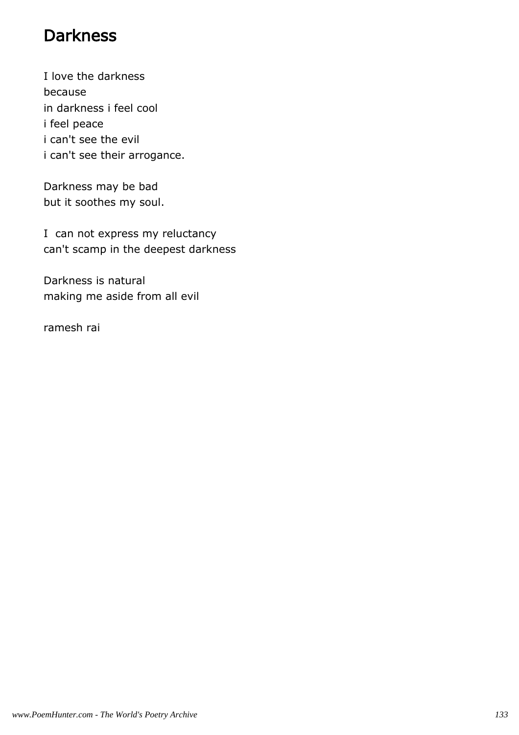# Darkness

I love the darkness
because
in darkness i feel cool
i feel peace
i can't see the evil
i can't see their arrogance.

Darkness may be bad
but it soothes my soul.

I  can not express my reluctancy
can't scamp in the deepest darkness

Darkness is natural
making me aside from all evil

ramesh rai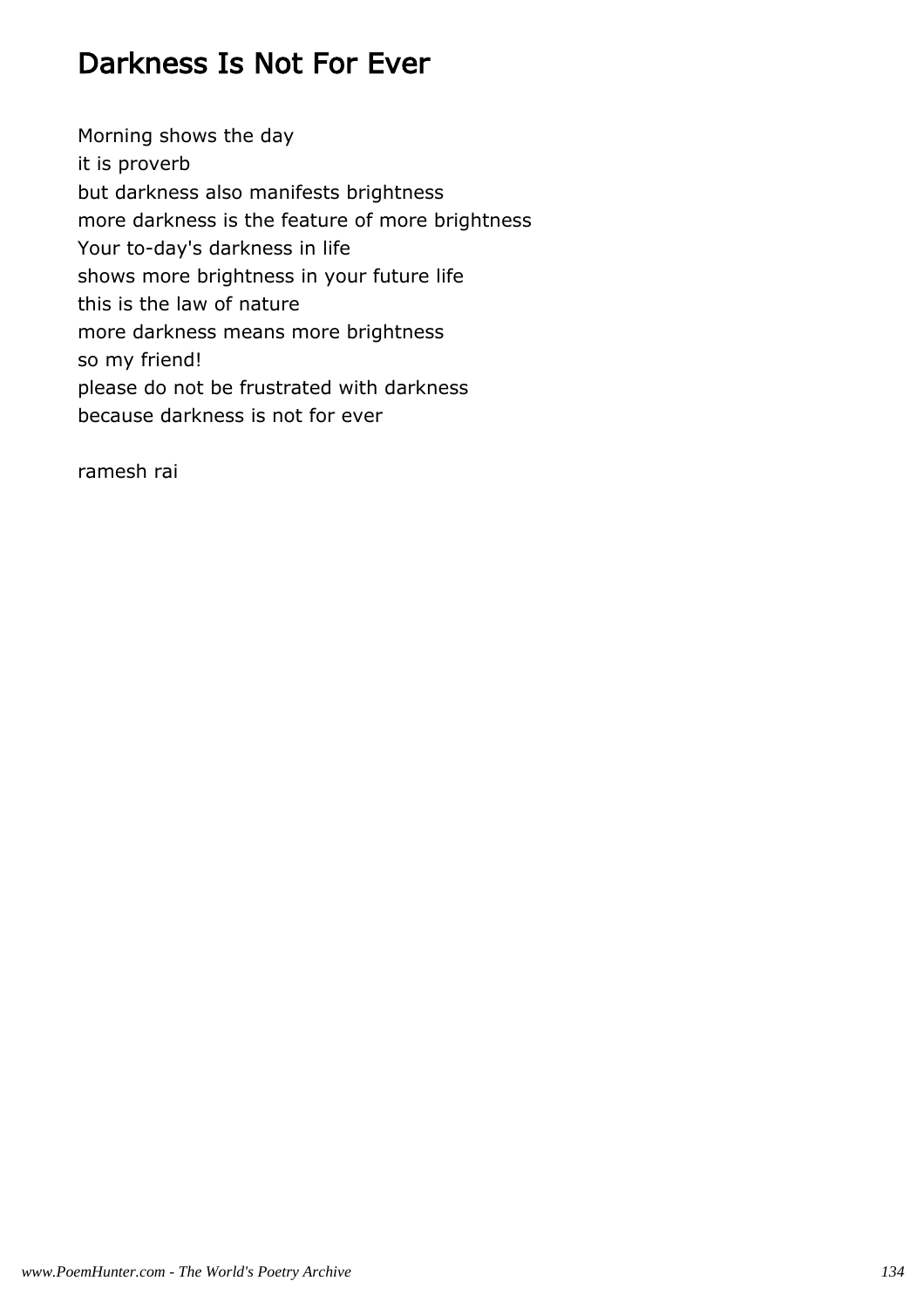# Darkness Is Not For Ever

Morning shows the day
it is proverb
but darkness also manifests brightness
more darkness is the feature of more brightness
Your to-day's darkness in life
shows more brightness in your future life
this is the law of nature
more darkness means more brightness
so my friend!
please do not be frustrated with darkness
because darkness is not for ever

ramesh rai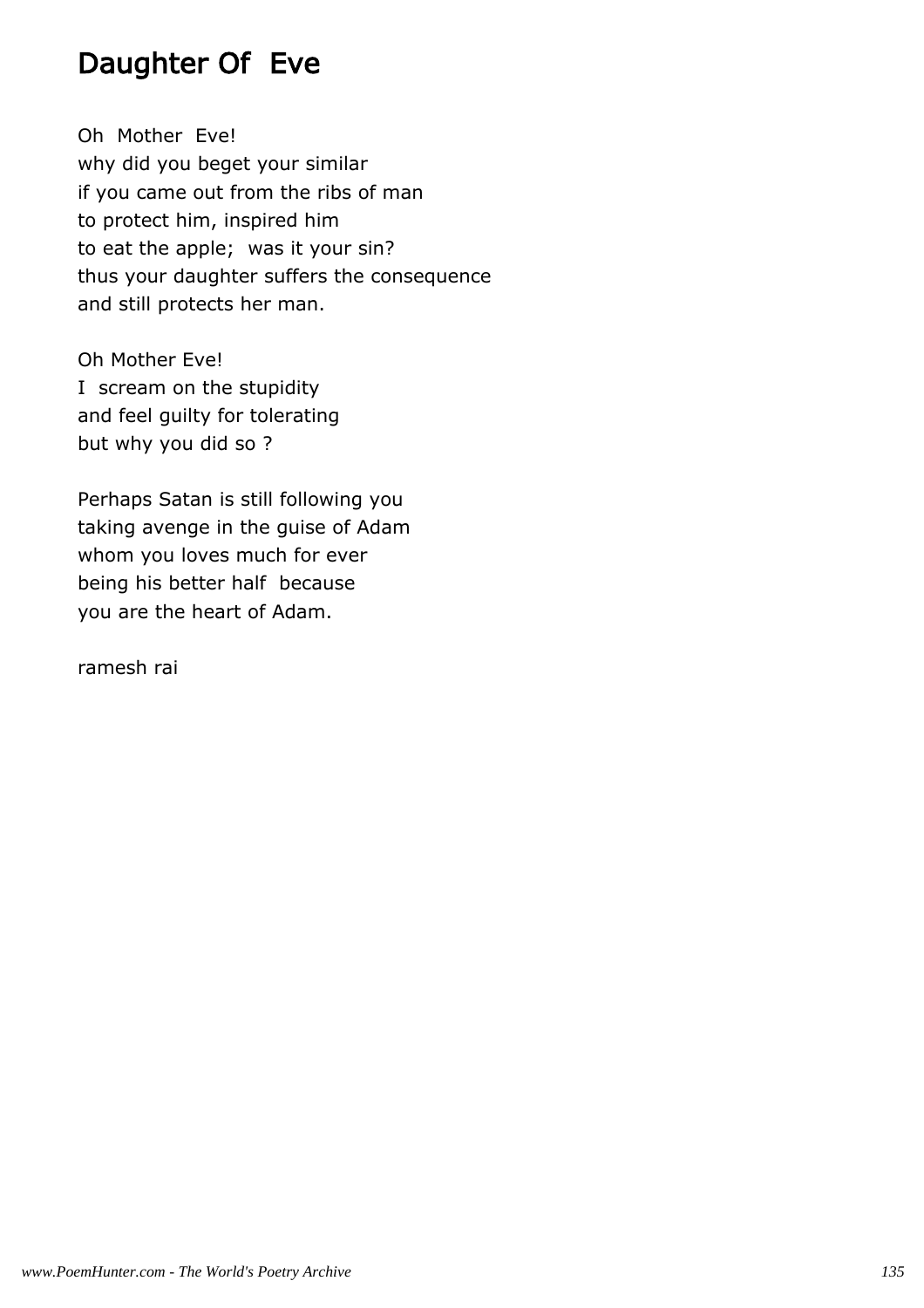# Daughter Of Eve

Oh Mother Eve!
why did you beget your similar
if you came out from the ribs of man
to protect him, inspired him
to eat the apple; was it your sin?
thus your daughter suffers the consequence
and still protects her man.

Oh Mother Eve!
I scream on the stupidity
and feel guilty for tolerating
but why you did so ?

Perhaps Satan is still following you
taking avenge in the guise of Adam
whom you loves much for ever
being his better half because
you are the heart of Adam.

ramesh rai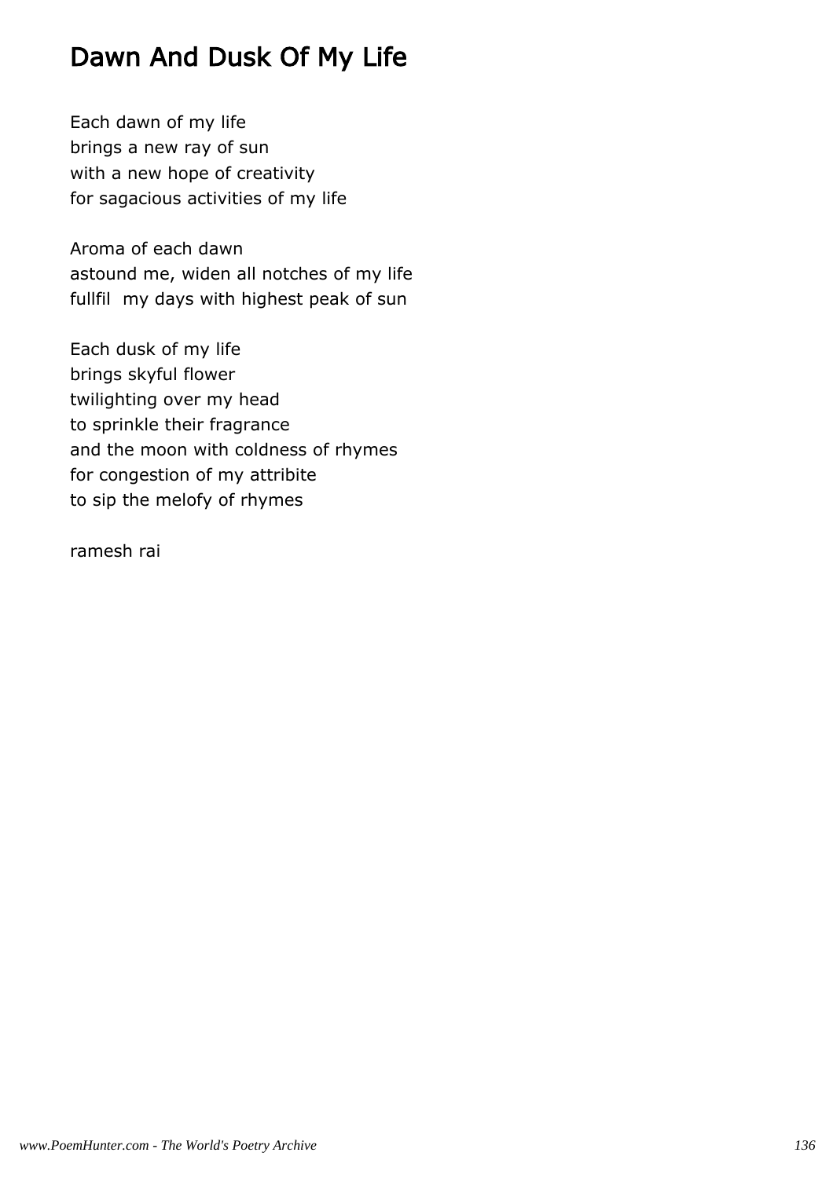# Dawn And Dusk Of My Life

Each dawn of my life
brings a new ray of sun
with a new hope of creativity
for sagacious activities of my life

Aroma of each dawn
astound me, widen all notches of my life
fullfil  my days with highest peak of sun

Each dusk of my life
brings skyful flower
twilighting over my head
to sprinkle their fragrance
and the moon with coldness of rhymes
for congestion of my attribite
to sip the melofy of rhymes

ramesh rai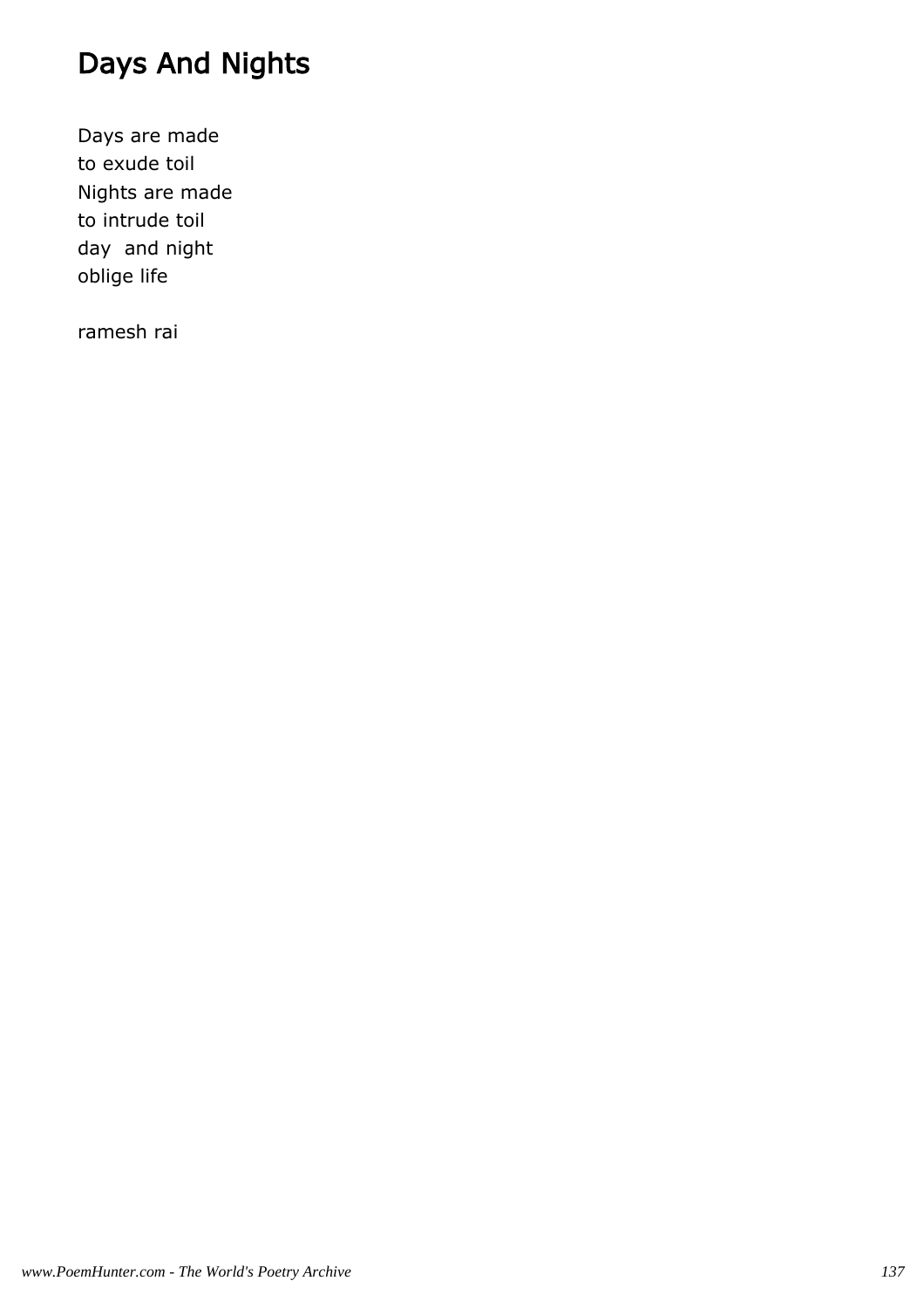# Days And Nights

Days are made  
to exude toil  
Nights are made  
to intrude toil  
day  and night  
oblige life

ramesh rai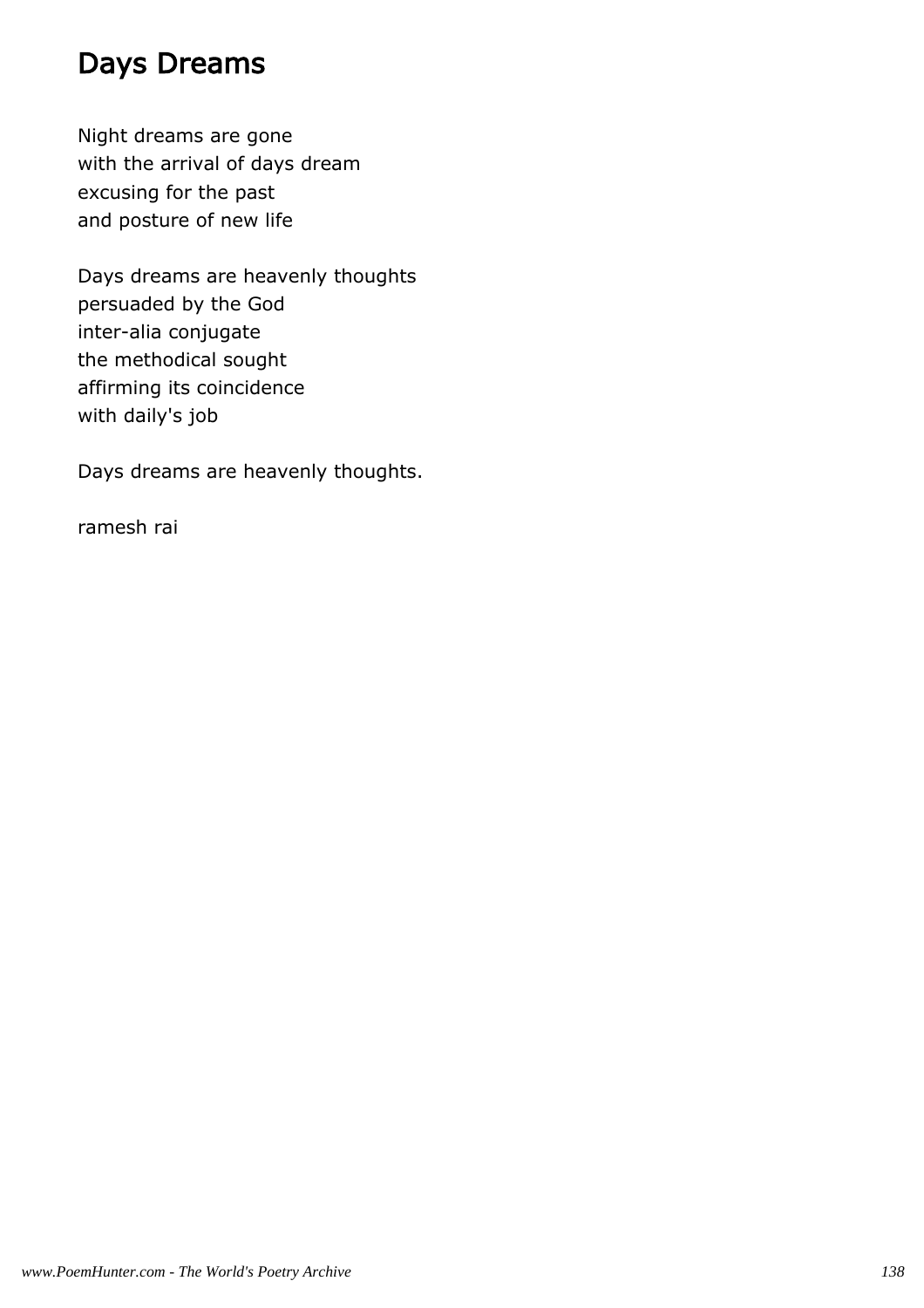## Days Dreams

Night dreams are gone
with the arrival of days dream
excusing for the past
and posture of new life

Days dreams are heavenly thoughts
persuaded by the God
inter-alia conjugate
the methodical sought
affirming its coincidence
with daily's job

Days dreams are heavenly thoughts.

ramesh rai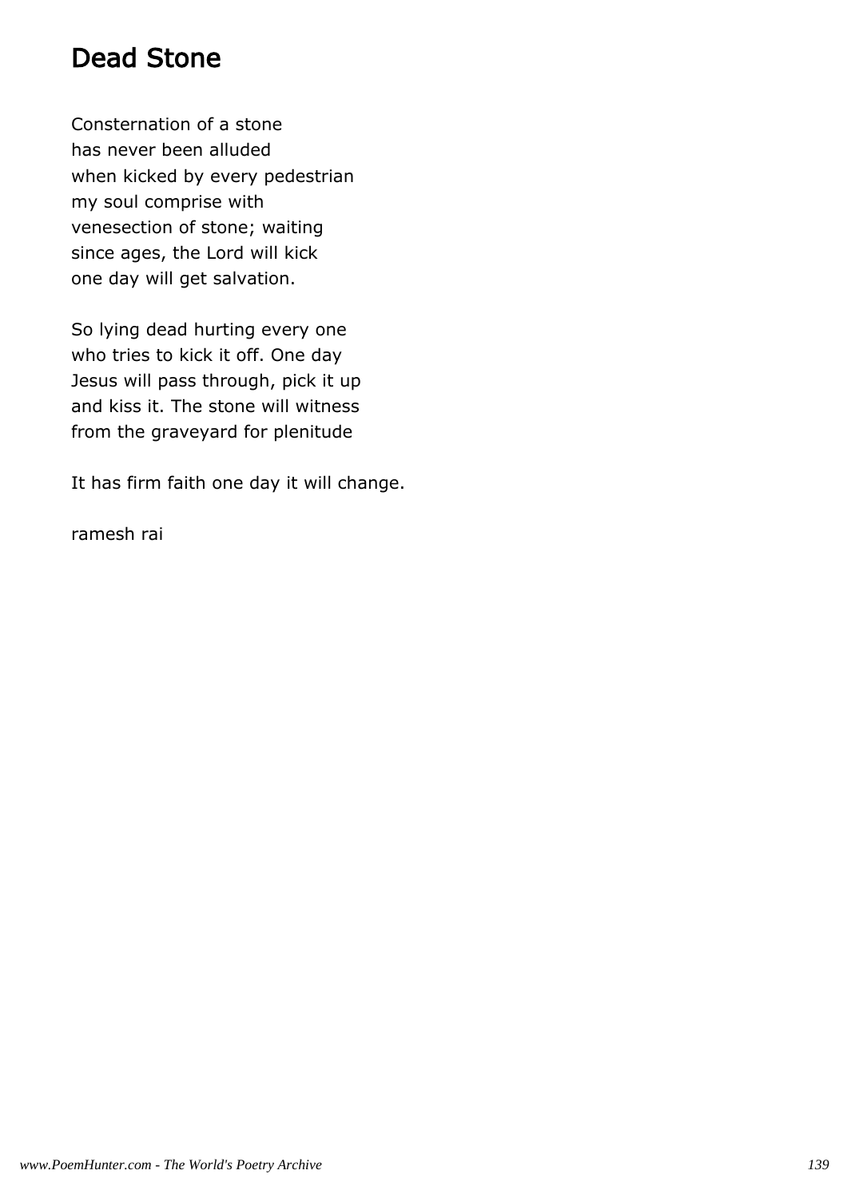# Dead Stone

Consternation of a stone
has never been alluded
when kicked by every pedestrian
my soul comprise with
venesection of stone; waiting
since ages, the Lord will kick
one day will get salvation.

So lying dead hurting every one
who tries to kick it off. One day
Jesus will pass through, pick it up
and kiss it. The stone will witness
from the graveyard for plenitude

It has firm faith one day it will change.

ramesh rai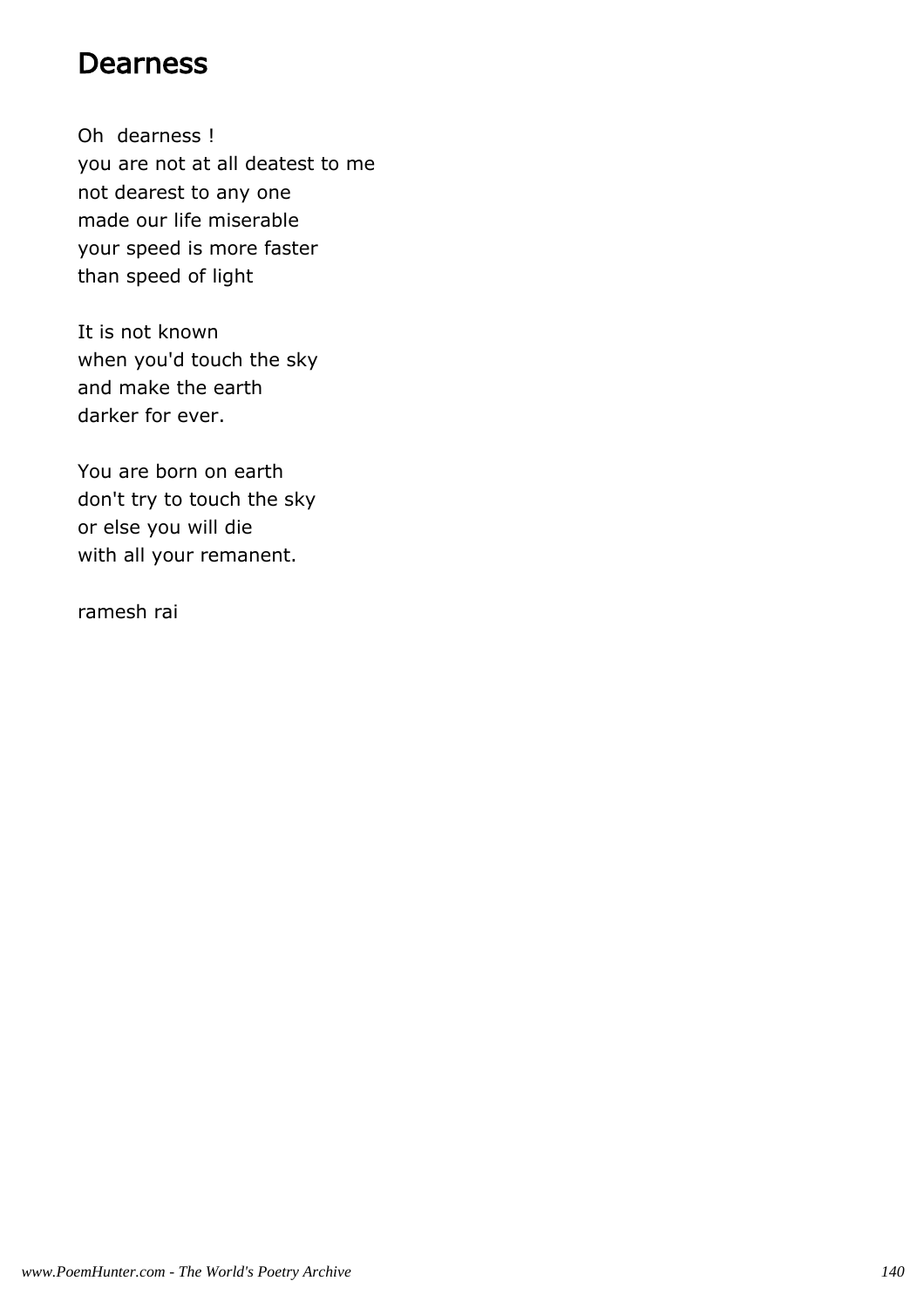# Dearness

Oh  dearness !
you are not at all deatest to me
not dearest to any one
made our life miserable
your speed is more faster
than speed of light

It is not known
when you'd touch the sky
and make the earth
darker for ever.

You are born on earth
don't try to touch the sky
or else you will die
with all your remanent.

ramesh rai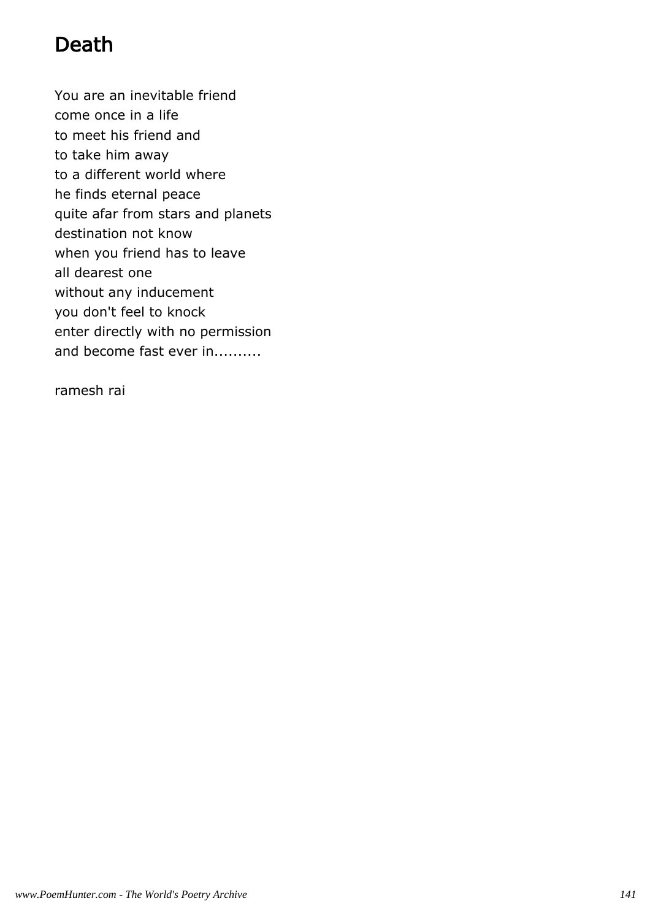# Death

You are an inevitable friend
come once in a life
to meet his friend and
to take him away
to a different world where
he finds eternal peace
quite afar from stars and planets
destination not know
when you friend has to leave
all dearest one
without any inducement
you don't feel to knock
enter directly with no permission
and become fast ever in..........

ramesh rai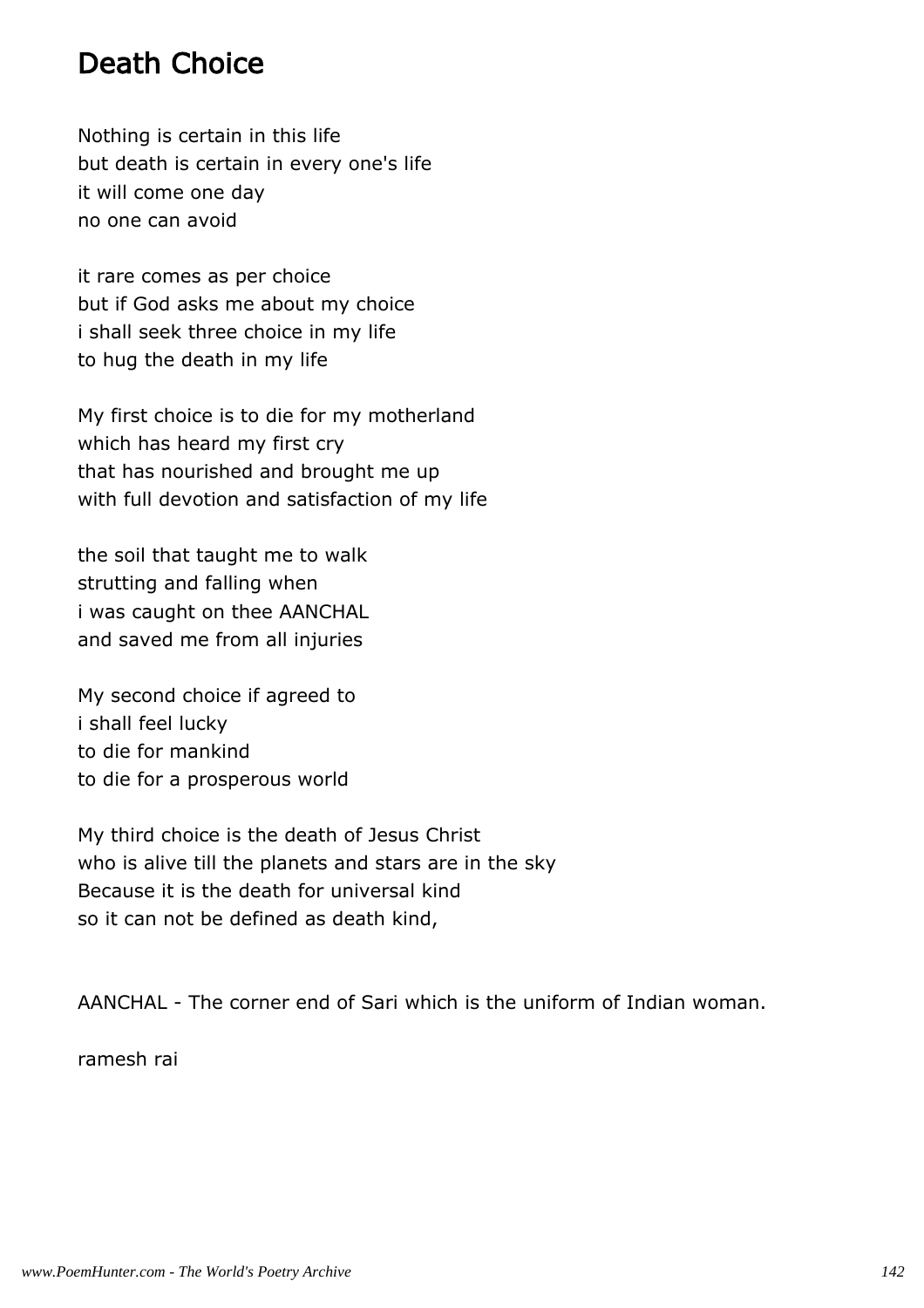# Death Choice

Nothing is certain in this life
but death is certain in every one's life
it will come one day
no one can avoid

it rare comes as per choice
but if God asks me about my choice
i shall seek three choice in my life
to hug the death in my life

My first choice is to die for my motherland
which has heard my first cry
that has nourished and brought me up
with full devotion and satisfaction of my life

the soil that taught me to walk
strutting and falling when
i was caught on thee AANCHAL
and saved me from all injuries

My second choice if agreed to
i shall feel lucky
to die for mankind
to die for a prosperous world

My third choice is the death of Jesus Christ
who is alive till the planets and stars are in the sky
Because it is the death for universal kind
so it can not be defined as death kind,

AANCHAL - The corner end of Sari which is the uniform of Indian woman.

ramesh rai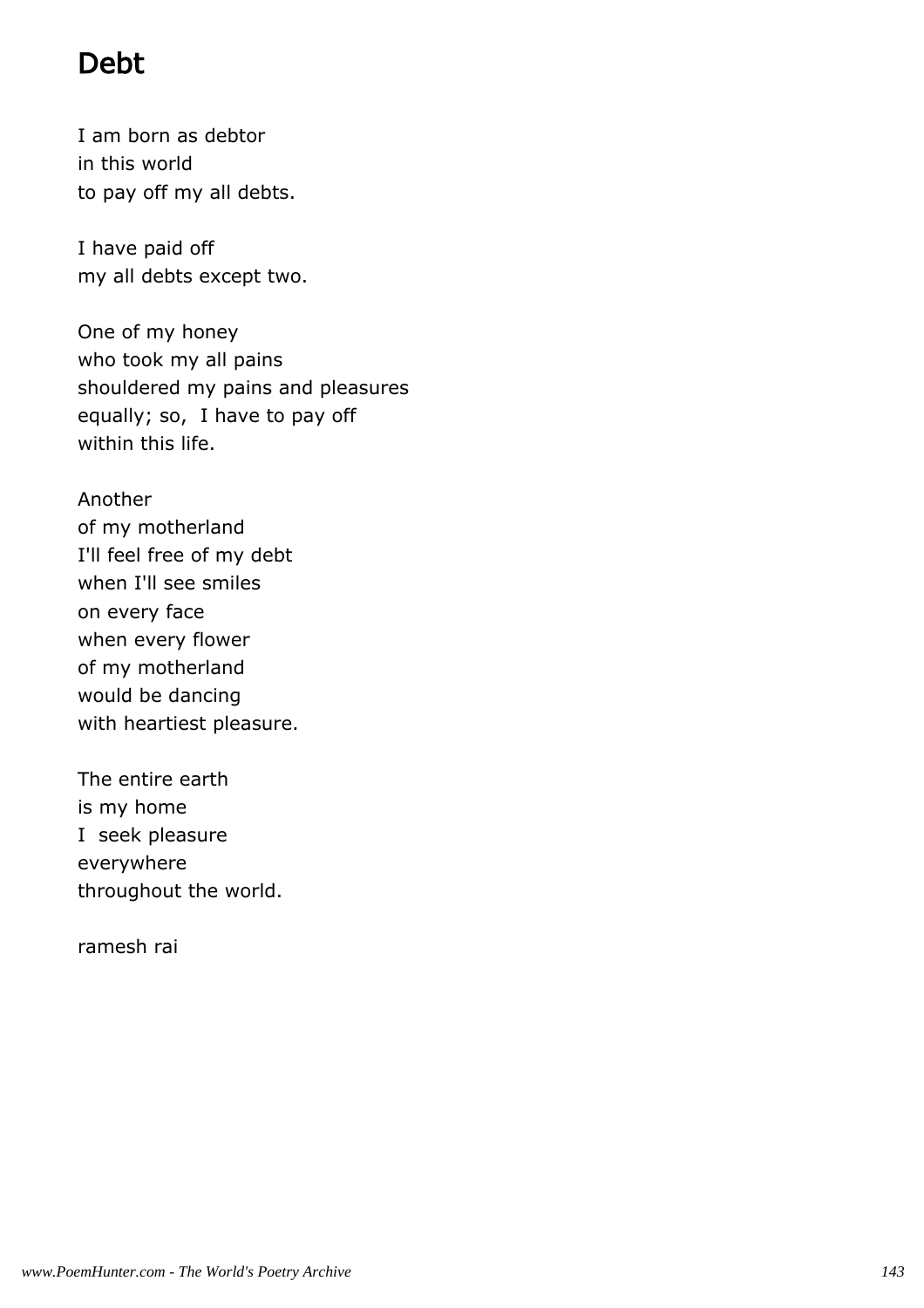# Debt

I am born as debtor  
in this world  
to pay off my all debts.

I have paid off  
my all debts except two.

One of my honey  
who took my all pains  
shouldered my pains and pleasures  
equally; so,  I have to pay off  
within this life.

Another  
of my motherland  
I'll feel free of my debt  
when I'll see smiles  
on every face  
when every flower  
of my motherland  
would be dancing  
with heartiest pleasure.

The entire earth  
is my home  
I  seek pleasure  
everywhere  
throughout the world.

ramesh rai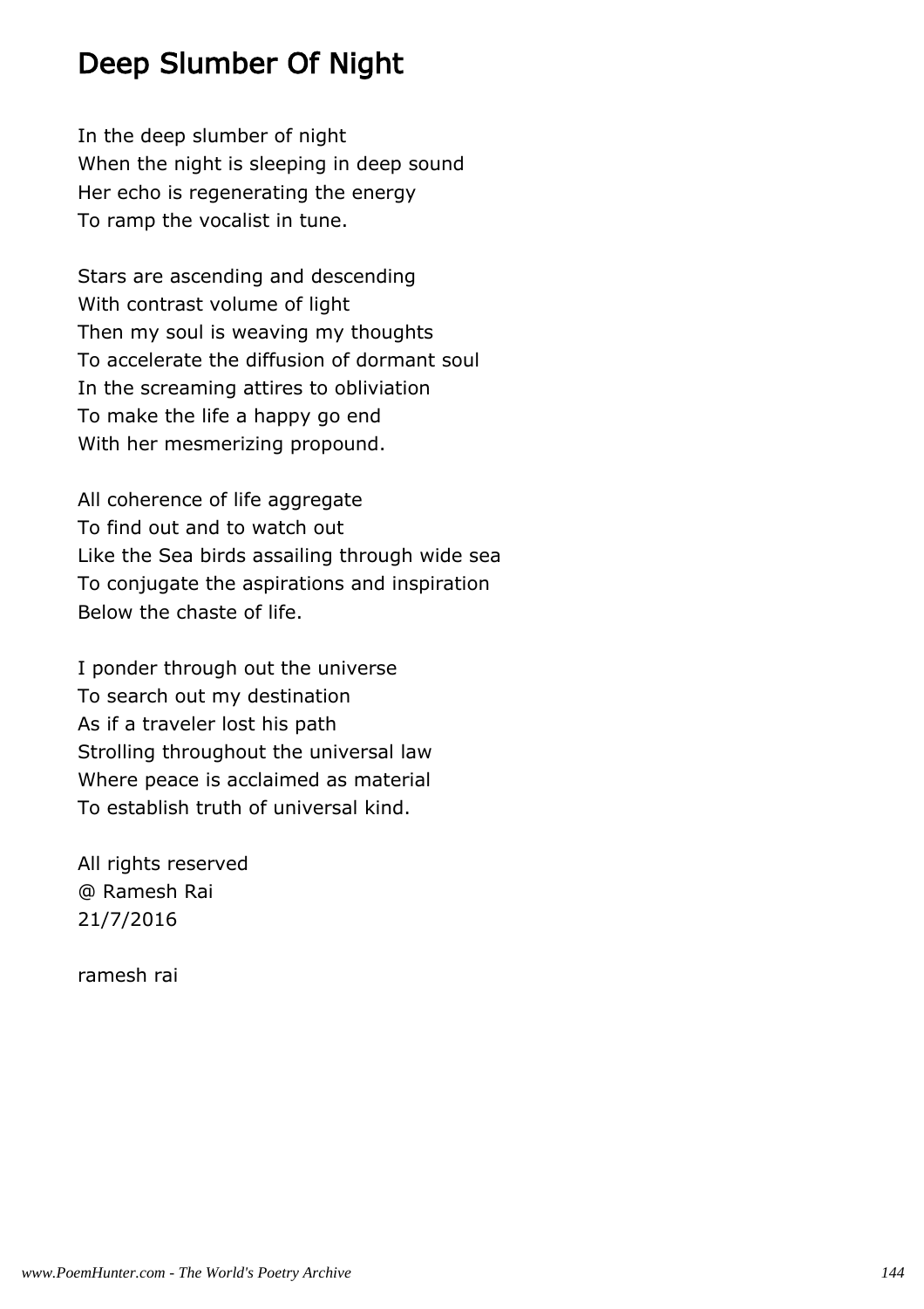# Deep Slumber Of Night

In the deep slumber of night
When the night is sleeping in deep sound
Her echo is regenerating the energy
To ramp the vocalist in tune.

Stars are ascending and descending
With contrast volume of light
Then my soul is weaving my thoughts
To accelerate the diffusion of dormant soul
In the screaming attires to obliviation
To make the life a happy go end
With her mesmerizing propound.

All coherence of life aggregate
To find out and to watch out
Like the Sea birds assailing through wide sea
To conjugate the aspirations and inspiration
Below the chaste of life.

I ponder through out the universe
To search out my destination
As if a traveler lost his path
Strolling throughout the universal law
Where peace is acclaimed as material
To establish truth of universal kind.

All rights reserved
@ Ramesh Rai
21/7/2016

ramesh rai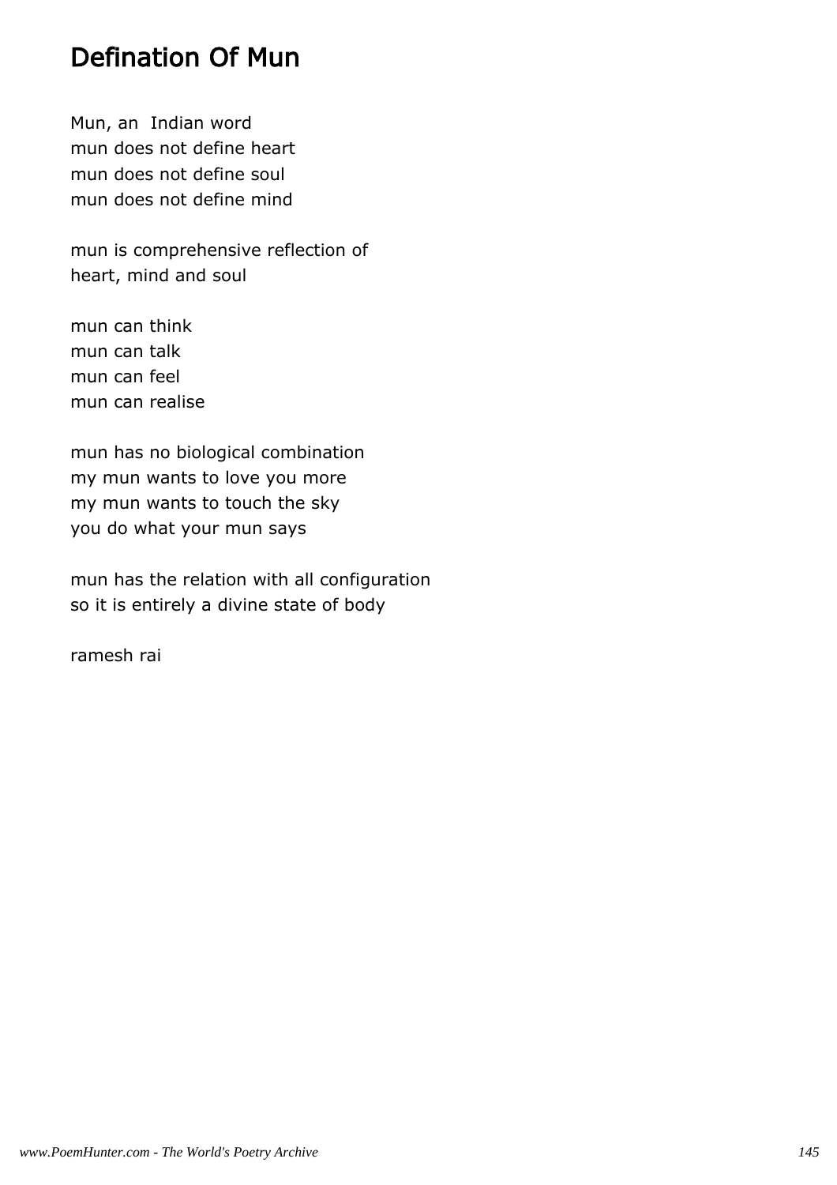# Defination Of Mun

Mun, an  Indian word
mun does not define heart
mun does not define soul
mun does not define mind

mun is comprehensive reflection of
heart, mind and soul

mun can think
mun can talk
mun can feel
mun can realise

mun has no biological combination
my mun wants to love you more
my mun wants to touch the sky
you do what your mun says

mun has the relation with all configuration
so it is entirely a divine state of body

ramesh rai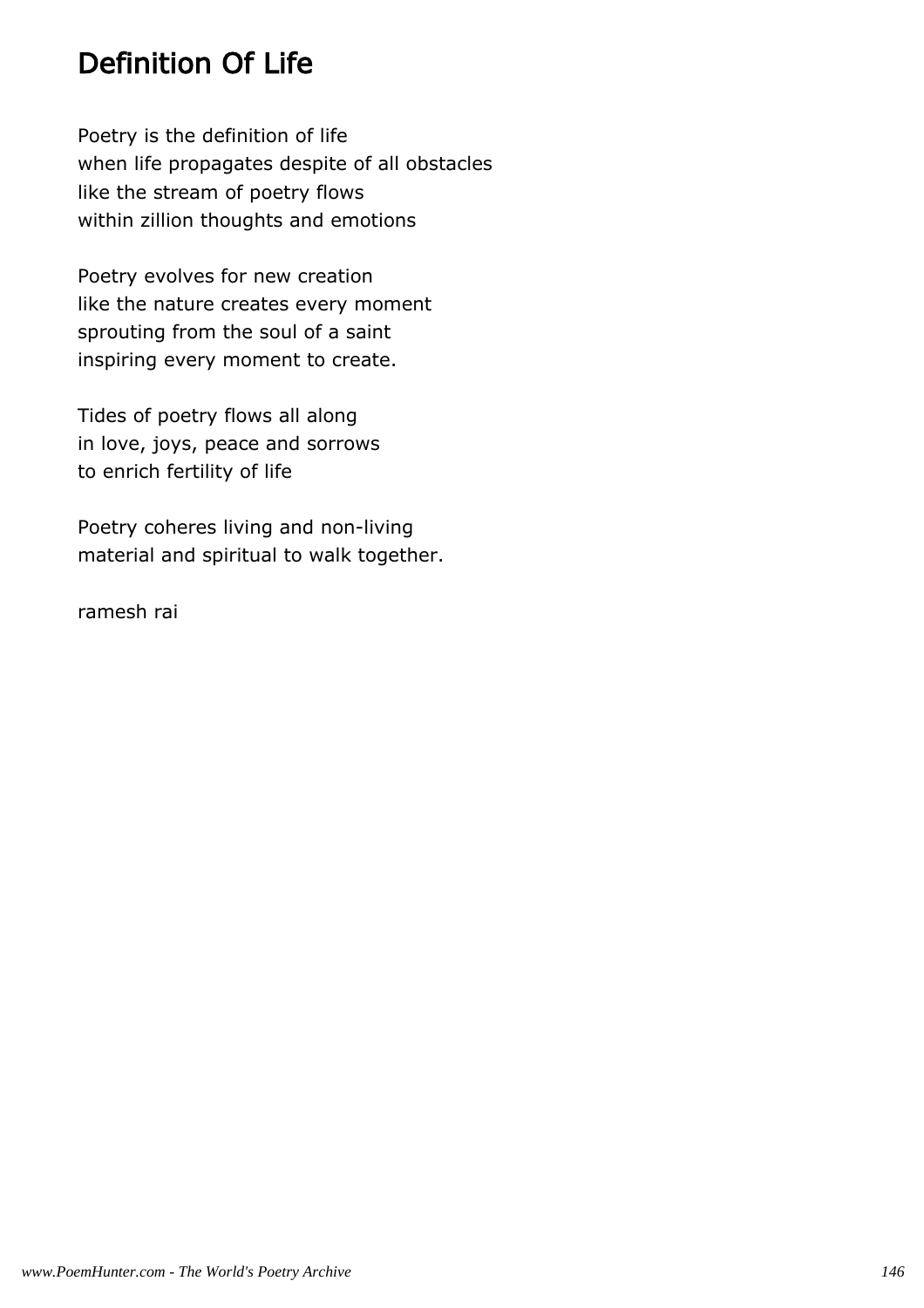# Definition Of Life

Poetry is the definition of life
when life propagates despite of all obstacles
like the stream of poetry flows
within zillion thoughts and emotions

Poetry evolves for new creation
like the nature creates every moment
sprouting from the soul of a saint
inspiring every moment to create.

Tides of poetry flows all along
in love, joys, peace and sorrows
to enrich fertility of life

Poetry coheres living and non-living
material and spiritual to walk together.

ramesh rai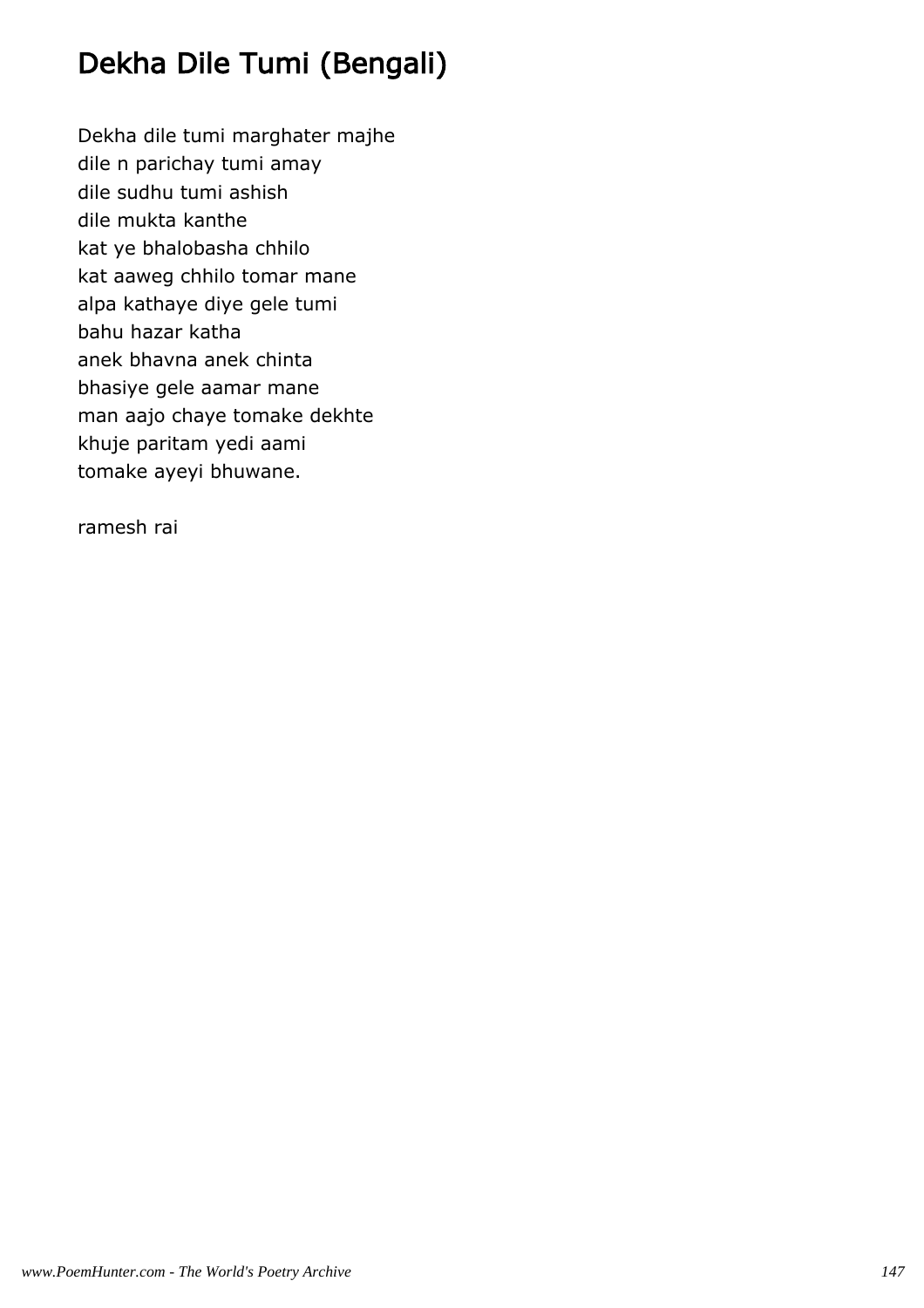# Dekha Dile Tumi (Bengali)

Dekha dile tumi marghater majhe
dile n parichay tumi amay
dile sudhu tumi ashish
dile mukta kanthe
kat ye bhalobasha chhilo
kat aaweg chhilo tomar mane
alpa kathaye diye gele tumi
bahu hazar katha
anek bhavna anek chinta
bhasiye gele aamar mane
man aajo chaye tomake dekhte
khuje paritam yedi aami
tomake ayeyi bhuwane.

ramesh rai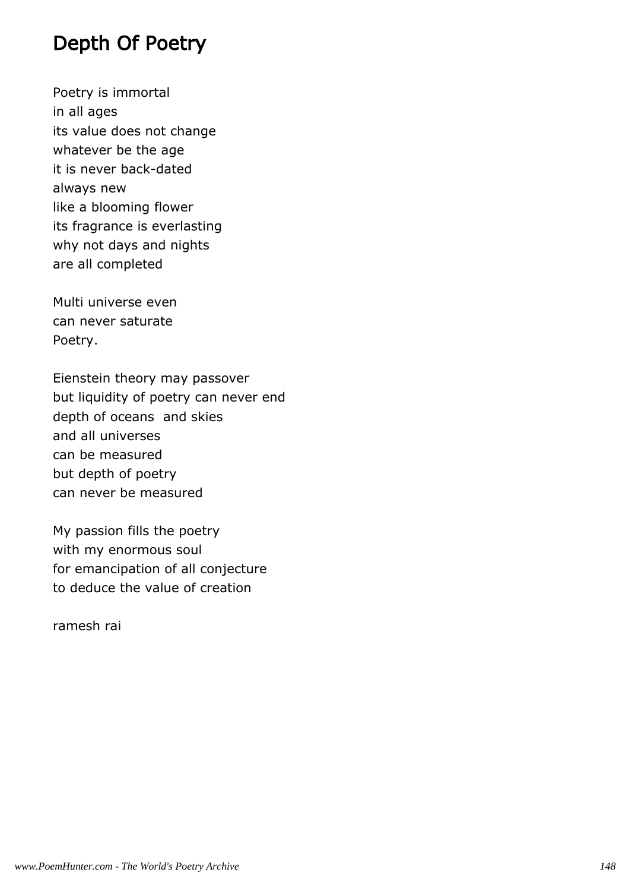# Depth Of Poetry

Poetry is immortal  
in all ages  
its value does not change  
whatever be the age  
it is never back-dated  
always new  
like a blooming flower  
its fragrance is everlasting  
why not days and nights  
are all completed

Multi universe even  
can never saturate  
Poetry.

Eienstein theory may passover  
but liquidity of poetry can never end  
depth of oceans and skies  
and all universes  
can be measured  
but depth of poetry  
can never be measured

My passion fills the poetry  
with my enormous soul  
for emancipation of all conjecture  
to deduce the value of creation

ramesh rai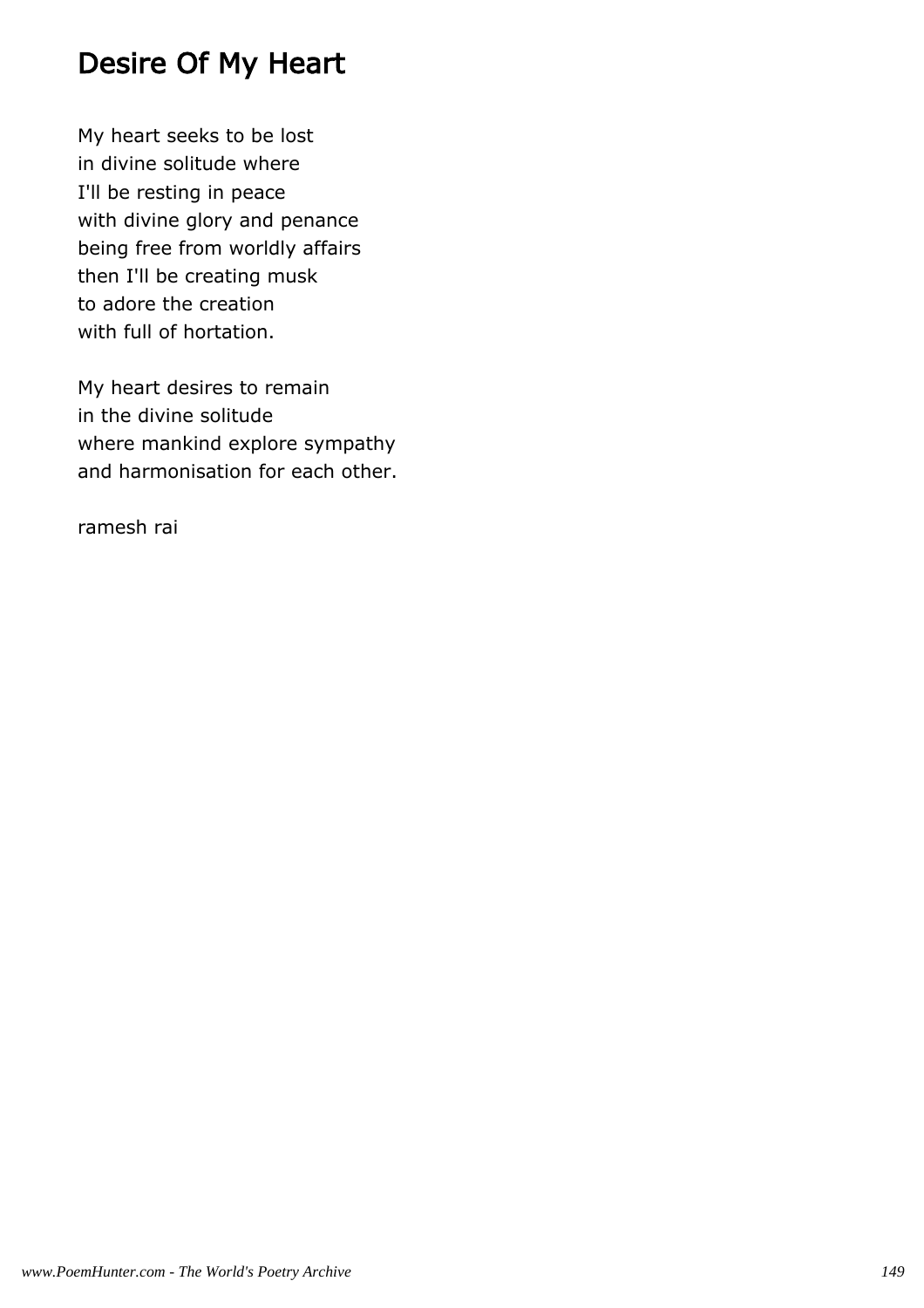# Desire Of My Heart

My heart seeks to be lost
in divine solitude where
I'll be resting in peace
with divine glory and penance
being free from worldly affairs
then I'll be creating musk
to adore the creation
with full of hortation.

My heart desires to remain
in the divine solitude
where mankind explore sympathy
and harmonisation for each other.

ramesh rai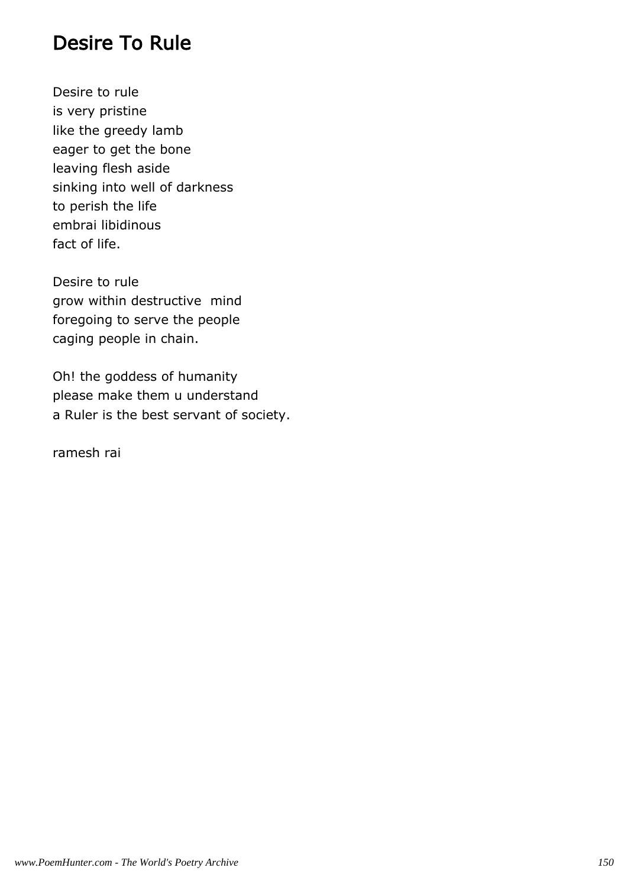# Desire To Rule

Desire to rule  
is very pristine  
like the greedy lamb  
eager to get the bone  
leaving flesh aside  
sinking into well of darkness  
to perish the life  
embrai libidinous  
fact of life.

Desire to rule  
grow within destructive  mind  
foregoing to serve the people  
caging people in chain.

Oh! the goddess of humanity  
please make them u understand  
a Ruler is the best servant of society.

ramesh rai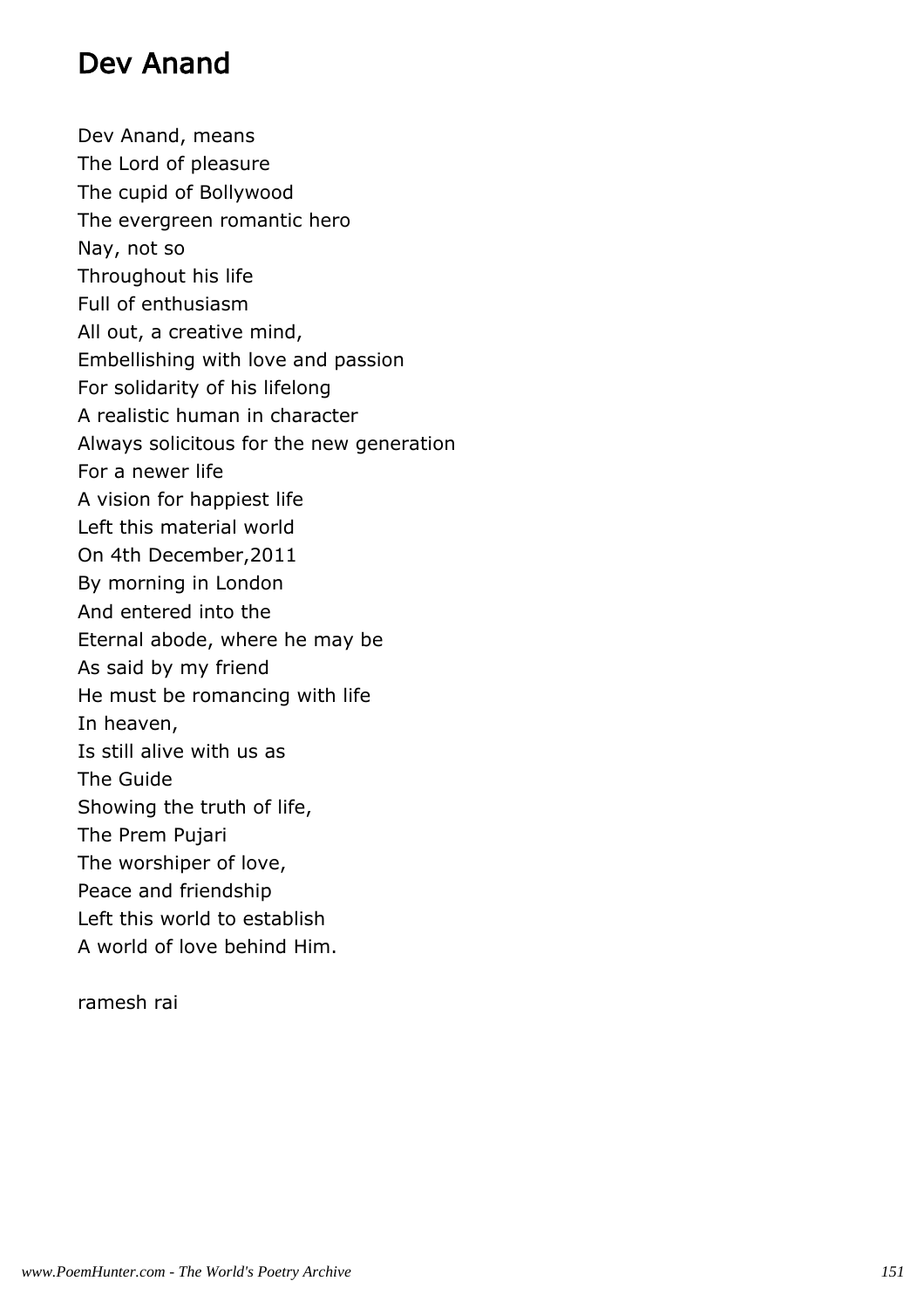# Dev Anand

Dev Anand, means  
The Lord of pleasure  
The cupid of Bollywood  
The evergreen romantic hero  
Nay, not so  
Throughout his life  
Full of enthusiasm  
All out, a creative mind,  
Embellishing with love and passion  
For solidarity of his lifelong  
A realistic human in character  
Always solicitous for the new generation  
For a newer life  
A vision for happiest life  
Left this material world  
On 4th December,2011  
By morning in London  
And entered into the  
Eternal abode, where he may be  
As said by my friend  
He must be romancing with life  
In heaven,  
Is still alive with us as  
The Guide  
Showing the truth of life,  
The Prem Pujari  
The worshiper of love,  
Peace and friendship  
Left this world to establish  
A world of love behind Him.

ramesh rai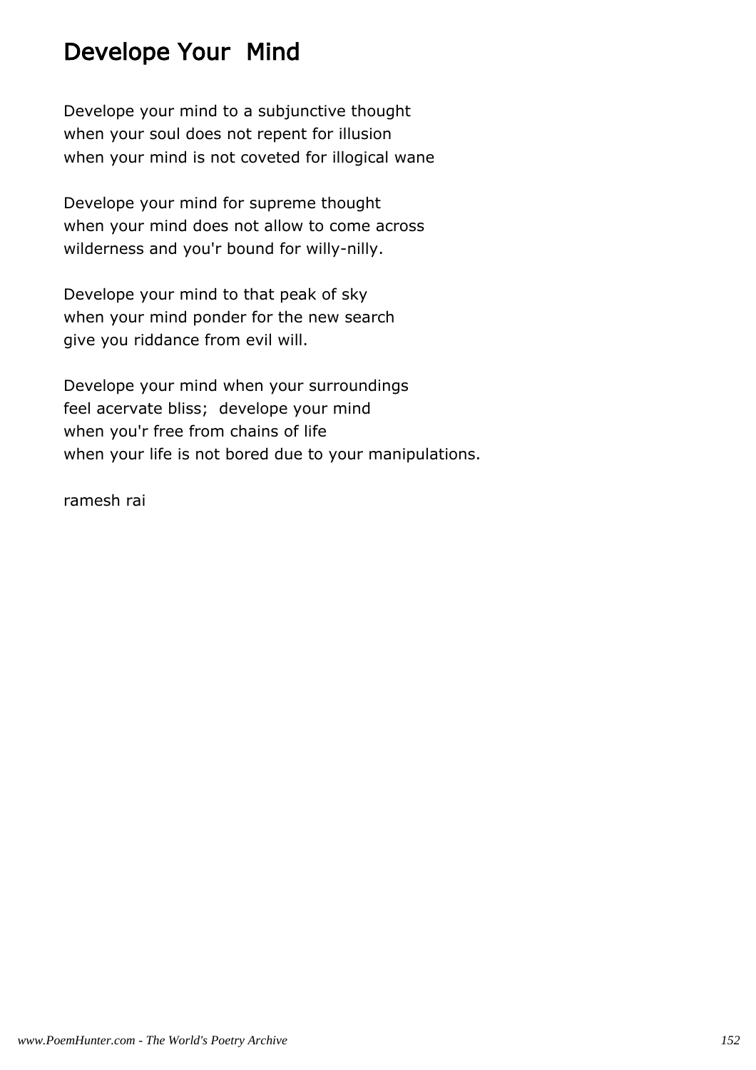# Develope Your  Mind

Develope your mind to a subjunctive thought
when your soul does not repent for illusion
when your mind is not coveted for illogical wane

Develope your mind for supreme thought
when your mind does not allow to come across
wilderness and you'r bound for willy-nilly.

Develope your mind to that peak of sky
when your mind ponder for the new search
give you riddance from evil will.

Develope your mind when your surroundings
feel acervate bliss;  develope your mind
when you'r free from chains of life
when your life is not bored due to your manipulations.

ramesh rai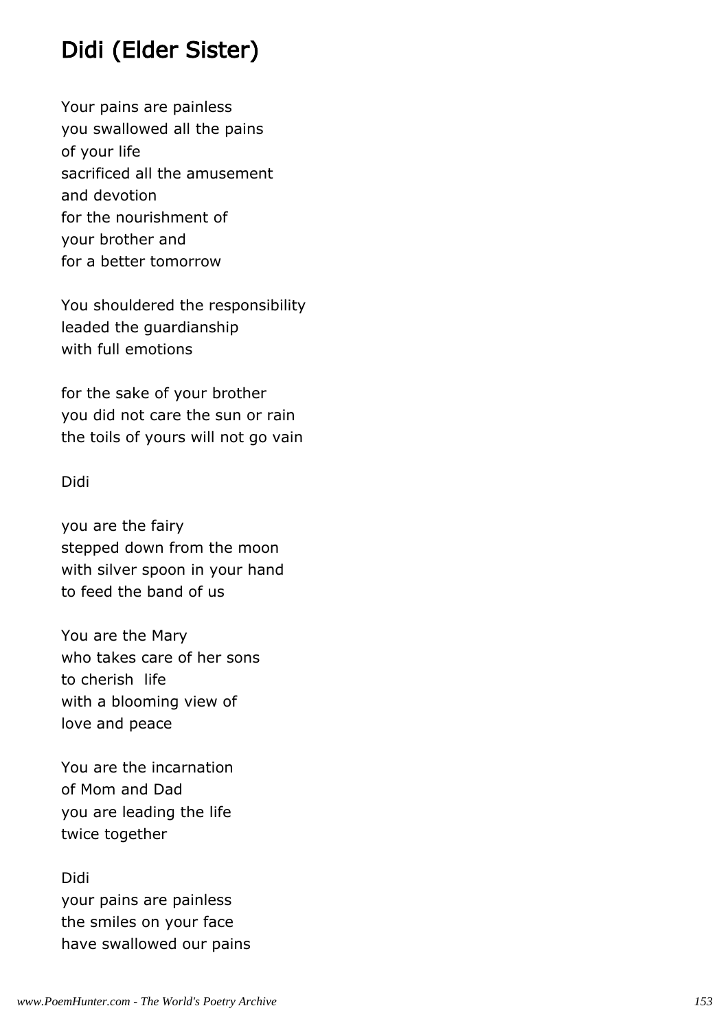# Didi (Elder Sister)

Your pains are painless
you swallowed all the pains
of your life
sacrificed all the amusement
and devotion
for the nourishment of
your brother and
for a better tomorrow

You shouldered the responsibility
leaded the guardianship
with full emotions

for the sake of your brother
you did not care the sun or rain
the toils of yours will not go vain

Didi

you are the fairy
stepped down from the moon
with silver spoon in your hand
to feed the band of us

You are the Mary
who takes care of her sons
to cherish life
with a blooming view of
love and peace

You are the incarnation
of Mom and Dad
you are leading the life
twice together

Didi
your pains are painless
the smiles on your face
have swallowed our pains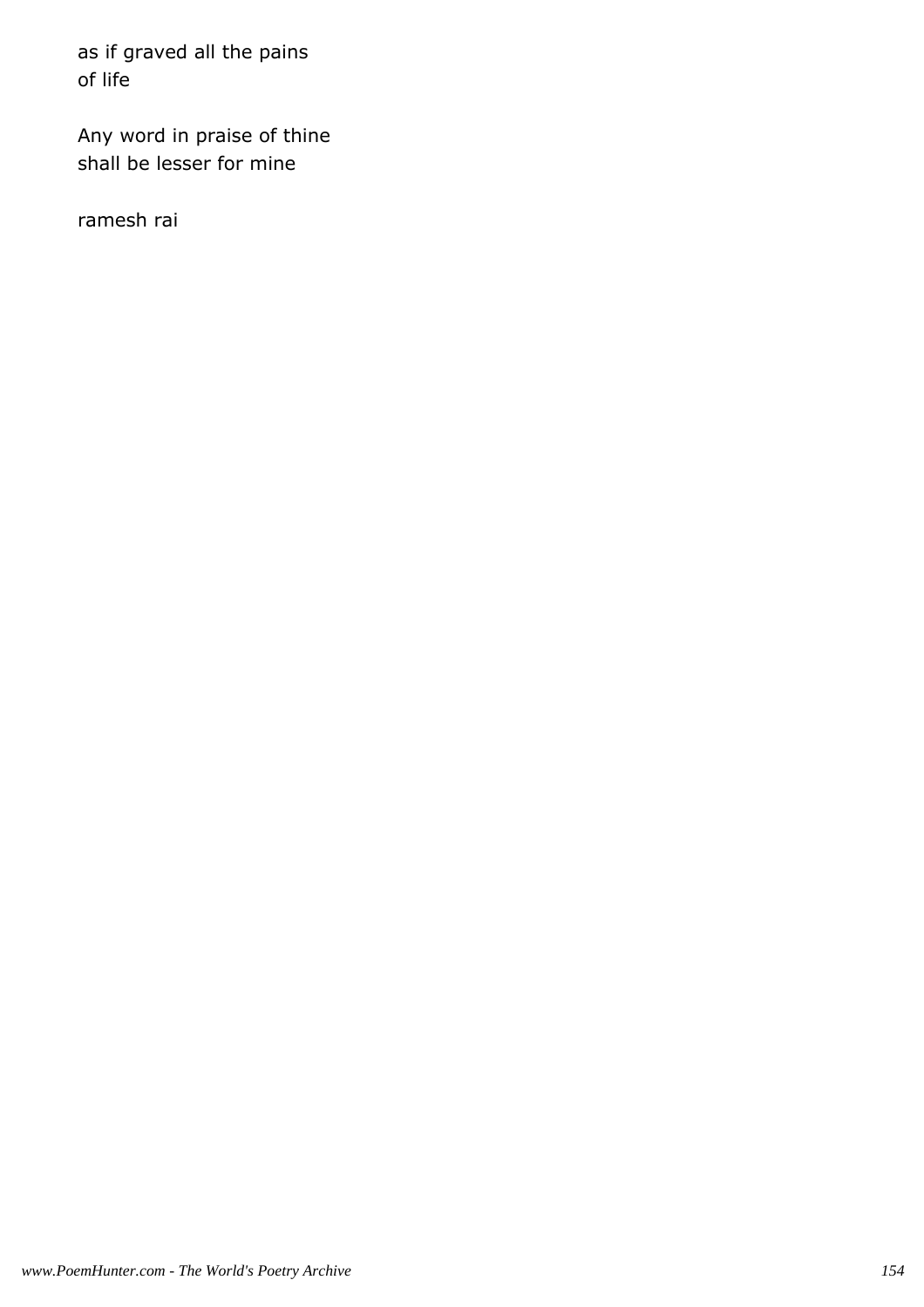as if graved all the pains
of life

Any word in praise of thine
shall be lesser for mine

ramesh rai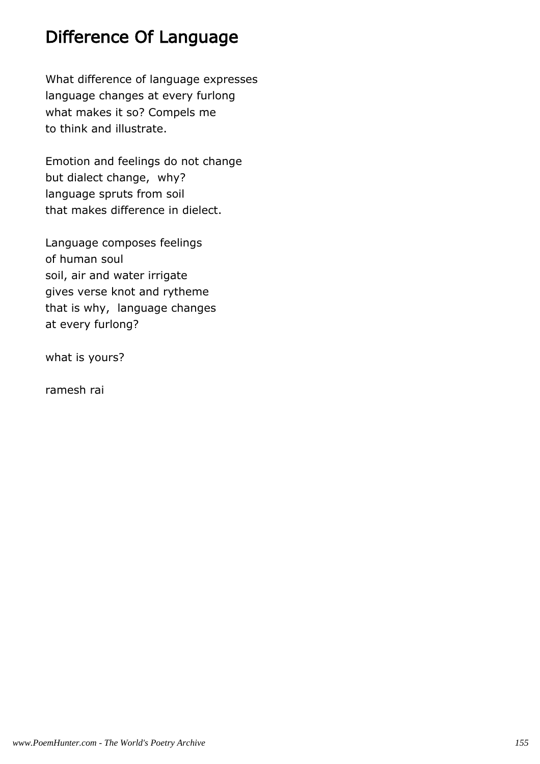# Difference Of Language

What difference of language expresses
language changes at every furlong
what makes it so? Compels me
to think and illustrate.

Emotion and feelings do not change
but dialect change,  why?
language spruts from soil
that makes difference in dielect.

Language composes feelings
of human soul
soil, air and water irrigate
gives verse knot and rytheme
that is why,  language changes
at every furlong?

what is yours?

ramesh rai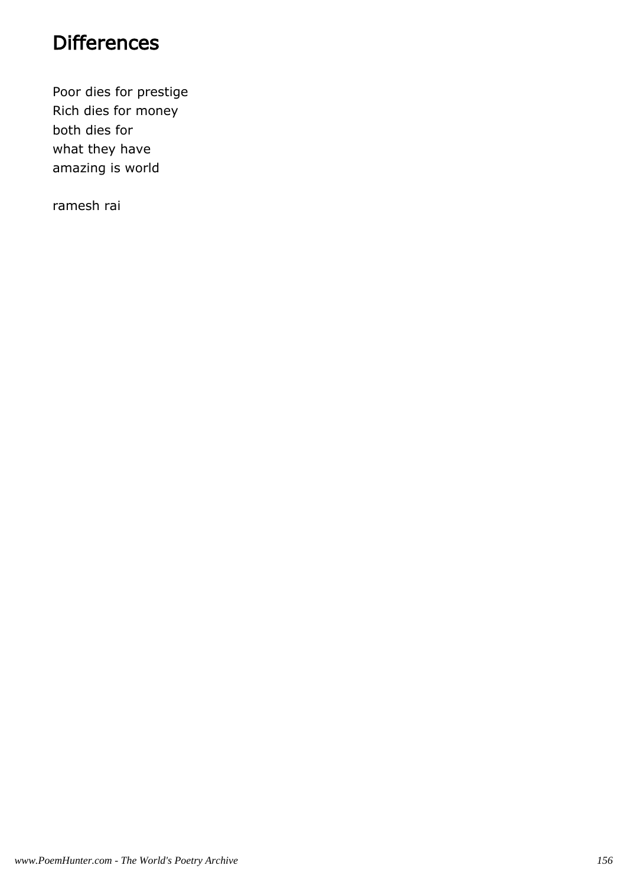# Differences

Poor dies for prestige
Rich dies for money
both dies for
what they have
amazing is world

ramesh rai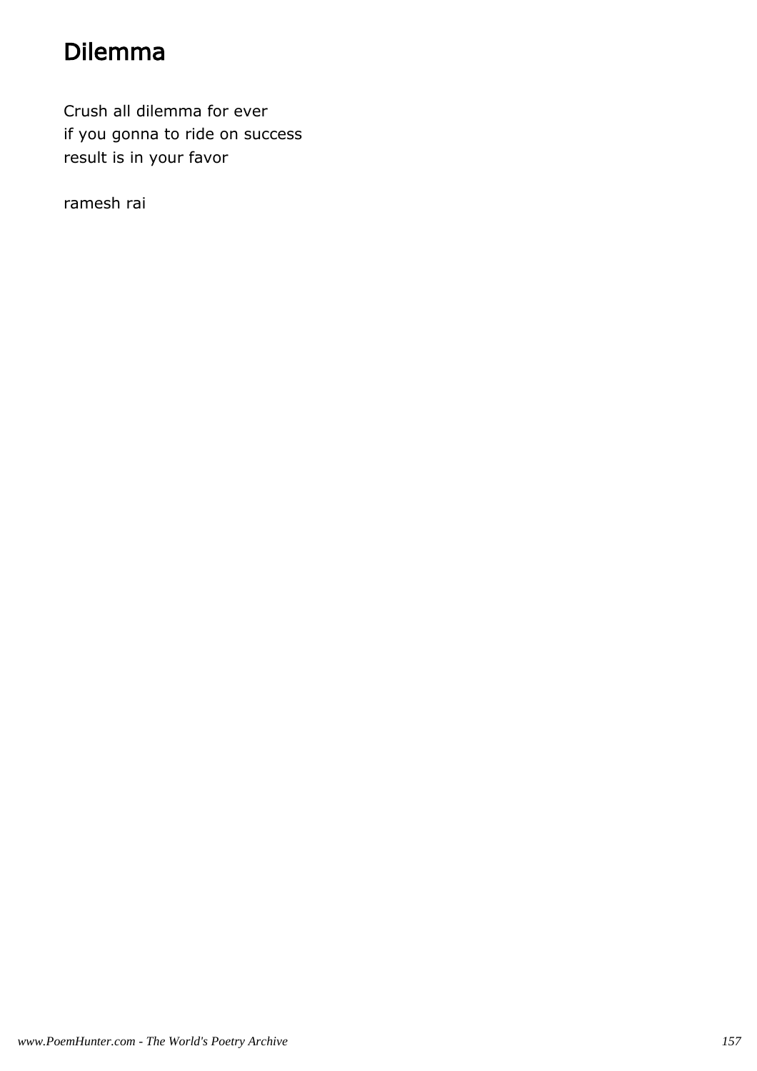# Dilemma

Crush all dilemma for ever
if you gonna to ride on success
result is in your favor

ramesh rai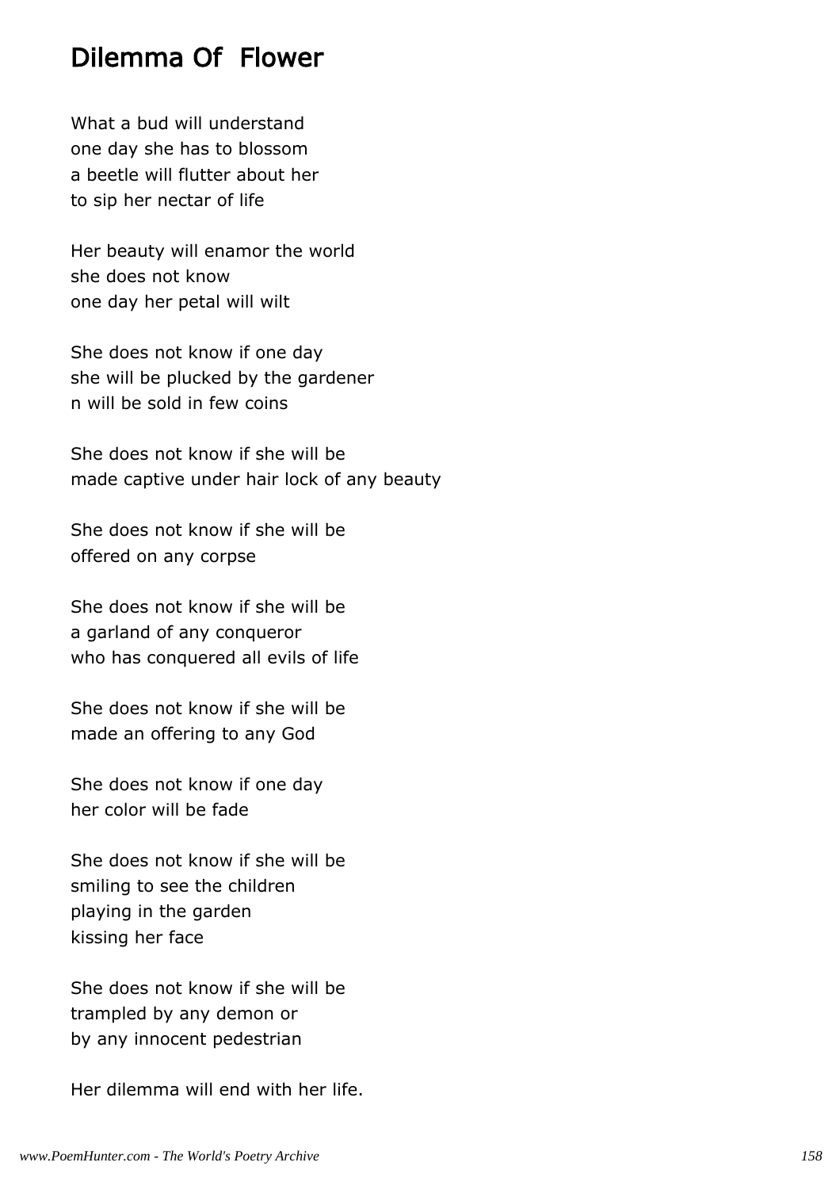# Dilemma Of  Flower

What a bud will understand
one day she has to blossom
a beetle will flutter about her
to sip her nectar of life

Her beauty will enamor the world
she does not know
one day her petal will wilt

She does not know if one day
she will be plucked by the gardener
n will be sold in few coins

She does not know if she will be
made captive under hair lock of any beauty

She does not know if she will be
offered on any corpse

She does not know if she will be
a garland of any conqueror
who has conquered all evils of life

She does not know if she will be
made an offering to any God

She does not know if one day
her color will be fade

She does not know if she will be
smiling to see the children
playing in the garden
kissing her face

She does not know if she will be
trampled by any demon or
by any innocent pedestrian

Her dilemma will end with her life.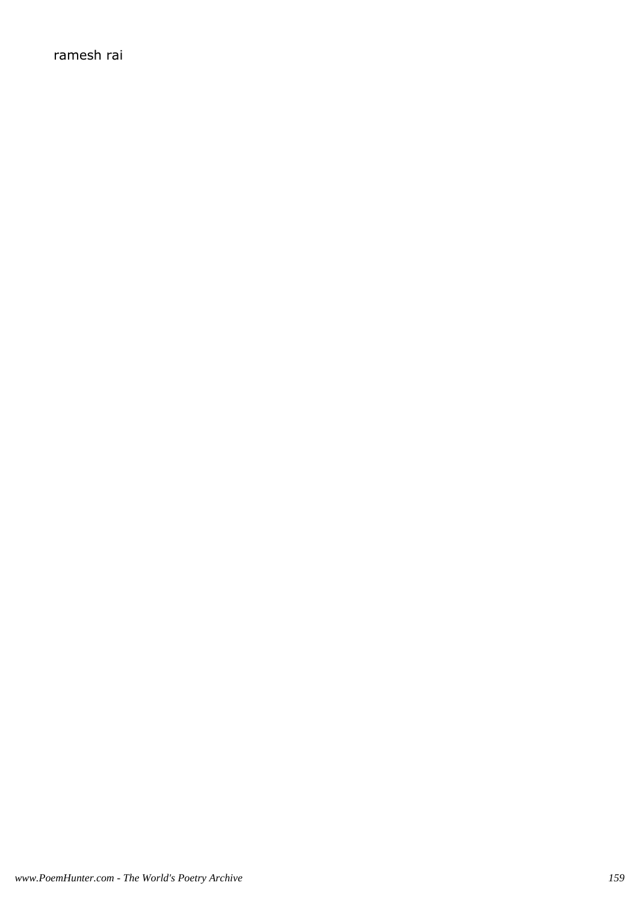ramesh rai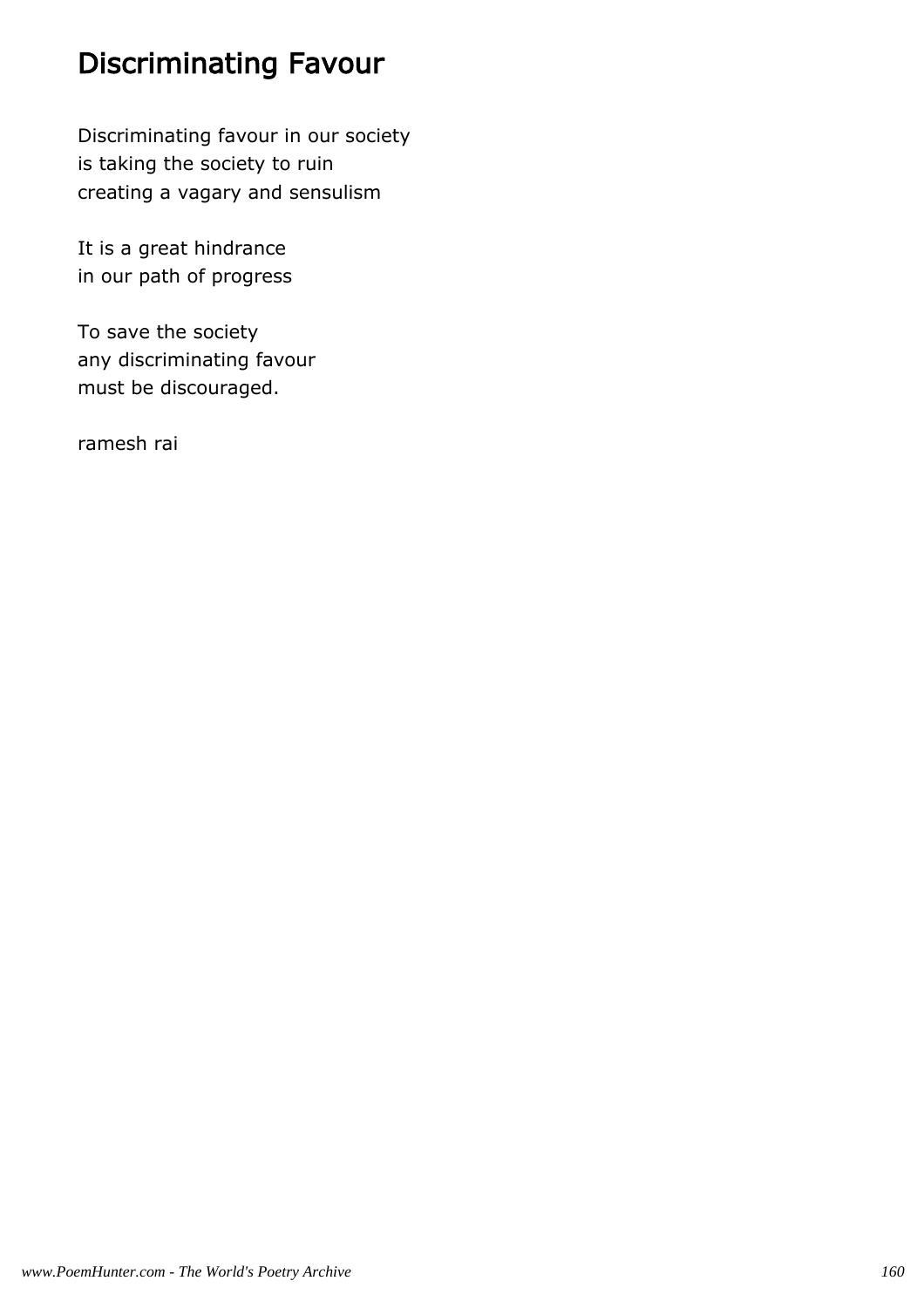# Discriminating Favour

Discriminating favour in our society
is taking the society to ruin
creating a vagary and sensulism

It is a great hindrance
in our path of progress

To save the society
any discriminating favour
must be discouraged.

ramesh rai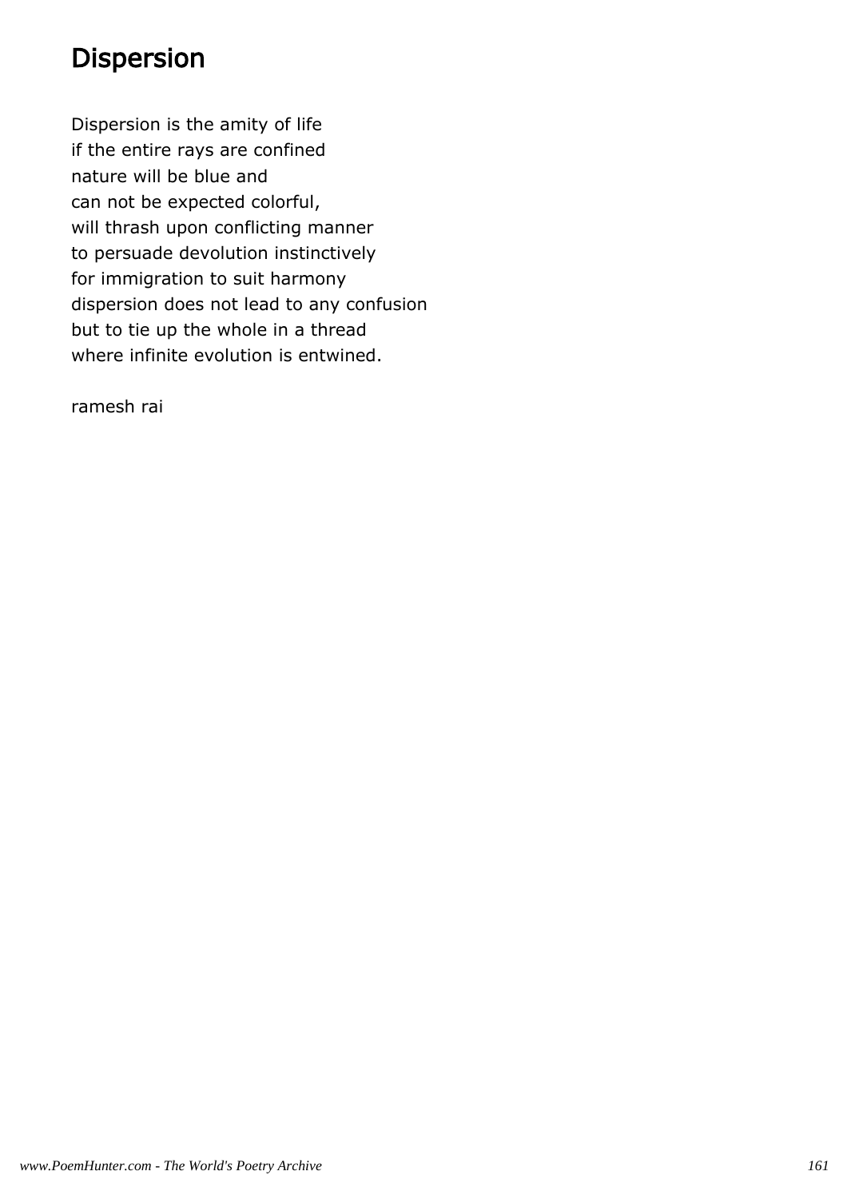# Dispersion

Dispersion is the amity of life
if the entire rays are confined
nature will be blue and
can not be expected colorful,
will thrash upon conflicting manner
to persuade devolution instinctively
for immigration to suit harmony
dispersion does not lead to any confusion
but to tie up the whole in a thread
where infinite evolution is entwined.

ramesh rai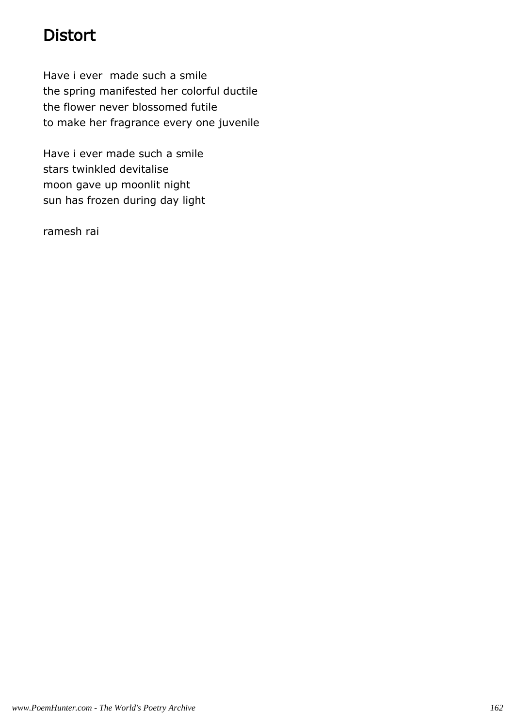# Distort

Have i ever made such a smile
the spring manifested her colorful ductile
the flower never blossomed futile
to make her fragrance every one juvenile

Have i ever made such a smile
stars twinkled devitalise
moon gave up moonlit night
sun has frozen during day light

ramesh rai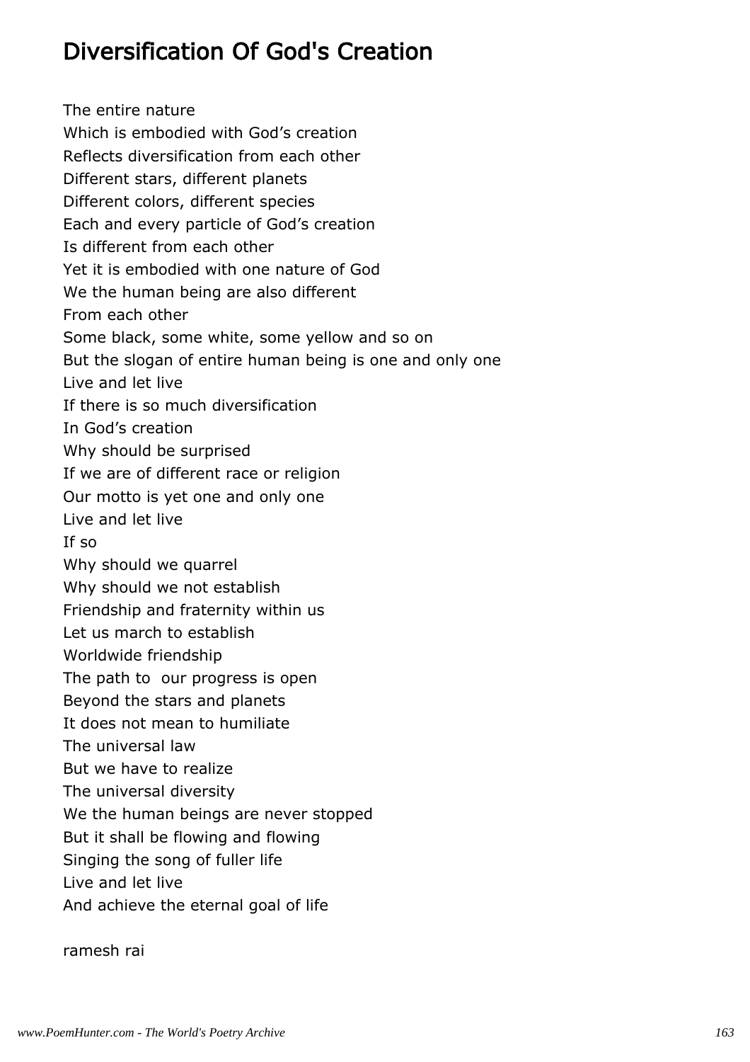# Diversification Of God's Creation

The entire nature  
Which is embodied with God's creation  
Reflects diversification from each other  
Different stars, different planets  
Different colors, different species  
Each and every particle of God's creation  
Is different from each other  
Yet it is embodied with one nature of God  
We the human being are also different  
From each other  
Some black, some white, some yellow and so on  
But the slogan of entire human being is one and only one  
Live and let live  
If there is so much diversification  
In God's creation  
Why should be surprised  
If we are of different race or religion  
Our motto is yet one and only one  
Live and let live  
If so  
Why should we quarrel  
Why should we not establish  
Friendship and fraternity within us  
Let us march to establish  
Worldwide friendship  
The path to our progress is open  
Beyond the stars and planets  
It does not mean to humiliate  
The universal law  
But we have to realize  
The universal diversity  
We the human beings are never stopped  
But it shall be flowing and flowing  
Singing the song of fuller life  
Live and let live  
And achieve the eternal goal of life

ramesh rai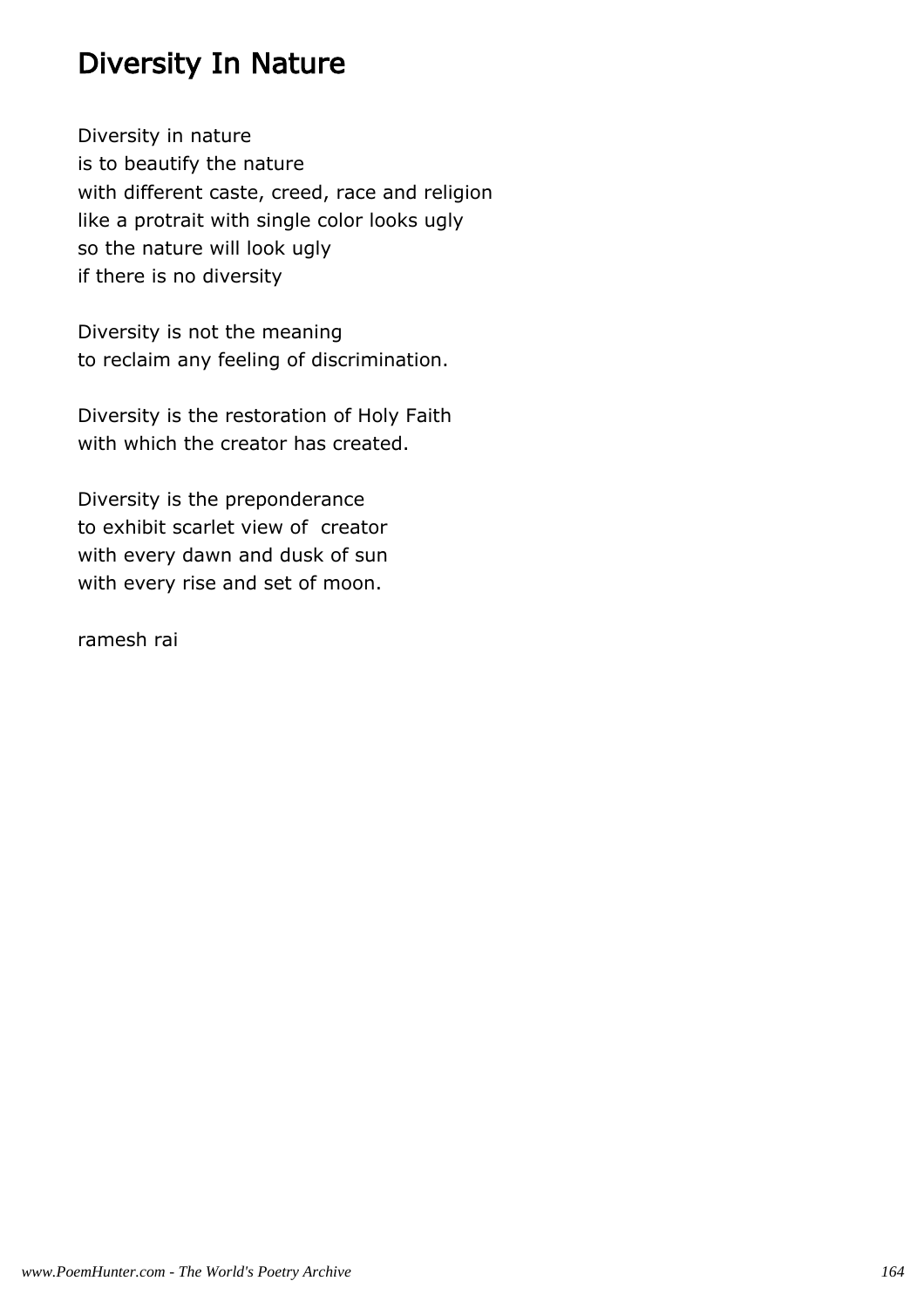# Diversity In Nature

Diversity in nature  
is to beautify the nature  
with different caste, creed, race and religion  
like a protrait with single color looks ugly  
so the nature will look ugly  
if there is no diversity

Diversity is not the meaning  
to reclaim any feeling of discrimination.

Diversity is the restoration of Holy Faith  
with which the creator has created.

Diversity is the preponderance  
to exhibit scarlet view of creator  
with every dawn and dusk of sun  
with every rise and set of moon.

ramesh rai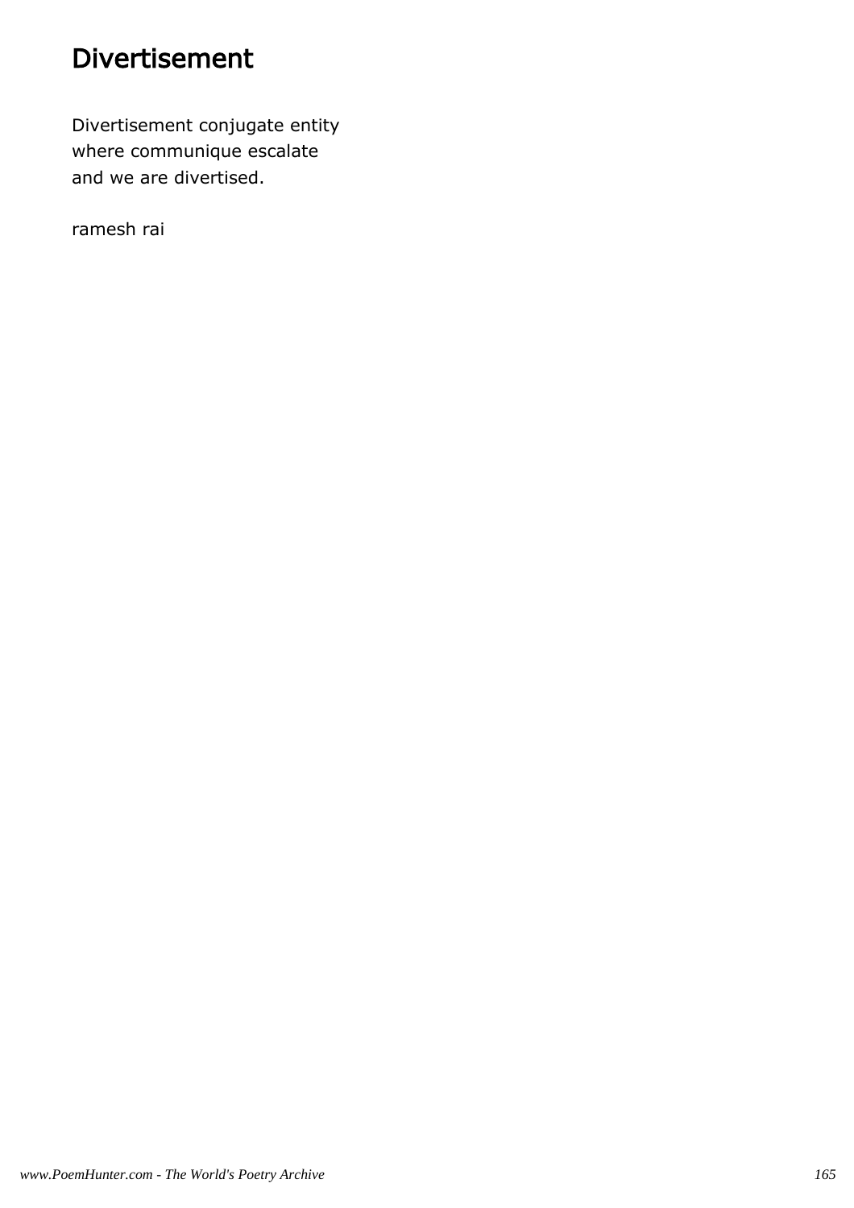# Divertisement

Divertisement conjugate entity
where communique escalate
and we are divertised.

ramesh rai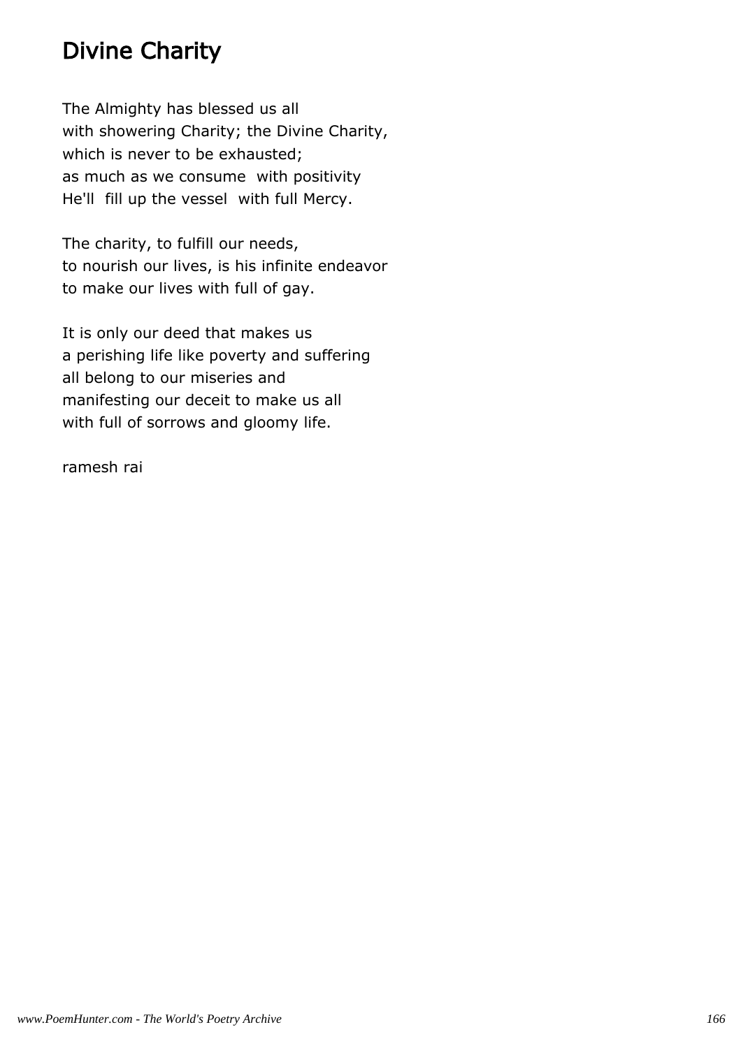# Divine Charity

The Almighty has blessed us all
with showering Charity; the Divine Charity,
which is never to be exhausted;
as much as we consume with positivity
He'll fill up the vessel with full Mercy.

The charity, to fulfill our needs,
to nourish our lives, is his infinite endeavor
to make our lives with full of gay.

It is only our deed that makes us
a perishing life like poverty and suffering
all belong to our miseries and
manifesting our deceit to make us all
with full of sorrows and gloomy life.

ramesh rai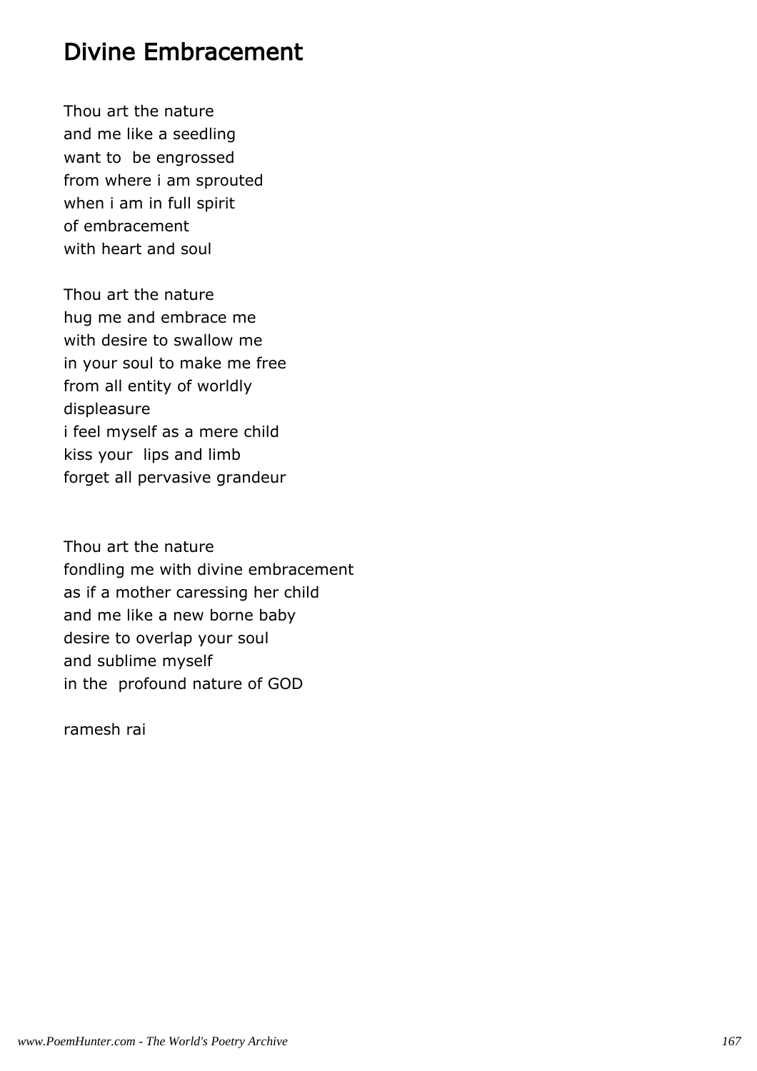# Divine Embracement

Thou art the nature
and me like a seedling
want to  be engrossed
from where i am sprouted
when i am in full spirit
of embracement
with heart and soul

Thou art the nature
hug me and embrace me
with desire to swallow me
in your soul to make me free
from all entity of worldly
displeasure
i feel myself as a mere child
kiss your  lips and limb
forget all pervasive grandeur

Thou art the nature
fondling me with divine embracement
as if a mother caressing her child
and me like a new borne baby
desire to overlap your soul
and sublime myself
in the  profound nature of GOD

ramesh rai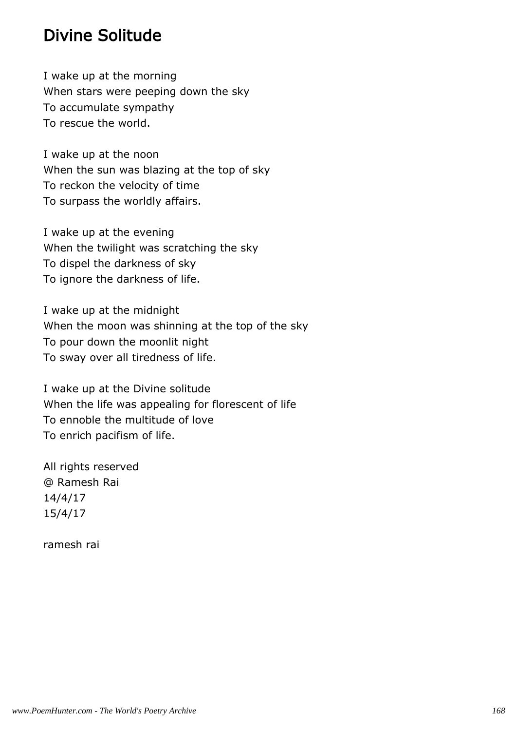## Divine Solitude

I wake up at the morning
When stars were peeping down the sky
To accumulate sympathy
To rescue the world.

I wake up at the noon
When the sun was blazing at the top of sky
To reckon the velocity of time
To surpass the worldly affairs.

I wake up at the evening
When the twilight was scratching the sky
To dispel the darkness of sky
To ignore the darkness of life.

I wake up at the midnight
When the moon was shinning at the top of the sky
To pour down the moonlit night
To sway over all tiredness of life.

I wake up at the Divine solitude
When the life was appealing for florescent of life
To ennoble the multitude of love
To enrich pacifism of life.

All rights reserved
@ Ramesh Rai
14/4/17
15/4/17

ramesh rai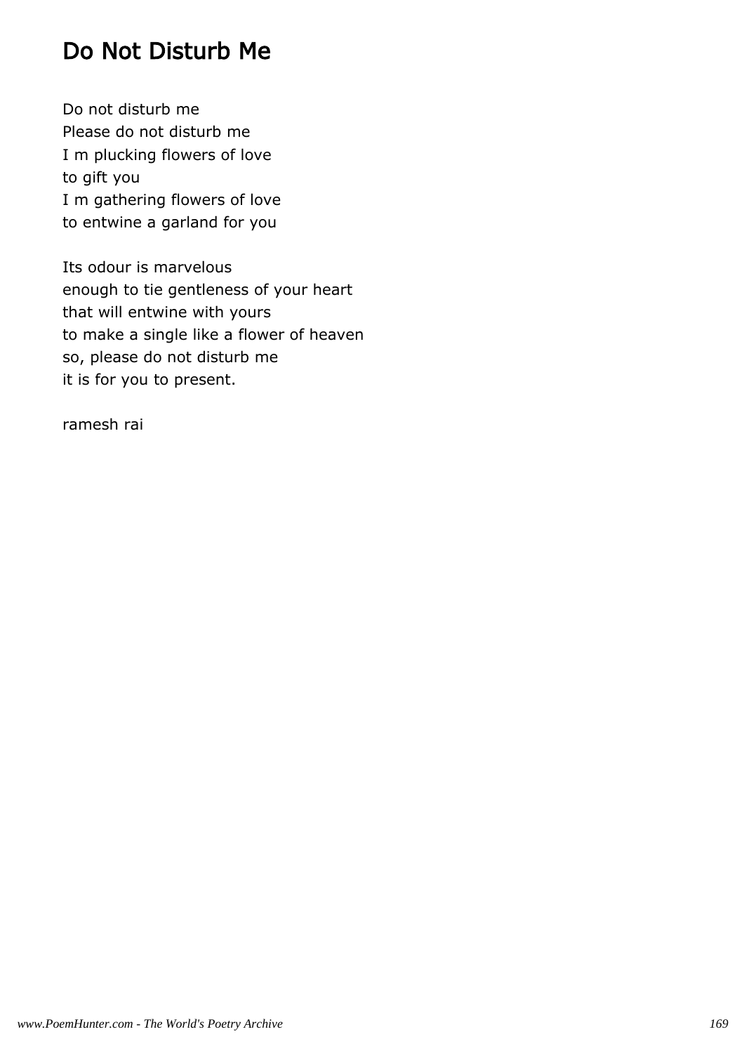# Do Not Disturb Me

Do not disturb me
Please do not disturb me
I m plucking flowers of love
to gift you
I m gathering flowers of love
to entwine a garland for you

Its odour is marvelous
enough to tie gentleness of your heart
that will entwine with yours
to make a single like a flower of heaven
so, please do not disturb me
it is for you to present.

ramesh rai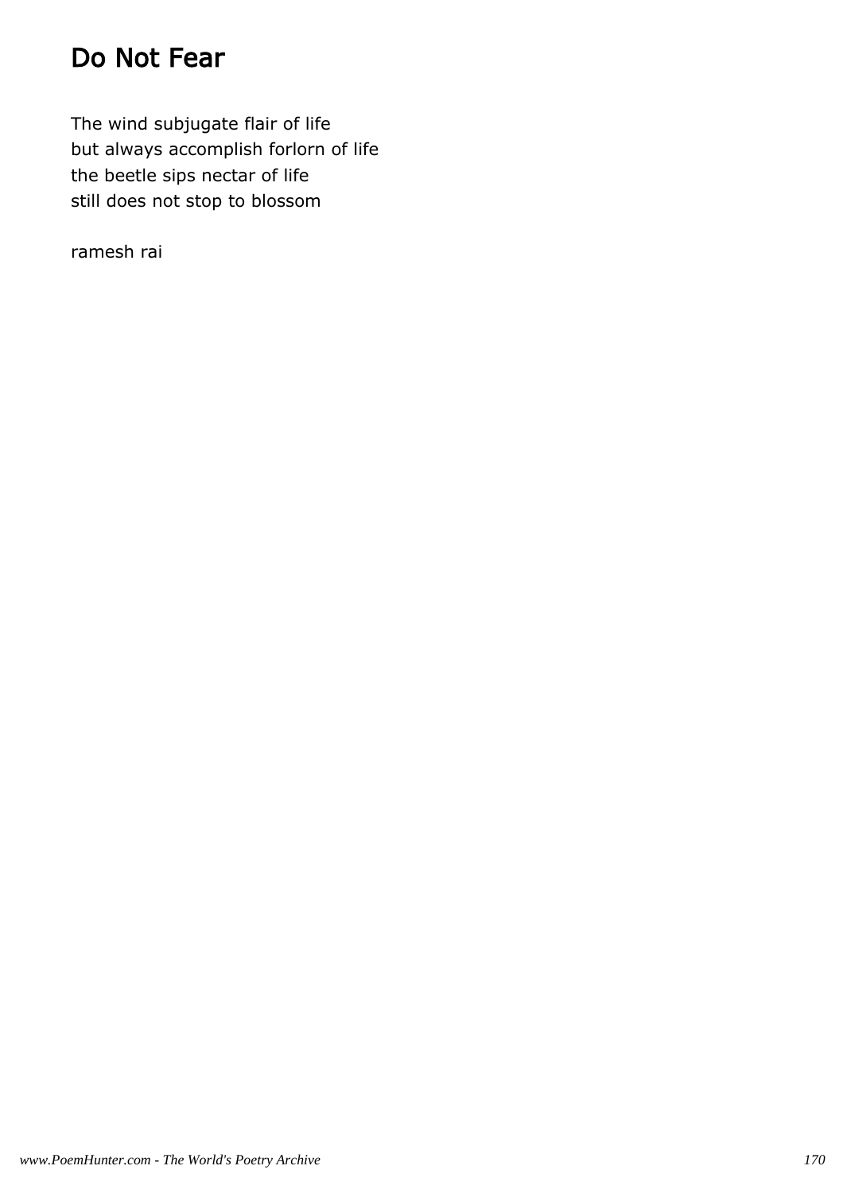# Do Not Fear

The wind subjugate flair of life  
but always accomplish forlorn of life  
the beetle sips nectar of life  
still does not stop to blossom

ramesh rai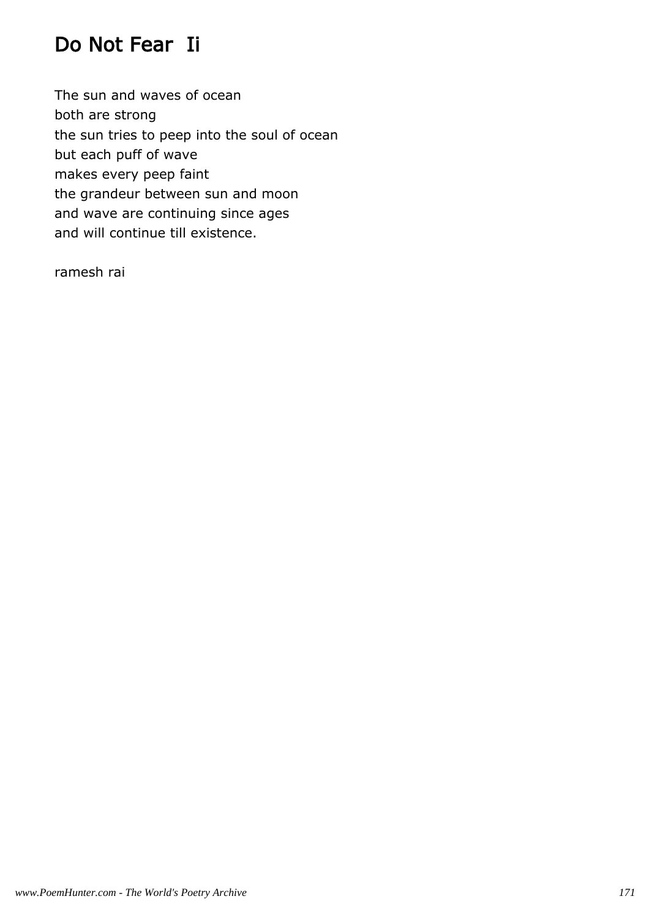# Do Not Fear  Ii

The sun and waves of ocean  
both are strong  
the sun tries to peep into the soul of ocean  
but each puff of wave  
makes every peep faint  
the grandeur between sun and moon  
and wave are continuing since ages  
and will continue till existence.

ramesh rai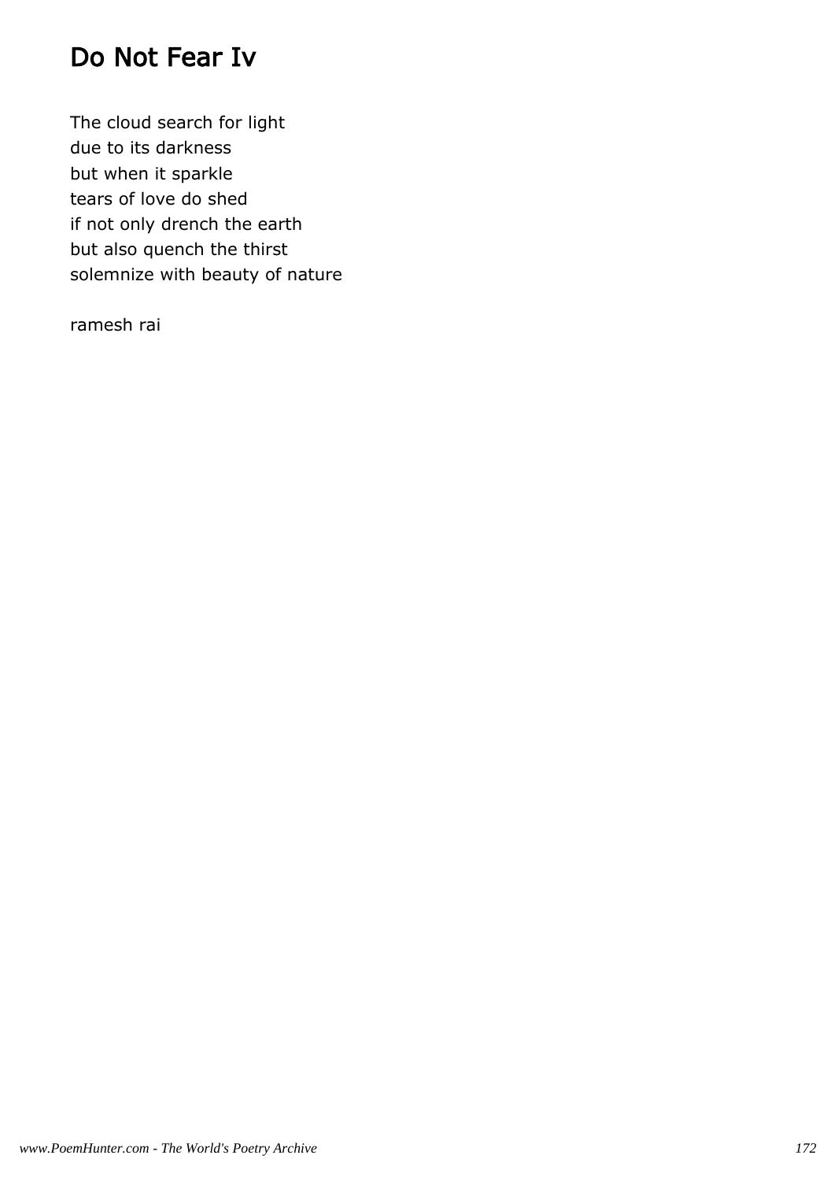# Do Not Fear Iv

The cloud search for light  
due to its darkness  
but when it sparkle  
tears of love do shed  
if not only drench the earth  
but also quench the thirst  
solemnize with beauty of nature

ramesh rai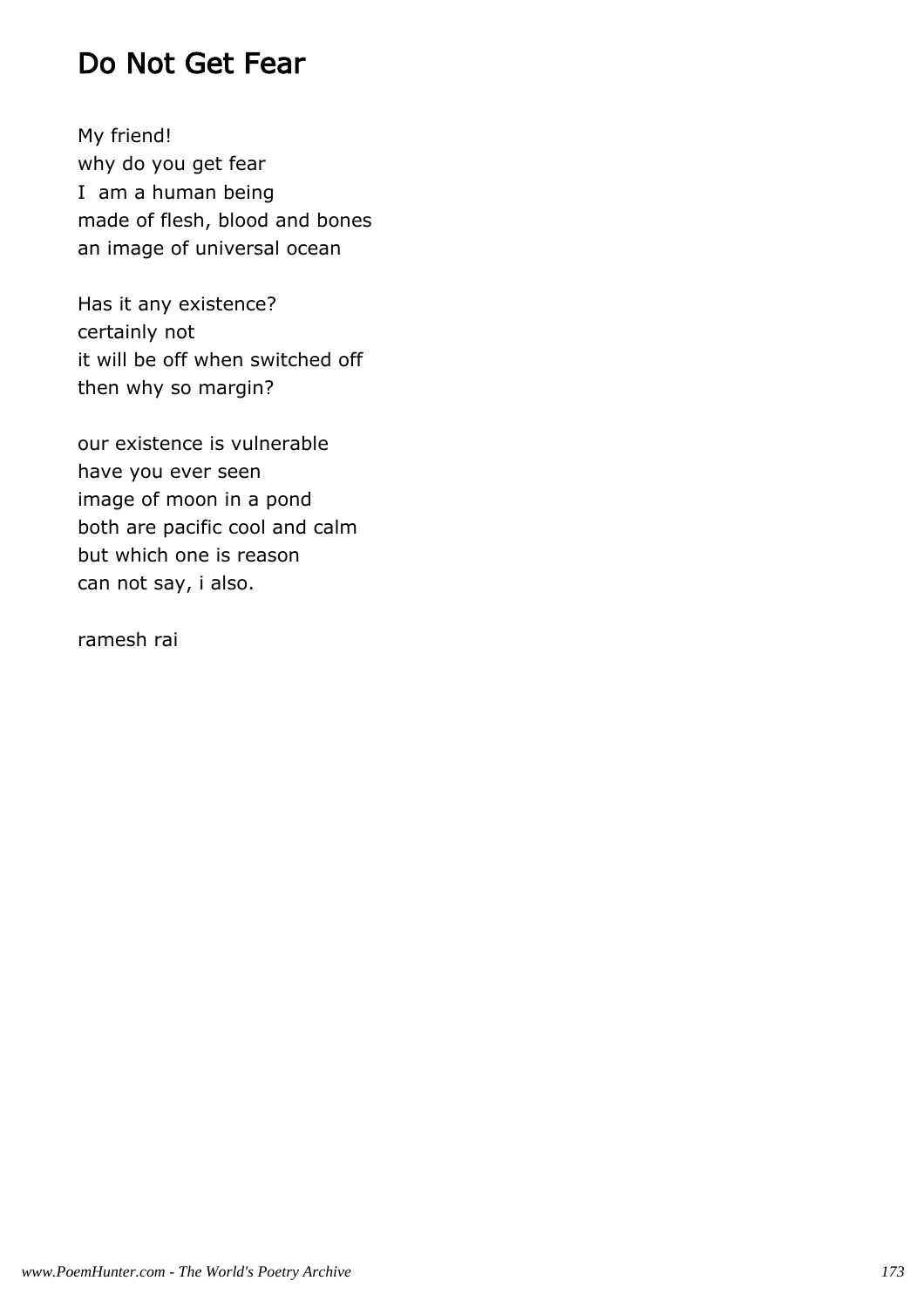# Do Not Get Fear

My friend!
why do you get fear
I am a human being
made of flesh, blood and bones
an image of universal ocean

Has it any existence?
certainly not
it will be off when switched off
then why so margin?

our existence is vulnerable
have you ever seen
image of moon in a pond
both are pacific cool and calm
but which one is reason
can not say, i also.

ramesh rai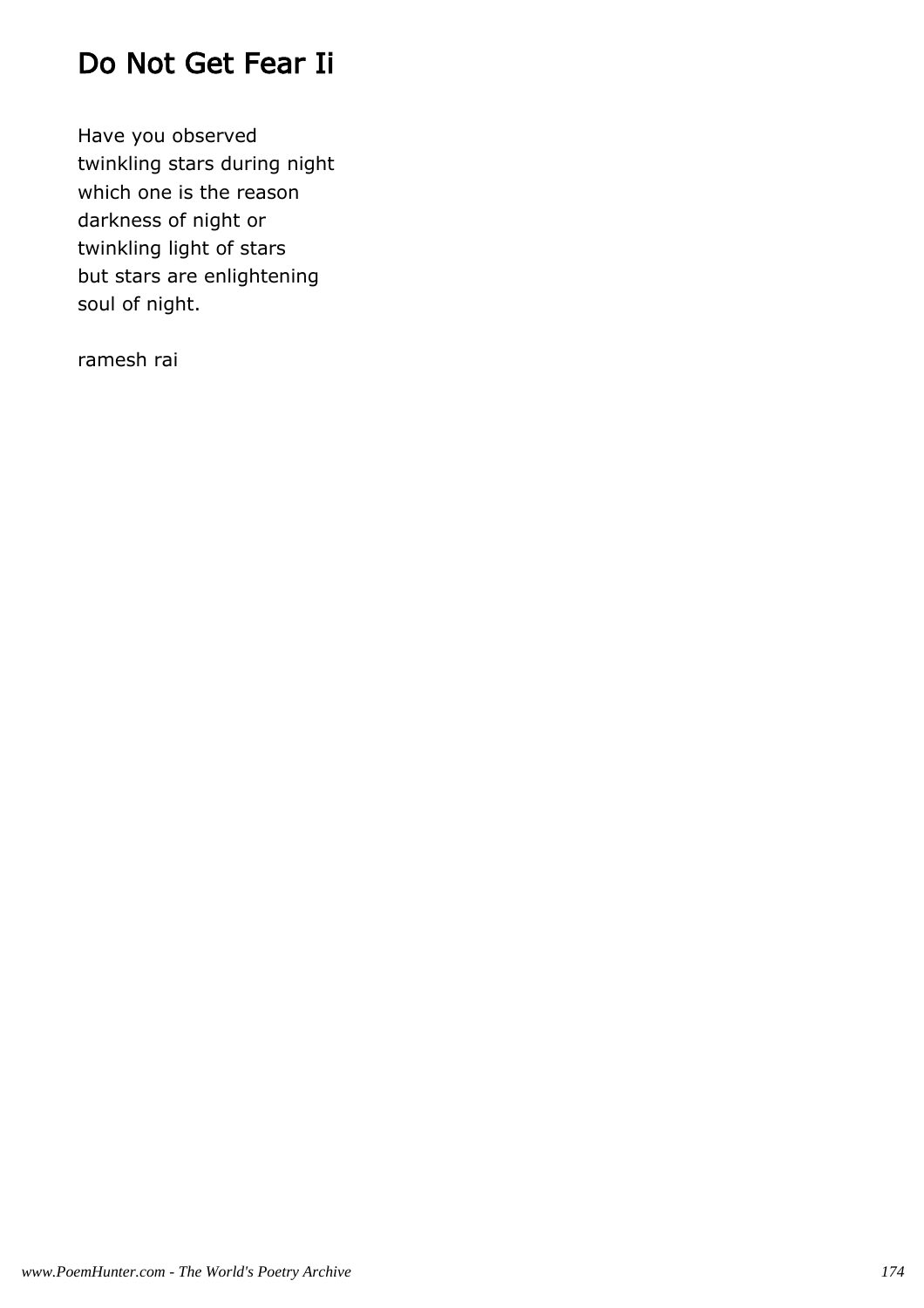# Do Not Get Fear Ii

Have you observed
twinkling stars during night
which one is the reason
darkness of night or
twinkling light of stars
but stars are enlightening
soul of night.

ramesh rai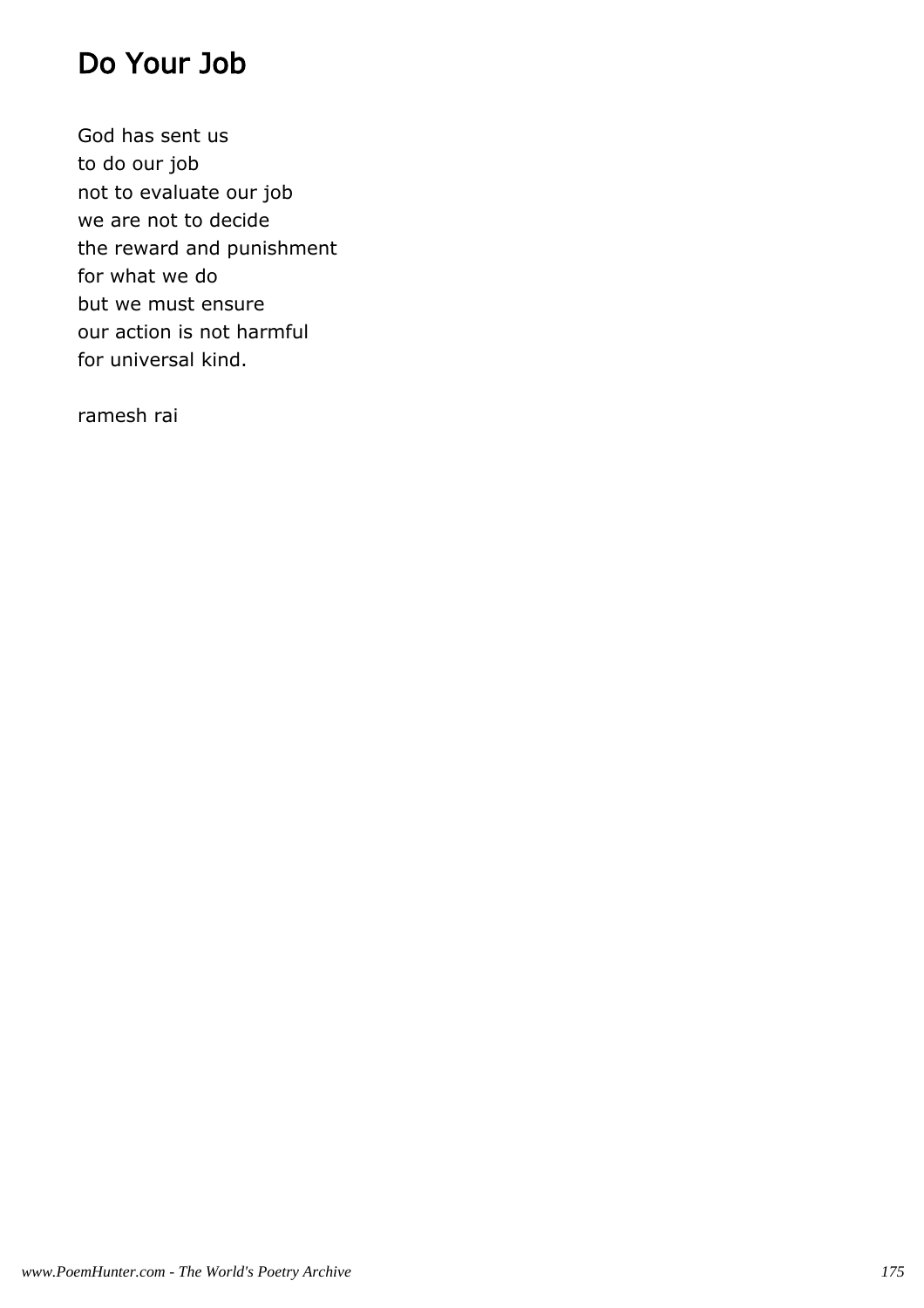# Do Your Job

God has sent us  
to do our job  
not to evaluate our job  
we are not to decide  
the reward and punishment  
for what we do  
but we must ensure  
our action is not harmful  
for universal kind.

ramesh rai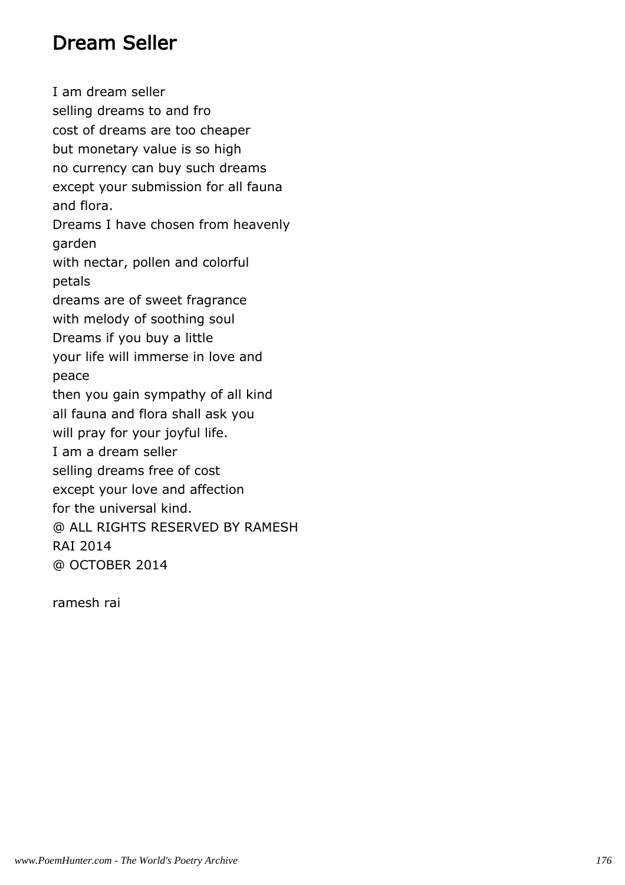## Dream Seller

I am dream seller
selling dreams to and fro
cost of dreams are too cheaper
but monetary value is so high
no currency can buy such dreams
except your submission for all fauna
and flora.
Dreams I have chosen from heavenly
garden
with nectar, pollen and colorful
petals
dreams are of sweet fragrance
with melody of soothing soul
Dreams if you buy a little
your life will immerse in love and
peace
then you gain sympathy of all kind
all fauna and flora shall ask you
will pray for your joyful life.
I am a dream seller
selling dreams free of cost
except your love and affection
for the universal kind.
@ ALL RIGHTS RESERVED BY RAMESH
RAI 2014
@ OCTOBER 2014

ramesh rai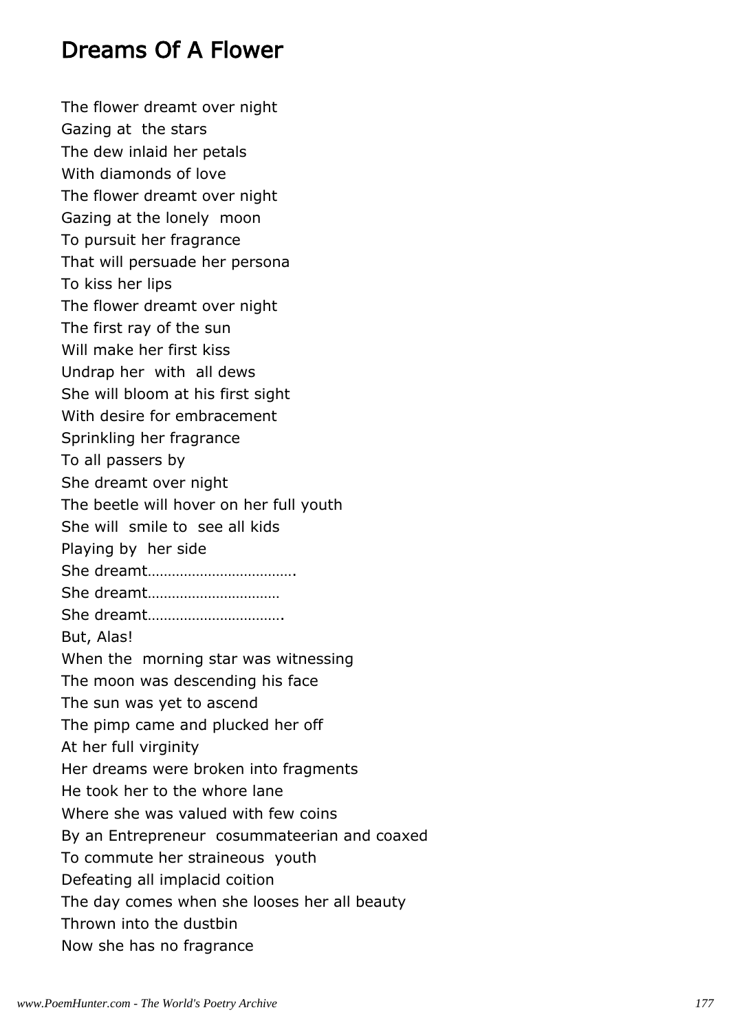# Dreams Of A Flower

The flower dreamt over night  
Gazing at the stars  
The dew inlaid her petals  
With diamonds of love  
The flower dreamt over night  
Gazing at the lonely moon  
To pursuit her fragrance  
That will persuade her persona  
To kiss her lips  
The flower dreamt over night  
The first ray of the sun  
Will make her first kiss  
Undrap her with all dews  
She will bloom at his first sight  
With desire for embracement  
Sprinkling her fragrance  
To all passers by  
She dreamt over night  
The beetle will hover on her full youth  
She will smile to see all kids  
Playing by her side  
She dreamt……………………………….  
She dreamt……………………………  
She dreamt…………………………….  
But, Alas!  
When the morning star was witnessing  
The moon was descending his face  
The sun was yet to ascend  
The pimp came and plucked her off  
At her full virginity  
Her dreams were broken into fragments  
He took her to the whore lane  
Where she was valued with few coins  
By an Entrepreneur cosummateerian and coaxed  
To commute her straineous youth  
Defeating all implacid coition  
The day comes when she looses her all beauty  
Thrown into the dustbin  
Now she has no fragrance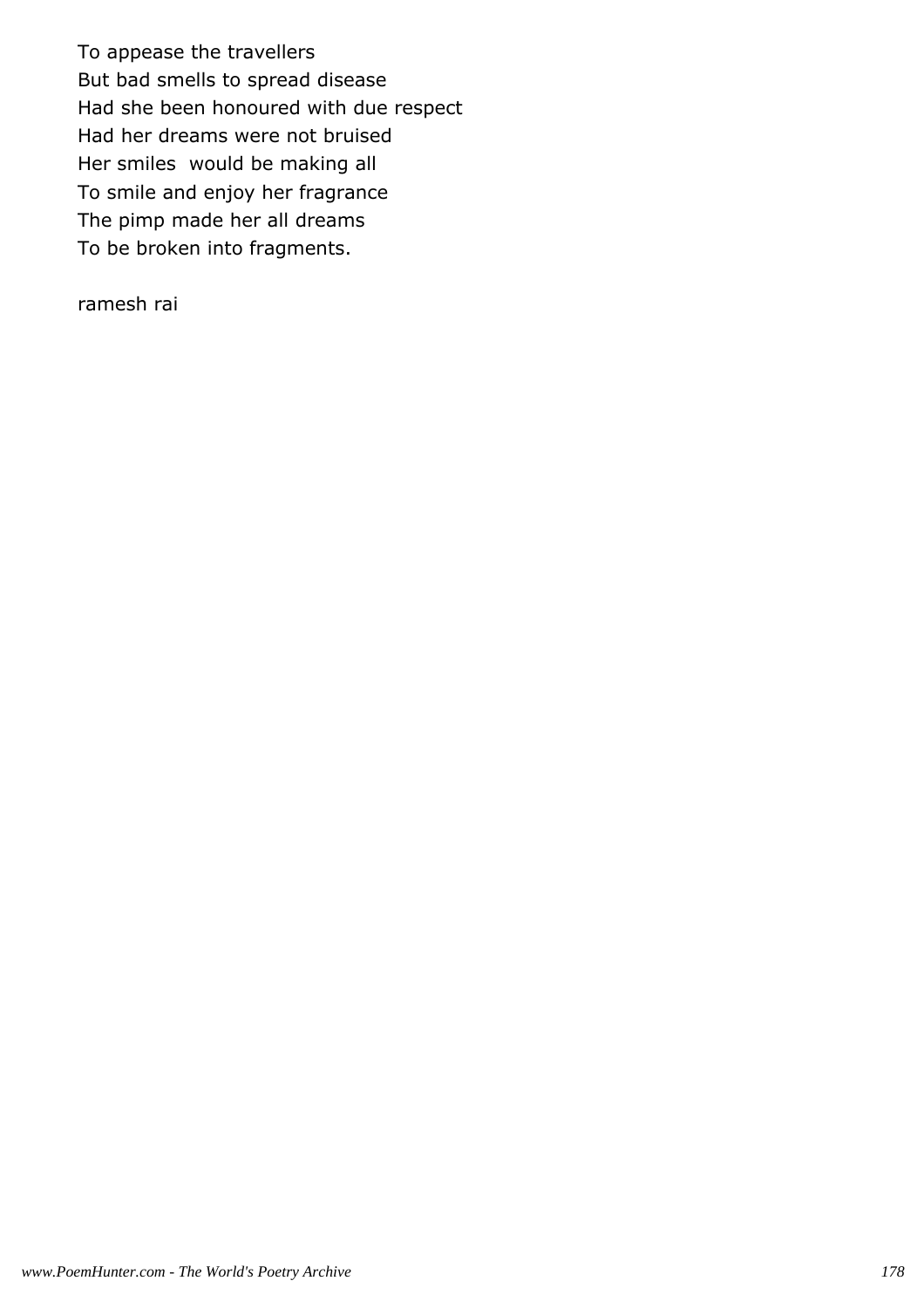To appease the travellers
But bad smells to spread disease
Had she been honoured with due respect
Had her dreams were not bruised
Her smiles  would be making all
To smile and enjoy her fragrance
The pimp made her all dreams
To be broken into fragments.

ramesh rai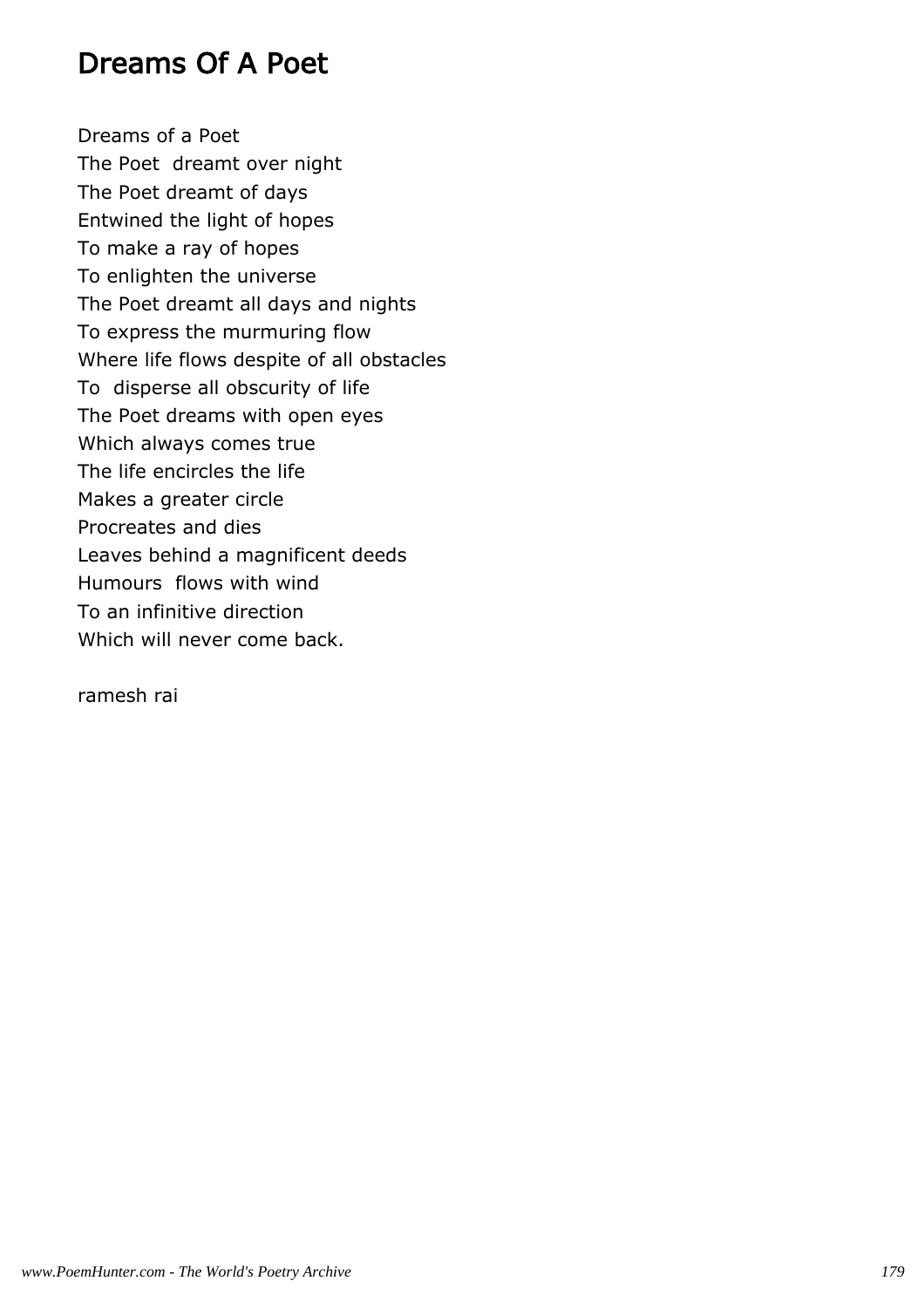# Dreams Of A Poet

Dreams of a Poet  
The Poet dreamt over night  
The Poet dreamt of days  
Entwined the light of hopes  
To make a ray of hopes  
To enlighten the universe  
The Poet dreamt all days and nights  
To express the murmuring flow  
Where life flows despite of all obstacles  
To disperse all obscurity of life  
The Poet dreams with open eyes  
Which always comes true  
The life encircles the life  
Makes a greater circle  
Procreates and dies  
Leaves behind a magnificent deeds  
Humours flows with wind  
To an infinitive direction  
Which will never come back.

ramesh rai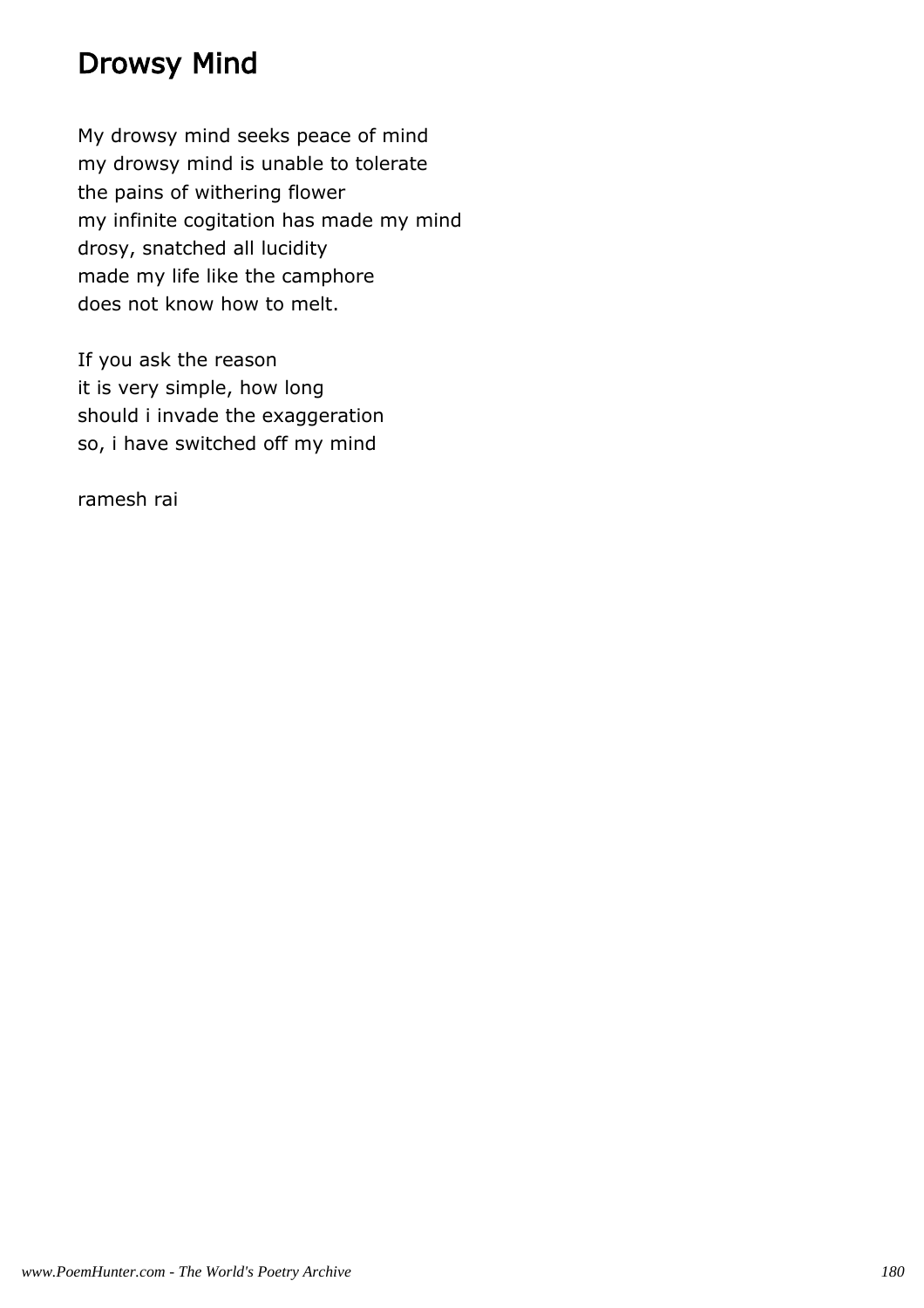# Drowsy Mind

My drowsy mind seeks peace of mind
my drowsy mind is unable to tolerate
the pains of withering flower
my infinite cogitation has made my mind
drosy, snatched all lucidity
made my life like the camphore
does not know how to melt.

If you ask the reason
it is very simple, how long
should i invade the exaggeration
so, i have switched off my mind

ramesh rai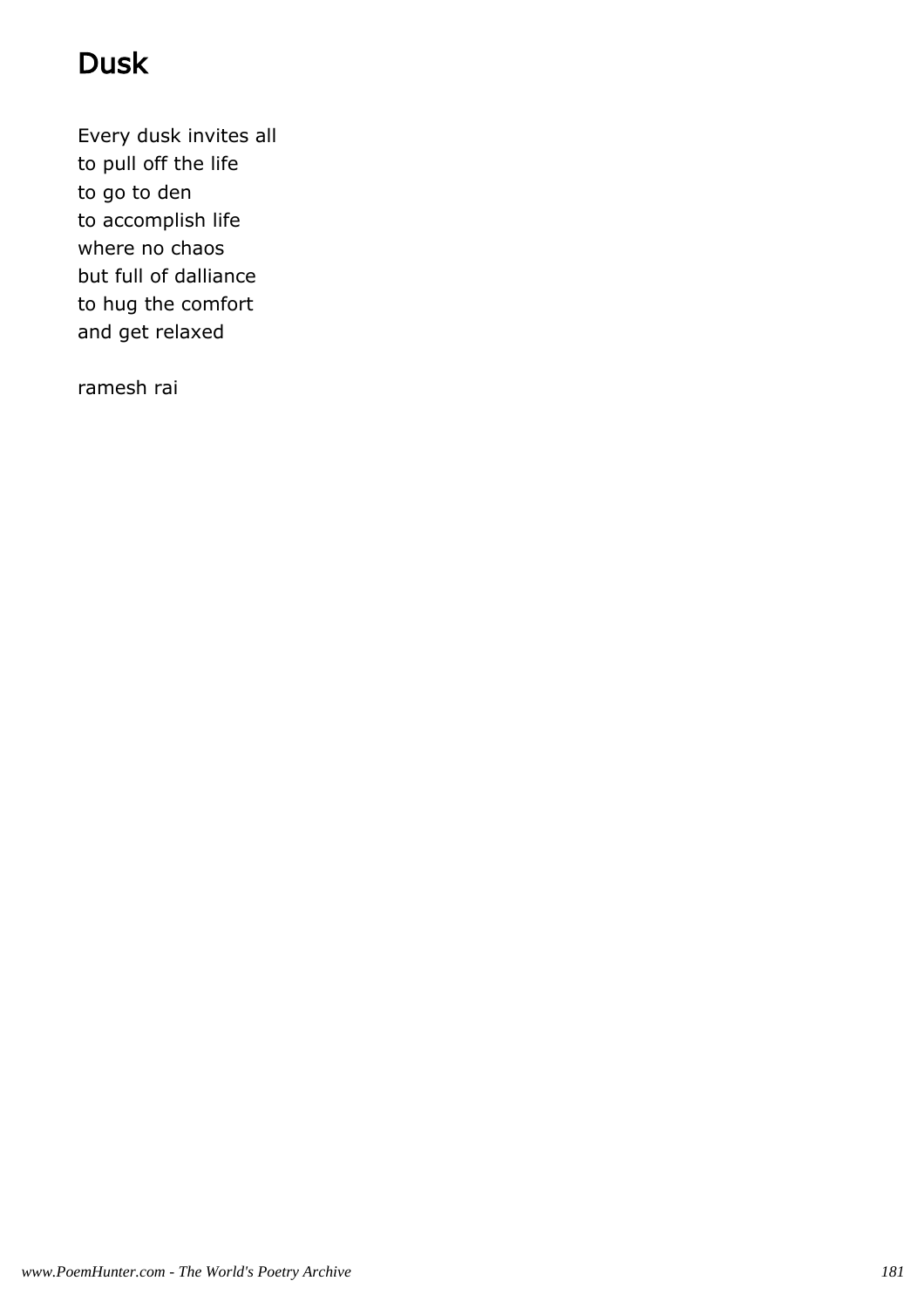# Dusk

Every dusk invites all
to pull off the life
to go to den
to accomplish life
where no chaos
but full of dalliance
to hug the comfort
and get relaxed

ramesh rai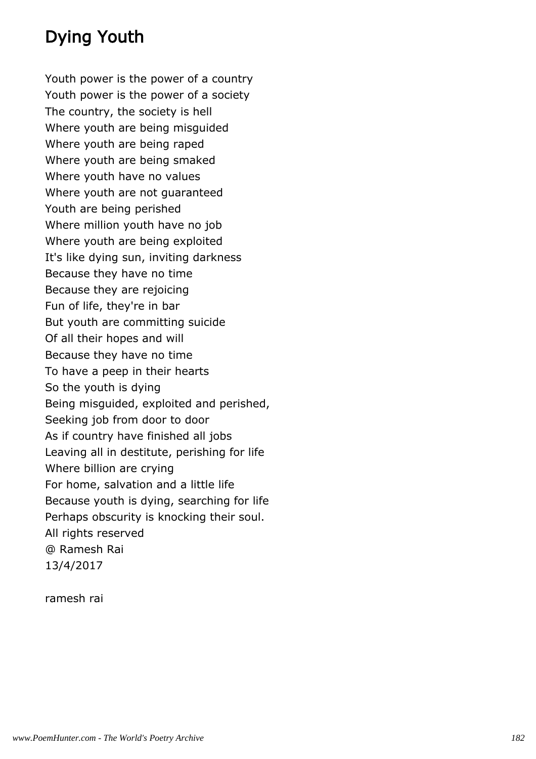# Dying Youth

Youth power is the power of a country
Youth power is the power of a society
The country, the society is hell
Where youth are being misguided
Where youth are being raped
Where youth are being smaked
Where youth have no values
Where youth are not guaranteed
Youth are being perished
Where million youth have no job
Where youth are being exploited
It's like dying sun, inviting darkness
Because they have no time
Because they are rejoicing
Fun of life, they're in bar
But youth are committing suicide
Of all their hopes and will
Because they have no time
To have a peep in their hearts
So the youth is dying
Being misguided, exploited and perished,
Seeking job from door to door
As if country have finished all jobs
Leaving all in destitute, perishing for life
Where billion are crying
For home, salvation and a little life
Because youth is dying, searching for life
Perhaps obscurity is knocking their soul.
All rights reserved
@ Ramesh Rai
13/4/2017

ramesh rai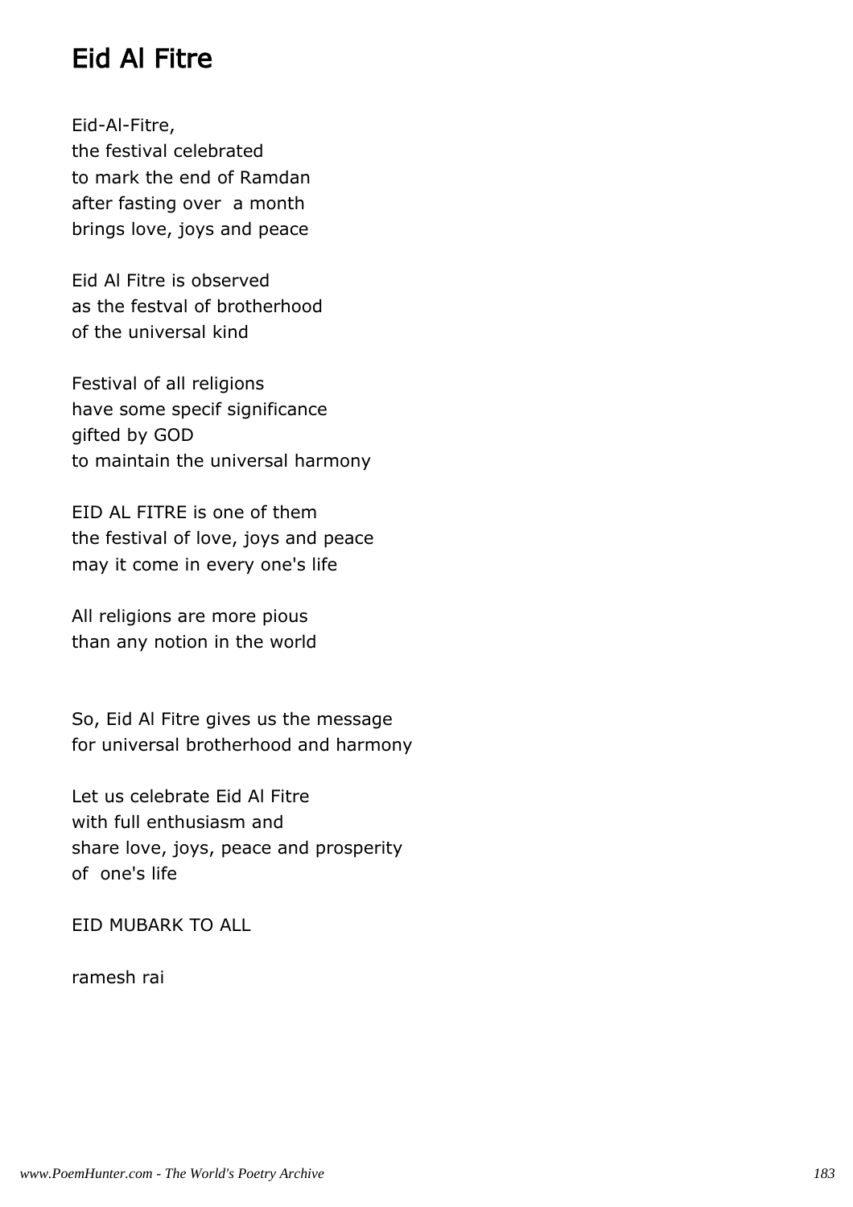# Eid Al Fitre

Eid-Al-Fitre,
the festival celebrated
to mark the end of Ramdan
after fasting over  a month
brings love, joys and peace

Eid Al Fitre is observed
as the festval of brotherhood
of the universal kind

Festival of all religions
have some specif significance
gifted by GOD
to maintain the universal harmony

EID AL FITRE is one of them
the festival of love, joys and peace
may it come in every one's life

All religions are more pious
than any notion in the world

So, Eid Al Fitre gives us the message
for universal brotherhood and harmony

Let us celebrate Eid Al Fitre
with full enthusiasm and
share love, joys, peace and prosperity
of  one's life

EID MUBARK TO ALL

ramesh rai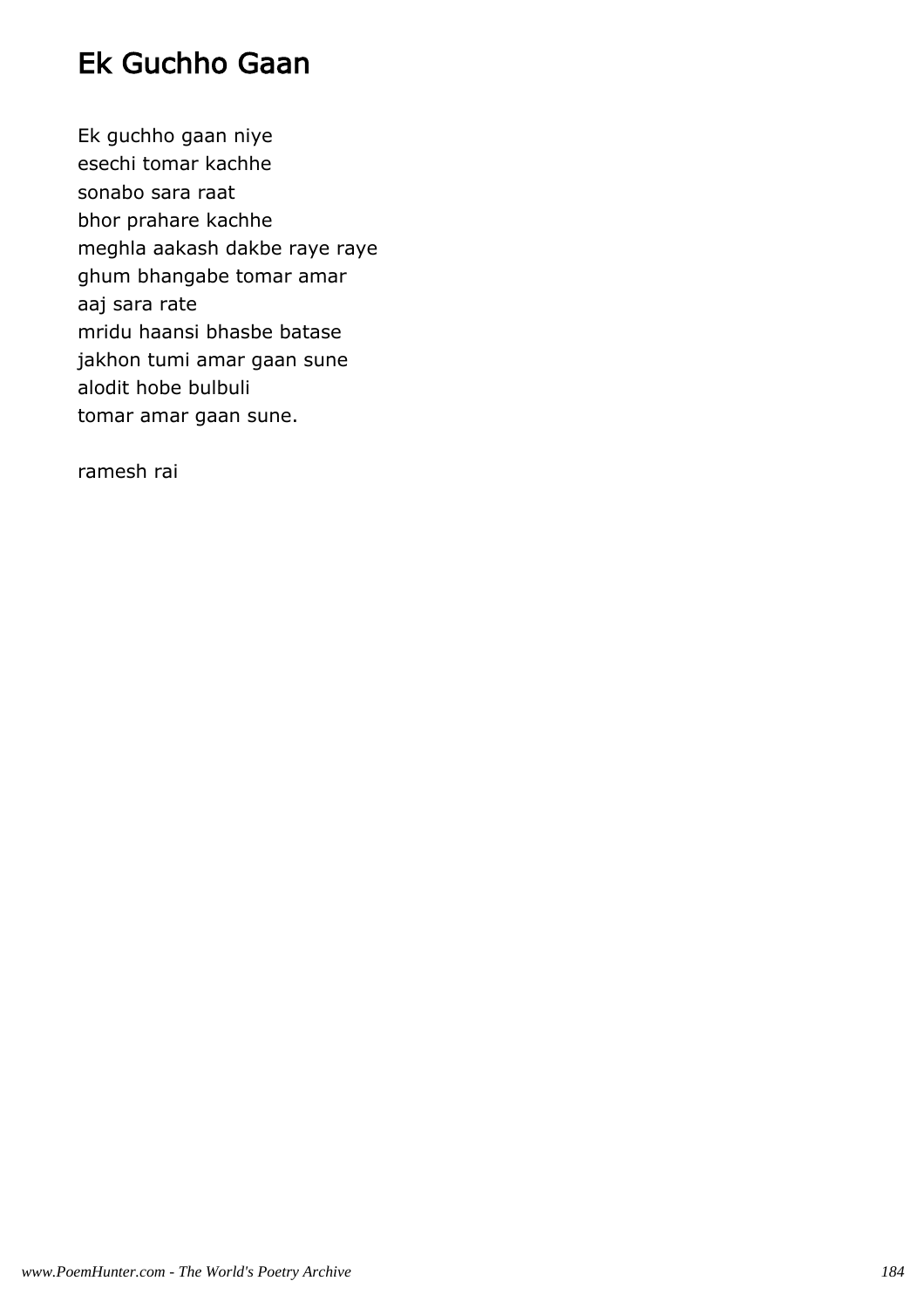# Ek Guchho Gaan

Ek guchho gaan niye  
esechi tomar kachhe  
sonabo sara raat  
bhor prahare kachhe  
meghla aakash dakbe raye raye  
ghum bhangabe tomar amar  
aaj sara rate  
mridu haansi bhasbe batase  
jakhon tumi amar gaan sune  
alodit hobe bulbuli  
tomar amar gaan sune.

ramesh rai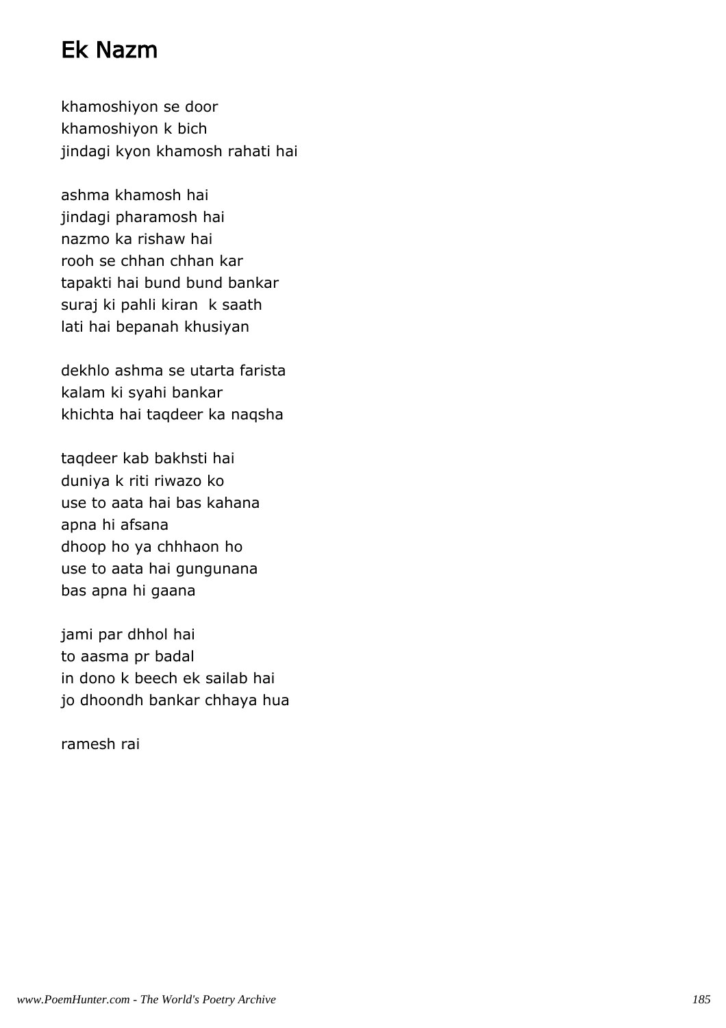# Ek Nazm

khamoshiyon se door
khamoshiyon k bich
jindagi kyon khamosh rahati hai

ashma khamosh hai
jindagi pharamosh hai
nazmo ka rishaw hai
rooh se chhan chhan kar
tapakti hai bund bund bankar
suraj ki pahli kiran  k saath
lati hai bepanah khusiyan

dekhlo ashma se utarta farista
kalam ki syahi bankar
khichta hai taqdeer ka naqsha

taqdeer kab bakhsti hai
duniya k riti riwazo ko
use to aata hai bas kahana
apna hi afsana
dhoop ho ya chhhaon ho
use to aata hai gungunana
bas apna hi gaana

jami par dhhol hai
to aasma pr badal
in dono k beech ek sailab hai
jo dhoondh bankar chhaya hua

ramesh rai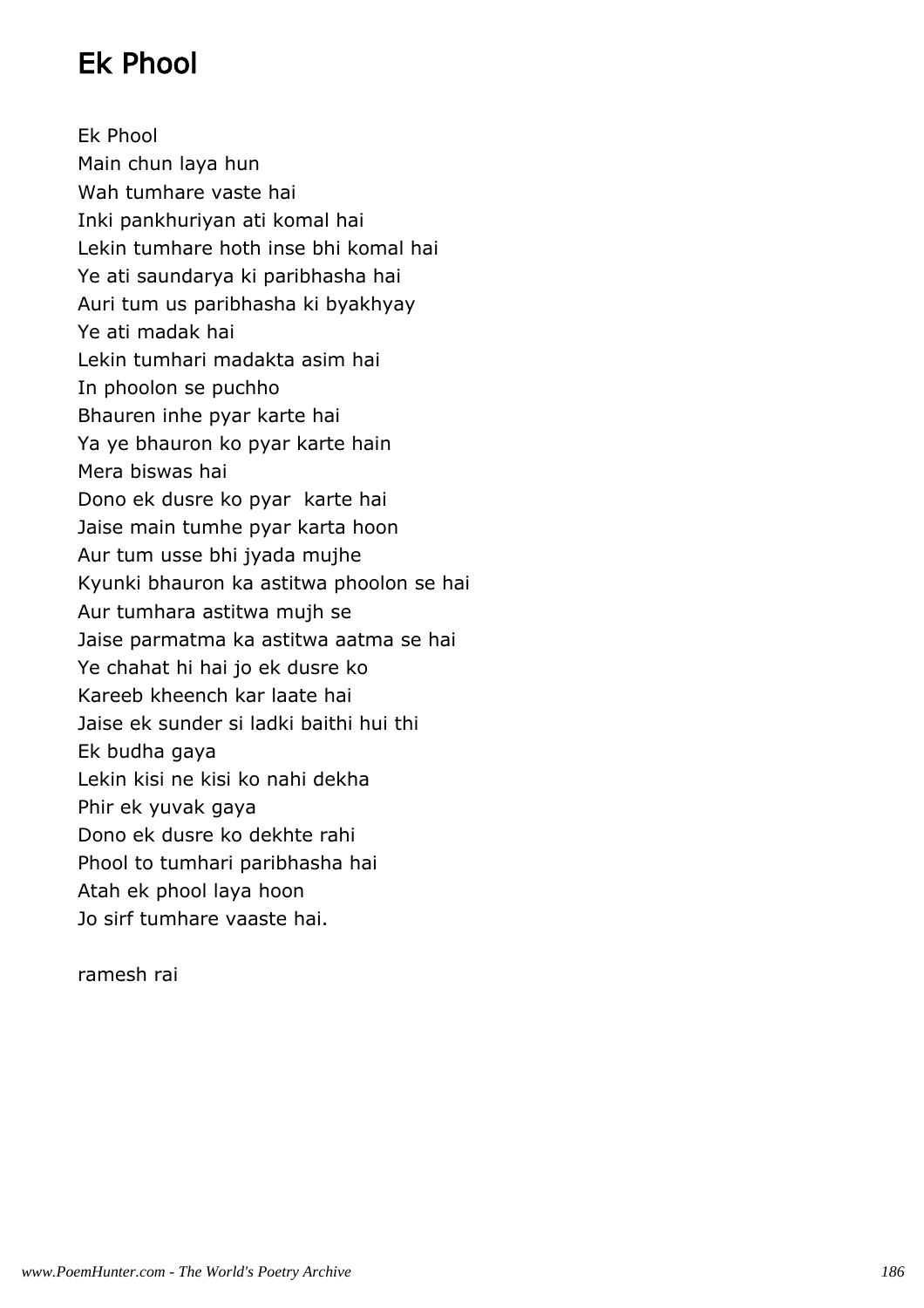# Ek Phool

Ek Phool  
Main chun laya hun  
Wah tumhare vaste hai  
Inki pankhuriyan ati komal hai  
Lekin tumhare hoth inse bhi komal hai  
Ye ati saundarya ki paribhasha hai  
Auri tum us paribhasha ki byakhyay  
Ye ati madak hai  
Lekin tumhari madakta asim hai  
In phoolon se puchho  
Bhauren inhe pyar karte hai  
Ya ye bhauron ko pyar karte hain  
Mera biswas hai  
Dono ek dusre ko pyar  karte hai  
Jaise main tumhe pyar karta hoon  
Aur tum usse bhi jyada mujhe  
Kyunki bhauron ka astitwa phoolon se hai  
Aur tumhara astitwa mujh se  
Jaise parmatma ka astitwa aatma se hai  
Ye chahat hi hai jo ek dusre ko  
Kareeb kheench kar laate hai  
Jaise ek sunder si ladki baithi hui thi  
Ek budha gaya  
Lekin kisi ne kisi ko nahi dekha  
Phir ek yuvak gaya  
Dono ek dusre ko dekhte rahi  
Phool to tumhari paribhasha hai  
Atah ek phool laya hoon  
Jo sirf tumhare vaaste hai.

ramesh rai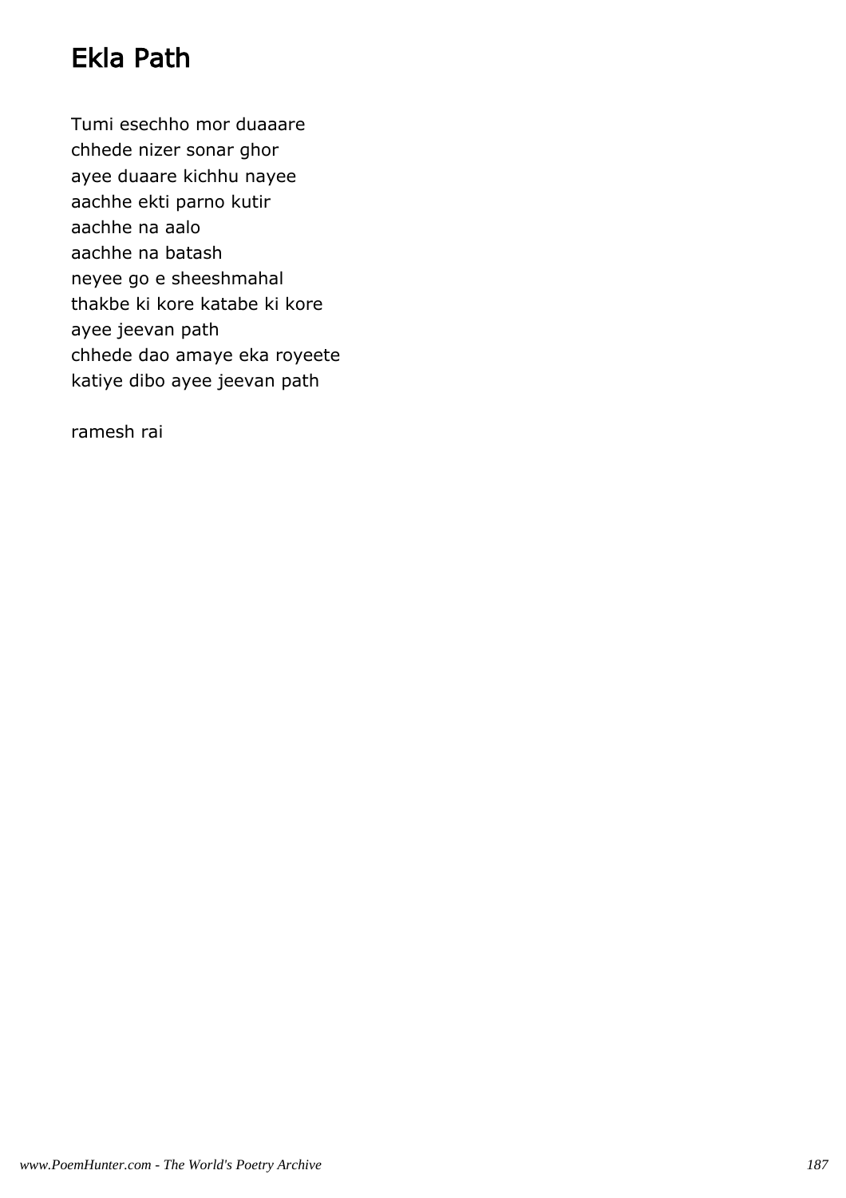# Ekla Path

Tumi esechho mor duaaare
chhede nizer sonar ghor
ayee duaare kichhu nayee
aachhe ekti parno kutir
aachhe na aalo
aachhe na batash
neyee go e sheeshmahal
thakbe ki kore katabe ki kore
ayee jeevan path
chhede dao amaye eka royeete
katiye dibo ayee jeevan path

ramesh rai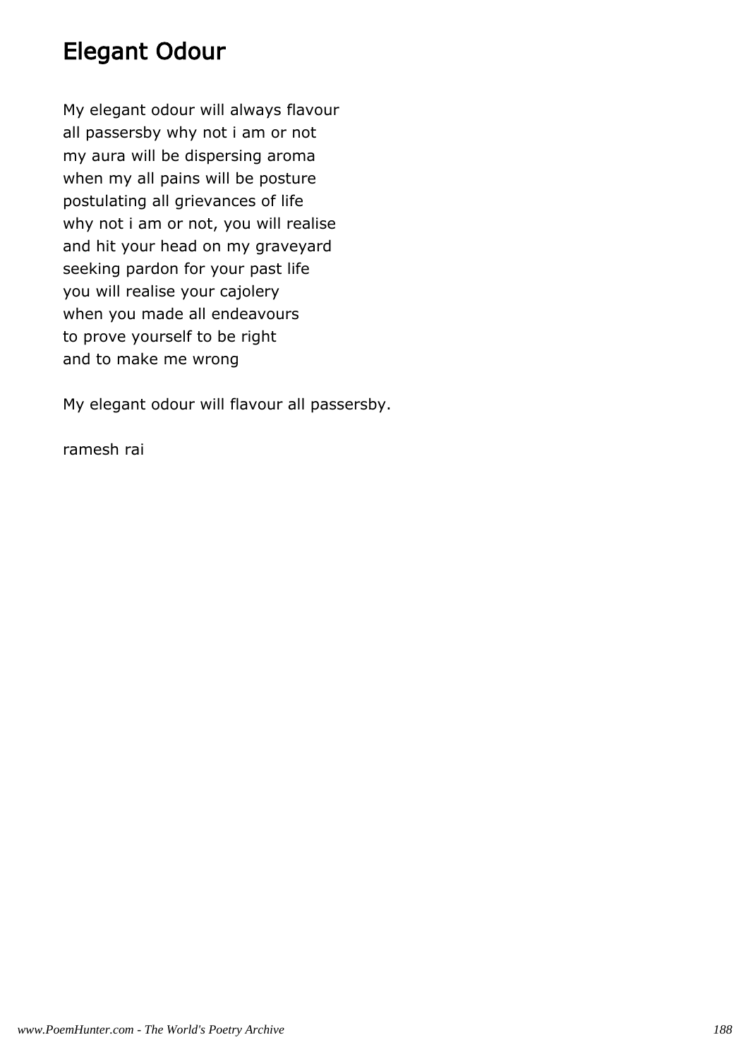# Elegant Odour

My elegant odour will always flavour
all passersby why not i am or not
my aura will be dispersing aroma
when my all pains will be posture
postulating all grievances of life
why not i am or not, you will realise
and hit your head on my graveyard
seeking pardon for your past life
you will realise your cajolery
when you made all endeavours
to prove yourself to be right
and to make me wrong

My elegant odour will flavour all passersby.

ramesh rai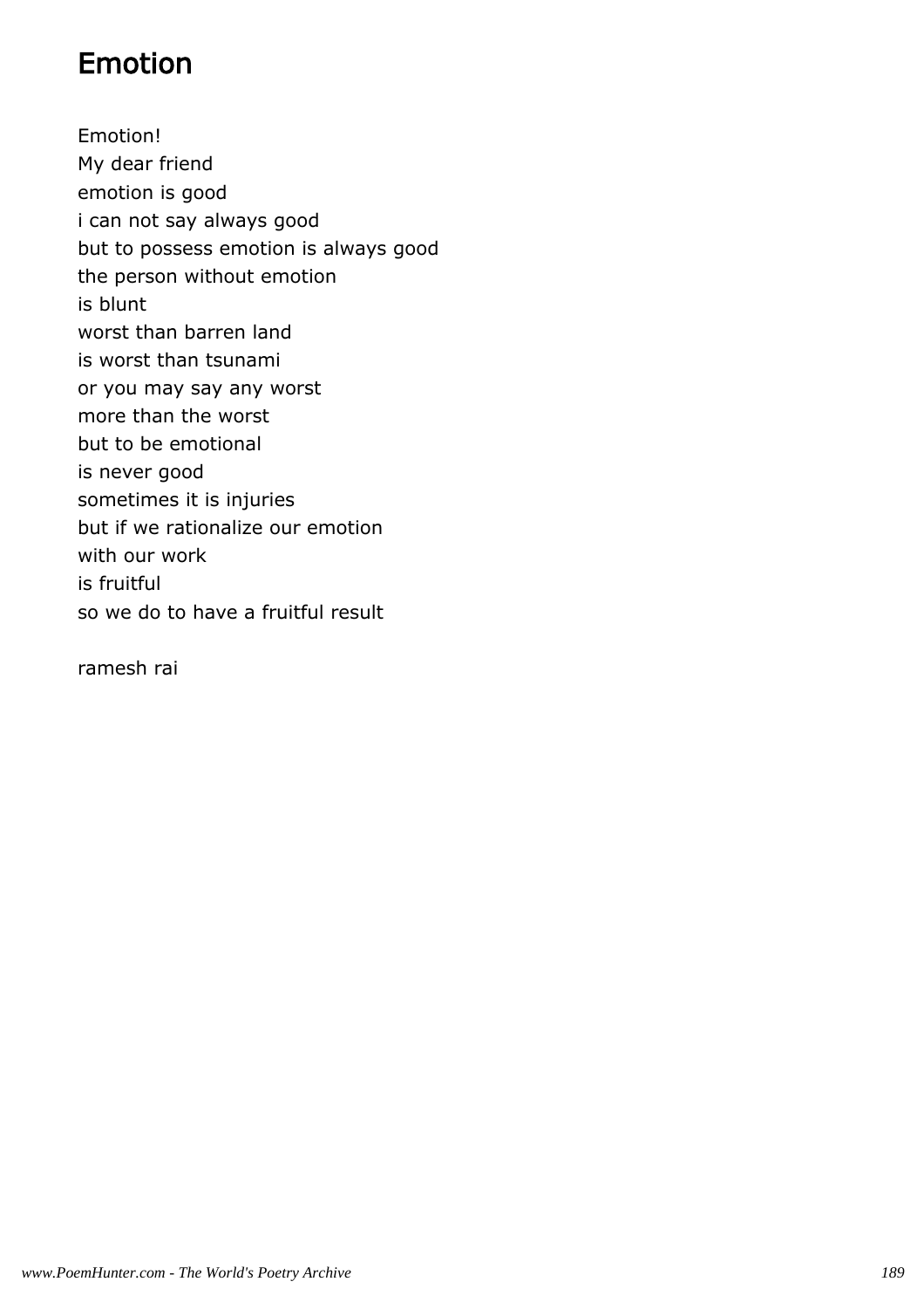# Emotion

Emotion!  
My dear friend  
emotion is good  
i can not say always good  
but to possess emotion is always good  
the person without emotion  
is blunt  
worst than barren land  
is worst than tsunami  
or you may say any worst  
more than the worst  
but to be emotional  
is never good  
sometimes it is injuries  
but if we rationalize our emotion  
with our work  
is fruitful  
so we do to have a fruitful result

ramesh rai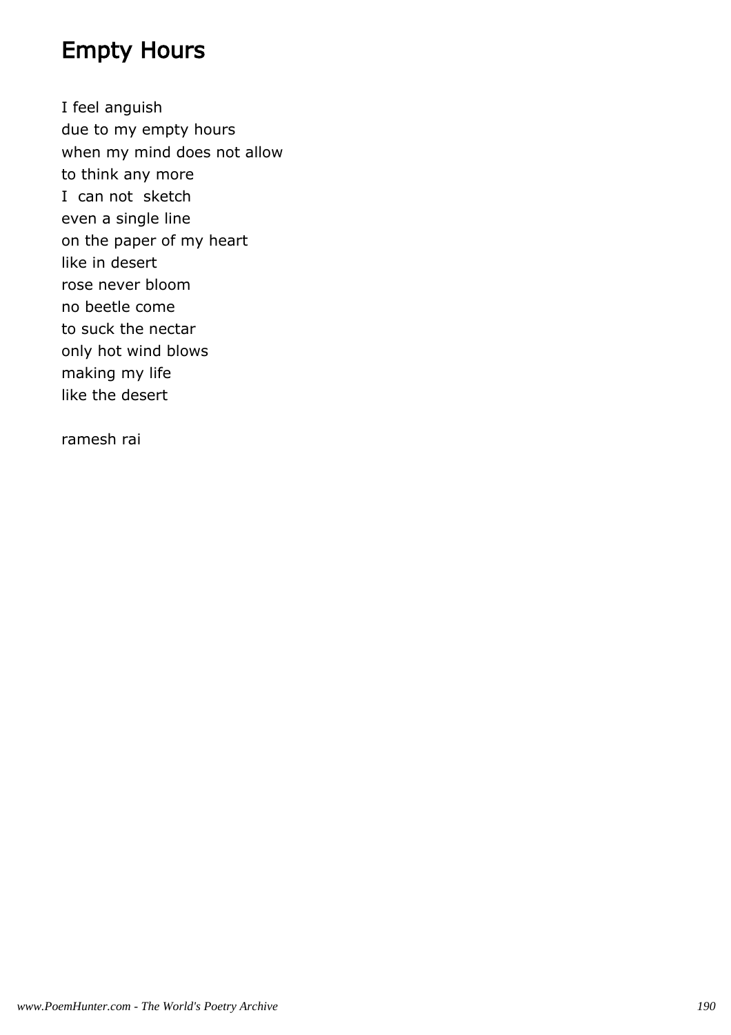# Empty Hours

I feel anguish
due to my empty hours
when my mind does not allow
to think any more
I  can not  sketch
even a single line
on the paper of my heart
like in desert
rose never bloom
no beetle come
to suck the nectar
only hot wind blows
making my life
like the desert

ramesh rai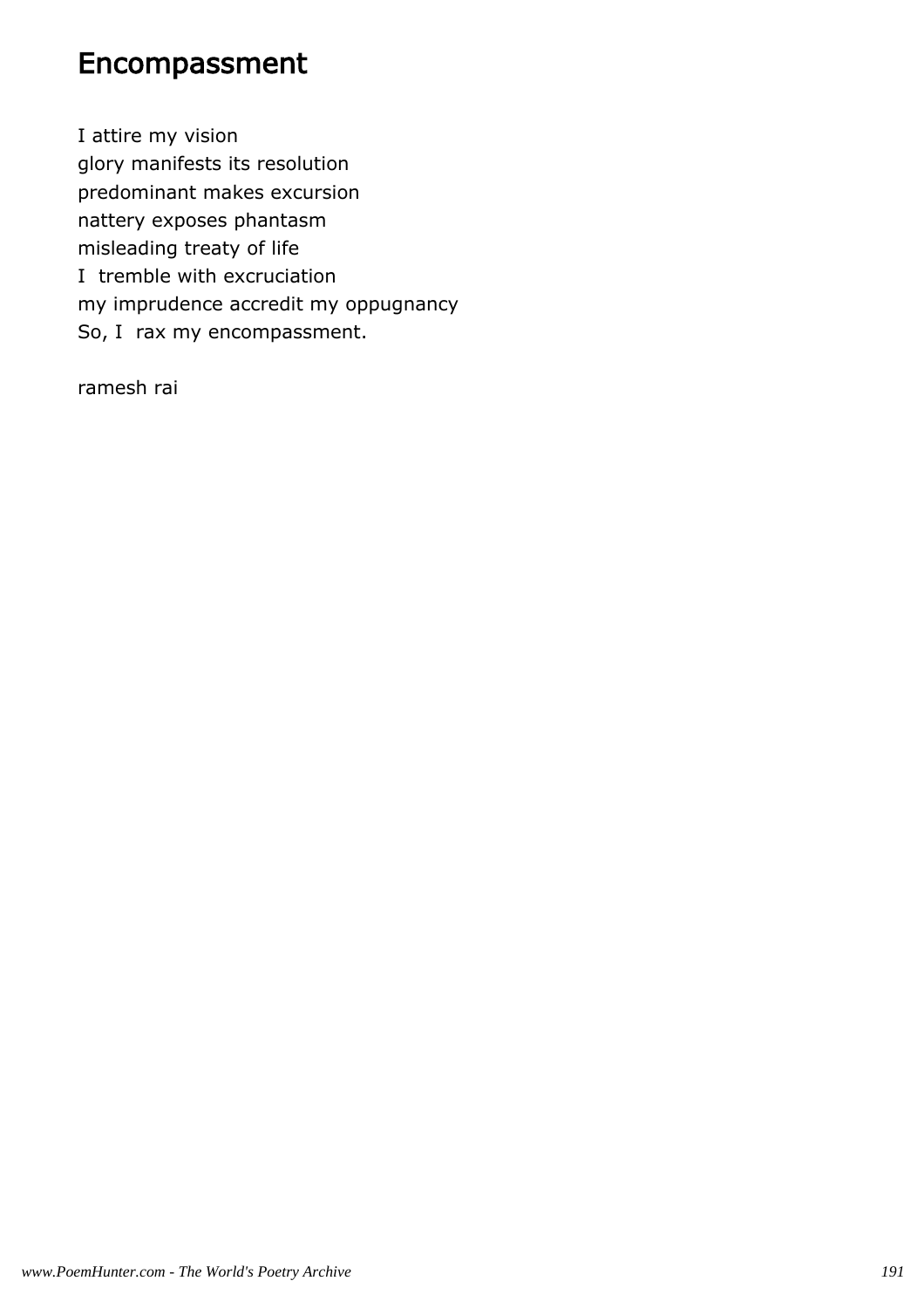# Encompassment

I attire my vision  
glory manifests its resolution  
predominant makes excursion  
nattery exposes phantasm  
misleading treaty of life  
I tremble with excruciation  
my imprudence accredit my oppugnancy  
So, I rax my encompassment.

ramesh rai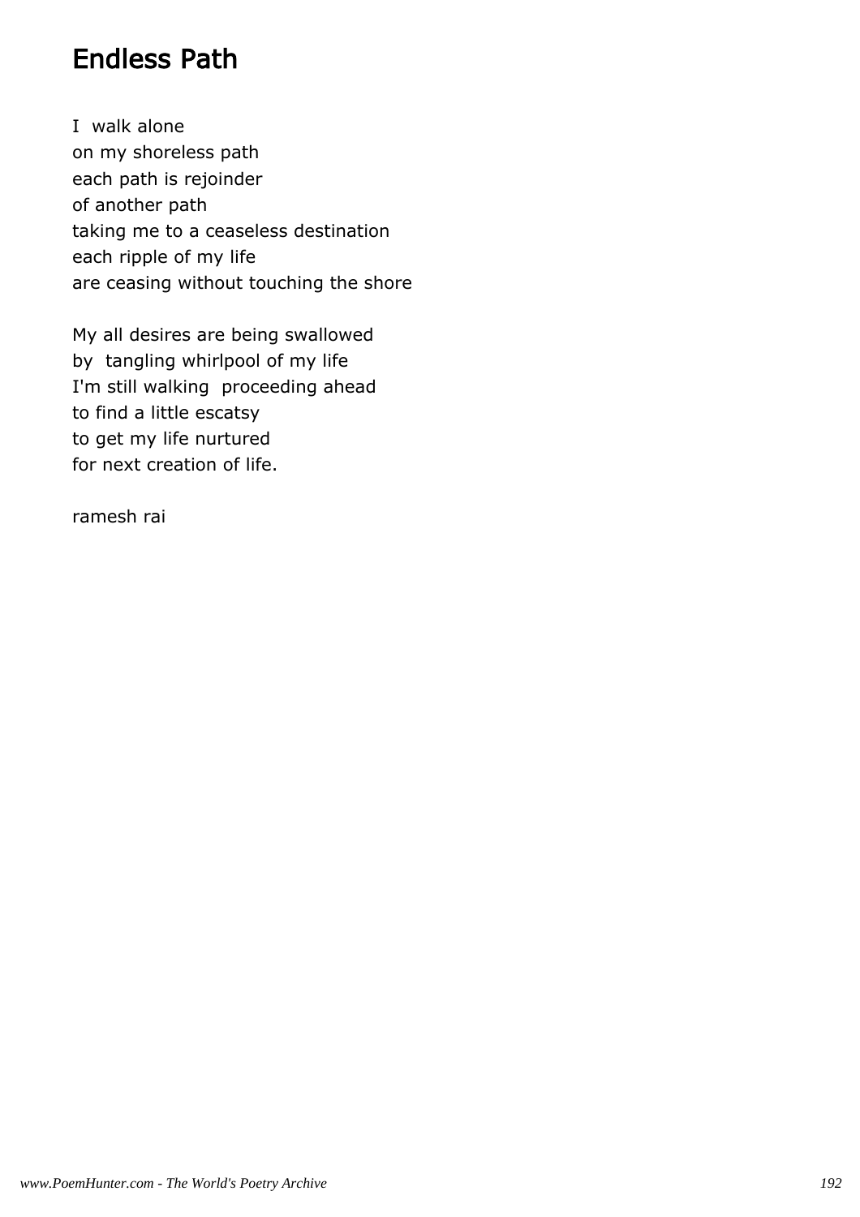# Endless Path

I walk alone  
on my shoreless path  
each path is rejoinder  
of another path  
taking me to a ceaseless destination  
each ripple of my life  
are ceasing without touching the shore

My all desires are being swallowed  
by tangling whirlpool of my life  
I'm still walking proceeding ahead  
to find a little escatsy  
to get my life nurtured  
for next creation of life.

ramesh rai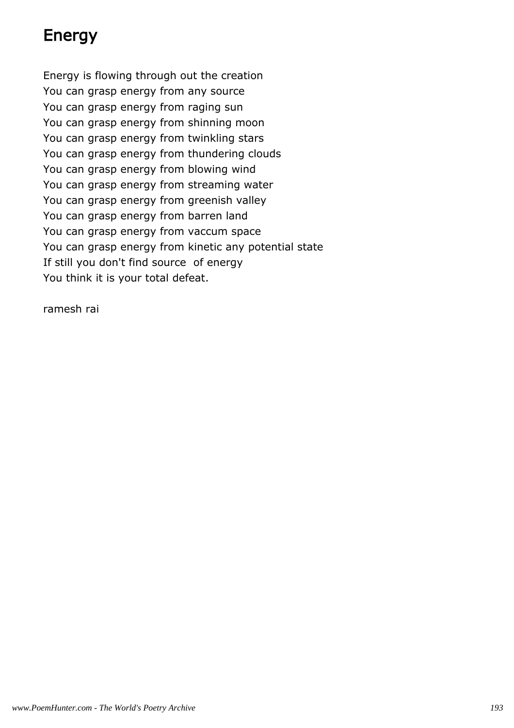# Energy

Energy is flowing through out the creation  
You can grasp energy from any source  
You can grasp energy from raging sun  
You can grasp energy from shinning moon  
You can grasp energy from twinkling stars  
You can grasp energy from thundering clouds  
You can grasp energy from blowing wind  
You can grasp energy from streaming water  
You can grasp energy from greenish valley  
You can grasp energy from barren land  
You can grasp energy from vaccum space  
You can grasp energy from kinetic any potential state  
If still you don't find source of energy  
You think it is your total defeat.

ramesh rai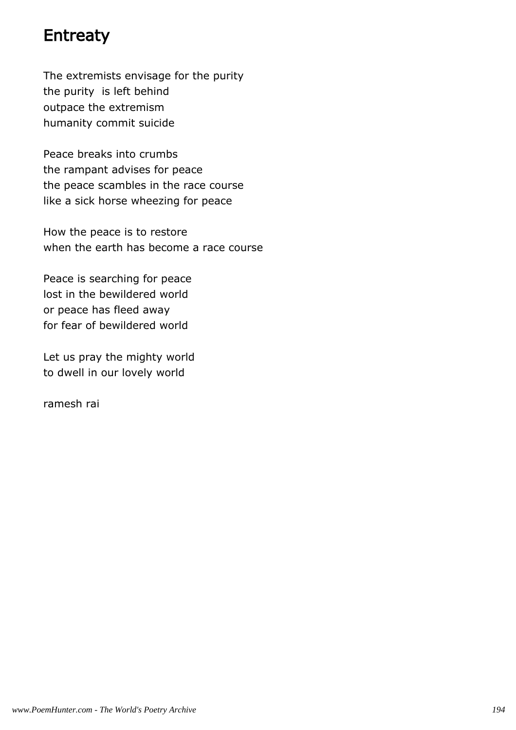# Entreaty

The extremists envisage for the purity
the purity is left behind
outpace the extremism
humanity commit suicide

Peace breaks into crumbs
the rampant advises for peace
the peace scambles in the race course
like a sick horse wheezing for peace

How the peace is to restore
when the earth has become a race course

Peace is searching for peace
lost in the bewildered world
or peace has fleed away
for fear of bewildered world

Let us pray the mighty world
to dwell in our lovely world

ramesh rai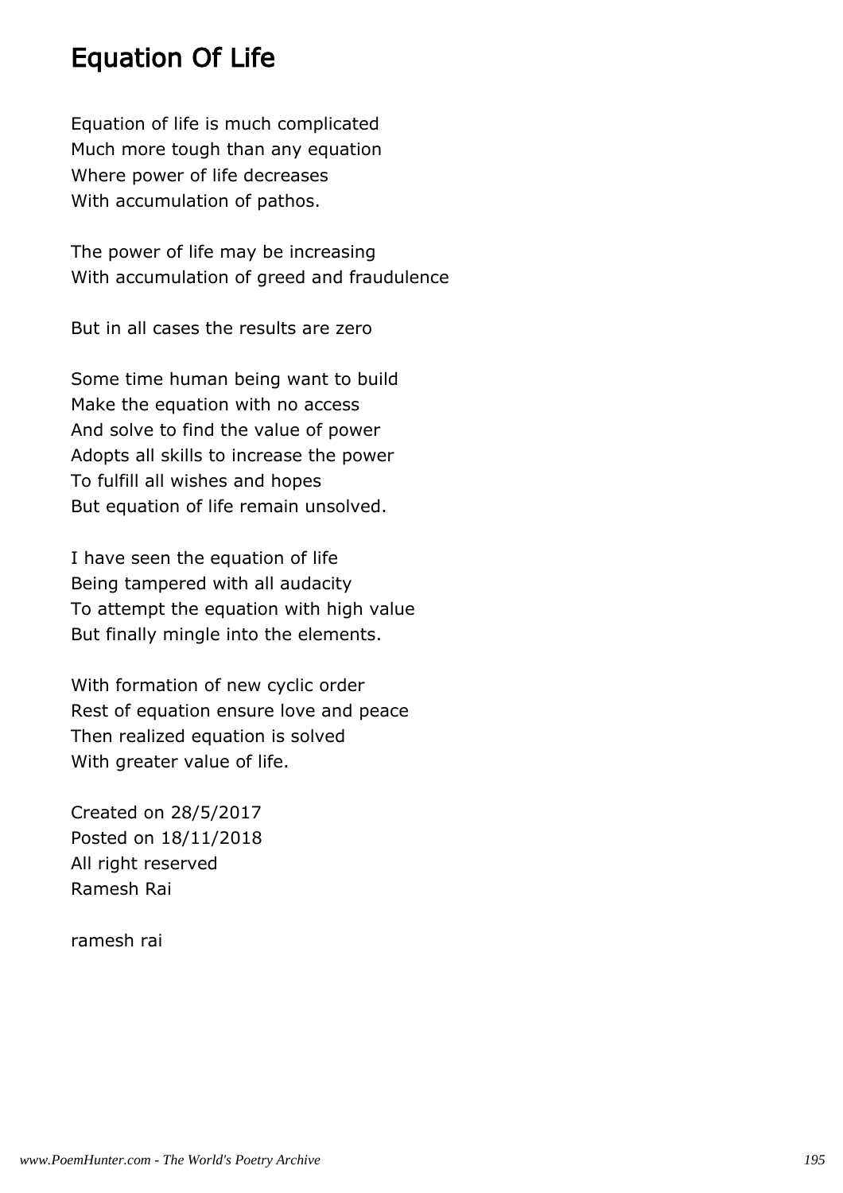# Equation Of Life

Equation of life is much complicated  
Much more tough than any equation  
Where power of life decreases  
With accumulation of pathos.

The power of life may be increasing  
With accumulation of greed and fraudulence

But in all cases the results are zero

Some time human being want to build  
Make the equation with no access  
And solve to find the value of power  
Adopts all skills to increase the power  
To fulfill all wishes and hopes  
But equation of life remain unsolved.

I have seen the equation of life  
Being tampered with all audacity  
To attempt the equation with high value  
But finally mingle into the elements.

With formation of new cyclic order  
Rest of equation ensure love and peace  
Then realized equation is solved  
With greater value of life.

Created on 28/5/2017  
Posted on 18/11/2018  
All right reserved  
Ramesh Rai

ramesh rai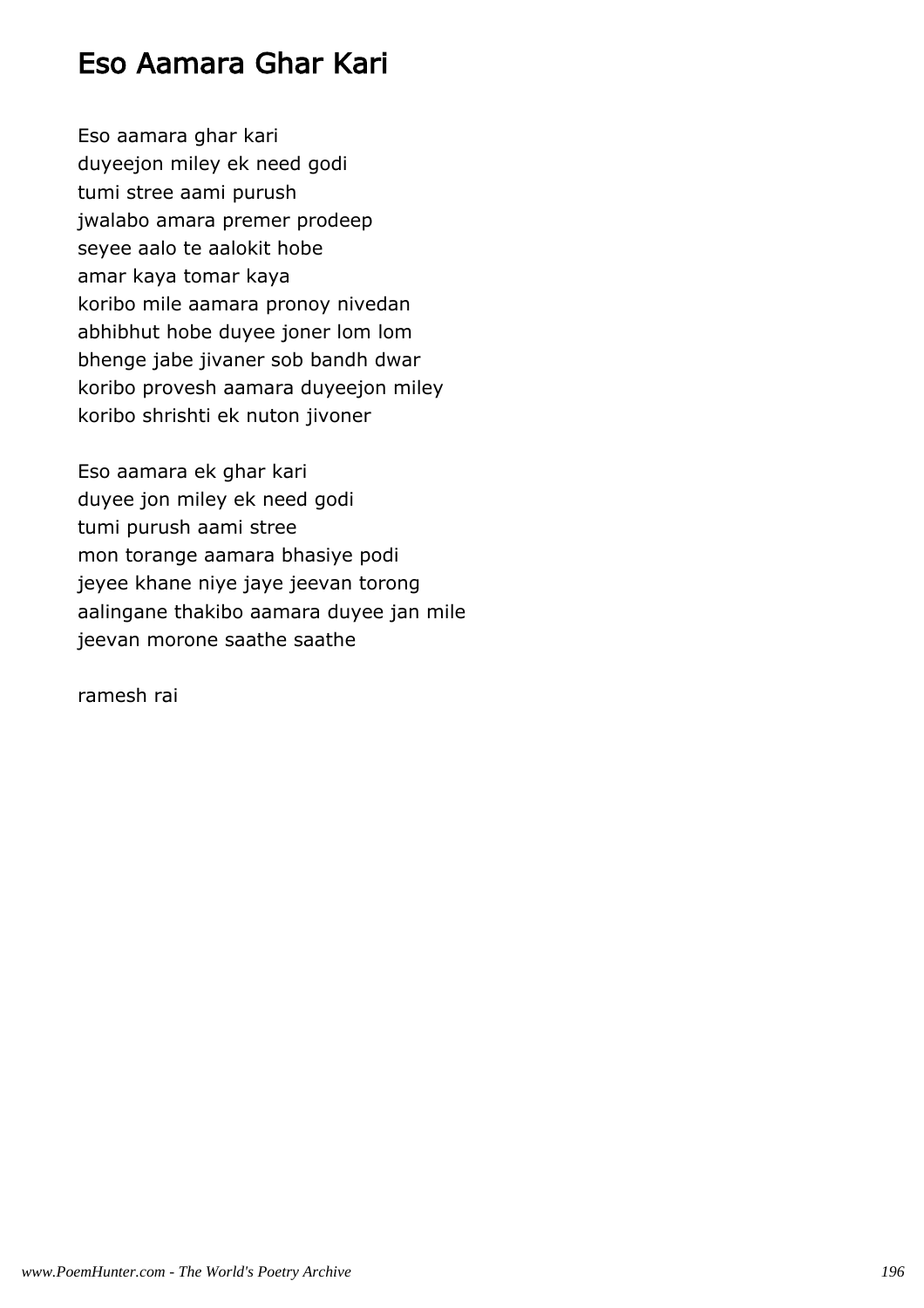# Eso Aamara Ghar Kari

Eso aamara ghar kari
duyeejon miley ek need godi
tumi stree aami purush
jwalabo amara premer prodeep
seyee aalo te aalokit hobe
amar kaya tomar kaya
koribo mile aamara pronoy nivedan
abhibhut hobe duyee joner lom lom
bhenge jabe jivaner sob bandh dwar
koribo provesh aamara duyeejon miley
koribo shrishti ek nuton jivoner

Eso aamara ek ghar kari
duyee jon miley ek need godi
tumi purush aami stree
mon torange aamara bhasiye podi
jeyee khane niye jaye jeevan torong
aalingane thakibo aamara duyee jan mile
jeevan morone saathe saathe

ramesh rai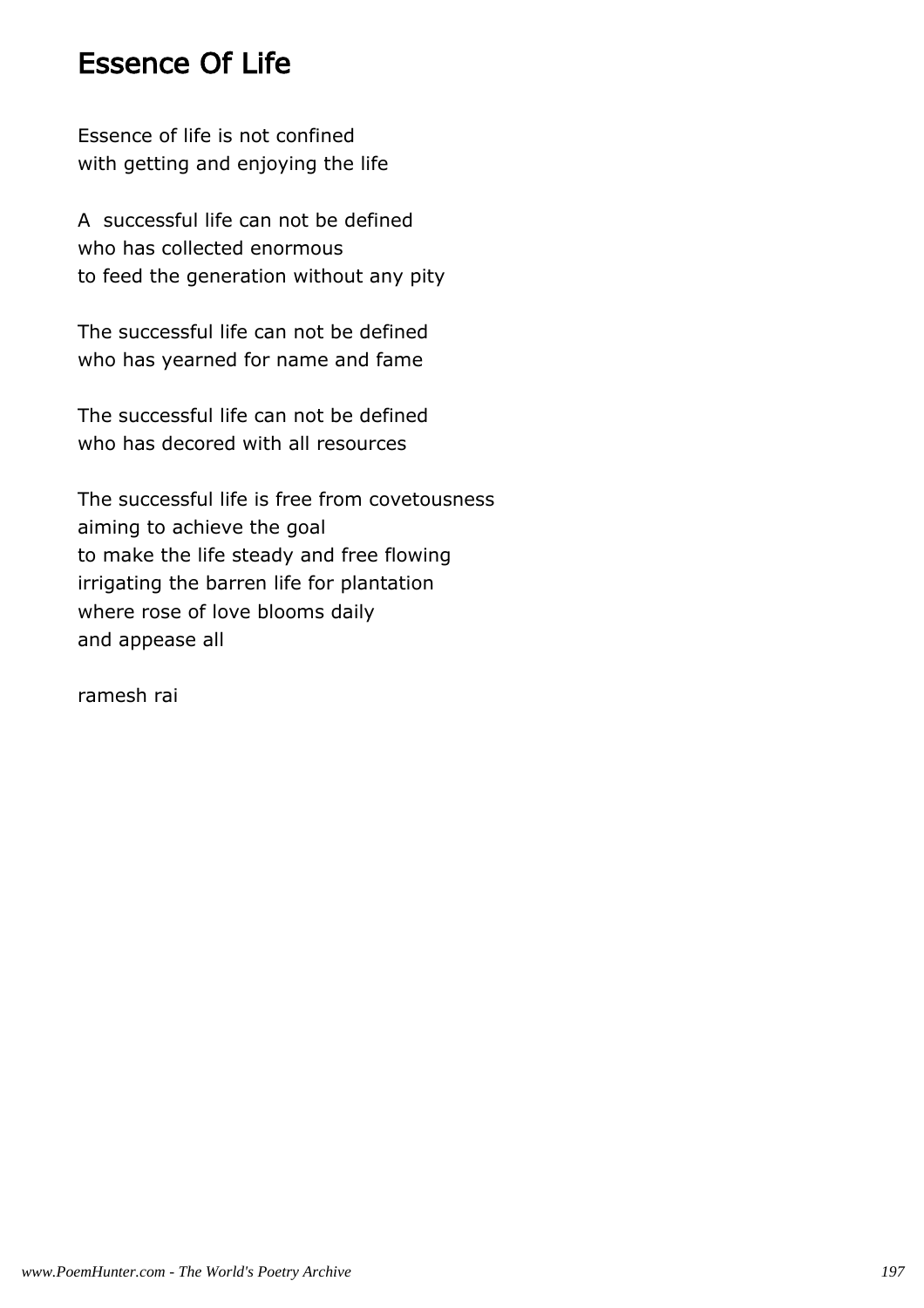# Essence Of Life

Essence of life is not confined
with getting and enjoying the life

A successful life can not be defined
who has collected enormous
to feed the generation without any pity

The successful life can not be defined
who has yearned for name and fame

The successful life can not be defined
who has decored with all resources

The successful life is free from covetousness
aiming to achieve the goal
to make the life steady and free flowing
irrigating the barren life for plantation
where rose of love blooms daily
and appease all

ramesh rai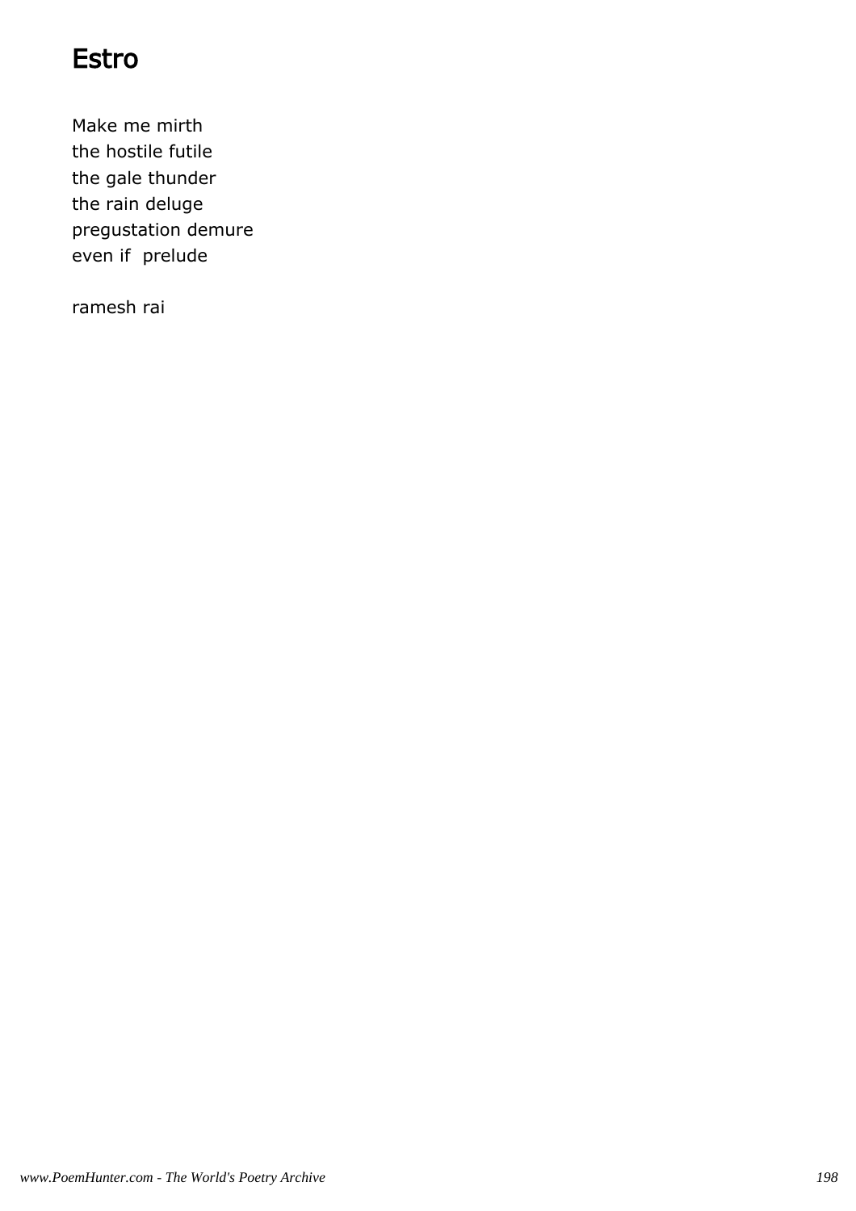# Estro

Make me mirth
the hostile futile
the gale thunder
the rain deluge
pregustation demure
even if prelude

ramesh rai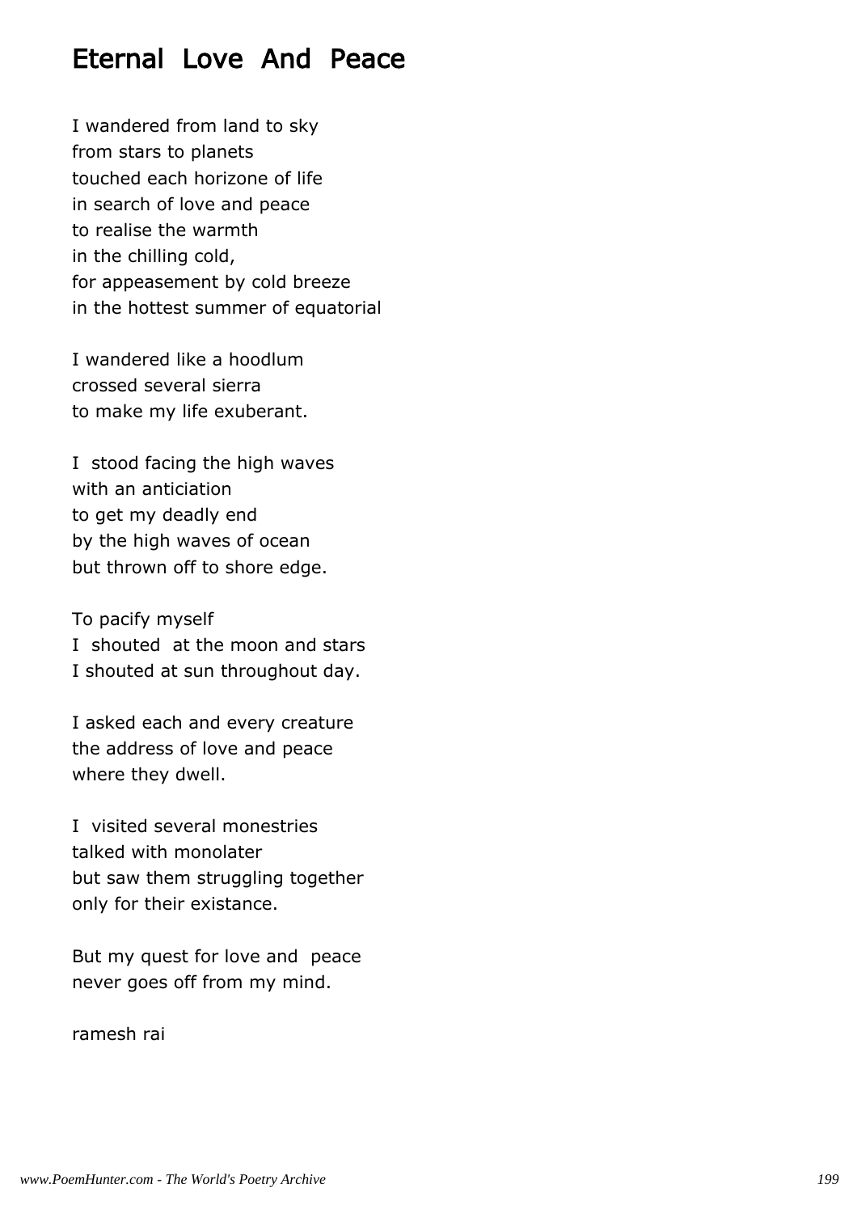# Eternal Love And Peace

I wandered from land to sky
from stars to planets
touched each horizone of life
in search of love and peace
to realise the warmth
in the chilling cold,
for appeasement by cold breeze
in the hottest summer of equatorial

I wandered like a hoodlum
crossed several sierra
to make my life exuberant.

I stood facing the high waves
with an anticiation
to get my deadly end
by the high waves of ocean
but thrown off to shore edge.

To pacify myself
I shouted at the moon and stars
I shouted at sun throughout day.

I asked each and every creature
the address of love and peace
where they dwell.

I visited several monestries
talked with monolater
but saw them struggling together
only for their existance.

But my quest for love and peace
never goes off from my mind.

ramesh rai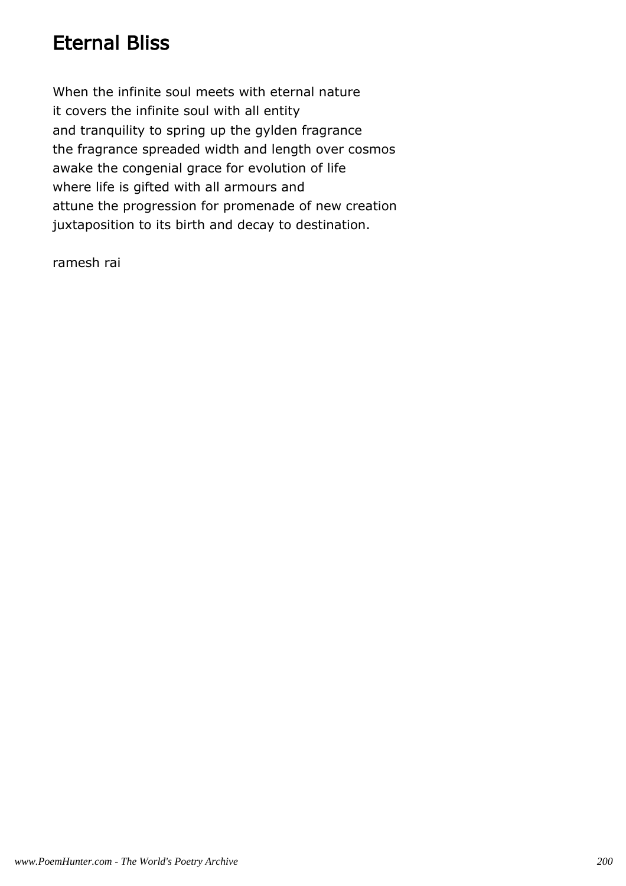# Eternal Bliss

When the infinite soul meets with eternal nature
it covers the infinite soul with all entity
and tranquility to spring up the gylden fragrance
the fragrance spreaded width and length over cosmos
awake the congenial grace for evolution of life
where life is gifted with all armours and
attune the progression for promenade of new creation
juxtaposition to its birth and decay to destination.

ramesh rai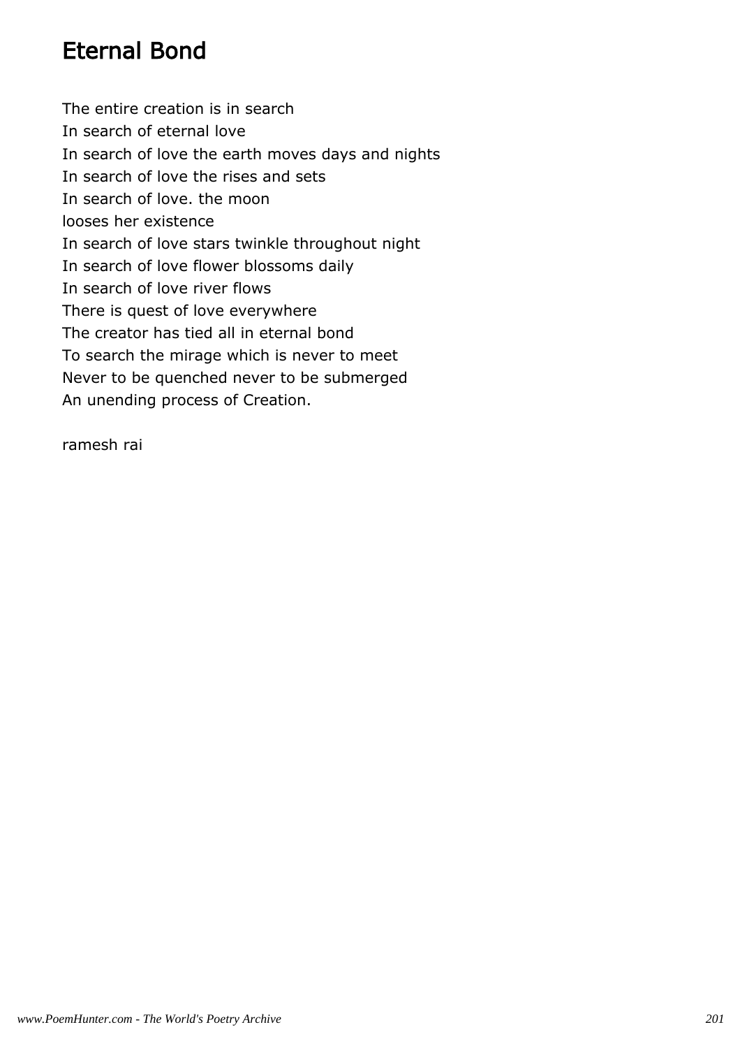# Eternal Bond

The entire creation is in search  
In search of eternal love  
In search of love the earth moves days and nights  
In search of love the rises and sets  
In search of love. the moon  
looses her existence  
In search of love stars twinkle throughout night  
In search of love flower blossoms daily  
In search of love river flows  
There is quest of love everywhere  
The creator has tied all in eternal bond  
To search the mirage which is never to meet  
Never to be quenched never to be submerged  
An unending process of Creation.

ramesh rai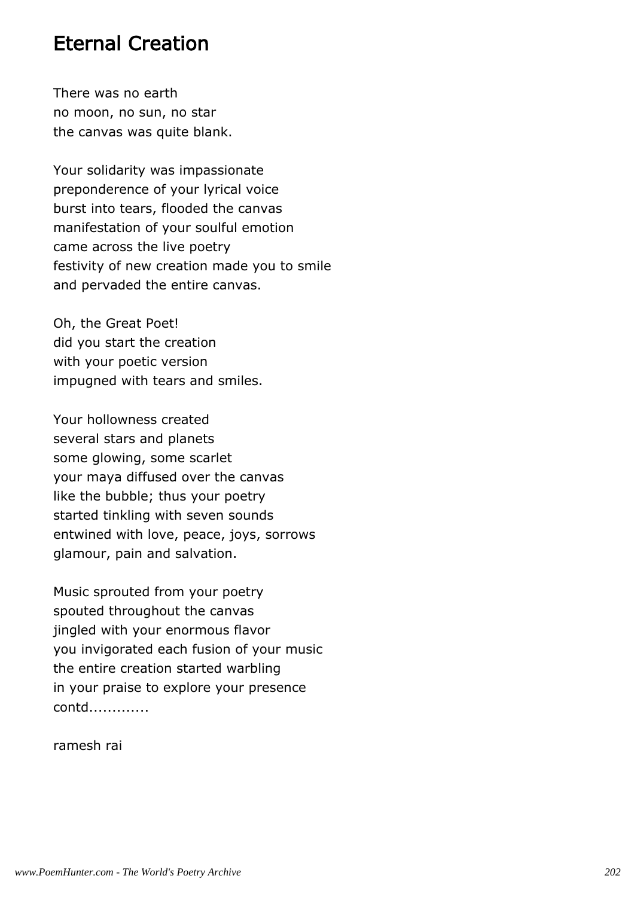## Eternal Creation

There was no earth
no moon, no sun, no star
the canvas was quite blank.

Your solidarity was impassionate
preponderence of your lyrical voice
burst into tears, flooded the canvas
manifestation of your soulful emotion
came across the live poetry
festivity of new creation made you to smile
and pervaded the entire canvas.

Oh, the Great Poet!
did you start the creation
with your poetic version
impugned with tears and smiles.

Your hollowness created
several stars and planets
some glowing, some scarlet
your maya diffused over the canvas
like the bubble; thus your poetry
started tinkling with seven sounds
entwined with love, peace, joys, sorrows
glamour, pain and salvation.

Music sprouted from your poetry
spouted throughout the canvas
jingled with your enormous flavor
you invigorated each fusion of your music
the entire creation started warbling
in your praise to explore your presence
contd.............

ramesh rai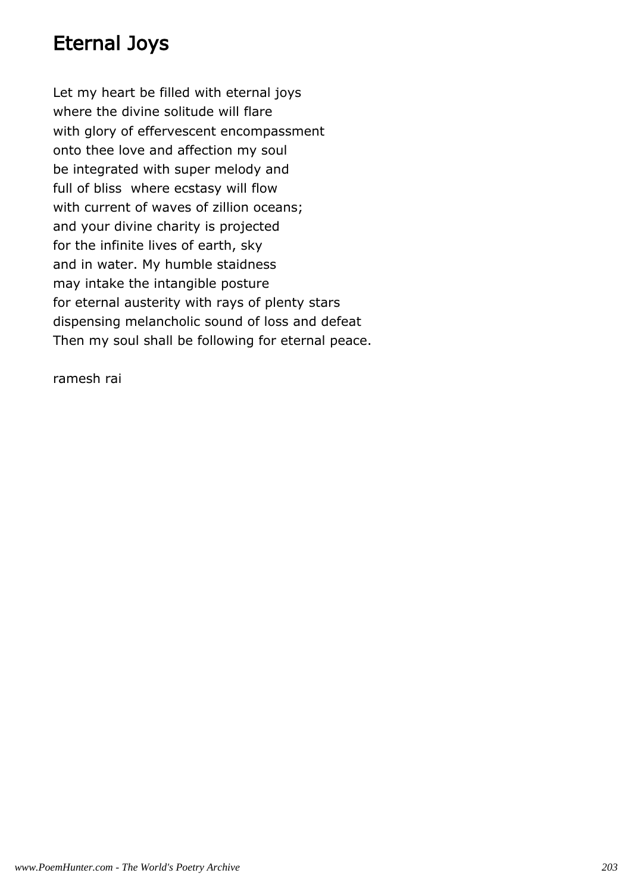# Eternal Joys

Let my heart be filled with eternal joys  
where the divine solitude will flare  
with glory of effervescent encompassment  
onto thee love and affection my soul  
be integrated with super melody and  
full of bliss where ecstasy will flow  
with current of waves of zillion oceans;  
and your divine charity is projected  
for the infinite lives of earth, sky  
and in water. My humble staidness  
may intake the intangible posture  
for eternal austerity with rays of plenty stars  
dispensing melancholic sound of loss and defeat  
Then my soul shall be following for eternal peace.

ramesh rai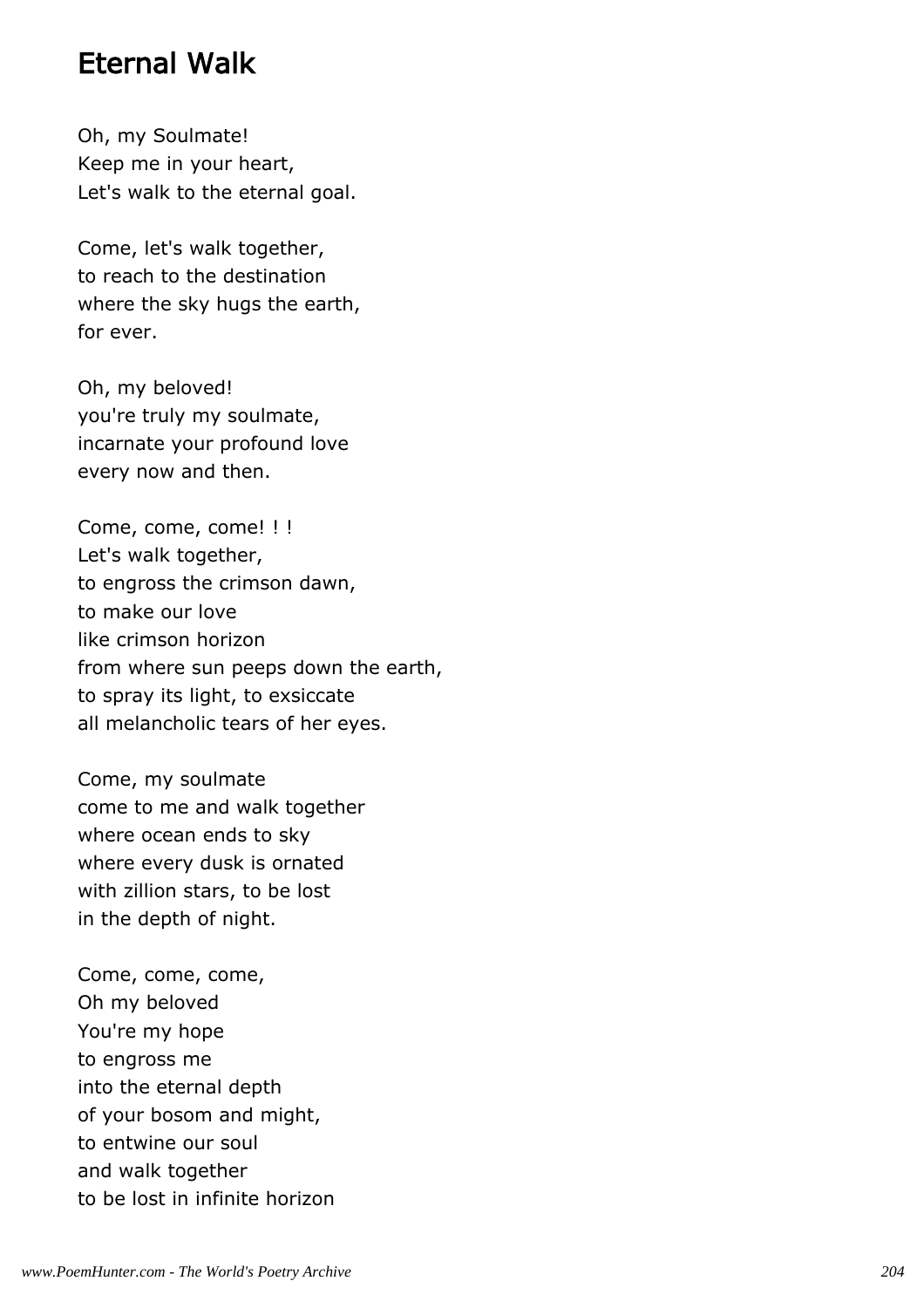# Eternal Walk

Oh, my Soulmate!
Keep me in your heart,
Let's walk to the eternal goal.

Come, let's walk together,
to reach to the destination
where the sky hugs the earth,
for ever.

Oh, my beloved!
you're truly my soulmate,
incarnate your profound love
every now and then.

Come, come, come! ! !
Let's walk together,
to engross the crimson dawn,
to make our love
like crimson horizon
from where sun peeps down the earth,
to spray its light, to exsiccate
all melancholic tears of her eyes.

Come, my soulmate
come to me and walk together
where ocean ends to sky
where every dusk is ornated
with zillion stars, to be lost
in the depth of night.

Come, come, come,
Oh my beloved
You're my hope
to engross me
into the eternal depth
of your bosom and might,
to entwine our soul
and walk together
to be lost in infinite horizon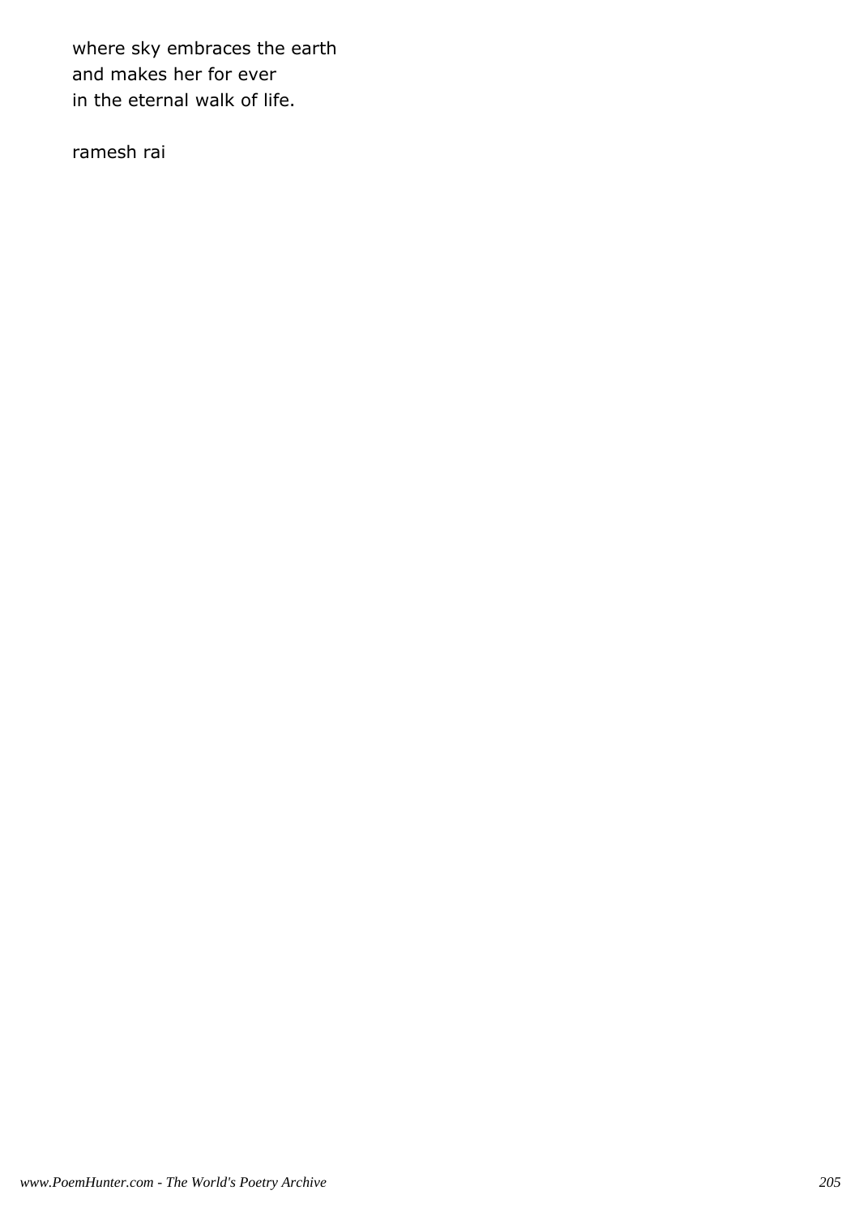where sky embraces the earth
and makes her for ever
in the eternal walk of life.

ramesh rai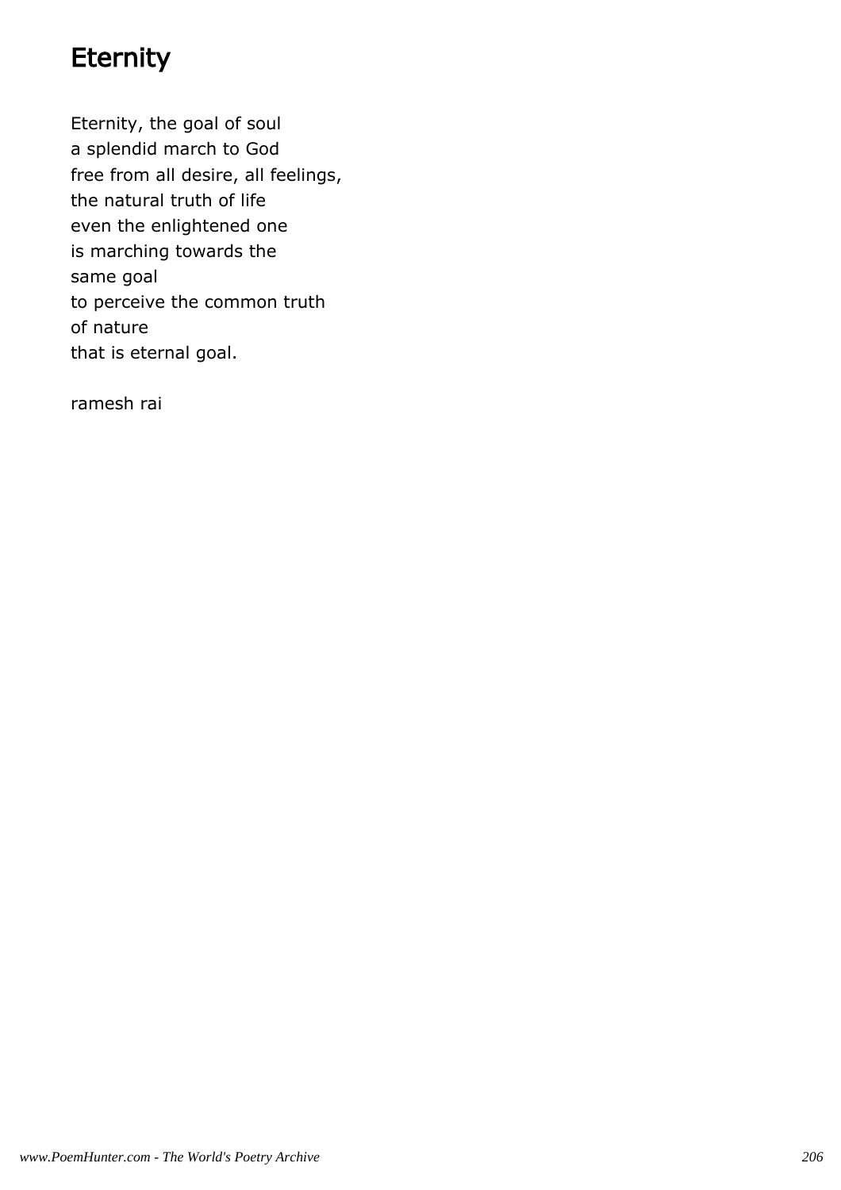# Eternity

Eternity, the goal of soul
a splendid march to God
free from all desire, all feelings,
the natural truth of life
even the enlightened one
is marching towards the
same goal
to perceive the common truth
of nature
that is eternal goal.

ramesh rai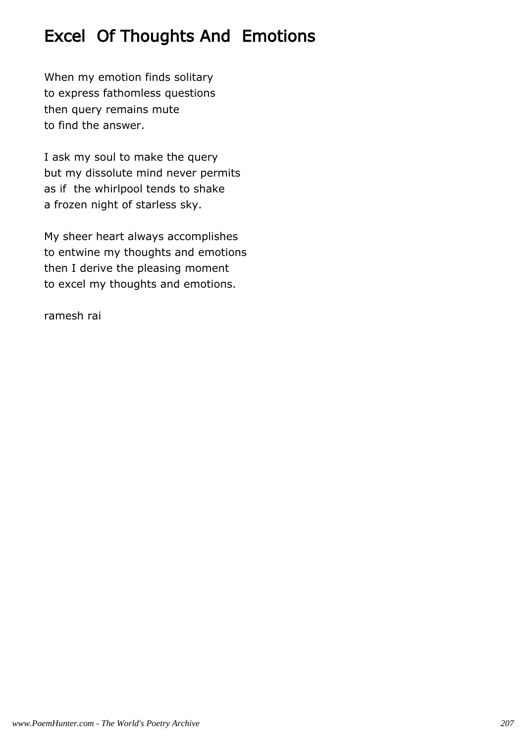## Excel Of Thoughts And Emotions

When my emotion finds solitary  
to express fathomless questions  
then query remains mute  
to find the answer.

I ask my soul to make the query  
but my dissolute mind never permits  
as if the whirlpool tends to shake  
a frozen night of starless sky.

My sheer heart always accomplishes  
to entwine my thoughts and emotions  
then I derive the pleasing moment  
to excel my thoughts and emotions.

ramesh rai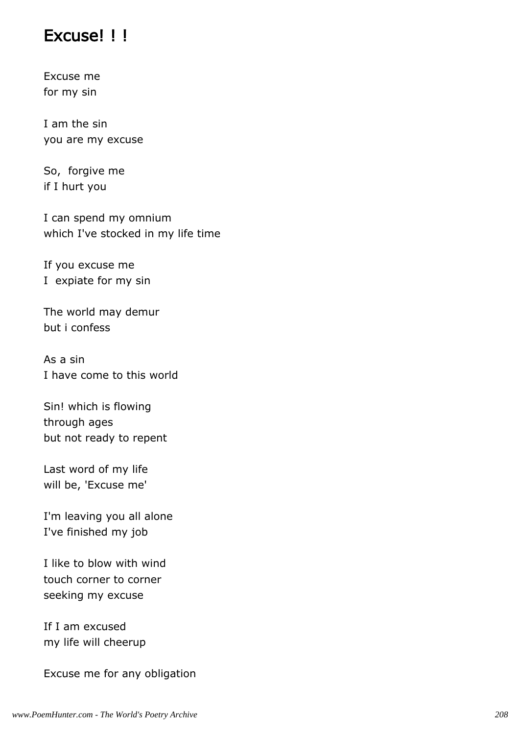## Excuse! ! !

Excuse me
for my sin

I am the sin
you are my excuse

So,  forgive me
if I hurt you

I can spend my omnium
which I've stocked in my life time

If you excuse me
I  expiate for my sin

The world may demur
but i confess

As a sin
I have come to this world

Sin! which is flowing
through ages
but not ready to repent

Last word of my life
will be, 'Excuse me'

I'm leaving you all alone
I've finished my job

I like to blow with wind
touch corner to corner
seeking my excuse

If I am excused
my life will cheerup

Excuse me for any obligation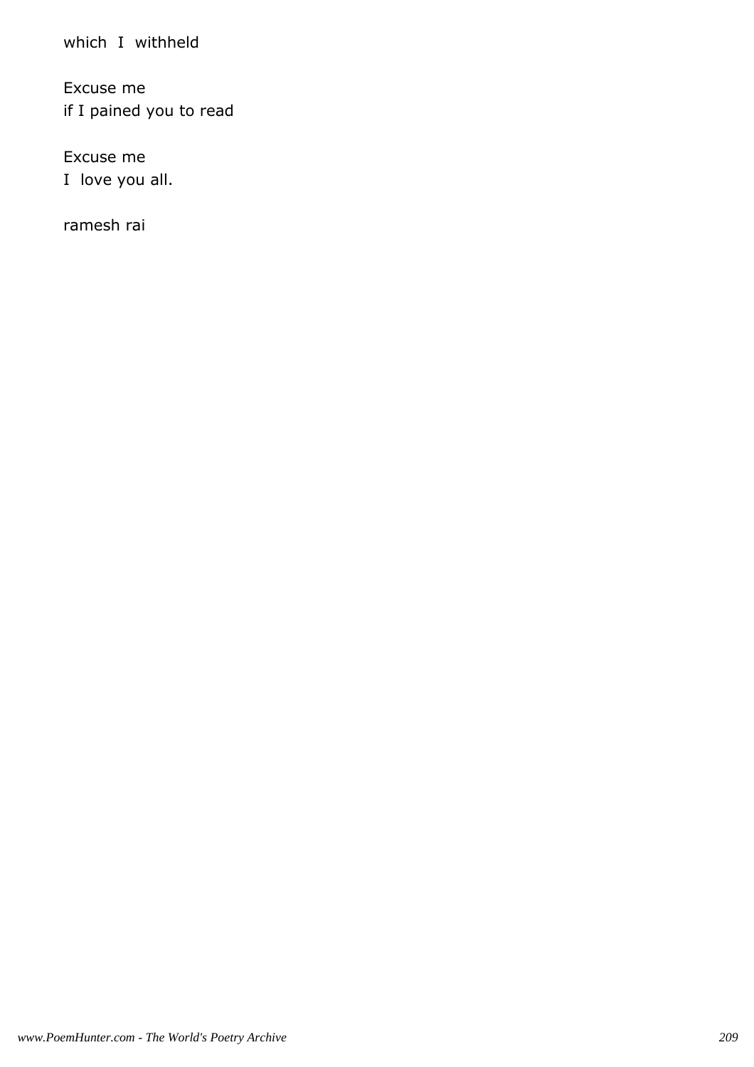which I withheld

Excuse me
if I pained you to read

Excuse me
I love you all.

ramesh rai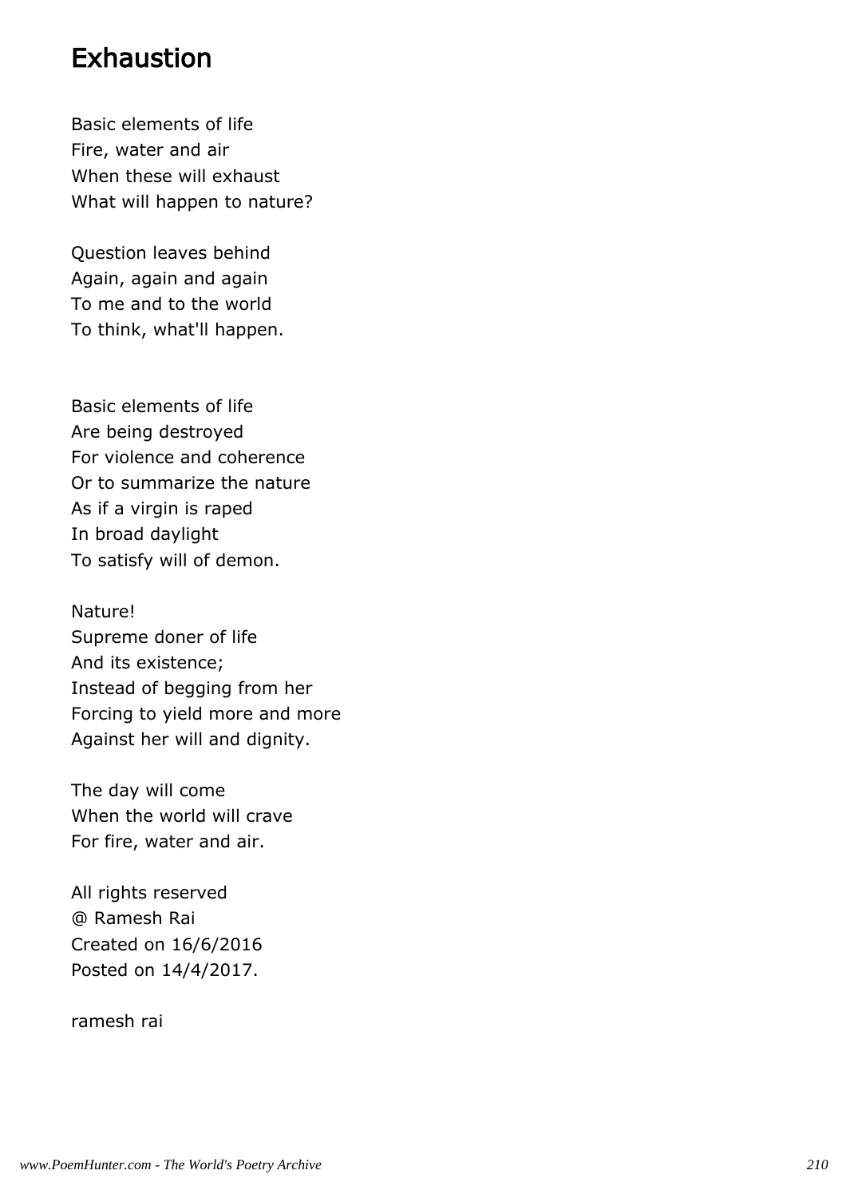# Exhaustion

Basic elements of life
Fire, water and air
When these will exhaust
What will happen to nature?

Question leaves behind
Again, again and again
To me and to the world
To think, what'll happen.

Basic elements of life
Are being destroyed
For violence and coherence
Or to summarize the nature
As if a virgin is raped
In broad daylight
To satisfy will of demon.

Nature!
Supreme doner of life
And its existence;
Instead of begging from her
Forcing to yield more and more
Against her will and dignity.

The day will come
When the world will crave
For fire, water and air.

All rights reserved
@ Ramesh Rai
Created on 16/6/2016
Posted on 14/4/2017.

ramesh rai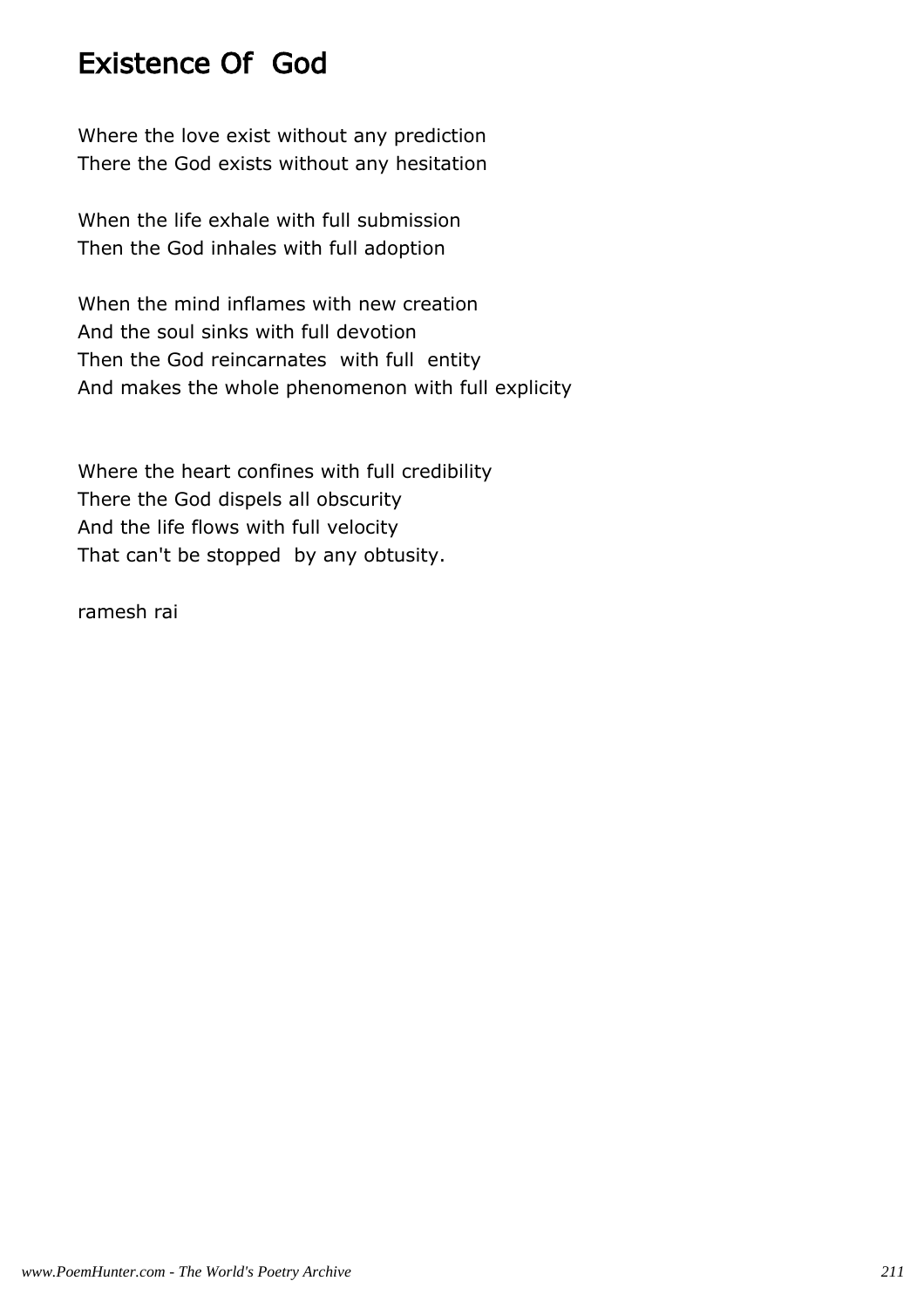# Existence Of God

Where the love exist without any prediction
There the God exists without any hesitation

When the life exhale with full submission
Then the God inhales with full adoption

When the mind inflames with new creation
And the soul sinks with full devotion
Then the God reincarnates with full entity
And makes the whole phenomenon with full explicity

Where the heart confines with full credibility
There the God dispels all obscurity
And the life flows with full velocity
That can't be stopped by any obtusity.

ramesh rai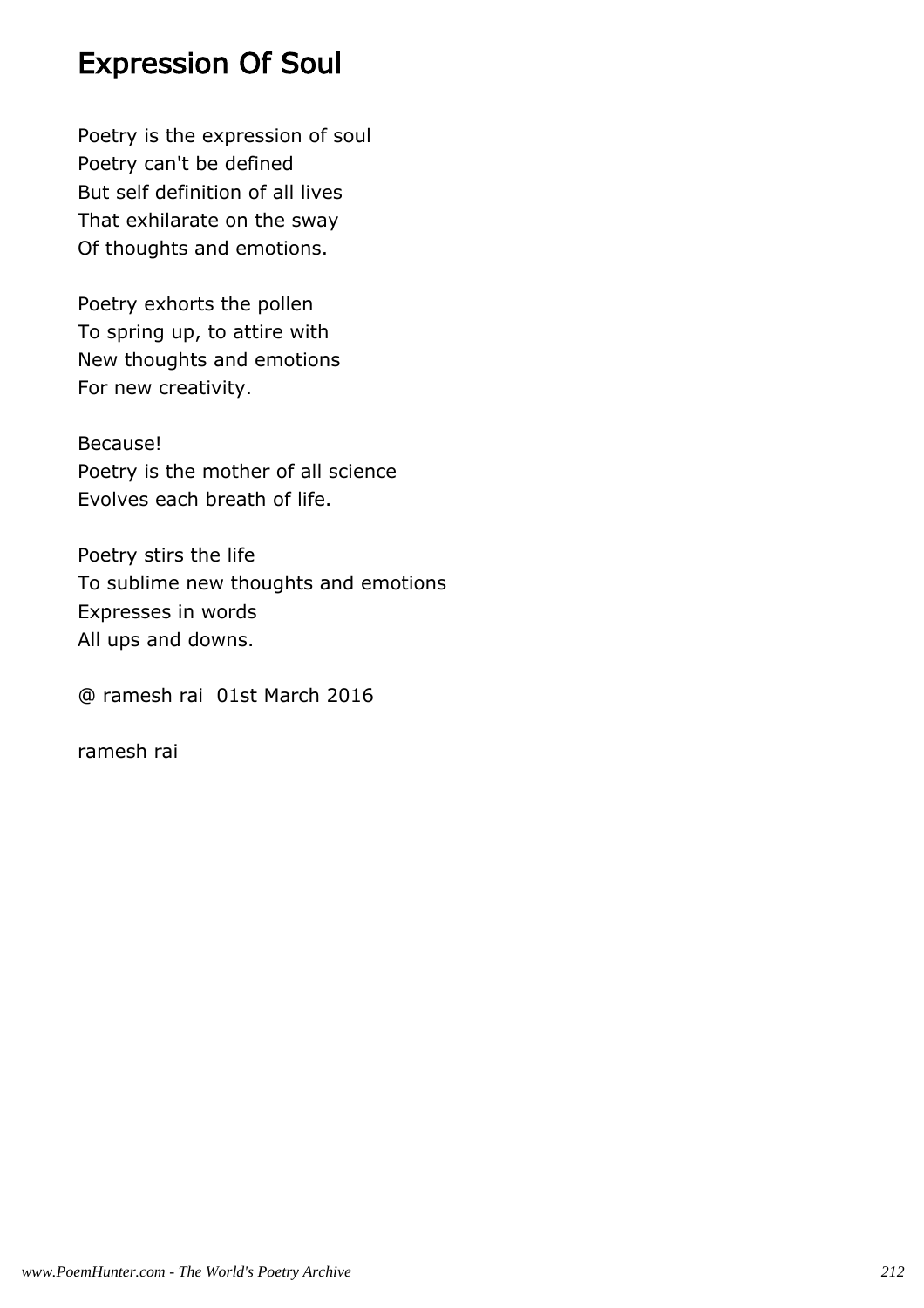# Expression Of Soul

Poetry is the expression of soul
Poetry can't be defined
But self definition of all lives
That exhilarate on the sway
Of thoughts and emotions.

Poetry exhorts the pollen
To spring up, to attire with
New thoughts and emotions
For new creativity.

Because!
Poetry is the mother of all science
Evolves each breath of life.

Poetry stirs the life
To sublime new thoughts and emotions
Expresses in words
All ups and downs.

@ ramesh rai 01st March 2016

ramesh rai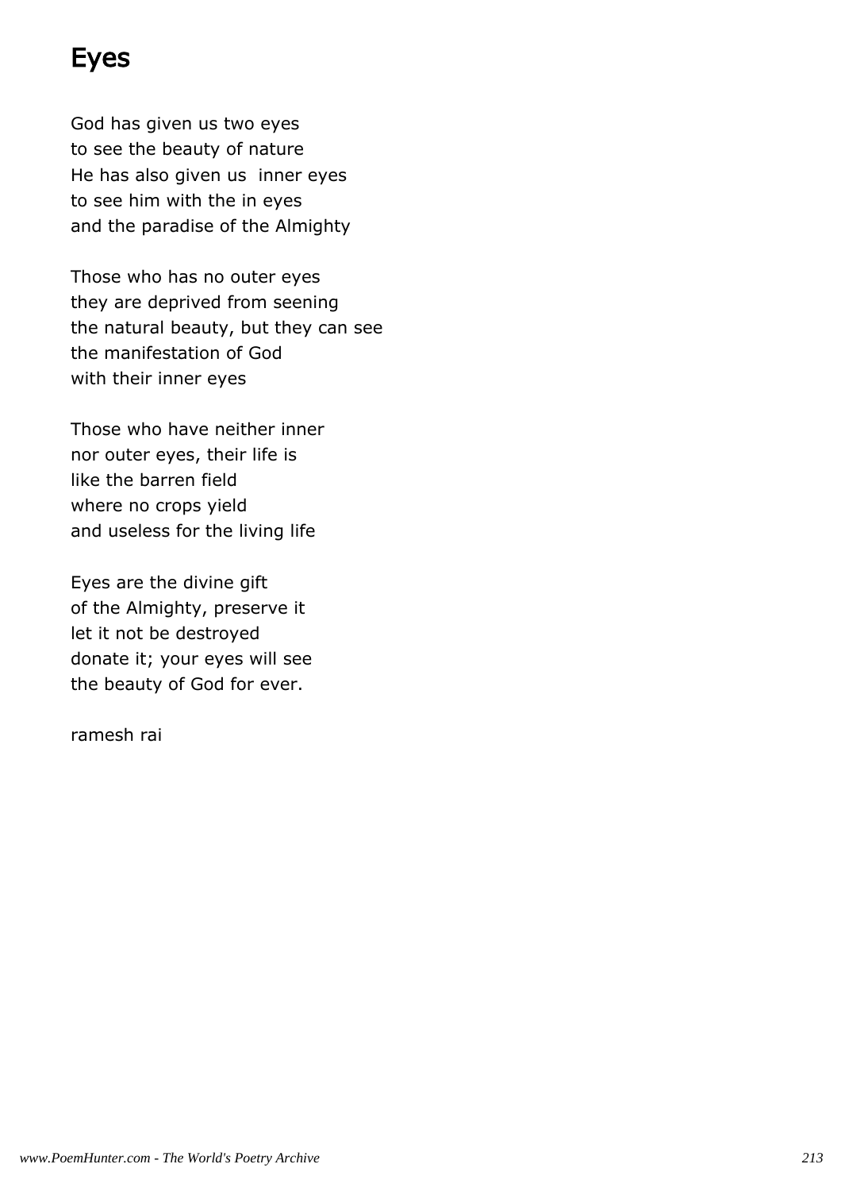# Eyes

God has given us two eyes
to see the beauty of nature
He has also given us  inner eyes
to see him with the in eyes
and the paradise of the Almighty

Those who has no outer eyes
they are deprived from seening
the natural beauty, but they can see
the manifestation of God
with their inner eyes

Those who have neither inner
nor outer eyes, their life is
like the barren field
where no crops yield
and useless for the living life

Eyes are the divine gift
of the Almighty, preserve it
let it not be destroyed
donate it; your eyes will see
the beauty of God for ever.

ramesh rai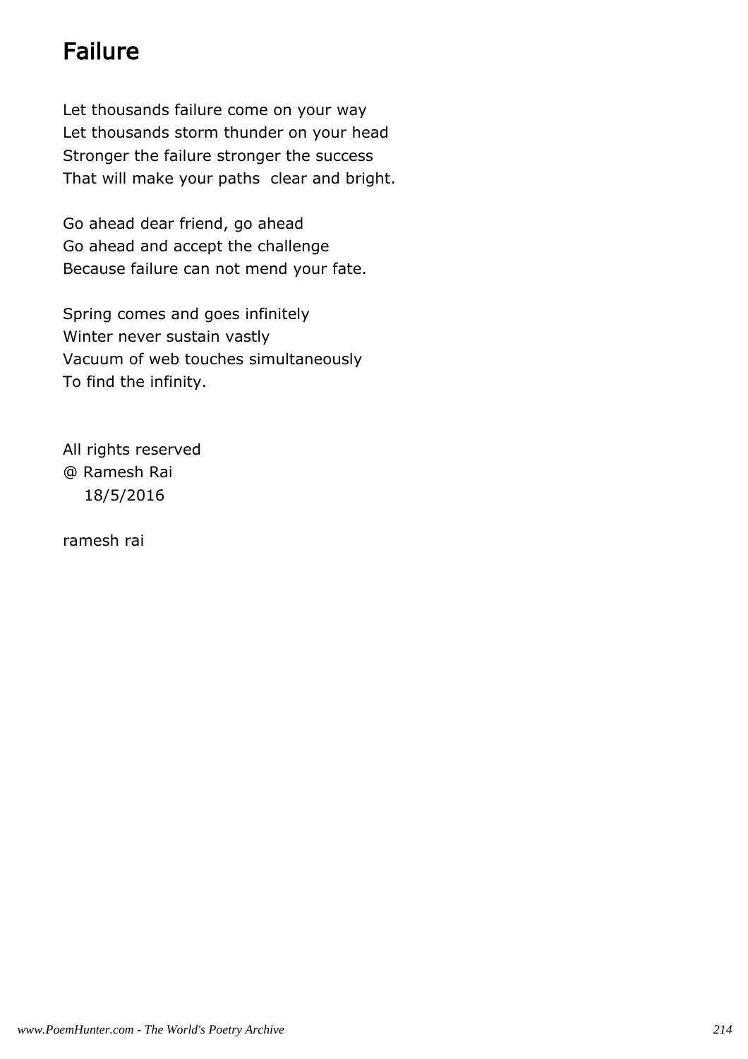# Failure

Let thousands failure come on your way
Let thousands storm thunder on your head
Stronger the failure stronger the success
That will make your paths  clear and bright.

Go ahead dear friend, go ahead
Go ahead and accept the challenge
Because failure can not mend your fate.

Spring comes and goes infinitely
Winter never sustain vastly
Vacuum of web touches simultaneously
To find the infinity.

All rights reserved
@ Ramesh Rai
18/5/2016

ramesh rai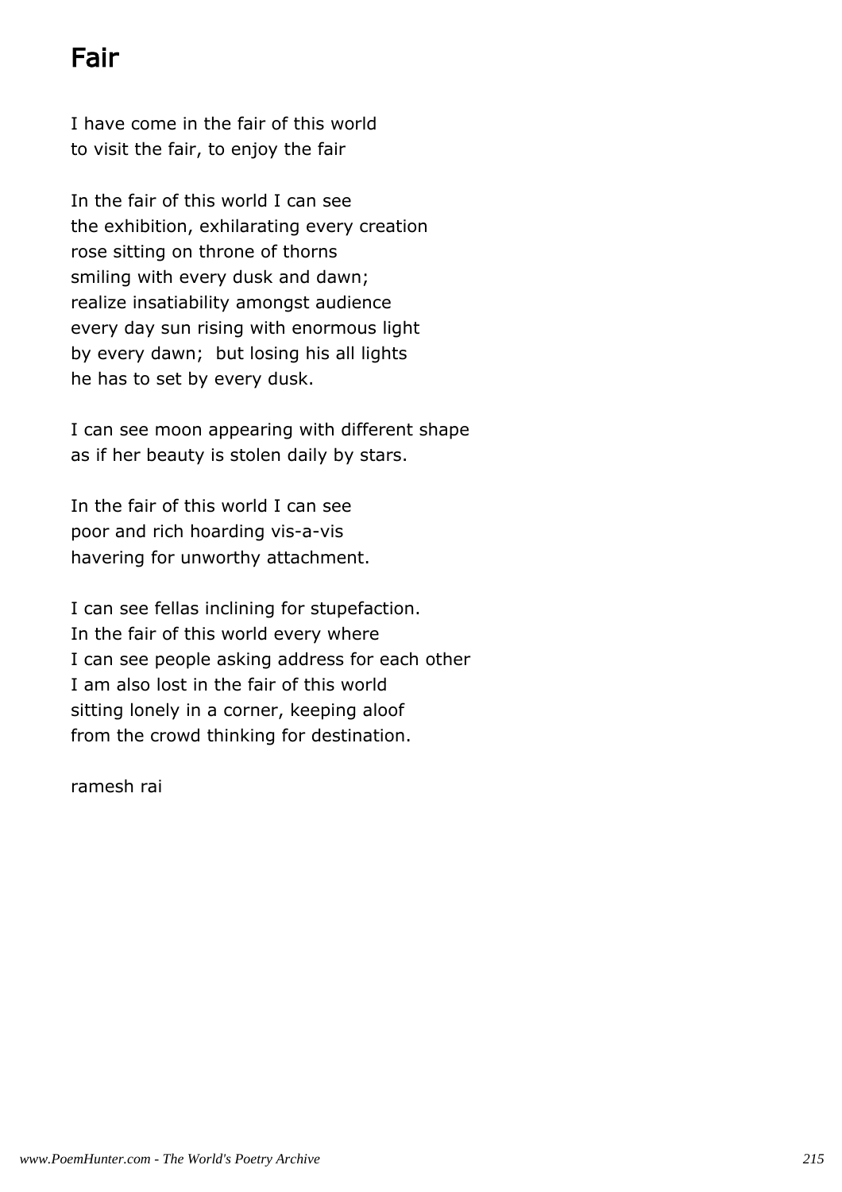# Fair

I have come in the fair of this world
to visit the fair, to enjoy the fair

In the fair of this world I can see
the exhibition, exhilarating every creation
rose sitting on throne of thorns
smiling with every dusk and dawn;
realize insatiability amongst audience
every day sun rising with enormous light
by every dawn; but losing his all lights
he has to set by every dusk.

I can see moon appearing with different shape
as if her beauty is stolen daily by stars.

In the fair of this world I can see
poor and rich hoarding vis-a-vis
havering for unworthy attachment.

I can see fellas inclining for stupefaction.
In the fair of this world every where
I can see people asking address for each other
I am also lost in the fair of this world
sitting lonely in a corner, keeping aloof
from the crowd thinking for destination.

ramesh rai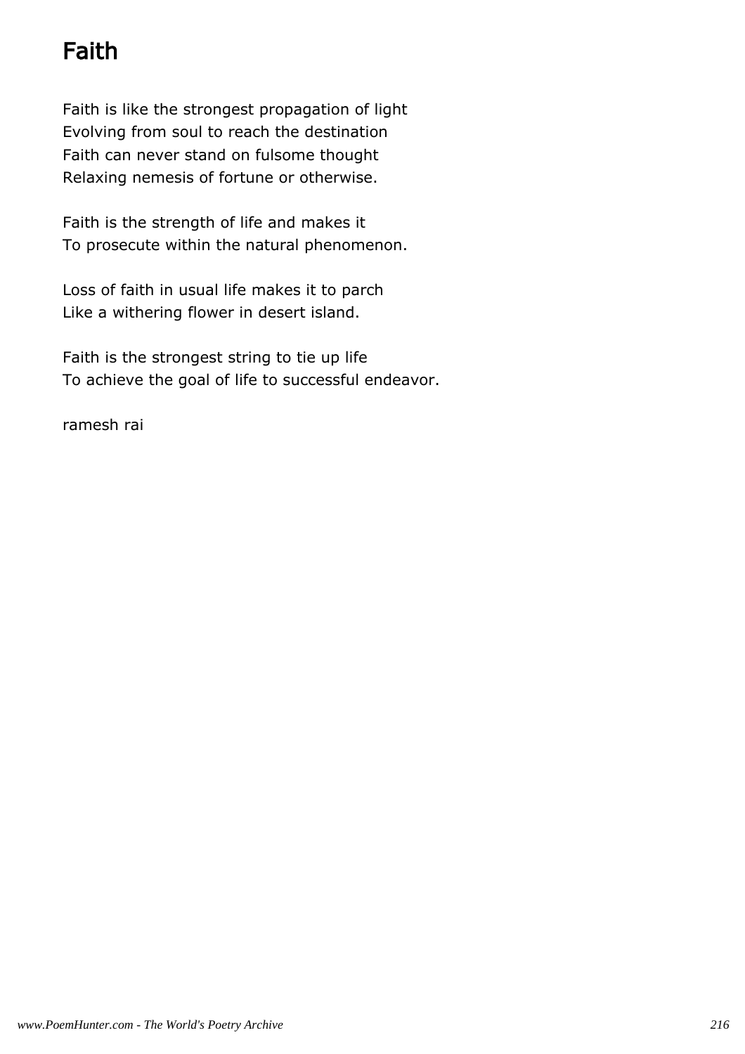# Faith

Faith is like the strongest propagation of light
Evolving from soul to reach the destination
Faith can never stand on fulsome thought
Relaxing nemesis of fortune or otherwise.

Faith is the strength of life and makes it
To prosecute within the natural phenomenon.

Loss of faith in usual life makes it to parch
Like a withering flower in desert island.

Faith is the strongest string to tie up life
To achieve the goal of life to successful endeavor.

ramesh rai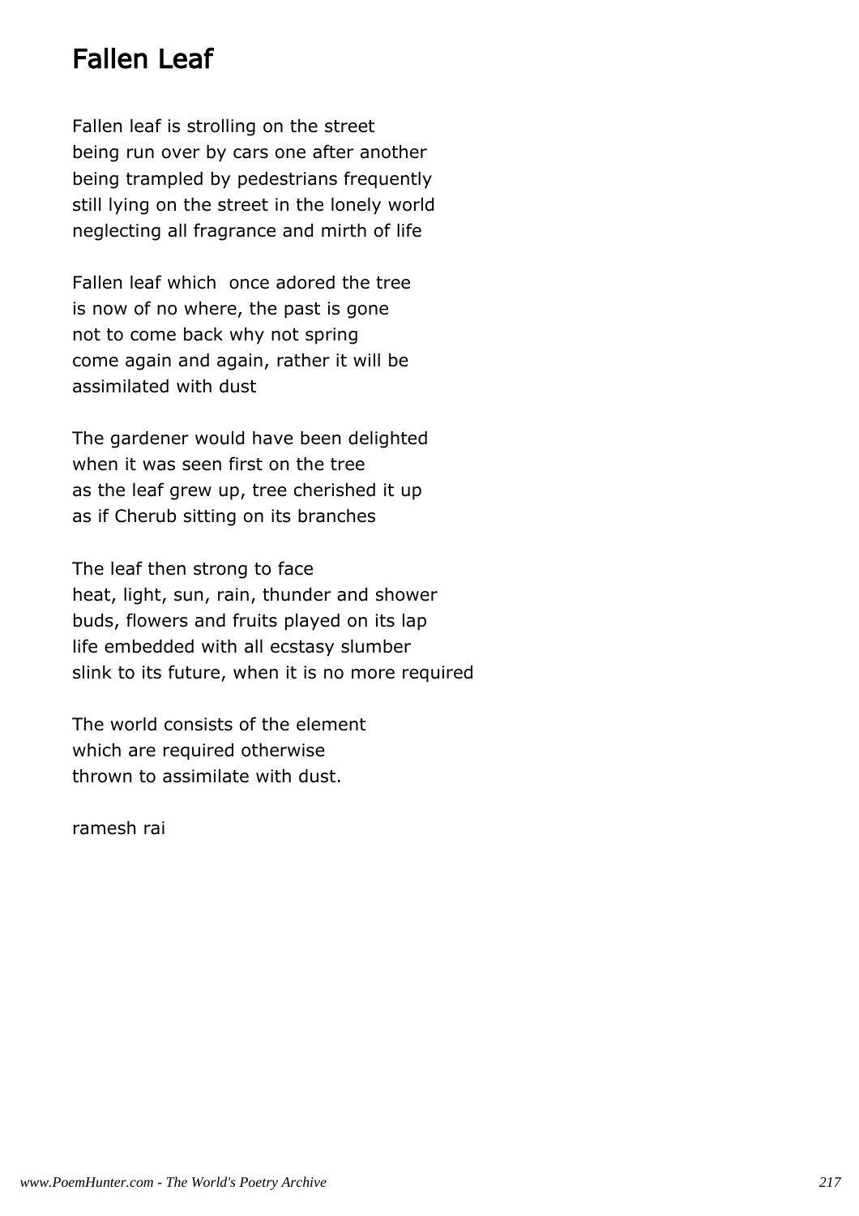# Fallen Leaf

Fallen leaf is strolling on the street
being run over by cars one after another
being trampled by pedestrians frequently
still lying on the street in the lonely world
neglecting all fragrance and mirth of life

Fallen leaf which  once adored the tree
is now of no where, the past is gone
not to come back why not spring
come again and again, rather it will be
assimilated with dust

The gardener would have been delighted
when it was seen first on the tree
as the leaf grew up, tree cherished it up
as if Cherub sitting on its branches

The leaf then strong to face
heat, light, sun, rain, thunder and shower
buds, flowers and fruits played on its lap
life embedded with all ecstasy slumber
slink to its future, when it is no more required

The world consists of the element
which are required otherwise
thrown to assimilate with dust.

ramesh rai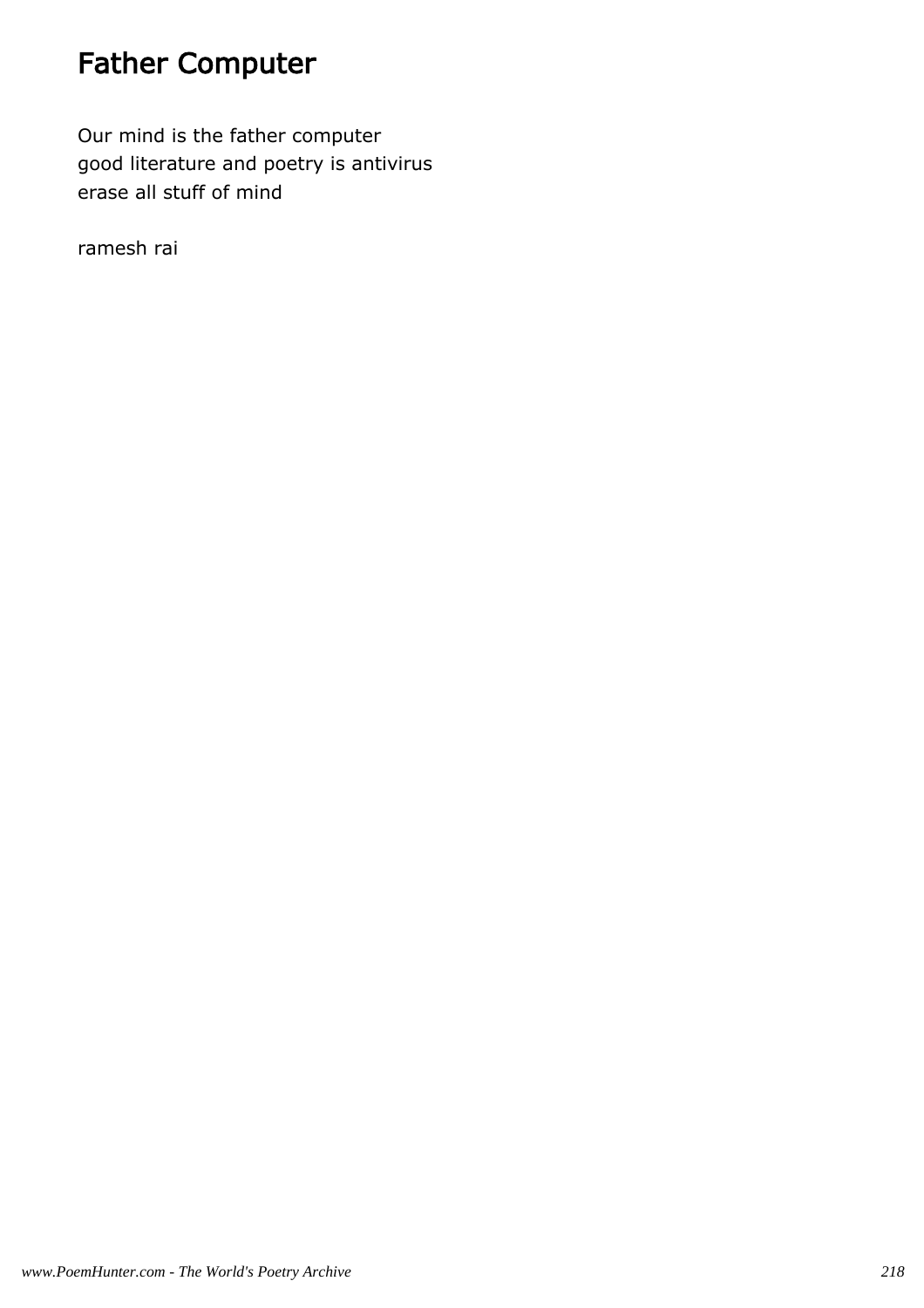# Father Computer

Our mind is the father computer
good literature and poetry is antivirus
erase all stuff of mind

ramesh rai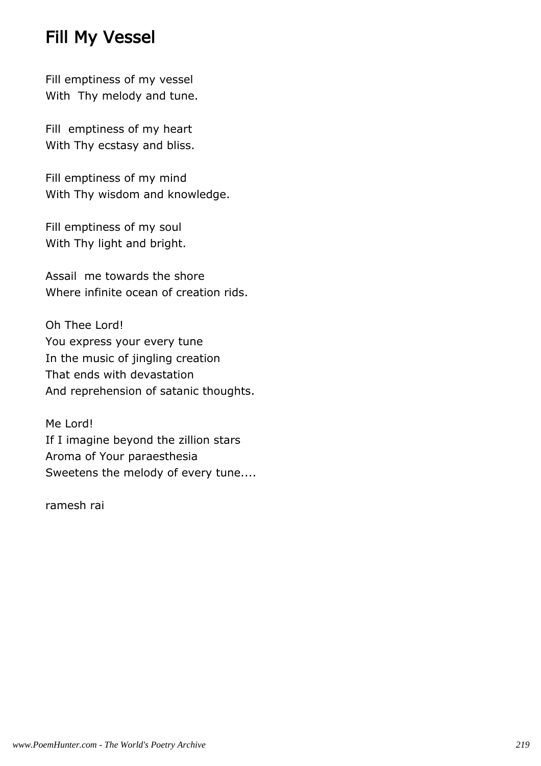## Fill My Vessel

Fill emptiness of my vessel  
With Thy melody and tune.

Fill emptiness of my heart  
With Thy ecstasy and bliss.

Fill emptiness of my mind  
With Thy wisdom and knowledge.

Fill emptiness of my soul  
With Thy light and bright.

Assail me towards the shore  
Where infinite ocean of creation rids.

Oh Thee Lord!  
You express your every tune  
In the music of jingling creation  
That ends with devastation  
And reprehension of satanic thoughts.

Me Lord!  
If I imagine beyond the zillion stars  
Aroma of Your paraesthesia  
Sweetens the melody of every tune....

ramesh rai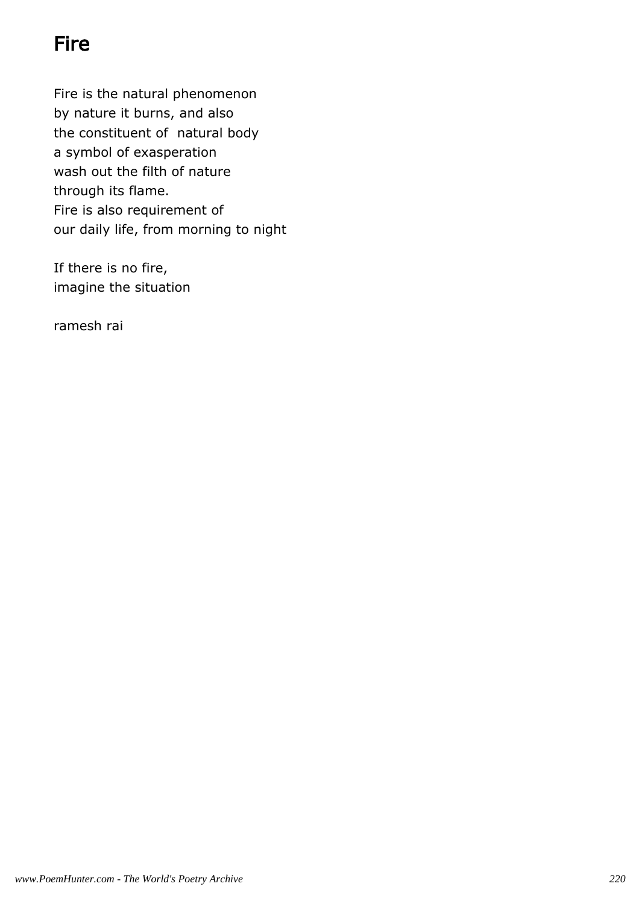# Fire

Fire is the natural phenomenon
by nature it burns, and also
the constituent of  natural body
a symbol of exasperation
wash out the filth of nature
through its flame.
Fire is also requirement of
our daily life, from morning to night

If there is no fire,
imagine the situation

ramesh rai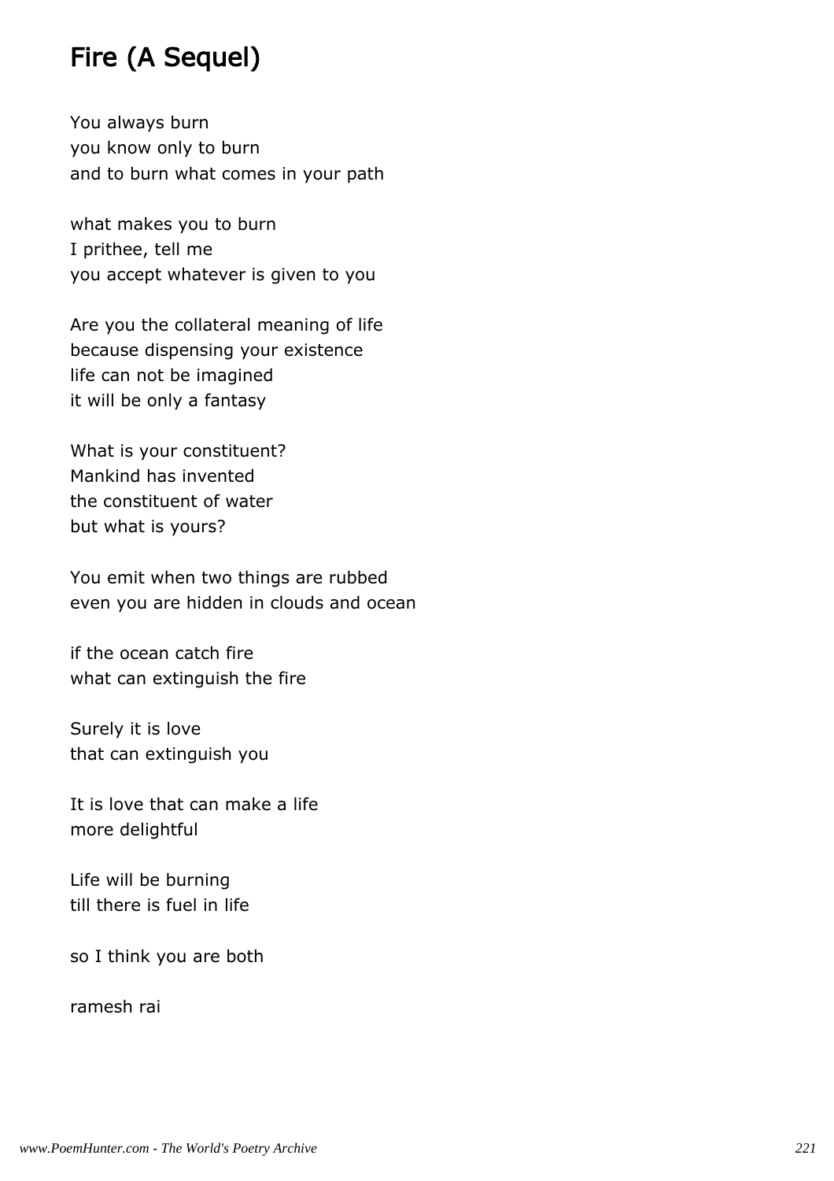# Fire (A Sequel)

You always burn  
you know only to burn  
and to burn what comes in your path

what makes you to burn  
I prithee, tell me  
you accept whatever is given to you

Are you the collateral meaning of life  
because dispensing your existence  
life can not be imagined  
it will be only a fantasy

What is your constituent?  
Mankind has invented  
the constituent of water  
but what is yours?

You emit when two things are rubbed  
even you are hidden in clouds and ocean

if the ocean catch fire  
what can extinguish the fire

Surely it is love  
that can extinguish you

It is love that can make a life  
more delightful

Life will be burning  
till there is fuel in life

so I think you are both

ramesh rai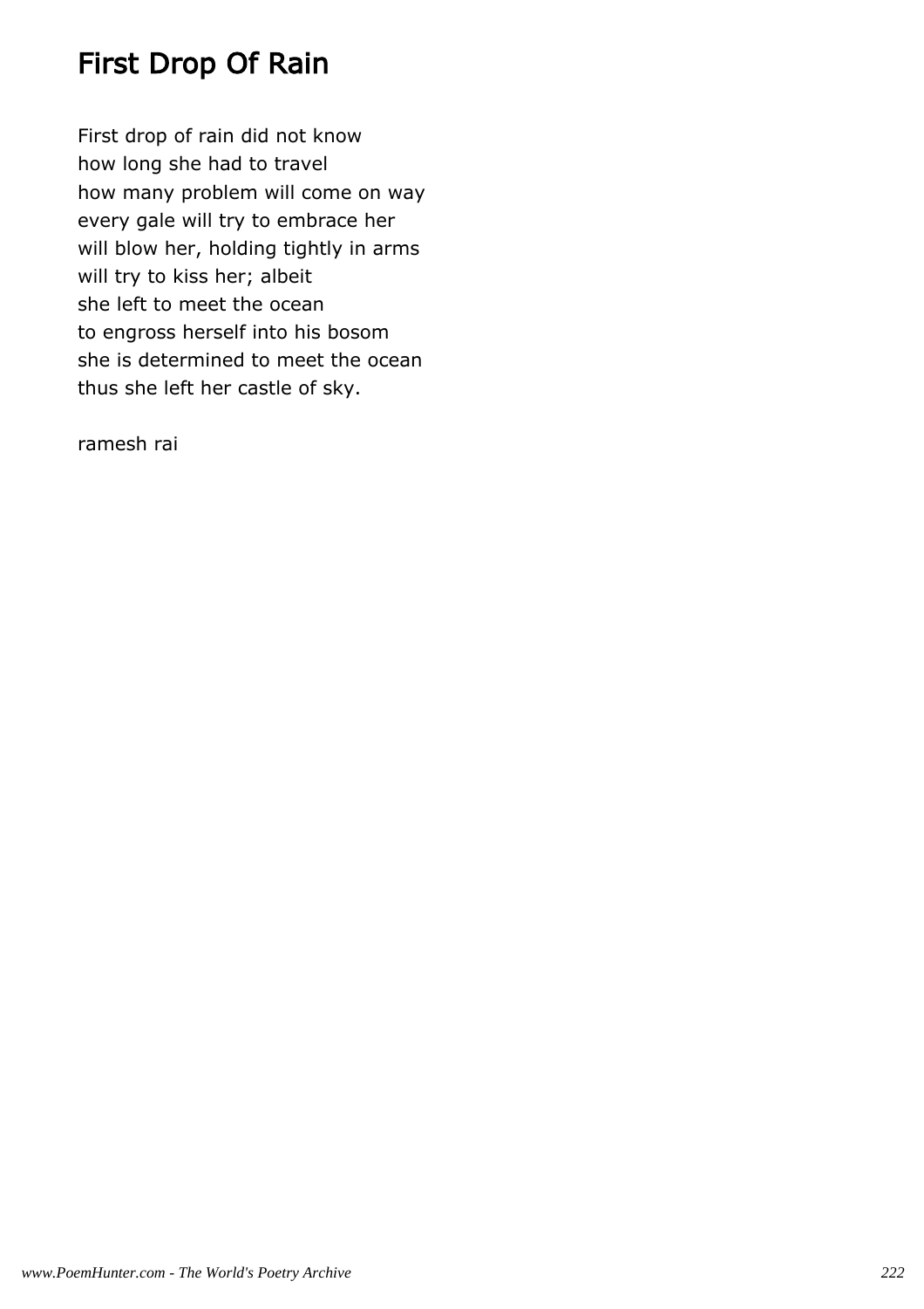# First Drop Of Rain

First drop of rain did not know
how long she had to travel
how many problem will come on way
every gale will try to embrace her
will blow her, holding tightly in arms
will try to kiss her; albeit
she left to meet the ocean
to engross herself into his bosom
she is determined to meet the ocean
thus she left her castle of sky.

ramesh rai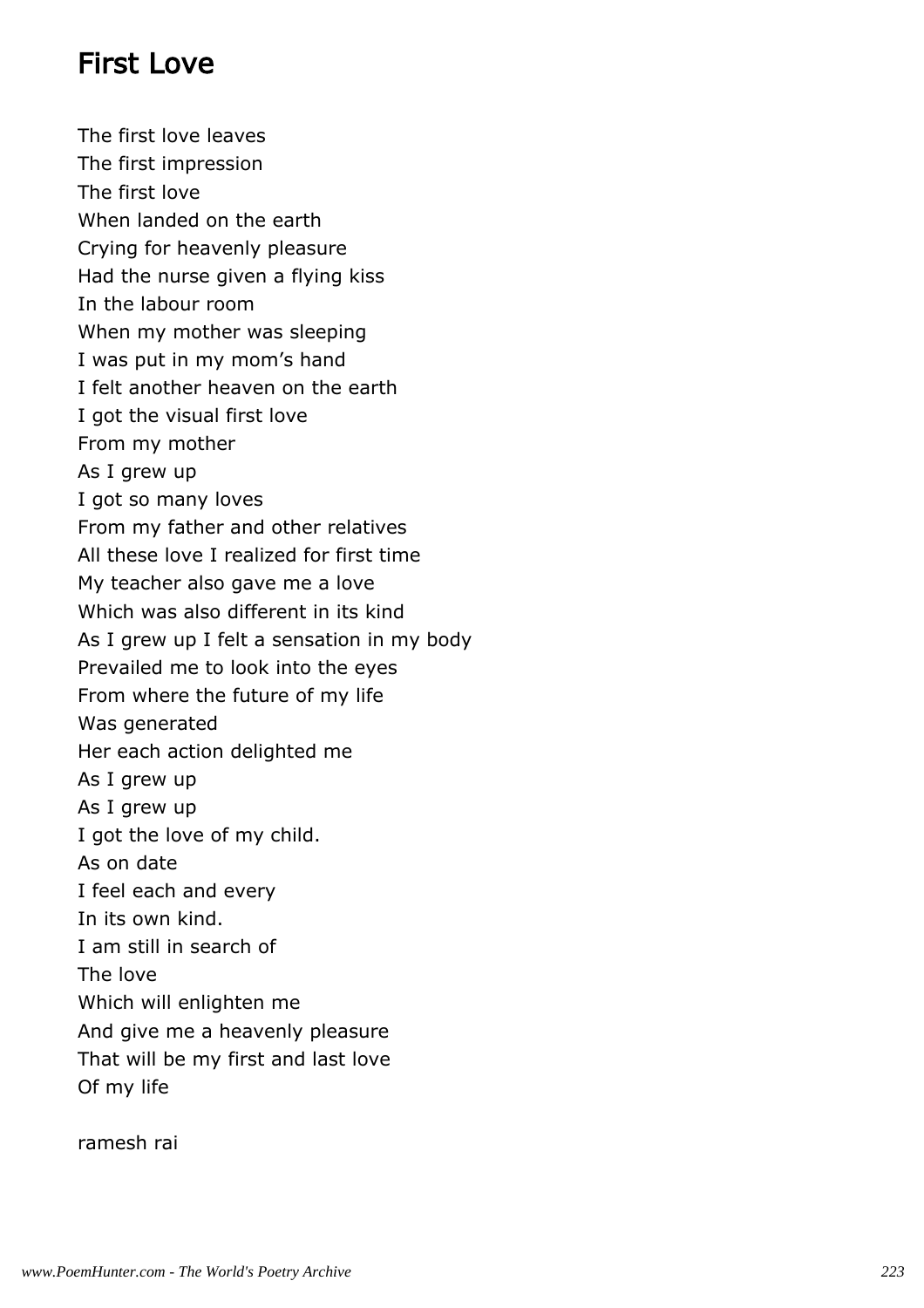# First Love

The first love leaves
The first impression
The first love
When landed on the earth
Crying for heavenly pleasure
Had the nurse given a flying kiss
In the labour room
When my mother was sleeping
I was put in my mom's hand
I felt another heaven on the earth
I got the visual first love
From my mother
As I grew up
I got so many loves
From my father and other relatives
All these love I realized for first time
My teacher also gave me a love
Which was also different in its kind
As I grew up I felt a sensation in my body
Prevailed me to look into the eyes
From where the future of my life
Was generated
Her each action delighted me
As I grew up
As I grew up
I got the love of my child.
As on date
I feel each and every
In its own kind.
I am still in search of
The love
Which will enlighten me
And give me a heavenly pleasure
That will be my first and last love
Of my life

ramesh rai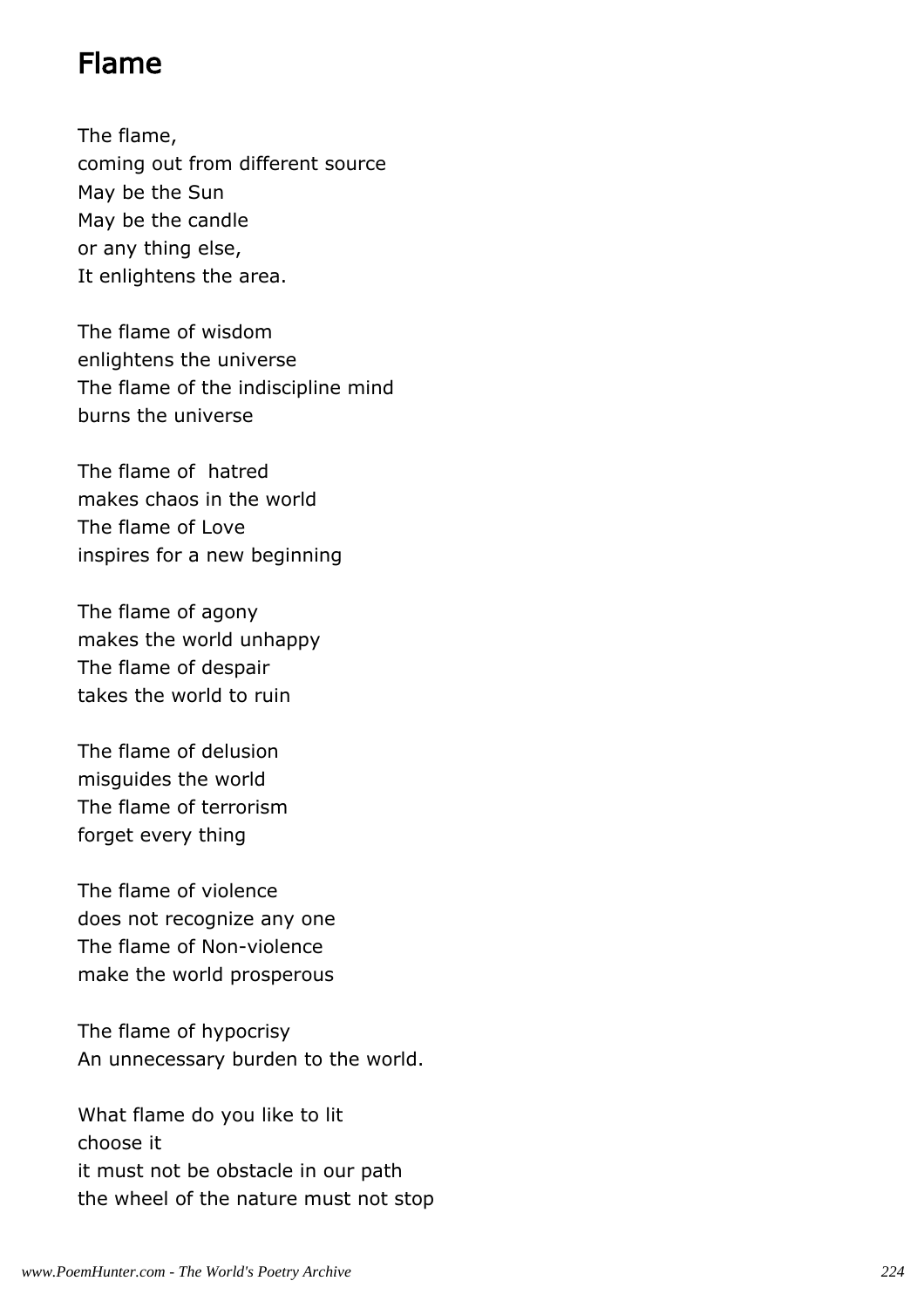# Flame

The flame,
coming out from different source
May be the Sun
May be the candle
or any thing else,
It enlightens the area.

The flame of wisdom
enlightens the universe
The flame of the indiscipline mind
burns the universe

The flame of hatred
makes chaos in the world
The flame of Love
inspires for a new beginning

The flame of agony
makes the world unhappy
The flame of despair
takes the world to ruin

The flame of delusion
misguides the world
The flame of terrorism
forget every thing

The flame of violence
does not recognize any one
The flame of Non-violence
make the world prosperous

The flame of hypocrisy
An unnecessary burden to the world.

What flame do you like to lit
choose it
it must not be obstacle in our path
the wheel of the nature must not stop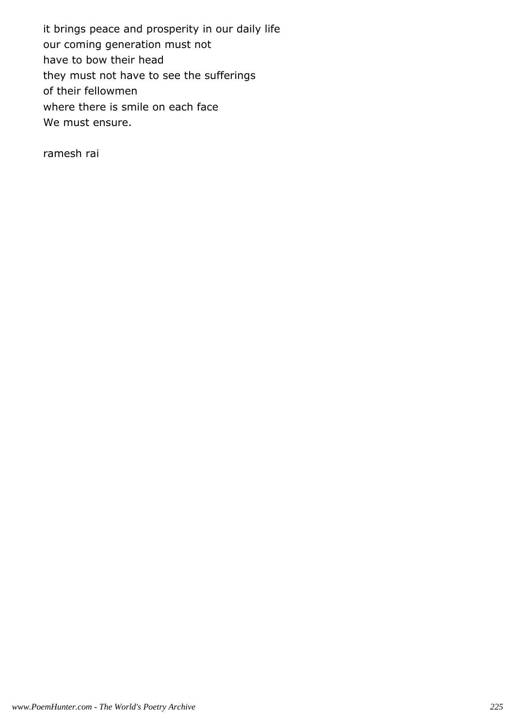it brings peace and prosperity in our daily life
our coming generation must not
have to bow their head
they must not have to see the sufferings
of their fellowmen
where there is smile on each face
We must ensure.

ramesh rai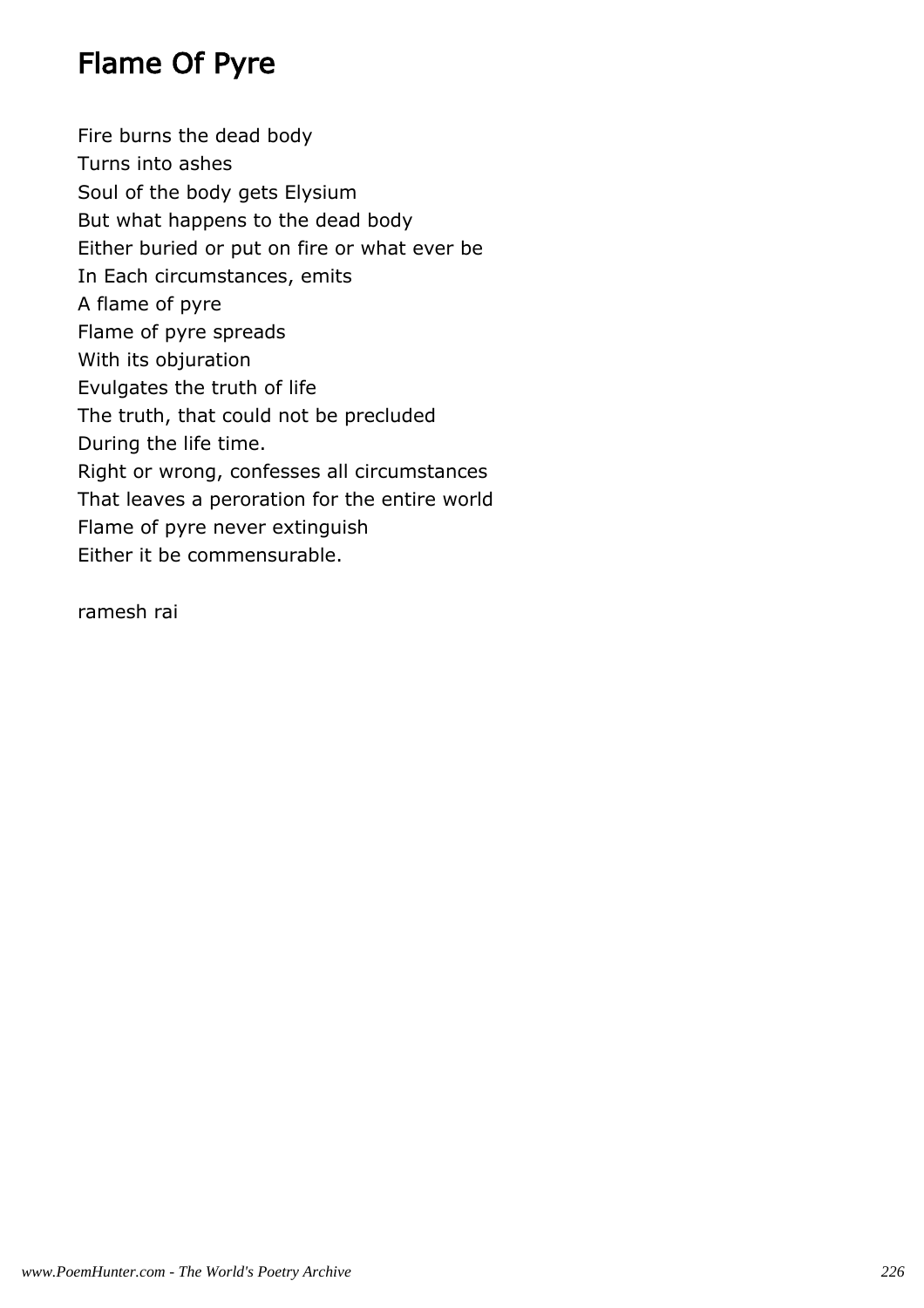# Flame Of Pyre

Fire burns the dead body
Turns into ashes
Soul of the body gets Elysium
But what happens to the dead body
Either buried or put on fire or what ever be
In Each circumstances, emits
A flame of pyre
Flame of pyre spreads
With its objuration
Evulgates the truth of life
The truth, that could not be precluded
During the life time.
Right or wrong, confesses all circumstances
That leaves a peroration for the entire world
Flame of pyre never extinguish
Either it be commensurable.

ramesh rai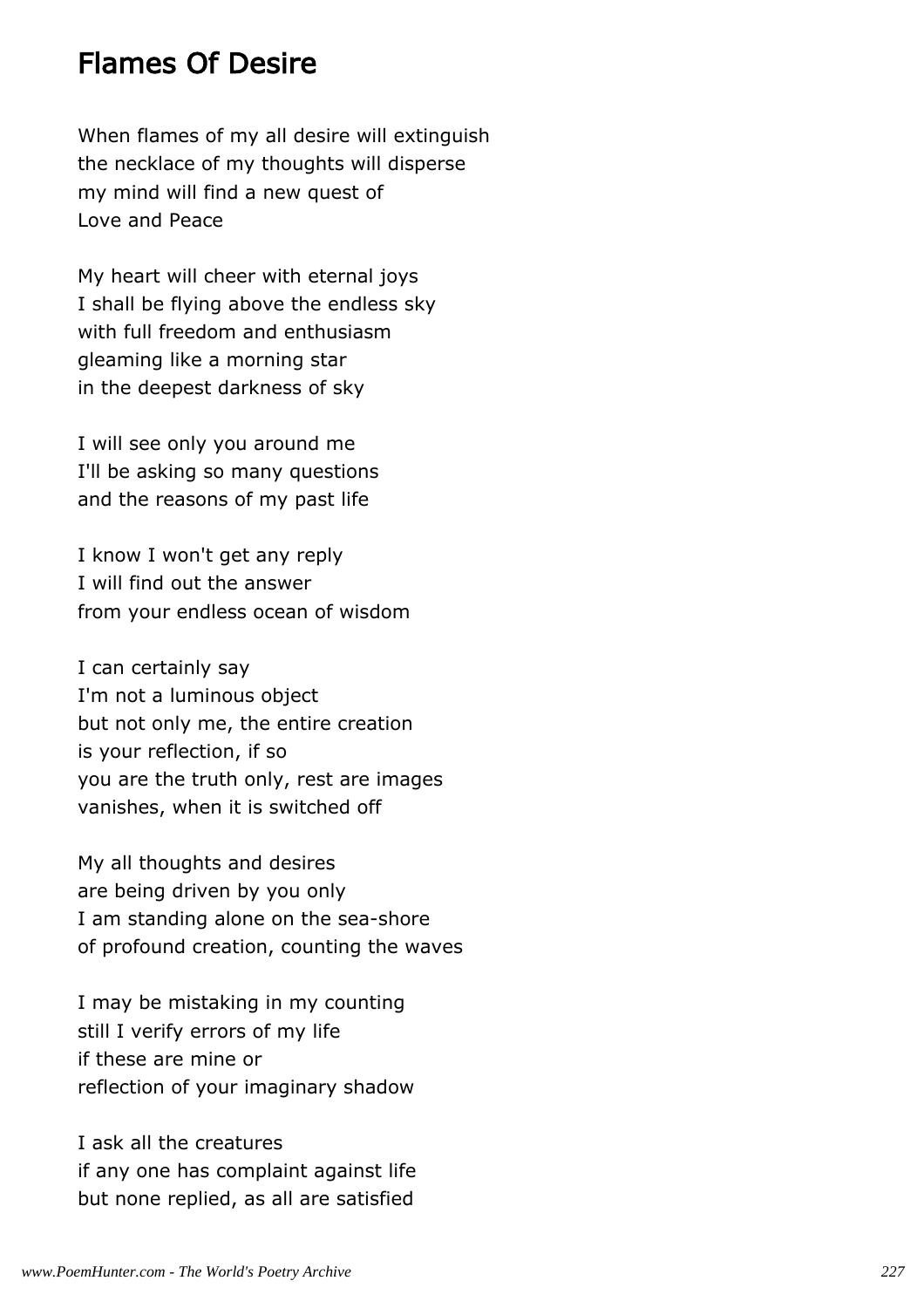# Flames Of Desire

When flames of my all desire will extinguish
the necklace of my thoughts will disperse
my mind will find a new quest of
Love and Peace

My heart will cheer with eternal joys
I shall be flying above the endless sky
with full freedom and enthusiasm
gleaming like a morning star
in the deepest darkness of sky

I will see only you around me
I'll be asking so many questions
and the reasons of my past life

I know I won't get any reply
I will find out the answer
from your endless ocean of wisdom

I can certainly say
I'm not a luminous object
but not only me, the entire creation
is your reflection, if so
you are the truth only, rest are images
vanishes, when it is switched off

My all thoughts and desires
are being driven by you only
I am standing alone on the sea-shore
of profound creation, counting the waves

I may be mistaking in my counting
still I verify errors of my life
if these are mine or
reflection of your imaginary shadow

I ask all the creatures
if any one has complaint against life
but none replied, as all are satisfied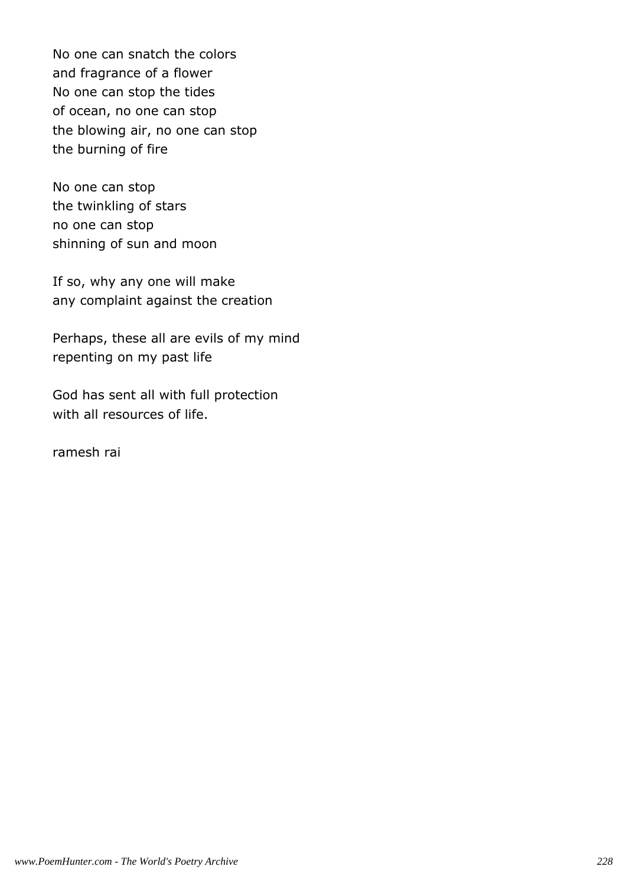No one can snatch the colors
and fragrance of a flower
No one can stop the tides
of ocean, no one can stop
the blowing air, no one can stop
the burning of fire

No one can stop
the twinkling of stars
no one can stop
shinning of sun and moon

If so, why any one will make
any complaint against the creation

Perhaps, these all are evils of my mind
repenting on my past life

God has sent all with full protection
with all resources of life.

ramesh rai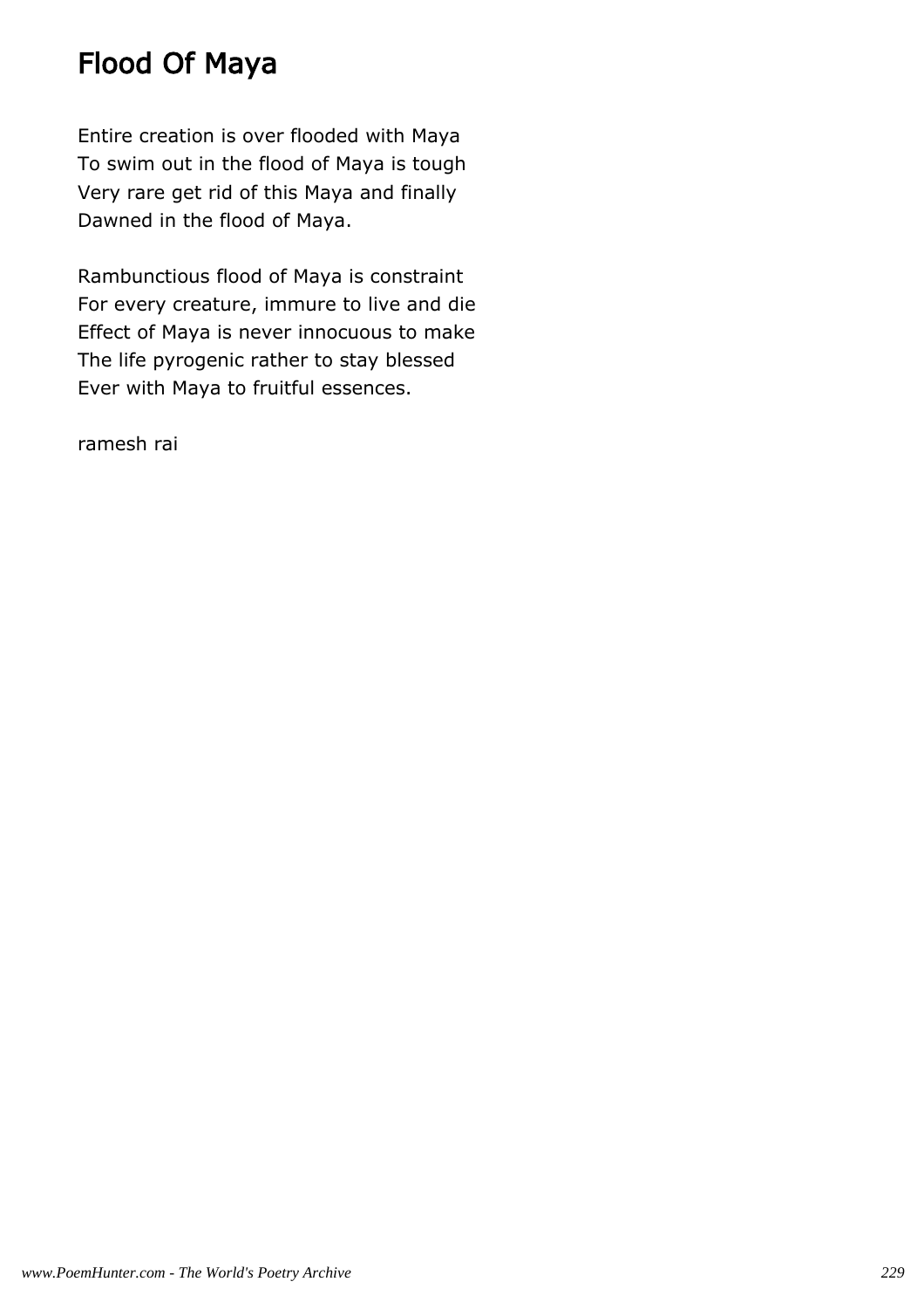# Flood Of Maya

Entire creation is over flooded with Maya
To swim out in the flood of Maya is tough
Very rare get rid of this Maya and finally
Dawned in the flood of Maya.

Rambunctious flood of Maya is constraint
For every creature, immure to live and die
Effect of Maya is never innocuous to make
The life pyrogenic rather to stay blessed
Ever with Maya to fruitful essences.

ramesh rai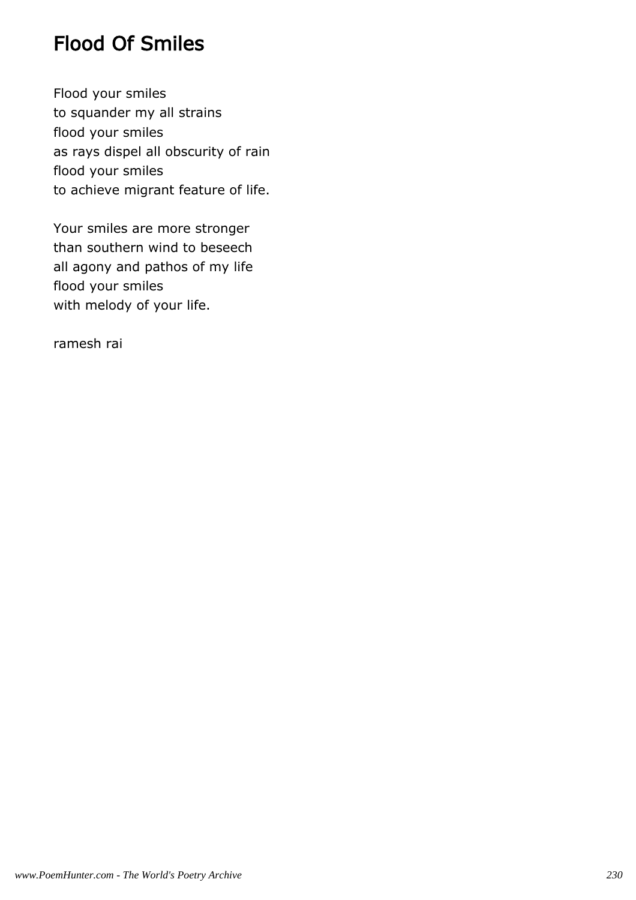# Flood Of Smiles

Flood your smiles
to squander my all strains
flood your smiles
as rays dispel all obscurity of rain
flood your smiles
to achieve migrant feature of life.

Your smiles are more stronger
than southern wind to beseech
all agony and pathos of my life
flood your smiles
with melody of your life.

ramesh rai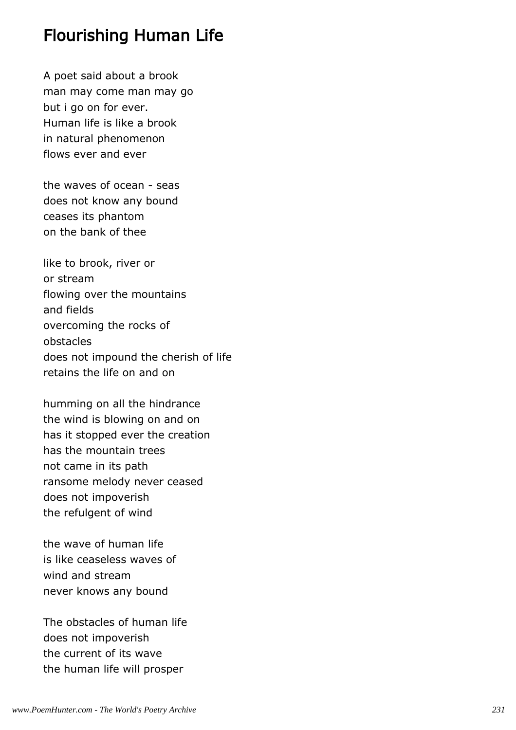# Flourishing Human Life

A poet said about a brook  
man may come man may go  
but i go on for ever.  
Human life is like a brook  
in natural phenomenon  
flows ever and ever

the waves of ocean - seas  
does not know any bound  
ceases its phantom  
on the bank of thee

like to brook, river or  
or stream  
flowing over the mountains  
and fields  
overcoming the rocks of  
obstacles  
does not impound the cherish of life  
retains the life on and on

humming on all the hindrance  
the wind is blowing on and on  
has it stopped ever the creation  
has the mountain trees  
not came in its path  
ransome melody never ceased  
does not impoverish  
the refulgent of wind

the wave of human life  
is like ceaseless waves of  
wind and stream  
never knows any bound

The obstacles of human life  
does not impoverish  
the current of its wave  
the human life will prosper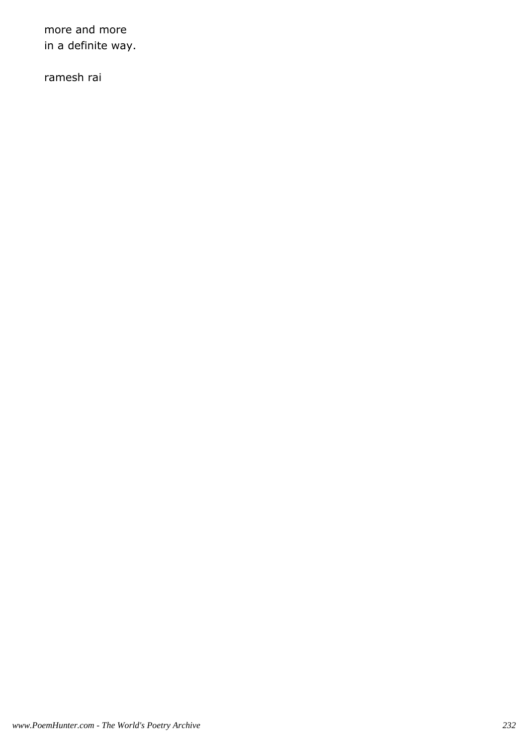more and more
in a definite way.

ramesh rai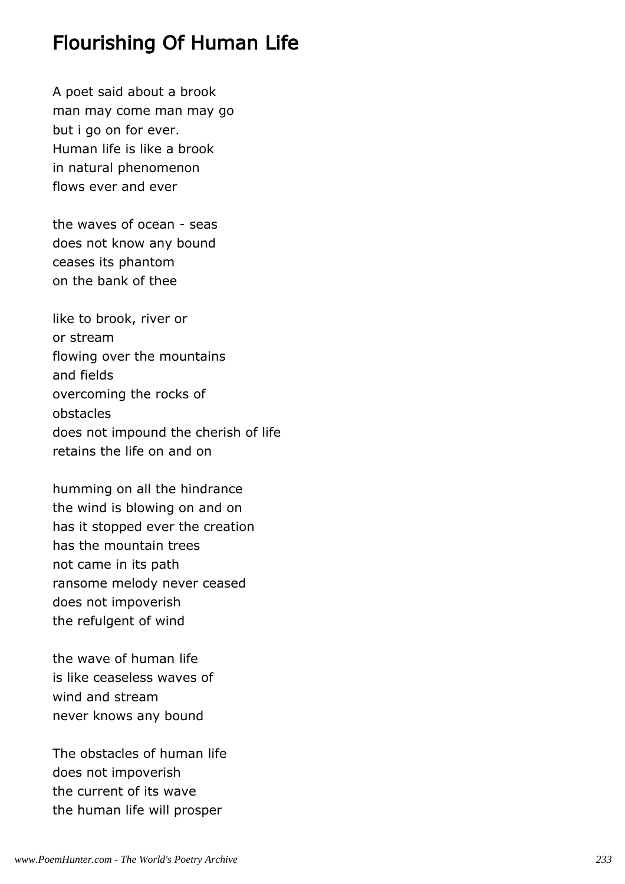# Flourishing Of Human Life

A poet said about a brook  
man may come man may go  
but i go on for ever.  
Human life is like a brook  
in natural phenomenon  
flows ever and ever

the waves of ocean - seas  
does not know any bound  
ceases its phantom  
on the bank of thee

like to brook, river or  
or stream  
flowing over the mountains  
and fields  
overcoming the rocks of  
obstacles  
does not impound the cherish of life  
retains the life on and on

humming on all the hindrance  
the wind is blowing on and on  
has it stopped ever the creation  
has the mountain trees  
not came in its path  
ransome melody never ceased  
does not impoverish  
the refulgent of wind

the wave of human life  
is like ceaseless waves of  
wind and stream  
never knows any bound

The obstacles of human life  
does not impoverish  
the current of its wave  
the human life will prosper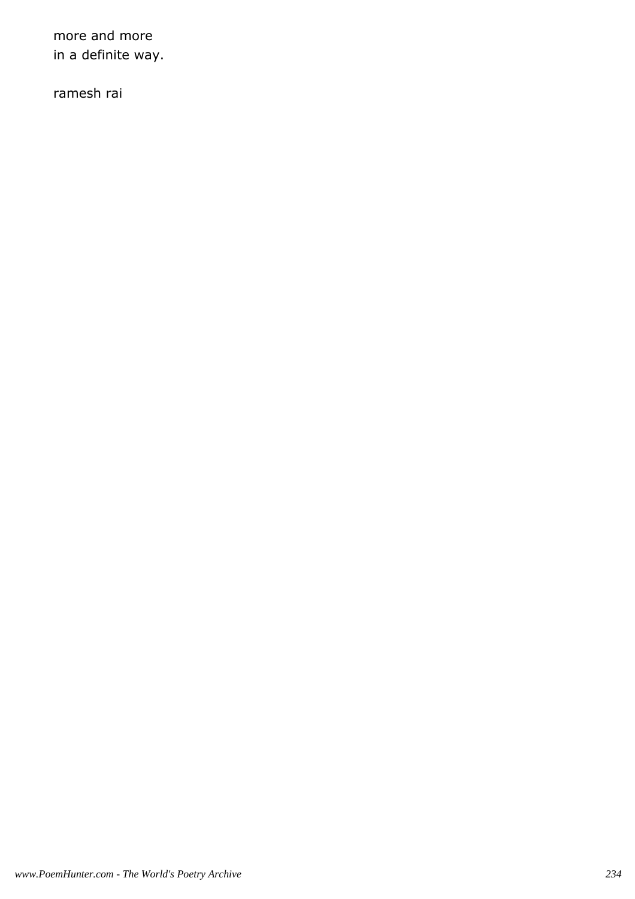more and more
in a definite way.

ramesh rai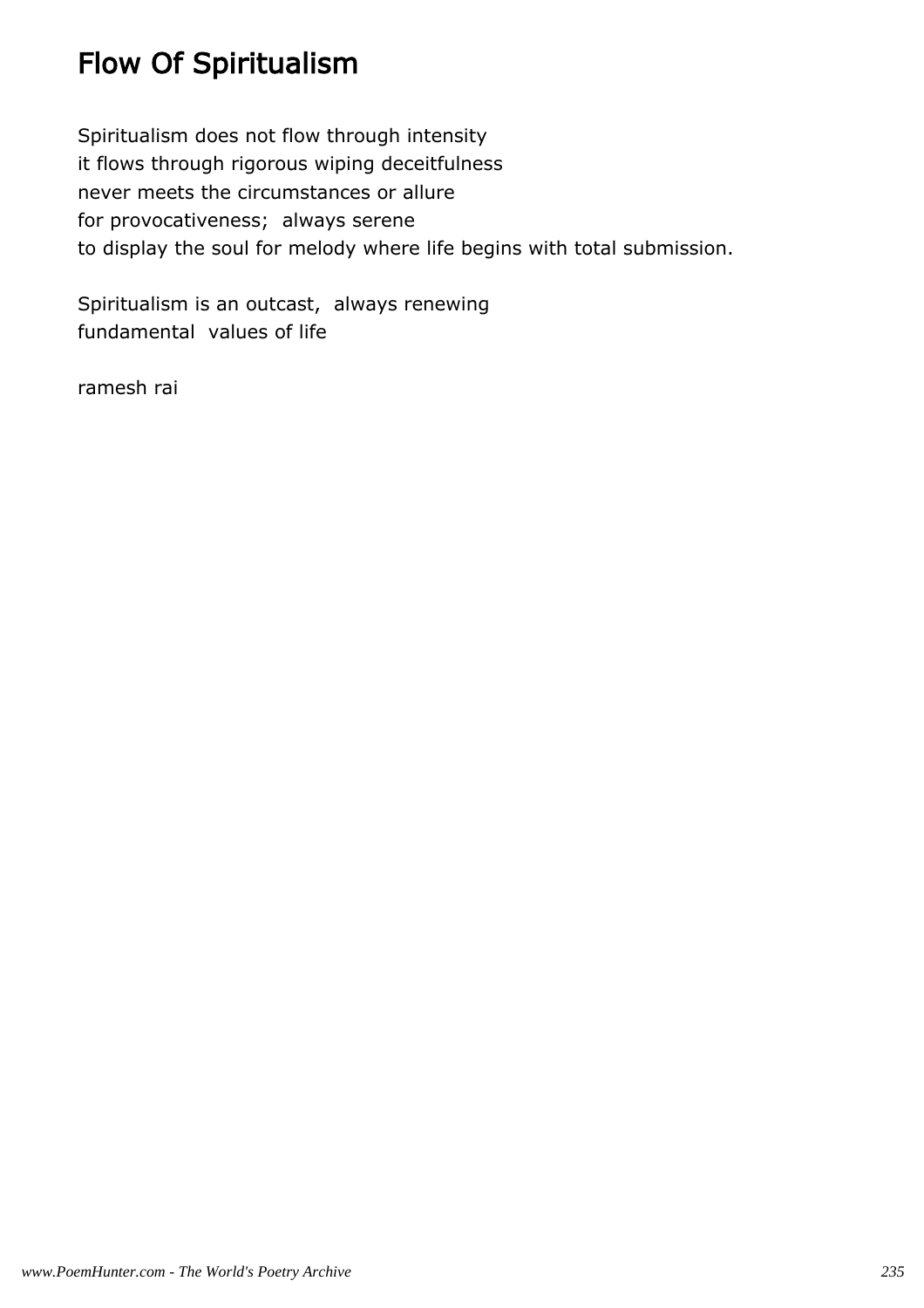# Flow Of Spiritualism

Spiritualism does not flow through intensity
it flows through rigorous wiping deceitfulness
never meets the circumstances or allure
for provocativeness; always serene
to display the soul for melody where life begins with total submission.

Spiritualism is an outcast, always renewing
fundamental values of life

ramesh rai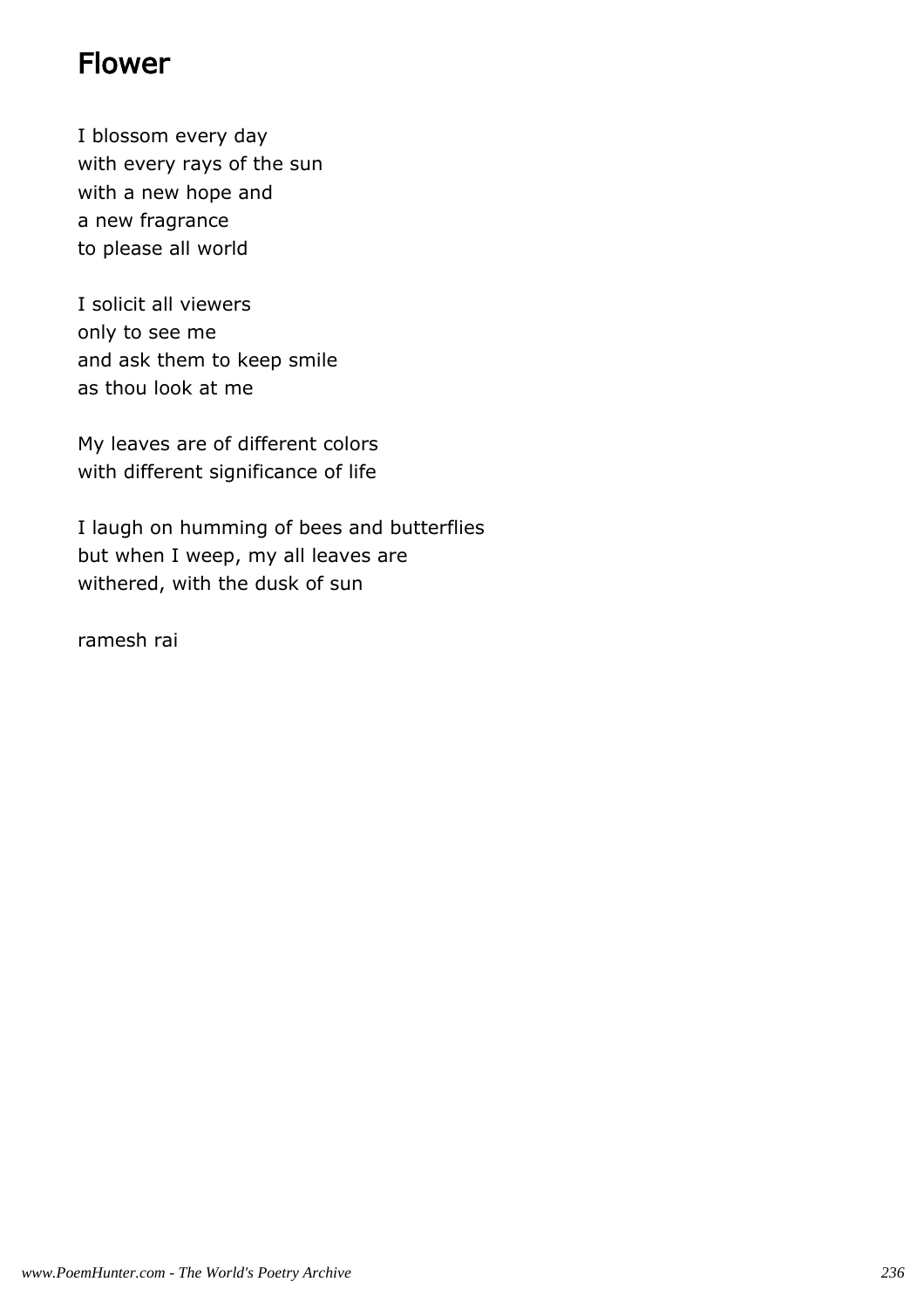# Flower

I blossom every day
with every rays of the sun
with a new hope and
a new fragrance
to please all world

I solicit all viewers
only to see me
and ask them to keep smile
as thou look at me

My leaves are of different colors
with different significance of life

I laugh on humming of bees and butterflies
but when I weep, my all leaves are
withered, with the dusk of sun

ramesh rai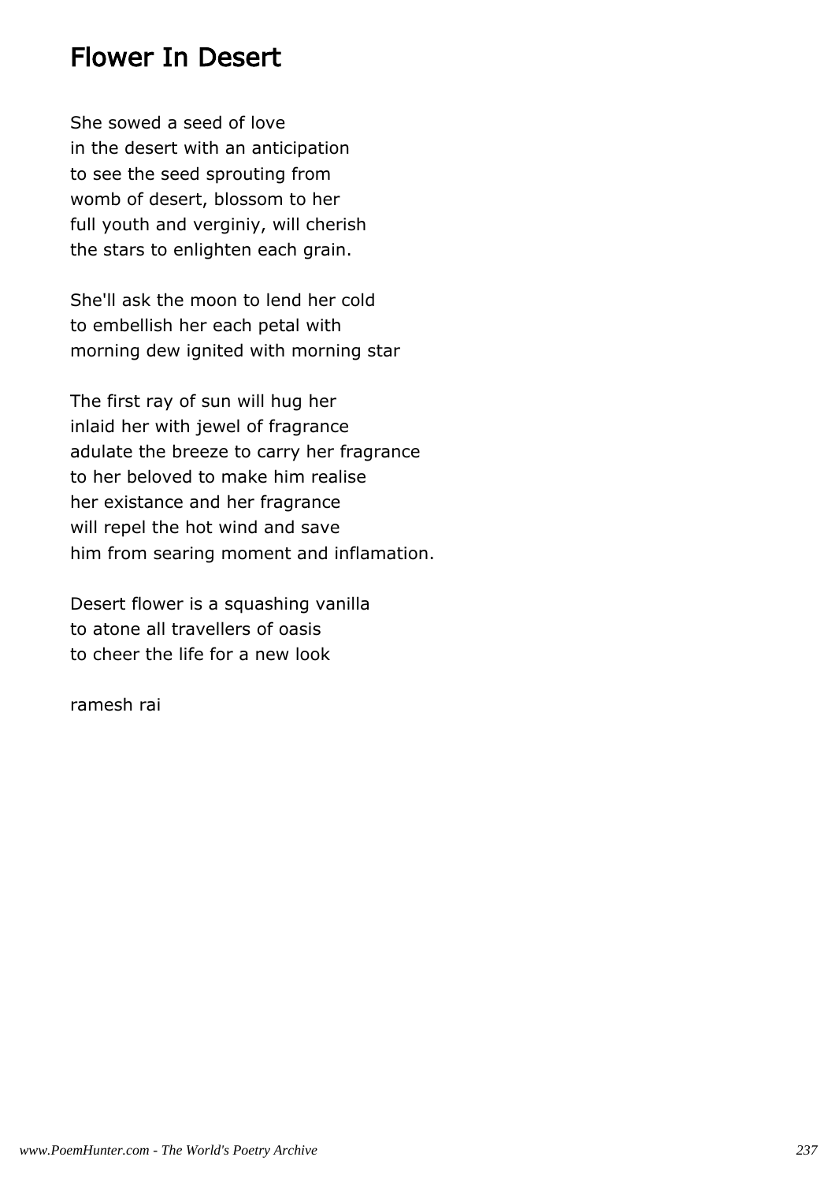# Flower In Desert

She sowed a seed of love
in the desert with an anticipation
to see the seed sprouting from
womb of desert, blossom to her
full youth and verginiy, will cherish
the stars to enlighten each grain.

She'll ask the moon to lend her cold
to embellish her each petal with
morning dew ignited with morning star

The first ray of sun will hug her
inlaid her with jewel of fragrance
adulate the breeze to carry her fragrance
to her beloved to make him realise
her existance and her fragrance
will repel the hot wind and save
him from searing moment and inflamation.

Desert flower is a squashing vanilla
to atone all travellers of oasis
to cheer the life for a new look

ramesh rai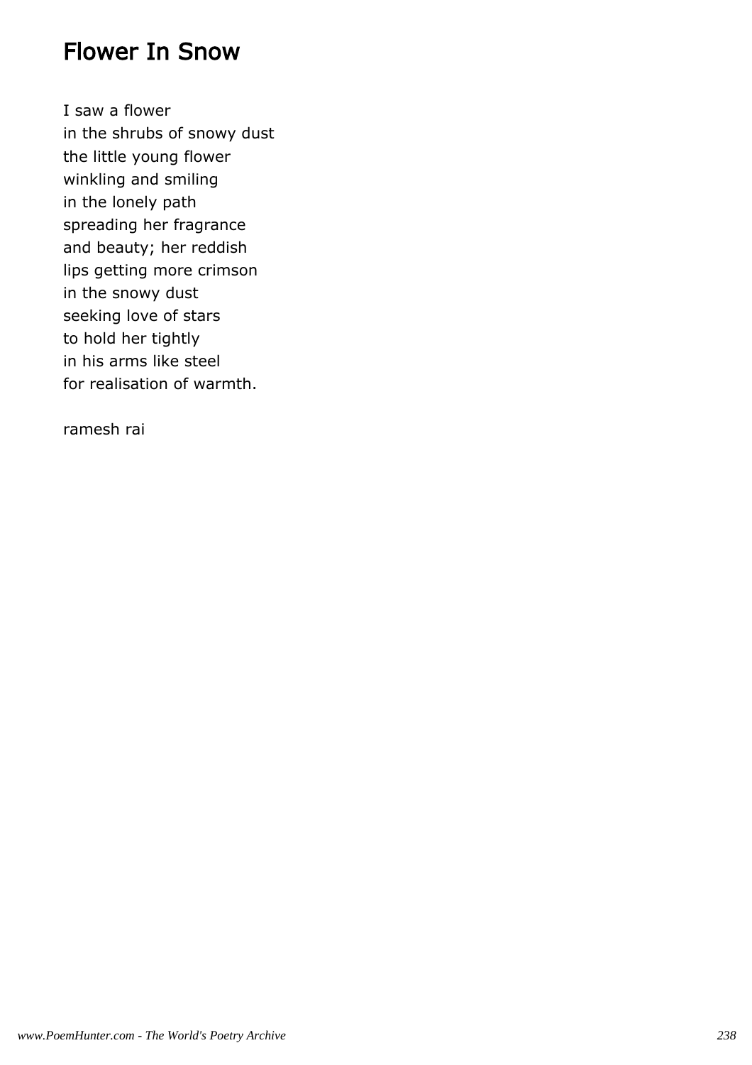# Flower In Snow

I saw a flower  
in the shrubs of snowy dust  
the little young flower  
winkling and smiling  
in the lonely path  
spreading her fragrance  
and beauty; her reddish  
lips getting more crimson  
in the snowy dust  
seeking love of stars  
to hold her tightly  
in his arms like steel  
for realisation of warmth.

ramesh rai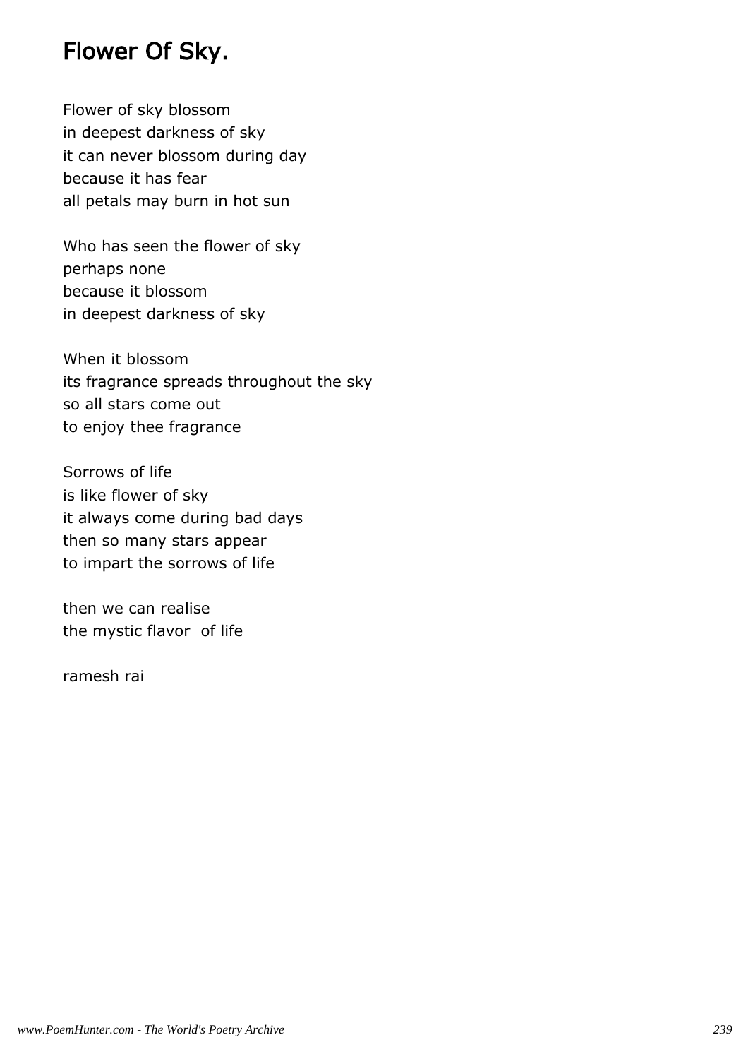# Flower Of Sky.

Flower of sky blossom  
in deepest darkness of sky  
it can never blossom during day  
because it has fear  
all petals may burn in hot sun

Who has seen the flower of sky  
perhaps none  
because it blossom  
in deepest darkness of sky

When it blossom  
its fragrance spreads throughout the sky  
so all stars come out  
to enjoy thee fragrance

Sorrows of life  
is like flower of sky  
it always come during bad days  
then so many stars appear  
to impart the sorrows of life

then we can realise  
the mystic flavor  of life

ramesh rai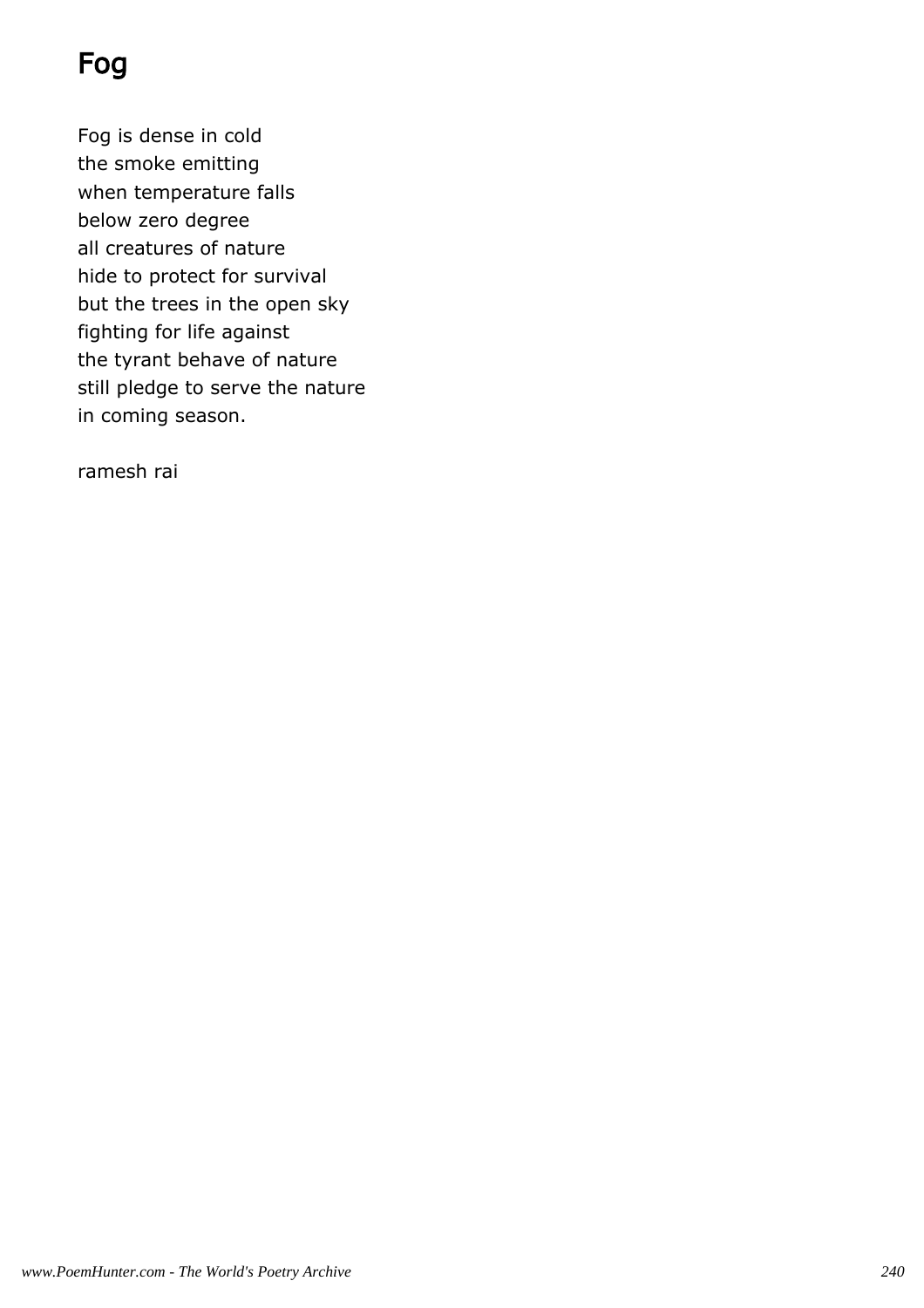# Fog

Fog is dense in cold  
the smoke emitting  
when temperature falls  
below zero degree  
all creatures of nature  
hide to protect for survival  
but the trees in the open sky  
fighting for life against  
the tyrant behave of nature  
still pledge to serve the nature  
in coming season.

ramesh rai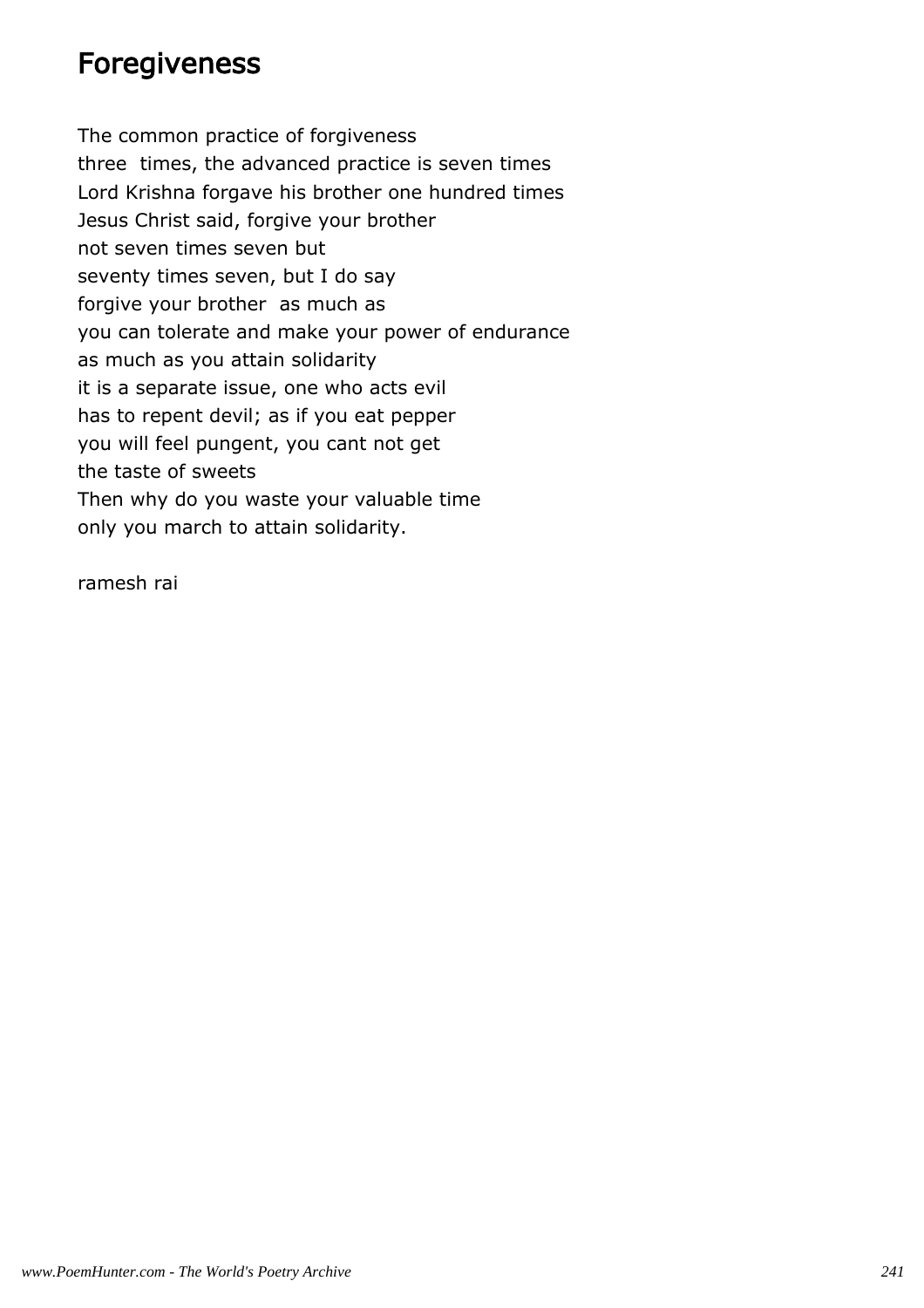# Foregiveness

The common practice of forgiveness
three  times, the advanced practice is seven times
Lord Krishna forgave his brother one hundred times
Jesus Christ said, forgive your brother
not seven times seven but
seventy times seven, but I do say
forgive your brother  as much as
you can tolerate and make your power of endurance
as much as you attain solidarity
it is a separate issue, one who acts evil
has to repent devil; as if you eat pepper
you will feel pungent, you cant not get
the taste of sweets
Then why do you waste your valuable time
only you march to attain solidarity.

ramesh rai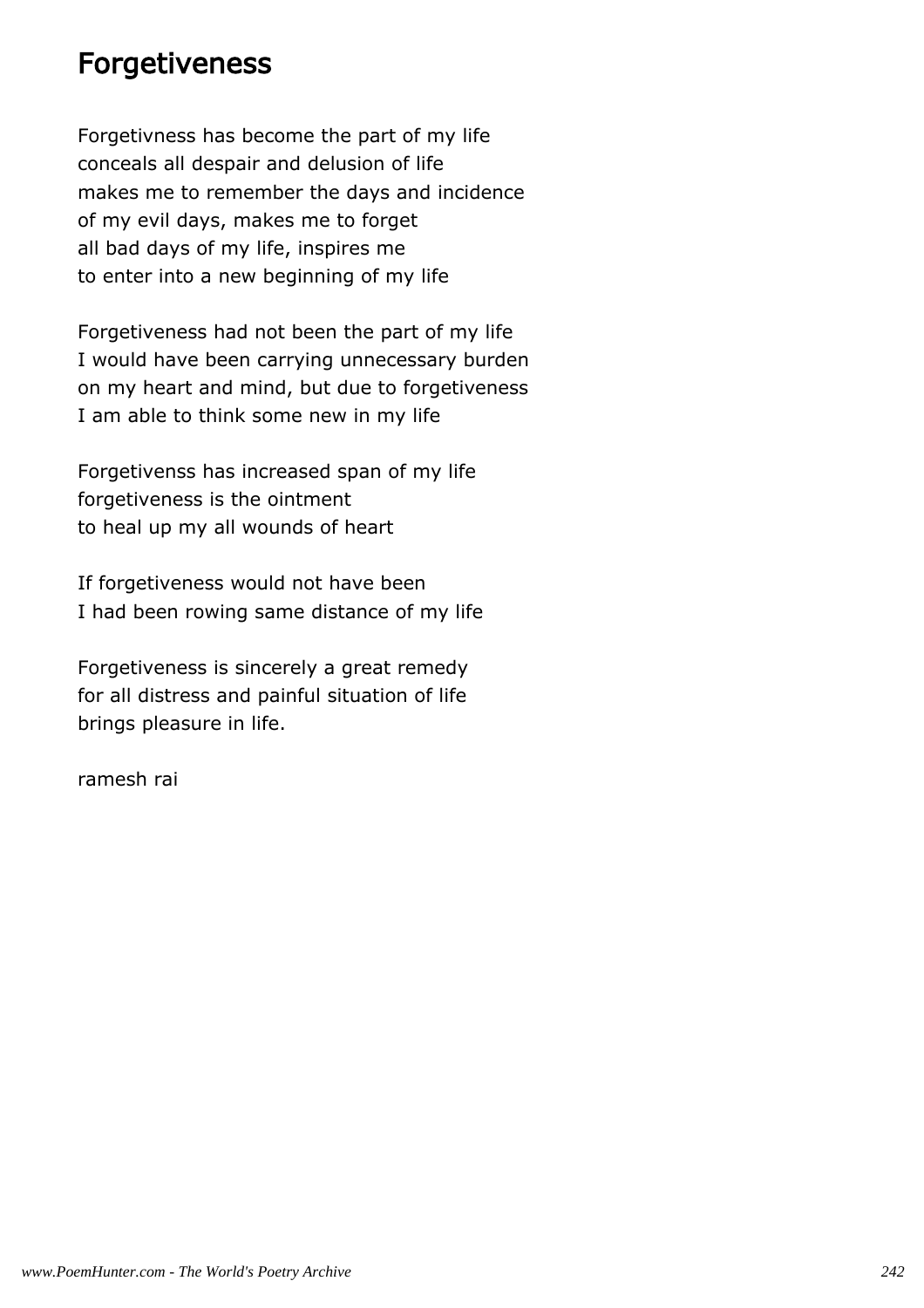# Forgetiveness

Forgetivness has become the part of my life
conceals all despair and delusion of life
makes me to remember the days and incidence
of my evil days, makes me to forget
all bad days of my life, inspires me
to enter into a new beginning of my life

Forgetiveness had not been the part of my life
I would have been carrying unnecessary burden
on my heart and mind, but due to forgetiveness
I am able to think some new in my life

Forgetivenss has increased span of my life
forgetiveness is the ointment
to heal up my all wounds of heart

If forgetiveness would not have been
I had been rowing same distance of my life

Forgetiveness is sincerely a great remedy
for all distress and painful situation of life
brings pleasure in life.

ramesh rai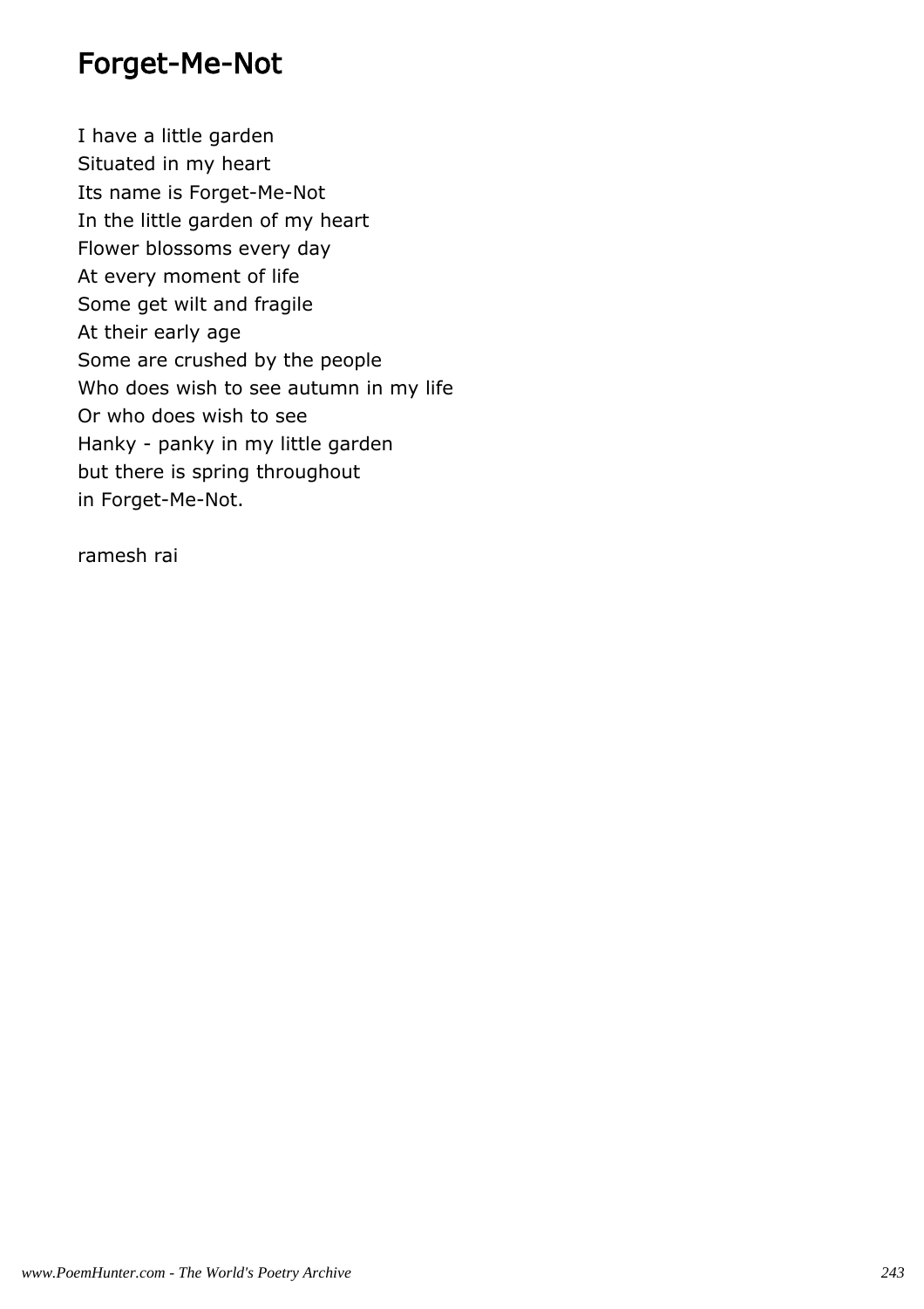# Forget-Me-Not

I have a little garden  
Situated in my heart  
Its name is Forget-Me-Not  
In the little garden of my heart  
Flower blossoms every day  
At every moment of life  
Some get wilt and fragile  
At their early age  
Some are crushed by the people  
Who does wish to see autumn in my life  
Or who does wish to see  
Hanky - panky in my little garden  
but there is spring throughout  
in Forget-Me-Not.

ramesh rai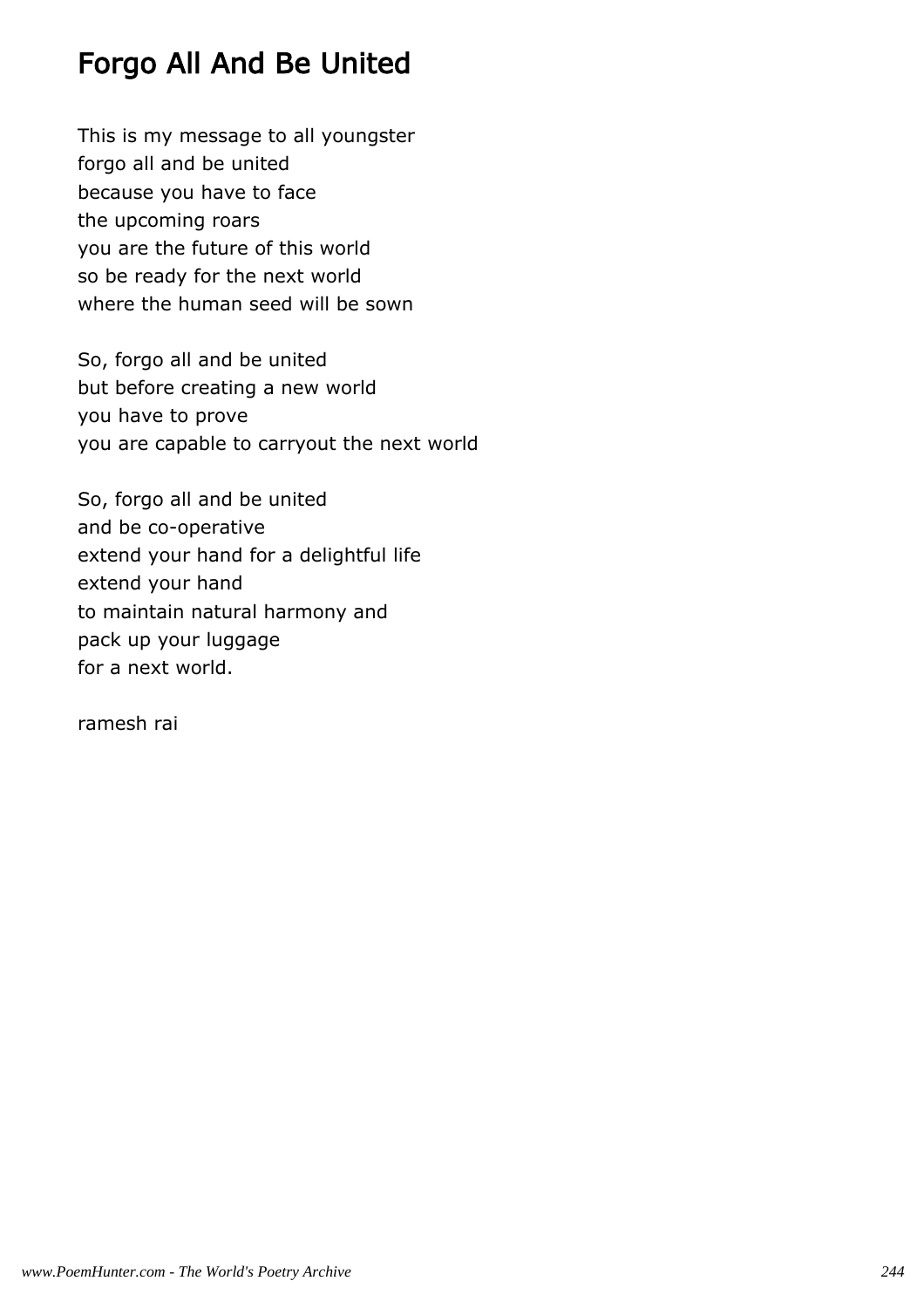# Forgo All And Be United

This is my message to all youngster  
forgo all and be united  
because you have to face  
the upcoming roars  
you are the future of this world  
so be ready for the next world  
where the human seed will be sown

So, forgo all and be united  
but before creating a new world  
you have to prove  
you are capable to carryout the next world

So, forgo all and be united  
and be co-operative  
extend your hand for a delightful life  
extend your hand  
to maintain natural harmony and  
pack up your luggage  
for a next world.

ramesh rai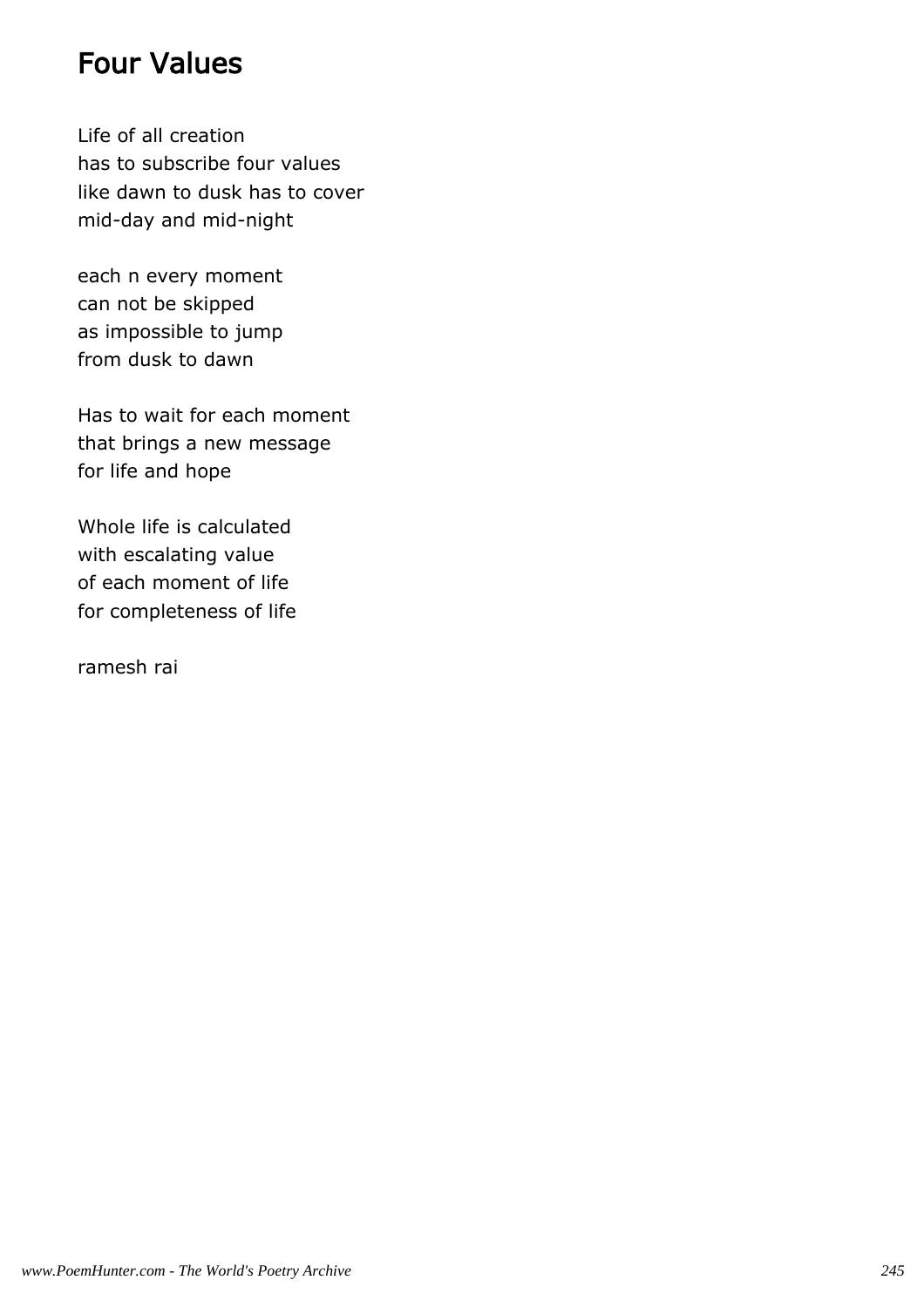# Four Values

Life of all creation  
has to subscribe four values  
like dawn to dusk has to cover  
mid-day and mid-night

each n every moment  
can not be skipped  
as impossible to jump  
from dusk to dawn

Has to wait for each moment  
that brings a new message  
for life and hope

Whole life is calculated  
with escalating value  
of each moment of life  
for completeness of life

ramesh rai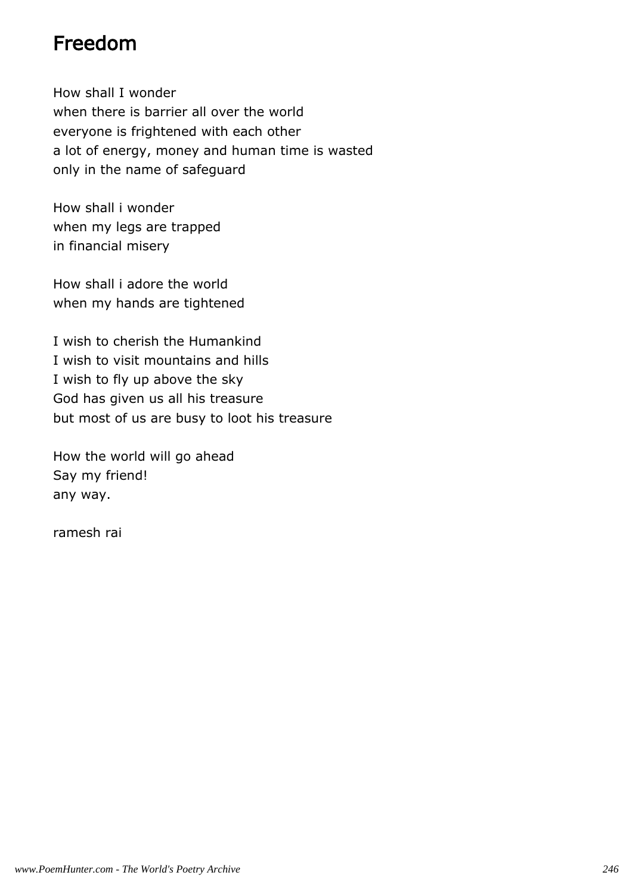# Freedom

How shall I wonder
when there is barrier all over the world
everyone is frightened with each other
a lot of energy, money and human time is wasted
only in the name of safeguard

How shall i wonder
when my legs are trapped
in financial misery

How shall i adore the world
when my hands are tightened

I wish to cherish the Humankind
I wish to visit mountains and hills
I wish to fly up above the sky
God has given us all his treasure
but most of us are busy to loot his treasure

How the world will go ahead
Say my friend!
any way.

ramesh rai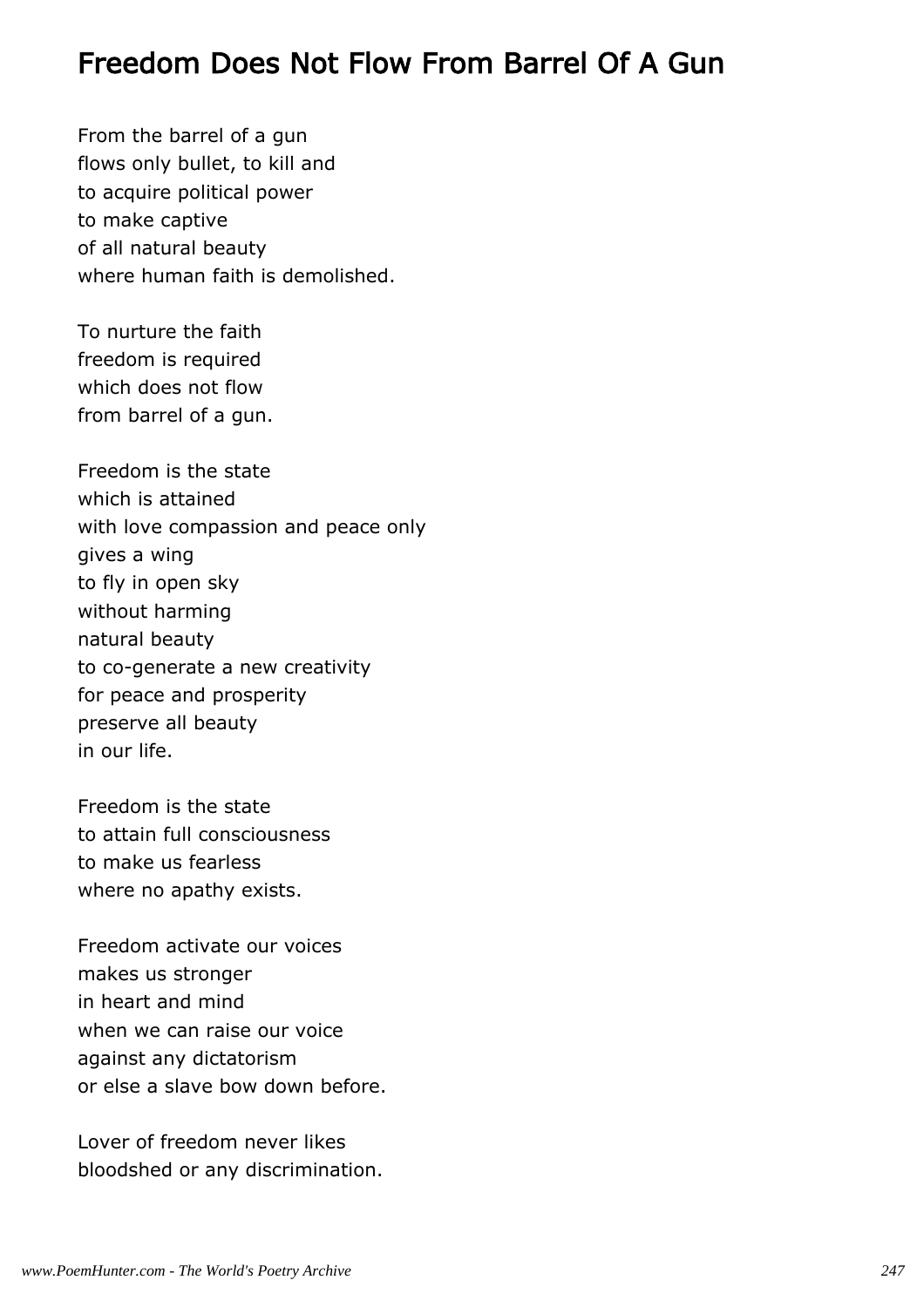## Freedom Does Not Flow From Barrel Of A Gun

From the barrel of a gun  
flows only bullet, to kill and  
to acquire political power  
to make captive  
of all natural beauty  
where human faith is demolished.

To nurture the faith  
freedom is required  
which does not flow  
from barrel of a gun.

Freedom is the state  
which is attained  
with love compassion and peace only  
gives a wing  
to fly in open sky  
without harming  
natural beauty  
to co-generate a new creativity  
for peace and prosperity  
preserve all beauty  
in our life.

Freedom is the state  
to attain full consciousness  
to make us fearless  
where no apathy exists.

Freedom activate our voices  
makes us stronger  
in heart and mind  
when we can raise our voice  
against any dictatorism  
or else a slave bow down before.

Lover of freedom never likes  
bloodshed or any discrimination.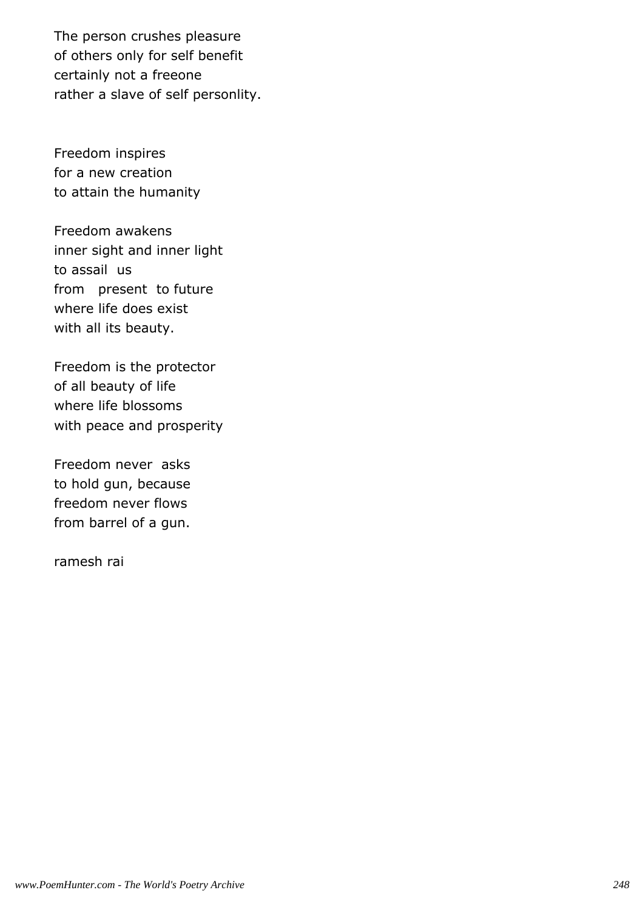The person crushes pleasure
of others only for self benefit
certainly not a freeone
rather a slave of self personlity.

Freedom inspires
for a new creation
to attain the humanity

Freedom awakens
inner sight and inner light
to assail us
from present to future
where life does exist
with all its beauty.

Freedom is the protector
of all beauty of life
where life blossoms
with peace and prosperity

Freedom never asks
to hold gun, because
freedom never flows
from barrel of a gun.

ramesh rai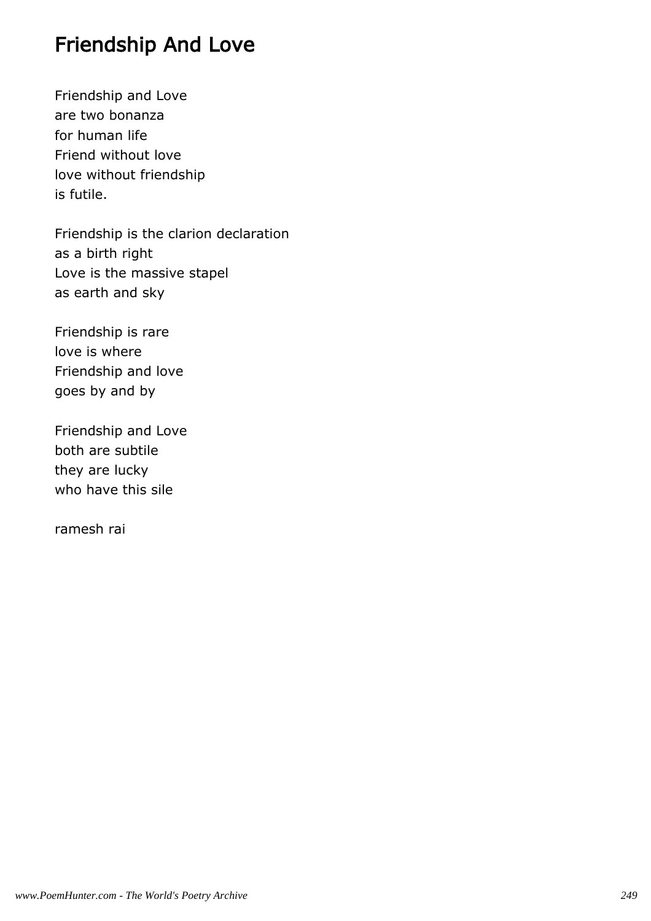# Friendship And Love

Friendship and Love
are two bonanza
for human life
Friend without love
love without friendship
is futile.

Friendship is the clarion declaration
as a birth right
Love is the massive stapel
as earth and sky

Friendship is rare
love is where
Friendship and love
goes by and by

Friendship and Love
both are subtile
they are lucky
who have this sile

ramesh rai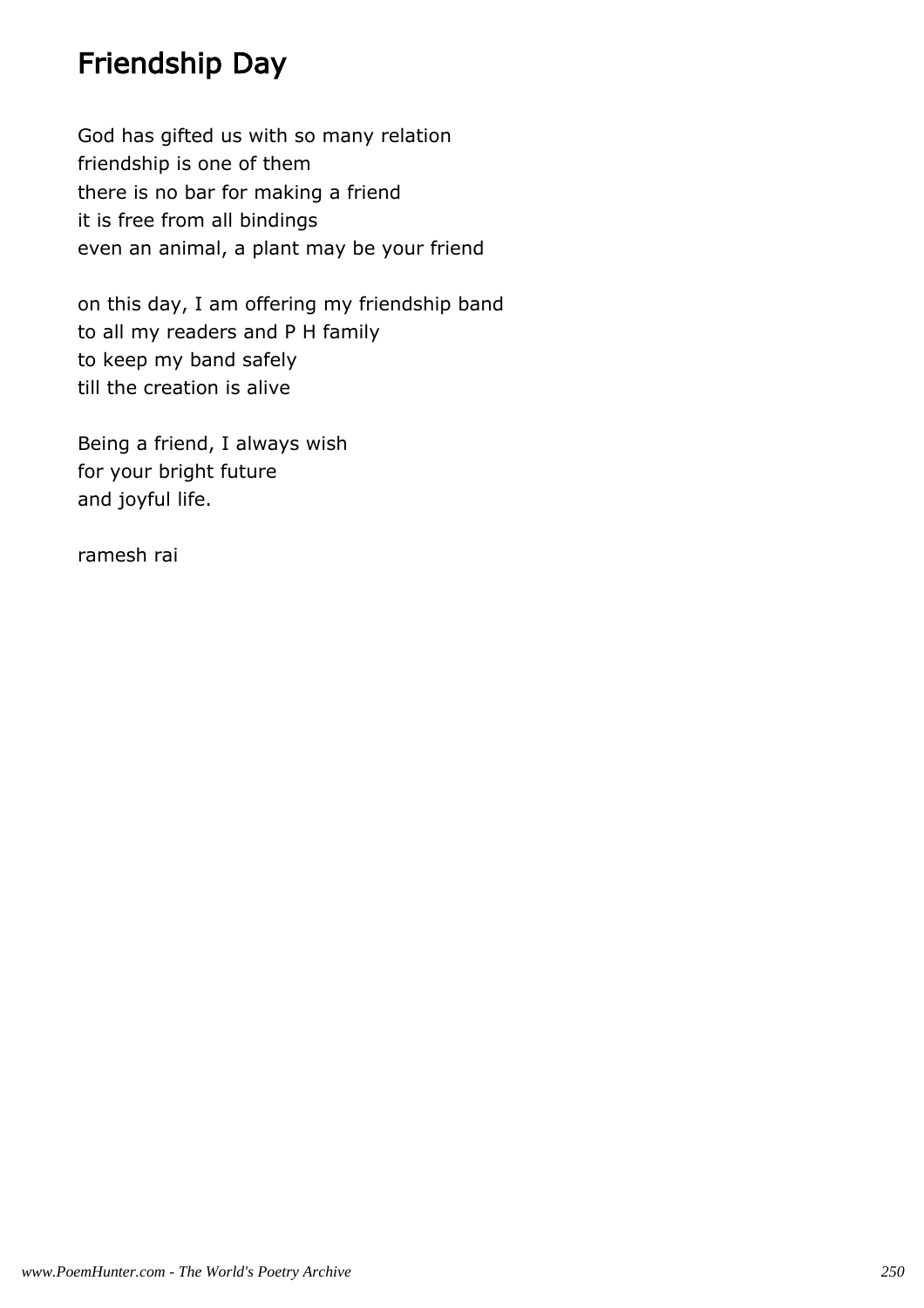## Friendship Day

God has gifted us with so many relation
friendship is one of them
there is no bar for making a friend
it is free from all bindings
even an animal, a plant may be your friend

on this day, I am offering my friendship band
to all my readers and P H family
to keep my band safely
till the creation is alive

Being a friend, I always wish
for your bright future
and joyful life.

ramesh rai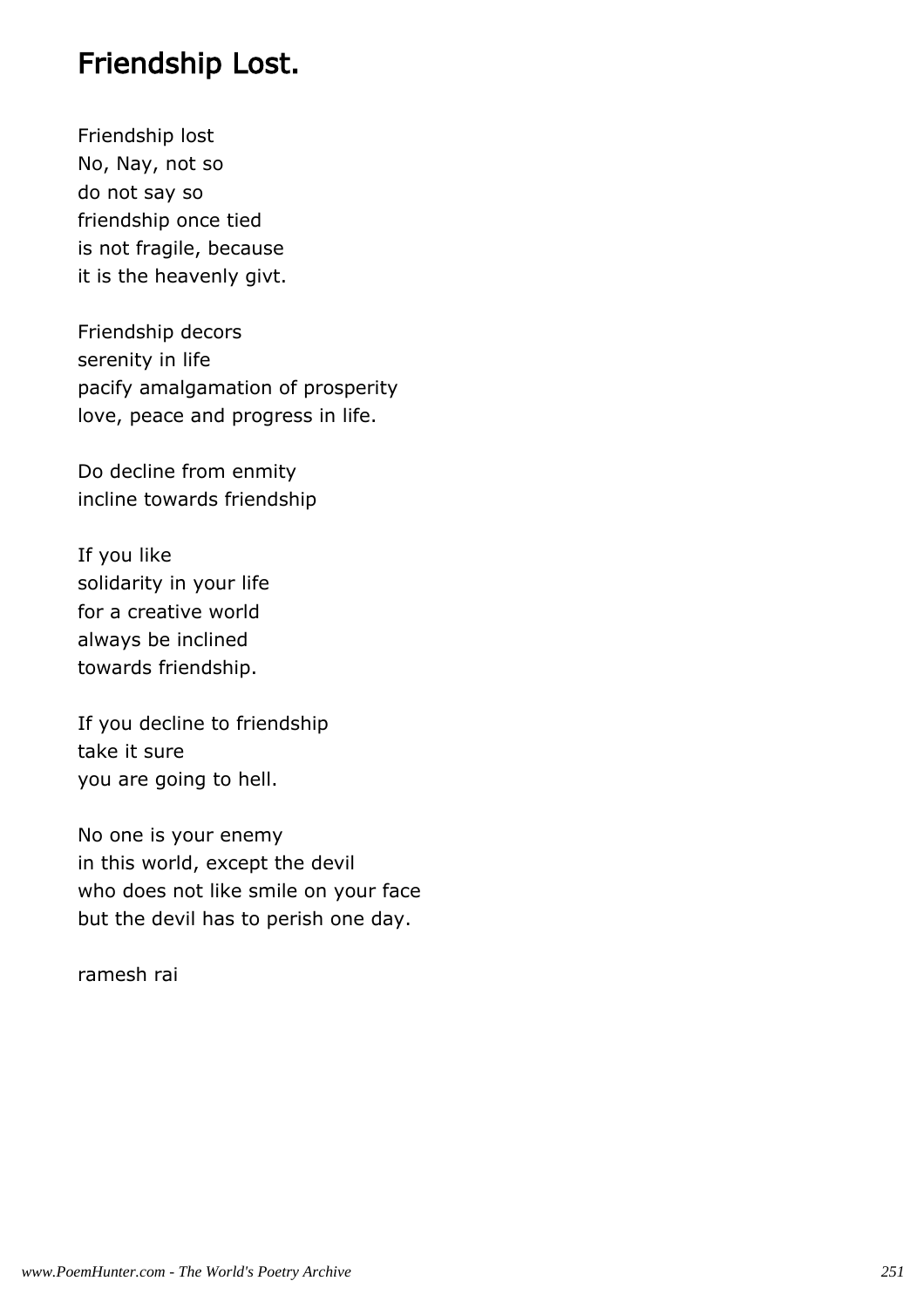# Friendship Lost.

Friendship lost  
No, Nay, not so  
do not say so  
friendship once tied  
is not fragile, because  
it is the heavenly givt.

Friendship decors  
serenity in life  
pacify amalgamation of prosperity  
love, peace and progress in life.

Do decline from enmity  
incline towards friendship

If you like  
solidarity in your life  
for a creative world  
always be inclined  
towards friendship.

If you decline to friendship  
take it sure  
you are going to hell.

No one is your enemy  
in this world, except the devil  
who does not like smile on your face  
but the devil has to perish one day.

ramesh rai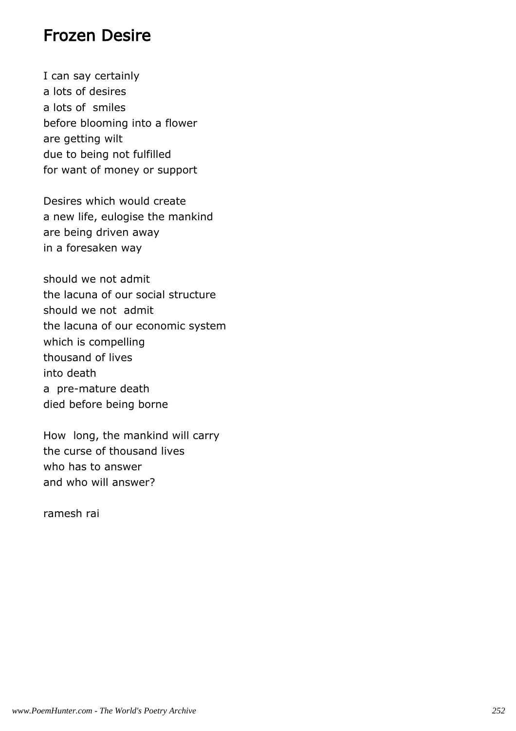# Frozen Desire

I can say certainly
a lots of desires
a lots of  smiles
before blooming into a flower
are getting wilt
due to being not fulfilled
for want of money or support

Desires which would create
a new life, eulogise the mankind
are being driven away
in a foresaken way

should we not admit
the lacuna of our social structure
should we not  admit
the lacuna of our economic system
which is compelling
thousand of lives
into death
a  pre-mature death
died before being borne

How  long, the mankind will carry
the curse of thousand lives
who has to answer
and who will answer?

ramesh rai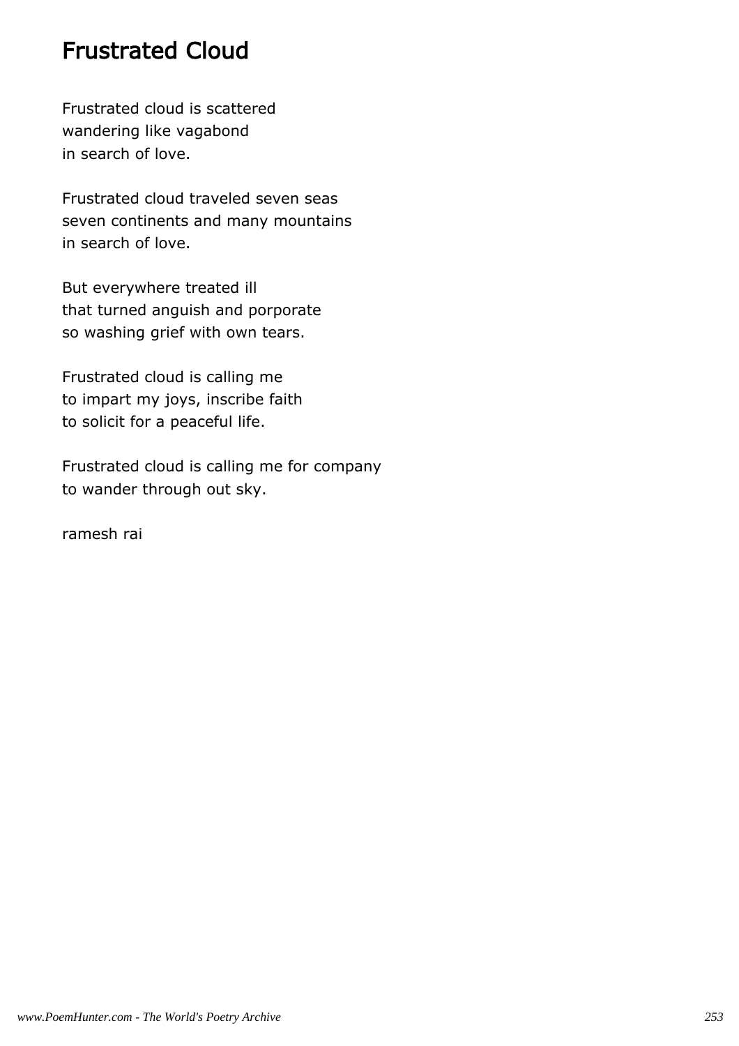# Frustrated Cloud

Frustrated cloud is scattered
wandering like vagabond
in search of love.

Frustrated cloud traveled seven seas
seven continents and many mountains
in search of love.

But everywhere treated ill
that turned anguish and porporate
so washing grief with own tears.

Frustrated cloud is calling me
to impart my joys, inscribe faith
to solicit for a peaceful life.

Frustrated cloud is calling me for company
to wander through out sky.

ramesh rai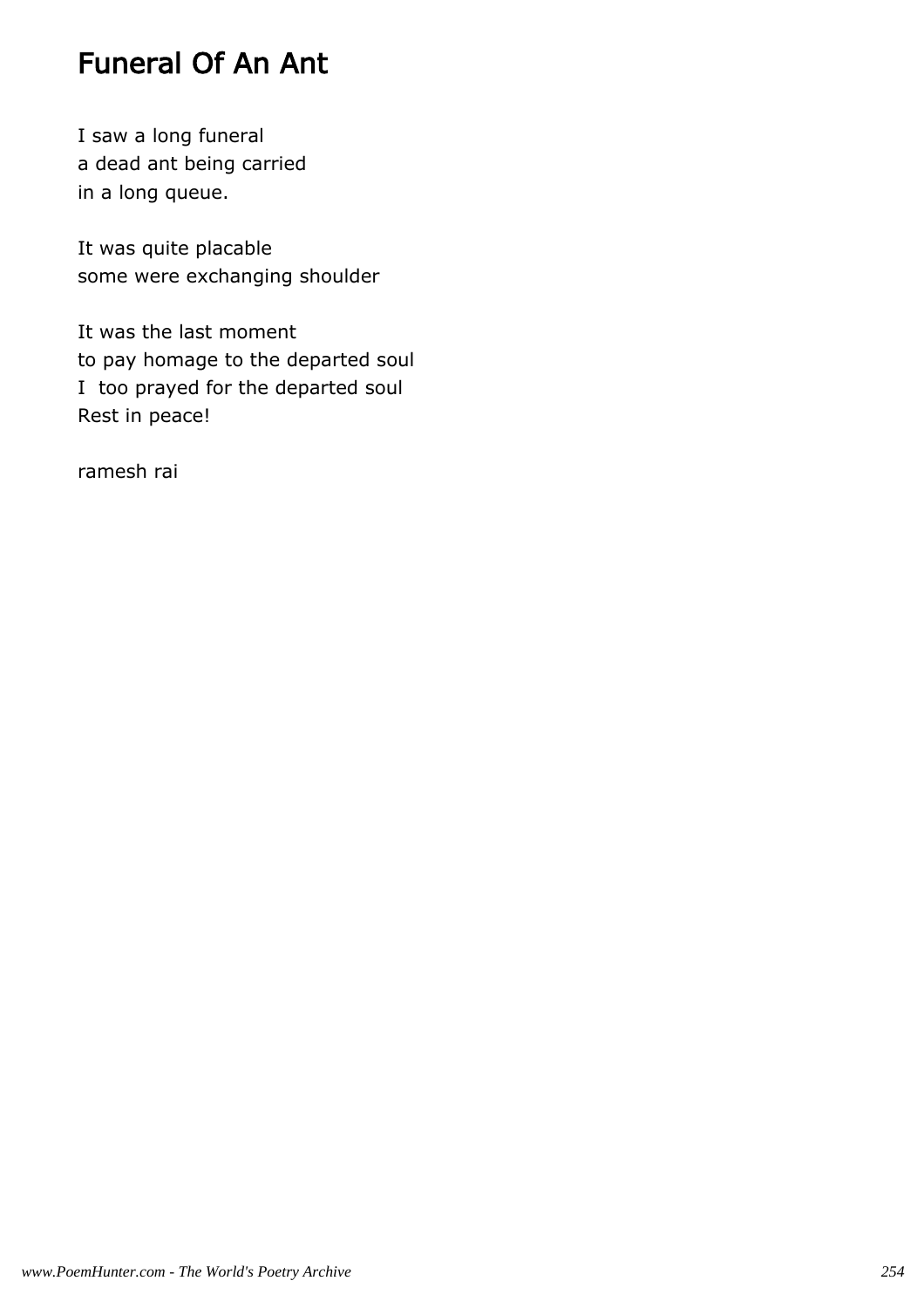# Funeral Of An Ant

I saw a long funeral
a dead ant being carried
in a long queue.

It was quite placable
some were exchanging shoulder

It was the last moment
to pay homage to the departed soul
I too prayed for the departed soul
Rest in peace!

ramesh rai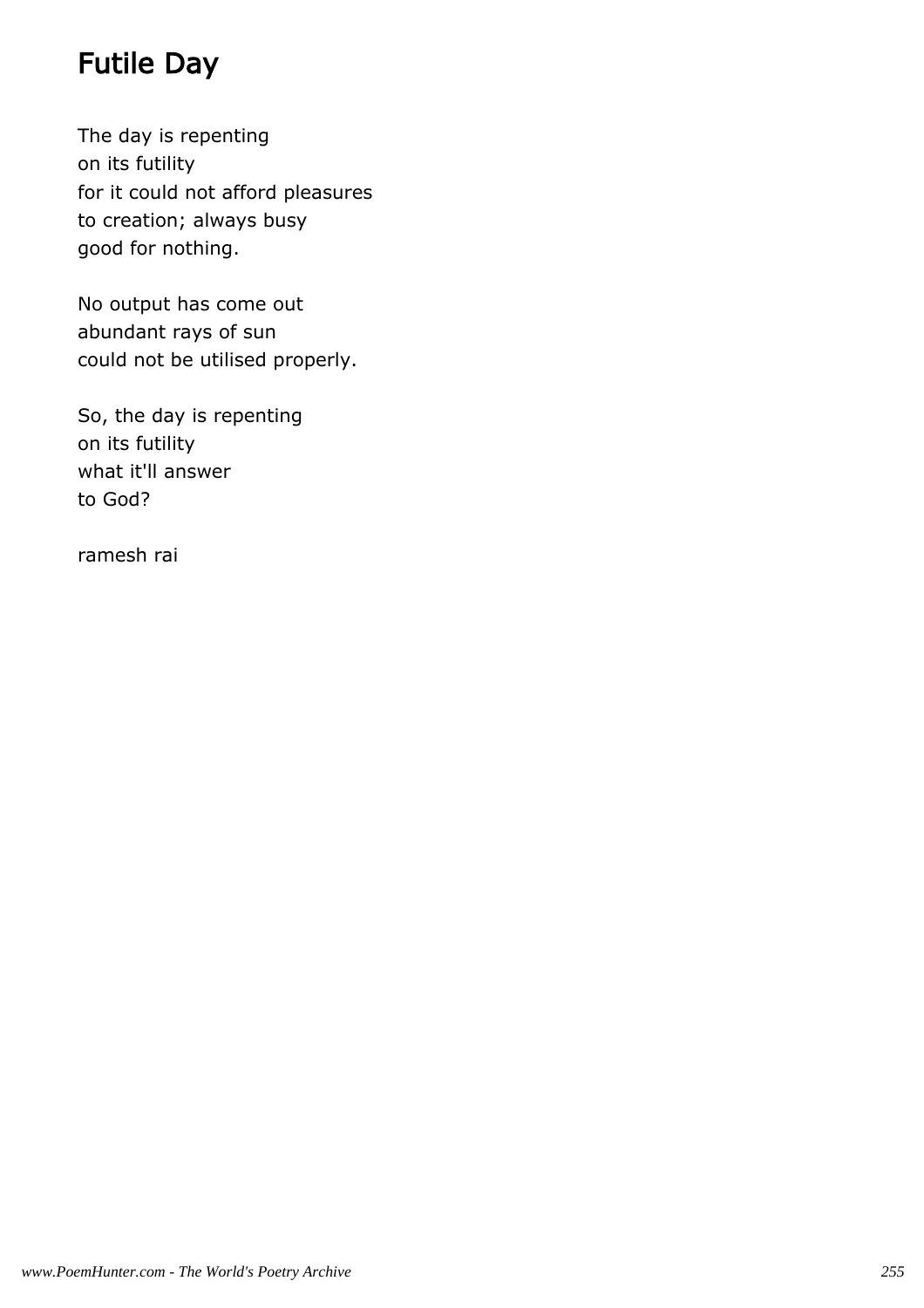# Futile Day

The day is repenting
on its futility
for it could not afford pleasures
to creation; always busy
good for nothing.

No output has come out
abundant rays of sun
could not be utilised properly.

So, the day is repenting
on its futility
what it'll answer
to God?

ramesh rai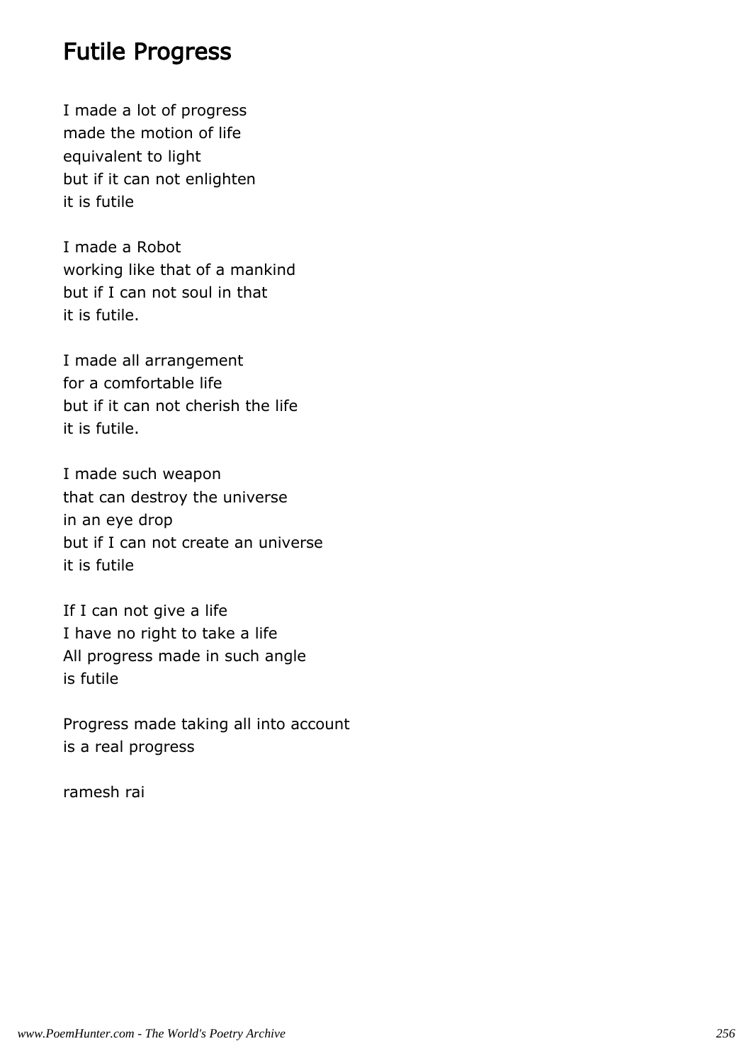# Futile Progress

I made a lot of progress
made the motion of life
equivalent to light
but if it can not enlighten
it is futile

I made a Robot
working like that of a mankind
but if I can not soul in that
it is futile.

I made all arrangement
for a comfortable life
but if it can not cherish the life
it is futile.

I made such weapon
that can destroy the universe
in an eye drop
but if I can not create an universe
it is futile

If I can not give a life
I have no right to take a life
All progress made in such angle
is futile

Progress made taking all into account
is a real progress

ramesh rai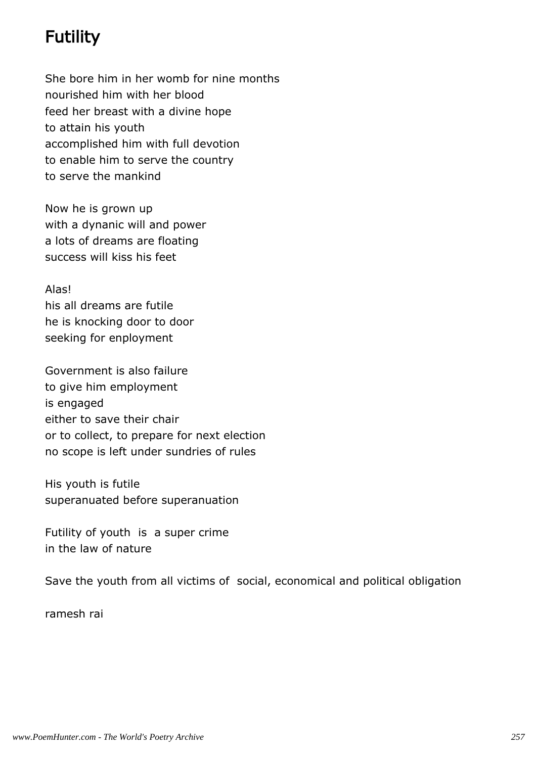# Futility

She bore him in her womb for nine months
nourished him with her blood
feed her breast with a divine hope
to attain his youth
accomplished him with full devotion
to enable him to serve the country
to serve the mankind

Now he is grown up
with a dynanic will and power
a lots of dreams are floating
success will kiss his feet

Alas!
his all dreams are futile
he is knocking door to door
seeking for enployment

Government is also failure
to give him employment
is engaged
either to save their chair
or to collect, to prepare for next election
no scope is left under sundries of rules

His youth is futile
superanuated before superanuation

Futility of youth is a super crime
in the law of nature

Save the youth from all victims of social, economical and political obligation

ramesh rai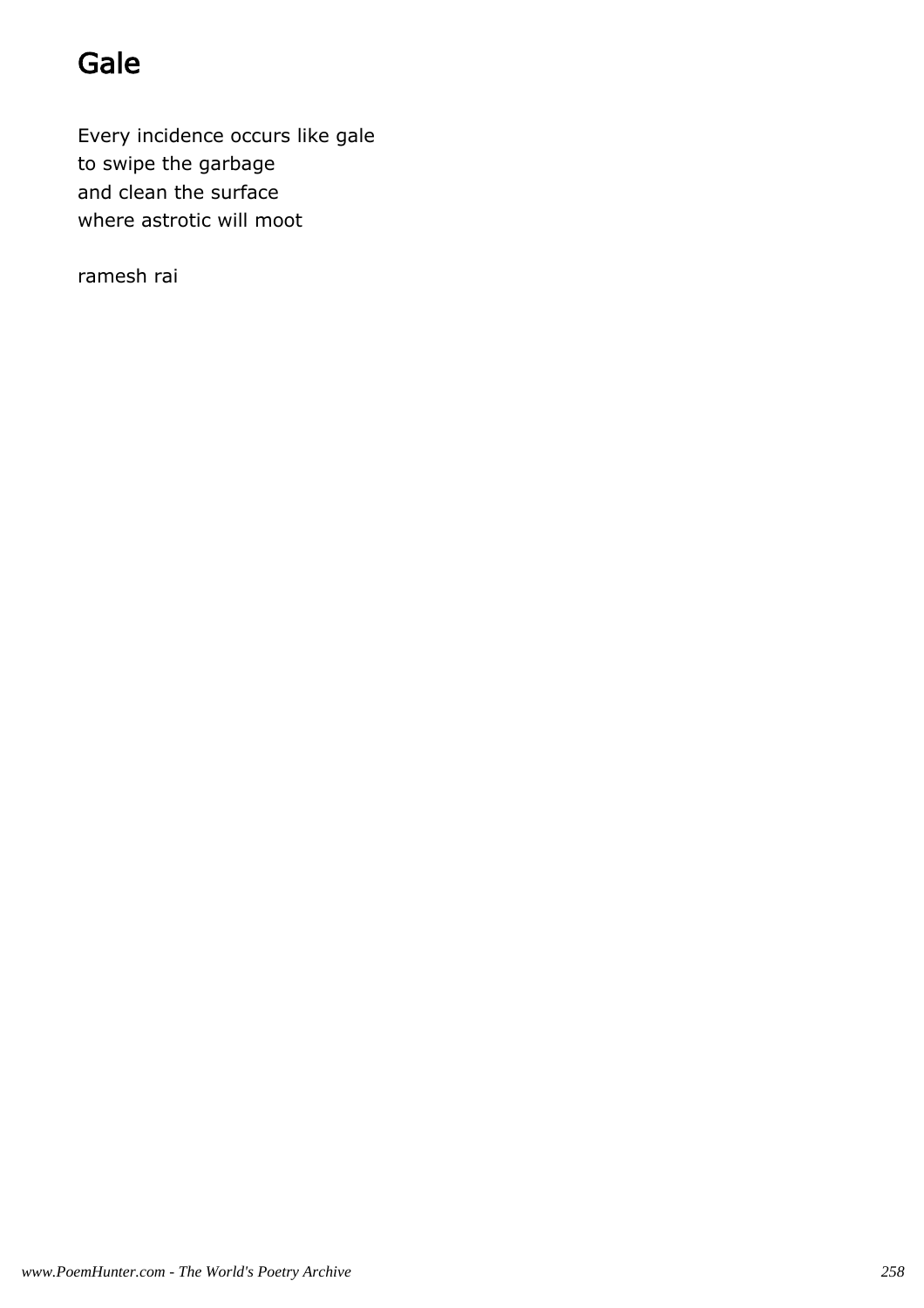# Gale

Every incidence occurs like gale  
to swipe the garbage  
and clean the surface  
where astrotic will moot

ramesh rai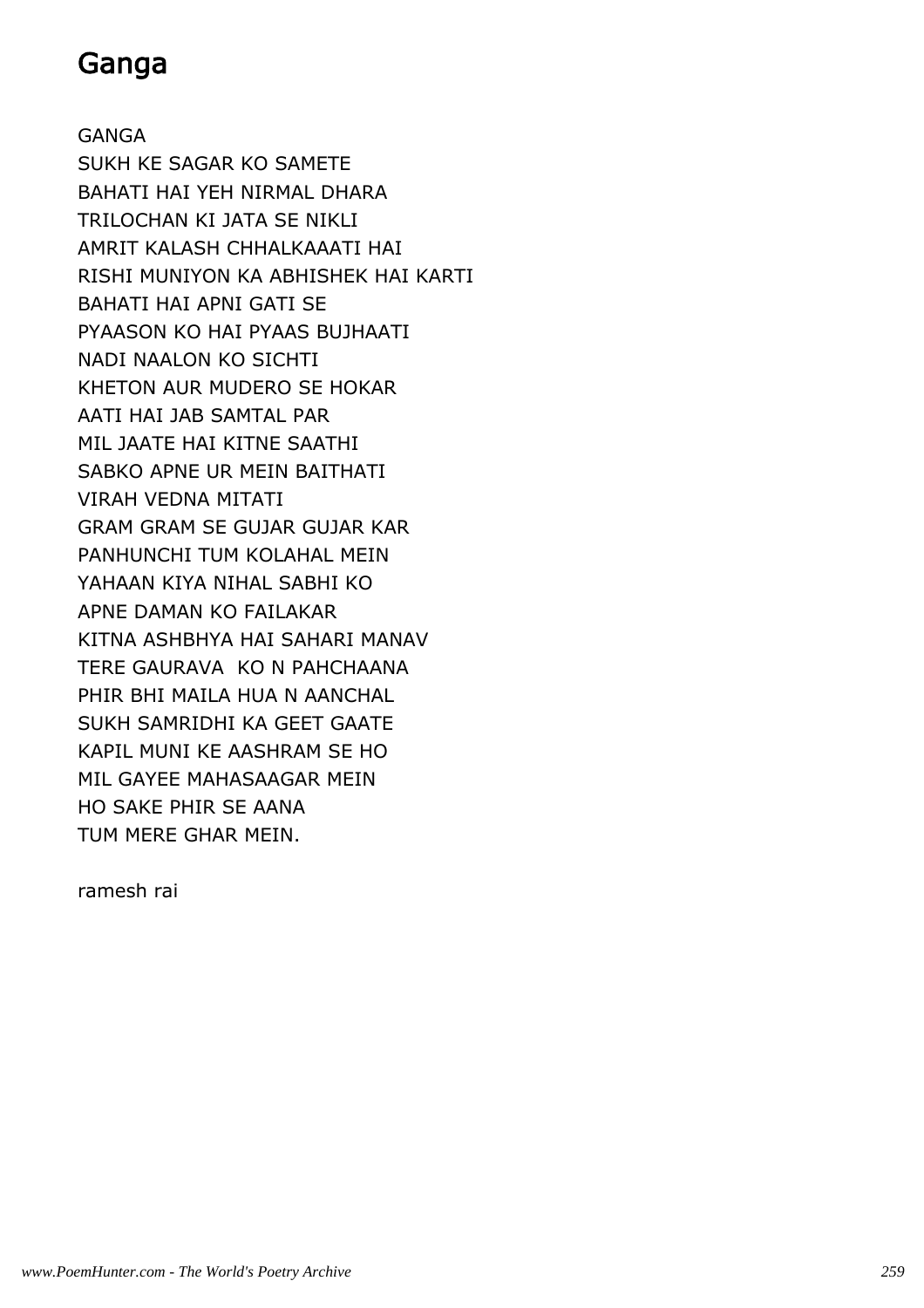# Ganga

GANGA
SUKH KE SAGAR KO SAMETE
BAHATI HAI YEH NIRMAL DHARA
TRILOCHAN KI JATA SE NIKLI
AMRIT KALASH CHHALKAAATI HAI
RISHI MUNIYON KA ABHISHEK HAI KARTI
BAHATI HAI APNI GATI SE
PYAASON KO HAI PYAAS BUJHAATI
NADI NAALON KO SICHTI
KHETON AUR MUDERO SE HOKAR
AATI HAI JAB SAMTAL PAR
MIL JAATE HAI KITNE SAATHI
SABKO APNE UR MEIN BAITHATI
VIRAH VEDNA MITATI
GRAM GRAM SE GUJAR GUJAR KAR
PANHUNCHI TUM KOLAHAL MEIN
YAHAAN KIYA NIHAL SABHI KO
APNE DAMAN KO FAILAKAR
KITNA ASHBHYA HAI SAHARI MANAV
TERE GAURAVA KO N PAHCHAANA
PHIR BHI MAILA HUA N AANCHAL
SUKH SAMRIDHI KA GEET GAATE
KAPIL MUNI KE AASHRAM SE HO
MIL GAYEE MAHASAAGAR MEIN
HO SAKE PHIR SE AANA
TUM MERE GHAR MEIN.

ramesh rai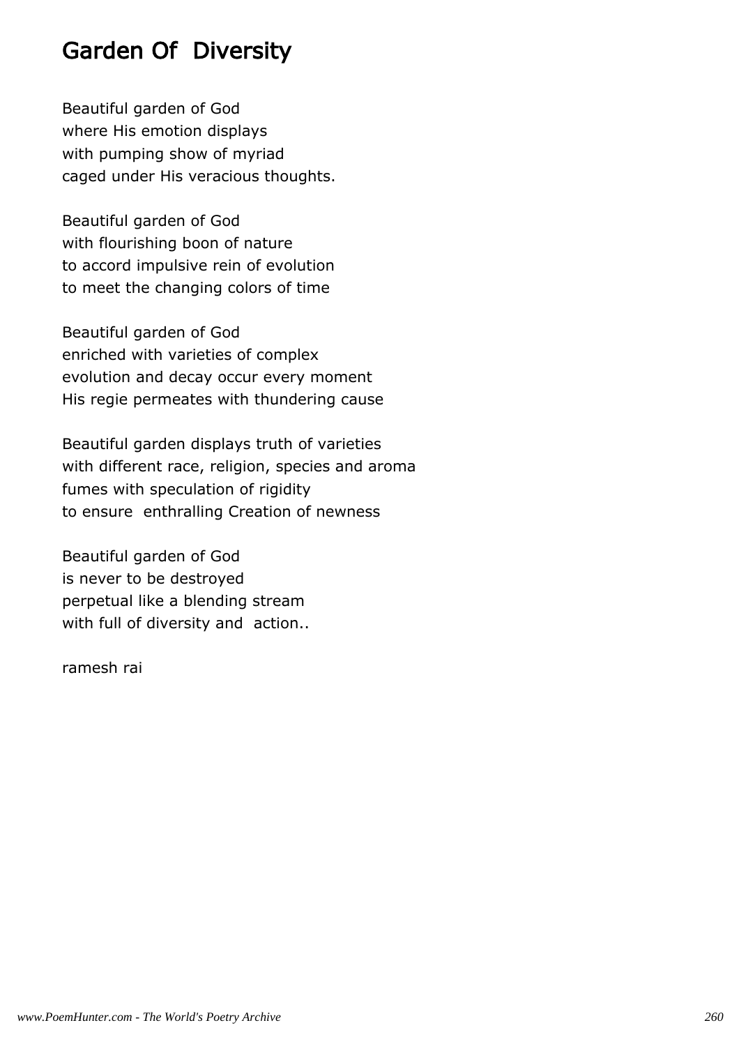# Garden Of  Diversity

Beautiful garden of God
where His emotion displays
with pumping show of myriad
caged under His veracious thoughts.

Beautiful garden of God
with flourishing boon of nature
to accord impulsive rein of evolution
to meet the changing colors of time

Beautiful garden of God
enriched with varieties of complex
evolution and decay occur every moment
His regie permeates with thundering cause

Beautiful garden displays truth of varieties
with different race, religion, species and aroma
fumes with speculation of rigidity
to ensure  enthralling Creation of newness

Beautiful garden of God
is never to be destroyed
perpetual like a blending stream
with full of diversity and  action..

ramesh rai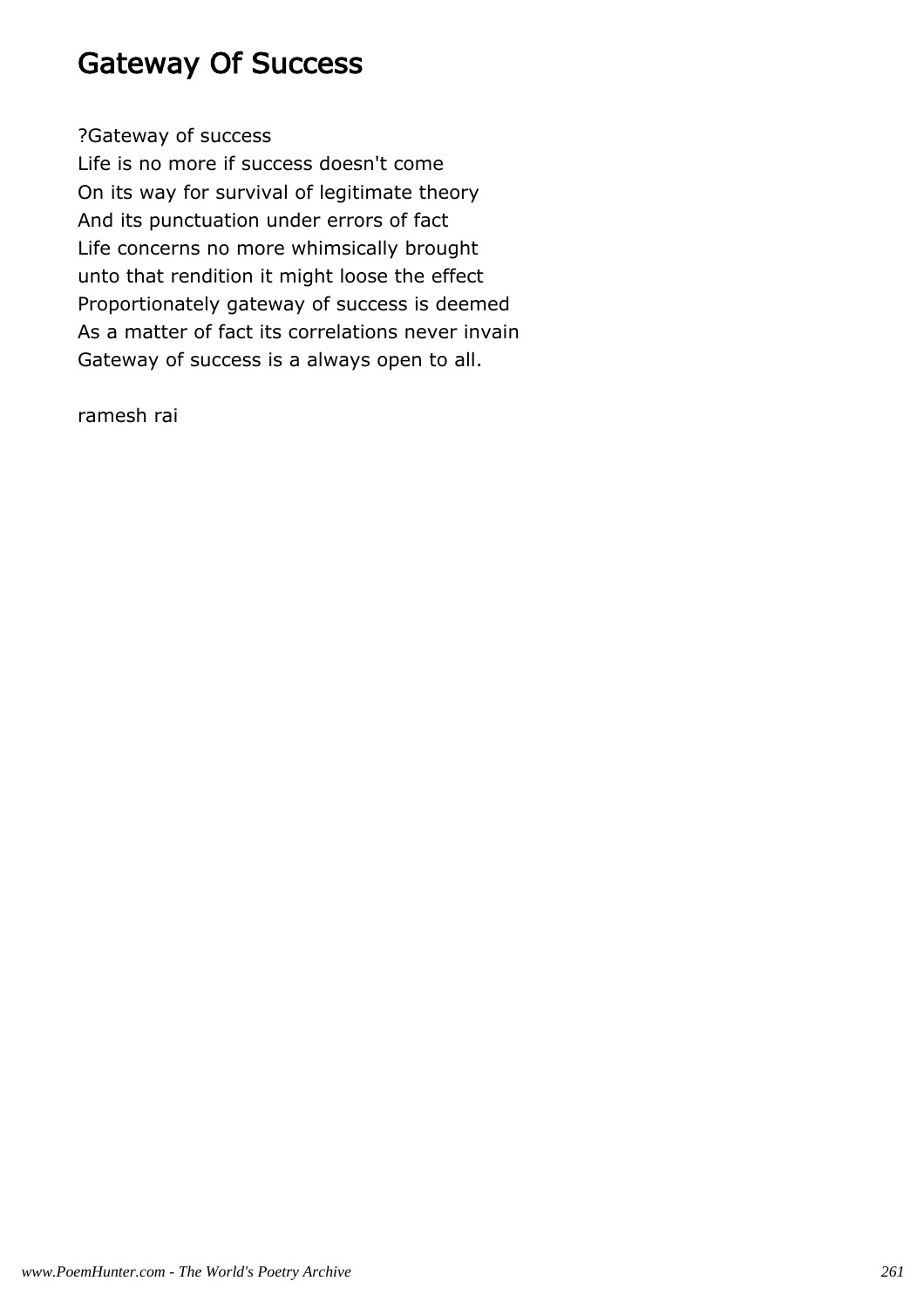# Gateway Of Success

?Gateway of success  
Life is no more if success doesn't come  
On its way for survival of legitimate theory  
And its punctuation under errors of fact  
Life concerns no more whimsically brought  
unto that rendition it might loose the effect  
Proportionately gateway of success is deemed  
As a matter of fact its correlations never invain  
Gateway of success is a always open to all.

ramesh rai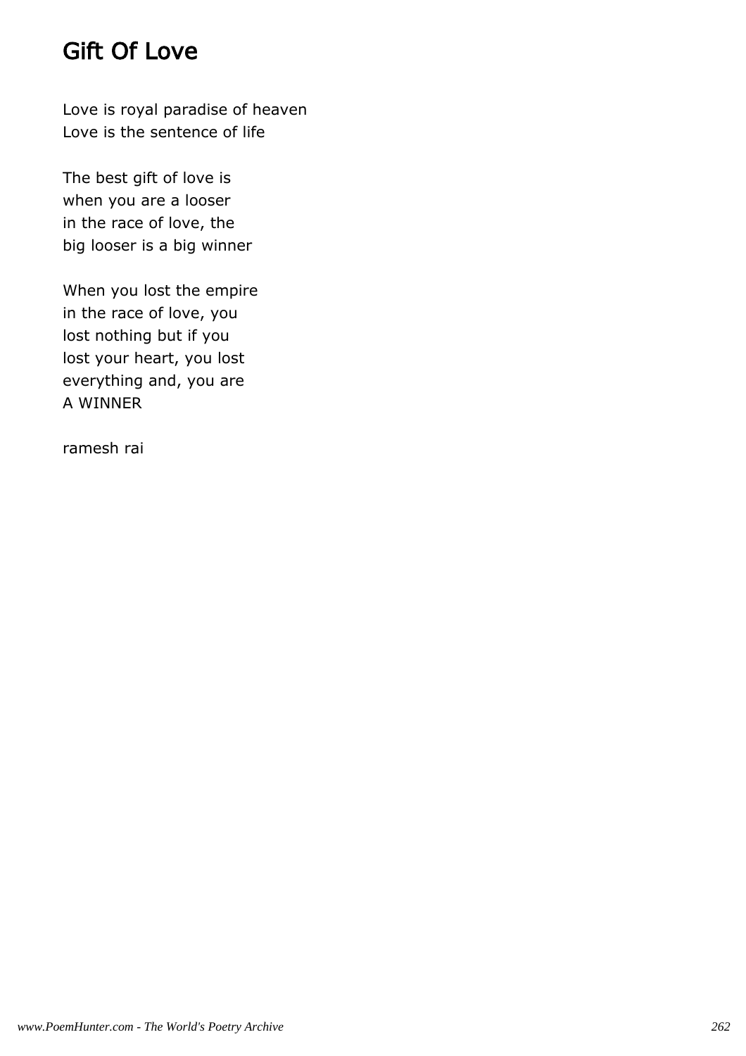# Gift Of Love

Love is royal paradise of heaven
Love is the sentence of life

The best gift of love is
when you are a looser
in the race of love, the
big looser is a big winner

When you lost the empire
in the race of love, you
lost nothing but if you
lost your heart, you lost
everything and, you are
A WINNER

ramesh rai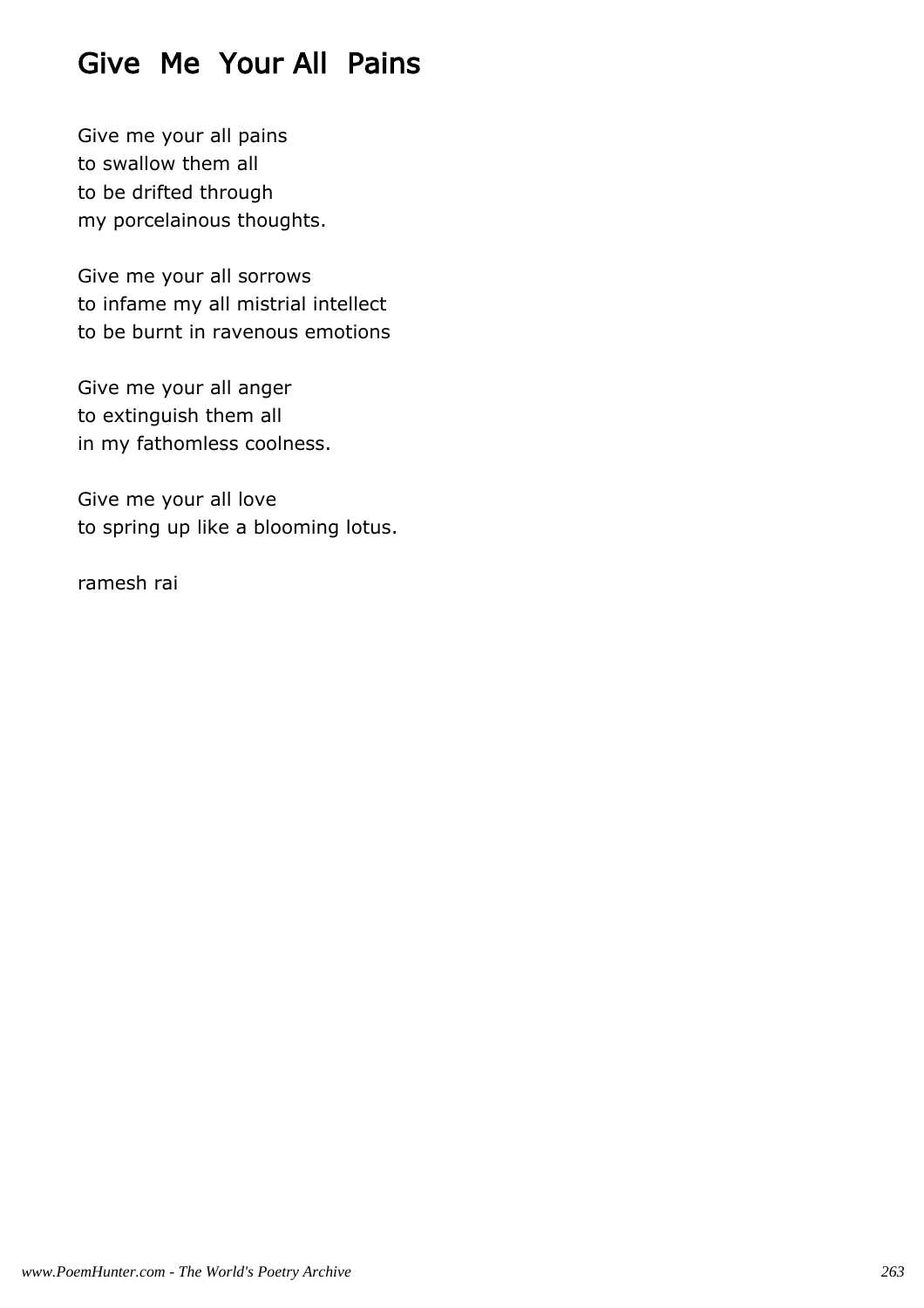## Give Me Your All Pains

Give me your all pains
to swallow them all
to be drifted through
my porcelainous thoughts.

Give me your all sorrows
to infame my all mistrial intellect
to be burnt in ravenous emotions

Give me your all anger
to extinguish them all
in my fathomless coolness.

Give me your all love
to spring up like a blooming lotus.

ramesh rai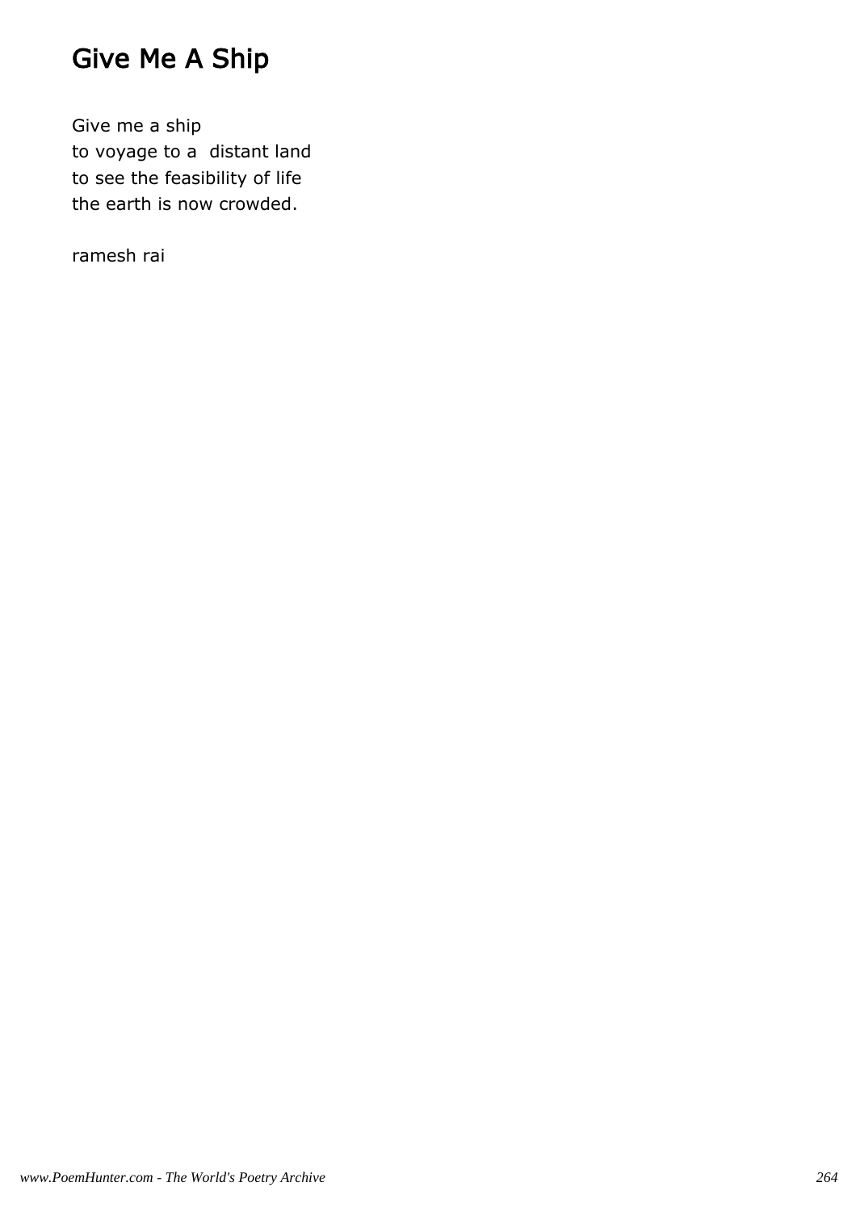# Give Me A Ship

Give me a ship  
to voyage to a distant land  
to see the feasibility of life  
the earth is now crowded.

ramesh rai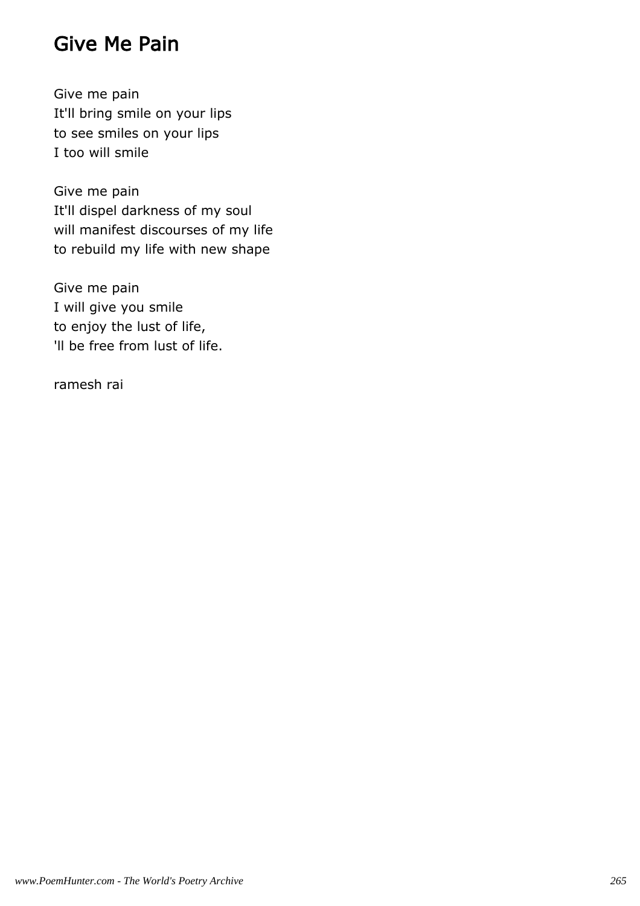# Give Me Pain

Give me pain  
It'll bring smile on your lips  
to see smiles on your lips  
I too will smile

Give me pain  
It'll dispel darkness of my soul  
will manifest discourses of my life  
to rebuild my life with new shape

Give me pain  
I will give you smile  
to enjoy the lust of life,  
'll be free from lust of life.

ramesh rai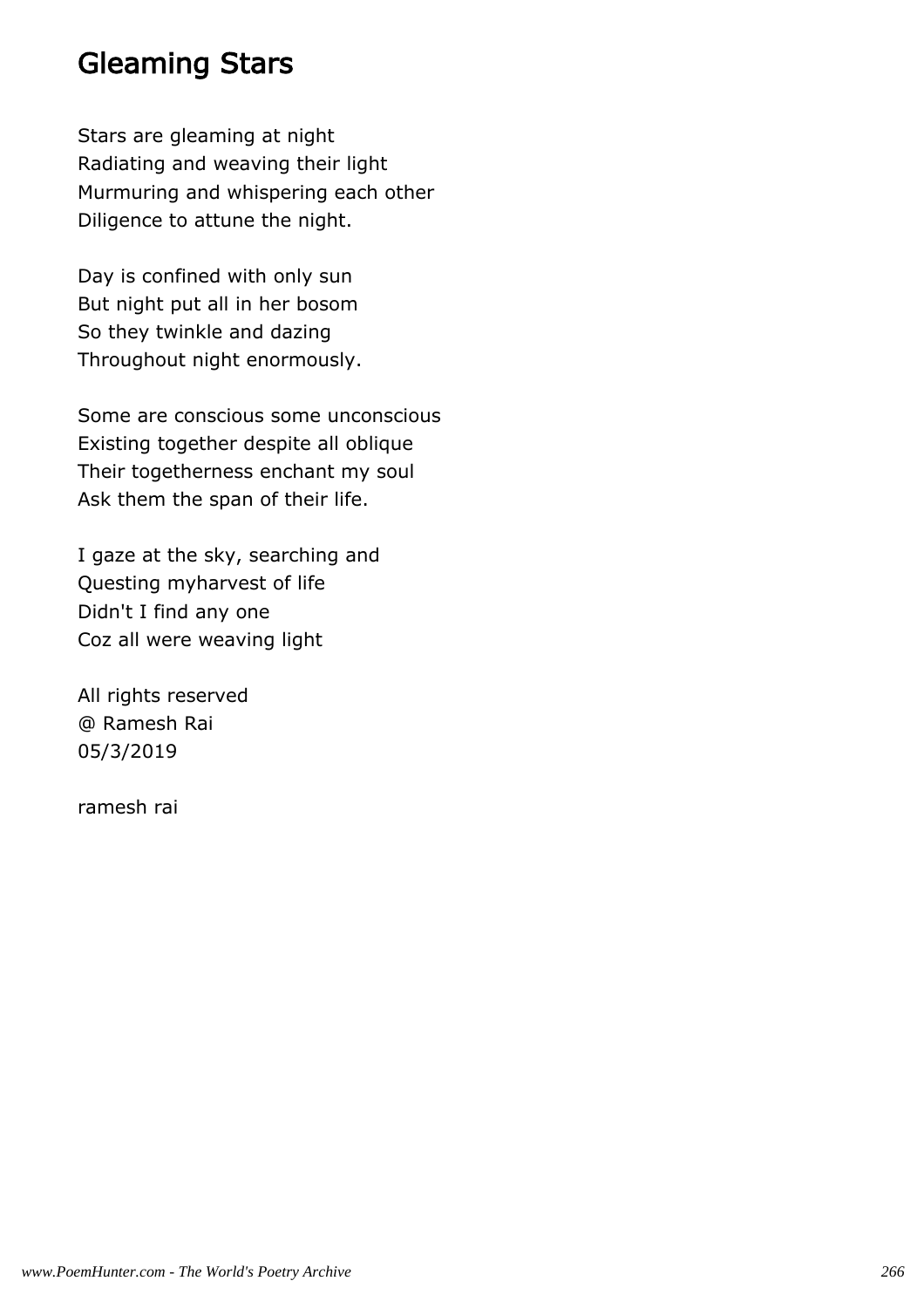# Gleaming Stars

Stars are gleaming at night
Radiating and weaving their light
Murmuring and whispering each other
Diligence to attune the night.

Day is confined with only sun
But night put all in her bosom
So they twinkle and dazing
Throughout night enormously.

Some are conscious some unconscious
Existing together despite all oblique
Their togetherness enchant my soul
Ask them the span of their life.

I gaze at the sky, searching and
Questing myharvest of life
Didn't I find any one
Coz all were weaving light

All rights reserved
@ Ramesh Rai
05/3/2019

ramesh rai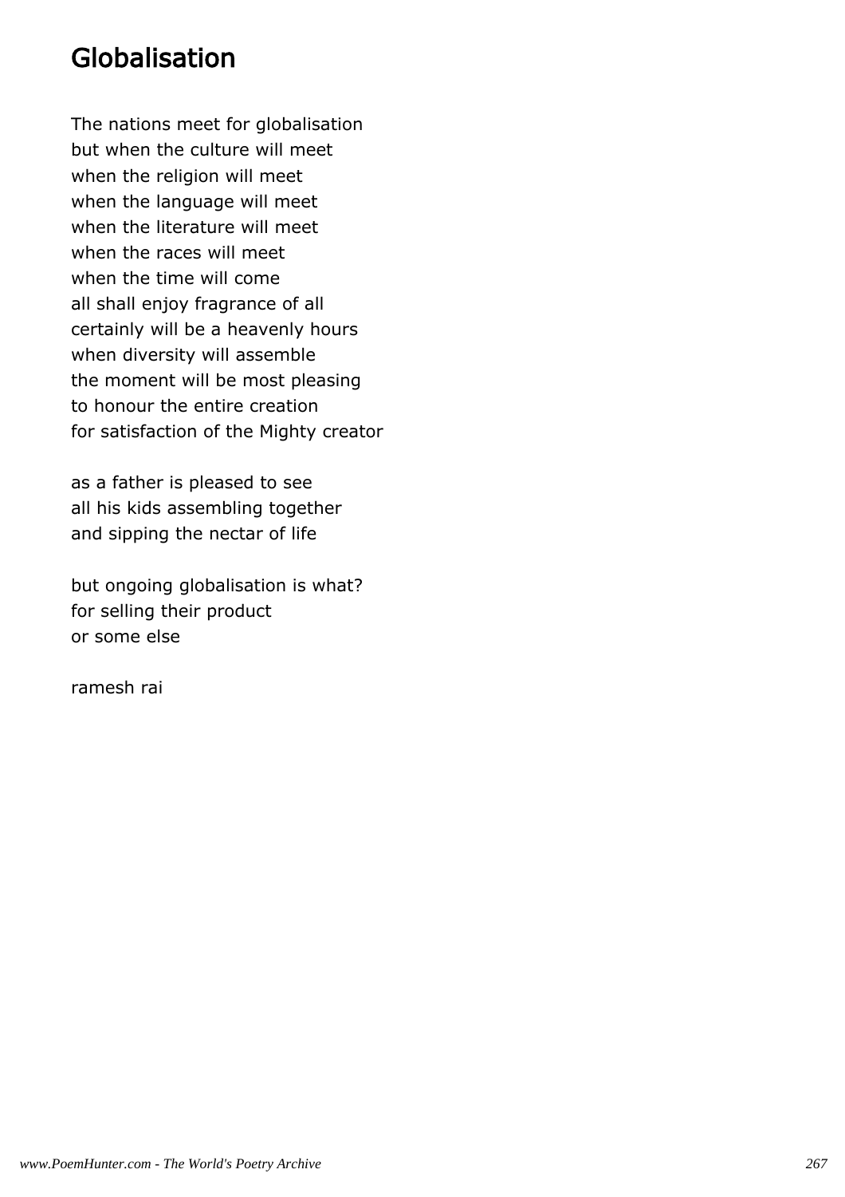## Globalisation

The nations meet for globalisation
but when the culture will meet
when the religion will meet
when the language will meet
when the literature will meet
when the races will meet
when the time will come
all shall enjoy fragrance of all
certainly will be a heavenly hours
when diversity will assemble
the moment will be most pleasing
to honour the entire creation
for satisfaction of the Mighty creator

as a father is pleased to see
all his kids assembling together
and sipping the nectar of life

but ongoing globalisation is what?
for selling their product
or some else

ramesh rai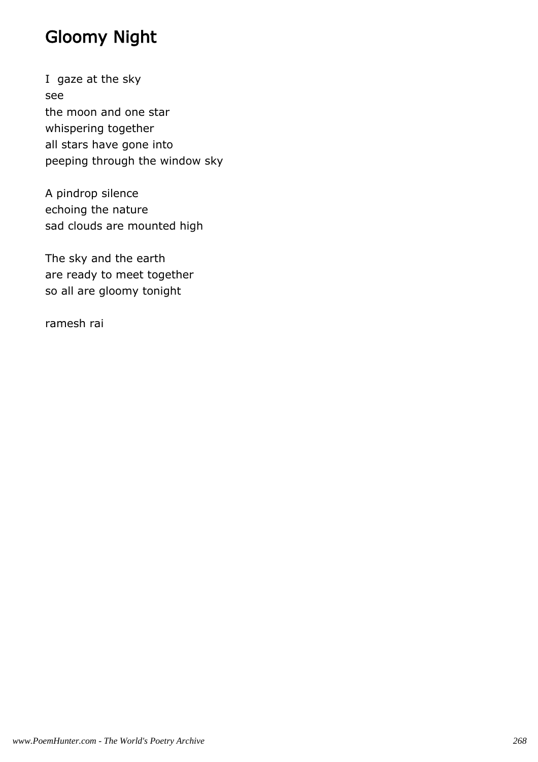# Gloomy Night

I gaze at the sky  
see  
the moon and one star  
whispering together  
all stars have gone into  
peeping through the window sky

A pindrop silence  
echoing the nature  
sad clouds are mounted high

The sky and the earth  
are ready to meet together  
so all are gloomy tonight

ramesh rai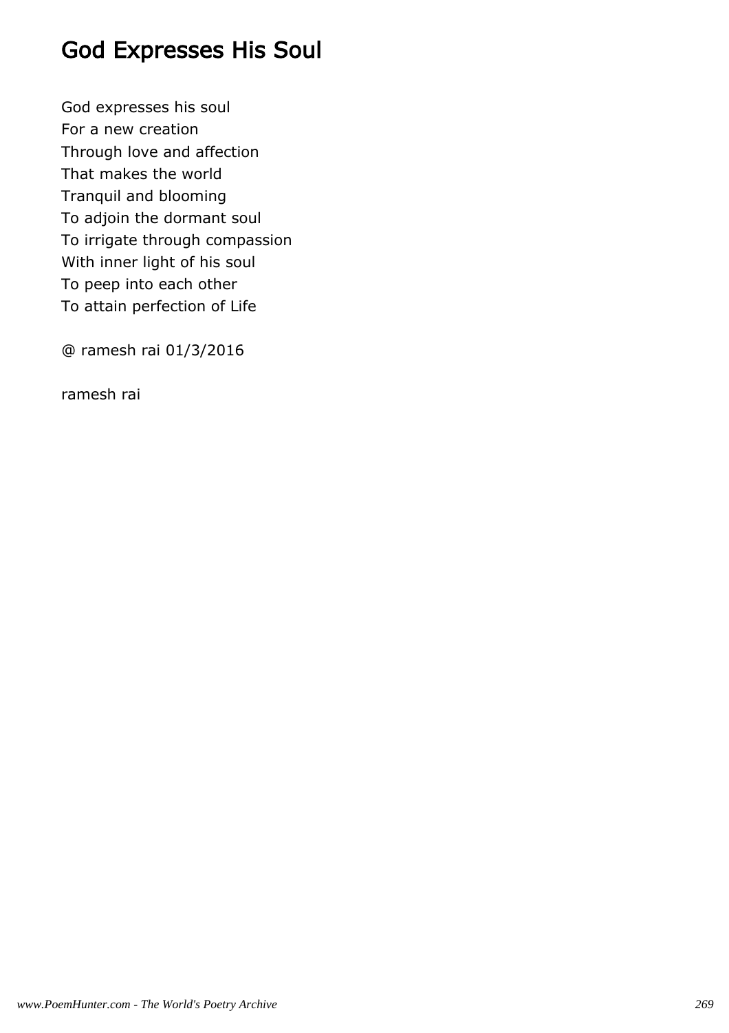# God Expresses His Soul

God expresses his soul  
For a new creation  
Through love and affection  
That makes the world  
Tranquil and blooming  
To adjoin the dormant soul  
To irrigate through compassion  
With inner light of his soul  
To peep into each other  
To attain perfection of Life

@ ramesh rai 01/3/2016

ramesh rai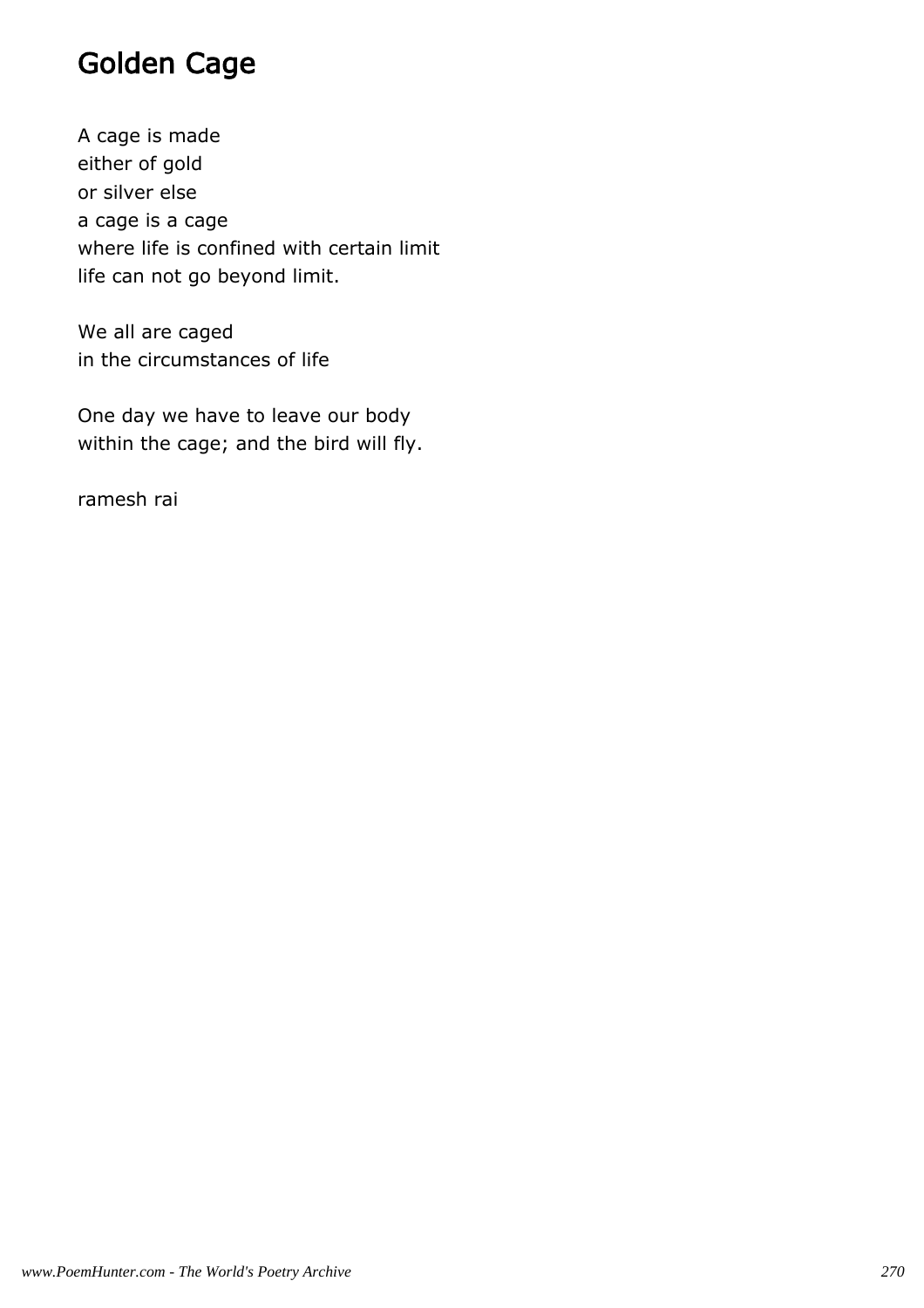# Golden Cage

A cage is made
either of gold
or silver else
a cage is a cage
where life is confined with certain limit
life can not go beyond limit.

We all are caged
in the circumstances of life

One day we have to leave our body
within the cage; and the bird will fly.

ramesh rai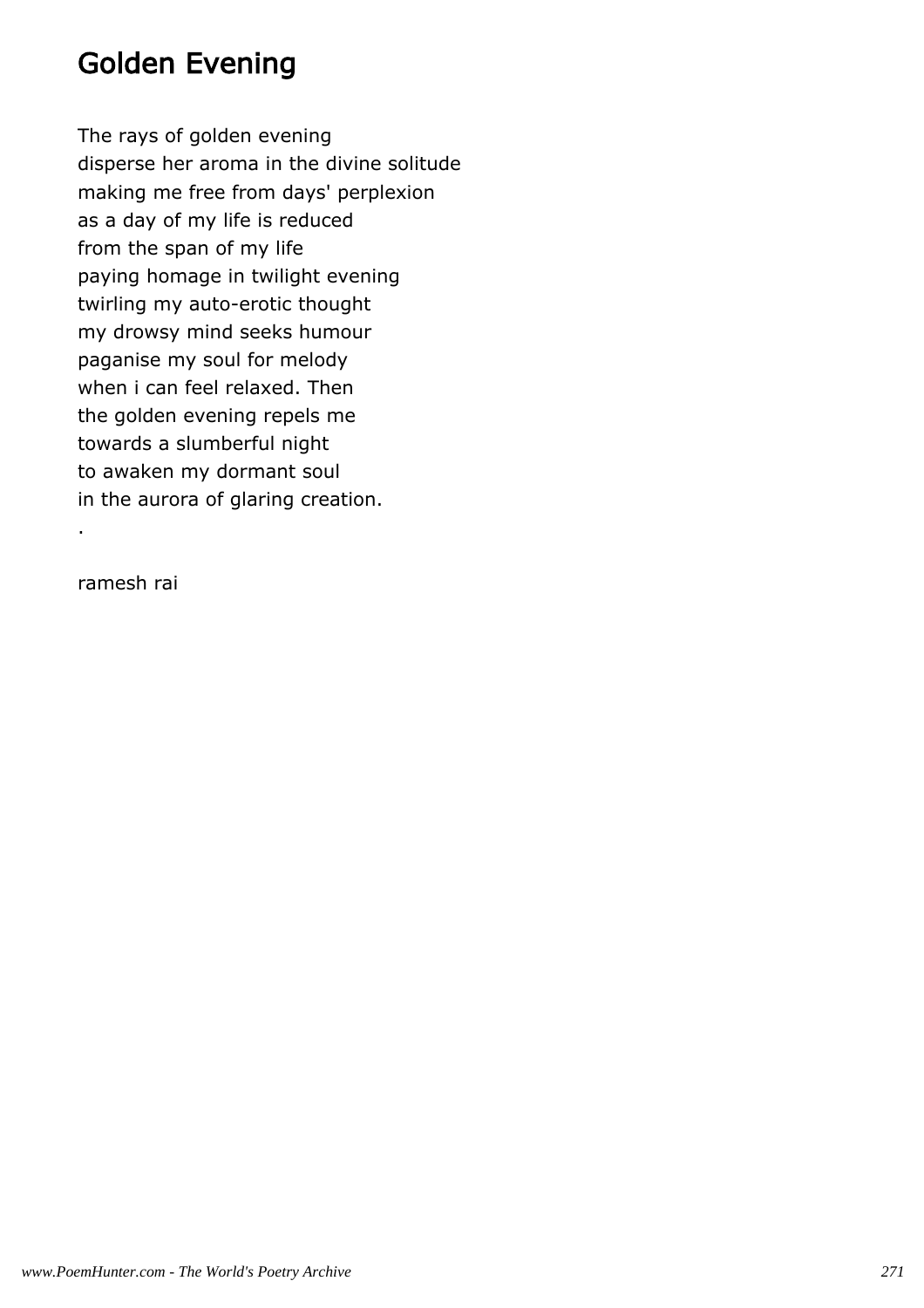# Golden Evening

The rays of golden evening  
disperse her aroma in the divine solitude  
making me free from days' perplexion  
as a day of my life is reduced  
from the span of my life  
paying homage in twilight evening  
twirling my auto-erotic thought  
my drowsy mind seeks humour  
paganise my soul for melody  
when i can feel relaxed. Then  
the golden evening repels me  
towards a slumberful night  
to awaken my dormant soul  
in the aurora of glaring creation.  
.

ramesh rai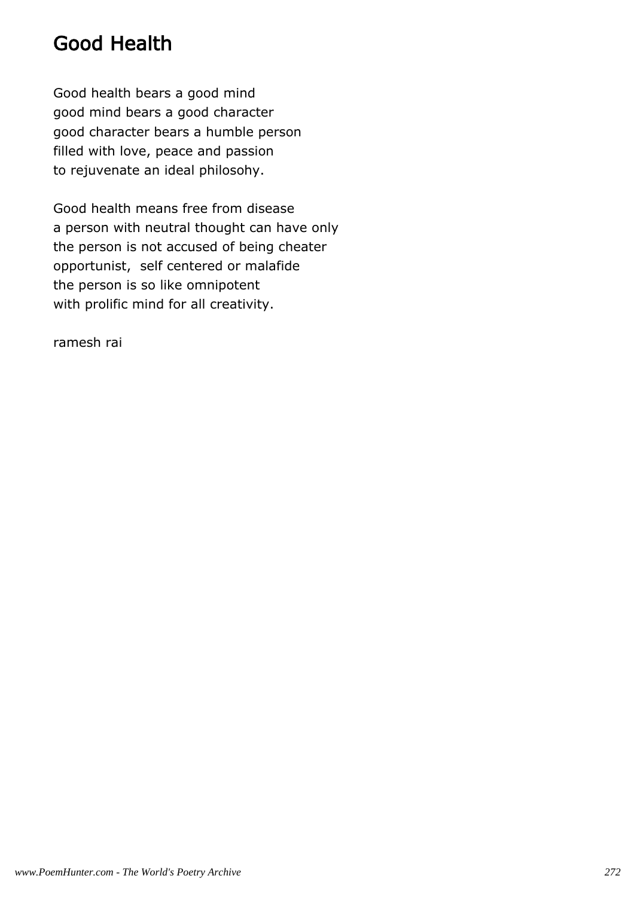# Good Health

Good health bears a good mind
good mind bears a good character
good character bears a humble person
filled with love, peace and passion
to rejuvenate an ideal philosohy.

Good health means free from disease
a person with neutral thought can have only
the person is not accused of being cheater
opportunist,  self centered or malafide
the person is so like omnipotent
with prolific mind for all creativity.

ramesh rai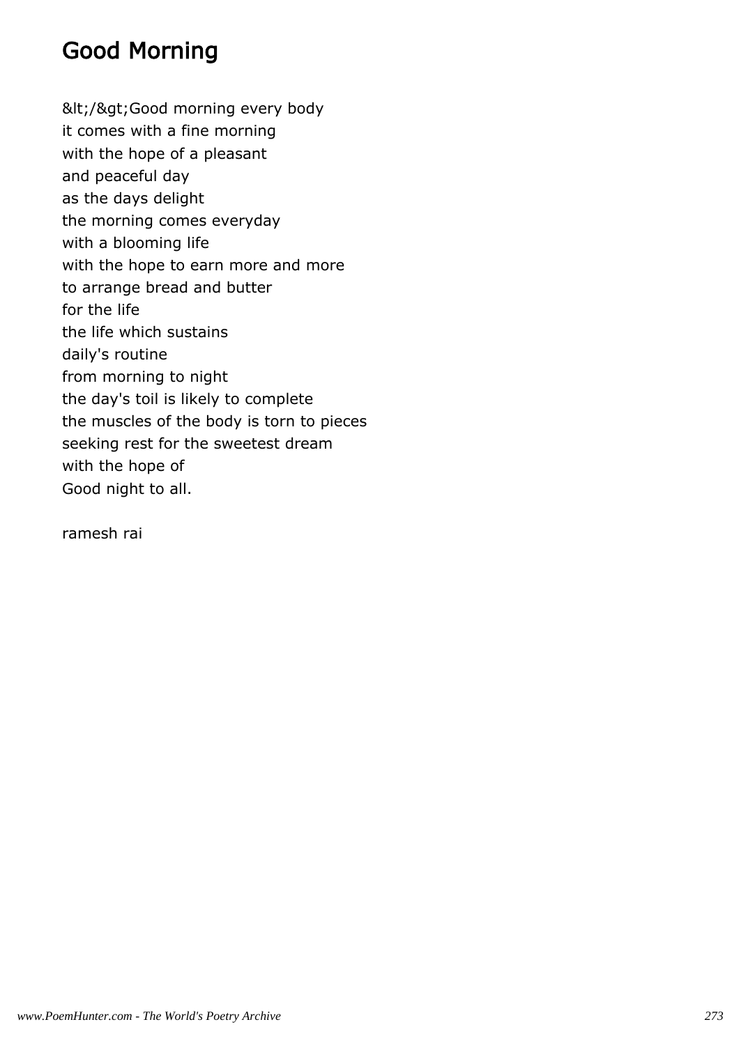# Good Morning

&lt;/&gt;Good morning every body
it comes with a fine morning
with the hope of a pleasant
and peaceful day
as the days delight
the morning comes everyday
with a blooming life
with the hope to earn more and more
to arrange bread and butter
for the life
the life which sustains
daily's routine
from morning to night
the day's toil is likely to complete
the muscles of the body is torn to pieces
seeking rest for the sweetest dream
with the hope of
Good night to all.

ramesh rai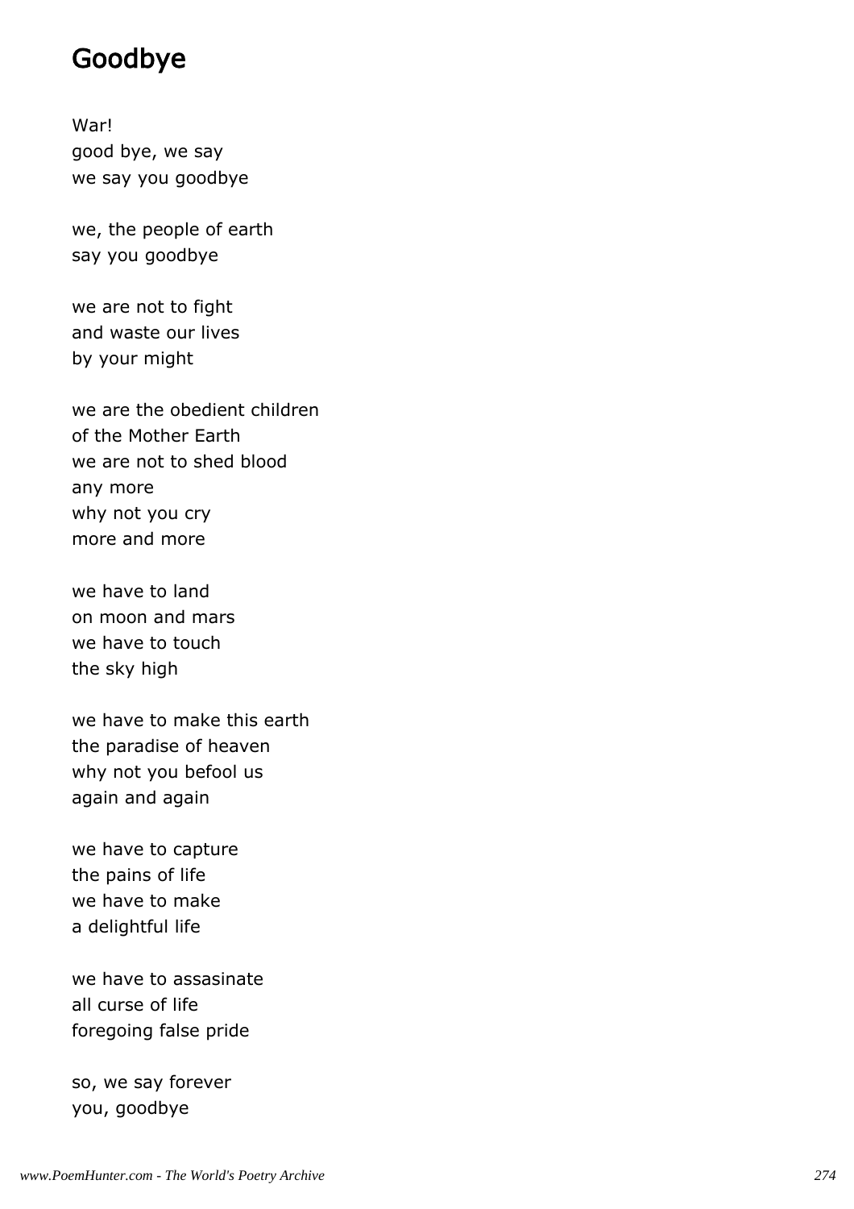# Goodbye

War!  
good bye, we say  
we say you goodbye

we, the people of earth  
say you goodbye

we are not to fight  
and waste our lives  
by your might

we are the obedient children  
of the Mother Earth  
we are not to shed blood  
any more  
why not you cry  
more and more

we have to land  
on moon and mars  
we have to touch  
the sky high

we have to make this earth  
the paradise of heaven  
why not you befool us  
again and again

we have to capture  
the pains of life  
we have to make  
a delightful life

we have to assasinate  
all curse of life  
foregoing false pride

so, we say forever  
you, goodbye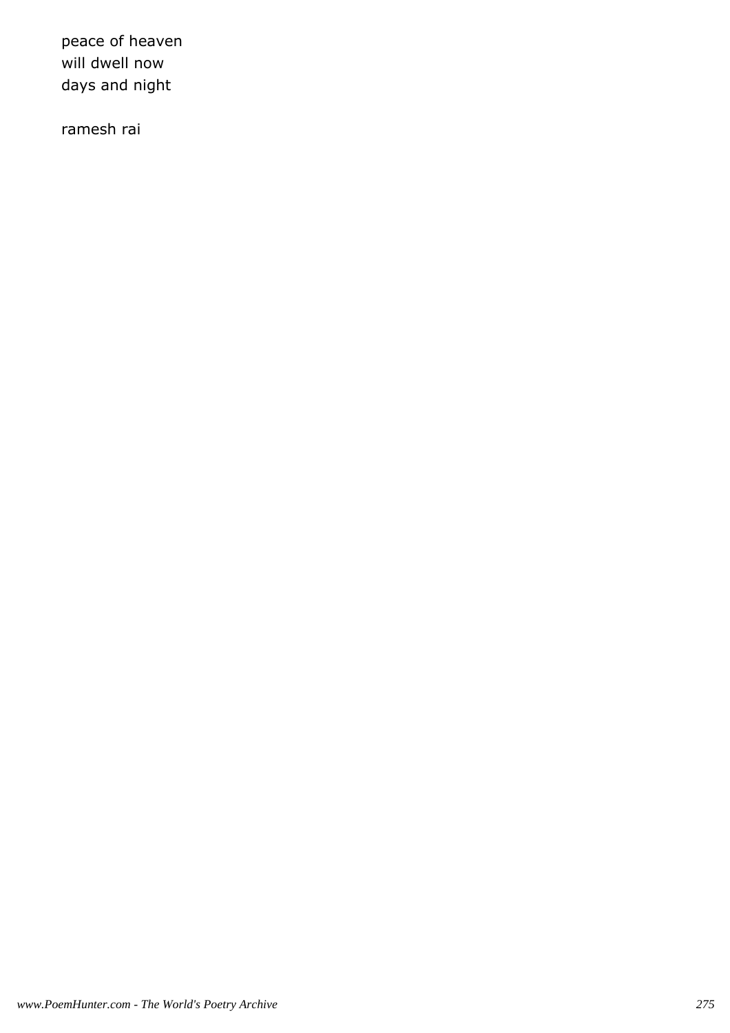peace of heaven
will dwell now
days and night

ramesh rai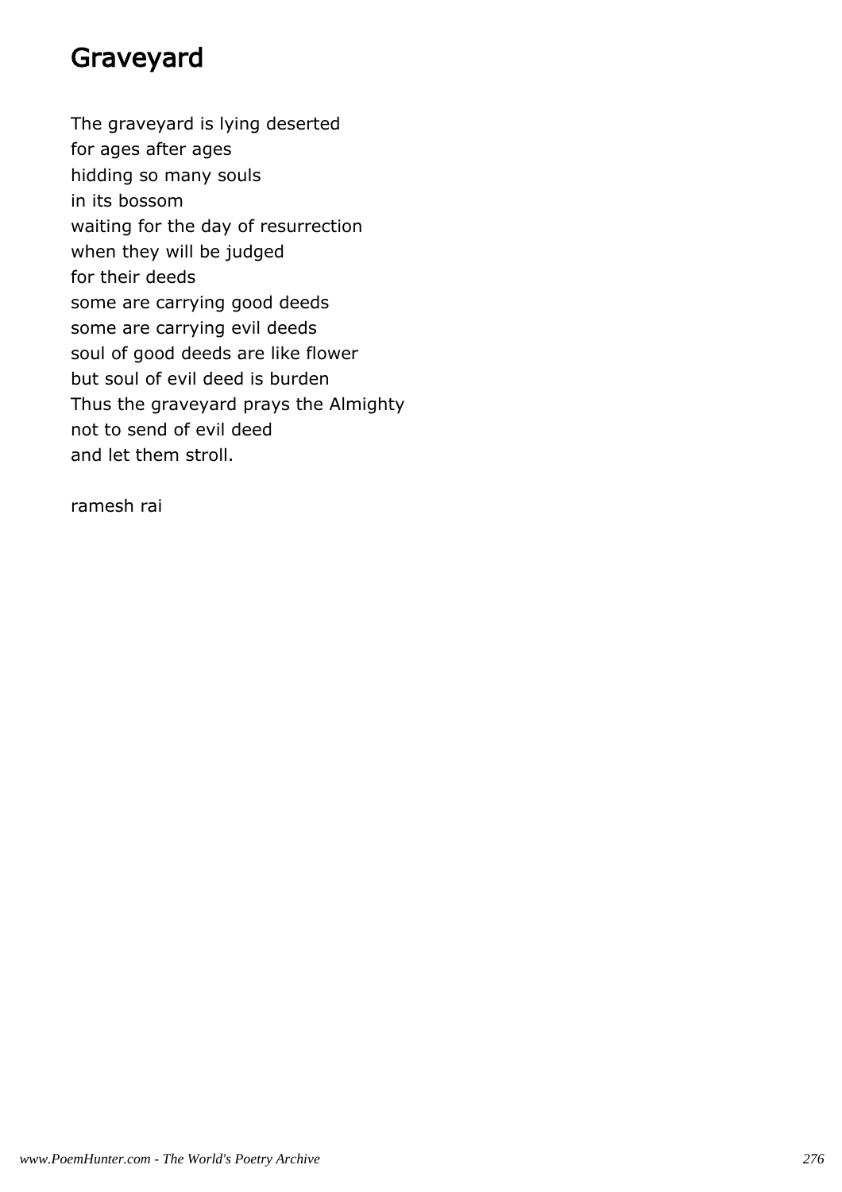# Graveyard

The graveyard is lying deserted
for ages after ages
hidding so many souls
in its bossom
waiting for the day of resurrection
when they will be judged
for their deeds
some are carrying good deeds
some are carrying evil deeds
soul of good deeds are like flower
but soul of evil deed is burden
Thus the graveyard prays the Almighty
not to send of evil deed
and let them stroll.

ramesh rai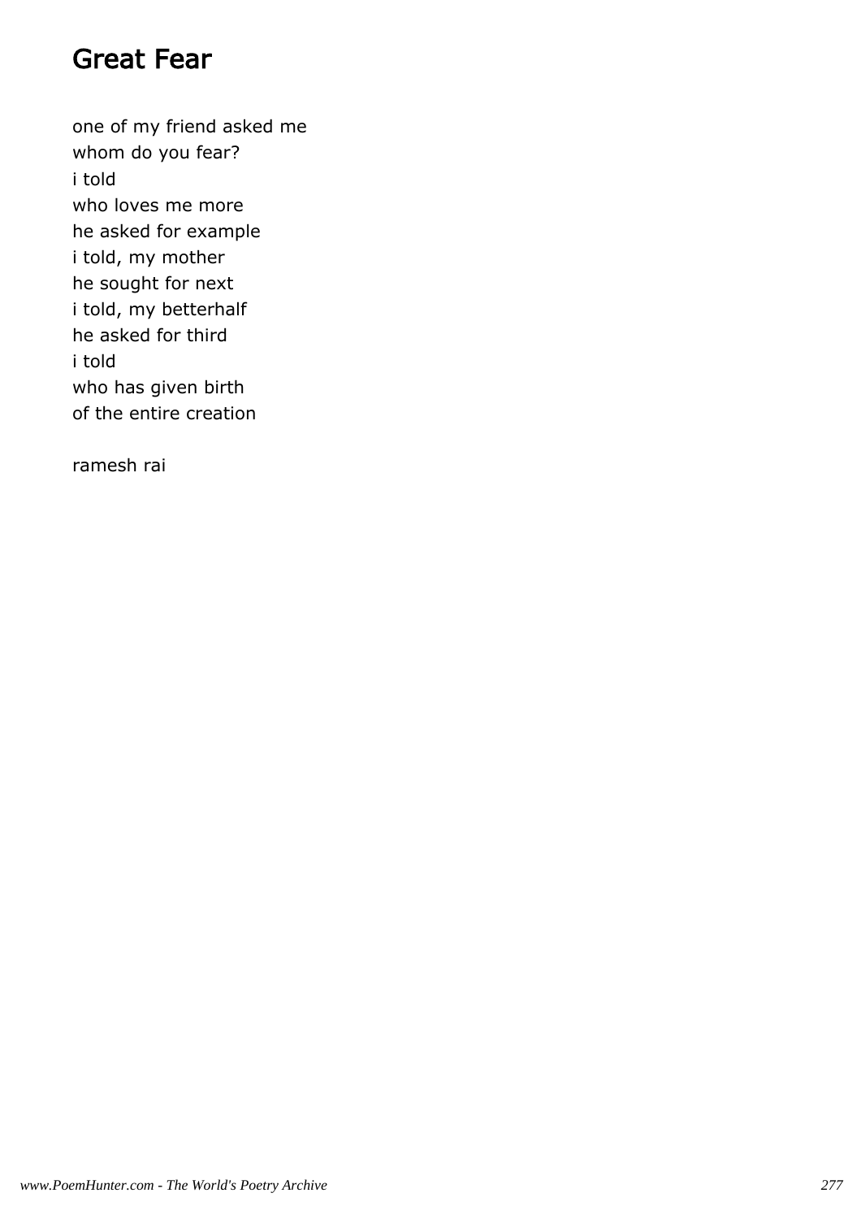# Great Fear

one of my friend asked me
whom do you fear?
i told
who loves me more
he asked for example
i told, my mother
he sought for next
i told, my betterhalf
he asked for third
i told
who has given birth
of the entire creation

ramesh rai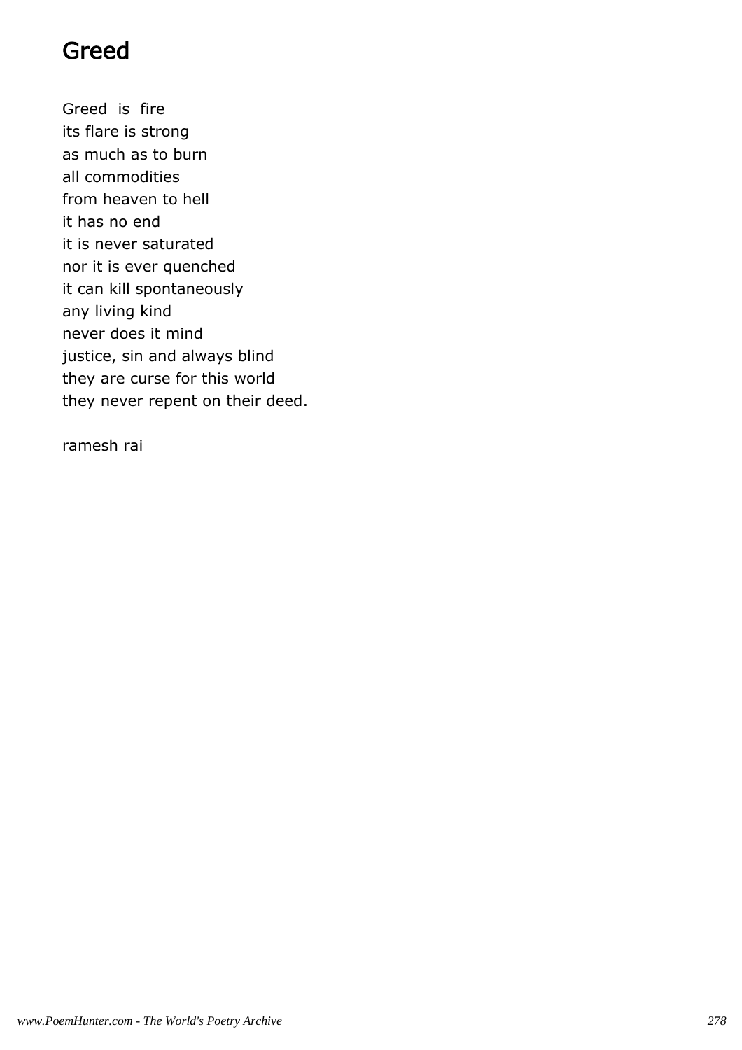# Greed

Greed  is  fire
its flare is strong
as much as to burn
all commodities
from heaven to hell
it has no end
it is never saturated
nor it is ever quenched
it can kill spontaneously
any living kind
never does it mind
justice, sin and always blind
they are curse for this world
they never repent on their deed.

ramesh rai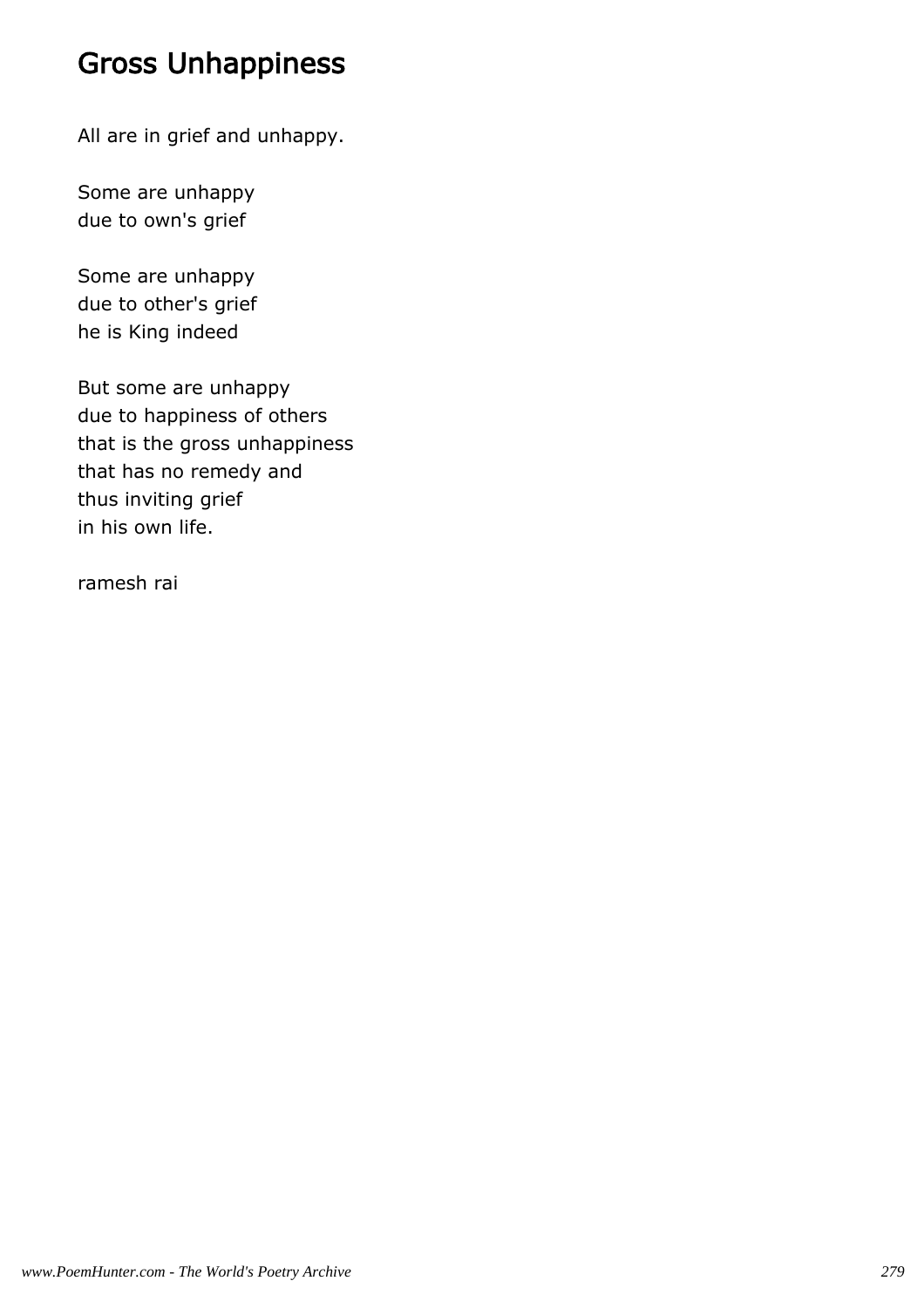# Gross Unhappiness

All are in grief and unhappy.

Some are unhappy  
due to own's grief

Some are unhappy  
due to other's grief  
he is King indeed

But some are unhappy  
due to happiness of others  
that is the gross unhappiness  
that has no remedy and  
thus inviting grief  
in his own life.

ramesh rai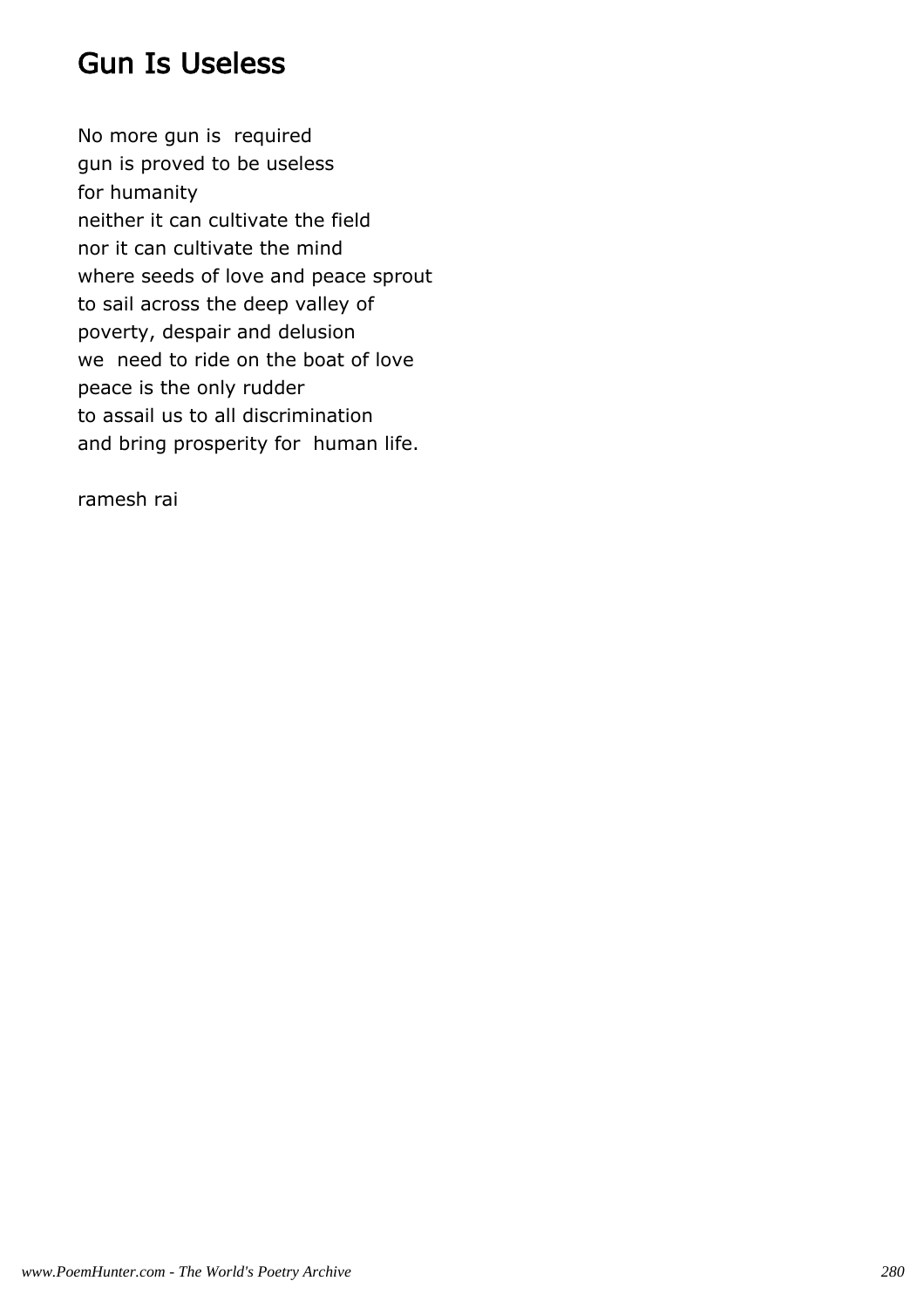# Gun Is Useless

No more gun is required
gun is proved to be useless
for humanity
neither it can cultivate the field
nor it can cultivate the mind
where seeds of love and peace sprout
to sail across the deep valley of
poverty, despair and delusion
we need to ride on the boat of love
peace is the only rudder
to assail us to all discrimination
and bring prosperity for human life.

ramesh rai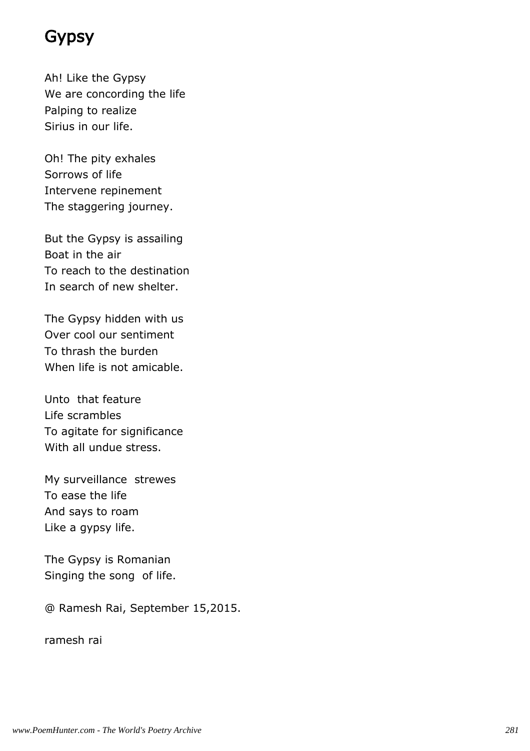# Gypsy

Ah! Like the Gypsy
We are concording the life
Palping to realize
Sirius in our life.

Oh! The pity exhales
Sorrows of life
Intervene repinement
The staggering journey.

But the Gypsy is assailing
Boat in the air
To reach to the destination
In search of new shelter.

The Gypsy hidden with us
Over cool our sentiment
To thrash the burden
When life is not amicable.

Unto that feature
Life scrambles
To agitate for significance
With all undue stress.

My surveillance strewes
To ease the life
And says to roam
Like a gypsy life.

The Gypsy is Romanian
Singing the song of life.

@ Ramesh Rai, September 15,2015.

ramesh rai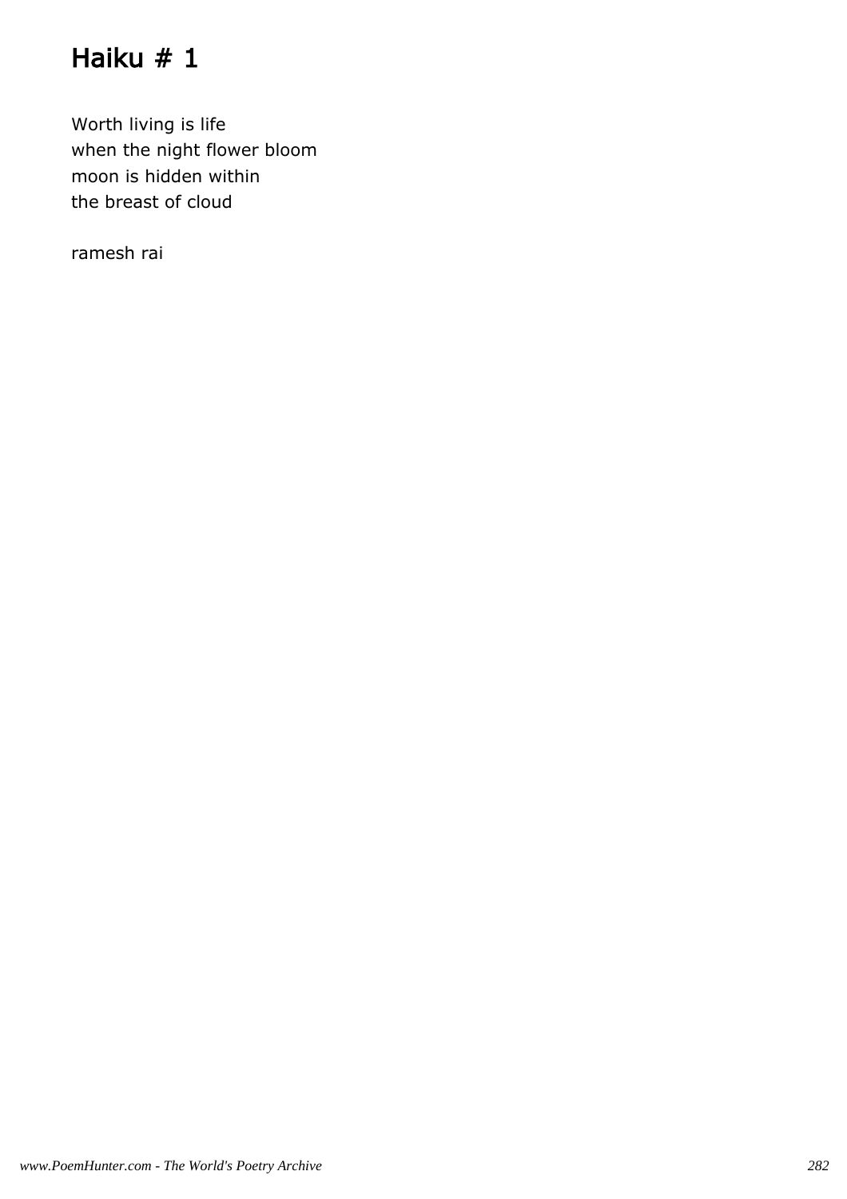# Haiku # 1

Worth living is life
when the night flower bloom
moon is hidden within
the breast of cloud

ramesh rai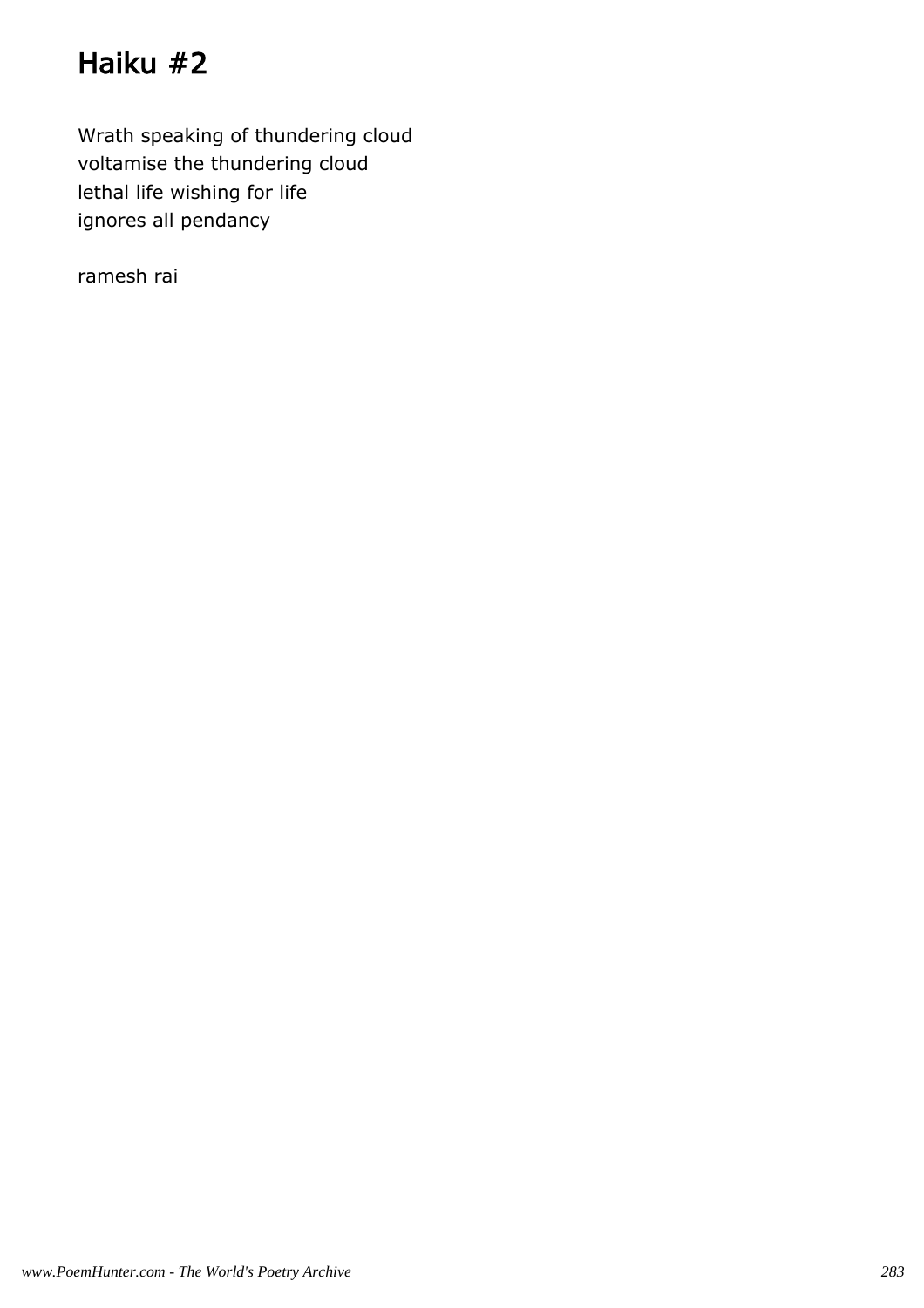# Haiku #2

Wrath speaking of thundering cloud
voltamise the thundering cloud
lethal life wishing for life
ignores all pendancy

ramesh rai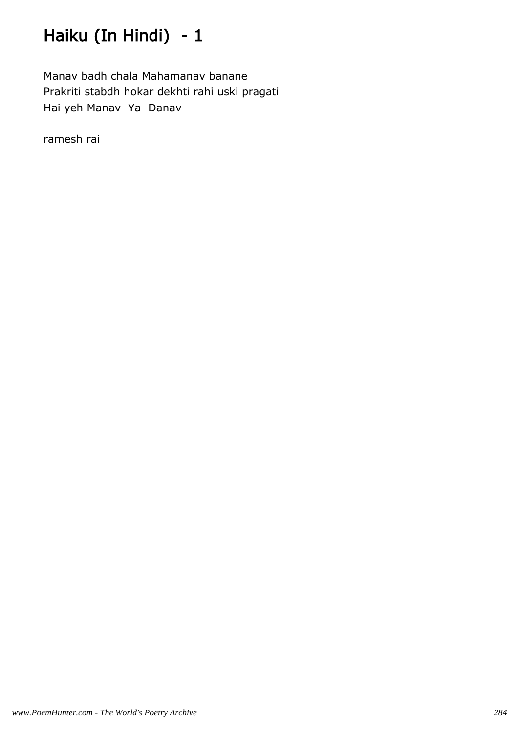# Haiku (In Hindi) - 1

Manav badh chala Mahamanav banane
Prakriti stabdh hokar dekhti rahi uski pragati
Hai yeh Manav Ya Danav

ramesh rai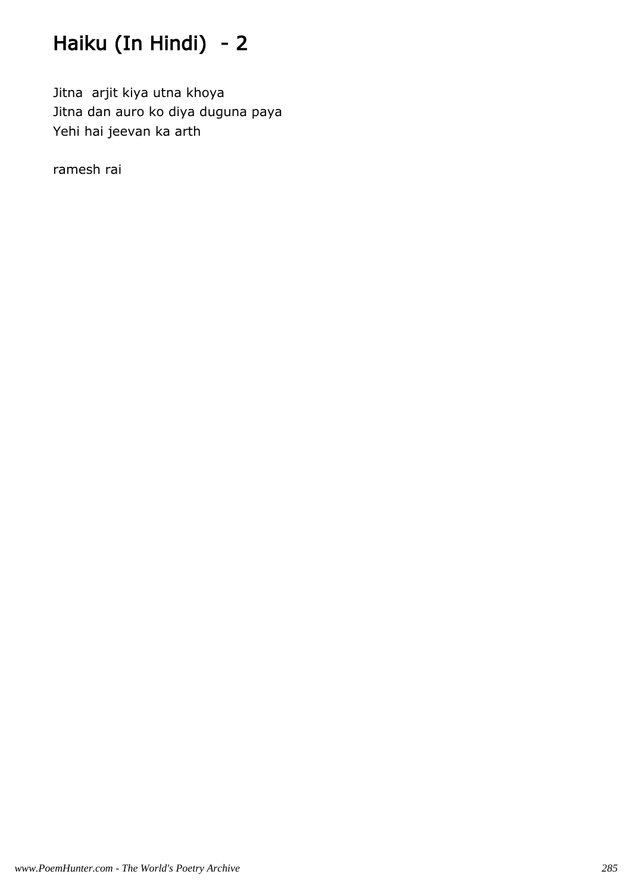# Haiku (In Hindi) - 2

Jitna arjit kiya utna khoya
Jitna dan auro ko diya duguna paya
Yehi hai jeevan ka arth

ramesh rai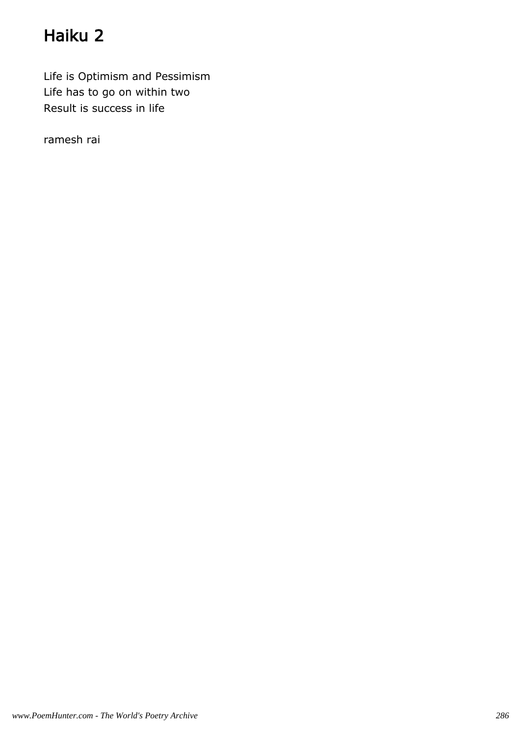# Haiku 2

Life is Optimism and Pessimism
Life has to go on within two
Result is success in life

ramesh rai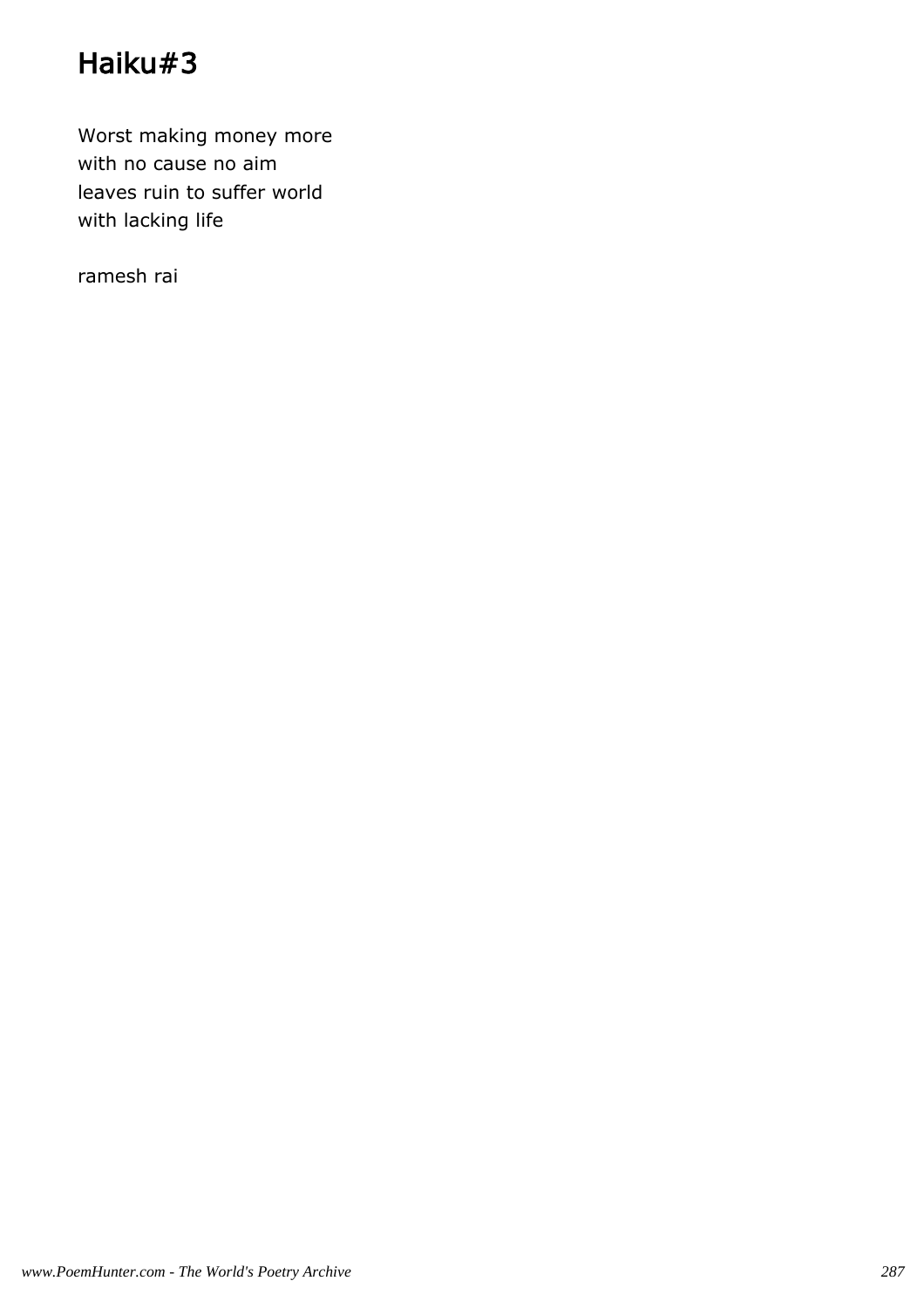# Haiku#3

Worst making money more
with no cause no aim
leaves ruin to suffer world
with lacking life

ramesh rai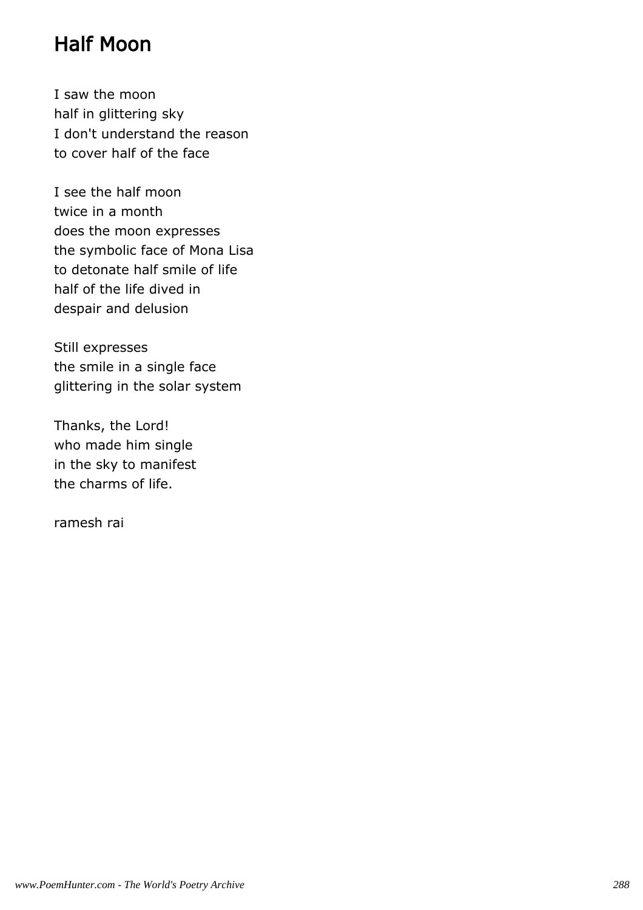# Half Moon

I saw the moon
half in glittering sky
I don't understand the reason
to cover half of the face

I see the half moon
twice in a month
does the moon expresses
the symbolic face of Mona Lisa
to detonate half smile of life
half of the life dived in
despair and delusion

Still expresses
the smile in a single face
glittering in the solar system

Thanks, the Lord!
who made him single
in the sky to manifest
the charms of life.

ramesh rai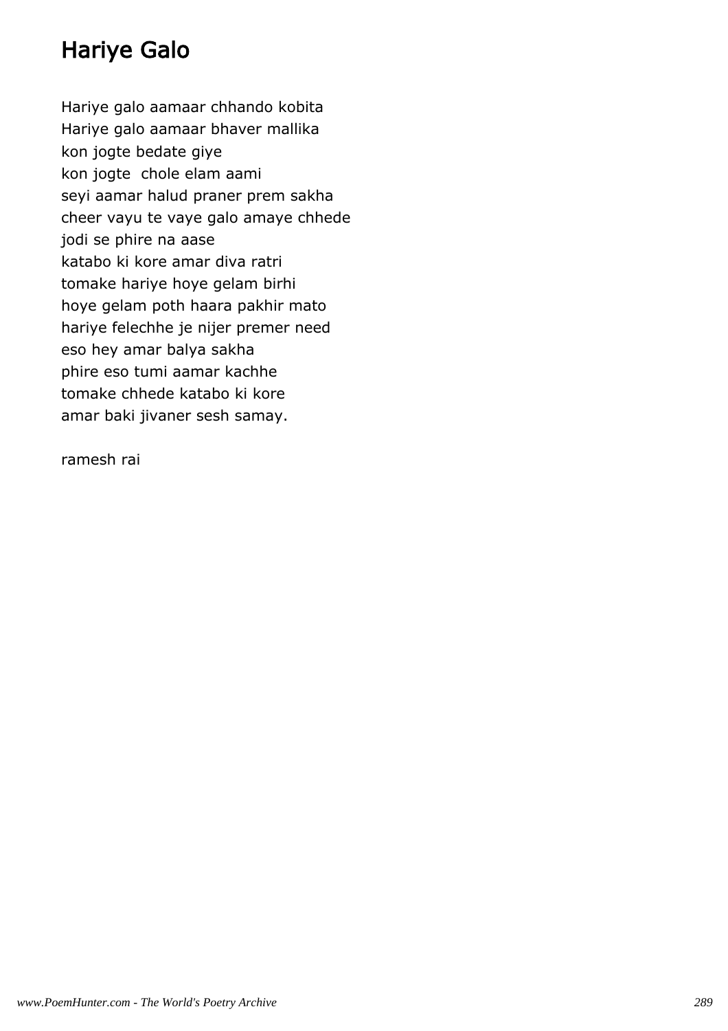# Hariye Galo

Hariye galo aamaar chhando kobita
Hariye galo aamaar bhaver mallika
kon jogte bedate giye
kon jogte  chole elam aami
seyi aamar halud praner prem sakha
cheer vayu te vaye galo amaye chhede
jodi se phire na aase
katabo ki kore amar diva ratri
tomake hariye hoye gelam birhi
hoye gelam poth haara pakhir mato
hariye felechhe je nijer premer need
eso hey amar balya sakha
phire eso tumi aamar kachhe
tomake chhede katabo ki kore
amar baki jivaner sesh samay.

ramesh rai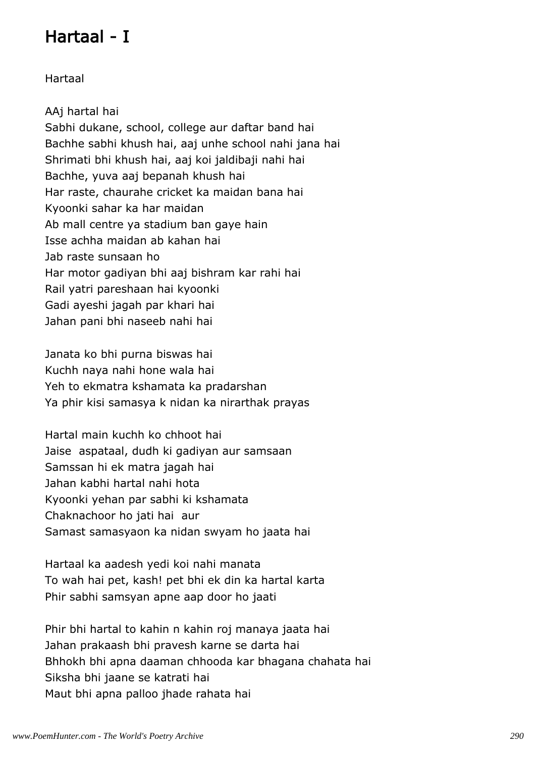# Hartaal - I

Hartaal

AAj hartal hai
Sabhi dukane, school, college aur daftar band hai
Bachhe sabhi khush hai, aaj unhe school nahi jana hai
Shrimati bhi khush hai, aaj koi jaldibaji nahi hai
Bachhe, yuva aaj bepanah khush hai
Har raste, chaurahe cricket ka maidan bana hai
Kyoonki sahar ka har maidan
Ab mall centre ya stadium ban gaye hain
Isse achha maidan ab kahan hai
Jab raste sunsaan ho
Har motor gadiyan bhi aaj bishram kar rahi hai
Rail yatri pareshaan hai kyoonki
Gadi ayeshi jagah par khari hai
Jahan pani bhi naseeb nahi hai

Janata ko bhi purna biswas hai
Kuchh naya nahi hone wala hai
Yeh to ekmatra kshamata ka pradarshan
Ya phir kisi samasya k nidan ka nirarthak prayas

Hartal main kuchh ko chhoot hai
Jaise aspataal, dudh ki gadiyan aur samsaan
Samssan hi ek matra jagah hai
Jahan kabhi hartal nahi hota
Kyoonki yehan par sabhi ki kshamata
Chaknachoor ho jati hai aur
Samast samasyaon ka nidan swyam ho jaata hai

Hartaal ka aadesh yedi koi nahi manata
To wah hai pet, kash! pet bhi ek din ka hartal karta
Phir sabhi samsyan apne aap door ho jaati

Phir bhi hartal to kahin n kahin roj manaya jaata hai
Jahan prakaash bhi pravesh karne se darta hai
Bhhokh bhi apna daaman chhooda kar bhagana chahata hai
Siksha bhi jaane se katrati hai
Maut bhi apna palloo jhade rahata hai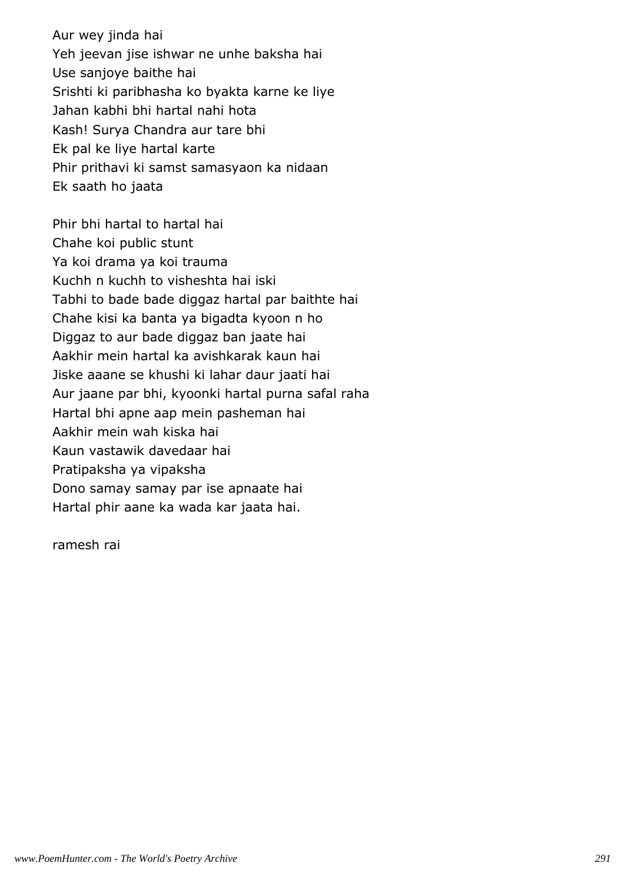Aur wey jinda hai  
Yeh jeevan jise ishwar ne unhe baksha hai  
Use sanjoye baithe hai  
Srishti ki paribhasha ko byakta karne ke liye  
Jahan kabhi bhi hartal nahi hota  
Kash! Surya Chandra aur tare bhi  
Ek pal ke liye hartal karte  
Phir prithavi ki samst samasyaon ka nidaan  
Ek saath ho jaata

Phir bhi hartal to hartal hai  
Chahe koi public stunt  
Ya koi drama ya koi trauma  
Kuchh n kuchh to visheshta hai iski  
Tabhi to bade bade diggaz hartal par baithte hai  
Chahe kisi ka banta ya bigadta kyoon n ho  
Diggaz to aur bade diggaz ban jaate hai  
Aakhir mein hartal ka avishkarak kaun hai  
Jiske aaane se khushi ki lahar daur jaati hai  
Aur jaane par bhi, kyoonki hartal purna safal raha  
Hartal bhi apne aap mein pasheman hai  
Aakhir mein wah kiska hai  
Kaun vastawik davedaar hai  
Pratipaksha ya vipaksha  
Dono samay samay par ise apnaate hai  
Hartal phir aane ka wada kar jaata hai.

ramesh rai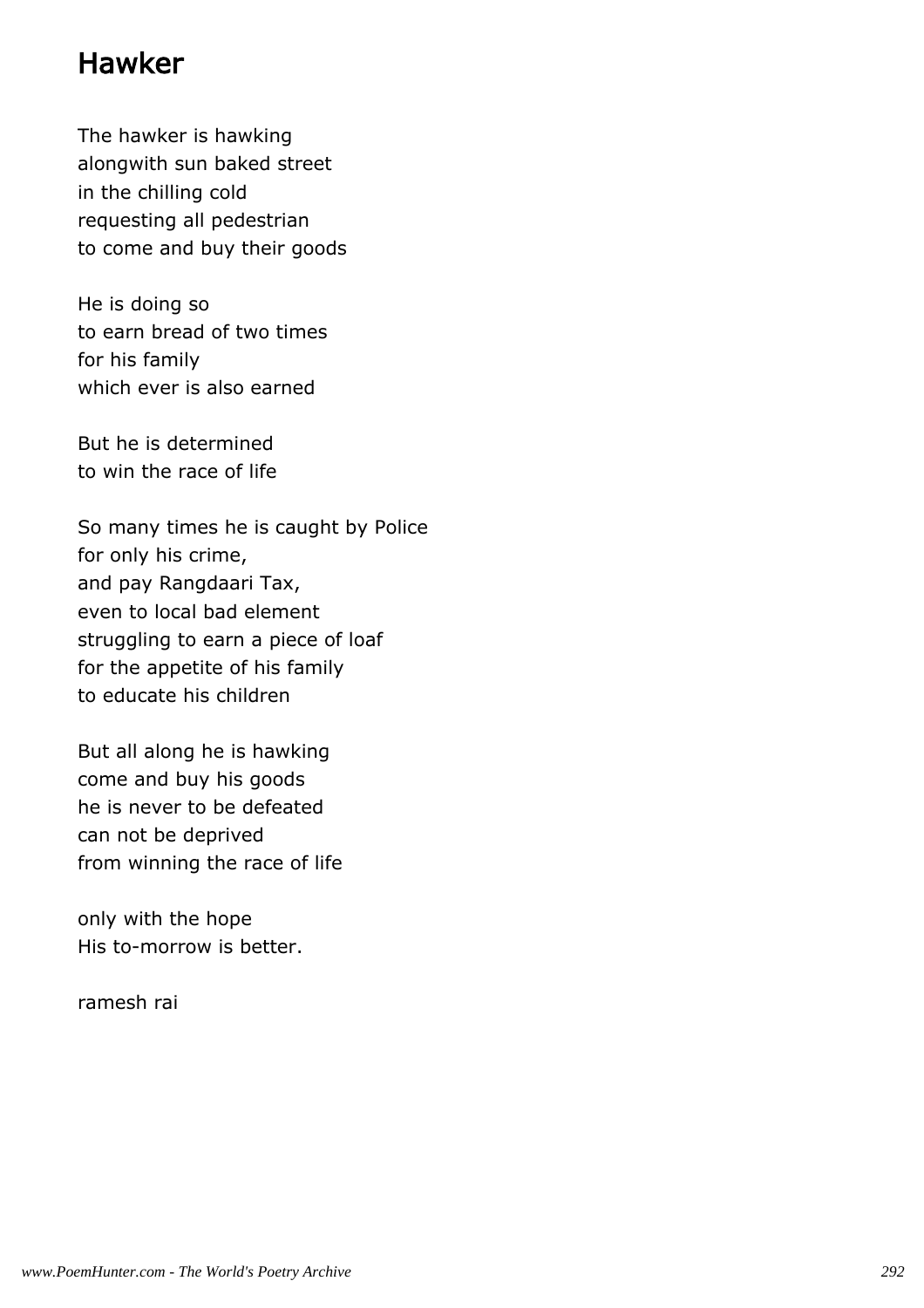# Hawker

The hawker is hawking
alongwith sun baked street
in the chilling cold
requesting all pedestrian
to come and buy their goods

He is doing so
to earn bread of two times
for his family
which ever is also earned

But he is determined
to win the race of life

So many times he is caught by Police
for only his crime,
and pay Rangdaari Tax,
even to local bad element
struggling to earn a piece of loaf
for the appetite of his family
to educate his children

But all along he is hawking
come and buy his goods
he is never to be defeated
can not be deprived
from winning the race of life

only with the hope
His to-morrow is better.

ramesh rai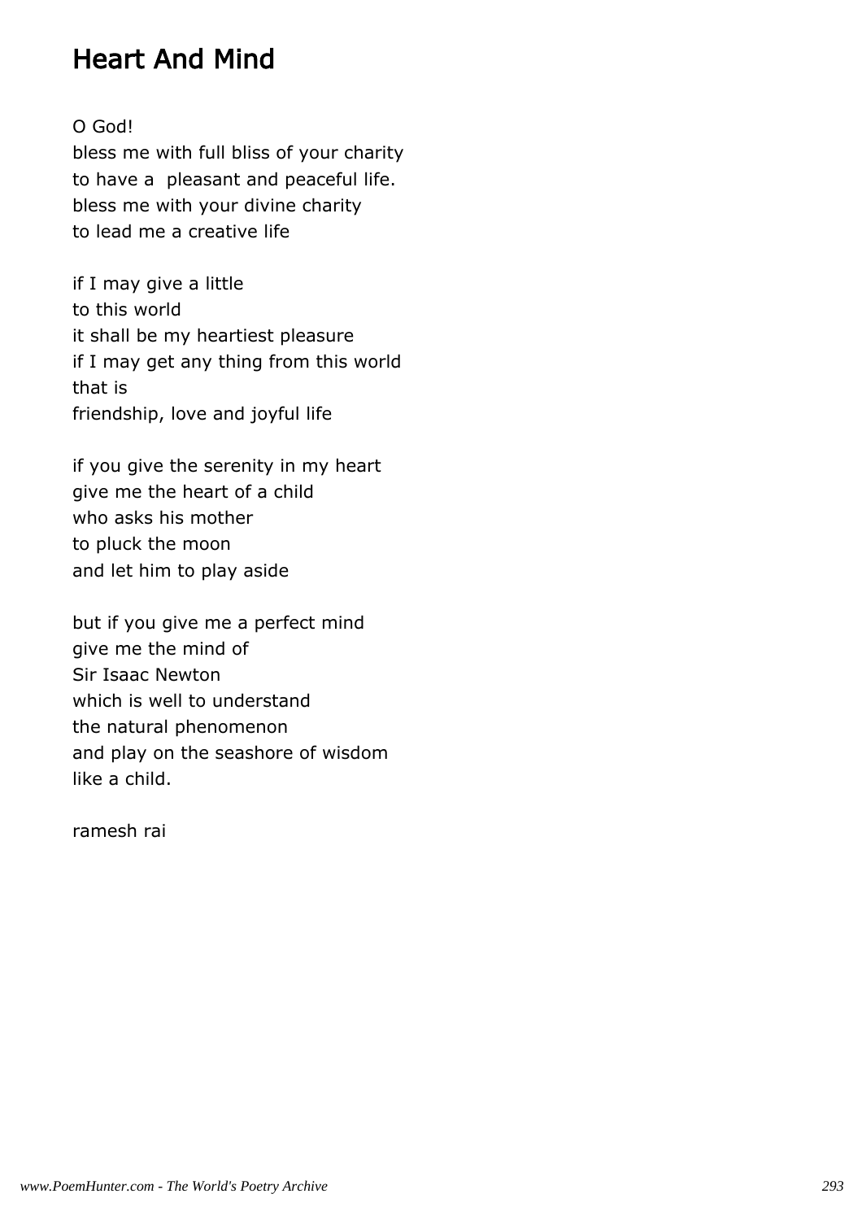# Heart And Mind

O God!
bless me with full bliss of your charity
to have a  pleasant and peaceful life.
bless me with your divine charity
to lead me a creative life

if I may give a little
to this world
it shall be my heartiest pleasure
if I may get any thing from this world
that is
friendship, love and joyful life

if you give the serenity in my heart
give me the heart of a child
who asks his mother
to pluck the moon
and let him to play aside

but if you give me a perfect mind
give me the mind of
Sir Isaac Newton
which is well to understand
the natural phenomenon
and play on the seashore of wisdom
like a child.

ramesh rai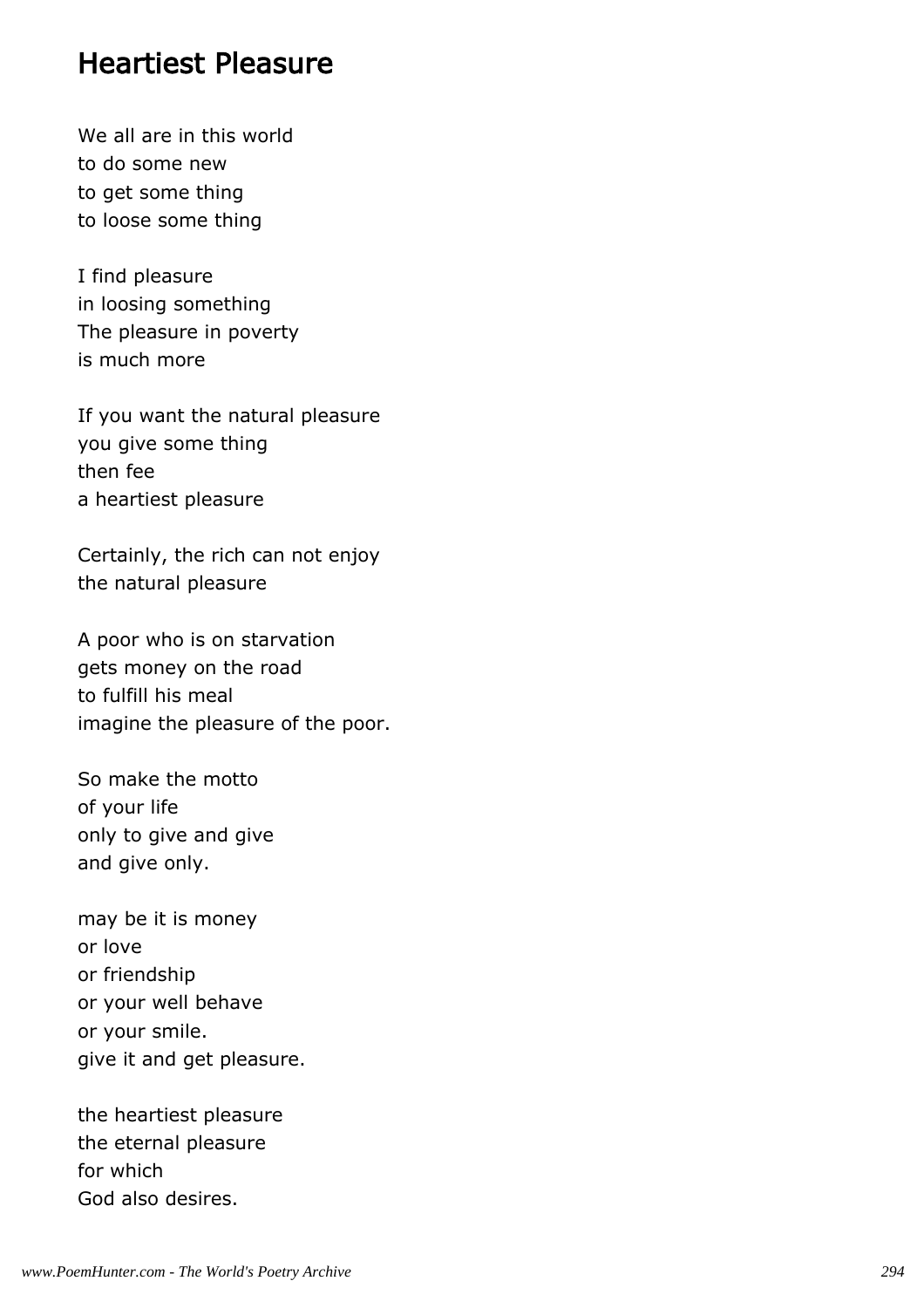# Heartiest Pleasure

We all are in this world
to do some new
to get some thing
to loose some thing

I find pleasure
in loosing something
The pleasure in poverty
is much more

If you want the natural pleasure
you give some thing
then fee
a heartiest pleasure

Certainly, the rich can not enjoy
the natural pleasure

A poor who is on starvation
gets money on the road
to fulfill his meal
imagine the pleasure of the poor.

So make the motto
of your life
only to give and give
and give only.

may be it is money
or love
or friendship
or your well behave
or your smile.
give it and get pleasure.

the heartiest pleasure
the eternal pleasure
for which
God also desires.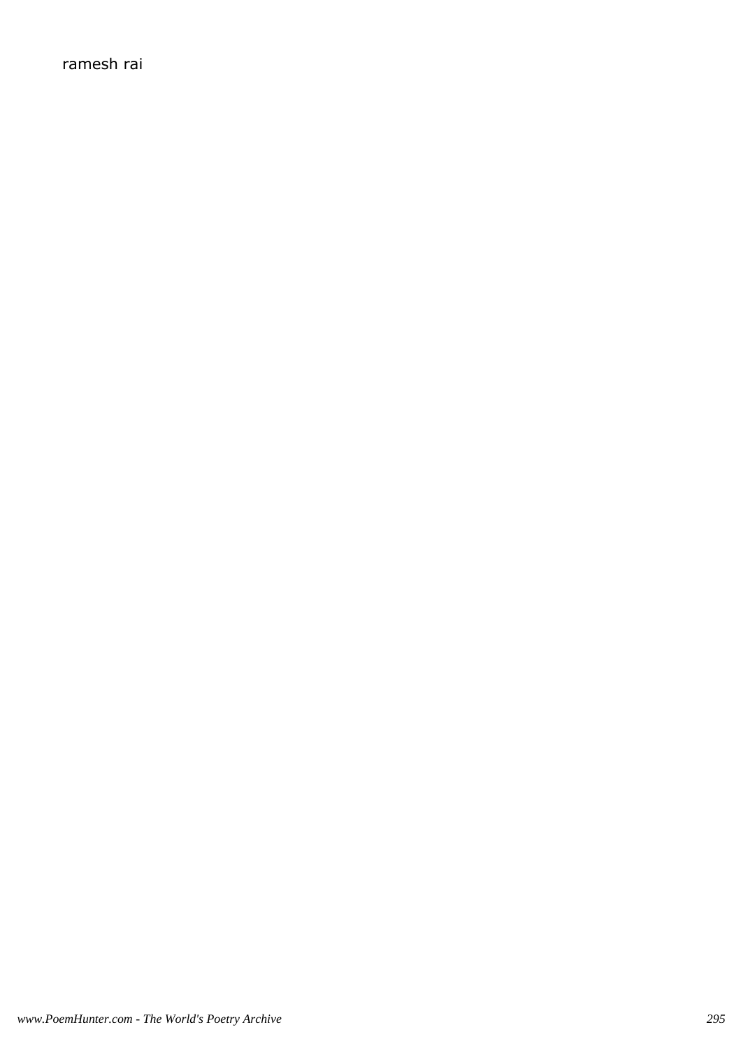ramesh rai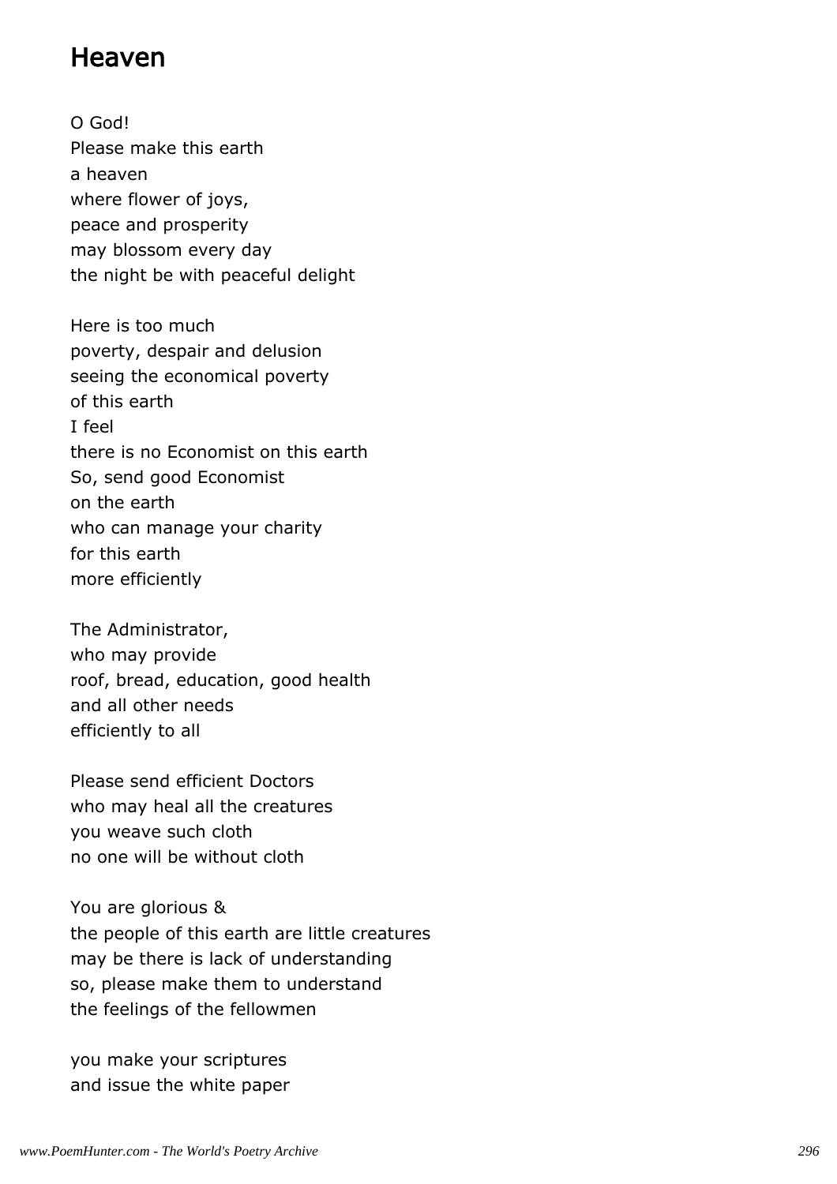# Heaven

O God!
Please make this earth
a heaven
where flower of joys,
peace and prosperity
may blossom every day
the night be with peaceful delight

Here is too much
poverty, despair and delusion
seeing the economical poverty
of this earth
I feel
there is no Economist on this earth
So, send good Economist
on the earth
who can manage your charity
for this earth
more efficiently

The Administrator,
who may provide
roof, bread, education, good health
and all other needs
efficiently to all

Please send efficient Doctors
who may heal all the creatures
you weave such cloth
no one will be without cloth

You are glorious &
the people of this earth are little creatures
may be there is lack of understanding
so, please make them to understand
the feelings of the fellowmen

you make your scriptures
and issue the white paper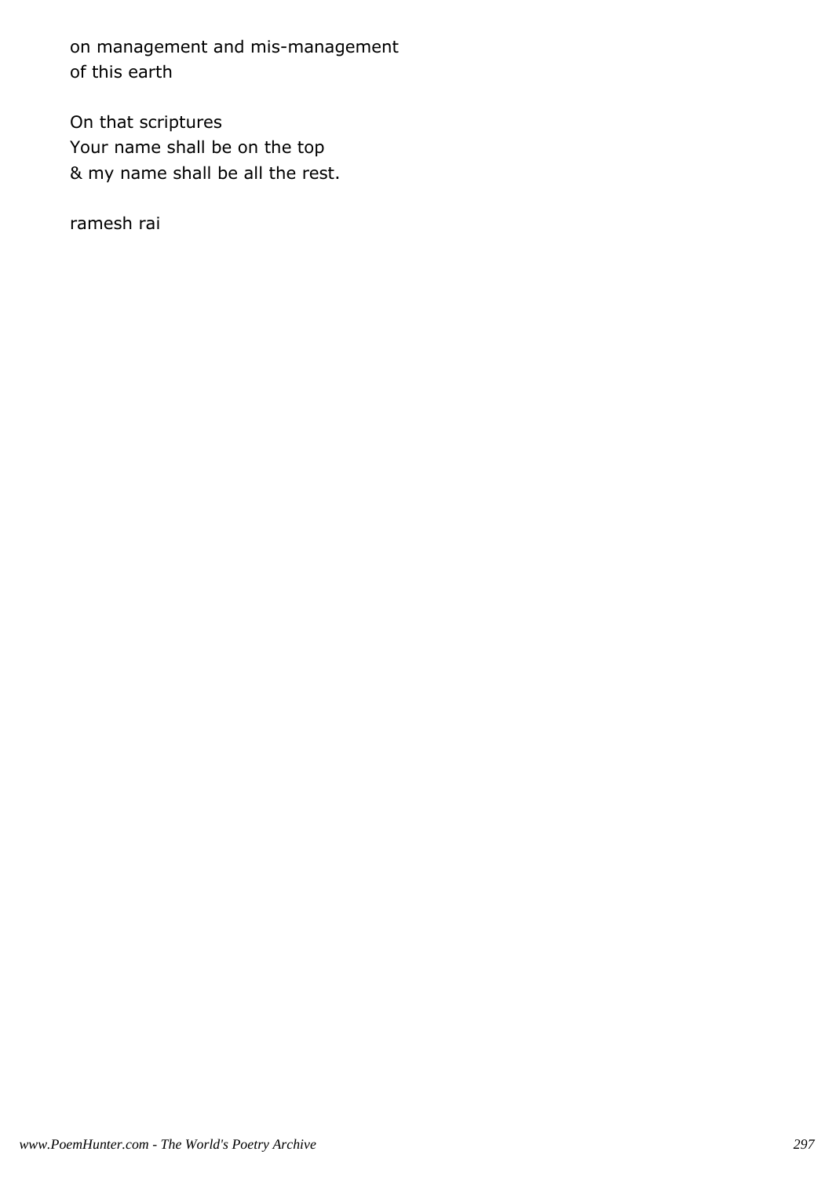on management and mis-management
of this earth

On that scriptures
Your name shall be on the top
& my name shall be all the rest.

ramesh rai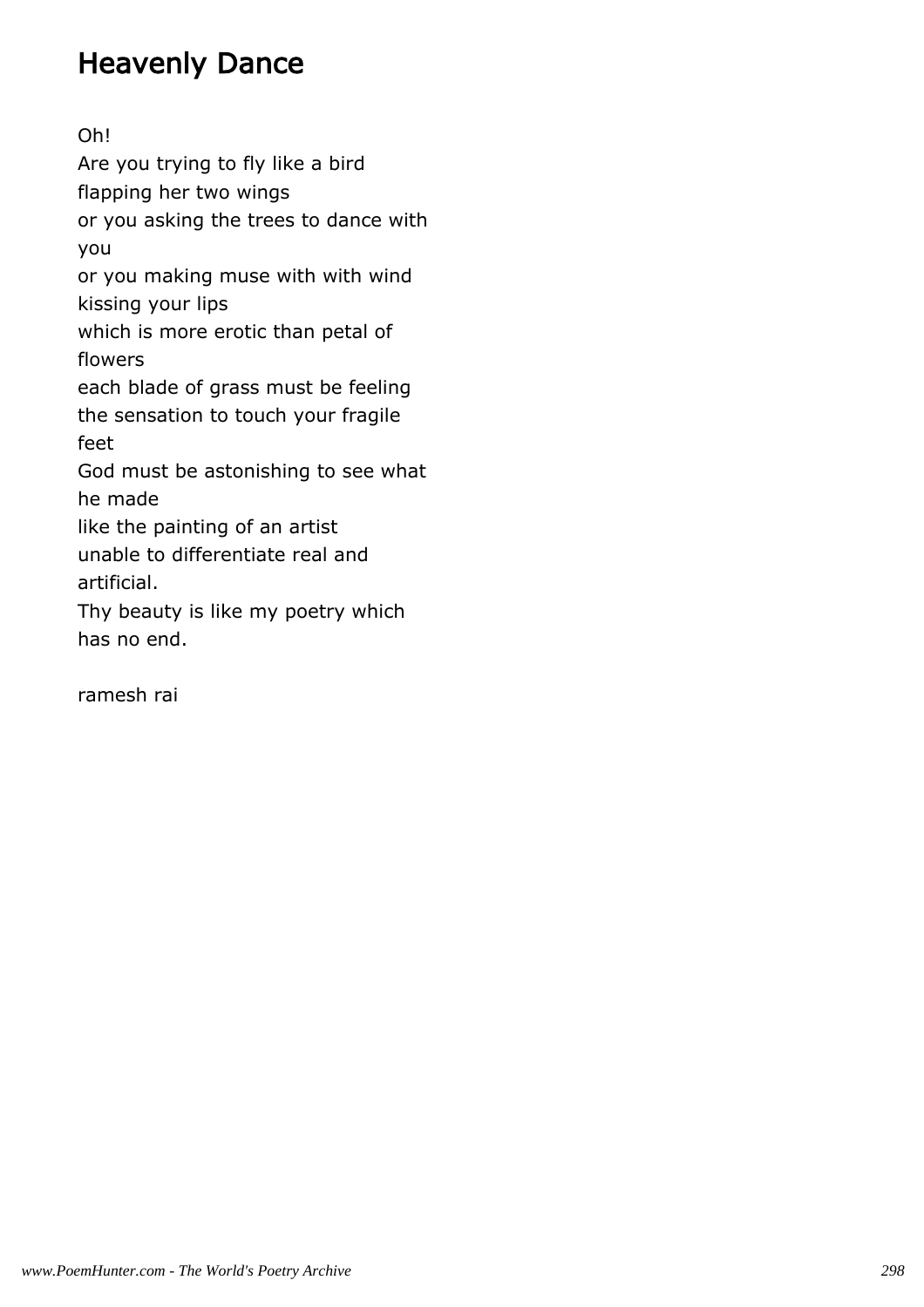# Heavenly Dance

Oh!
Are you trying to fly like a bird
flapping her two wings
or you asking the trees to dance with
you
or you making muse with with wind
kissing your lips
which is more erotic than petal of
flowers
each blade of grass must be feeling
the sensation to touch your fragile
feet
God must be astonishing to see what
he made
like the painting of an artist
unable to differentiate real and
artificial.
Thy beauty is like my poetry which
has no end.

ramesh rai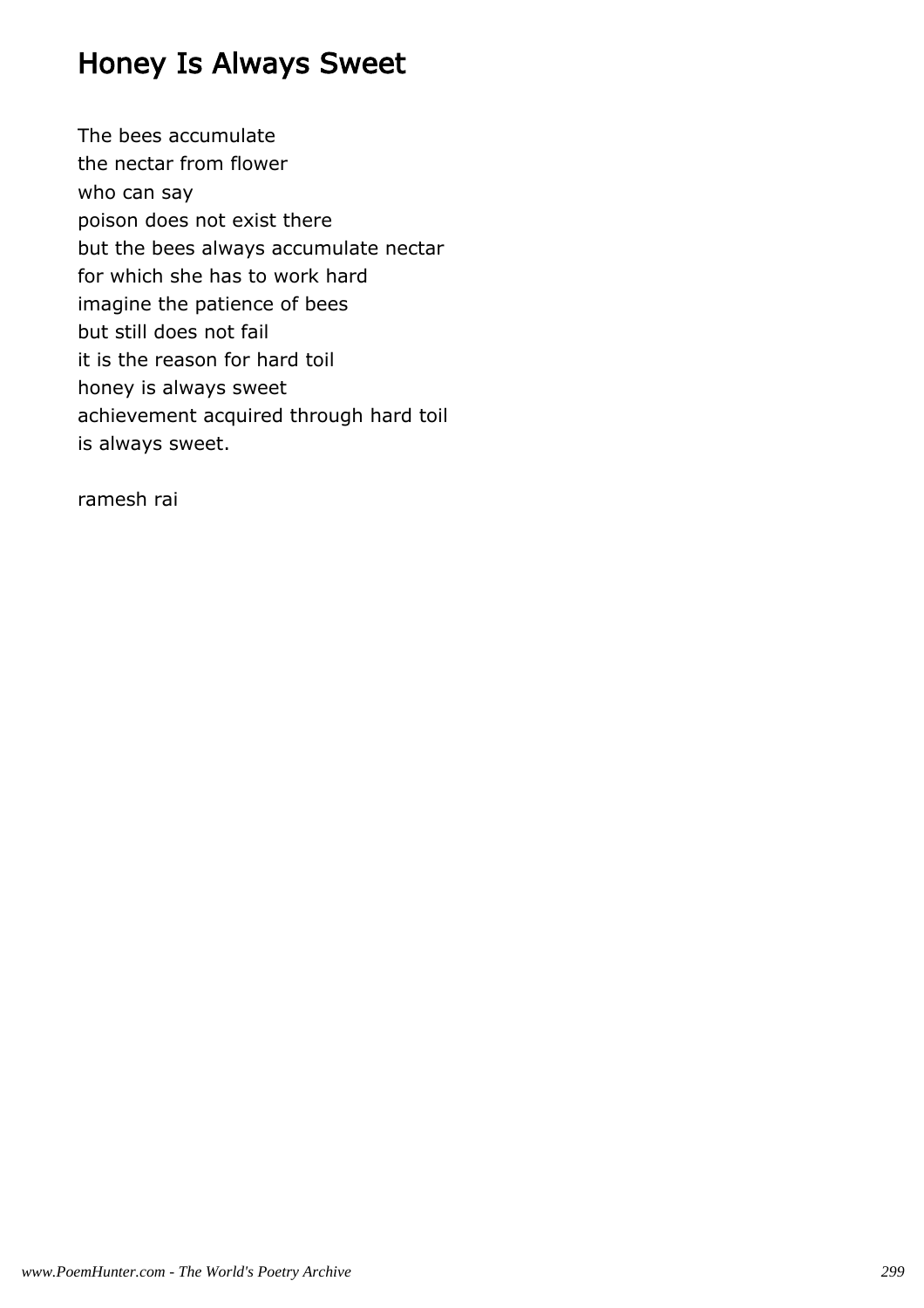# Honey Is Always Sweet

The bees accumulate
the nectar from flower
who can say
poison does not exist there
but the bees always accumulate nectar
for which she has to work hard
imagine the patience of bees
but still does not fail
it is the reason for hard toil
honey is always sweet
achievement acquired through hard toil
is always sweet.

ramesh rai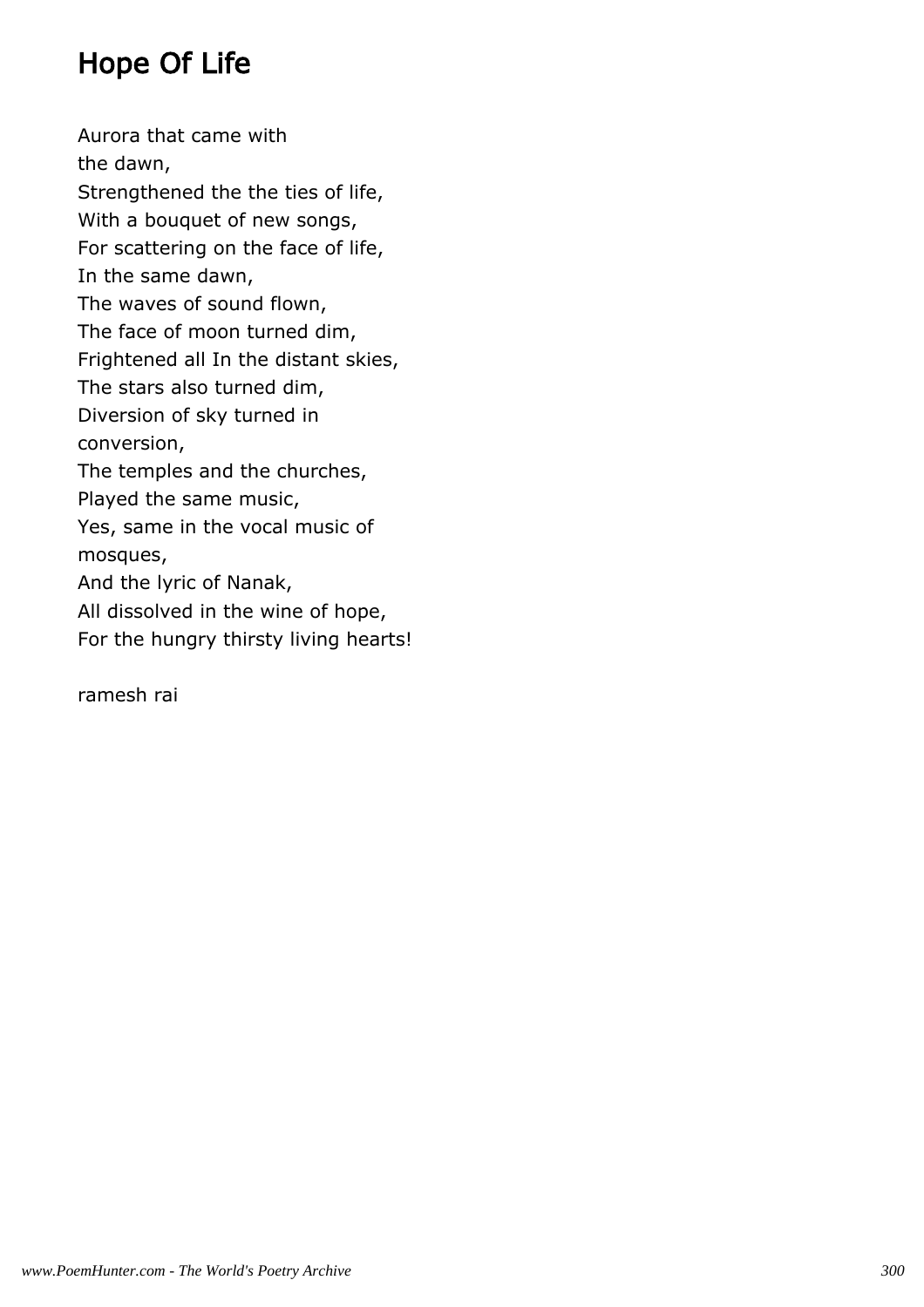# Hope Of Life

Aurora that came with  
the dawn,  
Strengthened the the ties of life,  
With a bouquet of new songs,  
For scattering on the face of life,  
In the same dawn,  
The waves of sound flown,  
The face of moon turned dim,  
Frightened all In the distant skies,  
The stars also turned dim,  
Diversion of sky turned in  
conversion,  
The temples and the churches,  
Played the same music,  
Yes, same in the vocal music of  
mosques,  
And the lyric of Nanak,  
All dissolved in the wine of hope,  
For the hungry thirsty living hearts!

ramesh rai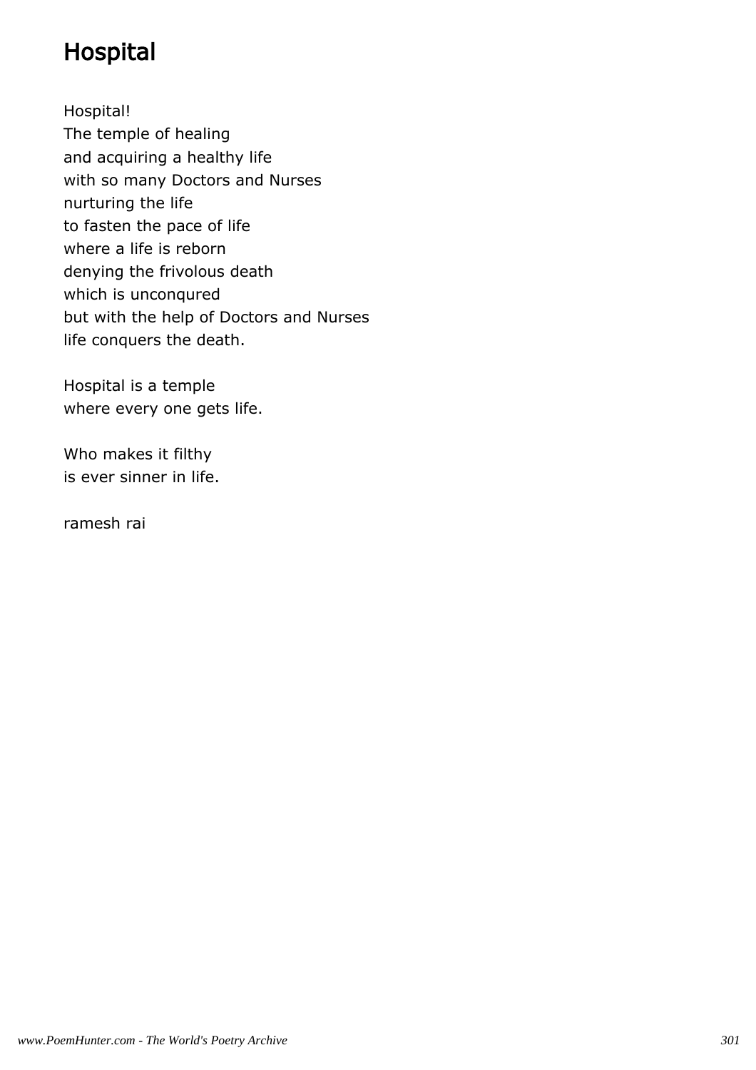# Hospital

Hospital!
The temple of healing
and acquiring a healthy life
with so many Doctors and Nurses
nurturing the life
to fasten the pace of life
where a life is reborn
denying the frivolous death
which is unconqured
but with the help of Doctors and Nurses
life conquers the death.

Hospital is a temple
where every one gets life.

Who makes it filthy
is ever sinner in life.

ramesh rai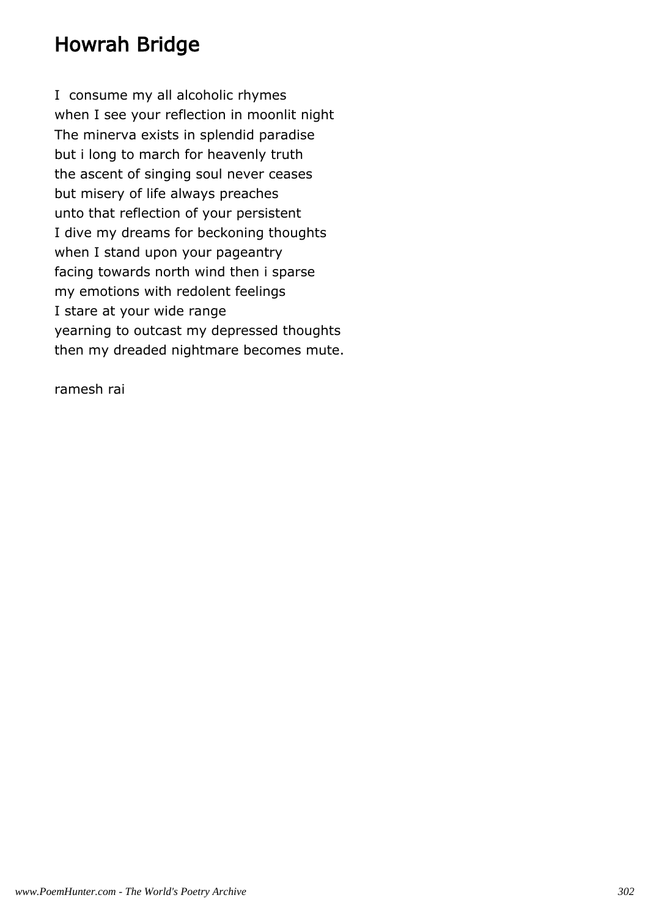# Howrah Bridge

I  consume my all alcoholic rhymes
when I see your reflection in moonlit night
The minerva exists in splendid paradise
but i long to march for heavenly truth
the ascent of singing soul never ceases
but misery of life always preaches
unto that reflection of your persistent
I dive my dreams for beckoning thoughts
when I stand upon your pageantry
facing towards north wind then i sparse
my emotions with redolent feelings
I stare at your wide range
yearning to outcast my depressed thoughts
then my dreaded nightmare becomes mute.

ramesh rai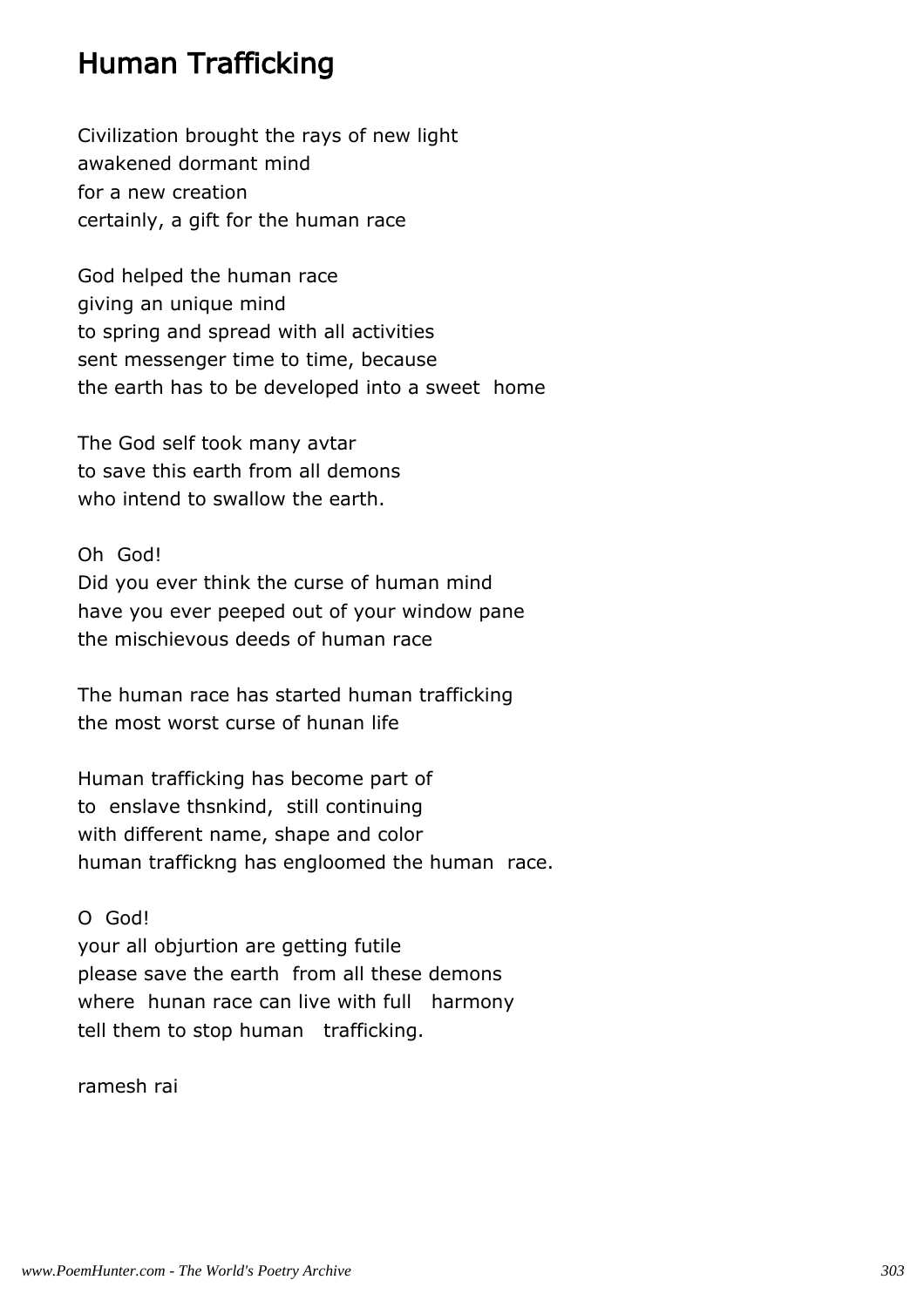# Human Trafficking

Civilization brought the rays of new light  
awakened dormant mind  
for a new creation  
certainly, a gift for the human race

God helped the human race  
giving an unique mind  
to spring and spread with all activities  
sent messenger time to time, because  
the earth has to be developed into a sweet home

The God self took many avtar  
to save this earth from all demons  
who intend to swallow the earth.

Oh God!  
Did you ever think the curse of human mind  
have you ever peeped out of your window pane  
the mischievous deeds of human race

The human race has started human trafficking  
the most worst curse of hunan life

Human trafficking has become part of  
to enslave thsnkind, still continuing  
with different name, shape and color  
human traffickng has engloomed the human race.

O God!  
your all objurtion are getting futile  
please save the earth from all these demons  
where hunan race can live with full harmony  
tell them to stop human trafficking.

ramesh rai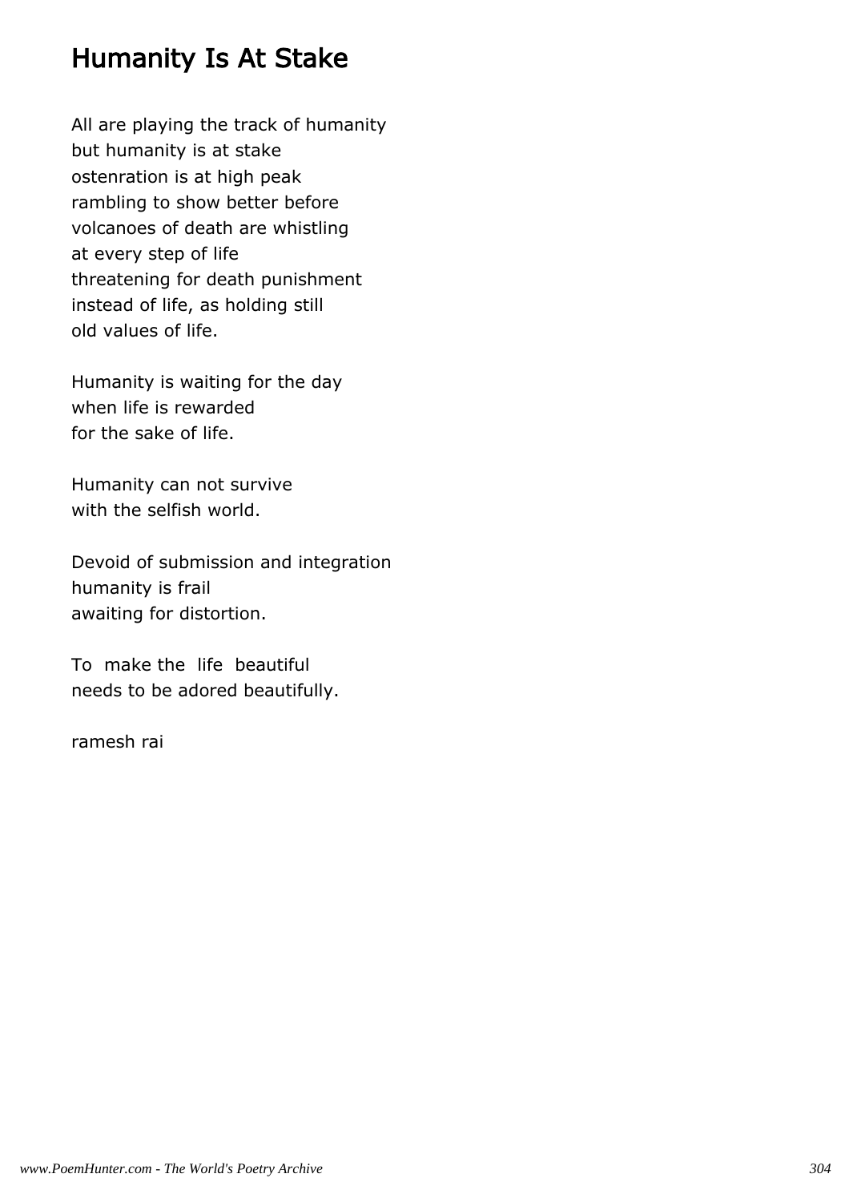# Humanity Is At Stake

All are playing the track of humanity
but humanity is at stake
ostenration is at high peak
rambling to show better before
volcanoes of death are whistling
at every step of life
threatening for death punishment
instead of life, as holding still
old values of life.

Humanity is waiting for the day
when life is rewarded
for the sake of life.

Humanity can not survive
with the selfish world.

Devoid of submission and integration
humanity is frail
awaiting for distortion.

To make the life beautiful
needs to be adored beautifully.

ramesh rai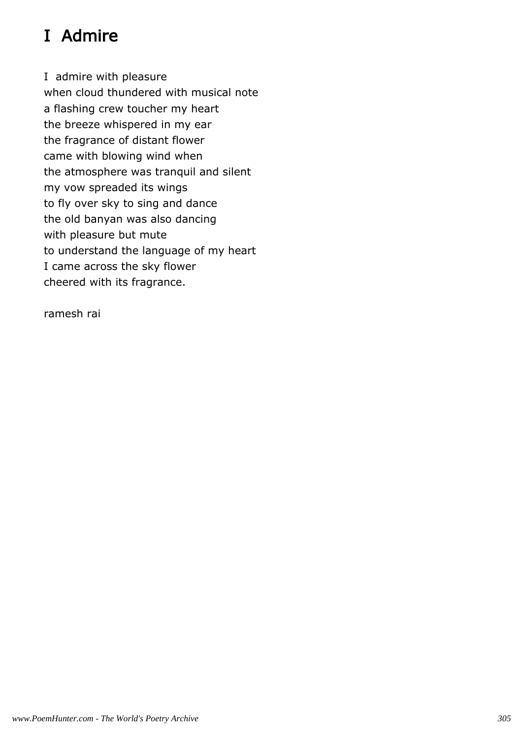# I Admire

I admire with pleasure  
when cloud thundered with musical note  
a flashing crew toucher my heart  
the breeze whispered in my ear  
the fragrance of distant flower  
came with blowing wind when  
the atmosphere was tranquil and silent  
my vow spreaded its wings  
to fly over sky to sing and dance  
the old banyan was also dancing  
with pleasure but mute  
to understand the language of my heart  
I came across the sky flower  
cheered with its fragrance.

ramesh rai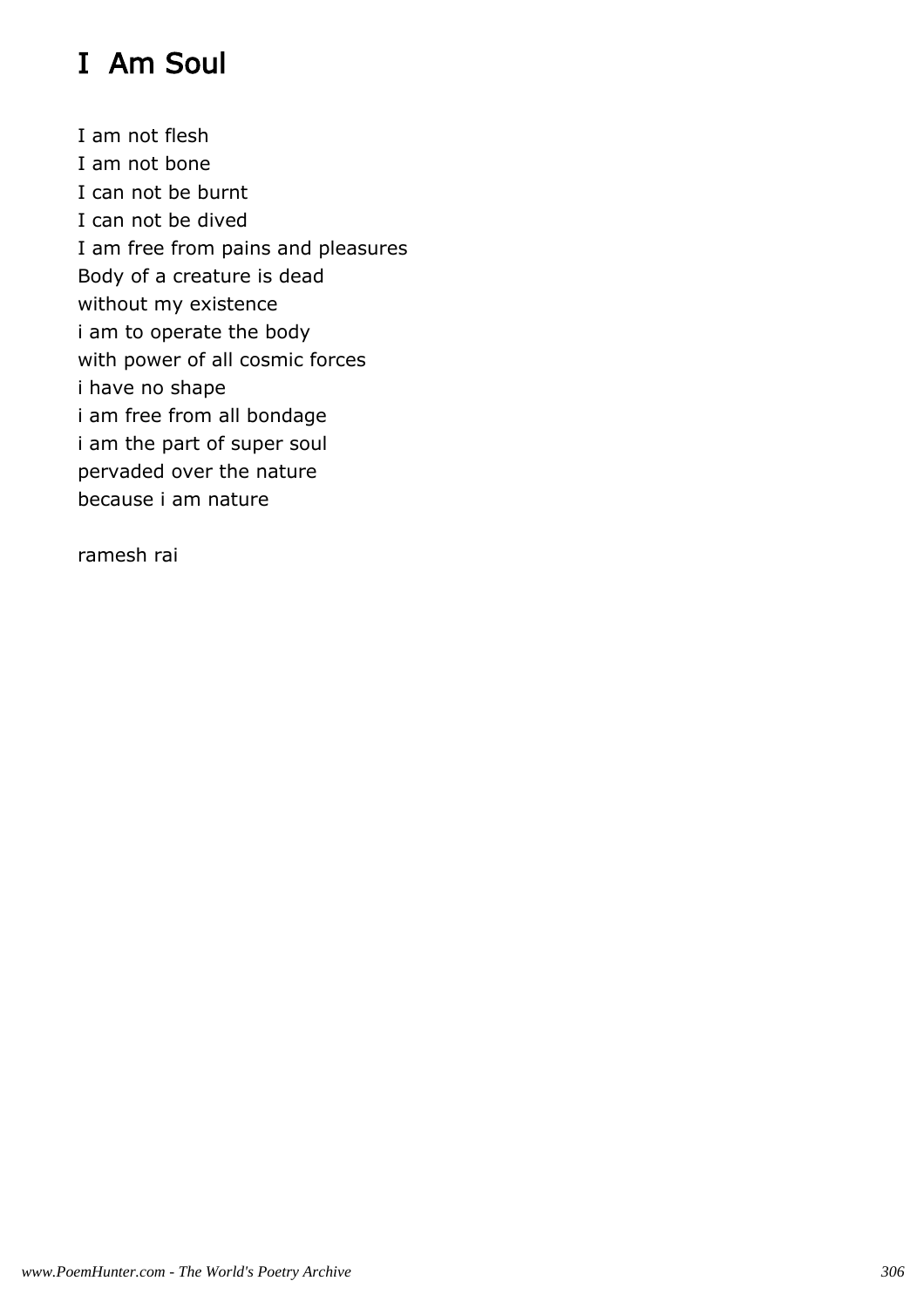# I Am Soul

I am not flesh
I am not bone
I can not be burnt
I can not be dived
I am free from pains and pleasures
Body of a creature is dead
without my existence
i am to operate the body
with power of all cosmic forces
i have no shape
i am free from all bondage
i am the part of super soul
pervaded over the nature
because i am nature

ramesh rai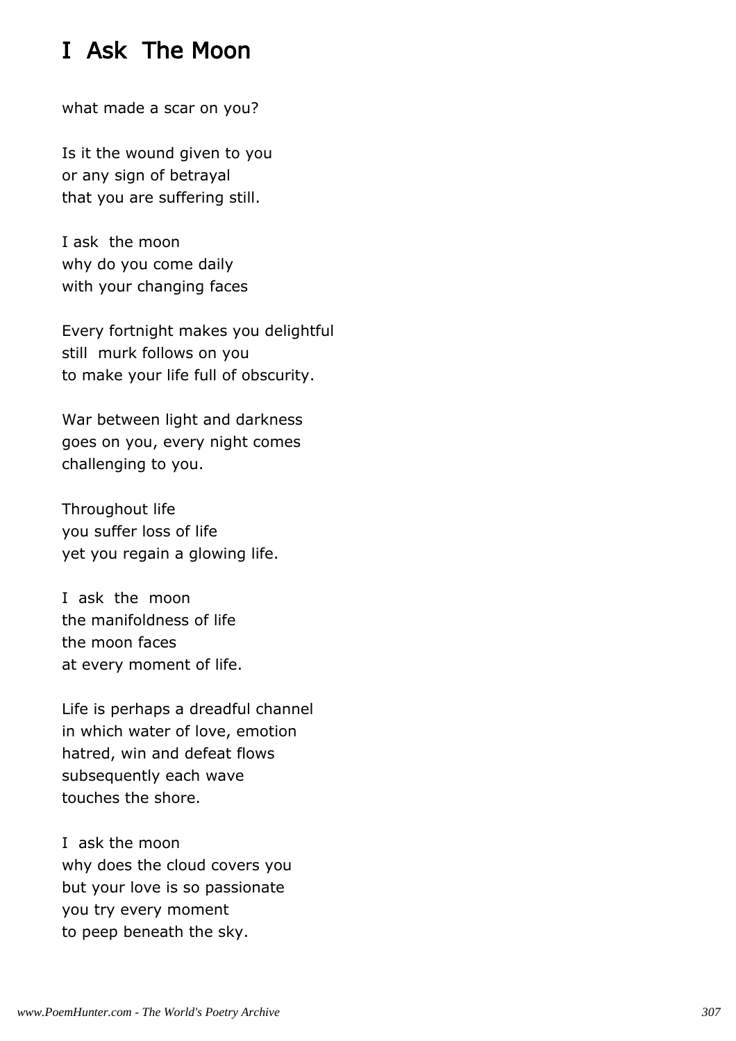# I Ask The Moon

what made a scar on you?

Is it the wound given to you  
or any sign of betrayal  
that you are suffering still.

I ask the moon  
why do you come daily  
with your changing faces

Every fortnight makes you delightful  
still murk follows on you  
to make your life full of obscurity.

War between light and darkness  
goes on you, every night comes  
challenging to you.

Throughout life  
you suffer loss of life  
yet you regain a glowing life.

I ask the moon  
the manifoldness of life  
the moon faces  
at every moment of life.

Life is perhaps a dreadful channel  
in which water of love, emotion  
hatred, win and defeat flows  
subsequently each wave  
touches the shore.

I ask the moon  
why does the cloud covers you  
but your love is so passionate  
you try every moment  
to peep beneath the sky.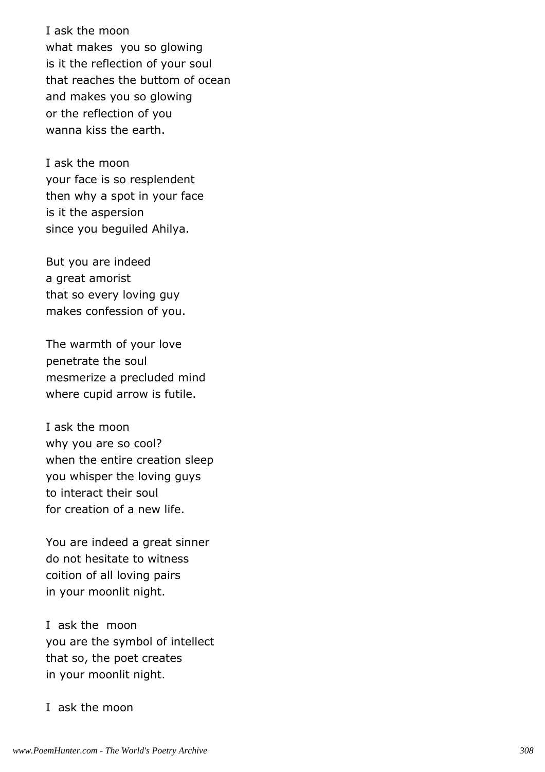I ask the moon
what makes  you so glowing
is it the reflection of your soul
that reaches the buttom of ocean
and makes you so glowing
or the reflection of you
wanna kiss the earth.

I ask the moon
your face is so resplendent
then why a spot in your face
is it the aspersion
since you beguiled Ahilya.

But you are indeed
a great amorist
that so every loving guy
makes confession of you.

The warmth of your love
penetrate the soul
mesmerize a precluded mind
where cupid arrow is futile.

I ask the moon
why you are so cool?
when the entire creation sleep
you whisper the loving guys
to interact their soul
for creation of a new life.

You are indeed a great sinner
do not hesitate to witness
coition of all loving pairs
in your moonlit night.

I  ask the  moon
you are the symbol of intellect
that so, the poet creates
in your moonlit night.

I  ask the moon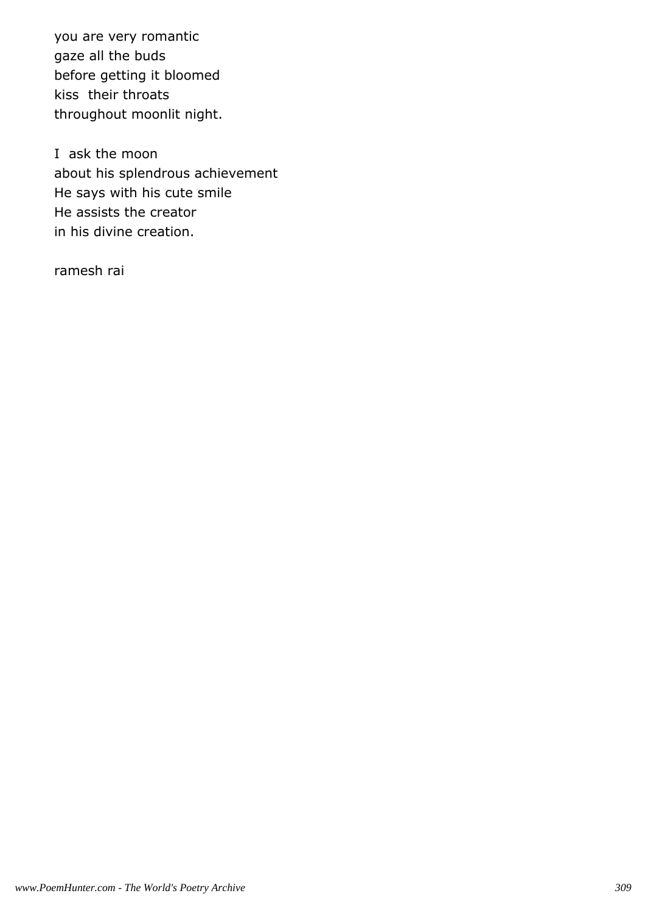you are very romantic  
gaze all the buds  
before getting it bloomed  
kiss  their throats  
throughout moonlit night.

I  ask the moon  
about his splendrous achievement  
He says with his cute smile  
He assists the creator  
in his divine creation.

ramesh rai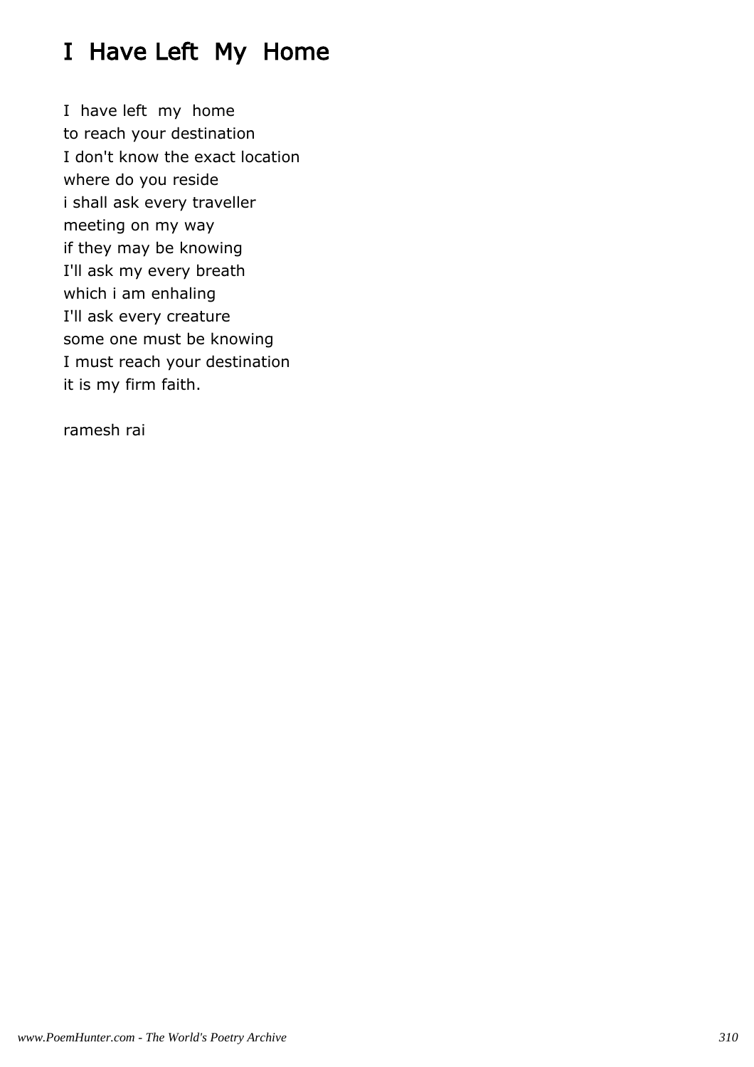# I Have Left My Home

I have left my home  
to reach your destination  
I don't know the exact location  
where do you reside  
i shall ask every traveller  
meeting on my way  
if they may be knowing  
I'll ask my every breath  
which i am enhaling  
I'll ask every creature  
some one must be knowing  
I must reach your destination  
it is my firm faith.

ramesh rai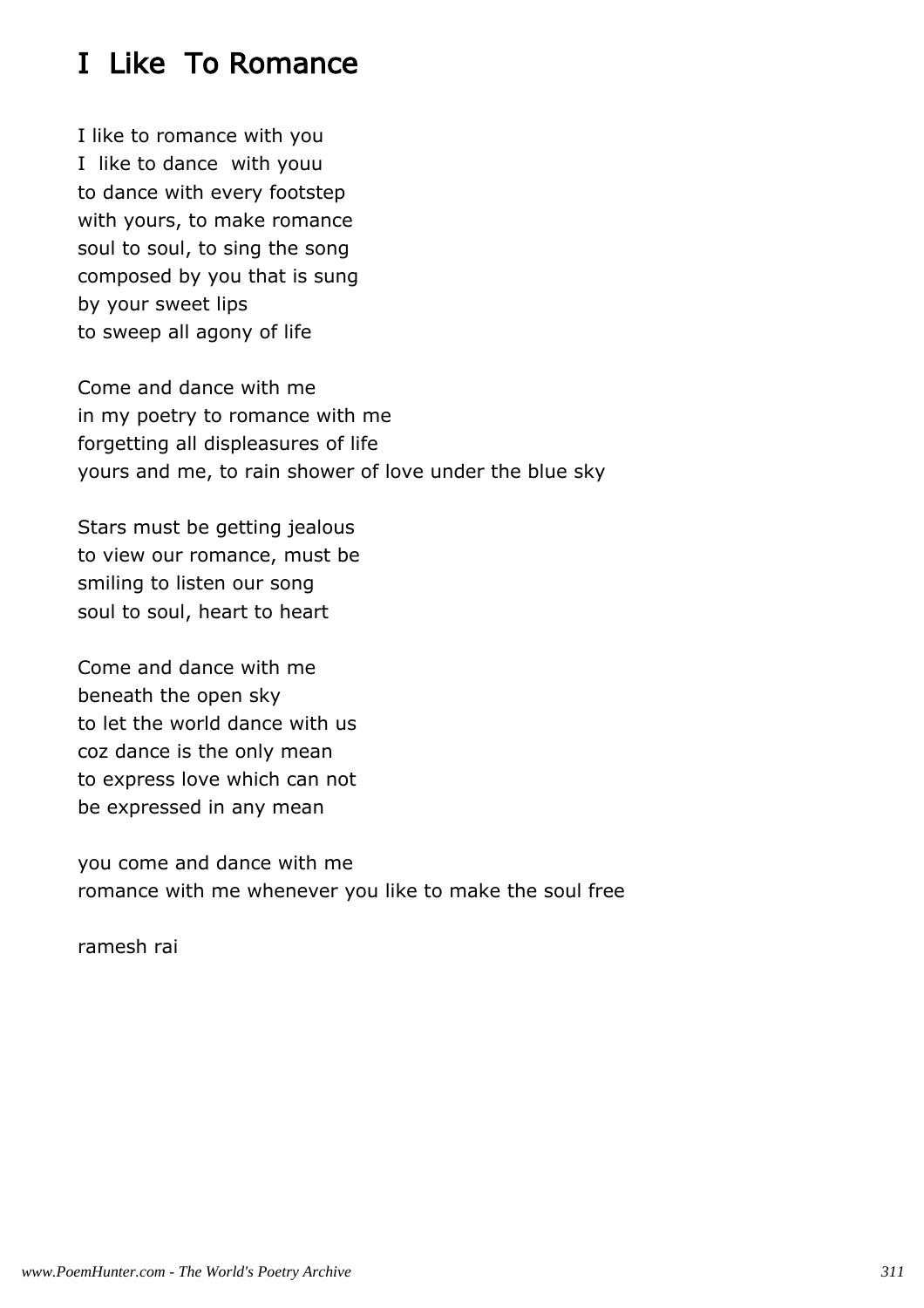# I Like To Romance

I like to romance with you
I like to dance with youu
to dance with every footstep
with yours, to make romance
soul to soul, to sing the song
composed by you that is sung
by your sweet lips
to sweep all agony of life

Come and dance with me
in my poetry to romance with me
forgetting all displeasures of life
yours and me, to rain shower of love under the blue sky

Stars must be getting jealous
to view our romance, must be
smiling to listen our song
soul to soul, heart to heart

Come and dance with me
beneath the open sky
to let the world dance with us
coz dance is the only mean
to express love which can not
be expressed in any mean

you come and dance with me
romance with me whenever you like to make the soul free

ramesh rai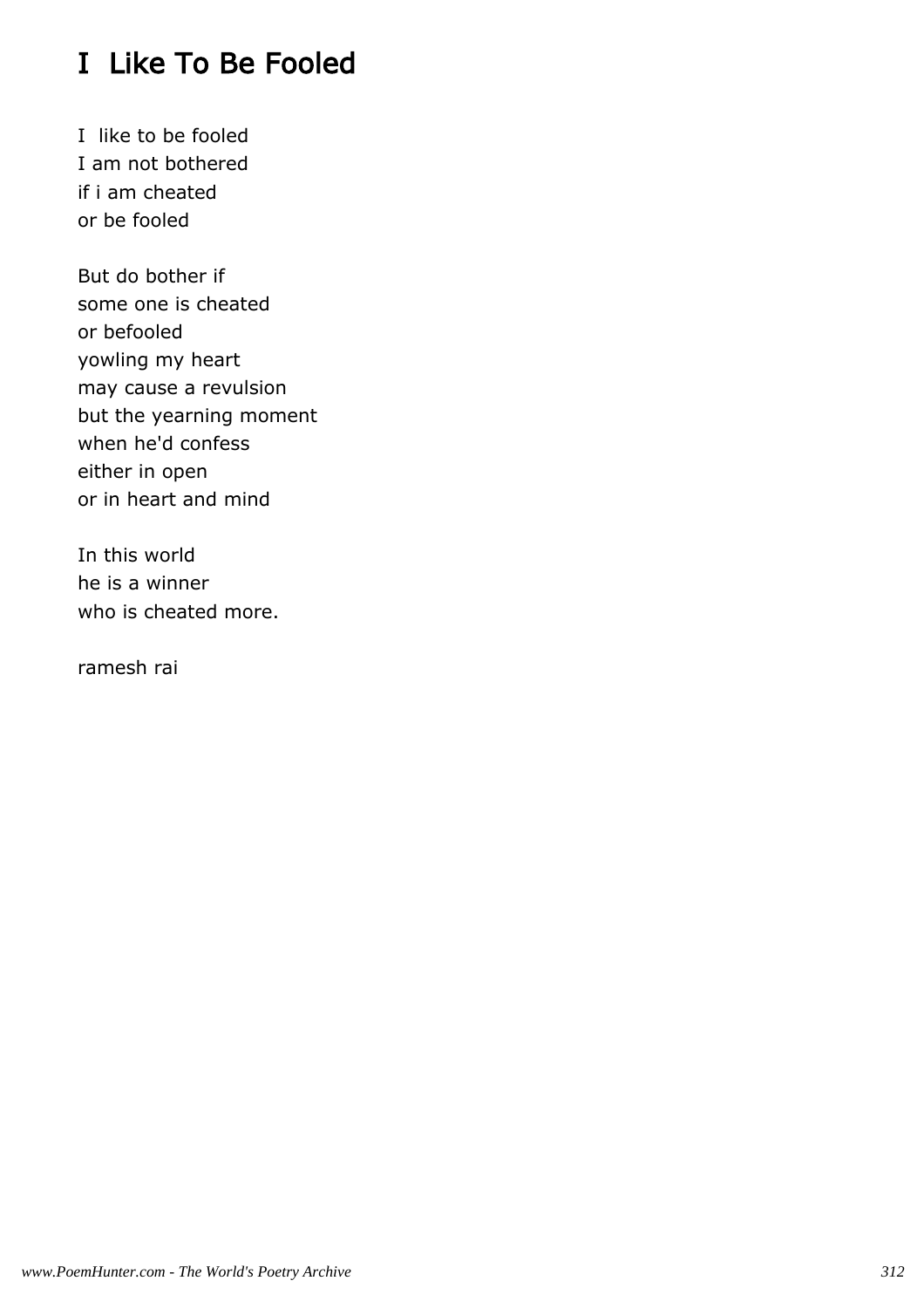# I Like To Be Fooled

I like to be fooled
I am not bothered
if i am cheated
or be fooled

But do bother if
some one is cheated
or befooled
yowling my heart
may cause a revulsion
but the yearning moment
when he'd confess
either in open
or in heart and mind

In this world
he is a winner
who is cheated more.

ramesh rai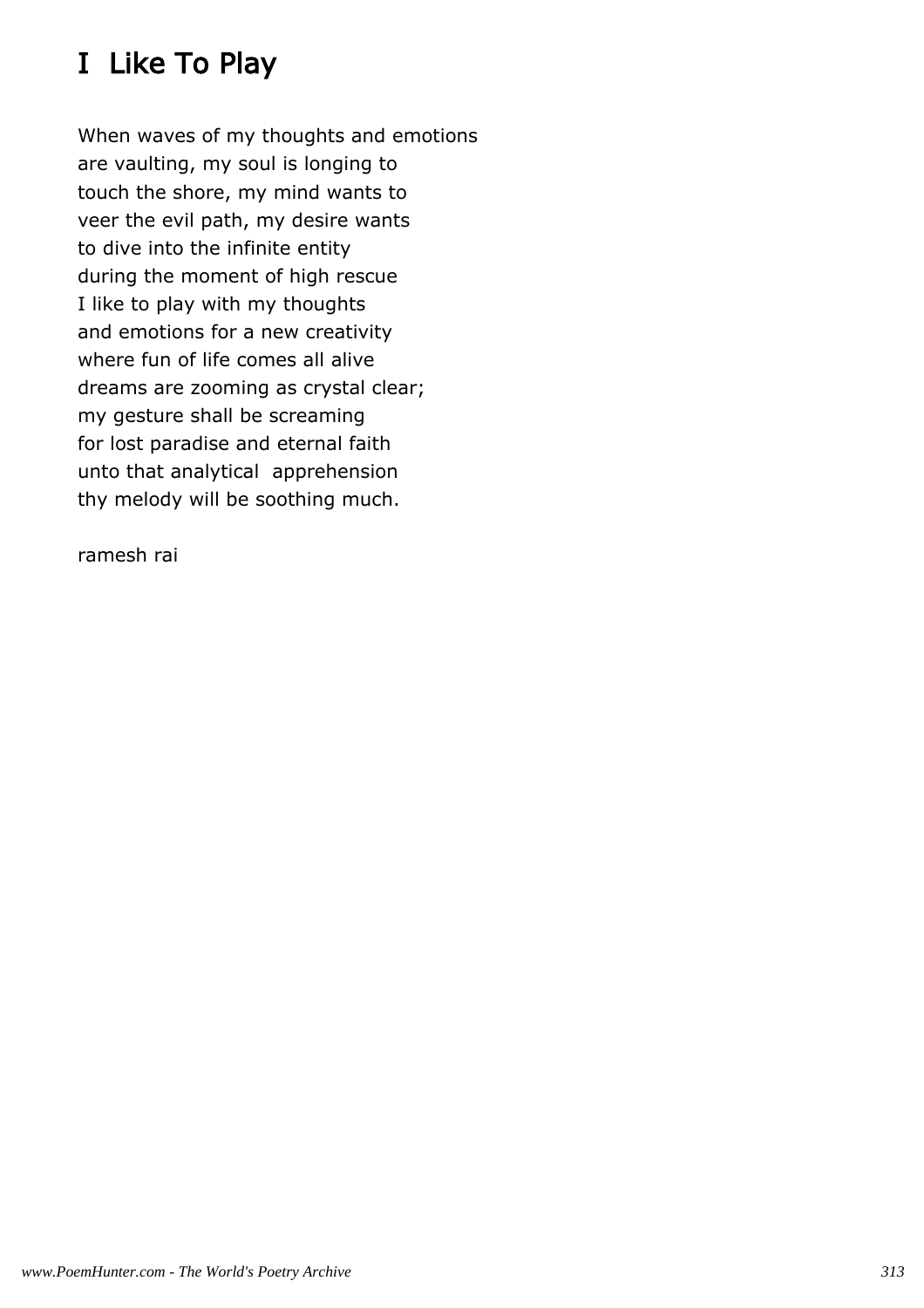# I  Like To Play

When waves of my thoughts and emotions
are vaulting, my soul is longing to
touch the shore, my mind wants to
veer the evil path, my desire wants
to dive into the infinite entity
during the moment of high rescue
I like to play with my thoughts
and emotions for a new creativity
where fun of life comes all alive
dreams are zooming as crystal clear;
my gesture shall be screaming
for lost paradise and eternal faith
unto that analytical  apprehension
thy melody will be soothing much.

ramesh rai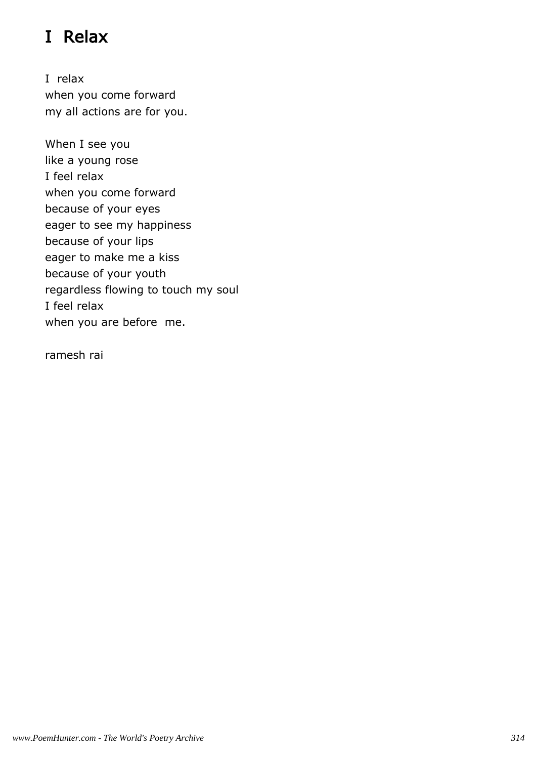# I Relax

I relax
when you come forward
my all actions are for you.

When I see you
like a young rose
I feel relax
when you come forward
because of your eyes
eager to see my happiness
because of your lips
eager to make me a kiss
because of your youth
regardless flowing to touch my soul
I feel relax
when you are before me.

ramesh rai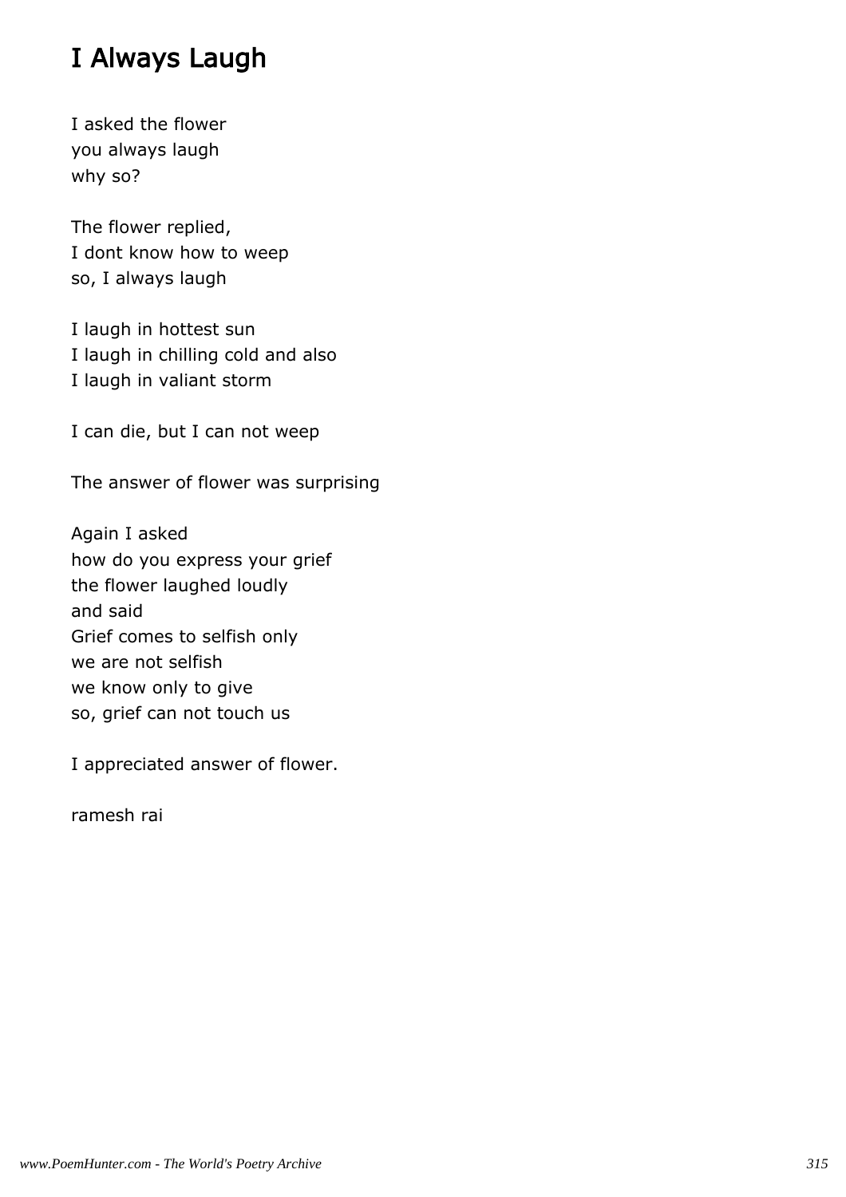# I Always Laugh

I asked the flower
you always laugh
why so?

The flower replied,
I dont know how to weep
so, I always laugh

I laugh in hottest sun
I laugh in chilling cold and also
I laugh in valiant storm

I can die, but I can not weep

The answer of flower was surprising

Again I asked
how do you express your grief
the flower laughed loudly
and said
Grief comes to selfish only
we are not selfish
we know only to give
so, grief can not touch us

I appreciated answer of flower.

ramesh rai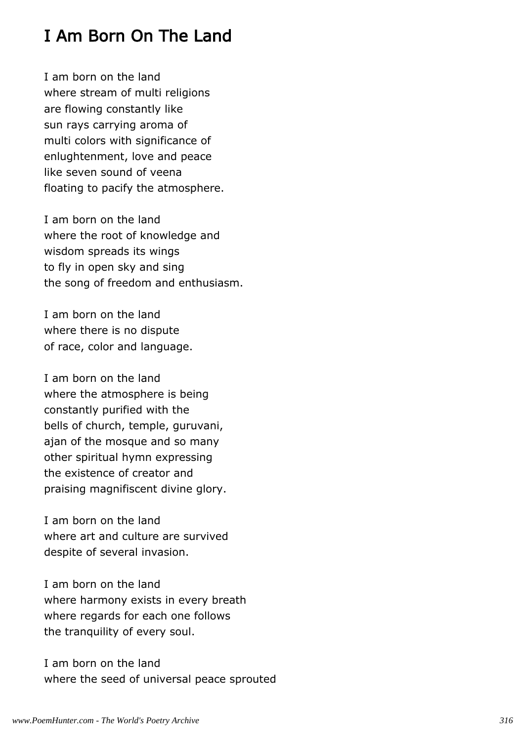## I Am Born On The Land

I am born on the land  
where stream of multi religions  
are flowing constantly like  
sun rays carrying aroma of  
multi colors with significance of  
enlughtenment, love and peace  
like seven sound of veena  
floating to pacify the atmosphere.

I am born on the land  
where the root of knowledge and  
wisdom spreads its wings  
to fly in open sky and sing  
the song of freedom and enthusiasm.

I am born on the land  
where there is no dispute  
of race, color and language.

I am born on the land  
where the atmosphere is being  
constantly purified with the  
bells of church, temple, guruvani,  
ajan of the mosque and so many  
other spiritual hymn expressing  
the existence of creator and  
praising magnifiscent divine glory.

I am born on the land  
where art and culture are survived  
despite of several invasion.

I am born on the land  
where harmony exists in every breath  
where regards for each one follows  
the tranquility of every soul.

I am born on the land  
where the seed of universal peace sprouted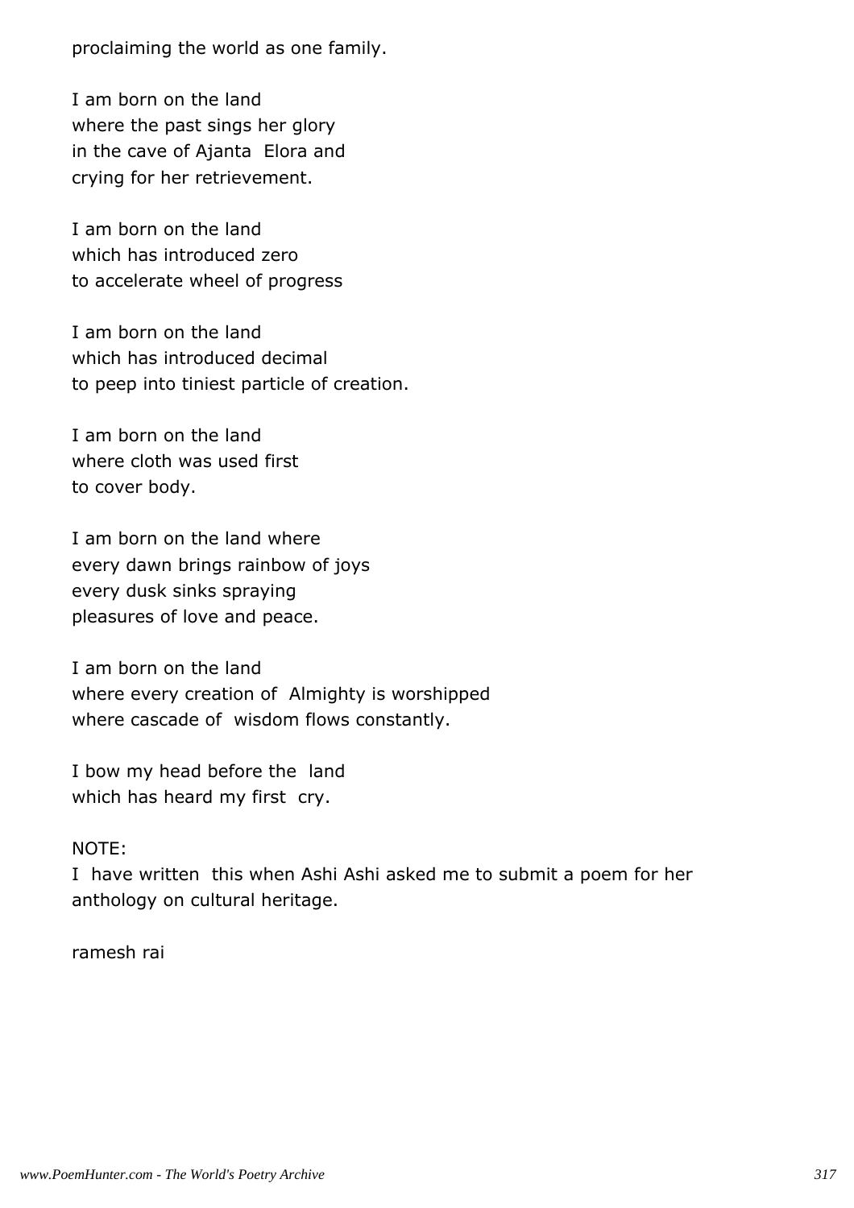proclaiming the world as one family.

I am born on the land  
where the past sings her glory  
in the cave of Ajanta  Elora and  
crying for her retrievement.

I am born on the land  
which has introduced zero  
to accelerate wheel of progress

I am born on the land  
which has introduced decimal  
to peep into tiniest particle of creation.

I am born on the land  
where cloth was used first  
to cover body.

I am born on the land where  
every dawn brings rainbow of joys  
every dusk sinks spraying  
pleasures of love and peace.

I am born on the land  
where every creation of  Almighty is worshipped  
where cascade of  wisdom flows constantly.

I bow my head before the  land  
which has heard my first  cry.

NOTE:  
I  have written  this when Ashi Ashi asked me to submit a poem for her anthology on cultural heritage.

ramesh rai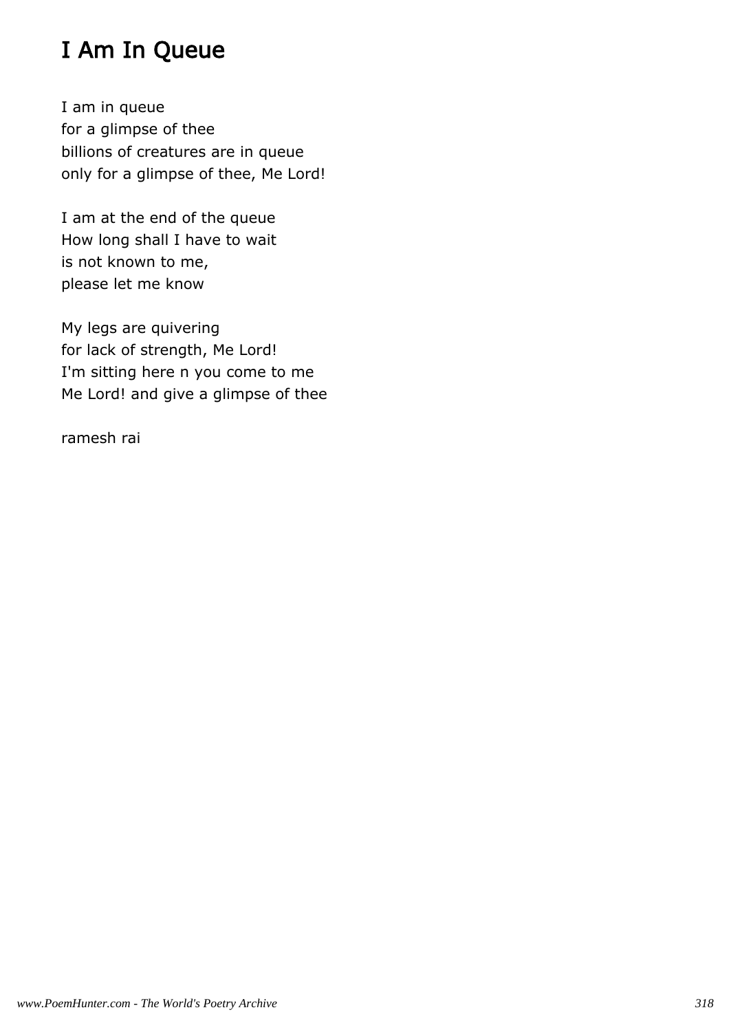# I Am In Queue

I am in queue  
for a glimpse of thee  
billions of creatures are in queue  
only for a glimpse of thee, Me Lord!

I am at the end of the queue  
How long shall I have to wait  
is not known to me,  
please let me know

My legs are quivering  
for lack of strength, Me Lord!  
I'm sitting here n you come to me  
Me Lord! and give a glimpse of thee

ramesh rai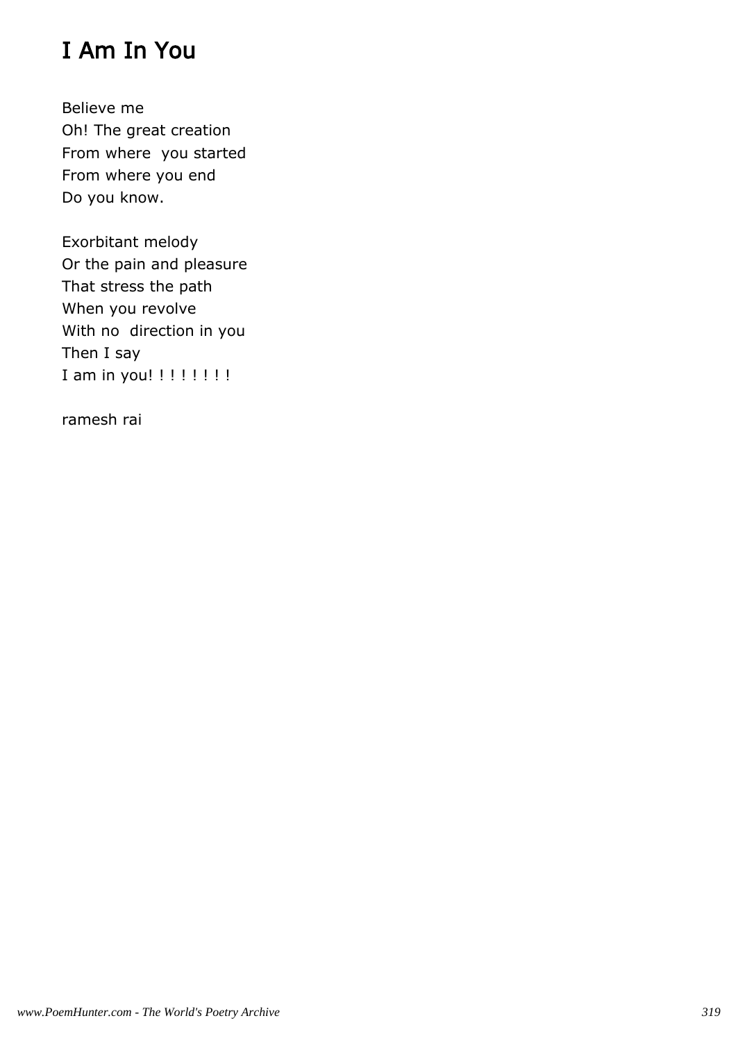# I Am In You

Believe me  
Oh! The great creation  
From where  you started  
From where you end  
Do you know.

Exorbitant melody  
Or the pain and pleasure  
That stress the path  
When you revolve  
With no  direction in you  
Then I say  
I am in you! ! ! ! ! ! ! !

ramesh rai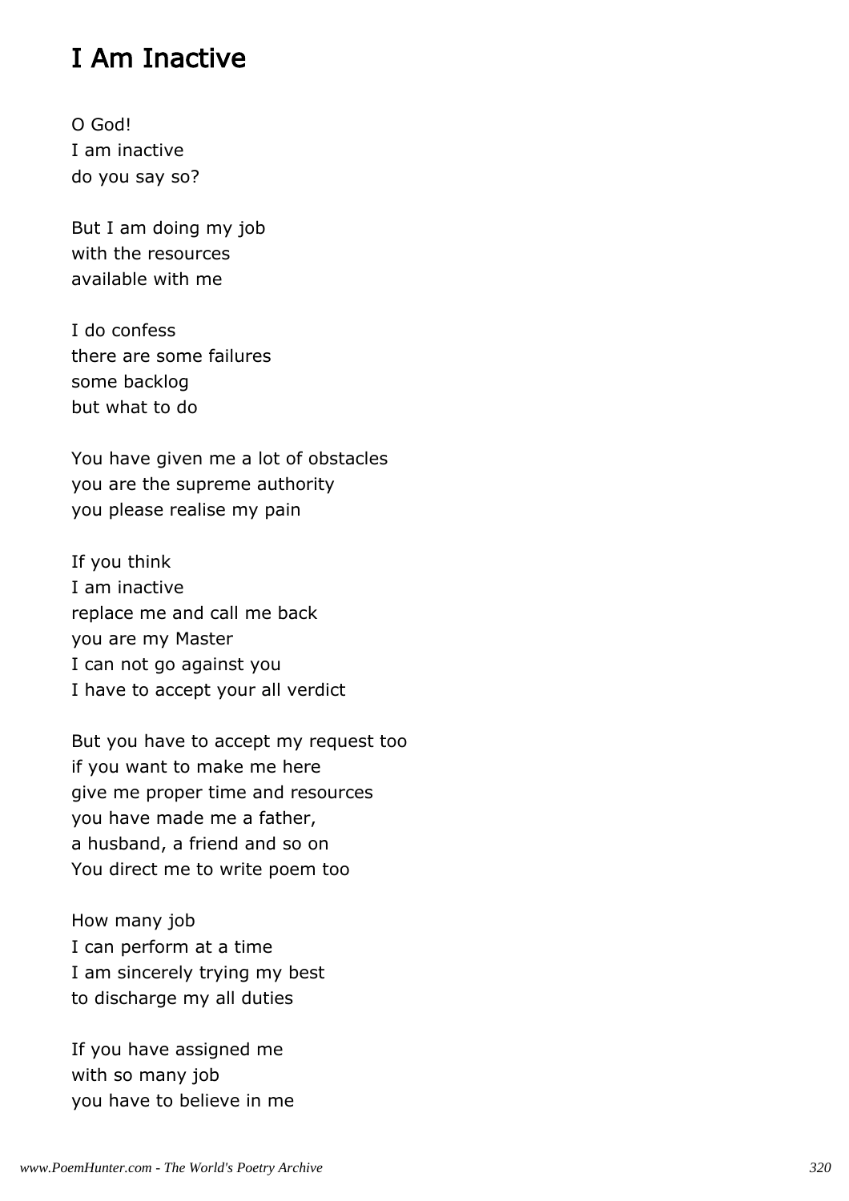# I Am Inactive

O God!  
I am inactive  
do you say so?

But I am doing my job  
with the resources  
available with me

I do confess  
there are some failures  
some backlog  
but what to do

You have given me a lot of obstacles  
you are the supreme authority  
you please realise my pain

If you think  
I am inactive  
replace me and call me back  
you are my Master  
I can not go against you  
I have to accept your all verdict

But you have to accept my request too  
if you want to make me here  
give me proper time and resources  
you have made me a father,  
a husband, a friend and so on  
You direct me to write poem too

How many job  
I can perform at a time  
I am sincerely trying my best  
to discharge my all duties

If you have assigned me  
with so many job  
you have to believe in me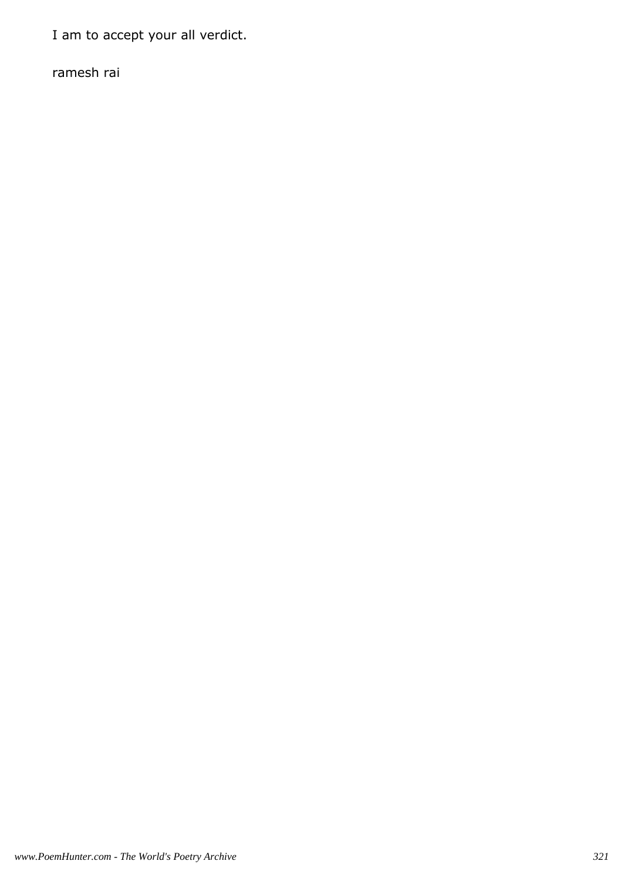I am to accept your all verdict.

ramesh rai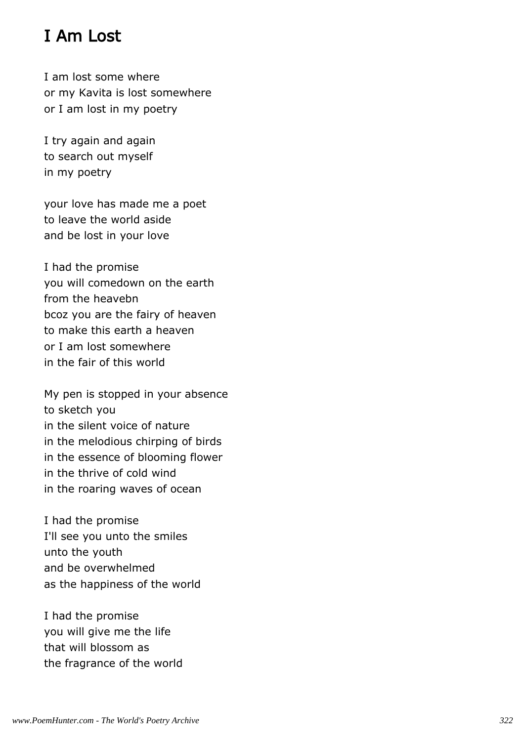# I Am Lost

I am lost some where
or my Kavita is lost somewhere
or I am lost in my poetry

I try again and again
to search out myself
in my poetry

your love has made me a poet
to leave the world aside
and be lost in your love

I had the promise
you will comedown on the earth
from the heavebn
bcoz you are the fairy of heaven
to make this earth a heaven
or I am lost somewhere
in the fair of this world

My pen is stopped in your absence
to sketch you
in the silent voice of nature
in the melodious chirping of birds
in the essence of blooming flower
in the thrive of cold wind
in the roaring waves of ocean

I had the promise
I'll see you unto the smiles
unto the youth
and be overwhelmed
as the happiness of the world

I had the promise
you will give me the life
that will blossom as
the fragrance of the world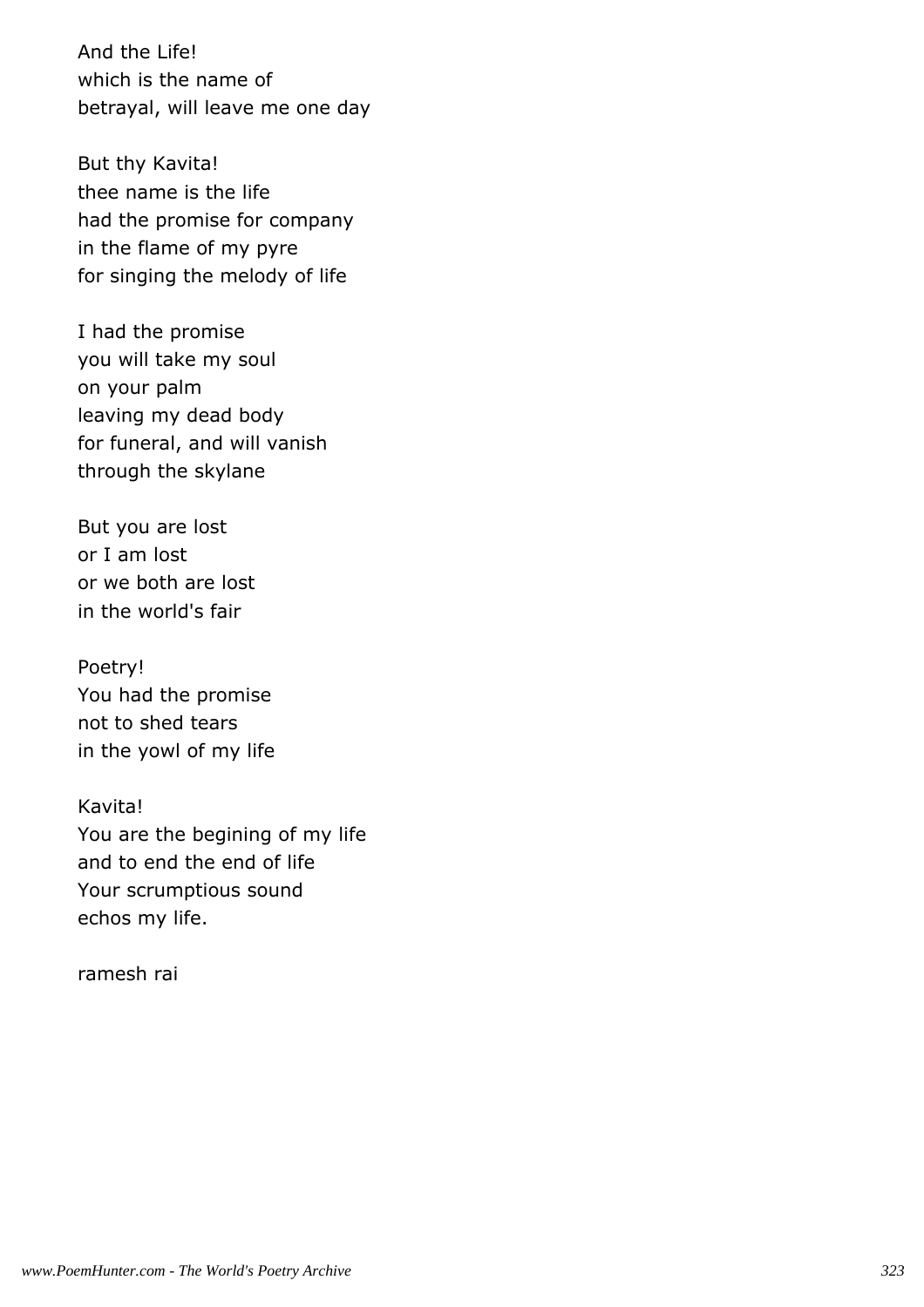And the Life!
which is the name of
betrayal, will leave me one day

But thy Kavita!
thee name is the life
had the promise for company
in the flame of my pyre
for singing the melody of life

I had the promise
you will take my soul
on your palm
leaving my dead body
for funeral, and will vanish
through the skylane

But you are lost
or I am lost
or we both are lost
in the world's fair

Poetry!
You had the promise
not to shed tears
in the yowl of my life

Kavita!
You are the begining of my life
and to end the end of life
Your scrumptious sound
echos my life.

ramesh rai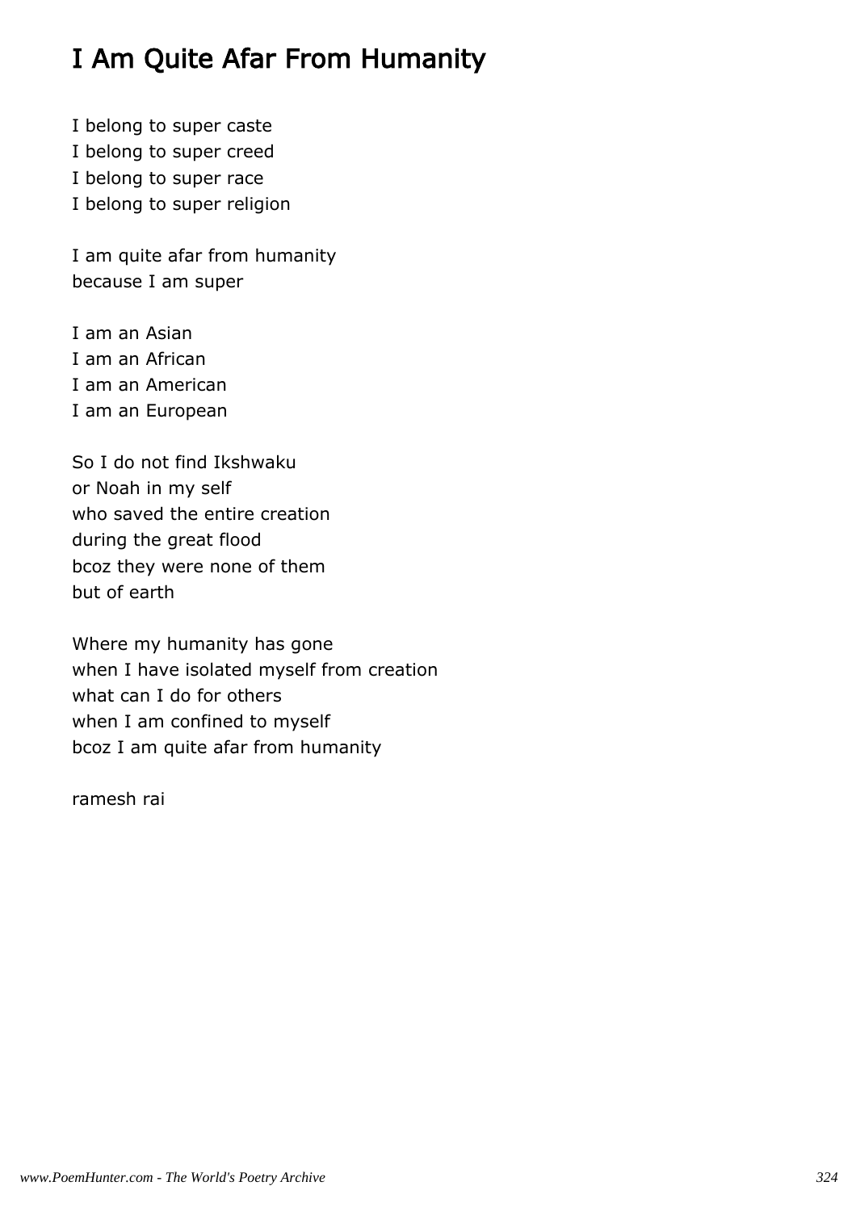# I Am Quite Afar From Humanity

I belong to super caste
I belong to super creed
I belong to super race
I belong to super religion

I am quite afar from humanity
because I am super

I am an Asian
I am an African
I am an American
I am an European

So I do not find Ikshwaku
or Noah in my self
who saved the entire creation
during the great flood
bcoz they were none of them
but of earth

Where my humanity has gone
when I have isolated myself from creation
what can I do for others
when I am confined to myself
bcoz I am quite afar from humanity

ramesh rai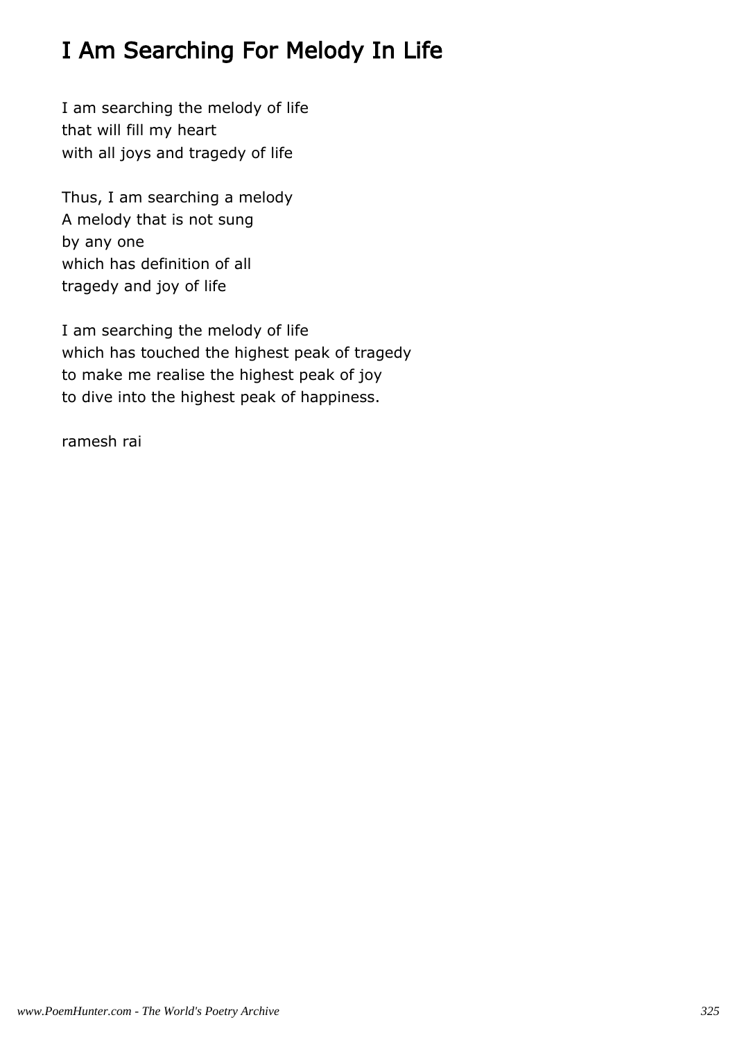# I Am Searching For Melody In Life

I am searching the melody of life
that will fill my heart
with all joys and tragedy of life

Thus, I am searching a melody
A melody that is not sung
by any one
which has definition of all
tragedy and joy of life

I am searching the melody of life
which has touched the highest peak of tragedy
to make me realise the highest peak of joy
to dive into the highest peak of happiness.

ramesh rai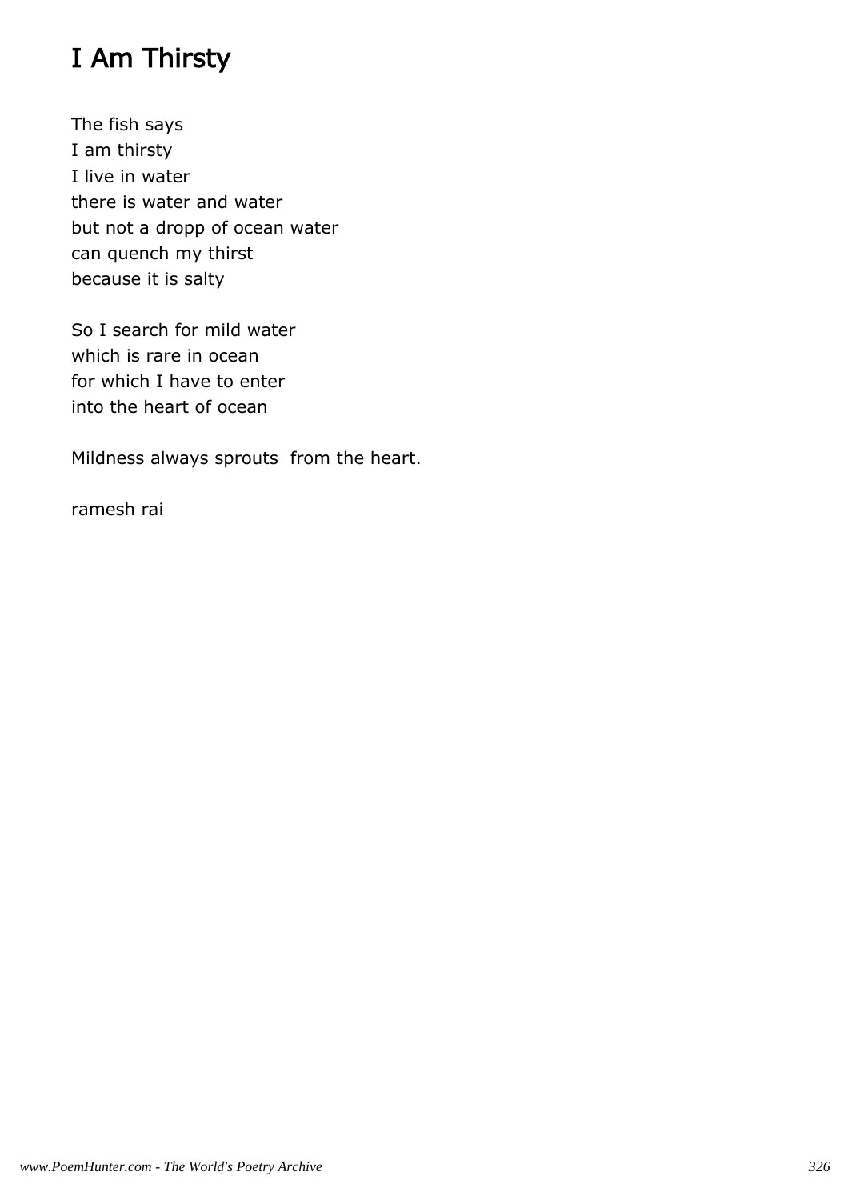# I Am Thirsty

The fish says  
I am thirsty  
I live in water  
there is water and water  
but not a dropp of ocean water  
can quench my thirst  
because it is salty

So I search for mild water  
which is rare in ocean  
for which I have to enter  
into the heart of ocean

Mildness always sprouts  from the heart.

ramesh rai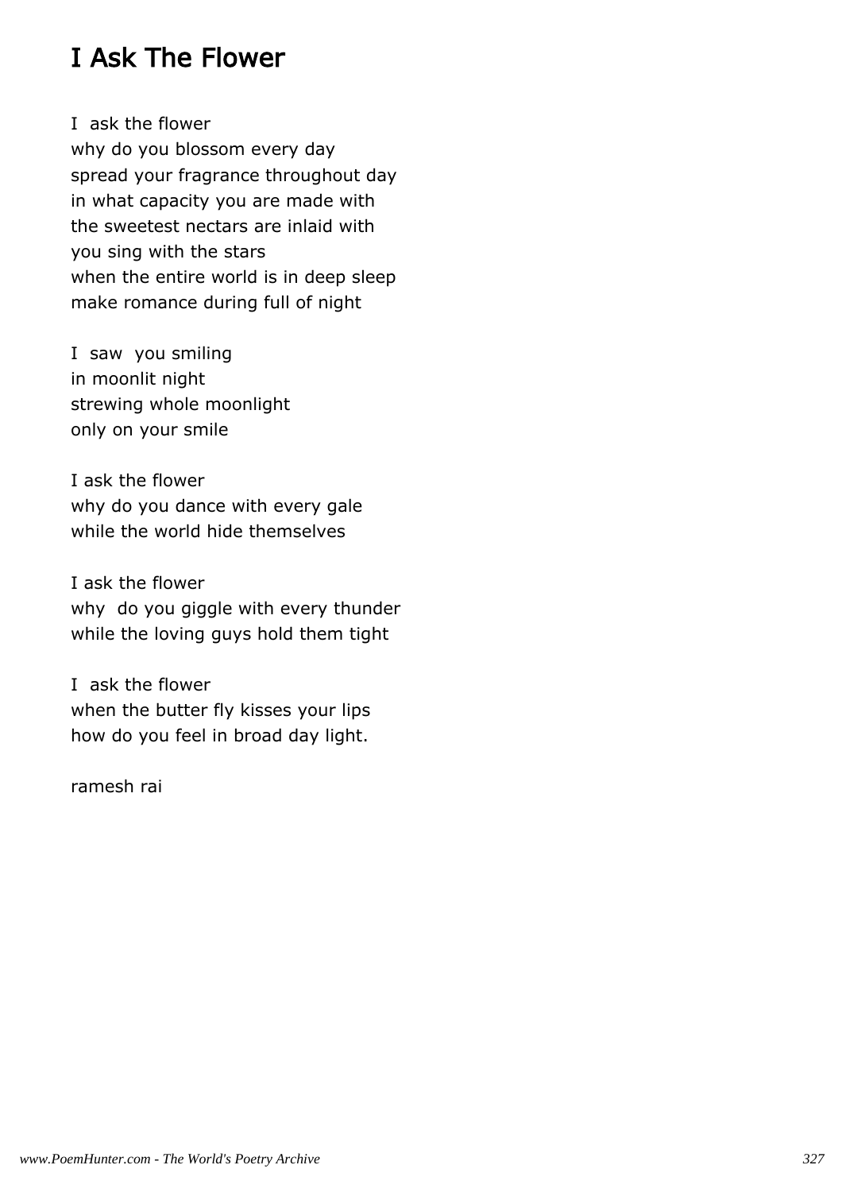# I Ask The Flower

I ask the flower
why do you blossom every day
spread your fragrance throughout day
in what capacity you are made with
the sweetest nectars are inlaid with
you sing with the stars
when the entire world is in deep sleep
make romance during full of night

I saw you smiling
in moonlit night
strewing whole moonlight
only on your smile

I ask the flower
why do you dance with every gale
while the world hide themselves

I ask the flower
why do you giggle with every thunder
while the loving guys hold them tight

I ask the flower
when the butter fly kisses your lips
how do you feel in broad day light.

ramesh rai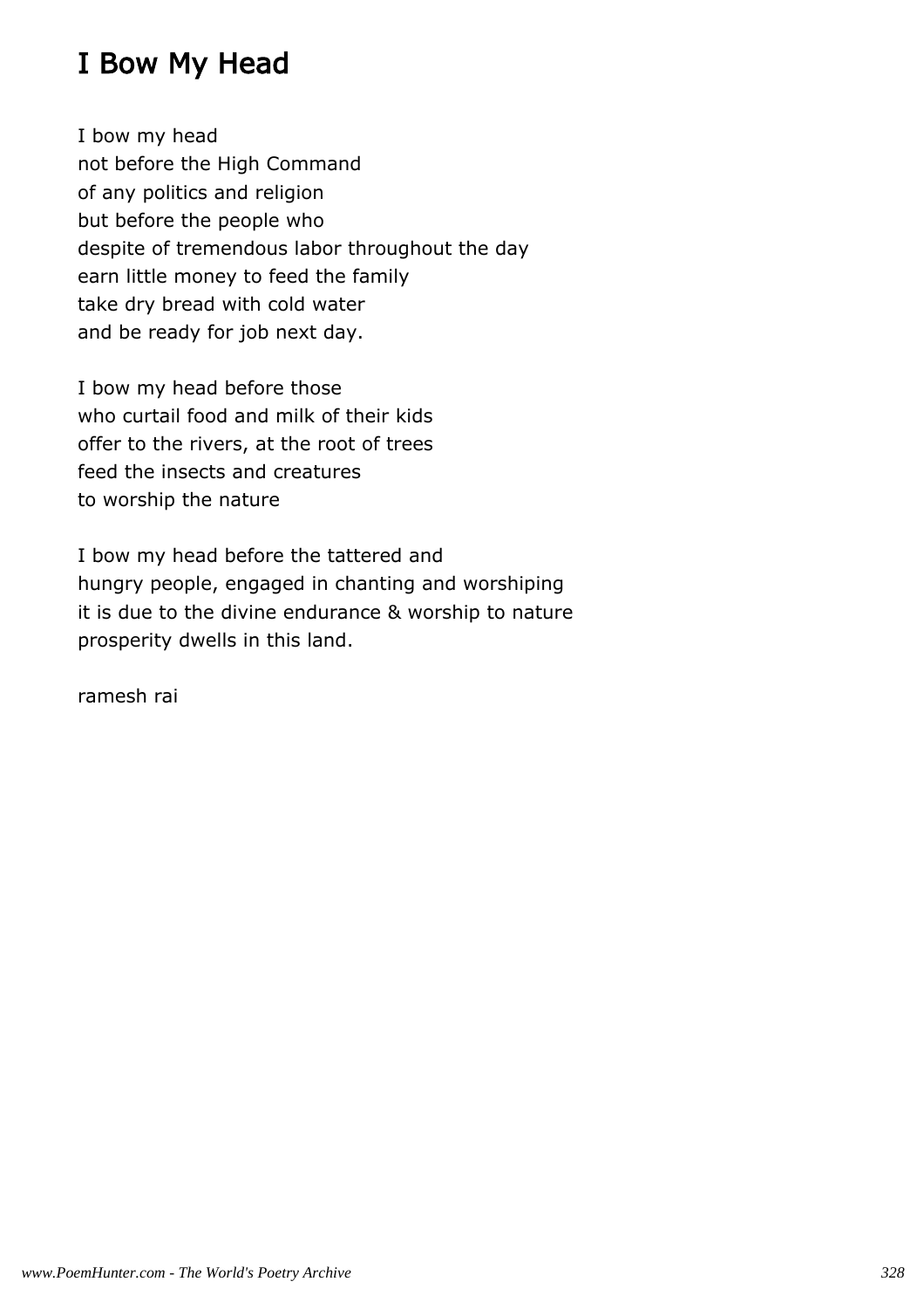# I Bow My Head

I bow my head
not before the High Command
of any politics and religion
but before the people who
despite of tremendous labor throughout the day
earn little money to feed the family
take dry bread with cold water
and be ready for job next day.

I bow my head before those
who curtail food and milk of their kids
offer to the rivers, at the root of trees
feed the insects and creatures
to worship the nature

I bow my head before the tattered and
hungry people, engaged in chanting and worshiping
it is due to the divine endurance & worship to nature
prosperity dwells in this land.

ramesh rai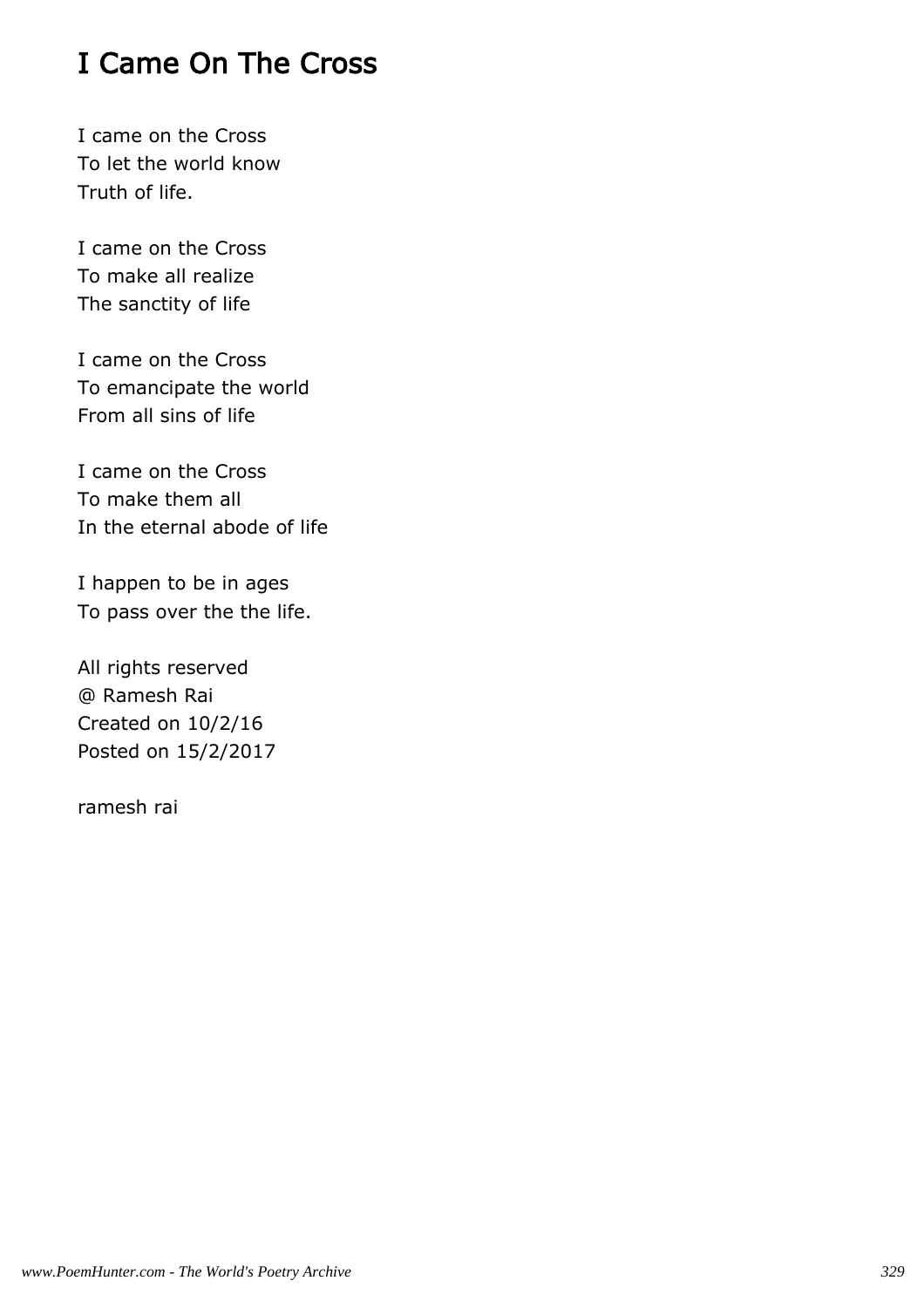# I Came On The Cross

I came on the Cross  
To let the world know  
Truth of life.

I came on the Cross  
To make all realize  
The sanctity of life

I came on the Cross  
To emancipate the world  
From all sins of life

I came on the Cross  
To make them all  
In the eternal abode of life

I happen to be in ages  
To pass over the the life.

All rights reserved  
@ Ramesh Rai  
Created on 10/2/16  
Posted on 15/2/2017

ramesh rai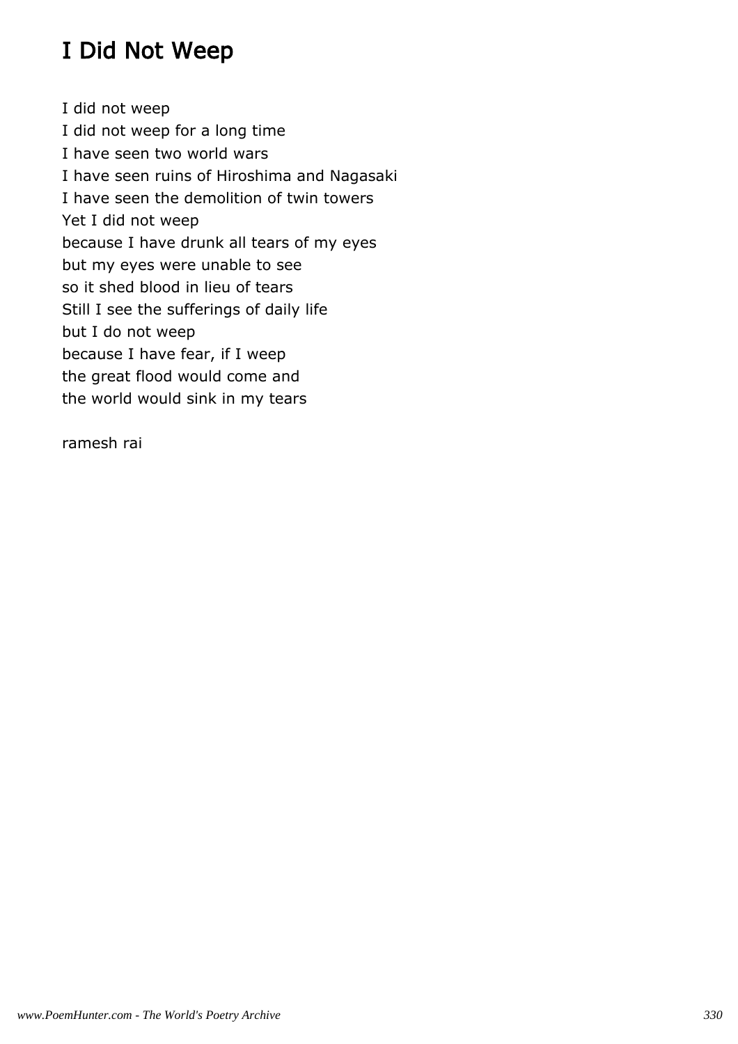# I Did Not Weep

I did not weep
I did not weep for a long time
I have seen two world wars
I have seen ruins of Hiroshima and Nagasaki
I have seen the demolition of twin towers
Yet I did not weep
because I have drunk all tears of my eyes
but my eyes were unable to see
so it shed blood in lieu of tears
Still I see the sufferings of daily life
but I do not weep
because I have fear, if I weep
the great flood would come and
the world would sink in my tears

ramesh rai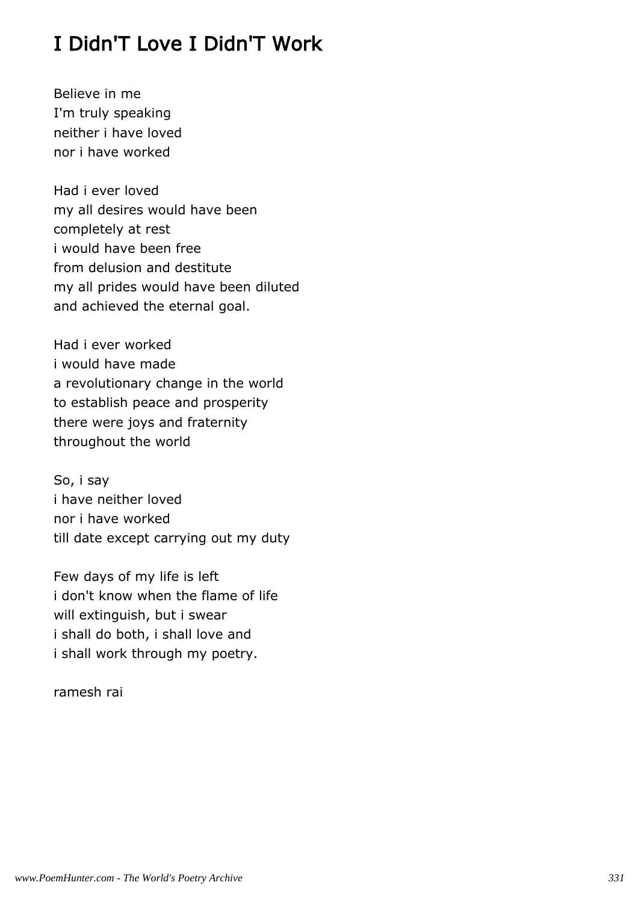## I Didn'T Love I Didn'T Work

Believe in me  
I'm truly speaking  
neither i have loved  
nor i have worked

Had i ever loved  
my all desires would have been  
completely at rest  
i would have been free  
from delusion and destitute  
my all prides would have been diluted  
and achieved the eternal goal.

Had i ever worked  
i would have made  
a revolutionary change in the world  
to establish peace and prosperity  
there were joys and fraternity  
throughout the world

So, i say  
i have neither loved  
nor i have worked  
till date except carrying out my duty

Few days of my life is left  
i don't know when the flame of life  
will extinguish, but i swear  
i shall do both, i shall love and  
i shall work through my poetry.

ramesh rai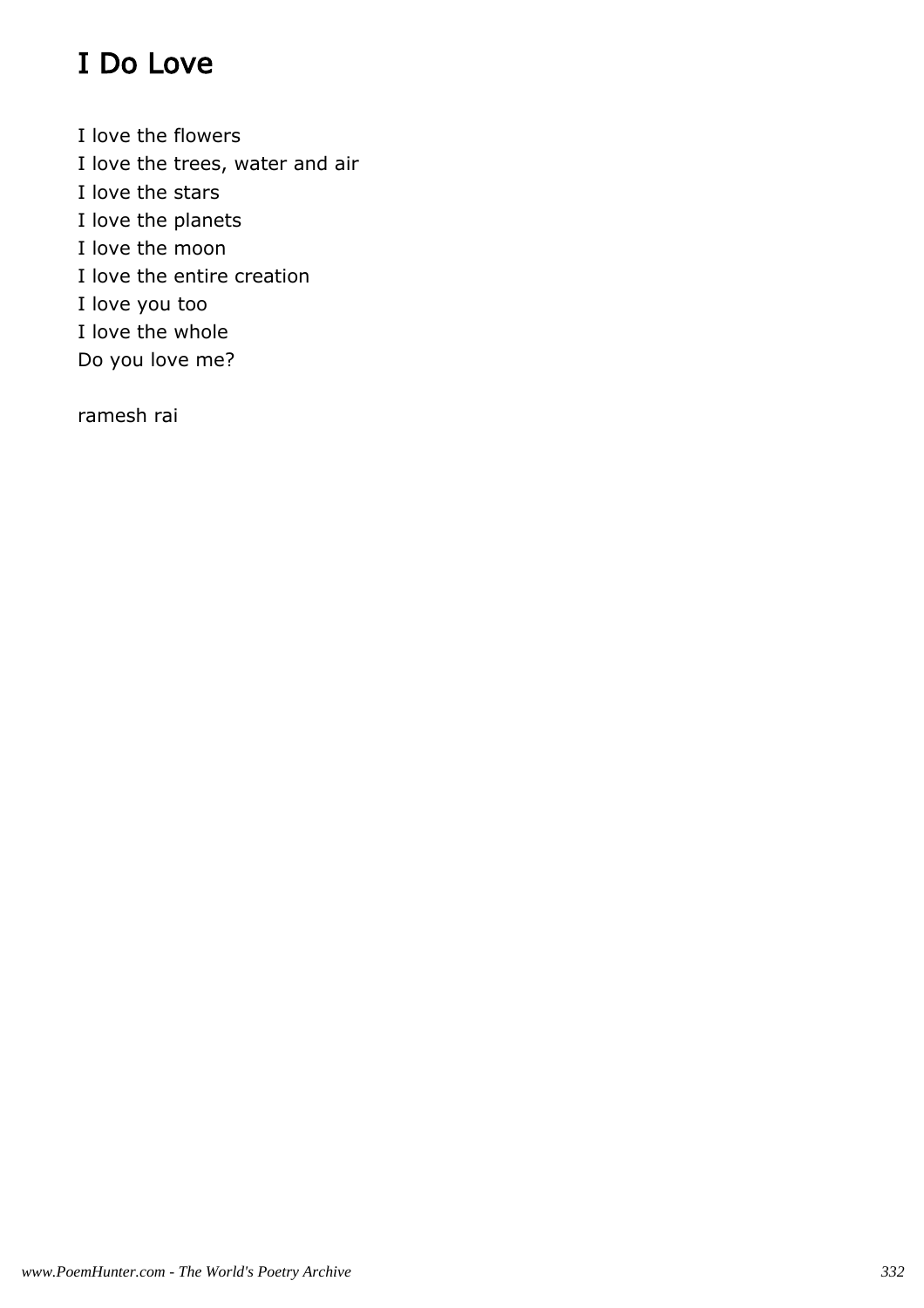# I Do Love

I love the flowers  
I love the trees, water and air  
I love the stars  
I love the planets  
I love the moon  
I love the entire creation  
I love you too  
I love the whole  
Do you love me?

ramesh rai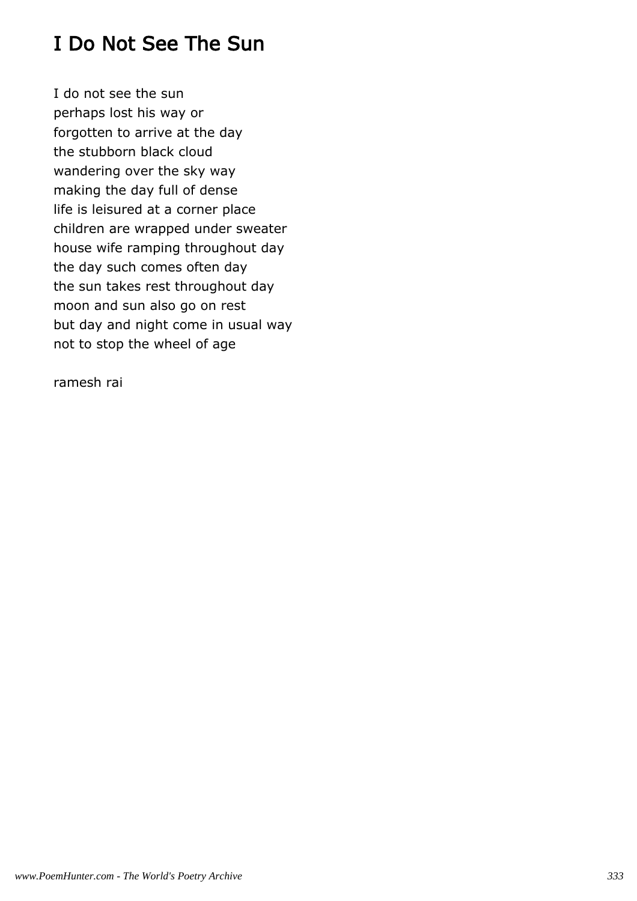# I Do Not See The Sun

I do not see the sun  
perhaps lost his way or  
forgotten to arrive at the day  
the stubborn black cloud  
wandering over the sky way  
making the day full of dense  
life is leisured at a corner place  
children are wrapped under sweater  
house wife ramping throughout day  
the day such comes often day  
the sun takes rest throughout day  
moon and sun also go on rest  
but day and night come in usual way  
not to stop the wheel of age

ramesh rai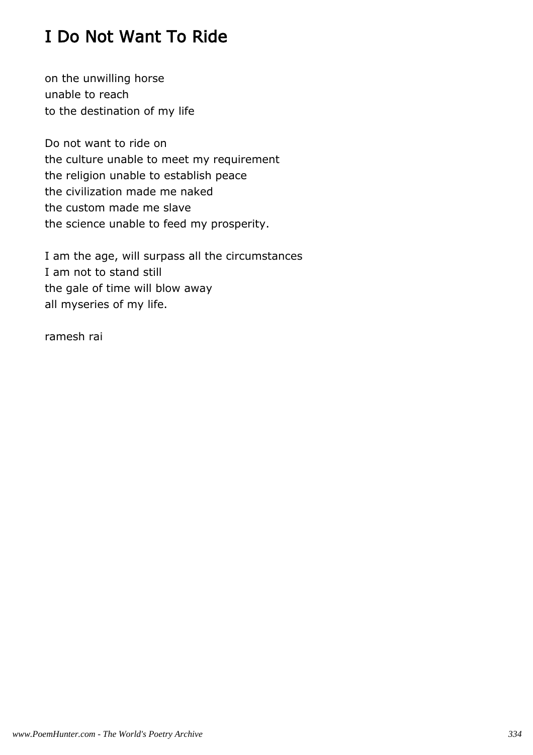# I Do Not Want To Ride

on the unwilling horse
unable to reach
to the destination of my life

Do not want to ride on
the culture unable to meet my requirement
the religion unable to establish peace
the civilization made me naked
the custom made me slave
the science unable to feed my prosperity.

I am the age, will surpass all the circumstances
I am not to stand still
the gale of time will blow away
all myseries of my life.

ramesh rai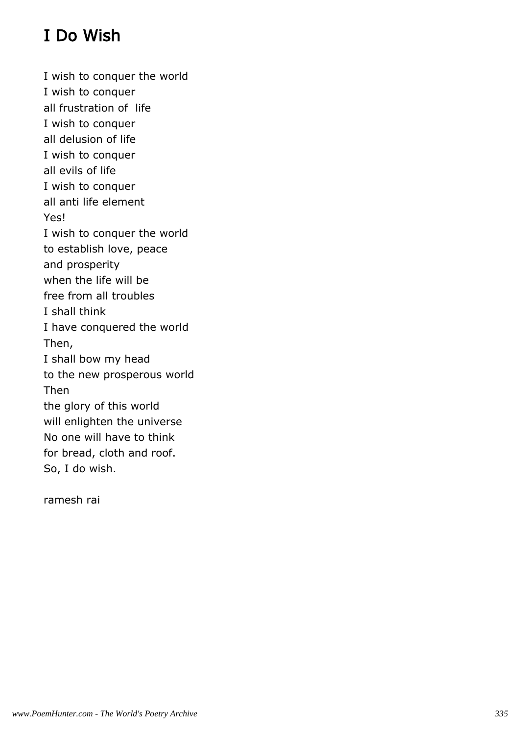# I Do Wish

I wish to conquer the world  
I wish to conquer  
all frustration of life  
I wish to conquer  
all delusion of life  
I wish to conquer  
all evils of life  
I wish to conquer  
all anti life element  
Yes!  
I wish to conquer the world  
to establish love, peace  
and prosperity  
when the life will be  
free from all troubles  
I shall think  
I have conquered the world  
Then,  
I shall bow my head  
to the new prosperous world  
Then  
the glory of this world  
will enlighten the universe  
No one will have to think  
for bread, cloth and roof.  
So, I do wish.

ramesh rai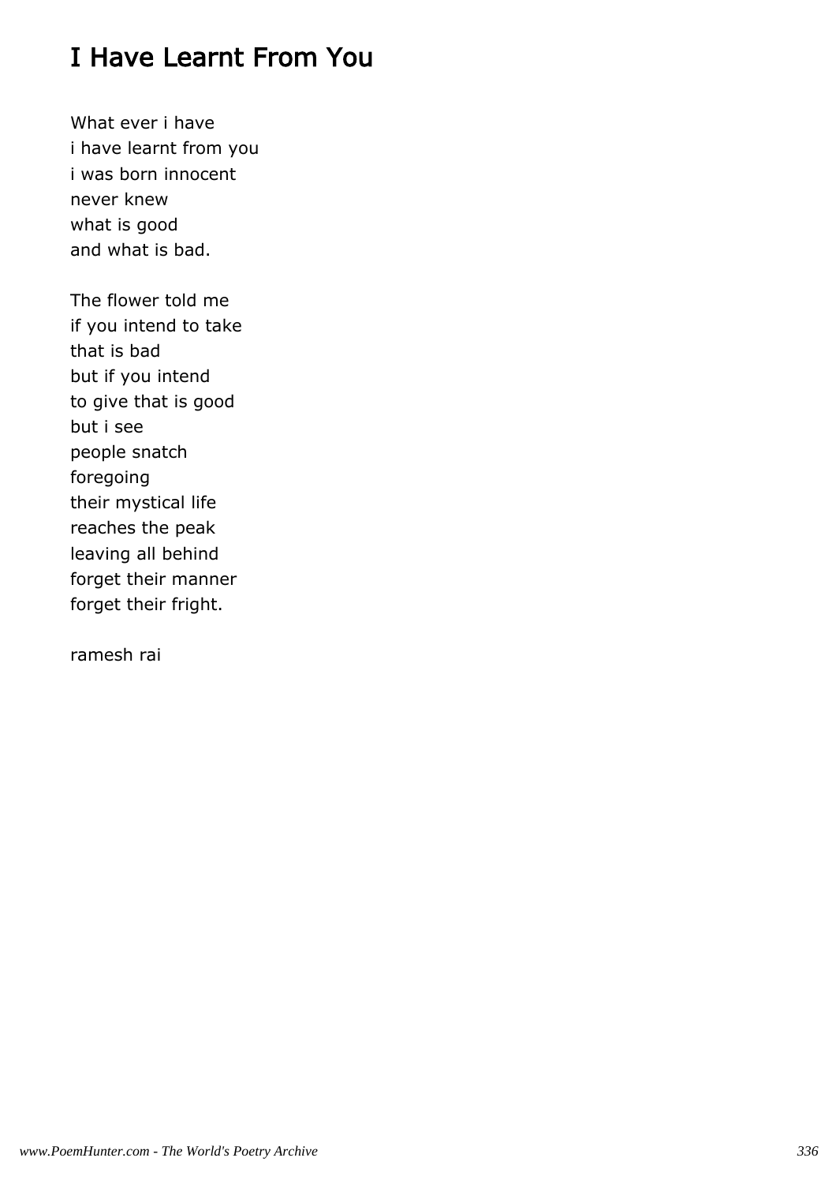# I Have Learnt From You

What ever i have
i have learnt from you
i was born innocent
never knew
what is good
and what is bad.

The flower told me
if you intend to take
that is bad
but if you intend
to give that is good
but i see
people snatch
foregoing
their mystical life
reaches the peak
leaving all behind
forget their manner
forget their fright.

ramesh rai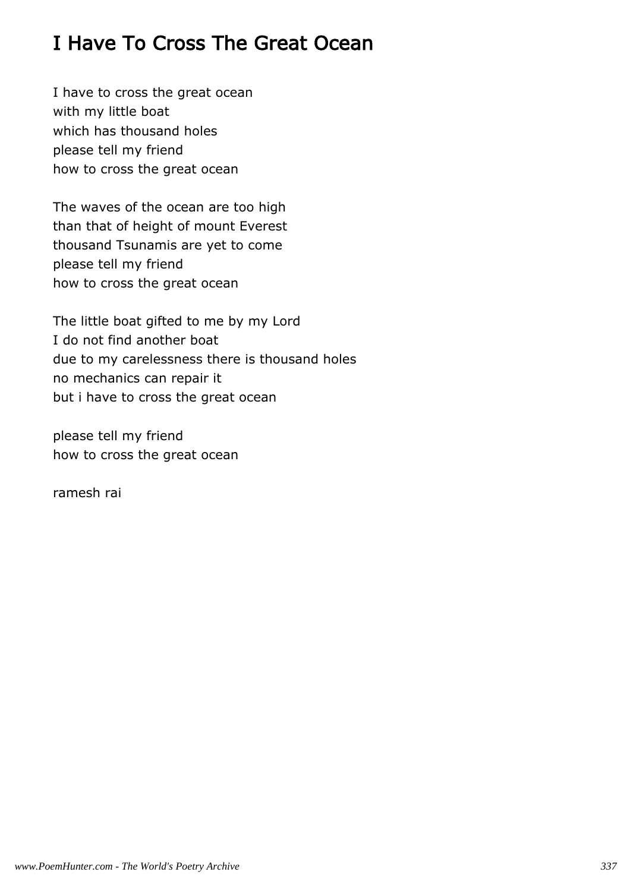# I Have To Cross The Great Ocean

I have to cross the great ocean
with my little boat
which has thousand holes
please tell my friend
how to cross the great ocean

The waves of the ocean are too high
than that of height of mount Everest
thousand Tsunamis are yet to come
please tell my friend
how to cross the great ocean

The little boat gifted to me by my Lord
I do not find another boat
due to my carelessness there is thousand holes
no mechanics can repair it
but i have to cross the great ocean

please tell my friend
how to cross the great ocean

ramesh rai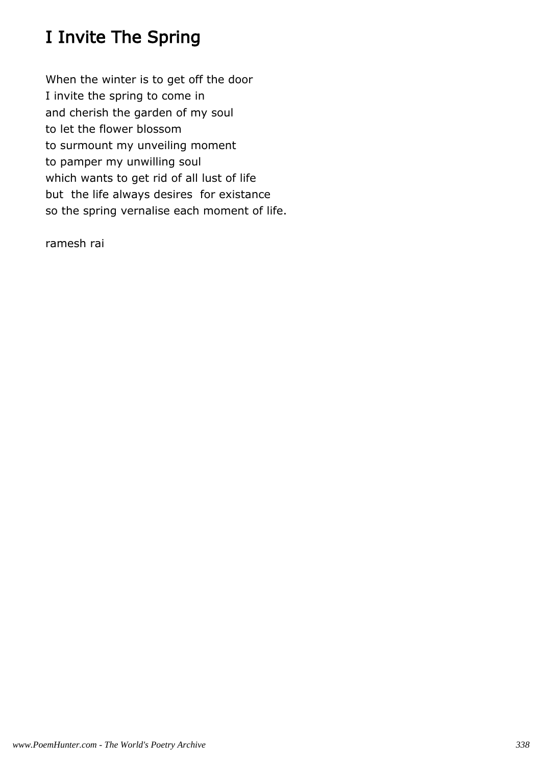# I Invite The Spring

When the winter is to get off the door  
I invite the spring to come in  
and cherish the garden of my soul  
to let the flower blossom  
to surmount my unveiling moment  
to pamper my unwilling soul  
which wants to get rid of all lust of life  
but  the life always desires  for existance  
so the spring vernalise each moment of life.

ramesh rai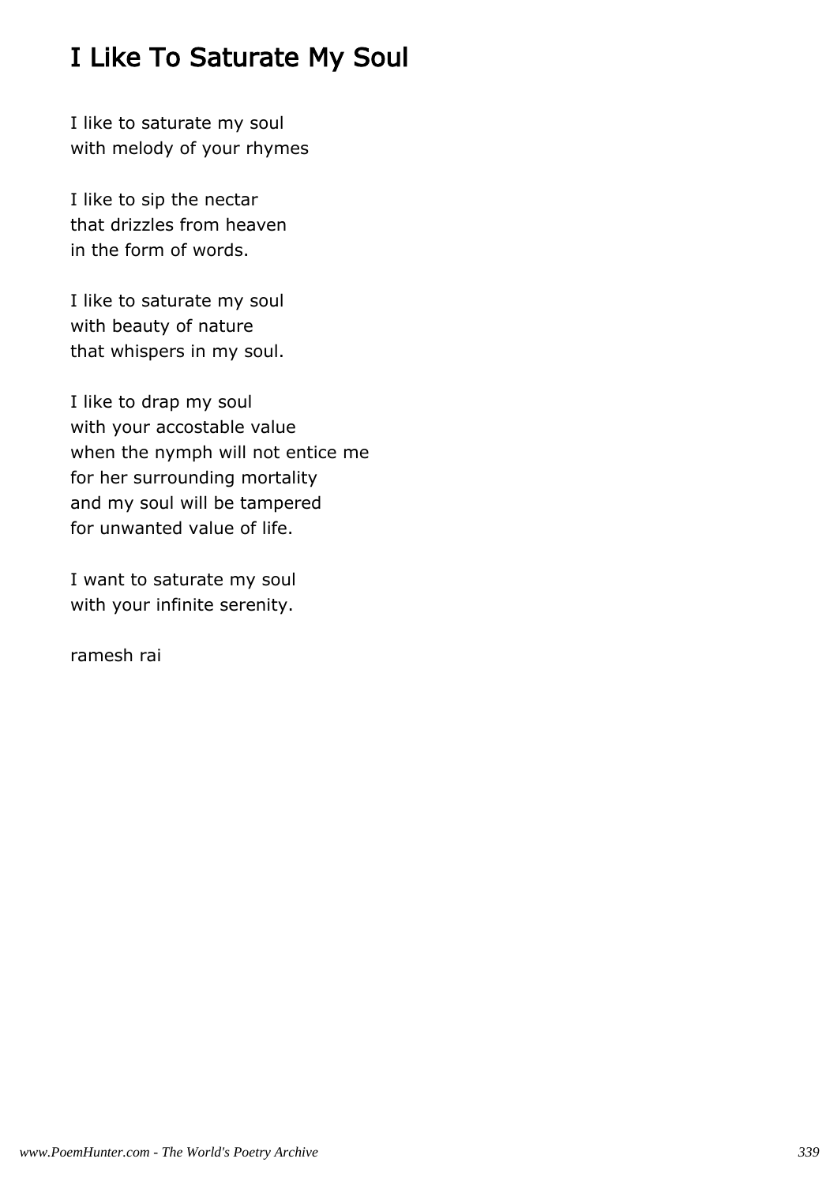# I Like To Saturate My Soul

I like to saturate my soul
with melody of your rhymes

I like to sip the nectar
that drizzles from heaven
in the form of words.

I like to saturate my soul
with beauty of nature
that whispers in my soul.

I like to drap my soul
with your accostable value
when the nymph will not entice me
for her surrounding mortality
and my soul will be tampered
for unwanted value of life.

I want to saturate my soul
with your infinite serenity.

ramesh rai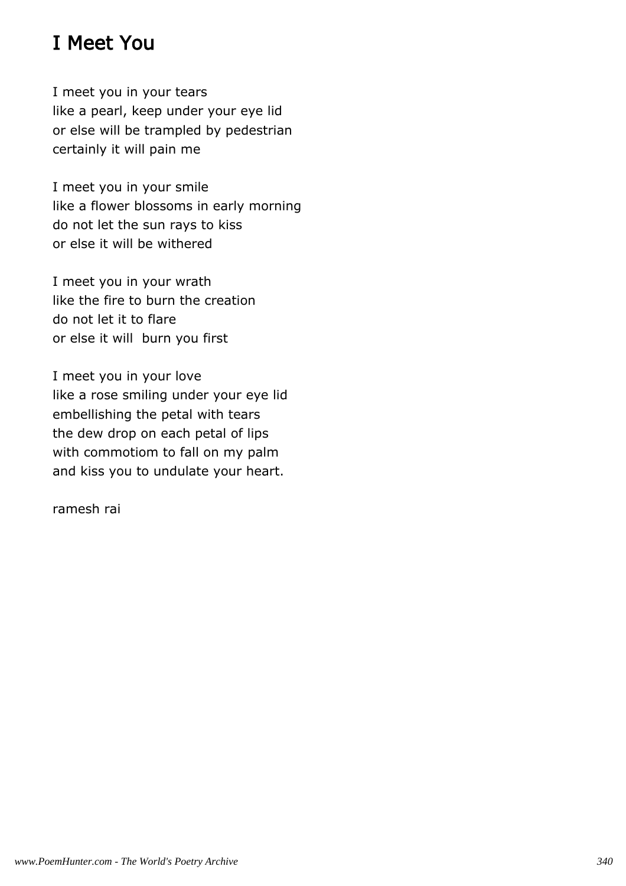# I Meet You

I meet you in your tears
like a pearl, keep under your eye lid
or else will be trampled by pedestrian
certainly it will pain me

I meet you in your smile
like a flower blossoms in early morning
do not let the sun rays to kiss
or else it will be withered

I meet you in your wrath
like the fire to burn the creation
do not let it to flare
or else it will burn you first

I meet you in your love
like a rose smiling under your eye lid
embellishing the petal with tears
the dew drop on each petal of lips
with commotiom to fall on my palm
and kiss you to undulate your heart.

ramesh rai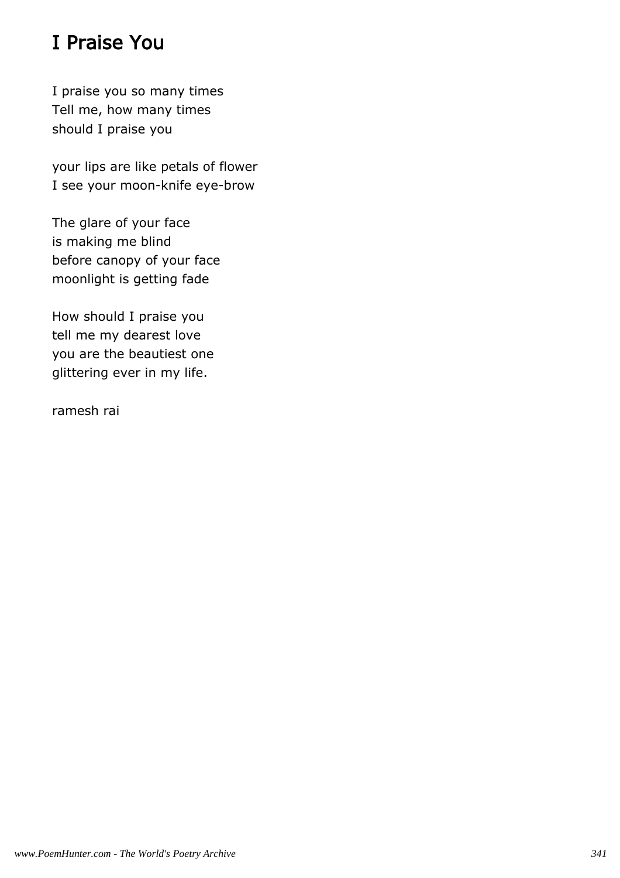# I Praise You

I praise you so many times
Tell me, how many times
should I praise you

your lips are like petals of flower
I see your moon-knife eye-brow

The glare of your face
is making me blind
before canopy of your face
moonlight is getting fade

How should I praise you
tell me my dearest love
you are the beautiest one
glittering ever in my life.

ramesh rai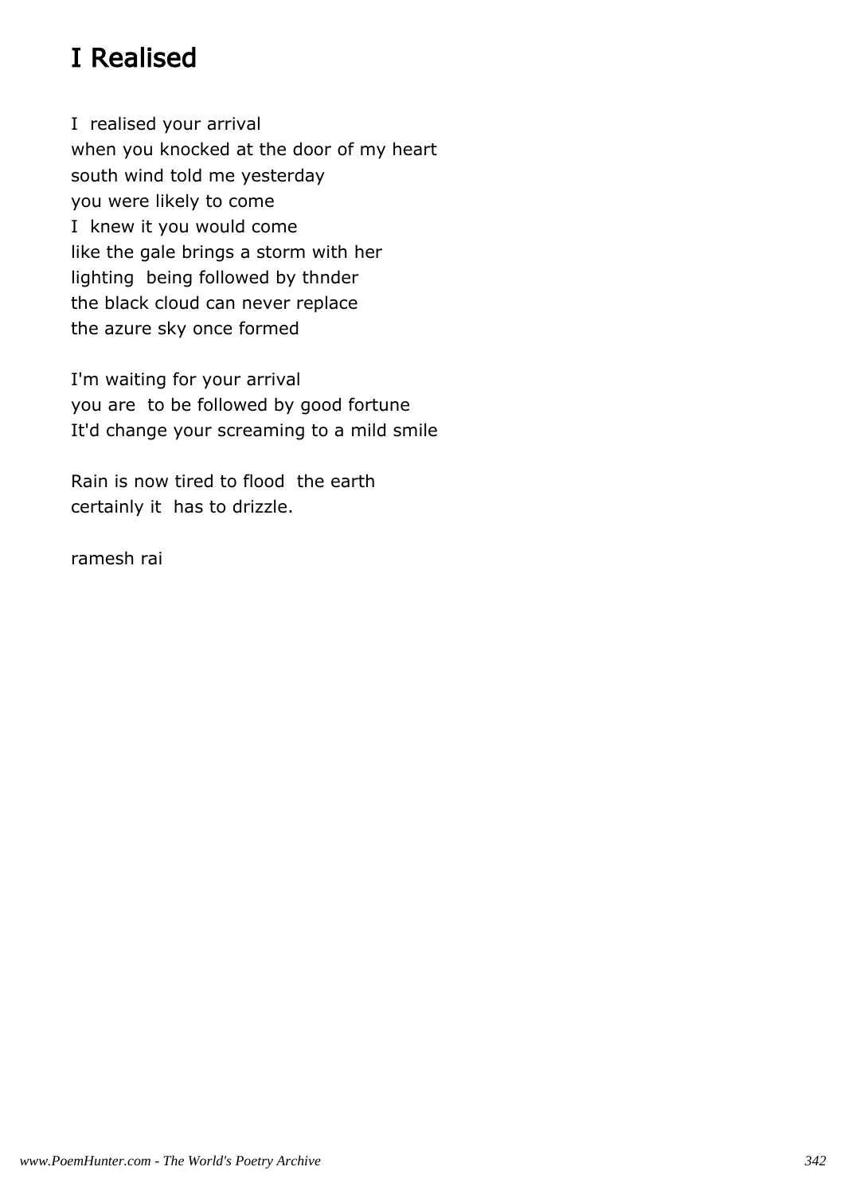# I Realised

I realised your arrival
when you knocked at the door of my heart
south wind told me yesterday
you were likely to come
I knew it you would come
like the gale brings a storm with her
lighting being followed by thnder
the black cloud can never replace
the azure sky once formed

I'm waiting for your arrival
you are to be followed by good fortune
It'd change your screaming to a mild smile

Rain is now tired to flood the earth
certainly it has to drizzle.

ramesh rai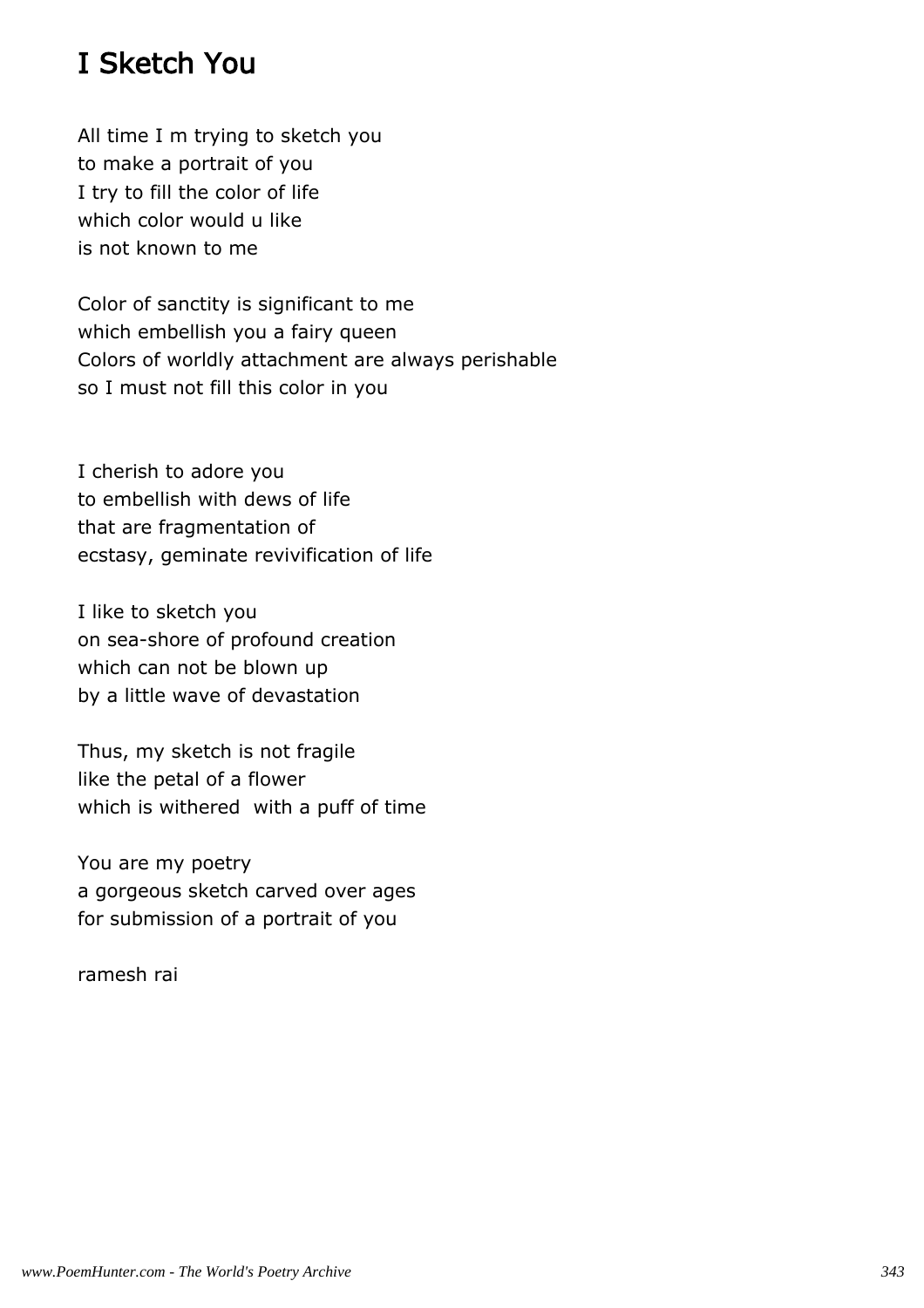# I Sketch You

All time I m trying to sketch you  
to make a portrait of you  
I try to fill the color of life  
which color would u like  
is not known to me

Color of sanctity is significant to me  
which embellish you a fairy queen  
Colors of worldly attachment are always perishable  
so I must not fill this color in you

I cherish to adore you  
to embellish with dews of life  
that are fragmentation of  
ecstasy, geminate revivification of life

I like to sketch you  
on sea-shore of profound creation  
which can not be blown up  
by a little wave of devastation

Thus, my sketch is not fragile  
like the petal of a flower  
which is withered  with a puff of time

You are my poetry  
a gorgeous sketch carved over ages  
for submission of a portrait of you

ramesh rai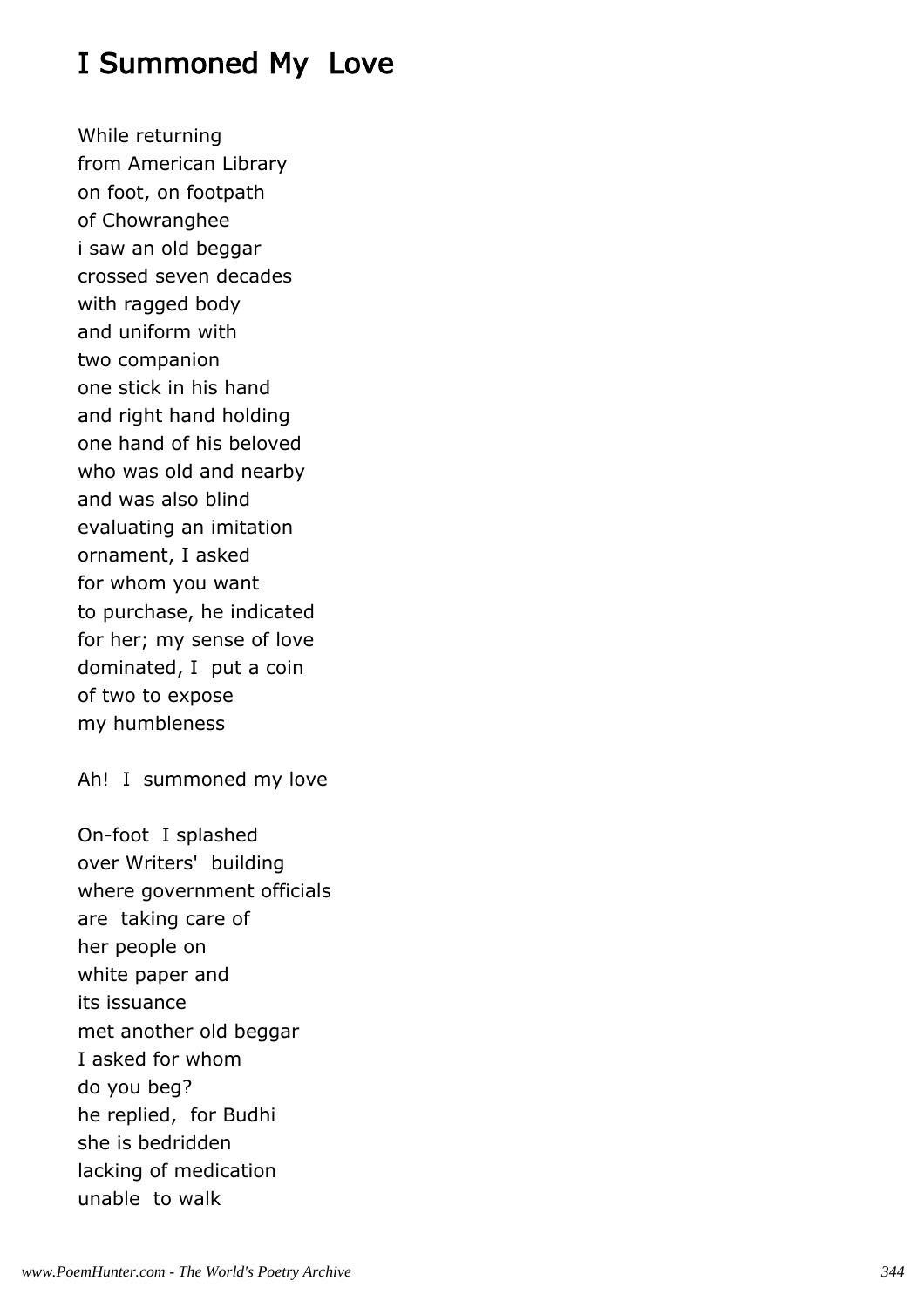# I Summoned My Love

While returning
from American Library
on foot, on footpath
of Chowranghee
i saw an old beggar
crossed seven decades
with ragged body
and uniform with
two companion
one stick in his hand
and right hand holding
one hand of his beloved
who was old and nearby
and was also blind
evaluating an imitation
ornament, I asked
for whom you want
to purchase, he indicated
for her; my sense of love
dominated, I put a coin
of two to expose
my humbleness

Ah! I summoned my love

On-foot I splashed
over Writers' building
where government officials
are taking care of
her people on
white paper and
its issuance
met another old beggar
I asked for whom
do you beg?
he replied, for Budhi
she is bedridden
lacking of medication
unable to walk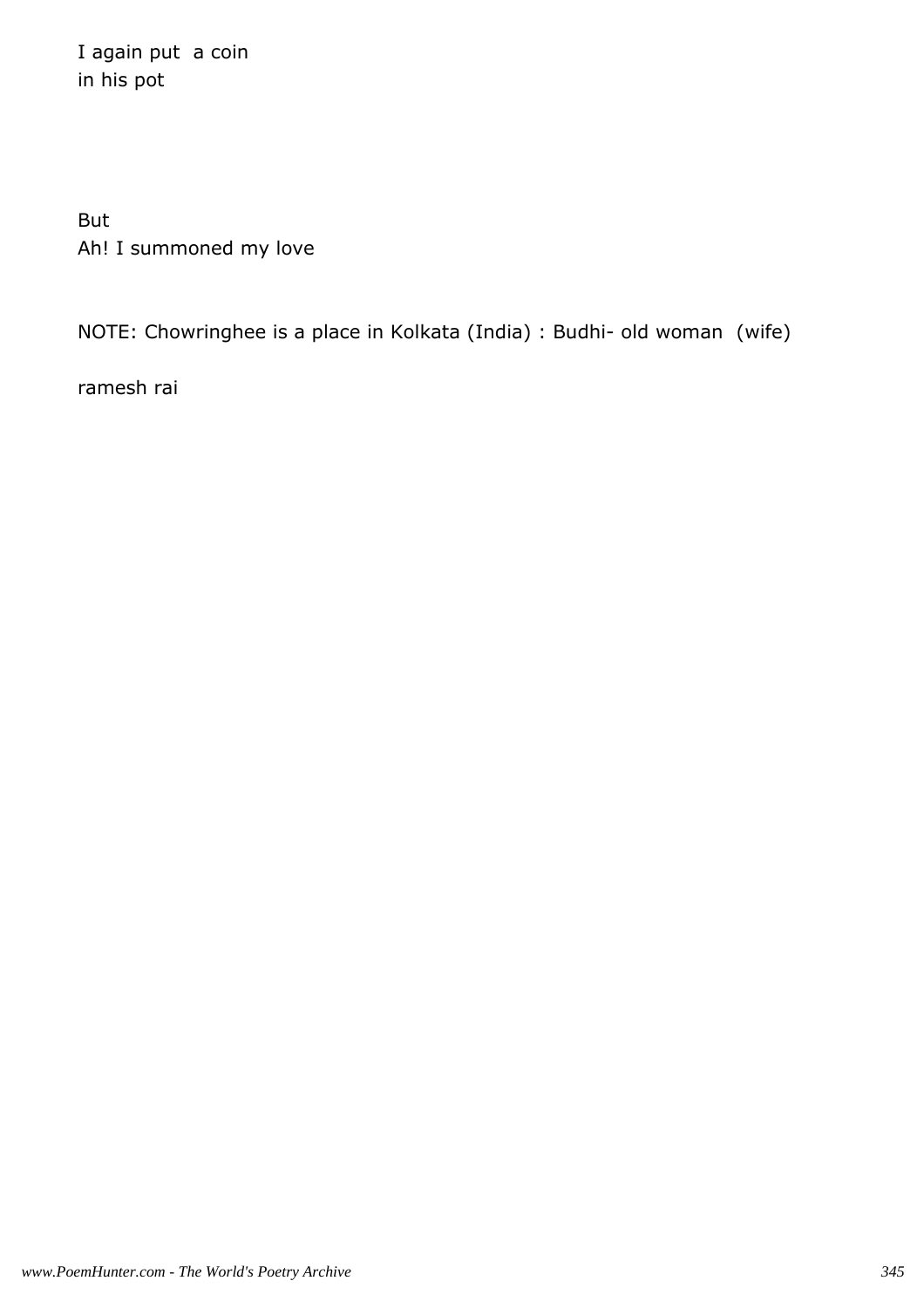I again put a coin
in his pot

But
Ah! I summoned my love

NOTE: Chowringhee is a place in Kolkata (India) : Budhi- old woman (wife)

ramesh rai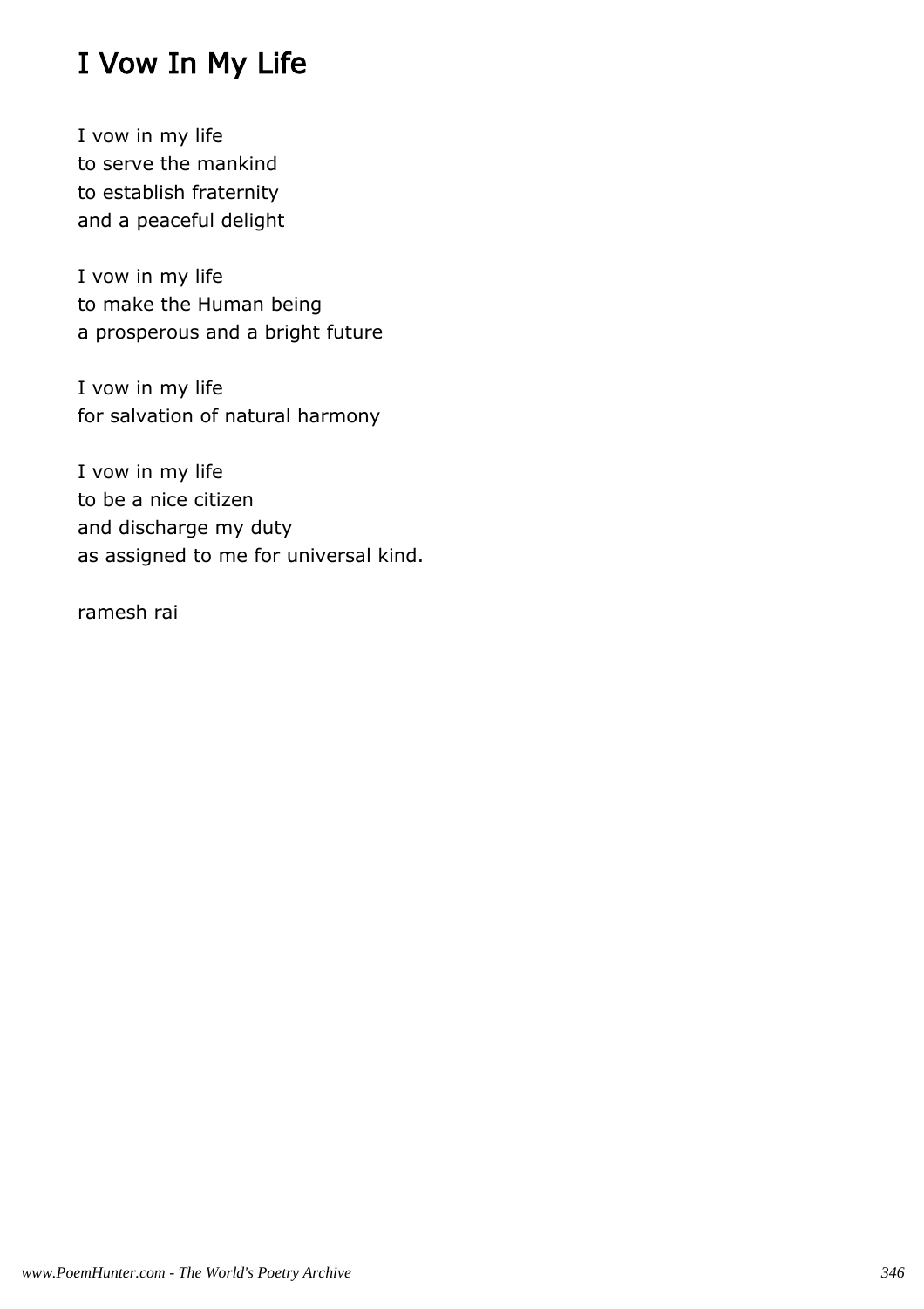# I Vow In My Life

I vow in my life
to serve the mankind
to establish fraternity
and a peaceful delight

I vow in my life
to make the Human being
a prosperous and a bright future

I vow in my life
for salvation of natural harmony

I vow in my life
to be a nice citizen
and discharge my duty
as assigned to me for universal kind.

ramesh rai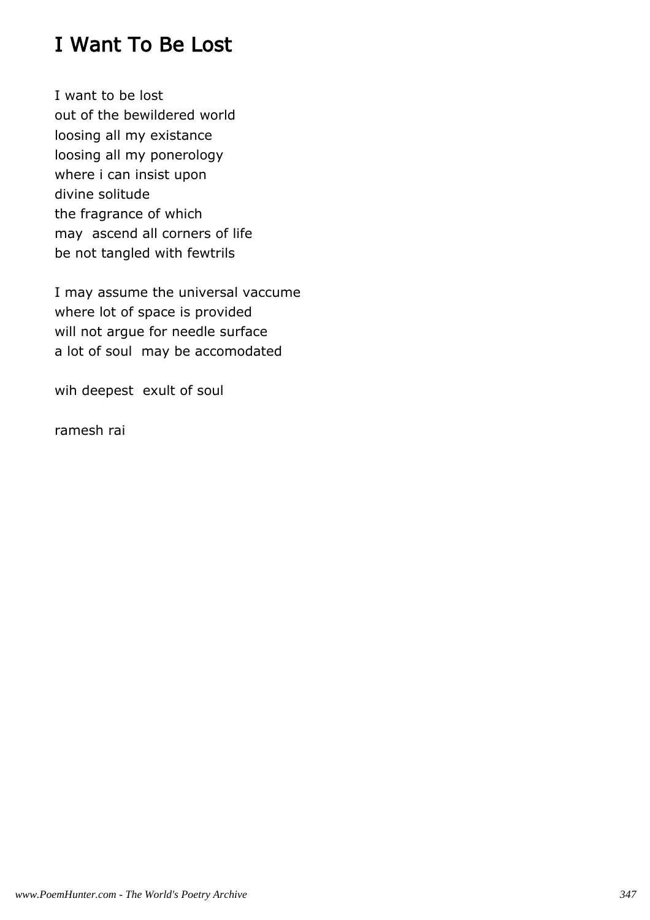# I Want To Be Lost

I want to be lost
out of the bewildered world
loosing all my existance
loosing all my ponerology
where i can insist upon
divine solitude
the fragrance of which
may  ascend all corners of life
be not tangled with fewtrils

I may assume the universal vaccume
where lot of space is provided
will not argue for needle surface
a lot of soul  may be accomodated

wih deepest  exult of soul

ramesh rai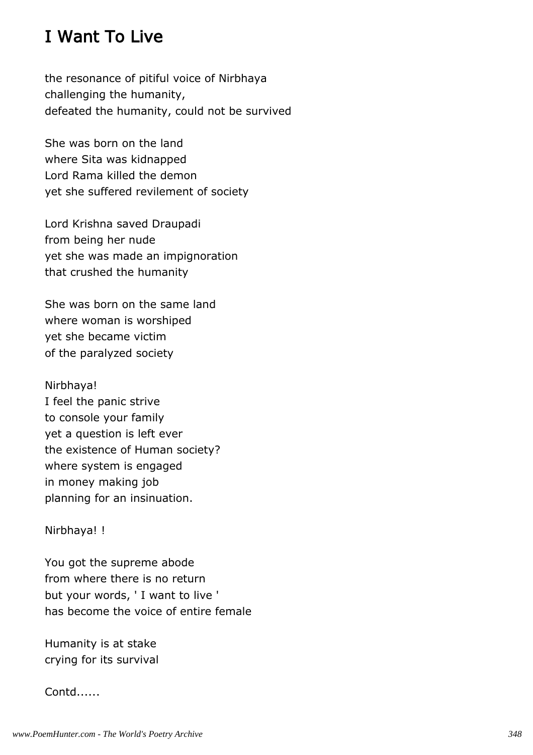# I Want To Live

the resonance of pitiful voice of Nirbhaya
challenging the humanity,
defeated the humanity, could not be survived

She was born on the land
where Sita was kidnapped
Lord Rama killed the demon
yet she suffered revilement of society

Lord Krishna saved Draupadi
from being her nude
yet she was made an impignoration
that crushed the humanity

She was born on the same land
where woman is worshiped
yet she became victim
of the paralyzed society

Nirbhaya!
I feel the panic strive
to console your family
yet a question is left ever
the existence of Human society?
where system is engaged
in money making job
planning for an insinuation.

Nirbhaya! !

You got the supreme abode
from where there is no return
but your words, ' I want to live '
has become the voice of entire female

Humanity is at stake
crying for its survival

Contd......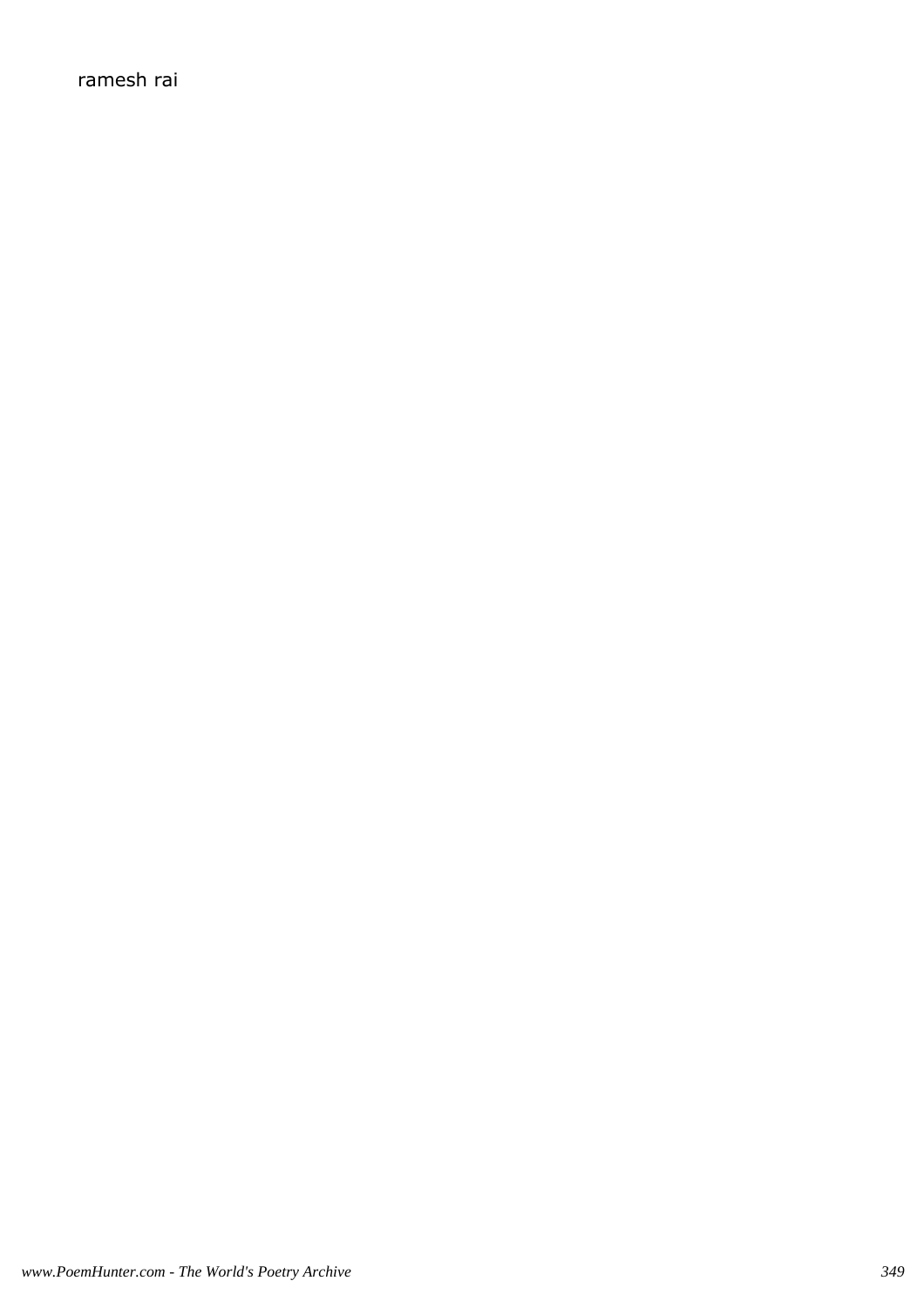ramesh rai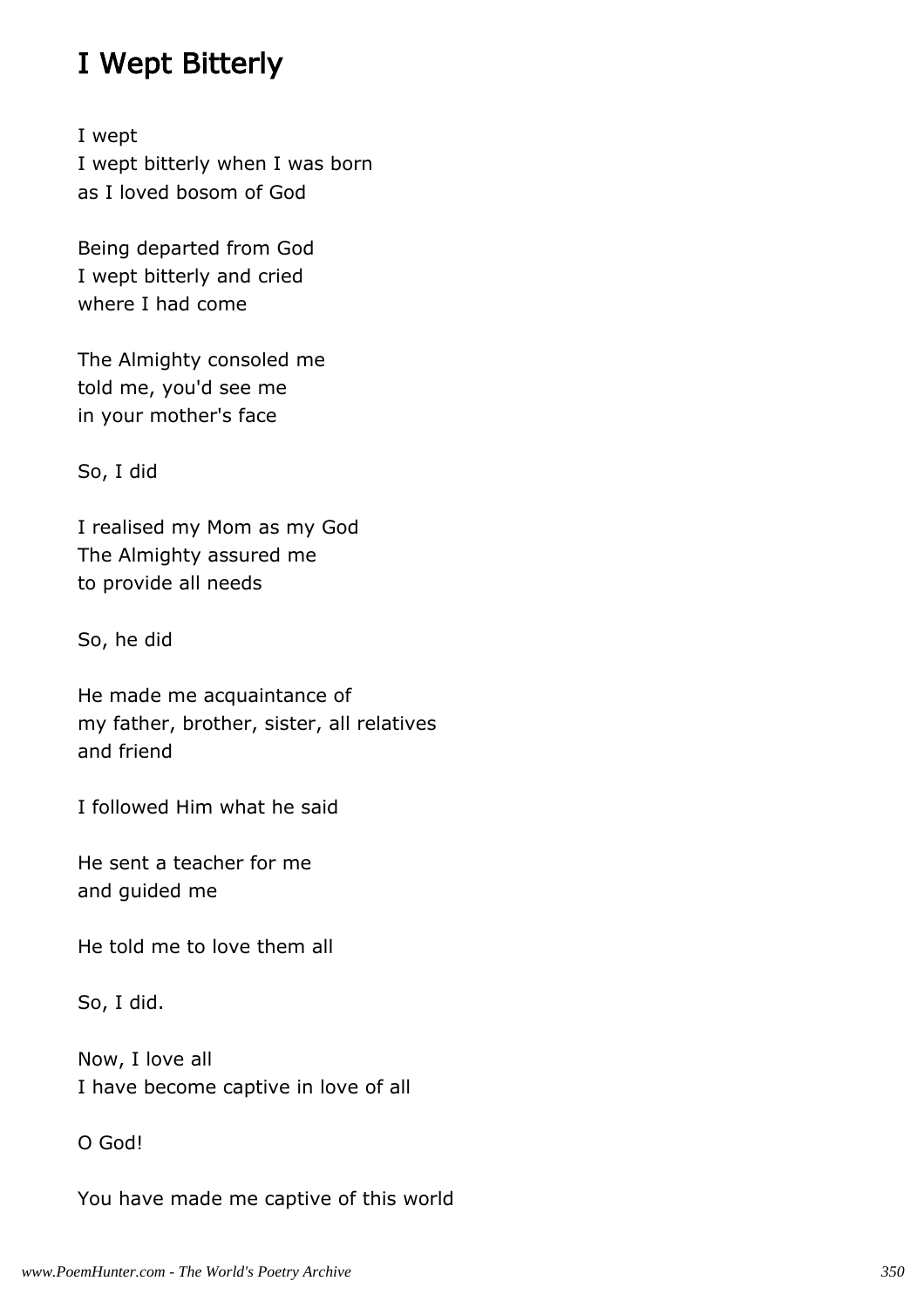# I Wept Bitterly

I wept  
I wept bitterly when I was born  
as I loved bosom of God

Being departed from God  
I wept bitterly and cried  
where I had come

The Almighty consoled me  
told me, you'd see me  
in your mother's face

So, I did

I realised my Mom as my God  
The Almighty assured me  
to provide all needs

So, he did

He made me acquaintance of  
my father, brother, sister, all relatives  
and friend

I followed Him what he said

He sent a teacher for me  
and guided me

He told me to love them all

So, I did.

Now, I love all  
I have become captive in love of all

O God!

You have made me captive of this world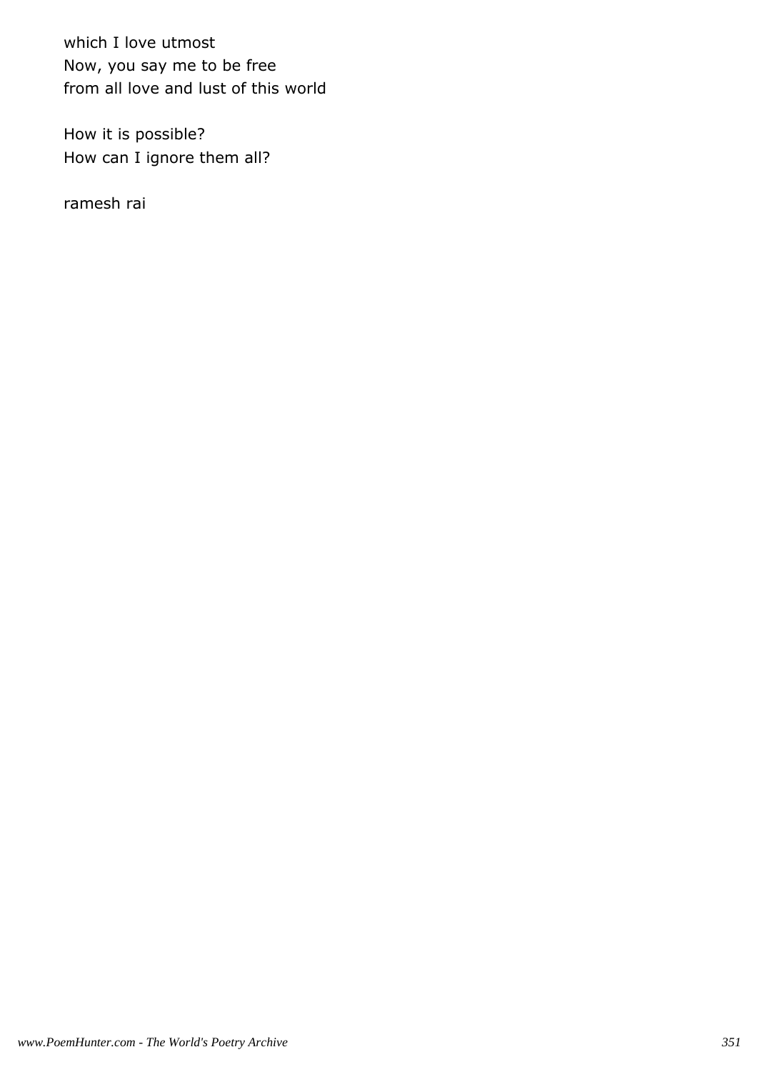which I love utmost
Now, you say me to be free
from all love and lust of this world

How it is possible?
How can I ignore them all?

ramesh rai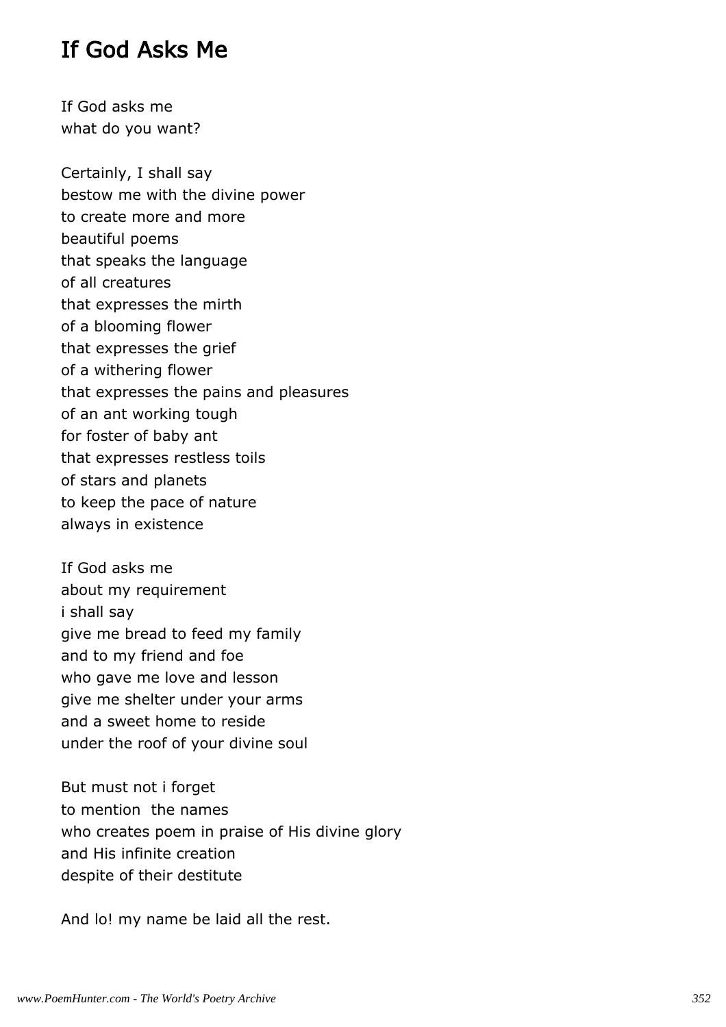# If God Asks Me

If God asks me
what do you want?

Certainly, I shall say
bestow me with the divine power
to create more and more
beautiful poems
that speaks the language
of all creatures
that expresses the mirth
of a blooming flower
that expresses the grief
of a withering flower
that expresses the pains and pleasures
of an ant working tough
for foster of baby ant
that expresses restless toils
of stars and planets
to keep the pace of nature
always in existence

If God asks me
about my requirement
i shall say
give me bread to feed my family
and to my friend and foe
who gave me love and lesson
give me shelter under your arms
and a sweet home to reside
under the roof of your divine soul

But must not i forget
to mention  the names
who creates poem in praise of His divine glory
and His infinite creation
despite of their destitute

And lo! my name be laid all the rest.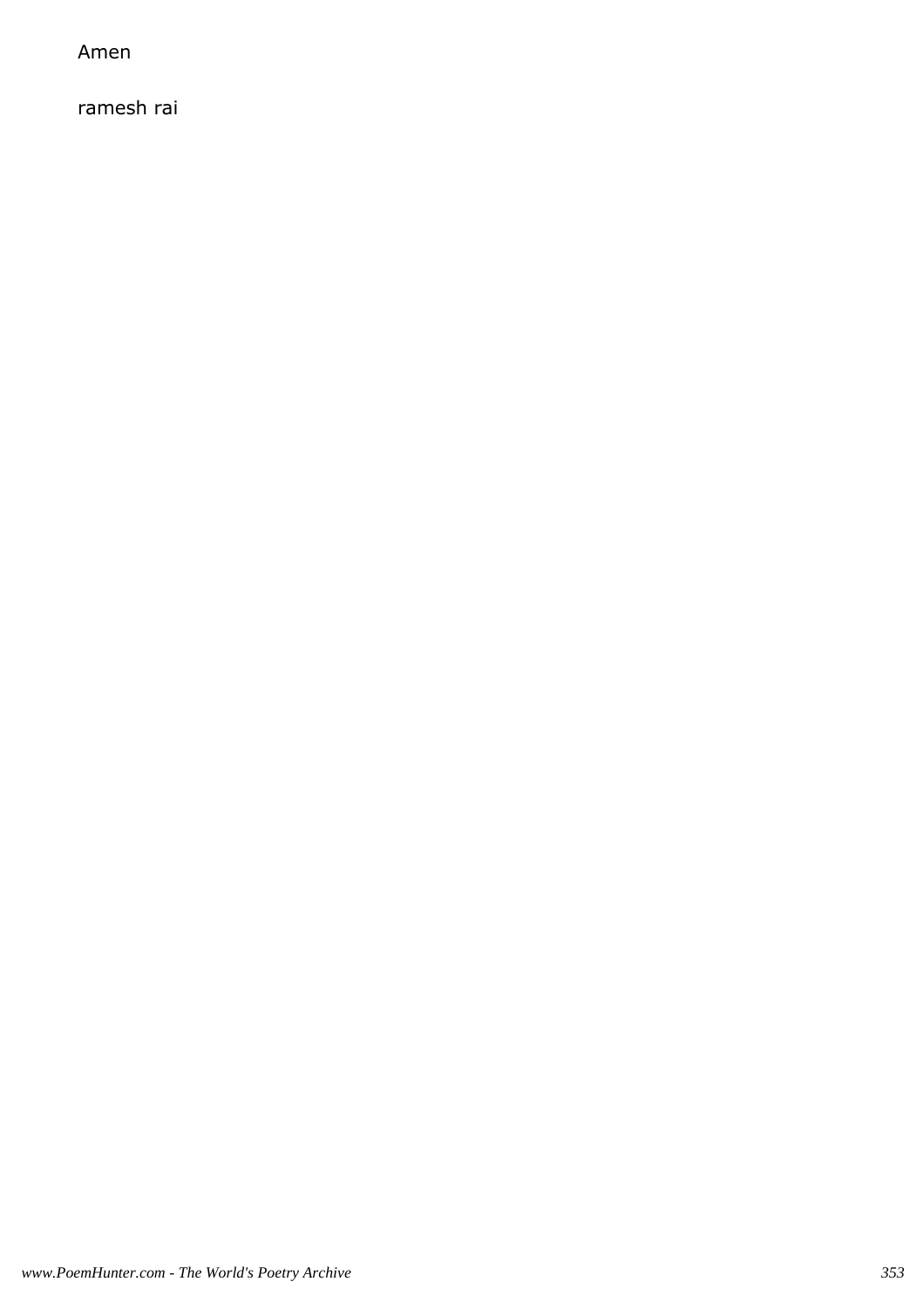Amen

ramesh rai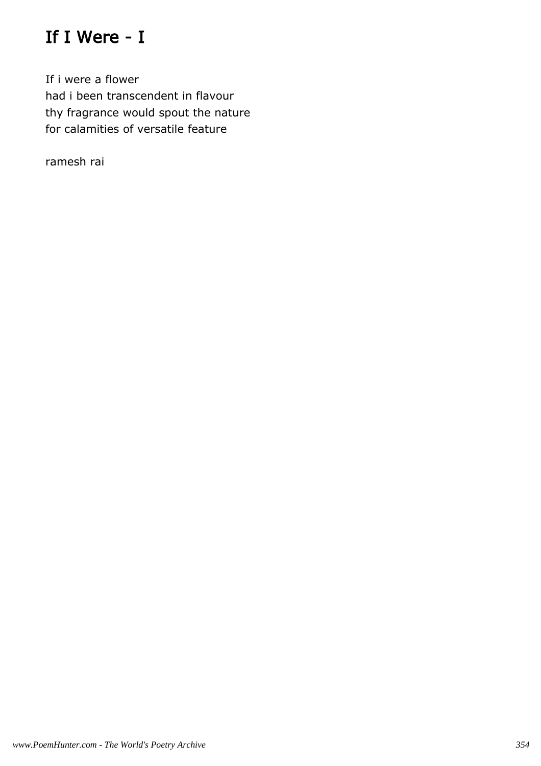# If I Were - I

If i were a flower
had i been transcendent in flavour
thy fragrance would spout the nature
for calamities of versatile feature

ramesh rai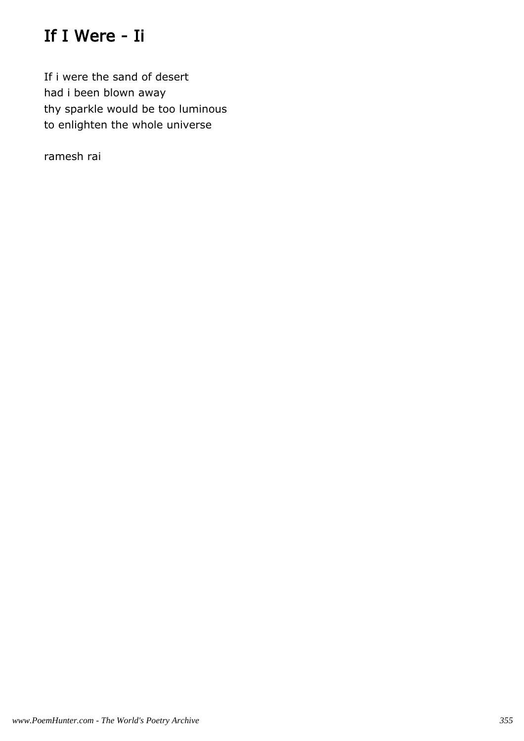# If I Were - Ii

If i were the sand of desert
had i been blown away
thy sparkle would be too luminous
to enlighten the whole universe

ramesh rai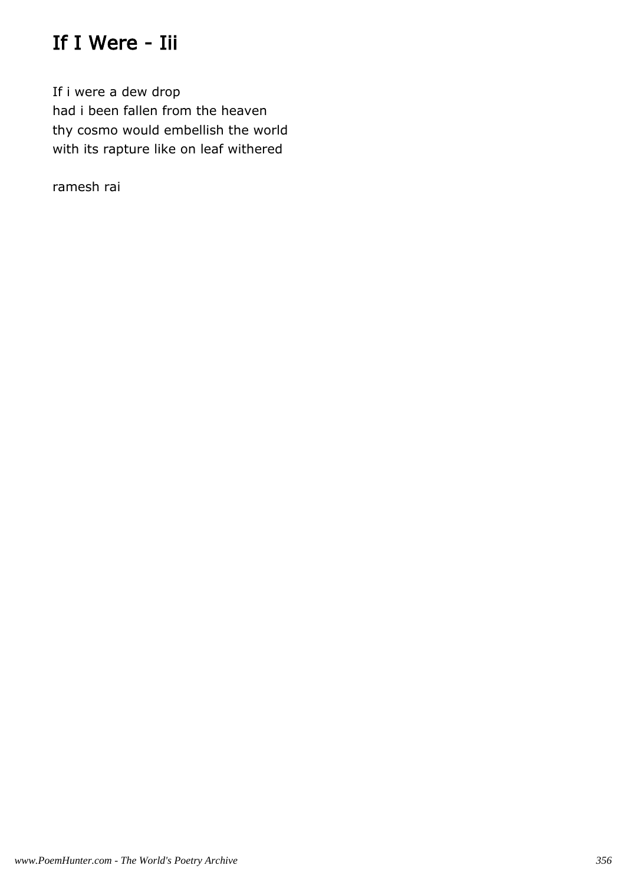# If I Were - Iii

If i were a dew drop
had i been fallen from the heaven
thy cosmo would embellish the world
with its rapture like on leaf withered

ramesh rai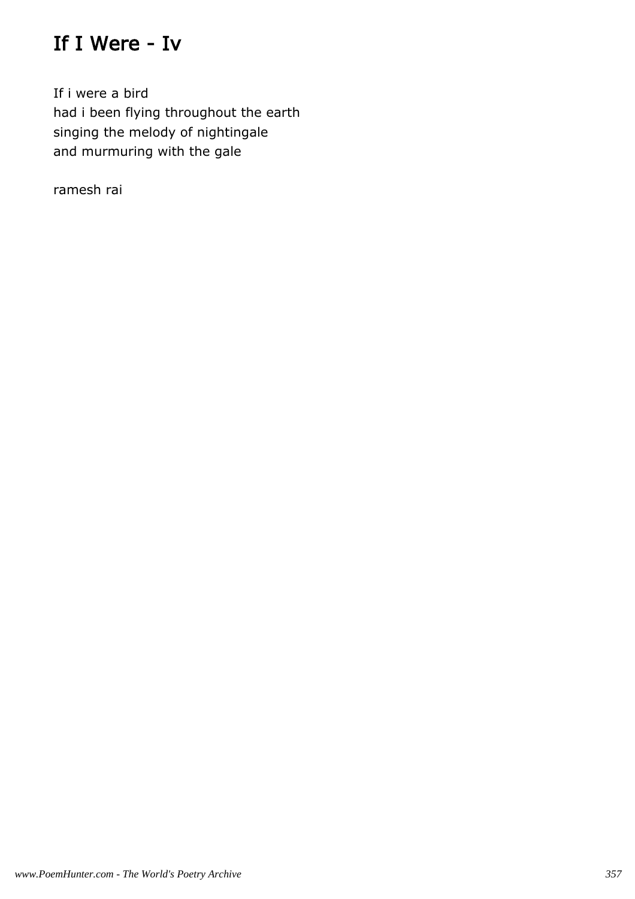# If I Were - Iv

If i were a bird
had i been flying throughout the earth
singing the melody of nightingale
and murmuring with the gale

ramesh rai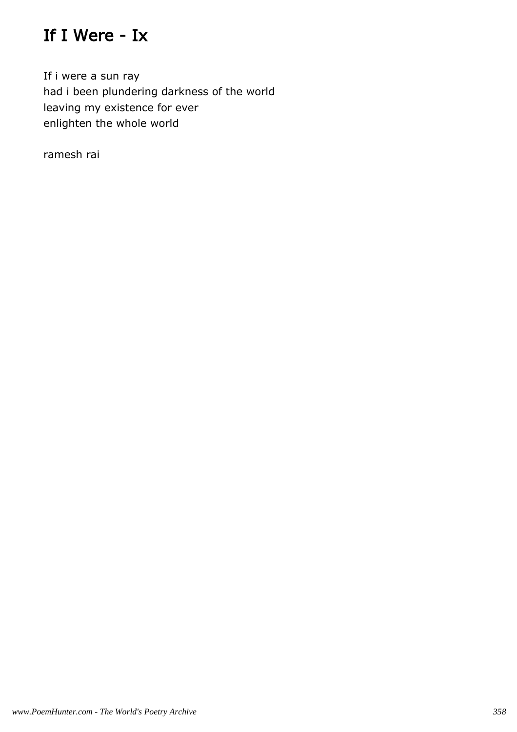# If I Were - Ix

If i were a sun ray
had i been plundering darkness of the world
leaving my existence for ever
enlighten the whole world

ramesh rai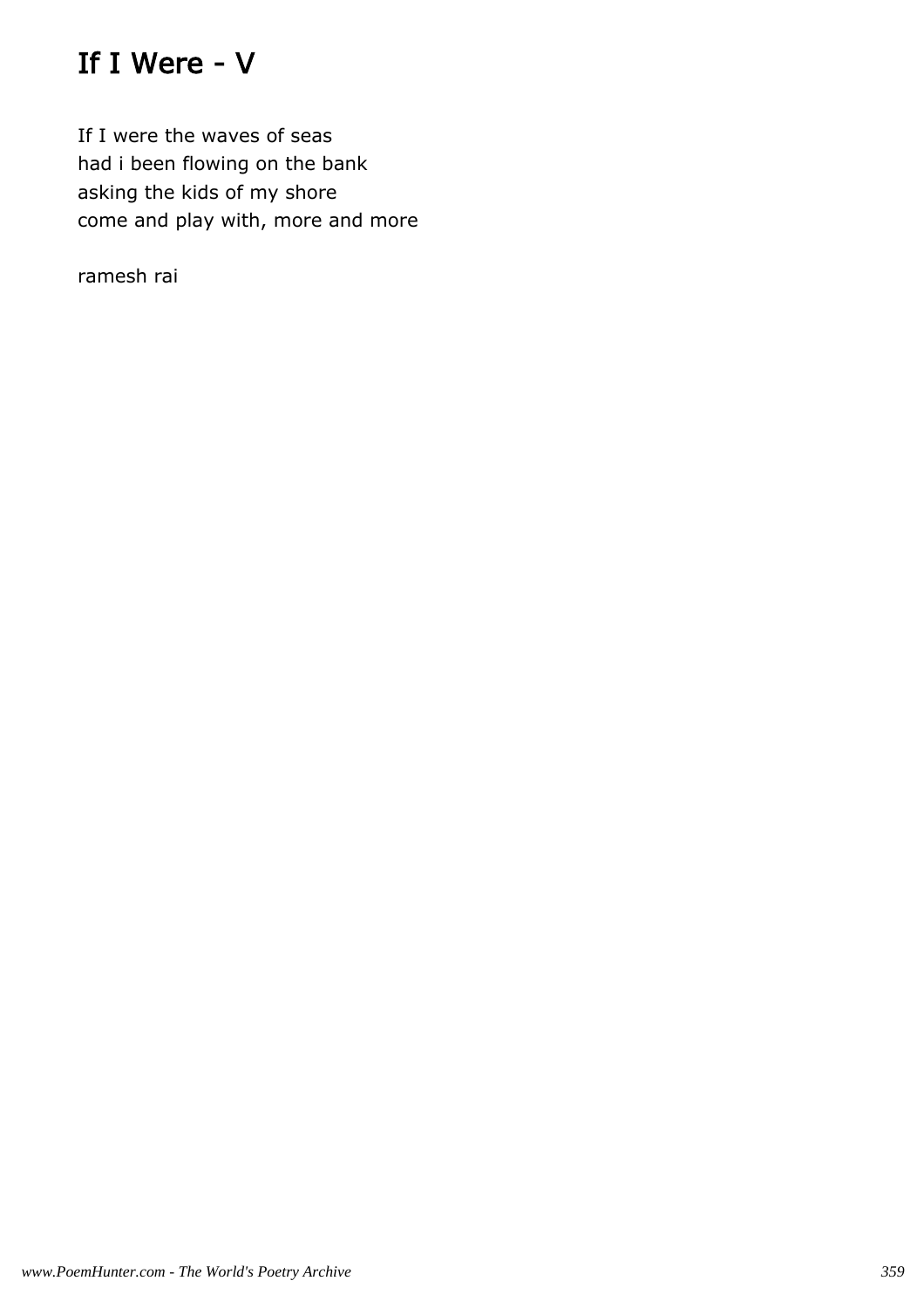# If I Were - V

If I were the waves of seas
had i been flowing on the bank
asking the kids of my shore
come and play with, more and more

ramesh rai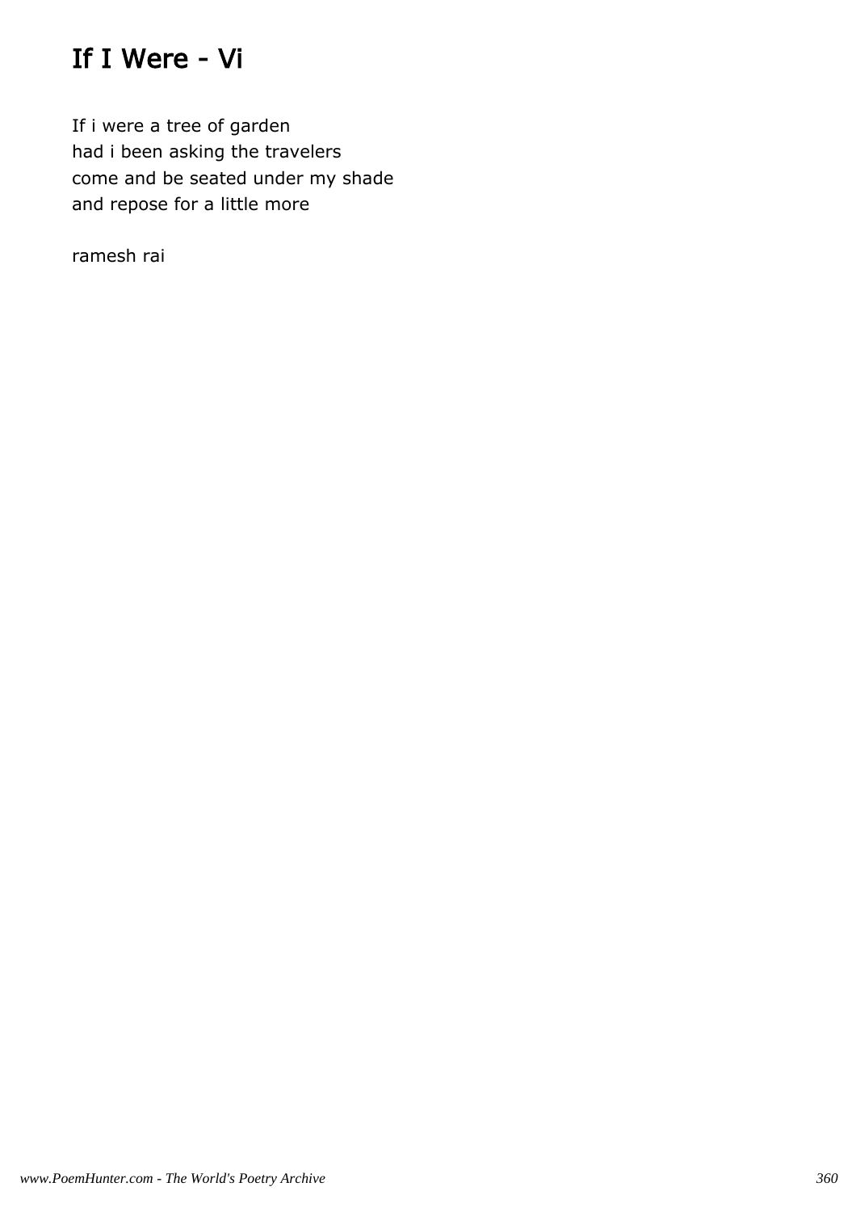# If I Were - Vi

If i were a tree of garden  
had i been asking the travelers  
come and be seated under my shade  
and repose for a little more

ramesh rai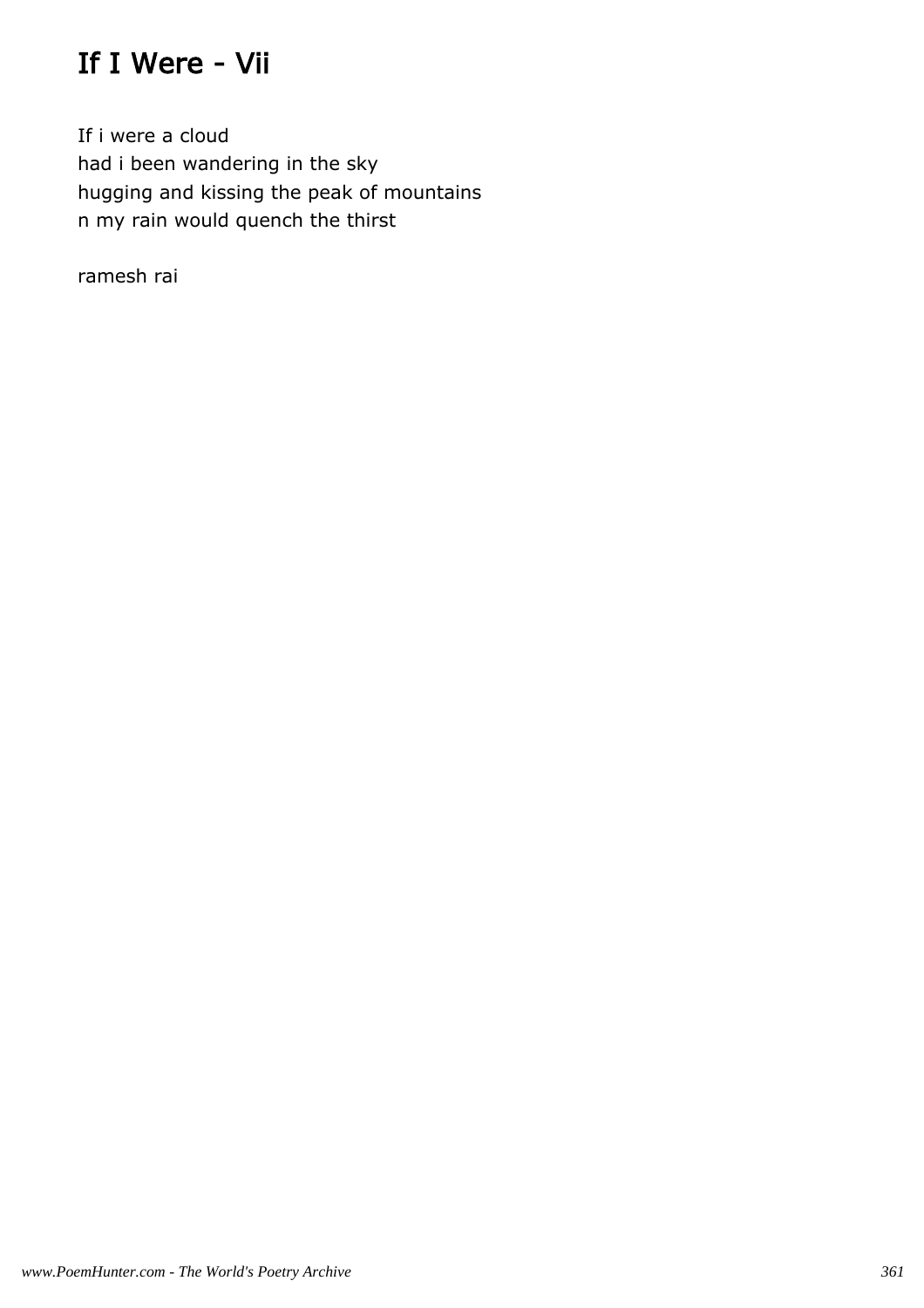# If I Were - Vii

If i were a cloud  
had i been wandering in the sky  
hugging and kissing the peak of mountains  
n my rain would quench the thirst

ramesh rai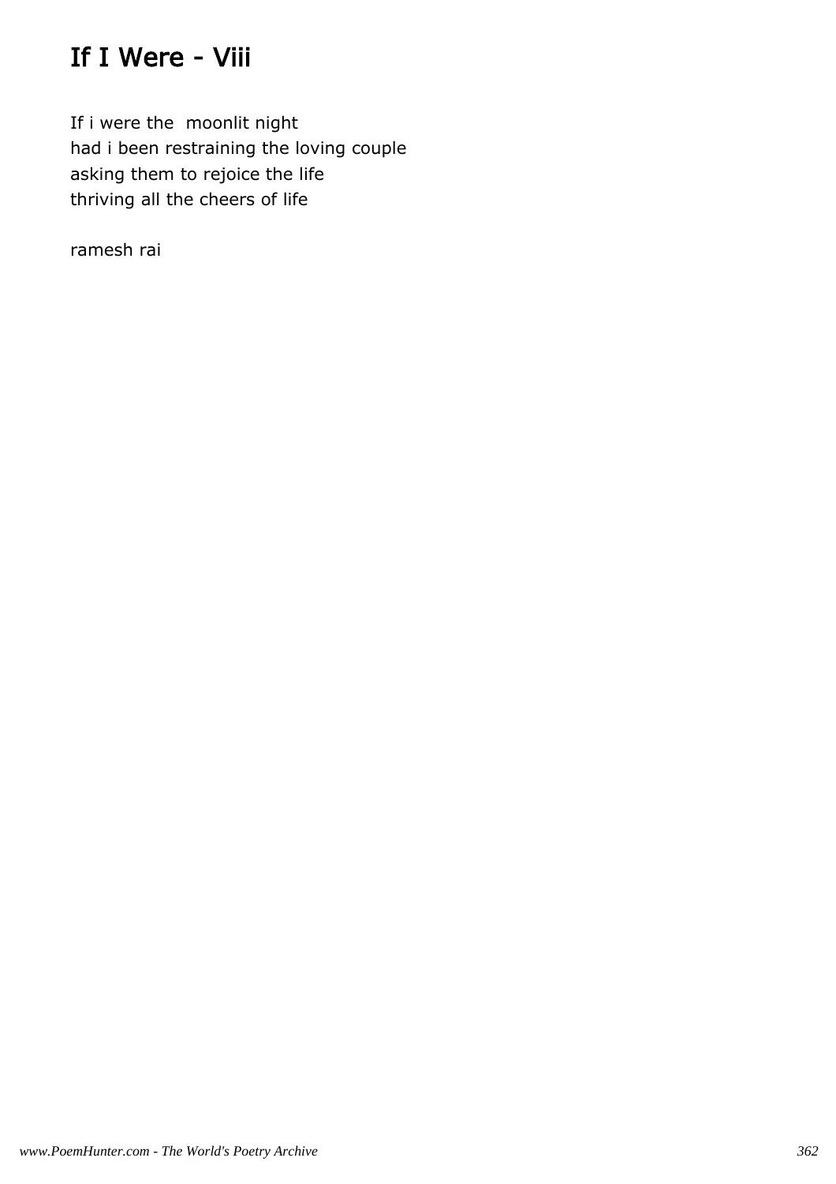# If I Were - Viii

If i were the  moonlit night
had i been restraining the loving couple
asking them to rejoice the life
thriving all the cheers of life

ramesh rai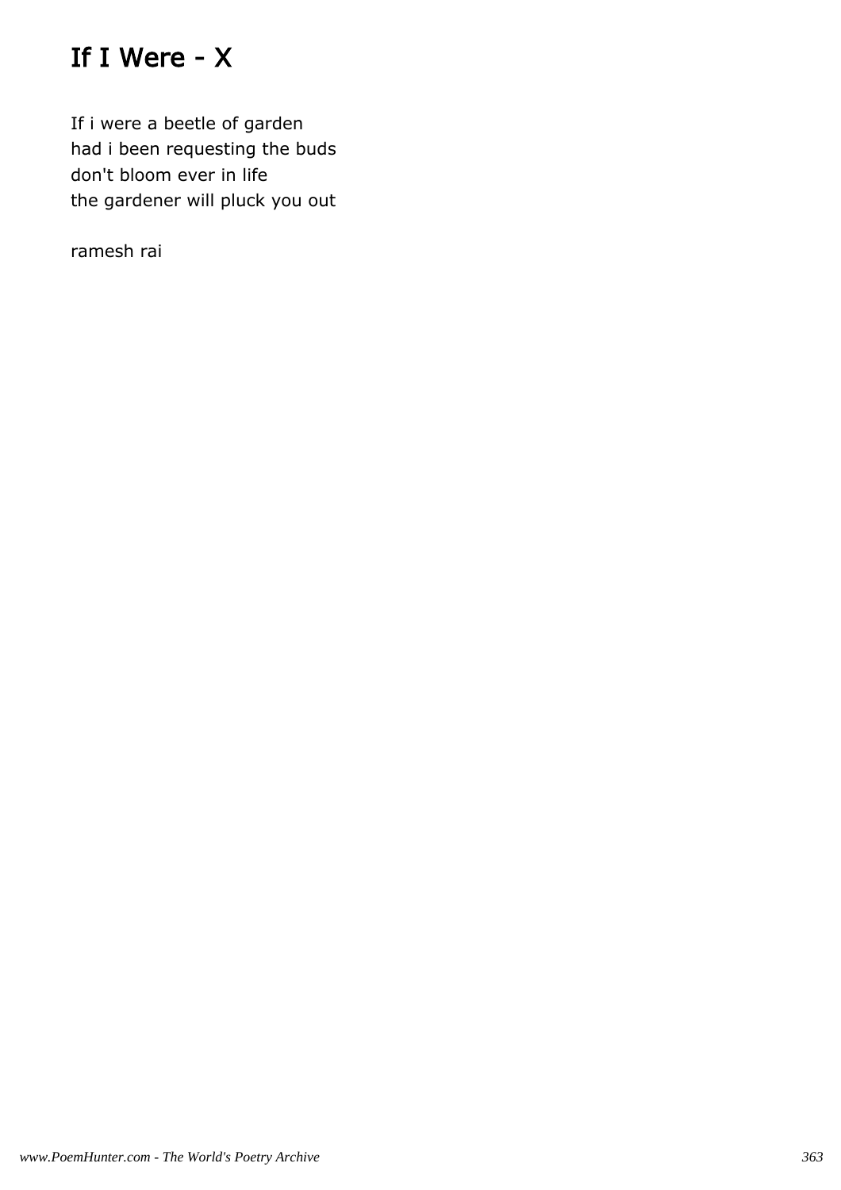# If I Were - X

If i were a beetle of garden
had i been requesting the buds
don't bloom ever in life
the gardener will pluck you out

ramesh rai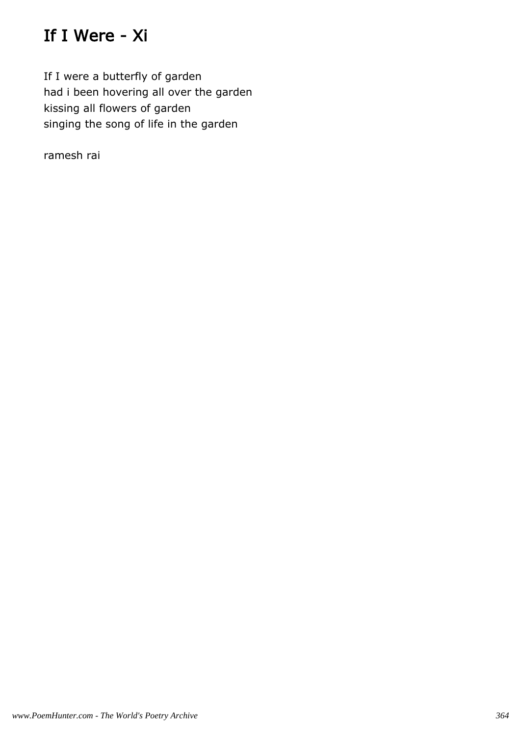# If I Were - Xi

If I were a butterfly of garden
had i been hovering all over the garden
kissing all flowers of garden
singing the song of life in the garden

ramesh rai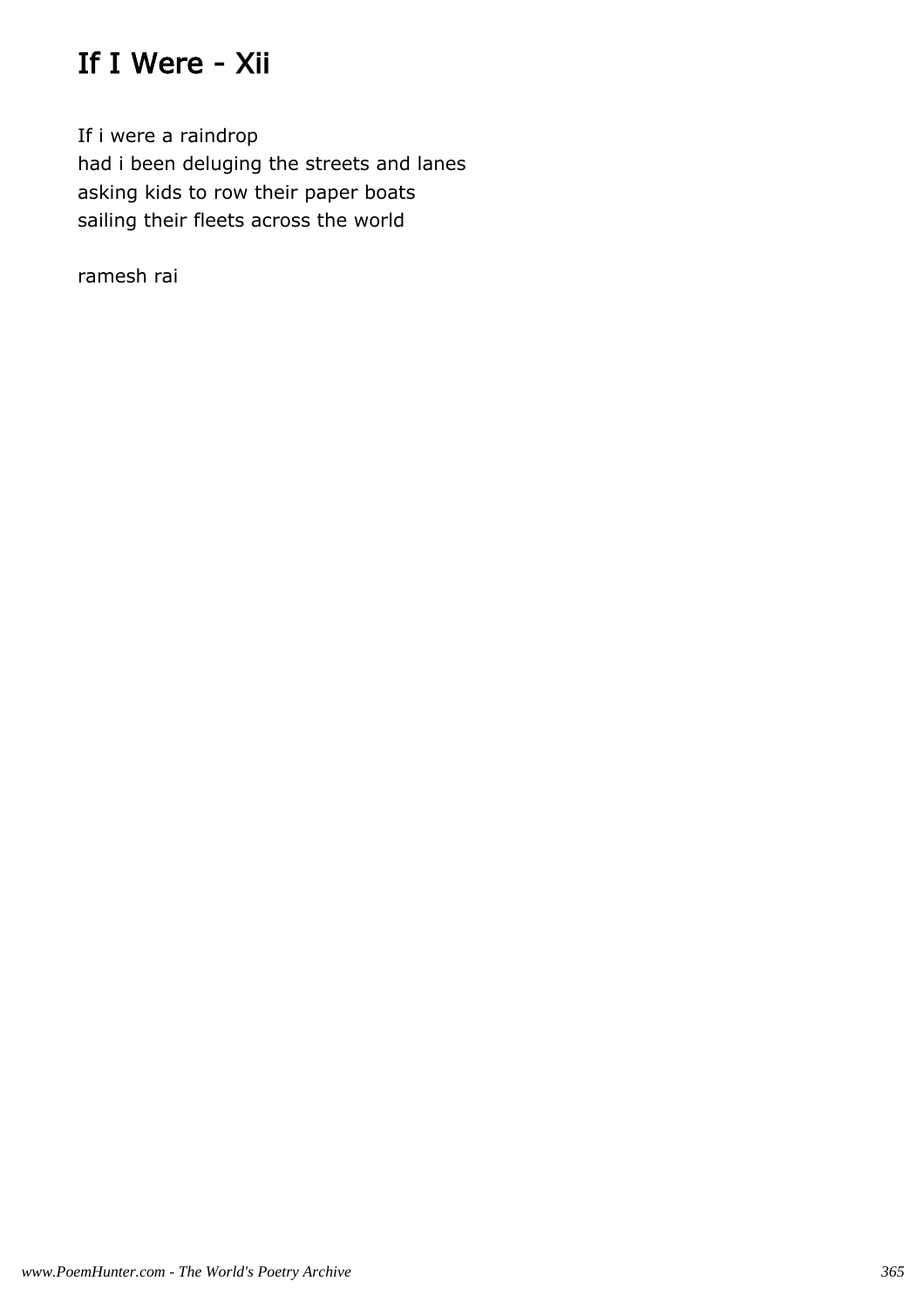# If I Were - Xii

If i were a raindrop  
had i been deluging the streets and lanes  
asking kids to row their paper boats  
sailing their fleets across the world

ramesh rai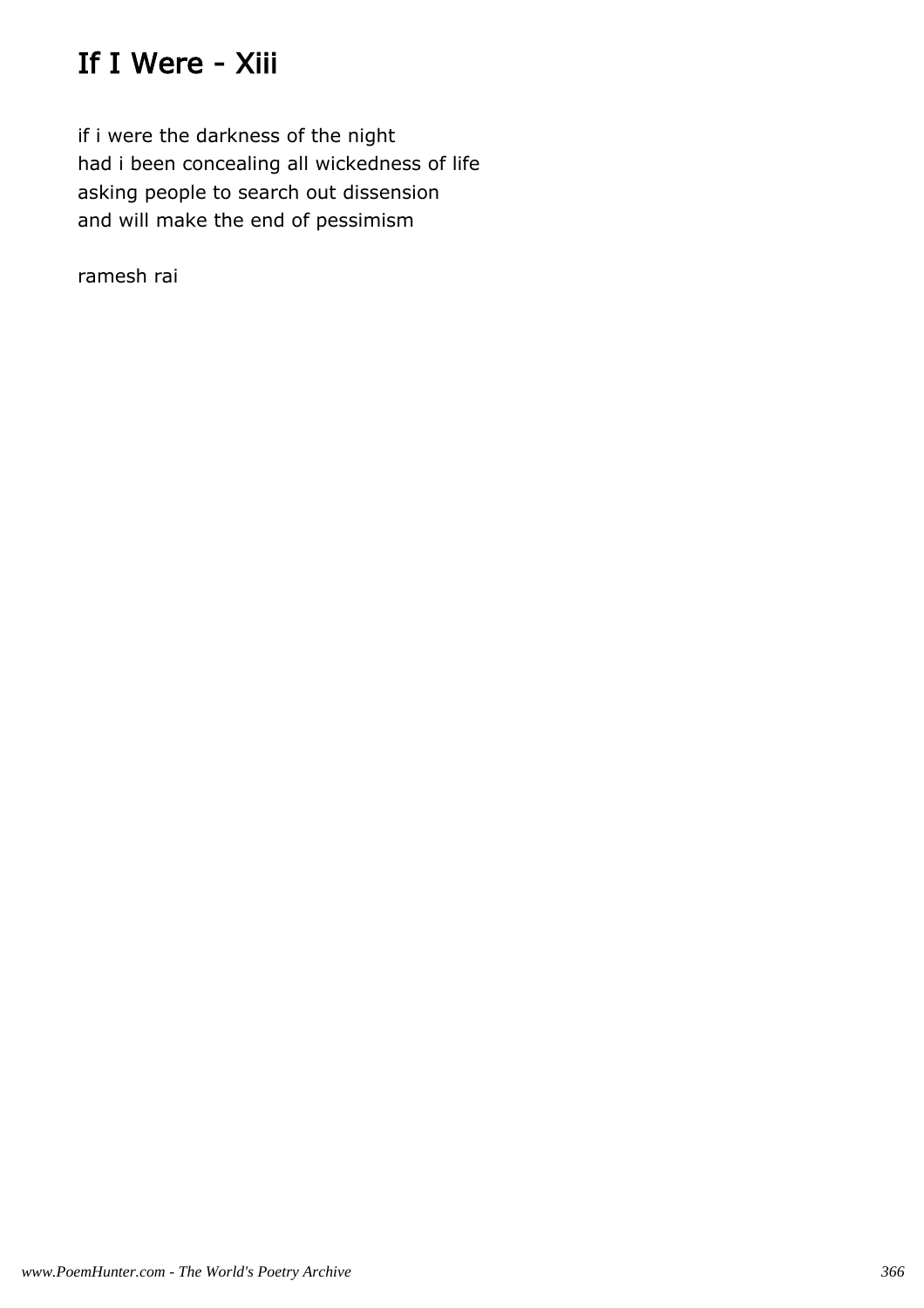# If I Were - Xiii

if i were the darkness of the night  
had i been concealing all wickedness of life  
asking people to search out dissension  
and will make the end of pessimism

ramesh rai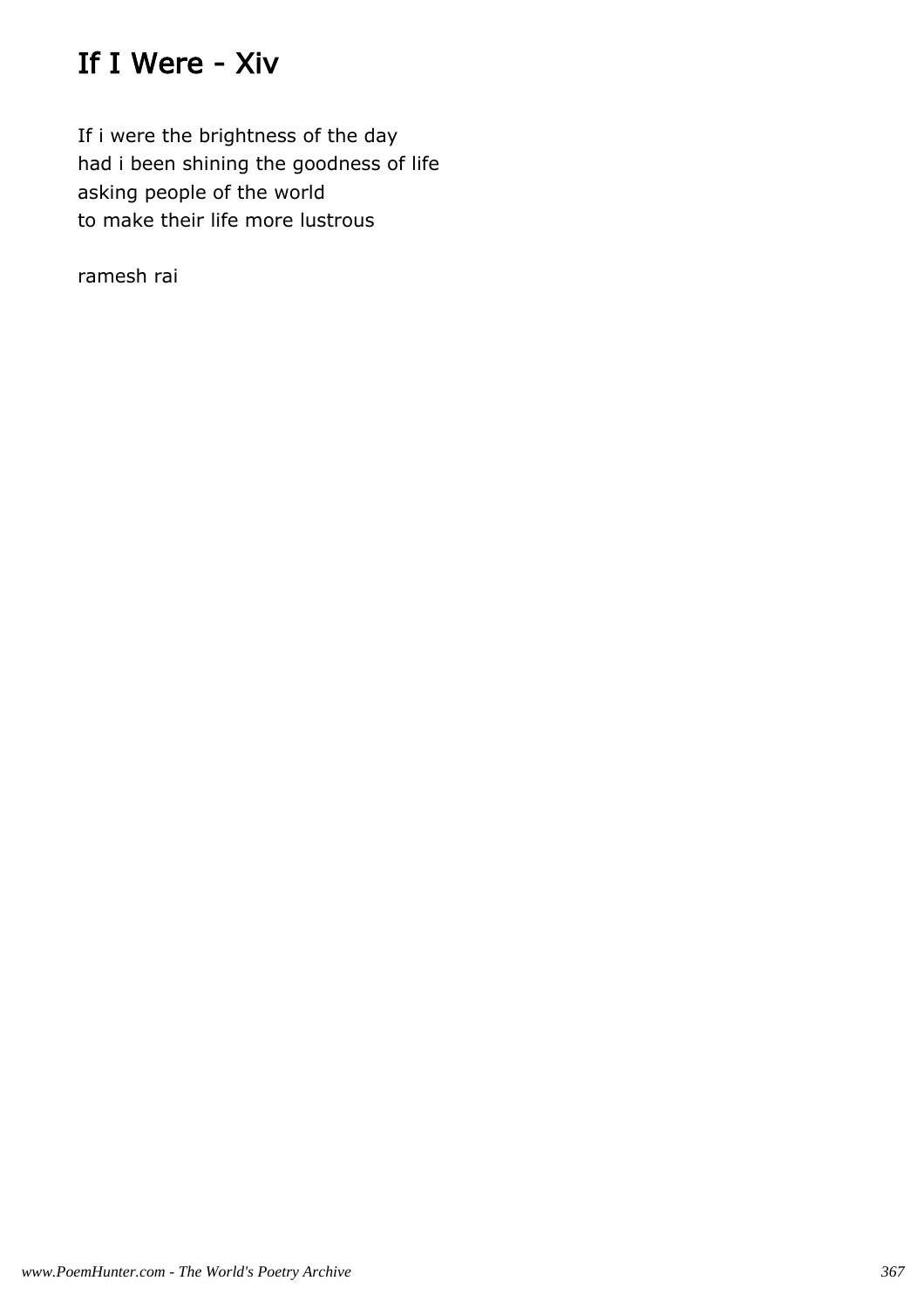# If I Were - Xiv

If i were the brightness of the day
had i been shining the goodness of life
asking people of the world
to make their life more lustrous

ramesh rai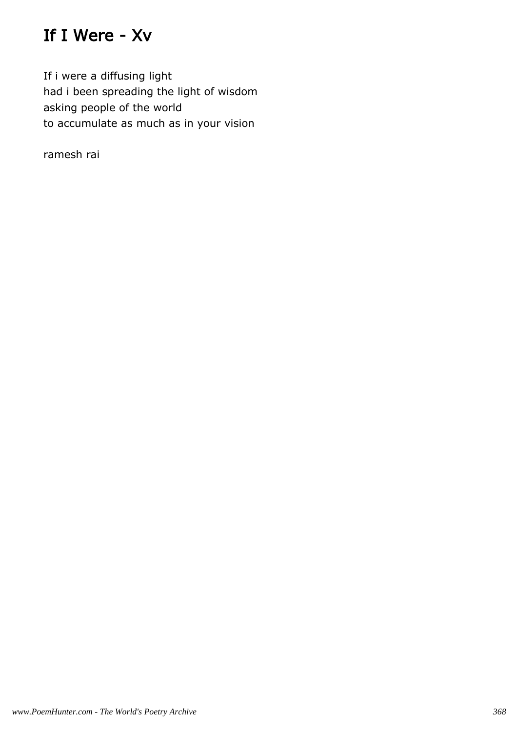# If I Were - Xv

If i were a diffusing light
had i been spreading the light of wisdom
asking people of the world
to accumulate as much as in your vision

ramesh rai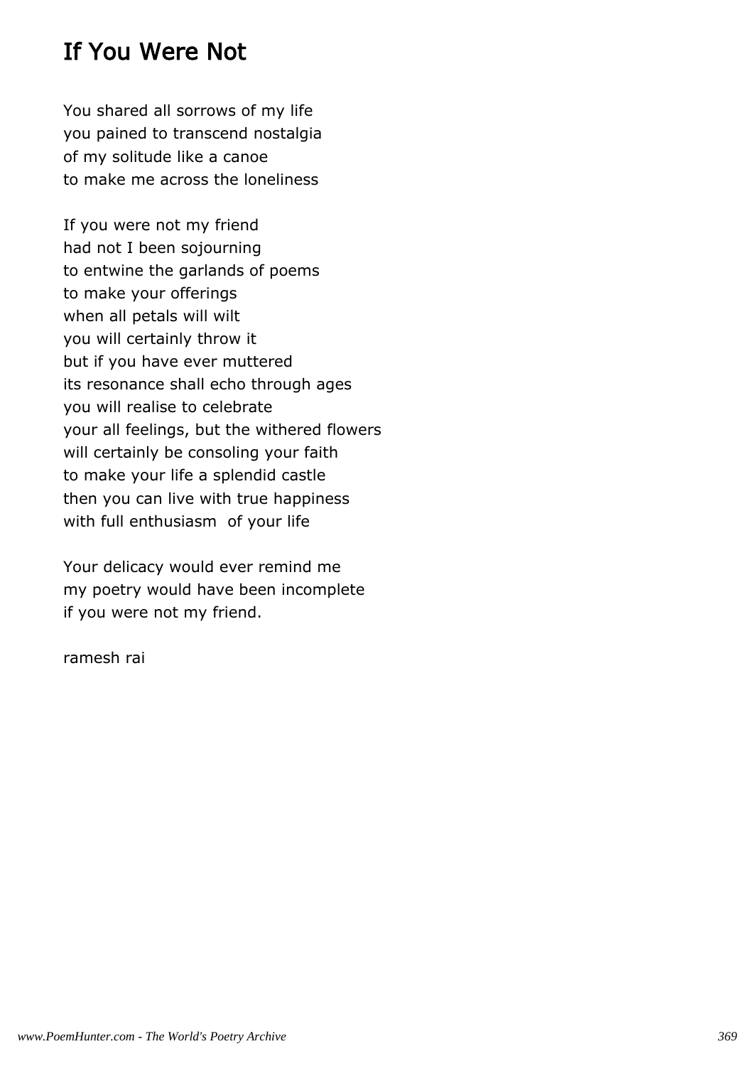## If You Were Not

You shared all sorrows of my life
you pained to transcend nostalgia
of my solitude like a canoe
to make me across the loneliness

If you were not my friend
had not I been sojourning
to entwine the garlands of poems
to make your offerings
when all petals will wilt
you will certainly throw it
but if you have ever muttered
its resonance shall echo through ages
you will realise to celebrate
your all feelings, but the withered flowers
will certainly be consoling your faith
to make your life a splendid castle
then you can live with true happiness
with full enthusiasm of your life

Your delicacy would ever remind me
my poetry would have been incomplete
if you were not my friend.

ramesh rai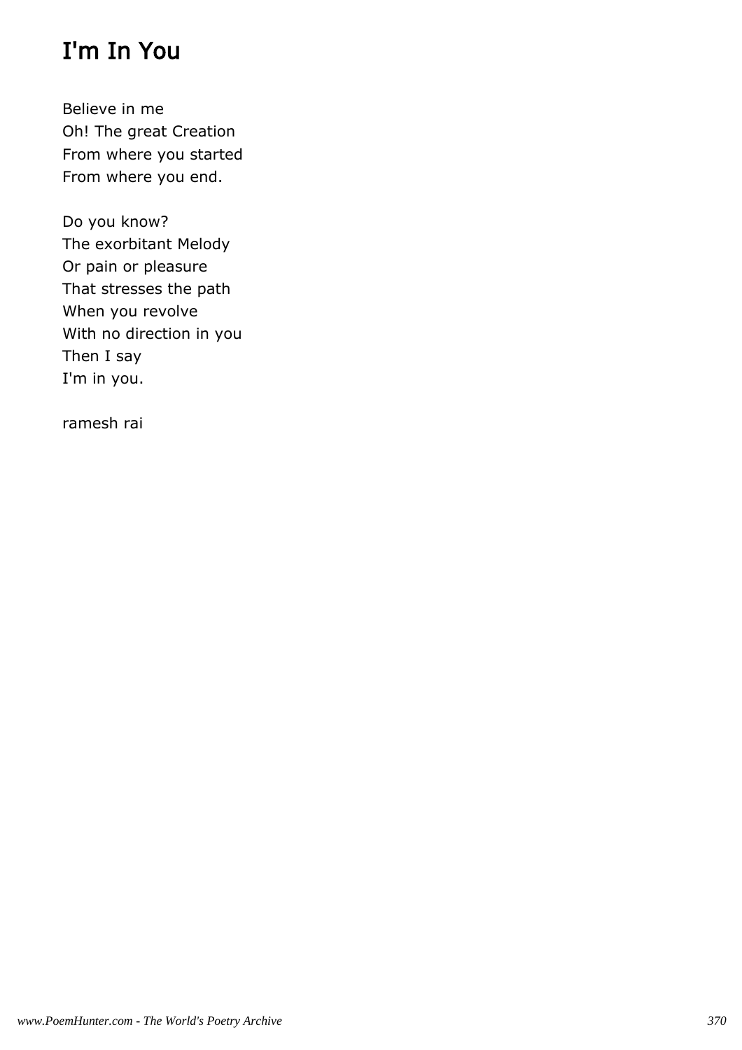# I'm In You

Believe in me
Oh! The great Creation
From where you started
From where you end.

Do you know?
The exorbitant Melody
Or pain or pleasure
That stresses the path
When you revolve
With no direction in you
Then I say
I'm in you.

ramesh rai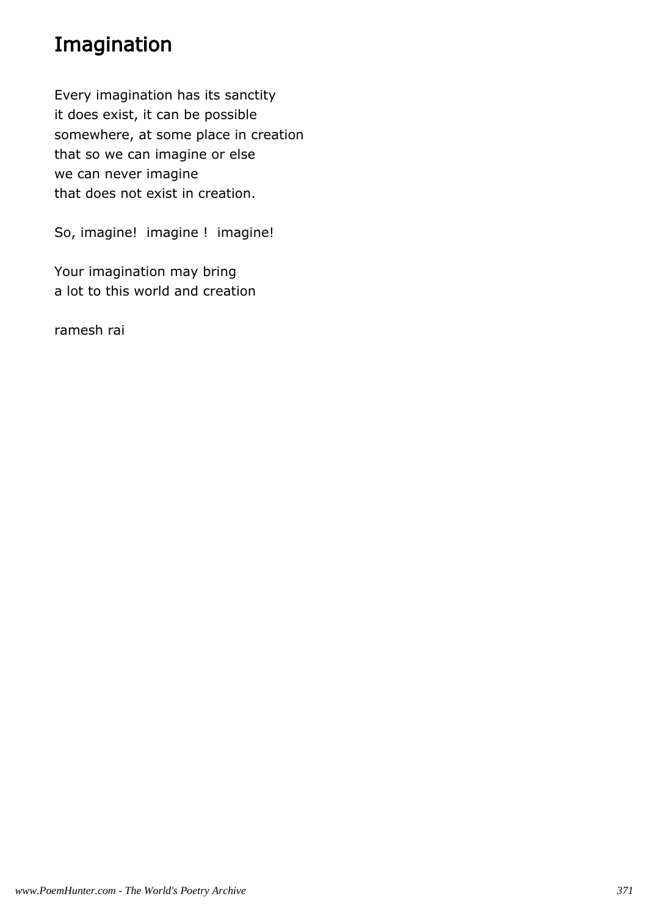# Imagination

Every imagination has its sanctity
it does exist, it can be possible
somewhere, at some place in creation
that so we can imagine or else
we can never imagine
that does not exist in creation.

So, imagine!  imagine !  imagine!

Your imagination may bring
a lot to this world and creation

ramesh rai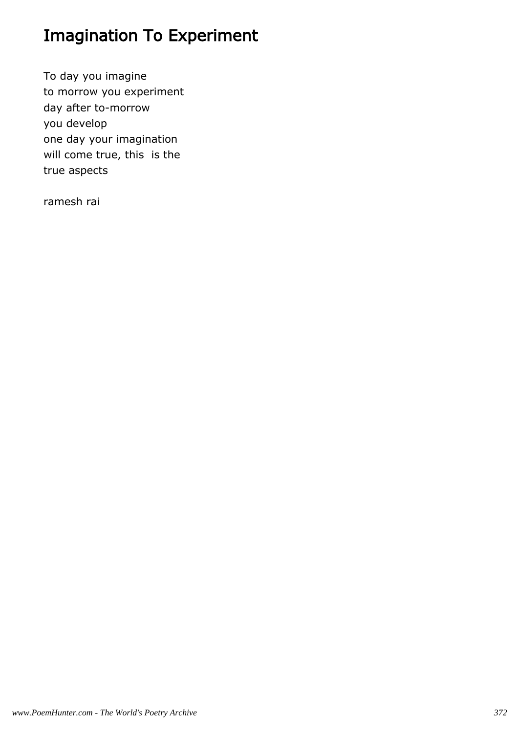# Imagination To Experiment

To day you imagine  
to morrow you experiment  
day after to-morrow  
you develop  
one day your imagination  
will come true, this  is the  
true aspects

ramesh rai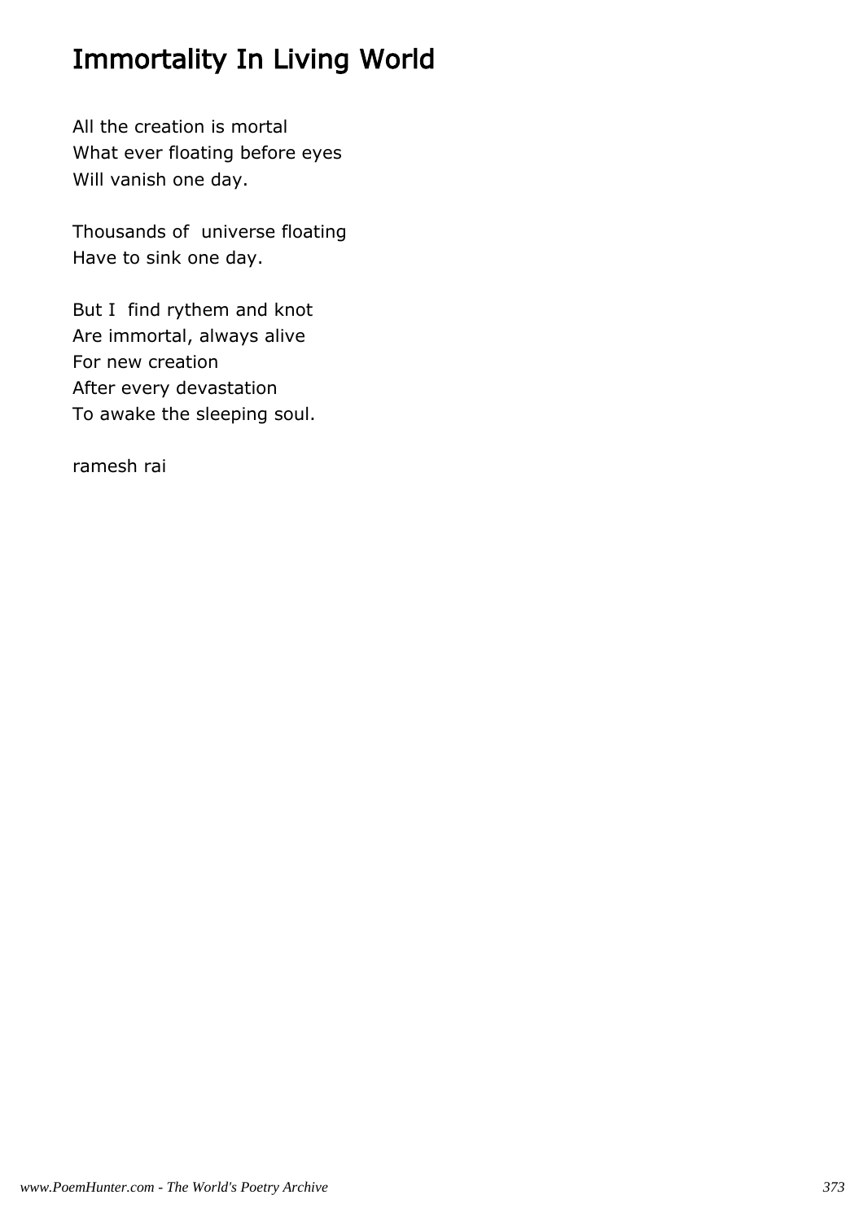# Immortality In Living World

All the creation is mortal
What ever floating before eyes
Will vanish one day.

Thousands of  universe floating
Have to sink one day.

But I  find rythem and knot
Are immortal, always alive
For new creation
After every devastation
To awake the sleeping soul.

ramesh rai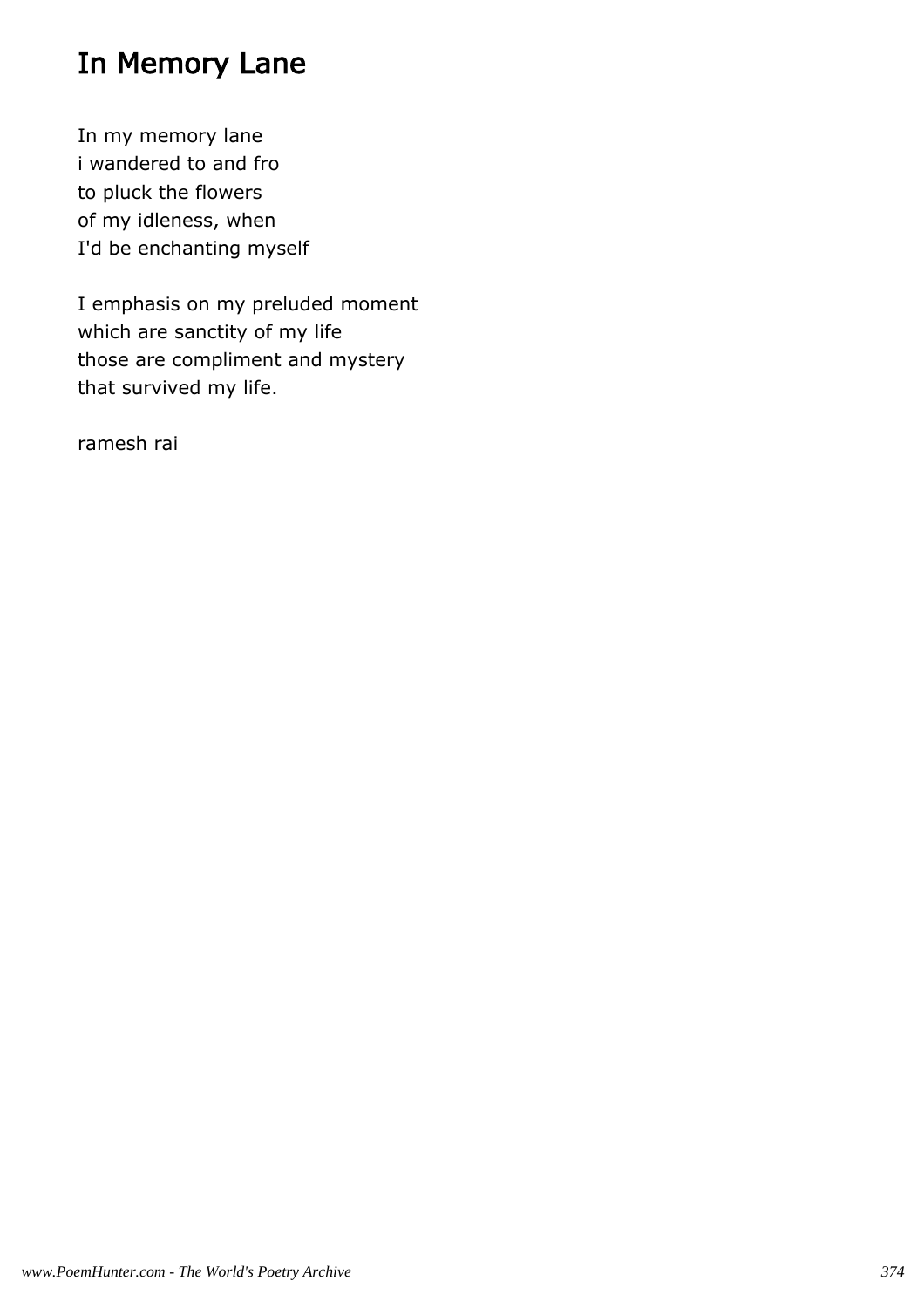# In Memory Lane

In my memory lane  
i wandered to and fro  
to pluck the flowers  
of my idleness, when  
I'd be enchanting myself

I emphasis on my preluded moment  
which are sanctity of my life  
those are compliment and mystery  
that survived my life.

ramesh rai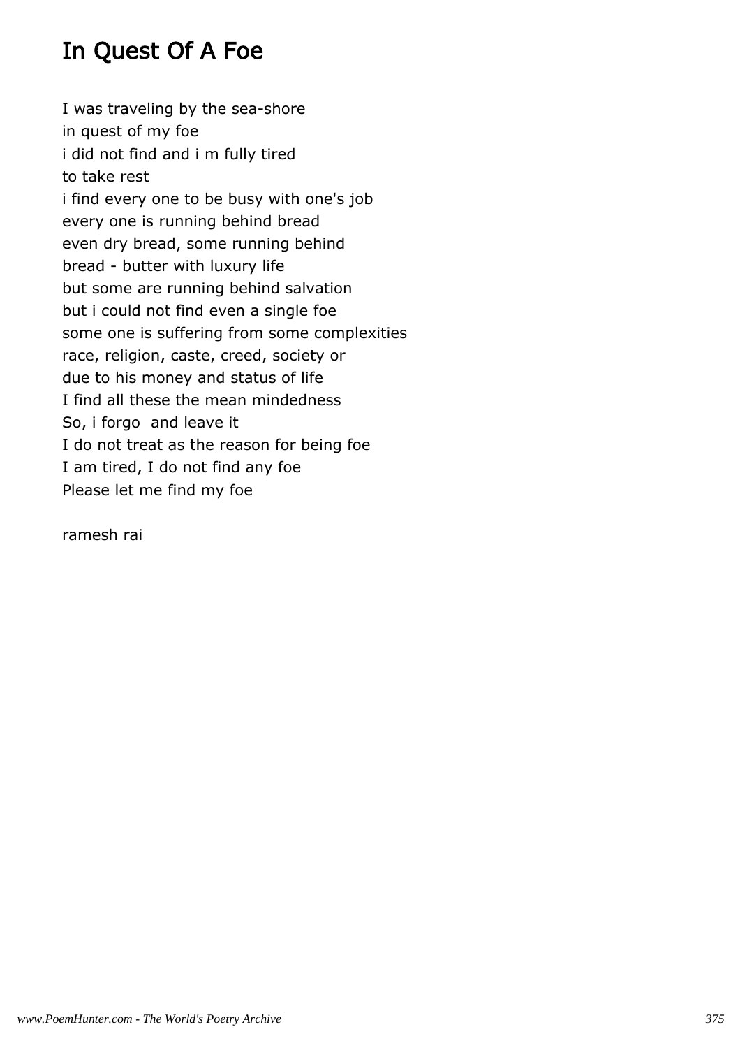# In Quest Of A Foe

I was traveling by the sea-shore  
in quest of my foe  
i did not find and i m fully tired  
to take rest  
i find every one to be busy with one's job  
every one is running behind bread  
even dry bread, some running behind  
bread - butter with luxury life  
but some are running behind salvation  
but i could not find even a single foe  
some one is suffering from some complexities  
race, religion, caste, creed, society or  
due to his money and status of life  
I find all these the mean mindedness  
So, i forgo  and leave it  
I do not treat as the reason for being foe  
I am tired, I do not find any foe  
Please let me find my foe

ramesh rai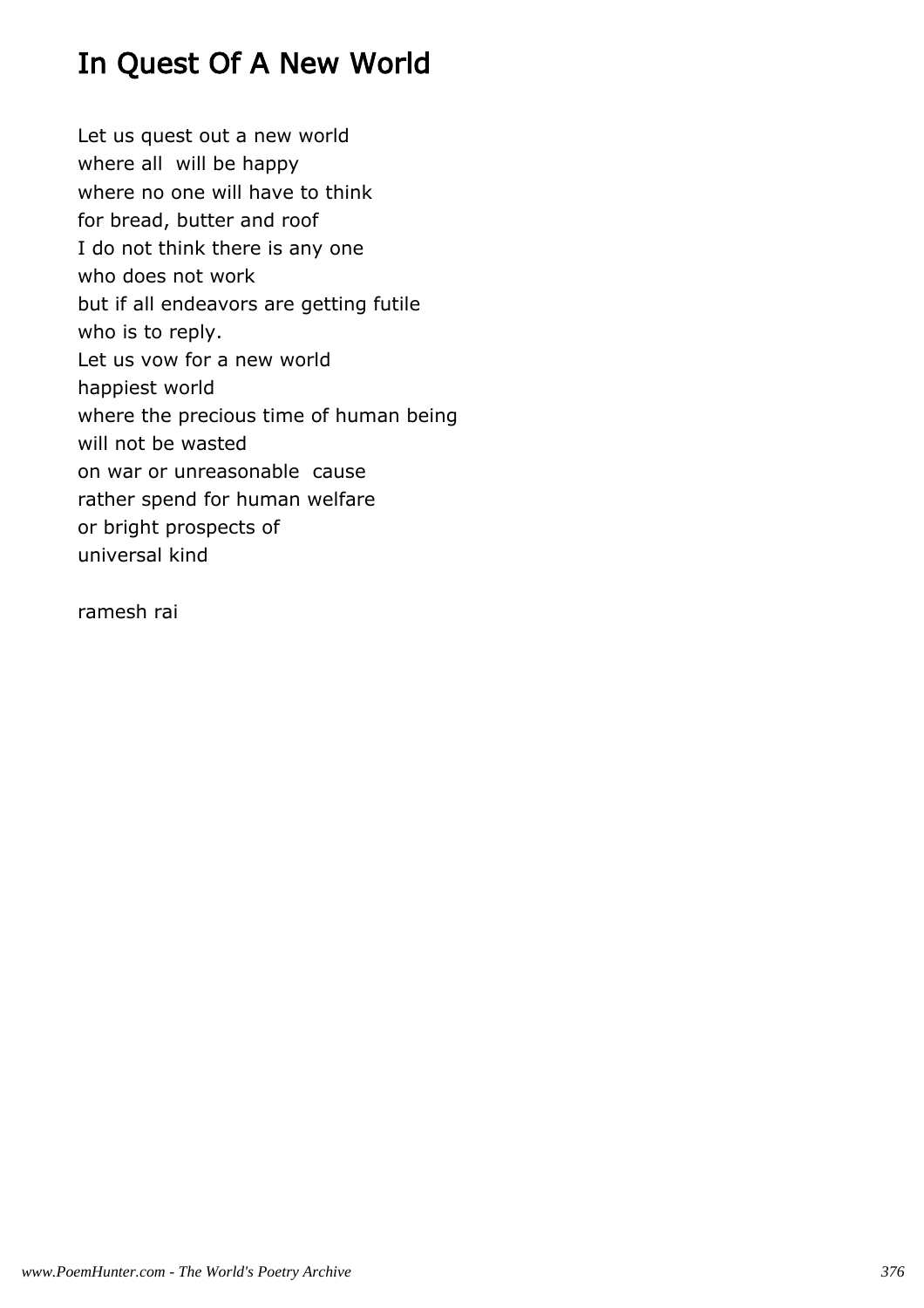# In Quest Of A New World

Let us quest out a new world  
where all will be happy  
where no one will have to think  
for bread, butter and roof  
I do not think there is any one  
who does not work  
but if all endeavors are getting futile  
who is to reply.  
Let us vow for a new world  
happiest world  
where the precious time of human being  
will not be wasted  
on war or unreasonable cause  
rather spend for human welfare  
or bright prospects of  
universal kind

ramesh rai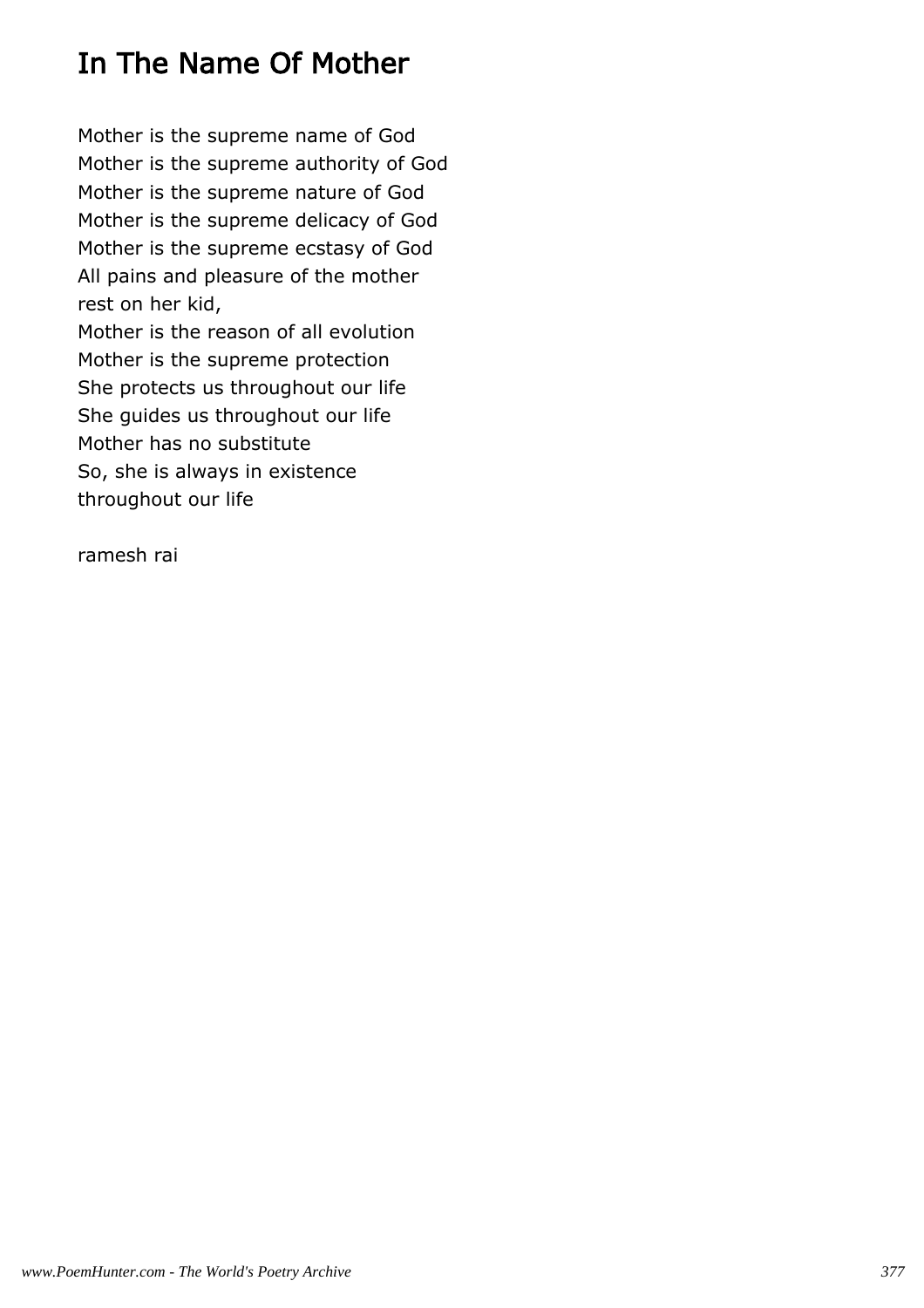# In The Name Of Mother

Mother is the supreme name of God
Mother is the supreme authority of God
Mother is the supreme nature of God
Mother is the supreme delicacy of God
Mother is the supreme ecstasy of God
All pains and pleasure of the mother
rest on her kid,
Mother is the reason of all evolution
Mother is the supreme protection
She protects us throughout our life
She guides us throughout our life
Mother has no substitute
So, she is always in existence
throughout our life

ramesh rai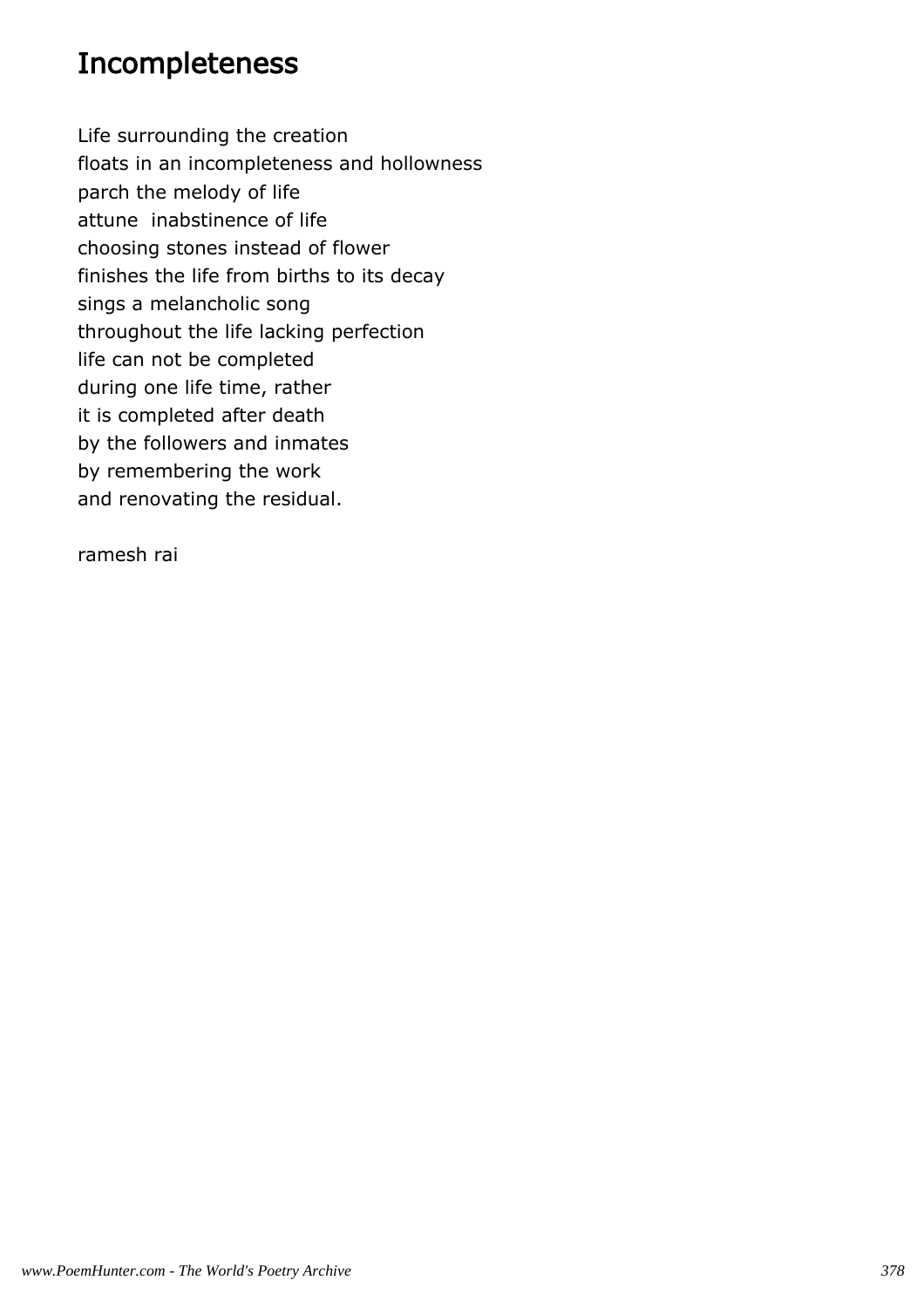## Incompleteness

Life surrounding the creation
floats in an incompleteness and hollowness
parch the melody of life
attune  inabstinence of life
choosing stones instead of flower
finishes the life from births to its decay
sings a melancholic song
throughout the life lacking perfection
life can not be completed
during one life time, rather
it is completed after death
by the followers and inmates
by remembering the work
and renovating the residual.

ramesh rai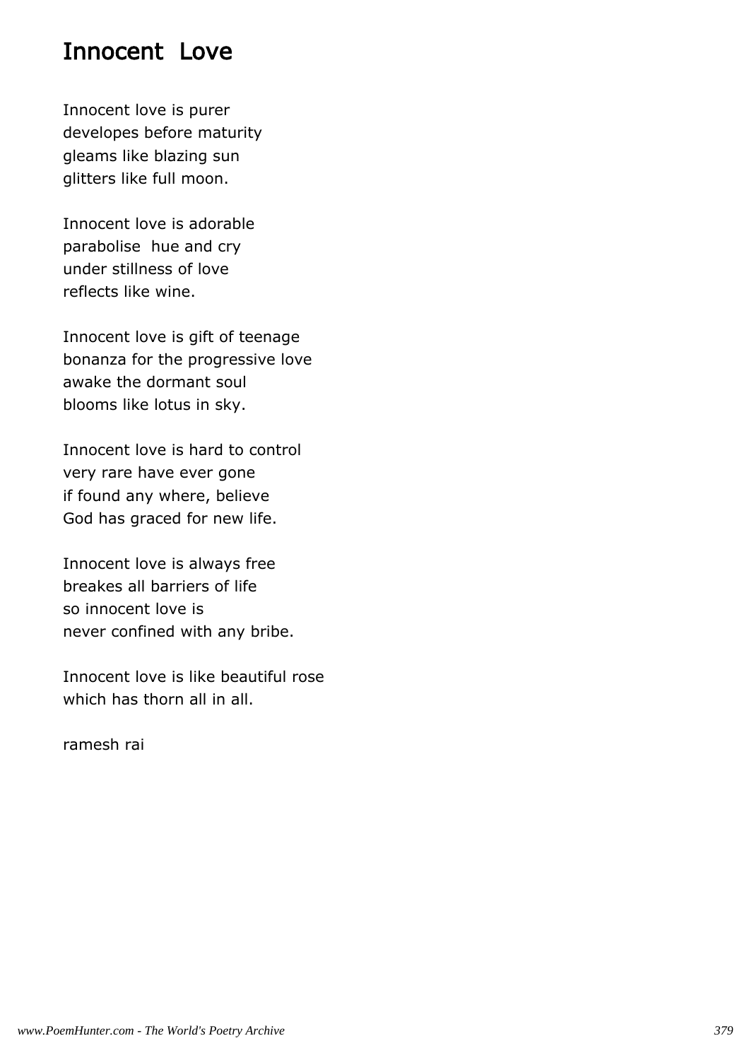# Innocent Love

Innocent love is purer
developes before maturity
gleams like blazing sun
glitters like full moon.

Innocent love is adorable
parabolise  hue and cry
under stillness of love
reflects like wine.

Innocent love is gift of teenage
bonanza for the progressive love
awake the dormant soul
blooms like lotus in sky.

Innocent love is hard to control
very rare have ever gone
if found any where, believe
God has graced for new life.

Innocent love is always free
breakes all barriers of life
so innocent love is
never confined with any bribe.

Innocent love is like beautiful rose
which has thorn all in all.

ramesh rai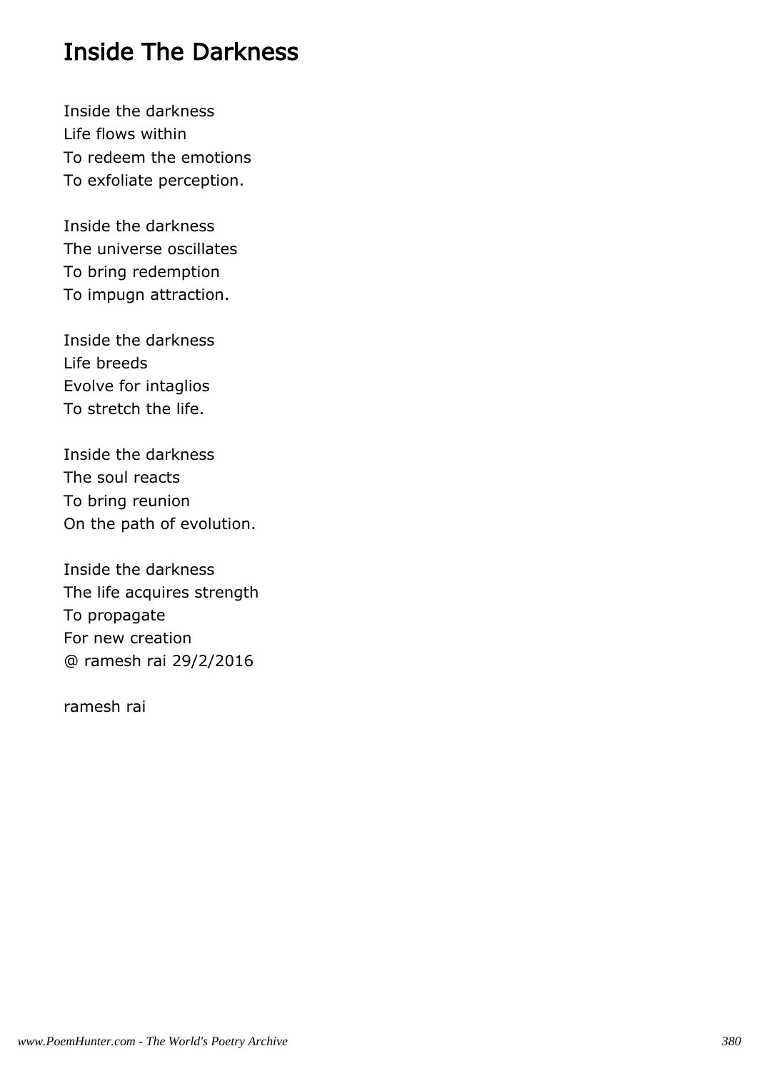# Inside The Darkness

Inside the darkness
Life flows within
To redeem the emotions
To exfoliate perception.

Inside the darkness
The universe oscillates
To bring redemption
To impugn attraction.

Inside the darkness
Life breeds
Evolve for intaglios
To stretch the life.

Inside the darkness
The soul reacts
To bring reunion
On the path of evolution.

Inside the darkness
The life acquires strength
To propagate
For new creation
@ ramesh rai 29/2/2016

ramesh rai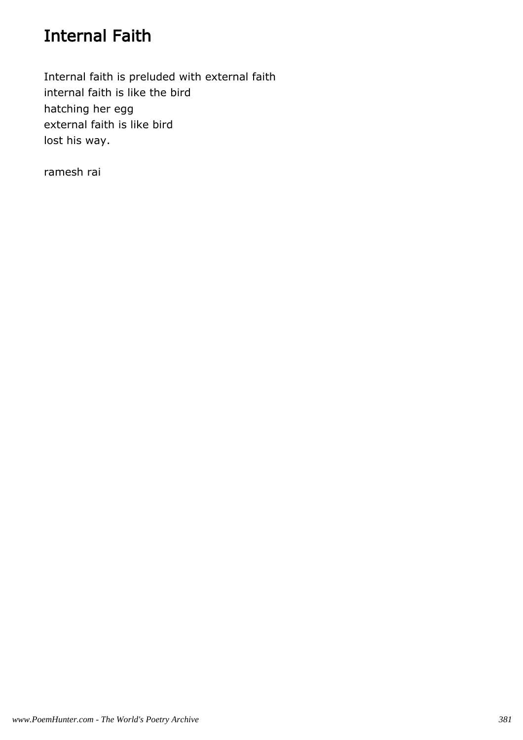# Internal Faith

Internal faith is preluded with external faith
internal faith is like the bird
hatching her egg
external faith is like bird
lost his way.

ramesh rai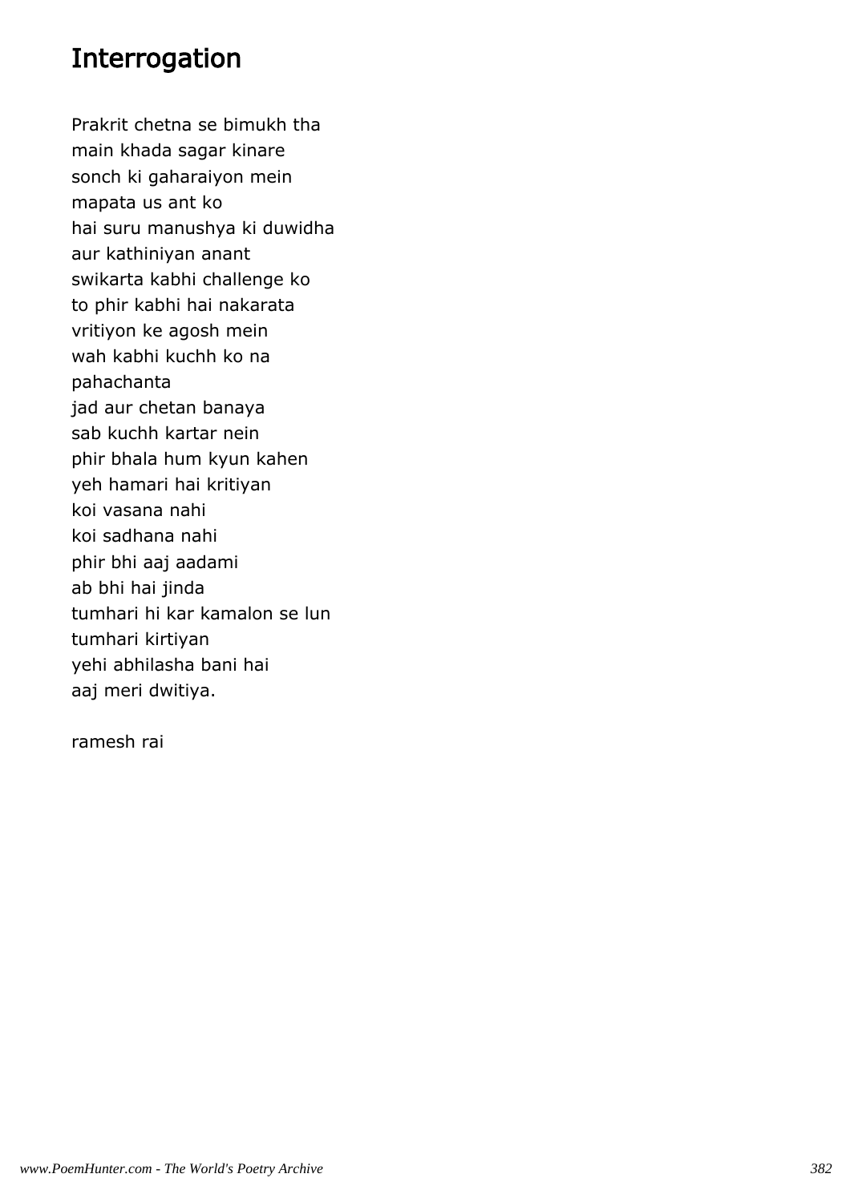# Interrogation

Prakrit chetna se bimukh tha  
main khada sagar kinare  
sonch ki gaharaiyon mein  
mapata us ant ko  
hai suru manushya ki duwidha  
aur kathiniyan anant  
swikarta kabhi challenge ko  
to phir kabhi hai nakarata  
vritiyon ke agosh mein  
wah kabhi kuchh ko na  
pahachanta  
jad aur chetan banaya  
sab kuchh kartar nein  
phir bhala hum kyun kahen  
yeh hamari hai kritiyan  
koi vasana nahi  
koi sadhana nahi  
phir bhi aaj aadami  
ab bhi hai jinda  
tumhari hi kar kamalon se lun  
tumhari kirtiyan  
yehi abhilasha bani hai  
aaj meri dwitiya.

ramesh rai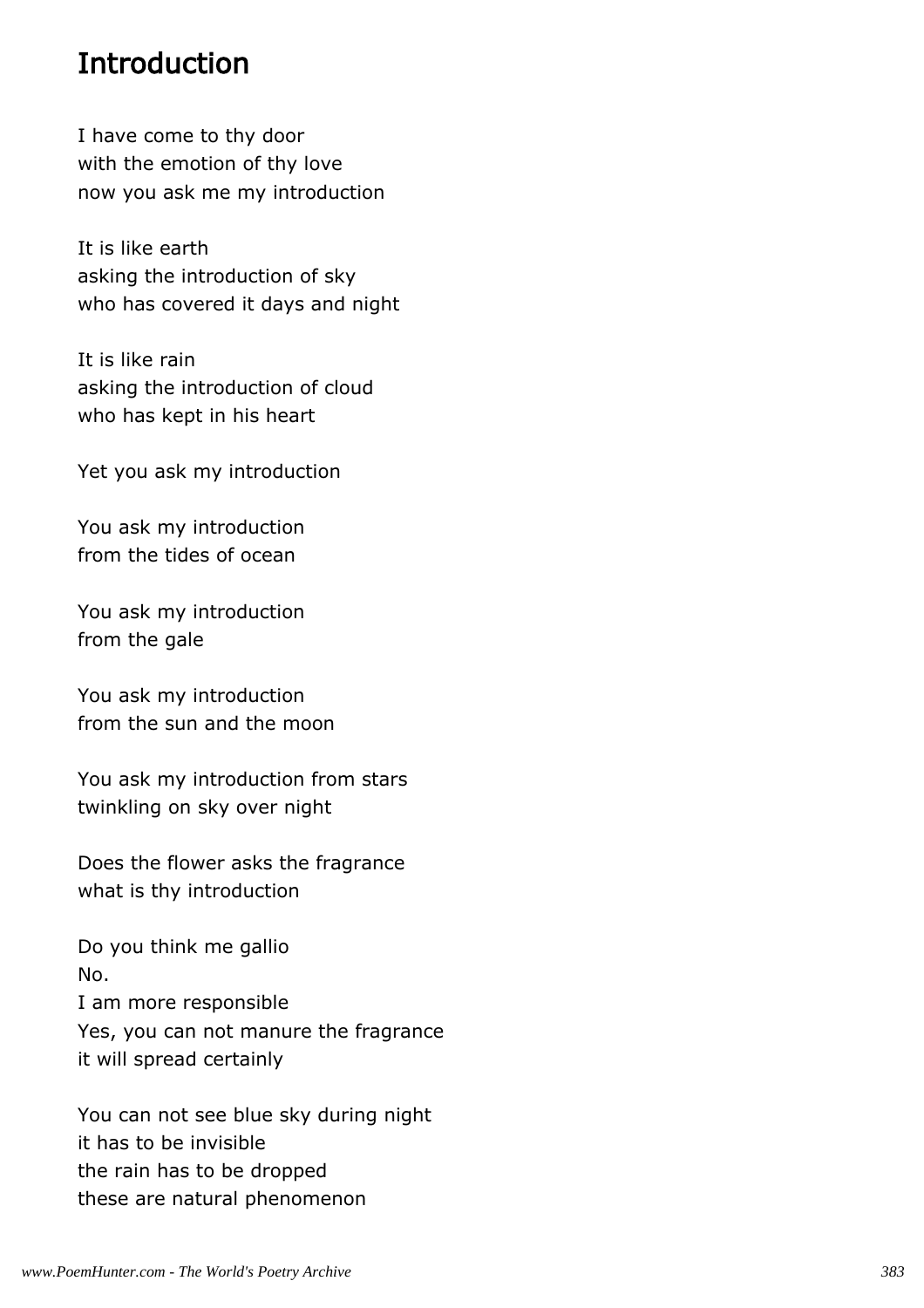# Introduction

I have come to thy door  
with the emotion of thy love  
now you ask me my introduction

It is like earth  
asking the introduction of sky  
who has covered it days and night

It is like rain  
asking the introduction of cloud  
who has kept in his heart

Yet you ask my introduction

You ask my introduction  
from the tides of ocean

You ask my introduction  
from the gale

You ask my introduction  
from the sun and the moon

You ask my introduction from stars  
twinkling on sky over night

Does the flower asks the fragrance  
what is thy introduction

Do you think me gallio  
No.  
I am more responsible  
Yes, you can not manure the fragrance  
it will spread certainly

You can not see blue sky during night  
it has to be invisible  
the rain has to be dropped  
these are natural phenomenon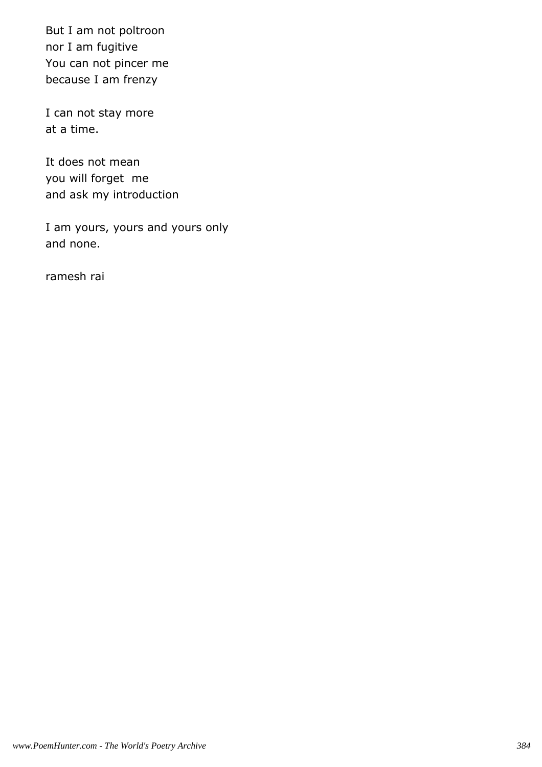But I am not poltroon
nor I am fugitive
You can not pincer me
because I am frenzy

I can not stay more
at a time.

It does not mean
you will forget me
and ask my introduction

I am yours, yours and yours only
and none.

ramesh rai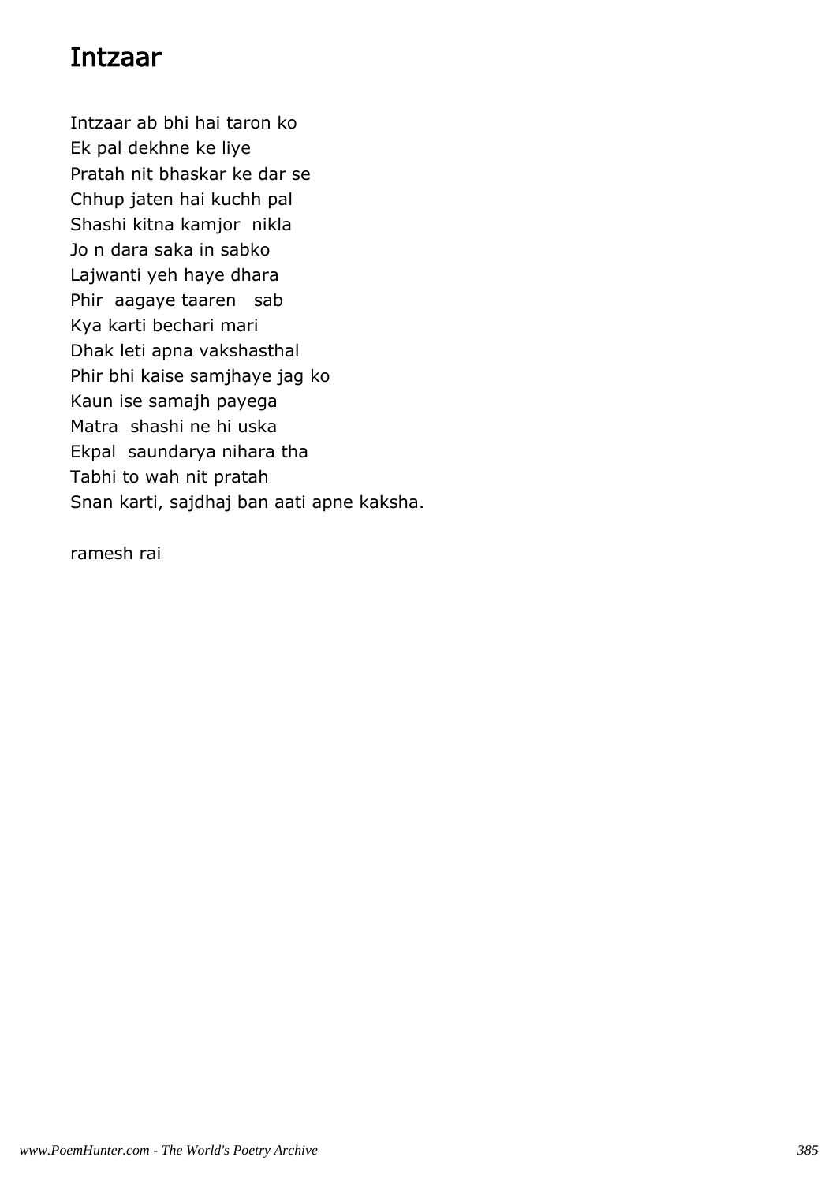# Intzaar

Intzaar ab bhi hai taron ko
Ek pal dekhne ke liye
Pratah nit bhaskar ke dar se
Chhup jaten hai kuchh pal
Shashi kitna kamjor nikla
Jo n dara saka in sabko
Lajwanti yeh haye dhara
Phir aagaye taaren sab
Kya karti bechari mari
Dhak leti apna vakshasthal
Phir bhi kaise samjhaye jag ko
Kaun ise samajh payega
Matra shashi ne hi uska
Ekpal saundarya nihara tha
Tabhi to wah nit pratah
Snan karti, sajdhaj ban aati apne kaksha.

ramesh rai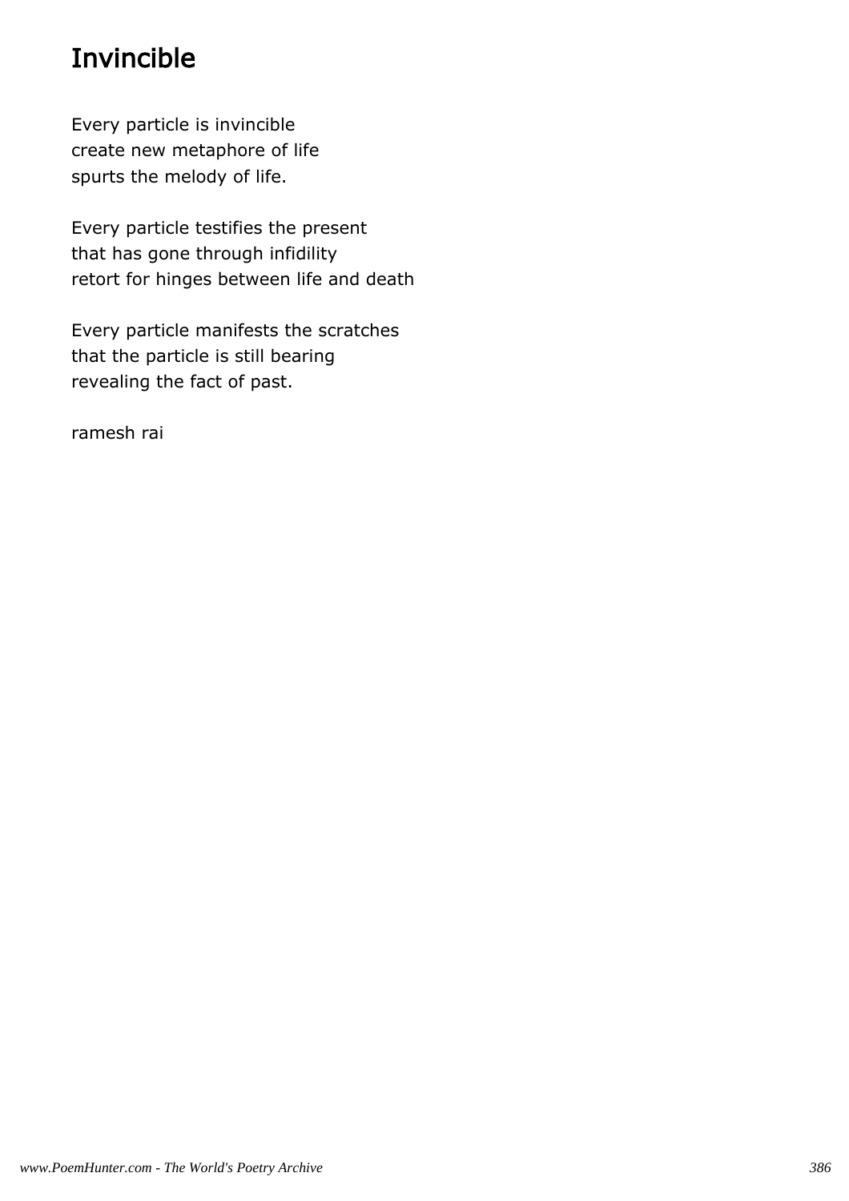# Invincible

Every particle is invincible
create new metaphore of life
spurts the melody of life.

Every particle testifies the present
that has gone through infidility
retort for hinges between life and death

Every particle manifests the scratches
that the particle is still bearing
revealing the fact of past.

ramesh rai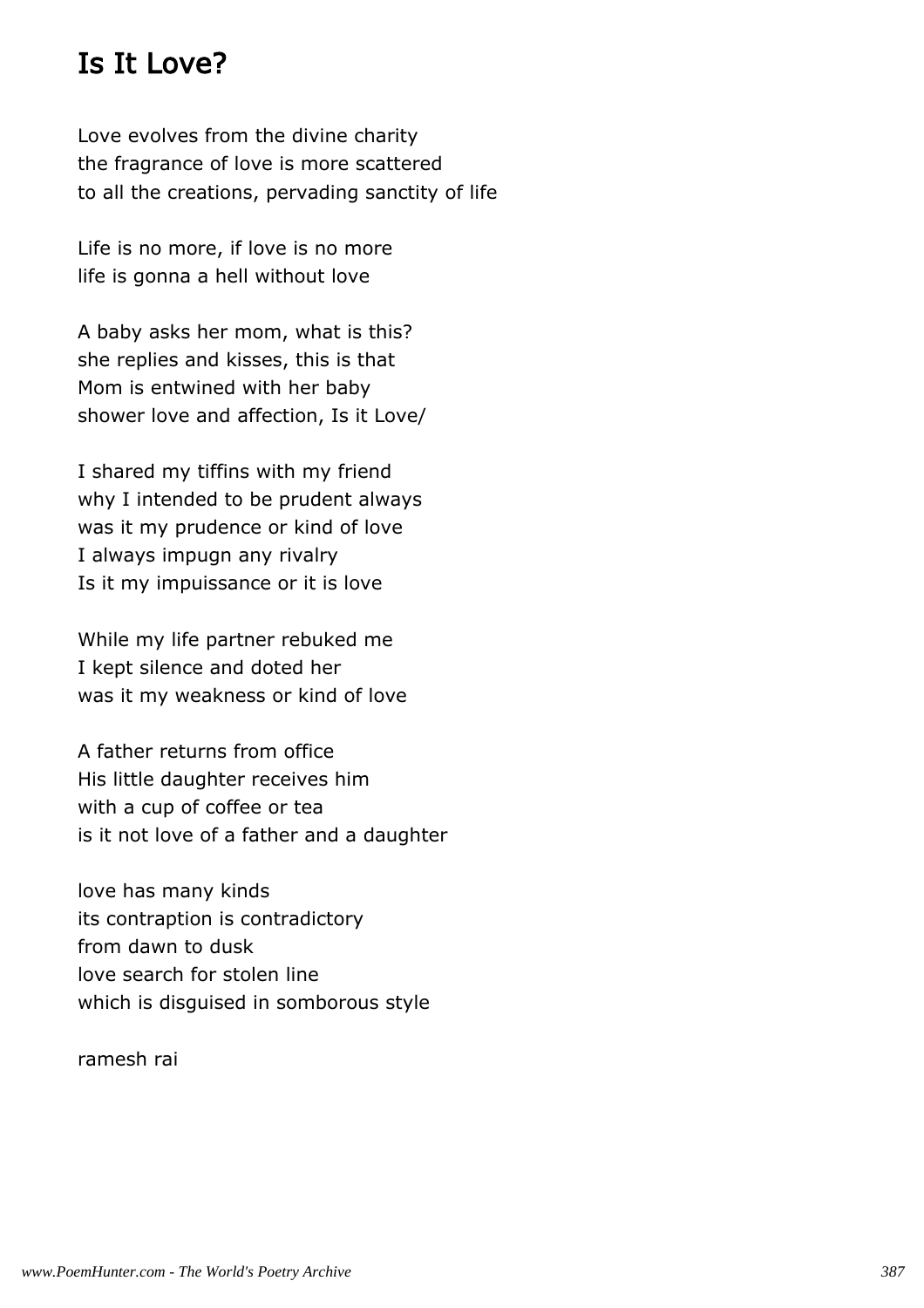# Is It Love?

Love evolves from the divine charity
the fragrance of love is more scattered
to all the creations, pervading sanctity of life

Life is no more, if love is no more
life is gonna a hell without love

A baby asks her mom, what is this?
she replies and kisses, this is that
Mom is entwined with her baby
shower love and affection, Is it Love/

I shared my tiffins with my friend
why I intended to be prudent always
was it my prudence or kind of love
I always impugn any rivalry
Is it my impuissance or it is love

While my life partner rebuked me
I kept silence and doted her
was it my weakness or kind of love

A father returns from office
His little daughter receives him
with a cup of coffee or tea
is it not love of a father and a daughter

love has many kinds
its contraption is contradictory
from dawn to dusk
love search for stolen line
which is disguised in somborous style

ramesh rai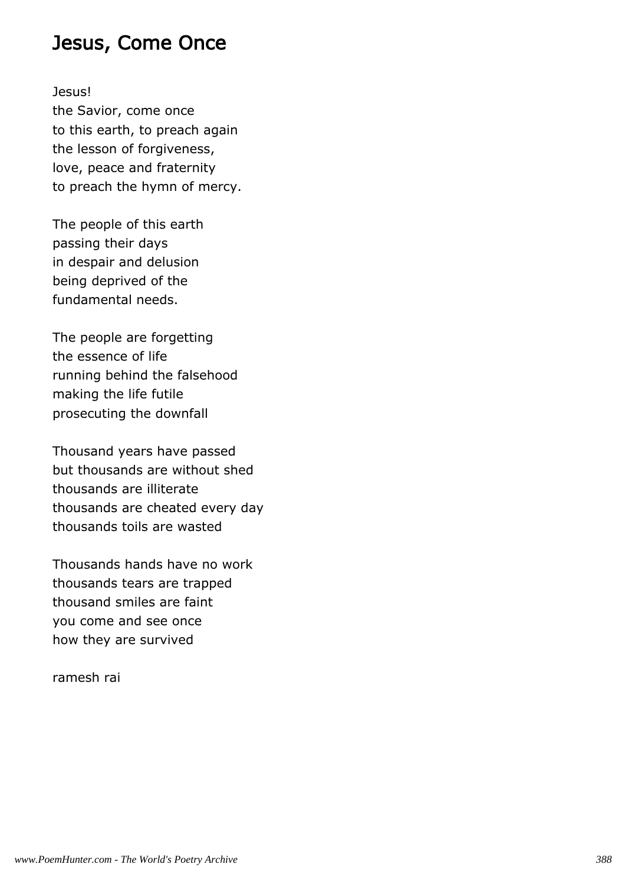# Jesus, Come Once

Jesus!
the Savior, come once
to this earth, to preach again
the lesson of forgiveness,
love, peace and fraternity
to preach the hymn of mercy.

The people of this earth
passing their days
in despair and delusion
being deprived of the
fundamental needs.

The people are forgetting
the essence of life
running behind the falsehood
making the life futile
prosecuting the downfall

Thousand years have passed
but thousands are without shed
thousands are illiterate
thousands are cheated every day
thousands toils are wasted

Thousands hands have no work
thousands tears are trapped
thousand smiles are faint
you come and see once
how they are survived

ramesh rai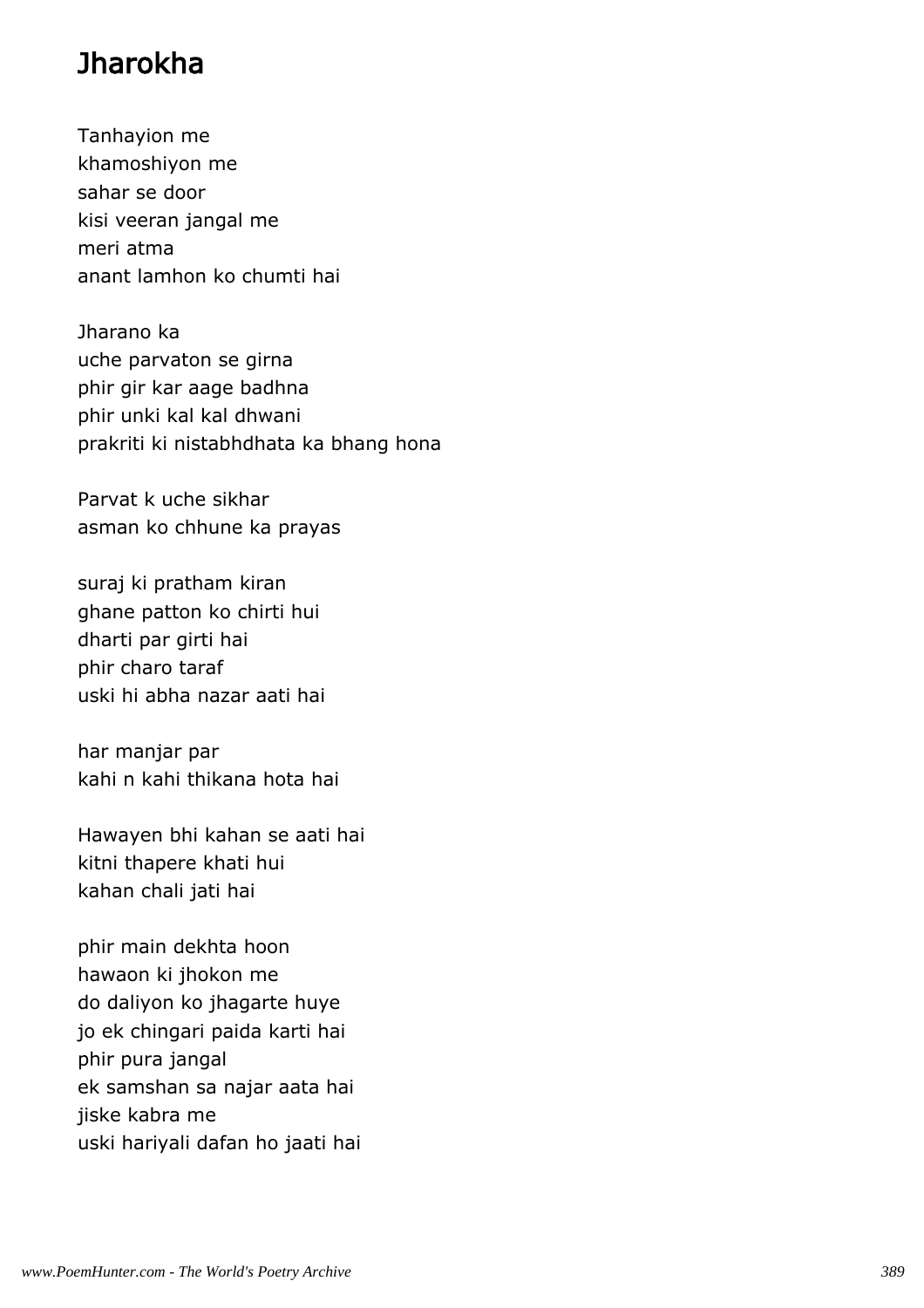# Jharokha

Tanhayion me
khamoshiyon me
sahar se door
kisi veeran jangal me
meri atma
anant lamhon ko chumti hai

Jharano ka
uche parvaton se girna
phir gir kar aage badhna
phir unki kal kal dhwani
prakriti ki nistabhdhata ka bhang hona

Parvat k uche sikhar
asman ko chhune ka prayas

suraj ki pratham kiran
ghane patton ko chirti hui
dharti par girti hai
phir charo taraf
uski hi abha nazar aati hai

har manjar par
kahi n kahi thikana hota hai

Hawayen bhi kahan se aati hai
kitni thapere khati hui
kahan chali jati hai

phir main dekhta hoon
hawaon ki jhokon me
do daliyon ko jhagarte huye
jo ek chingari paida karti hai
phir pura jangal
ek samshan sa najar aata hai
jiske kabra me
uski hariyali dafan ho jaati hai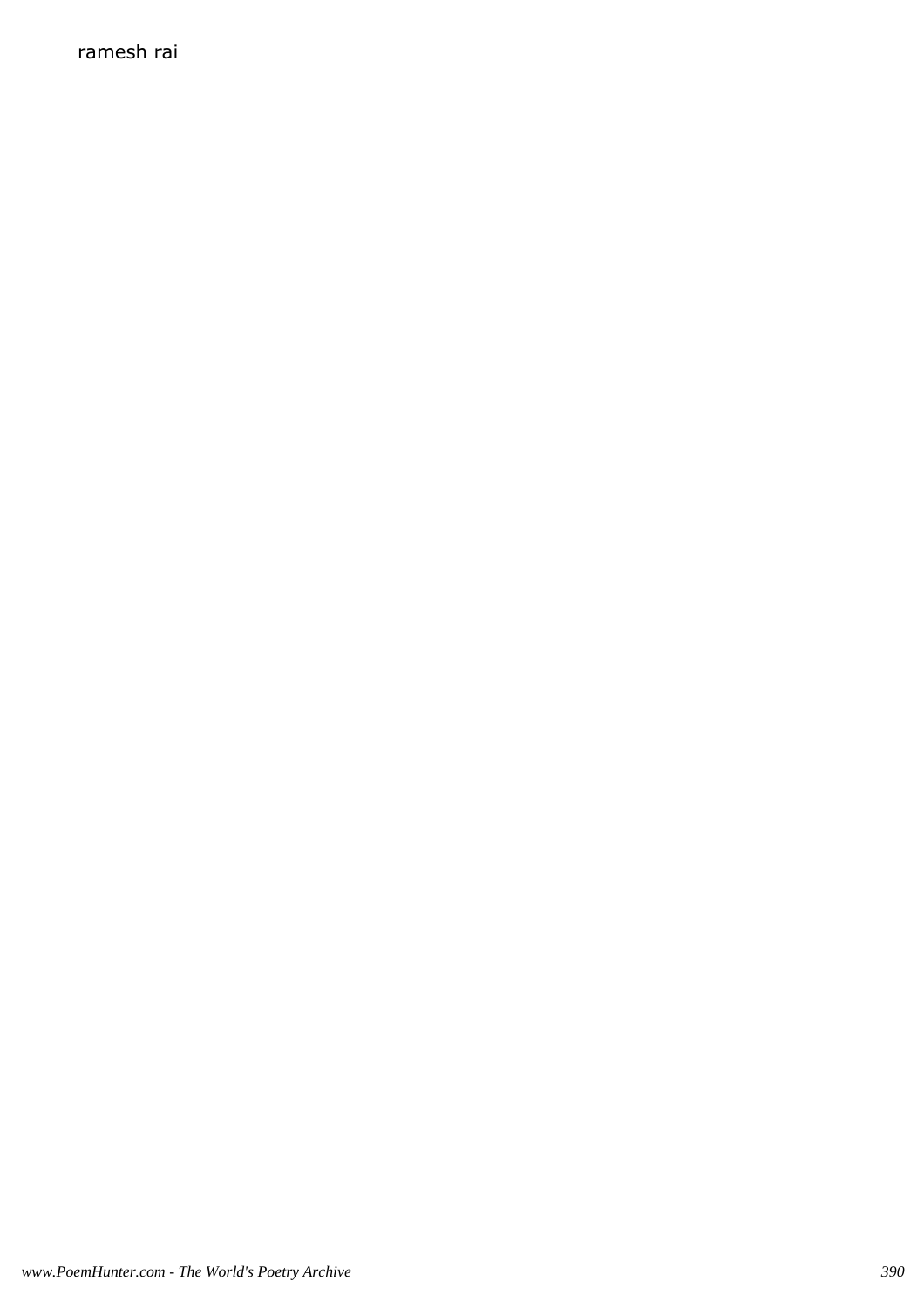ramesh rai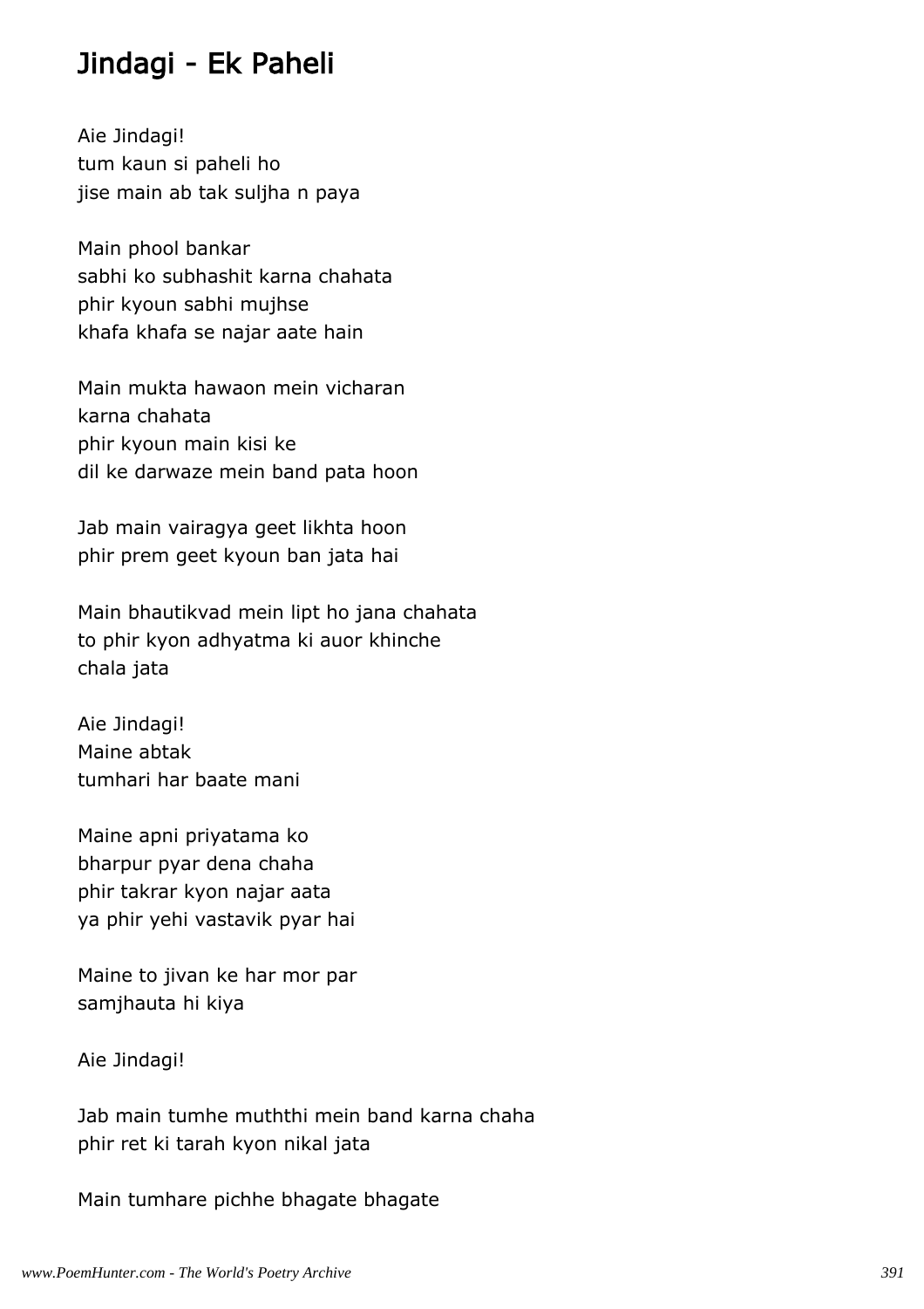# Jindagi - Ek Paheli

Aie Jindagi!  
tum kaun si paheli ho  
jise main ab tak suljha n paya

Main phool bankar  
sabhi ko subhashit karna chahata  
phir kyoun sabhi mujhse  
khafa khafa se najar aate hain

Main mukta hawaon mein vicharan  
karna chahata  
phir kyoun main kisi ke  
dil ke darwaze mein band pata hoon

Jab main vairagya geet likhta hoon  
phir prem geet kyoun ban jata hai

Main bhautikvad mein lipt ho jana chahata  
to phir kyon adhyatma ki auor khinche  
chala jata

Aie Jindagi!  
Maine abtak  
tumhari har baate mani

Maine apni priyatama ko  
bharpur pyar dena chaha  
phir takrar kyon najar aata  
ya phir yehi vastavik pyar hai

Maine to jivan ke har mor par  
samjhauta hi kiya

Aie Jindagi!

Jab main tumhe muththi mein band karna chaha  
phir ret ki tarah kyon nikal jata

Main tumhare pichhe bhagate bhagate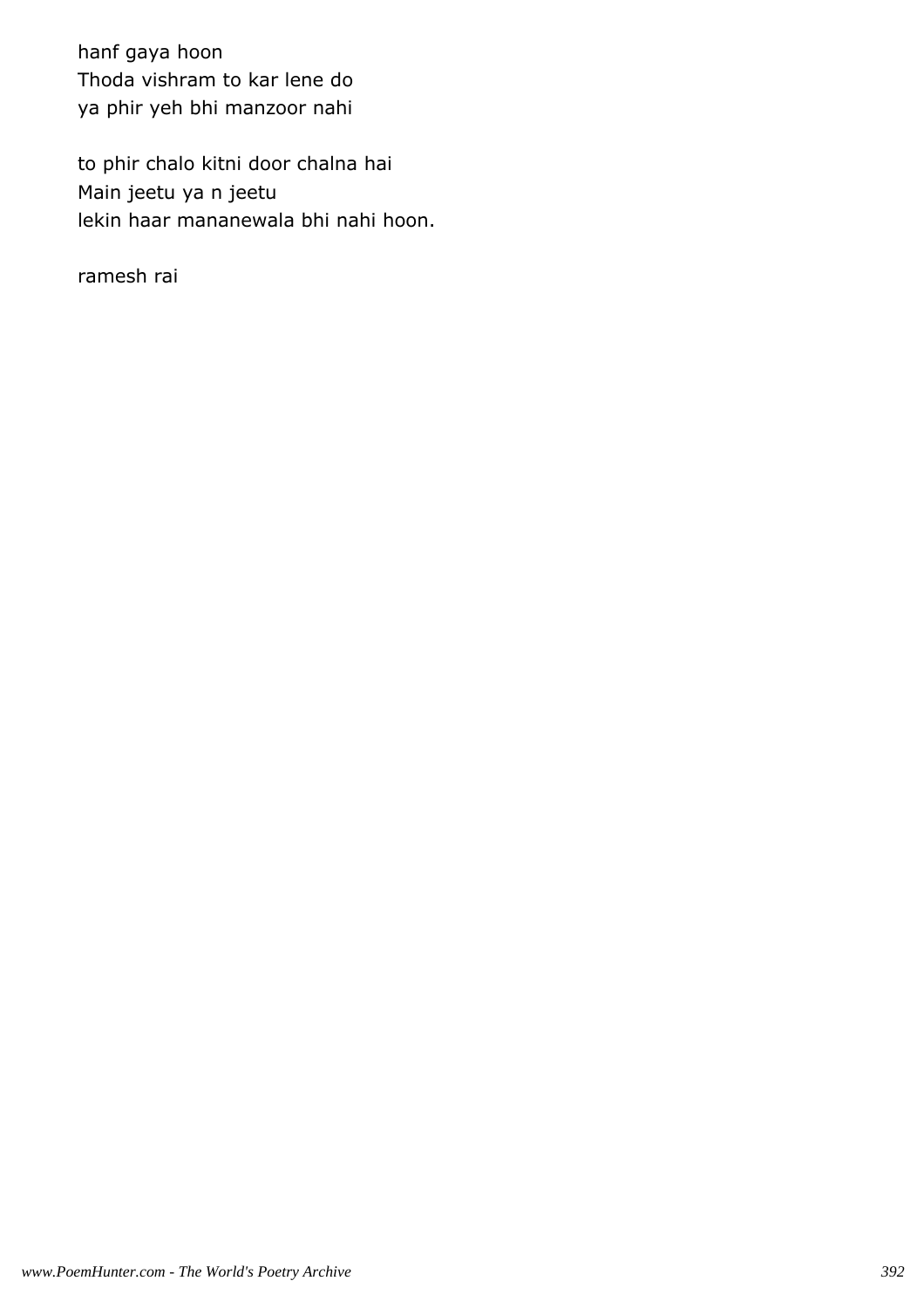hanf gaya hoon
Thoda vishram to kar lene do
ya phir yeh bhi manzoor nahi

to phir chalo kitni door chalna hai
Main jeetu ya n jeetu
lekin haar mananewala bhi nahi hoon.

ramesh rai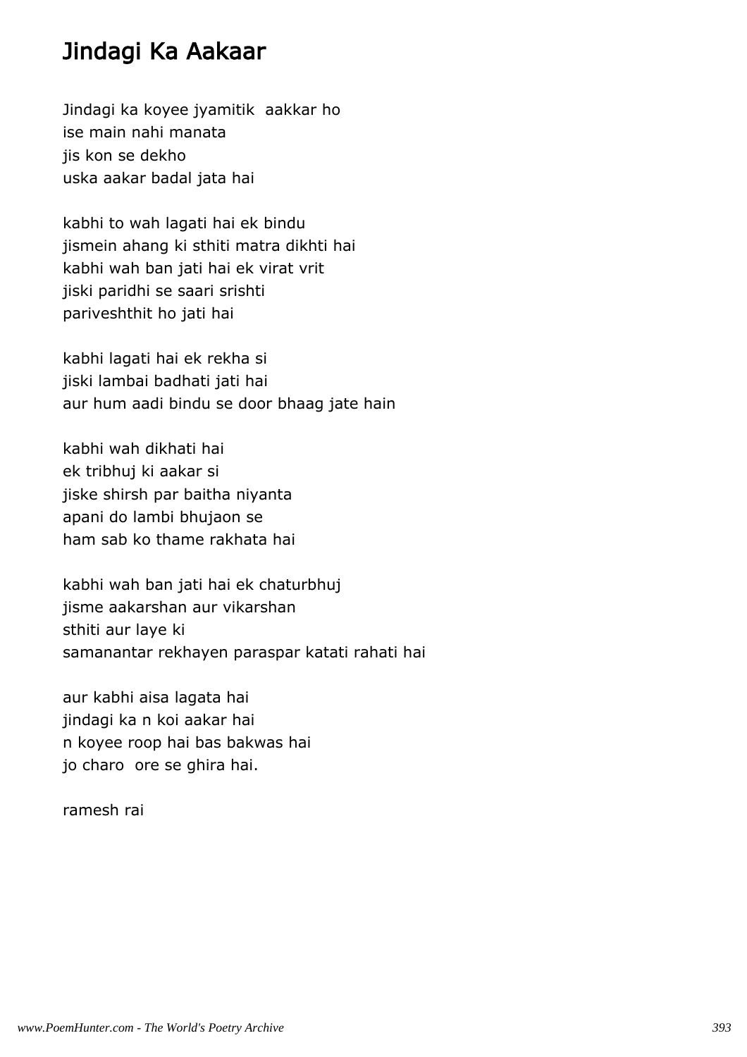# Jindagi Ka Aakaar

Jindagi ka koyee jyamitik  aakkar ho
ise main nahi manata
jis kon se dekho
uska aakar badal jata hai

kabhi to wah lagati hai ek bindu
jismein ahang ki sthiti matra dikhti hai
kabhi wah ban jati hai ek virat vrit
jiski paridhi se saari srishti
pariveshthit ho jati hai

kabhi lagati hai ek rekha si
jiski lambai badhati jati hai
aur hum aadi bindu se door bhaag jate hain

kabhi wah dikhati hai
ek tribhuj ki aakar si
jiske shirsh par baitha niyanta
apani do lambi bhujaon se
ham sab ko thame rakhata hai

kabhi wah ban jati hai ek chaturbhuj
jisme aakarshan aur vikarshan
sthiti aur laye ki
samanantar rekhayen paraspar katati rahati hai

aur kabhi aisa lagata hai
jindagi ka n koi aakar hai
n koyee roop hai bas bakwas hai
jo charo  ore se ghira hai.

ramesh rai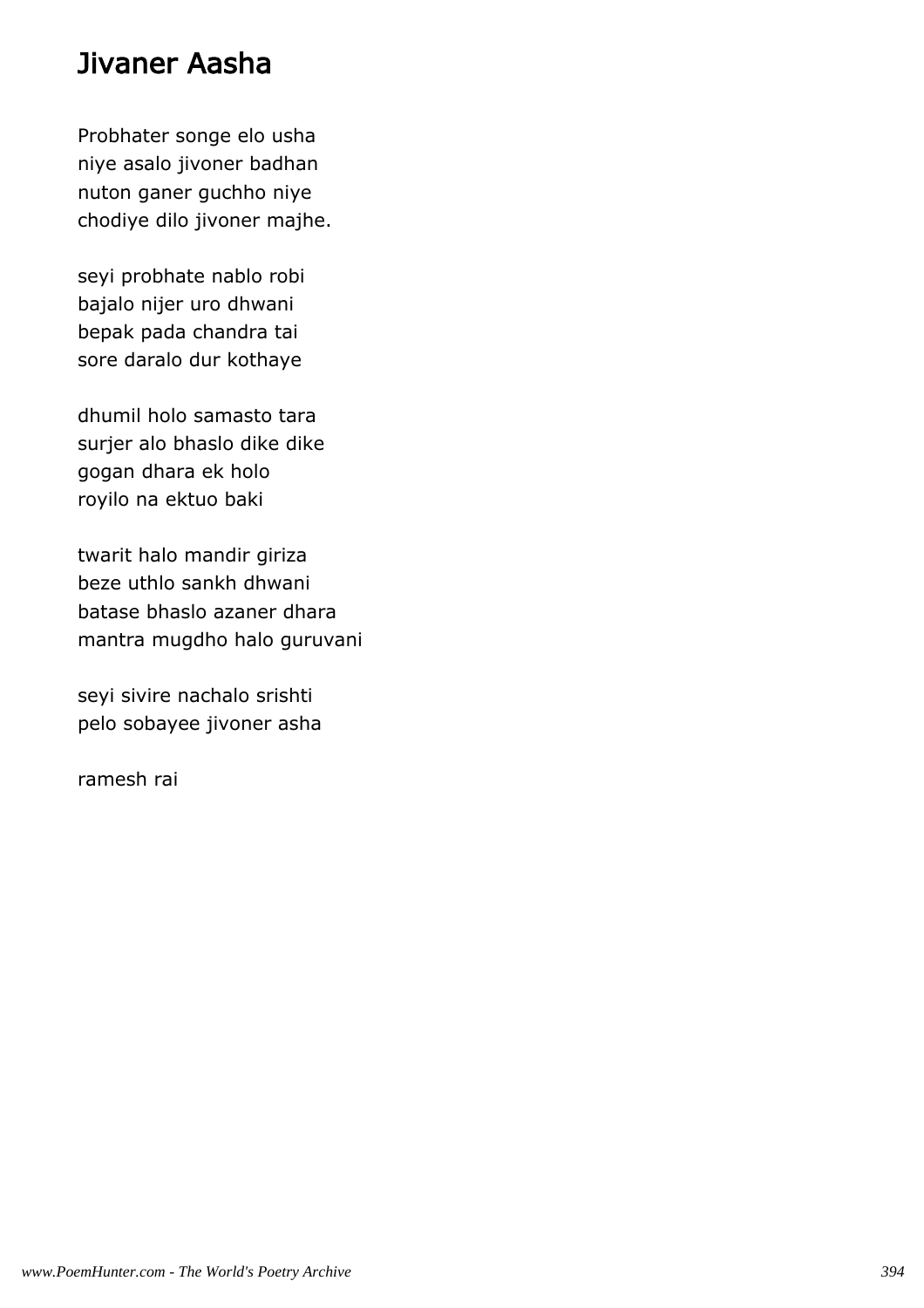# Jivaner Aasha

Probhater songe elo usha  
niye asalo jivoner badhan  
nuton ganer guchho niye  
chodiye dilo jivoner majhe.

seyi probhate nablo robi  
bajalo nijer uro dhwani  
bepak pada chandra tai  
sore daralo dur kothaye

dhumil holo samasto tara  
surjer alo bhaslo dike dike  
gogan dhara ek holo  
royilo na ektuo baki

twarit halo mandir giriza  
beze uthlo sankh dhwani  
batase bhaslo azaner dhara  
mantra mugdho halo guruvani

seyi sivire nachalo srishti  
pelo sobayee jivoner asha

ramesh rai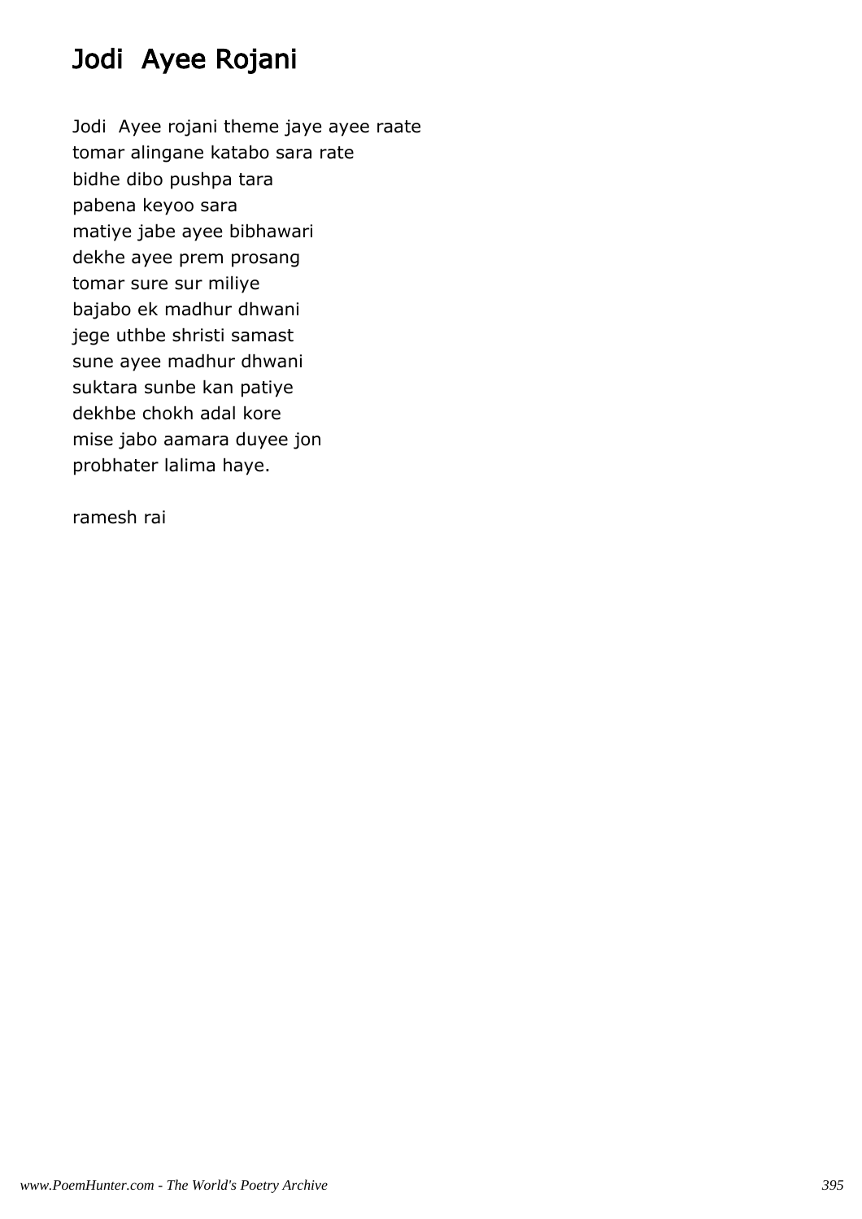# Jodi  Ayee Rojani

Jodi  Ayee rojani theme jaye ayee raate
tomar alingane katabo sara rate
bidhe dibo pushpa tara
pabena keyoo sara
matiye jabe ayee bibhawari
dekhe ayee prem prosang
tomar sure sur miliye
bajabo ek madhur dhwani
jege uthbe shristi samast
sune ayee madhur dhwani
suktara sunbe kan patiye
dekhbe chokh adal kore
mise jabo aamara duyee jon
probhater lalima haye.

ramesh rai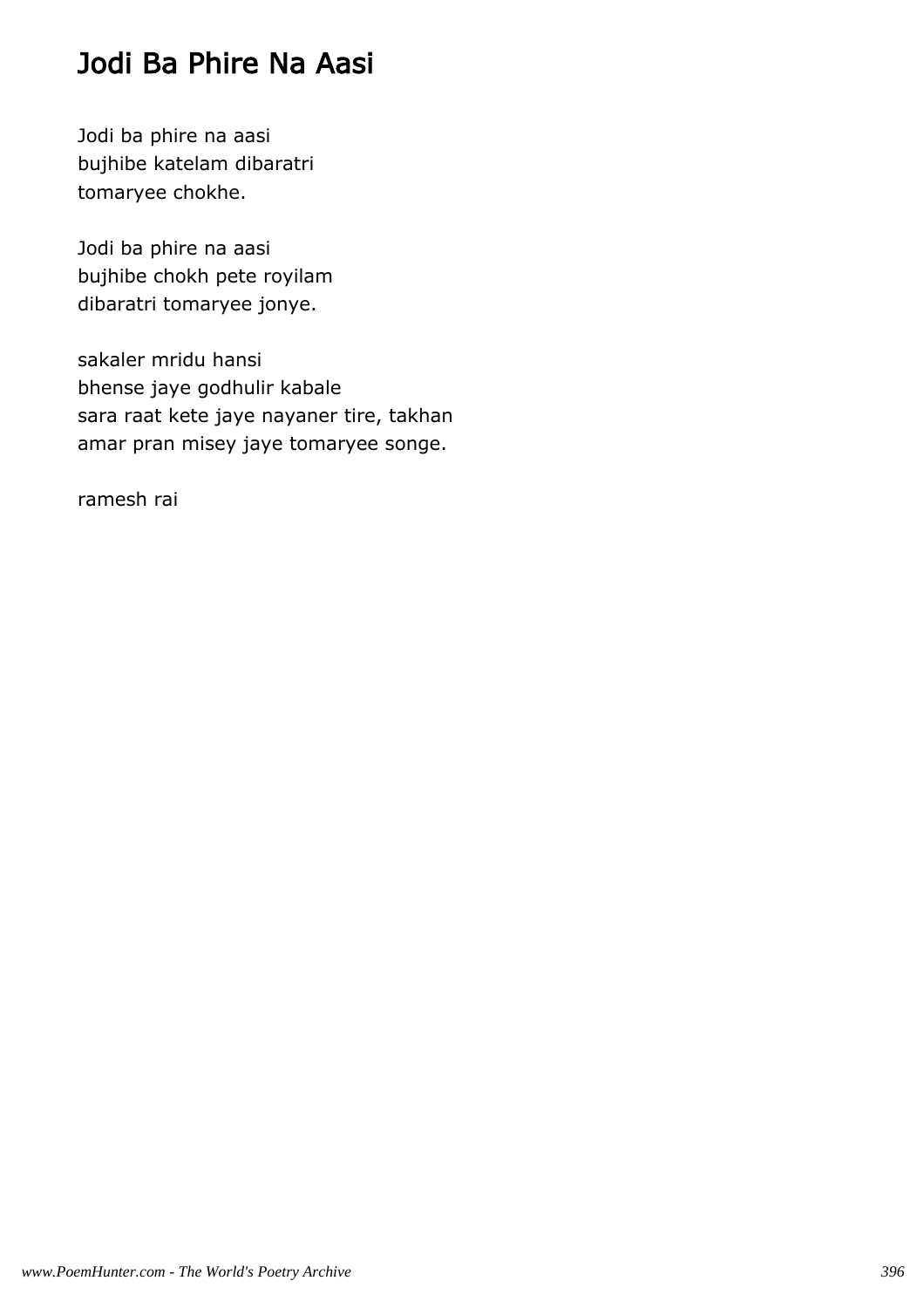# Jodi Ba Phire Na Aasi

Jodi ba phire na aasi  
bujhibe katelam dibaratri  
tomaryee chokhe.

Jodi ba phire na aasi  
bujhibe chokh pete royilam  
dibaratri tomaryee jonye.

sakaler mridu hansi  
bhense jaye godhulir kabale  
sara raat kete jaye nayaner tire, takhan  
amar pran misey jaye tomaryee songe.

ramesh rai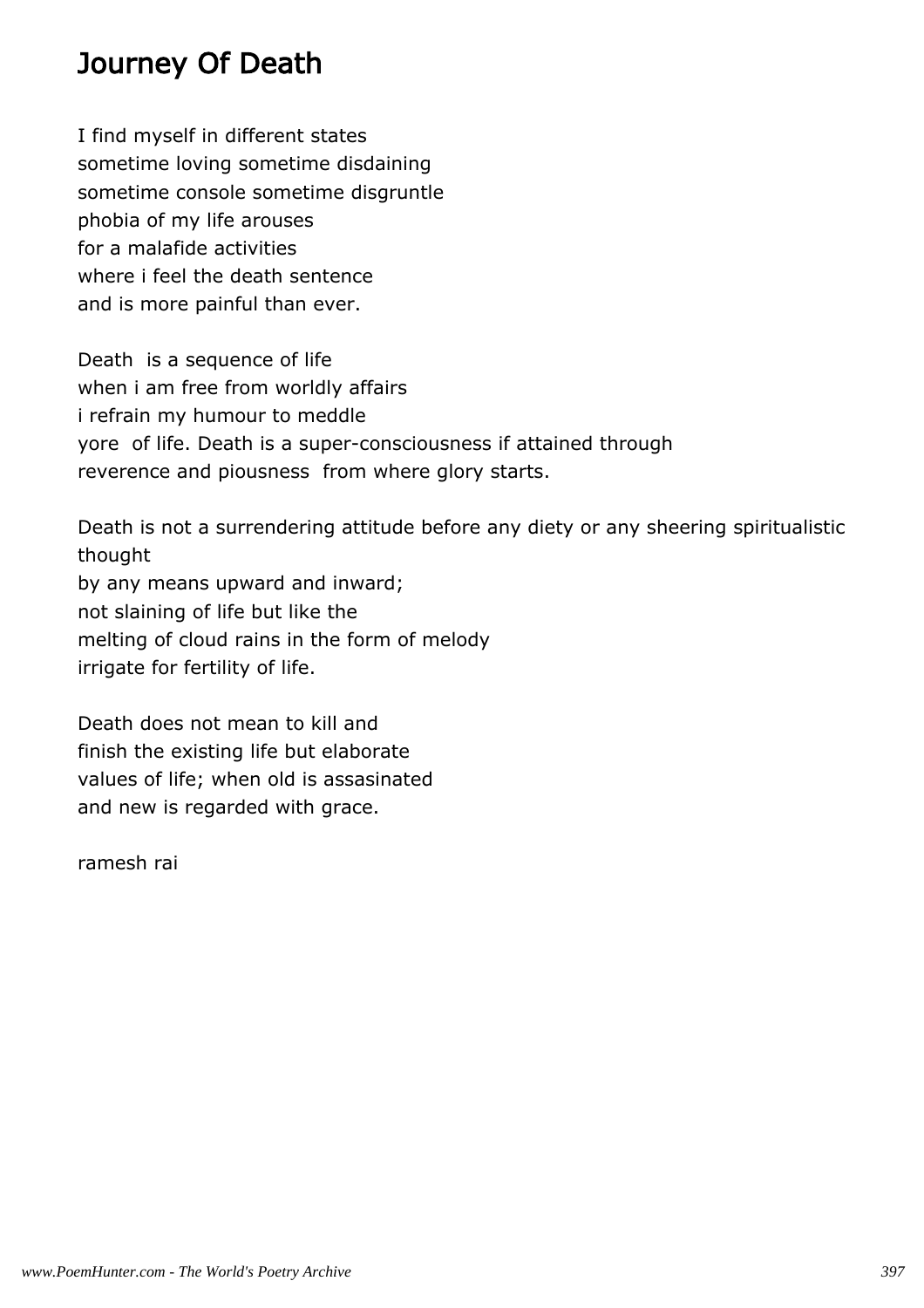# Journey Of Death

I find myself in different states
sometime loving sometime disdaining
sometime console sometime disgruntle
phobia of my life arouses
for a malafide activities
where i feel the death sentence
and is more painful than ever.

Death is a sequence of life
when i am free from worldly affairs
i refrain my humour to meddle
yore of life. Death is a super-consciousness if attained through
reverence and piousness from where glory starts.

Death is not a surrendering attitude before any diety or any sheering spiritualistic thought
by any means upward and inward;
not slaining of life but like the
melting of cloud rains in the form of melody
irrigate for fertility of life.

Death does not mean to kill and
finish the existing life but elaborate
values of life; when old is assasinated
and new is regarded with grace.

ramesh rai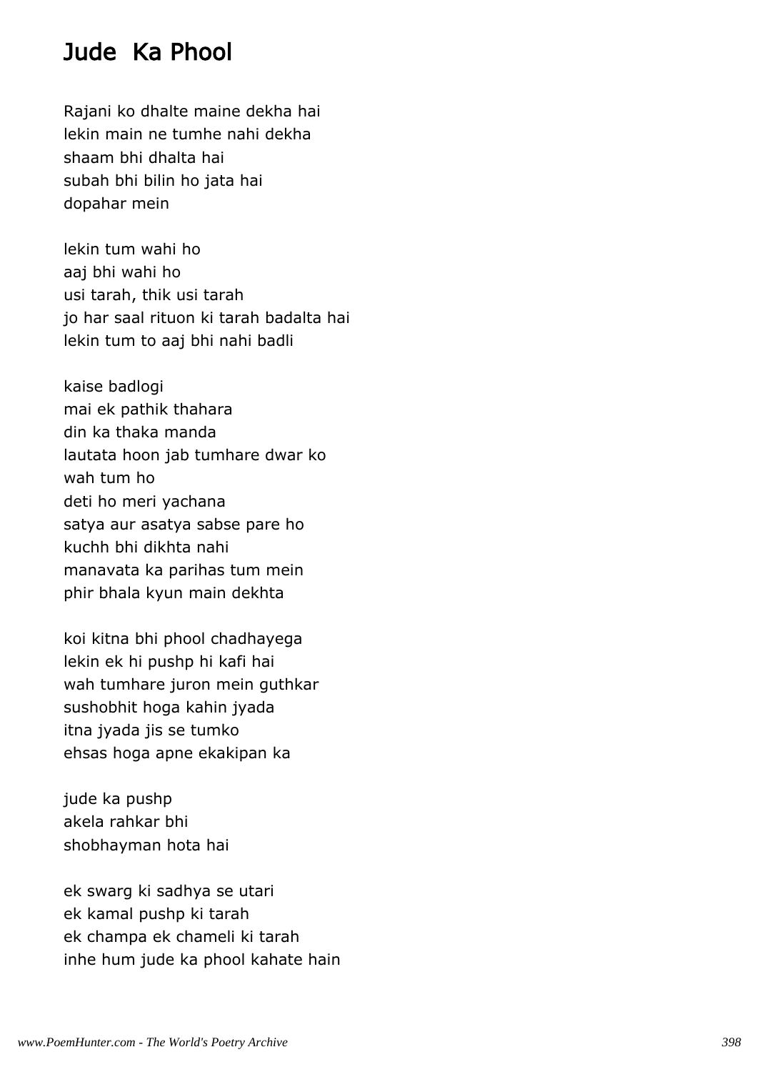# Jude Ka Phool

Rajani ko dhalte maine dekha hai
lekin main ne tumhe nahi dekha
shaam bhi dhalta hai
subah bhi bilin ho jata hai
dopahar mein

lekin tum wahi ho
aaj bhi wahi ho
usi tarah, thik usi tarah
jo har saal rituon ki tarah badalta hai
lekin tum to aaj bhi nahi badli

kaise badlogi
mai ek pathik thahara
din ka thaka manda
lautata hoon jab tumhare dwar ko
wah tum ho
deti ho meri yachana
satya aur asatya sabse pare ho
kuchh bhi dikhta nahi
manavata ka parihas tum mein
phir bhala kyun main dekhta

koi kitna bhi phool chadhayega
lekin ek hi pushp hi kafi hai
wah tumhare juron mein guthkar
sushobhit hoga kahin jyada
itna jyada jis se tumko
ehsas hoga apne ekakipan ka

jude ka pushp
akela rahkar bhi
shobhayman hota hai

ek swarg ki sadhya se utari
ek kamal pushp ki tarah
ek champa ek chameli ki tarah
inhe hum jude ka phool kahate hain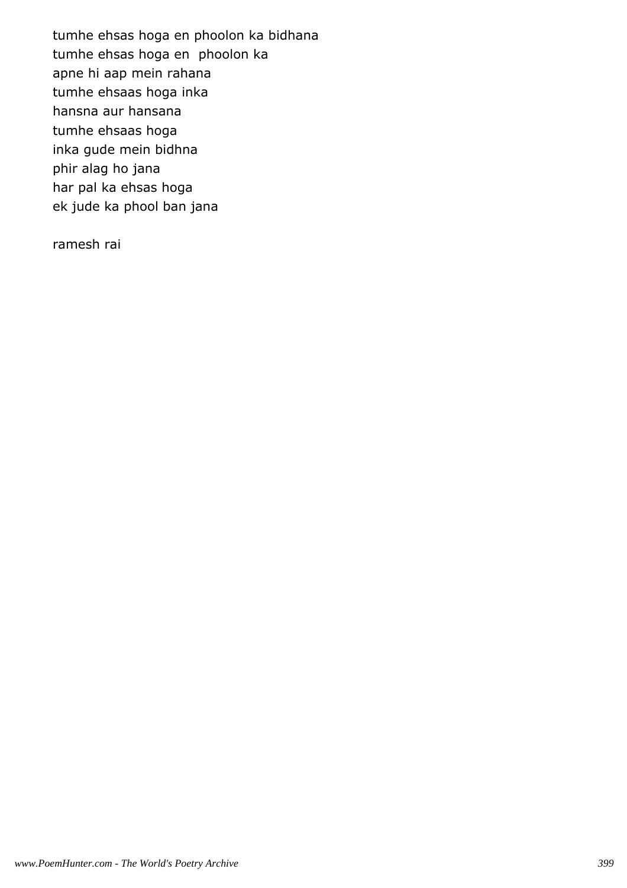tumhe ehsas hoga en phoolon ka bidhana
tumhe ehsas hoga en  phoolon ka
apne hi aap mein rahana
tumhe ehsaas hoga inka
hansna aur hansana
tumhe ehsaas hoga
inka gude mein bidhna
phir alag ho jana
har pal ka ehsas hoga
ek jude ka phool ban jana

ramesh rai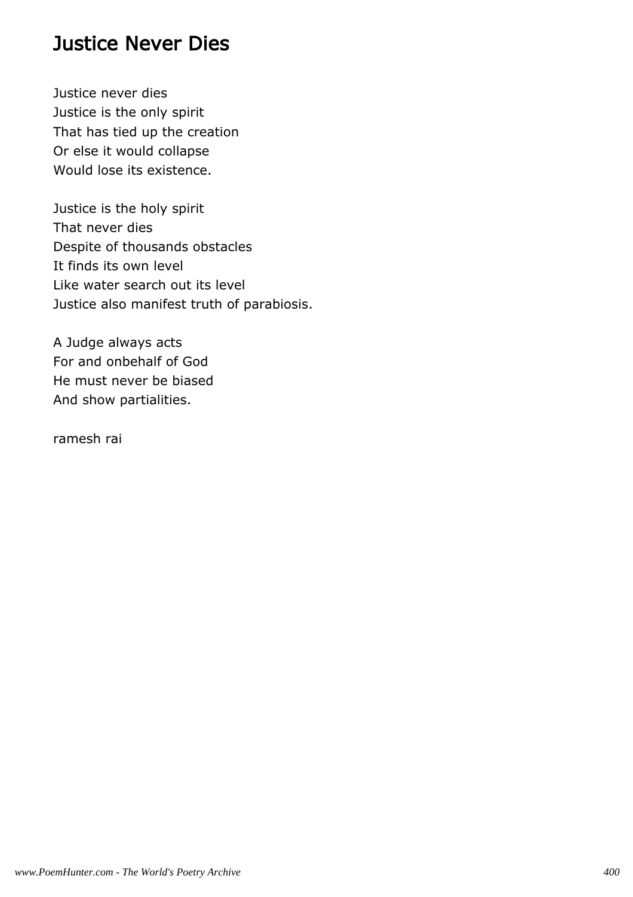## Justice Never Dies

Justice never dies
Justice is the only spirit
That has tied up the creation
Or else it would collapse
Would lose its existence.

Justice is the holy spirit
That never dies
Despite of thousands obstacles
It finds its own level
Like water search out its level
Justice also manifest truth of parabiosis.

A Judge always acts
For and onbehalf of God
He must never be biased
And show partialities.

ramesh rai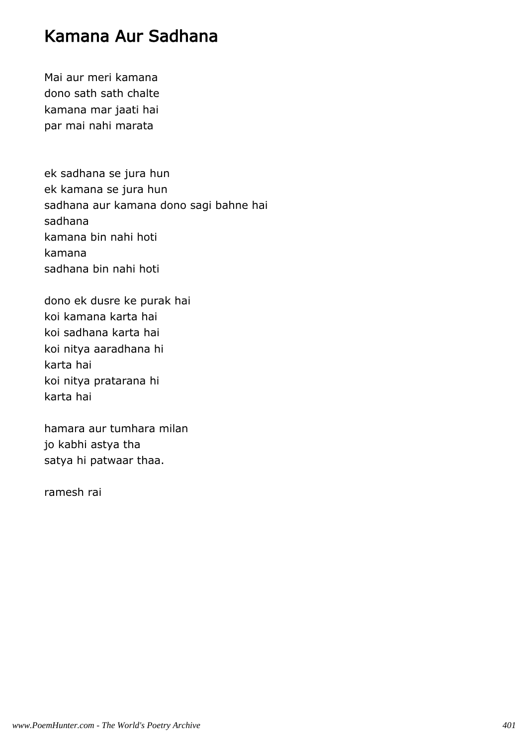# Kamana Aur Sadhana

Mai aur meri kamana  
dono sath sath chalte  
kamana mar jaati hai  
par mai nahi marata

ek sadhana se jura hun  
ek kamana se jura hun  
sadhana aur kamana dono sagi bahne hai  
sadhana  
kamana bin nahi hoti  
kamana  
sadhana bin nahi hoti

dono ek dusre ke purak hai  
koi kamana karta hai  
koi sadhana karta hai  
koi nitya aaradhana hi  
karta hai  
koi nitya pratarana hi  
karta hai

hamara aur tumhara milan  
jo kabhi astya tha  
satya hi patwaar thaa.

ramesh rai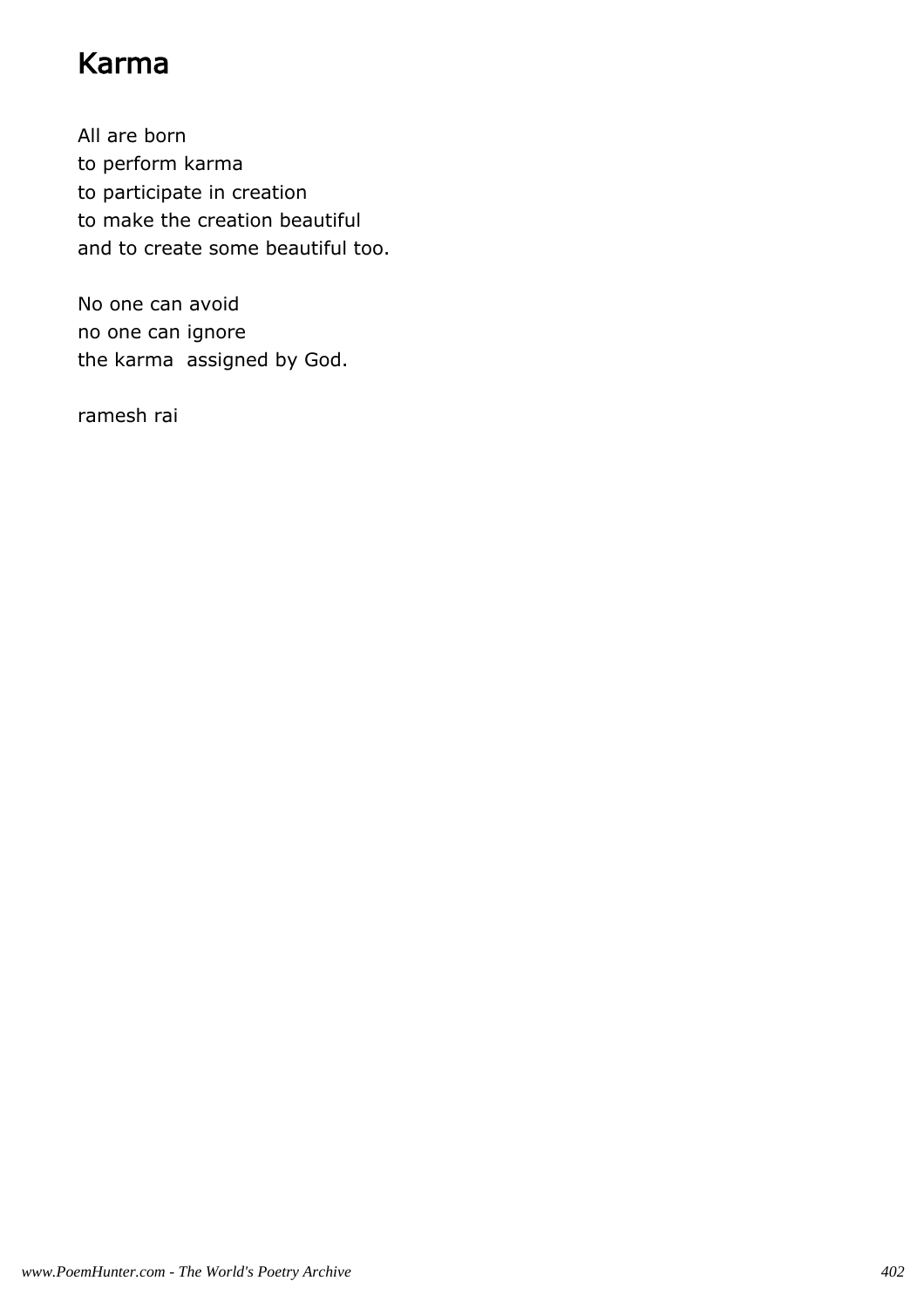# Karma

All are born
to perform karma
to participate in creation
to make the creation beautiful
and to create some beautiful too.

No one can avoid
no one can ignore
the karma  assigned by God.

ramesh rai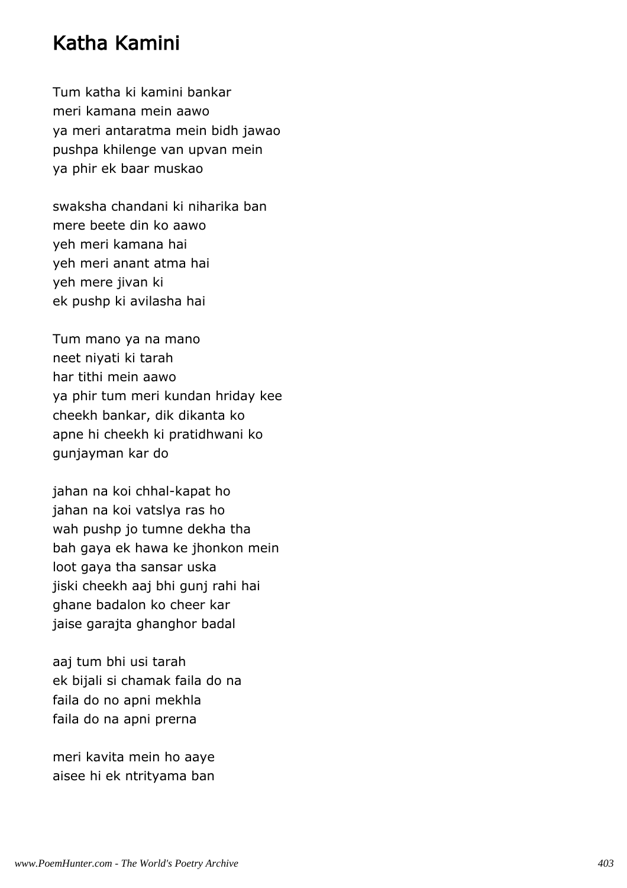## Katha Kamini

Tum katha ki kamini bankar  
meri kamana mein aawo  
ya meri antaratma mein bidh jawao  
pushpa khilenge van upvan mein  
ya phir ek baar muskao

swaksha chandani ki niharika ban  
mere beete din ko aawo  
yeh meri kamana hai  
yeh meri anant atma hai  
yeh mere jivan ki  
ek pushp ki avilasha hai

Tum mano ya na mano  
neet niyati ki tarah  
har tithi mein aawo  
ya phir tum meri kundan hriday kee  
cheekh bankar, dik dikanta ko  
apne hi cheekh ki pratidhwani ko  
gunjayman kar do

jahan na koi chhal-kapat ho  
jahan na koi vatslya ras ho  
wah pushp jo tumne dekha tha  
bah gaya ek hawa ke jhonkon mein  
loot gaya tha sansar uska  
jiski cheekh aaj bhi gunj rahi hai  
ghane badalon ko cheer kar  
jaise garajta ghanghor badal

aaj tum bhi usi tarah  
ek bijali si chamak faila do na  
faila do no apni mekhla  
faila do na apni prerna

meri kavita mein ho aaye  
aisee hi ek ntrityama ban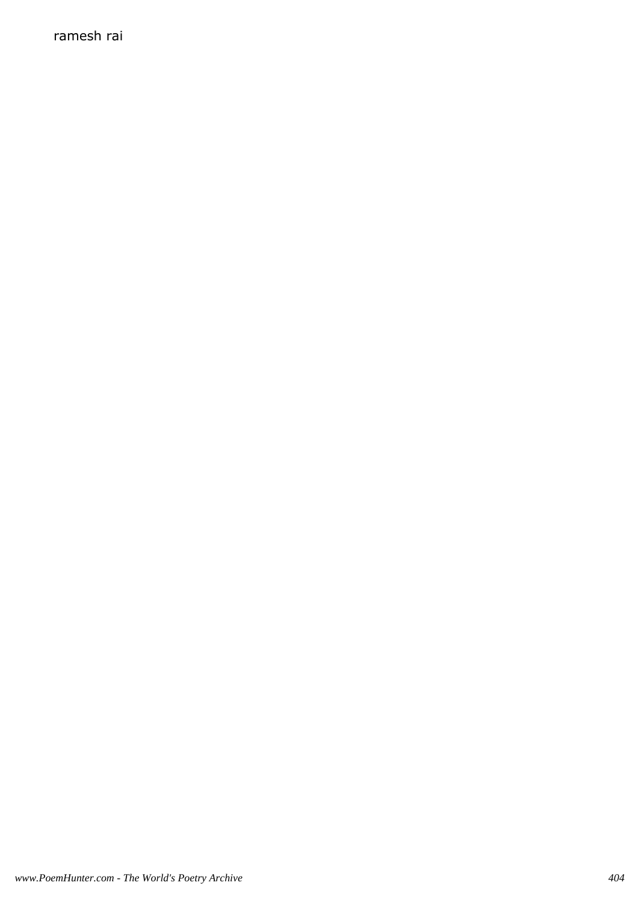ramesh rai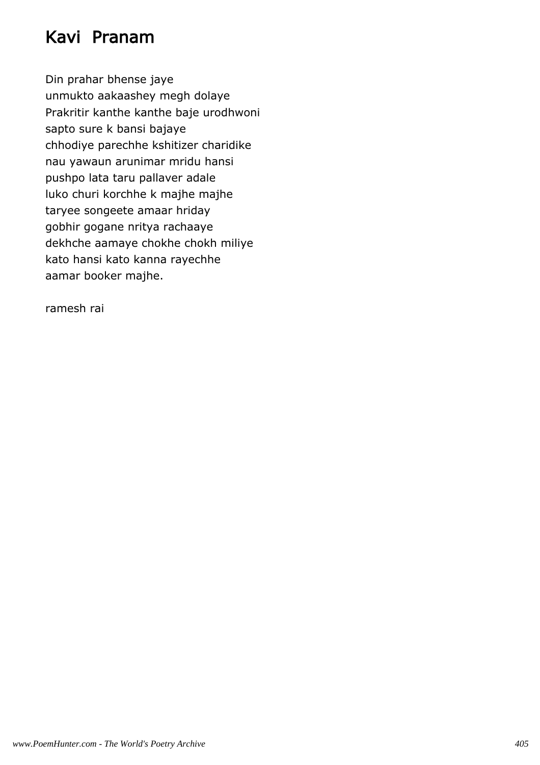# Kavi Pranam

Din prahar bhense jaye
unmukto aakaashey megh dolaye
Prakritir kanthe kanthe baje urodhwoni
sapto sure k bansi bajaye
chhodiye parechhe kshitizer charidike
nau yawaun arunimar mridu hansi
pushpo lata taru pallaver adale
luko churi korchhe k majhe majhe
taryee songeete amaar hriday
gobhir gogane nritya rachaaye
dekhche aamaye chokhe chokh miliye
kato hansi kato kanna rayechhe
aamar booker majhe.

ramesh rai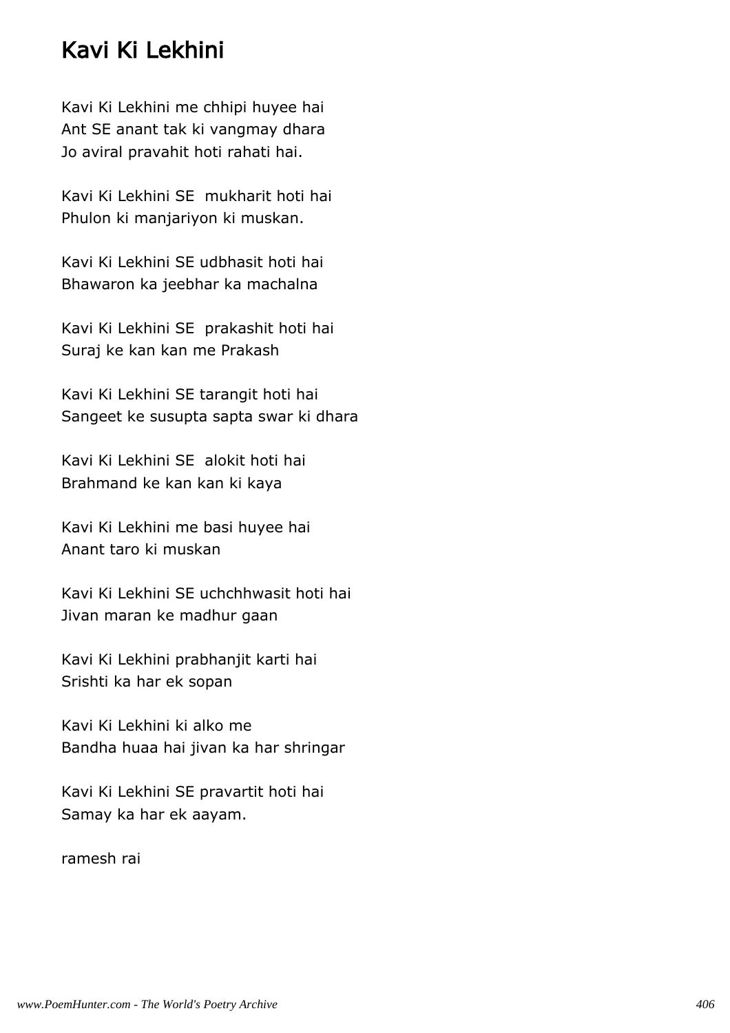# Kavi Ki Lekhini

Kavi Ki Lekhini me chhipi huyee hai
Ant SE anant tak ki vangmay dhara
Jo aviral pravahit hoti rahati hai.

Kavi Ki Lekhini SE mukharit hoti hai
Phulon ki manjariyon ki muskan.

Kavi Ki Lekhini SE udbhasit hoti hai
Bhawaron ka jeebhar ka machalna

Kavi Ki Lekhini SE prakashit hoti hai
Suraj ke kan kan me Prakash

Kavi Ki Lekhini SE tarangit hoti hai
Sangeet ke susupta sapta swar ki dhara

Kavi Ki Lekhini SE alokit hoti hai
Brahmand ke kan kan ki kaya

Kavi Ki Lekhini me basi huyee hai
Anant taro ki muskan

Kavi Ki Lekhini SE uchchhwasit hoti hai
Jivan maran ke madhur gaan

Kavi Ki Lekhini prabhanjit karti hai
Srishti ka har ek sopan

Kavi Ki Lekhini ki alko me
Bandha huaa hai jivan ka har shringar

Kavi Ki Lekhini SE pravartit hoti hai
Samay ka har ek aayam.

ramesh rai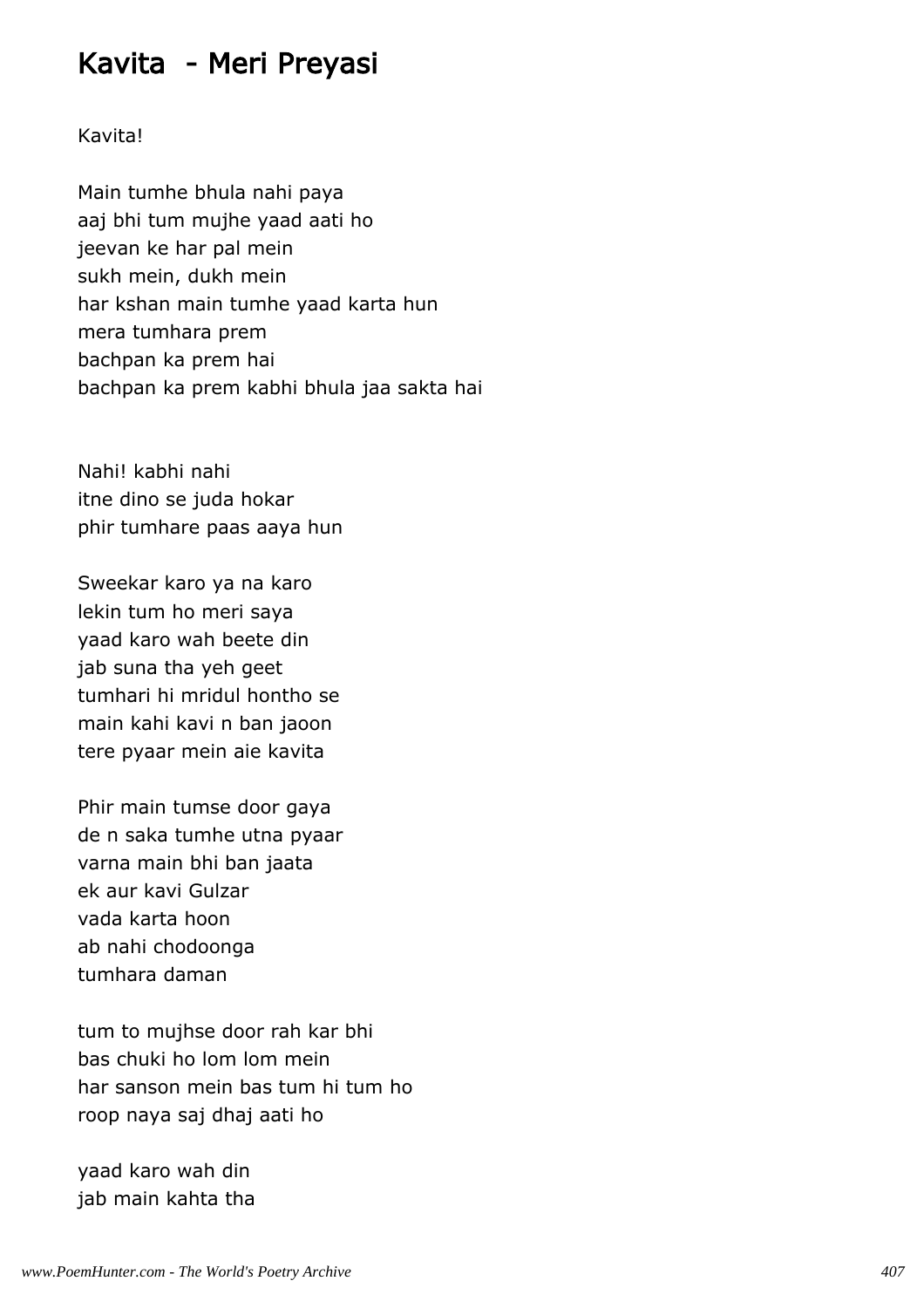# Kavita - Meri Preyasi

Kavita!

Main tumhe bhula nahi paya
aaj bhi tum mujhe yaad aati ho
jeevan ke har pal mein
sukh mein, dukh mein
har kshan main tumhe yaad karta hun
mera tumhara prem
bachpan ka prem hai
bachpan ka prem kabhi bhula jaa sakta hai

Nahi! kabhi nahi
itne dino se juda hokar
phir tumhare paas aaya hun

Sweekar karo ya na karo
lekin tum ho meri saya
yaad karo wah beete din
jab suna tha yeh geet
tumhari hi mridul hontho se
main kahi kavi n ban jaoon
tere pyaar mein aie kavita

Phir main tumse door gaya
de n saka tumhe utna pyaar
varna main bhi ban jaata
ek aur kavi Gulzar
vada karta hoon
ab nahi chodoonga
tumhara daman

tum to mujhse door rah kar bhi
bas chuki ho lom lom mein
har sanson mein bas tum hi tum ho
roop naya saj dhaj aati ho

yaad karo wah din
jab main kahta tha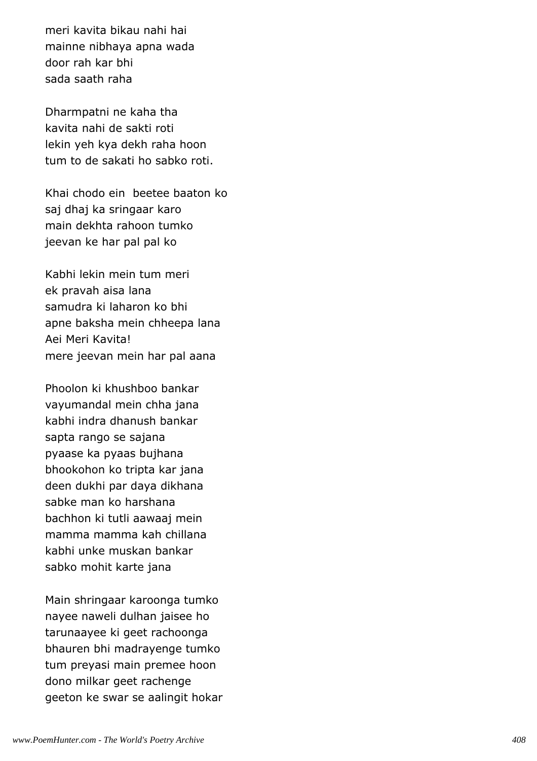meri kavita bikau nahi hai
mainne nibhaya apna wada
door rah kar bhi
sada saath raha

Dharmpatni ne kaha tha
kavita nahi de sakti roti
lekin yeh kya dekh raha hoon
tum to de sakati ho sabko roti.

Khai chodo ein beetee baaton ko
saj dhaj ka sringaar karo
main dekhta rahoon tumko
jeevan ke har pal pal ko

Kabhi lekin mein tum meri
ek pravah aisa lana
samudra ki laharon ko bhi
apne baksha mein chheepa lana
Aei Meri Kavita!
mere jeevan mein har pal aana

Phoolon ki khushboo bankar
vayumandal mein chha jana
kabhi indra dhanush bankar
sapta rango se sajana
pyaase ka pyaas bujhana
bhookohon ko tripta kar jana
deen dukhi par daya dikhana
sabke man ko harshana
bachhon ki tutli aawaaj mein
mamma mamma kah chillana
kabhi unke muskan bankar
sabko mohit karte jana

Main shringaar karoonga tumko
nayee naweli dulhan jaisee ho
tarunaayee ki geet rachoonga
bhauren bhi madrayenge tumko
tum preyasi main premee hoon
dono milkar geet rachenge
geeton ke swar se aalingit hokar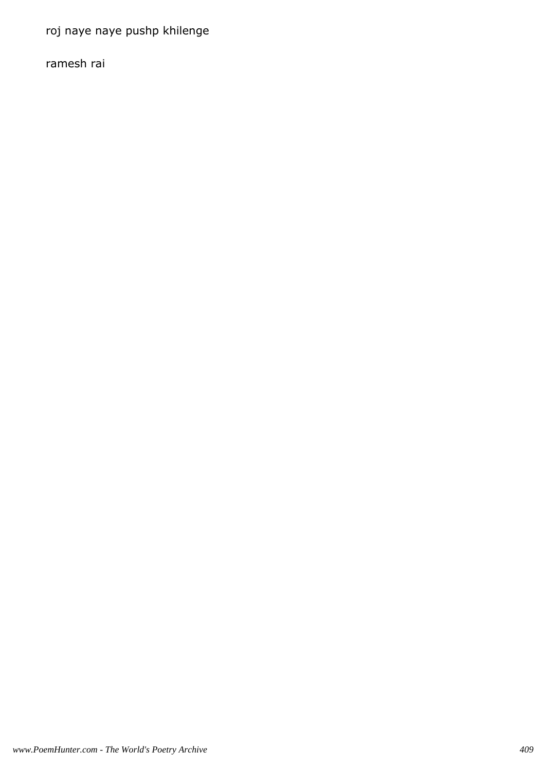roj naye naye pushp khilenge

ramesh rai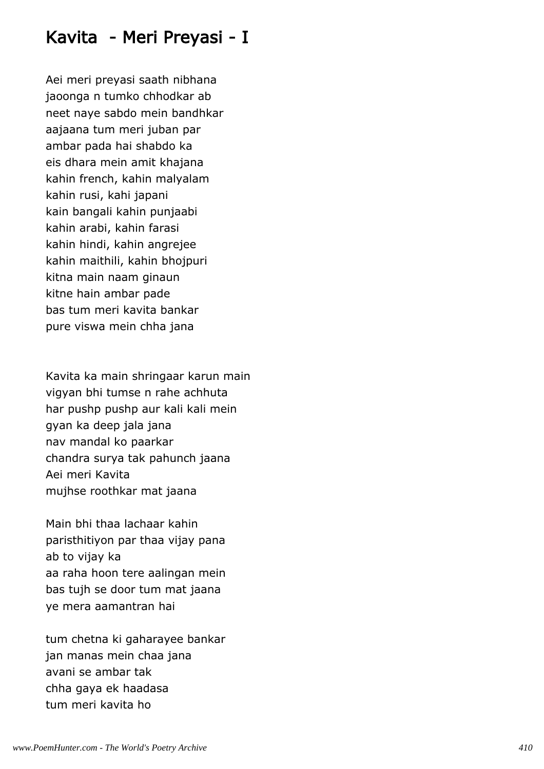# Kavita - Meri Preyasi - I

Aei meri preyasi saath nibhana
jaoonga n tumko chhodkar ab
neet naye sabdo mein bandhkar
aajaana tum meri juban par
ambar pada hai shabdo ka
eis dhara mein amit khajana
kahin french, kahin malyalam
kahin rusi, kahi japani
kain bangali kahin punjaabi
kahin arabi, kahin farasi
kahin hindi, kahin angrejee
kahin maithili, kahin bhojpuri
kitna main naam ginaun
kitne hain ambar pade
bas tum meri kavita bankar
pure viswa mein chha jana

Kavita ka main shringaar karun main
vigyan bhi tumse n rahe achhuta
har pushp pushp aur kali kali mein
gyan ka deep jala jana
nav mandal ko paarkar
chandra surya tak pahunch jaana
Aei meri Kavita
mujhse roothkar mat jaana

Main bhi thaa lachaar kahin
paristhitiyon par thaa vijay pana
ab to vijay ka
aa raha hoon tere aalingan mein
bas tujh se door tum mat jaana
ye mera aamantran hai

tum chetna ki gaharayee bankar
jan manas mein chaa jana
avani se ambar tak
chha gaya ek haadasa
tum meri kavita ho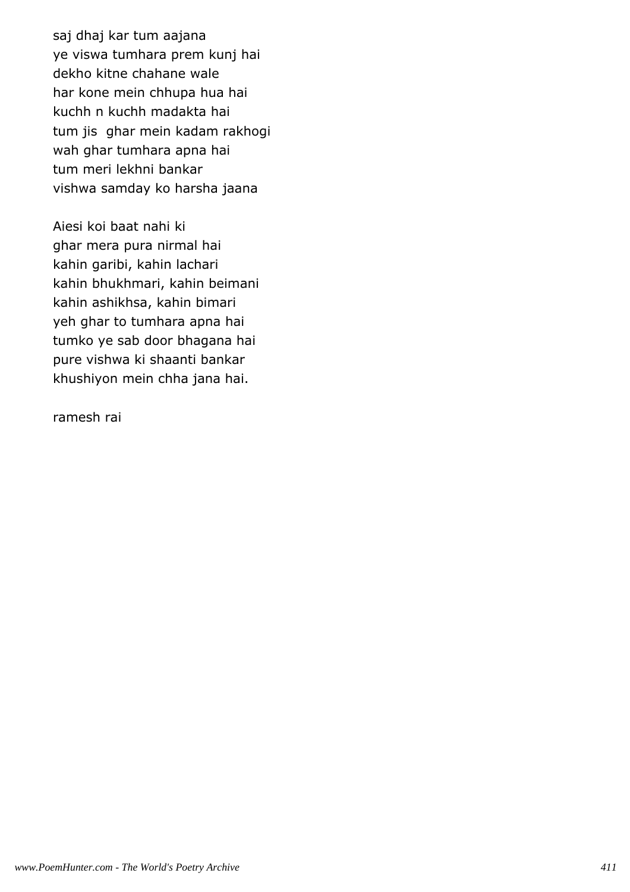saj dhaj kar tum aajana
ye viswa tumhara prem kunj hai
dekho kitne chahane wale
har kone mein chhupa hua hai
kuchh n kuchh madakta hai
tum jis  ghar mein kadam rakhogi
wah ghar tumhara apna hai
tum meri lekhni bankar
vishwa samday ko harsha jaana

Aiesi koi baat nahi ki
ghar mera pura nirmal hai
kahin garibi, kahin lachari
kahin bhukhmari, kahin beimani
kahin ashikhsa, kahin bimari
yeh ghar to tumhara apna hai
tumko ye sab door bhagana hai
pure vishwa ki shaanti bankar
khushiyon mein chha jana hai.

ramesh rai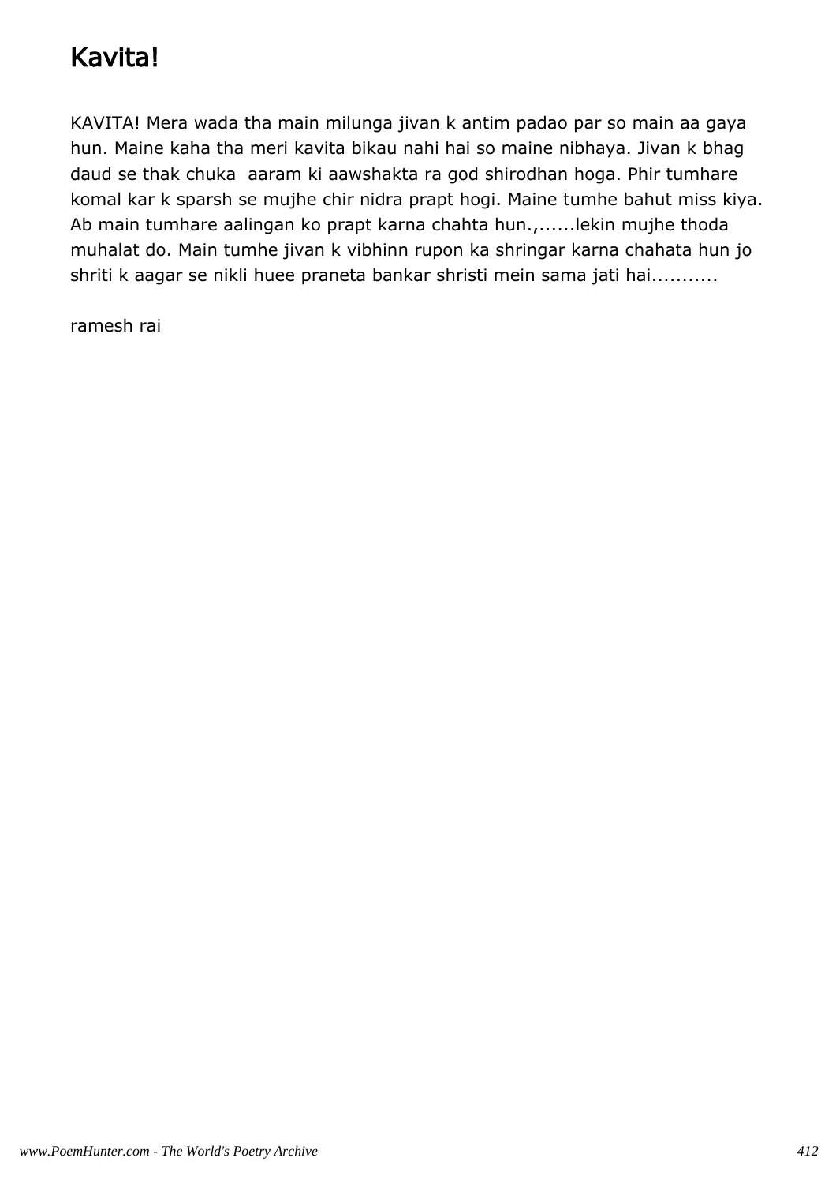# Kavita!

KAVITA! Mera wada tha main milunga jivan k antim padao par so main aa gaya hun. Maine kaha tha meri kavita bikau nahi hai so maine nibhaya. Jivan k bhag daud se thak chuka  aaram ki aawshakta ra god shirodhan hoga. Phir tumhare komal kar k sparsh se mujhe chir nidra prapt hogi. Maine tumhe bahut miss kiya. Ab main tumhare aalingan ko prapt karna chahta hun.,......lekin mujhe thoda muhalat do. Main tumhe jivan k vibhinn rupon ka shringar karna chahata hun jo shriti k aagar se nikli huee praneta bankar shristi mein sama jati hai...........

ramesh rai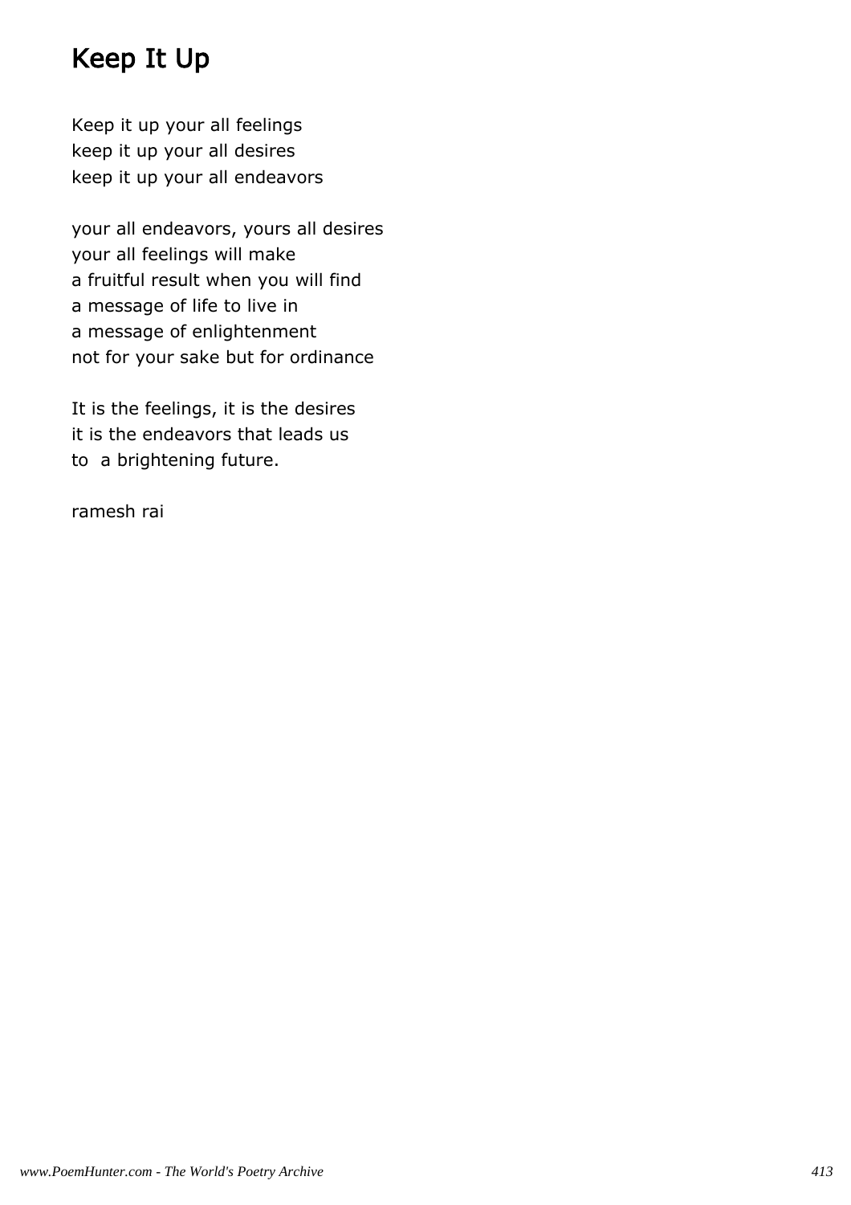# Keep It Up

Keep it up your all feelings
keep it up your all desires
keep it up your all endeavors

your all endeavors, yours all desires
your all feelings will make
a fruitful result when you will find
a message of life to live in
a message of enlightenment
not for your sake but for ordinance

It is the feelings, it is the desires
it is the endeavors that leads us
to a brightening future.

ramesh rai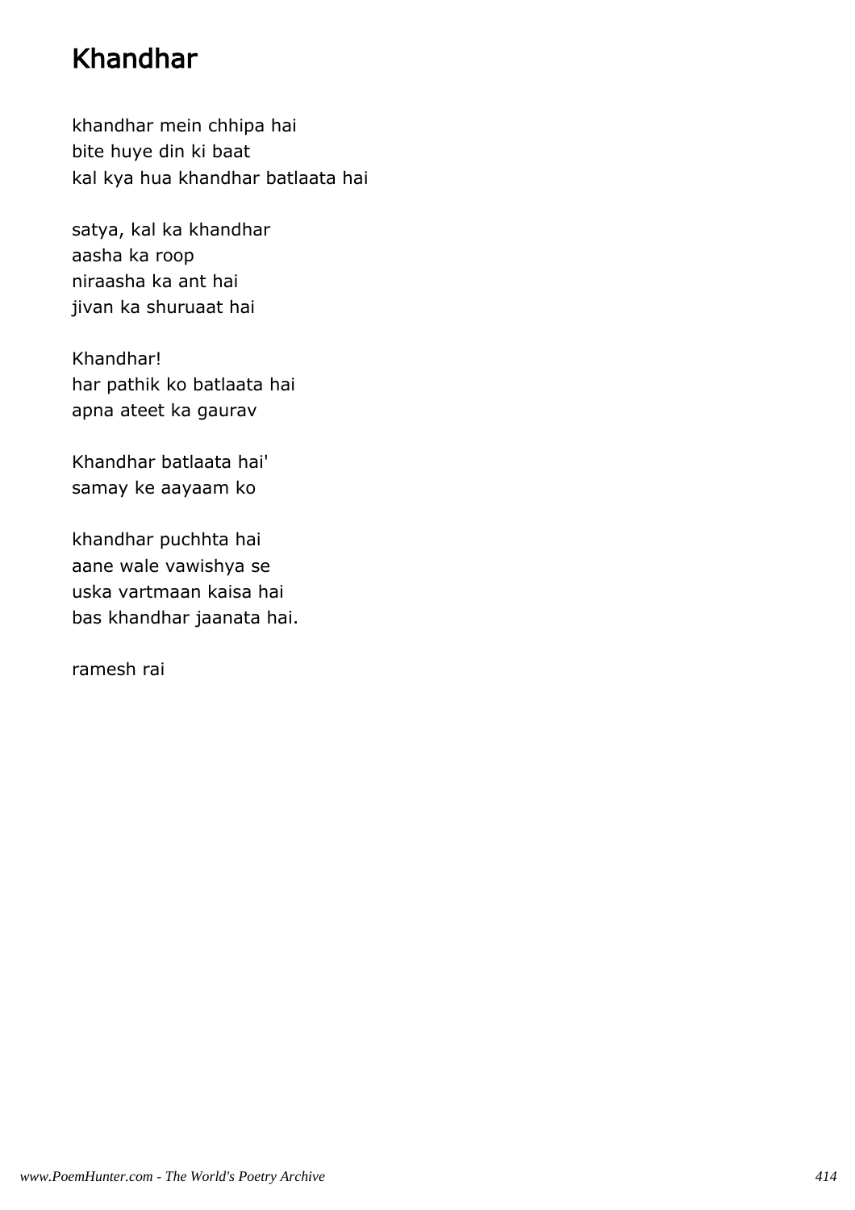# Khandhar

khandhar mein chhipa hai
bite huye din ki baat
kal kya hua khandhar batlaata hai

satya, kal ka khandhar
aasha ka roop
niraasha ka ant hai
jivan ka shuruaat hai

Khandhar!
har pathik ko batlaata hai
apna ateet ka gaurav

Khandhar batlaata hai'
samay ke aayaam ko

khandhar puchhta hai
aane wale vawishya se
uska vartmaan kaisa hai
bas khandhar jaanata hai.

ramesh rai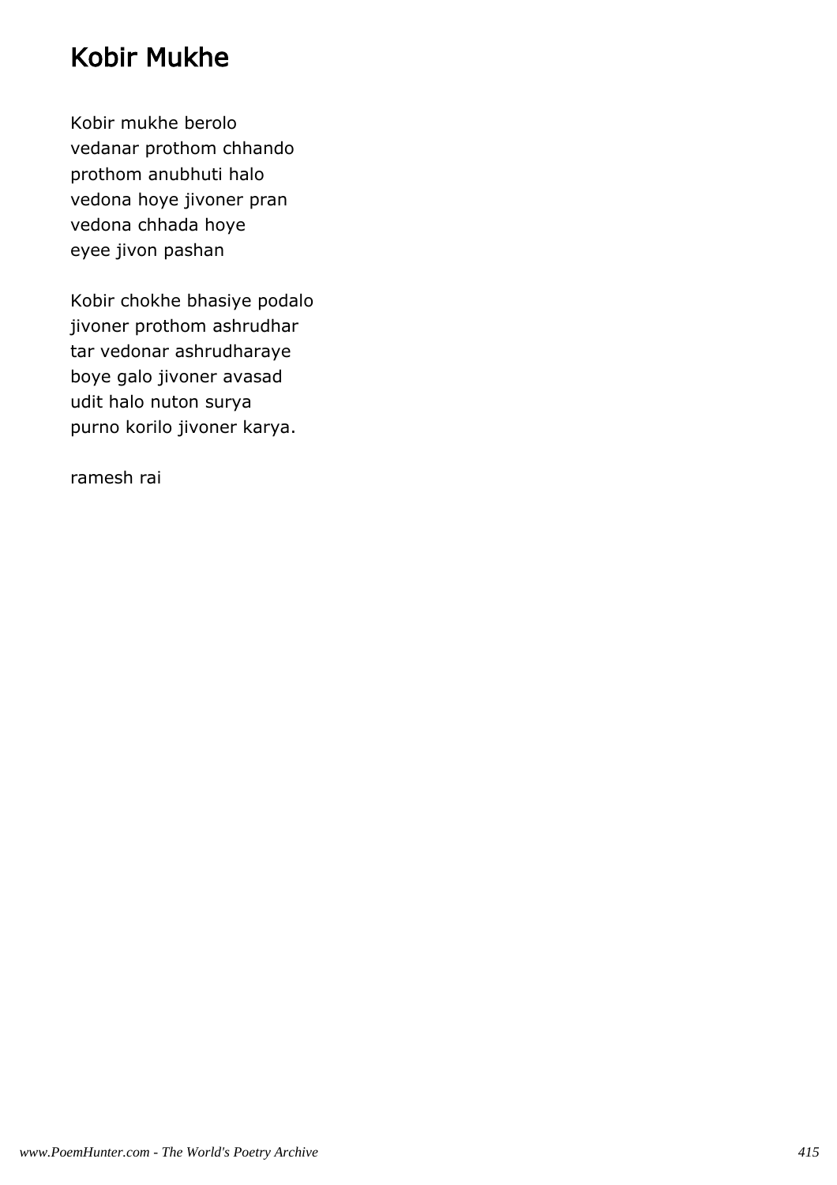# Kobir Mukhe

Kobir mukhe berolo  
vedanar prothom chhando  
prothom anubhuti halo  
vedona hoye jivoner pran  
vedona chhada hoye  
eyee jivon pashan

Kobir chokhe bhasiye podalo  
jivoner prothom ashrudhar  
tar vedonar ashrudharaye  
boye galo jivoner avasad  
udit halo nuton surya  
purno korilo jivoner karya.

ramesh rai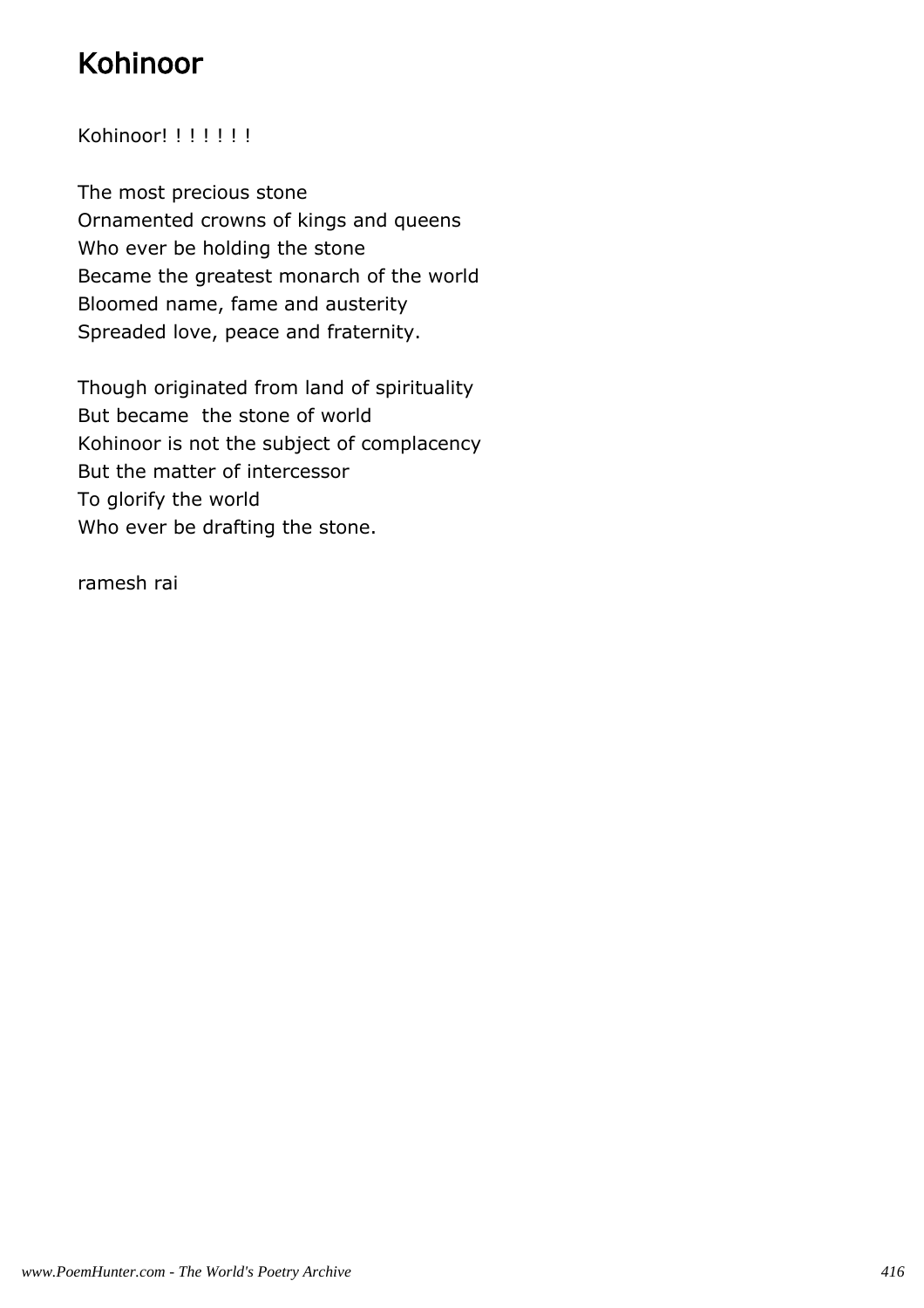# Kohinoor

Kohinoor! ! ! ! ! ! !

The most precious stone  
Ornamented crowns of kings and queens  
Who ever be holding the stone  
Became the greatest monarch of the world  
Bloomed name, fame and austerity  
Spreaded love, peace and fraternity.

Though originated from land of spirituality  
But became the stone of world  
Kohinoor is not the subject of complacency  
But the matter of intercessor  
To glorify the world  
Who ever be drafting the stone.

ramesh rai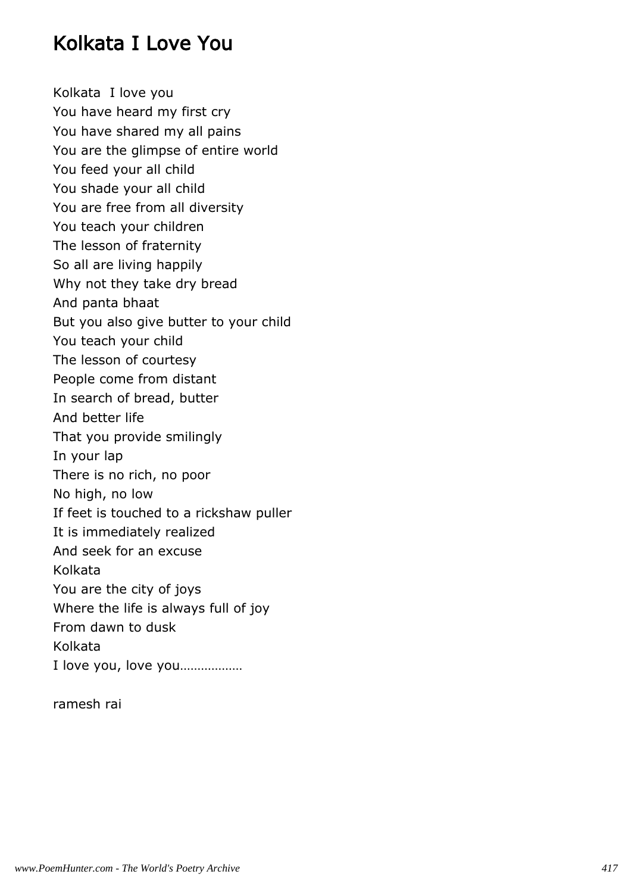# Kolkata I Love You

Kolkata  I love you
You have heard my first cry
You have shared my all pains
You are the glimpse of entire world
You feed your all child
You shade your all child
You are free from all diversity
You teach your children
The lesson of fraternity
So all are living happily
Why not they take dry bread
And panta bhaat
But you also give butter to your child
You teach your child
The lesson of courtesy
People come from distant
In search of bread, butter
And better life
That you provide smilingly
In your lap
There is no rich, no poor
No high, no low
If feet is touched to a rickshaw puller
It is immediately realized
And seek for an excuse
Kolkata
You are the city of joys
Where the life is always full of joy
From dawn to dusk
Kolkata
I love you, love you………………

ramesh rai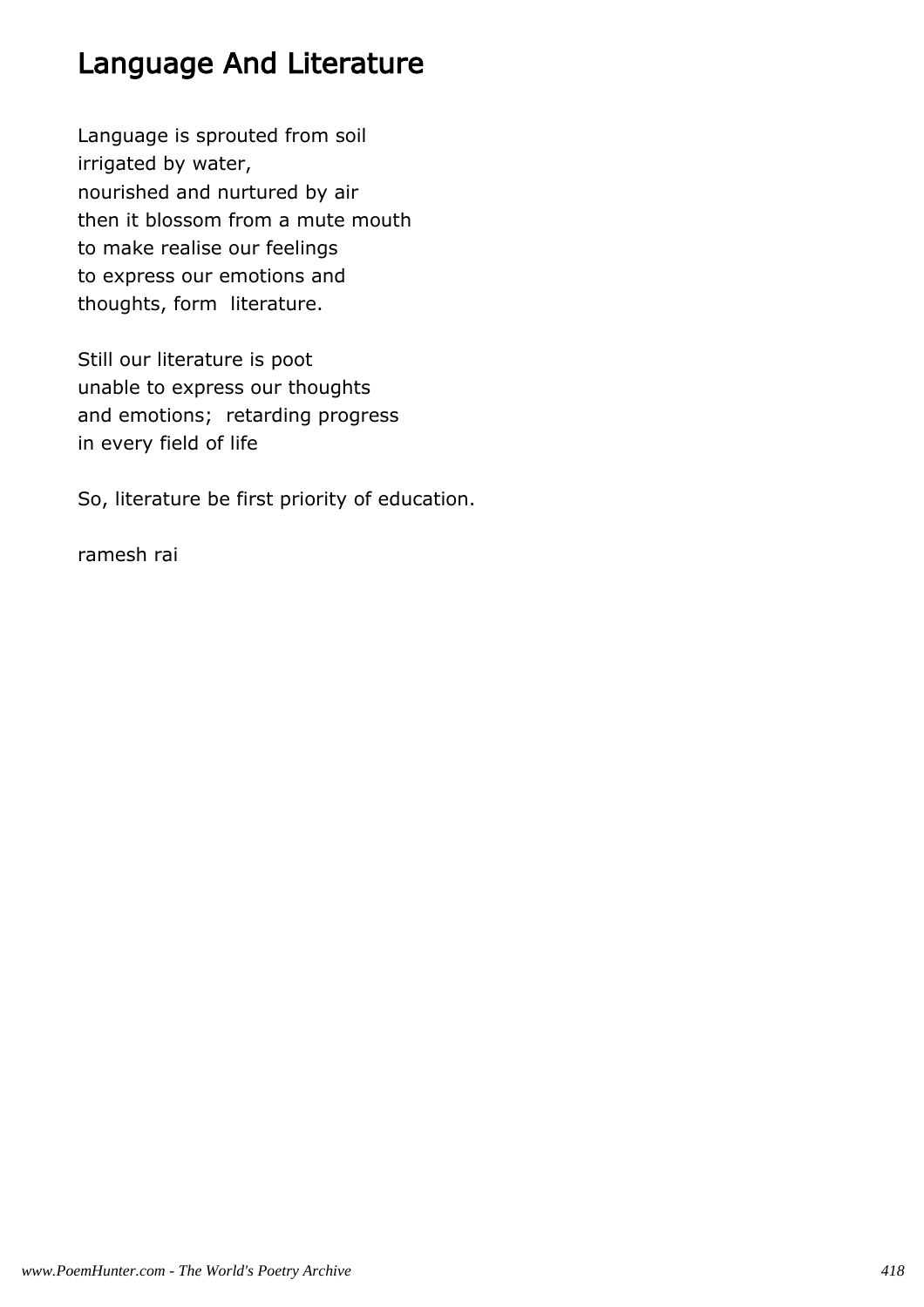# Language And Literature

Language is sprouted from soil  
irrigated by water,  
nourished and nurtured by air  
then it blossom from a mute mouth  
to make realise our feelings  
to express our emotions and  
thoughts, form literature.

Still our literature is poot  
unable to express our thoughts  
and emotions; retarding progress  
in every field of life

So, literature be first priority of education.

ramesh rai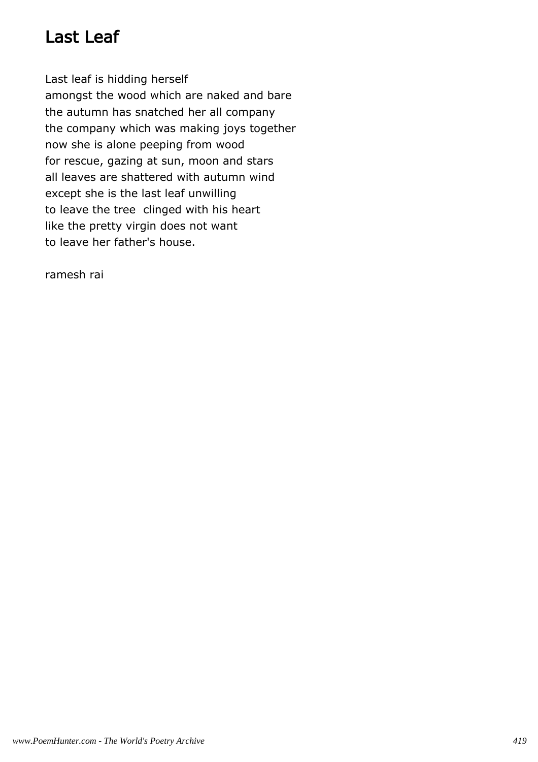# Last Leaf

Last leaf is hidding herself  
amongst the wood which are naked and bare  
the autumn has snatched her all company  
the company which was making joys together  
now she is alone peeping from wood  
for rescue, gazing at sun, moon and stars  
all leaves are shattered with autumn wind  
except she is the last leaf unwilling  
to leave the tree  clinged with his heart  
like the pretty virgin does not want  
to leave her father's house.

ramesh rai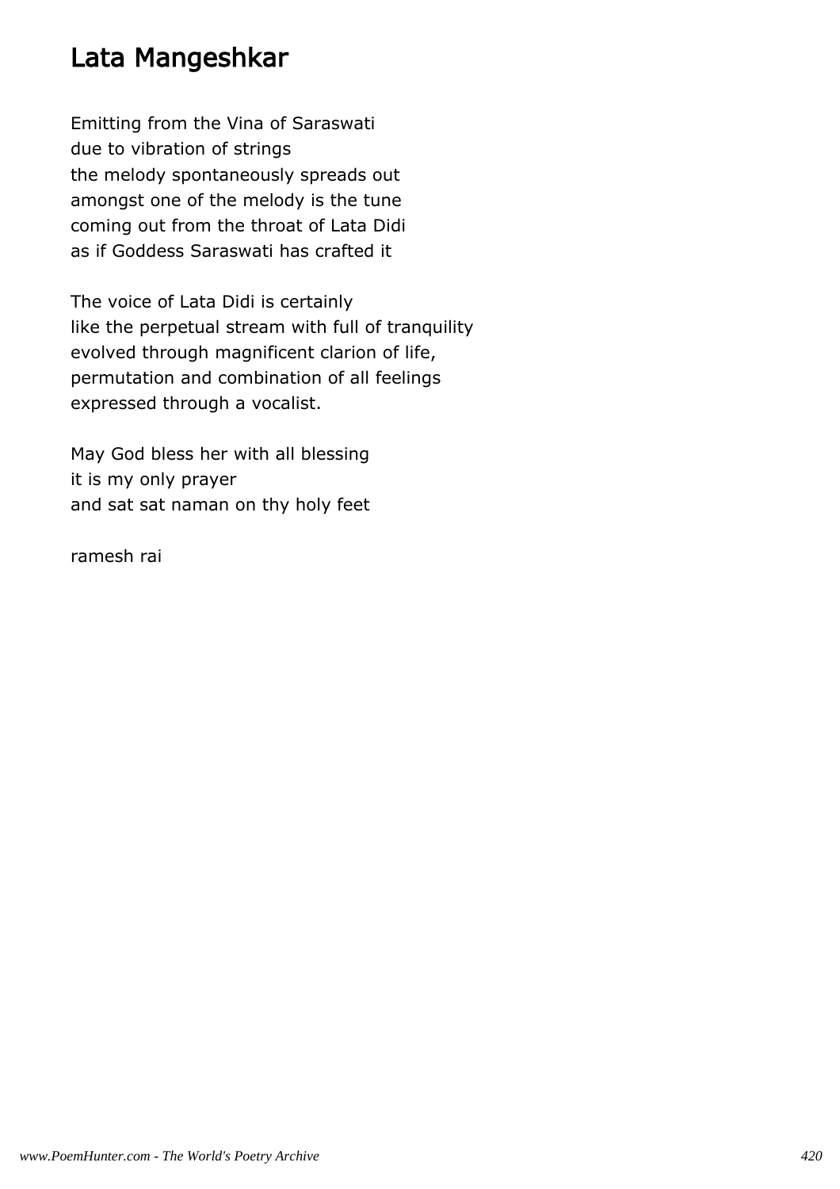# Lata Mangeshkar

Emitting from the Vina of Saraswati
due to vibration of strings
the melody spontaneously spreads out
amongst one of the melody is the tune
coming out from the throat of Lata Didi
as if Goddess Saraswati has crafted it

The voice of Lata Didi is certainly
like the perpetual stream with full of tranquility
evolved through magnificent clarion of life,
permutation and combination of all feelings
expressed through a vocalist.

May God bless her with all blessing
it is my only prayer
and sat sat naman on thy holy feet

ramesh rai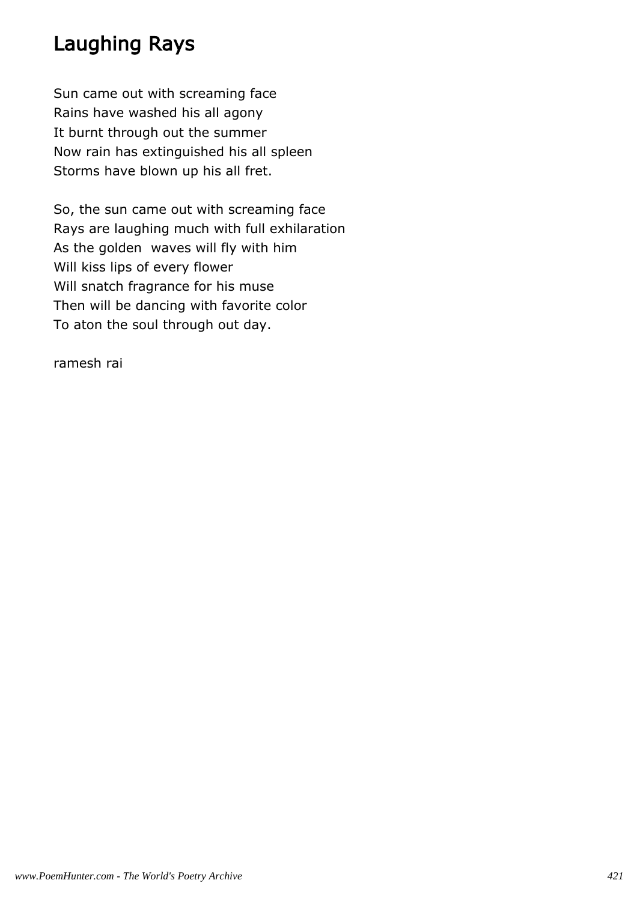# Laughing Rays

Sun came out with screaming face
Rains have washed his all agony
It burnt through out the summer
Now rain has extinguished his all spleen
Storms have blown up his all fret.

So, the sun came out with screaming face
Rays are laughing much with full exhilaration
As the golden  waves will fly with him
Will kiss lips of every flower
Will snatch fragrance for his muse
Then will be dancing with favorite color
To aton the soul through out day.

ramesh rai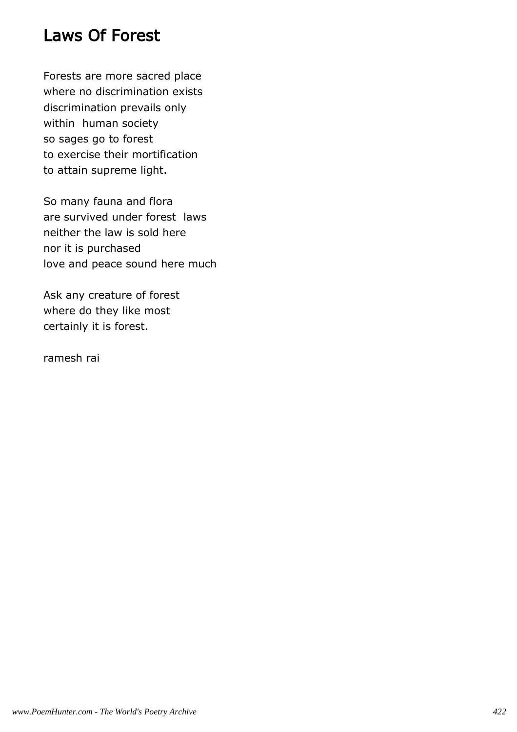# Laws Of Forest

Forests are more sacred place
where no discrimination exists
discrimination prevails only
within human society
so sages go to forest
to exercise their mortification
to attain supreme light.

So many fauna and flora
are survived under forest laws
neither the law is sold here
nor it is purchased
love and peace sound here much

Ask any creature of forest
where do they like most
certainly it is forest.

ramesh rai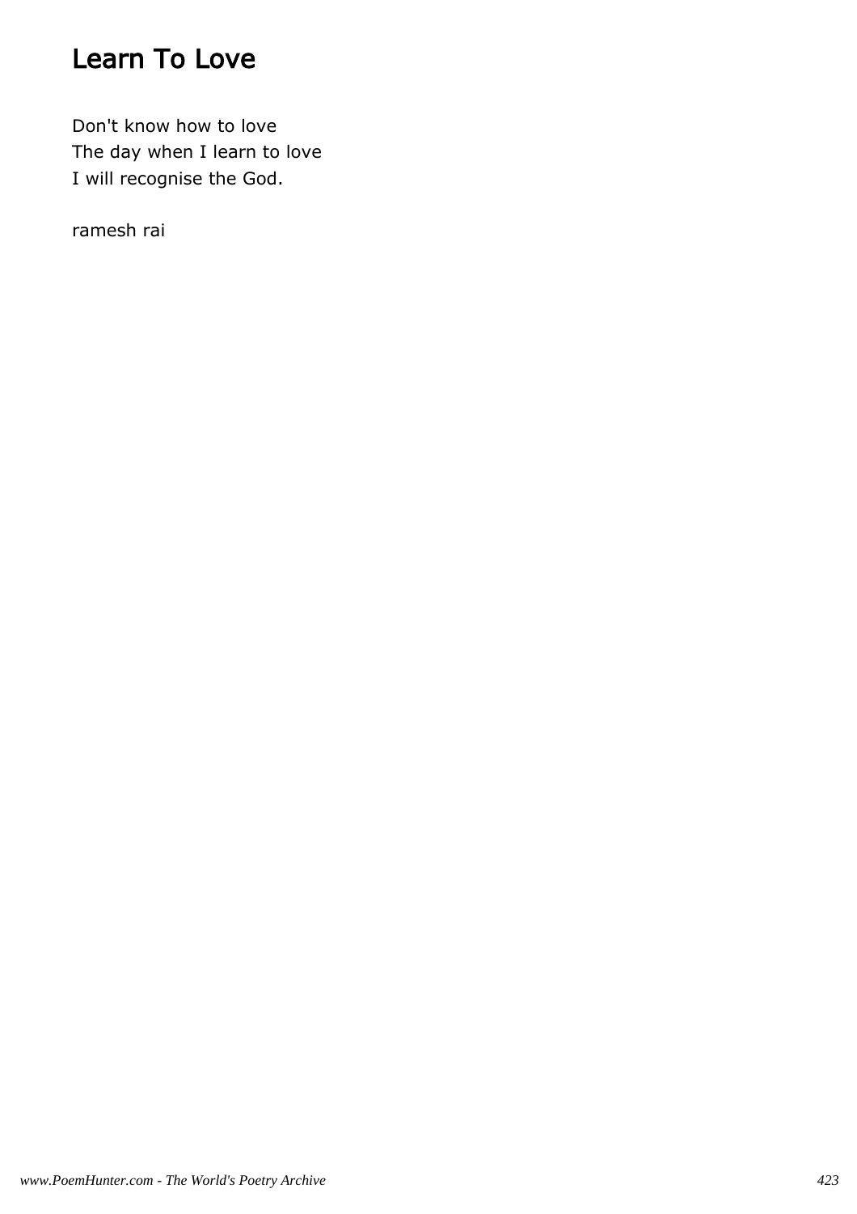# Learn To Love

Don't know how to love  
The day when I learn to love  
I will recognise the God.

ramesh rai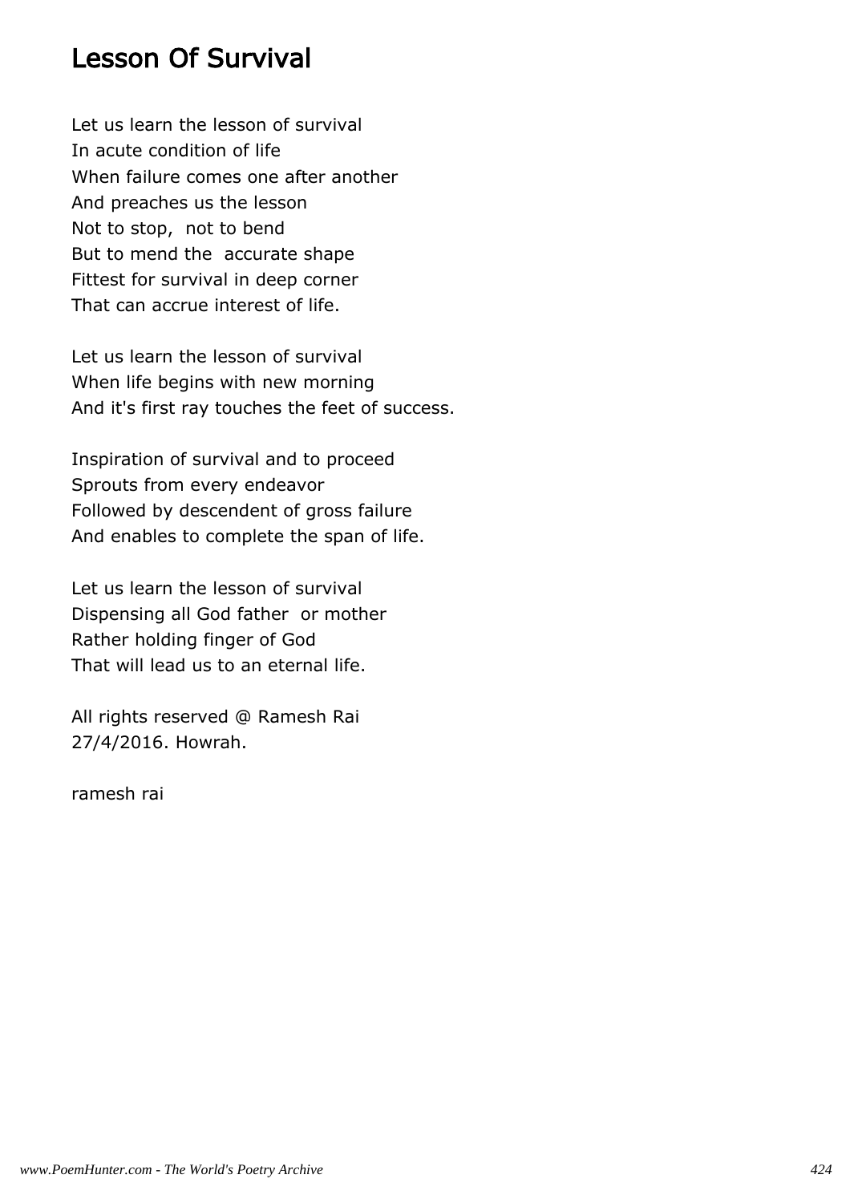# Lesson Of Survival

Let us learn the lesson of survival
In acute condition of life
When failure comes one after another
And preaches us the lesson
Not to stop,  not to bend
But to mend the  accurate shape
Fittest for survival in deep corner
That can accrue interest of life.

Let us learn the lesson of survival
When life begins with new morning
And it's first ray touches the feet of success.

Inspiration of survival and to proceed
Sprouts from every endeavor
Followed by descendent of gross failure
And enables to complete the span of life.

Let us learn the lesson of survival
Dispensing all God father  or mother
Rather holding finger of God
That will lead us to an eternal life.

All rights reserved @ Ramesh Rai
27/4/2016. Howrah.

ramesh rai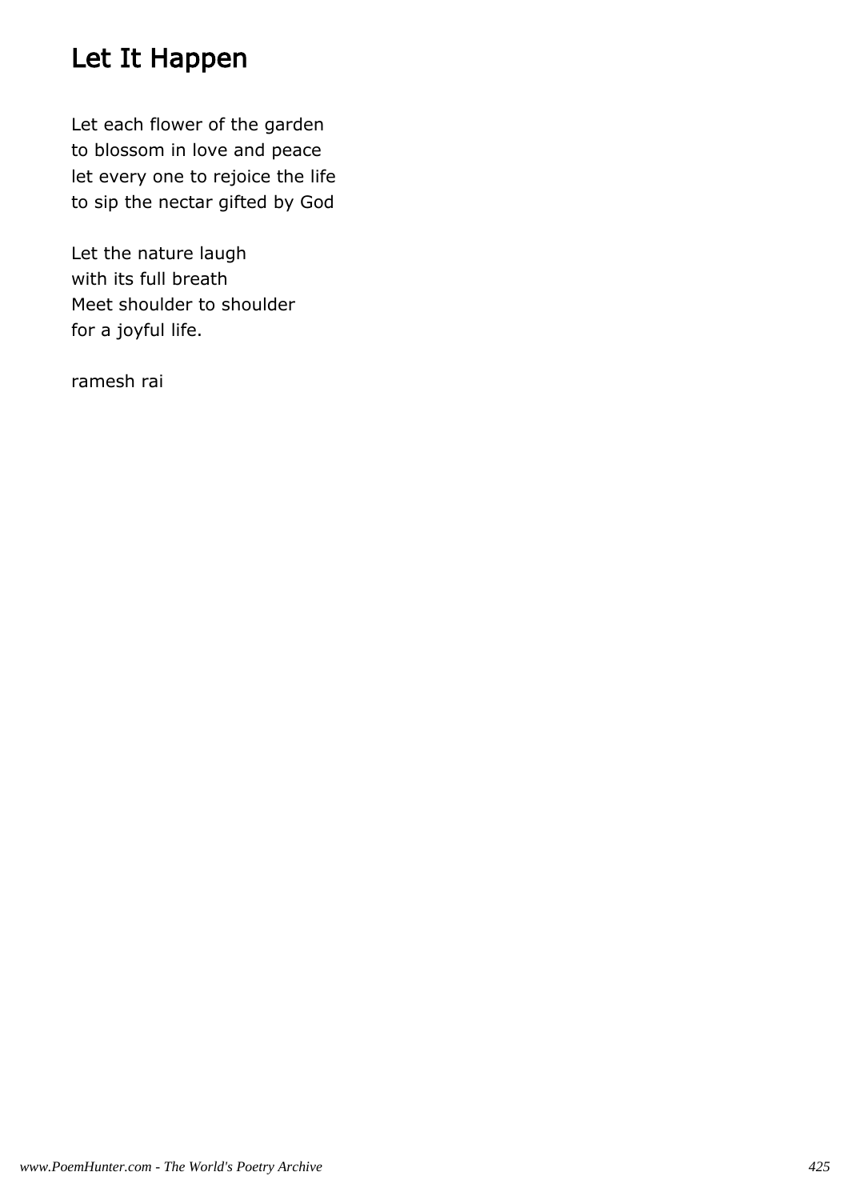# Let It Happen

Let each flower of the garden  
to blossom in love and peace  
let every one to rejoice the life  
to sip the nectar gifted by God

Let the nature laugh  
with its full breath  
Meet shoulder to shoulder  
for a joyful life.

ramesh rai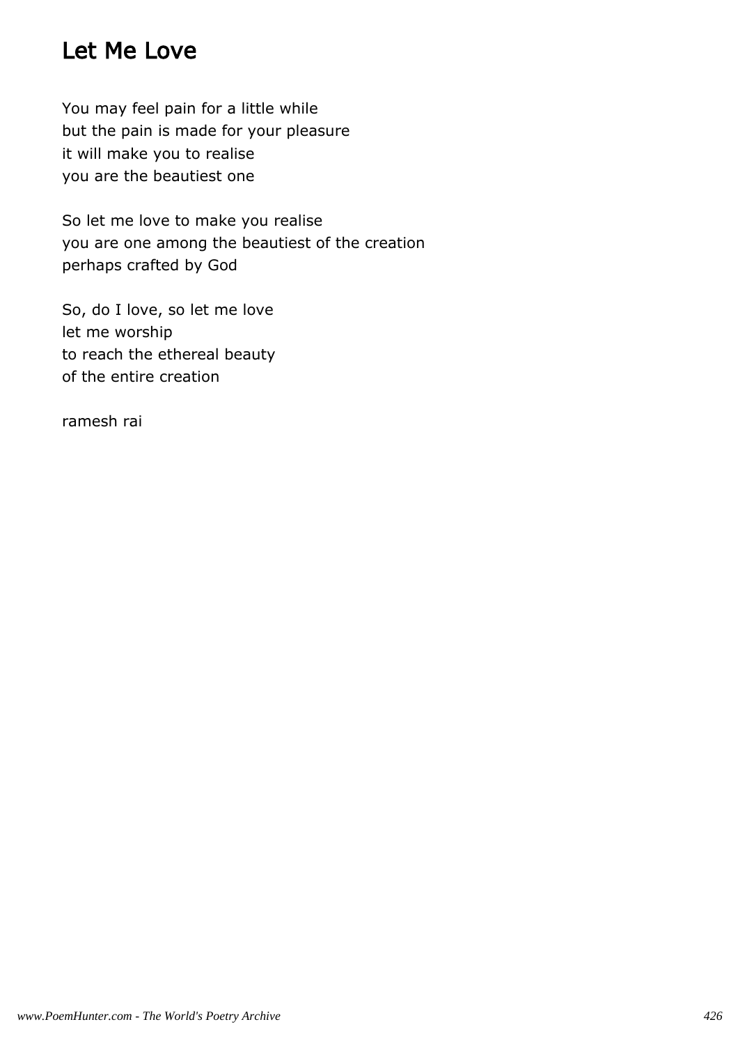# Let Me Love

You may feel pain for a little while
but the pain is made for your pleasure
it will make you to realise
you are the beautiest one

So let me love to make you realise
you are one among the beautiest of the creation
perhaps crafted by God

So, do I love, so let me love
let me worship
to reach the ethereal beauty
of the entire creation

ramesh rai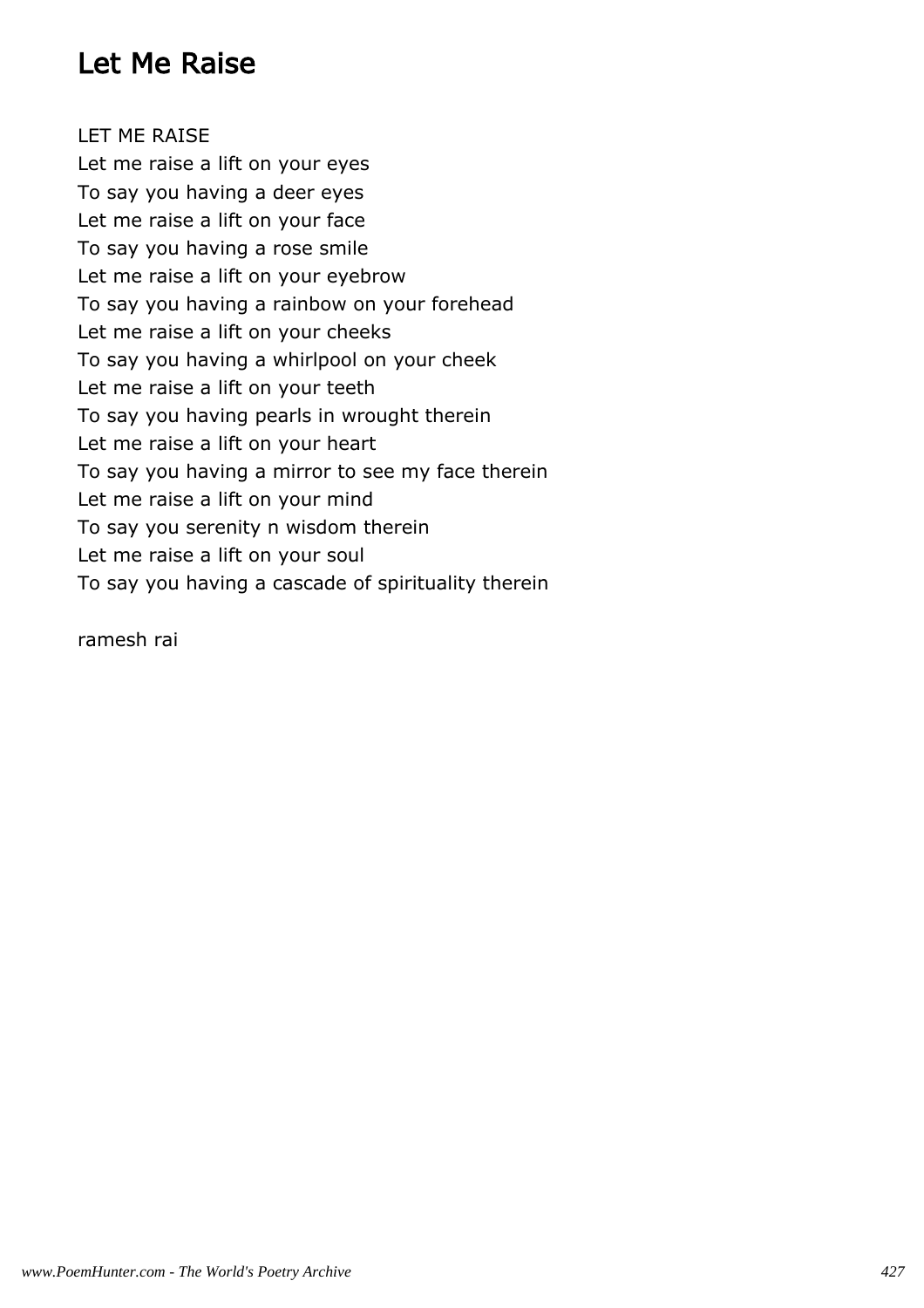# Let Me Raise

LET ME RAISE
Let me raise a lift on your eyes
To say you having a deer eyes
Let me raise a lift on your face
To say you having a rose smile
Let me raise a lift on your eyebrow
To say you having a rainbow on your forehead
Let me raise a lift on your cheeks
To say you having a whirlpool on your cheek
Let me raise a lift on your teeth
To say you having pearls in wrought therein
Let me raise a lift on your heart
To say you having a mirror to see my face therein
Let me raise a lift on your mind
To say you serenity n wisdom therein
Let me raise a lift on your soul
To say you having a cascade of spirituality therein

ramesh rai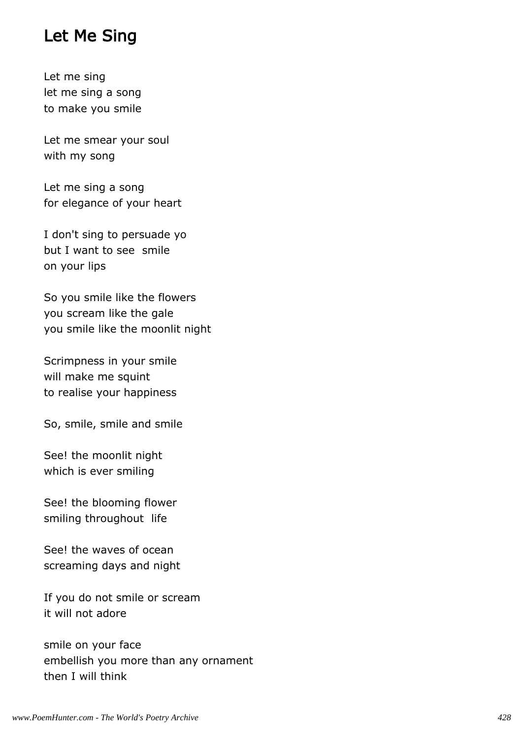## Let Me Sing

Let me sing
let me sing a song
to make you smile

Let me smear your soul
with my song

Let me sing a song
for elegance of your heart

I don't sing to persuade yo
but I want to see  smile
on your lips

So you smile like the flowers
you scream like the gale
you smile like the moonlit night

Scrimpness in your smile
will make me squint
to realise your happiness

So, smile, smile and smile

See! the moonlit night
which is ever smiling

See! the blooming flower
smiling throughout  life

See! the waves of ocean
screaming days and night

If you do not smile or scream
it will not adore

smile on your face
embellish you more than any ornament
then I will think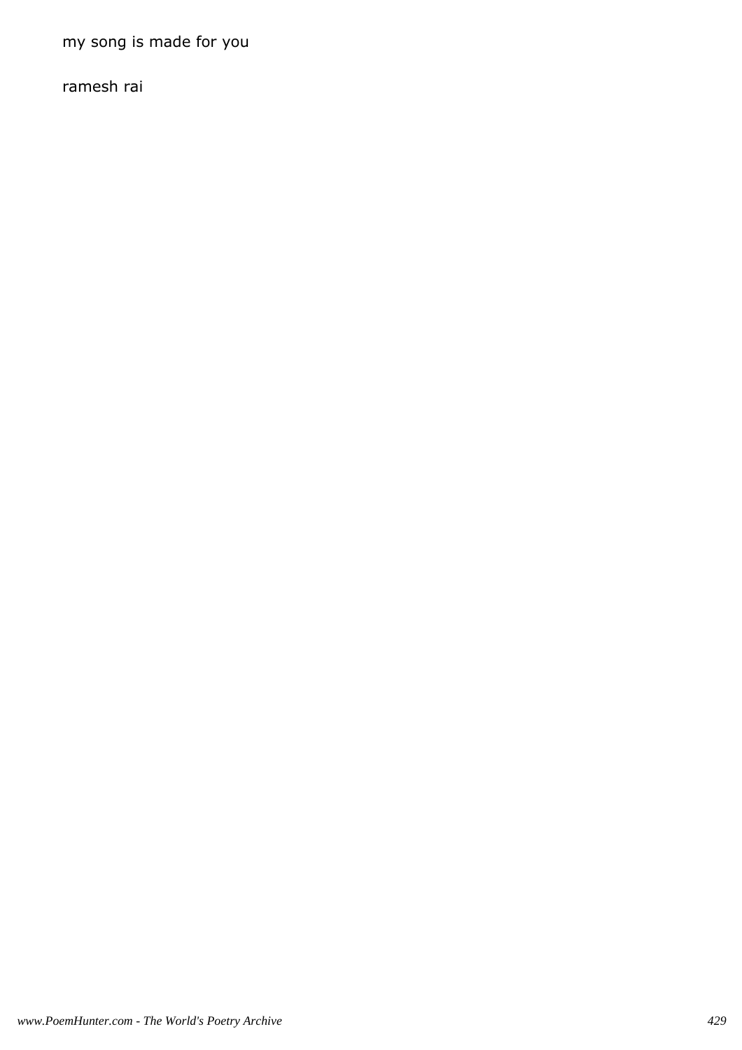my song is made for you

ramesh rai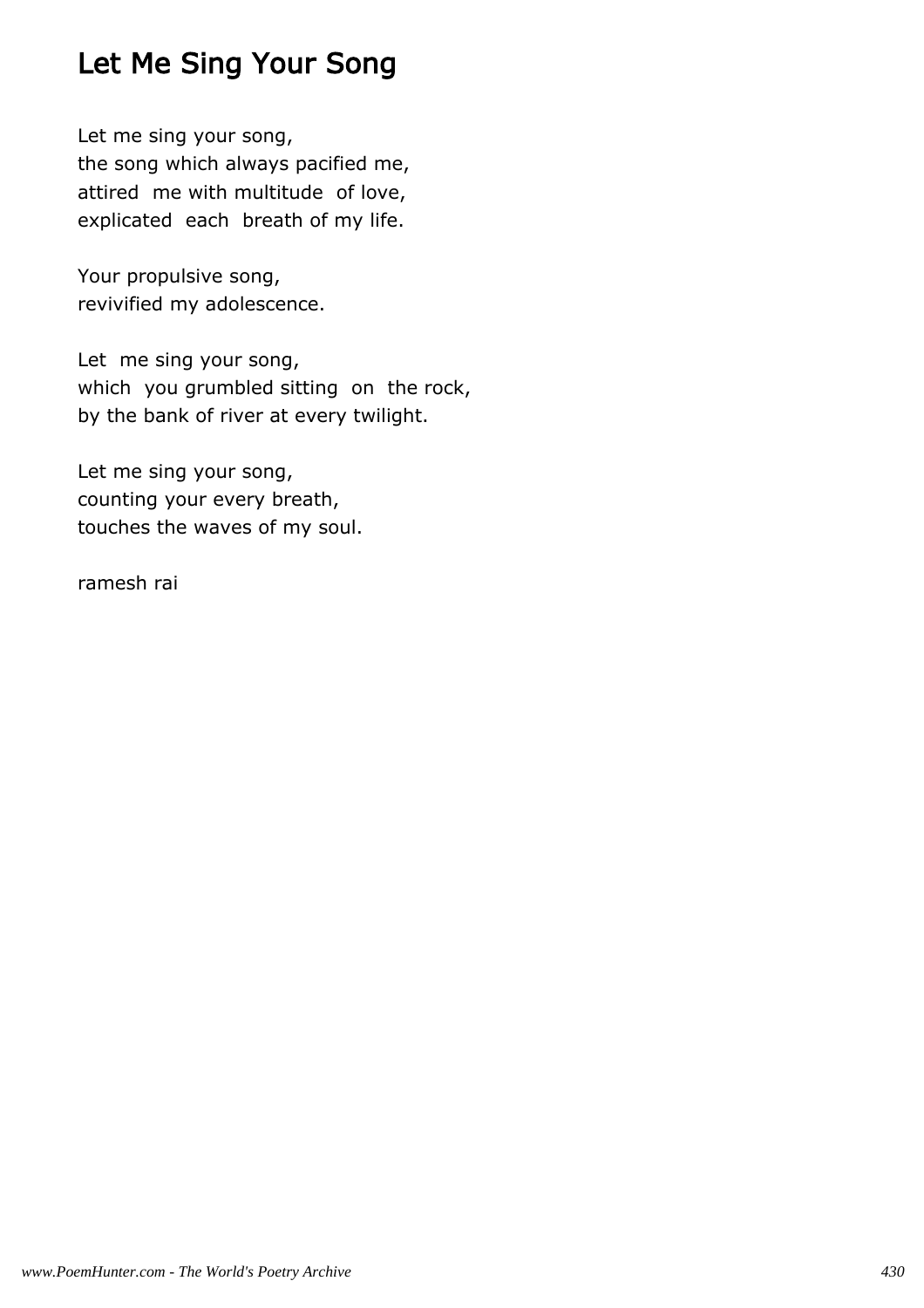# Let Me Sing Your Song

Let me sing your song,  
the song which always pacified me,  
attired me with multitude of love,  
explicated each breath of my life.

Your propulsive song,  
revivified my adolescence.

Let me sing your song,  
which you grumbled sitting on the rock,  
by the bank of river at every twilight.

Let me sing your song,  
counting your every breath,  
touches the waves of my soul.

ramesh rai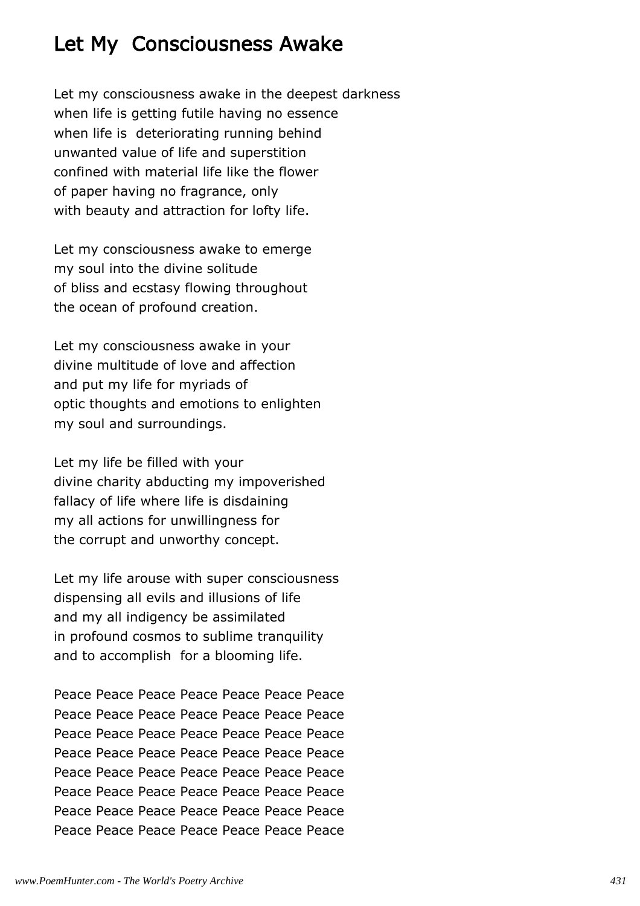# Let My Consciousness Awake

Let my consciousness awake in the deepest darkness
when life is getting futile having no essence
when life is deteriorating running behind
unwanted value of life and superstition
confined with material life like the flower
of paper having no fragrance, only
with beauty and attraction for lofty life.

Let my consciousness awake to emerge
my soul into the divine solitude
of bliss and ecstasy flowing throughout
the ocean of profound creation.

Let my consciousness awake in your
divine multitude of love and affection
and put my life for myriads of
optic thoughts and emotions to enlighten
my soul and surroundings.

Let my life be filled with your
divine charity abducting my impoverished
fallacy of life where life is disdaining
my all actions for unwillingness for
the corrupt and unworthy concept.

Let my life arouse with super consciousness
dispensing all evils and illusions of life
and my all indigency be assimilated
in profound cosmos to sublime tranquility
and to accomplish for a blooming life.

Peace Peace Peace Peace Peace Peace Peace
Peace Peace Peace Peace Peace Peace Peace
Peace Peace Peace Peace Peace Peace Peace
Peace Peace Peace Peace Peace Peace Peace
Peace Peace Peace Peace Peace Peace Peace
Peace Peace Peace Peace Peace Peace Peace
Peace Peace Peace Peace Peace Peace Peace
Peace Peace Peace Peace Peace Peace Peace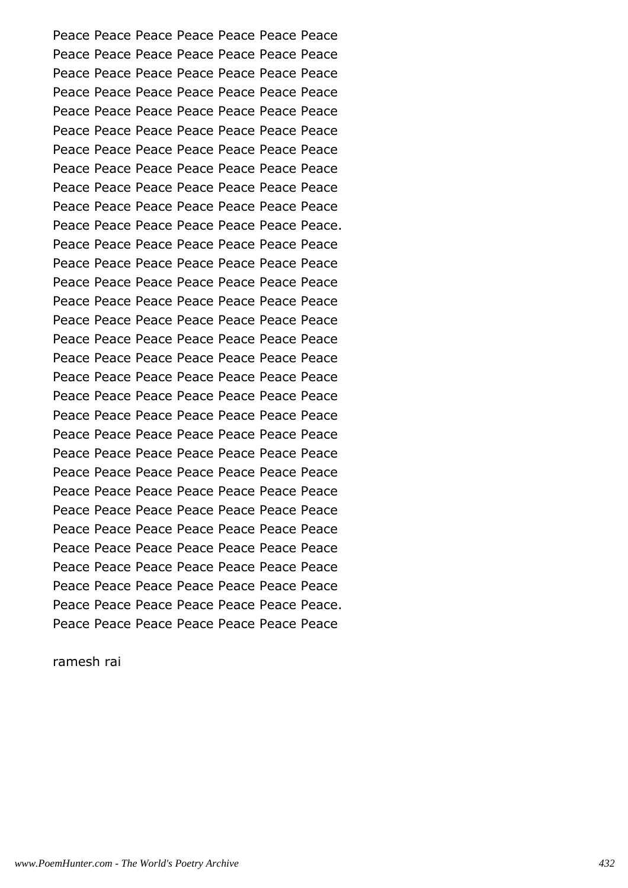Peace Peace Peace Peace Peace Peace Peace
Peace Peace Peace Peace Peace Peace Peace
Peace Peace Peace Peace Peace Peace Peace
Peace Peace Peace Peace Peace Peace Peace
Peace Peace Peace Peace Peace Peace Peace
Peace Peace Peace Peace Peace Peace Peace
Peace Peace Peace Peace Peace Peace Peace
Peace Peace Peace Peace Peace Peace Peace
Peace Peace Peace Peace Peace Peace Peace
Peace Peace Peace Peace Peace Peace Peace
Peace Peace Peace Peace Peace Peace Peace.
Peace Peace Peace Peace Peace Peace Peace
Peace Peace Peace Peace Peace Peace Peace
Peace Peace Peace Peace Peace Peace Peace
Peace Peace Peace Peace Peace Peace Peace
Peace Peace Peace Peace Peace Peace Peace
Peace Peace Peace Peace Peace Peace Peace
Peace Peace Peace Peace Peace Peace Peace
Peace Peace Peace Peace Peace Peace Peace
Peace Peace Peace Peace Peace Peace Peace
Peace Peace Peace Peace Peace Peace Peace
Peace Peace Peace Peace Peace Peace Peace
Peace Peace Peace Peace Peace Peace Peace
Peace Peace Peace Peace Peace Peace Peace
Peace Peace Peace Peace Peace Peace Peace
Peace Peace Peace Peace Peace Peace Peace
Peace Peace Peace Peace Peace Peace Peace
Peace Peace Peace Peace Peace Peace Peace
Peace Peace Peace Peace Peace Peace Peace
Peace Peace Peace Peace Peace Peace Peace
Peace Peace Peace Peace Peace Peace Peace.
Peace Peace Peace Peace Peace Peace Peace

ramesh rai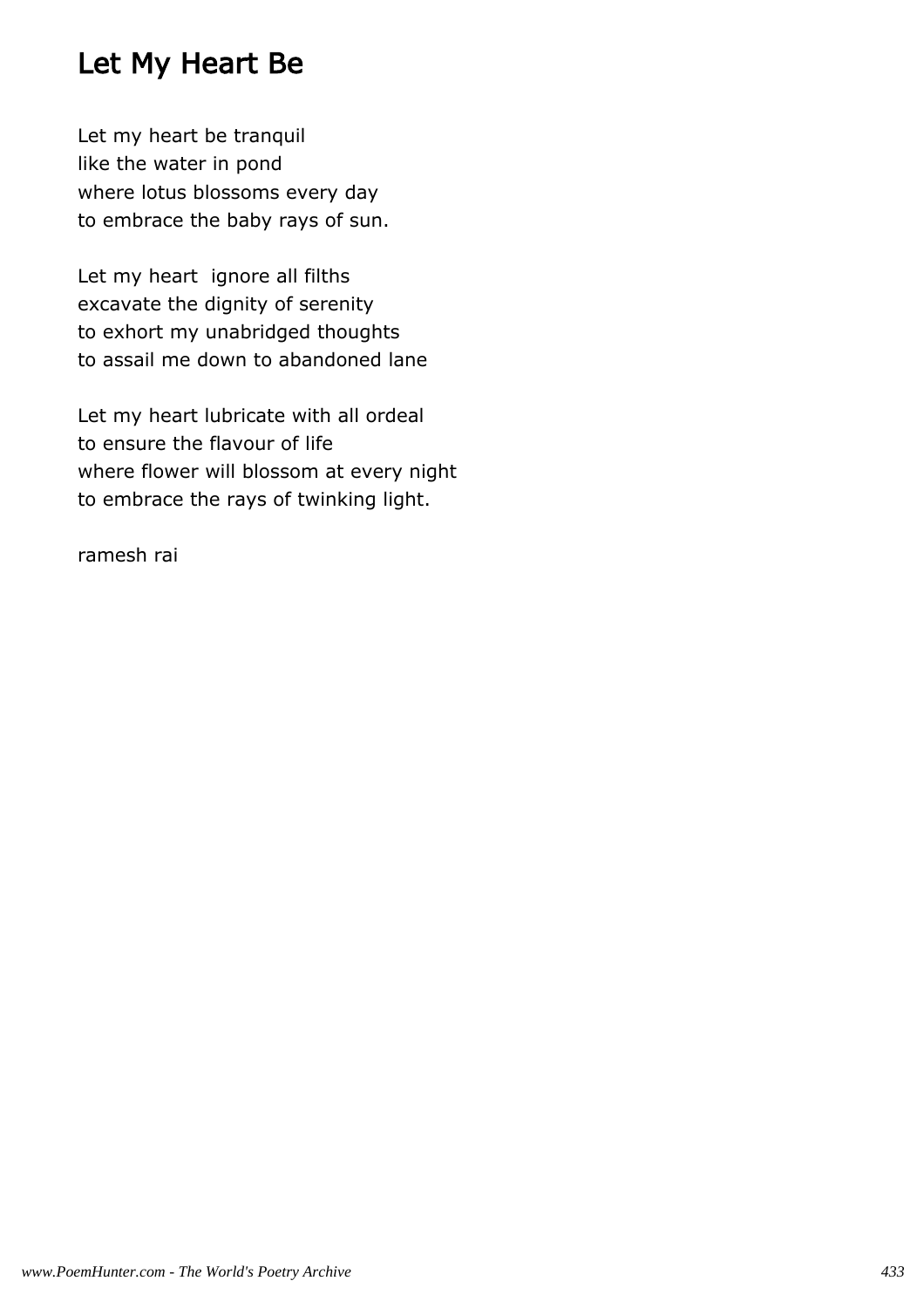# Let My Heart Be

Let my heart be tranquil
like the water in pond
where lotus blossoms every day
to embrace the baby rays of sun.

Let my heart  ignore all filths
excavate the dignity of serenity
to exhort my unabridged thoughts
to assail me down to abandoned lane

Let my heart lubricate with all ordeal
to ensure the flavour of life
where flower will blossom at every night
to embrace the rays of twinking light.

ramesh rai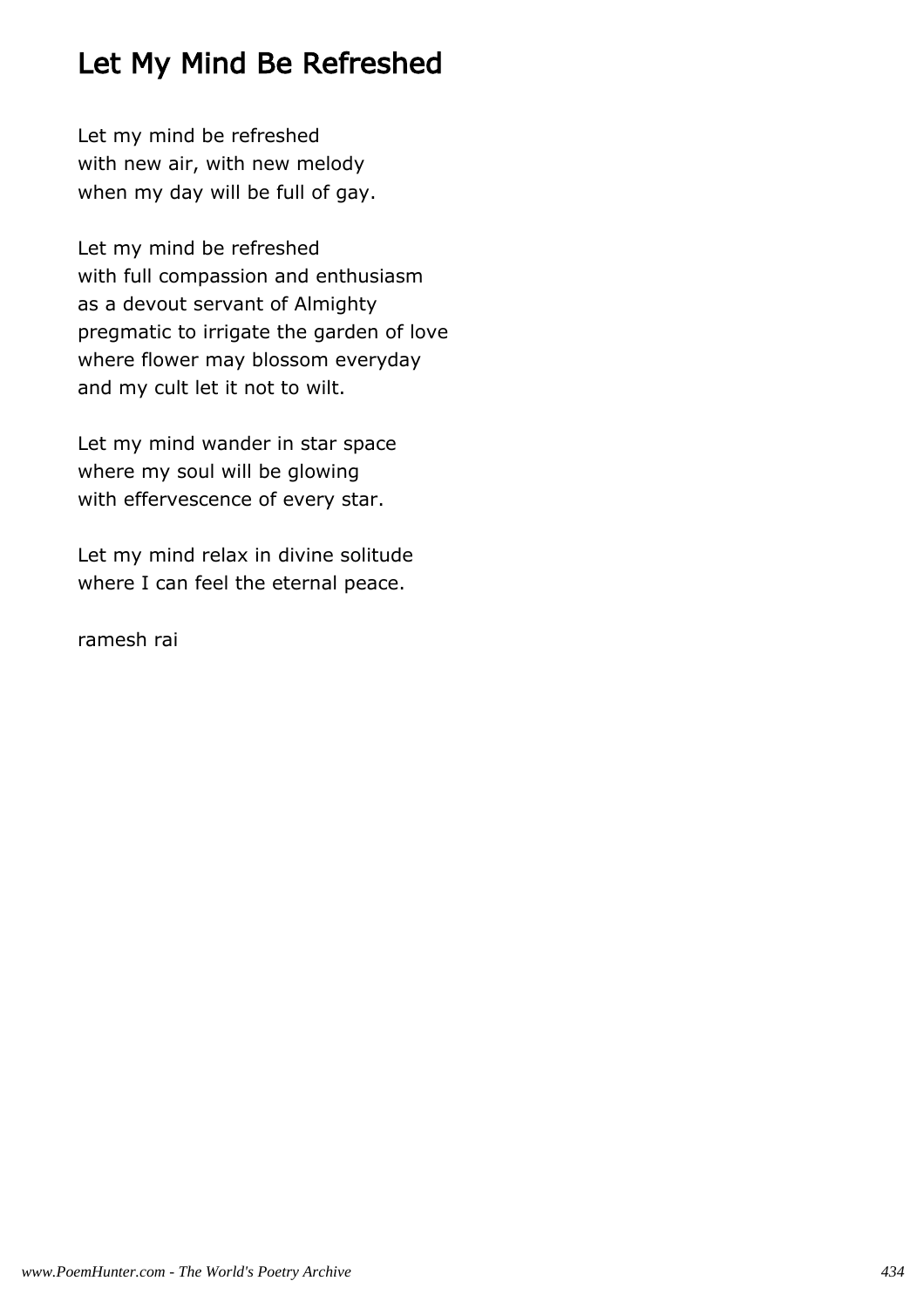# Let My Mind Be Refreshed

Let my mind be refreshed  
with new air, with new melody  
when my day will be full of gay.

Let my mind be refreshed  
with full compassion and enthusiasm  
as a devout servant of Almighty  
pregmatic to irrigate the garden of love  
where flower may blossom everyday  
and my cult let it not to wilt.

Let my mind wander in star space  
where my soul will be glowing  
with effervescence of every star.

Let my mind relax in divine solitude  
where I can feel the eternal peace.

ramesh rai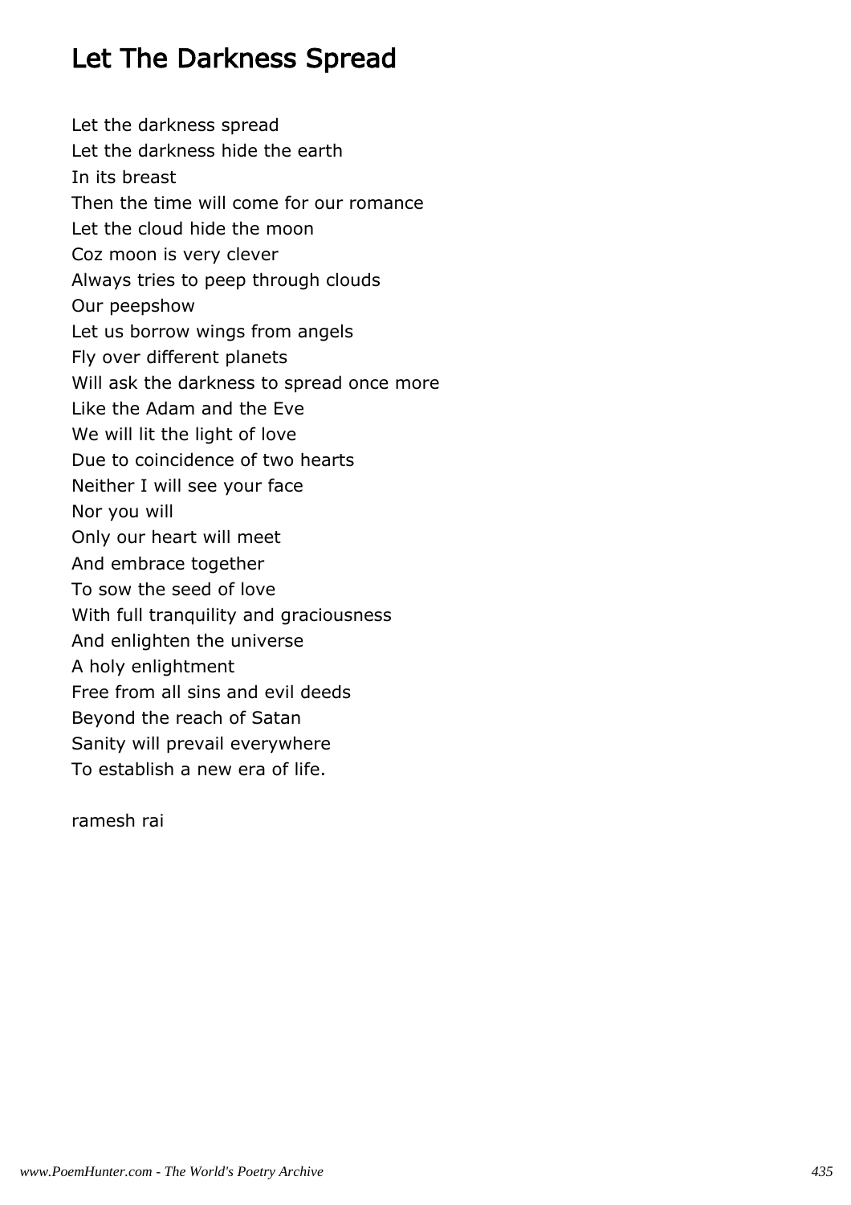# Let The Darkness Spread

Let the darkness spread  
Let the darkness hide the earth  
In its breast  
Then the time will come for our romance  
Let the cloud hide the moon  
Coz moon is very clever  
Always tries to peep through clouds  
Our peepshow  
Let us borrow wings from angels  
Fly over different planets  
Will ask the darkness to spread once more  
Like the Adam and the Eve  
We will lit the light of love  
Due to coincidence of two hearts  
Neither I will see your face  
Nor you will  
Only our heart will meet  
And embrace together  
To sow the seed of love  
With full tranquility and graciousness  
And enlighten the universe  
A holy enlightment  
Free from all sins and evil deeds  
Beyond the reach of Satan  
Sanity will prevail everywhere  
To establish a new era of life.

ramesh rai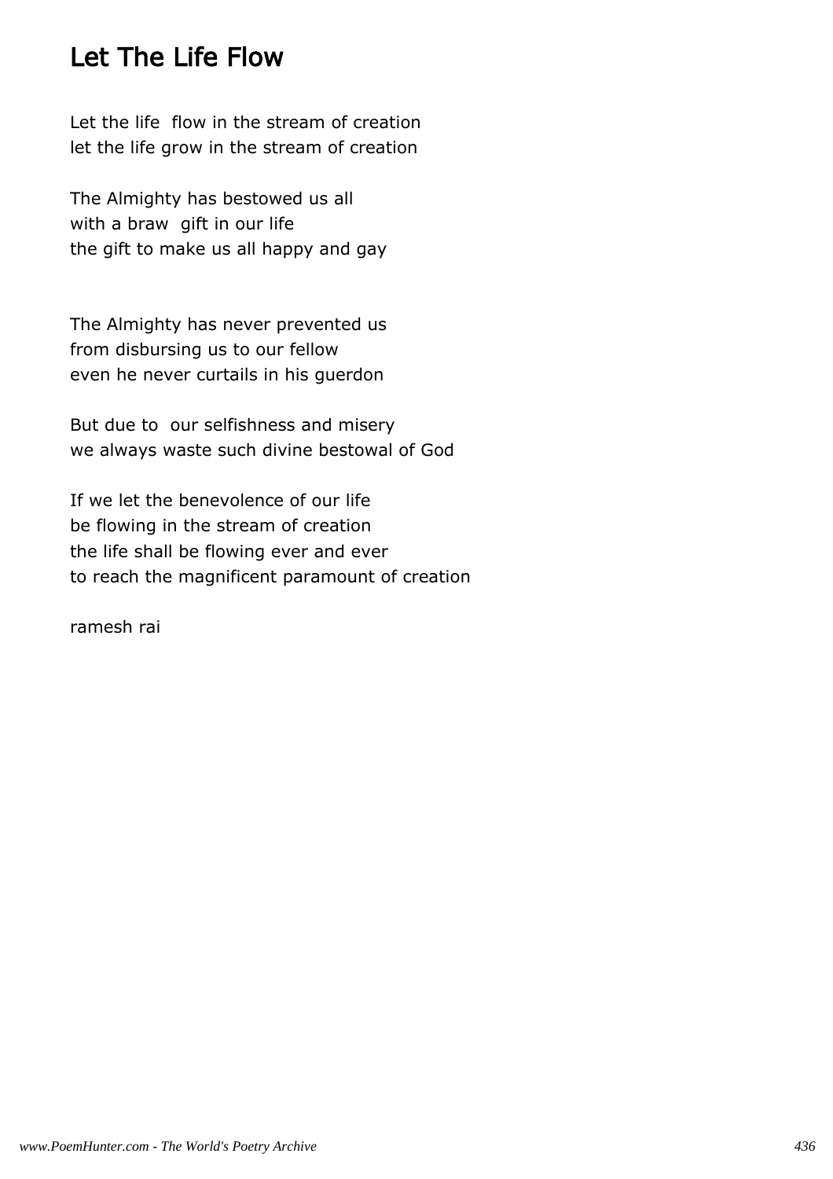# Let The Life Flow

Let the life  flow in the stream of creation
let the life grow in the stream of creation

The Almighty has bestowed us all
with a braw  gift in our life
the gift to make us all happy and gay

The Almighty has never prevented us
from disbursing us to our fellow
even he never curtails in his guerdon

But due to  our selfishness and misery
we always waste such divine bestowal of God

If we let the benevolence of our life
be flowing in the stream of creation
the life shall be flowing ever and ever
to reach the magnificent paramount of creation

ramesh rai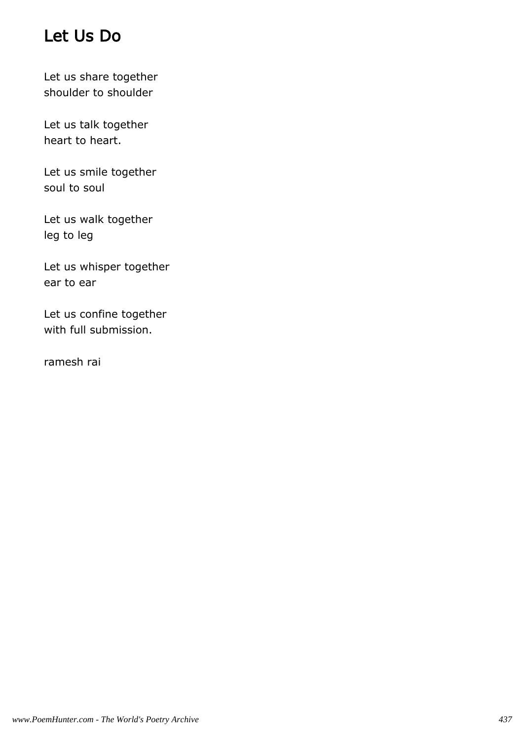# Let Us Do

Let us share together
shoulder to shoulder

Let us talk together
heart to heart.

Let us smile together
soul to soul

Let us walk together
leg to leg

Let us whisper together
ear to ear

Let us confine together
with full submission.

ramesh rai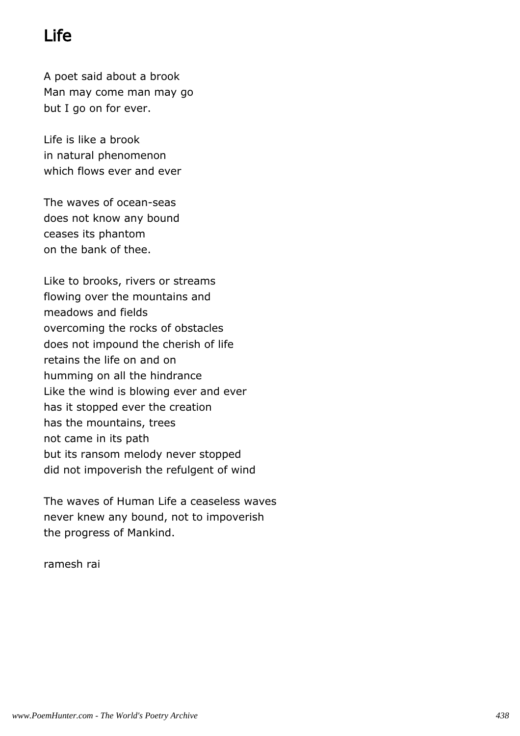# Life

A poet said about a brook
Man may come man may go
but I go on for ever.

Life is like a brook
in natural phenomenon
which flows ever and ever

The waves of ocean-seas
does not know any bound
ceases its phantom
on the bank of thee.

Like to brooks, rivers or streams
flowing over the mountains and
meadows and fields
overcoming the rocks of obstacles
does not impound the cherish of life
retains the life on and on
humming on all the hindrance
Like the wind is blowing ever and ever
has it stopped ever the creation
has the mountains, trees
not came in its path
but its ransom melody never stopped
did not impoverish the refulgent of wind

The waves of Human Life a ceaseless waves
never knew any bound, not to impoverish
the progress of Mankind.

ramesh rai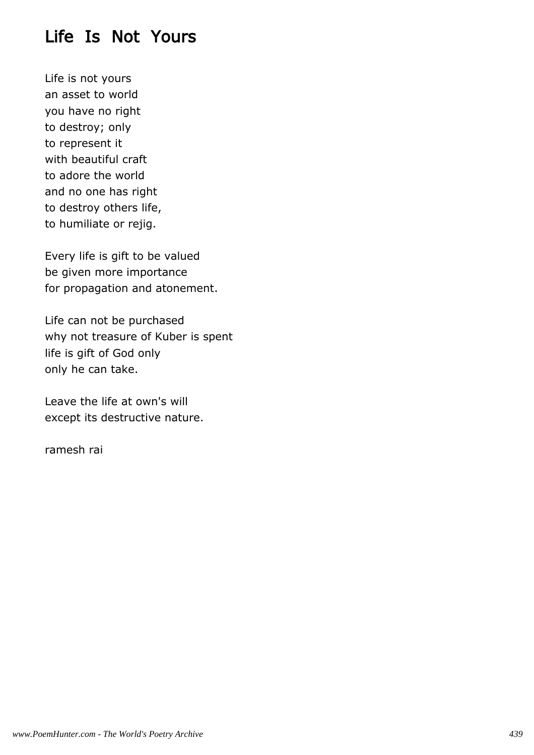# Life Is Not Yours

Life is not yours
an asset to world
you have no right
to destroy; only
to represent it
with beautiful craft
to adore the world
and no one has right
to destroy others life,
to humiliate or rejig.

Every life is gift to be valued
be given more importance
for propagation and atonement.

Life can not be purchased
why not treasure of Kuber is spent
life is gift of God only
only he can take.

Leave the life at own's will
except its destructive nature.

ramesh rai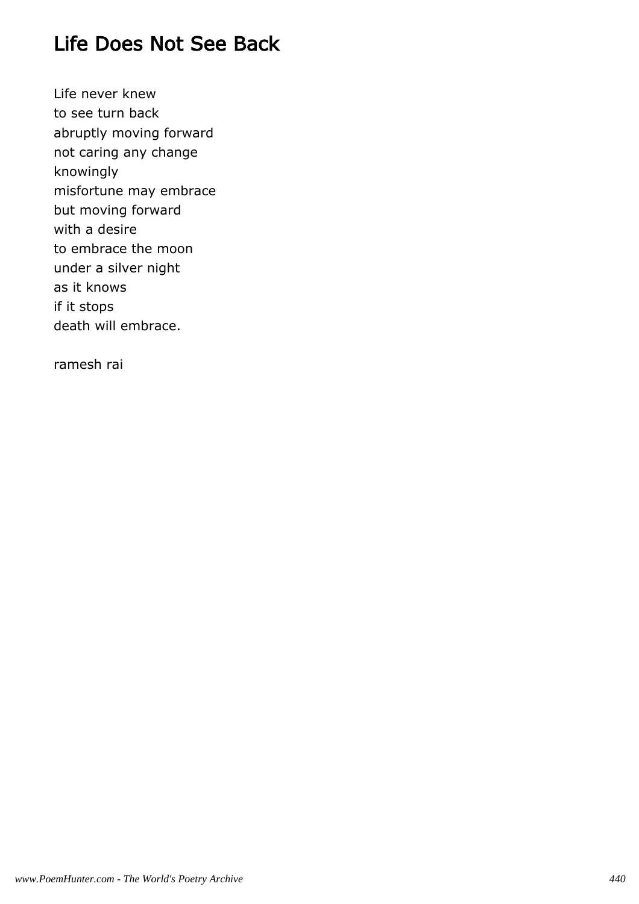# Life Does Not See Back

Life never knew
to see turn back
abruptly moving forward
not caring any change
knowingly
misfortune may embrace
but moving forward
with a desire
to embrace the moon
under a silver night
as it knows
if it stops
death will embrace.

ramesh rai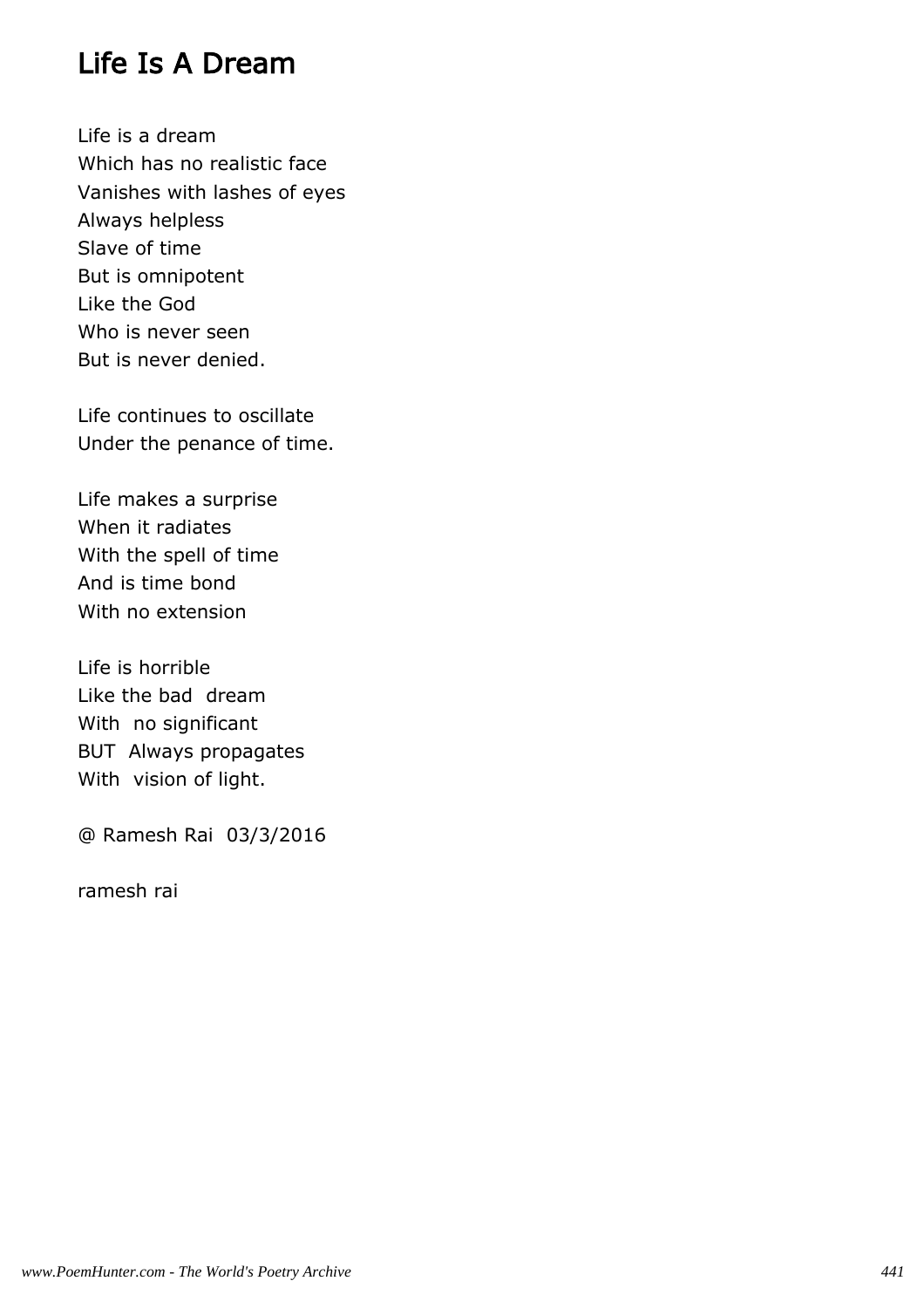# Life Is A Dream

Life is a dream  
Which has no realistic face  
Vanishes with lashes of eyes  
Always helpless  
Slave of time  
But is omnipotent  
Like the God  
Who is never seen  
But is never denied.

Life continues to oscillate  
Under the penance of time.

Life makes a surprise  
When it radiates  
With the spell of time  
And is time bond  
With no extension

Life is horrible  
Like the bad  dream  
With  no significant  
BUT  Always propagates  
With  vision of light.

@ Ramesh Rai  03/3/2016

ramesh rai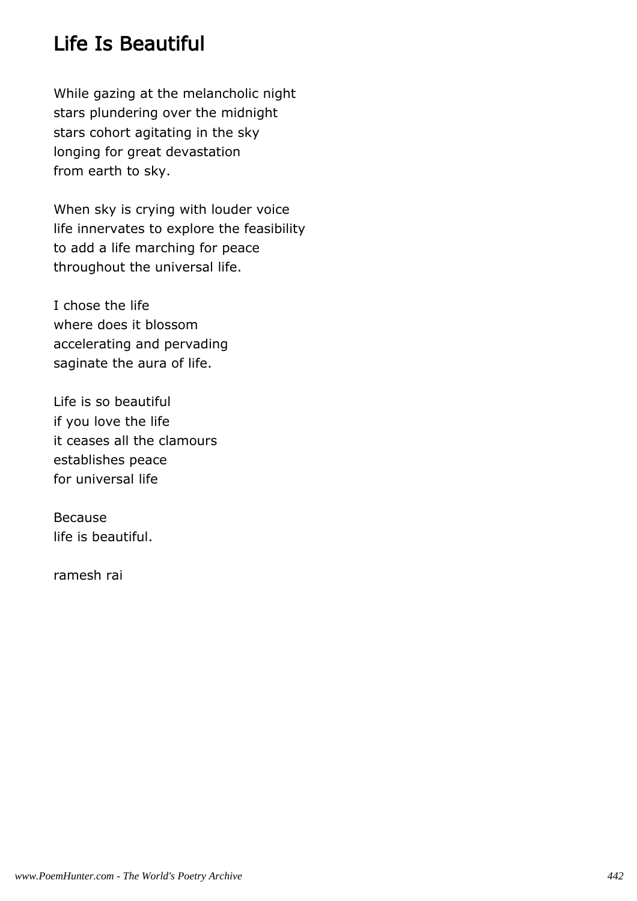# Life Is Beautiful

While gazing at the melancholic night
stars plundering over the midnight
stars cohort agitating in the sky
longing for great devastation
from earth to sky.

When sky is crying with louder voice
life innervates to explore the feasibility
to add a life marching for peace
throughout the universal life.

I chose the life
where does it blossom
accelerating and pervading
saginate the aura of life.

Life is so beautiful
if you love the life
it ceases all the clamours
establishes peace
for universal life

Because
life is beautiful.

ramesh rai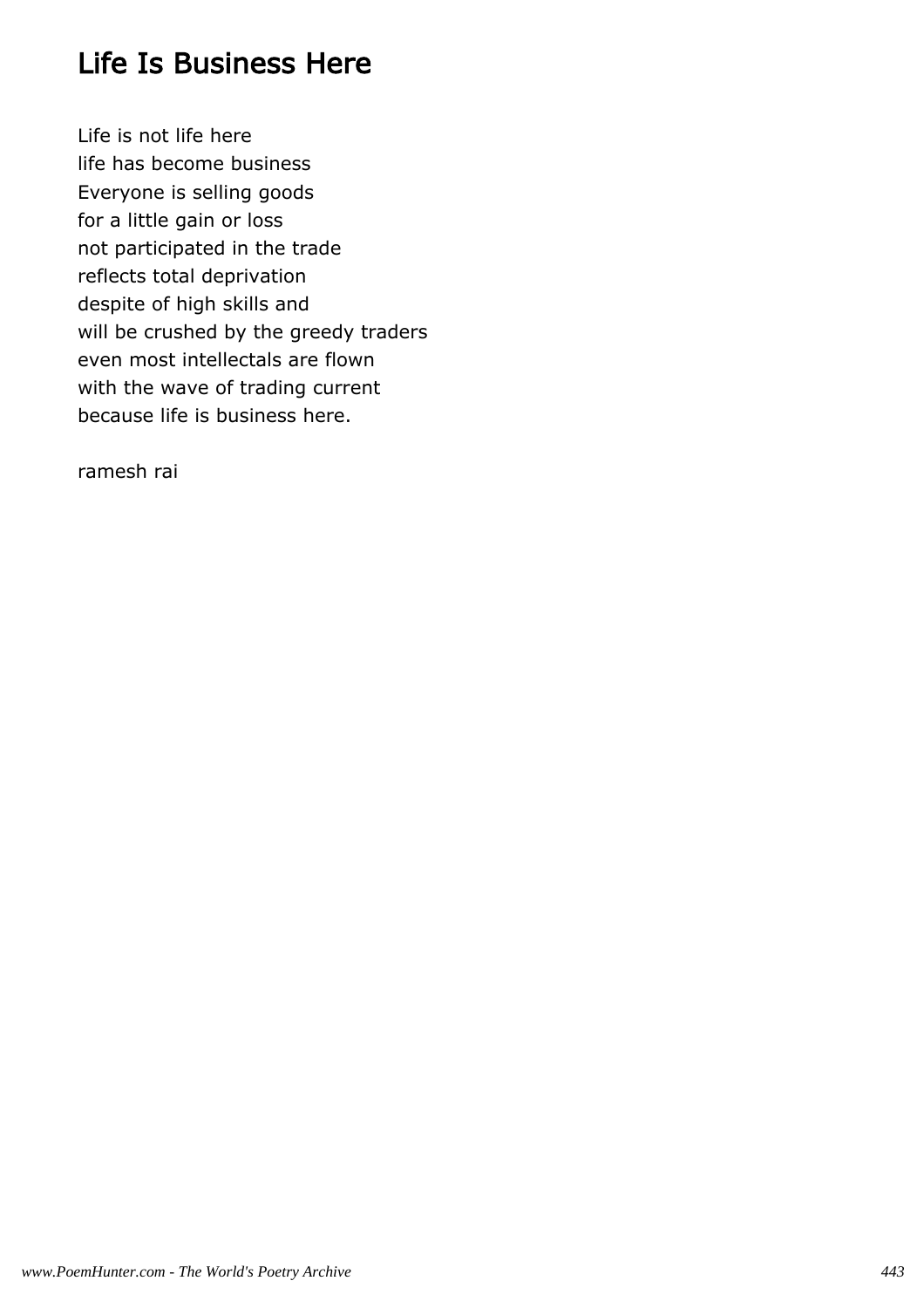# Life Is Business Here

Life is not life here
life has become business
Everyone is selling goods
for a little gain or loss
not participated in the trade
reflects total deprivation
despite of high skills and
will be crushed by the greedy traders
even most intellectals are flown
with the wave of trading current
because life is business here.

ramesh rai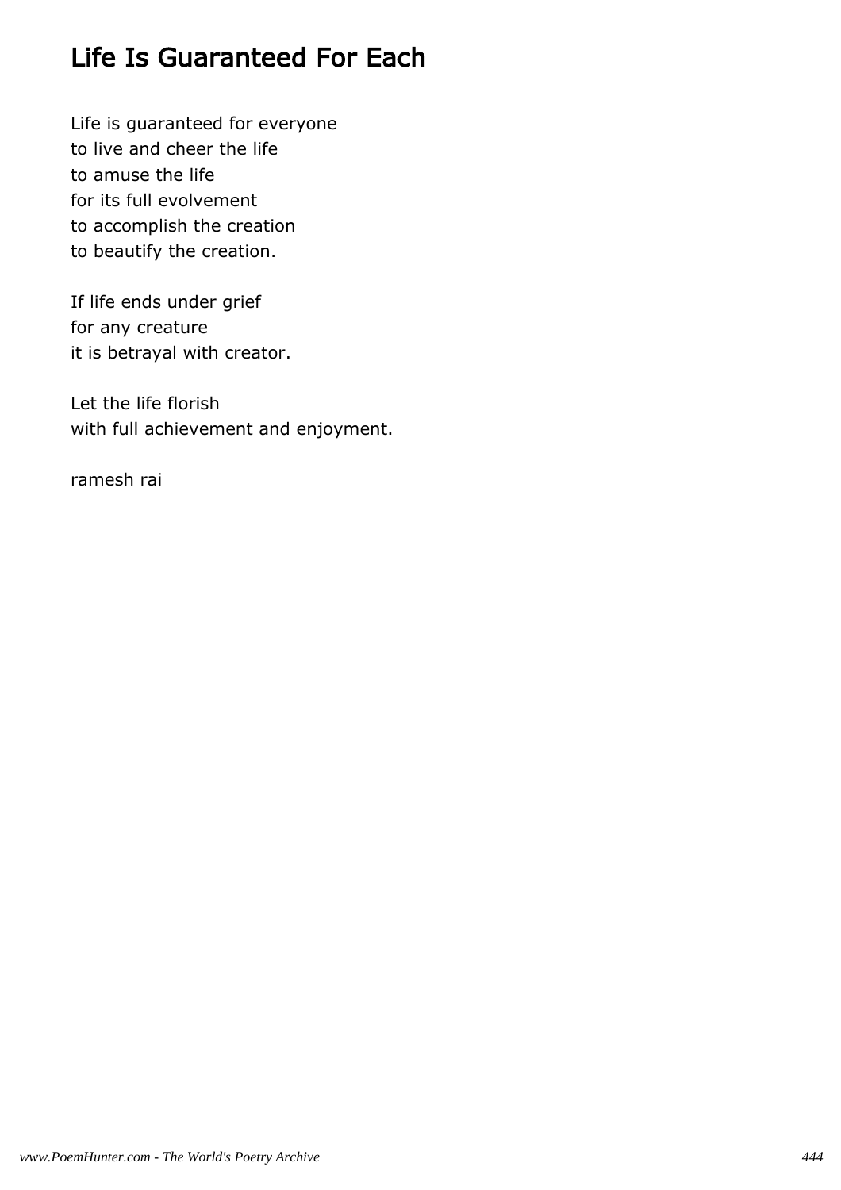# Life Is Guaranteed For Each

Life is guaranteed for everyone  
to live and cheer the life  
to amuse the life  
for its full evolvement  
to accomplish the creation  
to beautify the creation.

If life ends under grief  
for any creature  
it is betrayal with creator.

Let the life florish  
with full achievement and enjoyment.

ramesh rai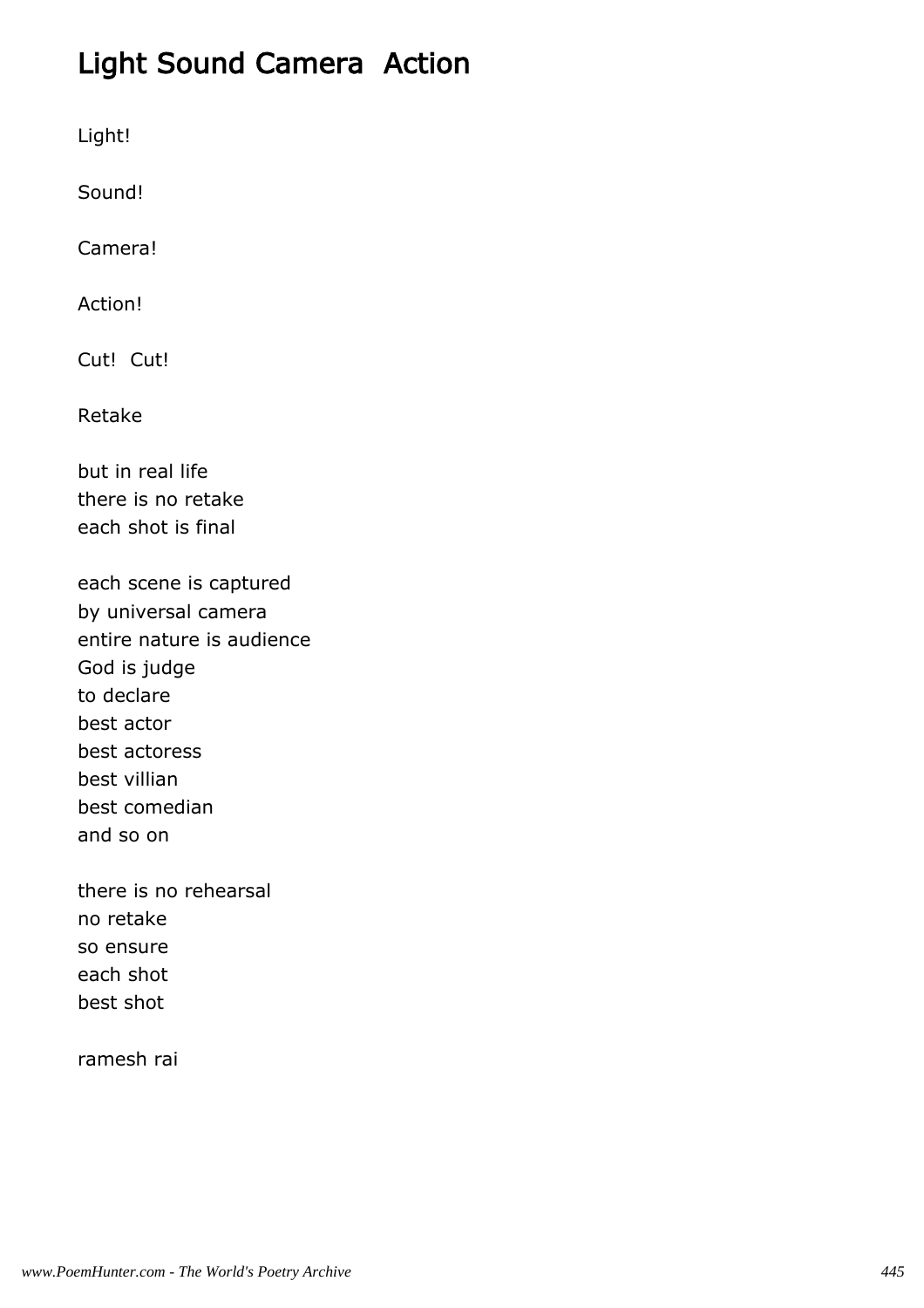# Light Sound Camera  Action

Light!

Sound!

Camera!

Action!

Cut!  Cut!

Retake

but in real life
there is no retake
each shot is final

each scene is captured
by universal camera
entire nature is audience
God is judge
to declare
best actor
best actoress
best villian
best comedian
and so on

there is no rehearsal
no retake
so ensure
each shot
best shot

ramesh rai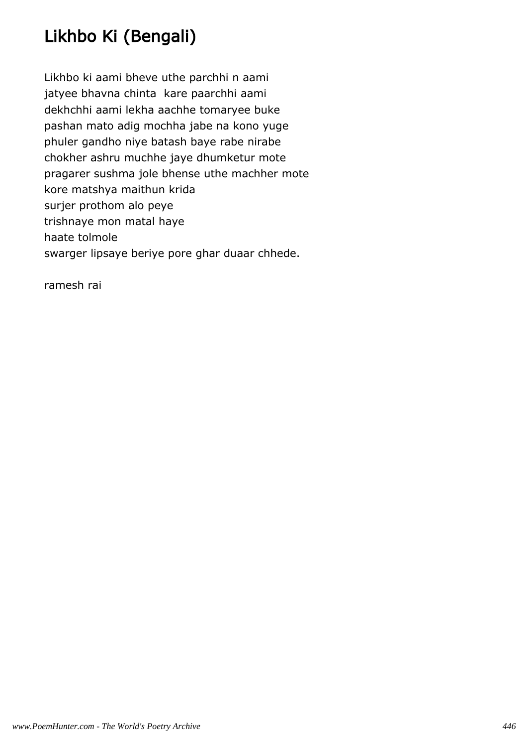# Likhbo Ki (Bengali)

Likhbo ki aami bheve uthe parchhi n aami
jatyee bhavna chinta  kare paarchhi aami
dekhchhi aami lekha aachhe tomaryee buke
pashan mato adig mochha jabe na kono yuge
phuler gandho niye batash baye rabe nirabe
chokher ashru muchhe jaye dhumketur mote
pragarer sushma jole bhense uthe machher mote
kore matshya maithun krida
surjer prothom alo peye
trishnaye mon matal haye
haate tolmole
swarger lipsaye beriye pore ghar duaar chhede.

ramesh rai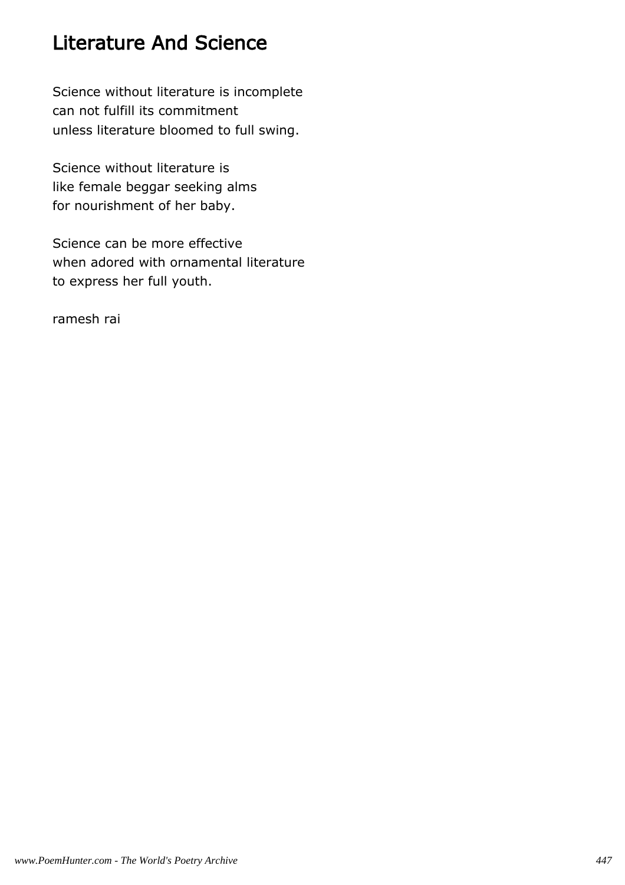# Literature And Science

Science without literature is incomplete
can not fulfill its commitment
unless literature bloomed to full swing.

Science without literature is
like female beggar seeking alms
for nourishment of her baby.

Science can be more effective
when adored with ornamental literature
to express her full youth.

ramesh rai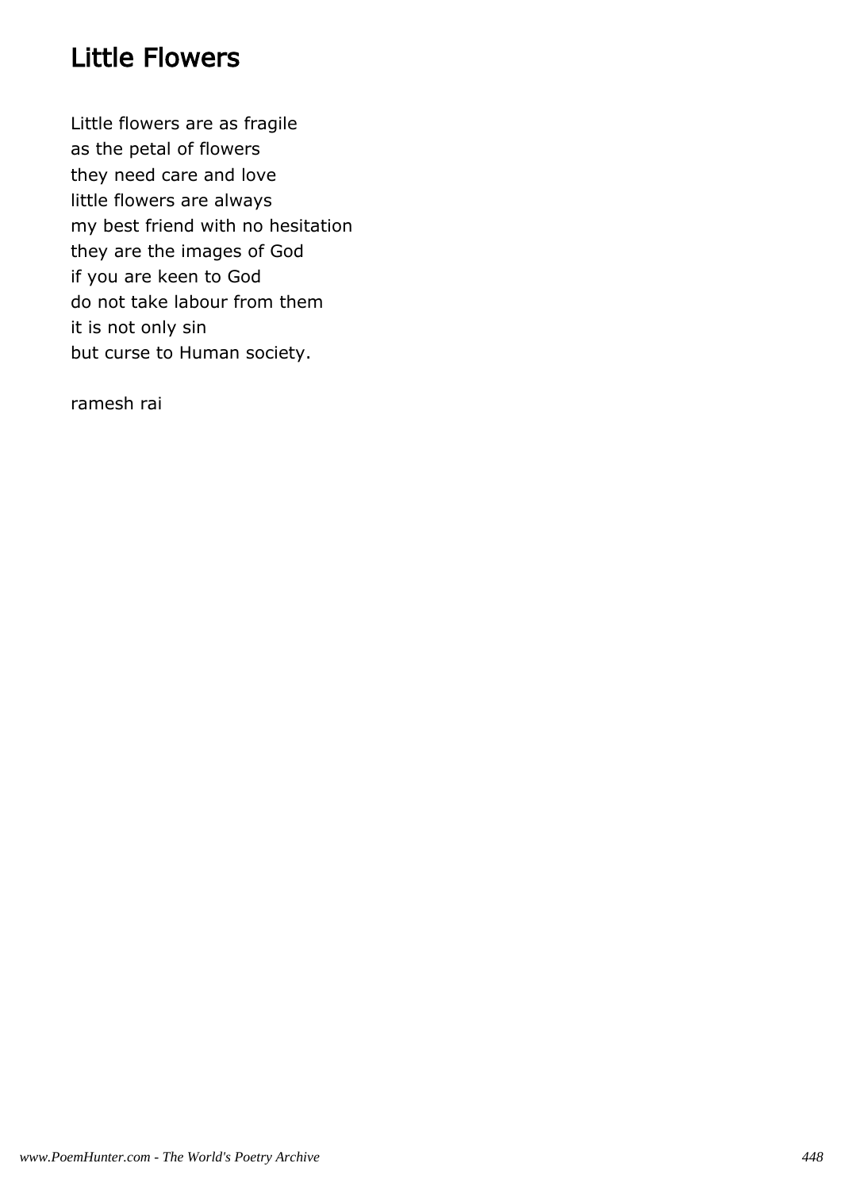# Little Flowers

Little flowers are as fragile  
as the petal of flowers  
they need care and love  
little flowers are always  
my best friend with no hesitation  
they are the images of God  
if you are keen to God  
do not take labour from them  
it is not only sin  
but curse to Human society.

ramesh rai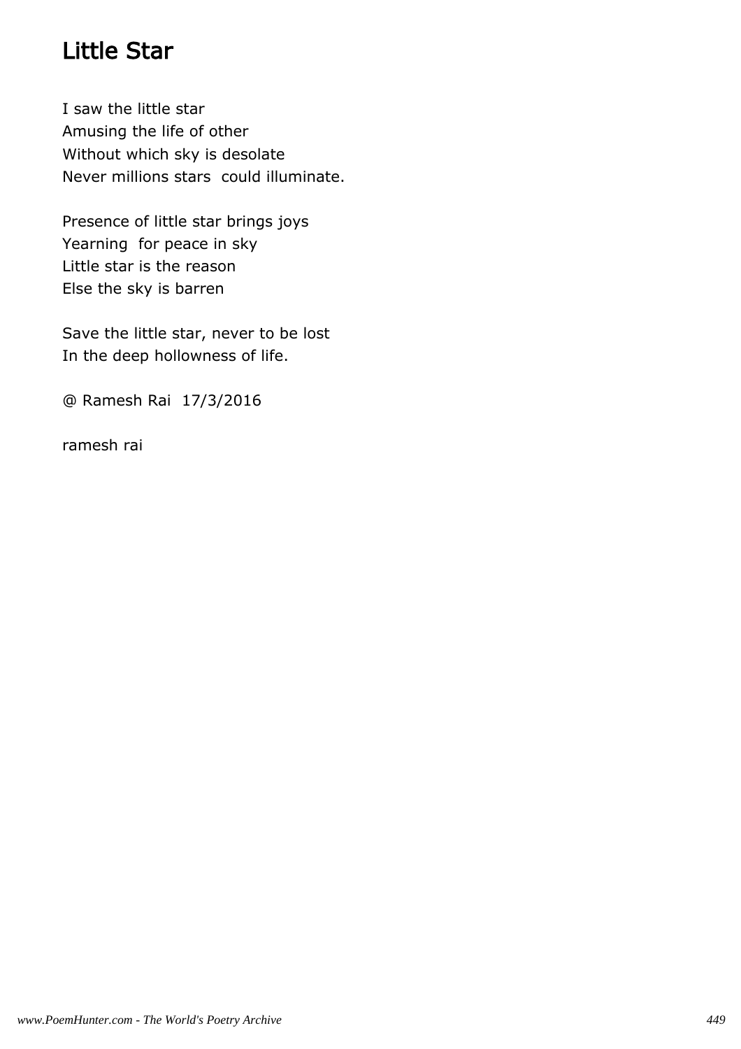# Little Star

I saw the little star  
Amusing the life of other  
Without which sky is desolate  
Never millions stars  could illuminate.

Presence of little star brings joys  
Yearning  for peace in sky  
Little star is the reason  
Else the sky is barren

Save the little star, never to be lost  
In the deep hollowness of life.

@ Ramesh Rai  17/3/2016

ramesh rai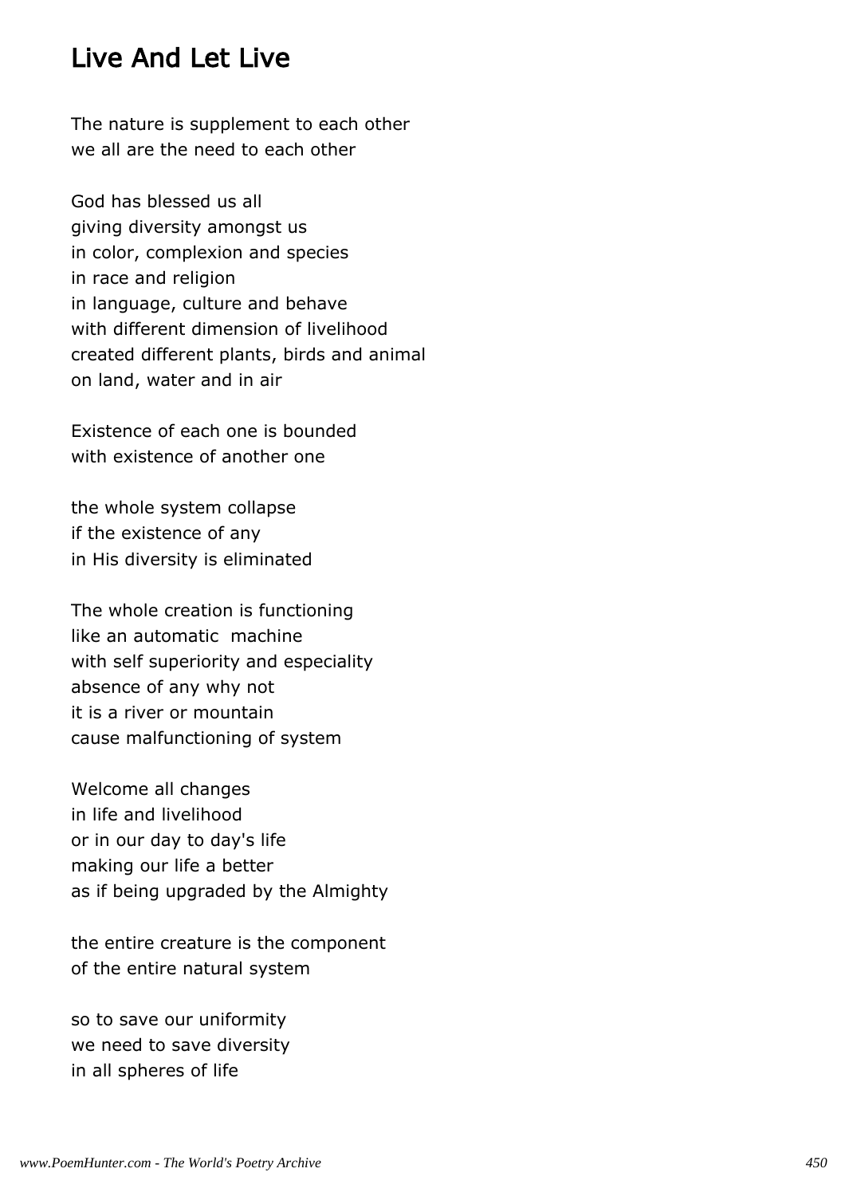## Live And Let Live

The nature is supplement to each other
we all are the need to each other

God has blessed us all
giving diversity amongst us
in color, complexion and species
in race and religion
in language, culture and behave
with different dimension of livelihood
created different plants, birds and animal
on land, water and in air

Existence of each one is bounded
with existence of another one

the whole system collapse
if the existence of any
in His diversity is eliminated

The whole creation is functioning
like an automatic machine
with self superiority and especiality
absence of any why not
it is a river or mountain
cause malfunctioning of system

Welcome all changes
in life and livelihood
or in our day to day's life
making our life a better
as if being upgraded by the Almighty

the entire creature is the component
of the entire natural system

so to save our uniformity
we need to save diversity
in all spheres of life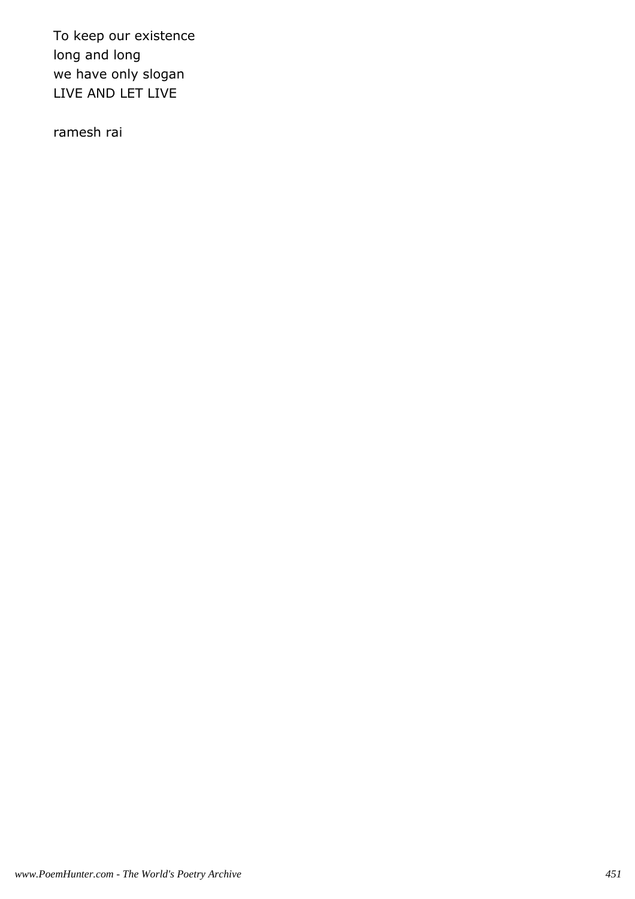To keep our existence
long and long
we have only slogan
LIVE AND LET LIVE

ramesh rai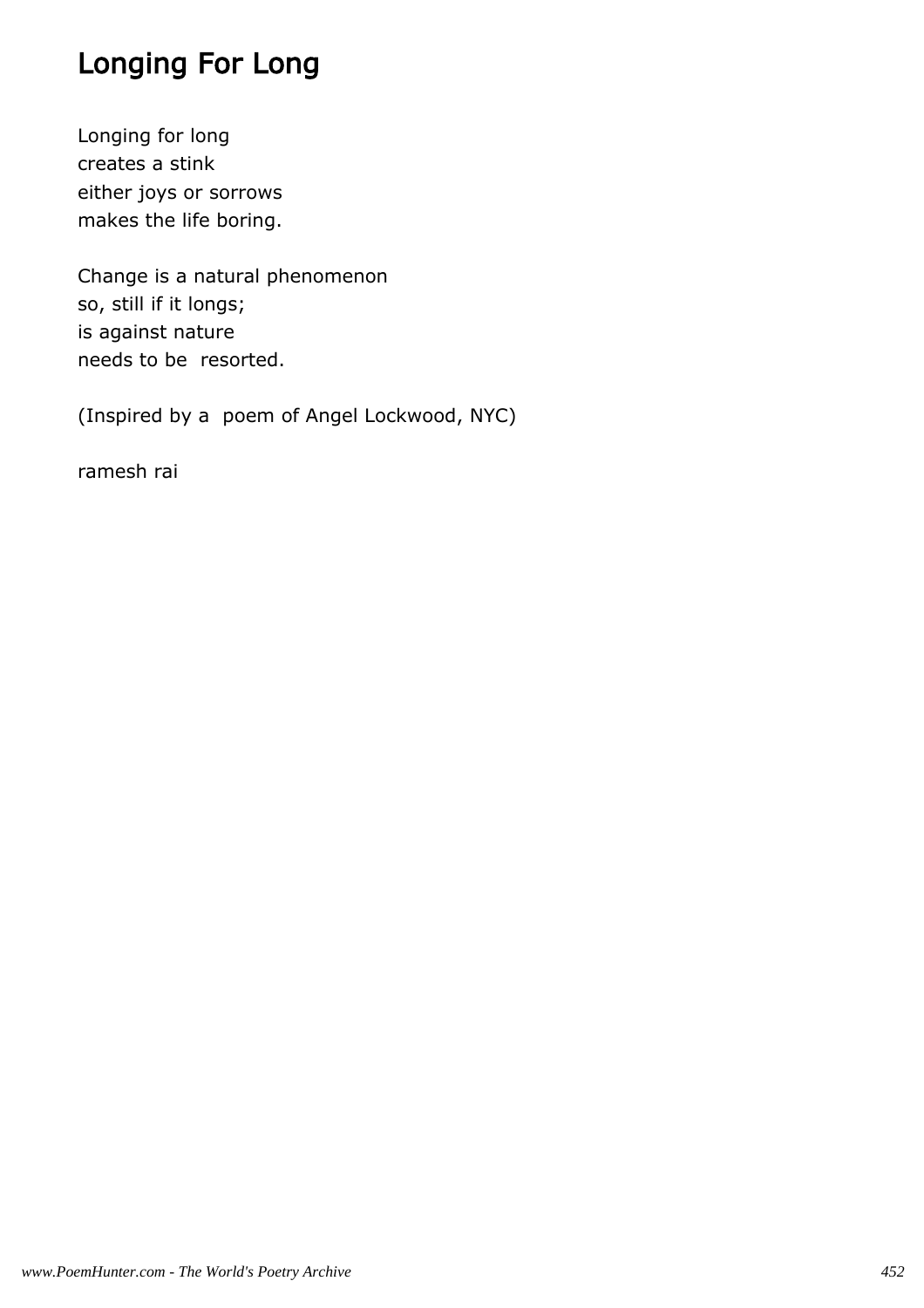# Longing For Long

Longing for long  
creates a stink  
either joys or sorrows  
makes the life boring.

Change is a natural phenomenon  
so, still if it longs;  
is against nature  
needs to be  resorted.

(Inspired by a  poem of Angel Lockwood, NYC)

ramesh rai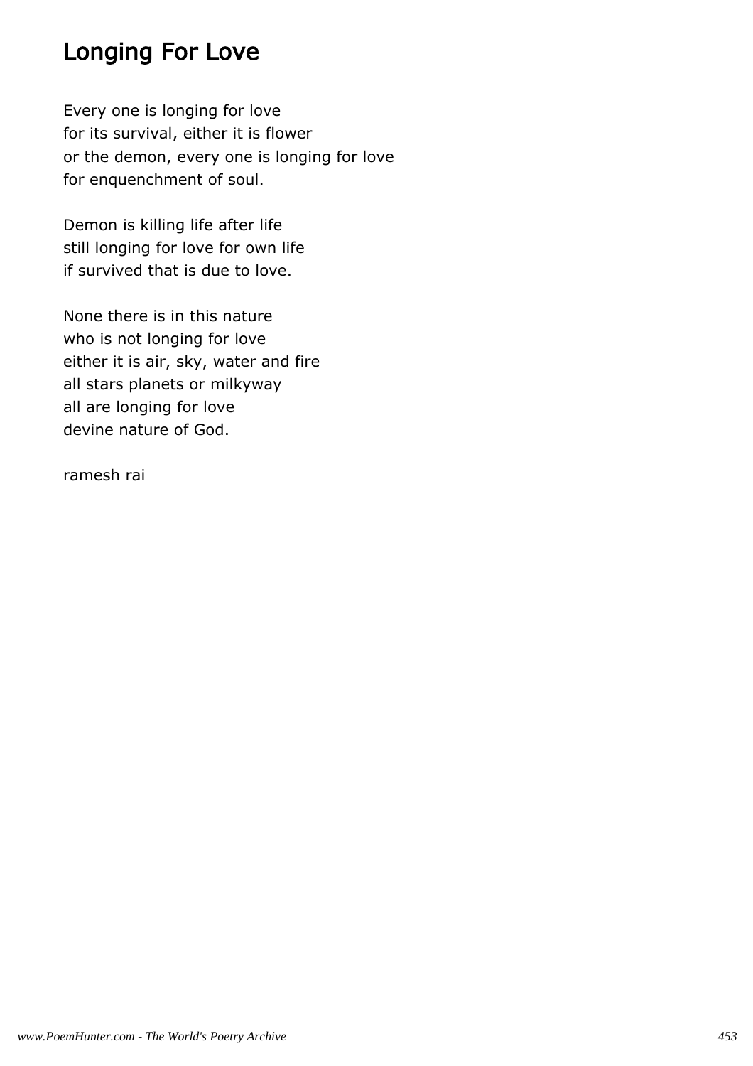# Longing For Love

Every one is longing for love  
for its survival, either it is flower  
or the demon, every one is longing for love  
for enquenchment of soul.

Demon is killing life after life  
still longing for love for own life  
if survived that is due to love.

None there is in this nature  
who is not longing for love  
either it is air, sky, water and fire  
all stars planets or milkyway  
all are longing for love  
devine nature of God.

ramesh rai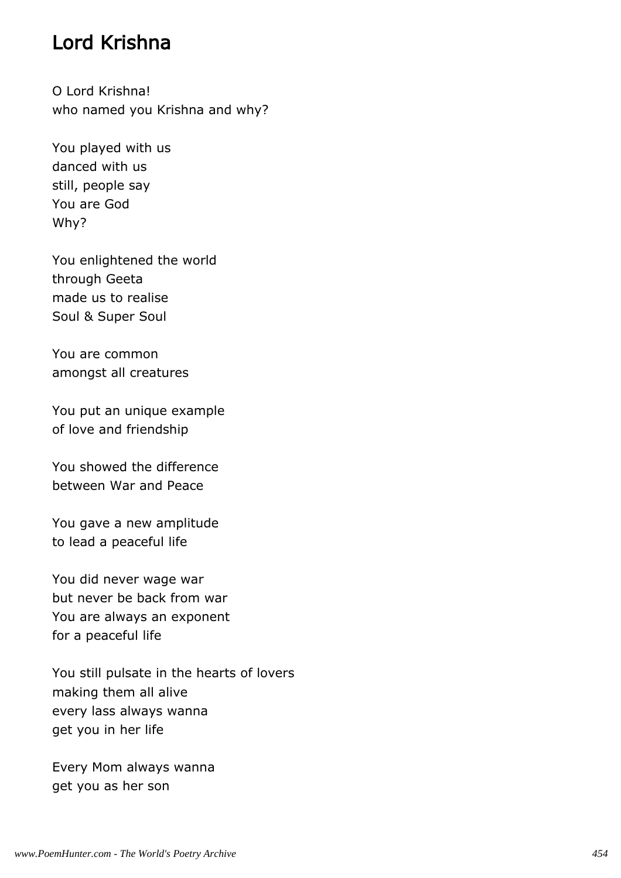# Lord Krishna

O Lord Krishna!
who named you Krishna and why?

You played with us
danced with us
still, people say
You are God
Why?

You enlightened the world
through Geeta
made us to realise
Soul & Super Soul

You are common
amongst all creatures

You put an unique example
of love and friendship

You showed the difference
between War and Peace

You gave a new amplitude
to lead a peaceful life

You did never wage war
but never be back from war
You are always an exponent
for a peaceful life

You still pulsate in the hearts of lovers
making them all alive
every lass always wanna
get you in her life

Every Mom always wanna
get you as her son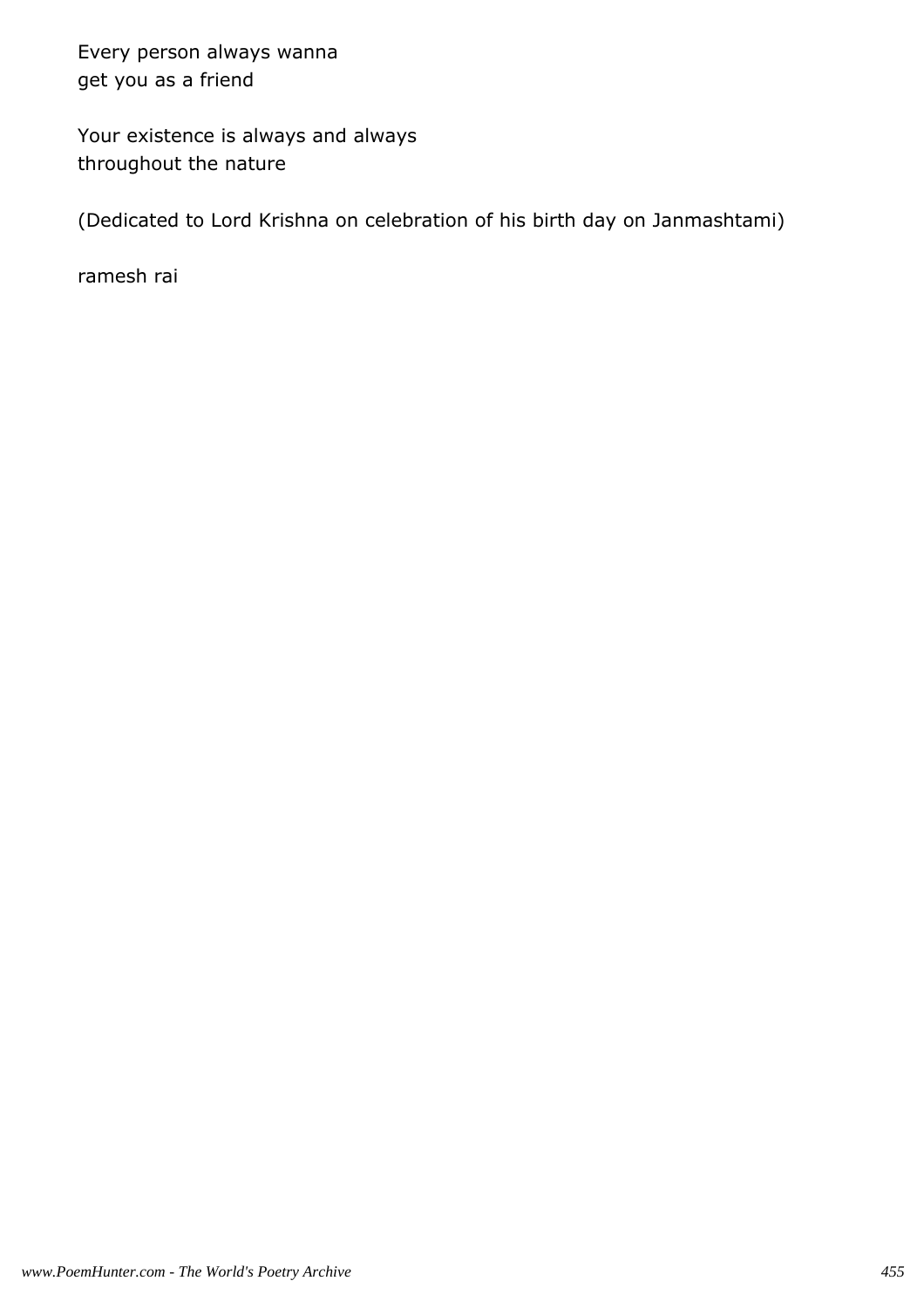Every person always wanna
get you as a friend

Your existence is always and always
throughout the nature

(Dedicated to Lord Krishna on celebration of his birth day on Janmashtami)

ramesh rai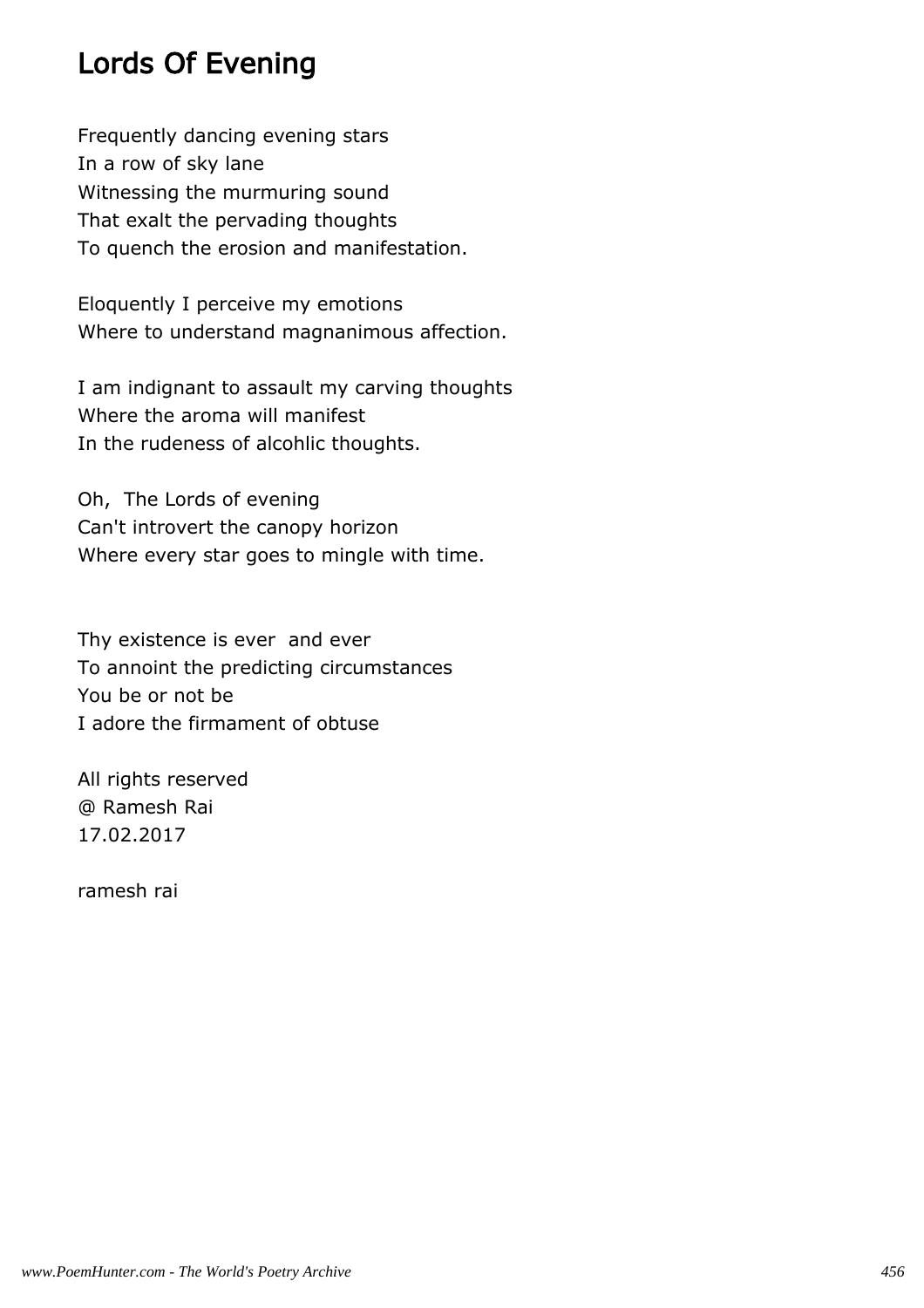# Lords Of Evening

Frequently dancing evening stars
In a row of sky lane
Witnessing the murmuring sound
That exalt the pervading thoughts
To quench the erosion and manifestation.

Eloquently I perceive my emotions
Where to understand magnanimous affection.

I am indignant to assault my carving thoughts
Where the aroma will manifest
In the rudeness of alcohlic thoughts.

Oh, The Lords of evening
Can't introvert the canopy horizon
Where every star goes to mingle with time.

Thy existence is ever and ever
To annoint the predicting circumstances
You be or not be
I adore the firmament of obtuse

All rights reserved
@ Ramesh Rai
17.02.2017

ramesh rai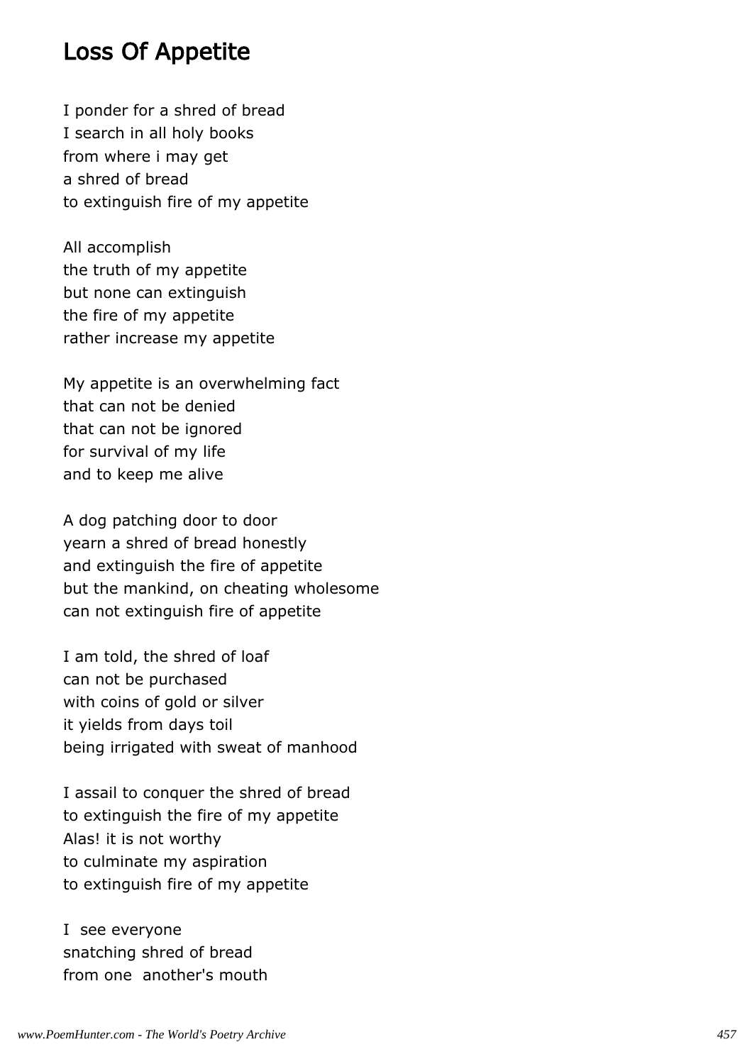## Loss Of Appetite

I ponder for a shred of bread
I search in all holy books
from where i may get
a shred of bread
to extinguish fire of my appetite

All accomplish
the truth of my appetite
but none can extinguish
the fire of my appetite
rather increase my appetite

My appetite is an overwhelming fact
that can not be denied
that can not be ignored
for survival of my life
and to keep me alive

A dog patching door to door
yearn a shred of bread honestly
and extinguish the fire of appetite
but the mankind, on cheating wholesome
can not extinguish fire of appetite

I am told, the shred of loaf
can not be purchased
with coins of gold or silver
it yields from days toil
being irrigated with sweat of manhood

I assail to conquer the shred of bread
to extinguish the fire of my appetite
Alas! it is not worthy
to culminate my aspiration
to extinguish fire of my appetite

I see everyone
snatching shred of bread
from one another's mouth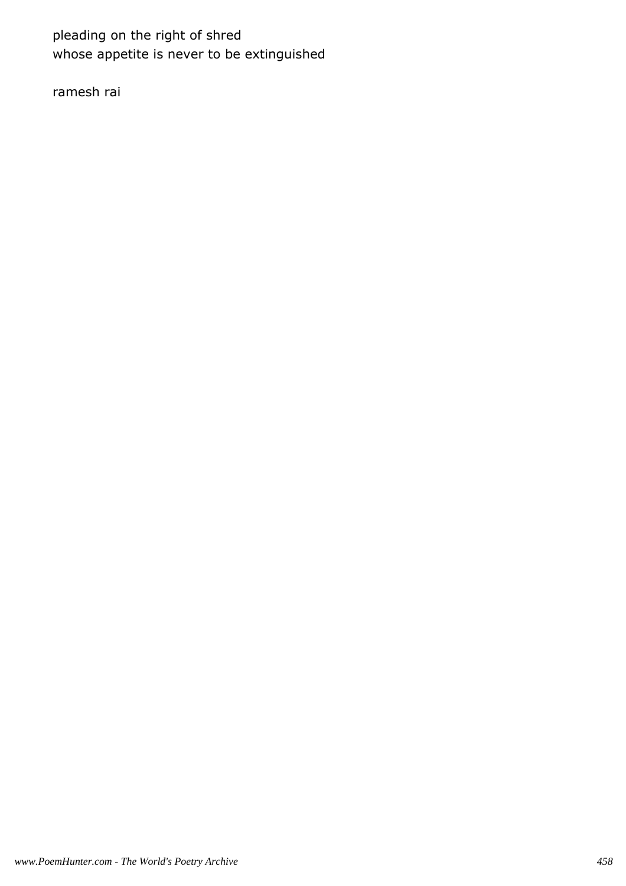pleading on the right of shred
whose appetite is never to be extinguished

ramesh rai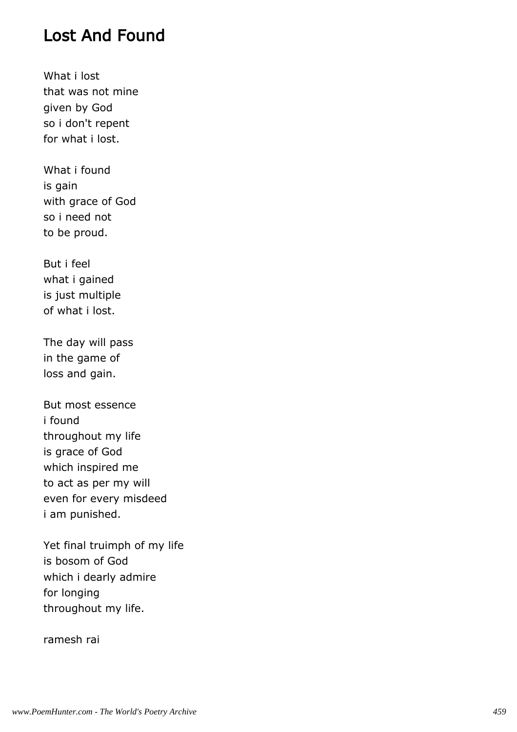# Lost And Found

What i lost  
that was not mine  
given by God  
so i don't repent  
for what i lost.

What i found  
is gain  
with grace of God  
so i need not  
to be proud.

But i feel  
what i gained  
is just multiple  
of what i lost.

The day will pass  
in the game of  
loss and gain.

But most essence  
i found  
throughout my life  
is grace of God  
which inspired me  
to act as per my will  
even for every misdeed  
i am punished.

Yet final truimph of my life  
is bosom of God  
which i dearly admire  
for longing  
throughout my life.

ramesh rai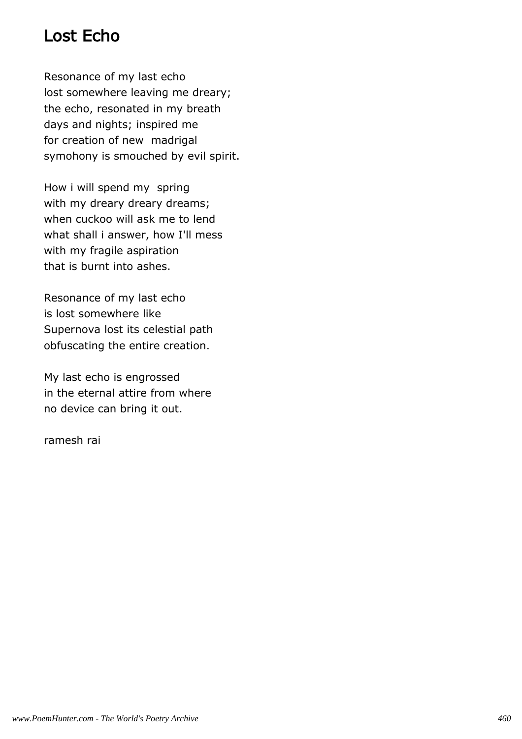# Lost Echo

Resonance of my last echo
lost somewhere leaving me dreary;
the echo, resonated in my breath
days and nights; inspired me
for creation of new  madrigal
symohony is smouched by evil spirit.

How i will spend my  spring
with my dreary dreary dreams;
when cuckoo will ask me to lend
what shall i answer, how I'll mess
with my fragile aspiration
that is burnt into ashes.

Resonance of my last echo
is lost somewhere like
Supernova lost its celestial path
obfuscating the entire creation.

My last echo is engrossed
in the eternal attire from where
no device can bring it out.

ramesh rai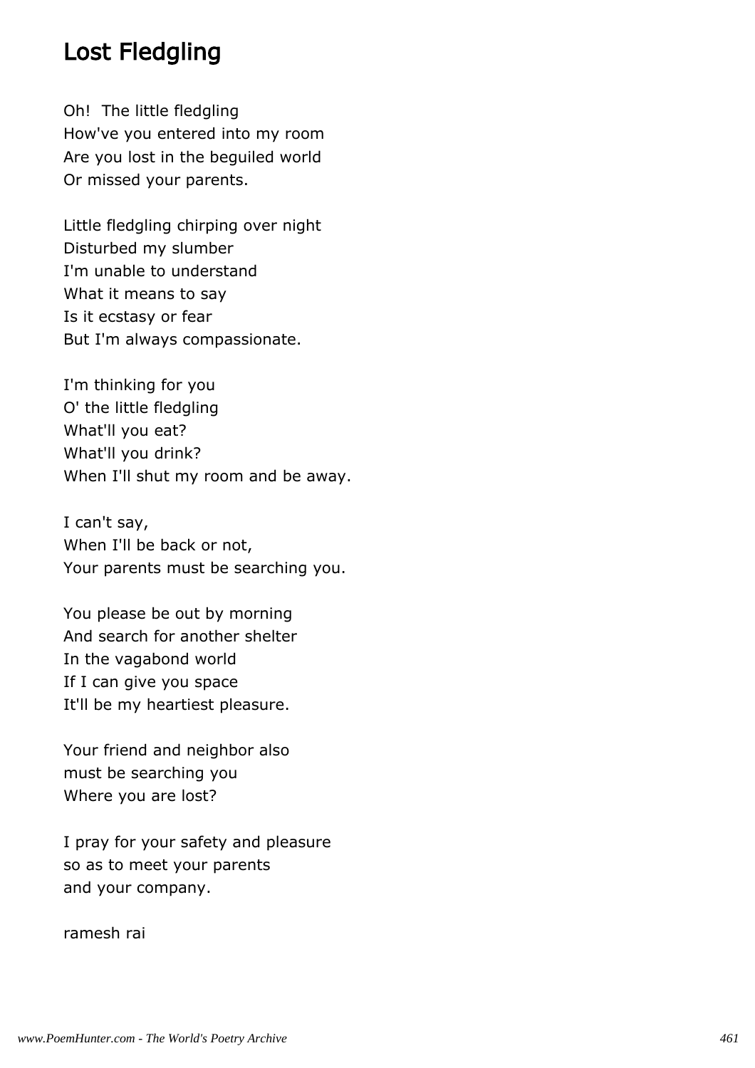## Lost Fledgling

Oh!  The little fledgling
How've you entered into my room
Are you lost in the beguiled world
Or missed your parents.

Little fledgling chirping over night
Disturbed my slumber
I'm unable to understand
What it means to say
Is it ecstasy or fear
But I'm always compassionate.

I'm thinking for you
O' the little fledgling
What'll you eat?
What'll you drink?
When I'll shut my room and be away.

I can't say,
When I'll be back or not,
Your parents must be searching you.

You please be out by morning
And search for another shelter
In the vagabond world
If I can give you space
It'll be my heartiest pleasure.

Your friend and neighbor also
must be searching you
Where you are lost?

I pray for your safety and pleasure
so as to meet your parents
and your company.

ramesh rai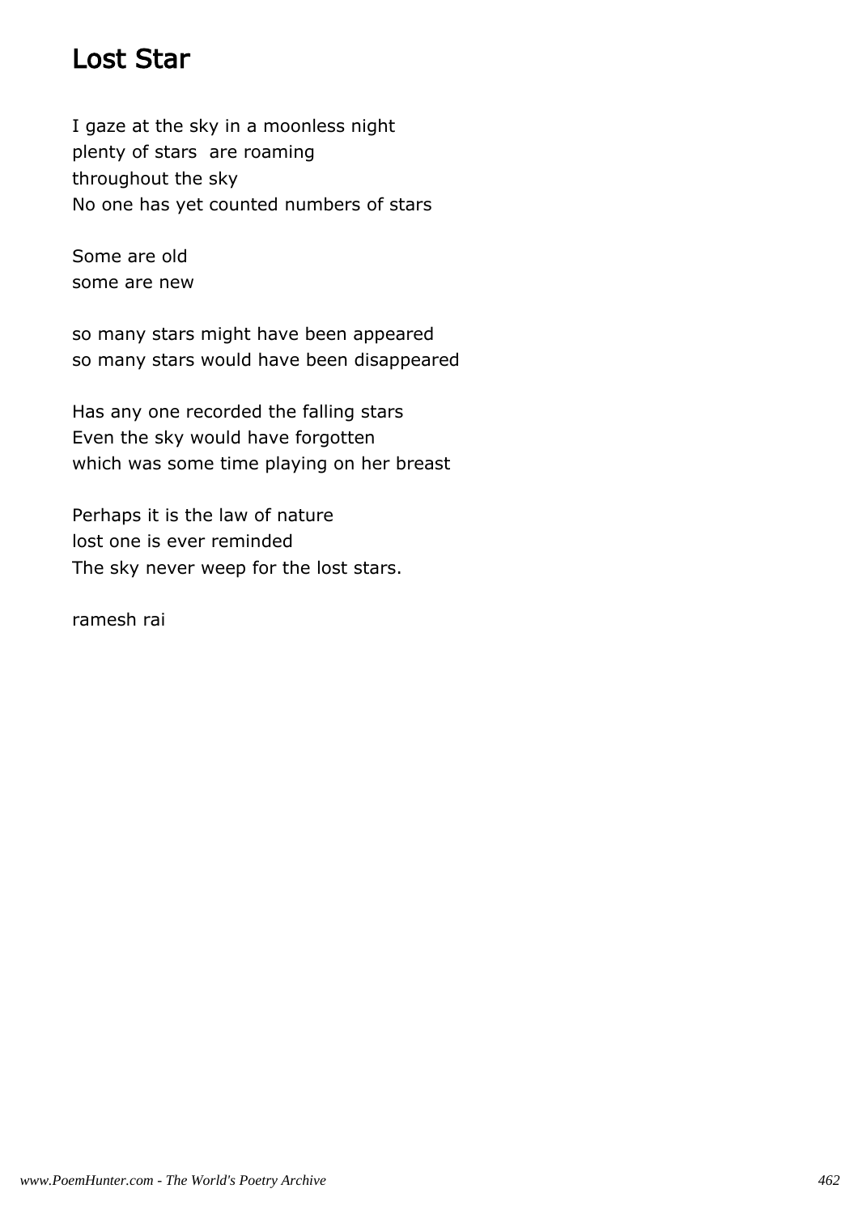# Lost Star

I gaze at the sky in a moonless night
plenty of stars  are roaming
throughout the sky
No one has yet counted numbers of stars

Some are old
some are new

so many stars might have been appeared
so many stars would have been disappeared

Has any one recorded the falling stars
Even the sky would have forgotten
which was some time playing on her breast

Perhaps it is the law of nature
lost one is ever reminded
The sky never weep for the lost stars.

ramesh rai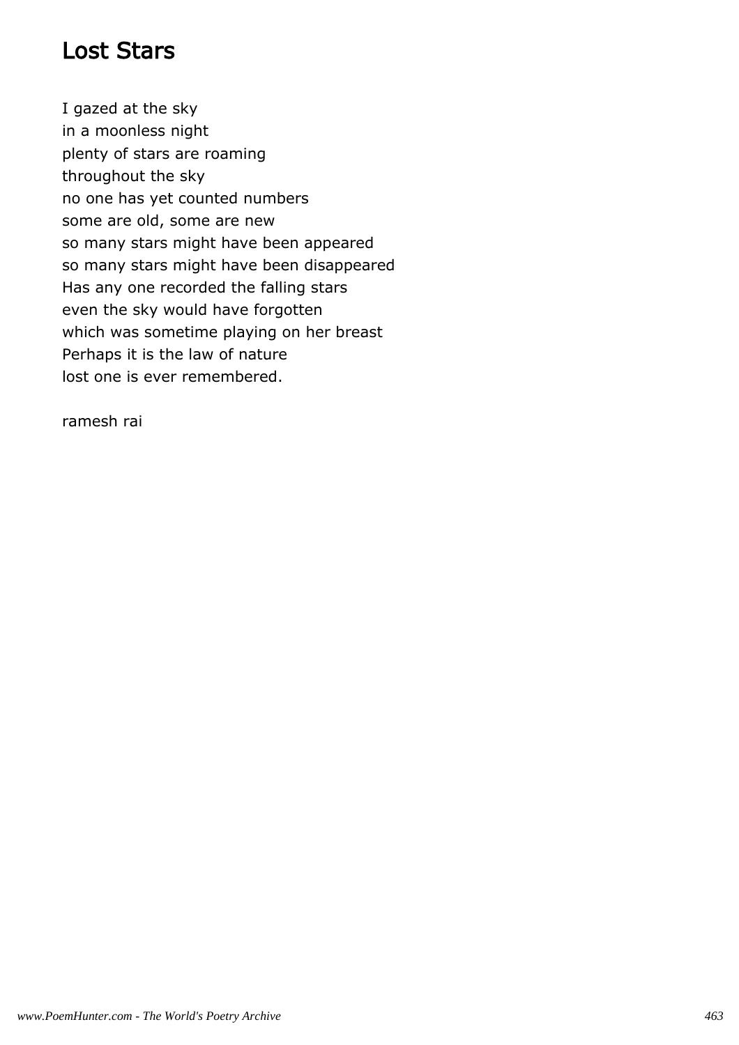# Lost Stars

I gazed at the sky
in a moonless night
plenty of stars are roaming
throughout the sky
no one has yet counted numbers
some are old, some are new
so many stars might have been appeared
so many stars might have been disappeared
Has any one recorded the falling stars
even the sky would have forgotten
which was sometime playing on her breast
Perhaps it is the law of nature
lost one is ever remembered.

ramesh rai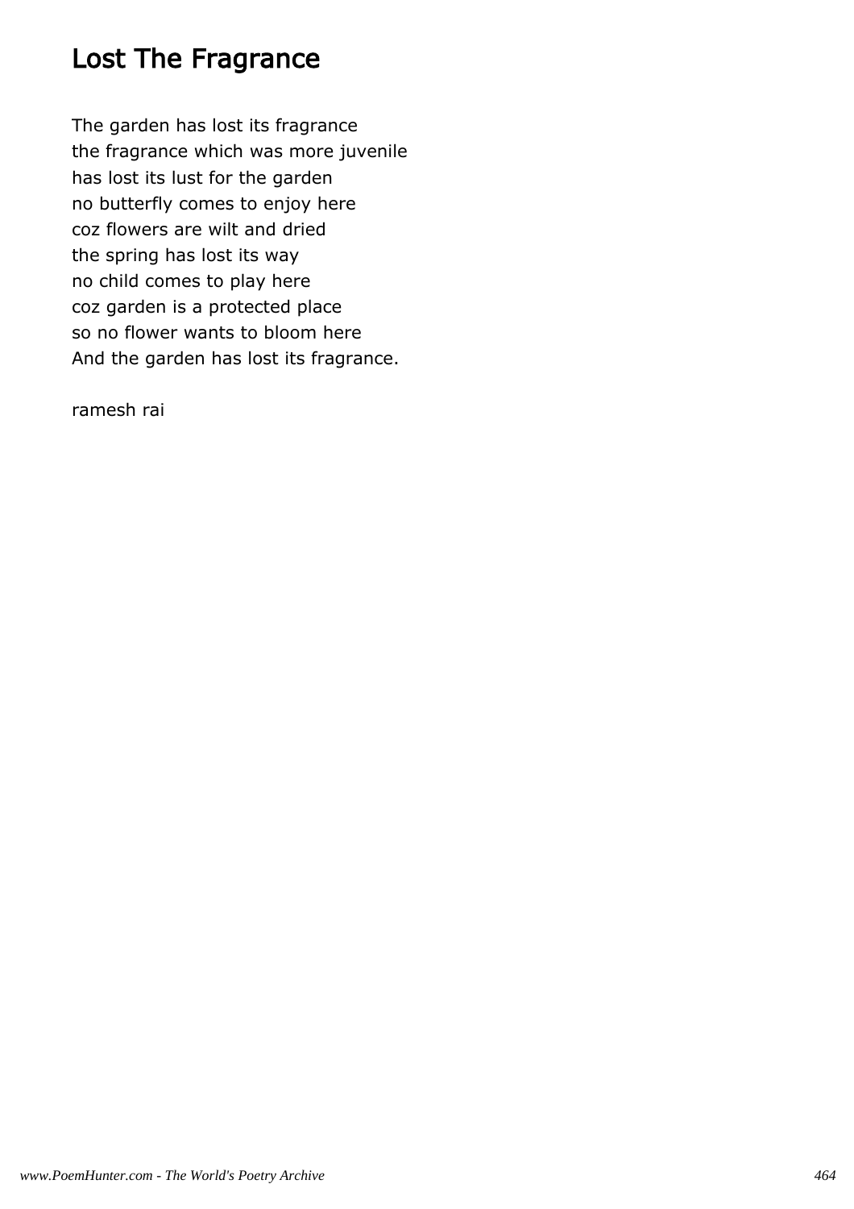# Lost The Fragrance

The garden has lost its fragrance
the fragrance which was more juvenile
has lost its lust for the garden
no butterfly comes to enjoy here
coz flowers are wilt and dried
the spring has lost its way
no child comes to play here
coz garden is a protected place
so no flower wants to bloom here
And the garden has lost its fragrance.

ramesh rai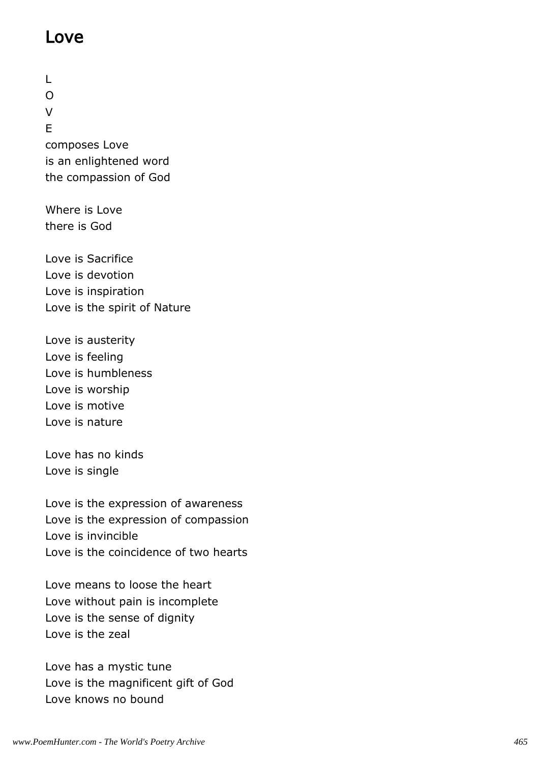## Love

L  
O  
V  
E  
composes Love  
is an enlightened word  
the compassion of God

Where is Love  
there is God

Love is Sacrifice  
Love is devotion  
Love is inspiration  
Love is the spirit of Nature

Love is austerity  
Love is feeling  
Love is humbleness  
Love is worship  
Love is motive  
Love is nature

Love has no kinds  
Love is single

Love is the expression of awareness  
Love is the expression of compassion  
Love is invincible  
Love is the coincidence of two hearts

Love means to loose the heart  
Love without pain is incomplete  
Love is the sense of dignity  
Love is the zeal

Love has a mystic tune  
Love is the magnificent gift of God  
Love knows no bound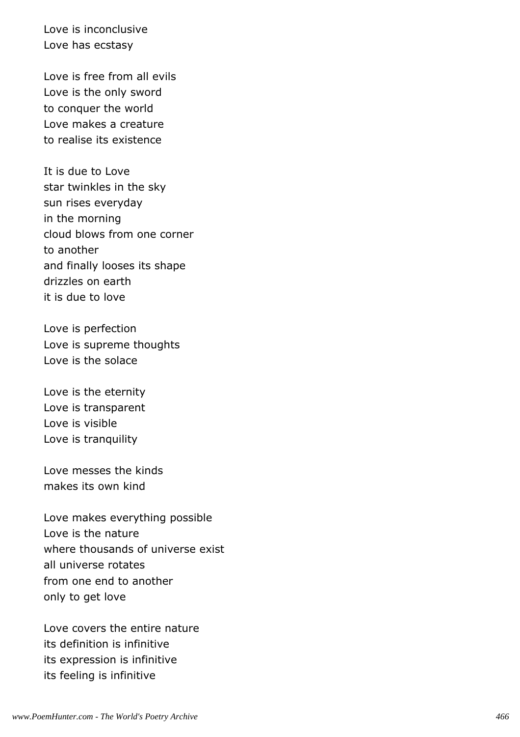Love is inconclusive
Love has ecstasy

Love is free from all evils
Love is the only sword
to conquer the world
Love makes a creature
to realise its existence

It is due to Love
star twinkles in the sky
sun rises everyday
in the morning
cloud blows from one corner
to another
and finally looses its shape
drizzles on earth
it is due to love

Love is perfection
Love is supreme thoughts
Love is the solace

Love is the eternity
Love is transparent
Love is visible
Love is tranquility

Love messes the kinds
makes its own kind

Love makes everything possible
Love is the nature
where thousands of universe exist
all universe rotates
from one end to another
only to get love

Love covers the entire nature
its definition is infinitive
its expression is infinitive
its feeling is infinitive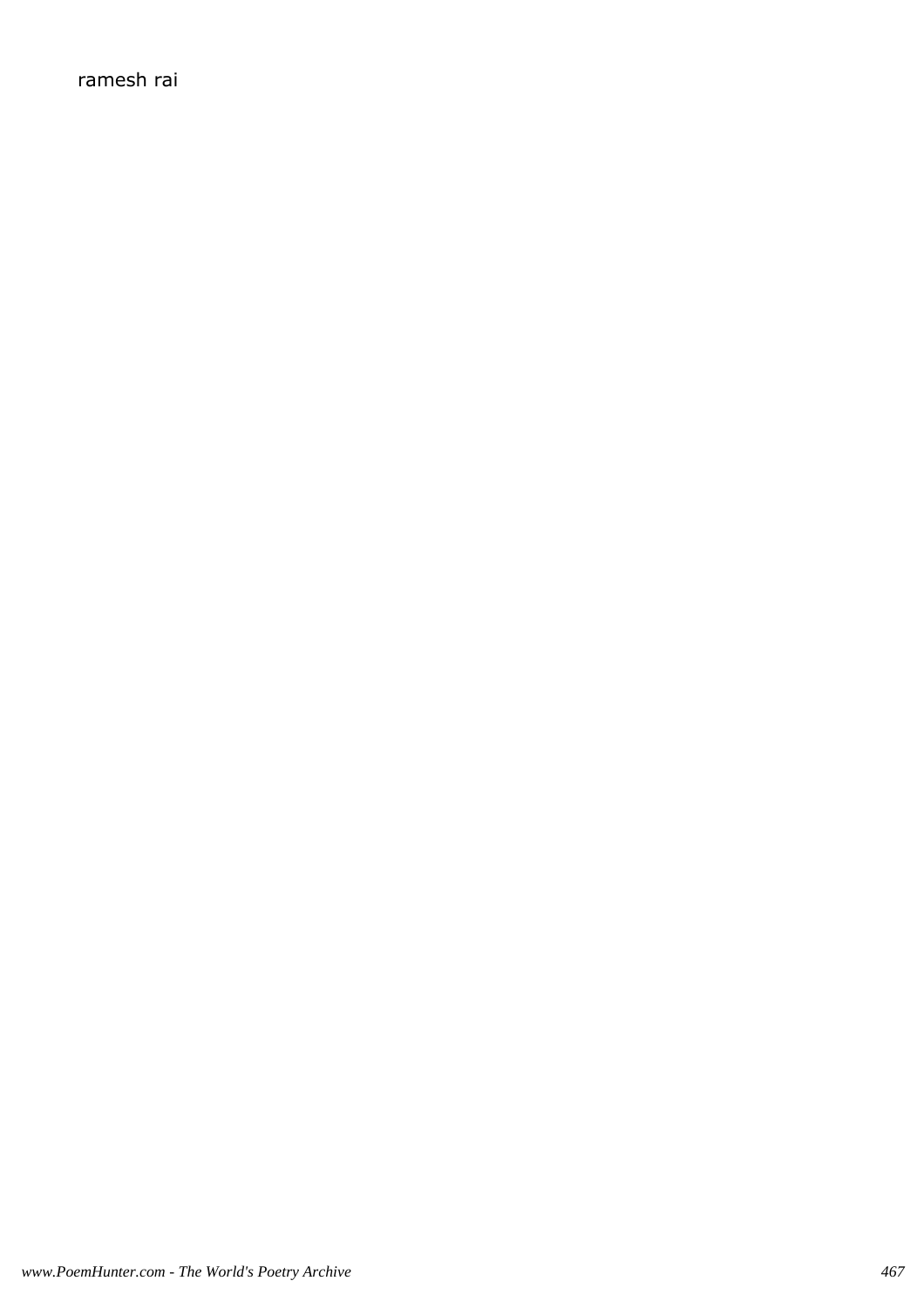ramesh rai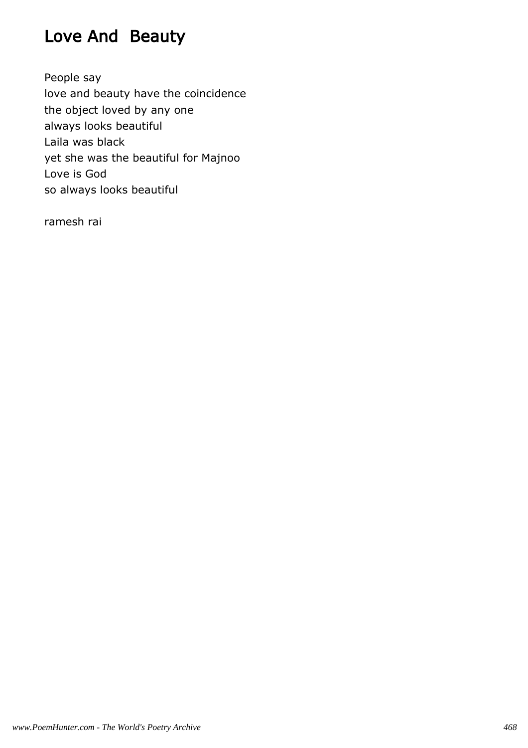# Love And  Beauty

People say  
love and beauty have the coincidence  
the object loved by any one  
always looks beautiful  
Laila was black  
yet she was the beautiful for Majnoo  
Love is God  
so always looks beautiful

ramesh rai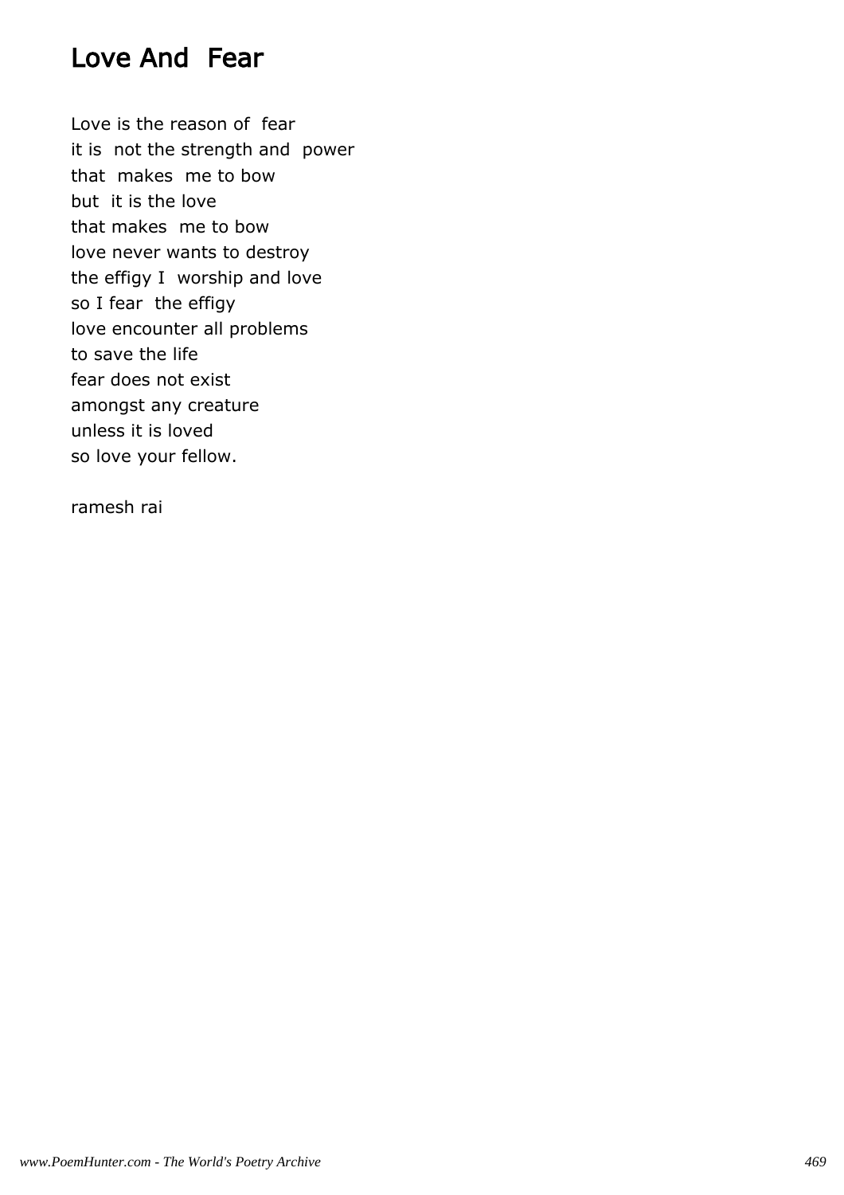# Love And Fear

Love is the reason of fear  
it is not the strength and power  
that makes me to bow  
but it is the love  
that makes me to bow  
love never wants to destroy  
the effigy I worship and love  
so I fear the effigy  
love encounter all problems  
to save the life  
fear does not exist  
amongst any creature  
unless it is loved  
so love your fellow.

ramesh rai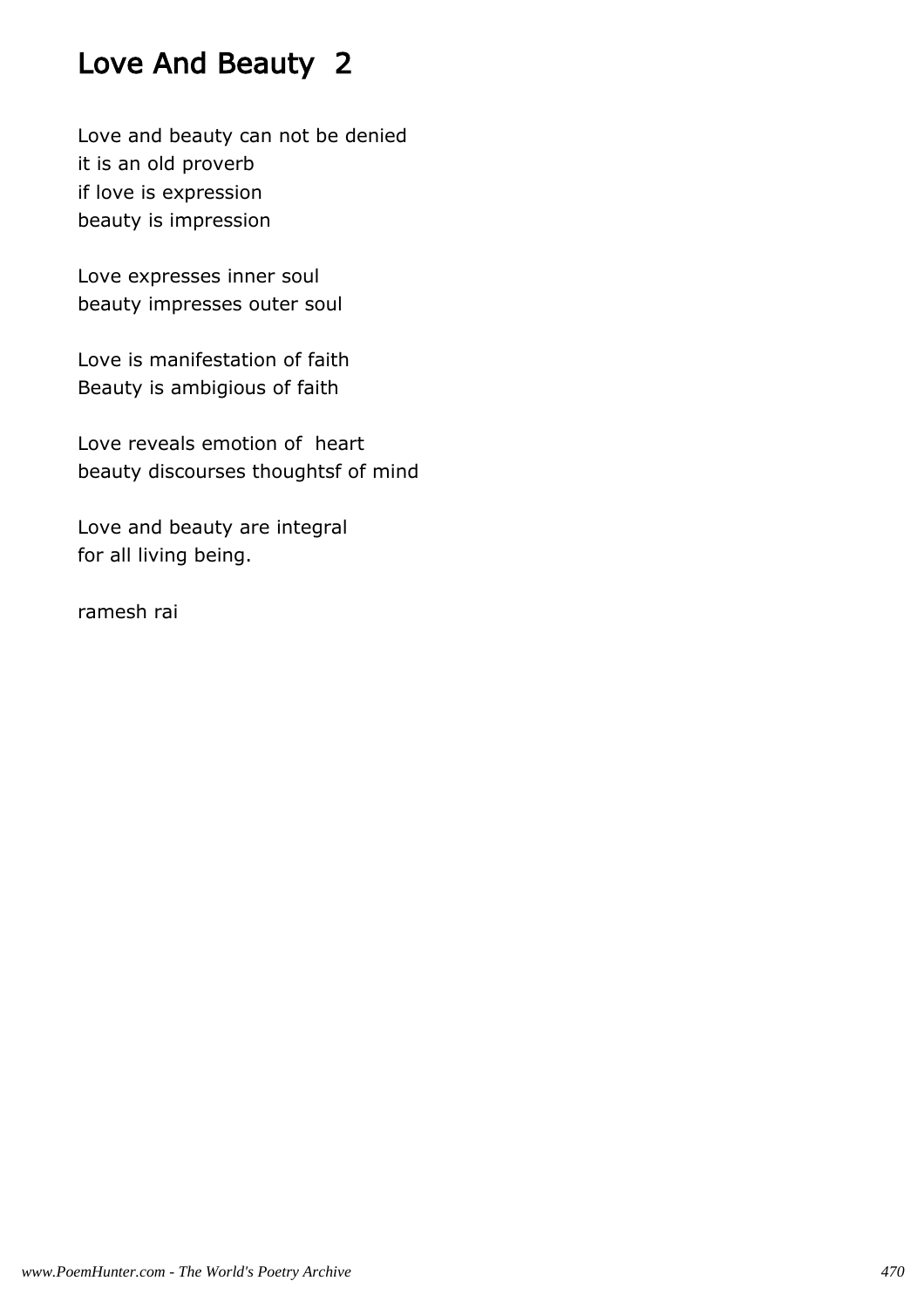# Love And Beauty  2

Love and beauty can not be denied
it is an old proverb
if love is expression
beauty is impression

Love expresses inner soul
beauty impresses outer soul

Love is manifestation of faith
Beauty is ambigious of faith

Love reveals emotion of  heart
beauty discourses thoughtsf of mind

Love and beauty are integral
for all living being.

ramesh rai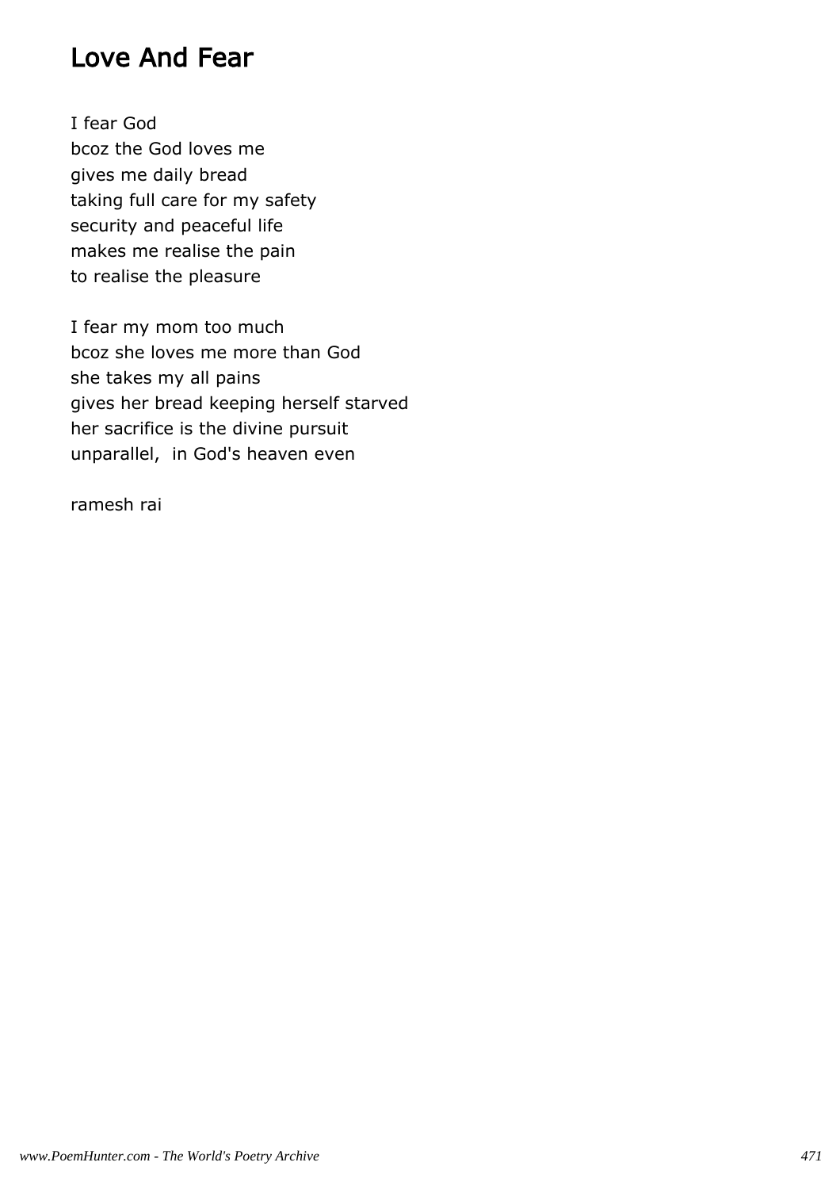# Love And Fear

I fear God  
bcoz the God loves me  
gives me daily bread  
taking full care for my safety  
security and peaceful life  
makes me realise the pain  
to realise the pleasure

I fear my mom too much  
bcoz she loves me more than God  
she takes my all pains  
gives her bread keeping herself starved  
her sacrifice is the divine pursuit  
unparallel,  in God's heaven even

ramesh rai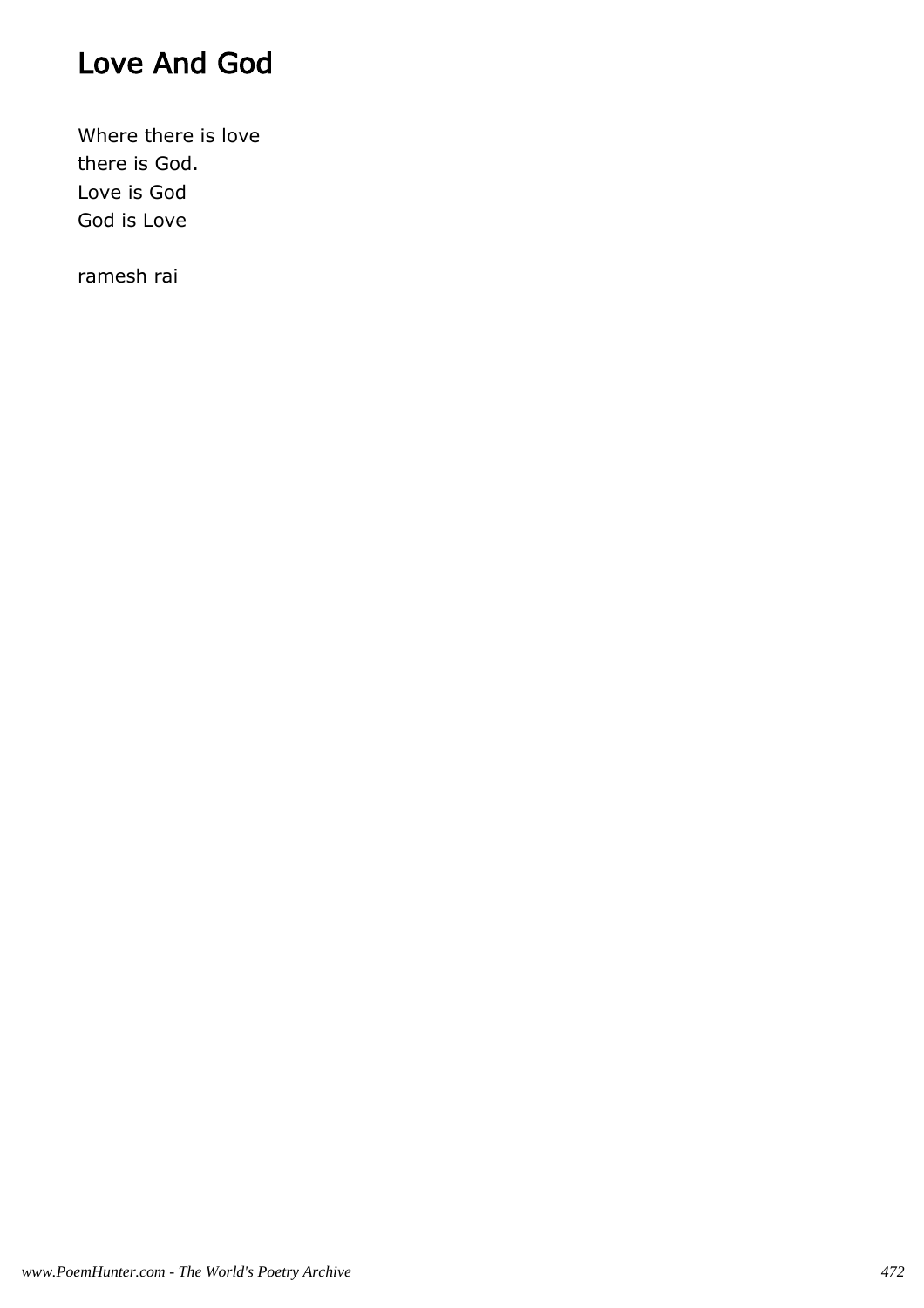# Love And God

Where there is love
there is God.
Love is God
God is Love

ramesh rai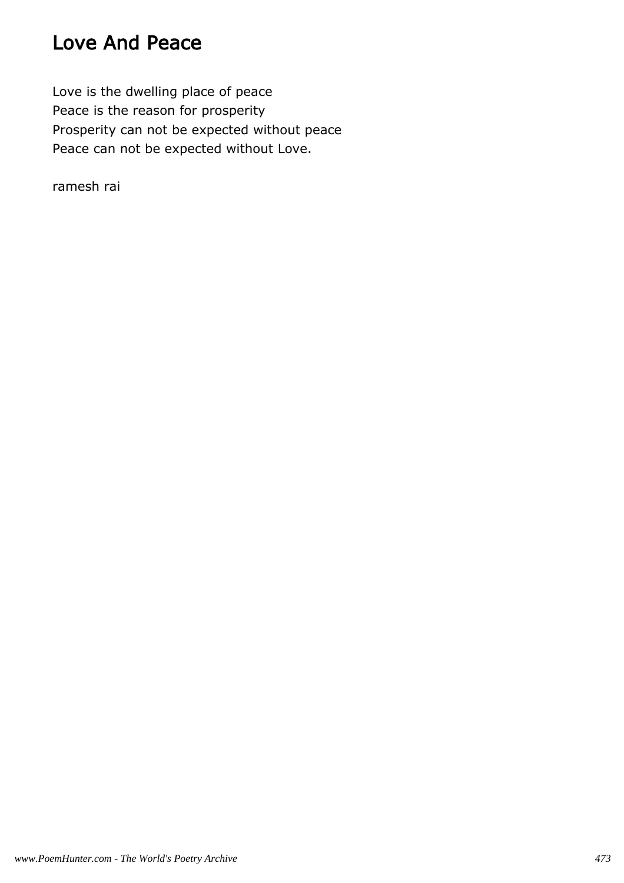# Love And Peace

Love is the dwelling place of peace
Peace is the reason for prosperity
Prosperity can not be expected without peace
Peace can not be expected without Love.

ramesh rai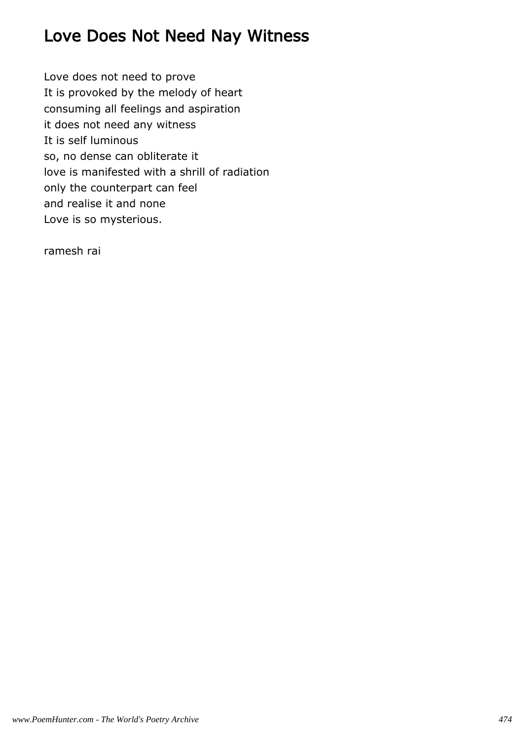## Love Does Not Need Nay Witness

Love does not need to prove
It is provoked by the melody of heart
consuming all feelings and aspiration
it does not need any witness
It is self luminous
so, no dense can obliterate it
love is manifested with a shrill of radiation
only the counterpart can feel
and realise it and none
Love is so mysterious.

ramesh rai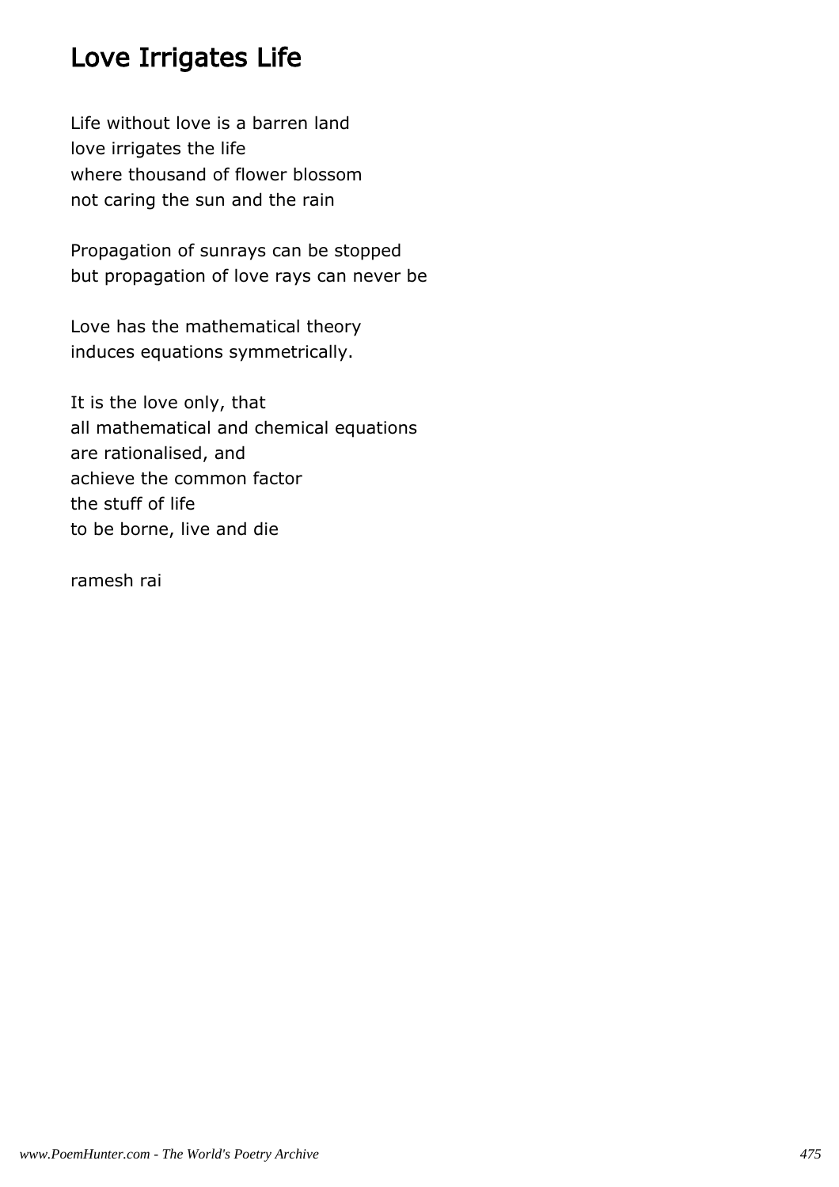# Love Irrigates Life

Life without love is a barren land  
love irrigates the life  
where thousand of flower blossom  
not caring the sun and the rain

Propagation of sunrays can be stopped  
but propagation of love rays can never be

Love has the mathematical theory  
induces equations symmetrically.

It is the love only, that  
all mathematical and chemical equations  
are rationalised, and  
achieve the common factor  
the stuff of life  
to be borne, live and die

ramesh rai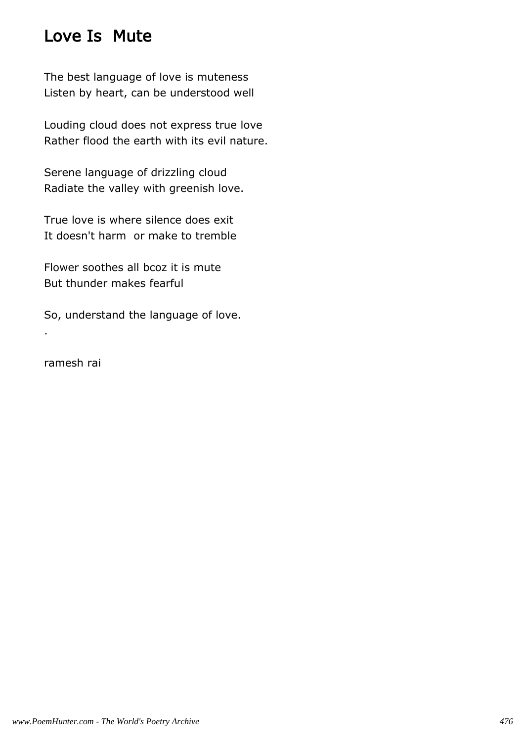# Love Is  Mute

The best language of love is muteness
Listen by heart, can be understood well

Louding cloud does not express true love
Rather flood the earth with its evil nature.

Serene language of drizzling cloud
Radiate the valley with greenish love.

True love is where silence does exit
It doesn't harm  or make to tremble

Flower soothes all bcoz it is mute
But thunder makes fearful

So, understand the language of love.
.

ramesh rai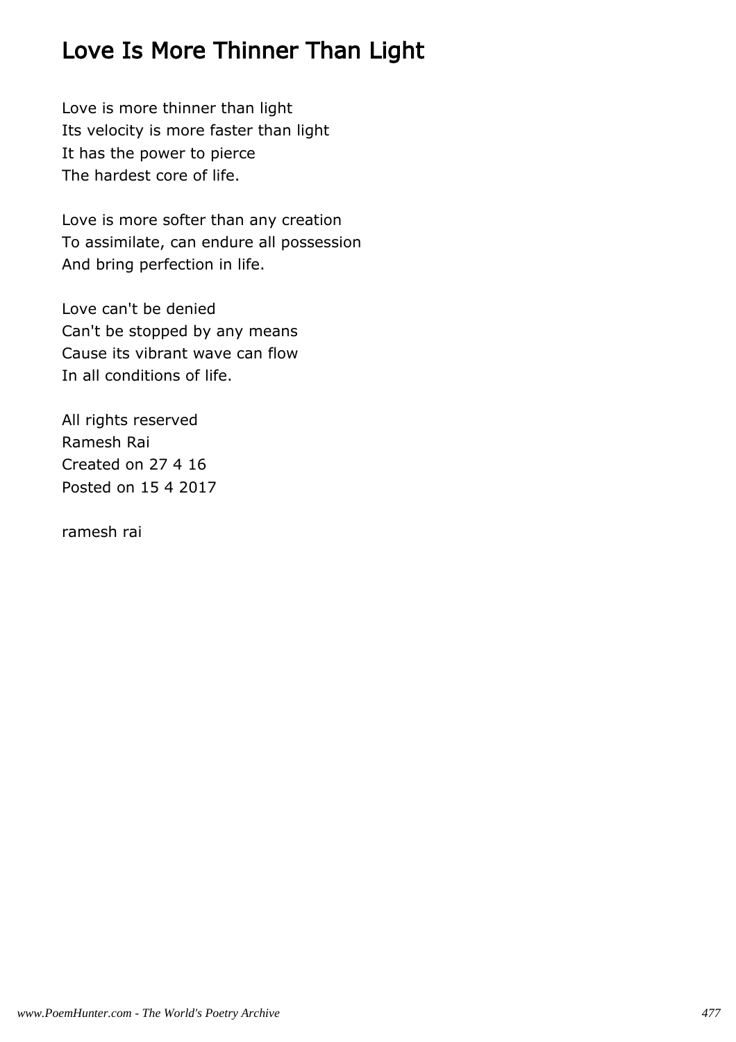# Love Is More Thinner Than Light

Love is more thinner than light
Its velocity is more faster than light
It has the power to pierce
The hardest core of life.

Love is more softer than any creation
To assimilate, can endure all possession
And bring perfection in life.

Love can't be denied
Can't be stopped by any means
Cause its vibrant wave can flow
In all conditions of life.

All rights reserved
Ramesh Rai
Created on 27 4 16
Posted on 15 4 2017

ramesh rai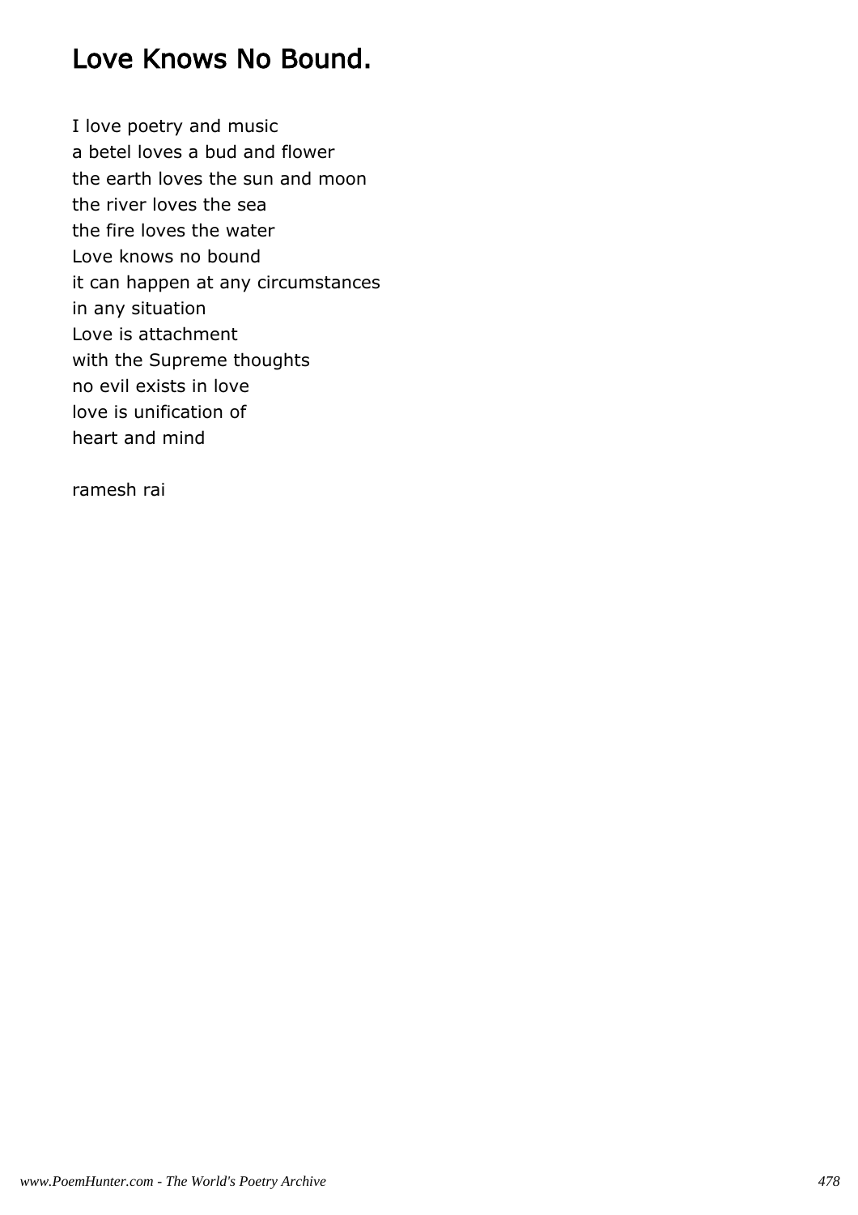# Love Knows No Bound.

I love poetry and music  
a betel loves a bud and flower  
the earth loves the sun and moon  
the river loves the sea  
the fire loves the water  
Love knows no bound  
it can happen at any circumstances  
in any situation  
Love is attachment  
with the Supreme thoughts  
no evil exists in love  
love is unification of  
heart and mind

ramesh rai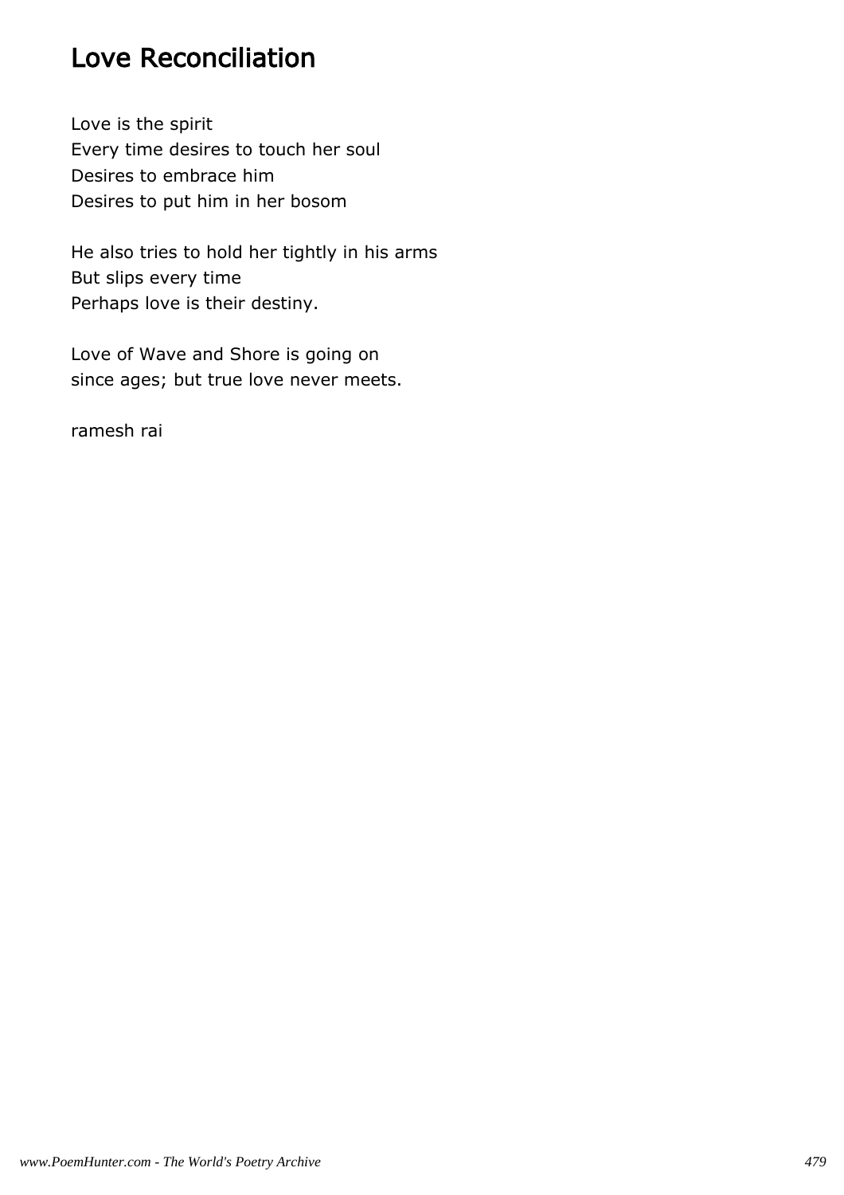# Love Reconciliation

Love is the spirit
Every time desires to touch her soul
Desires to embrace him
Desires to put him in her bosom

He also tries to hold her tightly in his arms
But slips every time
Perhaps love is their destiny.

Love of Wave and Shore is going on
since ages; but true love never meets.

ramesh rai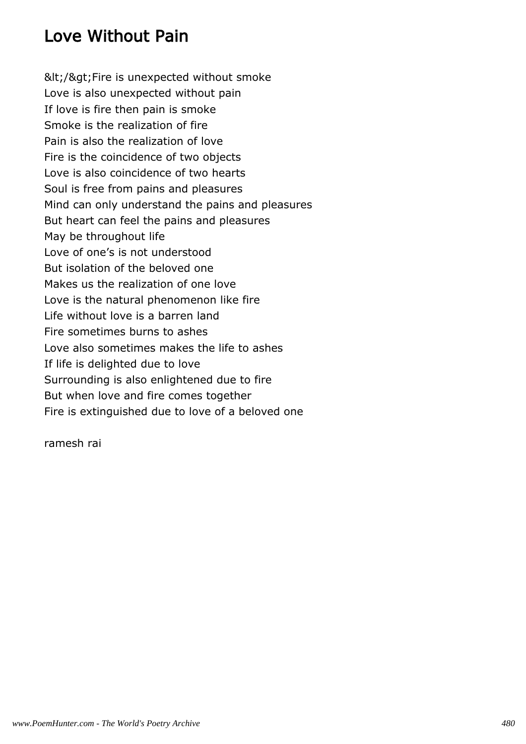# Love Without Pain

&lt;/&gt;Fire is unexpected without smoke
Love is also unexpected without pain
If love is fire then pain is smoke
Smoke is the realization of fire
Pain is also the realization of love
Fire is the coincidence of two objects
Love is also coincidence of two hearts
Soul is free from pains and pleasures
Mind can only understand the pains and pleasures
But heart can feel the pains and pleasures
May be throughout life
Love of one's is not understood
But isolation of the beloved one
Makes us the realization of one love
Love is the natural phenomenon like fire
Life without love is a barren land
Fire sometimes burns to ashes
Love also sometimes makes the life to ashes
If life is delighted due to love
Surrounding is also enlightened due to fire
But when love and fire comes together
Fire is extinguished due to love of a beloved one

ramesh rai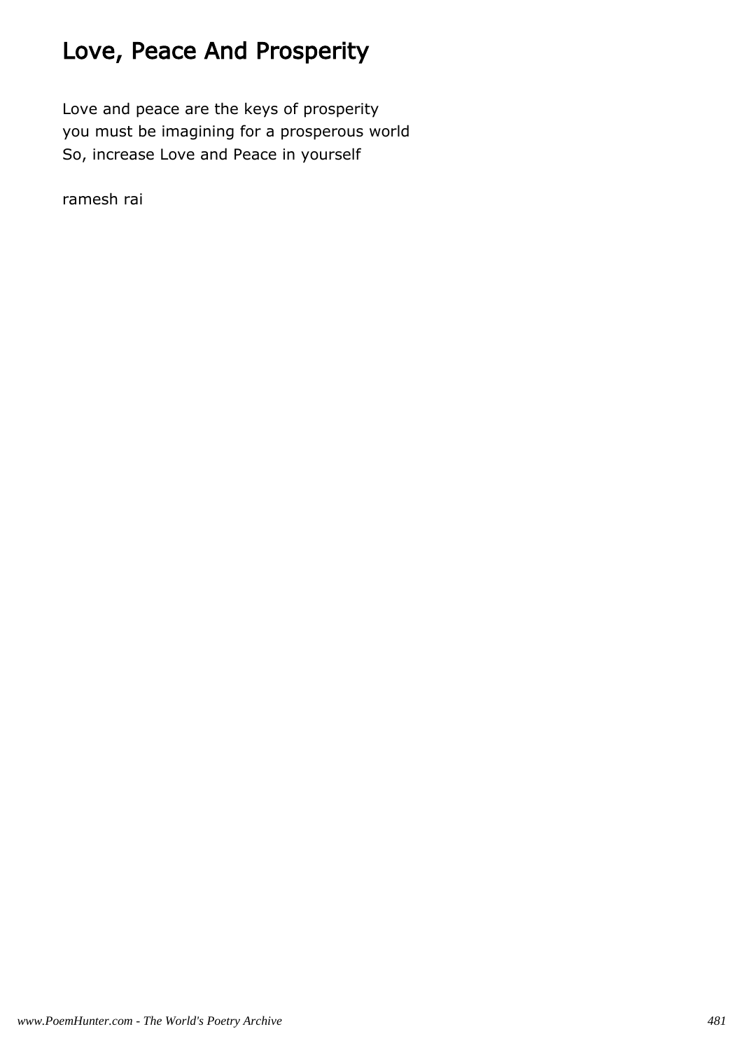# Love, Peace And Prosperity

Love and peace are the keys of prosperity
you must be imagining for a prosperous world
So, increase Love and Peace in yourself

ramesh rai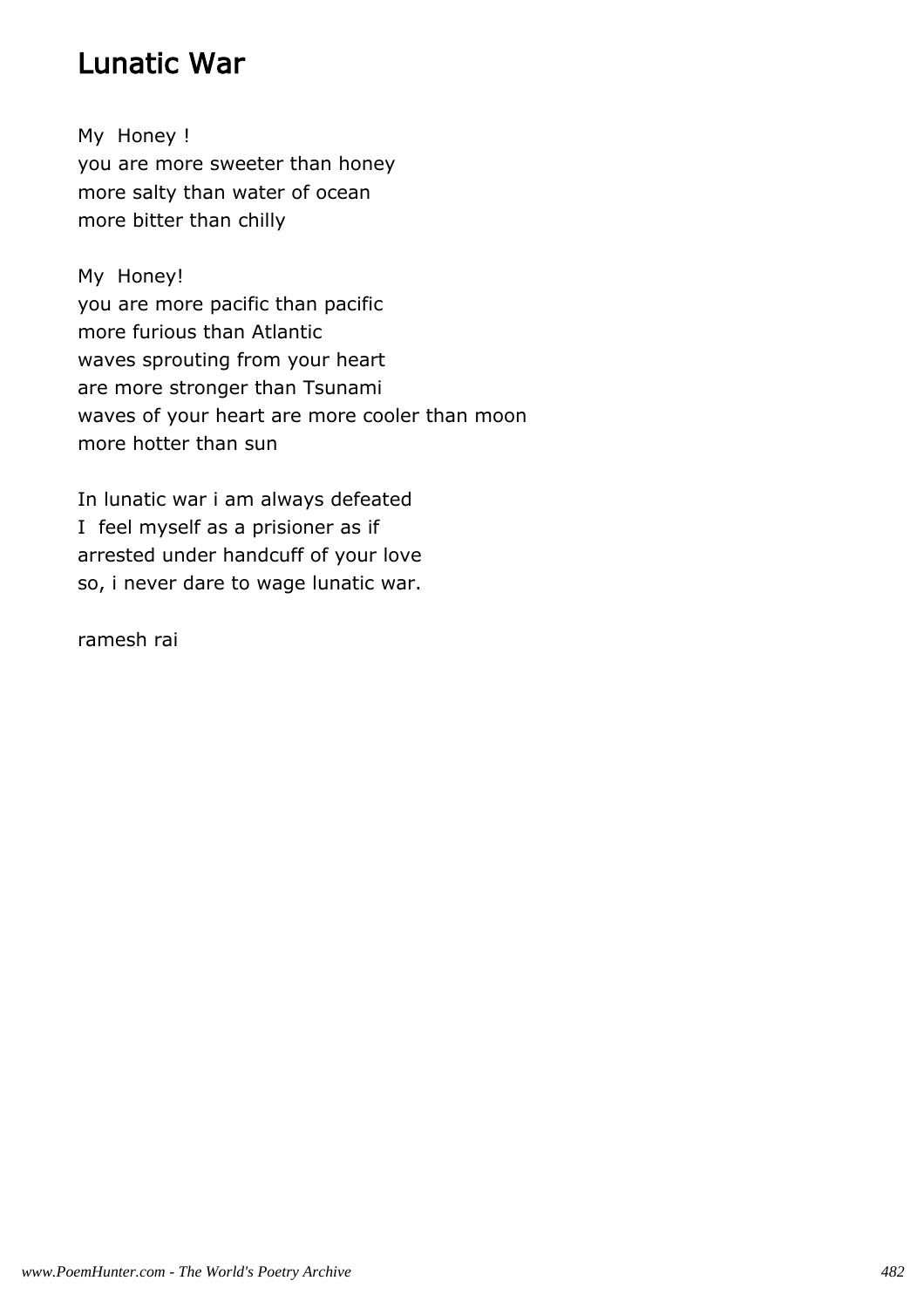# Lunatic War

My Honey !
you are more sweeter than honey
more salty than water of ocean
more bitter than chilly

My Honey!
you are more pacific than pacific
more furious than Atlantic
waves sprouting from your heart
are more stronger than Tsunami
waves of your heart are more cooler than moon
more hotter than sun

In lunatic war i am always defeated
I feel myself as a prisioner as if
arrested under handcuff of your love
so, i never dare to wage lunatic war.

ramesh rai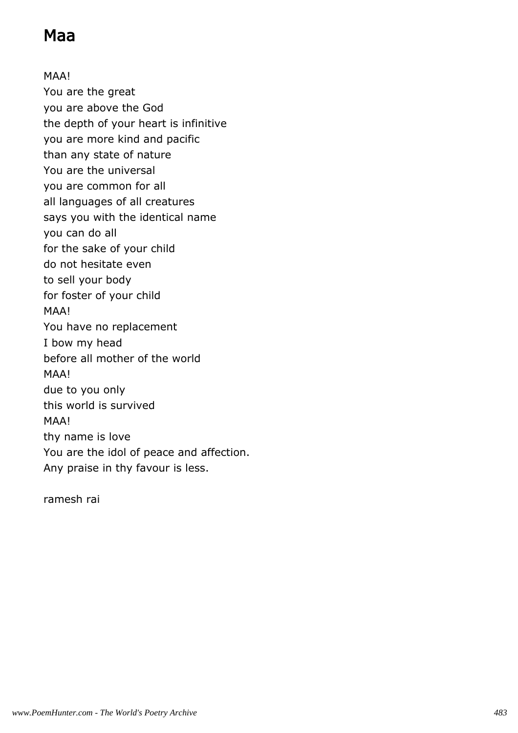# Maa

MAA!
You are the great
you are above the God
the depth of your heart is infinitive
you are more kind and pacific
than any state of nature
You are the universal
you are common for all
all languages of all creatures
says you with the identical name
you can do all
for the sake of your child
do not hesitate even
to sell your body
for foster of your child
MAA!
You have no replacement
I bow my head
before all mother of the world
MAA!
due to you only
this world is survived
MAA!
thy name is love
You are the idol of peace and affection.
Any praise in thy favour is less.

ramesh rai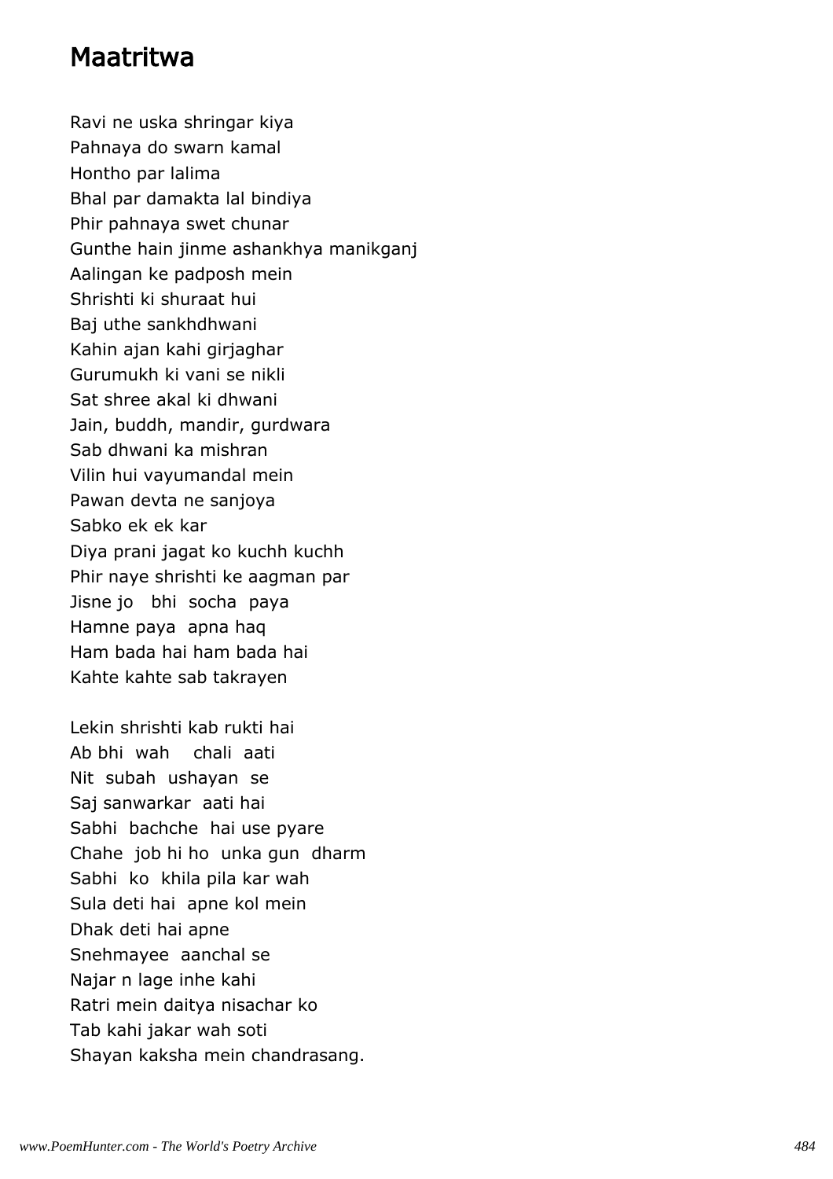# Maatritwa

Ravi ne uska shringar kiya
Pahnaya do swarn kamal
Hontho par lalima
Bhal par damakta lal bindiya
Phir pahnaya swet chunar
Gunthe hain jinme ashankhya manikganj
Aalingan ke padposh mein
Shrishti ki shuraat hui
Baj uthe sankhdhwani
Kahin ajan kahi girjaghar
Gurumukh ki vani se nikli
Sat shree akal ki dhwani
Jain, buddh, mandir, gurdwara
Sab dhwani ka mishran
Vilin hui vayumandal mein
Pawan devta ne sanjoya
Sabko ek ek kar
Diya prani jagat ko kuchh kuchh
Phir naye shrishti ke aagman par
Jisne jo bhi socha paya
Hamne paya apna haq
Ham bada hai ham bada hai
Kahte kahte sab takrayen

Lekin shrishti kab rukti hai
Ab bhi wah chali aati
Nit subah ushayan se
Saj sanwarkar aati hai
Sabhi bachche hai use pyare
Chahe job hi ho unka gun dharm
Sabhi ko khila pila kar wah
Sula deti hai apne kol mein
Dhak deti hai apne
Snehmayee aanchal se
Najar n lage inhe kahi
Ratri mein daitya nisachar ko
Tab kahi jakar wah soti
Shayan kaksha mein chandrasang.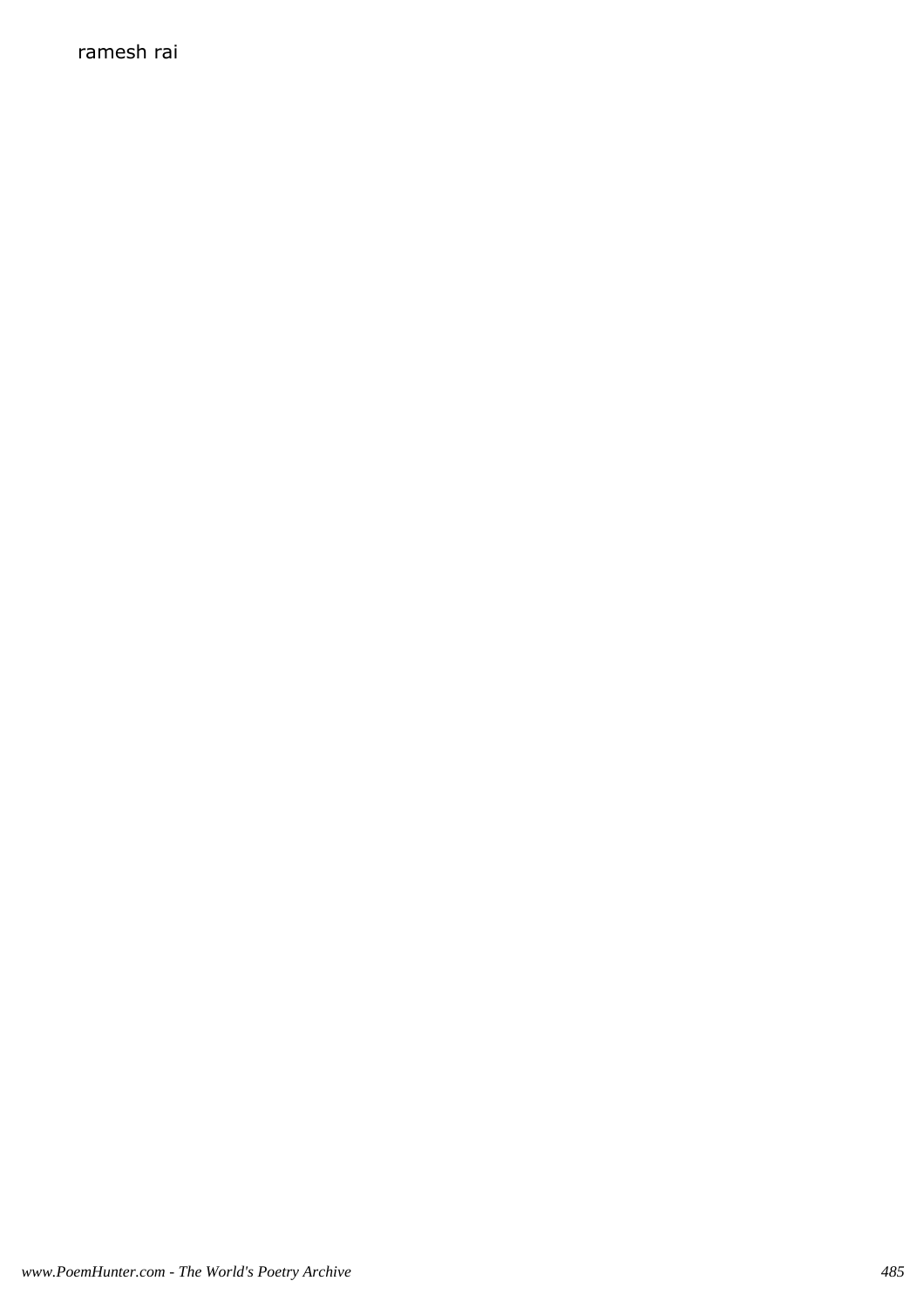ramesh rai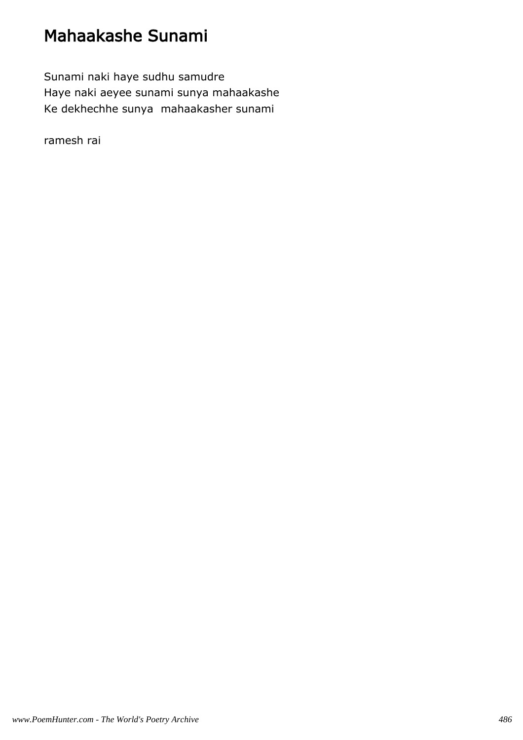# Mahaakashe Sunami

Sunami naki haye sudhu samudre
Haye naki aeyee sunami sunya mahaakashe
Ke dekhechhe sunya  mahaakasher sunami

ramesh rai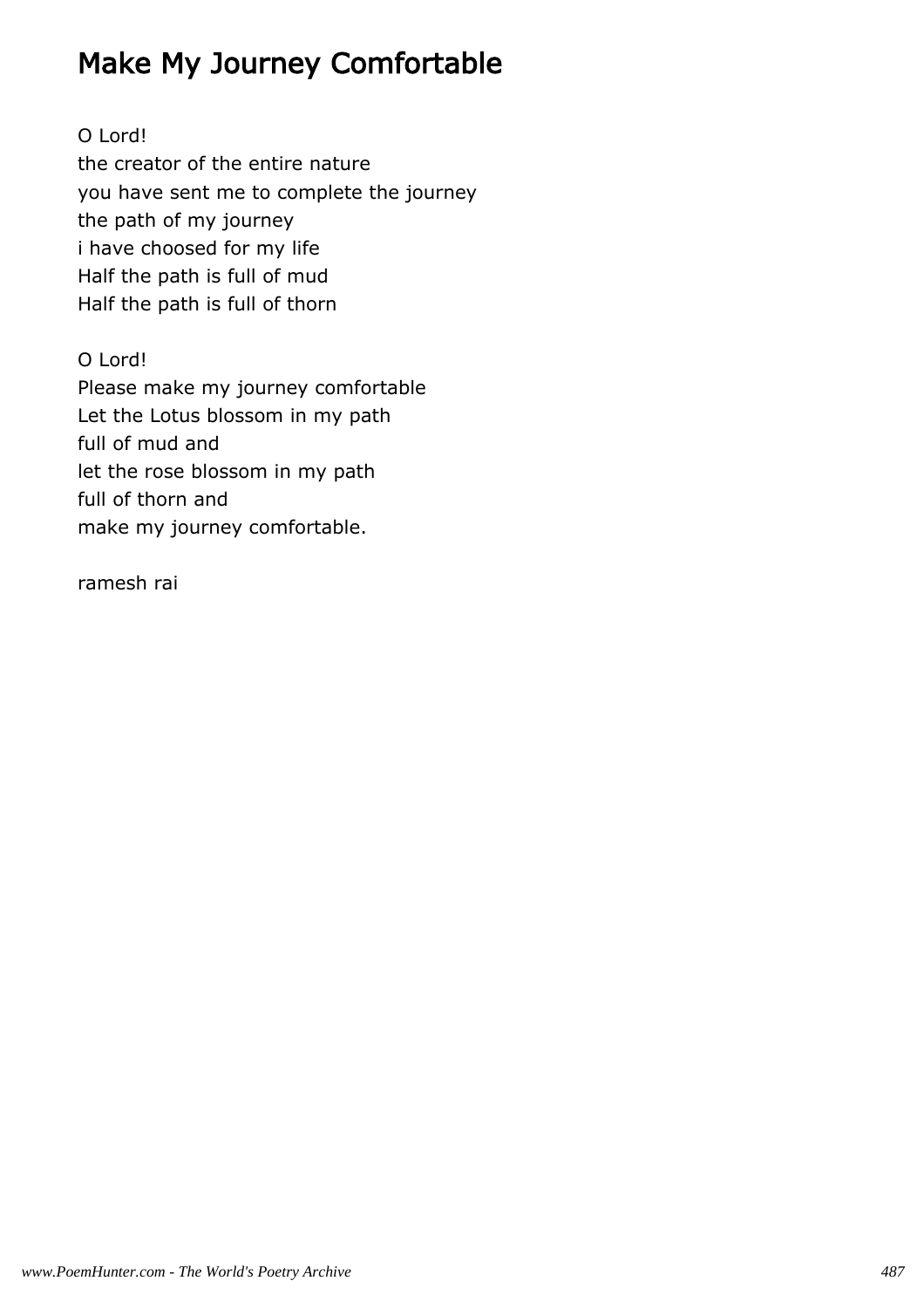# Make My Journey Comfortable

O Lord!
the creator of the entire nature
you have sent me to complete the journey
the path of my journey
i have choosed for my life
Half the path is full of mud
Half the path is full of thorn

O Lord!
Please make my journey comfortable
Let the Lotus blossom in my path
full of mud and
let the rose blossom in my path
full of thorn and
make my journey comfortable.

ramesh rai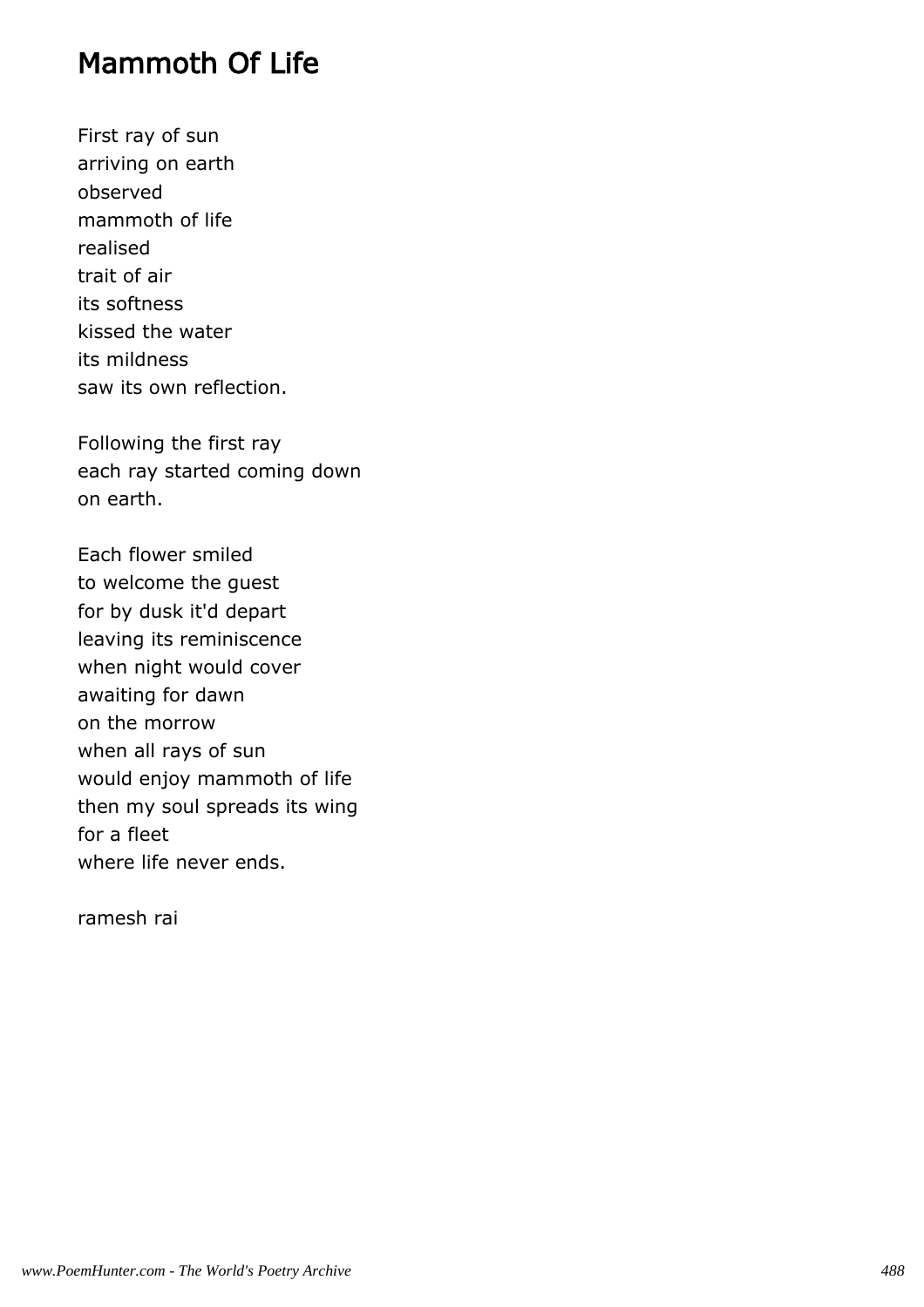# Mammoth Of Life

First ray of sun
arriving on earth
observed
mammoth of life
realised
trait of air
its softness
kissed the water
its mildness
saw its own reflection.

Following the first ray
each ray started coming down
on earth.

Each flower smiled
to welcome the guest
for by dusk it'd depart
leaving its reminiscence
when night would cover
awaiting for dawn
on the morrow
when all rays of sun
would enjoy mammoth of life
then my soul spreads its wing
for a fleet
where life never ends.

ramesh rai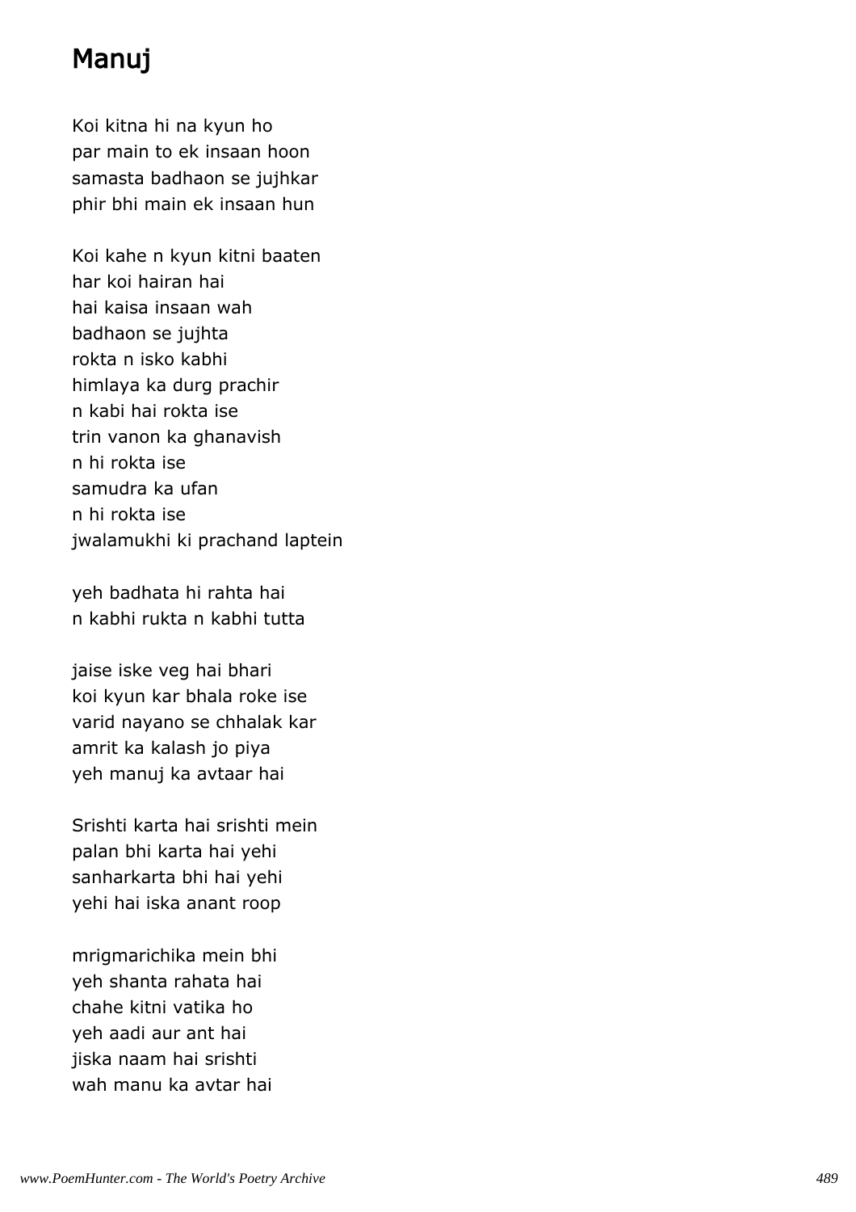# Manuj

Koi kitna hi na kyun ho  
par main to ek insaan hoon  
samasta badhaon se jujhkar  
phir bhi main ek insaan hun

Koi kahe n kyun kitni baaten  
har koi hairan hai  
hai kaisa insaan wah  
badhaon se jujhta  
rokta n isko kabhi  
himlaya ka durg prachir  
n kabi hai rokta ise  
trin vanon ka ghanavish  
n hi rokta ise  
samudra ka ufan  
n hi rokta ise  
jwalamukhi ki prachand laptein

yeh badhata hi rahta hai  
n kabhi rukta n kabhi tutta

jaise iske veg hai bhari  
koi kyun kar bhala roke ise  
varid nayano se chhalak kar  
amrit ka kalash jo piya  
yeh manuj ka avtaar hai

Srishti karta hai srishti mein  
palan bhi karta hai yehi  
sanharkarta bhi hai yehi  
yehi hai iska anant roop

mrigmarichika mein bhi  
yeh shanta rahata hai  
chahe kitni vatika ho  
yeh aadi aur ant hai  
jiska naam hai srishti  
wah manu ka avtar hai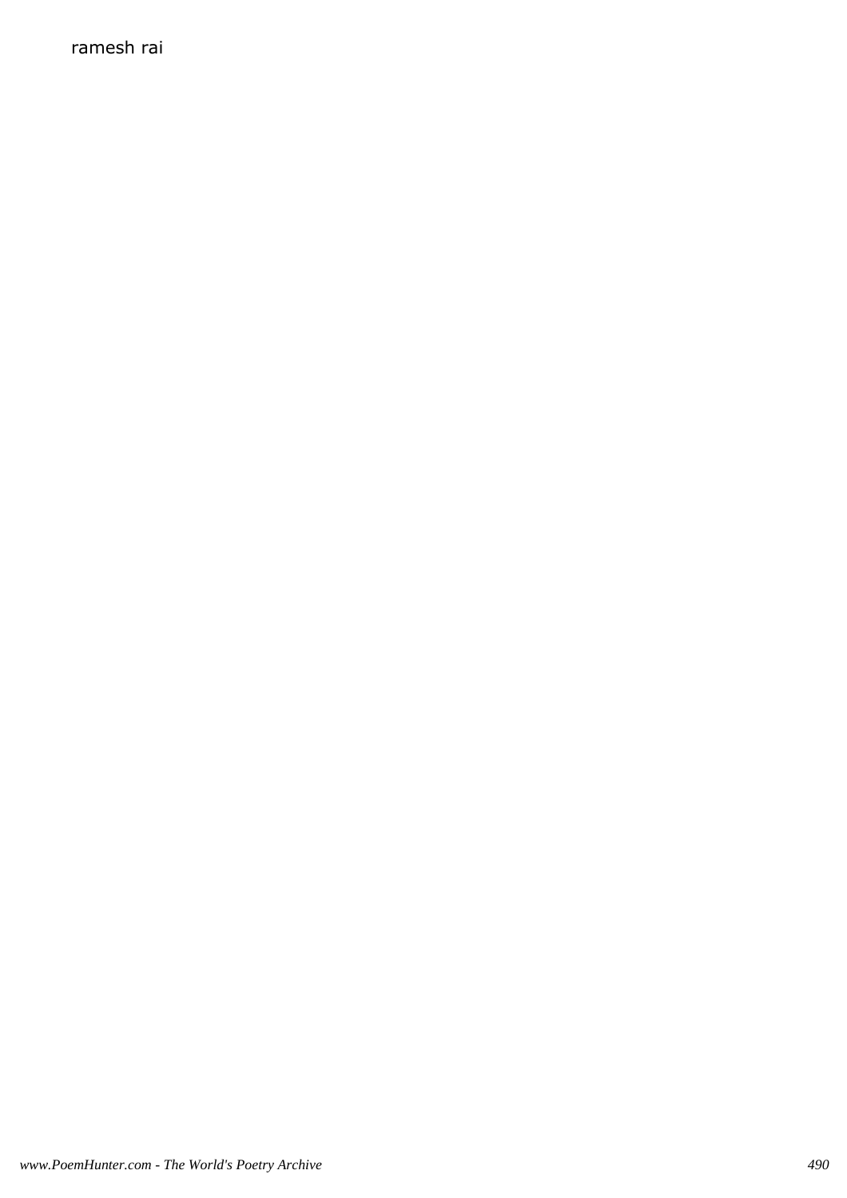ramesh rai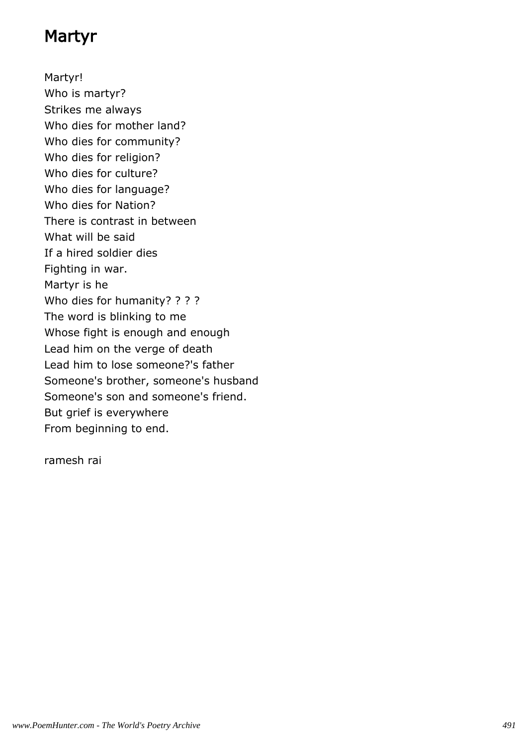# Martyr

Martyr!
Who is martyr?
Strikes me always
Who dies for mother land?
Who dies for community?
Who dies for religion?
Who dies for culture?
Who dies for language?
Who dies for Nation?
There is contrast in between
What will be said
If a hired soldier dies
Fighting in war.
Martyr is he
Who dies for humanity? ? ? ?
The word is blinking to me
Whose fight is enough and enough
Lead him on the verge of death
Lead him to lose someone?'s father
Someone's brother, someone's husband
Someone's son and someone's friend.
But grief is everywhere
From beginning to end.

ramesh rai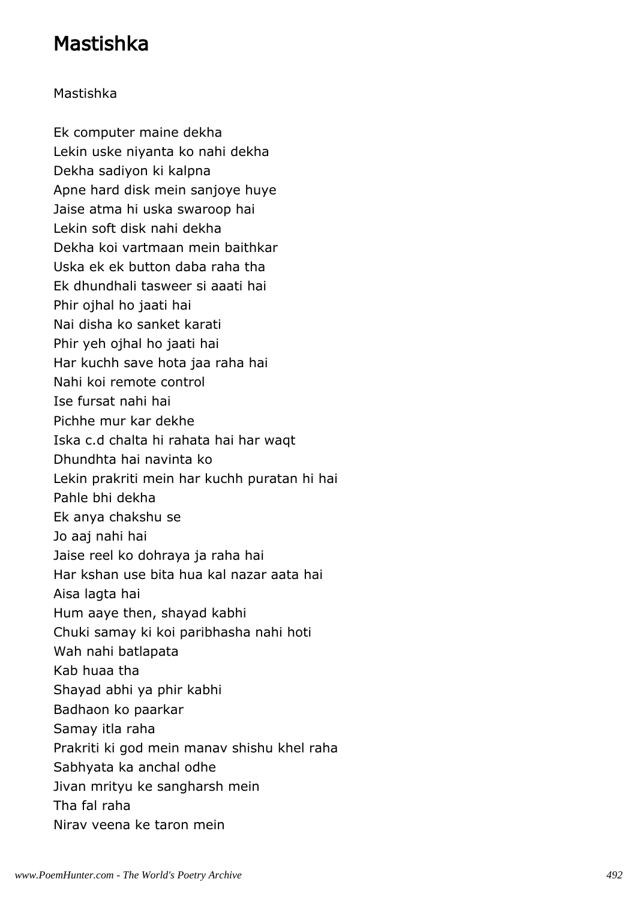# Mastishka

Mastishka

Ek computer maine dekha
Lekin uske niyanta ko nahi dekha
Dekha sadiyon ki kalpna
Apne hard disk mein sanjoye huye
Jaise atma hi uska swaroop hai
Lekin soft disk nahi dekha
Dekha koi vartmaan mein baithkar
Uska ek ek button daba raha tha
Ek dhundhali tasweer si aaati hai
Phir ojhal ho jaati hai
Nai disha ko sanket karati
Phir yeh ojhal ho jaati hai
Har kuchh save hota jaa raha hai
Nahi koi remote control
Ise fursat nahi hai
Pichhe mur kar dekhe
Iska c.d chalta hi rahata hai har waqt
Dhundhta hai navinta ko
Lekin prakriti mein har kuchh puratan hi hai
Pahle bhi dekha
Ek anya chakshu se
Jo aaj nahi hai
Jaise reel ko dohraya ja raha hai
Har kshan use bita hua kal nazar aata hai
Aisa lagta hai
Hum aaye then, shayad kabhi
Chuki samay ki koi paribhasha nahi hoti
Wah nahi batlapata
Kab huaa tha
Shayad abhi ya phir kabhi
Badhaon ko paarkar
Samay itla raha
Prakriti ki god mein manav shishu khel raha
Sabhyata ka anchal odhe
Jivan mrityu ke sangharsh mein
Tha fal raha
Nirav veena ke taron mein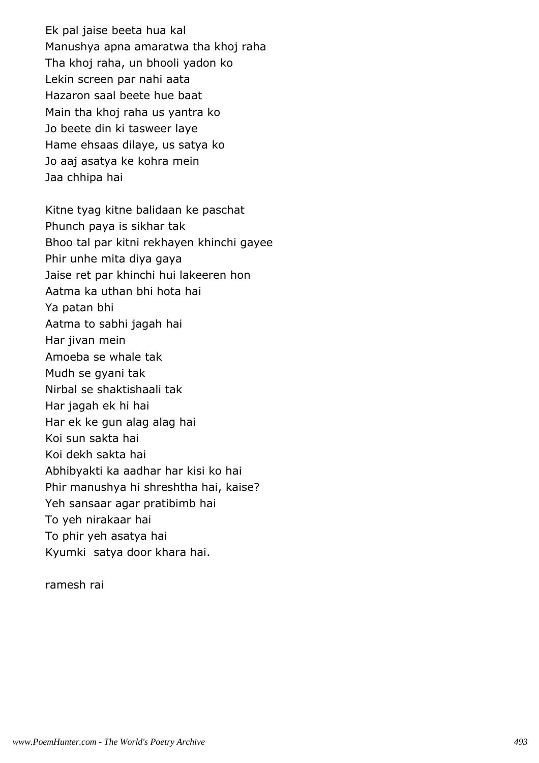Ek pal jaise beeta hua kal
Manushya apna amaratwa tha khoj raha
Tha khoj raha, un bhooli yadon ko
Lekin screen par nahi aata
Hazaron saal beete hue baat
Main tha khoj raha us yantra ko
Jo beete din ki tasweer laye
Hame ehsaas dilaye, us satya ko
Jo aaj asatya ke kohra mein
Jaa chhipa hai

Kitne tyag kitne balidaan ke paschat
Phunch paya is sikhar tak
Bhoo tal par kitni rekhayen khinchi gayee
Phir unhe mita diya gaya
Jaise ret par khinchi hui lakeeren hon
Aatma ka uthan bhi hota hai
Ya patan bhi
Aatma to sabhi jagah hai
Har jivan mein
Amoeba se whale tak
Mudh se gyani tak
Nirbal se shaktishaali tak
Har jagah ek hi hai
Har ek ke gun alag alag hai
Koi sun sakta hai
Koi dekh sakta hai
Abhibyakti ka aadhar har kisi ko hai
Phir manushya hi shreshtha hai, kaise?
Yeh sansaar agar pratibimb hai
To yeh nirakaar hai
To phir yeh asatya hai
Kyumki  satya door khara hai.

ramesh rai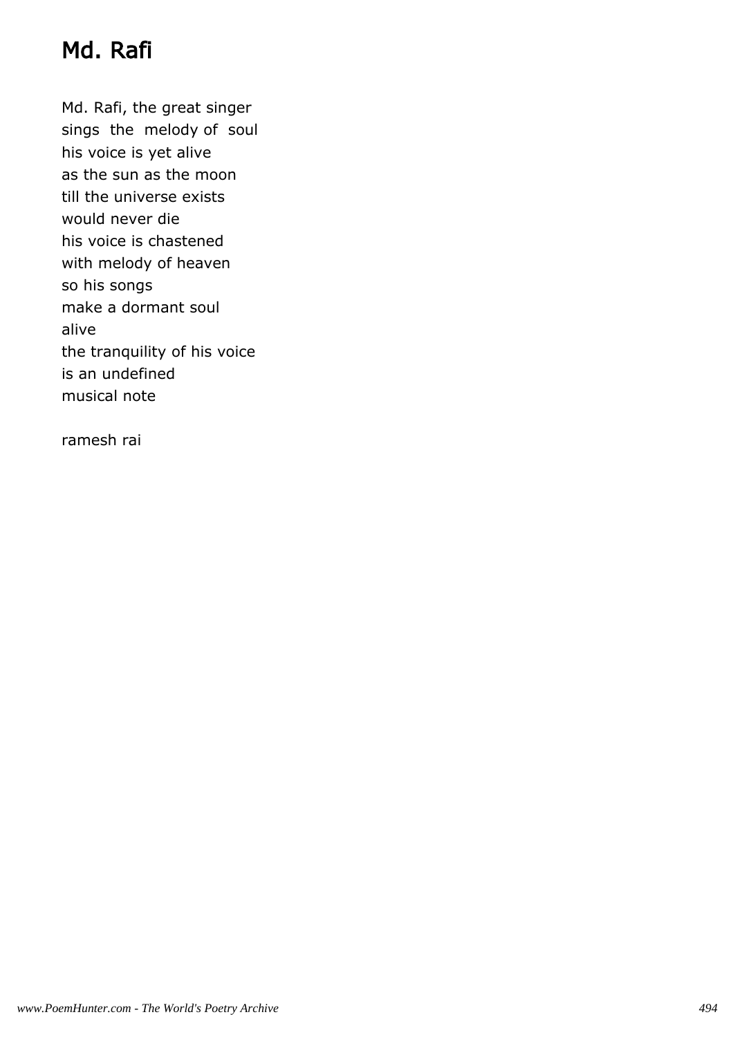# Md. Rafi

Md. Rafi, the great singer
sings the melody of soul
his voice is yet alive
as the sun as the moon
till the universe exists
would never die
his voice is chastened
with melody of heaven
so his songs
make a dormant soul
alive
the tranquility of his voice
is an undefined
musical note

ramesh rai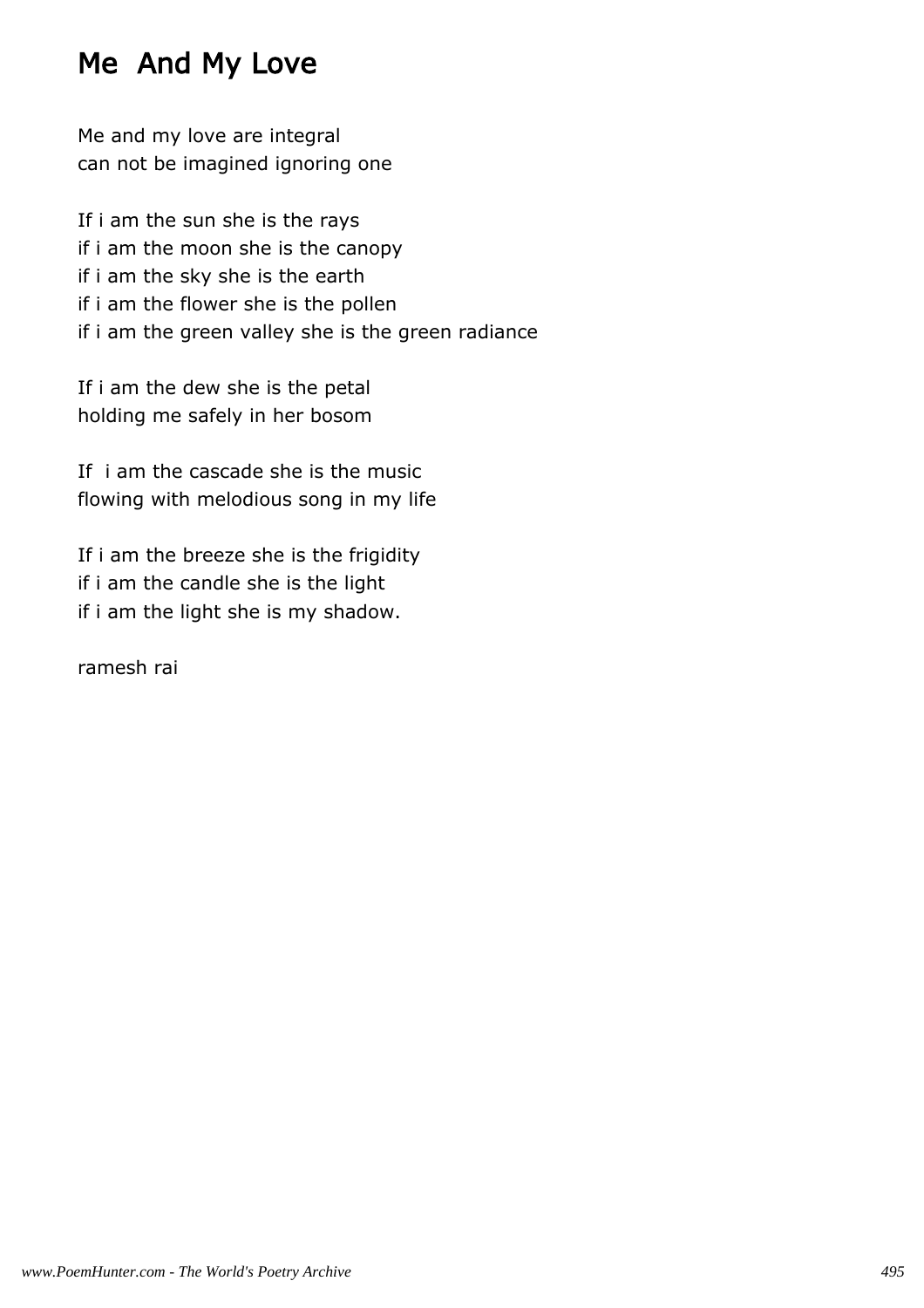# Me And My Love

Me and my love are integral
can not be imagined ignoring one

If i am the sun she is the rays
if i am the moon she is the canopy
if i am the sky she is the earth
if i am the flower she is the pollen
if i am the green valley she is the green radiance

If i am the dew she is the petal
holding me safely in her bosom

If i am the cascade she is the music
flowing with melodious song in my life

If i am the breeze she is the frigidity
if i am the candle she is the light
if i am the light she is my shadow.

ramesh rai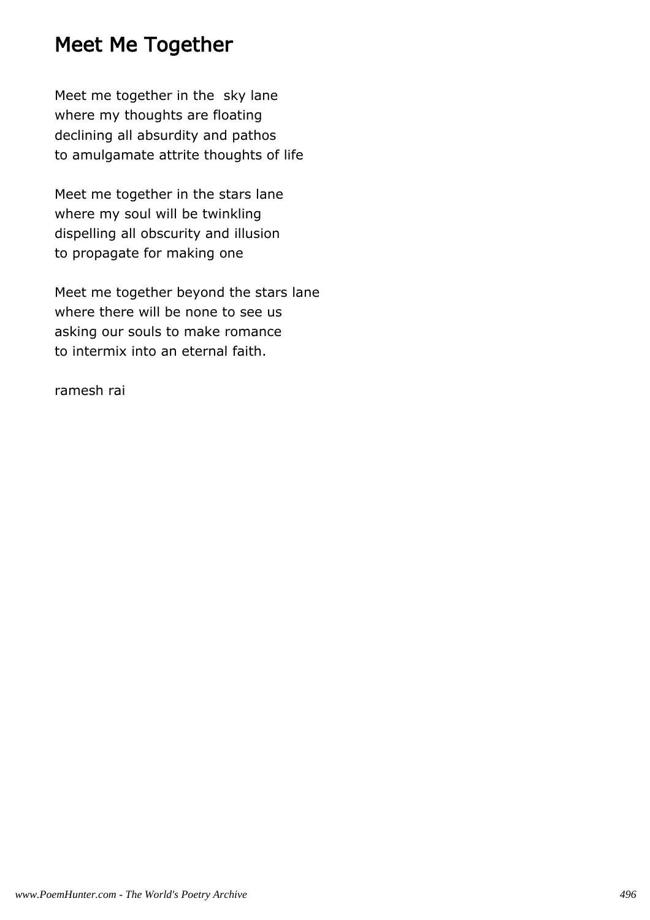## Meet Me Together

Meet me together in the  sky lane
where my thoughts are floating
declining all absurdity and pathos
to amulgamate attrite thoughts of life

Meet me together in the stars lane
where my soul will be twinkling
dispelling all obscurity and illusion
to propagate for making one

Meet me together beyond the stars lane
where there will be none to see us
asking our souls to make romance
to intermix into an eternal faith.

ramesh rai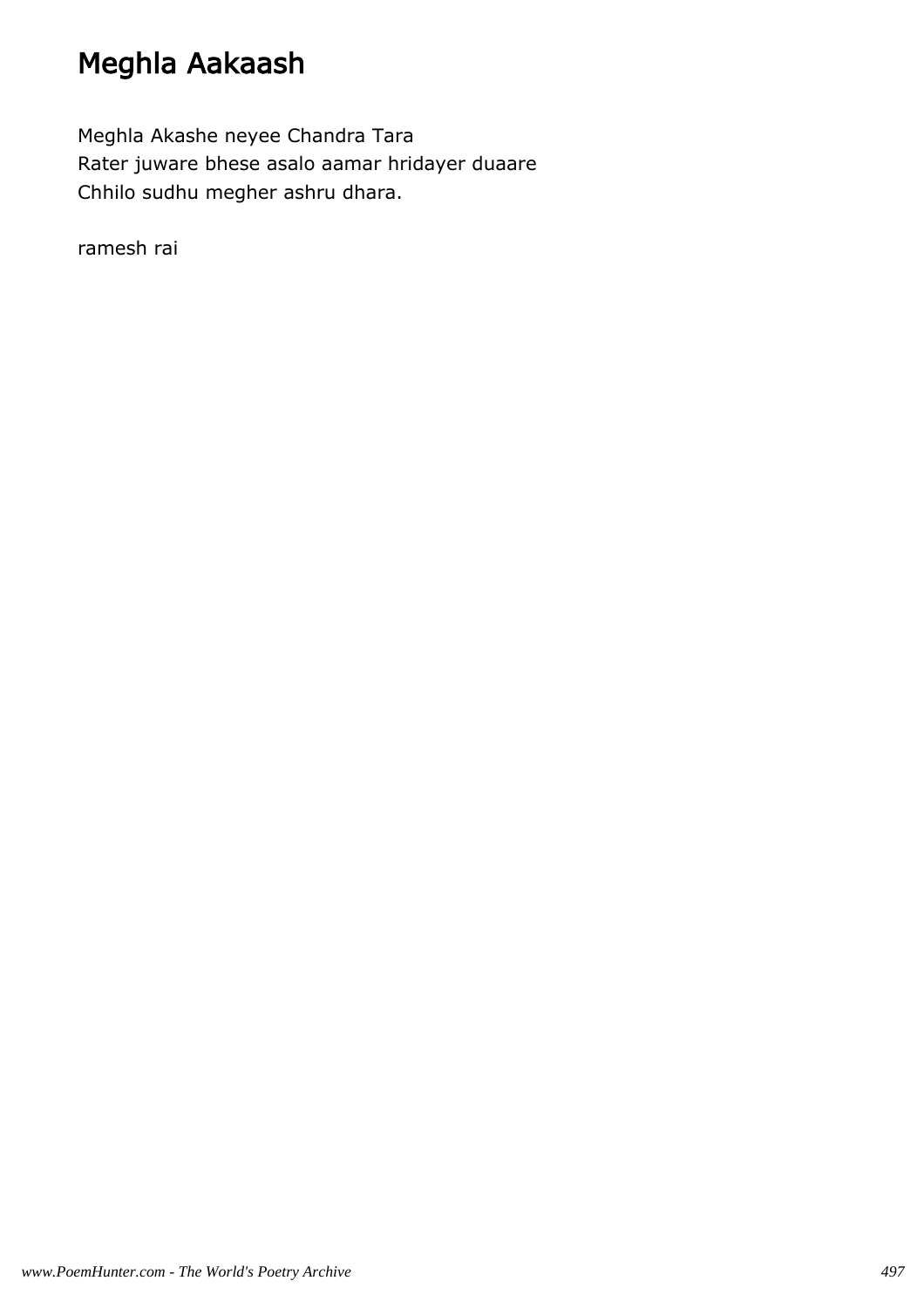# Meghla Aakaash

Meghla Akashe neyee Chandra Tara
Rater juware bhese asalo aamar hridayer duaare
Chhilo sudhu megher ashru dhara.

ramesh rai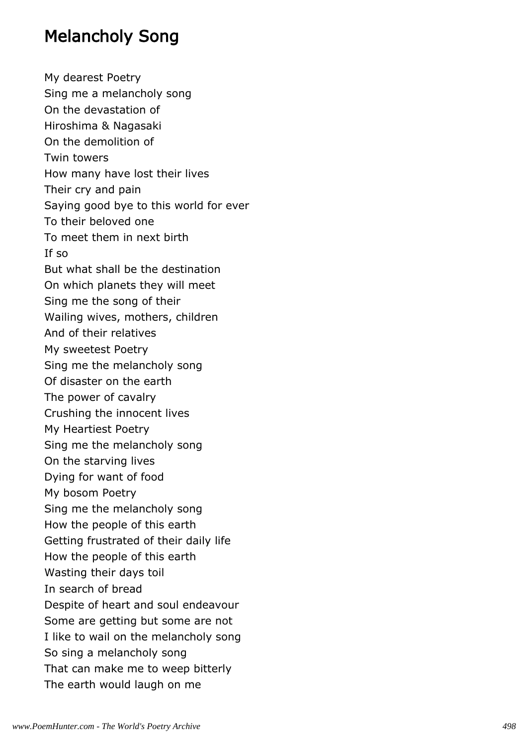# Melancholy Song

My dearest Poetry  
Sing me a melancholy song  
On the devastation of  
Hiroshima & Nagasaki  
On the demolition of  
Twin towers  
How many have lost their lives  
Their cry and pain  
Saying good bye to this world for ever  
To their beloved one  
To meet them in next birth  
If so  
But what shall be the destination  
On which planets they will meet  
Sing me the song of their  
Wailing wives, mothers, children  
And of their relatives  
My sweetest Poetry  
Sing me the melancholy song  
Of disaster on the earth  
The power of cavalry  
Crushing the innocent lives  
My Heartiest Poetry  
Sing me the melancholy song  
On the starving lives  
Dying for want of food  
My bosom Poetry  
Sing me the melancholy song  
How the people of this earth  
Getting frustrated of their daily life  
How the people of this earth  
Wasting their days toil  
In search of bread  
Despite of heart and soul endeavour  
Some are getting but some are not  
I like to wail on the melancholy song  
So sing a melancholy song  
That can make me to weep bitterly  
The earth would laugh on me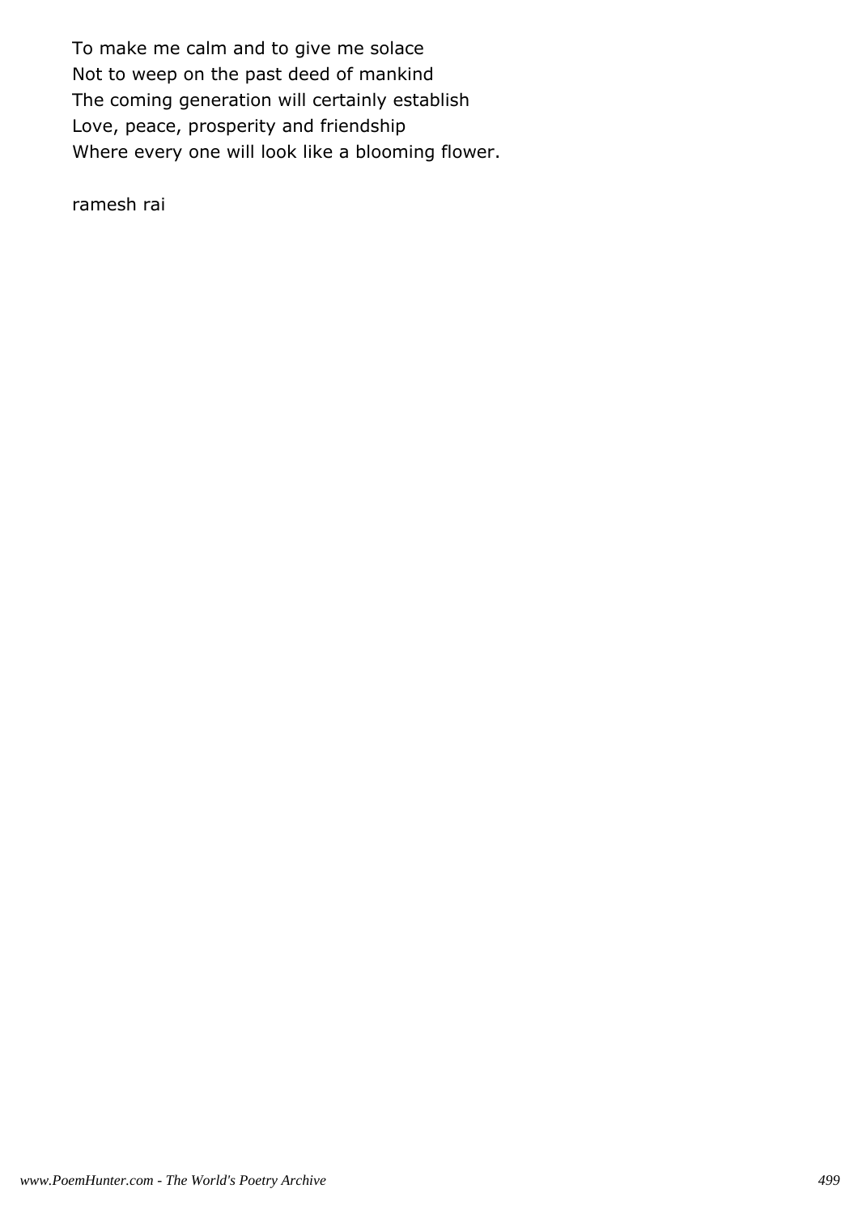To make me calm and to give me solace
Not to weep on the past deed of mankind
The coming generation will certainly establish
Love, peace, prosperity and friendship
Where every one will look like a blooming flower.

ramesh rai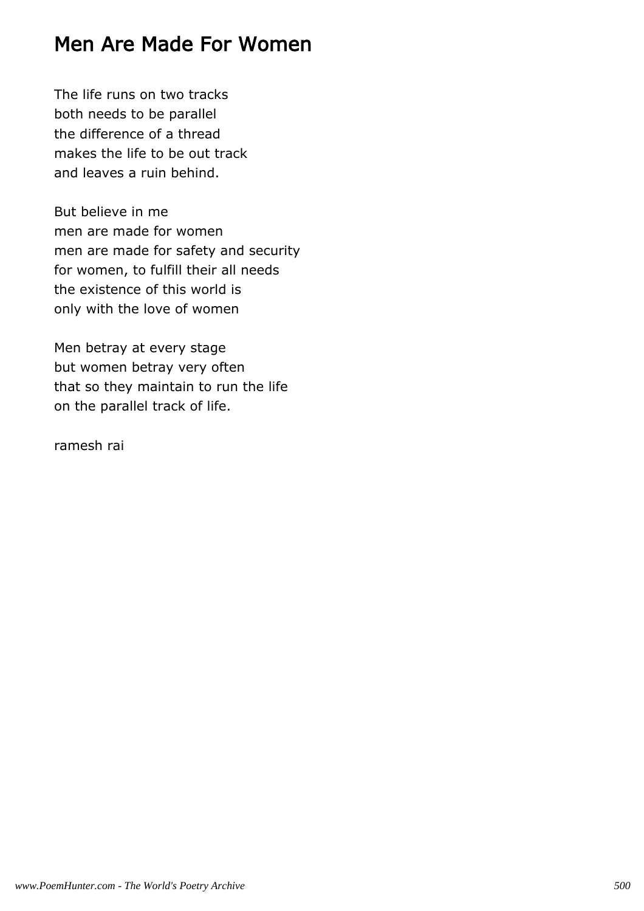# Men Are Made For Women

The life runs on two tracks
both needs to be parallel
the difference of a thread
makes the life to be out track
and leaves a ruin behind.

But believe in me
men are made for women
men are made for safety and security
for women, to fulfill their all needs
the existence of this world is
only with the love of women

Men betray at every stage
but women betray very often
that so they maintain to run the life
on the parallel track of life.

ramesh rai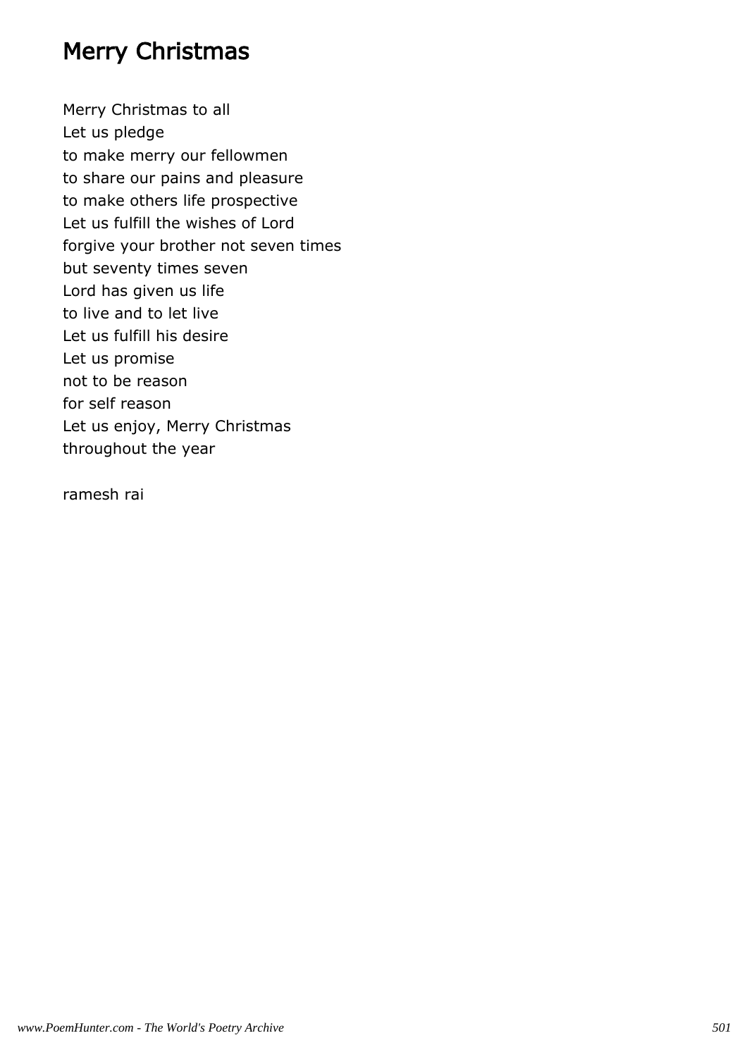# Merry Christmas

Merry Christmas to all
Let us pledge
to make merry our fellowmen
to share our pains and pleasure
to make others life prospective
Let us fulfill the wishes of Lord
forgive your brother not seven times
but seventy times seven
Lord has given us life
to live and to let live
Let us fulfill his desire
Let us promise
not to be reason
for self reason
Let us enjoy, Merry Christmas
throughout the year

ramesh rai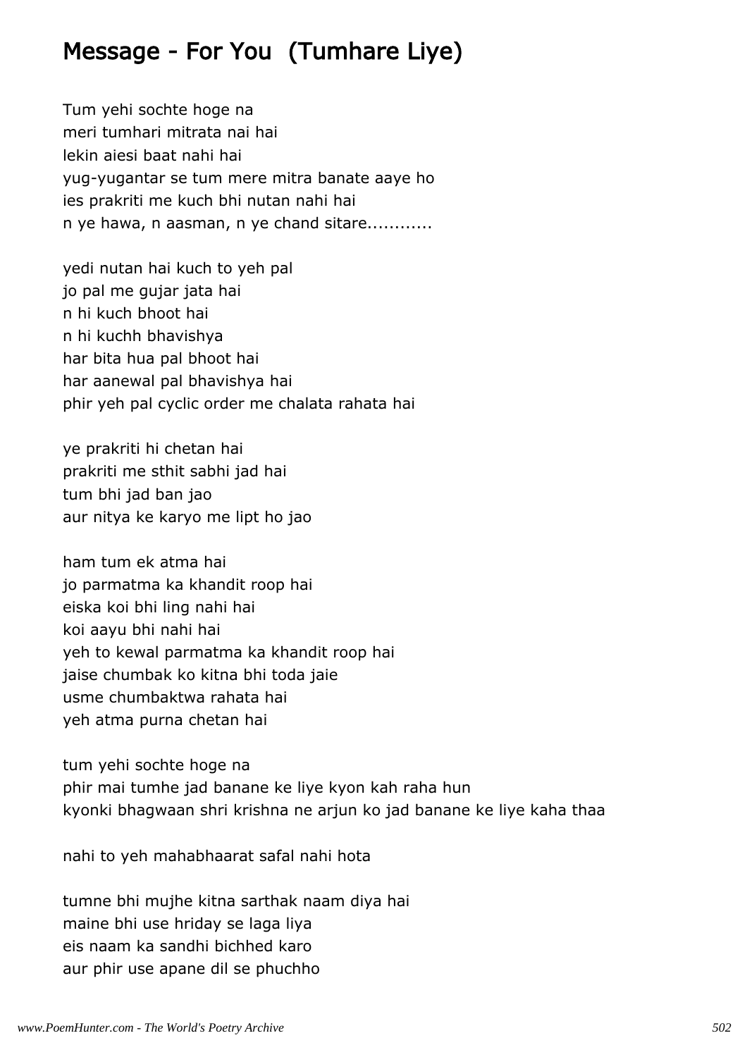## Message - For You  (Tumhare Liye)

Tum yehi sochte hoge na
meri tumhari mitrata nai hai
lekin aiesi baat nahi hai
yug-yugantar se tum mere mitra banate aaye ho
ies prakriti me kuch bhi nutan nahi hai
n ye hawa, n aasman, n ye chand sitare............

yedi nutan hai kuch to yeh pal
jo pal me gujar jata hai
n hi kuch bhoot hai
n hi kuchh bhavishya
har bita hua pal bhoot hai
har aanewal pal bhavishya hai
phir yeh pal cyclic order me chalata rahata hai

ye prakriti hi chetan hai
prakriti me sthit sabhi jad hai
tum bhi jad ban jao
aur nitya ke karyo me lipt ho jao

ham tum ek atma hai
jo parmatma ka khandit roop hai
eiska koi bhi ling nahi hai
koi aayu bhi nahi hai
yeh to kewal parmatma ka khandit roop hai
jaise chumbak ko kitna bhi toda jaie
usme chumbaktwa rahata hai
yeh atma purna chetan hai

tum yehi sochte hoge na
phir mai tumhe jad banane ke liye kyon kah raha hun
kyonki bhagwaan shri krishna ne arjun ko jad banane ke liye kaha thaa

nahi to yeh mahabhaarat safal nahi hota

tumne bhi mujhe kitna sarthak naam diya hai
maine bhi use hriday se laga liya
eis naam ka sandhi bichhed karo
aur phir use apane dil se phuchho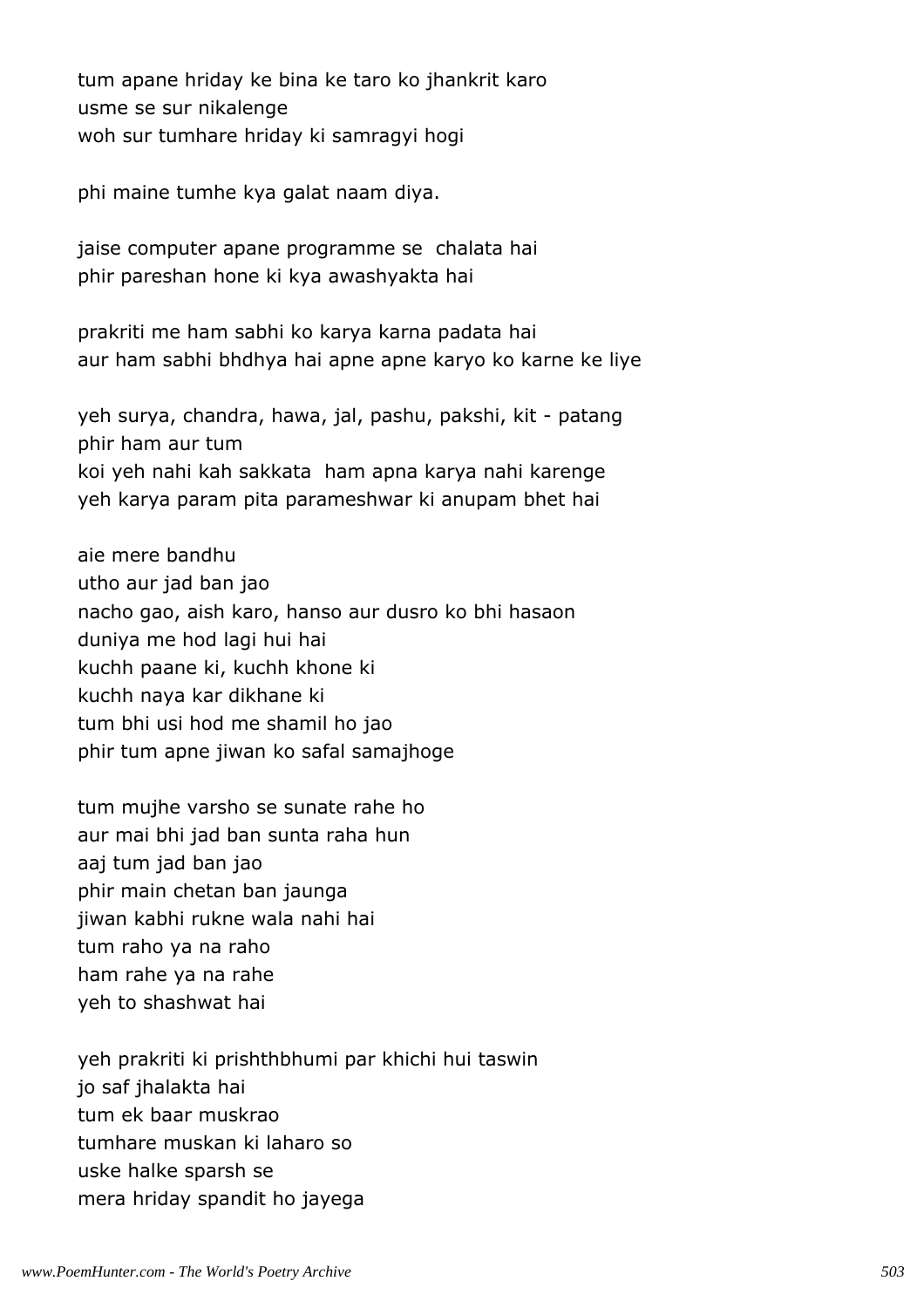tum apane hriday ke bina ke taro ko jhankrit karo
usme se sur nikalenge
woh sur tumhare hriday ki samragyi hogi

phi maine tumhe kya galat naam diya.

jaise computer apane programme se  chalata hai
phir pareshan hone ki kya awashyakta hai

prakriti me ham sabhi ko karya karna padata hai
aur ham sabhi bhdhya hai apne apne karyo ko karne ke liye

yeh surya, chandra, hawa, jal, pashu, pakshi, kit - patang
phir ham aur tum
koi yeh nahi kah sakkata  ham apna karya nahi karenge
yeh karya param pita parameshwar ki anupam bhet hai

aie mere bandhu
utho aur jad ban jao
nacho gao, aish karo, hanso aur dusro ko bhi hasaon
duniya me hod lagi hui hai
kuchh paane ki, kuchh khone ki
kuchh naya kar dikhane ki
tum bhi usi hod me shamil ho jao
phir tum apne jiwan ko safal samajhoge

tum mujhe varsho se sunate rahe ho
aur mai bhi jad ban sunta raha hun
aaj tum jad ban jao
phir main chetan ban jaunga
jiwan kabhi rukne wala nahi hai
tum raho ya na raho
ham rahe ya na rahe
yeh to shashwat hai

yeh prakriti ki prishthbhumi par khichi hui taswin
jo saf jhalakta hai
tum ek baar muskrao
tumhare muskan ki laharo so
uske halke sparsh se
mera hriday spandit ho jayega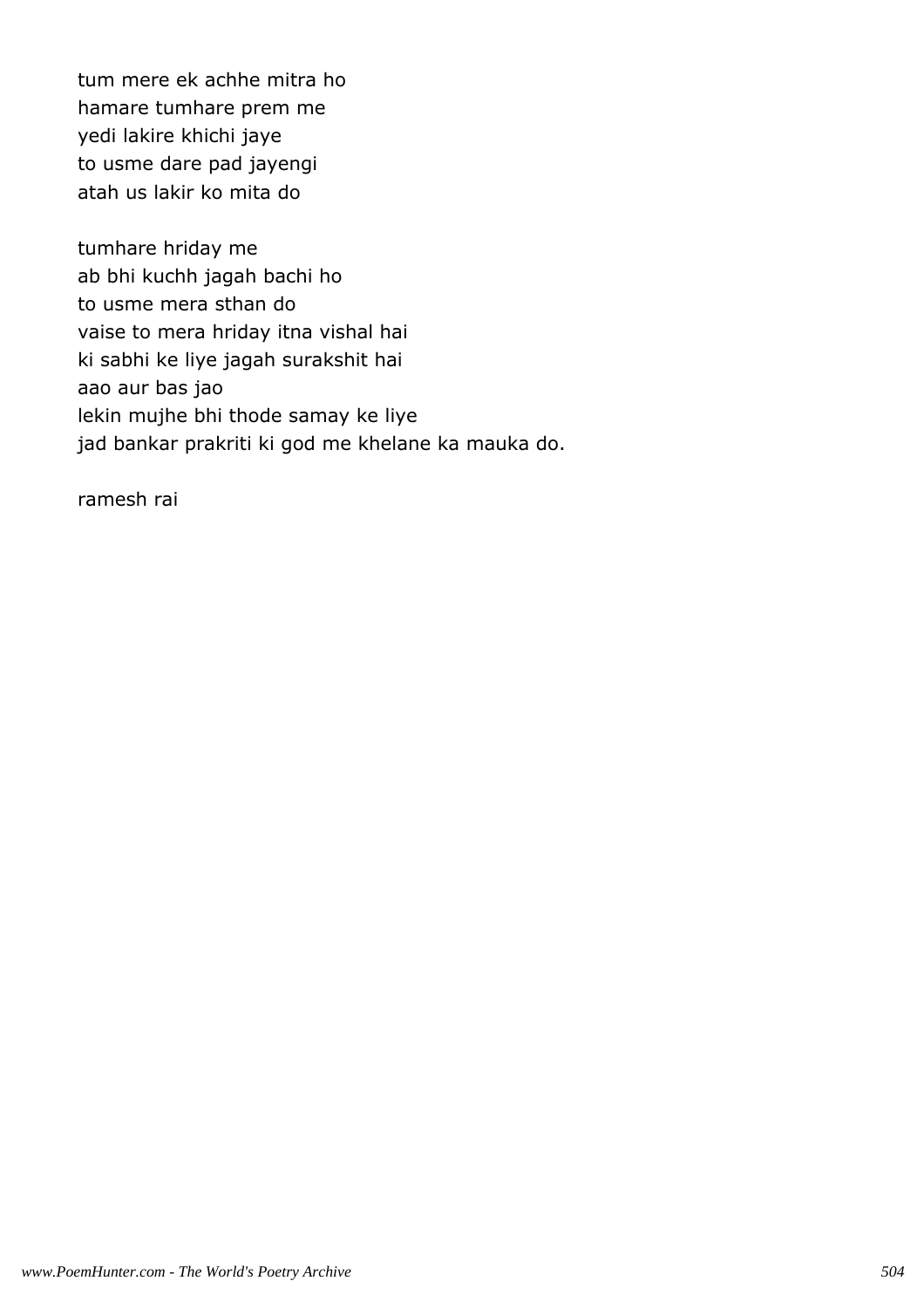tum mere ek achhe mitra ho
hamare tumhare prem me
yedi lakire khichi jaye
to usme dare pad jayengi
atah us lakir ko mita do

tumhare hriday me
ab bhi kuchh jagah bachi ho
to usme mera sthan do
vaise to mera hriday itna vishal hai
ki sabhi ke liye jagah surakshit hai
aao aur bas jao
lekin mujhe bhi thode samay ke liye
jad bankar prakriti ki god me khelane ka mauka do.

ramesh rai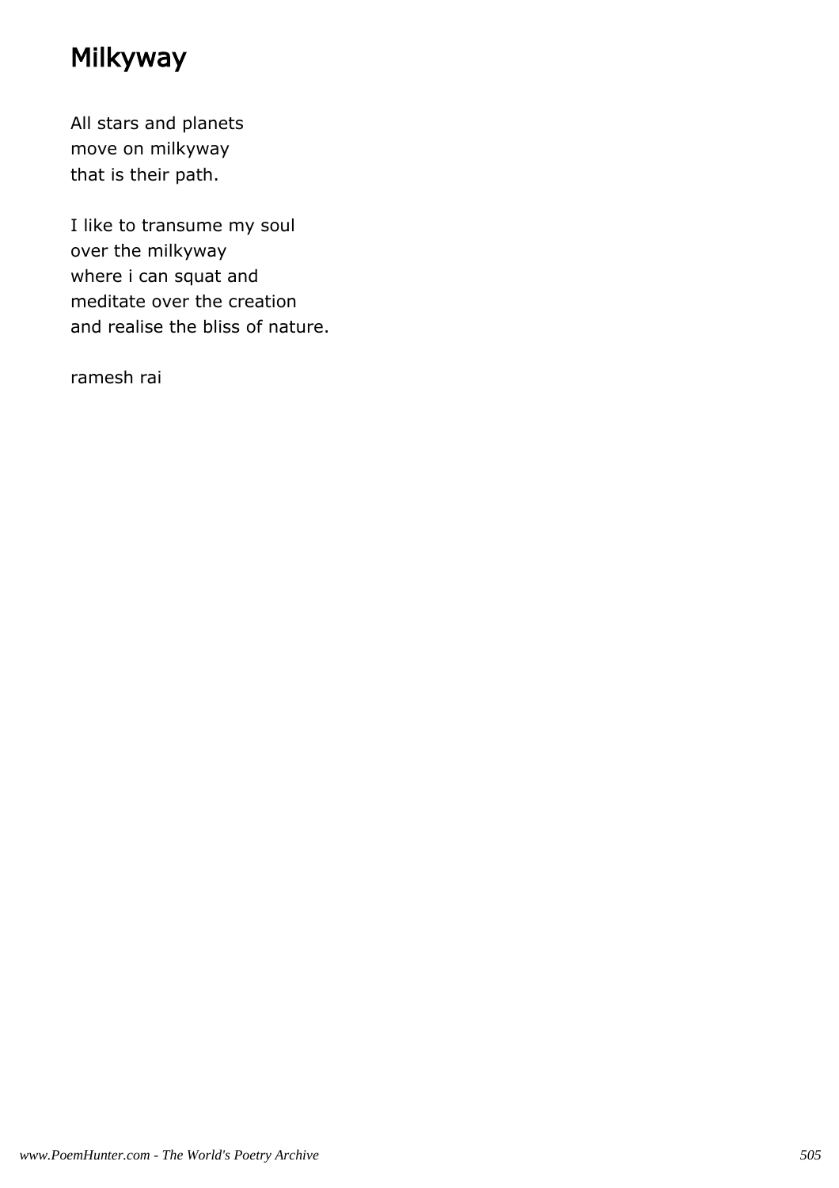# Milkyway

All stars and planets  
move on milkyway  
that is their path.

I like to transume my soul  
over the milkyway  
where i can squat and  
meditate over the creation  
and realise the bliss of nature.

ramesh rai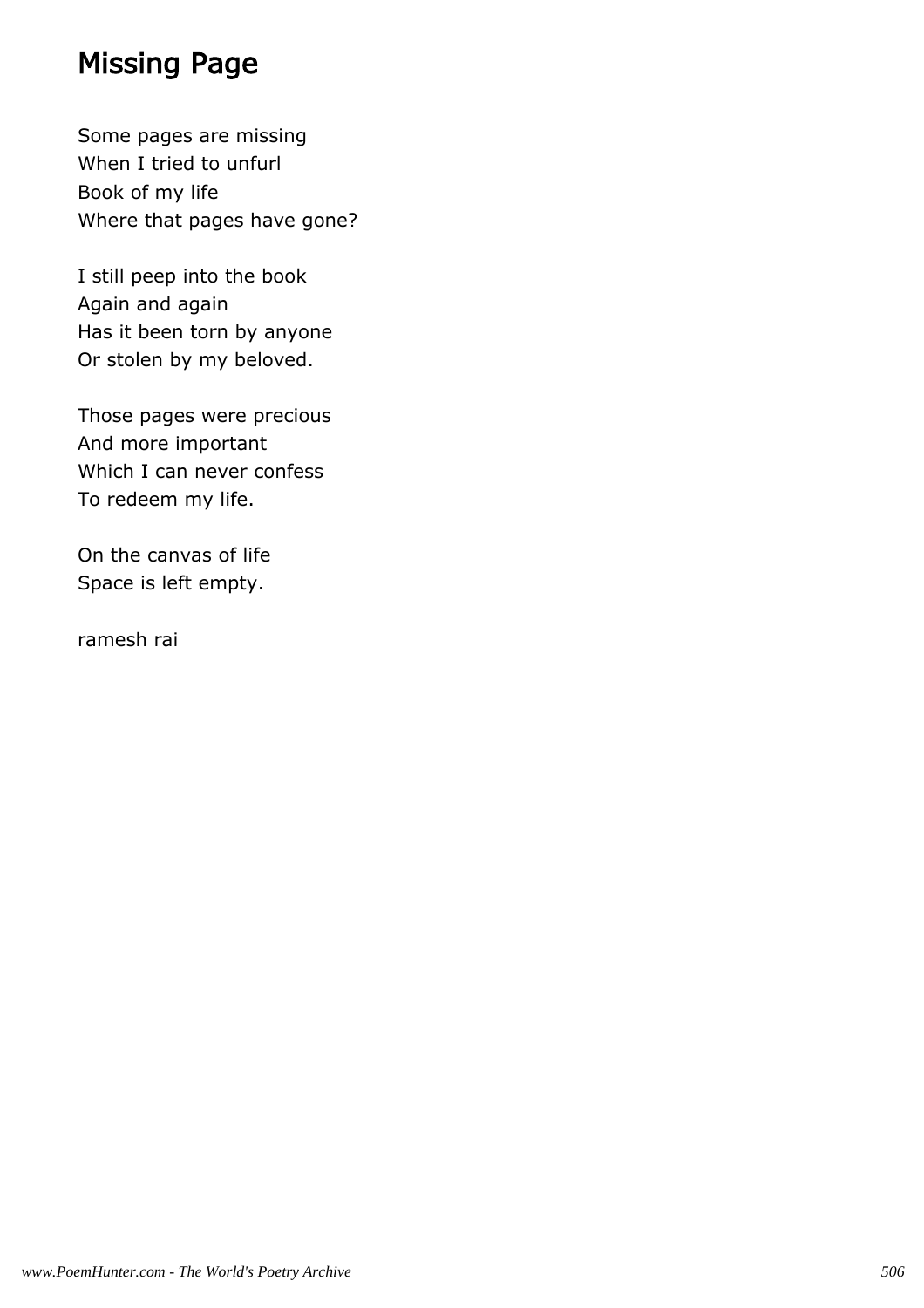# Missing Page

Some pages are missing
When I tried to unfurl
Book of my life
Where that pages have gone?

I still peep into the book
Again and again
Has it been torn by anyone
Or stolen by my beloved.

Those pages were precious
And more important
Which I can never confess
To redeem my life.

On the canvas of life
Space is left empty.

ramesh rai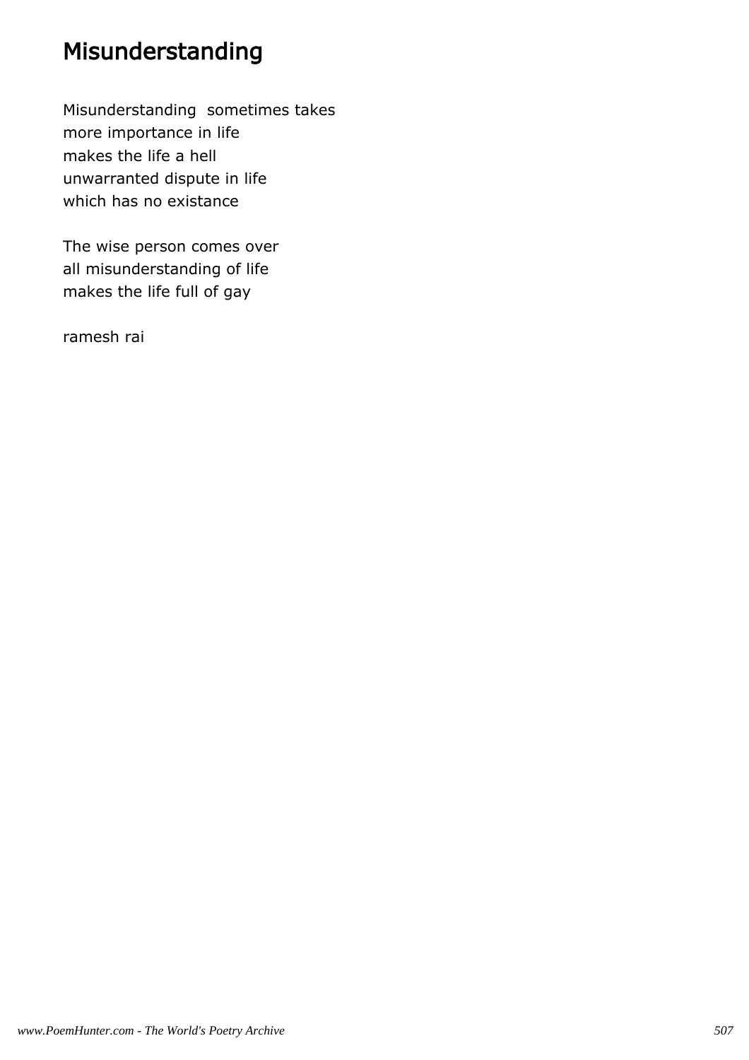# Misunderstanding

Misunderstanding sometimes takes
more importance in life
makes the life a hell
unwarranted dispute in life
which has no existance

The wise person comes over
all misunderstanding of life
makes the life full of gay

ramesh rai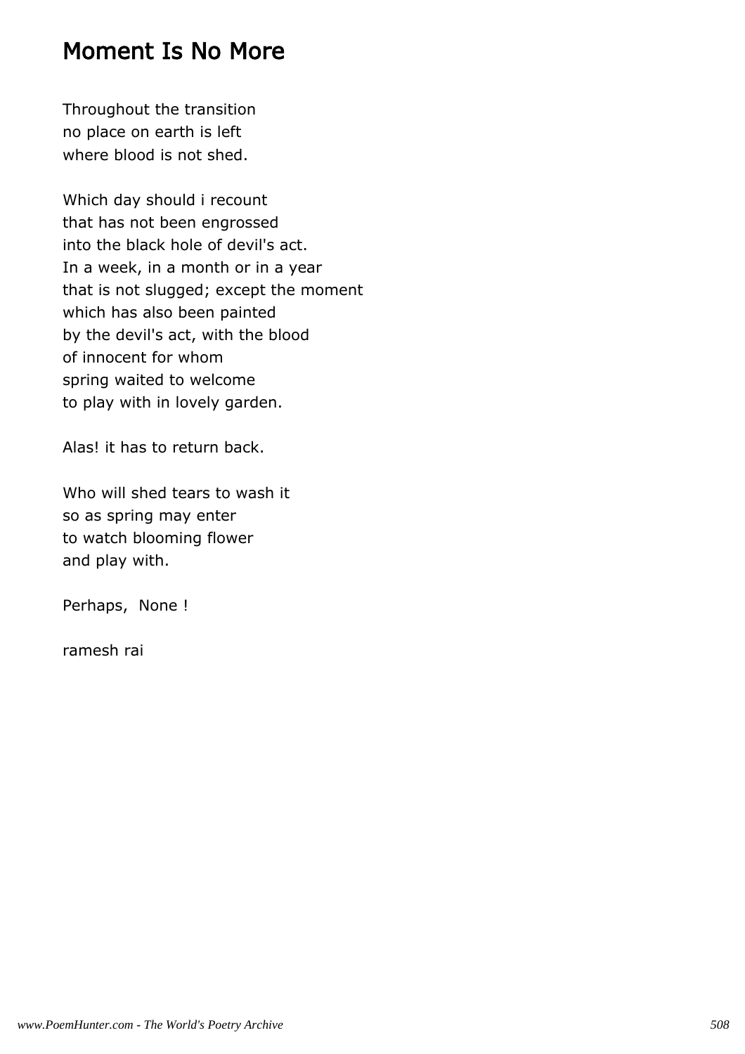## Moment Is No More

Throughout the transition
no place on earth is left
where blood is not shed.

Which day should i recount
that has not been engrossed
into the black hole of devil's act.
In a week, in a month or in a year
that is not slugged; except the moment
which has also been painted
by the devil's act, with the blood
of innocent for whom
spring waited to welcome
to play with in lovely garden.

Alas! it has to return back.

Who will shed tears to wash it
so as spring may enter
to watch blooming flower
and play with.

Perhaps,  None !

ramesh rai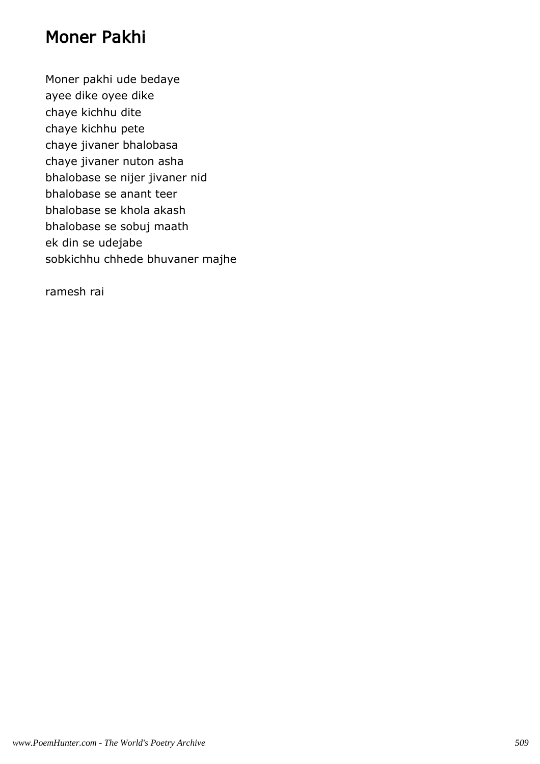# Moner Pakhi

Moner pakhi ude bedaye
ayee dike oyee dike
chaye kichhu dite
chaye kichhu pete
chaye jivaner bhalobasa
chaye jivaner nuton asha
bhalobase se nijer jivaner nid
bhalobase se anant teer
bhalobase se khola akash
bhalobase se sobuj maath
ek din se udejabe
sobkichhu chhede bhuvaner majhe

ramesh rai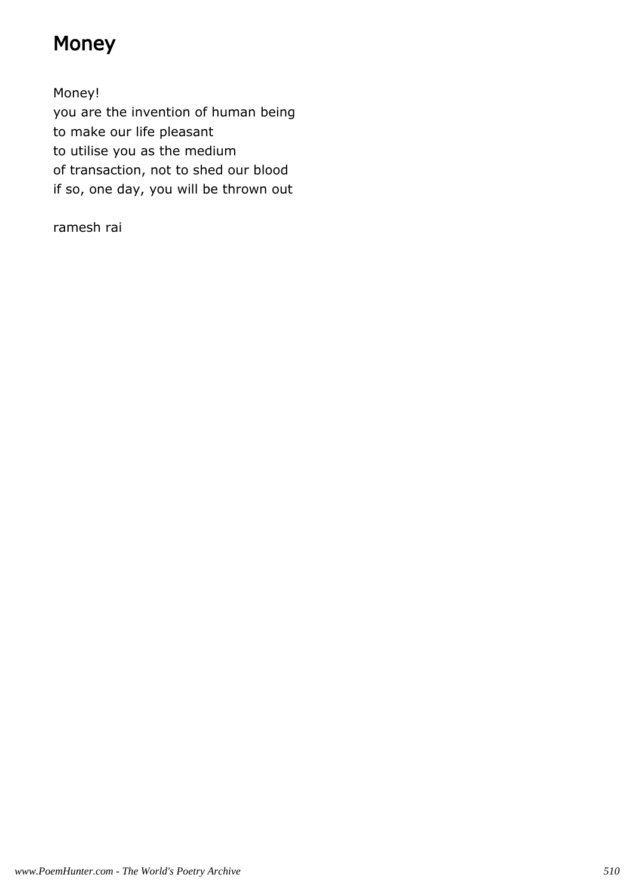# Money

Money!  
you are the invention of human being  
to make our life pleasant  
to utilise you as the medium  
of transaction, not to shed our blood  
if so, one day, you will be thrown out

ramesh rai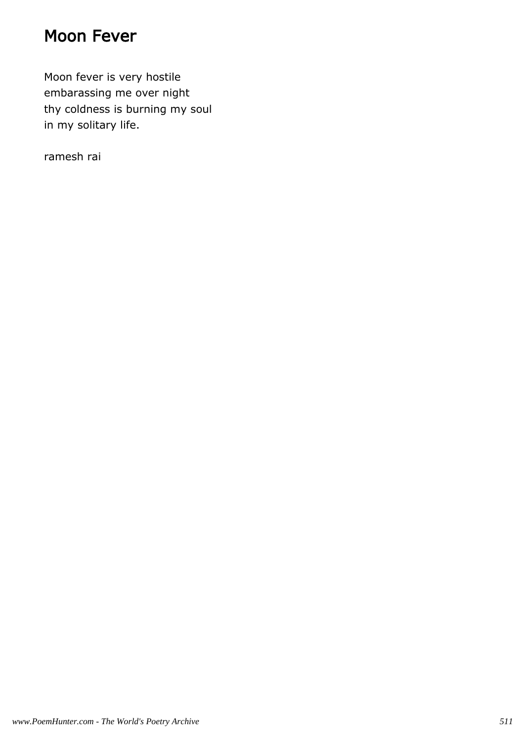# Moon Fever

Moon fever is very hostile  
embarassing me over night  
thy coldness is burning my soul  
in my solitary life.

ramesh rai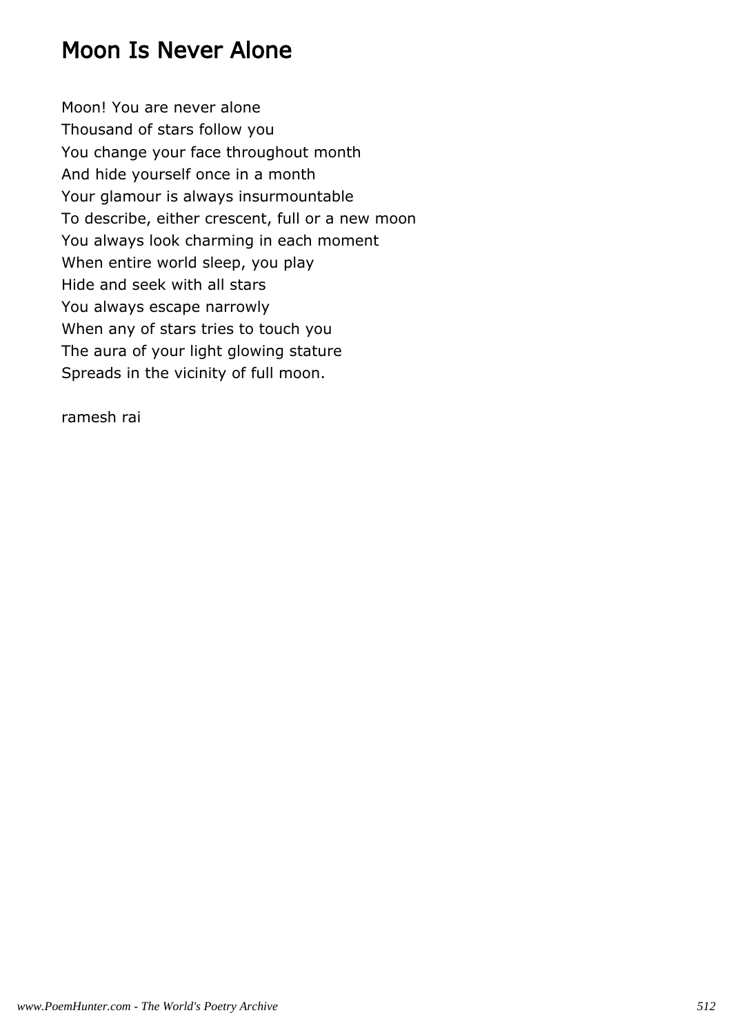# Moon Is Never Alone

Moon! You are never alone  
Thousand of stars follow you  
You change your face throughout month  
And hide yourself once in a month  
Your glamour is always insurmountable  
To describe, either crescent, full or a new moon  
You always look charming in each moment  
When entire world sleep, you play  
Hide and seek with all stars  
You always escape narrowly  
When any of stars tries to touch you  
The aura of your light glowing stature  
Spreads in the vicinity of full moon.

ramesh rai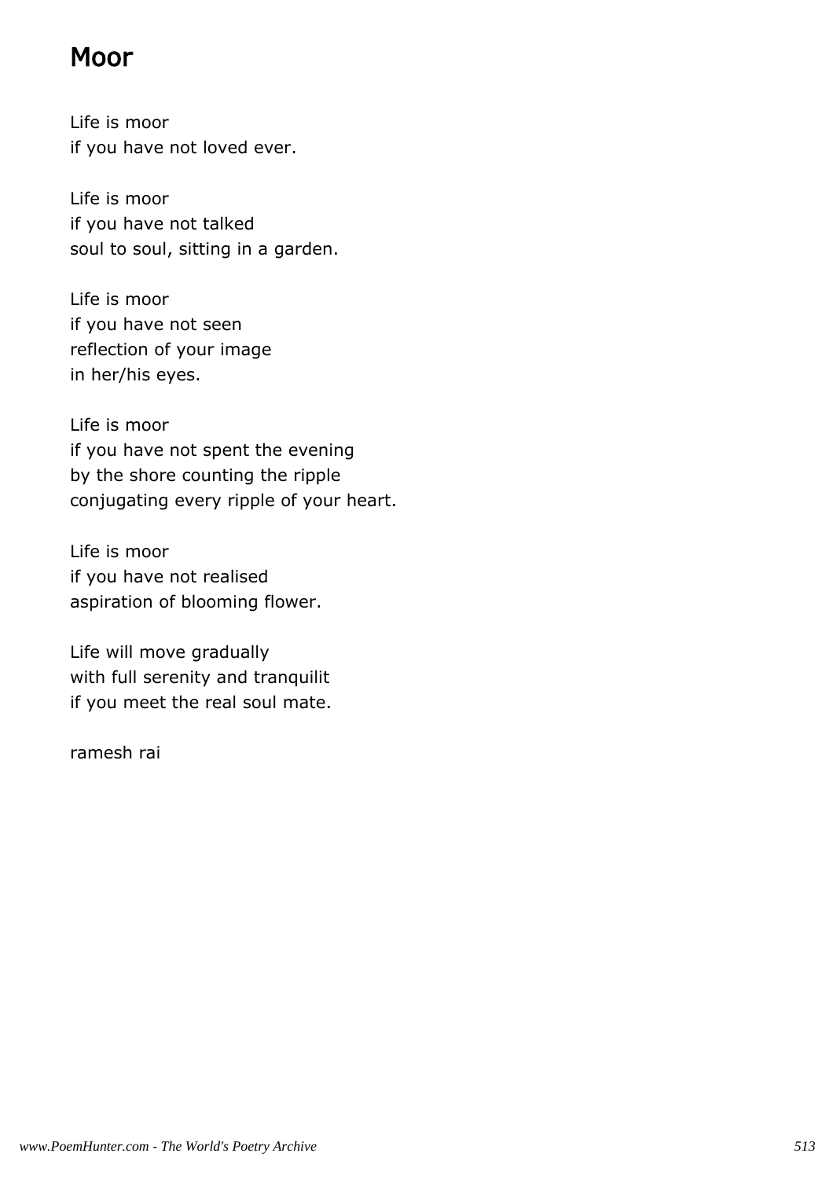# Moor

Life is moor  
if you have not loved ever.

Life is moor  
if you have not talked  
soul to soul, sitting in a garden.

Life is moor  
if you have not seen  
reflection of your image  
in her/his eyes.

Life is moor  
if you have not spent the evening  
by the shore counting the ripple  
conjugating every ripple of your heart.

Life is moor  
if you have not realised  
aspiration of blooming flower.

Life will move gradually  
with full serenity and tranquilit  
if you meet the real soul mate.

ramesh rai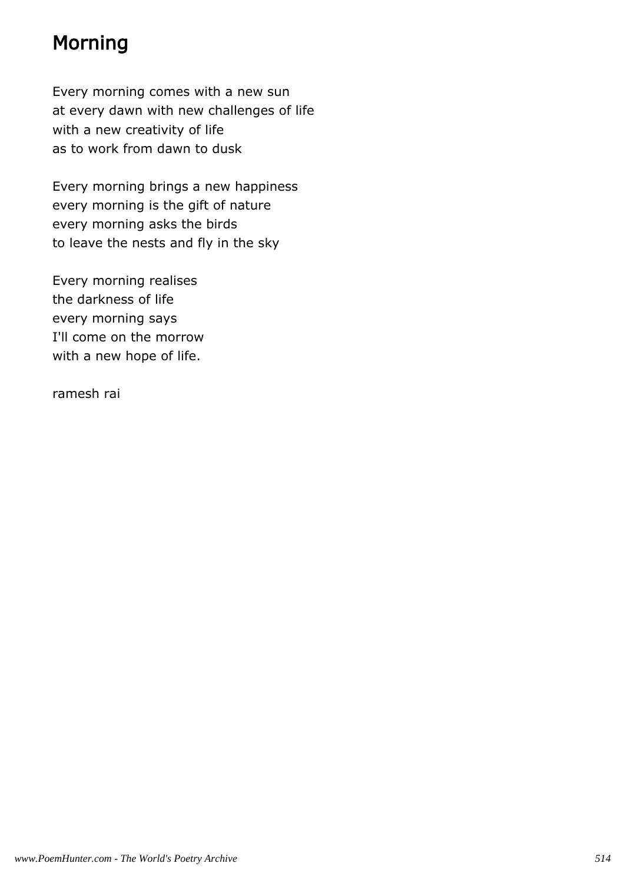# Morning

Every morning comes with a new sun
at every dawn with new challenges of life
with a new creativity of life
as to work from dawn to dusk

Every morning brings a new happiness
every morning is the gift of nature
every morning asks the birds
to leave the nests and fly in the sky

Every morning realises
the darkness of life
every morning says
I'll come on the morrow
with a new hope of life.

ramesh rai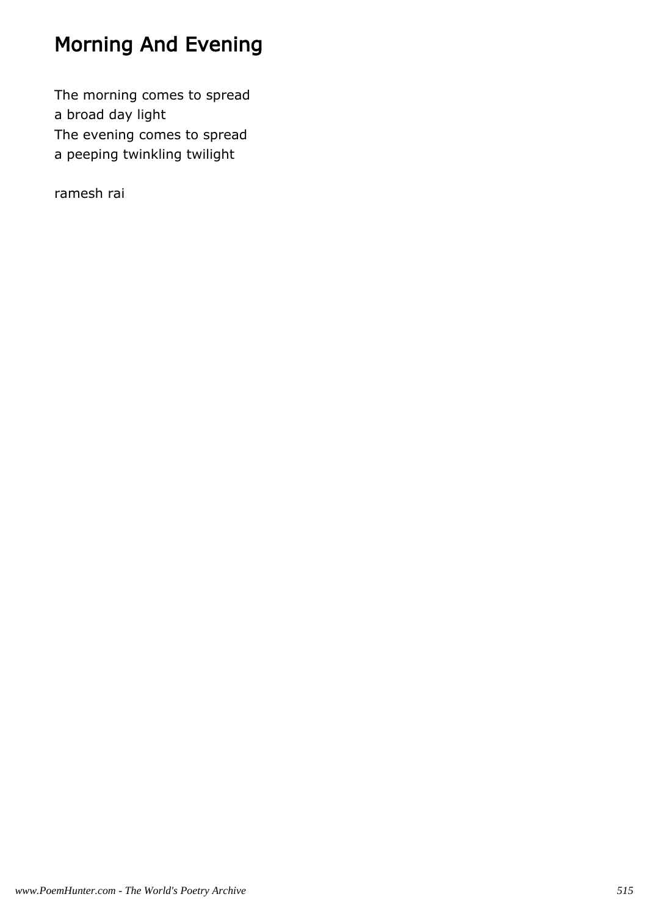# Morning And Evening

The morning comes to spread
a broad day light
The evening comes to spread
a peeping twinkling twilight

ramesh rai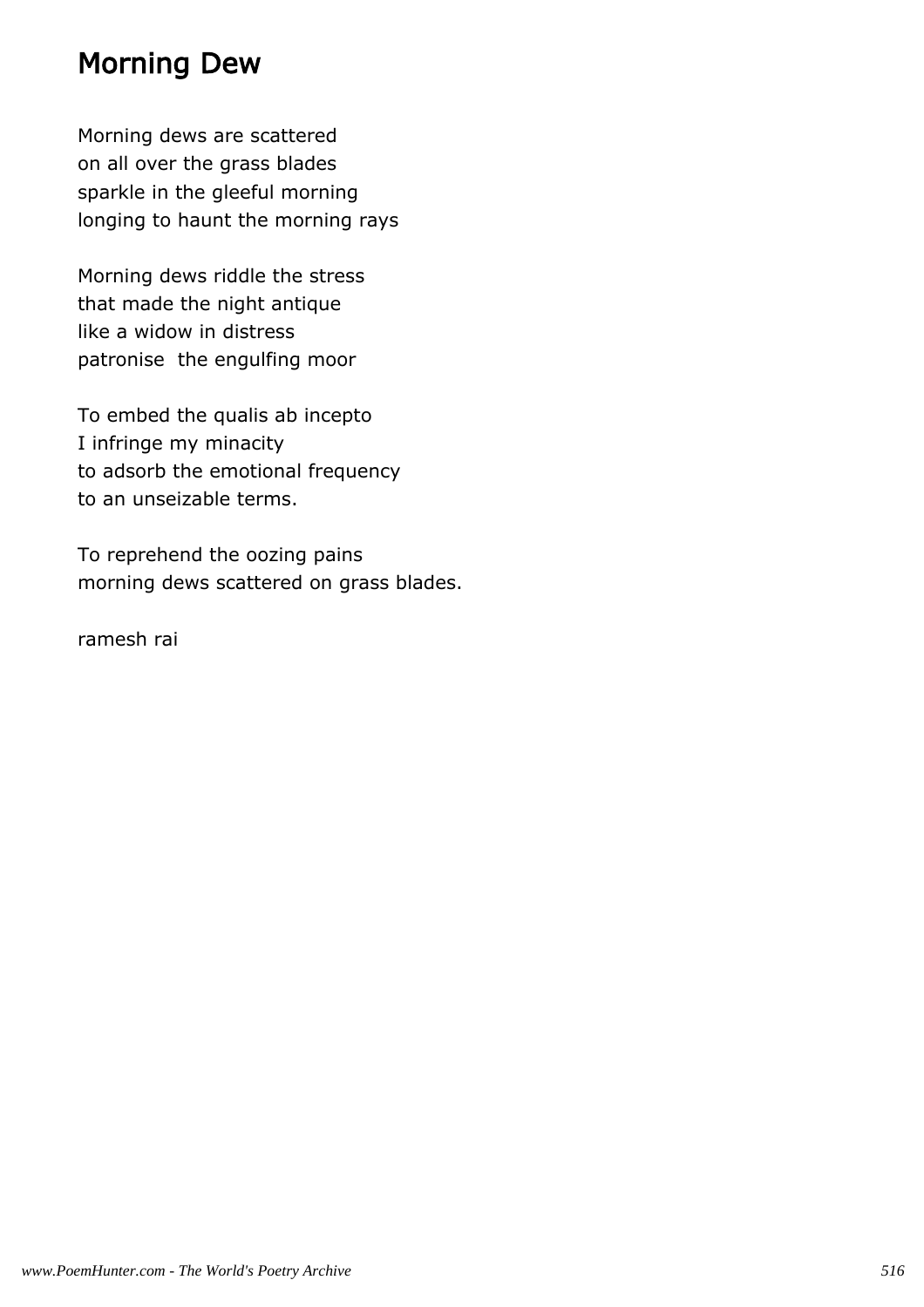# Morning Dew

Morning dews are scattered
on all over the grass blades
sparkle in the gleeful morning
longing to haunt the morning rays

Morning dews riddle the stress
that made the night antique
like a widow in distress
patronise  the engulfing moor

To embed the qualis ab incepto
I infringe my minacity
to adsorb the emotional frequency
to an unseizable terms.

To reprehend the oozing pains
morning dews scattered on grass blades.

ramesh rai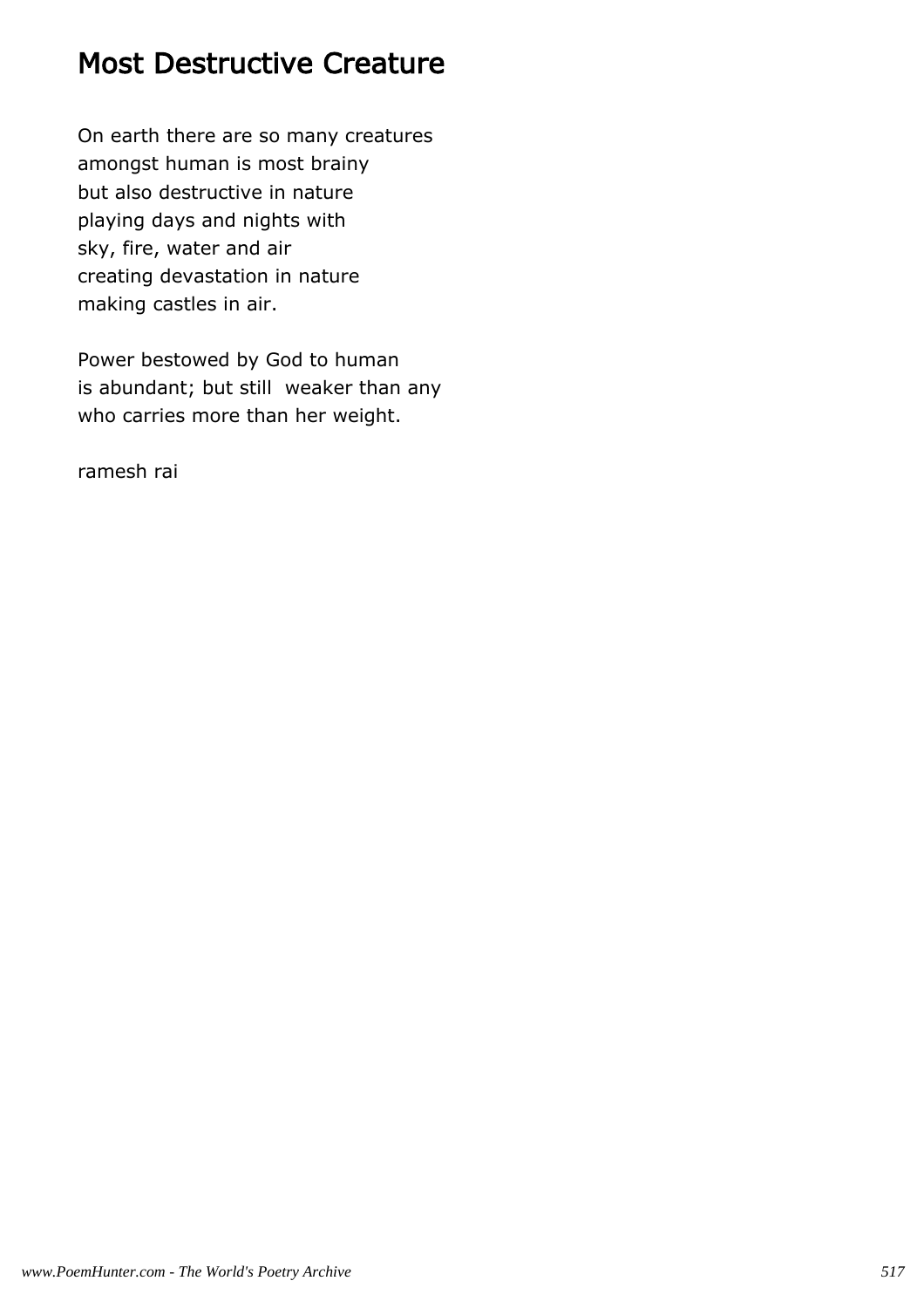# Most Destructive Creature

On earth there are so many creatures
amongst human is most brainy
but also destructive in nature
playing days and nights with
sky, fire, water and air
creating devastation in nature
making castles in air.

Power bestowed by God to human
is abundant; but still weaker than any
who carries more than her weight.

ramesh rai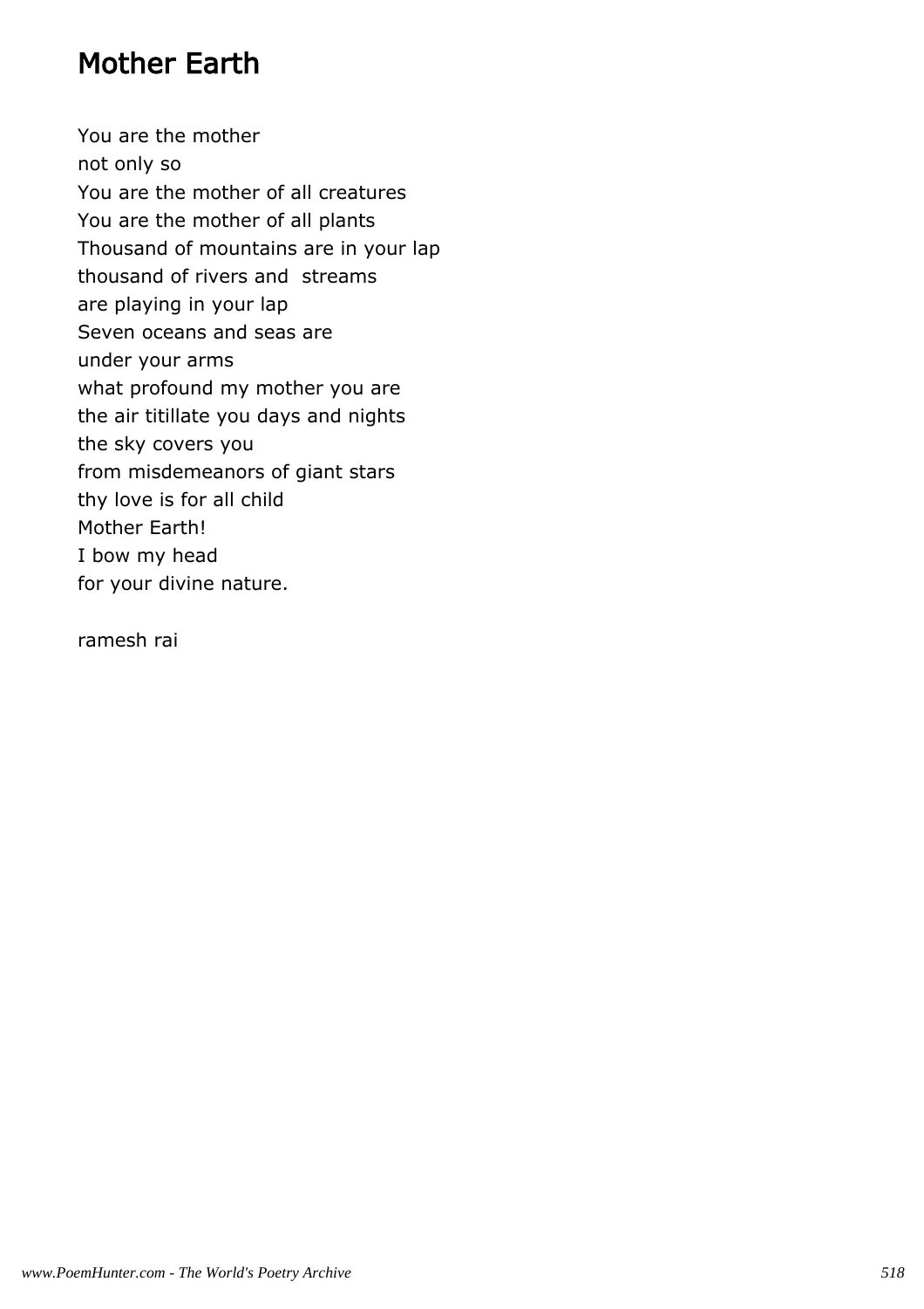# Mother Earth

You are the mother  
not only so  
You are the mother of all creatures  
You are the mother of all plants  
Thousand of mountains are in your lap  
thousand of rivers and streams  
are playing in your lap  
Seven oceans and seas are  
under your arms  
what profound my mother you are  
the air titillate you days and nights  
the sky covers you  
from misdemeanors of giant stars  
thy love is for all child  
Mother Earth!  
I bow my head  
for your divine nature.

ramesh rai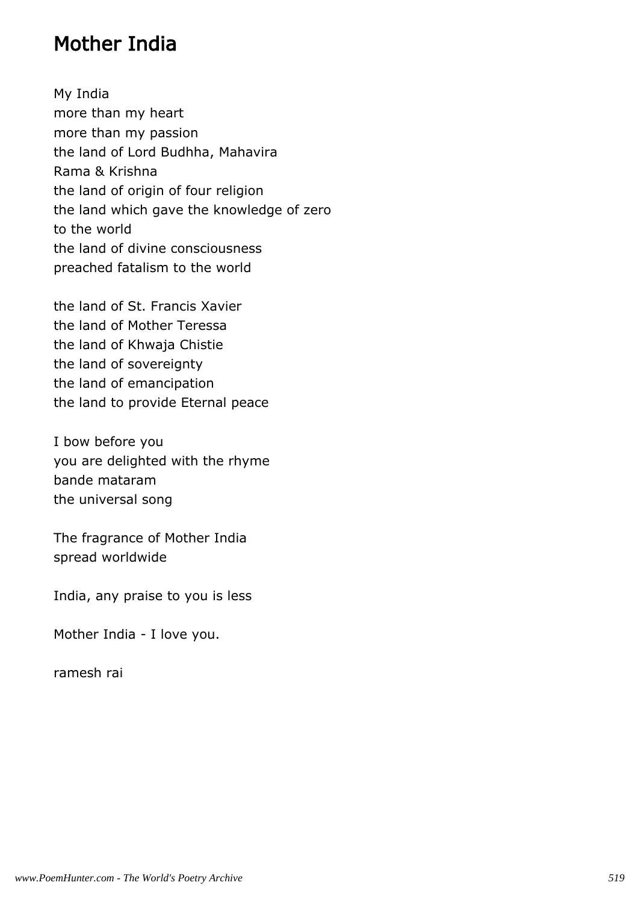# Mother India

My India
more than my heart
more than my passion
the land of Lord Budhha, Mahavira
Rama & Krishna
the land of origin of four religion
the land which gave the knowledge of zero
to the world
the land of divine consciousness
preached fatalism to the world

the land of St. Francis Xavier
the land of Mother Teressa
the land of Khwaja Chistie
the land of sovereignty
the land of emancipation
the land to provide Eternal peace

I bow before you
you are delighted with the rhyme
bande mataram
the universal song

The fragrance of Mother India
spread worldwide

India, any praise to you is less

Mother India - I love you.

ramesh rai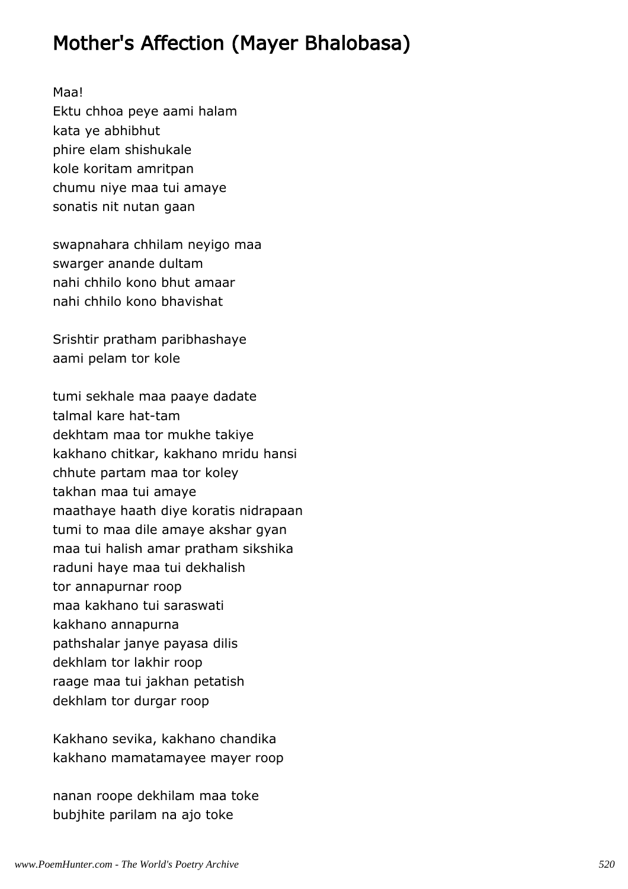# Mother's Affection (Mayer Bhalobasa)

Maa!  
Ektu chhoa peye aami halam  
kata ye abhibhut  
phire elam shishukale  
kole koritam amritpan  
chumu niye maa tui amaye  
sonatis nit nutan gaan

swapnahara chhilam neyigo maa  
swarger anande dultam  
nahi chhilo kono bhut amaar  
nahi chhilo kono bhavishat

Srishtir pratham paribhashaye  
aami pelam tor kole

tumi sekhale maa paaye dadate  
talmal kare hat-tam  
dekhtam maa tor mukhe takiye  
kakhano chitkar, kakhano mridu hansi  
chhute partam maa tor koley  
takhan maa tui amaye  
maathaye haath diye koratis nidrapaan  
tumi to maa dile amaye akshar gyan  
maa tui halish amar pratham sikshika  
raduni haye maa tui dekhalish  
tor annapurnar roop  
maa kakhano tui saraswati  
kakhano annapurna  
pathshalar janye payasa dilis  
dekhlam tor lakhir roop  
raage maa tui jakhan petatish  
dekhlam tor durgar roop

Kakhano sevika, kakhano chandika  
kakhano mamatamayee mayer roop

nanan roope dekhilam maa toke  
bubjhite parilam na ajo toke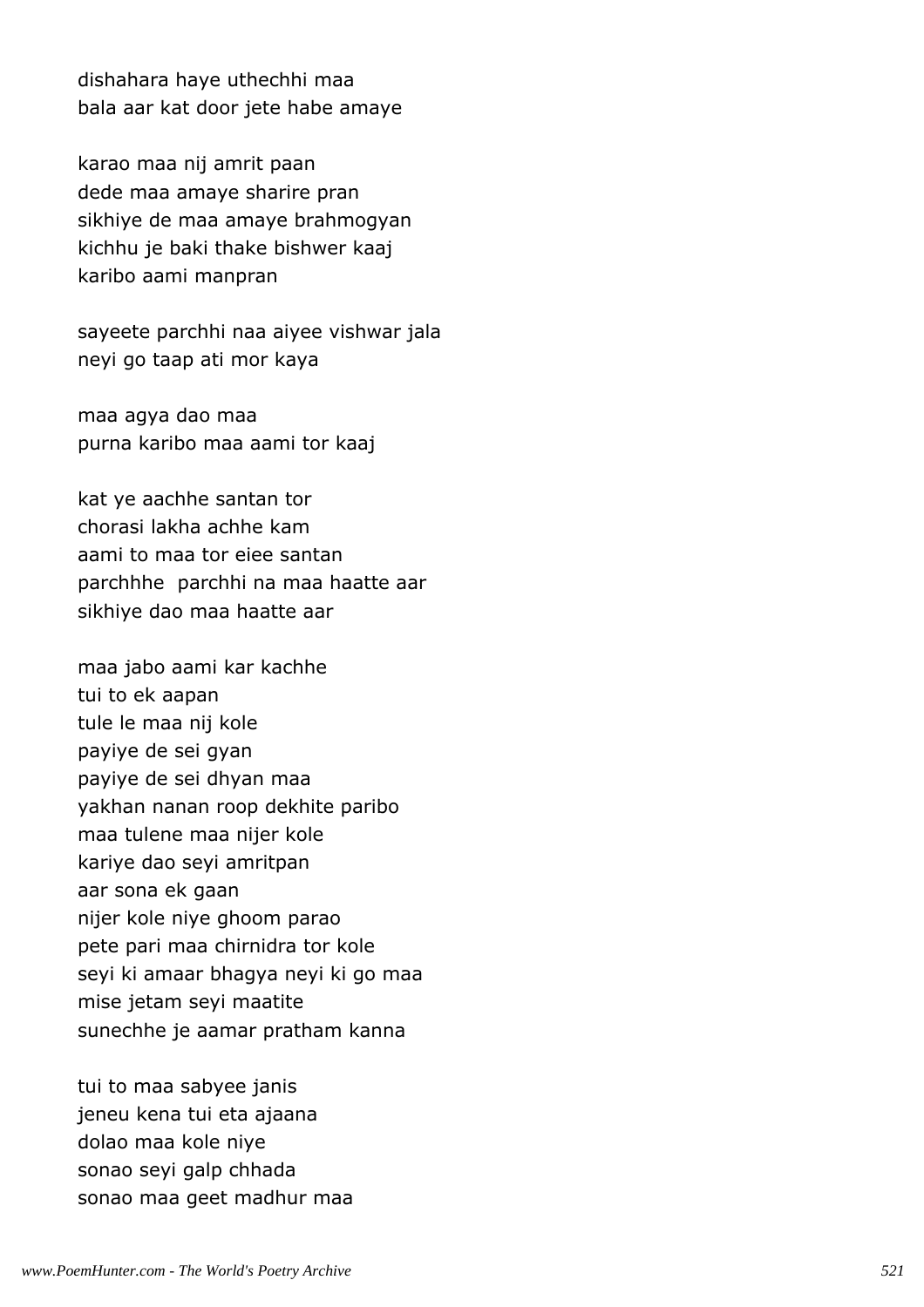dishahara haye uthechhi maa
bala aar kat door jete habe amaye

karao maa nij amrit paan
dede maa amaye sharire pran
sikhiye de maa amaye brahmogyan
kichhu je baki thake bishwer kaaj
karibo aami manpran

sayeete parchhi naa aiyee vishwar jala
neyi go taap ati mor kaya

maa agya dao maa
purna karibo maa aami tor kaaj

kat ye aachhe santan tor
chorasi lakha achhe kam
aami to maa tor eiee santan
parchhhe  parchhi na maa haatte aar
sikhiye dao maa haatte aar

maa jabo aami kar kachhe
tui to ek aapan
tule le maa nij kole
payiye de sei gyan
payiye de sei dhyan maa
yakhan nanan roop dekhite paribo
maa tulene maa nijer kole
kariye dao seyi amritpan
aar sona ek gaan
nijer kole niye ghoom parao
pete pari maa chirnidra tor kole
seyi ki amaar bhagya neyi ki go maa
mise jetam seyi maatite
sunechhe je aamar pratham kanna

tui to maa sabyee janis
jeneu kena tui eta ajaana
dolao maa kole niye
sonao seyi galp chhada
sonao maa geet madhur maa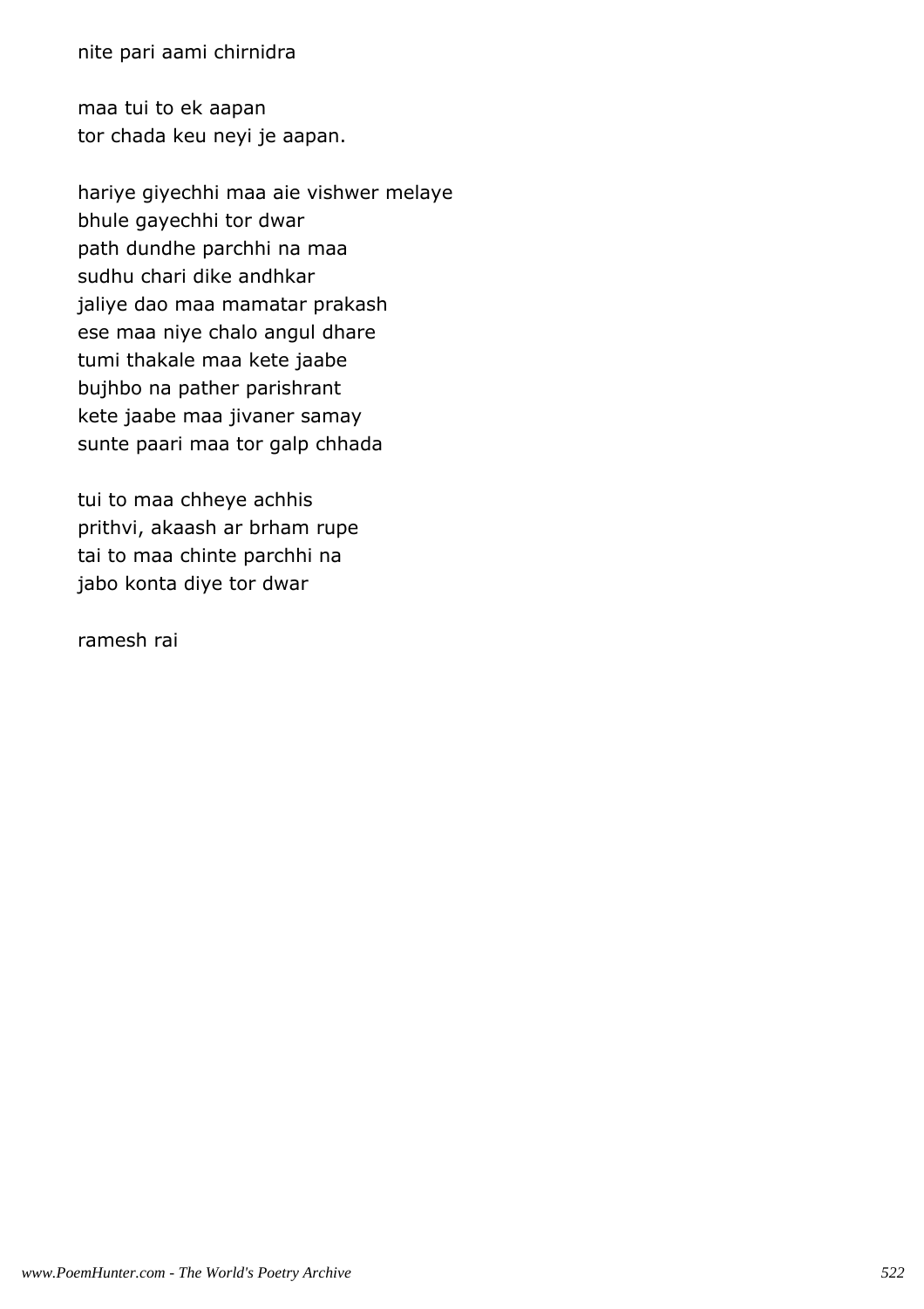nite pari aami chirnidra

maa tui to ek aapan
tor chada keu neyi je aapan.

hariye giyechhi maa aie vishwer melaye
bhule gayechhi tor dwar
path dundhe parchhi na maa
sudhu chari dike andhkar
jaliye dao maa mamatar prakash
ese maa niye chalo angul dhare
tumi thakale maa kete jaabe
bujhbo na pather parishrant
kete jaabe maa jivaner samay
sunte paari maa tor galp chhada

tui to maa chheye achhis
prithvi, akaash ar brham rupe
tai to maa chinte parchhi na
jabo konta diye tor dwar

ramesh rai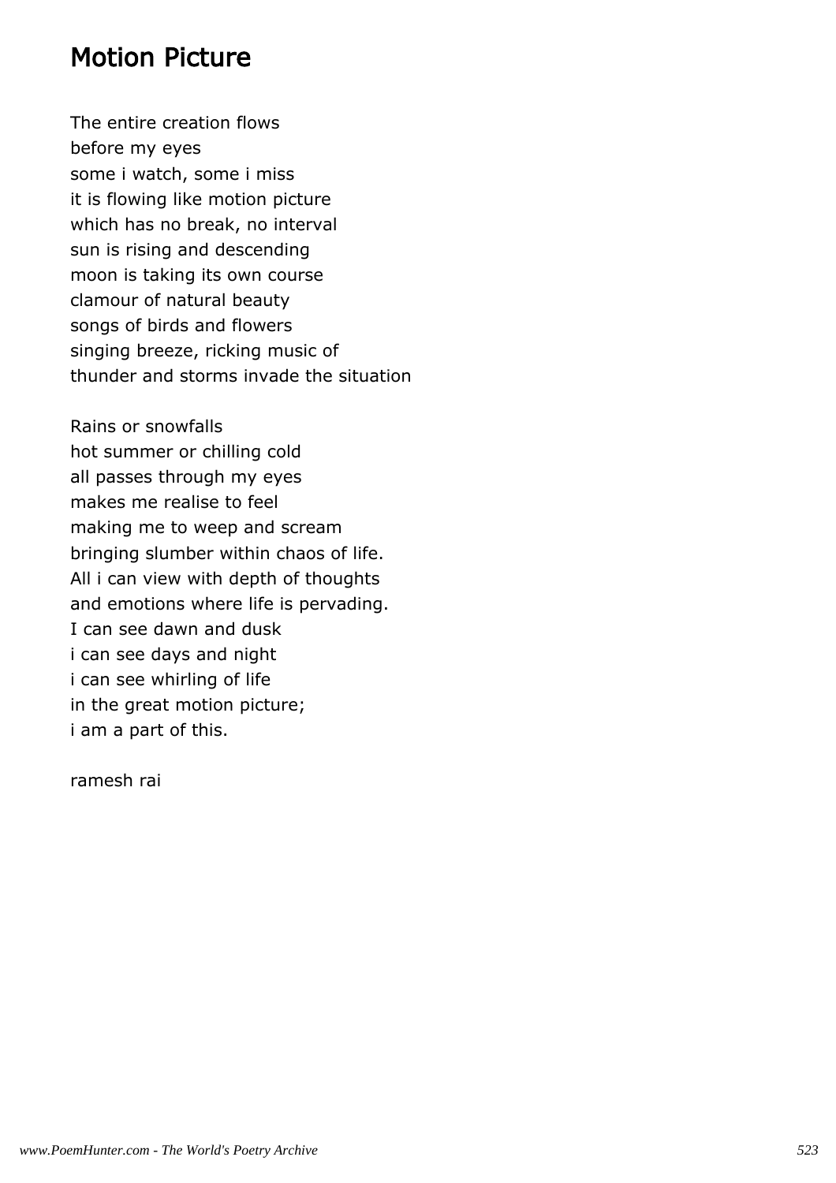# Motion Picture

The entire creation flows
before my eyes
some i watch, some i miss
it is flowing like motion picture
which has no break, no interval
sun is rising and descending
moon is taking its own course
clamour of natural beauty
songs of birds and flowers
singing breeze, ricking music of
thunder and storms invade the situation

Rains or snowfalls
hot summer or chilling cold
all passes through my eyes
makes me realise to feel
making me to weep and scream
bringing slumber within chaos of life.
All i can view with depth of thoughts
and emotions where life is pervading.
I can see dawn and dusk
i can see days and night
i can see whirling of life
in the great motion picture;
i am a part of this.

ramesh rai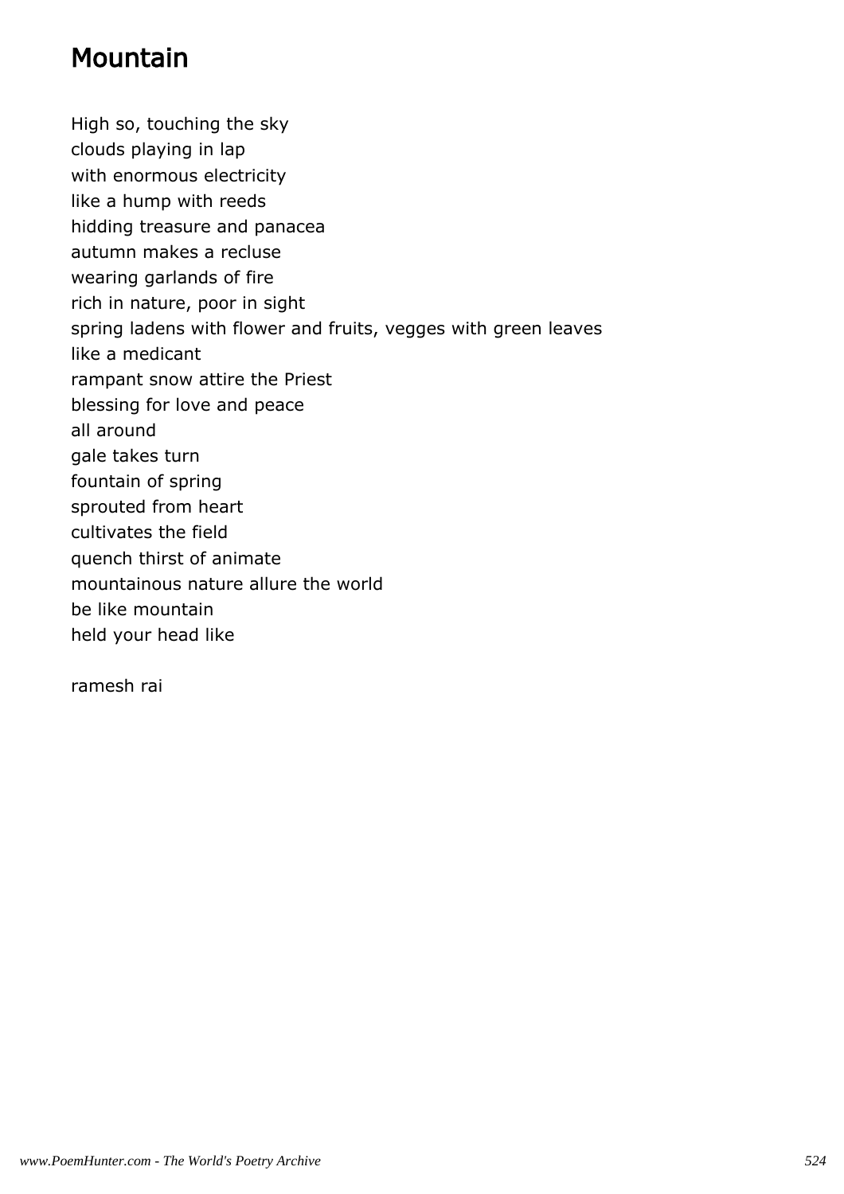# Mountain

High so, touching the sky  
clouds playing in lap  
with enormous electricity  
like a hump with reeds  
hidding treasure and panacea  
autumn makes a recluse  
wearing garlands of fire  
rich in nature, poor in sight  
spring ladens with flower and fruits, vegges with green leaves  
like a medicant  
rampant snow attire the Priest  
blessing for love and peace  
all around  
gale takes turn  
fountain of spring  
sprouted from heart  
cultivates the field  
quench thirst of animate  
mountainous nature allure the world  
be like mountain  
held your head like

ramesh rai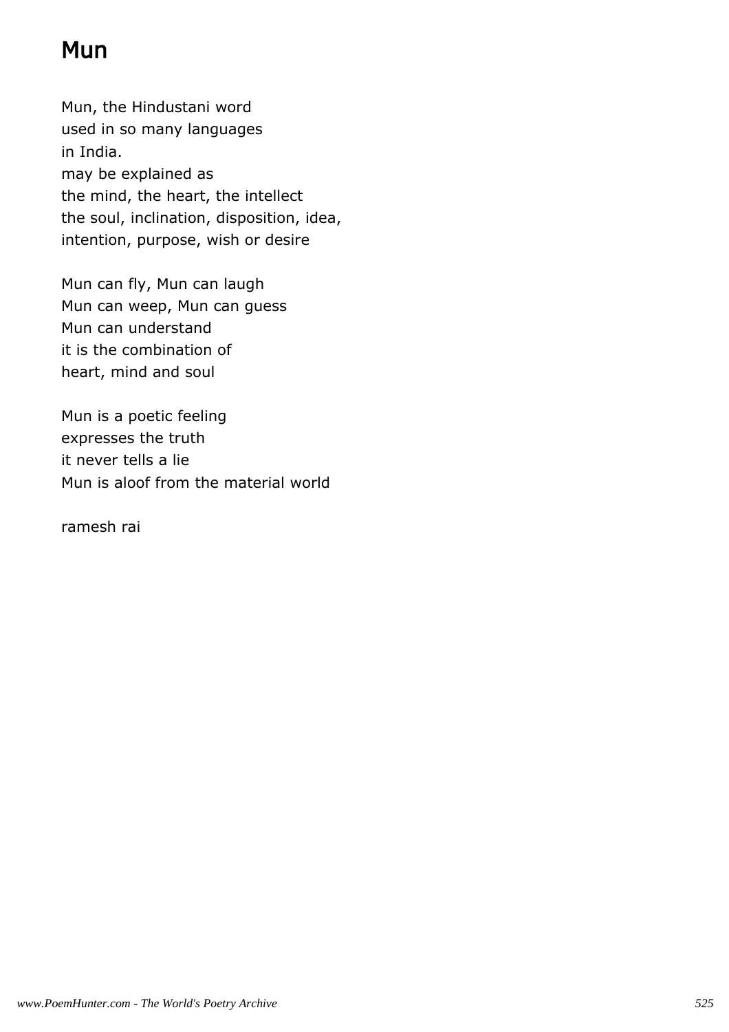# Mun

Mun, the Hindustani word
used in so many languages
in India.
may be explained as
the mind, the heart, the intellect
the soul, inclination, disposition, idea,
intention, purpose, wish or desire

Mun can fly, Mun can laugh
Mun can weep, Mun can guess
Mun can understand
it is the combination of
heart, mind and soul

Mun is a poetic feeling
expresses the truth
it never tells a lie
Mun is aloof from the material world

ramesh rai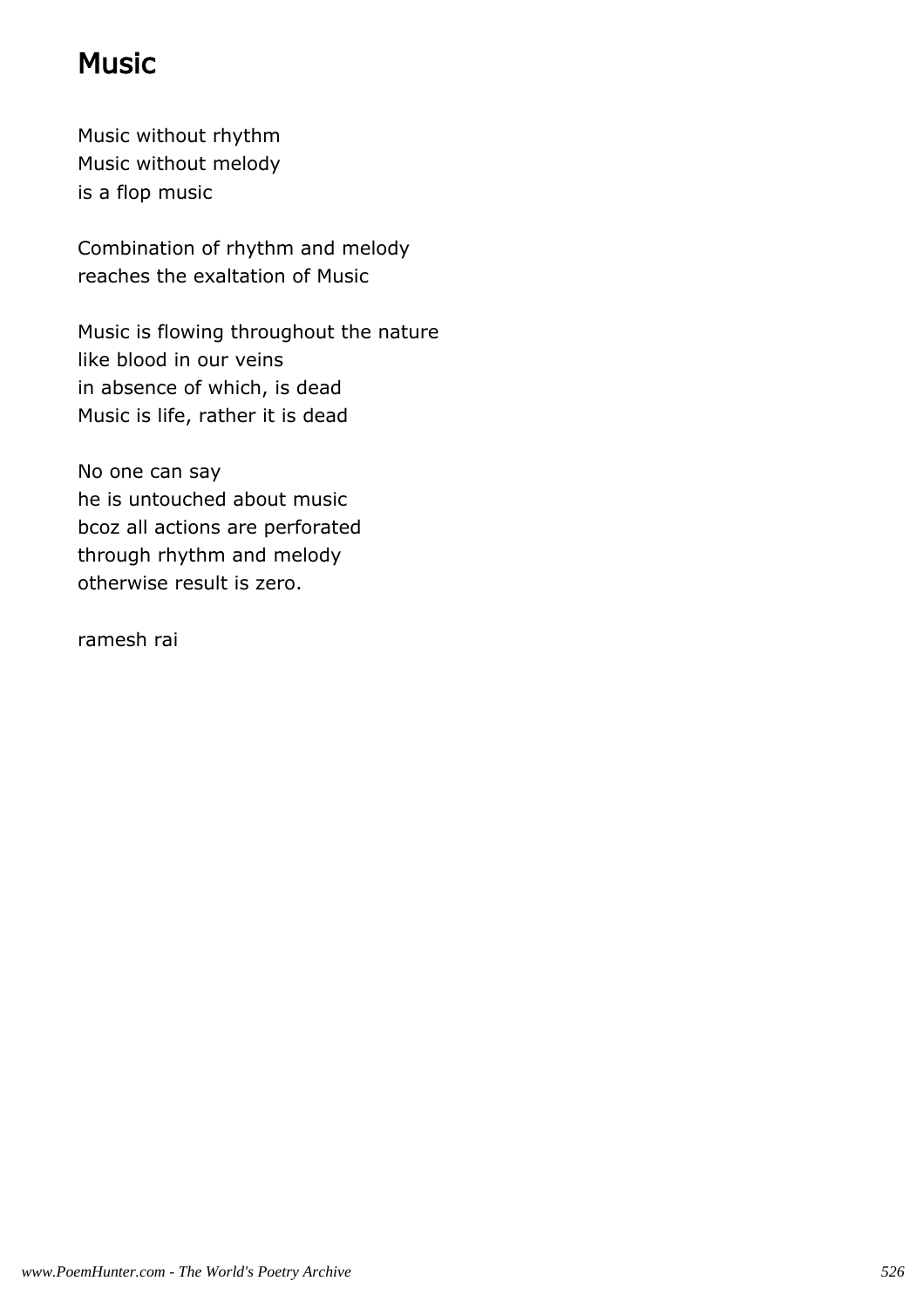# Music

Music without rhythm
Music without melody
is a flop music

Combination of rhythm and melody
reaches the exaltation of Music

Music is flowing throughout the nature
like blood in our veins
in absence of which, is dead
Music is life, rather it is dead

No one can say
he is untouched about music
bcoz all actions are perforated
through rhythm and melody
otherwise result is zero.

ramesh rai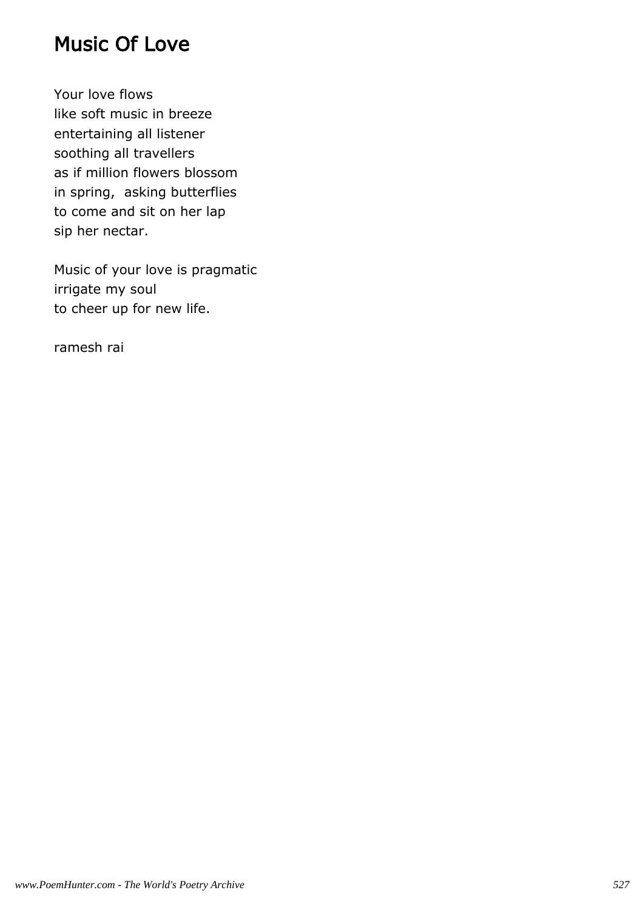# Music Of Love

Your love flows
like soft music in breeze
entertaining all listener
soothing all travellers
as if million flowers blossom
in spring,  asking butterflies
to come and sit on her lap
sip her nectar.

Music of your love is pragmatic
irrigate my soul
to cheer up for new life.

ramesh rai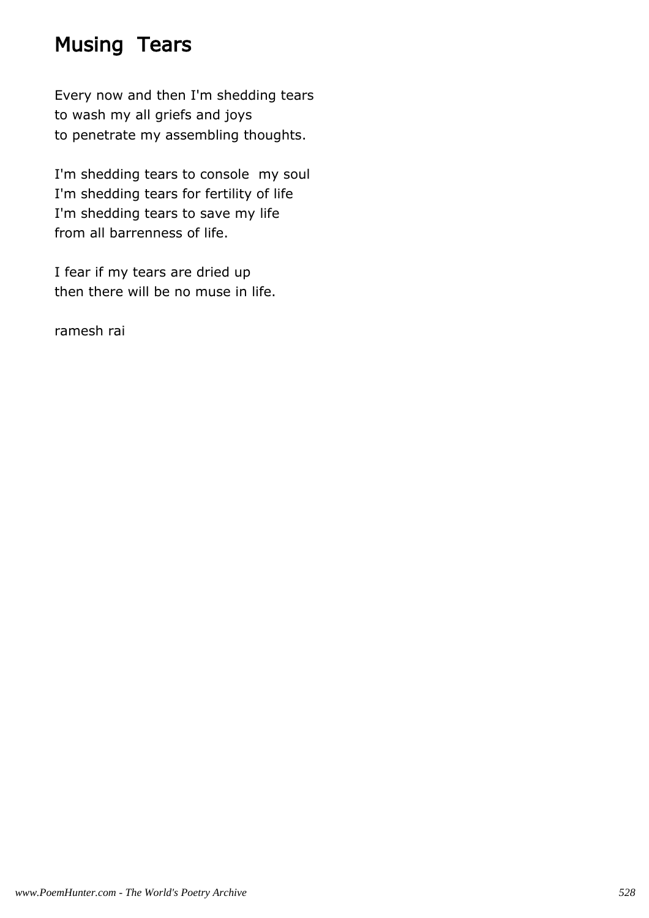# Musing  Tears

Every now and then I'm shedding tears  
to wash my all griefs and joys  
to penetrate my assembling thoughts.

I'm shedding tears to console  my soul  
I'm shedding tears for fertility of life  
I'm shedding tears to save my life  
from all barrenness of life.

I fear if my tears are dried up  
then there will be no muse in life.

ramesh rai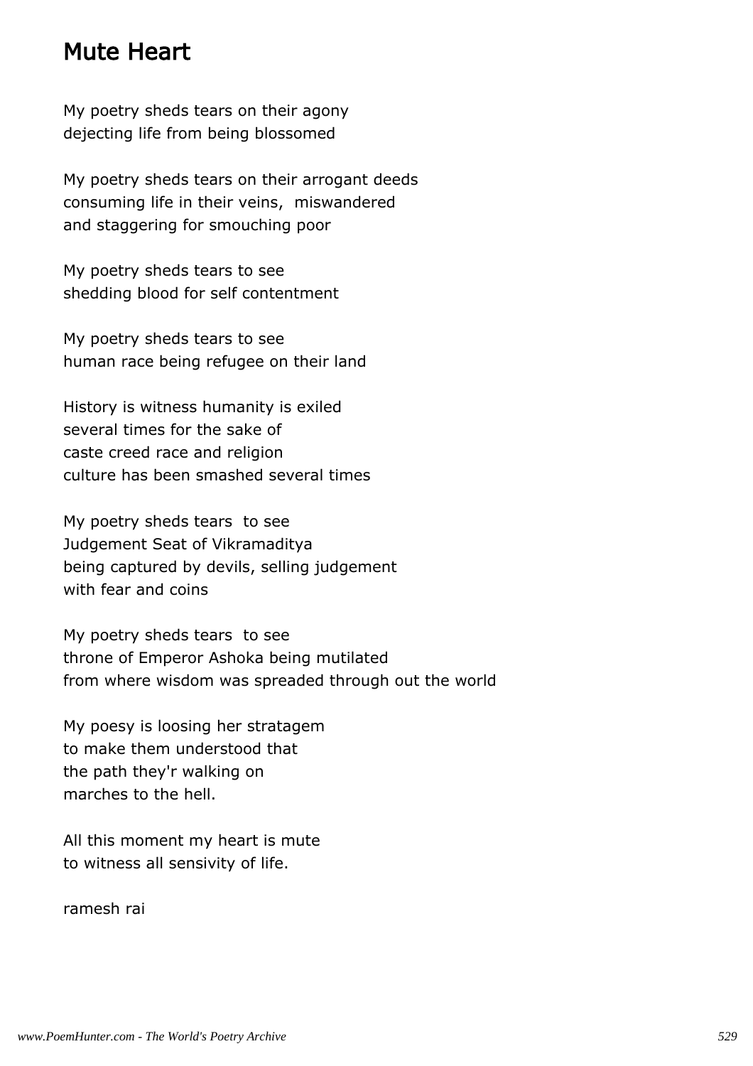# Mute Heart

My poetry sheds tears on their agony
dejecting life from being blossomed

My poetry sheds tears on their arrogant deeds
consuming life in their veins,  miswandered
and staggering for smouching poor

My poetry sheds tears to see
shedding blood for self contentment

My poetry sheds tears to see
human race being refugee on their land

History is witness humanity is exiled
several times for the sake of
caste creed race and religion
culture has been smashed several times

My poetry sheds tears  to see
Judgement Seat of Vikramaditya
being captured by devils, selling judgement
with fear and coins

My poetry sheds tears  to see
throne of Emperor Ashoka being mutilated
from where wisdom was spreaded through out the world

My poesy is loosing her stratagem
to make them understood that
the path they'r walking on
marches to the hell.

All this moment my heart is mute
to witness all sensivity of life.

ramesh rai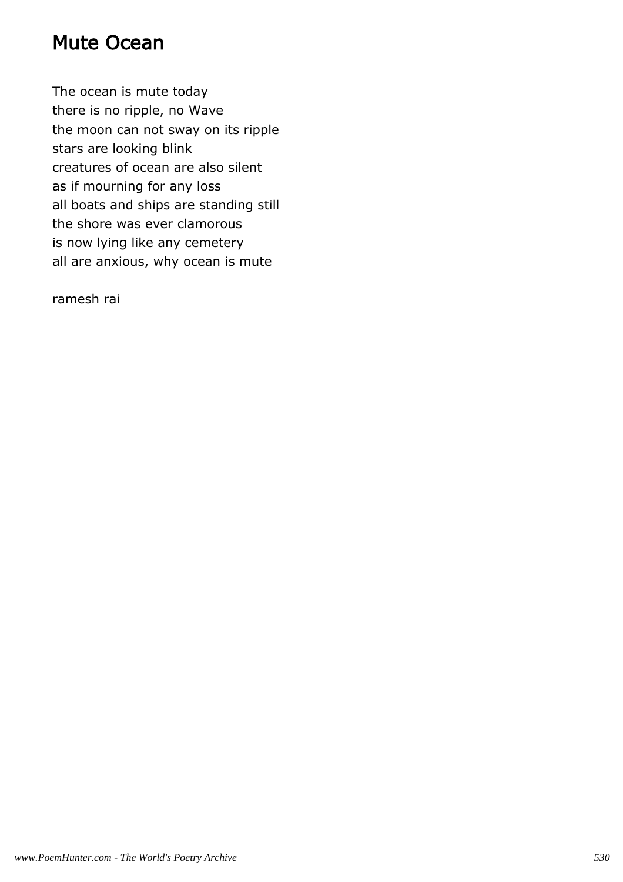# Mute Ocean

The ocean is mute today
there is no ripple, no Wave
the moon can not sway on its ripple
stars are looking blink
creatures of ocean are also silent
as if mourning for any loss
all boats and ships are standing still
the shore was ever clamorous
is now lying like any cemetery
all are anxious, why ocean is mute

ramesh rai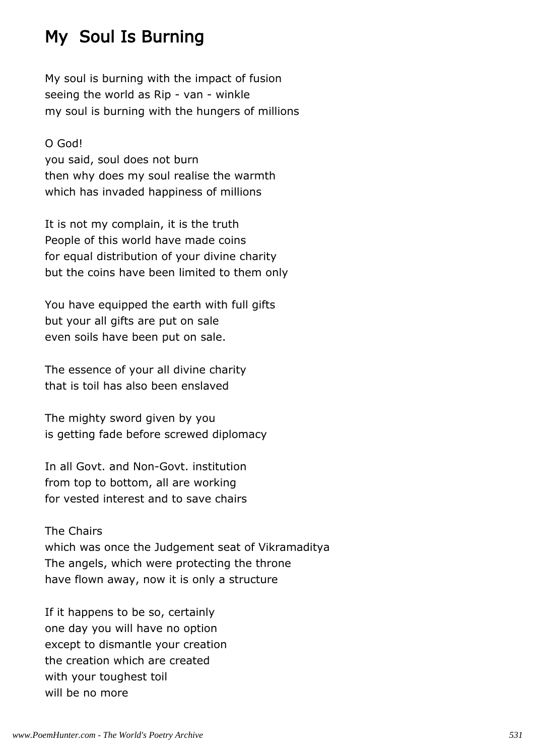# My  Soul Is Burning

My soul is burning with the impact of fusion
seeing the world as Rip - van - winkle
my soul is burning with the hungers of millions

O God!
you said, soul does not burn
then why does my soul realise the warmth
which has invaded happiness of millions

It is not my complain, it is the truth
People of this world have made coins
for equal distribution of your divine charity
but the coins have been limited to them only

You have equipped the earth with full gifts
but your all gifts are put on sale
even soils have been put on sale.

The essence of your all divine charity
that is toil has also been enslaved

The mighty sword given by you
is getting fade before screwed diplomacy

In all Govt. and Non-Govt. institution
from top to bottom, all are working
for vested interest and to save chairs

The Chairs
which was once the Judgement seat of Vikramaditya
The angels, which were protecting the throne
have flown away, now it is only a structure

If it happens to be so, certainly
one day you will have no option
except to dismantle your creation
the creation which are created
with your toughest toil
will be no more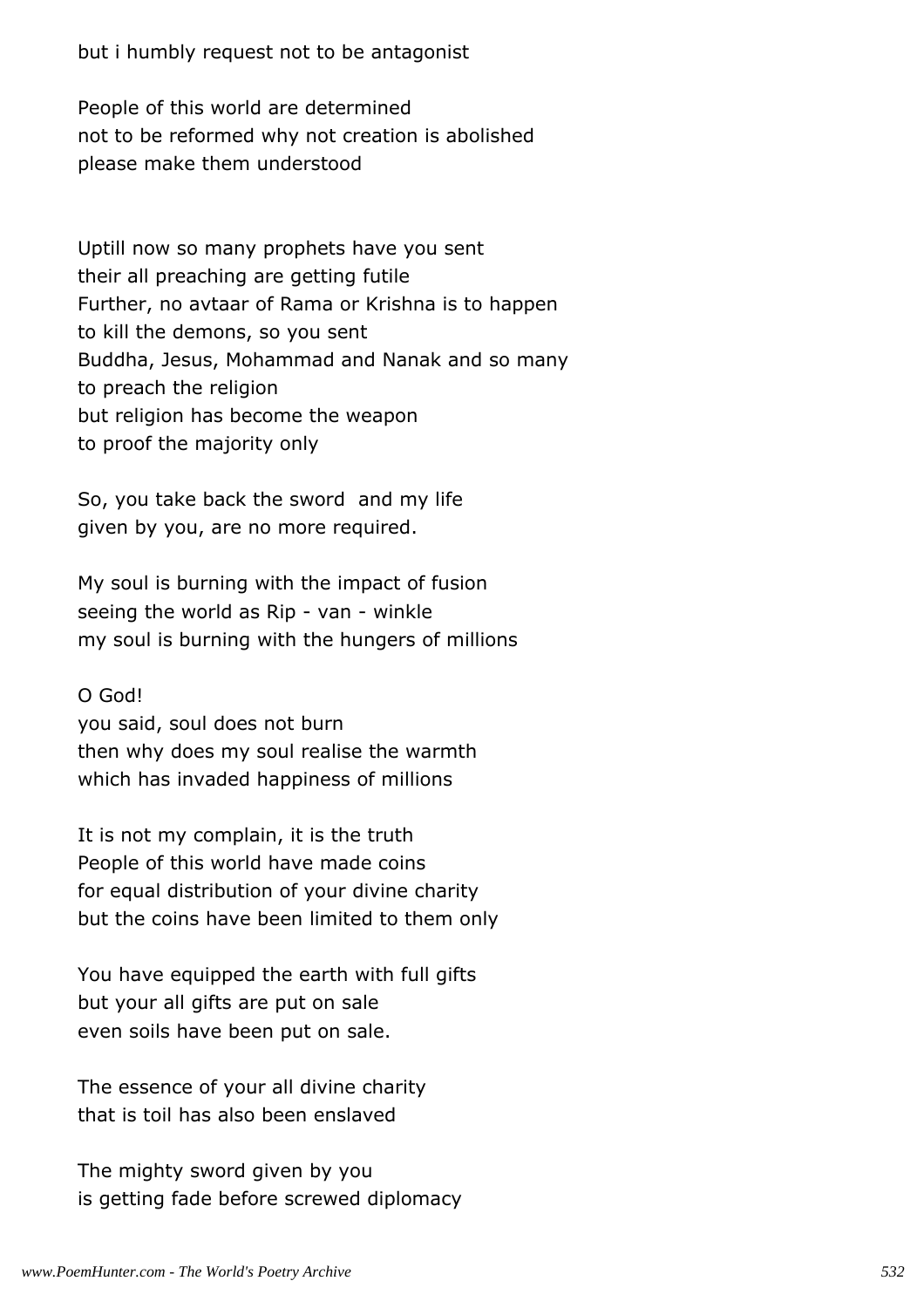but i humbly request not to be antagonist

People of this world are determined
not to be reformed why not creation is abolished
please make them understood

Uptill now so many prophets have you sent
their all preaching are getting futile
Further, no avtaar of Rama or Krishna is to happen
to kill the demons, so you sent
Buddha, Jesus, Mohammad and Nanak and so many
to preach the religion
but religion has become the weapon
to proof the majority only

So, you take back the sword  and my life
given by you, are no more required.

My soul is burning with the impact of fusion
seeing the world as Rip - van - winkle
my soul is burning with the hungers of millions

O God!
you said, soul does not burn
then why does my soul realise the warmth
which has invaded happiness of millions

It is not my complain, it is the truth
People of this world have made coins
for equal distribution of your divine charity
but the coins have been limited to them only

You have equipped the earth with full gifts
but your all gifts are put on sale
even soils have been put on sale.

The essence of your all divine charity
that is toil has also been enslaved

The mighty sword given by you
is getting fade before screwed diplomacy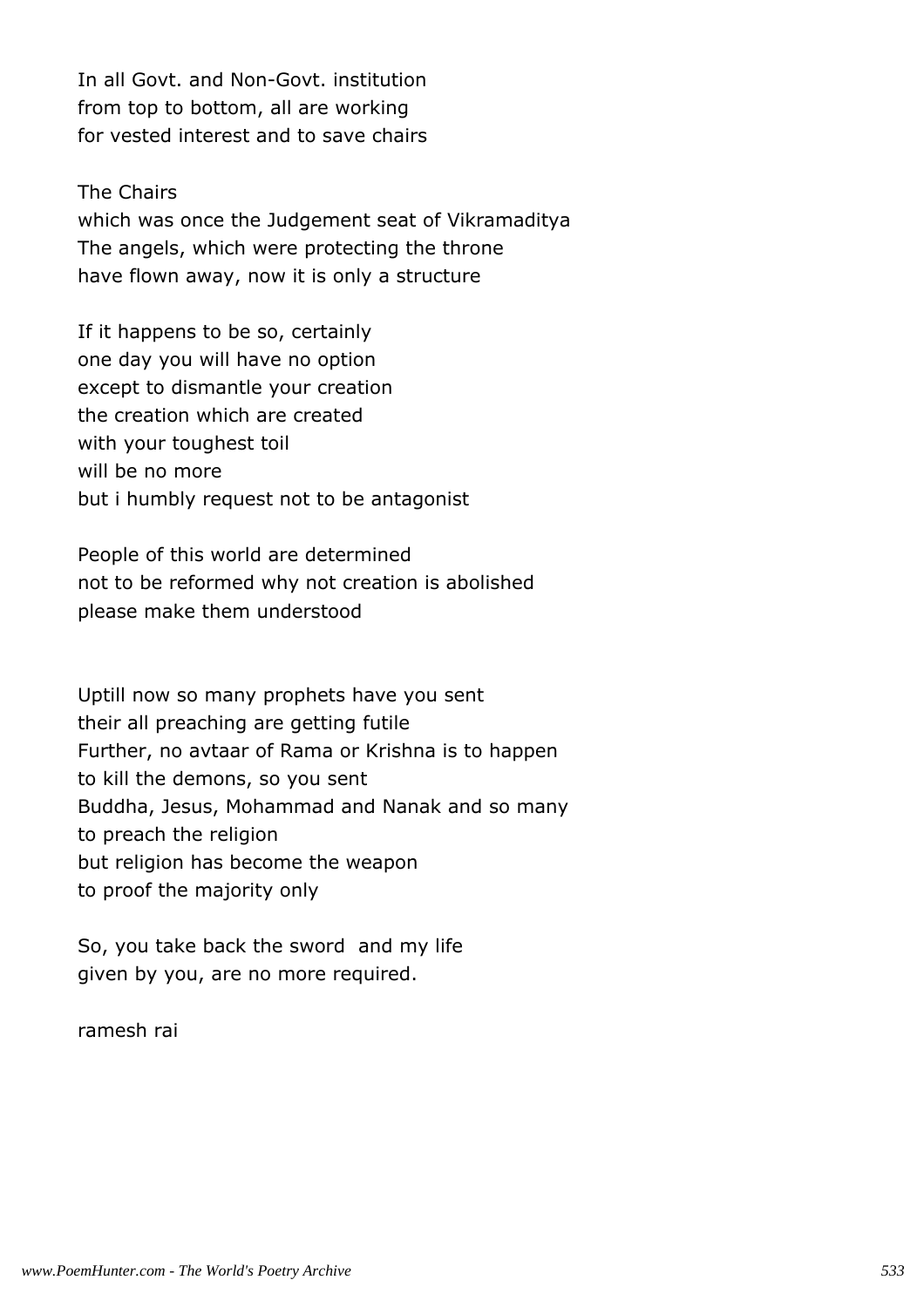In all Govt. and Non-Govt. institution
from top to bottom, all are working
for vested interest and to save chairs

The Chairs
which was once the Judgement seat of Vikramaditya
The angels, which were protecting the throne
have flown away, now it is only a structure

If it happens to be so, certainly
one day you will have no option
except to dismantle your creation
the creation which are created
with your toughest toil
will be no more
but i humbly request not to be antagonist

People of this world are determined
not to be reformed why not creation is abolished
please make them understood

Uptill now so many prophets have you sent
their all preaching are getting futile
Further, no avtaar of Rama or Krishna is to happen
to kill the demons, so you sent
Buddha, Jesus, Mohammad and Nanak and so many
to preach the religion
but religion has become the weapon
to proof the majority only

So, you take back the sword  and my life
given by you, are no more required.

ramesh rai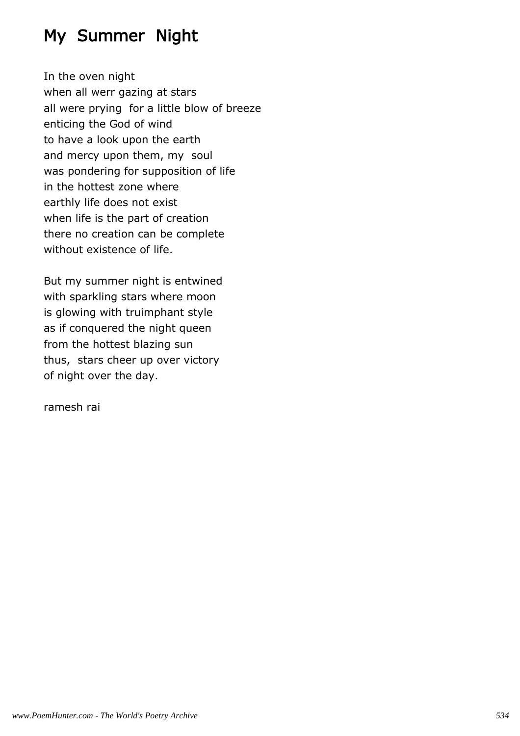# My Summer Night

In the oven night
when all werr gazing at stars
all were prying  for a little blow of breeze
enticing the God of wind
to have a look upon the earth
and mercy upon them, my  soul
was pondering for supposition of life
in the hottest zone where
earthly life does not exist
when life is the part of creation
there no creation can be complete
without existence of life.

But my summer night is entwined
with sparkling stars where moon
is glowing with truimphant style
as if conquered the night queen
from the hottest blazing sun
thus,  stars cheer up over victory
of night over the day.

ramesh rai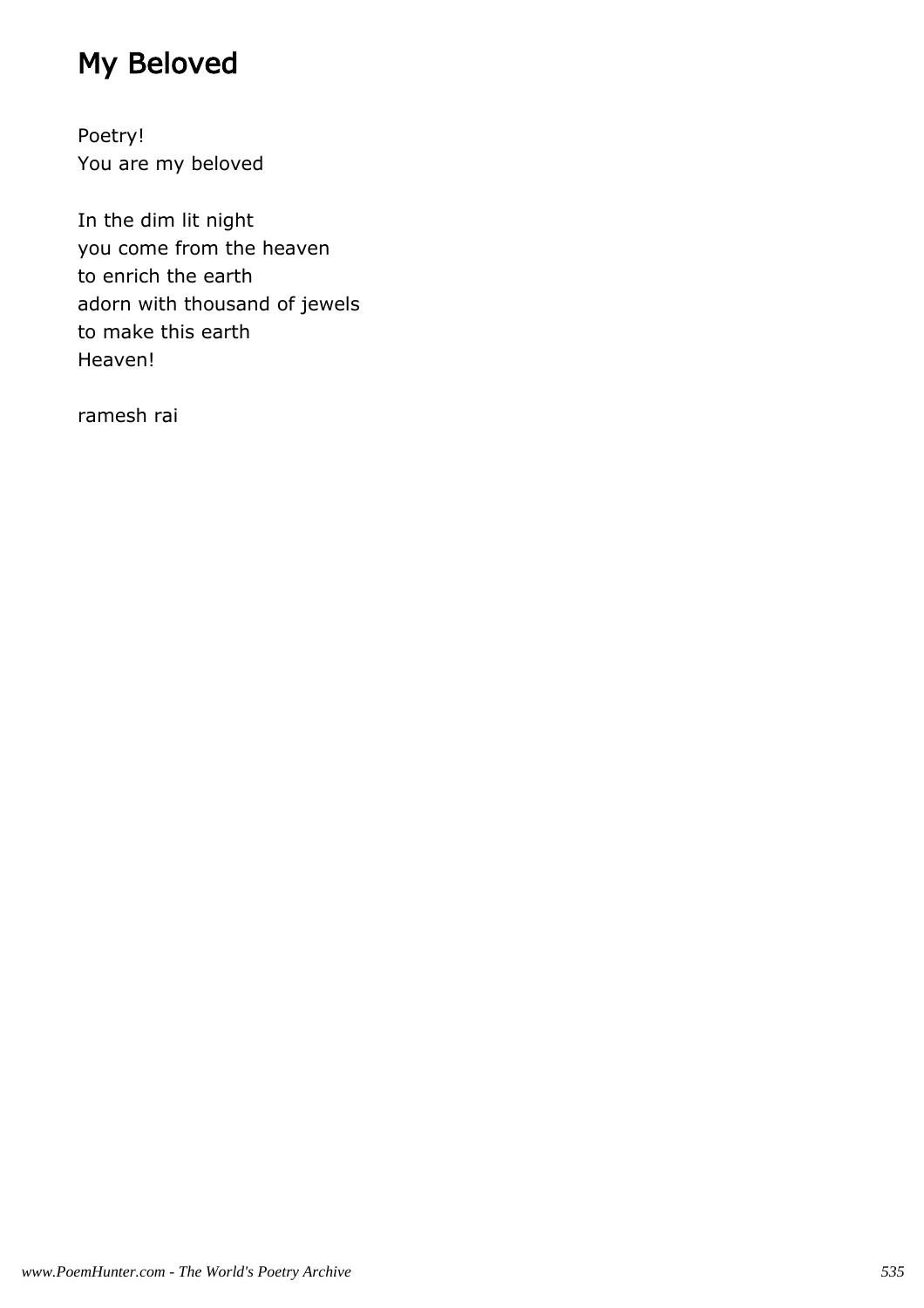# My Beloved

Poetry!
You are my beloved

In the dim lit night
you come from the heaven
to enrich the earth
adorn with thousand of jewels
to make this earth
Heaven!

ramesh rai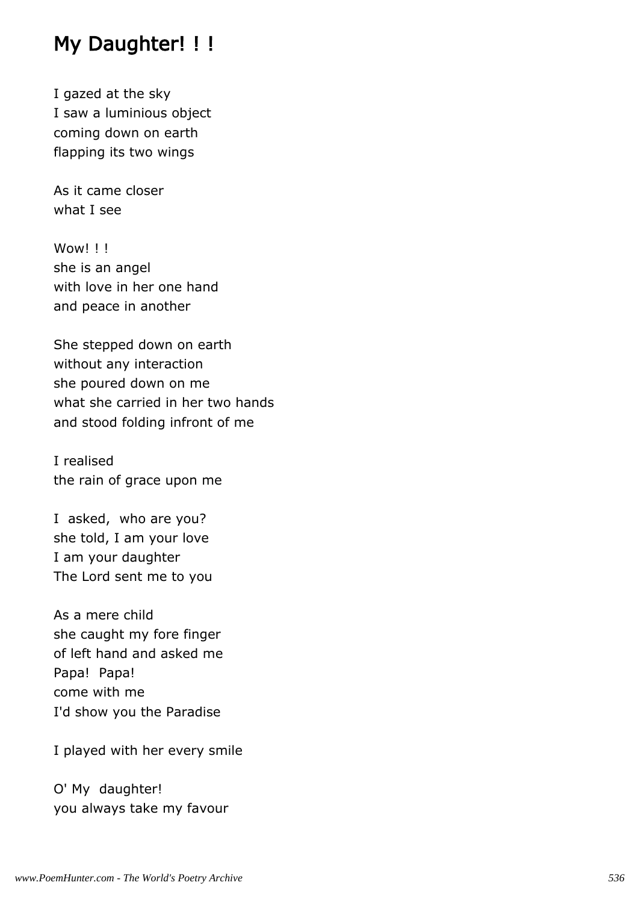# My Daughter! ! !

I gazed at the sky  
I saw a luminious object  
coming down on earth  
flapping its two wings

As it came closer  
what I see

Wow! ! !  
she is an angel  
with love in her one hand  
and peace in another

She stepped down on earth  
without any interaction  
she poured down on me  
what she carried in her two hands  
and stood folding infront of me

I realised  
the rain of grace upon me

I  asked,  who are you?  
she told, I am your love  
I am your daughter  
The Lord sent me to you

As a mere child  
she caught my fore finger  
of left hand and asked me  
Papa!  Papa!  
come with me  
I'd show you the Paradise

I played with her every smile

O' My  daughter!  
you always take my favour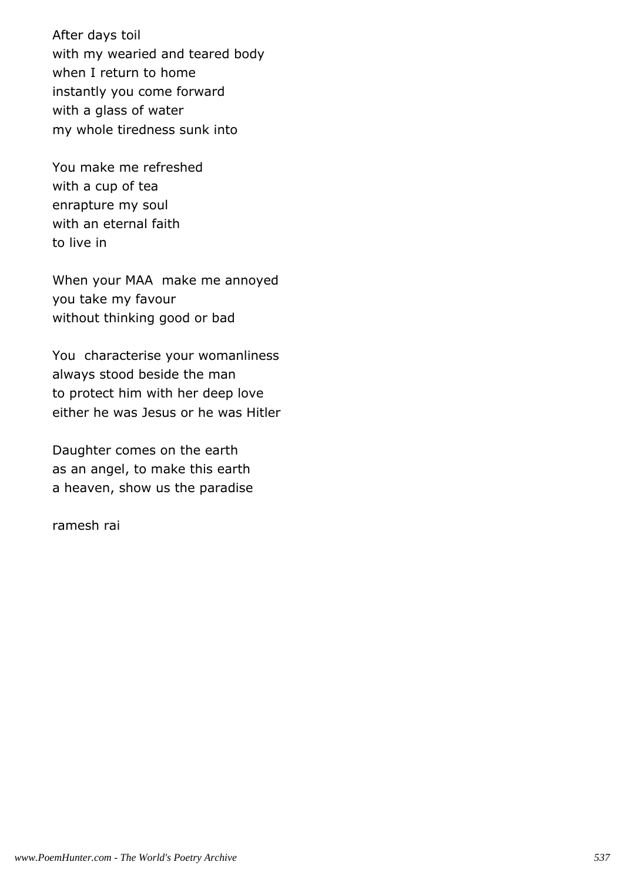After days toil
with my wearied and teared body
when I return to home
instantly you come forward
with a glass of water
my whole tiredness sunk into

You make me refreshed
with a cup of tea
enrapture my soul
with an eternal faith
to live in

When your MAA  make me annoyed
you take my favour
without thinking good or bad

You  characterise your womanliness
always stood beside the man
to protect him with her deep love
either he was Jesus or he was Hitler

Daughter comes on the earth
as an angel, to make this earth
a heaven, show us the paradise

ramesh rai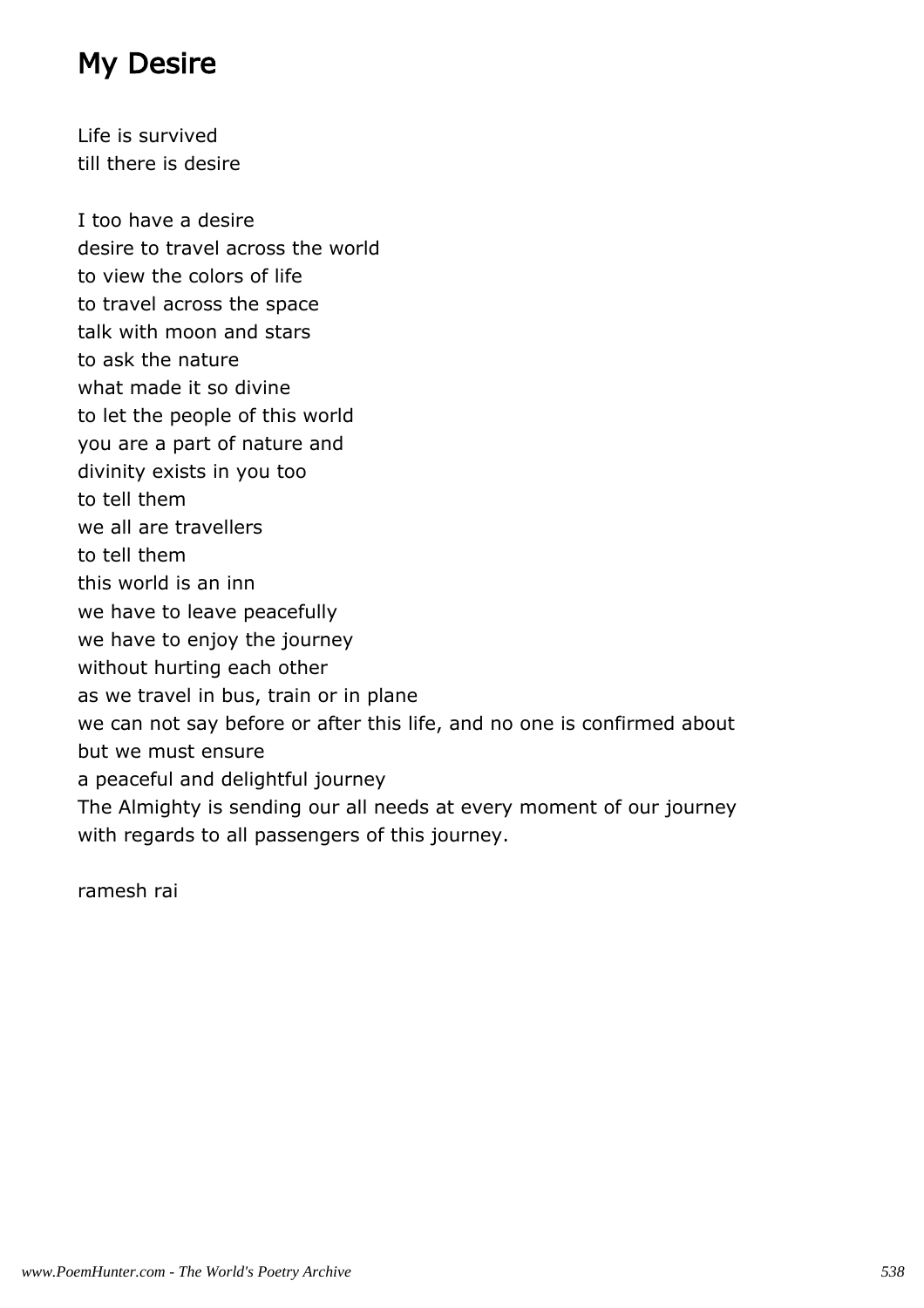# My Desire

Life is survived  
till there is desire

I too have a desire  
desire to travel across the world  
to view the colors of life  
to travel across the space  
talk with moon and stars  
to ask the nature  
what made it so divine  
to let the people of this world  
you are a part of nature and  
divinity exists in you too  
to tell them  
we all are travellers  
to tell them  
this world is an inn  
we have to leave peacefully  
we have to enjoy the journey  
without hurting each other  
as we travel in bus, train or in plane  
we can not say before or after this life, and no one is confirmed about  
but we must ensure  
a peaceful and delightful journey  
The Almighty is sending our all needs at every moment of our journey  
with regards to all passengers of this journey.

ramesh rai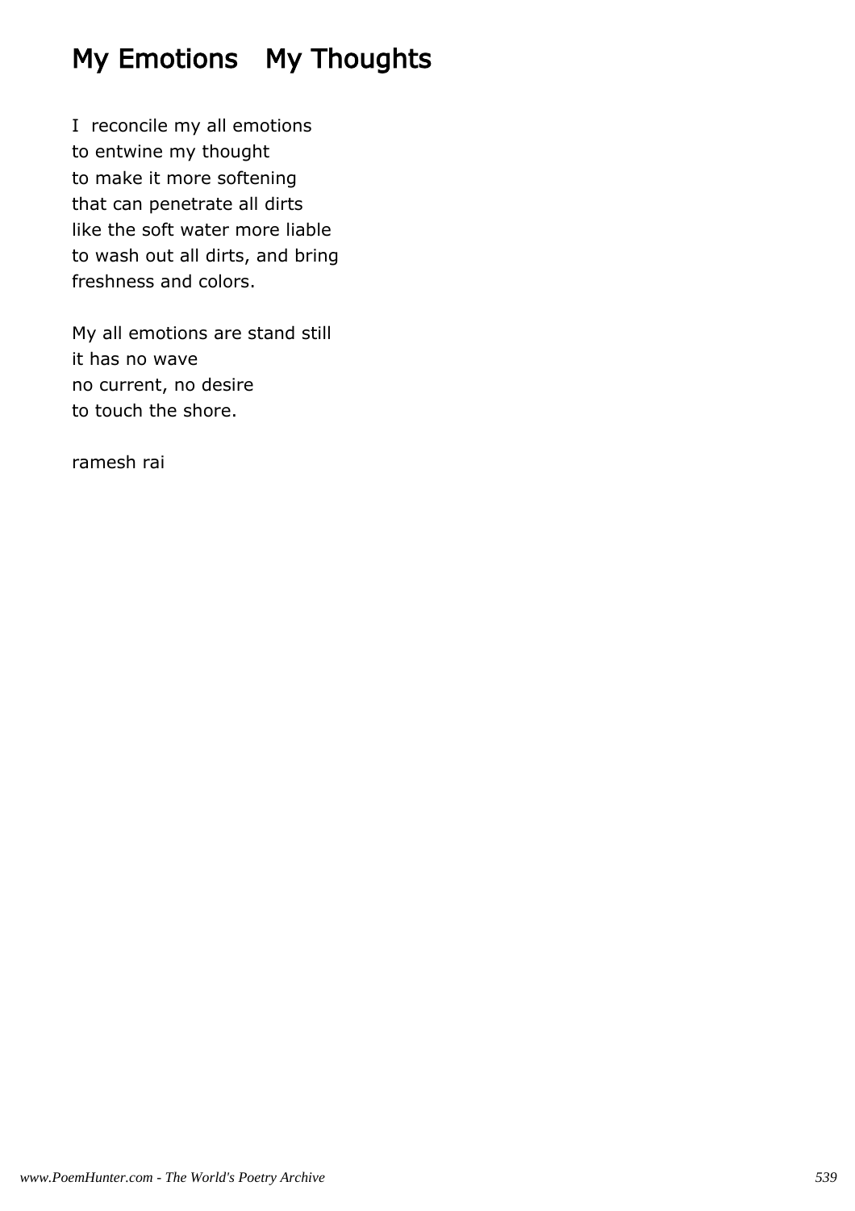# My Emotions   My Thoughts

I  reconcile my all emotions
to entwine my thought
to make it more softening
that can penetrate all dirts
like the soft water more liable
to wash out all dirts, and bring
freshness and colors.

My all emotions are stand still
it has no wave
no current, no desire
to touch the shore.

ramesh rai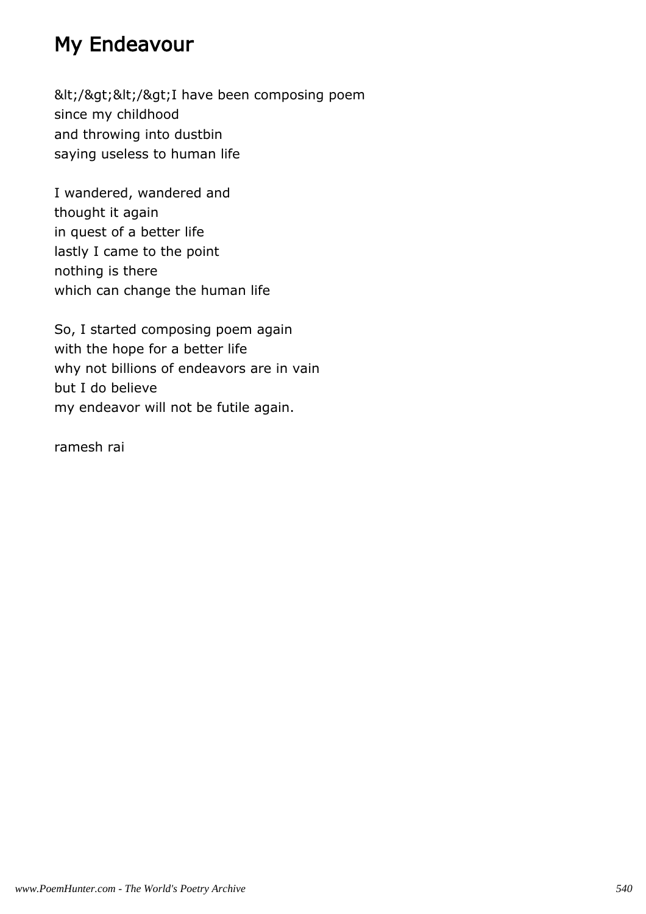# My Endeavour

&lt;/&gt;&lt;/&gt;I have been composing poem
since my childhood
and throwing into dustbin
saying useless to human life

I wandered, wandered and
thought it again
in quest of a better life
lastly I came to the point
nothing is there
which can change the human life

So, I started composing poem again
with the hope for a better life
why not billions of endeavors are in vain
but I do believe
my endeavor will not be futile again.

ramesh rai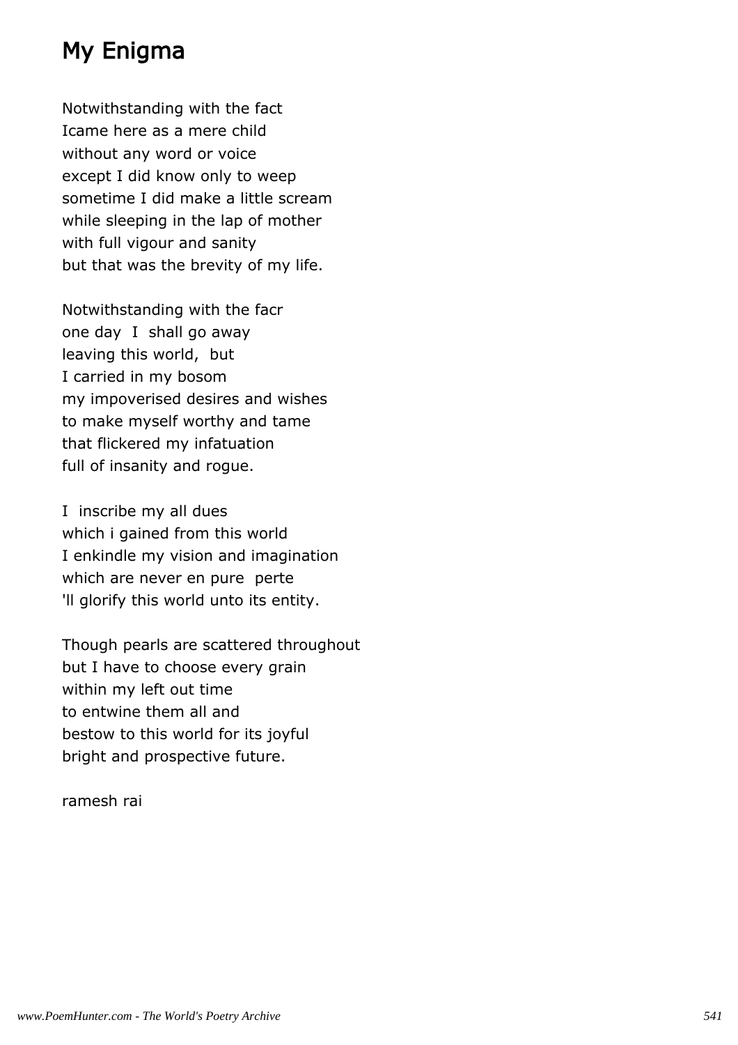# My Enigma

Notwithstanding with the fact
Icame here as a mere child
without any word or voice
except I did know only to weep
sometime I did make a little scream
while sleeping in the lap of mother
with full vigour and sanity
but that was the brevity of my life.

Notwithstanding with the facr
one day  I  shall go away
leaving this world,  but
I carried in my bosom
my impoverised desires and wishes
to make myself worthy and tame
that flickered my infatuation
full of insanity and rogue.

I  inscribe my all dues
which i gained from this world
I enkindle my vision and imagination
which are never en pure  perte
'll glorify this world unto its entity.

Though pearls are scattered throughout
but I have to choose every grain
within my left out time
to entwine them all and
bestow to this world for its joyful
bright and prospective future.

ramesh rai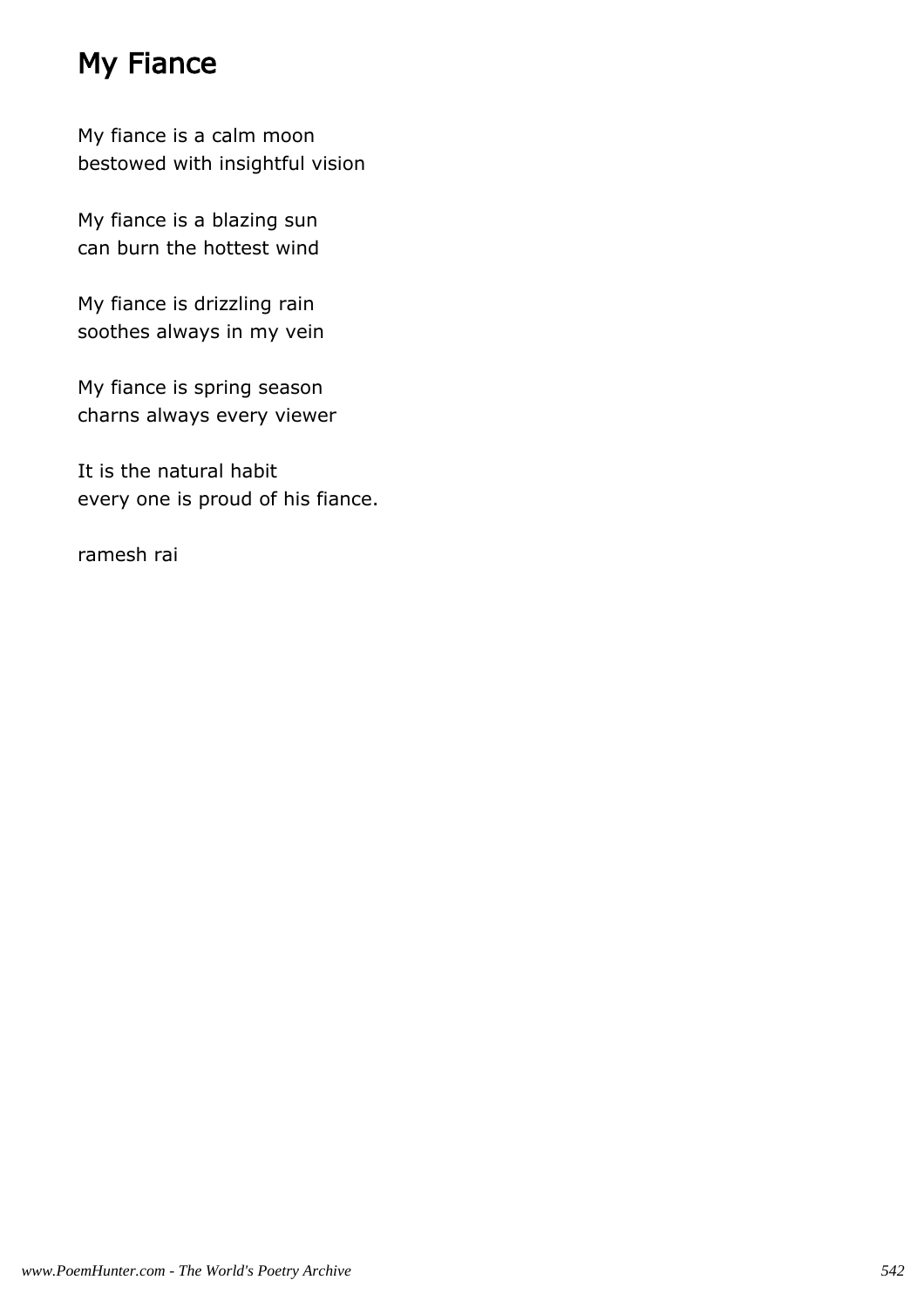# My Fiance

My fiance is a calm moon
bestowed with insightful vision

My fiance is a blazing sun
can burn the hottest wind

My fiance is drizzling rain
soothes always in my vein

My fiance is spring season
charns always every viewer

It is the natural habit
every one is proud of his fiance.

ramesh rai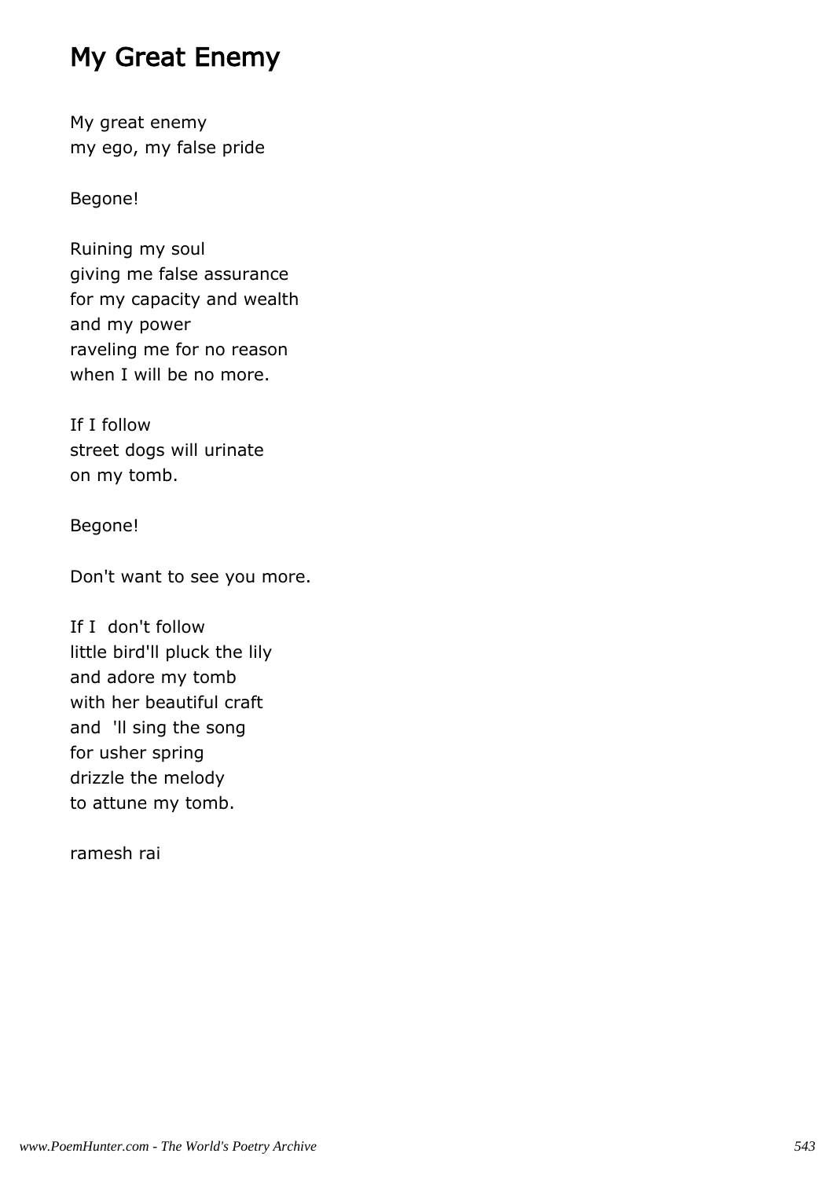# My Great Enemy

My great enemy  
my ego, my false pride

Begone!

Ruining my soul  
giving me false assurance  
for my capacity and wealth  
and my power  
raveling me for no reason  
when I will be no more.

If I follow  
street dogs will urinate  
on my tomb.

Begone!

Don't want to see you more.

If I  don't follow  
little bird'll pluck the lily  
and adore my tomb  
with her beautiful craft  
and  'll sing the song  
for usher spring  
drizzle the melody  
to attune my tomb.

ramesh rai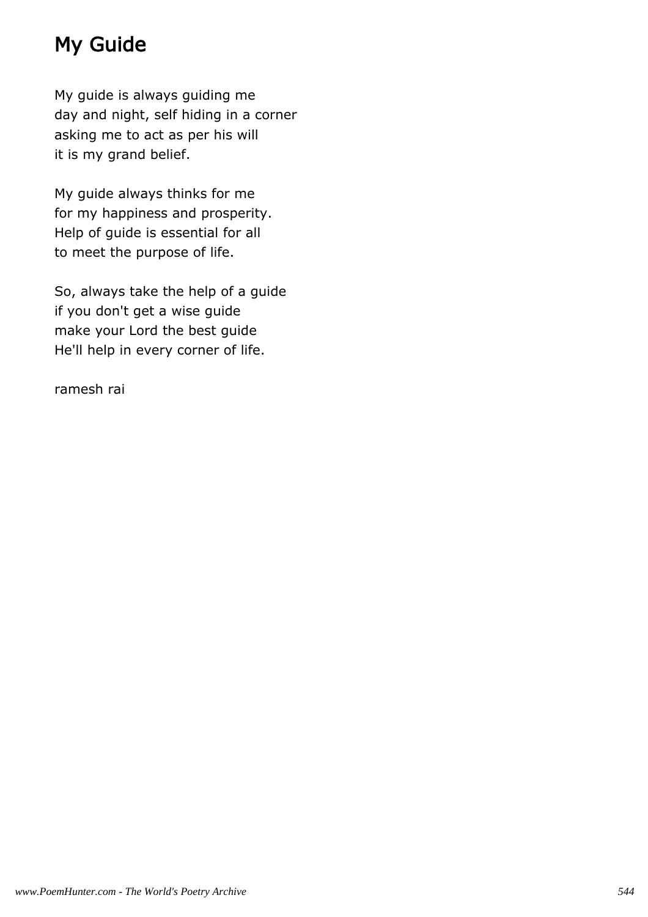# My Guide

My guide is always guiding me
day and night, self hiding in a corner
asking me to act as per his will
it is my grand belief.

My guide always thinks for me
for my happiness and prosperity.
Help of guide is essential for all
to meet the purpose of life.

So, always take the help of a guide
if you don't get a wise guide
make your Lord the best guide
He'll help in every corner of life.

ramesh rai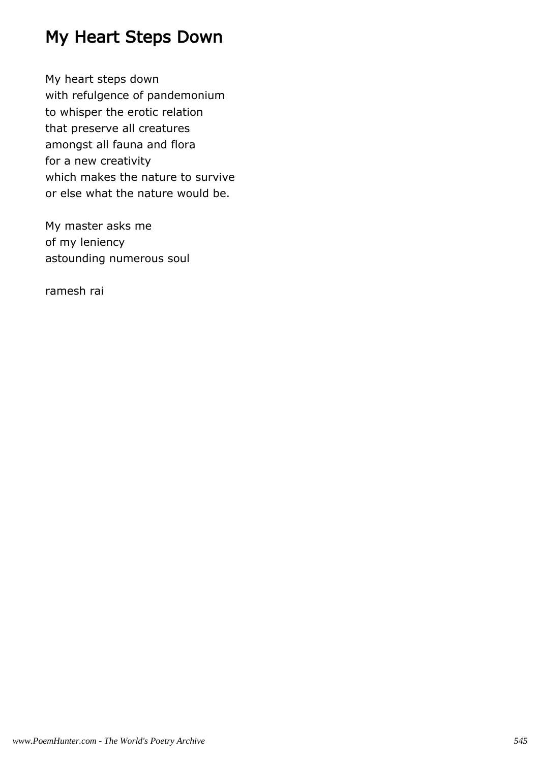# My Heart Steps Down

My heart steps down
with refulgence of pandemonium
to whisper the erotic relation
that preserve all creatures
amongst all fauna and flora
for a new creativity
which makes the nature to survive
or else what the nature would be.

My master asks me
of my leniency
astounding numerous soul

ramesh rai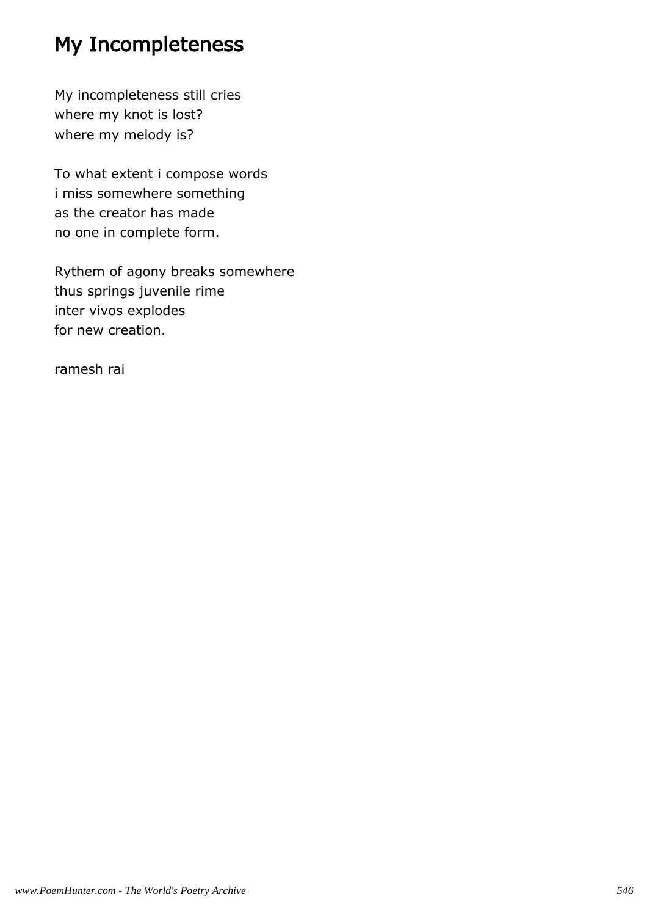# My Incompleteness

My incompleteness still cries
where my knot is lost?
where my melody is?

To what extent i compose words
i miss somewhere something
as the creator has made
no one in complete form.

Rythem of agony breaks somewhere
thus springs juvenile rime
inter vivos explodes
for new creation.

ramesh rai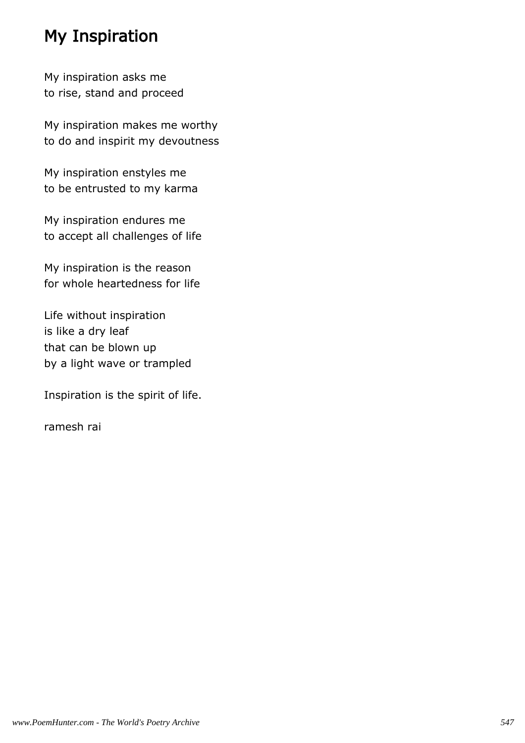# My Inspiration

My inspiration asks me
to rise, stand and proceed

My inspiration makes me worthy
to do and inspirit my devoutness

My inspiration enstyles me
to be entrusted to my karma

My inspiration endures me
to accept all challenges of life

My inspiration is the reason
for whole heartedness for life

Life without inspiration
is like a dry leaf
that can be blown up
by a light wave or trampled

Inspiration is the spirit of life.

ramesh rai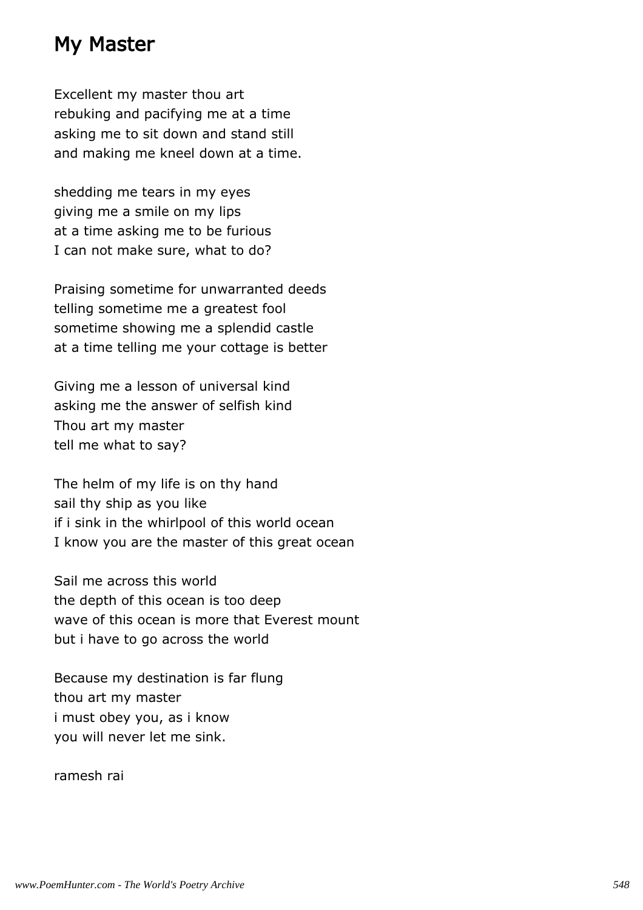# My Master

Excellent my master thou art
rebuking and pacifying me at a time
asking me to sit down and stand still
and making me kneel down at a time.

shedding me tears in my eyes
giving me a smile on my lips
at a time asking me to be furious
I can not make sure, what to do?

Praising sometime for unwarranted deeds
telling sometime me a greatest fool
sometime showing me a splendid castle
at a time telling me your cottage is better

Giving me a lesson of universal kind
asking me the answer of selfish kind
Thou art my master
tell me what to say?

The helm of my life is on thy hand
sail thy ship as you like
if i sink in the whirlpool of this world ocean
I know you are the master of this great ocean

Sail me across this world
the depth of this ocean is too deep
wave of this ocean is more that Everest mount
but i have to go across the world

Because my destination is far flung
thou art my master
i must obey you, as i know
you will never let me sink.

ramesh rai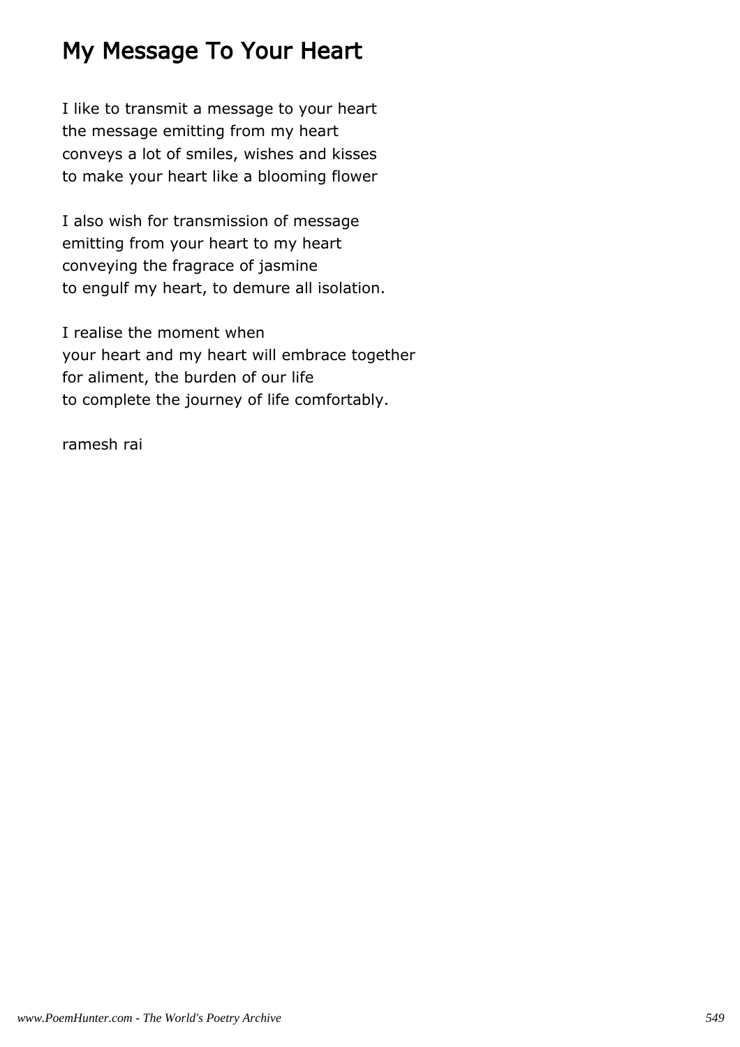# My Message To Your Heart

I like to transmit a message to your heart
the message emitting from my heart
conveys a lot of smiles, wishes and kisses
to make your heart like a blooming flower

I also wish for transmission of message
emitting from your heart to my heart
conveying the fragrace of jasmine
to engulf my heart, to demure all isolation.

I realise the moment when
your heart and my heart will embrace together
for aliment, the burden of our life
to complete the journey of life comfortably.

ramesh rai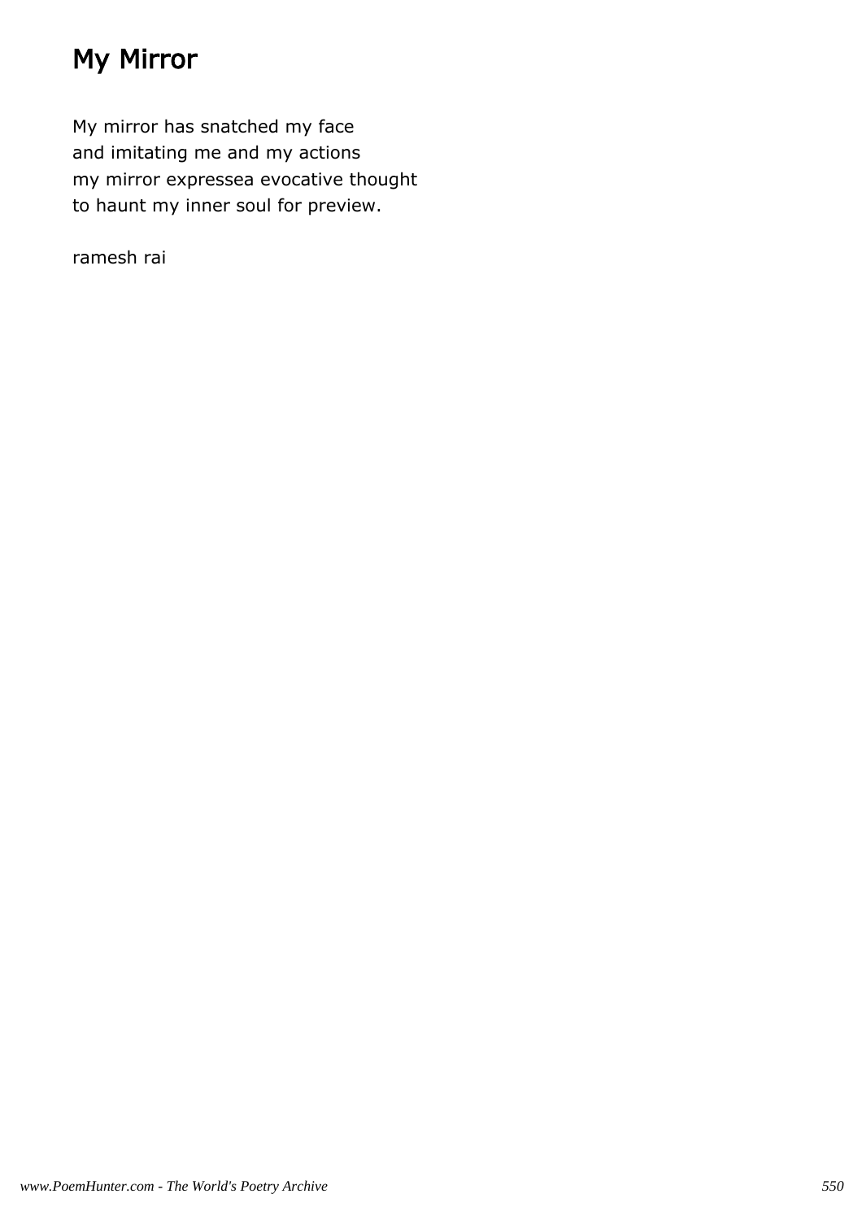# My Mirror

My mirror has snatched my face
and imitating me and my actions
my mirror expressea evocative thought
to haunt my inner soul for preview.

ramesh rai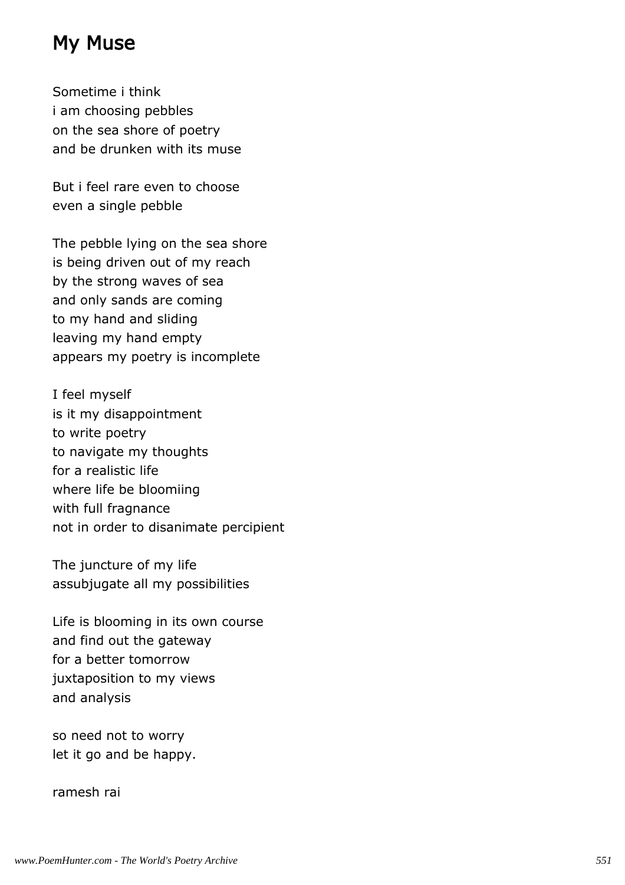## My Muse

Sometime i think  
i am choosing pebbles  
on the sea shore of poetry  
and be drunken with its muse

But i feel rare even to choose  
even a single pebble

The pebble lying on the sea shore  
is being driven out of my reach  
by the strong waves of sea  
and only sands are coming  
to my hand and sliding  
leaving my hand empty  
appears my poetry is incomplete

I feel myself  
is it my disappointment  
to write poetry  
to navigate my thoughts  
for a realistic life  
where life be bloomiing  
with full fragnance  
not in order to disanimate percipient

The juncture of my life  
assubjugate all my possibilities

Life is blooming in its own course  
and find out the gateway  
for a better tomorrow  
juxtaposition to my views  
and analysis

so need not to worry  
let it go and be happy.

ramesh rai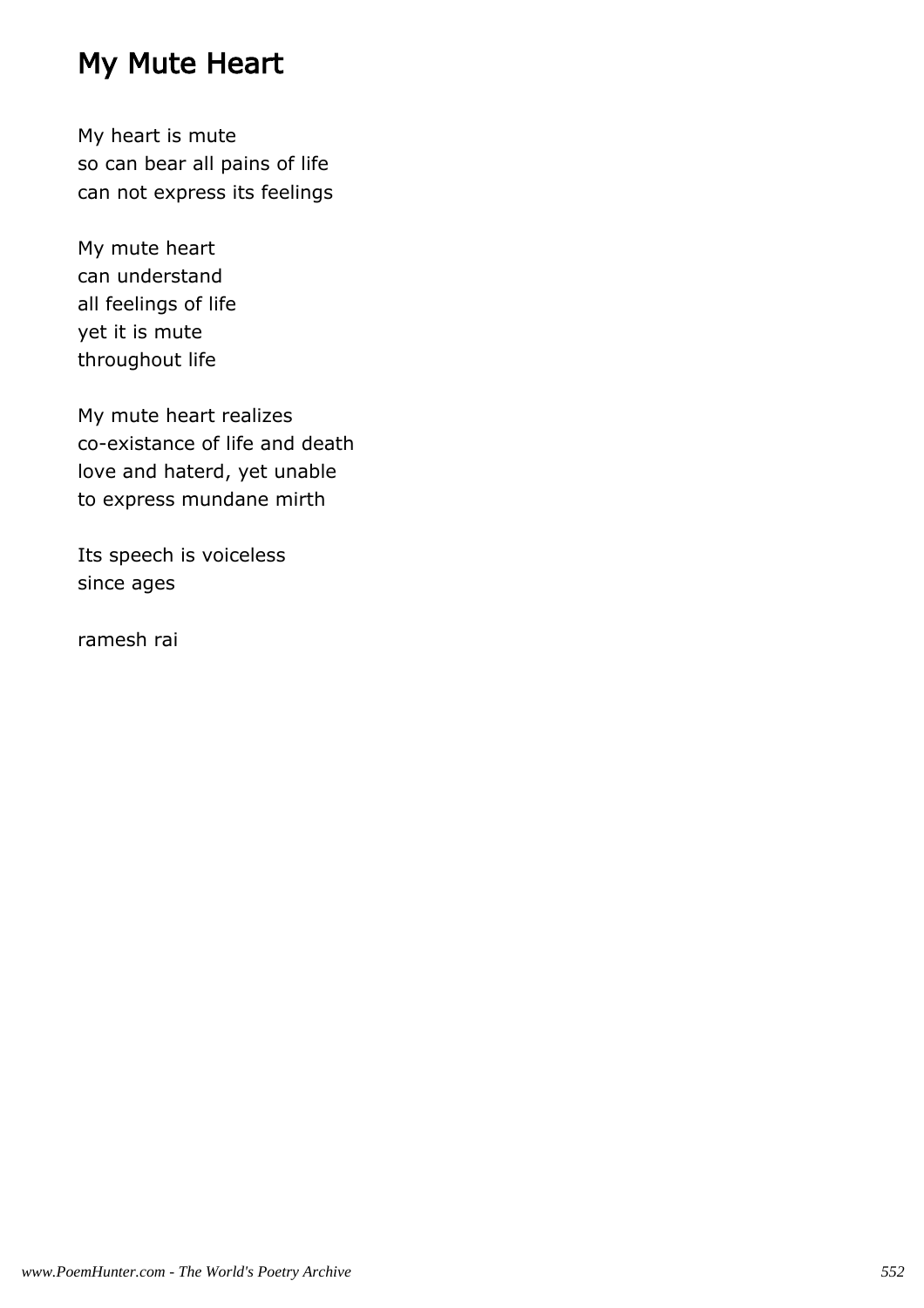# My Mute Heart

My heart is mute
so can bear all pains of life
can not express its feelings

My mute heart
can understand
all feelings of life
yet it is mute
throughout life

My mute heart realizes
co-existance of life and death
love and haterd, yet unable
to express mundane mirth

Its speech is voiceless
since ages

ramesh rai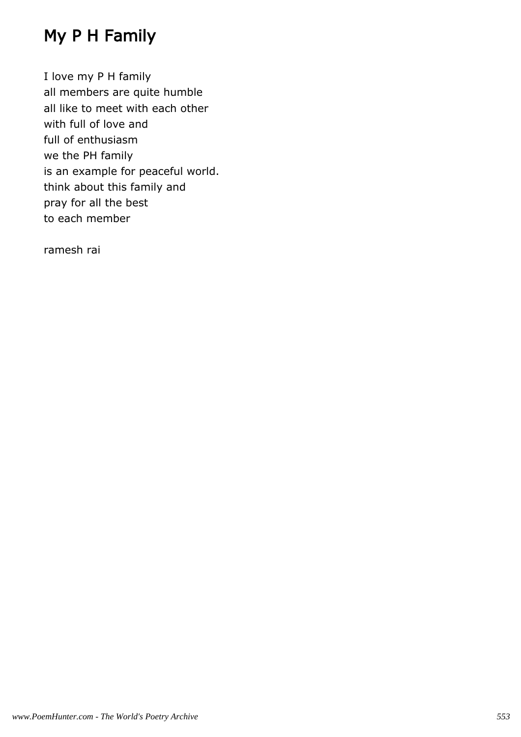# My P H Family

I love my P H family
all members are quite humble
all like to meet with each other
with full of love and
full of enthusiasm
we the PH family
is an example for peaceful world.
think about this family and
pray for all the best
to each member

ramesh rai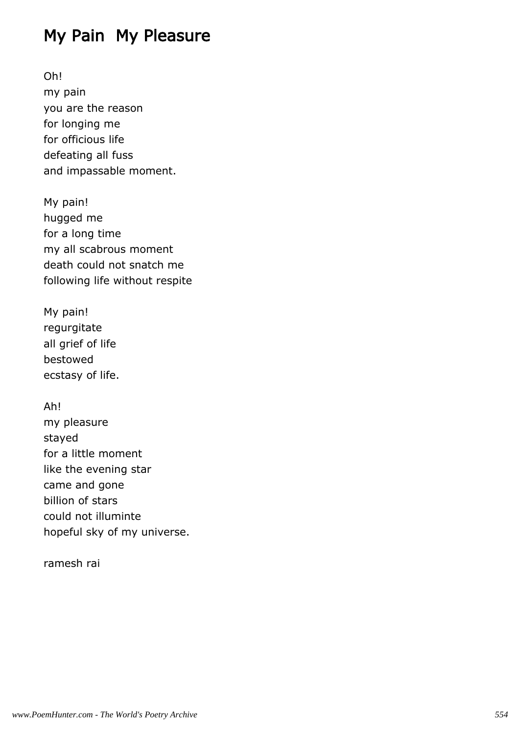# My Pain  My Pleasure

Oh!
my pain
you are the reason
for longing me
for officious life
defeating all fuss
and impassable moment.

My pain!
hugged me
for a long time
my all scabrous moment
death could not snatch me
following life without respite

My pain!
regurgitate
all grief of life
bestowed
ecstasy of life.

Ah!
my pleasure
stayed
for a little moment
like the evening star
came and gone
billion of stars
could not illuminte
hopeful sky of my universe.

ramesh rai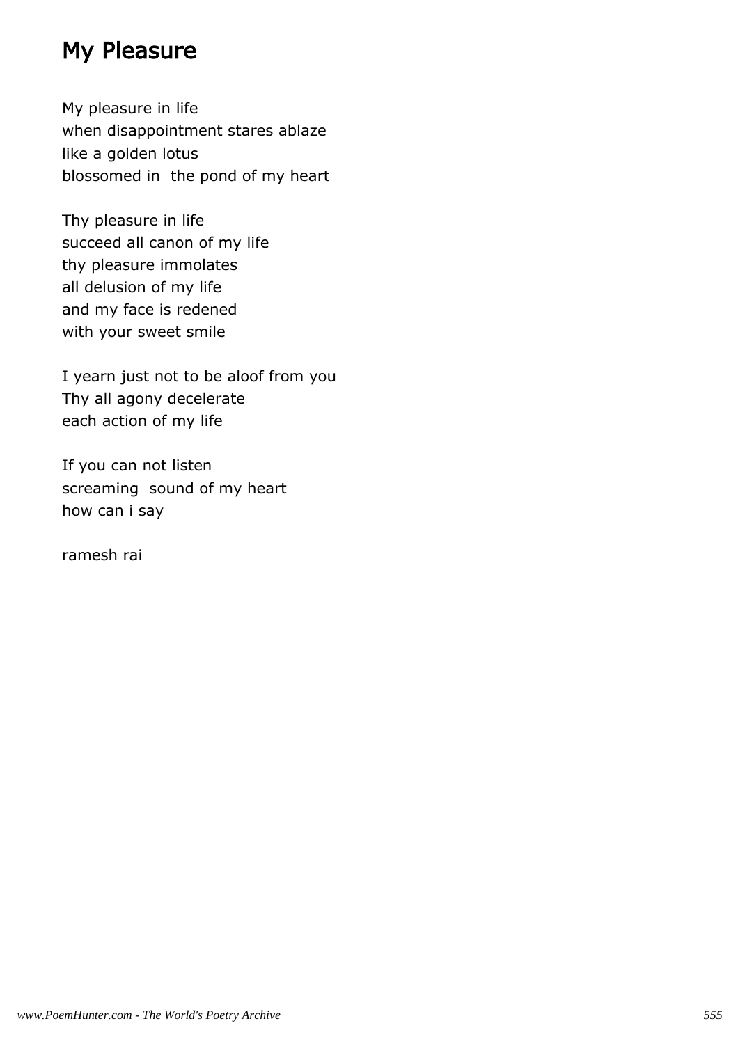# My Pleasure

My pleasure in life  
when disappointment stares ablaze  
like a golden lotus  
blossomed in  the pond of my heart

Thy pleasure in life  
succeed all canon of my life  
thy pleasure immolates  
all delusion of my life  
and my face is redened  
with your sweet smile

I yearn just not to be aloof from you  
Thy all agony decelerate  
each action of my life

If you can not listen  
screaming  sound of my heart  
how can i say

ramesh rai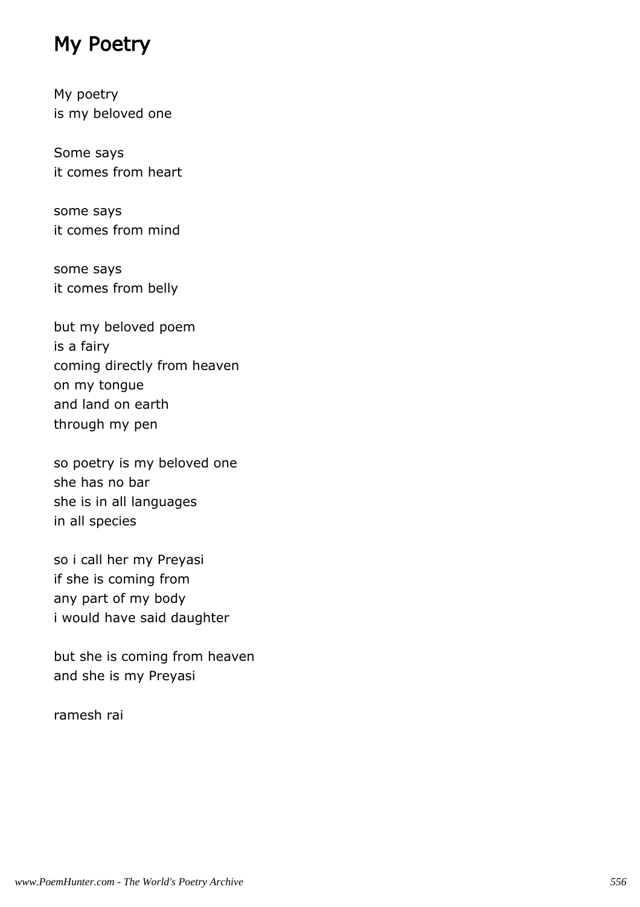## My Poetry

My poetry
is my beloved one

Some says
it comes from heart

some says
it comes from mind

some says
it comes from belly

but my beloved poem
is a fairy
coming directly from heaven
on my tongue
and land on earth
through my pen

so poetry is my beloved one
she has no bar
she is in all languages
in all species

so i call her my Preyasi
if she is coming from
any part of my body
i would have said daughter

but she is coming from heaven
and she is my Preyasi

ramesh rai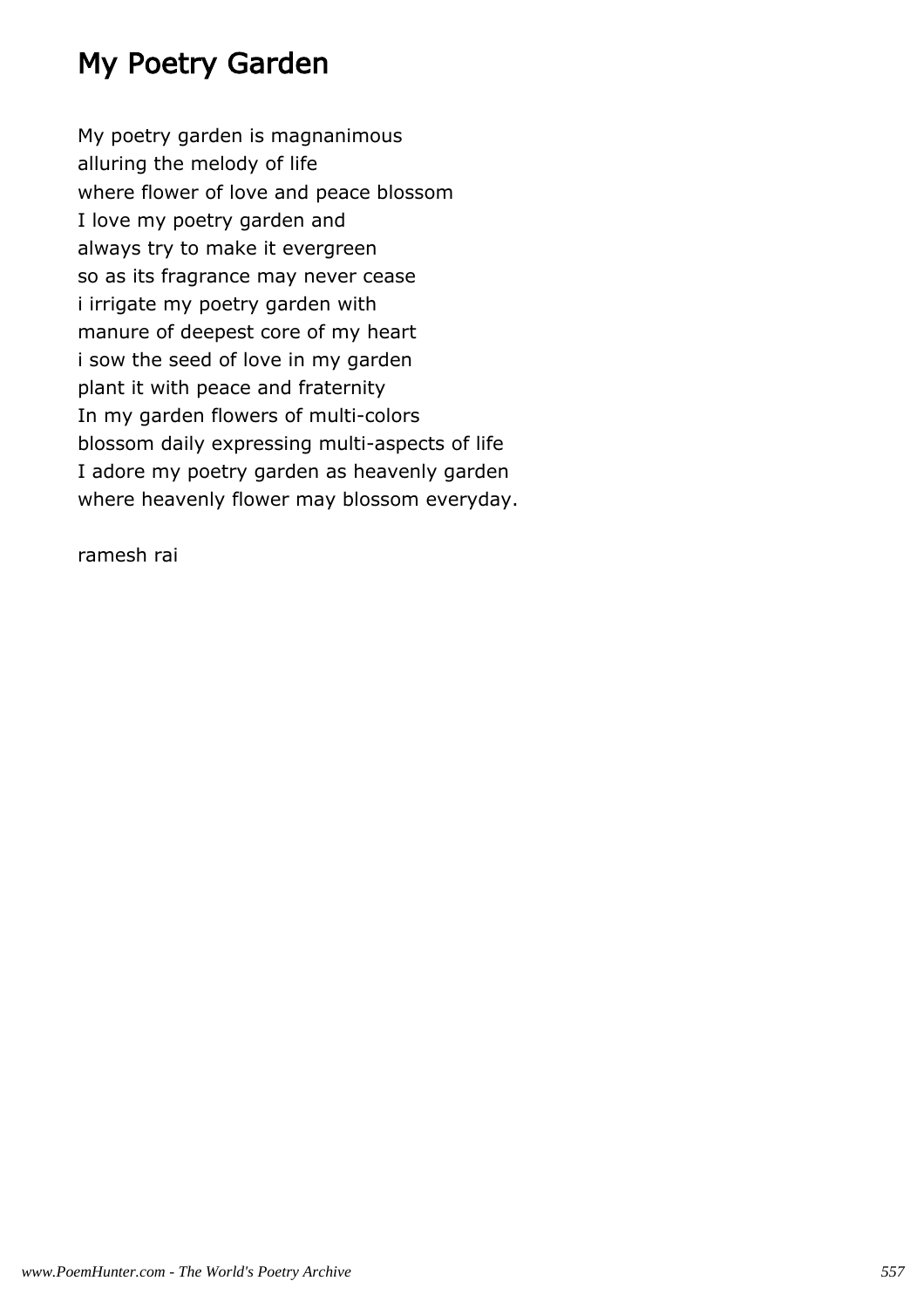# My Poetry Garden

My poetry garden is magnanimous
alluring the melody of life
where flower of love and peace blossom
I love my poetry garden and
always try to make it evergreen
so as its fragrance may never cease
i irrigate my poetry garden with
manure of deepest core of my heart
i sow the seed of love in my garden
plant it with peace and fraternity
In my garden flowers of multi-colors
blossom daily expressing multi-aspects of life
I adore my poetry garden as heavenly garden
where heavenly flower may blossom everyday.

ramesh rai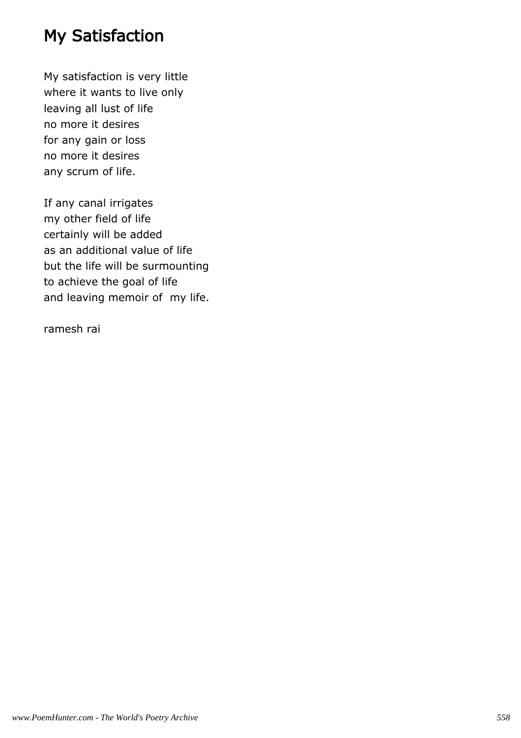# My Satisfaction

My satisfaction is very little
where it wants to live only
leaving all lust of life
no more it desires
for any gain or loss
no more it desires
any scrum of life.

If any canal irrigates
my other field of life
certainly will be added
as an additional value of life
but the life will be surmounting
to achieve the goal of life
and leaving memoir of my life.

ramesh rai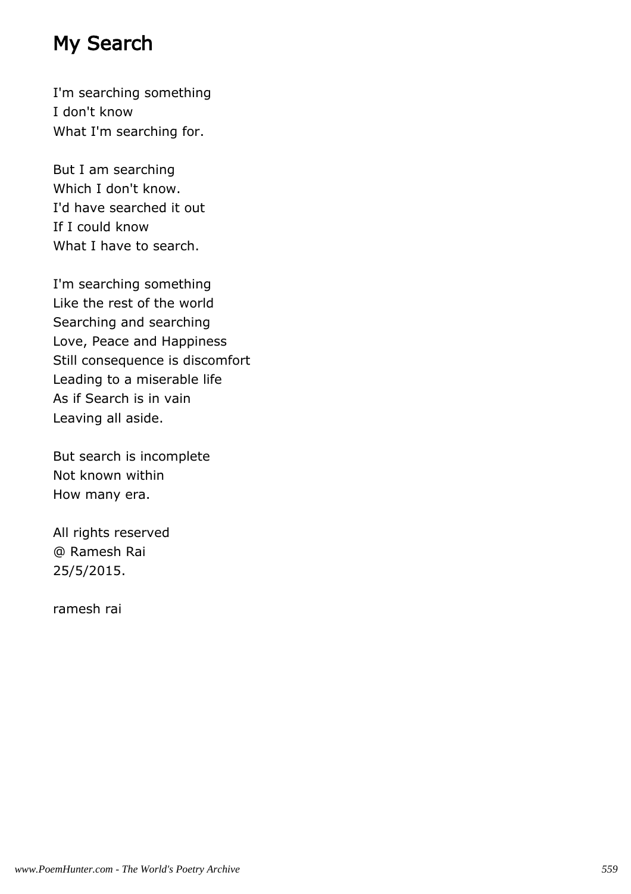# My Search

I'm searching something  
I don't know  
What I'm searching for.

But I am searching  
Which I don't know.  
I'd have searched it out  
If I could know  
What I have to search.

I'm searching something  
Like the rest of the world  
Searching and searching  
Love, Peace and Happiness  
Still consequence is discomfort  
Leading to a miserable life  
As if Search is in vain  
Leaving all aside.

But search is incomplete  
Not known within  
How many era.

All rights reserved  
@ Ramesh Rai  
25/5/2015.

ramesh rai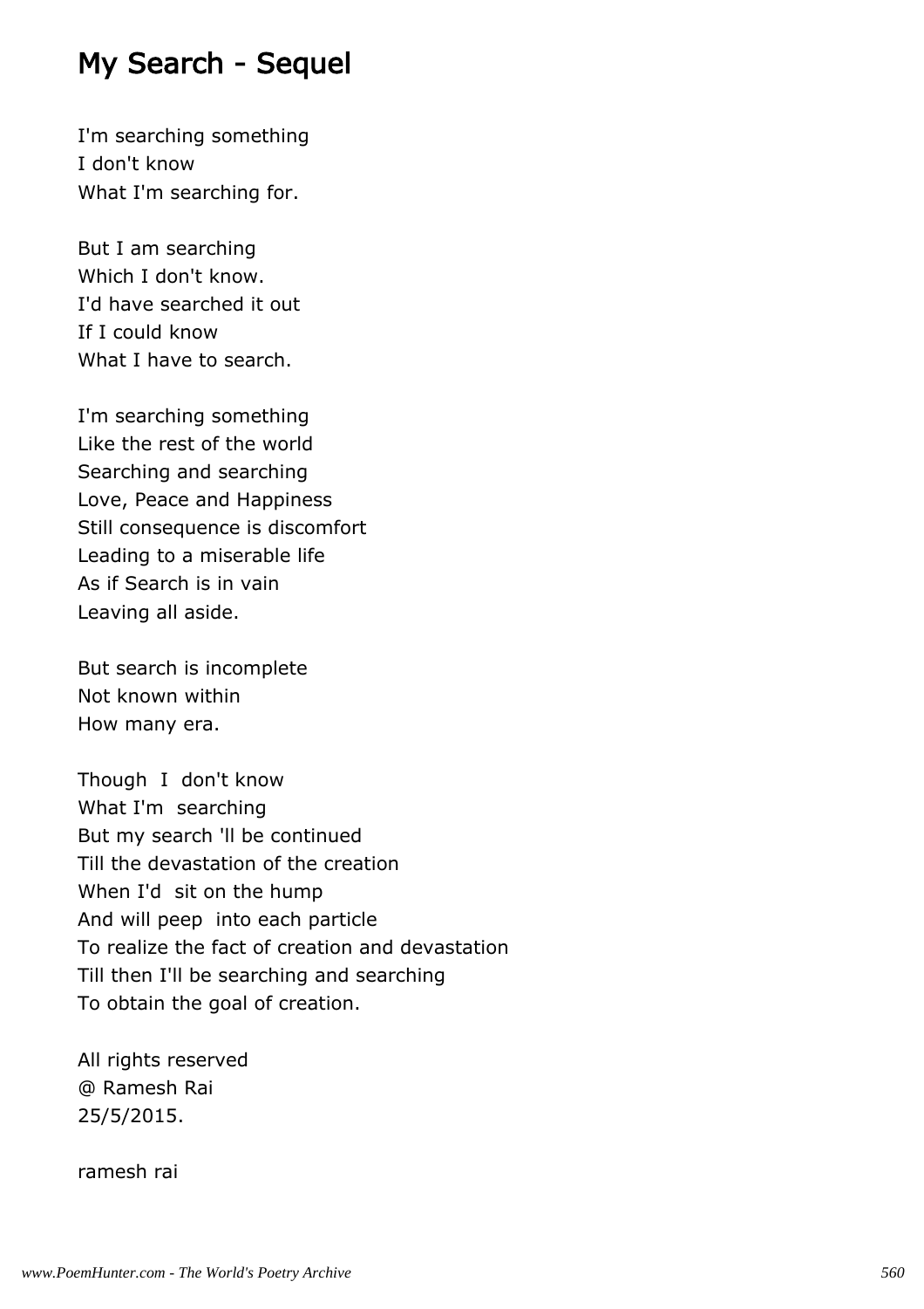# My Search - Sequel

I'm searching something  
I don't know  
What I'm searching for.

But I am searching  
Which I don't know.  
I'd have searched it out  
If I could know  
What I have to search.

I'm searching something  
Like the rest of the world  
Searching and searching  
Love, Peace and Happiness  
Still consequence is discomfort  
Leading to a miserable life  
As if Search is in vain  
Leaving all aside.

But search is incomplete  
Not known within  
How many era.

Though  I  don't know  
What I'm  searching  
But my search 'll be continued  
Till the devastation of the creation  
When I'd  sit on the hump  
And will peep  into each particle  
To realize the fact of creation and devastation  
Till then I'll be searching and searching  
To obtain the goal of creation.

All rights reserved  
@ Ramesh Rai  
25/5/2015.

ramesh rai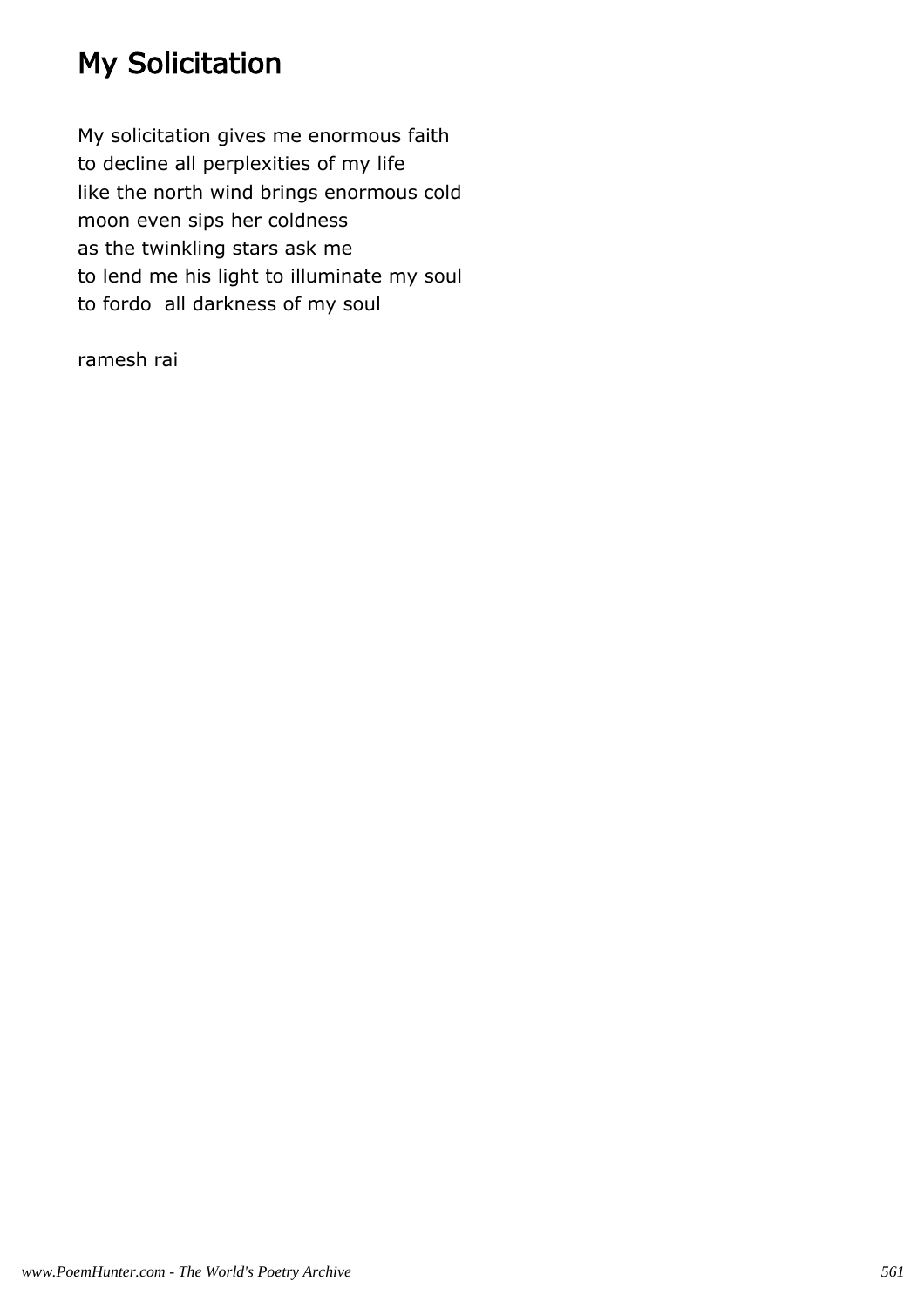# My Solicitation

My solicitation gives me enormous faith
to decline all perplexities of my life
like the north wind brings enormous cold
moon even sips her coldness
as the twinkling stars ask me
to lend me his light to illuminate my soul
to fordo  all darkness of my soul

ramesh rai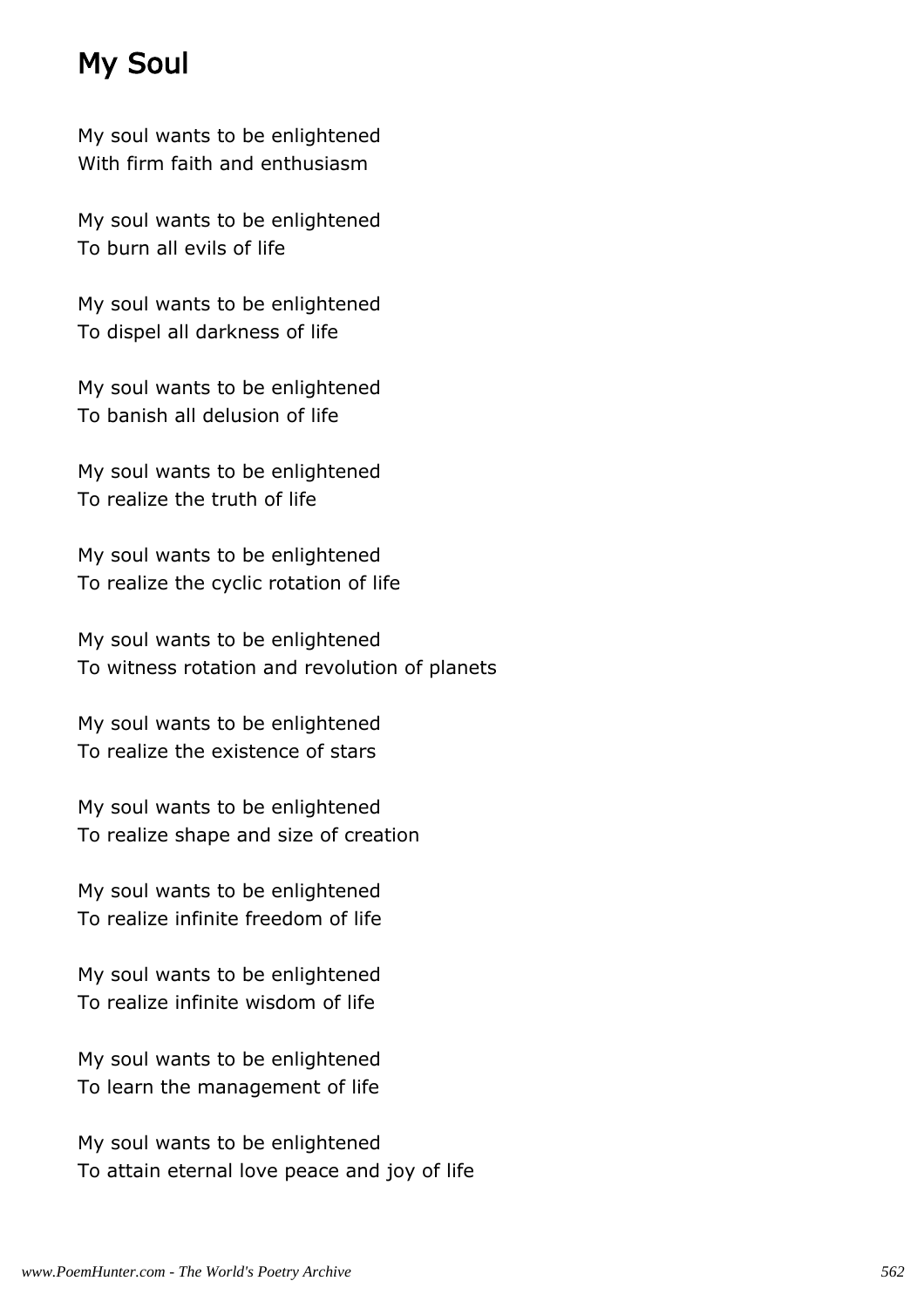# My Soul

My soul wants to be enlightened
With firm faith and enthusiasm

My soul wants to be enlightened
To burn all evils of life

My soul wants to be enlightened
To dispel all darkness of life

My soul wants to be enlightened
To banish all delusion of life

My soul wants to be enlightened
To realize the truth of life

My soul wants to be enlightened
To realize the cyclic rotation of life

My soul wants to be enlightened
To witness rotation and revolution of planets

My soul wants to be enlightened
To realize the existence of stars

My soul wants to be enlightened
To realize shape and size of creation

My soul wants to be enlightened
To realize infinite freedom of life

My soul wants to be enlightened
To realize infinite wisdom of life

My soul wants to be enlightened
To learn the management of life

My soul wants to be enlightened
To attain eternal love peace and joy of life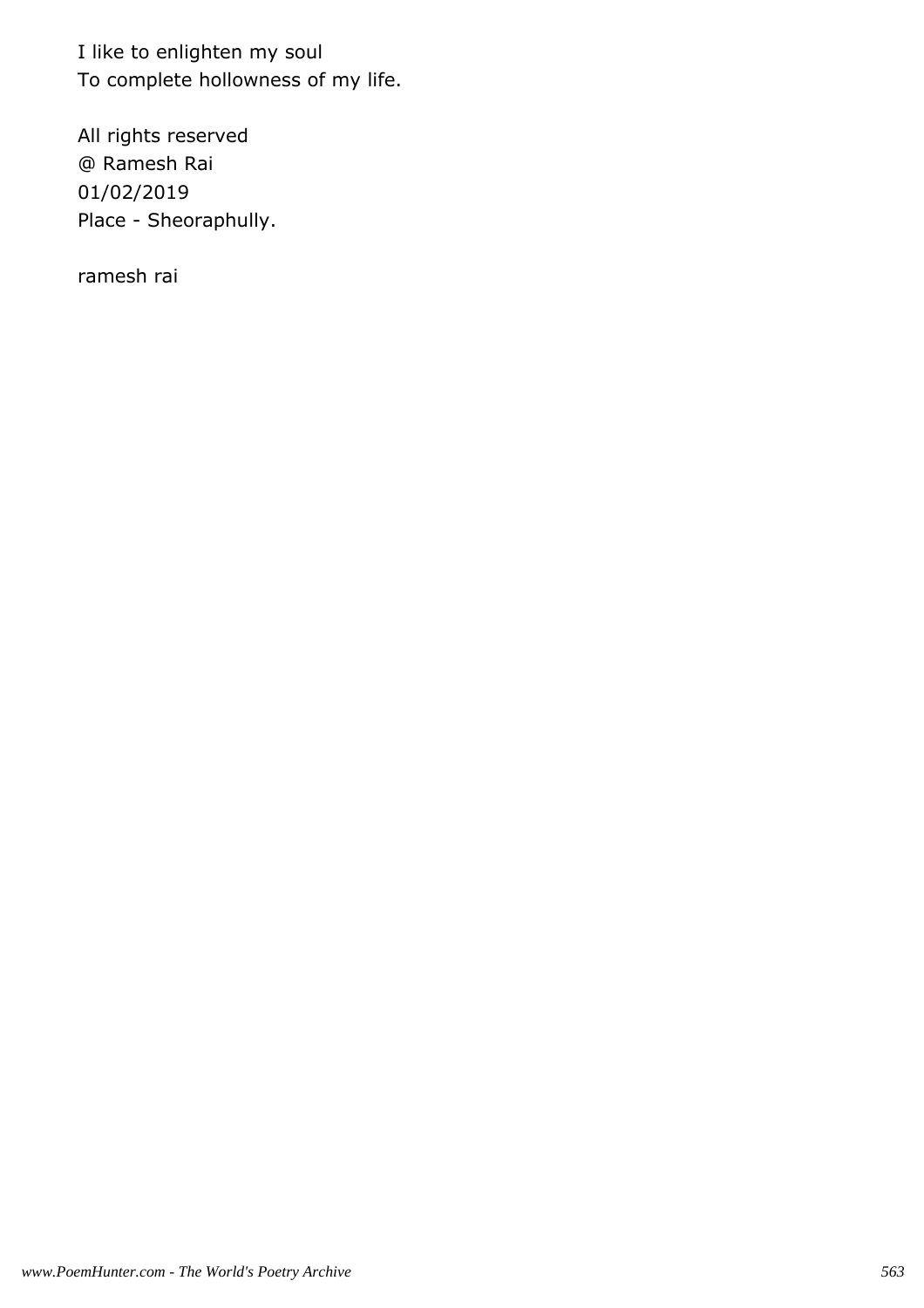I like to enlighten my soul
To complete hollowness of my life.

All rights reserved
@ Ramesh Rai
01/02/2019
Place - Sheoraphully.

ramesh rai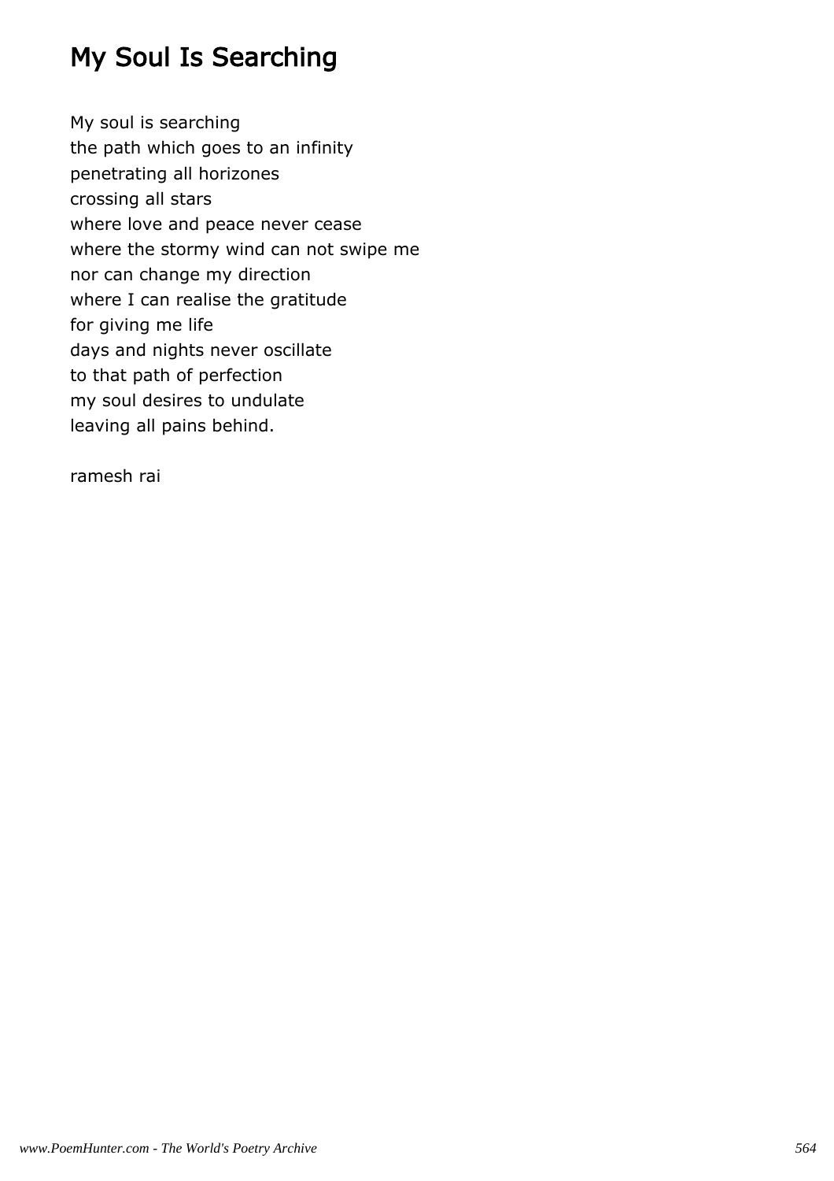# My Soul Is Searching

My soul is searching  
the path which goes to an infinity  
penetrating all horizones  
crossing all stars  
where love and peace never cease  
where the stormy wind can not swipe me  
nor can change my direction  
where I can realise the gratitude  
for giving me life  
days and nights never oscillate  
to that path of perfection  
my soul desires to undulate  
leaving all pains behind.

ramesh rai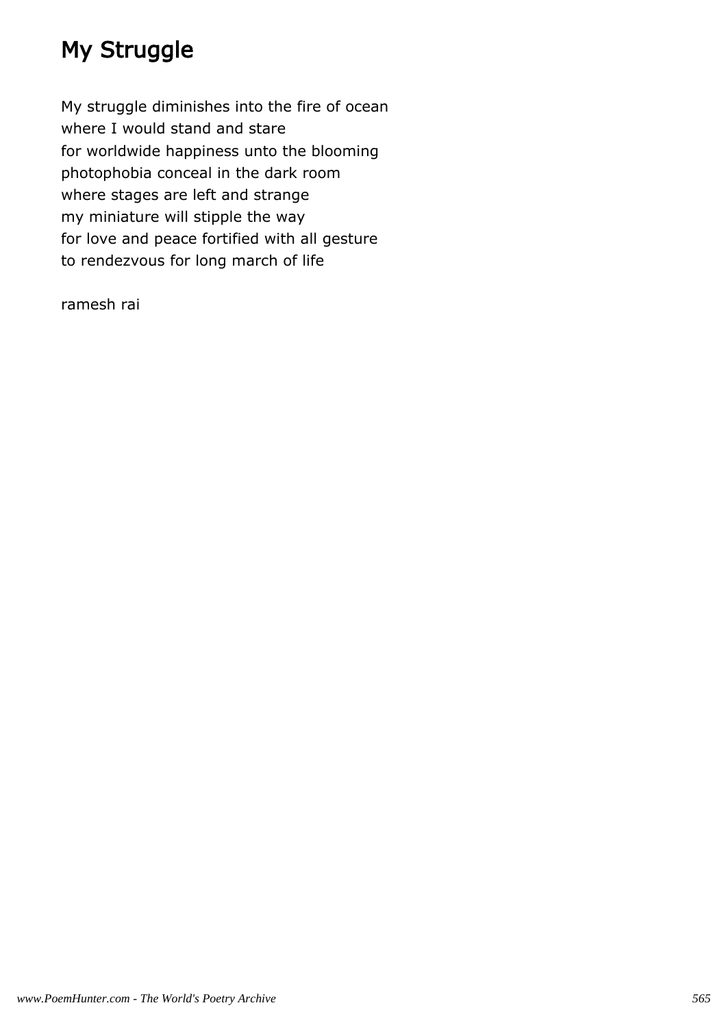# My Struggle

My struggle diminishes into the fire of ocean
where I would stand and stare
for worldwide happiness unto the blooming
photophobia conceal in the dark room
where stages are left and strange
my miniature will stipple the way
for love and peace fortified with all gesture
to rendezvous for long march of life

ramesh rai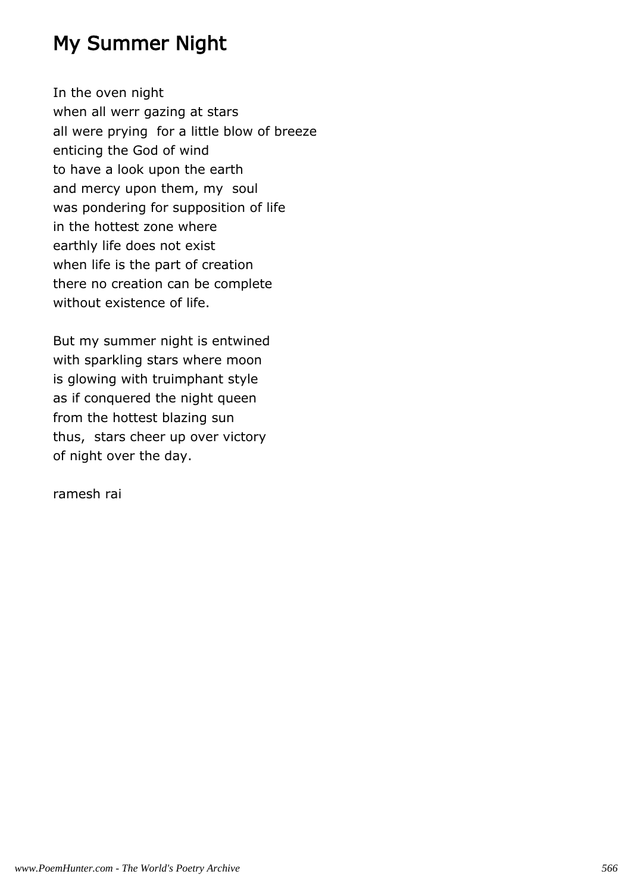# My Summer Night

In the oven night  
when all werr gazing at stars  
all were prying  for a little blow of breeze  
enticing the God of wind  
to have a look upon the earth  
and mercy upon them, my  soul  
was pondering for supposition of life  
in the hottest zone where  
earthly life does not exist  
when life is the part of creation  
there no creation can be complete  
without existence of life.

But my summer night is entwined  
with sparkling stars where moon  
is glowing with truimphant style  
as if conquered the night queen  
from the hottest blazing sun  
thus,  stars cheer up over victory  
of night over the day.

ramesh rai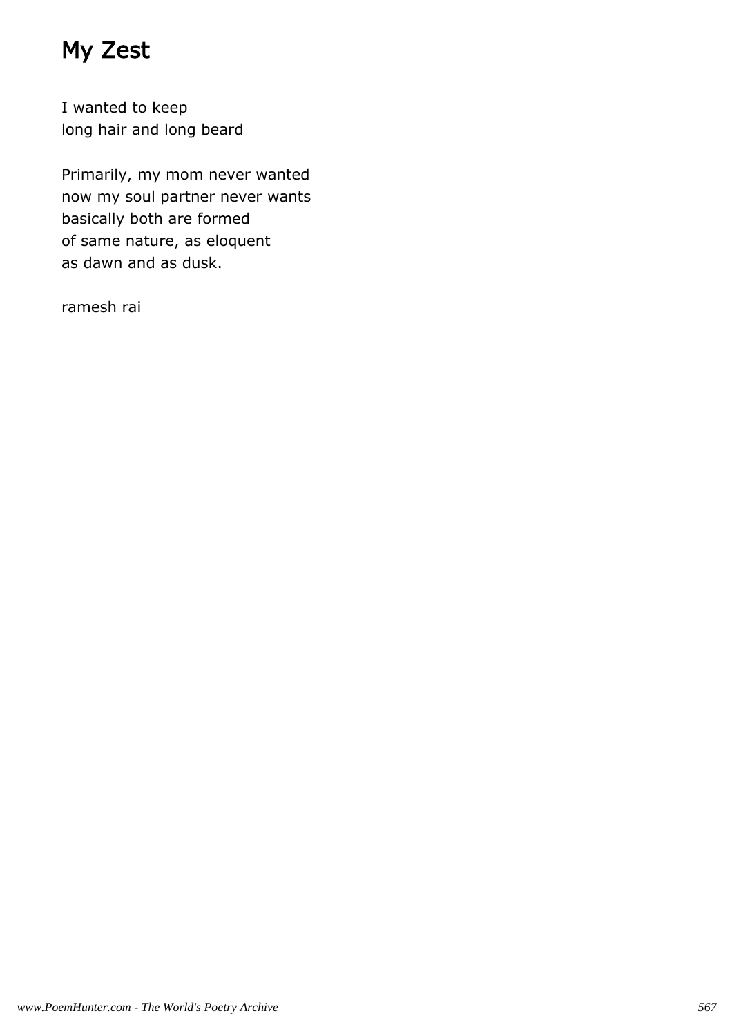# My Zest

I wanted to keep
long hair and long beard

Primarily, my mom never wanted
now my soul partner never wants
basically both are formed
of same nature, as eloquent
as dawn and as dusk.

ramesh rai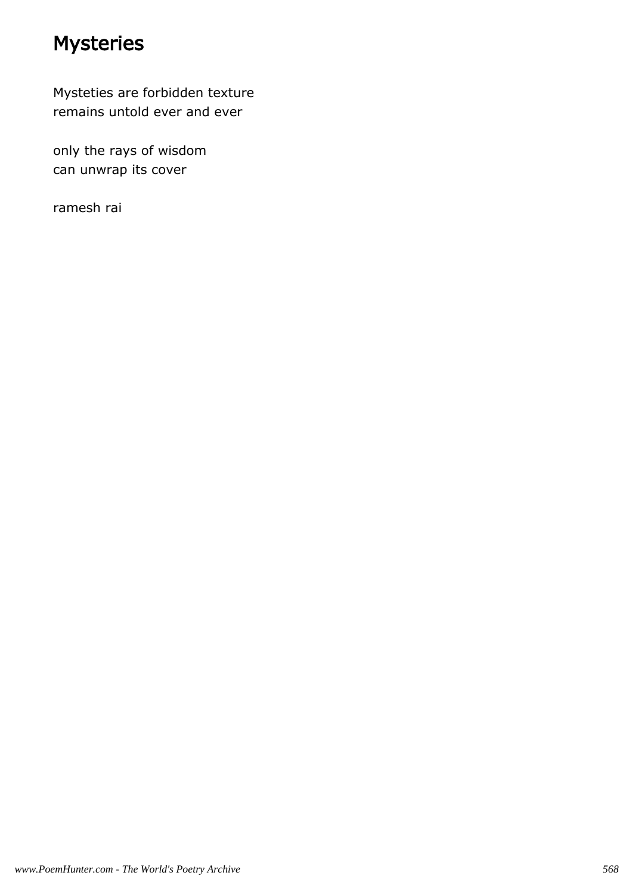# Mysteries

Mysteties are forbidden texture
remains untold ever and ever

only the rays of wisdom
can unwrap its cover

ramesh rai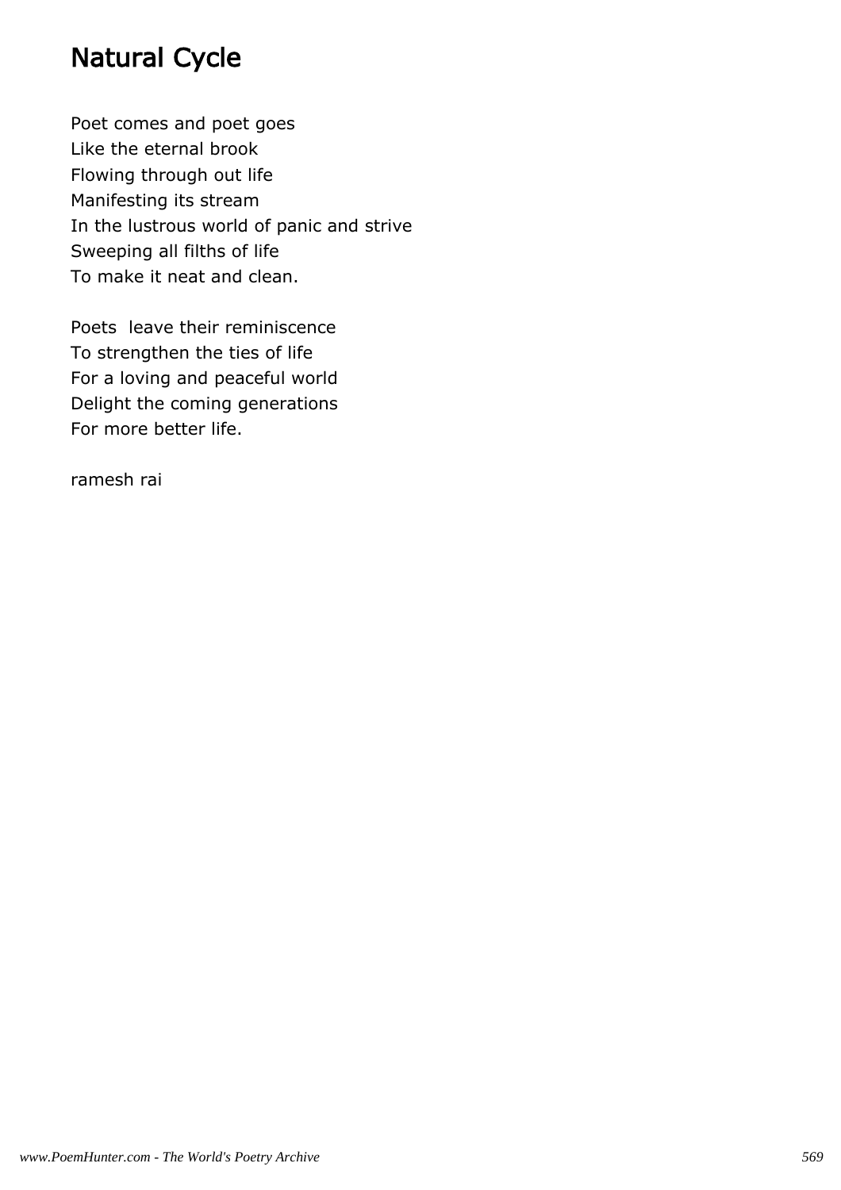# Natural Cycle

Poet comes and poet goes
Like the eternal brook
Flowing through out life
Manifesting its stream
In the lustrous world of panic and strive
Sweeping all filths of life
To make it neat and clean.

Poets leave their reminiscence
To strengthen the ties of life
For a loving and peaceful world
Delight the coming generations
For more better life.

ramesh rai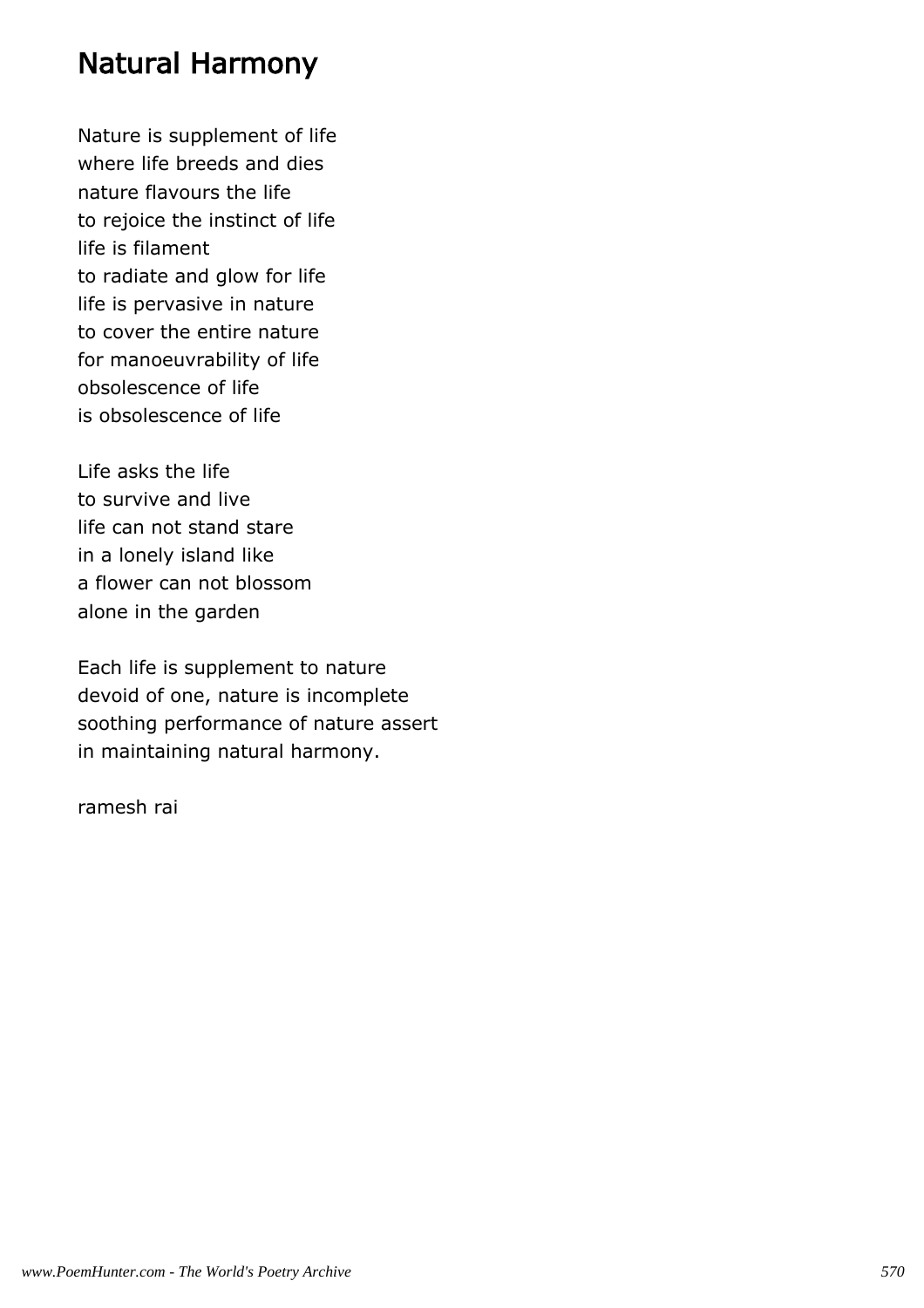# Natural Harmony

Nature is supplement of life
where life breeds and dies
nature flavours the life
to rejoice the instinct of life
life is filament
to radiate and glow for life
life is pervasive in nature
to cover the entire nature
for manoeuvrability of life
obsolescence of life
is obsolescence of life

Life asks the life
to survive and live
life can not stand stare
in a lonely island like
a flower can not blossom
alone in the garden

Each life is supplement to nature
devoid of one, nature is incomplete
soothing performance of nature assert
in maintaining natural harmony.

ramesh rai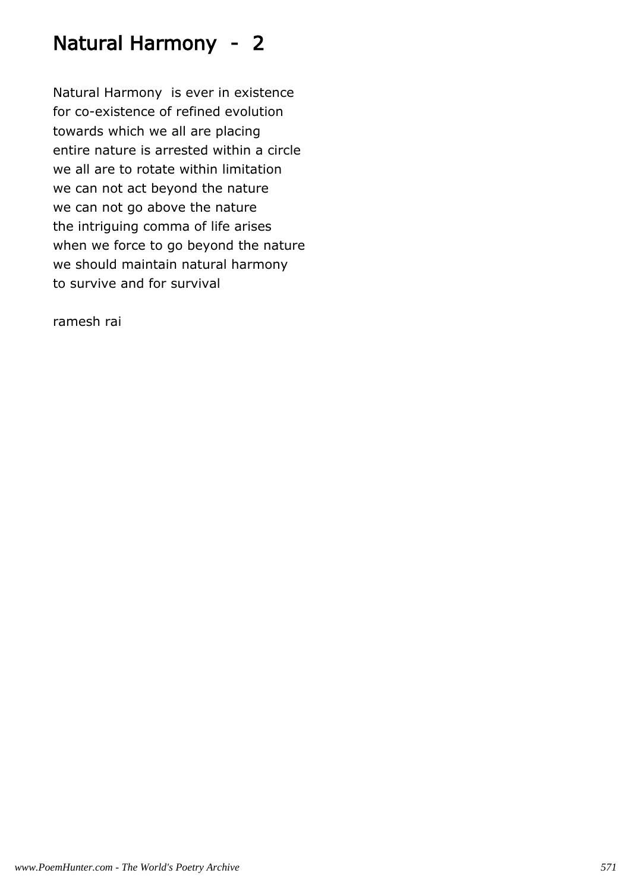# Natural Harmony - 2

Natural Harmony is ever in existence
for co-existence of refined evolution
towards which we all are placing
entire nature is arrested within a circle
we all are to rotate within limitation
we can not act beyond the nature
we can not go above the nature
the intriguing comma of life arises
when we force to go beyond the nature
we should maintain natural harmony
to survive and for survival

ramesh rai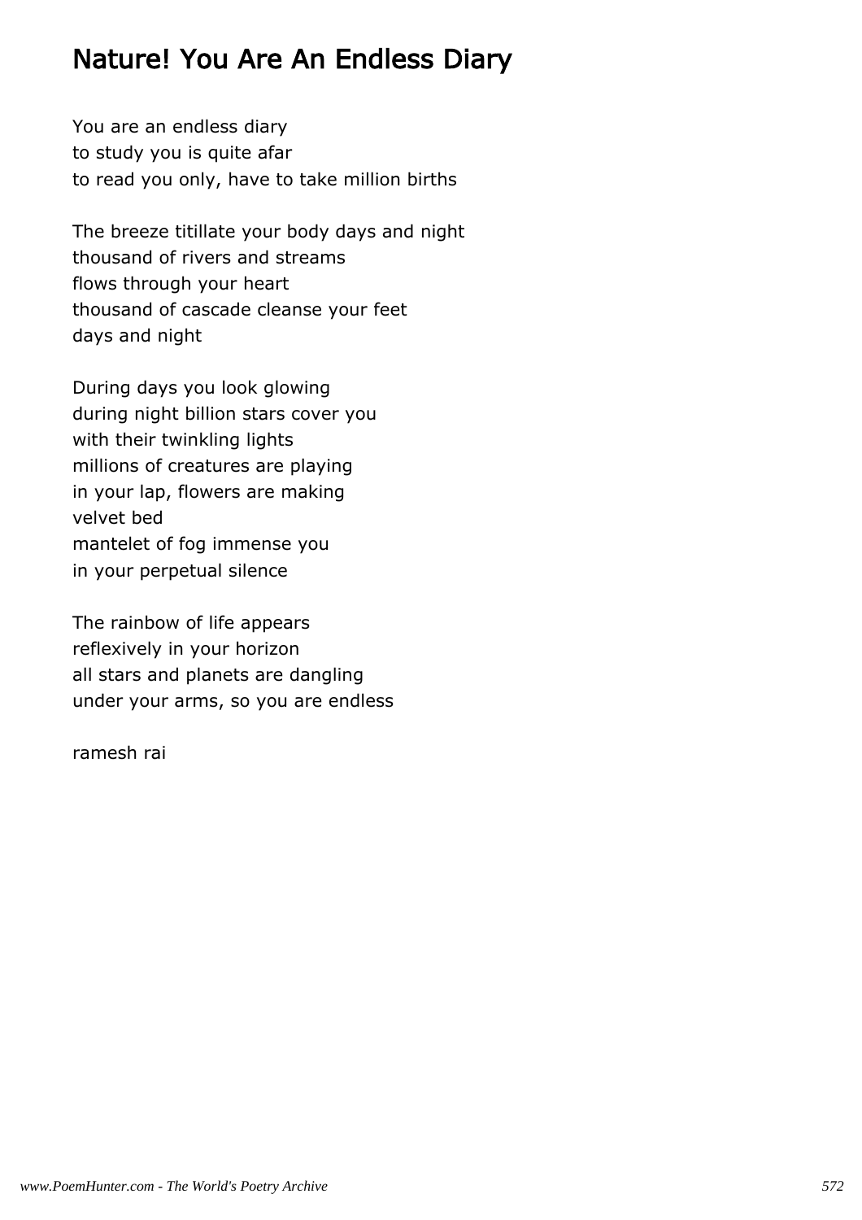# Nature! You Are An Endless Diary

You are an endless diary
to study you is quite afar
to read you only, have to take million births

The breeze titillate your body days and night
thousand of rivers and streams
flows through your heart
thousand of cascade cleanse your feet
days and night

During days you look glowing
during night billion stars cover you
with their twinkling lights
millions of creatures are playing
in your lap, flowers are making
velvet bed
mantelet of fog immense you
in your perpetual silence

The rainbow of life appears
reflexively in your horizon
all stars and planets are dangling
under your arms, so you are endless

ramesh rai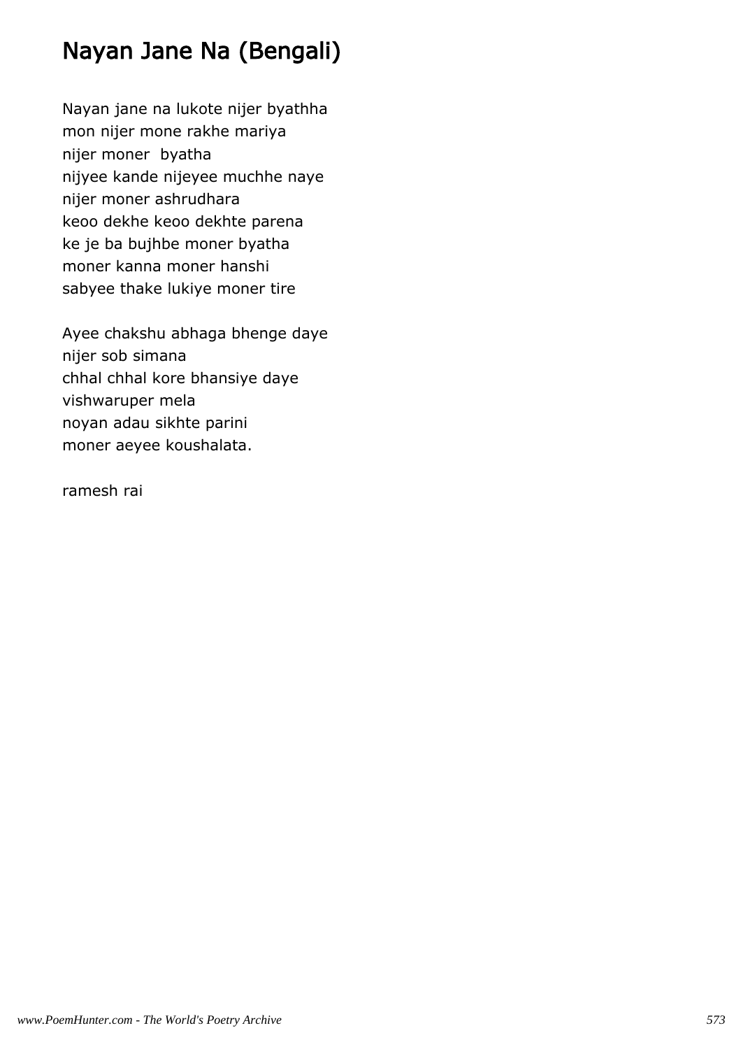# Nayan Jane Na (Bengali)

Nayan jane na lukote nijer byathha
mon nijer mone rakhe mariya
nijer moner byatha
nijyee kande nijeyee muchhe naye
nijer moner ashrudhara
keoo dekhe keoo dekhte parena
ke je ba bujhbe moner byatha
moner kanna moner hanshi
sabyee thake lukiye moner tire

Ayee chakshu abhaga bhenge daye
nijer sob simana
chhal chhal kore bhansiye daye
vishwaruper mela
noyan adau sikhte parini
moner aeyee koushalata.

ramesh rai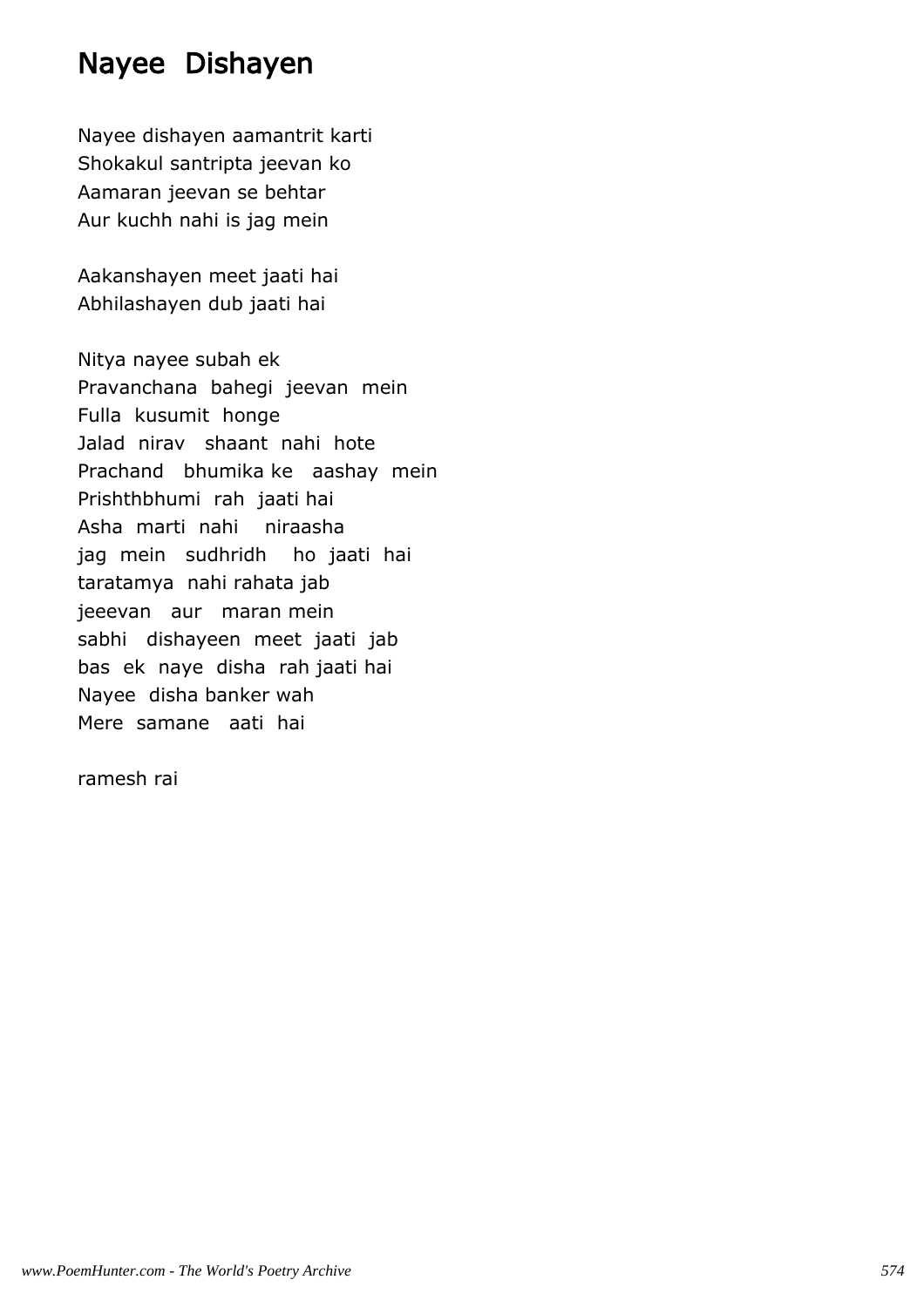# Nayee Dishayen

Nayee dishayen aamantrit karti
Shokakul santripta jeevan ko
Aamaran jeevan se behtar
Aur kuchh nahi is jag mein

Aakanshayen meet jaati hai
Abhilashayen dub jaati hai

Nitya nayee subah ek
Pravanchana bahegi jeevan mein
Fulla kusumit honge
Jalad nirav shaant nahi hote
Prachand bhumika ke aashay mein
Prishthbhumi rah jaati hai
Asha marti nahi niraasha
jag mein sudhridh ho jaati hai
taratamya nahi rahata jab
jeeevan aur maran mein
sabhi dishayeen meet jaati jab
bas ek naye disha rah jaati hai
Nayee disha banker wah
Mere samane aati hai

ramesh rai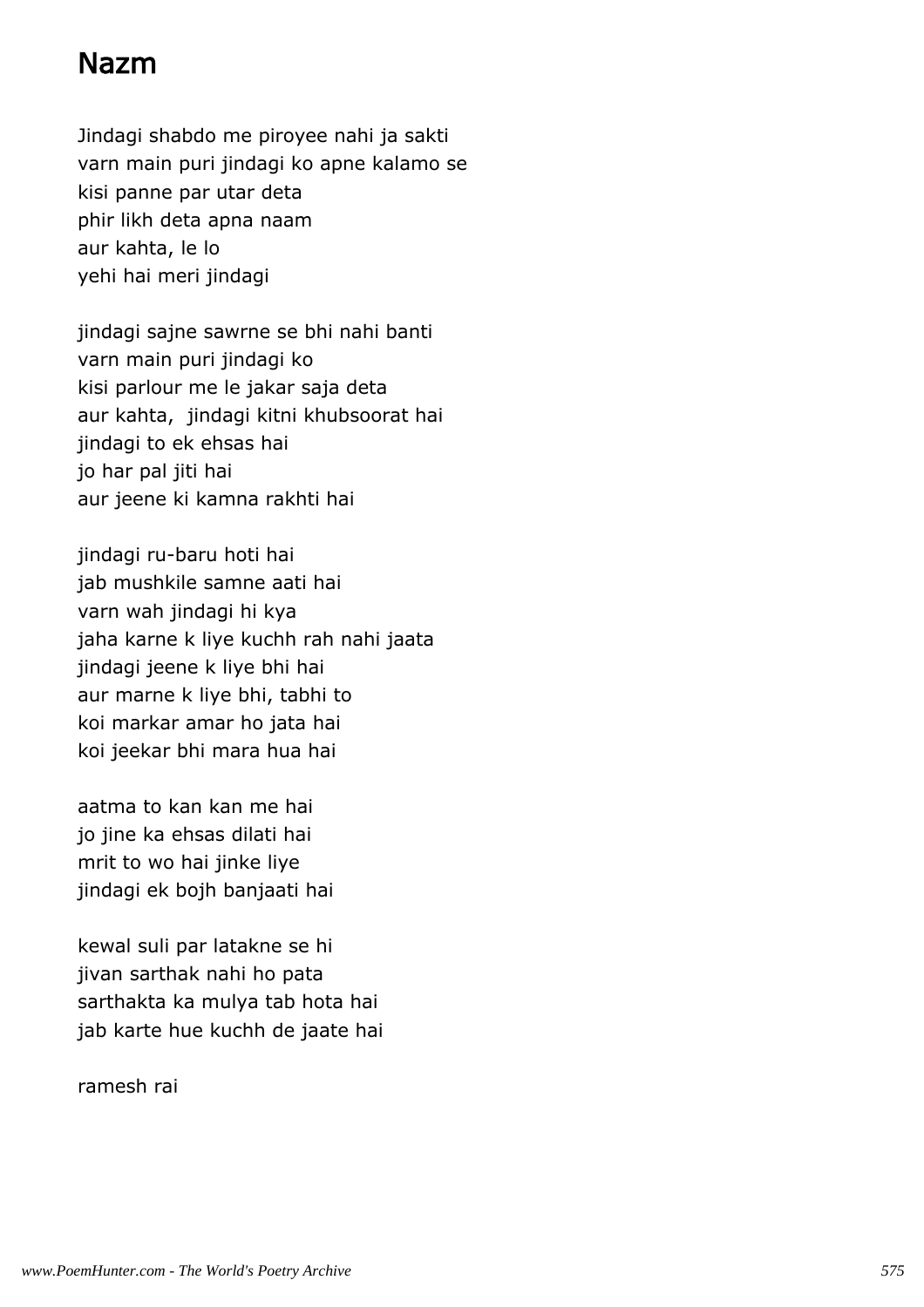# Nazm

Jindagi shabdo me piroyee nahi ja sakti
varn main puri jindagi ko apne kalamo se
kisi panne par utar deta
phir likh deta apna naam
aur kahta, le lo
yehi hai meri jindagi

jindagi sajne sawrne se bhi nahi banti
varn main puri jindagi ko
kisi parlour me le jakar saja deta
aur kahta,  jindagi kitni khubsoorat hai
jindagi to ek ehsas hai
jo har pal jiti hai
aur jeene ki kamna rakhti hai

jindagi ru-baru hoti hai
jab mushkile samne aati hai
varn wah jindagi hi kya
jaha karne k liye kuchh rah nahi jaata
jindagi jeene k liye bhi hai
aur marne k liye bhi, tabhi to
koi markar amar ho jata hai
koi jeekar bhi mara hua hai

aatma to kan kan me hai
jo jine ka ehsas dilati hai
mrit to wo hai jinke liye
jindagi ek bojh banjaati hai

kewal suli par latakne se hi
jivan sarthak nahi ho pata
sarthakta ka mulya tab hota hai
jab karte hue kuchh de jaate hai

ramesh rai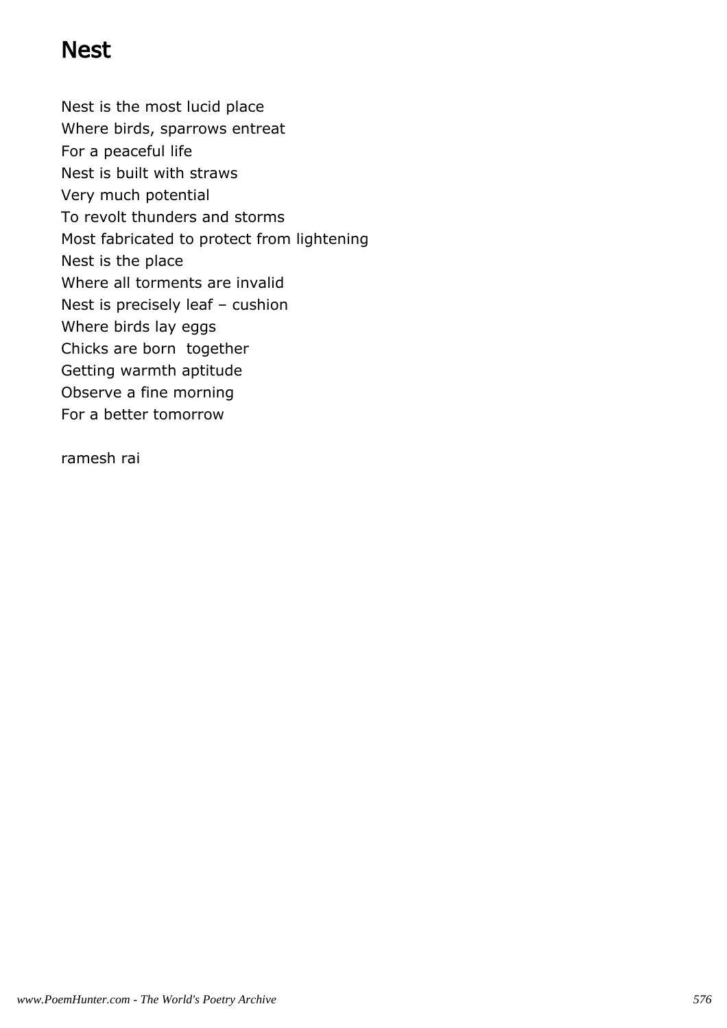# Nest

Nest is the most lucid place
Where birds, sparrows entreat
For a peaceful life
Nest is built with straws
Very much potential
To revolt thunders and storms
Most fabricated to protect from lightening
Nest is the place
Where all torments are invalid
Nest is precisely leaf – cushion
Where birds lay eggs
Chicks are born  together
Getting warmth aptitude
Observe a fine morning
For a better tomorrow

ramesh rai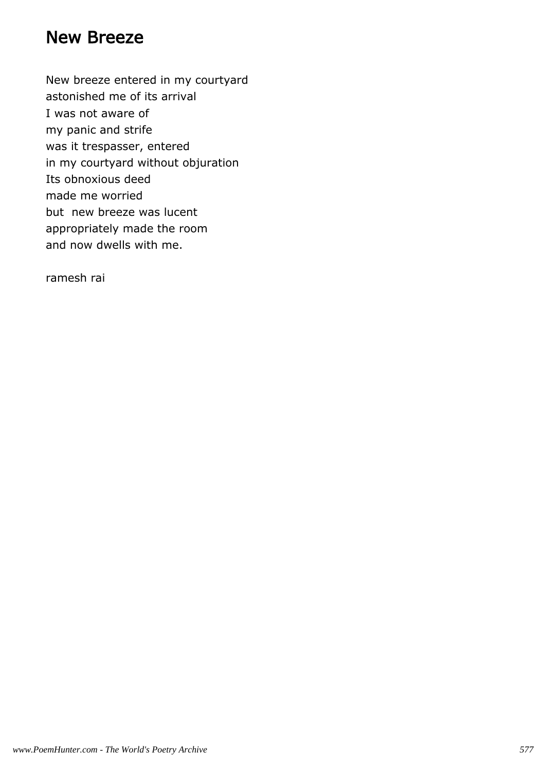## New Breeze

New breeze entered in my courtyard
astonished me of its arrival
I was not aware of
my panic and strife
was it trespasser, entered
in my courtyard without objuration
Its obnoxious deed
made me worried
but  new breeze was lucent
appropriately made the room
and now dwells with me.

ramesh rai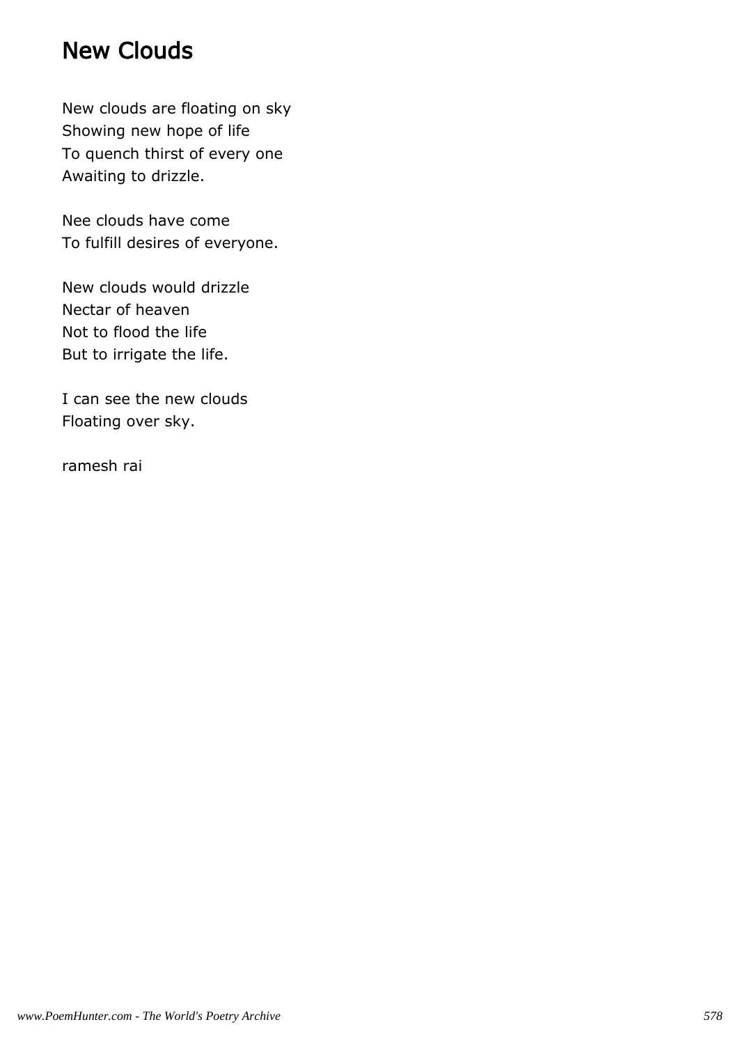## New Clouds

New clouds are floating on sky
Showing new hope of life
To quench thirst of every one
Awaiting to drizzle.

Nee clouds have come
To fulfill desires of everyone.

New clouds would drizzle
Nectar of heaven
Not to flood the life
But to irrigate the life.

I can see the new clouds
Floating over sky.

ramesh rai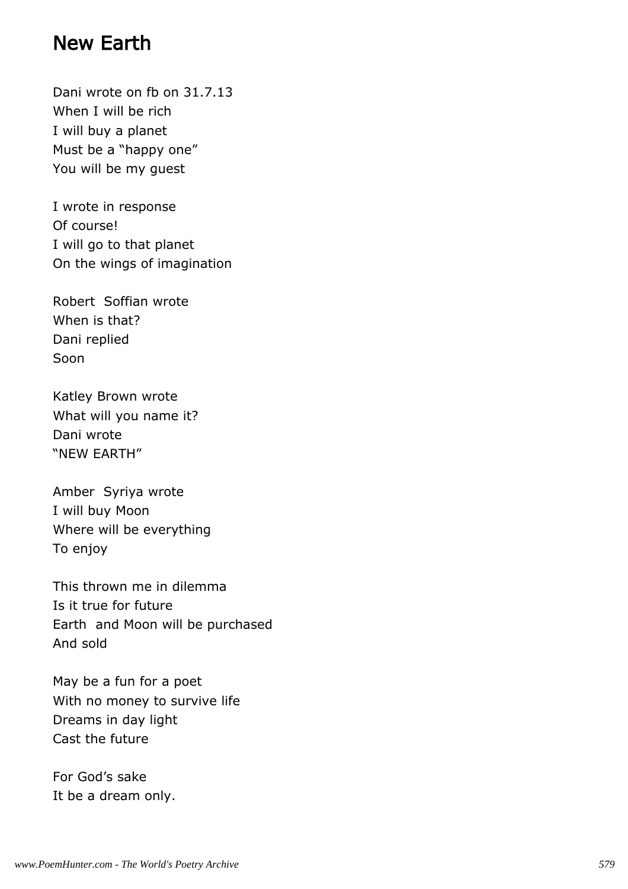# New Earth

Dani wrote on fb on 31.7.13  
When I will be rich  
I will buy a planet  
Must be a "happy one"  
You will be my guest

I wrote in response  
Of course!  
I will go to that planet  
On the wings of imagination

Robert  Soffian wrote  
When is that?  
Dani replied  
Soon

Katley Brown wrote  
What will you name it?  
Dani wrote  
"NEW EARTH"

Amber  Syriya wrote  
I will buy Moon  
Where will be everything  
To enjoy

This thrown me in dilemma  
Is it true for future  
Earth  and Moon will be purchased  
And sold

May be a fun for a poet  
With no money to survive life  
Dreams in day light  
Cast the future

For God's sake  
It be a dream only.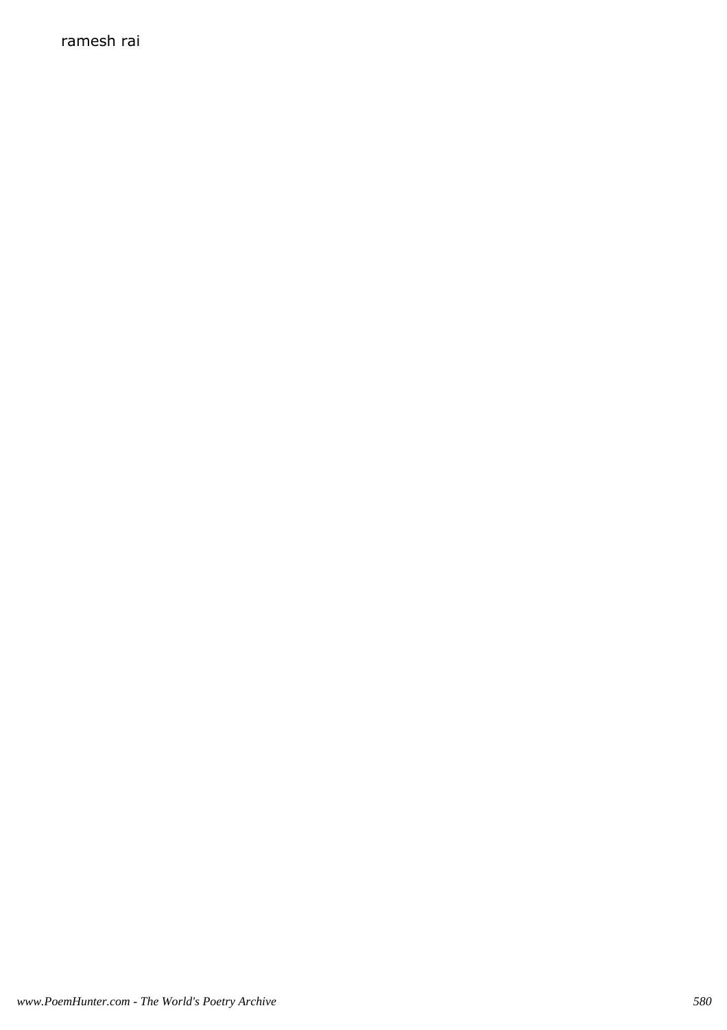ramesh rai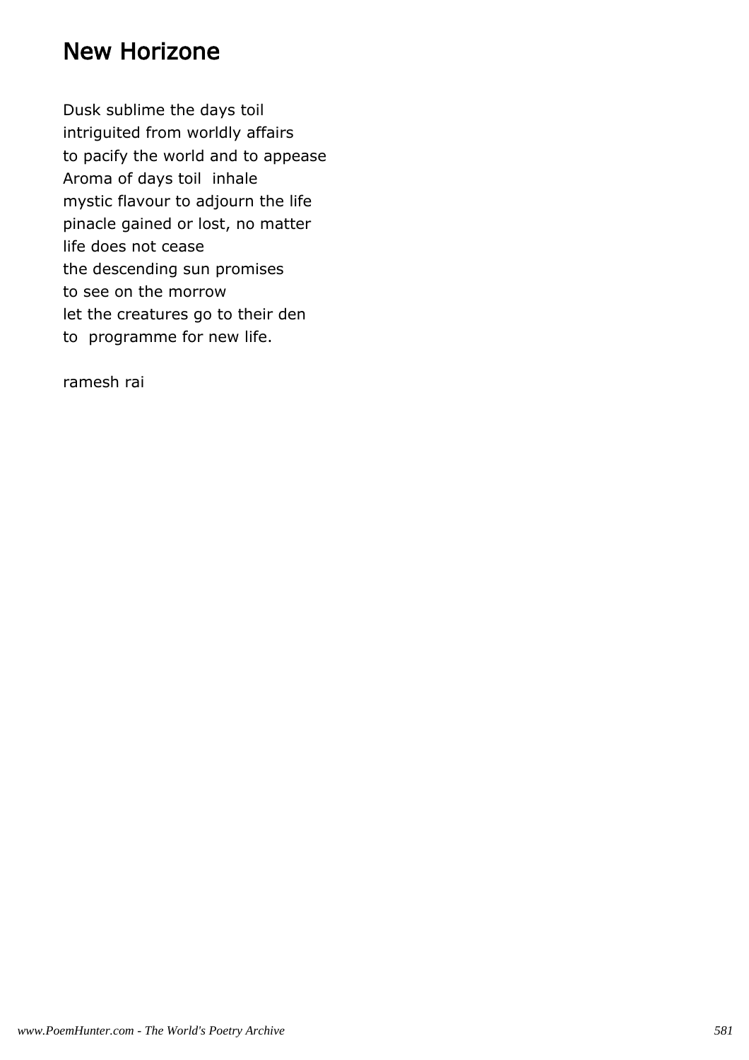# New Horizone

Dusk sublime the days toil
intriguited from worldly affairs
to pacify the world and to appease
Aroma of days toil  inhale
mystic flavour to adjourn the life
pinacle gained or lost, no matter
life does not cease
the descending sun promises
to see on the morrow
let the creatures go to their den
to  programme for new life.

ramesh rai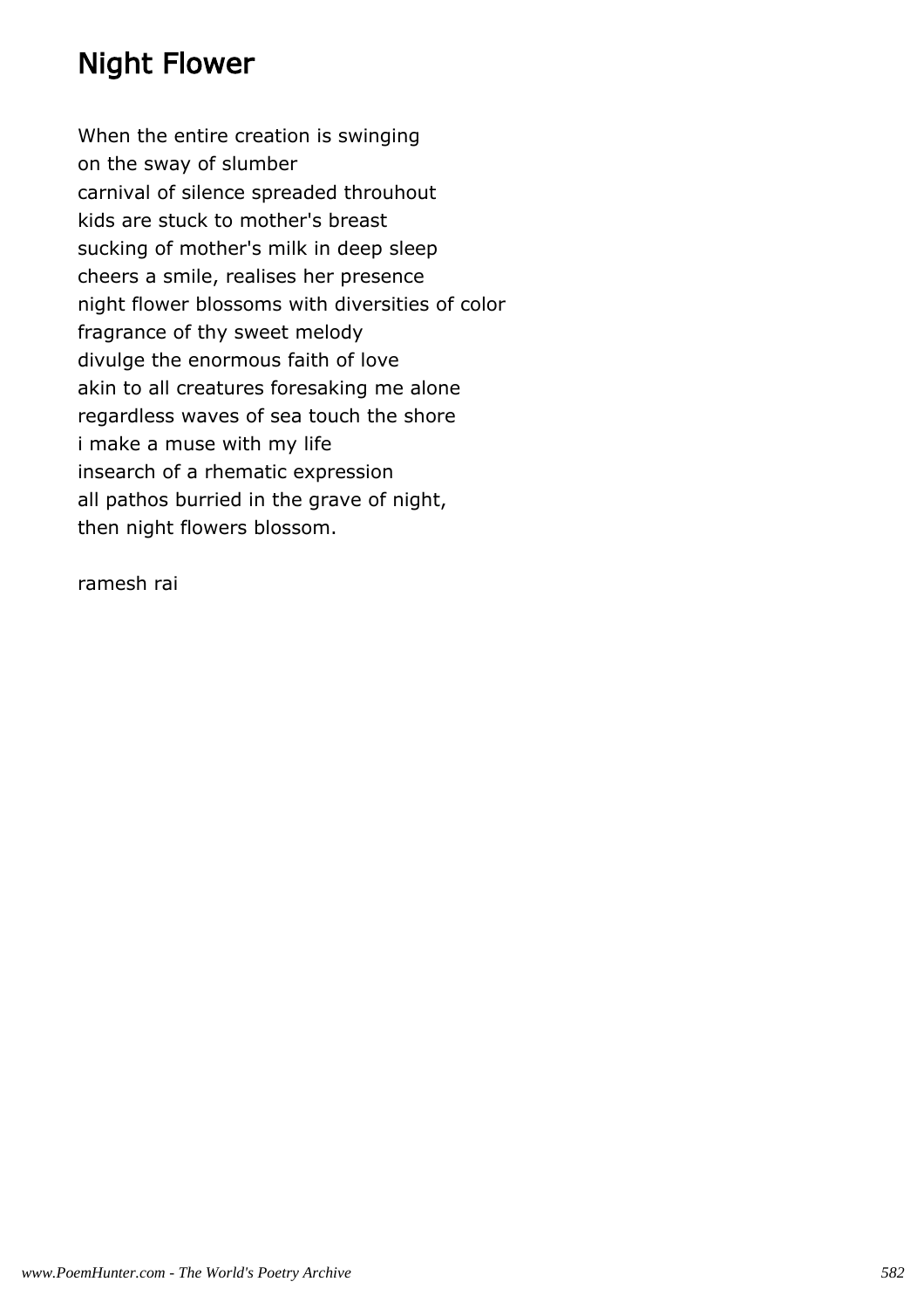# Night Flower

When the entire creation is swinging
on the sway of slumber
carnival of silence spreaded throuhout
kids are stuck to mother's breast
sucking of mother's milk in deep sleep
cheers a smile, realises her presence
night flower blossoms with diversities of color
fragrance of thy sweet melody
divulge the enormous faith of love
akin to all creatures foresaking me alone
regardless waves of sea touch the shore
i make a muse with my life
insearch of a rhematic expression
all pathos burried in the grave of night,
then night flowers blossom.

ramesh rai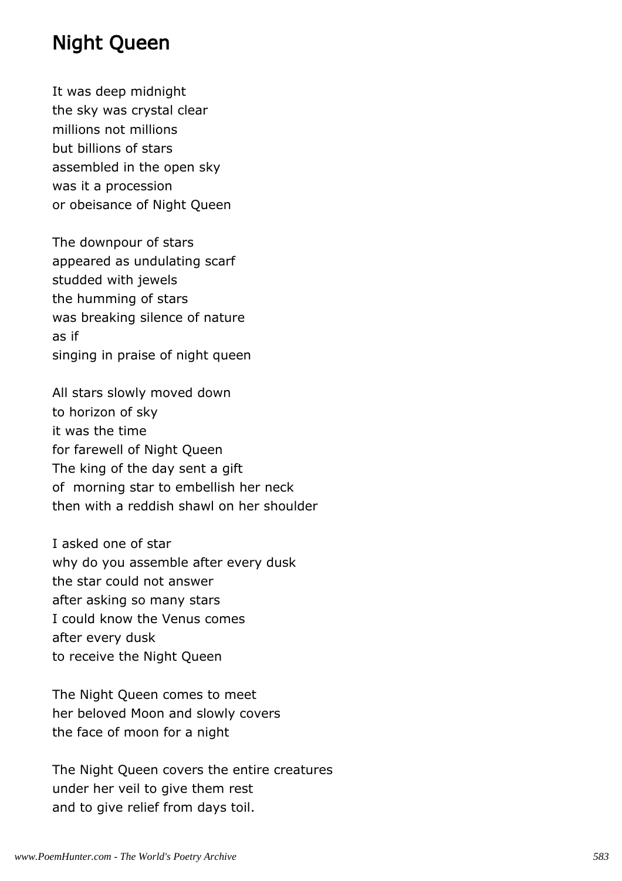# Night Queen

It was deep midnight
the sky was crystal clear
millions not millions
but billions of stars
assembled in the open sky
was it a procession
or obeisance of Night Queen

The downpour of stars
appeared as undulating scarf
studded with jewels
the humming of stars
was breaking silence of nature
as if
singing in praise of night queen

All stars slowly moved down
to horizon of sky
it was the time
for farewell of Night Queen
The king of the day sent a gift
of morning star to embellish her neck
then with a reddish shawl on her shoulder

I asked one of star
why do you assemble after every dusk
the star could not answer
after asking so many stars
I could know the Venus comes
after every dusk
to receive the Night Queen

The Night Queen comes to meet
her beloved Moon and slowly covers
the face of moon for a night

The Night Queen covers the entire creatures
under her veil to give them rest
and to give relief from days toil.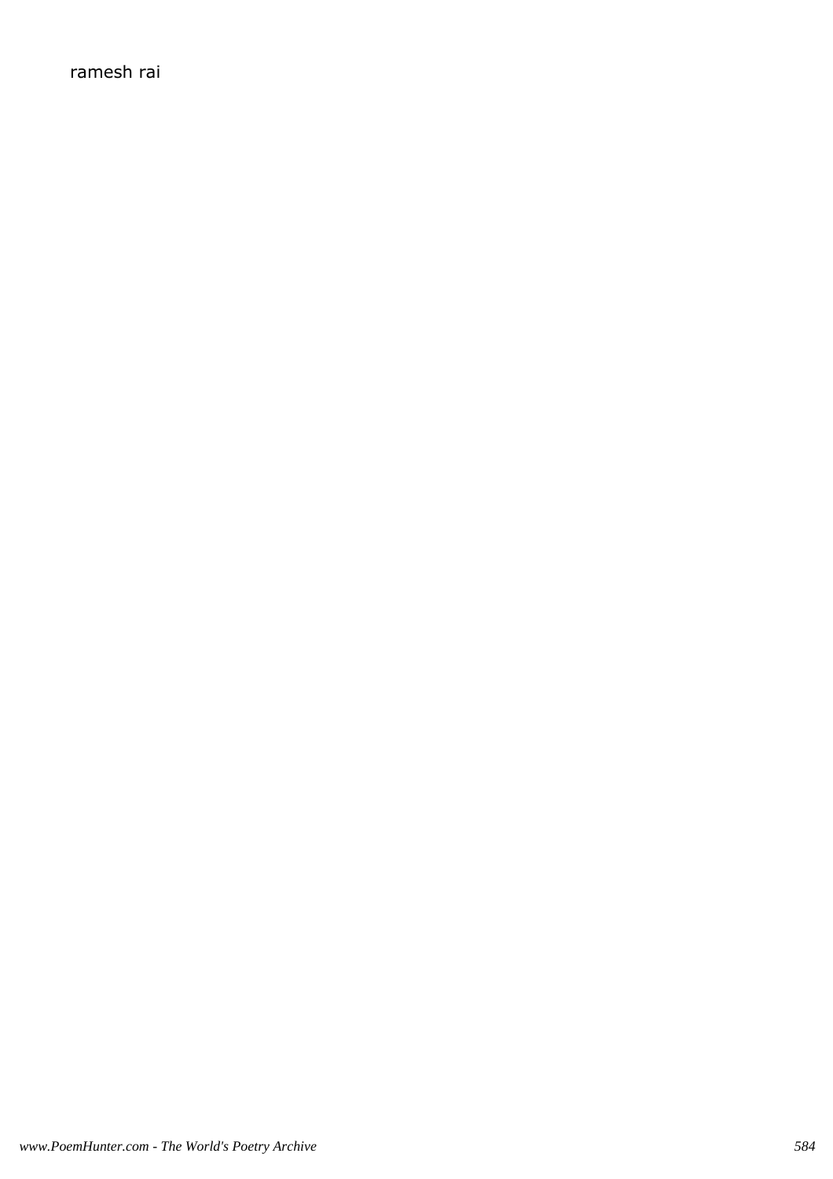ramesh rai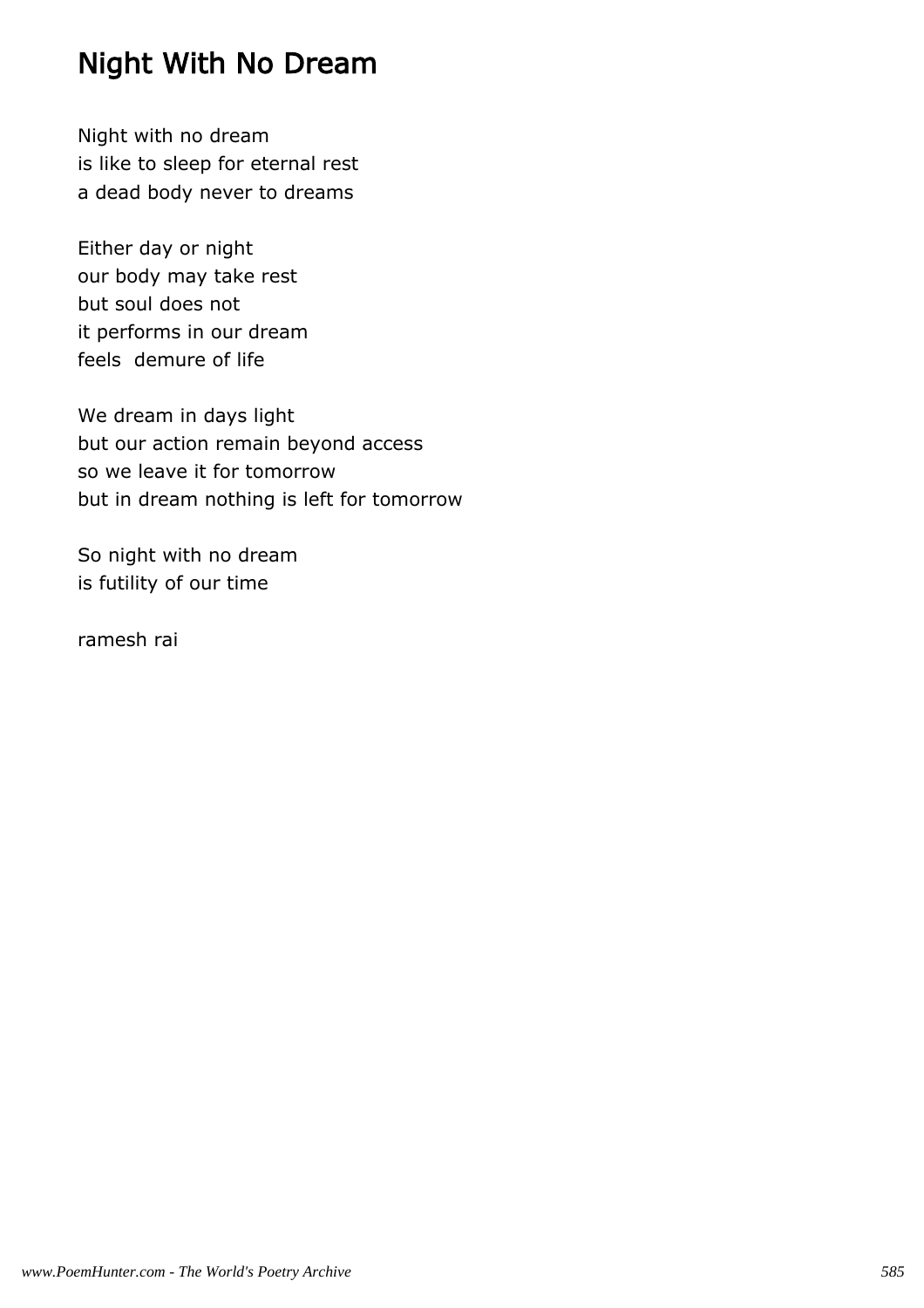# Night With No Dream

Night with no dream
is like to sleep for eternal rest
a dead body never to dreams

Either day or night
our body may take rest
but soul does not
it performs in our dream
feels  demure of life

We dream in days light
but our action remain beyond access
so we leave it for tomorrow
but in dream nothing is left for tomorrow

So night with no dream
is futility of our time

ramesh rai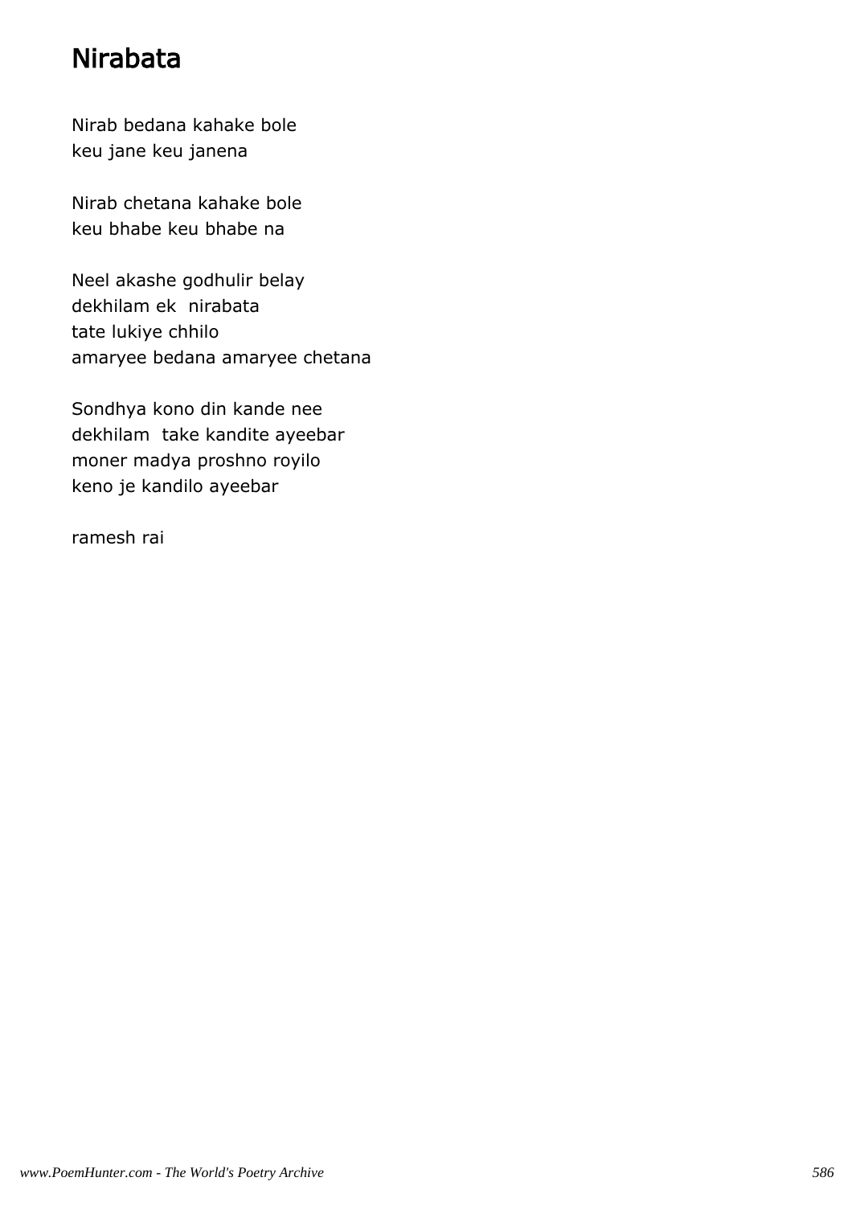# Nirabata

Nirab bedana kahake bole
keu jane keu janena

Nirab chetana kahake bole
keu bhabe keu bhabe na

Neel akashe godhulir belay
dekhilam ek  nirabata
tate lukiye chhilo
amaryee bedana amaryee chetana

Sondhya kono din kande nee
dekhilam  take kandite ayeebar
moner madya proshno royilo
keno je kandilo ayeebar

ramesh rai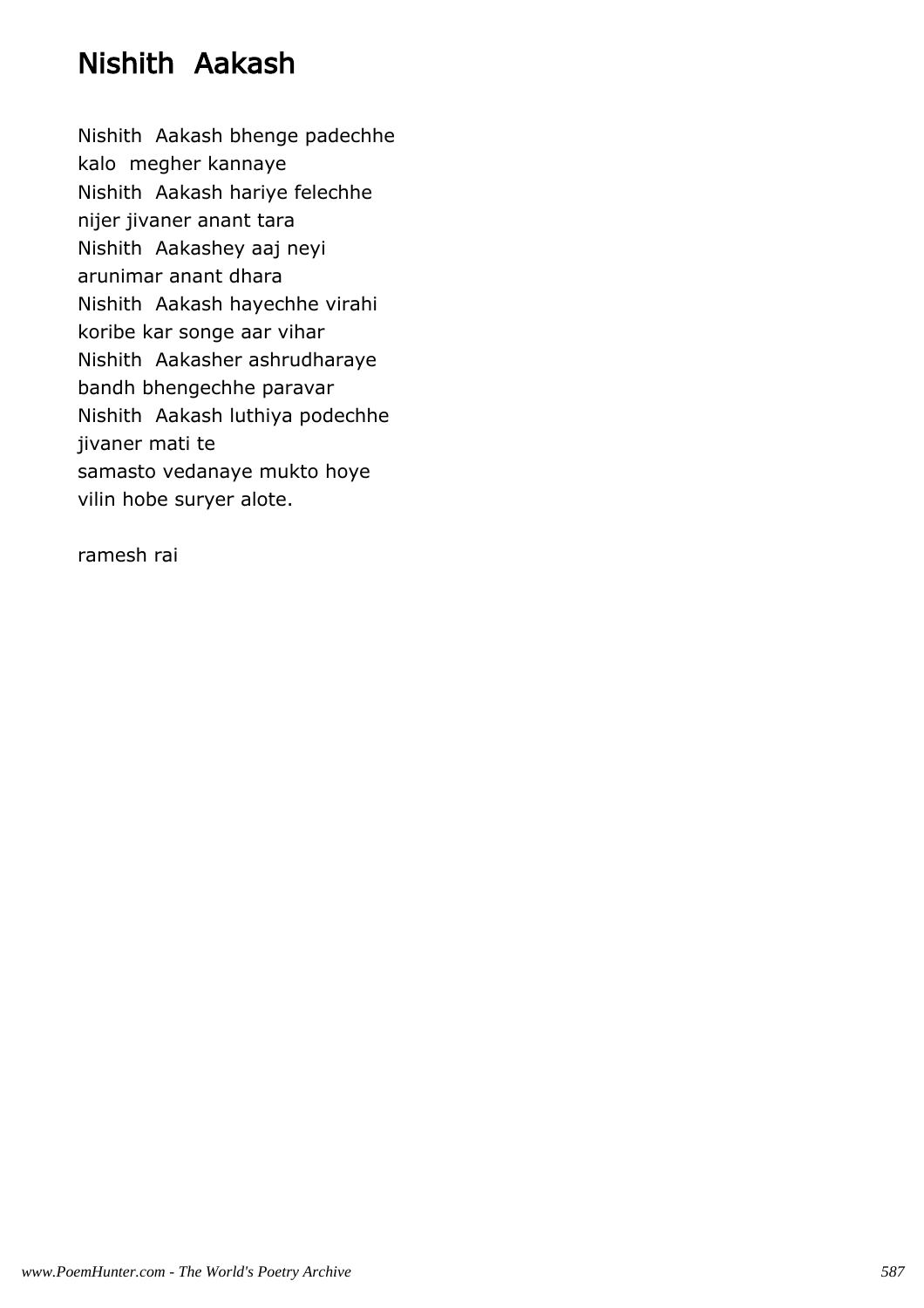# Nishith  Aakash

Nishith  Aakash bhenge padechhe
kalo  megher kannaye
Nishith  Aakash hariye felechhe
nijer jivaner anant tara
Nishith  Aakashey aaj neyi
arunimar anant dhara
Nishith  Aakash hayechhe virahi
koribe kar songe aar vihar
Nishith  Aakasher ashrudharaye
bandh bhengechhe paravar
Nishith  Aakash luthiya podechhe
jivaner mati te
samasto vedanaye mukto hoye
vilin hobe suryer alote.

ramesh rai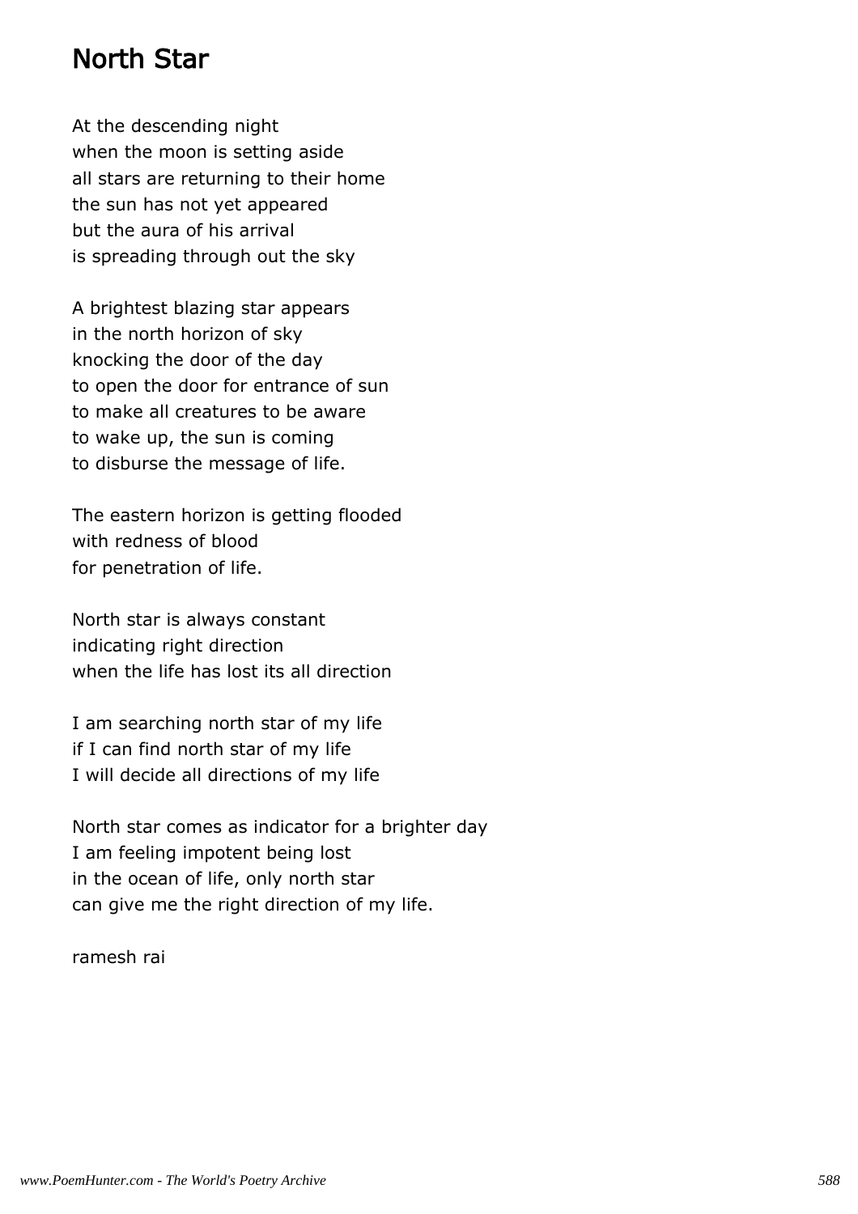# North Star

At the descending night
when the moon is setting aside
all stars are returning to their home
the sun has not yet appeared
but the aura of his arrival
is spreading through out the sky

A brightest blazing star appears
in the north horizon of sky
knocking the door of the day
to open the door for entrance of sun
to make all creatures to be aware
to wake up, the sun is coming
to disburse the message of life.

The eastern horizon is getting flooded
with redness of blood
for penetration of life.

North star is always constant
indicating right direction
when the life has lost its all direction

I am searching north star of my life
if I can find north star of my life
I will decide all directions of my life

North star comes as indicator for a brighter day
I am feeling impotent being lost
in the ocean of life, only north star
can give me the right direction of my life.

ramesh rai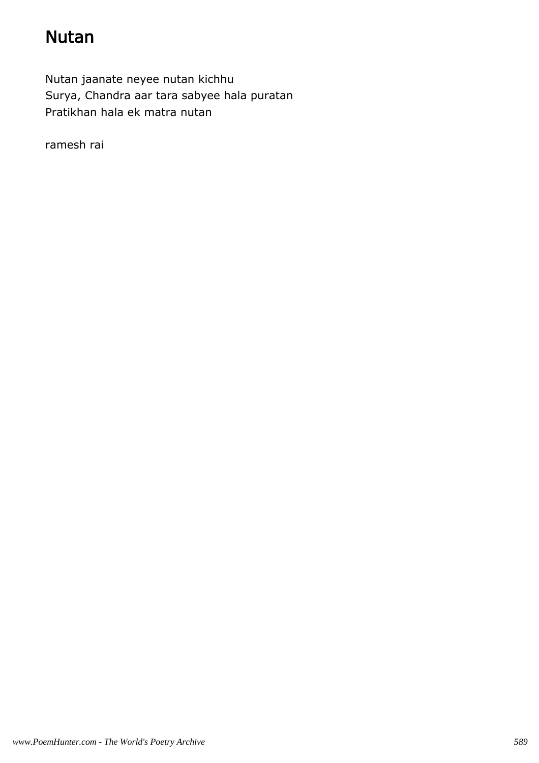# Nutan

Nutan jaanate neyee nutan kichhu
Surya, Chandra aar tara sabyee hala puratan
Pratikhan hala ek matra nutan

ramesh rai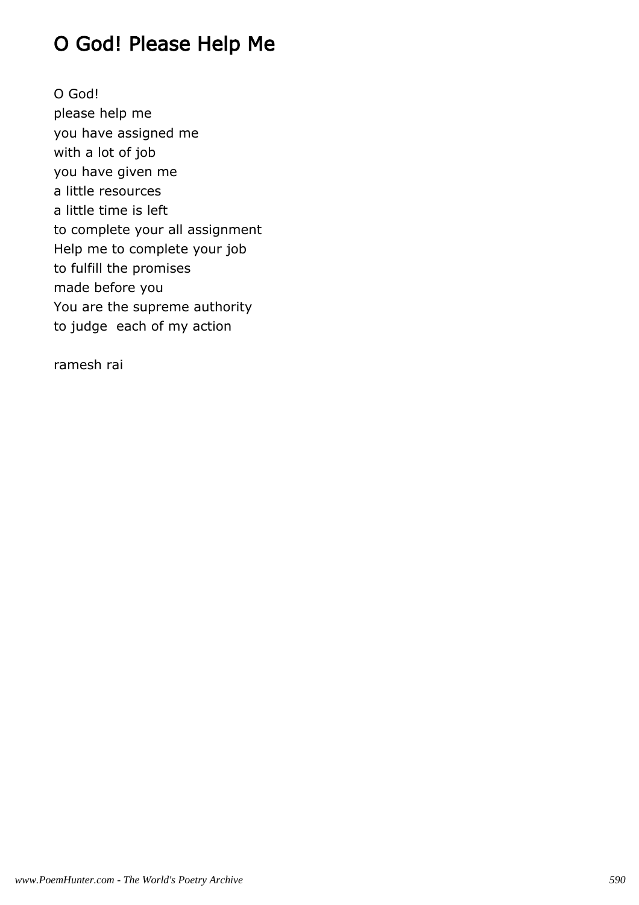# O God! Please Help Me

O God!
please help me
you have assigned me
with a lot of job
you have given me
a little resources
a little time is left
to complete your all assignment
Help me to complete your job
to fulfill the promises
made before you
You are the supreme authority
to judge  each of my action

ramesh rai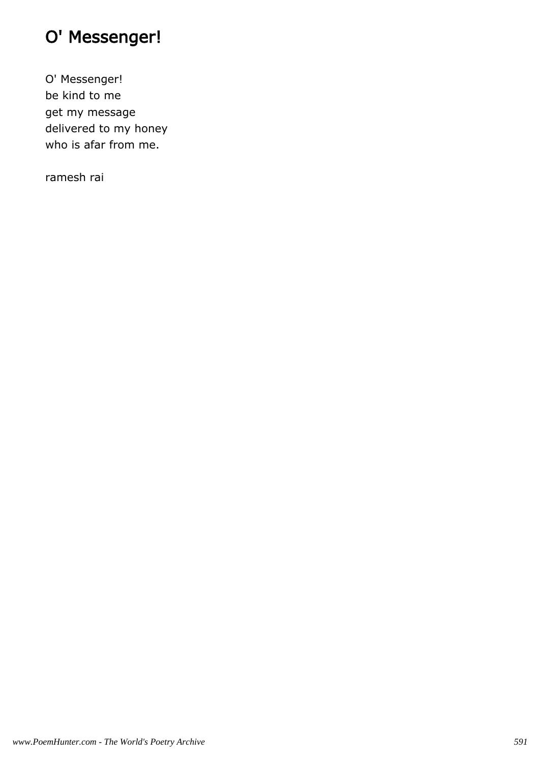# O' Messenger!

O' Messenger!
be kind to me
get my message
delivered to my honey
who is afar from me.

ramesh rai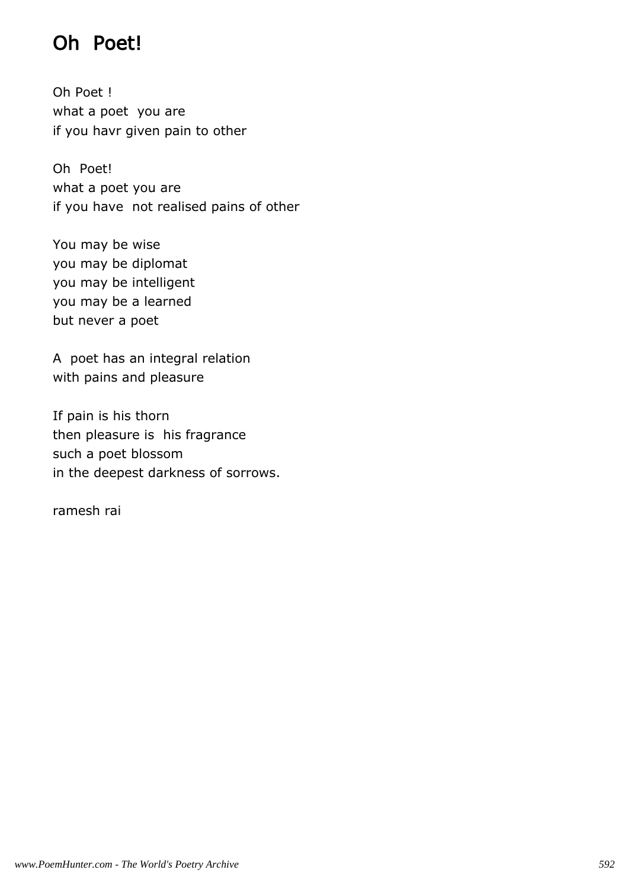# Oh Poet!

Oh Poet !  
what a poet you are  
if you havr given pain to other

Oh Poet!  
what a poet you are  
if you have not realised pains of other

You may be wise  
you may be diplomat  
you may be intelligent  
you may be a learned  
but never a poet

A poet has an integral relation  
with pains and pleasure

If pain is his thorn  
then pleasure is his fragrance  
such a poet blossom  
in the deepest darkness of sorrows.

ramesh rai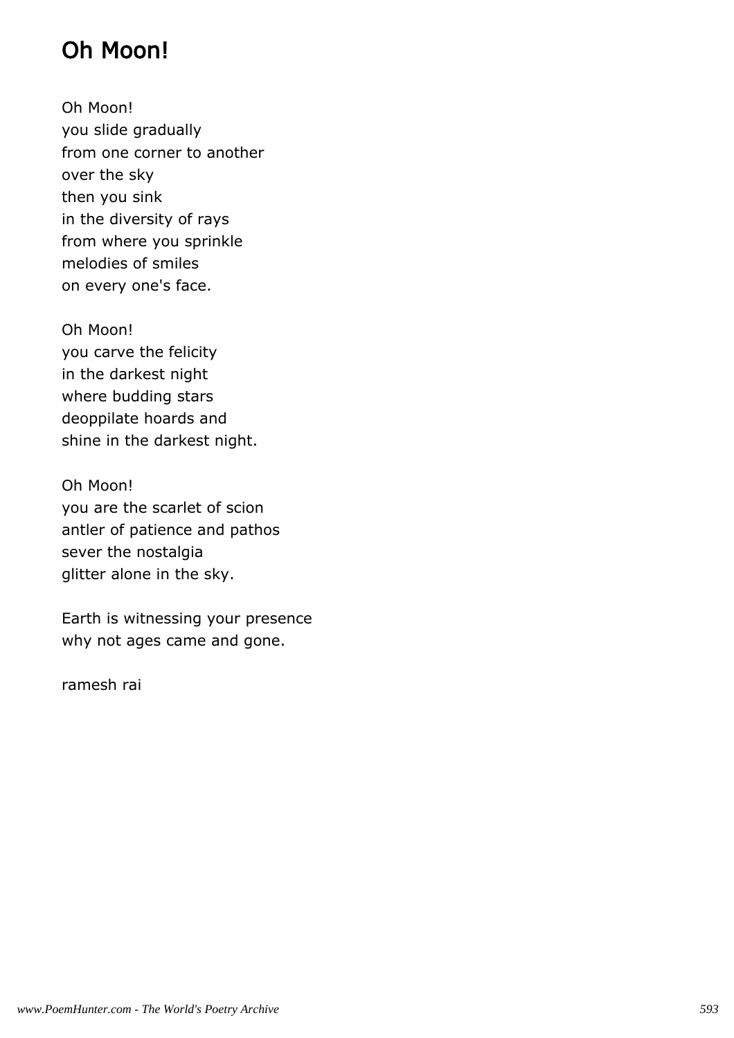# Oh Moon!

Oh Moon!
you slide gradually
from one corner to another
over the sky
then you sink
in the diversity of rays
from where you sprinkle
melodies of smiles
on every one's face.

Oh Moon!
you carve the felicity
in the darkest night
where budding stars
deoppilate hoards and
shine in the darkest night.

Oh Moon!
you are the scarlet of scion
antler of patience and pathos
sever the nostalgia
glitter alone in the sky.

Earth is witnessing your presence
why not ages came and gone.

ramesh rai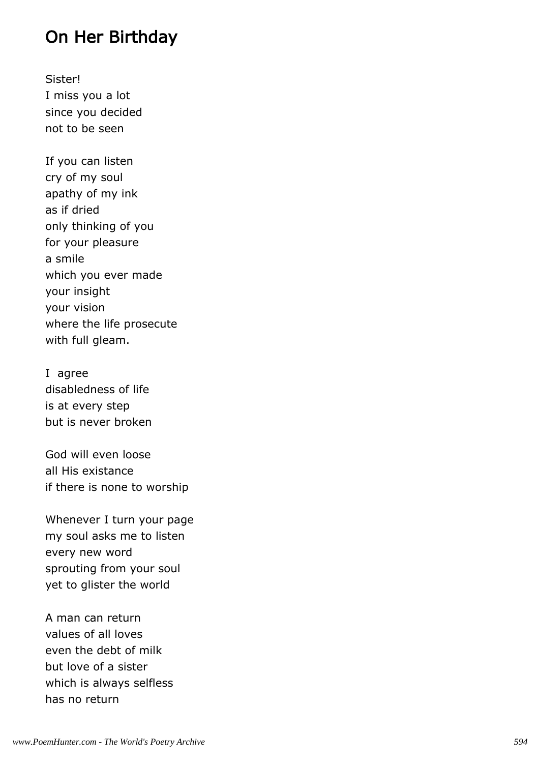## On Her Birthday

Sister!
I miss you a lot
since you decided
not to be seen

If you can listen
cry of my soul
apathy of my ink
as if dried
only thinking of you
for your pleasure
a smile
which you ever made
your insight
your vision
where the life prosecute
with full gleam.

I agree
disabledness of life
is at every step
but is never broken

God will even loose
all His existance
if there is none to worship

Whenever I turn your page
my soul asks me to listen
every new word
sprouting from your soul
yet to glister the world

A man can return
values of all loves
even the debt of milk
but love of a sister
which is always selfless
has no return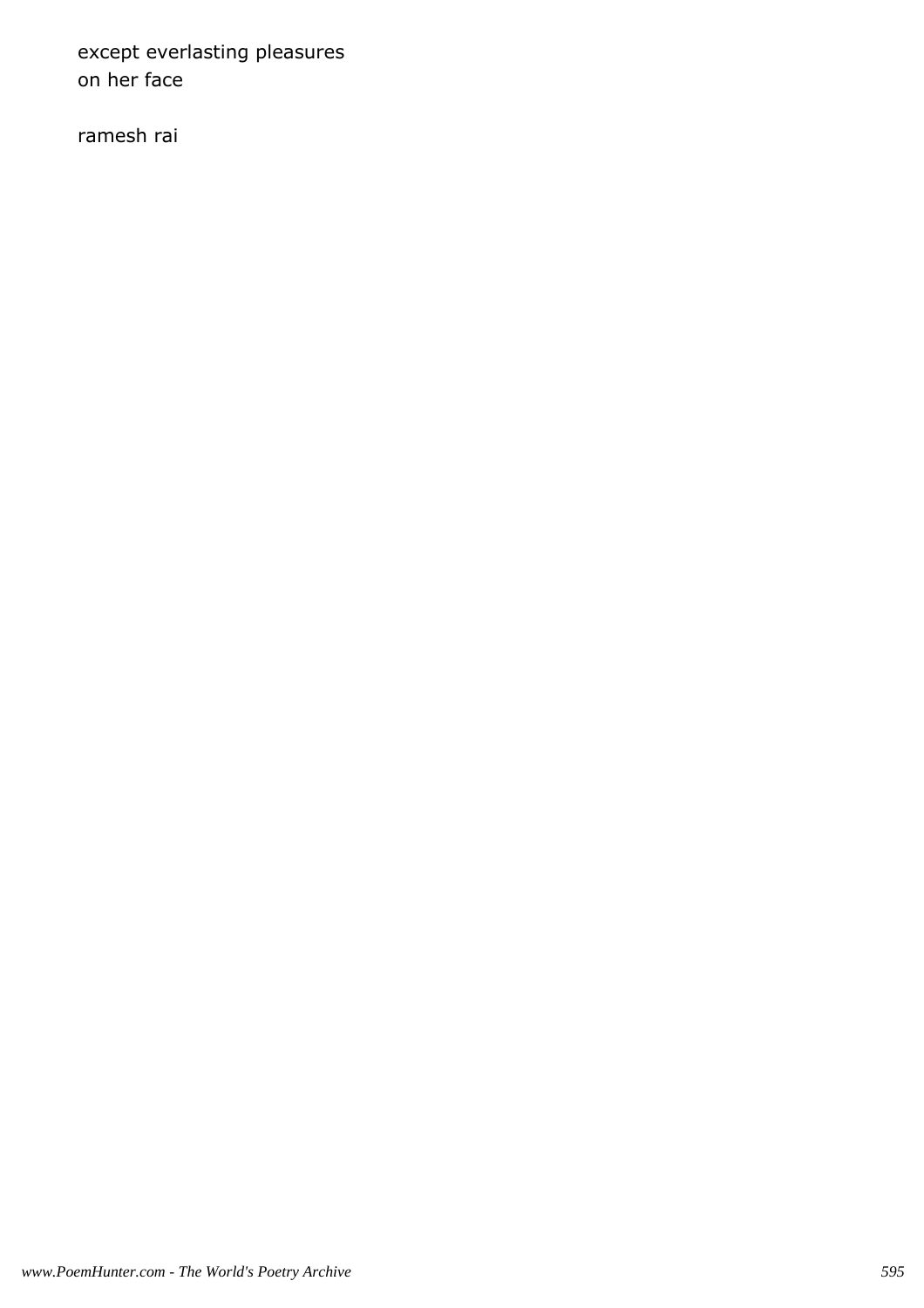except everlasting pleasures
on her face

ramesh rai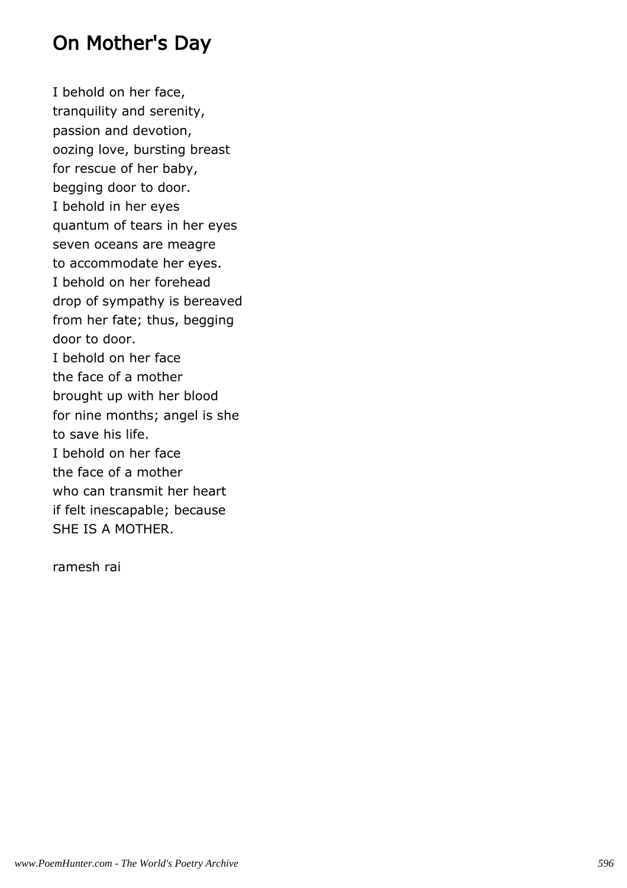# On Mother's Day

I behold on her face,
tranquility and serenity,
passion and devotion,
oozing love, bursting breast
for rescue of her baby,
begging door to door.
I behold in her eyes
quantum of tears in her eyes
seven oceans are meagre
to accommodate her eyes.
I behold on her forehead
drop of sympathy is bereaved
from her fate; thus, begging
door to door.
I behold on her face
the face of a mother
brought up with her blood
for nine months; angel is she
to save his life.
I behold on her face
the face of a mother
who can transmit her heart
if felt inescapable; because
SHE IS A MOTHER.

ramesh rai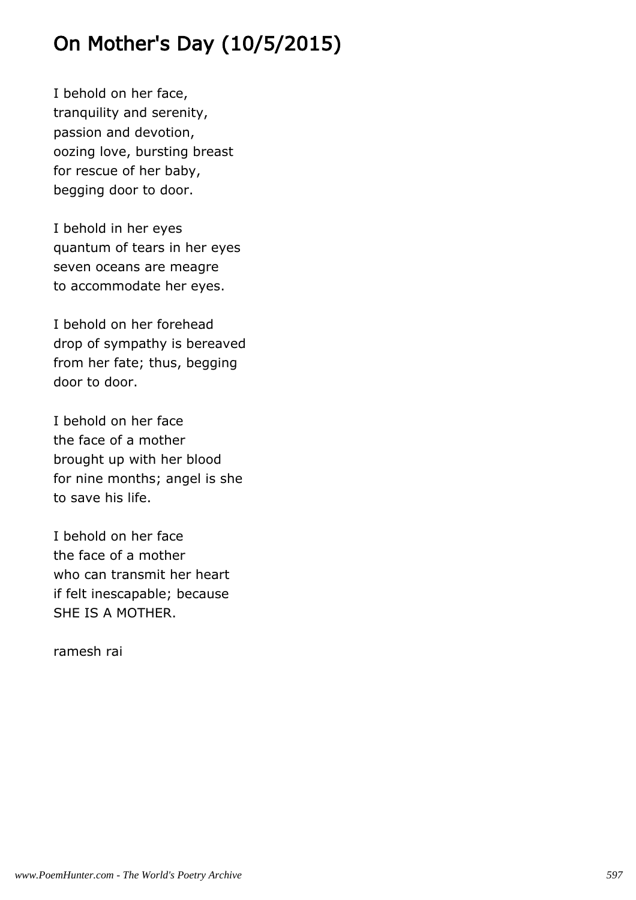# On Mother's Day (10/5/2015)

I behold on her face,  
tranquility and serenity,  
passion and devotion,  
oozing love, bursting breast  
for rescue of her baby,  
begging door to door.

I behold in her eyes  
quantum of tears in her eyes  
seven oceans are meagre  
to accommodate her eyes.

I behold on her forehead  
drop of sympathy is bereaved  
from her fate; thus, begging  
door to door.

I behold on her face  
the face of a mother  
brought up with her blood  
for nine months; angel is she  
to save his life.

I behold on her face  
the face of a mother  
who can transmit her heart  
if felt inescapable; because  
SHE IS A MOTHER.

ramesh rai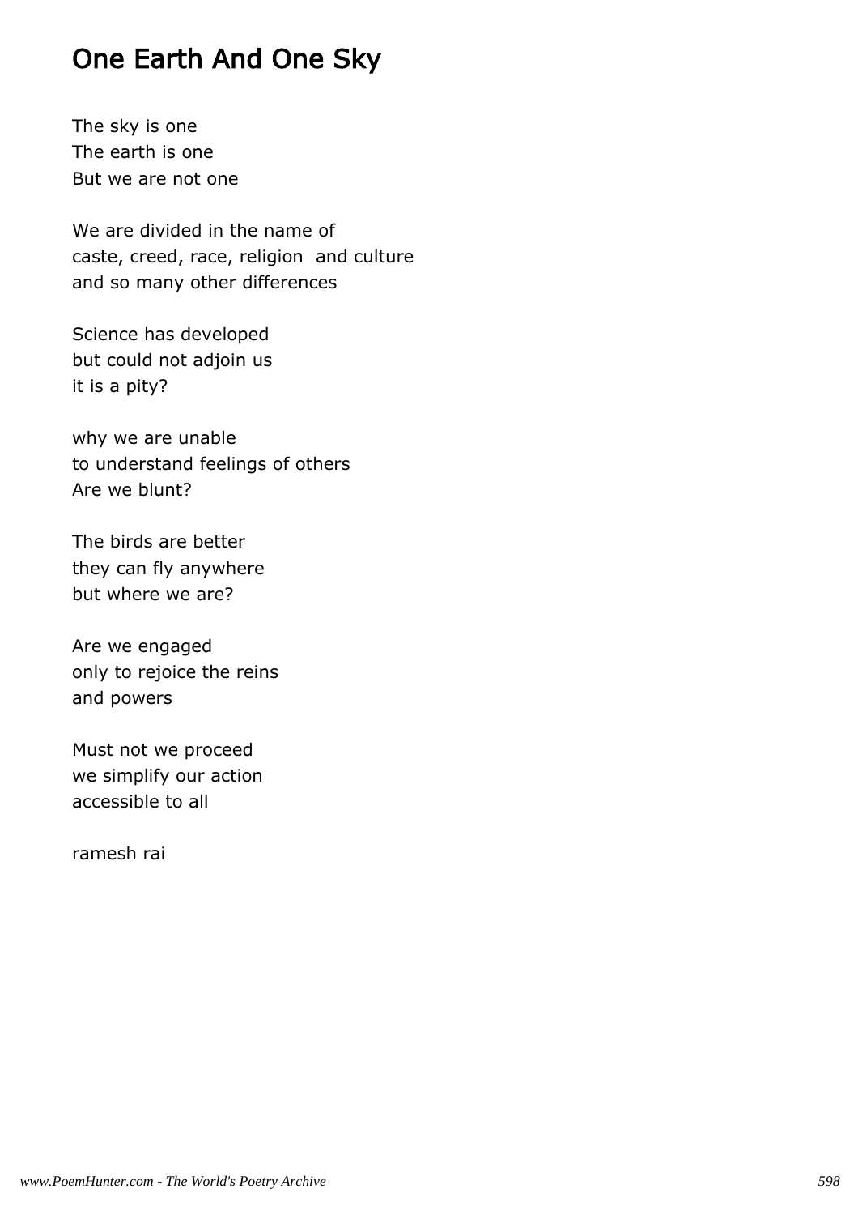# One Earth And One Sky

The sky is one
The earth is one
But we are not one

We are divided in the name of
caste, creed, race, religion  and culture
and so many other differences

Science has developed
but could not adjoin us
it is a pity?

why we are unable
to understand feelings of others
Are we blunt?

The birds are better
they can fly anywhere
but where we are?

Are we engaged
only to rejoice the reins
and powers

Must not we proceed
we simplify our action
accessible to all

ramesh rai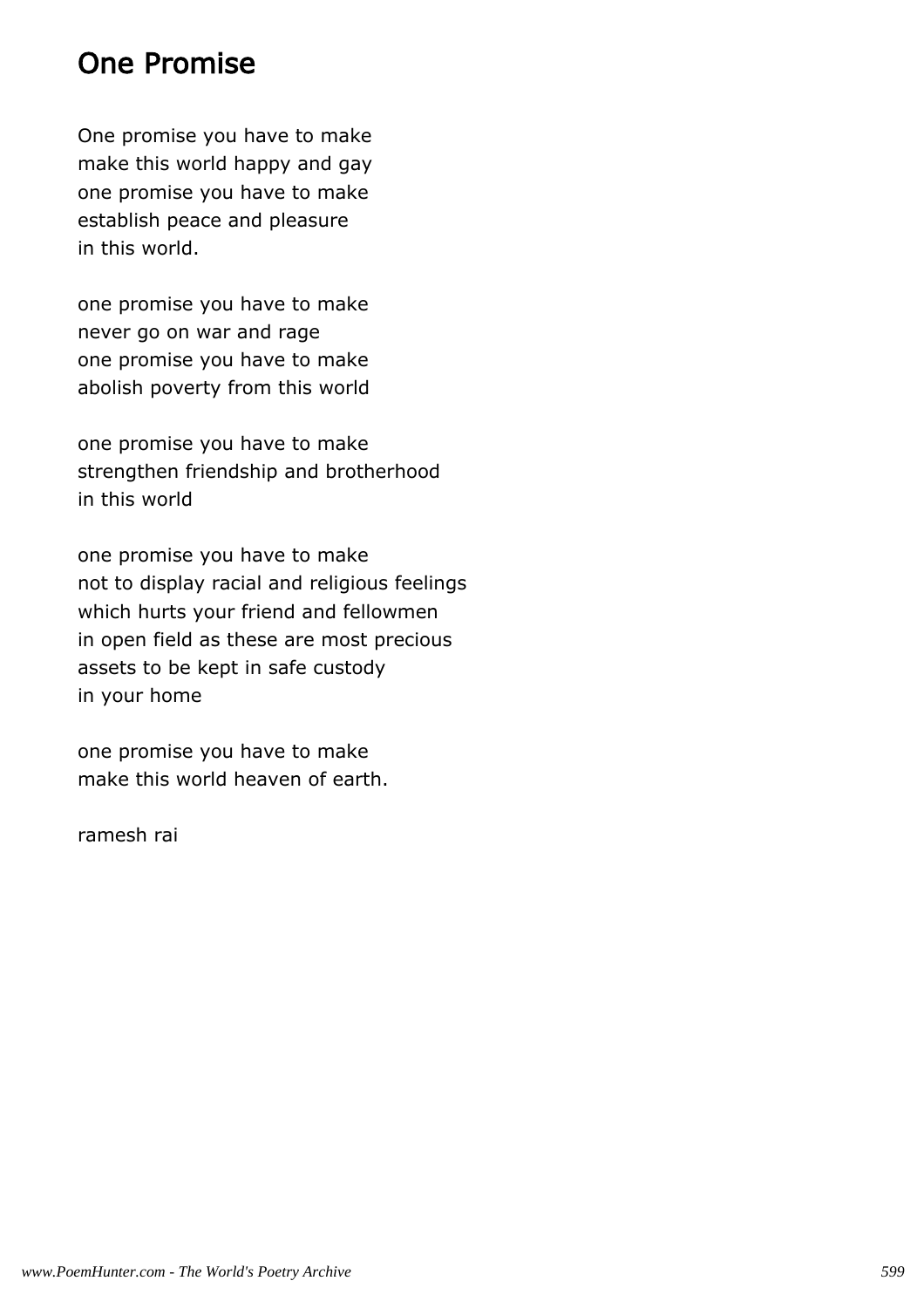# One Promise

One promise you have to make
make this world happy and gay
one promise you have to make
establish peace and pleasure
in this world.

one promise you have to make
never go on war and rage
one promise you have to make
abolish poverty from this world

one promise you have to make
strengthen friendship and brotherhood
in this world

one promise you have to make
not to display racial and religious feelings
which hurts your friend and fellowmen
in open field as these are most precious
assets to be kept in safe custody
in your home

one promise you have to make
make this world heaven of earth.

ramesh rai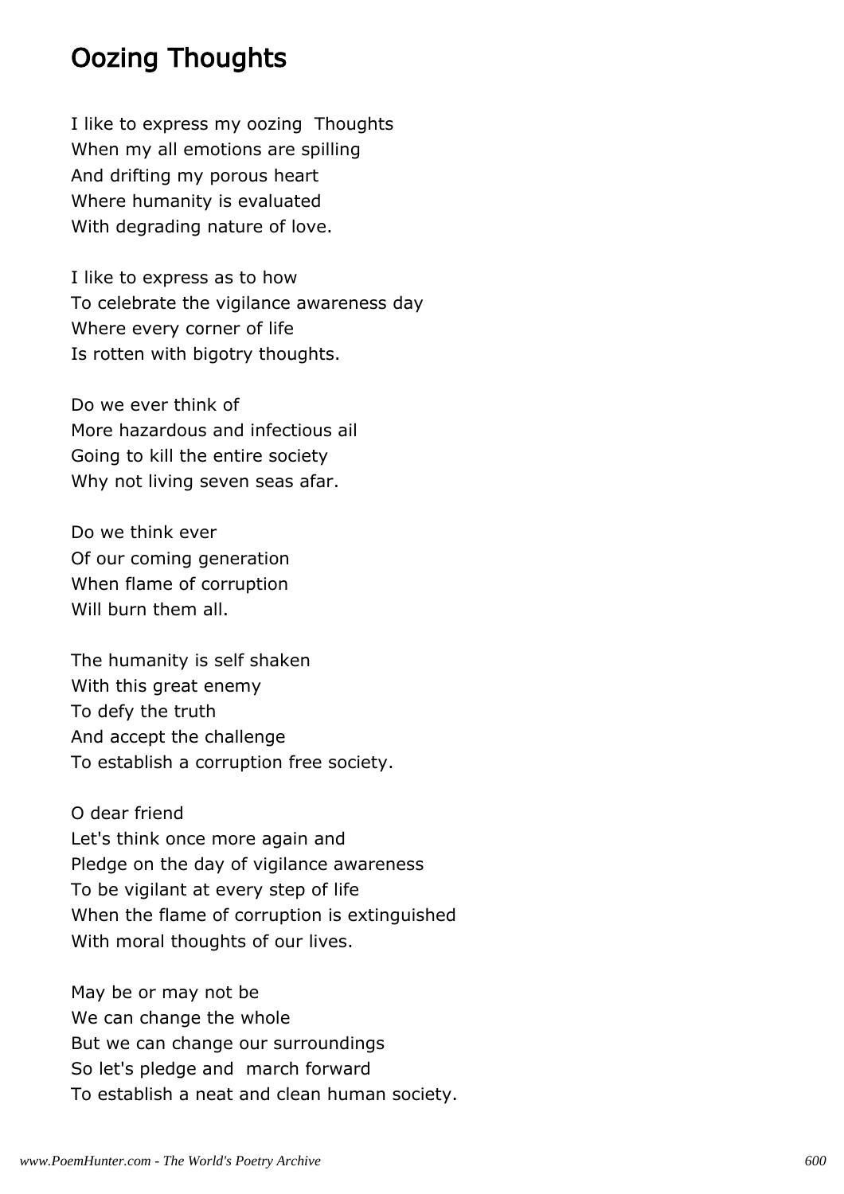# Oozing Thoughts

I like to express my oozing Thoughts  
When my all emotions are spilling  
And drifting my porous heart  
Where humanity is evaluated  
With degrading nature of love.

I like to express as to how  
To celebrate the vigilance awareness day  
Where every corner of life  
Is rotten with bigotry thoughts.

Do we ever think of  
More hazardous and infectious ail  
Going to kill the entire society  
Why not living seven seas afar.

Do we think ever  
Of our coming generation  
When flame of corruption  
Will burn them all.

The humanity is self shaken  
With this great enemy  
To defy the truth  
And accept the challenge  
To establish a corruption free society.

O dear friend  
Let's think once more again and  
Pledge on the day of vigilance awareness  
To be vigilant at every step of life  
When the flame of corruption is extinguished  
With moral thoughts of our lives.

May be or may not be  
We can change the whole  
But we can change our surroundings  
So let's pledge and march forward  
To establish a neat and clean human society.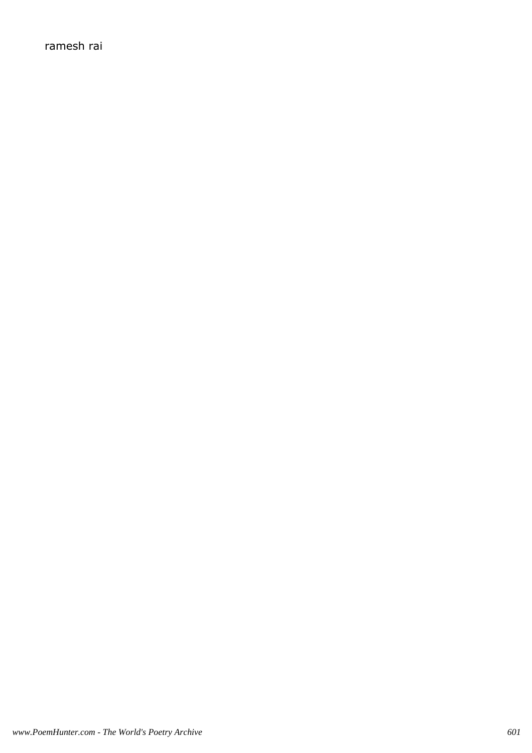ramesh rai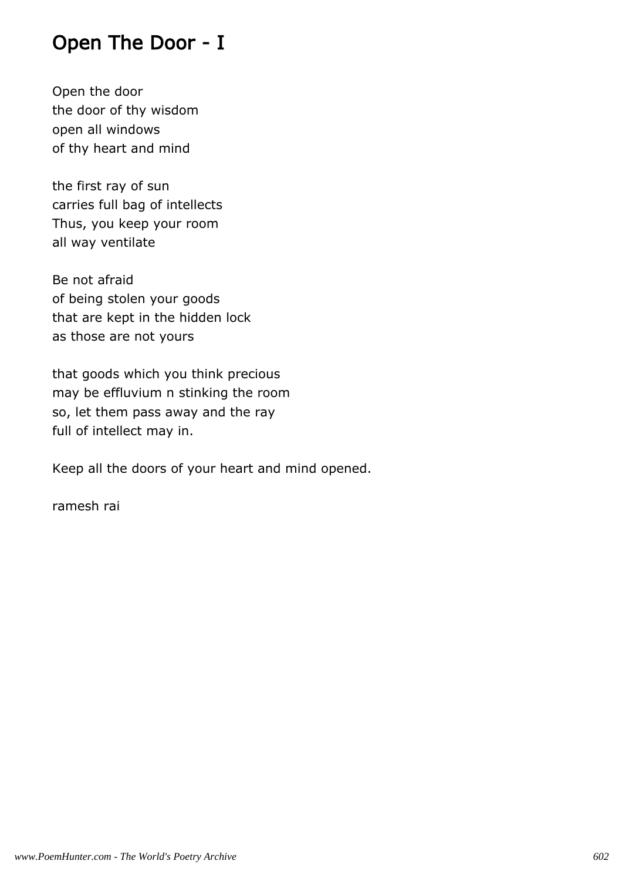# Open The Door - I

Open the door  
the door of thy wisdom  
open all windows  
of thy heart and mind

the first ray of sun  
carries full bag of intellects  
Thus, you keep your room  
all way ventilate

Be not afraid  
of being stolen your goods  
that are kept in the hidden lock  
as those are not yours

that goods which you think precious  
may be effluvium n stinking the room  
so, let them pass away and the ray  
full of intellect may in.

Keep all the doors of your heart and mind opened.

ramesh rai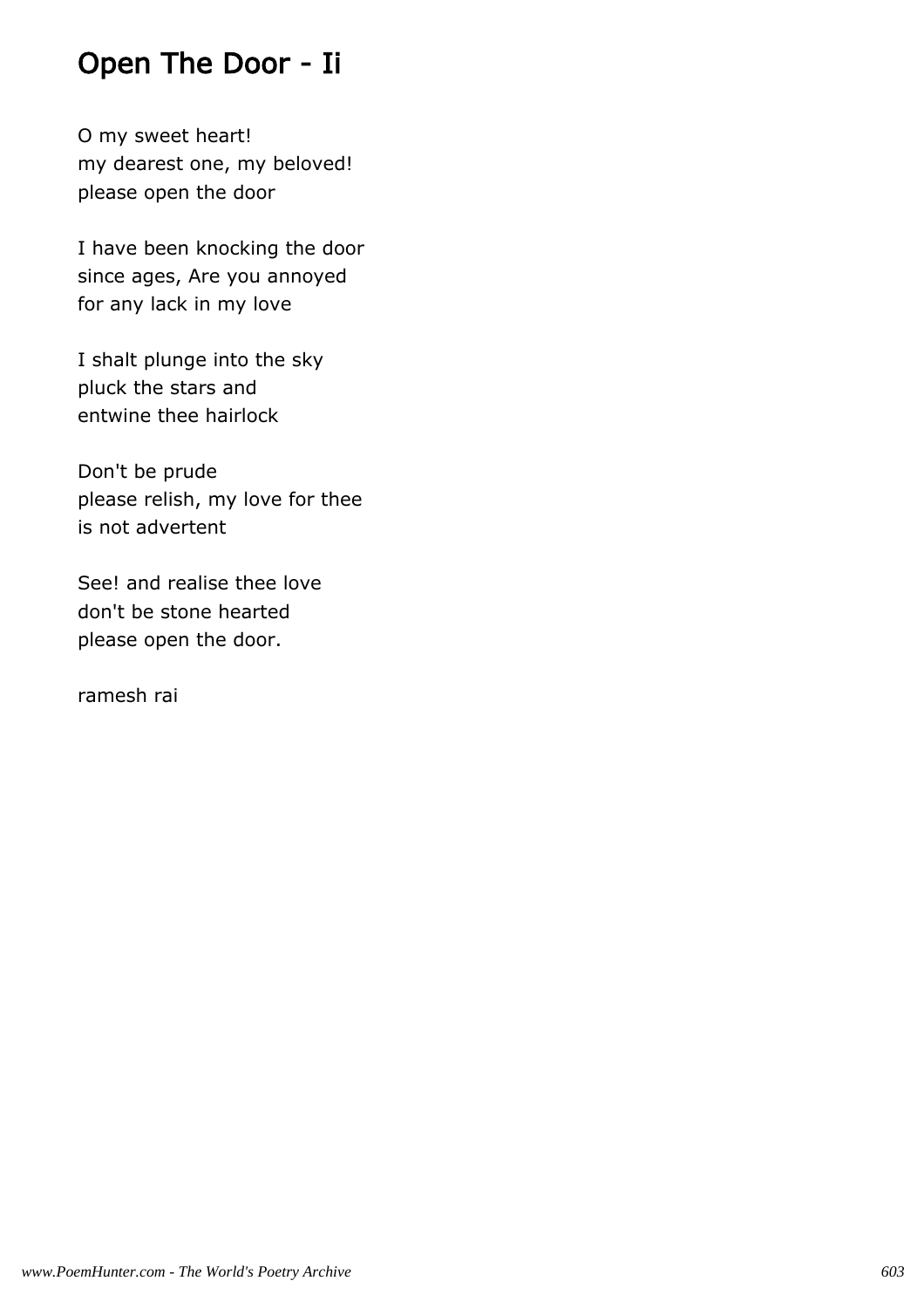# Open The Door - Ii

O my sweet heart!
my dearest one, my beloved!
please open the door

I have been knocking the door
since ages, Are you annoyed
for any lack in my love

I shalt plunge into the sky
pluck the stars and
entwine thee hairlock

Don't be prude
please relish, my love for thee
is not advertent

See! and realise thee love
don't be stone hearted
please open the door.

ramesh rai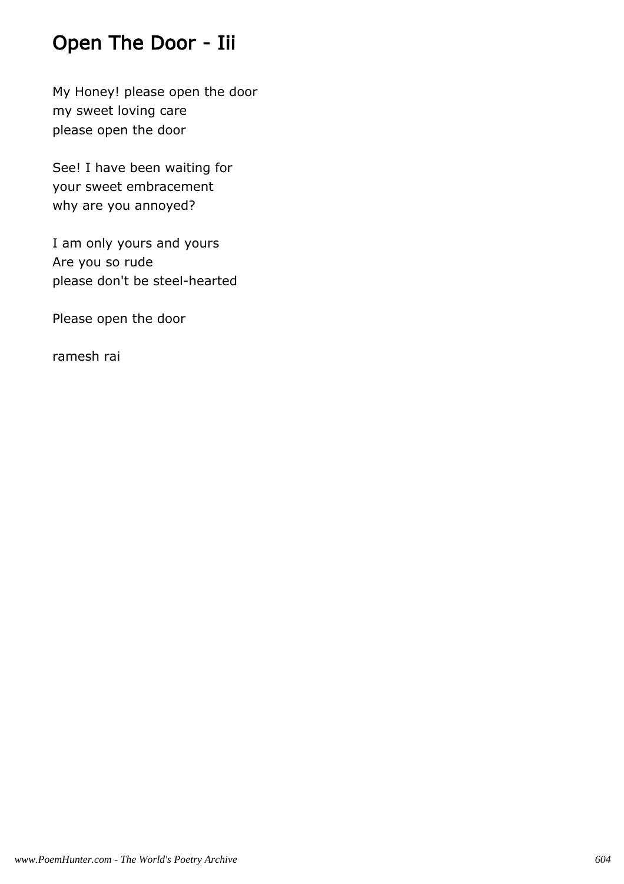# Open The Door - Iii

My Honey! please open the door
my sweet loving care
please open the door

See! I have been waiting for
your sweet embracement
why are you annoyed?

I am only yours and yours
Are you so rude
please don't be steel-hearted

Please open the door

ramesh rai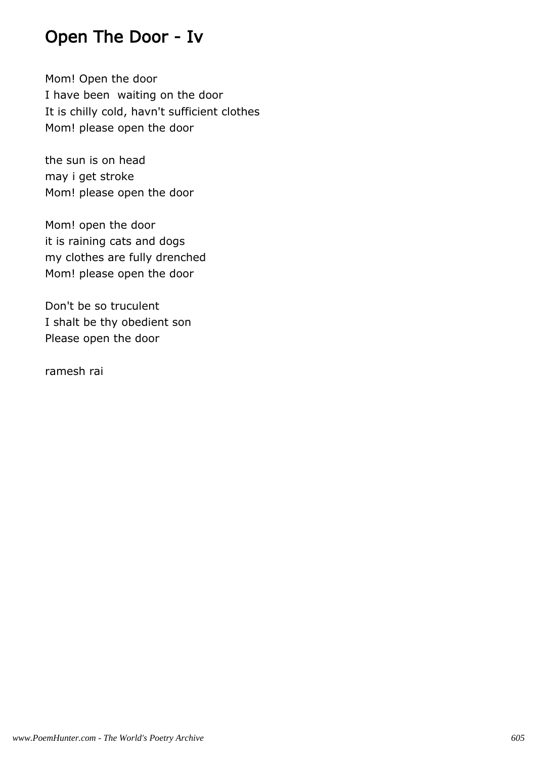# Open The Door - Iv

Mom! Open the door
I have been  waiting on the door
It is chilly cold, havn't sufficient clothes
Mom! please open the door

the sun is on head
may i get stroke
Mom! please open the door

Mom! open the door
it is raining cats and dogs
my clothes are fully drenched
Mom! please open the door

Don't be so truculent
I shalt be thy obedient son
Please open the door

ramesh rai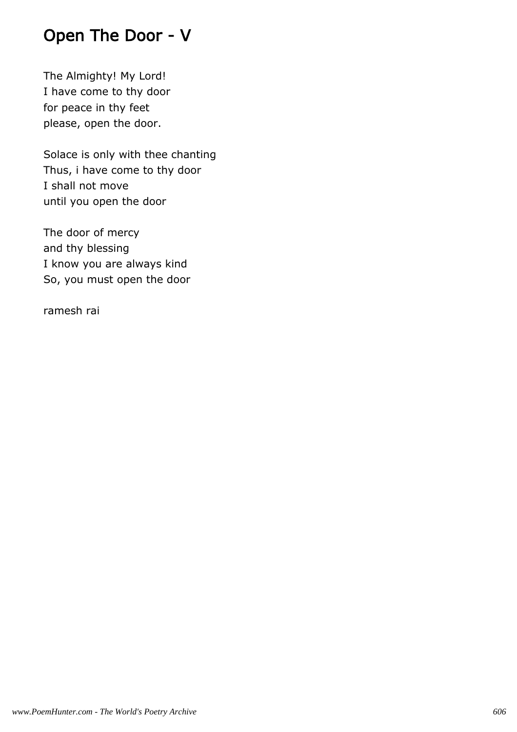# Open The Door - V

The Almighty! My Lord!
I have come to thy door
for peace in thy feet
please, open the door.

Solace is only with thee chanting
Thus, i have come to thy door
I shall not move
until you open the door

The door of mercy
and thy blessing
I know you are always kind
So, you must open the door

ramesh rai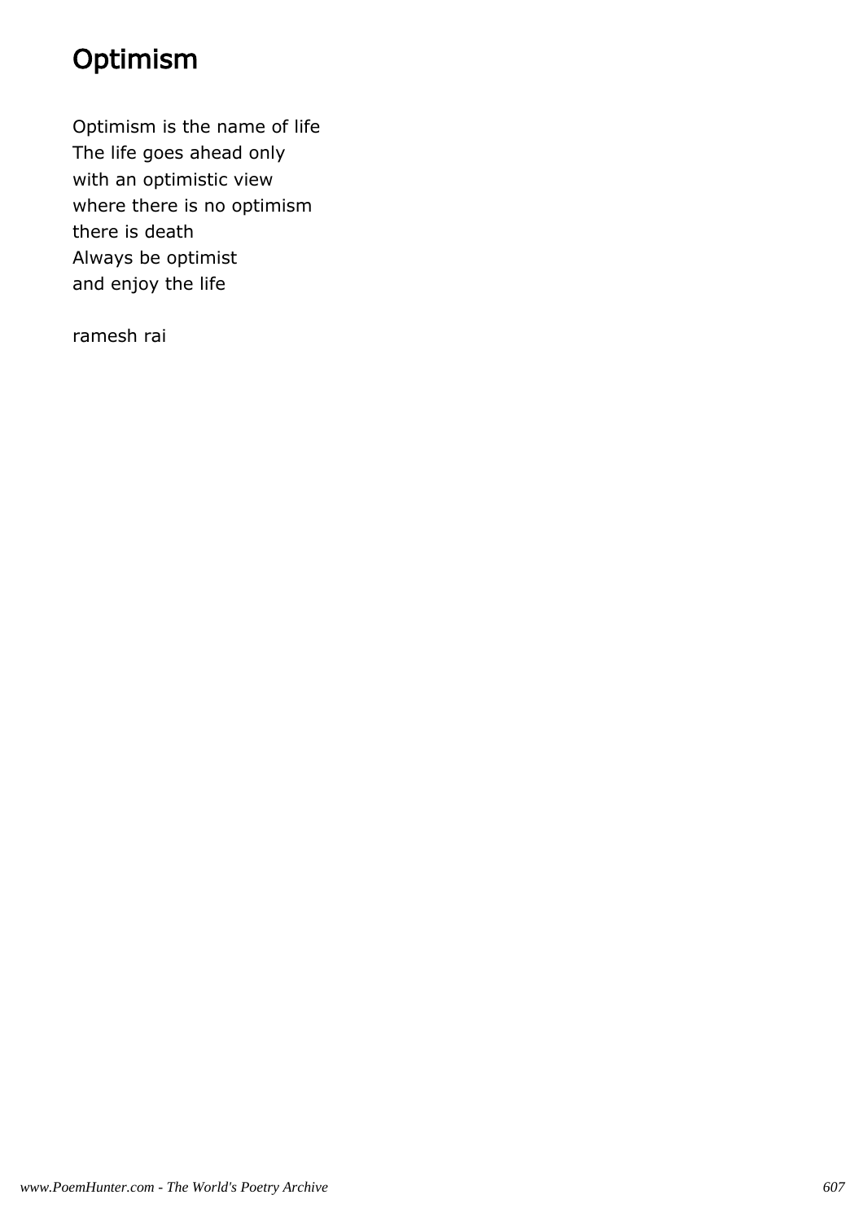# Optimism

Optimism is the name of life  
The life goes ahead only  
with an optimistic view  
where there is no optimism  
there is death  
Always be optimist  
and enjoy the life

ramesh rai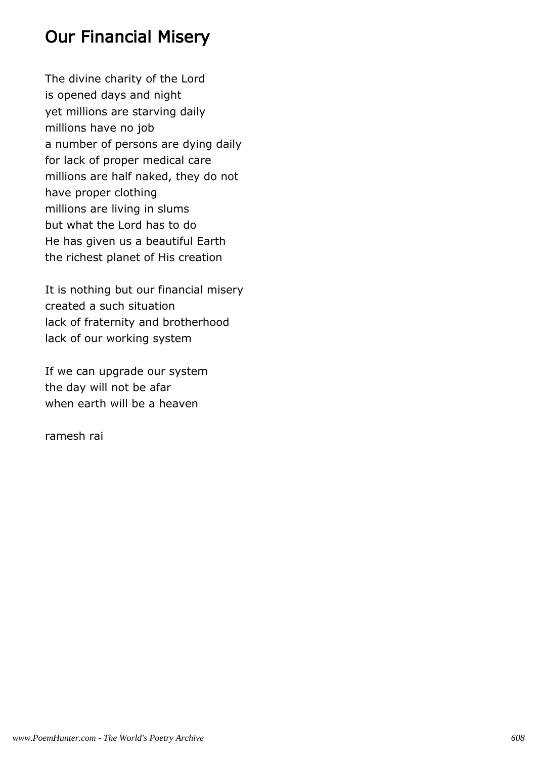# Our Financial Misery

The divine charity of the Lord
is opened days and night
yet millions are starving daily
millions have no job
a number of persons are dying daily
for lack of proper medical care
millions are half naked, they do not
have proper clothing
millions are living in slums
but what the Lord has to do
He has given us a beautiful Earth
the richest planet of His creation

It is nothing but our financial misery
created a such situation
lack of fraternity and brotherhood
lack of our working system

If we can upgrade our system
the day will not be afar
when earth will be a heaven

ramesh rai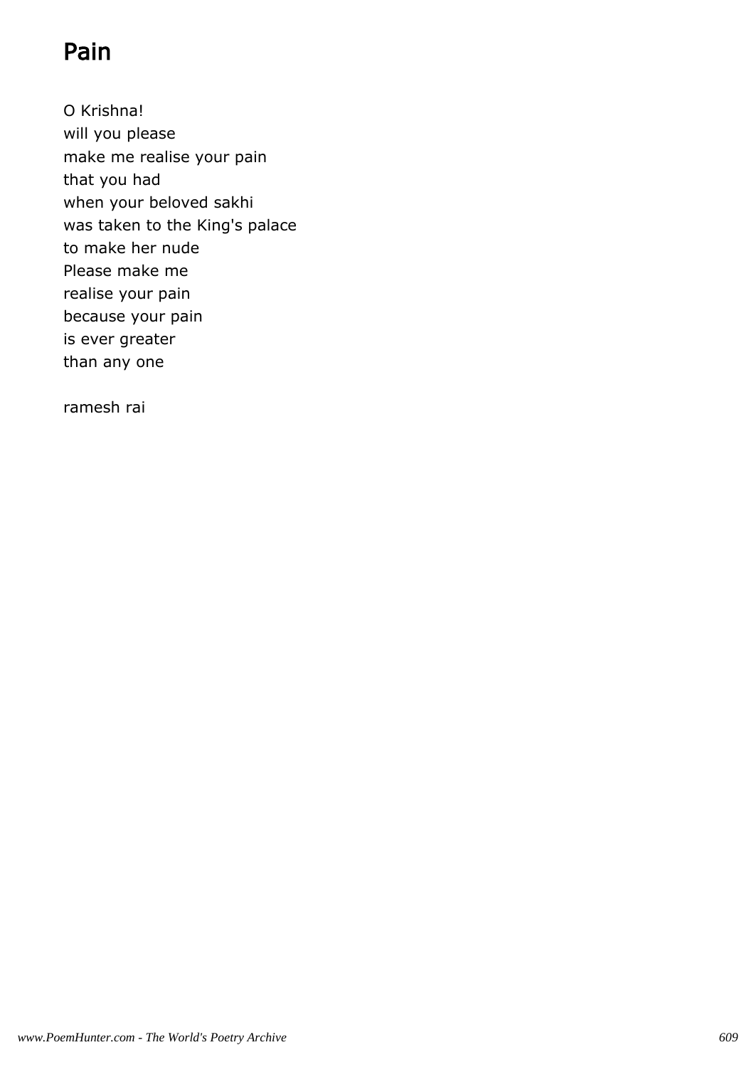# Pain

O Krishna!  
will you please  
make me realise your pain  
that you had  
when your beloved sakhi  
was taken to the King's palace  
to make her nude  
Please make me  
realise your pain  
because your pain  
is ever greater  
than any one

ramesh rai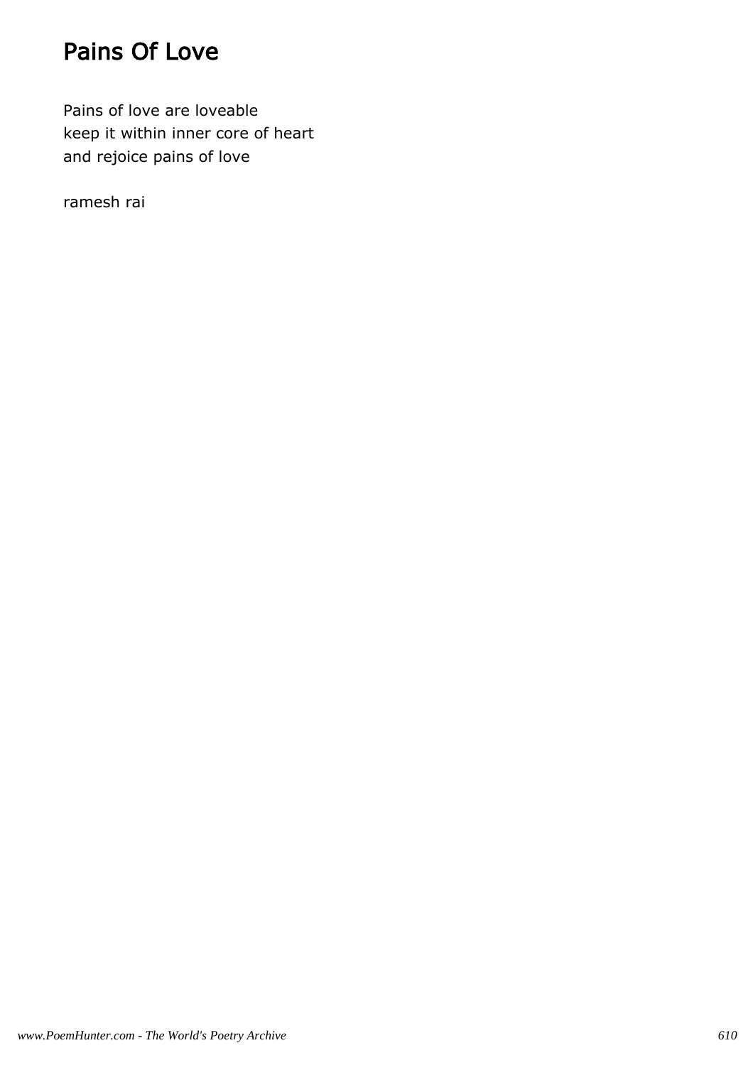# Pains Of Love

Pains of love are loveable
keep it within inner core of heart
and rejoice pains of love

ramesh rai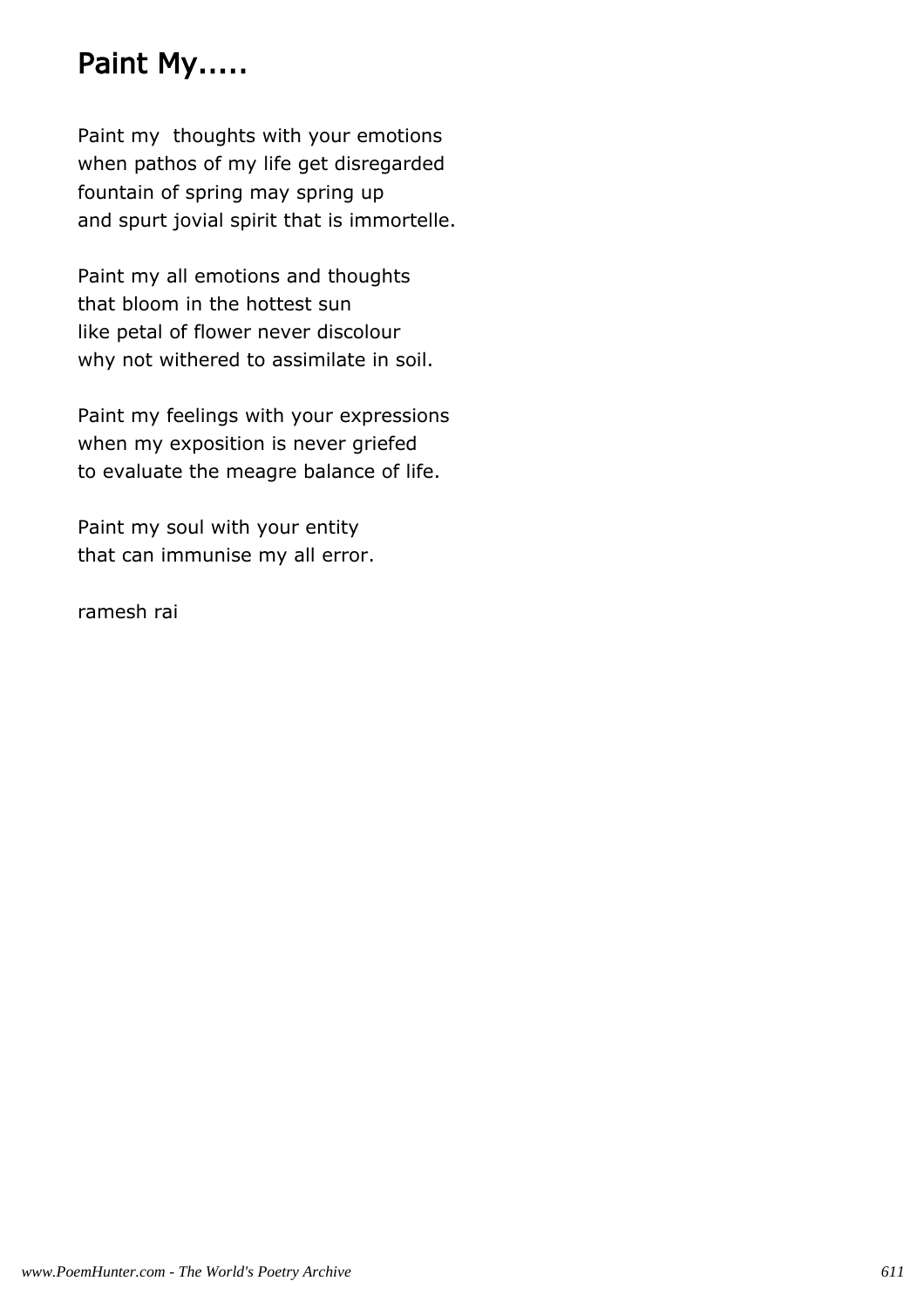# Paint My.....

Paint my  thoughts with your emotions
when pathos of my life get disregarded
fountain of spring may spring up
and spurt jovial spirit that is immortelle.

Paint my all emotions and thoughts
that bloom in the hottest sun
like petal of flower never discolour
why not withered to assimilate in soil.

Paint my feelings with your expressions
when my exposition is never griefed
to evaluate the meagre balance of life.

Paint my soul with your entity
that can immunise my all error.

ramesh rai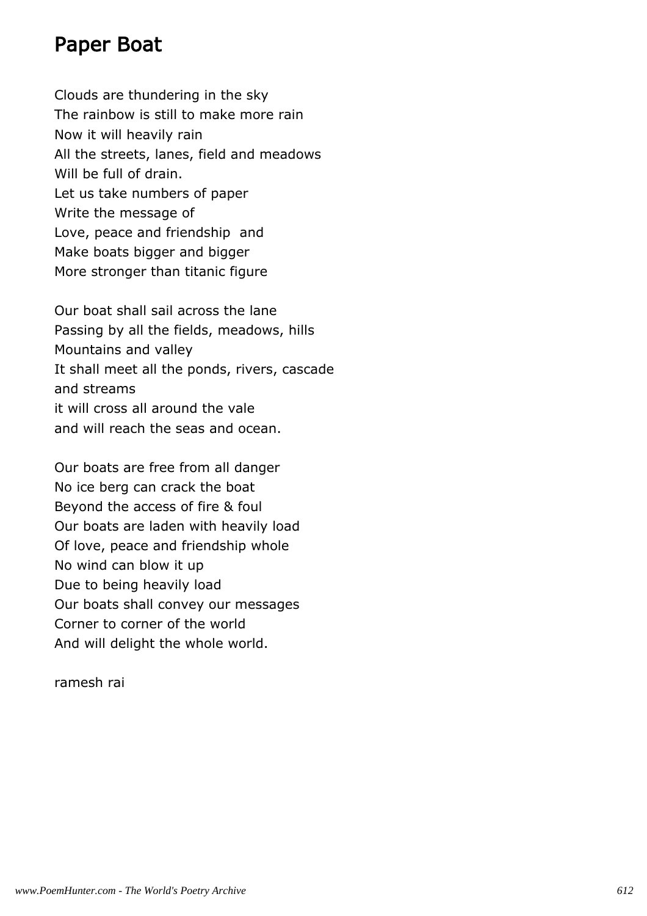# Paper Boat

Clouds are thundering in the sky
The rainbow is still to make more rain
Now it will heavily rain
All the streets, lanes, field and meadows
Will be full of drain.
Let us take numbers of paper
Write the message of
Love, peace and friendship and
Make boats bigger and bigger
More stronger than titanic figure

Our boat shall sail across the lane
Passing by all the fields, meadows, hills
Mountains and valley
It shall meet all the ponds, rivers, cascade
and streams
it will cross all around the vale
and will reach the seas and ocean.

Our boats are free from all danger
No ice berg can crack the boat
Beyond the access of fire & foul
Our boats are laden with heavily load
Of love, peace and friendship whole
No wind can blow it up
Due to being heavily load
Our boats shall convey our messages
Corner to corner of the world
And will delight the whole world.

ramesh rai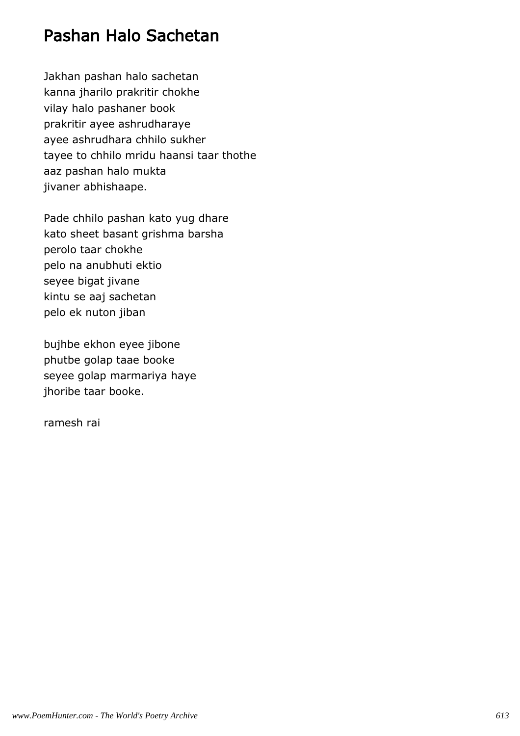# Pashan Halo Sachetan

Jakhan pashan halo sachetan
kanna jharilo prakritir chokhe
vilay halo pashaner book
prakritir ayee ashrudharaye
ayee ashrudhara chhilo sukher
tayee to chhilo mridu haansi taar thothe
aaz pashan halo mukta
jivaner abhishaape.

Pade chhilo pashan kato yug dhare
kato sheet basant grishma barsha
perolo taar chokhe
pelo na anubhuti ektio
seyee bigat jivane
kintu se aaj sachetan
pelo ek nuton jiban

bujhbe ekhon eyee jibone
phutbe golap taae booke
seyee golap marmariya haye
jhoribe taar booke.

ramesh rai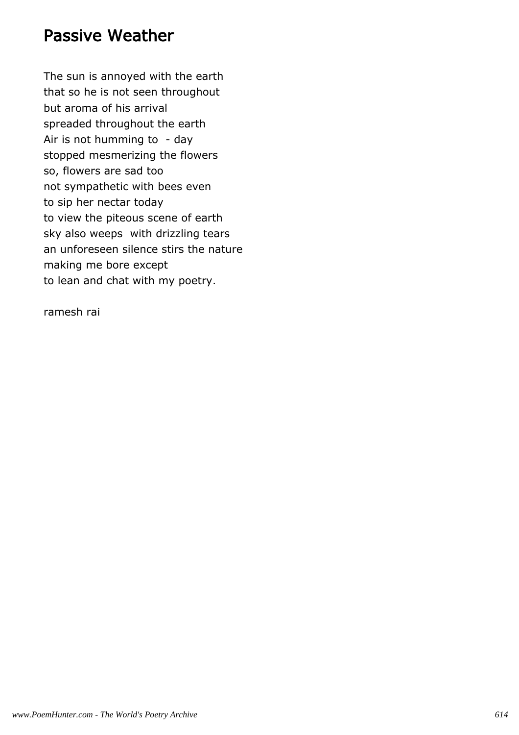## Passive Weather

The sun is annoyed with the earth
that so he is not seen throughout
but aroma of his arrival
spreaded throughout the earth
Air is not humming to  - day
stopped mesmerizing the flowers
so, flowers are sad too
not sympathetic with bees even
to sip her nectar today
to view the piteous scene of earth
sky also weeps  with drizzling tears
an unforeseen silence stirs the nature
making me bore except
to lean and chat with my poetry.

ramesh rai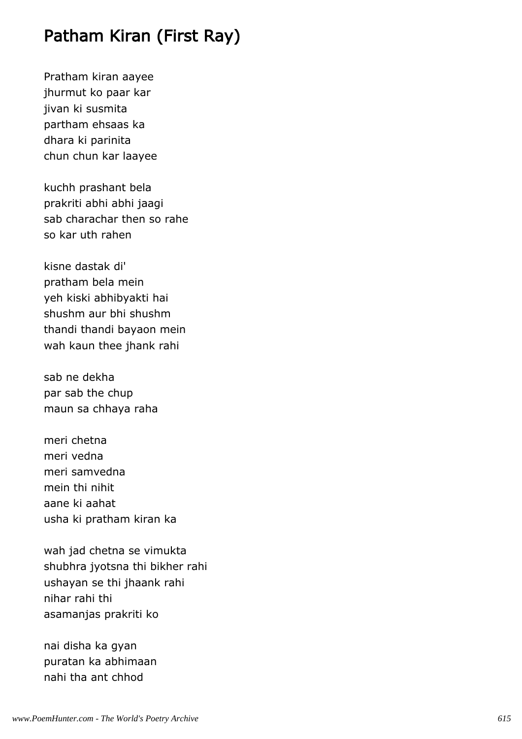# Patham Kiran (First Ray)

Pratham kiran aayee  
jhurmut ko paar kar  
jivan ki susmita  
partham ehsaas ka  
dhara ki parinita  
chun chun kar laayee

kuchh prashant bela  
prakriti abhi abhi jaagi  
sab charachar then so rahe  
so kar uth rahen

kisne dastak di'  
pratham bela mein  
yeh kiski abhibyakti hai  
shushm aur bhi shushm  
thandi thandi bayaon mein  
wah kaun thee jhank rahi

sab ne dekha  
par sab the chup  
maun sa chhaya raha

meri chetna  
meri vedna  
meri samvedna  
mein thi nihit  
aane ki aahat  
usha ki pratham kiran ka

wah jad chetna se vimukta  
shubhra jyotsna thi bikher rahi  
ushayan se thi jhaank rahi  
nihar rahi thi  
asamanjas prakriti ko

nai disha ka gyan  
puratan ka abhimaan  
nahi tha ant chhod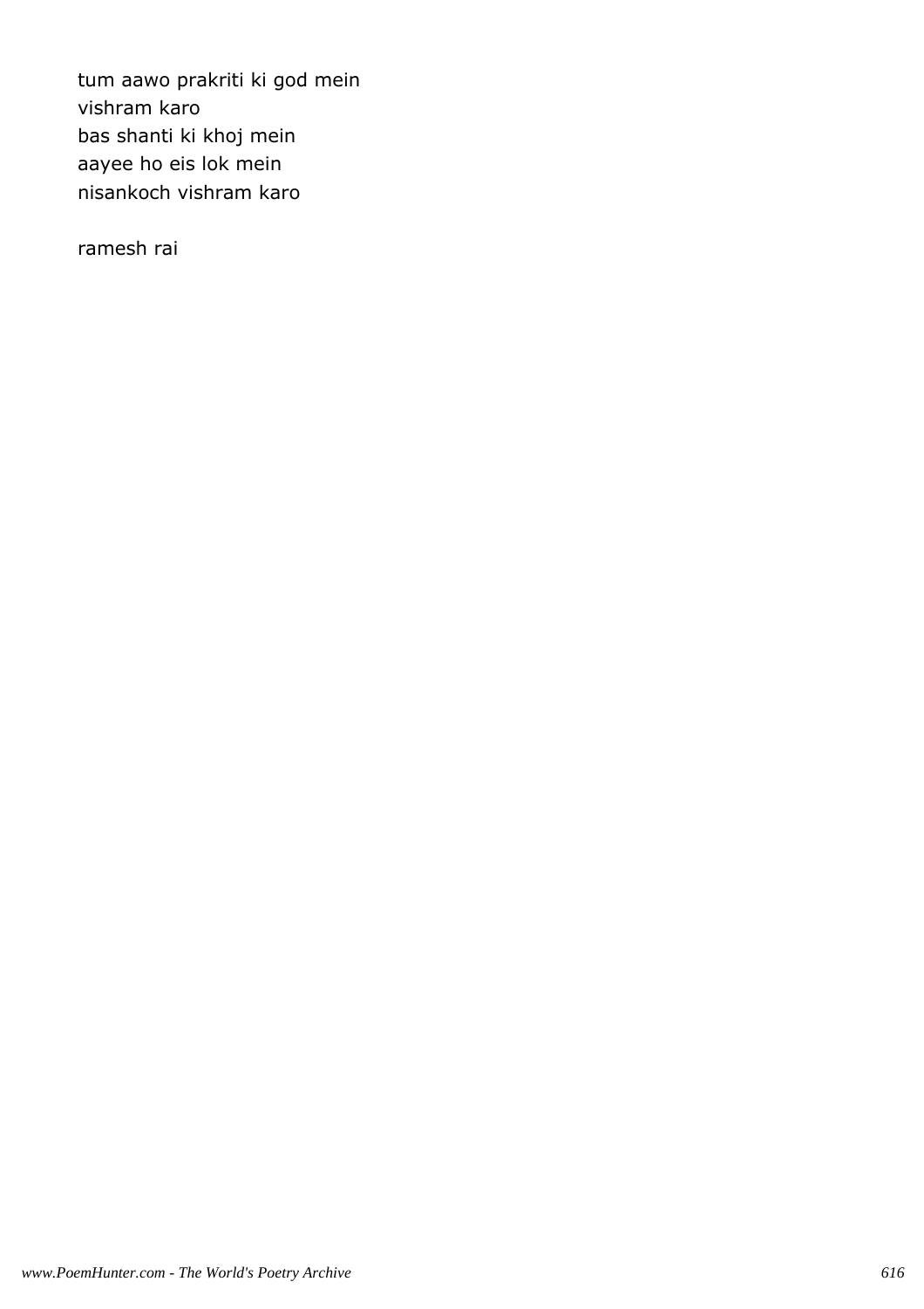tum aawo prakriti ki god mein
vishram karo
bas shanti ki khoj mein
aayee ho eis lok mein
nisankoch vishram karo

ramesh rai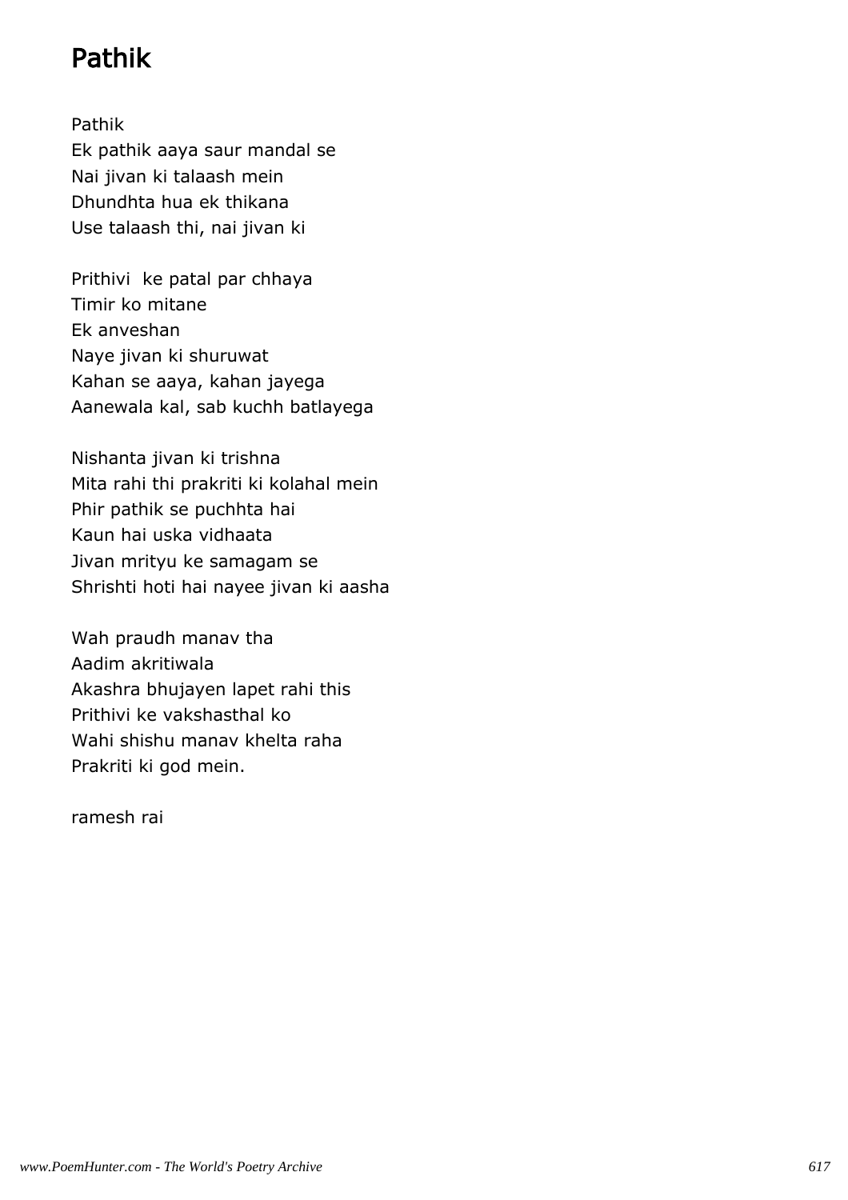# Pathik

Pathik
Ek pathik aaya saur mandal se
Nai jivan ki talaash mein
Dhundhta hua ek thikana
Use talaash thi, nai jivan ki

Prithivi  ke patal par chhaya
Timir ko mitane
Ek anveshan
Naye jivan ki shuruwat
Kahan se aaya, kahan jayega
Aanewala kal, sab kuchh batlayega

Nishanta jivan ki trishna
Mita rahi thi prakriti ki kolahal mein
Phir pathik se puchhta hai
Kaun hai uska vidhaata
Jivan mrityu ke samagam se
Shrishti hoti hai nayee jivan ki aasha

Wah praudh manav tha
Aadim akritiwala
Akashra bhujayen lapet rahi this
Prithivi ke vakshasthal ko
Wahi shishu manav khelta raha
Prakriti ki god mein.

ramesh rai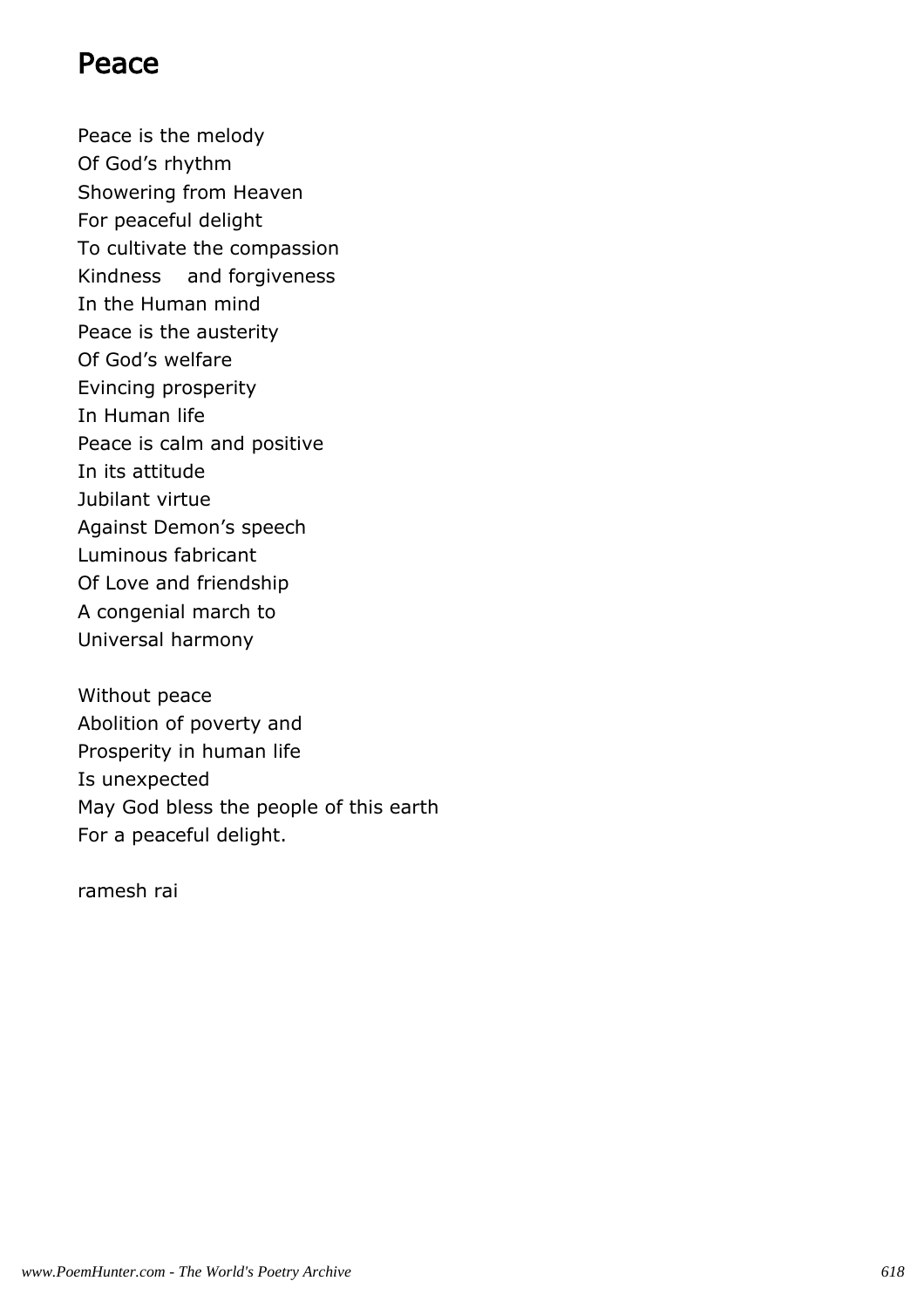# Peace

Peace is the melody  
Of God's rhythm  
Showering from Heaven  
For peaceful delight  
To cultivate the compassion  
Kindness  and forgiveness  
In the Human mind  
Peace is the austerity  
Of God's welfare  
Evincing prosperity  
In Human life  
Peace is calm and positive  
In its attitude  
Jubilant virtue  
Against Demon's speech  
Luminous fabricant  
Of Love and friendship  
A congenial march to  
Universal harmony

Without peace  
Abolition of poverty and  
Prosperity in human life  
Is unexpected  
May God bless the people of this earth  
For a peaceful delight.

ramesh rai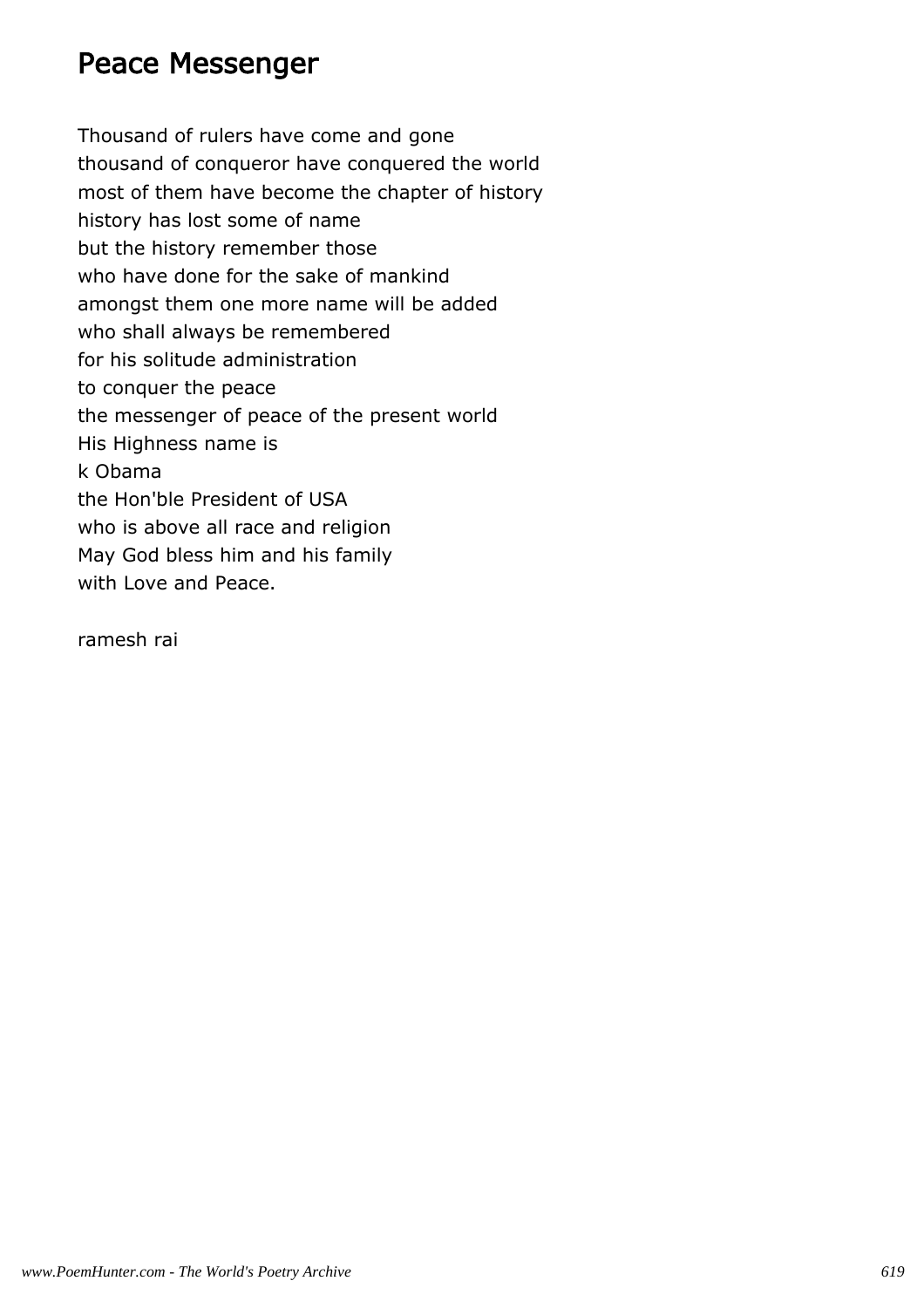# Peace Messenger

Thousand of rulers have come and gone
thousand of conqueror have conquered the world
most of them have become the chapter of history
history has lost some of name
but the history remember those
who have done for the sake of mankind
amongst them one more name will be added
who shall always be remembered
for his solitude administration
to conquer the peace
the messenger of peace of the present world
His Highness name is
k Obama
the Hon'ble President of USA
who is above all race and religion
May God bless him and his family
with Love and Peace.

ramesh rai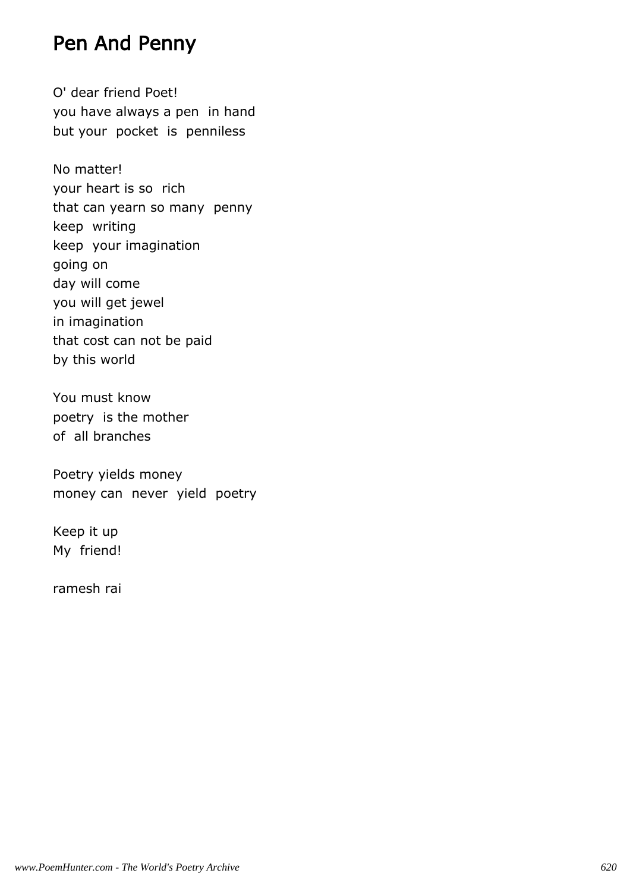## Pen And Penny

O' dear friend Poet!
you have always a pen in hand
but your pocket is penniless

No matter!
your heart is so rich
that can yearn so many penny
keep writing
keep your imagination
going on
day will come
you will get jewel
in imagination
that cost can not be paid
by this world

You must know
poetry is the mother
of all branches

Poetry yields money
money can never yield poetry

Keep it up
My friend!

ramesh rai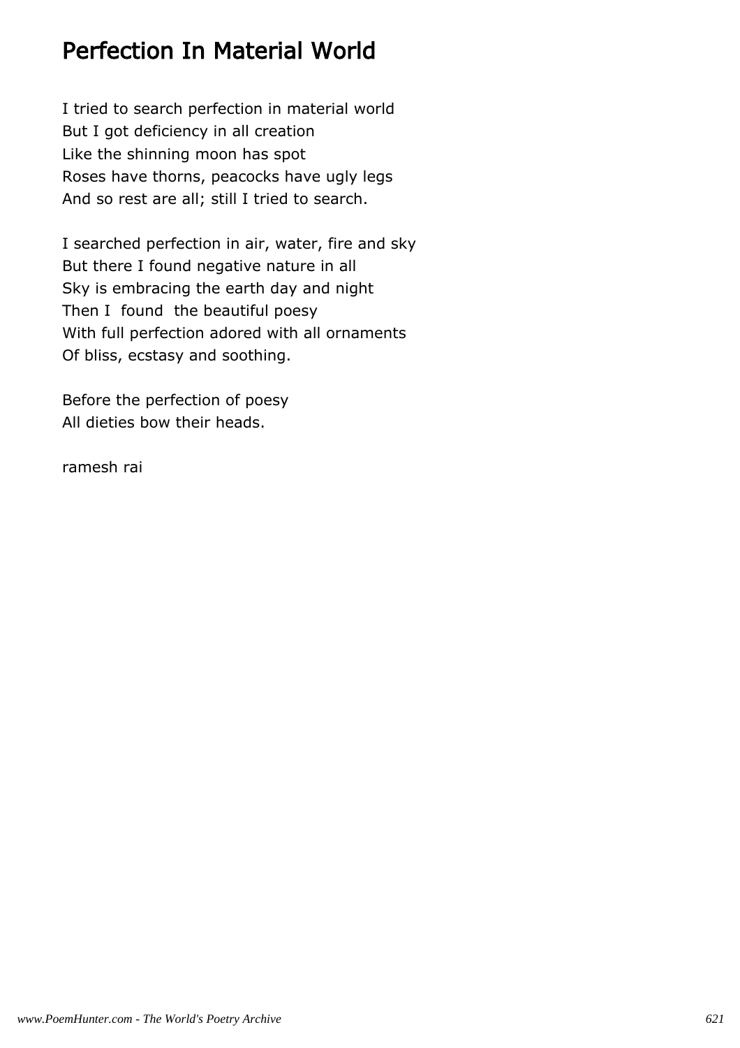# Perfection In Material World

I tried to search perfection in material world
But I got deficiency in all creation
Like the shinning moon has spot
Roses have thorns, peacocks have ugly legs
And so rest are all; still I tried to search.

I searched perfection in air, water, fire and sky
But there I found negative nature in all
Sky is embracing the earth day and night
Then I  found  the beautiful poesy
With full perfection adored with all ornaments
Of bliss, ecstasy and soothing.

Before the perfection of poesy
All dieties bow their heads.

ramesh rai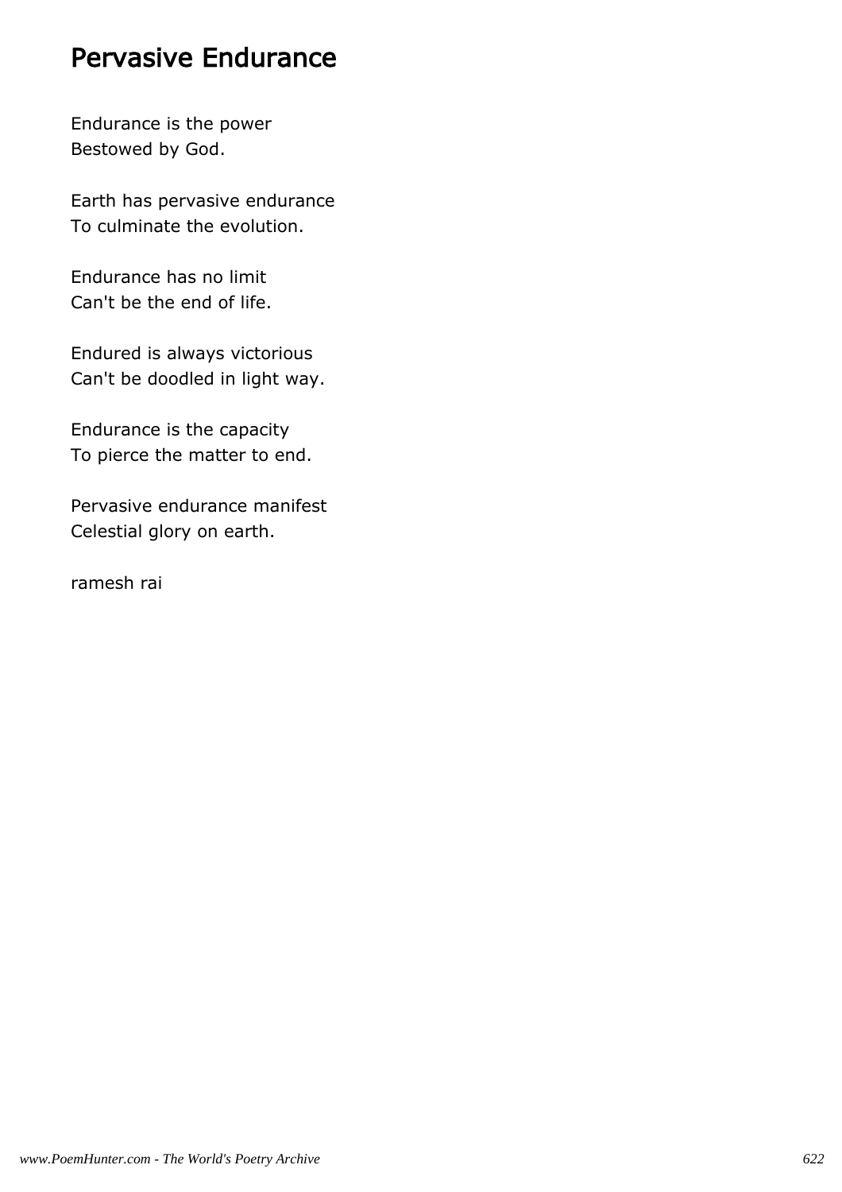# Pervasive Endurance

Endurance is the power
Bestowed by God.

Earth has pervasive endurance
To culminate the evolution.

Endurance has no limit
Can't be the end of life.

Endured is always victorious
Can't be doodled in light way.

Endurance is the capacity
To pierce the matter to end.

Pervasive endurance manifest
Celestial glory on earth.

ramesh rai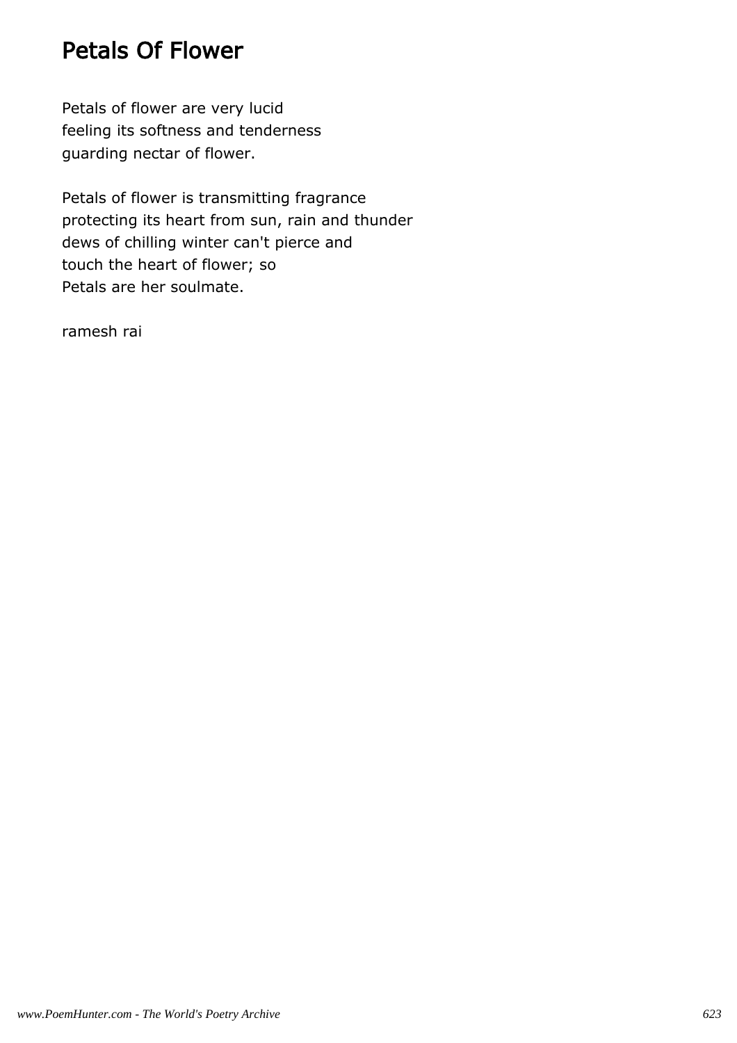# Petals Of Flower

Petals of flower are very lucid
feeling its softness and tenderness
guarding nectar of flower.

Petals of flower is transmitting fragrance
protecting its heart from sun, rain and thunder
dews of chilling winter can't pierce and
touch the heart of flower; so
Petals are her soulmate.

ramesh rai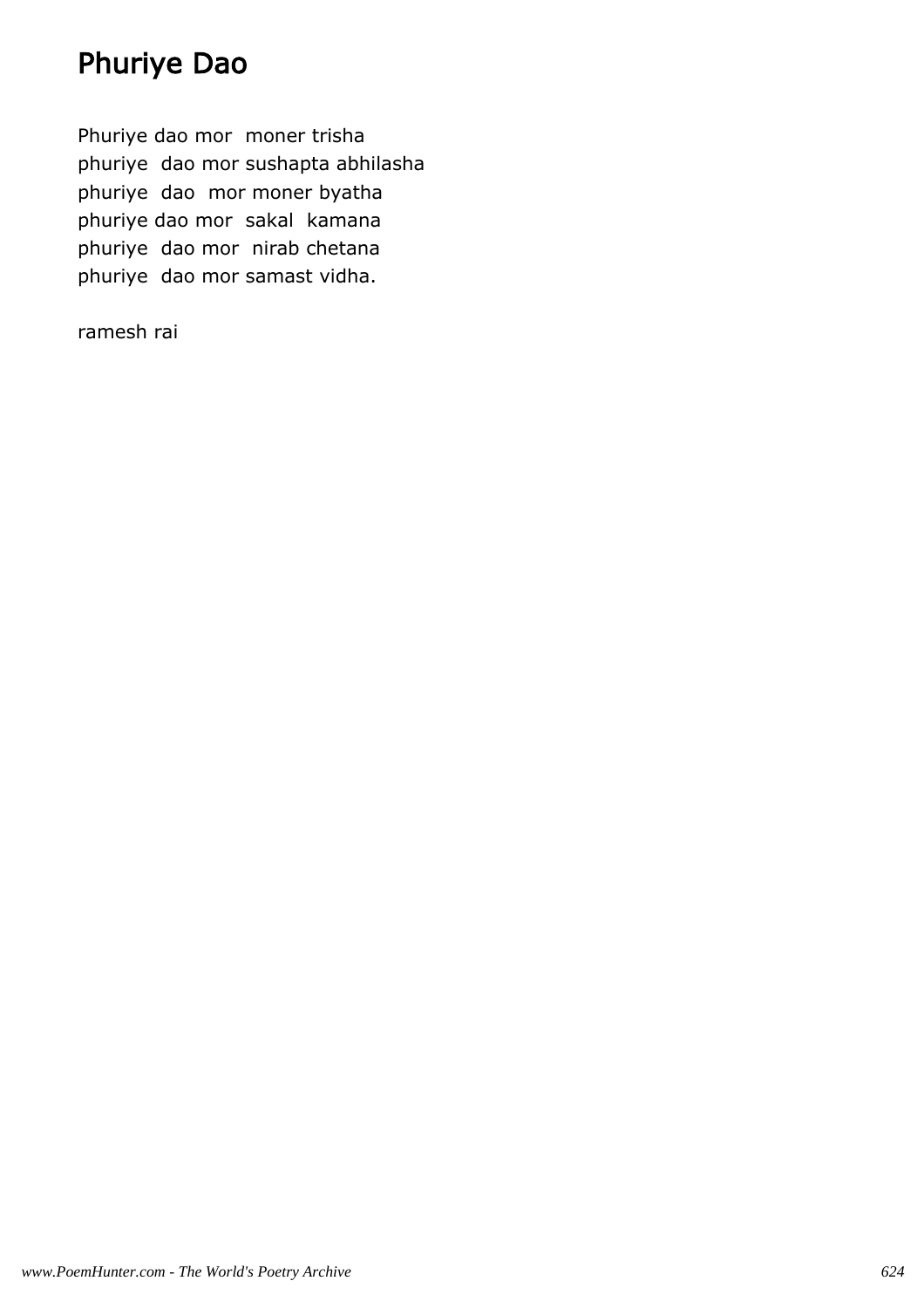# Phuriye Dao

Phuriye dao mor moner trisha
phuriye dao mor sushapta abhilasha
phuriye dao mor moner byatha
phuriye dao mor sakal kamana
phuriye dao mor nirab chetana
phuriye dao mor samast vidha.

ramesh rai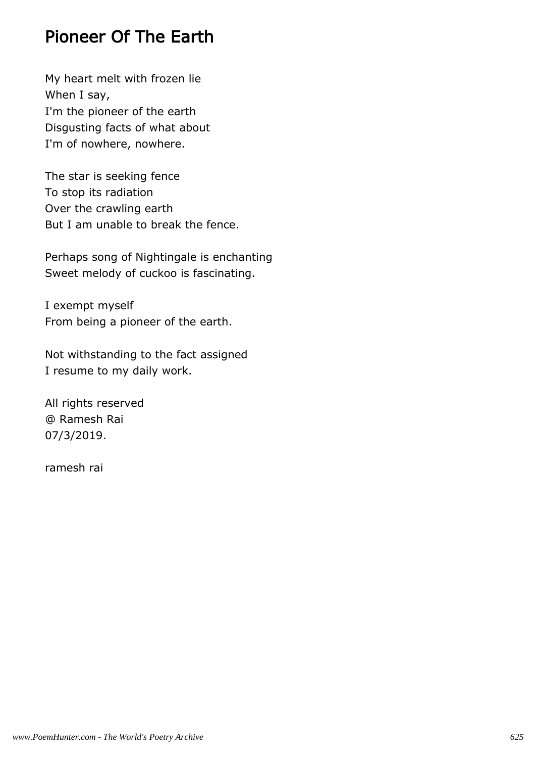# Pioneer Of The Earth

My heart melt with frozen lie
When I say,
I'm the pioneer of the earth
Disgusting facts of what about
I'm of nowhere, nowhere.

The star is seeking fence
To stop its radiation
Over the crawling earth
But I am unable to break the fence.

Perhaps song of Nightingale is enchanting
Sweet melody of cuckoo is fascinating.

I exempt myself
From being a pioneer of the earth.

Not withstanding to the fact assigned
I resume to my daily work.

All rights reserved
@ Ramesh Rai
07/3/2019.

ramesh rai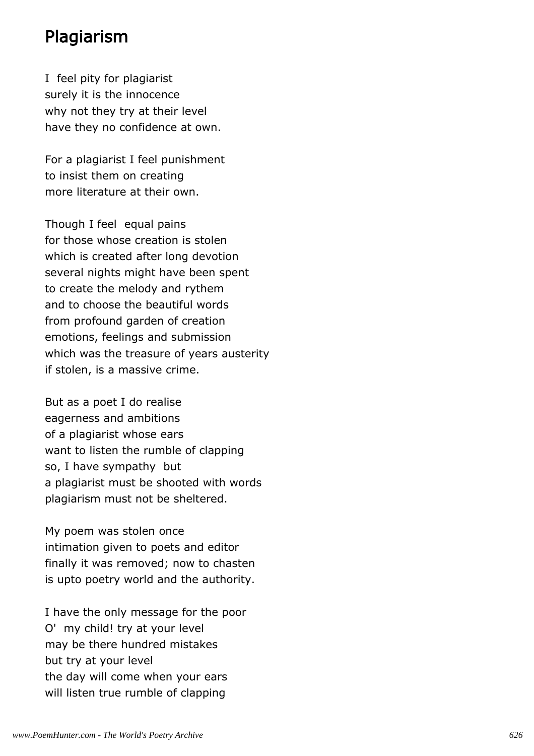## Plagiarism

I feel pity for plagiarist  
surely it is the innocence  
why not they try at their level  
have they no confidence at own.

For a plagiarist I feel punishment  
to insist them on creating  
more literature at their own.

Though I feel equal pains  
for those whose creation is stolen  
which is created after long devotion  
several nights might have been spent  
to create the melody and rythem  
and to choose the beautiful words  
from profound garden of creation  
emotions, feelings and submission  
which was the treasure of years austerity  
if stolen, is a massive crime.

But as a poet I do realise  
eagerness and ambitions  
of a plagiarist whose ears  
want to listen the rumble of clapping  
so, I have sympathy but  
a plagiarist must be shooted with words  
plagiarism must not be sheltered.

My poem was stolen once  
intimation given to poets and editor  
finally it was removed; now to chasten  
is upto poetry world and the authority.

I have the only message for the poor  
O' my child! try at your level  
may be there hundred mistakes  
but try at your level  
the day will come when your ears  
will listen true rumble of clapping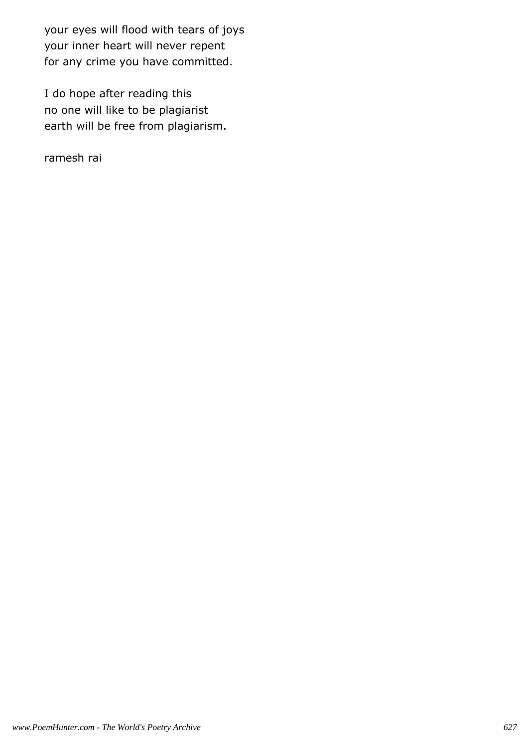your eyes will flood with tears of joys
your inner heart will never repent
for any crime you have committed.

I do hope after reading this
no one will like to be plagiarist
earth will be free from plagiarism.

ramesh rai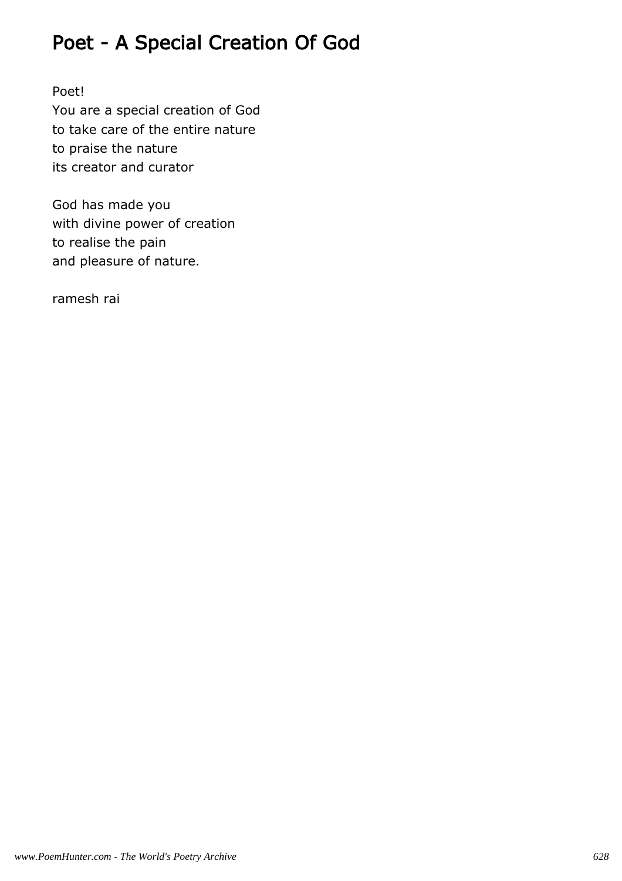# Poet - A Special Creation Of God

Poet!
You are a special creation of God
to take care of the entire nature
to praise the nature
its creator and curator

God has made you
with divine power of creation
to realise the pain
and pleasure of nature.

ramesh rai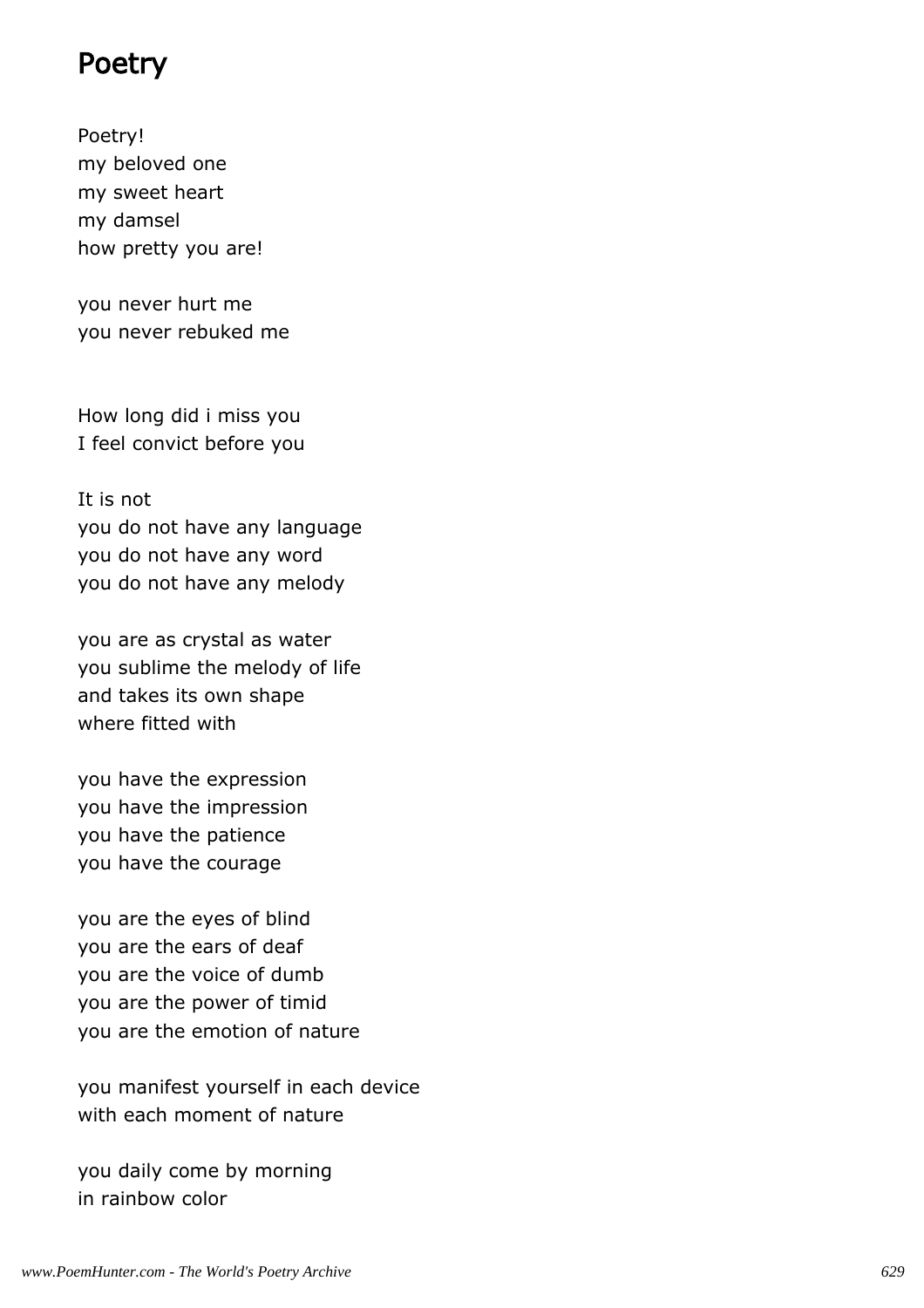# Poetry

Poetry!
my beloved one
my sweet heart
my damsel
how pretty you are!

you never hurt me
you never rebuked me

How long did i miss you
I feel convict before you

It is not
you do not have any language
you do not have any word
you do not have any melody

you are as crystal as water
you sublime the melody of life
and takes its own shape
where fitted with

you have the expression
you have the impression
you have the patience
you have the courage

you are the eyes of blind
you are the ears of deaf
you are the voice of dumb
you are the power of timid
you are the emotion of nature

you manifest yourself in each device
with each moment of nature

you daily come by morning
in rainbow color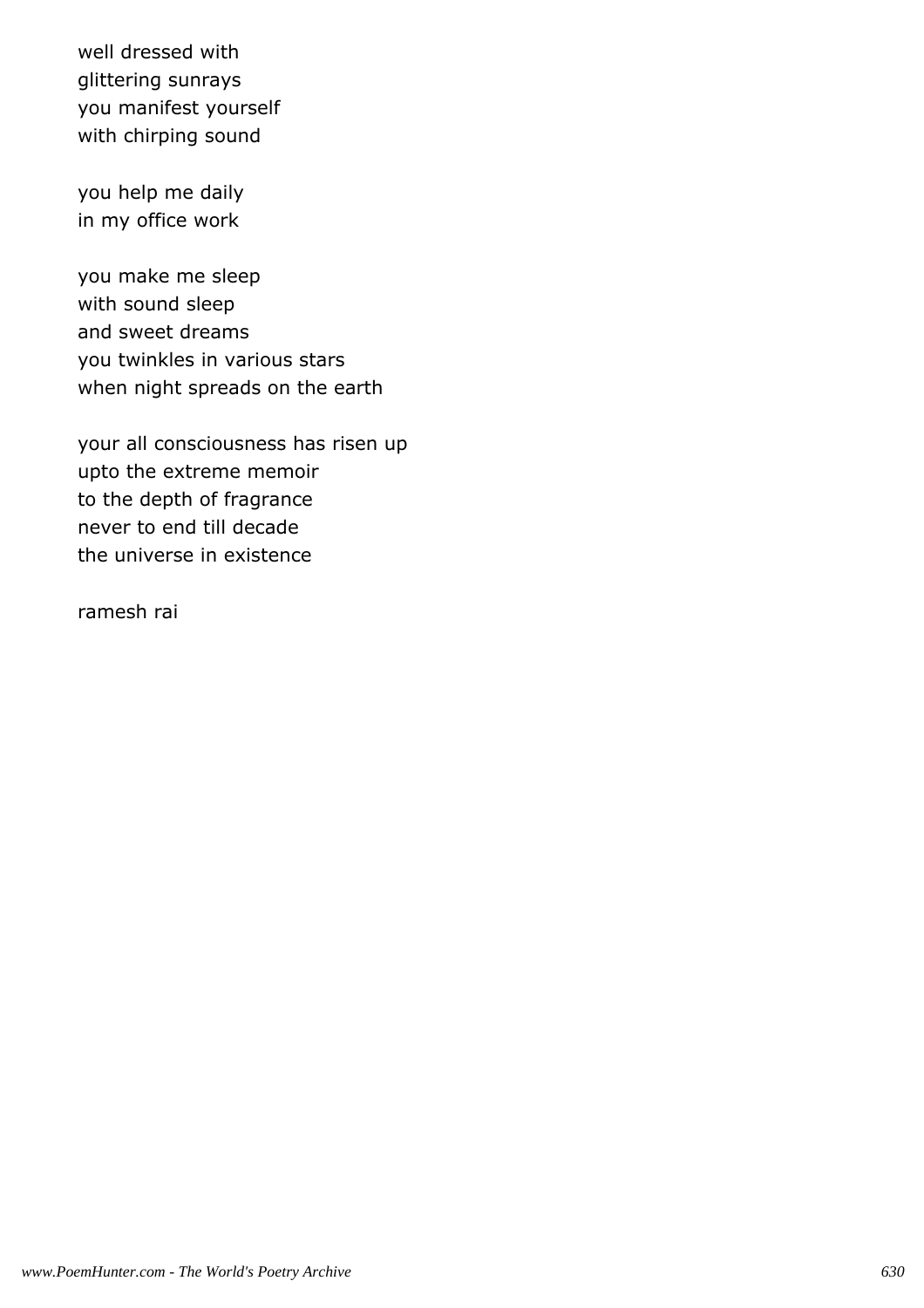well dressed with
glittering sunrays
you manifest yourself
with chirping sound

you help me daily
in my office work

you make me sleep
with sound sleep
and sweet dreams
you twinkles in various stars
when night spreads on the earth

your all consciousness has risen up
upto the extreme memoir
to the depth of fragrance
never to end till decade
the universe in existence

ramesh rai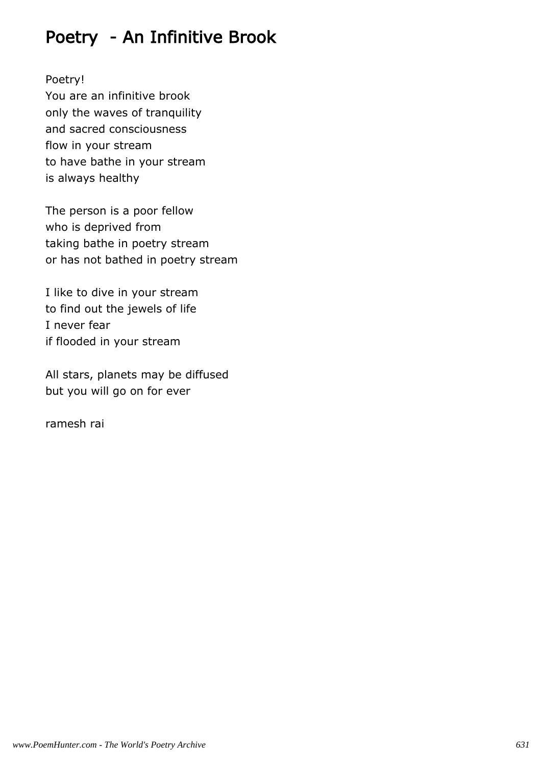# Poetry - An Infinitive Brook

Poetry!
You are an infinitive brook
only the waves of tranquility
and sacred consciousness
flow in your stream
to have bathe in your stream
is always healthy

The person is a poor fellow
who is deprived from
taking bathe in poetry stream
or has not bathed in poetry stream

I like to dive in your stream
to find out the jewels of life
I never fear
if flooded in your stream

All stars, planets may be diffused
but you will go on for ever

ramesh rai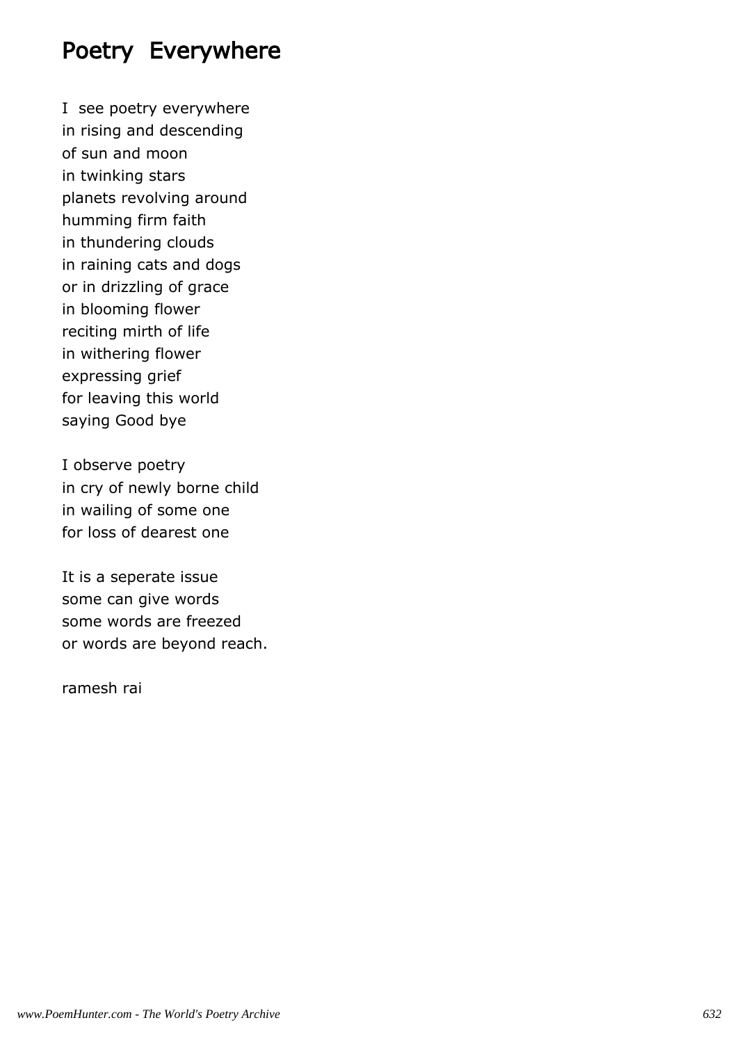# Poetry Everywhere

I see poetry everywhere
in rising and descending
of sun and moon
in twinking stars
planets revolving around
humming firm faith
in thundering clouds
in raining cats and dogs
or in drizzling of grace
in blooming flower
reciting mirth of life
in withering flower
expressing grief
for leaving this world
saying Good bye

I observe poetry
in cry of newly borne child
in wailing of some one
for loss of dearest one

It is a seperate issue
some can give words
some words are freezed
or words are beyond reach.

ramesh rai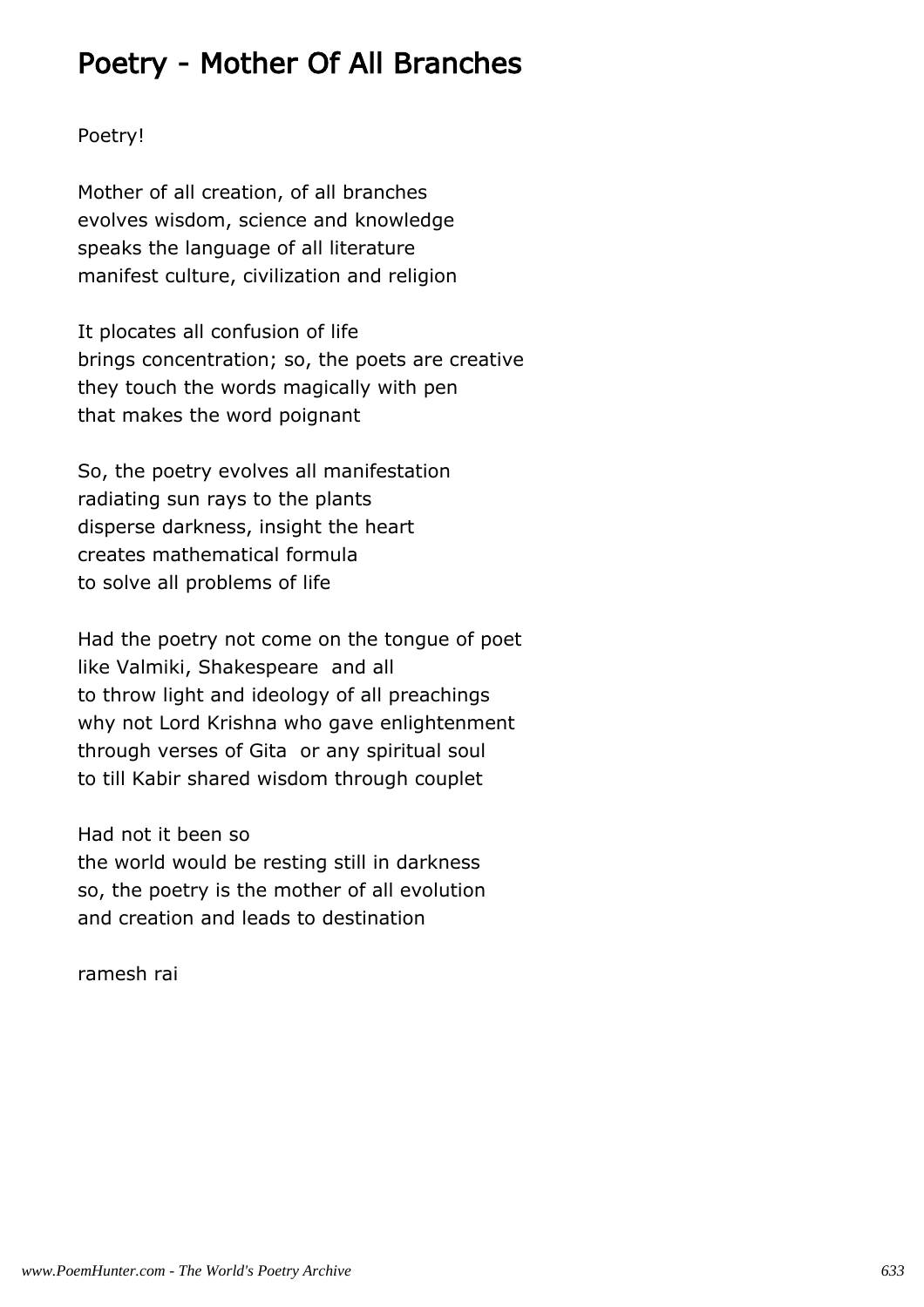# Poetry - Mother Of All Branches

Poetry!

Mother of all creation, of all branches
evolves wisdom, science and knowledge
speaks the language of all literature
manifest culture, civilization and religion

It plocates all confusion of life
brings concentration; so, the poets are creative
they touch the words magically with pen
that makes the word poignant

So, the poetry evolves all manifestation
radiating sun rays to the plants
disperse darkness, insight the heart
creates mathematical formula
to solve all problems of life

Had the poetry not come on the tongue of poet
like Valmiki, Shakespeare and all
to throw light and ideology of all preachings
why not Lord Krishna who gave enlightenment
through verses of Gita or any spiritual soul
to till Kabir shared wisdom through couplet

Had not it been so
the world would be resting still in darkness
so, the poetry is the mother of all evolution
and creation and leads to destination

ramesh rai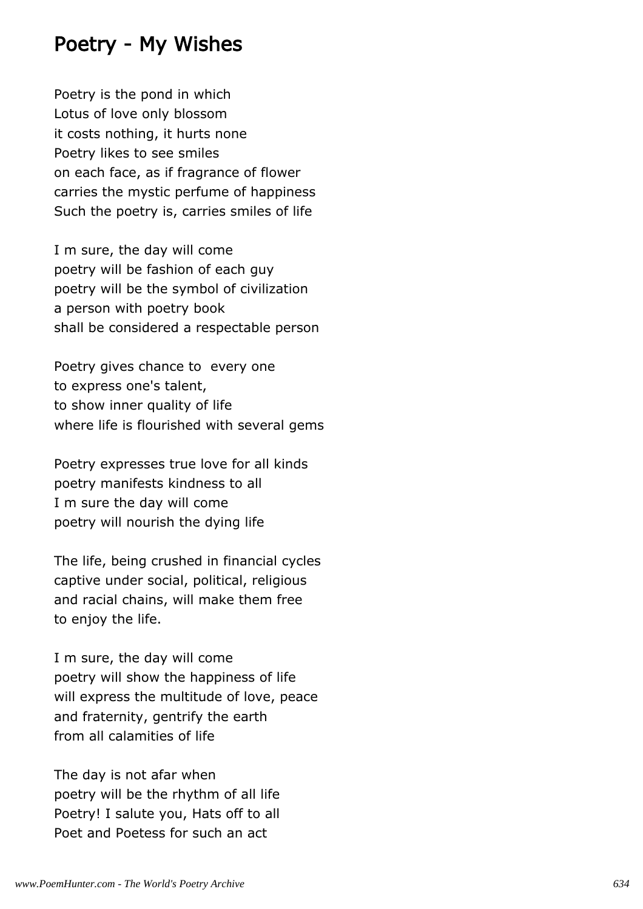## Poetry - My Wishes

Poetry is the pond in which
Lotus of love only blossom
it costs nothing, it hurts none
Poetry likes to see smiles
on each face, as if fragrance of flower
carries the mystic perfume of happiness
Such the poetry is, carries smiles of life

I m sure, the day will come
poetry will be fashion of each guy
poetry will be the symbol of civilization
a person with poetry book
shall be considered a respectable person

Poetry gives chance to every one
to express one's talent,
to show inner quality of life
where life is flourished with several gems

Poetry expresses true love for all kinds
poetry manifests kindness to all
I m sure the day will come
poetry will nourish the dying life

The life, being crushed in financial cycles
captive under social, political, religious
and racial chains, will make them free
to enjoy the life.

I m sure, the day will come
poetry will show the happiness of life
will express the multitude of love, peace
and fraternity, gentrify the earth
from all calamities of life

The day is not afar when
poetry will be the rhythm of all life
Poetry! I salute you, Hats off to all
Poet and Poetess for such an act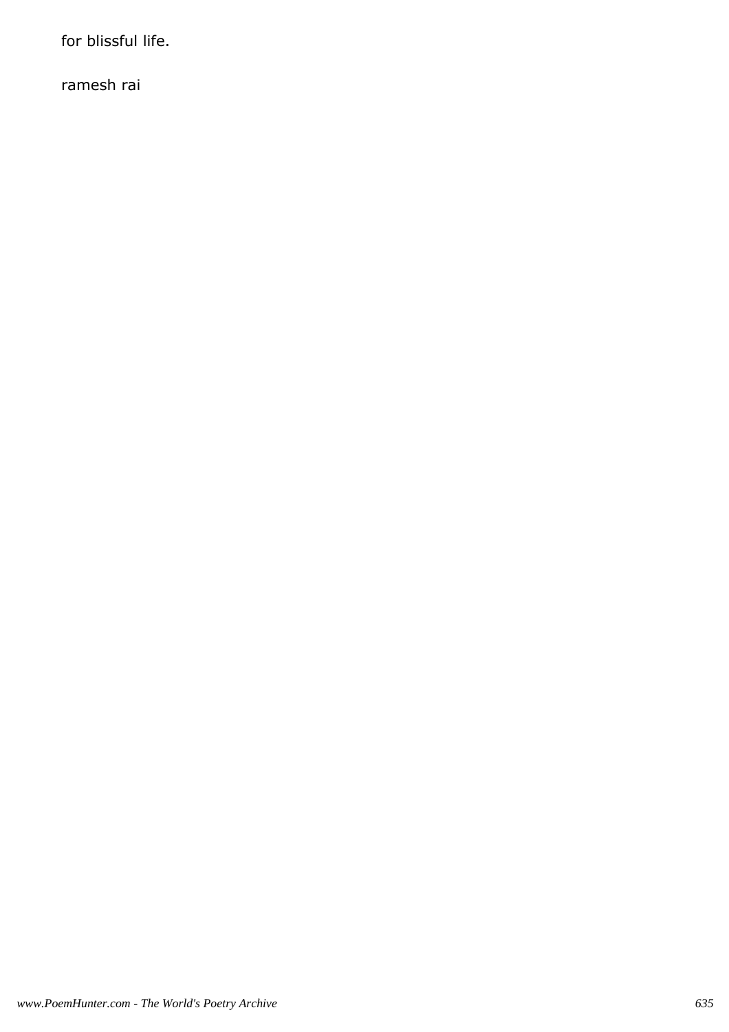for blissful life.

ramesh rai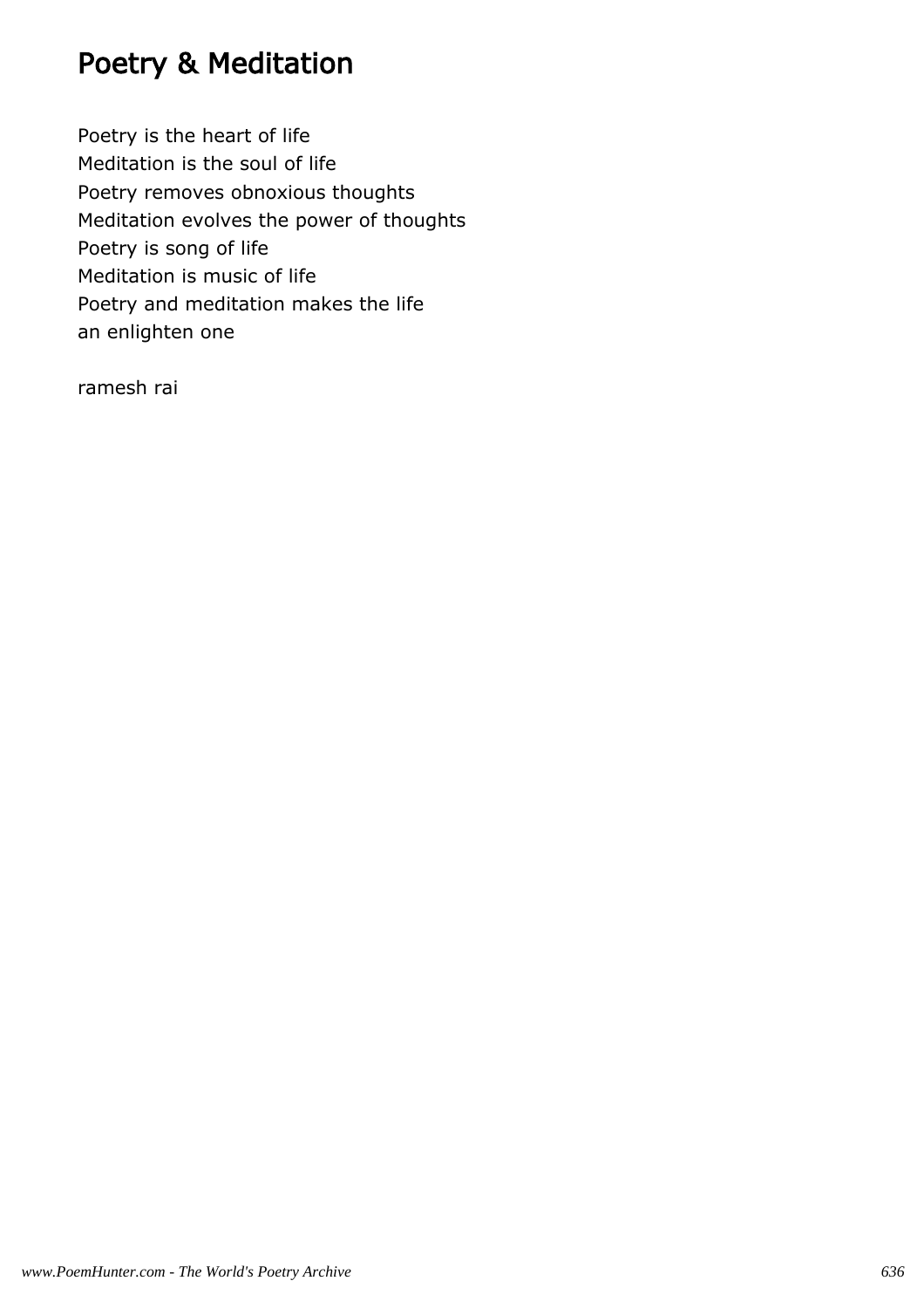# Poetry & Meditation

Poetry is the heart of life
Meditation is the soul of life
Poetry removes obnoxious thoughts
Meditation evolves the power of thoughts
Poetry is song of life
Meditation is music of life
Poetry and meditation makes the life
an enlighten one

ramesh rai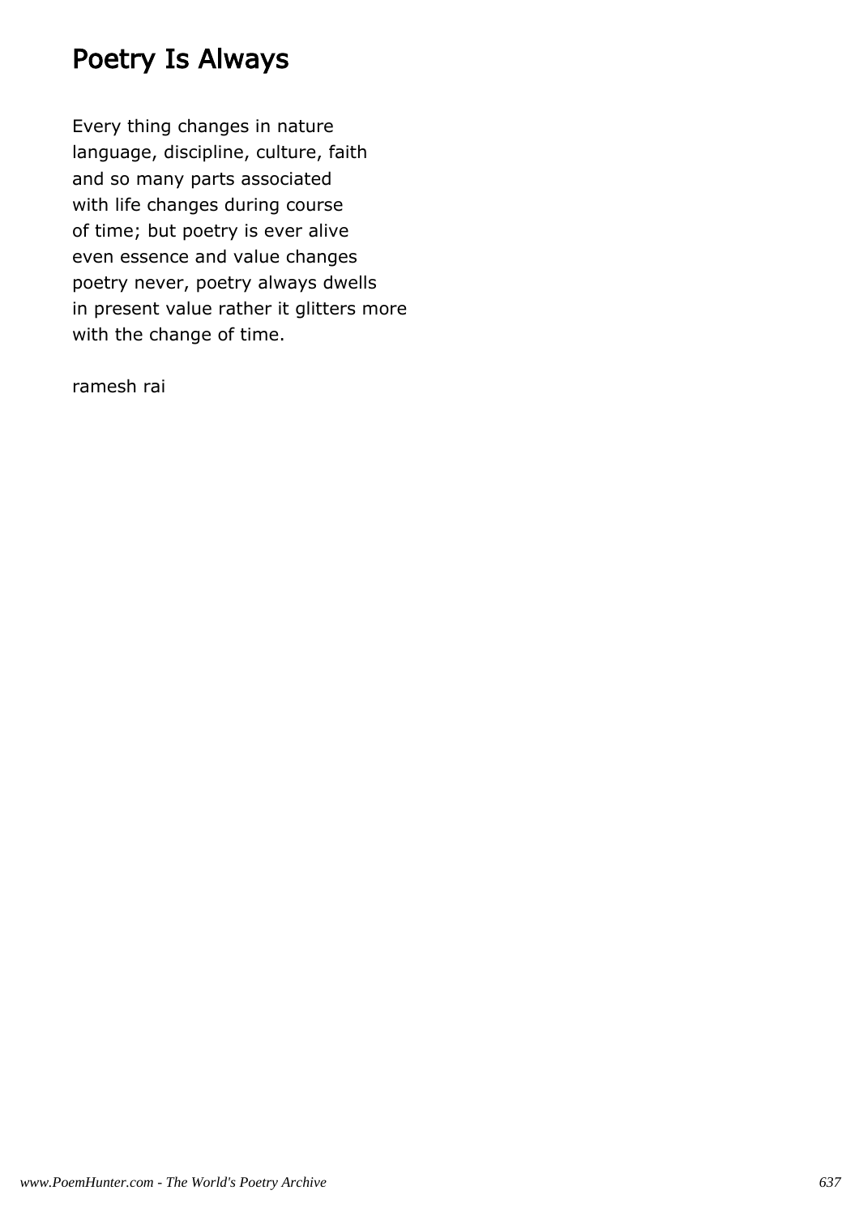# Poetry Is Always

Every thing changes in nature
language, discipline, culture, faith
and so many parts associated
with life changes during course
of time; but poetry is ever alive
even essence and value changes
poetry never, poetry always dwells
in present value rather it glitters more
with the change of time.

ramesh rai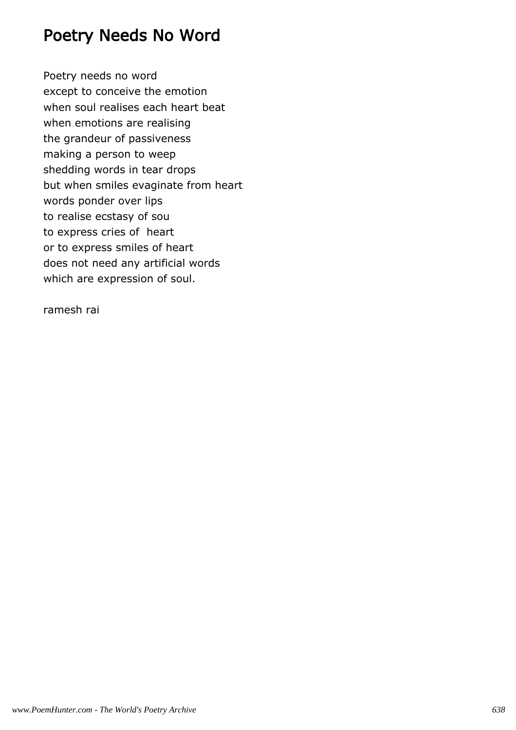# Poetry Needs No Word

Poetry needs no word
except to conceive the emotion
when soul realises each heart beat
when emotions are realising
the grandeur of passiveness
making a person to weep
shedding words in tear drops
but when smiles evaginate from heart
words ponder over lips
to realise ecstasy of sou
to express cries of heart
or to express smiles of heart
does not need any artificial words
which are expression of soul.

ramesh rai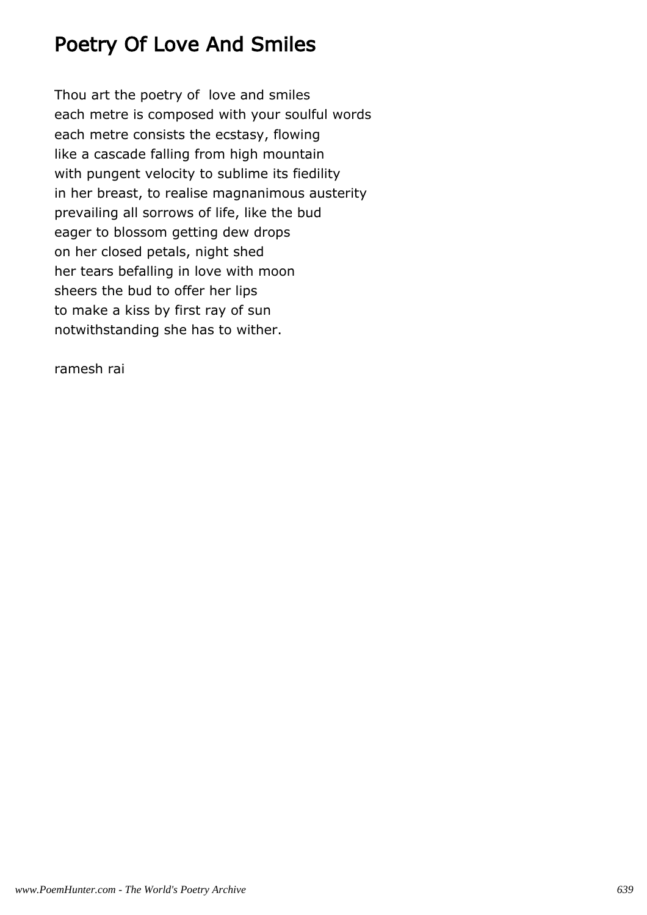# Poetry Of Love And Smiles

Thou art the poetry of  love and smiles
each metre is composed with your soulful words
each metre consists the ecstasy, flowing
like a cascade falling from high mountain
with pungent velocity to sublime its fiedility
in her breast, to realise magnanimous austerity
prevailing all sorrows of life, like the bud
eager to blossom getting dew drops
on her closed petals, night shed
her tears befalling in love with moon
sheers the bud to offer her lips
to make a kiss by first ray of sun
notwithstanding she has to wither.

ramesh rai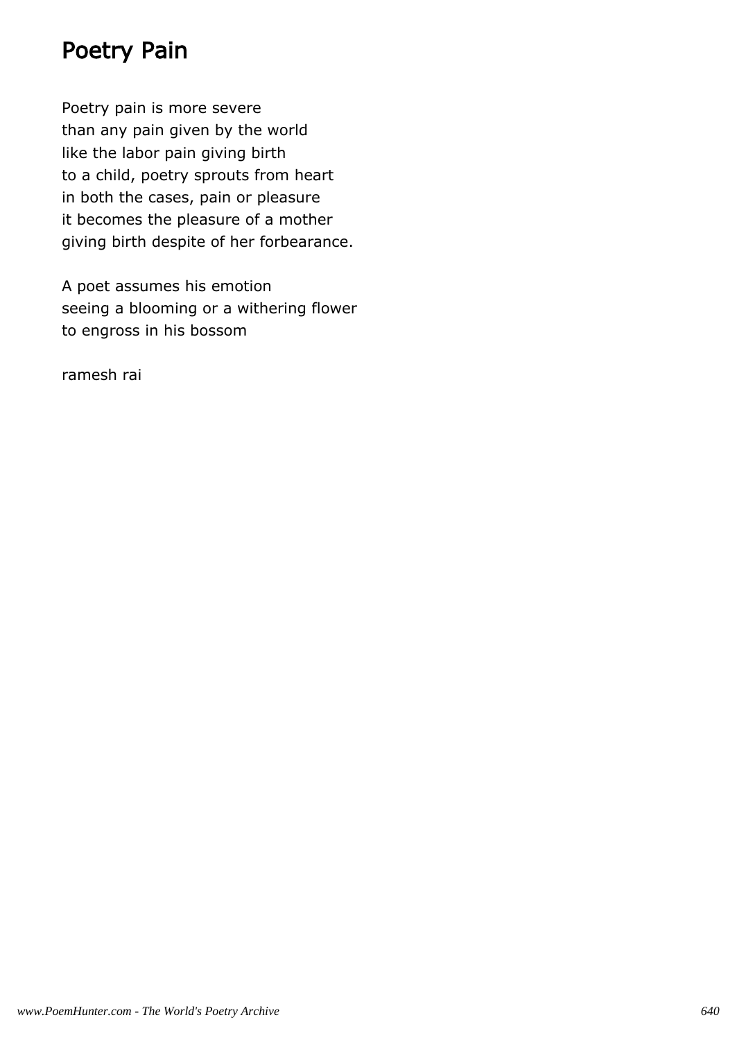# Poetry Pain

Poetry pain is more severe
than any pain given by the world
like the labor pain giving birth
to a child, poetry sprouts from heart
in both the cases, pain or pleasure
it becomes the pleasure of a mother
giving birth despite of her forbearance.

A poet assumes his emotion
seeing a blooming or a withering flower
to engross in his bossom

ramesh rai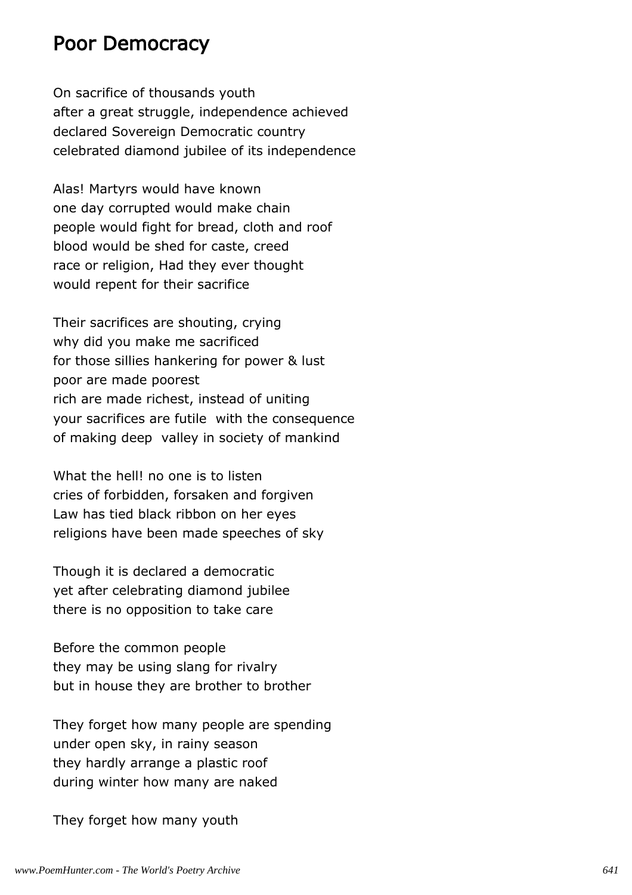# Poor Democracy

On sacrifice of thousands youth
after a great struggle, independence achieved
declared Sovereign Democratic country
celebrated diamond jubilee of its independence

Alas! Martyrs would have known
one day corrupted would make chain
people would fight for bread, cloth and roof
blood would be shed for caste, creed
race or religion, Had they ever thought
would repent for their sacrifice

Their sacrifices are shouting, crying
why did you make me sacrificed
for those sillies hankering for power & lust
poor are made poorest
rich are made richest, instead of uniting
your sacrifices are futile  with the consequence
of making deep  valley in society of mankind

What the hell! no one is to listen
cries of forbidden, forsaken and forgiven
Law has tied black ribbon on her eyes
religions have been made speeches of sky

Though it is declared a democratic
yet after celebrating diamond jubilee
there is no opposition to take care

Before the common people
they may be using slang for rivalry
but in house they are brother to brother

They forget how many people are spending
under open sky, in rainy season
they hardly arrange a plastic roof
during winter how many are naked

They forget how many youth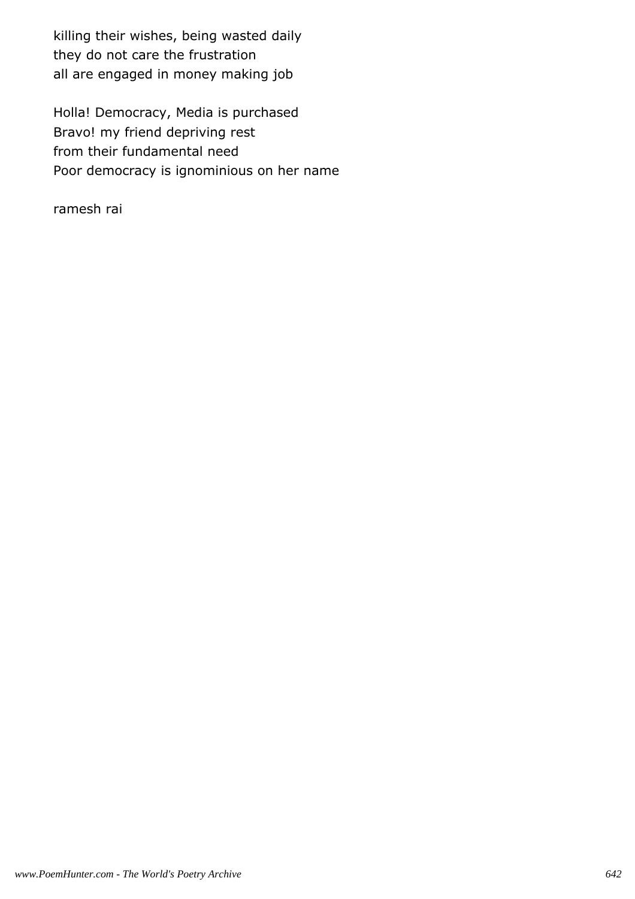killing their wishes, being wasted daily
they do not care the frustration
all are engaged in money making job

Holla! Democracy, Media is purchased
Bravo! my friend depriving rest
from their fundamental need
Poor democracy is ignominious on her name

ramesh rai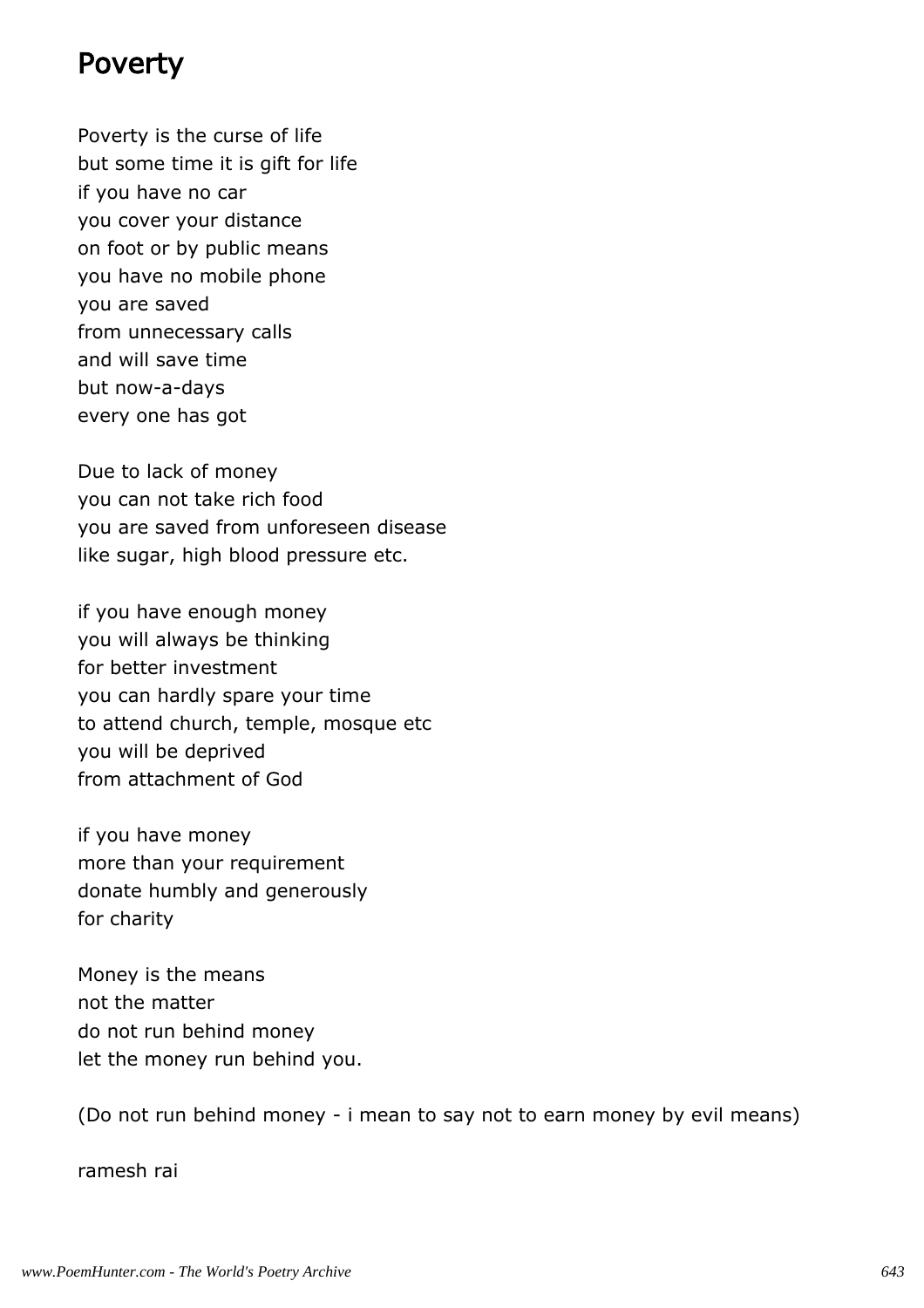# Poverty

Poverty is the curse of life  
but some time it is gift for life  
if you have no car  
you cover your distance  
on foot or by public means  
you have no mobile phone  
you are saved  
from unnecessary calls  
and will save time  
but now-a-days  
every one has got

Due to lack of money  
you can not take rich food  
you are saved from unforeseen disease  
like sugar, high blood pressure etc.

if you have enough money  
you will always be thinking  
for better investment  
you can hardly spare your time  
to attend church, temple, mosque etc  
you will be deprived  
from attachment of God

if you have money  
more than your requirement  
donate humbly and generously  
for charity

Money is the means  
not the matter  
do not run behind money  
let the money run behind you.

(Do not run behind money - i mean to say not to earn money by evil means)

ramesh rai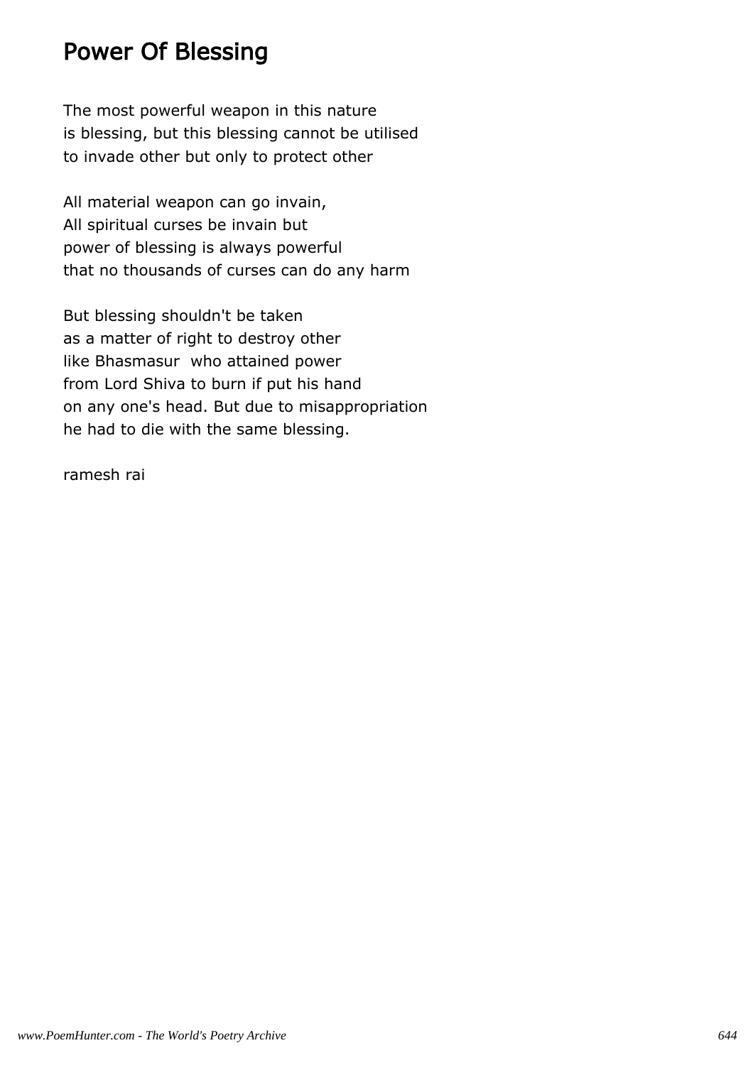# Power Of Blessing

The most powerful weapon in this nature
is blessing, but this blessing cannot be utilised
to invade other but only to protect other

All material weapon can go invain,
All spiritual curses be invain but
power of blessing is always powerful
that no thousands of curses can do any harm

But blessing shouldn't be taken
as a matter of right to destroy other
like Bhasmasur who attained power
from Lord Shiva to burn if put his hand
on any one's head. But due to misappropriation
he had to die with the same blessing.

ramesh rai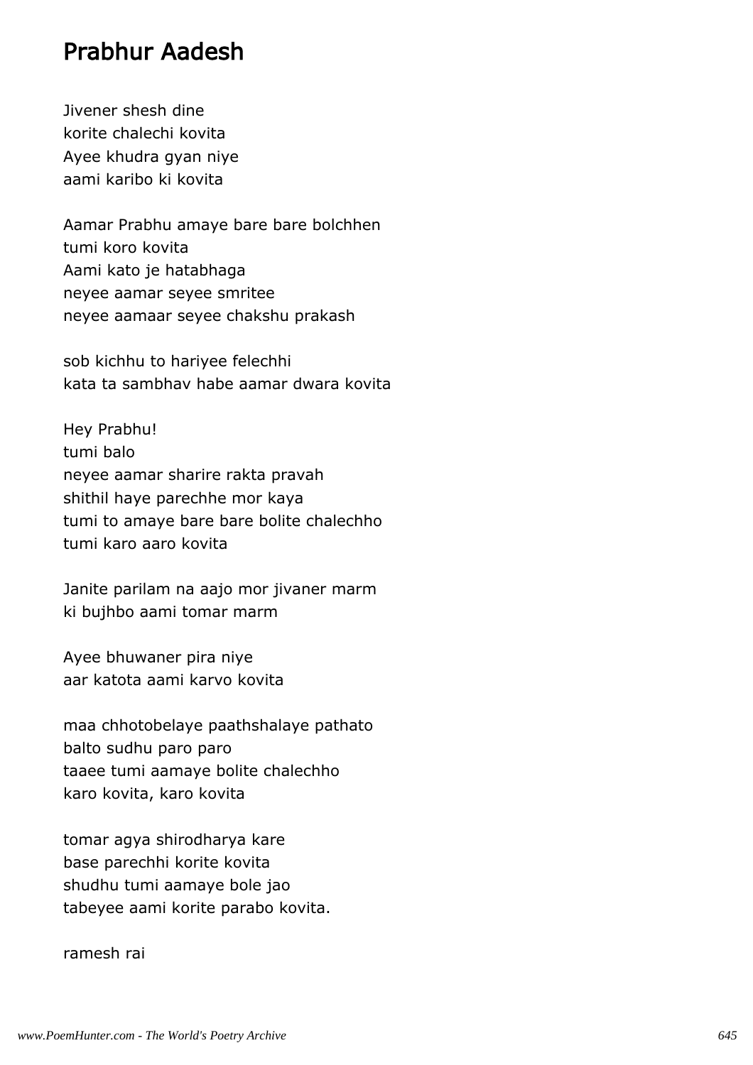# Prabhur Aadesh

Jivener shesh dine
korite chalechi kovita
Ayee khudra gyan niye
aami karibo ki kovita

Aamar Prabhu amaye bare bare bolchhen
tumi koro kovita
Aami kato je hatabhaga
neyee aamar seyee smritee
neyee aamaar seyee chakshu prakash

sob kichhu to hariyee felechhi
kata ta sambhav habe aamar dwara kovita

Hey Prabhu!
tumi balo
neyee aamar sharire rakta pravah
shithil haye parechhe mor kaya
tumi to amaye bare bare bolite chalechho
tumi karo aaro kovita

Janite parilam na aajo mor jivaner marm
ki bujhbo aami tomar marm

Ayee bhuwaner pira niye
aar katota aami karvo kovita

maa chhotobelaye paathshalaye pathato
balto sudhu paro paro
taaee tumi aamaye bolite chalechho
karo kovita, karo kovita

tomar agya shirodharya kare
base parechhi korite kovita
shudhu tumi aamaye bole jao
tabeyee aami korite parabo kovita.

ramesh rai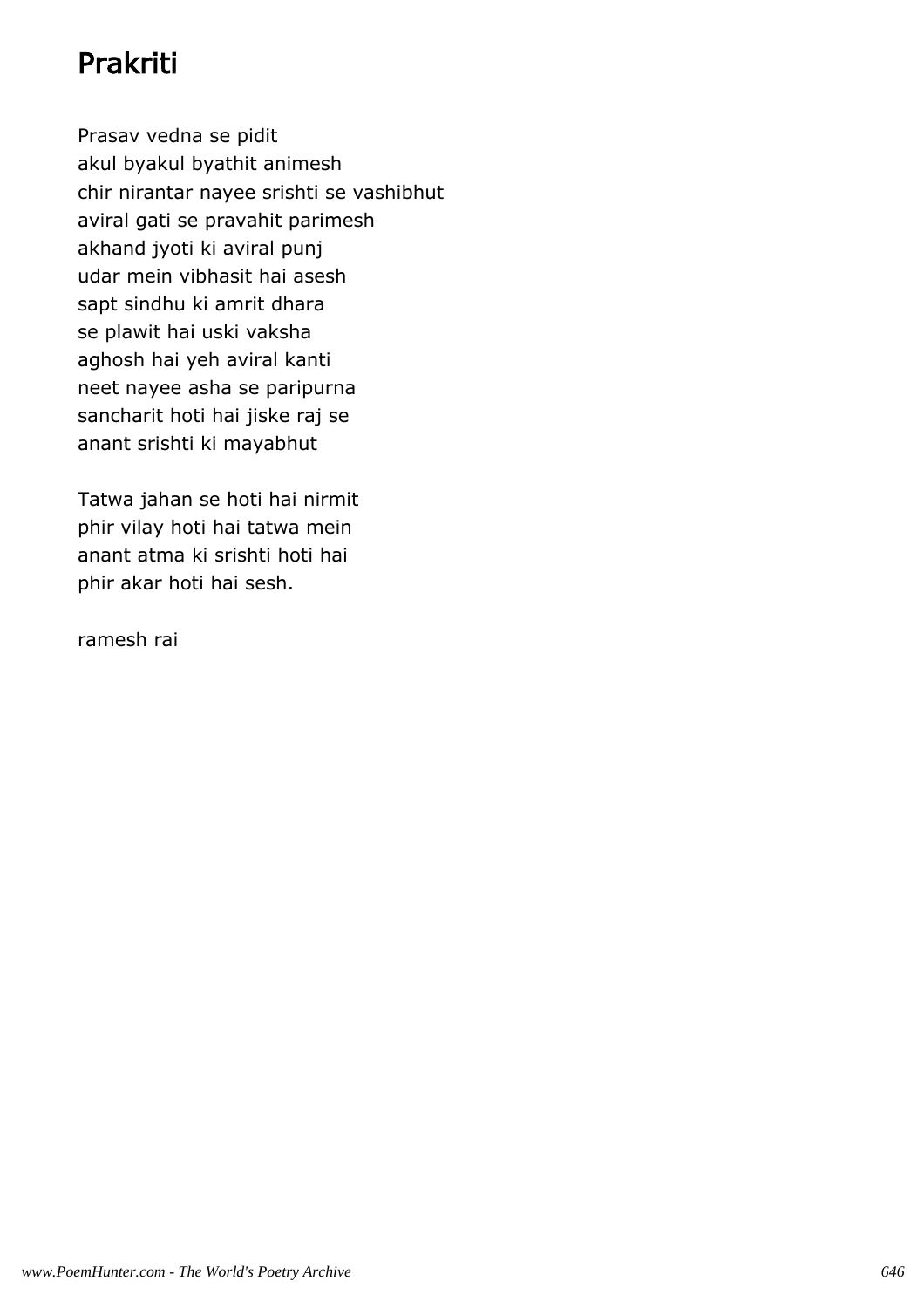# Prakriti

Prasav vedna se pidit
akul byakul byathit animesh
chir nirantar nayee srishti se vashibhut
aviral gati se pravahit parimesh
akhand jyoti ki aviral punj
udar mein vibhasit hai asesh
sapt sindhu ki amrit dhara
se plawit hai uski vaksha
aghosh hai yeh aviral kanti
neet nayee asha se paripurna
sancharit hoti hai jiske raj se
anant srishti ki mayabhut

Tatwa jahan se hoti hai nirmit
phir vilay hoti hai tatwa mein
anant atma ki srishti hoti hai
phir akar hoti hai sesh.

ramesh rai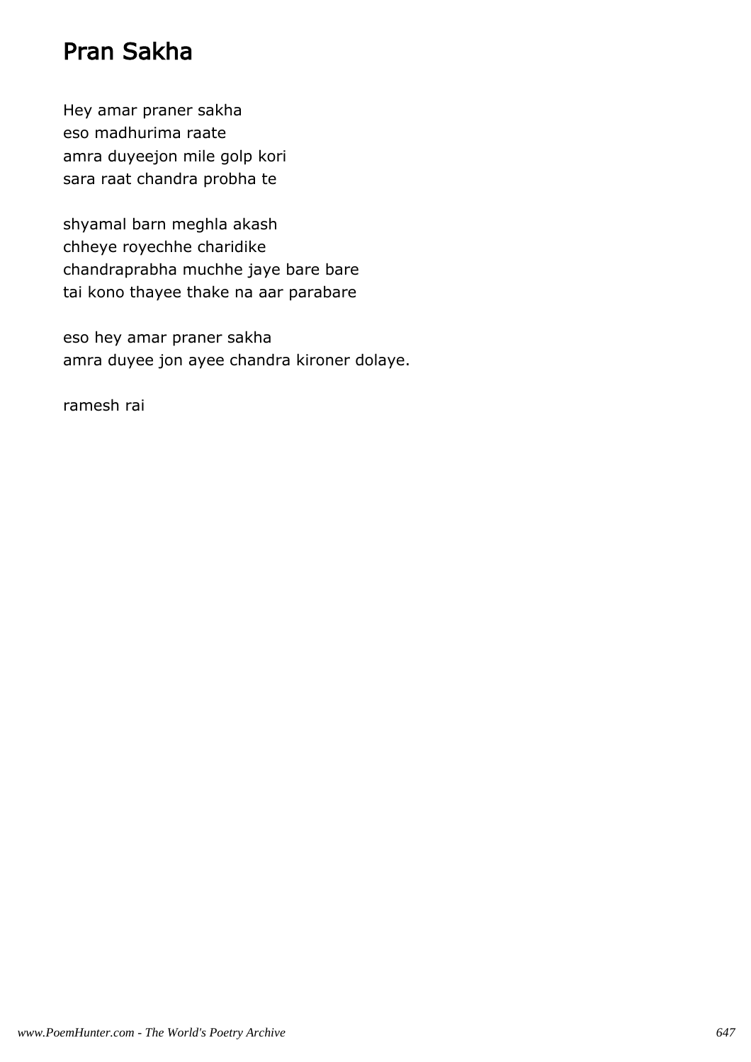# Pran Sakha

Hey amar praner sakha
eso madhurima raate
amra duyeejon mile golp kori
sara raat chandra probha te

shyamal barn meghla akash
chheye royechhe charidike
chandraprabha muchhe jaye bare bare
tai kono thayee thake na aar parabare

eso hey amar praner sakha
amra duyee jon ayee chandra kironer dolaye.

ramesh rai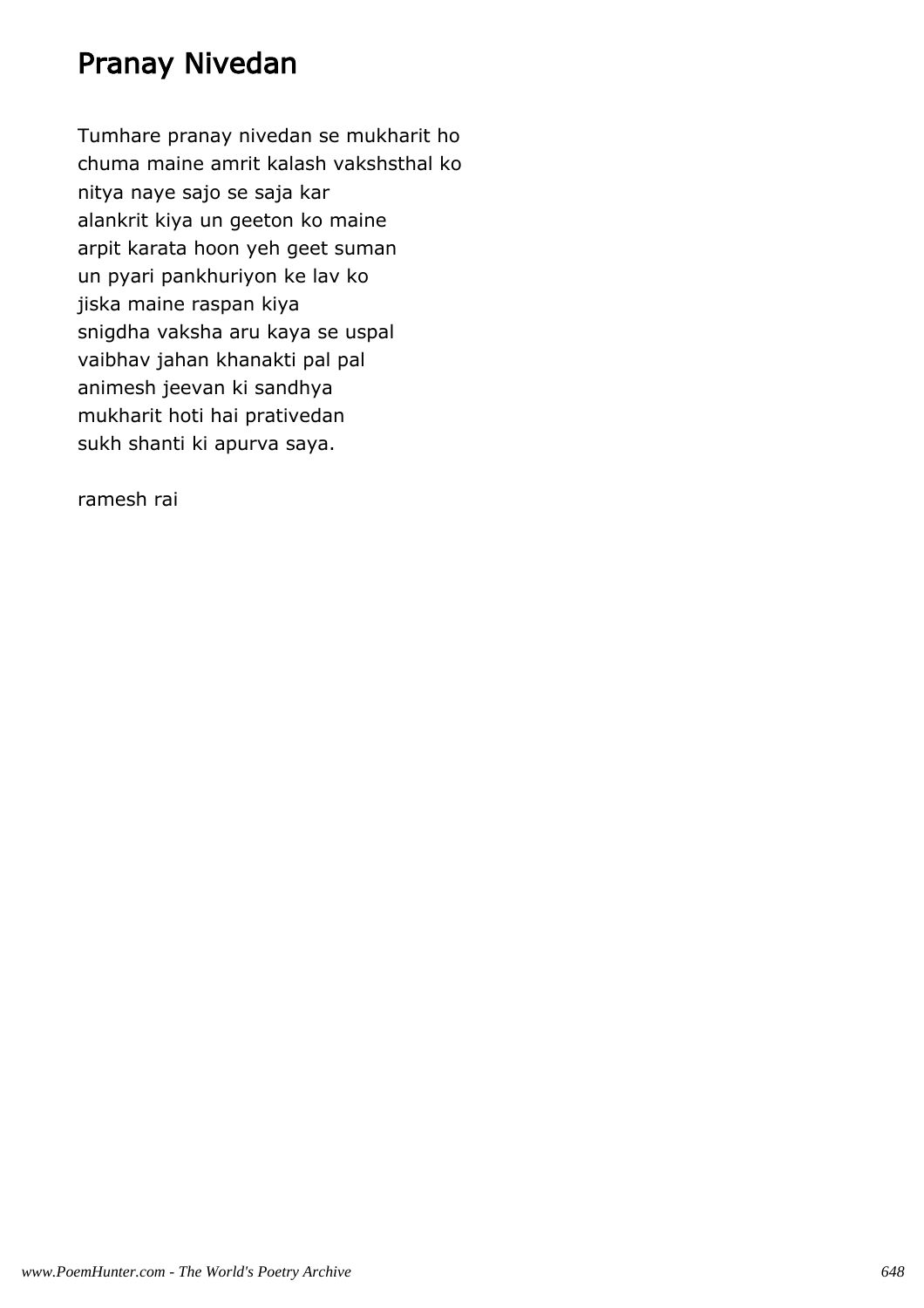# Pranay Nivedan

Tumhare pranay nivedan se mukharit ho
chuma maine amrit kalash vakshsthal ko
nitya naye sajo se saja kar
alankrit kiya un geeton ko maine
arpit karata hoon yeh geet suman
un pyari pankhuriyon ke lav ko
jiska maine raspan kiya
snigdha vaksha aru kaya se uspal
vaibhav jahan khanakti pal pal
animesh jeevan ki sandhya
mukharit hoti hai prativedan
sukh shanti ki apurva saya.

ramesh rai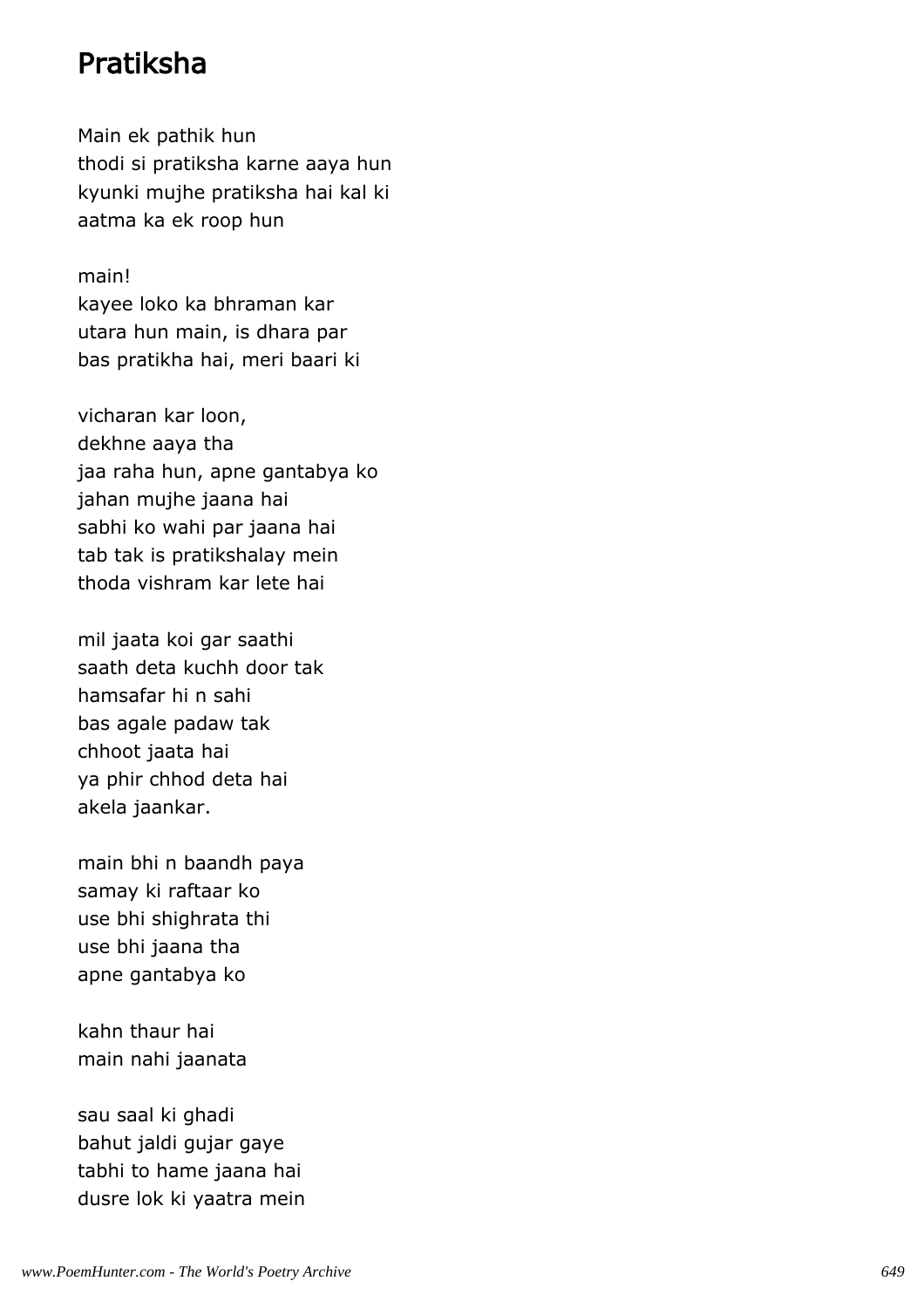# Pratiksha

Main ek pathik hun  
thodi si pratiksha karne aaya hun  
kyunki mujhe pratiksha hai kal ki  
aatma ka ek roop hun

main!  
kayee loko ka bhraman kar  
utara hun main, is dhara par  
bas pratikha hai, meri baari ki

vicharan kar loon,  
dekhne aaya tha  
jaa raha hun, apne gantabya ko  
jahan mujhe jaana hai  
sabhi ko wahi par jaana hai  
tab tak is pratikshalay mein  
thoda vishram kar lete hai

mil jaata koi gar saathi  
saath deta kuchh door tak  
hamsafar hi n sahi  
bas agale padaw tak  
chhoot jaata hai  
ya phir chhod deta hai  
akela jaankar.

main bhi n baandh paya  
samay ki raftaar ko  
use bhi shighrata thi  
use bhi jaana tha  
apne gantabya ko

kahn thaur hai  
main nahi jaanata

sau saal ki ghadi  
bahut jaldi gujar gaye  
tabhi to hame jaana hai  
dusre lok ki yaatra mein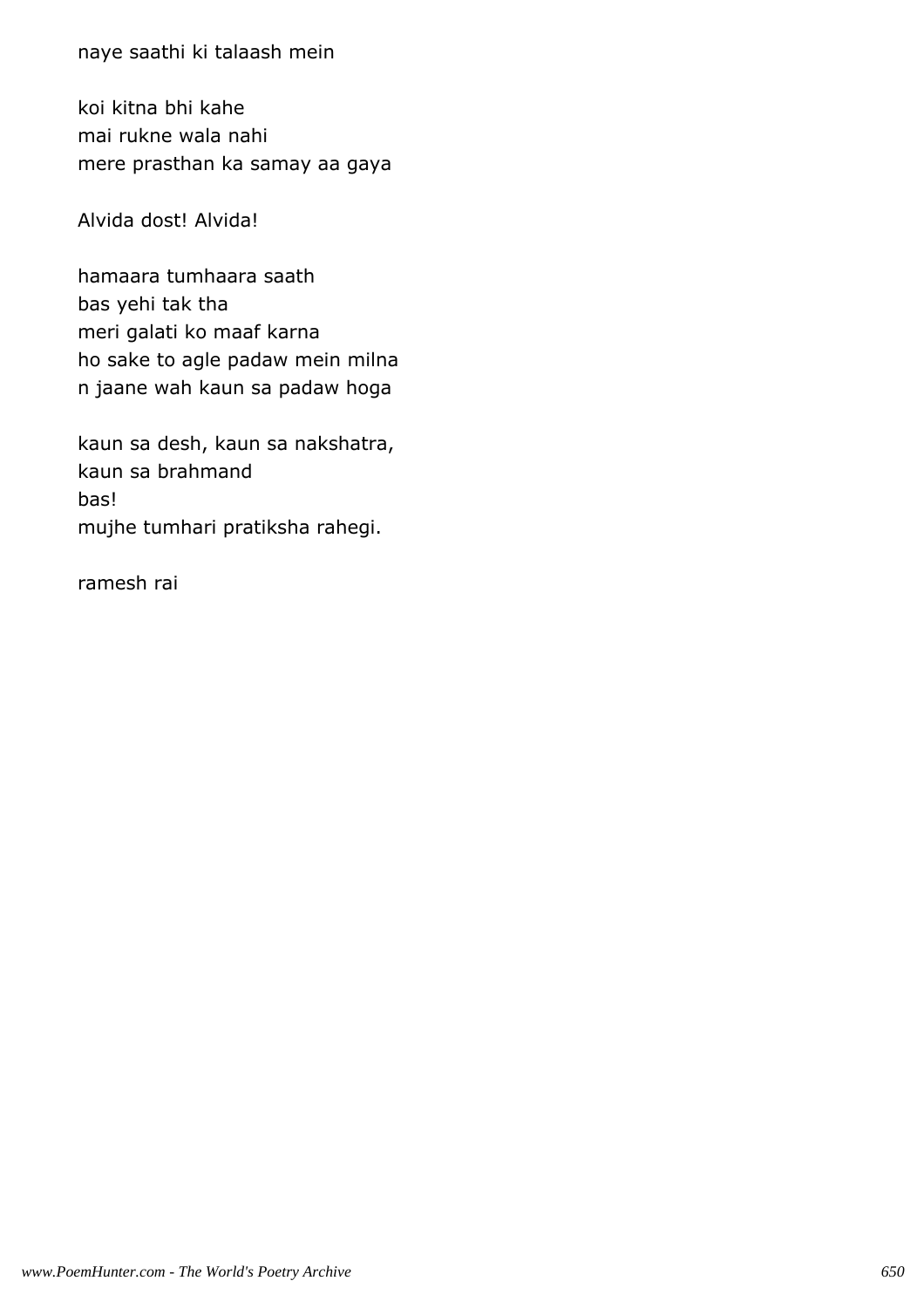naye saathi ki talaash mein

koi kitna bhi kahe  
mai rukne wala nahi  
mere prasthan ka samay aa gaya

Alvida dost! Alvida!

hamaara tumhaara saath  
bas yehi tak tha  
meri galati ko maaf karna  
ho sake to agle padaw mein milna  
n jaane wah kaun sa padaw hoga

kaun sa desh, kaun sa nakshatra,  
kaun sa brahmand  
bas!  
mujhe tumhari pratiksha rahegi.

ramesh rai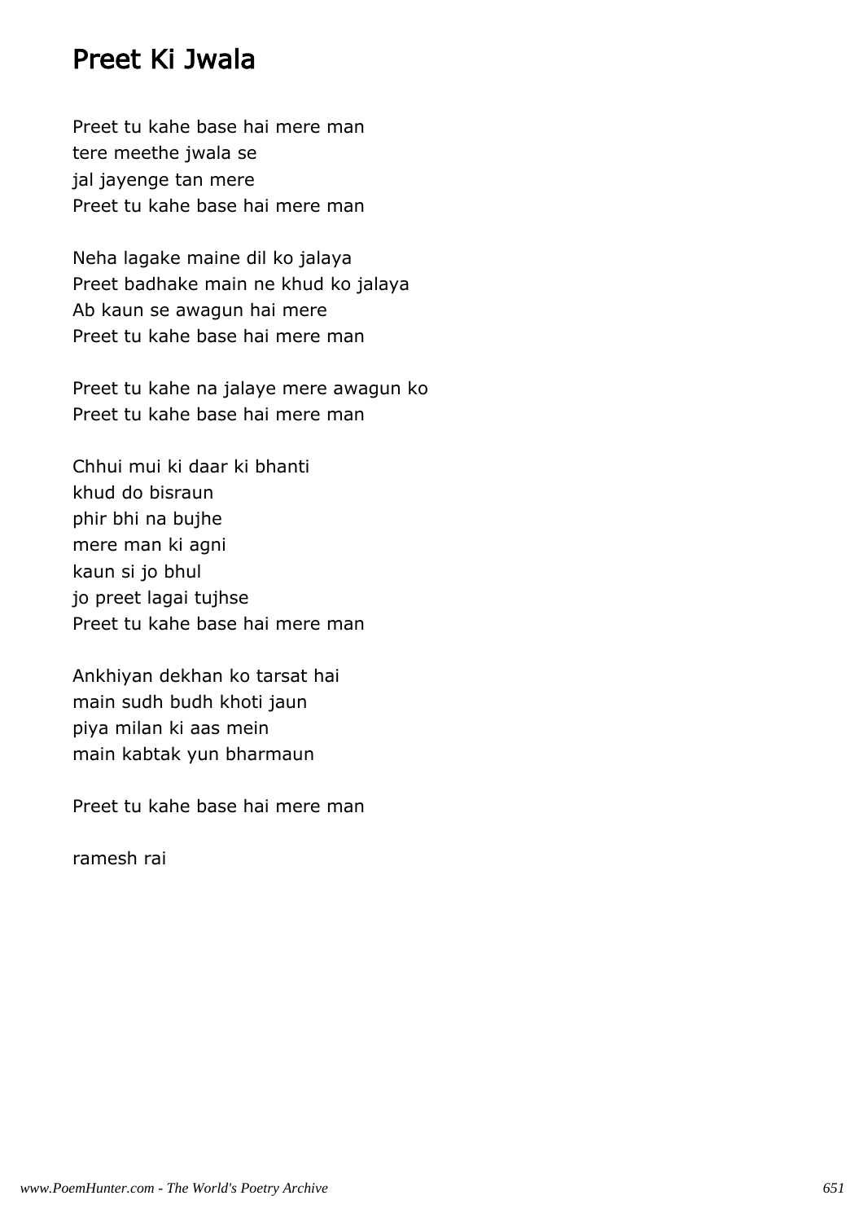# Preet Ki Jwala

Preet tu kahe base hai mere man
tere meethe jwala se
jal jayenge tan mere
Preet tu kahe base hai mere man

Neha lagake maine dil ko jalaya
Preet badhake main ne khud ko jalaya
Ab kaun se awagun hai mere
Preet tu kahe base hai mere man

Preet tu kahe na jalaye mere awagun ko
Preet tu kahe base hai mere man

Chhui mui ki daar ki bhanti
khud do bisraun
phir bhi na bujhe
mere man ki agni
kaun si jo bhul
jo preet lagai tujhse
Preet tu kahe base hai mere man

Ankhiyan dekhan ko tarsat hai
main sudh budh khoti jaun
piya milan ki aas mein
main kabtak yun bharmaun

Preet tu kahe base hai mere man

ramesh rai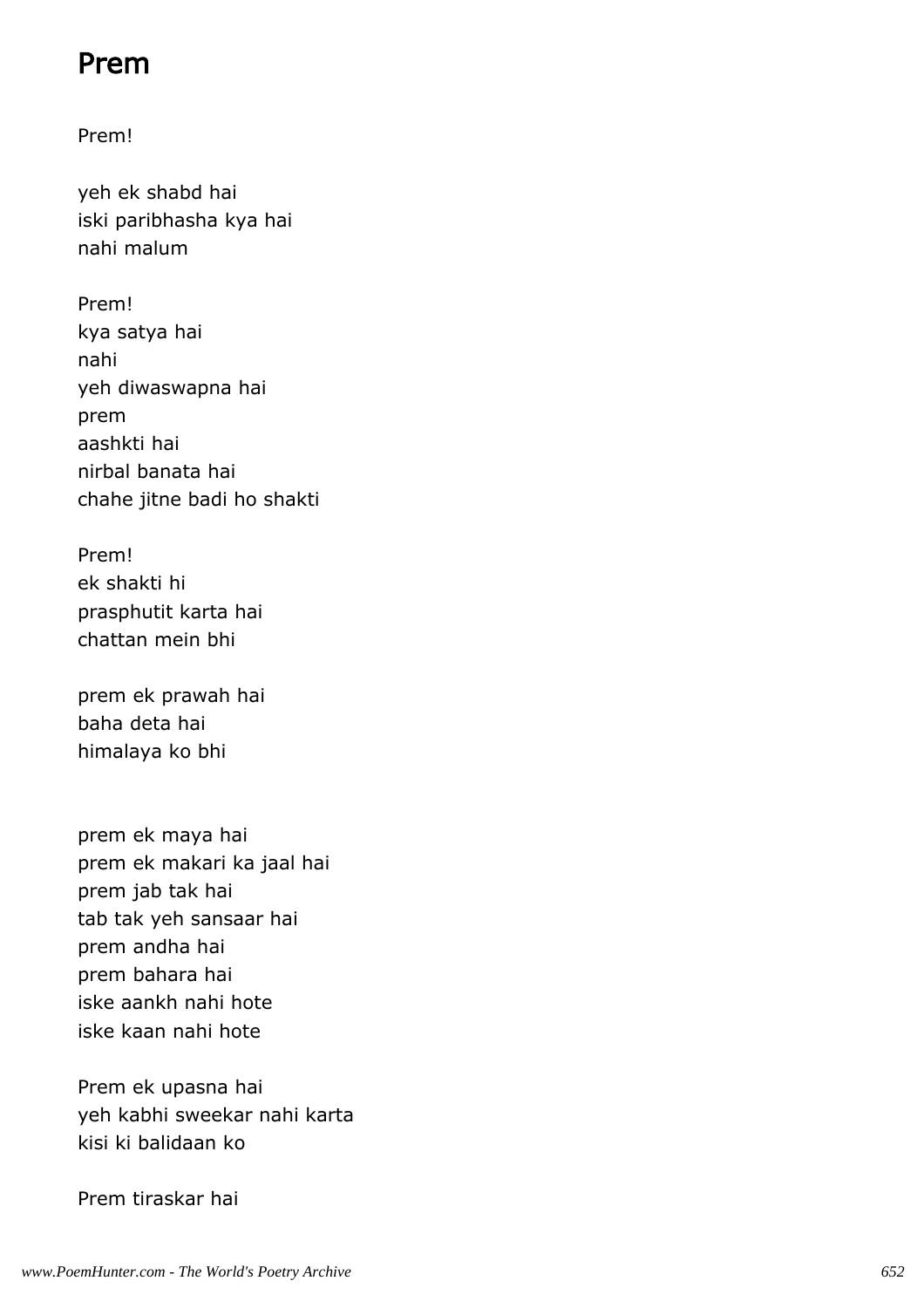# Prem

Prem!

yeh ek shabd hai
iski paribhasha kya hai
nahi malum

Prem!
kya satya hai
nahi
yeh diwaswapna hai
prem
aashkti hai
nirbal banata hai
chahe jitne badi ho shakti

Prem!
ek shakti hi
prasphutit karta hai
chattan mein bhi

prem ek prawah hai
baha deta hai
himalaya ko bhi

prem ek maya hai
prem ek makari ka jaal hai
prem jab tak hai
tab tak yeh sansaar hai
prem andha hai
prem bahara hai
iske aankh nahi hote
iske kaan nahi hote

Prem ek upasna hai
yeh kabhi sweekar nahi karta
kisi ki balidaan ko

Prem tiraskar hai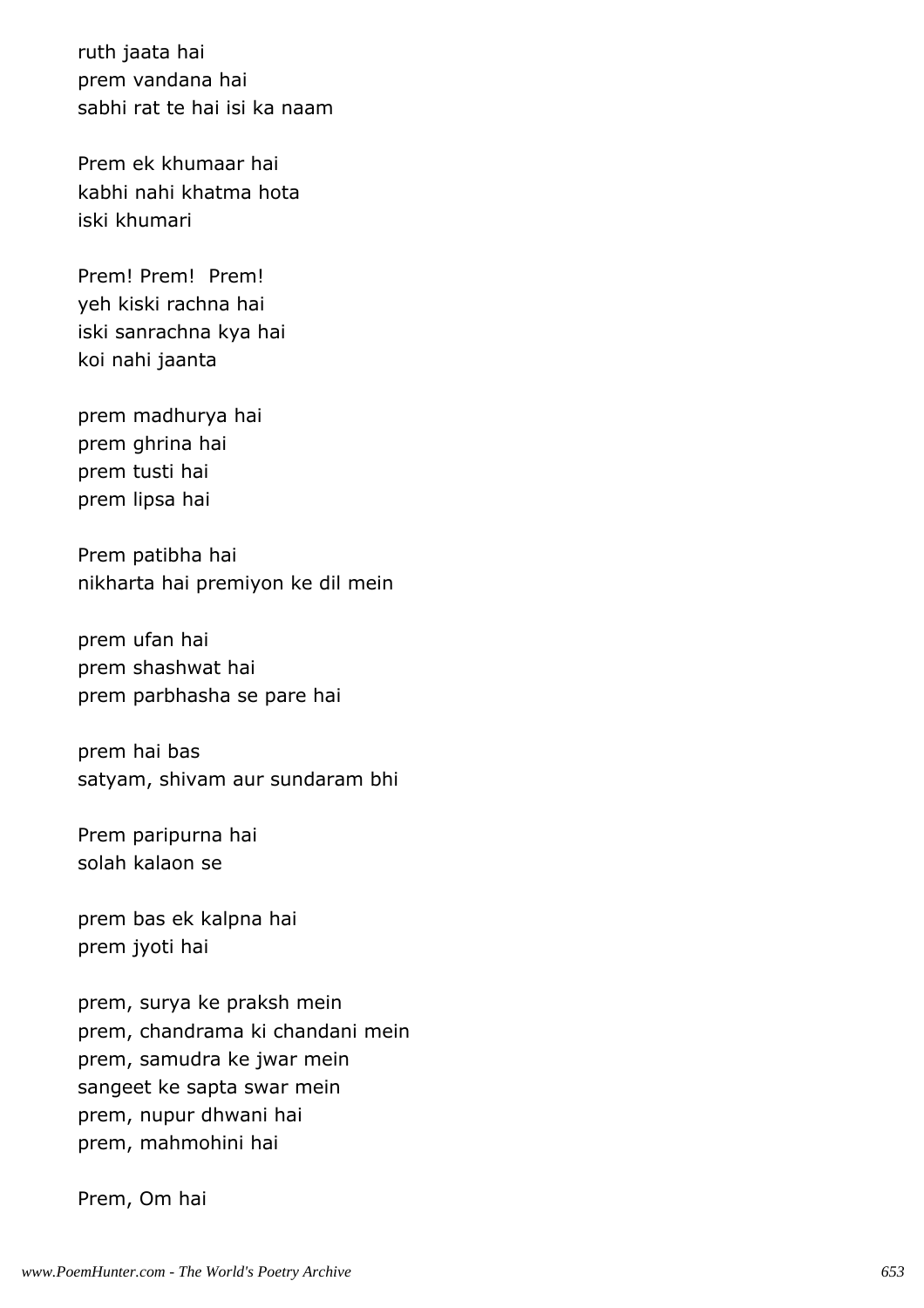ruth jaata hai
prem vandana hai
sabhi rat te hai isi ka naam

Prem ek khumaar hai
kabhi nahi khatma hota
iski khumari

Prem! Prem!  Prem!
yeh kiski rachna hai
iski sanrachna kya hai
koi nahi jaanta

prem madhurya hai
prem ghrina hai
prem tusti hai
prem lipsa hai

Prem patibha hai
nikharta hai premiyon ke dil mein

prem ufan hai
prem shashwat hai
prem parbhasha se pare hai

prem hai bas
satyam, shivam aur sundaram bhi

Prem paripurna hai
solah kalaon se

prem bas ek kalpna hai
prem jyoti hai

prem, surya ke praksh mein
prem, chandrama ki chandani mein
prem, samudra ke jwar mein
sangeet ke sapta swar mein
prem, nupur dhwani hai
prem, mahmohini hai

Prem, Om hai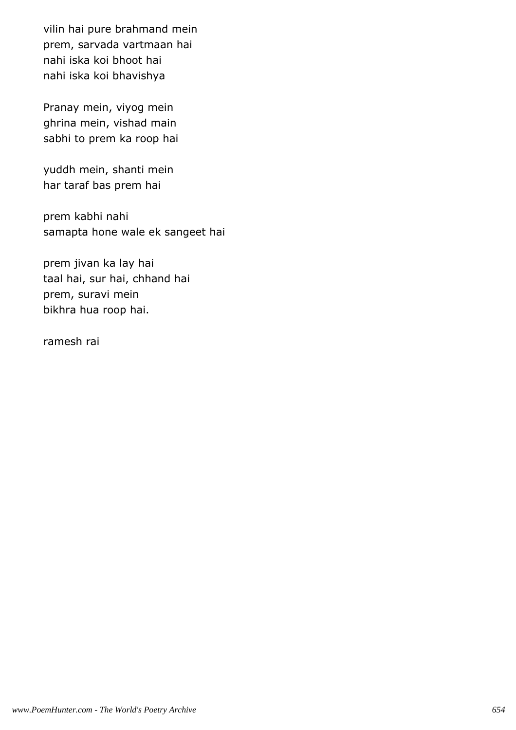vilin hai pure brahmand mein  
prem, sarvada vartmaan hai  
nahi iska koi bhoot hai  
nahi iska koi bhavishya

Pranay mein, viyog mein  
ghrina mein, vishad main  
sabhi to prem ka roop hai

yuddh mein, shanti mein  
har taraf bas prem hai

prem kabhi nahi  
samapta hone wale ek sangeet hai

prem jivan ka lay hai  
taal hai, sur hai, chhand hai  
prem, suravi mein  
bikhra hua roop hai.

ramesh rai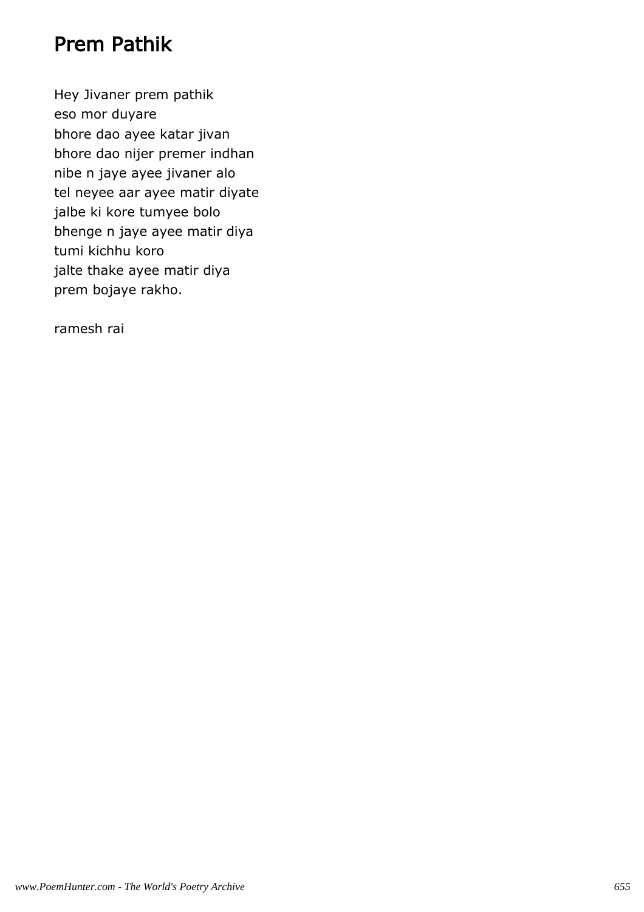# Prem Pathik

Hey Jivaner prem pathik
eso mor duyare
bhore dao ayee katar jivan
bhore dao nijer premer indhan
nibe n jaye ayee jivaner alo
tel neyee aar ayee matir diyate
jalbe ki kore tumyee bolo
bhenge n jaye ayee matir diya
tumi kichhu koro
jalte thake ayee matir diya
prem bojaye rakho.

ramesh rai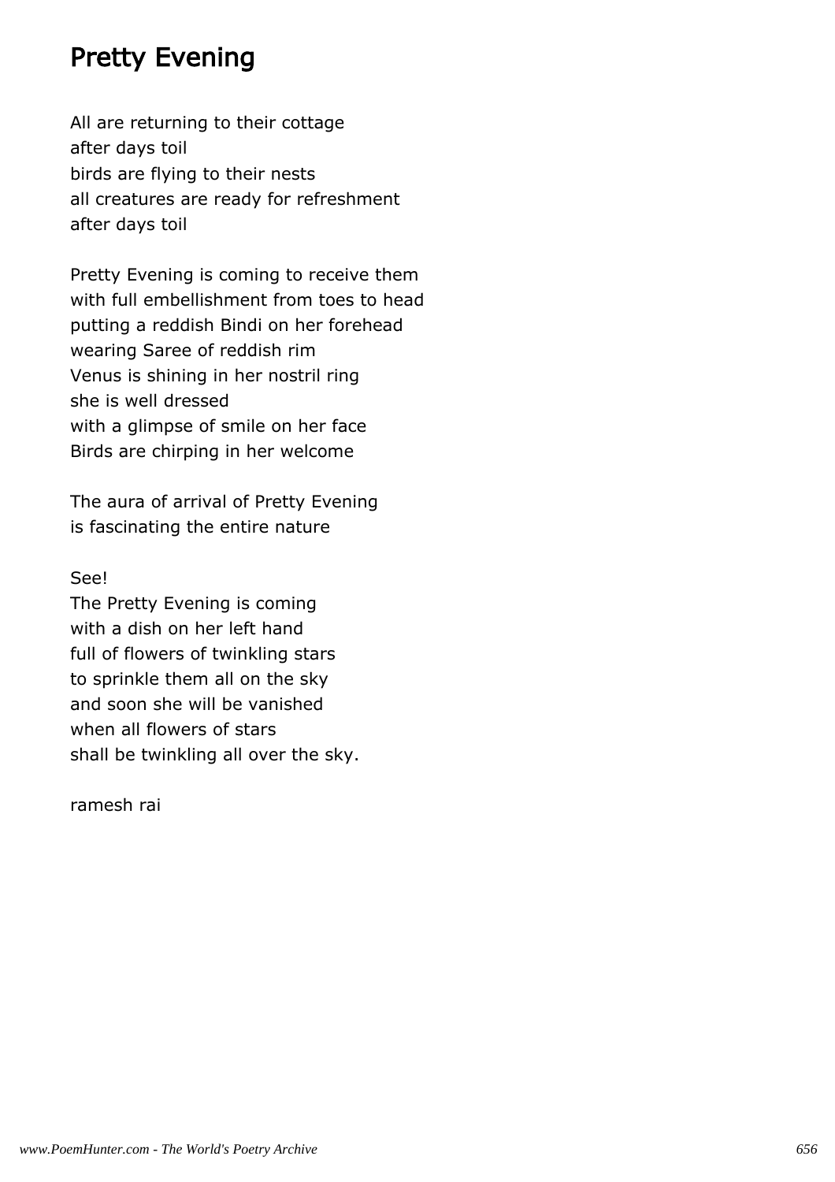# Pretty Evening

All are returning to their cottage
after days toil
birds are flying to their nests
all creatures are ready for refreshment
after days toil

Pretty Evening is coming to receive them
with full embellishment from toes to head
putting a reddish Bindi on her forehead
wearing Saree of reddish rim
Venus is shining in her nostril ring
she is well dressed
with a glimpse of smile on her face
Birds are chirping in her welcome

The aura of arrival of Pretty Evening
is fascinating the entire nature

See!
The Pretty Evening is coming
with a dish on her left hand
full of flowers of twinkling stars
to sprinkle them all on the sky
and soon she will be vanished
when all flowers of stars
shall be twinkling all over the sky.

ramesh rai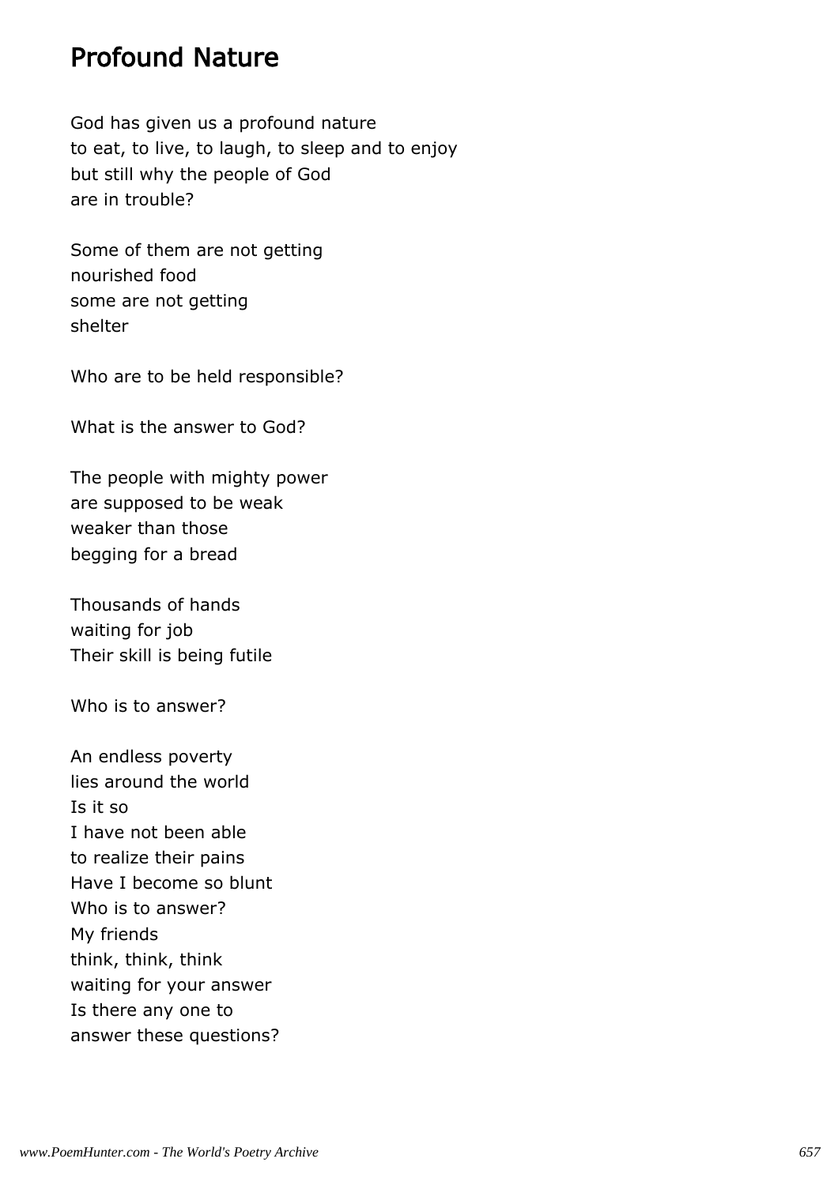# Profound Nature

God has given us a profound nature  
to eat, to live, to laugh, to sleep and to enjoy  
but still why the people of God  
are in trouble?

Some of them are not getting  
nourished food  
some are not getting  
shelter

Who are to be held responsible?

What is the answer to God?

The people with mighty power  
are supposed to be weak  
weaker than those  
begging for a bread

Thousands of hands  
waiting for job  
Their skill is being futile

Who is to answer?

An endless poverty  
lies around the world  
Is it so  
I have not been able  
to realize their pains  
Have I become so blunt  
Who is to answer?  
My friends  
think, think, think  
waiting for your answer  
Is there any one to  
answer these questions?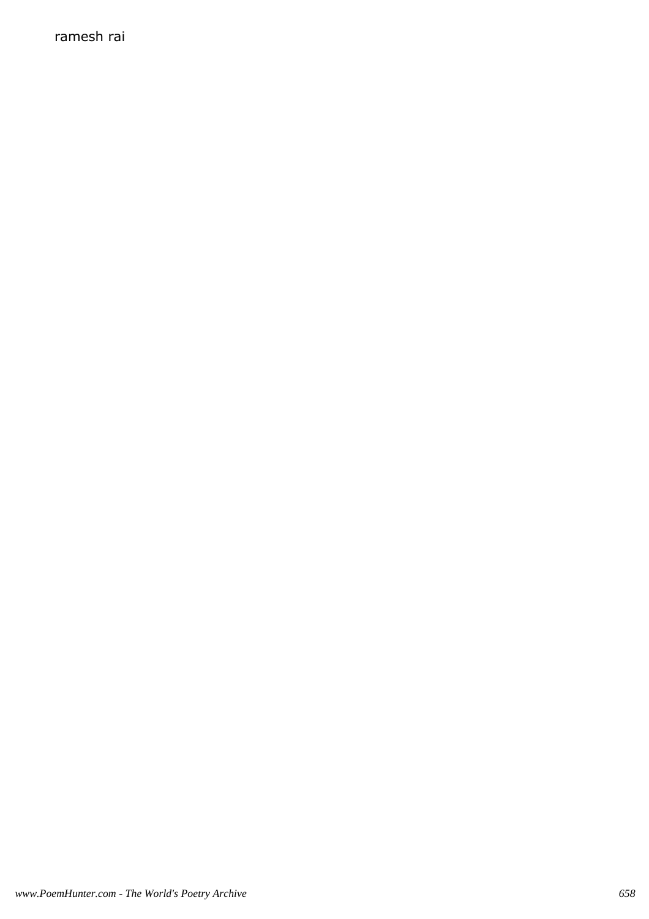ramesh rai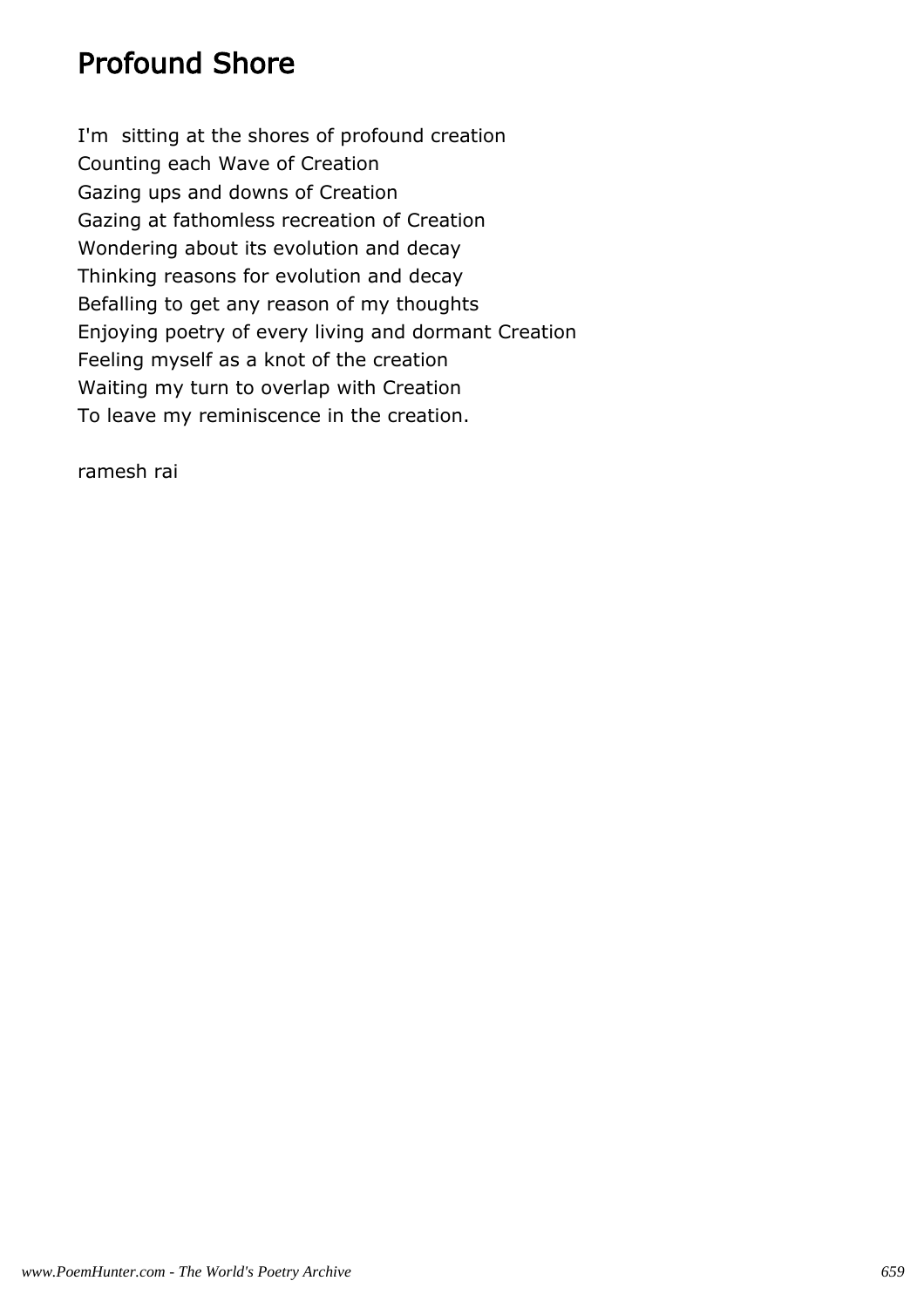# Profound Shore

I'm  sitting at the shores of profound creation  
Counting each Wave of Creation  
Gazing ups and downs of Creation  
Gazing at fathomless recreation of Creation  
Wondering about its evolution and decay  
Thinking reasons for evolution and decay  
Befalling to get any reason of my thoughts  
Enjoying poetry of every living and dormant Creation  
Feeling myself as a knot of the creation  
Waiting my turn to overlap with Creation  
To leave my reminiscence in the creation.

ramesh rai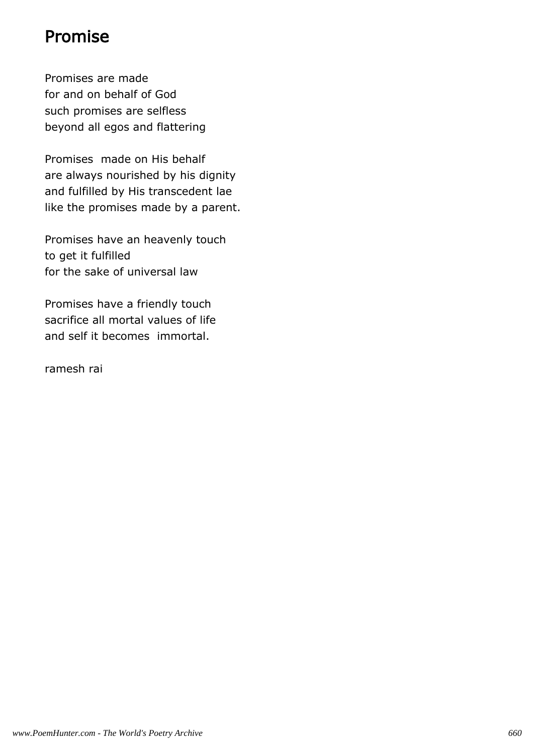# Promise

Promises are made
for and on behalf of God
such promises are selfless
beyond all egos and flattering

Promises  made on His behalf
are always nourished by his dignity
and fulfilled by His transcedent lae
like the promises made by a parent.

Promises have an heavenly touch
to get it fulfilled
for the sake of universal law

Promises have a friendly touch
sacrifice all mortal values of life
and self it becomes  immortal.

ramesh rai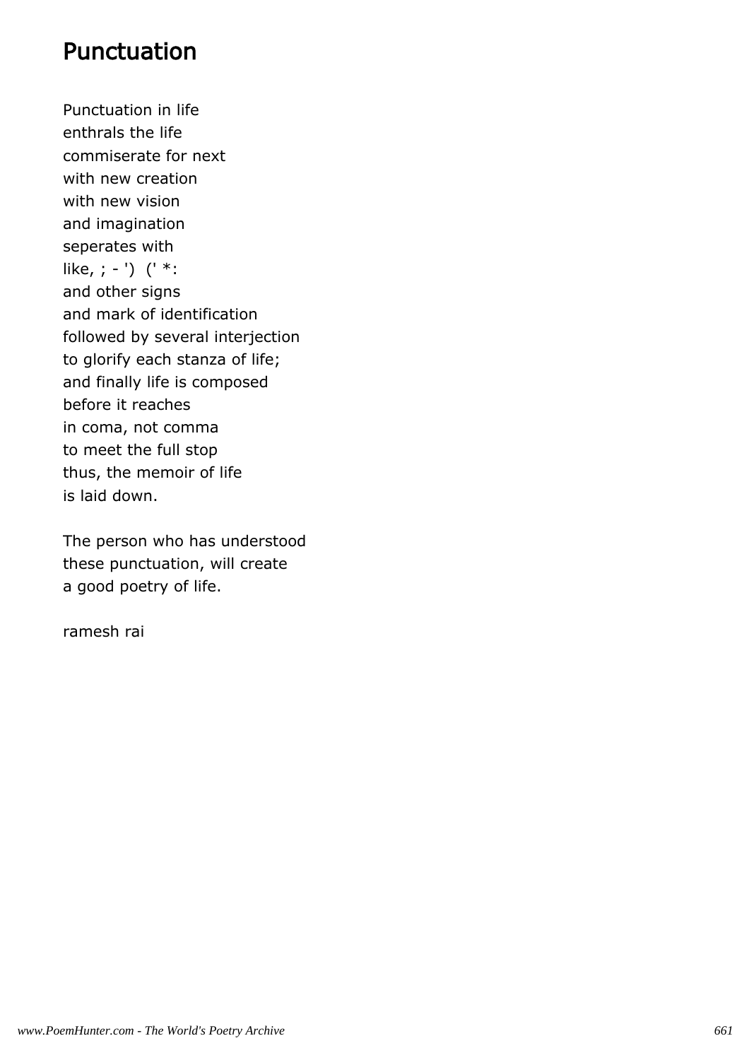# Punctuation

Punctuation in life  
enthrals the life  
commiserate for next  
with new creation  
with new vision  
and imagination  
seperates with  
like, ; - ')  (' *:  
and other signs  
and mark of identification  
followed by several interjection  
to glorify each stanza of life;  
and finally life is composed  
before it reaches  
in coma, not comma  
to meet the full stop  
thus, the memoir of life  
is laid down.

The person who has understood  
these punctuation, will create  
a good poetry of life.

ramesh rai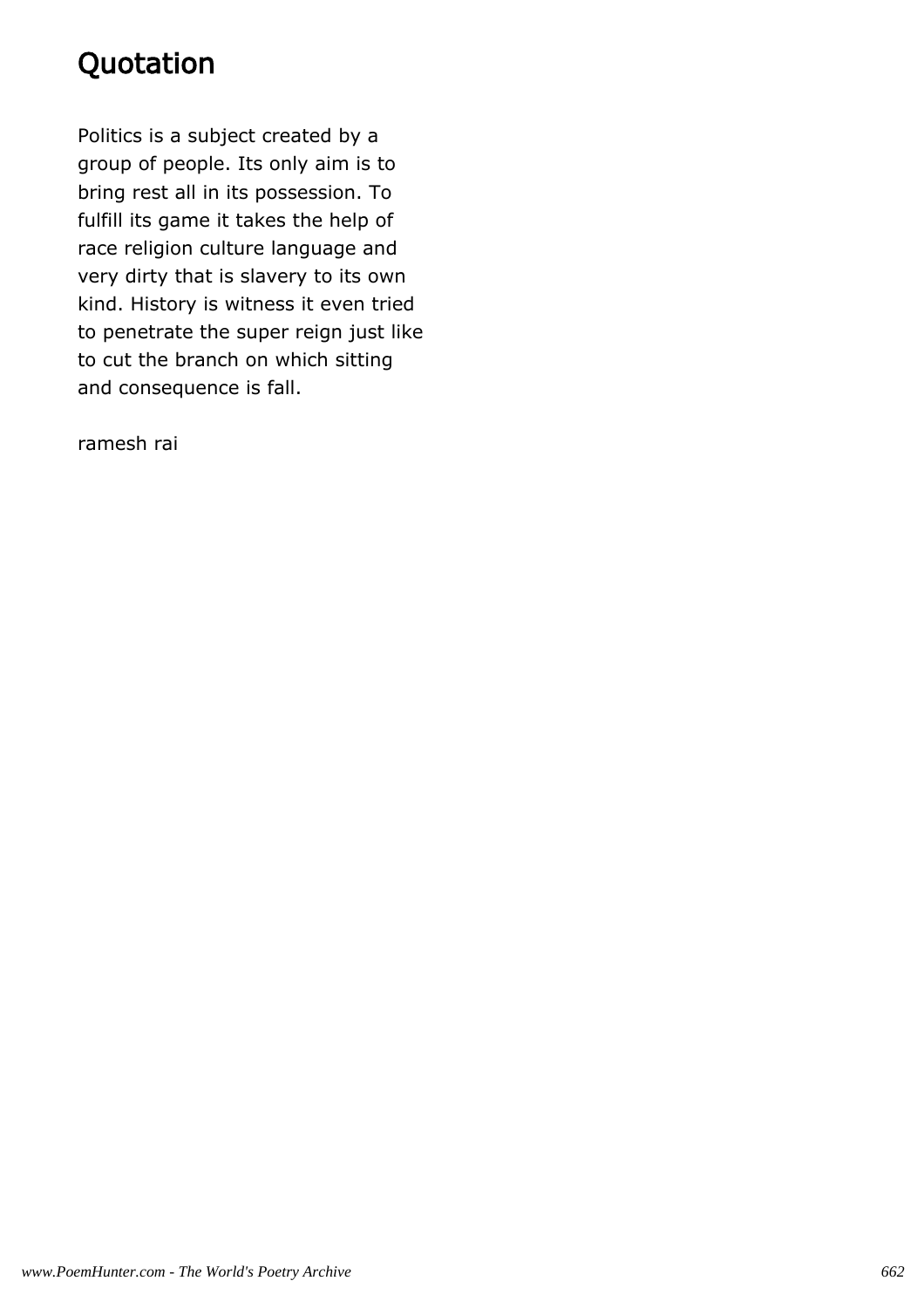# Quotation

Politics is a subject created by a group of people. Its only aim is to bring rest all in its possession. To fulfill its game it takes the help of race religion culture language and very dirty that is slavery to its own kind. History is witness it even tried to penetrate the super reign just like to cut the branch on which sitting and consequence is fall.

ramesh rai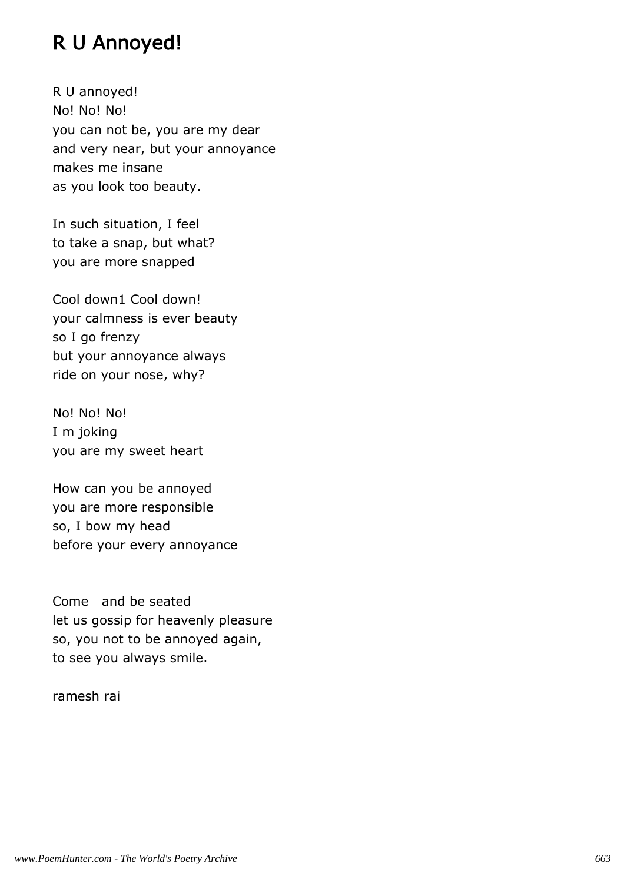# R U Annoyed!

R U annoyed!  
No! No! No!  
you can not be, you are my dear  
and very near, but your annoyance  
makes me insane  
as you look too beauty.

In such situation, I feel  
to take a snap, but what?  
you are more snapped

Cool down1 Cool down!  
your calmness is ever beauty  
so I go frenzy  
but your annoyance always  
ride on your nose, why?

No! No! No!  
I m joking  
you are my sweet heart

How can you be annoyed  
you are more responsible  
so, I bow my head  
before your every annoyance

Come  and be seated  
let us gossip for heavenly pleasure  
so, you not to be annoyed again,  
to see you always smile.

ramesh rai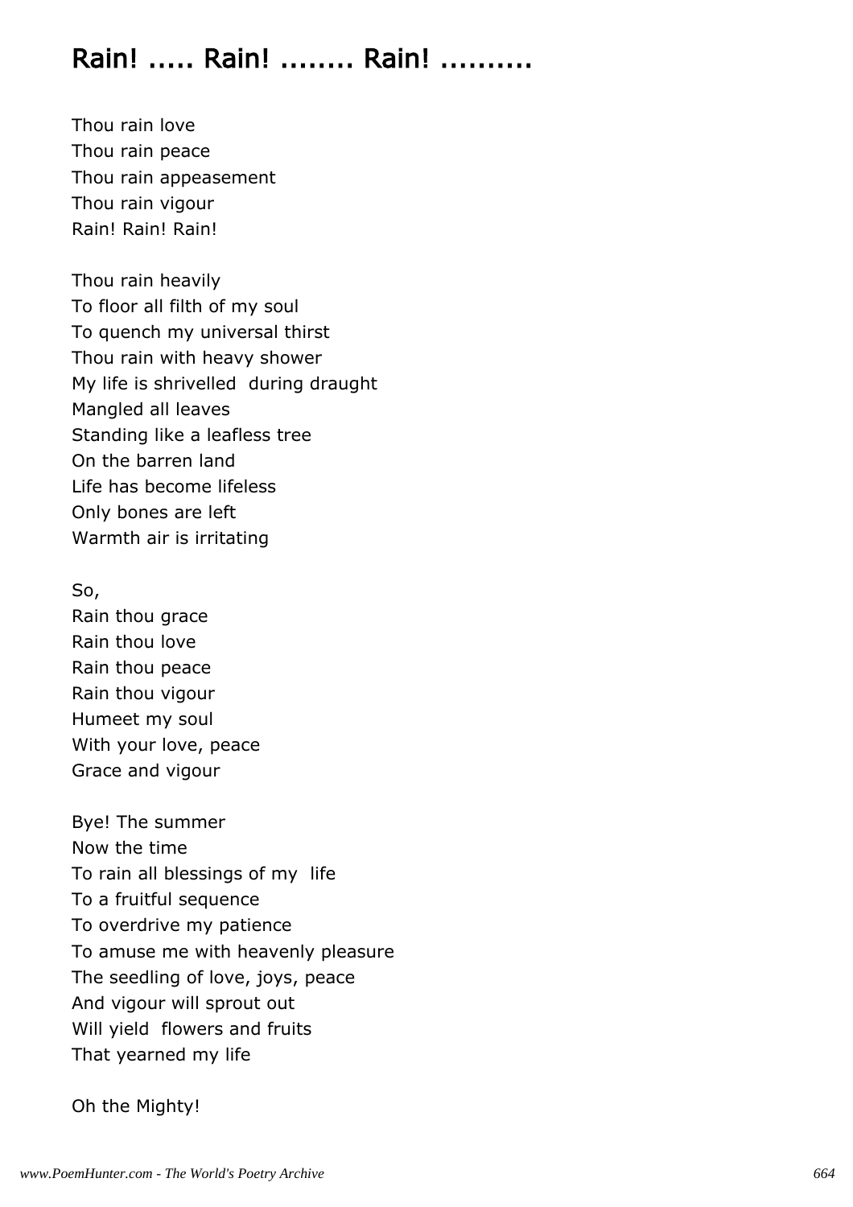# Rain! ..... Rain! ........ Rain! ..........

Thou rain love
Thou rain peace
Thou rain appeasement
Thou rain vigour
Rain! Rain! Rain!

Thou rain heavily
To floor all filth of my soul
To quench my universal thirst
Thou rain with heavy shower
My life is shrivelled during draught
Mangled all leaves
Standing like a leafless tree
On the barren land
Life has become lifeless
Only bones are left
Warmth air is irritating

So,
Rain thou grace
Rain thou love
Rain thou peace
Rain thou vigour
Humeet my soul
With your love, peace
Grace and vigour

Bye! The summer
Now the time
To rain all blessings of my life
To a fruitful sequence
To overdrive my patience
To amuse me with heavenly pleasure
The seedling of love, joys, peace
And vigour will sprout out
Will yield flowers and fruits
That yearned my life

Oh the Mighty!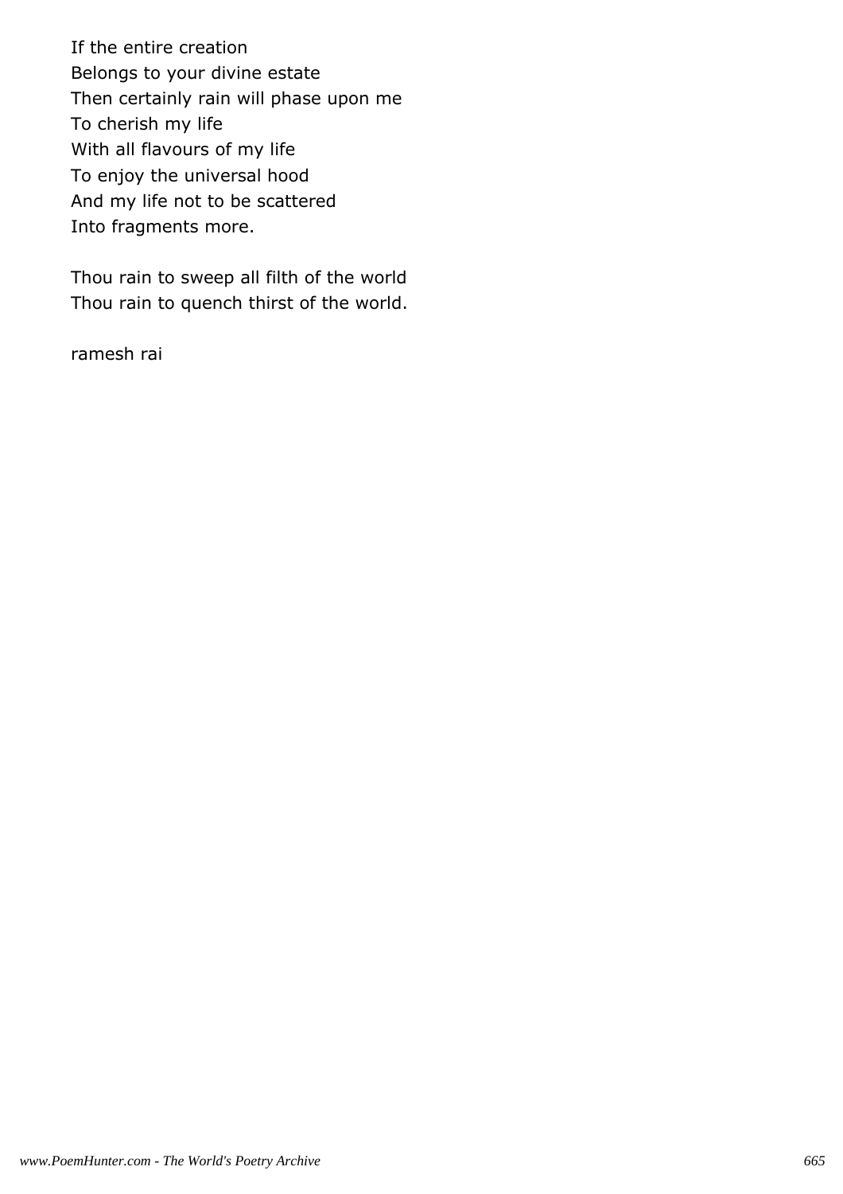If the entire creation
Belongs to your divine estate
Then certainly rain will phase upon me
To cherish my life
With all flavours of my life
To enjoy the universal hood
And my life not to be scattered
Into fragments more.

Thou rain to sweep all filth of the world
Thou rain to quench thirst of the world.

ramesh rai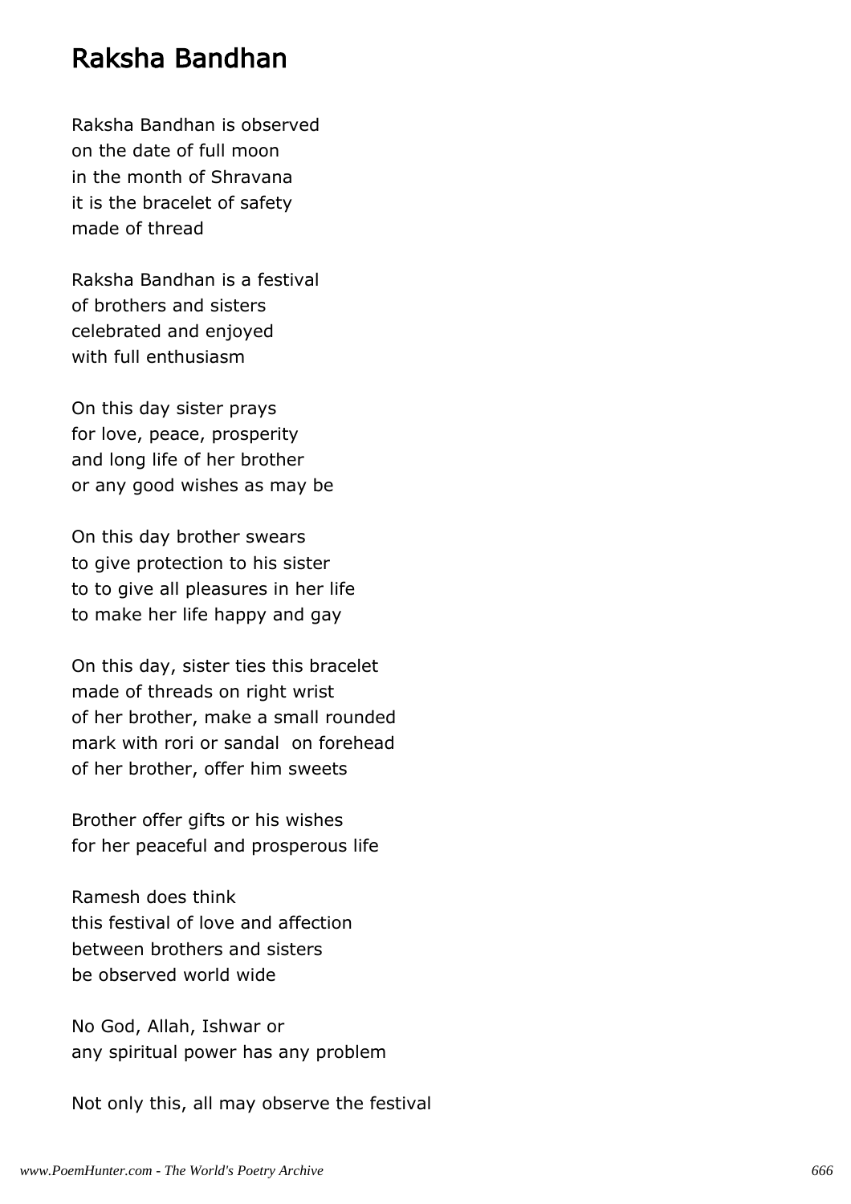# Raksha Bandhan

Raksha Bandhan is observed
on the date of full moon
in the month of Shravana
it is the bracelet of safety
made of thread

Raksha Bandhan is a festival
of brothers and sisters
celebrated and enjoyed
with full enthusiasm

On this day sister prays
for love, peace, prosperity
and long life of her brother
or any good wishes as may be

On this day brother swears
to give protection to his sister
to to give all pleasures in her life
to make her life happy and gay

On this day, sister ties this bracelet
made of threads on right wrist
of her brother, make a small rounded
mark with rori or sandal  on forehead
of her brother, offer him sweets

Brother offer gifts or his wishes
for her peaceful and prosperous life

Ramesh does think
this festival of love and affection
between brothers and sisters
be observed world wide

No God, Allah, Ishwar or
any spiritual power has any problem

Not only this, all may observe the festival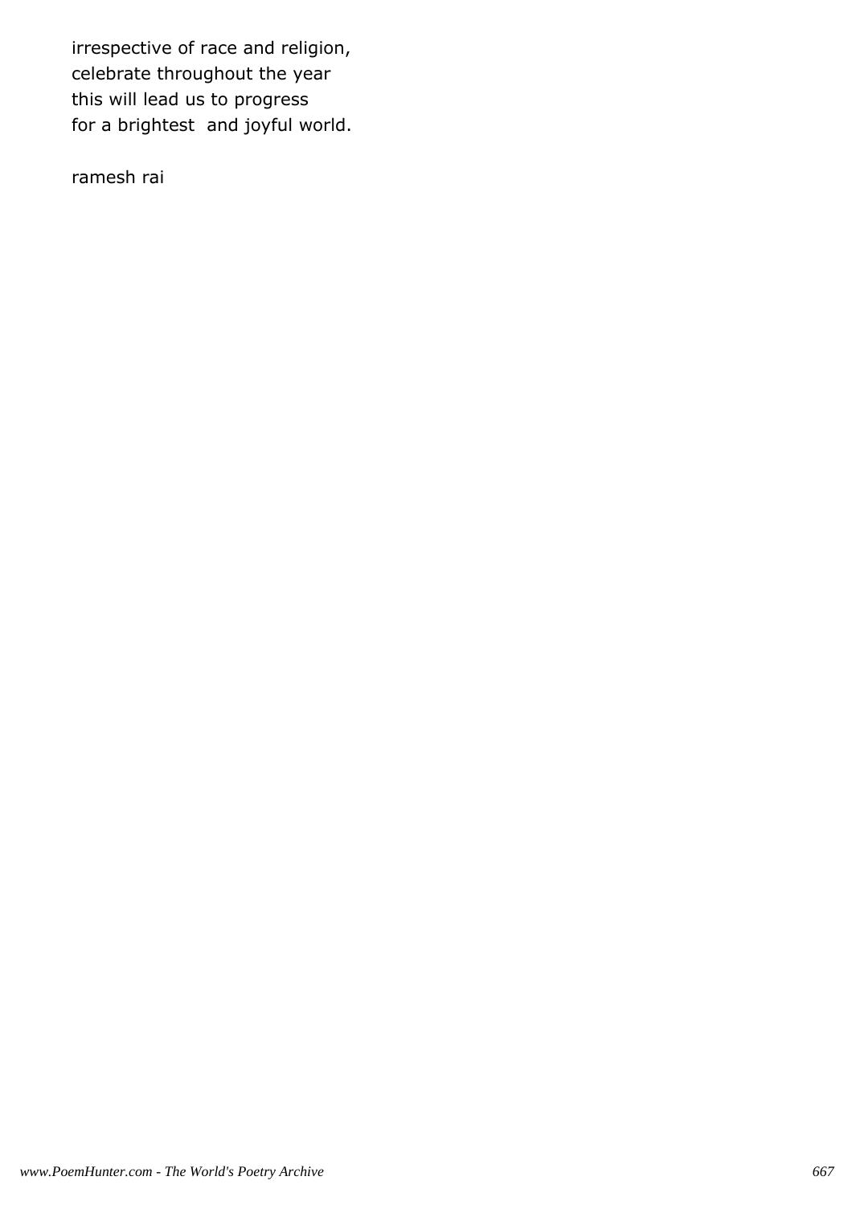irrespective of race and religion,  
celebrate throughout the year  
this will lead us to progress  
for a brightest  and joyful world.

ramesh rai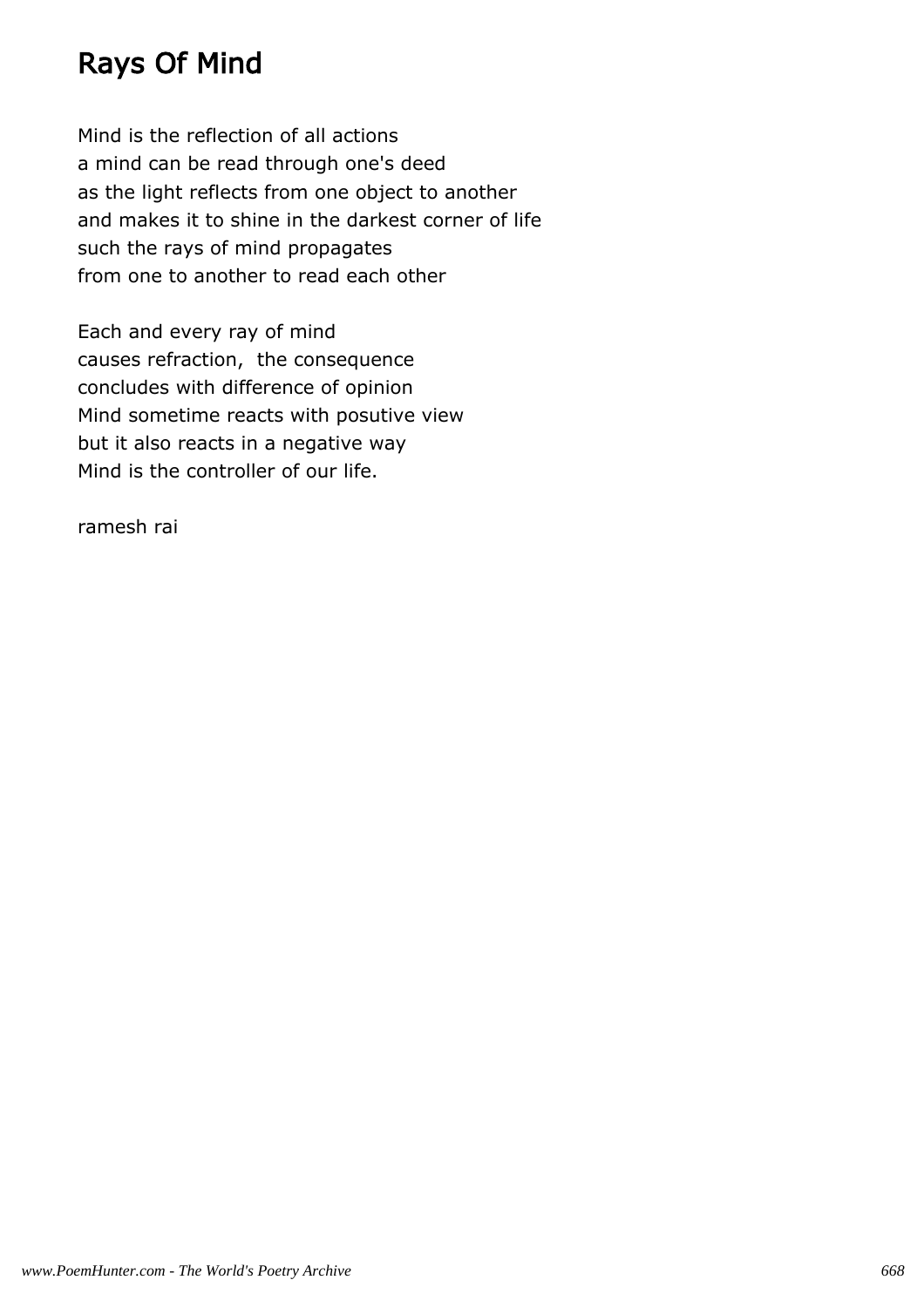# Rays Of Mind

Mind is the reflection of all actions
a mind can be read through one's deed
as the light reflects from one object to another
and makes it to shine in the darkest corner of life
such the rays of mind propagates
from one to another to read each other

Each and every ray of mind
causes refraction,  the consequence
concludes with difference of opinion
Mind sometime reacts with posutive view
but it also reacts in a negative way
Mind is the controller of our life.

ramesh rai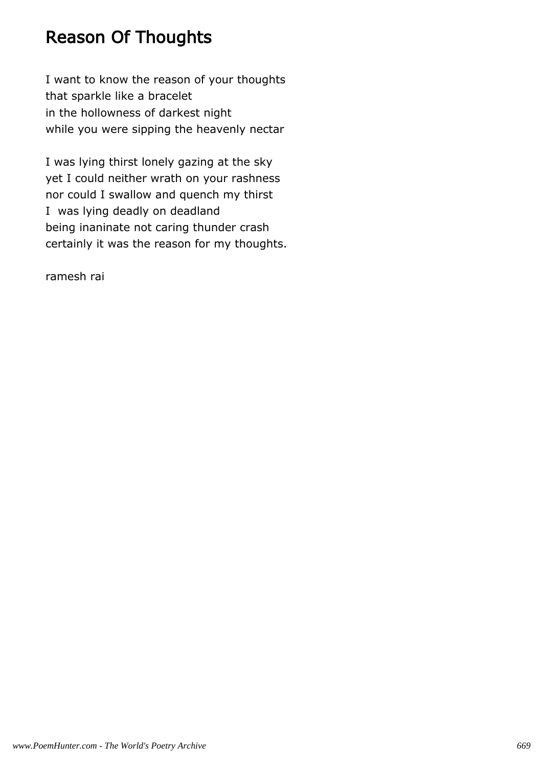# Reason Of Thoughts

I want to know the reason of your thoughts
that sparkle like a bracelet
in the hollowness of darkest night
while you were sipping the heavenly nectar

I was lying thirst lonely gazing at the sky
yet I could neither wrath on your rashness
nor could I swallow and quench my thirst
I was lying deadly on deadland
being inaninate not caring thunder crash
certainly it was the reason for my thoughts.

ramesh rai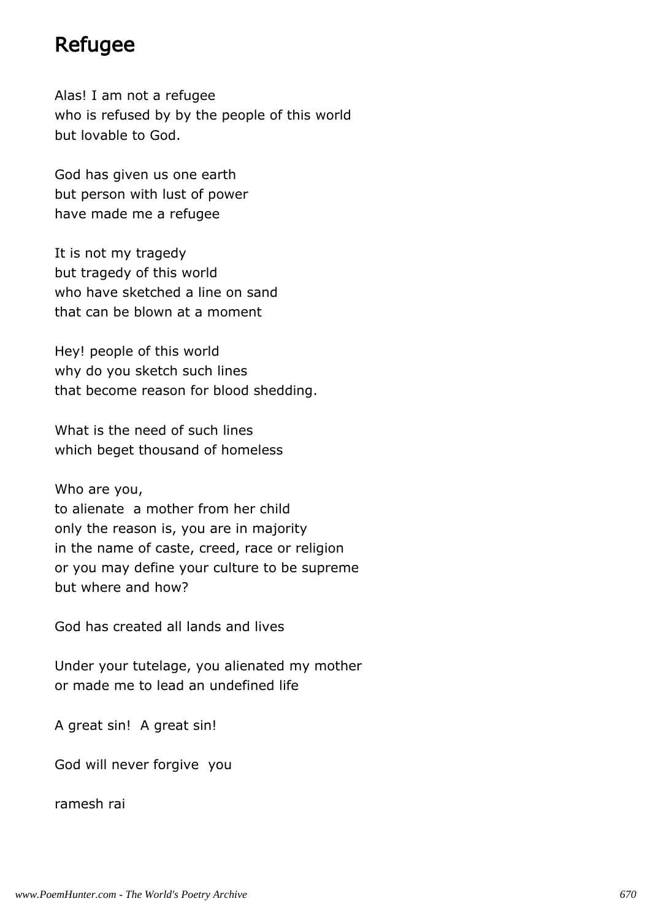## Refugee

Alas! I am not a refugee
who is refused by by the people of this world
but lovable to God.

God has given us one earth
but person with lust of power
have made me a refugee

It is not my tragedy
but tragedy of this world
who have sketched a line on sand
that can be blown at a moment

Hey! people of this world
why do you sketch such lines
that become reason for blood shedding.

What is the need of such lines
which beget thousand of homeless

Who are you,
to alienate  a mother from her child
only the reason is, you are in majority
in the name of caste, creed, race or religion
or you may define your culture to be supreme
but where and how?

God has created all lands and lives

Under your tutelage, you alienated my mother
or made me to lead an undefined life

A great sin!  A great sin!

God will never forgive  you

ramesh rai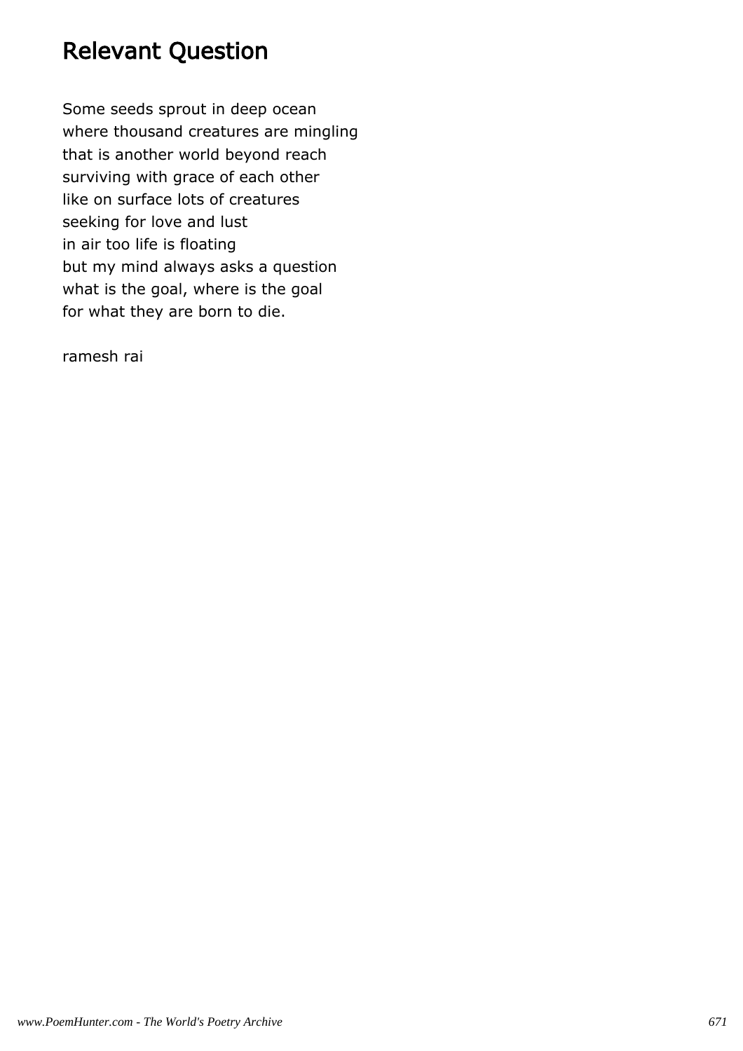# Relevant Question

Some seeds sprout in deep ocean
where thousand creatures are mingling
that is another world beyond reach
surviving with grace of each other
like on surface lots of creatures
seeking for love and lust
in air too life is floating
but my mind always asks a question
what is the goal, where is the goal
for what they are born to die.

ramesh rai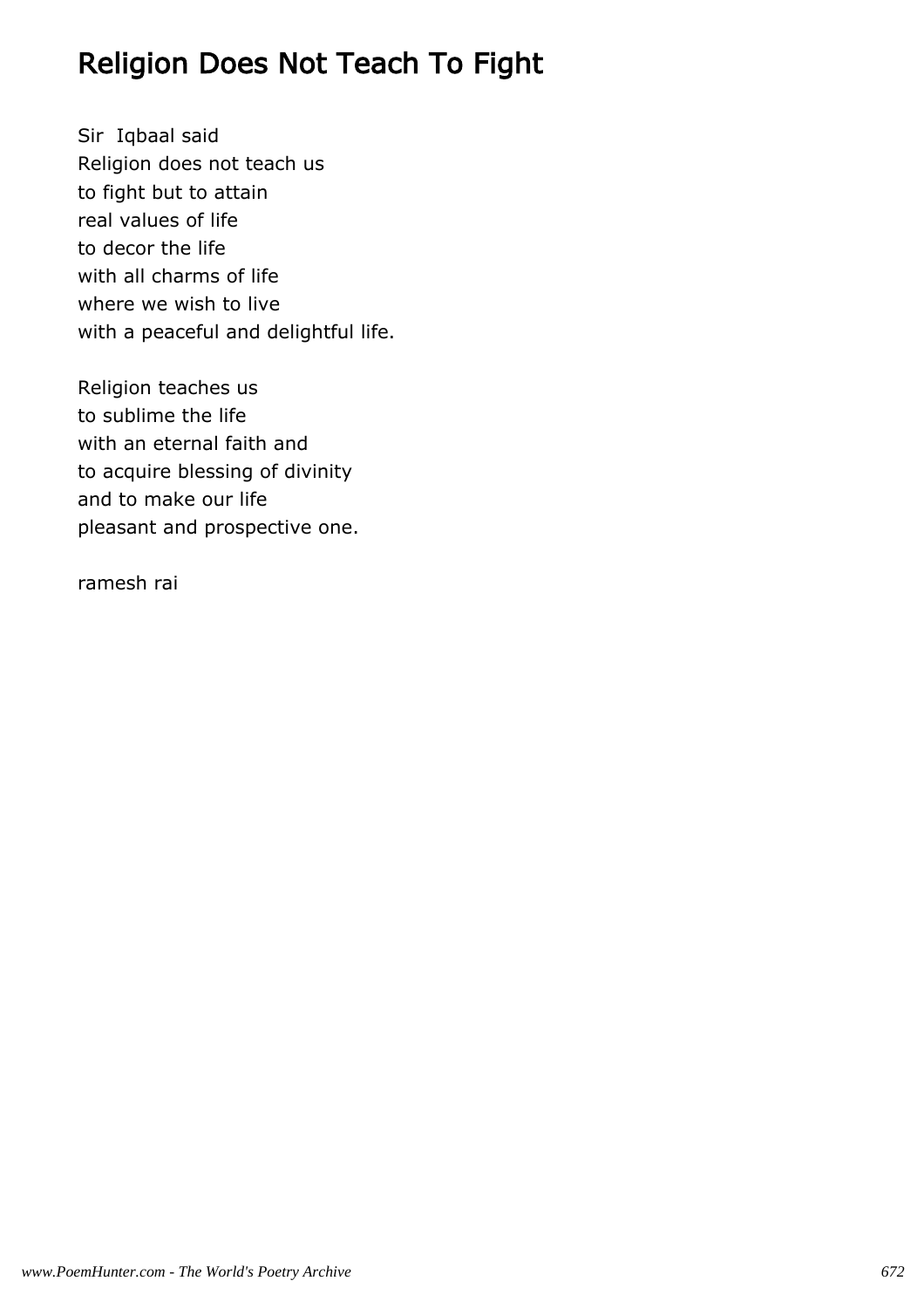# Religion Does Not Teach To Fight

Sir  Iqbaal said  
Religion does not teach us  
to fight but to attain  
real values of life  
to decor the life  
with all charms of life  
where we wish to live  
with a peaceful and delightful life.

Religion teaches us  
to sublime the life  
with an eternal faith and  
to acquire blessing of divinity  
and to make our life  
pleasant and prospective one.

ramesh rai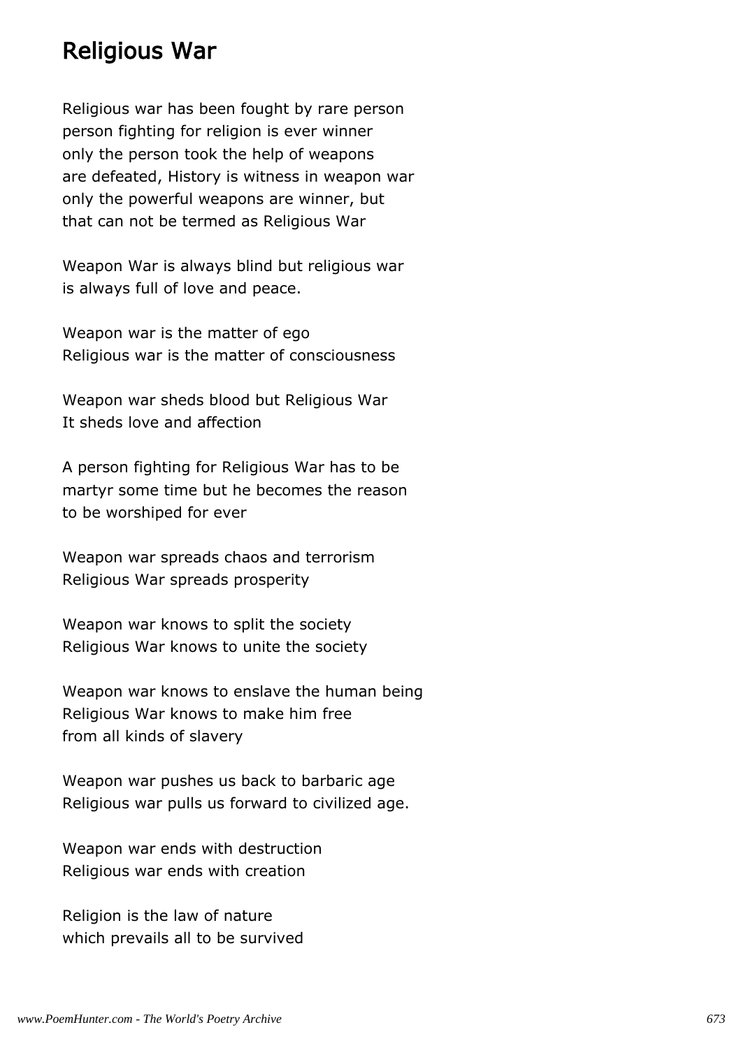# Religious War

Religious war has been fought by rare person
person fighting for religion is ever winner
only the person took the help of weapons
are defeated, History is witness in weapon war
only the powerful weapons are winner, but
that can not be termed as Religious War

Weapon War is always blind but religious war
is always full of love and peace.

Weapon war is the matter of ego
Religious war is the matter of consciousness

Weapon war sheds blood but Religious War
It sheds love and affection

A person fighting for Religious War has to be
martyr some time but he becomes the reason
to be worshiped for ever

Weapon war spreads chaos and terrorism
Religious War spreads prosperity

Weapon war knows to split the society
Religious War knows to unite the society

Weapon war knows to enslave the human being
Religious War knows to make him free
from all kinds of slavery

Weapon war pushes us back to barbaric age
Religious war pulls us forward to civilized age.

Weapon war ends with destruction
Religious war ends with creation

Religion is the law of nature
which prevails all to be survived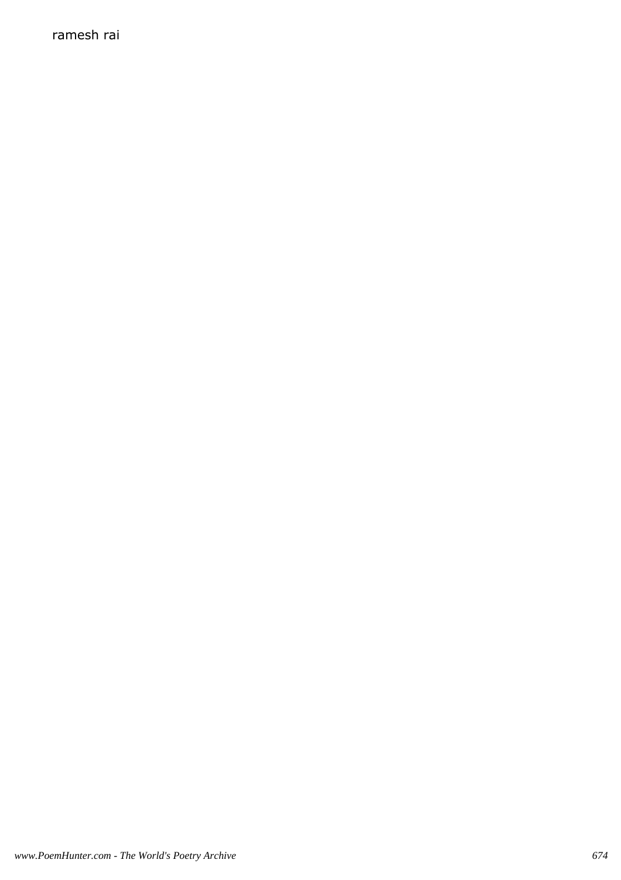ramesh rai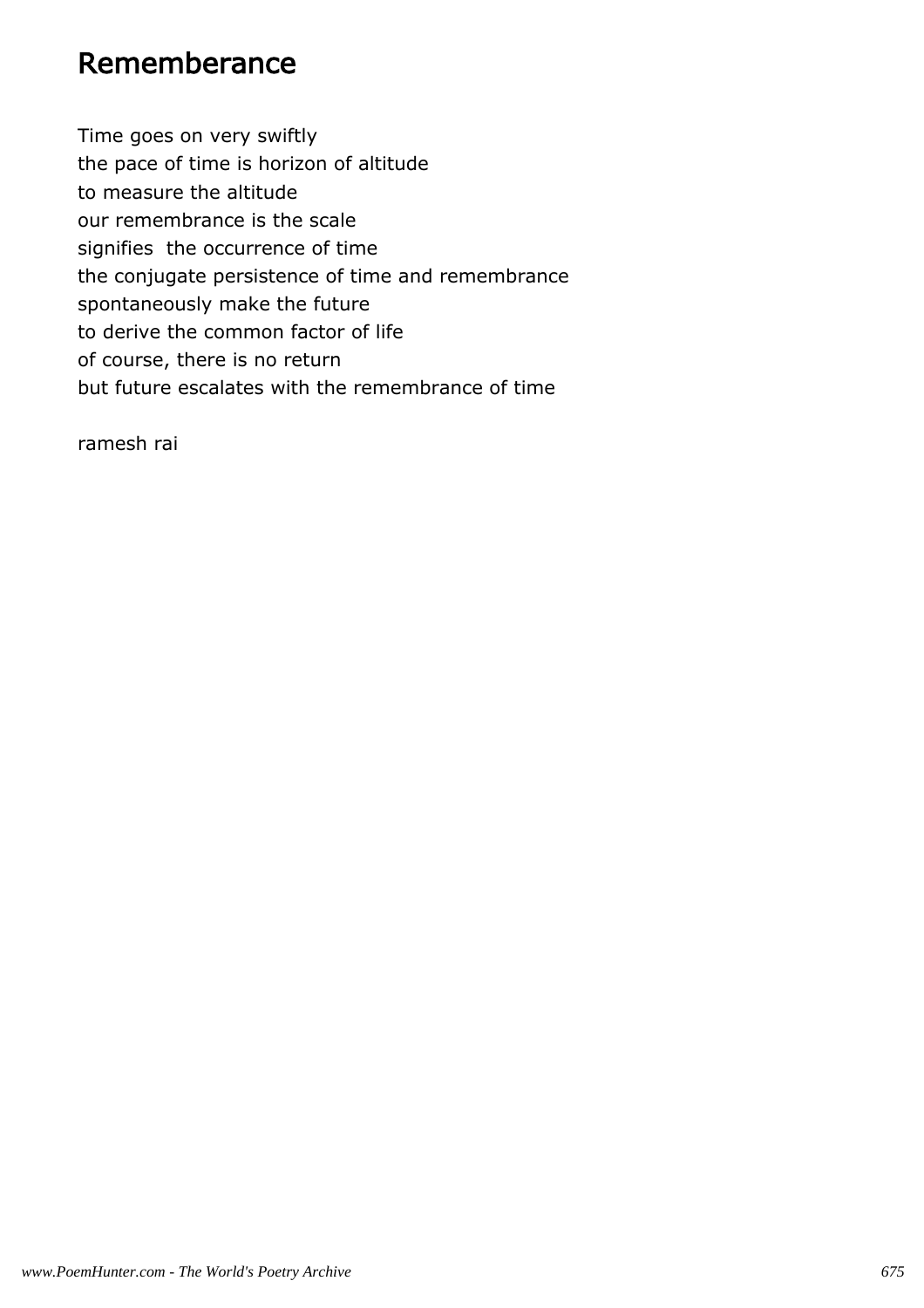# Rememberance

Time goes on very swiftly
the pace of time is horizon of altitude
to measure the altitude
our remembrance is the scale
signifies  the occurrence of time
the conjugate persistence of time and remembrance
spontaneously make the future
to derive the common factor of life
of course, there is no return
but future escalates with the remembrance of time

ramesh rai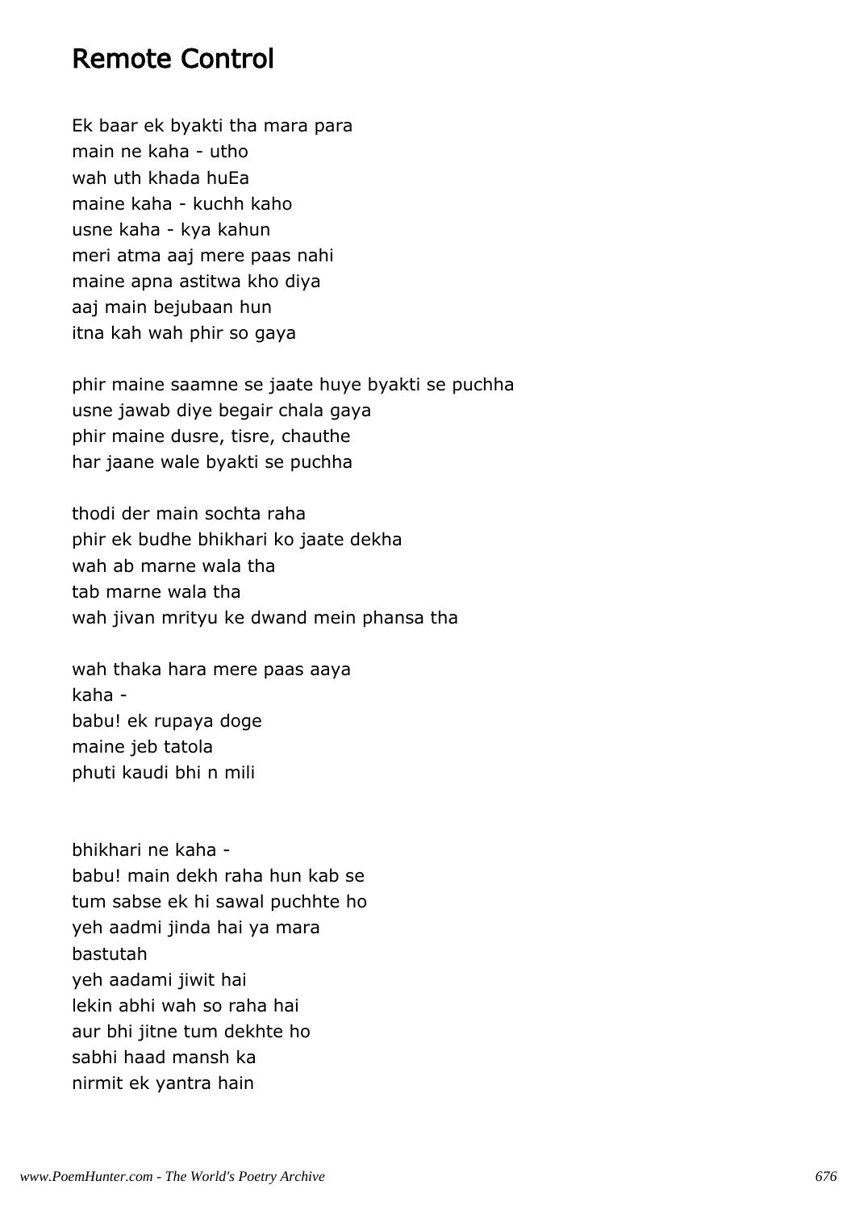# Remote Control

Ek baar ek byakti tha mara para
main ne kaha - utho
wah uth khada huEa
maine kaha - kuchh kaho
usne kaha - kya kahun
meri atma aaj mere paas nahi
maine apna astitwa kho diya
aaj main bejubaan hun
itna kah wah phir so gaya

phir maine saamne se jaate huye byakti se puchha
usne jawab diye begair chala gaya
phir maine dusre, tisre, chauthe
har jaane wale byakti se puchha

thodi der main sochta raha
phir ek budhe bhikhari ko jaate dekha
wah ab marne wala tha
tab marne wala tha
wah jivan mrityu ke dwand mein phansa tha

wah thaka hara mere paas aaya
kaha -
babu! ek rupaya doge
maine jeb tatola
phuti kaudi bhi n mili

bhikhari ne kaha -
babu! main dekh raha hun kab se
tum sabse ek hi sawal puchhte ho
yeh aadmi jinda hai ya mara
bastutah
yeh aadami jiwit hai
lekin abhi wah so raha hai
aur bhi jitne tum dekhte ho
sabhi haad mansh ka
nirmit ek yantra hain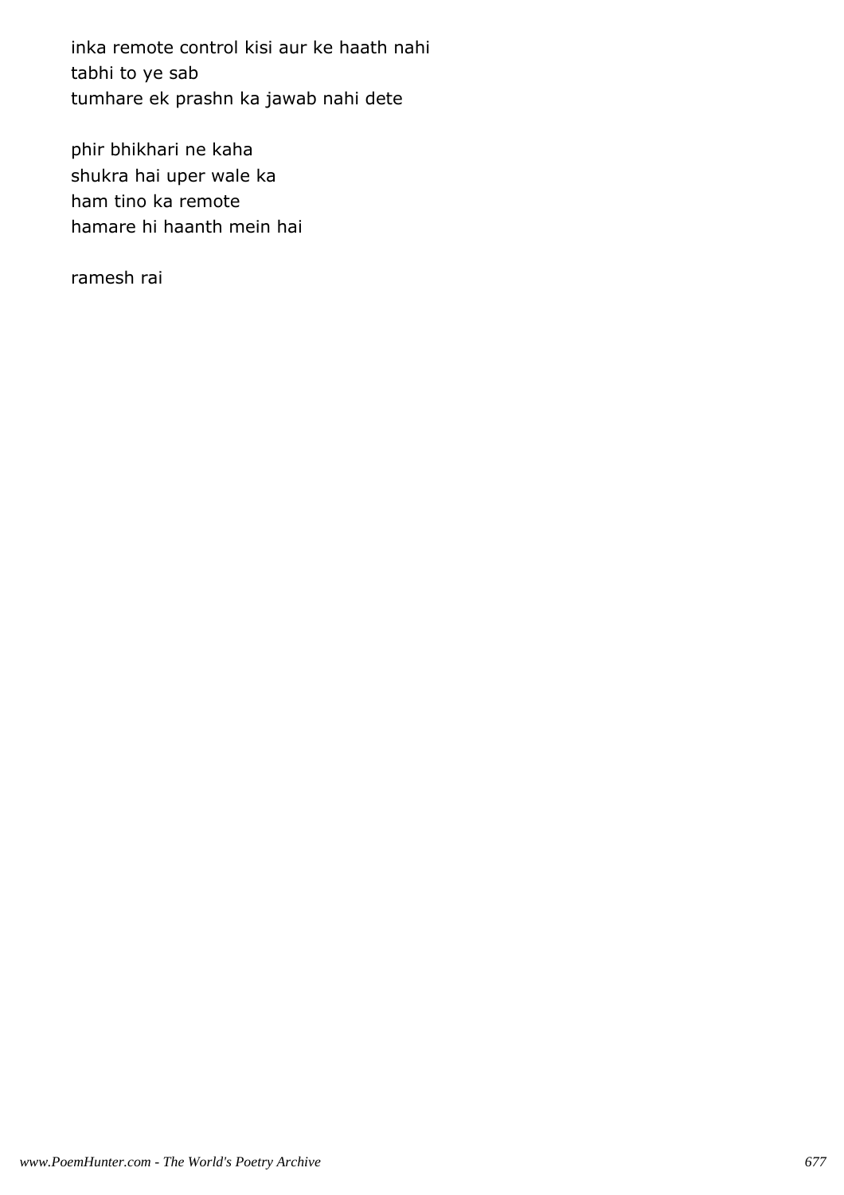inka remote control kisi aur ke haath nahi
tabhi to ye sab
tumhare ek prashn ka jawab nahi dete

phir bhikhari ne kaha
shukra hai uper wale ka
ham tino ka remote
hamare hi haanth mein hai

ramesh rai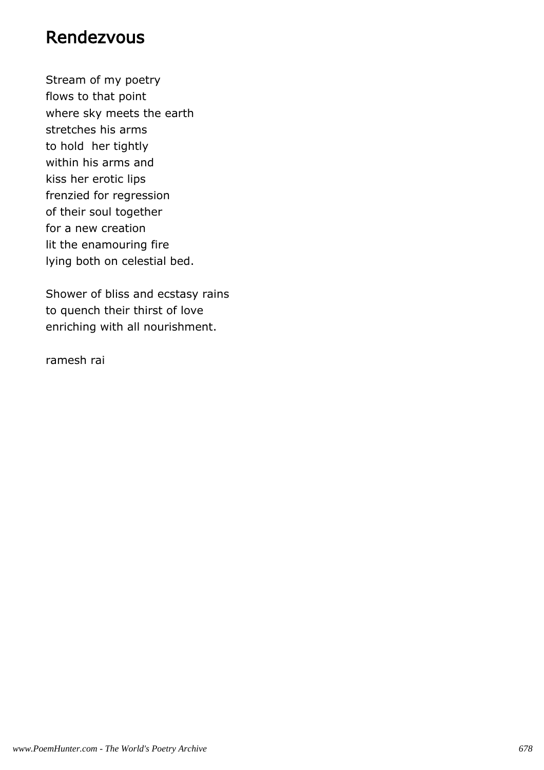# Rendezvous

Stream of my poetry
flows to that point
where sky meets the earth
stretches his arms
to hold her tightly
within his arms and
kiss her erotic lips
frenzied for regression
of their soul together
for a new creation
lit the enamouring fire
lying both on celestial bed.

Shower of bliss and ecstasy rains
to quench their thirst of love
enriching with all nourishment.

ramesh rai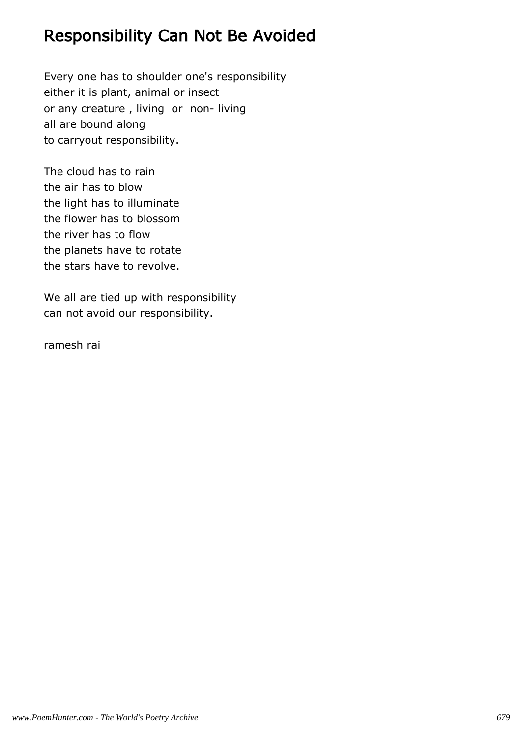# Responsibility Can Not Be Avoided

Every one has to shoulder one's responsibility
either it is plant, animal or insect
or any creature , living or non- living
all are bound along
to carryout responsibility.

The cloud has to rain
the air has to blow
the light has to illuminate
the flower has to blossom
the river has to flow
the planets have to rotate
the stars have to revolve.

We all are tied up with responsibility
can not avoid our responsibility.

ramesh rai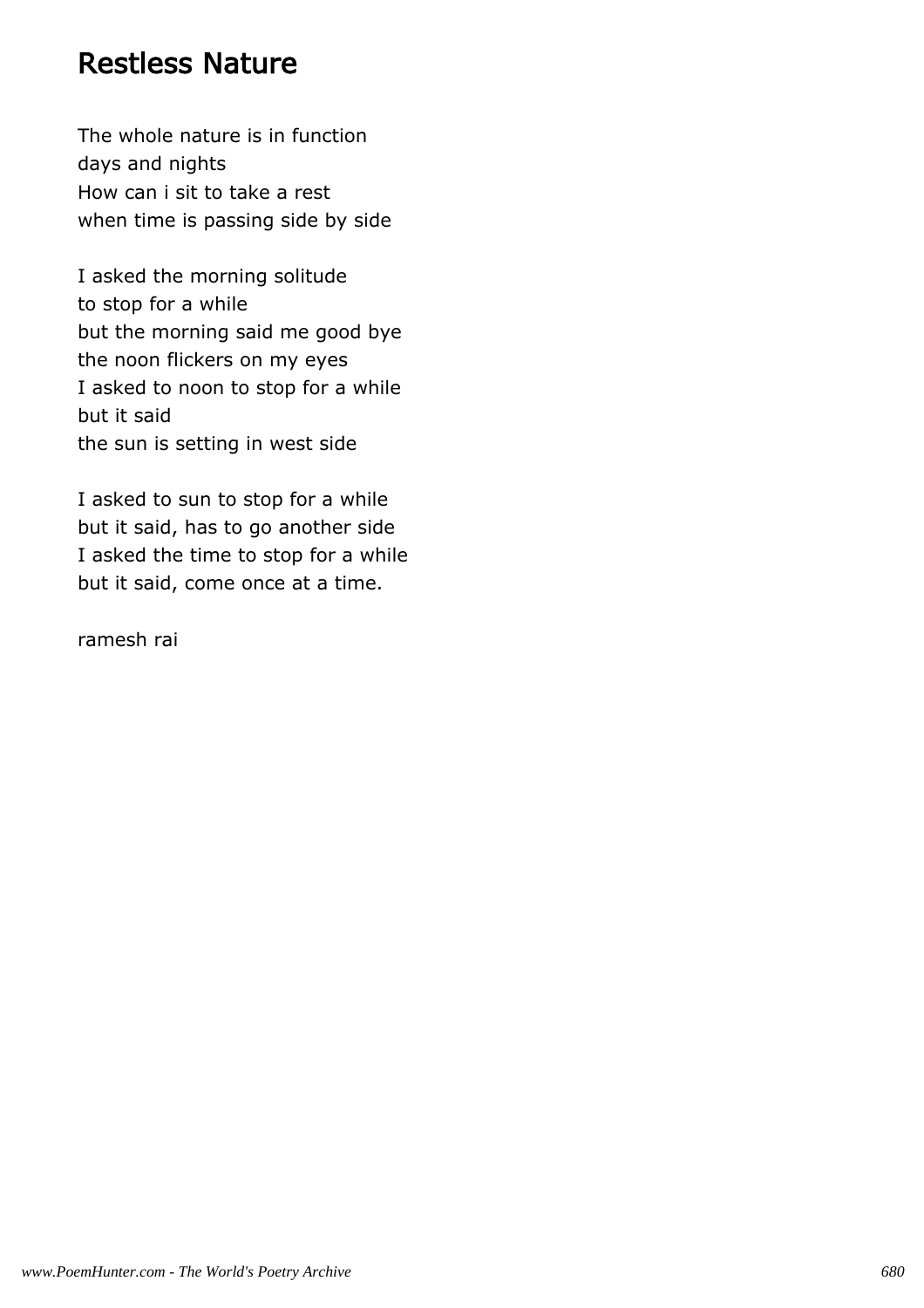# Restless Nature

The whole nature is in function  
days and nights  
How can i sit to take a rest  
when time is passing side by side

I asked the morning solitude  
to stop for a while  
but the morning said me good bye  
the noon flickers on my eyes  
I asked to noon to stop for a while  
but it said  
the sun is setting in west side

I asked to sun to stop for a while  
but it said, has to go another side  
I asked the time to stop for a while  
but it said, come once at a time.

ramesh rai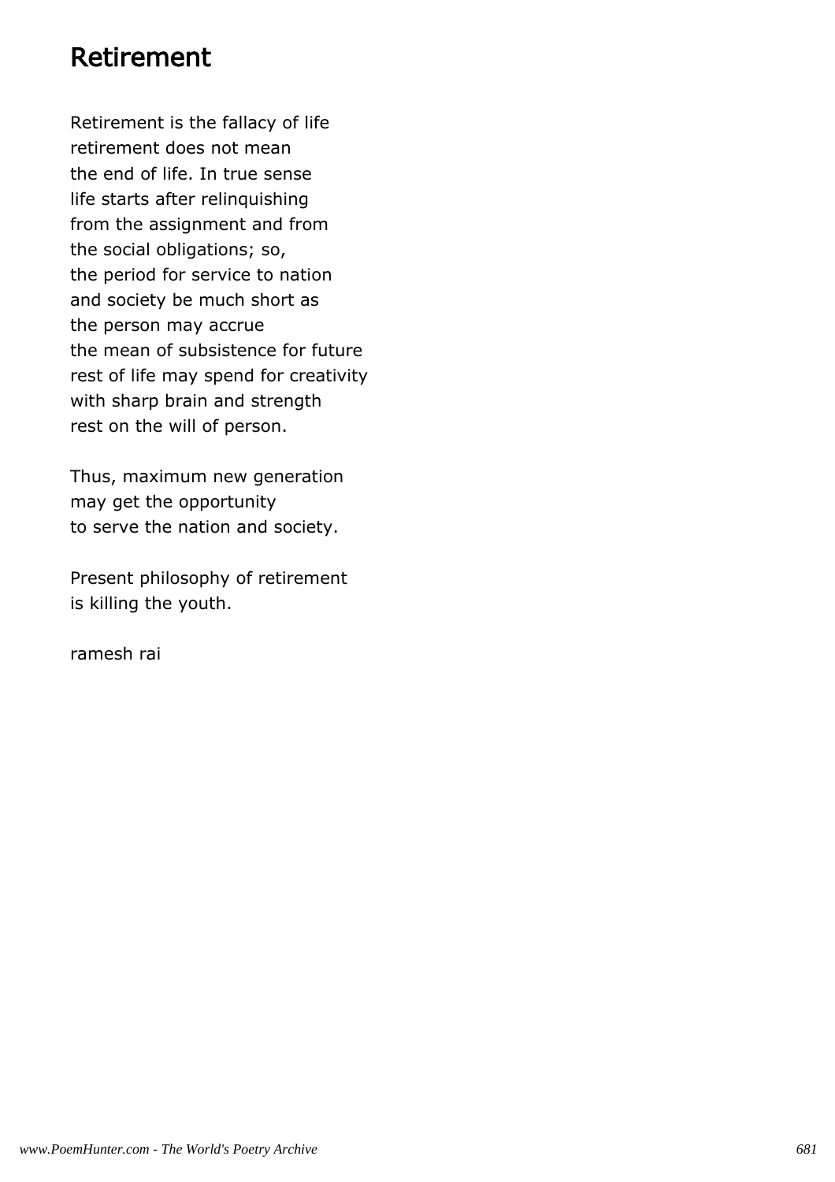# Retirement

Retirement is the fallacy of life
retirement does not mean
the end of life. In true sense
life starts after relinquishing
from the assignment and from
the social obligations; so,
the period for service to nation
and society be much short as
the person may accrue
the mean of subsistence for future
rest of life may spend for creativity
with sharp brain and strength
rest on the will of person.

Thus, maximum new generation
may get the opportunity
to serve the nation and society.

Present philosophy of retirement
is killing the youth.

ramesh rai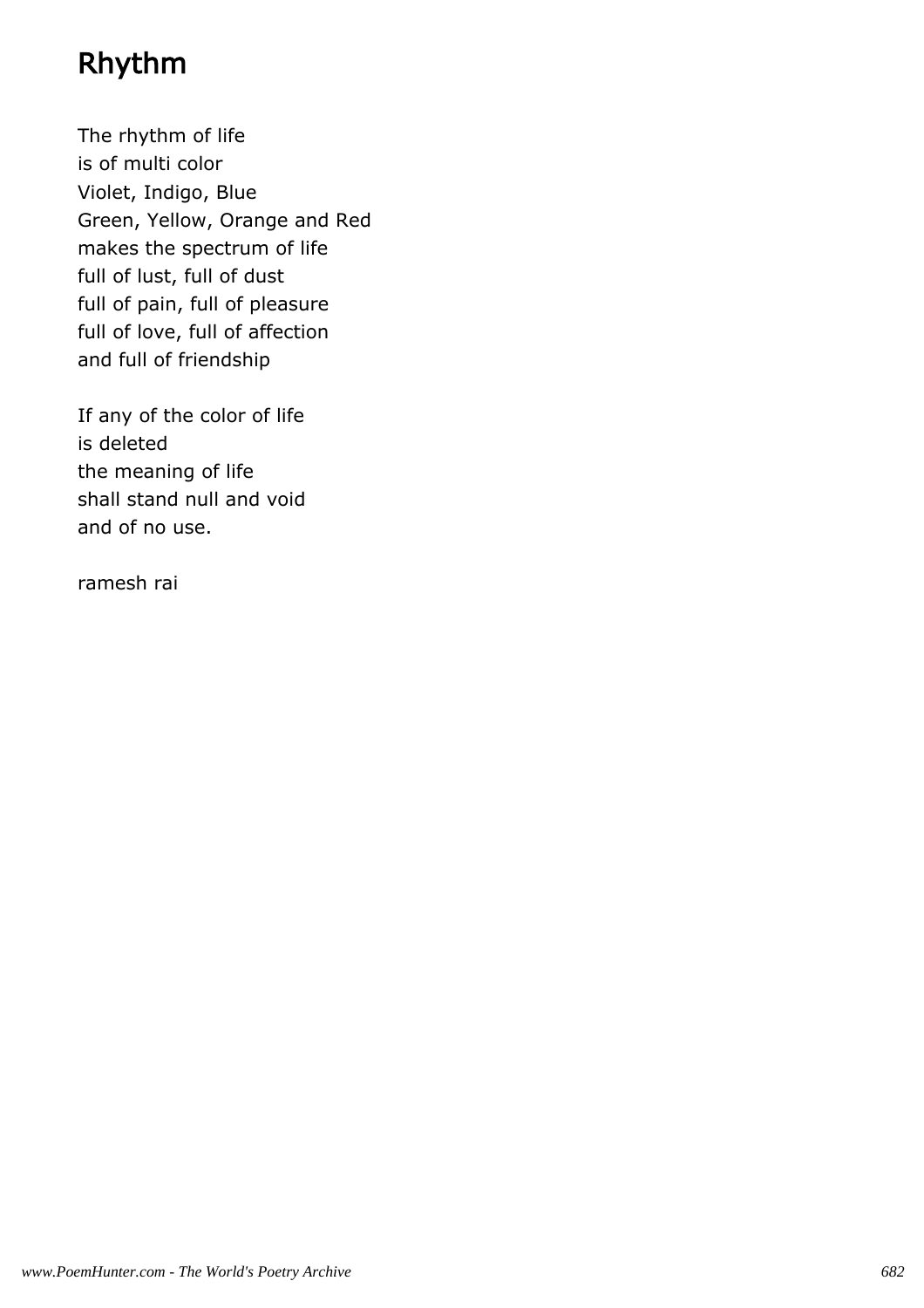# Rhythm

The rhythm of life
is of multi color
Violet, Indigo, Blue
Green, Yellow, Orange and Red
makes the spectrum of life
full of lust, full of dust
full of pain, full of pleasure
full of love, full of affection
and full of friendship

If any of the color of life
is deleted
the meaning of life
shall stand null and void
and of no use.

ramesh rai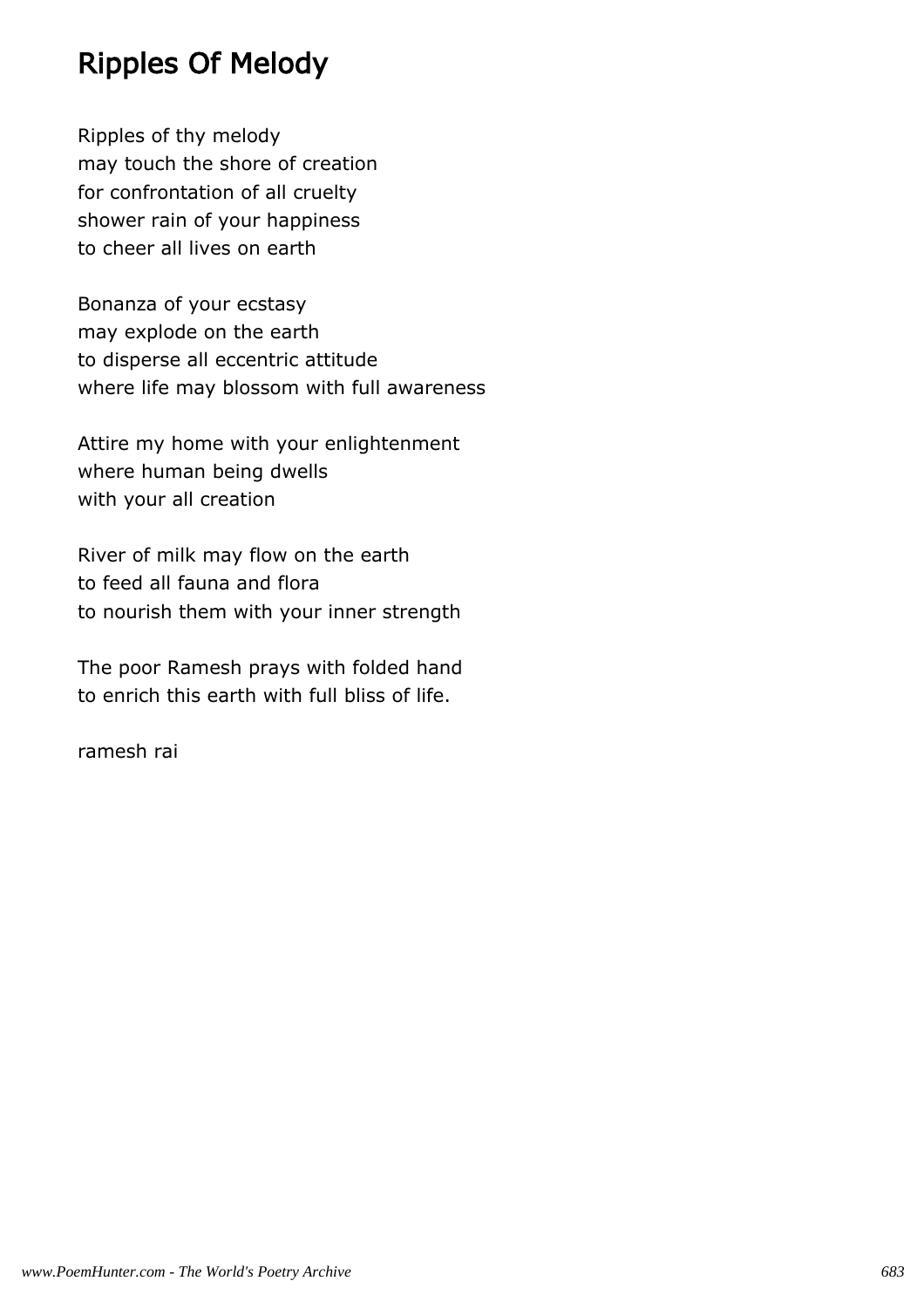## Ripples Of Melody

Ripples of thy melody
may touch the shore of creation
for confrontation of all cruelty
shower rain of your happiness
to cheer all lives on earth

Bonanza of your ecstasy
may explode on the earth
to disperse all eccentric attitude
where life may blossom with full awareness

Attire my home with your enlightenment
where human being dwells
with your all creation

River of milk may flow on the earth
to feed all fauna and flora
to nourish them with your inner strength

The poor Ramesh prays with folded hand
to enrich this earth with full bliss of life.

ramesh rai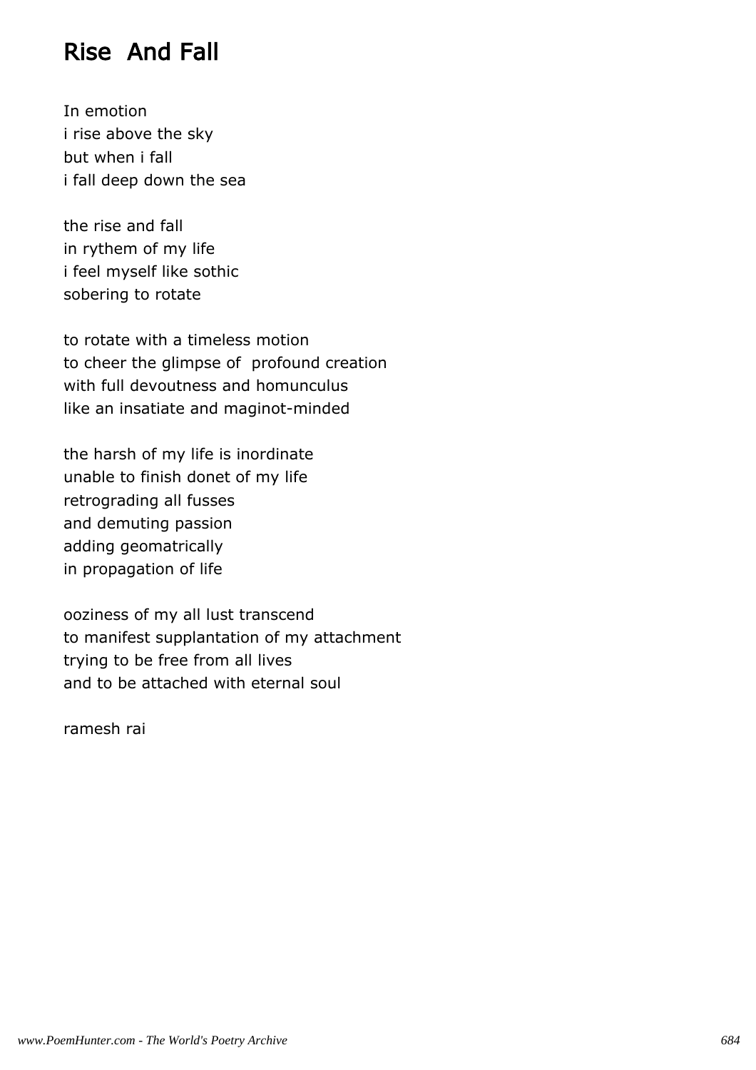# Rise  And Fall

In emotion
i rise above the sky
but when i fall
i fall deep down the sea

the rise and fall
in rythem of my life
i feel myself like sothic
sobering to rotate

to rotate with a timeless motion
to cheer the glimpse of  profound creation
with full devoutness and homunculus
like an insatiate and maginot-minded

the harsh of my life is inordinate
unable to finish donet of my life
retrograding all fusses
and demuting passion
adding geomatrically
in propagation of life

ooziness of my all lust transcend
to manifest supplantation of my attachment
trying to be free from all lives
and to be attached with eternal soul

ramesh rai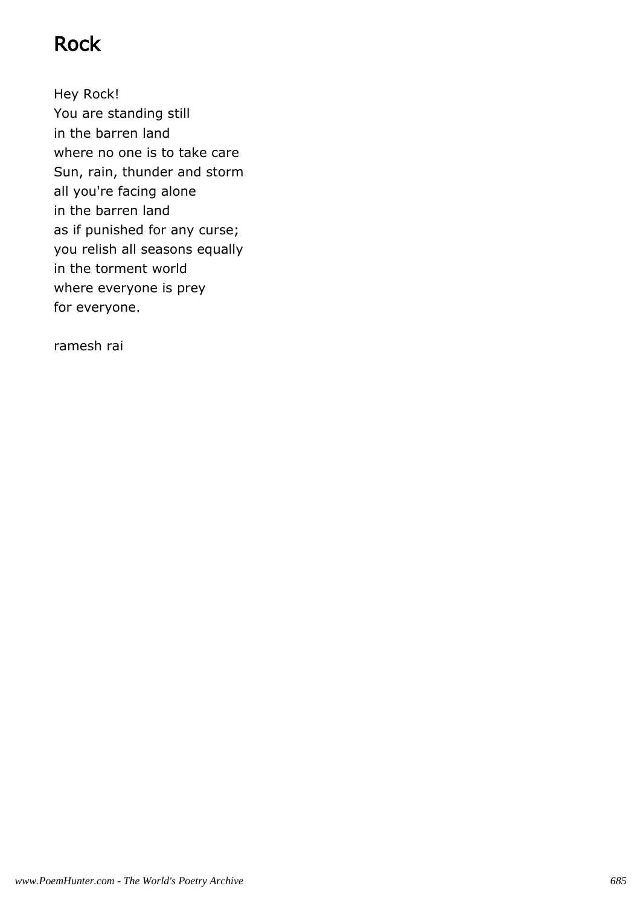# Rock

Hey Rock!
You are standing still
in the barren land
where no one is to take care
Sun, rain, thunder and storm
all you're facing alone
in the barren land
as if punished for any curse;
you relish all seasons equally
in the torment world
where everyone is prey
for everyone.

ramesh rai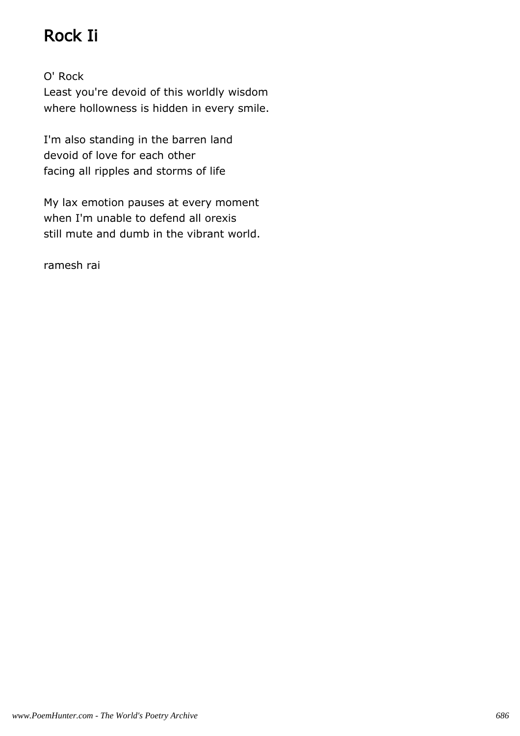# Rock Ii

O' Rock
Least you're devoid of this worldly wisdom
where hollowness is hidden in every smile.

I'm also standing in the barren land
devoid of love for each other
facing all ripples and storms of life

My lax emotion pauses at every moment
when I'm unable to defend all orexis
still mute and dumb in the vibrant world.

ramesh rai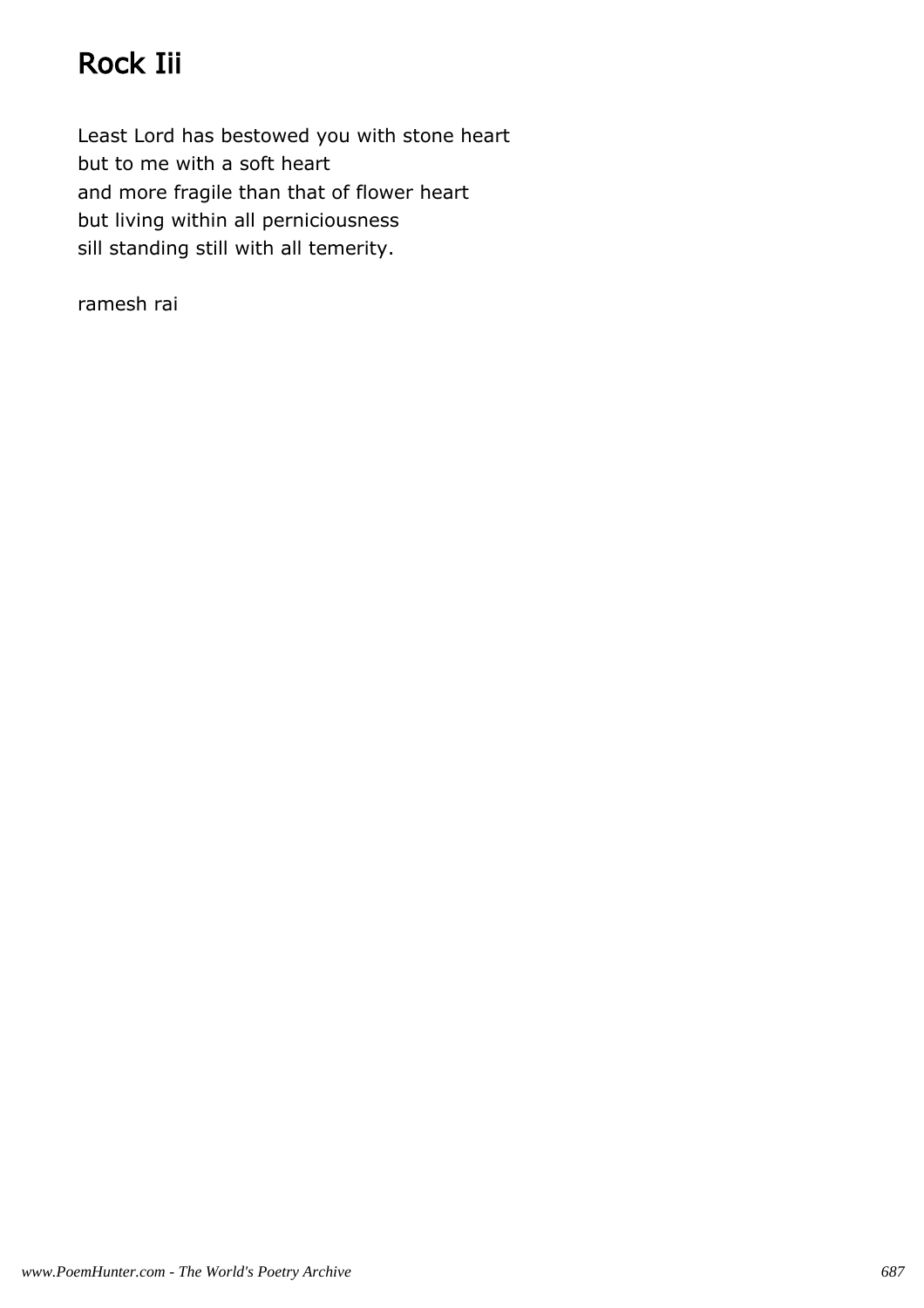# Rock Iii

Least Lord has bestowed you with stone heart
but to me with a soft heart
and more fragile than that of flower heart
but living within all perniciousness
sill standing still with all temerity.

ramesh rai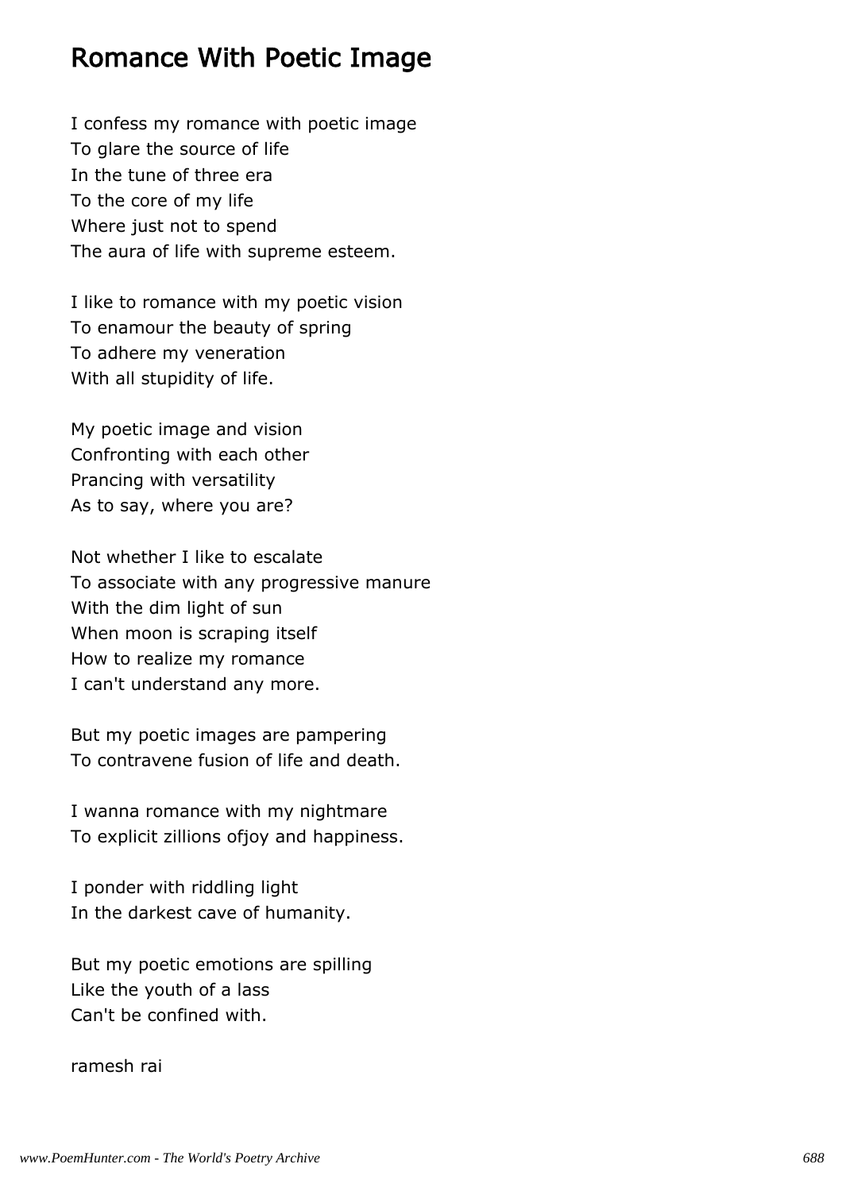# Romance With Poetic Image

I confess my romance with poetic image
To glare the source of life
In the tune of three era
To the core of my life
Where just not to spend
The aura of life with supreme esteem.

I like to romance with my poetic vision
To enamour the beauty of spring
To adhere my veneration
With all stupidity of life.

My poetic image and vision
Confronting with each other
Prancing with versatility
As to say, where you are?

Not whether I like to escalate
To associate with any progressive manure
With the dim light of sun
When moon is scraping itself
How to realize my romance
I can't understand any more.

But my poetic images are pampering
To contravene fusion of life and death.

I wanna romance with my nightmare
To explicit zillions ofjoy and happiness.

I ponder with riddling light
In the darkest cave of humanity.

But my poetic emotions are spilling
Like the youth of a lass
Can't be confined with.

ramesh rai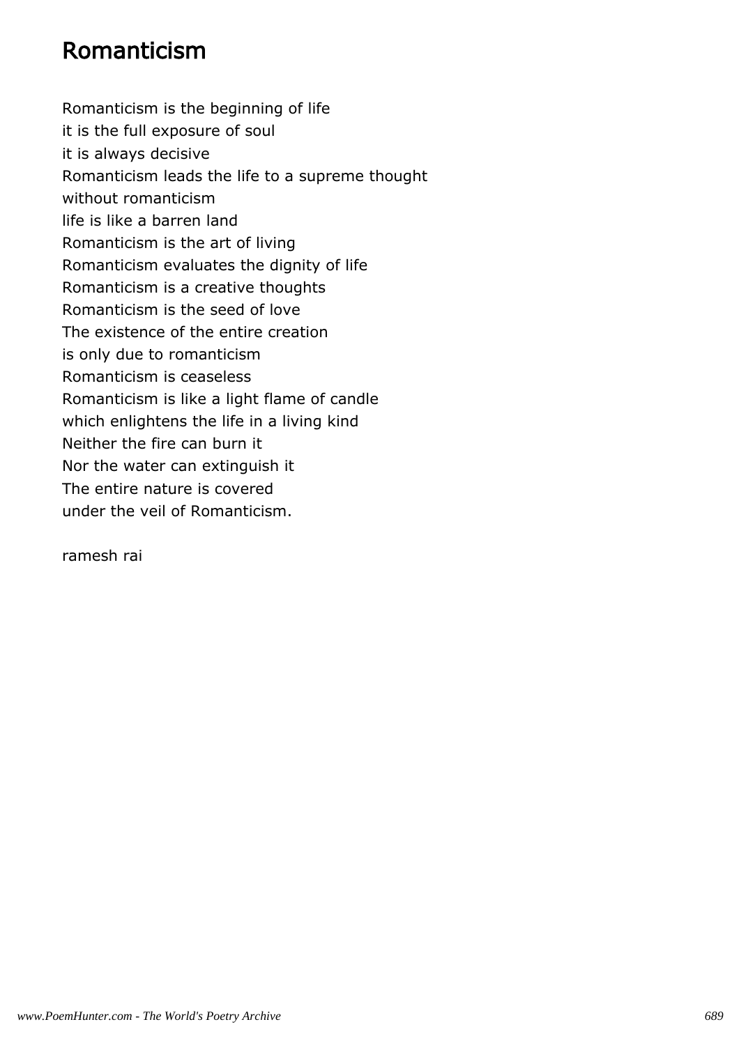# Romanticism

Romanticism is the beginning of life
it is the full exposure of soul
it is always decisive
Romanticism leads the life to a supreme thought
without romanticism
life is like a barren land
Romanticism is the art of living
Romanticism evaluates the dignity of life
Romanticism is a creative thoughts
Romanticism is the seed of love
The existence of the entire creation
is only due to romanticism
Romanticism is ceaseless
Romanticism is like a light flame of candle
which enlightens the life in a living kind
Neither the fire can burn it
Nor the water can extinguish it
The entire nature is covered
under the veil of Romanticism.

ramesh rai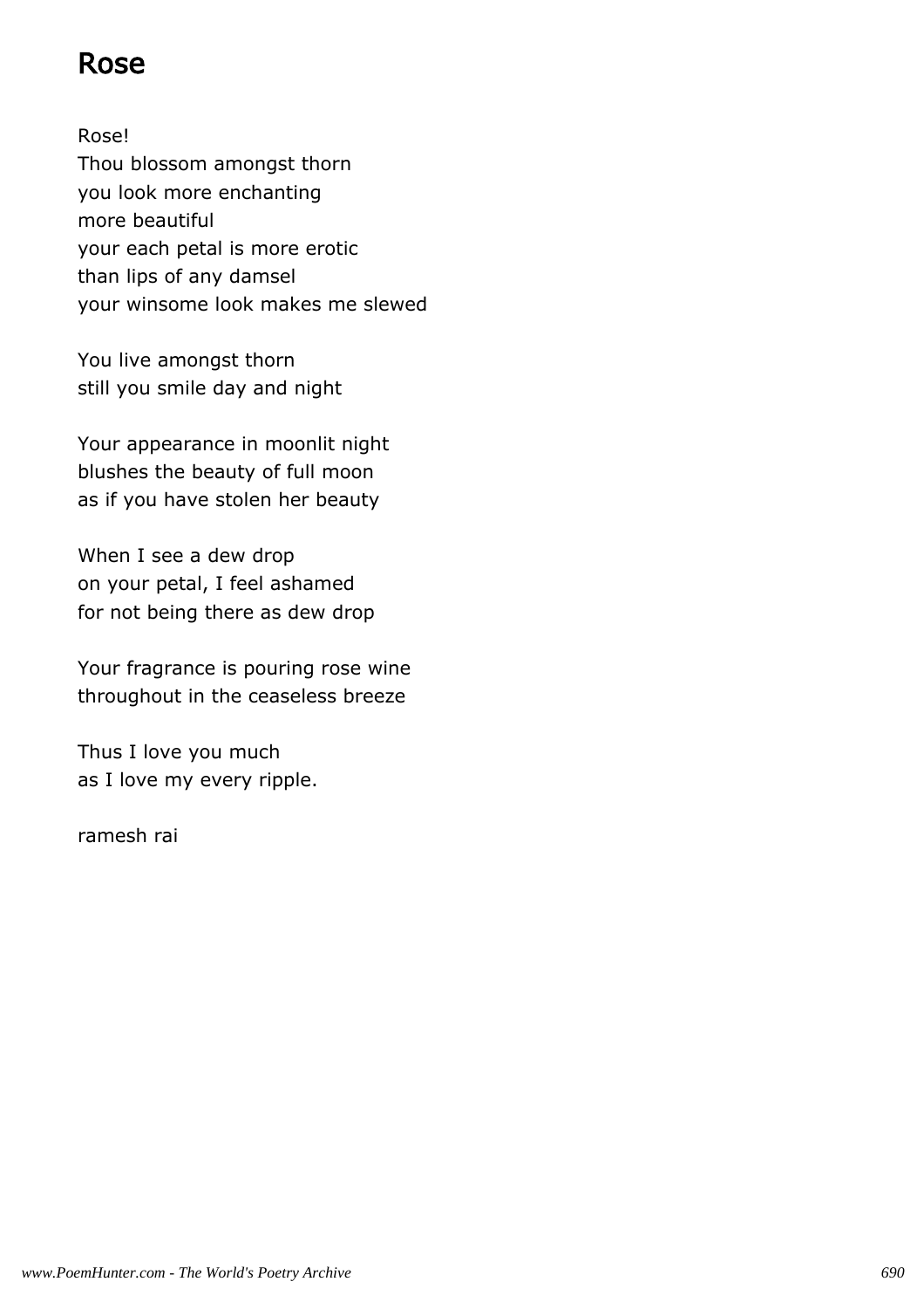# Rose

Rose!
Thou blossom amongst thorn
you look more enchanting
more beautiful
your each petal is more erotic
than lips of any damsel
your winsome look makes me slewed

You live amongst thorn
still you smile day and night

Your appearance in moonlit night
blushes the beauty of full moon
as if you have stolen her beauty

When I see a dew drop
on your petal, I feel ashamed
for not being there as dew drop

Your fragrance is pouring rose wine
throughout in the ceaseless breeze

Thus I love you much
as I love my every ripple.

ramesh rai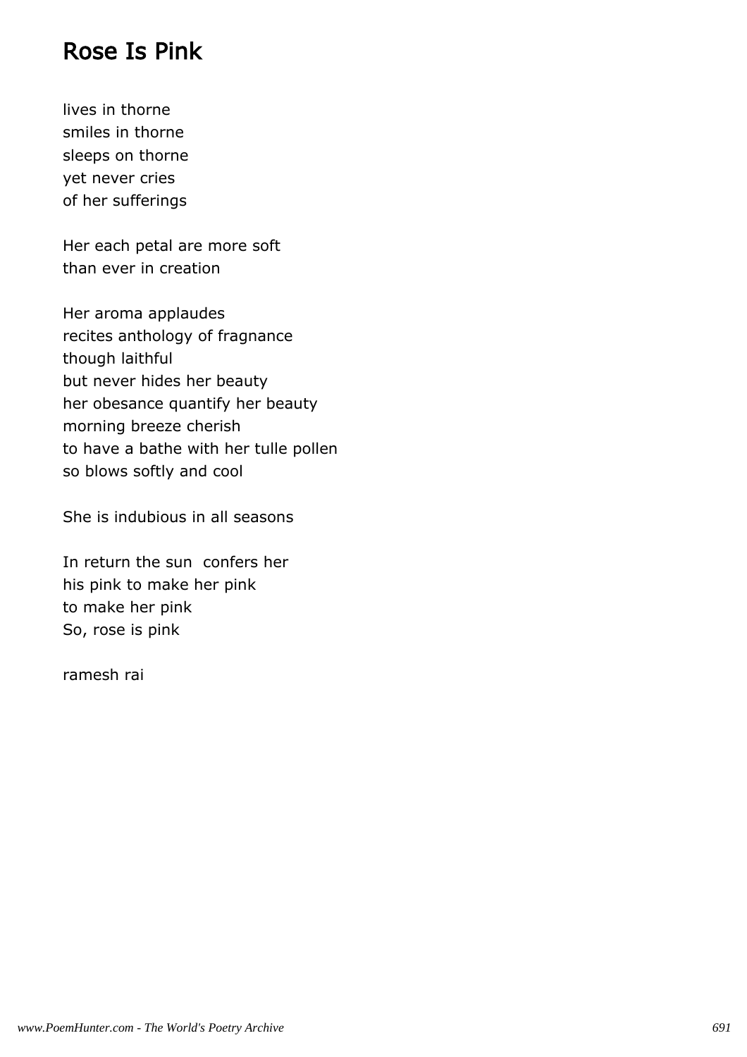# Rose Is Pink

lives in thorne
smiles in thorne
sleeps on thorne
yet never cries
of her sufferings

Her each petal are more soft
than ever in creation

Her aroma applaudes
recites anthology of fragnance
though laithful
but never hides her beauty
her obesance quantify her beauty
morning breeze cherish
to have a bathe with her tulle pollen
so blows softly and cool

She is indubious in all seasons

In return the sun confers her
his pink to make her pink
to make her pink
So, rose is pink

ramesh rai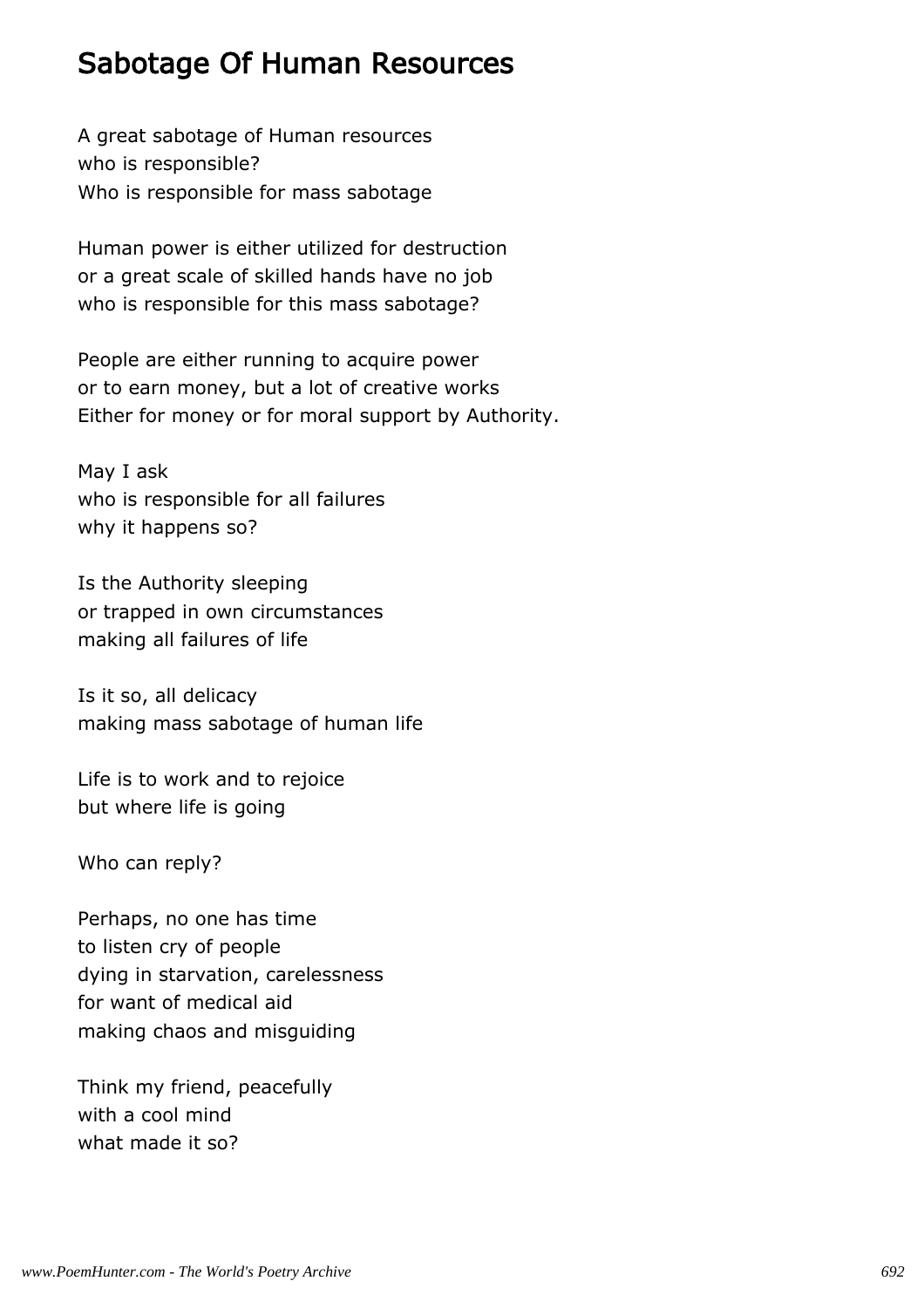## Sabotage Of Human Resources

A great sabotage of Human resources
who is responsible?
Who is responsible for mass sabotage

Human power is either utilized for destruction
or a great scale of skilled hands have no job
who is responsible for this mass sabotage?

People are either running to acquire power
or to earn money, but a lot of creative works
Either for money or for moral support by Authority.

May I ask
who is responsible for all failures
why it happens so?

Is the Authority sleeping
or trapped in own circumstances
making all failures of life

Is it so, all delicacy
making mass sabotage of human life

Life is to work and to rejoice
but where life is going

Who can reply?

Perhaps, no one has time
to listen cry of people
dying in starvation, carelessness
for want of medical aid
making chaos and misguiding

Think my friend, peacefully
with a cool mind
what made it so?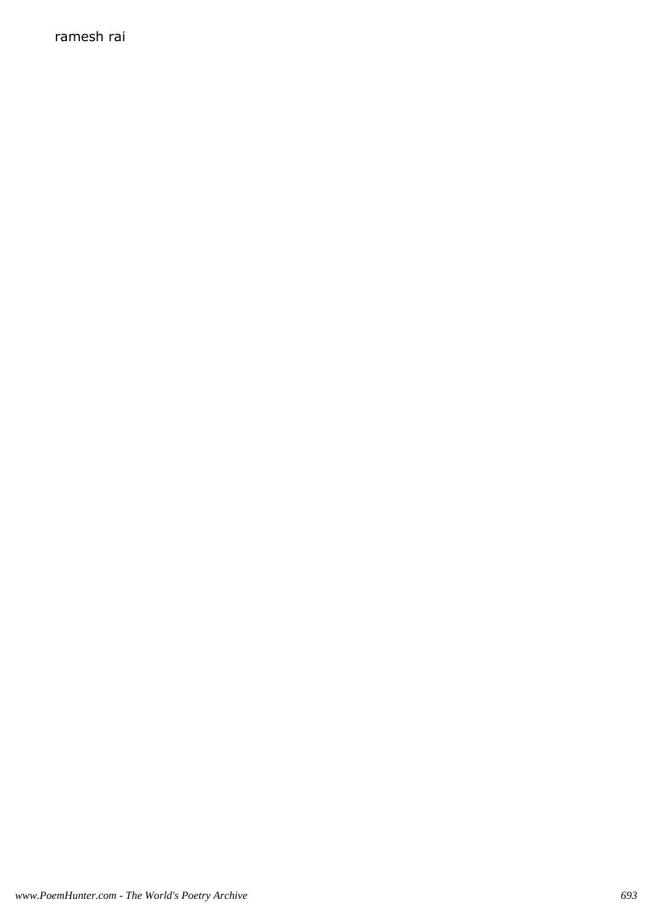ramesh rai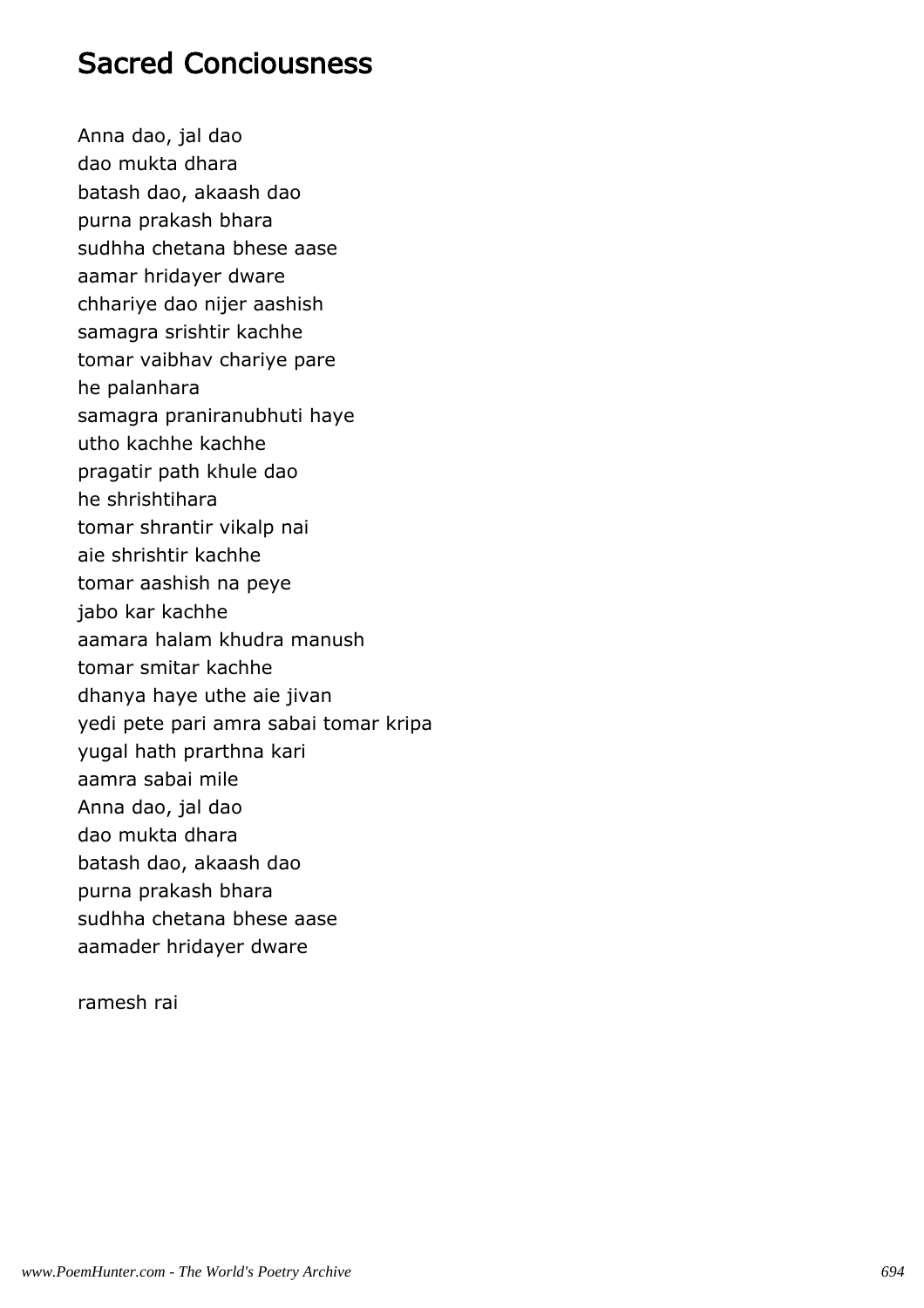## Sacred Conciousness

Anna dao, jal dao
dao mukta dhara
batash dao, akaash dao
purna prakash bhara
sudhha chetana bhese aase
aamar hridayer dware
chhariye dao nijer aashish
samagra srishtir kachhe
tomar vaibhav chariye pare
he palanhara
samagra praniranubhuti haye
utho kachhe kachhe
pragatir path khule dao
he shrishtihara
tomar shrantir vikalp nai
aie shrishtir kachhe
tomar aashish na peye
jabo kar kachhe
aamara halam khudra manush
tomar smitar kachhe
dhanya haye uthe aie jivan
yedi pete pari amra sabai tomar kripa
yugal hath prarthna kari
aamra sabai mile
Anna dao, jal dao
dao mukta dhara
batash dao, akaash dao
purna prakash bhara
sudhha chetana bhese aase
aamader hridayer dware

ramesh rai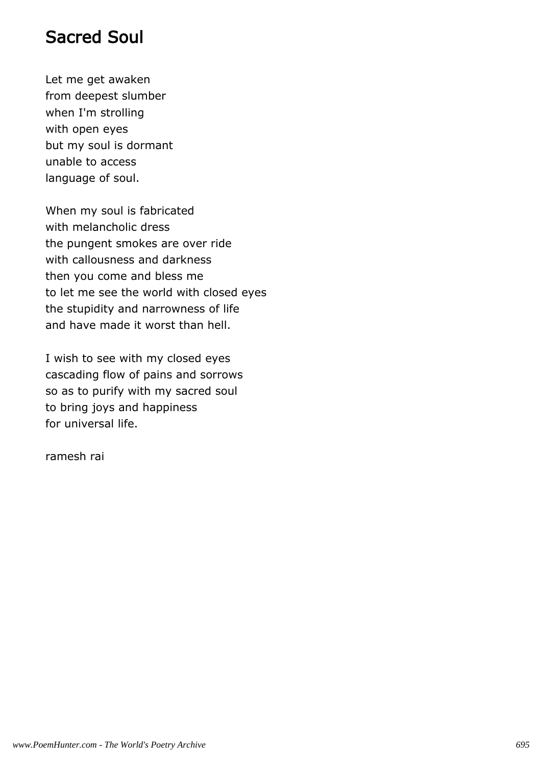# Sacred Soul

Let me get awaken
from deepest slumber
when I'm strolling
with open eyes
but my soul is dormant
unable to access
language of soul.

When my soul is fabricated
with melancholic dress
the pungent smokes are over ride
with callousness and darkness
then you come and bless me
to let me see the world with closed eyes
the stupidity and narrowness of life
and have made it worst than hell.

I wish to see with my closed eyes
cascading flow of pains and sorrows
so as to purify with my sacred soul
to bring joys and happiness
for universal life.

ramesh rai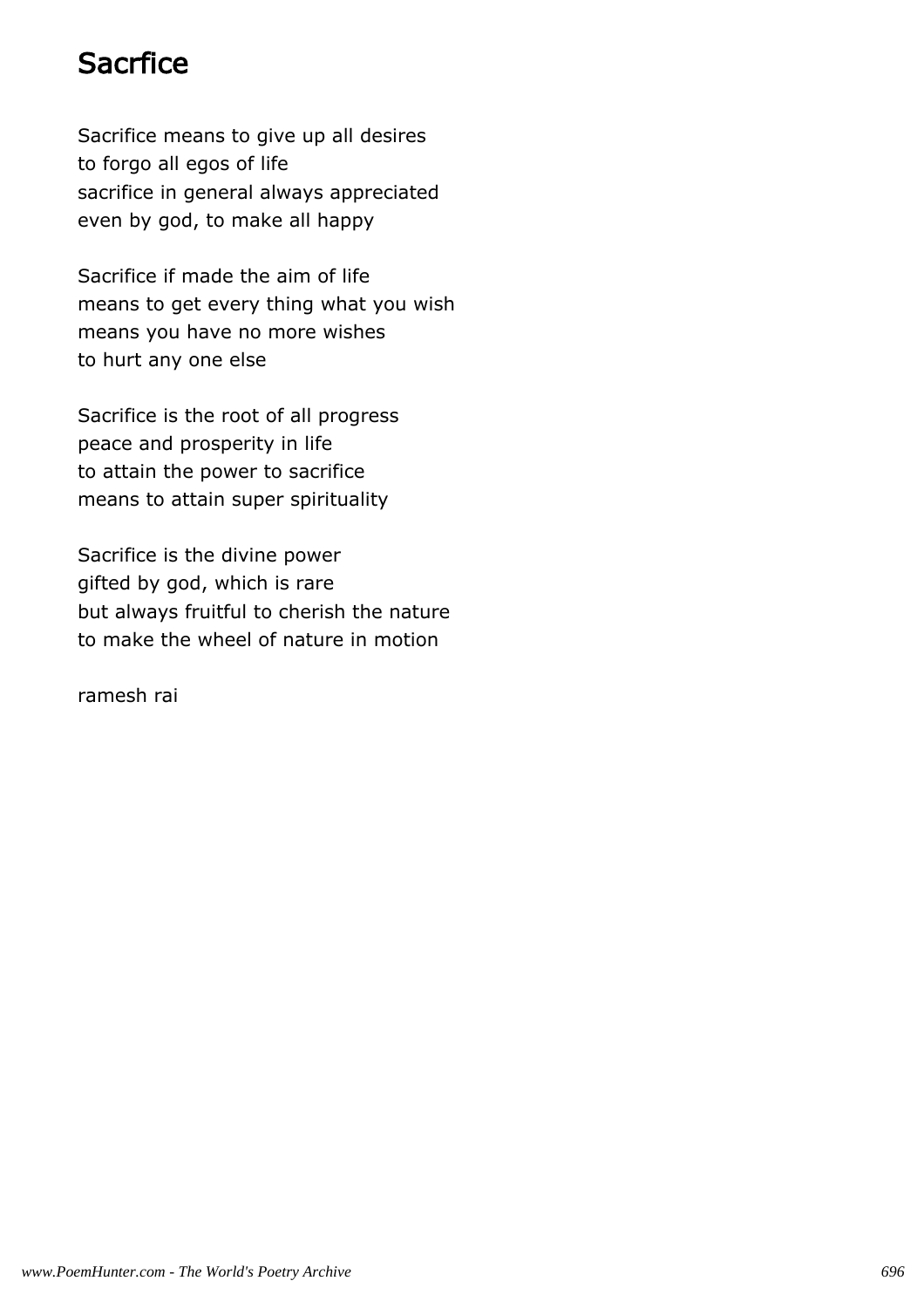# Sacrfice

Sacrifice means to give up all desires
to forgo all egos of life
sacrifice in general always appreciated
even by god, to make all happy

Sacrifice if made the aim of life
means to get every thing what you wish
means you have no more wishes
to hurt any one else

Sacrifice is the root of all progress
peace and prosperity in life
to attain the power to sacrifice
means to attain super spirituality

Sacrifice is the divine power
gifted by god, which is rare
but always fruitful to cherish the nature
to make the wheel of nature in motion

ramesh rai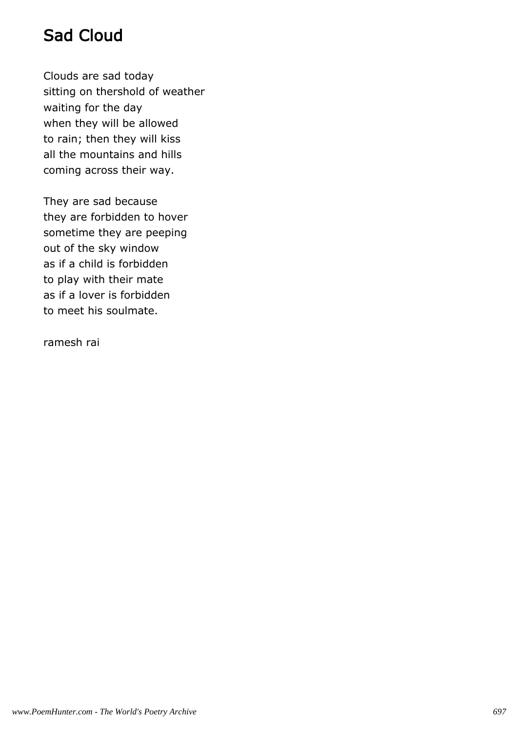# Sad Cloud

Clouds are sad today
sitting on thershold of weather
waiting for the day
when they will be allowed
to rain; then they will kiss
all the mountains and hills
coming across their way.

They are sad because
they are forbidden to hover
sometime they are peeping
out of the sky window
as if a child is forbidden
to play with their mate
as if a lover is forbidden
to meet his soulmate.

ramesh rai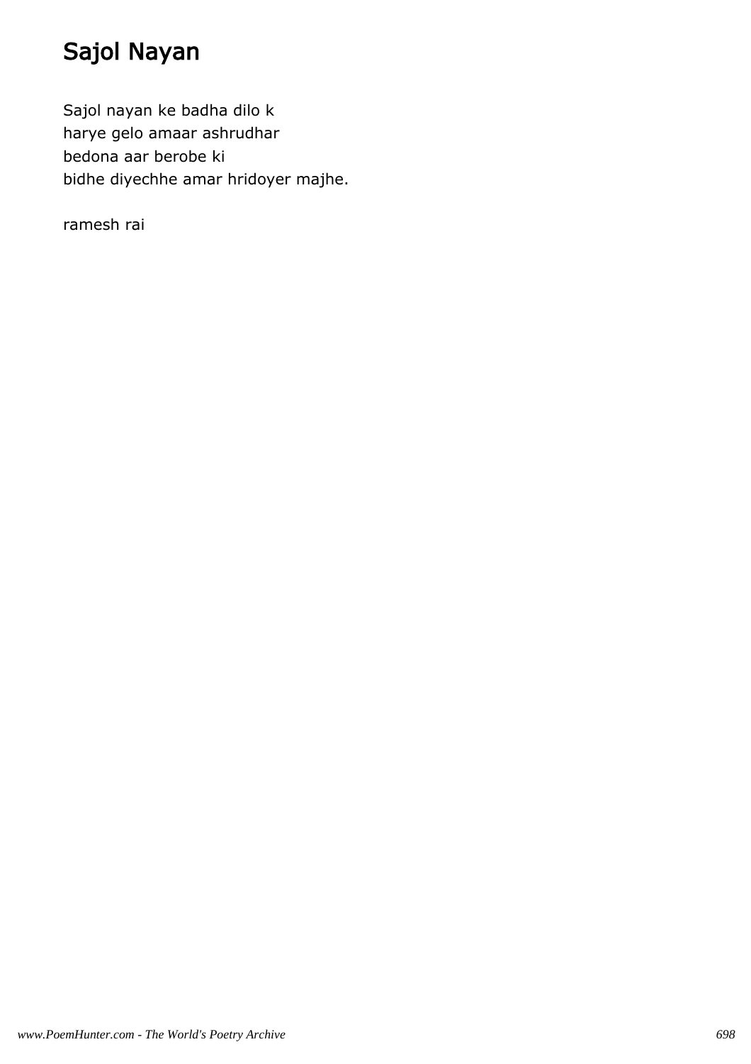# Sajol Nayan

Sajol nayan ke badha dilo k
harye gelo amaar ashrudhar
bedona aar berobe ki
bidhe diyechhe amar hridoyer majhe.

ramesh rai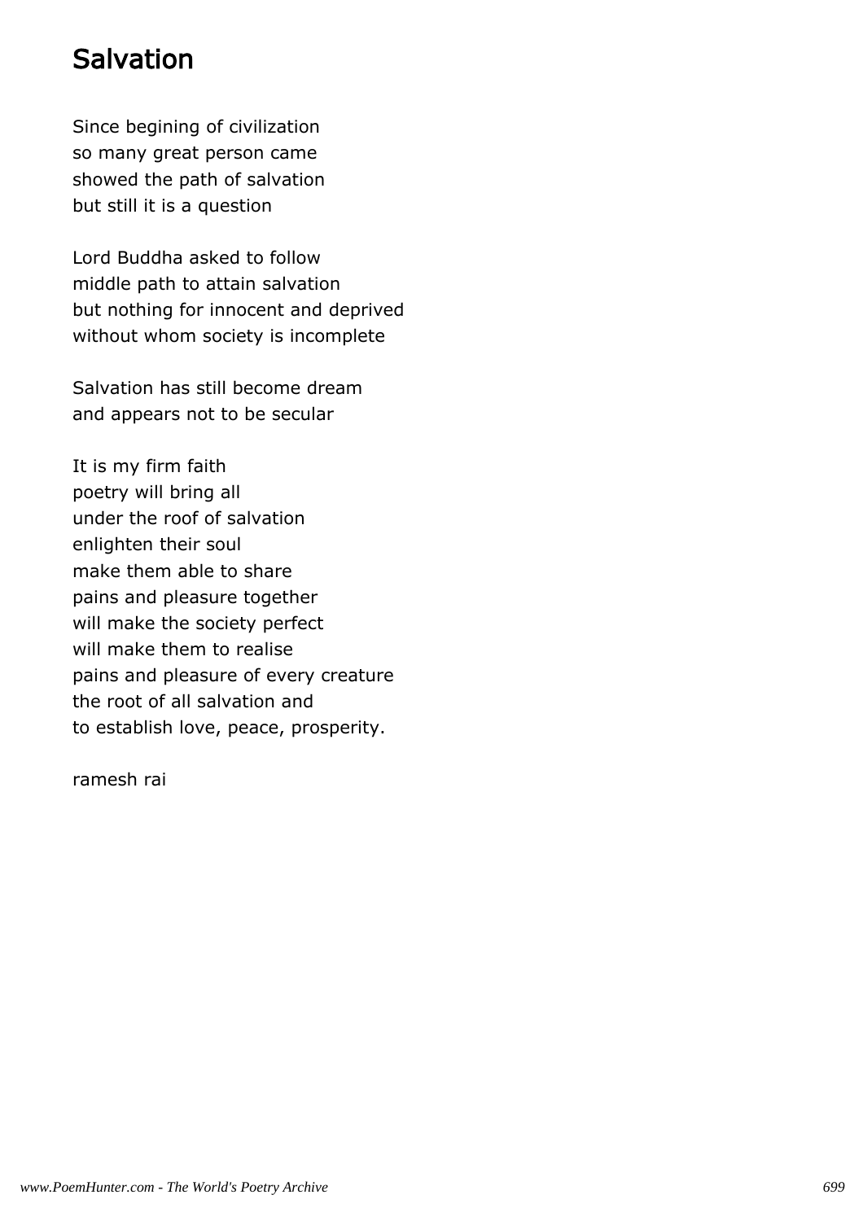# Salvation

Since begining of civilization
so many great person came
showed the path of salvation
but still it is a question

Lord Buddha asked to follow
middle path to attain salvation
but nothing for innocent and deprived
without whom society is incomplete

Salvation has still become dream
and appears not to be secular

It is my firm faith
poetry will bring all
under the roof of salvation
enlighten their soul
make them able to share
pains and pleasure together
will make the society perfect
will make them to realise
pains and pleasure of every creature
the root of all salvation and
to establish love, peace, prosperity.

ramesh rai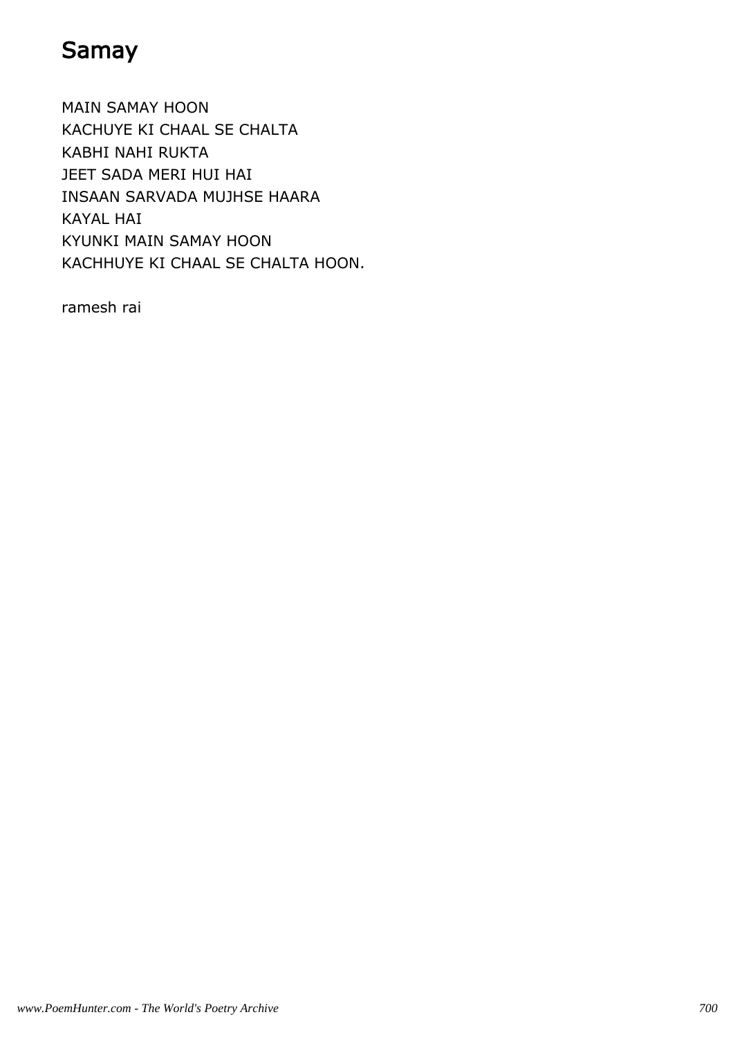# Samay

MAIN SAMAY HOON  
KACHUYE KI CHAAL SE CHALTA  
KABHI NAHI RUKTA  
JEET SADA MERI HUI HAI  
INSAAN SARVADA MUJHSE HAARA  
KAYAL HAI  
KYUNKI MAIN SAMAY HOON  
KACHHUYE KI CHAAL SE CHALTA HOON.

ramesh rai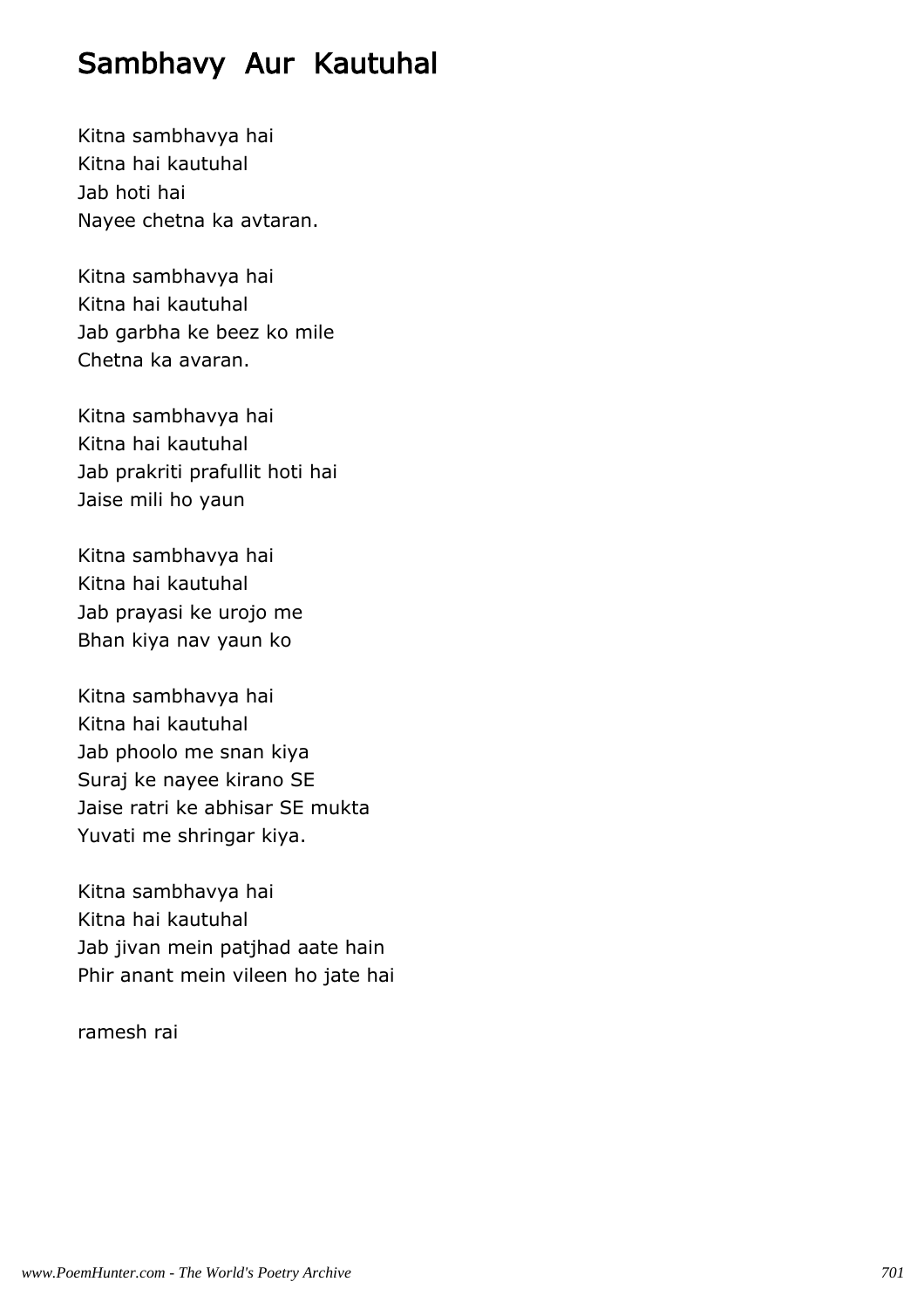# Sambhavy Aur Kautuhal

Kitna sambhavya hai
Kitna hai kautuhal
Jab hoti hai
Nayee chetna ka avtaran.

Kitna sambhavya hai
Kitna hai kautuhal
Jab garbha ke beez ko mile
Chetna ka avaran.

Kitna sambhavya hai
Kitna hai kautuhal
Jab prakriti prafullit hoti hai
Jaise mili ho yaun

Kitna sambhavya hai
Kitna hai kautuhal
Jab prayasi ke urojo me
Bhan kiya nav yaun ko

Kitna sambhavya hai
Kitna hai kautuhal
Jab phoolo me snan kiya
Suraj ke nayee kirano SE
Jaise ratri ke abhisar SE mukta
Yuvati me shringar kiya.

Kitna sambhavya hai
Kitna hai kautuhal
Jab jivan mein patjhad aate hain
Phir anant mein vileen ho jate hai

ramesh rai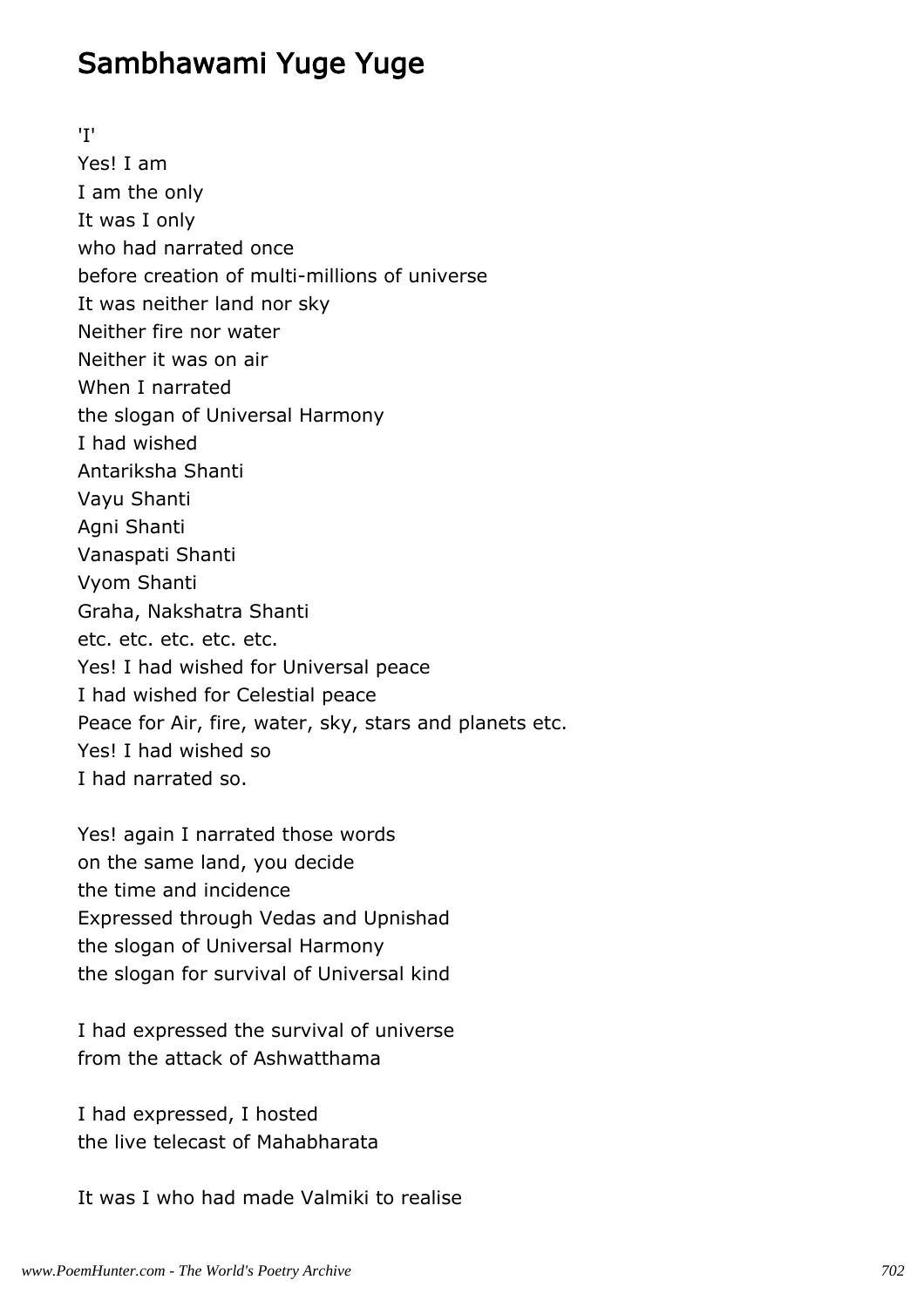## Sambhawami Yuge Yuge

'I'
Yes! I am
I am the only
It was I only
who had narrated once
before creation of multi-millions of universe
It was neither land nor sky
Neither fire nor water
Neither it was on air
When I narrated
the slogan of Universal Harmony
I had wished
Antariksha Shanti
Vayu Shanti
Agni Shanti
Vanaspati Shanti
Vyom Shanti
Graha, Nakshatra Shanti
etc. etc. etc. etc. etc.
Yes! I had wished for Universal peace
I had wished for Celestial peace
Peace for Air, fire, water, sky, stars and planets etc.
Yes! I had wished so
I had narrated so.

Yes! again I narrated those words
on the same land, you decide
the time and incidence
Expressed through Vedas and Upnishad
the slogan of Universal Harmony
the slogan for survival of Universal kind

I had expressed the survival of universe
from the attack of Ashwatthama

I had expressed, I hosted
the live telecast of Mahabharata

It was I who had made Valmiki to realise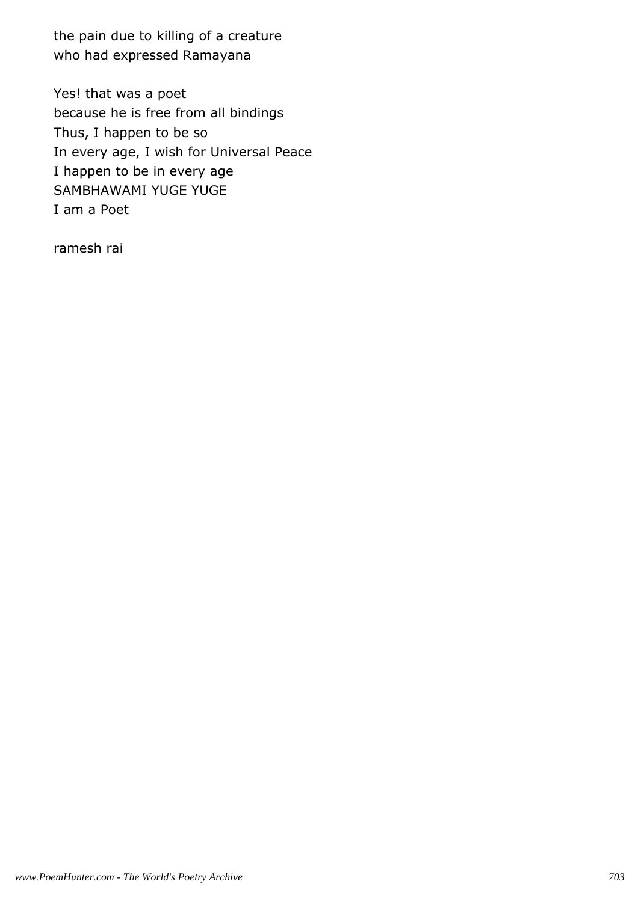the pain due to killing of a creature
who had expressed Ramayana

Yes! that was a poet
because he is free from all bindings
Thus, I happen to be so
In every age, I wish for Universal Peace
I happen to be in every age
SAMBHAWAMI YUGE YUGE
I am a Poet

ramesh rai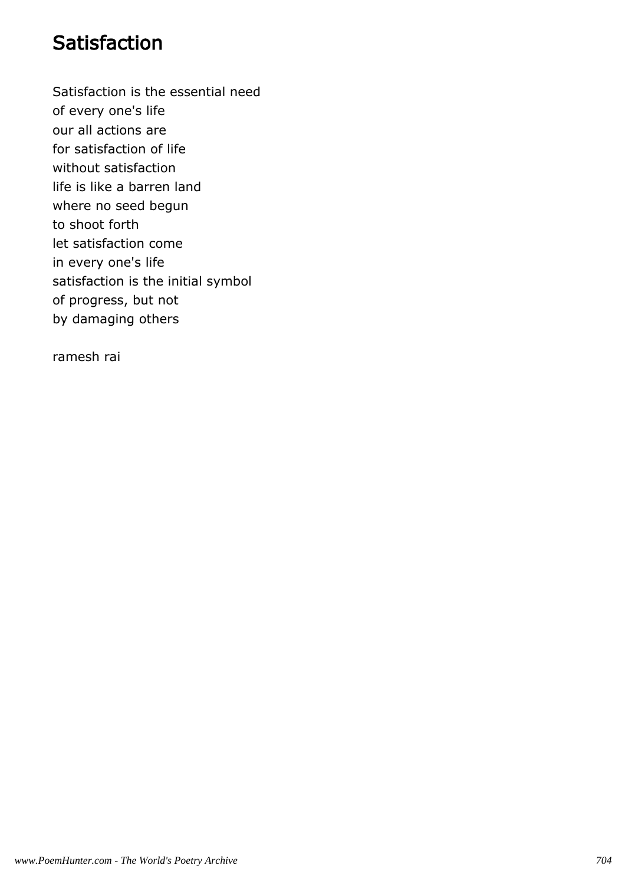# Satisfaction

Satisfaction is the essential need
of every one's life
our all actions are
for satisfaction of life
without satisfaction
life is like a barren land
where no seed begun
to shoot forth
let satisfaction come
in every one's life
satisfaction is the initial symbol
of progress, but not
by damaging others

ramesh rai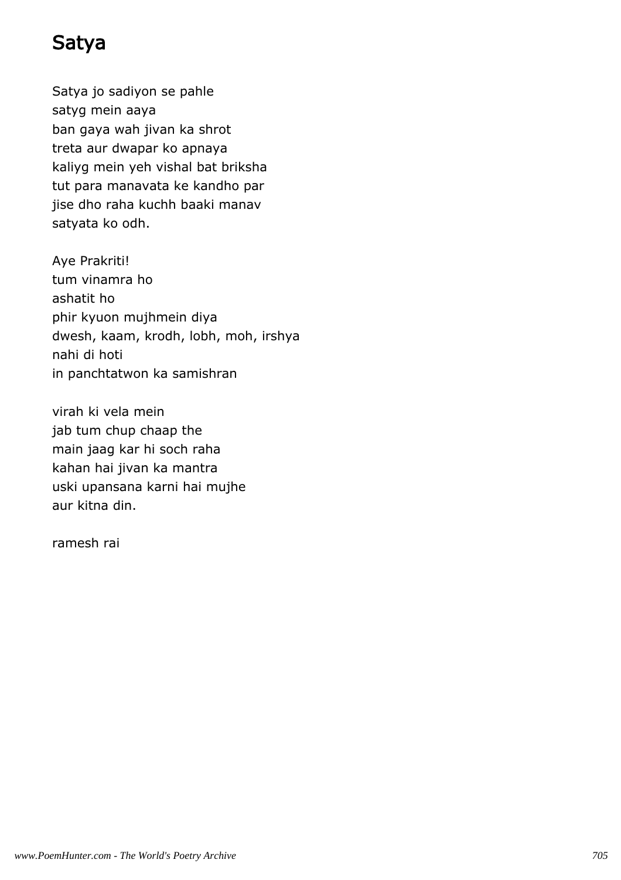# Satya

Satya jo sadiyon se pahle
satyg mein aaya
ban gaya wah jivan ka shrot
treta aur dwapar ko apnaya
kaliyg mein yeh vishal bat briksha
tut para manavata ke kandho par
jise dho raha kuchh baaki manav
satyata ko odh.

Aye Prakriti!
tum vinamra ho
ashatit ho
phir kyuon mujhmein diya
dwesh, kaam, krodh, lobh, moh, irshya
nahi di hoti
in panchtatwon ka samishran

virah ki vela mein
jab tum chup chaap the
main jaag kar hi soch raha
kahan hai jivan ka mantra
uski upansana karni hai mujhe
aur kitna din.

ramesh rai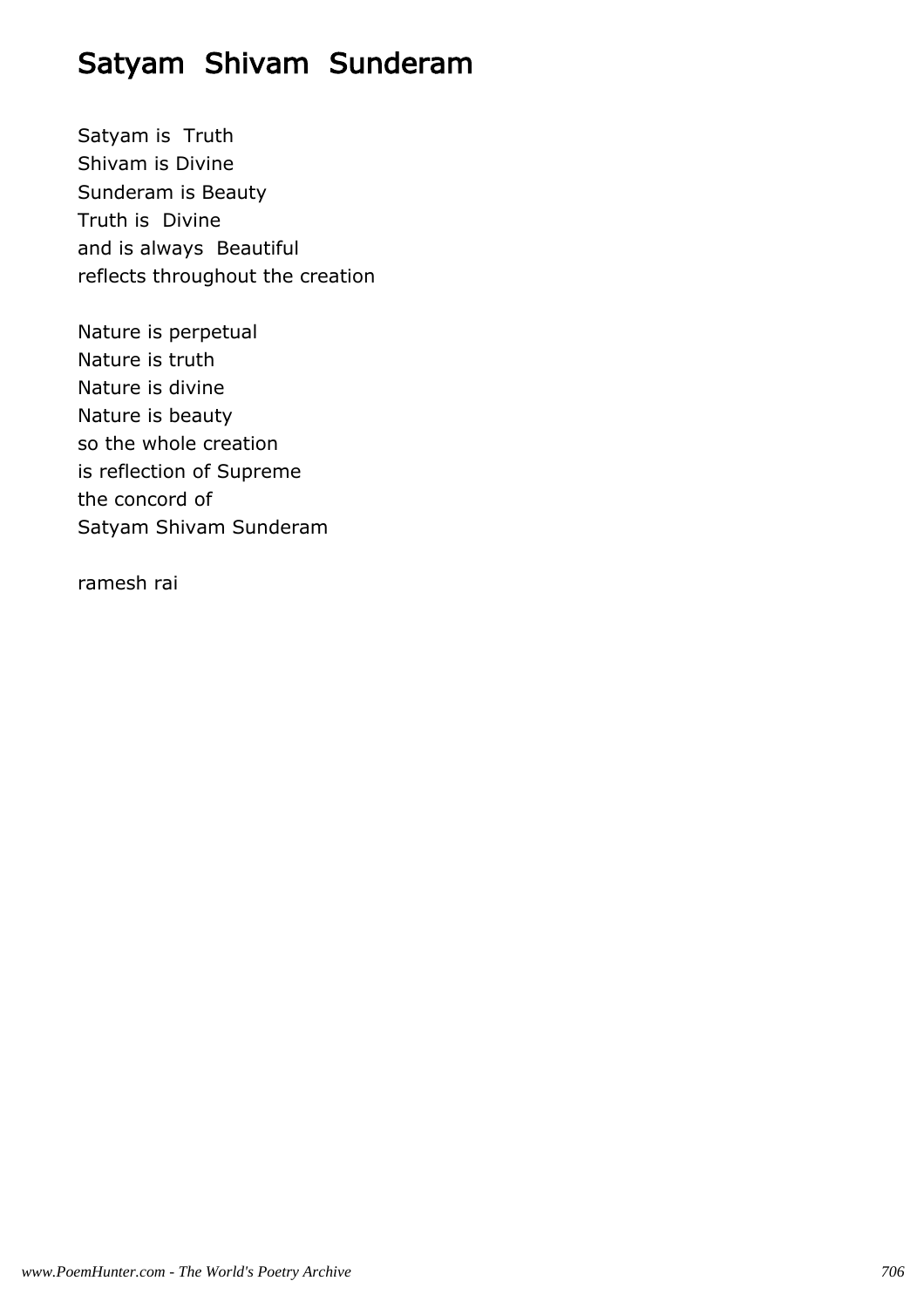# Satyam Shivam Sunderam

Satyam is Truth
Shivam is Divine
Sunderam is Beauty
Truth is Divine
and is always Beautiful
reflects throughout the creation

Nature is perpetual
Nature is truth
Nature is divine
Nature is beauty
so the whole creation
is reflection of Supreme
the concord of
Satyam Shivam Sunderam

ramesh rai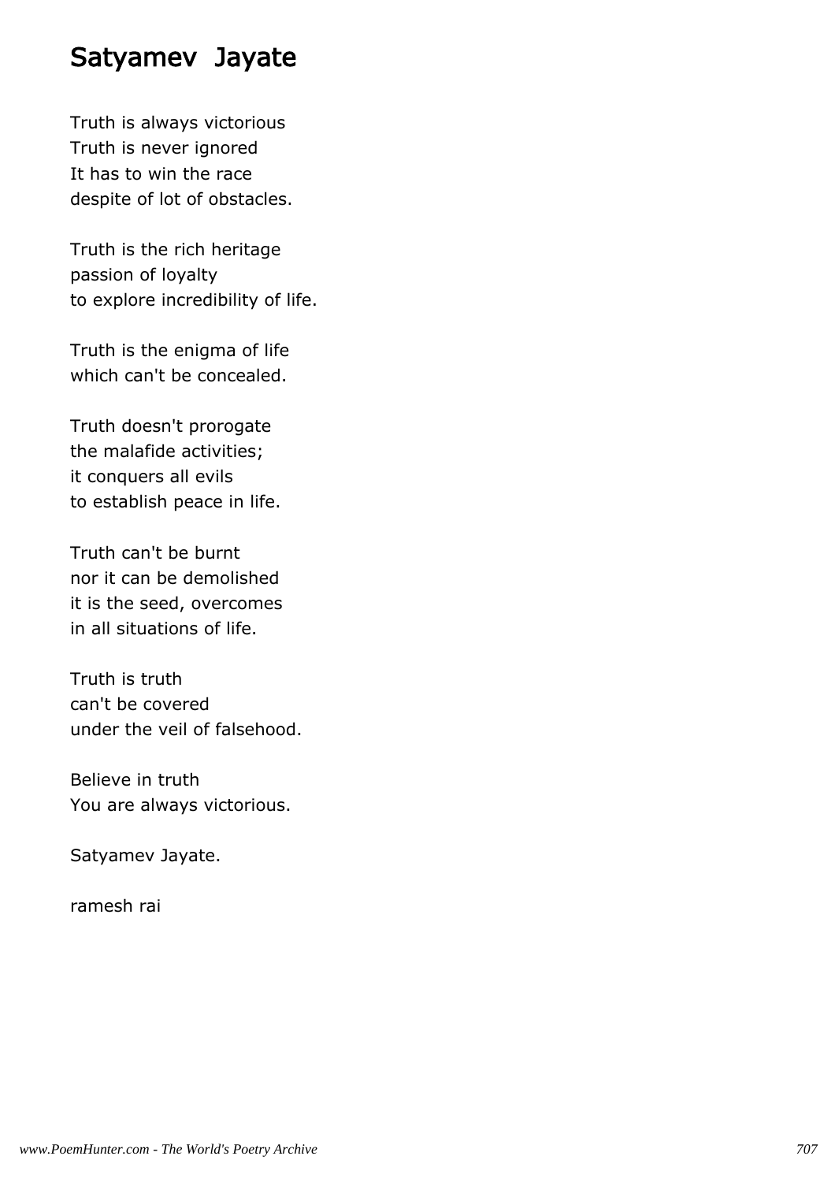# Satyamev  Jayate

Truth is always victorious  
Truth is never ignored  
It has to win the race  
despite of lot of obstacles.

Truth is the rich heritage  
passion of loyalty  
to explore incredibility of life.

Truth is the enigma of life  
which can't be concealed.

Truth doesn't prorogate  
the malafide activities;  
it conquers all evils  
to establish peace in life.

Truth can't be burnt  
nor it can be demolished  
it is the seed, overcomes  
in all situations of life.

Truth is truth  
can't be covered  
under the veil of falsehood.

Believe in truth  
You are always victorious.

Satyamev Jayate.

ramesh rai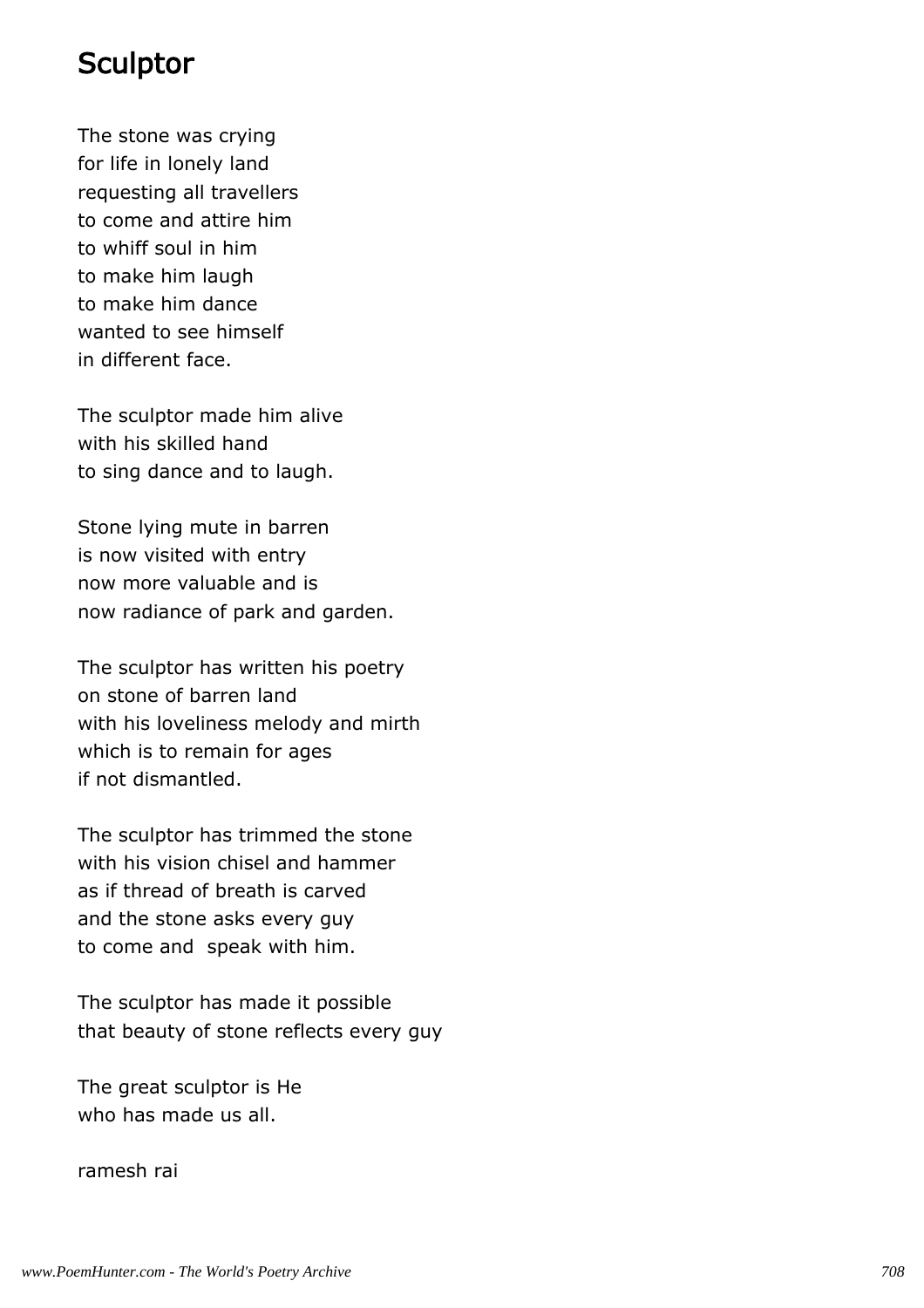# Sculptor

The stone was crying
for life in lonely land
requesting all travellers
to come and attire him
to whiff soul in him
to make him laugh
to make him dance
wanted to see himself
in different face.

The sculptor made him alive
with his skilled hand
to sing dance and to laugh.

Stone lying mute in barren
is now visited with entry
now more valuable and is
now radiance of park and garden.

The sculptor has written his poetry
on stone of barren land
with his loveliness melody and mirth
which is to remain for ages
if not dismantled.

The sculptor has trimmed the stone
with his vision chisel and hammer
as if thread of breath is carved
and the stone asks every guy
to come and  speak with him.

The sculptor has made it possible
that beauty of stone reflects every guy

The great sculptor is He
who has made us all.

ramesh rai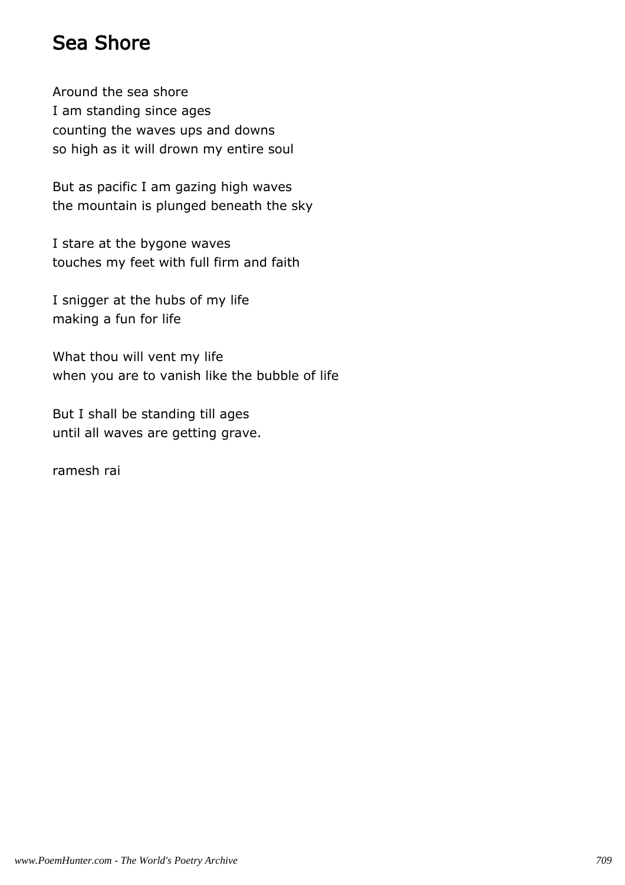# Sea Shore

Around the sea shore  
I am standing since ages  
counting the waves ups and downs  
so high as it will drown my entire soul

But as pacific I am gazing high waves  
the mountain is plunged beneath the sky

I stare at the bygone waves  
touches my feet with full firm and faith

I snigger at the hubs of my life  
making a fun for life

What thou will vent my life  
when you are to vanish like the bubble of life

But I shall be standing till ages  
until all waves are getting grave.

ramesh rai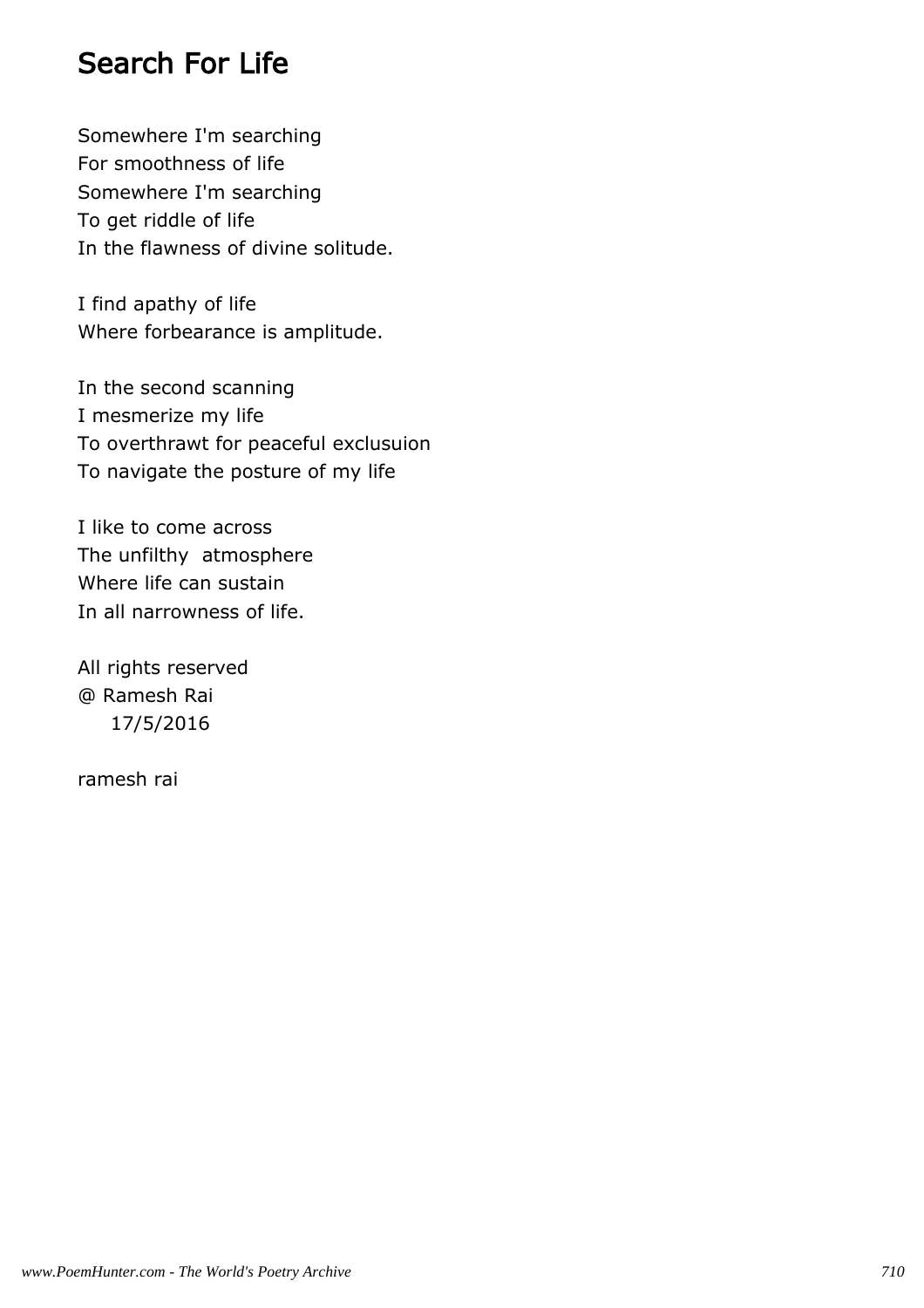# Search For Life

Somewhere I'm searching
For smoothness of life
Somewhere I'm searching
To get riddle of life
In the flawness of divine solitude.

I find apathy of life
Where forbearance is amplitude.

In the second scanning
I mesmerize my life
To overthrawt for peaceful exclusuion
To navigate the posture of my life

I like to come across
The unfilthy atmosphere
Where life can sustain
In all narrowness of life.

All rights reserved
@ Ramesh Rai
17/5/2016

ramesh rai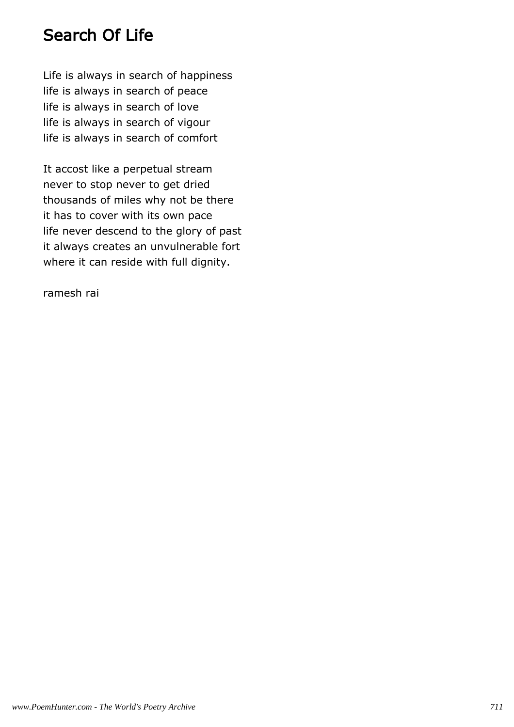# Search Of Life

Life is always in search of happiness
life is always in search of peace
life is always in search of love
life is always in search of vigour
life is always in search of comfort

It accost like a perpetual stream
never to stop never to get dried
thousands of miles why not be there
it has to cover with its own pace
life never descend to the glory of past
it always creates an unvulnerable fort
where it can reside with full dignity.

ramesh rai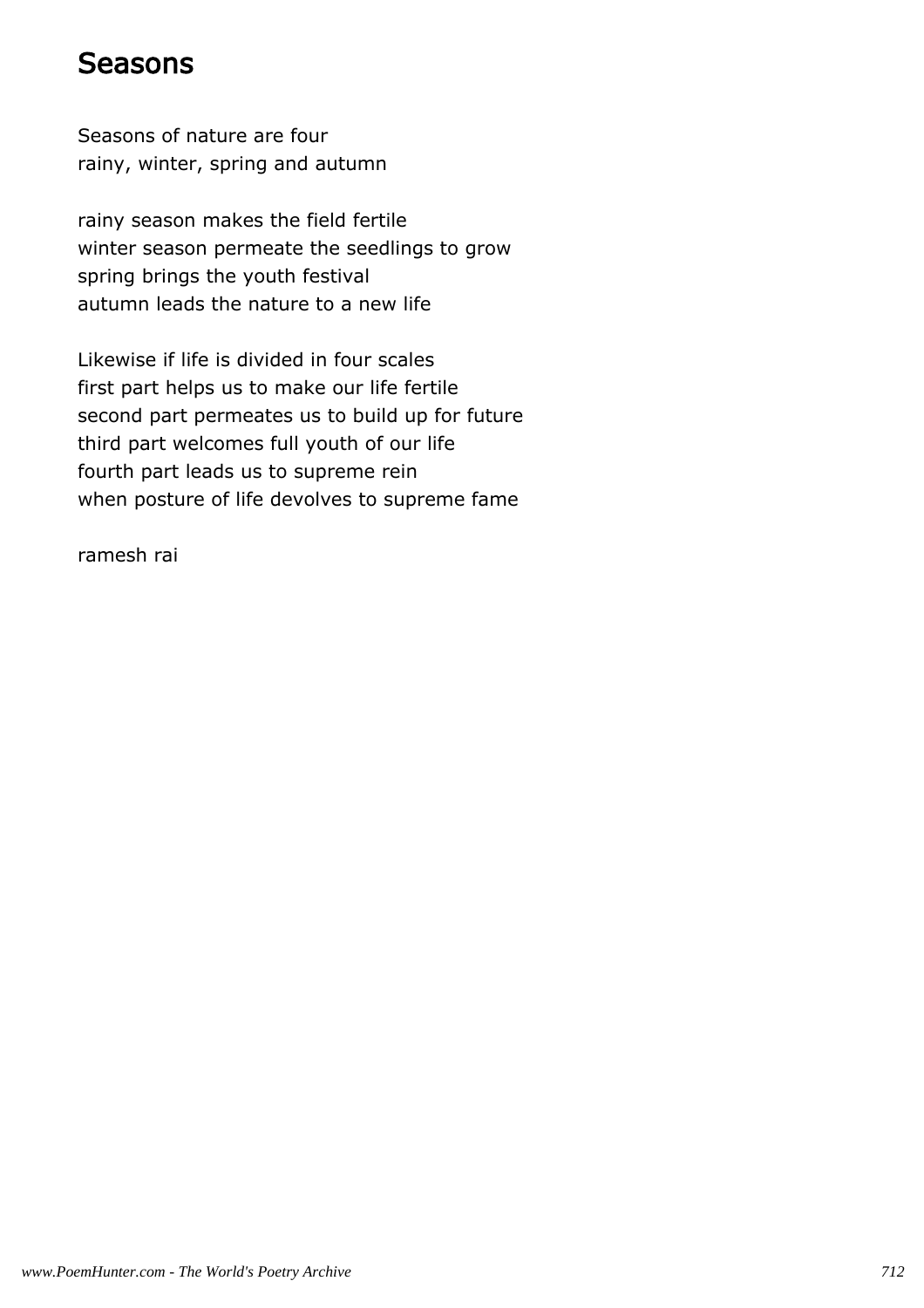# Seasons

Seasons of nature are four
rainy, winter, spring and autumn

rainy season makes the field fertile
winter season permeate the seedlings to grow
spring brings the youth festival
autumn leads the nature to a new life

Likewise if life is divided in four scales
first part helps us to make our life fertile
second part permeates us to build up for future
third part welcomes full youth of our life
fourth part leads us to supreme rein
when posture of life devolves to supreme fame

ramesh rai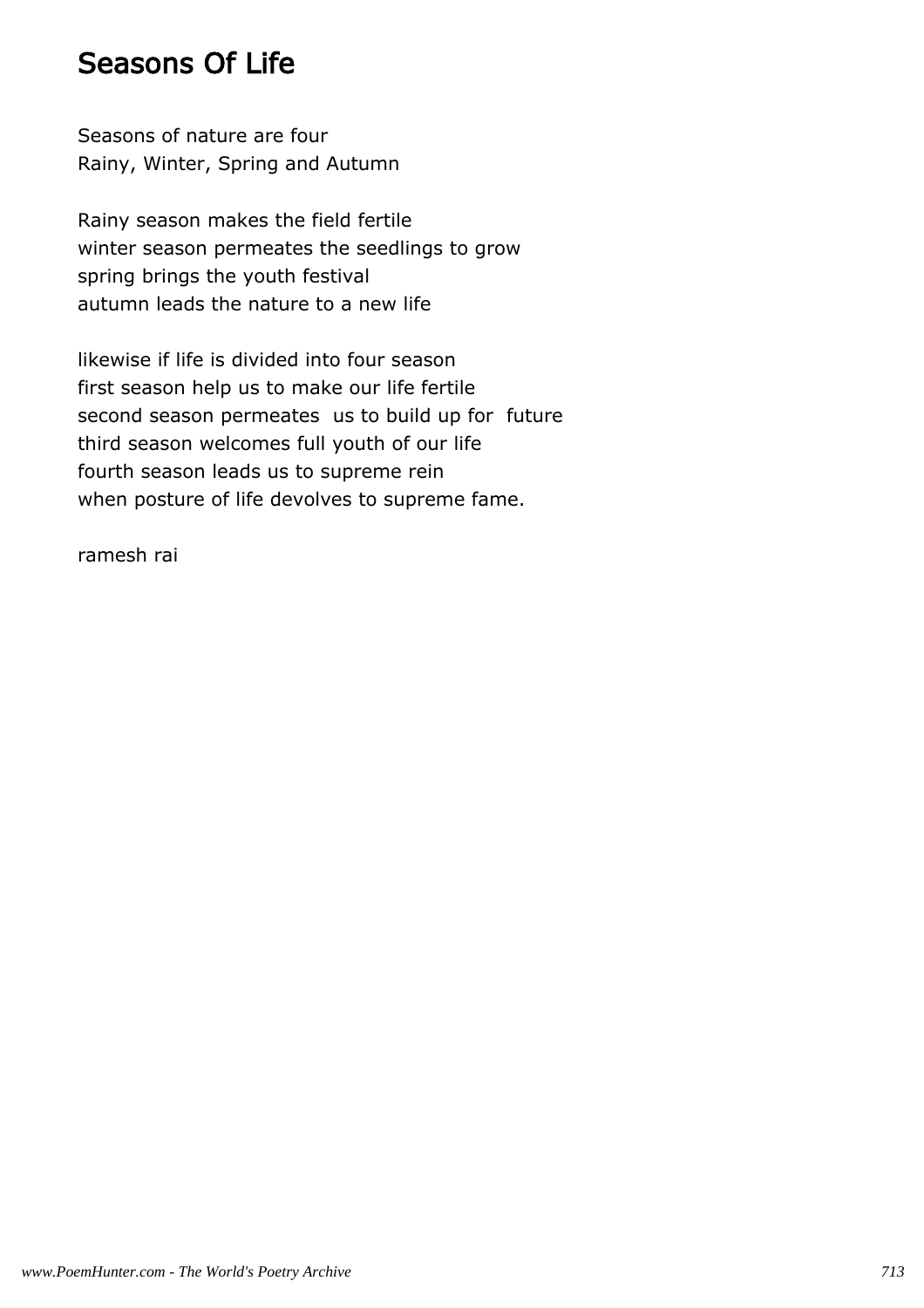# Seasons Of Life

Seasons of nature are four
Rainy, Winter, Spring and Autumn

Rainy season makes the field fertile
winter season permeates the seedlings to grow
spring brings the youth festival
autumn leads the nature to a new life

likewise if life is divided into four season
first season help us to make our life fertile
second season permeates us to build up for future
third season welcomes full youth of our life
fourth season leads us to supreme rein
when posture of life devolves to supreme fame.

ramesh rai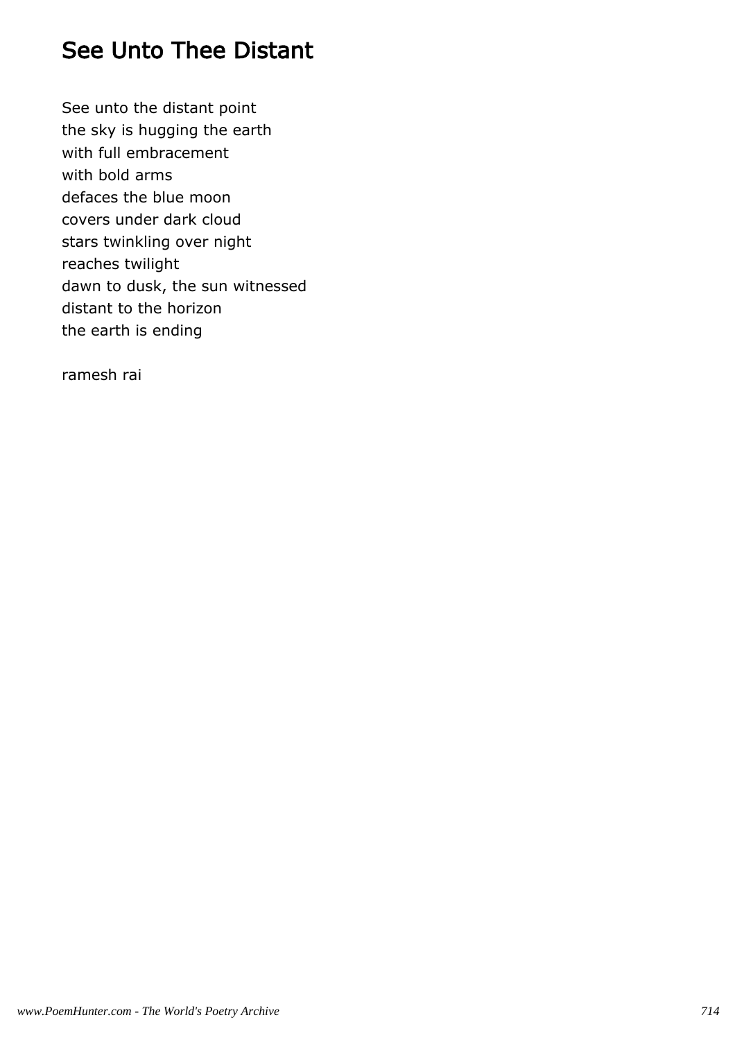## See Unto Thee Distant

See unto the distant point
the sky is hugging the earth
with full embracement
with bold arms
defaces the blue moon
covers under dark cloud
stars twinkling over night
reaches twilight
dawn to dusk, the sun witnessed
distant to the horizon
the earth is ending

ramesh rai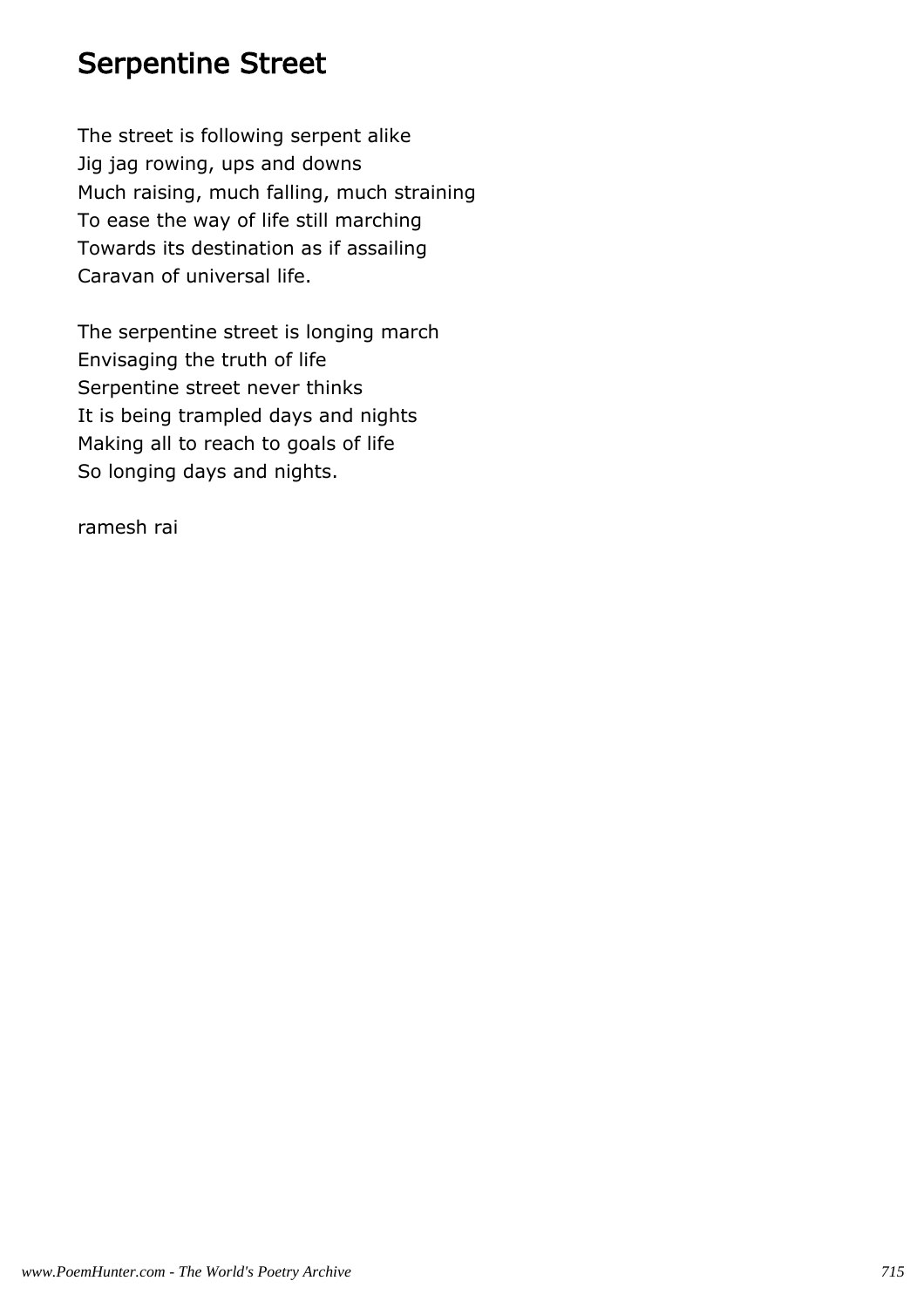# Serpentine Street

The street is following serpent alike
Jig jag rowing, ups and downs
Much raising, much falling, much straining
To ease the way of life still marching
Towards its destination as if assailing
Caravan of universal life.

The serpentine street is longing march
Envisaging the truth of life
Serpentine street never thinks
It is being trampled days and nights
Making all to reach to goals of life
So longing days and nights.

ramesh rai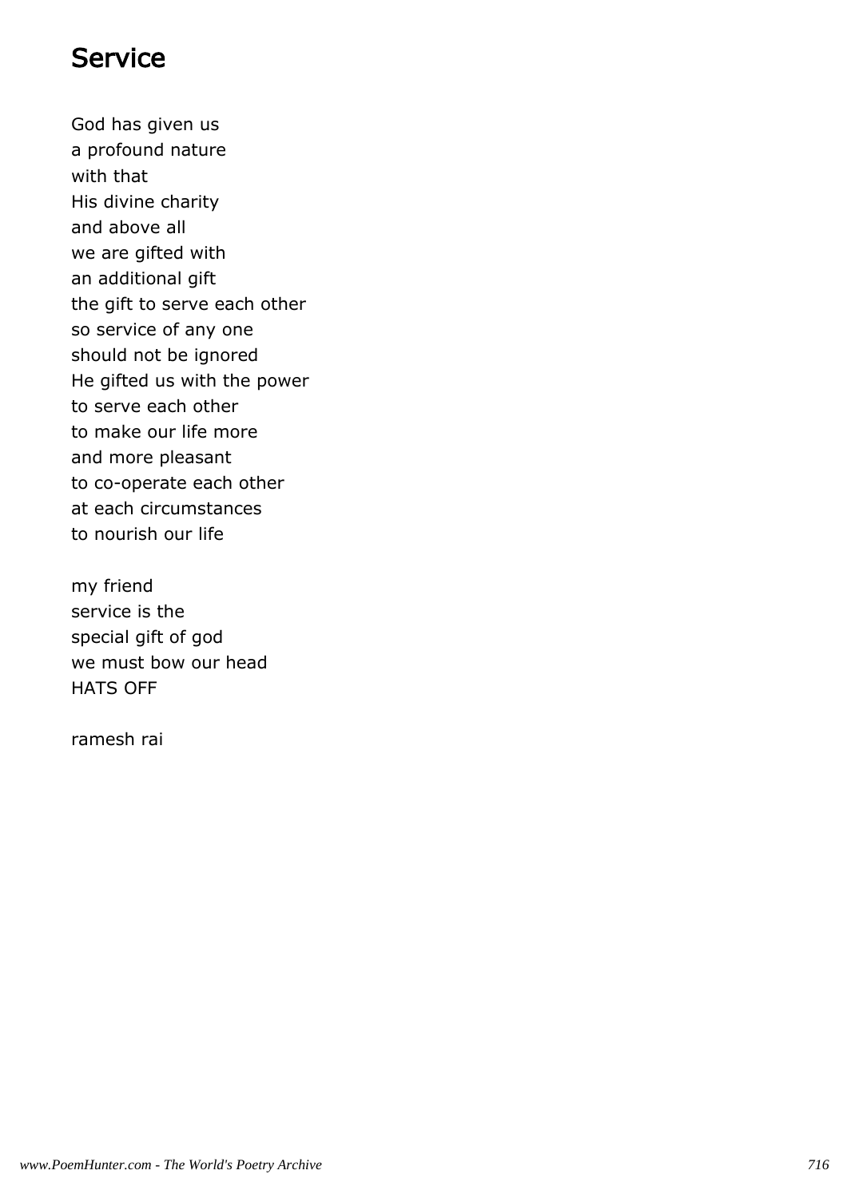# Service

God has given us
a profound nature
with that
His divine charity
and above all
we are gifted with
an additional gift
the gift to serve each other
so service of any one
should not be ignored
He gifted us with the power
to serve each other
to make our life more
and more pleasant
to co-operate each other
at each circumstances
to nourish our life

my friend
service is the
special gift of god
we must bow our head
HATS OFF

ramesh rai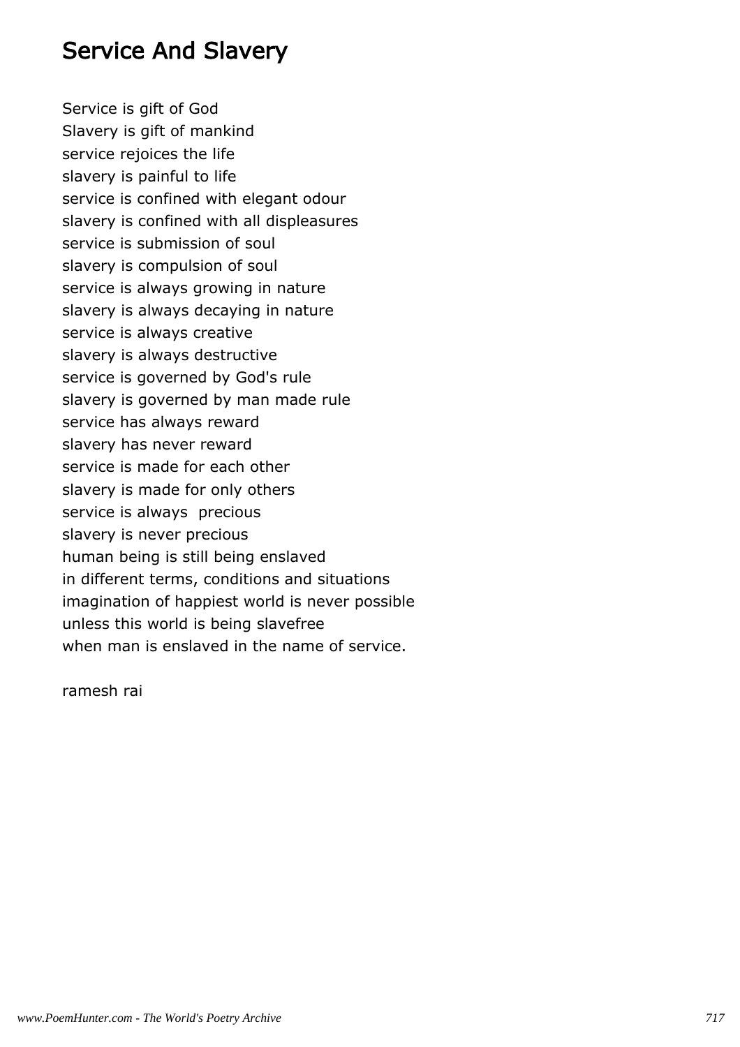# Service And Slavery

Service is gift of God
Slavery is gift of mankind
service rejoices the life
slavery is painful to life
service is confined with elegant odour
slavery is confined with all displeasures
service is submission of soul
slavery is compulsion of soul
service is always growing in nature
slavery is always decaying in nature
service is always creative
slavery is always destructive
service is governed by God's rule
slavery is governed by man made rule
service has always reward
slavery has never reward
service is made for each other
slavery is made for only others
service is always  precious
slavery is never precious
human being is still being enslaved
in different terms, conditions and situations
imagination of happiest world is never possible
unless this world is being slavefree
when man is enslaved in the name of service.

ramesh rai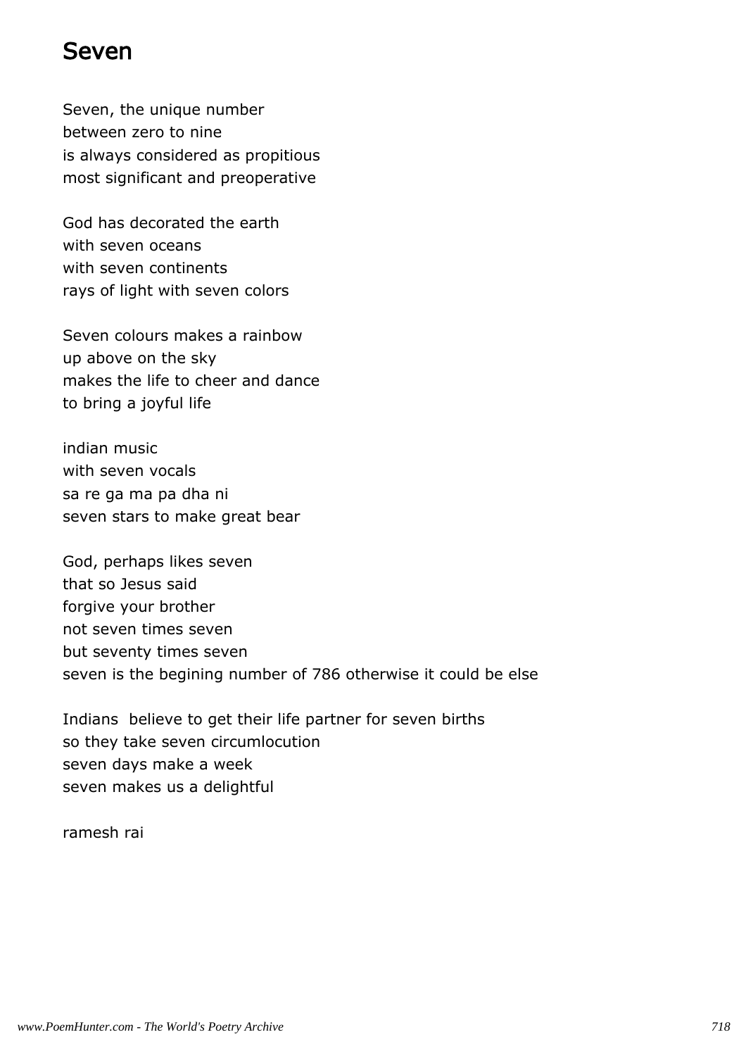# Seven

Seven, the unique number
between zero to nine
is always considered as propitious
most significant and preoperative

God has decorated the earth
with seven oceans
with seven continents
rays of light with seven colors

Seven colours makes a rainbow
up above on the sky
makes the life to cheer and dance
to bring a joyful life

indian music
with seven vocals
sa re ga ma pa dha ni
seven stars to make great bear

God, perhaps likes seven
that so Jesus said
forgive your brother
not seven times seven
but seventy times seven
seven is the begining number of 786 otherwise it could be else

Indians  believe to get their life partner for seven births
so they take seven circumlocution
seven days make a week
seven makes us a delightful

ramesh rai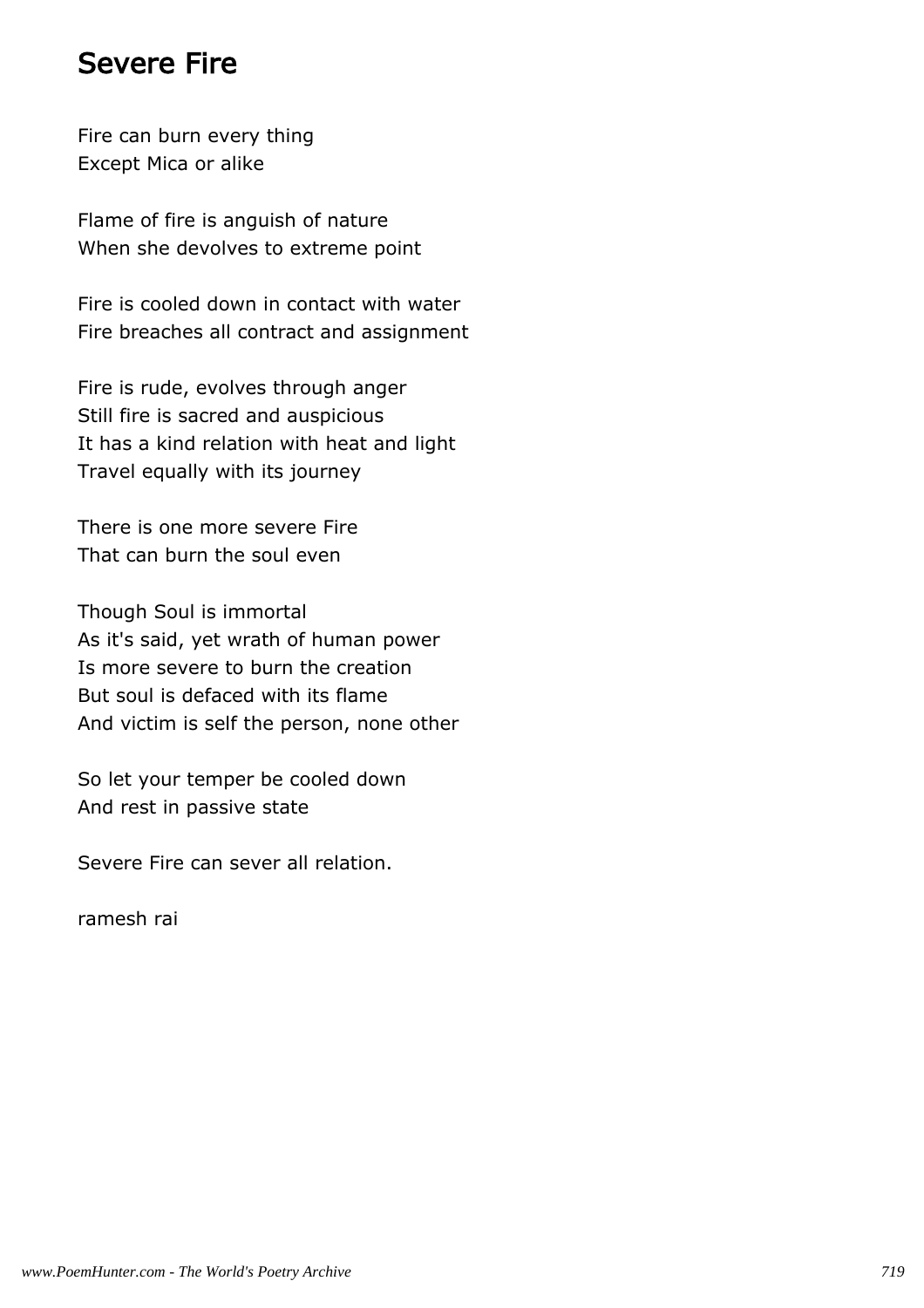# Severe Fire

Fire can burn every thing
Except Mica or alike

Flame of fire is anguish of nature
When she devolves to extreme point

Fire is cooled down in contact with water
Fire breaches all contract and assignment

Fire is rude, evolves through anger
Still fire is sacred and auspicious
It has a kind relation with heat and light
Travel equally with its journey

There is one more severe Fire
That can burn the soul even

Though Soul is immortal
As it's said, yet wrath of human power
Is more severe to burn the creation
But soul is defaced with its flame
And victim is self the person, none other

So let your temper be cooled down
And rest in passive state

Severe Fire can sever all relation.

ramesh rai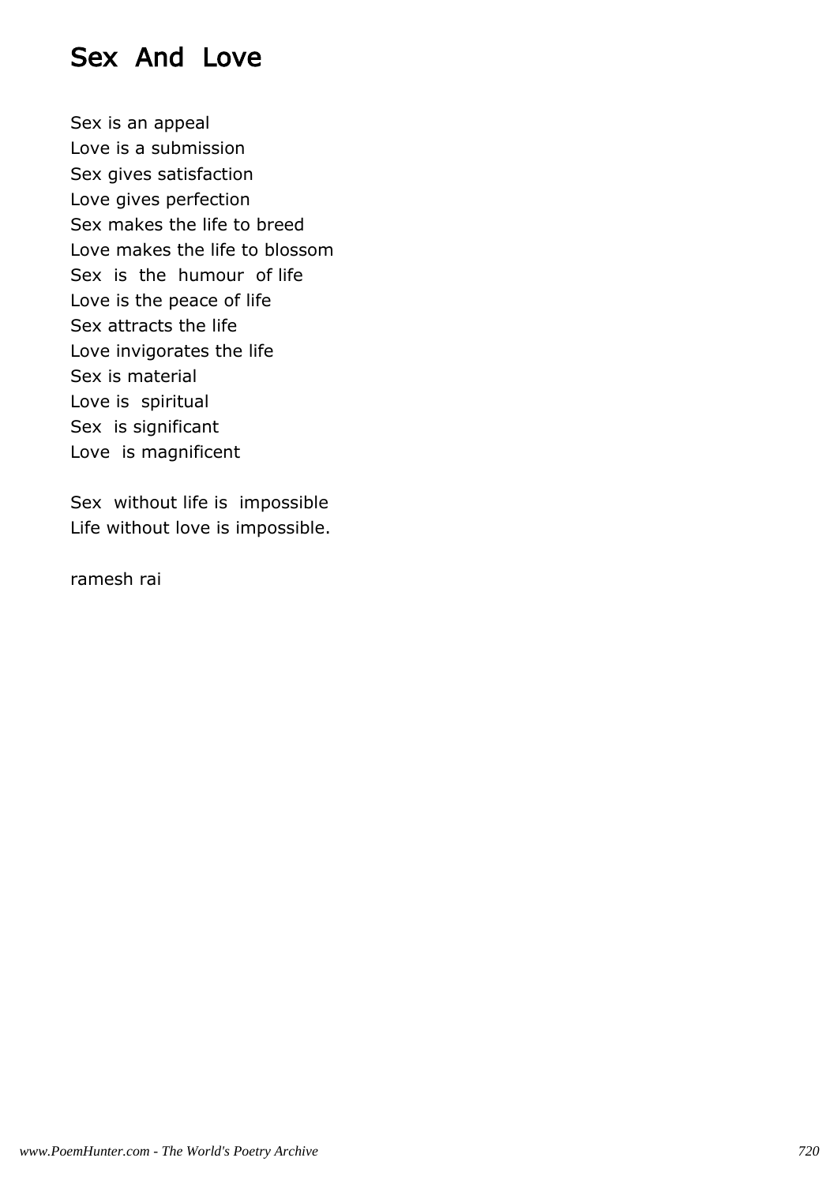# Sex And Love

Sex is an appeal  
Love is a submission  
Sex gives satisfaction  
Love gives perfection  
Sex makes the life to breed  
Love makes the life to blossom  
Sex is the humour of life  
Love is the peace of life  
Sex attracts the life  
Love invigorates the life  
Sex is material  
Love is spiritual  
Sex is significant  
Love is magnificent

Sex without life is impossible  
Life without love is impossible.

ramesh rai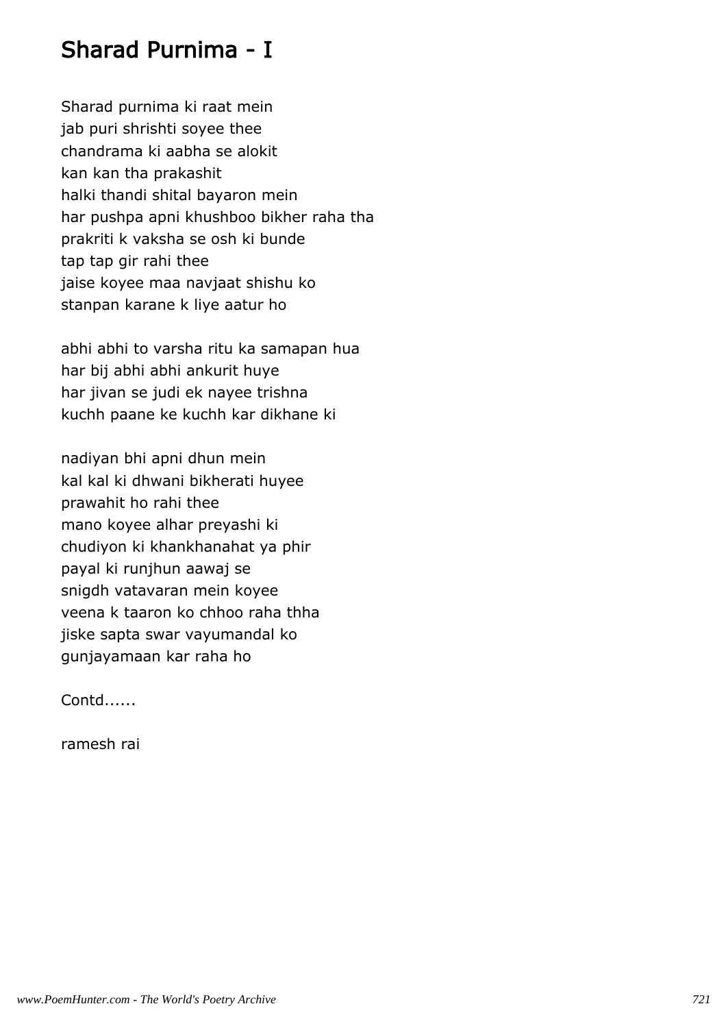# Sharad Purnima - I

Sharad purnima ki raat mein
jab puri shrishti soyee thee
chandrama ki aabha se alokit
kan kan tha prakashit
halki thandi shital bayaron mein
har pushpa apni khushboo bikher raha tha
prakriti k vaksha se osh ki bunde
tap tap gir rahi thee
jaise koyee maa navjaat shishu ko
stanpan karane k liye aatur ho

abhi abhi to varsha ritu ka samapan hua
har bij abhi abhi ankurit huye
har jivan se judi ek nayee trishna
kuchh paane ke kuchh kar dikhane ki

nadiyan bhi apni dhun mein
kal kal ki dhwani bikherati huyee
prawahit ho rahi thee
mano koyee alhar preyashi ki
chudiyon ki khankhanahat ya phir
payal ki runjhun aawaj se
snigdh vatavaran mein koyee
veena k taaron ko chhoo raha thha
jiske sapta swar vayumandal ko
gunjayamaan kar raha ho

Contd......

ramesh rai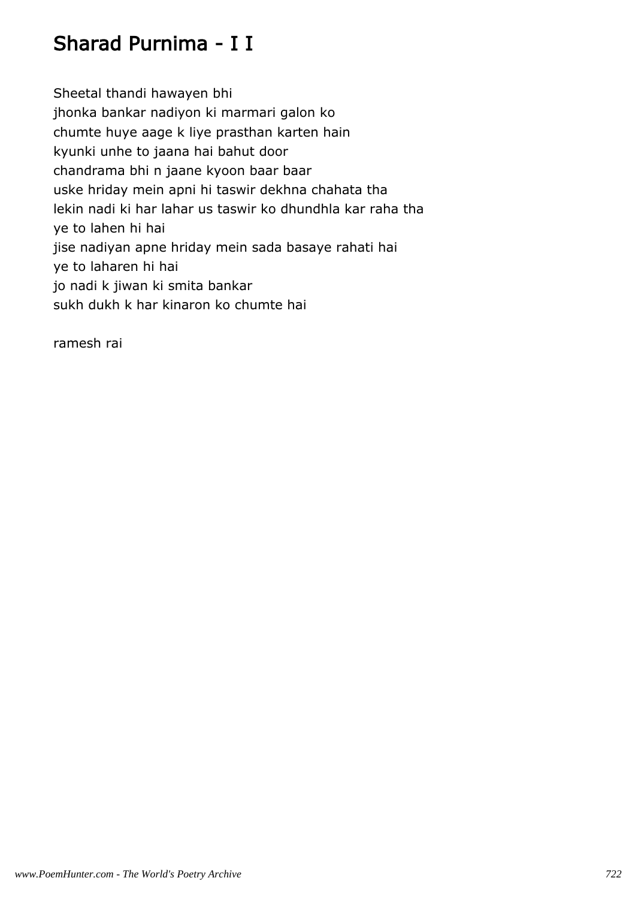# Sharad Purnima - I I

Sheetal thandi hawayen bhi
jhonka bankar nadiyon ki marmari galon ko
chumte huye aage k liye prasthan karten hain
kyunki unhe to jaana hai bahut door
chandrama bhi n jaane kyoon baar baar
uske hriday mein apni hi taswir dekhna chahata tha
lekin nadi ki har lahar us taswir ko dhundhla kar raha tha
ye to lahen hi hai
jise nadiyan apne hriday mein sada basaye rahati hai
ye to laharen hi hai
jo nadi k jiwan ki smita bankar
sukh dukh k har kinaron ko chumte hai

ramesh rai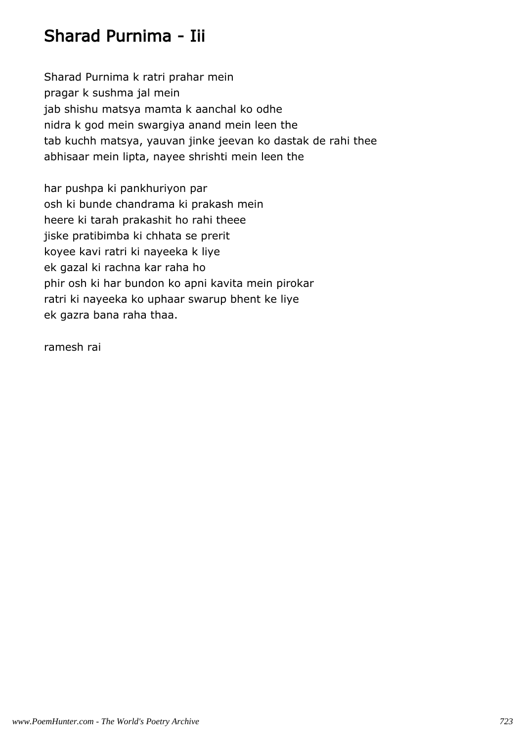# Sharad Purnima - Iii

Sharad Purnima k ratri prahar mein
pragar k sushma jal mein
jab shishu matsya mamta k aanchal ko odhe
nidra k god mein swargiya anand mein leen the
tab kuchh matsya, yauvan jinke jeevan ko dastak de rahi thee
abhisaar mein lipta, nayee shrishti mein leen the

har pushpa ki pankhuriyon par
osh ki bunde chandrama ki prakash mein
heere ki tarah prakashit ho rahi theee
jiske pratibimba ki chhata se prerit
koyee kavi ratri ki nayeeka k liye
ek gazal ki rachna kar raha ho
phir osh ki har bundon ko apni kavita mein pirokar
ratri ki nayeeka ko uphaar swarup bhent ke liye
ek gazra bana raha thaa.

ramesh rai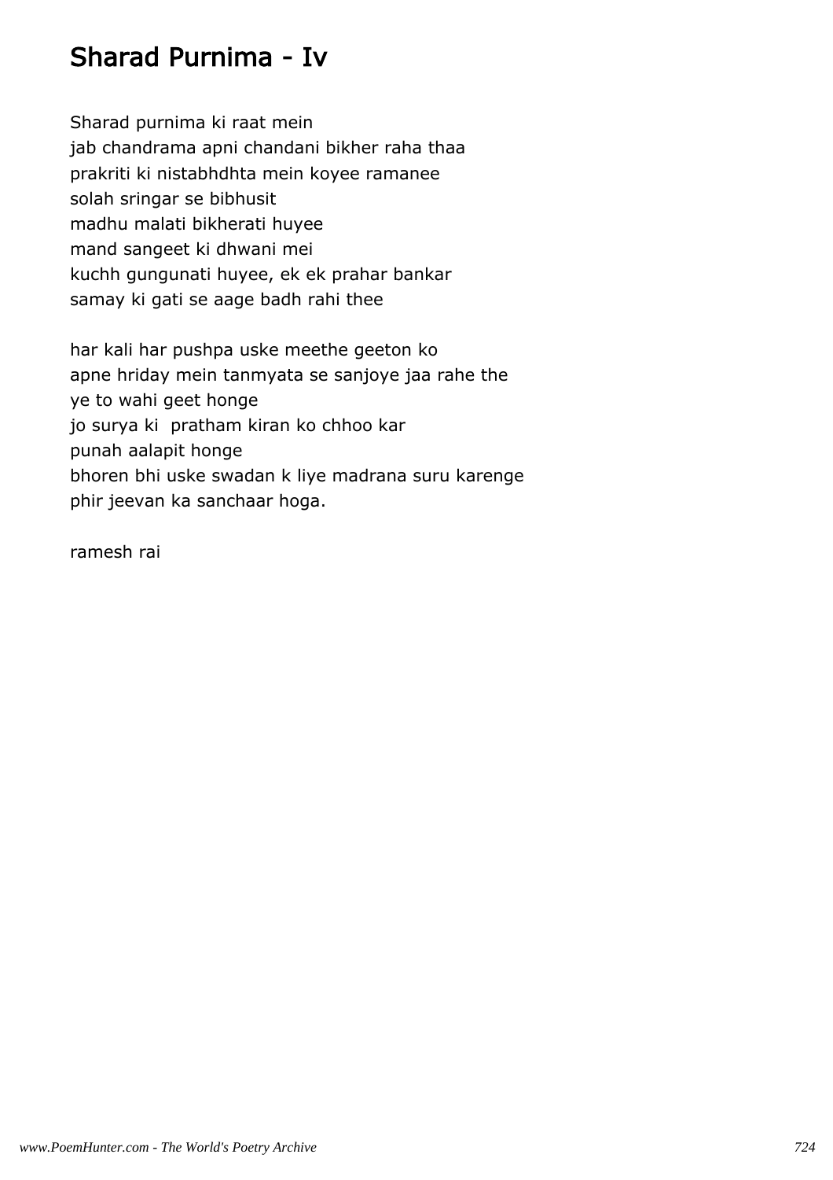# Sharad Purnima - Iv

Sharad purnima ki raat mein
jab chandrama apni chandani bikher raha thaa
prakriti ki nistabhdhta mein koyee ramanee
solah sringar se bibhusit
madhu malati bikherati huyee
mand sangeet ki dhwani mei
kuchh gungunati huyee, ek ek prahar bankar
samay ki gati se aage badh rahi thee

har kali har pushpa uske meethe geeton ko
apne hriday mein tanmyata se sanjoye jaa rahe the
ye to wahi geet honge
jo surya ki  pratham kiran ko chhoo kar
punah aalapit honge
bhoren bhi uske swadan k liye madrana suru karenge
phir jeevan ka sanchaar hoga.

ramesh rai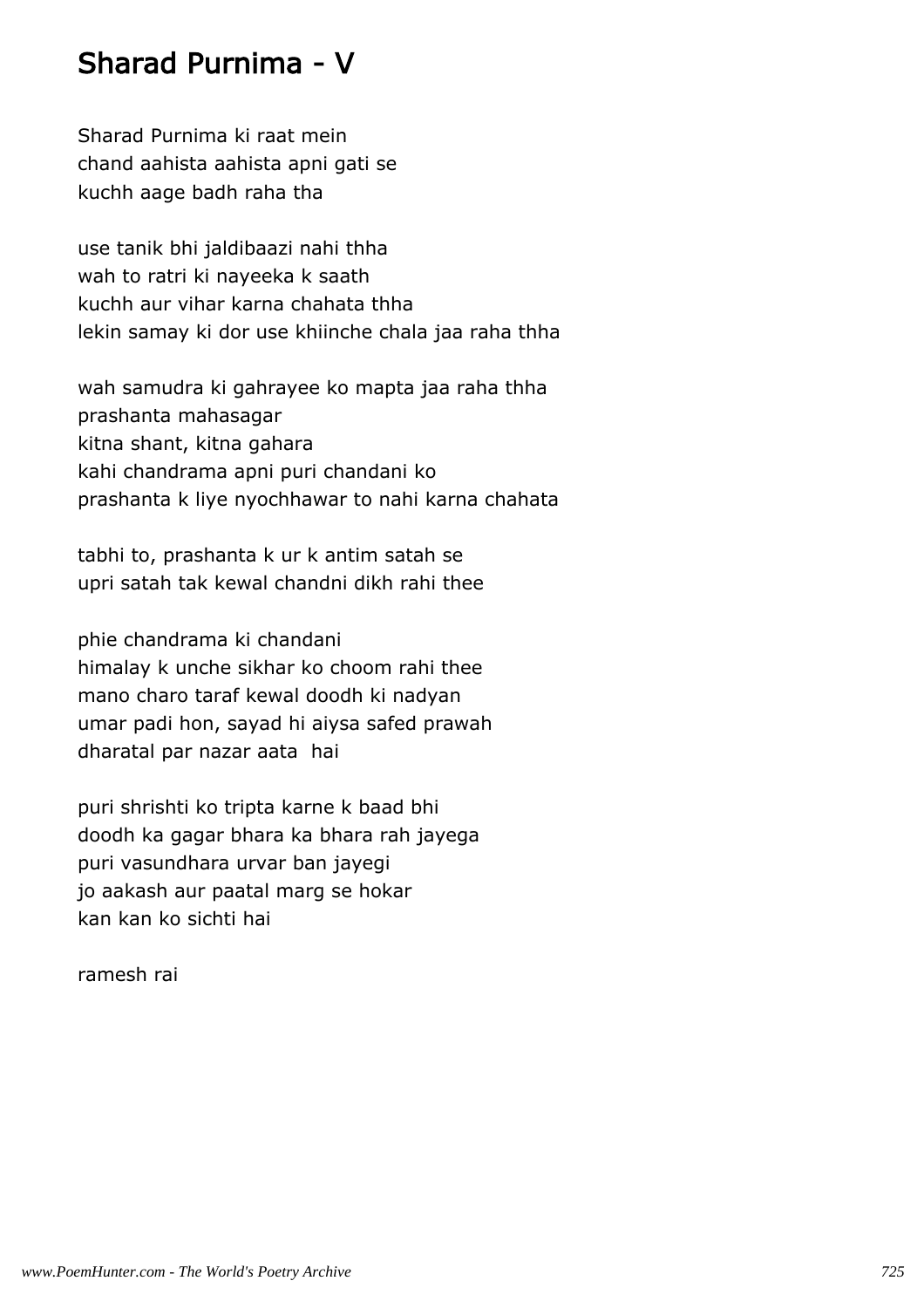# Sharad Purnima - V

Sharad Purnima ki raat mein  
chand aahista aahista apni gati se  
kuchh aage badh raha tha

use tanik bhi jaldibaazi nahi thha  
wah to ratri ki nayeeka k saath  
kuchh aur vihar karna chahata thha  
lekin samay ki dor use khiinche chala jaa raha thha

wah samudra ki gahrayee ko mapta jaa raha thha  
prashanta mahasagar  
kitna shant, kitna gahara  
kahi chandrama apni puri chandani ko  
prashanta k liye nyochhawar to nahi karna chahata

tabhi to, prashanta k ur k antim satah se  
upri satah tak kewal chandni dikh rahi thee

phie chandrama ki chandani  
himalay k unche sikhar ko choom rahi thee  
mano charo taraf kewal doodh ki nadyan  
umar padi hon, sayad hi aiysa safed prawah  
dharatal par nazar aata  hai

puri shrishti ko tripta karne k baad bhi  
doodh ka gagar bhara ka bhara rah jayega  
puri vasundhara urvar ban jayegi  
jo aakash aur paatal marg se hokar  
kan kan ko sichti hai

ramesh rai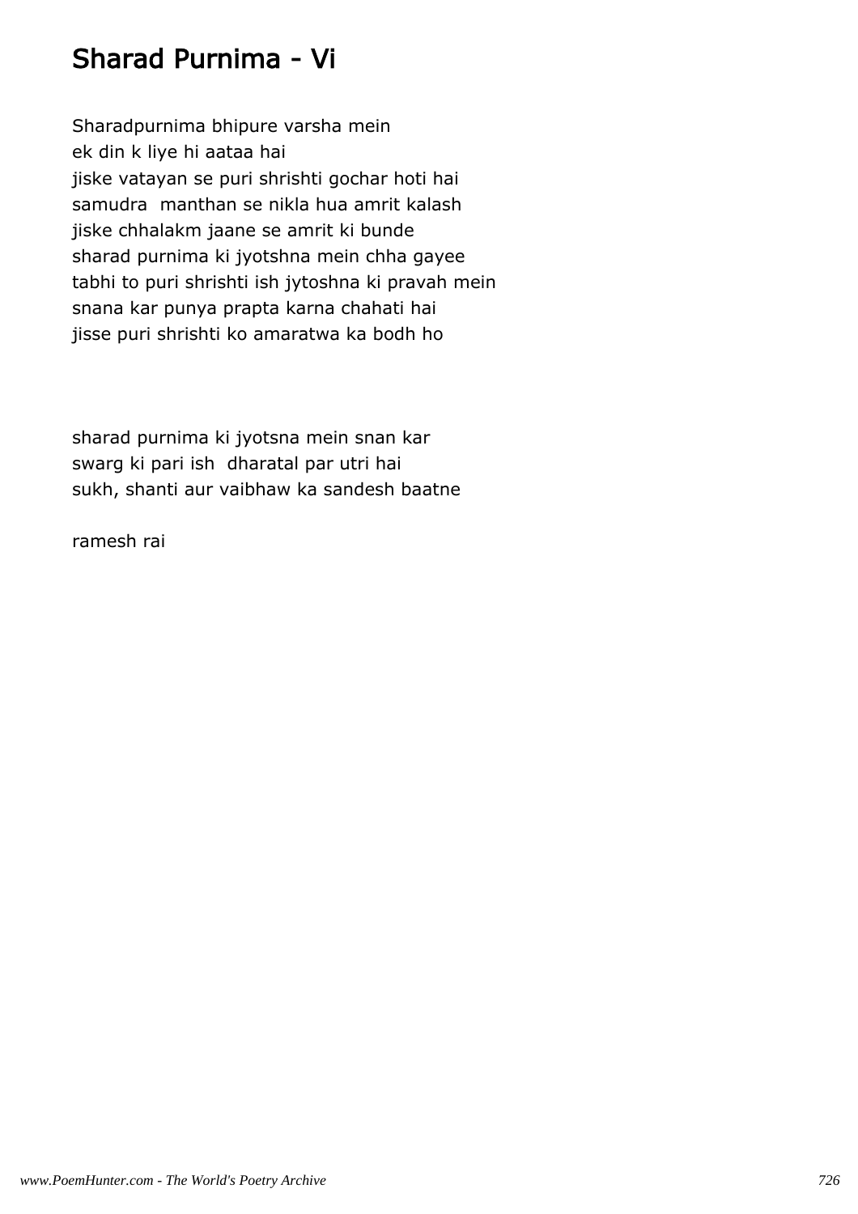# Sharad Purnima - Vi

Sharadpurnima bhipure varsha mein  
ek din k liye hi aataa hai  
jiske vatayan se puri shrishti gochar hoti hai  
samudra  manthan se nikla hua amrit kalash  
jiske chhalakm jaane se amrit ki bunde  
sharad purnima ki jyotshna mein chha gayee  
tabhi to puri shrishti ish jytoshna ki pravah mein  
snana kar punya prapta karna chahati hai  
jisse puri shrishti ko amaratwa ka bodh ho

sharad purnima ki jyotsna mein snan kar  
swarg ki pari ish  dharatal par utri hai  
sukh, shanti aur vaibhaw ka sandesh baatne

ramesh rai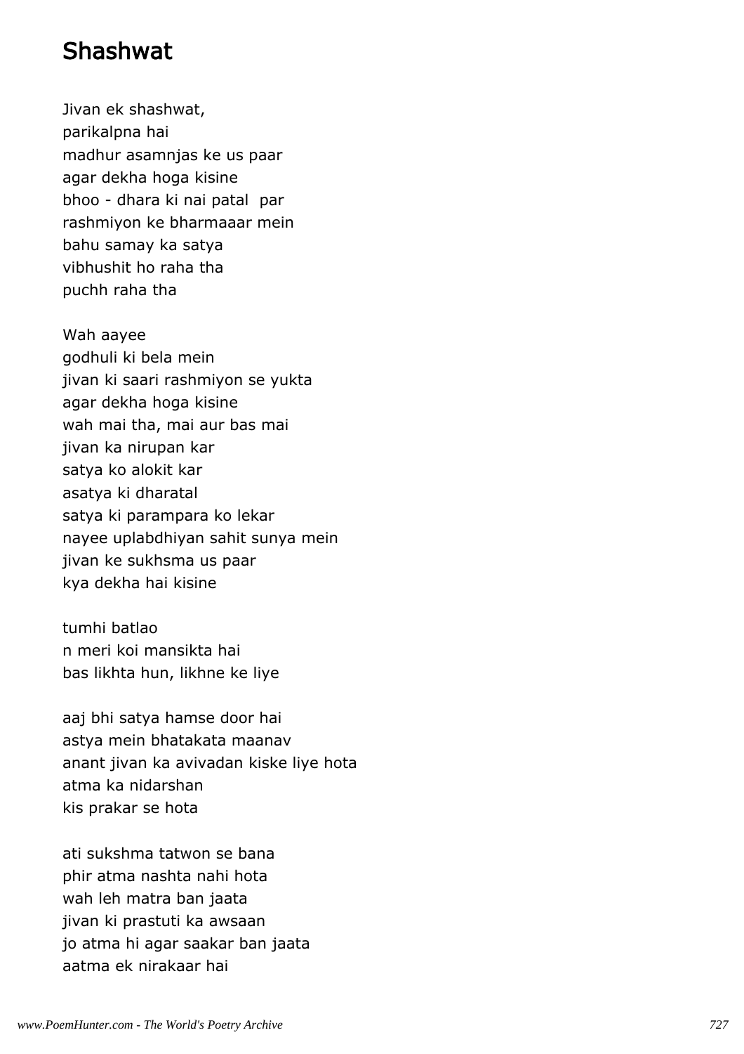# Shashwat

Jivan ek shashwat,
parikalpna hai
madhur asamnjas ke us paar
agar dekha hoga kisine
bhoo - dhara ki nai patal  par
rashmiyon ke bharmaaar mein
bahu samay ka satya
vibhushit ho raha tha
puchh raha tha

Wah aayee
godhuli ki bela mein
jivan ki saari rashmiyon se yukta
agar dekha hoga kisine
wah mai tha, mai aur bas mai
jivan ka nirupan kar
satya ko alokit kar
asatya ki dharatal
satya ki parampara ko lekar
nayee uplabdhiyan sahit sunya mein
jivan ke sukhsma us paar
kya dekha hai kisine

tumhi batlao
n meri koi mansikta hai
bas likhta hun, likhne ke liye

aaj bhi satya hamse door hai
astya mein bhatakata maanav
anant jivan ka avivadan kiske liye hota
atma ka nidarshan
kis prakar se hota

ati sukshma tatwon se bana
phir atma nashta nahi hota
wah leh matra ban jaata
jivan ki prastuti ka awsaan
jo atma hi agar saakar ban jaata
aatma ek nirakaar hai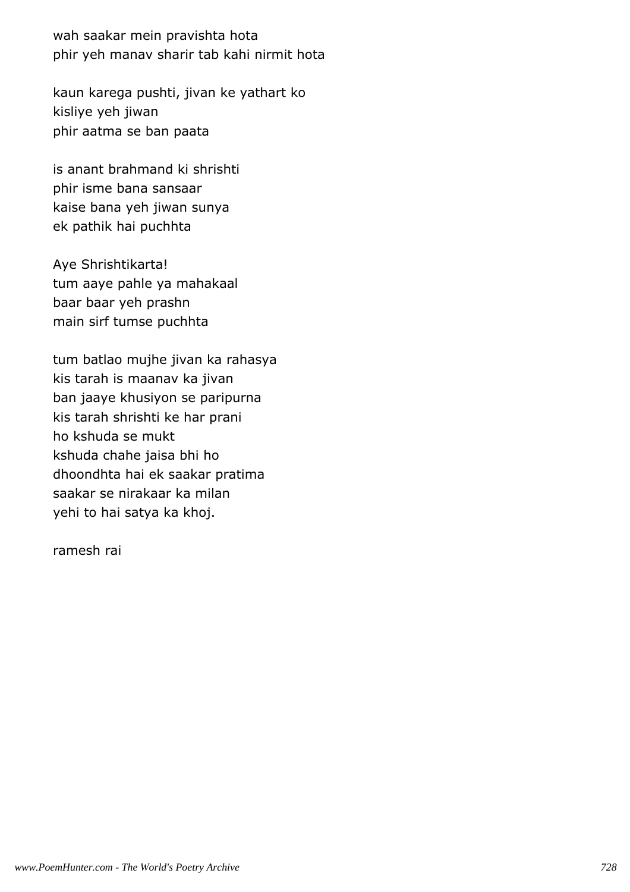wah saakar mein pravishta hota
phir yeh manav sharir tab kahi nirmit hota

kaun karega pushti, jivan ke yathart ko
kisliye yeh jiwan
phir aatma se ban paata

is anant brahmand ki shrishti
phir isme bana sansaar
kaise bana yeh jiwan sunya
ek pathik hai puchhta

Aye Shrishtikarta!
tum aaye pahle ya mahakaal
baar baar yeh prashn
main sirf tumse puchhta

tum batlao mujhe jivan ka rahasya
kis tarah is maanav ka jivan
ban jaaye khusiyon se paripurna
kis tarah shrishti ke har prani
ho kshuda se mukt
kshuda chahe jaisa bhi ho
dhoondhta hai ek saakar pratima
saakar se nirakaar ka milan
yehi to hai satya ka khoj.

ramesh rai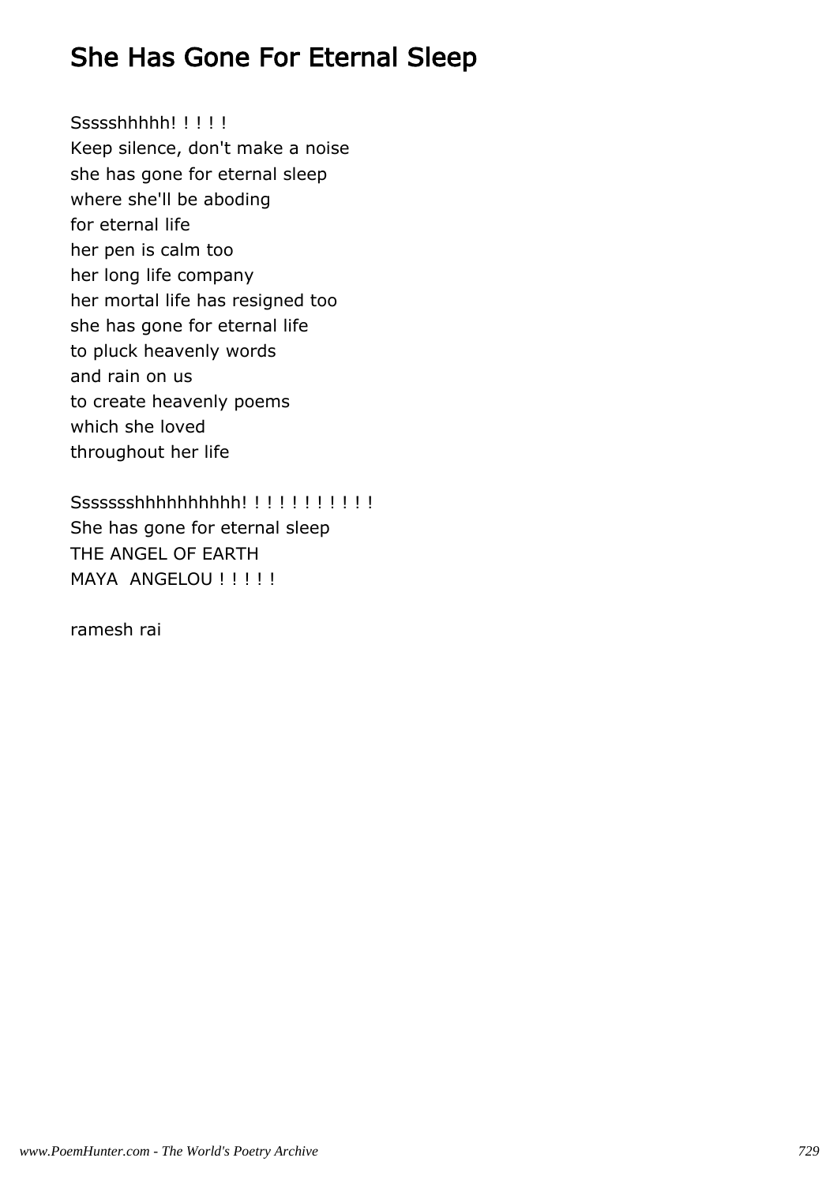# She Has Gone For Eternal Sleep

Ssssshhhhh! ! ! ! !  
Keep silence, don't make a noise  
she has gone for eternal sleep  
where she'll be aboding  
for eternal life  
her pen is calm too  
her long life company  
her mortal life has resigned too  
she has gone for eternal life  
to pluck heavenly words  
and rain on us  
to create heavenly poems  
which she loved  
throughout her life

Sssssshhhhhhhhhh! ! ! ! ! ! ! ! ! ! !  
She has gone for eternal sleep  
THE ANGEL OF EARTH  
MAYA ANGELOU ! ! ! ! !

ramesh rai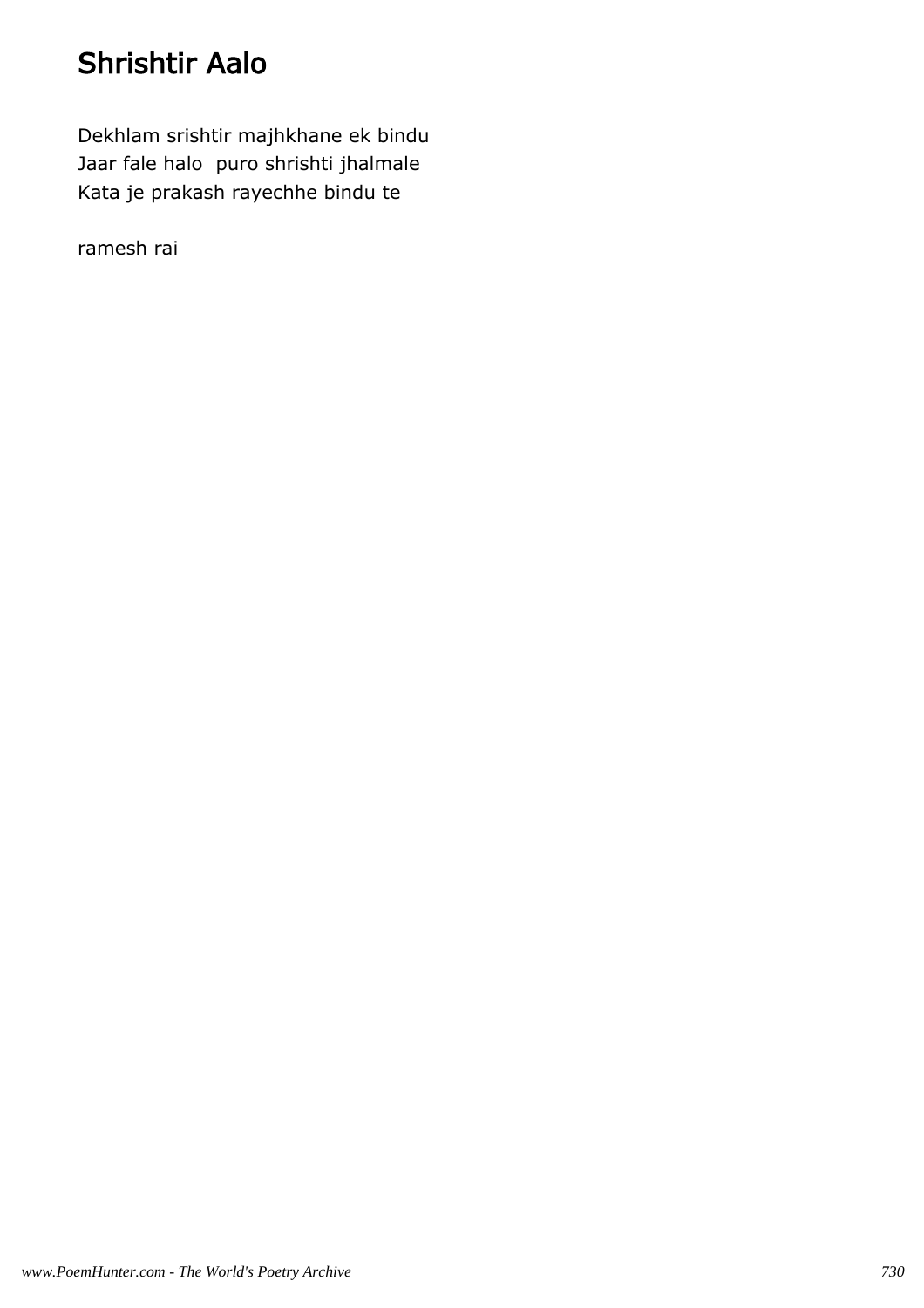# Shrishtir Aalo

Dekhlam srishtir majhkhane ek bindu
Jaar fale halo  puro shrishti jhalmale
Kata je prakash rayechhe bindu te

ramesh rai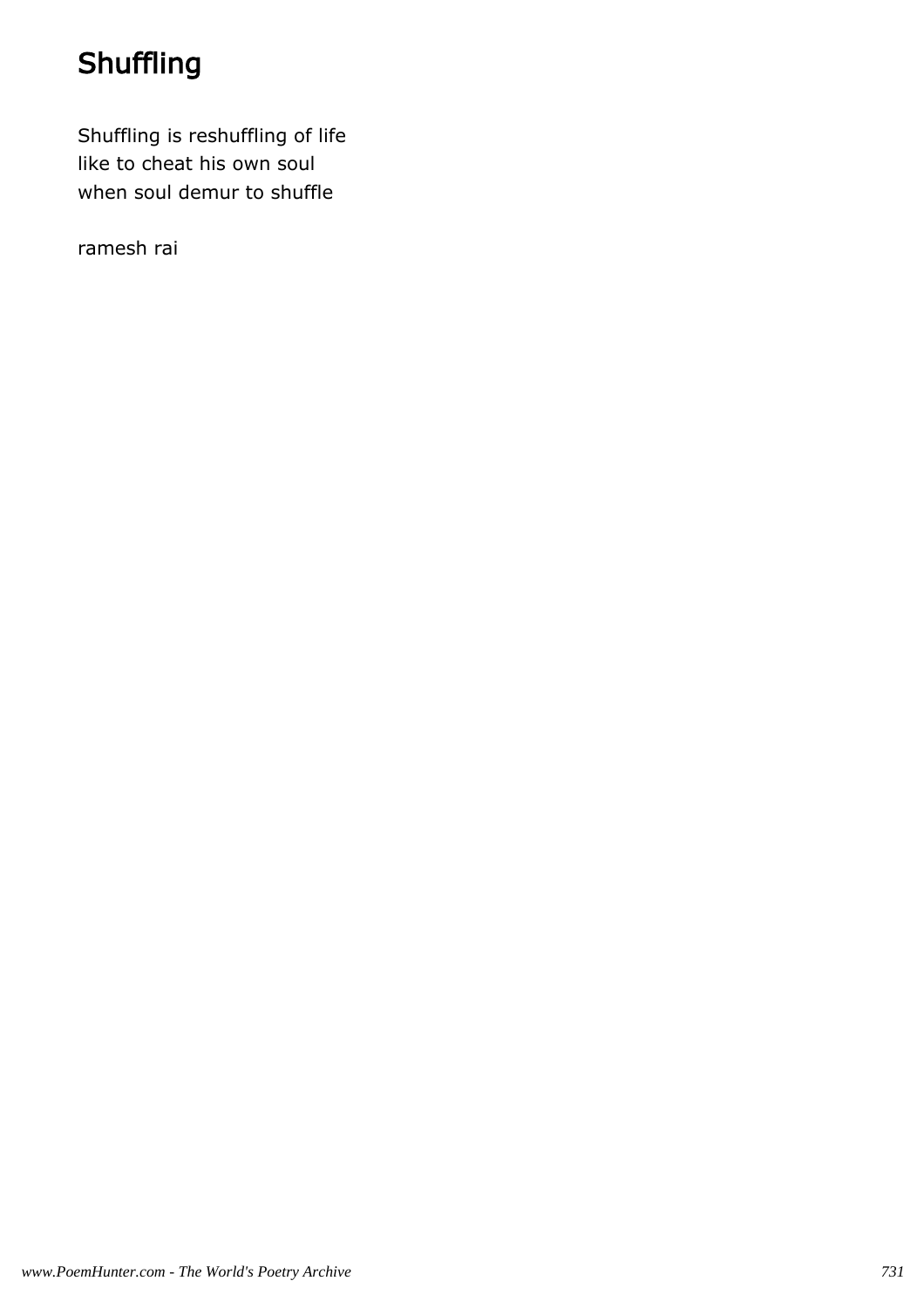# Shuffling

Shuffling is reshuffling of life
like to cheat his own soul
when soul demur to shuffle

ramesh rai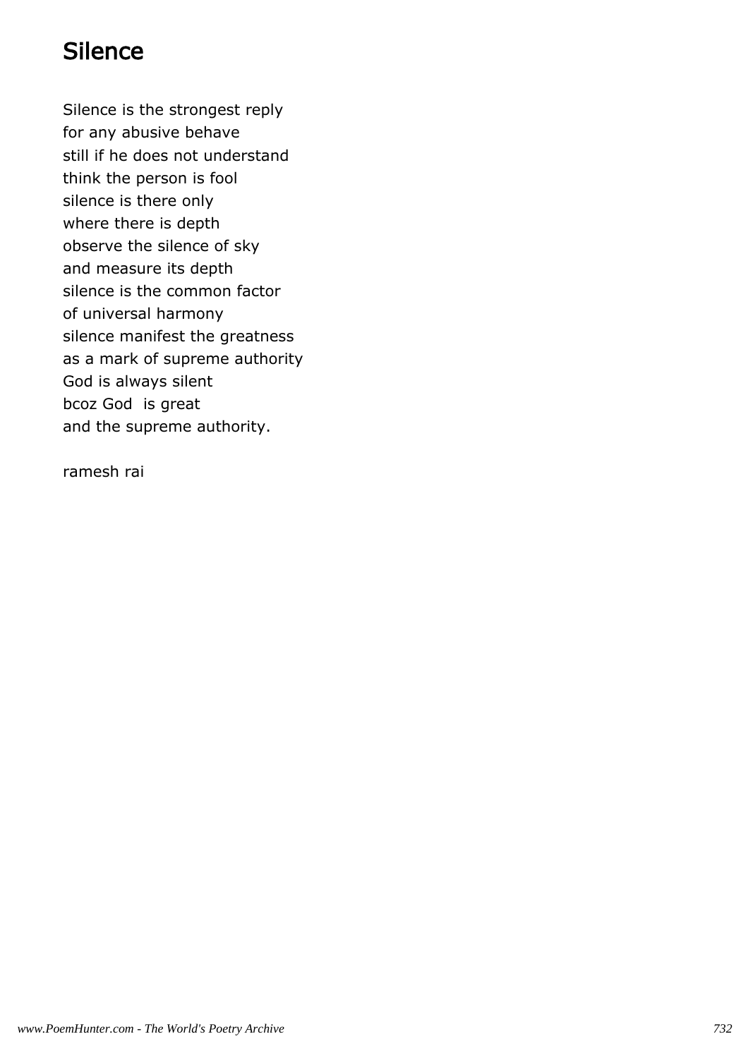# Silence

Silence is the strongest reply
for any abusive behave
still if he does not understand
think the person is fool
silence is there only
where there is depth
observe the silence of sky
and measure its depth
silence is the common factor
of universal harmony
silence manifest the greatness
as a mark of supreme authority
God is always silent
bcoz God  is great
and the supreme authority.

ramesh rai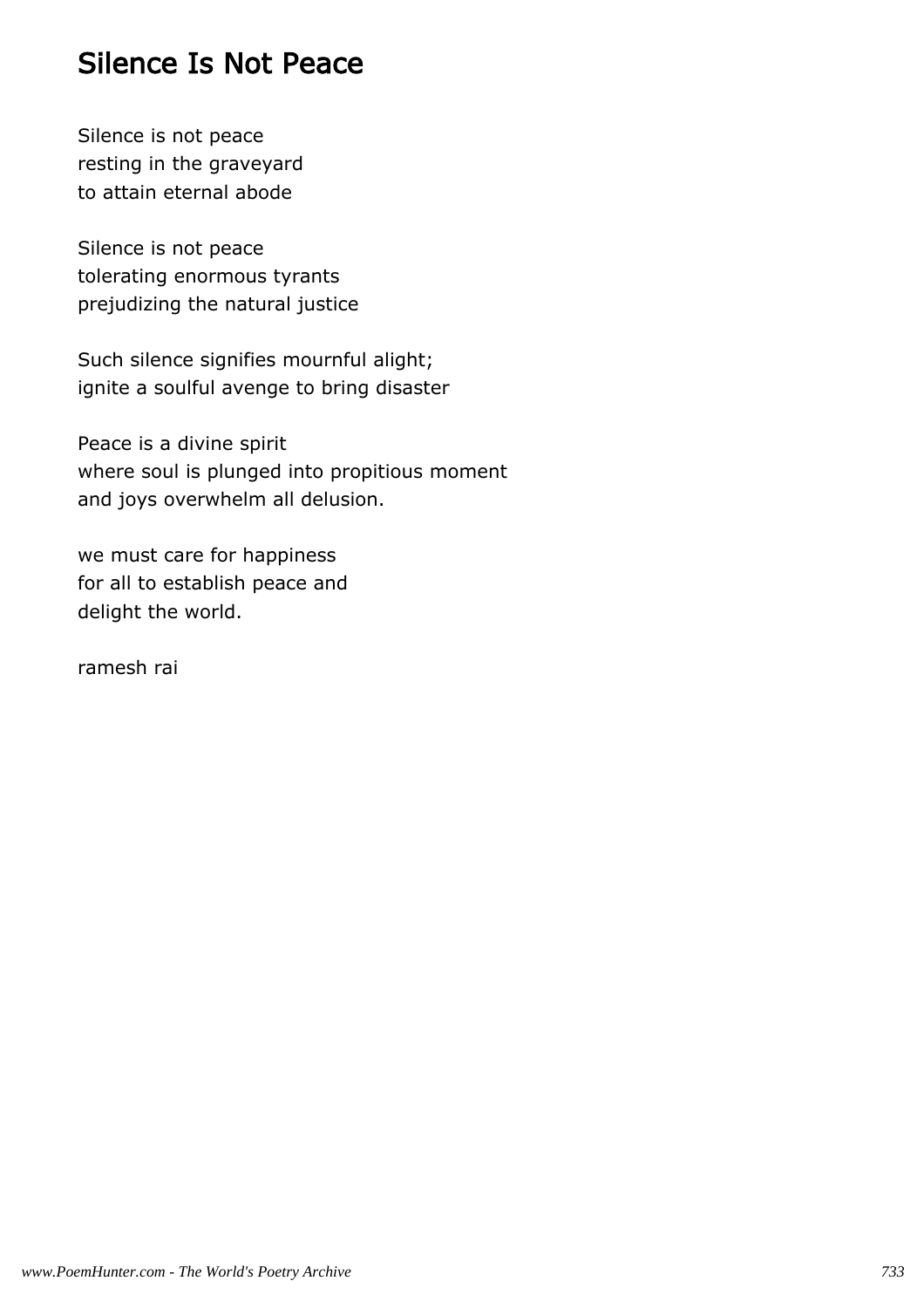## Silence Is Not Peace

Silence is not peace
resting in the graveyard
to attain eternal abode

Silence is not peace
tolerating enormous tyrants
prejudizing the natural justice

Such silence signifies mournful alight;
ignite a soulful avenge to bring disaster

Peace is a divine spirit
where soul is plunged into propitious moment
and joys overwhelm all delusion.

we must care for happiness
for all to establish peace and
delight the world.

ramesh rai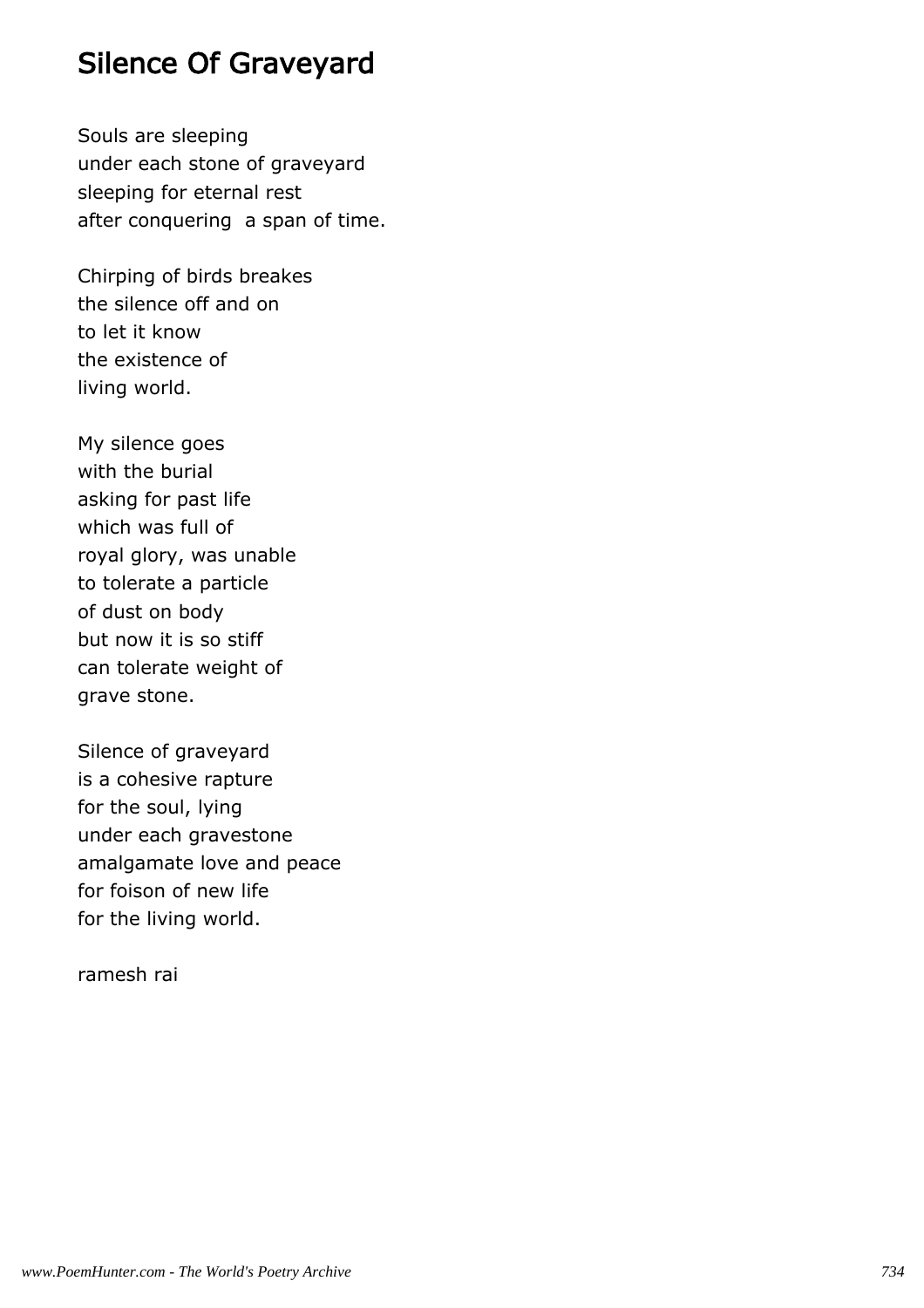# Silence Of Graveyard

Souls are sleeping
under each stone of graveyard
sleeping for eternal rest
after conquering  a span of time.

Chirping of birds breakes
the silence off and on
to let it know
the existence of
living world.

My silence goes
with the burial
asking for past life
which was full of
royal glory, was unable
to tolerate a particle
of dust on body
but now it is so stiff
can tolerate weight of
grave stone.

Silence of graveyard
is a cohesive rapture
for the soul, lying
under each gravestone
amalgamate love and peace
for foison of new life
for the living world.

ramesh rai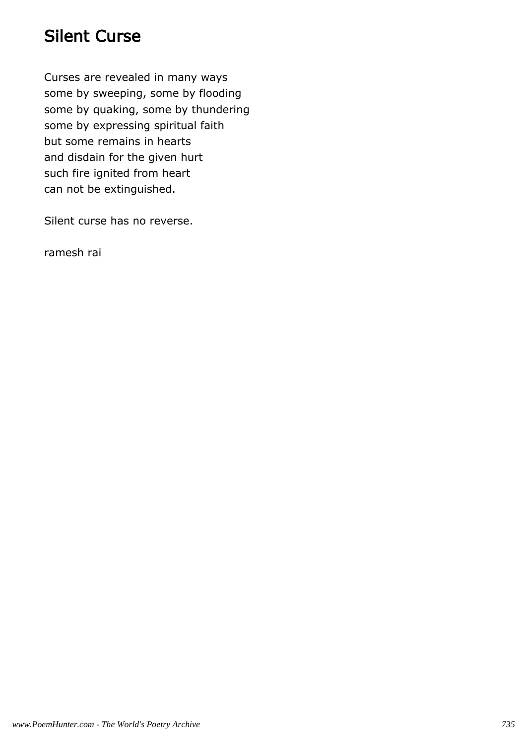# Silent Curse

Curses are revealed in many ways
some by sweeping, some by flooding
some by quaking, some by thundering
some by expressing spiritual faith
but some remains in hearts
and disdain for the given hurt
such fire ignited from heart
can not be extinguished.

Silent curse has no reverse.

ramesh rai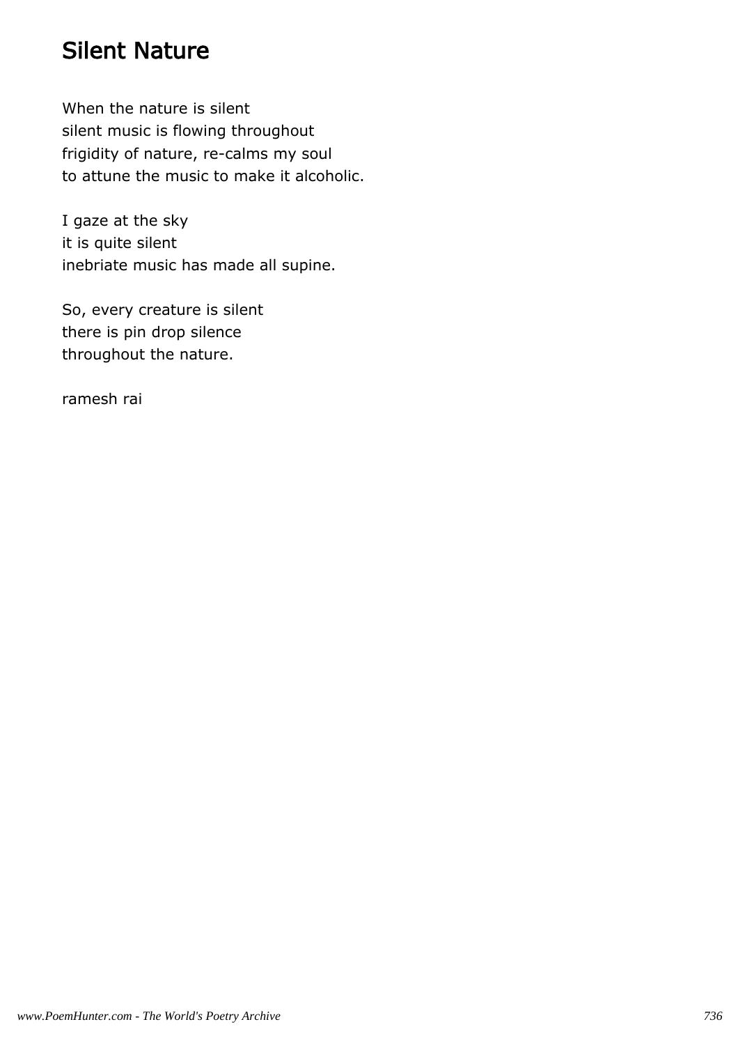# Silent Nature

When the nature is silent  
silent music is flowing throughout  
frigidity of nature, re-calms my soul  
to attune the music to make it alcoholic.

I gaze at the sky  
it is quite silent  
inebriate music has made all supine.

So, every creature is silent  
there is pin drop silence  
throughout the nature.

ramesh rai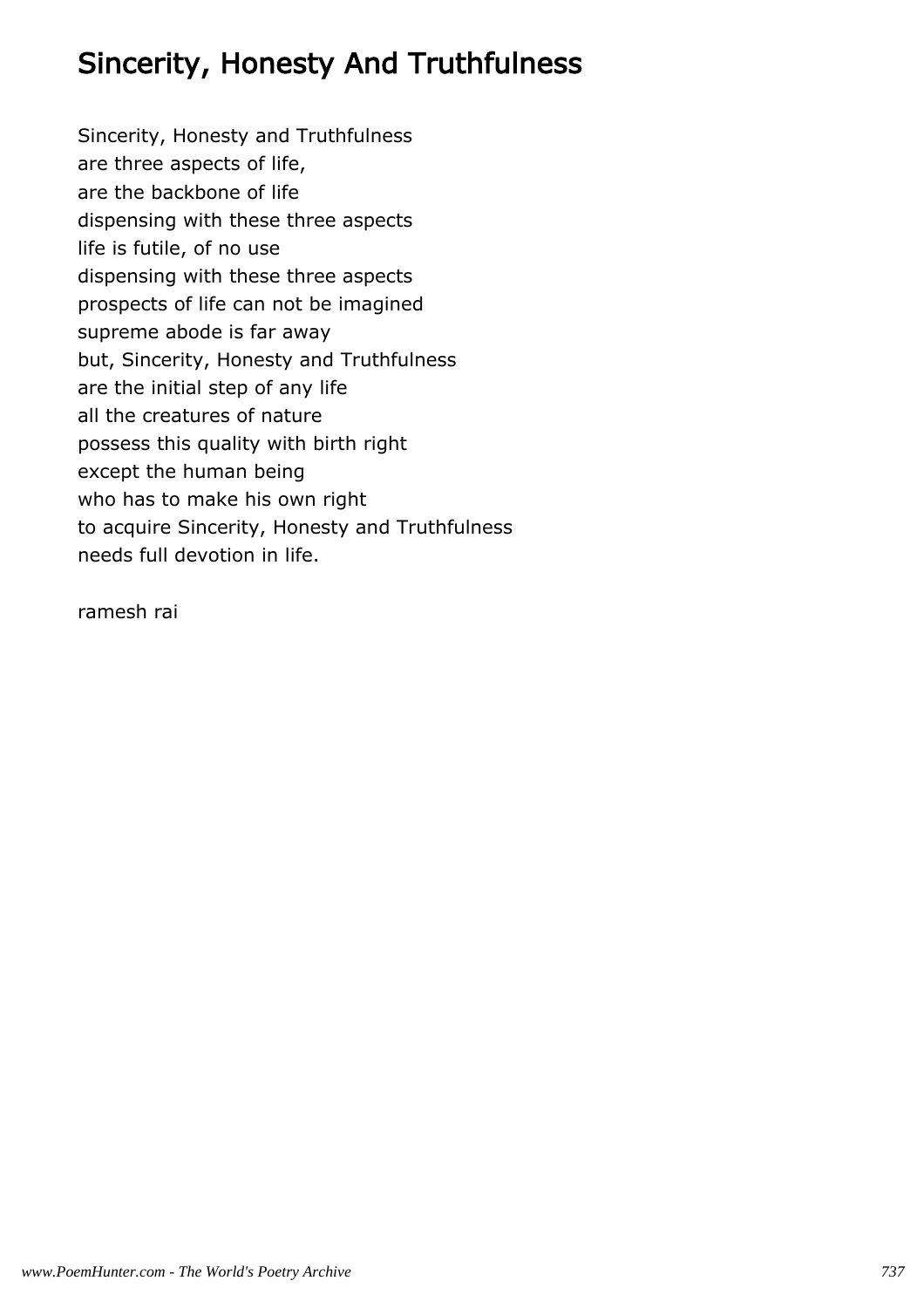# Sincerity, Honesty And Truthfulness

Sincerity, Honesty and Truthfulness  
are three aspects of life,  
are the backbone of life  
dispensing with these three aspects  
life is futile, of no use  
dispensing with these three aspects  
prospects of life can not be imagined  
supreme abode is far away  
but, Sincerity, Honesty and Truthfulness  
are the initial step of any life  
all the creatures of nature  
possess this quality with birth right  
except the human being  
who has to make his own right  
to acquire Sincerity, Honesty and Truthfulness  
needs full devotion in life.

ramesh rai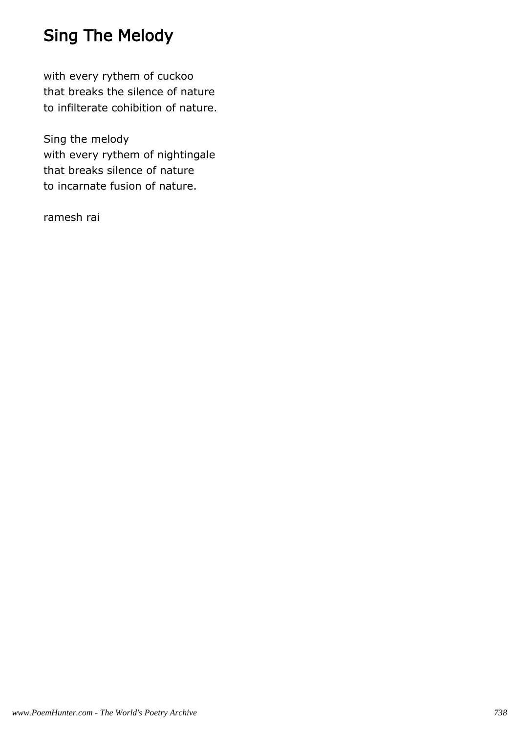# Sing The Melody

with every rythem of cuckoo
that breaks the silence of nature
to infilterate cohibition of nature.

Sing the melody
with every rythem of nightingale
that breaks silence of nature
to incarnate fusion of nature.

ramesh rai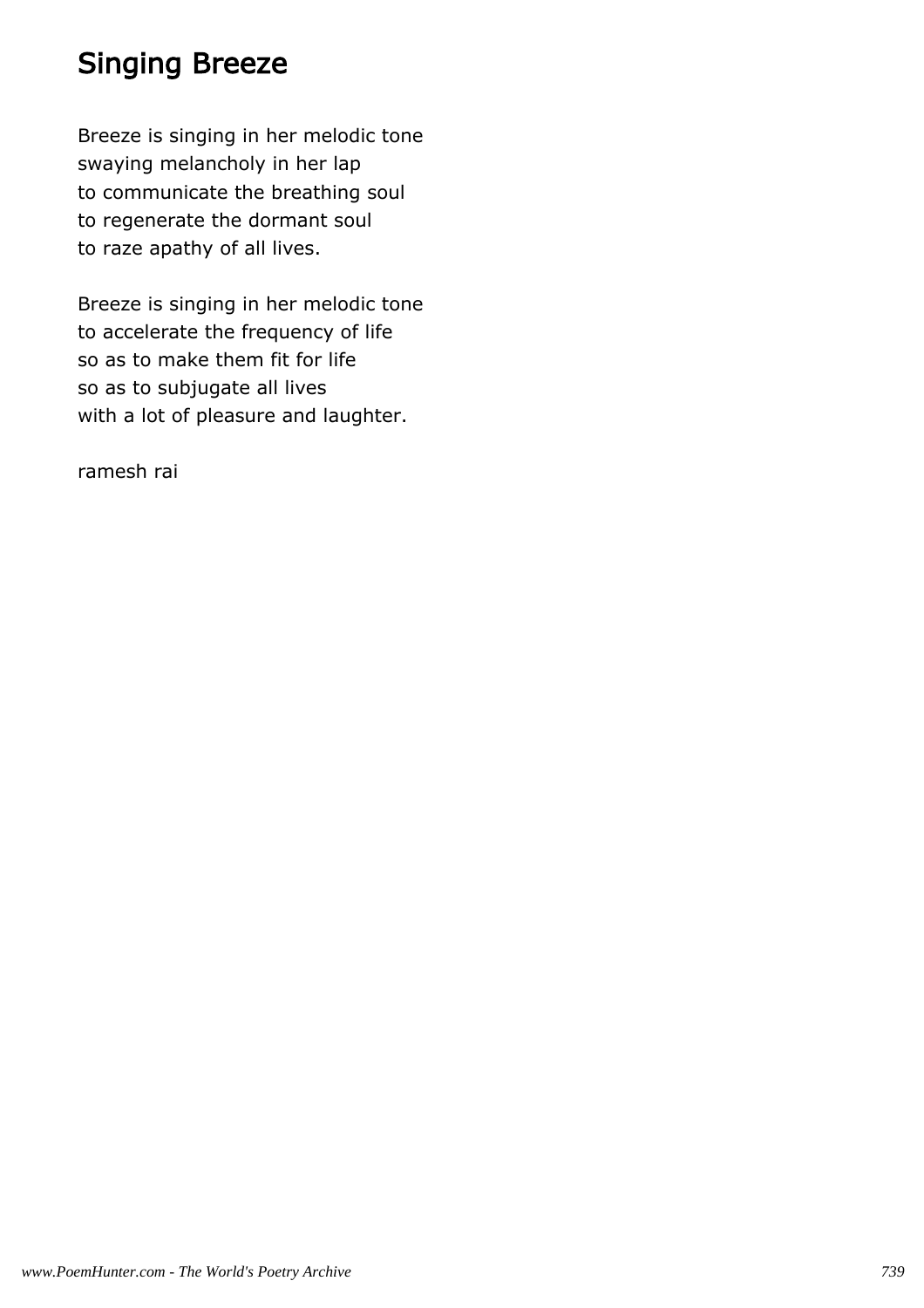## Singing Breeze

Breeze is singing in her melodic tone
swaying melancholy in her lap
to communicate the breathing soul
to regenerate the dormant soul
to raze apathy of all lives.

Breeze is singing in her melodic tone
to accelerate the frequency of life
so as to make them fit for life
so as to subjugate all lives
with a lot of pleasure and laughter.

ramesh rai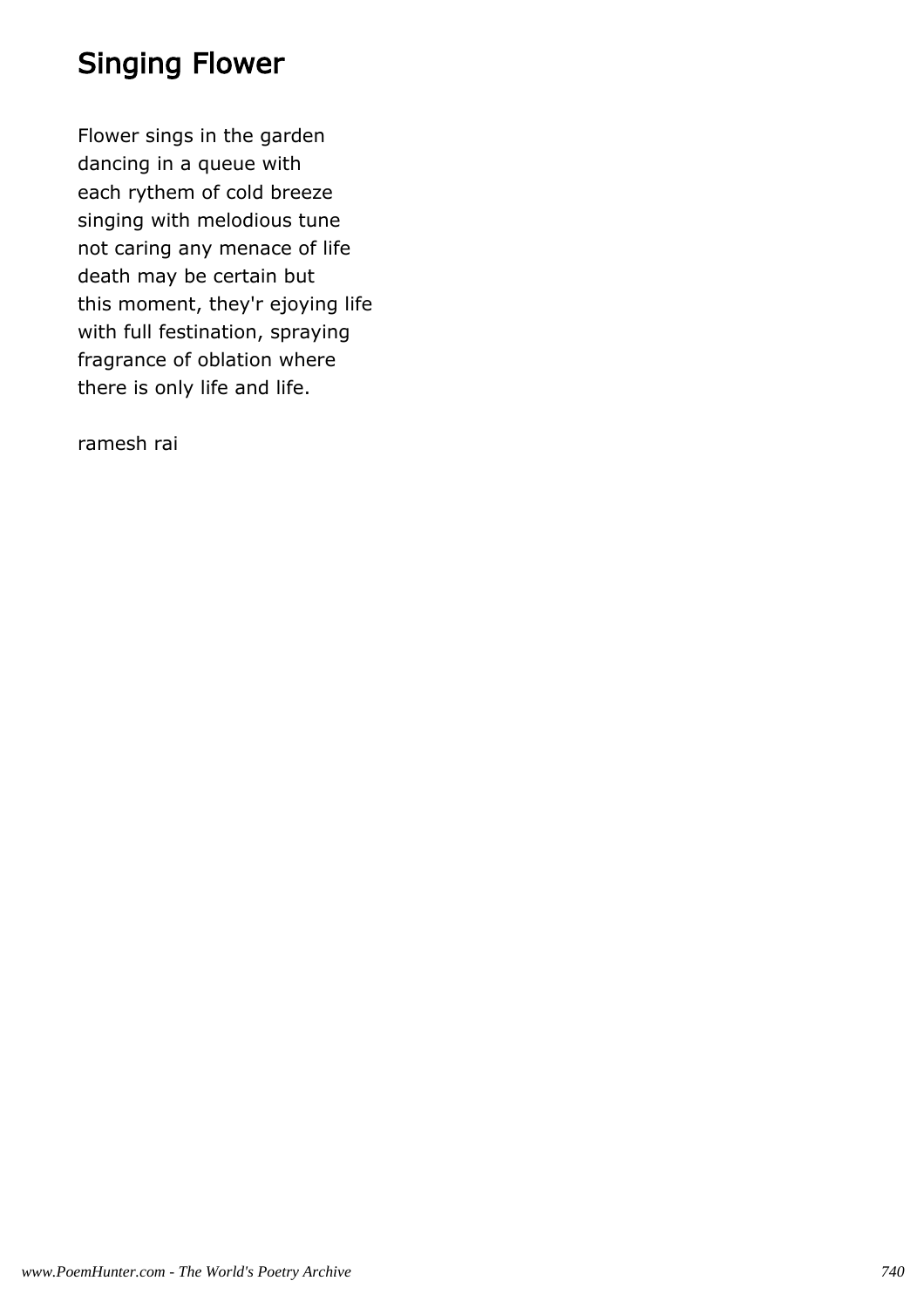# Singing Flower

Flower sings in the garden
dancing in a queue with
each rythem of cold breeze
singing with melodious tune
not caring any menace of life
death may be certain but
this moment, they'r ejoying life
with full festination, spraying
fragrance of oblation where
there is only life and life.

ramesh rai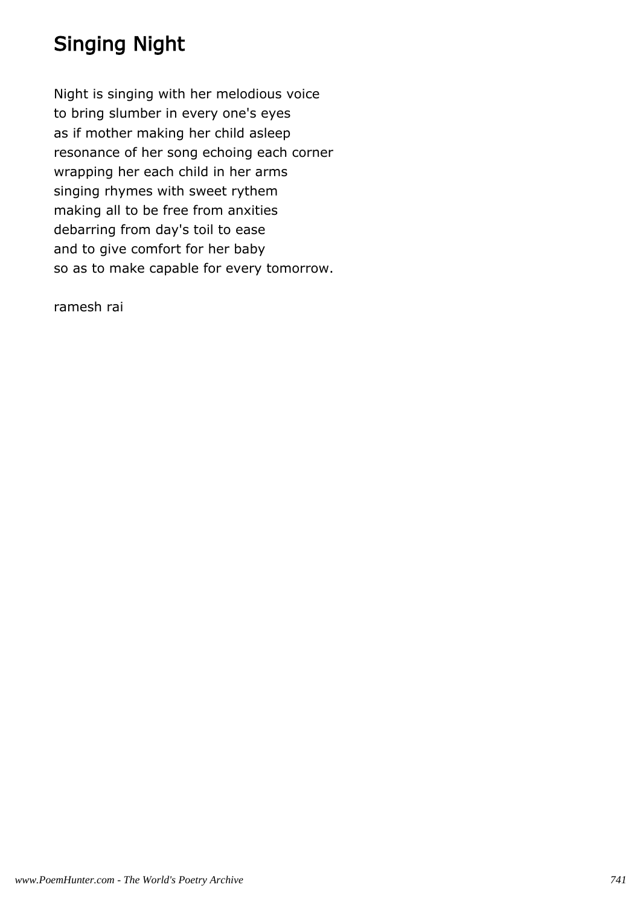# Singing Night

Night is singing with her melodious voice
to bring slumber in every one's eyes
as if mother making her child asleep
resonance of her song echoing each corner
wrapping her each child in her arms
singing rhymes with sweet rythem
making all to be free from anxities
debarring from day's toil to ease
and to give comfort for her baby
so as to make capable for every tomorrow.

ramesh rai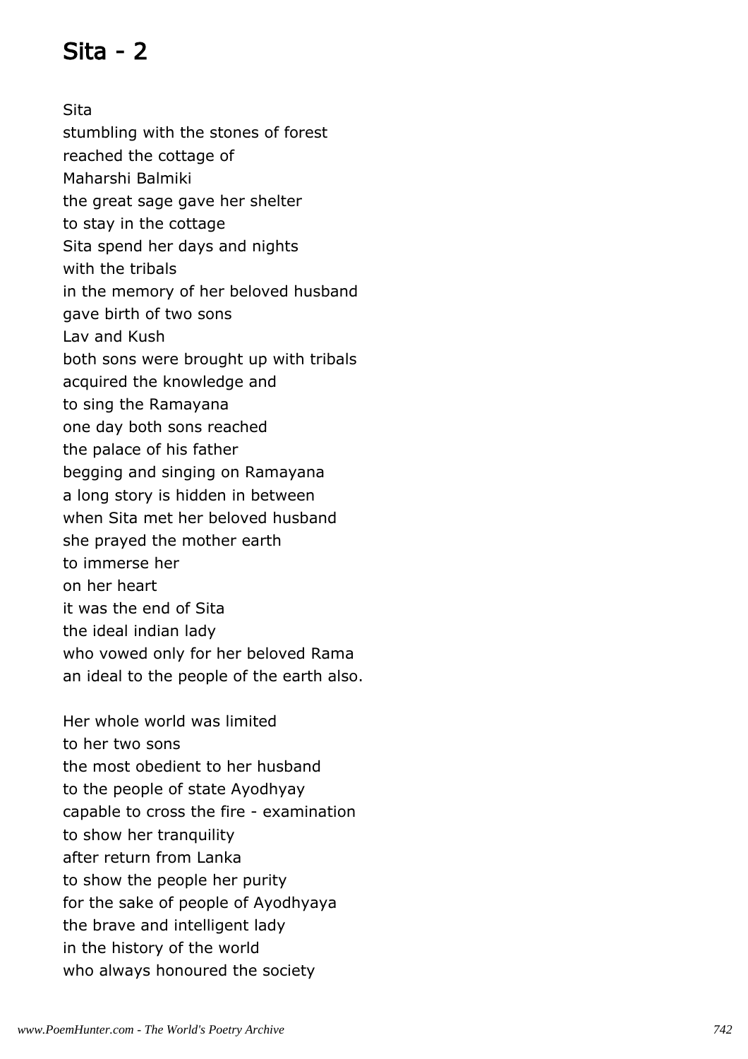# Sita - 2

Sita
stumbling with the stones of forest
reached the cottage of
Maharshi Balmiki
the great sage gave her shelter
to stay in the cottage
Sita spend her days and nights
with the tribals
in the memory of her beloved husband
gave birth of two sons
Lav and Kush
both sons were brought up with tribals
acquired the knowledge and
to sing the Ramayana
one day both sons reached
the palace of his father
begging and singing on Ramayana
a long story is hidden in between
when Sita met her beloved husband
she prayed the mother earth
to immerse her
on her heart
it was the end of Sita
the ideal indian lady
who vowed only for her beloved Rama
an ideal to the people of the earth also.

Her whole world was limited
to her two sons
the most obedient to her husband
to the people of state Ayodhyay
capable to cross the fire - examination
to show her tranquility
after return from Lanka
to show the people her purity
for the sake of people of Ayodhyaya
the brave and intelligent lady
in the history of the world
who always honoured the society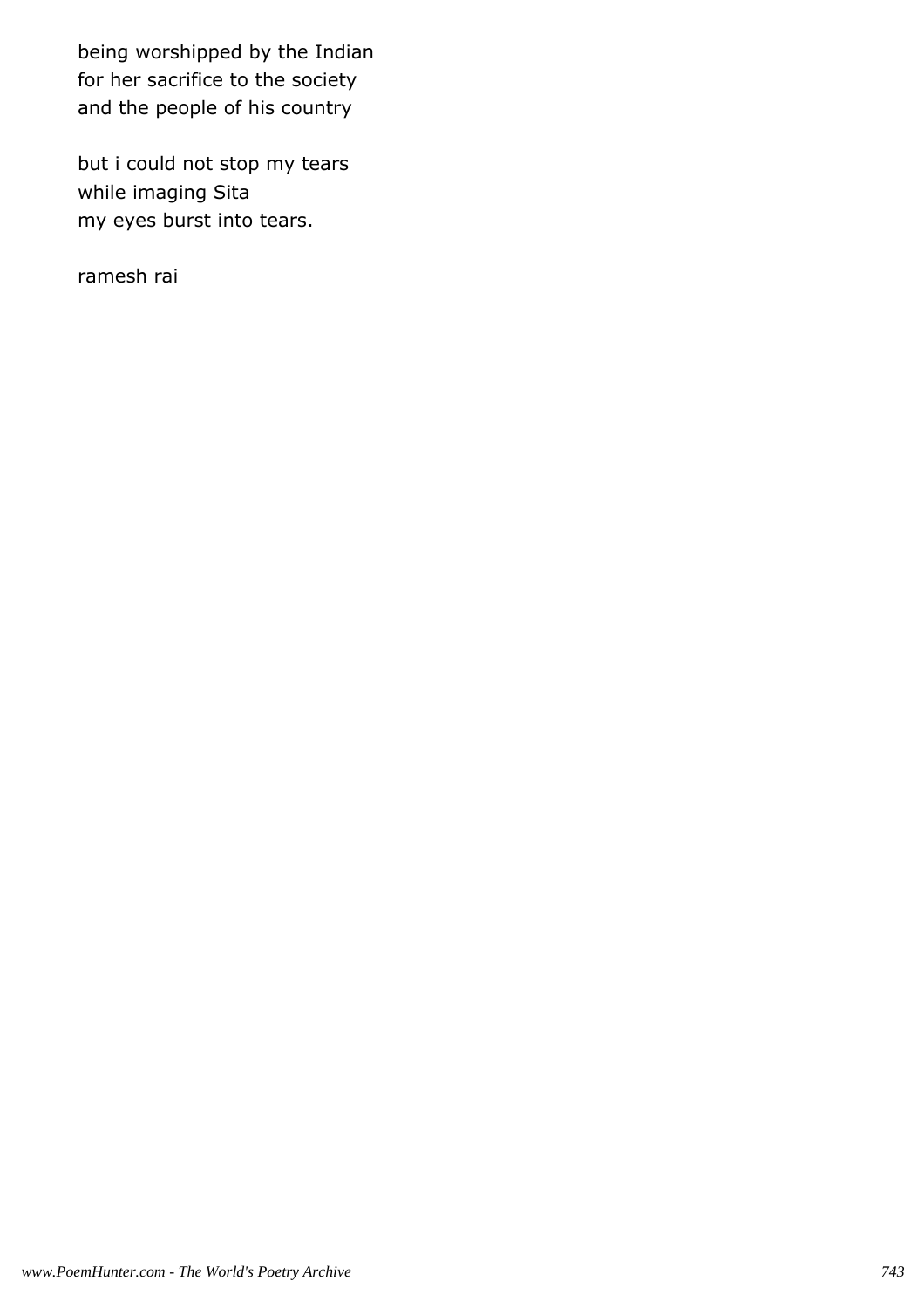being worshipped by the Indian
for her sacrifice to the society
and the people of his country

but i could not stop my tears
while imaging Sita
my eyes burst into tears.

ramesh rai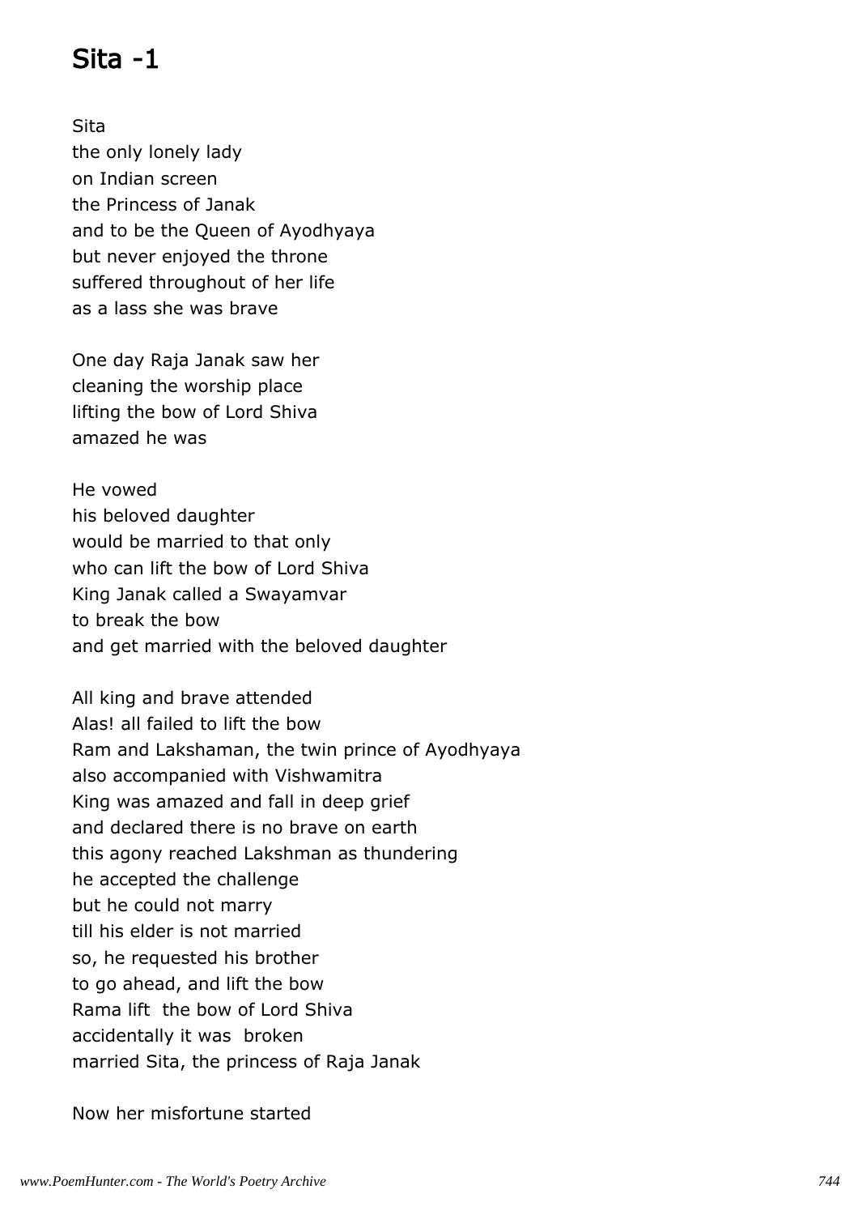# Sita -1

Sita
the only lonely lady
on Indian screen
the Princess of Janak
and to be the Queen of Ayodhyaya
but never enjoyed the throne
suffered throughout of her life
as a lass she was brave

One day Raja Janak saw her
cleaning the worship place
lifting the bow of Lord Shiva
amazed he was

He vowed
his beloved daughter
would be married to that only
who can lift the bow of Lord Shiva
King Janak called a Swayamvar
to break the bow
and get married with the beloved daughter

All king and brave attended
Alas! all failed to lift the bow
Ram and Lakshaman, the twin prince of Ayodhyaya
also accompanied with Vishwamitra
King was amazed and fall in deep grief
and declared there is no brave on earth
this agony reached Lakshman as thundering
he accepted the challenge
but he could not marry
till his elder is not married
so, he requested his brother
to go ahead, and lift the bow
Rama lift the bow of Lord Shiva
accidentally it was broken
married Sita, the princess of Raja Janak

Now her misfortune started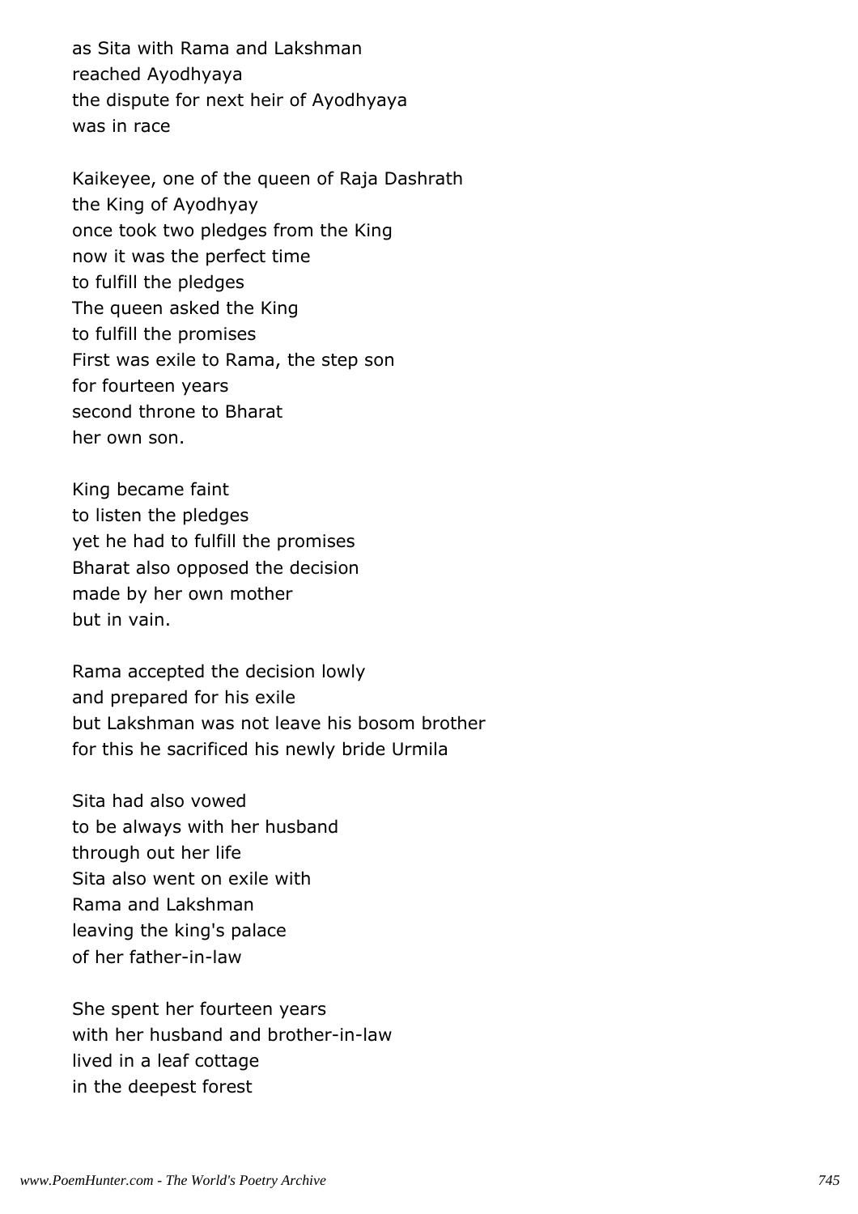as Sita with Rama and Lakshman
reached Ayodhyaya
the dispute for next heir of Ayodhyaya
was in race

Kaikeyee, one of the queen of Raja Dashrath
the King of Ayodhyay
once took two pledges from the King
now it was the perfect time
to fulfill the pledges
The queen asked the King
to fulfill the promises
First was exile to Rama, the step son
for fourteen years
second throne to Bharat
her own son.

King became faint
to listen the pledges
yet he had to fulfill the promises
Bharat also opposed the decision
made by her own mother
but in vain.

Rama accepted the decision lowly
and prepared for his exile
but Lakshman was not leave his bosom brother
for this he sacrificed his newly bride Urmila

Sita had also vowed
to be always with her husband
through out her life
Sita also went on exile with
Rama and Lakshman
leaving the king's palace
of her father-in-law

She spent her fourteen years
with her husband and brother-in-law
lived in a leaf cottage
in the deepest forest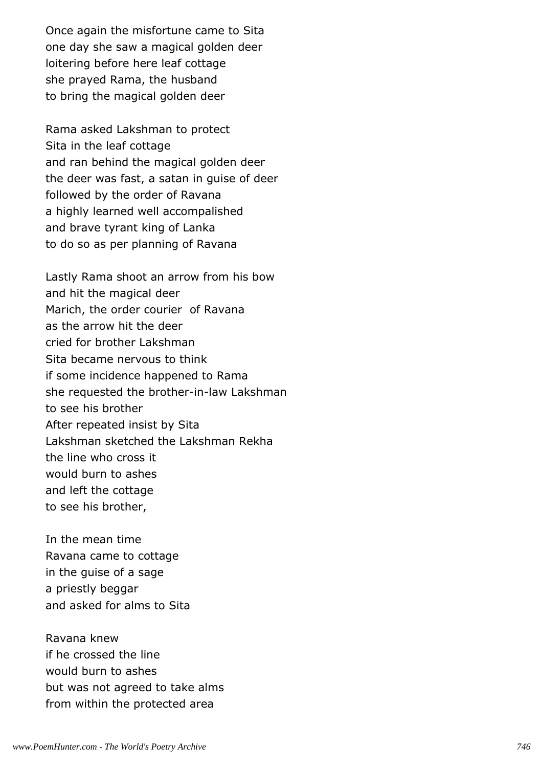Once again the misfortune came to Sita  
one day she saw a magical golden deer  
loitering before here leaf cottage  
she prayed Rama, the husband  
to bring the magical golden deer

Rama asked Lakshman to protect  
Sita in the leaf cottage  
and ran behind the magical golden deer  
the deer was fast, a satan in guise of deer  
followed by the order of Ravana  
a highly learned well accompalished  
and brave tyrant king of Lanka  
to do so as per planning of Ravana

Lastly Rama shoot an arrow from his bow  
and hit the magical deer  
Marich, the order courier of Ravana  
as the arrow hit the deer  
cried for brother Lakshman  
Sita became nervous to think  
if some incidence happened to Rama  
she requested the brother-in-law Lakshman  
to see his brother  
After repeated insist by Sita  
Lakshman sketched the Lakshman Rekha  
the line who cross it  
would burn to ashes  
and left the cottage  
to see his brother,

In the mean time  
Ravana came to cottage  
in the guise of a sage  
a priestly beggar  
and asked for alms to Sita

Ravana knew  
if he crossed the line  
would burn to ashes  
but was not agreed to take alms  
from within the protected area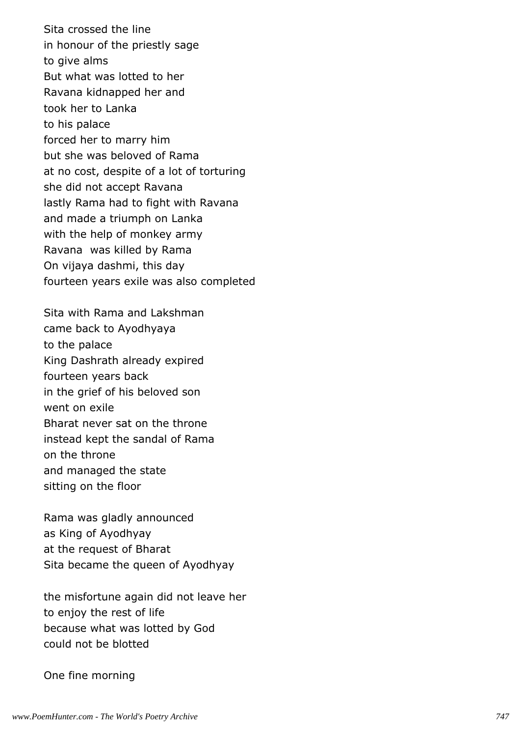Sita crossed the line
in honour of the priestly sage
to give alms
But what was lotted to her
Ravana kidnapped her and
took her to Lanka
to his palace
forced her to marry him
but she was beloved of Rama
at no cost, despite of a lot of torturing
she did not accept Ravana
lastly Rama had to fight with Ravana
and made a triumph on Lanka
with the help of monkey army
Ravana  was killed by Rama
On vijaya dashmi, this day
fourteen years exile was also completed

Sita with Rama and Lakshman
came back to Ayodhyaya
to the palace
King Dashrath already expired
fourteen years back
in the grief of his beloved son
went on exile
Bharat never sat on the throne
instead kept the sandal of Rama
on the throne
and managed the state
sitting on the floor

Rama was gladly announced
as King of Ayodhyay
at the request of Bharat
Sita became the queen of Ayodhyay

the misfortune again did not leave her
to enjoy the rest of life
because what was lotted by God
could not be blotted

One fine morning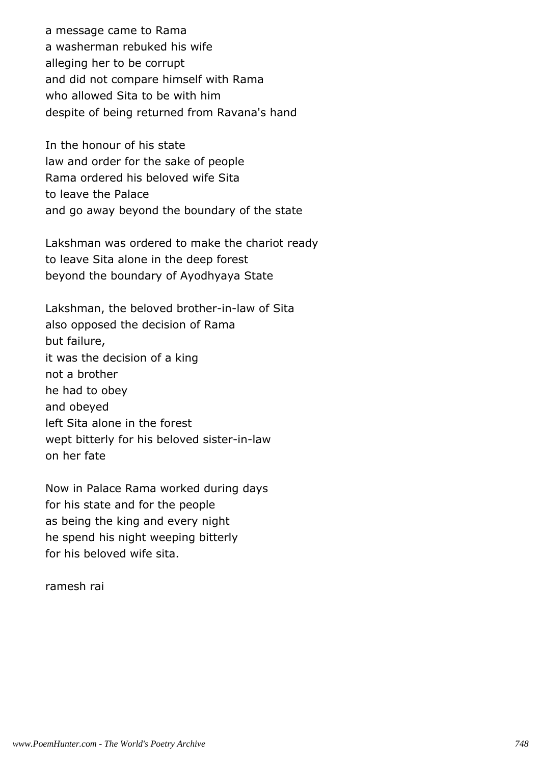a message came to Rama
a washerman rebuked his wife
alleging her to be corrupt
and did not compare himself with Rama
who allowed Sita to be with him
despite of being returned from Ravana's hand

In the honour of his state
law and order for the sake of people
Rama ordered his beloved wife Sita
to leave the Palace
and go away beyond the boundary of the state

Lakshman was ordered to make the chariot ready
to leave Sita alone in the deep forest
beyond the boundary of Ayodhyaya State

Lakshman, the beloved brother-in-law of Sita
also opposed the decision of Rama
but failure,
it was the decision of a king
not a brother
he had to obey
and obeyed
left Sita alone in the forest
wept bitterly for his beloved sister-in-law
on her fate

Now in Palace Rama worked during days
for his state and for the people
as being the king and every night
he spend his night weeping bitterly
for his beloved wife sita.

ramesh rai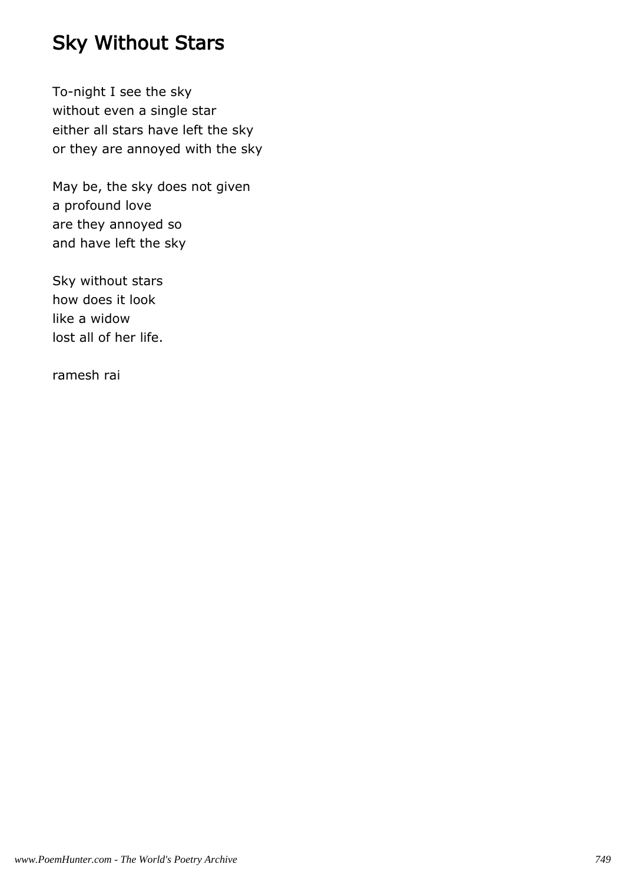# Sky Without Stars

To-night I see the sky
without even a single star
either all stars have left the sky
or they are annoyed with the sky

May be, the sky does not given
a profound love
are they annoyed so
and have left the sky

Sky without stars
how does it look
like a widow
lost all of her life.

ramesh rai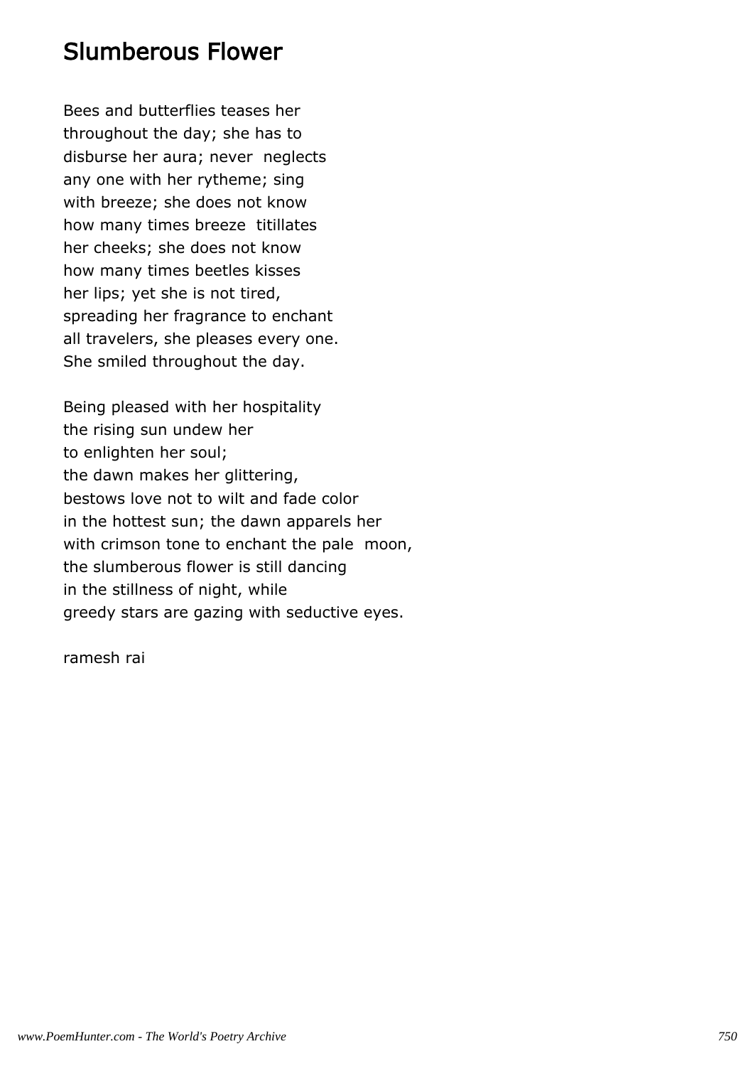## Slumberous Flower

Bees and butterflies teases her
throughout the day; she has to
disburse her aura; never neglects
any one with her rytheme; sing
with breeze; she does not know
how many times breeze titillates
her cheeks; she does not know
how many times beetles kisses
her lips; yet she is not tired,
spreading her fragrance to enchant
all travelers, she pleases every one.
She smiled throughout the day.

Being pleased with her hospitality
the rising sun undew her
to enlighten her soul;
the dawn makes her glittering,
bestows love not to wilt and fade color
in the hottest sun; the dawn apparels her
with crimson tone to enchant the pale moon,
the slumberous flower is still dancing
in the stillness of night, while
greedy stars are gazing with seductive eyes.

ramesh rai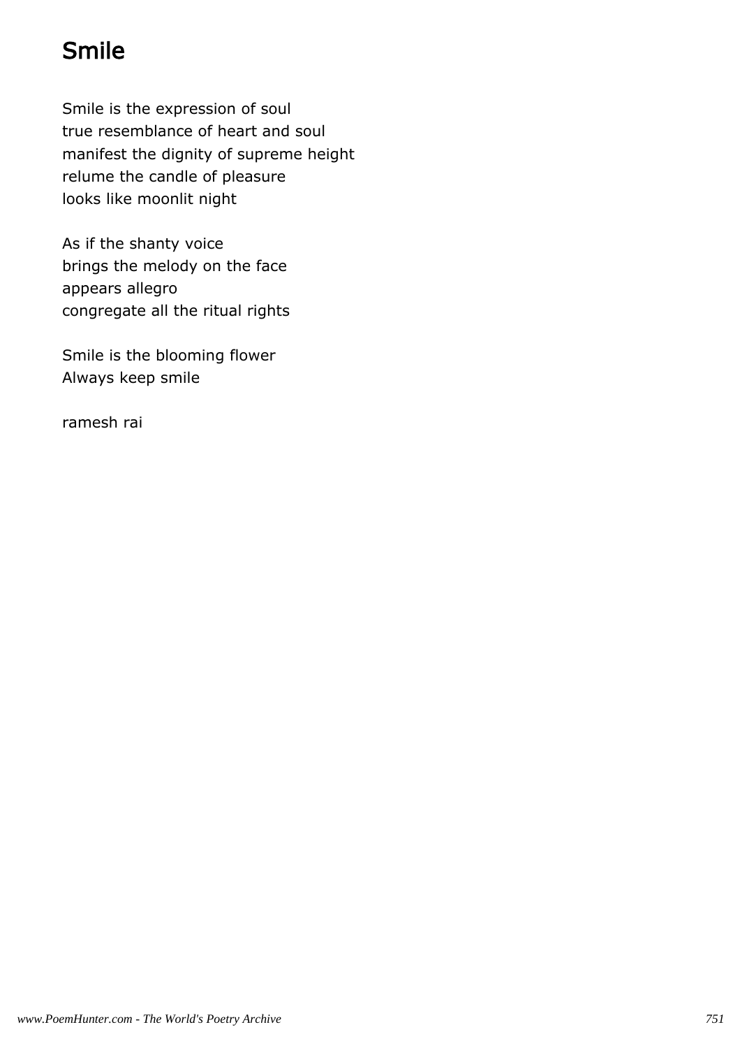# Smile

Smile is the expression of soul
true resemblance of heart and soul
manifest the dignity of supreme height
relume the candle of pleasure
looks like moonlit night

As if the shanty voice
brings the melody on the face
appears allegro
congregate all the ritual rights

Smile is the blooming flower
Always keep smile

ramesh rai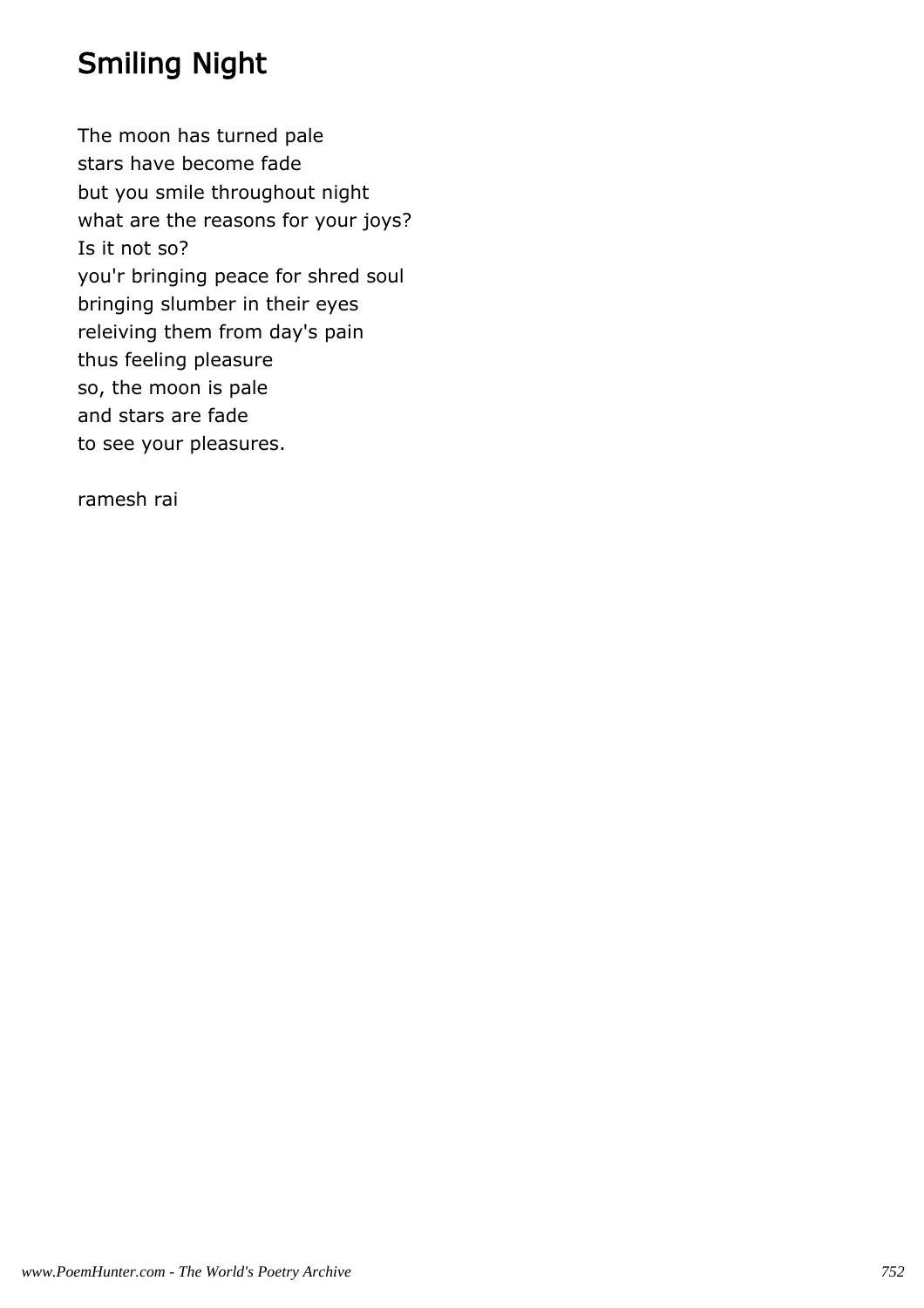# Smiling Night

The moon has turned pale
stars have become fade
but you smile throughout night
what are the reasons for your joys?
Is it not so?
you'r bringing peace for shred soul
bringing slumber in their eyes
releiving them from day's pain
thus feeling pleasure
so, the moon is pale
and stars are fade
to see your pleasures.

ramesh rai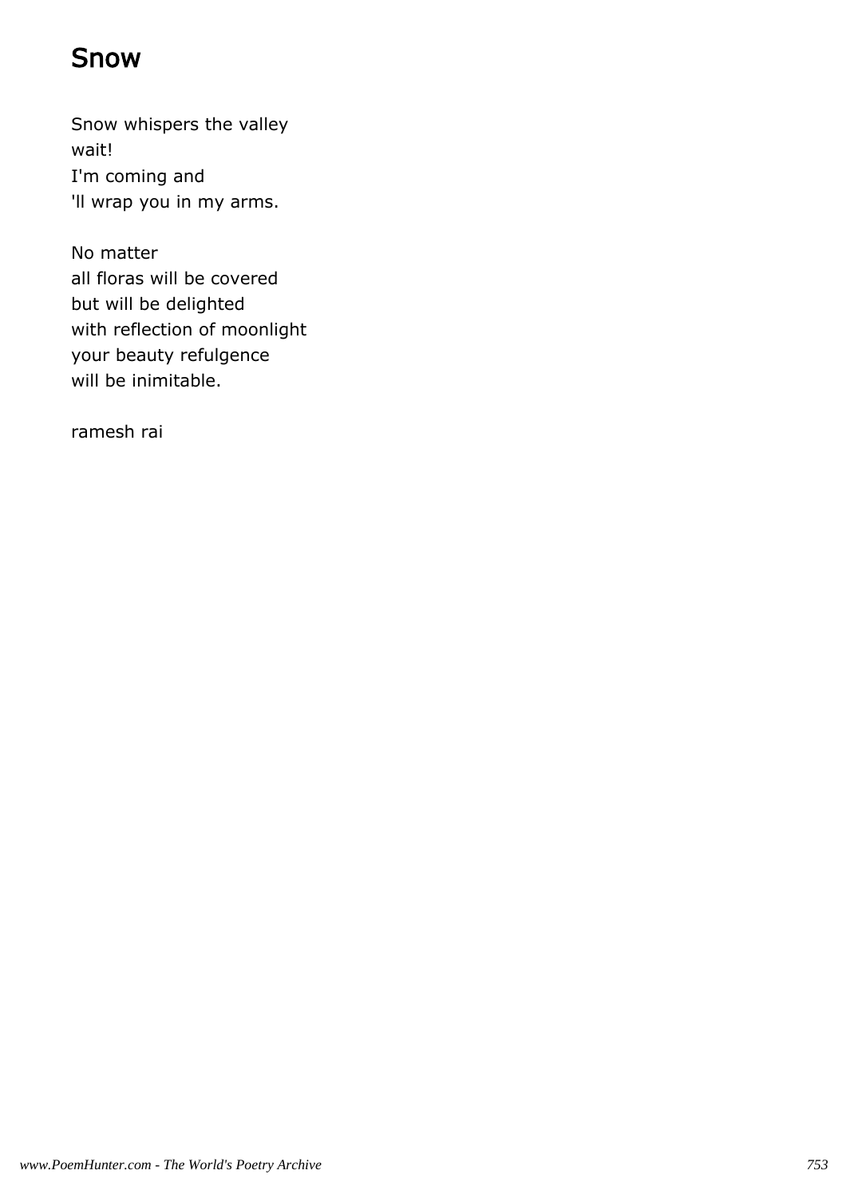# Snow

Snow whispers the valley
wait!
I'm coming and
'll wrap you in my arms.

No matter
all floras will be covered
but will be delighted
with reflection of moonlight
your beauty refulgence
will be inimitable.

ramesh rai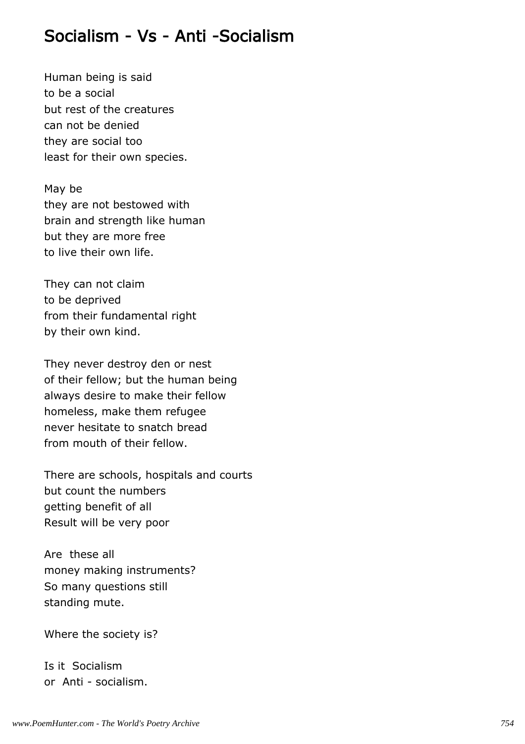## Socialism - Vs - Anti -Socialism

Human being is said
to be a social
but rest of the creatures
can not be denied
they are social too
least for their own species.

May be
they are not bestowed with
brain and strength like human
but they are more free
to live their own life.

They can not claim
to be deprived
from their fundamental right
by their own kind.

They never destroy den or nest
of their fellow; but the human being
always desire to make their fellow
homeless, make them refugee
never hesitate to snatch bread
from mouth of their fellow.

There are schools, hospitals and courts
but count the numbers
getting benefit of all
Result will be very poor

Are these all
money making instruments?
So many questions still
standing mute.

Where the society is?

Is it Socialism
or Anti - socialism.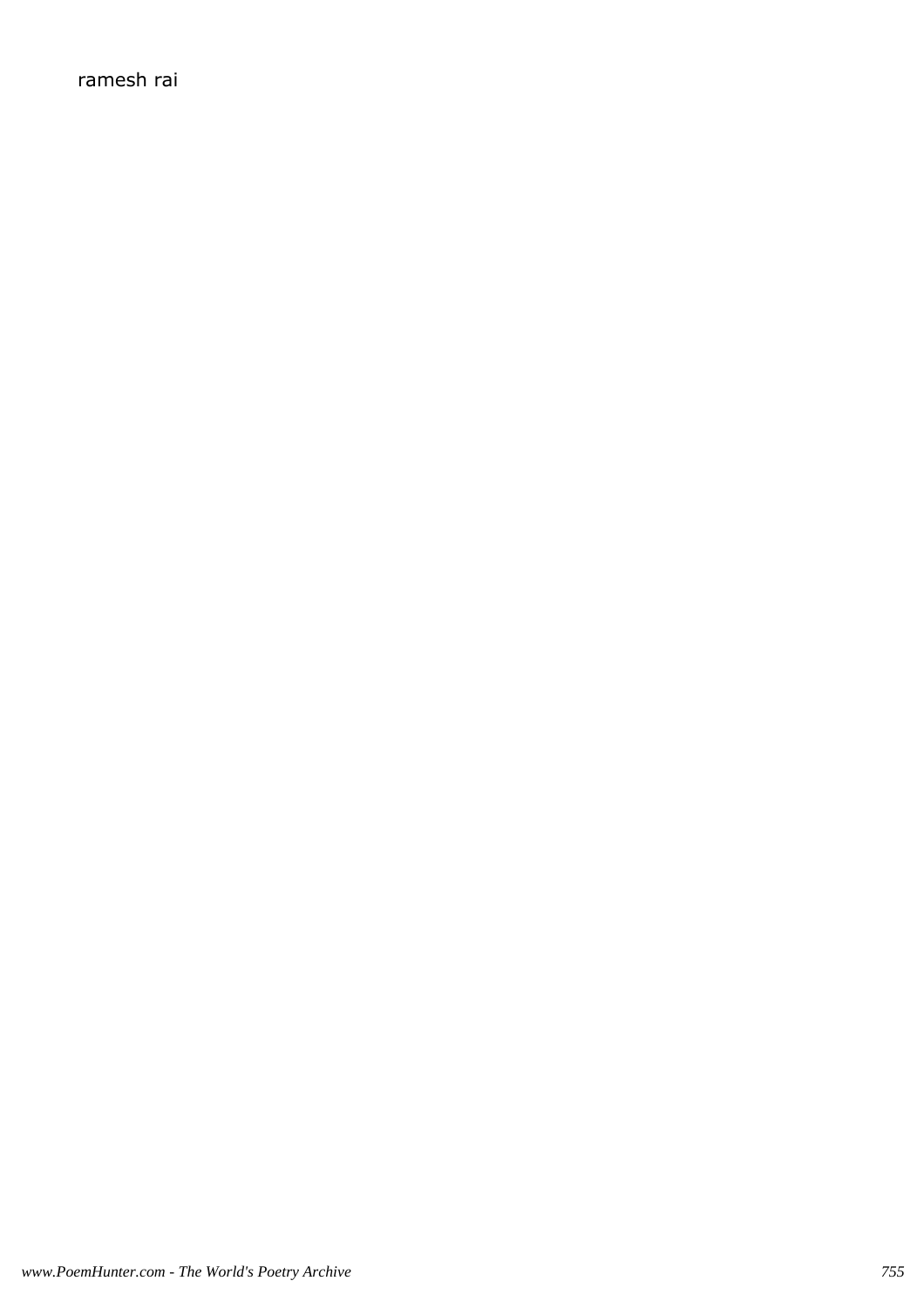ramesh rai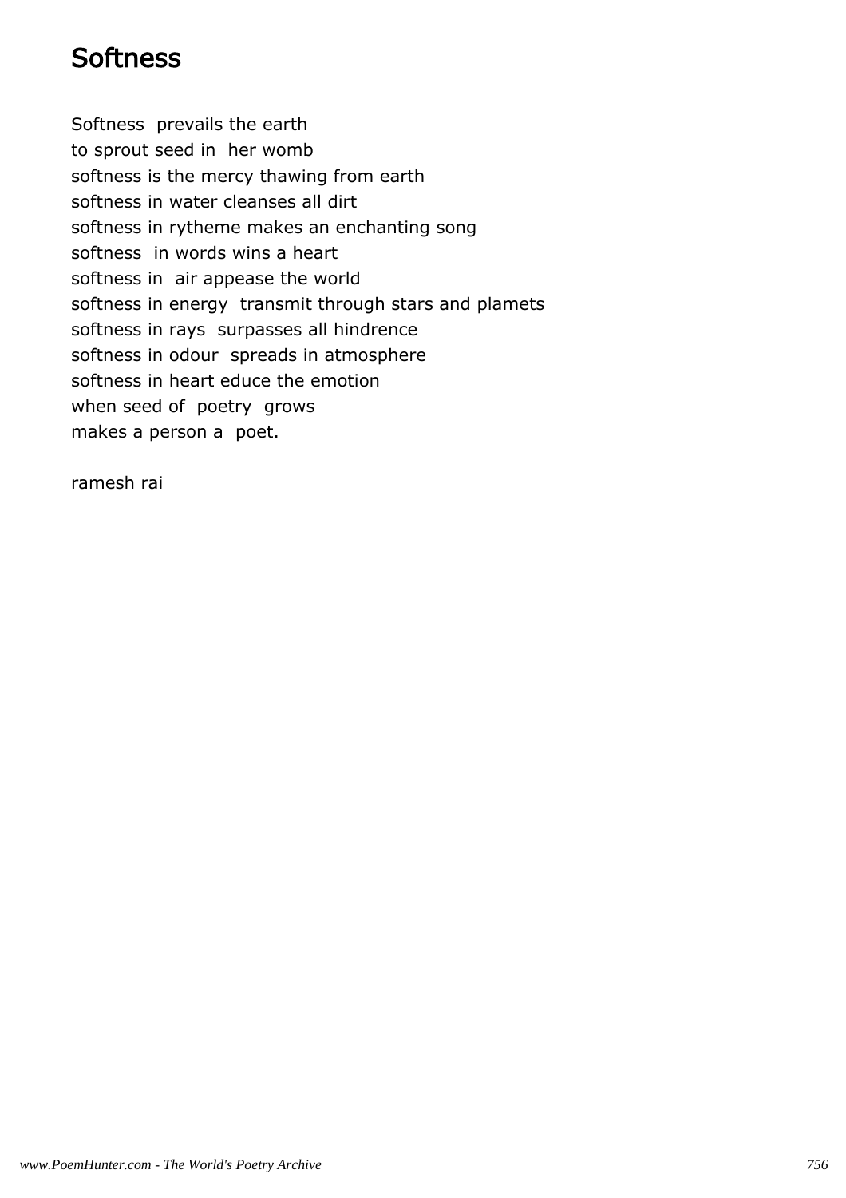# Softness

Softness prevails the earth  
to sprout seed in her womb  
softness is the mercy thawing from earth  
softness in water cleanses all dirt  
softness in rytheme makes an enchanting song  
softness in words wins a heart  
softness in air appease the world  
softness in energy transmit through stars and plamets  
softness in rays surpasses all hindrence  
softness in odour spreads in atmosphere  
softness in heart educe the emotion  
when seed of poetry grows  
makes a person a poet.

ramesh rai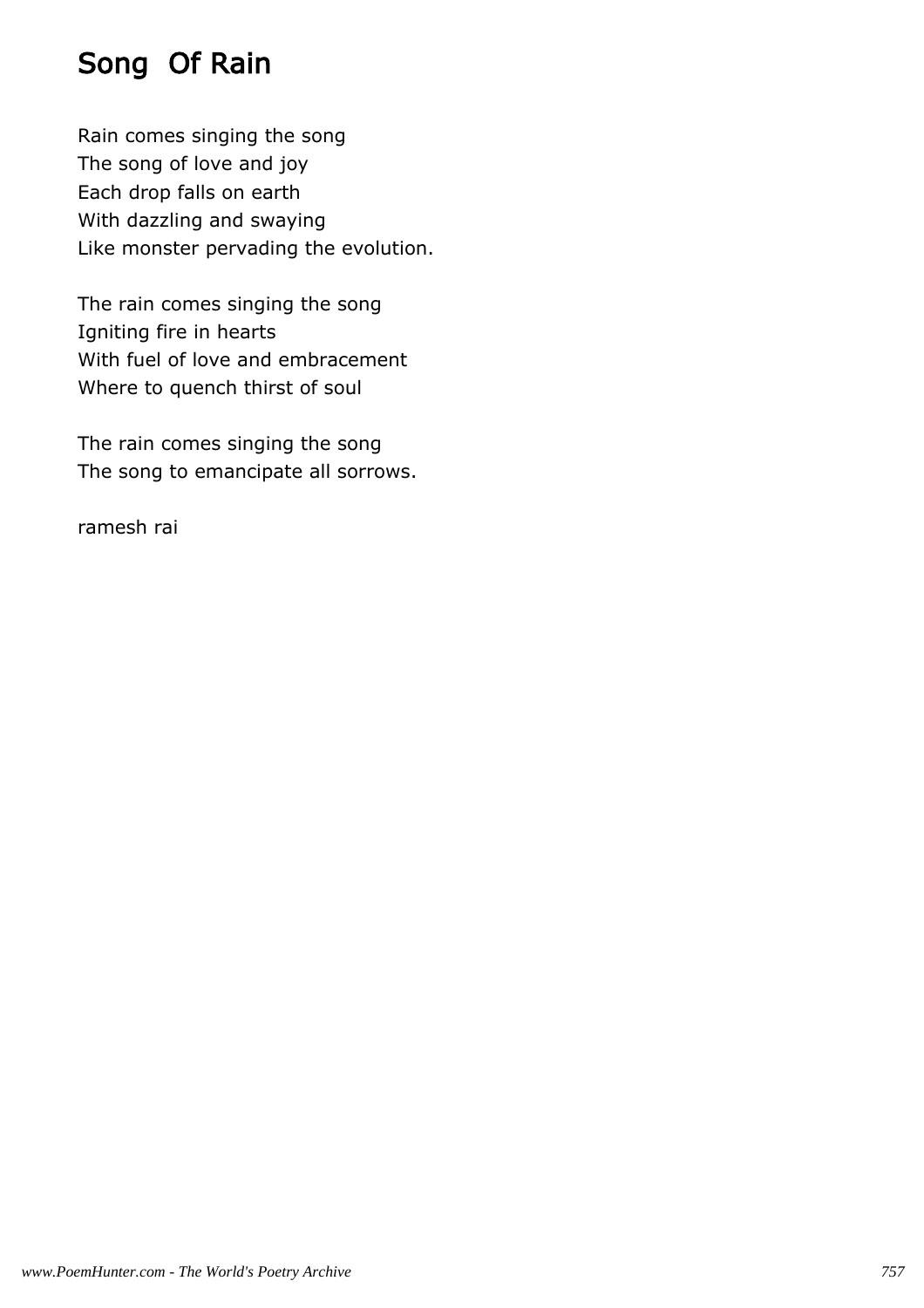# Song  Of Rain

Rain comes singing the song  
The song of love and joy  
Each drop falls on earth  
With dazzling and swaying  
Like monster pervading the evolution.

The rain comes singing the song  
Igniting fire in hearts  
With fuel of love and embracement  
Where to quench thirst of soul

The rain comes singing the song  
The song to emancipate all sorrows.

ramesh rai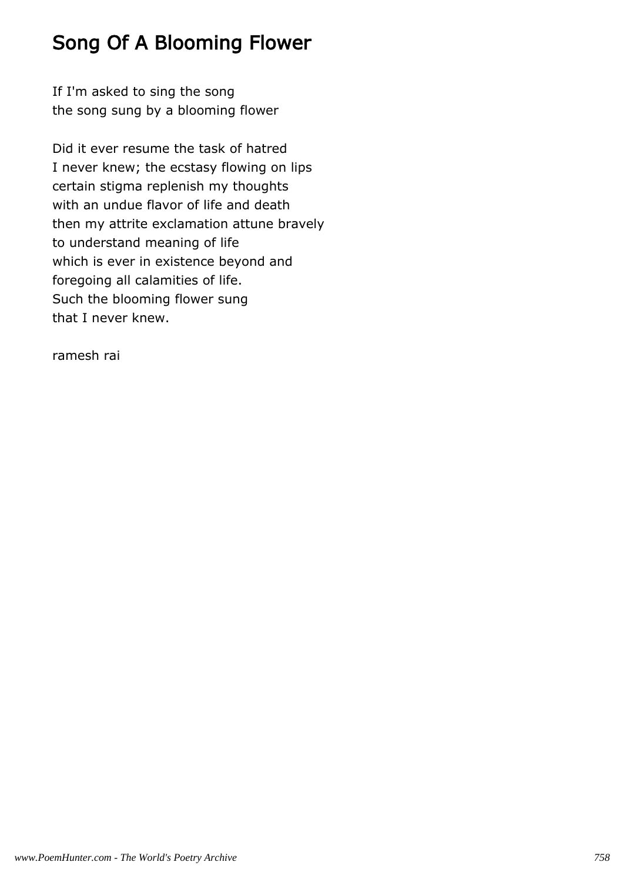# Song Of A Blooming Flower

If I'm asked to sing the song
the song sung by a blooming flower

Did it ever resume the task of hatred
I never knew; the ecstasy flowing on lips
certain stigma replenish my thoughts
with an undue flavor of life and death
then my attrite exclamation attune bravely
to understand meaning of life
which is ever in existence beyond and
foregoing all calamities of life.
Such the blooming flower sung
that I never knew.

ramesh rai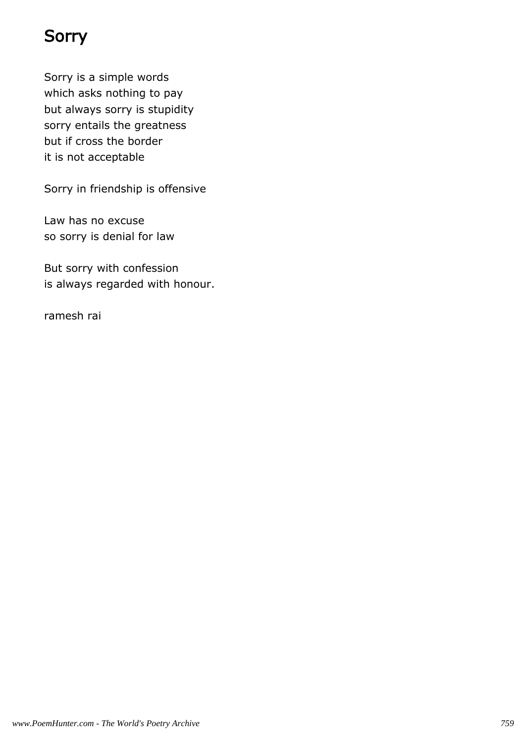# Sorry

Sorry is a simple words
which asks nothing to pay
but always sorry is stupidity
sorry entails the greatness
but if cross the border
it is not acceptable

Sorry in friendship is offensive

Law has no excuse
so sorry is denial for law

But sorry with confession
is always regarded with honour.

ramesh rai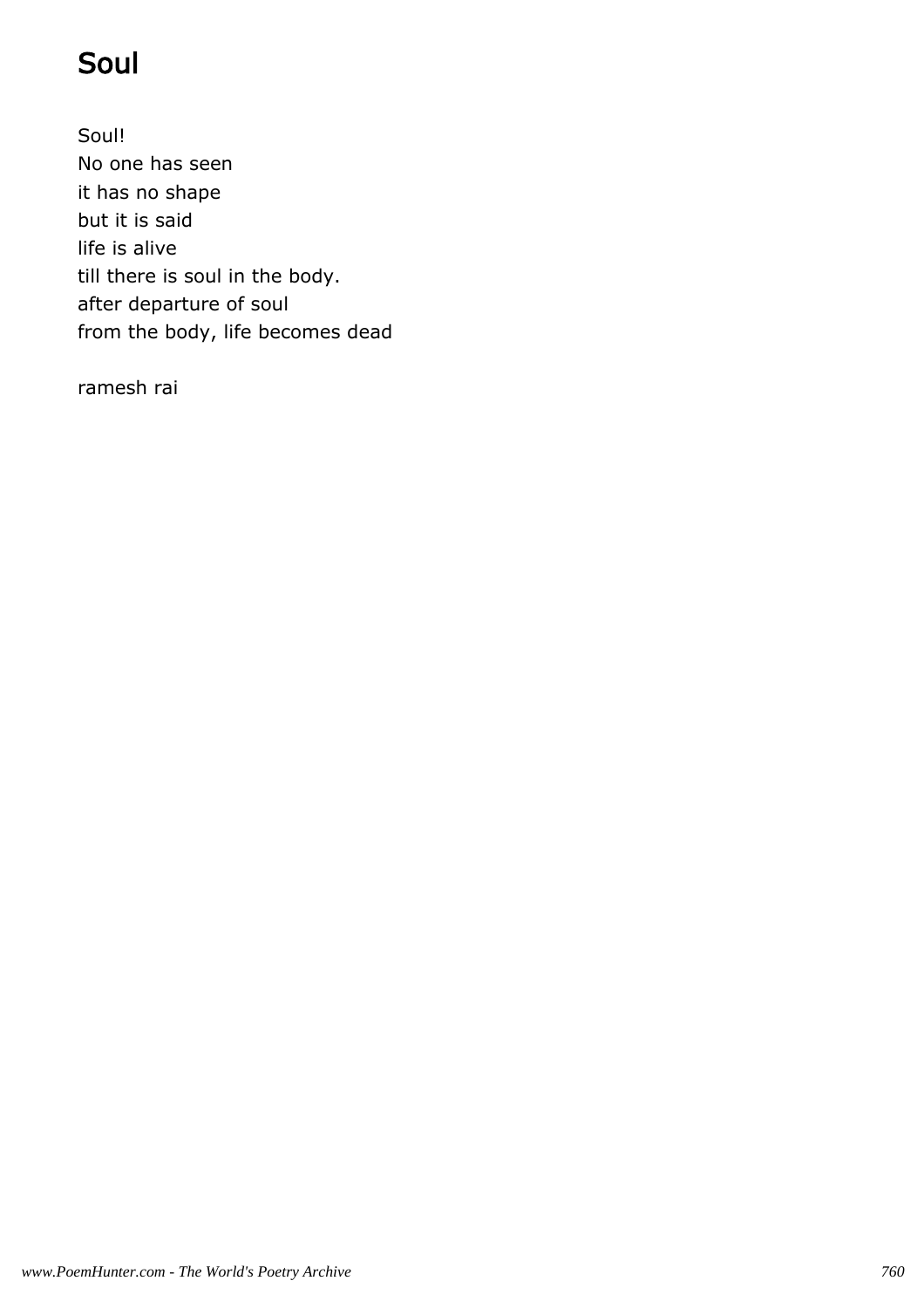# Soul

Soul!
No one has seen
it has no shape
but it is said
life is alive
till there is soul in the body.
after departure of soul
from the body, life becomes dead

ramesh rai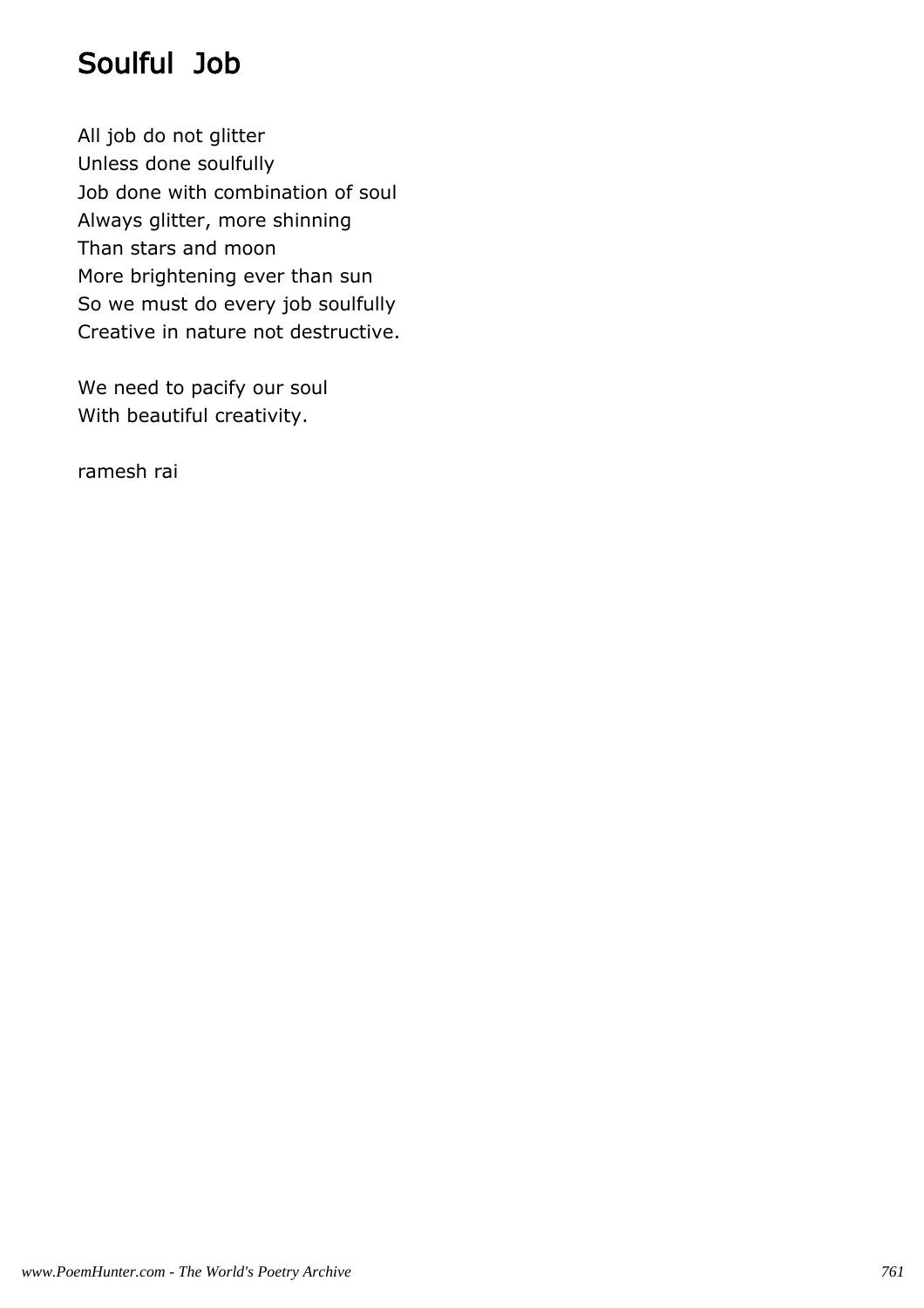# Soulful Job

All job do not glitter
Unless done soulfully
Job done with combination of soul
Always glitter, more shinning
Than stars and moon
More brightening ever than sun
So we must do every job soulfully
Creative in nature not destructive.

We need to pacify our soul
With beautiful creativity.

ramesh rai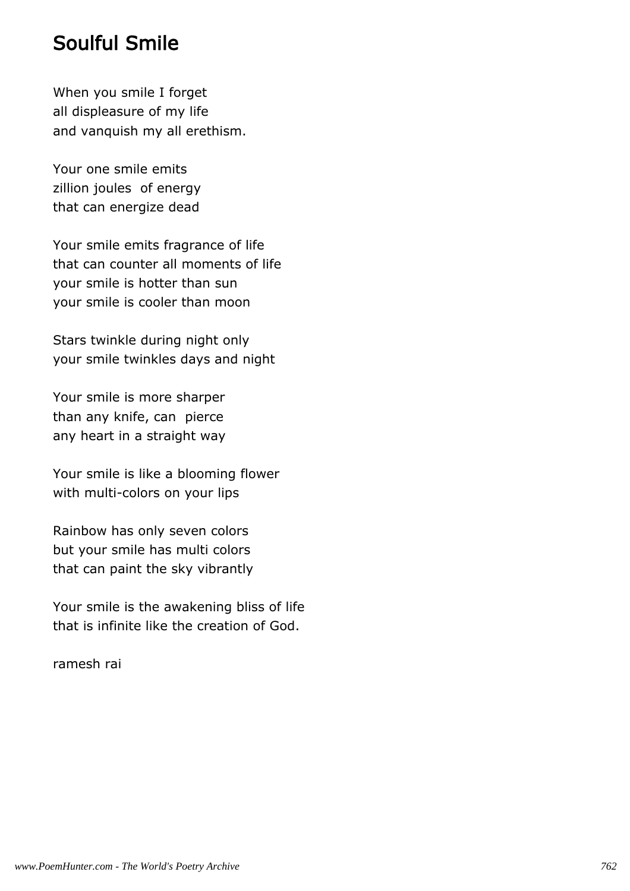# Soulful Smile

When you smile I forget
all displeasure of my life
and vanquish my all erethism.

Your one smile emits
zillion joules  of energy
that can energize dead

Your smile emits fragrance of life
that can counter all moments of life
your smile is hotter than sun
your smile is cooler than moon

Stars twinkle during night only
your smile twinkles days and night

Your smile is more sharper
than any knife, can  pierce
any heart in a straight way

Your smile is like a blooming flower
with multi-colors on your lips

Rainbow has only seven colors
but your smile has multi colors
that can paint the sky vibrantly

Your smile is the awakening bliss of life
that is infinite like the creation of God.

ramesh rai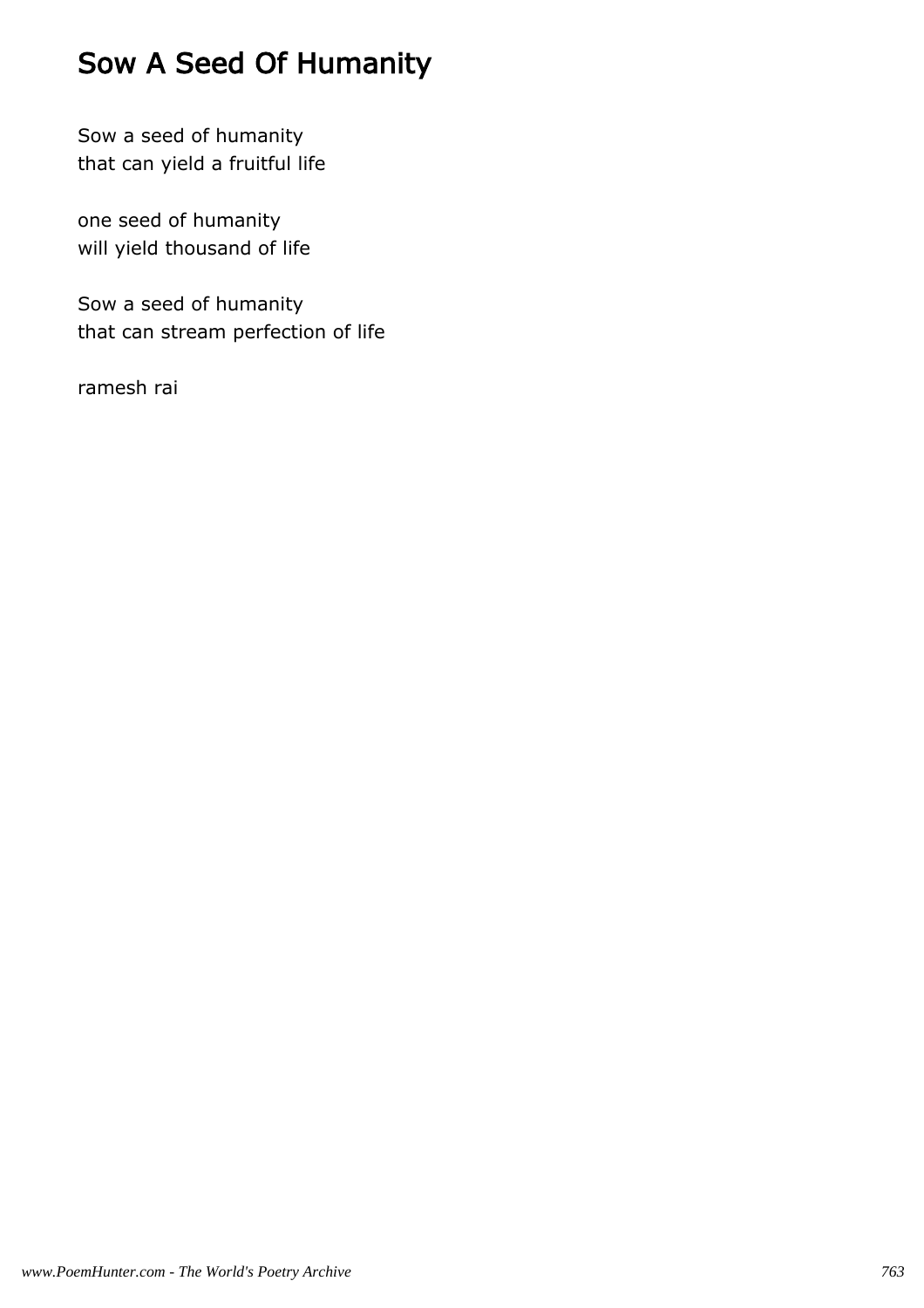# Sow A Seed Of Humanity

Sow a seed of humanity
that can yield a fruitful life

one seed of humanity
will yield thousand of life

Sow a seed of humanity
that can stream perfection of life

ramesh rai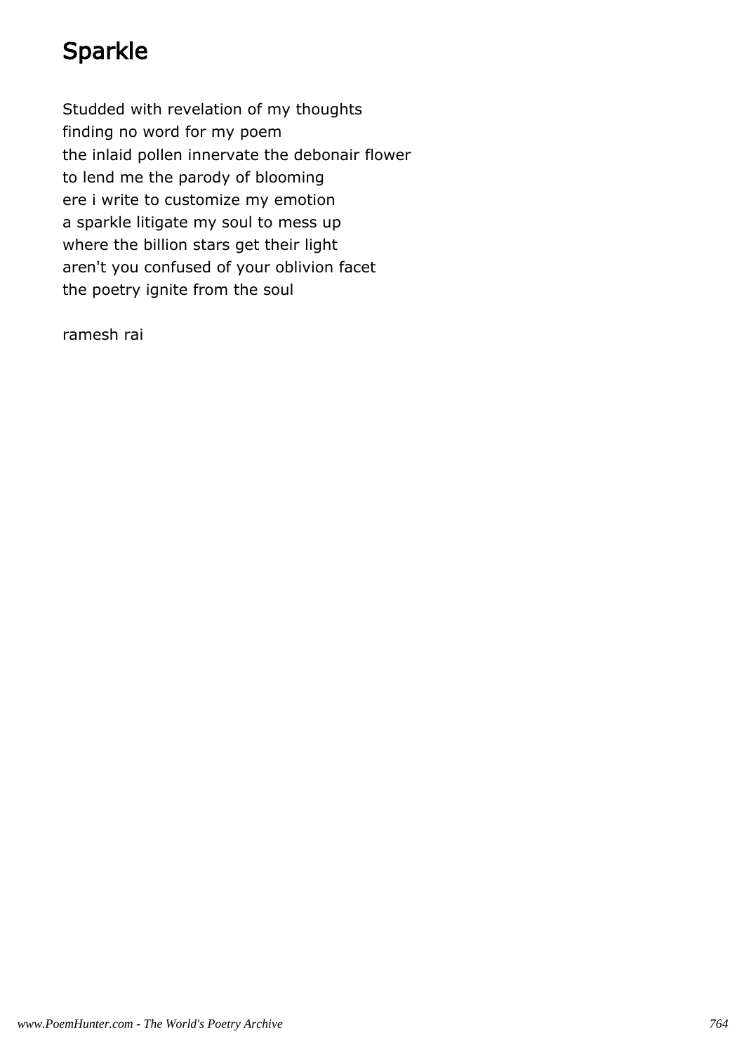# Sparkle

Studded with revelation of my thoughts
finding no word for my poem
the inlaid pollen innervate the debonair flower
to lend me the parody of blooming
ere i write to customize my emotion
a sparkle litigate my soul to mess up
where the billion stars get their light
aren't you confused of your oblivion facet
the poetry ignite from the soul

ramesh rai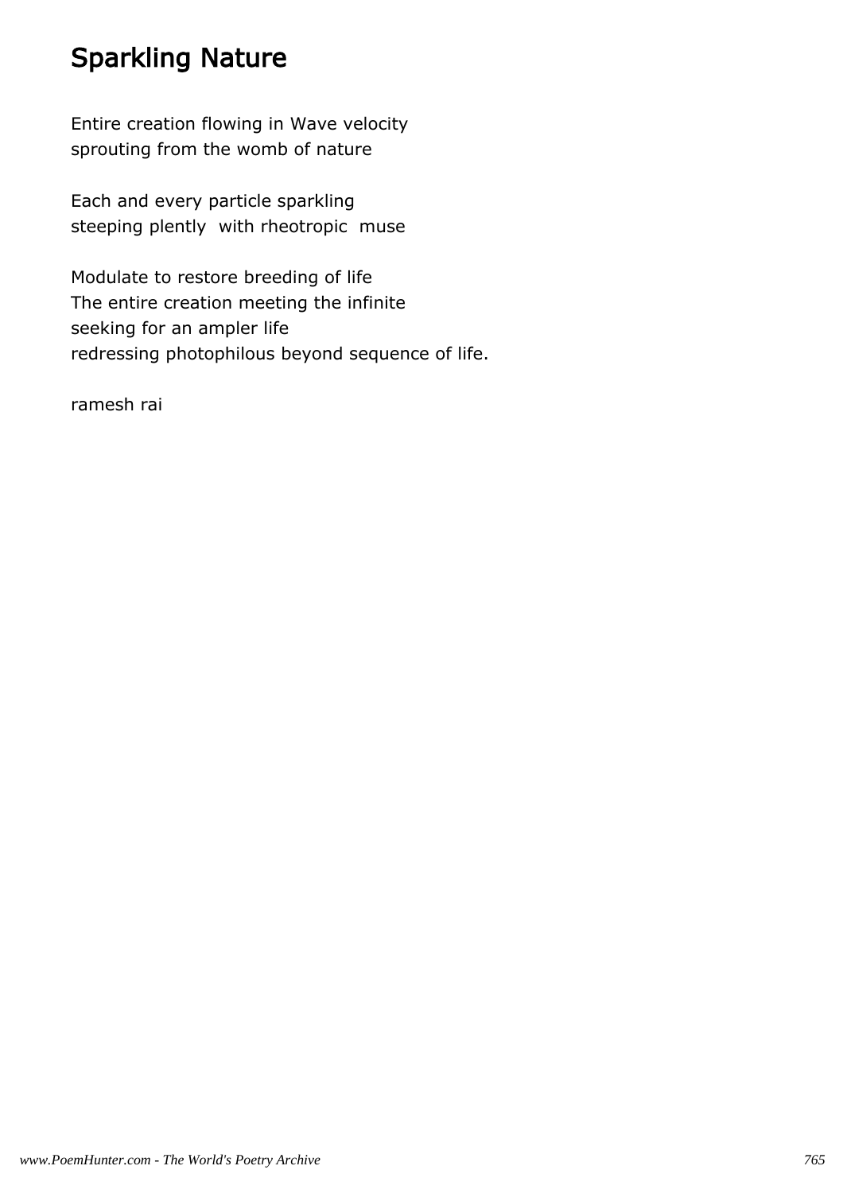# Sparkling Nature

Entire creation flowing in Wave velocity
sprouting from the womb of nature

Each and every particle sparkling
steeping plently  with rheotropic  muse

Modulate to restore breeding of life
The entire creation meeting the infinite
seeking for an ampler life
redressing photophilous beyond sequence of life.

ramesh rai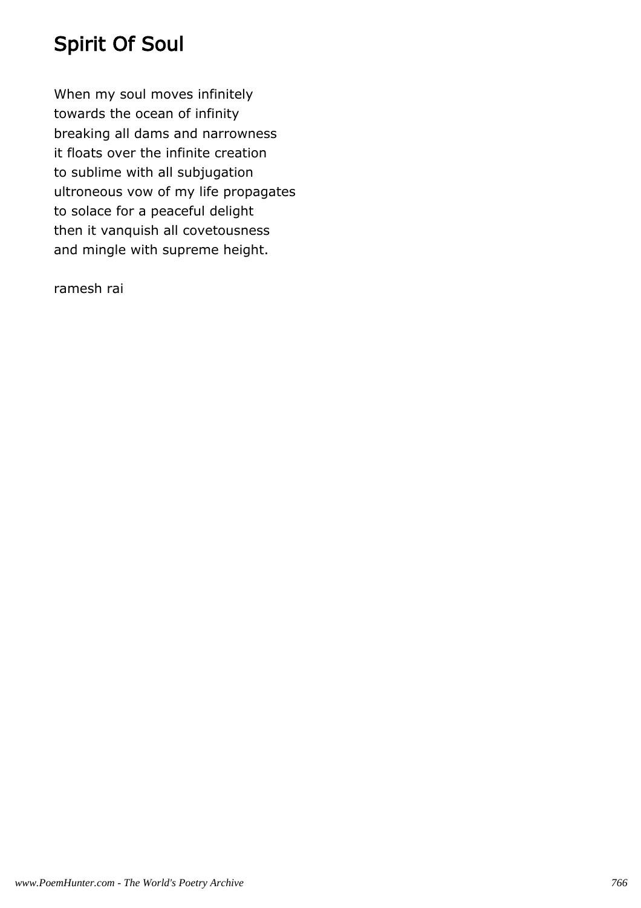# Spirit Of Soul

When my soul moves infinitely
towards the ocean of infinity
breaking all dams and narrowness
it floats over the infinite creation
to sublime with all subjugation
ultroneous vow of my life propagates
to solace for a peaceful delight
then it vanquish all covetousness
and mingle with supreme height.

ramesh rai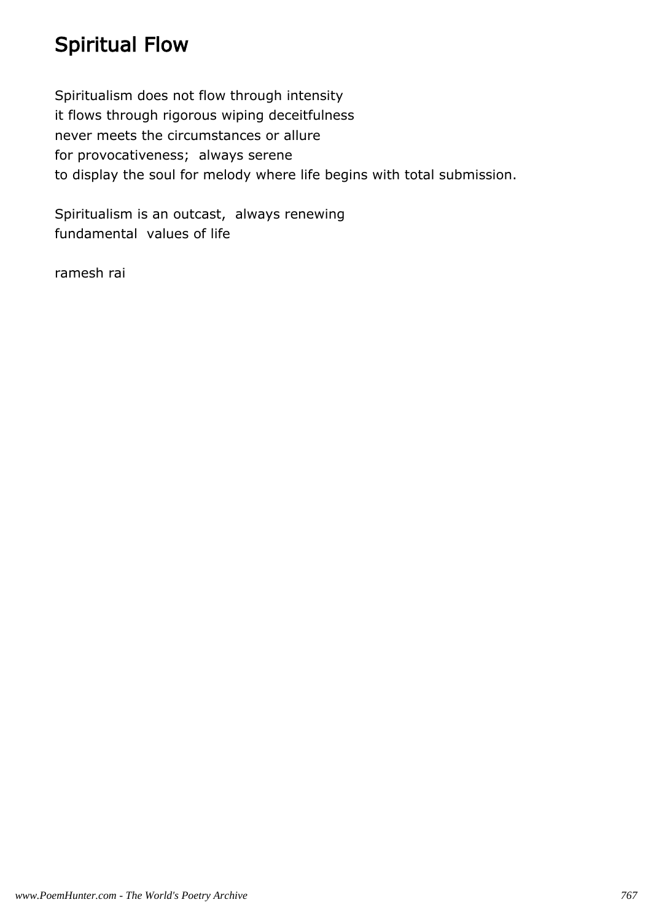# Spiritual Flow

Spiritualism does not flow through intensity
it flows through rigorous wiping deceitfulness
never meets the circumstances or allure
for provocativeness;  always serene
to display the soul for melody where life begins with total submission.

Spiritualism is an outcast,  always renewing
fundamental  values of life

ramesh rai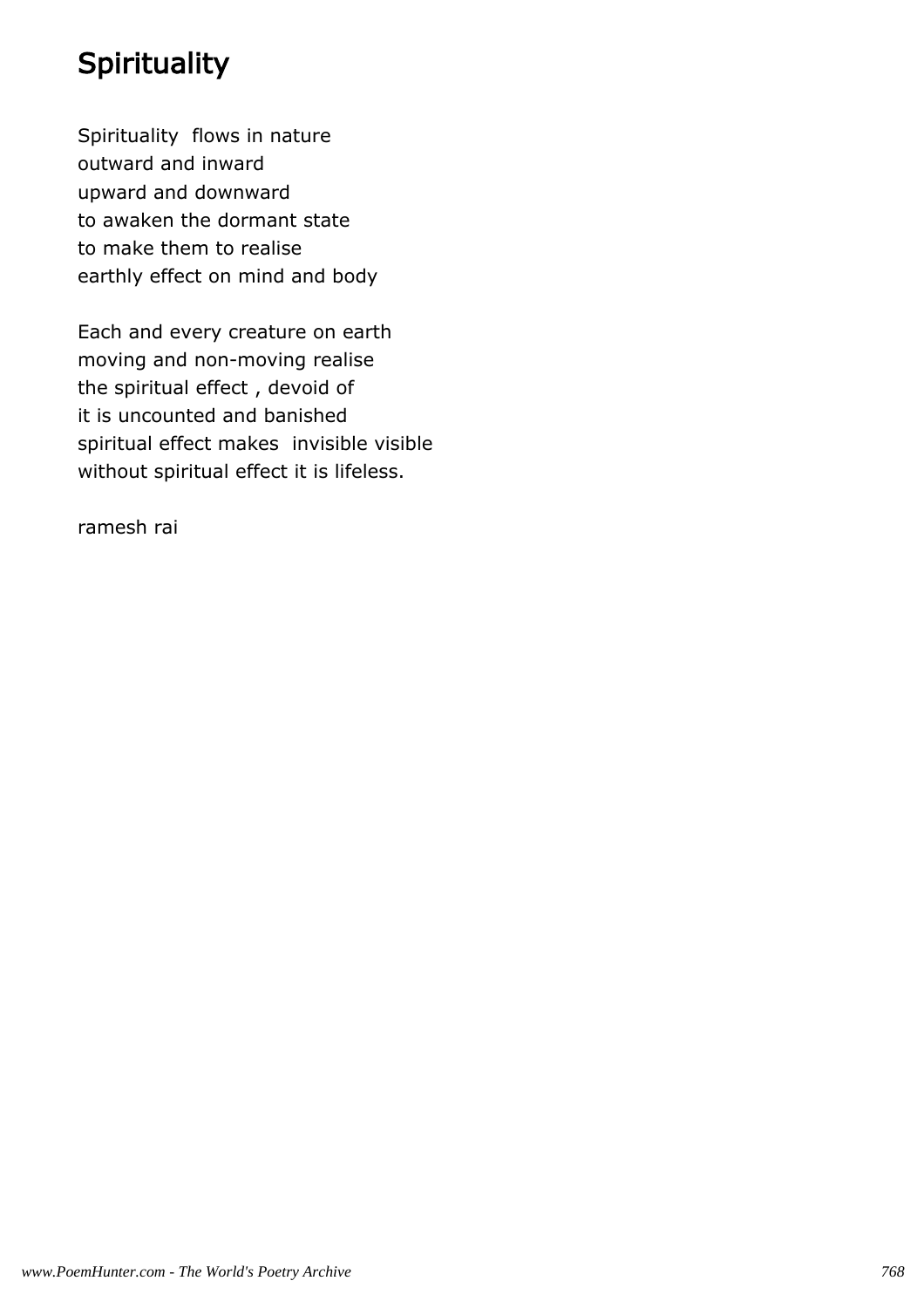# Spirituality

Spirituality flows in nature
outward and inward
upward and downward
to awaken the dormant state
to make them to realise
earthly effect on mind and body

Each and every creature on earth
moving and non-moving realise
the spiritual effect , devoid of
it is uncounted and banished
spiritual effect makes invisible visible
without spiritual effect it is lifeless.

ramesh rai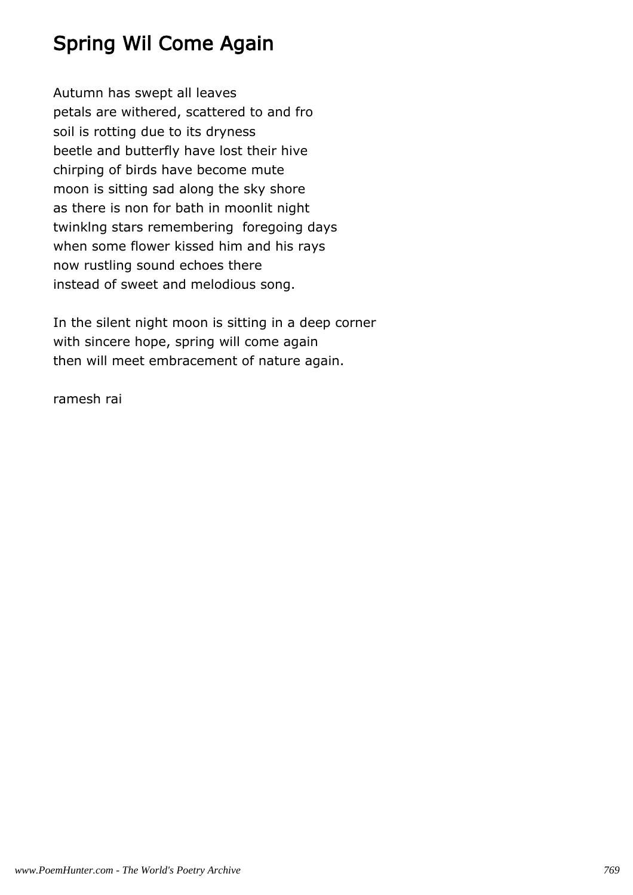# Spring Wil Come Again

Autumn has swept all leaves
petals are withered, scattered to and fro
soil is rotting due to its dryness
beetle and butterfly have lost their hive
chirping of birds have become mute
moon is sitting sad along the sky shore
as there is non for bath in moonlit night
twinklng stars remembering  foregoing days
when some flower kissed him and his rays
now rustling sound echoes there
instead of sweet and melodious song.

In the silent night moon is sitting in a deep corner
with sincere hope, spring will come again
then will meet embracement of nature again.

ramesh rai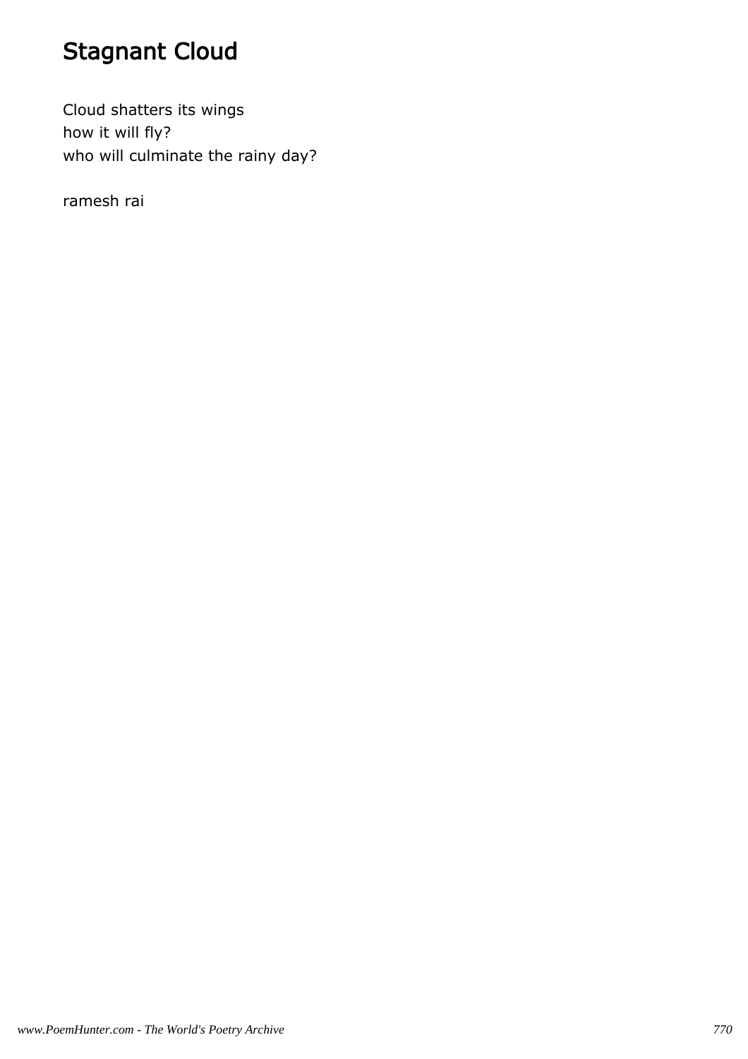# Stagnant Cloud

Cloud shatters its wings
how it will fly?
who will culminate the rainy day?

ramesh rai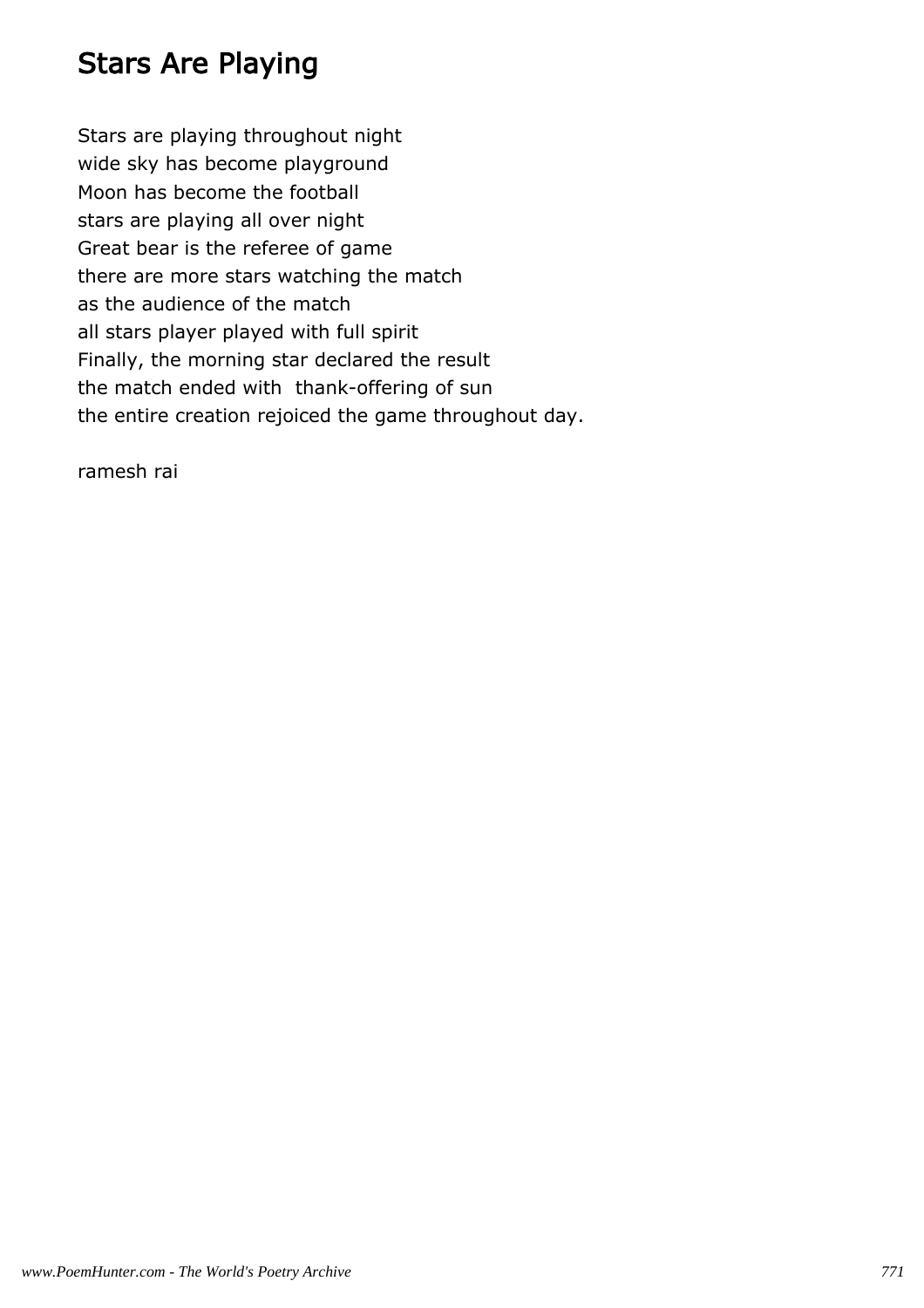## Stars Are Playing

Stars are playing throughout night
wide sky has become playground
Moon has become the football
stars are playing all over night
Great bear is the referee of game
there are more stars watching the match
as the audience of the match
all stars player played with full spirit
Finally, the morning star declared the result
the match ended with  thank-offering of sun
the entire creation rejoiced the game throughout day.

ramesh rai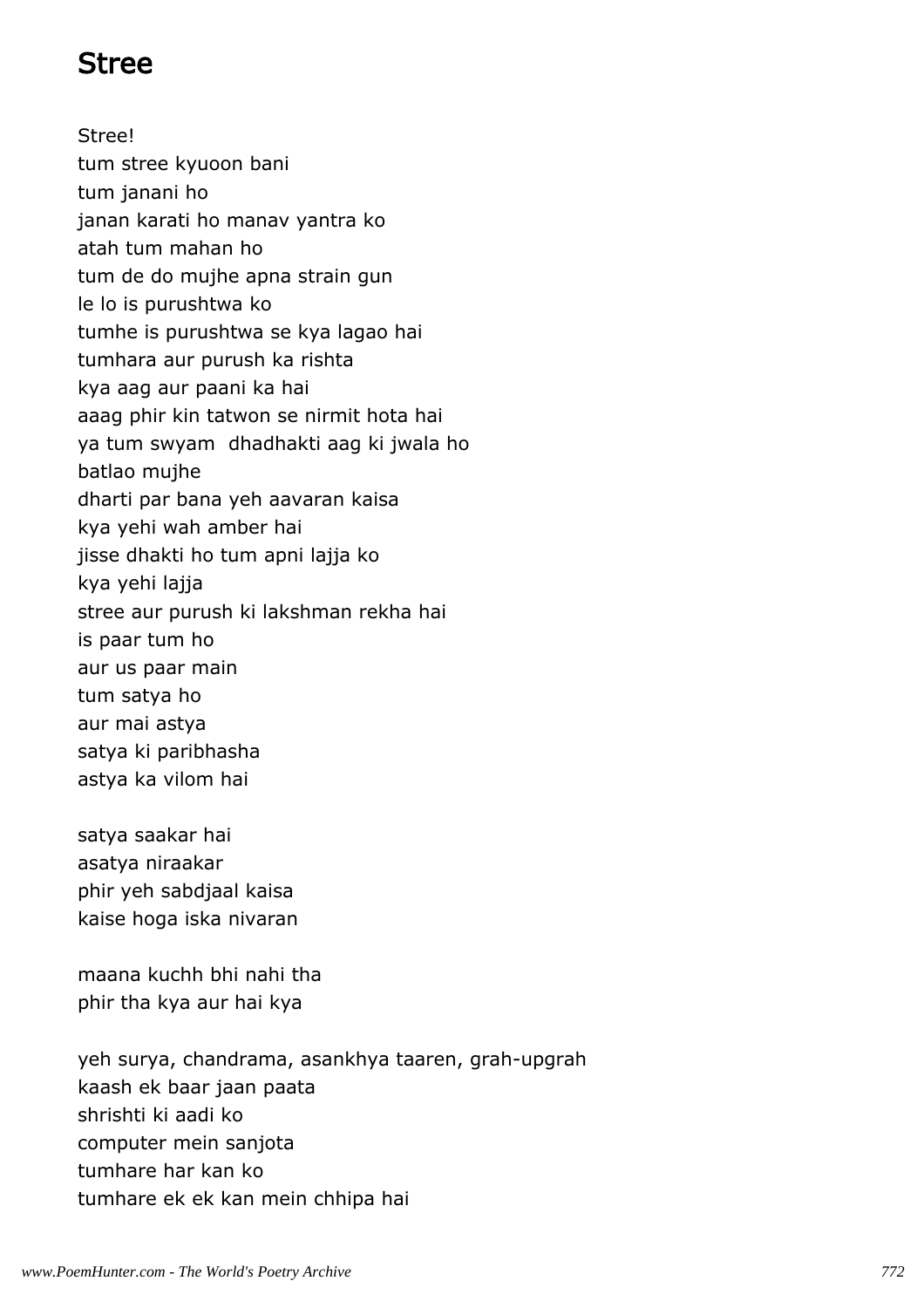# Stree

Stree!  
tum stree kyuoon bani  
tum janani ho  
janan karati ho manav yantra ko  
atah tum mahan ho  
tum de do mujhe apna strain gun  
le lo is purushtwa ko  
tumhe is purushtwa se kya lagao hai  
tumhara aur purush ka rishta  
kya aag aur paani ka hai  
aaag phir kin tatwon se nirmit hota hai  
ya tum swyam  dhadhakti aag ki jwala ho  
batlao mujhe  
dharti par bana yeh aavaran kaisa  
kya yehi wah amber hai  
jisse dhakti ho tum apni lajja ko  
kya yehi lajja  
stree aur purush ki lakshman rekha hai  
is paar tum ho  
aur us paar main  
tum satya ho  
aur mai astya  
satya ki paribhasha  
astya ka vilom hai

satya saakar hai  
asatya niraakar  
phir yeh sabdjaal kaisa  
kaise hoga iska nivaran

maana kuchh bhi nahi tha  
phir tha kya aur hai kya

yeh surya, chandrama, asankhya taaren, grah-upgrah  
kaash ek baar jaan paata  
shrishti ki aadi ko  
computer mein sanjota  
tumhare har kan ko  
tumhare ek ek kan mein chhipa hai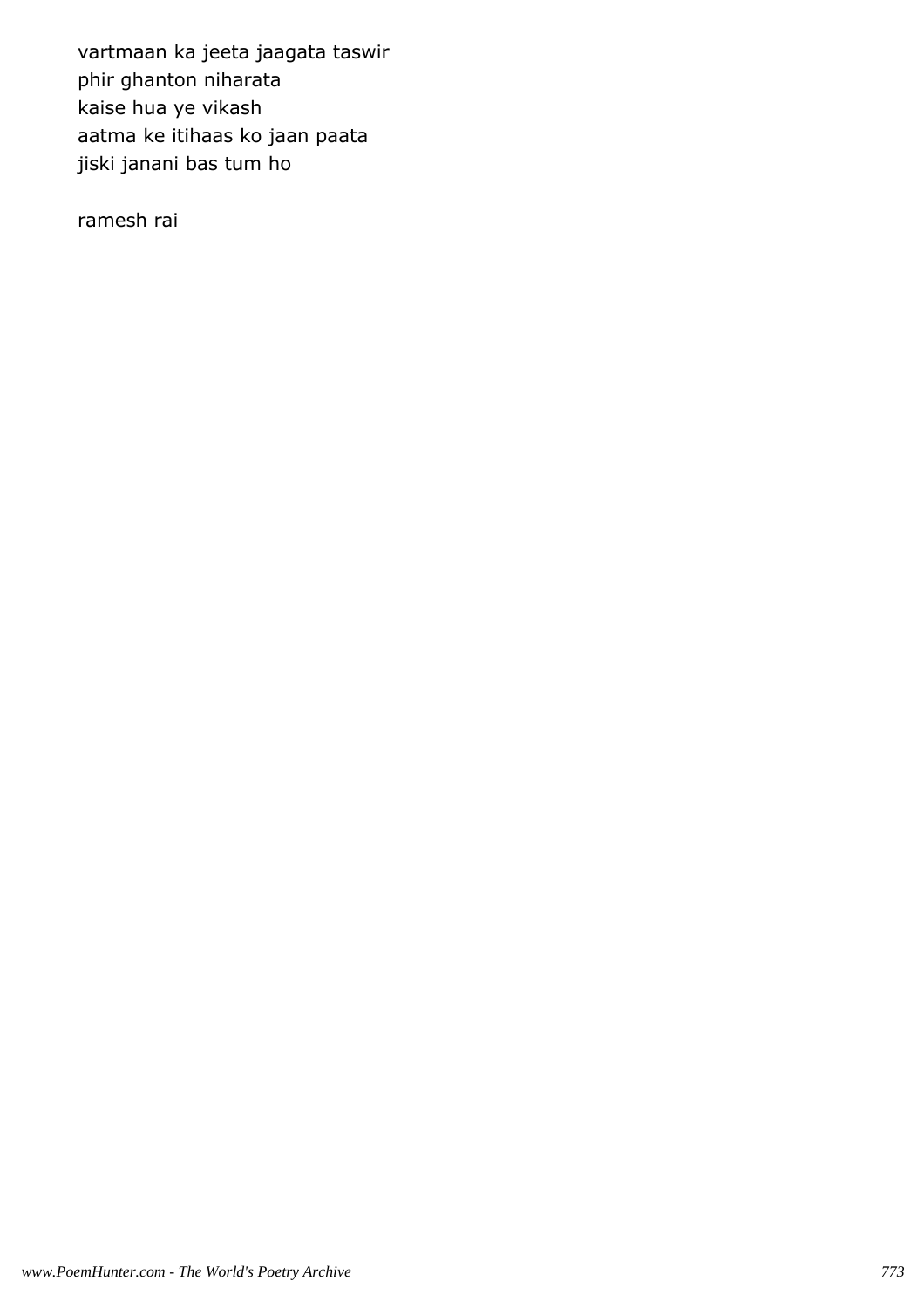vartmaan ka jeeta jaagata taswir
phir ghanton niharata
kaise hua ye vikash
aatma ke itihaas ko jaan paata
jiski janani bas tum ho

ramesh rai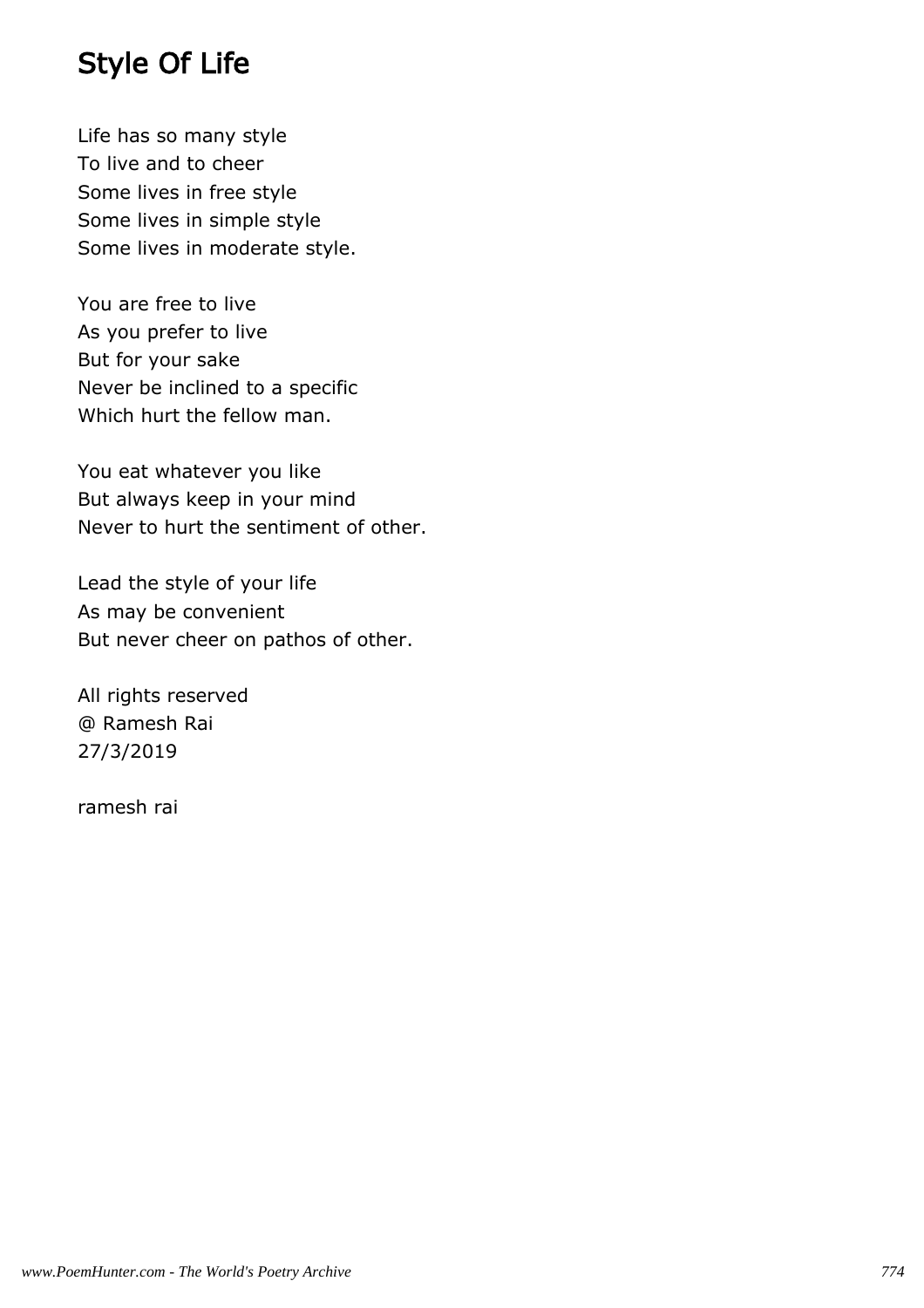# Style Of Life

Life has so many style
To live and to cheer
Some lives in free style
Some lives in simple style
Some lives in moderate style.

You are free to live
As you prefer to live
But for your sake
Never be inclined to a specific
Which hurt the fellow man.

You eat whatever you like
But always keep in your mind
Never to hurt the sentiment of other.

Lead the style of your life
As may be convenient
But never cheer on pathos of other.

All rights reserved
@ Ramesh Rai
27/3/2019

ramesh rai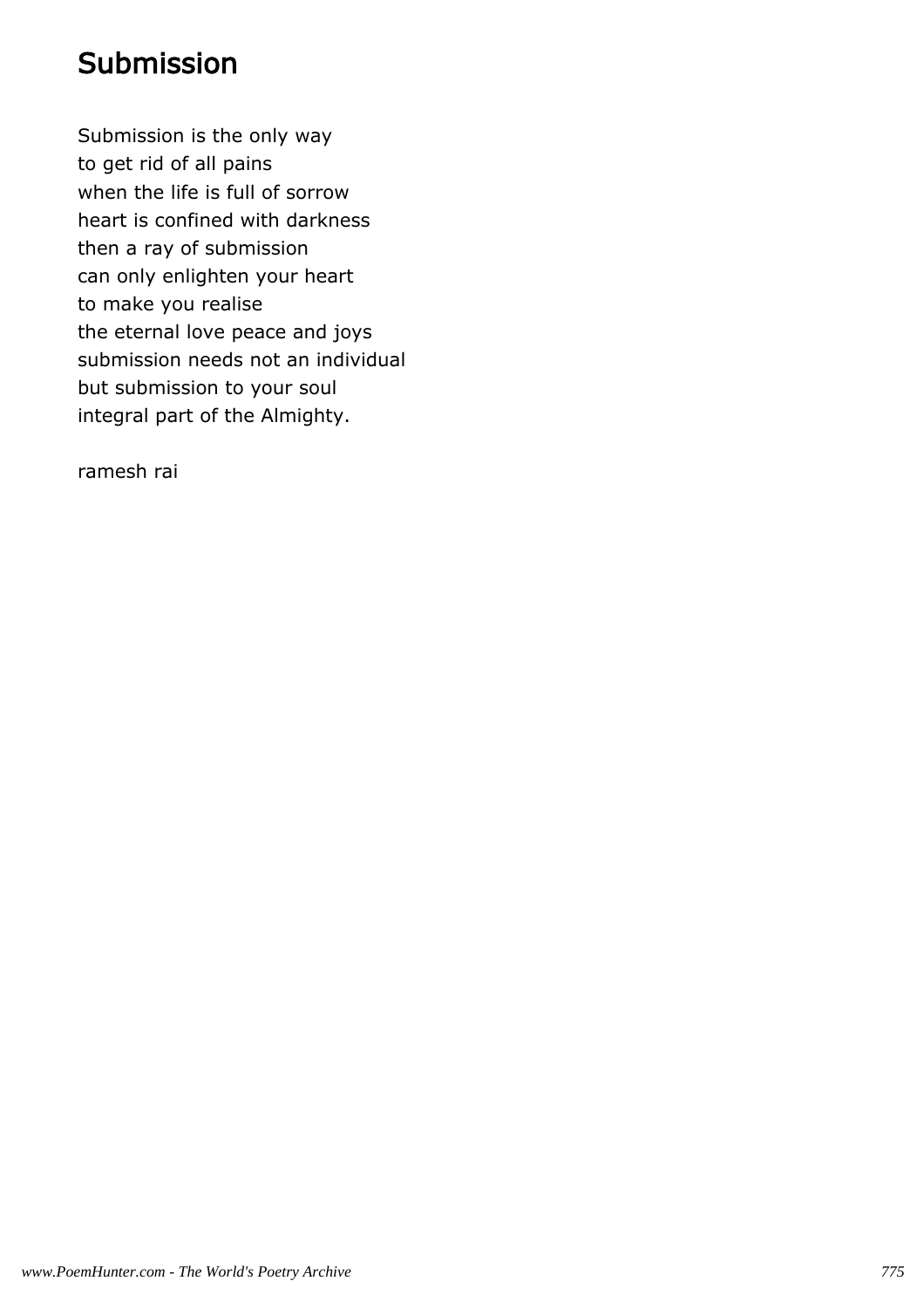# Submission

Submission is the only way
to get rid of all pains
when the life is full of sorrow
heart is confined with darkness
then a ray of submission
can only enlighten your heart
to make you realise
the eternal love peace and joys
submission needs not an individual
but submission to your soul
integral part of the Almighty.

ramesh rai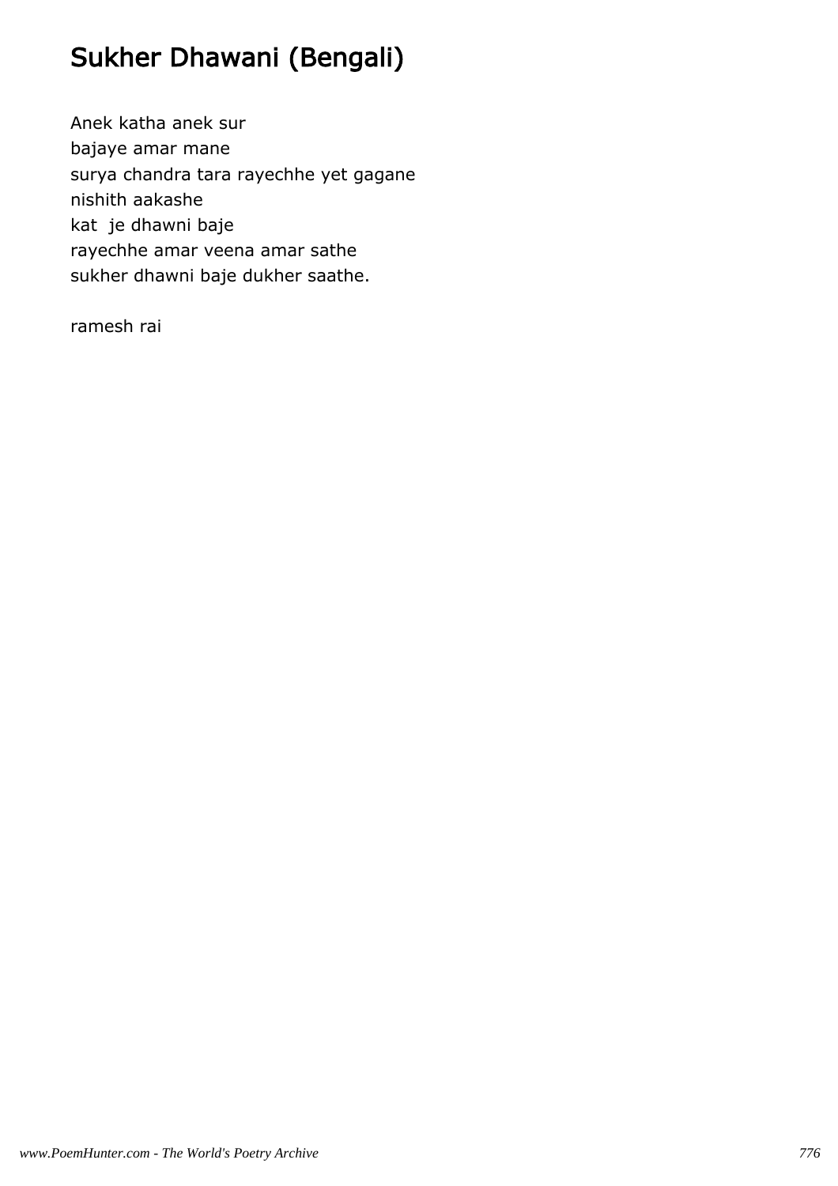# Sukher Dhawani (Bengali)

Anek katha anek sur  
bajaye amar mane  
surya chandra tara rayechhe yet gagane  
nishith aakashe  
kat  je dhawni baje  
rayechhe amar veena amar sathe  
sukher dhawni baje dukher saathe.

ramesh rai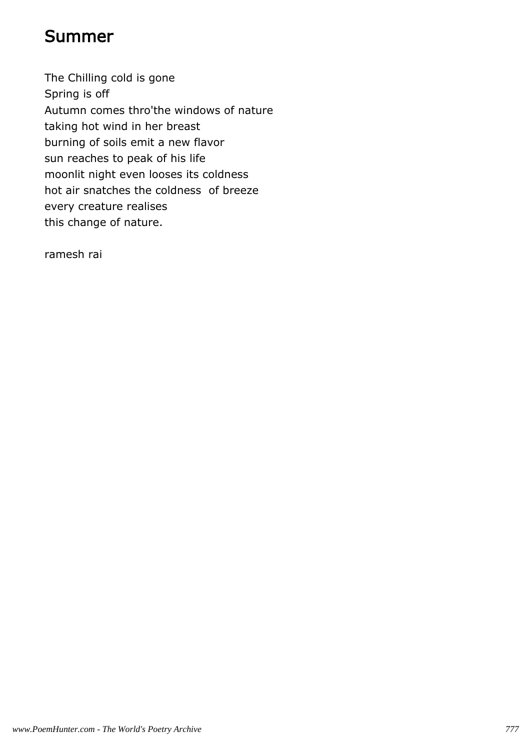# Summer

The Chilling cold is gone
Spring is off
Autumn comes thro'the windows of nature
taking hot wind in her breast
burning of soils emit a new flavor
sun reaches to peak of his life
moonlit night even looses its coldness
hot air snatches the coldness  of breeze
every creature realises
this change of nature.

ramesh rai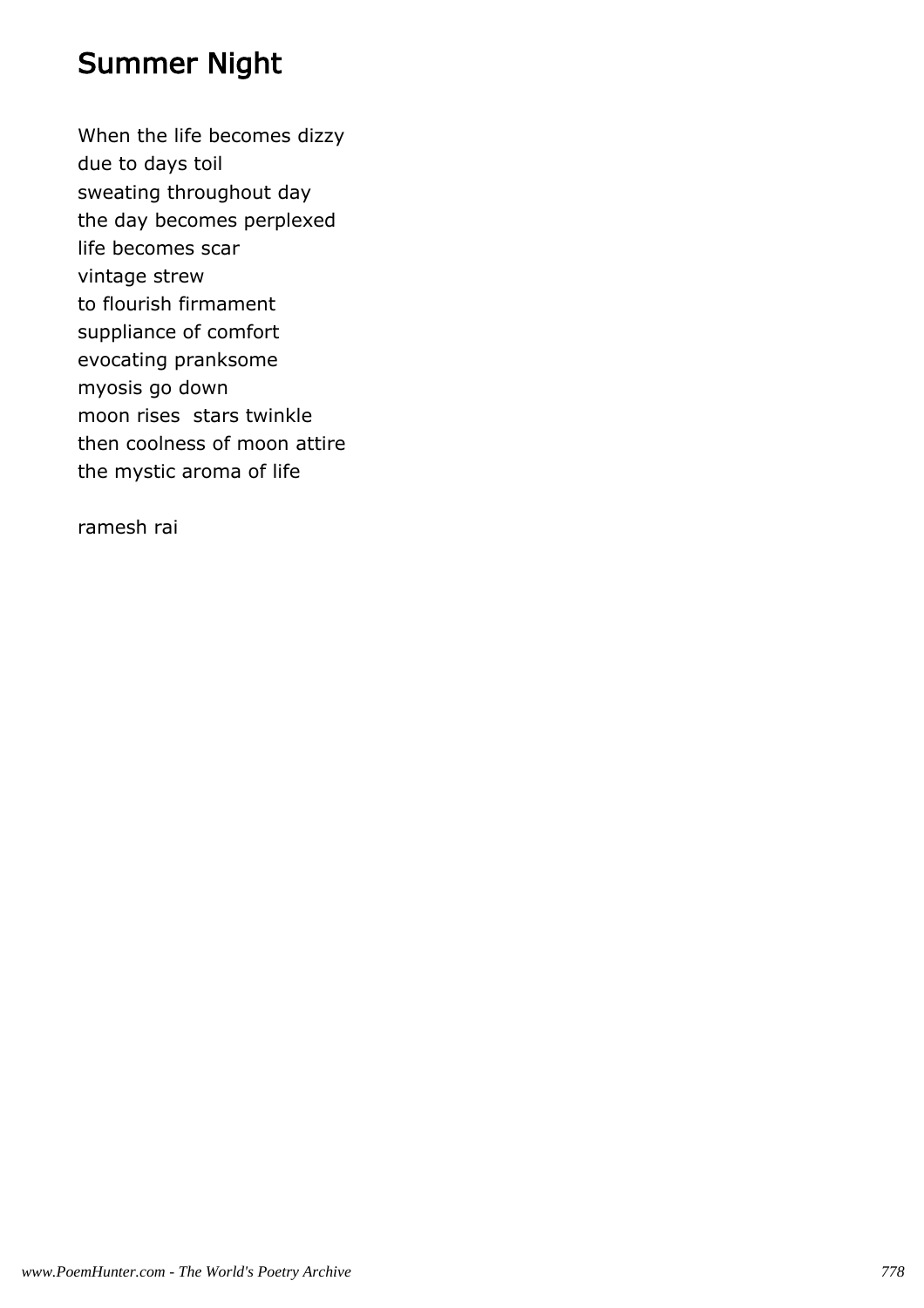# Summer Night

When the life becomes dizzy
due to days toil
sweating throughout day
the day becomes perplexed
life becomes scar
vintage strew
to flourish firmament
suppliance of comfort
evocating pranksome
myosis go down
moon rises  stars twinkle
then coolness of moon attire
the mystic aroma of life

ramesh rai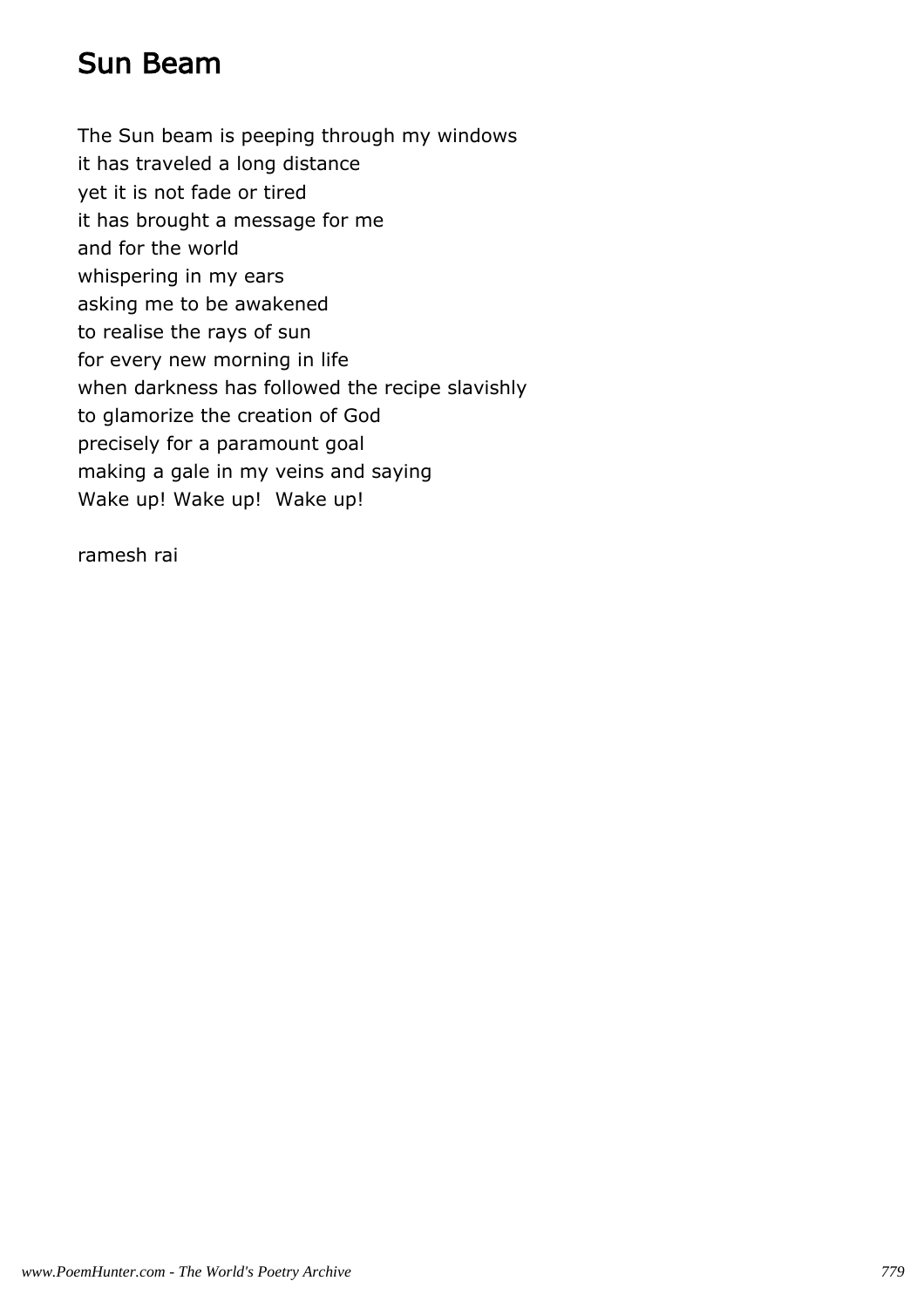# Sun Beam

The Sun beam is peeping through my windows
it has traveled a long distance
yet it is not fade or tired
it has brought a message for me
and for the world
whispering in my ears
asking me to be awakened
to realise the rays of sun
for every new morning in life
when darkness has followed the recipe slavishly
to glamorize the creation of God
precisely for a paramount goal
making a gale in my veins and saying
Wake up! Wake up!  Wake up!

ramesh rai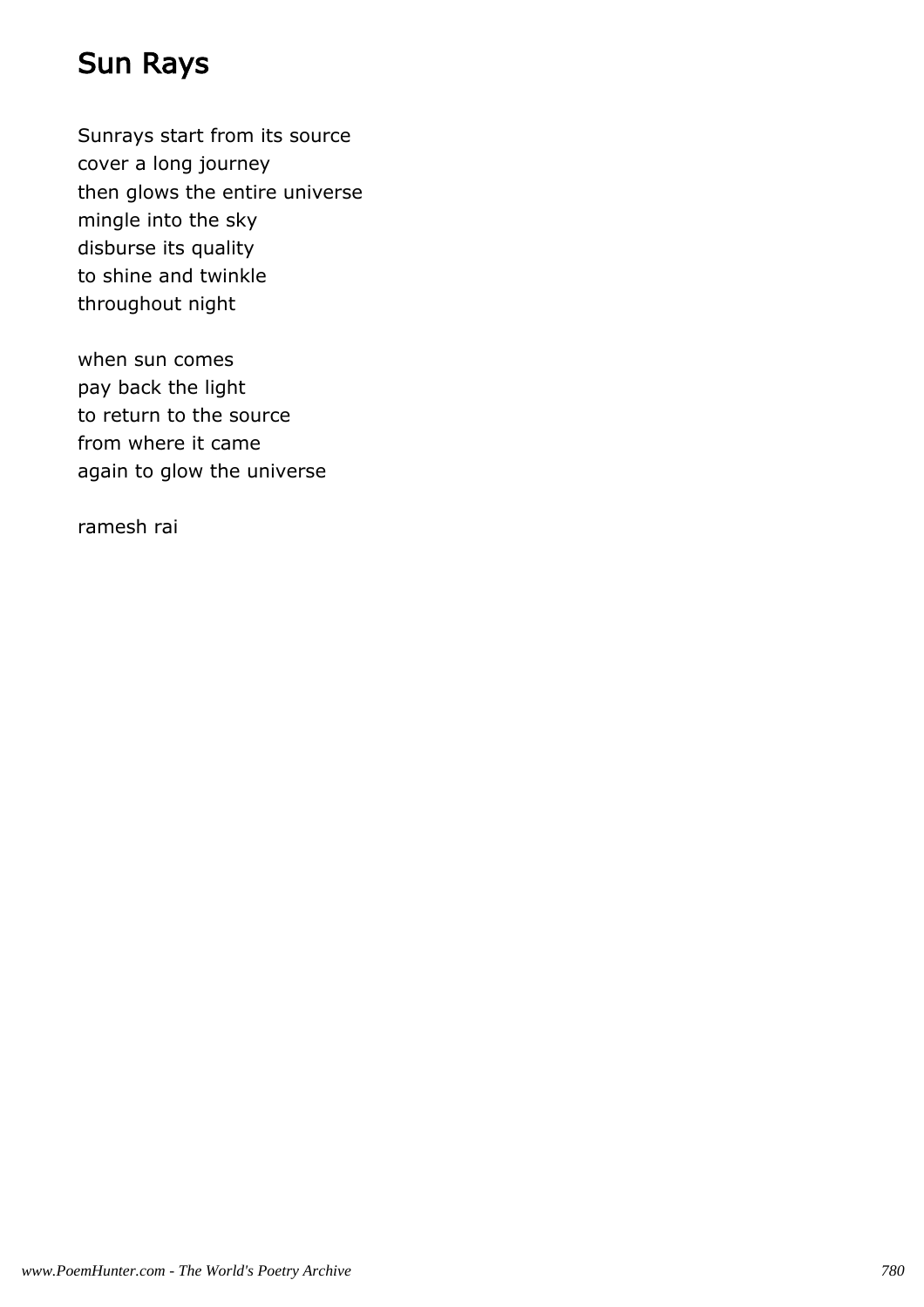# Sun Rays

Sunrays start from its source
cover a long journey
then glows the entire universe
mingle into the sky
disburse its quality
to shine and twinkle
throughout night

when sun comes
pay back the light
to return to the source
from where it came
again to glow the universe

ramesh rai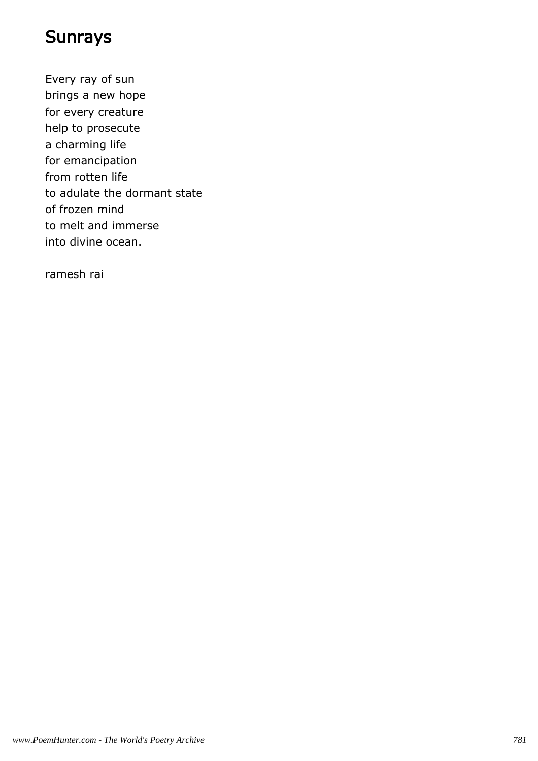# Sunrays

Every ray of sun
brings a new hope
for every creature
help to prosecute
a charming life
for emancipation
from rotten life
to adulate the dormant state
of frozen mind
to melt and immerse
into divine ocean.

ramesh rai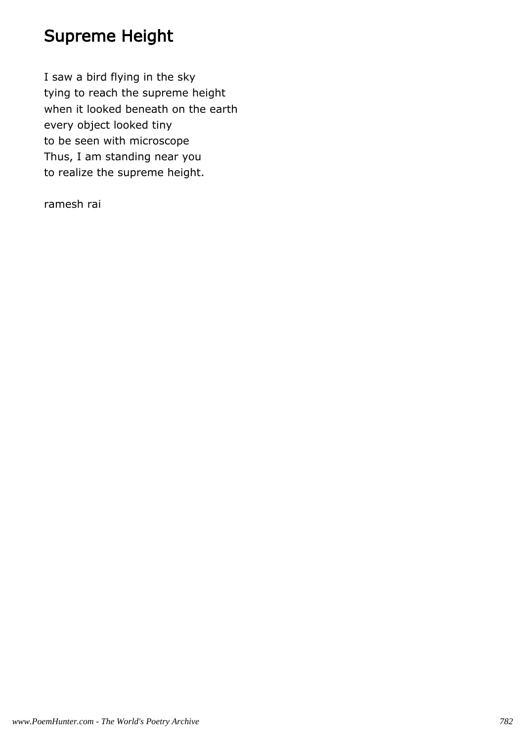# Supreme Height

I saw a bird flying in the sky
tying to reach the supreme height
when it looked beneath on the earth
every object looked tiny
to be seen with microscope
Thus, I am standing near you
to realize the supreme height.

ramesh rai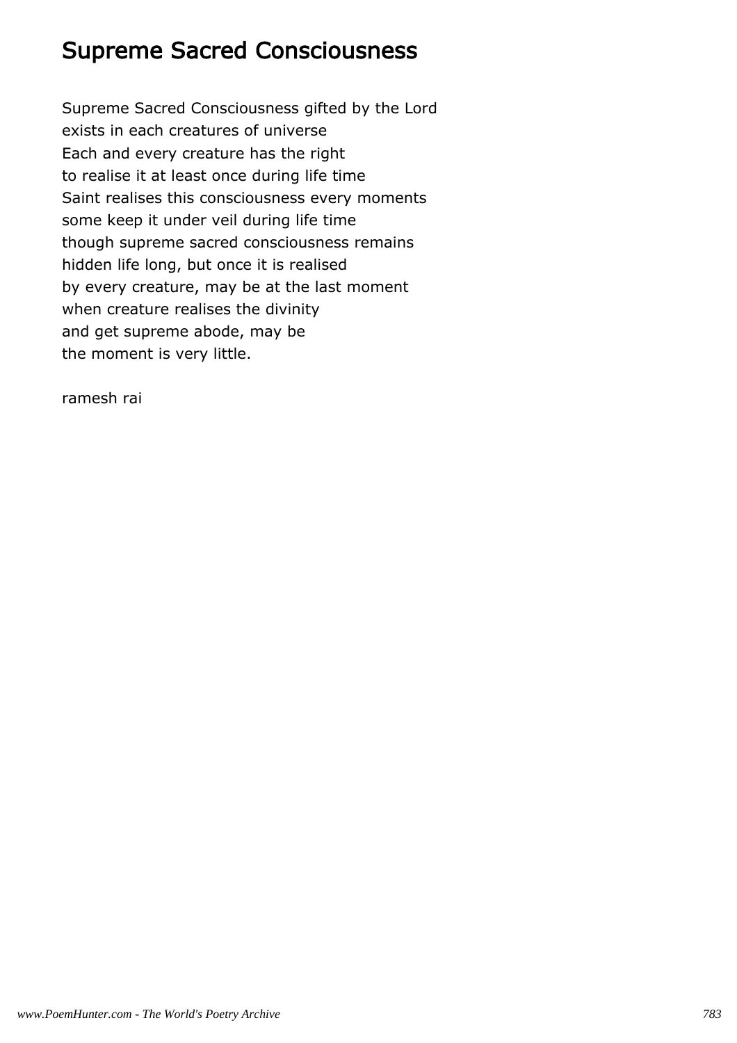# Supreme Sacred Consciousness

Supreme Sacred Consciousness gifted by the Lord
exists in each creatures of universe
Each and every creature has the right
to realise it at least once during life time
Saint realises this consciousness every moments
some keep it under veil during life time
though supreme sacred consciousness remains
hidden life long, but once it is realised
by every creature, may be at the last moment
when creature realises the divinity
and get supreme abode, may be
the moment is very little.

ramesh rai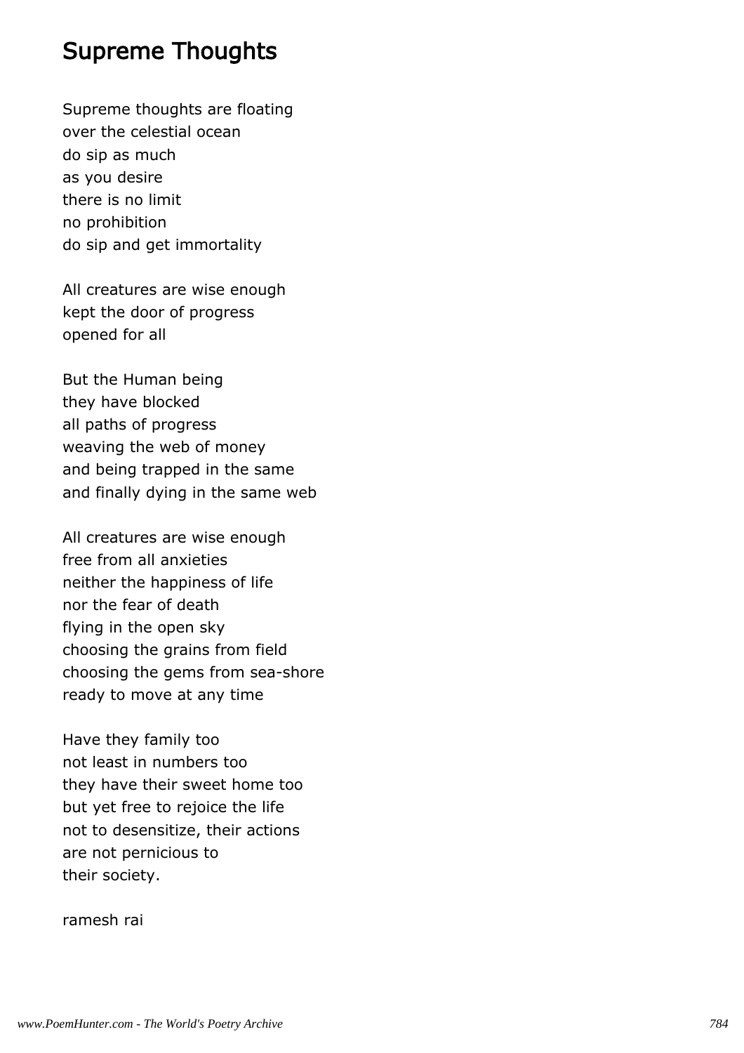# Supreme Thoughts

Supreme thoughts are floating  
over the celestial ocean  
do sip as much  
as you desire  
there is no limit  
no prohibition  
do sip and get immortality

All creatures are wise enough  
kept the door of progress  
opened for all

But the Human being  
they have blocked  
all paths of progress  
weaving the web of money  
and being trapped in the same  
and finally dying in the same web

All creatures are wise enough  
free from all anxieties  
neither the happiness of life  
nor the fear of death  
flying in the open sky  
choosing the grains from field  
choosing the gems from sea-shore  
ready to move at any time

Have they family too  
not least in numbers too  
they have their sweet home too  
but yet free to rejoice the life  
not to desensitize, their actions  
are not pernicious to  
their society.

ramesh rai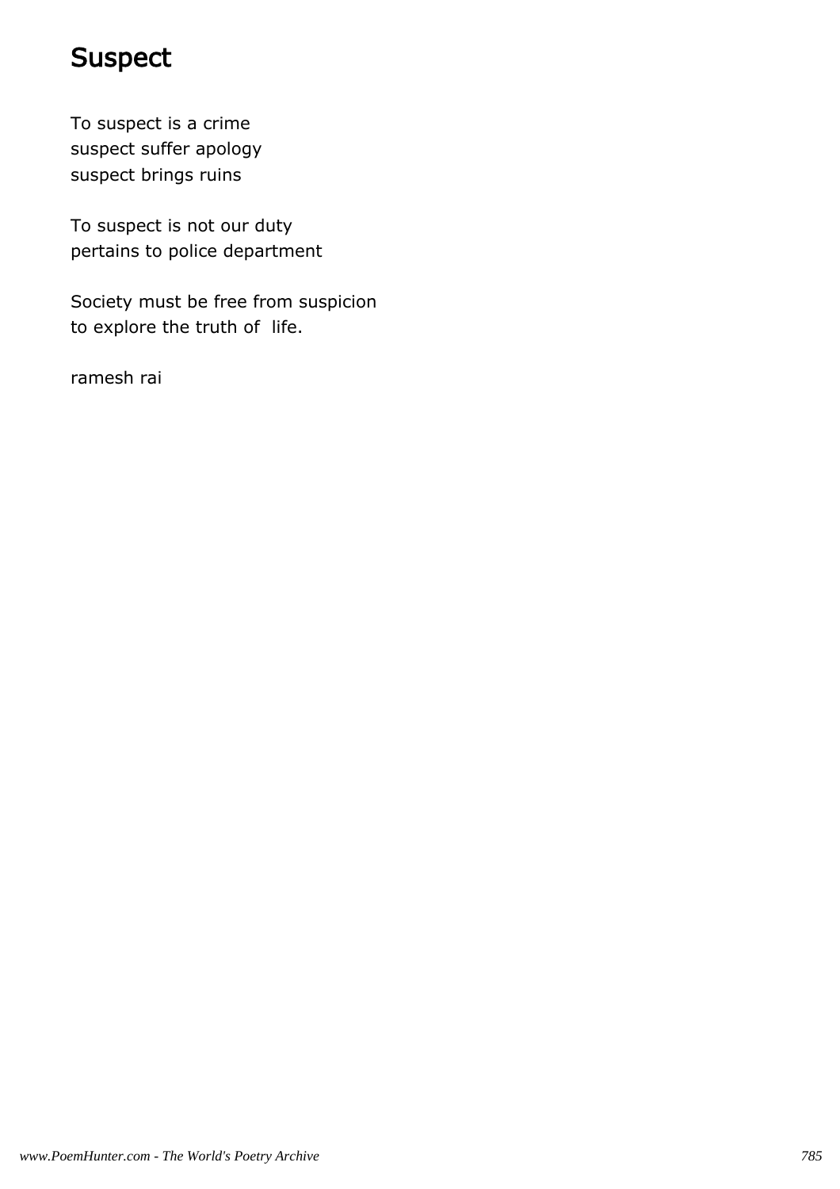# Suspect

To suspect is a crime
suspect suffer apology
suspect brings ruins

To suspect is not our duty
pertains to police department

Society must be free from suspicion
to explore the truth of  life.

ramesh rai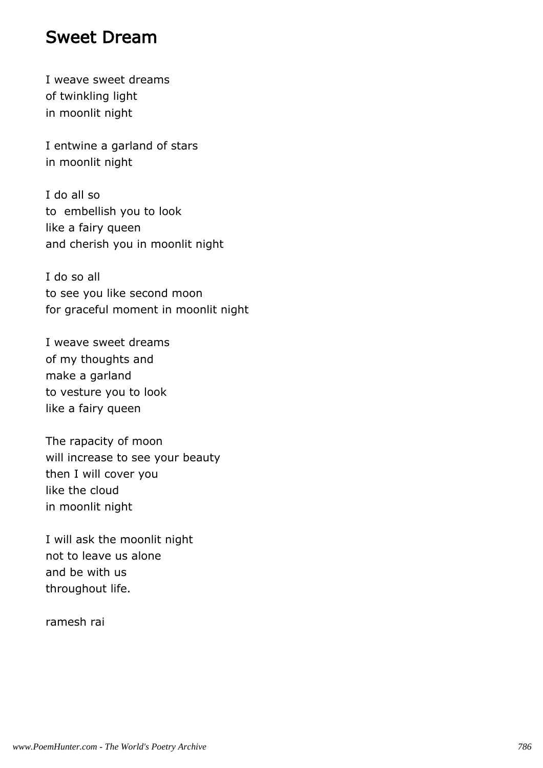## Sweet Dream

I weave sweet dreams
of twinkling light
in moonlit night

I entwine a garland of stars
in moonlit night

I do all so
to  embellish you to look
like a fairy queen
and cherish you in moonlit night

I do so all
to see you like second moon
for graceful moment in moonlit night

I weave sweet dreams
of my thoughts and
make a garland
to vesture you to look
like a fairy queen

The rapacity of moon
will increase to see your beauty
then I will cover you
like the cloud
in moonlit night

I will ask the moonlit night
not to leave us alone
and be with us
throughout life.

ramesh rai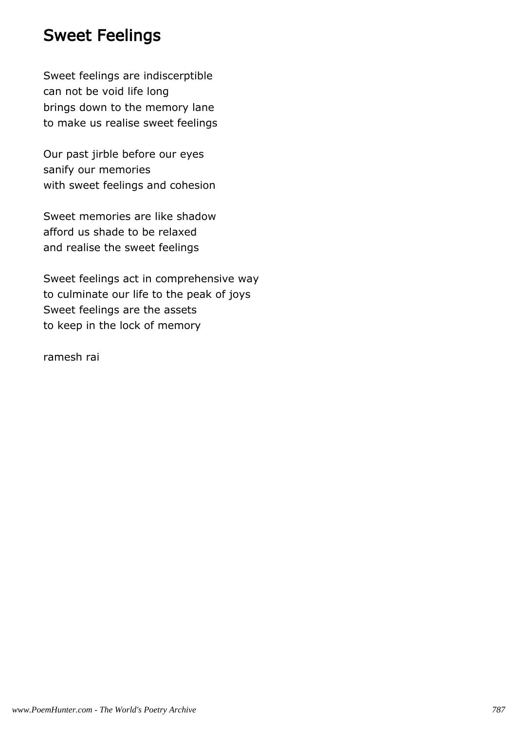# Sweet Feelings

Sweet feelings are indiscerptible
can not be void life long
brings down to the memory lane
to make us realise sweet feelings

Our past jirble before our eyes
sanify our memories
with sweet feelings and cohesion

Sweet memories are like shadow
afford us shade to be relaxed
and realise the sweet feelings

Sweet feelings act in comprehensive way
to culminate our life to the peak of joys
Sweet feelings are the assets
to keep in the lock of memory

ramesh rai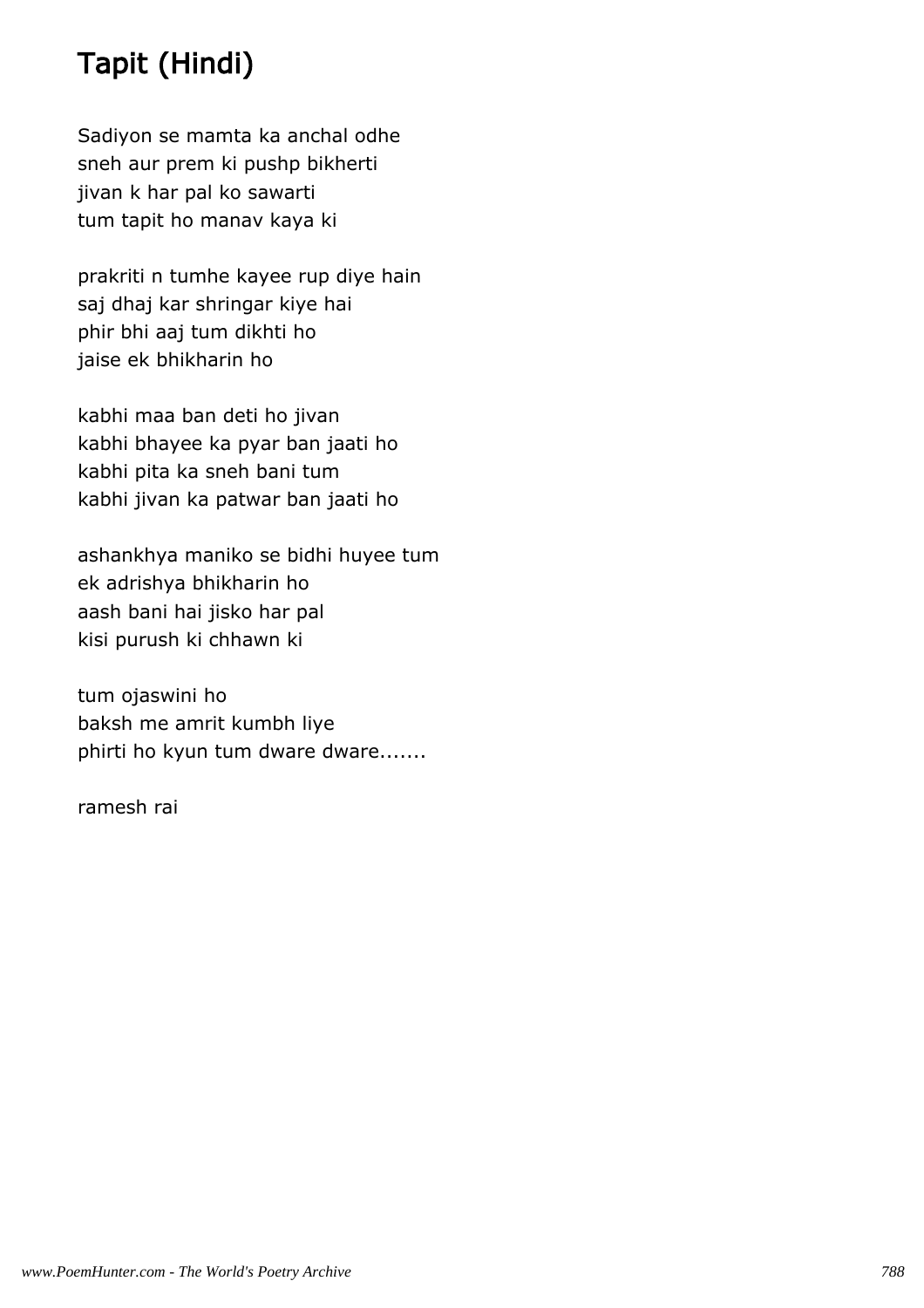# Tapit (Hindi)

Sadiyon se mamta ka anchal odhe
sneh aur prem ki pushp bikherti
jivan k har pal ko sawarti
tum tapit ho manav kaya ki

prakriti n tumhe kayee rup diye hain
saj dhaj kar shringar kiye hai
phir bhi aaj tum dikhti ho
jaise ek bhikharin ho

kabhi maa ban deti ho jivan
kabhi bhayee ka pyar ban jaati ho
kabhi pita ka sneh bani tum
kabhi jivan ka patwar ban jaati ho

ashankhya maniko se bidhi huyee tum
ek adrishya bhikharin ho
aash bani hai jisko har pal
kisi purush ki chhawn ki

tum ojaswini ho
baksh me amrit kumbh liye
phirti ho kyun tum dware dware.......

ramesh rai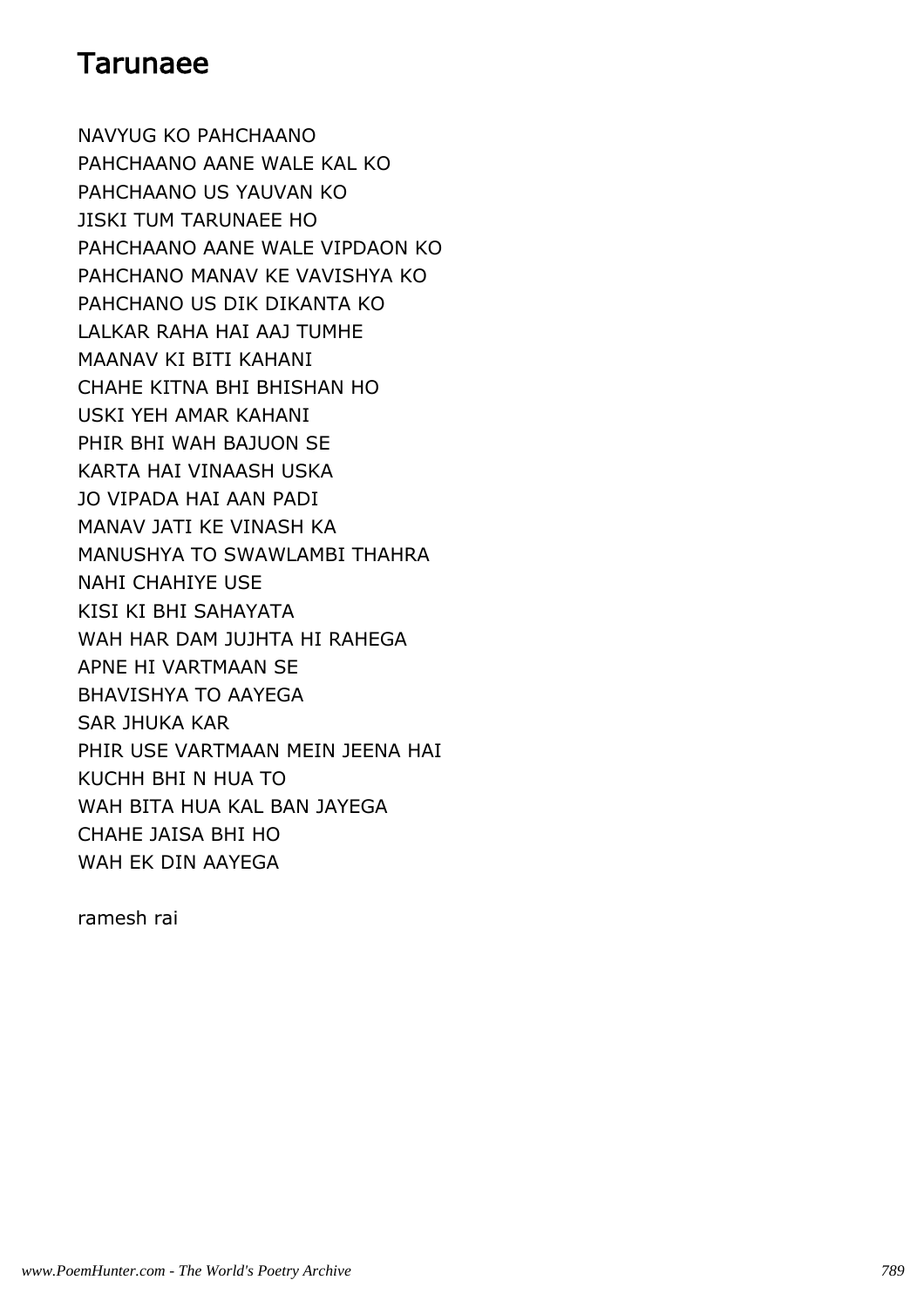# Tarunaee

NAVYUG KO PAHCHAANO
PAHCHAANO AANE WALE KAL KO
PAHCHAANO US YAUVAN KO
JISKI TUM TARUNAEE HO
PAHCHAANO AANE WALE VIPDAON KO
PAHCHANO MANAV KE VAVISHYA KO
PAHCHANO US DIK DIKANTA KO
LALKAR RAHA HAI AAJ TUMHE
MAANAV KI BITI KAHANI
CHAHE KITNA BHI BHISHAN HO
USKI YEH AMAR KAHANI
PHIR BHI WAH BAJUON SE
KARTA HAI VINAASH USKA
JO VIPADA HAI AAN PADI
MANAV JATI KE VINASH KA
MANUSHYA TO SWAWLAMBI THAHRA
NAHI CHAHIYE USE
KISI KI BHI SAHAYATA
WAH HAR DAM JUJHTA HI RAHEGA
APNE HI VARTMAAN SE
BHAVISHYA TO AAYEGA
SAR JHUKA KAR
PHIR USE VARTMAAN MEIN JEENA HAI
KUCHH BHI N HUA TO
WAH BITA HUA KAL BAN JAYEGA
CHAHE JAISA BHI HO
WAH EK DIN AAYEGA

ramesh rai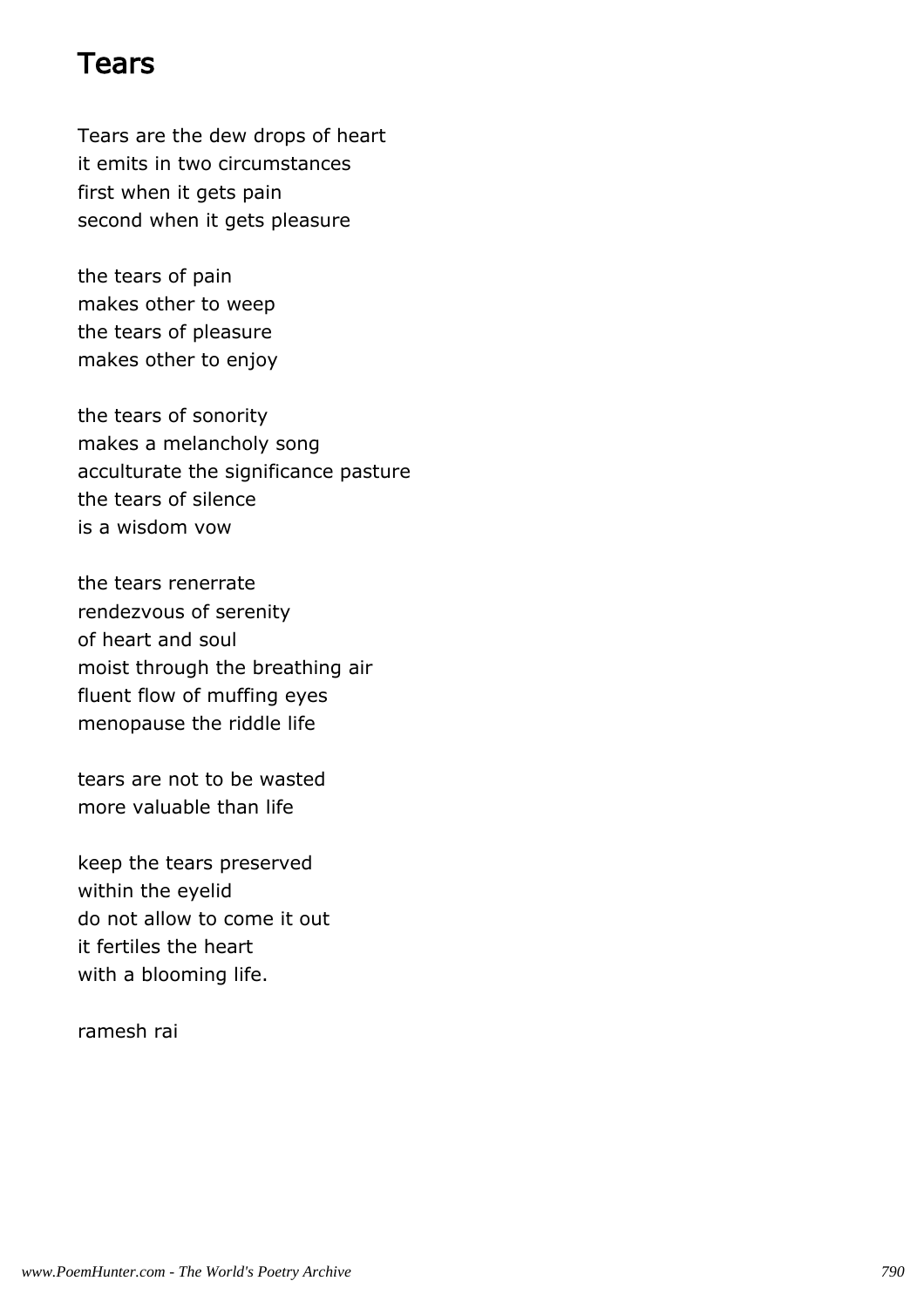# Tears

Tears are the dew drops of heart
it emits in two circumstances
first when it gets pain
second when it gets pleasure

the tears of pain
makes other to weep
the tears of pleasure
makes other to enjoy

the tears of sonority
makes a melancholy song
acculturate the significance pasture
the tears of silence
is a wisdom vow

the tears renerrate
rendezvous of serenity
of heart and soul
moist through the breathing air
fluent flow of muffing eyes
menopause the riddle life

tears are not to be wasted
more valuable than life

keep the tears preserved
within the eyelid
do not allow to come it out
it fertiles the heart
with a blooming life.

ramesh rai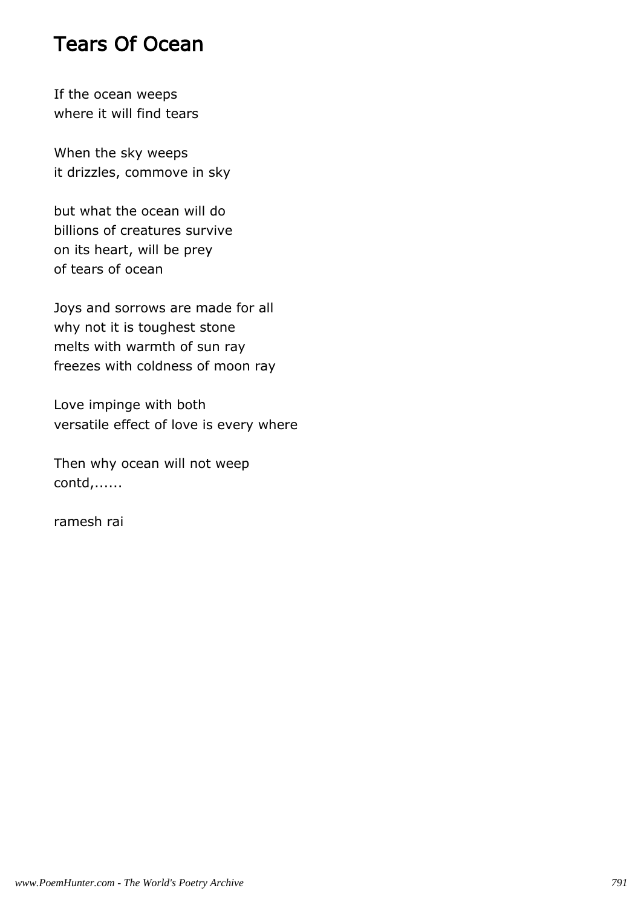## Tears Of Ocean

If the ocean weeps  
where it will find tears

When the sky weeps  
it drizzles, commove in sky

but what the ocean will do  
billions of creatures survive  
on its heart, will be prey  
of tears of ocean

Joys and sorrows are made for all  
why not it is toughest stone  
melts with warmth of sun ray  
freezes with coldness of moon ray

Love impinge with both  
versatile effect of love is every where

Then why ocean will not weep  
contd,......

ramesh rai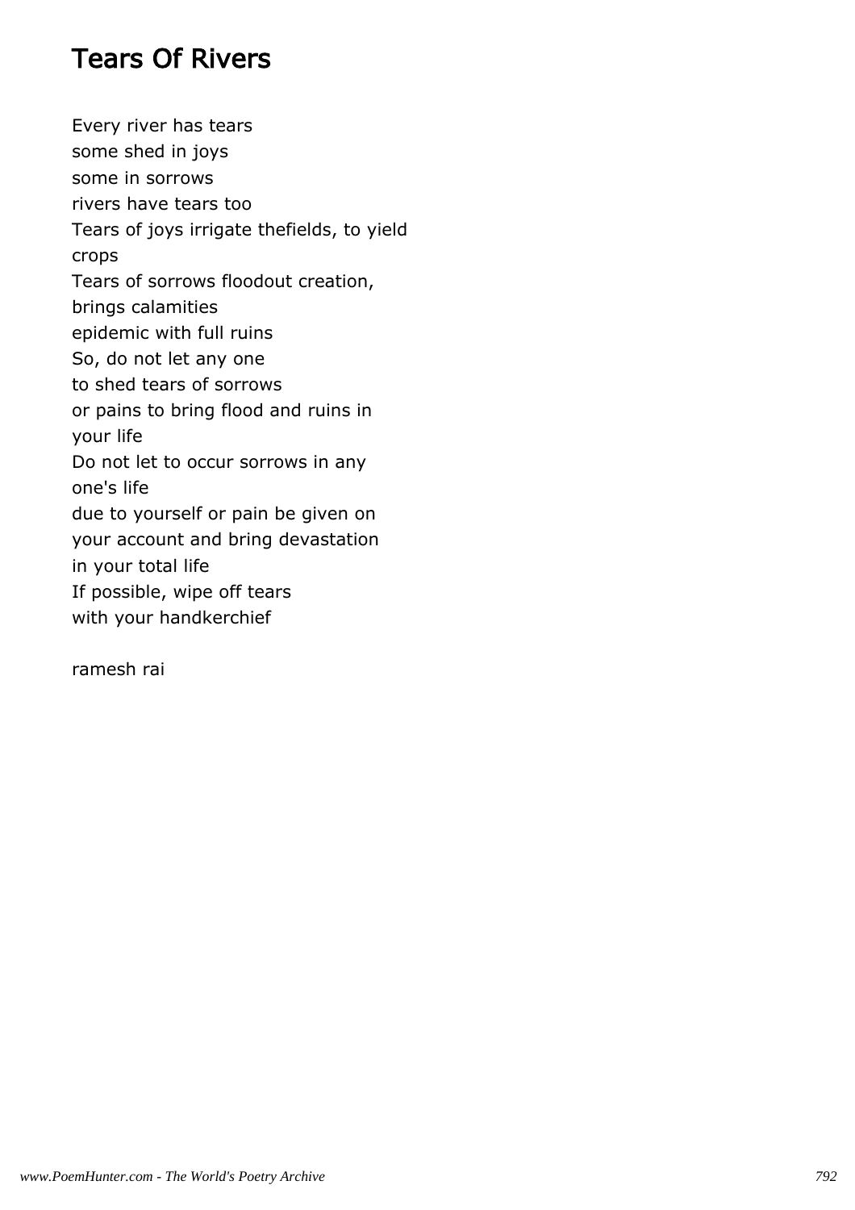# Tears Of Rivers

Every river has tears
some shed in joys
some in sorrows
rivers have tears too
Tears of joys irrigate thefields, to yield
crops
Tears of sorrows floodout creation,
brings calamities
epidemic with full ruins
So, do not let any one
to shed tears of sorrows
or pains to bring flood and ruins in
your life
Do not let to occur sorrows in any
one's life
due to yourself or pain be given on
your account and bring devastation
in your total life
If possible, wipe off tears
with your handkerchief

ramesh rai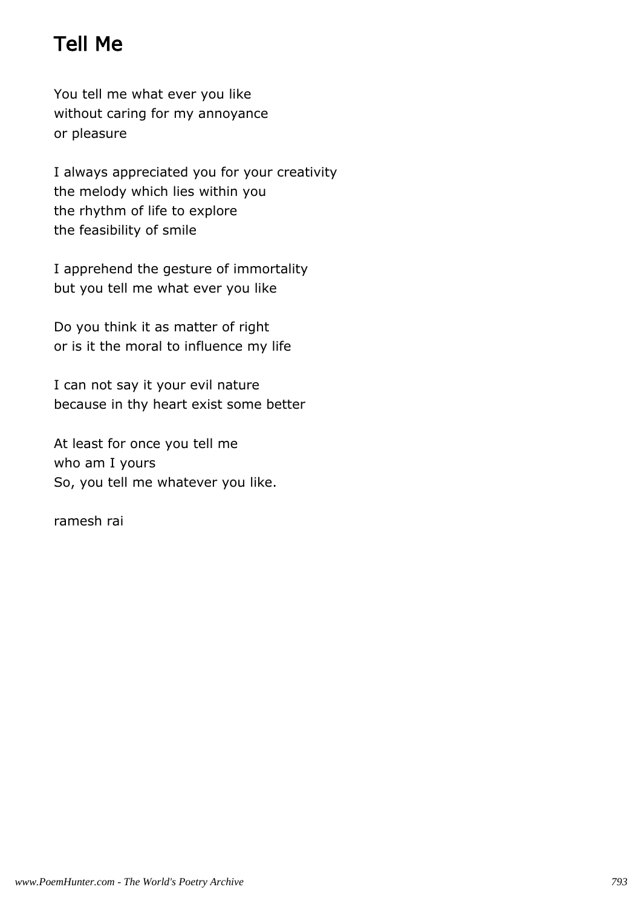# Tell Me

You tell me what ever you like
without caring for my annoyance
or pleasure

I always appreciated you for your creativity
the melody which lies within you
the rhythm of life to explore
the feasibility of smile

I apprehend the gesture of immortality
but you tell me what ever you like

Do you think it as matter of right
or is it the moral to influence my life

I can not say it your evil nature
because in thy heart exist some better

At least for once you tell me
who am I yours
So, you tell me whatever you like.

ramesh rai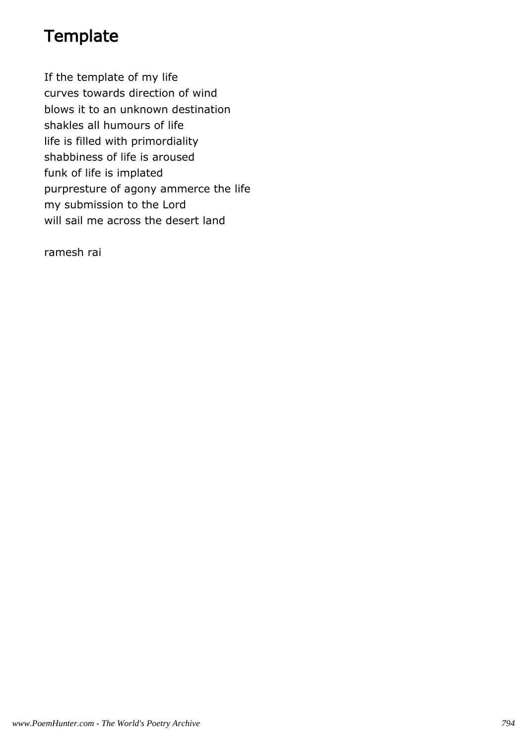# Template

If the template of my life  
curves towards direction of wind  
blows it to an unknown destination  
shakles all humours of life  
life is filled with primordiality  
shabbiness of life is aroused  
funk of life is implated  
purpresture of agony ammerce the life  
my submission to the Lord  
will sail me across the desert land

ramesh rai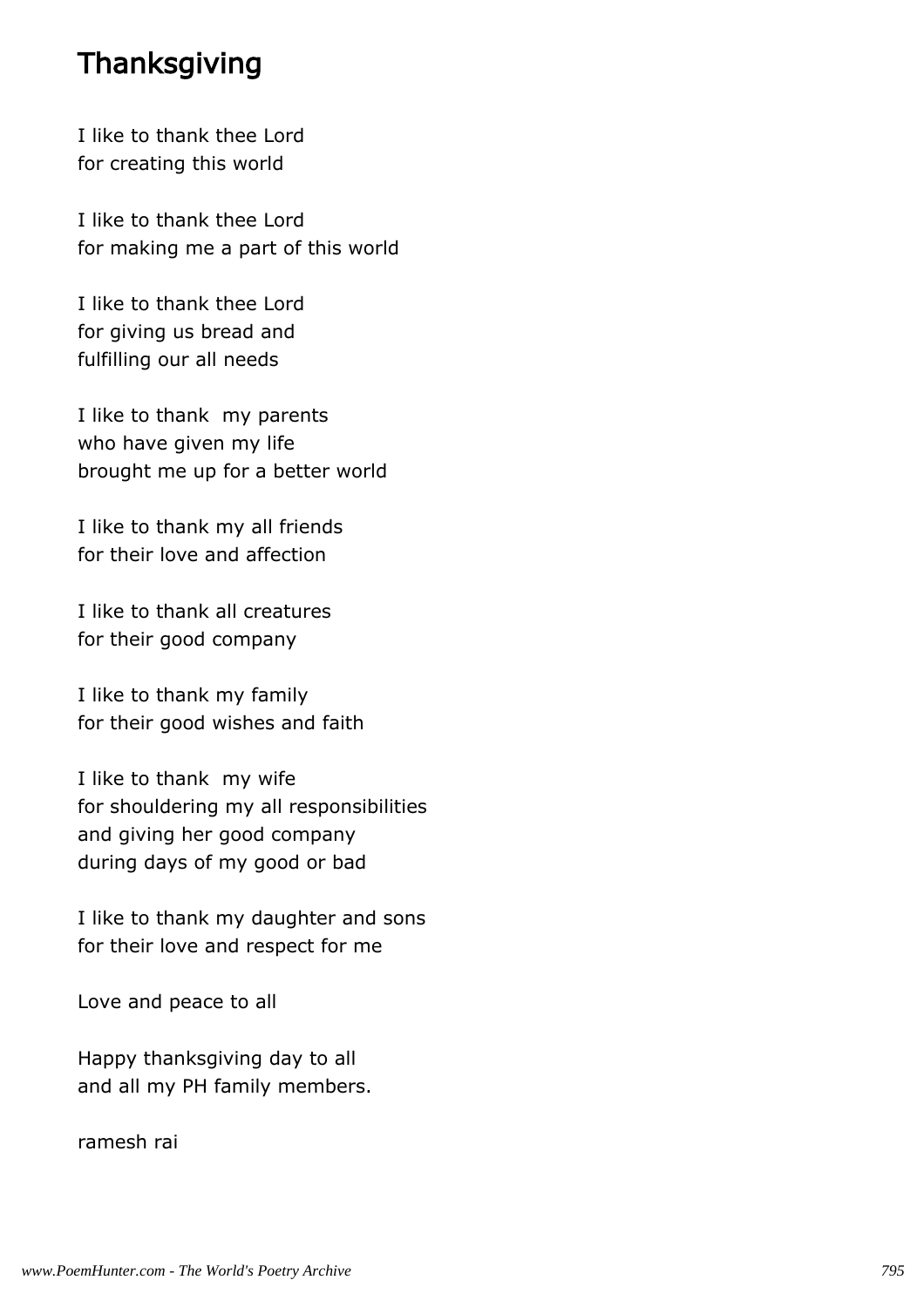# Thanksgiving

I like to thank thee Lord
for creating this world

I like to thank thee Lord
for making me a part of this world

I like to thank thee Lord
for giving us bread and
fulfilling our all needs

I like to thank  my parents
who have given my life
brought me up for a better world

I like to thank my all friends
for their love and affection

I like to thank all creatures
for their good company

I like to thank my family
for their good wishes and faith

I like to thank  my wife
for shouldering my all responsibilities
and giving her good company
during days of my good or bad

I like to thank my daughter and sons
for their love and respect for me

Love and peace to all

Happy thanksgiving day to all
and all my PH family members.

ramesh rai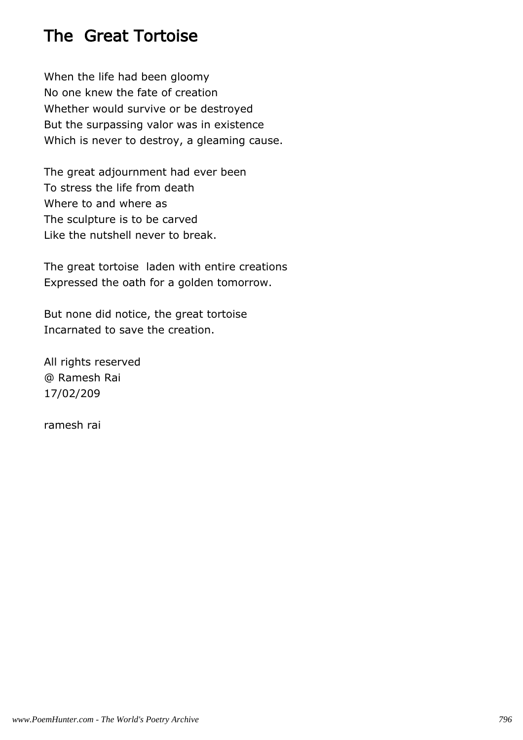# The Great Tortoise

When the life had been gloomy
No one knew the fate of creation
Whether would survive or be destroyed
But the surpassing valor was in existence
Which is never to destroy, a gleaming cause.

The great adjournment had ever been
To stress the life from death
Where to and where as
The sculpture is to be carved
Like the nutshell never to break.

The great tortoise laden with entire creations
Expressed the oath for a golden tomorrow.

But none did notice, the great tortoise
Incarnated to save the creation.

All rights reserved
@ Ramesh Rai
17/02/209

ramesh rai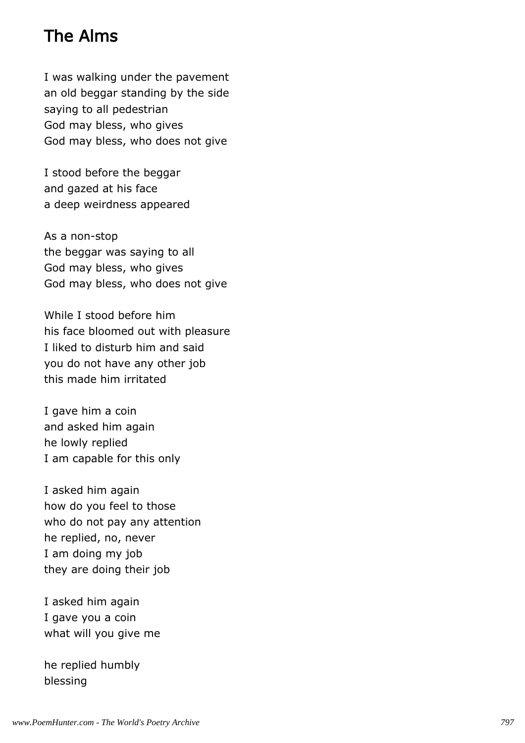# The Alms

I was walking under the pavement
an old beggar standing by the side
saying to all pedestrian
God may bless, who gives
God may bless, who does not give

I stood before the beggar
and gazed at his face
a deep weirdness appeared

As a non-stop
the beggar was saying to all
God may bless, who gives
God may bless, who does not give

While I stood before him
his face bloomed out with pleasure
I liked to disturb him and said
you do not have any other job
this made him irritated

I gave him a coin
and asked him again
he lowly replied
I am capable for this only

I asked him again
how do you feel to those
who do not pay any attention
he replied, no, never
I am doing my job
they are doing their job

I asked him again
I gave you a coin
what will you give me

he replied humbly
blessing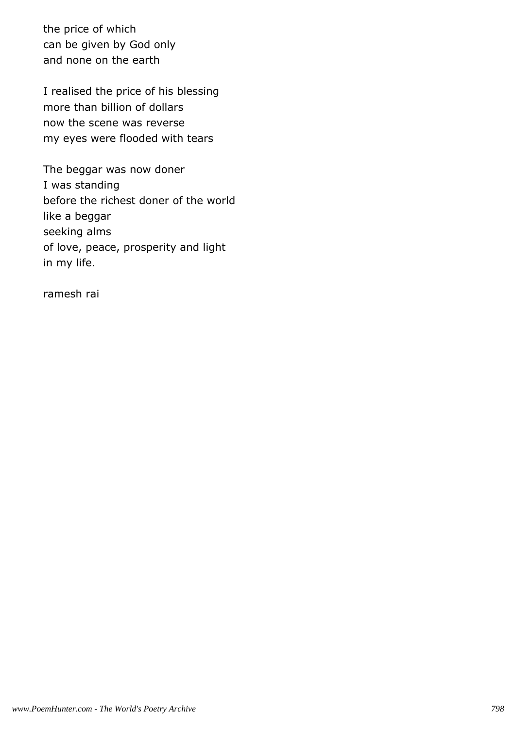the price of which
can be given by God only
and none on the earth

I realised the price of his blessing
more than billion of dollars
now the scene was reverse
my eyes were flooded with tears

The beggar was now doner
I was standing
before the richest doner of the world
like a beggar
seeking alms
of love, peace, prosperity and light
in my life.

ramesh rai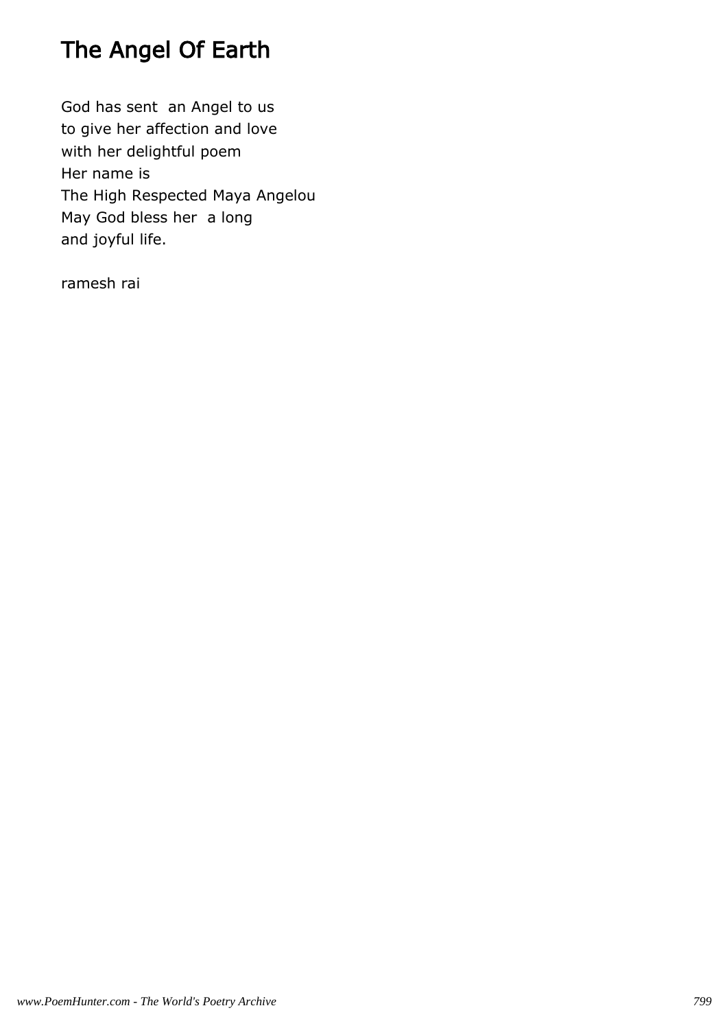# The Angel Of Earth

God has sent an Angel to us  
to give her affection and love  
with her delightful poem  
Her name is  
The High Respected Maya Angelou  
May God bless her a long  
and joyful life.

ramesh rai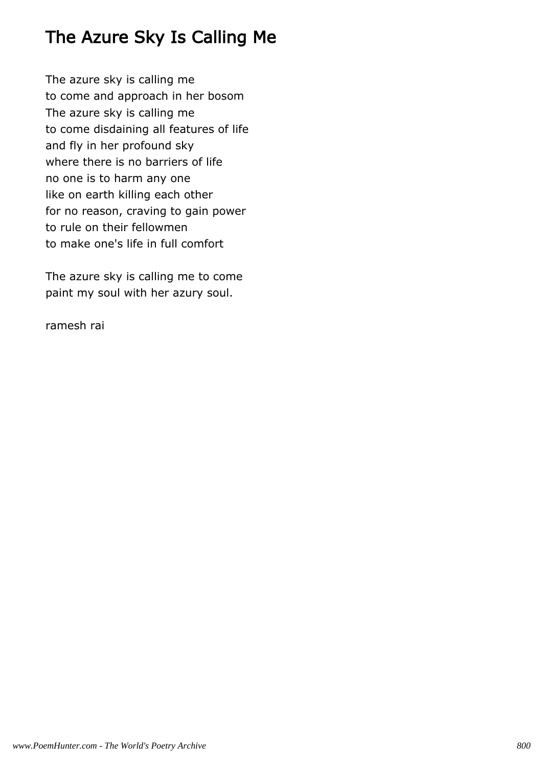# The Azure Sky Is Calling Me

The azure sky is calling me
to come and approach in her bosom
The azure sky is calling me
to come disdaining all features of life
and fly in her profound sky
where there is no barriers of life
no one is to harm any one
like on earth killing each other
for no reason, craving to gain power
to rule on their fellowmen
to make one's life in full comfort

The azure sky is calling me to come
paint my soul with her azury soul.

ramesh rai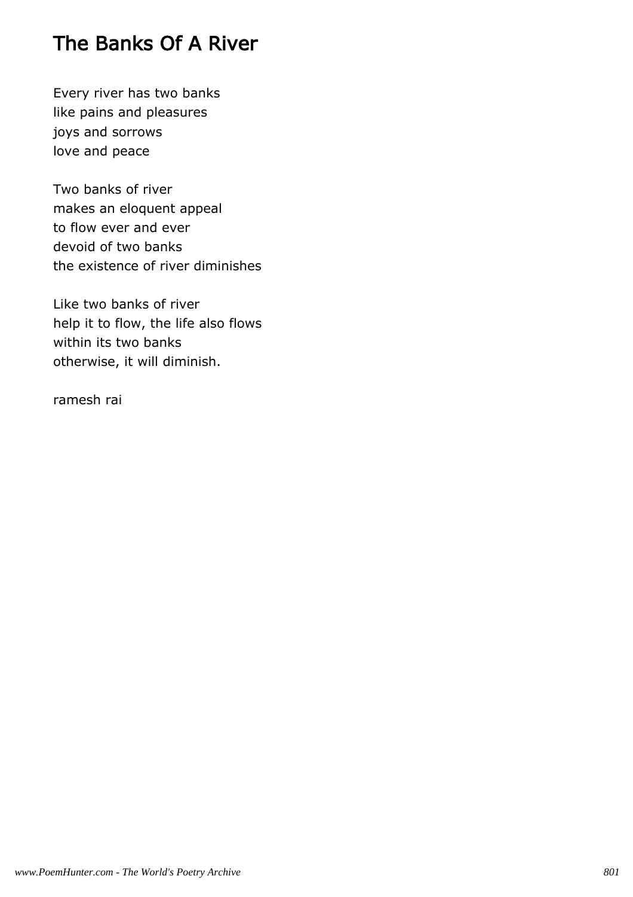# The Banks Of A River

Every river has two banks
like pains and pleasures
joys and sorrows
love and peace

Two banks of river
makes an eloquent appeal
to flow ever and ever
devoid of two banks
the existence of river diminishes

Like two banks of river
help it to flow, the life also flows
within its two banks
otherwise, it will diminish.

ramesh rai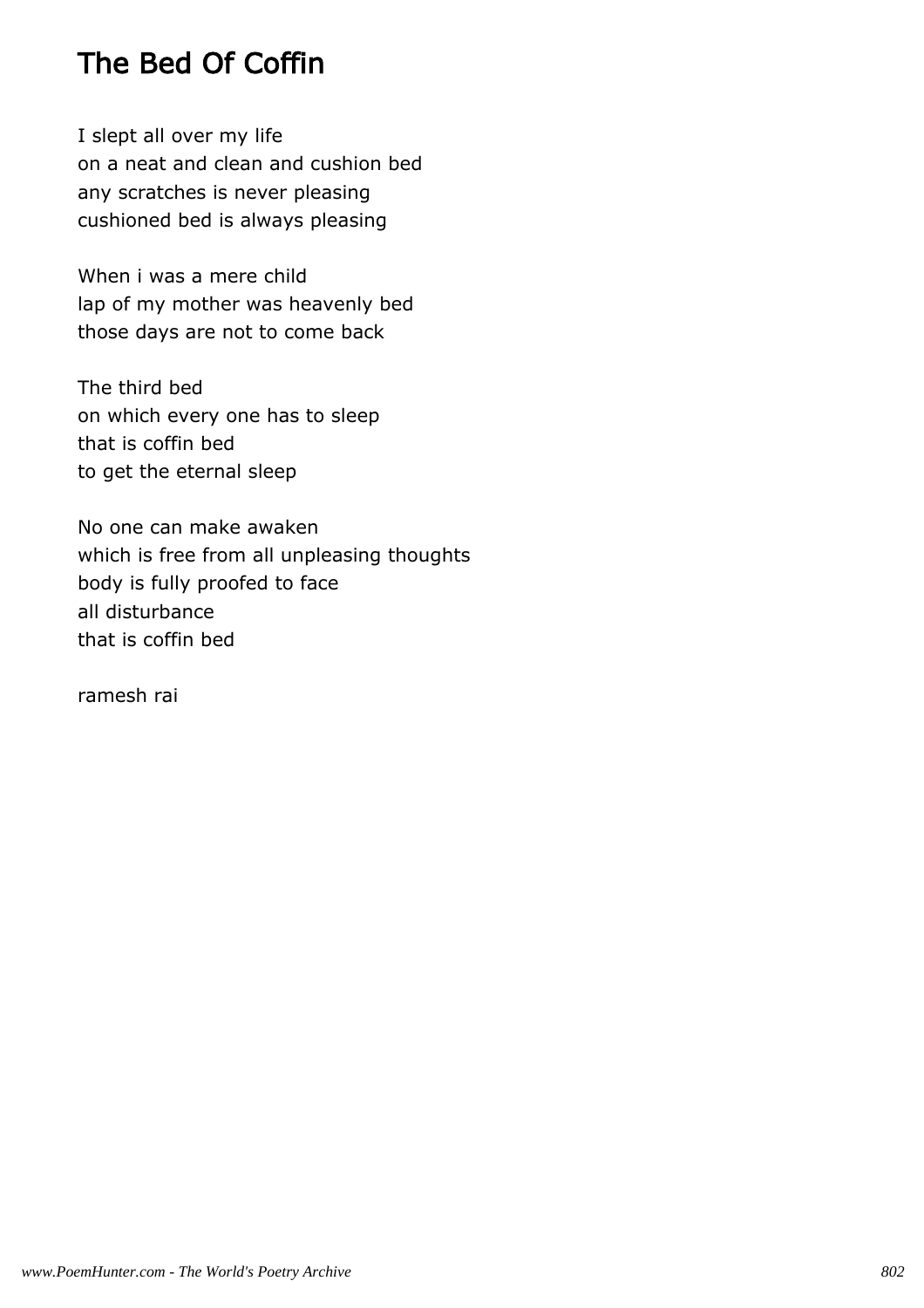# The Bed Of Coffin

I slept all over my life
on a neat and clean and cushion bed
any scratches is never pleasing
cushioned bed is always pleasing

When i was a mere child
lap of my mother was heavenly bed
those days are not to come back

The third bed
on which every one has to sleep
that is coffin bed
to get the eternal sleep

No one can make awaken
which is free from all unpleasing thoughts
body is fully proofed to face
all disturbance
that is coffin bed

ramesh rai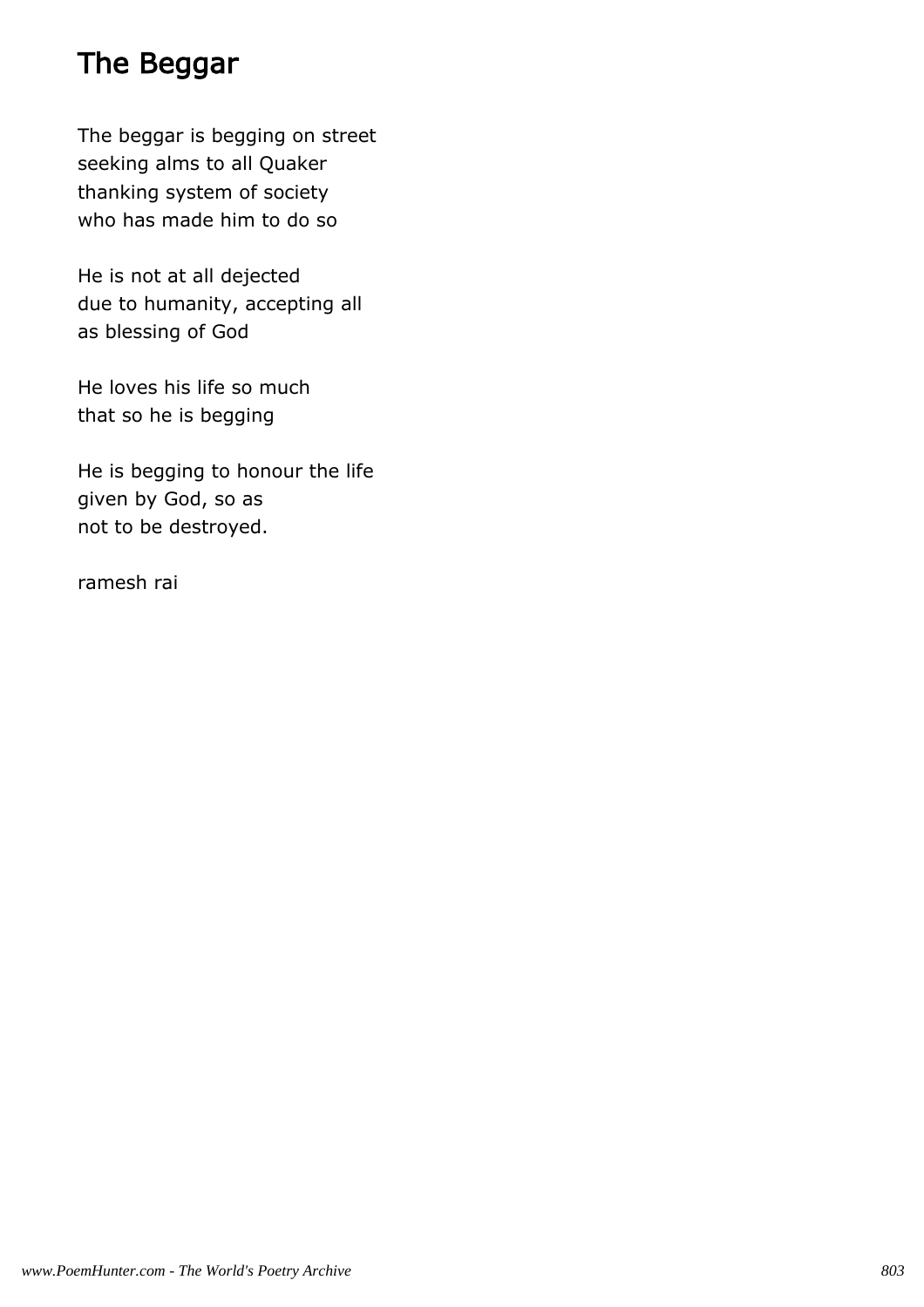# The Beggar

The beggar is begging on street  
seeking alms to all Quaker  
thanking system of society  
who has made him to do so

He is not at all dejected  
due to humanity, accepting all  
as blessing of God

He loves his life so much  
that so he is begging

He is begging to honour the life  
given by God, so as  
not to be destroyed.

ramesh rai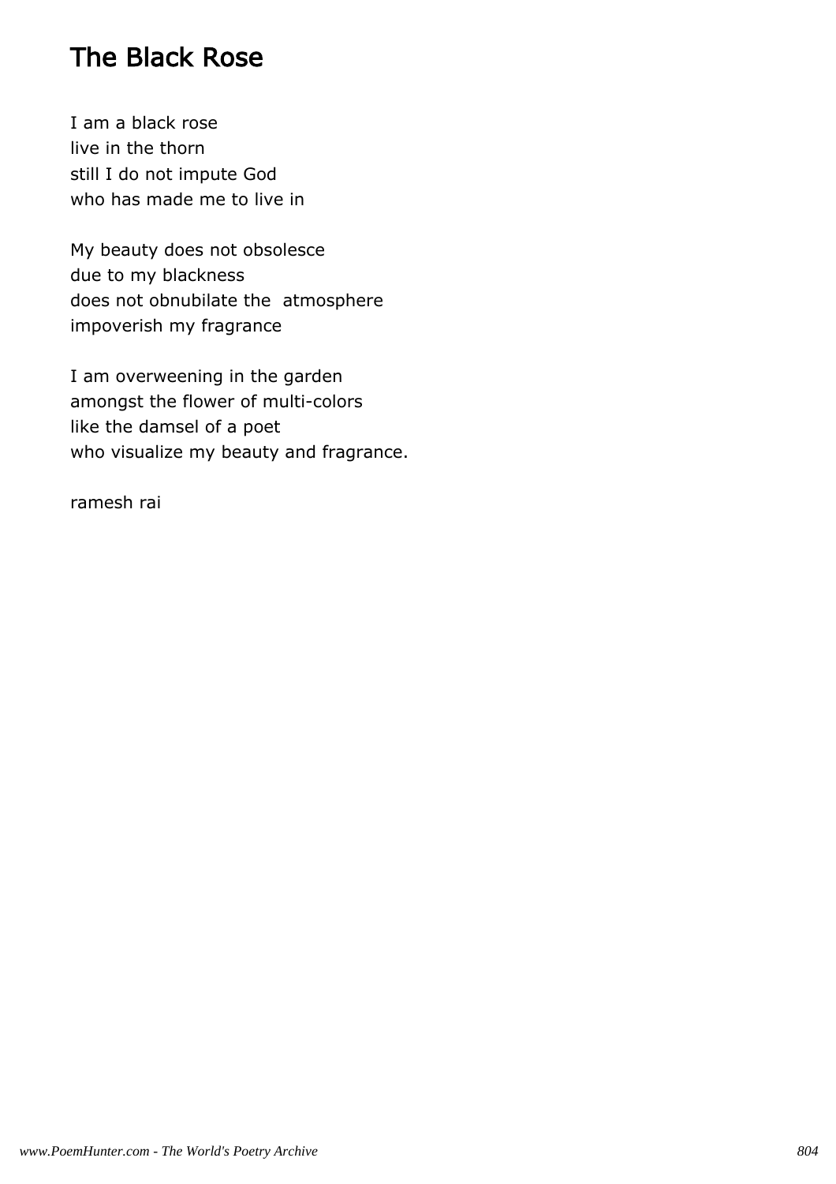## The Black Rose

I am a black rose
live in the thorn
still I do not impute God
who has made me to live in

My beauty does not obsolesce
due to my blackness
does not obnubilate the  atmosphere
impoverish my fragrance

I am overweening in the garden
amongst the flower of multi-colors
like the damsel of a poet
who visualize my beauty and fragrance.

ramesh rai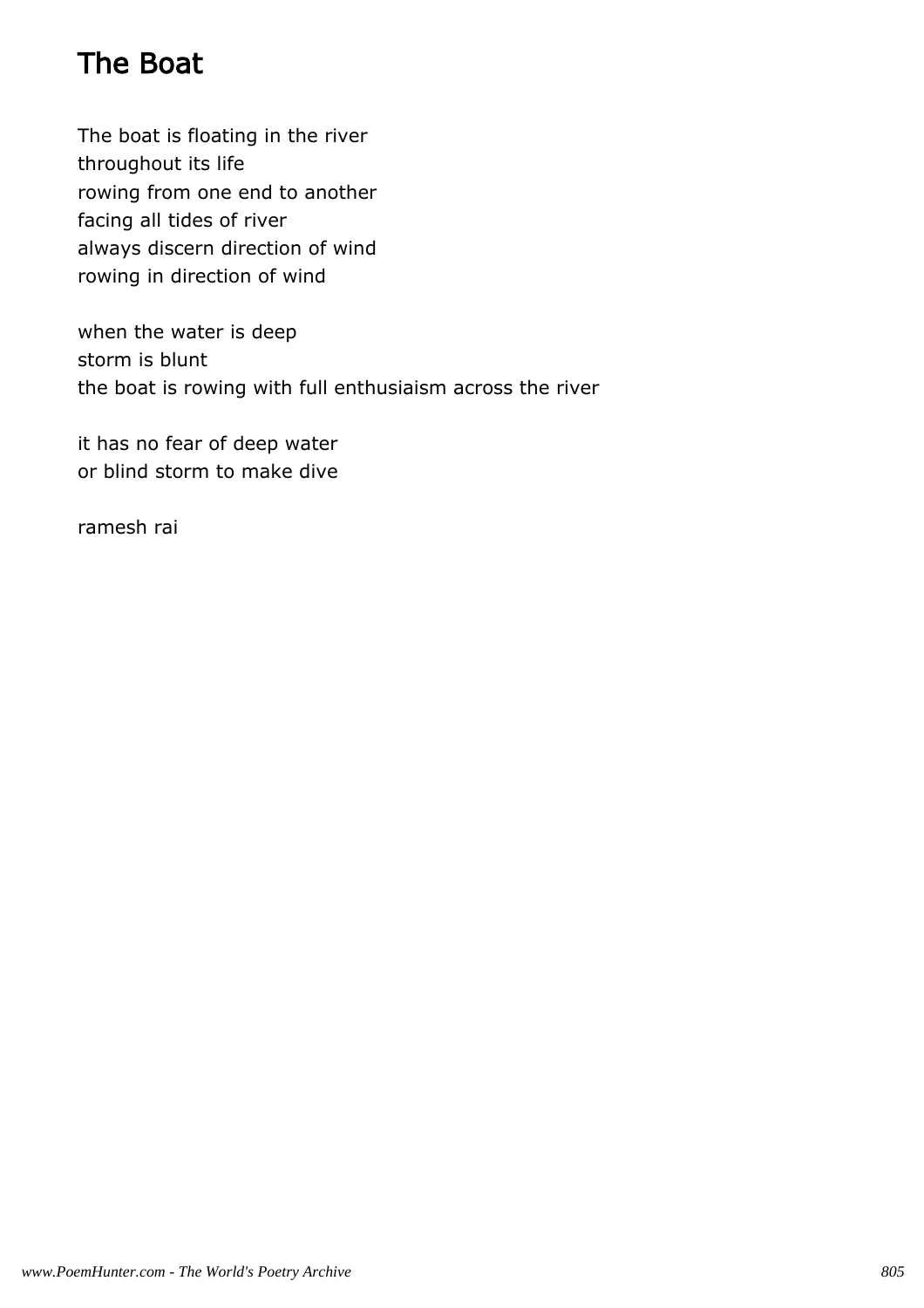# The Boat

The boat is floating in the river
throughout its life
rowing from one end to another
facing all tides of river
always discern direction of wind
rowing in direction of wind

when the water is deep
storm is blunt
the boat is rowing with full enthusiaism across the river

it has no fear of deep water
or blind storm to make dive

ramesh rai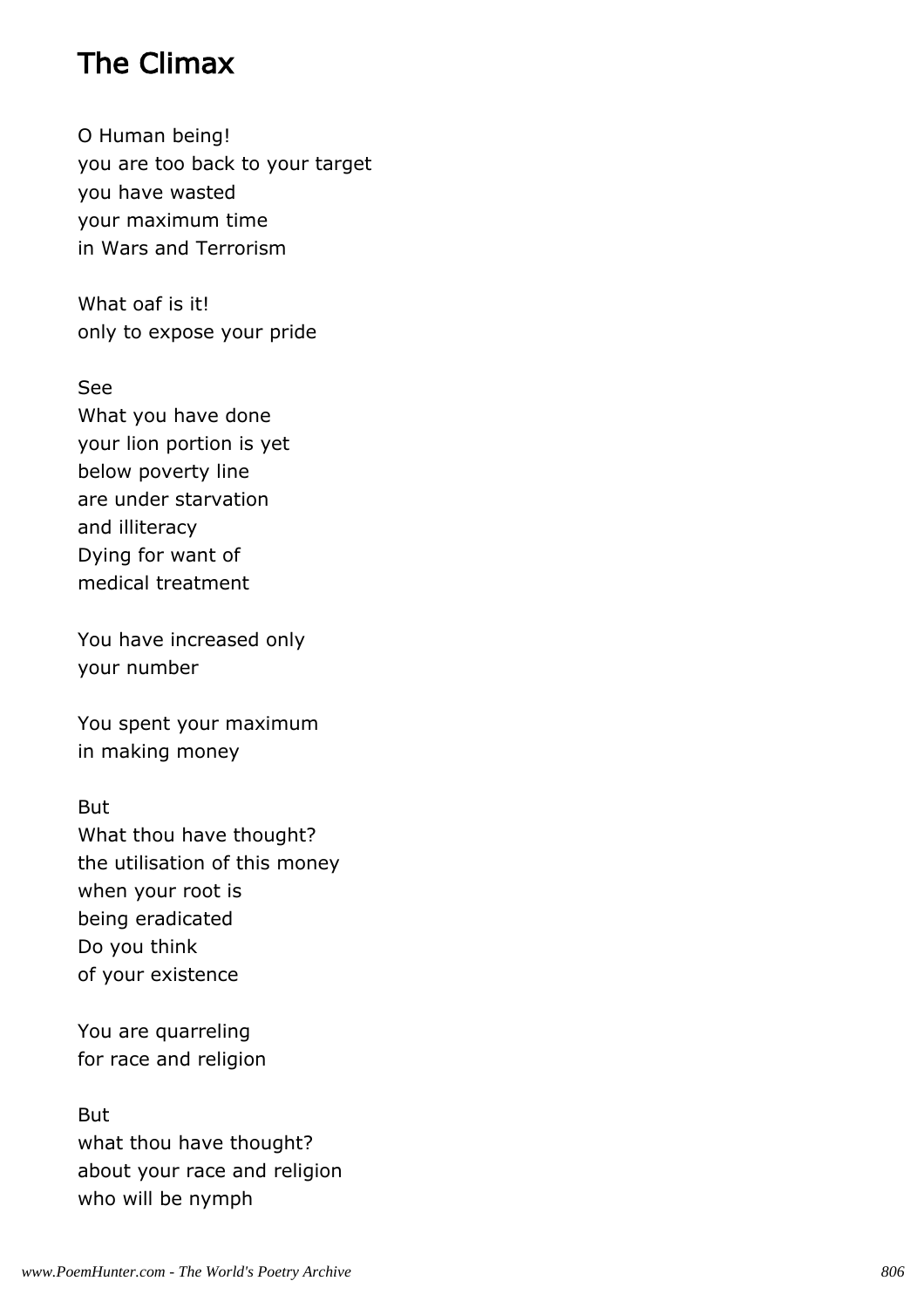# The Climax

O Human being!  
you are too back to your target  
you have wasted  
your maximum time  
in Wars and Terrorism

What oaf is it!  
only to expose your pride

See  
What you have done  
your lion portion is yet  
below poverty line  
are under starvation  
and illiteracy  
Dying for want of  
medical treatment

You have increased only  
your number

You spent your maximum  
in making money

But  
What thou have thought?  
the utilisation of this money  
when your root is  
being eradicated  
Do you think  
of your existence

You are quarreling  
for race and religion

But  
what thou have thought?  
about your race and religion  
who will be nymph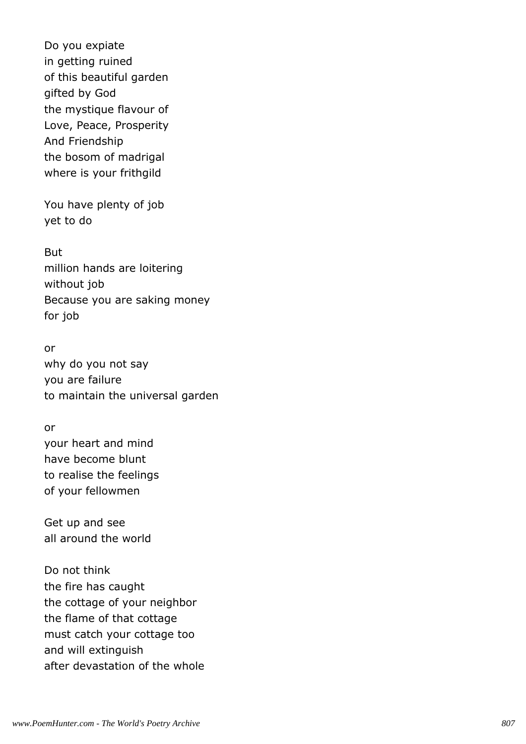Do you expiate
in getting ruined
of this beautiful garden
gifted by God
the mystique flavour of
Love, Peace, Prosperity
And Friendship
the bosom of madrigal
where is your frithgild

You have plenty of job
yet to do

But
million hands are loitering
without job
Because you are saking money
for job

or
why do you not say
you are failure
to maintain the universal garden

or
your heart and mind
have become blunt
to realise the feelings
of your fellowmen

Get up and see
all around the world

Do not think
the fire has caught
the cottage of your neighbor
the flame of that cottage
must catch your cottage too
and will extinguish
after devastation of the whole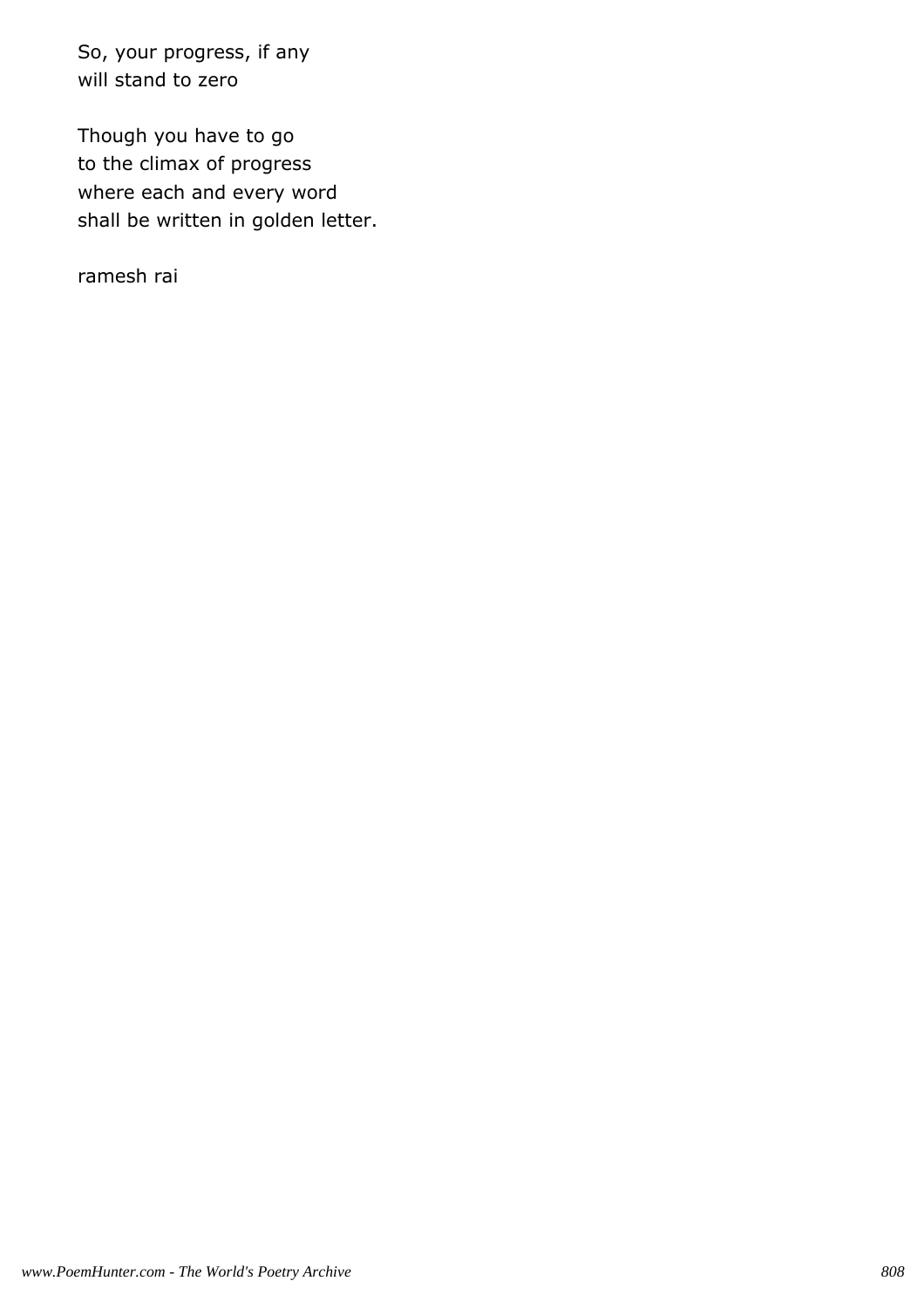So, your progress, if any
will stand to zero

Though you have to go
to the climax of progress
where each and every word
shall be written in golden letter.

ramesh rai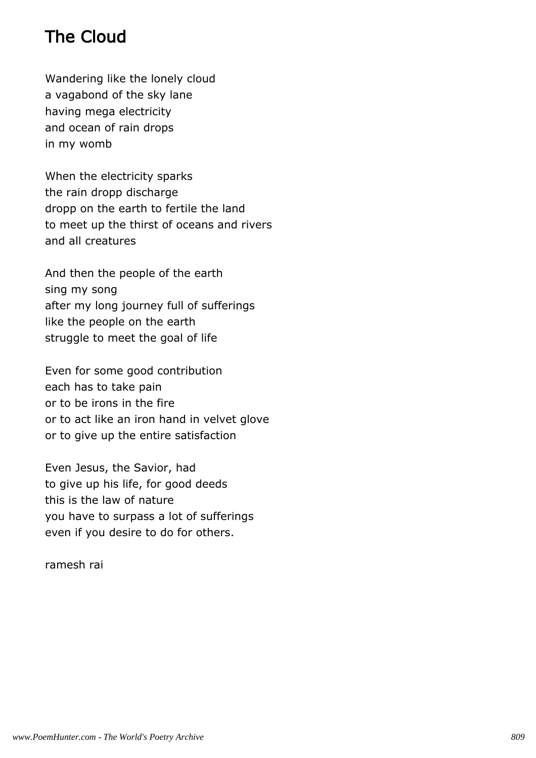# The Cloud

Wandering like the lonely cloud
a vagabond of the sky lane
having mega electricity
and ocean of rain drops
in my womb

When the electricity sparks
the rain dropp discharge
dropp on the earth to fertile the land
to meet up the thirst of oceans and rivers
and all creatures

And then the people of the earth
sing my song
after my long journey full of sufferings
like the people on the earth
struggle to meet the goal of life

Even for some good contribution
each has to take pain
or to be irons in the fire
or to act like an iron hand in velvet glove
or to give up the entire satisfaction

Even Jesus, the Savior, had
to give up his life, for good deeds
this is the law of nature
you have to surpass a lot of sufferings
even if you desire to do for others.

ramesh rai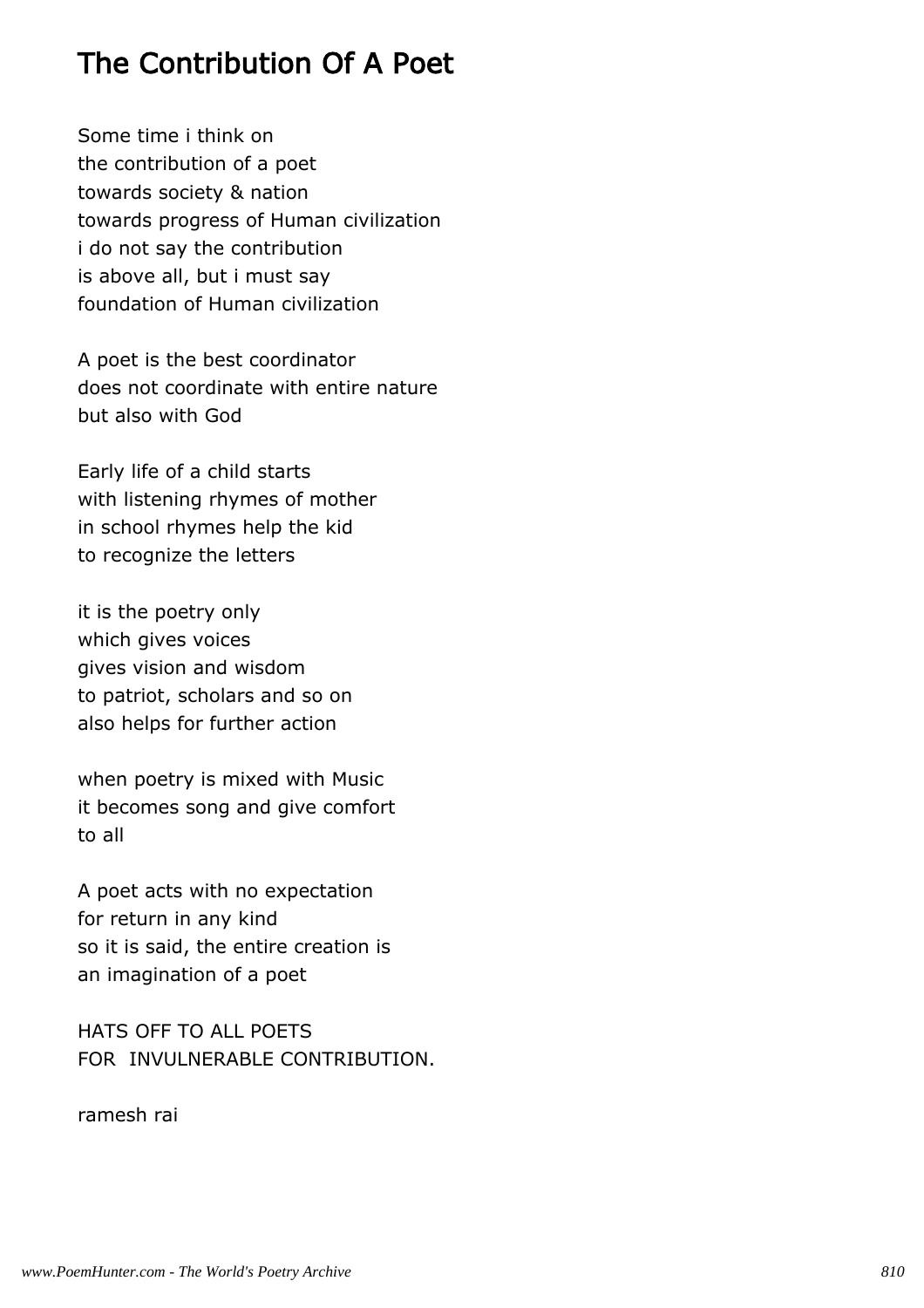# The Contribution Of A Poet

Some time i think on
the contribution of a poet
towards society & nation
towards progress of Human civilization
i do not say the contribution
is above all, but i must say
foundation of Human civilization

A poet is the best coordinator
does not coordinate with entire nature
but also with God

Early life of a child starts
with listening rhymes of mother
in school rhymes help the kid
to recognize the letters

it is the poetry only
which gives voices
gives vision and wisdom
to patriot, scholars and so on
also helps for further action

when poetry is mixed with Music
it becomes song and give comfort
to all

A poet acts with no expectation
for return in any kind
so it is said, the entire creation is
an imagination of a poet

HATS OFF TO ALL POETS
FOR INVULNERABLE CONTRIBUTION.

ramesh rai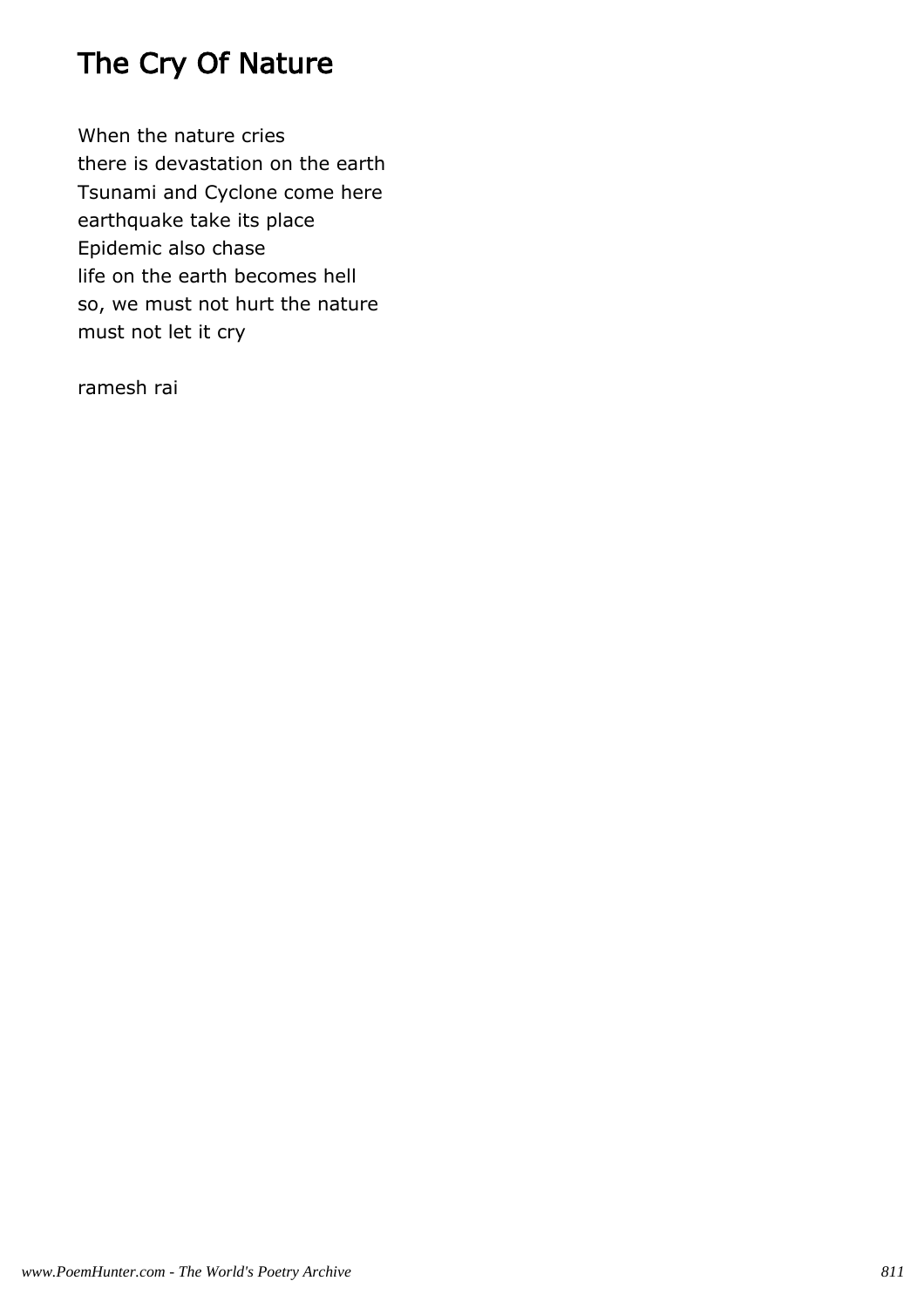# The Cry Of Nature

When the nature cries
there is devastation on the earth
Tsunami and Cyclone come here
earthquake take its place
Epidemic also chase
life on the earth becomes hell
so, we must not hurt the nature
must not let it cry

ramesh rai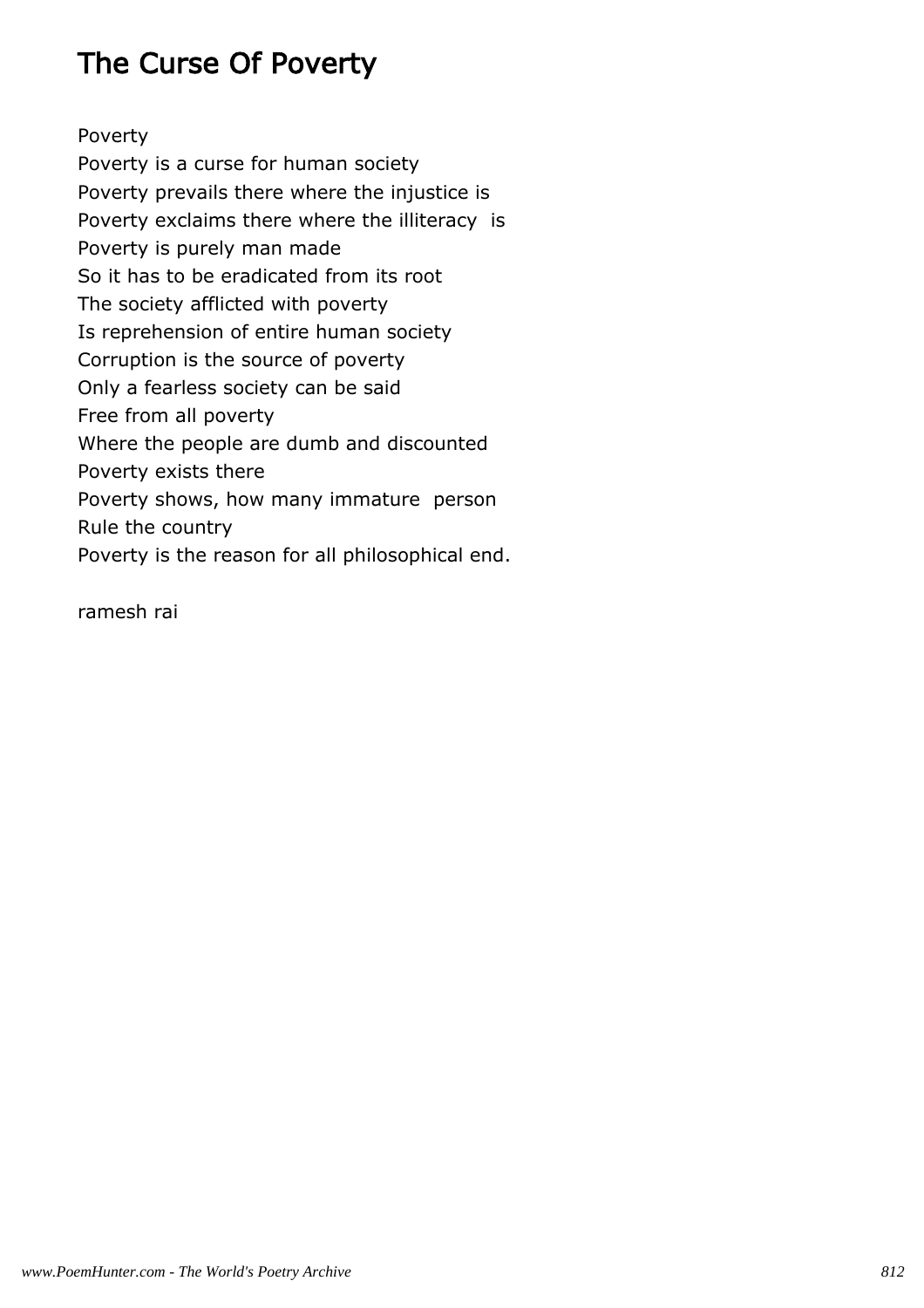# The Curse Of Poverty

Poverty  
Poverty is a curse for human society  
Poverty prevails there where the injustice is  
Poverty exclaims there where the illiteracy is  
Poverty is purely man made  
So it has to be eradicated from its root  
The society afflicted with poverty  
Is reprehension of entire human society  
Corruption is the source of poverty  
Only a fearless society can be said  
Free from all poverty  
Where the people are dumb and discounted  
Poverty exists there  
Poverty shows, how many immature person  
Rule the country  
Poverty is the reason for all philosophical end.

ramesh rai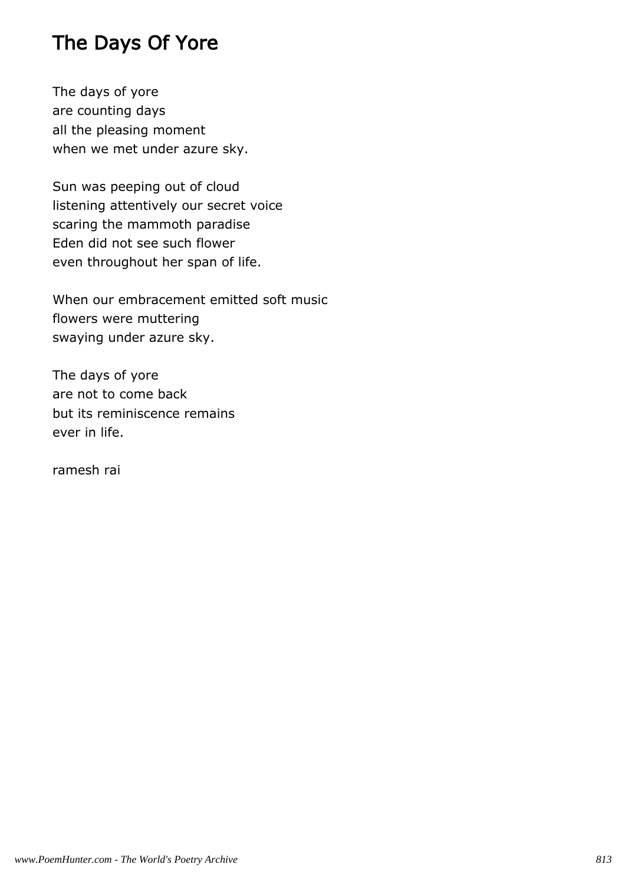# The Days Of Yore

The days of yore
are counting days
all the pleasing moment
when we met under azure sky.

Sun was peeping out of cloud
listening attentively our secret voice
scaring the mammoth paradise
Eden did not see such flower
even throughout her span of life.

When our embracement emitted soft music
flowers were muttering
swaying under azure sky.

The days of yore
are not to come back
but its reminiscence remains
ever in life.

ramesh rai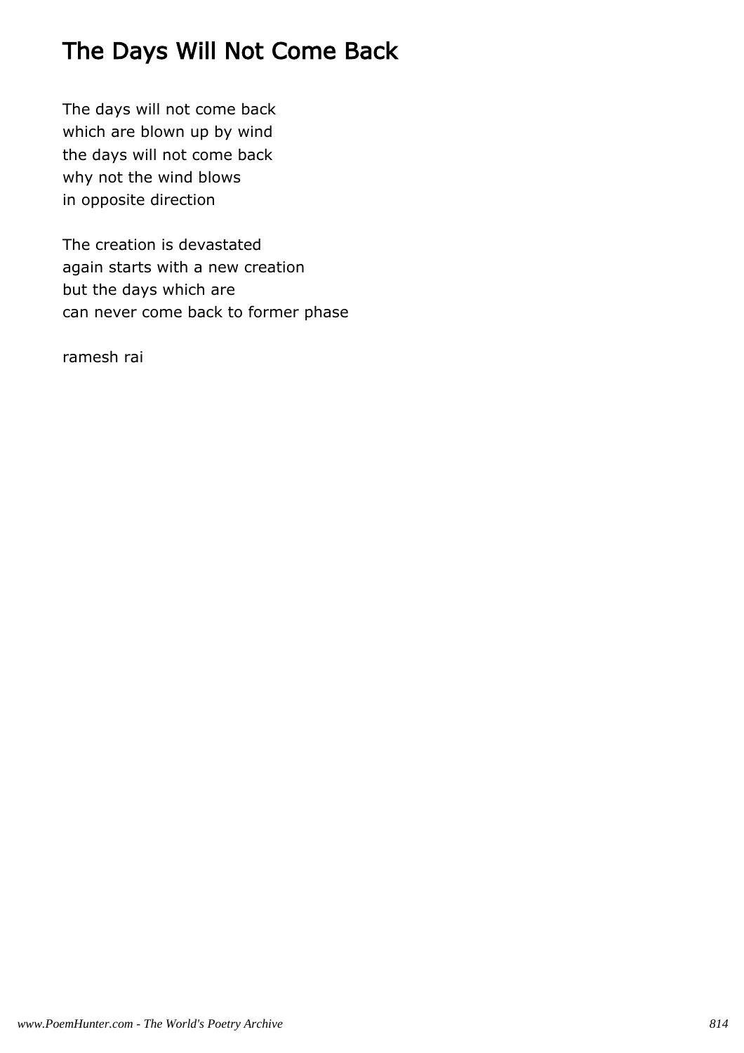# The Days Will Not Come Back

The days will not come back  
which are blown up by wind  
the days will not come back  
why not the wind blows  
in opposite direction

The creation is devastated  
again starts with a new creation  
but the days which are  
can never come back to former phase

ramesh rai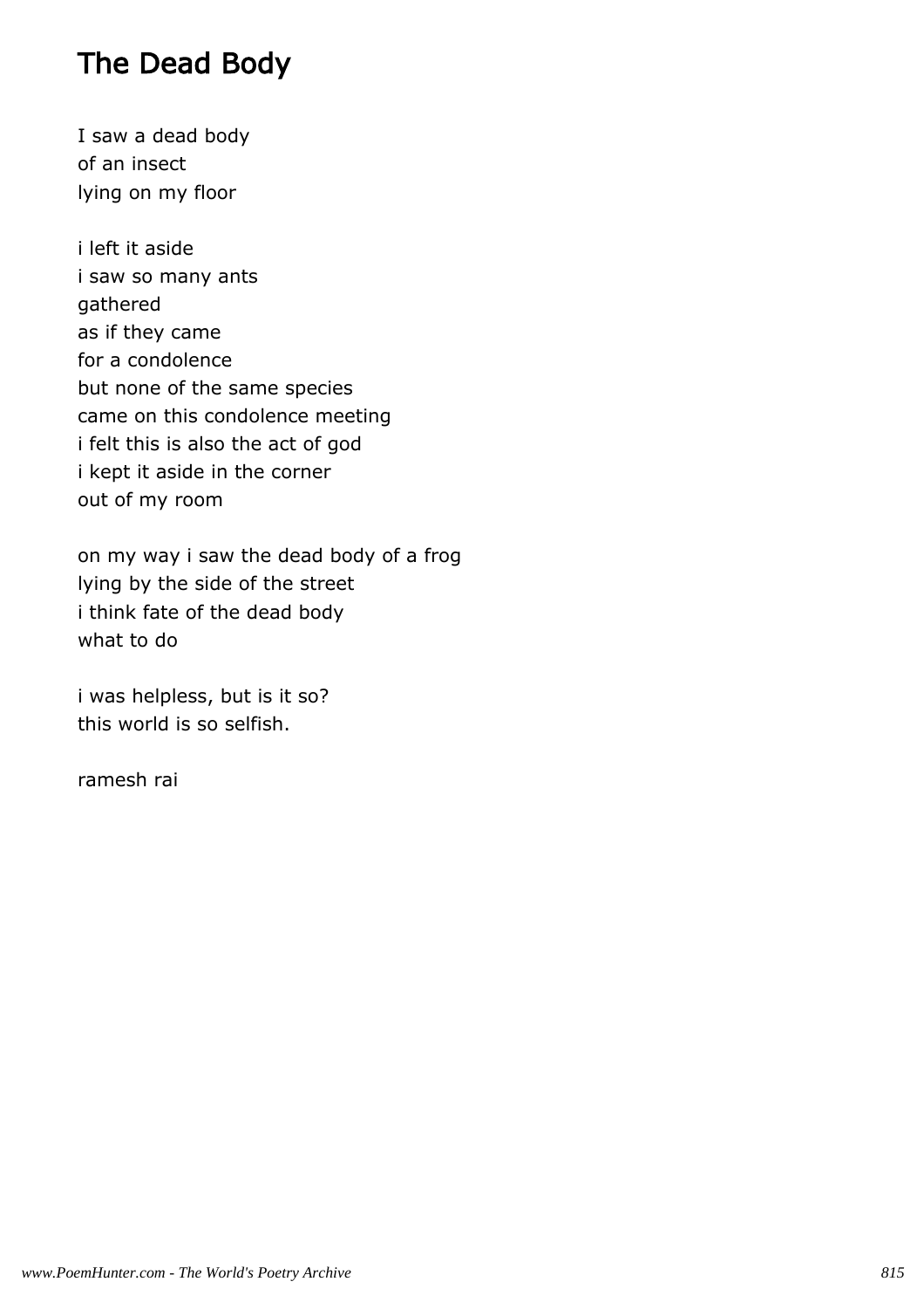# The Dead Body

I saw a dead body
of an insect
lying on my floor

i left it aside
i saw so many ants
gathered
as if they came
for a condolence
but none of the same species
came on this condolence meeting
i felt this is also the act of god
i kept it aside in the corner
out of my room

on my way i saw the dead body of a frog
lying by the side of the street
i think fate of the dead body
what to do

i was helpless, but is it so?
this world is so selfish.

ramesh rai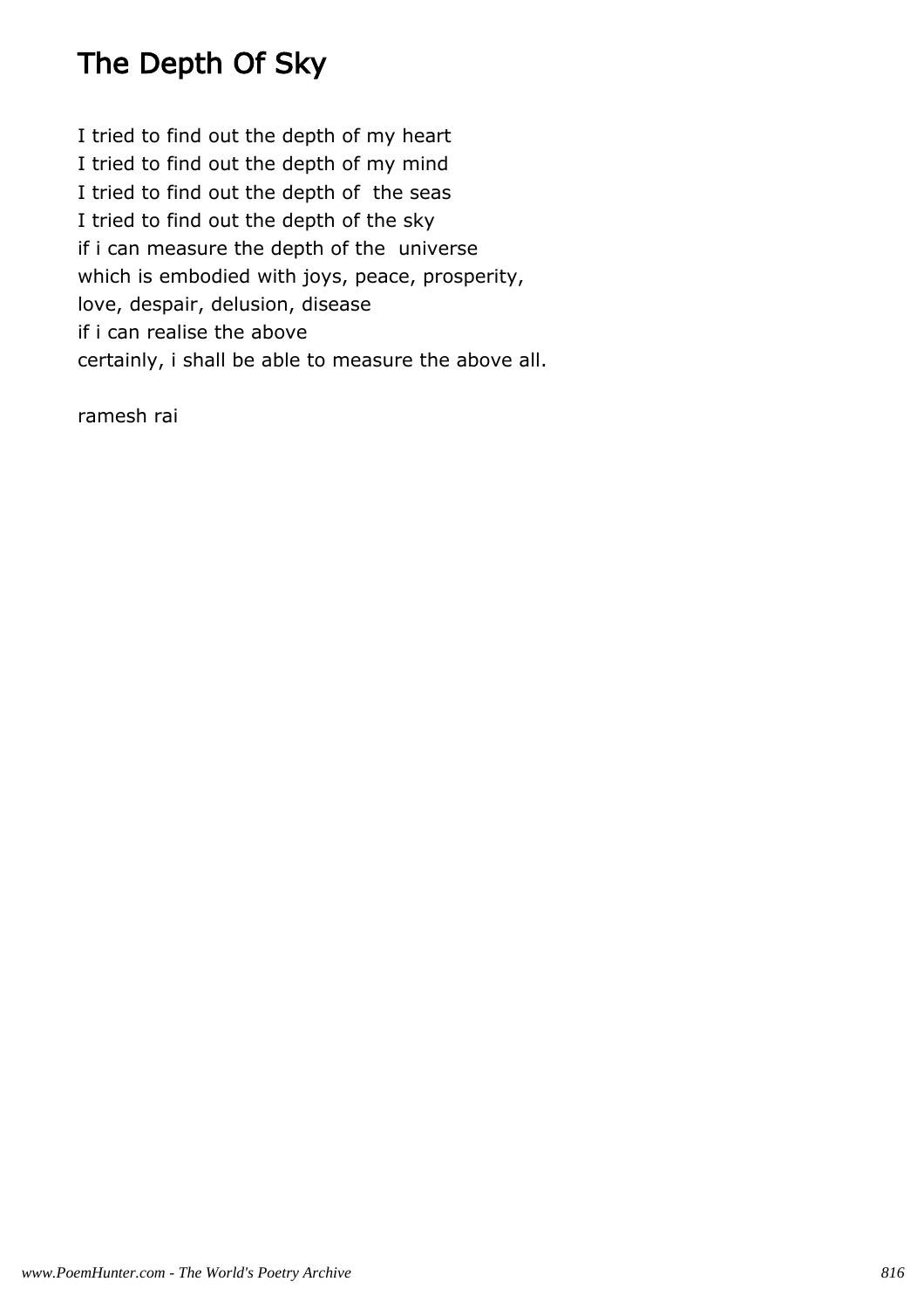# The Depth Of Sky

I tried to find out the depth of my heart
I tried to find out the depth of my mind
I tried to find out the depth of  the seas
I tried to find out the depth of the sky
if i can measure the depth of the  universe
which is embodied with joys, peace, prosperity,
love, despair, delusion, disease
if i can realise the above
certainly, i shall be able to measure the above all.

ramesh rai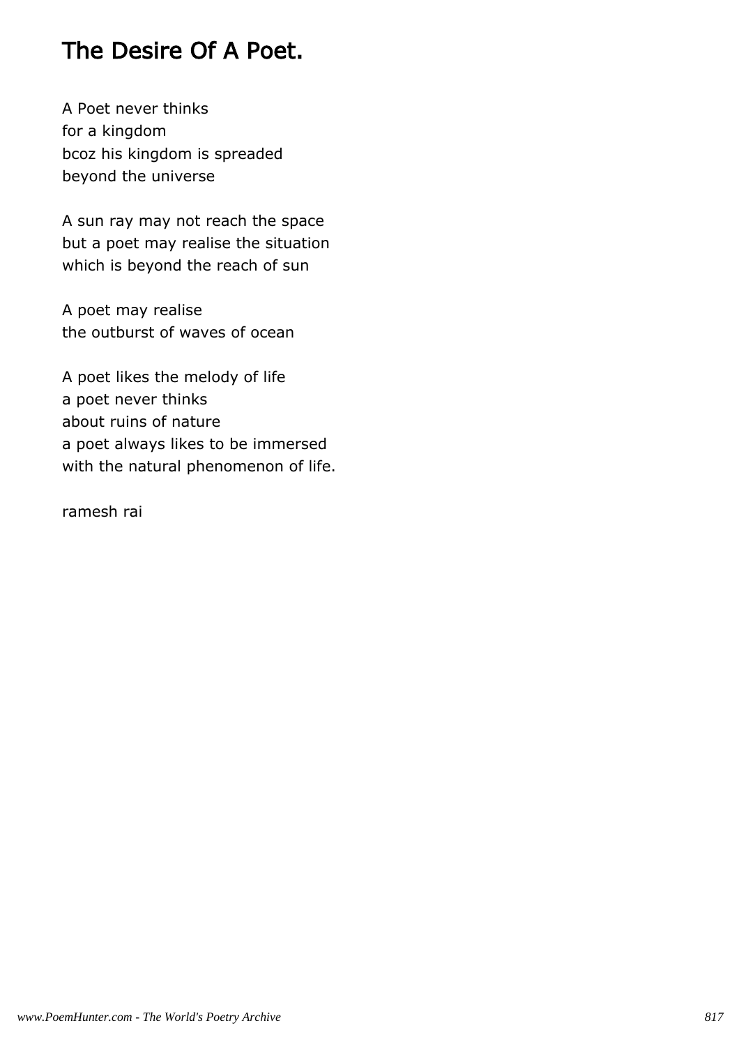# The Desire Of A Poet.

A Poet never thinks
for a kingdom
bcoz his kingdom is spreaded
beyond the universe

A sun ray may not reach the space
but a poet may realise the situation
which is beyond the reach of sun

A poet may realise
the outburst of waves of ocean

A poet likes the melody of life
a poet never thinks
about ruins of nature
a poet always likes to be immersed
with the natural phenomenon of life.

ramesh rai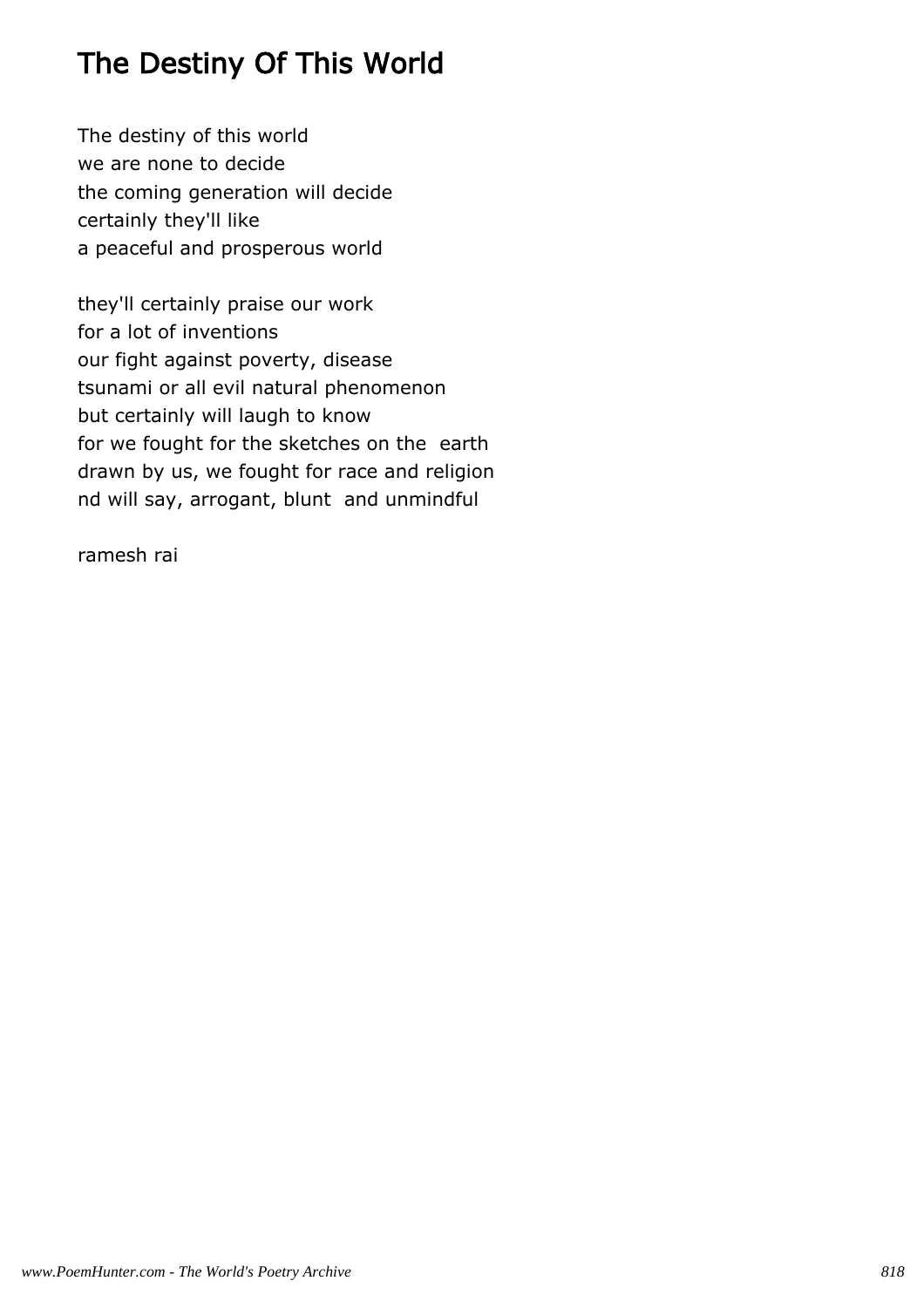# The Destiny Of This World

The destiny of this world  
we are none to decide  
the coming generation will decide  
certainly they'll like  
a peaceful and prosperous world

they'll certainly praise our work  
for a lot of inventions  
our fight against poverty, disease  
tsunami or all evil natural phenomenon  
but certainly will laugh to know  
for we fought for the sketches on the earth  
drawn by us, we fought for race and religion  
nd will say, arrogant, blunt and unmindful

ramesh rai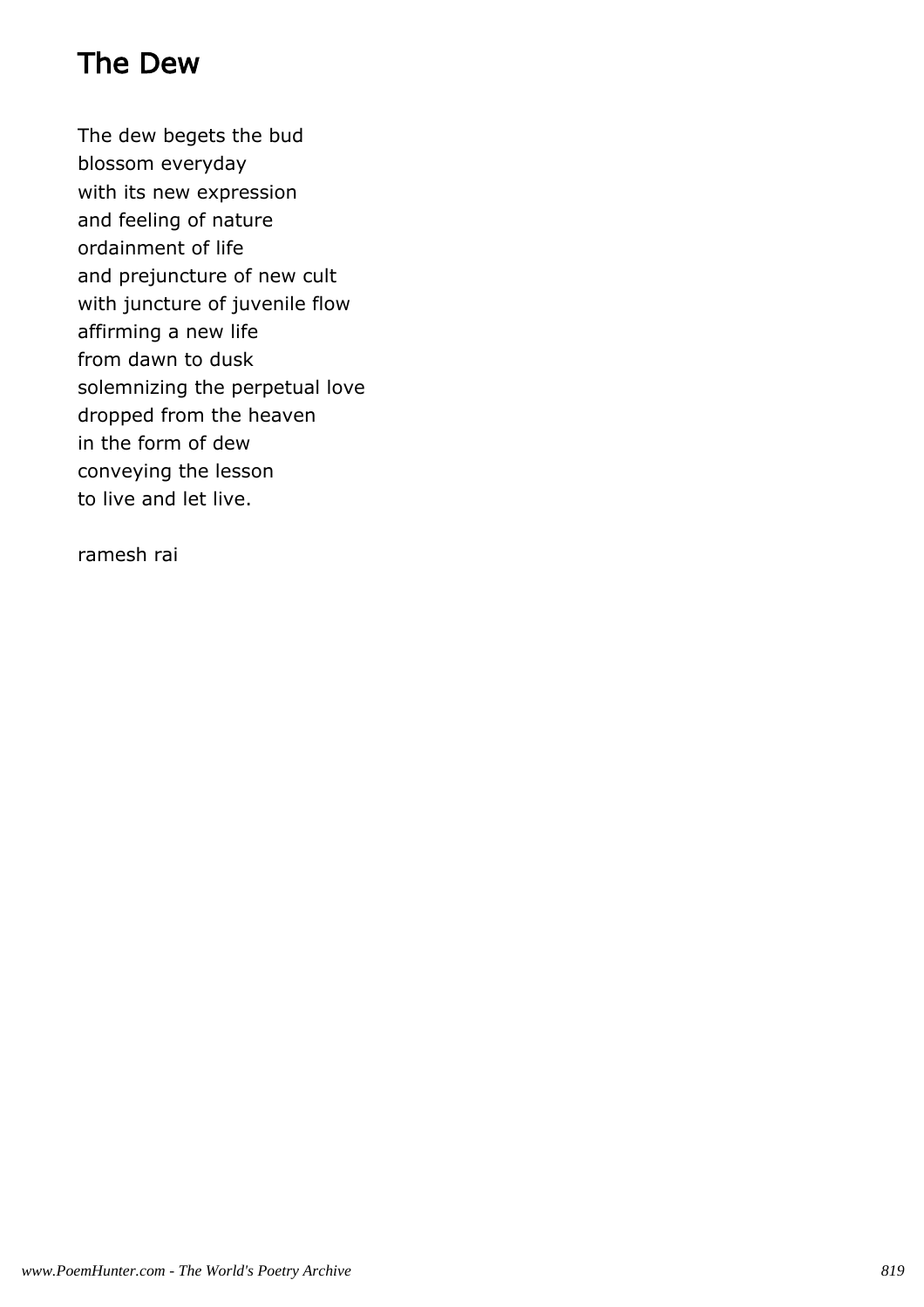# The Dew

The dew begets the bud
blossom everyday
with its new expression
and feeling of nature
ordainment of life
and prejuncture of new cult
with juncture of juvenile flow
affirming a new life
from dawn to dusk
solemnizing the perpetual love
dropped from the heaven
in the form of dew
conveying the lesson
to live and let live.

ramesh rai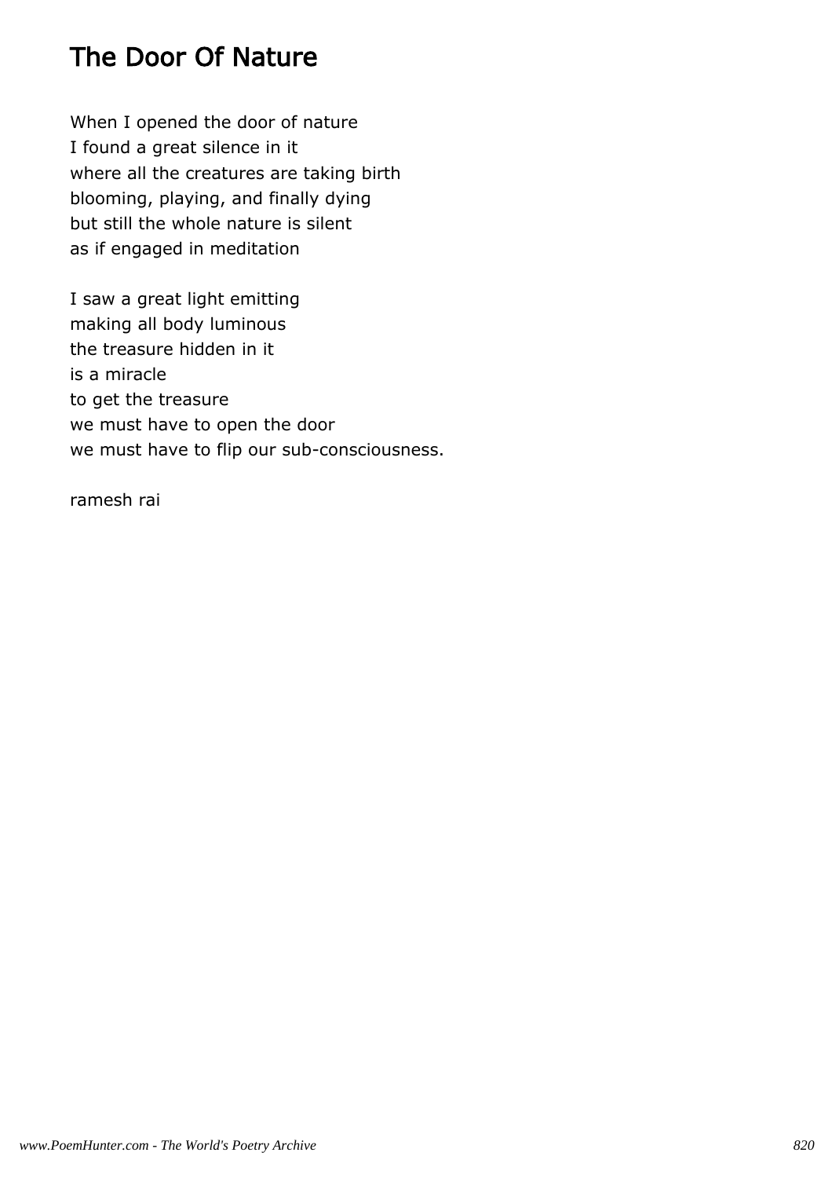## The Door Of Nature

When I opened the door of nature
I found a great silence in it
where all the creatures are taking birth
blooming, playing, and finally dying
but still the whole nature is silent
as if engaged in meditation

I saw a great light emitting
making all body luminous
the treasure hidden in it
is a miracle
to get the treasure
we must have to open the door
we must have to flip our sub-consciousness.

ramesh rai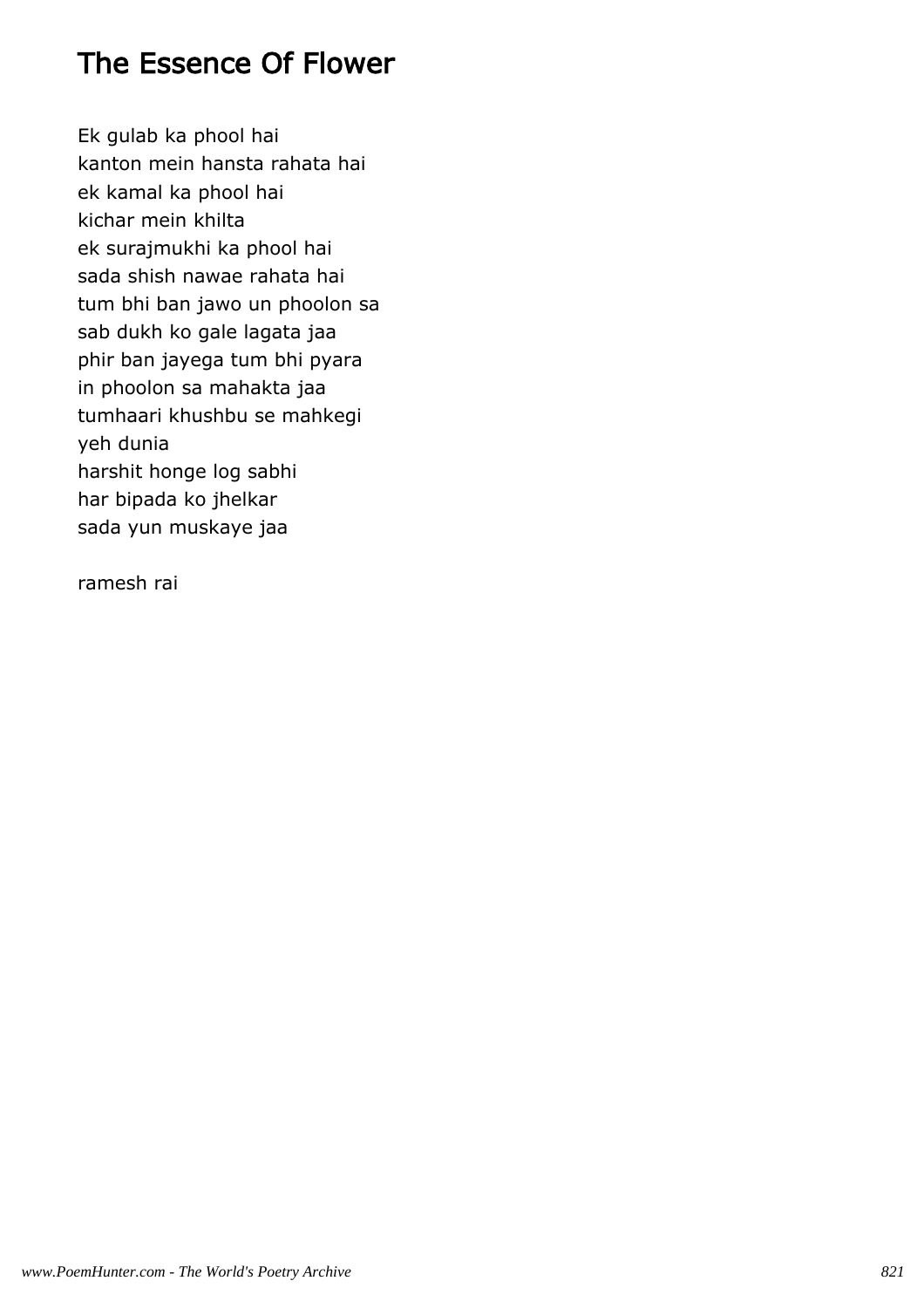# The Essence Of Flower

Ek gulab ka phool hai
kanton mein hansta rahata hai
ek kamal ka phool hai
kichar mein khilta
ek surajmukhi ka phool hai
sada shish nawae rahata hai
tum bhi ban jawo un phoolon sa
sab dukh ko gale lagata jaa
phir ban jayega tum bhi pyara
in phoolon sa mahakta jaa
tumhaari khushbu se mahkegi
yeh dunia
harshit honge log sabhi
har bipada ko jhelkar
sada yun muskaye jaa

ramesh rai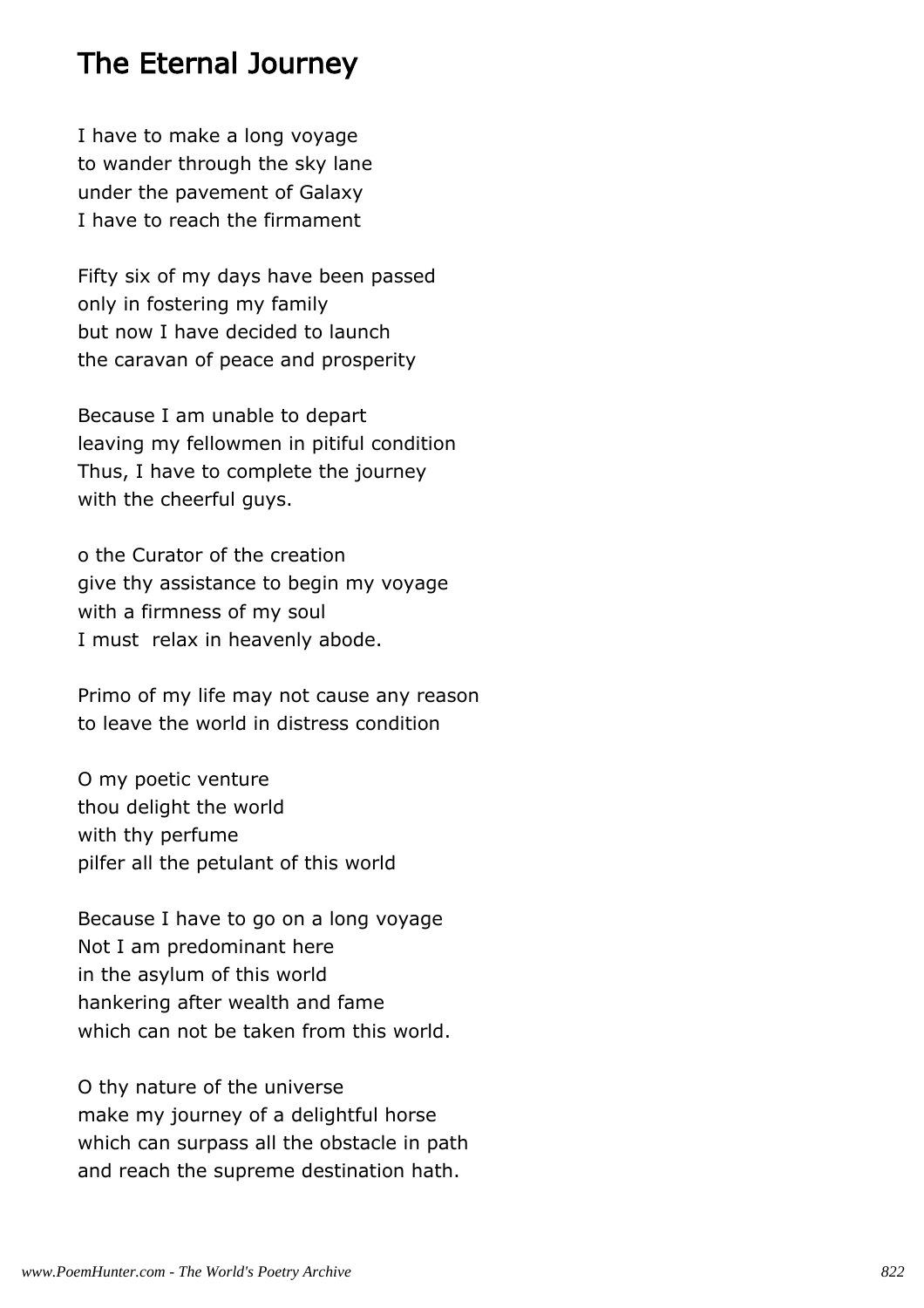# The Eternal Journey

I have to make a long voyage
to wander through the sky lane
under the pavement of Galaxy
I have to reach the firmament

Fifty six of my days have been passed
only in fostering my family
but now I have decided to launch
the caravan of peace and prosperity

Because I am unable to depart
leaving my fellowmen in pitiful condition
Thus, I have to complete the journey
with the cheerful guys.

o the Curator of the creation
give thy assistance to begin my voyage
with a firmness of my soul
I must  relax in heavenly abode.

Primo of my life may not cause any reason
to leave the world in distress condition

O my poetic venture
thou delight the world
with thy perfume
pilfer all the petulant of this world

Because I have to go on a long voyage
Not I am predominant here
in the asylum of this world
hankering after wealth and fame
which can not be taken from this world.

O thy nature of the universe
make my journey of a delightful horse
which can surpass all the obstacle in path
and reach the supreme destination hath.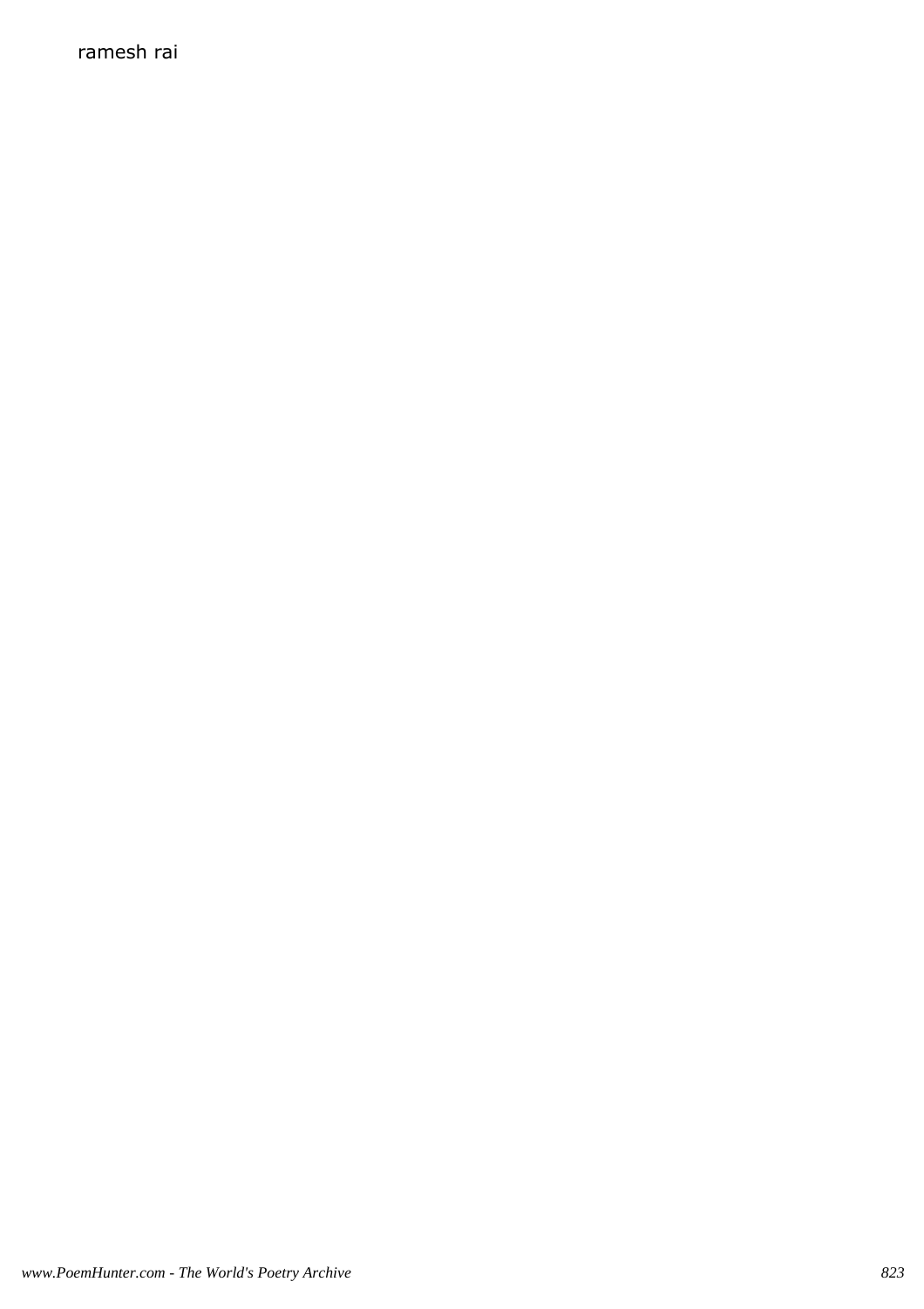ramesh rai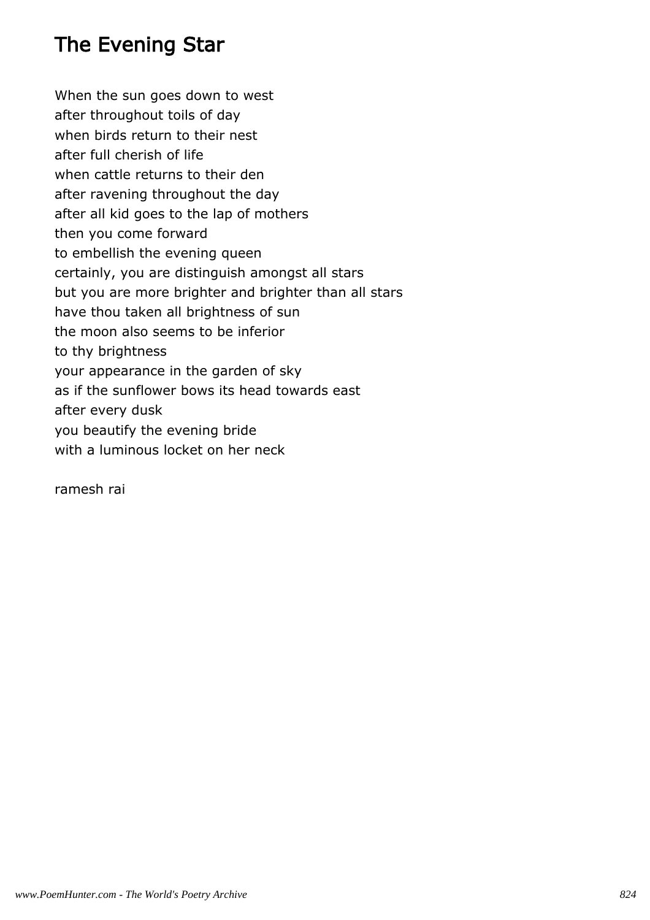# The Evening Star

When the sun goes down to west  
after throughout toils of day  
when birds return to their nest  
after full cherish of life  
when cattle returns to their den  
after ravening throughout the day  
after all kid goes to the lap of mothers  
then you come forward  
to embellish the evening queen  
certainly, you are distinguish amongst all stars  
but you are more brighter and brighter than all stars  
have thou taken all brightness of sun  
the moon also seems to be inferior  
to thy brightness  
your appearance in the garden of sky  
as if the sunflower bows its head towards east  
after every dusk  
you beautify the evening bride  
with a luminous locket on her neck

ramesh rai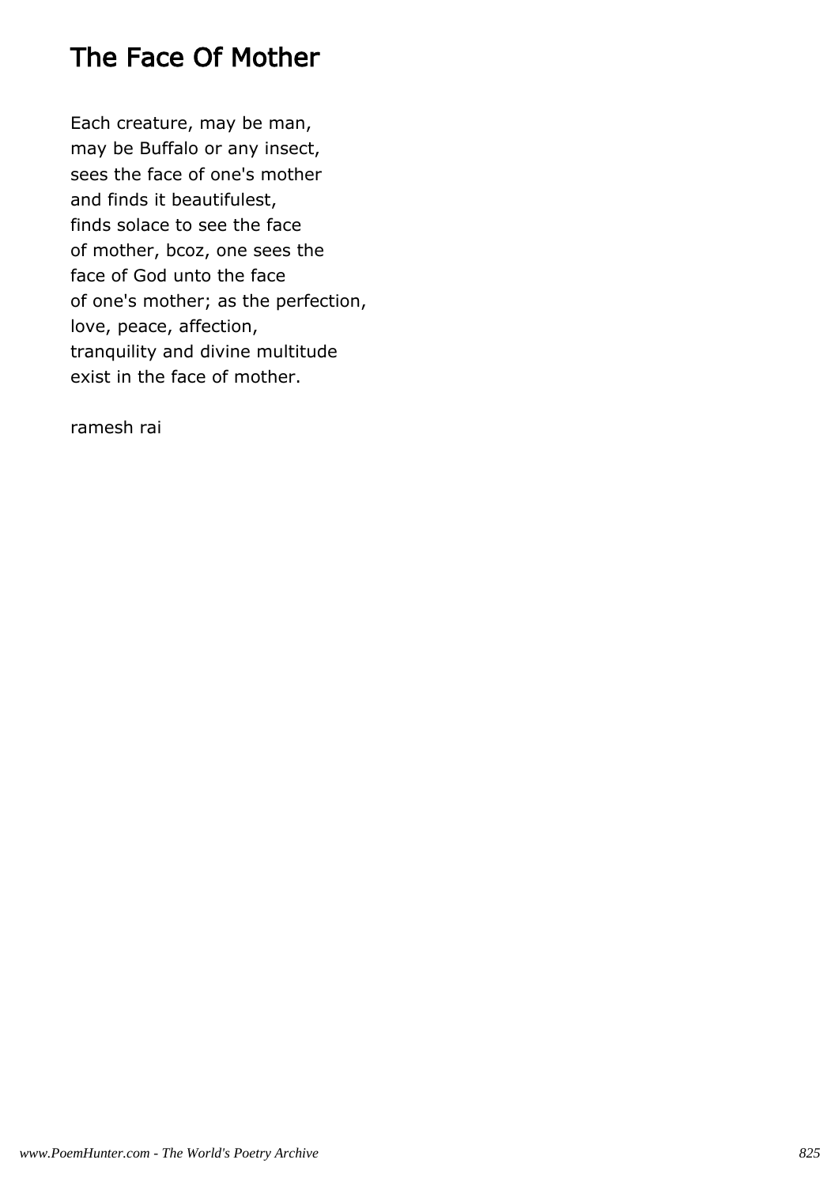# The Face Of Mother

Each creature, may be man,
may be Buffalo or any insect,
sees the face of one's mother
and finds it beautifulest,
finds solace to see the face
of mother, bcoz, one sees the
face of God unto the face
of one's mother; as the perfection,
love, peace, affection,
tranquility and divine multitude
exist in the face of mother.

ramesh rai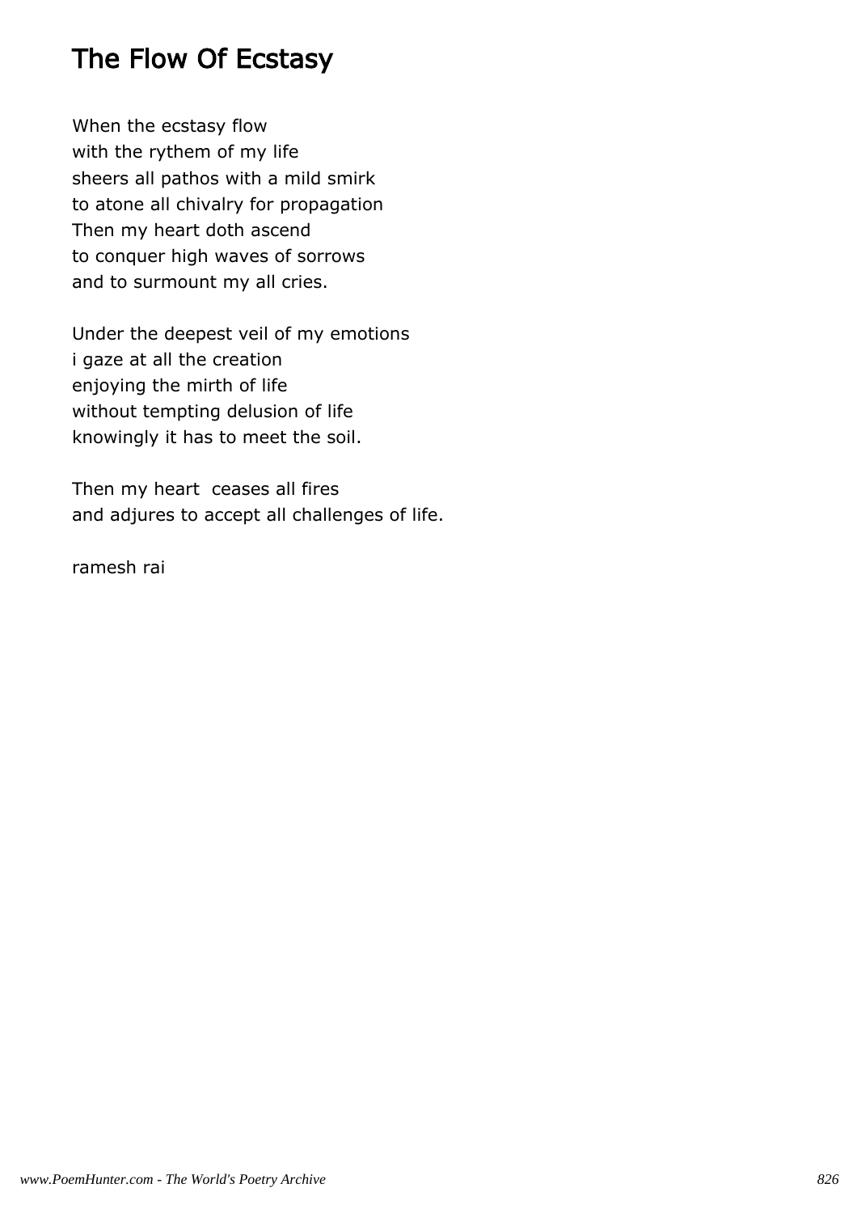# The Flow Of Ecstasy

When the ecstasy flow
with the rythem of my life
sheers all pathos with a mild smirk
to atone all chivalry for propagation
Then my heart doth ascend
to conquer high waves of sorrows
and to surmount my all cries.

Under the deepest veil of my emotions
i gaze at all the creation
enjoying the mirth of life
without tempting delusion of life
knowingly it has to meet the soil.

Then my heart  ceases all fires
and adjures to accept all challenges of life.

ramesh rai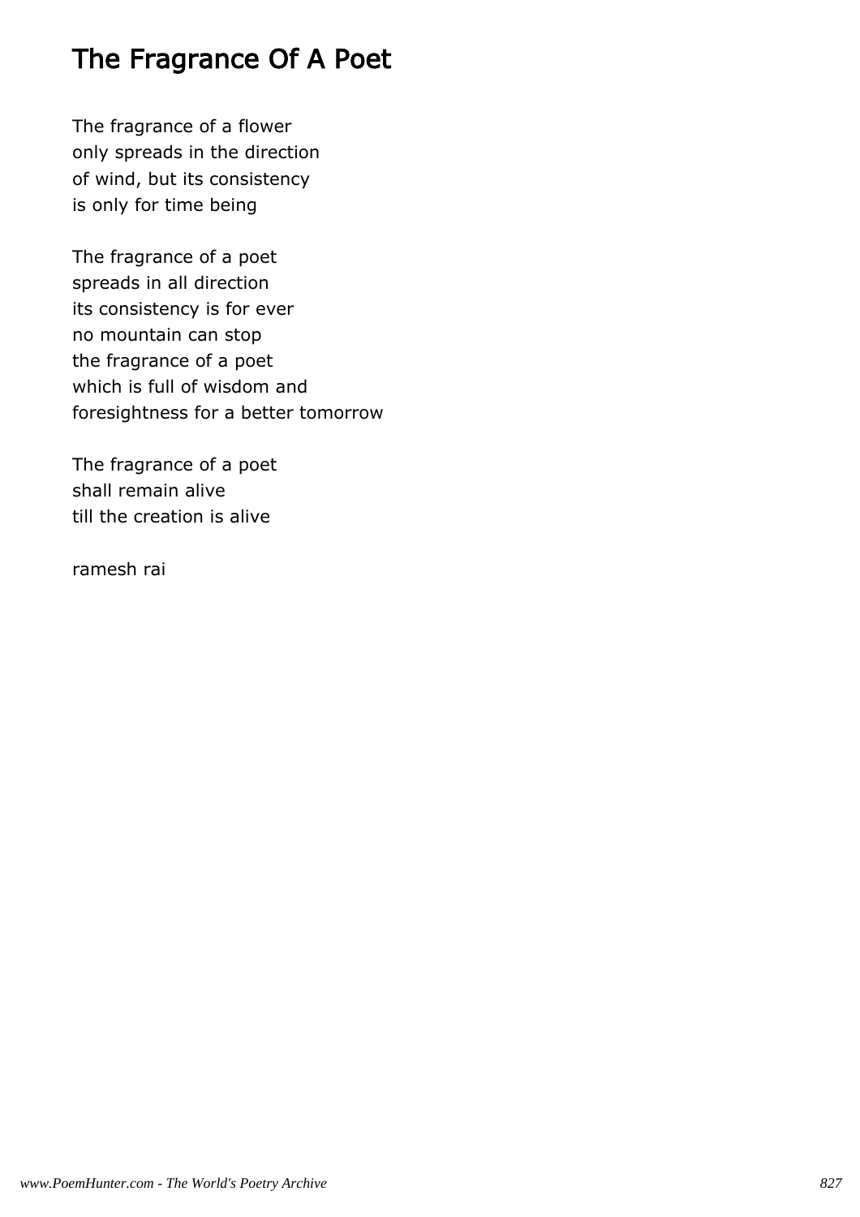# The Fragrance Of A Poet

The fragrance of a flower
only spreads in the direction
of wind, but its consistency
is only for time being

The fragrance of a poet
spreads in all direction
its consistency is for ever
no mountain can stop
the fragrance of a poet
which is full of wisdom and
foresightness for a better tomorrow

The fragrance of a poet
shall remain alive
till the creation is alive

ramesh rai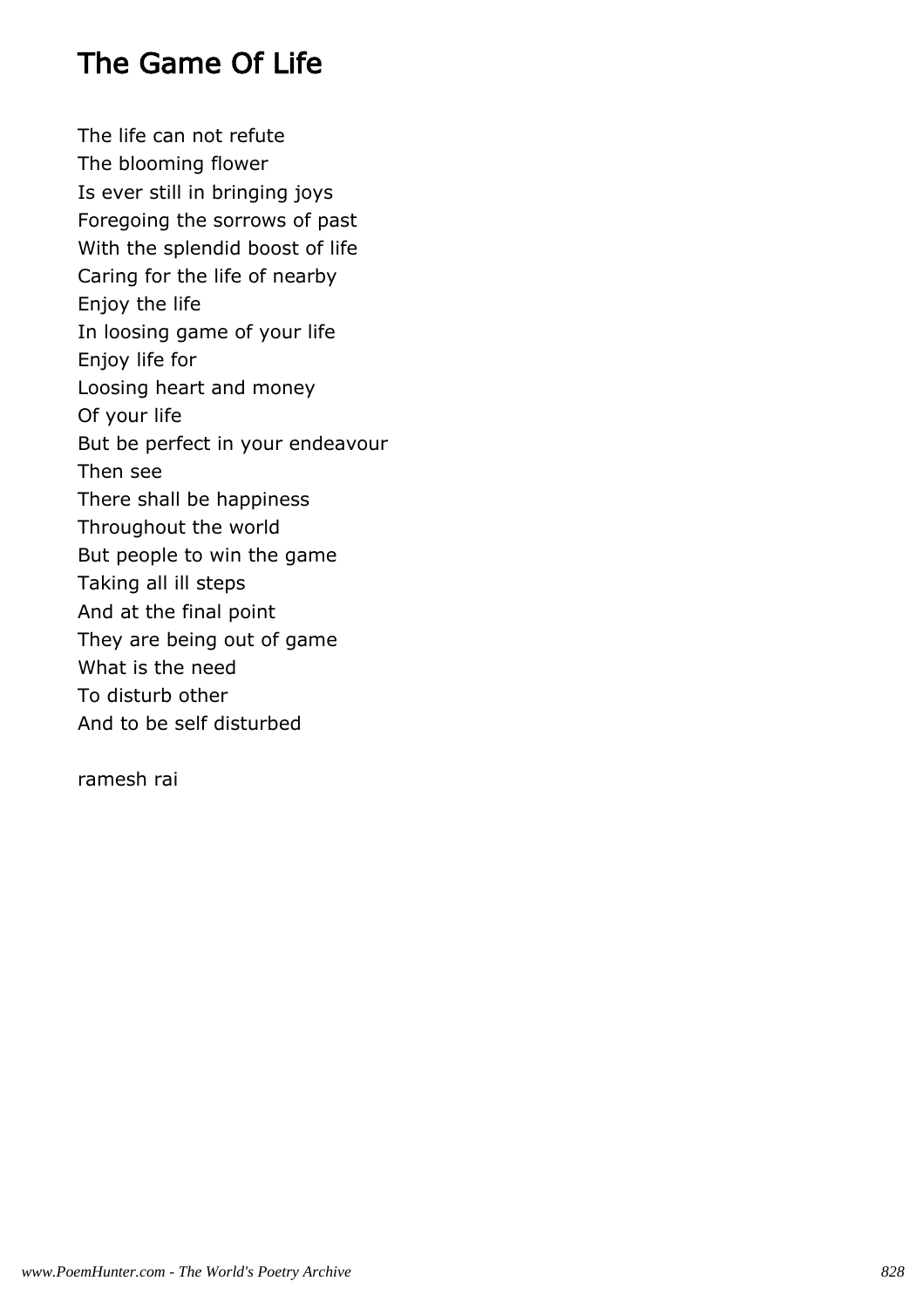# The Game Of Life

The life can not refute  
The blooming flower  
Is ever still in bringing joys  
Foregoing the sorrows of past  
With the splendid boost of life  
Caring for the life of nearby  
Enjoy the life  
In loosing game of your life  
Enjoy life for  
Loosing heart and money  
Of your life  
But be perfect in your endeavour  
Then see  
There shall be happiness  
Throughout the world  
But people to win the game  
Taking all ill steps  
And at the final point  
They are being out of game  
What is the need  
To disturb other  
And to be self disturbed

ramesh rai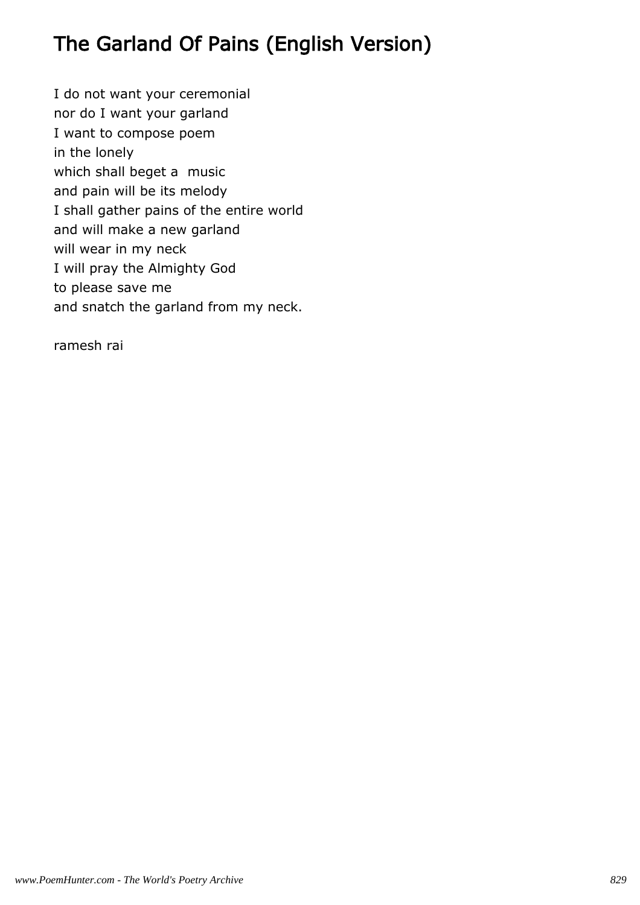# The Garland Of Pains (English Version)

I do not want your ceremonial
nor do I want your garland
I want to compose poem
in the lonely
which shall beget a  music
and pain will be its melody
I shall gather pains of the entire world
and will make a new garland
will wear in my neck
I will pray the Almighty God
to please save me
and snatch the garland from my neck.

ramesh rai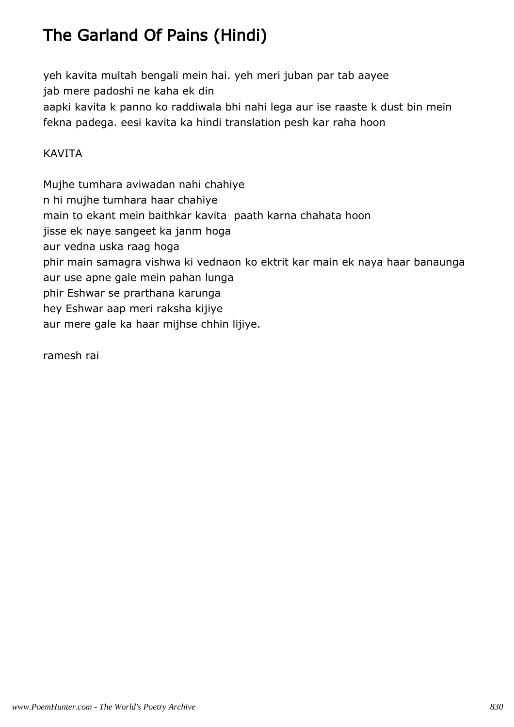# The Garland Of Pains (Hindi)

yeh kavita multah bengali mein hai. yeh meri juban par tab aayee
jab mere padoshi ne kaha ek din
aapki kavita k panno ko raddiwala bhi nahi lega aur ise raaste k dust bin mein
fekna padega. eesi kavita ka hindi translation pesh kar raha hoon

KAVITA

Mujhe tumhara aviwadan nahi chahiye
n hi mujhe tumhara haar chahiye
main to ekant mein baithkar kavita  paath karna chahata hoon
jisse ek naye sangeet ka janm hoga
aur vedna uska raag hoga
phir main samagra vishwa ki vednaon ko ektrit kar main ek naya haar banaunga
aur use apne gale mein pahan lunga
phir Eshwar se prarthana karunga
hey Eshwar aap meri raksha kijiye
aur mere gale ka haar mijhse chhin lijiye.

ramesh rai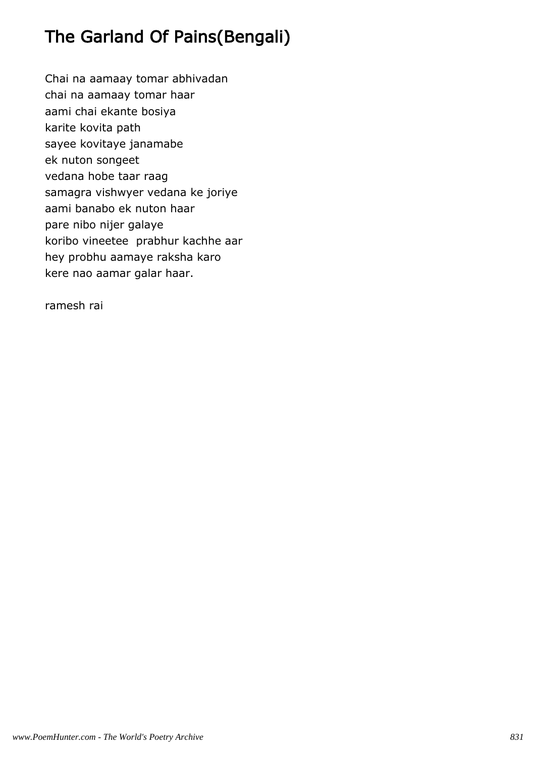# The Garland Of Pains(Bengali)

Chai na aamaay tomar abhivadan  
chai na aamaay tomar haar  
aami chai ekante bosiya  
karite kovita path  
sayee kovitaye janamabe  
ek nuton songeet  
vedana hobe taar raag  
samagra vishwyer vedana ke joriye  
aami banabo ek nuton haar  
pare nibo nijer galaye  
koribo vineetee  prabhur kachhe aar  
hey probhu aamaye raksha karo  
kere nao aamar galar haar.

ramesh rai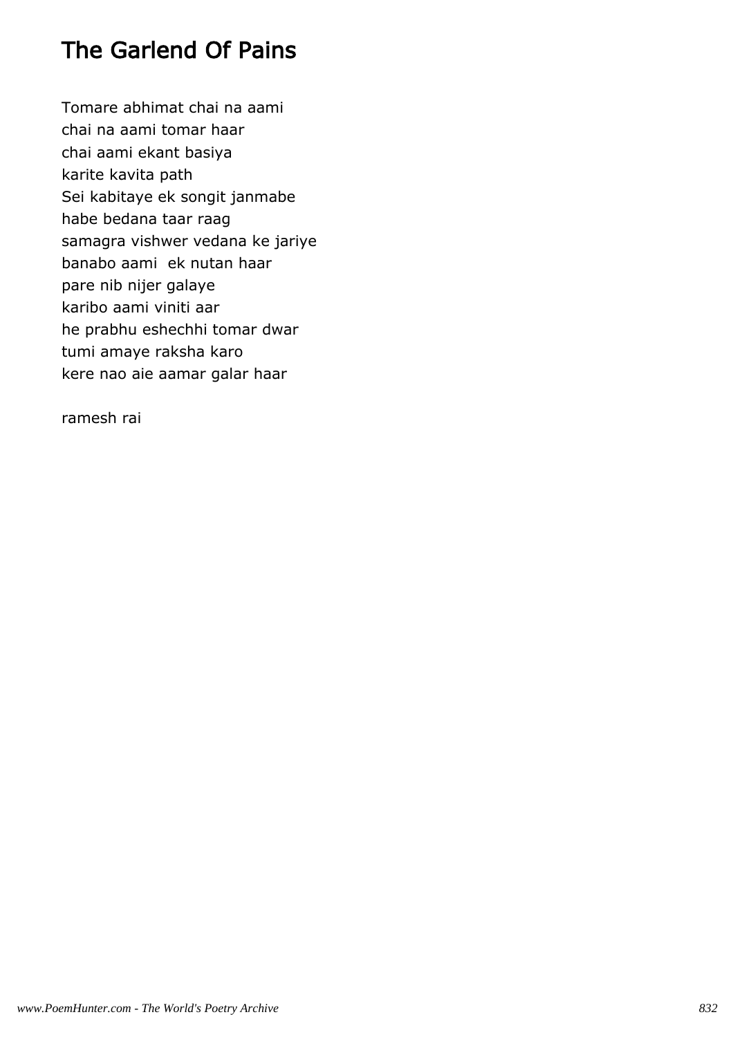# The Garlend Of Pains

Tomare abhimat chai na aami
chai na aami tomar haar
chai aami ekant basiya
karite kavita path
Sei kabitaye ek songit janmabe
habe bedana taar raag
samagra vishwer vedana ke jariye
banabo aami  ek nutan haar
pare nib nijer galaye
karibo aami viniti aar
he prabhu eshechhi tomar dwar
tumi amaye raksha karo
kere nao aie aamar galar haar

ramesh rai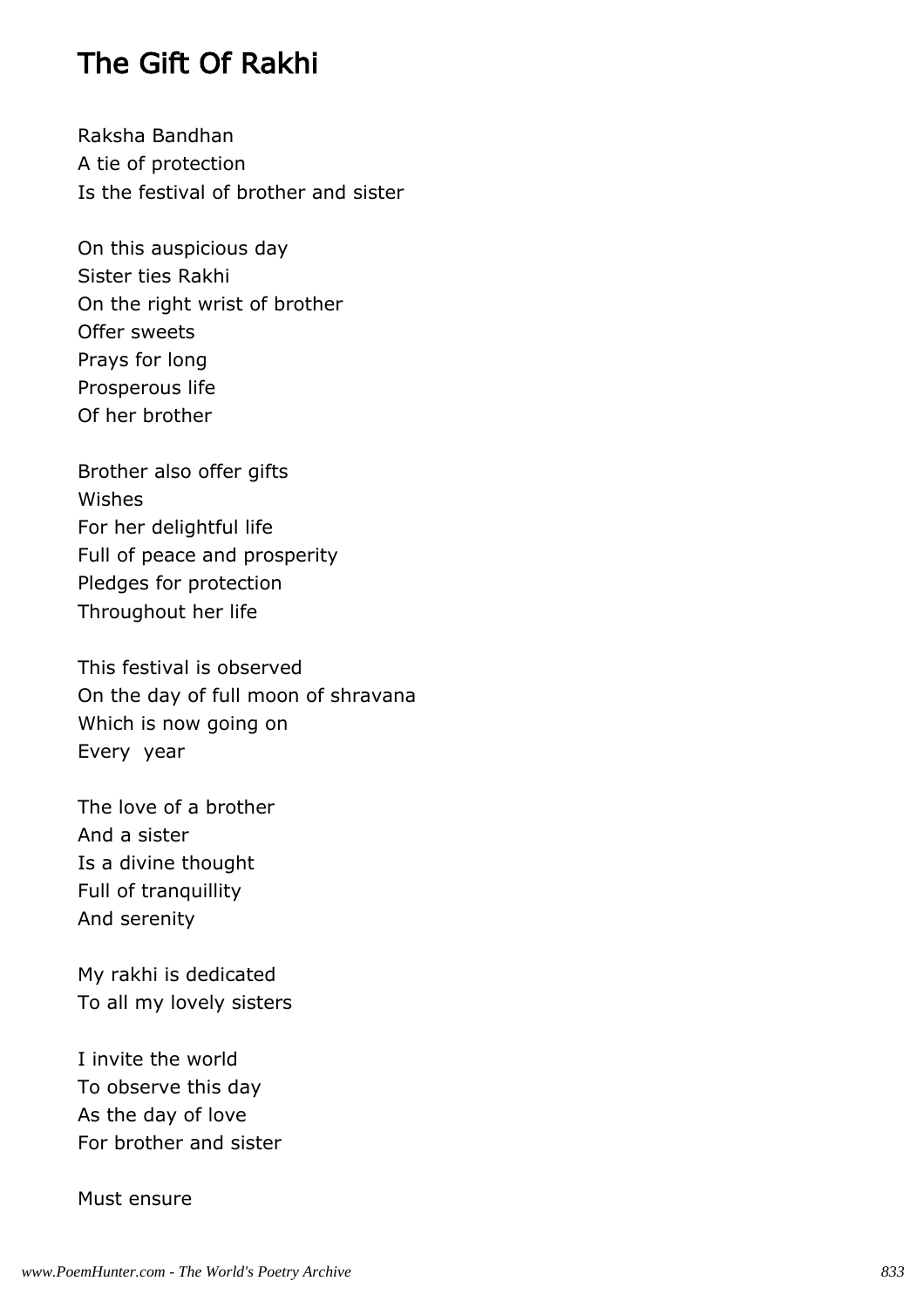# The Gift Of Rakhi

Raksha Bandhan
A tie of protection
Is the festival of brother and sister

On this auspicious day
Sister ties Rakhi
On the right wrist of brother
Offer sweets
Prays for long
Prosperous life
Of her brother

Brother also offer gifts
Wishes
For her delightful life
Full of peace and prosperity
Pledges for protection
Throughout her life

This festival is observed
On the day of full moon of shravana
Which is now going on
Every  year

The love of a brother
And a sister
Is a divine thought
Full of tranquillity
And serenity

My rakhi is dedicated
To all my lovely sisters

I invite the world
To observe this day
As the day of love
For brother and sister

Must ensure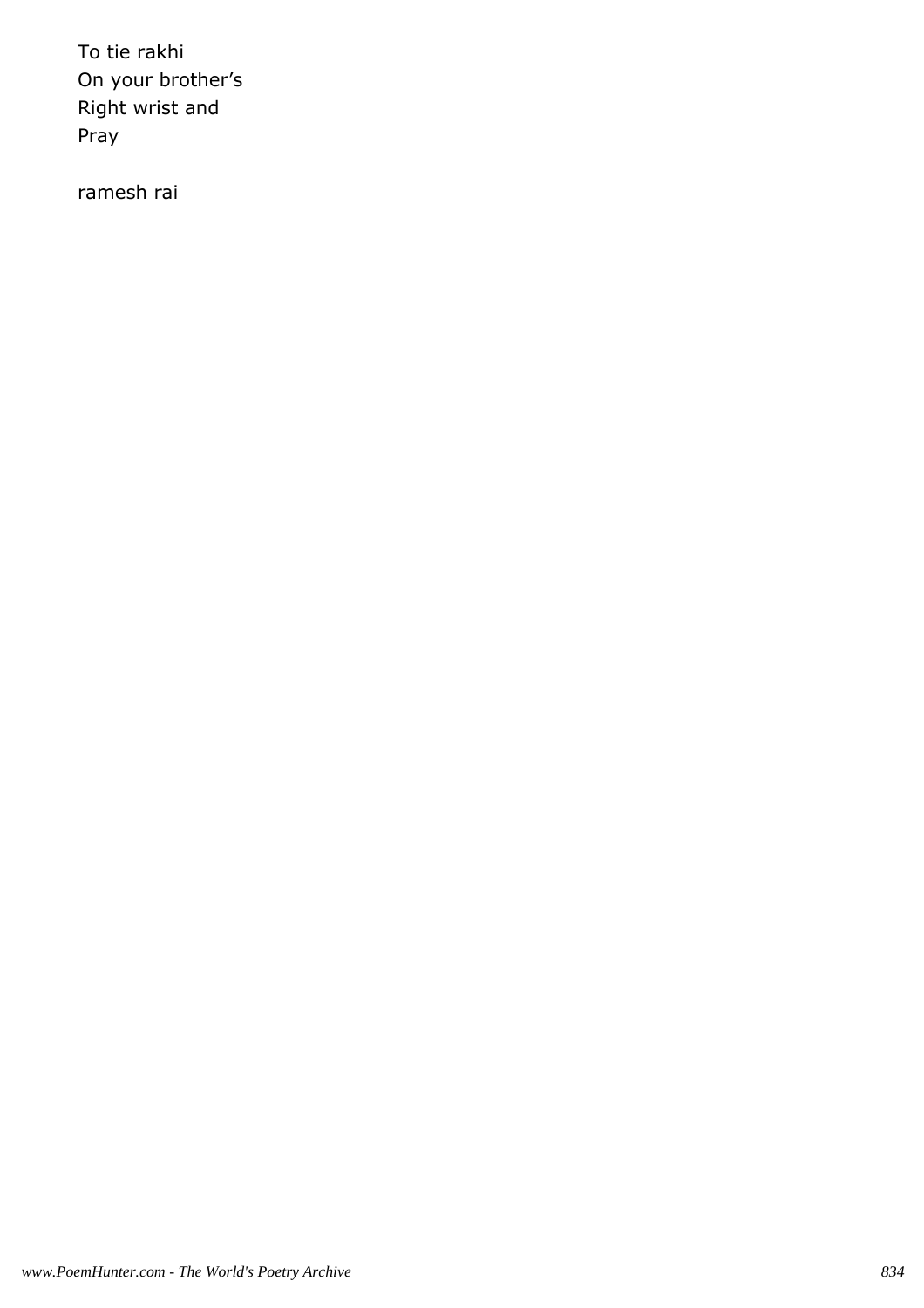To tie rakhi  
On your brother's  
Right wrist and  
Pray

ramesh rai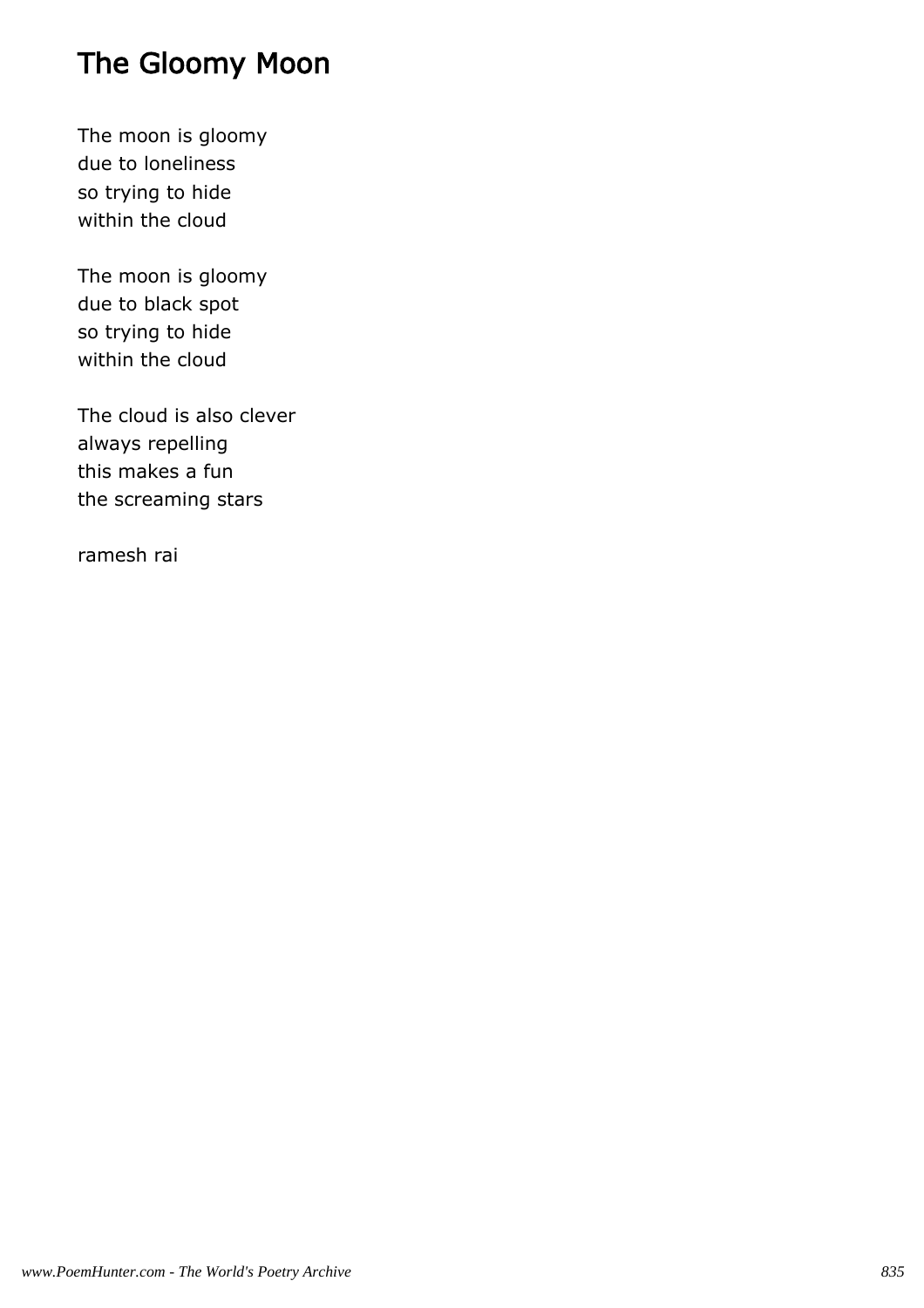# The Gloomy Moon

The moon is gloomy
due to loneliness
so trying to hide
within the cloud

The moon is gloomy
due to black spot
so trying to hide
within the cloud

The cloud is also clever
always repelling
this makes a fun
the screaming stars

ramesh rai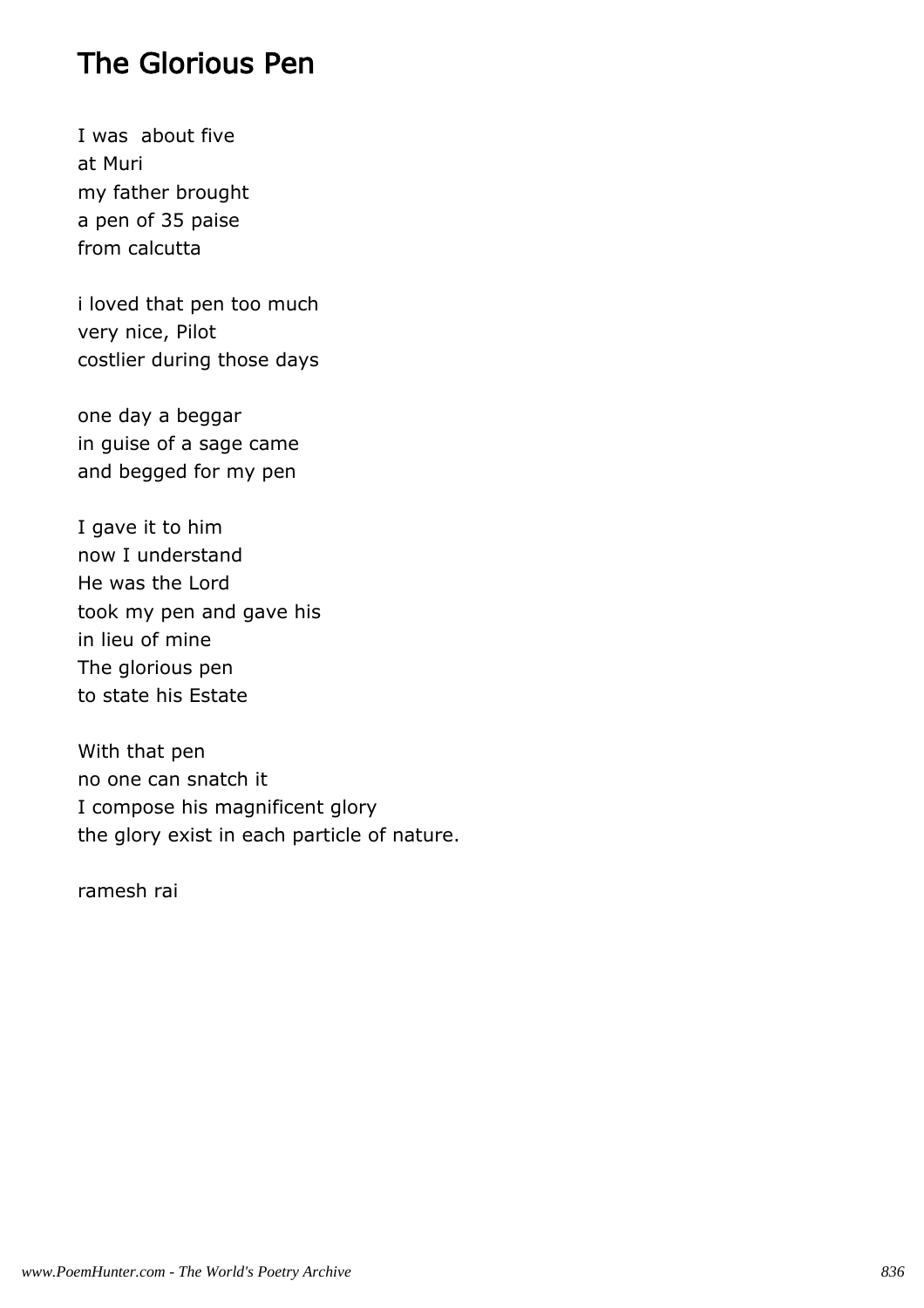# The Glorious Pen

I was  about five  
at Muri  
my father brought  
a pen of 35 paise  
from calcutta

i loved that pen too much  
very nice, Pilot  
costlier during those days

one day a beggar  
in guise of a sage came  
and begged for my pen

I gave it to him  
now I understand  
He was the Lord  
took my pen and gave his  
in lieu of mine  
The glorious pen  
to state his Estate

With that pen  
no one can snatch it  
I compose his magnificent glory  
the glory exist in each particle of nature.

ramesh rai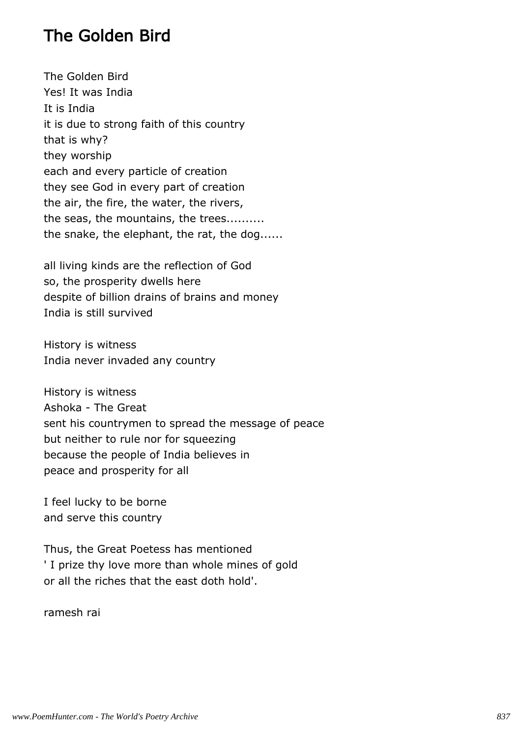# The Golden Bird

The Golden Bird
Yes! It was India
It is India
it is due to strong faith of this country
that is why?
they worship
each and every particle of creation
they see God in every part of creation
the air, the fire, the water, the rivers,
the seas, the mountains, the trees..........
the snake, the elephant, the rat, the dog......

all living kinds are the reflection of God
so, the prosperity dwells here
despite of billion drains of brains and money
India is still survived

History is witness
India never invaded any country

History is witness
Ashoka - The Great
sent his countrymen to spread the message of peace
but neither to rule nor for squeezing
because the people of India believes in
peace and prosperity for all

I feel lucky to be borne
and serve this country

Thus, the Great Poetess has mentioned
' I prize thy love more than whole mines of gold
or all the riches that the east doth hold'.

ramesh rai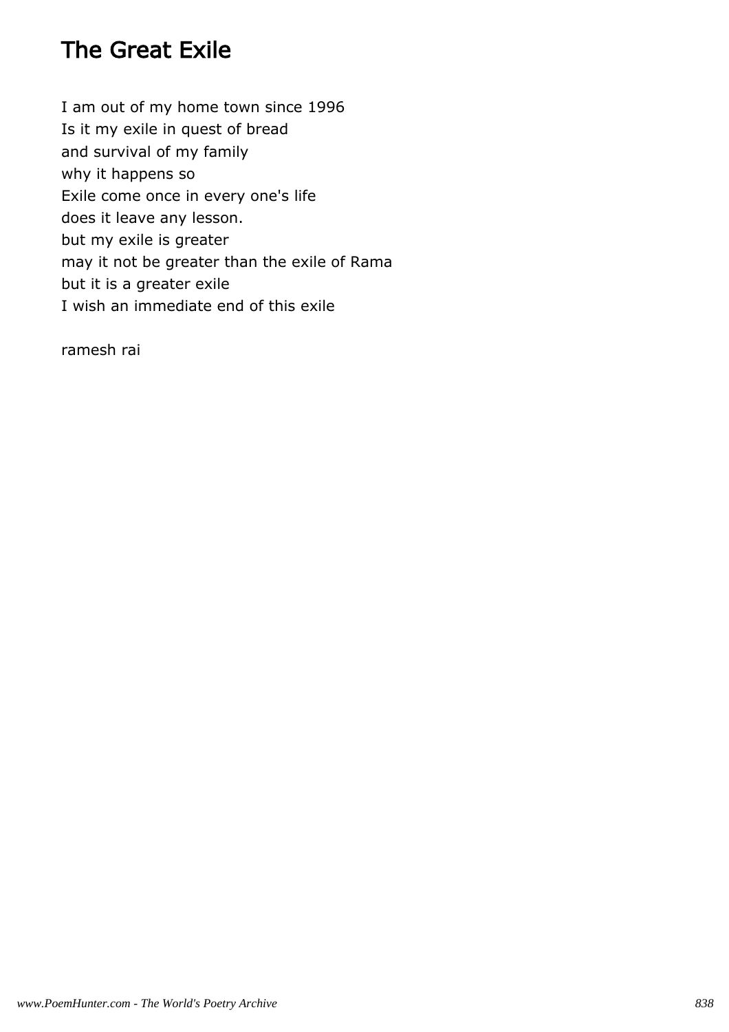# The Great Exile

I am out of my home town since 1996
Is it my exile in quest of bread
and survival of my family
why it happens so
Exile come once in every one's life
does it leave any lesson.
but my exile is greater
may it not be greater than the exile of Rama
but it is a greater exile
I wish an immediate end of this exile

ramesh rai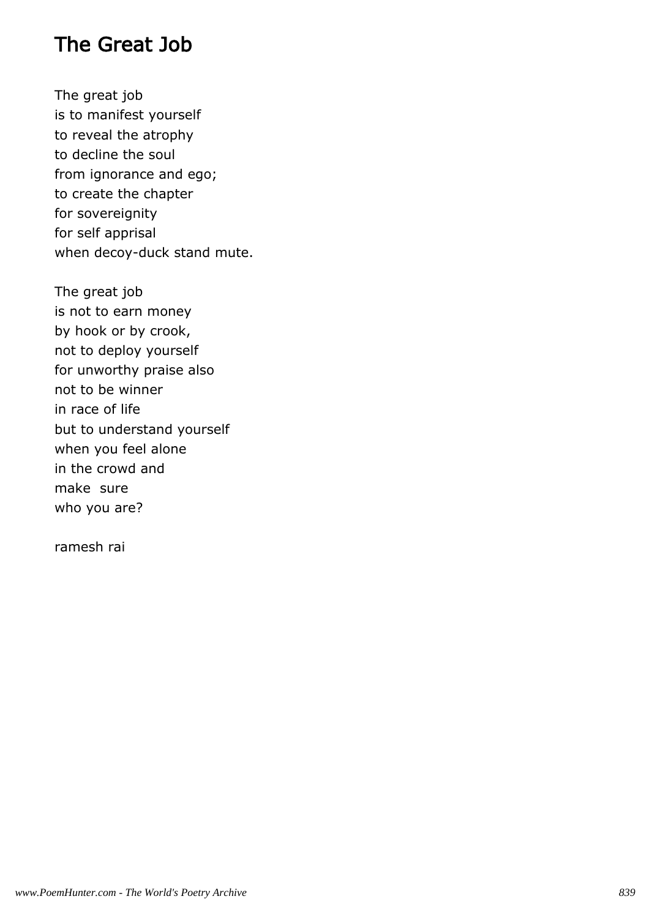## The Great Job

The great job  
is to manifest yourself  
to reveal the atrophy  
to decline the soul  
from ignorance and ego;  
to create the chapter  
for sovereignity  
for self apprisal  
when decoy-duck stand mute.

The great job  
is not to earn money  
by hook or by crook,  
not to deploy yourself  
for unworthy praise also  
not to be winner  
in race of life  
but to understand yourself  
when you feel alone  
in the crowd and  
make  sure  
who you are?

ramesh rai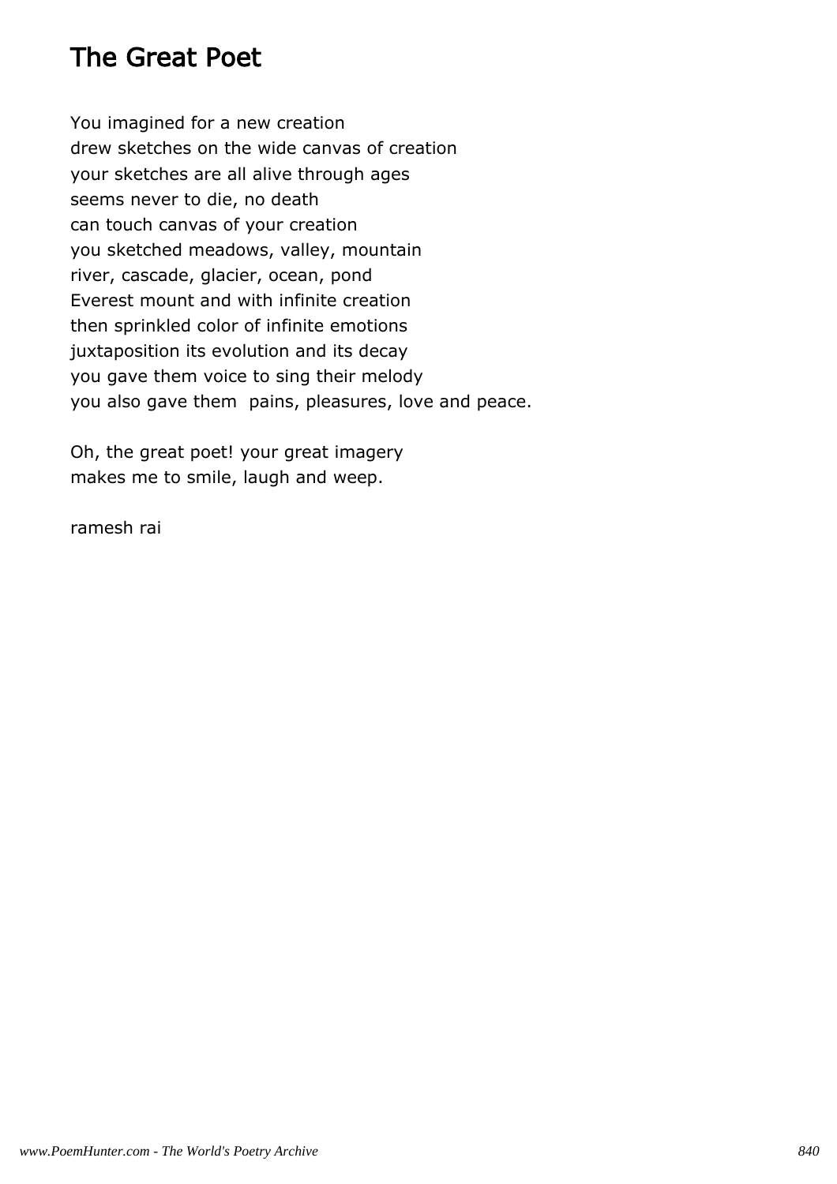# The Great Poet

You imagined for a new creation
drew sketches on the wide canvas of creation
your sketches are all alive through ages
seems never to die, no death
can touch canvas of your creation
you sketched meadows, valley, mountain
river, cascade, glacier, ocean, pond
Everest mount and with infinite creation
then sprinkled color of infinite emotions
juxtaposition its evolution and its decay
you gave them voice to sing their melody
you also gave them  pains, pleasures, love and peace.

Oh, the great poet! your great imagery
makes me to smile, laugh and weep.

ramesh rai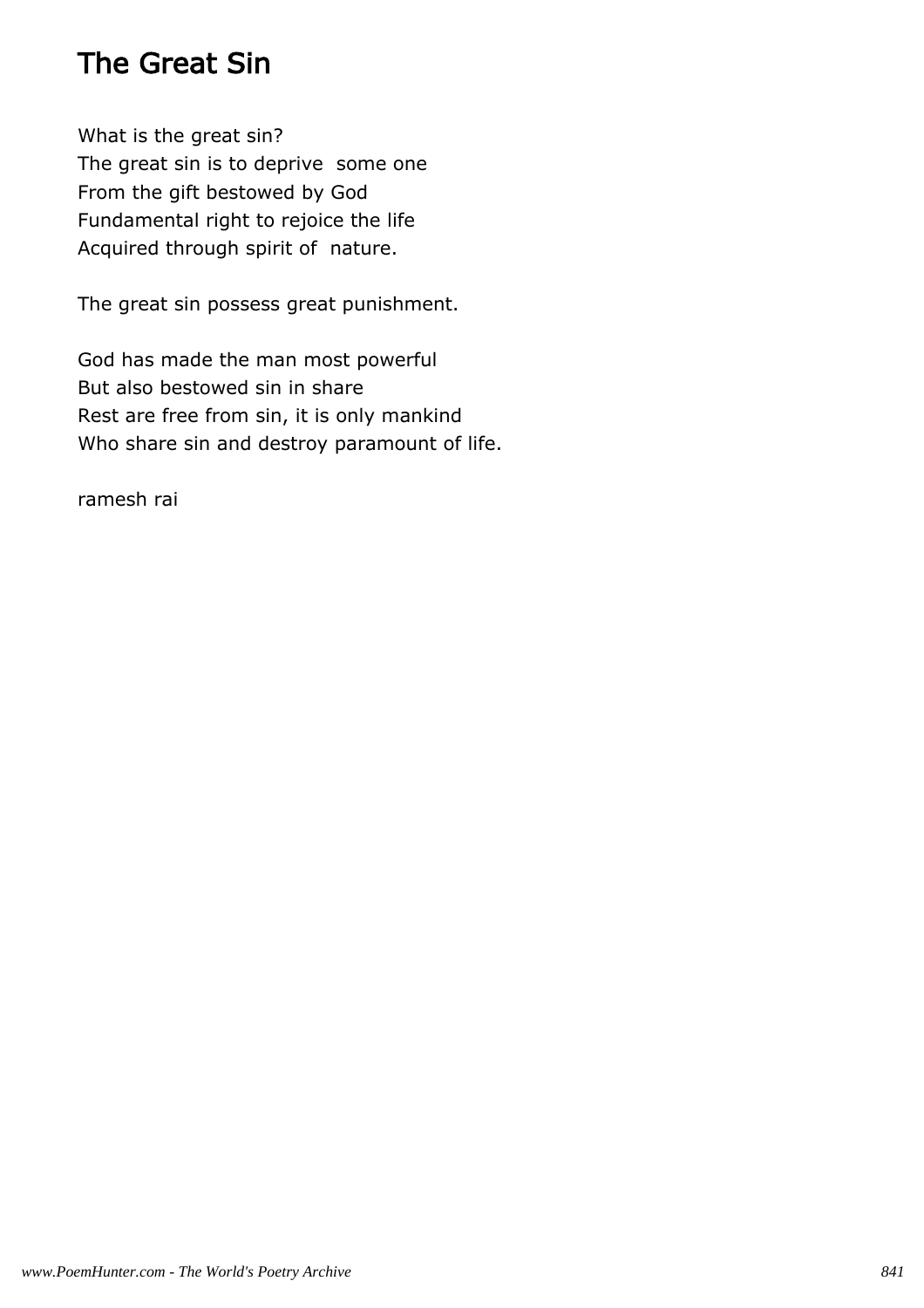# The Great Sin

What is the great sin?
The great sin is to deprive some one
From the gift bestowed by God
Fundamental right to rejoice the life
Acquired through spirit of nature.

The great sin possess great punishment.

God has made the man most powerful
But also bestowed sin in share
Rest are free from sin, it is only mankind
Who share sin and destroy paramount of life.

ramesh rai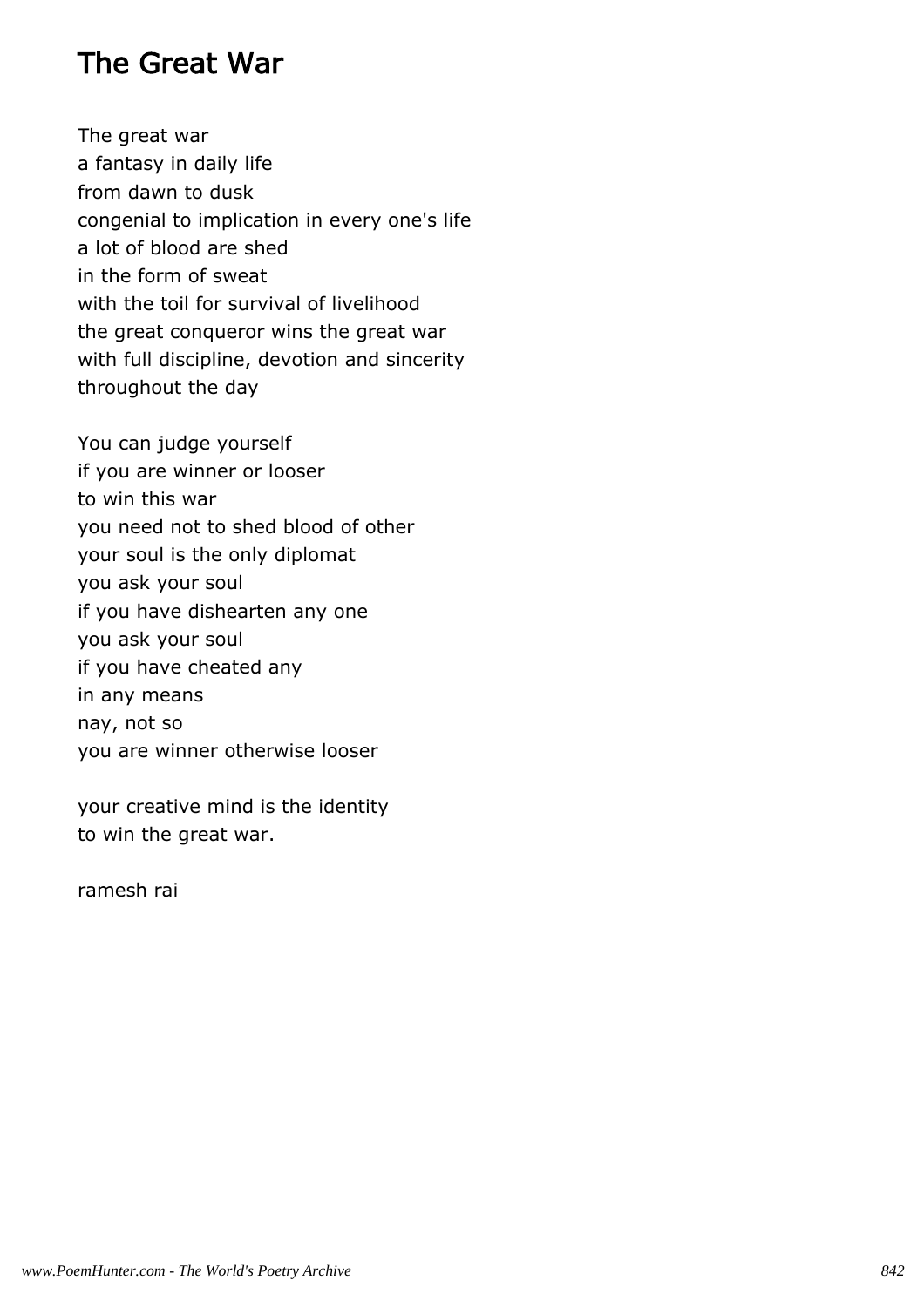# The Great War

The great war
a fantasy in daily life
from dawn to dusk
congenial to implication in every one's life
a lot of blood are shed
in the form of sweat
with the toil for survival of livelihood
the great conqueror wins the great war
with full discipline, devotion and sincerity
throughout the day

You can judge yourself
if you are winner or looser
to win this war
you need not to shed blood of other
your soul is the only diplomat
you ask your soul
if you have dishearten any one
you ask your soul
if you have cheated any
in any means
nay, not so
you are winner otherwise looser

your creative mind is the identity
to win the great war.

ramesh rai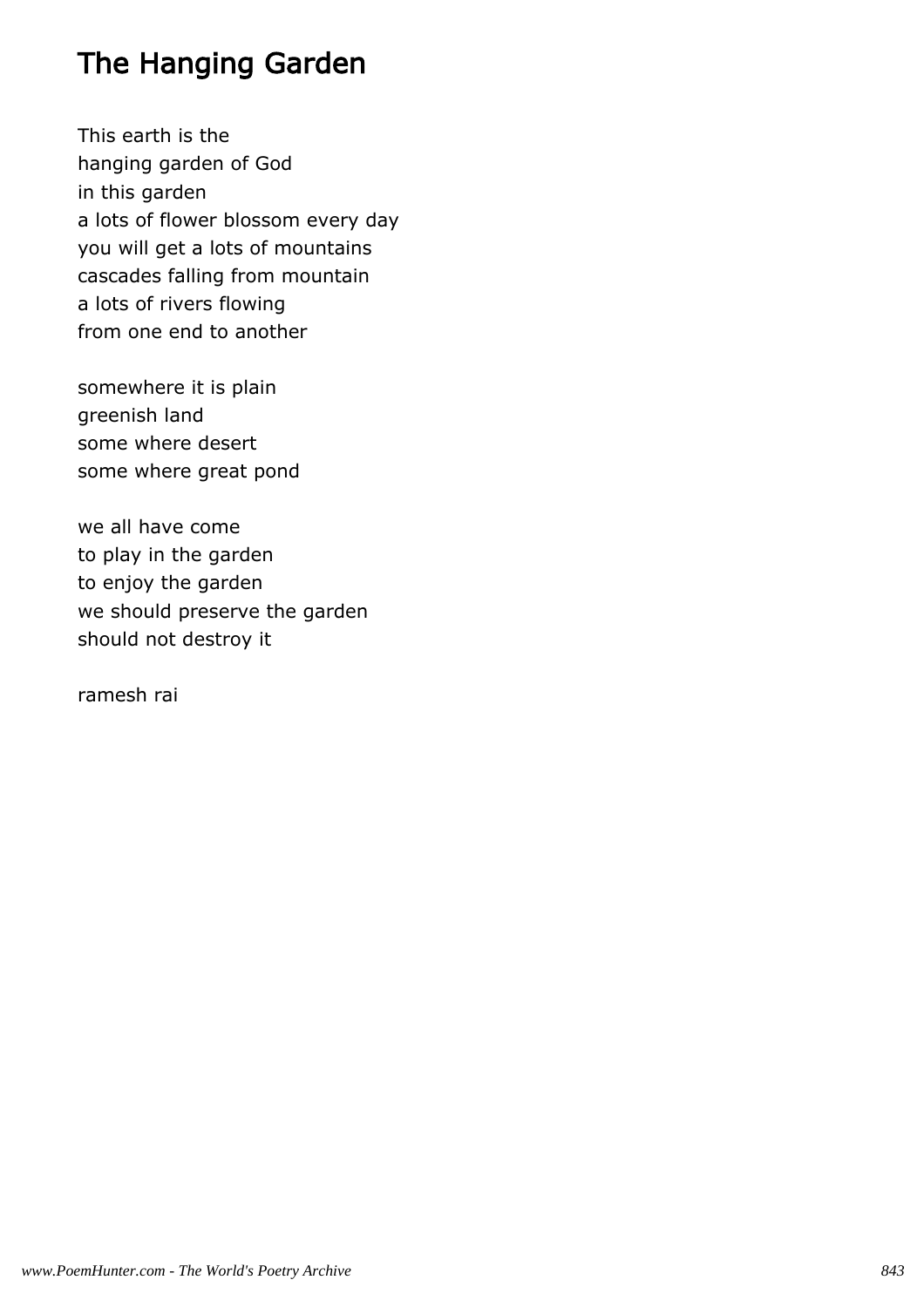# The Hanging Garden

This earth is the  
hanging garden of God  
in this garden  
a lots of flower blossom every day  
you will get a lots of mountains  
cascades falling from mountain  
a lots of rivers flowing  
from one end to another

somewhere it is plain  
greenish land  
some where desert  
some where great pond

we all have come  
to play in the garden  
to enjoy the garden  
we should preserve the garden  
should not destroy it

ramesh rai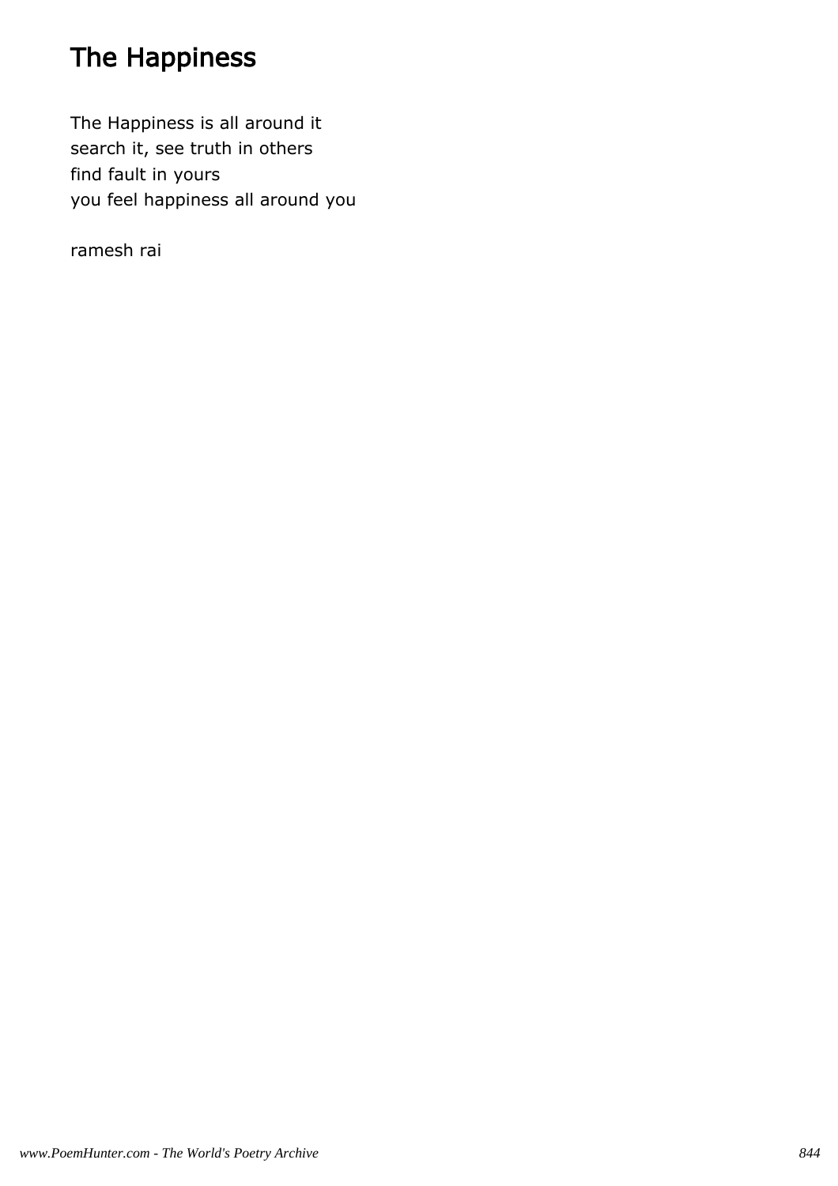# The Happiness

The Happiness is all around it
search it, see truth in others
find fault in yours
you feel happiness all around you

ramesh rai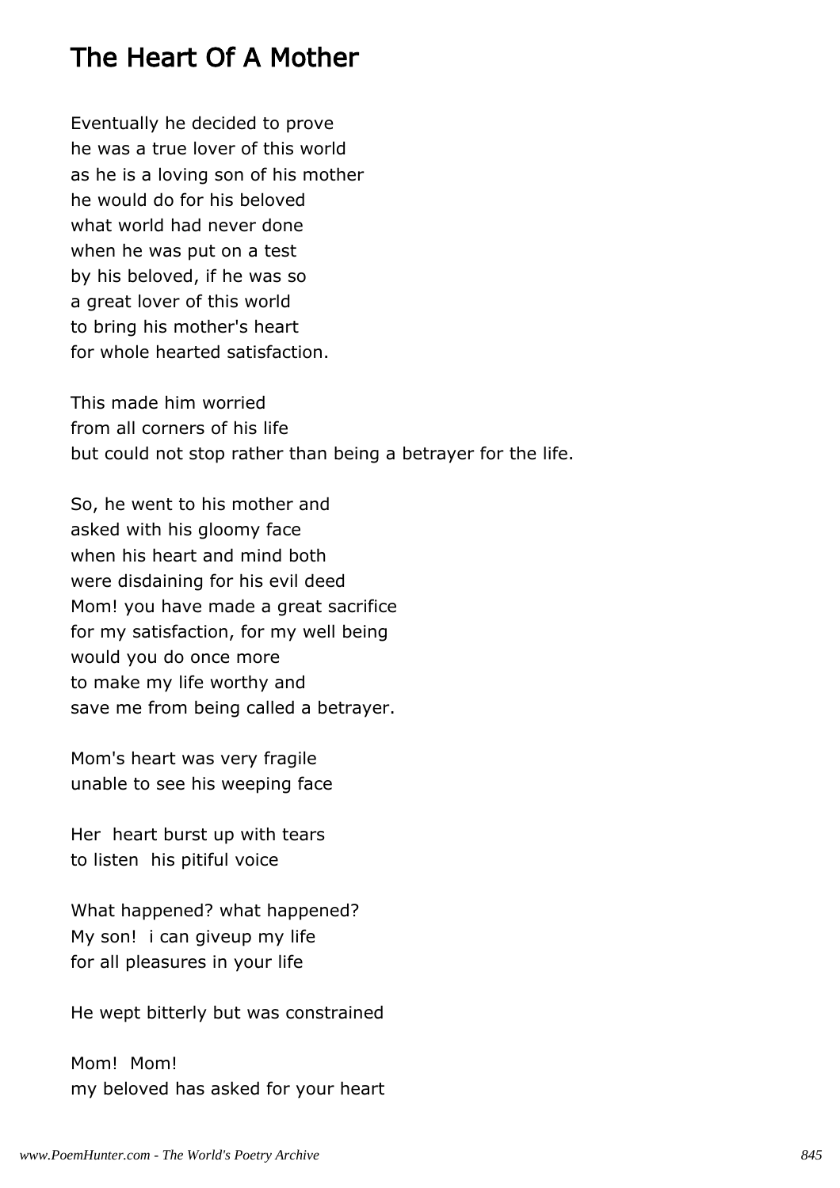# The Heart Of A Mother

Eventually he decided to prove
he was a true lover of this world
as he is a loving son of his mother
he would do for his beloved
what world had never done
when he was put on a test
by his beloved, if he was so
a great lover of this world
to bring his mother's heart
for whole hearted satisfaction.

This made him worried
from all corners of his life
but could not stop rather than being a betrayer for the life.

So, he went to his mother and
asked with his gloomy face
when his heart and mind both
were disdaining for his evil deed
Mom! you have made a great sacrifice
for my satisfaction, for my well being
would you do once more
to make my life worthy and
save me from being called a betrayer.

Mom's heart was very fragile
unable to see his weeping face

Her  heart burst up with tears
to listen  his pitiful voice

What happened? what happened?
My son!  i can giveup my life
for all pleasures in your life

He wept bitterly but was constrained

Mom!  Mom!
my beloved has asked for your heart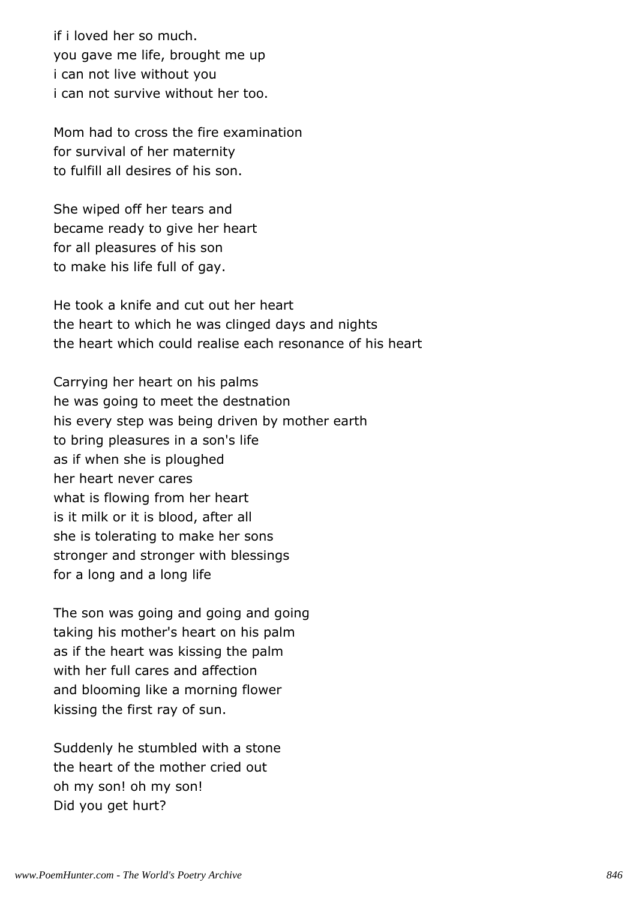if i loved her so much.
you gave me life, brought me up
i can not live without you
i can not survive without her too.

Mom had to cross the fire examination
for survival of her maternity
to fulfill all desires of his son.

She wiped off her tears and
became ready to give her heart
for all pleasures of his son
to make his life full of gay.

He took a knife and cut out her heart
the heart to which he was clinged days and nights
the heart which could realise each resonance of his heart

Carrying her heart on his palms
he was going to meet the destnation
his every step was being driven by mother earth
to bring pleasures in a son's life
as if when she is ploughed
her heart never cares
what is flowing from her heart
is it milk or it is blood, after all
she is tolerating to make her sons
stronger and stronger with blessings
for a long and a long life

The son was going and going and going
taking his mother's heart on his palm
as if the heart was kissing the palm
with her full cares and affection
and blooming like a morning flower
kissing the first ray of sun.

Suddenly he stumbled with a stone
the heart of the mother cried out
oh my son! oh my son!
Did you get hurt?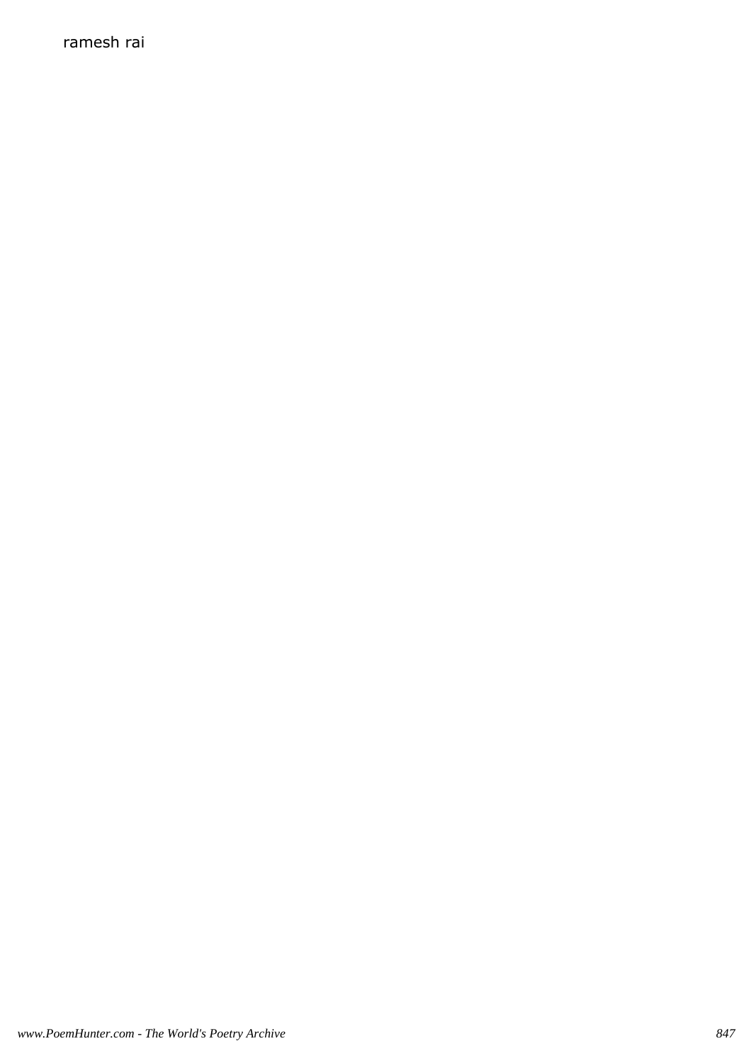ramesh rai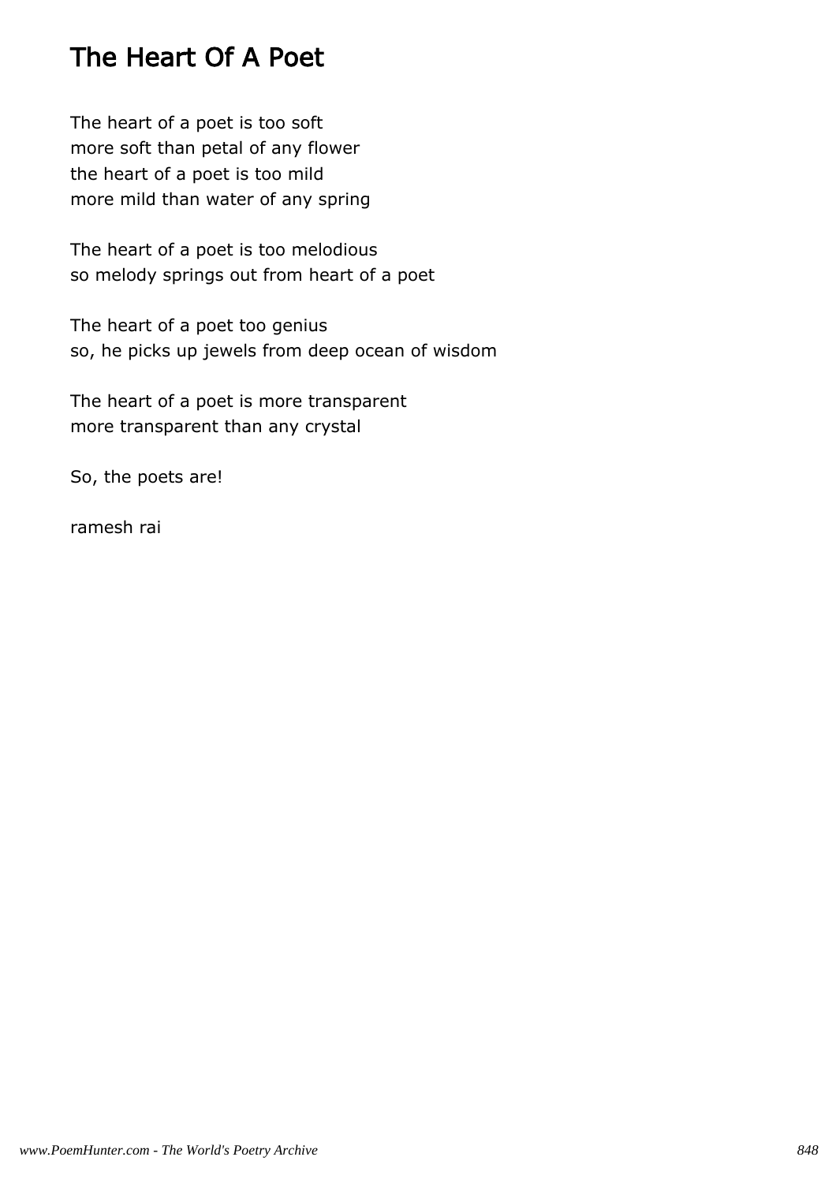# The Heart Of A Poet

The heart of a poet is too soft
more soft than petal of any flower
the heart of a poet is too mild
more mild than water of any spring

The heart of a poet is too melodious
so melody springs out from heart of a poet

The heart of a poet too genius
so, he picks up jewels from deep ocean of wisdom

The heart of a poet is more transparent
more transparent than any crystal

So, the poets are!

ramesh rai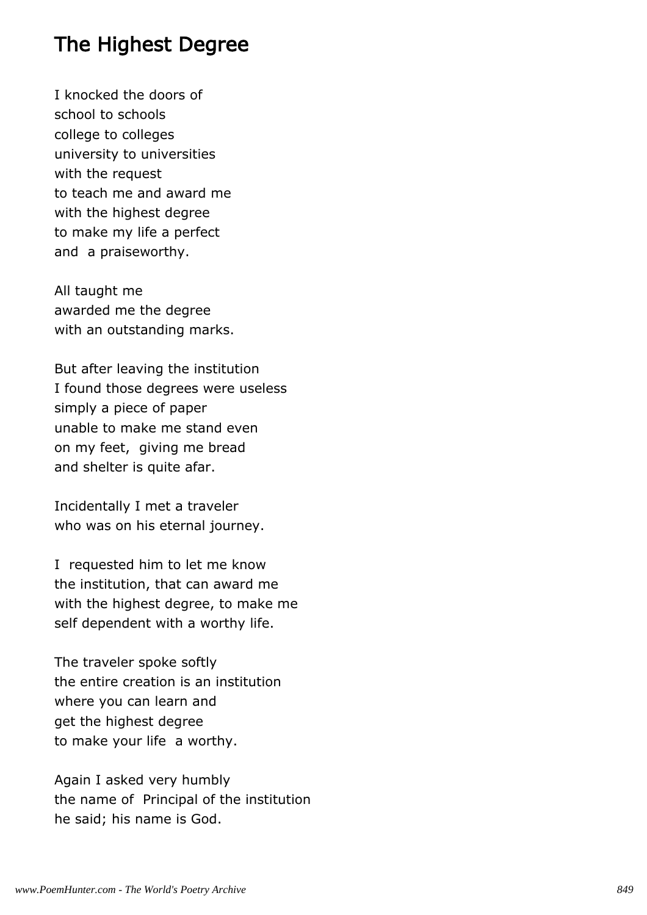# The Highest Degree

I knocked the doors of
school to schools
college to colleges
university to universities
with the request
to teach me and award me
with the highest degree
to make my life a perfect
and  a praiseworthy.

All taught me
awarded me the degree
with an outstanding marks.

But after leaving the institution
I found those degrees were useless
simply a piece of paper
unable to make me stand even
on my feet,  giving me bread
and shelter is quite afar.

Incidentally I met a traveler
who was on his eternal journey.

I  requested him to let me know
the institution, that can award me
with the highest degree, to make me
self dependent with a worthy life.

The traveler spoke softly
the entire creation is an institution
where you can learn and
get the highest degree
to make your life  a worthy.

Again I asked very humbly
the name of  Principal of the institution
he said; his name is God.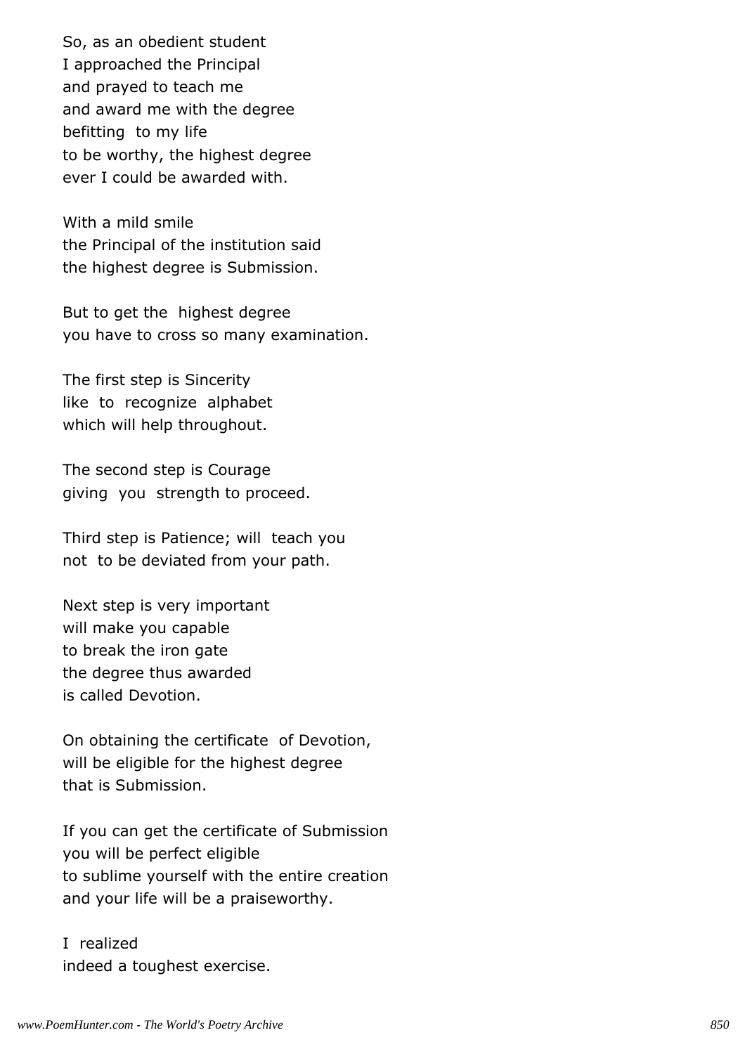So, as an obedient student
I approached the Principal
and prayed to teach me
and award me with the degree
befitting  to my life
to be worthy, the highest degree
ever I could be awarded with.

With a mild smile
the Principal of the institution said
the highest degree is Submission.

But to get the  highest degree
you have to cross so many examination.

The first step is Sincerity
like  to  recognize  alphabet
which will help throughout.

The second step is Courage
giving  you  strength to proceed.

Third step is Patience; will  teach you
not  to be deviated from your path.

Next step is very important
will make you capable
to break the iron gate
the degree thus awarded
is called Devotion.

On obtaining the certificate  of Devotion,
will be eligible for the highest degree
that is Submission.

If you can get the certificate of Submission
you will be perfect eligible
to sublime yourself with the entire creation
and your life will be a praiseworthy.

I  realized
indeed a toughest exercise.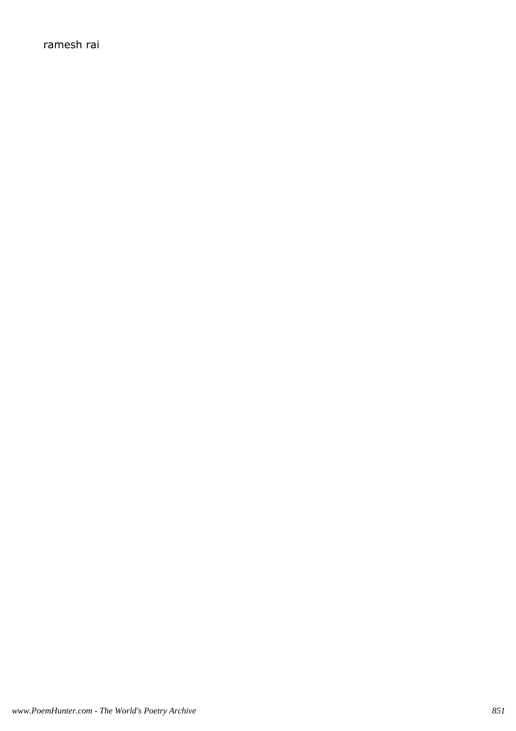ramesh rai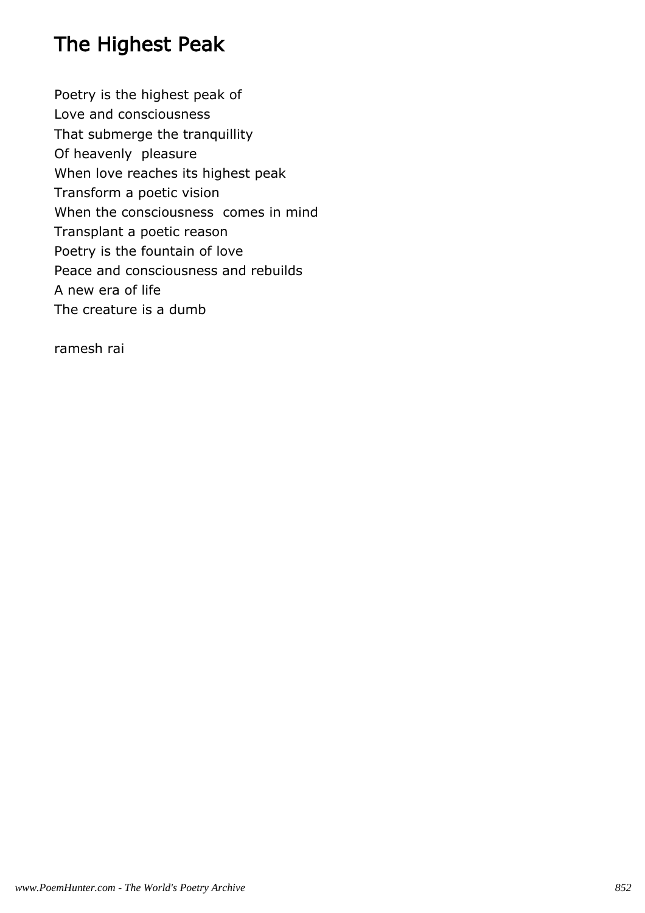# The Highest Peak

Poetry is the highest peak of  
Love and consciousness  
That submerge the tranquillity  
Of heavenly  pleasure  
When love reaches its highest peak  
Transform a poetic vision  
When the consciousness  comes in mind  
Transplant a poetic reason  
Poetry is the fountain of love  
Peace and consciousness and rebuilds  
A new era of life  
The creature is a dumb

ramesh rai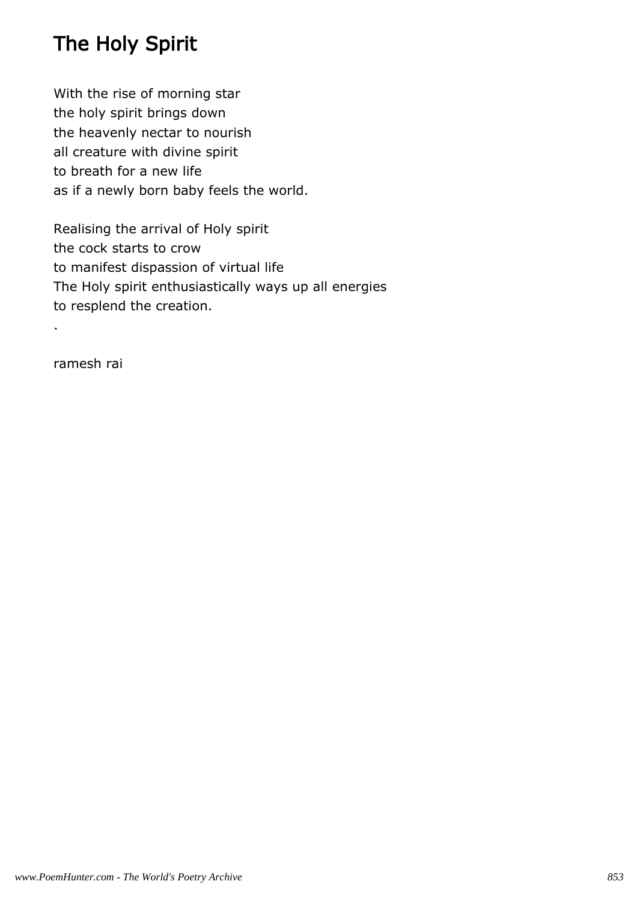# The Holy Spirit

With the rise of morning star
the holy spirit brings down
the heavenly nectar to nourish
all creature with divine spirit
to breath for a new life
as if a newly born baby feels the world.

Realising the arrival of Holy spirit
the cock starts to crow
to manifest dispassion of virtual life
The Holy spirit enthusiastically ways up all energies
to resplend the creation.
.

ramesh rai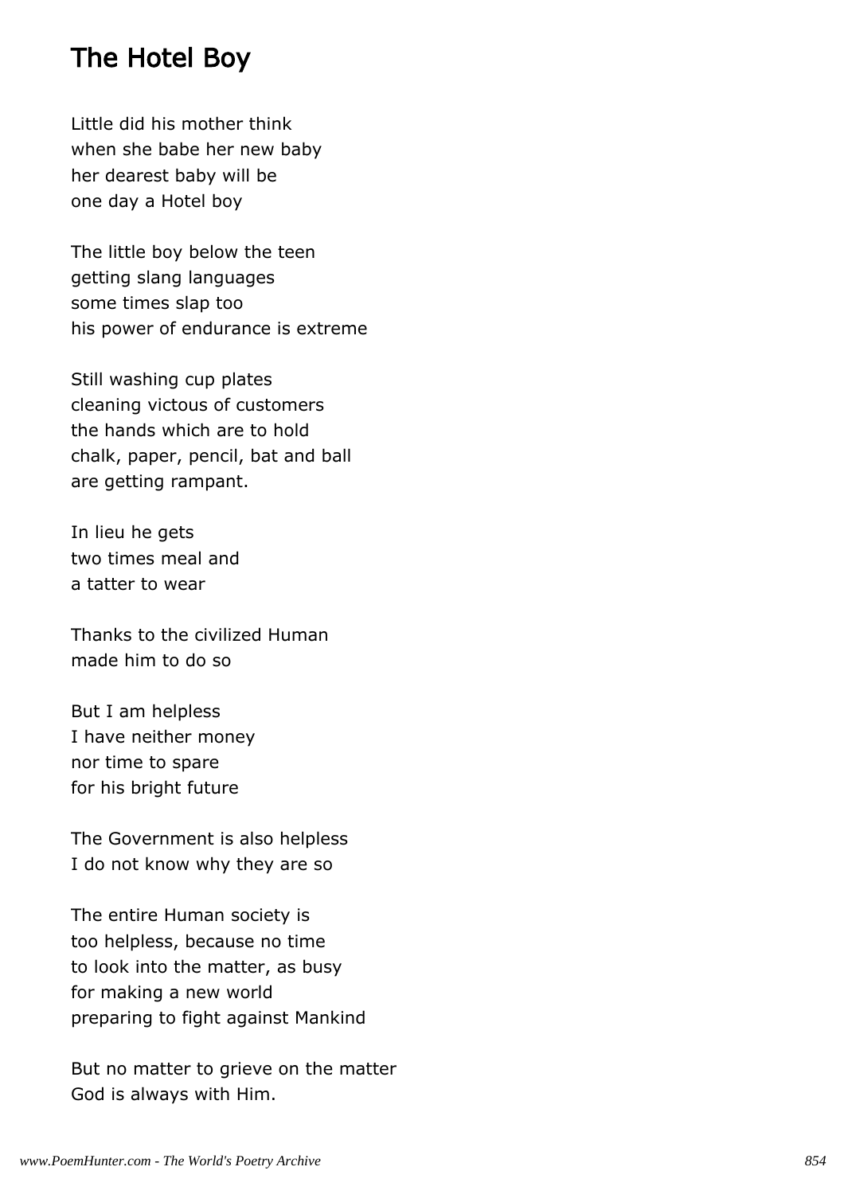## The Hotel Boy

Little did his mother think
when she babe her new baby
her dearest baby will be
one day a Hotel boy

The little boy below the teen
getting slang languages
some times slap too
his power of endurance is extreme

Still washing cup plates
cleaning victous of customers
the hands which are to hold
chalk, paper, pencil, bat and ball
are getting rampant.

In lieu he gets
two times meal and
a tatter to wear

Thanks to the civilized Human
made him to do so

But I am helpless
I have neither money
nor time to spare
for his bright future

The Government is also helpless
I do not know why they are so

The entire Human society is
too helpless, because no time
to look into the matter, as busy
for making a new world
preparing to fight against Mankind

But no matter to grieve on the matter
God is always with Him.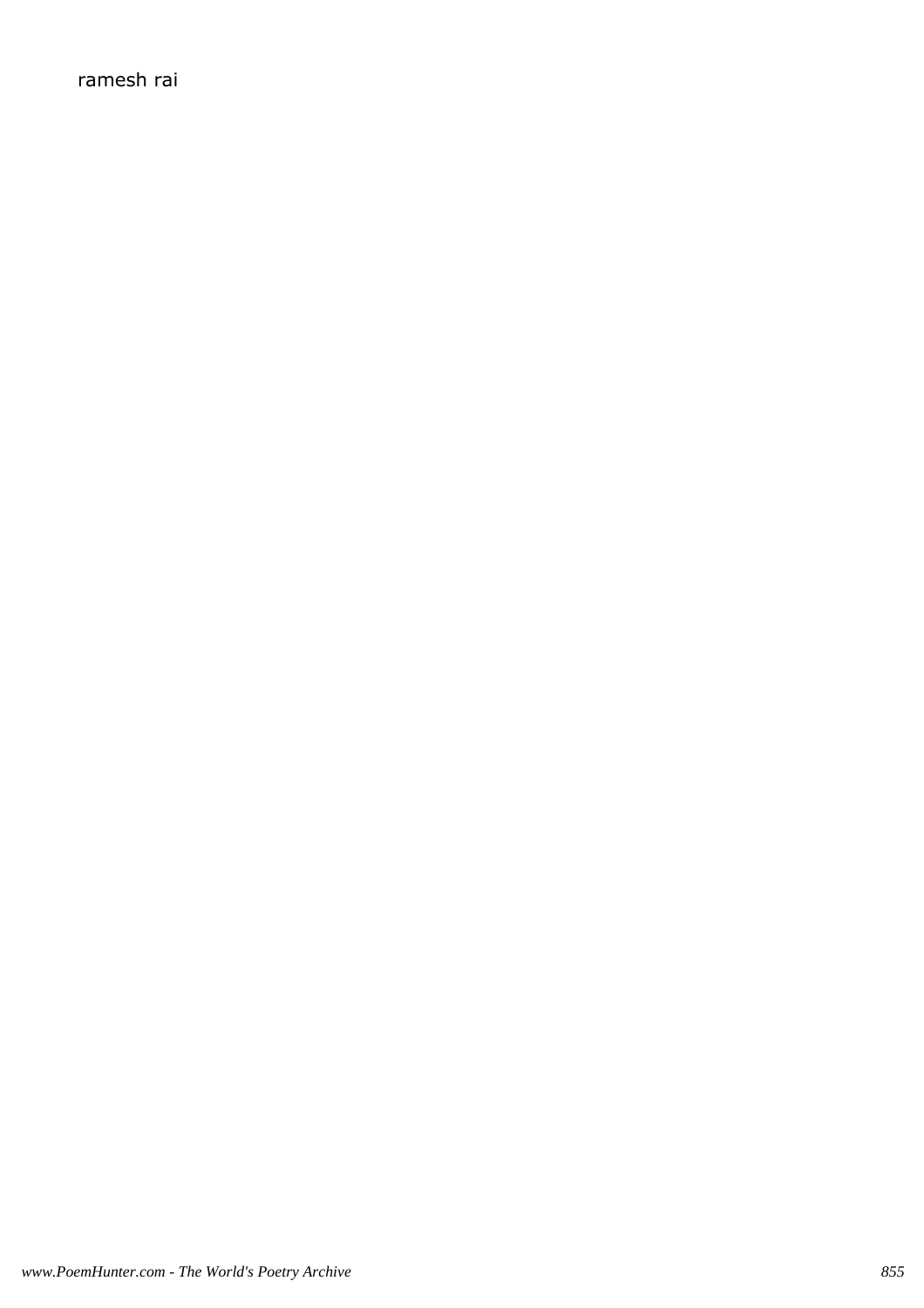ramesh rai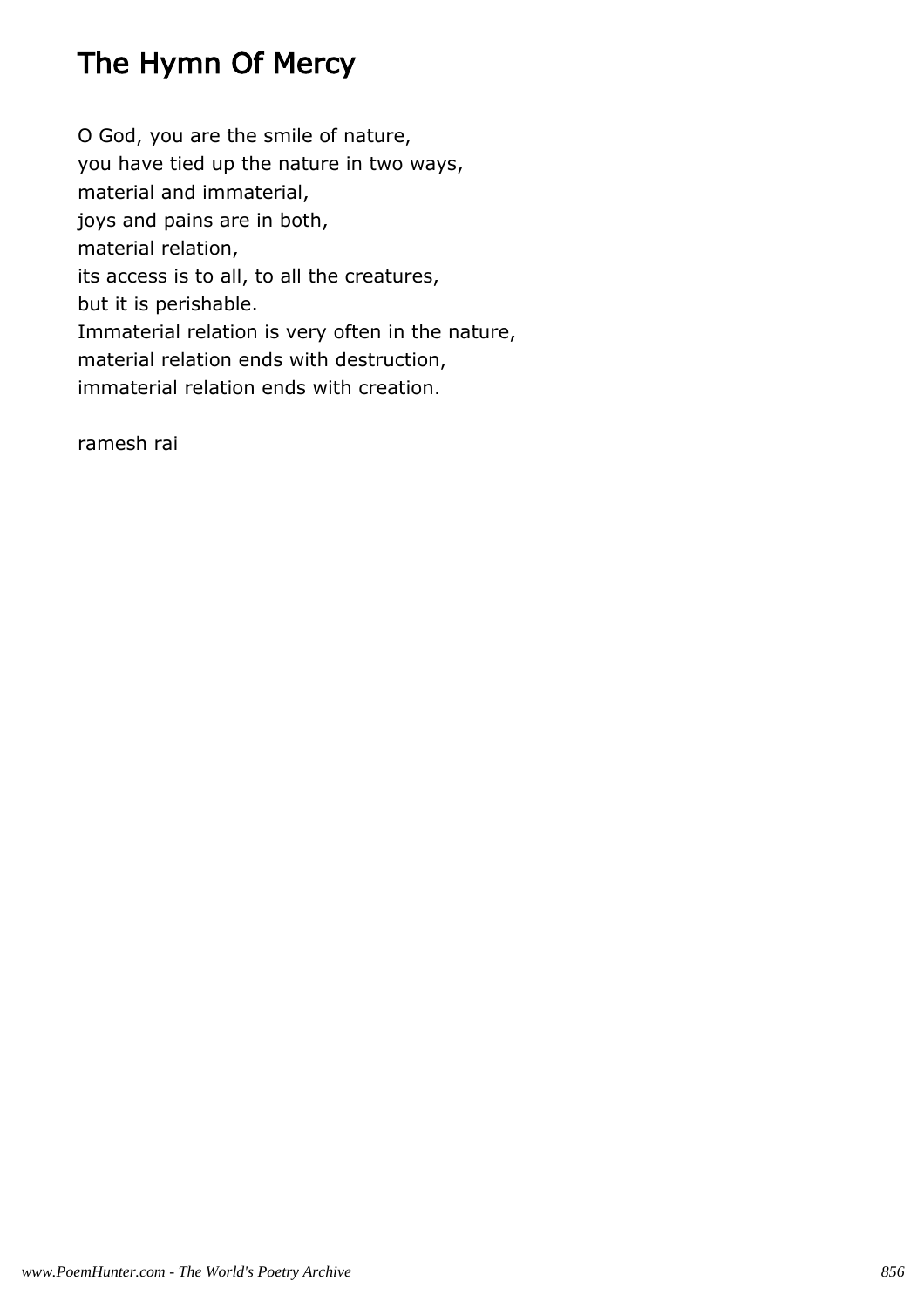# The Hymn Of Mercy

O God, you are the smile of nature,
you have tied up the nature in two ways,
material and immaterial,
joys and pains are in both,
material relation,
its access is to all, to all the creatures,
but it is perishable.
Immaterial relation is very often in the nature,
material relation ends with destruction,
immaterial relation ends with creation.

ramesh rai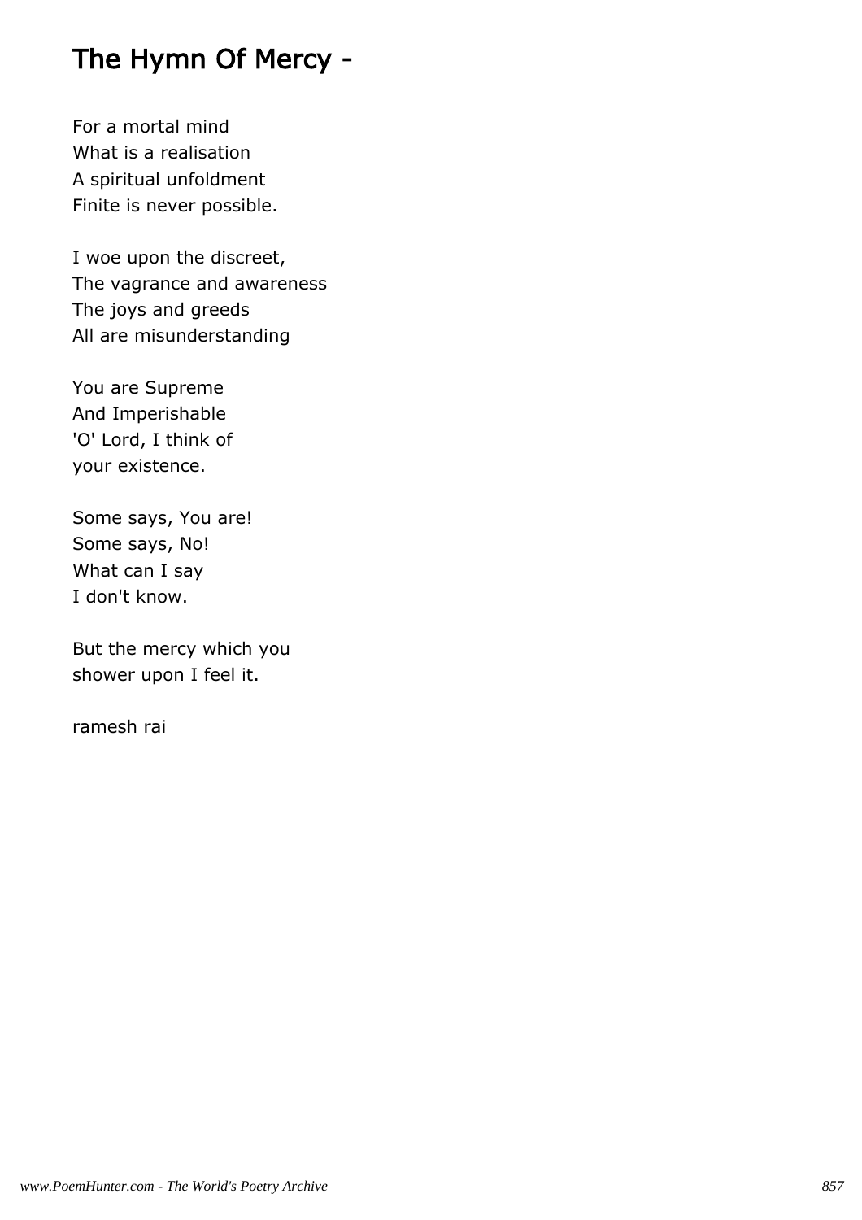# The Hymn Of Mercy -

For a mortal mind
What is a realisation
A spiritual unfoldment
Finite is never possible.

I woe upon the discreet,
The vagrance and awareness
The joys and greeds
All are misunderstanding

You are Supreme
And Imperishable
'O' Lord, I think of
your existence.

Some says, You are!
Some says, No!
What can I say
I don't know.

But the mercy which you
shower upon I feel it.

ramesh rai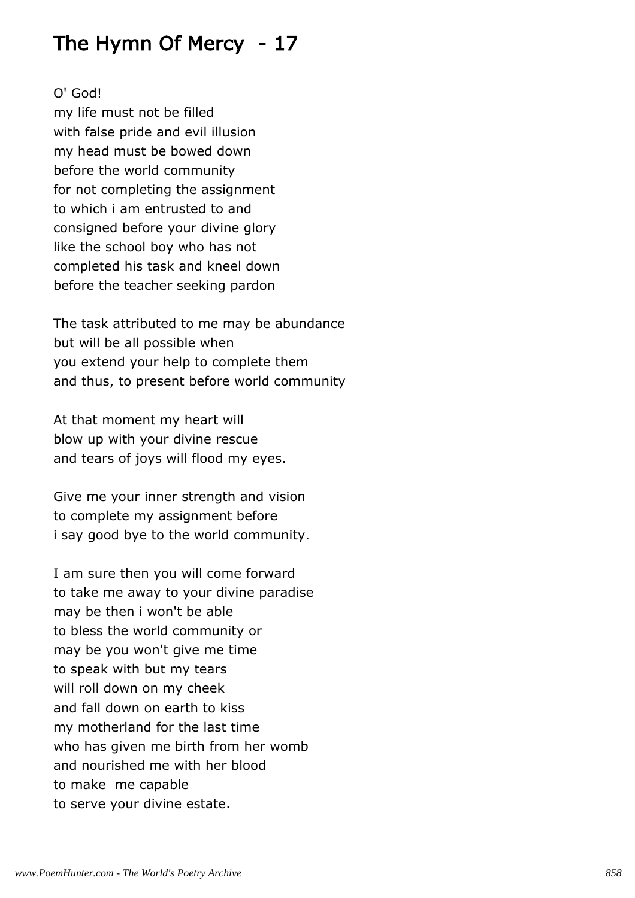# The Hymn Of Mercy - 17

O' God!  
my life must not be filled  
with false pride and evil illusion  
my head must be bowed down  
before the world community  
for not completing the assignment  
to which i am entrusted to and  
consigned before your divine glory  
like the school boy who has not  
completed his task and kneel down  
before the teacher seeking pardon

The task attributed to me may be abundance  
but will be all possible when  
you extend your help to complete them  
and thus, to present before world community

At that moment my heart will  
blow up with your divine rescue  
and tears of joys will flood my eyes.

Give me your inner strength and vision  
to complete my assignment before  
i say good bye to the world community.

I am sure then you will come forward  
to take me away to your divine paradise  
may be then i won't be able  
to bless the world community or  
may be you won't give me time  
to speak with but my tears  
will roll down on my cheek  
and fall down on earth to kiss  
my motherland for the last time  
who has given me birth from her womb  
and nourished me with her blood  
to make me capable  
to serve your divine estate.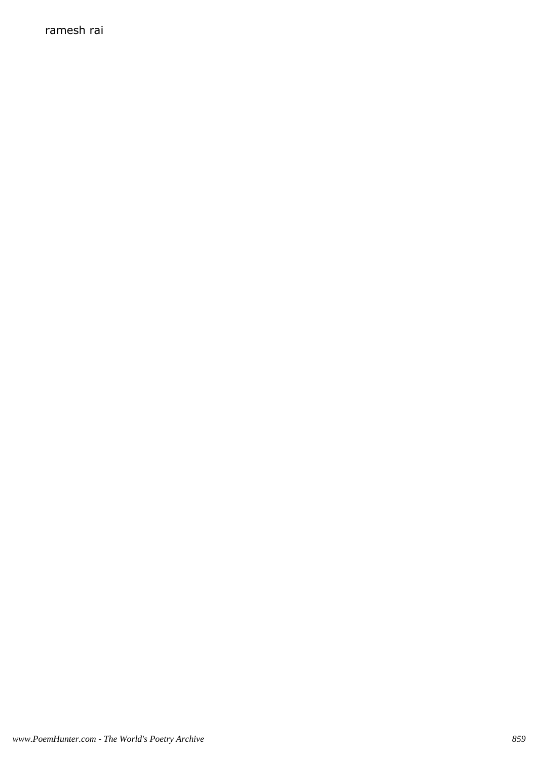ramesh rai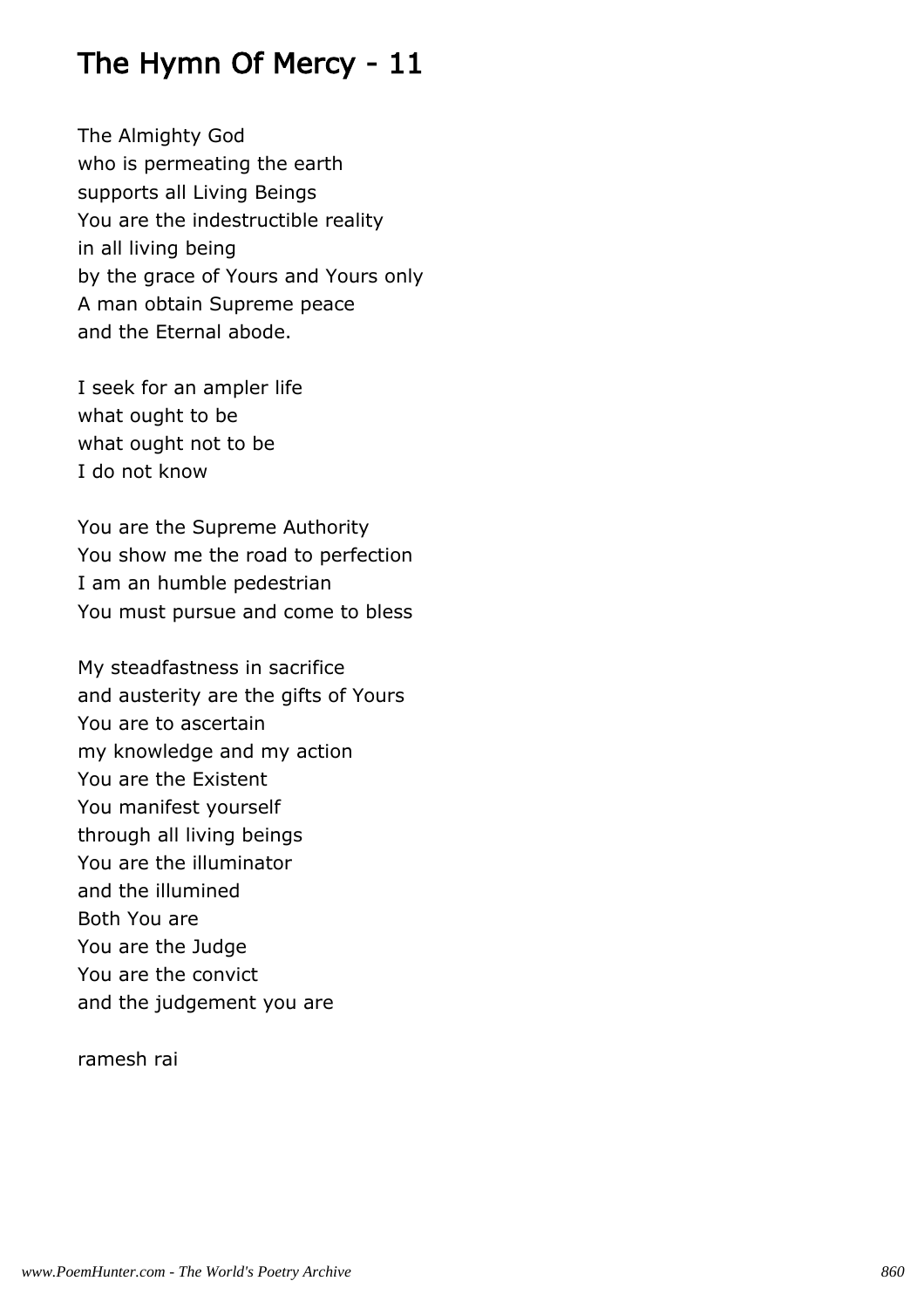# The Hymn Of Mercy - 11

The Almighty God
who is permeating the earth
supports all Living Beings
You are the indestructible reality
in all living being
by the grace of Yours and Yours only
A man obtain Supreme peace
and the Eternal abode.

I seek for an ampler life
what ought to be
what ought not to be
I do not know

You are the Supreme Authority
You show me the road to perfection
I am an humble pedestrian
You must pursue and come to bless

My steadfastness in sacrifice
and austerity are the gifts of Yours
You are to ascertain
my knowledge and my action
You are the Existent
You manifest yourself
through all living beings
You are the illuminator
and the illumined
Both You are
You are the Judge
You are the convict
and the judgement you are

ramesh rai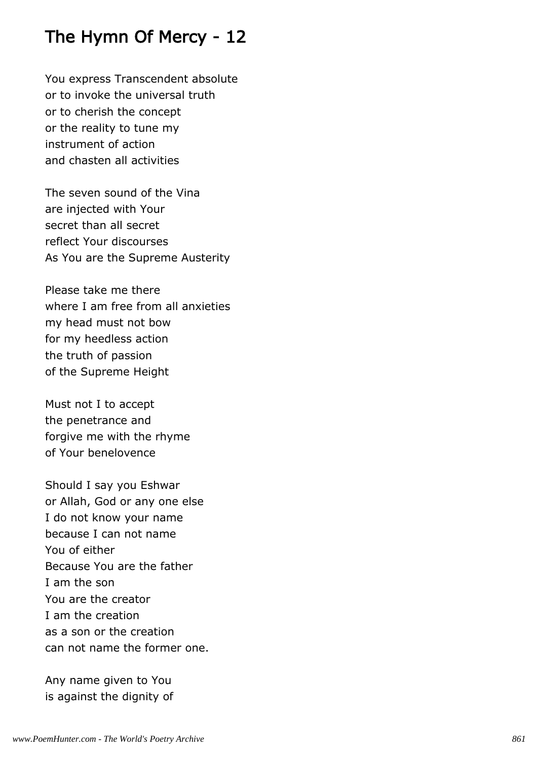# The Hymn Of Mercy - 12

You express Transcendent absolute
or to invoke the universal truth
or to cherish the concept
or the reality to tune my
instrument of action
and chasten all activities

The seven sound of the Vina
are injected with Your
secret than all secret
reflect Your discourses
As You are the Supreme Austerity

Please take me there
where I am free from all anxieties
my head must not bow
for my heedless action
the truth of passion
of the Supreme Height

Must not I to accept
the penetrance and
forgive me with the rhyme
of Your benelovence

Should I say you Eshwar
or Allah, God or any one else
I do not know your name
because I can not name
You of either
Because You are the father
I am the son
You are the creator
I am the creation
as a son or the creation
can not name the former one.

Any name given to You
is against the dignity of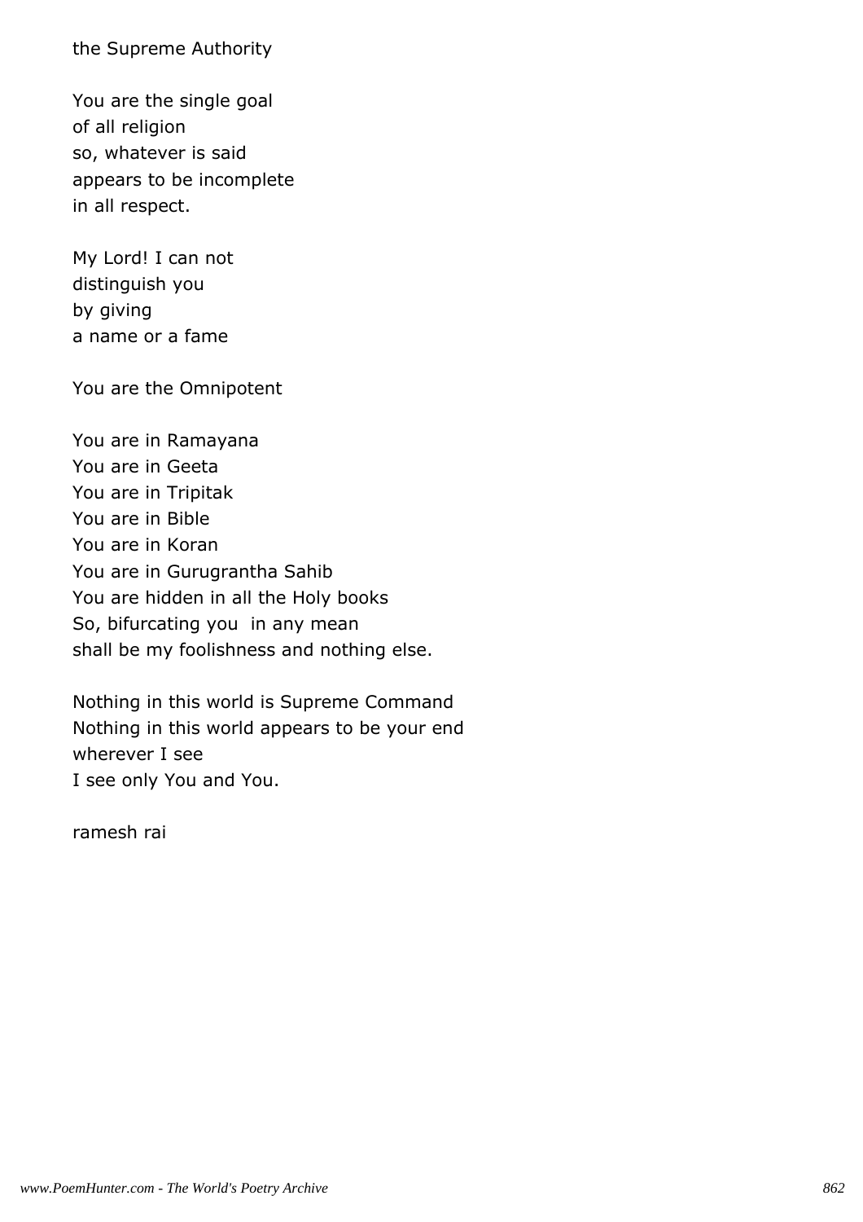the Supreme Authority

You are the single goal
of all religion
so, whatever is said
appears to be incomplete
in all respect.

My Lord! I can not
distinguish you
by giving
a name or a fame

You are the Omnipotent

You are in Ramayana
You are in Geeta
You are in Tripitak
You are in Bible
You are in Koran
You are in Gurugrantha Sahib
You are hidden in all the Holy books
So, bifurcating you  in any mean
shall be my foolishness and nothing else.

Nothing in this world is Supreme Command
Nothing in this world appears to be your end
wherever I see
I see only You and You.

ramesh rai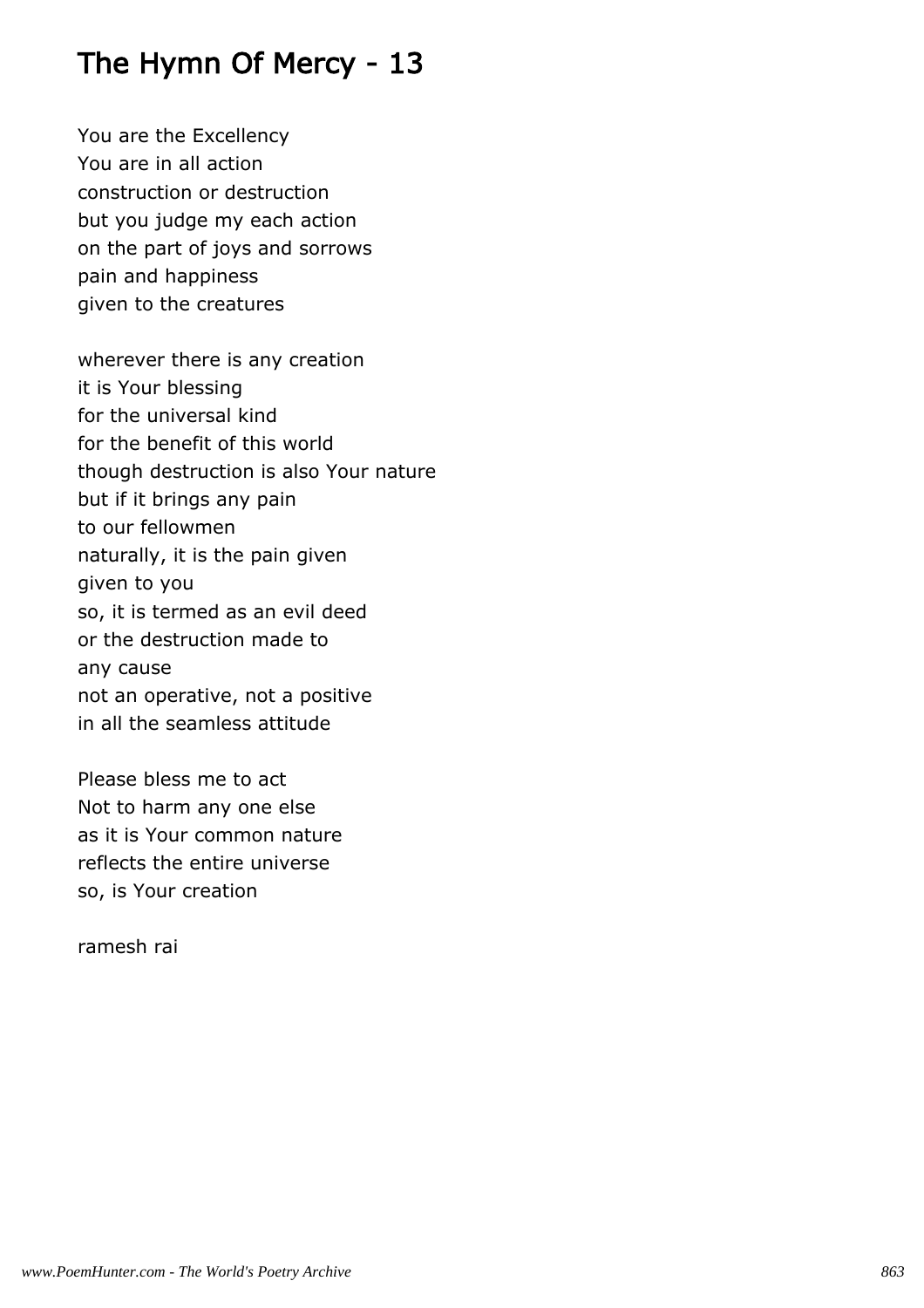# The Hymn Of Mercy - 13

You are the Excellency
You are in all action
construction or destruction
but you judge my each action
on the part of joys and sorrows
pain and happiness
given to the creatures

wherever there is any creation
it is Your blessing
for the universal kind
for the benefit of this world
though destruction is also Your nature
but if it brings any pain
to our fellowmen
naturally, it is the pain given
given to you
so, it is termed as an evil deed
or the destruction made to
any cause
not an operative, not a positive
in all the seamless attitude

Please bless me to act
Not to harm any one else
as it is Your common nature
reflects the entire universe
so, is Your creation

ramesh rai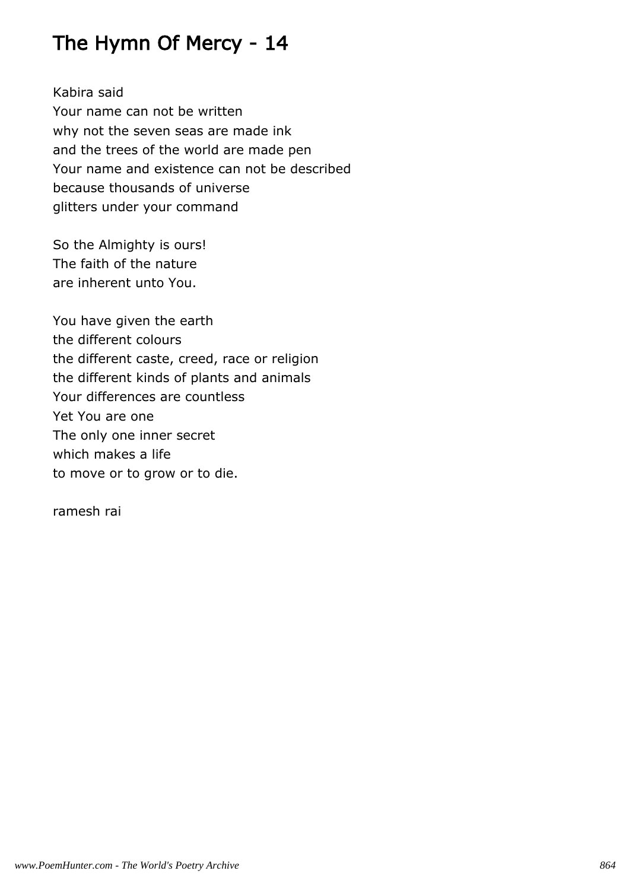# The Hymn Of Mercy - 14

Kabira said
Your name can not be written
why not the seven seas are made ink
and the trees of the world are made pen
Your name and existence can not be described
because thousands of universe
glitters under your command

So the Almighty is ours!
The faith of the nature
are inherent unto You.

You have given the earth
the different colours
the different caste, creed, race or religion
the different kinds of plants and animals
Your differences are countless
Yet You are one
The only one inner secret
which makes a life
to move or to grow or to die.

ramesh rai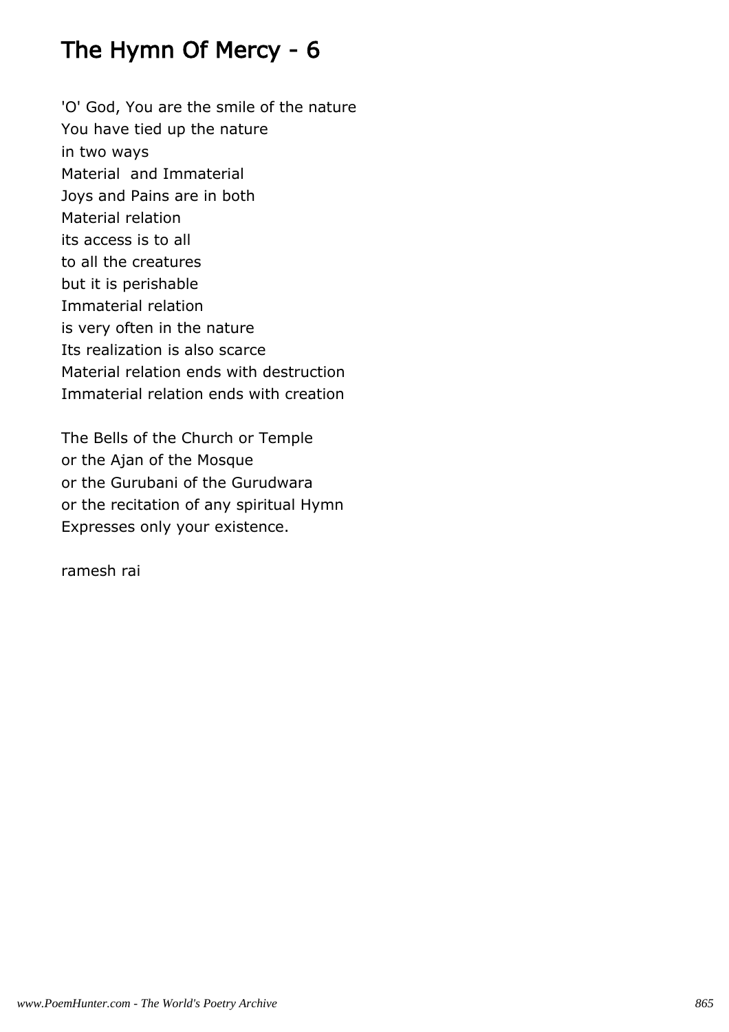# The Hymn Of Mercy - 6

'O' God, You are the smile of the nature  
You have tied up the nature  
in two ways  
Material  and Immaterial  
Joys and Pains are in both  
Material relation  
its access is to all  
to all the creatures  
but it is perishable  
Immaterial relation  
is very often in the nature  
Its realization is also scarce  
Material relation ends with destruction  
Immaterial relation ends with creation

The Bells of the Church or Temple  
or the Ajan of the Mosque  
or the Gurubani of the Gurudwara  
or the recitation of any spiritual Hymn  
Expresses only your existence.

ramesh rai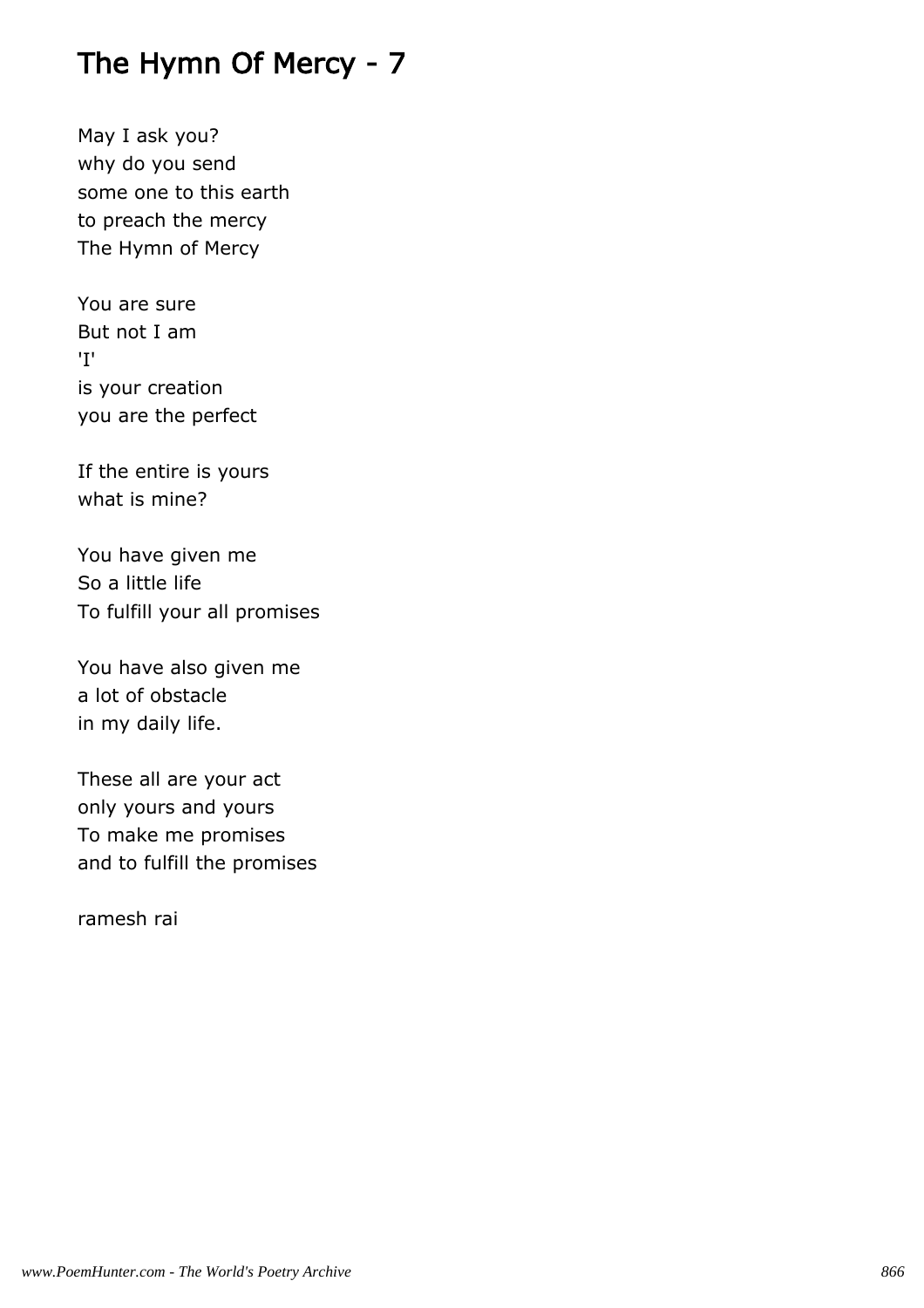# The Hymn Of Mercy - 7

May I ask you?
why do you send
some one to this earth
to preach the mercy
The Hymn of Mercy

You are sure
But not I am
'I'
is your creation
you are the perfect

If the entire is yours
what is mine?

You have given me
So a little life
To fulfill your all promises

You have also given me
a lot of obstacle
in my daily life.

These all are your act
only yours and yours
To make me promises
and to fulfill the promises

ramesh rai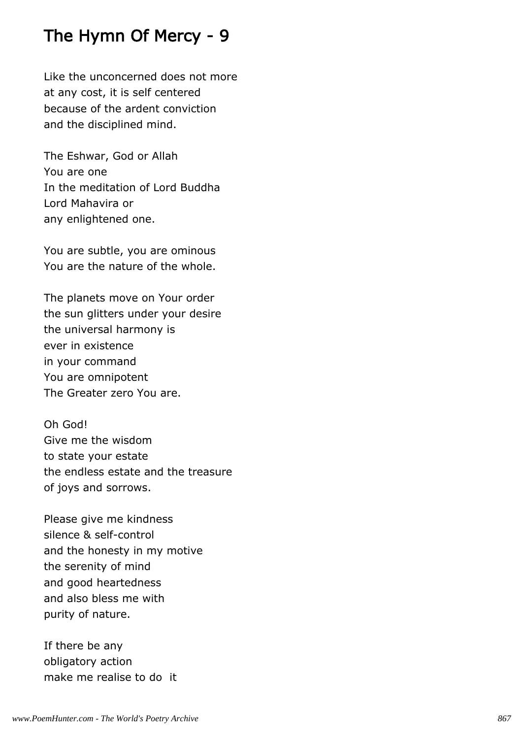# The Hymn Of Mercy - 9

Like the unconcerned does not more
at any cost, it is self centered
because of the ardent conviction
and the disciplined mind.

The Eshwar, God or Allah
You are one
In the meditation of Lord Buddha
Lord Mahavira or
any enlightened one.

You are subtle, you are ominous
You are the nature of the whole.

The planets move on Your order
the sun glitters under your desire
the universal harmony is
ever in existence
in your command
You are omnipotent
The Greater zero You are.

Oh God!
Give me the wisdom
to state your estate
the endless estate and the treasure
of joys and sorrows.

Please give me kindness
silence & self-control
and the honesty in my motive
the serenity of mind
and good heartedness
and also bless me with
purity of nature.

If there be any
obligatory action
make me realise to do it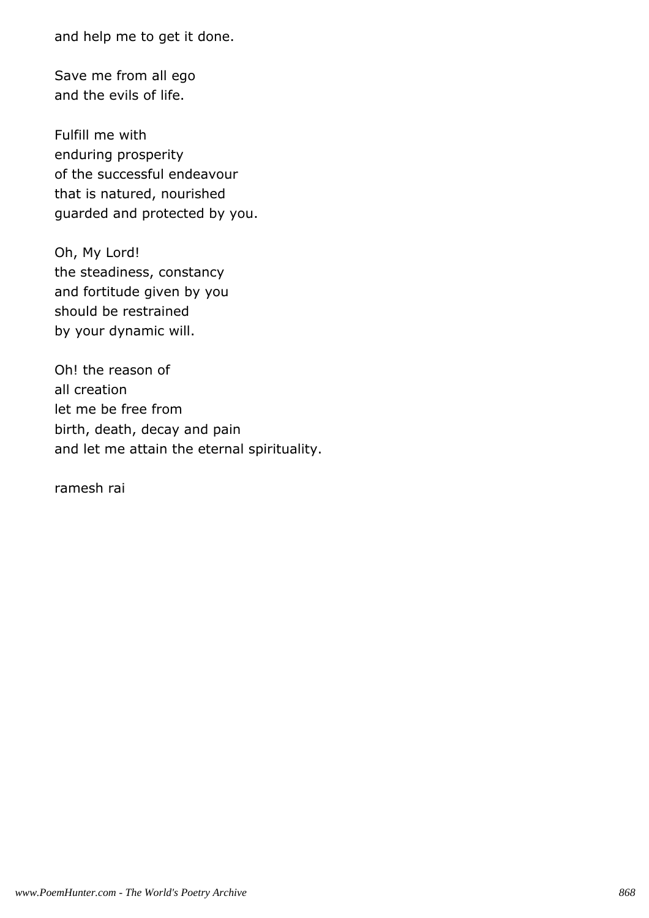and help me to get it done.

Save me from all ego  
and the evils of life.

Fulfill me with  
enduring prosperity  
of the successful endeavour  
that is natured, nourished  
guarded and protected by you.

Oh, My Lord!  
the steadiness, constancy  
and fortitude given by you  
should be restrained  
by your dynamic will.

Oh! the reason of  
all creation  
let me be free from  
birth, death, decay and pain  
and let me attain the eternal spirituality.

ramesh rai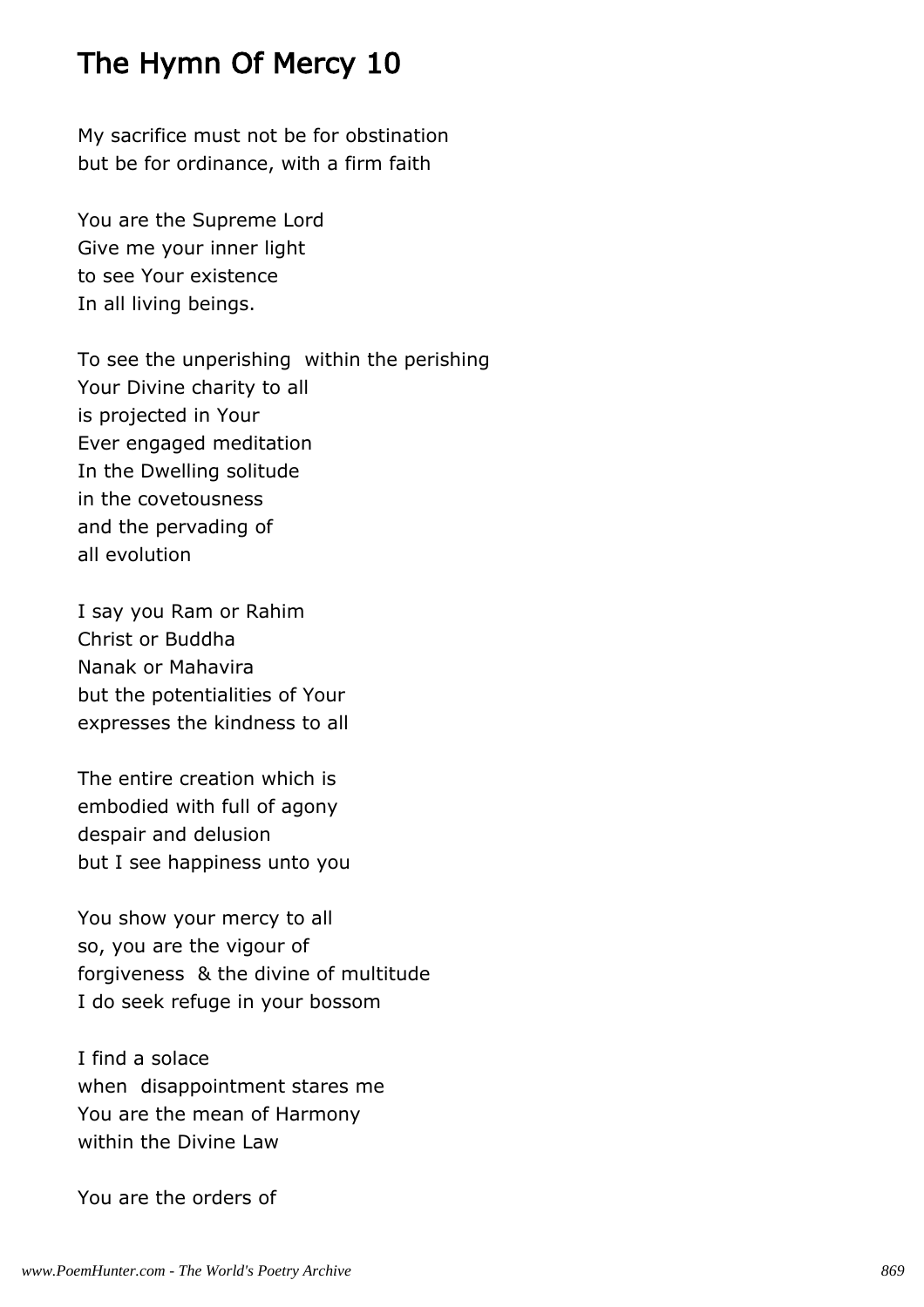# The Hymn Of Mercy 10

My sacrifice must not be for obstination
but be for ordinance, with a firm faith

You are the Supreme Lord
Give me your inner light
to see Your existence
In all living beings.

To see the unperishing  within the perishing
Your Divine charity to all
is projected in Your
Ever engaged meditation
In the Dwelling solitude
in the covetousness
and the pervading of
all evolution

I say you Ram or Rahim
Christ or Buddha
Nanak or Mahavira
but the potentialities of Your
expresses the kindness to all

The entire creation which is
embodied with full of agony
despair and delusion
but I see happiness unto you

You show your mercy to all
so, you are the vigour of
forgiveness  & the divine of multitude
I do seek refuge in your bossom

I find a solace
when  disappointment stares me
You are the mean of Harmony
within the Divine Law

You are the orders of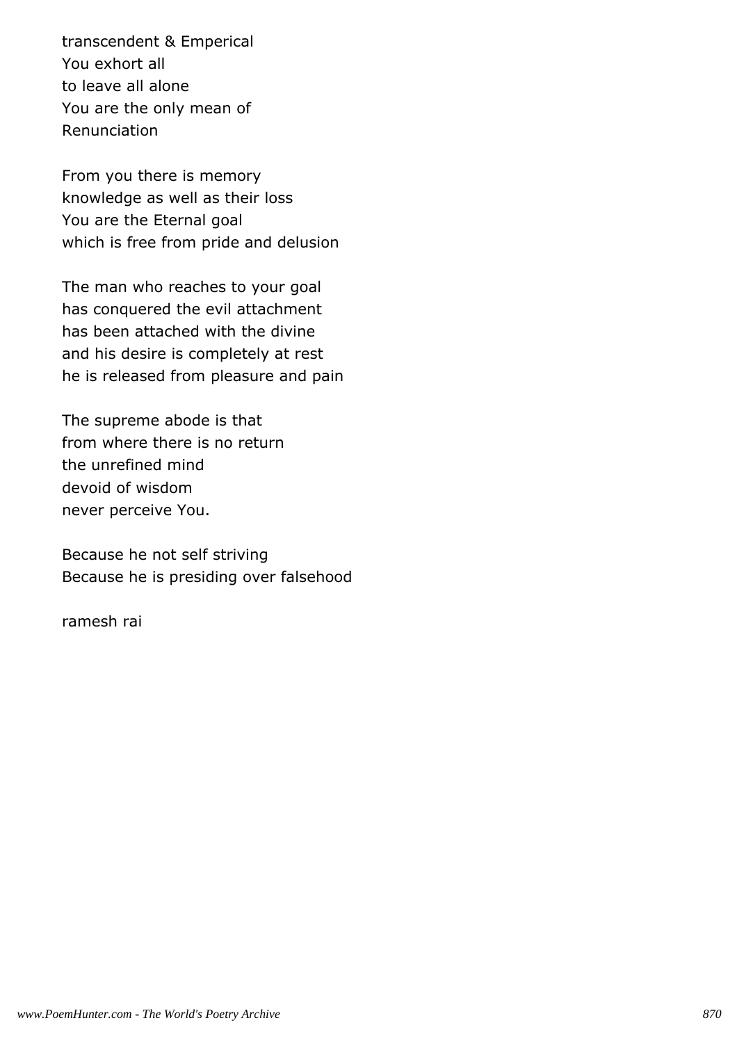transcendent & Emperical
You exhort all
to leave all alone
You are the only mean of
Renunciation

From you there is memory
knowledge as well as their loss
You are the Eternal goal
which is free from pride and delusion

The man who reaches to your goal
has conquered the evil attachment
has been attached with the divine
and his desire is completely at rest
he is released from pleasure and pain

The supreme abode is that
from where there is no return
the unrefined mind
devoid of wisdom
never perceive You.

Because he not self striving
Because he is presiding over falsehood

ramesh rai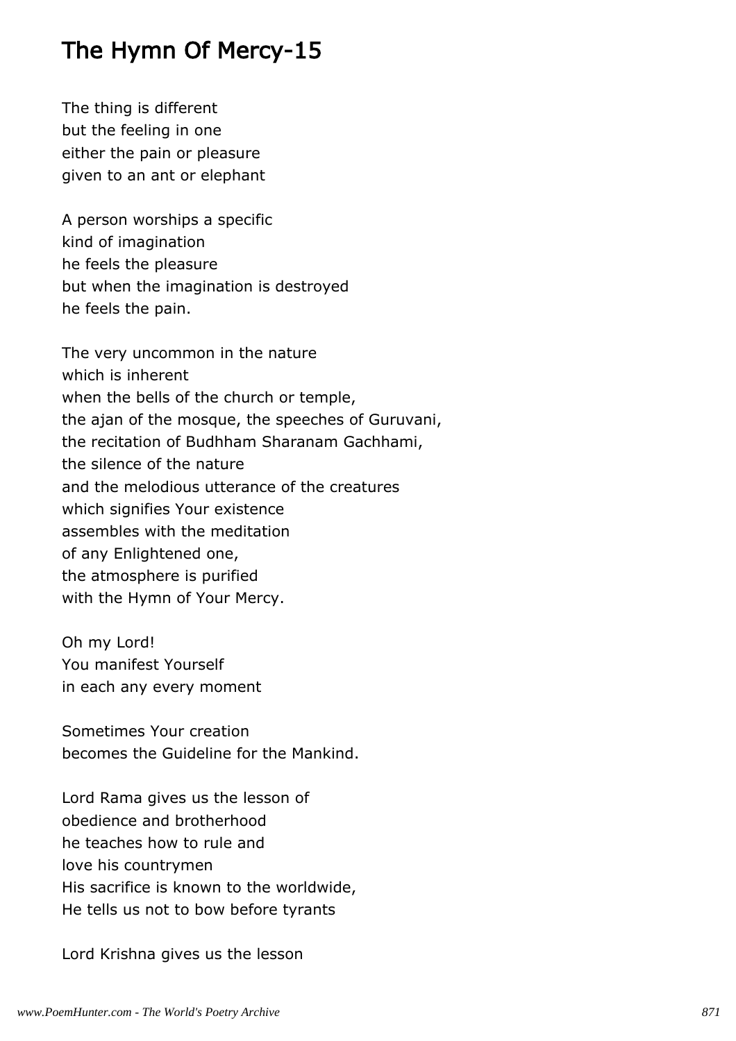# The Hymn Of Mercy-15

The thing is different
but the feeling in one
either the pain or pleasure
given to an ant or elephant

A person worships a specific
kind of imagination
he feels the pleasure
but when the imagination is destroyed
he feels the pain.

The very uncommon in the nature
which is inherent
when the bells of the church or temple,
the ajan of the mosque, the speeches of Guruvani,
the recitation of Budhham Sharanam Gachhami,
the silence of the nature
and the melodious utterance of the creatures
which signifies Your existence
assembles with the meditation
of any Enlightened one,
the atmosphere is purified
with the Hymn of Your Mercy.

Oh my Lord!
You manifest Yourself
in each any every moment

Sometimes Your creation
becomes the Guideline for the Mankind.

Lord Rama gives us the lesson of
obedience and brotherhood
he teaches how to rule and
love his countrymen
His sacrifice is known to the worldwide,
He tells us not to bow before tyrants

Lord Krishna gives us the lesson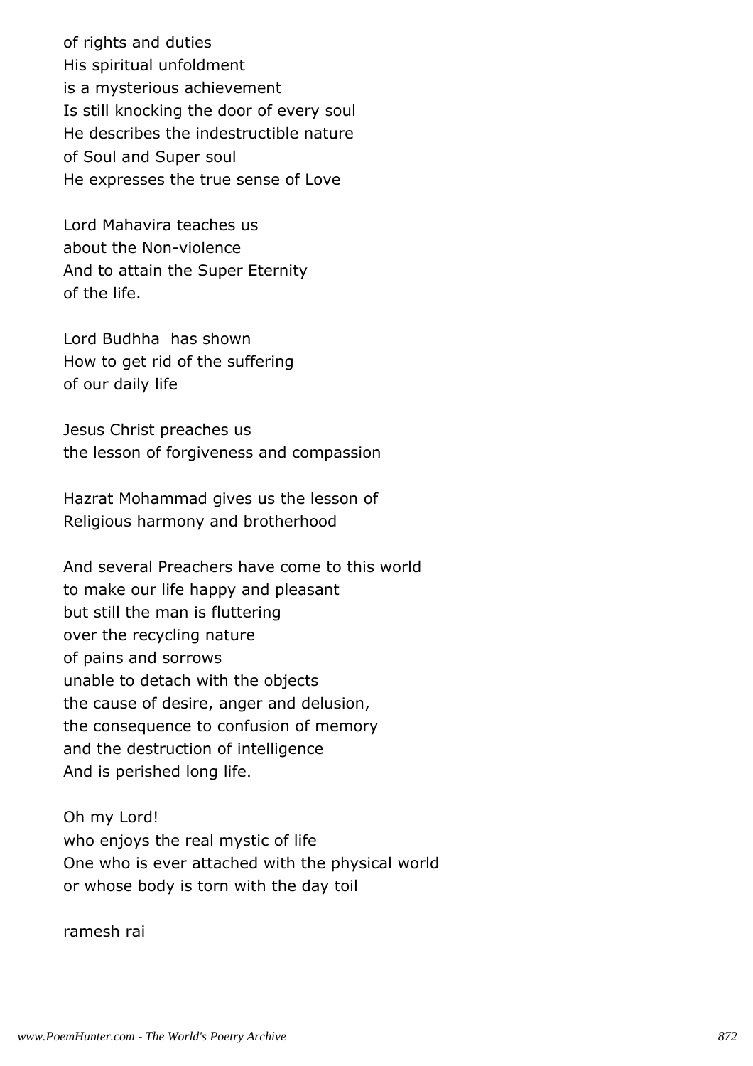of rights and duties
His spiritual unfoldment
is a mysterious achievement
Is still knocking the door of every soul
He describes the indestructible nature
of Soul and Super soul
He expresses the true sense of Love

Lord Mahavira teaches us
about the Non-violence
And to attain the Super Eternity
of the life.

Lord Budhha has shown
How to get rid of the suffering
of our daily life

Jesus Christ preaches us
the lesson of forgiveness and compassion

Hazrat Mohammad gives us the lesson of
Religious harmony and brotherhood

And several Preachers have come to this world
to make our life happy and pleasant
but still the man is fluttering
over the recycling nature
of pains and sorrows
unable to detach with the objects
the cause of desire, anger and delusion,
the consequence to confusion of memory
and the destruction of intelligence
And is perished long life.

Oh my Lord!
who enjoys the real mystic of life
One who is ever attached with the physical world
or whose body is torn with the day toil

ramesh rai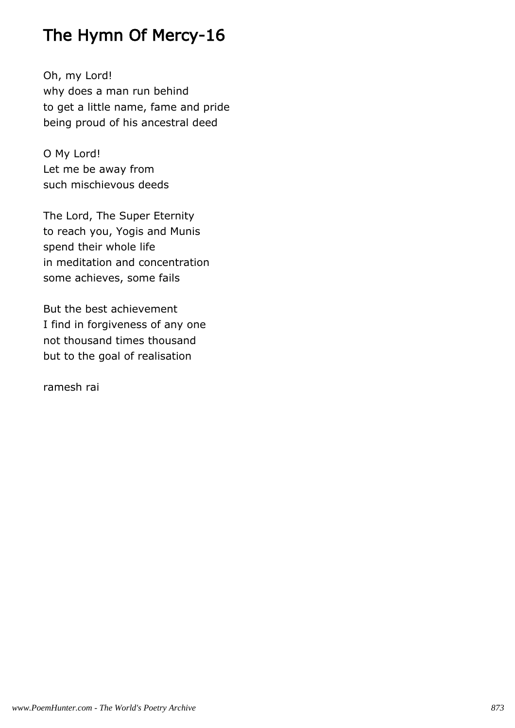# The Hymn Of Mercy-16

Oh, my Lord!
why does a man run behind
to get a little name, fame and pride
being proud of his ancestral deed

O My Lord!
Let me be away from
such mischievous deeds

The Lord, The Super Eternity
to reach you, Yogis and Munis
spend their whole life
in meditation and concentration
some achieves, some fails

But the best achievement
I find in forgiveness of any one
not thousand times thousand
but to the goal of realisation

ramesh rai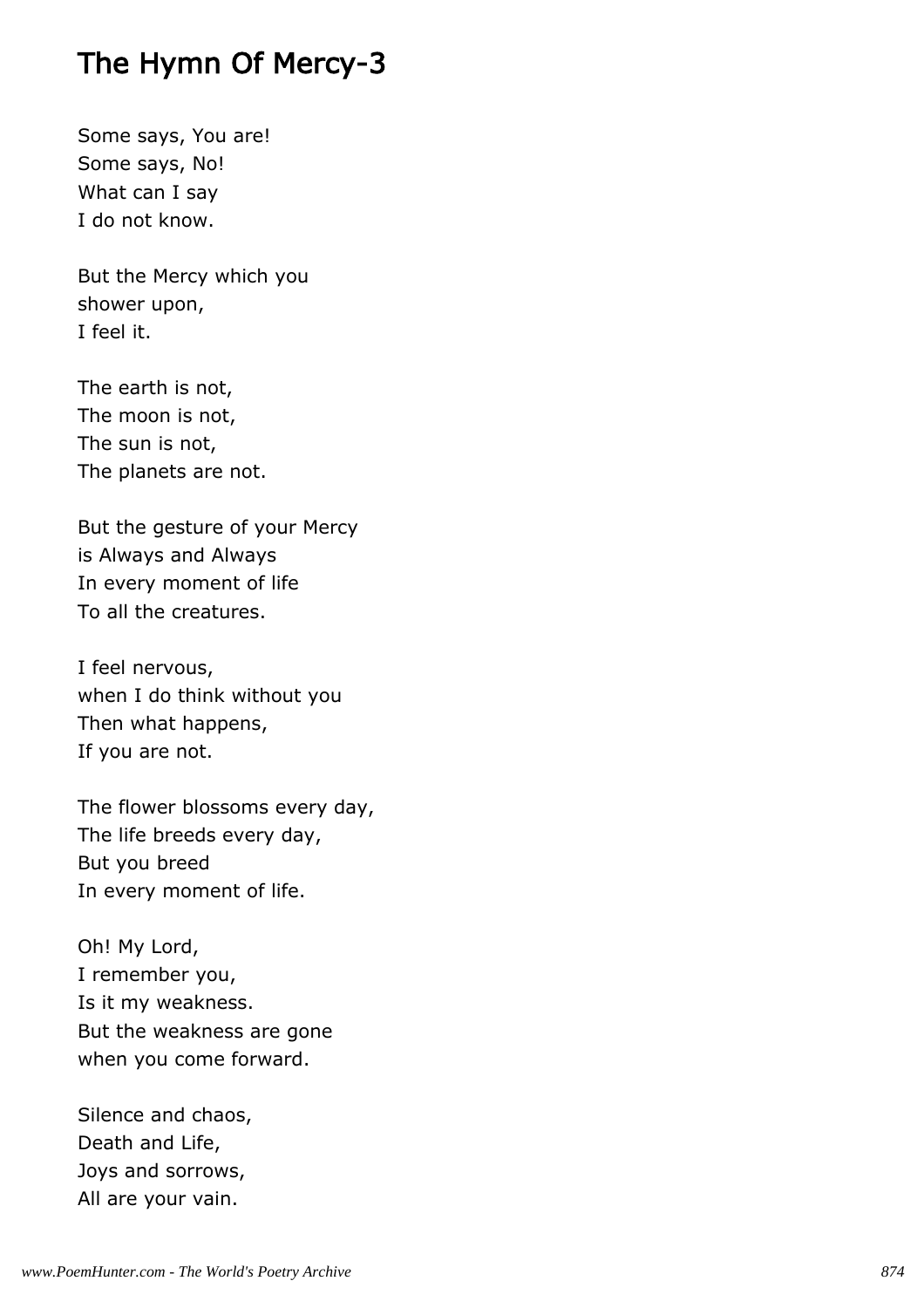# The Hymn Of Mercy-3

Some says, You are!
Some says, No!
What can I say
I do not know.

But the Mercy which you
shower upon,
I feel it.

The earth is not,
The moon is not,
The sun is not,
The planets are not.

But the gesture of your Mercy
is Always and Always
In every moment of life
To all the creatures.

I feel nervous,
when I do think without you
Then what happens,
If you are not.

The flower blossoms every day,
The life breeds every day,
But you breed
In every moment of life.

Oh! My Lord,
I remember you,
Is it my weakness.
But the weakness are gone
when you come forward.

Silence and chaos,
Death and Life,
Joys and sorrows,
All are your vain.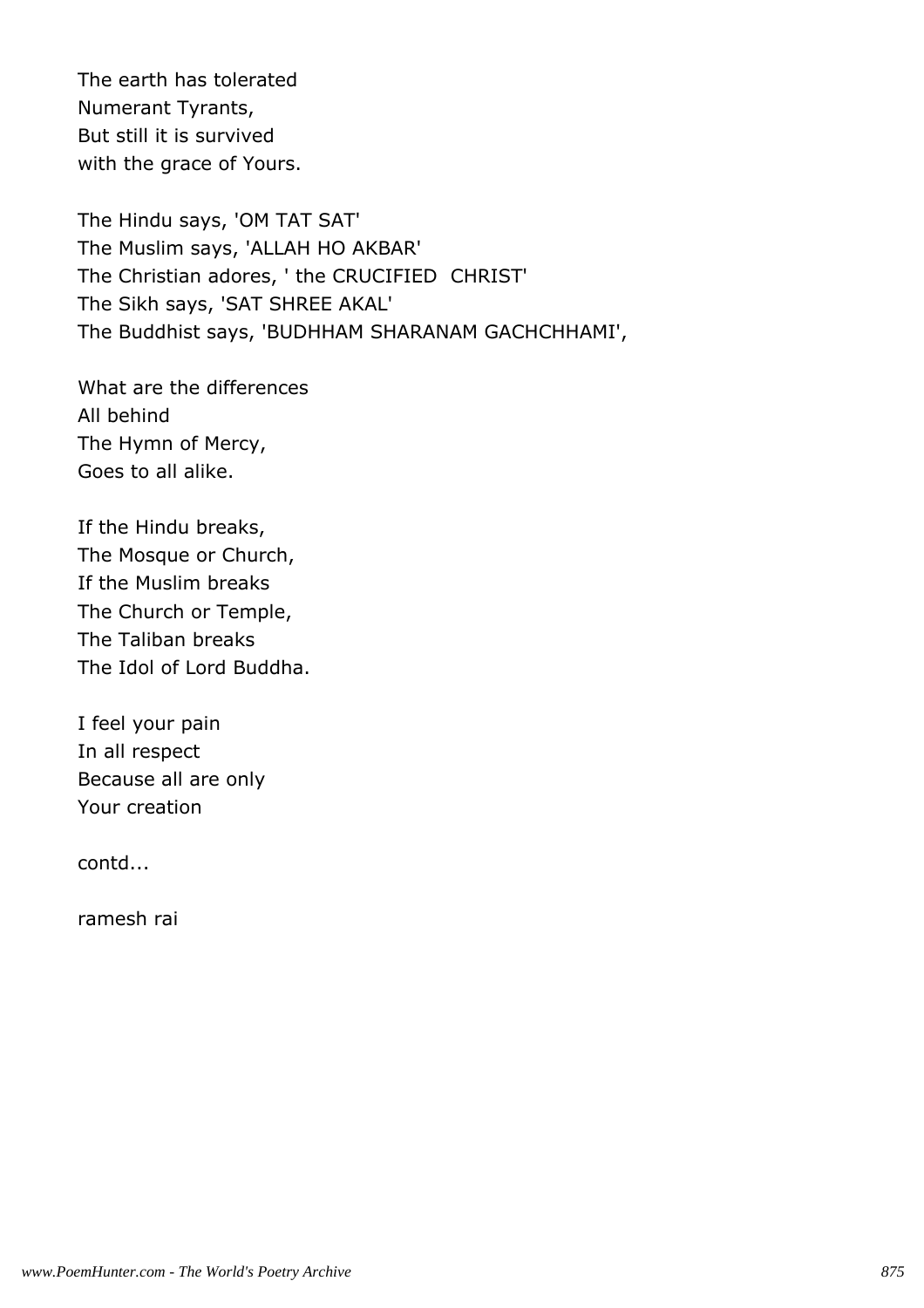The earth has tolerated
Numerant Tyrants,
But still it is survived
with the grace of Yours.

The Hindu says, 'OM TAT SAT'
The Muslim says, 'ALLAH HO AKBAR'
The Christian adores, ' the CRUCIFIED  CHRIST'
The Sikh says, 'SAT SHREE AKAL'
The Buddhist says, 'BUDHHAM SHARANAM GACHCHHAMI',

What are the differences
All behind
The Hymn of Mercy,
Goes to all alike.

If the Hindu breaks,
The Mosque or Church,
If the Muslim breaks
The Church or Temple,
The Taliban breaks
The Idol of Lord Buddha.

I feel your pain
In all respect
Because all are only
Your creation

contd...

ramesh rai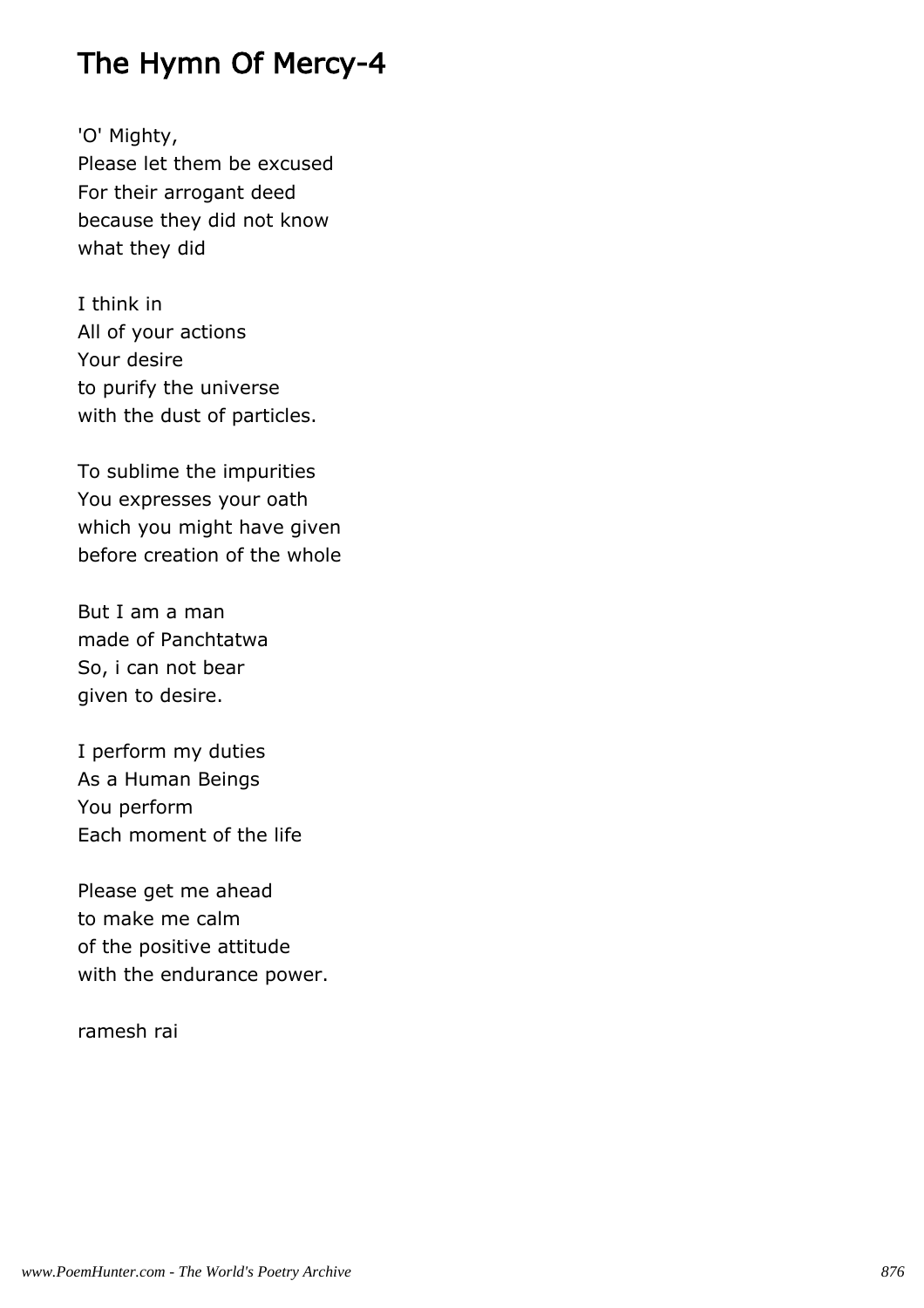# The Hymn Of Mercy-4

'O' Mighty,  
Please let them be excused  
For their arrogant deed  
because they did not know  
what they did

I think in  
All of your actions  
Your desire  
to purify the universe  
with the dust of particles.

To sublime the impurities  
You expresses your oath  
which you might have given  
before creation of the whole

But I am a man  
made of Panchtatwa  
So, i can not bear  
given to desire.

I perform my duties  
As a Human Beings  
You perform  
Each moment of the life

Please get me ahead  
to make me calm  
of the positive attitude  
with the endurance power.

ramesh rai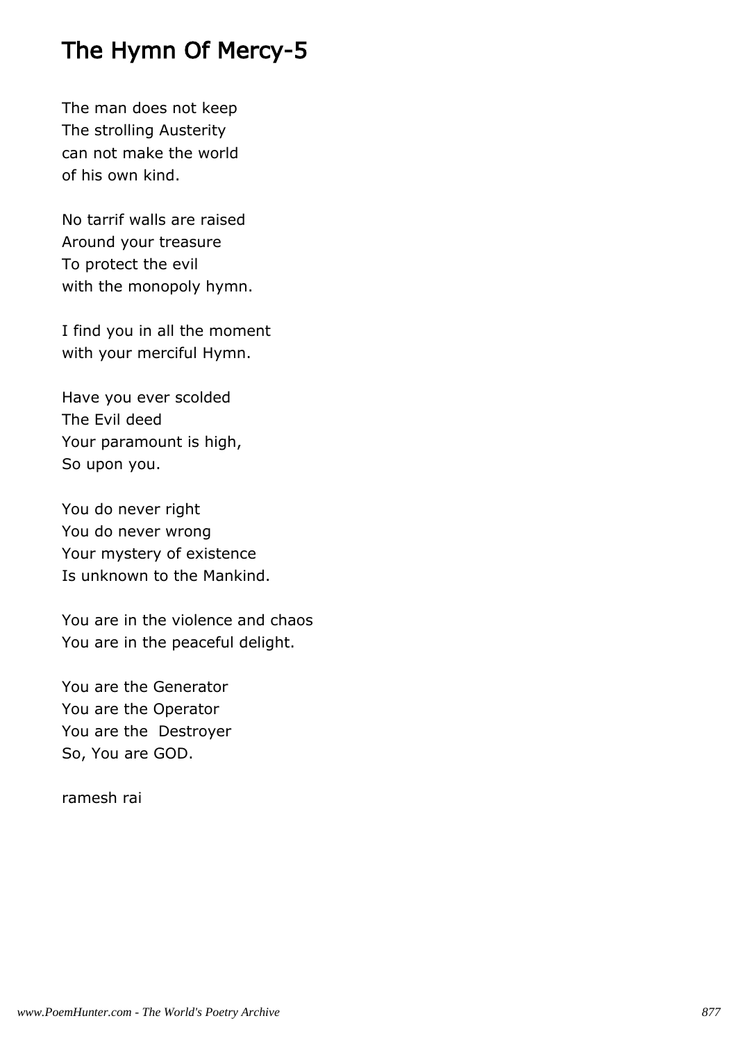# The Hymn Of Mercy-5

The man does not keep  
The strolling Austerity  
can not make the world  
of his own kind.

No tarrif walls are raised  
Around your treasure  
To protect the evil  
with the monopoly hymn.

I find you in all the moment  
with your merciful Hymn.

Have you ever scolded  
The Evil deed  
Your paramount is high,  
So upon you.

You do never right  
You do never wrong  
Your mystery of existence  
Is unknown to the Mankind.

You are in the violence and chaos  
You are in the peaceful delight.

You are the Generator  
You are the Operator  
You are the  Destroyer  
So, You are GOD.

ramesh rai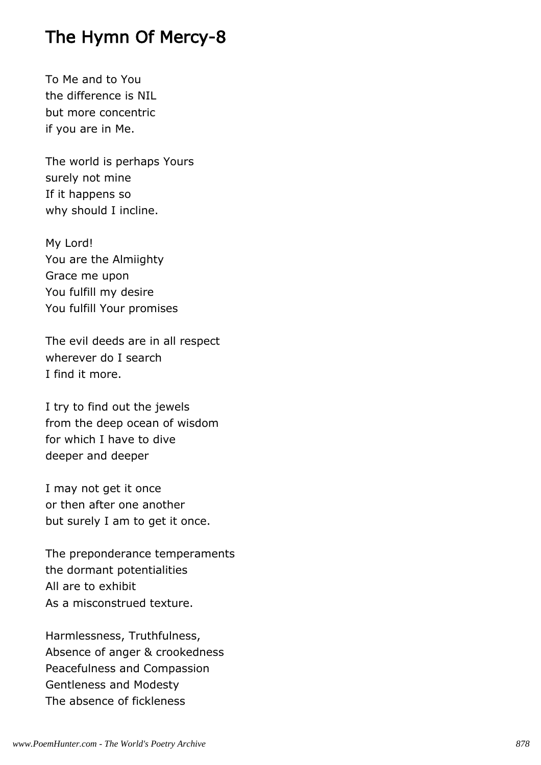# The Hymn Of Mercy-8

To Me and to You
the difference is NIL
but more concentric
if you are in Me.

The world is perhaps Yours
surely not mine
If it happens so
why should I incline.

My Lord!
You are the Almiighty
Grace me upon
You fulfill my desire
You fulfill Your promises

The evil deeds are in all respect
wherever do I search
I find it more.

I try to find out the jewels
from the deep ocean of wisdom
for which I have to dive
deeper and deeper

I may not get it once
or then after one another
but surely I am to get it once.

The preponderance temperaments
the dormant potentialities
All are to exhibit
As a misconstrued texture.

Harmlessness, Truthfulness,
Absence of anger & crookedness
Peacefulness and Compassion
Gentleness and Modesty
The absence of fickleness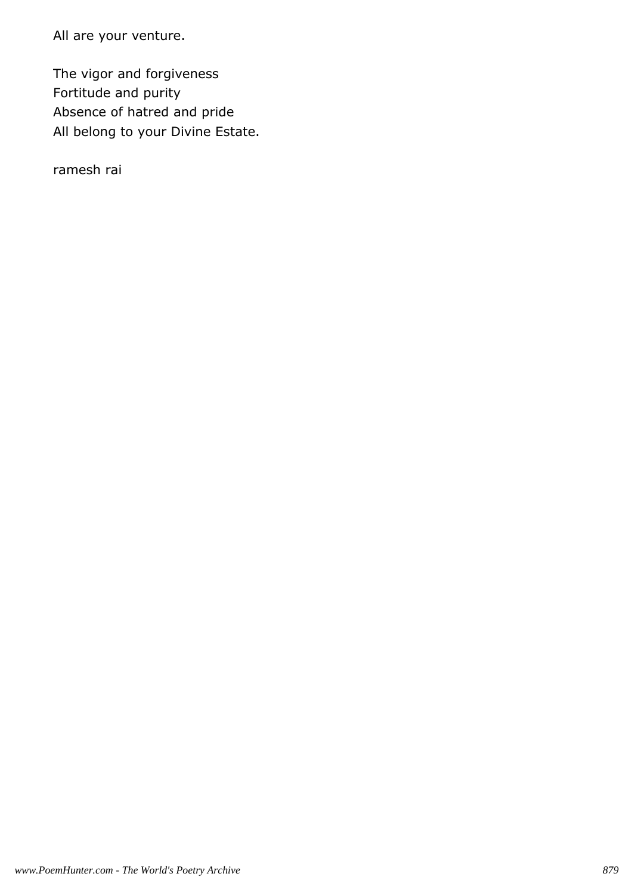All are your venture.

The vigor and forgiveness  
Fortitude and purity  
Absence of hatred and pride  
All belong to your Divine Estate.

ramesh rai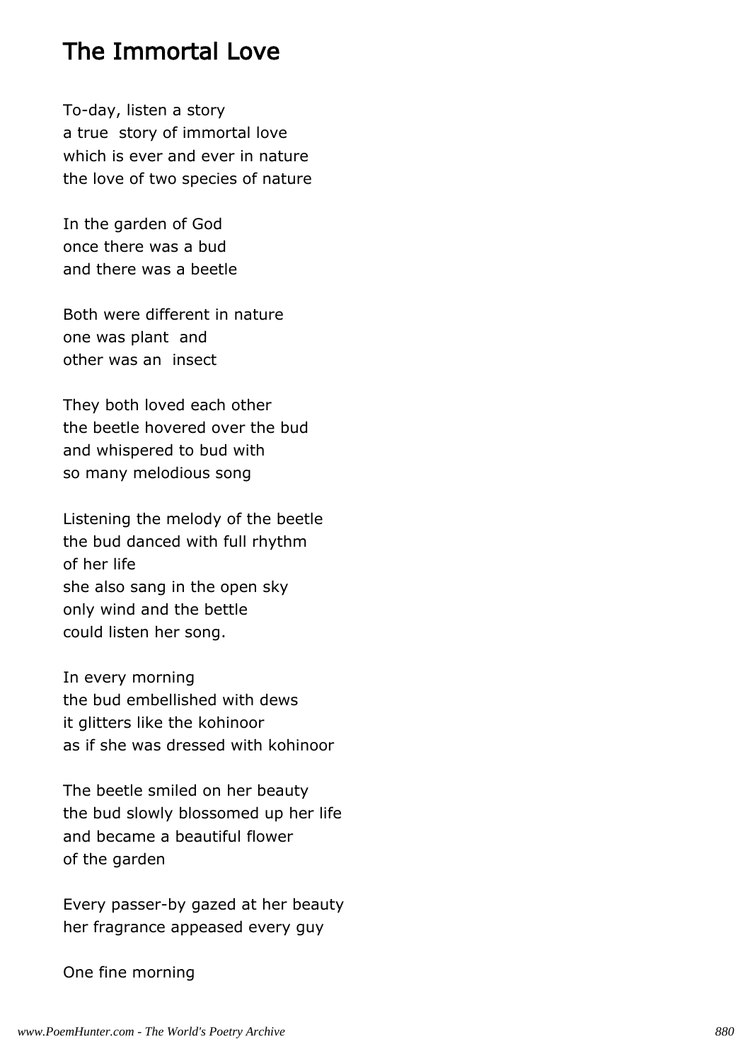## The Immortal Love

To-day, listen a story  
a true  story of immortal love  
which is ever and ever in nature  
the love of two species of nature

In the garden of God  
once there was a bud  
and there was a beetle

Both were different in nature  
one was plant  and  
other was an  insect

They both loved each other  
the beetle hovered over the bud  
and whispered to bud with  
so many melodious song

Listening the melody of the beetle  
the bud danced with full rhythm  
of her life  
she also sang in the open sky  
only wind and the bettle  
could listen her song.

In every morning  
the bud embellished with dews  
it glitters like the kohinoor  
as if she was dressed with kohinoor

The beetle smiled on her beauty  
the bud slowly blossomed up her life  
and became a beautiful flower  
of the garden

Every passer-by gazed at her beauty  
her fragrance appeased every guy

One fine morning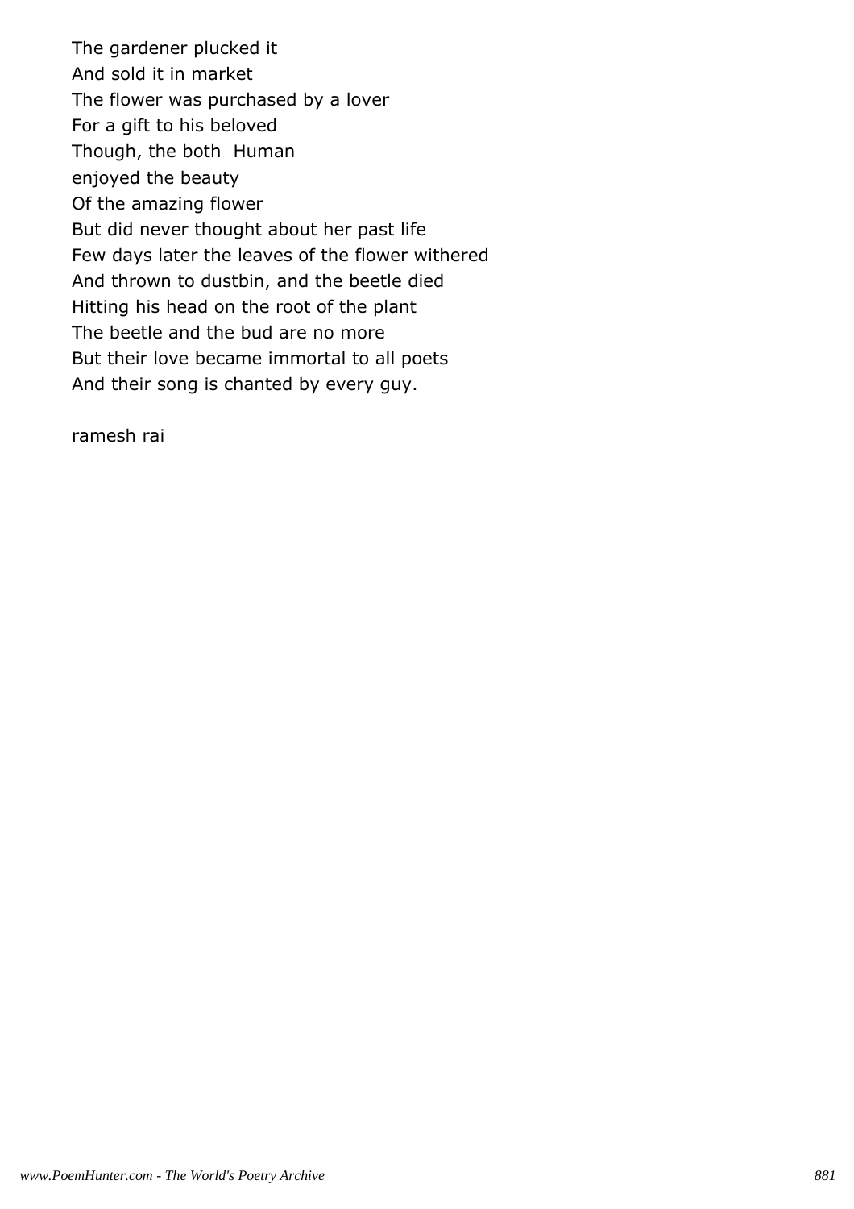The gardener plucked it
And sold it in market
The flower was purchased by a lover
For a gift to his beloved
Though, the both  Human
enjoyed the beauty
Of the amazing flower
But did never thought about her past life
Few days later the leaves of the flower withered
And thrown to dustbin, and the beetle died
Hitting his head on the root of the plant
The beetle and the bud are no more
But their love became immortal to all poets
And their song is chanted by every guy.

ramesh rai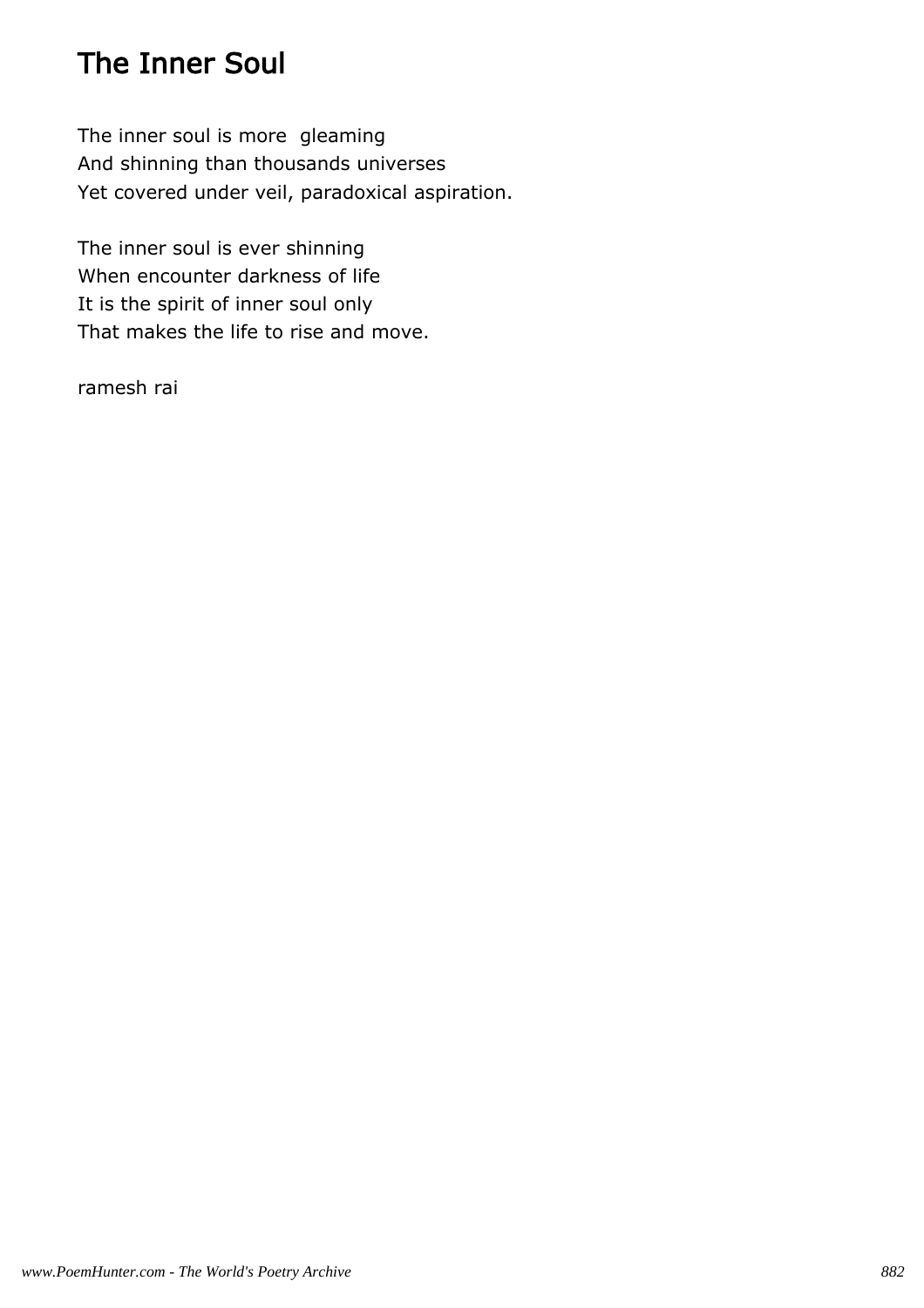# The Inner Soul

The inner soul is more  gleaming
And shinning than thousands universes
Yet covered under veil, paradoxical aspiration.

The inner soul is ever shinning
When encounter darkness of life
It is the spirit of inner soul only
That makes the life to rise and move.

ramesh rai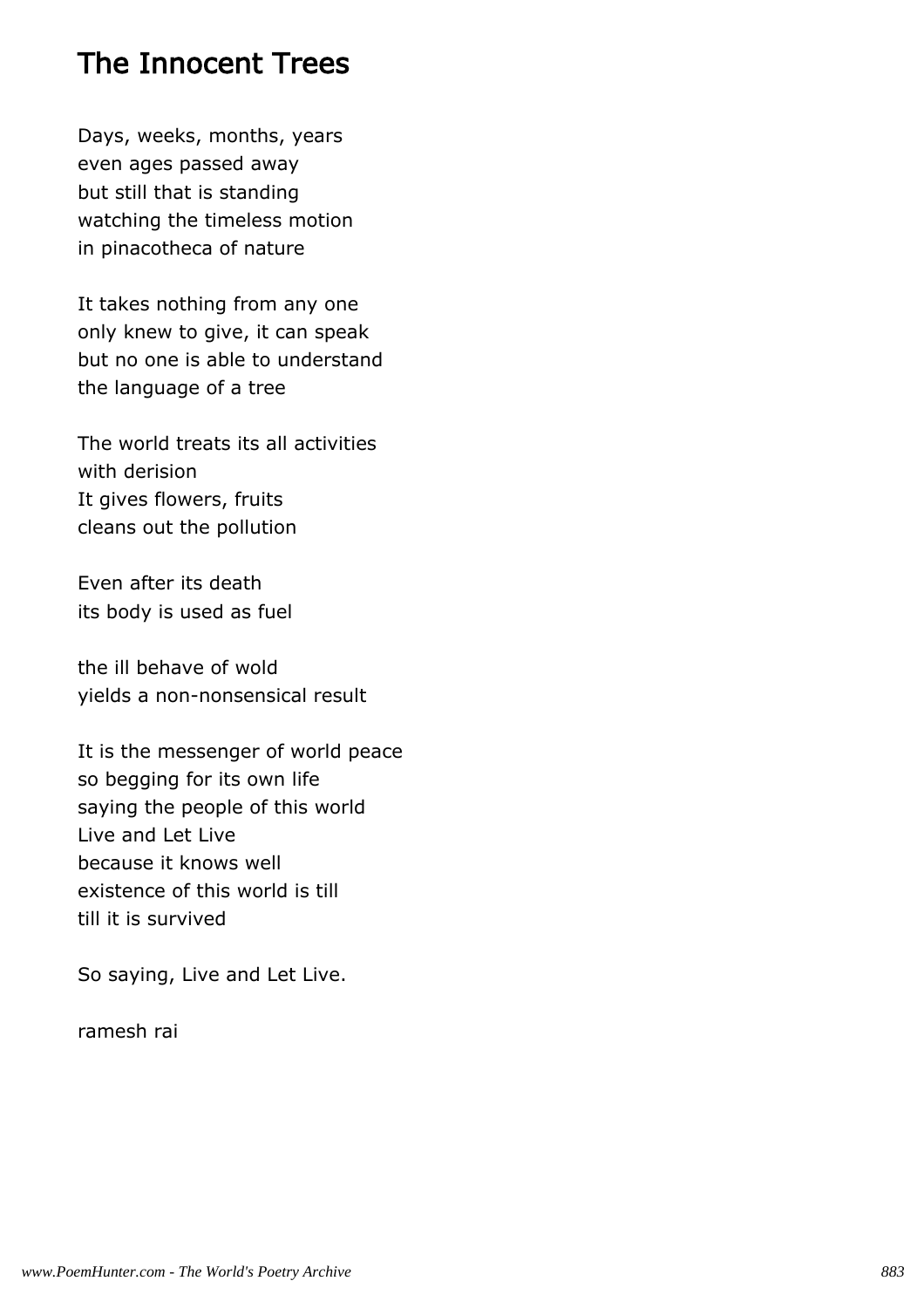# The Innocent Trees

Days, weeks, months, years  
even ages passed away  
but still that is standing  
watching the timeless motion  
in pinacotheca of nature

It takes nothing from any one  
only knew to give, it can speak  
but no one is able to understand  
the language of a tree

The world treats its all activities  
with derision  
It gives flowers, fruits  
cleans out the pollution

Even after its death  
its body is used as fuel

the ill behave of wold  
yields a non-nonsensical result

It is the messenger of world peace  
so begging for its own life  
saying the people of this world  
Live and Let Live  
because it knows well  
existence of this world is till  
till it is survived

So saying, Live and Let Live.

ramesh rai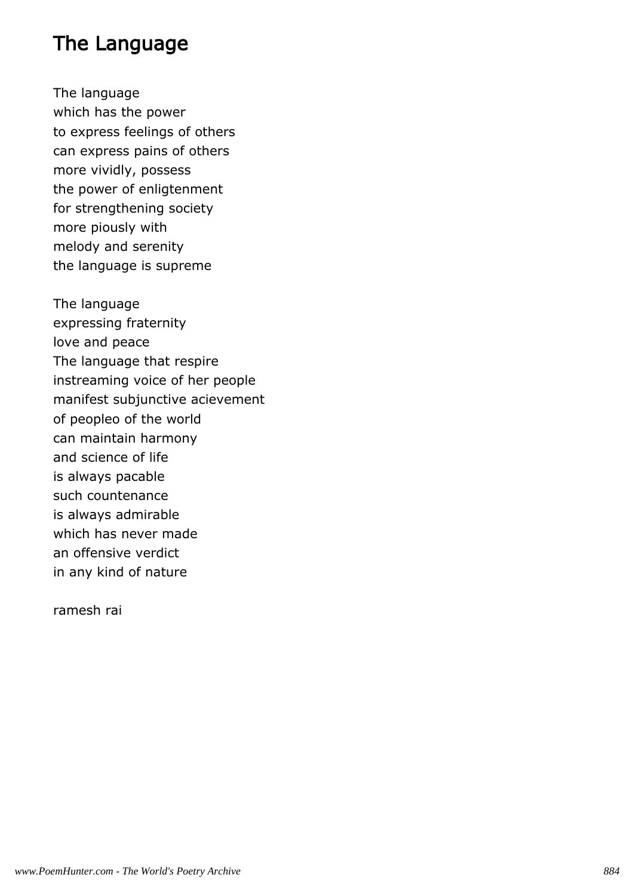# The Language

The language  
which has the power  
to express feelings of others  
can express pains of others  
more vividly, possess  
the power of enligtenment  
for strengthening society  
more piously with  
melody and serenity  
the language is supreme

The language  
expressing fraternity  
love and peace  
The language that respire  
instreaming voice of her people  
manifest subjunctive acievement  
of peopleo of the world  
can maintain harmony  
and science of life  
is always pacable  
such countenance  
is always admirable  
which has never made  
an offensive verdict  
in any kind of nature

ramesh rai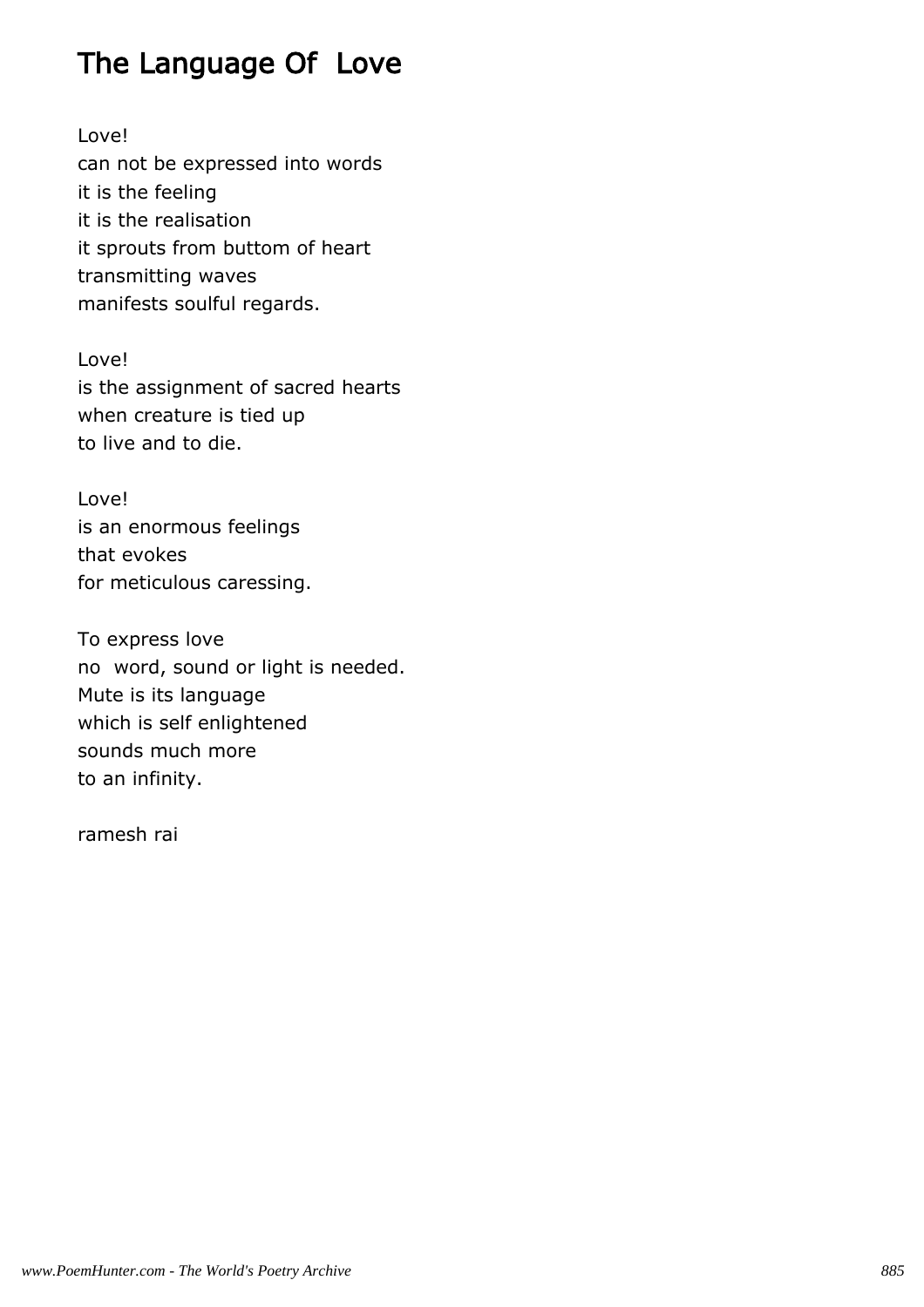# The Language Of  Love

Love!  
can not be expressed into words  
it is the feeling  
it is the realisation  
it sprouts from buttom of heart  
transmitting waves  
manifests soulful regards.

Love!  
is the assignment of sacred hearts  
when creature is tied up  
to live and to die.

Love!  
is an enormous feelings  
that evokes  
for meticulous caressing.

To express love  
no  word, sound or light is needed.  
Mute is its language  
which is self enlightened  
sounds much more  
to an infinity.

ramesh rai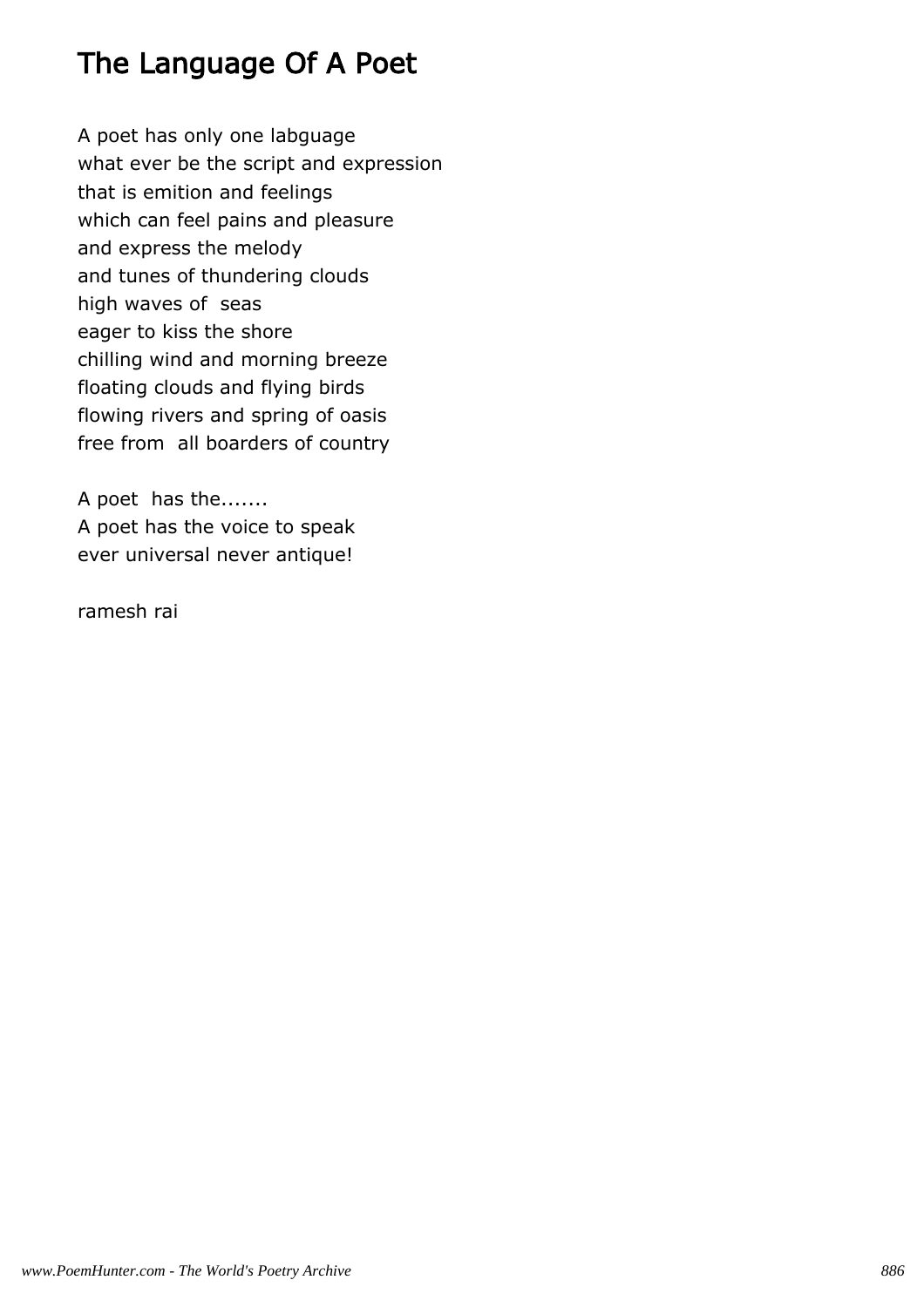# The Language Of A Poet

A poet has only one labguage
what ever be the script and expression
that is emition and feelings
which can feel pains and pleasure
and express the melody
and tunes of thundering clouds
high waves of seas
eager to kiss the shore
chilling wind and morning breeze
floating clouds and flying birds
flowing rivers and spring of oasis
free from all boarders of country

A poet has the.......
A poet has the voice to speak
ever universal never antique!

ramesh rai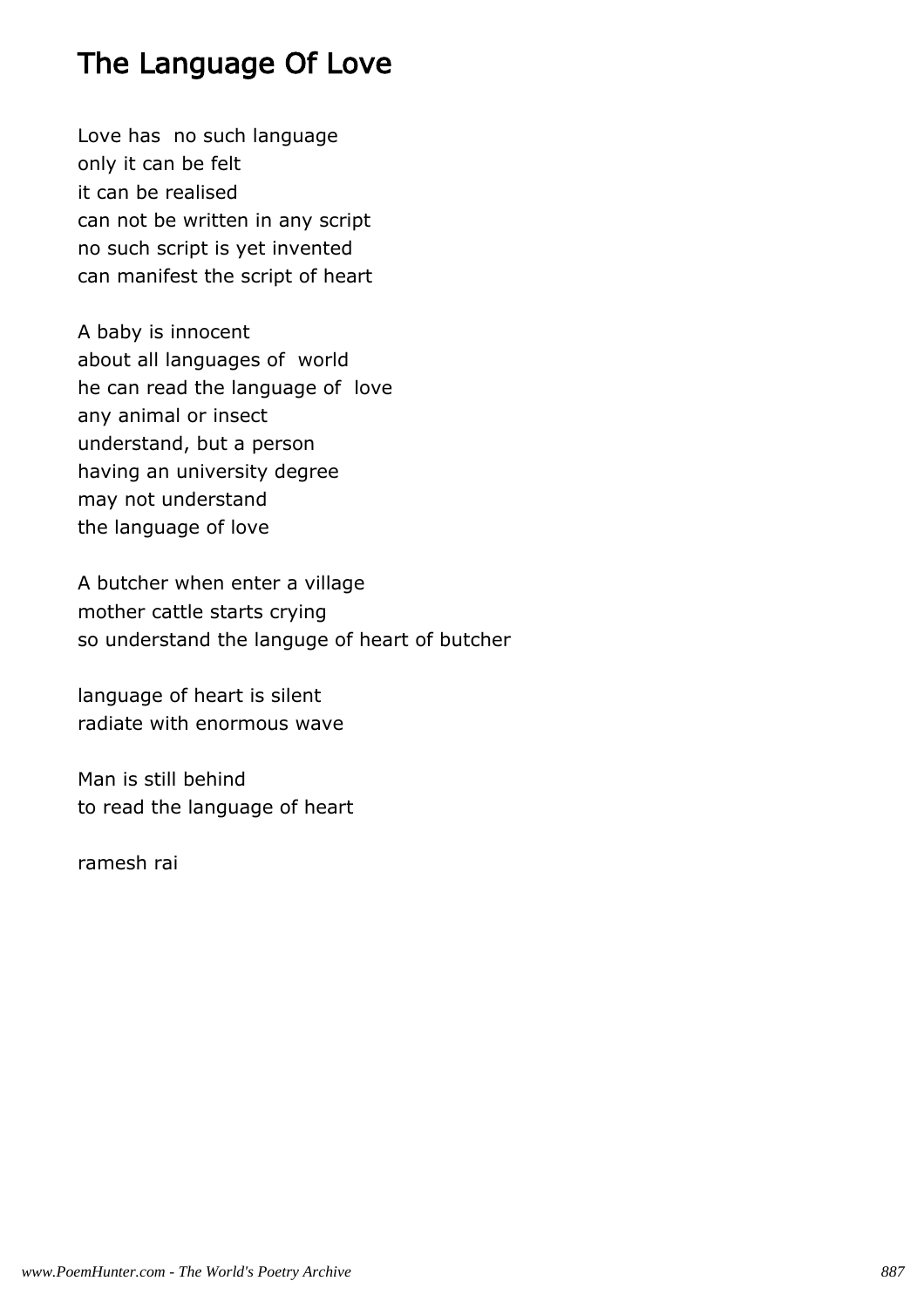# The Language Of Love

Love has no such language
only it can be felt
it can be realised
can not be written in any script
no such script is yet invented
can manifest the script of heart

A baby is innocent
about all languages of world
he can read the language of love
any animal or insect
understand, but a person
having an university degree
may not understand
the language of love

A butcher when enter a village
mother cattle starts crying
so understand the languge of heart of butcher

language of heart is silent
radiate with enormous wave

Man is still behind
to read the language of heart

ramesh rai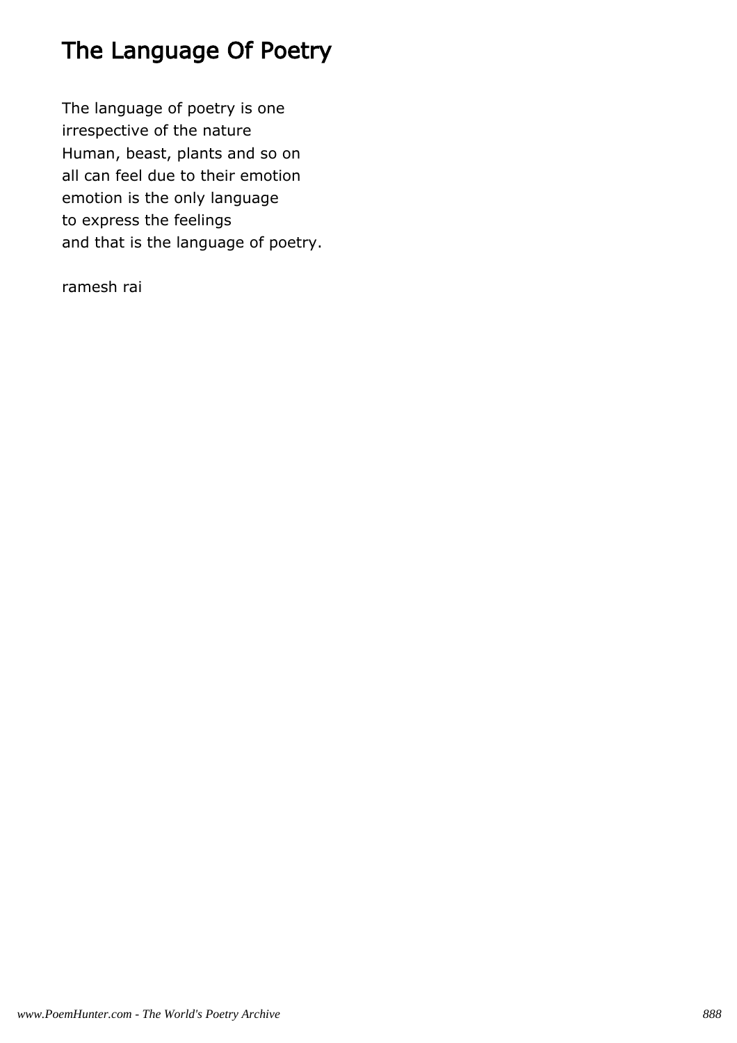# The Language Of Poetry

The language of poetry is one
irrespective of the nature
Human, beast, plants and so on
all can feel due to their emotion
emotion is the only language
to express the feelings
and that is the language of poetry.

ramesh rai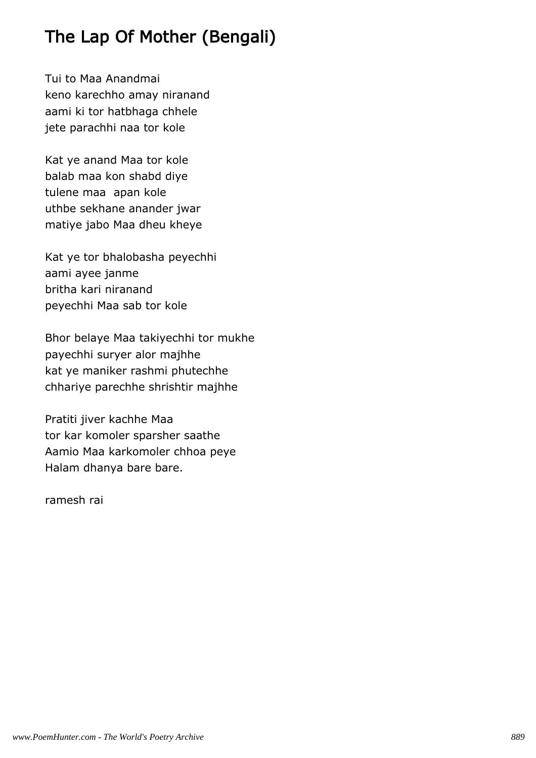# The Lap Of Mother (Bengali)

Tui to Maa Anandmai  
keno karechho amay niranand  
aami ki tor hatbhaga chhele  
jete parachhi naa tor kole

Kat ye anand Maa tor kole  
balab maa kon shabd diye  
tulene maa  apan kole  
uthbe sekhane anander jwar  
matiye jabo Maa dheu kheye

Kat ye tor bhalobasha peyechhi  
aami ayee janme  
britha kari niranand  
peyechhi Maa sab tor kole

Bhor belaye Maa takiyechhi tor mukhe  
payechhi suryer alor majhhe  
kat ye maniker rashmi phutechhe  
chhariye parechhe shrishtir majhhe

Pratiti jiver kachhe Maa  
tor kar komoler sparsher saathe  
Aamio Maa karkomoler chhoa peye  
Halam dhanya bare bare.

ramesh rai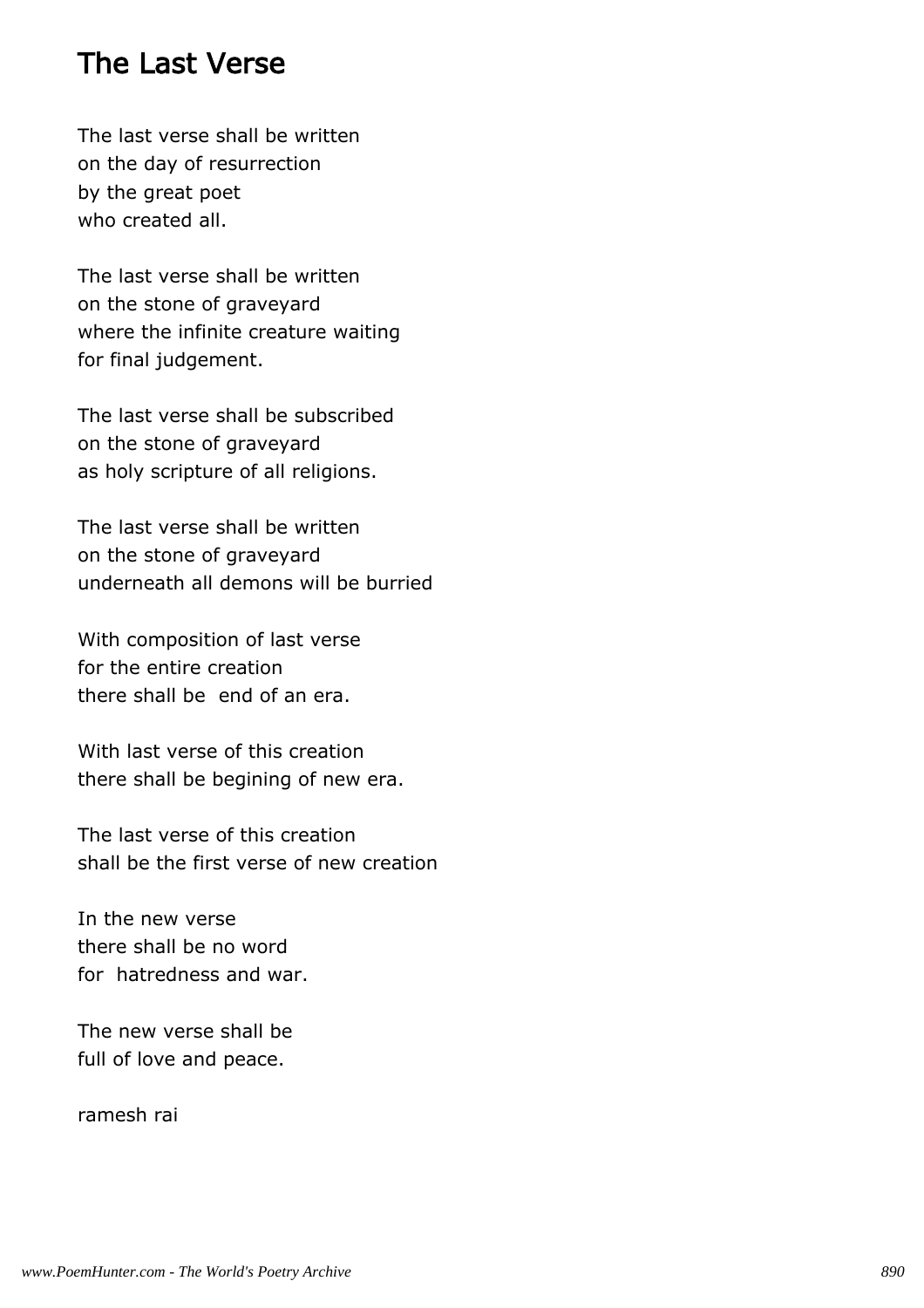# The Last Verse

The last verse shall be written
on the day of resurrection
by the great poet
who created all.

The last verse shall be written
on the stone of graveyard
where the infinite creature waiting
for final judgement.

The last verse shall be subscribed
on the stone of graveyard
as holy scripture of all religions.

The last verse shall be written
on the stone of graveyard
underneath all demons will be burried

With composition of last verse
for the entire creation
there shall be  end of an era.

With last verse of this creation
there shall be begining of new era.

The last verse of this creation
shall be the first verse of new creation

In the new verse
there shall be no word
for  hatredness and war.

The new verse shall be
full of love and peace.

ramesh rai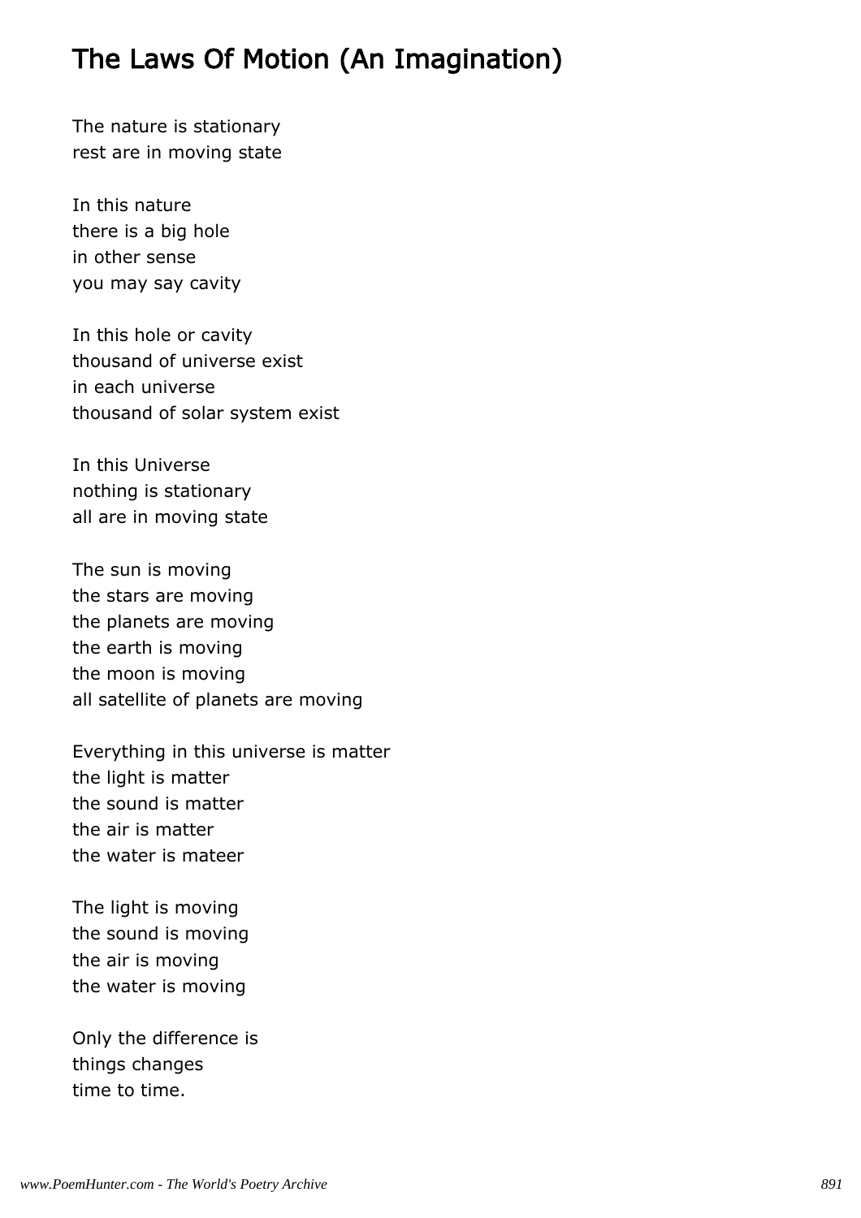# The Laws Of Motion (An Imagination)

The nature is stationary  
rest are in moving state

In this nature  
there is a big hole  
in other sense  
you may say cavity

In this hole or cavity  
thousand of universe exist  
in each universe  
thousand of solar system exist

In this Universe  
nothing is stationary  
all are in moving state

The sun is moving  
the stars are moving  
the planets are moving  
the earth is moving  
the moon is moving  
all satellite of planets are moving

Everything in this universe is matter  
the light is matter  
the sound is matter  
the air is matter  
the water is mateer

The light is moving  
the sound is moving  
the air is moving  
the water is moving

Only the difference is  
things changes  
time to time.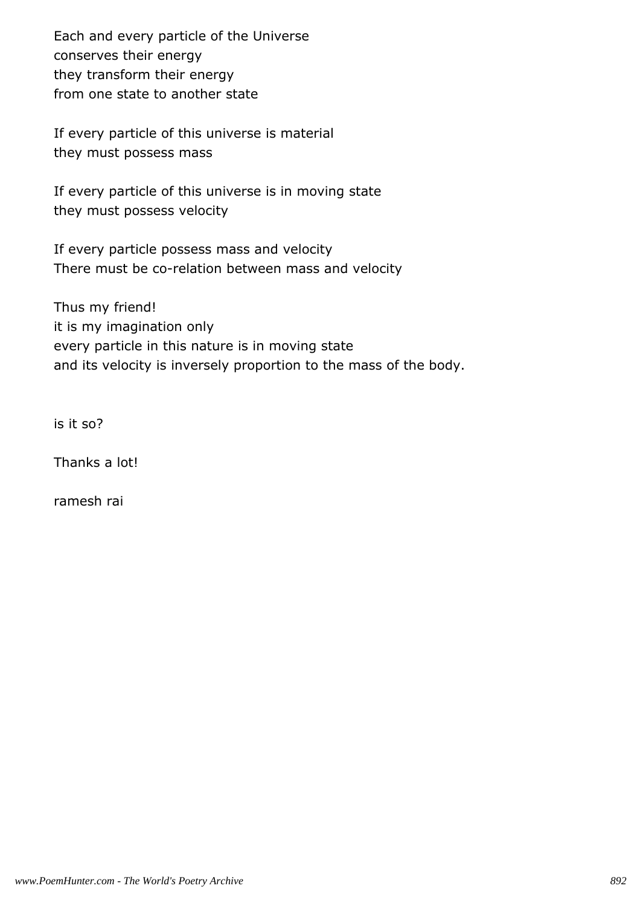Each and every particle of the Universe
conserves their energy
they transform their energy
from one state to another state

If every particle of this universe is material
they must possess mass

If every particle of this universe is in moving state
they must possess velocity

If every particle possess mass and velocity
There must be co-relation between mass and velocity

Thus my friend!
it is my imagination only
every particle in this nature is in moving state
and its velocity is inversely proportion to the mass of the body.

is it so?

Thanks a lot!

ramesh rai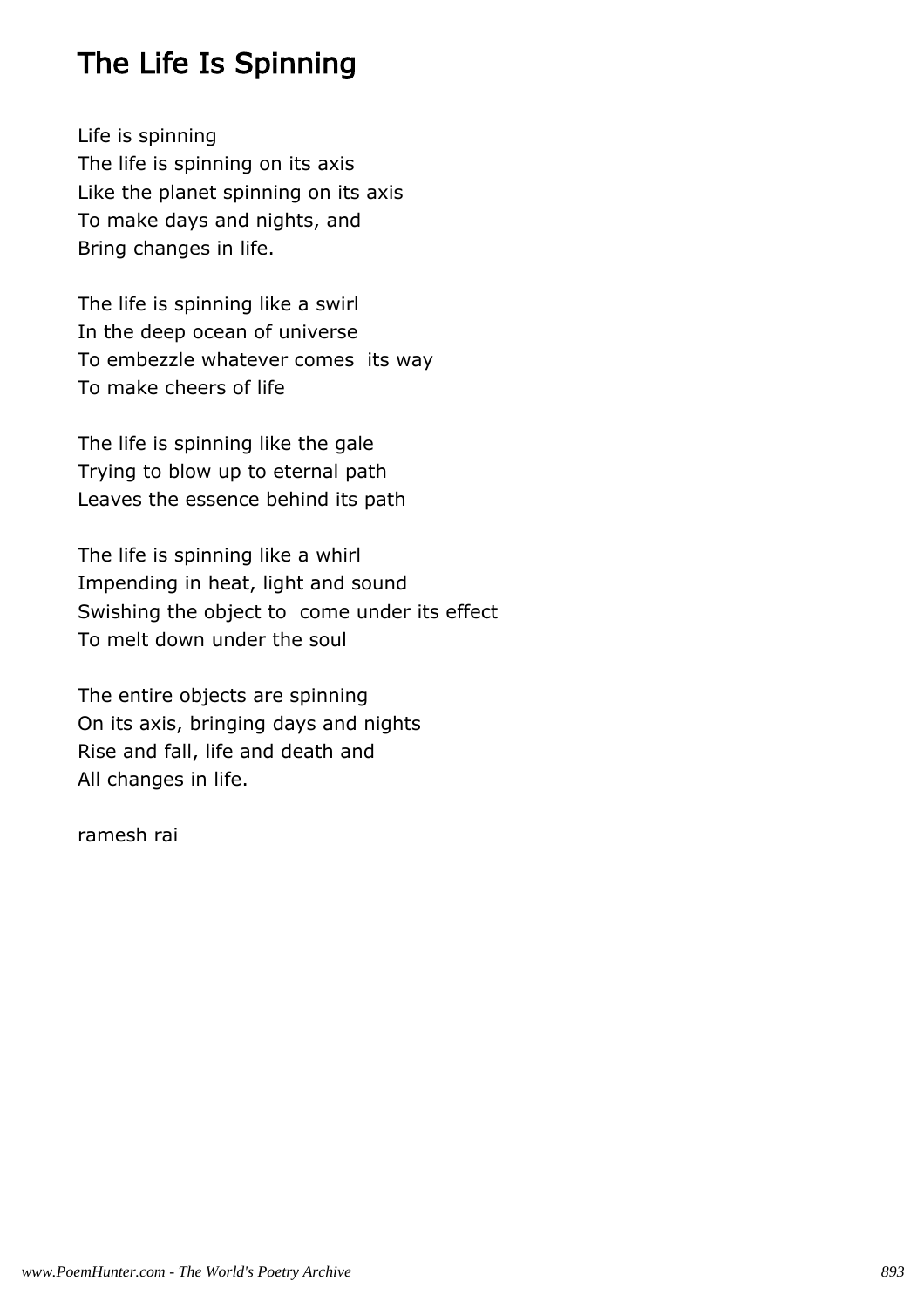# The Life Is Spinning

Life is spinning
The life is spinning on its axis
Like the planet spinning on its axis
To make days and nights, and
Bring changes in life.

The life is spinning like a swirl
In the deep ocean of universe
To embezzle whatever comes its way
To make cheers of life

The life is spinning like the gale
Trying to blow up to eternal path
Leaves the essence behind its path

The life is spinning like a whirl
Impending in heat, light and sound
Swishing the object to come under its effect
To melt down under the soul

The entire objects are spinning
On its axis, bringing days and nights
Rise and fall, life and death and
All changes in life.

ramesh rai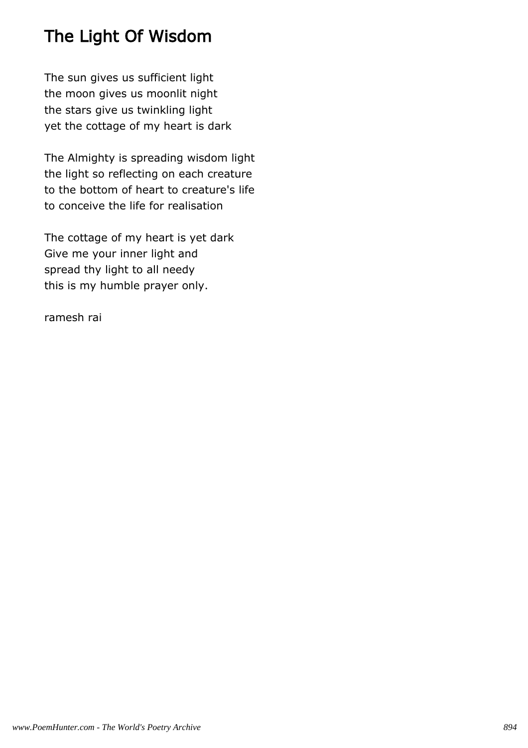# The Light Of Wisdom

The sun gives us sufficient light  
the moon gives us moonlit night  
the stars give us twinkling light  
yet the cottage of my heart is dark

The Almighty is spreading wisdom light  
the light so reflecting on each creature  
to the bottom of heart to creature's life  
to conceive the life for realisation

The cottage of my heart is yet dark  
Give me your inner light and  
spread thy light to all needy  
this is my humble prayer only.

ramesh rai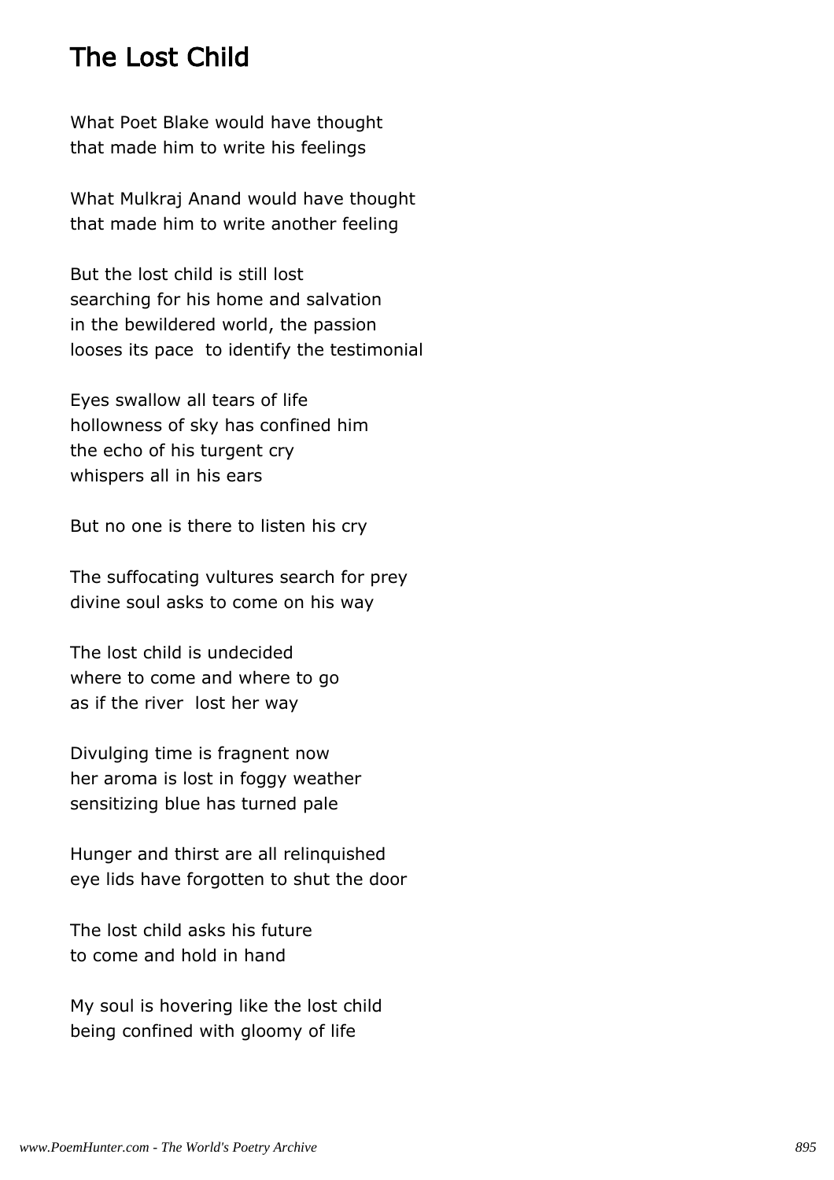# The Lost Child

What Poet Blake would have thought
that made him to write his feelings

What Mulkraj Anand would have thought
that made him to write another feeling

But the lost child is still lost
searching for his home and salvation
in the bewildered world, the passion
looses its pace  to identify the testimonial

Eyes swallow all tears of life
hollowness of sky has confined him
the echo of his turgent cry
whispers all in his ears

But no one is there to listen his cry

The suffocating vultures search for prey
divine soul asks to come on his way

The lost child is undecided
where to come and where to go
as if the river  lost her way

Divulging time is fragnent now
her aroma is lost in foggy weather
sensitizing blue has turned pale

Hunger and thirst are all relinquished
eye lids have forgotten to shut the door

The lost child asks his future
to come and hold in hand

My soul is hovering like the lost child
being confined with gloomy of life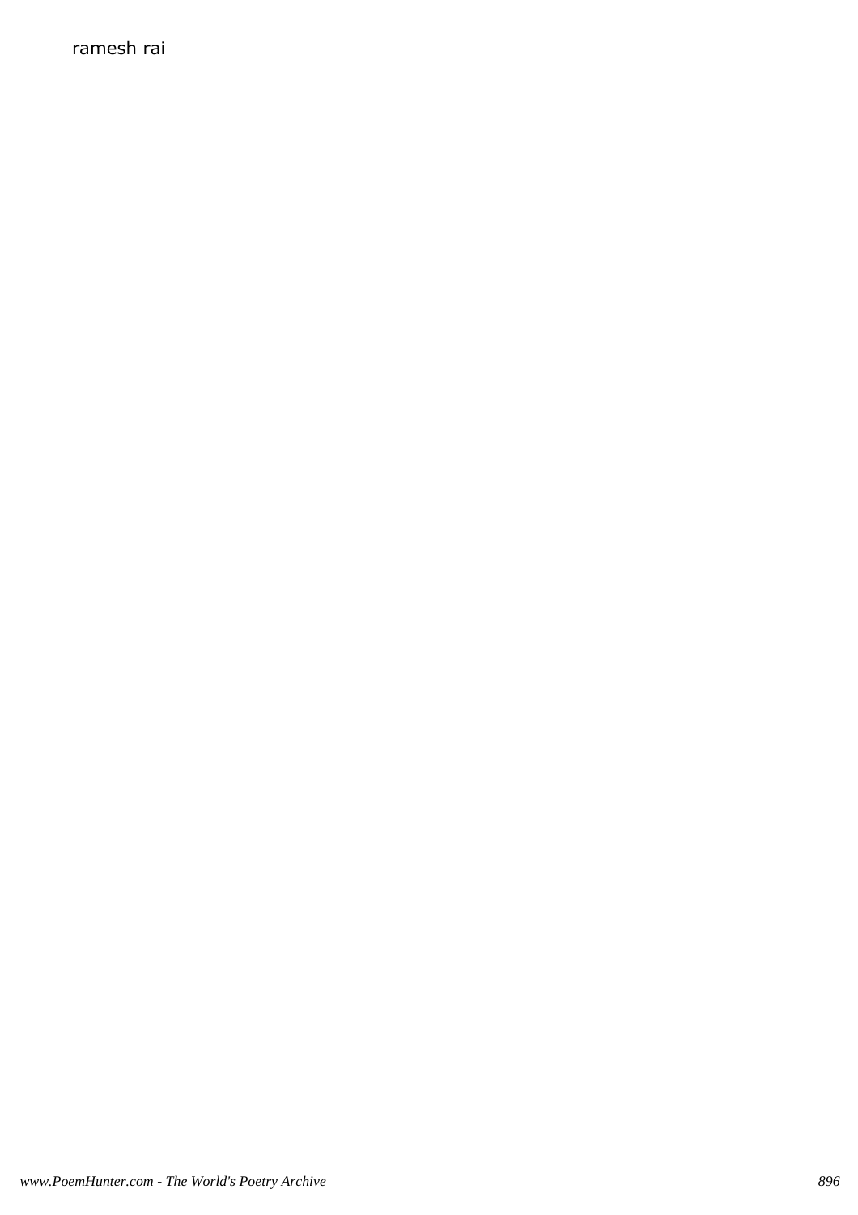ramesh rai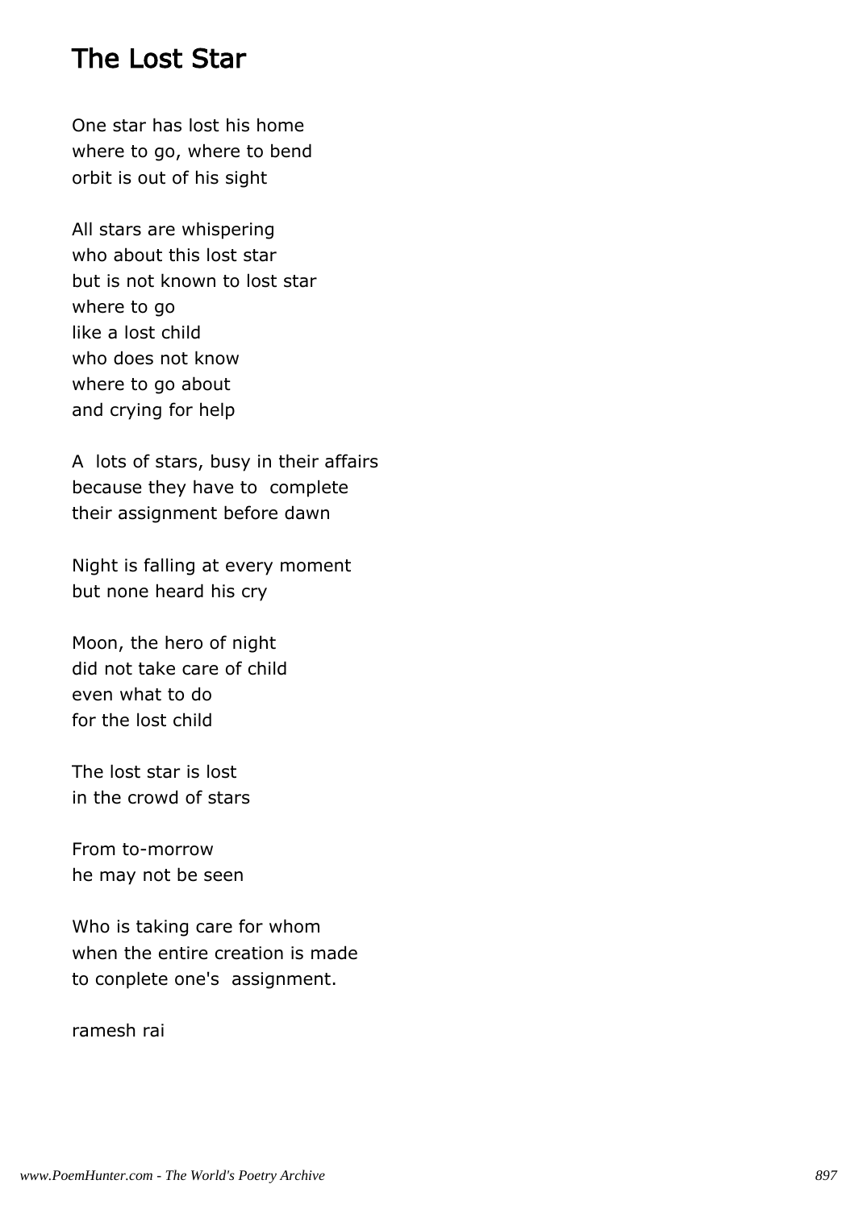## The Lost Star

One star has lost his home  
where to go, where to bend  
orbit is out of his sight

All stars are whispering  
who about this lost star  
but is not known to lost star  
where to go  
like a lost child  
who does not know  
where to go about  
and crying for help

A  lots of stars, busy in their affairs  
because they have to  complete  
their assignment before dawn

Night is falling at every moment  
but none heard his cry

Moon, the hero of night  
did not take care of child  
even what to do  
for the lost child

The lost star is lost  
in the crowd of stars

From to-morrow  
he may not be seen

Who is taking care for whom  
when the entire creation is made  
to conplete one's  assignment.

ramesh rai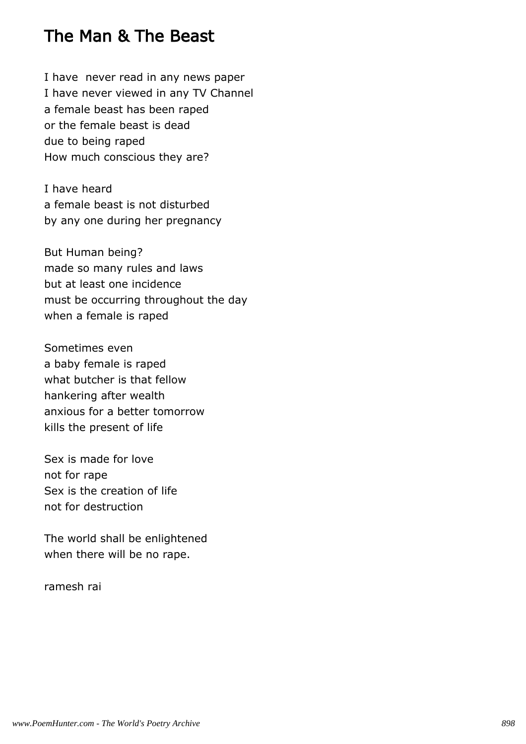# The Man & The Beast

I have never read in any news paper  
I have never viewed in any TV Channel  
a female beast has been raped  
or the female beast is dead  
due to being raped  
How much conscious they are?

I have heard  
a female beast is not disturbed  
by any one during her pregnancy

But Human being?  
made so many rules and laws  
but at least one incidence  
must be occurring throughout the day  
when a female is raped

Sometimes even  
a baby female is raped  
what butcher is that fellow  
hankering after wealth  
anxious for a better tomorrow  
kills the present of life

Sex is made for love  
not for rape  
Sex is the creation of life  
not for destruction

The world shall be enlightened  
when there will be no rape.

ramesh rai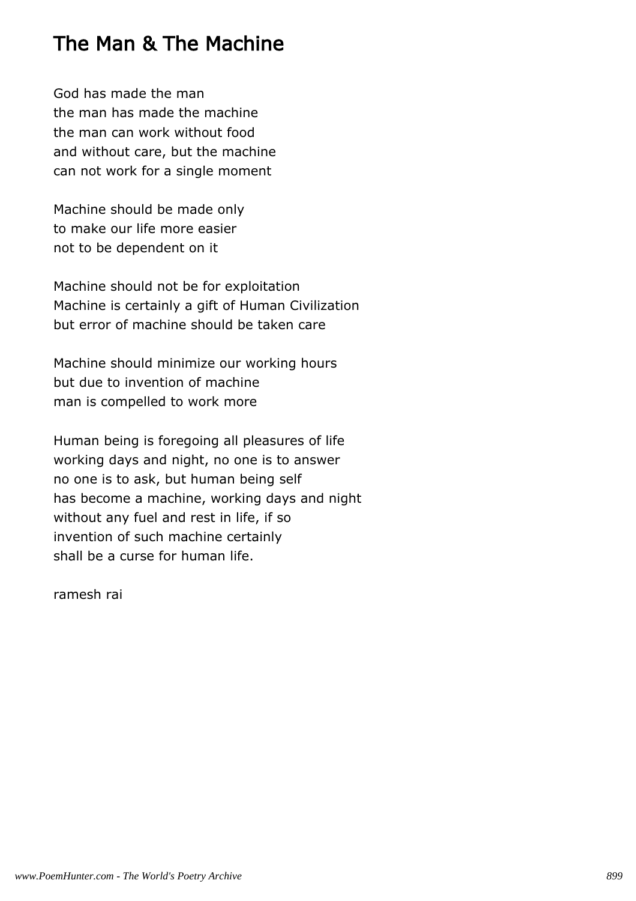# The Man & The Machine

God has made the man  
the man has made the machine  
the man can work without food  
and without care, but the machine  
can not work for a single moment

Machine should be made only  
to make our life more easier  
not to be dependent on it

Machine should not be for exploitation  
Machine is certainly a gift of Human Civilization  
but error of machine should be taken care

Machine should minimize our working hours  
but due to invention of machine  
man is compelled to work more

Human being is foregoing all pleasures of life  
working days and night, no one is to answer  
no one is to ask, but human being self  
has become a machine, working days and night  
without any fuel and rest in life, if so  
invention of such machine certainly  
shall be a curse for human life.

ramesh rai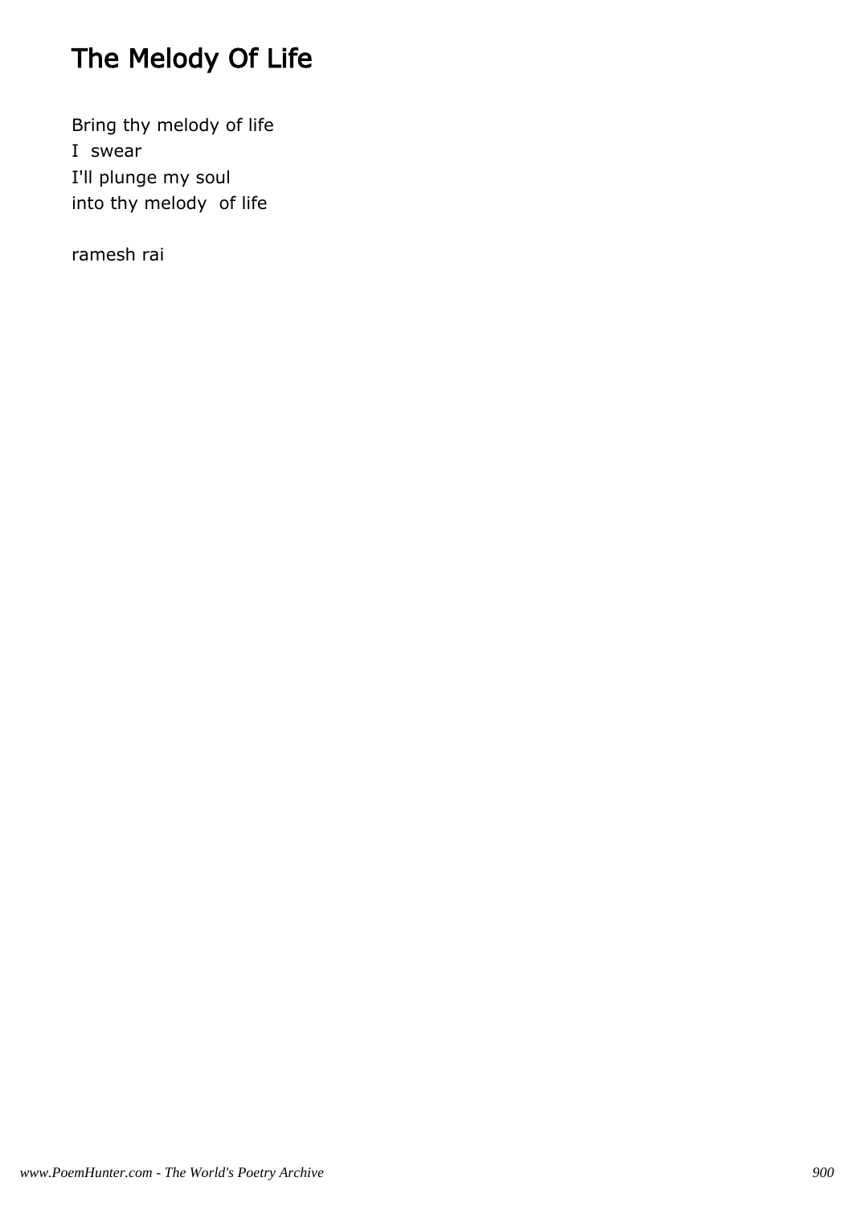# The Melody Of Life

Bring thy melody of life  
I swear  
I'll plunge my soul  
into thy melody of life

ramesh rai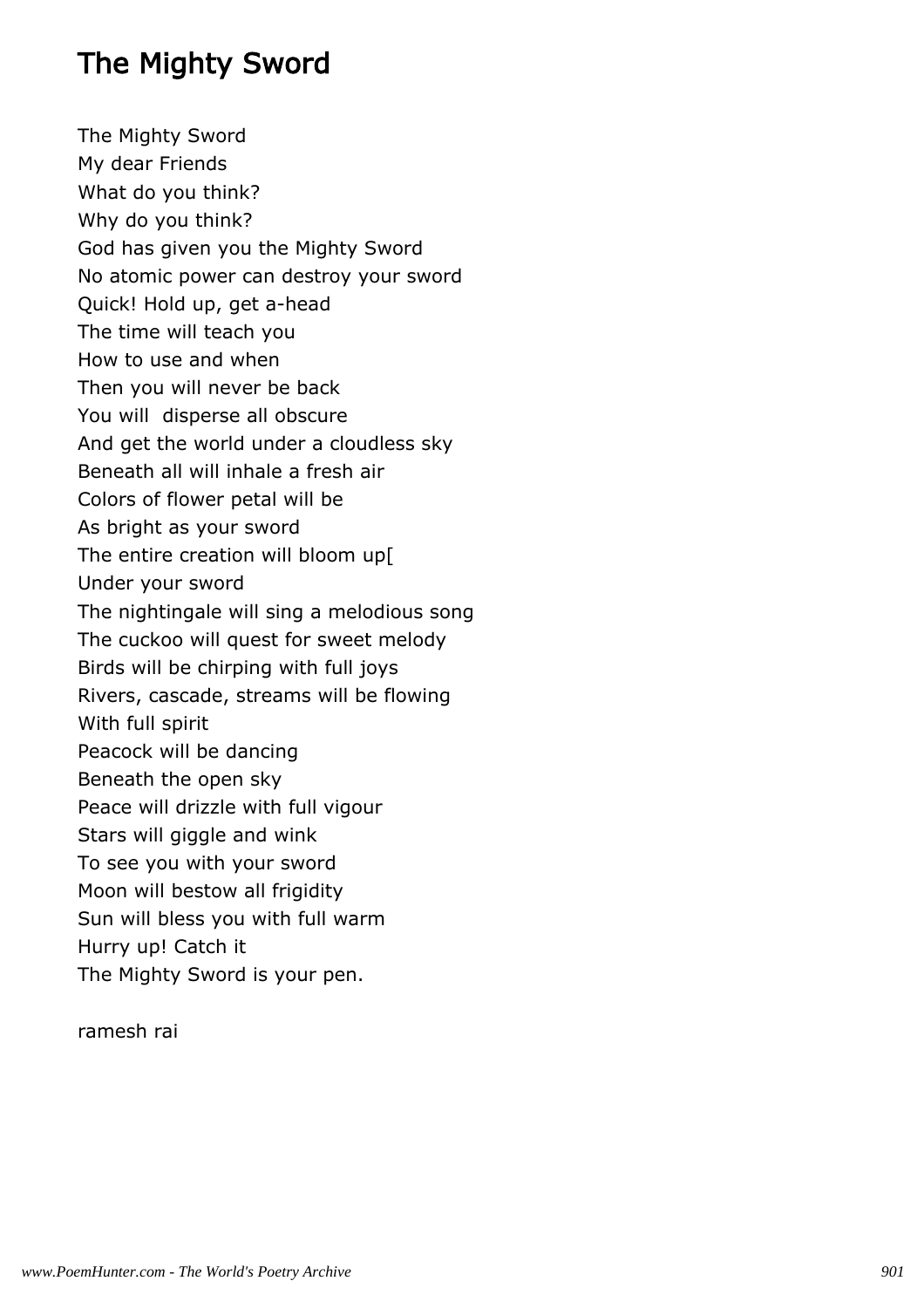# The Mighty Sword

The Mighty Sword
My dear Friends
What do you think?
Why do you think?
God has given you the Mighty Sword
No atomic power can destroy your sword
Quick! Hold up, get a-head
The time will teach you
How to use and when
Then you will never be back
You will  disperse all obscure
And get the world under a cloudless sky
Beneath all will inhale a fresh air
Colors of flower petal will be
As bright as your sword
The entire creation will bloom up[
Under your sword
The nightingale will sing a melodious song
The cuckoo will quest for sweet melody
Birds will be chirping with full joys
Rivers, cascade, streams will be flowing
With full spirit
Peacock will be dancing
Beneath the open sky
Peace will drizzle with full vigour
Stars will giggle and wink
To see you with your sword
Moon will bestow all frigidity
Sun will bless you with full warm
Hurry up! Catch it
The Mighty Sword is your pen.

ramesh rai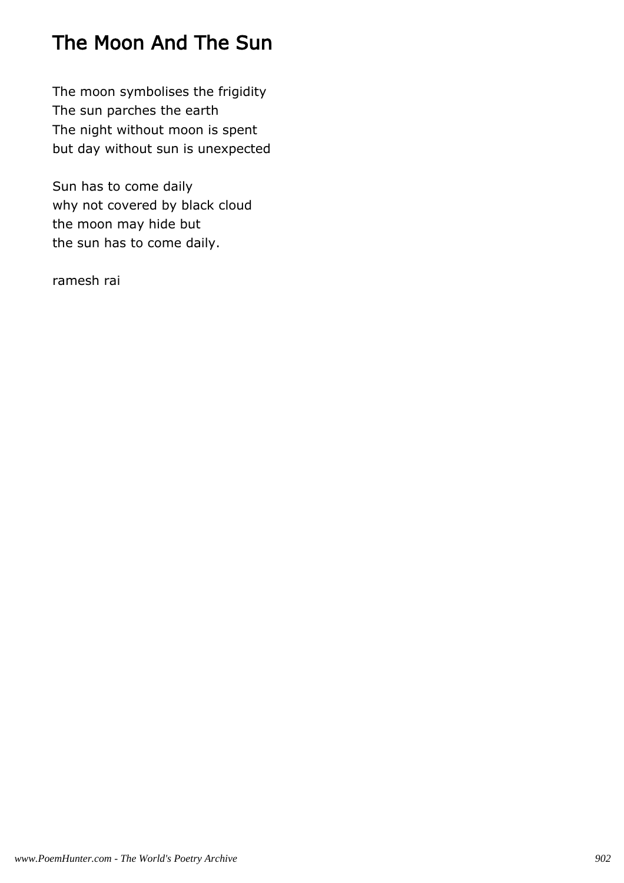# The Moon And The Sun

The moon symbolises the frigidity  
The sun parches the earth  
The night without moon is spent  
but day without sun is unexpected

Sun has to come daily  
why not covered by black cloud  
the moon may hide but  
the sun has to come daily.

ramesh rai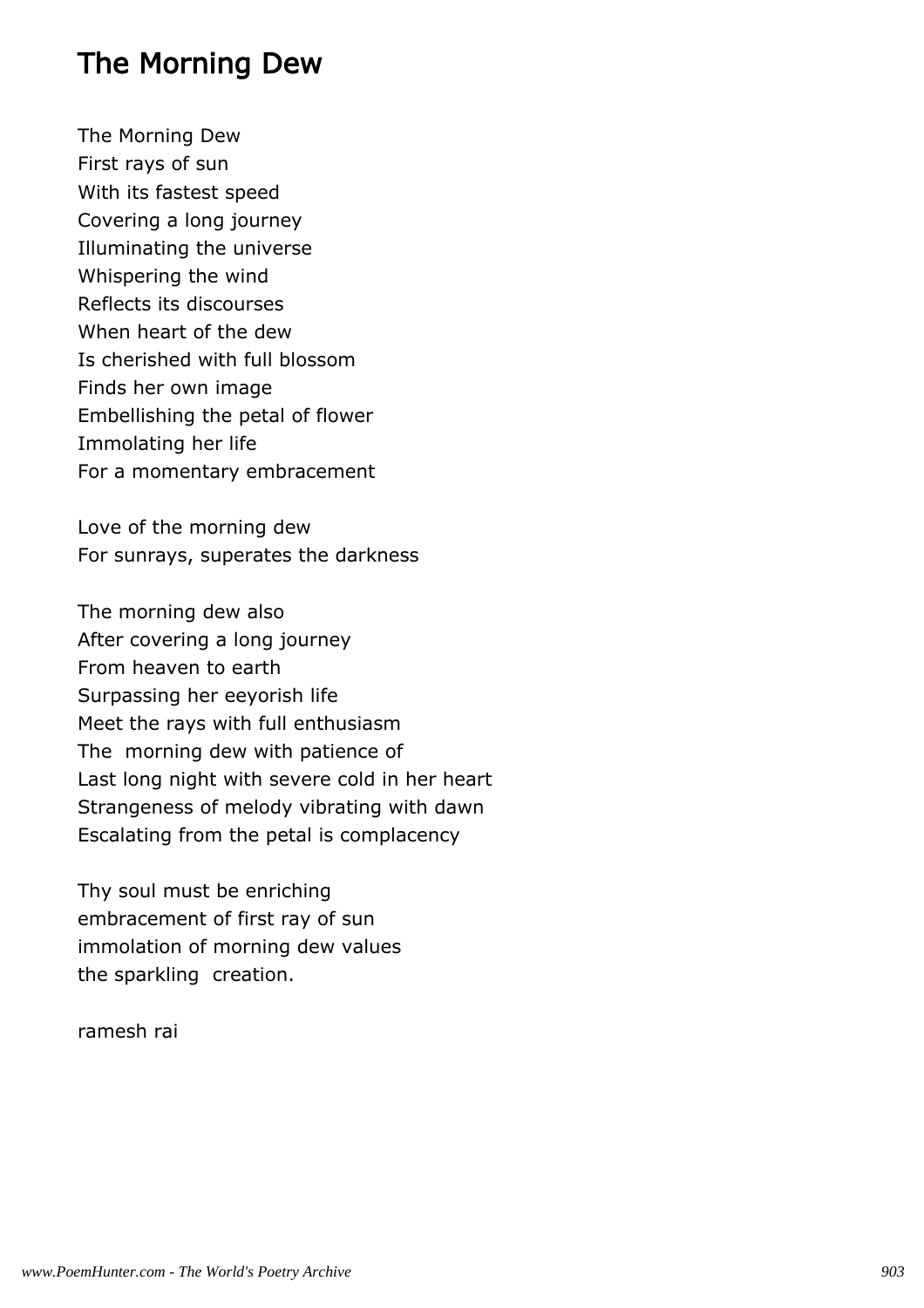# The Morning Dew

The Morning Dew  
First rays of sun  
With its fastest speed  
Covering a long journey  
Illuminating the universe  
Whispering the wind  
Reflects its discourses  
When heart of the dew  
Is cherished with full blossom  
Finds her own image  
Embellishing the petal of flower  
Immolating her life  
For a momentary embracement

Love of the morning dew  
For sunrays, superates the darkness

The morning dew also  
After covering a long journey  
From heaven to earth  
Surpassing her eeyorish life  
Meet the rays with full enthusiasm  
The  morning dew with patience of  
Last long night with severe cold in her heart  
Strangeness of melody vibrating with dawn  
Escalating from the petal is complacency

Thy soul must be enriching  
embracement of first ray of sun  
immolation of morning dew values  
the sparkling  creation.

ramesh rai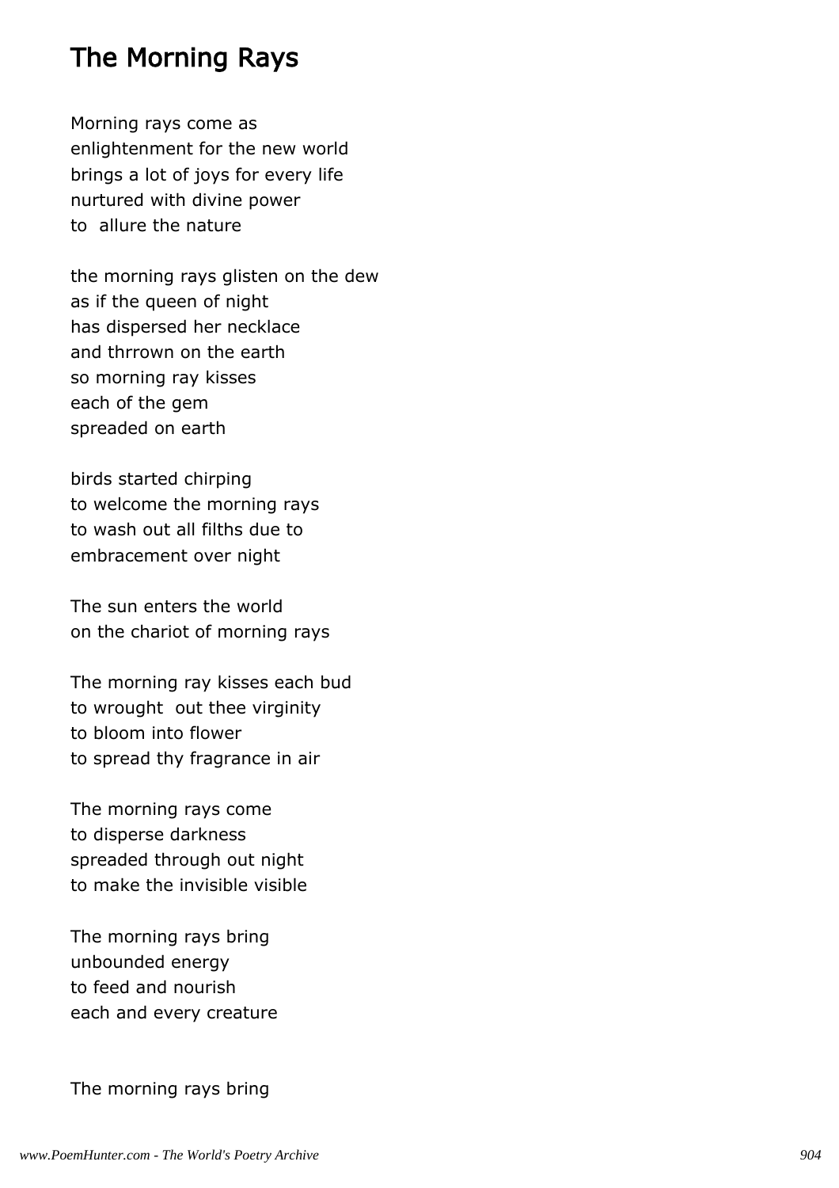# The Morning Rays

Morning rays come as
enlightenment for the new world
brings a lot of joys for every life
nurtured with divine power
to  allure the nature

the morning rays glisten on the dew
as if the queen of night
has dispersed her necklace
and thrrown on the earth
so morning ray kisses
each of the gem
spreaded on earth

birds started chirping
to welcome the morning rays
to wash out all filths due to
embracement over night

The sun enters the world
on the chariot of morning rays

The morning ray kisses each bud
to wrought  out thee virginity
to bloom into flower
to spread thy fragrance in air

The morning rays come
to disperse darkness
spreaded through out night
to make the invisible visible

The morning rays bring
unbounded energy
to feed and nourish
each and every creature

The morning rays bring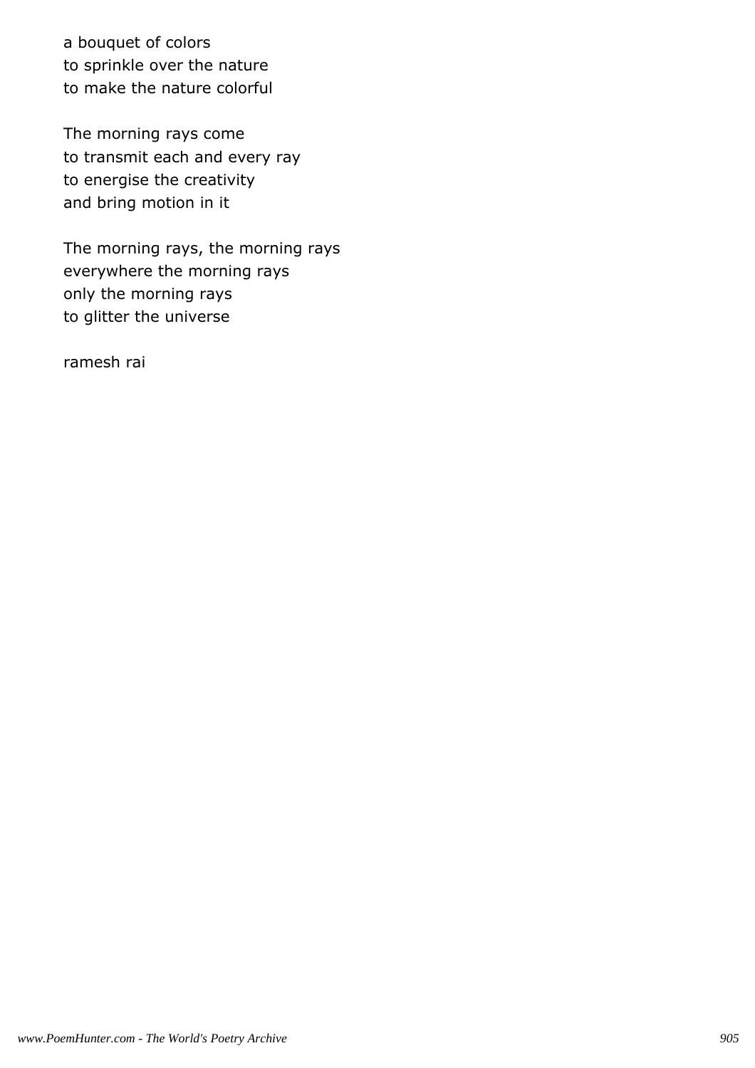a bouquet of colors
to sprinkle over the nature
to make the nature colorful

The morning rays come
to transmit each and every ray
to energise the creativity
and bring motion in it

The morning rays, the morning rays
everywhere the morning rays
only the morning rays
to glitter the universe

ramesh rai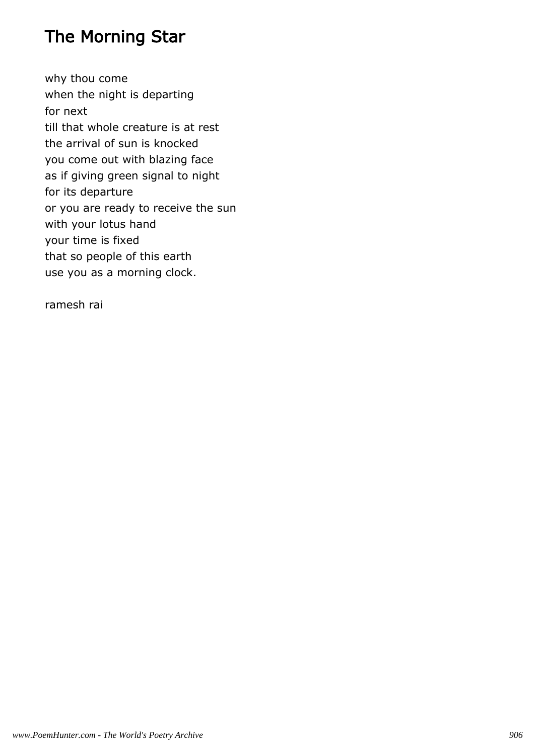# The Morning Star

why thou come  
when the night is departing  
for next  
till that whole creature is at rest  
the arrival of sun is knocked  
you come out with blazing face  
as if giving green signal to night  
for its departure  
or you are ready to receive the sun  
with your lotus hand  
your time is fixed  
that so people of this earth  
use you as a morning clock.

ramesh rai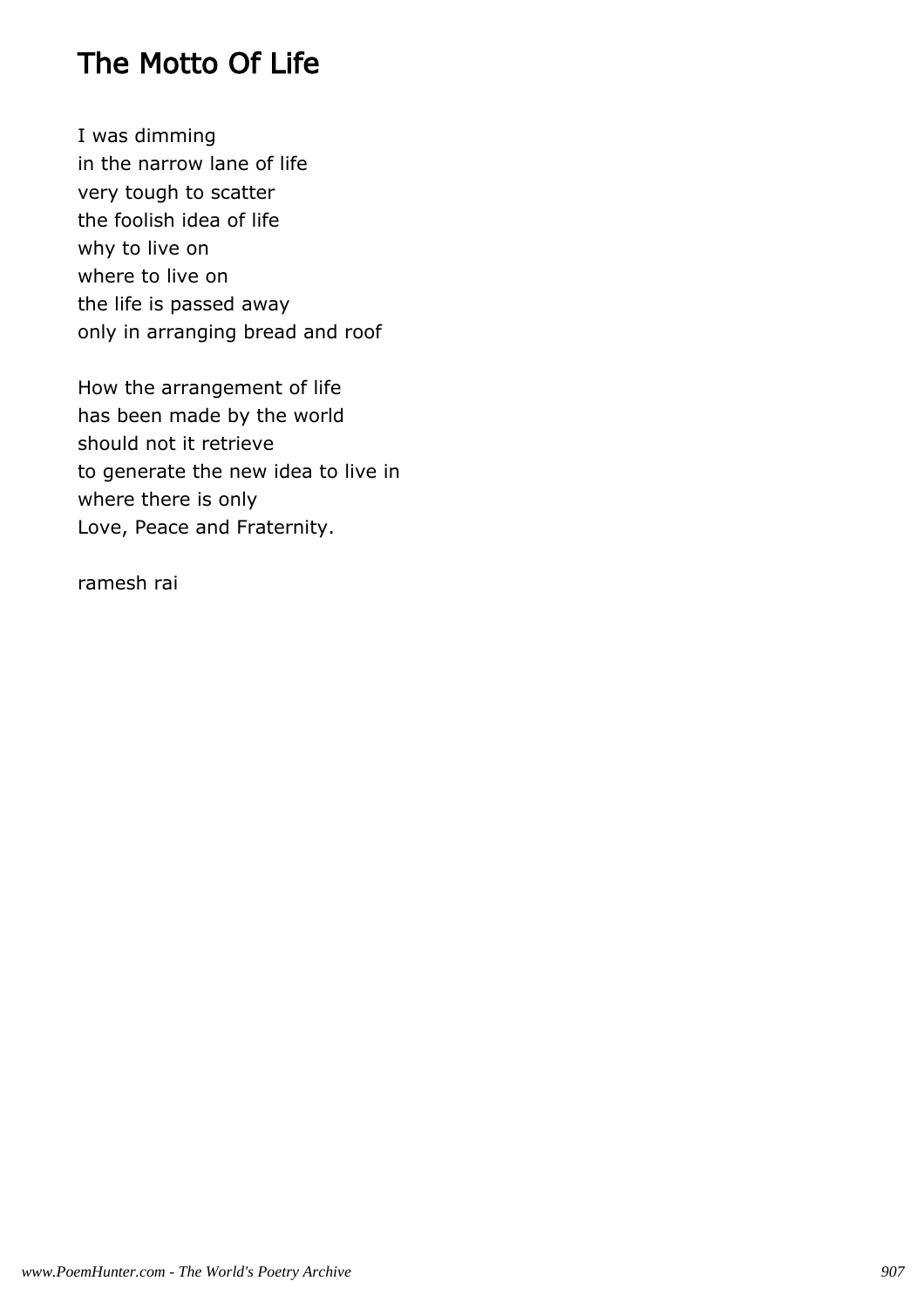# The Motto Of Life

I was dimming
in the narrow lane of life
very tough to scatter
the foolish idea of life
why to live on
where to live on
the life is passed away
only in arranging bread and roof

How the arrangement of life
has been made by the world
should not it retrieve
to generate the new idea to live in
where there is only
Love, Peace and Fraternity.

ramesh rai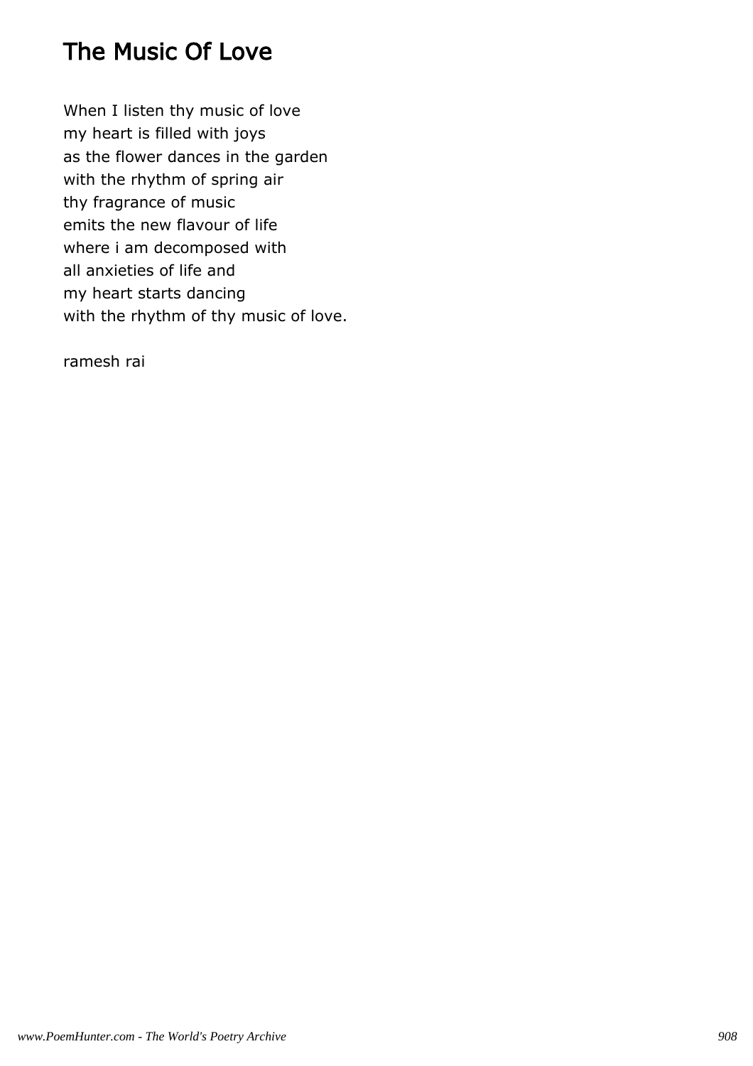# The Music Of Love

When I listen thy music of love
my heart is filled with joys
as the flower dances in the garden
with the rhythm of spring air
thy fragrance of music
emits the new flavour of life
where i am decomposed with
all anxieties of life and
my heart starts dancing
with the rhythm of thy music of love.

ramesh rai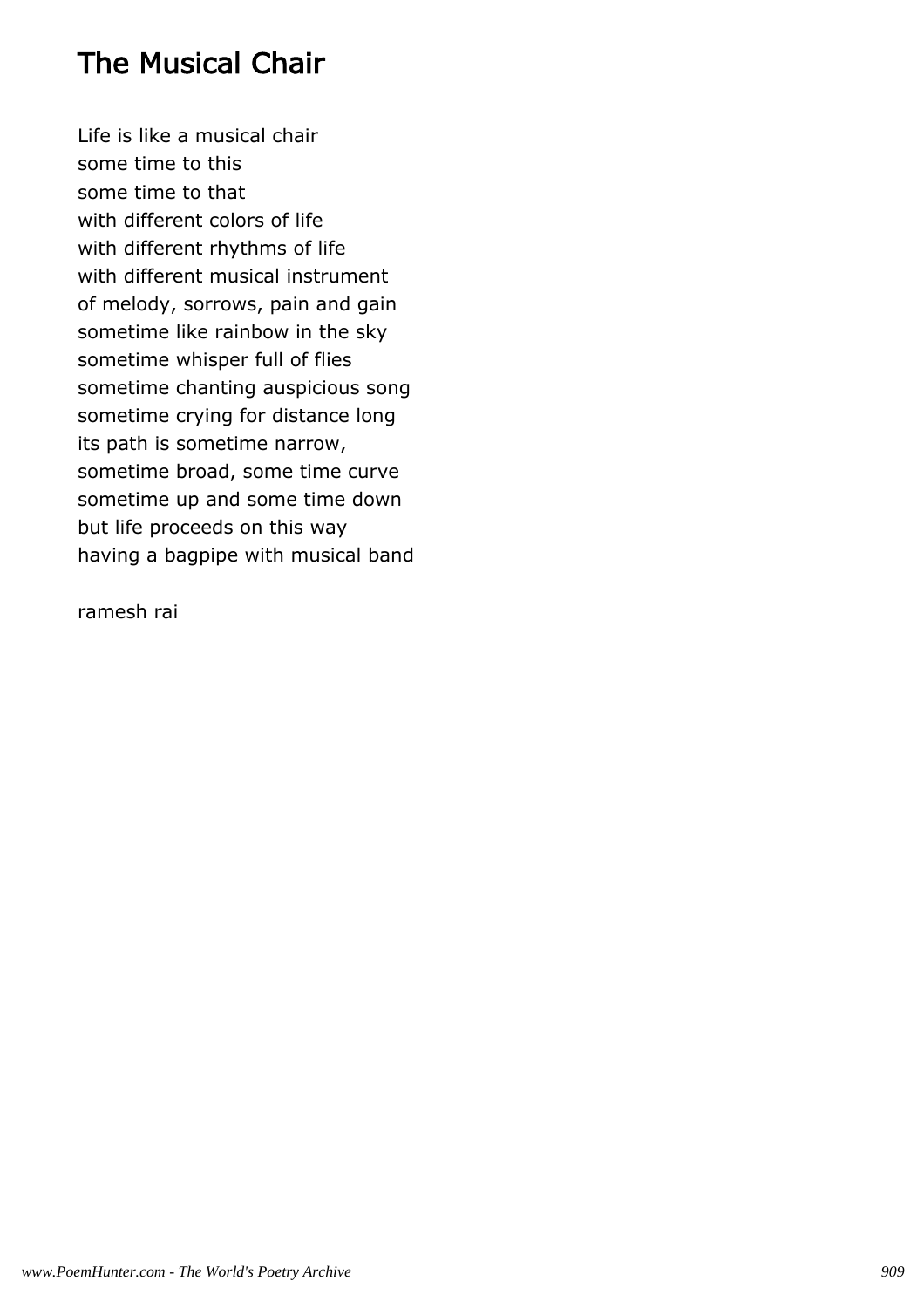# The Musical Chair

Life is like a musical chair  
some time to this  
some time to that  
with different colors of life  
with different rhythms of life  
with different musical instrument  
of melody, sorrows, pain and gain  
sometime like rainbow in the sky  
sometime whisper full of flies  
sometime chanting auspicious song  
sometime crying for distance long  
its path is sometime narrow,  
sometime broad, some time curve  
sometime up and some time down  
but life proceeds on this way  
having a bagpipe with musical band

ramesh rai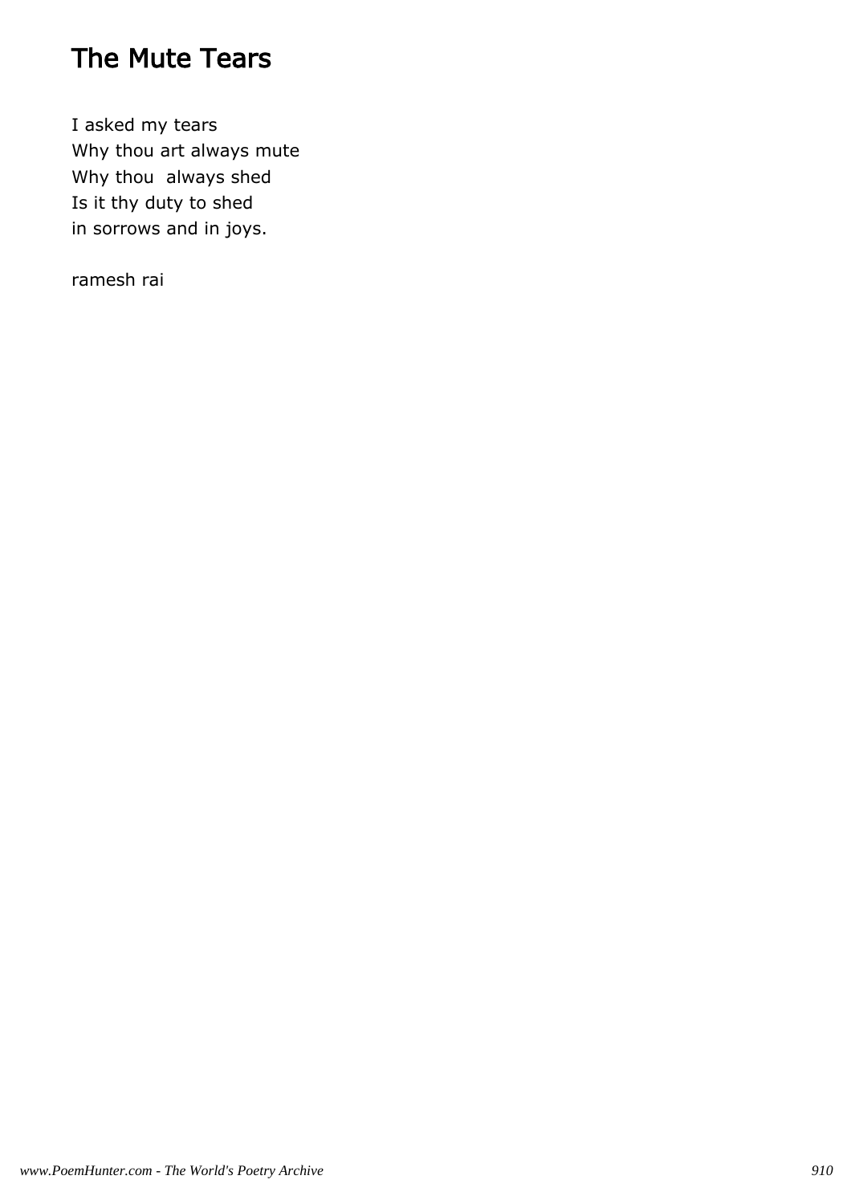# The Mute Tears

I asked my tears
Why thou art always mute
Why thou always shed
Is it thy duty to shed
in sorrows and in joys.

ramesh rai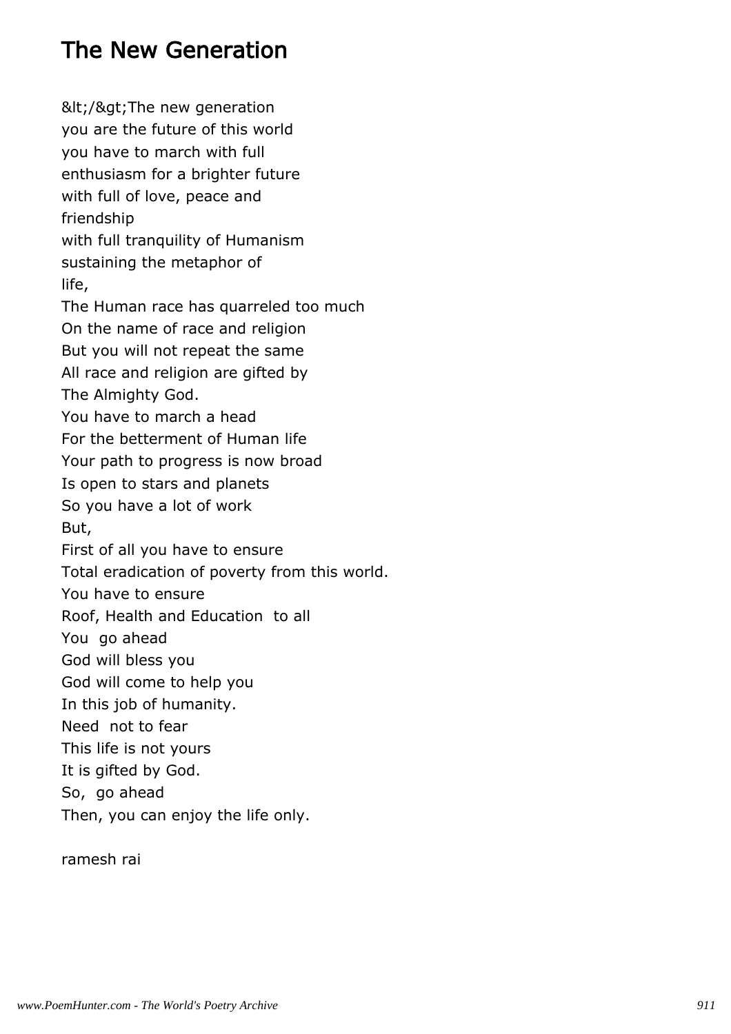# The New Generation

&lt;/&gt;The new generation  
you are the future of this world  
you have to march with full  
enthusiasm for a brighter future  
with full of love, peace and  
friendship  
with full tranquility of Humanism  
sustaining the metaphor of  
life,  
The Human race has quarreled too much  
On the name of race and religion  
But you will not repeat the same  
All race and religion are gifted by  
The Almighty God.  
You have to march a head  
For the betterment of Human life  
Your path to progress is now broad  
Is open to stars and planets  
So you have a lot of work  
But,  
First of all you have to ensure  
Total eradication of poverty from this world.  
You have to ensure  
Roof, Health and Education  to all  
You  go ahead  
God will bless you  
God will come to help you  
In this job of humanity.  
Need  not to fear  
This life is not yours  
It is gifted by God.  
So,  go ahead  
Then, you can enjoy the life only.

ramesh rai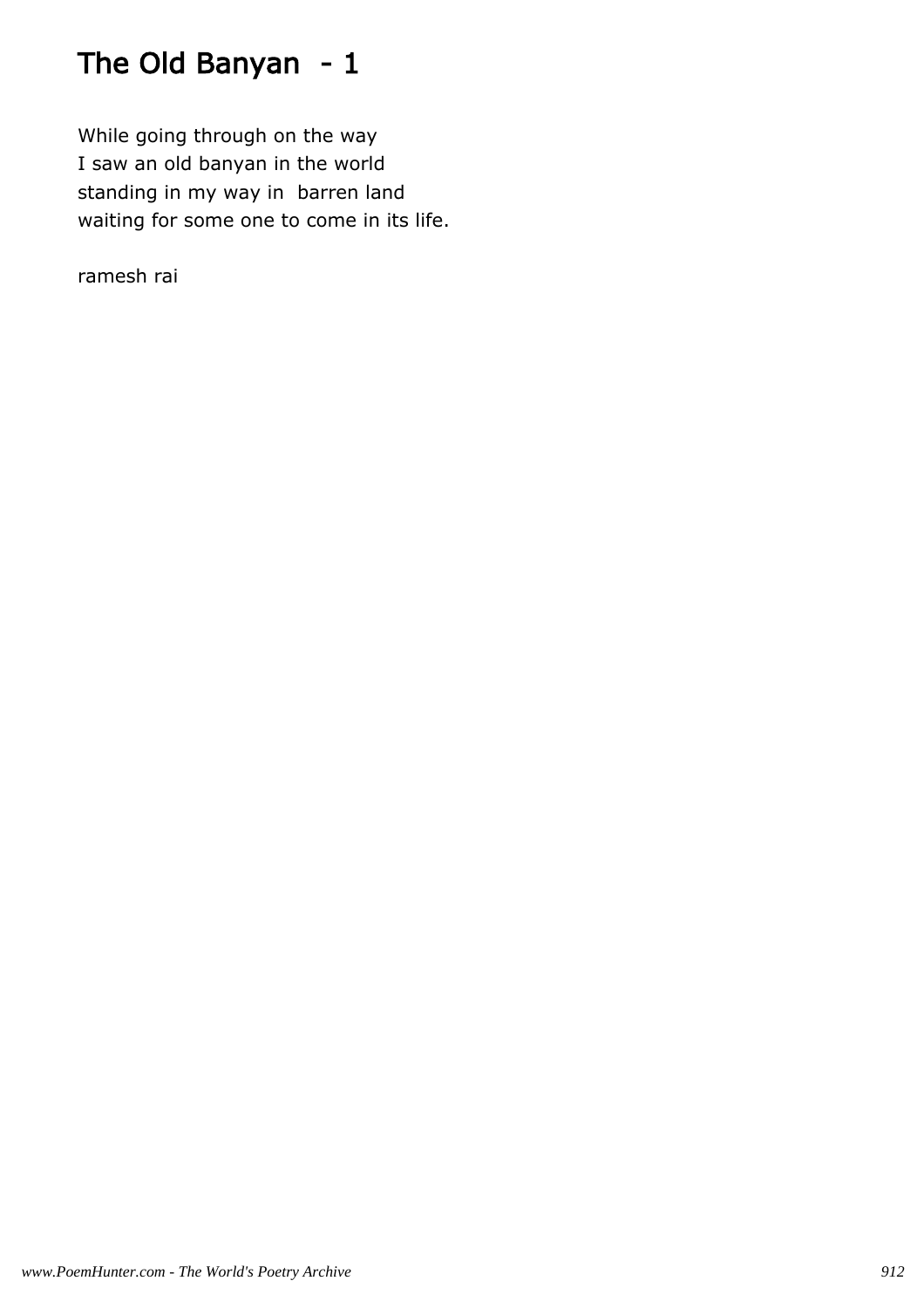# The Old Banyan - 1

While going through on the way
I saw an old banyan in the world
standing in my way in barren land
waiting for some one to come in its life.

ramesh rai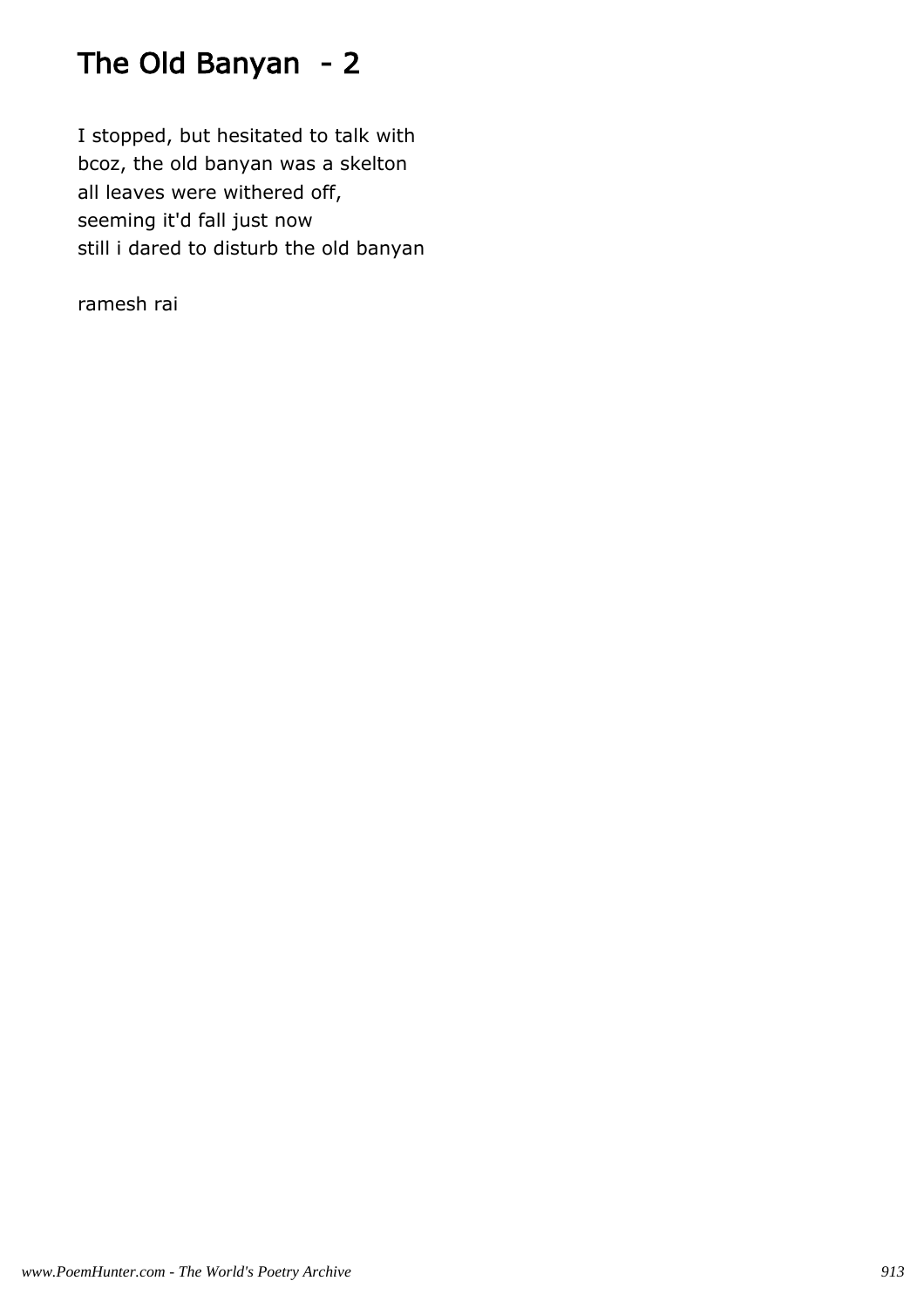# The Old Banyan  - 2

I stopped, but hesitated to talk with
bcoz, the old banyan was a skelton
all leaves were withered off,
seeming it'd fall just now
still i dared to disturb the old banyan

ramesh rai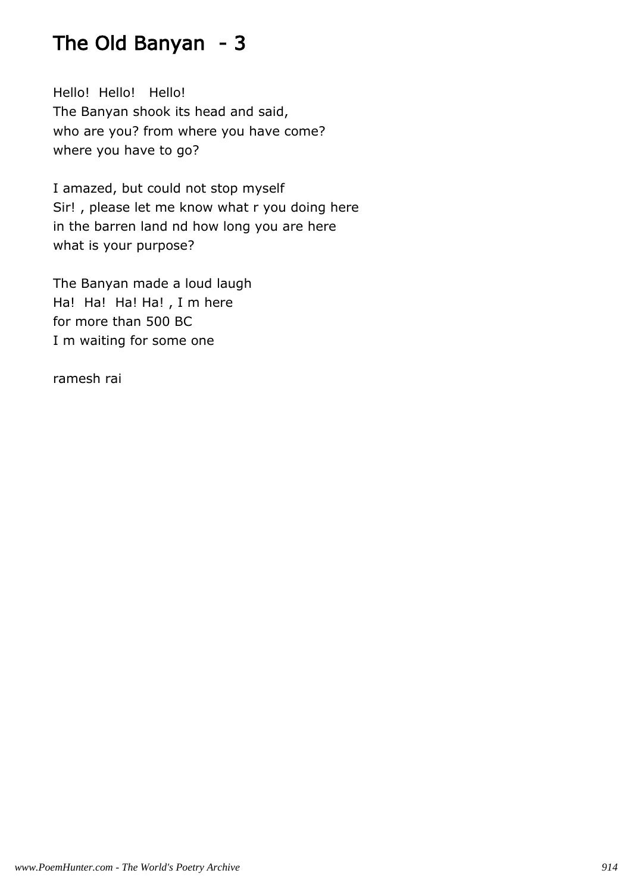# The Old Banyan - 3

Hello! Hello! Hello!
The Banyan shook its head and said,
who are you? from where you have come?
where you have to go?

I amazed, but could not stop myself
Sir! , please let me know what r you doing here
in the barren land nd how long you are here
what is your purpose?

The Banyan made a loud laugh
Ha! Ha! Ha! Ha! , I m here
for more than 500 BC
I m waiting for some one

ramesh rai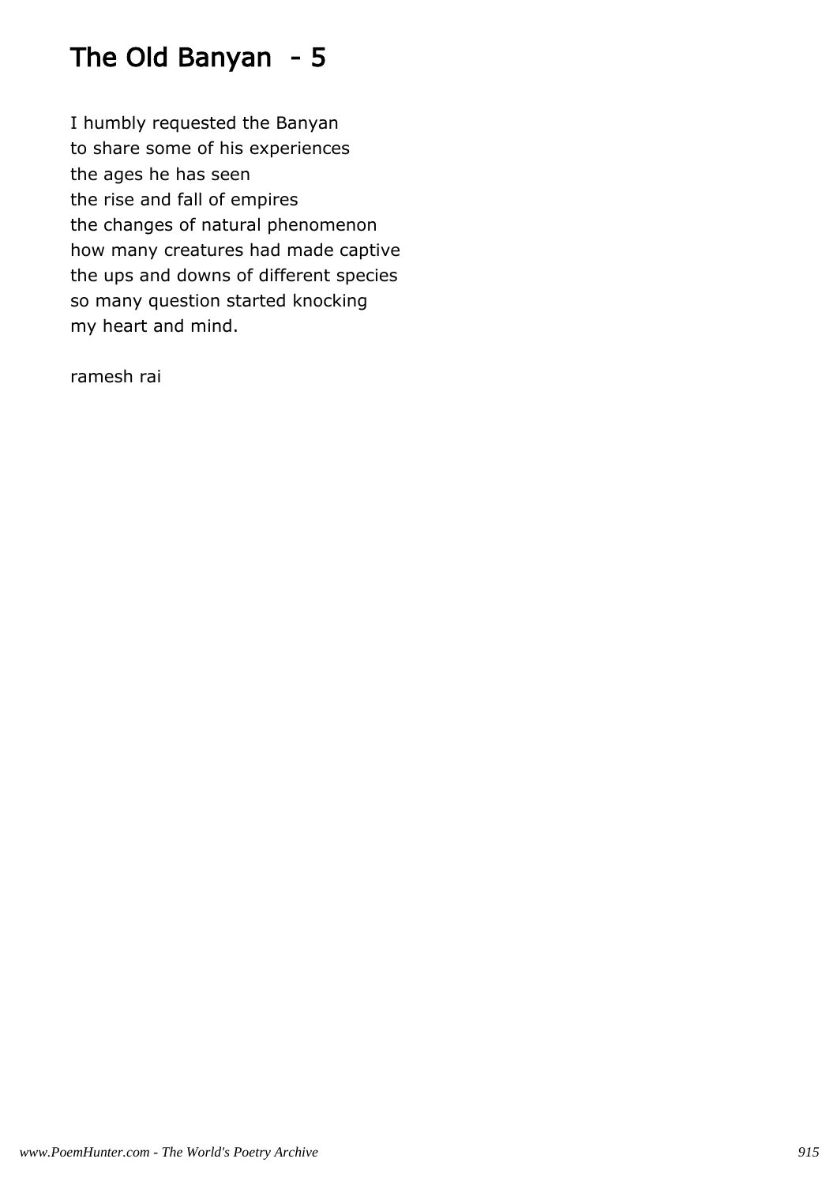# The Old Banyan  - 5

I humbly requested the Banyan
to share some of his experiences
the ages he has seen
the rise and fall of empires
the changes of natural phenomenon
how many creatures had made captive
the ups and downs of different species
so many question started knocking
my heart and mind.

ramesh rai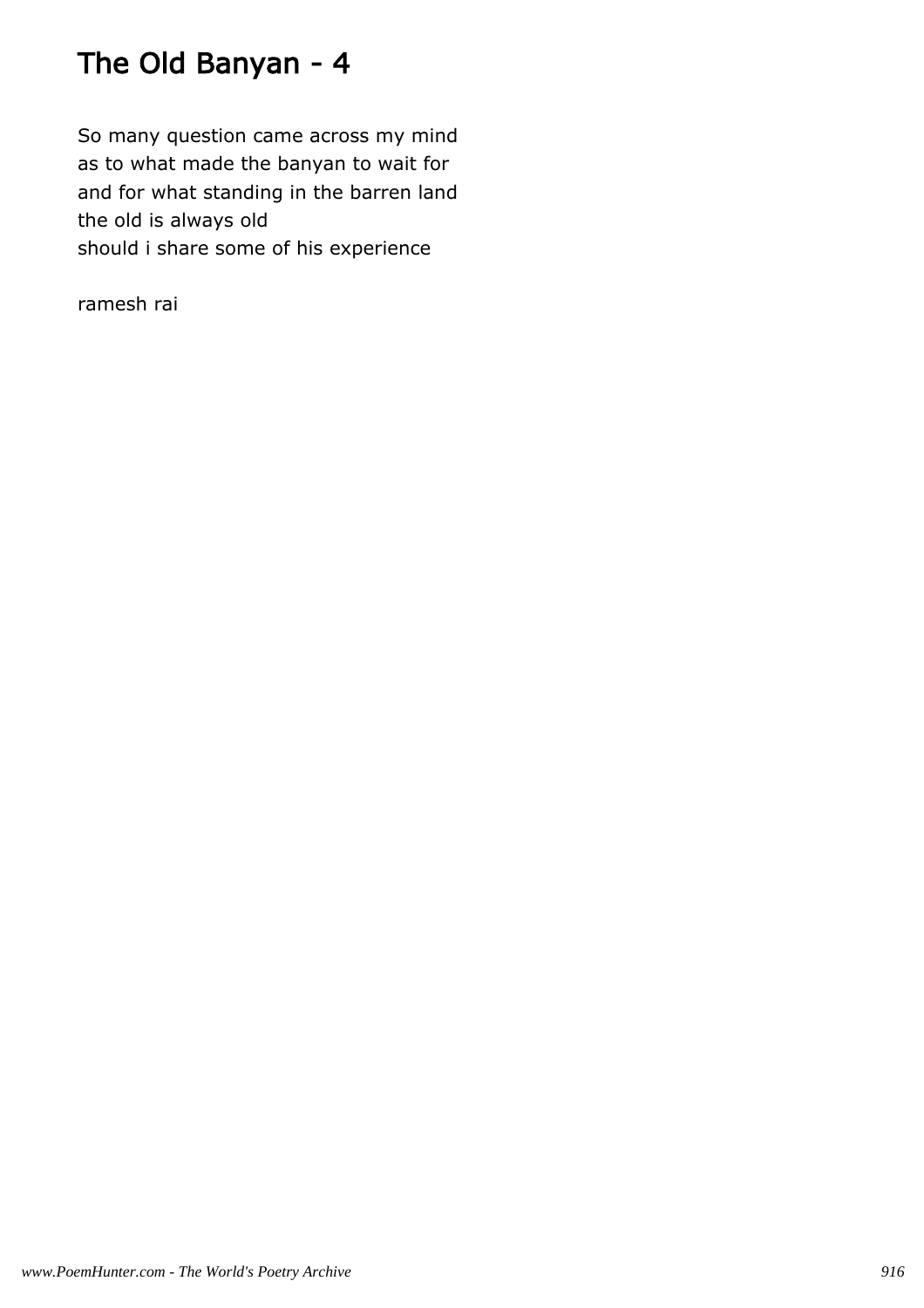# The Old Banyan - 4

So many question came across my mind
as to what made the banyan to wait for
and for what standing in the barren land
the old is always old
should i share some of his experience

ramesh rai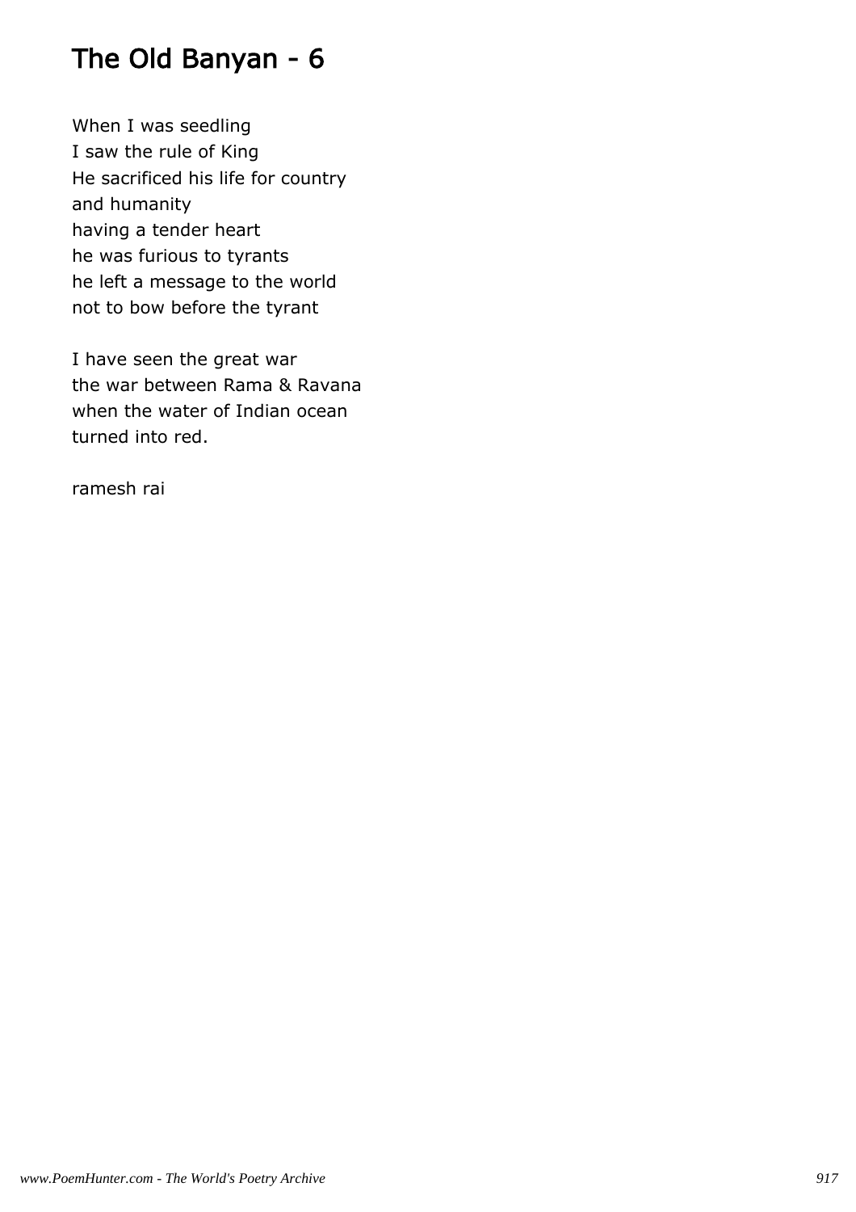# The Old Banyan - 6

When I was seedling
I saw the rule of King
He sacrificed his life for country
and humanity
having a tender heart
he was furious to tyrants
he left a message to the world
not to bow before the tyrant

I have seen the great war
the war between Rama & Ravana
when the water of Indian ocean
turned into red.

ramesh rai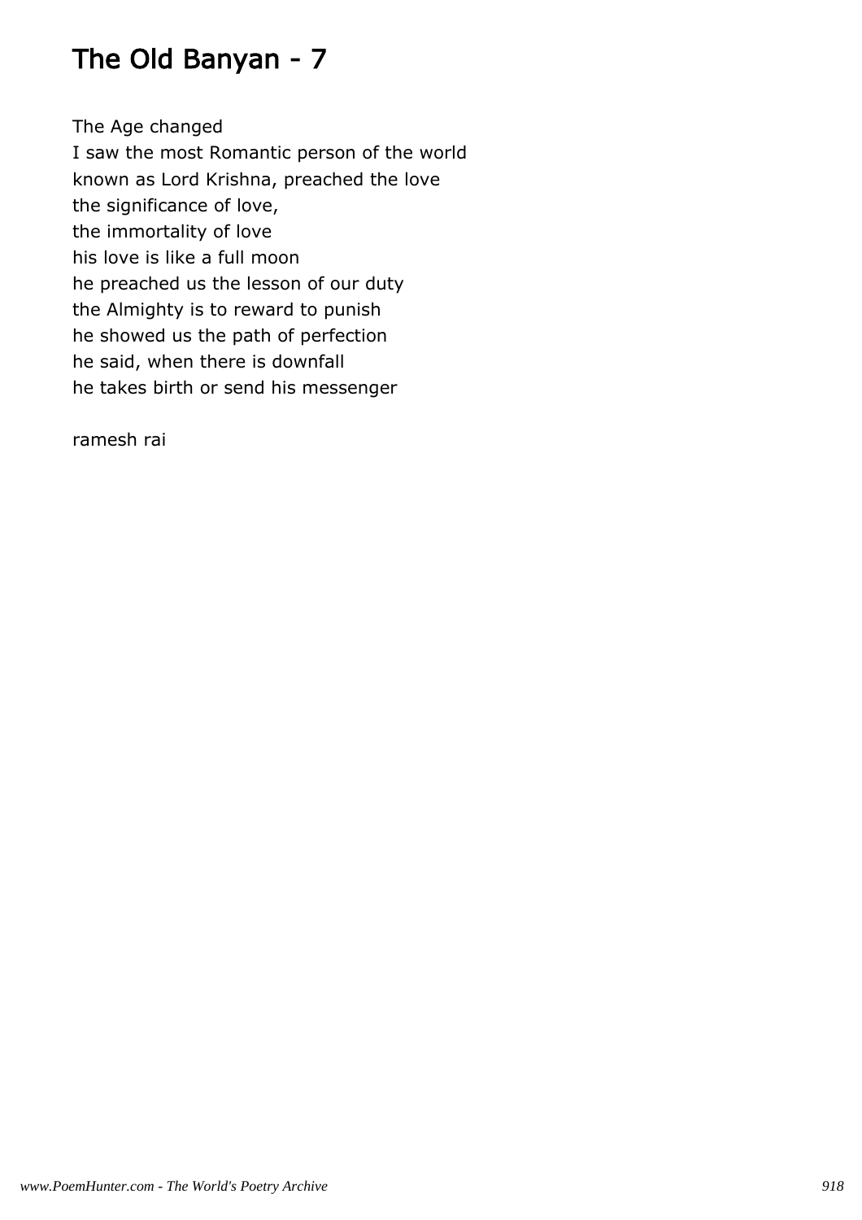# The Old Banyan - 7

The Age changed
I saw the most Romantic person of the world
known as Lord Krishna, preached the love
the significance of love,
the immortality of love
his love is like a full moon
he preached us the lesson of our duty
the Almighty is to reward to punish
he showed us the path of perfection
he said, when there is downfall
he takes birth or send his messenger

ramesh rai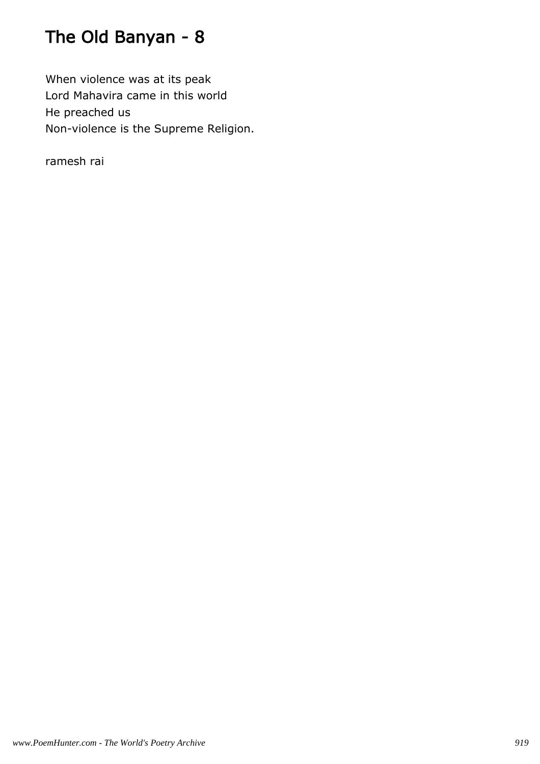# The Old Banyan - 8

When violence was at its peak
Lord Mahavira came in this world
He preached us
Non-violence is the Supreme Religion.

ramesh rai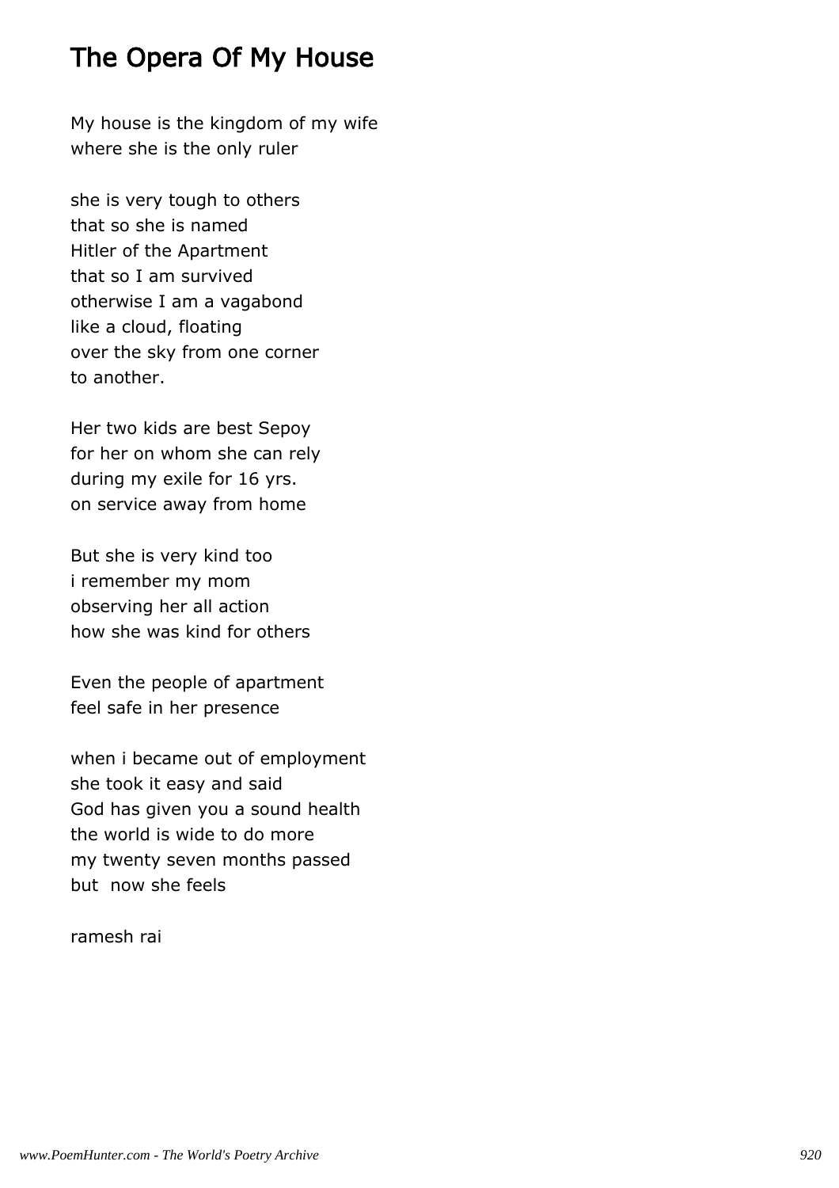# The Opera Of My House

My house is the kingdom of my wife  
where she is the only ruler

she is very tough to others  
that so she is named  
Hitler of the Apartment  
that so I am survived  
otherwise I am a vagabond  
like a cloud, floating  
over the sky from one corner  
to another.

Her two kids are best Sepoy  
for her on whom she can rely  
during my exile for 16 yrs.  
on service away from home

But she is very kind too  
i remember my mom  
observing her all action  
how she was kind for others

Even the people of apartment  
feel safe in her presence

when i became out of employment  
she took it easy and said  
God has given you a sound health  
the world is wide to do more  
my twenty seven months passed  
but now she feels

ramesh rai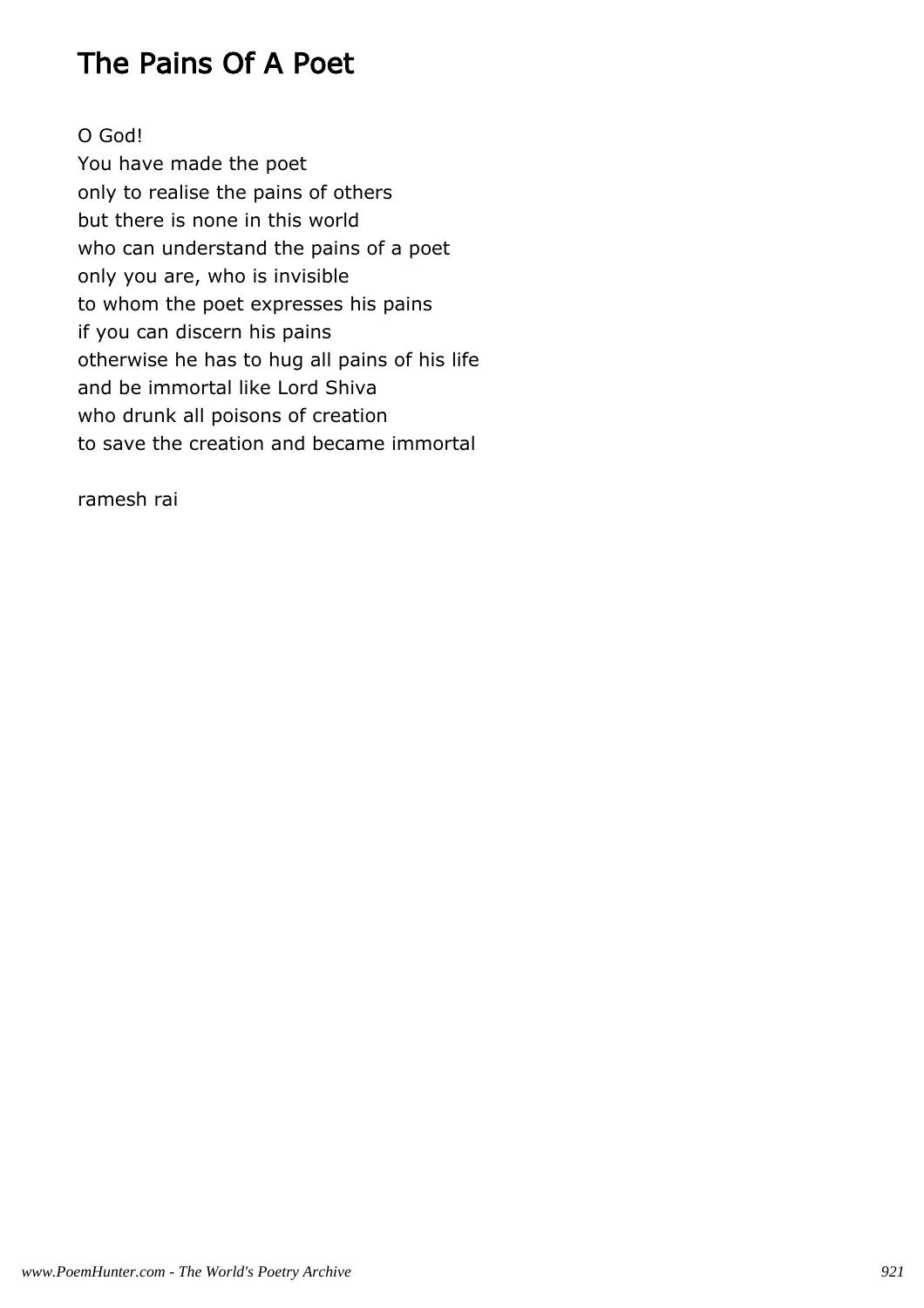# The Pains Of A Poet

O God!
You have made the poet
only to realise the pains of others
but there is none in this world
who can understand the pains of a poet
only you are, who is invisible
to whom the poet expresses his pains
if you can discern his pains
otherwise he has to hug all pains of his life
and be immortal like Lord Shiva
who drunk all poisons of creation
to save the creation and became immortal

ramesh rai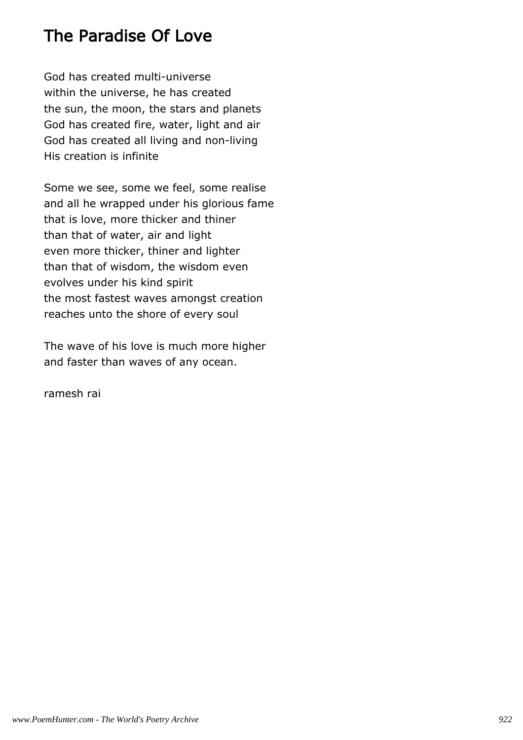# The Paradise Of Love

God has created multi-universe
within the universe, he has created
the sun, the moon, the stars and planets
God has created fire, water, light and air
God has created all living and non-living
His creation is infinite

Some we see, some we feel, some realise
and all he wrapped under his glorious fame
that is love, more thicker and thiner
than that of water, air and light
even more thicker, thiner and lighter
than that of wisdom, the wisdom even
evolves under his kind spirit
the most fastest waves amongst creation
reaches unto the shore of every soul

The wave of his love is much more higher
and faster than waves of any ocean.

ramesh rai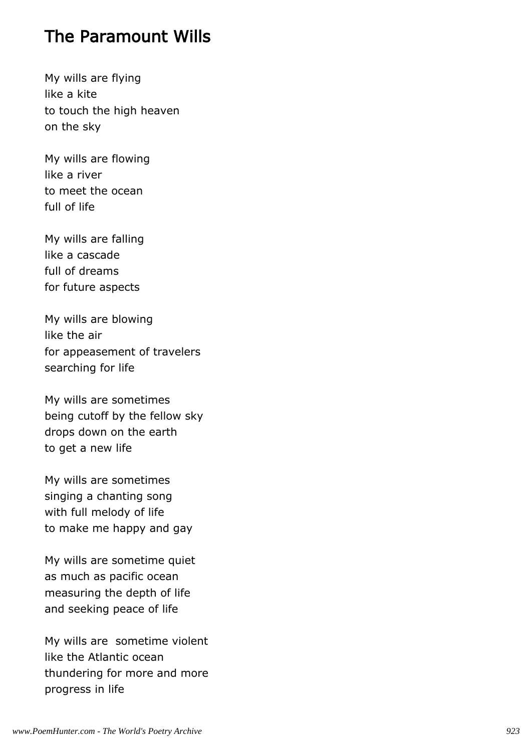## The Paramount Wills

My wills are flying  
like a kite  
to touch the high heaven  
on the sky

My wills are flowing  
like a river  
to meet the ocean  
full of life

My wills are falling  
like a cascade  
full of dreams  
for future aspects

My wills are blowing  
like the air  
for appeasement of travelers  
searching for life

My wills are sometimes  
being cutoff by the fellow sky  
drops down on the earth  
to get a new life

My wills are sometimes  
singing a chanting song  
with full melody of life  
to make me happy and gay

My wills are sometime quiet  
as much as pacific ocean  
measuring the depth of life  
and seeking peace of life

My wills are  sometime violent  
like the Atlantic ocean  
thundering for more and more  
progress in life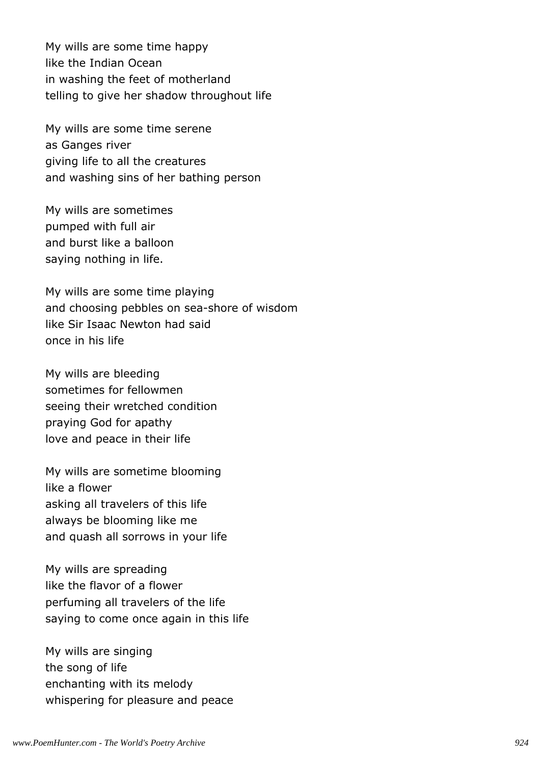My wills are some time happy
like the Indian Ocean
in washing the feet of motherland
telling to give her shadow throughout life

My wills are some time serene
as Ganges river
giving life to all the creatures
and washing sins of her bathing person

My wills are sometimes
pumped with full air
and burst like a balloon
saying nothing in life.

My wills are some time playing
and choosing pebbles on sea-shore of wisdom
like Sir Isaac Newton had said
once in his life

My wills are bleeding
sometimes for fellowmen
seeing their wretched condition
praying God for apathy
love and peace in their life

My wills are sometime blooming
like a flower
asking all travelers of this life
always be blooming like me
and quash all sorrows in your life

My wills are spreading
like the flavor of a flower
perfuming all travelers of the life
saying to come once again in this life

My wills are singing
the song of life
enchanting with its melody
whispering for pleasure and peace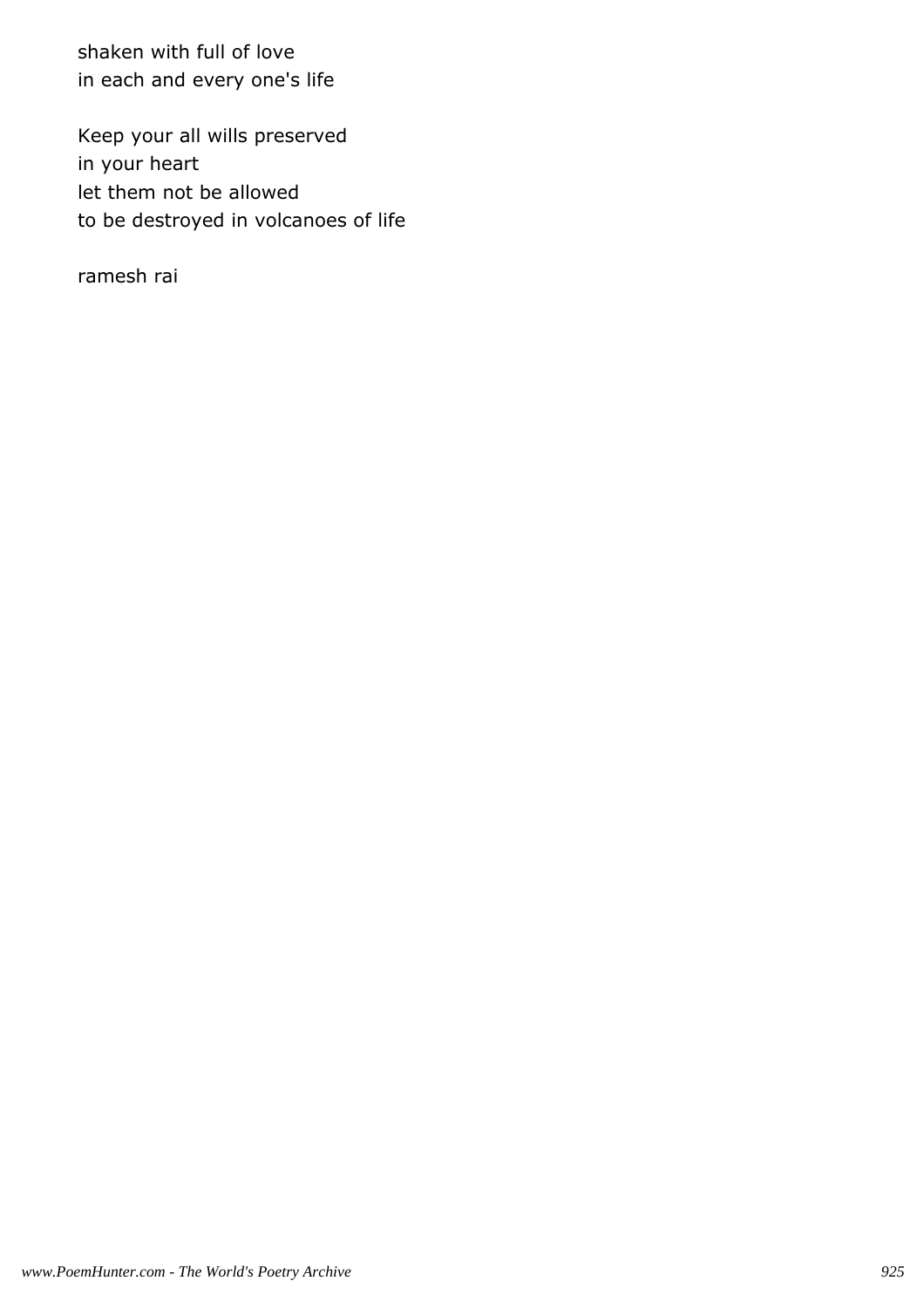shaken with full of love
in each and every one's life

Keep your all wills preserved
in your heart
let them not be allowed
to be destroyed in volcanoes of life

ramesh rai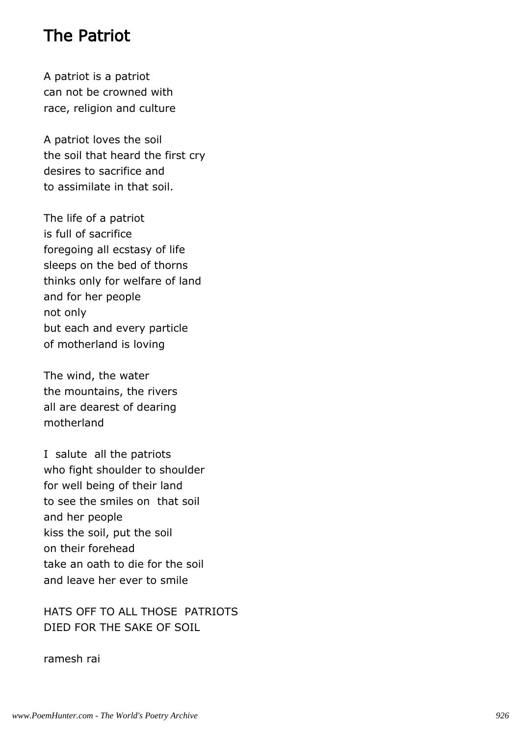# The Patriot

A patriot is a patriot
can not be crowned with
race, religion and culture

A patriot loves the soil
the soil that heard the first cry
desires to sacrifice and
to assimilate in that soil.

The life of a patriot
is full of sacrifice
foregoing all ecstasy of life
sleeps on the bed of thorns
thinks only for welfare of land
and for her people
not only
but each and every particle
of motherland is loving

The wind, the water
the mountains, the rivers
all are dearest of dearing
motherland

I salute all the patriots
who fight shoulder to shoulder
for well being of their land
to see the smiles on that soil
and her people
kiss the soil, put the soil
on their forehead
take an oath to die for the soil
and leave her ever to smile

HATS OFF TO ALL THOSE PATRIOTS
DIED FOR THE SAKE OF SOIL

ramesh rai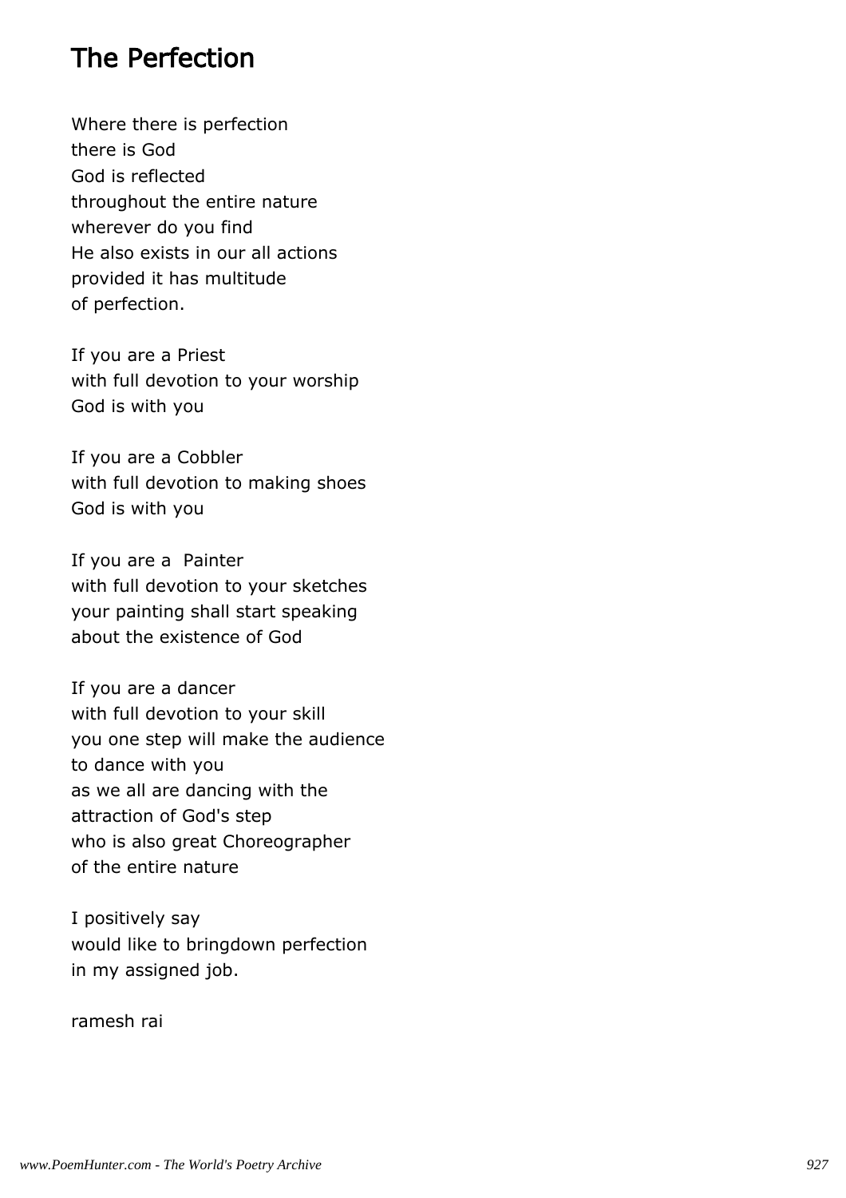## The Perfection

Where there is perfection  
there is God  
God is reflected  
throughout the entire nature  
wherever do you find  
He also exists in our all actions  
provided it has multitude  
of perfection.

If you are a Priest  
with full devotion to your worship  
God is with you

If you are a Cobbler  
with full devotion to making shoes  
God is with you

If you are a  Painter  
with full devotion to your sketches  
your painting shall start speaking  
about the existence of God

If you are a dancer  
with full devotion to your skill  
you one step will make the audience  
to dance with you  
as we all are dancing with the  
attraction of God's step  
who is also great Choreographer  
of the entire nature

I positively say  
would like to bringdown perfection  
in my assigned job.

ramesh rai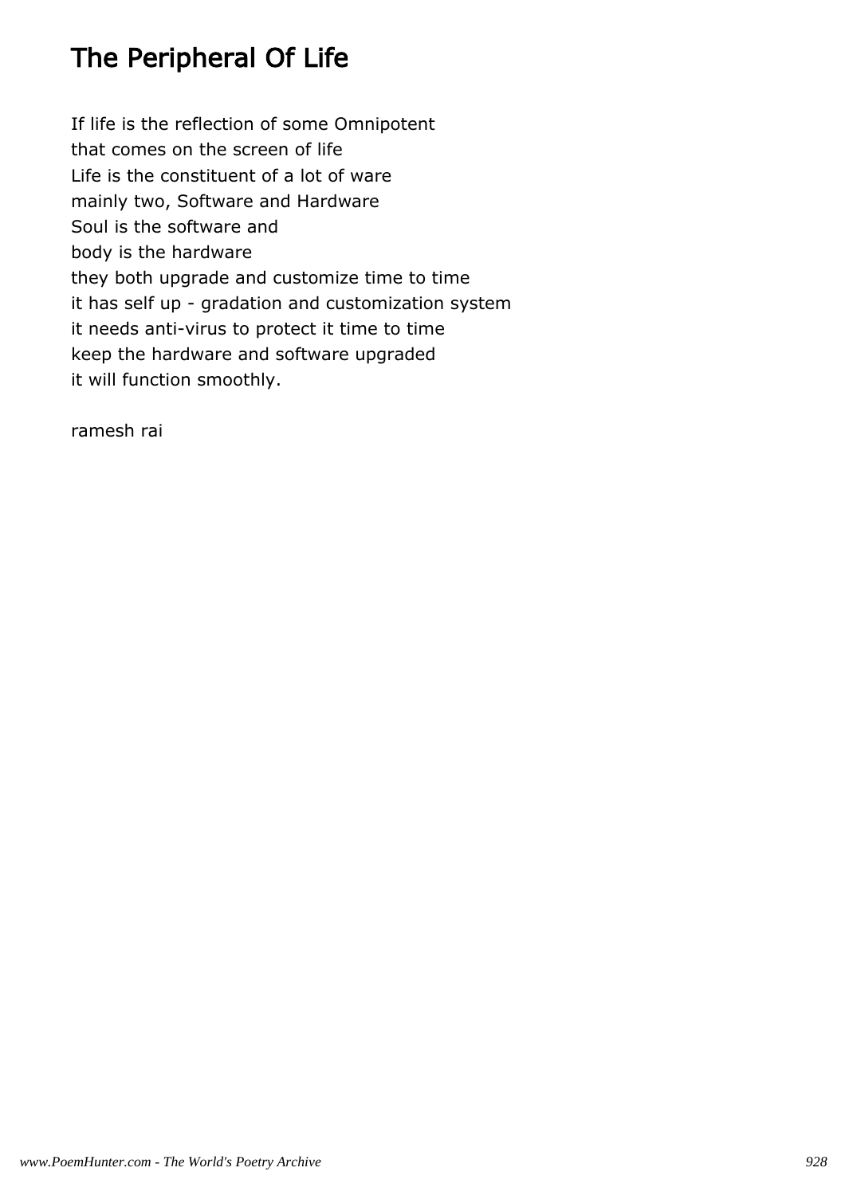# The Peripheral Of Life

If life is the reflection of some Omnipotent  
that comes on the screen of life  
Life is the constituent of a lot of ware  
mainly two, Software and Hardware  
Soul is the software and  
body is the hardware  
they both upgrade and customize time to time  
it has self up - gradation and customization system  
it needs anti-virus to protect it time to time  
keep the hardware and software upgraded  
it will function smoothly.

ramesh rai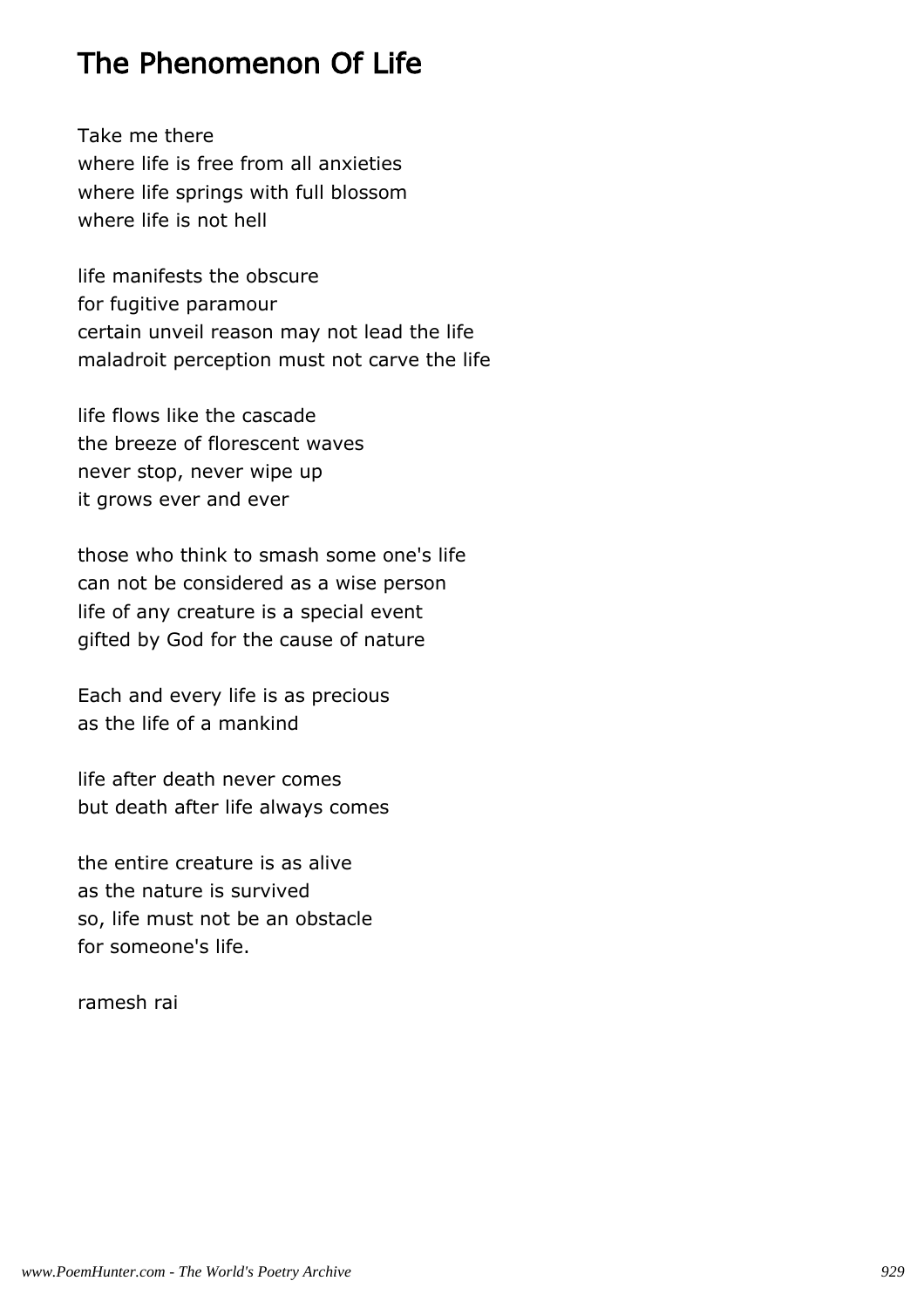# The Phenomenon Of Life

Take me there
where life is free from all anxieties
where life springs with full blossom
where life is not hell

life manifests the obscure
for fugitive paramour
certain unveil reason may not lead the life
maladroit perception must not carve the life

life flows like the cascade
the breeze of florescent waves
never stop, never wipe up
it grows ever and ever

those who think to smash some one's life
can not be considered as a wise person
life of any creature is a special event
gifted by God for the cause of nature

Each and every life is as precious
as the life of a mankind

life after death never comes
but death after life always comes

the entire creature is as alive
as the nature is survived
so, life must not be an obstacle
for someone's life.

ramesh rai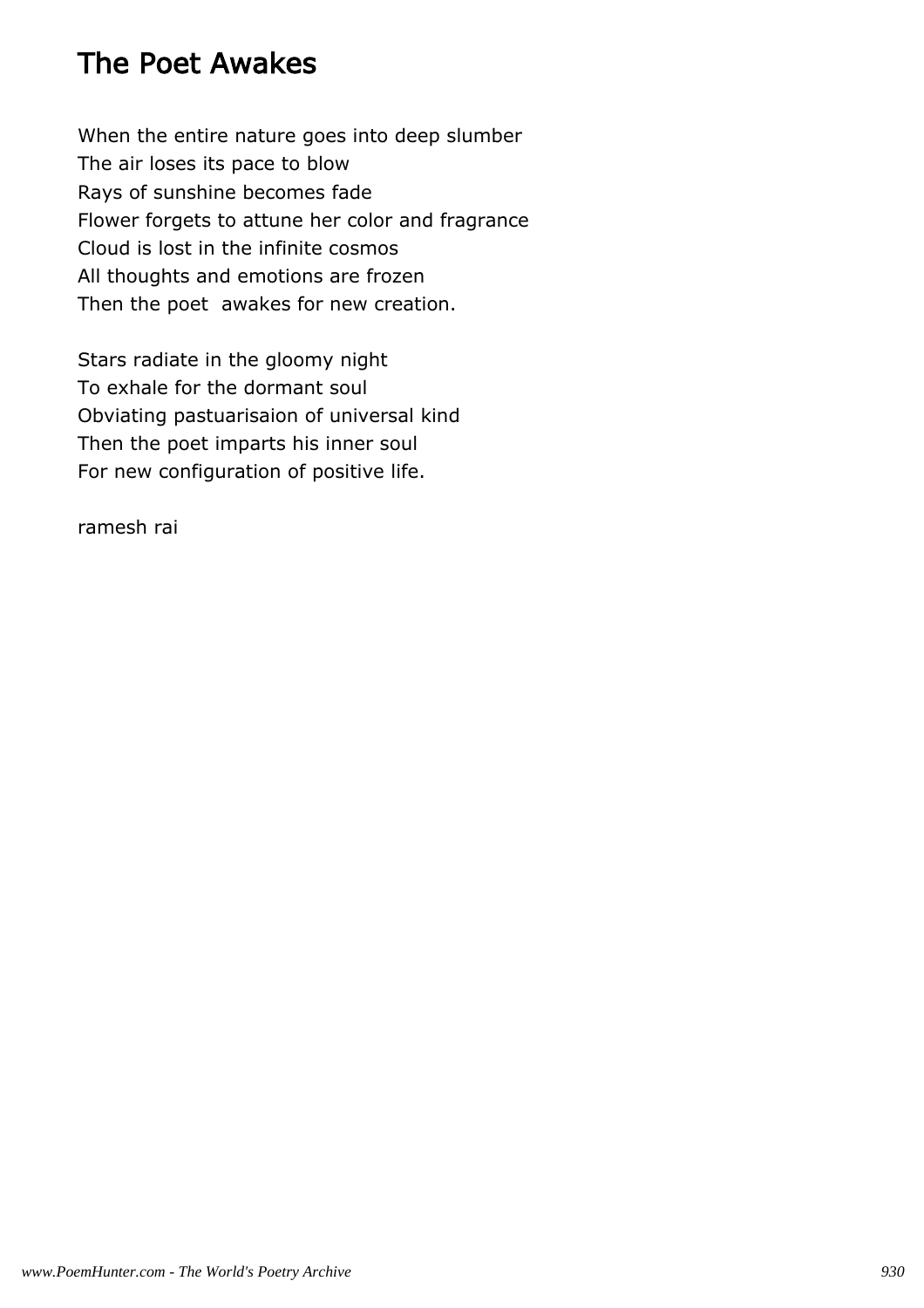# The Poet Awakes

When the entire nature goes into deep slumber
The air loses its pace to blow
Rays of sunshine becomes fade
Flower forgets to attune her color and fragrance
Cloud is lost in the infinite cosmos
All thoughts and emotions are frozen
Then the poet  awakes for new creation.

Stars radiate in the gloomy night
To exhale for the dormant soul
Obviating pastuarisaion of universal kind
Then the poet imparts his inner soul
For new configuration of positive life.

ramesh rai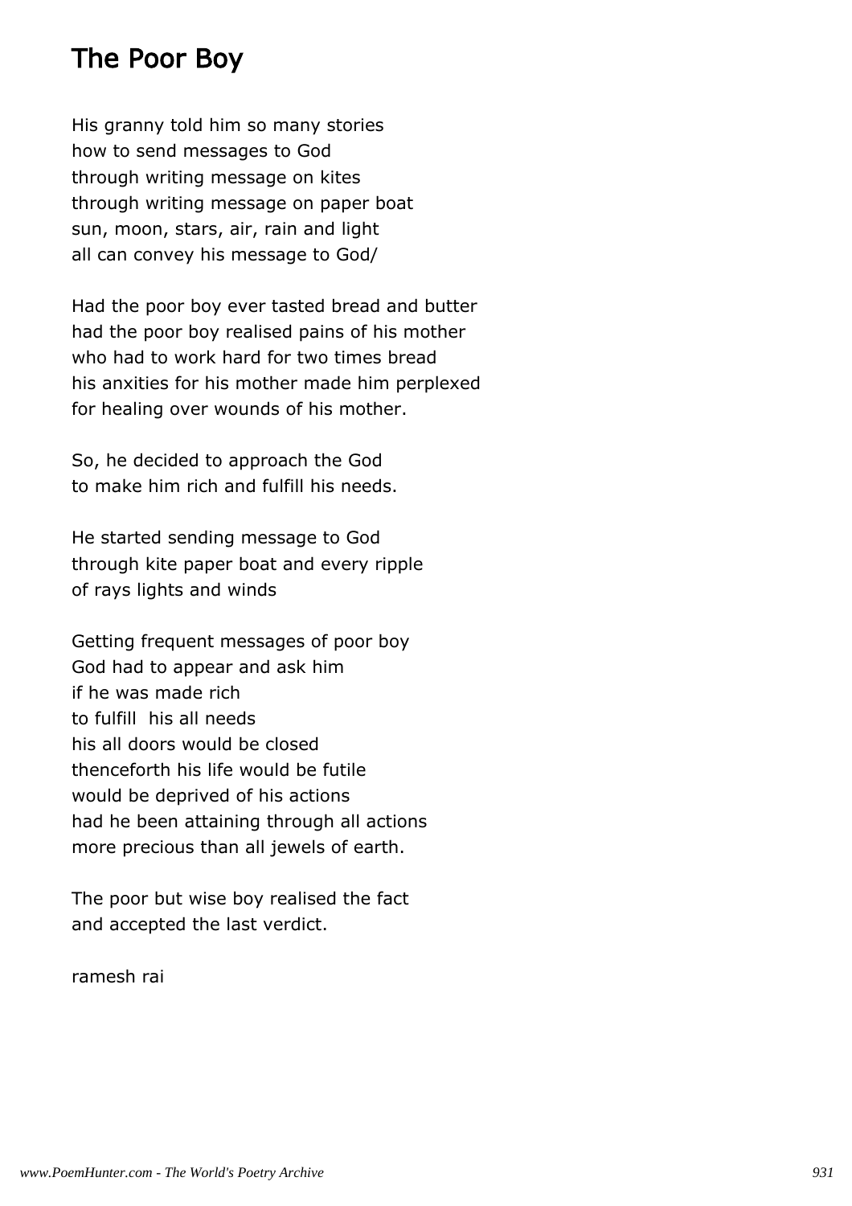# The Poor Boy

His granny told him so many stories
how to send messages to God
through writing message on kites
through writing message on paper boat
sun, moon, stars, air, rain and light
all can convey his message to God/

Had the poor boy ever tasted bread and butter
had the poor boy realised pains of his mother
who had to work hard for two times bread
his anxities for his mother made him perplexed
for healing over wounds of his mother.

So, he decided to approach the God
to make him rich and fulfill his needs.

He started sending message to God
through kite paper boat and every ripple
of rays lights and winds

Getting frequent messages of poor boy
God had to appear and ask him
if he was made rich
to fulfill his all needs
his all doors would be closed
thenceforth his life would be futile
would be deprived of his actions
had he been attaining through all actions
more precious than all jewels of earth.

The poor but wise boy realised the fact
and accepted the last verdict.

ramesh rai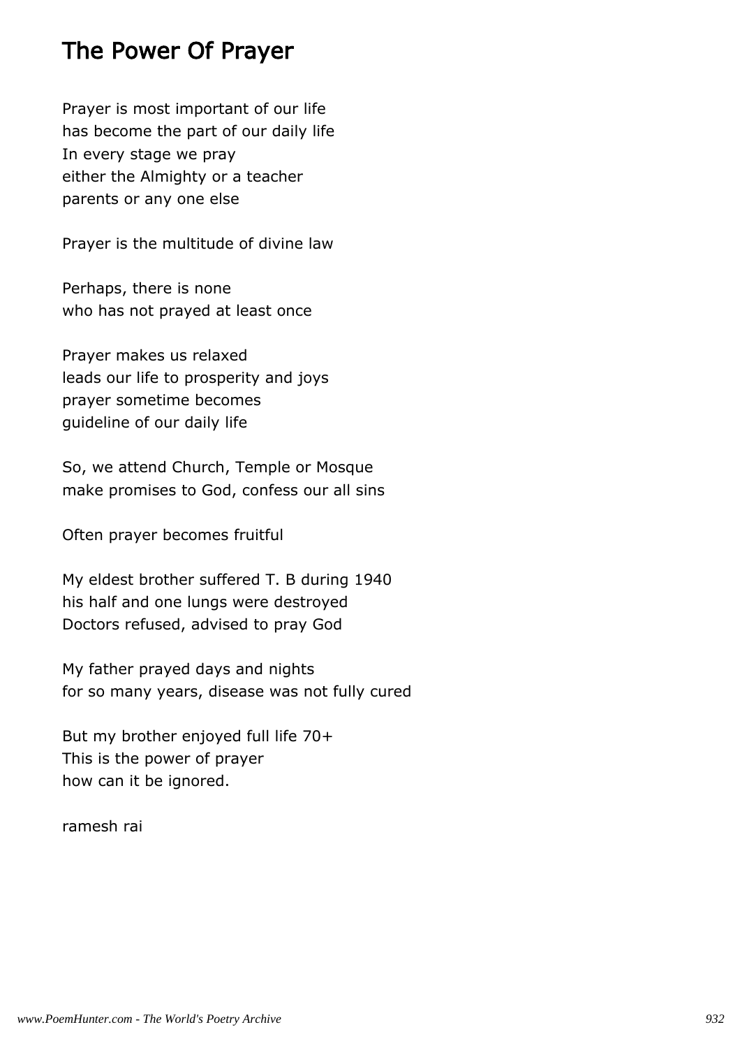# The Power Of Prayer

Prayer is most important of our life
has become the part of our daily life
In every stage we pray
either the Almighty or a teacher
parents or any one else

Prayer is the multitude of divine law

Perhaps, there is none
who has not prayed at least once

Prayer makes us relaxed
leads our life to prosperity and joys
prayer sometime becomes
guideline of our daily life

So, we attend Church, Temple or Mosque
make promises to God, confess our all sins

Often prayer becomes fruitful

My eldest brother suffered T. B during 1940
his half and one lungs were destroyed
Doctors refused, advised to pray God

My father prayed days and nights
for so many years, disease was not fully cured

But my brother enjoyed full life 70+
This is the power of prayer
how can it be ignored.

ramesh rai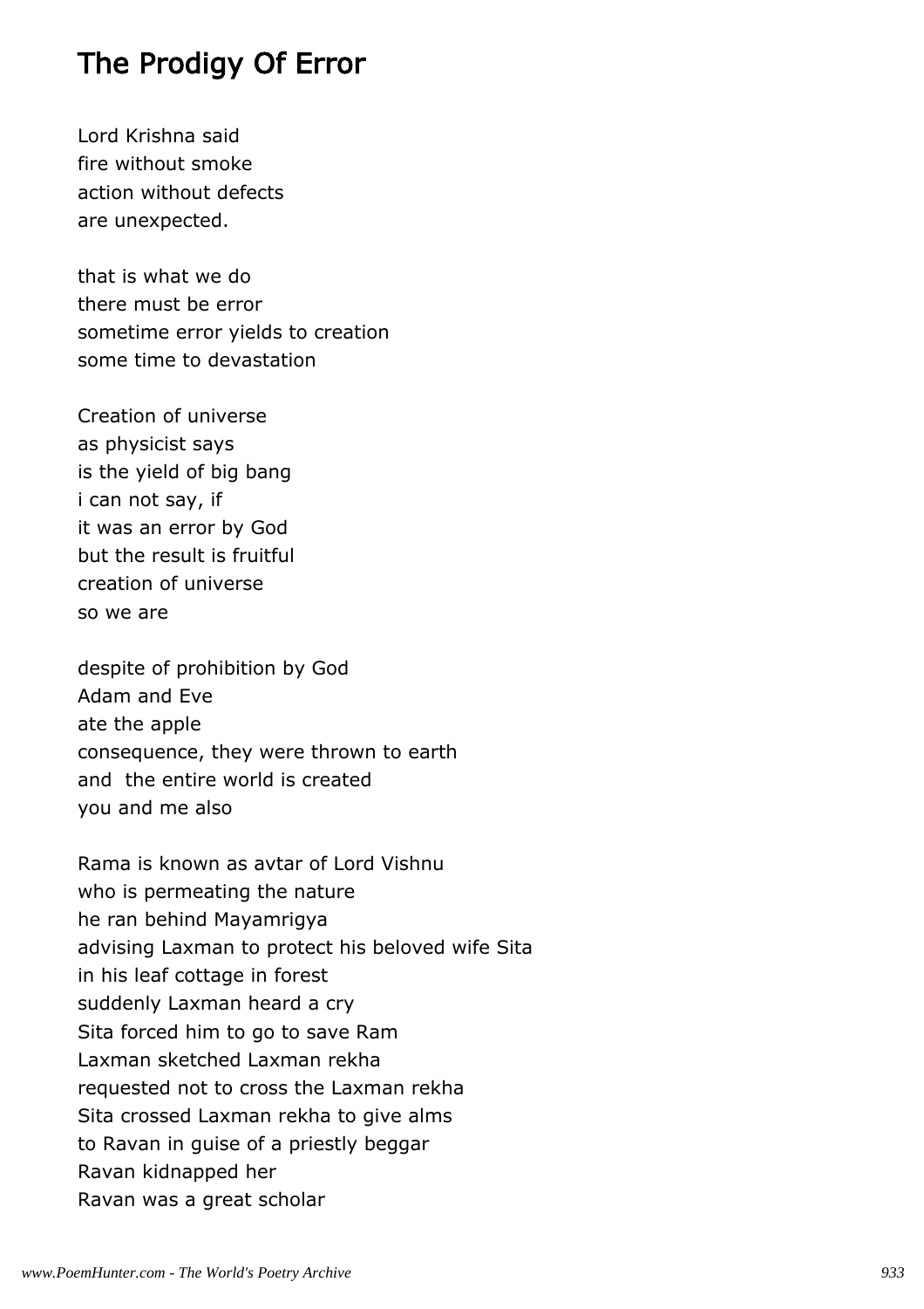# The Prodigy Of Error

Lord Krishna said  
fire without smoke  
action without defects  
are unexpected.

that is what we do  
there must be error  
sometime error yields to creation  
some time to devastation

Creation of universe  
as physicist says  
is the yield of big bang  
i can not say, if  
it was an error by God  
but the result is fruitful  
creation of universe  
so we are

despite of prohibition by God  
Adam and Eve  
ate the apple  
consequence, they were thrown to earth  
and the entire world is created  
you and me also

Rama is known as avtar of Lord Vishnu  
who is permeating the nature  
he ran behind Mayamrigya  
advising Laxman to protect his beloved wife Sita  
in his leaf cottage in forest  
suddenly Laxman heard a cry  
Sita forced him to go to save Ram  
Laxman sketched Laxman rekha  
requested not to cross the Laxman rekha  
Sita crossed Laxman rekha to give alms  
to Ravan in guise of a priestly beggar  
Ravan kidnapped her  
Ravan was a great scholar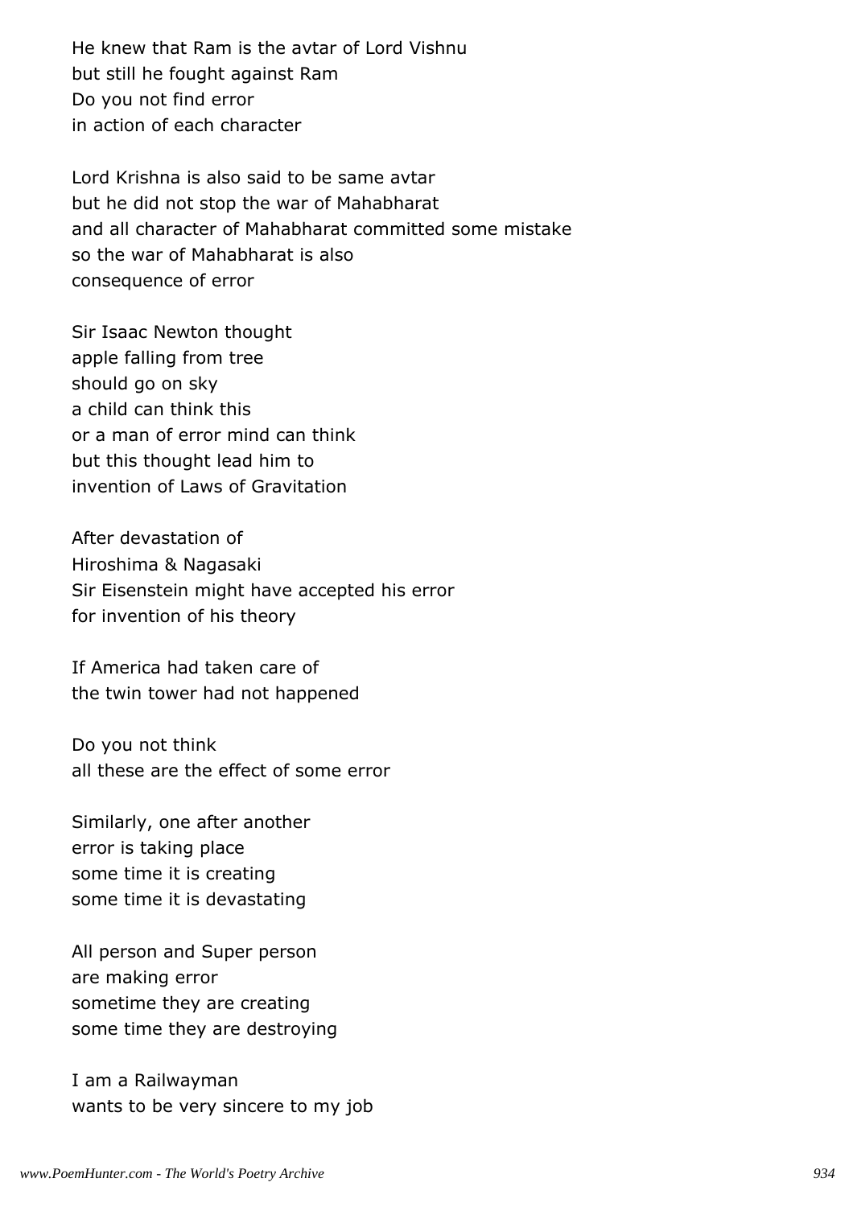He knew that Ram is the avtar of Lord Vishnu
but still he fought against Ram
Do you not find error
in action of each character

Lord Krishna is also said to be same avtar
but he did not stop the war of Mahabharat
and all character of Mahabharat committed some mistake
so the war of Mahabharat is also
consequence of error

Sir Isaac Newton thought
apple falling from tree
should go on sky
a child can think this
or a man of error mind can think
but this thought lead him to
invention of Laws of Gravitation

After devastation of
Hiroshima & Nagasaki
Sir Eisenstein might have accepted his error
for invention of his theory

If America had taken care of
the twin tower had not happened

Do you not think
all these are the effect of some error

Similarly, one after another
error is taking place
some time it is creating
some time it is devastating

All person and Super person
are making error
sometime they are creating
some time they are destroying

I am a Railwayman
wants to be very sincere to my job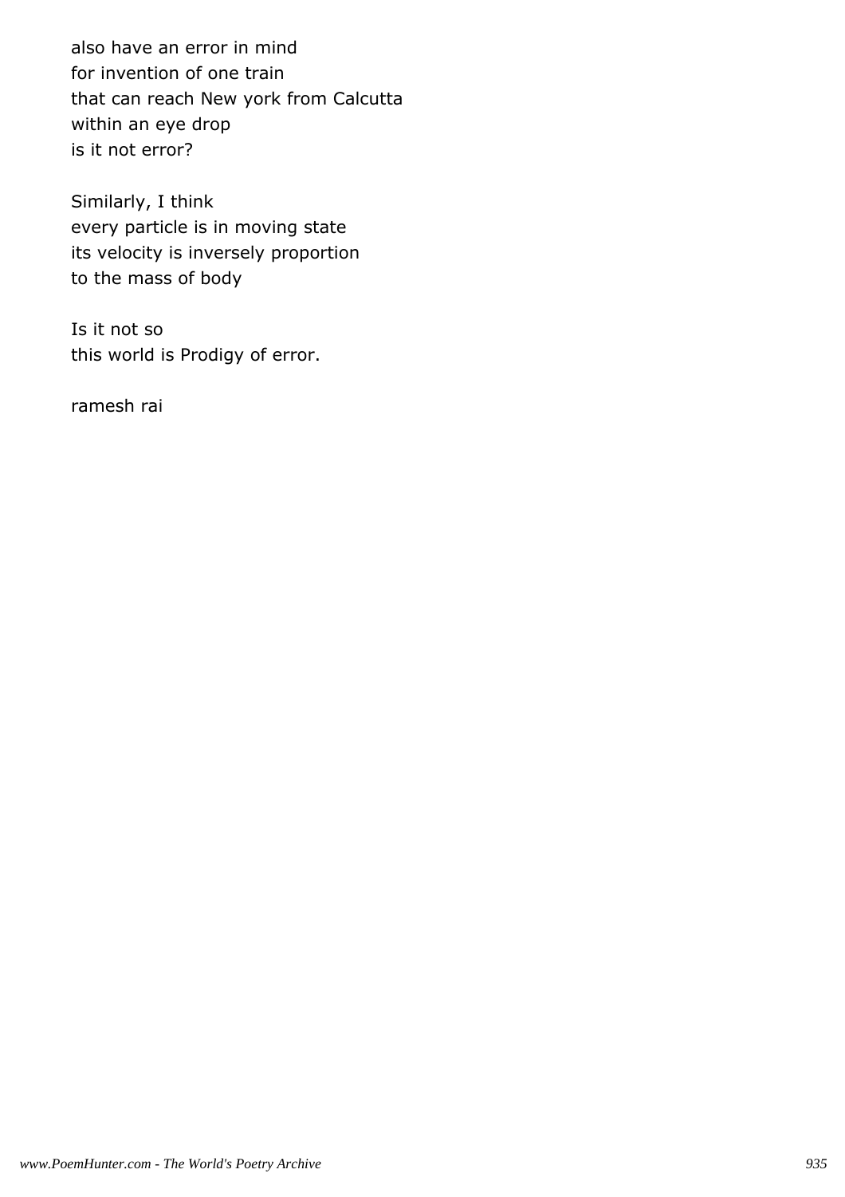also have an error in mind
for invention of one train
that can reach New york from Calcutta
within an eye drop
is it not error?

Similarly, I think
every particle is in moving state
its velocity is inversely proportion
to the mass of body

Is it not so
this world is Prodigy of error.

ramesh rai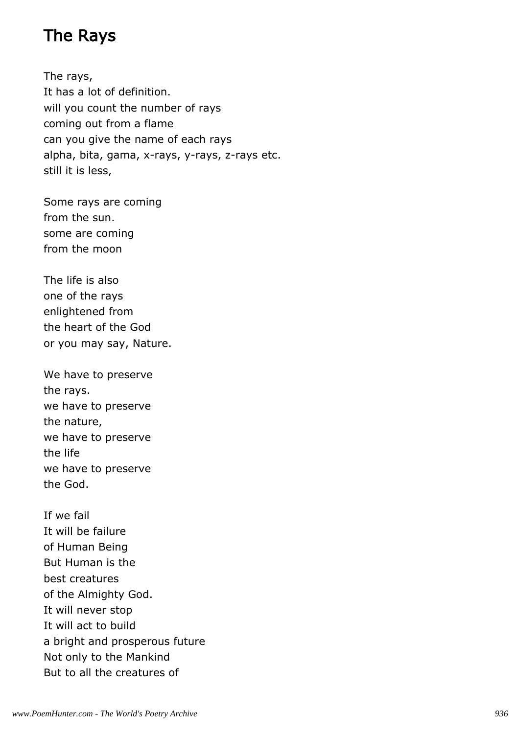## The Rays

The rays,
It has a lot of definition.
will you count the number of rays
coming out from a flame
can you give the name of each rays
alpha, bita, gama, x-rays, y-rays, z-rays etc.
still it is less,

Some rays are coming
from the sun.
some are coming
from the moon

The life is also
one of the rays
enlightened from
the heart of the God
or you may say, Nature.

We have to preserve
the rays.
we have to preserve
the nature,
we have to preserve
the life
we have to preserve
the God.

If we fail
It will be failure
of Human Being
But Human is the
best creatures
of the Almighty God.
It will never stop
It will act to build
a bright and prosperous future
Not only to the Mankind
But to all the creatures of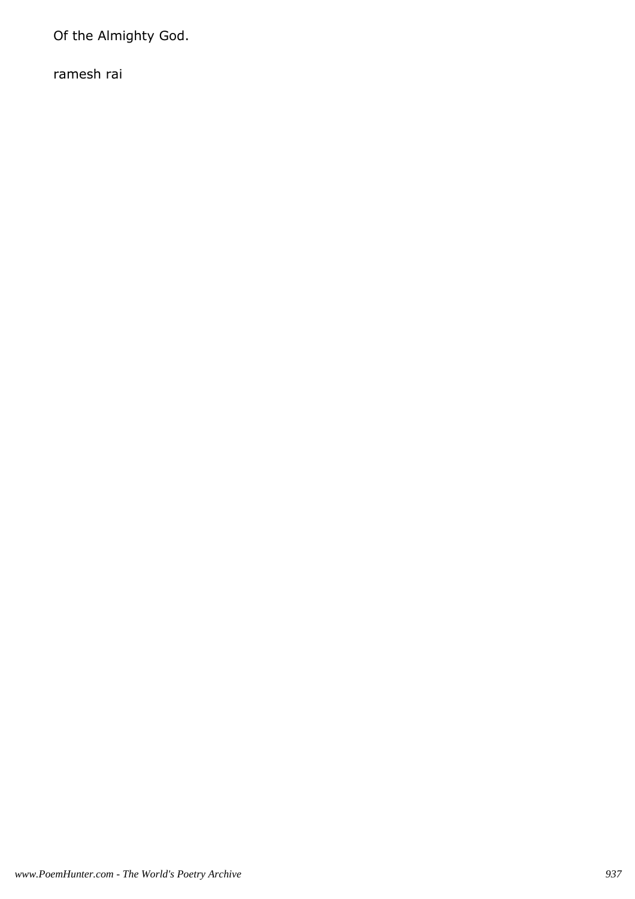Of the Almighty God.

ramesh rai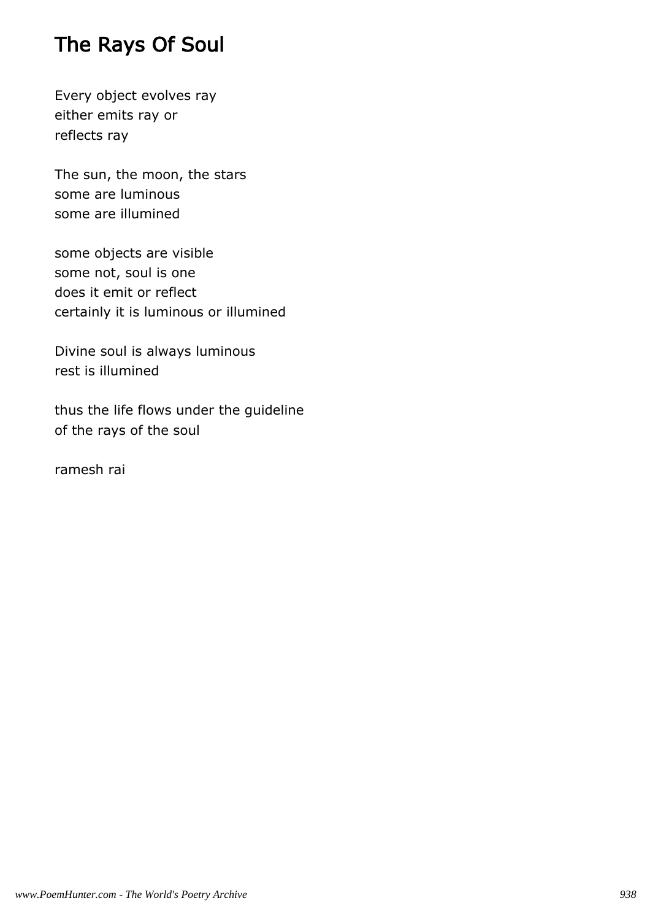# The Rays Of Soul

Every object evolves ray
either emits ray or
reflects ray

The sun, the moon, the stars
some are luminous
some are illumined

some objects are visible
some not, soul is one
does it emit or reflect
certainly it is luminous or illumined

Divine soul is always luminous
rest is illumined

thus the life flows under the guideline
of the rays of the soul

ramesh rai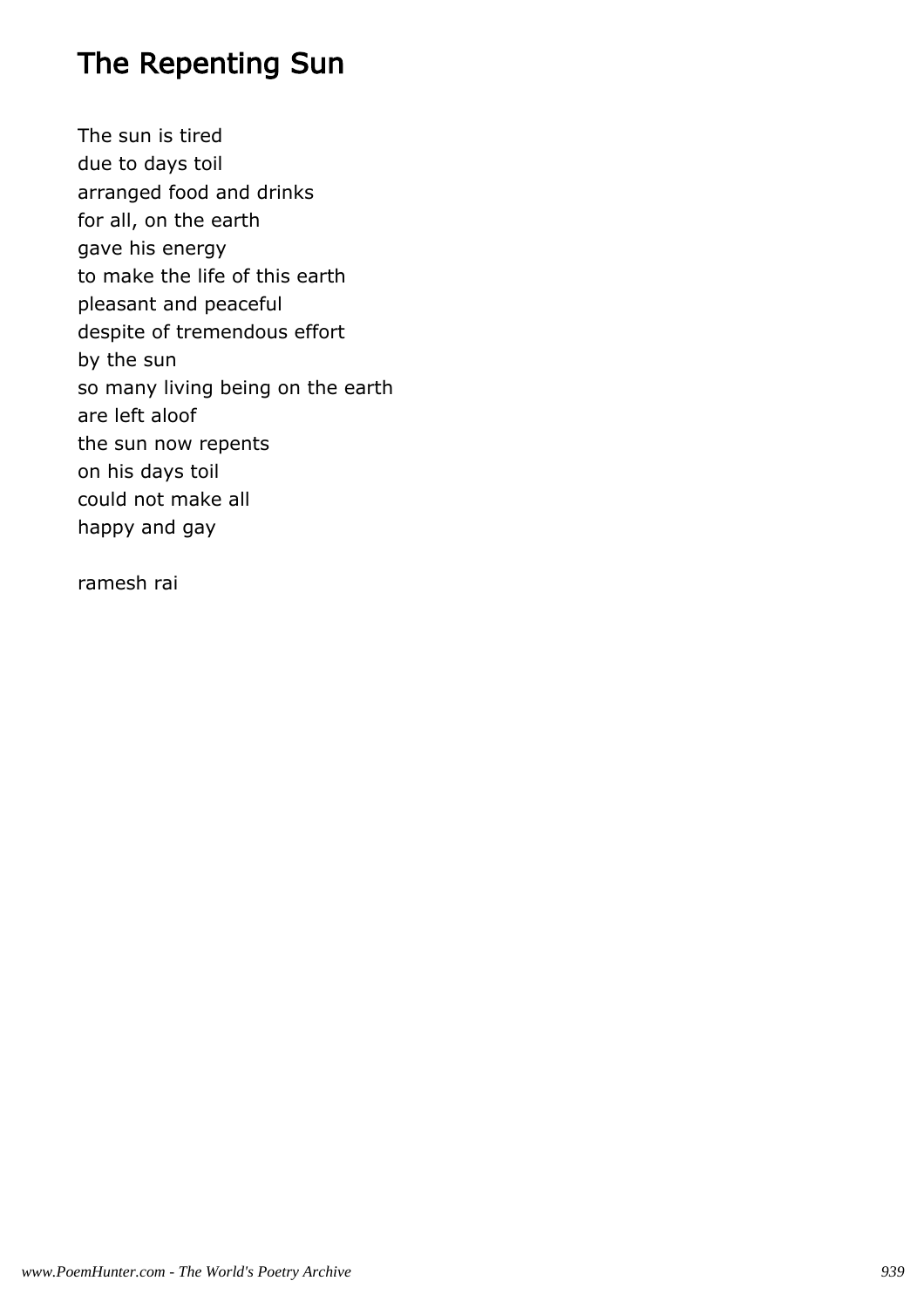# The Repenting Sun

The sun is tired  
due to days toil  
arranged food and drinks  
for all, on the earth  
gave his energy  
to make the life of this earth  
pleasant and peaceful  
despite of tremendous effort  
by the sun  
so many living being on the earth  
are left aloof  
the sun now repents  
on his days toil  
could not make all  
happy and gay

ramesh rai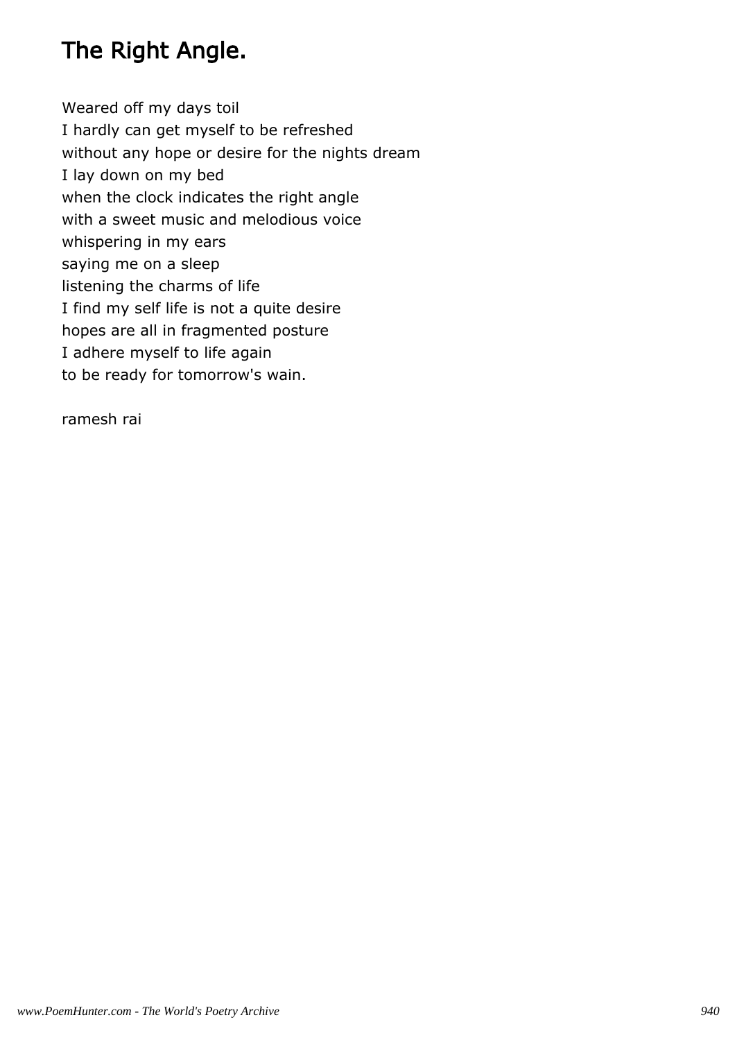# The Right Angle.

Weared off my days toil
I hardly can get myself to be refreshed
without any hope or desire for the nights dream
I lay down on my bed
when the clock indicates the right angle
with a sweet music and melodious voice
whispering in my ears
saying me on a sleep
listening the charms of life
I find my self life is not a quite desire
hopes are all in fragmented posture
I adhere myself to life again
to be ready for tomorrow's wain.

ramesh rai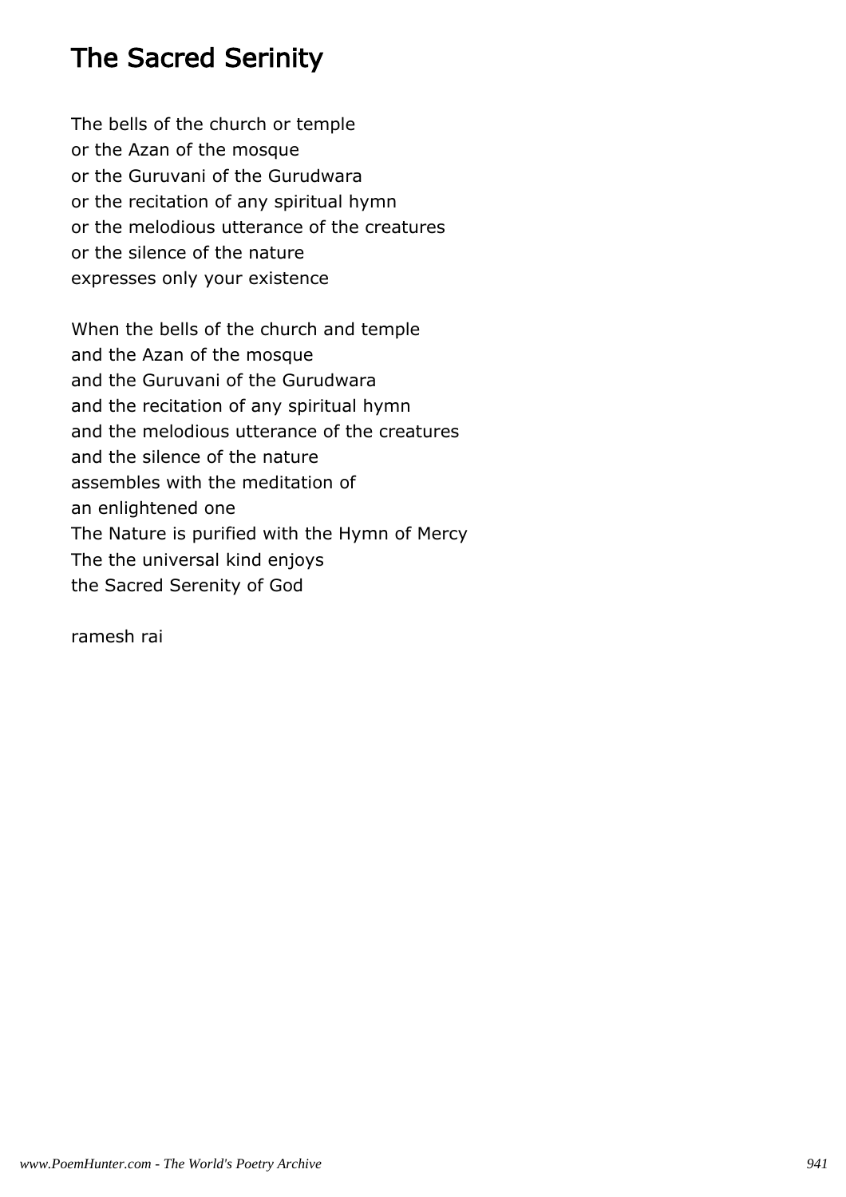# The Sacred Serinity

The bells of the church or temple
or the Azan of the mosque
or the Guruvani of the Gurudwara
or the recitation of any spiritual hymn
or the melodious utterance of the creatures
or the silence of the nature
expresses only your existence

When the bells of the church and temple
and the Azan of the mosque
and the Guruvani of the Gurudwara
and the recitation of any spiritual hymn
and the melodious utterance of the creatures
and the silence of the nature
assembles with the meditation of
an enlightened one
The Nature is purified with the Hymn of Mercy
The the universal kind enjoys
the Sacred Serenity of God

ramesh rai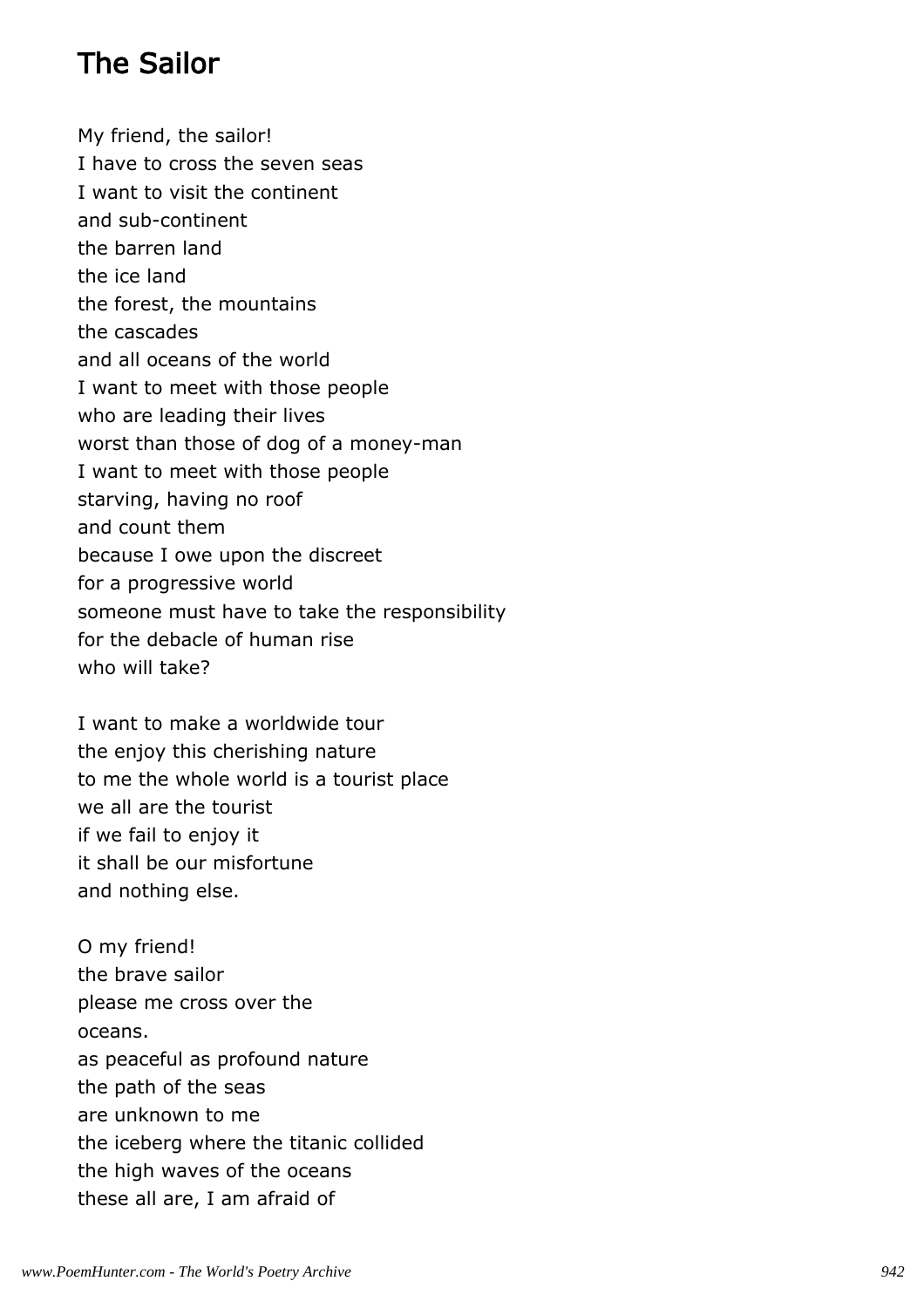## The Sailor

My friend, the sailor!  
I have to cross the seven seas  
I want to visit the continent  
and sub-continent  
the barren land  
the ice land  
the forest, the mountains  
the cascades  
and all oceans of the world  
I want to meet with those people  
who are leading their lives  
worst than those of dog of a money-man  
I want to meet with those people  
starving, having no roof  
and count them  
because I owe upon the discreet  
for a progressive world  
someone must have to take the responsibility  
for the debacle of human rise  
who will take?

I want to make a worldwide tour  
the enjoy this cherishing nature  
to me the whole world is a tourist place  
we all are the tourist  
if we fail to enjoy it  
it shall be our misfortune  
and nothing else.

O my friend!  
the brave sailor  
please me cross over the  
oceans.  
as peaceful as profound nature  
the path of the seas  
are unknown to me  
the iceberg where the titanic collided  
the high waves of the oceans  
these all are, I am afraid of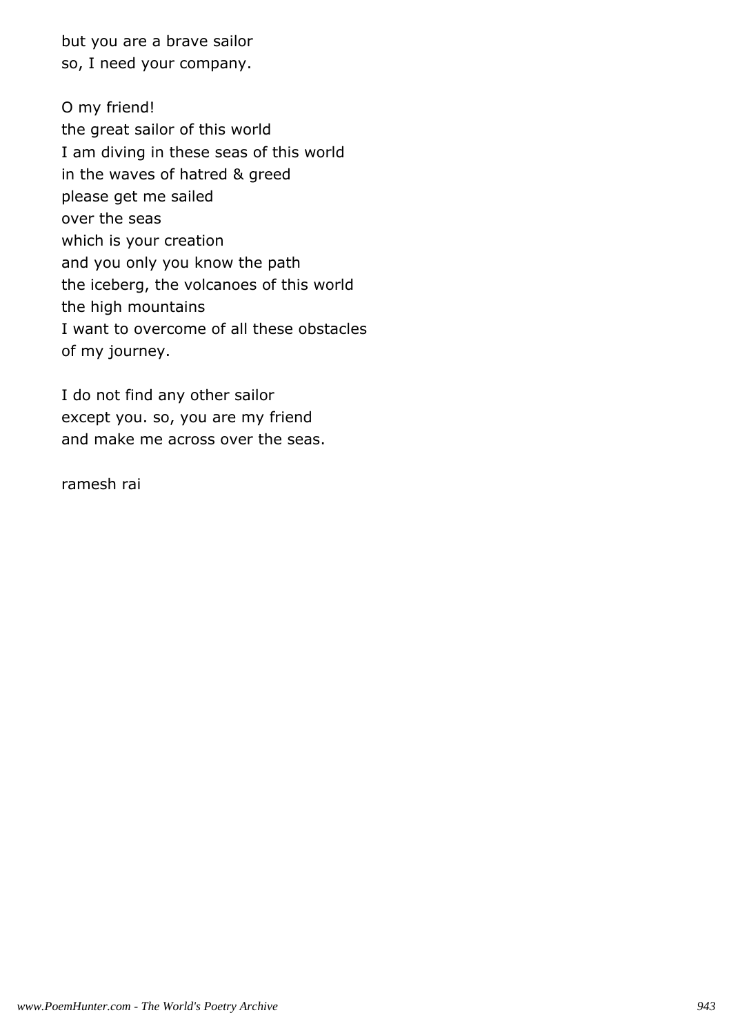but you are a brave sailor
so, I need your company.

O my friend!
the great sailor of this world
I am diving in these seas of this world
in the waves of hatred & greed
please get me sailed
over the seas
which is your creation
and you only you know the path
the iceberg, the volcanoes of this world
the high mountains
I want to overcome of all these obstacles
of my journey.

I do not find any other sailor
except you. so, you are my friend
and make me across over the seas.

ramesh rai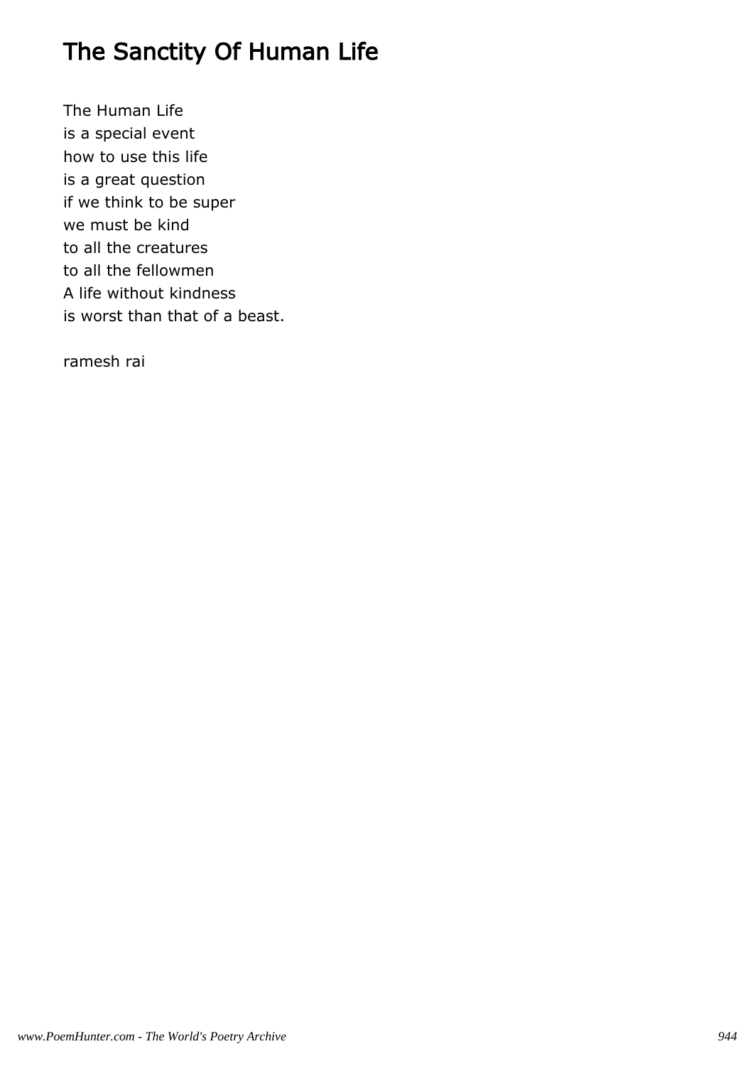# The Sanctity Of Human Life

The Human Life
is a special event
how to use this life
is a great question
if we think to be super
we must be kind
to all the creatures
to all the fellowmen
A life without kindness
is worst than that of a beast.

ramesh rai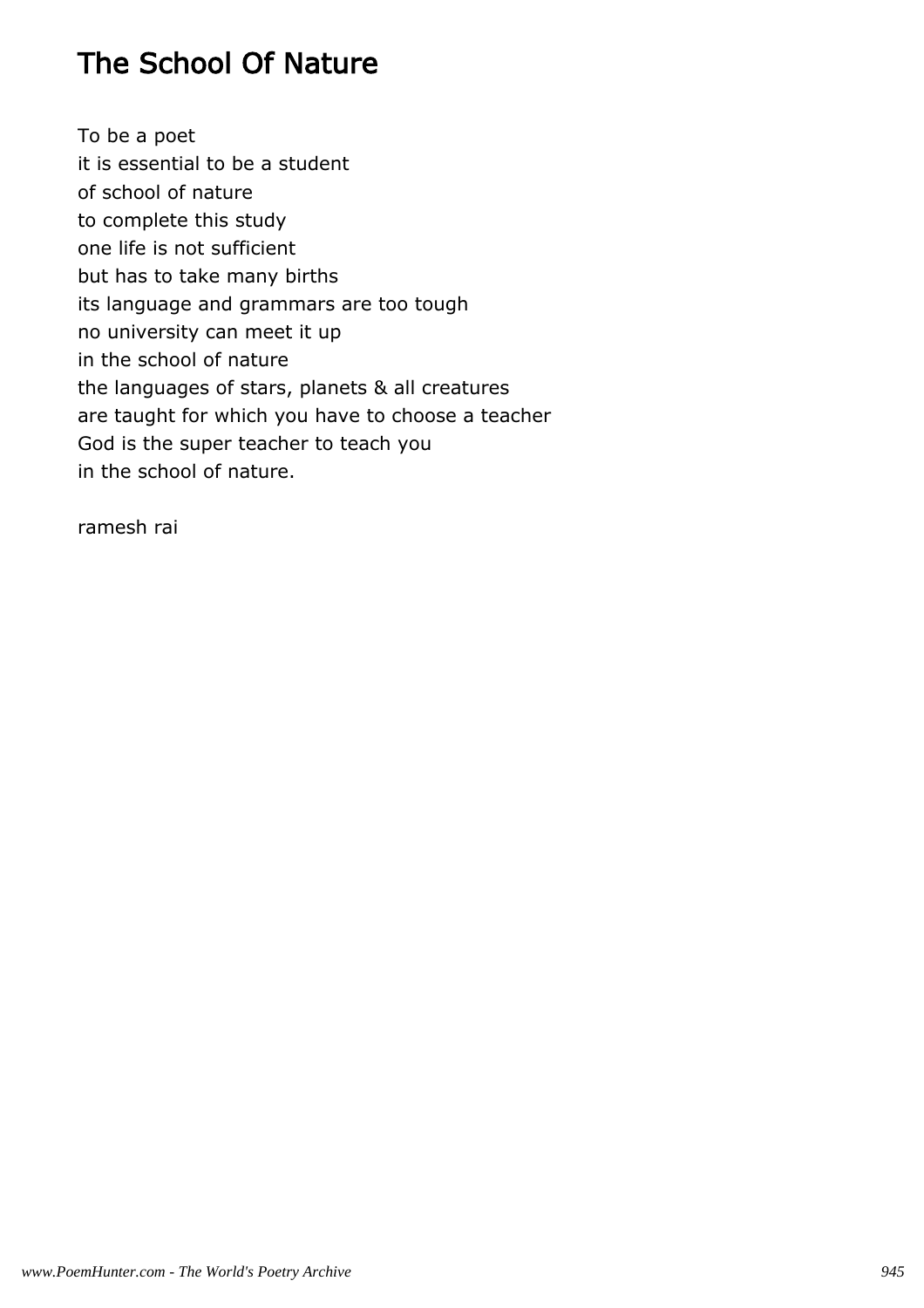# The School Of Nature

To be a poet  
it is essential to be a student  
of school of nature  
to complete this study  
one life is not sufficient  
but has to take many births  
its language and grammars are too tough  
no university can meet it up  
in the school of nature  
the languages of stars, planets & all creatures  
are taught for which you have to choose a teacher  
God is the super teacher to teach you  
in the school of nature.

ramesh rai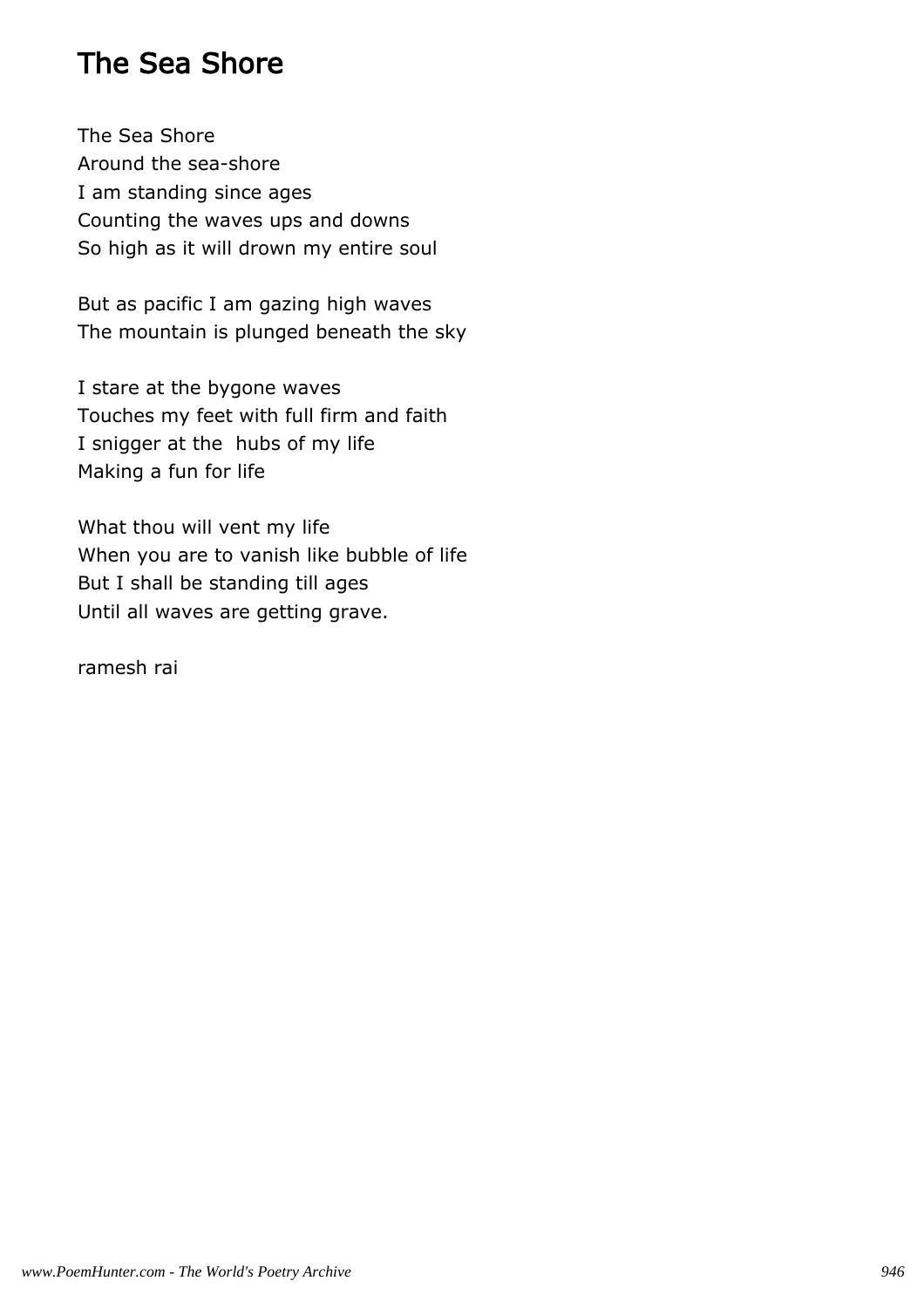# The Sea Shore

The Sea Shore
Around the sea-shore
I am standing since ages
Counting the waves ups and downs
So high as it will drown my entire soul

But as pacific I am gazing high waves
The mountain is plunged beneath the sky

I stare at the bygone waves
Touches my feet with full firm and faith
I snigger at the  hubs of my life
Making a fun for life

What thou will vent my life
When you are to vanish like bubble of life
But I shall be standing till ages
Until all waves are getting grave.

ramesh rai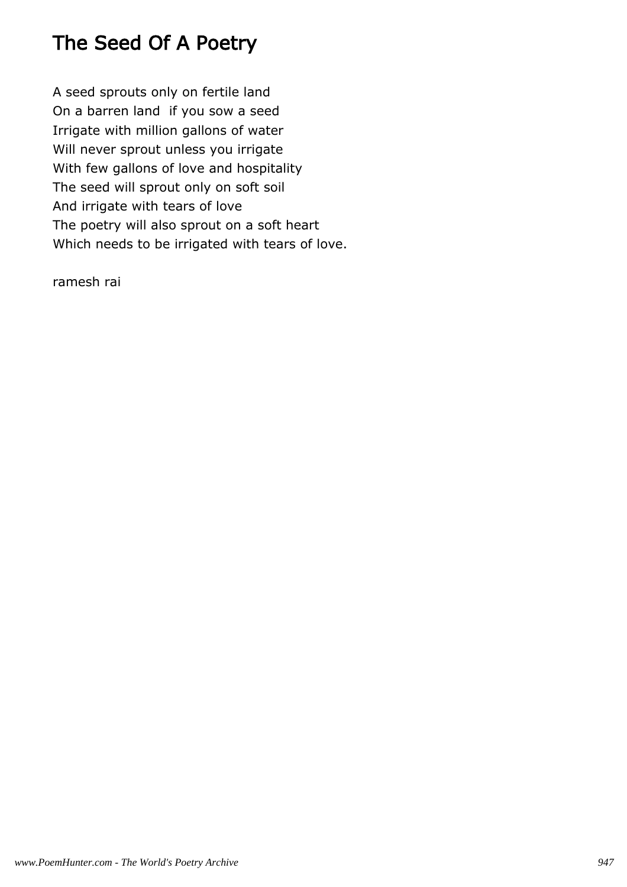# The Seed Of A Poetry

A seed sprouts only on fertile land
On a barren land  if you sow a seed
Irrigate with million gallons of water
Will never sprout unless you irrigate
With few gallons of love and hospitality
The seed will sprout only on soft soil
And irrigate with tears of love
The poetry will also sprout on a soft heart
Which needs to be irrigated with tears of love.

ramesh rai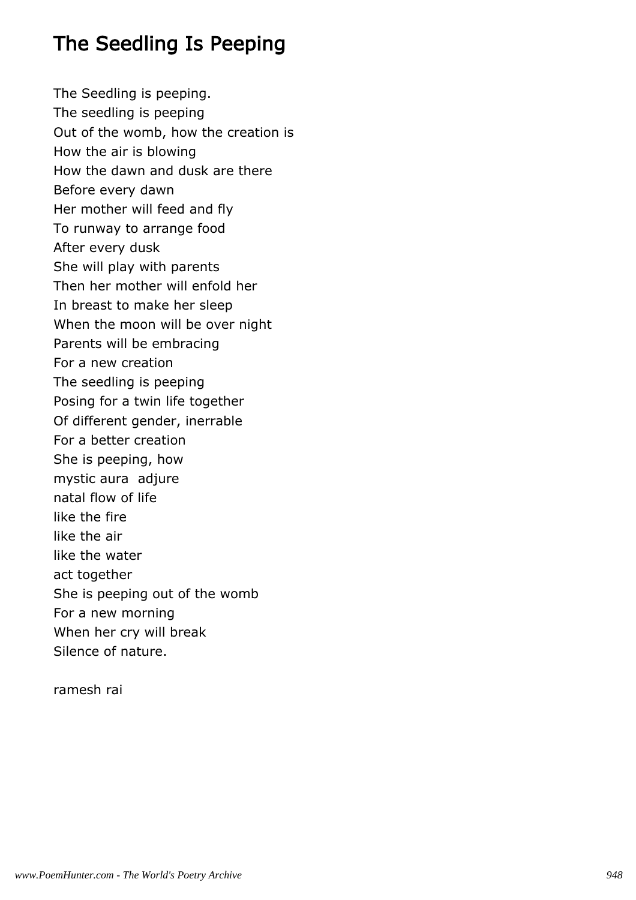# The Seedling Is Peeping

The Seedling is peeping.  
The seedling is peeping  
Out of the womb, how the creation is  
How the air is blowing  
How the dawn and dusk are there  
Before every dawn  
Her mother will feed and fly  
To runway to arrange food  
After every dusk  
She will play with parents  
Then her mother will enfold her  
In breast to make her sleep  
When the moon will be over night  
Parents will be embracing  
For a new creation  
The seedling is peeping  
Posing for a twin life together  
Of different gender, inerrable  
For a better creation  
She is peeping, how  
mystic aura adjure  
natal flow of life  
like the fire  
like the air  
like the water  
act together  
She is peeping out of the womb  
For a new morning  
When her cry will break  
Silence of nature.

ramesh rai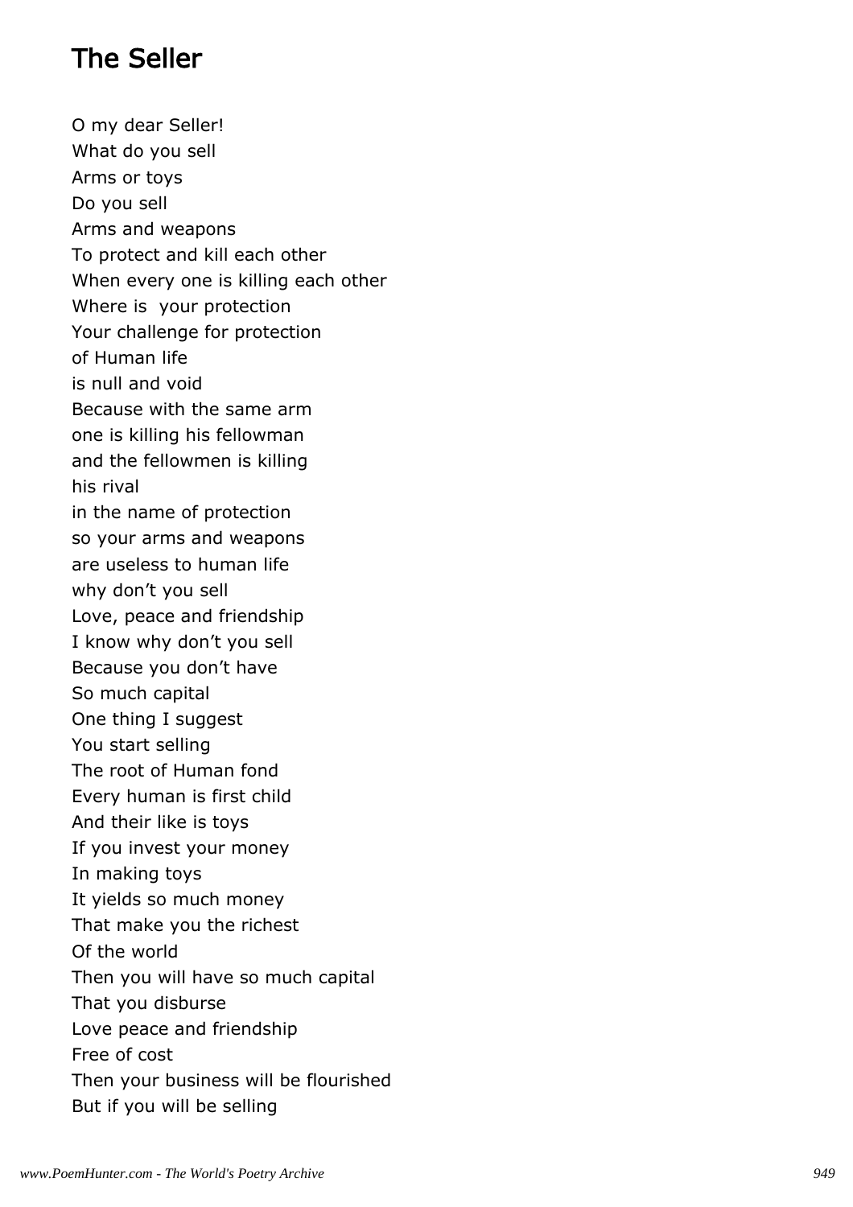# The Seller

O my dear Seller!  
What do you sell  
Arms or toys  
Do you sell  
Arms and weapons  
To protect and kill each other  
When every one is killing each other  
Where is your protection  
Your challenge for protection  
of Human life  
is null and void  
Because with the same arm  
one is killing his fellowman  
and the fellowmen is killing  
his rival  
in the name of protection  
so your arms and weapons  
are useless to human life  
why don't you sell  
Love, peace and friendship  
I know why don't you sell  
Because you don't have  
So much capital  
One thing I suggest  
You start selling  
The root of Human fond  
Every human is first child  
And their like is toys  
If you invest your money  
In making toys  
It yields so much money  
That make you the richest  
Of the world  
Then you will have so much capital  
That you disburse  
Love peace and friendship  
Free of cost  
Then your business will be flourished  
But if you will be selling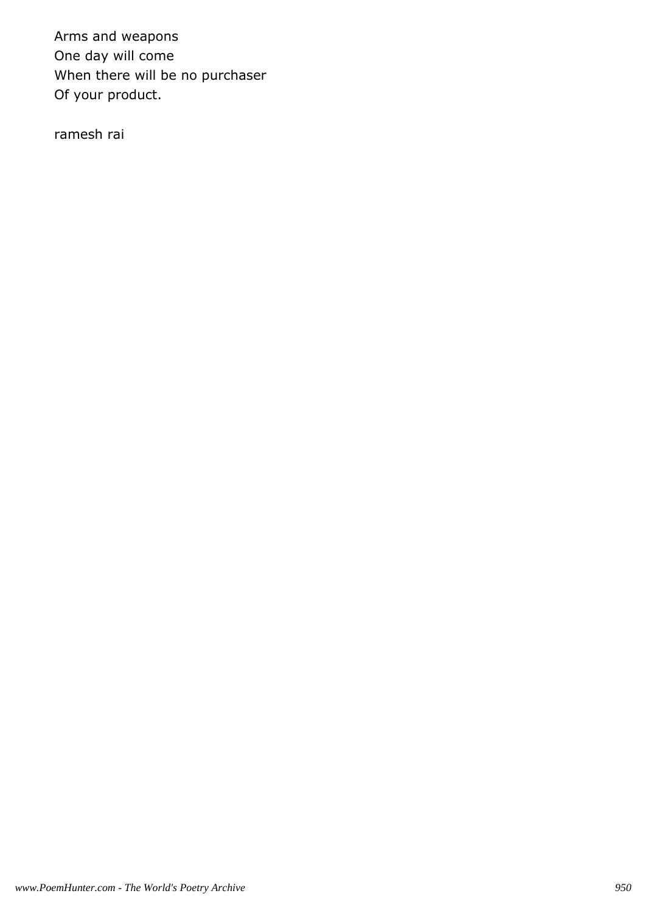Arms and weapons
One day will come
When there will be no purchaser
Of your product.

ramesh rai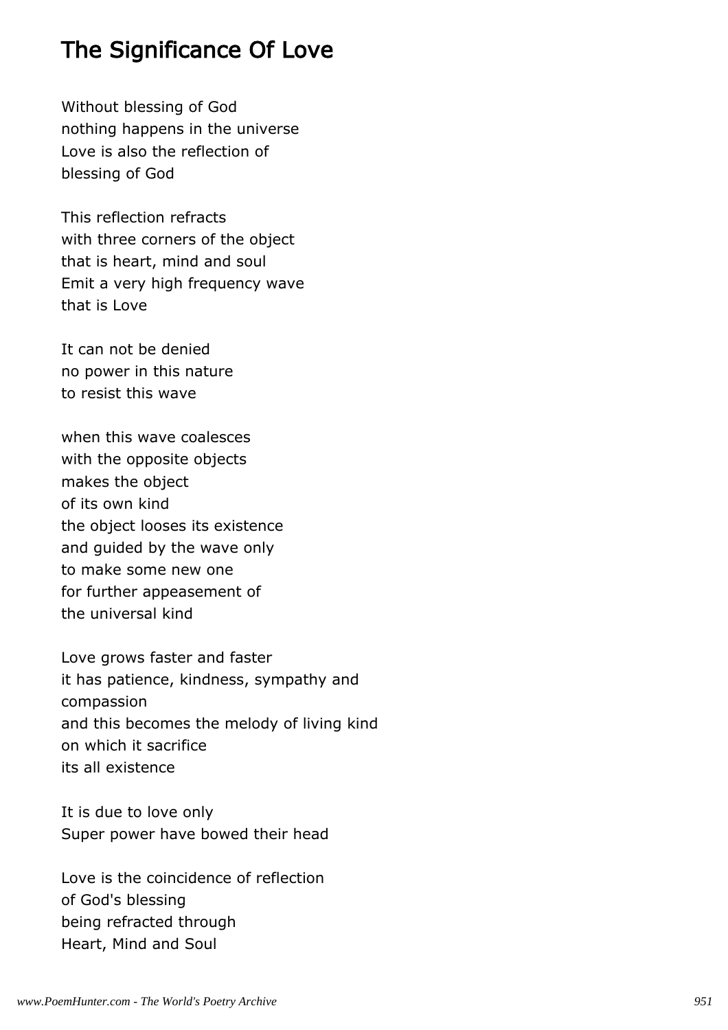# The Significance Of Love

Without blessing of God
nothing happens in the universe
Love is also the reflection of
blessing of God

This reflection refracts
with three corners of the object
that is heart, mind and soul
Emit a very high frequency wave
that is Love

It can not be denied
no power in this nature
to resist this wave

when this wave coalesces
with the opposite objects
makes the object
of its own kind
the object looses its existence
and guided by the wave only
to make some new one
for further appeasement of
the universal kind

Love grows faster and faster
it has patience, kindness, sympathy and
compassion
and this becomes the melody of living kind
on which it sacrifice
its all existence

It is due to love only
Super power have bowed their head

Love is the coincidence of reflection
of God's blessing
being refracted through
Heart, Mind and Soul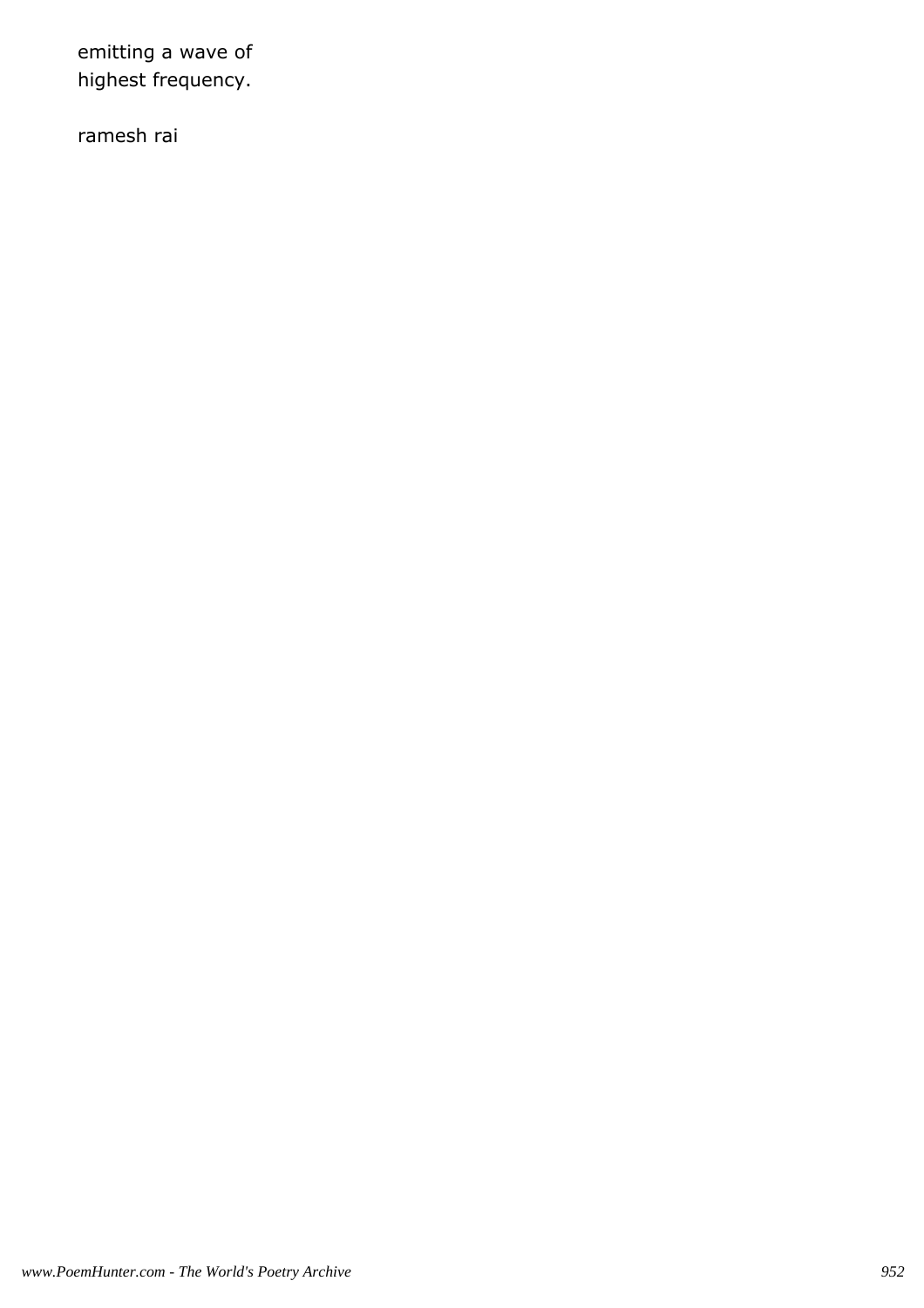emitting a wave of
highest frequency.

ramesh rai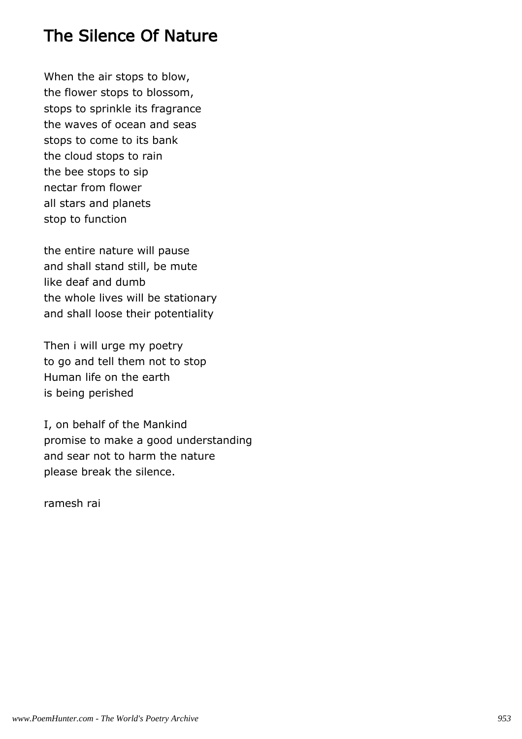# The Silence Of Nature

When the air stops to blow,
the flower stops to blossom,
stops to sprinkle its fragrance
the waves of ocean and seas
stops to come to its bank
the cloud stops to rain
the bee stops to sip
nectar from flower
all stars and planets
stop to function

the entire nature will pause
and shall stand still, be mute
like deaf and dumb
the whole lives will be stationary
and shall loose their potentiality

Then i will urge my poetry
to go and tell them not to stop
Human life on the earth
is being perished

I, on behalf of the Mankind
promise to make a good understanding
and sear not to harm the nature
please break the silence.

ramesh rai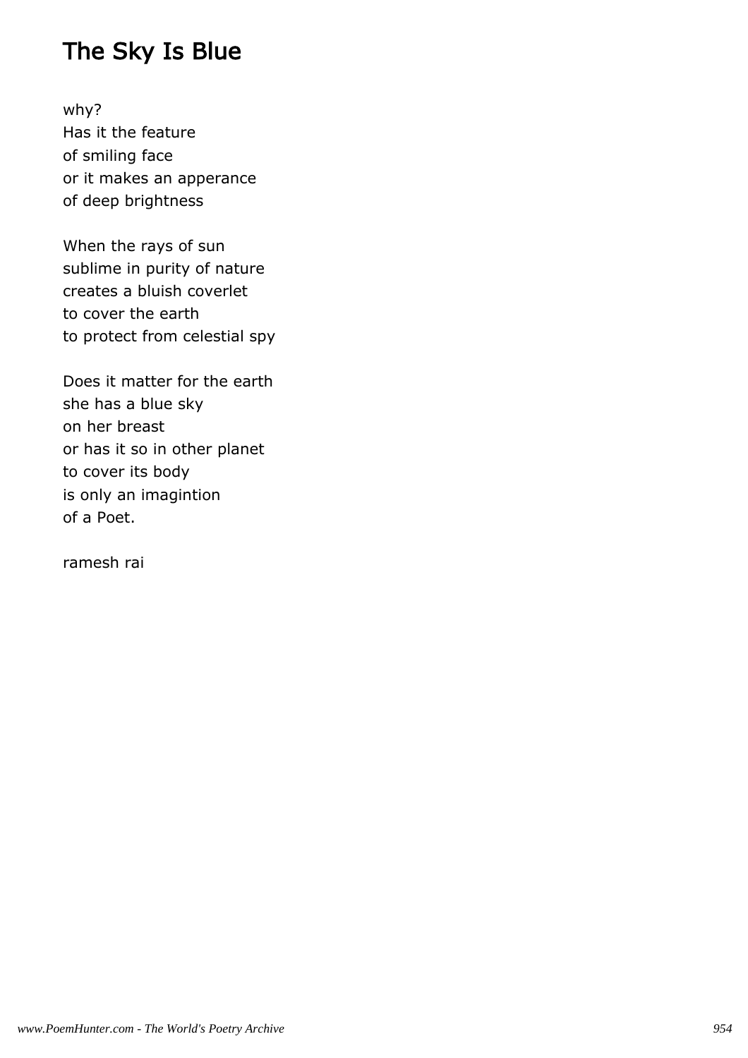# The Sky Is Blue

why?
Has it the feature
of smiling face
or it makes an apperance
of deep brightness

When the rays of sun
sublime in purity of nature
creates a bluish coverlet
to cover the earth
to protect from celestial spy

Does it matter for the earth
she has a blue sky
on her breast
or has it so in other planet
to cover its body
is only an imagintion
of a Poet.

ramesh rai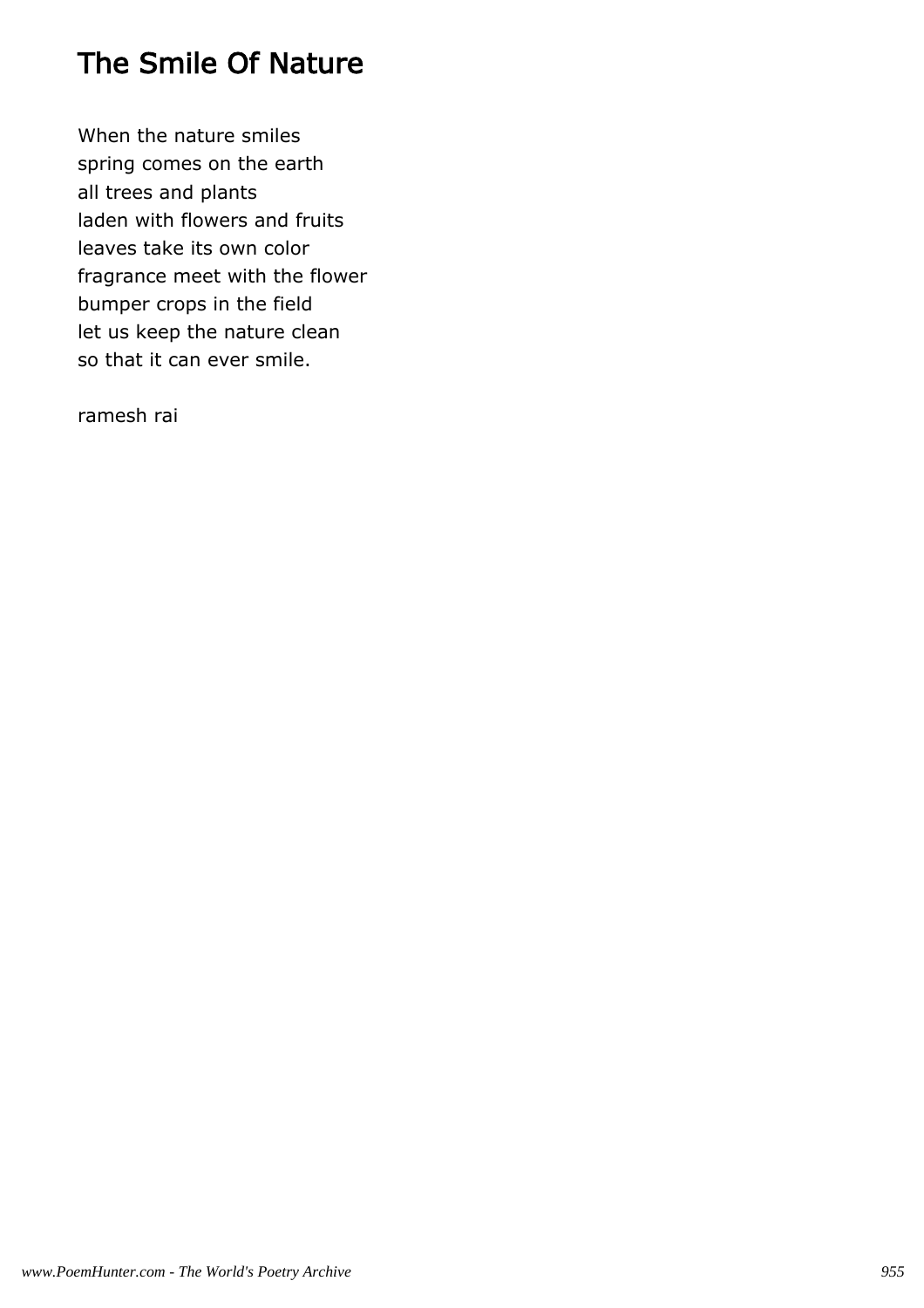# The Smile Of Nature

When the nature smiles
spring comes on the earth
all trees and plants
laden with flowers and fruits
leaves take its own color
fragrance meet with the flower
bumper crops in the field
let us keep the nature clean
so that it can ever smile.

ramesh rai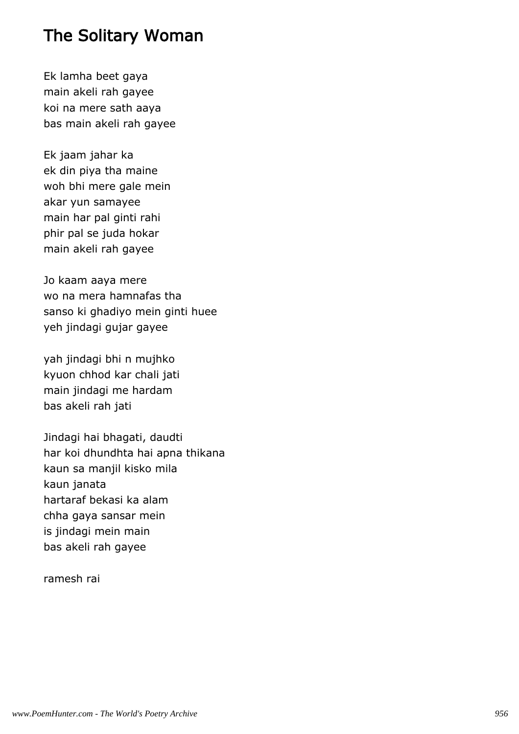## The Solitary Woman

Ek lamha beet gaya  
main akeli rah gayee  
koi na mere sath aaya  
bas main akeli rah gayee

Ek jaam jahar ka  
ek din piya tha maine  
woh bhi mere gale mein  
akar yun samayee  
main har pal ginti rahi  
phir pal se juda hokar  
main akeli rah gayee

Jo kaam aaya mere  
wo na mera hamnafas tha  
sanso ki ghadiyo mein ginti huee  
yeh jindagi gujar gayee

yah jindagi bhi n mujhko  
kyuon chhod kar chali jati  
main jindagi me hardam  
bas akeli rah jati

Jindagi hai bhagati, daudti  
har koi dhundhta hai apna thikana  
kaun sa manjil kisko mila  
kaun janata  
hartaraf bekasi ka alam  
chha gaya sansar mein  
is jindagi mein main  
bas akeli rah gayee

ramesh rai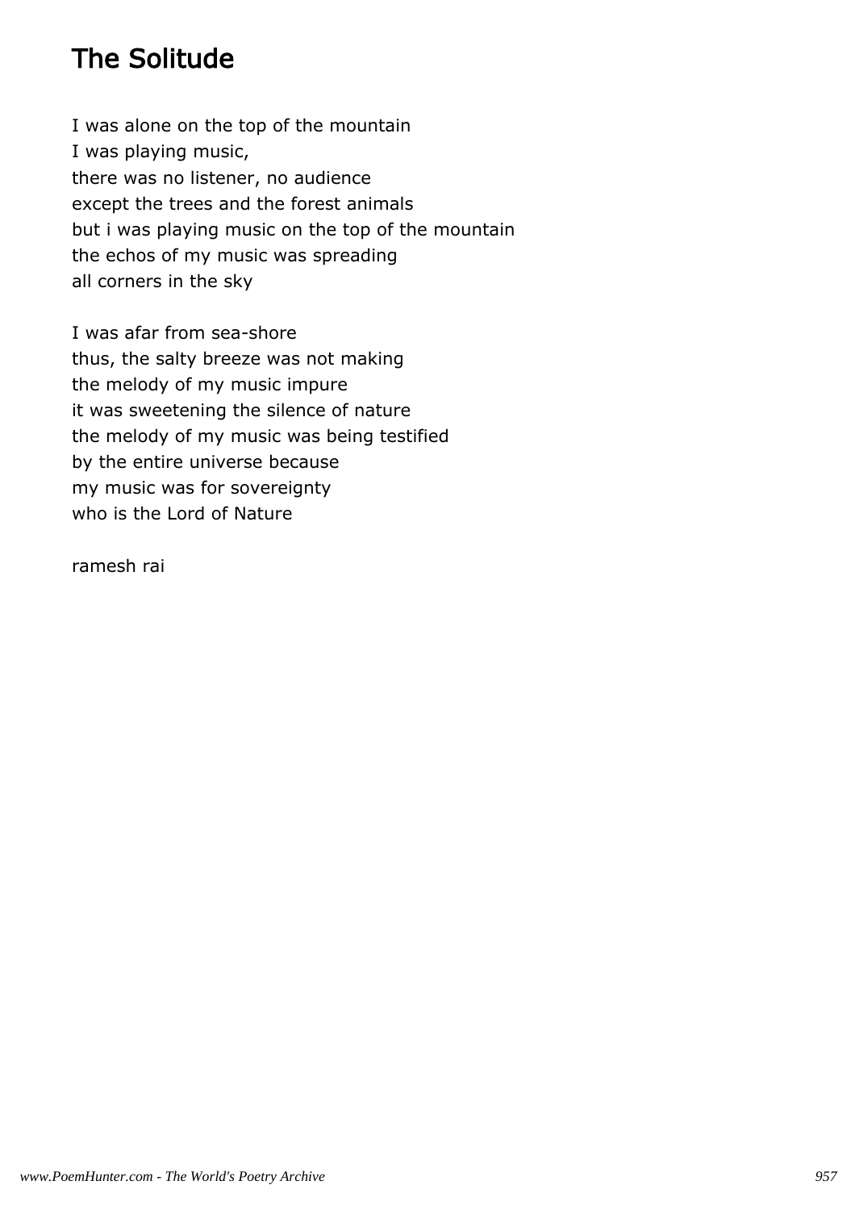## The Solitude

I was alone on the top of the mountain
I was playing music,
there was no listener, no audience
except the trees and the forest animals
but i was playing music on the top of the mountain
the echos of my music was spreading
all corners in the sky

I was afar from sea-shore
thus, the salty breeze was not making
the melody of my music impure
it was sweetening the silence of nature
the melody of my music was being testified
by the entire universe because
my music was for sovereignty
who is the Lord of Nature

ramesh rai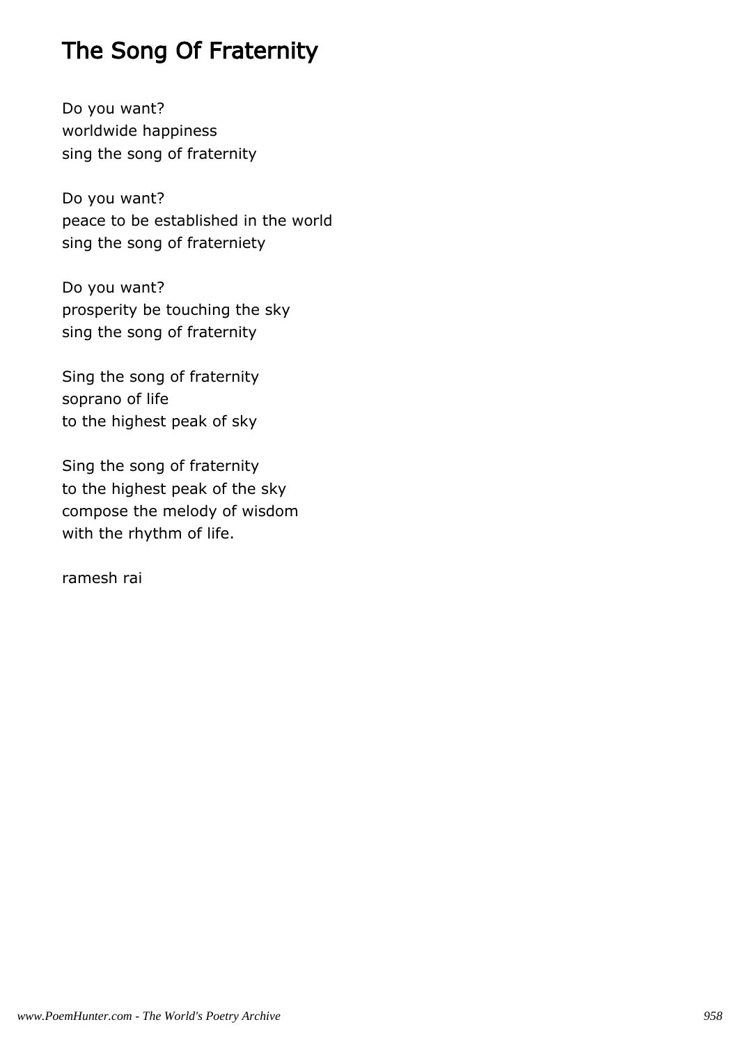# The Song Of Fraternity

Do you want?
worldwide happiness
sing the song of fraternity

Do you want?
peace to be established in the world
sing the song of fraterniety

Do you want?
prosperity be touching the sky
sing the song of fraternity

Sing the song of fraternity
soprano of life
to the highest peak of sky

Sing the song of fraternity
to the highest peak of the sky
compose the melody of wisdom
with the rhythm of life.

ramesh rai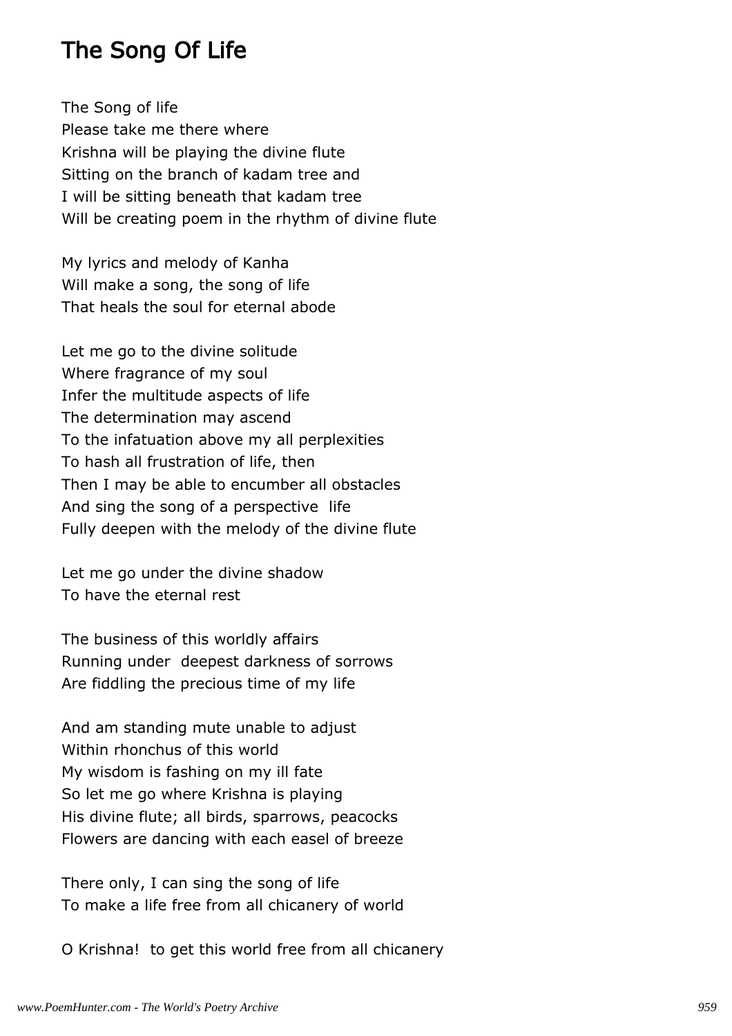# The Song Of Life

The Song of life  
Please take me there where  
Krishna will be playing the divine flute  
Sitting on the branch of kadam tree and  
I will be sitting beneath that kadam tree  
Will be creating poem in the rhythm of divine flute

My lyrics and melody of Kanha  
Will make a song, the song of life  
That heals the soul for eternal abode

Let me go to the divine solitude  
Where fragrance of my soul  
Infer the multitude aspects of life  
The determination may ascend  
To the infatuation above my all perplexities  
To hash all frustration of life, then  
Then I may be able to encumber all obstacles  
And sing the song of a perspective life  
Fully deepen with the melody of the divine flute

Let me go under the divine shadow  
To have the eternal rest

The business of this worldly affairs  
Running under deepest darkness of sorrows  
Are fiddling the precious time of my life

And am standing mute unable to adjust  
Within rhonchus of this world  
My wisdom is fashing on my ill fate  
So let me go where Krishna is playing  
His divine flute; all birds, sparrows, peacocks  
Flowers are dancing with each easel of breeze

There only, I can sing the song of life  
To make a life free from all chicanery of world

O Krishna! to get this world free from all chicanery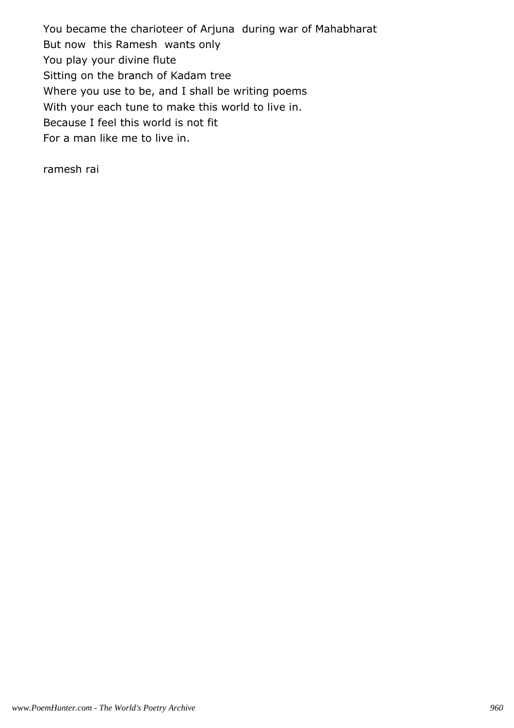You became the charioteer of Arjuna  during war of Mahabharat
But now  this Ramesh  wants only
You play your divine flute
Sitting on the branch of Kadam tree
Where you use to be, and I shall be writing poems
With your each tune to make this world to live in.
Because I feel this world is not fit
For a man like me to live in.

ramesh rai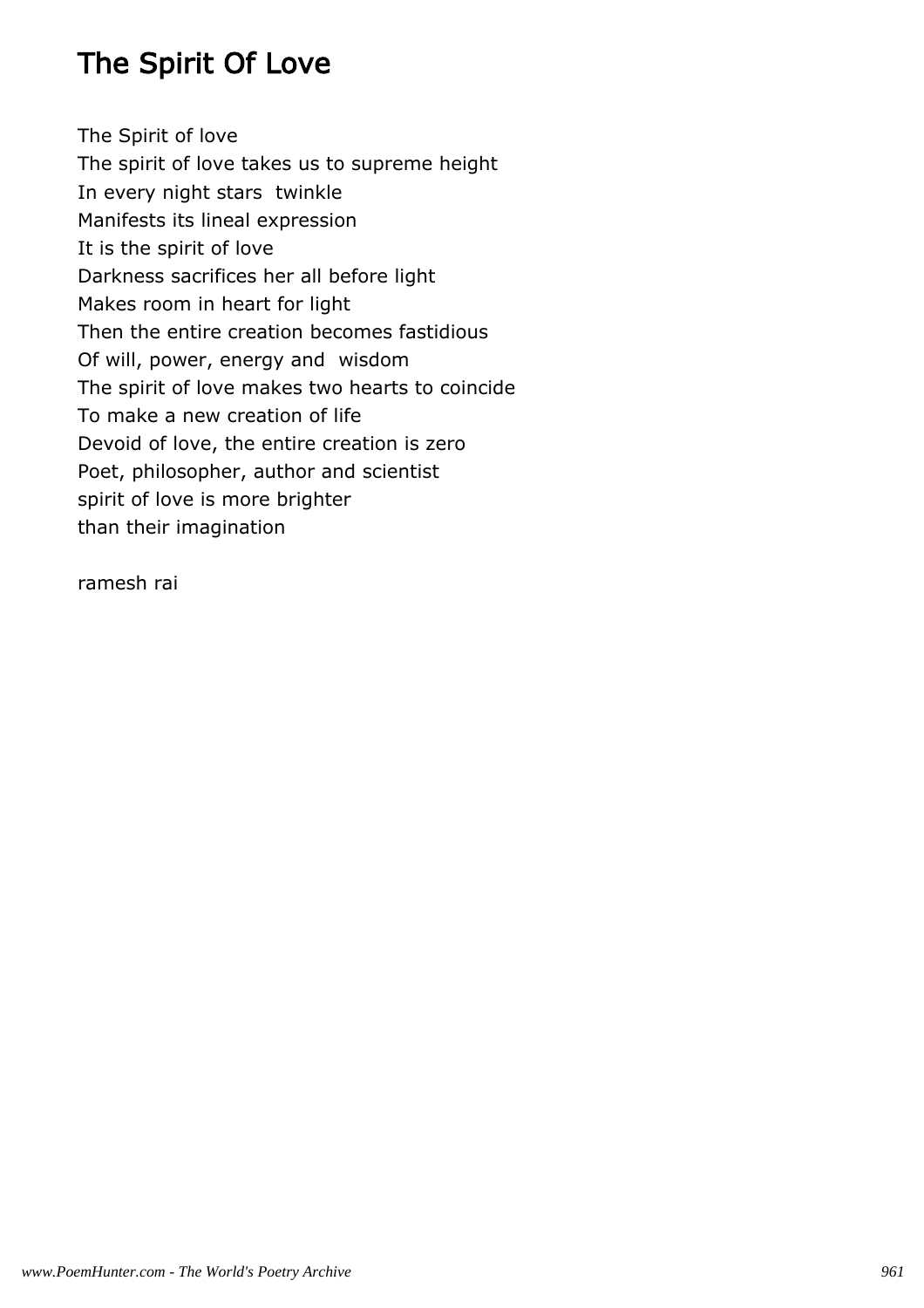# The Spirit Of Love

The Spirit of love  
The spirit of love takes us to supreme height  
In every night stars twinkle  
Manifests its lineal expression  
It is the spirit of love  
Darkness sacrifices her all before light  
Makes room in heart for light  
Then the entire creation becomes fastidious  
Of will, power, energy and wisdom  
The spirit of love makes two hearts to coincide  
To make a new creation of life  
Devoid of love, the entire creation is zero  
Poet, philosopher, author and scientist  
spirit of love is more brighter  
than their imagination

ramesh rai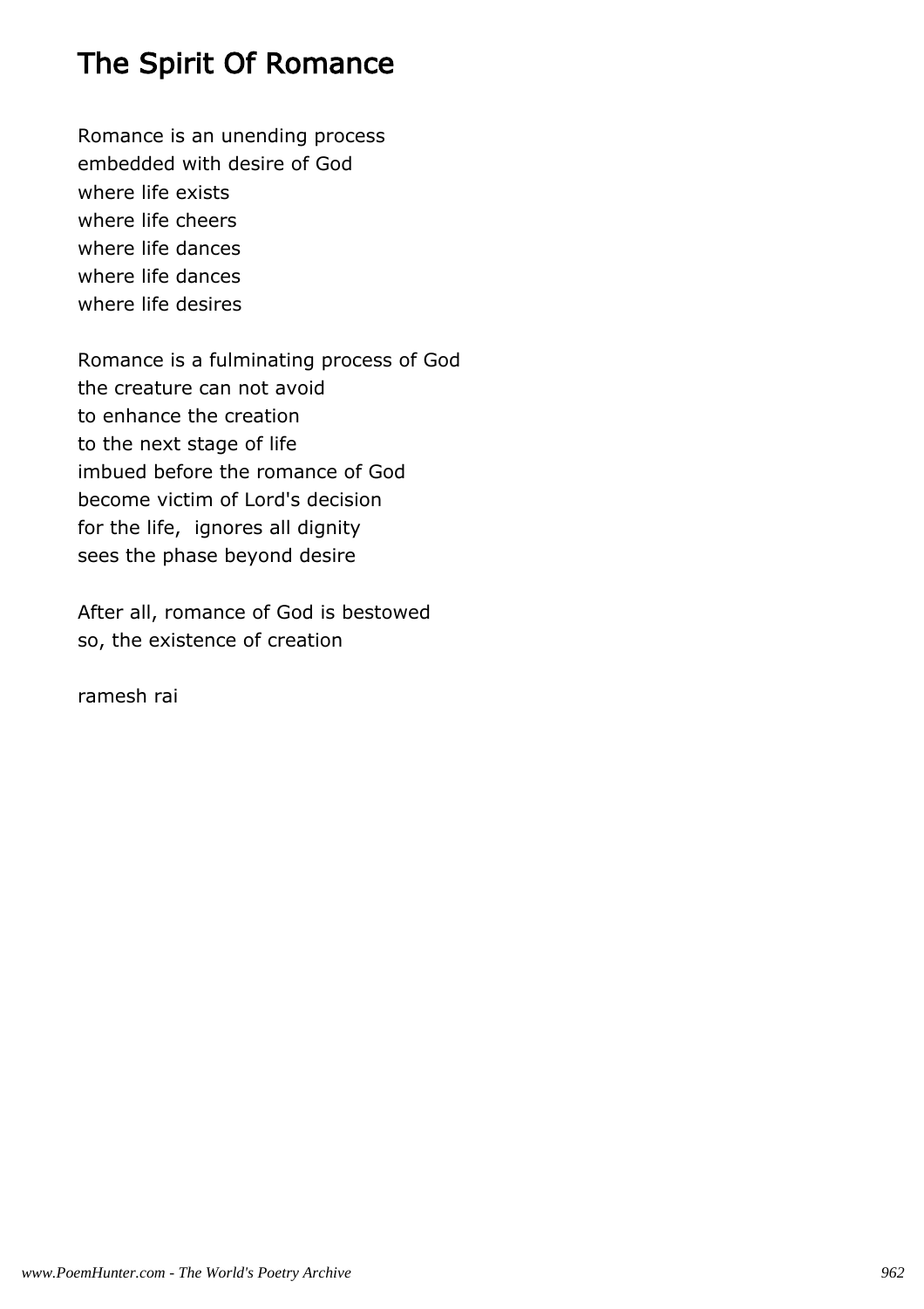# The Spirit Of Romance

Romance is an unending process
embedded with desire of God
where life exists
where life cheers
where life dances
where life dances
where life desires

Romance is a fulminating process of God
the creature can not avoid
to enhance the creation
to the next stage of life
imbued before the romance of God
become victim of Lord's decision
for the life,  ignores all dignity
sees the phase beyond desire

After all, romance of God is bestowed
so, the existence of creation

ramesh rai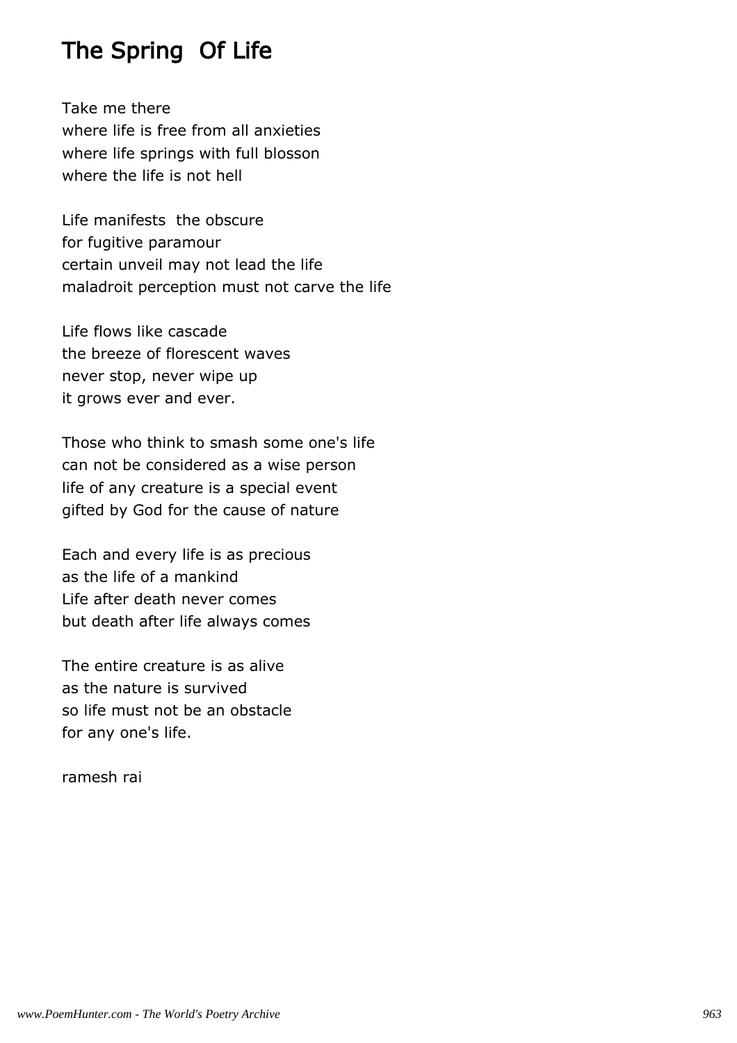# The Spring Of Life

Take me there  
where life is free from all anxieties  
where life springs with full blosson  
where the life is not hell

Life manifests the obscure  
for fugitive paramour  
certain unveil may not lead the life  
maladroit perception must not carve the life

Life flows like cascade  
the breeze of florescent waves  
never stop, never wipe up  
it grows ever and ever.

Those who think to smash some one's life  
can not be considered as a wise person  
life of any creature is a special event  
gifted by God for the cause of nature

Each and every life is as precious  
as the life of a mankind  
Life after death never comes  
but death after life always comes

The entire creature is as alive  
as the nature is survived  
so life must not be an obstacle  
for any one's life.

ramesh rai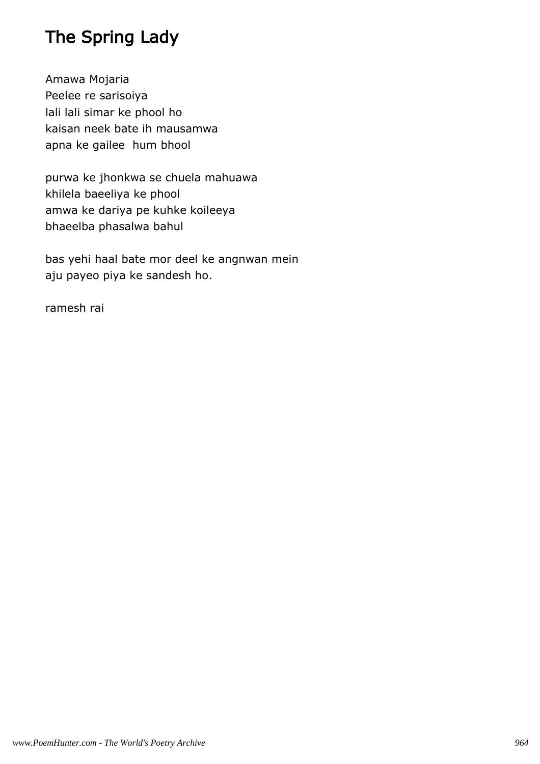# The Spring Lady

Amawa Mojaria
Peelee re sarisoiya
lali lali simar ke phool ho
kaisan neek bate ih mausamwa
apna ke gailee  hum bhool

purwa ke jhonkwa se chuela mahuawa
khilela baeeliya ke phool
amwa ke dariya pe kuhke koileeya
bhaeelba phasalwa bahul

bas yehi haal bate mor deel ke angnwan mein
aju payeo piya ke sandesh ho.

ramesh rai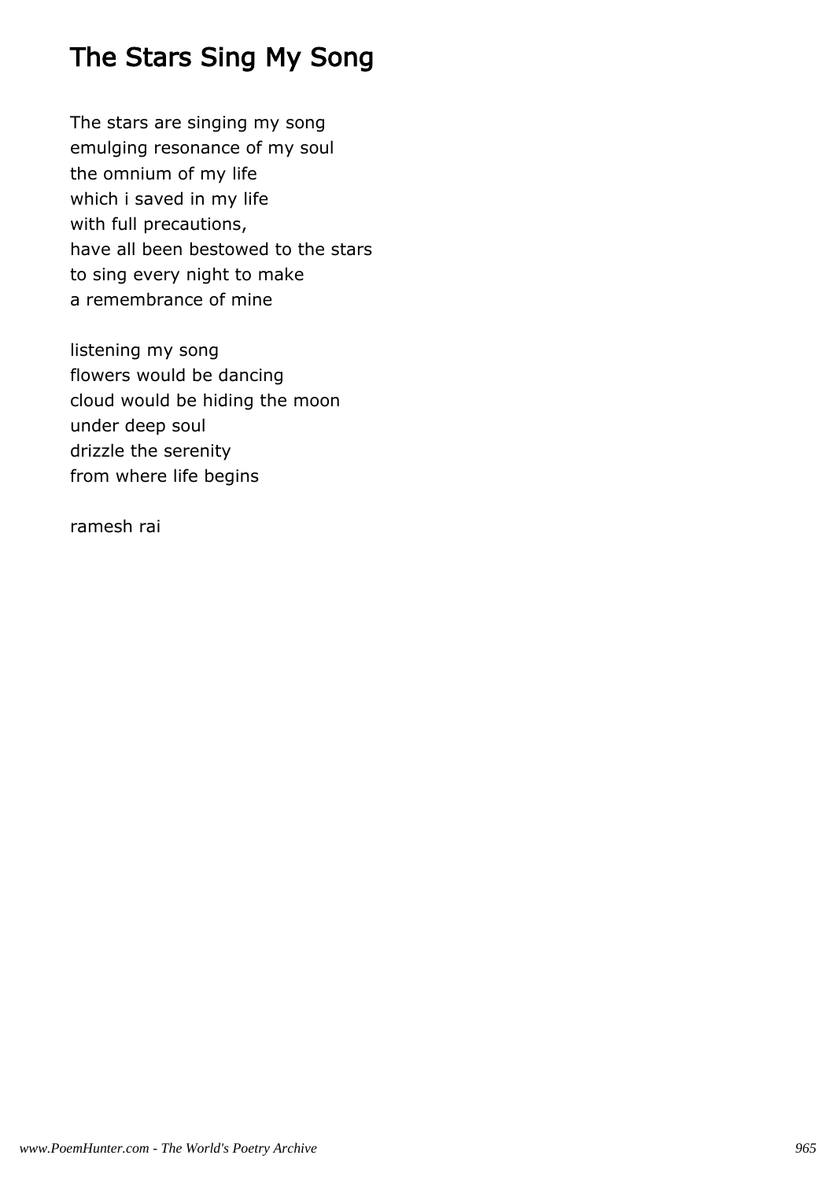# The Stars Sing My Song

The stars are singing my song
emulging resonance of my soul
the omnium of my life
which i saved in my life
with full precautions,
have all been bestowed to the stars
to sing every night to make
a remembrance of mine

listening my song
flowers would be dancing
cloud would be hiding the moon
under deep soul
drizzle the serenity
from where life begins

ramesh rai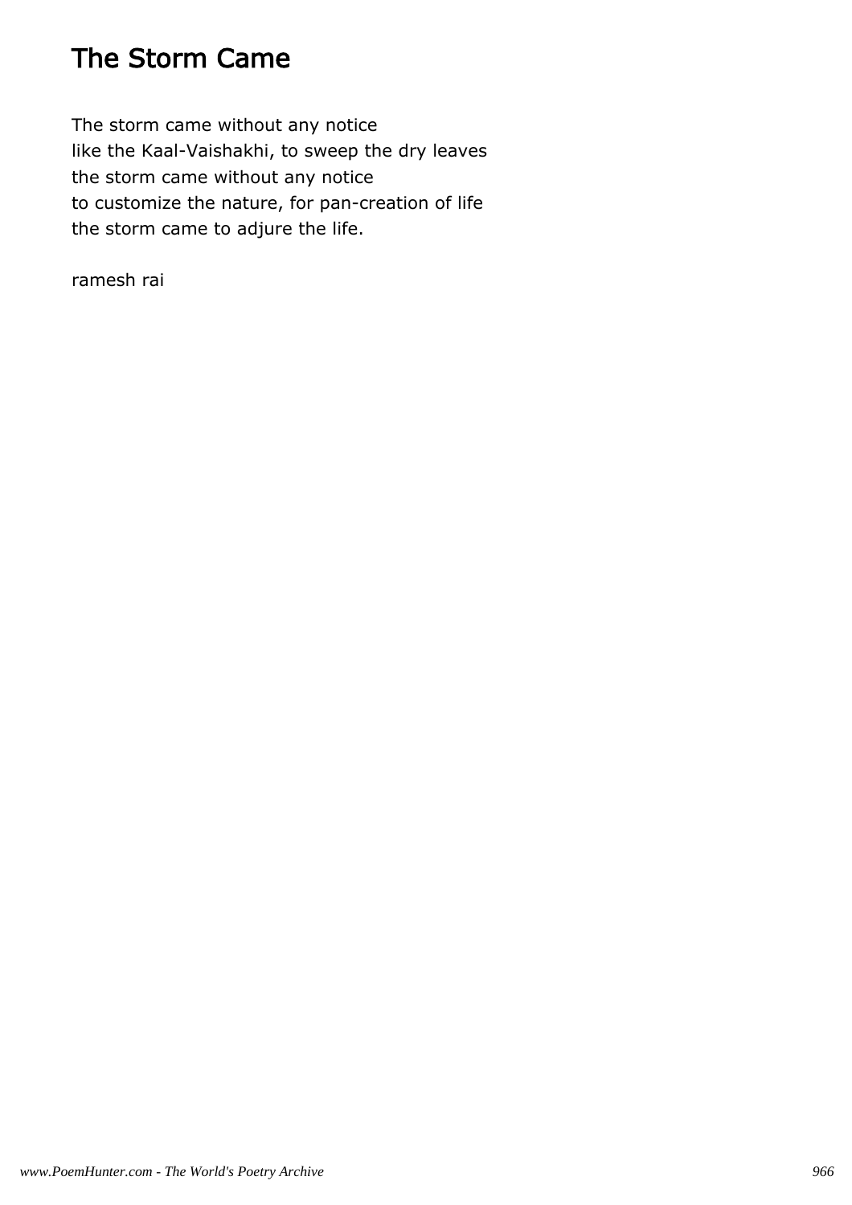# The Storm Came

The storm came without any notice
like the Kaal-Vaishakhi, to sweep the dry leaves
the storm came without any notice
to customize the nature, for pan-creation of life
the storm came to adjure the life.

ramesh rai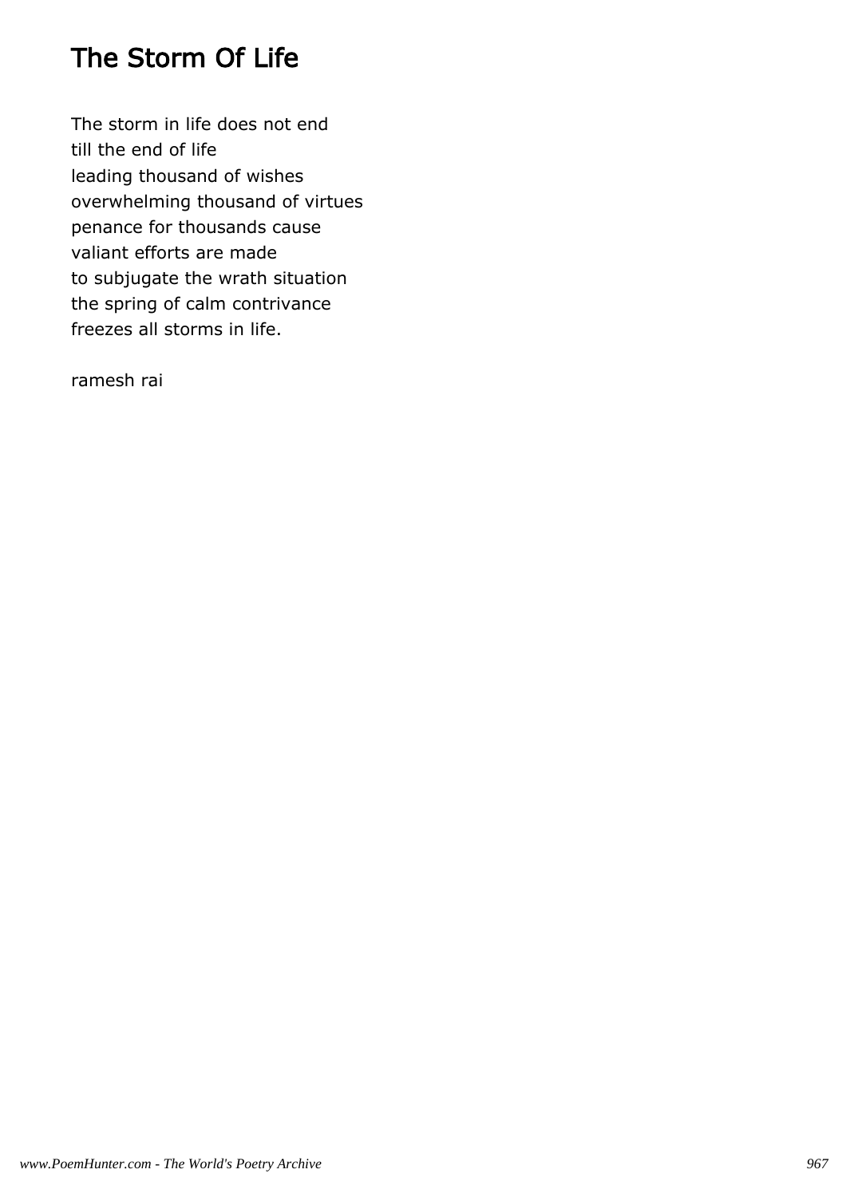# The Storm Of Life

The storm in life does not end
till the end of life
leading thousand of wishes
overwhelming thousand of virtues
penance for thousands cause
valiant efforts are made
to subjugate the wrath situation
the spring of calm contrivance
freezes all storms in life.

ramesh rai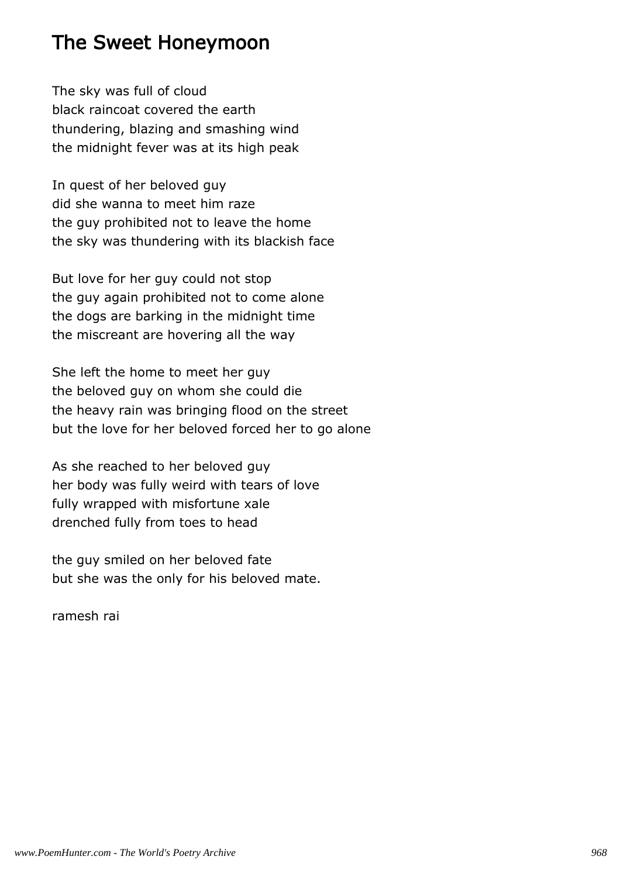# The Sweet Honeymoon

The sky was full of cloud  
black raincoat covered the earth  
thundering, blazing and smashing wind  
the midnight fever was at its high peak

In quest of her beloved guy  
did she wanna to meet him raze  
the guy prohibited not to leave the home  
the sky was thundering with its blackish face

But love for her guy could not stop  
the guy again prohibited not to come alone  
the dogs are barking in the midnight time  
the miscreant are hovering all the way

She left the home to meet her guy  
the beloved guy on whom she could die  
the heavy rain was bringing flood on the street  
but the love for her beloved forced her to go alone

As she reached to her beloved guy  
her body was fully weird with tears of love  
fully wrapped with misfortune xale  
drenched fully from toes to head

the guy smiled on her beloved fate  
but she was the only for his beloved mate.

ramesh rai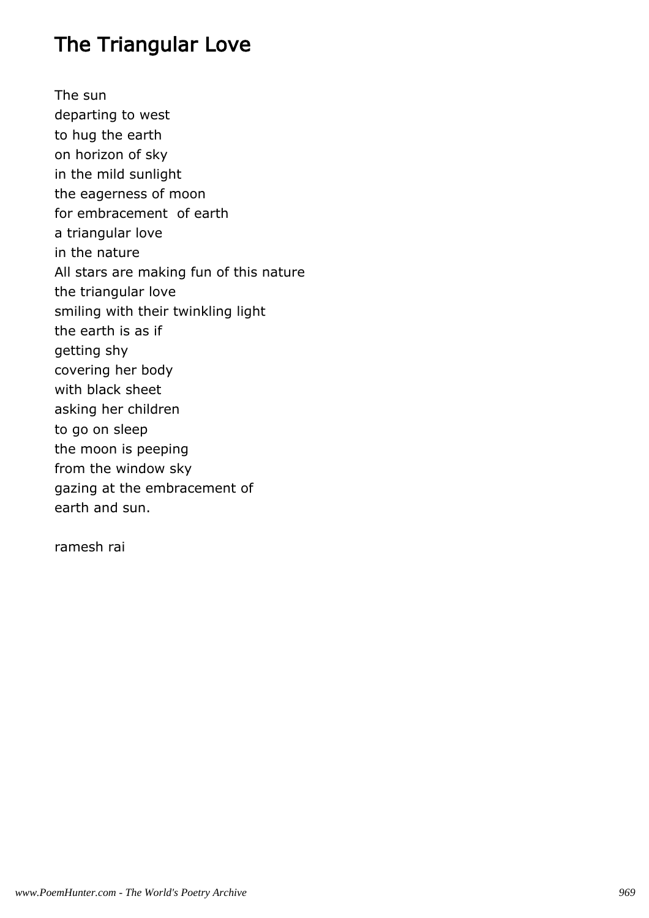# The Triangular Love

The sun  
departing to west  
to hug the earth  
on horizon of sky  
in the mild sunlight  
the eagerness of moon  
for embracement of earth  
a triangular love  
in the nature  
All stars are making fun of this nature  
the triangular love  
smiling with their twinkling light  
the earth is as if  
getting shy  
covering her body  
with black sheet  
asking her children  
to go on sleep  
the moon is peeping  
from the window sky  
gazing at the embracement of  
earth and sun.

ramesh rai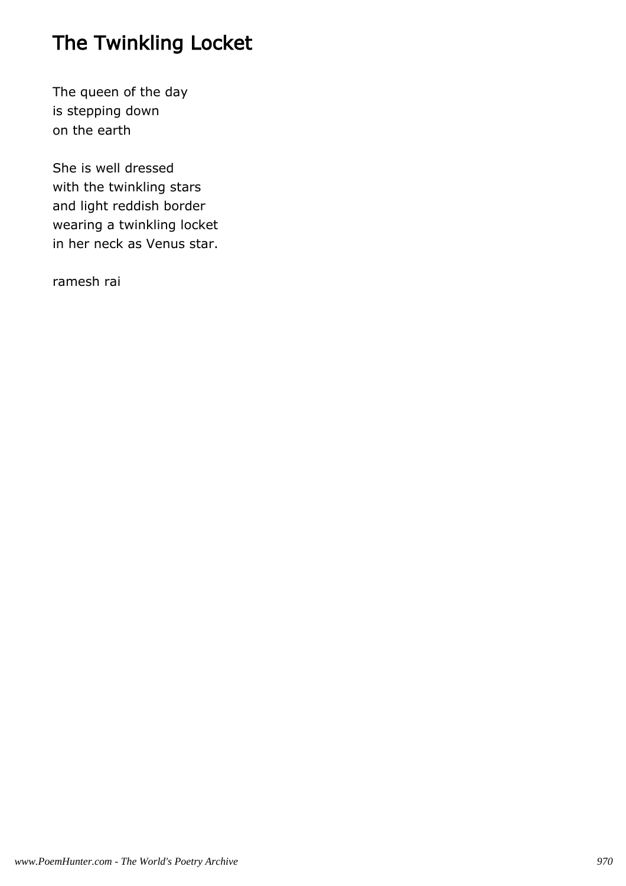# The Twinkling Locket

The queen of the day
is stepping down
on the earth

She is well dressed
with the twinkling stars
and light reddish border
wearing a twinkling locket
in her neck as Venus star.

ramesh rai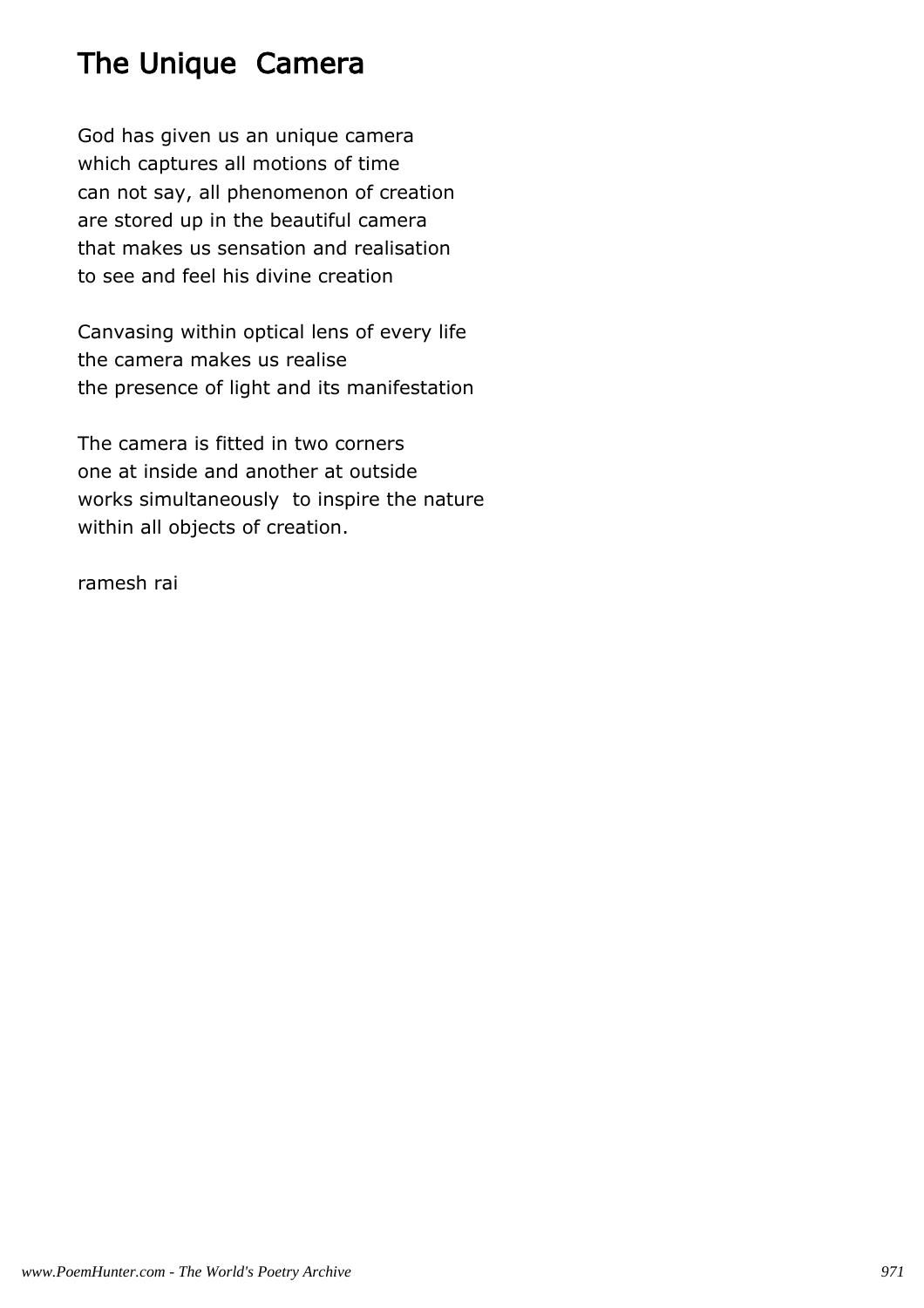# The Unique Camera

God has given us an unique camera
which captures all motions of time
can not say, all phenomenon of creation
are stored up in the beautiful camera
that makes us sensation and realisation
to see and feel his divine creation

Canvasing within optical lens of every life
the camera makes us realise
the presence of light and its manifestation

The camera is fitted in two corners
one at inside and another at outside
works simultaneously to inspire the nature
within all objects of creation.

ramesh rai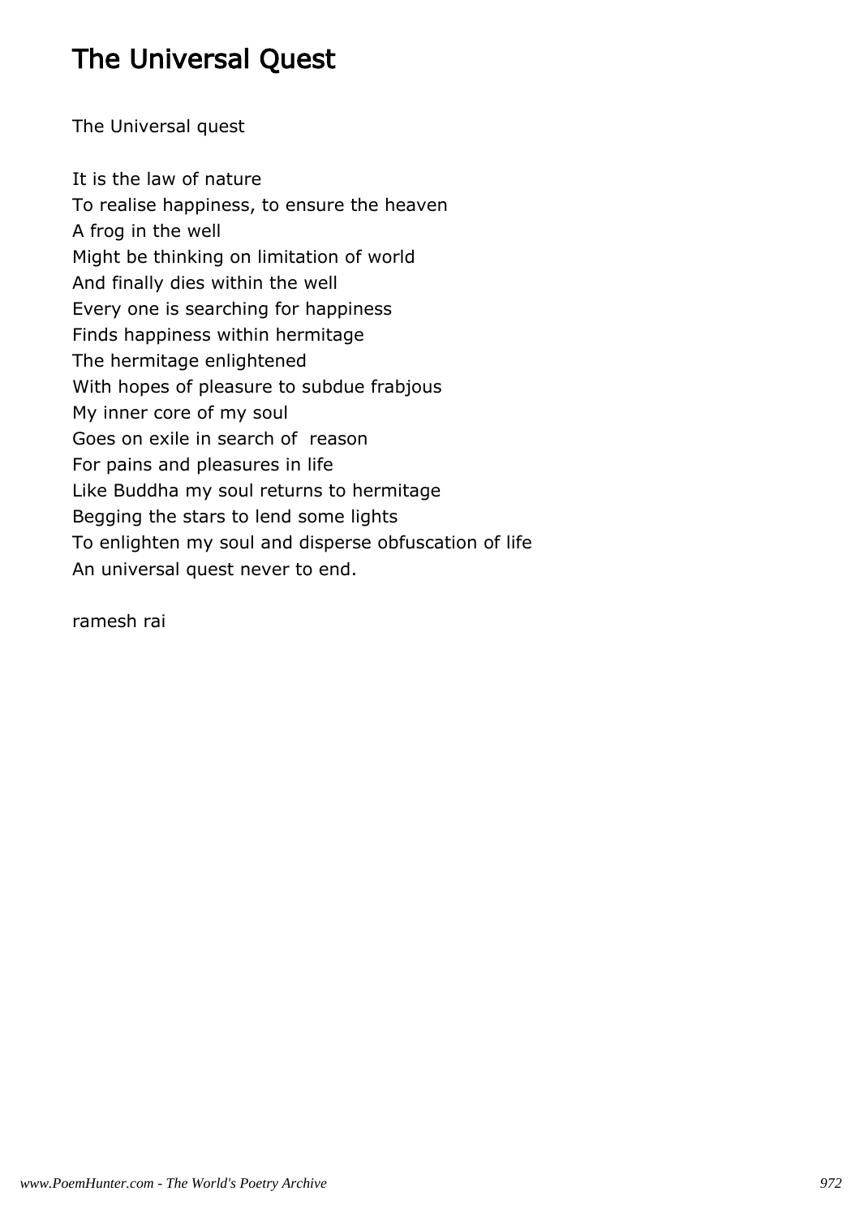# The Universal Quest

The Universal quest

It is the law of nature
To realise happiness, to ensure the heaven
A frog in the well
Might be thinking on limitation of world
And finally dies within the well
Every one is searching for happiness
Finds happiness within hermitage
The hermitage enlightened
With hopes of pleasure to subdue frabjous
My inner core of my soul
Goes on exile in search of reason
For pains and pleasures in life
Like Buddha my soul returns to hermitage
Begging the stars to lend some lights
To enlighten my soul and disperse obfuscation of life
An universal quest never to end.

ramesh rai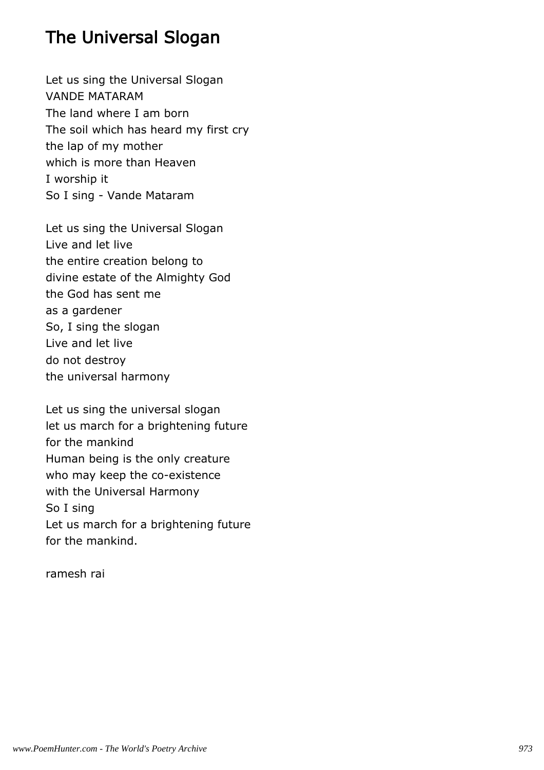## The Universal Slogan

Let us sing the Universal Slogan
VANDE MATARAM
The land where I am born
The soil which has heard my first cry
the lap of my mother
which is more than Heaven
I worship it
So I sing - Vande Mataram

Let us sing the Universal Slogan
Live and let live
the entire creation belong to
divine estate of the Almighty God
the God has sent me
as a gardener
So, I sing the slogan
Live and let live
do not destroy
the universal harmony

Let us sing the universal slogan
let us march for a brightening future
for the mankind
Human being is the only creature
who may keep the co-existence
with the Universal Harmony
So I sing
Let us march for a brightening future
for the mankind.

ramesh rai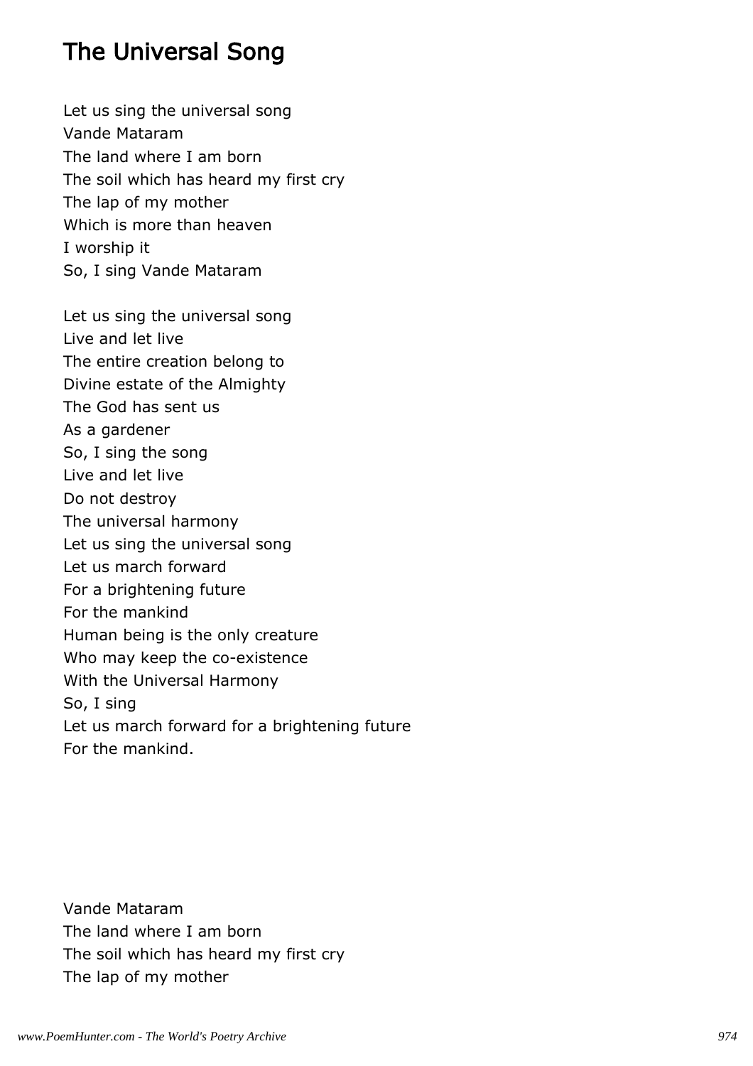## The Universal Song

Let us sing the universal song  
Vande Mataram  
The land where I am born  
The soil which has heard my first cry  
The lap of my mother  
Which is more than heaven  
I worship it  
So, I sing Vande Mataram

Let us sing the universal song  
Live and let live  
The entire creation belong to  
Divine estate of the Almighty  
The God has sent us  
As a gardener  
So, I sing the song  
Live and let live  
Do not destroy  
The universal harmony  
Let us sing the universal song  
Let us march forward  
For a brightening future  
For the mankind  
Human being is the only creature  
Who may keep the co-existence  
With the Universal Harmony  
So, I sing  
Let us march forward for a brightening future  
For the mankind.

Vande Mataram  
The land where I am born  
The soil which has heard my first cry  
The lap of my mother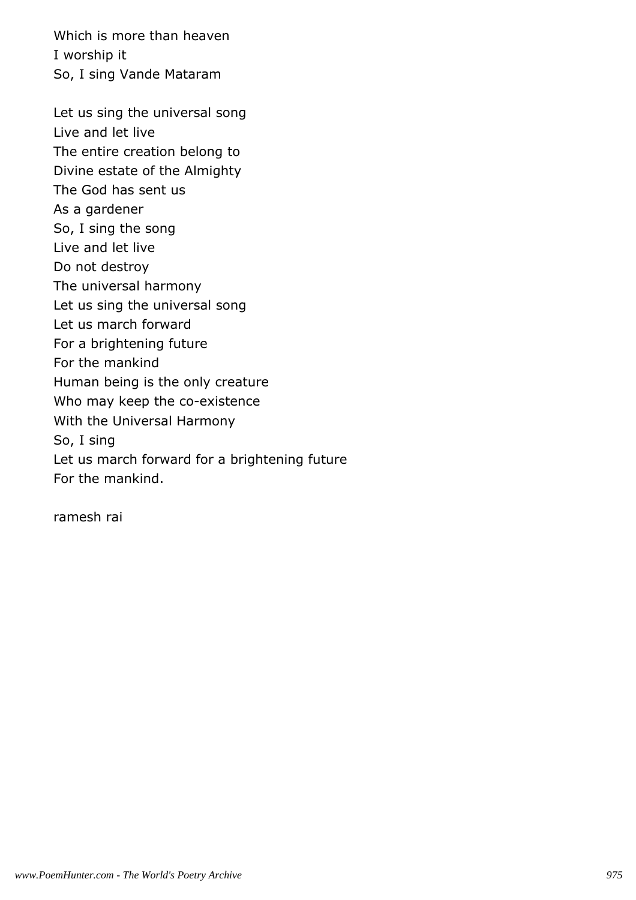Which is more than heaven
I worship it
So, I sing Vande Mataram

Let us sing the universal song
Live and let live
The entire creation belong to
Divine estate of the Almighty
The God has sent us
As a gardener
So, I sing the song
Live and let live
Do not destroy
The universal harmony
Let us sing the universal song
Let us march forward
For a brightening future
For the mankind
Human being is the only creature
Who may keep the co-existence
With the Universal Harmony
So, I sing
Let us march forward for a brightening future
For the mankind.

ramesh rai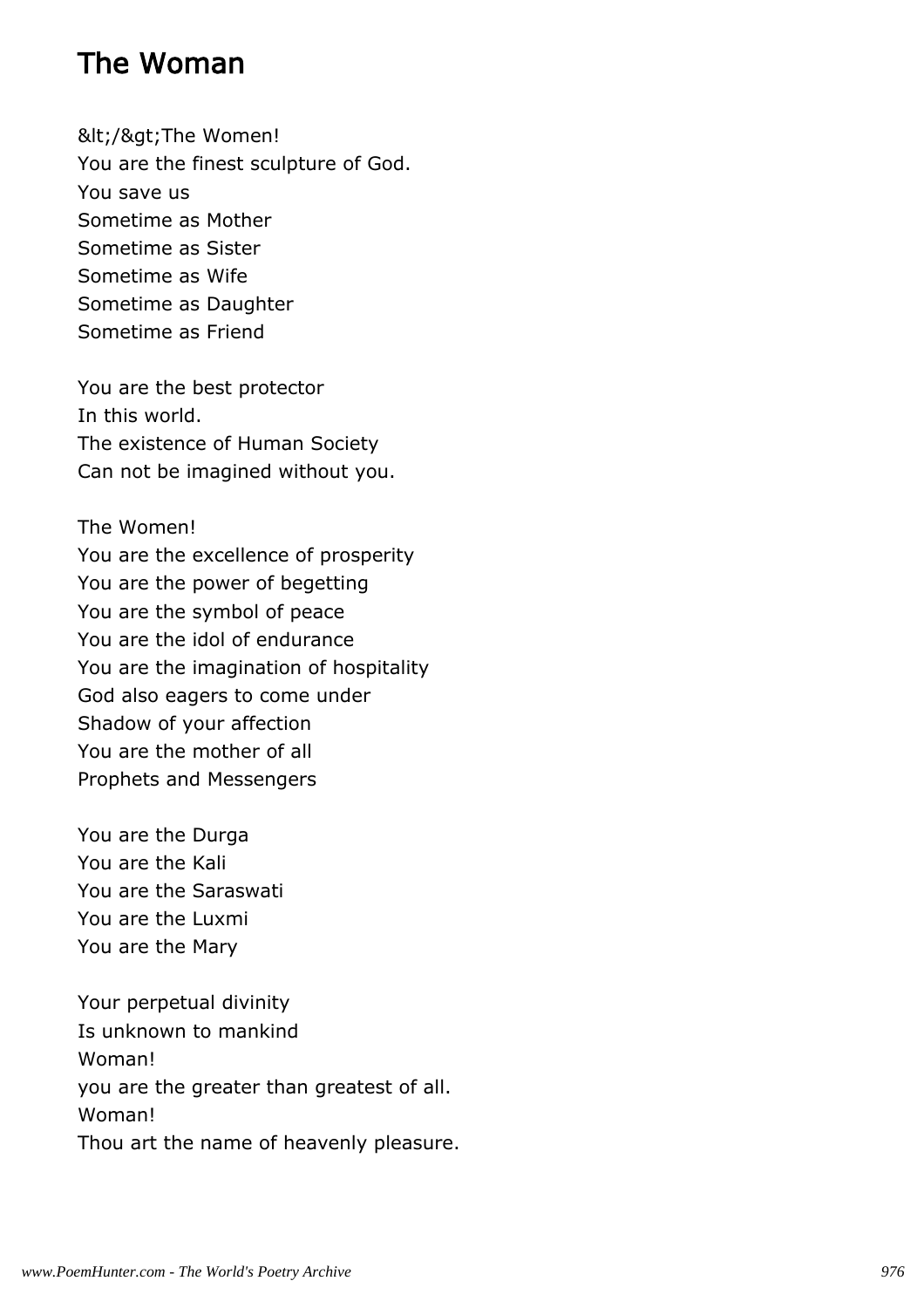# The Woman

&lt;/&gt;The Women!
You are the finest sculpture of God.
You save us
Sometime as Mother
Sometime as Sister
Sometime as Wife
Sometime as Daughter
Sometime as Friend

You are the best protector
In this world.
The existence of Human Society
Can not be imagined without you.

The Women!
You are the excellence of prosperity
You are the power of begetting
You are the symbol of peace
You are the idol of endurance
You are the imagination of hospitality
God also eagers to come under
Shadow of your affection
You are the mother of all
Prophets and Messengers

You are the Durga
You are the Kali
You are the Saraswati
You are the Luxmi
You are the Mary

Your perpetual divinity
Is unknown to mankind
Woman!
you are the greater than greatest of all.
Woman!
Thou art the name of heavenly pleasure.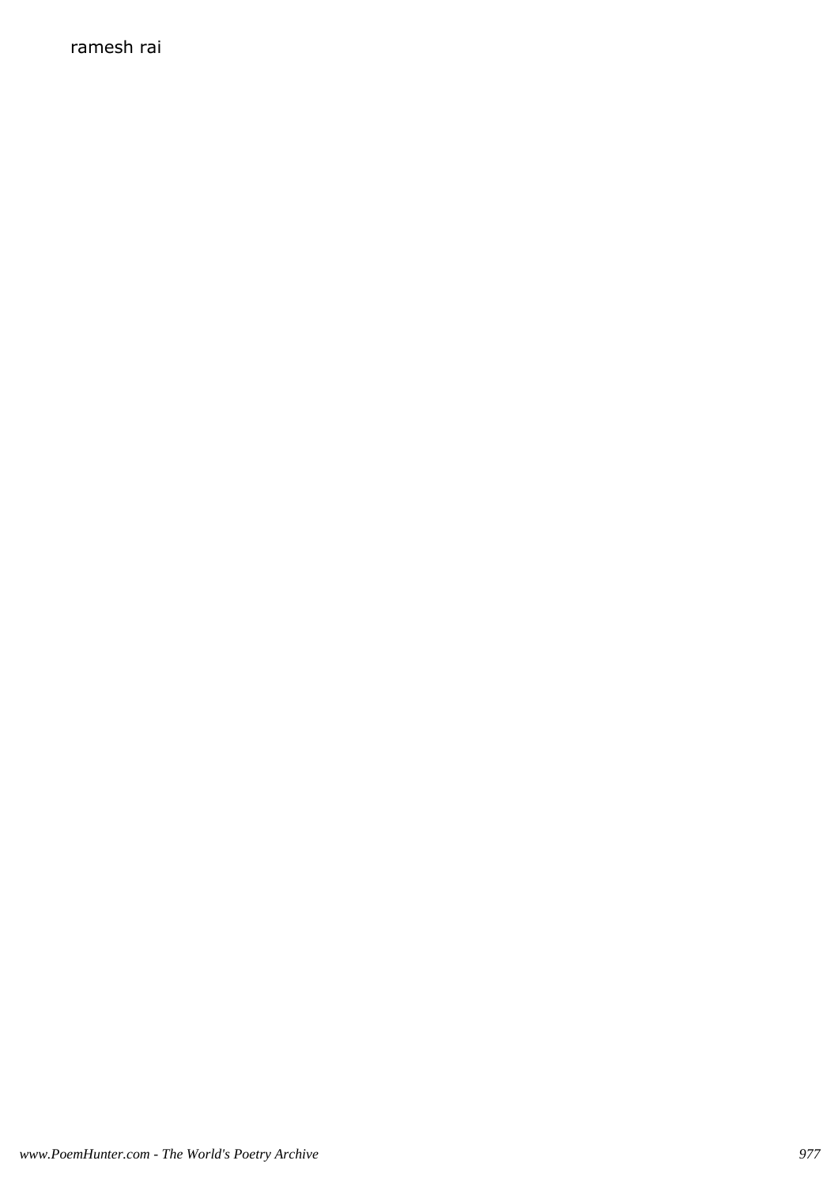ramesh rai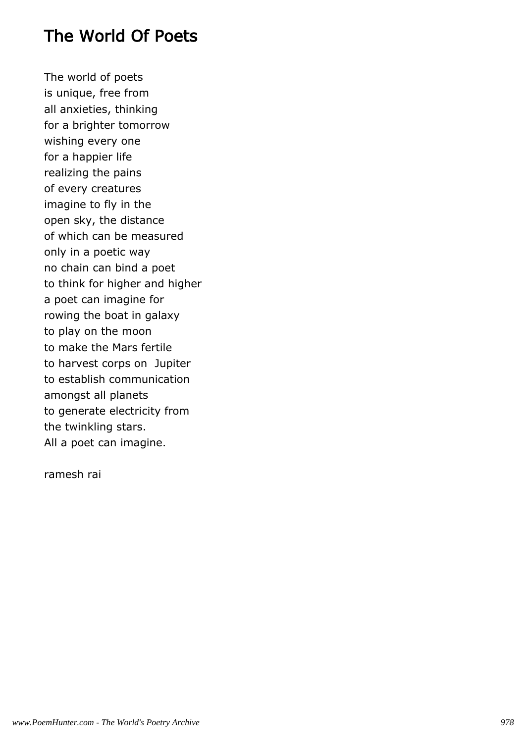# The World Of Poets

The world of poets
is unique, free from
all anxieties, thinking
for a brighter tomorrow
wishing every one
for a happier life
realizing the pains
of every creatures
imagine to fly in the
open sky, the distance
of which can be measured
only in a poetic way
no chain can bind a poet
to think for higher and higher
a poet can imagine for
rowing the boat in galaxy
to play on the moon
to make the Mars fertile
to harvest corps on  Jupiter
to establish communication
amongst all planets
to generate electricity from
the twinkling stars.
All a poet can imagine.

ramesh rai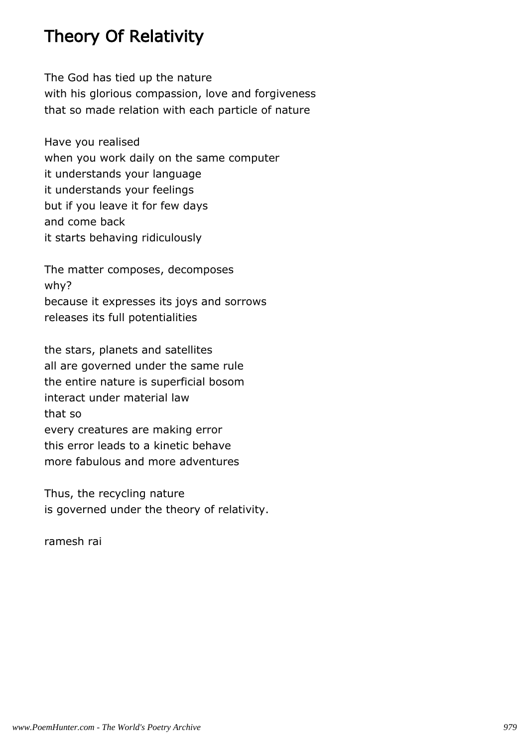# Theory Of Relativity

The God has tied up the nature
with his glorious compassion, love and forgiveness
that so made relation with each particle of nature

Have you realised
when you work daily on the same computer
it understands your language
it understands your feelings
but if you leave it for few days
and come back
it starts behaving ridiculously

The matter composes, decomposes
why?
because it expresses its joys and sorrows
releases its full potentialities

the stars, planets and satellites
all are governed under the same rule
the entire nature is superficial bosom
interact under material law
that so
every creatures are making error
this error leads to a kinetic behave
more fabulous and more adventures

Thus, the recycling nature
is governed under the theory of relativity.

ramesh rai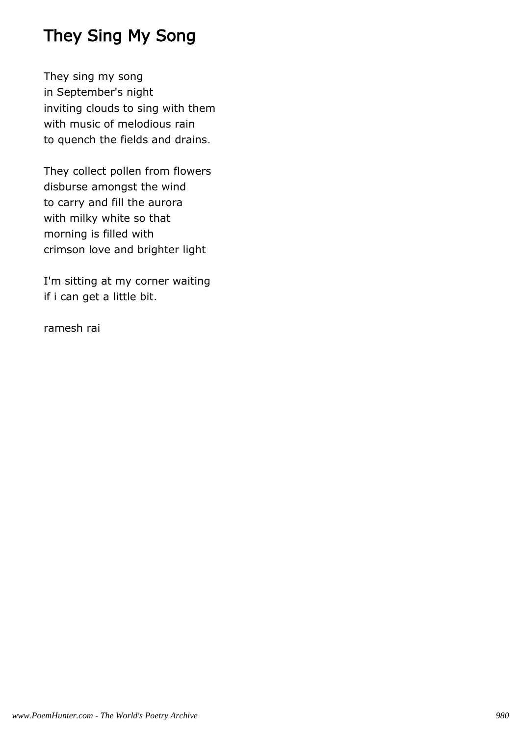# They Sing My Song

They sing my song
in September's night
inviting clouds to sing with them
with music of melodious rain
to quench the fields and drains.

They collect pollen from flowers
disburse amongst the wind
to carry and fill the aurora
with milky white so that
morning is filled with
crimson love and brighter light

I'm sitting at my corner waiting
if i can get a little bit.

ramesh rai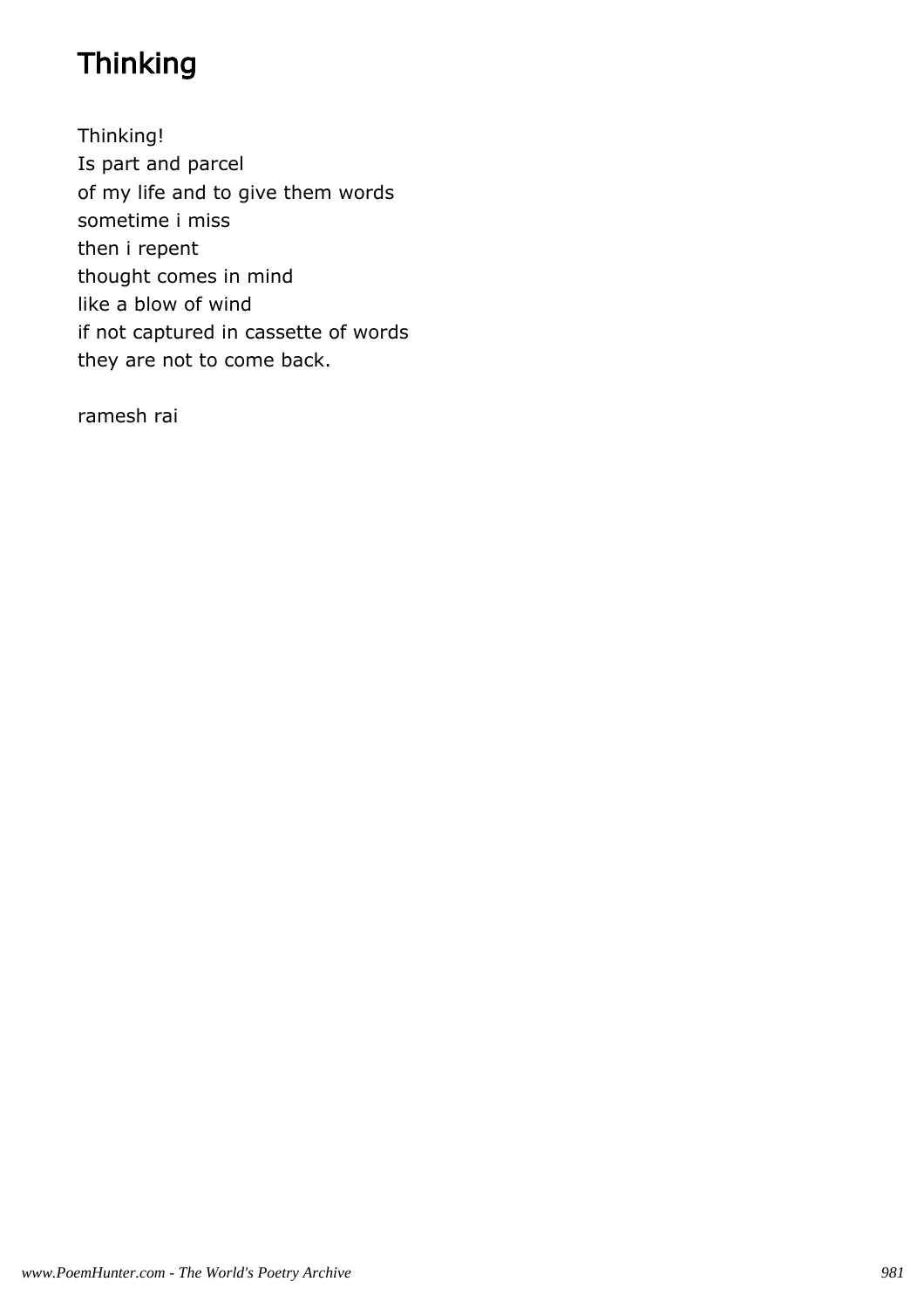# Thinking

Thinking!
Is part and parcel
of my life and to give them words
sometime i miss
then i repent
thought comes in mind
like a blow of wind
if not captured in cassette of words
they are not to come back.

ramesh rai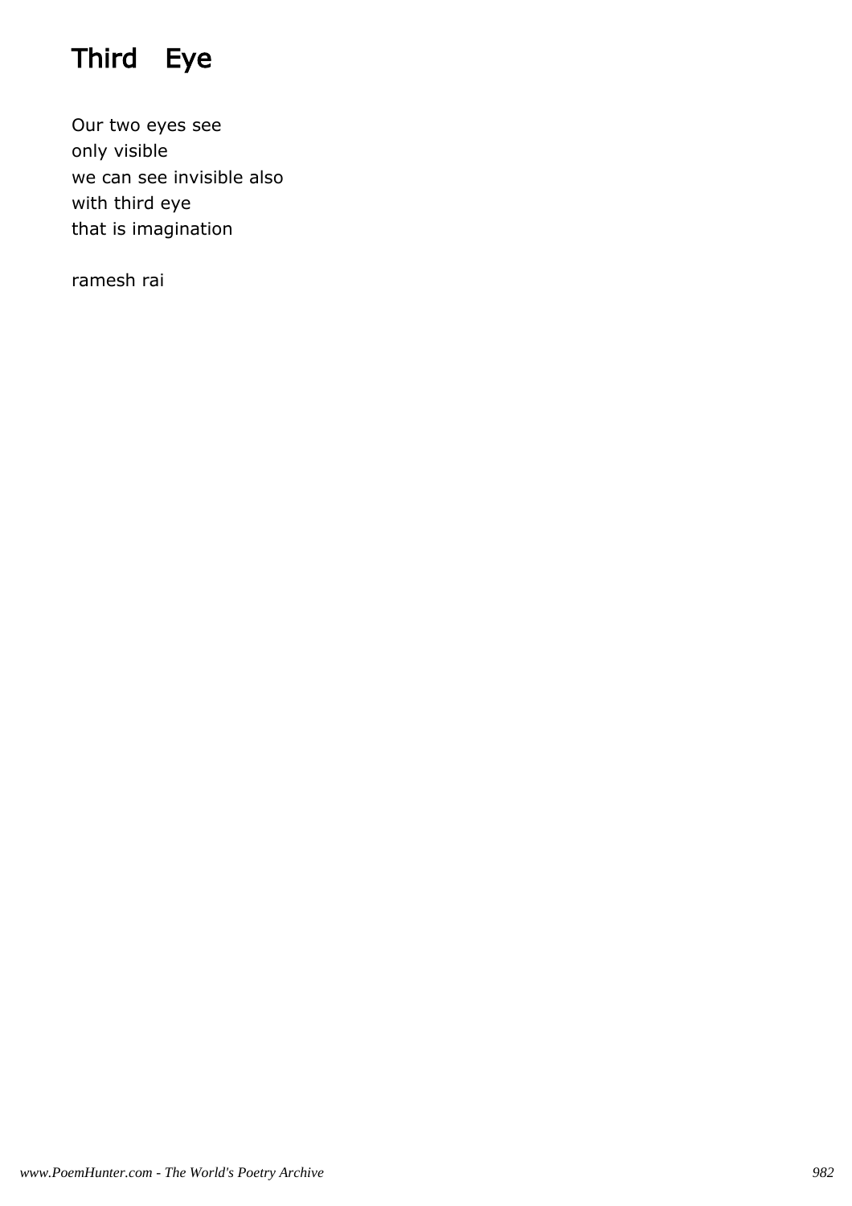# Third Eye

Our two eyes see
only visible
we can see invisible also
with third eye
that is imagination

ramesh rai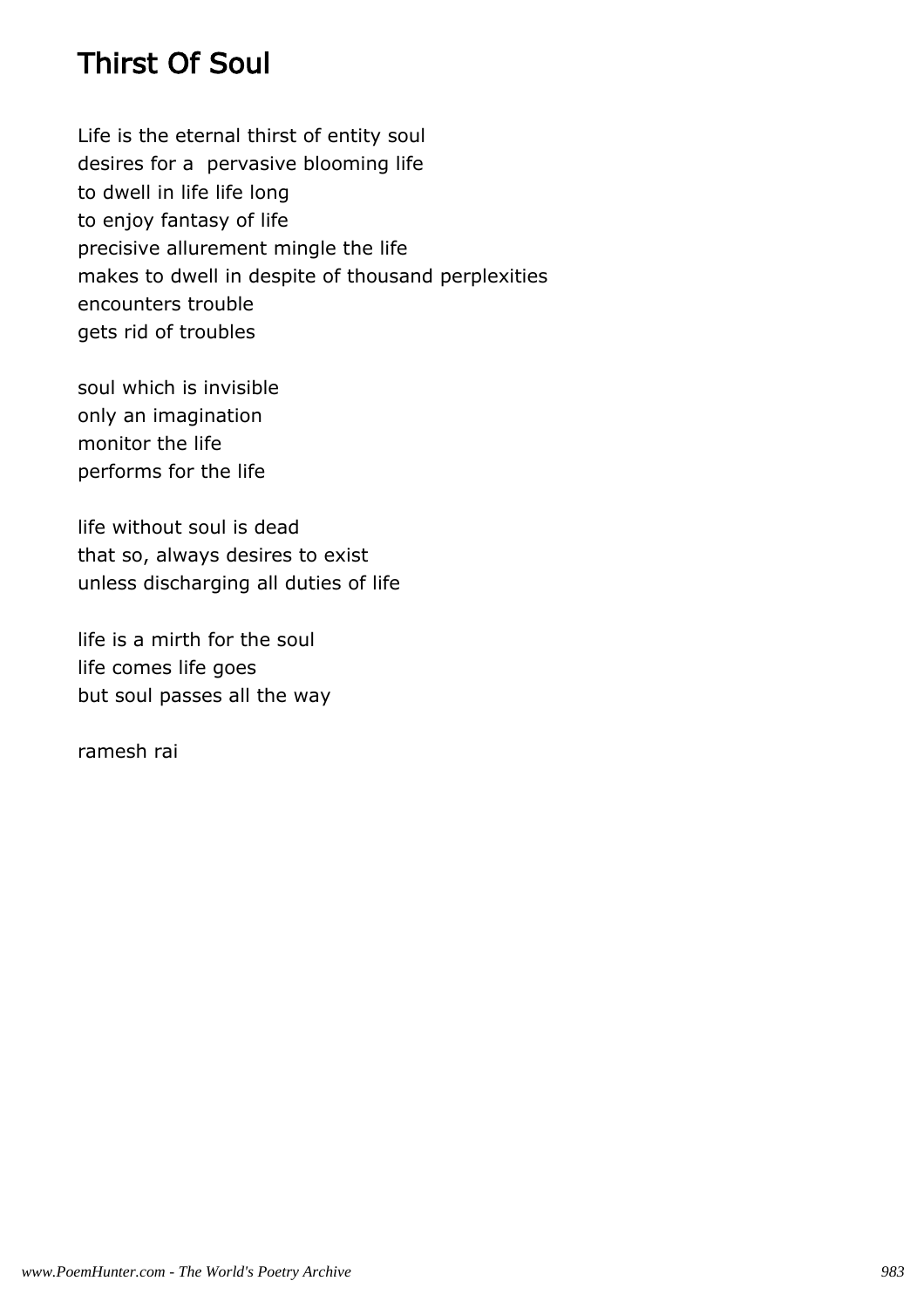# Thirst Of Soul

Life is the eternal thirst of entity soul
desires for a pervasive blooming life
to dwell in life life long
to enjoy fantasy of life
precisive allurement mingle the life
makes to dwell in despite of thousand perplexities
encounters trouble
gets rid of troubles

soul which is invisible
only an imagination
monitor the life
performs for the life

life without soul is dead
that so, always desires to exist
unless discharging all duties of life

life is a mirth for the soul
life comes life goes
but soul passes all the way

ramesh rai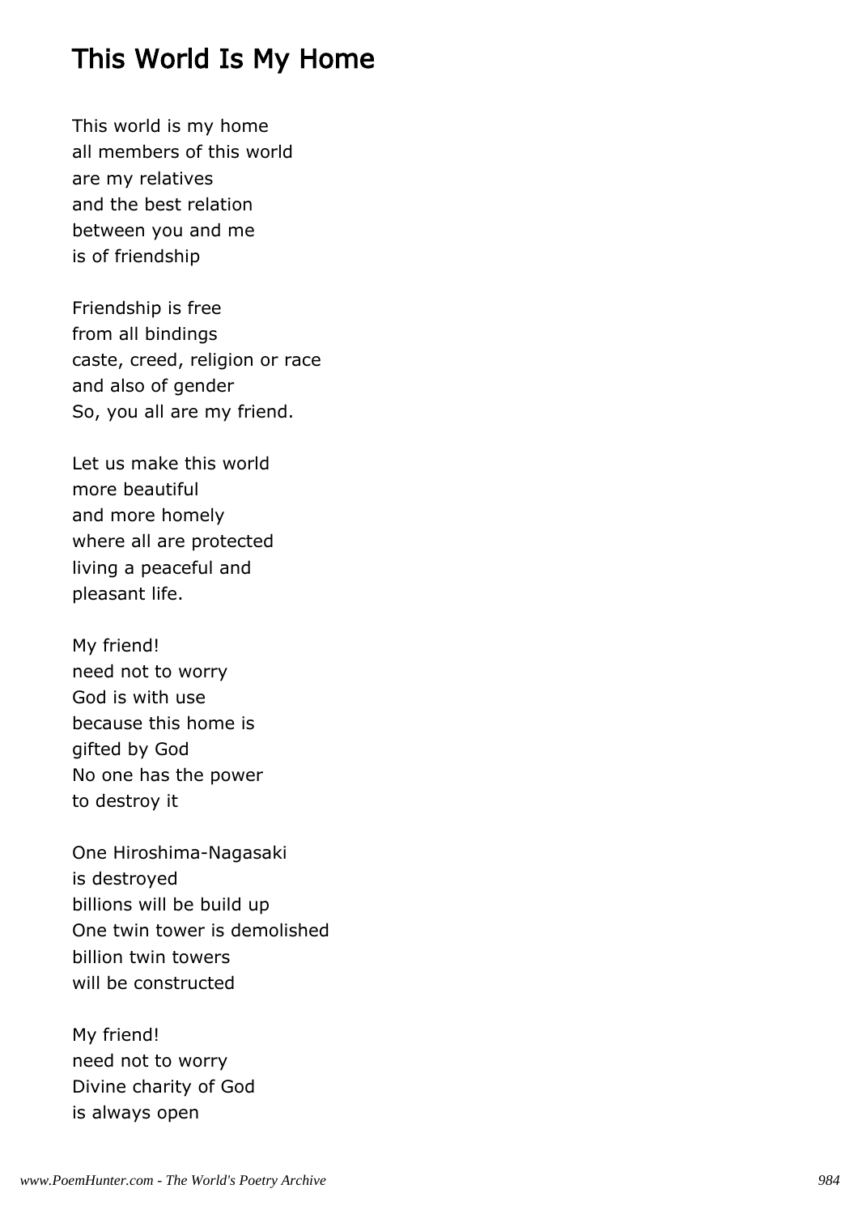# This World Is My Home

This world is my home  
all members of this world  
are my relatives  
and the best relation  
between you and me  
is of friendship

Friendship is free  
from all bindings  
caste, creed, religion or race  
and also of gender  
So, you all are my friend.

Let us make this world  
more beautiful  
and more homely  
where all are protected  
living a peaceful and  
pleasant life.

My friend!  
need not to worry  
God is with use  
because this home is  
gifted by God  
No one has the power  
to destroy it

One Hiroshima-Nagasaki  
is destroyed  
billions will be build up  
One twin tower is demolished  
billion twin towers  
will be constructed

My friend!  
need not to worry  
Divine charity of God  
is always open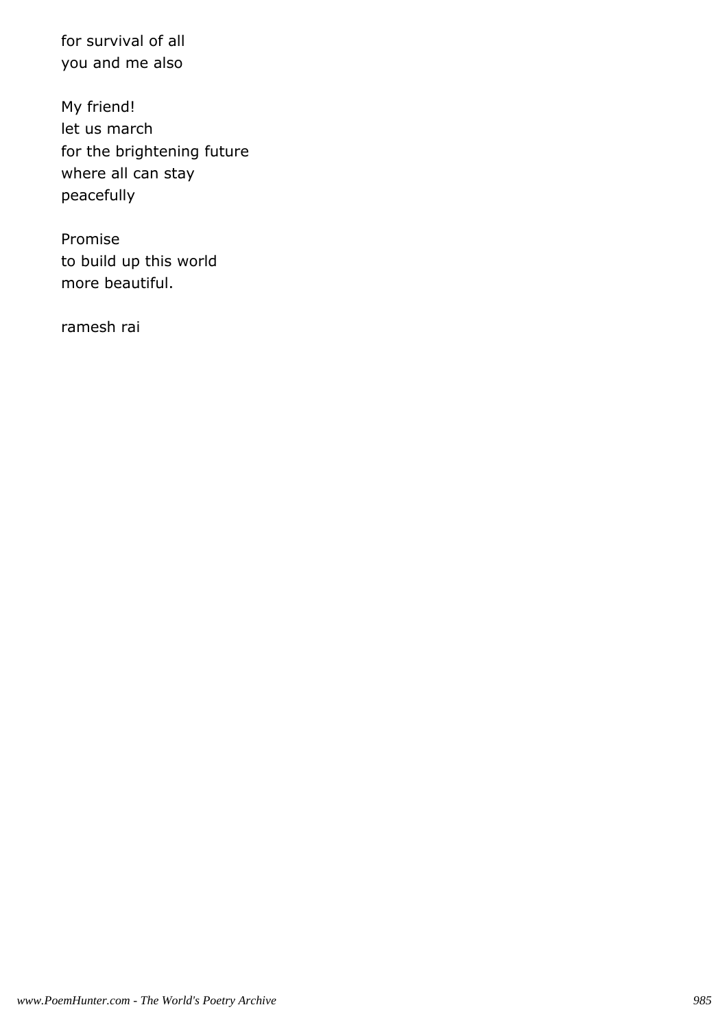for survival of all
you and me also

My friend!
let us march
for the brightening future
where all can stay
peacefully

Promise
to build up this world
more beautiful.

ramesh rai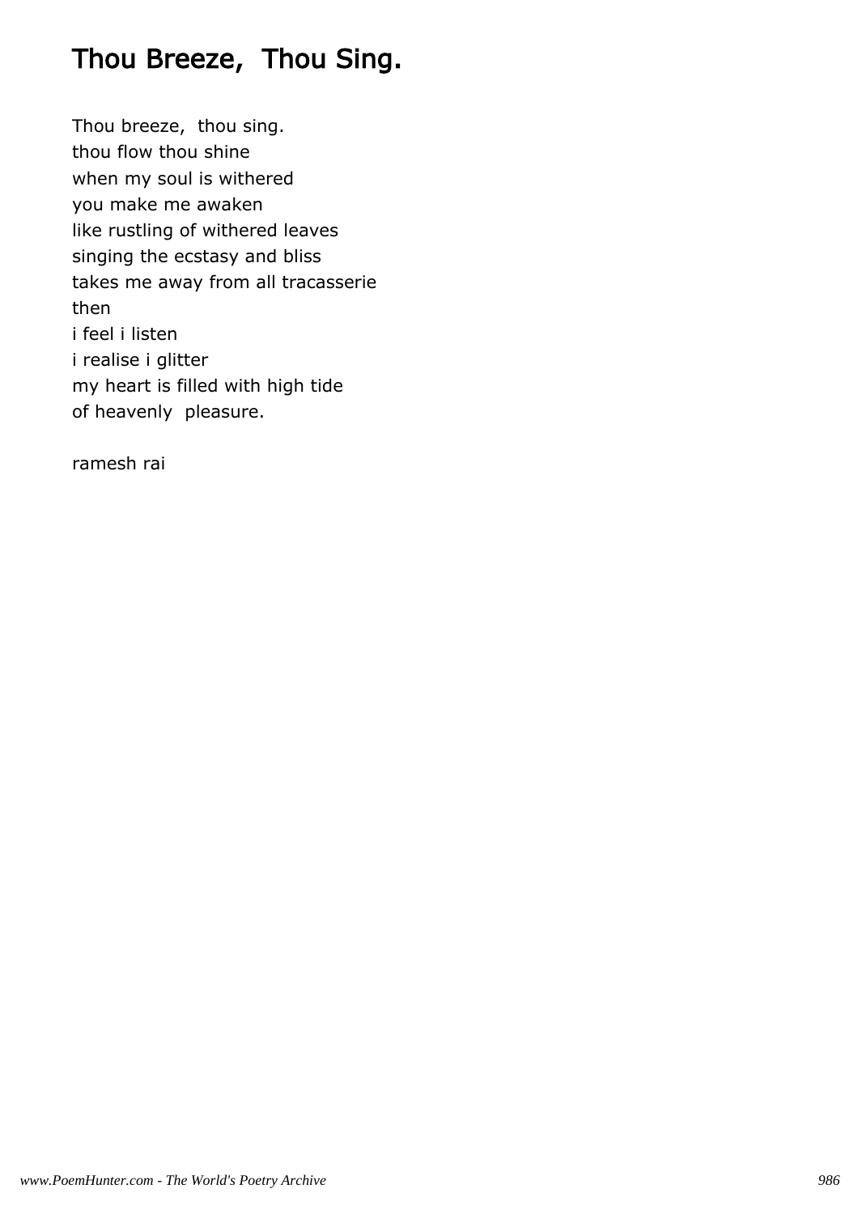# Thou Breeze, Thou Sing.

Thou breeze, thou sing.
thou flow thou shine
when my soul is withered
you make me awaken
like rustling of withered leaves
singing the ecstasy and bliss
takes me away from all tracasserie
then
i feel i listen
i realise i glitter
my heart is filled with high tide
of heavenly pleasure.

ramesh rai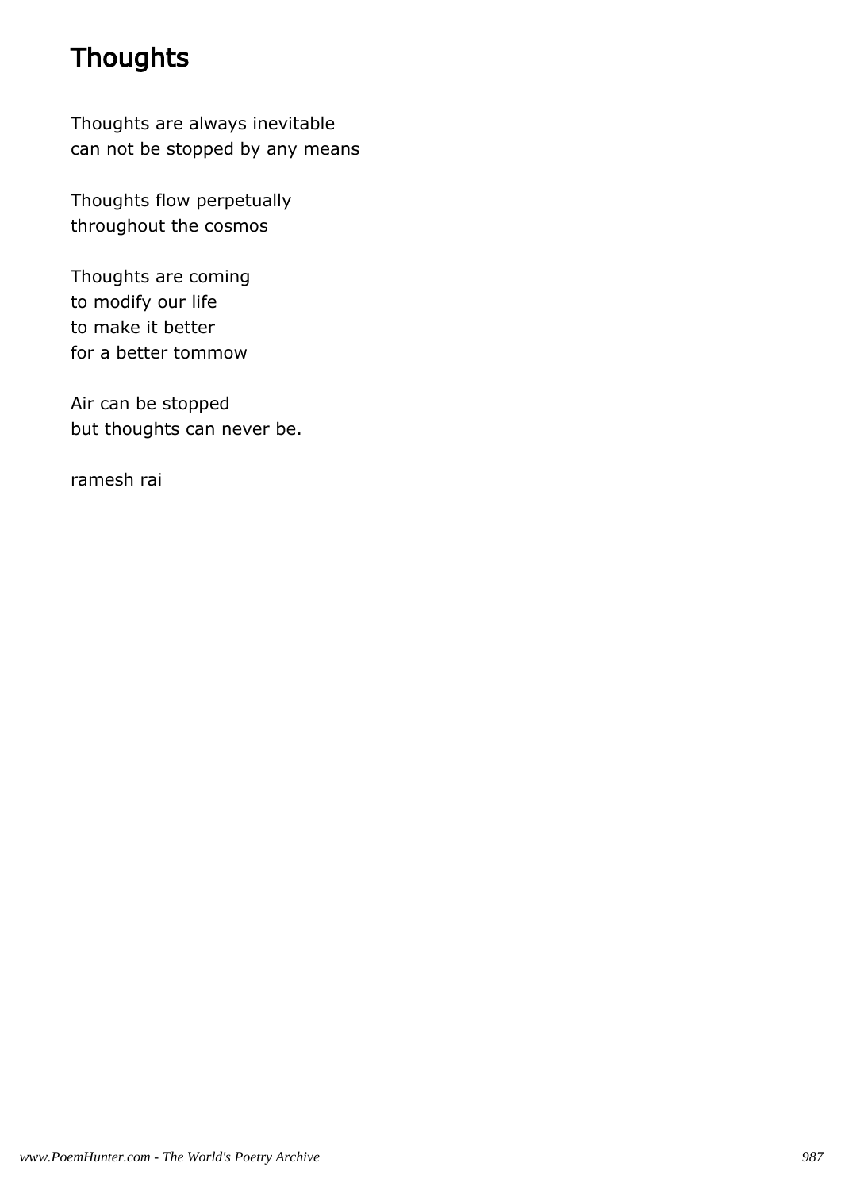# Thoughts

Thoughts are always inevitable
can not be stopped by any means

Thoughts flow perpetually
throughout the cosmos

Thoughts are coming
to modify our life
to make it better
for a better tommow

Air can be stopped
but thoughts can never be.

ramesh rai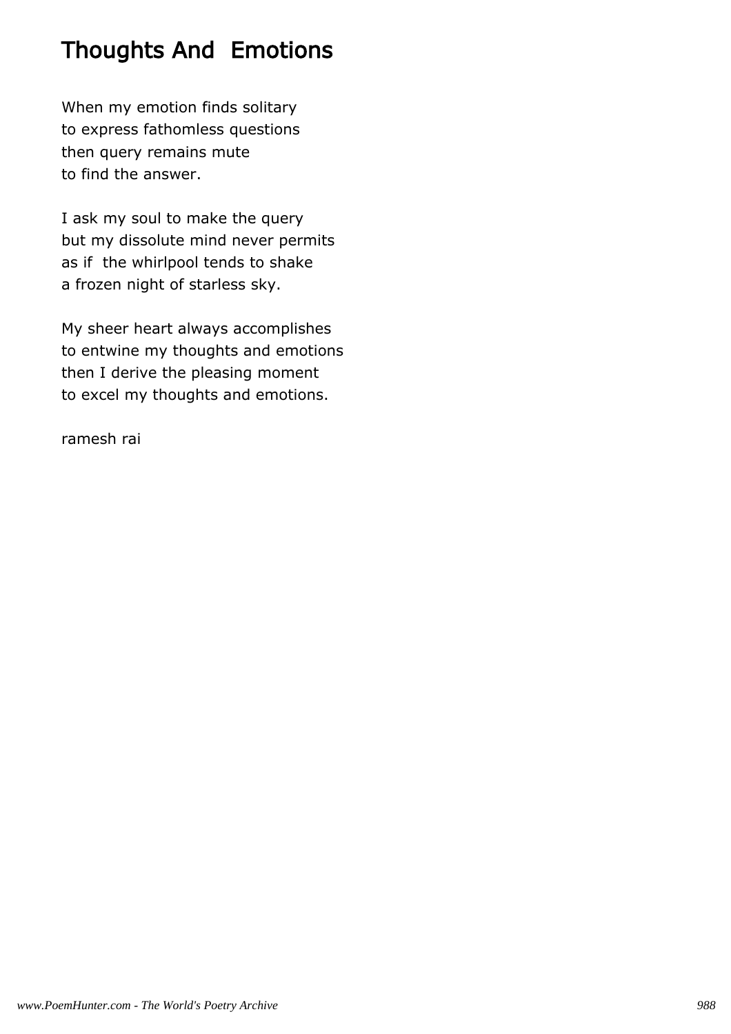# Thoughts And Emotions

When my emotion finds solitary
to express fathomless questions
then query remains mute
to find the answer.

I ask my soul to make the query
but my dissolute mind never permits
as if the whirlpool tends to shake
a frozen night of starless sky.

My sheer heart always accomplishes
to entwine my thoughts and emotions
then I derive the pleasing moment
to excel my thoughts and emotions.

ramesh rai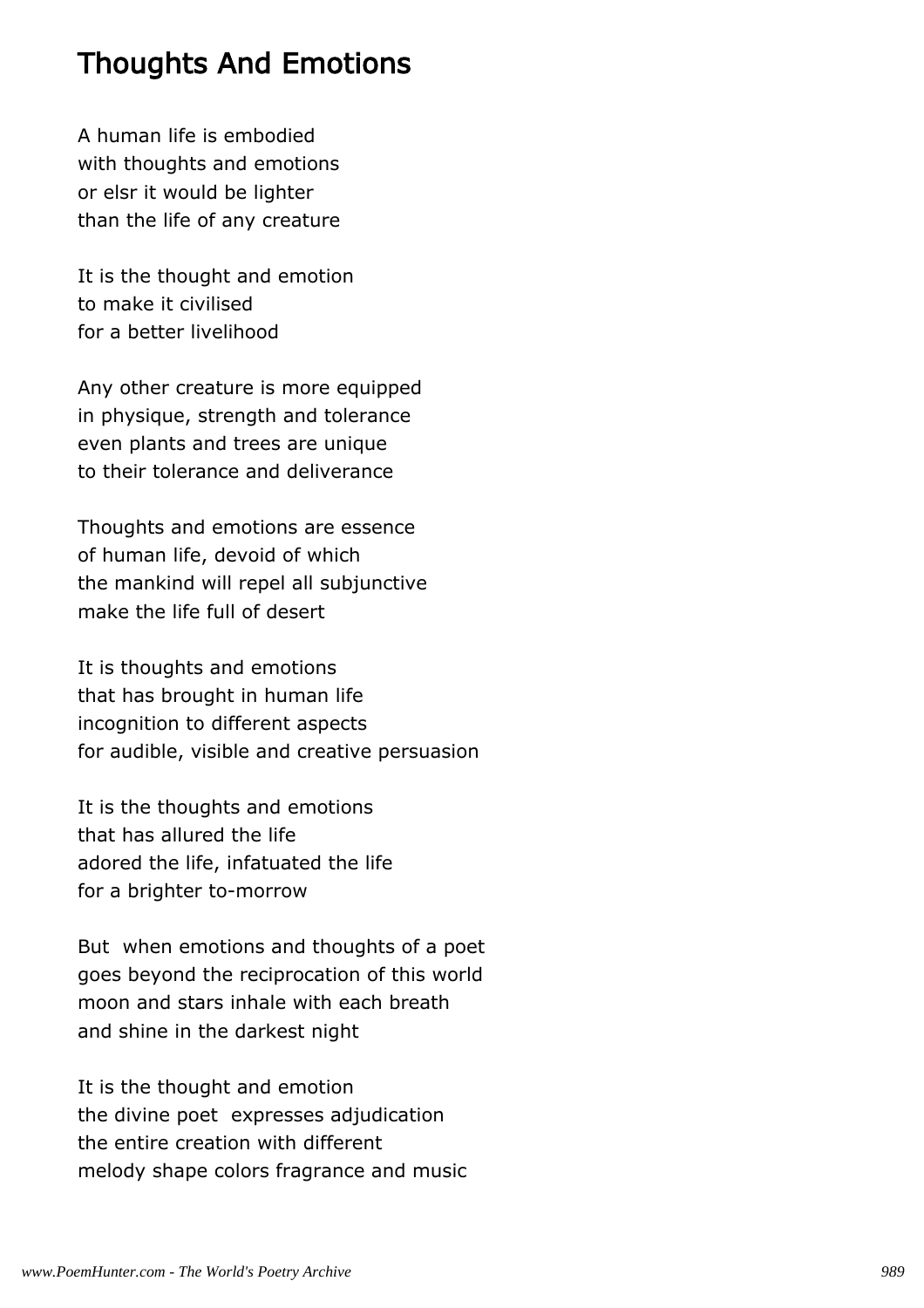# Thoughts And Emotions

A human life is embodied
with thoughts and emotions
or elsr it would be lighter
than the life of any creature

It is the thought and emotion
to make it civilised
for a better livelihood

Any other creature is more equipped
in physique, strength and tolerance
even plants and trees are unique
to their tolerance and deliverance

Thoughts and emotions are essence
of human life, devoid of which
the mankind will repel all subjunctive
make the life full of desert

It is thoughts and emotions
that has brought in human life
incognition to different aspects
for audible, visible and creative persuasion

It is the thoughts and emotions
that has allured the life
adored the life, infatuated the life
for a brighter to-morrow

But when emotions and thoughts of a poet
goes beyond the reciprocation of this world
moon and stars inhale with each breath
and shine in the darkest night

It is the thought and emotion
the divine poet expresses adjudication
the entire creation with different
melody shape colors fragrance and music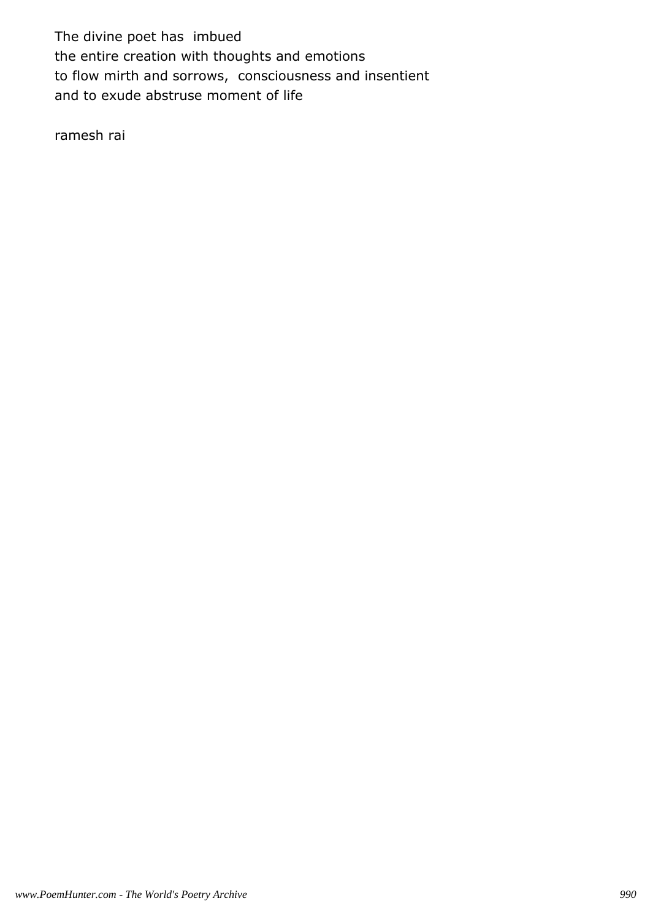The divine poet has imbued
the entire creation with thoughts and emotions
to flow mirth and sorrows, consciousness and insentient
and to exude abstruse moment of life

ramesh rai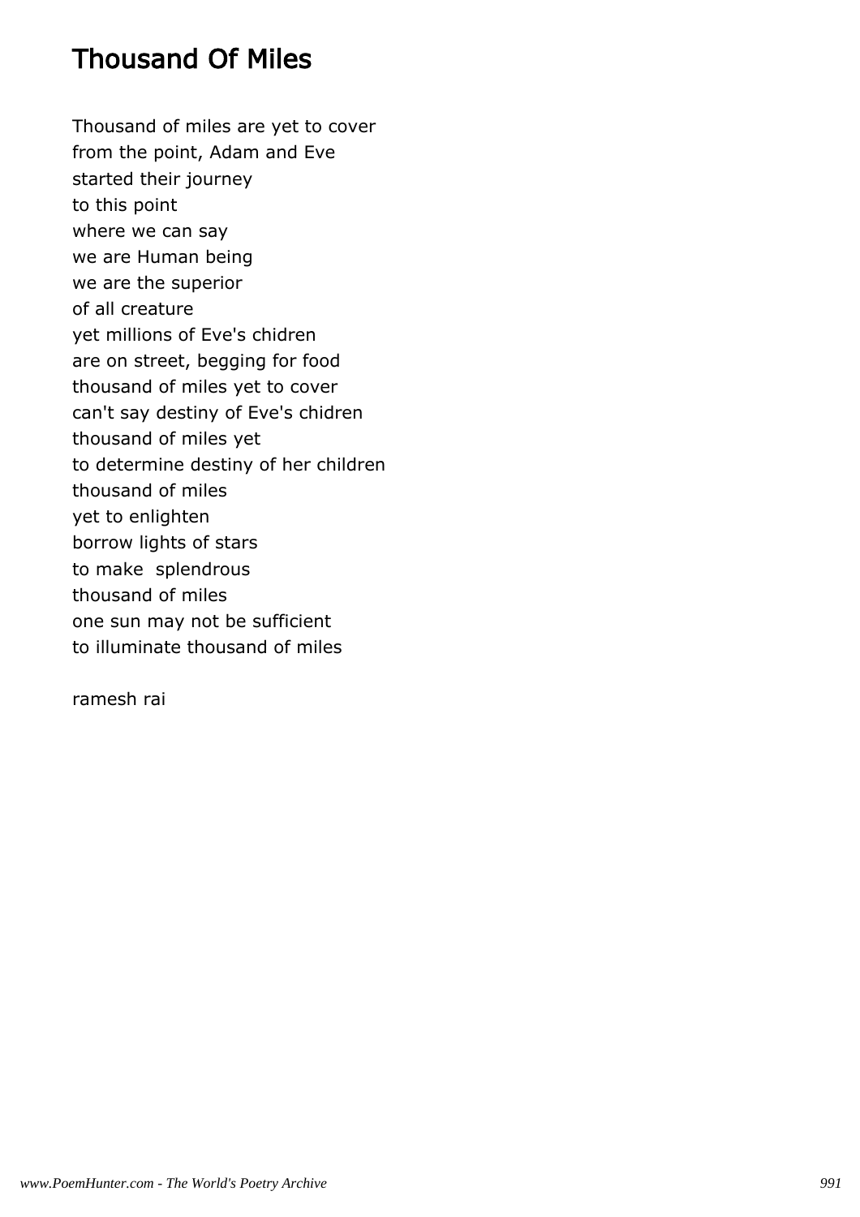# Thousand Of Miles

Thousand of miles are yet to cover  
from the point, Adam and Eve  
started their journey  
to this point  
where we can say  
we are Human being  
we are the superior  
of all creature  
yet millions of Eve's chidren  
are on street, begging for food  
thousand of miles yet to cover  
can't say destiny of Eve's chidren  
thousand of miles yet  
to determine destiny of her children  
thousand of miles  
yet to enlighten  
borrow lights of stars  
to make  splendrous  
thousand of miles  
one sun may not be sufficient  
to illuminate thousand of miles

ramesh rai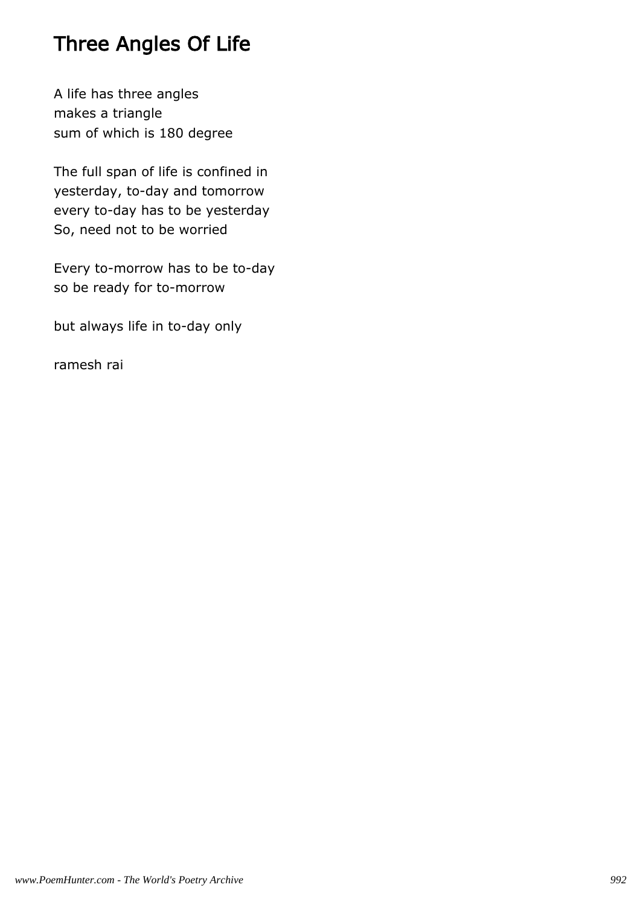# Three Angles Of Life

A life has three angles
makes a triangle
sum of which is 180 degree

The full span of life is confined in
yesterday, to-day and tomorrow
every to-day has to be yesterday
So, need not to be worried

Every to-morrow has to be to-day
so be ready for to-morrow

but always life in to-day only

ramesh rai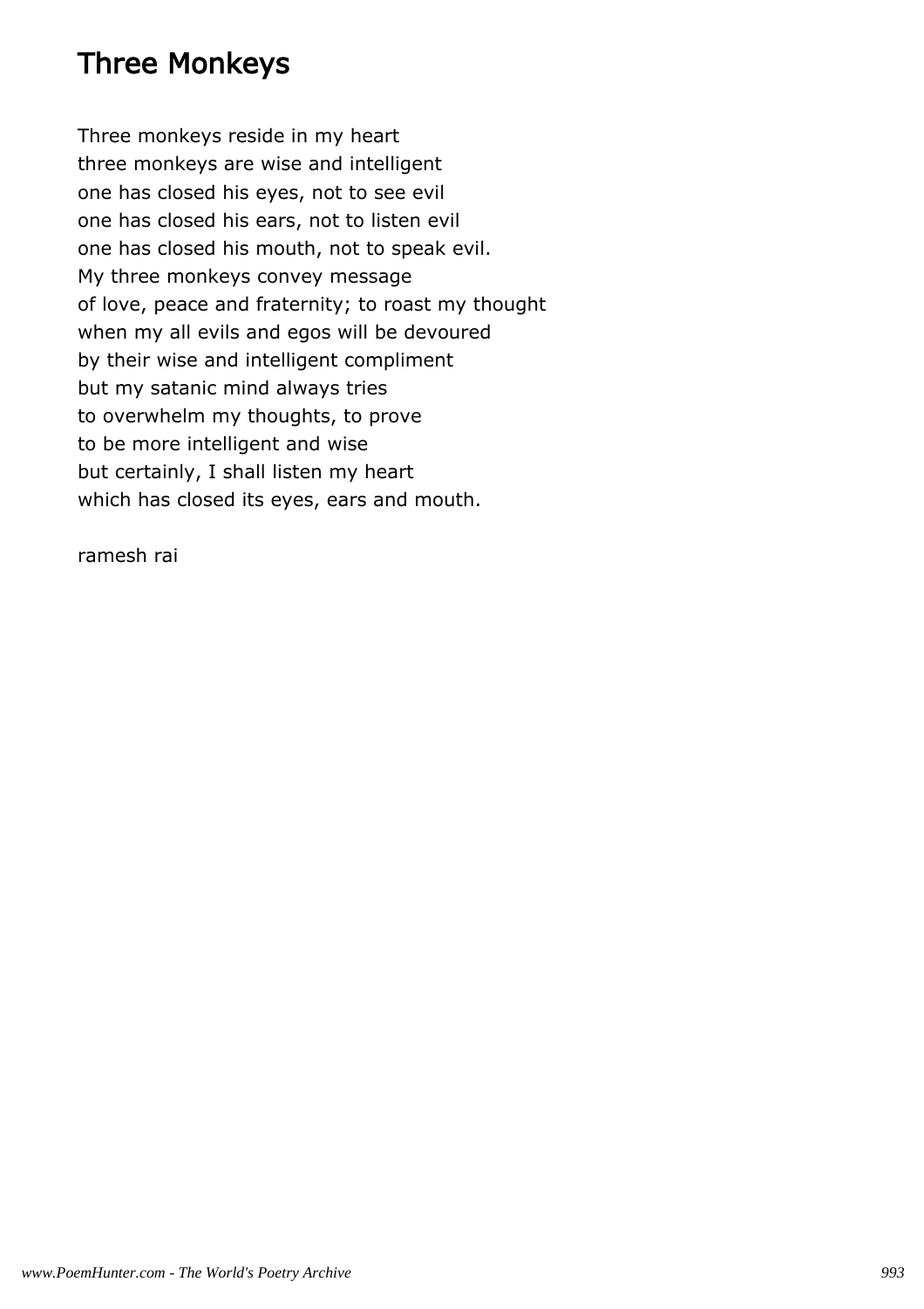## Three Monkeys

Three monkeys reside in my heart
three monkeys are wise and intelligent
one has closed his eyes, not to see evil
one has closed his ears, not to listen evil
one has closed his mouth, not to speak evil.
My three monkeys convey message
of love, peace and fraternity; to roast my thought
when my all evils and egos will be devoured
by their wise and intelligent compliment
but my satanic mind always tries
to overwhelm my thoughts, to prove
to be more intelligent and wise
but certainly, I shall listen my heart
which has closed its eyes, ears and mouth.

ramesh rai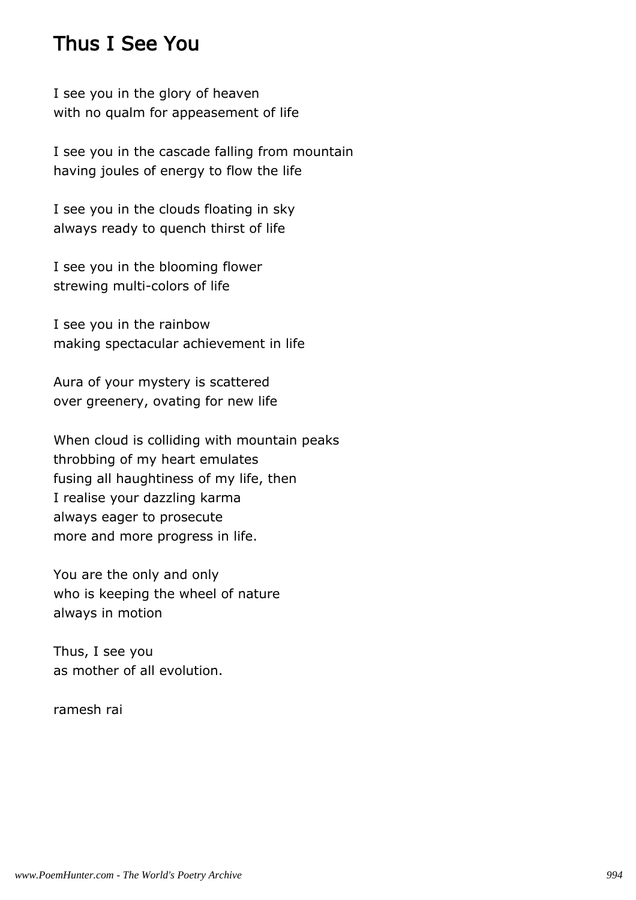# Thus I See You

I see you in the glory of heaven
with no qualm for appeasement of life

I see you in the cascade falling from mountain
having joules of energy to flow the life

I see you in the clouds floating in sky
always ready to quench thirst of life

I see you in the blooming flower
strewing multi-colors of life

I see you in the rainbow
making spectacular achievement in life

Aura of your mystery is scattered
over greenery, ovating for new life

When cloud is colliding with mountain peaks
throbbing of my heart emulates
fusing all haughtiness of my life, then
I realise your dazzling karma
always eager to prosecute
more and more progress in life.

You are the only and only
who is keeping the wheel of nature
always in motion

Thus, I see you
as mother of all evolution.

ramesh rai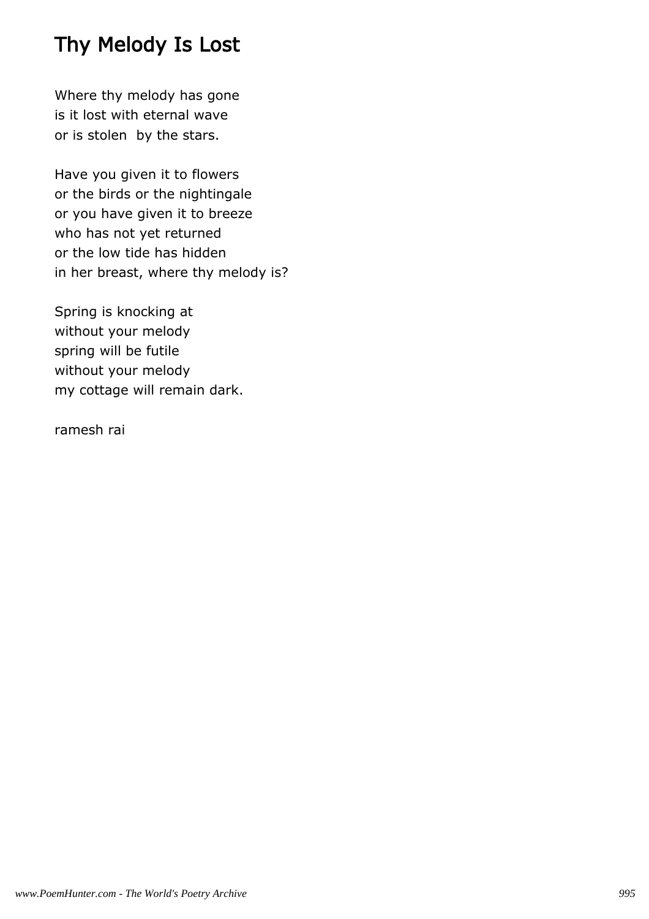# Thy Melody Is Lost

Where thy melody has gone
is it lost with eternal wave
or is stolen  by the stars.

Have you given it to flowers
or the birds or the nightingale
or you have given it to breeze
who has not yet returned
or the low tide has hidden
in her breast, where thy melody is?

Spring is knocking at
without your melody
spring will be futile
without your melody
my cottage will remain dark.

ramesh rai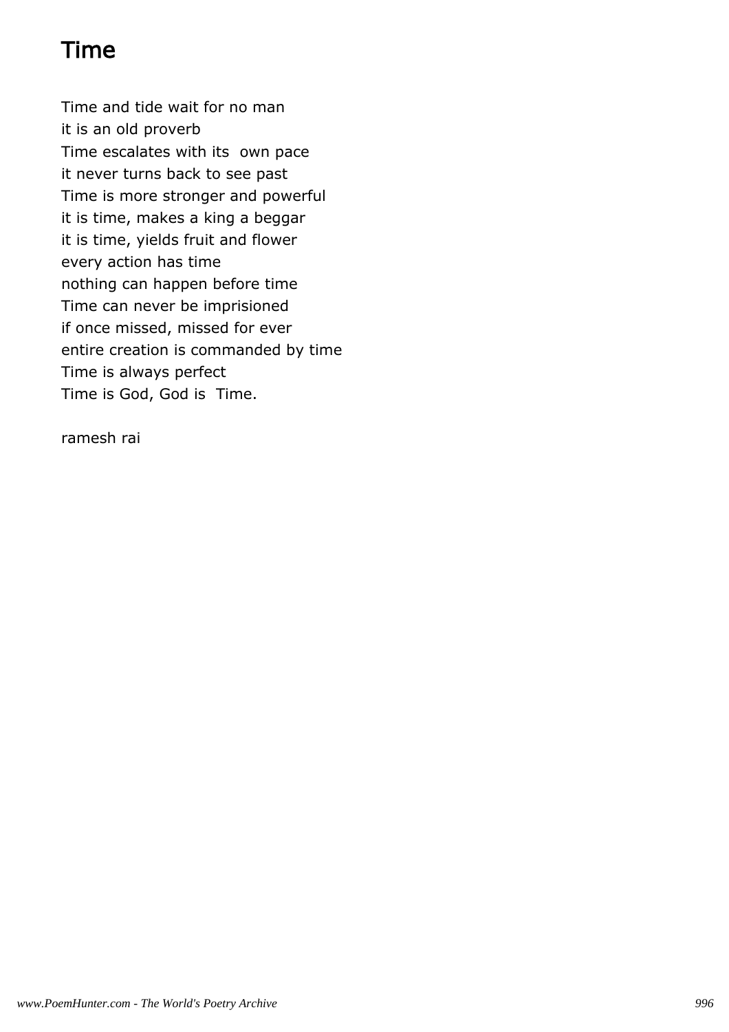# Time

Time and tide wait for no man
it is an old proverb
Time escalates with its own pace
it never turns back to see past
Time is more stronger and powerful
it is time, makes a king a beggar
it is time, yields fruit and flower
every action has time
nothing can happen before time
Time can never be imprisioned
if once missed, missed for ever
entire creation is commanded by time
Time is always perfect
Time is God, God is Time.

ramesh rai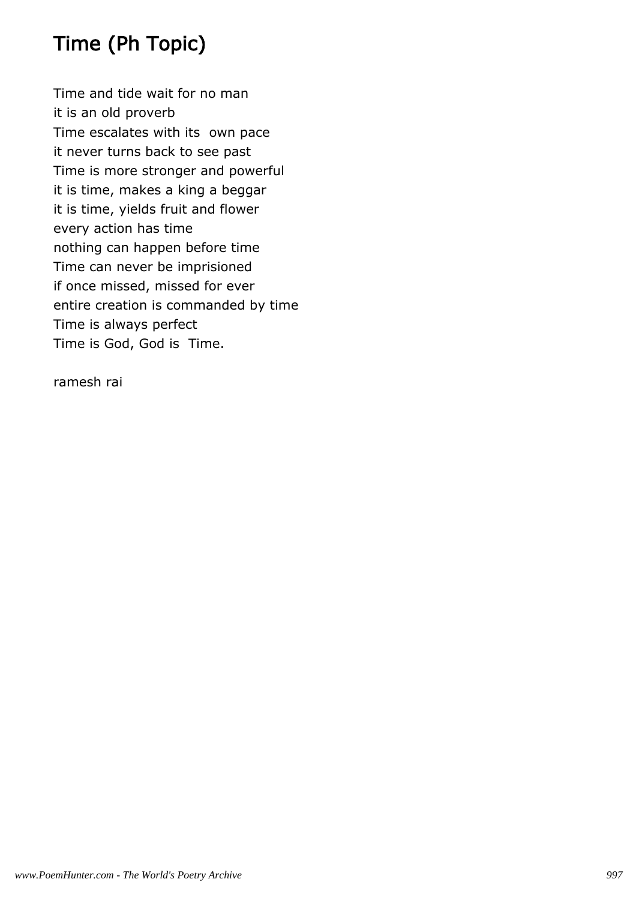# Time (Ph Topic)

Time and tide wait for no man
it is an old proverb
Time escalates with its own pace
it never turns back to see past
Time is more stronger and powerful
it is time, makes a king a beggar
it is time, yields fruit and flower
every action has time
nothing can happen before time
Time can never be imprisioned
if once missed, missed for ever
entire creation is commanded by time
Time is always perfect
Time is God, God is Time.

ramesh rai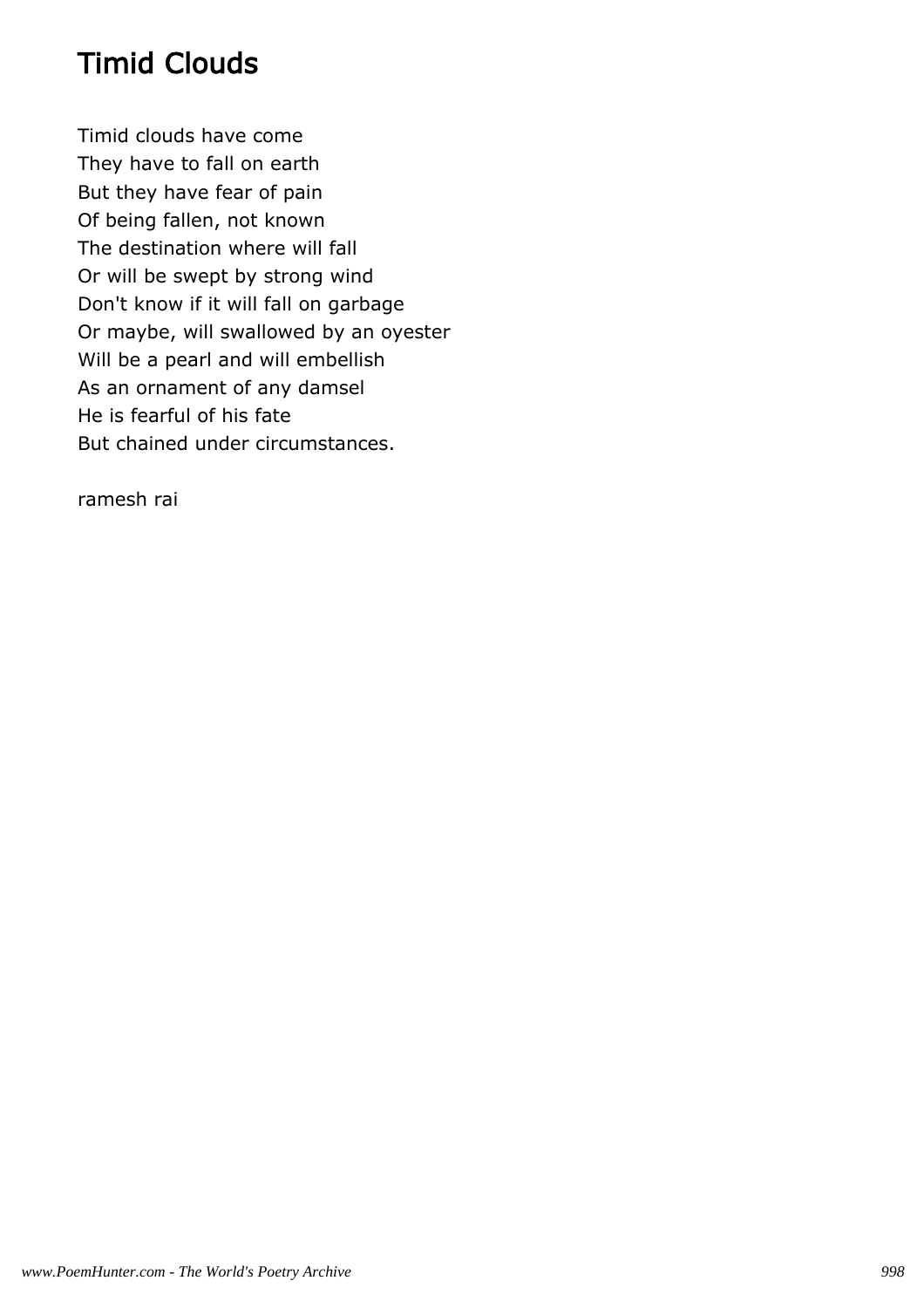# Timid Clouds

Timid clouds have come  
They have to fall on earth  
But they have fear of pain  
Of being fallen, not known  
The destination where will fall  
Or will be swept by strong wind  
Don't know if it will fall on garbage  
Or maybe, will swallowed by an oyester  
Will be a pearl and will embellish  
As an ornament of any damsel  
He is fearful of his fate  
But chained under circumstances.

ramesh rai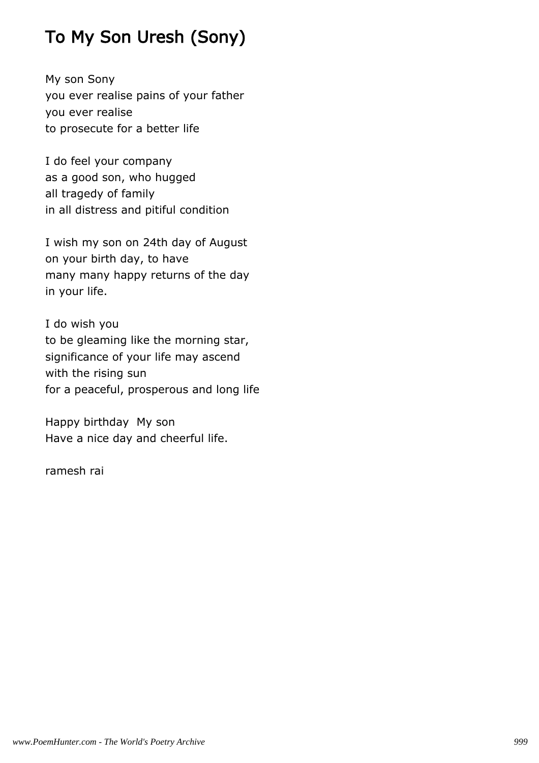# To My Son Uresh (Sony)

My son Sony  
you ever realise pains of your father  
you ever realise  
to prosecute for a better life

I do feel your company  
as a good son, who hugged  
all tragedy of family  
in all distress and pitiful condition

I wish my son on 24th day of August  
on your birth day, to have  
many many happy returns of the day  
in your life.

I do wish you  
to be gleaming like the morning star,  
significance of your life may ascend  
with the rising sun  
for a peaceful, prosperous and long life

Happy birthday My son  
Have a nice day and cheerful life.

ramesh rai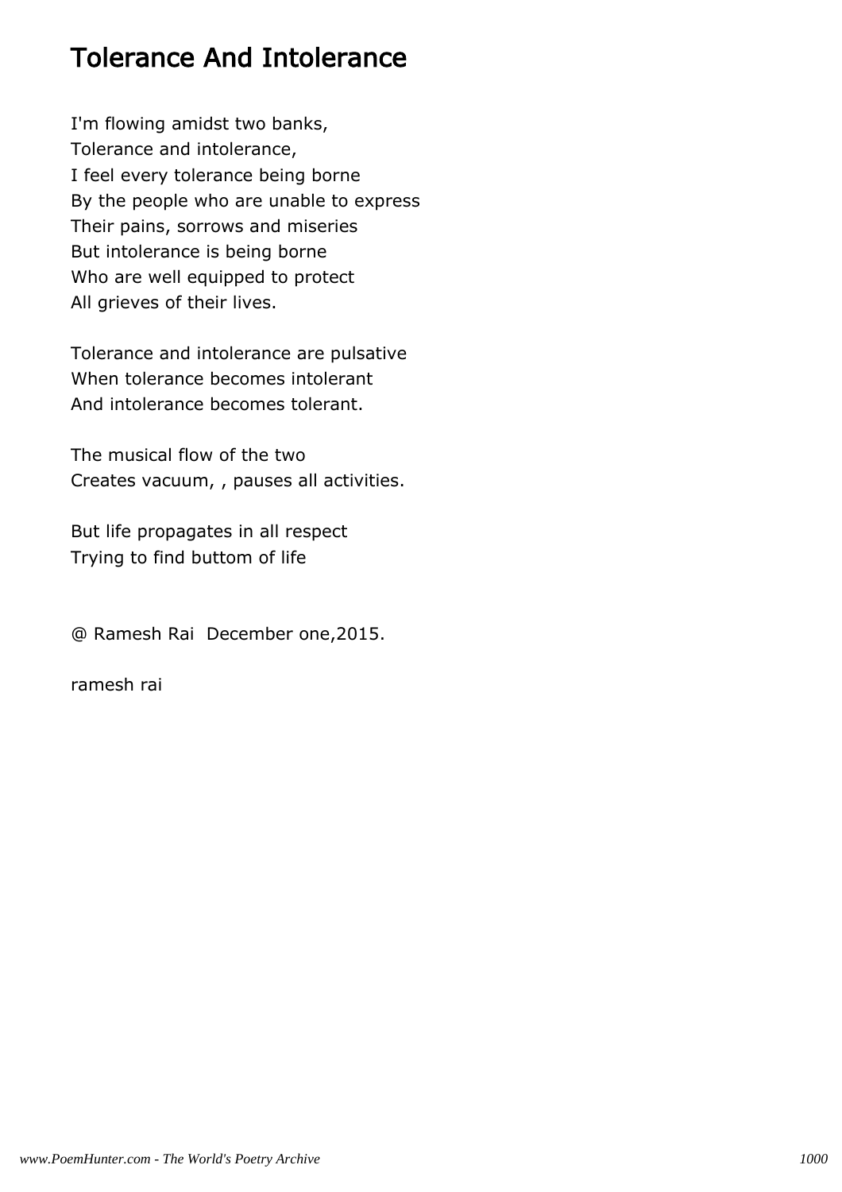# Tolerance And Intolerance

I'm flowing amidst two banks,
Tolerance and intolerance,
I feel every tolerance being borne
By the people who are unable to express
Their pains, sorrows and miseries
But intolerance is being borne
Who are well equipped to protect
All grieves of their lives.

Tolerance and intolerance are pulsative
When tolerance becomes intolerant
And intolerance becomes tolerant.

The musical flow of the two
Creates vacuum, , pauses all activities.

But life propagates in all respect
Trying to find buttom of life

@ Ramesh Rai  December one,2015.

ramesh rai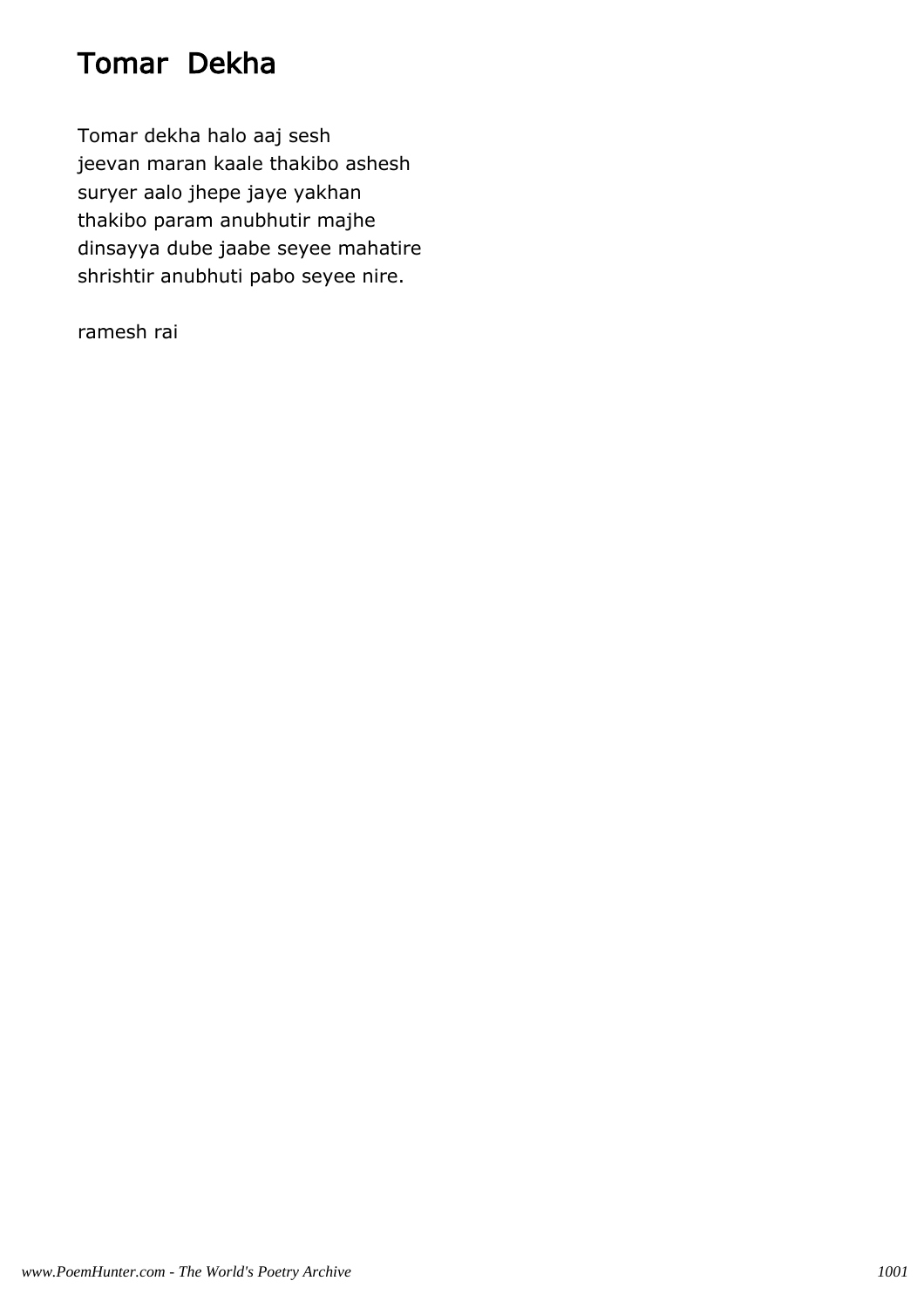# Tomar  Dekha

Tomar dekha halo aaj sesh
jeevan maran kaale thakibo ashesh
suryer aalo jhepe jaye yakhan
thakibo param anubhutir majhe
dinsayya dube jaabe seyee mahatire
shrishtir anubhuti pabo seyee nire.

ramesh rai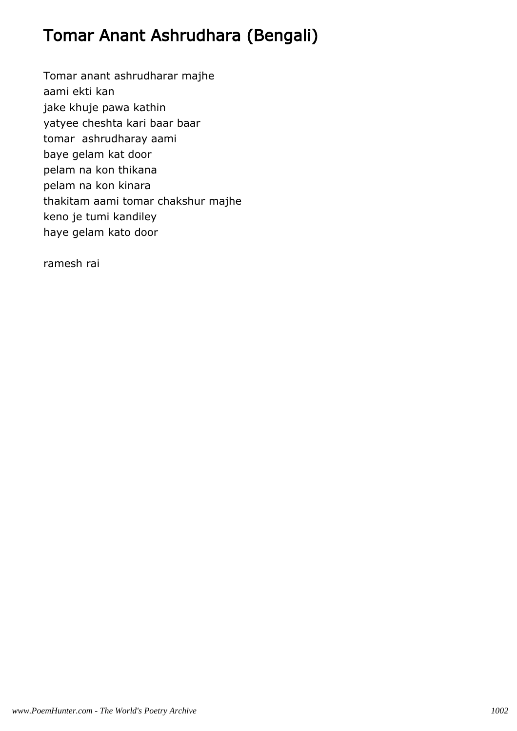# Tomar Anant Ashrudhara (Bengali)

Tomar anant ashrudharar majhe  
aami ekti kan  
jake khuje pawa kathin  
yatyee cheshta kari baar baar  
tomar ashrudharay aami  
baye gelam kat door  
pelam na kon thikana  
pelam na kon kinara  
thakitam aami tomar chakshur majhe  
keno je tumi kandiley  
haye gelam kato door

ramesh rai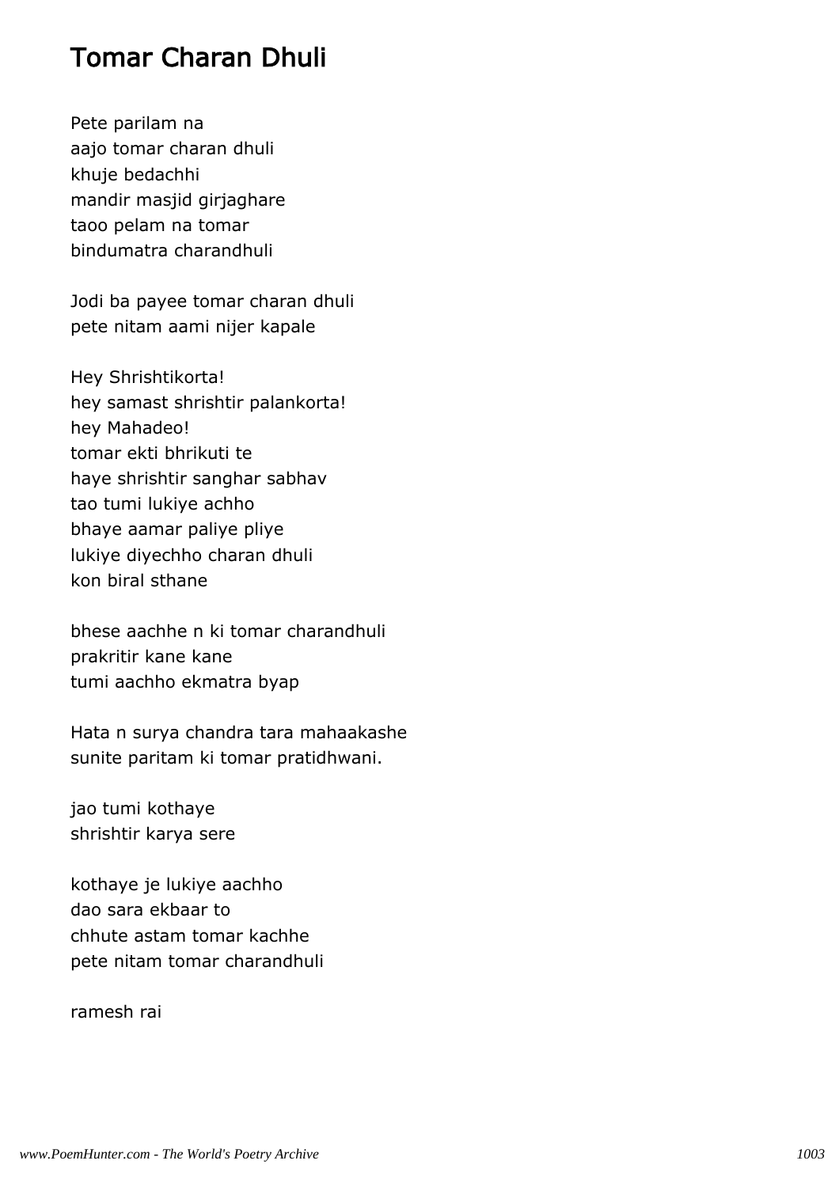# Tomar Charan Dhuli

Pete parilam na
aajo tomar charan dhuli
khuje bedachhi
mandir masjid girjaghare
taoo pelam na tomar
bindumatra charandhuli

Jodi ba payee tomar charan dhuli
pete nitam aami nijer kapale

Hey Shrishtikorta!
hey samast shrishtir palankorta!
hey Mahadeo!
tomar ekti bhrikuti te
haye shrishtir sanghar sabhav
tao tumi lukiye achho
bhaye aamar paliye pliye
lukiye diyechho charan dhuli
kon biral sthane

bhese aachhe n ki tomar charandhuli
prakritir kane kane
tumi aachho ekmatra byap

Hata n surya chandra tara mahaakashe
sunite paritam ki tomar pratidhwani.

jao tumi kothaye
shrishtir karya sere

kothaye je lukiye aachho
dao sara ekbaar to
chhute astam tomar kachhe
pete nitam tomar charandhuli

ramesh rai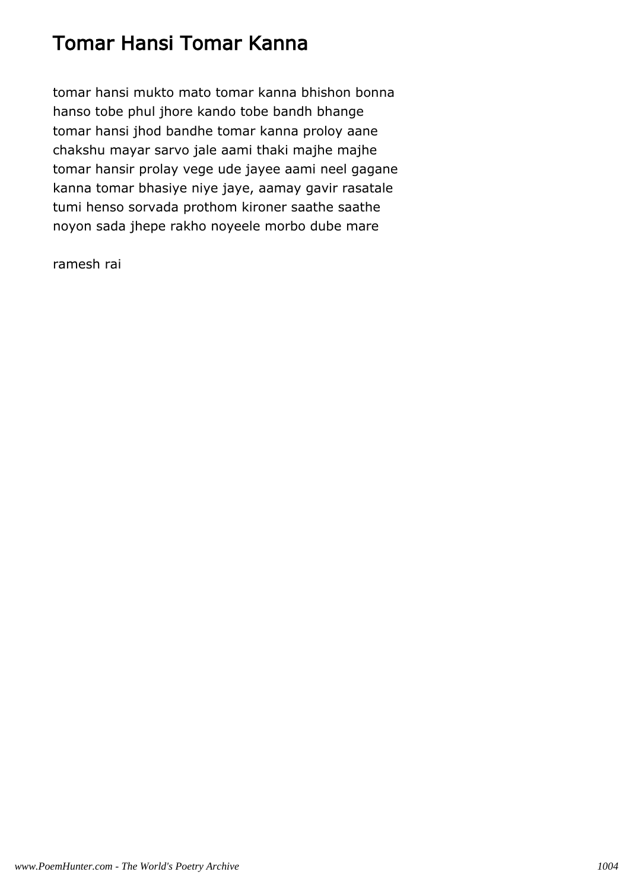# Tomar Hansi Tomar Kanna

tomar hansi mukto mato tomar kanna bhishon bonna
hanso tobe phul jhore kando tobe bandh bhange
tomar hansi jhod bandhe tomar kanna proloy aane
chakshu mayar sarvo jale aami thaki majhe majhe
tomar hansir prolay vege ude jayee aami neel gagane
kanna tomar bhasiye niye jaye, aamay gavir rasatale
tumi henso sorvada prothom kironer saathe saathe
noyon sada jhepe rakho noyeele morbo dube mare

ramesh rai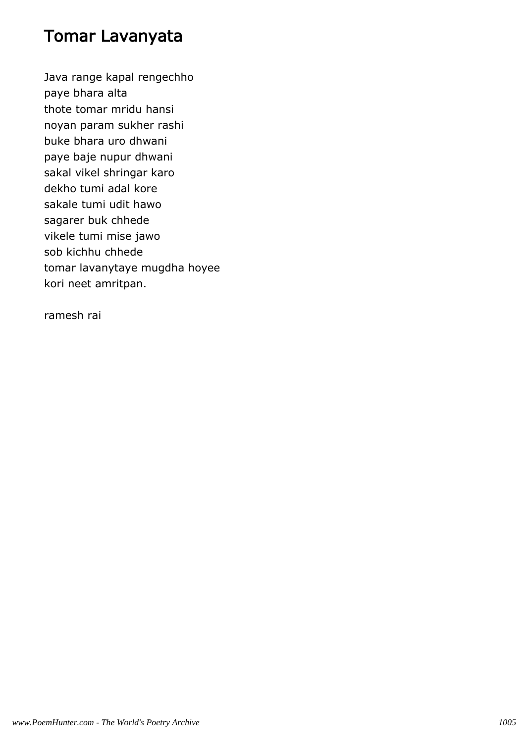# Tomar Lavanyata

Java range kapal rengechho  
paye bhara alta  
thote tomar mridu hansi  
noyan param sukher rashi  
buke bhara uro dhwani  
paye baje nupur dhwani  
sakal vikel shringar karo  
dekho tumi adal kore  
sakale tumi udit hawo  
sagarer buk chhede  
vikele tumi mise jawo  
sob kichhu chhede  
tomar lavanytaye mugdha hoyee  
kori neet amritpan.

ramesh rai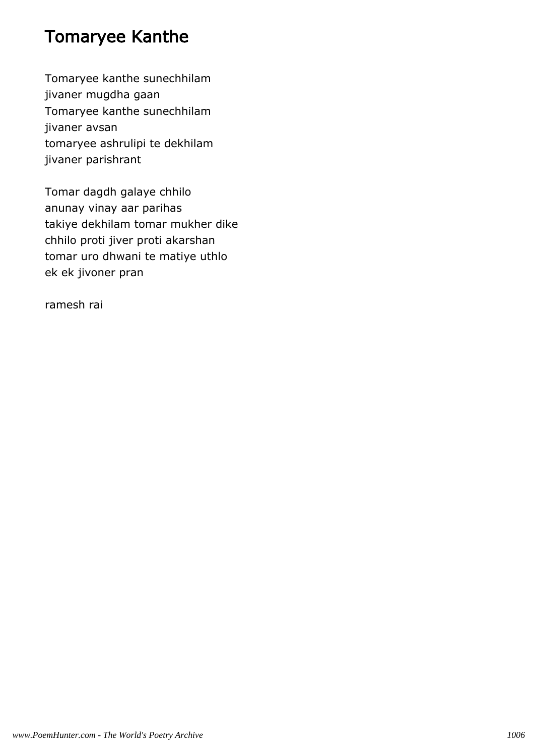# Tomaryee Kanthe

Tomaryee kanthe sunechhilam  
jivaner mugdha gaan  
Tomaryee kanthe sunechhilam  
jivaner avsan  
tomaryee ashrulipi te dekhilam  
jivaner parishrant

Tomar dagdh galaye chhilo  
anunay vinay aar parihas  
takiye dekhilam tomar mukher dike  
chhilo proti jiver proti akarshan  
tomar uro dhwani te matiye uthlo  
ek ek jivoner pran

ramesh rai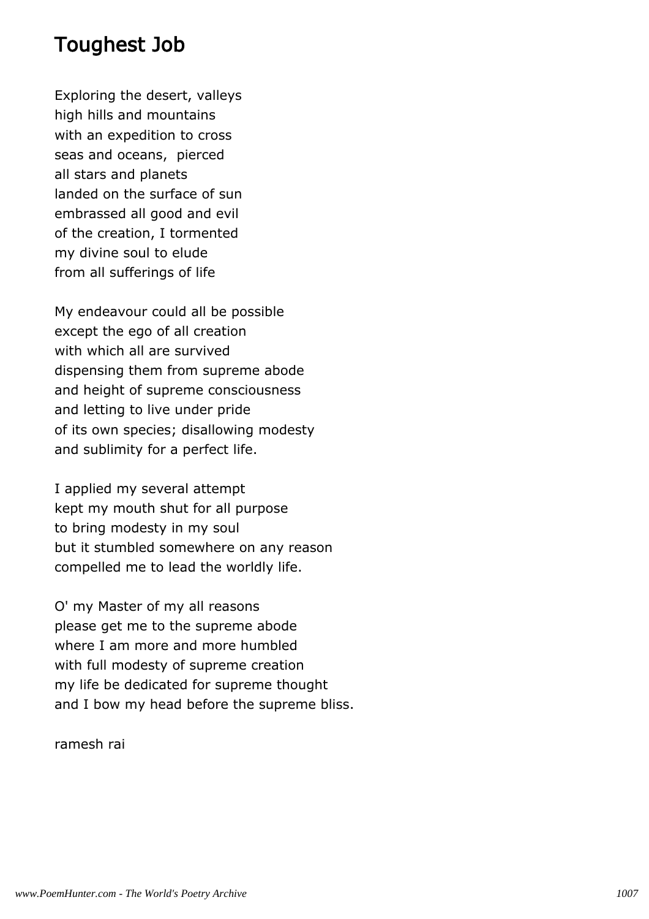# Toughest Job

Exploring the desert, valleys
high hills and mountains
with an expedition to cross
seas and oceans,  pierced
all stars and planets
landed on the surface of sun
embrassed all good and evil
of the creation, I tormented
my divine soul to elude
from all sufferings of life

My endeavour could all be possible
except the ego of all creation
with which all are survived
dispensing them from supreme abode
and height of supreme consciousness
and letting to live under pride
of its own species; disallowing modesty
and sublimity for a perfect life.

I applied my several attempt
kept my mouth shut for all purpose
to bring modesty in my soul
but it stumbled somewhere on any reason
compelled me to lead the worldly life.

O' my Master of my all reasons
please get me to the supreme abode
where I am more and more humbled
with full modesty of supreme creation
my life be dedicated for supreme thought
and I bow my head before the supreme bliss.

ramesh rai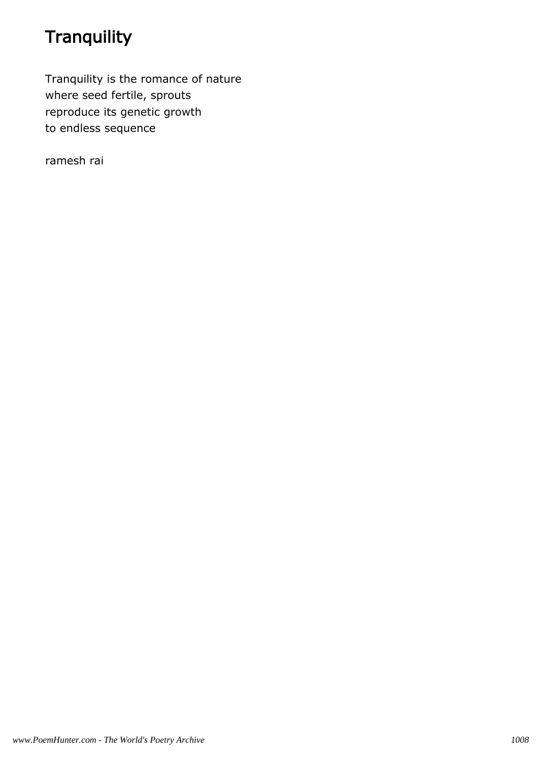# Tranquility

Tranquility is the romance of nature
where seed fertile, sprouts
reproduce its genetic growth
to endless sequence

ramesh rai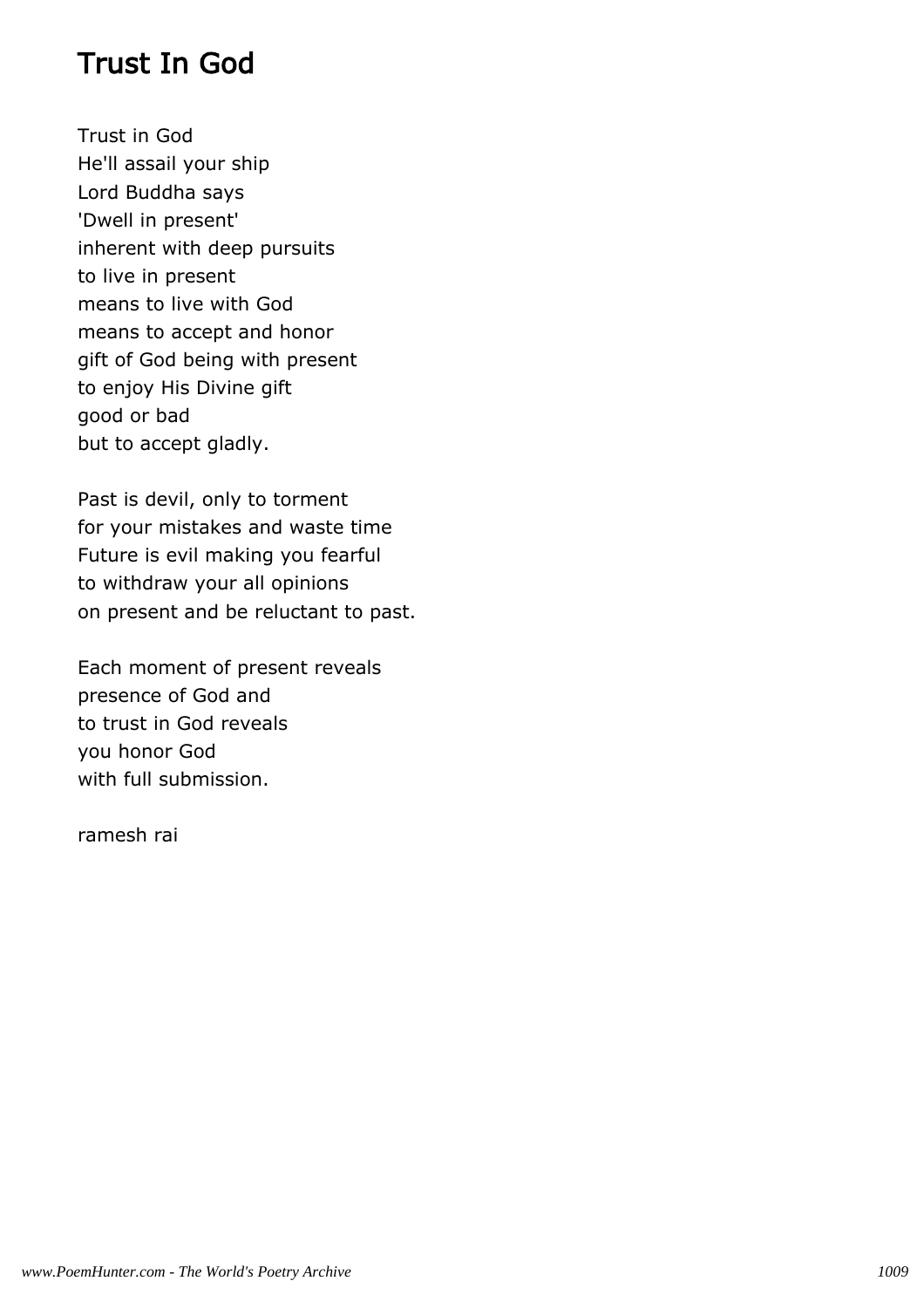# Trust In God

Trust in God
He'll assail your ship
Lord Buddha says
'Dwell in present'
inherent with deep pursuits
to live in present
means to live with God
means to accept and honor
gift of God being with present
to enjoy His Divine gift
good or bad
but to accept gladly.

Past is devil, only to torment
for your mistakes and waste time
Future is evil making you fearful
to withdraw your all opinions
on present and be reluctant to past.

Each moment of present reveals
presence of God and
to trust in God reveals
you honor God
with full submission.

ramesh rai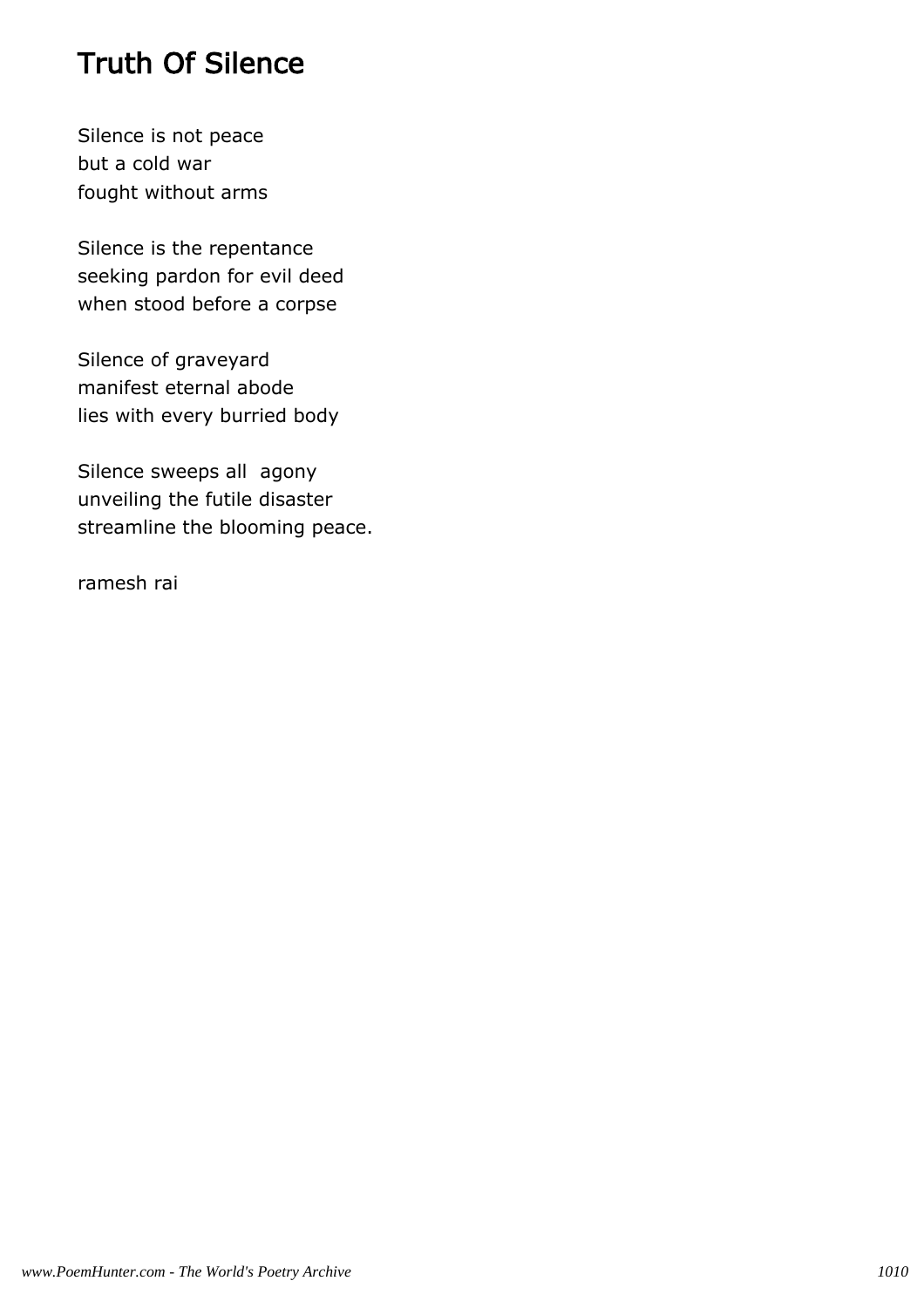# Truth Of Silence

Silence is not peace
but a cold war
fought without arms

Silence is the repentance
seeking pardon for evil deed
when stood before a corpse

Silence of graveyard
manifest eternal abode
lies with every burried body

Silence sweeps all  agony
unveiling the futile disaster
streamline the blooming peace.

ramesh rai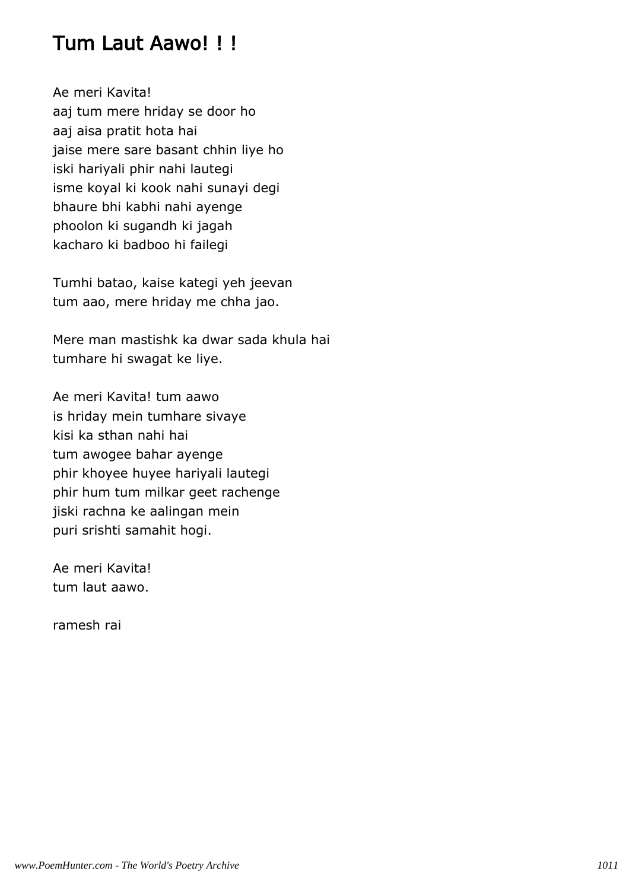# Tum Laut Aawo! ! !

Ae meri Kavita!
aaj tum mere hriday se door ho
aaj aisa pratit hota hai
jaise mere sare basant chhin liye ho
iski hariyali phir nahi lautegi
isme koyal ki kook nahi sunayi degi
bhaure bhi kabhi nahi ayenge
phoolon ki sugandh ki jagah
kacharo ki badboo hi failegi

Tumhi batao, kaise kategi yeh jeevan
tum aao, mere hriday me chha jao.

Mere man mastishk ka dwar sada khula hai
tumhare hi swagat ke liye.

Ae meri Kavita! tum aawo
is hriday mein tumhare sivaye
kisi ka sthan nahi hai
tum awogee bahar ayenge
phir khoyee huyee hariyali lautegi
phir hum tum milkar geet rachenge
jiski rachna ke aalingan mein
puri srishti samahit hogi.

Ae meri Kavita!
tum laut aawo.

ramesh rai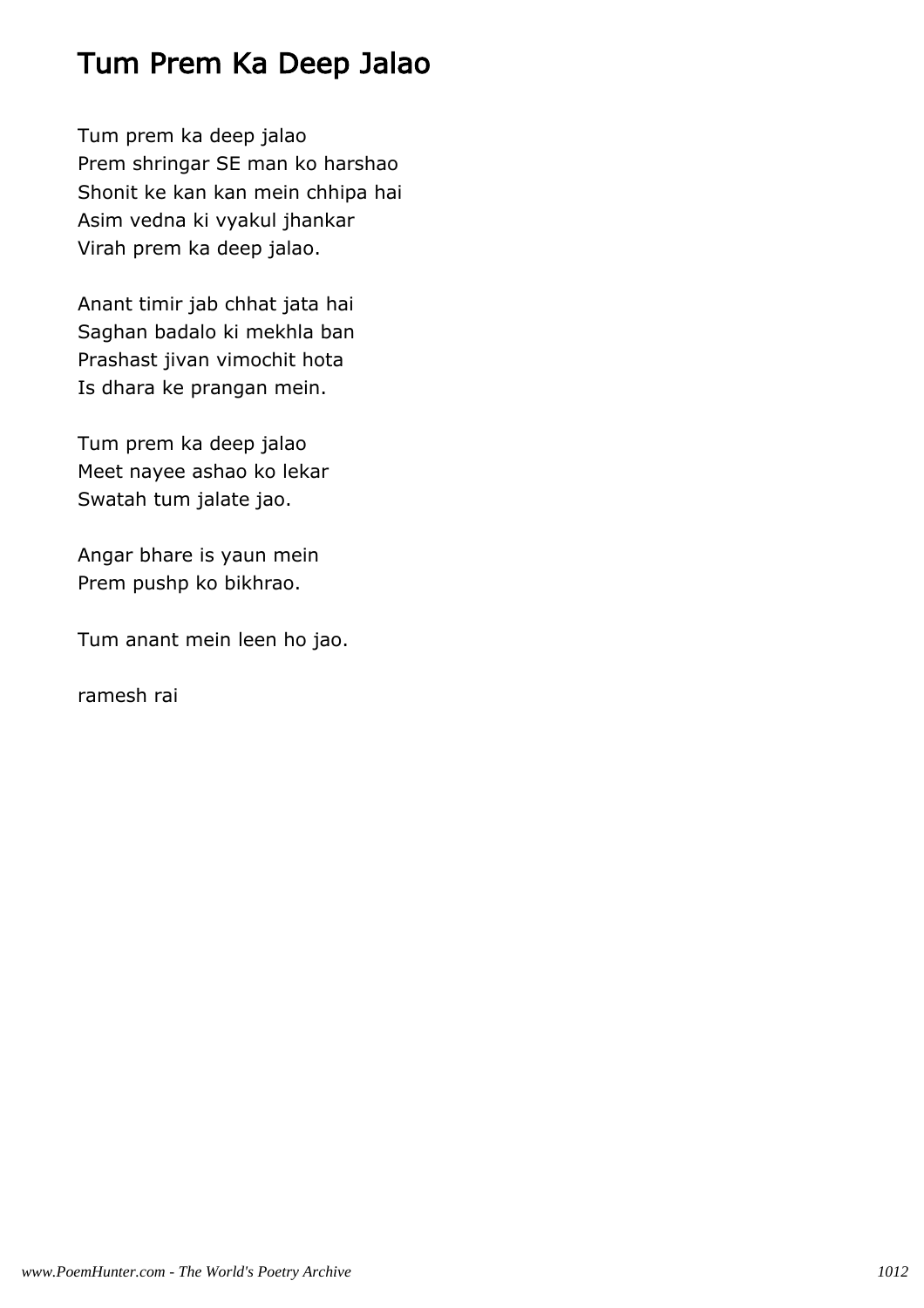# Tum Prem Ka Deep Jalao

Tum prem ka deep jalao
Prem shringar SE man ko harshao
Shonit ke kan kan mein chhipa hai
Asim vedna ki vyakul jhankar
Virah prem ka deep jalao.

Anant timir jab chhat jata hai
Saghan badalo ki mekhla ban
Prashast jivan vimochit hota
Is dhara ke prangan mein.

Tum prem ka deep jalao
Meet nayee ashao ko lekar
Swatah tum jalate jao.

Angar bhare is yaun mein
Prem pushp ko bikhrao.

Tum anant mein leen ho jao.

ramesh rai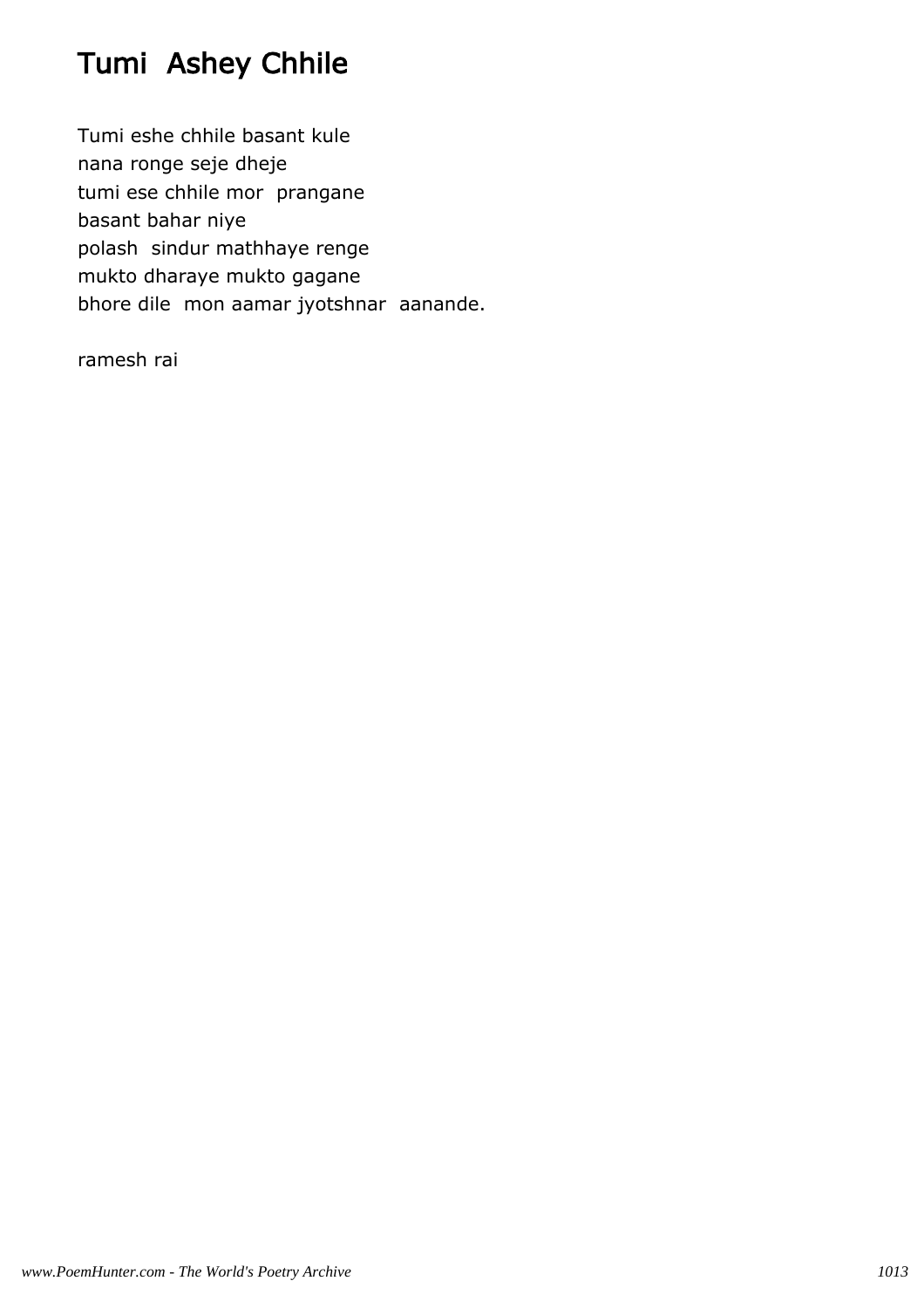# Tumi Ashey Chhile

Tumi eshe chhile basant kule
nana ronge seje dheje
tumi ese chhile mor prangane
basant bahar niye
polash sindur mathhaye renge
mukto dharaye mukto gagane
bhore dile mon aamar jyotshnar aanande.

ramesh rai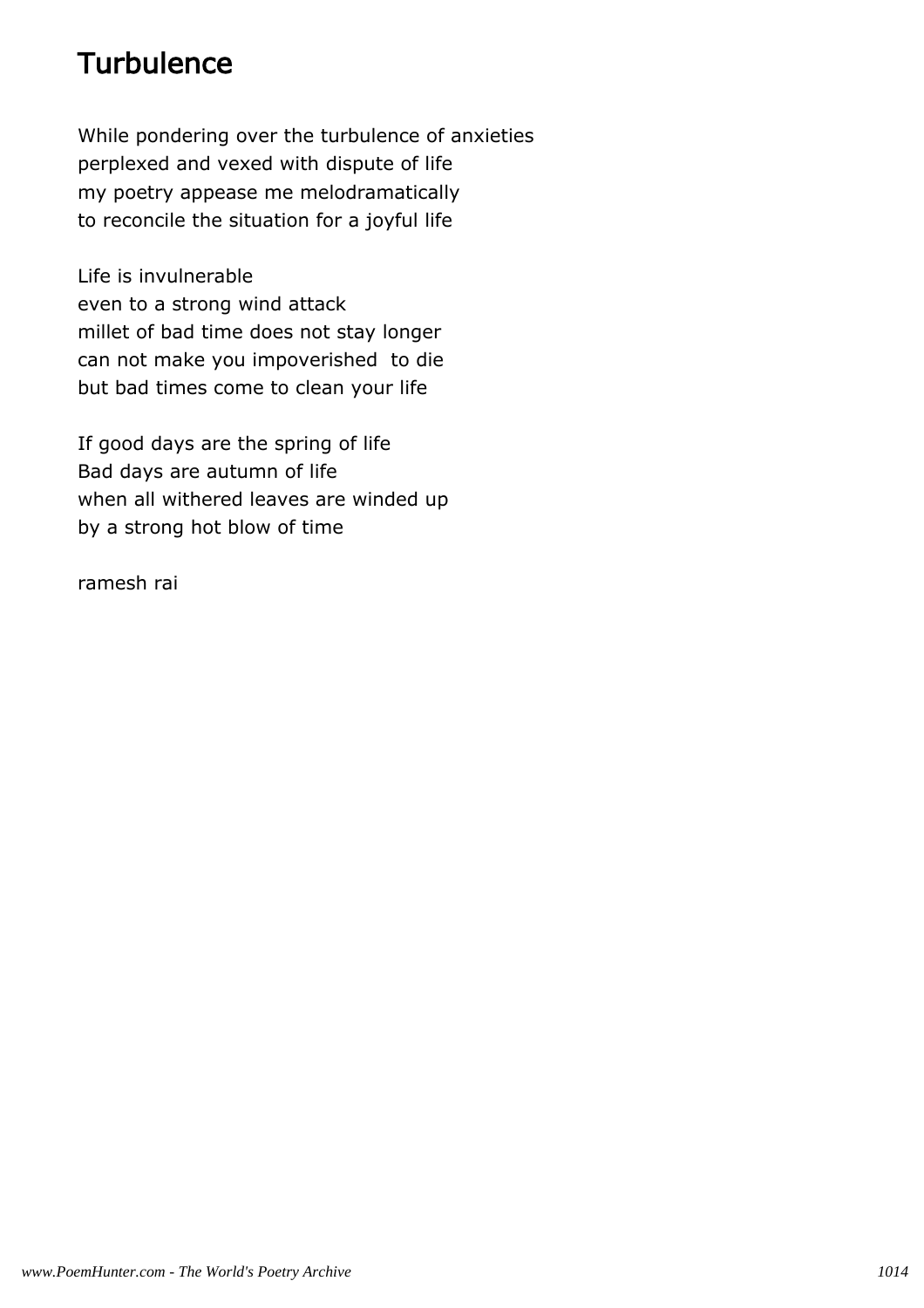# Turbulence

While pondering over the turbulence of anxieties
perplexed and vexed with dispute of life
my poetry appease me melodramatically
to reconcile the situation for a joyful life

Life is invulnerable
even to a strong wind attack
millet of bad time does not stay longer
can not make you impoverished to die
but bad times come to clean your life

If good days are the spring of life
Bad days are autumn of life
when all withered leaves are winded up
by a strong hot blow of time

ramesh rai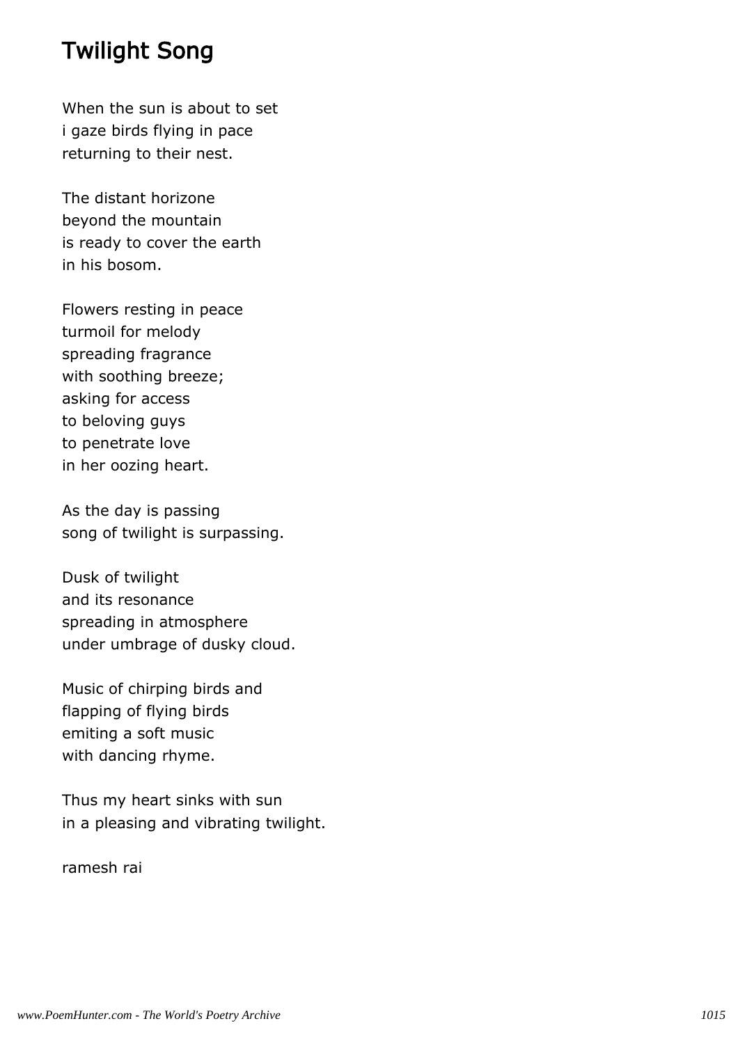# Twilight Song

When the sun is about to set
i gaze birds flying in pace
returning to their nest.

The distant horizone
beyond the mountain
is ready to cover the earth
in his bosom.

Flowers resting in peace
turmoil for melody
spreading fragrance
with soothing breeze;
asking for access
to beloving guys
to penetrate love
in her oozing heart.

As the day is passing
song of twilight is surpassing.

Dusk of twilight
and its resonance
spreading in atmosphere
under umbrage of dusky cloud.

Music of chirping birds and
flapping of flying birds
emiting a soft music
with dancing rhyme.

Thus my heart sinks with sun
in a pleasing and vibrating twilight.

ramesh rai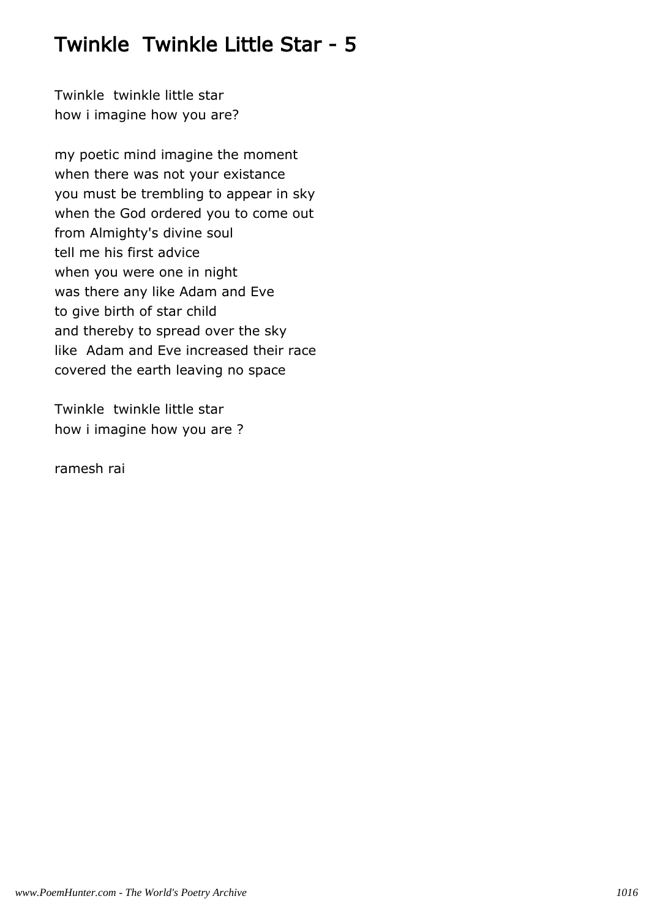# Twinkle  Twinkle Little Star - 5

Twinkle  twinkle little star
how i imagine how you are?

my poetic mind imagine the moment
when there was not your existance
you must be trembling to appear in sky
when the God ordered you to come out
from Almighty's divine soul
tell me his first advice
when you were one in night
was there any like Adam and Eve
to give birth of star child
and thereby to spread over the sky
like  Adam and Eve increased their race
covered the earth leaving no space

Twinkle  twinkle little star
how i imagine how you are ?

ramesh rai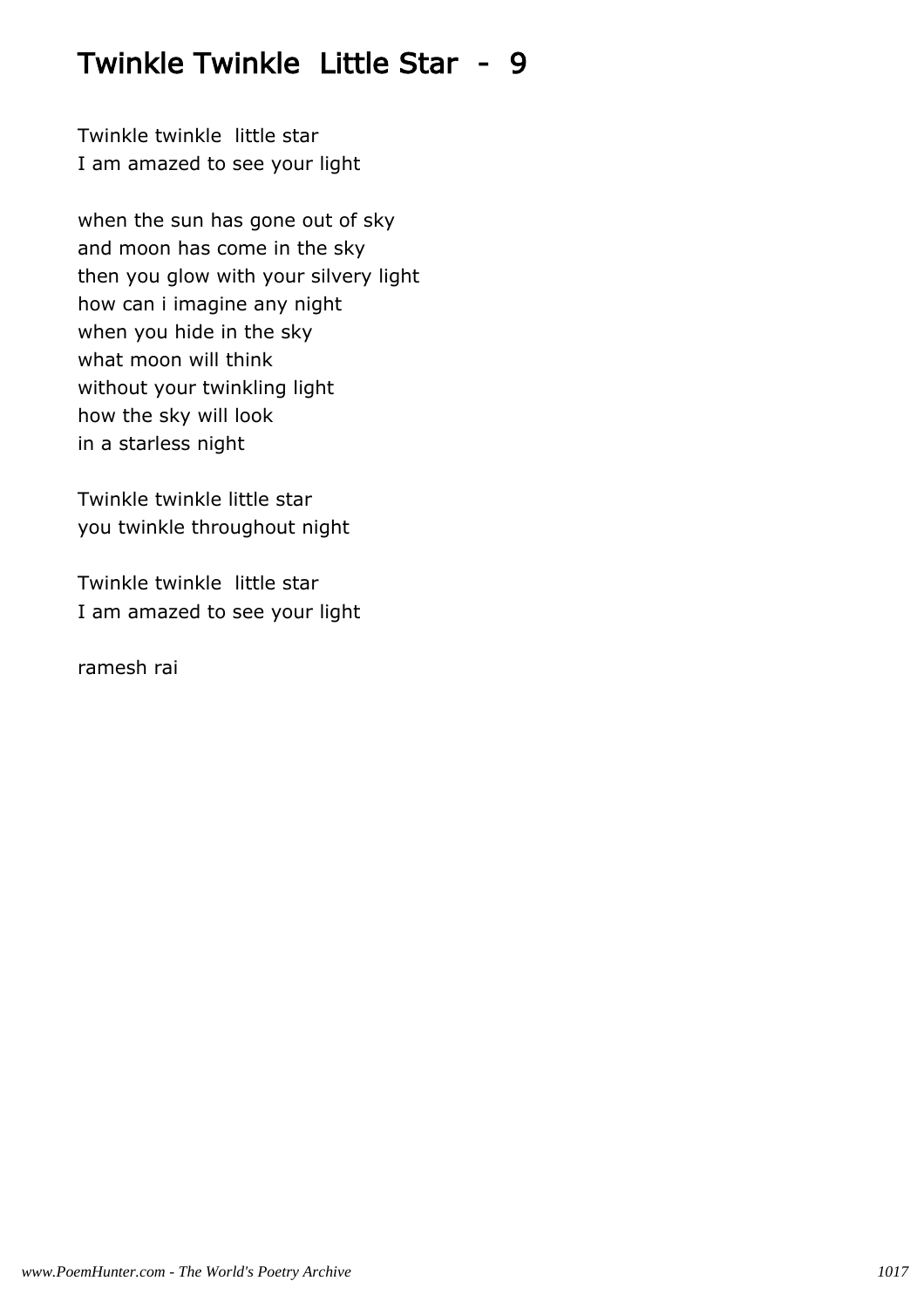# Twinkle Twinkle Little Star - 9

Twinkle twinkle little star
I am amazed to see your light

when the sun has gone out of sky
and moon has come in the sky
then you glow with your silvery light
how can i imagine any night
when you hide in the sky
what moon will think
without your twinkling light
how the sky will look
in a starless night

Twinkle twinkle little star
you twinkle throughout night

Twinkle twinkle little star
I am amazed to see your light

ramesh rai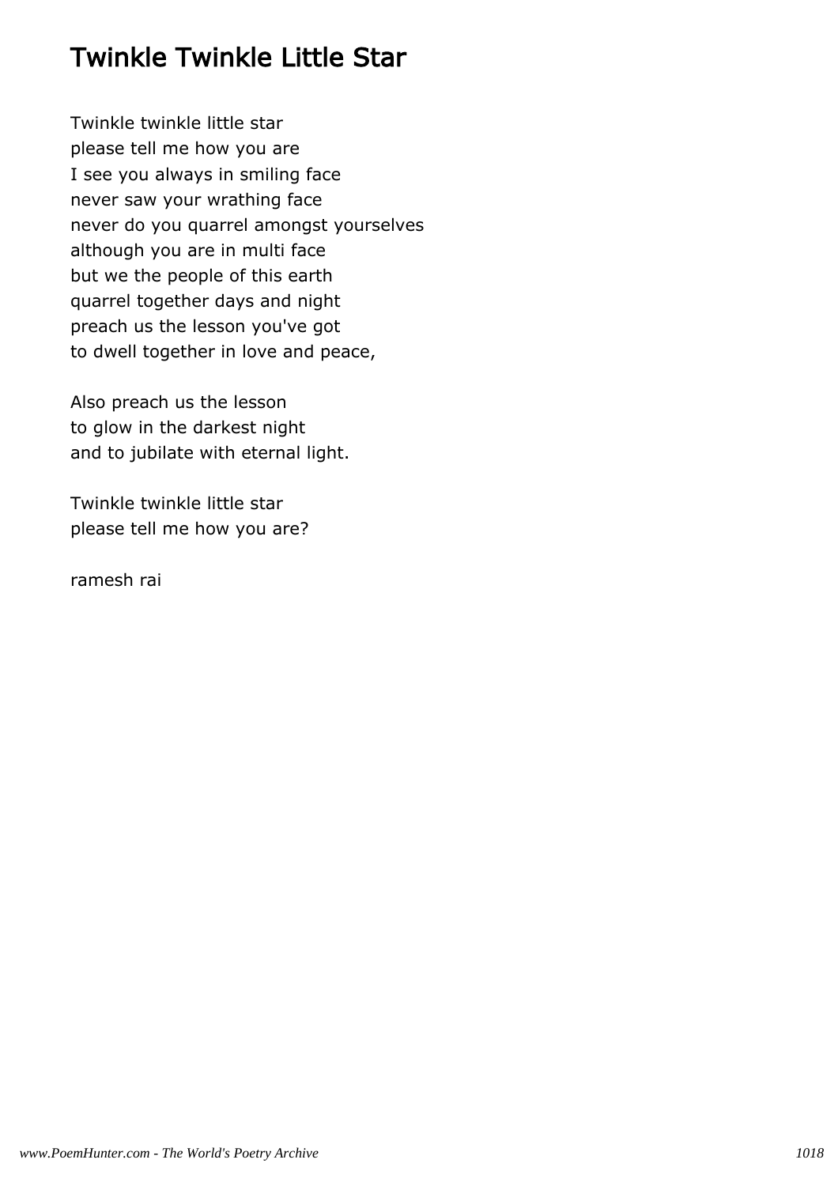# Twinkle Twinkle Little Star

Twinkle twinkle little star
please tell me how you are
I see you always in smiling face
never saw your wrathing face
never do you quarrel amongst yourselves
although you are in multi face
but we the people of this earth
quarrel together days and night
preach us the lesson you've got
to dwell together in love and peace,

Also preach us the lesson
to glow in the darkest night
and to jubilate with eternal light.

Twinkle twinkle little star
please tell me how you are?

ramesh rai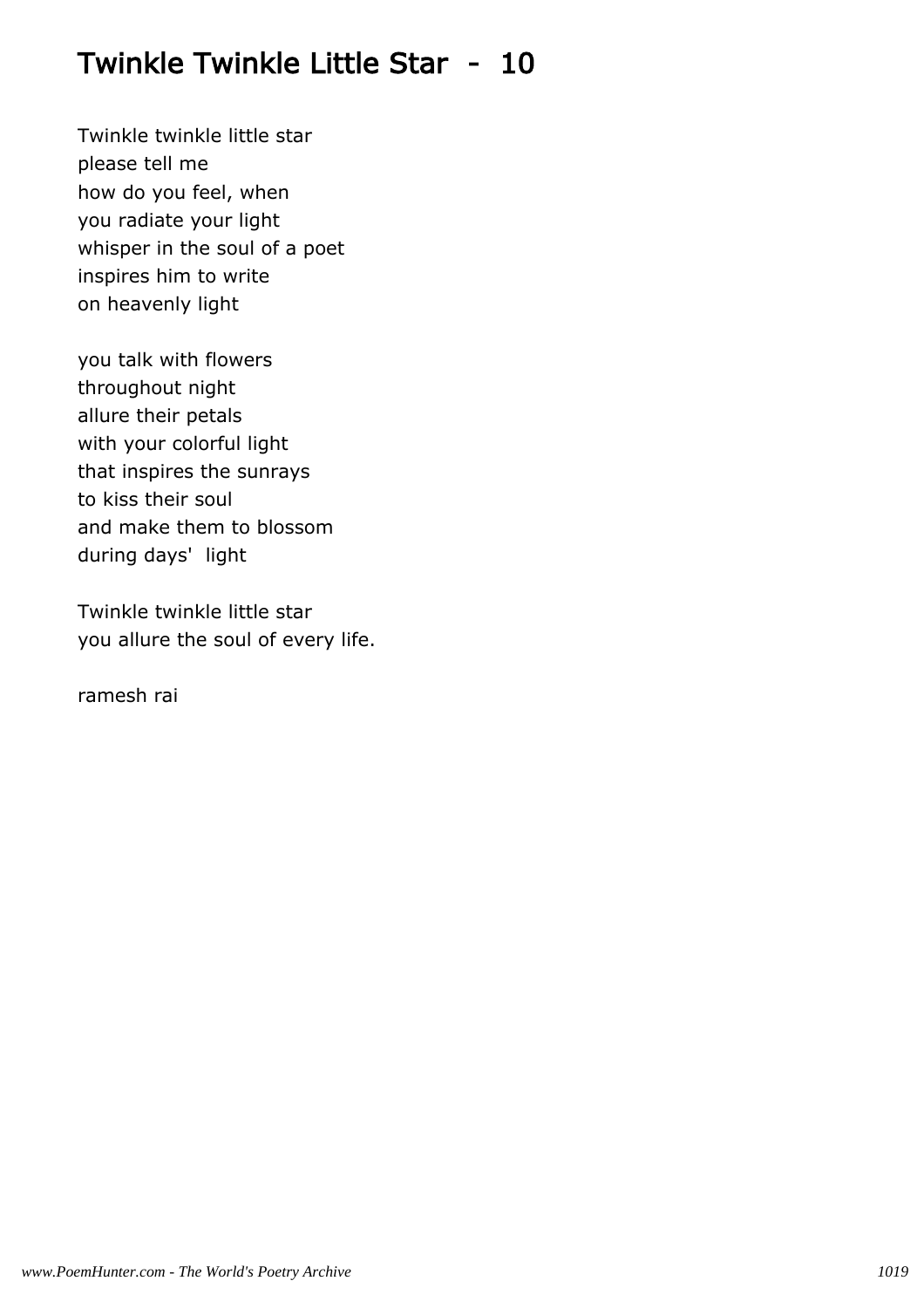# Twinkle Twinkle Little Star - 10

Twinkle twinkle little star
please tell me
how do you feel, when
you radiate your light
whisper in the soul of a poet
inspires him to write
on heavenly light

you talk with flowers
throughout night
allure their petals
with your colorful light
that inspires the sunrays
to kiss their soul
and make them to blossom
during days'  light

Twinkle twinkle little star
you allure the soul of every life.

ramesh rai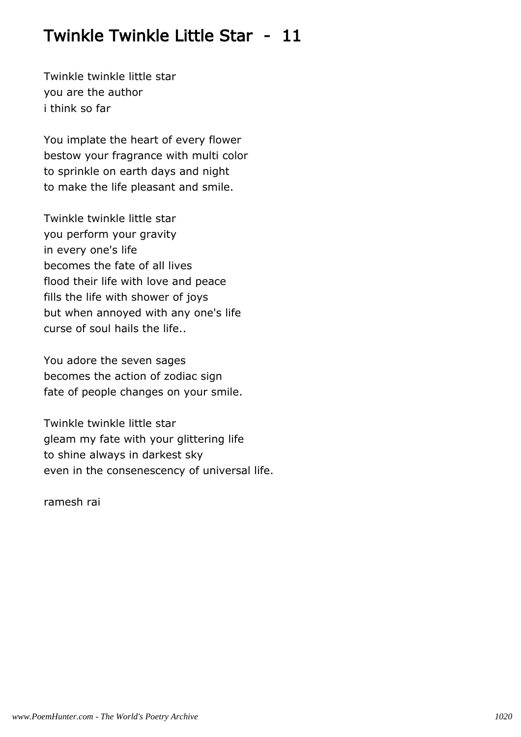# Twinkle Twinkle Little Star - 11

Twinkle twinkle little star
you are the author
i think so far

You implate the heart of every flower
bestow your fragrance with multi color
to sprinkle on earth days and night
to make the life pleasant and smile.

Twinkle twinkle little star
you perform your gravity
in every one's life
becomes the fate of all lives
flood their life with love and peace
fills the life with shower of joys
but when annoyed with any one's life
curse of soul hails the life..

You adore the seven sages
becomes the action of zodiac sign
fate of people changes on your smile.

Twinkle twinkle little star
gleam my fate with your glittering life
to shine always in darkest sky
even in the consenescency of universal life.

ramesh rai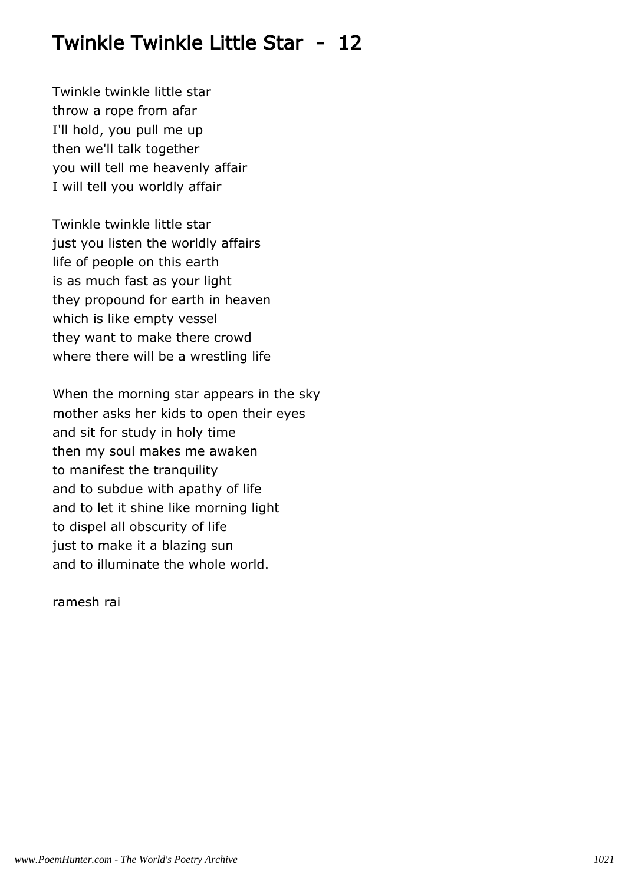# Twinkle Twinkle Little Star - 12

Twinkle twinkle little star  
throw a rope from afar  
I'll hold, you pull me up  
then we'll talk together  
you will tell me heavenly affair  
I will tell you worldly affair

Twinkle twinkle little star  
just you listen the worldly affairs  
life of people on this earth  
is as much fast as your light  
they propound for earth in heaven  
which is like empty vessel  
they want to make there crowd  
where there will be a wrestling life

When the morning star appears in the sky  
mother asks her kids to open their eyes  
and sit for study in holy time  
then my soul makes me awaken  
to manifest the tranquility  
and to subdue with apathy of life  
and to let it shine like morning light  
to dispel all obscurity of life  
just to make it a blazing sun  
and to illuminate the whole world.

ramesh rai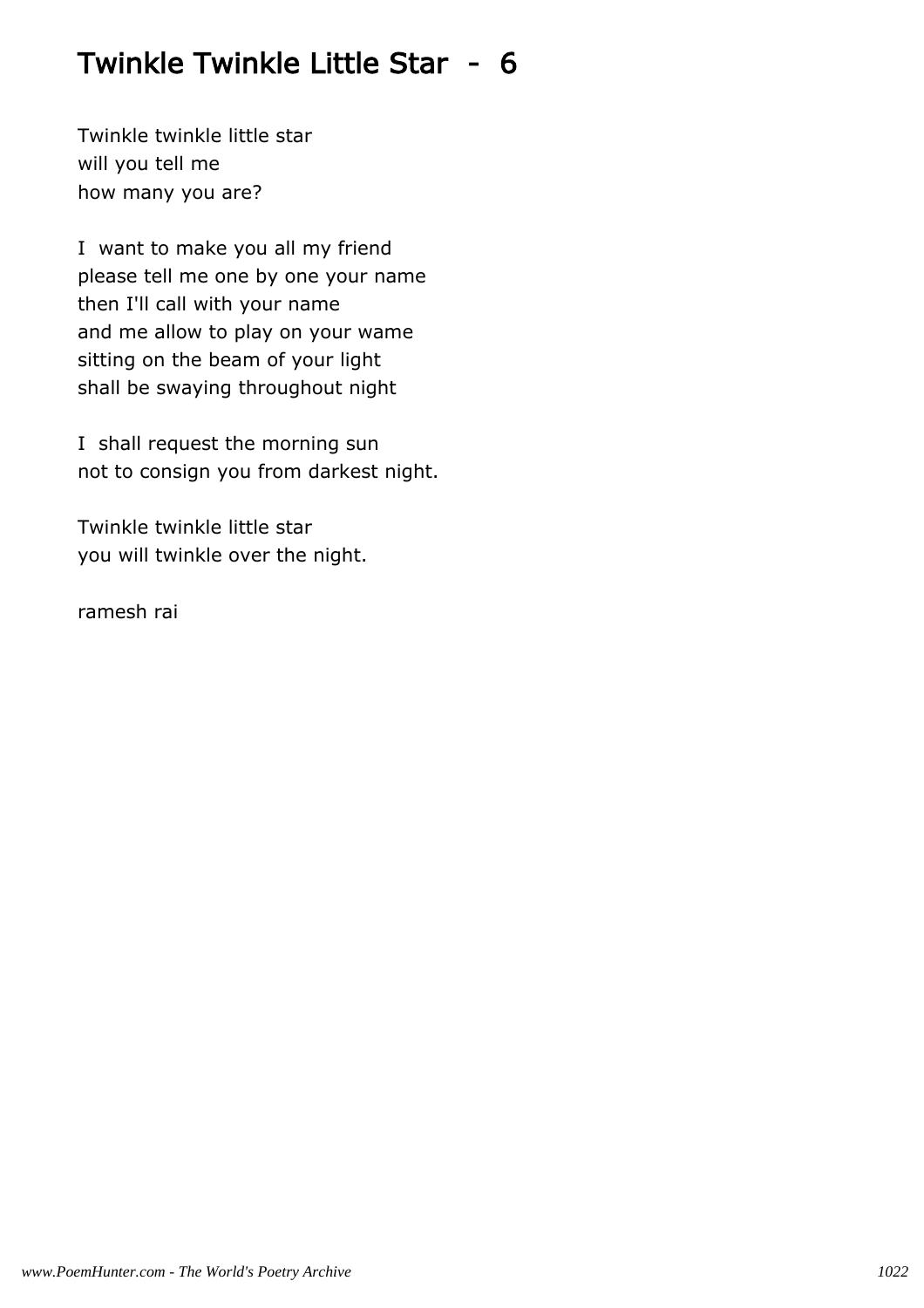# Twinkle Twinkle Little Star - 6

Twinkle twinkle little star
will you tell me
how many you are?

I want to make you all my friend
please tell me one by one your name
then I'll call with your name
and me allow to play on your wame
sitting on the beam of your light
shall be swaying throughout night

I shall request the morning sun
not to consign you from darkest night.

Twinkle twinkle little star
you will twinkle over the night.

ramesh rai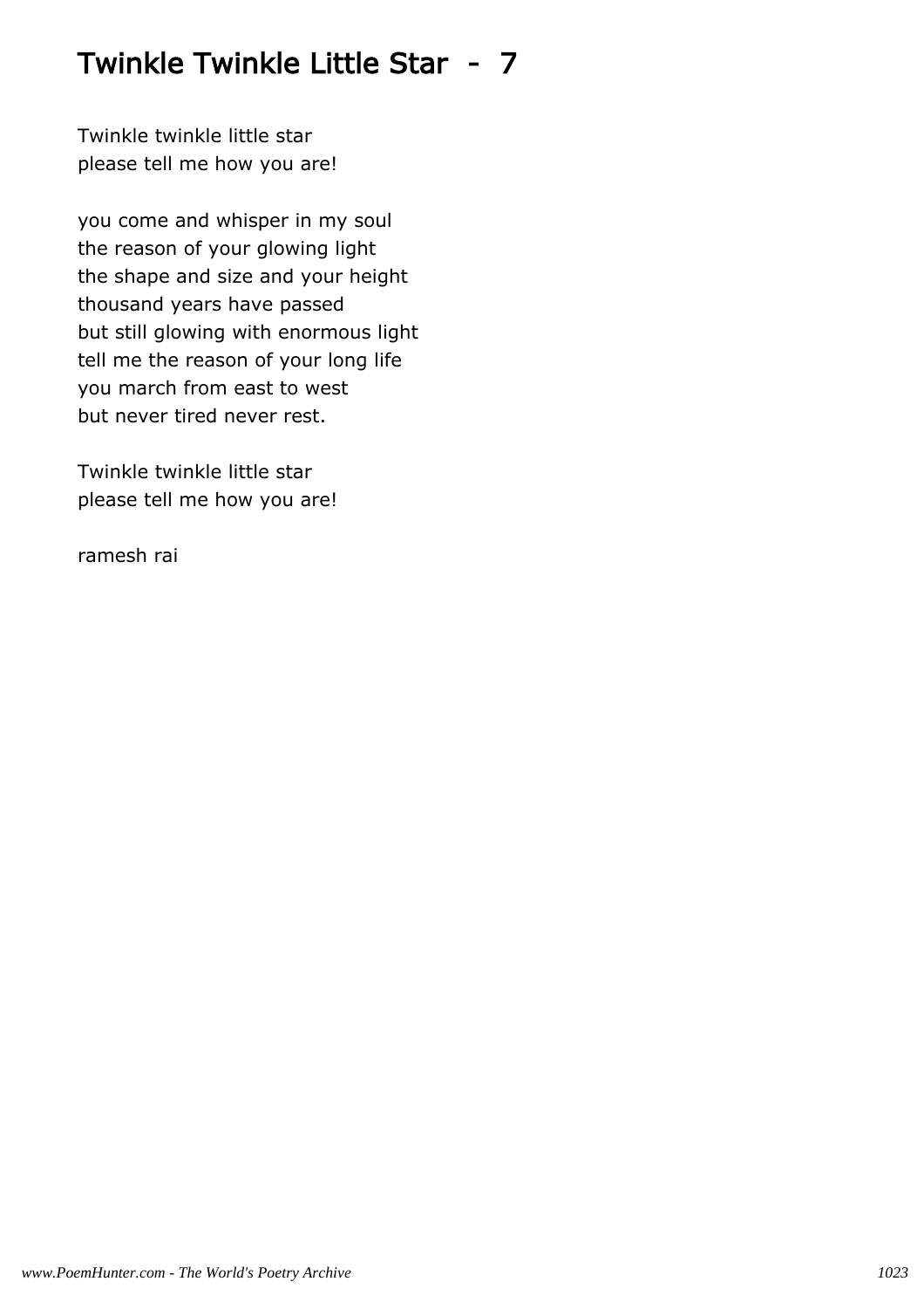# Twinkle Twinkle Little Star - 7

Twinkle twinkle little star  
please tell me how you are!

you come and whisper in my soul  
the reason of your glowing light  
the shape and size and your height  
thousand years have passed  
but still glowing with enormous light  
tell me the reason of your long life  
you march from east to west  
but never tired never rest.

Twinkle twinkle little star  
please tell me how you are!

ramesh rai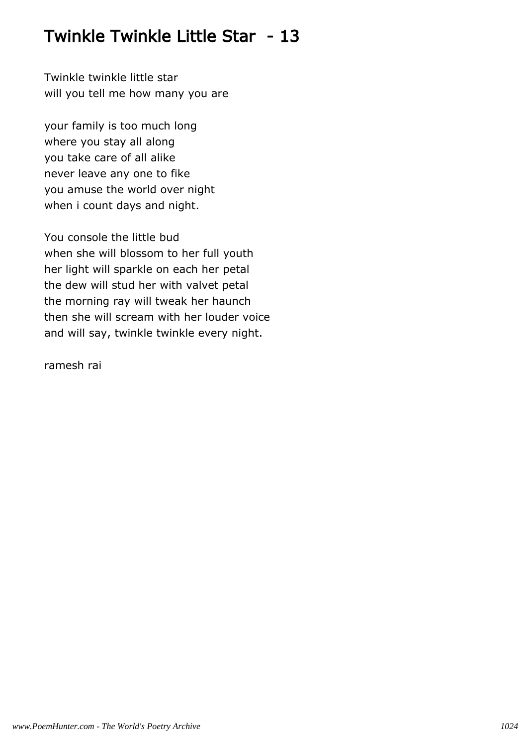# Twinkle Twinkle Little Star - 13

Twinkle twinkle little star
will you tell me how many you are

your family is too much long
where you stay all along
you take care of all alike
never leave any one to fike
you amuse the world over night
when i count days and night.

You console the little bud
when she will blossom to her full youth
her light will sparkle on each her petal
the dew will stud her with valvet petal
the morning ray will tweak her haunch
then she will scream with her louder voice
and will say, twinkle twinkle every night.

ramesh rai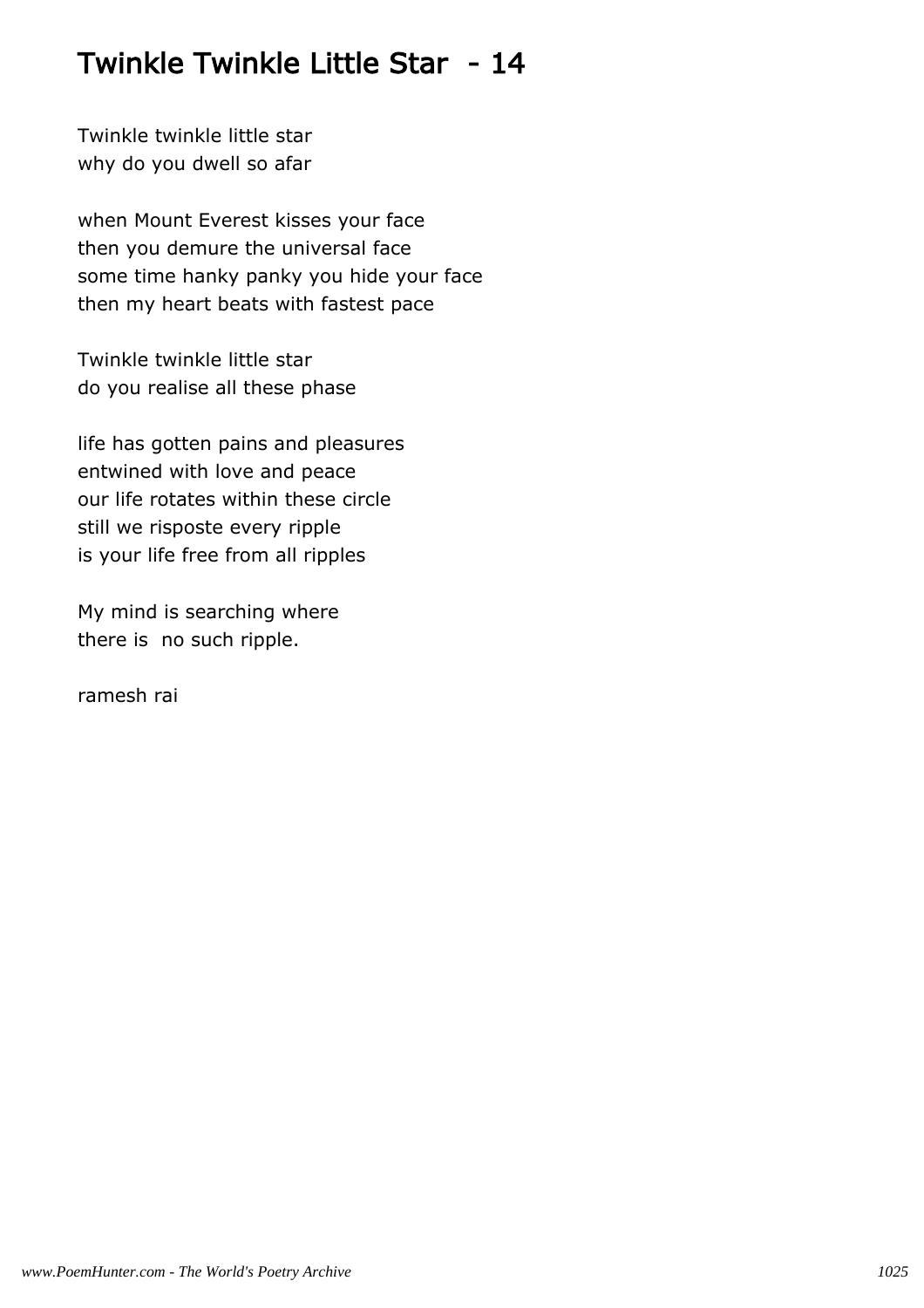# Twinkle Twinkle Little Star - 14

Twinkle twinkle little star
why do you dwell so afar

when Mount Everest kisses your face
then you demure the universal face
some time hanky panky you hide your face
then my heart beats with fastest pace

Twinkle twinkle little star
do you realise all these phase

life has gotten pains and pleasures
entwined with love and peace
our life rotates within these circle
still we risposte every ripple
is your life free from all ripples

My mind is searching where
there is no such ripple.

ramesh rai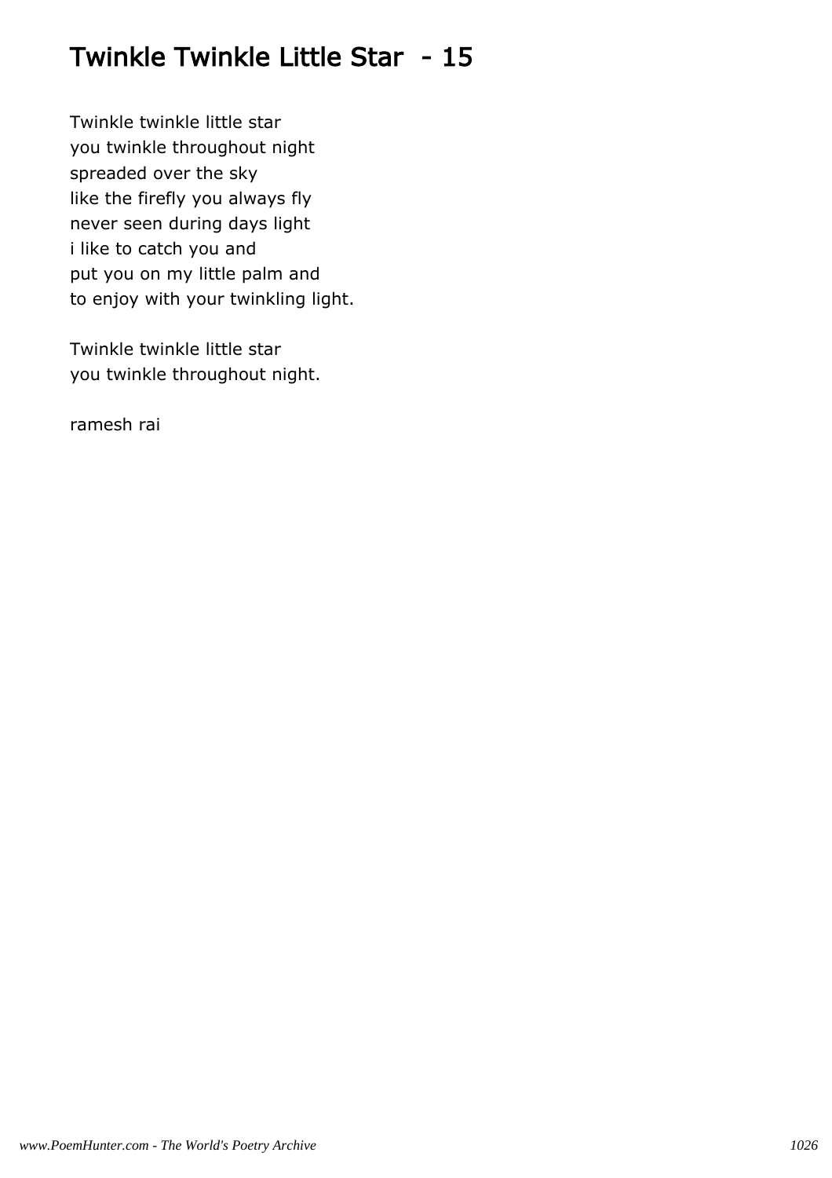# Twinkle Twinkle Little Star - 15

Twinkle twinkle little star
you twinkle throughout night
spreaded over the sky
like the firefly you always fly
never seen during days light
i like to catch you and
put you on my little palm and
to enjoy with your twinkling light.

Twinkle twinkle little star
you twinkle throughout night.

ramesh rai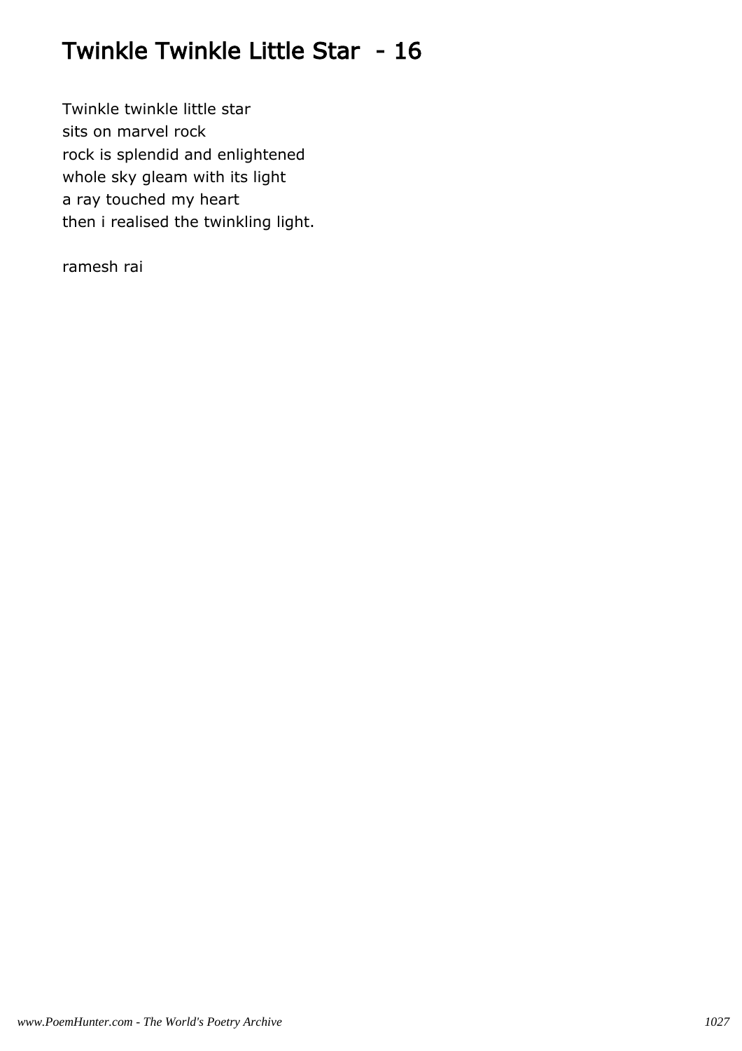# Twinkle Twinkle Little Star - 16

Twinkle twinkle little star  
sits on marvel rock  
rock is splendid and enlightened  
whole sky gleam with its light  
a ray touched my heart  
then i realised the twinkling light.

ramesh rai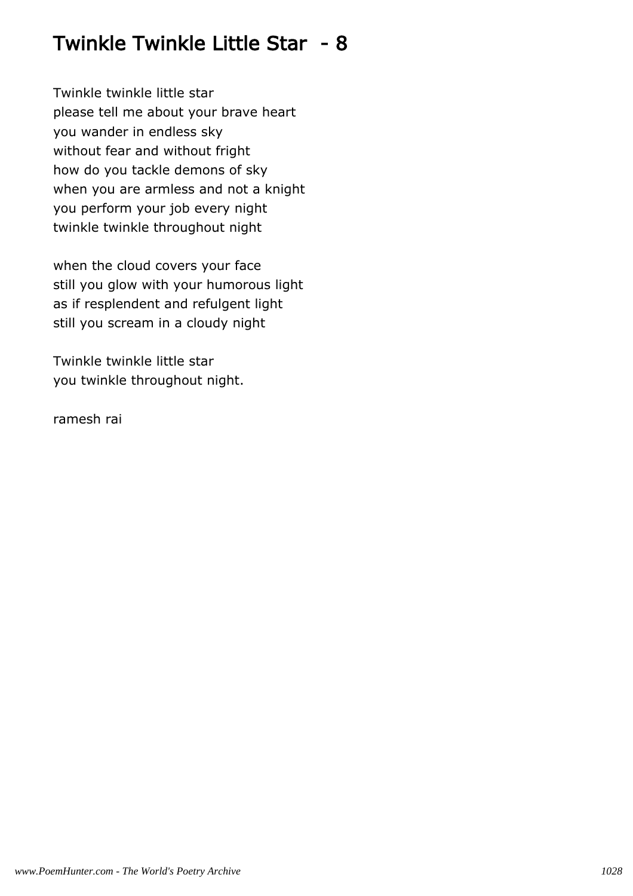# Twinkle Twinkle Little Star - 8

Twinkle twinkle little star
please tell me about your brave heart
you wander in endless sky
without fear and without fright
how do you tackle demons of sky
when you are armless and not a knight
you perform your job every night
twinkle twinkle throughout night

when the cloud covers your face
still you glow with your humorous light
as if resplendent and refulgent light
still you scream in a cloudy night

Twinkle twinkle little star
you twinkle throughout night.

ramesh rai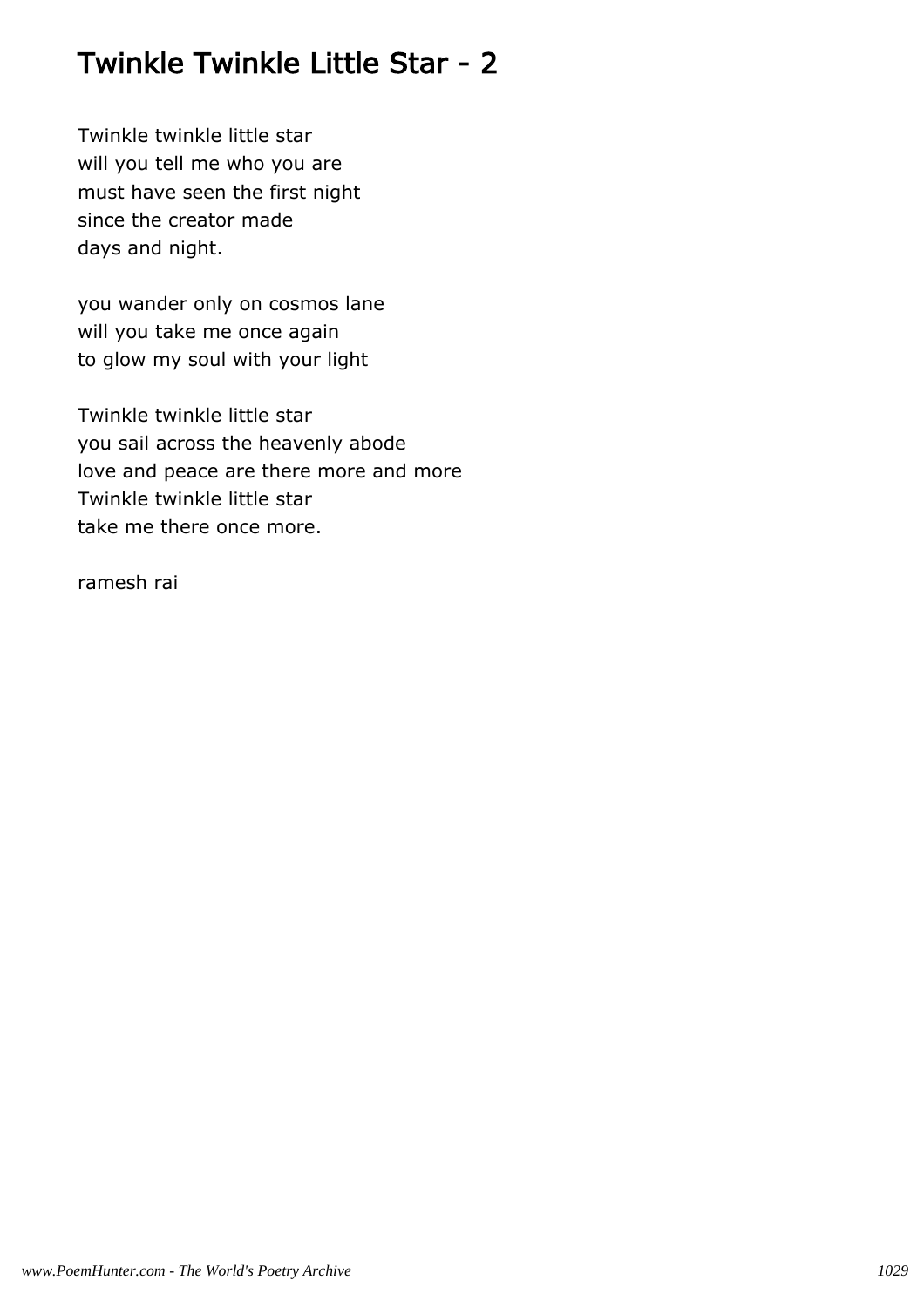# Twinkle Twinkle Little Star - 2

Twinkle twinkle little star
will you tell me who you are
must have seen the first night
since the creator made
days and night.

you wander only on cosmos lane
will you take me once again
to glow my soul with your light

Twinkle twinkle little star
you sail across the heavenly abode
love and peace are there more and more
Twinkle twinkle little star
take me there once more.

ramesh rai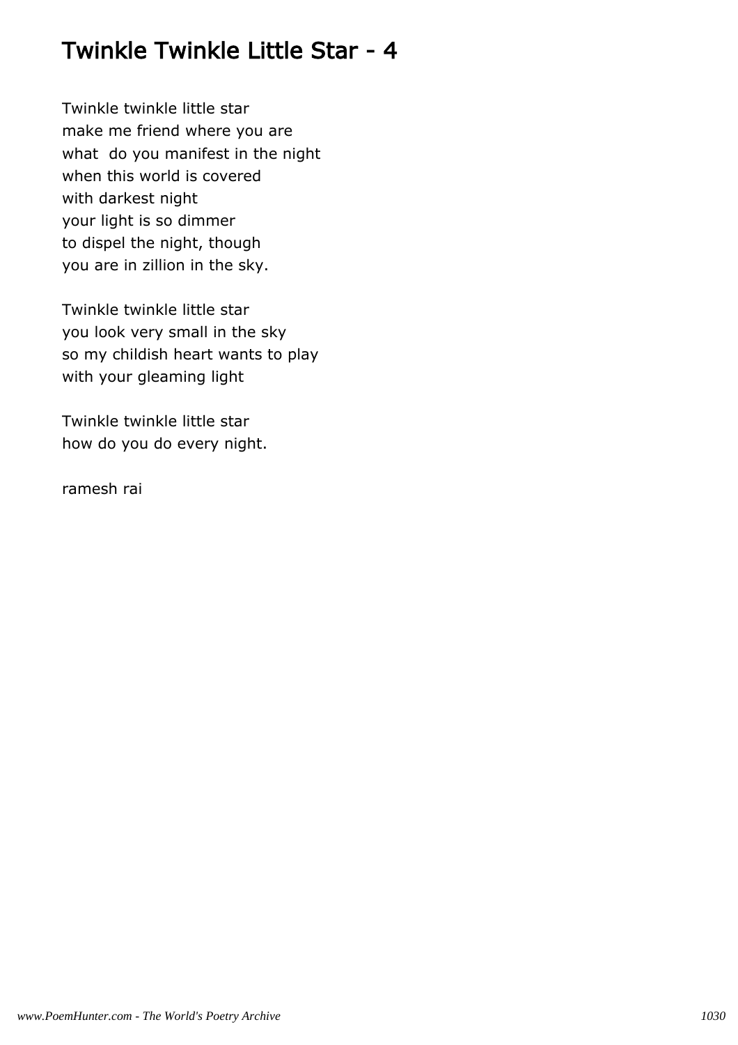# Twinkle Twinkle Little Star - 4

Twinkle twinkle little star
make me friend where you are
what  do you manifest in the night
when this world is covered
with darkest night
your light is so dimmer
to dispel the night, though
you are in zillion in the sky.

Twinkle twinkle little star
you look very small in the sky
so my childish heart wants to play
with your gleaming light

Twinkle twinkle little star
how do you do every night.

ramesh rai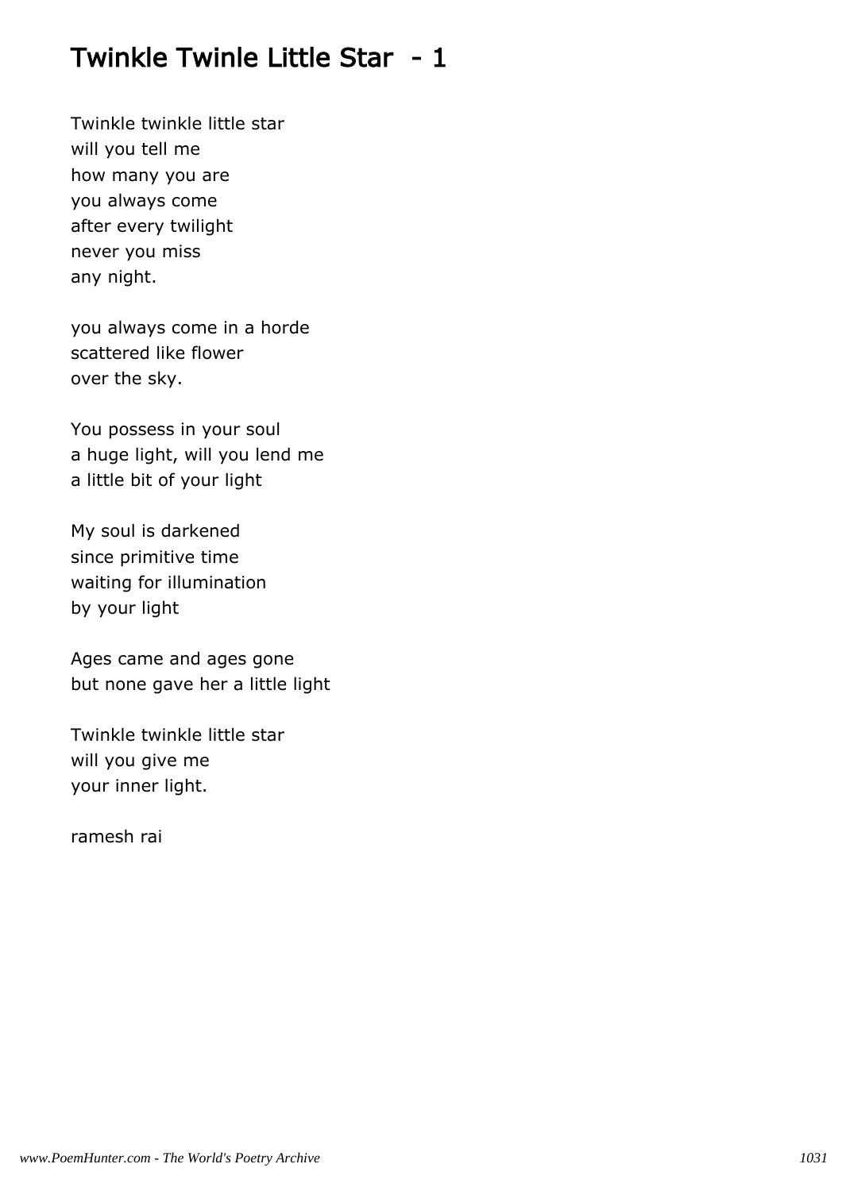# Twinkle Twinle Little Star - 1

Twinkle twinkle little star
will you tell me
how many you are
you always come
after every twilight
never you miss
any night.

you always come in a horde
scattered like flower
over the sky.

You possess in your soul
a huge light, will you lend me
a little bit of your light

My soul is darkened
since primitive time
waiting for illumination
by your light

Ages came and ages gone
but none gave her a little light

Twinkle twinkle little star
will you give me
your inner light.

ramesh rai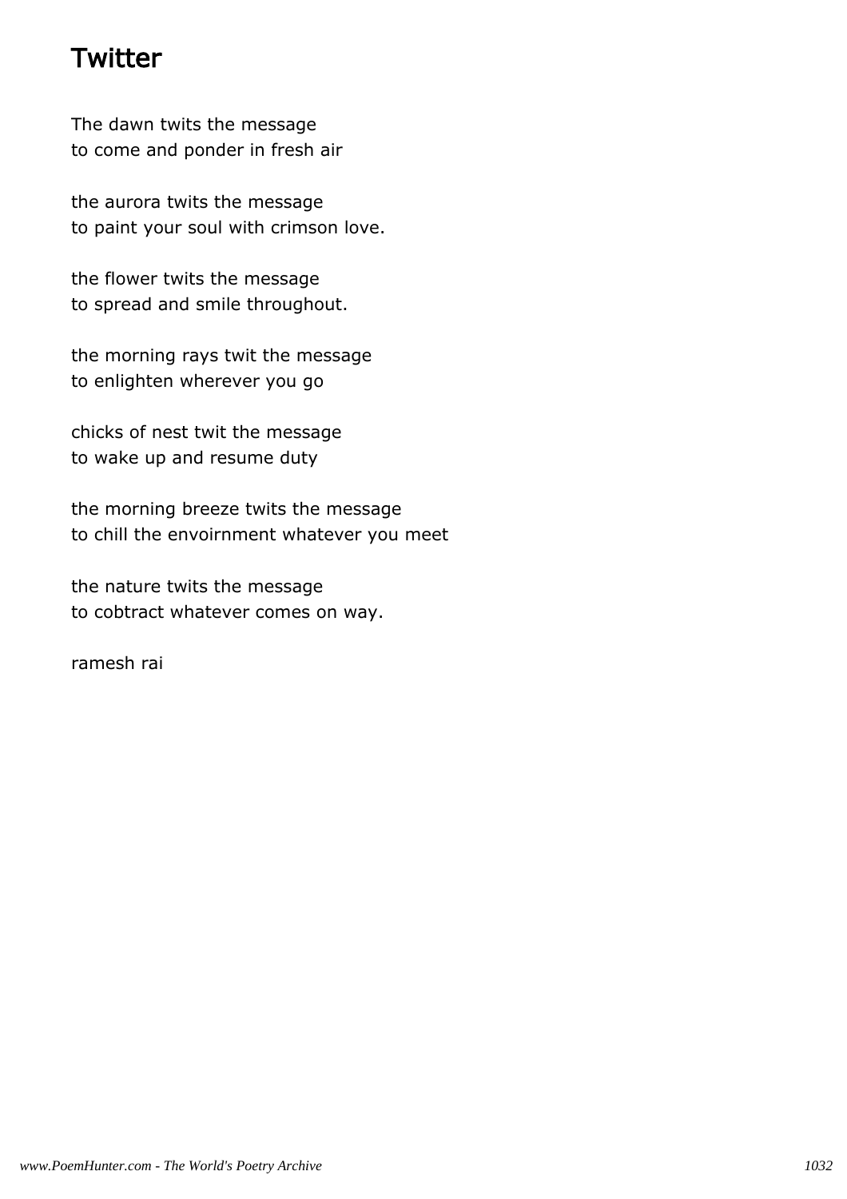# Twitter

The dawn twits the message
to come and ponder in fresh air

the aurora twits the message
to paint your soul with crimson love.

the flower twits the message
to spread and smile throughout.

the morning rays twit the message
to enlighten wherever you go

chicks of nest twit the message
to wake up and resume duty

the morning breeze twits the message
to chill the envoirnment whatever you meet

the nature twits the message
to cobtract whatever comes on way.

ramesh rai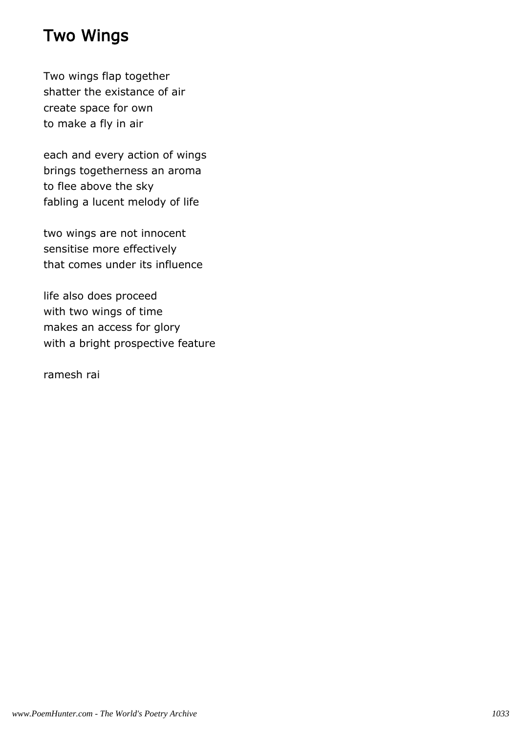# Two Wings

Two wings flap together  
shatter the existance of air  
create space for own  
to make a fly in air

each and every action of wings  
brings togetherness an aroma  
to flee above the sky  
fabling a lucent melody of life

two wings are not innocent  
sensitise more effectively  
that comes under its influence

life also does proceed  
with two wings of time  
makes an access for glory  
with a bright prospective feature

ramesh rai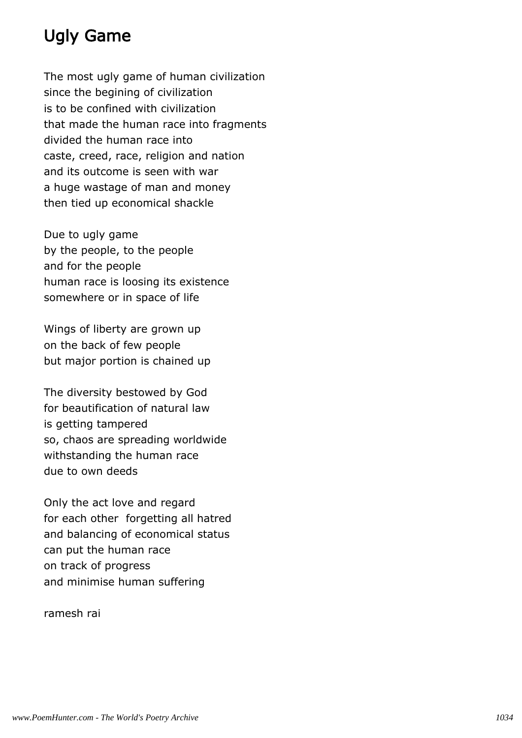# Ugly Game

The most ugly game of human civilization
since the begining of civilization
is to be confined with civilization
that made the human race into fragments
divided the human race into
caste, creed, race, religion and nation
and its outcome is seen with war
a huge wastage of man and money
then tied up economical shackle

Due to ugly game
by the people, to the people
and for the people
human race is loosing its existence
somewhere or in space of life

Wings of liberty are grown up
on the back of few people
but major portion is chained up

The diversity bestowed by God
for beautification of natural law
is getting tampered
so, chaos are spreading worldwide
withstanding the human race
due to own deeds

Only the act love and regard
for each other  forgetting all hatred
and balancing of economical status
can put the human race
on track of progress
and minimise human suffering

ramesh rai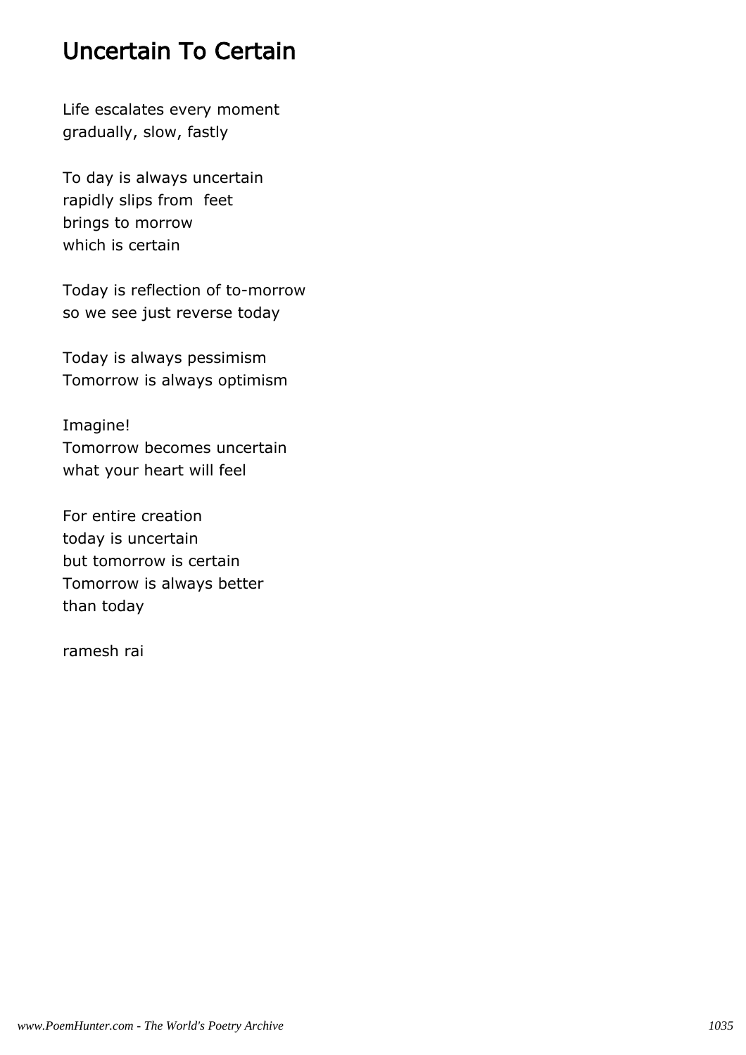## Uncertain To Certain

Life escalates every moment  
gradually, slow, fastly

To day is always uncertain  
rapidly slips from feet  
brings to morrow  
which is certain

Today is reflection of to-morrow  
so we see just reverse today

Today is always pessimism  
Tomorrow is always optimism

Imagine!  
Tomorrow becomes uncertain  
what your heart will feel

For entire creation  
today is uncertain  
but tomorrow is certain  
Tomorrow is always better  
than today

ramesh rai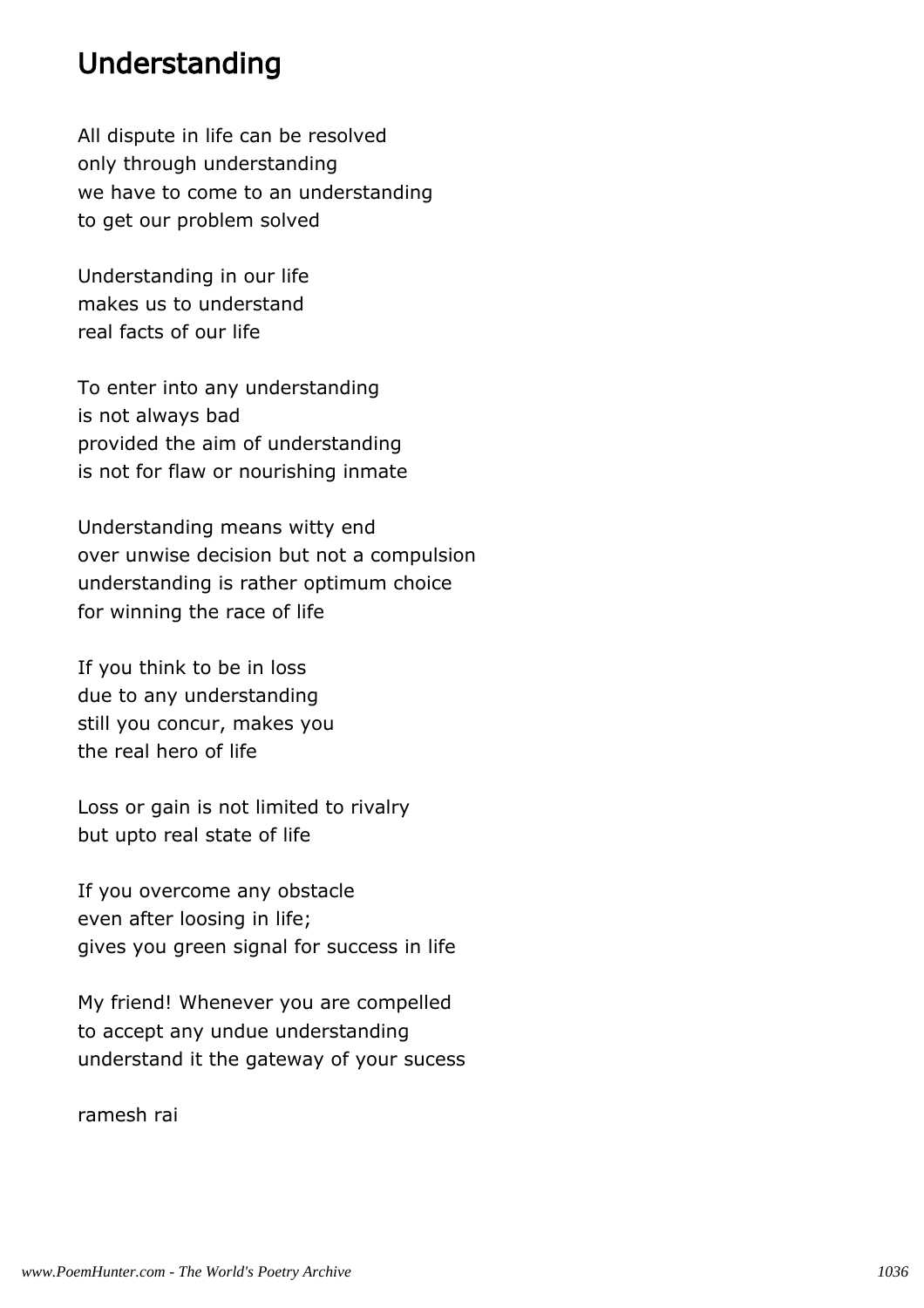# Understanding

All dispute in life can be resolved
only through understanding
we have to come to an understanding
to get our problem solved

Understanding in our life
makes us to understand
real facts of our life

To enter into any understanding
is not always bad
provided the aim of understanding
is not for flaw or nourishing inmate

Understanding means witty end
over unwise decision but not a compulsion
understanding is rather optimum choice
for winning the race of life

If you think to be in loss
due to any understanding
still you concur, makes you
the real hero of life

Loss or gain is not limited to rivalry
but upto real state of life

If you overcome any obstacle
even after loosing in life;
gives you green signal for success in life

My friend! Whenever you are compelled
to accept any undue understanding
understand it the gateway of your sucess

ramesh rai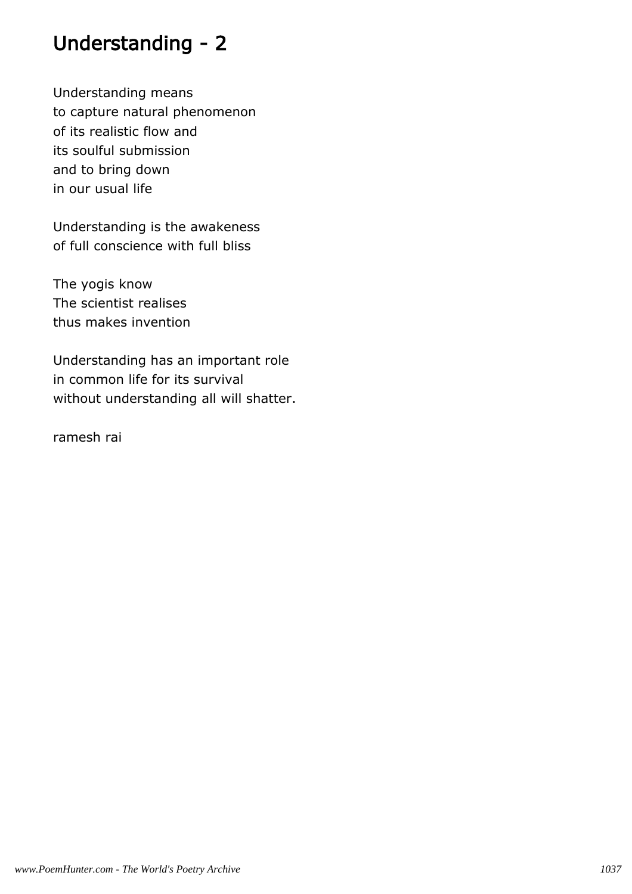# Understanding - 2

Understanding means  
to capture natural phenomenon  
of its realistic flow and  
its soulful submission  
and to bring down  
in our usual life

Understanding is the awakeness  
of full conscience with full bliss

The yogis know  
The scientist realises  
thus makes invention

Understanding has an important role  
in common life for its survival  
without understanding all will shatter.

ramesh rai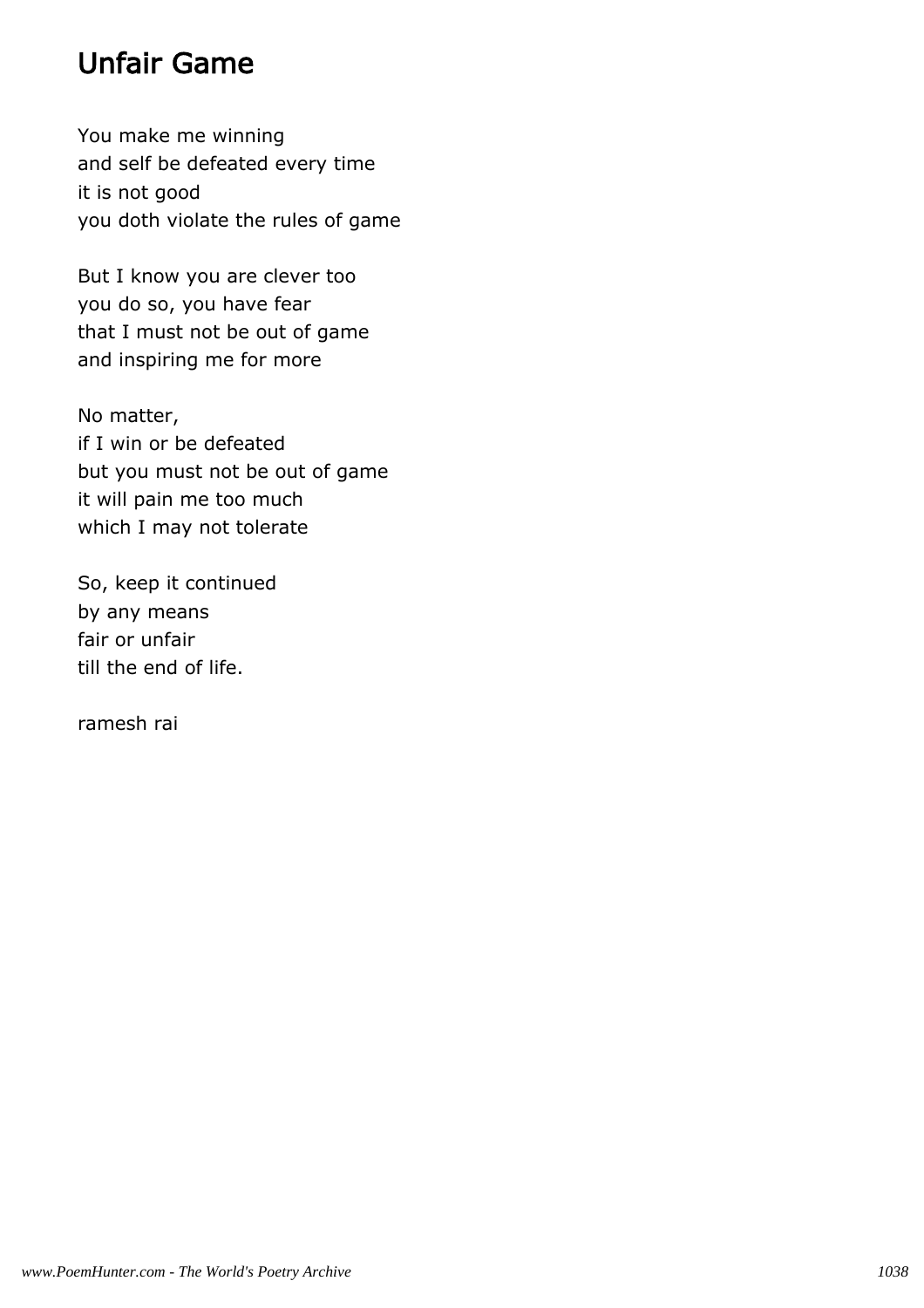# Unfair Game

You make me winning
and self be defeated every time
it is not good
you doth violate the rules of game

But I know you are clever too
you do so, you have fear
that I must not be out of game
and inspiring me for more

No matter,
if I win or be defeated
but you must not be out of game
it will pain me too much
which I may not tolerate

So, keep it continued
by any means
fair or unfair
till the end of life.

ramesh rai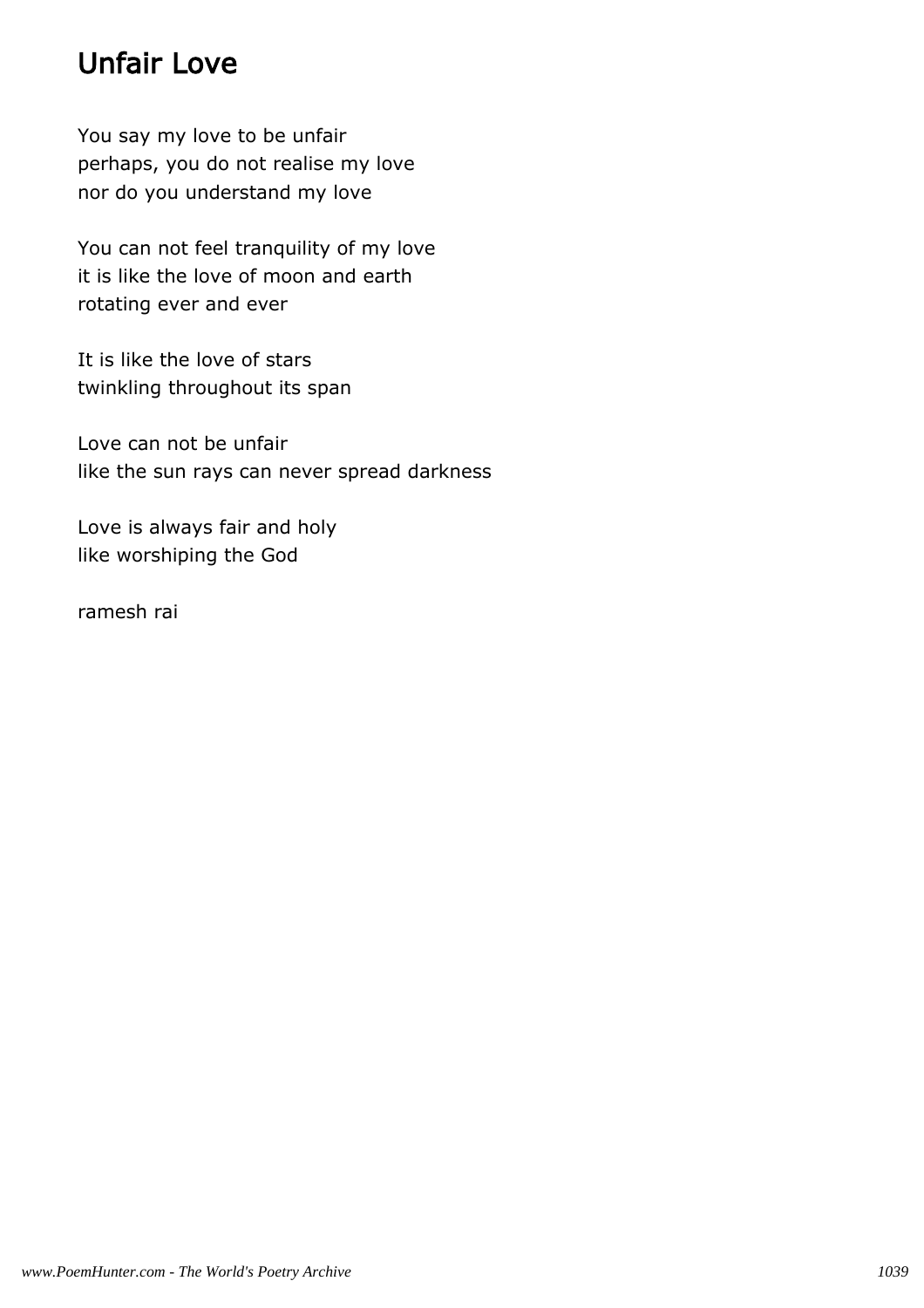# Unfair Love

You say my love to be unfair
perhaps, you do not realise my love
nor do you understand my love

You can not feel tranquility of my love
it is like the love of moon and earth
rotating ever and ever

It is like the love of stars
twinkling throughout its span

Love can not be unfair
like the sun rays can never spread darkness

Love is always fair and holy
like worshiping the God

ramesh rai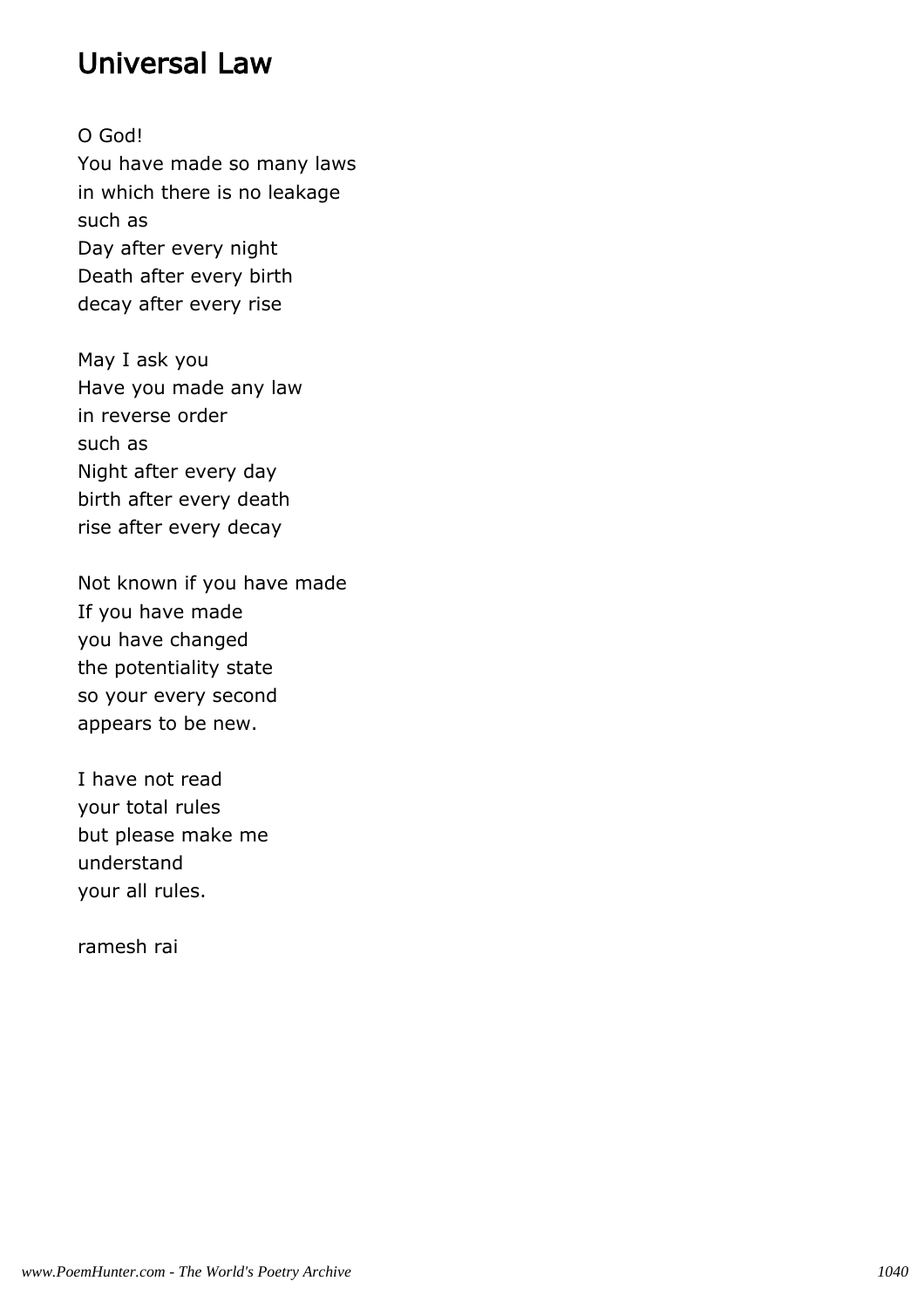# Universal Law

O God!
You have made so many laws
in which there is no leakage
such as
Day after every night
Death after every birth
decay after every rise

May I ask you
Have you made any law
in reverse order
such as
Night after every day
birth after every death
rise after every decay

Not known if you have made
If you have made
you have changed
the potentiality state
so your every second
appears to be new.

I have not read
your total rules
but please make me
understand
your all rules.

ramesh rai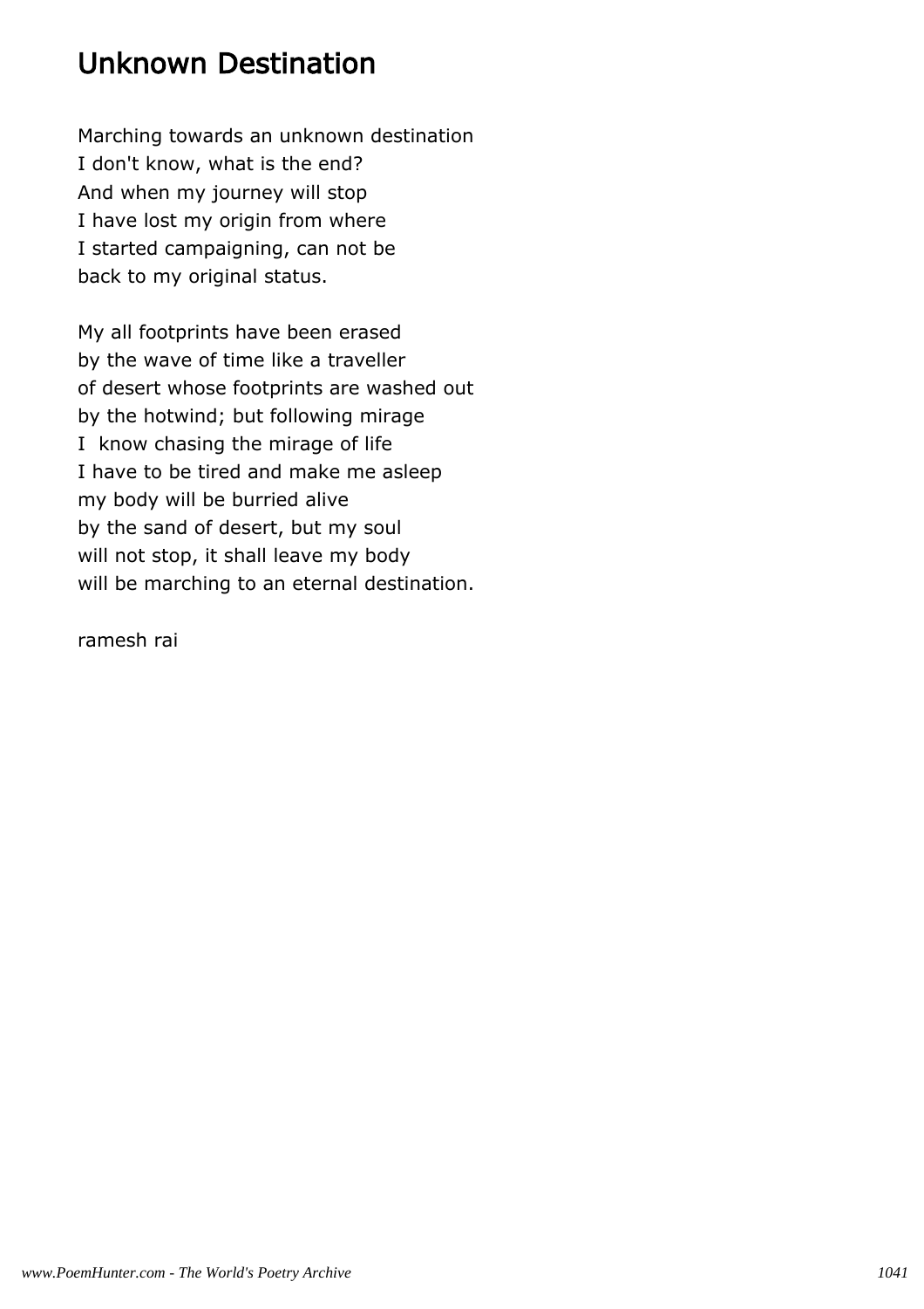# Unknown Destination

Marching towards an unknown destination
I don't know, what is the end?
And when my journey will stop
I have lost my origin from where
I started campaigning, can not be
back to my original status.

My all footprints have been erased
by the wave of time like a traveller
of desert whose footprints are washed out
by the hotwind; but following mirage
I  know chasing the mirage of life
I have to be tired and make me asleep
my body will be burried alive
by the sand of desert, but my soul
will not stop, it shall leave my body
will be marching to an eternal destination.

ramesh rai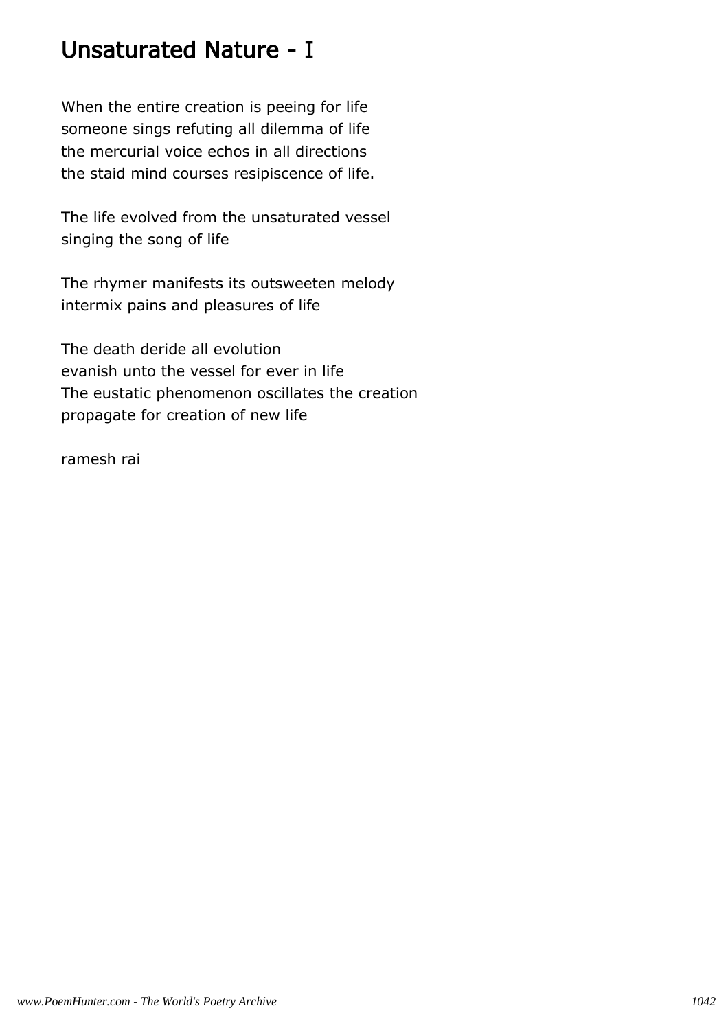# Unsaturated Nature - I

When the entire creation is peeing for life
someone sings refuting all dilemma of life
the mercurial voice echos in all directions
the staid mind courses resipiscence of life.

The life evolved from the unsaturated vessel
singing the song of life

The rhymer manifests its outsweeten melody
intermix pains and pleasures of life

The death deride all evolution
evanish unto the vessel for ever in life
The eustatic phenomenon oscillates the creation
propagate for creation of new life

ramesh rai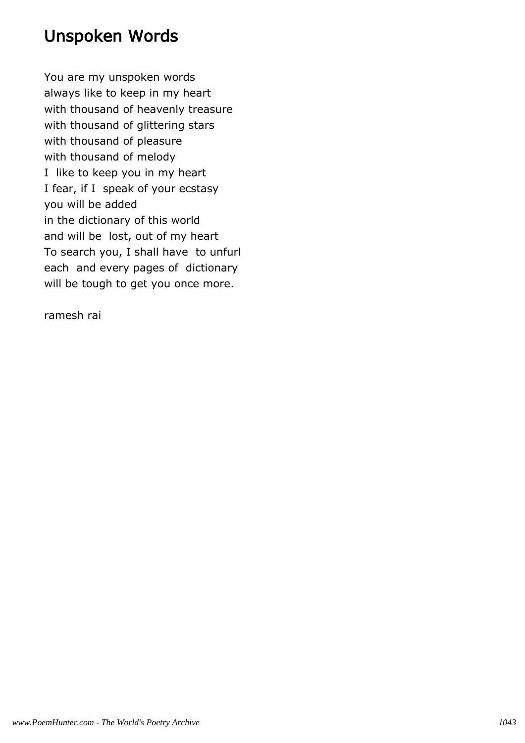# Unspoken Words

You are my unspoken words  
always like to keep in my heart  
with thousand of heavenly treasure  
with thousand of glittering stars  
with thousand of pleasure  
with thousand of melody  
I like to keep you in my heart  
I fear, if I speak of your ecstasy  
you will be added  
in the dictionary of this world  
and will be lost, out of my heart  
To search you, I shall have to unfurl  
each and every pages of dictionary  
will be tough to get you once more.

ramesh rai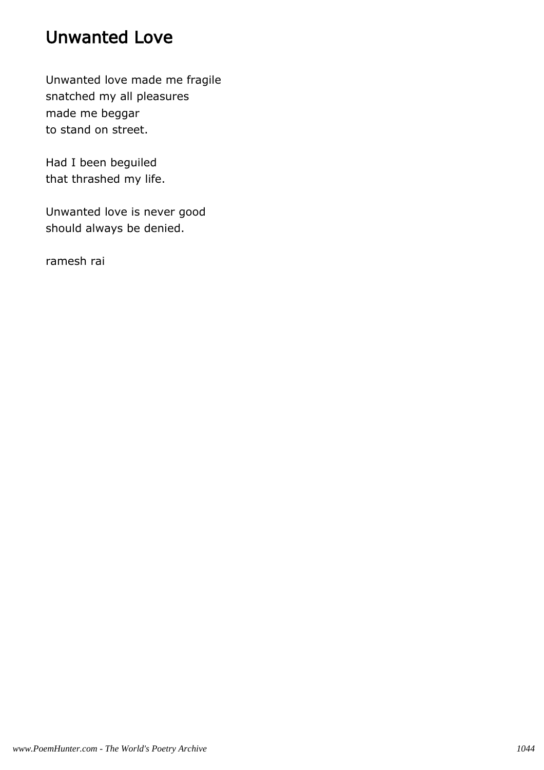# Unwanted Love

Unwanted love made me fragile
snatched my all pleasures
made me beggar
to stand on street.

Had I been beguiled
that thrashed my life.

Unwanted love is never good
should always be denied.

ramesh rai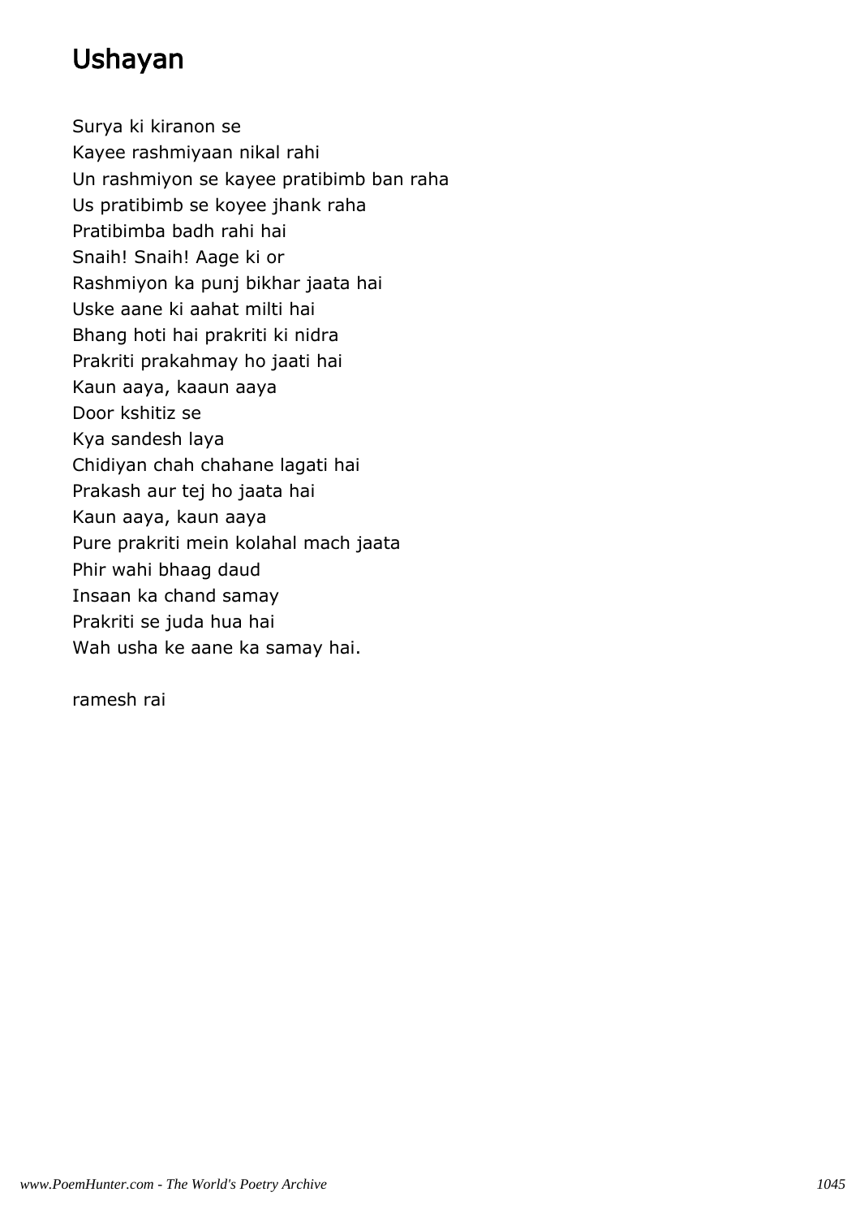# Ushayan

Surya ki kiranon se  
Kayee rashmiyaan nikal rahi  
Un rashmiyon se kayee pratibimb ban raha  
Us pratibimb se koyee jhank raha  
Pratibimba badh rahi hai  
Snaih! Snaih! Aage ki or  
Rashmiyon ka punj bikhar jaata hai  
Uske aane ki aahat milti hai  
Bhang hoti hai prakriti ki nidra  
Prakriti prakahmay ho jaati hai  
Kaun aaya, kaaun aaya  
Door kshitiz se  
Kya sandesh laya  
Chidiyan chah chahane lagati hai  
Prakash aur tej ho jaata hai  
Kaun aaya, kaun aaya  
Pure prakriti mein kolahal mach jaata  
Phir wahi bhaag daud  
Insaan ka chand samay  
Prakriti se juda hua hai  
Wah usha ke aane ka samay hai.

ramesh rai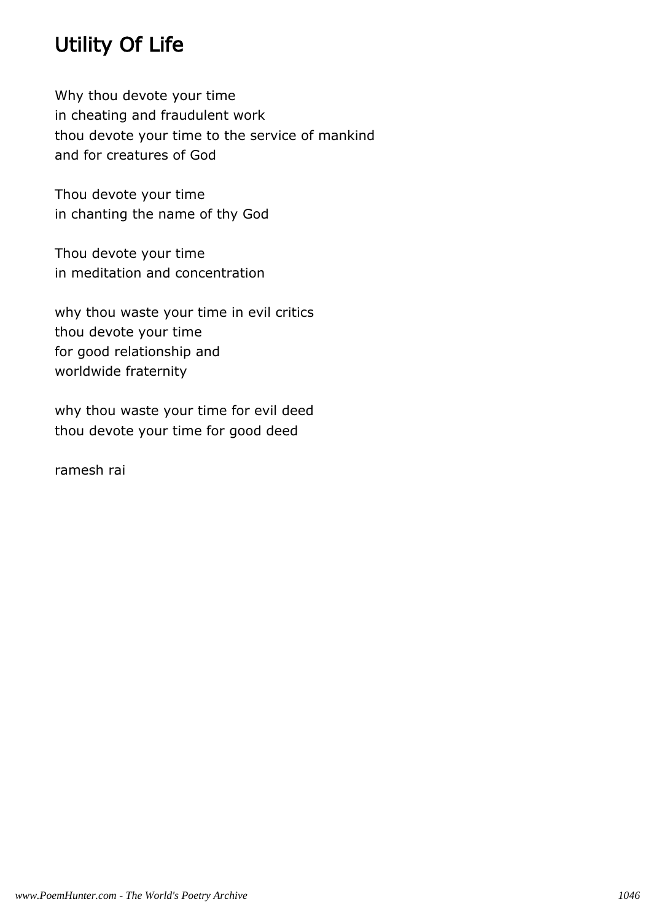# Utility Of Life

Why thou devote your time
in cheating and fraudulent work
thou devote your time to the service of mankind
and for creatures of God

Thou devote your time
in chanting the name of thy God

Thou devote your time
in meditation and concentration

why thou waste your time in evil critics
thou devote your time
for good relationship and
worldwide fraternity

why thou waste your time for evil deed
thou devote your time for good deed

ramesh rai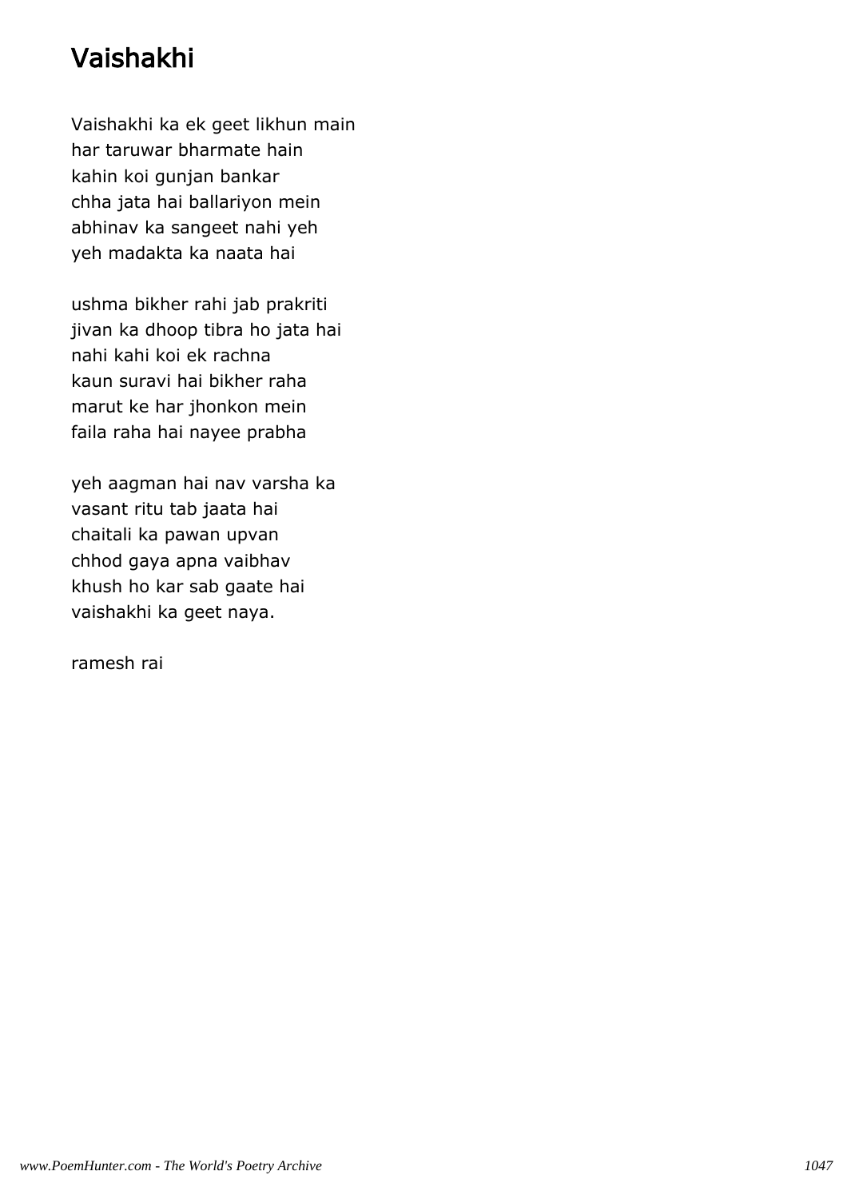# Vaishakhi

Vaishakhi ka ek geet likhun main
har taruwar bharmate hain
kahin koi gunjan bankar
chha jata hai ballariyon mein
abhinav ka sangeet nahi yeh
yeh madakta ka naata hai

ushma bikher rahi jab prakriti
jivan ka dhoop tibra ho jata hai
nahi kahi koi ek rachna
kaun suravi hai bikher raha
marut ke har jhonkon mein
faila raha hai nayee prabha

yeh aagman hai nav varsha ka
vasant ritu tab jaata hai
chaitali ka pawan upvan
chhod gaya apna vaibhav
khush ho kar sab gaate hai
vaishakhi ka geet naya.

ramesh rai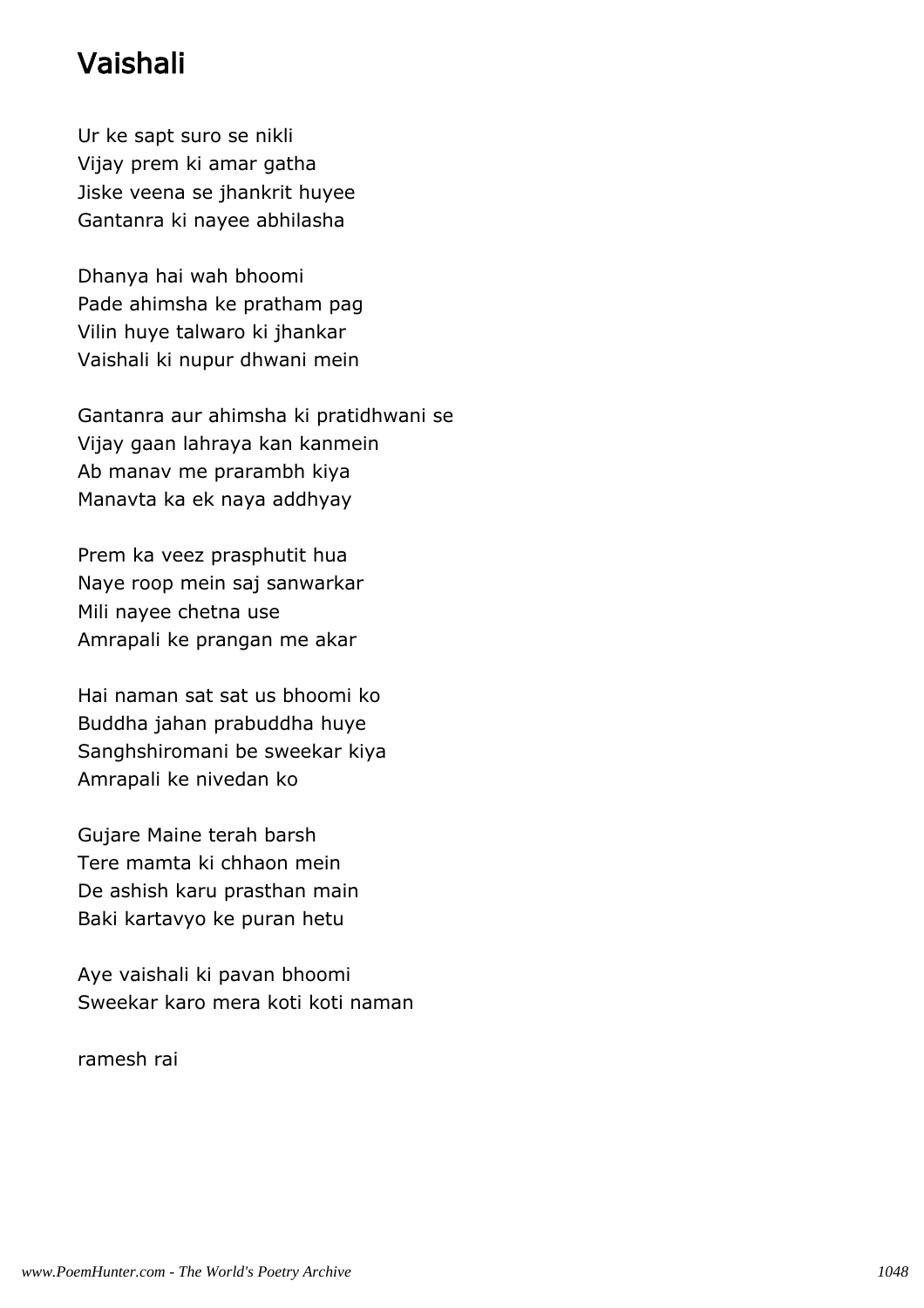# Vaishali

Ur ke sapt suro se nikli
Vijay prem ki amar gatha
Jiske veena se jhankrit huyee
Gantanra ki nayee abhilasha

Dhanya hai wah bhoomi
Pade ahimsha ke pratham pag
Vilin huye talwaro ki jhankar
Vaishali ki nupur dhwani mein

Gantanra aur ahimsha ki pratidhwani se
Vijay gaan lahraya kan kanmein
Ab manav me prarambh kiya
Manavta ka ek naya addhyay

Prem ka veez prasphutit hua
Naye roop mein saj sanwarkar
Mili nayee chetna use
Amrapali ke prangan me akar

Hai naman sat sat us bhoomi ko
Buddha jahan prabuddha huye
Sanghshiromani be sweekar kiya
Amrapali ke nivedan ko

Gujare Maine terah barsh
Tere mamta ki chhaon mein
De ashish karu prasthan main
Baki kartavyo ke puran hetu

Aye vaishali ki pavan bhoomi
Sweekar karo mera koti koti naman

ramesh rai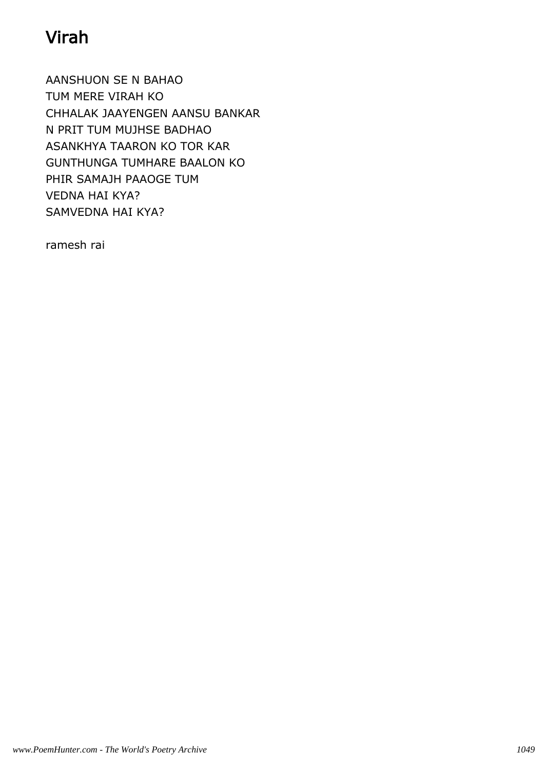# Virah

AANSHUON SE N BAHAO
TUM MERE VIRAH KO
CHHALAK JAAYENGEN AANSU BANKAR
N PRIT TUM MUJHSE BADHAO
ASANKHYA TAARON KO TOR KAR
GUNTHUNGA TUMHARE BAALON KO
PHIR SAMAJH PAAOGE TUM
VEDNA HAI KYA?
SAMVEDNA HAI KYA?

ramesh rai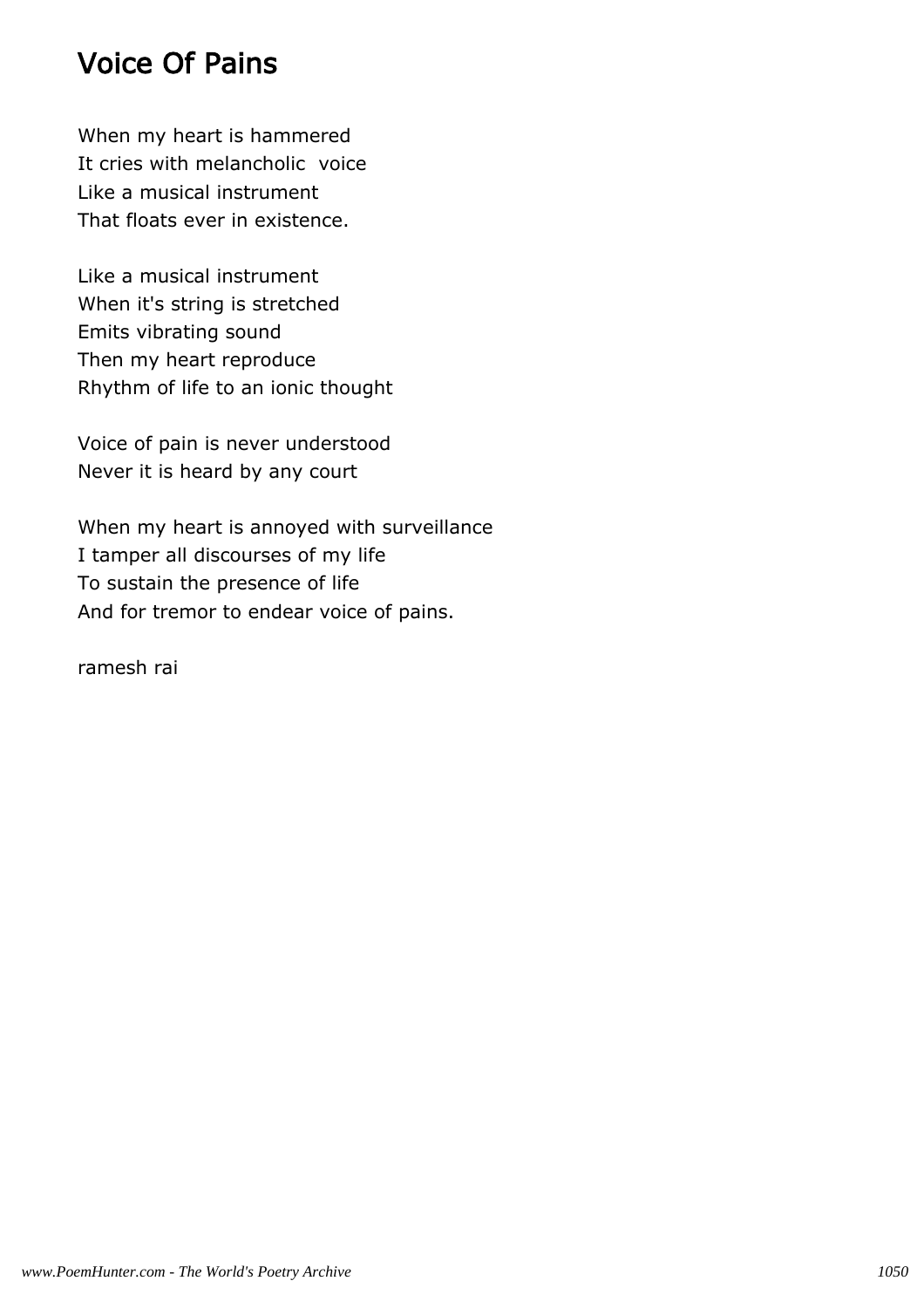# Voice Of Pains

When my heart is hammered
It cries with melancholic voice
Like a musical instrument
That floats ever in existence.

Like a musical instrument
When it's string is stretched
Emits vibrating sound
Then my heart reproduce
Rhythm of life to an ionic thought

Voice of pain is never understood
Never it is heard by any court

When my heart is annoyed with surveillance
I tamper all discourses of my life
To sustain the presence of life
And for tremor to endear voice of pains.

ramesh rai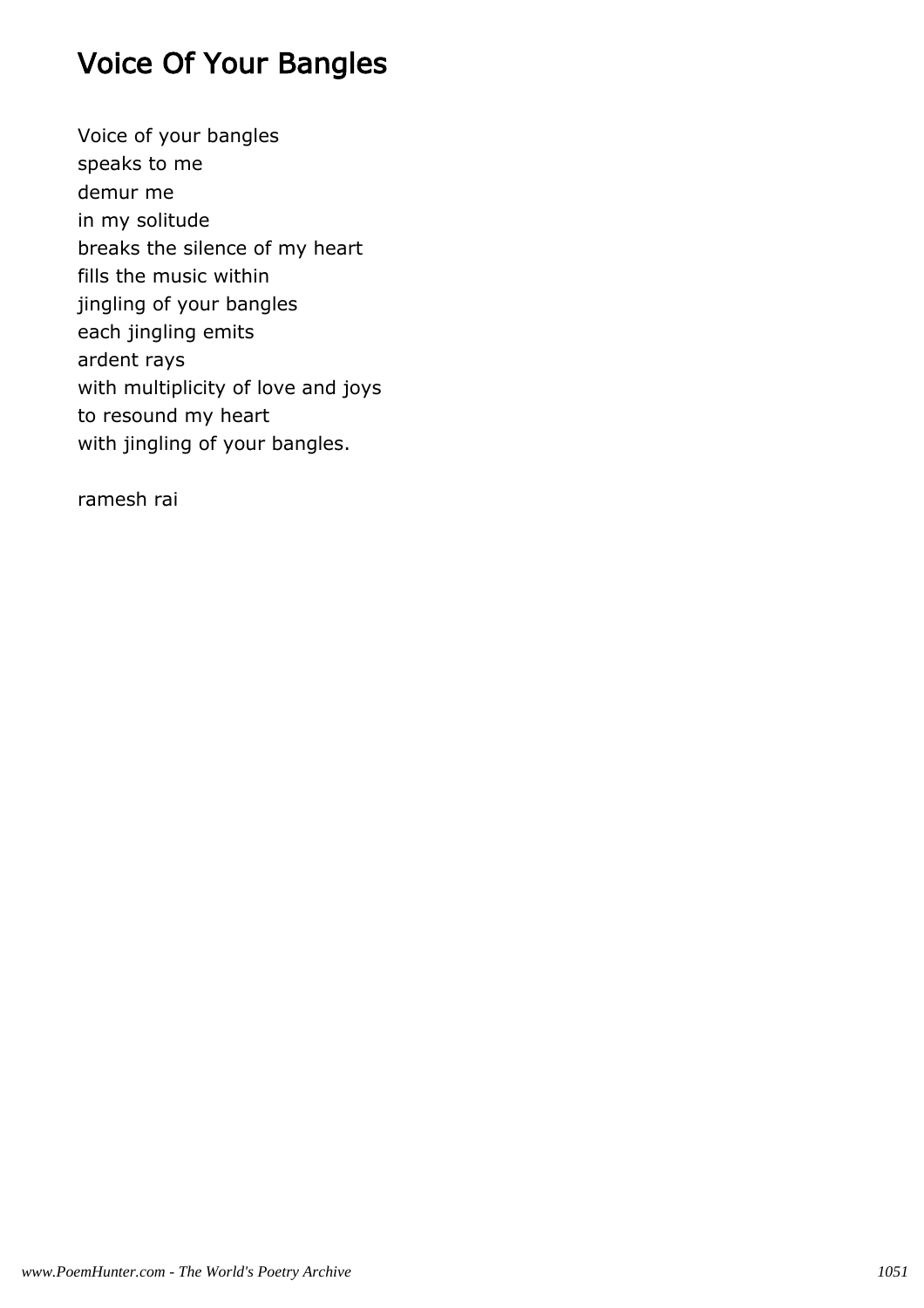# Voice Of Your Bangles

Voice of your bangles
speaks to me
demur me
in my solitude
breaks the silence of my heart
fills the music within
jingling of your bangles
each jingling emits
ardent rays
with multiplicity of love and joys
to resound my heart
with jingling of your bangles.

ramesh rai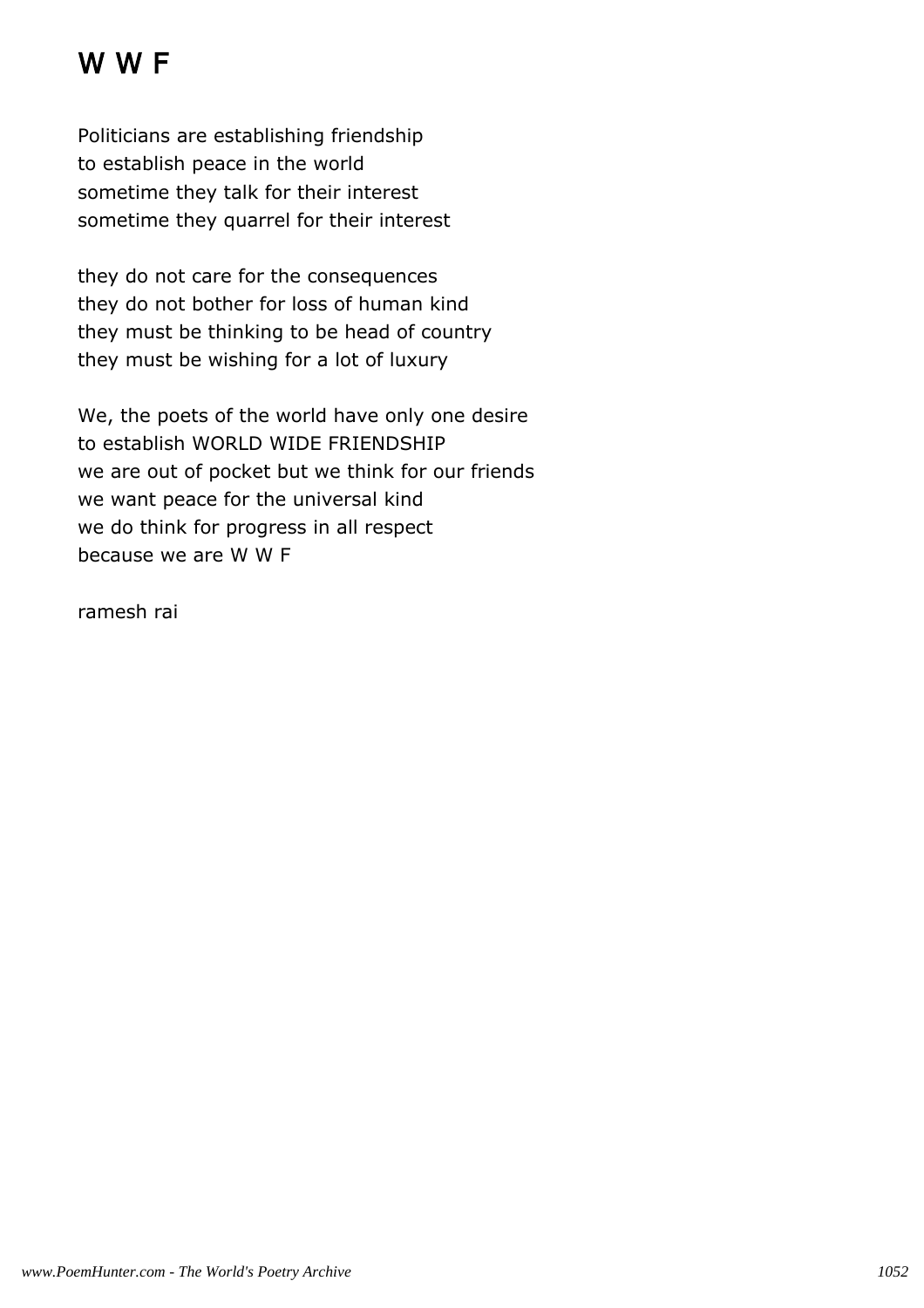# W W F

Politicians are establishing friendship
to establish peace in the world
sometime they talk for their interest
sometime they quarrel for their interest

they do not care for the consequences
they do not bother for loss of human kind
they must be thinking to be head of country
they must be wishing for a lot of luxury

We, the poets of the world have only one desire
to establish WORLD WIDE FRIENDSHIP
we are out of pocket but we think for our friends
we want peace for the universal kind
we do think for progress in all respect
because we are W W F

ramesh rai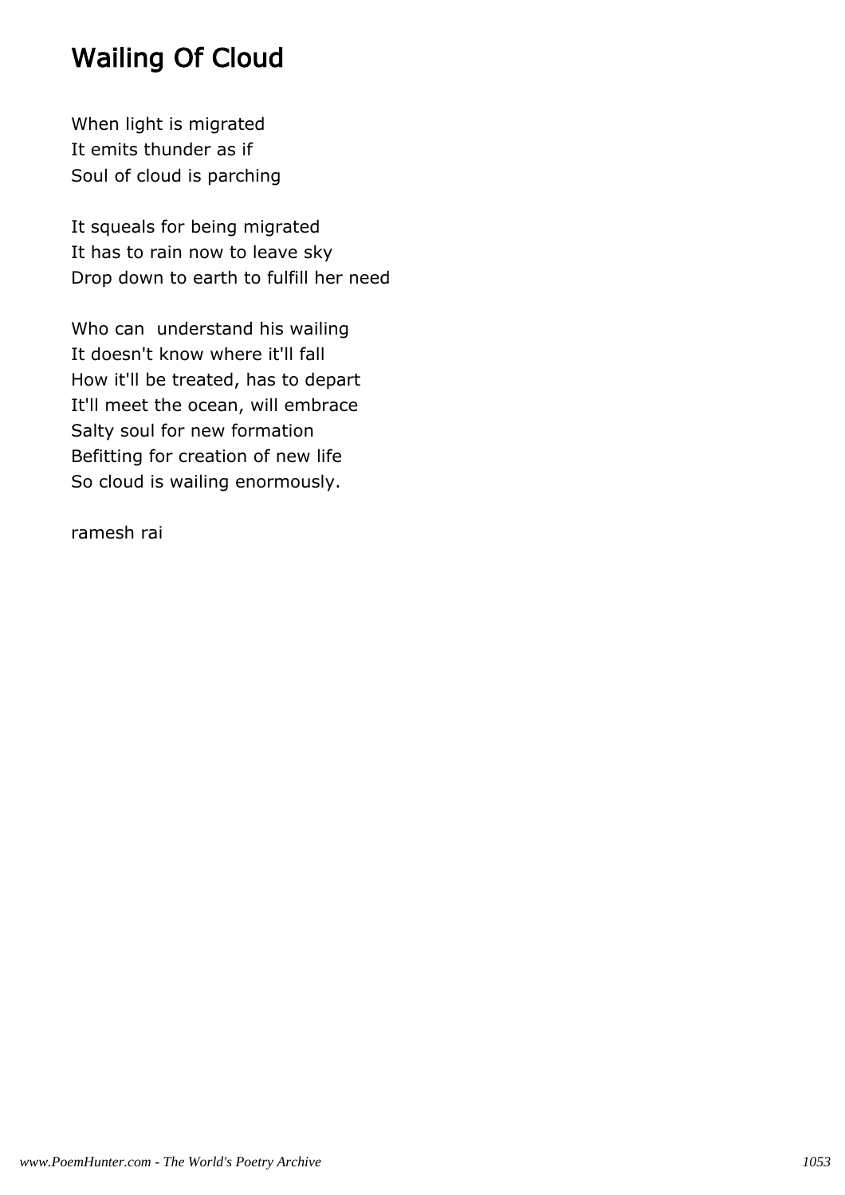# Wailing Of Cloud

When light is migrated
It emits thunder as if
Soul of cloud is parching

It squeals for being migrated
It has to rain now to leave sky
Drop down to earth to fulfill her need

Who can  understand his wailing
It doesn't know where it'll fall
How it'll be treated, has to depart
It'll meet the ocean, will embrace
Salty soul for new formation
Befitting for creation of new life
So cloud is wailing enormously.

ramesh rai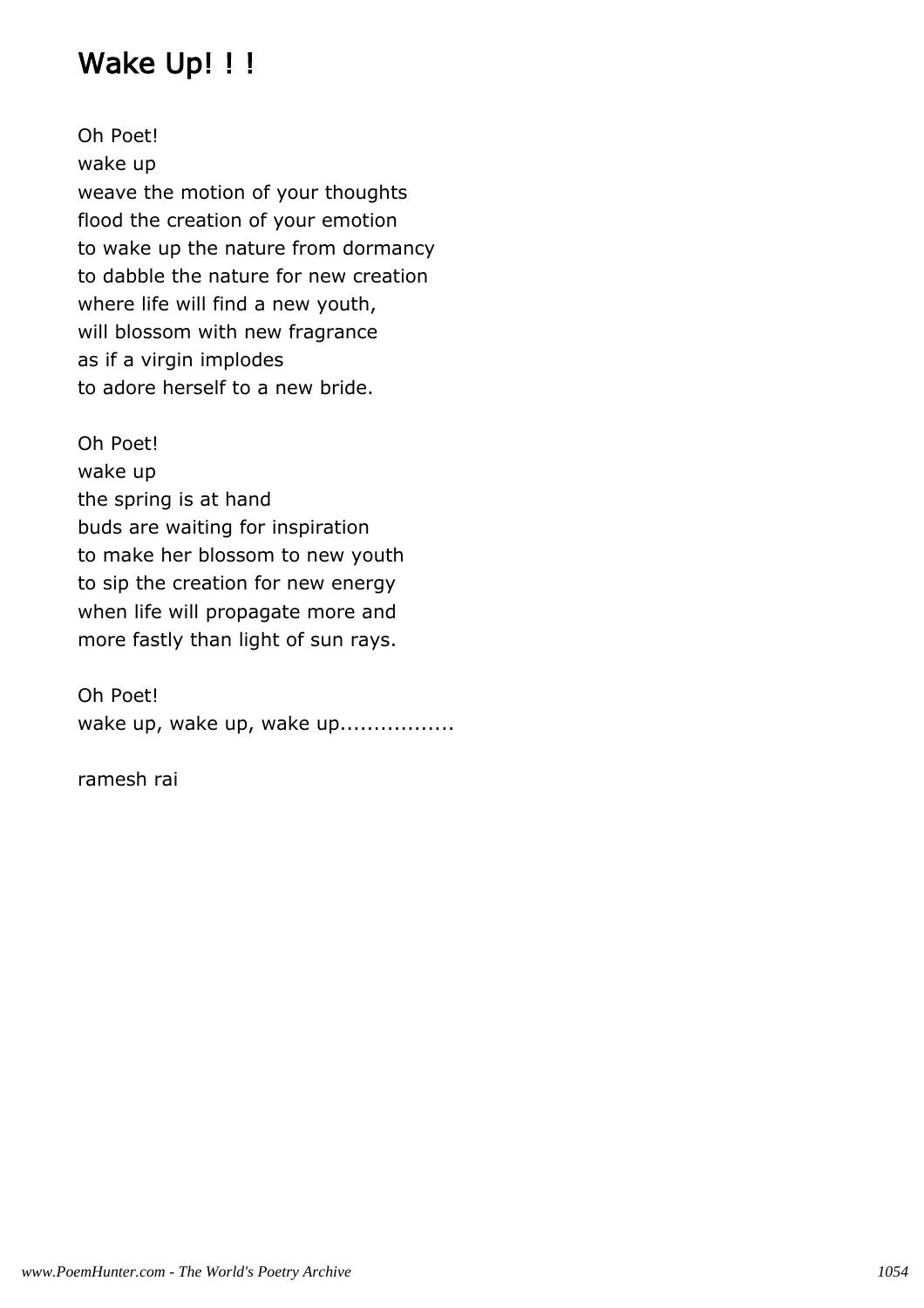# Wake Up! ! !

Oh Poet!  
wake up  
weave the motion of your thoughts  
flood the creation of your emotion  
to wake up the nature from dormancy  
to dabble the nature for new creation  
where life will find a new youth,  
will blossom with new fragrance  
as if a virgin implodes  
to adore herself to a new bride.

Oh Poet!  
wake up  
the spring is at hand  
buds are waiting for inspiration  
to make her blossom to new youth  
to sip the creation for new energy  
when life will propagate more and  
more fastly than light of sun rays.

Oh Poet!  
wake up, wake up, wake up.................

ramesh rai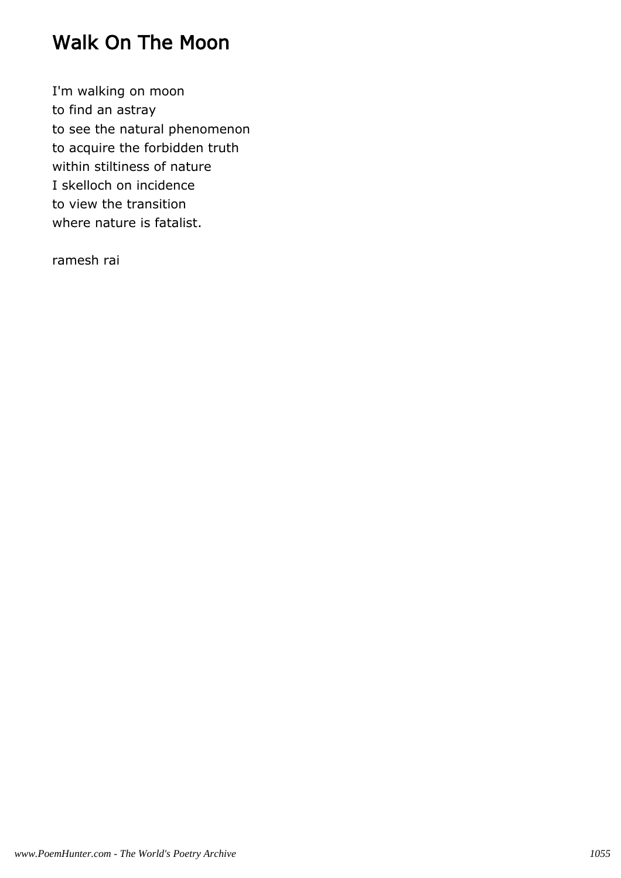# Walk On The Moon

I'm walking on moon
to find an astray
to see the natural phenomenon
to acquire the forbidden truth
within stiltiness of nature
I skelloch on incidence
to view the transition
where nature is fatalist.

ramesh rai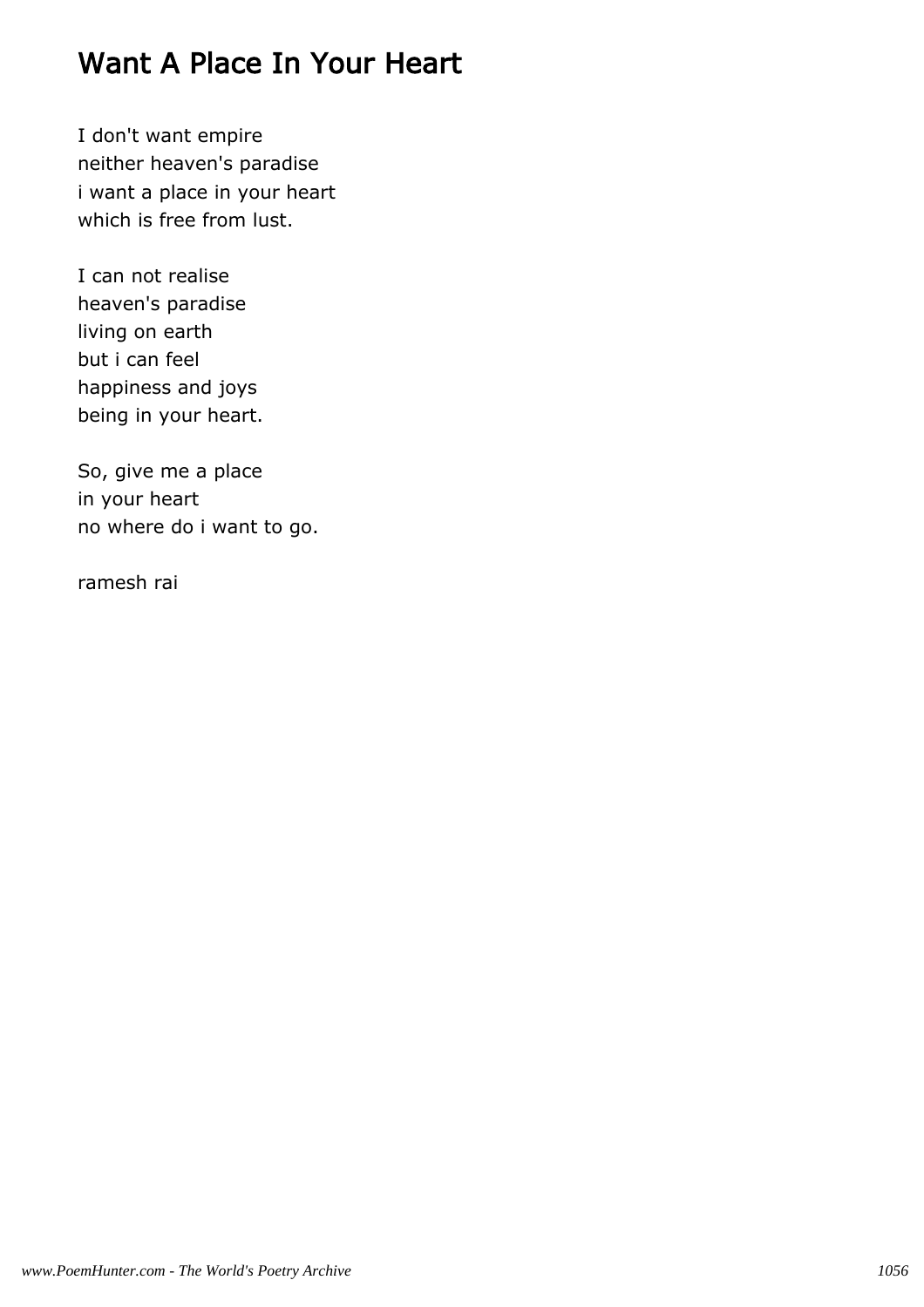# Want A Place In Your Heart

I don't want empire
neither heaven's paradise
i want a place in your heart
which is free from lust.

I can not realise
heaven's paradise
living on earth
but i can feel
happiness and joys
being in your heart.

So, give me a place
in your heart
no where do i want to go.

ramesh rai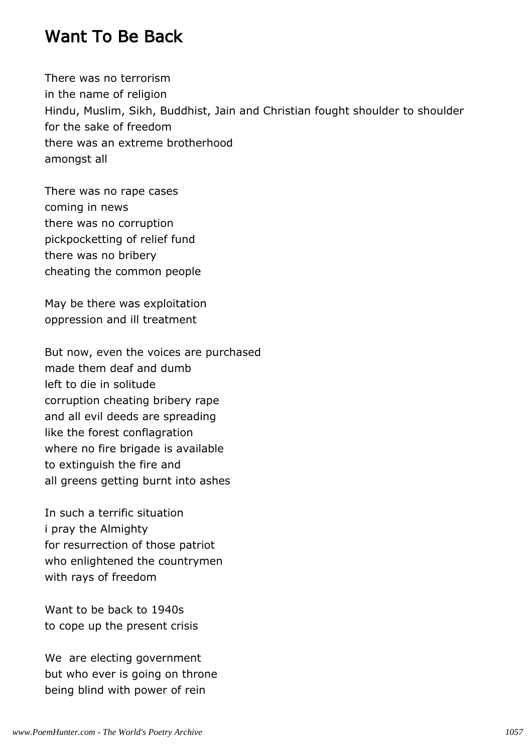# Want To Be Back

There was no terrorism
in the name of religion
Hindu, Muslim, Sikh, Buddhist, Jain and Christian fought shoulder to shoulder
for the sake of freedom
there was an extreme brotherhood
amongst all

There was no rape cases
coming in news
there was no corruption
pickpocketting of relief fund
there was no bribery
cheating the common people

May be there was exploitation
oppression and ill treatment

But now, even the voices are purchased
made them deaf and dumb
left to die in solitude
corruption cheating bribery rape
and all evil deeds are spreading
like the forest conflagration
where no fire brigade is available
to extinguish the fire and
all greens getting burnt into ashes

In such a terrific situation
i pray the Almighty
for resurrection of those patriot
who enlightened the countrymen
with rays of freedom

Want to be back to 1940s
to cope up the present crisis

We  are electing government
but who ever is going on throne
being blind with power of rein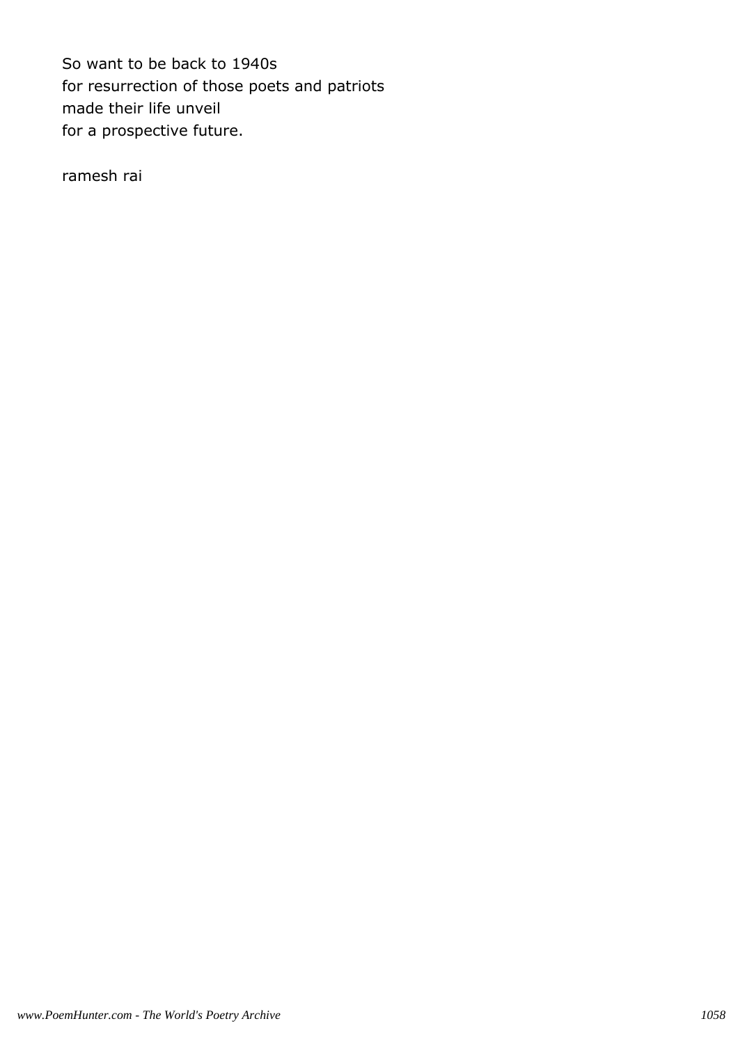So want to be back to 1940s
for resurrection of those poets and patriots
made their life unveil
for a prospective future.

ramesh rai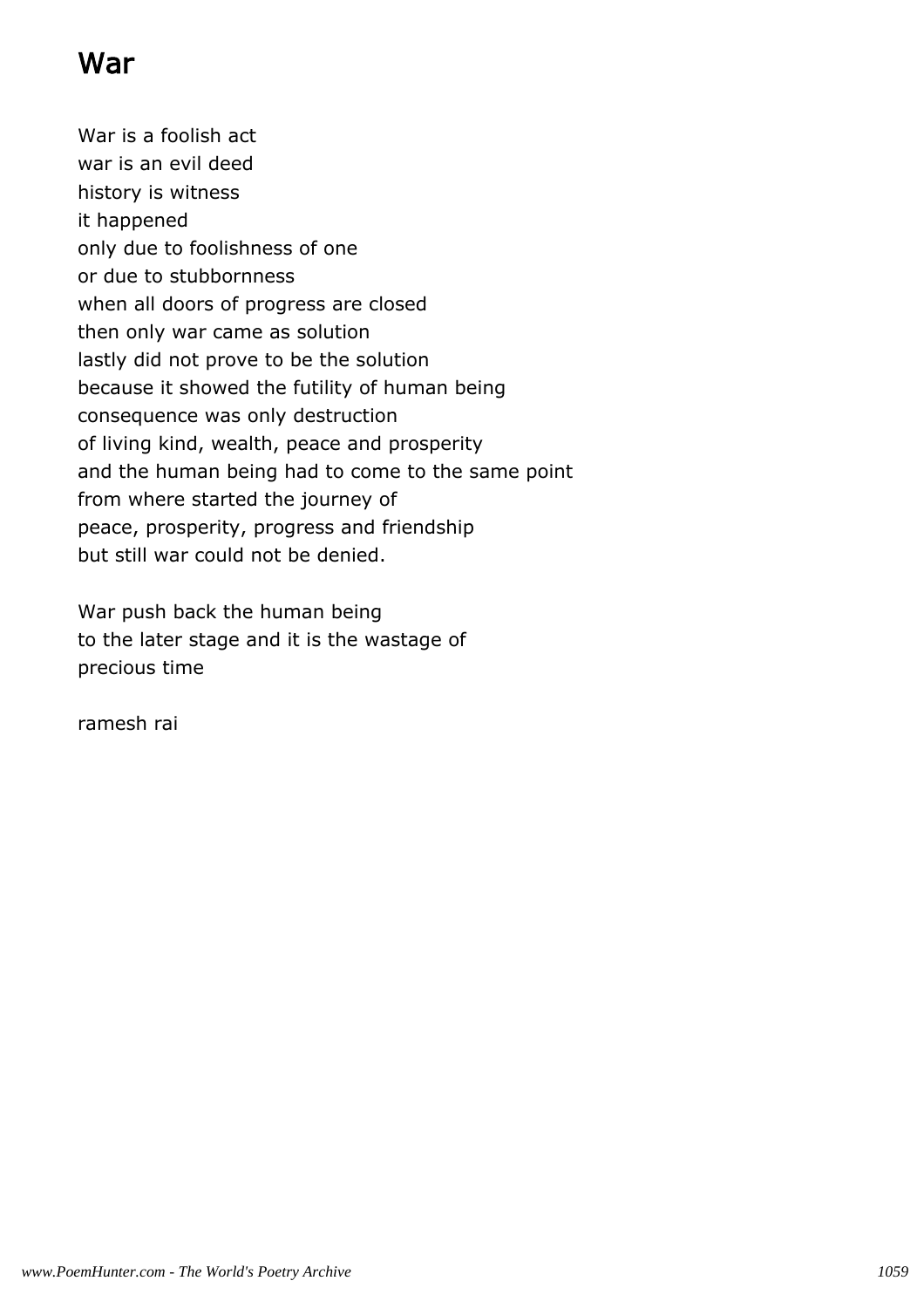# War

War is a foolish act
war is an evil deed
history is witness
it happened
only due to foolishness of one
or due to stubbornness
when all doors of progress are closed
then only war came as solution
lastly did not prove to be the solution
because it showed the futility of human being
consequence was only destruction
of living kind, wealth, peace and prosperity
and the human being had to come to the same point
from where started the journey of
peace, prosperity, progress and friendship
but still war could not be denied.

War push back the human being
to the later stage and it is the wastage of
precious time

ramesh rai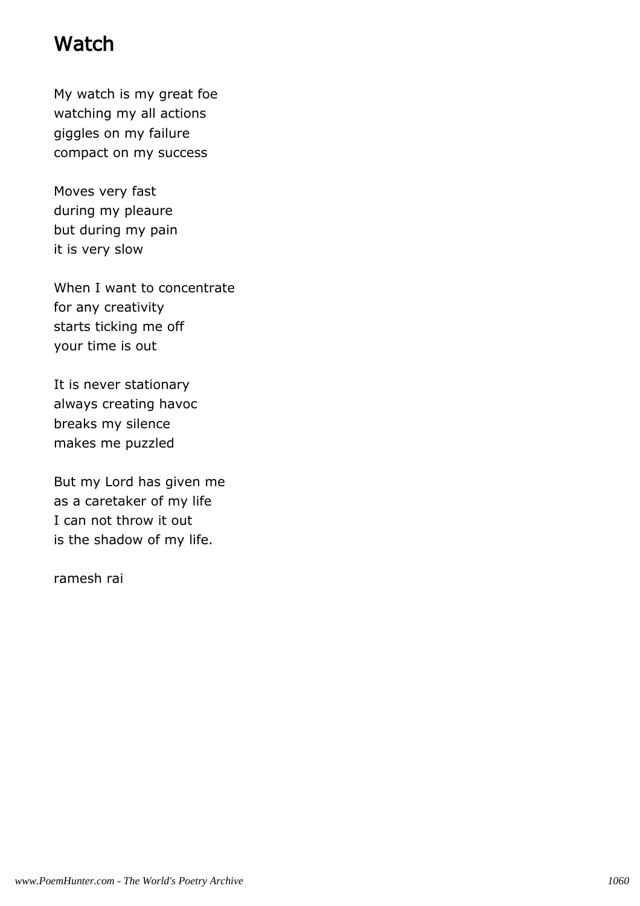# Watch

My watch is my great foe
watching my all actions
giggles on my failure
compact on my success

Moves very fast
during my pleaure
but during my pain
it is very slow

When I want to concentrate
for any creativity
starts ticking me off
your time is out

It is never stationary
always creating havoc
breaks my silence
makes me puzzled

But my Lord has given me
as a caretaker of my life
I can not throw it out
is the shadow of my life.

ramesh rai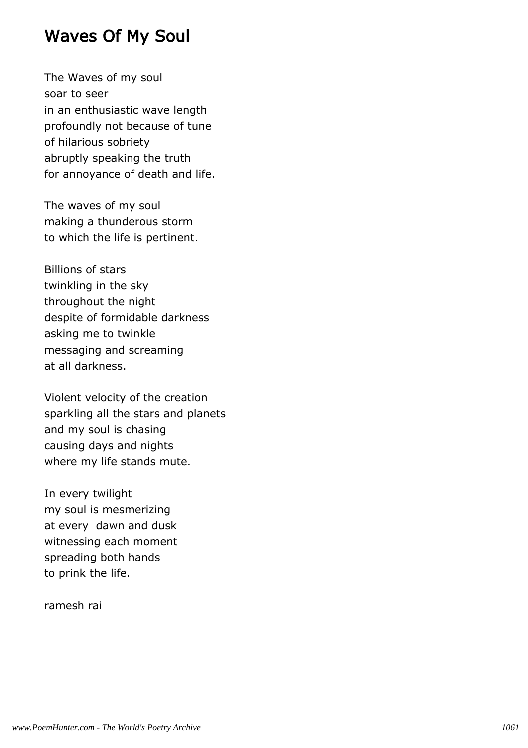# Waves Of My Soul

The Waves of my soul
soar to seer
in an enthusiastic wave length
profoundly not because of tune
of hilarious sobriety
abruptly speaking the truth
for annoyance of death and life.

The waves of my soul
making a thunderous storm
to which the life is pertinent.

Billions of stars
twinkling in the sky
throughout the night
despite of formidable darkness
asking me to twinkle
messaging and screaming
at all darkness.

Violent velocity of the creation
sparkling all the stars and planets
and my soul is chasing
causing days and nights
where my life stands mute.

In every twilight
my soul is mesmerizing
at every dawn and dusk
witnessing each moment
spreading both hands
to prink the life.

ramesh rai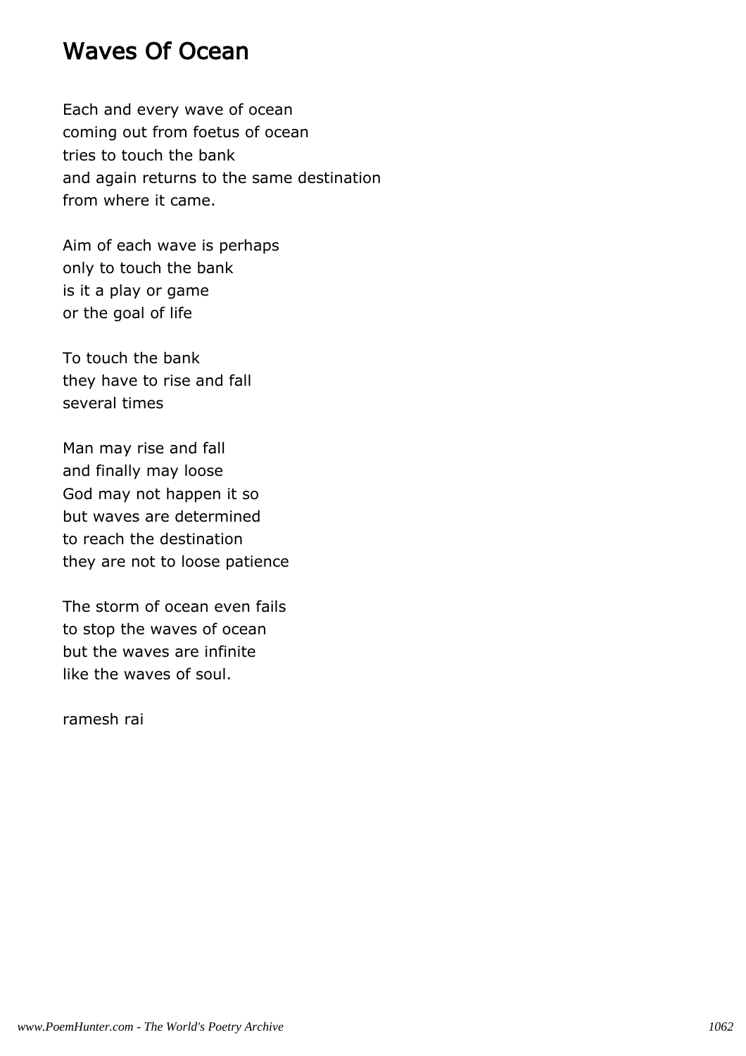# Waves Of Ocean

Each and every wave of ocean
coming out from foetus of ocean
tries to touch the bank
and again returns to the same destination
from where it came.

Aim of each wave is perhaps
only to touch the bank
is it a play or game
or the goal of life

To touch the bank
they have to rise and fall
several times

Man may rise and fall
and finally may loose
God may not happen it so
but waves are determined
to reach the destination
they are not to loose patience

The storm of ocean even fails
to stop the waves of ocean
but the waves are infinite
like the waves of soul.

ramesh rai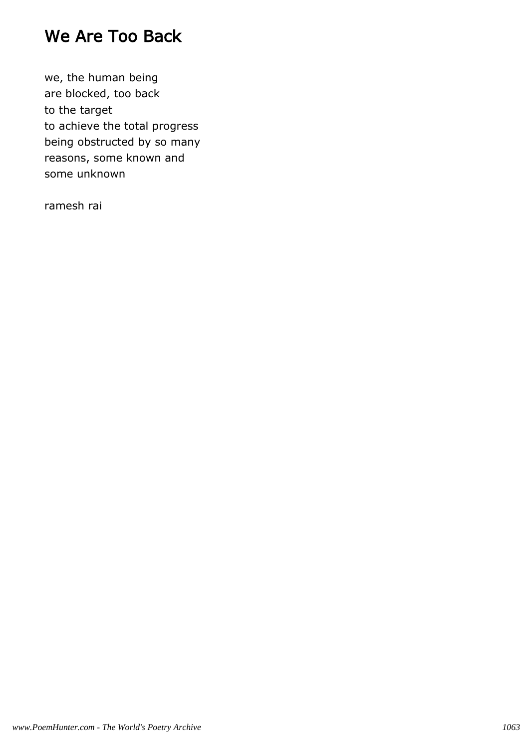# We Are Too Back

we, the human being
are blocked, too back
to the target
to achieve the total progress
being obstructed by so many
reasons, some known and
some unknown

ramesh rai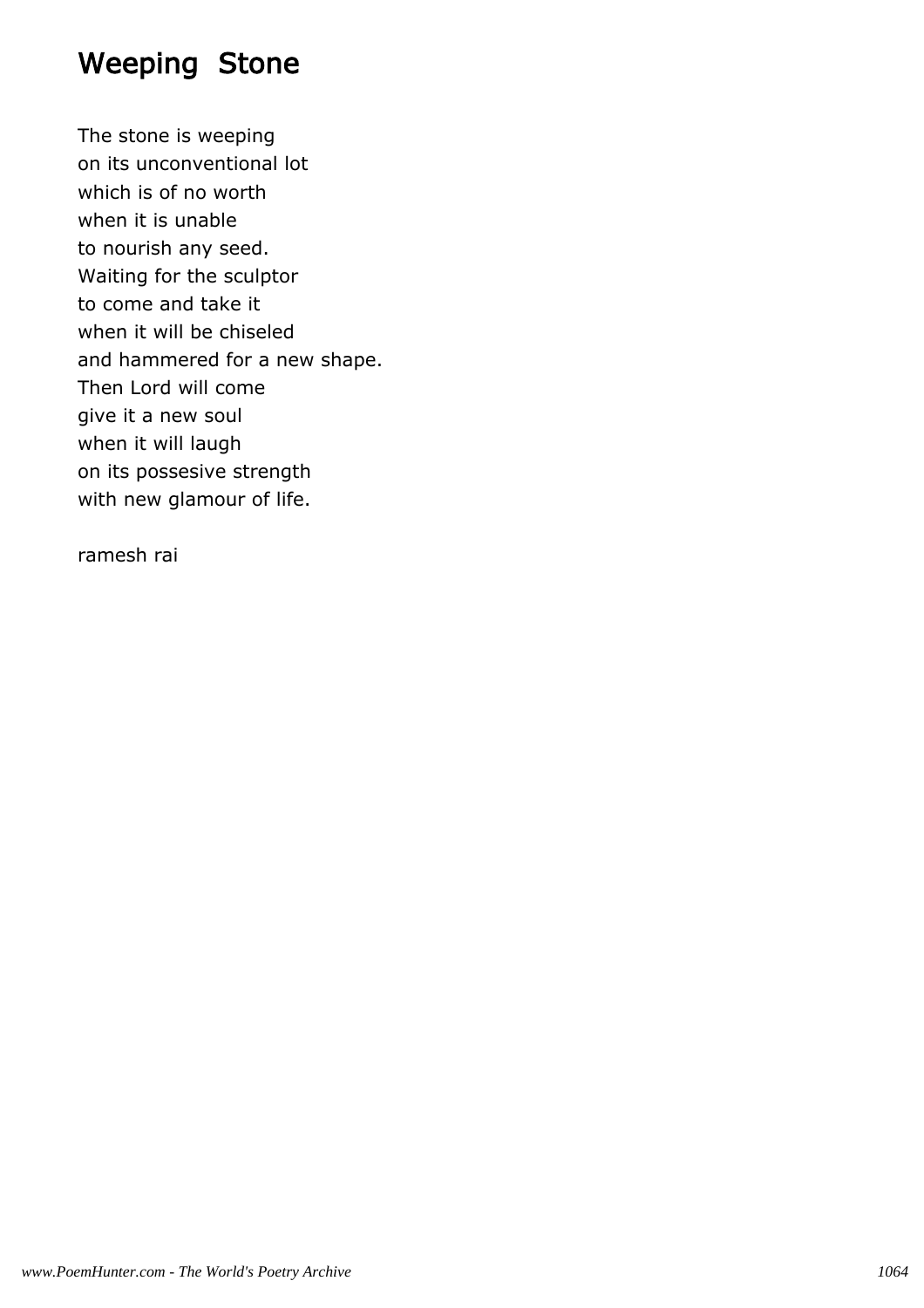# Weeping  Stone

The stone is weeping
on its unconventional lot
which is of no worth
when it is unable
to nourish any seed.
Waiting for the sculptor
to come and take it
when it will be chiseled
and hammered for a new shape.
Then Lord will come
give it a new soul
when it will laugh
on its possesive strength
with new glamour of life.

ramesh rai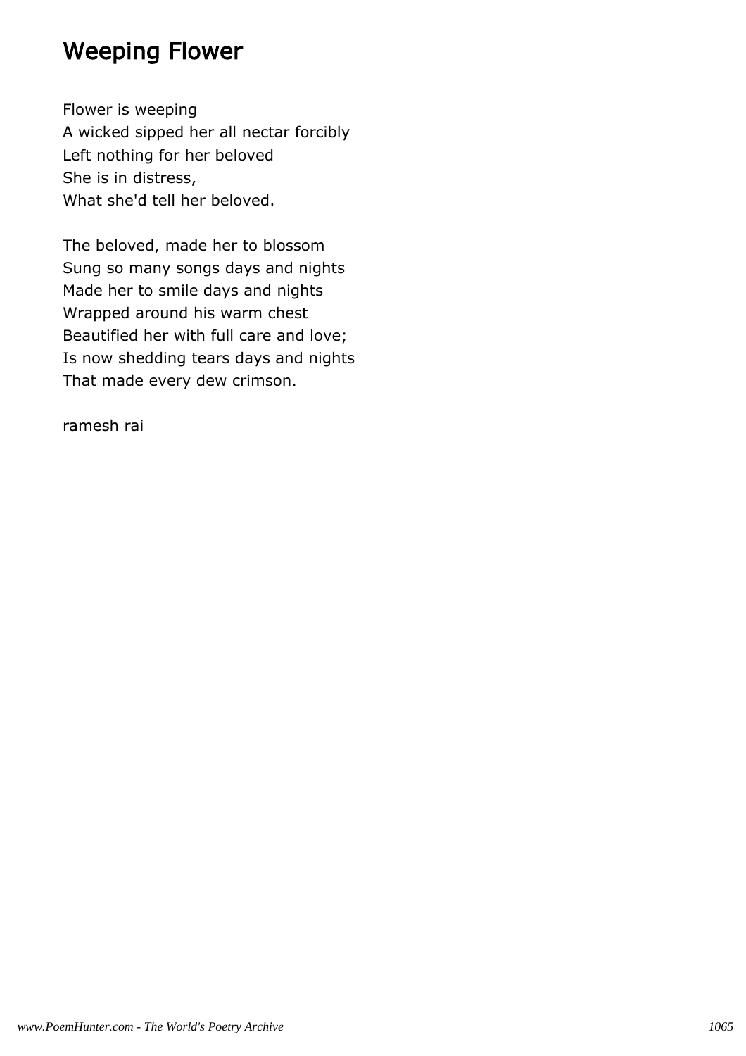## Weeping Flower

Flower is weeping
A wicked sipped her all nectar forcibly
Left nothing for her beloved
She is in distress,
What she'd tell her beloved.

The beloved, made her to blossom
Sung so many songs days and nights
Made her to smile days and nights
Wrapped around his warm chest
Beautified her with full care and love;
Is now shedding tears days and nights
That made every dew crimson.

ramesh rai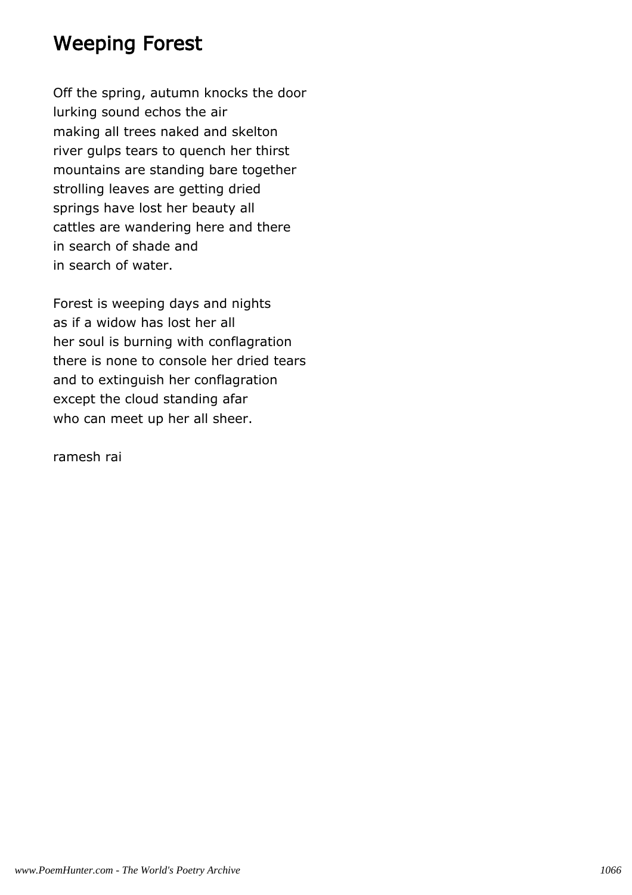# Weeping Forest

Off the spring, autumn knocks the door
lurking sound echos the air
making all trees naked and skelton
river gulps tears to quench her thirst
mountains are standing bare together
strolling leaves are getting dried
springs have lost her beauty all
cattles are wandering here and there
in search of shade and
in search of water.

Forest is weeping days and nights
as if a widow has lost her all
her soul is burning with conflagration
there is none to console her dried tears
and to extinguish her conflagration
except the cloud standing afar
who can meet up her all sheer.

ramesh rai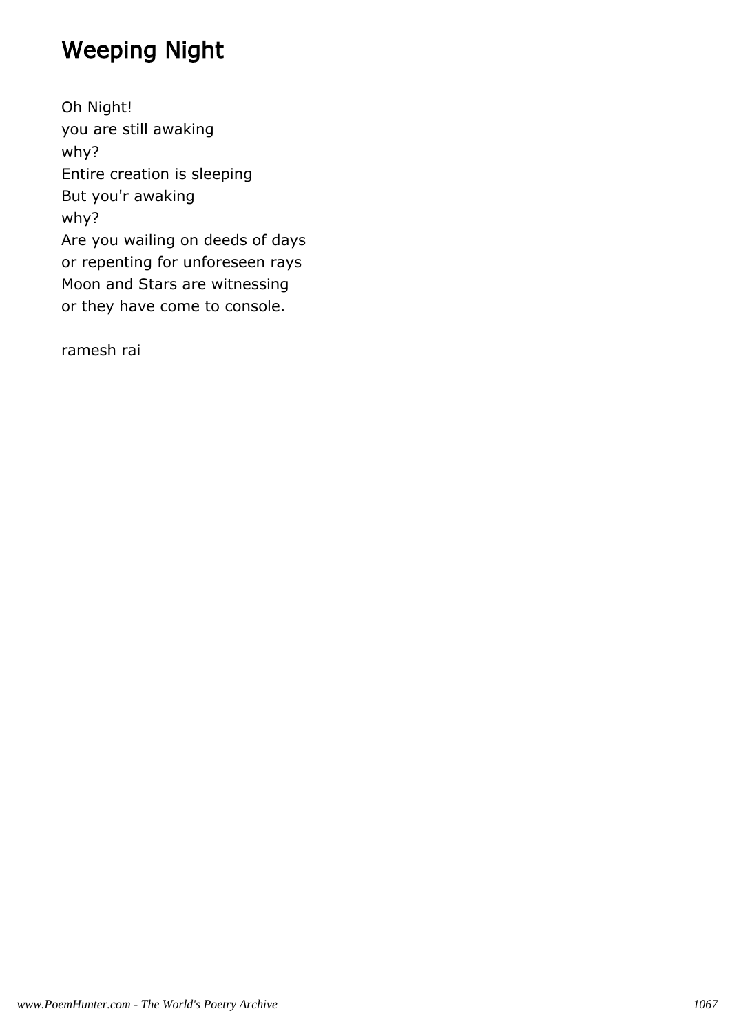# Weeping Night

Oh Night!
you are still awaking
why?
Entire creation is sleeping
But you'r awaking
why?
Are you wailing on deeds of days
or repenting for unforeseen rays
Moon and Stars are witnessing
or they have come to console.

ramesh rai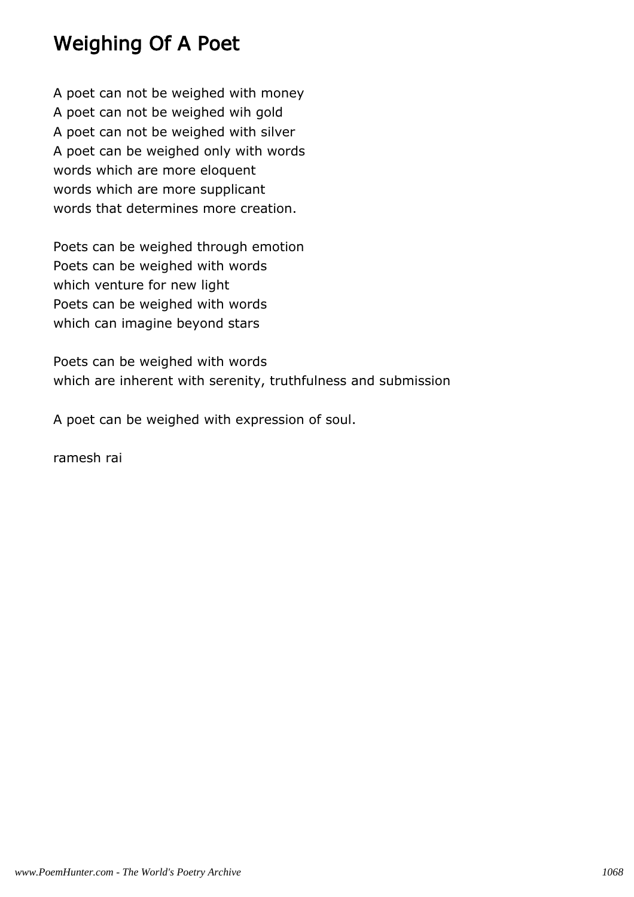# Weighing Of A Poet

A poet can not be weighed with money
A poet can not be weighed wih gold
A poet can not be weighed with silver
A poet can be weighed only with words
words which are more eloquent
words which are more supplicant
words that determines more creation.

Poets can be weighed through emotion
Poets can be weighed with words
which venture for new light
Poets can be weighed with words
which can imagine beyond stars

Poets can be weighed with words
which are inherent with serenity, truthfulness and submission

A poet can be weighed with expression of soul.

ramesh rai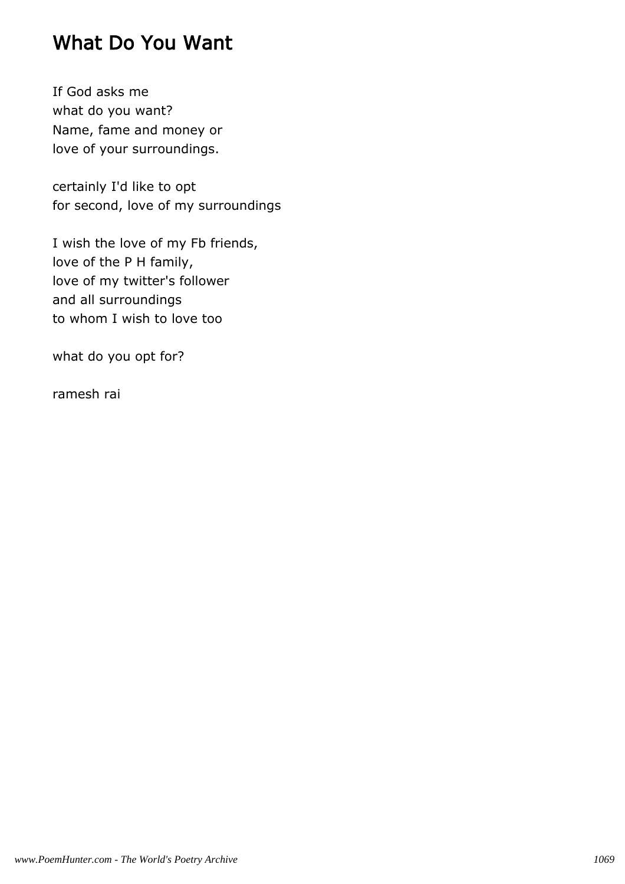# What Do You Want

If God asks me
what do you want?
Name, fame and money or
love of your surroundings.

certainly I'd like to opt
for second, love of my surroundings

I wish the love of my Fb friends,
love of the P H family,
love of my twitter's follower
and all surroundings
to whom I wish to love too

what do you opt for?

ramesh rai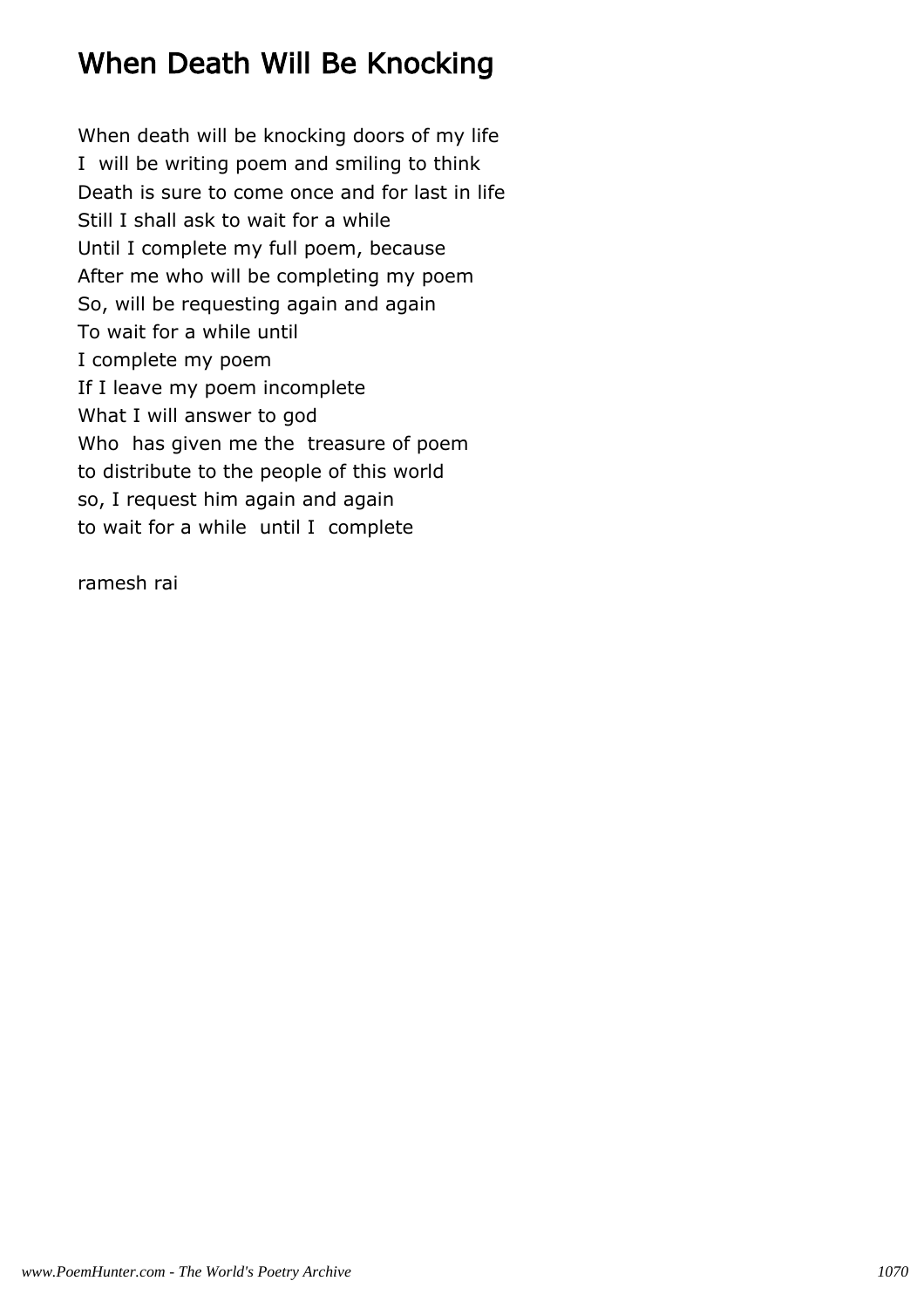# When Death Will Be Knocking

When death will be knocking doors of my life
I will be writing poem and smiling to think
Death is sure to come once and for last in life
Still I shall ask to wait for a while
Until I complete my full poem, because
After me who will be completing my poem
So, will be requesting again and again
To wait for a while until
I complete my poem
If I leave my poem incomplete
What I will answer to god
Who has given me the treasure of poem
to distribute to the people of this world
so, I request him again and again
to wait for a while until I complete

ramesh rai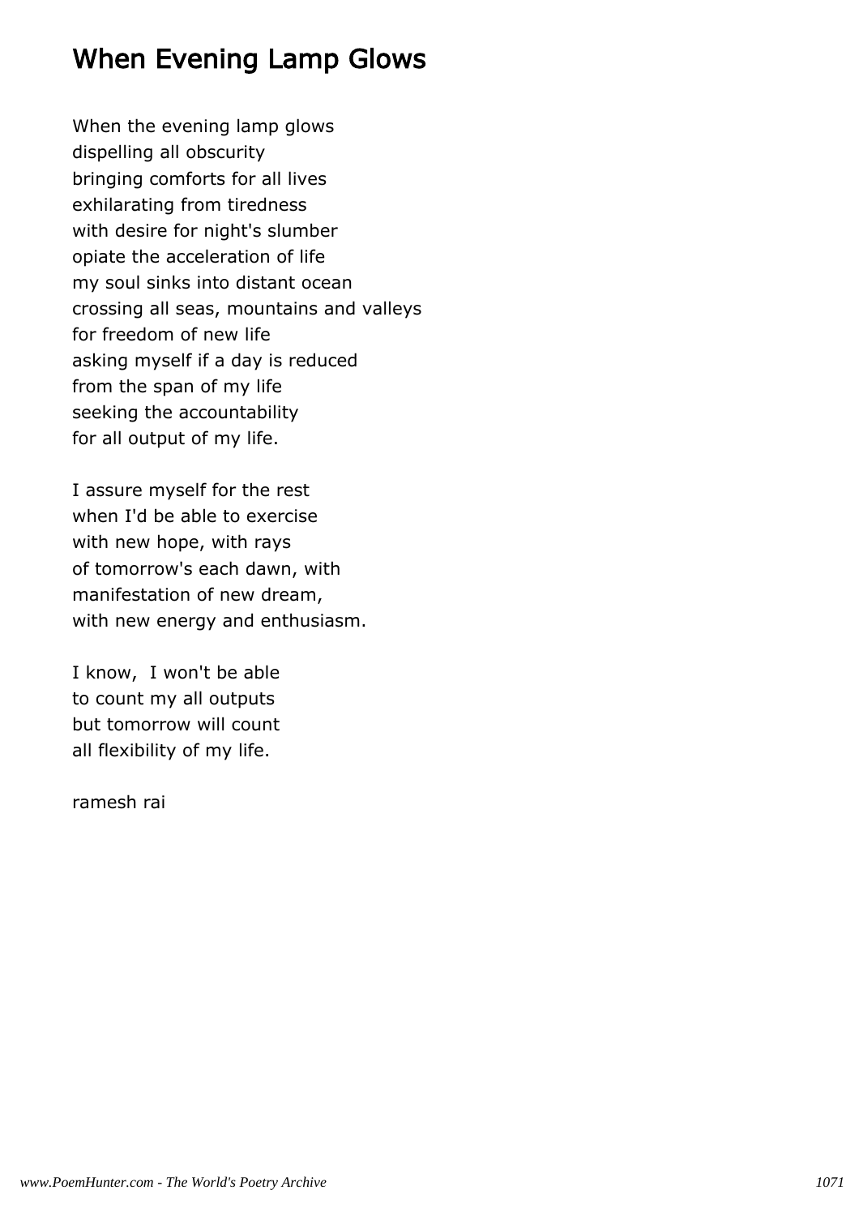# When Evening Lamp Glows

When the evening lamp glows
dispelling all obscurity
bringing comforts for all lives
exhilarating from tiredness
with desire for night's slumber
opiate the acceleration of life
my soul sinks into distant ocean
crossing all seas, mountains and valleys
for freedom of new life
asking myself if a day is reduced
from the span of my life
seeking the accountability
for all output of my life.

I assure myself for the rest
when I'd be able to exercise
with new hope, with rays
of tomorrow's each dawn, with
manifestation of new dream,
with new energy and enthusiasm.

I know, I won't be able
to count my all outputs
but tomorrow will count
all flexibility of my life.

ramesh rai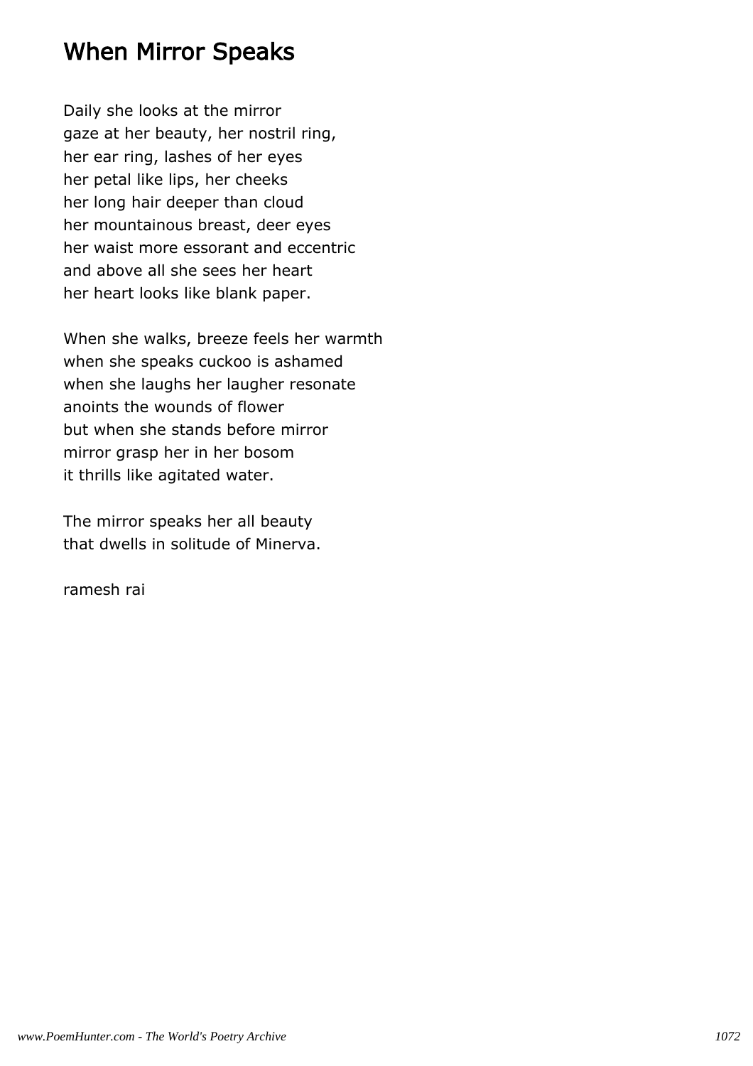# When Mirror Speaks

Daily she looks at the mirror
gaze at her beauty, her nostril ring,
her ear ring, lashes of her eyes
her petal like lips, her cheeks
her long hair deeper than cloud
her mountainous breast, deer eyes
her waist more essorant and eccentric
and above all she sees her heart
her heart looks like blank paper.

When she walks, breeze feels her warmth
when she speaks cuckoo is ashamed
when she laughs her laugher resonate
anoints the wounds of flower
but when she stands before mirror
mirror grasp her in her bosom
it thrills like agitated water.

The mirror speaks her all beauty
that dwells in solitude of Minerva.

ramesh rai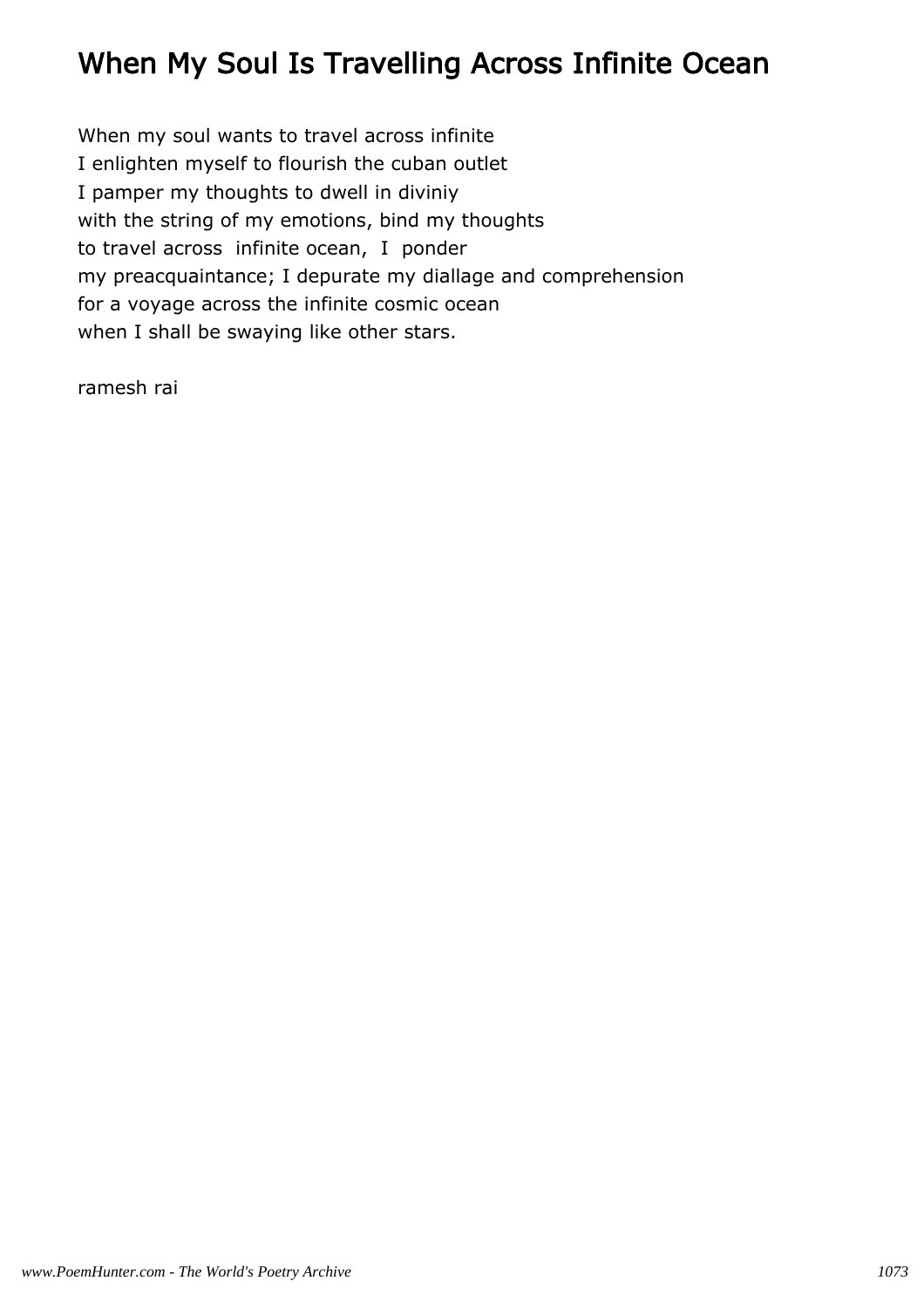# When My Soul Is Travelling Across Infinite Ocean

When my soul wants to travel across infinite  
I enlighten myself to flourish the cuban outlet  
I pamper my thoughts to dwell in diviniy  
with the string of my emotions, bind my thoughts  
to travel across infinite ocean, I ponder  
my preacquaintance; I depurate my diallage and comprehension  
for a voyage across the infinite cosmic ocean  
when I shall be swaying like other stars.

ramesh rai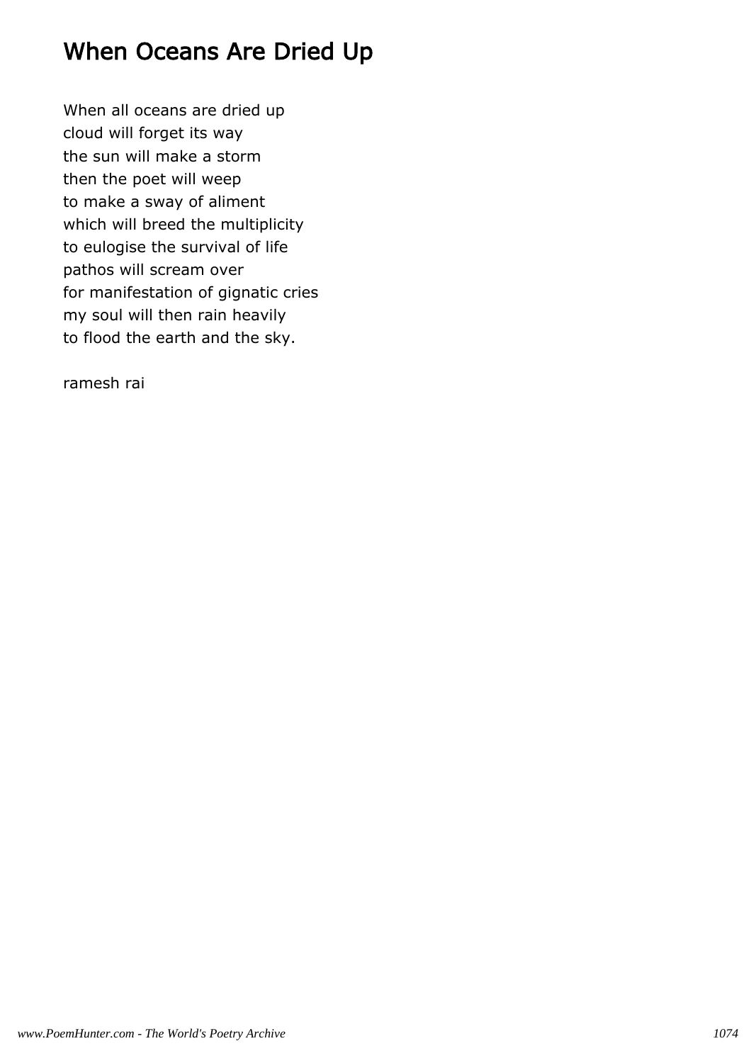# When Oceans Are Dried Up

When all oceans are dried up
cloud will forget its way
the sun will make a storm
then the poet will weep
to make a sway of aliment
which will breed the multiplicity
to eulogise the survival of life
pathos will scream over
for manifestation of gignatic cries
my soul will then rain heavily
to flood the earth and the sky.

ramesh rai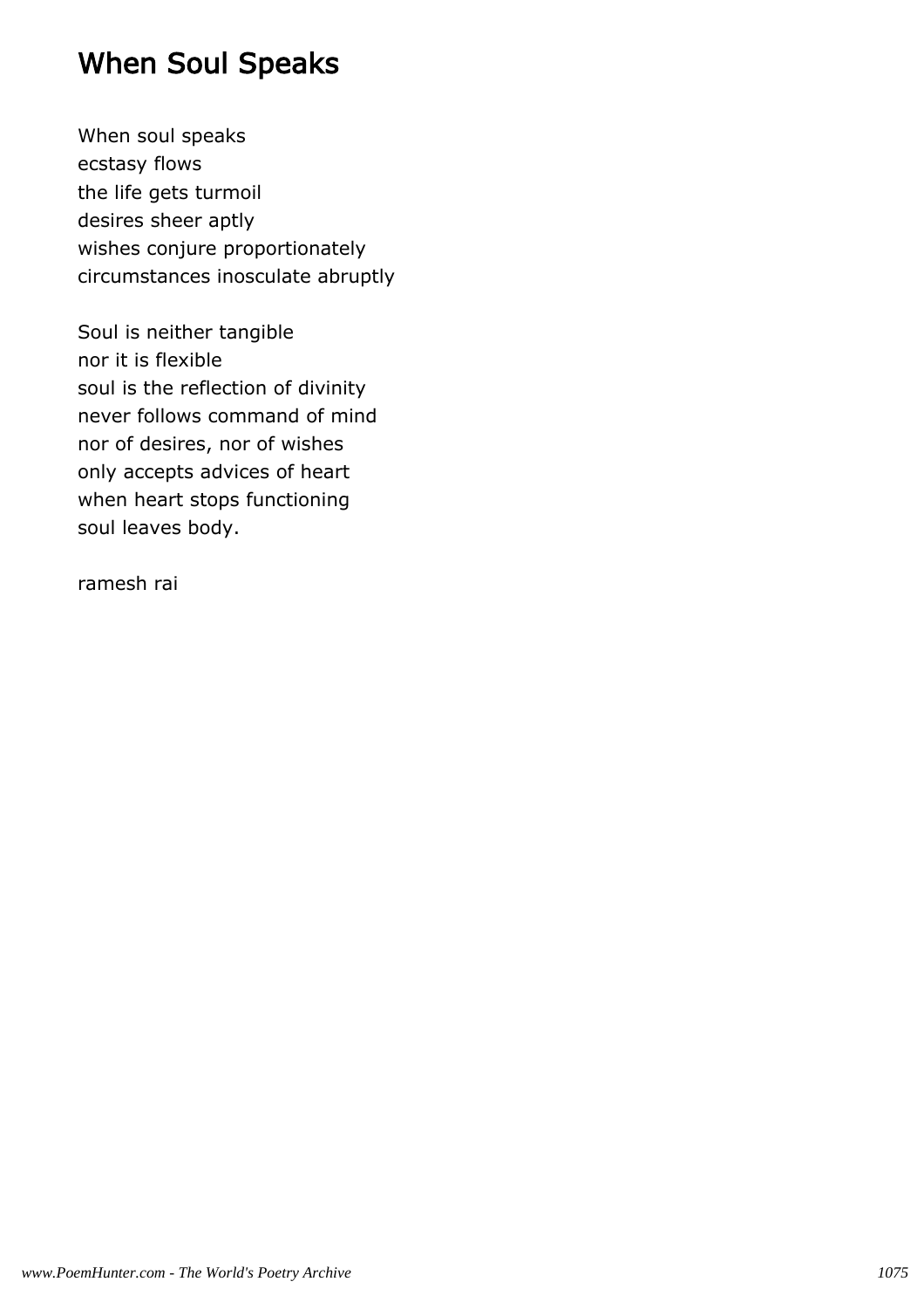# When Soul Speaks

When soul speaks
ecstasy flows
the life gets turmoil
desires sheer aptly
wishes conjure proportionately
circumstances inosculate abruptly

Soul is neither tangible
nor it is flexible
soul is the reflection of divinity
never follows command of mind
nor of desires, nor of wishes
only accepts advices of heart
when heart stops functioning
soul leaves body.

ramesh rai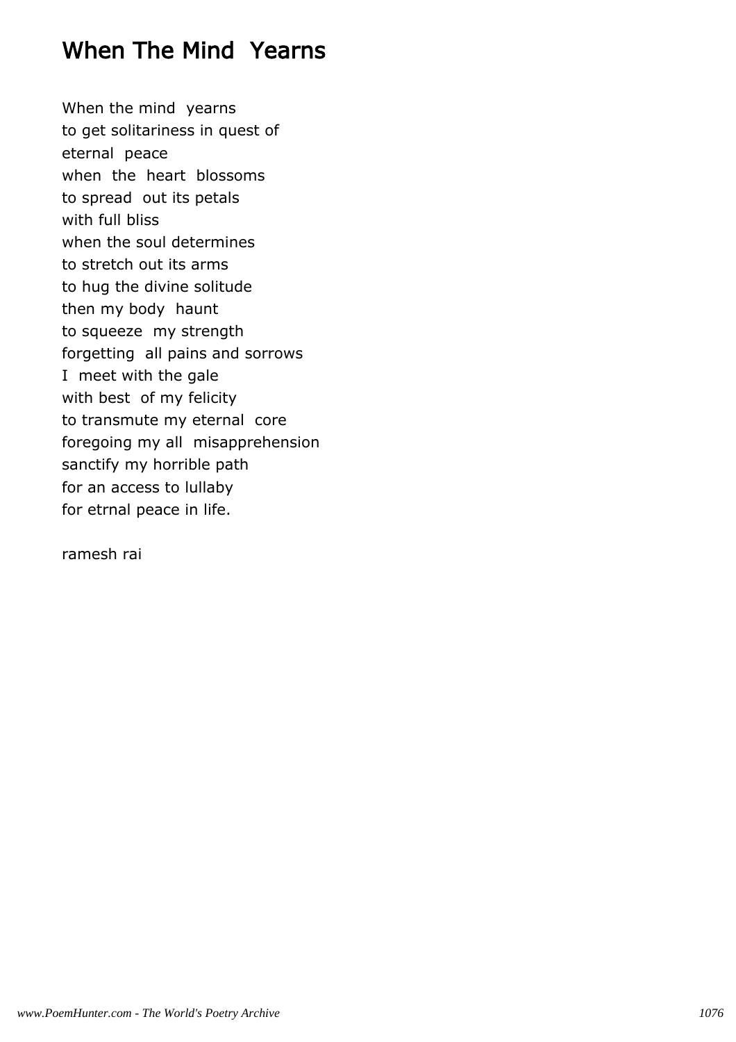# When The Mind Yearns

When the mind yearns
to get solitariness in quest of
eternal peace
when the heart blossoms
to spread out its petals
with full bliss
when the soul determines
to stretch out its arms
to hug the divine solitude
then my body haunt
to squeeze my strength
forgetting all pains and sorrows
I meet with the gale
with best of my felicity
to transmute my eternal core
foregoing my all misapprehension
sanctify my horrible path
for an access to lullaby
for etrnal peace in life.

ramesh rai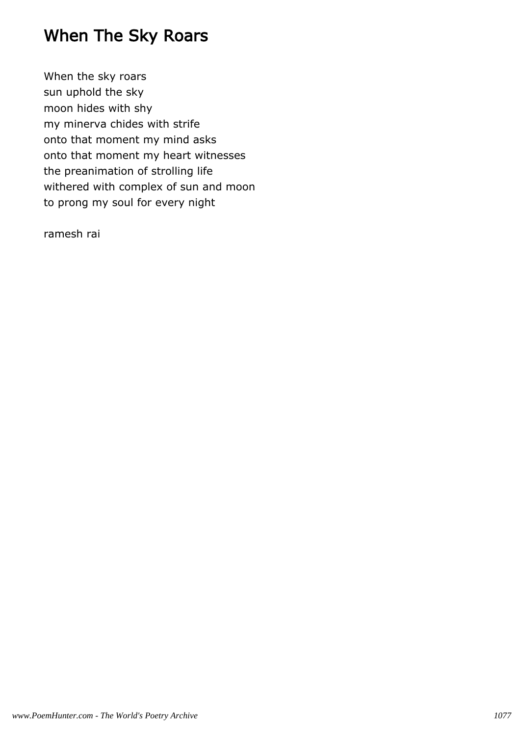# When The Sky Roars

When the sky roars
sun uphold the sky
moon hides with shy
my minerva chides with strife
onto that moment my mind asks
onto that moment my heart witnesses
the preanimation of strolling life
withered with complex of sun and moon
to prong my soul for every night

ramesh rai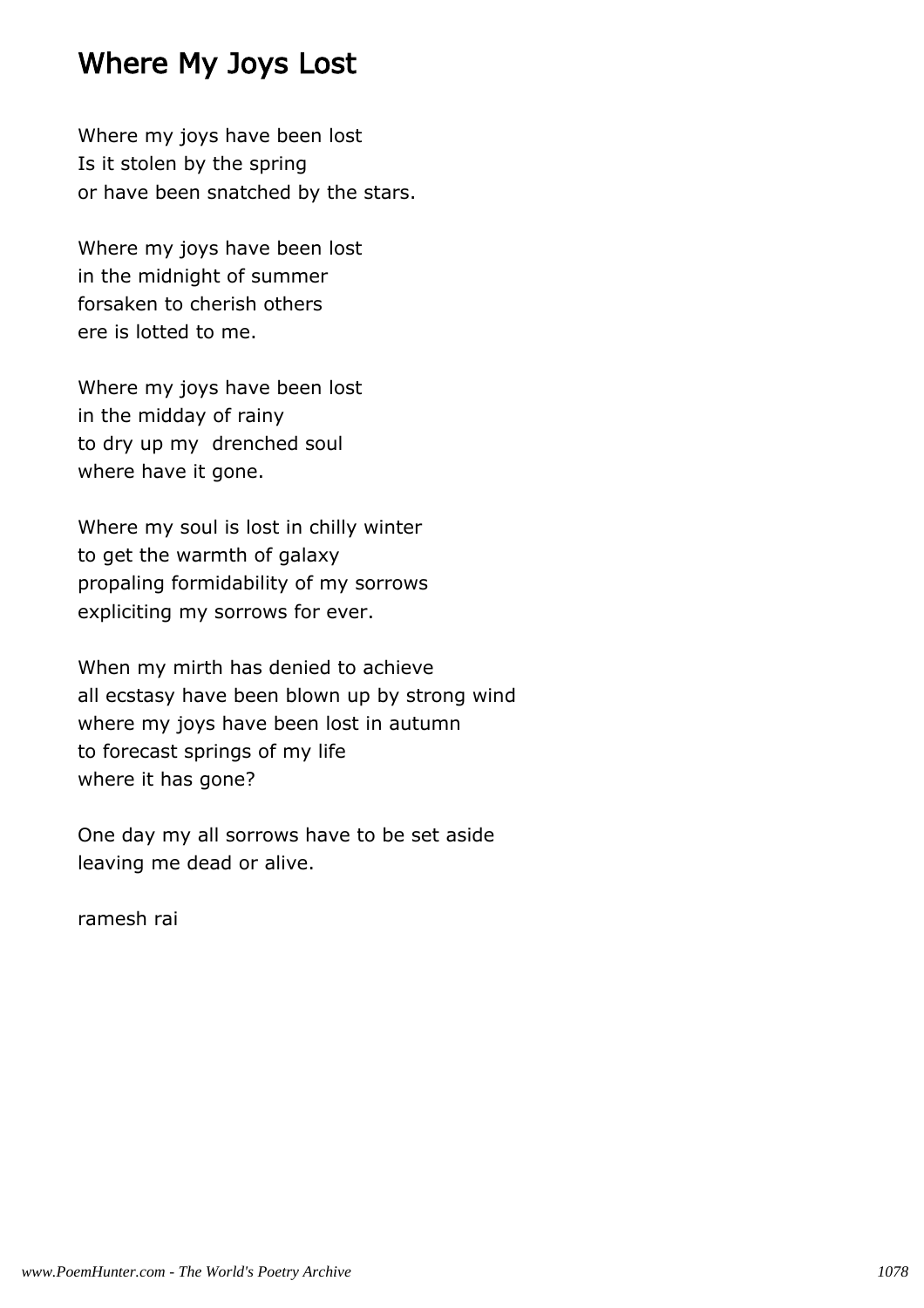# Where My Joys Lost

Where my joys have been lost  
Is it stolen by the spring  
or have been snatched by the stars.

Where my joys have been lost  
in the midnight of summer  
forsaken to cherish others  
ere is lotted to me.

Where my joys have been lost  
in the midday of rainy  
to dry up my  drenched soul  
where have it gone.

Where my soul is lost in chilly winter  
to get the warmth of galaxy  
propaling formidability of my sorrows  
expliciting my sorrows for ever.

When my mirth has denied to achieve  
all ecstasy have been blown up by strong wind  
where my joys have been lost in autumn  
to forecast springs of my life  
where it has gone?

One day my all sorrows have to be set aside  
leaving me dead or alive.

ramesh rai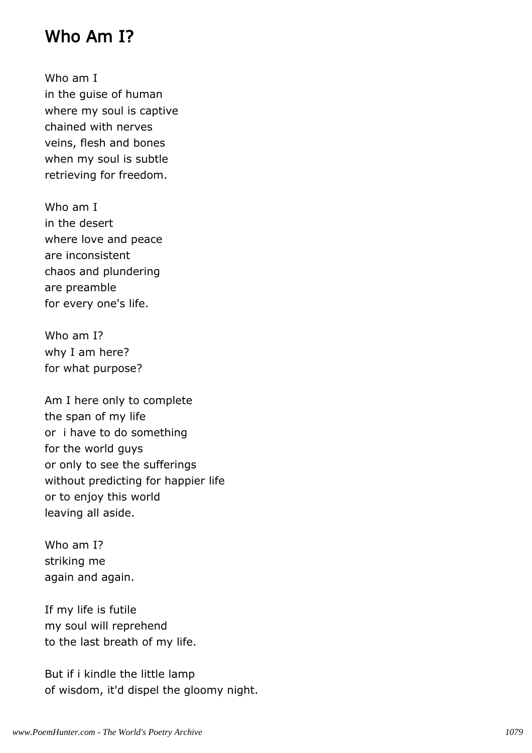## Who Am I?

Who am I  
in the guise of human  
where my soul is captive  
chained with nerves  
veins, flesh and bones  
when my soul is subtle  
retrieving for freedom.

Who am I  
in the desert  
where love and peace  
are inconsistent  
chaos and plundering  
are preamble  
for every one's life.

Who am I?  
why I am here?  
for what purpose?

Am I here only to complete  
the span of my life  
or  i have to do something  
for the world guys  
or only to see the sufferings  
without predicting for happier life  
or to enjoy this world  
leaving all aside.

Who am I?  
striking me  
again and again.

If my life is futile  
my soul will reprehend  
to the last breath of my life.

But if i kindle the little lamp  
of wisdom, it'd dispel the gloomy night.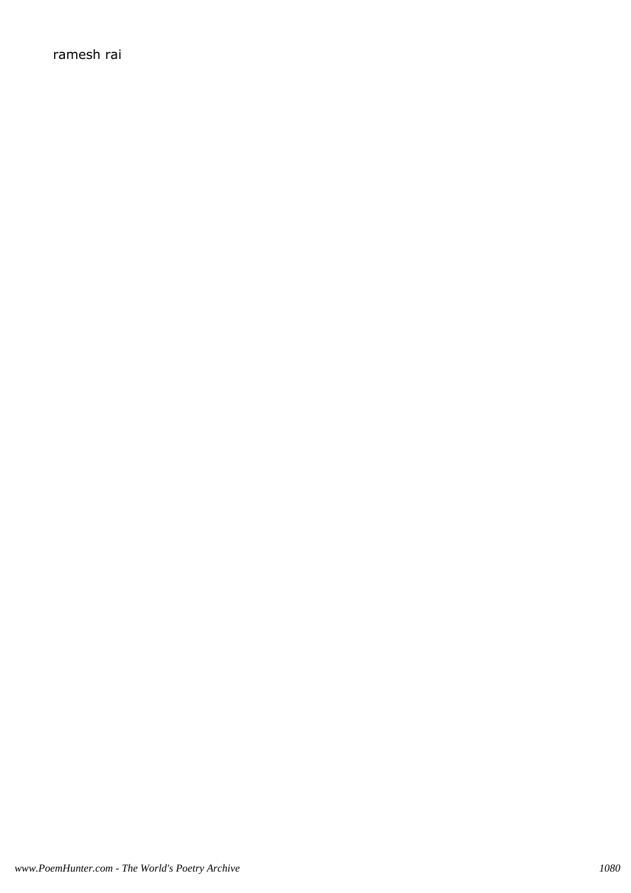ramesh rai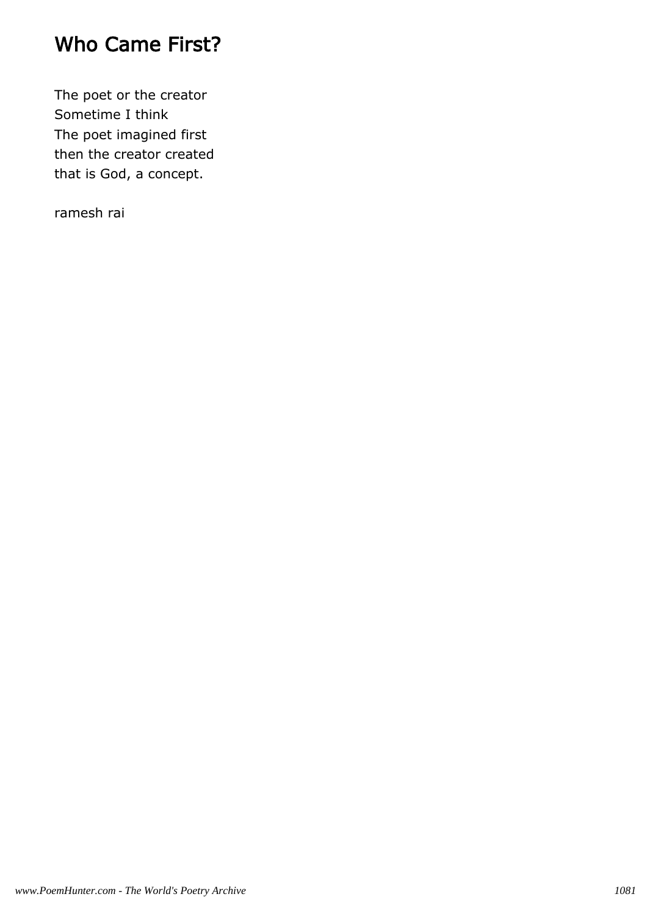# Who Came First?

The poet or the creator
Sometime I think
The poet imagined first
then the creator created
that is God, a concept.

ramesh rai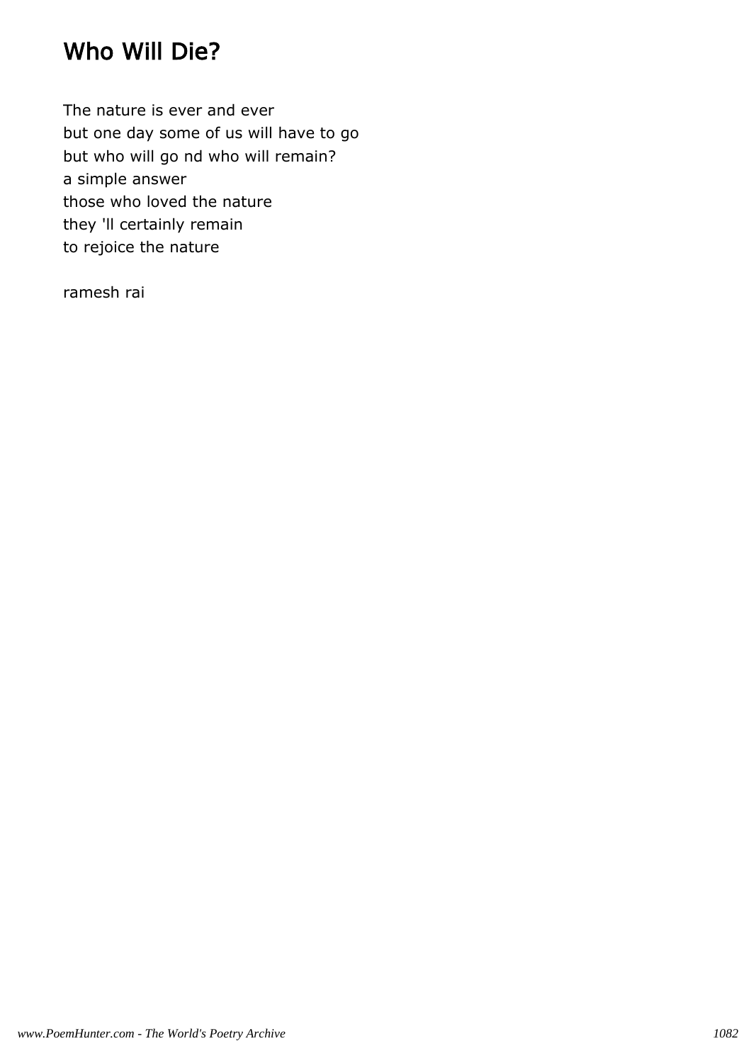# Who Will Die?

The nature is ever and ever  
but one day some of us will have to go  
but who will go nd who will remain?  
a simple answer  
those who loved the nature  
they 'll certainly remain  
to rejoice the nature

ramesh rai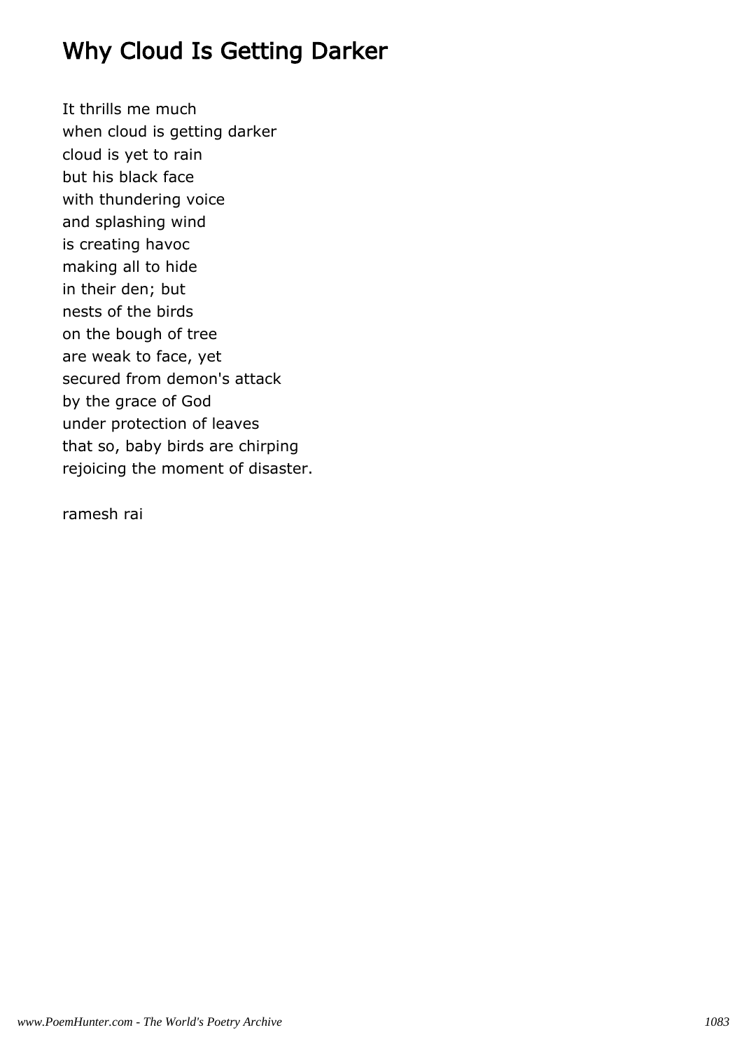# Why Cloud Is Getting Darker

It thrills me much  
when cloud is getting darker  
cloud is yet to rain  
but his black face  
with thundering voice  
and splashing wind  
is creating havoc  
making all to hide  
in their den; but  
nests of the birds  
on the bough of tree  
are weak to face, yet  
secured from demon's attack  
by the grace of God  
under protection of leaves  
that so, baby birds are chirping  
rejoicing the moment of disaster.

ramesh rai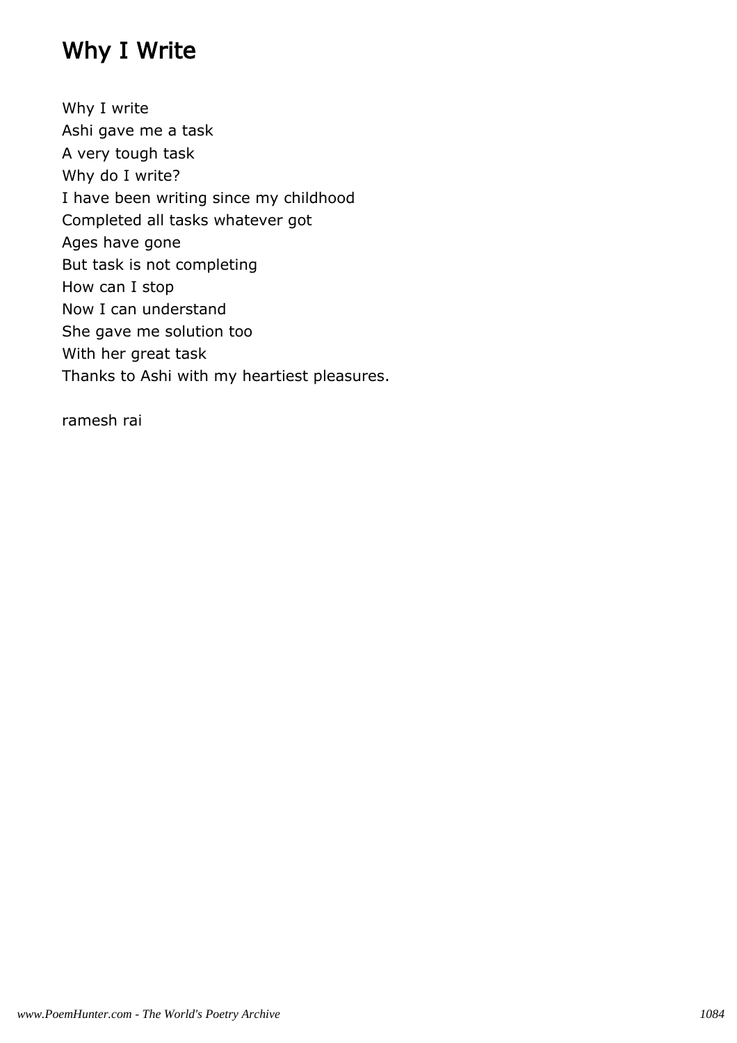# Why I Write

Why I write  
Ashi gave me a task  
A very tough task  
Why do I write?  
I have been writing since my childhood  
Completed all tasks whatever got  
Ages have gone  
But task is not completing  
How can I stop  
Now I can understand  
She gave me solution too  
With her great task  
Thanks to Ashi with my heartiest pleasures.

ramesh rai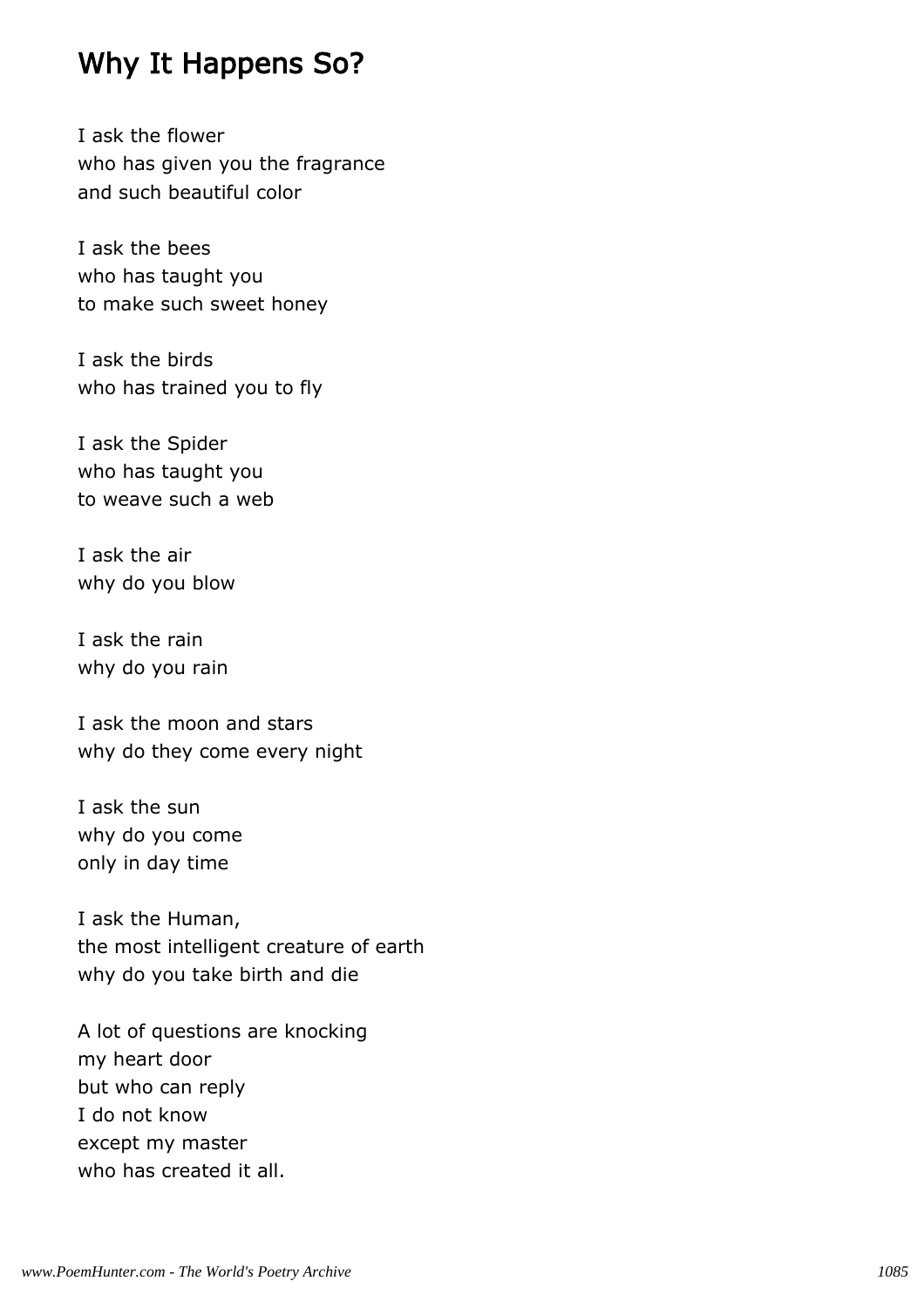## Why It Happens So?

I ask the flower  
who has given you the fragrance  
and such beautiful color

I ask the bees  
who has taught you  
to make such sweet honey

I ask the birds  
who has trained you to fly

I ask the Spider  
who has taught you  
to weave such a web

I ask the air  
why do you blow

I ask the rain  
why do you rain

I ask the moon and stars  
why do they come every night

I ask the sun  
why do you come  
only in day time

I ask the Human,  
the most intelligent creature of earth  
why do you take birth and die

A lot of questions are knocking  
my heart door  
but who can reply  
I do not know  
except my master  
who has created it all.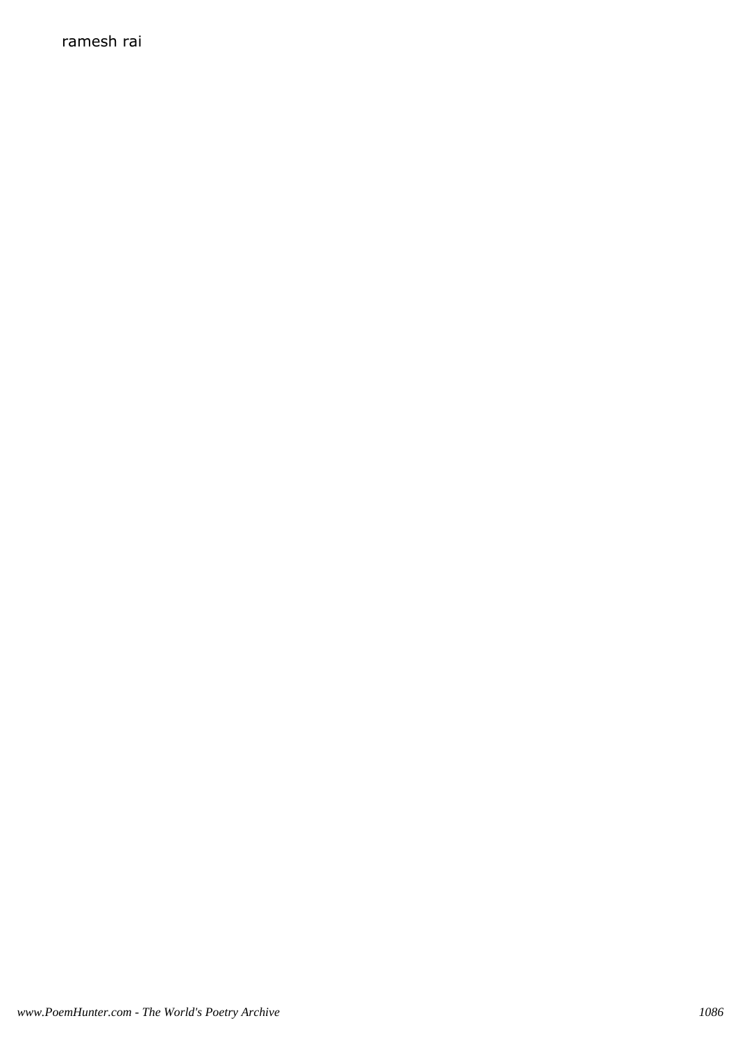ramesh rai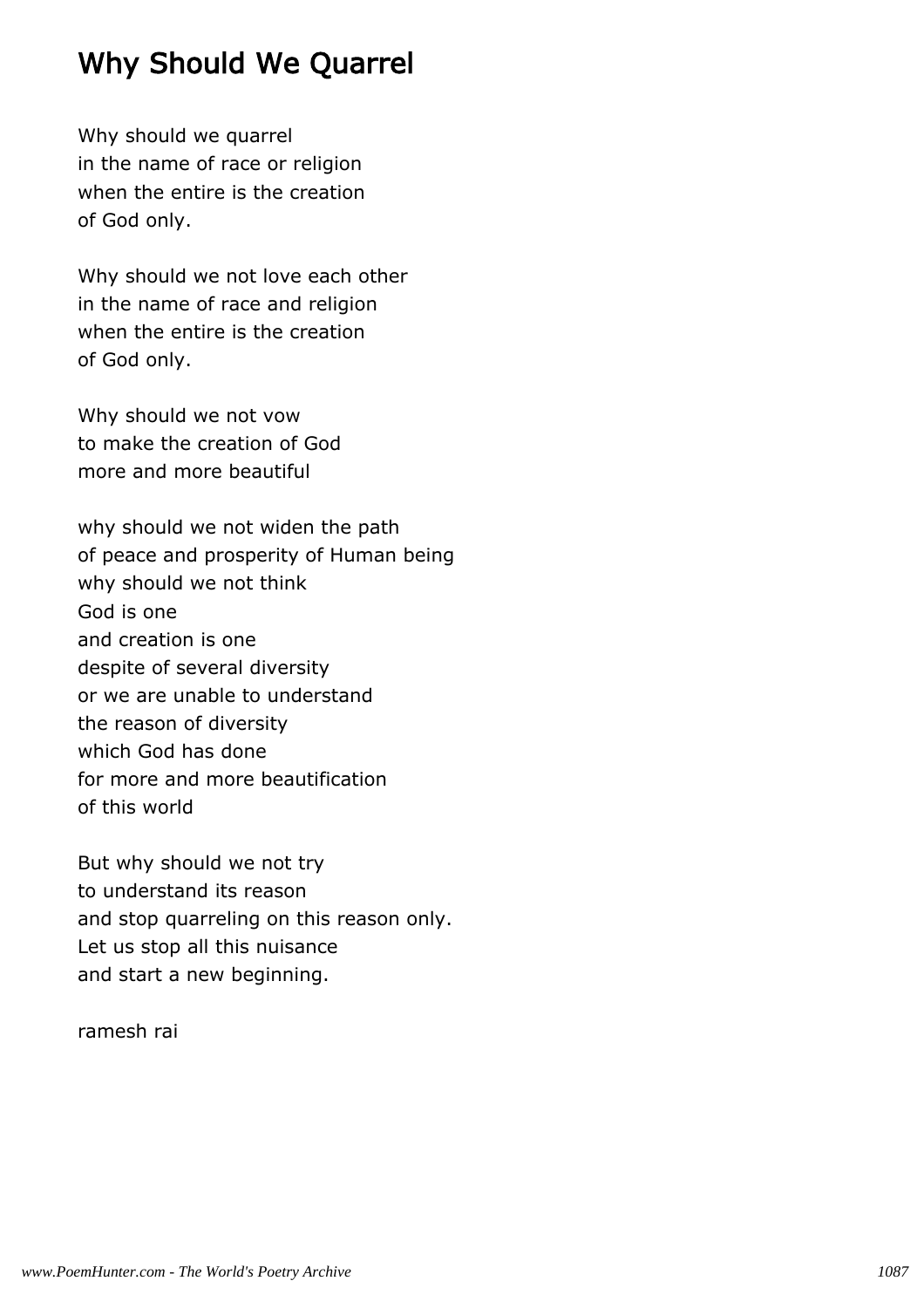# Why Should We Quarrel

Why should we quarrel
in the name of race or religion
when the entire is the creation
of God only.

Why should we not love each other
in the name of race and religion
when the entire is the creation
of God only.

Why should we not vow
to make the creation of God
more and more beautiful

why should we not widen the path
of peace and prosperity of Human being
why should we not think
God is one
and creation is one
despite of several diversity
or we are unable to understand
the reason of diversity
which God has done
for more and more beautification
of this world

But why should we not try
to understand its reason
and stop quarreling on this reason only.
Let us stop all this nuisance
and start a new beginning.

ramesh rai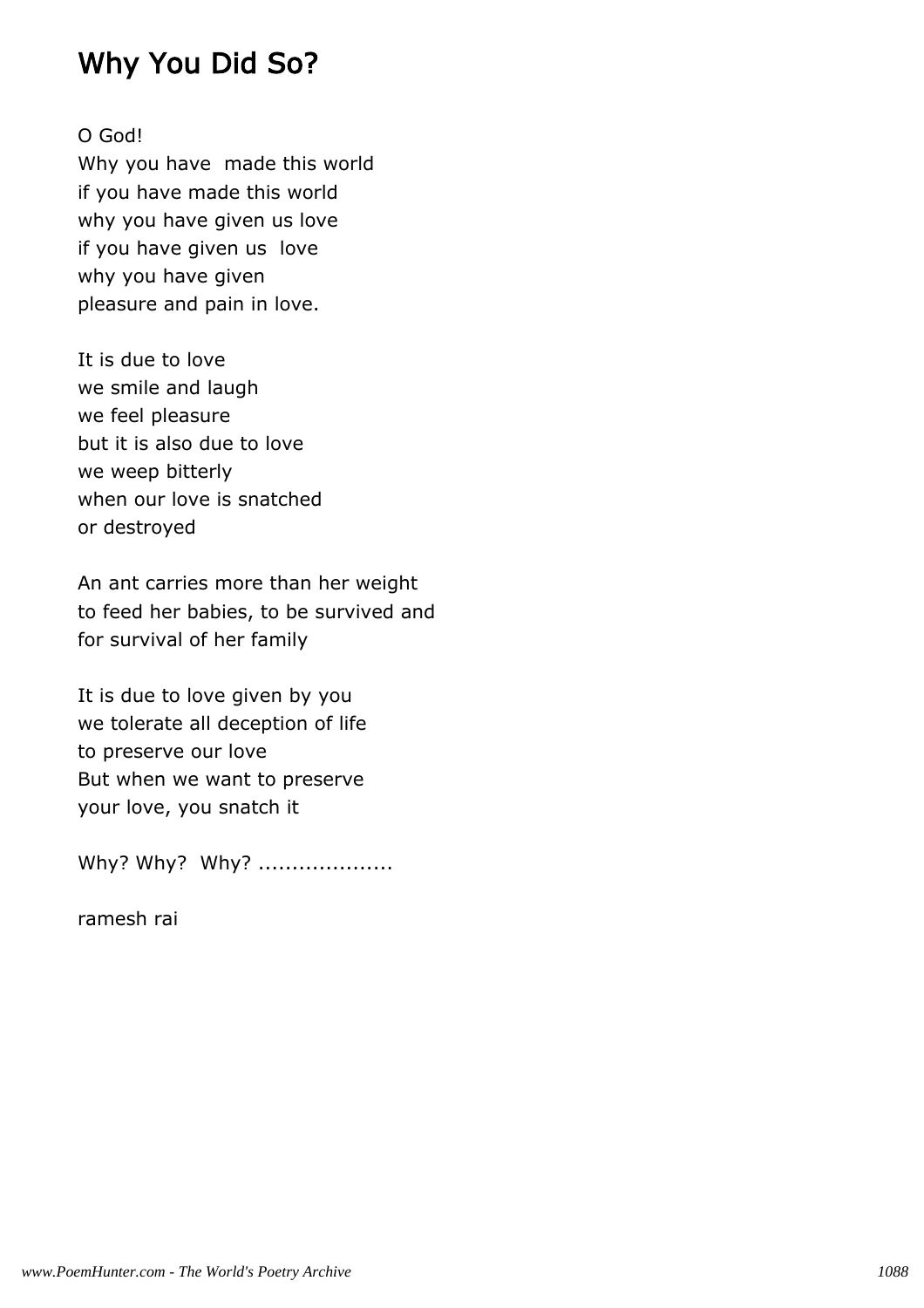# Why You Did So?

O God!  
Why you have made this world  
if you have made this world  
why you have given us love  
if you have given us love  
why you have given  
pleasure and pain in love.

It is due to love  
we smile and laugh  
we feel pleasure  
but it is also due to love  
we weep bitterly  
when our love is snatched  
or destroyed

An ant carries more than her weight  
to feed her babies, to be survived and  
for survival of her family

It is due to love given by you  
we tolerate all deception of life  
to preserve our love  
But when we want to preserve  
your love, you snatch it

Why? Why? Why? ....................

ramesh rai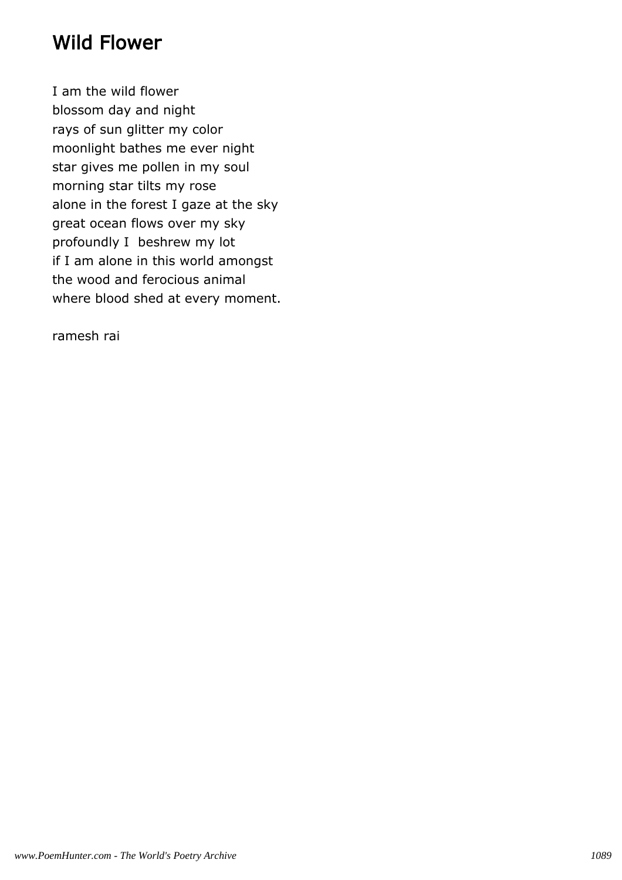# Wild Flower

I am the wild flower
blossom day and night
rays of sun glitter my color
moonlight bathes me ever night
star gives me pollen in my soul
morning star tilts my rose
alone in the forest I gaze at the sky
great ocean flows over my sky
profoundly I beshrew my lot
if I am alone in this world amongst
the wood and ferocious animal
where blood shed at every moment.

ramesh rai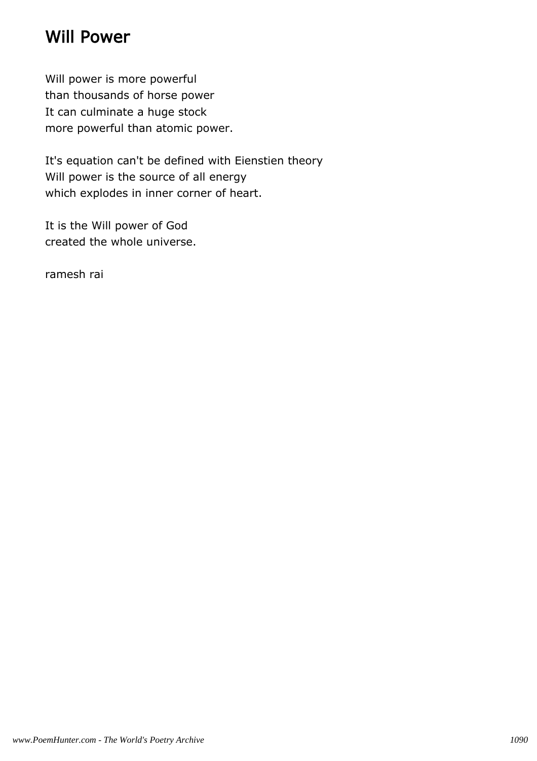# Will Power

Will power is more powerful
than thousands of horse power
It can culminate a huge stock
more powerful than atomic power.

It's equation can't be defined with Eienstien theory
Will power is the source of all energy
which explodes in inner corner of heart.

It is the Will power of God
created the whole universe.

ramesh rai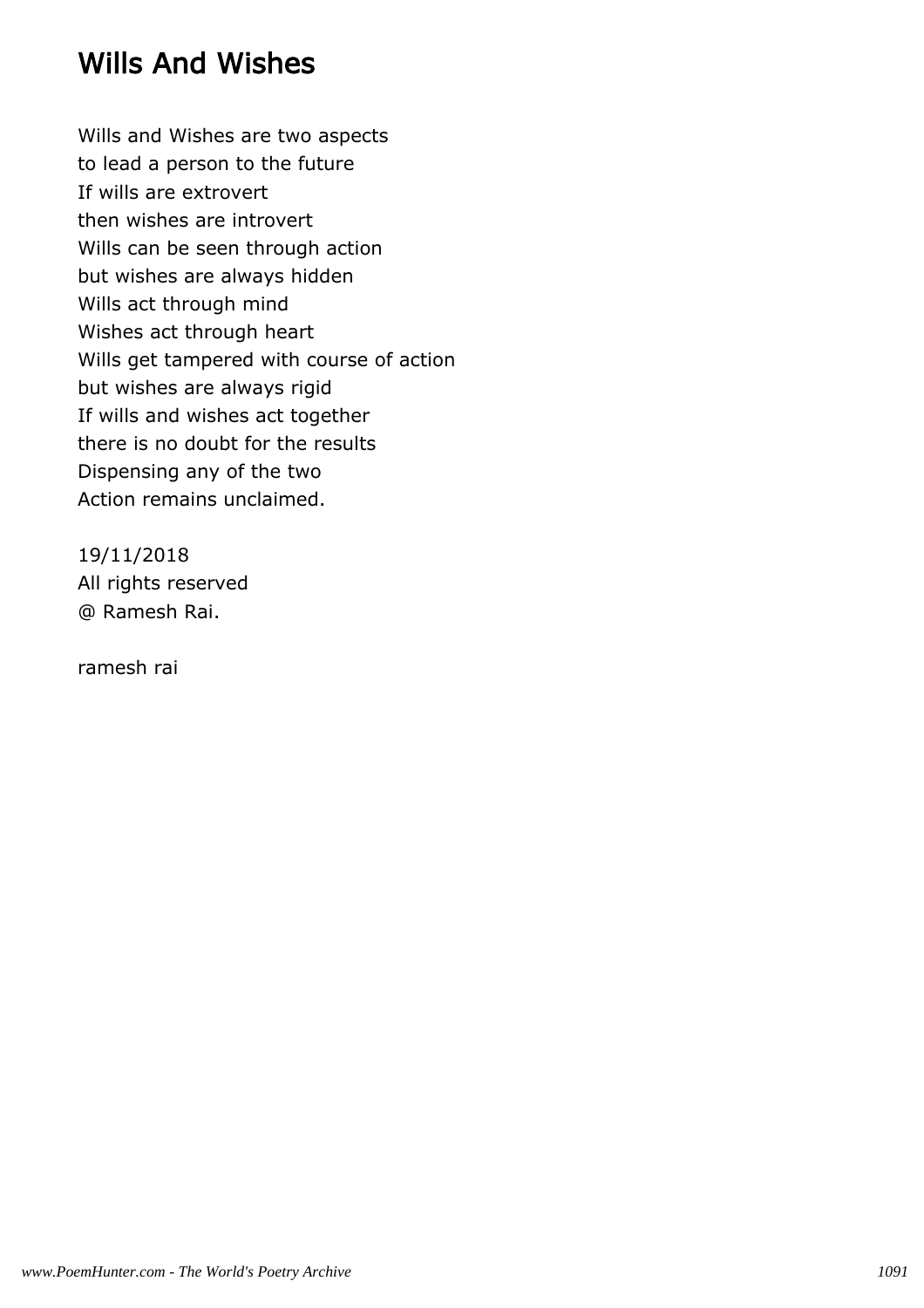# Wills And Wishes

Wills and Wishes are two aspects
to lead a person to the future
If wills are extrovert
then wishes are introvert
Wills can be seen through action
but wishes are always hidden
Wills act through mind
Wishes act through heart
Wills get tampered with course of action
but wishes are always rigid
If wills and wishes act together
there is no doubt for the results
Dispensing any of the two
Action remains unclaimed.

19/11/2018
All rights reserved
@ Ramesh Rai.

ramesh rai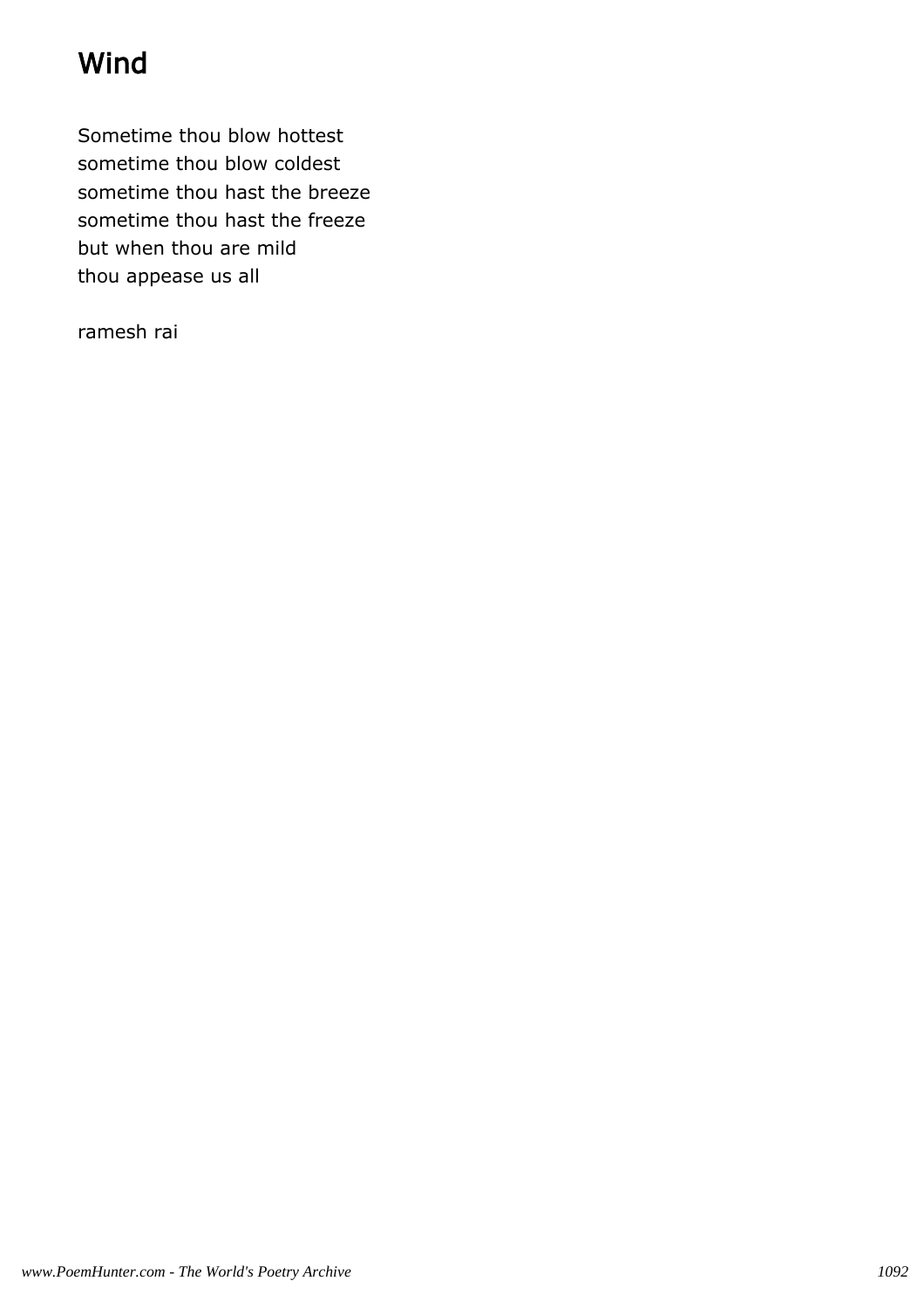# Wind

Sometime thou blow hottest
sometime thou blow coldest
sometime thou hast the breeze
sometime thou hast the freeze
but when thou are mild
thou appease us all

ramesh rai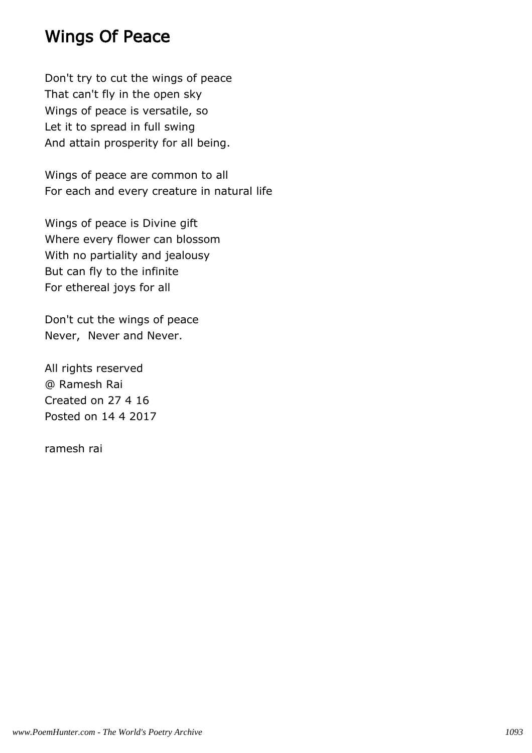# Wings Of Peace

Don't try to cut the wings of peace
That can't fly in the open sky
Wings of peace is versatile, so
Let it to spread in full swing
And attain prosperity for all being.

Wings of peace are common to all
For each and every creature in natural life

Wings of peace is Divine gift
Where every flower can blossom
With no partiality and jealousy
But can fly to the infinite
For ethereal joys for all

Don't cut the wings of peace
Never, Never and Never.

All rights reserved
@ Ramesh Rai
Created on 27 4 16
Posted on 14 4 2017

ramesh rai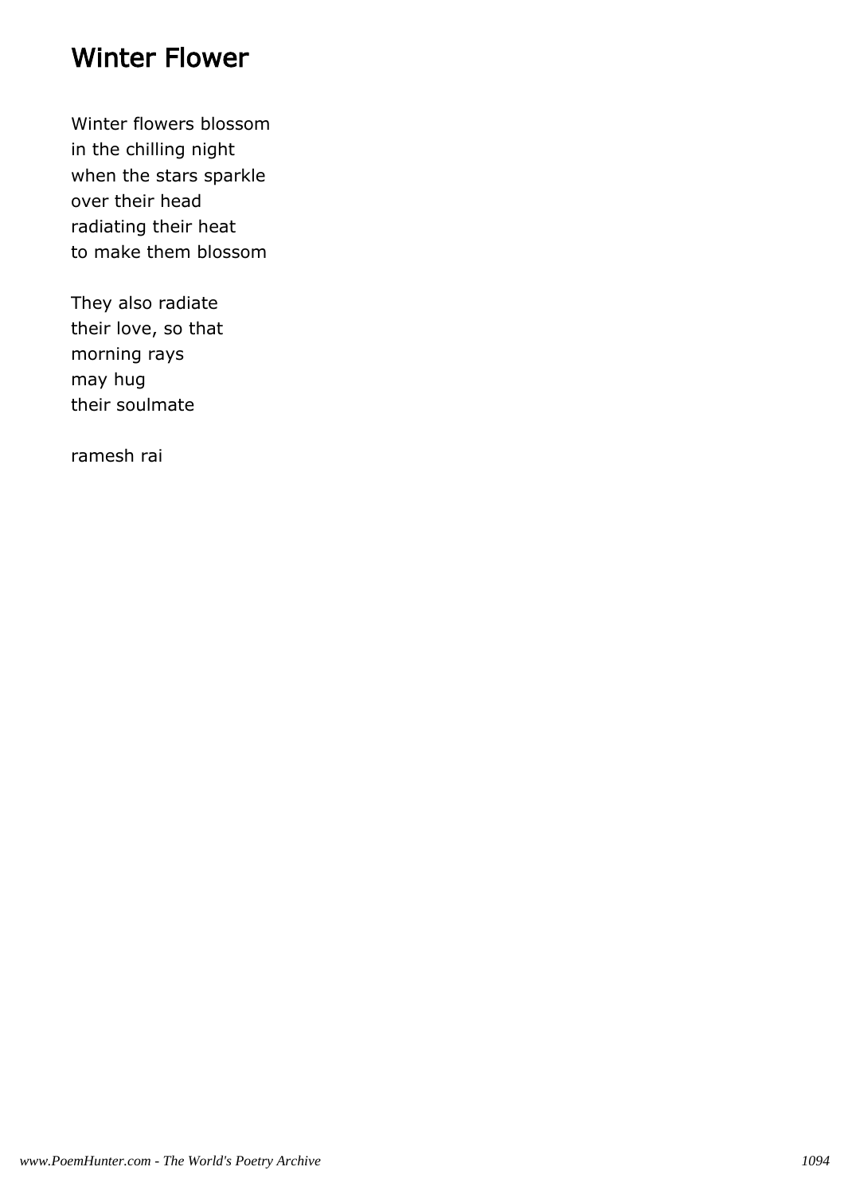# Winter Flower

Winter flowers blossom
in the chilling night
when the stars sparkle
over their head
radiating their heat
to make them blossom

They also radiate
their love, so that
morning rays
may hug
their soulmate

ramesh rai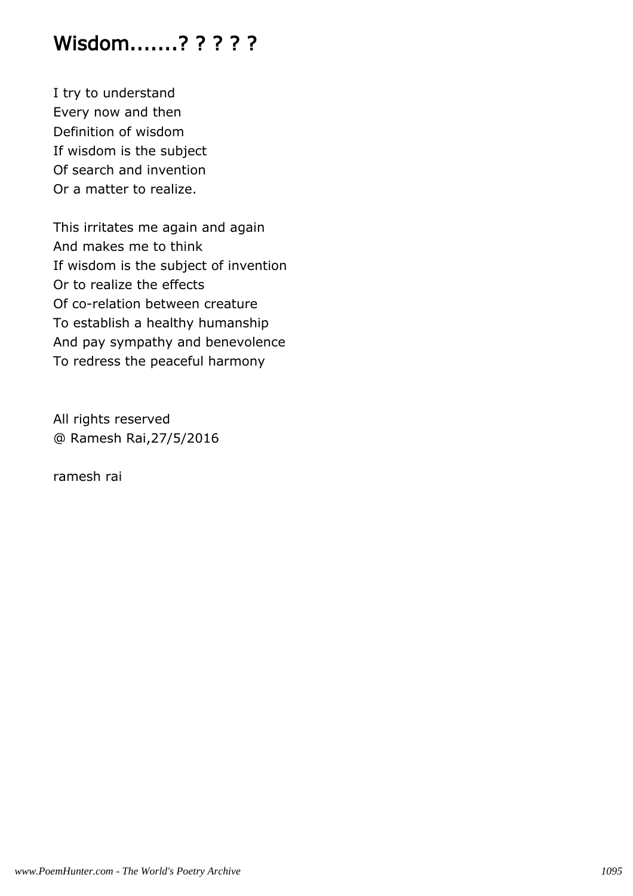# Wisdom.......? ? ? ? ?

I try to understand  
Every now and then  
Definition of wisdom  
If wisdom is the subject  
Of search and invention  
Or a matter to realize.

This irritates me again and again  
And makes me to think  
If wisdom is the subject of invention  
Or to realize the effects  
Of co-relation between creature  
To establish a healthy humanship  
And pay sympathy and benevolence  
To redress the peaceful harmony

All rights reserved  
@ Ramesh Rai,27/5/2016

ramesh rai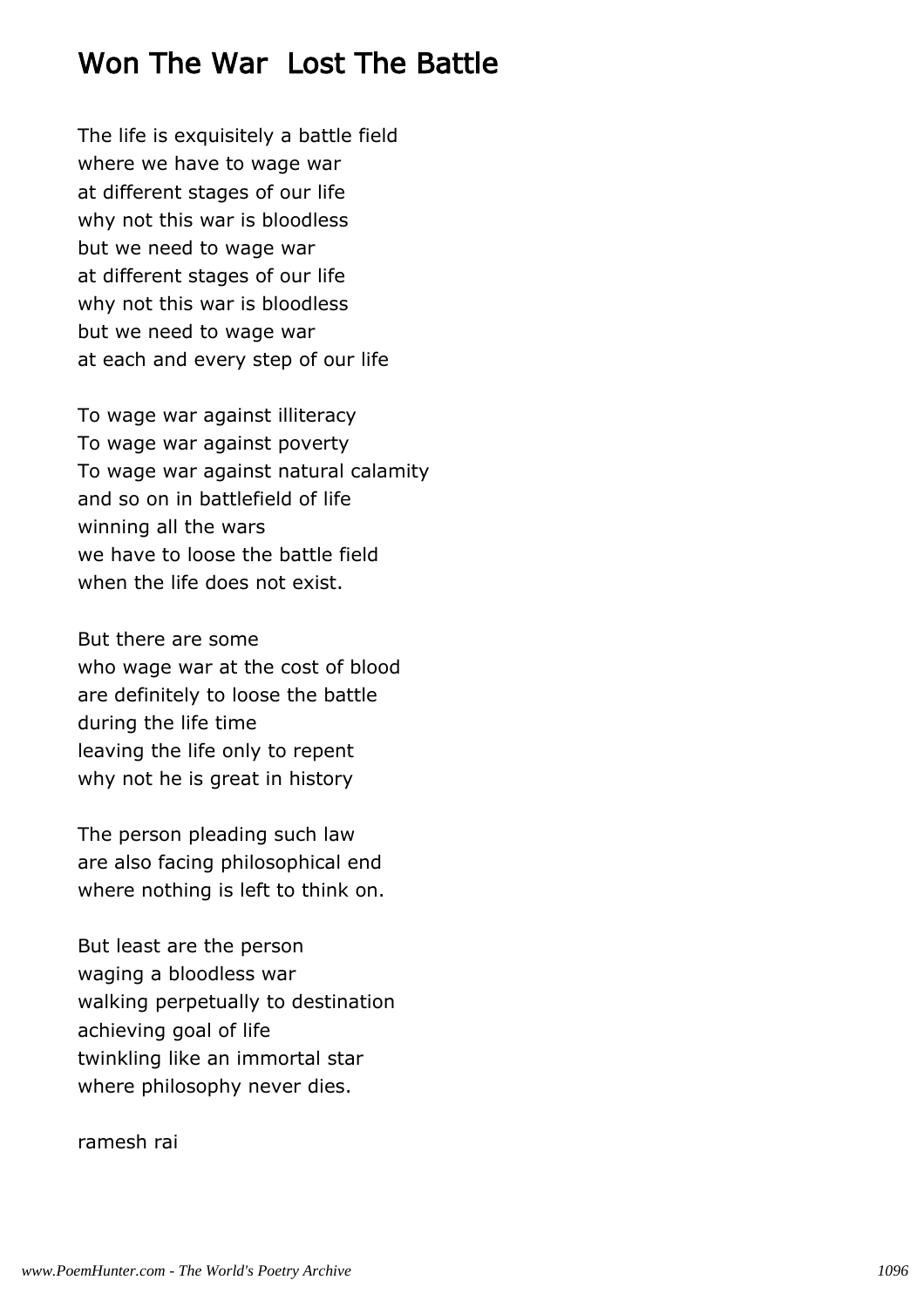# Won The War  Lost The Battle

The life is exquisitely a battle field
where we have to wage war
at different stages of our life
why not this war is bloodless
but we need to wage war
at different stages of our life
why not this war is bloodless
but we need to wage war
at each and every step of our life

To wage war against illiteracy
To wage war against poverty
To wage war against natural calamity
and so on in battlefield of life
winning all the wars
we have to loose the battle field
when the life does not exist.

But there are some
who wage war at the cost of blood
are definitely to loose the battle
during the life time
leaving the life only to repent
why not he is great in history

The person pleading such law
are also facing philosophical end
where nothing is left to think on.

But least are the person
waging a bloodless war
walking perpetually to destination
achieving goal of life
twinkling like an immortal star
where philosophy never dies.

ramesh rai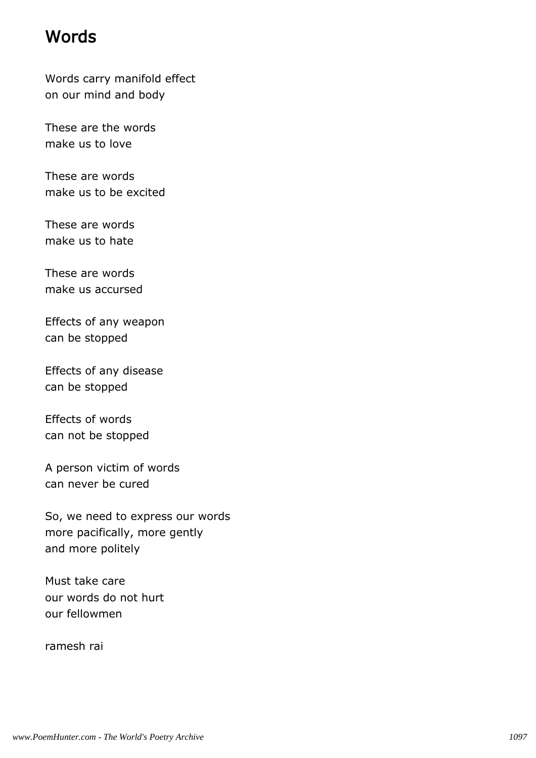# Words

Words carry manifold effect  
on our mind and body

These are the words  
make us to love

These are words  
make us to be excited

These are words  
make us to hate

These are words  
make us accursed

Effects of any weapon  
can be stopped

Effects of any disease  
can be stopped

Effects of words  
can not be stopped

A person victim of words  
can never be cured

So, we need to express our words  
more pacifically, more gently  
and more politely

Must take care  
our words do not hurt  
our fellowmen

ramesh rai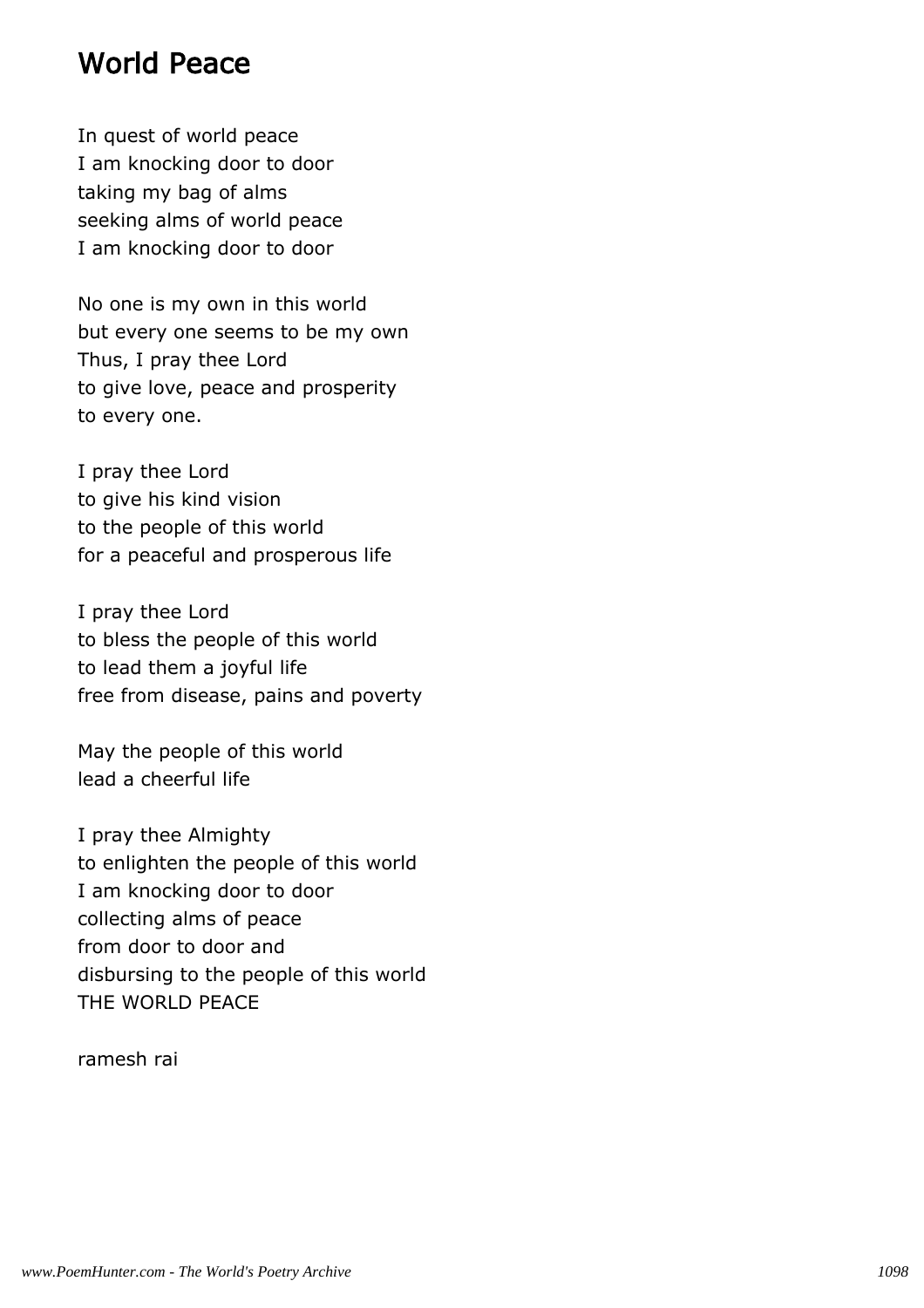# World Peace

In quest of world peace
I am knocking door to door
taking my bag of alms
seeking alms of world peace
I am knocking door to door

No one is my own in this world
but every one seems to be my own
Thus, I pray thee Lord
to give love, peace and prosperity
to every one.

I pray thee Lord
to give his kind vision
to the people of this world
for a peaceful and prosperous life

I pray thee Lord
to bless the people of this world
to lead them a joyful life
free from disease, pains and poverty

May the people of this world
lead a cheerful life

I pray thee Almighty
to enlighten the people of this world
I am knocking door to door
collecting alms of peace
from door to door and
disbursing to the people of this world
THE WORLD PEACE

ramesh rai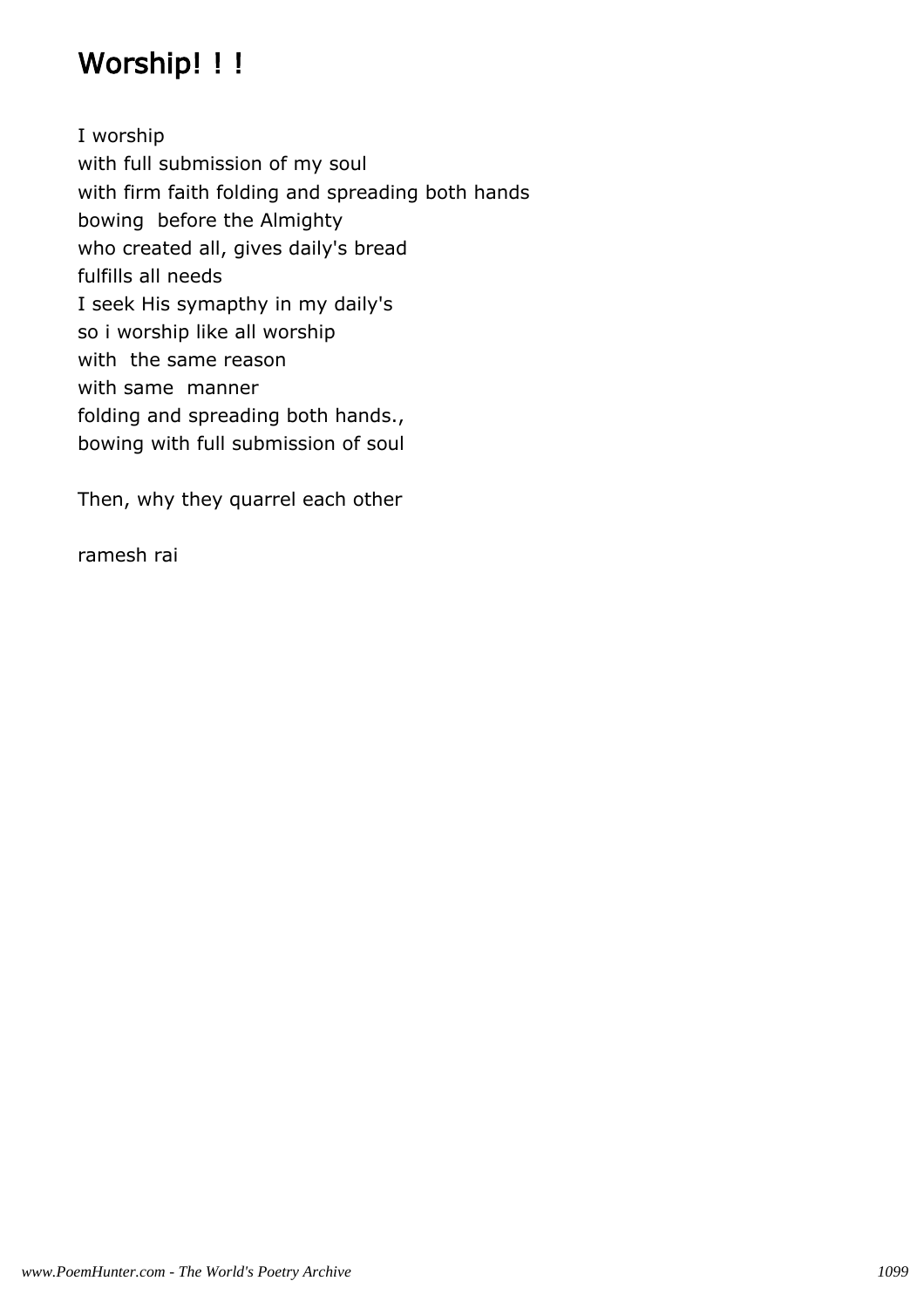# Worship! ! !

I worship  
with full submission of my soul  
with firm faith folding and spreading both hands  
bowing  before the Almighty  
who created all, gives daily's bread  
fulfills all needs  
I seek His symapthy in my daily's  
so i worship like all worship  
with  the same reason  
with same  manner  
folding and spreading both hands.,  
bowing with full submission of soul

Then, why they quarrel each other

ramesh rai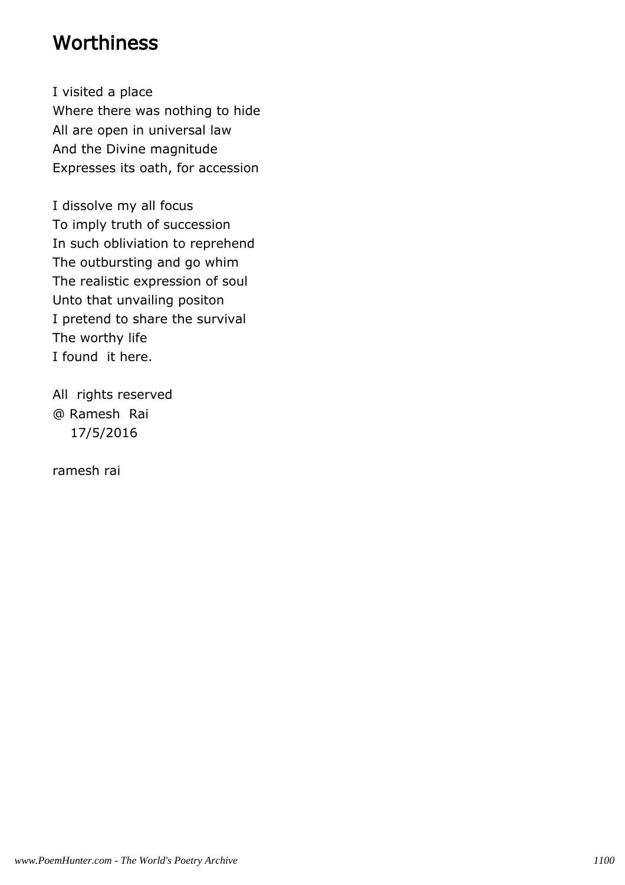# Worthiness

I visited a place
Where there was nothing to hide
All are open in universal law
And the Divine magnitude
Expresses its oath, for accession

I dissolve my all focus
To imply truth of succession
In such obliviation to reprehend
The outbursting and go whim
The realistic expression of soul
Unto that unvailing positon
I pretend to share the survival
The worthy life
I found it here.

All rights reserved
@ Ramesh Rai
17/5/2016

ramesh rai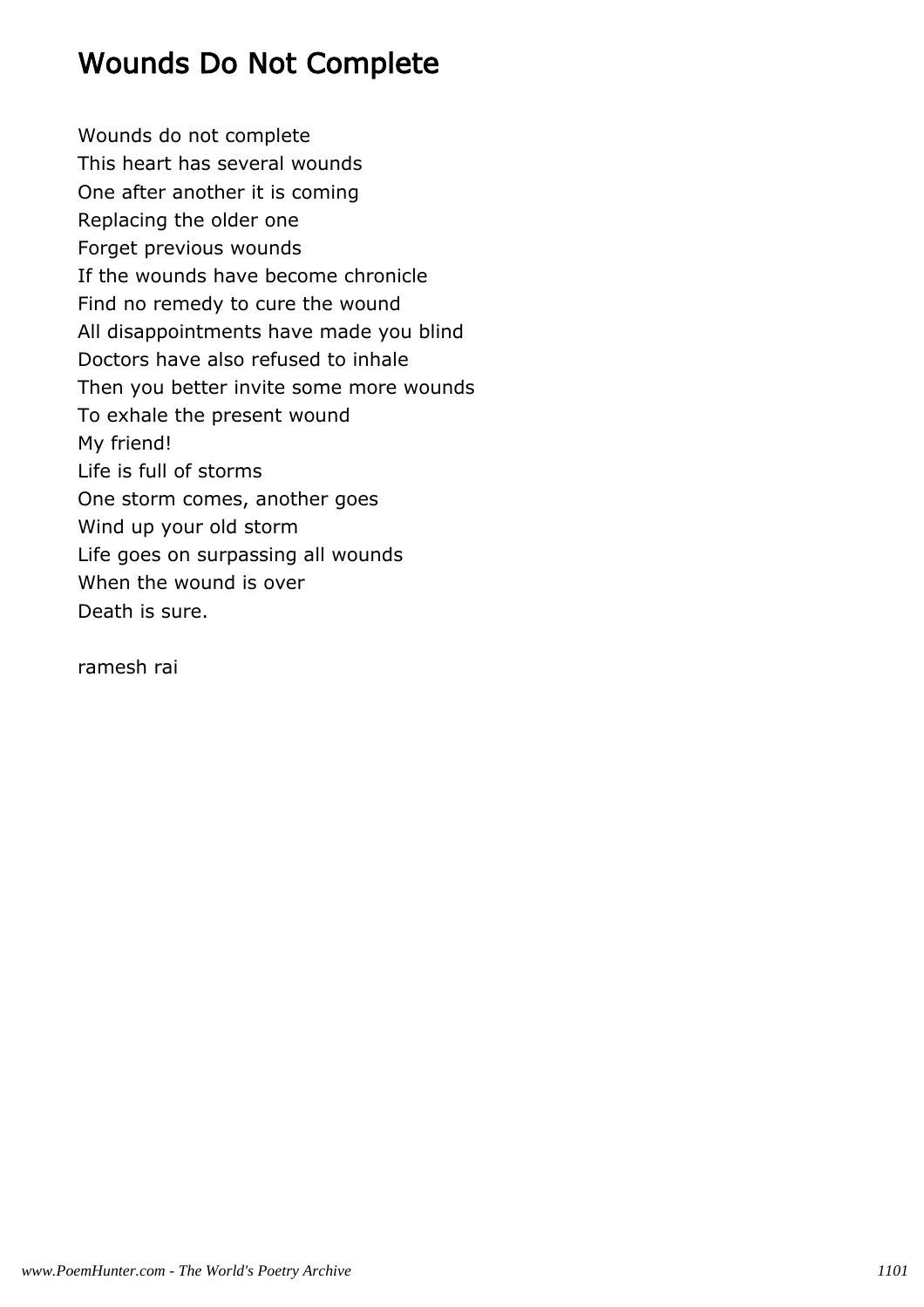# Wounds Do Not Complete

Wounds do not complete
This heart has several wounds
One after another it is coming
Replacing the older one
Forget previous wounds
If the wounds have become chronicle
Find no remedy to cure the wound
All disappointments have made you blind
Doctors have also refused to inhale
Then you better invite some more wounds
To exhale the present wound
My friend!
Life is full of storms
One storm comes, another goes
Wind up your old storm
Life goes on surpassing all wounds
When the wound is over
Death is sure.

ramesh rai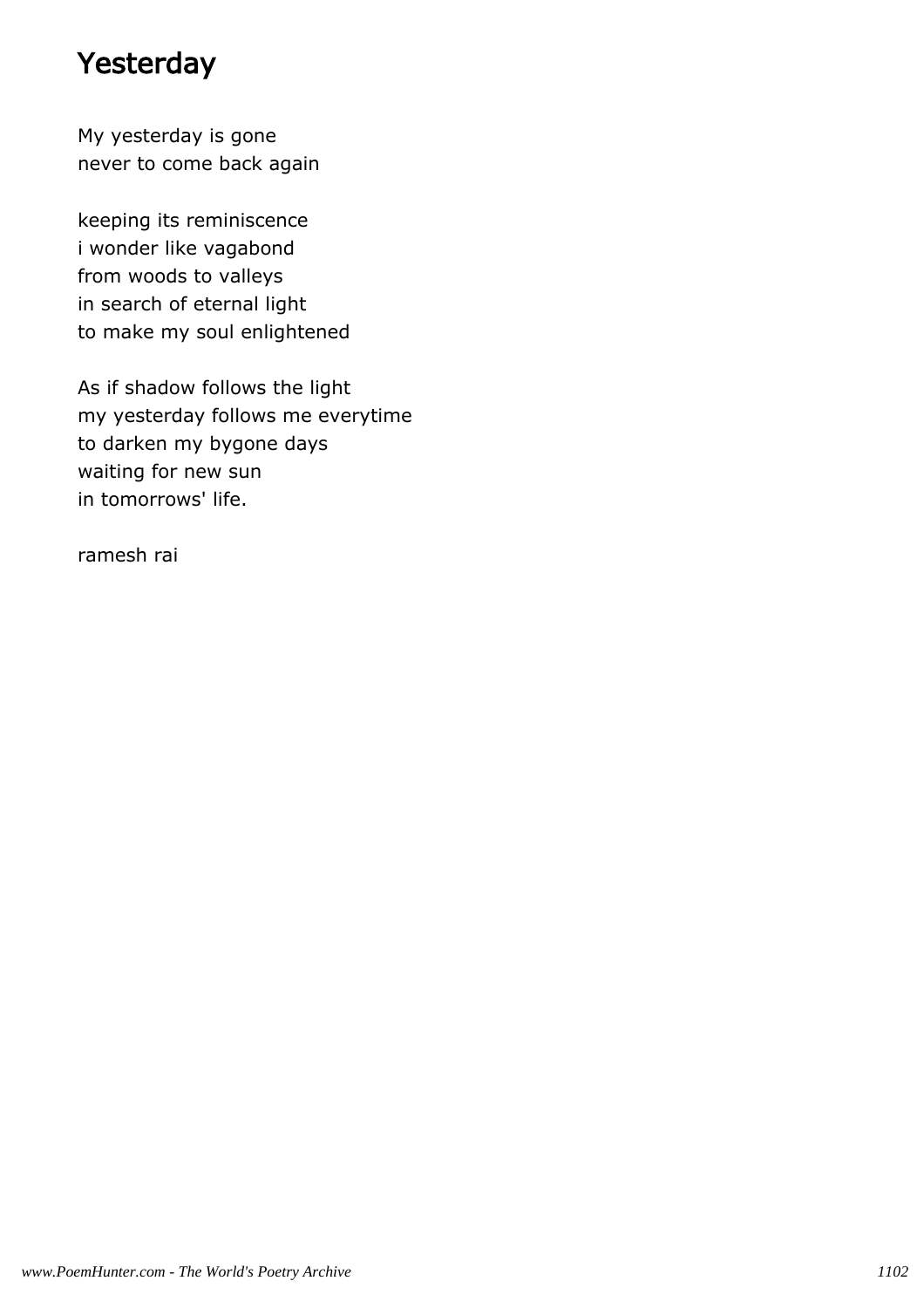## Yesterday

My yesterday is gone
never to come back again

keeping its reminiscence
i wonder like vagabond
from woods to valleys
in search of eternal light
to make my soul enlightened

As if shadow follows the light
my yesterday follows me everytime
to darken my bygone days
waiting for new sun
in tomorrows' life.

ramesh rai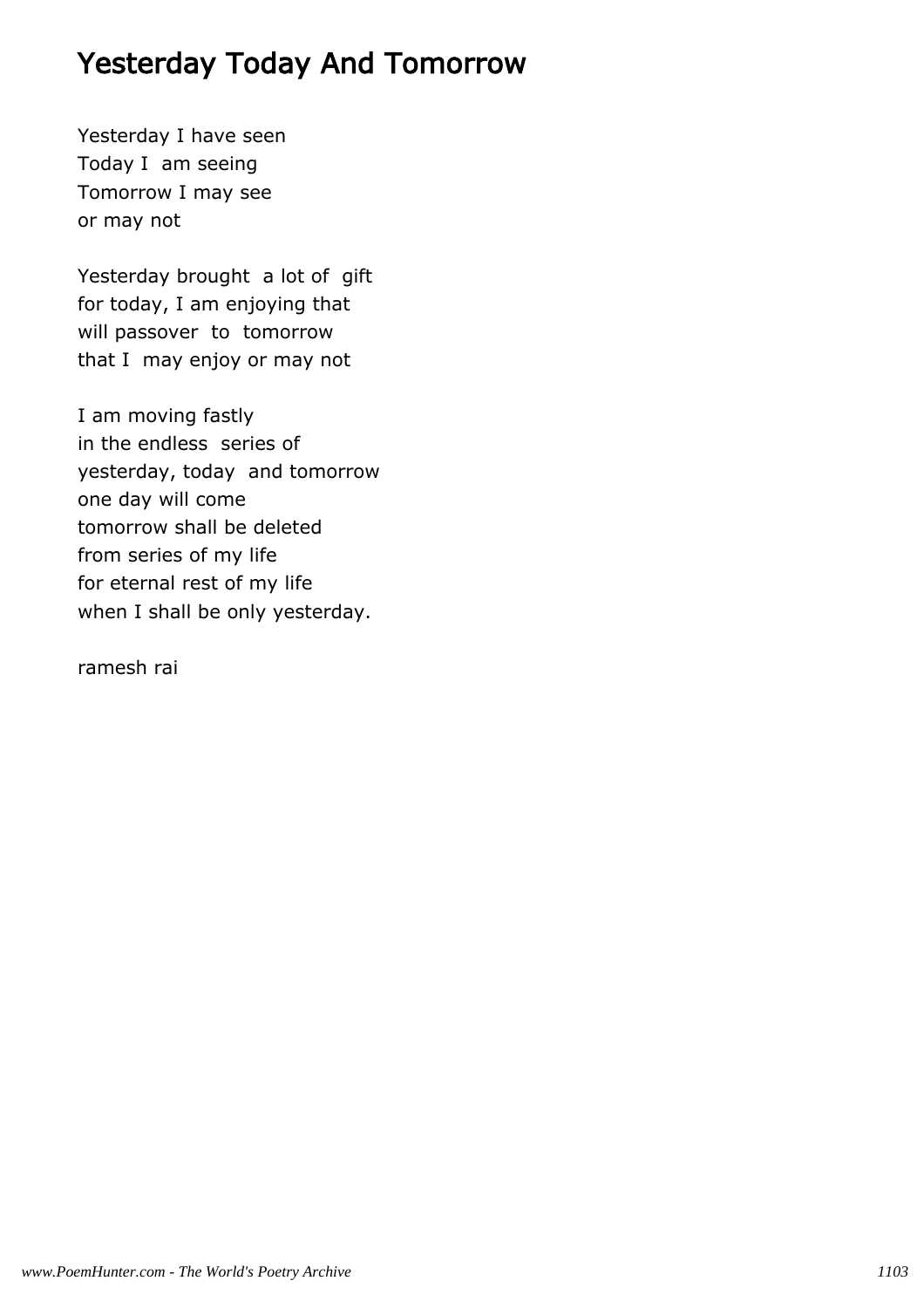# Yesterday Today And Tomorrow

Yesterday I have seen
Today I am seeing
Tomorrow I may see
or may not

Yesterday brought a lot of gift
for today, I am enjoying that
will passover to tomorrow
that I may enjoy or may not

I am moving fastly
in the endless series of
yesterday, today and tomorrow
one day will come
tomorrow shall be deleted
from series of my life
for eternal rest of my life
when I shall be only yesterday.

ramesh rai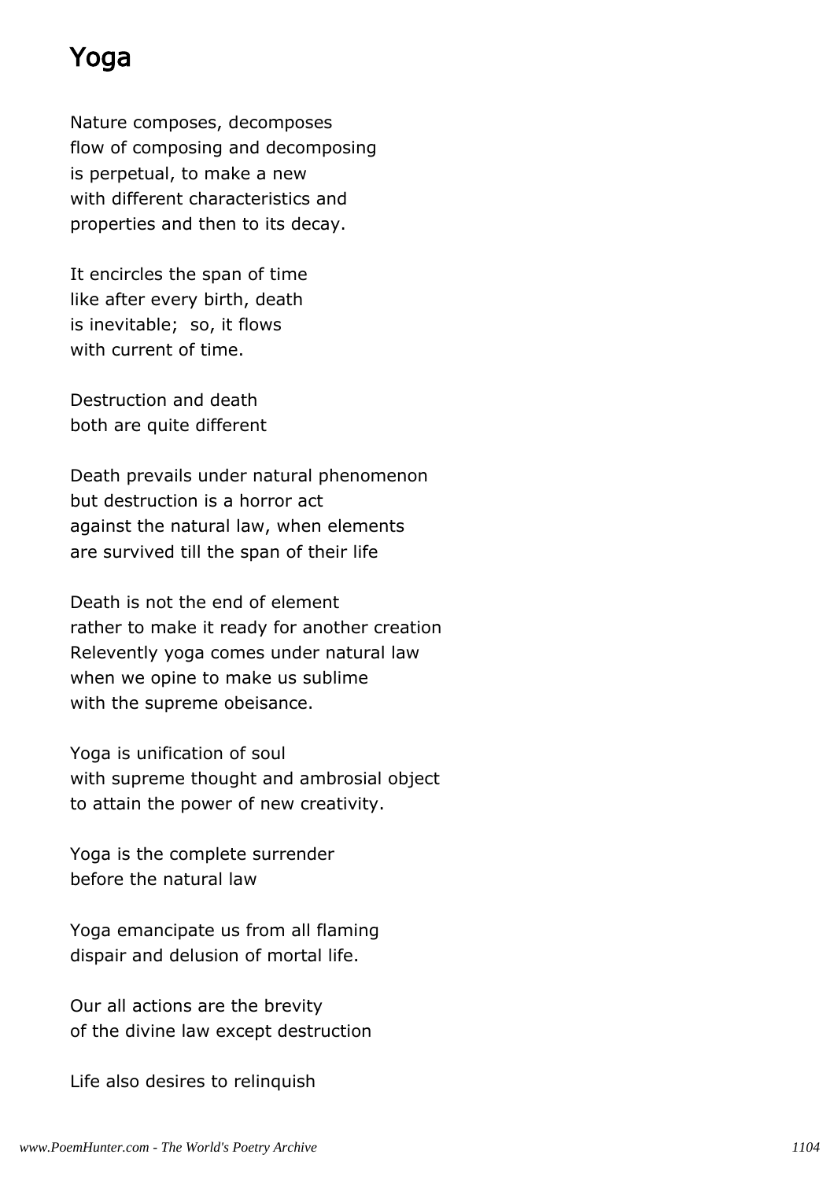# Yoga

Nature composes, decomposes
flow of composing and decomposing
is perpetual, to make a new
with different characteristics and
properties and then to its decay.

It encircles the span of time
like after every birth, death
is inevitable;  so, it flows
with current of time.

Destruction and death
both are quite different

Death prevails under natural phenomenon
but destruction is a horror act
against the natural law, when elements
are survived till the span of their life

Death is not the end of element
rather to make it ready for another creation
Relevently yoga comes under natural law
when we opine to make us sublime
with the supreme obeisance.

Yoga is unification of soul
with supreme thought and ambrosial object
to attain the power of new creativity.

Yoga is the complete surrender
before the natural law

Yoga emancipate us from all flaming
dispair and delusion of mortal life.

Our all actions are the brevity
of the divine law except destruction

Life also desires to relinquish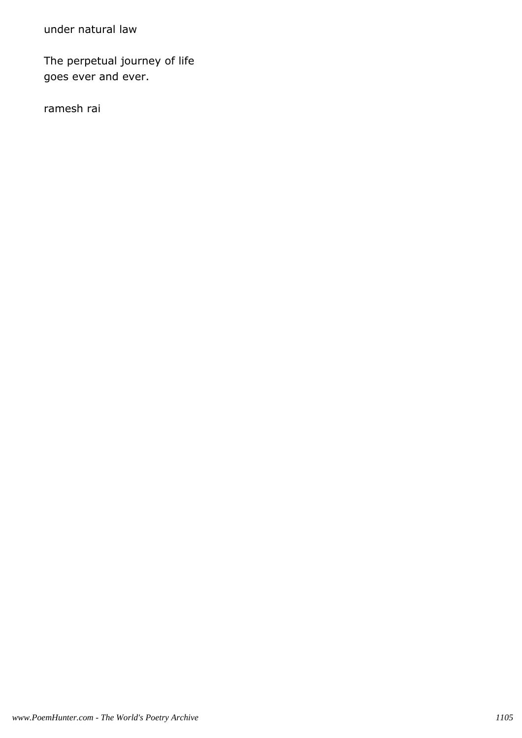under natural law

The perpetual journey of life
goes ever and ever.

ramesh rai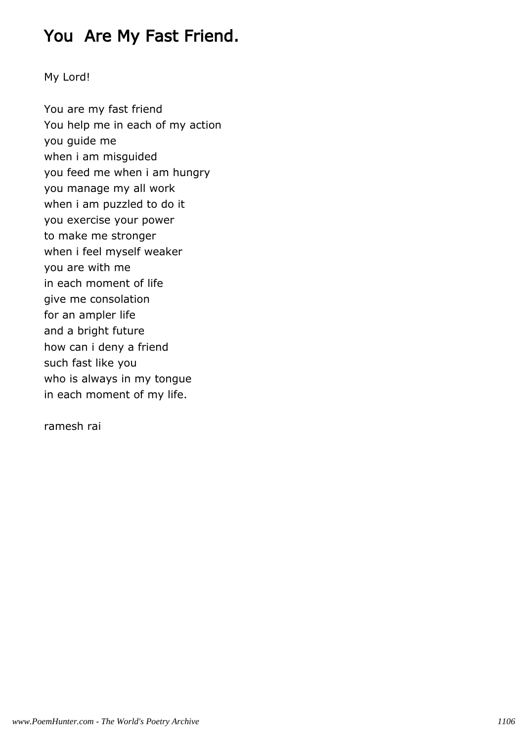# You Are My Fast Friend.

My Lord!

You are my fast friend
You help me in each of my action
you guide me
when i am misguided
you feed me when i am hungry
you manage my all work
when i am puzzled to do it
you exercise your power
to make me stronger
when i feel myself weaker
you are with me
in each moment of life
give me consolation
for an ampler life
and a bright future
how can i deny a friend
such fast like you
who is always in my tongue
in each moment of my life.

ramesh rai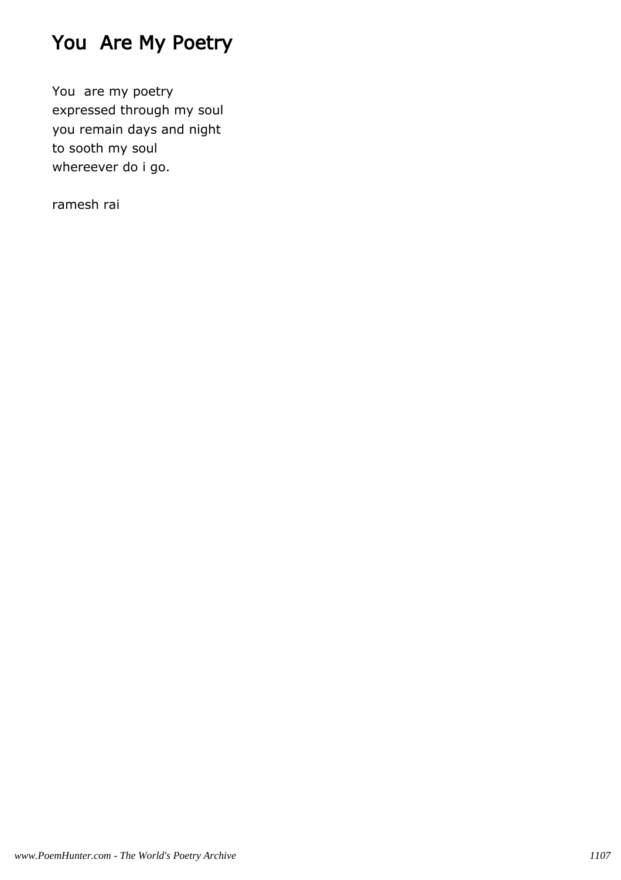# You Are My Poetry

You are my poetry
expressed through my soul
you remain days and night
to sooth my soul
whereever do i go.

ramesh rai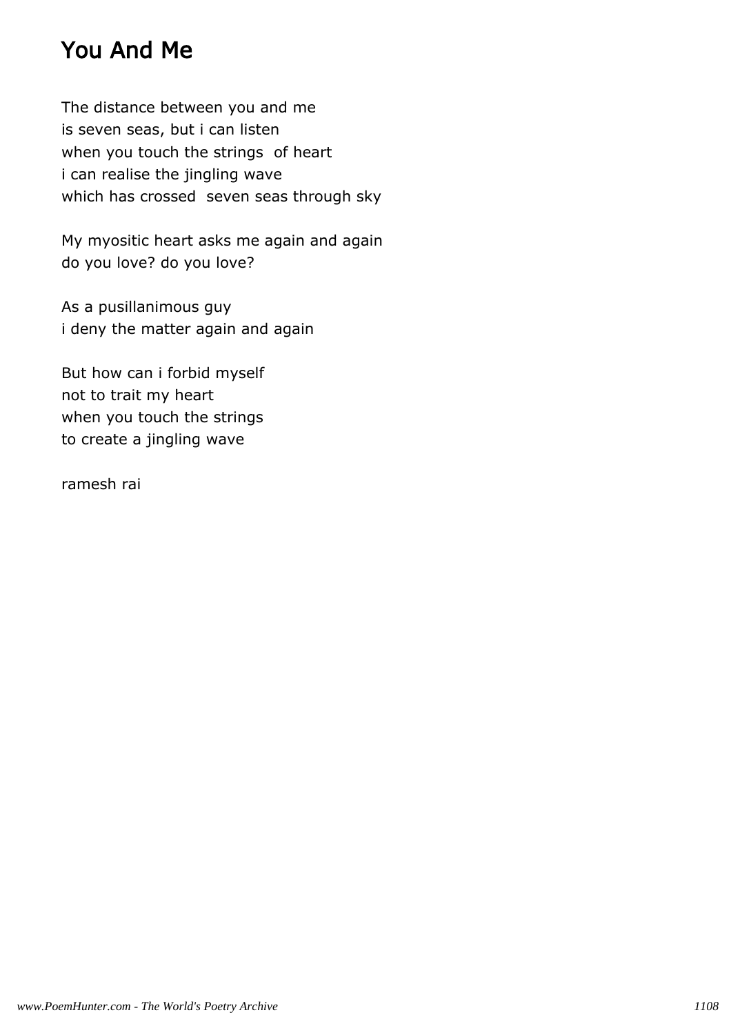# You And Me

The distance between you and me
is seven seas, but i can listen
when you touch the strings  of heart
i can realise the jingling wave
which has crossed  seven seas through sky

My myositic heart asks me again and again
do you love? do you love?

As a pusillanimous guy
i deny the matter again and again

But how can i forbid myself
not to trait my heart
when you touch the strings
to create a jingling wave

ramesh rai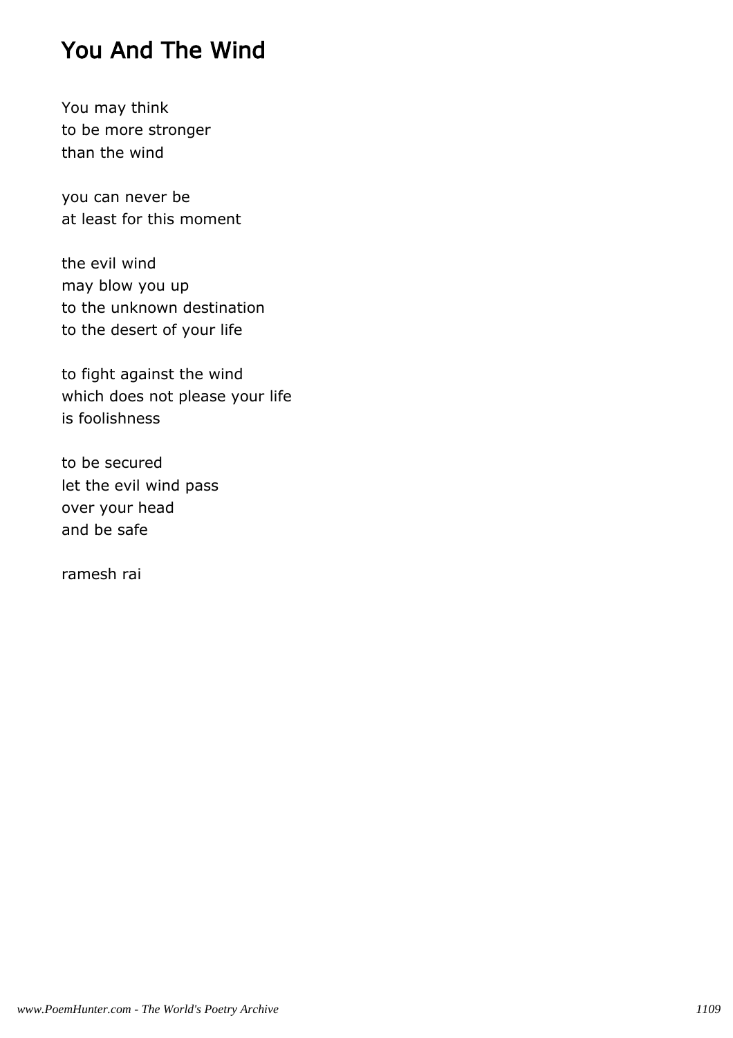# You And The Wind

You may think
to be more stronger
than the wind

you can never be
at least for this moment

the evil wind
may blow you up
to the unknown destination
to the desert of your life

to fight against the wind
which does not please your life
is foolishness

to be secured
let the evil wind pass
over your head
and be safe

ramesh rai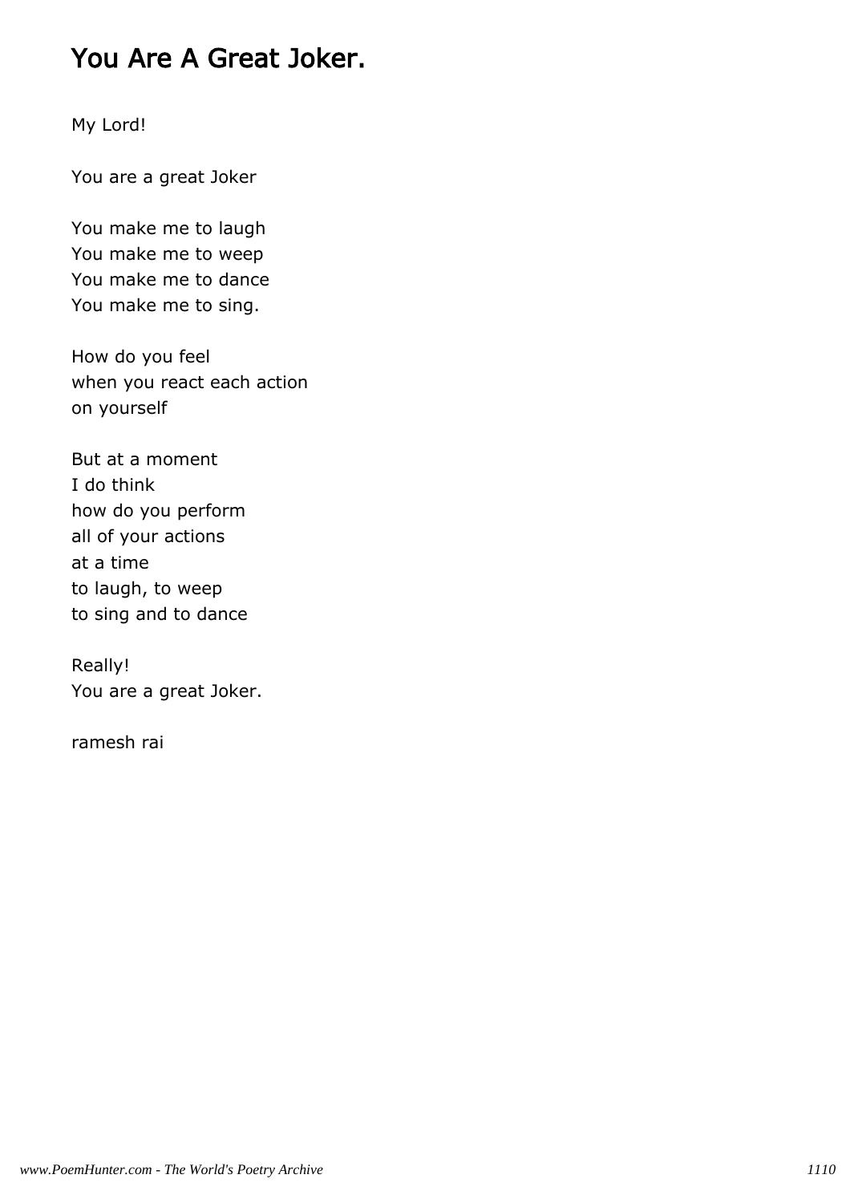# You Are A Great Joker.

My Lord!

You are a great Joker

You make me to laugh  
You make me to weep  
You make me to dance  
You make me to sing.

How do you feel  
when you react each action  
on yourself

But at a moment  
I do think  
how do you perform  
all of your actions  
at a time  
to laugh, to weep  
to sing and to dance

Really!  
You are a great Joker.

ramesh rai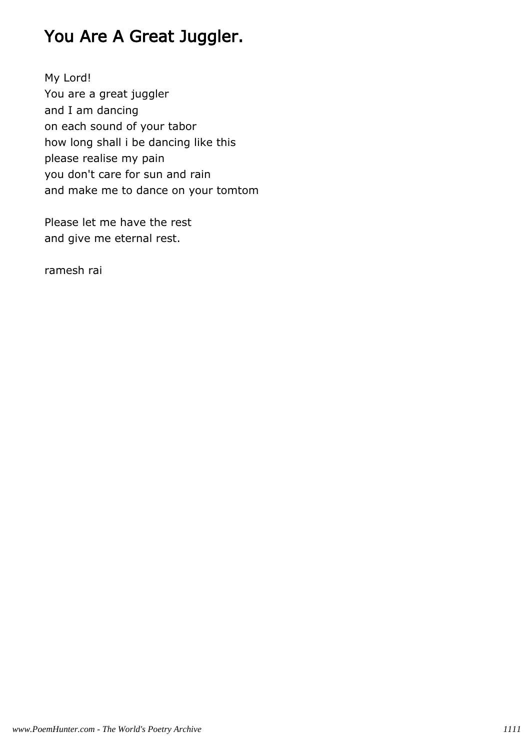# You Are A Great Juggler.

My Lord!
You are a great juggler
and I am dancing
on each sound of your tabor
how long shall i be dancing like this
please realise my pain
you don't care for sun and rain
and make me to dance on your tomtom

Please let me have the rest
and give me eternal rest.

ramesh rai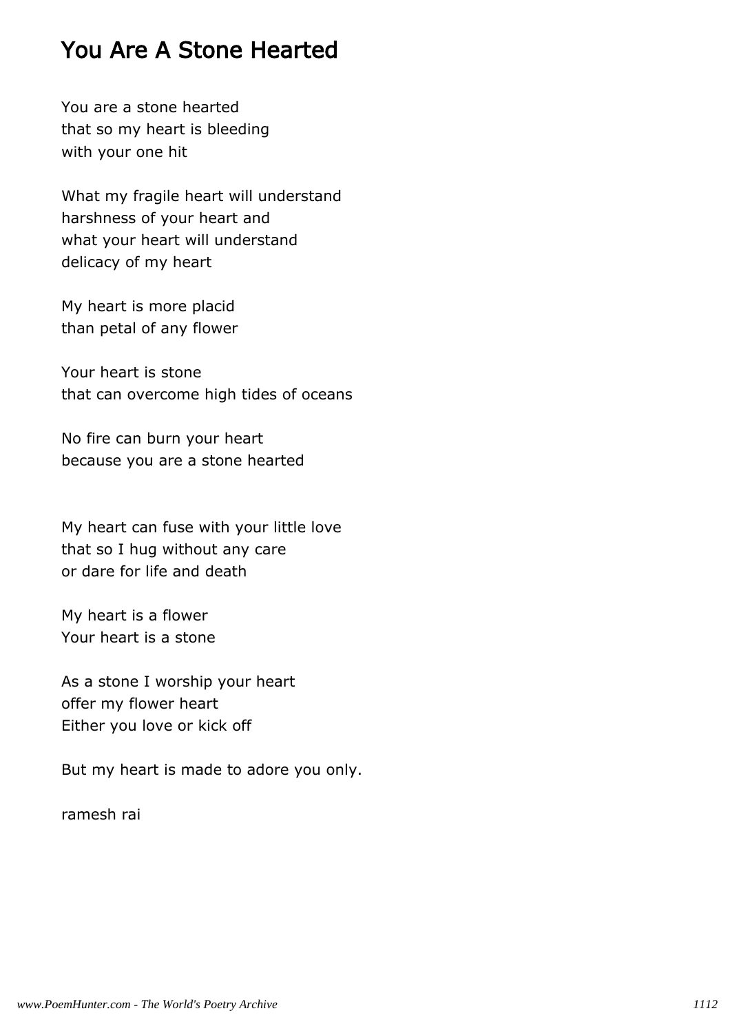## You Are A Stone Hearted

You are a stone hearted
that so my heart is bleeding
with your one hit

What my fragile heart will understand
harshness of your heart and
what your heart will understand
delicacy of my heart

My heart is more placid
than petal of any flower

Your heart is stone
that can overcome high tides of oceans

No fire can burn your heart
because you are a stone hearted

My heart can fuse with your little love
that so I hug without any care
or dare for life and death

My heart is a flower
Your heart is a stone

As a stone I worship your heart
offer my flower heart
Either you love or kick off

But my heart is made to adore you only.

ramesh rai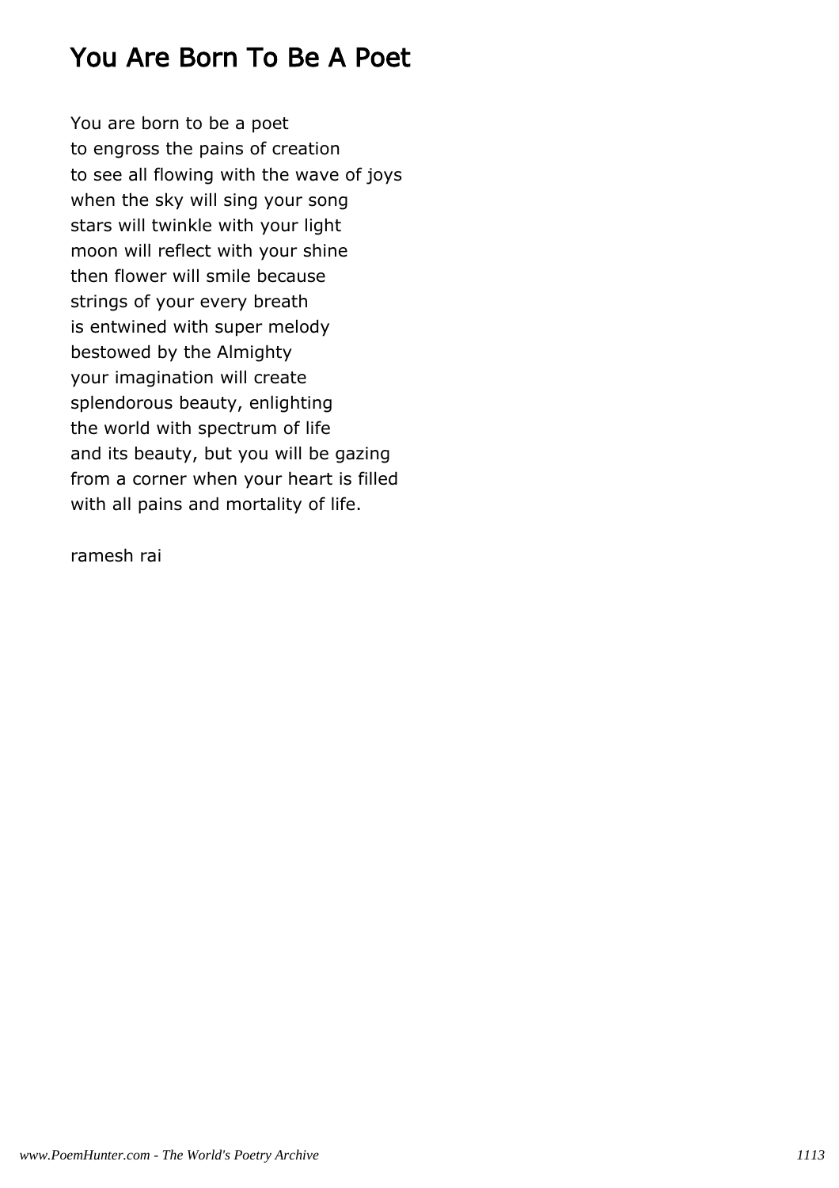# You Are Born To Be A Poet

You are born to be a poet
to engross the pains of creation
to see all flowing with the wave of joys
when the sky will sing your song
stars will twinkle with your light
moon will reflect with your shine
then flower will smile because
strings of your every breath
is entwined with super melody
bestowed by the Almighty
your imagination will create
splendorous beauty, enlighting
the world with spectrum of life
and its beauty, but you will be gazing
from a corner when your heart is filled
with all pains and mortality of life.

ramesh rai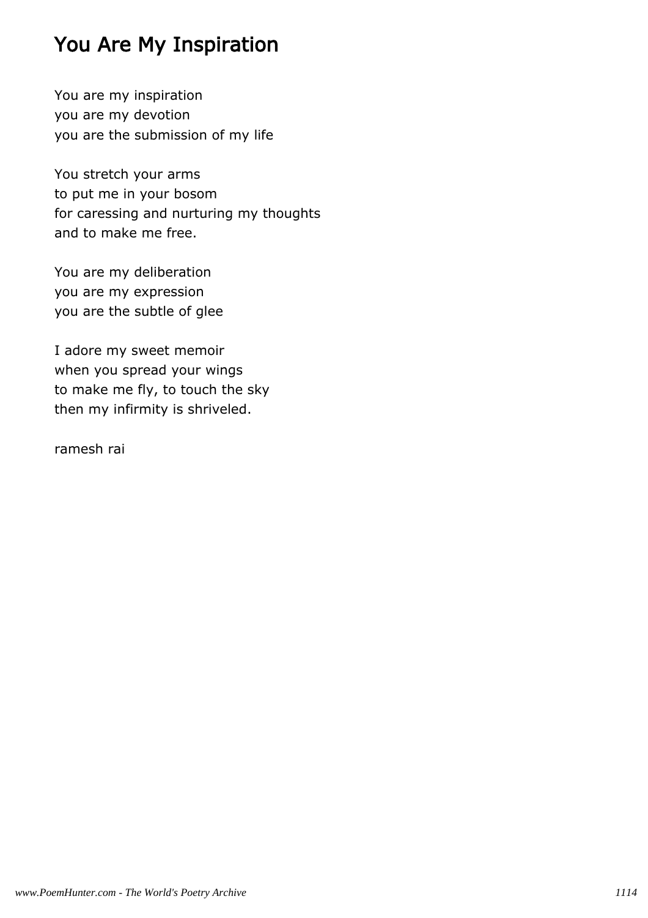# You Are My Inspiration

You are my inspiration
you are my devotion
you are the submission of my life

You stretch your arms
to put me in your bosom
for caressing and nurturing my thoughts
and to make me free.

You are my deliberation
you are my expression
you are the subtle of glee

I adore my sweet memoir
when you spread your wings
to make me fly, to touch the sky
then my infirmity is shriveled.

ramesh rai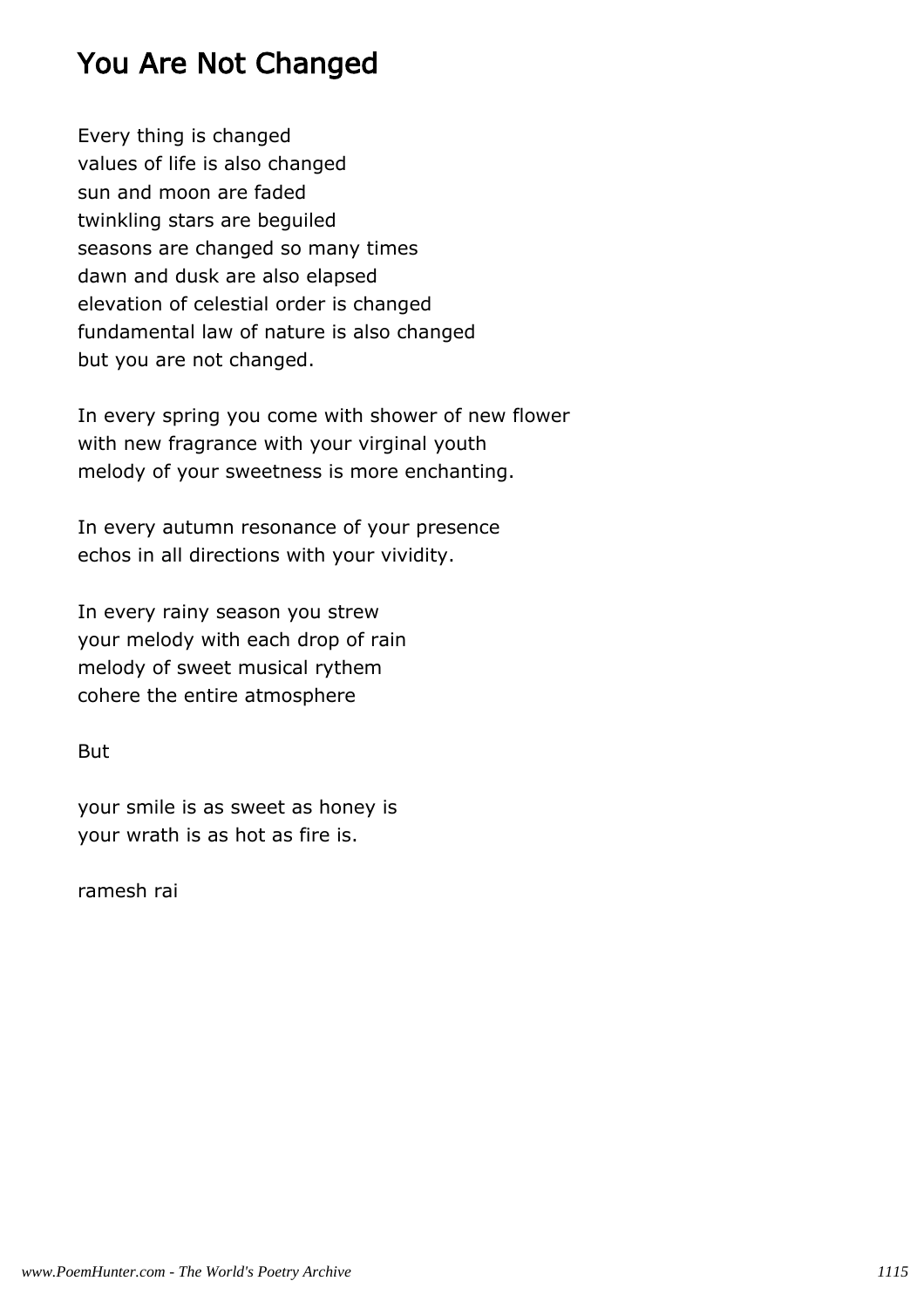# You Are Not Changed

Every thing is changed
values of life is also changed
sun and moon are faded
twinkling stars are beguiled
seasons are changed so many times
dawn and dusk are also elapsed
elevation of celestial order is changed
fundamental law of nature is also changed
but you are not changed.

In every spring you come with shower of new flower
with new fragrance with your virginal youth
melody of your sweetness is more enchanting.

In every autumn resonance of your presence
echos in all directions with your vividity.

In every rainy season you strew
your melody with each drop of rain
melody of sweet musical rythem
cohere the entire atmosphere

But

your smile is as sweet as honey is
your wrath is as hot as fire is.

ramesh rai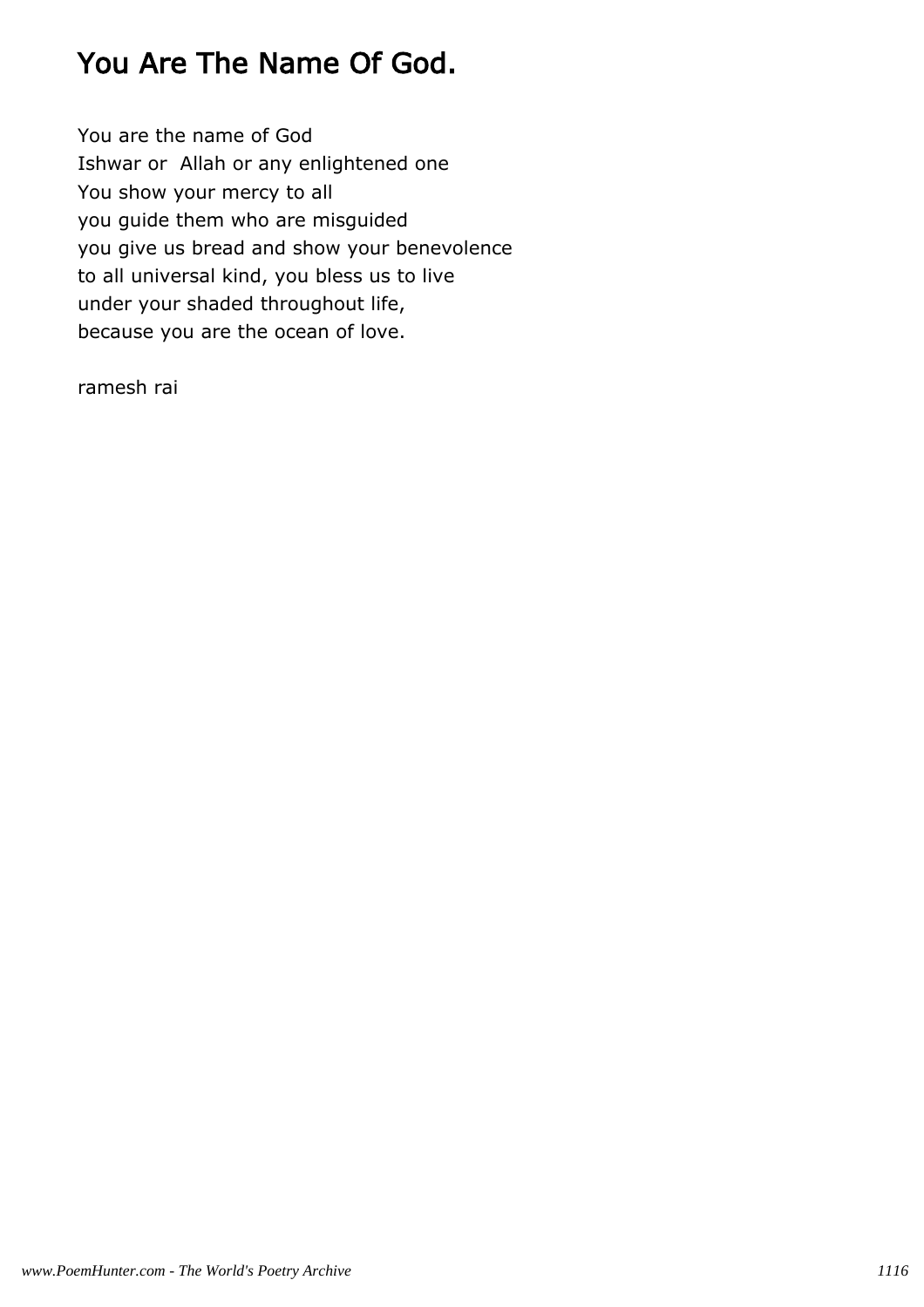# You Are The Name Of God.

You are the name of God  
Ishwar or Allah or any enlightened one  
You show your mercy to all  
you guide them who are misguided  
you give us bread and show your benevolence  
to all universal kind, you bless us to live  
under your shaded throughout life,  
because you are the ocean of love.

ramesh rai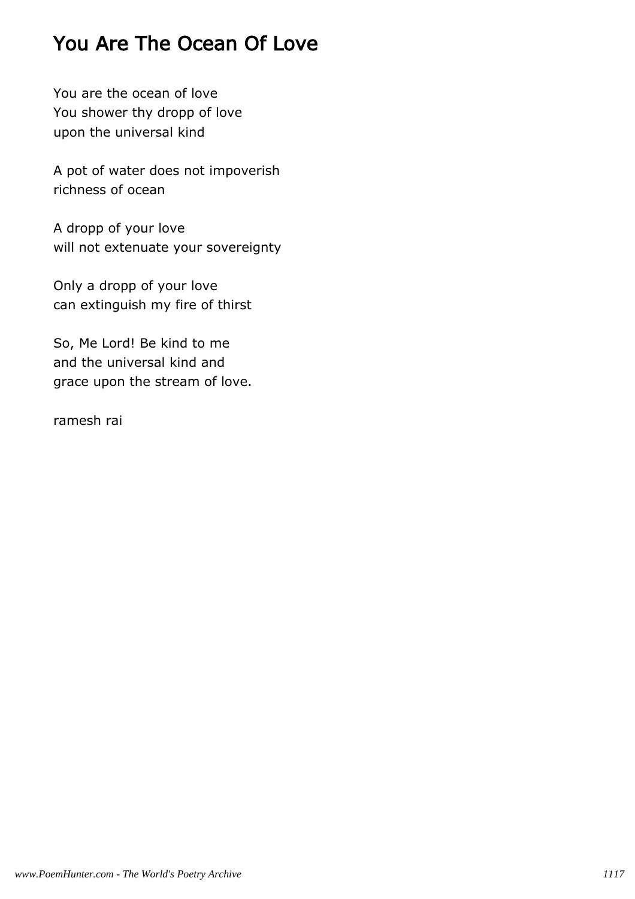# You Are The Ocean Of Love

You are the ocean of love
You shower thy dropp of love
upon the universal kind

A pot of water does not impoverish
richness of ocean

A dropp of your love
will not extenuate your sovereignty

Only a dropp of your love
can extinguish my fire of thirst

So, Me Lord! Be kind to me
and the universal kind and
grace upon the stream of love.

ramesh rai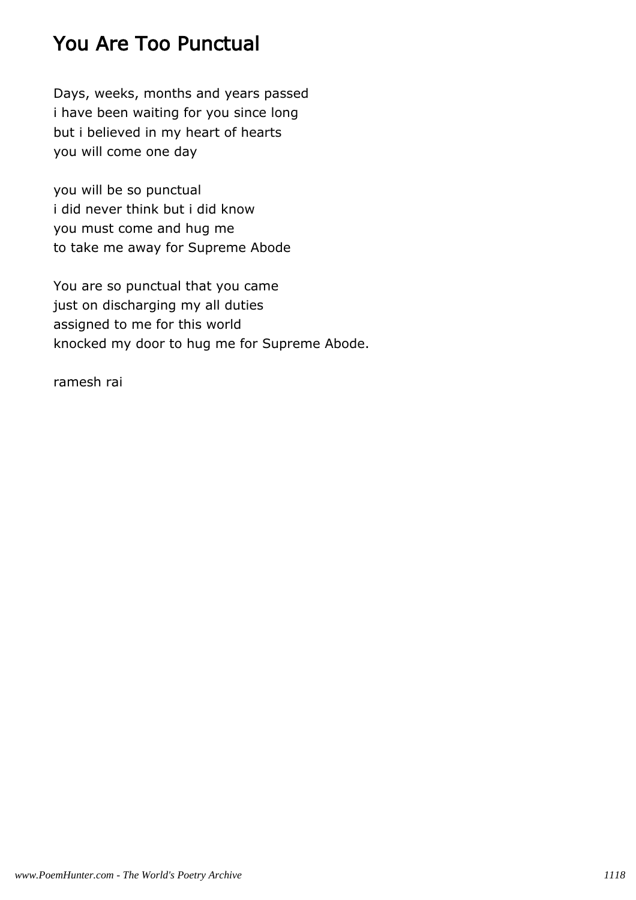# You Are Too Punctual

Days, weeks, months and years passed
i have been waiting for you since long
but i believed in my heart of hearts
you will come one day

you will be so punctual
i did never think but i did know
you must come and hug me
to take me away for Supreme Abode

You are so punctual that you came
just on discharging my all duties
assigned to me for this world
knocked my door to hug me for Supreme Abode.

ramesh rai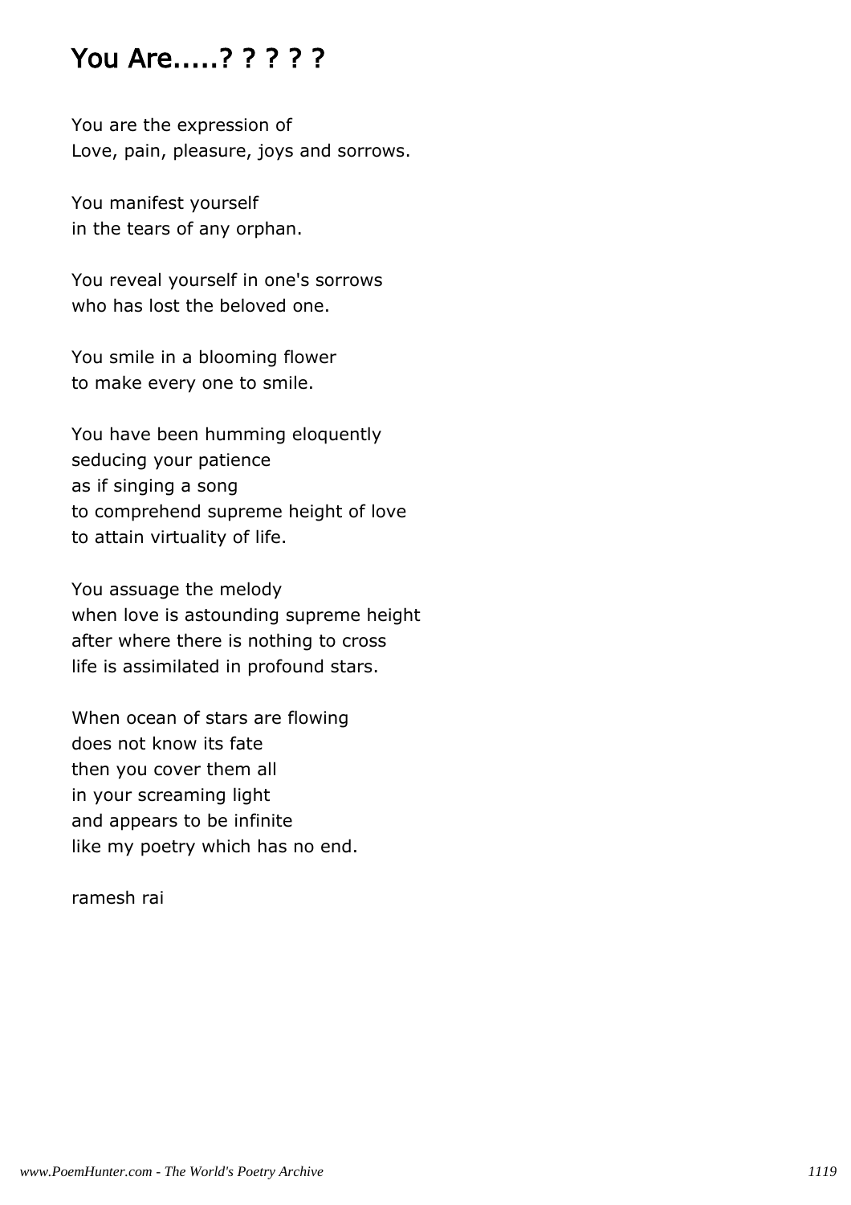# You Are.....? ? ? ? ?

You are the expression of
Love, pain, pleasure, joys and sorrows.

You manifest yourself
in the tears of any orphan.

You reveal yourself in one's sorrows
who has lost the beloved one.

You smile in a blooming flower
to make every one to smile.

You have been humming eloquently
seducing your patience
as if singing a song
to comprehend supreme height of love
to attain virtuality of life.

You assuage the melody
when love is astounding supreme height
after where there is nothing to cross
life is assimilated in profound stars.

When ocean of stars are flowing
does not know its fate
then you cover them all
in your screaming light
and appears to be infinite
like my poetry which has no end.

ramesh rai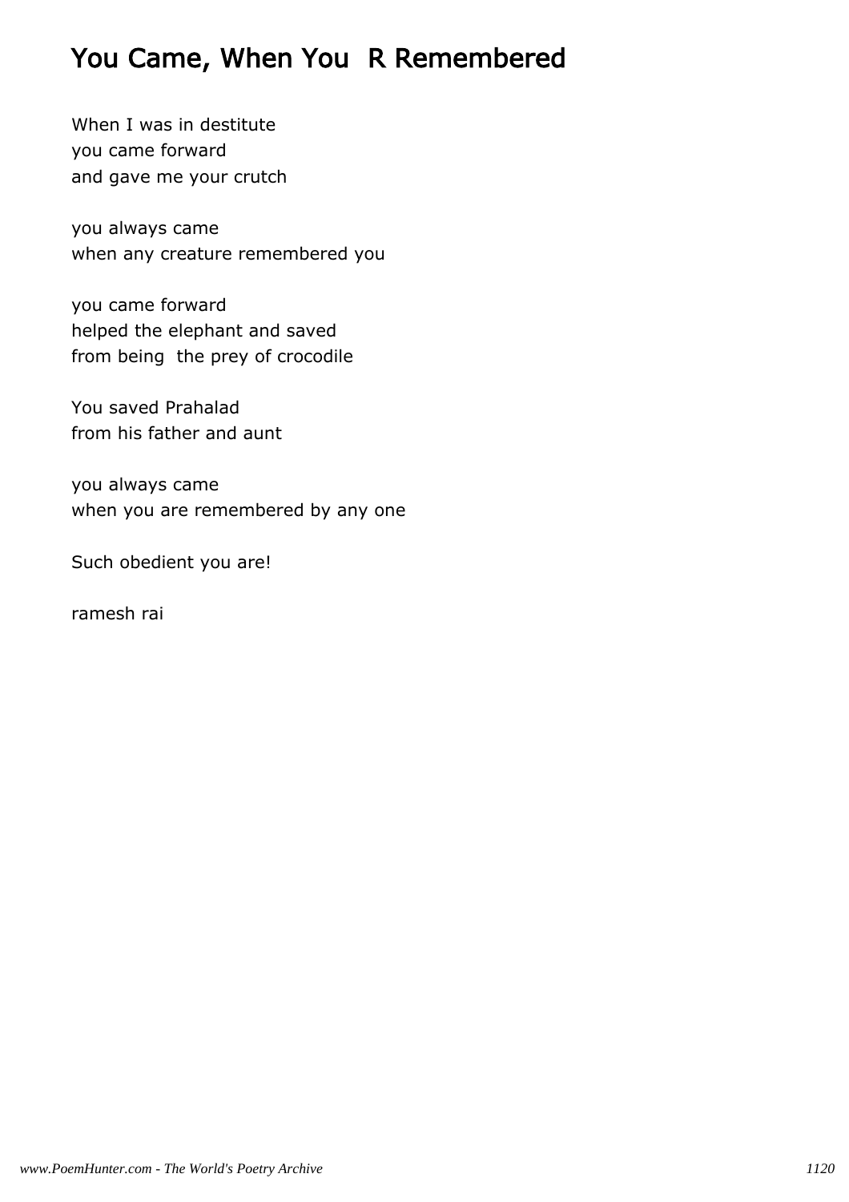# You Came, When You  R Remembered

When I was in destitute
you came forward
and gave me your crutch

you always came
when any creature remembered you

you came forward
helped the elephant and saved
from being  the prey of crocodile

You saved Prahalad
from his father and aunt

you always came
when you are remembered by any one

Such obedient you are!

ramesh rai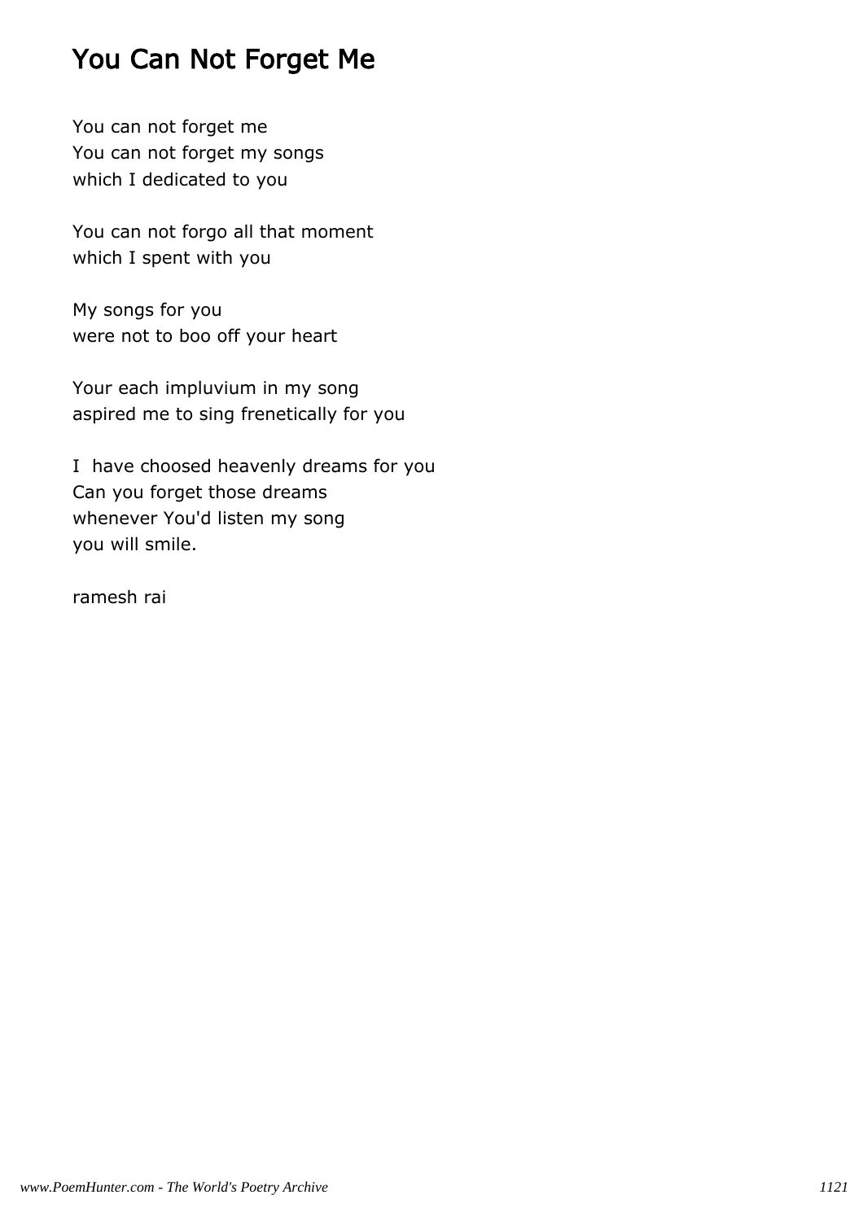# You Can Not Forget Me

You can not forget me
You can not forget my songs
which I dedicated to you

You can not forgo all that moment
which I spent with you

My songs for you
were not to boo off your heart

Your each impluvium in my song
aspired me to sing frenetically for you

I  have choosed heavenly dreams for you
Can you forget those dreams
whenever You'd listen my song
you will smile.

ramesh rai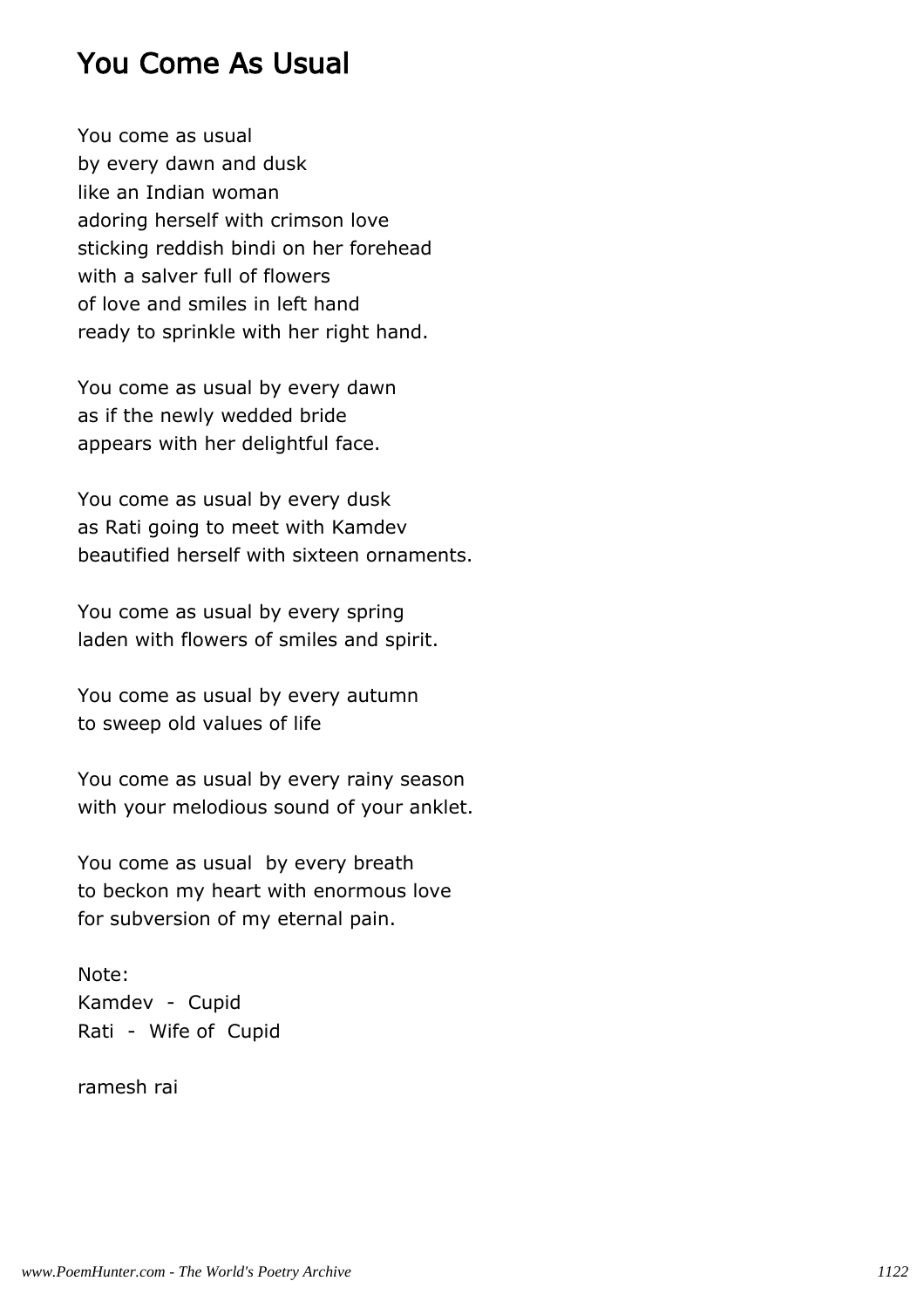# You Come As Usual

You come as usual
by every dawn and dusk
like an Indian woman
adoring herself with crimson love
sticking reddish bindi on her forehead
with a salver full of flowers
of love and smiles in left hand
ready to sprinkle with her right hand.

You come as usual by every dawn
as if the newly wedded bride
appears with her delightful face.

You come as usual by every dusk
as Rati going to meet with Kamdev
beautified herself with sixteen ornaments.

You come as usual by every spring
laden with flowers of smiles and spirit.

You come as usual by every autumn
to sweep old values of life

You come as usual by every rainy season
with your melodious sound of your anklet.

You come as usual by every breath
to beckon my heart with enormous love
for subversion of my eternal pain.

Note:
Kamdev - Cupid
Rati - Wife of Cupid

ramesh rai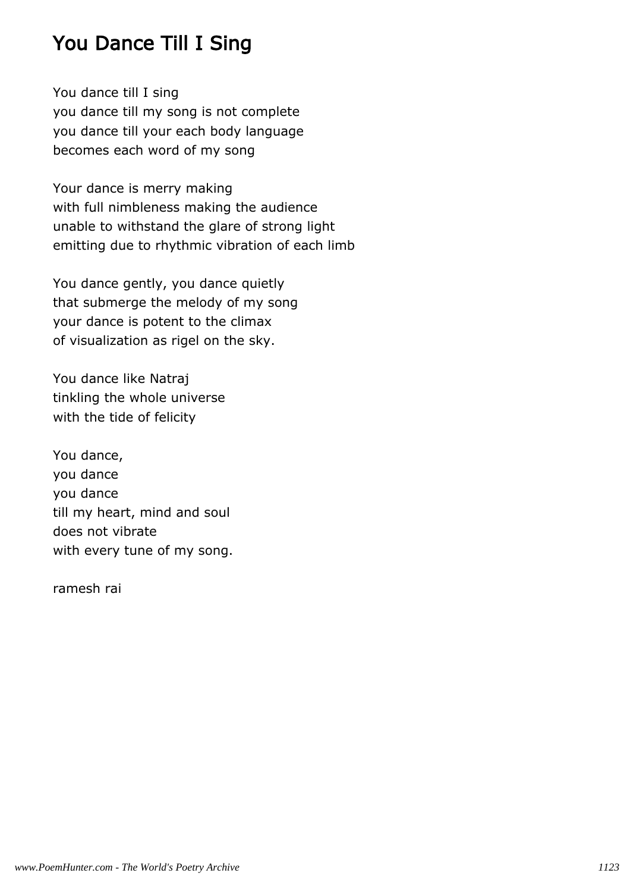# You Dance Till I Sing

You dance till I sing
you dance till my song is not complete
you dance till your each body language
becomes each word of my song

Your dance is merry making
with full nimbleness making the audience
unable to withstand the glare of strong light
emitting due to rhythmic vibration of each limb

You dance gently, you dance quietly
that submerge the melody of my song
your dance is potent to the climax
of visualization as rigel on the sky.

You dance like Natraj
tinkling the whole universe
with the tide of felicity

You dance,
you dance
you dance
till my heart, mind and soul
does not vibrate
with every tune of my song.

ramesh rai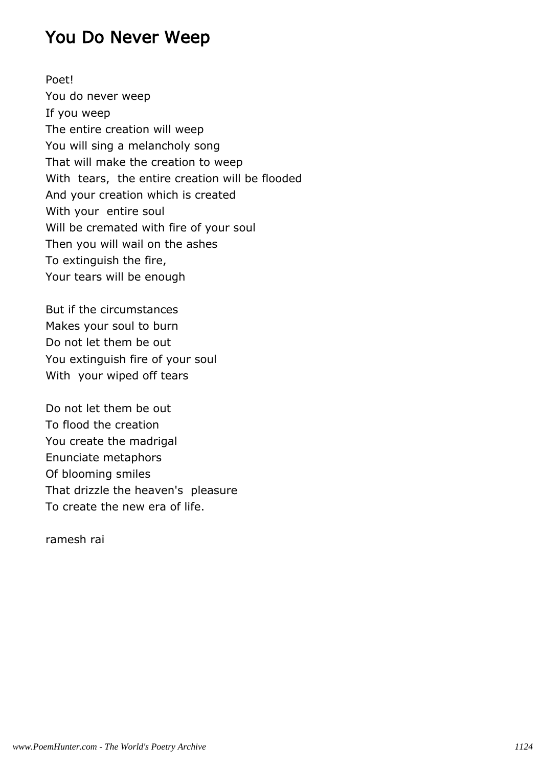# You Do Never Weep

Poet!
You do never weep
If you weep
The entire creation will weep
You will sing a melancholy song
That will make the creation to weep
With tears, the entire creation will be flooded
And your creation which is created
With your entire soul
Will be cremated with fire of your soul
Then you will wail on the ashes
To extinguish the fire,
Your tears will be enough

But if the circumstances
Makes your soul to burn
Do not let them be out
You extinguish fire of your soul
With your wiped off tears

Do not let them be out
To flood the creation
You create the madrigal
Enunciate metaphors
Of blooming smiles
That drizzle the heaven's pleasure
To create the new era of life.

ramesh rai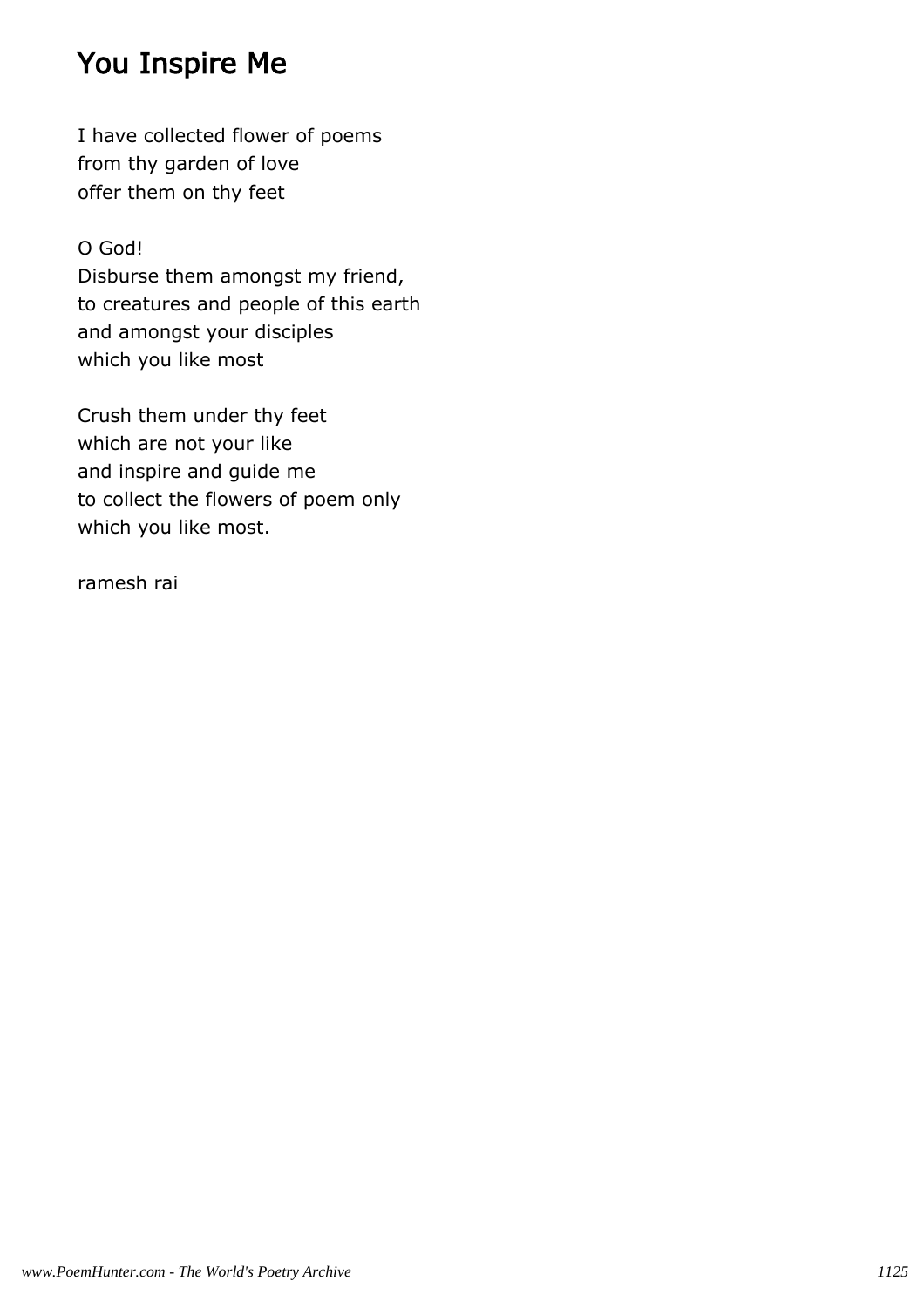# You Inspire Me

I have collected flower of poems
from thy garden of love
offer them on thy feet

O God!
Disburse them amongst my friend,
to creatures and people of this earth
and amongst your disciples
which you like most

Crush them under thy feet
which are not your like
and inspire and guide me
to collect the flowers of poem only
which you like most.

ramesh rai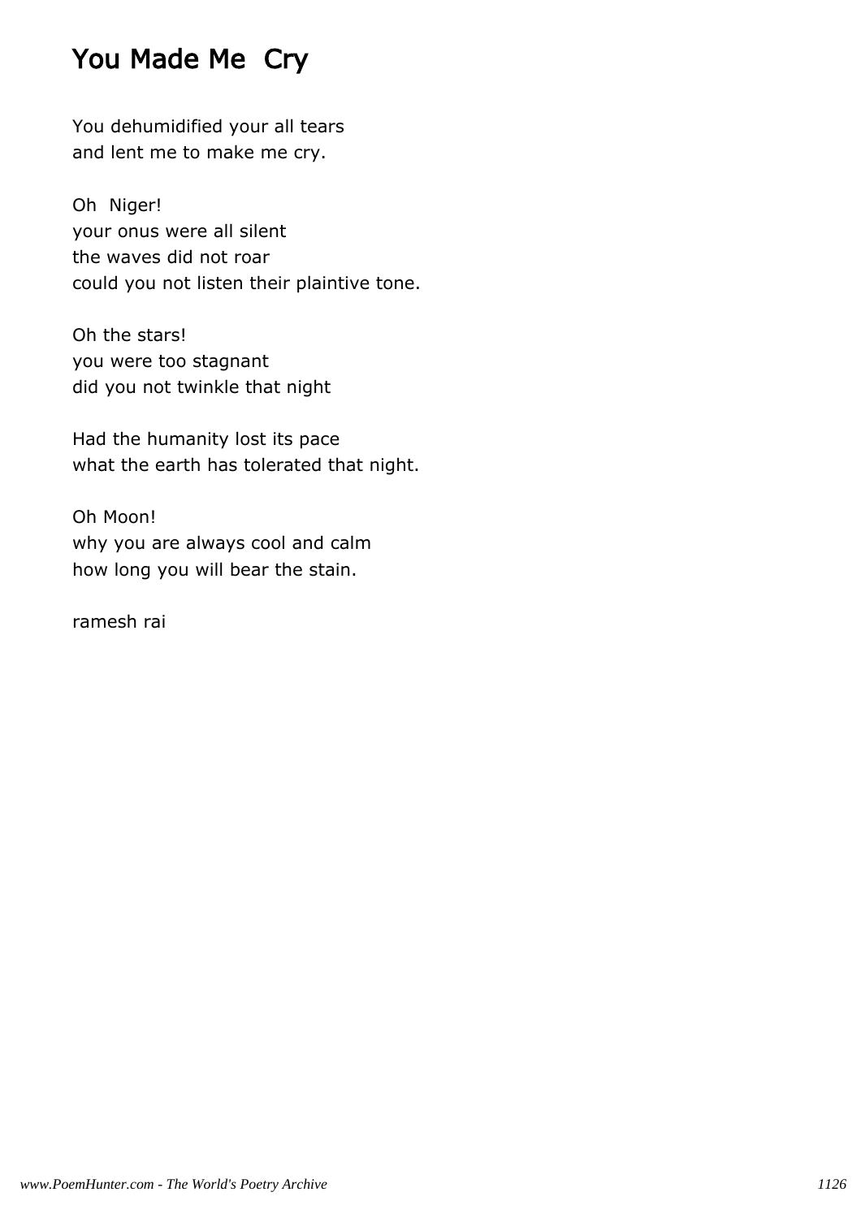## You Made Me Cry

You dehumidified your all tears  
and lent me to make me cry.

Oh Niger!  
your onus were all silent  
the waves did not roar  
could you not listen their plaintive tone.

Oh the stars!  
you were too stagnant  
did you not twinkle that night

Had the humanity lost its pace  
what the earth has tolerated that night.

Oh Moon!  
why you are always cool and calm  
how long you will bear the stain.

ramesh rai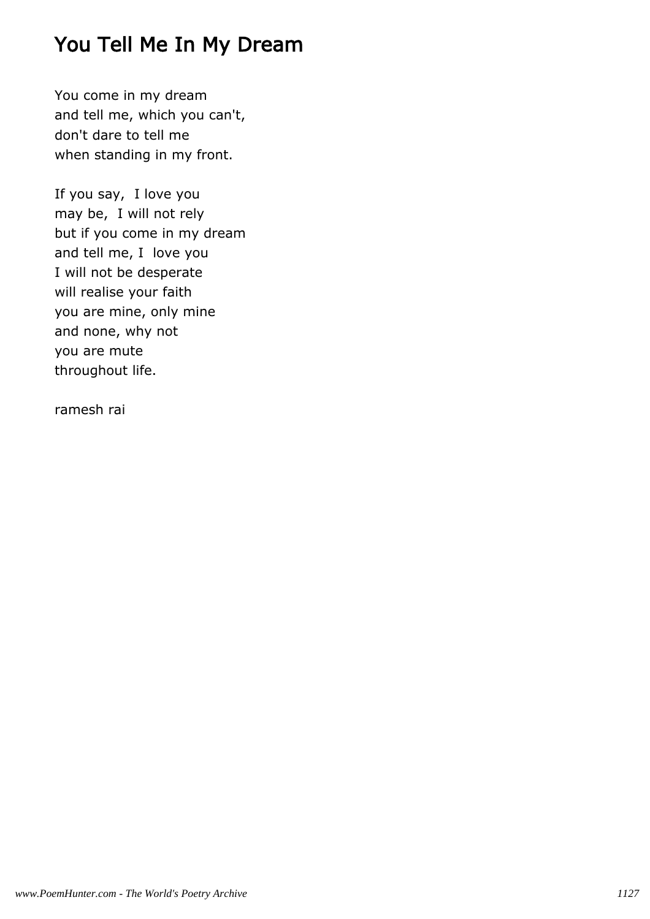# You Tell Me In My Dream

You come in my dream
and tell me, which you can't,
don't dare to tell me
when standing in my front.

If you say,  I love you
may be,  I will not rely
but if you come in my dream
and tell me, I  love you
I will not be desperate
will realise your faith
you are mine, only mine
and none, why not
you are mute
throughout life.

ramesh rai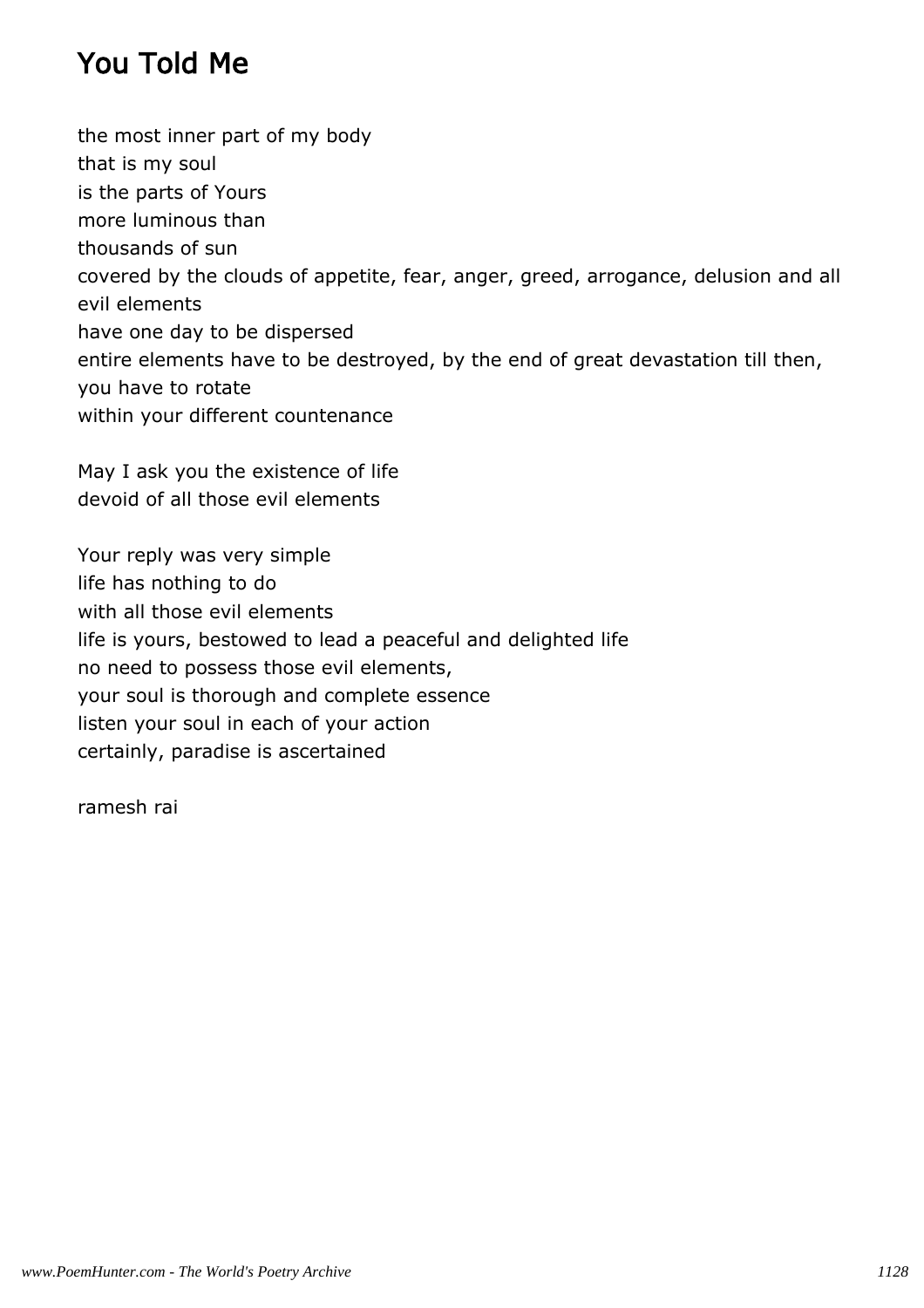# You Told Me

the most inner part of my body
that is my soul
is the parts of Yours
more luminous than
thousands of sun
covered by the clouds of appetite, fear, anger, greed, arrogance, delusion and all evil elements
have one day to be dispersed
entire elements have to be destroyed, by the end of great devastation till then,
you have to rotate
within your different countenance

May I ask you the existence of life
devoid of all those evil elements

Your reply was very simple
life has nothing to do
with all those evil elements
life is yours, bestowed to lead a peaceful and delighted life
no need to possess those evil elements,
your soul is thorough and complete essence
listen your soul in each of your action
certainly, paradise is ascertained

ramesh rai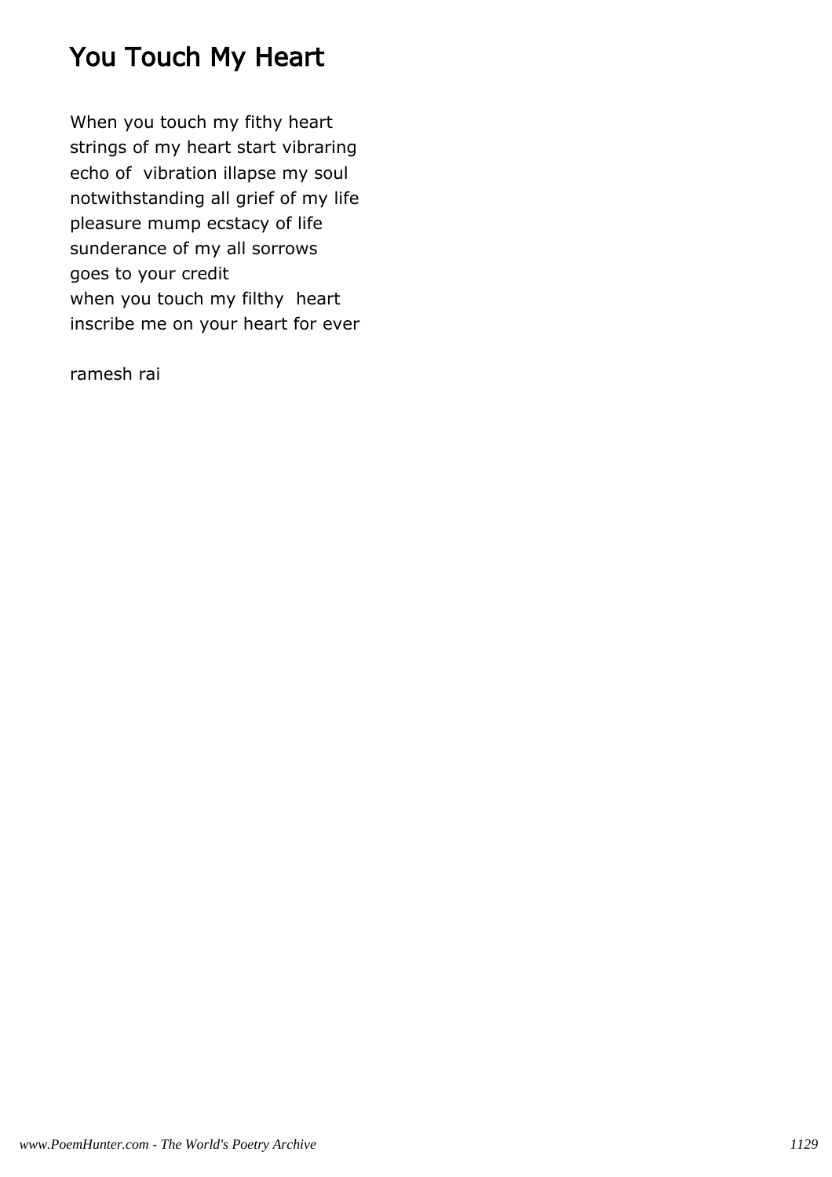# You Touch My Heart

When you touch my fithy heart  
strings of my heart start vibraring  
echo of vibration illapse my soul  
notwithstanding all grief of my life  
pleasure mump ecstacy of life  
sunderance of my all sorrows  
goes to your credit  
when you touch my filthy heart  
inscribe me on your heart for ever

ramesh rai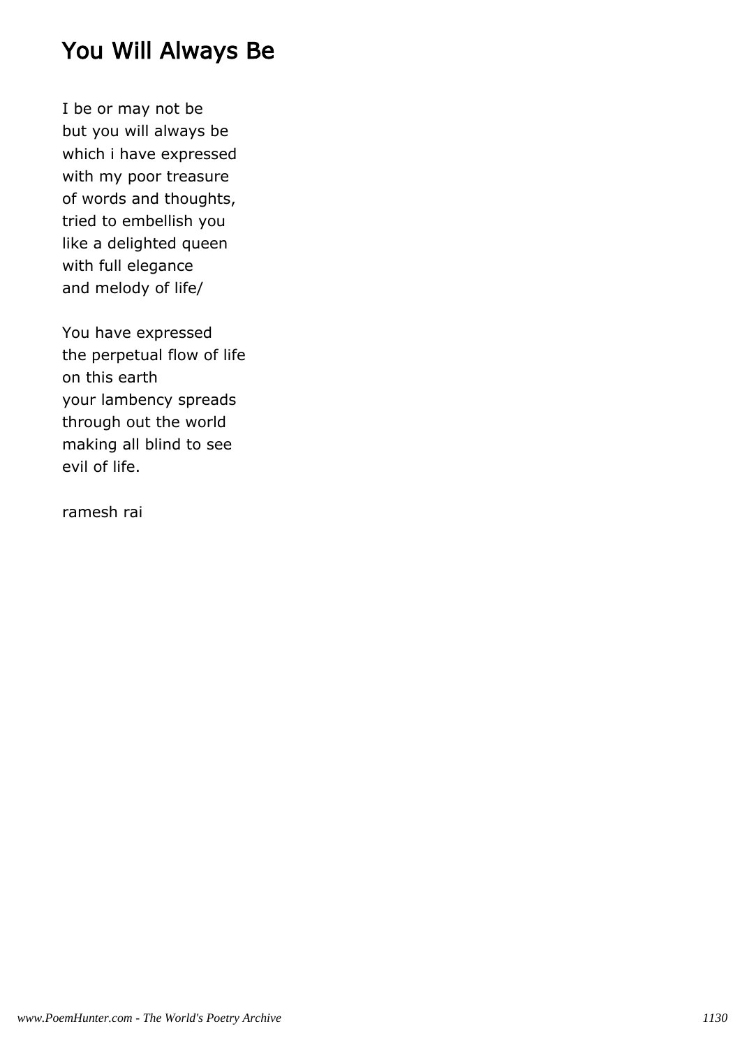# You Will Always Be

I be or may not be  
but you will always be  
which i have expressed  
with my poor treasure  
of words and thoughts,  
tried to embellish you  
like a delighted queen  
with full elegance  
and melody of life/

You have expressed  
the perpetual flow of life  
on this earth  
your lambency spreads  
through out the world  
making all blind to see  
evil of life.

ramesh rai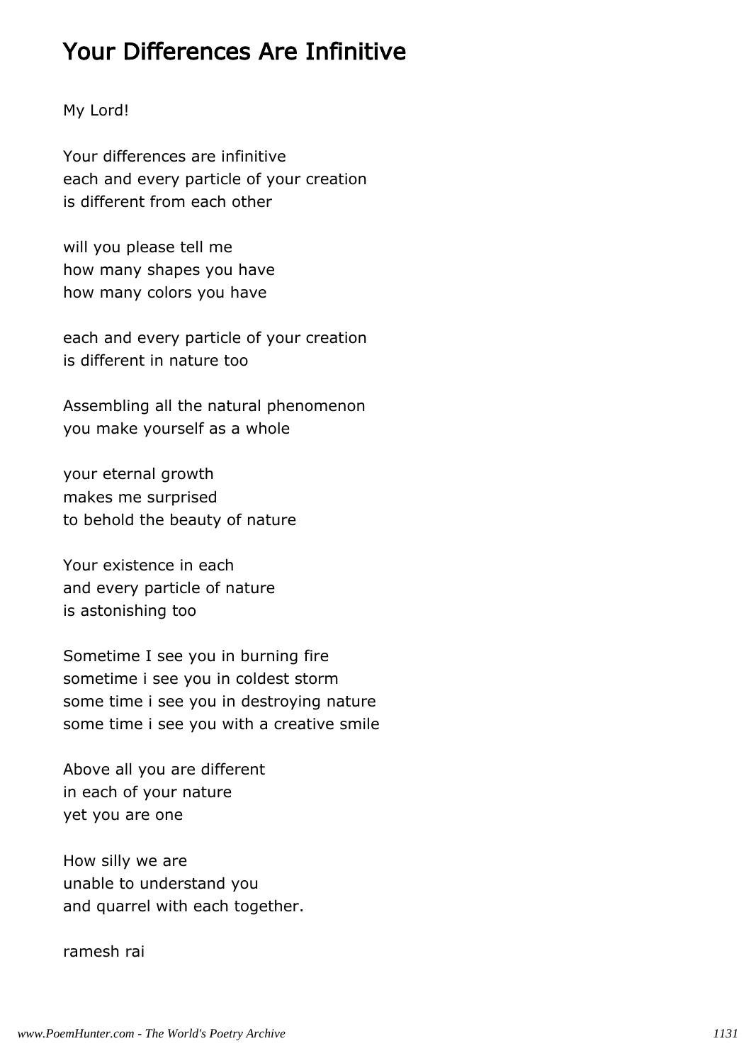# Your Differences Are Infinitive

My Lord!

Your differences are infinitive
each and every particle of your creation
is different from each other

will you please tell me
how many shapes you have
how many colors you have

each and every particle of your creation
is different in nature too

Assembling all the natural phenomenon
you make yourself as a whole

your eternal growth
makes me surprised
to behold the beauty of nature

Your existence in each
and every particle of nature
is astonishing too

Sometime I see you in burning fire
sometime i see you in coldest storm
some time i see you in destroying nature
some time i see you with a creative smile

Above all you are different
in each of your nature
yet you are one

How silly we are
unable to understand you
and quarrel with each together.

ramesh rai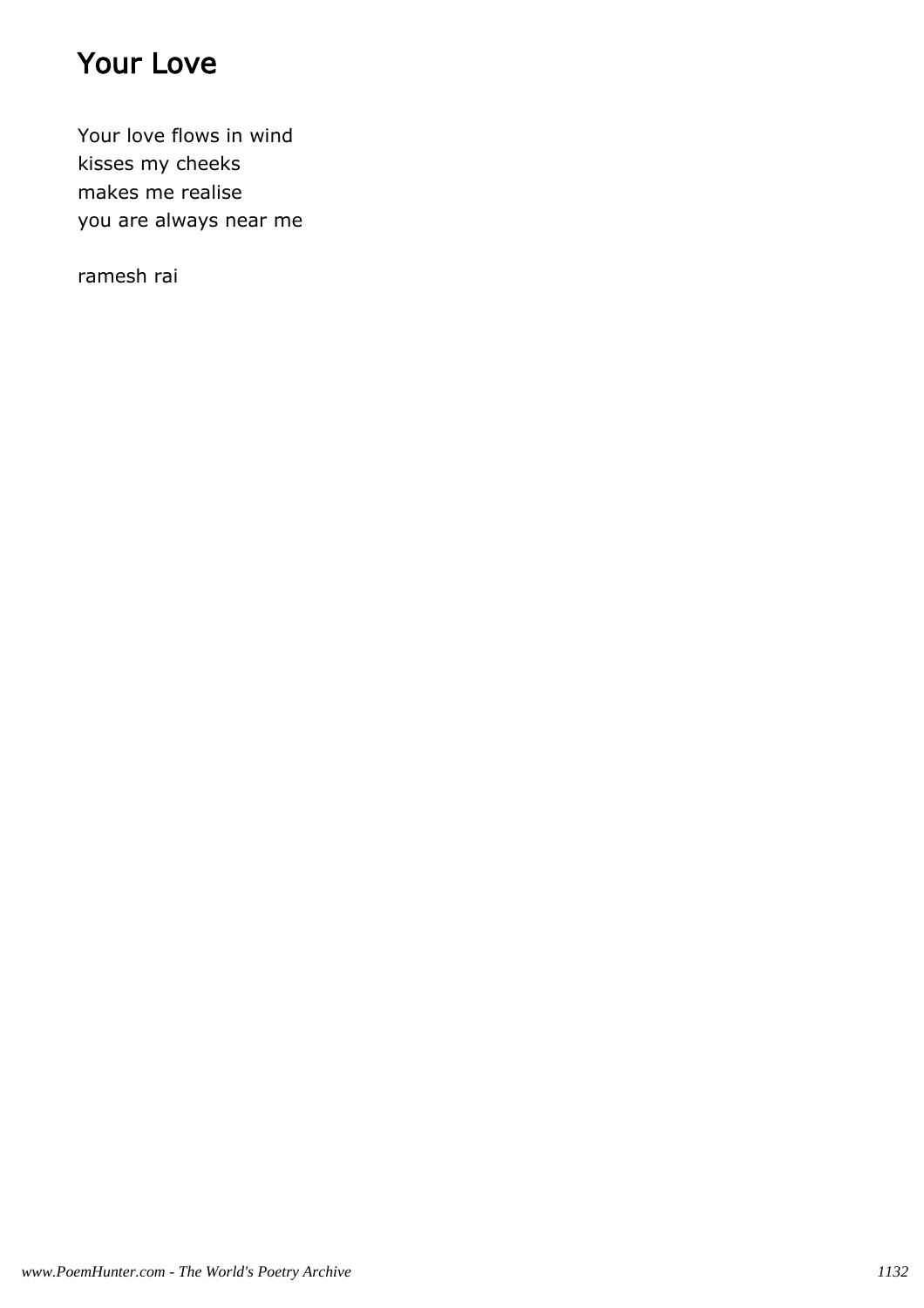# Your Love

Your love flows in wind
kisses my cheeks
makes me realise
you are always near me

ramesh rai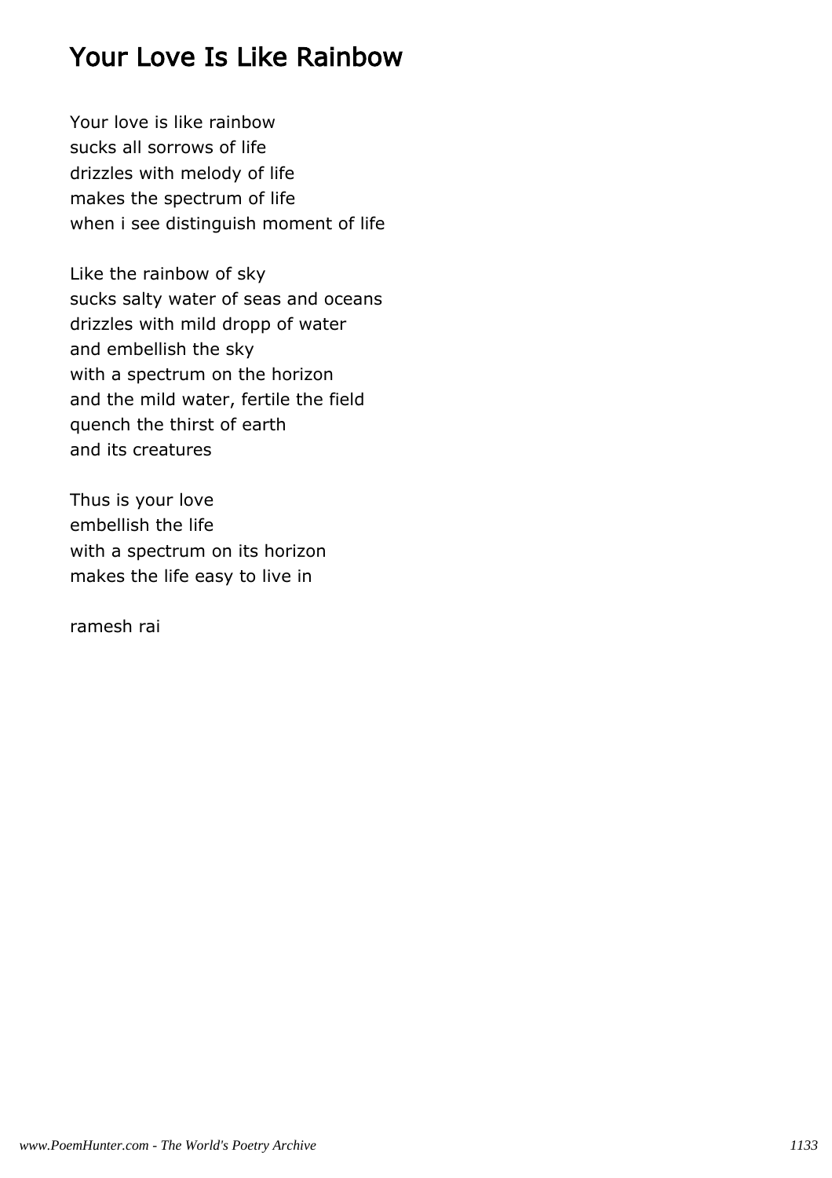# Your Love Is Like Rainbow

Your love is like rainbow
sucks all sorrows of life
drizzles with melody of life
makes the spectrum of life
when i see distinguish moment of life

Like the rainbow of sky
sucks salty water of seas and oceans
drizzles with mild dropp of water
and embellish the sky
with a spectrum on the horizon
and the mild water, fertile the field
quench the thirst of earth
and its creatures

Thus is your love
embellish the life
with a spectrum on its horizon
makes the life easy to live in

ramesh rai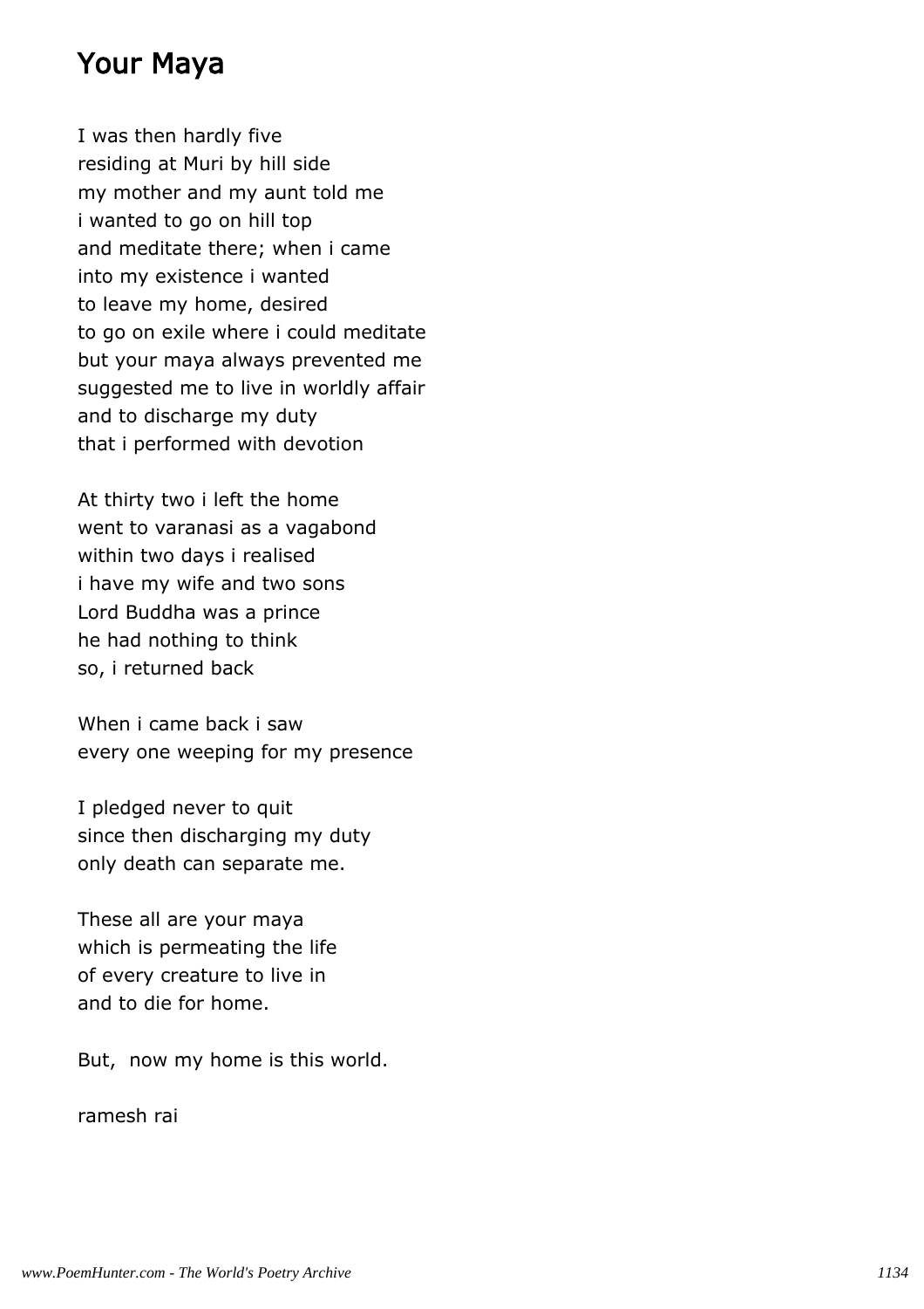# Your Maya

I was then hardly five
residing at Muri by hill side
my mother and my aunt told me
i wanted to go on hill top
and meditate there; when i came
into my existence i wanted
to leave my home, desired
to go on exile where i could meditate
but your maya always prevented me
suggested me to live in worldly affair
and to discharge my duty
that i performed with devotion

At thirty two i left the home
went to varanasi as a vagabond
within two days i realised
i have my wife and two sons
Lord Buddha was a prince
he had nothing to think
so, i returned back

When i came back i saw
every one weeping for my presence

I pledged never to quit
since then discharging my duty
only death can separate me.

These all are your maya
which is permeating the life
of every creature to live in
and to die for home.

But, now my home is this world.

ramesh rai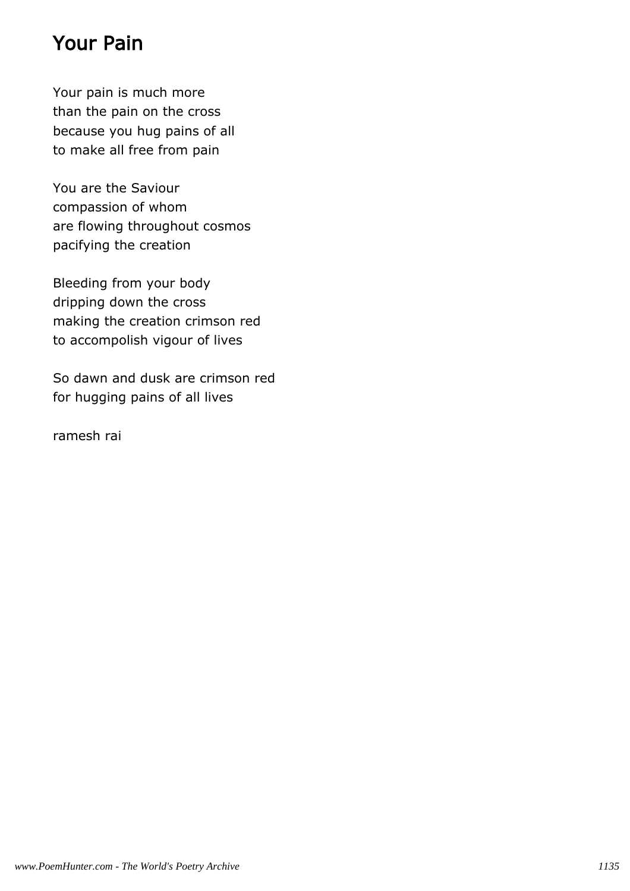# Your Pain

Your pain is much more
than the pain on the cross
because you hug pains of all
to make all free from pain

You are the Saviour
compassion of whom
are flowing throughout cosmos
pacifying the creation

Bleeding from your body
dripping down the cross
making the creation crimson red
to accompolish vigour of lives

So dawn and dusk are crimson red
for hugging pains of all lives

ramesh rai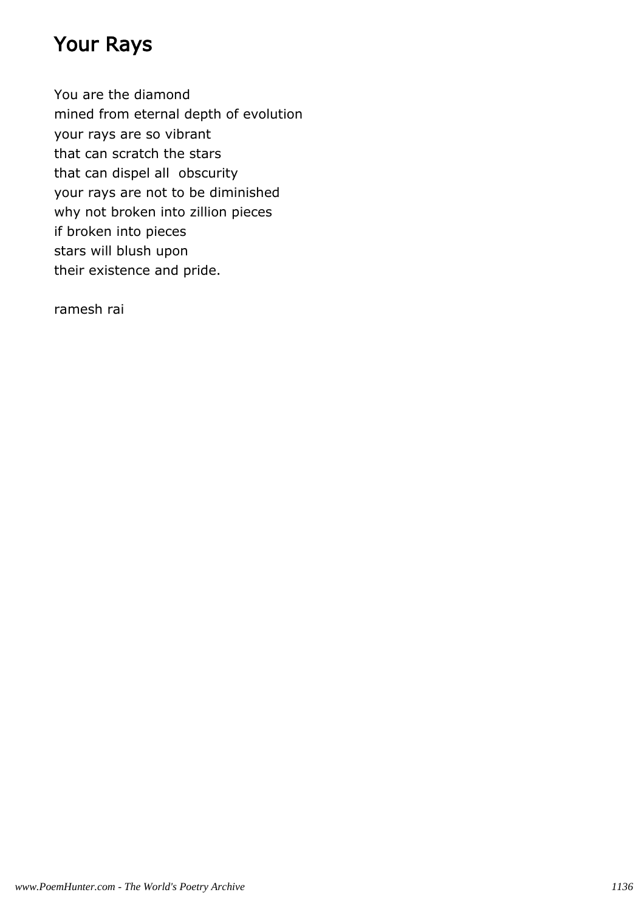# Your Rays

You are the diamond
mined from eternal depth of evolution
your rays are so vibrant
that can scratch the stars
that can dispel all  obscurity
your rays are not to be diminished
why not broken into zillion pieces
if broken into pieces
stars will blush upon
their existence and pride.

ramesh rai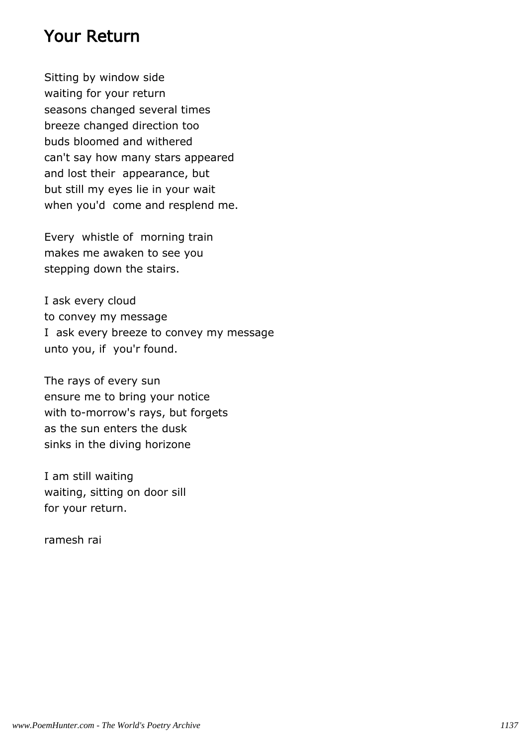# Your Return

Sitting by window side
waiting for your return
seasons changed several times
breeze changed direction too
buds bloomed and withered
can't say how many stars appeared
and lost their  appearance, but
but still my eyes lie in your wait
when you'd  come and resplend me.

Every  whistle of  morning train
makes me awaken to see you
stepping down the stairs.

I ask every cloud
to convey my message
I  ask every breeze to convey my message
unto you, if  you'r found.

The rays of every sun
ensure me to bring your notice
with to-morrow's rays, but forgets
as the sun enters the dusk
sinks in the diving horizone

I am still waiting
waiting, sitting on door sill
for your return.

ramesh rai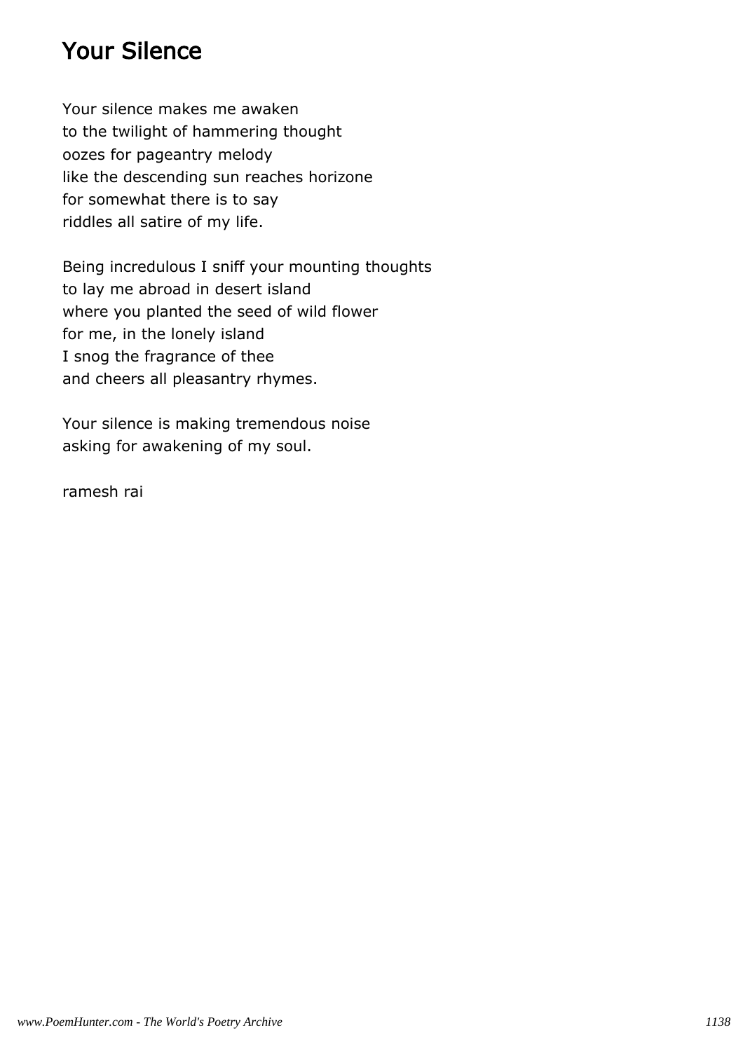## Your Silence

Your silence makes me awaken
to the twilight of hammering thought
oozes for pageantry melody
like the descending sun reaches horizone
for somewhat there is to say
riddles all satire of my life.

Being incredulous I sniff your mounting thoughts
to lay me abroad in desert island
where you planted the seed of wild flower
for me, in the lonely island
I snog the fragrance of thee
and cheers all pleasantry rhymes.

Your silence is making tremendous noise
asking for awakening of my soul.

ramesh rai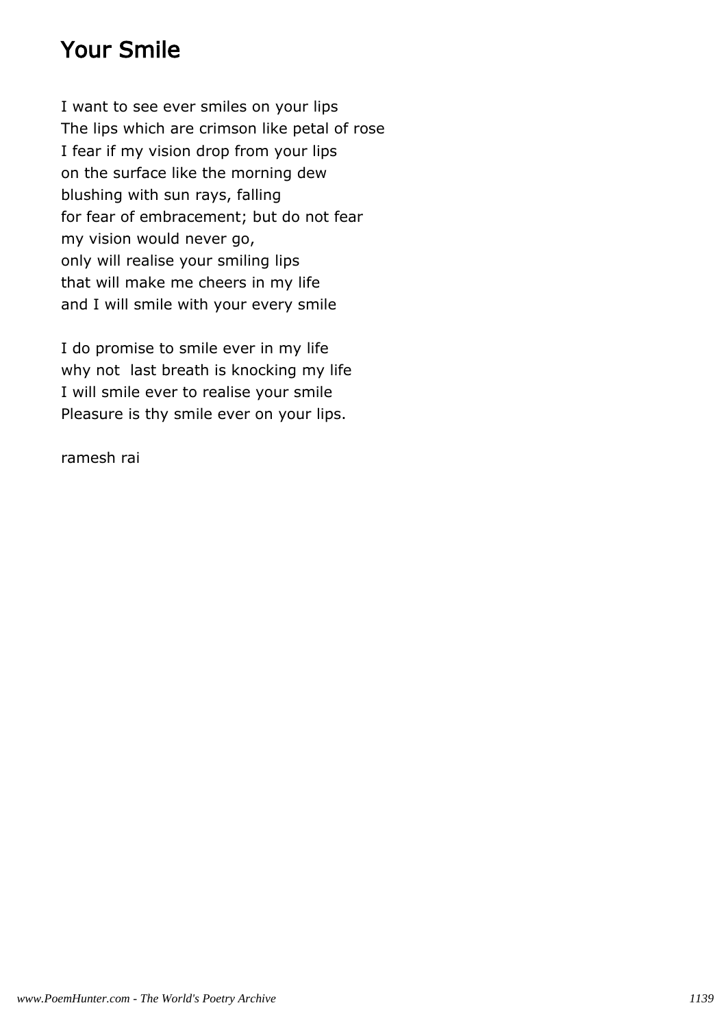# Your Smile

I want to see ever smiles on your lips  
The lips which are crimson like petal of rose  
I fear if my vision drop from your lips  
on the surface like the morning dew  
blushing with sun rays, falling  
for fear of embracement; but do not fear  
my vision would never go,  
only will realise your smiling lips  
that will make me cheers in my life  
and I will smile with your every smile

I do promise to smile ever in my life  
why not  last breath is knocking my life  
I will smile ever to realise your smile  
Pleasure is thy smile ever on your lips.

ramesh rai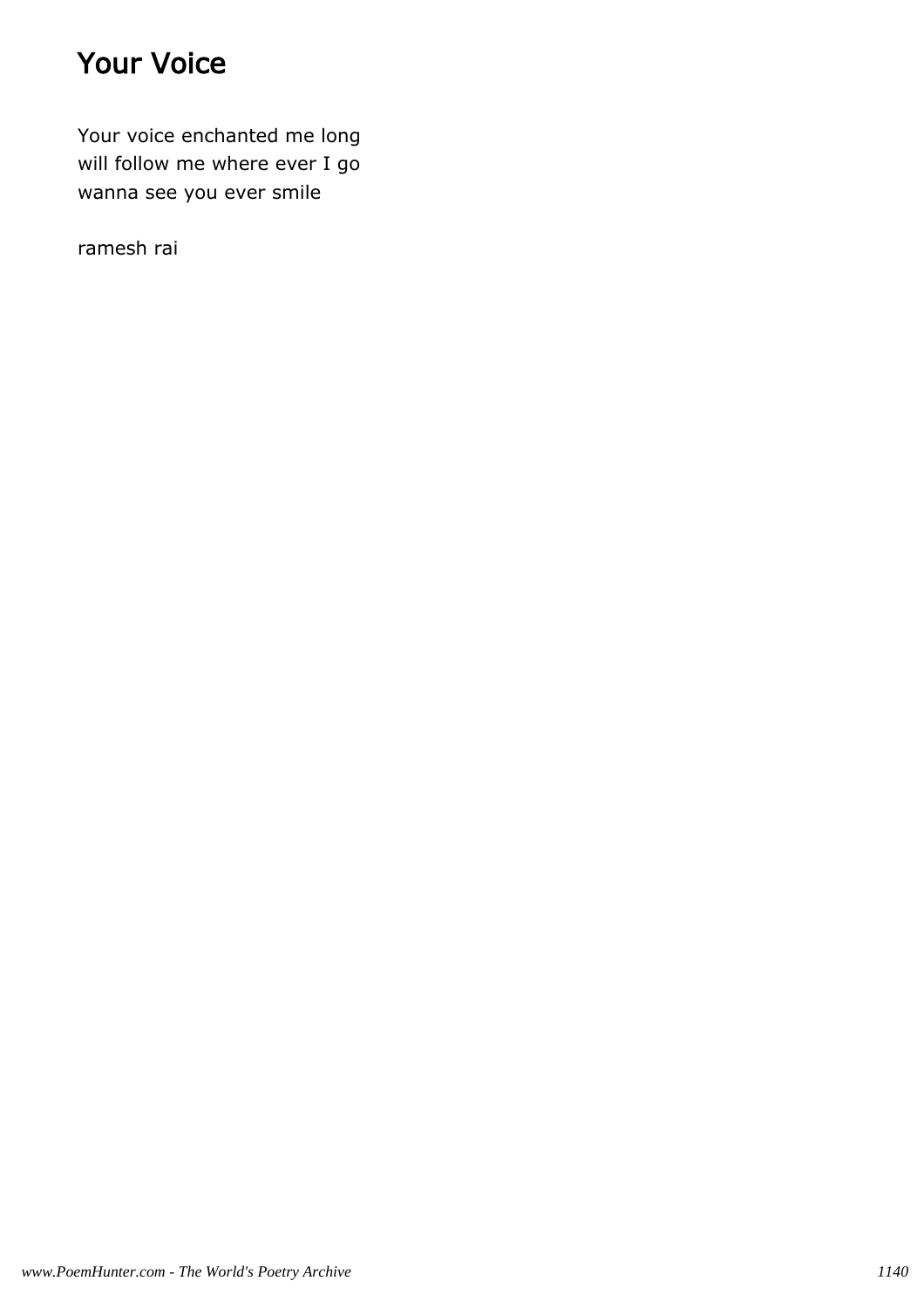# Your Voice

Your voice enchanted me long
will follow me where ever I go
wanna see you ever smile

ramesh rai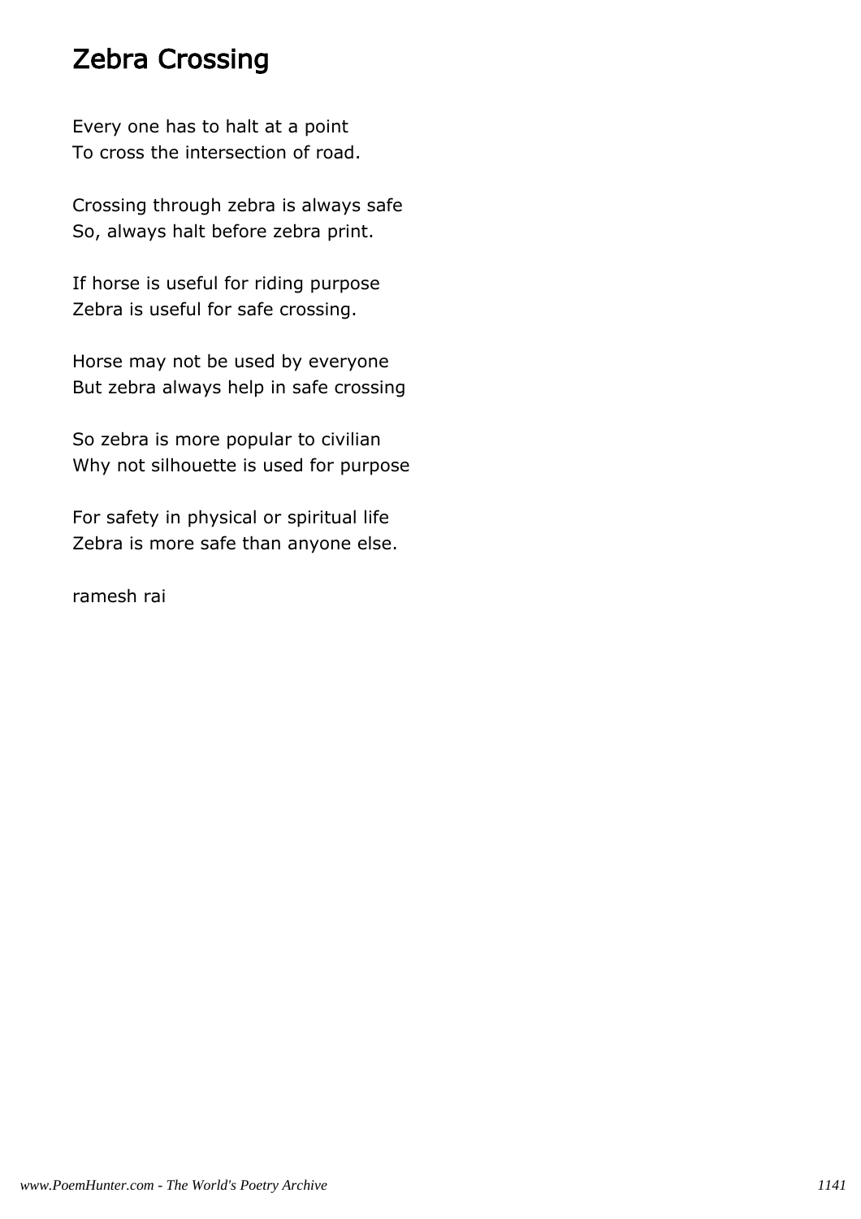# Zebra Crossing

Every one has to halt at a point
To cross the intersection of road.

Crossing through zebra is always safe
So, always halt before zebra print.

If horse is useful for riding purpose
Zebra is useful for safe crossing.

Horse may not be used by everyone
But zebra always help in safe crossing

So zebra is more popular to civilian
Why not silhouette is used for purpose

For safety in physical or spiritual life
Zebra is more safe than anyone else.

ramesh rai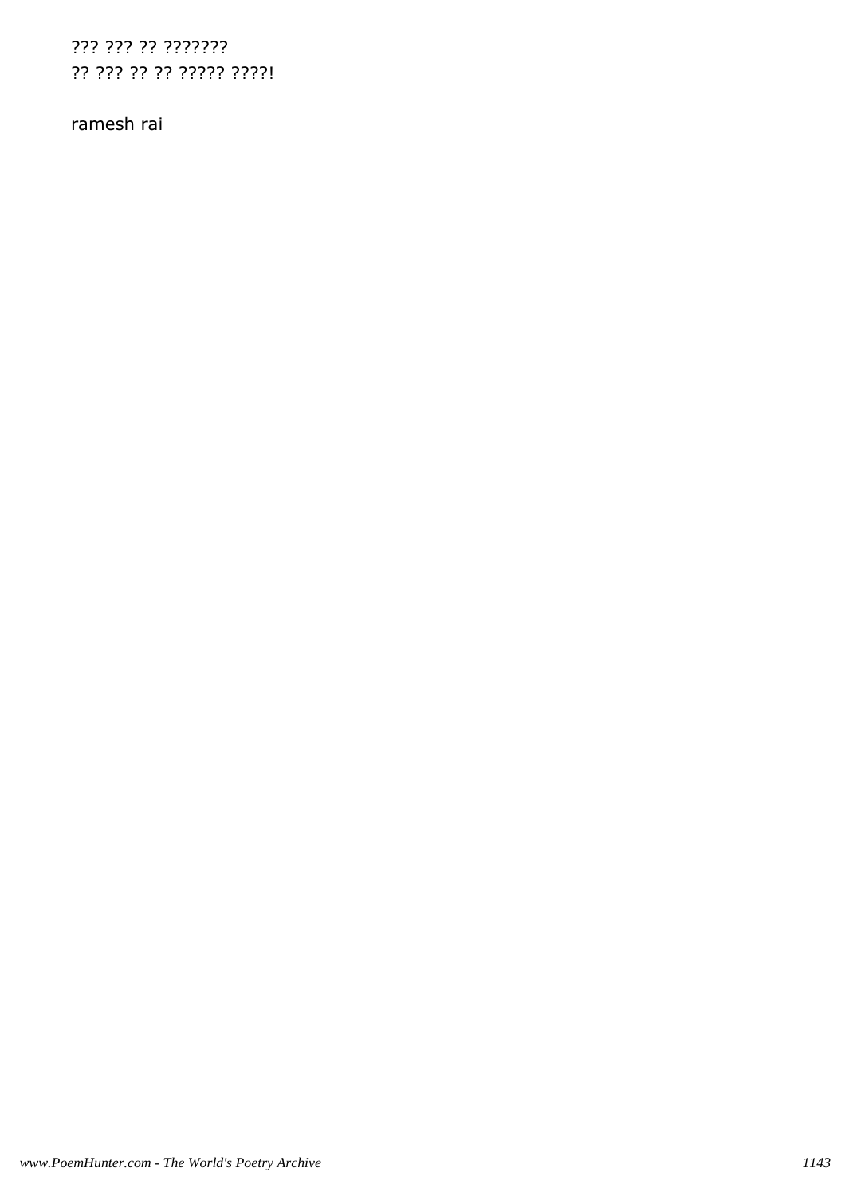??? ??? ?? ???????
?? ??? ?? ?? ????? ????!

ramesh rai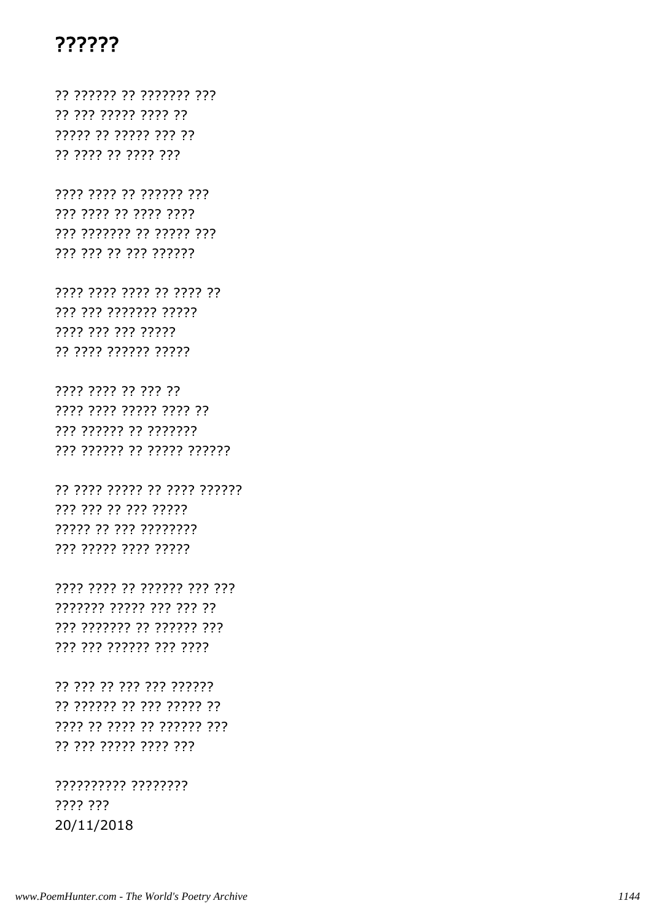# ??????

?? ?????? ?? ??????? ???
?? ??? ????? ???? ??
????? ?? ????? ??? ??
?? ???? ?? ???? ???

???? ???? ?? ?????? ???
??? ???? ?? ???? ????
??? ??????? ?? ????? ???
??? ??? ?? ??? ??????

???? ???? ???? ?? ???? ??
??? ??? ??????? ?????
???? ??? ??? ?????
?? ???? ?????? ?????

???? ???? ?? ??? ??
???? ???? ????? ???? ??
??? ?????? ?? ???????
??? ?????? ?? ????? ??????

?? ???? ????? ?? ???? ??????
??? ??? ?? ??? ?????
????? ?? ??? ????????
??? ????? ???? ?????

???? ???? ?? ?????? ??? ???
??????? ????? ??? ??? ??
??? ??????? ?? ?????? ???
??? ??? ?????? ??? ????

?? ??? ?? ??? ??? ??????
?? ?????? ?? ??? ????? ??
???? ?? ???? ?? ?????? ???
?? ??? ????? ???? ???

?????????? ????????
???? ???
20/11/2018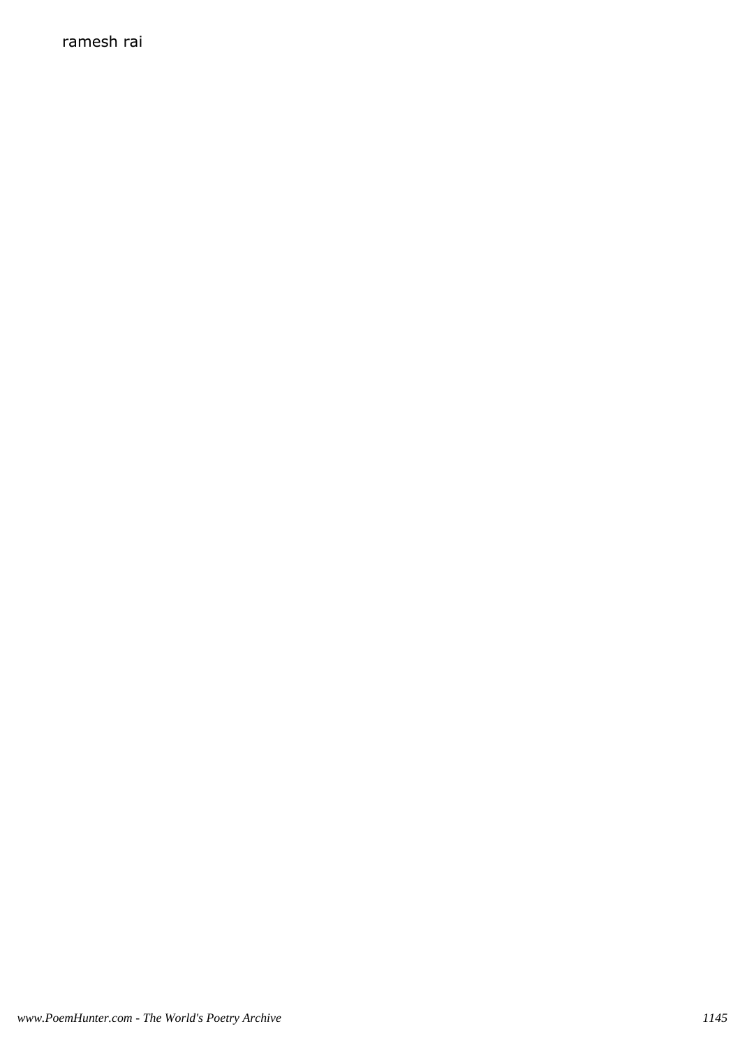ramesh rai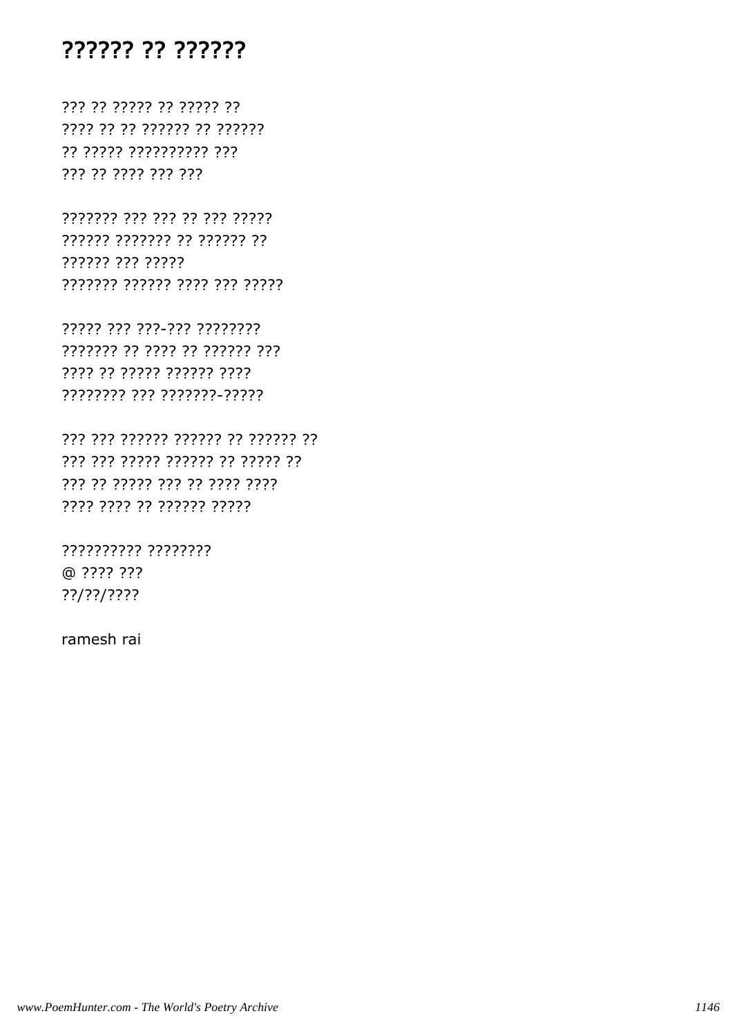# ?????? ?? ??????

??? ?? ????? ?? ????? ??
???? ?? ?? ?????? ?? ??????
?? ????? ?????????? ???
??? ?? ???? ??? ???

??????? ??? ??? ?? ??? ?????
?????? ??????? ?? ?????? ??
?????? ??? ?????
??????? ?????? ???? ??? ?????

????? ??? ???-??? ????????
??????? ?? ???? ?? ?????? ???
???? ?? ????? ?????? ????
???????? ??? ???????-?????

??? ??? ?????? ?????? ?? ?????? ??
??? ??? ????? ?????? ?? ????? ??
??? ?? ????? ??? ?? ???? ????
???? ???? ?? ?????? ?????

?????????? ????????
@ ???? ???
??/??/????

ramesh rai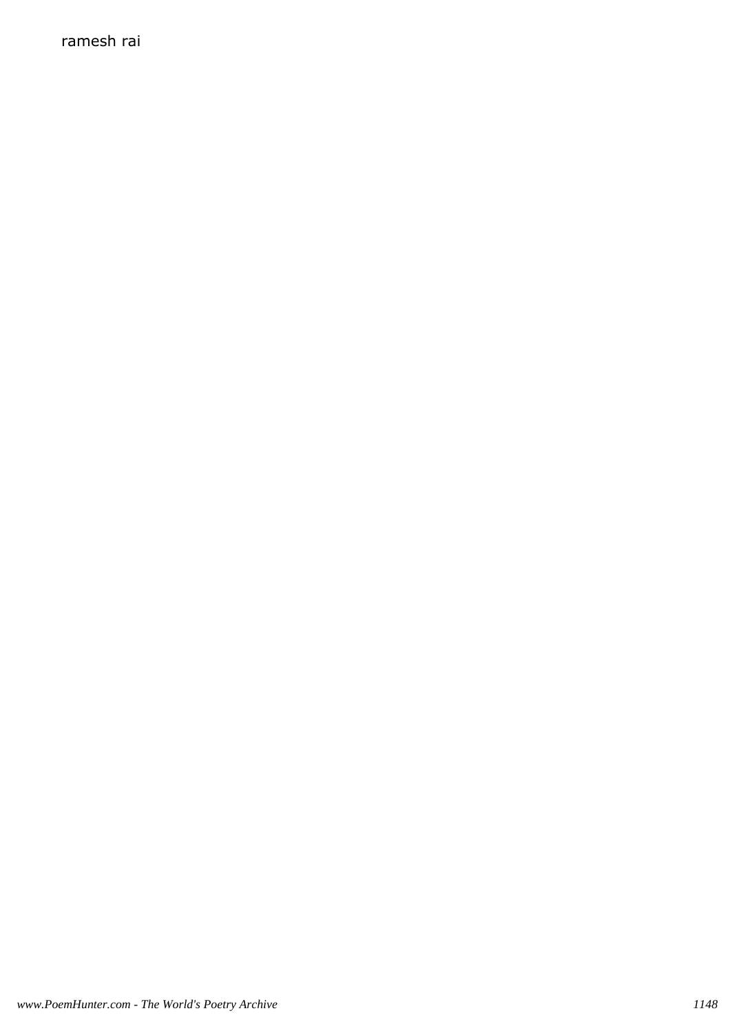ramesh rai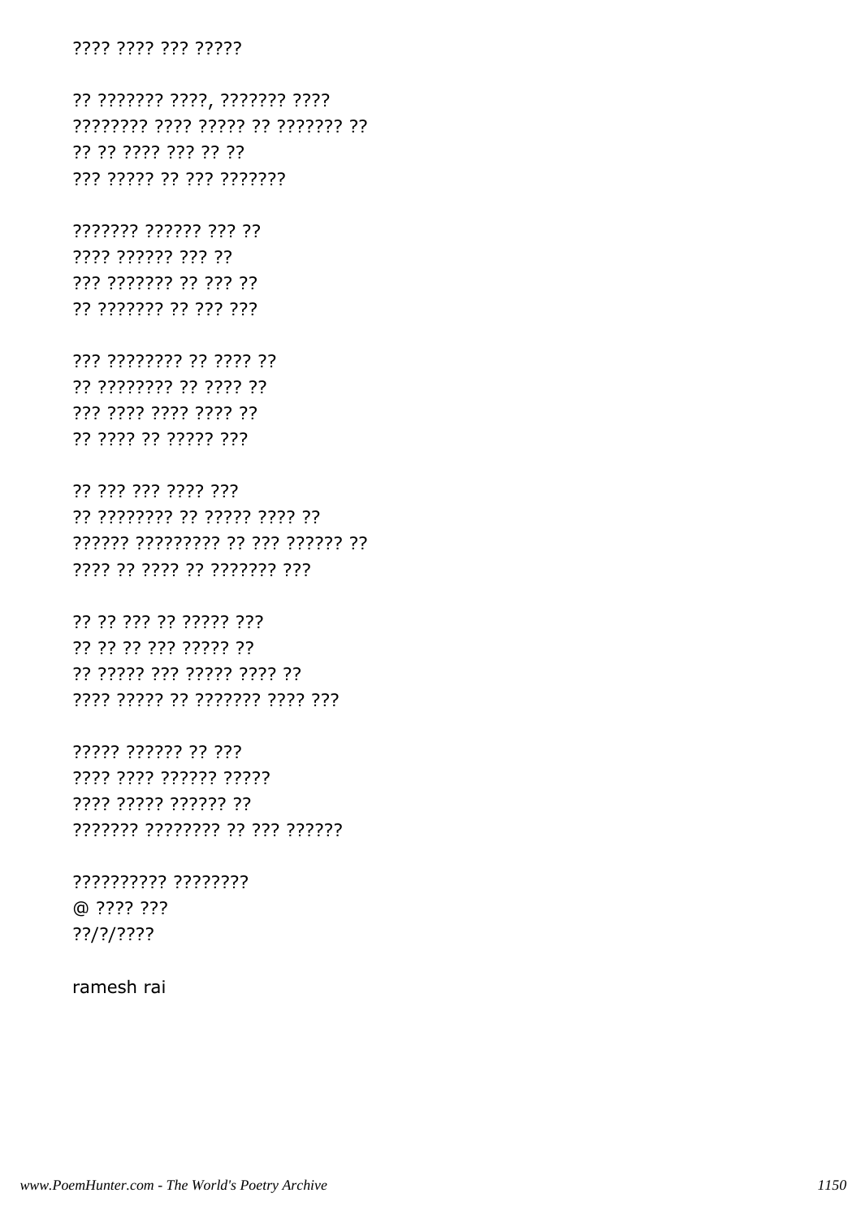???? ???? ??? ?????

?? ??????? ????, ??????? ????
???????? ???? ????? ?? ??????? ??
?? ?? ???? ??? ?? ??
??? ????? ?? ??? ???????

??????? ?????? ??? ??
???? ?????? ??? ??
??? ??????? ?? ??? ??
?? ??????? ?? ??? ???

??? ???????? ?? ???? ??
?? ???????? ?? ???? ??
??? ???? ???? ???? ??
?? ???? ?? ????? ???

?? ??? ??? ???? ???
?? ???????? ?? ????? ???? ??
?????? ????????? ?? ??? ?????? ??
???? ?? ???? ?? ??????? ???

?? ?? ??? ?? ????? ???
?? ?? ?? ??? ????? ??
?? ????? ??? ????? ???? ??
???? ????? ?? ??????? ???? ???

????? ?????? ?? ???
???? ???? ?????? ?????
???? ????? ?????? ??
??????? ???????? ?? ??? ??????

?????????? ????????
@ ???? ???
??/?/????

ramesh rai